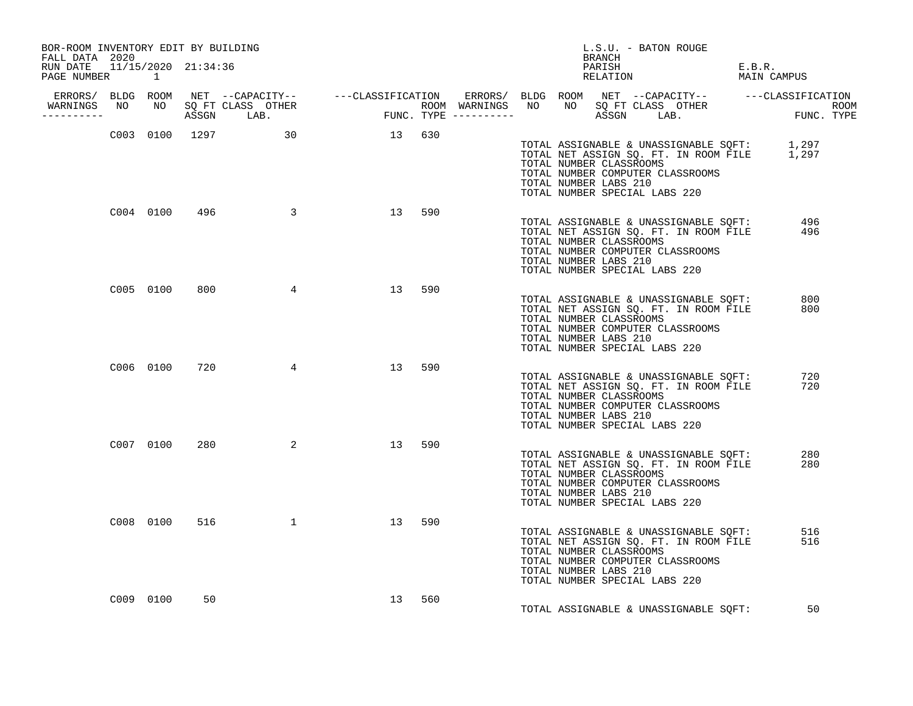BOR-ROOM INVENTORY EDIT BY BUILDING
FALL DATA 2020
RUN DATE 11/15/2020 21:34:36

L.S.U. - BATON ROUGE
BRANCH
PARISH E.B.R.
RELATION MAIN CAMPUS

| ERRORS/ WARNINGS | BLDG NO | ROOM NO | NET SQ FT ASSGN | CAPACITY CLASS | CAPACITY OTHER LAB. | CLASSIFICATION FUNC. | ROOM TYPE |
|---|---|---|---|---|---|---|---|
| | C003 | 0100 | 1297 | | 30 | 13 | 630 |

TOTAL ASSIGNABLE & UNASSIGNABLE SQFT: 1,297
TOTAL NET ASSIGN SQ. FT. IN ROOM FILE 1,297
TOTAL NUMBER CLASSROOMS
TOTAL NUMBER COMPUTER CLASSROOMS
TOTAL NUMBER LABS 210
TOTAL NUMBER SPECIAL LABS 220

| ERRORS/ WARNINGS | BLDG NO | ROOM NO | NET SQ FT ASSGN | CAPACITY CLASS | CAPACITY OTHER LAB. | CLASSIFICATION FUNC. | ROOM TYPE |
|---|---|---|---|---|---|---|---|
| | C004 | 0100 | 496 | | 3 | 13 | 590 |

TOTAL ASSIGNABLE & UNASSIGNABLE SQFT: 496
TOTAL NET ASSIGN SQ. FT. IN ROOM FILE 496
TOTAL NUMBER CLASSROOMS
TOTAL NUMBER COMPUTER CLASSROOMS
TOTAL NUMBER LABS 210
TOTAL NUMBER SPECIAL LABS 220

| ERRORS/ WARNINGS | BLDG NO | ROOM NO | NET SQ FT ASSGN | CAPACITY CLASS | CAPACITY OTHER LAB. | CLASSIFICATION FUNC. | ROOM TYPE |
|---|---|---|---|---|---|---|---|
| | C005 | 0100 | 800 | | 4 | 13 | 590 |

TOTAL ASSIGNABLE & UNASSIGNABLE SQFT: 800
TOTAL NET ASSIGN SQ. FT. IN ROOM FILE 800
TOTAL NUMBER CLASSROOMS
TOTAL NUMBER COMPUTER CLASSROOMS
TOTAL NUMBER LABS 210
TOTAL NUMBER SPECIAL LABS 220

| ERRORS/ WARNINGS | BLDG NO | ROOM NO | NET SQ FT ASSGN | CAPACITY CLASS | CAPACITY OTHER LAB. | CLASSIFICATION FUNC. | ROOM TYPE |
|---|---|---|---|---|---|---|---|
| | C006 | 0100 | 720 | | 4 | 13 | 590 |

TOTAL ASSIGNABLE & UNASSIGNABLE SQFT: 720
TOTAL NET ASSIGN SQ. FT. IN ROOM FILE 720
TOTAL NUMBER CLASSROOMS
TOTAL NUMBER COMPUTER CLASSROOMS
TOTAL NUMBER LABS 210
TOTAL NUMBER SPECIAL LABS 220

| ERRORS/ WARNINGS | BLDG NO | ROOM NO | NET SQ FT ASSGN | CAPACITY CLASS | CAPACITY OTHER LAB. | CLASSIFICATION FUNC. | ROOM TYPE |
|---|---|---|---|---|---|---|---|
| | C007 | 0100 | 280 | | 2 | 13 | 590 |

TOTAL ASSIGNABLE & UNASSIGNABLE SQFT: 280
TOTAL NET ASSIGN SQ. FT. IN ROOM FILE 280
TOTAL NUMBER CLASSROOMS
TOTAL NUMBER COMPUTER CLASSROOMS
TOTAL NUMBER LABS 210
TOTAL NUMBER SPECIAL LABS 220

| ERRORS/ WARNINGS | BLDG NO | ROOM NO | NET SQ FT ASSGN | CAPACITY CLASS | CAPACITY OTHER LAB. | CLASSIFICATION FUNC. | ROOM TYPE |
|---|---|---|---|---|---|---|---|
| | C008 | 0100 | 516 | | 1 | 13 | 590 |

TOTAL ASSIGNABLE & UNASSIGNABLE SQFT: 516
TOTAL NET ASSIGN SQ. FT. IN ROOM FILE 516
TOTAL NUMBER CLASSROOMS
TOTAL NUMBER COMPUTER CLASSROOMS
TOTAL NUMBER LABS 210
TOTAL NUMBER SPECIAL LABS 220

| ERRORS/ WARNINGS | BLDG NO | ROOM NO | NET SQ FT ASSGN | CAPACITY CLASS | CAPACITY OTHER LAB. | CLASSIFICATION FUNC. | ROOM TYPE |
|---|---|---|---|---|---|---|---|
| | C009 | 0100 | 50 | | | 13 | 560 |

TOTAL ASSIGNABLE & UNASSIGNABLE SQFT: 50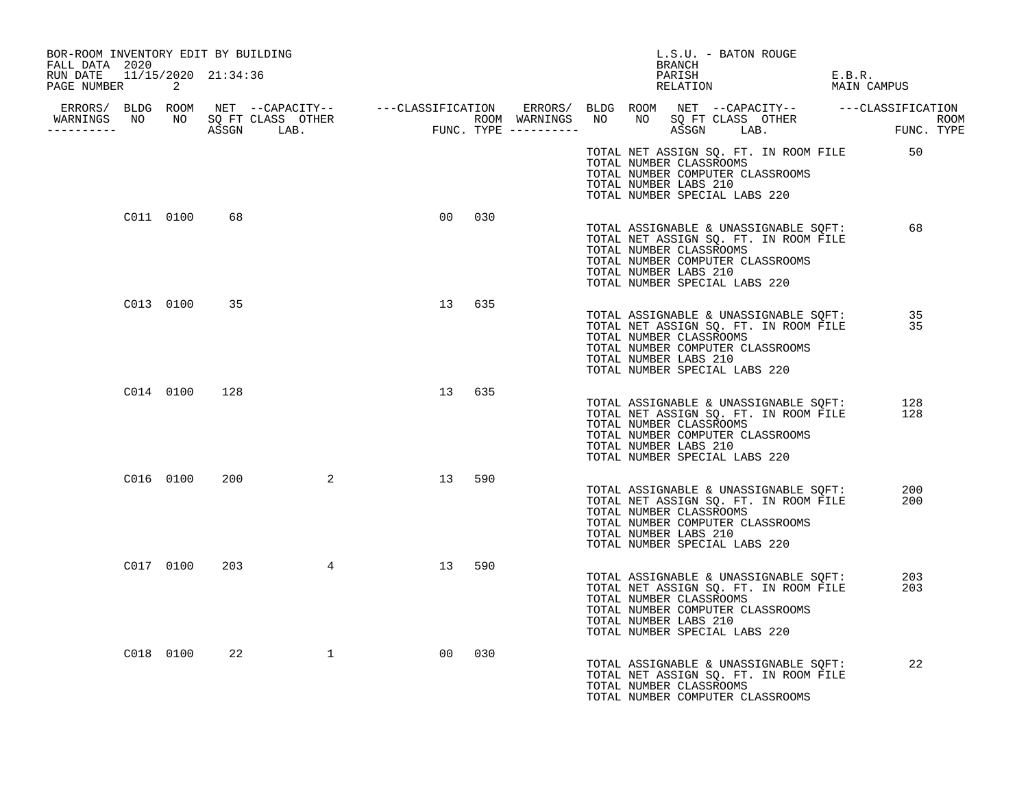BOR-ROOM INVENTORY EDIT BY BUILDING
FALL DATA 2020
RUN DATE 11/15/2020 21:34:36

L.S.U. - BATON ROUGE
BRANCH
PARISH E.B.R.
RELATION MAIN CAMPUS

| ERRORS/ WARNINGS | BLDG NO | ROOM NO | NET SQ FT ASSGN | CAPACITY CLASS | CAPACITY LAB. | CAPACITY OTHER | CLASSIFICATION FUNC. | ROOM TYPE | | |
|---|---|---|---|---|---|---|---|---|---|---|
| | | | | | | | | | TOTAL NET ASSIGN SQ. FT. IN ROOM FILE | 50 |
| | | | | | | | | | TOTAL NUMBER CLASSROOMS | |
| | | | | | | | | | TOTAL NUMBER COMPUTER CLASSROOMS | |
| | | | | | | | | | TOTAL NUMBER LABS 210 | |
| | | | | | | | | | TOTAL NUMBER SPECIAL LABS 220 | |
| | C011 | 0100 | 68 | | | | 00 | 030 | | |
| | | | | | | | | | TOTAL ASSIGNABLE & UNASSIGNABLE SQFT: | 68 |
| | | | | | | | | | TOTAL NET ASSIGN SQ. FT. IN ROOM FILE | |
| | | | | | | | | | TOTAL NUMBER CLASSROOMS | |
| | | | | | | | | | TOTAL NUMBER COMPUTER CLASSROOMS | |
| | | | | | | | | | TOTAL NUMBER LABS 210 | |
| | | | | | | | | | TOTAL NUMBER SPECIAL LABS 220 | |
| | C013 | 0100 | 35 | | | | 13 | 635 | | |
| | | | | | | | | | TOTAL ASSIGNABLE & UNASSIGNABLE SQFT: | 35 |
| | | | | | | | | | TOTAL NET ASSIGN SQ. FT. IN ROOM FILE | 35 |
| | | | | | | | | | TOTAL NUMBER CLASSROOMS | |
| | | | | | | | | | TOTAL NUMBER COMPUTER CLASSROOMS | |
| | | | | | | | | | TOTAL NUMBER LABS 210 | |
| | | | | | | | | | TOTAL NUMBER SPECIAL LABS 220 | |
| | C014 | 0100 | 128 | | | | 13 | 635 | | |
| | | | | | | | | | TOTAL ASSIGNABLE & UNASSIGNABLE SQFT: | 128 |
| | | | | | | | | | TOTAL NET ASSIGN SQ. FT. IN ROOM FILE | 128 |
| | | | | | | | | | TOTAL NUMBER CLASSROOMS | |
| | | | | | | | | | TOTAL NUMBER COMPUTER CLASSROOMS | |
| | | | | | | | | | TOTAL NUMBER LABS 210 | |
| | | | | | | | | | TOTAL NUMBER SPECIAL LABS 220 | |
| | C016 | 0100 | 200 | | | 2 | 13 | 590 | | |
| | | | | | | | | | TOTAL ASSIGNABLE & UNASSIGNABLE SQFT: | 200 |
| | | | | | | | | | TOTAL NET ASSIGN SQ. FT. IN ROOM FILE | 200 |
| | | | | | | | | | TOTAL NUMBER CLASSROOMS | |
| | | | | | | | | | TOTAL NUMBER COMPUTER CLASSROOMS | |
| | | | | | | | | | TOTAL NUMBER LABS 210 | |
| | | | | | | | | | TOTAL NUMBER SPECIAL LABS 220 | |
| | C017 | 0100 | 203 | | | 4 | 13 | 590 | | |
| | | | | | | | | | TOTAL ASSIGNABLE & UNASSIGNABLE SQFT: | 203 |
| | | | | | | | | | TOTAL NET ASSIGN SQ. FT. IN ROOM FILE | 203 |
| | | | | | | | | | TOTAL NUMBER CLASSROOMS | |
| | | | | | | | | | TOTAL NUMBER COMPUTER CLASSROOMS | |
| | | | | | | | | | TOTAL NUMBER LABS 210 | |
| | | | | | | | | | TOTAL NUMBER SPECIAL LABS 220 | |
| | C018 | 0100 | 22 | | | 1 | 00 | 030 | | |
| | | | | | | | | | TOTAL ASSIGNABLE & UNASSIGNABLE SQFT: | 22 |
| | | | | | | | | | TOTAL NET ASSIGN SQ. FT. IN ROOM FILE | |
| | | | | | | | | | TOTAL NUMBER CLASSROOMS | |
| | | | | | | | | | TOTAL NUMBER COMPUTER CLASSROOMS | |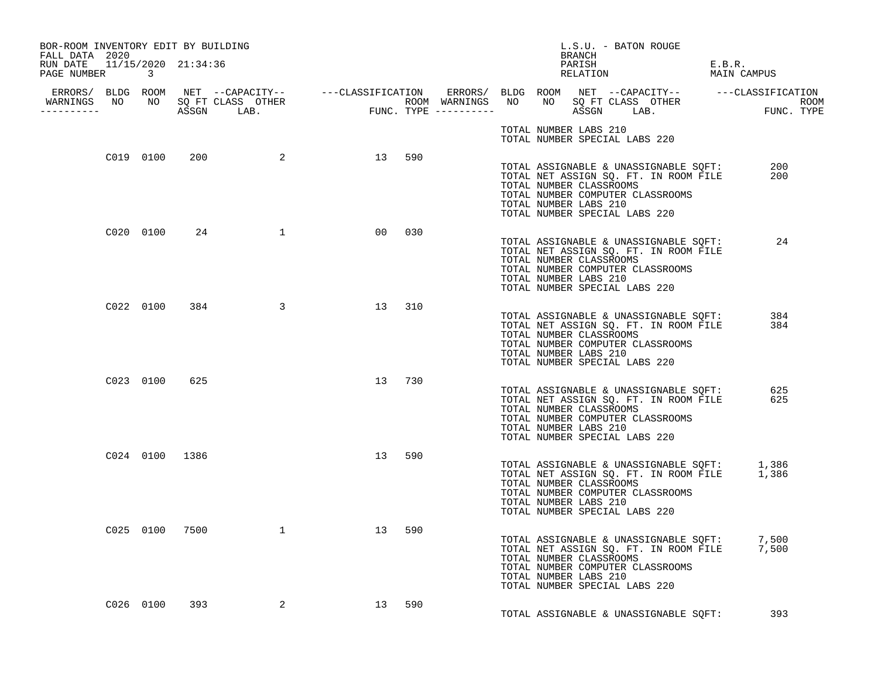BOR-ROOM INVENTORY EDIT BY BUILDING
FALL DATA 2020
RUN DATE 11/15/2020 21:34:36

L.S.U. - BATON ROUGE
BRANCH
PARISH E.B.R.
RELATION MAIN CAMPUS

| ERRORS/ WARNINGS | BLDG NO | ROOM NO | NET SQ FT ASSGN | CAPACITY CLASS LAB. | CAPACITY OTHER | CLASSIFICATION FUNC. | ROOM TYPE |
|---|---|---|---|---|---|---|---|
| | C019 | 0100 | 200 | | 2 | 13 | 590 |
| | C020 | 0100 | 24 | | 1 | 00 | 030 |
| | C022 | 0100 | 384 | | 3 | 13 | 310 |
| | C023 | 0100 | 625 | | | 13 | 730 |
| | C024 | 0100 | 1386 | | | 13 | 590 |
| | C025 | 0100 | 7500 | | 1 | 13 | 590 |
| | C026 | 0100 | 393 | | 2 | 13 | 590 |

TOTAL NUMBER LABS 210
TOTAL NUMBER SPECIAL LABS 220

C019 0100:
TOTAL ASSIGNABLE & UNASSIGNABLE SQFT: 200
TOTAL NET ASSIGN SQ. FT. IN ROOM FILE 200
TOTAL NUMBER CLASSROOMS
TOTAL NUMBER COMPUTER CLASSROOMS
TOTAL NUMBER LABS 210
TOTAL NUMBER SPECIAL LABS 220

C020 0100:
TOTAL ASSIGNABLE & UNASSIGNABLE SQFT: 24
TOTAL NET ASSIGN SQ. FT. IN ROOM FILE
TOTAL NUMBER CLASSROOMS
TOTAL NUMBER COMPUTER CLASSROOMS
TOTAL NUMBER LABS 210
TOTAL NUMBER SPECIAL LABS 220

C022 0100:
TOTAL ASSIGNABLE & UNASSIGNABLE SQFT: 384
TOTAL NET ASSIGN SQ. FT. IN ROOM FILE 384
TOTAL NUMBER CLASSROOMS
TOTAL NUMBER COMPUTER CLASSROOMS
TOTAL NUMBER LABS 210
TOTAL NUMBER SPECIAL LABS 220

C023 0100:
TOTAL ASSIGNABLE & UNASSIGNABLE SQFT: 625
TOTAL NET ASSIGN SQ. FT. IN ROOM FILE 625
TOTAL NUMBER CLASSROOMS
TOTAL NUMBER COMPUTER CLASSROOMS
TOTAL NUMBER LABS 210
TOTAL NUMBER SPECIAL LABS 220

C024 0100:
TOTAL ASSIGNABLE & UNASSIGNABLE SQFT: 1,386
TOTAL NET ASSIGN SQ. FT. IN ROOM FILE 1,386
TOTAL NUMBER CLASSROOMS
TOTAL NUMBER COMPUTER CLASSROOMS
TOTAL NUMBER LABS 210
TOTAL NUMBER SPECIAL LABS 220

C025 0100:
TOTAL ASSIGNABLE & UNASSIGNABLE SQFT: 7,500
TOTAL NET ASSIGN SQ. FT. IN ROOM FILE 7,500
TOTAL NUMBER CLASSROOMS
TOTAL NUMBER COMPUTER CLASSROOMS
TOTAL NUMBER LABS 210
TOTAL NUMBER SPECIAL LABS 220

C026 0100:
TOTAL ASSIGNABLE & UNASSIGNABLE SQFT: 393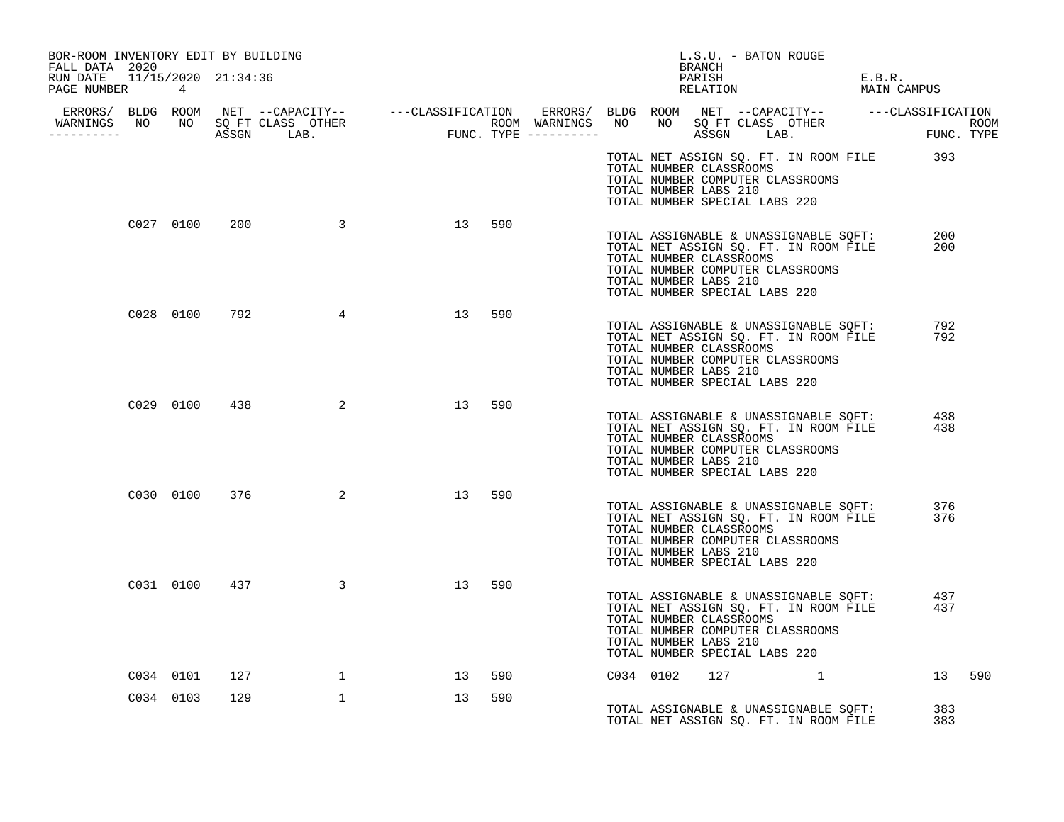BOR-ROOM INVENTORY EDIT BY BUILDING
FALL DATA 2020
RUN DATE 11/15/2020 21:34:36

L.S.U. - BATON ROUGE
BRANCH
PARISH E.B.R.
RELATION MAIN CAMPUS

| ERRORS/ WARNINGS | BLDG NO | ROOM NO | NET SQ FT ASSGN | CAPACITY CLASS LAB. | CAPACITY OTHER | CLASSIFICATION FUNC. | ROOM TYPE | ERRORS/ WARNINGS | BLDG NO | ROOM NO | NET SQ FT ASSGN | CAPACITY CLASS LAB. | CAPACITY OTHER | CLASSIFICATION FUNC. | ROOM TYPE |
|---|---|---|---|---|---|---|---|---|---|---|---|---|---|---|---|
| | C027 | 0100 | 200 | | 3 | 13 | 590 | | | | | | | | |
| | C028 | 0100 | 792 | | 4 | 13 | 590 | | | | | | | | |
| | C029 | 0100 | 438 | | 2 | 13 | 590 | | | | | | | | |
| | C030 | 0100 | 376 | | 2 | 13 | 590 | | | | | | | | |
| | C031 | 0100 | 437 | | 3 | 13 | 590 | | | | | | | | |
| | C034 | 0101 | 127 | | 1 | 13 | 590 | | C034 | 0102 | 127 | | 1 | 13 | 590 |
| | C034 | 0103 | 129 | | 1 | 13 | 590 | | | | | | | | |

TOTAL NET ASSIGN SQ. FT. IN ROOM FILE 393
TOTAL NUMBER CLASSROOMS
TOTAL NUMBER COMPUTER CLASSROOMS
TOTAL NUMBER LABS 210
TOTAL NUMBER SPECIAL LABS 220

C027:
TOTAL ASSIGNABLE & UNASSIGNABLE SQFT: 200
TOTAL NET ASSIGN SQ. FT. IN ROOM FILE 200
TOTAL NUMBER CLASSROOMS
TOTAL NUMBER COMPUTER CLASSROOMS
TOTAL NUMBER LABS 210
TOTAL NUMBER SPECIAL LABS 220

C028:
TOTAL ASSIGNABLE & UNASSIGNABLE SQFT: 792
TOTAL NET ASSIGN SQ. FT. IN ROOM FILE 792
TOTAL NUMBER CLASSROOMS
TOTAL NUMBER COMPUTER CLASSROOMS
TOTAL NUMBER LABS 210
TOTAL NUMBER SPECIAL LABS 220

C029:
TOTAL ASSIGNABLE & UNASSIGNABLE SQFT: 438
TOTAL NET ASSIGN SQ. FT. IN ROOM FILE 438
TOTAL NUMBER CLASSROOMS
TOTAL NUMBER COMPUTER CLASSROOMS
TOTAL NUMBER LABS 210
TOTAL NUMBER SPECIAL LABS 220

C030:
TOTAL ASSIGNABLE & UNASSIGNABLE SQFT: 376
TOTAL NET ASSIGN SQ. FT. IN ROOM FILE 376
TOTAL NUMBER CLASSROOMS
TOTAL NUMBER COMPUTER CLASSROOMS
TOTAL NUMBER LABS 210
TOTAL NUMBER SPECIAL LABS 220

C031:
TOTAL ASSIGNABLE & UNASSIGNABLE SQFT: 437
TOTAL NET ASSIGN SQ. FT. IN ROOM FILE 437
TOTAL NUMBER CLASSROOMS
TOTAL NUMBER COMPUTER CLASSROOMS
TOTAL NUMBER LABS 210
TOTAL NUMBER SPECIAL LABS 220

C034:
TOTAL ASSIGNABLE & UNASSIGNABLE SQFT: 383
TOTAL NET ASSIGN SQ. FT. IN ROOM FILE 383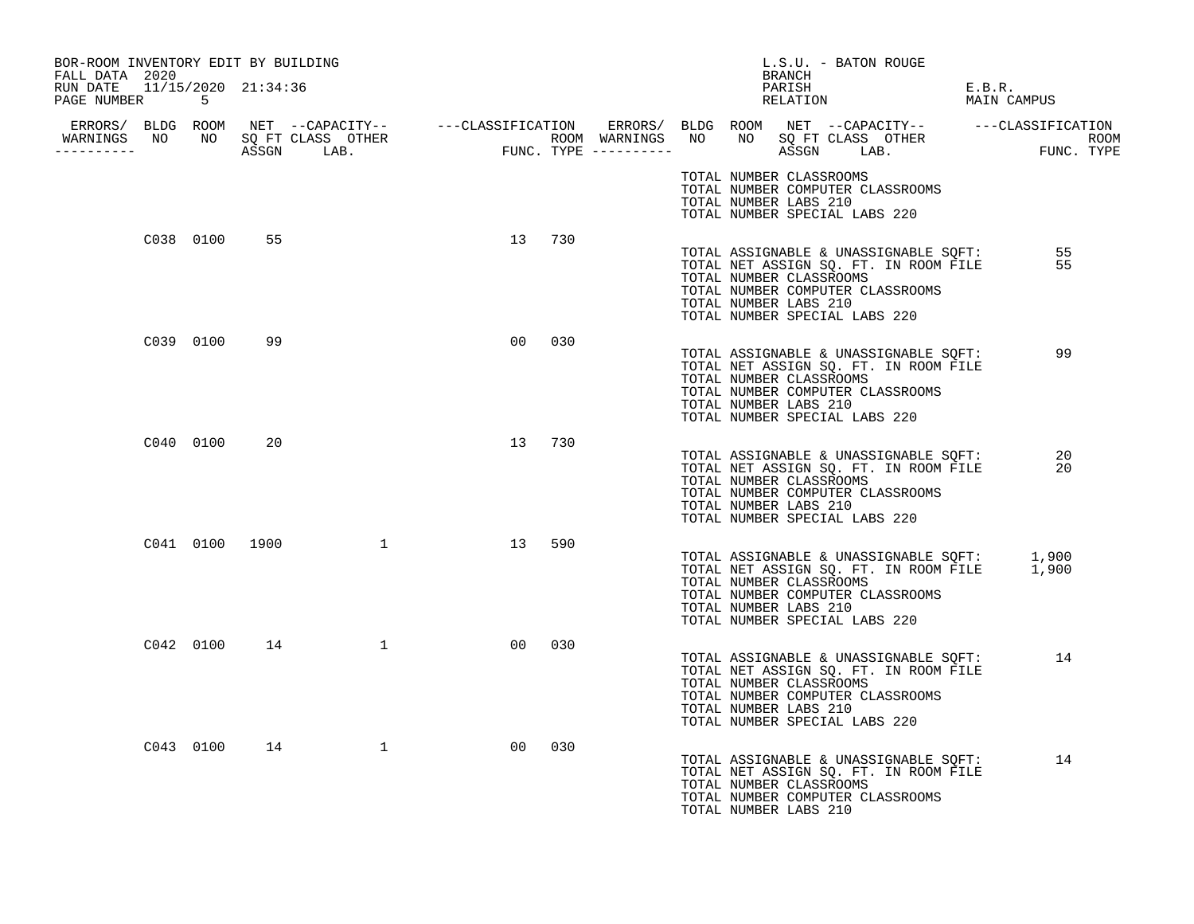BOR-ROOM INVENTORY EDIT BY BUILDING
FALL DATA 2020
RUN DATE 11/15/2020 21:34:36
PAGE NUMBER 5

L.S.U. - BATON ROUGE
BRANCH
PARISH E.B.R.
RELATION MAIN CAMPUS

| ERRORS/ WARNINGS | BLDG NO | ROOM NO | NET SQ FT ASSGN | CAPACITY CLASS LAB. | CAPACITY OTHER | CLASSIFICATION FUNC. | ROOM TYPE |
|---|---|---|---|---|---|---|---|
| | C038 | 0100 | 55 | | | 13 | 730 |
| | C039 | 0100 | 99 | | | 00 | 030 |
| | C040 | 0100 | 20 | | | 13 | 730 |
| | C041 | 0100 | 1900 | | 1 | 13 | 590 |
| | C042 | 0100 | 14 | | 1 | 00 | 030 |
| | C043 | 0100 | 14 | | 1 | 00 | 030 |

TOTAL NUMBER CLASSROOMS
TOTAL NUMBER COMPUTER CLASSROOMS
TOTAL NUMBER LABS 210
TOTAL NUMBER SPECIAL LABS 220

**C038 0100**

TOTAL ASSIGNABLE & UNASSIGNABLE SQFT: 55
TOTAL NET ASSIGN SQ. FT. IN ROOM FILE 55
TOTAL NUMBER CLASSROOMS
TOTAL NUMBER COMPUTER CLASSROOMS
TOTAL NUMBER LABS 210
TOTAL NUMBER SPECIAL LABS 220

**C039 0100**

TOTAL ASSIGNABLE & UNASSIGNABLE SQFT: 99
TOTAL NET ASSIGN SQ. FT. IN ROOM FILE
TOTAL NUMBER CLASSROOMS
TOTAL NUMBER COMPUTER CLASSROOMS
TOTAL NUMBER LABS 210
TOTAL NUMBER SPECIAL LABS 220

**C040 0100**

TOTAL ASSIGNABLE & UNASSIGNABLE SQFT: 20
TOTAL NET ASSIGN SQ. FT. IN ROOM FILE 20
TOTAL NUMBER CLASSROOMS
TOTAL NUMBER COMPUTER CLASSROOMS
TOTAL NUMBER LABS 210
TOTAL NUMBER SPECIAL LABS 220

**C041 0100**

TOTAL ASSIGNABLE & UNASSIGNABLE SQFT: 1,900
TOTAL NET ASSIGN SQ. FT. IN ROOM FILE 1,900
TOTAL NUMBER CLASSROOMS
TOTAL NUMBER COMPUTER CLASSROOMS
TOTAL NUMBER LABS 210
TOTAL NUMBER SPECIAL LABS 220

**C042 0100**

TOTAL ASSIGNABLE & UNASSIGNABLE SQFT: 14
TOTAL NET ASSIGN SQ. FT. IN ROOM FILE
TOTAL NUMBER CLASSROOMS
TOTAL NUMBER COMPUTER CLASSROOMS
TOTAL NUMBER LABS 210
TOTAL NUMBER SPECIAL LABS 220

**C043 0100**

TOTAL ASSIGNABLE & UNASSIGNABLE SQFT: 14
TOTAL NET ASSIGN SQ. FT. IN ROOM FILE
TOTAL NUMBER CLASSROOMS
TOTAL NUMBER COMPUTER CLASSROOMS
TOTAL NUMBER LABS 210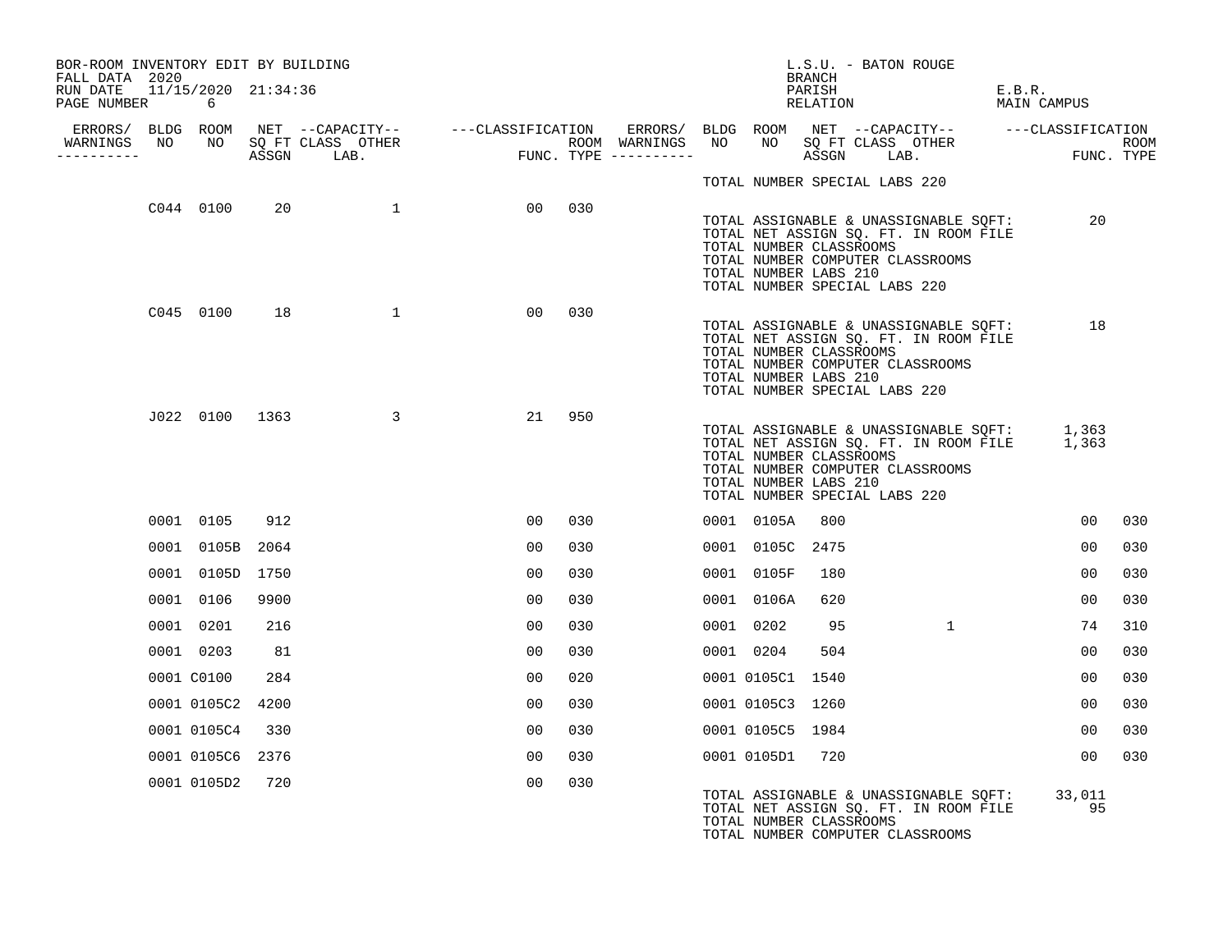BOR-ROOM INVENTORY EDIT BY BUILDING
FALL DATA 2020
RUN DATE 11/15/2020 21:34:36

L.S.U. - BATON ROUGE
BRANCH
PARISH E.B.R.
RELATION MAIN CAMPUS

| ERRORS/ WARNINGS | BLDG NO | ROOM NO | NET SQ FT ASSGN | CAPACITY CLASS | CAPACITY OTHER LAB. | CLASSIFICATION FUNC. | ROOM TYPE | ERRORS/ WARNINGS | BLDG NO | ROOM NO | NET SQ FT ASSGN | CAPACITY CLASS | CAPACITY OTHER LAB. | CLASSIFICATION FUNC. | ROOM TYPE |
|---|---|---|---|---|---|---|---|---|---|---|---|---|---|---|---|
| | | | | | | | | | | TOTAL NUMBER SPECIAL LABS 220 | | | | | |
| | C044 | 0100 | 20 | | 1 | 00 | 030 | | | | | | | | |
| | | | | | | | | | | TOTAL ASSIGNABLE & UNASSIGNABLE SQFT: | | | | 20 | |
| | | | | | | | | | | TOTAL NET ASSIGN SQ. FT. IN ROOM FILE | | | | | |
| | | | | | | | | | | TOTAL NUMBER CLASSROOMS | | | | | |
| | | | | | | | | | | TOTAL NUMBER COMPUTER CLASSROOMS | | | | | |
| | | | | | | | | | | TOTAL NUMBER LABS 210 | | | | | |
| | | | | | | | | | | TOTAL NUMBER SPECIAL LABS 220 | | | | | |
| | C045 | 0100 | 18 | | 1 | 00 | 030 | | | | | | | | |
| | | | | | | | | | | TOTAL ASSIGNABLE & UNASSIGNABLE SQFT: | | | | 18 | |
| | | | | | | | | | | TOTAL NET ASSIGN SQ. FT. IN ROOM FILE | | | | | |
| | | | | | | | | | | TOTAL NUMBER CLASSROOMS | | | | | |
| | | | | | | | | | | TOTAL NUMBER COMPUTER CLASSROOMS | | | | | |
| | | | | | | | | | | TOTAL NUMBER LABS 210 | | | | | |
| | | | | | | | | | | TOTAL NUMBER SPECIAL LABS 220 | | | | | |
| | J022 | 0100 | 1363 | | 3 | 21 | 950 | | | | | | | | |
| | | | | | | | | | | TOTAL ASSIGNABLE & UNASSIGNABLE SQFT: | | | | 1,363 | |
| | | | | | | | | | | TOTAL NET ASSIGN SQ. FT. IN ROOM FILE | | | | 1,363 | |
| | | | | | | | | | | TOTAL NUMBER CLASSROOMS | | | | | |
| | | | | | | | | | | TOTAL NUMBER COMPUTER CLASSROOMS | | | | | |
| | | | | | | | | | | TOTAL NUMBER LABS 210 | | | | | |
| | | | | | | | | | | TOTAL NUMBER SPECIAL LABS 220 | | | | | |
| | 0001 | 0105 | 912 | | | 00 | 030 | | 0001 | 0105A | 800 | | | 00 | 030 |
| | 0001 | 0105B | 2064 | | | 00 | 030 | | 0001 | 0105C | 2475 | | | 00 | 030 |
| | 0001 | 0105D | 1750 | | | 00 | 030 | | 0001 | 0105F | 180 | | | 00 | 030 |
| | 0001 | 0106 | 9900 | | | 00 | 030 | | 0001 | 0106A | 620 | | | 00 | 030 |
| | 0001 | 0201 | 216 | | | 00 | 030 | | 0001 | 0202 | 95 | | 1 | 74 | 310 |
| | 0001 | 0203 | 81 | | | 00 | 030 | | 0001 | 0204 | 504 | | | 00 | 030 |
| | 0001 | C0100 | 284 | | | 00 | 020 | | 0001 | 0105C1 | 1540 | | | 00 | 030 |
| | 0001 | 0105C2 | 4200 | | | 00 | 030 | | 0001 | 0105C3 | 1260 | | | 00 | 030 |
| | 0001 | 0105C4 | 330 | | | 00 | 030 | | 0001 | 0105C5 | 1984 | | | 00 | 030 |
| | 0001 | 0105C6 | 2376 | | | 00 | 030 | | 0001 | 0105D1 | 720 | | | 00 | 030 |
| | 0001 | 0105D2 | 720 | | | 00 | 030 | | | | | | | | |
| | | | | | | | | | | TOTAL ASSIGNABLE & UNASSIGNABLE SQFT: | | | | 33,011 | |
| | | | | | | | | | | TOTAL NET ASSIGN SQ. FT. IN ROOM FILE | | | | 95 | |
| | | | | | | | | | | TOTAL NUMBER CLASSROOMS | | | | | |
| | | | | | | | | | | TOTAL NUMBER COMPUTER CLASSROOMS | | | | | |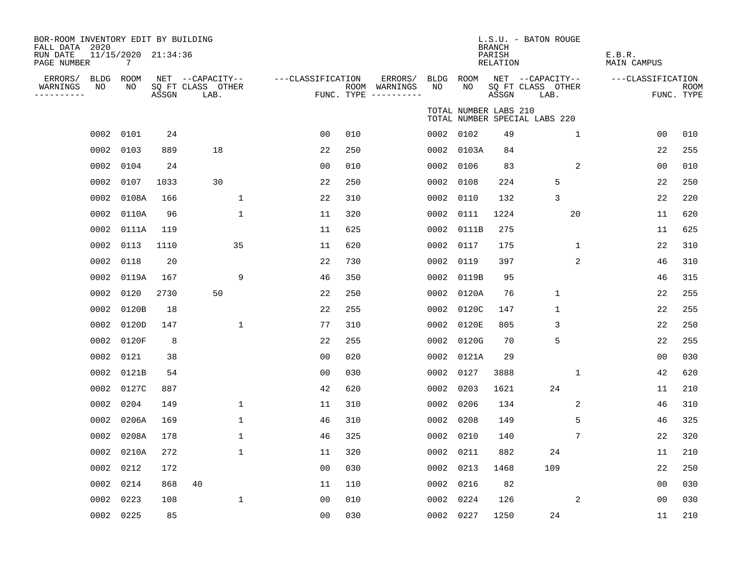BOR-ROOM INVENTORY EDIT BY BUILDING
FALL DATA 2020
RUN DATE 11/15/2020 21:34:36
PAGE NUMBER 7

L.S.U. - BATON ROUGE
BRANCH
PARISH E.B.R.
RELATION MAIN CAMPUS

TOTAL NUMBER LABS 210
TOTAL NUMBER SPECIAL LABS 220

| ERRORS/ WARNINGS | BLDG NO | ROOM NO | NET SQ FT ASSGN | CAPACITY CLASS LAB. | CAPACITY OTHER | CLASSIFICATION FUNC. | ROOM TYPE | ERRORS/ WARNINGS | BLDG NO | ROOM NO | NET SQ FT ASSGN | CAPACITY CLASS LAB. | CAPACITY OTHER | CLASSIFICATION FUNC. | ROOM TYPE |
|---|---|---|---|---|---|---|---|---|---|---|---|---|---|---|---|
| | 0002 | 0101 | 24 | | | 00 | 010 | | 0002 | 0102 | 49 | | 1 | 00 | 010 |
| | 0002 | 0103 | 889 | 18 | | 22 | 250 | | 0002 | 0103A | 84 | | | 22 | 255 |
| | 0002 | 0104 | 24 | | | 00 | 010 | | 0002 | 0106 | 83 | | 2 | 00 | 010 |
| | 0002 | 0107 | 1033 | 30 | | 22 | 250 | | 0002 | 0108 | 224 | 5 | | 22 | 250 |
| | 0002 | 0108A | 166 | | 1 | 22 | 310 | | 0002 | 0110 | 132 | 3 | | 22 | 220 |
| | 0002 | 0110A | 96 | | 1 | 11 | 320 | | 0002 | 0111 | 1224 | | 20 | 11 | 620 |
| | 0002 | 0111A | 119 | | | 11 | 625 | | 0002 | 0111B | 275 | | | 11 | 625 |
| | 0002 | 0113 | 1110 | | 35 | 11 | 620 | | 0002 | 0117 | 175 | | 1 | 22 | 310 |
| | 0002 | 0118 | 20 | | | 22 | 730 | | 0002 | 0119 | 397 | | 2 | 46 | 310 |
| | 0002 | 0119A | 167 | | 9 | 46 | 350 | | 0002 | 0119B | 95 | | | 46 | 315 |
| | 0002 | 0120 | 2730 | 50 | | 22 | 250 | | 0002 | 0120A | 76 | 1 | | 22 | 255 |
| | 0002 | 0120B | 18 | | | 22 | 255 | | 0002 | 0120C | 147 | 1 | | 22 | 255 |
| | 0002 | 0120D | 147 | | 1 | 77 | 310 | | 0002 | 0120E | 805 | 3 | | 22 | 250 |
| | 0002 | 0120F | 8 | | | 22 | 255 | | 0002 | 0120G | 70 | 5 | | 22 | 255 |
| | 0002 | 0121 | 38 | | | 00 | 020 | | 0002 | 0121A | 29 | | | 00 | 030 |
| | 0002 | 0121B | 54 | | | 00 | 030 | | 0002 | 0127 | 3888 | | 1 | 42 | 620 |
| | 0002 | 0127C | 887 | | | 42 | 620 | | 0002 | 0203 | 1621 | 24 | | 11 | 210 |
| | 0002 | 0204 | 149 | | 1 | 11 | 310 | | 0002 | 0206 | 134 | | 2 | 46 | 310 |
| | 0002 | 0206A | 169 | | 1 | 46 | 310 | | 0002 | 0208 | 149 | | 5 | 46 | 325 |
| | 0002 | 0208A | 178 | | 1 | 46 | 325 | | 0002 | 0210 | 140 | | 7 | 22 | 320 |
| | 0002 | 0210A | 272 | | 1 | 11 | 320 | | 0002 | 0211 | 882 | 24 | | 11 | 210 |
| | 0002 | 0212 | 172 | | | 00 | 030 | | 0002 | 0213 | 1468 | 109 | | 22 | 250 |
| | 0002 | 0214 | 868 | 40 | | 11 | 110 | | 0002 | 0216 | 82 | | | 00 | 030 |
| | 0002 | 0223 | 108 | | 1 | 00 | 010 | | 0002 | 0224 | 126 | | 2 | 00 | 030 |
| | 0002 | 0225 | 85 | | | 00 | 030 | | 0002 | 0227 | 1250 | 24 | | 11 | 210 |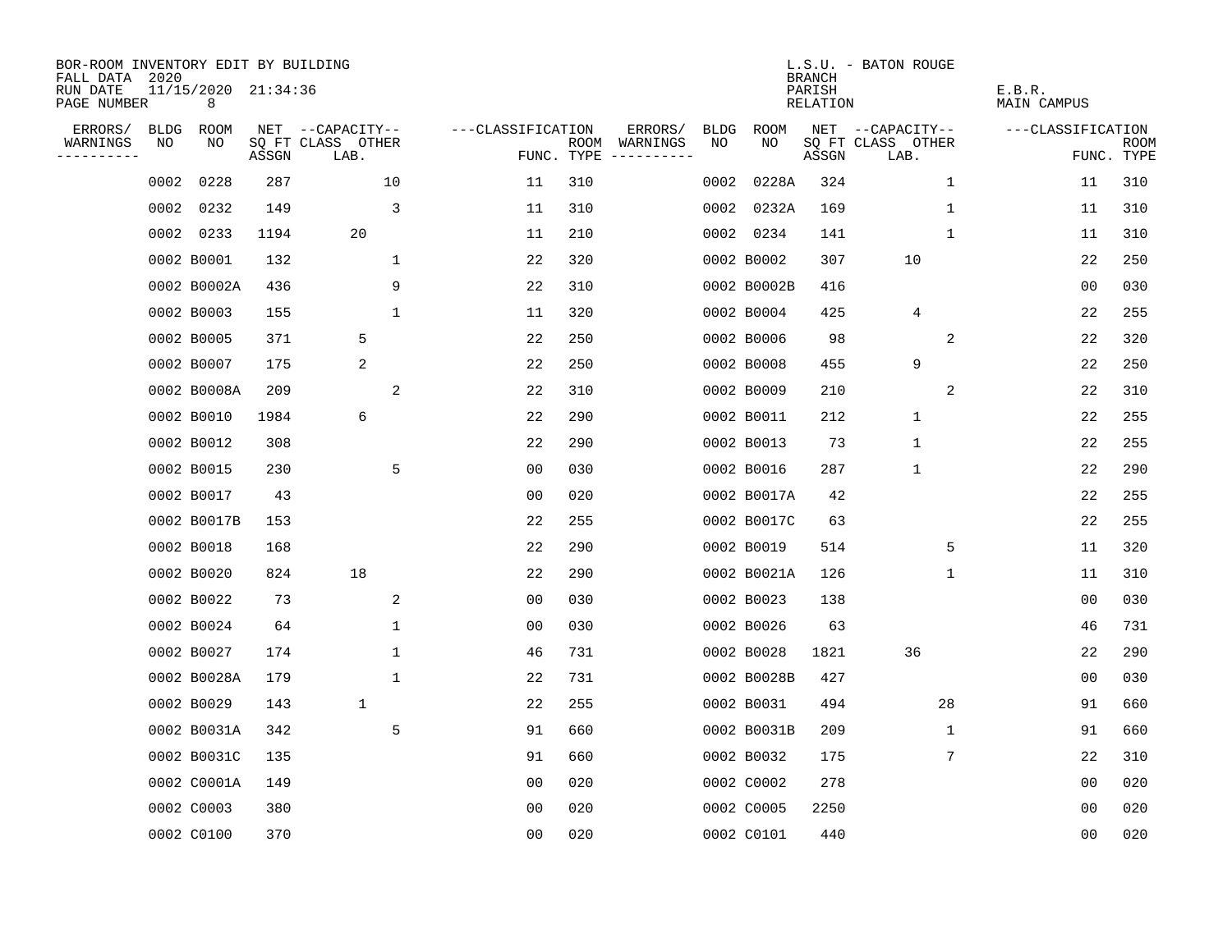BOR-ROOM INVENTORY EDIT BY BUILDING
FALL DATA 2020
RUN DATE 11/15/2020 21:34:36
PAGE NUMBER 8

L.S.U. - BATON ROUGE
BRANCH
PARISH E.B.R.
RELATION MAIN CAMPUS

| ERRORS/ WARNINGS | BLDG NO | ROOM NO | NET SQ FT ASSGN | CAPACITY CLASS LAB. | CAPACITY OTHER | CLASSIFICATION FUNC. | ROOM TYPE | ERRORS/ WARNINGS | BLDG NO | ROOM NO | NET SQ FT ASSGN | CAPACITY CLASS LAB. | CAPACITY OTHER | CLASSIFICATION FUNC. | ROOM TYPE |
|---|---|---|---|---|---|---|---|---|---|---|---|---|---|---|---|
| | 0002 | 0228 | 287 | | 10 | 11 | 310 | | 0002 | 0228A | 324 | | 1 | 11 | 310 |
| | 0002 | 0232 | 149 | | 3 | 11 | 310 | | 0002 | 0232A | 169 | | 1 | 11 | 310 |
| | 0002 | 0233 | 1194 | 20 | | 11 | 210 | | 0002 | 0234 | 141 | | 1 | 11 | 310 |
| | 0002 | B0001 | 132 | | 1 | 22 | 320 | | 0002 | B0002 | 307 | 10 | | 22 | 250 |
| | 0002 | B0002A | 436 | | 9 | 22 | 310 | | 0002 | B0002B | 416 | | | 00 | 030 |
| | 0002 | B0003 | 155 | | 1 | 11 | 320 | | 0002 | B0004 | 425 | 4 | | 22 | 255 |
| | 0002 | B0005 | 371 | 5 | | 22 | 250 | | 0002 | B0006 | 98 | | 2 | 22 | 320 |
| | 0002 | B0007 | 175 | 2 | | 22 | 250 | | 0002 | B0008 | 455 | 9 | | 22 | 250 |
| | 0002 | B0008A | 209 | | 2 | 22 | 310 | | 0002 | B0009 | 210 | | 2 | 22 | 310 |
| | 0002 | B0010 | 1984 | 6 | | 22 | 290 | | 0002 | B0011 | 212 | 1 | | 22 | 255 |
| | 0002 | B0012 | 308 | | | 22 | 290 | | 0002 | B0013 | 73 | 1 | | 22 | 255 |
| | 0002 | B0015 | 230 | | 5 | 00 | 030 | | 0002 | B0016 | 287 | 1 | | 22 | 290 |
| | 0002 | B0017 | 43 | | | 00 | 020 | | 0002 | B0017A | 42 | | | 22 | 255 |
| | 0002 | B0017B | 153 | | | 22 | 255 | | 0002 | B0017C | 63 | | | 22 | 255 |
| | 0002 | B0018 | 168 | | | 22 | 290 | | 0002 | B0019 | 514 | | 5 | 11 | 320 |
| | 0002 | B0020 | 824 | 18 | | 22 | 290 | | 0002 | B0021A | 126 | | 1 | 11 | 310 |
| | 0002 | B0022 | 73 | | 2 | 00 | 030 | | 0002 | B0023 | 138 | | | 00 | 030 |
| | 0002 | B0024 | 64 | | 1 | 00 | 030 | | 0002 | B0026 | 63 | | | 46 | 731 |
| | 0002 | B0027 | 174 | | 1 | 46 | 731 | | 0002 | B0028 | 1821 | 36 | | 22 | 290 |
| | 0002 | B0028A | 179 | | 1 | 22 | 731 | | 0002 | B0028B | 427 | | | 00 | 030 |
| | 0002 | B0029 | 143 | 1 | | 22 | 255 | | 0002 | B0031 | 494 | | 28 | 91 | 660 |
| | 0002 | B0031A | 342 | | 5 | 91 | 660 | | 0002 | B0031B | 209 | | 1 | 91 | 660 |
| | 0002 | B0031C | 135 | | | 91 | 660 | | 0002 | B0032 | 175 | | 7 | 22 | 310 |
| | 0002 | C0001A | 149 | | | 00 | 020 | | 0002 | C0002 | 278 | | | 00 | 020 |
| | 0002 | C0003 | 380 | | | 00 | 020 | | 0002 | C0005 | 2250 | | | 00 | 020 |
| | 0002 | C0100 | 370 | | | 00 | 020 | | 0002 | C0101 | 440 | | | 00 | 020 |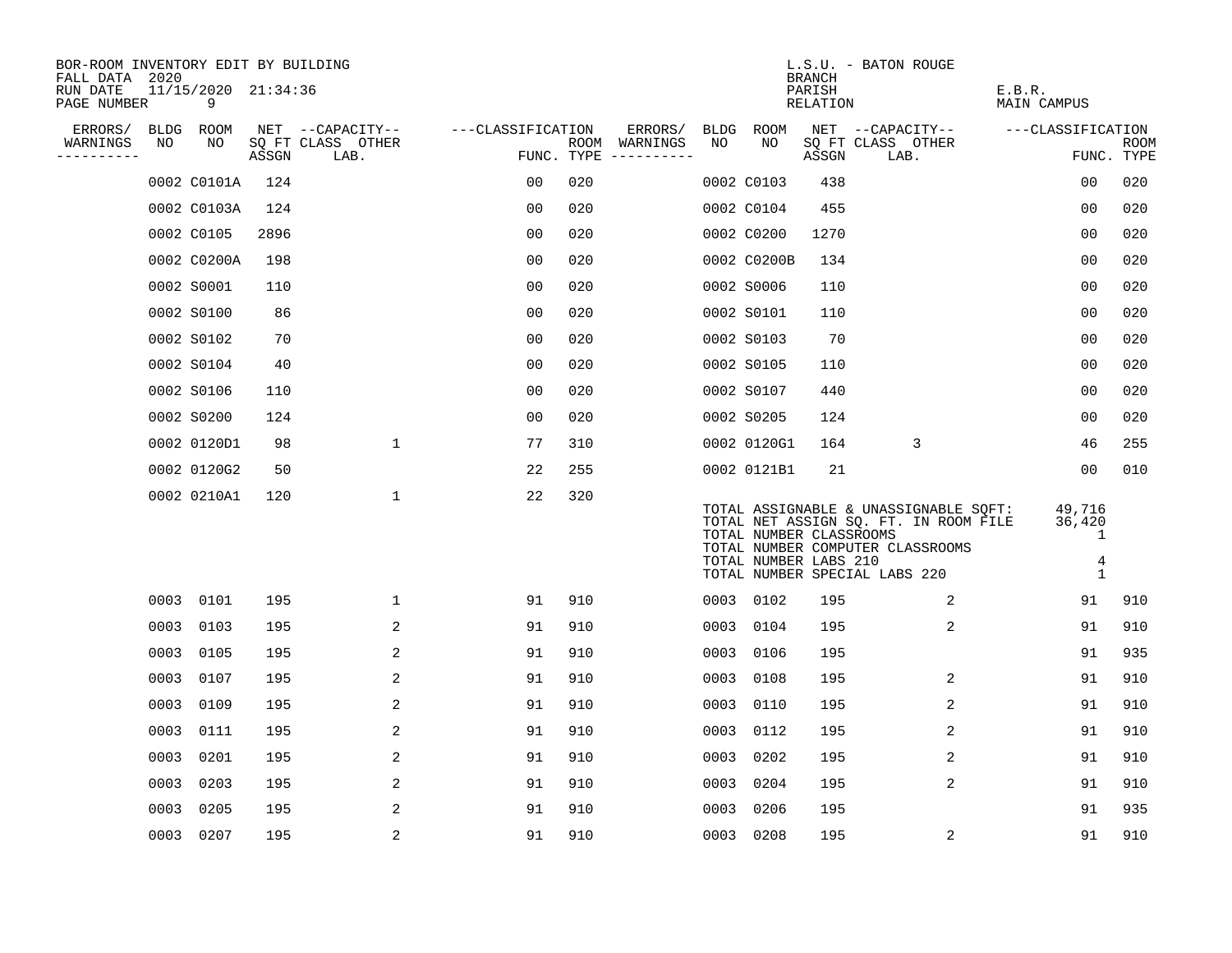BOR-ROOM INVENTORY EDIT BY BUILDING
FALL DATA 2020
RUN DATE 11/15/2020 21:34:36

L.S.U. - BATON ROUGE
BRANCH
PARISH E.B.R.
RELATION MAIN CAMPUS

| ERRORS/ WARNINGS | BLDG NO | ROOM NO | NET SQ FT ASSGN | CAPACITY CLASS LAB. | CAPACITY OTHER | CLASSIFICATION FUNC. | ROOM TYPE | ERRORS/ WARNINGS | BLDG NO | ROOM NO | NET SQ FT ASSGN | CAPACITY CLASS LAB. | CAPACITY OTHER | CLASSIFICATION FUNC. | ROOM TYPE |
|---|---|---|---|---|---|---|---|---|---|---|---|---|---|---|---|
| | 0002 | C0101A | 124 | | | 00 | 020 | | 0002 | C0103 | 438 | | | 00 | 020 |
| | 0002 | C0103A | 124 | | | 00 | 020 | | 0002 | C0104 | 455 | | | 00 | 020 |
| | 0002 | C0105 | 2896 | | | 00 | 020 | | 0002 | C0200 | 1270 | | | 00 | 020 |
| | 0002 | C0200A | 198 | | | 00 | 020 | | 0002 | C0200B | 134 | | | 00 | 020 |
| | 0002 | S0001 | 110 | | | 00 | 020 | | 0002 | S0006 | 110 | | | 00 | 020 |
| | 0002 | S0100 | 86 | | | 00 | 020 | | 0002 | S0101 | 110 | | | 00 | 020 |
| | 0002 | S0102 | 70 | | | 00 | 020 | | 0002 | S0103 | 70 | | | 00 | 020 |
| | 0002 | S0104 | 40 | | | 00 | 020 | | 0002 | S0105 | 110 | | | 00 | 020 |
| | 0002 | S0106 | 110 | | | 00 | 020 | | 0002 | S0107 | 440 | | | 00 | 020 |
| | 0002 | S0200 | 124 | | | 00 | 020 | | 0002 | S0205 | 124 | | | 00 | 020 |
| | 0002 | 0120D1 | 98 | | 1 | 77 | 310 | | 0002 | 0120G1 | 164 | 3 | | 46 | 255 |
| | 0002 | 0120G2 | 50 | | | 22 | 255 | | 0002 | 0121B1 | 21 | | | 00 | 010 |
| | 0002 | 0210A1 | 120 | | 1 | 22 | 320 | | | | | | | | |

TOTAL ASSIGNABLE & UNASSIGNABLE SQFT: 49,716
TOTAL NET ASSIGN SQ. FT. IN ROOM FILE 36,420
TOTAL NUMBER CLASSROOMS 1
TOTAL NUMBER COMPUTER CLASSROOMS
TOTAL NUMBER LABS 210 4
TOTAL NUMBER SPECIAL LABS 220 1

| ERRORS/ WARNINGS | BLDG NO | ROOM NO | NET SQ FT ASSGN | CAPACITY CLASS LAB. | CAPACITY OTHER | CLASSIFICATION FUNC. | ROOM TYPE | ERRORS/ WARNINGS | BLDG NO | ROOM NO | NET SQ FT ASSGN | CAPACITY CLASS LAB. | CAPACITY OTHER | CLASSIFICATION FUNC. | ROOM TYPE |
|---|---|---|---|---|---|---|---|---|---|---|---|---|---|---|---|
| | 0003 | 0101 | 195 | | 1 | 91 | 910 | | 0003 | 0102 | 195 | | 2 | 91 | 910 |
| | 0003 | 0103 | 195 | | 2 | 91 | 910 | | 0003 | 0104 | 195 | | 2 | 91 | 910 |
| | 0003 | 0105 | 195 | | 2 | 91 | 910 | | 0003 | 0106 | 195 | | | 91 | 935 |
| | 0003 | 0107 | 195 | | 2 | 91 | 910 | | 0003 | 0108 | 195 | | 2 | 91 | 910 |
| | 0003 | 0109 | 195 | | 2 | 91 | 910 | | 0003 | 0110 | 195 | | 2 | 91 | 910 |
| | 0003 | 0111 | 195 | | 2 | 91 | 910 | | 0003 | 0112 | 195 | | 2 | 91 | 910 |
| | 0003 | 0201 | 195 | | 2 | 91 | 910 | | 0003 | 0202 | 195 | | 2 | 91 | 910 |
| | 0003 | 0203 | 195 | | 2 | 91 | 910 | | 0003 | 0204 | 195 | | 2 | 91 | 910 |
| | 0003 | 0205 | 195 | | 2 | 91 | 910 | | 0003 | 0206 | 195 | | | 91 | 935 |
| | 0003 | 0207 | 195 | | 2 | 91 | 910 | | 0003 | 0208 | 195 | | 2 | 91 | 910 |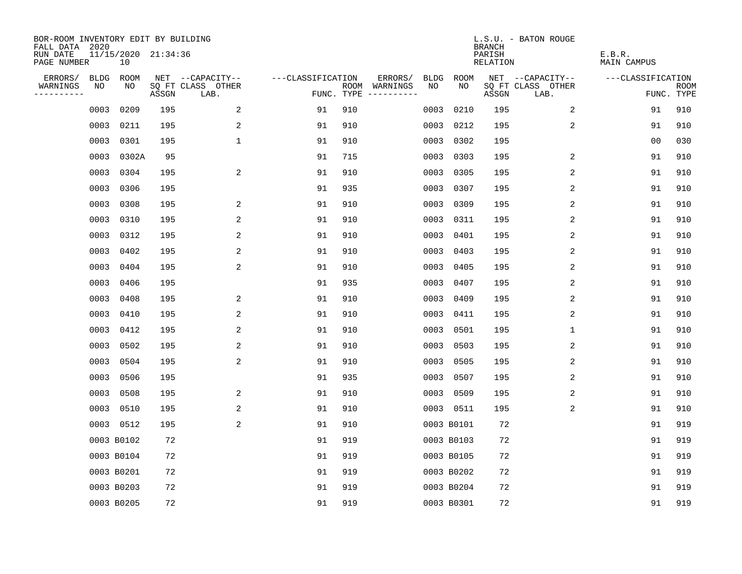BOR-ROOM INVENTORY EDIT BY BUILDING
FALL DATA 2020
RUN DATE 11/15/2020 21:34:36
PAGE NUMBER 10

L.S.U. - BATON ROUGE
BRANCH
PARISH E.B.R.
RELATION MAIN CAMPUS

| ERRORS/ WARNINGS | BLDG NO | ROOM NO | NET SQ FT ASSGN | --CAPACITY-- CLASS LAB. | OTHER | ---CLASSIFICATION FUNC. | ROOM TYPE | ERRORS/ WARNINGS | BLDG NO | ROOM NO | NET SQ FT ASSGN | --CAPACITY-- CLASS LAB. | OTHER | ---CLASSIFICATION FUNC. | ROOM TYPE |
|---|---|---|---|---|---|---|---|---|---|---|---|---|---|---|---|
| | 0003 | 0209 | 195 | | 2 | 91 | 910 | | 0003 | 0210 | 195 | | 2 | 91 | 910 |
| | 0003 | 0211 | 195 | | 2 | 91 | 910 | | 0003 | 0212 | 195 | | 2 | 91 | 910 |
| | 0003 | 0301 | 195 | | 1 | 91 | 910 | | 0003 | 0302 | 195 | | | 00 | 030 |
| | 0003 | 0302A | 95 | | | 91 | 715 | | 0003 | 0303 | 195 | | 2 | 91 | 910 |
| | 0003 | 0304 | 195 | | 2 | 91 | 910 | | 0003 | 0305 | 195 | | 2 | 91 | 910 |
| | 0003 | 0306 | 195 | | | 91 | 935 | | 0003 | 0307 | 195 | | 2 | 91 | 910 |
| | 0003 | 0308 | 195 | | 2 | 91 | 910 | | 0003 | 0309 | 195 | | 2 | 91 | 910 |
| | 0003 | 0310 | 195 | | 2 | 91 | 910 | | 0003 | 0311 | 195 | | 2 | 91 | 910 |
| | 0003 | 0312 | 195 | | 2 | 91 | 910 | | 0003 | 0401 | 195 | | 2 | 91 | 910 |
| | 0003 | 0402 | 195 | | 2 | 91 | 910 | | 0003 | 0403 | 195 | | 2 | 91 | 910 |
| | 0003 | 0404 | 195 | | 2 | 91 | 910 | | 0003 | 0405 | 195 | | 2 | 91 | 910 |
| | 0003 | 0406 | 195 | | | 91 | 935 | | 0003 | 0407 | 195 | | 2 | 91 | 910 |
| | 0003 | 0408 | 195 | | 2 | 91 | 910 | | 0003 | 0409 | 195 | | 2 | 91 | 910 |
| | 0003 | 0410 | 195 | | 2 | 91 | 910 | | 0003 | 0411 | 195 | | 2 | 91 | 910 |
| | 0003 | 0412 | 195 | | 2 | 91 | 910 | | 0003 | 0501 | 195 | | 1 | 91 | 910 |
| | 0003 | 0502 | 195 | | 2 | 91 | 910 | | 0003 | 0503 | 195 | | 2 | 91 | 910 |
| | 0003 | 0504 | 195 | | 2 | 91 | 910 | | 0003 | 0505 | 195 | | 2 | 91 | 910 |
| | 0003 | 0506 | 195 | | | 91 | 935 | | 0003 | 0507 | 195 | | 2 | 91 | 910 |
| | 0003 | 0508 | 195 | | 2 | 91 | 910 | | 0003 | 0509 | 195 | | 2 | 91 | 910 |
| | 0003 | 0510 | 195 | | 2 | 91 | 910 | | 0003 | 0511 | 195 | | 2 | 91 | 910 |
| | 0003 | 0512 | 195 | | 2 | 91 | 910 | | 0003 | B0101 | 72 | | | 91 | 919 |
| | 0003 | B0102 | 72 | | | 91 | 919 | | 0003 | B0103 | 72 | | | 91 | 919 |
| | 0003 | B0104 | 72 | | | 91 | 919 | | 0003 | B0105 | 72 | | | 91 | 919 |
| | 0003 | B0201 | 72 | | | 91 | 919 | | 0003 | B0202 | 72 | | | 91 | 919 |
| | 0003 | B0203 | 72 | | | 91 | 919 | | 0003 | B0204 | 72 | | | 91 | 919 |
| | 0003 | B0205 | 72 | | | 91 | 919 | | 0003 | B0301 | 72 | | | 91 | 919 |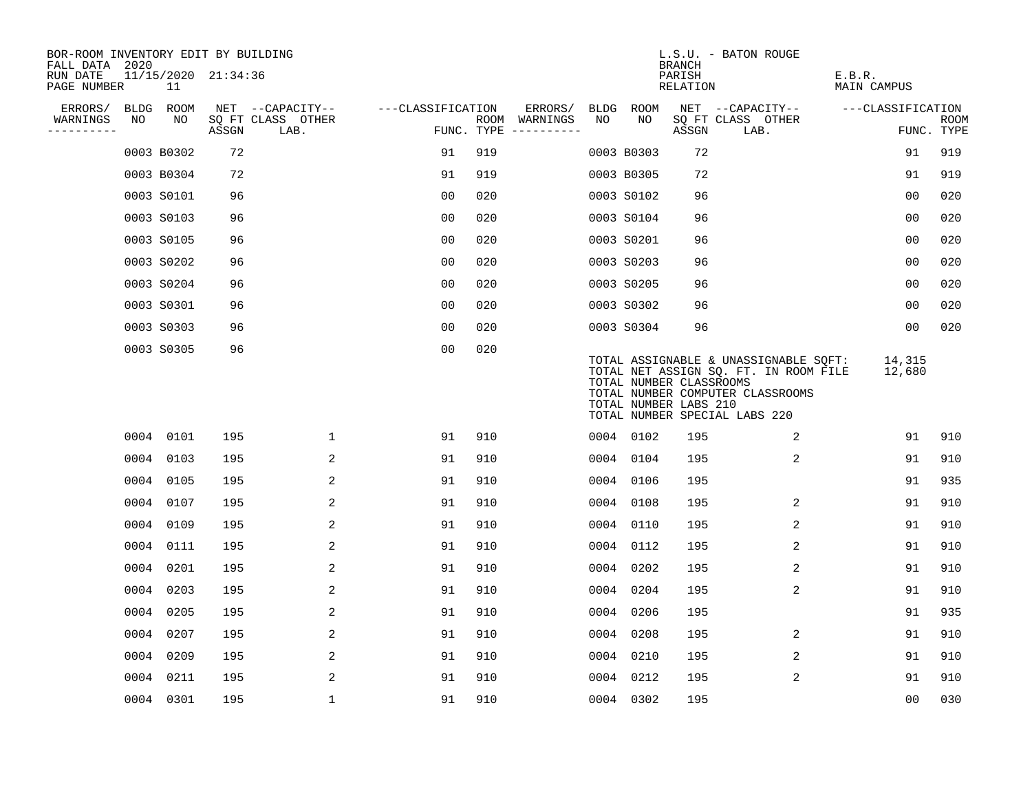BOR-ROOM INVENTORY EDIT BY BUILDING
FALL DATA 2020
RUN DATE 11/15/2020 21:34:36
PAGE NUMBER 11

L.S.U. - BATON ROUGE
BRANCH
PARISH E.B.R.
RELATION MAIN CAMPUS

| ERRORS/ WARNINGS | BLDG NO | ROOM NO | NET SQ FT ASSGN | CAPACITY CLASS LAB. | CAPACITY OTHER | CLASSIFICATION FUNC. | ROOM TYPE | ERRORS/ WARNINGS | BLDG NO | ROOM NO | NET SQ FT ASSGN | CAPACITY CLASS LAB. | CAPACITY OTHER | CLASSIFICATION FUNC. | ROOM TYPE |
|---|---|---|---|---|---|---|---|---|---|---|---|---|---|---|---|
| | 0003 | B0302 | 72 | | | 91 | 919 | | 0003 | B0303 | 72 | | | 91 | 919 |
| | 0003 | B0304 | 72 | | | 91 | 919 | | 0003 | B0305 | 72 | | | 91 | 919 |
| | 0003 | S0101 | 96 | | | 00 | 020 | | 0003 | S0102 | 96 | | | 00 | 020 |
| | 0003 | S0103 | 96 | | | 00 | 020 | | 0003 | S0104 | 96 | | | 00 | 020 |
| | 0003 | S0105 | 96 | | | 00 | 020 | | 0003 | S0201 | 96 | | | 00 | 020 |
| | 0003 | S0202 | 96 | | | 00 | 020 | | 0003 | S0203 | 96 | | | 00 | 020 |
| | 0003 | S0204 | 96 | | | 00 | 020 | | 0003 | S0205 | 96 | | | 00 | 020 |
| | 0003 | S0301 | 96 | | | 00 | 020 | | 0003 | S0302 | 96 | | | 00 | 020 |
| | 0003 | S0303 | 96 | | | 00 | 020 | | 0003 | S0304 | 96 | | | 00 | 020 |
| | 0003 | S0305 | 96 | | | 00 | 020 | | | | | | | | |

TOTAL ASSIGNABLE & UNASSIGNABLE SQFT: 14,315
TOTAL NET ASSIGN SQ. FT. IN ROOM FILE 12,680
TOTAL NUMBER CLASSROOMS
TOTAL NUMBER COMPUTER CLASSROOMS
TOTAL NUMBER LABS 210
TOTAL NUMBER SPECIAL LABS 220

| ERRORS/ WARNINGS | BLDG NO | ROOM NO | NET SQ FT ASSGN | CAPACITY CLASS LAB. | CAPACITY OTHER | CLASSIFICATION FUNC. | ROOM TYPE | ERRORS/ WARNINGS | BLDG NO | ROOM NO | NET SQ FT ASSGN | CAPACITY CLASS LAB. | CAPACITY OTHER | CLASSIFICATION FUNC. | ROOM TYPE |
|---|---|---|---|---|---|---|---|---|---|---|---|---|---|---|---|
| | 0004 | 0101 | 195 | | 1 | 91 | 910 | | 0004 | 0102 | 195 | | 2 | 91 | 910 |
| | 0004 | 0103 | 195 | | 2 | 91 | 910 | | 0004 | 0104 | 195 | | 2 | 91 | 910 |
| | 0004 | 0105 | 195 | | 2 | 91 | 910 | | 0004 | 0106 | 195 | | | 91 | 935 |
| | 0004 | 0107 | 195 | | 2 | 91 | 910 | | 0004 | 0108 | 195 | | 2 | 91 | 910 |
| | 0004 | 0109 | 195 | | 2 | 91 | 910 | | 0004 | 0110 | 195 | | 2 | 91 | 910 |
| | 0004 | 0111 | 195 | | 2 | 91 | 910 | | 0004 | 0112 | 195 | | 2 | 91 | 910 |
| | 0004 | 0201 | 195 | | 2 | 91 | 910 | | 0004 | 0202 | 195 | | 2 | 91 | 910 |
| | 0004 | 0203 | 195 | | 2 | 91 | 910 | | 0004 | 0204 | 195 | | 2 | 91 | 910 |
| | 0004 | 0205 | 195 | | 2 | 91 | 910 | | 0004 | 0206 | 195 | | | 91 | 935 |
| | 0004 | 0207 | 195 | | 2 | 91 | 910 | | 0004 | 0208 | 195 | | 2 | 91 | 910 |
| | 0004 | 0209 | 195 | | 2 | 91 | 910 | | 0004 | 0210 | 195 | | 2 | 91 | 910 |
| | 0004 | 0211 | 195 | | 2 | 91 | 910 | | 0004 | 0212 | 195 | | 2 | 91 | 910 |
| | 0004 | 0301 | 195 | | 1 | 91 | 910 | | 0004 | 0302 | 195 | | | 00 | 030 |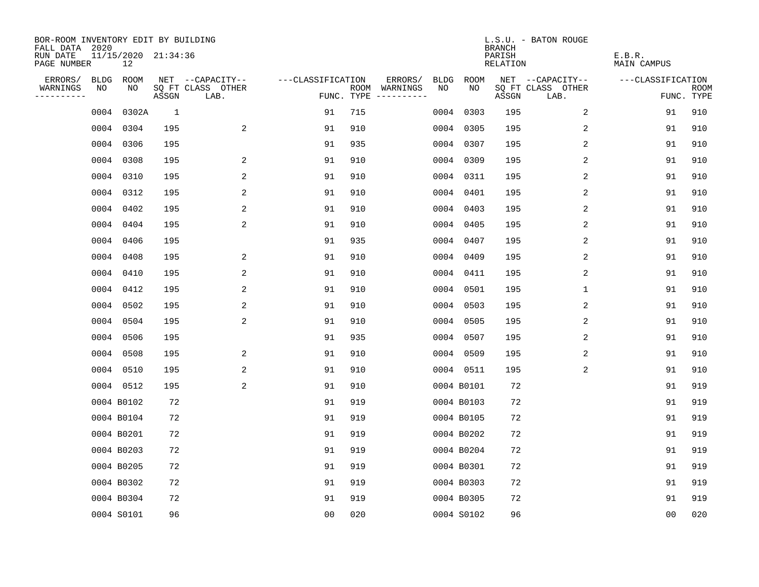BOR-ROOM INVENTORY EDIT BY BUILDING
FALL DATA 2020
RUN DATE 11/15/2020 21:34:36
PAGE NUMBER 12

L.S.U. - BATON ROUGE
BRANCH
PARISH E.B.R.
RELATION MAIN CAMPUS

| ERRORS/ WARNINGS | BLDG NO | ROOM NO | NET SQ FT ASSGN | --CAPACITY-- CLASS LAB. | OTHER | ---CLASSIFICATION FUNC. | ROOM TYPE | ERRORS/ WARNINGS | BLDG NO | ROOM NO | NET SQ FT ASSGN | --CAPACITY-- CLASS LAB. | OTHER | ---CLASSIFICATION FUNC. | ROOM TYPE |
|---|---|---|---|---|---|---|---|---|---|---|---|---|---|---|---|
| | 0004 | 0302A | 1 | | | 91 | 715 | | 0004 | 0303 | 195 | | 2 | 91 | 910 |
| | 0004 | 0304 | 195 | | 2 | 91 | 910 | | 0004 | 0305 | 195 | | 2 | 91 | 910 |
| | 0004 | 0306 | 195 | | | 91 | 935 | | 0004 | 0307 | 195 | | 2 | 91 | 910 |
| | 0004 | 0308 | 195 | | 2 | 91 | 910 | | 0004 | 0309 | 195 | | 2 | 91 | 910 |
| | 0004 | 0310 | 195 | | 2 | 91 | 910 | | 0004 | 0311 | 195 | | 2 | 91 | 910 |
| | 0004 | 0312 | 195 | | 2 | 91 | 910 | | 0004 | 0401 | 195 | | 2 | 91 | 910 |
| | 0004 | 0402 | 195 | | 2 | 91 | 910 | | 0004 | 0403 | 195 | | 2 | 91 | 910 |
| | 0004 | 0404 | 195 | | 2 | 91 | 910 | | 0004 | 0405 | 195 | | 2 | 91 | 910 |
| | 0004 | 0406 | 195 | | | 91 | 935 | | 0004 | 0407 | 195 | | 2 | 91 | 910 |
| | 0004 | 0408 | 195 | | 2 | 91 | 910 | | 0004 | 0409 | 195 | | 2 | 91 | 910 |
| | 0004 | 0410 | 195 | | 2 | 91 | 910 | | 0004 | 0411 | 195 | | 2 | 91 | 910 |
| | 0004 | 0412 | 195 | | 2 | 91 | 910 | | 0004 | 0501 | 195 | | 1 | 91 | 910 |
| | 0004 | 0502 | 195 | | 2 | 91 | 910 | | 0004 | 0503 | 195 | | 2 | 91 | 910 |
| | 0004 | 0504 | 195 | | 2 | 91 | 910 | | 0004 | 0505 | 195 | | 2 | 91 | 910 |
| | 0004 | 0506 | 195 | | | 91 | 935 | | 0004 | 0507 | 195 | | 2 | 91 | 910 |
| | 0004 | 0508 | 195 | | 2 | 91 | 910 | | 0004 | 0509 | 195 | | 2 | 91 | 910 |
| | 0004 | 0510 | 195 | | 2 | 91 | 910 | | 0004 | 0511 | 195 | | 2 | 91 | 910 |
| | 0004 | 0512 | 195 | | 2 | 91 | 910 | | 0004 | B0101 | 72 | | | 91 | 919 |
| | 0004 | B0102 | 72 | | | 91 | 919 | | 0004 | B0103 | 72 | | | 91 | 919 |
| | 0004 | B0104 | 72 | | | 91 | 919 | | 0004 | B0105 | 72 | | | 91 | 919 |
| | 0004 | B0201 | 72 | | | 91 | 919 | | 0004 | B0202 | 72 | | | 91 | 919 |
| | 0004 | B0203 | 72 | | | 91 | 919 | | 0004 | B0204 | 72 | | | 91 | 919 |
| | 0004 | B0205 | 72 | | | 91 | 919 | | 0004 | B0301 | 72 | | | 91 | 919 |
| | 0004 | B0302 | 72 | | | 91 | 919 | | 0004 | B0303 | 72 | | | 91 | 919 |
| | 0004 | B0304 | 72 | | | 91 | 919 | | 0004 | B0305 | 72 | | | 91 | 919 |
| | 0004 | S0101 | 96 | | | 00 | 020 | | 0004 | S0102 | 96 | | | 00 | 020 |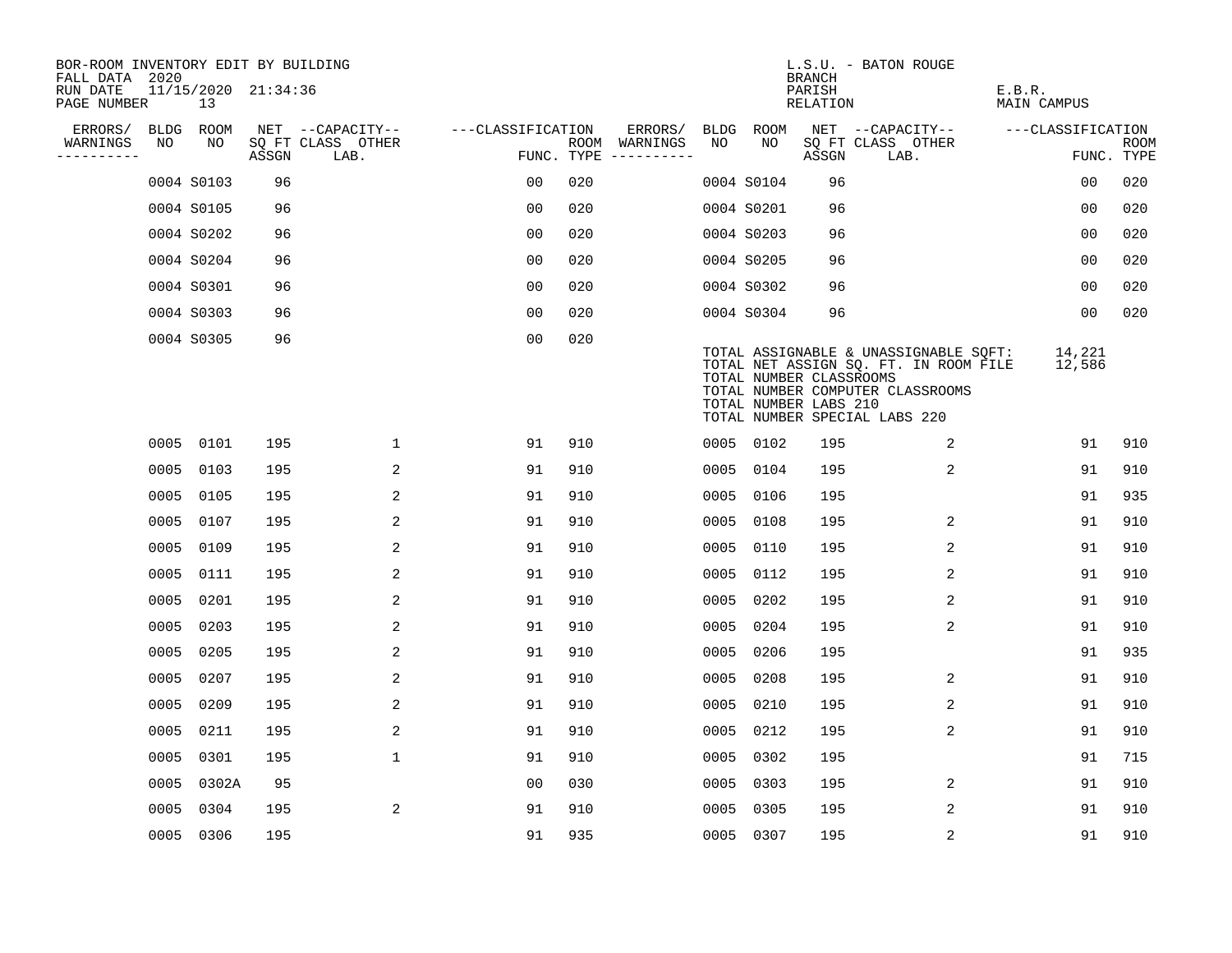BOR-ROOM INVENTORY EDIT BY BUILDING
FALL DATA 2020
RUN DATE 11/15/2020 21:34:36
PAGE NUMBER 13

L.S.U. - BATON ROUGE
BRANCH
PARISH E.B.R.
RELATION MAIN CAMPUS

| ERRORS/ WARNINGS | BLDG NO | ROOM NO | NET SQ FT ASSGN | CAPACITY CLASS LAB. | CAPACITY OTHER | CLASSIFICATION FUNC. | ROOM TYPE | ERRORS/ WARNINGS | BLDG NO | ROOM NO | NET SQ FT ASSGN | CAPACITY CLASS LAB. | CAPACITY OTHER | CLASSIFICATION FUNC. | ROOM TYPE |
|---|---|---|---|---|---|---|---|---|---|---|---|---|---|---|---|
| | 0004 | S0103 | 96 | | | 00 | 020 | | 0004 | S0104 | 96 | | | 00 | 020 |
| | 0004 | S0105 | 96 | | | 00 | 020 | | 0004 | S0201 | 96 | | | 00 | 020 |
| | 0004 | S0202 | 96 | | | 00 | 020 | | 0004 | S0203 | 96 | | | 00 | 020 |
| | 0004 | S0204 | 96 | | | 00 | 020 | | 0004 | S0205 | 96 | | | 00 | 020 |
| | 0004 | S0301 | 96 | | | 00 | 020 | | 0004 | S0302 | 96 | | | 00 | 020 |
| | 0004 | S0303 | 96 | | | 00 | 020 | | 0004 | S0304 | 96 | | | 00 | 020 |
| | 0004 | S0305 | 96 | | | 00 | 020 | | | | | | | | |

TOTAL ASSIGNABLE & UNASSIGNABLE SQFT: 14,221
TOTAL NET ASSIGN SQ. FT. IN ROOM FILE 12,586
TOTAL NUMBER CLASSROOMS
TOTAL NUMBER COMPUTER CLASSROOMS
TOTAL NUMBER LABS 210
TOTAL NUMBER SPECIAL LABS 220

| ERRORS/ WARNINGS | BLDG NO | ROOM NO | NET SQ FT ASSGN | CAPACITY CLASS LAB. | CAPACITY OTHER | CLASSIFICATION FUNC. | ROOM TYPE | ERRORS/ WARNINGS | BLDG NO | ROOM NO | NET SQ FT ASSGN | CAPACITY CLASS LAB. | CAPACITY OTHER | CLASSIFICATION FUNC. | ROOM TYPE |
|---|---|---|---|---|---|---|---|---|---|---|---|---|---|---|---|
| | 0005 | 0101 | 195 | | 1 | 91 | 910 | | 0005 | 0102 | 195 | | 2 | 91 | 910 |
| | 0005 | 0103 | 195 | | 2 | 91 | 910 | | 0005 | 0104 | 195 | | 2 | 91 | 910 |
| | 0005 | 0105 | 195 | | 2 | 91 | 910 | | 0005 | 0106 | 195 | | | 91 | 935 |
| | 0005 | 0107 | 195 | | 2 | 91 | 910 | | 0005 | 0108 | 195 | | 2 | 91 | 910 |
| | 0005 | 0109 | 195 | | 2 | 91 | 910 | | 0005 | 0110 | 195 | | 2 | 91 | 910 |
| | 0005 | 0111 | 195 | | 2 | 91 | 910 | | 0005 | 0112 | 195 | | 2 | 91 | 910 |
| | 0005 | 0201 | 195 | | 2 | 91 | 910 | | 0005 | 0202 | 195 | | 2 | 91 | 910 |
| | 0005 | 0203 | 195 | | 2 | 91 | 910 | | 0005 | 0204 | 195 | | 2 | 91 | 910 |
| | 0005 | 0205 | 195 | | 2 | 91 | 910 | | 0005 | 0206 | 195 | | | 91 | 935 |
| | 0005 | 0207 | 195 | | 2 | 91 | 910 | | 0005 | 0208 | 195 | | 2 | 91 | 910 |
| | 0005 | 0209 | 195 | | 2 | 91 | 910 | | 0005 | 0210 | 195 | | 2 | 91 | 910 |
| | 0005 | 0211 | 195 | | 2 | 91 | 910 | | 0005 | 0212 | 195 | | 2 | 91 | 910 |
| | 0005 | 0301 | 195 | | 1 | 91 | 910 | | 0005 | 0302 | 195 | | | 91 | 715 |
| | 0005 | 0302A | 95 | | | 00 | 030 | | 0005 | 0303 | 195 | | 2 | 91 | 910 |
| | 0005 | 0304 | 195 | | 2 | 91 | 910 | | 0005 | 0305 | 195 | | 2 | 91 | 910 |
| | 0005 | 0306 | 195 | | | 91 | 935 | | 0005 | 0307 | 195 | | 2 | 91 | 910 |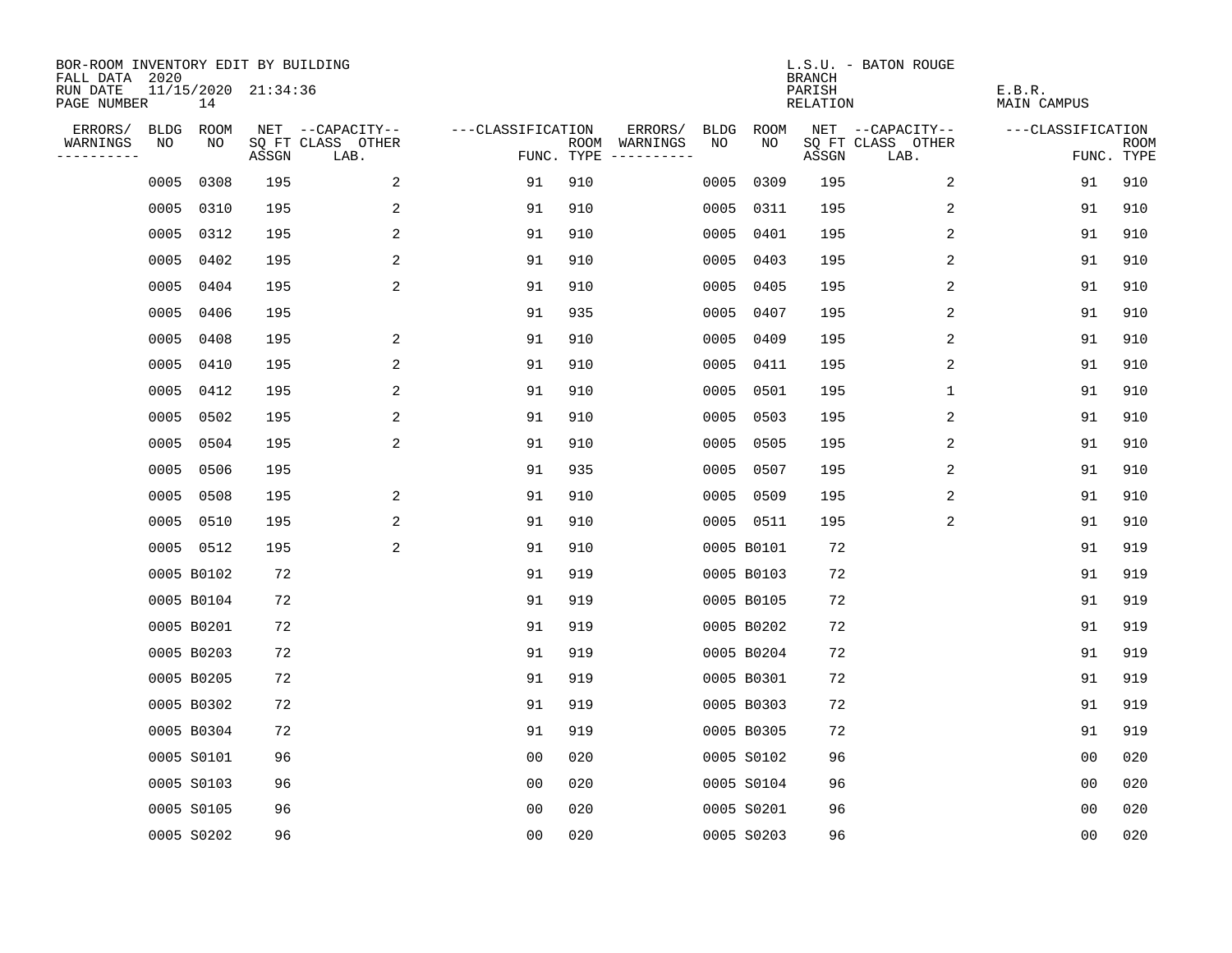BOR-ROOM INVENTORY EDIT BY BUILDING
FALL DATA 2020
RUN DATE 11/15/2020 21:34:36
PAGE NUMBER 14

L.S.U. - BATON ROUGE
BRANCH
PARISH E.B.R.
RELATION MAIN CAMPUS

| ERRORS/ WARNINGS | BLDG NO | ROOM NO | NET SQ FT ASSGN | CAPACITY CLASS LAB. | CAPACITY OTHER | CLASSIFICATION FUNC. | ROOM TYPE | ERRORS/ WARNINGS | BLDG NO | ROOM NO | NET SQ FT ASSGN | CAPACITY CLASS LAB. | CAPACITY OTHER | CLASSIFICATION FUNC. | ROOM TYPE |
|---|---|---|---|---|---|---|---|---|---|---|---|---|---|---|---|
| | 0005 | 0308 | 195 | | 2 | 91 | 910 | | 0005 | 0309 | 195 | | 2 | 91 | 910 |
| | 0005 | 0310 | 195 | | 2 | 91 | 910 | | 0005 | 0311 | 195 | | 2 | 91 | 910 |
| | 0005 | 0312 | 195 | | 2 | 91 | 910 | | 0005 | 0401 | 195 | | 2 | 91 | 910 |
| | 0005 | 0402 | 195 | | 2 | 91 | 910 | | 0005 | 0403 | 195 | | 2 | 91 | 910 |
| | 0005 | 0404 | 195 | | 2 | 91 | 910 | | 0005 | 0405 | 195 | | 2 | 91 | 910 |
| | 0005 | 0406 | 195 | | | 91 | 935 | | 0005 | 0407 | 195 | | 2 | 91 | 910 |
| | 0005 | 0408 | 195 | | 2 | 91 | 910 | | 0005 | 0409 | 195 | | 2 | 91 | 910 |
| | 0005 | 0410 | 195 | | 2 | 91 | 910 | | 0005 | 0411 | 195 | | 2 | 91 | 910 |
| | 0005 | 0412 | 195 | | 2 | 91 | 910 | | 0005 | 0501 | 195 | | 1 | 91 | 910 |
| | 0005 | 0502 | 195 | | 2 | 91 | 910 | | 0005 | 0503 | 195 | | 2 | 91 | 910 |
| | 0005 | 0504 | 195 | | 2 | 91 | 910 | | 0005 | 0505 | 195 | | 2 | 91 | 910 |
| | 0005 | 0506 | 195 | | | 91 | 935 | | 0005 | 0507 | 195 | | 2 | 91 | 910 |
| | 0005 | 0508 | 195 | | 2 | 91 | 910 | | 0005 | 0509 | 195 | | 2 | 91 | 910 |
| | 0005 | 0510 | 195 | | 2 | 91 | 910 | | 0005 | 0511 | 195 | | 2 | 91 | 910 |
| | 0005 | 0512 | 195 | | 2 | 91 | 910 | | 0005 | B0101 | 72 | | | 91 | 919 |
| | 0005 | B0102 | 72 | | | 91 | 919 | | 0005 | B0103 | 72 | | | 91 | 919 |
| | 0005 | B0104 | 72 | | | 91 | 919 | | 0005 | B0105 | 72 | | | 91 | 919 |
| | 0005 | B0201 | 72 | | | 91 | 919 | | 0005 | B0202 | 72 | | | 91 | 919 |
| | 0005 | B0203 | 72 | | | 91 | 919 | | 0005 | B0204 | 72 | | | 91 | 919 |
| | 0005 | B0205 | 72 | | | 91 | 919 | | 0005 | B0301 | 72 | | | 91 | 919 |
| | 0005 | B0302 | 72 | | | 91 | 919 | | 0005 | B0303 | 72 | | | 91 | 919 |
| | 0005 | B0304 | 72 | | | 91 | 919 | | 0005 | B0305 | 72 | | | 91 | 919 |
| | 0005 | S0101 | 96 | | | 00 | 020 | | 0005 | S0102 | 96 | | | 00 | 020 |
| | 0005 | S0103 | 96 | | | 00 | 020 | | 0005 | S0104 | 96 | | | 00 | 020 |
| | 0005 | S0105 | 96 | | | 00 | 020 | | 0005 | S0201 | 96 | | | 00 | 020 |
| | 0005 | S0202 | 96 | | | 00 | 020 | | 0005 | S0203 | 96 | | | 00 | 020 |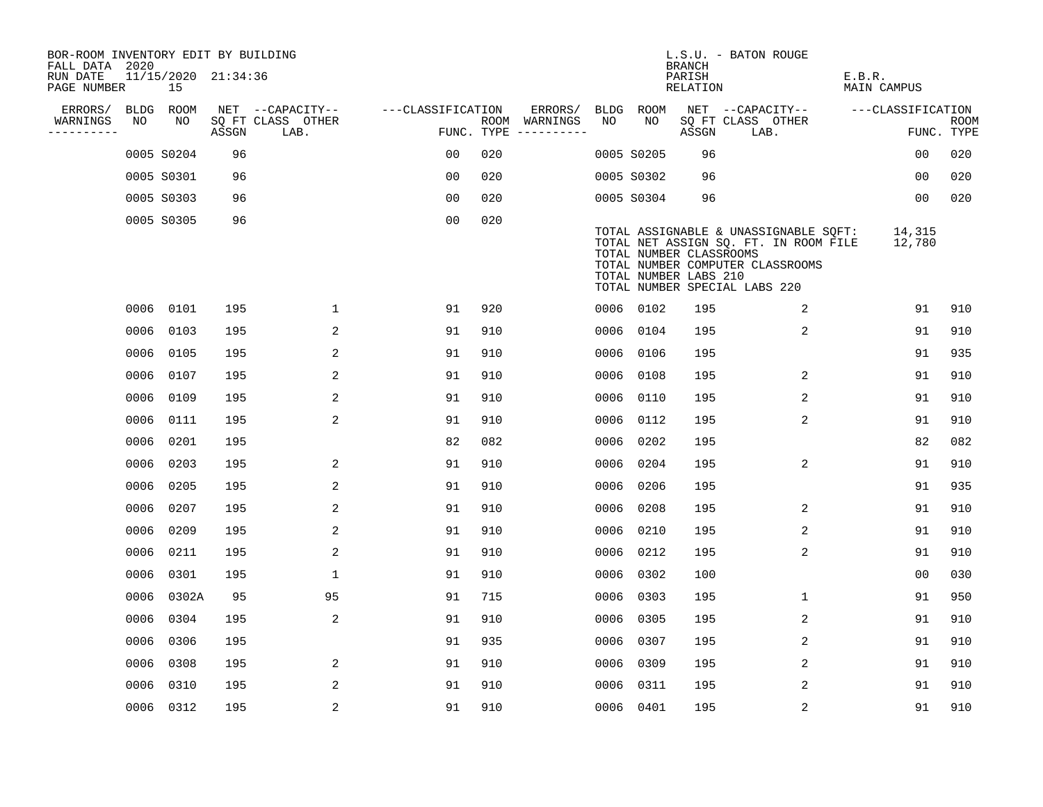BOR-ROOM INVENTORY EDIT BY BUILDING
FALL DATA 2020
RUN DATE 11/15/2020 21:34:36
PAGE NUMBER 15

L.S.U. - BATON ROUGE
BRANCH
PARISH E.B.R.
RELATION MAIN CAMPUS

| ERRORS/ WARNINGS | BLDG NO | ROOM NO | NET SQ FT ASSGN | CAPACITY CLASS LAB. | CAPACITY OTHER | CLASSIFICATION FUNC. | ROOM TYPE | ERRORS/ WARNINGS | BLDG NO | ROOM NO | NET SQ FT ASSGN | CAPACITY CLASS LAB. | CAPACITY OTHER | CLASSIFICATION FUNC. | ROOM TYPE |
|---|---|---|---|---|---|---|---|---|---|---|---|---|---|---|---|
| | 0005 | S0204 | 96 | | | 00 | 020 | | 0005 | S0205 | 96 | | | 00 | 020 |
| | 0005 | S0301 | 96 | | | 00 | 020 | | 0005 | S0302 | 96 | | | 00 | 020 |
| | 0005 | S0303 | 96 | | | 00 | 020 | | 0005 | S0304 | 96 | | | 00 | 020 |
| | 0005 | S0305 | 96 | | | 00 | 020 | | | | | | | | |

TOTAL ASSIGNABLE & UNASSIGNABLE SQFT: 14,315
TOTAL NET ASSIGN SQ. FT. IN ROOM FILE 12,780
TOTAL NUMBER CLASSROOMS
TOTAL NUMBER COMPUTER CLASSROOMS
TOTAL NUMBER LABS 210
TOTAL NUMBER SPECIAL LABS 220

| ERRORS/ WARNINGS | BLDG NO | ROOM NO | NET SQ FT ASSGN | CAPACITY CLASS LAB. | CAPACITY OTHER | CLASSIFICATION FUNC. | ROOM TYPE | ERRORS/ WARNINGS | BLDG NO | ROOM NO | NET SQ FT ASSGN | CAPACITY CLASS LAB. | CAPACITY OTHER | CLASSIFICATION FUNC. | ROOM TYPE |
|---|---|---|---|---|---|---|---|---|---|---|---|---|---|---|---|
| | 0006 | 0101 | 195 | | 1 | 91 | 920 | | 0006 | 0102 | 195 | | 2 | 91 | 910 |
| | 0006 | 0103 | 195 | | 2 | 91 | 910 | | 0006 | 0104 | 195 | | 2 | 91 | 910 |
| | 0006 | 0105 | 195 | | 2 | 91 | 910 | | 0006 | 0106 | 195 | | | 91 | 935 |
| | 0006 | 0107 | 195 | | 2 | 91 | 910 | | 0006 | 0108 | 195 | | 2 | 91 | 910 |
| | 0006 | 0109 | 195 | | 2 | 91 | 910 | | 0006 | 0110 | 195 | | 2 | 91 | 910 |
| | 0006 | 0111 | 195 | | 2 | 91 | 910 | | 0006 | 0112 | 195 | | 2 | 91 | 910 |
| | 0006 | 0201 | 195 | | | 82 | 082 | | 0006 | 0202 | 195 | | | 82 | 082 |
| | 0006 | 0203 | 195 | | 2 | 91 | 910 | | 0006 | 0204 | 195 | | 2 | 91 | 910 |
| | 0006 | 0205 | 195 | | 2 | 91 | 910 | | 0006 | 0206 | 195 | | | 91 | 935 |
| | 0006 | 0207 | 195 | | 2 | 91 | 910 | | 0006 | 0208 | 195 | | 2 | 91 | 910 |
| | 0006 | 0209 | 195 | | 2 | 91 | 910 | | 0006 | 0210 | 195 | | 2 | 91 | 910 |
| | 0006 | 0211 | 195 | | 2 | 91 | 910 | | 0006 | 0212 | 195 | | 2 | 91 | 910 |
| | 0006 | 0301 | 195 | | 1 | 91 | 910 | | 0006 | 0302 | 100 | | | 00 | 030 |
| | 0006 | 0302A | 95 | | 95 | 91 | 715 | | 0006 | 0303 | 195 | | 1 | 91 | 950 |
| | 0006 | 0304 | 195 | | 2 | 91 | 910 | | 0006 | 0305 | 195 | | 2 | 91 | 910 |
| | 0006 | 0306 | 195 | | | 91 | 935 | | 0006 | 0307 | 195 | | 2 | 91 | 910 |
| | 0006 | 0308 | 195 | | 2 | 91 | 910 | | 0006 | 0309 | 195 | | 2 | 91 | 910 |
| | 0006 | 0310 | 195 | | 2 | 91 | 910 | | 0006 | 0311 | 195 | | 2 | 91 | 910 |
| | 0006 | 0312 | 195 | | 2 | 91 | 910 | | 0006 | 0401 | 195 | | 2 | 91 | 910 |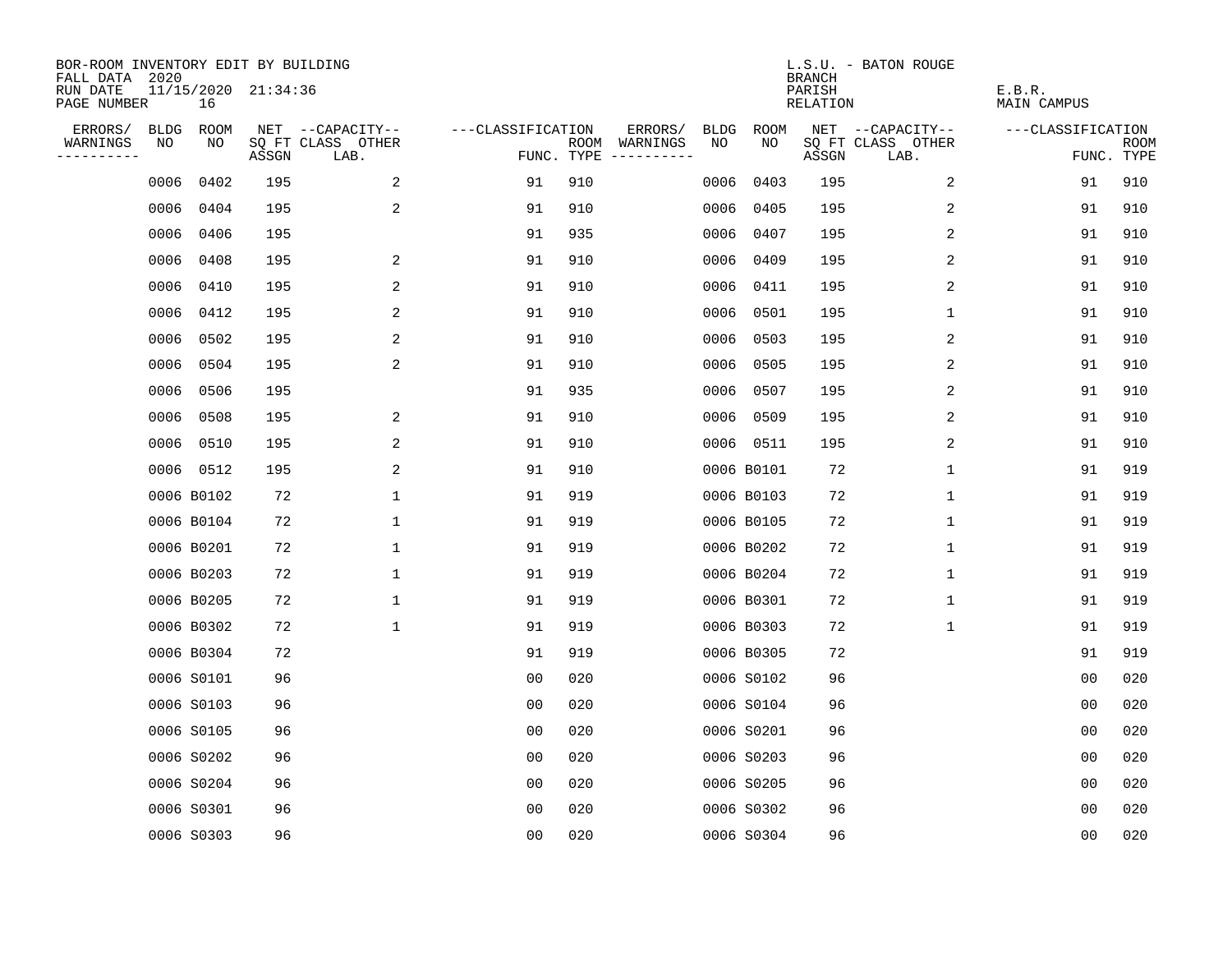BOR-ROOM INVENTORY EDIT BY BUILDING
FALL DATA 2020
RUN DATE 11/15/2020 21:34:36
PAGE NUMBER 16

L.S.U. - BATON ROUGE
BRANCH
PARISH E.B.R.
RELATION MAIN CAMPUS

| ERRORS/ WARNINGS | BLDG NO | ROOM NO | NET SQ FT ASSGN | CAPACITY CLASS LAB. | CAPACITY OTHER | CLASSIFICATION FUNC. | ROOM TYPE | ERRORS/ WARNINGS | BLDG NO | ROOM NO | NET SQ FT ASSGN | CAPACITY CLASS LAB. | CAPACITY OTHER | CLASSIFICATION FUNC. | ROOM TYPE |
|---|---|---|---|---|---|---|---|---|---|---|---|---|---|---|---|
| | 0006 | 0402 | 195 | | 2 | 91 | 910 | | 0006 | 0403 | 195 | | 2 | 91 | 910 |
| | 0006 | 0404 | 195 | | 2 | 91 | 910 | | 0006 | 0405 | 195 | | 2 | 91 | 910 |
| | 0006 | 0406 | 195 | | | 91 | 935 | | 0006 | 0407 | 195 | | 2 | 91 | 910 |
| | 0006 | 0408 | 195 | | 2 | 91 | 910 | | 0006 | 0409 | 195 | | 2 | 91 | 910 |
| | 0006 | 0410 | 195 | | 2 | 91 | 910 | | 0006 | 0411 | 195 | | 2 | 91 | 910 |
| | 0006 | 0412 | 195 | | 2 | 91 | 910 | | 0006 | 0501 | 195 | | 1 | 91 | 910 |
| | 0006 | 0502 | 195 | | 2 | 91 | 910 | | 0006 | 0503 | 195 | | 2 | 91 | 910 |
| | 0006 | 0504 | 195 | | 2 | 91 | 910 | | 0006 | 0505 | 195 | | 2 | 91 | 910 |
| | 0006 | 0506 | 195 | | | 91 | 935 | | 0006 | 0507 | 195 | | 2 | 91 | 910 |
| | 0006 | 0508 | 195 | | 2 | 91 | 910 | | 0006 | 0509 | 195 | | 2 | 91 | 910 |
| | 0006 | 0510 | 195 | | 2 | 91 | 910 | | 0006 | 0511 | 195 | | 2 | 91 | 910 |
| | 0006 | 0512 | 195 | | 2 | 91 | 910 | | 0006 | B0101 | 72 | | 1 | 91 | 919 |
| | 0006 | B0102 | 72 | | 1 | 91 | 919 | | 0006 | B0103 | 72 | | 1 | 91 | 919 |
| | 0006 | B0104 | 72 | | 1 | 91 | 919 | | 0006 | B0105 | 72 | | 1 | 91 | 919 |
| | 0006 | B0201 | 72 | | 1 | 91 | 919 | | 0006 | B0202 | 72 | | 1 | 91 | 919 |
| | 0006 | B0203 | 72 | | 1 | 91 | 919 | | 0006 | B0204 | 72 | | 1 | 91 | 919 |
| | 0006 | B0205 | 72 | | 1 | 91 | 919 | | 0006 | B0301 | 72 | | 1 | 91 | 919 |
| | 0006 | B0302 | 72 | | 1 | 91 | 919 | | 0006 | B0303 | 72 | | 1 | 91 | 919 |
| | 0006 | B0304 | 72 | | | 91 | 919 | | 0006 | B0305 | 72 | | | 91 | 919 |
| | 0006 | S0101 | 96 | | | 00 | 020 | | 0006 | S0102 | 96 | | | 00 | 020 |
| | 0006 | S0103 | 96 | | | 00 | 020 | | 0006 | S0104 | 96 | | | 00 | 020 |
| | 0006 | S0105 | 96 | | | 00 | 020 | | 0006 | S0201 | 96 | | | 00 | 020 |
| | 0006 | S0202 | 96 | | | 00 | 020 | | 0006 | S0203 | 96 | | | 00 | 020 |
| | 0006 | S0204 | 96 | | | 00 | 020 | | 0006 | S0205 | 96 | | | 00 | 020 |
| | 0006 | S0301 | 96 | | | 00 | 020 | | 0006 | S0302 | 96 | | | 00 | 020 |
| | 0006 | S0303 | 96 | | | 00 | 020 | | 0006 | S0304 | 96 | | | 00 | 020 |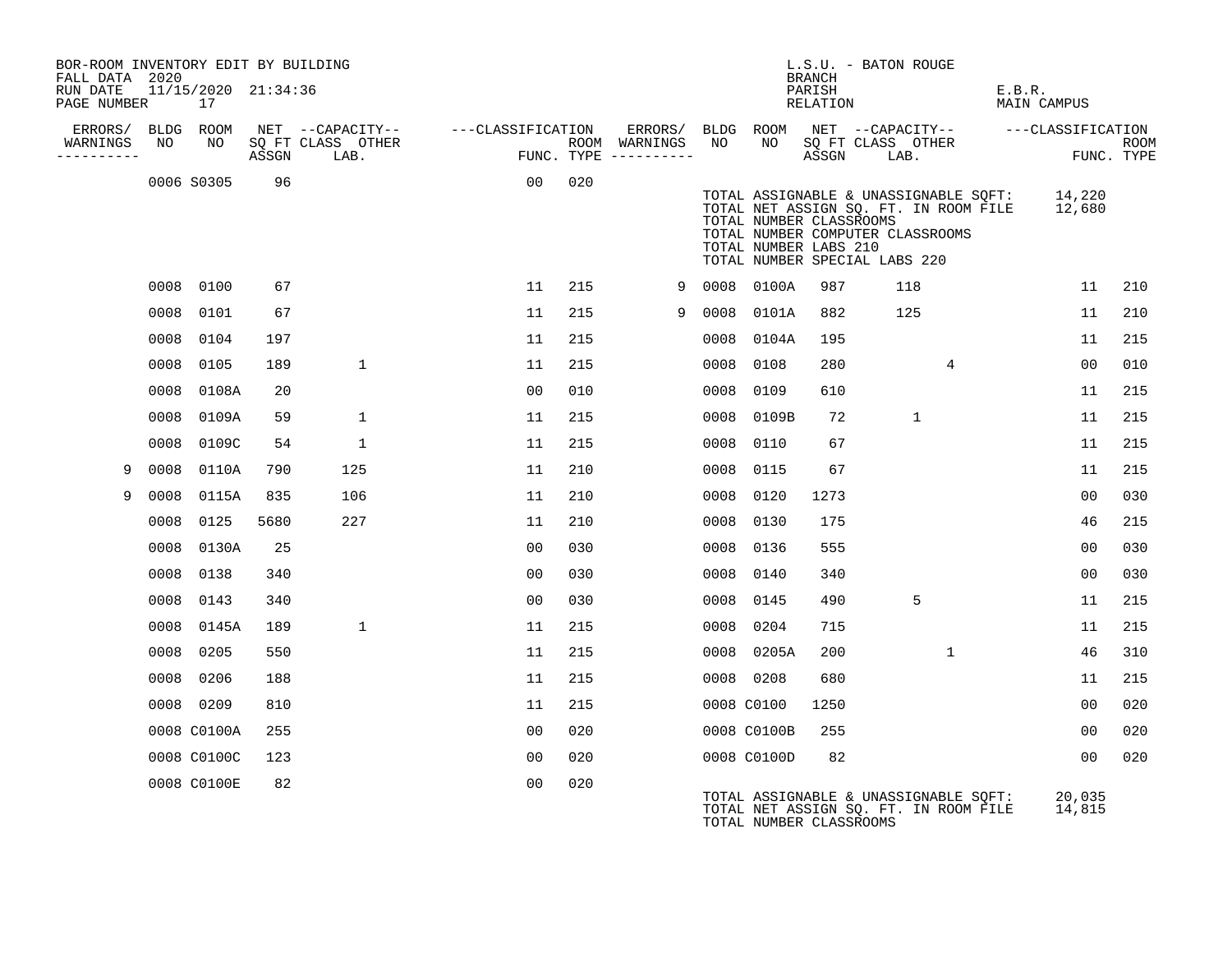BOR-ROOM INVENTORY EDIT BY BUILDING
FALL DATA 2020
RUN DATE 11/15/2020 21:34:36
PAGE NUMBER 17

L.S.U. - BATON ROUGE
BRANCH
PARISH E.B.R.
RELATION MAIN CAMPUS

| ERRORS/ WARNINGS | BLDG NO | ROOM NO | NET SQ FT ASSGN | CAPACITY CLASS LAB. | CAPACITY OTHER | CLASSIFICATION FUNC. | ROOM TYPE | ERRORS/ WARNINGS | BLDG NO | ROOM NO | NET SQ FT ASSGN | CAPACITY CLASS LAB. | CAPACITY OTHER | CLASSIFICATION FUNC. | ROOM TYPE |
|---|---|---|---|---|---|---|---|---|---|---|---|---|---|---|---|
| | 0006 | S0305 | 96 | | | 00 | 020 | | | | | | | | |

TOTAL ASSIGNABLE & UNASSIGNABLE SQFT: 14,220
TOTAL NET ASSIGN SQ. FT. IN ROOM FILE 12,680
TOTAL NUMBER CLASSROOMS
TOTAL NUMBER COMPUTER CLASSROOMS
TOTAL NUMBER LABS 210
TOTAL NUMBER SPECIAL LABS 220

| ERRORS/ WARNINGS | BLDG NO | ROOM NO | NET SQ FT ASSGN | CAPACITY CLASS LAB. | CAPACITY OTHER | CLASSIFICATION FUNC. | ROOM TYPE | ERRORS/ WARNINGS | BLDG NO | ROOM NO | NET SQ FT ASSGN | CAPACITY CLASS LAB. | CAPACITY OTHER | CLASSIFICATION FUNC. | ROOM TYPE |
|---|---|---|---|---|---|---|---|---|---|---|---|---|---|---|---|
| | 0008 | 0100 | 67 | | | 11 | 215 | 9 | 0008 | 0100A | 987 | 118 | | 11 | 210 |
| | 0008 | 0101 | 67 | | | 11 | 215 | 9 | 0008 | 0101A | 882 | 125 | | 11 | 210 |
| | 0008 | 0104 | 197 | | | 11 | 215 | | 0008 | 0104A | 195 | | | 11 | 215 |
| | 0008 | 0105 | 189 | 1 | | 11 | 215 | | 0008 | 0108 | 280 | | 4 | 00 | 010 |
| | 0008 | 0108A | 20 | | | 00 | 010 | | 0008 | 0109 | 610 | | | 11 | 215 |
| | 0008 | 0109A | 59 | 1 | | 11 | 215 | | 0008 | 0109B | 72 | 1 | | 11 | 215 |
| | 0008 | 0109C | 54 | 1 | | 11 | 215 | | 0008 | 0110 | 67 | | | 11 | 215 |
| 9 | 0008 | 0110A | 790 | 125 | | 11 | 210 | | 0008 | 0115 | 67 | | | 11 | 215 |
| 9 | 0008 | 0115A | 835 | 106 | | 11 | 210 | | 0008 | 0120 | 1273 | | | 00 | 030 |
| | 0008 | 0125 | 5680 | 227 | | 11 | 210 | | 0008 | 0130 | 175 | | | 46 | 215 |
| | 0008 | 0130A | 25 | | | 00 | 030 | | 0008 | 0136 | 555 | | | 00 | 030 |
| | 0008 | 0138 | 340 | | | 00 | 030 | | 0008 | 0140 | 340 | | | 00 | 030 |
| | 0008 | 0143 | 340 | | | 00 | 030 | | 0008 | 0145 | 490 | 5 | | 11 | 215 |
| | 0008 | 0145A | 189 | 1 | | 11 | 215 | | 0008 | 0204 | 715 | | | 11 | 215 |
| | 0008 | 0205 | 550 | | | 11 | 215 | | 0008 | 0205A | 200 | | 1 | 46 | 310 |
| | 0008 | 0206 | 188 | | | 11 | 215 | | 0008 | 0208 | 680 | | | 11 | 215 |
| | 0008 | 0209 | 810 | | | 11 | 215 | | 0008 | C0100 | 1250 | | | 00 | 020 |
| | 0008 | C0100A | 255 | | | 00 | 020 | | 0008 | C0100B | 255 | | | 00 | 020 |
| | 0008 | C0100C | 123 | | | 00 | 020 | | 0008 | C0100D | 82 | | | 00 | 020 |
| | 0008 | C0100E | 82 | | | 00 | 020 | | | | | | | | |

TOTAL ASSIGNABLE & UNASSIGNABLE SQFT: 20,035
TOTAL NET ASSIGN SQ. FT. IN ROOM FILE 14,815
TOTAL NUMBER CLASSROOMS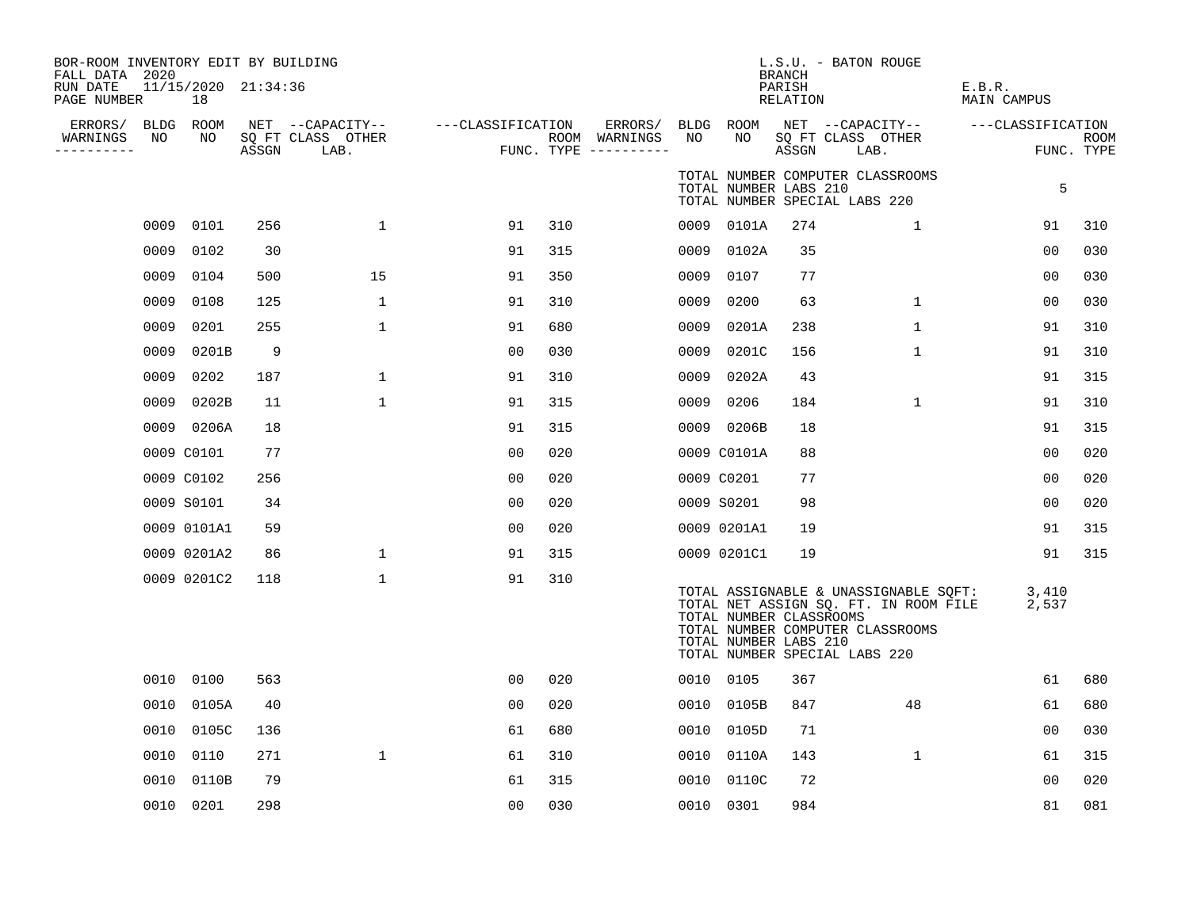BOR-ROOM INVENTORY EDIT BY BUILDING
FALL DATA 2020
RUN DATE 11/15/2020 21:34:36
PAGE NUMBER 18

L.S.U. - BATON ROUGE
BRANCH
PARISH E.B.R.
RELATION MAIN CAMPUS

| ERRORS/ WARNINGS | BLDG NO | ROOM NO | NET SQ FT ASSGN | CAPACITY CLASS | CAPACITY OTHER LAB. | CLASSIFICATION FUNC. | ROOM TYPE | ERRORS/ WARNINGS | BLDG NO | ROOM NO | NET SQ FT ASSGN | CAPACITY CLASS | CAPACITY OTHER LAB. | CLASSIFICATION FUNC. | ROOM TYPE |
|---|---|---|---|---|---|---|---|---|---|---|---|---|---|---|---|
| | | | | | | | | | TOTAL NUMBER COMPUTER CLASSROOMS | | | | | 5 | |
| | | | | | | | | | TOTAL NUMBER LABS 210 | | | | | | |
| | | | | | | | | | TOTAL NUMBER SPECIAL LABS 220 | | | | | | |
| | 0009 | 0101 | 256 | | 1 | 91 | 310 | | 0009 | 0101A | 274 | | 1 | 91 | 310 |
| | 0009 | 0102 | 30 | | | 91 | 315 | | 0009 | 0102A | 35 | | | 00 | 030 |
| | 0009 | 0104 | 500 | | 15 | 91 | 350 | | 0009 | 0107 | 77 | | | 00 | 030 |
| | 0009 | 0108 | 125 | | 1 | 91 | 310 | | 0009 | 0200 | 63 | | 1 | 00 | 030 |
| | 0009 | 0201 | 255 | | 1 | 91 | 680 | | 0009 | 0201A | 238 | | 1 | 91 | 310 |
| | 0009 | 0201B | 9 | | | 00 | 030 | | 0009 | 0201C | 156 | | 1 | 91 | 310 |
| | 0009 | 0202 | 187 | | 1 | 91 | 310 | | 0009 | 0202A | 43 | | | 91 | 315 |
| | 0009 | 0202B | 11 | | 1 | 91 | 315 | | 0009 | 0206 | 184 | | 1 | 91 | 310 |
| | 0009 | 0206A | 18 | | | 91 | 315 | | 0009 | 0206B | 18 | | | 91 | 315 |
| | 0009 | C0101 | 77 | | | 00 | 020 | | 0009 | C0101A | 88 | | | 00 | 020 |
| | 0009 | C0102 | 256 | | | 00 | 020 | | 0009 | C0201 | 77 | | | 00 | 020 |
| | 0009 | S0101 | 34 | | | 00 | 020 | | 0009 | S0201 | 98 | | | 00 | 020 |
| | 0009 | 0101A1 | 59 | | | 00 | 020 | | 0009 | 0201A1 | 19 | | | 91 | 315 |
| | 0009 | 0201A2 | 86 | | 1 | 91 | 315 | | 0009 | 0201C1 | 19 | | | 91 | 315 |
| | 0009 | 0201C2 | 118 | | 1 | 91 | 310 | | | | | | | | |
| | | | | | | | | | TOTAL ASSIGNABLE & UNASSIGNABLE SQFT: | | | | | 3,410 | |
| | | | | | | | | | TOTAL NET ASSIGN SQ. FT. IN ROOM FILE | | | | | 2,537 | |
| | | | | | | | | | TOTAL NUMBER CLASSROOMS | | | | | | |
| | | | | | | | | | TOTAL NUMBER COMPUTER CLASSROOMS | | | | | | |
| | | | | | | | | | TOTAL NUMBER LABS 210 | | | | | | |
| | | | | | | | | | TOTAL NUMBER SPECIAL LABS 220 | | | | | | |
| | 0010 | 0100 | 563 | | | 00 | 020 | | 0010 | 0105 | 367 | | | 61 | 680 |
| | 0010 | 0105A | 40 | | | 00 | 020 | | 0010 | 0105B | 847 | | 48 | 61 | 680 |
| | 0010 | 0105C | 136 | | | 61 | 680 | | 0010 | 0105D | 71 | | | 00 | 030 |
| | 0010 | 0110 | 271 | | 1 | 61 | 310 | | 0010 | 0110A | 143 | | 1 | 61 | 315 |
| | 0010 | 0110B | 79 | | | 61 | 315 | | 0010 | 0110C | 72 | | | 00 | 020 |
| | 0010 | 0201 | 298 | | | 00 | 030 | | 0010 | 0301 | 984 | | | 81 | 081 |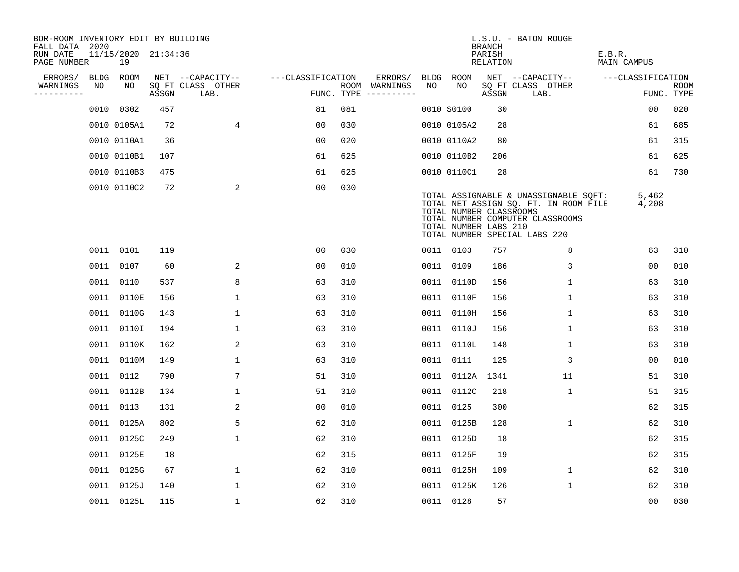BOR-ROOM INVENTORY EDIT BY BUILDING
FALL DATA 2020
RUN DATE 11/15/2020 21:34:36

L.S.U. - BATON ROUGE
BRANCH
PARISH E.B.R.
RELATION MAIN CAMPUS

| ERRORS/ WARNINGS | BLDG NO | ROOM NO | NET ASSGN SQ FT | CAPACITY CLASS LAB. | CAPACITY OTHER | CLASSIFICATION FUNC. | ROOM TYPE | ERRORS/ WARNINGS | BLDG NO | ROOM NO | NET ASSGN SQ FT | CAPACITY CLASS LAB. | CAPACITY OTHER | CLASSIFICATION FUNC. | ROOM TYPE |
|---|---|---|---|---|---|---|---|---|---|---|---|---|---|---|---|
| | 0010 | 0302 | 457 | | | 81 | 081 | | 0010 | S0100 | 30 | | | 00 | 020 |
| | 0010 | 0105A1 | 72 | | 4 | 00 | 030 | | 0010 | 0105A2 | 28 | | | 61 | 685 |
| | 0010 | 0110A1 | 36 | | | 00 | 020 | | 0010 | 0110A2 | 80 | | | 61 | 315 |
| | 0010 | 0110B1 | 107 | | | 61 | 625 | | 0010 | 0110B2 | 206 | | | 61 | 625 |
| | 0010 | 0110B3 | 475 | | | 61 | 625 | | 0010 | 0110C1 | 28 | | | 61 | 730 |
| | 0010 | 0110C2 | 72 | | 2 | 00 | 030 | | | | | | | | |

TOTAL ASSIGNABLE & UNASSIGNABLE SQFT: 5,462
TOTAL NET ASSIGN SQ. FT. IN ROOM FILE 4,208
TOTAL NUMBER CLASSROOMS
TOTAL NUMBER COMPUTER CLASSROOMS
TOTAL NUMBER LABS 210
TOTAL NUMBER SPECIAL LABS 220

| ERRORS/ WARNINGS | BLDG NO | ROOM NO | NET ASSGN SQ FT | CAPACITY CLASS LAB. | CAPACITY OTHER | CLASSIFICATION FUNC. | ROOM TYPE | ERRORS/ WARNINGS | BLDG NO | ROOM NO | NET ASSGN SQ FT | CAPACITY CLASS LAB. | CAPACITY OTHER | CLASSIFICATION FUNC. | ROOM TYPE |
|---|---|---|---|---|---|---|---|---|---|---|---|---|---|---|---|
| | 0011 | 0101 | 119 | | | 00 | 030 | | 0011 | 0103 | 757 | | 8 | 63 | 310 |
| | 0011 | 0107 | 60 | | 2 | 00 | 010 | | 0011 | 0109 | 186 | | 3 | 00 | 010 |
| | 0011 | 0110 | 537 | | 8 | 63 | 310 | | 0011 | 0110D | 156 | | 1 | 63 | 310 |
| | 0011 | 0110E | 156 | | 1 | 63 | 310 | | 0011 | 0110F | 156 | | 1 | 63 | 310 |
| | 0011 | 0110G | 143 | | 1 | 63 | 310 | | 0011 | 0110H | 156 | | 1 | 63 | 310 |
| | 0011 | 0110I | 194 | | 1 | 63 | 310 | | 0011 | 0110J | 156 | | 1 | 63 | 310 |
| | 0011 | 0110K | 162 | | 2 | 63 | 310 | | 0011 | 0110L | 148 | | 1 | 63 | 310 |
| | 0011 | 0110M | 149 | | 1 | 63 | 310 | | 0011 | 0111 | 125 | | 3 | 00 | 010 |
| | 0011 | 0112 | 790 | | 7 | 51 | 310 | | 0011 | 0112A | 1341 | | 11 | 51 | 310 |
| | 0011 | 0112B | 134 | | 1 | 51 | 310 | | 0011 | 0112C | 218 | | 1 | 51 | 315 |
| | 0011 | 0113 | 131 | | 2 | 00 | 010 | | 0011 | 0125 | 300 | | | 62 | 315 |
| | 0011 | 0125A | 802 | | 5 | 62 | 310 | | 0011 | 0125B | 128 | | 1 | 62 | 310 |
| | 0011 | 0125C | 249 | | 1 | 62 | 310 | | 0011 | 0125D | 18 | | | 62 | 315 |
| | 0011 | 0125E | 18 | | | 62 | 315 | | 0011 | 0125F | 19 | | | 62 | 315 |
| | 0011 | 0125G | 67 | | 1 | 62 | 310 | | 0011 | 0125H | 109 | | 1 | 62 | 310 |
| | 0011 | 0125J | 140 | | 1 | 62 | 310 | | 0011 | 0125K | 126 | | 1 | 62 | 310 |
| | 0011 | 0125L | 115 | | 1 | 62 | 310 | | 0011 | 0128 | 57 | | | 00 | 030 |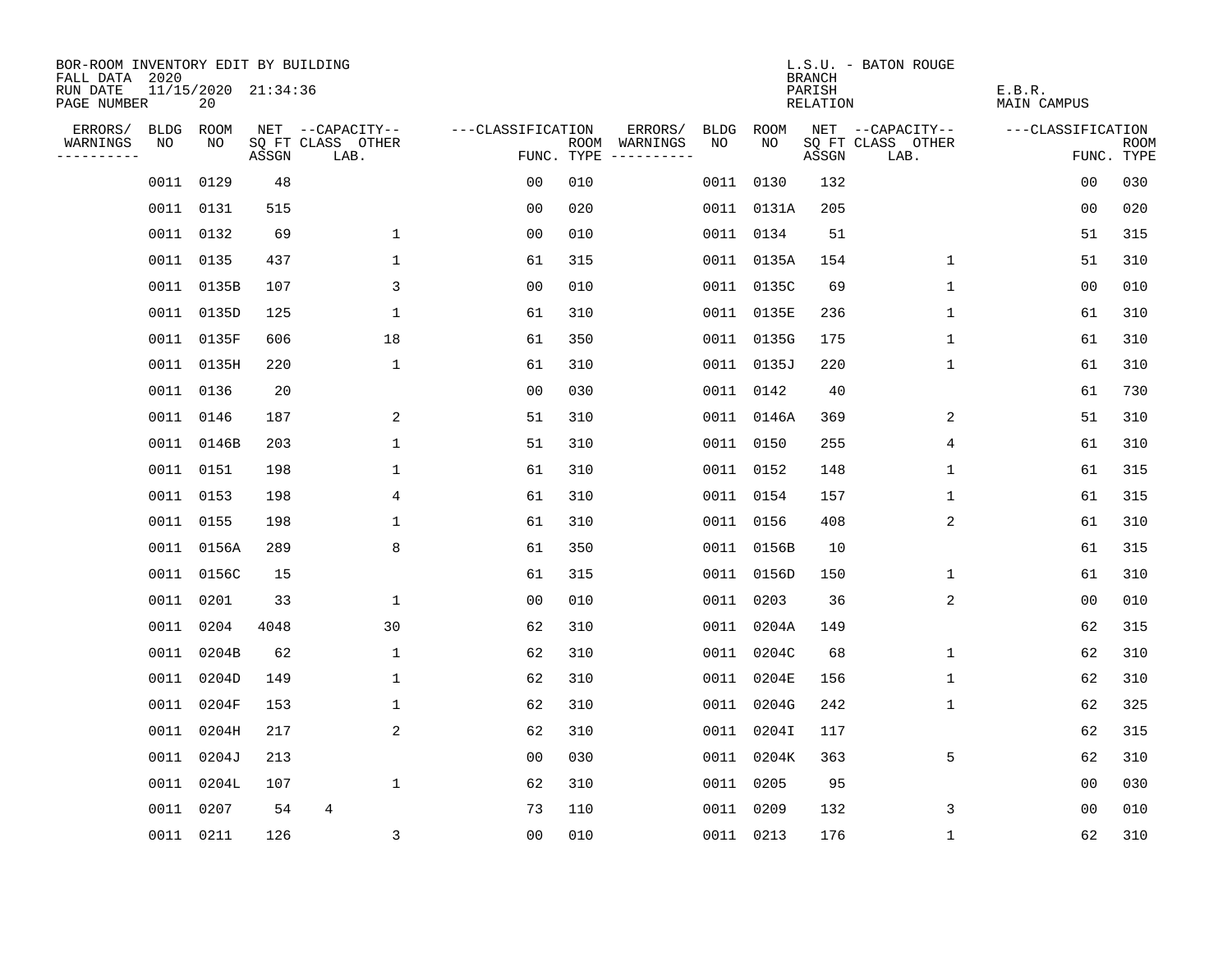BOR-ROOM INVENTORY EDIT BY BUILDING
FALL DATA 2020
RUN DATE 11/15/2020 21:34:36
PAGE NUMBER 20

L.S.U. - BATON ROUGE
BRANCH
PARISH E.B.R.
RELATION MAIN CAMPUS

| ERRORS/ WARNINGS | BLDG NO | ROOM NO | NET SQ FT ASSGN | CAPACITY CLASS | CAPACITY OTHER LAB. | CLASSIFICATION FUNC. | ROOM TYPE | ERRORS/ WARNINGS | BLDG NO | ROOM NO | NET SQ FT ASSGN | CAPACITY CLASS | CAPACITY OTHER LAB. | CLASSIFICATION FUNC. | ROOM TYPE |
|---|---|---|---|---|---|---|---|---|---|---|---|---|---|---|---|
| | 0011 | 0129 | 48 | | | 00 | 010 | | 0011 | 0130 | 132 | | | 00 | 030 |
| | 0011 | 0131 | 515 | | | 00 | 020 | | 0011 | 0131A | 205 | | | 00 | 020 |
| | 0011 | 0132 | 69 | | 1 | 00 | 010 | | 0011 | 0134 | 51 | | | 51 | 315 |
| | 0011 | 0135 | 437 | | 1 | 61 | 315 | | 0011 | 0135A | 154 | | 1 | 51 | 310 |
| | 0011 | 0135B | 107 | | 3 | 00 | 010 | | 0011 | 0135C | 69 | | 1 | 00 | 010 |
| | 0011 | 0135D | 125 | | 1 | 61 | 310 | | 0011 | 0135E | 236 | | 1 | 61 | 310 |
| | 0011 | 0135F | 606 | | 18 | 61 | 350 | | 0011 | 0135G | 175 | | 1 | 61 | 310 |
| | 0011 | 0135H | 220 | | 1 | 61 | 310 | | 0011 | 0135J | 220 | | 1 | 61 | 310 |
| | 0011 | 0136 | 20 | | | 00 | 030 | | 0011 | 0142 | 40 | | | 61 | 730 |
| | 0011 | 0146 | 187 | | 2 | 51 | 310 | | 0011 | 0146A | 369 | | 2 | 51 | 310 |
| | 0011 | 0146B | 203 | | 1 | 51 | 310 | | 0011 | 0150 | 255 | | 4 | 61 | 310 |
| | 0011 | 0151 | 198 | | 1 | 61 | 310 | | 0011 | 0152 | 148 | | 1 | 61 | 315 |
| | 0011 | 0153 | 198 | | 4 | 61 | 310 | | 0011 | 0154 | 157 | | 1 | 61 | 315 |
| | 0011 | 0155 | 198 | | 1 | 61 | 310 | | 0011 | 0156 | 408 | | 2 | 61 | 310 |
| | 0011 | 0156A | 289 | | 8 | 61 | 350 | | 0011 | 0156B | 10 | | | 61 | 315 |
| | 0011 | 0156C | 15 | | | 61 | 315 | | 0011 | 0156D | 150 | | 1 | 61 | 310 |
| | 0011 | 0201 | 33 | | 1 | 00 | 010 | | 0011 | 0203 | 36 | | 2 | 00 | 010 |
| | 0011 | 0204 | 4048 | | 30 | 62 | 310 | | 0011 | 0204A | 149 | | | 62 | 315 |
| | 0011 | 0204B | 62 | | 1 | 62 | 310 | | 0011 | 0204C | 68 | | 1 | 62 | 310 |
| | 0011 | 0204D | 149 | | 1 | 62 | 310 | | 0011 | 0204E | 156 | | 1 | 62 | 310 |
| | 0011 | 0204F | 153 | | 1 | 62 | 310 | | 0011 | 0204G | 242 | | 1 | 62 | 325 |
| | 0011 | 0204H | 217 | | 2 | 62 | 310 | | 0011 | 0204I | 117 | | | 62 | 315 |
| | 0011 | 0204J | 213 | | | 00 | 030 | | 0011 | 0204K | 363 | | 5 | 62 | 310 |
| | 0011 | 0204L | 107 | | 1 | 62 | 310 | | 0011 | 0205 | 95 | | | 00 | 030 |
| | 0011 | 0207 | 54 | 4 | | 73 | 110 | | 0011 | 0209 | 132 | | 3 | 00 | 010 |
| | 0011 | 0211 | 126 | | 3 | 00 | 010 | | 0011 | 0213 | 176 | | 1 | 62 | 310 |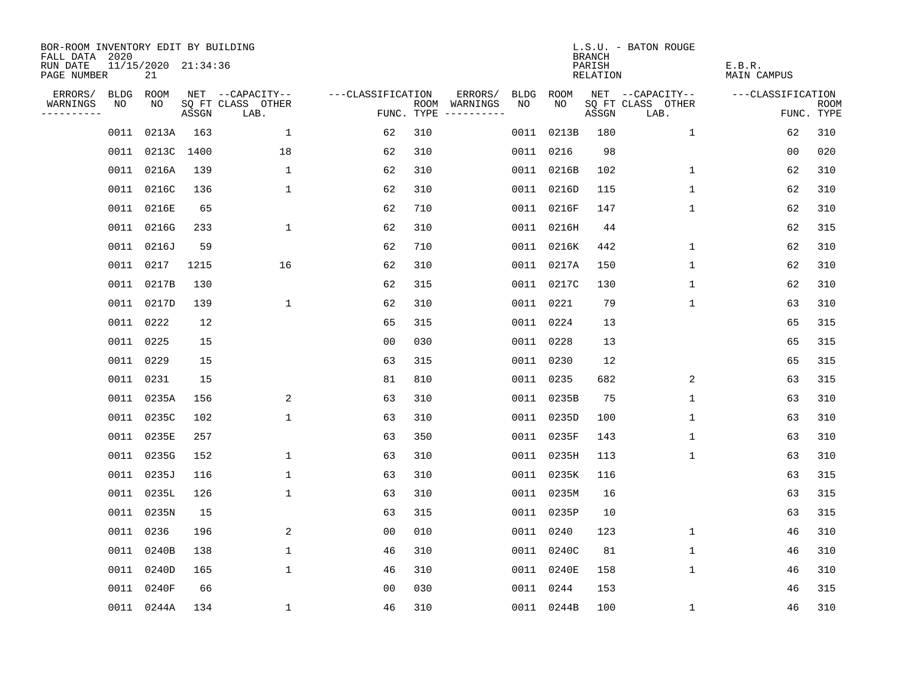BOR-ROOM INVENTORY EDIT BY BUILDING
FALL DATA 2020
RUN DATE 11/15/2020 21:34:36
PAGE NUMBER 21

L.S.U. - BATON ROUGE
BRANCH
PARISH E.B.R.
RELATION MAIN CAMPUS

| ERRORS/ WARNINGS | BLDG NO | ROOM NO | NET SQ FT ASSGN | --CAPACITY-- CLASS LAB. | OTHER | ---CLASSIFICATION FUNC. | ROOM TYPE | ERRORS/ WARNINGS | BLDG NO | ROOM NO | NET SQ FT ASSGN | --CAPACITY-- CLASS LAB. | OTHER | ---CLASSIFICATION FUNC. | ROOM TYPE |
|---|---|---|---|---|---|---|---|---|---|---|---|---|---|---|---|
| | 0011 | 0213A | 163 | | 1 | 62 | 310 | | 0011 | 0213B | 180 | | 1 | 62 | 310 |
| | 0011 | 0213C | 1400 | | 18 | 62 | 310 | | 0011 | 0216 | 98 | | | 00 | 020 |
| | 0011 | 0216A | 139 | | 1 | 62 | 310 | | 0011 | 0216B | 102 | | 1 | 62 | 310 |
| | 0011 | 0216C | 136 | | 1 | 62 | 310 | | 0011 | 0216D | 115 | | 1 | 62 | 310 |
| | 0011 | 0216E | 65 | | | 62 | 710 | | 0011 | 0216F | 147 | | 1 | 62 | 310 |
| | 0011 | 0216G | 233 | | 1 | 62 | 310 | | 0011 | 0216H | 44 | | | 62 | 315 |
| | 0011 | 0216J | 59 | | | 62 | 710 | | 0011 | 0216K | 442 | | 1 | 62 | 310 |
| | 0011 | 0217 | 1215 | | 16 | 62 | 310 | | 0011 | 0217A | 150 | | 1 | 62 | 310 |
| | 0011 | 0217B | 130 | | | 62 | 315 | | 0011 | 0217C | 130 | | 1 | 62 | 310 |
| | 0011 | 0217D | 139 | | 1 | 62 | 310 | | 0011 | 0221 | 79 | | 1 | 63 | 310 |
| | 0011 | 0222 | 12 | | | 65 | 315 | | 0011 | 0224 | 13 | | | 65 | 315 |
| | 0011 | 0225 | 15 | | | 00 | 030 | | 0011 | 0228 | 13 | | | 65 | 315 |
| | 0011 | 0229 | 15 | | | 63 | 315 | | 0011 | 0230 | 12 | | | 65 | 315 |
| | 0011 | 0231 | 15 | | | 81 | 810 | | 0011 | 0235 | 682 | | 2 | 63 | 315 |
| | 0011 | 0235A | 156 | | 2 | 63 | 310 | | 0011 | 0235B | 75 | | 1 | 63 | 310 |
| | 0011 | 0235C | 102 | | 1 | 63 | 310 | | 0011 | 0235D | 100 | | 1 | 63 | 310 |
| | 0011 | 0235E | 257 | | | 63 | 350 | | 0011 | 0235F | 143 | | 1 | 63 | 310 |
| | 0011 | 0235G | 152 | | 1 | 63 | 310 | | 0011 | 0235H | 113 | | 1 | 63 | 310 |
| | 0011 | 0235J | 116 | | 1 | 63 | 310 | | 0011 | 0235K | 116 | | | 63 | 315 |
| | 0011 | 0235L | 126 | | 1 | 63 | 310 | | 0011 | 0235M | 16 | | | 63 | 315 |
| | 0011 | 0235N | 15 | | | 63 | 315 | | 0011 | 0235P | 10 | | | 63 | 315 |
| | 0011 | 0236 | 196 | | 2 | 00 | 010 | | 0011 | 0240 | 123 | | 1 | 46 | 310 |
| | 0011 | 0240B | 138 | | 1 | 46 | 310 | | 0011 | 0240C | 81 | | 1 | 46 | 310 |
| | 0011 | 0240D | 165 | | 1 | 46 | 310 | | 0011 | 0240E | 158 | | 1 | 46 | 310 |
| | 0011 | 0240F | 66 | | | 00 | 030 | | 0011 | 0244 | 153 | | | 46 | 315 |
| | 0011 | 0244A | 134 | | 1 | 46 | 310 | | 0011 | 0244B | 100 | | 1 | 46 | 310 |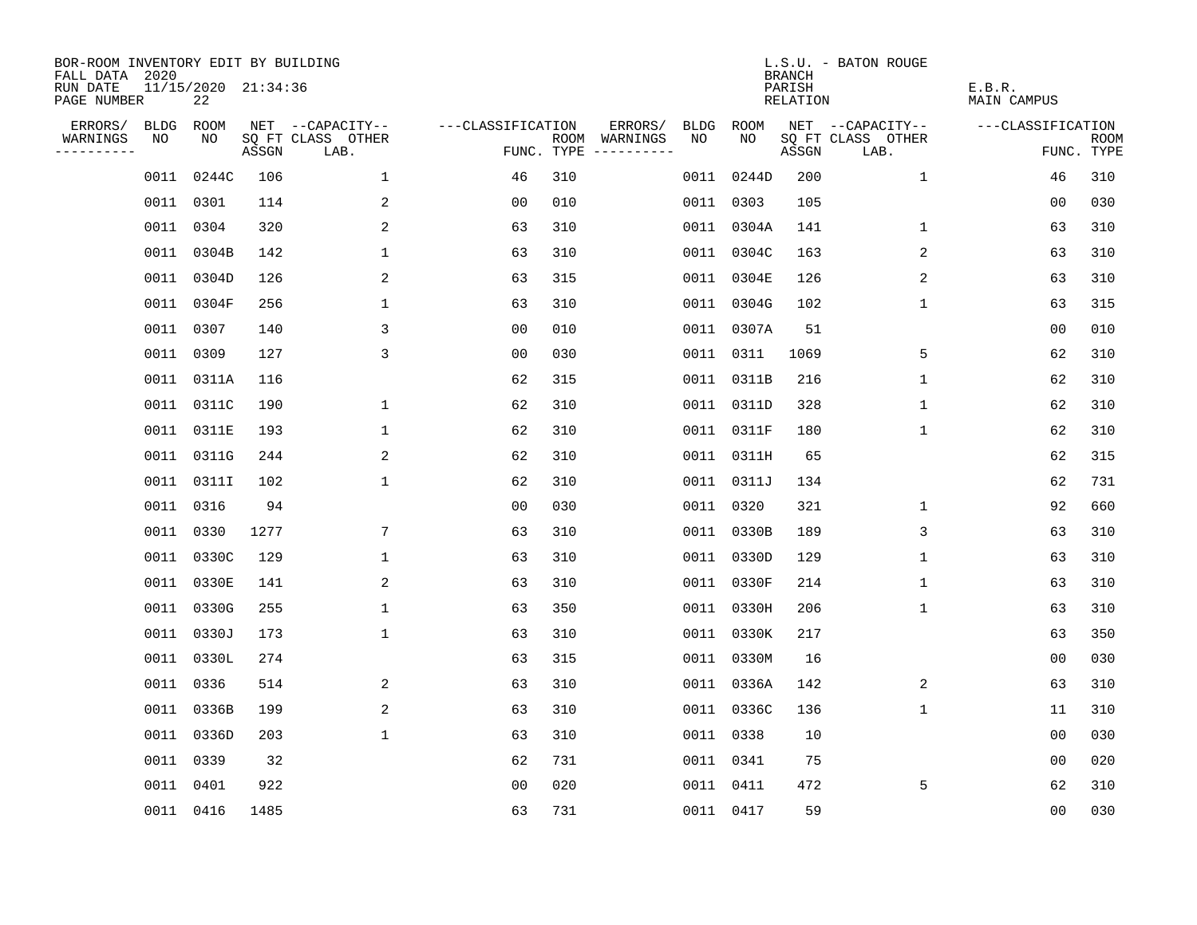BOR-ROOM INVENTORY EDIT BY BUILDING
FALL DATA 2020
RUN DATE 11/15/2020 21:34:36
PAGE NUMBER 22

L.S.U. - BATON ROUGE
BRANCH
PARISH E.B.R.
RELATION MAIN CAMPUS

| ERRORS/ WARNINGS | BLDG NO | ROOM NO | NET SQ FT ASSGN | --CAPACITY-- CLASS LAB. | OTHER | ---CLASSIFICATION FUNC. | ROOM TYPE | ERRORS/ WARNINGS | BLDG NO | ROOM NO | NET SQ FT ASSGN | --CAPACITY-- CLASS LAB. | OTHER | ---CLASSIFICATION FUNC. | ROOM TYPE |
|---|---|---|---|---|---|---|---|---|---|---|---|---|---|---|---|
| | 0011 | 0244C | 106 | | 1 | 46 | 310 | | 0011 | 0244D | 200 | | 1 | 46 | 310 |
| | 0011 | 0301 | 114 | | 2 | 00 | 010 | | 0011 | 0303 | 105 | | | 00 | 030 |
| | 0011 | 0304 | 320 | | 2 | 63 | 310 | | 0011 | 0304A | 141 | | 1 | 63 | 310 |
| | 0011 | 0304B | 142 | | 1 | 63 | 310 | | 0011 | 0304C | 163 | | 2 | 63 | 310 |
| | 0011 | 0304D | 126 | | 2 | 63 | 315 | | 0011 | 0304E | 126 | | 2 | 63 | 310 |
| | 0011 | 0304F | 256 | | 1 | 63 | 310 | | 0011 | 0304G | 102 | | 1 | 63 | 315 |
| | 0011 | 0307 | 140 | | 3 | 00 | 010 | | 0011 | 0307A | 51 | | | 00 | 010 |
| | 0011 | 0309 | 127 | | 3 | 00 | 030 | | 0011 | 0311 | 1069 | | 5 | 62 | 310 |
| | 0011 | 0311A | 116 | | | 62 | 315 | | 0011 | 0311B | 216 | | 1 | 62 | 310 |
| | 0011 | 0311C | 190 | | 1 | 62 | 310 | | 0011 | 0311D | 328 | | 1 | 62 | 310 |
| | 0011 | 0311E | 193 | | 1 | 62 | 310 | | 0011 | 0311F | 180 | | 1 | 62 | 310 |
| | 0011 | 0311G | 244 | | 2 | 62 | 310 | | 0011 | 0311H | 65 | | | 62 | 315 |
| | 0011 | 0311I | 102 | | 1 | 62 | 310 | | 0011 | 0311J | 134 | | | 62 | 731 |
| | 0011 | 0316 | 94 | | | 00 | 030 | | 0011 | 0320 | 321 | | 1 | 92 | 660 |
| | 0011 | 0330 | 1277 | | 7 | 63 | 310 | | 0011 | 0330B | 189 | | 3 | 63 | 310 |
| | 0011 | 0330C | 129 | | 1 | 63 | 310 | | 0011 | 0330D | 129 | | 1 | 63 | 310 |
| | 0011 | 0330E | 141 | | 2 | 63 | 310 | | 0011 | 0330F | 214 | | 1 | 63 | 310 |
| | 0011 | 0330G | 255 | | 1 | 63 | 350 | | 0011 | 0330H | 206 | | 1 | 63 | 310 |
| | 0011 | 0330J | 173 | | 1 | 63 | 310 | | 0011 | 0330K | 217 | | | 63 | 350 |
| | 0011 | 0330L | 274 | | | 63 | 315 | | 0011 | 0330M | 16 | | | 00 | 030 |
| | 0011 | 0336 | 514 | | 2 | 63 | 310 | | 0011 | 0336A | 142 | | 2 | 63 | 310 |
| | 0011 | 0336B | 199 | | 2 | 63 | 310 | | 0011 | 0336C | 136 | | 1 | 11 | 310 |
| | 0011 | 0336D | 203 | | 1 | 63 | 310 | | 0011 | 0338 | 10 | | | 00 | 030 |
| | 0011 | 0339 | 32 | | | 62 | 731 | | 0011 | 0341 | 75 | | | 00 | 020 |
| | 0011 | 0401 | 922 | | | 00 | 020 | | 0011 | 0411 | 472 | | 5 | 62 | 310 |
| | 0011 | 0416 | 1485 | | | 63 | 731 | | 0011 | 0417 | 59 | | | 00 | 030 |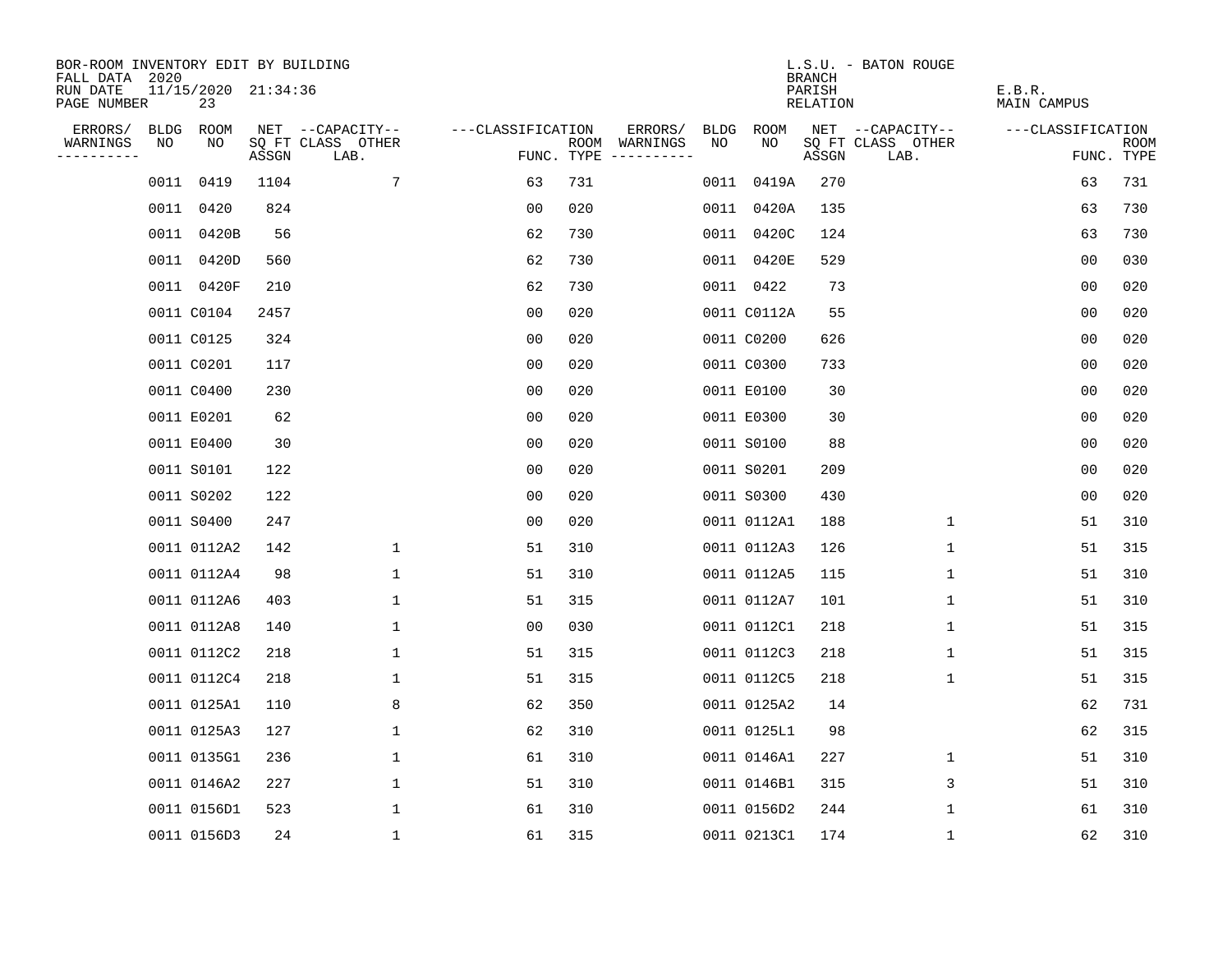BOR-ROOM INVENTORY EDIT BY BUILDING
FALL DATA 2020
RUN DATE 11/15/2020 21:34:36
PAGE NUMBER 23

L.S.U. - BATON ROUGE
BRANCH
PARISH E.B.R.
RELATION MAIN CAMPUS

| ERRORS/ WARNINGS | BLDG NO | ROOM NO | NET SQ FT ASSGN | CAPACITY LAB. | CAPACITY CLASS OTHER | CLASSIFICATION FUNC. | ROOM TYPE | ERRORS/ WARNINGS | BLDG NO | ROOM NO | NET SQ FT ASSGN | CAPACITY LAB. | CAPACITY CLASS OTHER | CLASSIFICATION FUNC. | ROOM TYPE |
|---|---|---|---|---|---|---|---|---|---|---|---|---|---|---|---|
| | 0011 | 0419 | 1104 | | 7 | 63 | 731 | | 0011 | 0419A | 270 | | | 63 | 731 |
| | 0011 | 0420 | 824 | | | 00 | 020 | | 0011 | 0420A | 135 | | | 63 | 730 |
| | 0011 | 0420B | 56 | | | 62 | 730 | | 0011 | 0420C | 124 | | | 63 | 730 |
| | 0011 | 0420D | 560 | | | 62 | 730 | | 0011 | 0420E | 529 | | | 00 | 030 |
| | 0011 | 0420F | 210 | | | 62 | 730 | | 0011 | 0422 | 73 | | | 00 | 020 |
| | 0011 | C0104 | 2457 | | | 00 | 020 | | 0011 | C0112A | 55 | | | 00 | 020 |
| | 0011 | C0125 | 324 | | | 00 | 020 | | 0011 | C0200 | 626 | | | 00 | 020 |
| | 0011 | C0201 | 117 | | | 00 | 020 | | 0011 | C0300 | 733 | | | 00 | 020 |
| | 0011 | C0400 | 230 | | | 00 | 020 | | 0011 | E0100 | 30 | | | 00 | 020 |
| | 0011 | E0201 | 62 | | | 00 | 020 | | 0011 | E0300 | 30 | | | 00 | 020 |
| | 0011 | E0400 | 30 | | | 00 | 020 | | 0011 | S0100 | 88 | | | 00 | 020 |
| | 0011 | S0101 | 122 | | | 00 | 020 | | 0011 | S0201 | 209 | | | 00 | 020 |
| | 0011 | S0202 | 122 | | | 00 | 020 | | 0011 | S0300 | 430 | | | 00 | 020 |
| | 0011 | S0400 | 247 | | | 00 | 020 | | 0011 | 0112A1 | 188 | | 1 | 51 | 310 |
| | 0011 | 0112A2 | 142 | | 1 | 51 | 310 | | 0011 | 0112A3 | 126 | | 1 | 51 | 315 |
| | 0011 | 0112A4 | 98 | | 1 | 51 | 310 | | 0011 | 0112A5 | 115 | | 1 | 51 | 310 |
| | 0011 | 0112A6 | 403 | | 1 | 51 | 315 | | 0011 | 0112A7 | 101 | | 1 | 51 | 310 |
| | 0011 | 0112A8 | 140 | | 1 | 00 | 030 | | 0011 | 0112C1 | 218 | | 1 | 51 | 315 |
| | 0011 | 0112C2 | 218 | | 1 | 51 | 315 | | 0011 | 0112C3 | 218 | | 1 | 51 | 315 |
| | 0011 | 0112C4 | 218 | | 1 | 51 | 315 | | 0011 | 0112C5 | 218 | | 1 | 51 | 315 |
| | 0011 | 0125A1 | 110 | | 8 | 62 | 350 | | 0011 | 0125A2 | 14 | | | 62 | 731 |
| | 0011 | 0125A3 | 127 | | 1 | 62 | 310 | | 0011 | 0125L1 | 98 | | | 62 | 315 |
| | 0011 | 0135G1 | 236 | | 1 | 61 | 310 | | 0011 | 0146A1 | 227 | | 1 | 51 | 310 |
| | 0011 | 0146A2 | 227 | | 1 | 51 | 310 | | 0011 | 0146B1 | 315 | | 3 | 51 | 310 |
| | 0011 | 0156D1 | 523 | | 1 | 61 | 310 | | 0011 | 0156D2 | 244 | | 1 | 61 | 310 |
| | 0011 | 0156D3 | 24 | | 1 | 61 | 315 | | 0011 | 0213C1 | 174 | | 1 | 62 | 310 |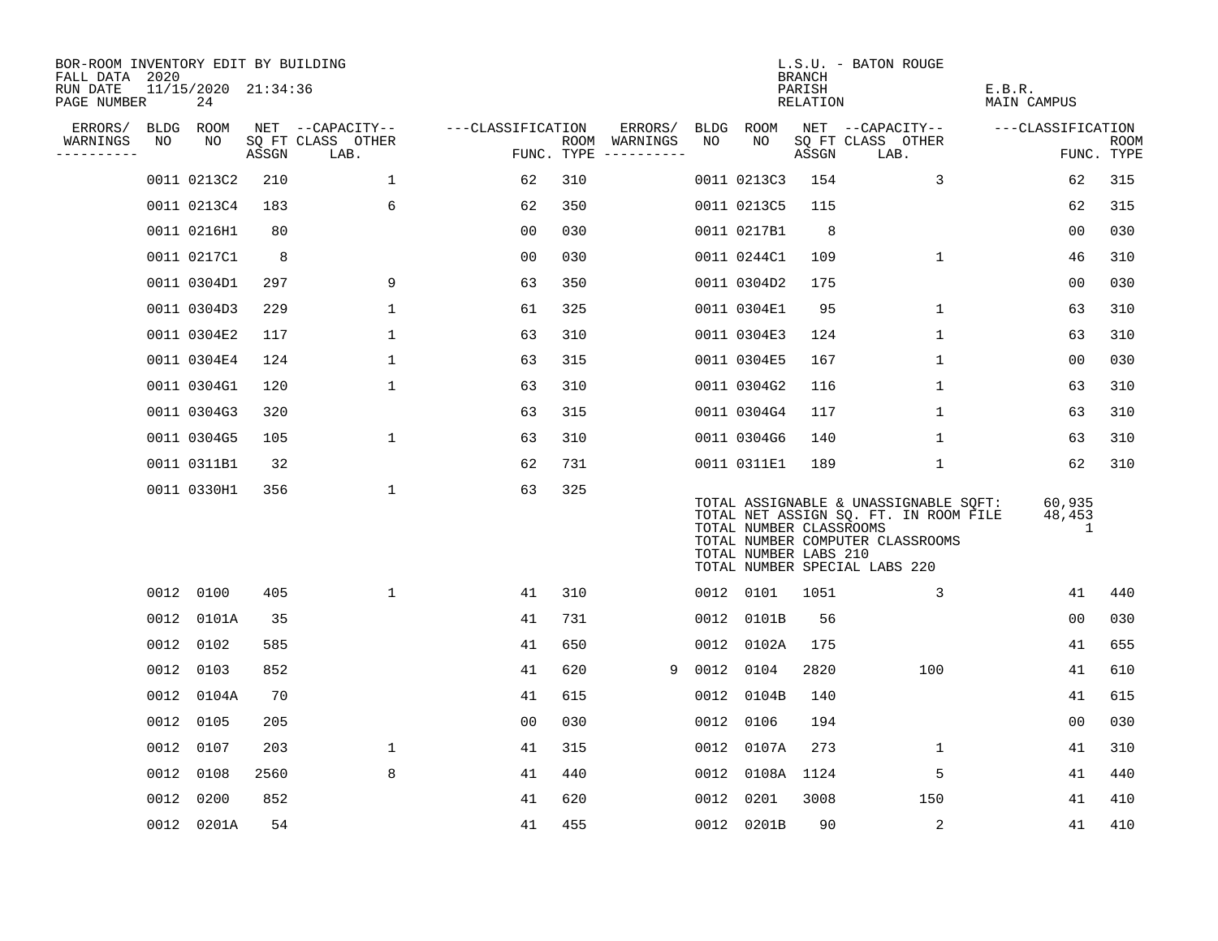BOR-ROOM INVENTORY EDIT BY BUILDING
FALL DATA 2020
RUN DATE 11/15/2020 21:34:36
PAGE NUMBER 24

L.S.U. - BATON ROUGE
BRANCH
PARISH E.B.R.
RELATION MAIN CAMPUS

| ERRORS/ WARNINGS | BLDG NO | ROOM NO | NET SQ FT ASSGN | CAPACITY CLASS LAB. | CAPACITY OTHER | CLASSIFICATION FUNC. | ROOM TYPE | ERRORS/ WARNINGS | BLDG NO | ROOM NO | NET SQ FT ASSGN | CAPACITY CLASS LAB. | CAPACITY OTHER | CLASSIFICATION FUNC. | ROOM TYPE |
|---|---|---|---|---|---|---|---|---|---|---|---|---|---|---|---|
| | 0011 | 0213C2 | 210 | | 1 | 62 | 310 | | 0011 | 0213C3 | 154 | | 3 | 62 | 315 |
| | 0011 | 0213C4 | 183 | | 6 | 62 | 350 | | 0011 | 0213C5 | 115 | | | 62 | 315 |
| | 0011 | 0216H1 | 80 | | | 00 | 030 | | 0011 | 0217B1 | 8 | | | 00 | 030 |
| | 0011 | 0217C1 | 8 | | | 00 | 030 | | 0011 | 0244C1 | 109 | | 1 | 46 | 310 |
| | 0011 | 0304D1 | 297 | | 9 | 63 | 350 | | 0011 | 0304D2 | 175 | | | 00 | 030 |
| | 0011 | 0304D3 | 229 | | 1 | 61 | 325 | | 0011 | 0304E1 | 95 | | 1 | 63 | 310 |
| | 0011 | 0304E2 | 117 | | 1 | 63 | 310 | | 0011 | 0304E3 | 124 | | 1 | 63 | 310 |
| | 0011 | 0304E4 | 124 | | 1 | 63 | 315 | | 0011 | 0304E5 | 167 | | 1 | 00 | 030 |
| | 0011 | 0304G1 | 120 | | 1 | 63 | 310 | | 0011 | 0304G2 | 116 | | 1 | 63 | 310 |
| | 0011 | 0304G3 | 320 | | | 63 | 315 | | 0011 | 0304G4 | 117 | | 1 | 63 | 310 |
| | 0011 | 0304G5 | 105 | | 1 | 63 | 310 | | 0011 | 0304G6 | 140 | | 1 | 63 | 310 |
| | 0011 | 0311B1 | 32 | | | 62 | 731 | | 0011 | 0311E1 | 189 | | 1 | 62 | 310 |
| | 0011 | 0330H1 | 356 | | 1 | 63 | 325 | | | | | | | | |

TOTAL ASSIGNABLE & UNASSIGNABLE SQFT: 60,935
TOTAL NET ASSIGN SQ. FT. IN ROOM FILE 48,453
TOTAL NUMBER CLASSROOMS 1
TOTAL NUMBER COMPUTER CLASSROOMS
TOTAL NUMBER LABS 210
TOTAL NUMBER SPECIAL LABS 220

| ERRORS/ WARNINGS | BLDG NO | ROOM NO | NET SQ FT ASSGN | CAPACITY CLASS LAB. | CAPACITY OTHER | CLASSIFICATION FUNC. | ROOM TYPE | ERRORS/ WARNINGS | BLDG NO | ROOM NO | NET SQ FT ASSGN | CAPACITY CLASS LAB. | CAPACITY OTHER | CLASSIFICATION FUNC. | ROOM TYPE |
|---|---|---|---|---|---|---|---|---|---|---|---|---|---|---|---|
| | 0012 | 0100 | 405 | | 1 | 41 | 310 | | 0012 | 0101 | 1051 | | 3 | 41 | 440 |
| | 0012 | 0101A | 35 | | | 41 | 731 | | 0012 | 0101B | 56 | | | 00 | 030 |
| | 0012 | 0102 | 585 | | | 41 | 650 | | 0012 | 0102A | 175 | | | 41 | 655 |
| | 0012 | 0103 | 852 | | | 41 | 620 | 9 | 0012 | 0104 | 2820 | | 100 | 41 | 610 |
| | 0012 | 0104A | 70 | | | 41 | 615 | | 0012 | 0104B | 140 | | | 41 | 615 |
| | 0012 | 0105 | 205 | | | 00 | 030 | | 0012 | 0106 | 194 | | | 00 | 030 |
| | 0012 | 0107 | 203 | | 1 | 41 | 315 | | 0012 | 0107A | 273 | | 1 | 41 | 310 |
| | 0012 | 0108 | 2560 | | 8 | 41 | 440 | | 0012 | 0108A | 1124 | | 5 | 41 | 440 |
| | 0012 | 0200 | 852 | | | 41 | 620 | | 0012 | 0201 | 3008 | | 150 | 41 | 410 |
| | 0012 | 0201A | 54 | | | 41 | 455 | | 0012 | 0201B | 90 | | 2 | 41 | 410 |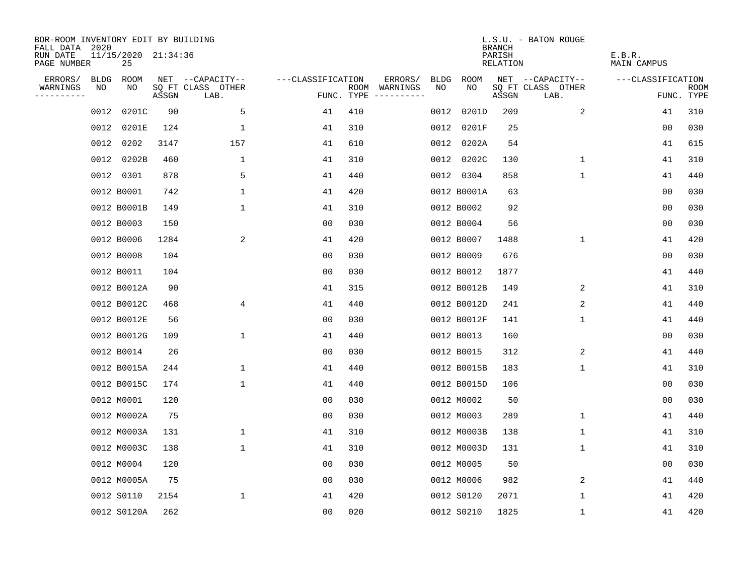BOR-ROOM INVENTORY EDIT BY BUILDING
FALL DATA 2020
RUN DATE 11/15/2020 21:34:36
PAGE NUMBER 25

L.S.U. - BATON ROUGE
BRANCH
PARISH E.B.R.
RELATION MAIN CAMPUS

| ERRORS/ WARNINGS | BLDG NO | ROOM NO | NET SQ FT ASSGN | CAPACITY CLASS LAB. | CAPACITY OTHER | CLASSIFICATION FUNC. | ROOM TYPE | ERRORS/ WARNINGS | BLDG NO | ROOM NO | NET SQ FT ASSGN | CAPACITY CLASS LAB. | CAPACITY OTHER | CLASSIFICATION FUNC. | ROOM TYPE |
|---|---|---|---|---|---|---|---|---|---|---|---|---|---|---|---|
| | 0012 | 0201C | 90 | 5 | | 41 | 410 | | 0012 | 0201D | 209 | 2 | | 41 | 310 |
| | 0012 | 0201E | 124 | 1 | | 41 | 310 | | 0012 | 0201F | 25 | | | 00 | 030 |
| | 0012 | 0202 | 3147 | 157 | | 41 | 610 | | 0012 | 0202A | 54 | | | 41 | 615 |
| | 0012 | 0202B | 460 | 1 | | 41 | 310 | | 0012 | 0202C | 130 | 1 | | 41 | 310 |
| | 0012 | 0301 | 878 | 5 | | 41 | 440 | | 0012 | 0304 | 858 | 1 | | 41 | 440 |
| | 0012 | B0001 | 742 | 1 | | 41 | 420 | | 0012 | B0001A | 63 | | | 00 | 030 |
| | 0012 | B0001B | 149 | 1 | | 41 | 310 | | 0012 | B0002 | 92 | | | 00 | 030 |
| | 0012 | B0003 | 150 | | | 00 | 030 | | 0012 | B0004 | 56 | | | 00 | 030 |
| | 0012 | B0006 | 1284 | 2 | | 41 | 420 | | 0012 | B0007 | 1488 | 1 | | 41 | 420 |
| | 0012 | B0008 | 104 | | | 00 | 030 | | 0012 | B0009 | 676 | | | 00 | 030 |
| | 0012 | B0011 | 104 | | | 00 | 030 | | 0012 | B0012 | 1877 | | | 41 | 440 |
| | 0012 | B0012A | 90 | | | 41 | 315 | | 0012 | B0012B | 149 | 2 | | 41 | 310 |
| | 0012 | B0012C | 468 | 4 | | 41 | 440 | | 0012 | B0012D | 241 | 2 | | 41 | 440 |
| | 0012 | B0012E | 56 | | | 00 | 030 | | 0012 | B0012F | 141 | 1 | | 41 | 440 |
| | 0012 | B0012G | 109 | 1 | | 41 | 440 | | 0012 | B0013 | 160 | | | 00 | 030 |
| | 0012 | B0014 | 26 | | | 00 | 030 | | 0012 | B0015 | 312 | 2 | | 41 | 440 |
| | 0012 | B0015A | 244 | 1 | | 41 | 440 | | 0012 | B0015B | 183 | 1 | | 41 | 310 |
| | 0012 | B0015C | 174 | 1 | | 41 | 440 | | 0012 | B0015D | 106 | | | 00 | 030 |
| | 0012 | M0001 | 120 | | | 00 | 030 | | 0012 | M0002 | 50 | | | 00 | 030 |
| | 0012 | M0002A | 75 | | | 00 | 030 | | 0012 | M0003 | 289 | 1 | | 41 | 440 |
| | 0012 | M0003A | 131 | 1 | | 41 | 310 | | 0012 | M0003B | 138 | 1 | | 41 | 310 |
| | 0012 | M0003C | 138 | 1 | | 41 | 310 | | 0012 | M0003D | 131 | 1 | | 41 | 310 |
| | 0012 | M0004 | 120 | | | 00 | 030 | | 0012 | M0005 | 50 | | | 00 | 030 |
| | 0012 | M0005A | 75 | | | 00 | 030 | | 0012 | M0006 | 982 | 2 | | 41 | 440 |
| | 0012 | S0110 | 2154 | 1 | | 41 | 420 | | 0012 | S0120 | 2071 | 1 | | 41 | 420 |
| | 0012 | S0120A | 262 | | | 00 | 020 | | 0012 | S0210 | 1825 | 1 | | 41 | 420 |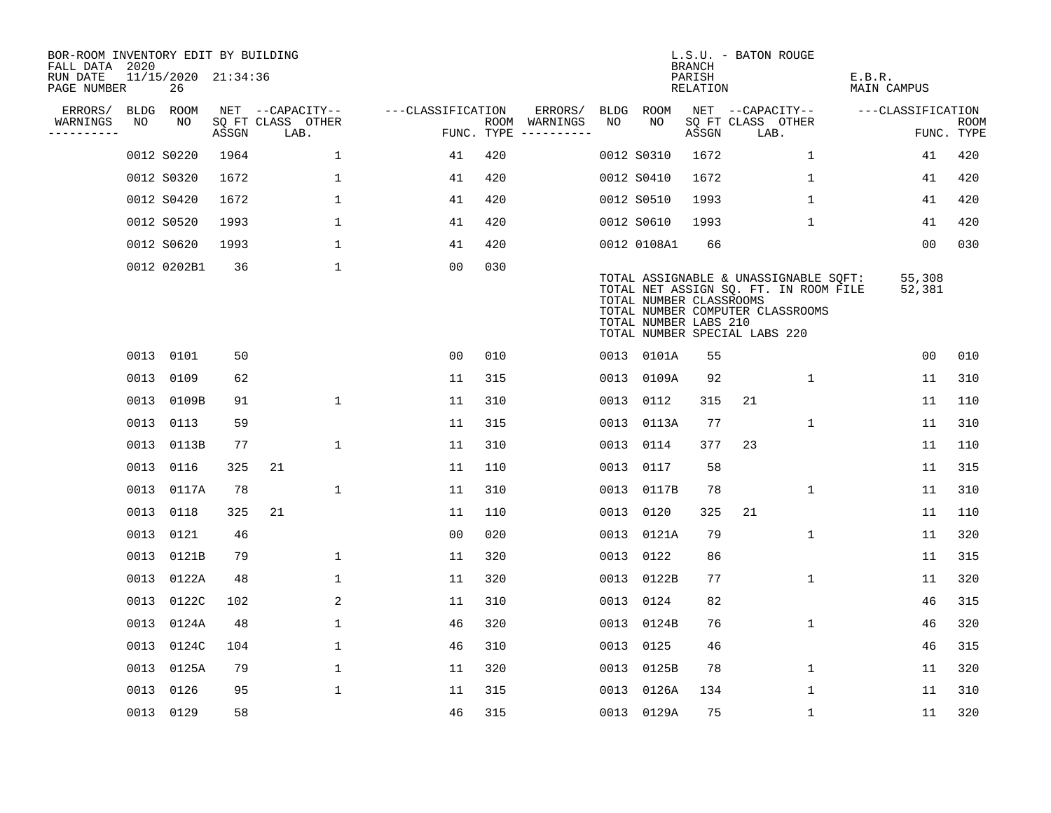BOR-ROOM INVENTORY EDIT BY BUILDING
FALL DATA 2020
RUN DATE 11/15/2020 21:34:36
PAGE NUMBER 26

L.S.U. - BATON ROUGE
BRANCH
PARISH E.B.R.
RELATION MAIN CAMPUS

| ERRORS/ WARNINGS | BLDG NO | ROOM NO | NET SQ FT ASSGN | --CAPACITY-- CLASS | LAB. | OTHER | ---CLASSIFICATION FUNC. | ROOM TYPE | ERRORS/ WARNINGS | BLDG NO | ROOM NO | NET SQ FT ASSGN | --CAPACITY-- CLASS | LAB. | OTHER | ---CLASSIFICATION FUNC. | ROOM TYPE |
|---|---|---|---|---|---|---|---|---|---|---|---|---|---|---|---|---|---|
| | 0012 | S0220 | 1964 | | | 1 | 41 | 420 | | 0012 | S0310 | 1672 | | | 1 | 41 | 420 |
| | 0012 | S0320 | 1672 | | | 1 | 41 | 420 | | 0012 | S0410 | 1672 | | | 1 | 41 | 420 |
| | 0012 | S0420 | 1672 | | | 1 | 41 | 420 | | 0012 | S0510 | 1993 | | | 1 | 41 | 420 |
| | 0012 | S0520 | 1993 | | | 1 | 41 | 420 | | 0012 | S0610 | 1993 | | | 1 | 41 | 420 |
| | 0012 | S0620 | 1993 | | | 1 | 41 | 420 | | 0012 | 0108A1 | 66 | | | | 00 | 030 |
| | 0012 | 0202B1 | 36 | | | 1 | 00 | 030 | | | | | | | | | |

TOTAL ASSIGNABLE & UNASSIGNABLE SQFT: 55,308
TOTAL NET ASSIGN SQ. FT. IN ROOM FILE 52,381
TOTAL NUMBER CLASSROOMS
TOTAL NUMBER COMPUTER CLASSROOMS
TOTAL NUMBER LABS 210
TOTAL NUMBER SPECIAL LABS 220

| ERRORS/ WARNINGS | BLDG NO | ROOM NO | NET SQ FT ASSGN | --CAPACITY-- CLASS | LAB. | OTHER | ---CLASSIFICATION FUNC. | ROOM TYPE | ERRORS/ WARNINGS | BLDG NO | ROOM NO | NET SQ FT ASSGN | --CAPACITY-- CLASS | LAB. | OTHER | ---CLASSIFICATION FUNC. | ROOM TYPE |
|---|---|---|---|---|---|---|---|---|---|---|---|---|---|---|---|---|---|
| | 0013 | 0101 | 50 | | | | 00 | 010 | | 0013 | 0101A | 55 | | | | 00 | 010 |
| | 0013 | 0109 | 62 | | | | 11 | 315 | | 0013 | 0109A | 92 | | | 1 | 11 | 310 |
| | 0013 | 0109B | 91 | | | 1 | 11 | 310 | | 0013 | 0112 | 315 | 21 | | | 11 | 110 |
| | 0013 | 0113 | 59 | | | | 11 | 315 | | 0013 | 0113A | 77 | | | 1 | 11 | 310 |
| | 0013 | 0113B | 77 | | | 1 | 11 | 310 | | 0013 | 0114 | 377 | 23 | | | 11 | 110 |
| | 0013 | 0116 | 325 | 21 | | | 11 | 110 | | 0013 | 0117 | 58 | | | | 11 | 315 |
| | 0013 | 0117A | 78 | | | 1 | 11 | 310 | | 0013 | 0117B | 78 | | | 1 | 11 | 310 |
| | 0013 | 0118 | 325 | 21 | | | 11 | 110 | | 0013 | 0120 | 325 | 21 | | | 11 | 110 |
| | 0013 | 0121 | 46 | | | | 00 | 020 | | 0013 | 0121A | 79 | | | 1 | 11 | 320 |
| | 0013 | 0121B | 79 | | | 1 | 11 | 320 | | 0013 | 0122 | 86 | | | | 11 | 315 |
| | 0013 | 0122A | 48 | | | 1 | 11 | 320 | | 0013 | 0122B | 77 | | | 1 | 11 | 320 |
| | 0013 | 0122C | 102 | | | 2 | 11 | 310 | | 0013 | 0124 | 82 | | | | 46 | 315 |
| | 0013 | 0124A | 48 | | | 1 | 46 | 320 | | 0013 | 0124B | 76 | | | 1 | 46 | 320 |
| | 0013 | 0124C | 104 | | | 1 | 46 | 310 | | 0013 | 0125 | 46 | | | | 46 | 315 |
| | 0013 | 0125A | 79 | | | 1 | 11 | 320 | | 0013 | 0125B | 78 | | | 1 | 11 | 320 |
| | 0013 | 0126 | 95 | | | 1 | 11 | 315 | | 0013 | 0126A | 134 | | | 1 | 11 | 310 |
| | 0013 | 0129 | 58 | | | | 46 | 315 | | 0013 | 0129A | 75 | | | 1 | 11 | 320 |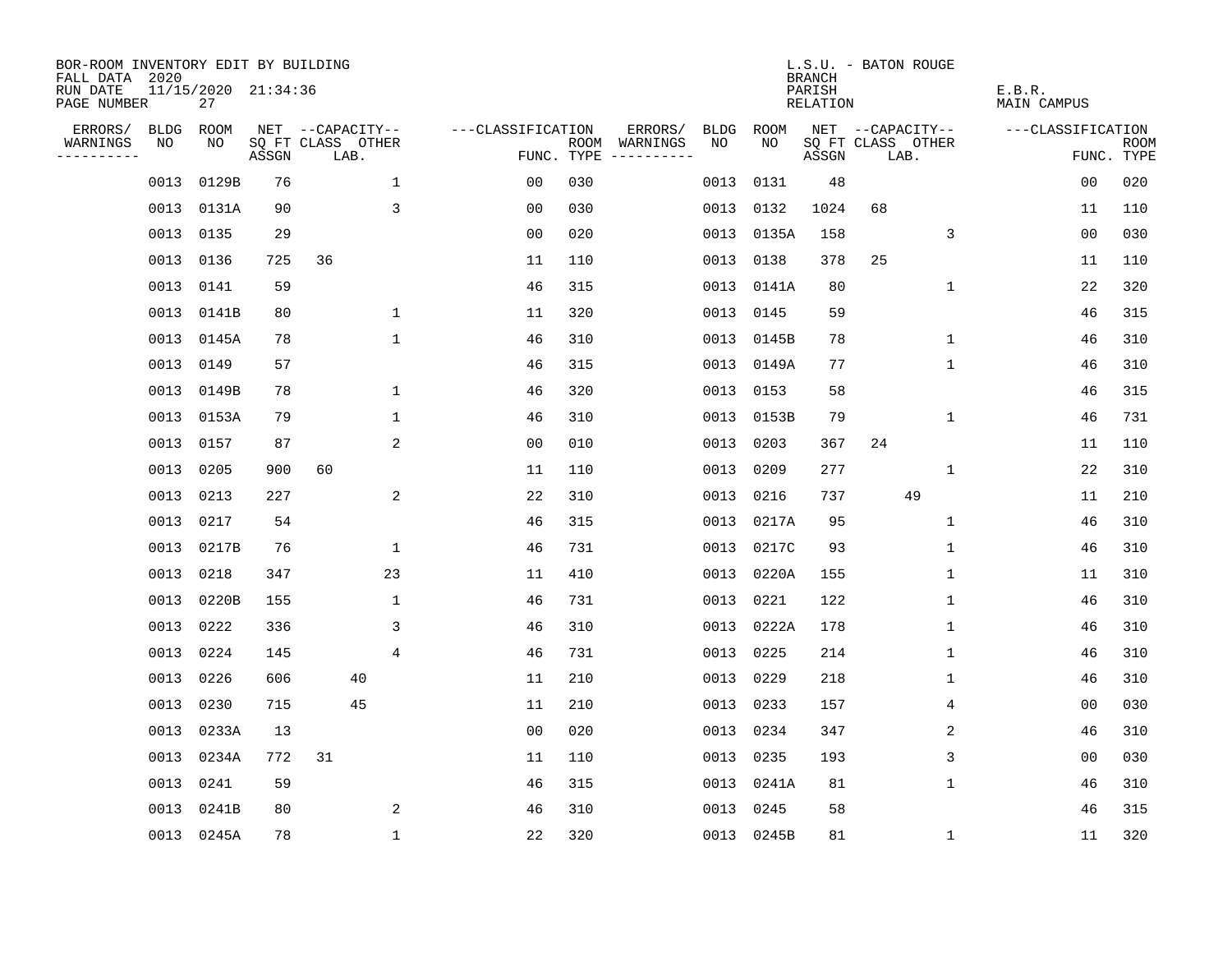BOR-ROOM INVENTORY EDIT BY BUILDING
FALL DATA 2020
RUN DATE 11/15/2020 21:34:36
PAGE NUMBER 27

L.S.U. - BATON ROUGE
BRANCH
PARISH E.B.R.
RELATION MAIN CAMPUS

| ERRORS/ WARNINGS | BLDG NO | ROOM NO | NET SQ FT ASSGN | CAPACITY CLASS | CAPACITY LAB. | CAPACITY OTHER | CLASSIFICATION FUNC. | ROOM TYPE | ERRORS/ WARNINGS | BLDG NO | ROOM NO | NET SQ FT ASSGN | CAPACITY CLASS | CAPACITY LAB. | CAPACITY OTHER | CLASSIFICATION FUNC. | ROOM TYPE |
|---|---|---|---|---|---|---|---|---|---|---|---|---|---|---|---|---|---|
| | 0013 | 0129B | 76 | | | 1 | 00 | 030 | | 0013 | 0131 | 48 | | | | 00 | 020 |
| | 0013 | 0131A | 90 | | | 3 | 00 | 030 | | 0013 | 0132 | 1024 | 68 | | | 11 | 110 |
| | 0013 | 0135 | 29 | | | | 00 | 020 | | 0013 | 0135A | 158 | | | 3 | 00 | 030 |
| | 0013 | 0136 | 725 | 36 | | | 11 | 110 | | 0013 | 0138 | 378 | 25 | | | 11 | 110 |
| | 0013 | 0141 | 59 | | | | 46 | 315 | | 0013 | 0141A | 80 | | | 1 | 22 | 320 |
| | 0013 | 0141B | 80 | | | 1 | 11 | 320 | | 0013 | 0145 | 59 | | | | 46 | 315 |
| | 0013 | 0145A | 78 | | | 1 | 46 | 310 | | 0013 | 0145B | 78 | | | 1 | 46 | 310 |
| | 0013 | 0149 | 57 | | | | 46 | 315 | | 0013 | 0149A | 77 | | | 1 | 46 | 310 |
| | 0013 | 0149B | 78 | | | 1 | 46 | 320 | | 0013 | 0153 | 58 | | | | 46 | 315 |
| | 0013 | 0153A | 79 | | | 1 | 46 | 310 | | 0013 | 0153B | 79 | | | 1 | 46 | 731 |
| | 0013 | 0157 | 87 | | | 2 | 00 | 010 | | 0013 | 0203 | 367 | 24 | | | 11 | 110 |
| | 0013 | 0205 | 900 | 60 | | | 11 | 110 | | 0013 | 0209 | 277 | | | 1 | 22 | 310 |
| | 0013 | 0213 | 227 | | | 2 | 22 | 310 | | 0013 | 0216 | 737 | | 49 | | 11 | 210 |
| | 0013 | 0217 | 54 | | | | 46 | 315 | | 0013 | 0217A | 95 | | | 1 | 46 | 310 |
| | 0013 | 0217B | 76 | | | 1 | 46 | 731 | | 0013 | 0217C | 93 | | | 1 | 46 | 310 |
| | 0013 | 0218 | 347 | | | 23 | 11 | 410 | | 0013 | 0220A | 155 | | | 1 | 11 | 310 |
| | 0013 | 0220B | 155 | | | 1 | 46 | 731 | | 0013 | 0221 | 122 | | | 1 | 46 | 310 |
| | 0013 | 0222 | 336 | | | 3 | 46 | 310 | | 0013 | 0222A | 178 | | | 1 | 46 | 310 |
| | 0013 | 0224 | 145 | | | 4 | 46 | 731 | | 0013 | 0225 | 214 | | | 1 | 46 | 310 |
| | 0013 | 0226 | 606 | | 40 | | 11 | 210 | | 0013 | 0229 | 218 | | | 1 | 46 | 310 |
| | 0013 | 0230 | 715 | | 45 | | 11 | 210 | | 0013 | 0233 | 157 | | | 4 | 00 | 030 |
| | 0013 | 0233A | 13 | | | | 00 | 020 | | 0013 | 0234 | 347 | | | 2 | 46 | 310 |
| | 0013 | 0234A | 772 | 31 | | | 11 | 110 | | 0013 | 0235 | 193 | | | 3 | 00 | 030 |
| | 0013 | 0241 | 59 | | | | 46 | 315 | | 0013 | 0241A | 81 | | | 1 | 46 | 310 |
| | 0013 | 0241B | 80 | | | 2 | 46 | 310 | | 0013 | 0245 | 58 | | | | 46 | 315 |
| | 0013 | 0245A | 78 | | | 1 | 22 | 320 | | 0013 | 0245B | 81 | | | 1 | 11 | 320 |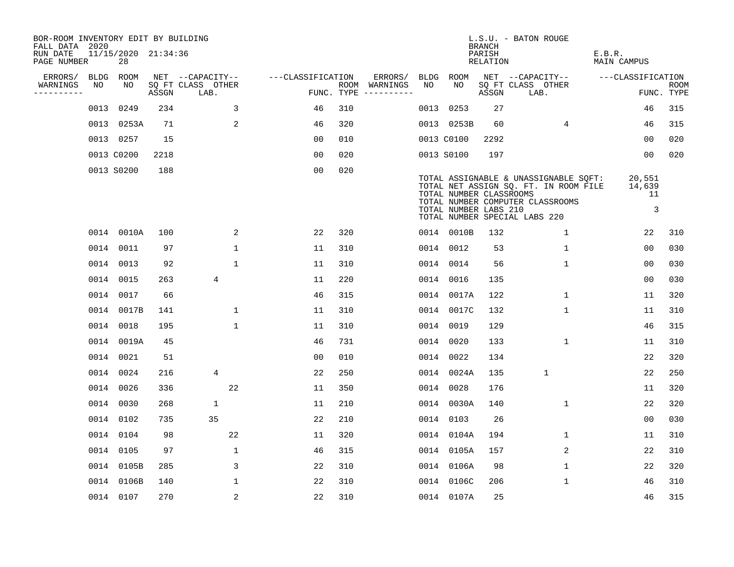BOR-ROOM INVENTORY EDIT BY BUILDING
FALL DATA 2020
RUN DATE 11/15/2020 21:34:36
PAGE NUMBER 28

L.S.U. - BATON ROUGE
BRANCH
PARISH E.B.R.
RELATION MAIN CAMPUS

| ERRORS/ WARNINGS | BLDG NO | ROOM NO | NET SQ FT ASSGN | CAPACITY-- CLASS | LAB. | OTHER | CLASSIFICATION FUNC. | ROOM TYPE | ERRORS/ WARNINGS | BLDG NO | ROOM NO | NET SQ FT ASSGN | CAPACITY-- CLASS | LAB. | OTHER | CLASSIFICATION FUNC. | ROOM TYPE |
|---|---|---|---|---|---|---|---|---|---|---|---|---|---|---|---|---|---|
| | 0013 | 0249 | 234 | | | 3 | 46 | 310 | | 0013 | 0253 | 27 | | | | 46 | 315 |
| | 0013 | 0253A | 71 | | | 2 | 46 | 320 | | 0013 | 0253B | 60 | | | 4 | 46 | 315 |
| | 0013 | 0257 | 15 | | | | 00 | 010 | | 0013 | C0100 | 2292 | | | | 00 | 020 |
| | 0013 | C0200 | 2218 | | | | 00 | 020 | | 0013 | S0100 | 197 | | | | 00 | 020 |
| | 0013 | S0200 | 188 | | | | 00 | 020 | | | | | | | | | |

TOTAL ASSIGNABLE & UNASSIGNABLE SQFT: 20,551
TOTAL NET ASSIGN SQ. FT. IN ROOM FILE 14,639
TOTAL NUMBER CLASSROOMS 11
TOTAL NUMBER COMPUTER CLASSROOMS
TOTAL NUMBER LABS 210 3
TOTAL NUMBER SPECIAL LABS 220

| ERRORS/ WARNINGS | BLDG NO | ROOM NO | NET SQ FT ASSGN | CAPACITY-- CLASS | LAB. | OTHER | CLASSIFICATION FUNC. | ROOM TYPE | ERRORS/ WARNINGS | BLDG NO | ROOM NO | NET SQ FT ASSGN | CAPACITY-- CLASS | LAB. | OTHER | CLASSIFICATION FUNC. | ROOM TYPE |
|---|---|---|---|---|---|---|---|---|---|---|---|---|---|---|---|---|---|
| | 0014 | 0010A | 100 | | | 2 | 22 | 320 | | 0014 | 0010B | 132 | | | 1 | 22 | 310 |
| | 0014 | 0011 | 97 | | | 1 | 11 | 310 | | 0014 | 0012 | 53 | | | 1 | 00 | 030 |
| | 0014 | 0013 | 92 | | | 1 | 11 | 310 | | 0014 | 0014 | 56 | | | 1 | 00 | 030 |
| | 0014 | 0015 | 263 | | 4 | | 11 | 220 | | 0014 | 0016 | 135 | | | | 00 | 030 |
| | 0014 | 0017 | 66 | | | | 46 | 315 | | 0014 | 0017A | 122 | | | 1 | 11 | 320 |
| | 0014 | 0017B | 141 | | | 1 | 11 | 310 | | 0014 | 0017C | 132 | | | 1 | 11 | 310 |
| | 0014 | 0018 | 195 | | | 1 | 11 | 310 | | 0014 | 0019 | 129 | | | | 46 | 315 |
| | 0014 | 0019A | 45 | | | | 46 | 731 | | 0014 | 0020 | 133 | | | 1 | 11 | 310 |
| | 0014 | 0021 | 51 | | | | 00 | 010 | | 0014 | 0022 | 134 | | | | 22 | 320 |
| | 0014 | 0024 | 216 | | 4 | | 22 | 250 | | 0014 | 0024A | 135 | | 1 | | 22 | 250 |
| | 0014 | 0026 | 336 | | | 22 | 11 | 350 | | 0014 | 0028 | 176 | | | | 11 | 320 |
| | 0014 | 0030 | 268 | | 1 | | 11 | 210 | | 0014 | 0030A | 140 | | | 1 | 22 | 320 |
| | 0014 | 0102 | 735 | | 35 | | 22 | 210 | | 0014 | 0103 | 26 | | | | 00 | 030 |
| | 0014 | 0104 | 98 | | | 22 | 11 | 320 | | 0014 | 0104A | 194 | | | 1 | 11 | 310 |
| | 0014 | 0105 | 97 | | | 1 | 46 | 315 | | 0014 | 0105A | 157 | | | 2 | 22 | 310 |
| | 0014 | 0105B | 285 | | | 3 | 22 | 310 | | 0014 | 0106A | 98 | | | 1 | 22 | 320 |
| | 0014 | 0106B | 140 | | | 1 | 22 | 310 | | 0014 | 0106C | 206 | | | 1 | 46 | 310 |
| | 0014 | 0107 | 270 | | | 2 | 22 | 310 | | 0014 | 0107A | 25 | | | | 46 | 315 |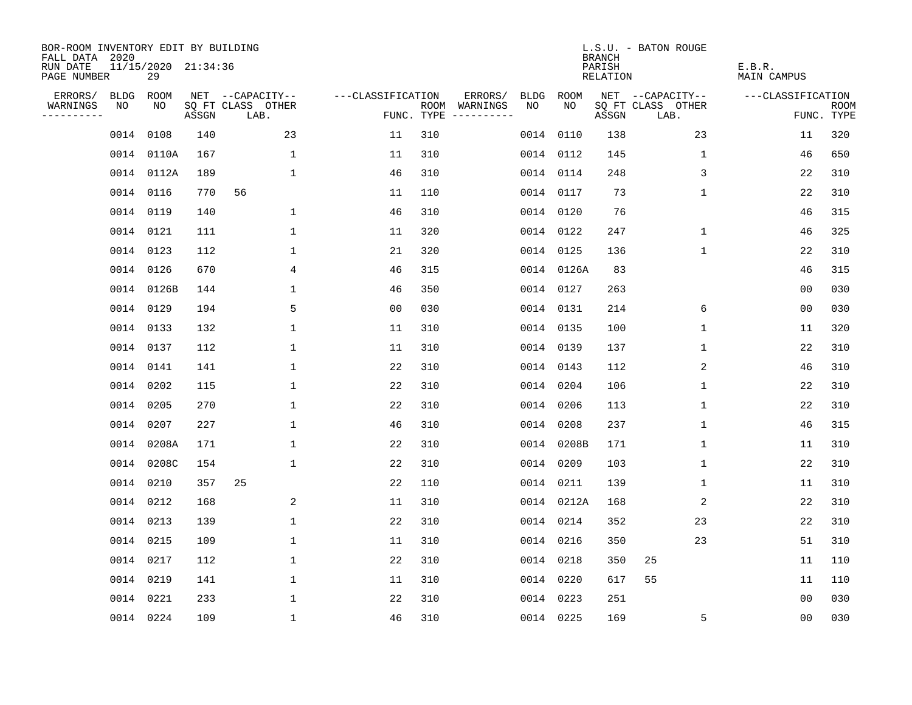BOR-ROOM INVENTORY EDIT BY BUILDING
FALL DATA 2020
RUN DATE 11/15/2020 21:34:36
PAGE NUMBER 29

L.S.U. - BATON ROUGE
BRANCH
PARISH E.B.R.
RELATION MAIN CAMPUS

| ERRORS/ WARNINGS | BLDG NO | ROOM NO | NET SQ FT ASSGN | CAPACITY CLASS LAB. | CAPACITY OTHER | CLASSIFICATION FUNC. | ROOM TYPE | ERRORS/ WARNINGS | BLDG NO | ROOM NO | NET SQ FT ASSGN | CAPACITY CLASS LAB. | CAPACITY OTHER | CLASSIFICATION FUNC. | ROOM TYPE |
|---|---|---|---|---|---|---|---|---|---|---|---|---|---|---|---|
| | 0014 | 0108 | 140 | | 23 | 11 | 310 | | 0014 | 0110 | 138 | | 23 | 11 | 320 |
| | 0014 | 0110A | 167 | | 1 | 11 | 310 | | 0014 | 0112 | 145 | | 1 | 46 | 650 |
| | 0014 | 0112A | 189 | | 1 | 46 | 310 | | 0014 | 0114 | 248 | | 3 | 22 | 310 |
| | 0014 | 0116 | 770 | 56 | | 11 | 110 | | 0014 | 0117 | 73 | | 1 | 22 | 310 |
| | 0014 | 0119 | 140 | | 1 | 46 | 310 | | 0014 | 0120 | 76 | | | 46 | 315 |
| | 0014 | 0121 | 111 | | 1 | 11 | 320 | | 0014 | 0122 | 247 | | 1 | 46 | 325 |
| | 0014 | 0123 | 112 | | 1 | 21 | 320 | | 0014 | 0125 | 136 | | 1 | 22 | 310 |
| | 0014 | 0126 | 670 | | 4 | 46 | 315 | | 0014 | 0126A | 83 | | | 46 | 315 |
| | 0014 | 0126B | 144 | | 1 | 46 | 350 | | 0014 | 0127 | 263 | | | 00 | 030 |
| | 0014 | 0129 | 194 | | 5 | 00 | 030 | | 0014 | 0131 | 214 | | 6 | 00 | 030 |
| | 0014 | 0133 | 132 | | 1 | 11 | 310 | | 0014 | 0135 | 100 | | 1 | 11 | 320 |
| | 0014 | 0137 | 112 | | 1 | 11 | 310 | | 0014 | 0139 | 137 | | 1 | 22 | 310 |
| | 0014 | 0141 | 141 | | 1 | 22 | 310 | | 0014 | 0143 | 112 | | 2 | 46 | 310 |
| | 0014 | 0202 | 115 | | 1 | 22 | 310 | | 0014 | 0204 | 106 | | 1 | 22 | 310 |
| | 0014 | 0205 | 270 | | 1 | 22 | 310 | | 0014 | 0206 | 113 | | 1 | 22 | 310 |
| | 0014 | 0207 | 227 | | 1 | 46 | 310 | | 0014 | 0208 | 237 | | 1 | 46 | 315 |
| | 0014 | 0208A | 171 | | 1 | 22 | 310 | | 0014 | 0208B | 171 | | 1 | 11 | 310 |
| | 0014 | 0208C | 154 | | 1 | 22 | 310 | | 0014 | 0209 | 103 | | 1 | 22 | 310 |
| | 0014 | 0210 | 357 | 25 | | 22 | 110 | | 0014 | 0211 | 139 | | 1 | 11 | 310 |
| | 0014 | 0212 | 168 | | 2 | 11 | 310 | | 0014 | 0212A | 168 | | 2 | 22 | 310 |
| | 0014 | 0213 | 139 | | 1 | 22 | 310 | | 0014 | 0214 | 352 | | 23 | 22 | 310 |
| | 0014 | 0215 | 109 | | 1 | 11 | 310 | | 0014 | 0216 | 350 | | 23 | 51 | 310 |
| | 0014 | 0217 | 112 | | 1 | 22 | 310 | | 0014 | 0218 | 350 | 25 | | 11 | 110 |
| | 0014 | 0219 | 141 | | 1 | 11 | 310 | | 0014 | 0220 | 617 | 55 | | 11 | 110 |
| | 0014 | 0221 | 233 | | 1 | 22 | 310 | | 0014 | 0223 | 251 | | | 00 | 030 |
| | 0014 | 0224 | 109 | | 1 | 46 | 310 | | 0014 | 0225 | 169 | | 5 | 00 | 030 |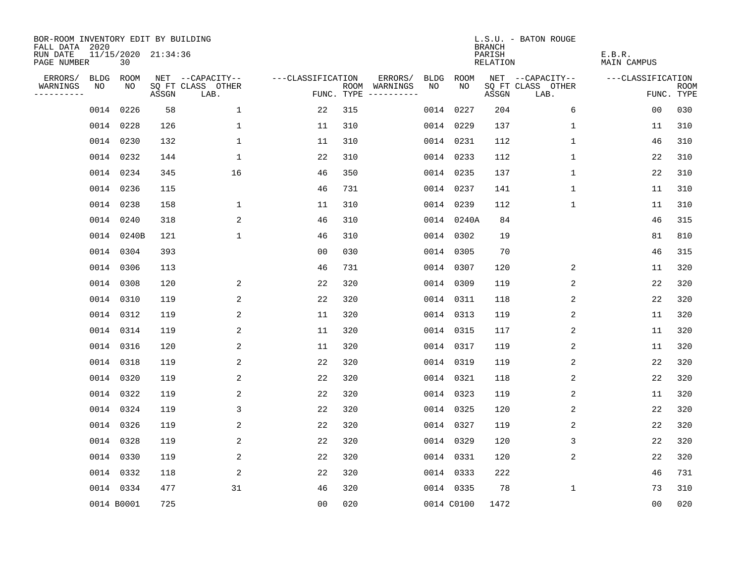BOR-ROOM INVENTORY EDIT BY BUILDING
FALL DATA 2020
RUN DATE 11/15/2020 21:34:36
PAGE NUMBER 30

L.S.U. - BATON ROUGE
BRANCH
PARISH E.B.R.
RELATION MAIN CAMPUS

| ERRORS/ WARNINGS | BLDG NO | ROOM NO | NET SQ FT ASSGN | CAPACITY CLASS LAB. | CAPACITY OTHER | CLASSIFICATION FUNC. | ROOM TYPE | ERRORS/ WARNINGS | BLDG NO | ROOM NO | NET SQ FT ASSGN | CAPACITY CLASS LAB. | CAPACITY OTHER | CLASSIFICATION FUNC. | ROOM TYPE |
|---|---|---|---|---|---|---|---|---|---|---|---|---|---|---|---|
| | 0014 | 0226 | 58 | | 1 | 22 | 315 | | 0014 | 0227 | 204 | | 6 | 00 | 030 |
| | 0014 | 0228 | 126 | | 1 | 11 | 310 | | 0014 | 0229 | 137 | | 1 | 11 | 310 |
| | 0014 | 0230 | 132 | | 1 | 11 | 310 | | 0014 | 0231 | 112 | | 1 | 46 | 310 |
| | 0014 | 0232 | 144 | | 1 | 22 | 310 | | 0014 | 0233 | 112 | | 1 | 22 | 310 |
| | 0014 | 0234 | 345 | | 16 | 46 | 350 | | 0014 | 0235 | 137 | | 1 | 22 | 310 |
| | 0014 | 0236 | 115 | | | 46 | 731 | | 0014 | 0237 | 141 | | 1 | 11 | 310 |
| | 0014 | 0238 | 158 | | 1 | 11 | 310 | | 0014 | 0239 | 112 | | 1 | 11 | 310 |
| | 0014 | 0240 | 318 | | 2 | 46 | 310 | | 0014 | 0240A | 84 | | | 46 | 315 |
| | 0014 | 0240B | 121 | | 1 | 46 | 310 | | 0014 | 0302 | 19 | | | 81 | 810 |
| | 0014 | 0304 | 393 | | | 00 | 030 | | 0014 | 0305 | 70 | | | 46 | 315 |
| | 0014 | 0306 | 113 | | | 46 | 731 | | 0014 | 0307 | 120 | | 2 | 11 | 320 |
| | 0014 | 0308 | 120 | | 2 | 22 | 320 | | 0014 | 0309 | 119 | | 2 | 22 | 320 |
| | 0014 | 0310 | 119 | | 2 | 22 | 320 | | 0014 | 0311 | 118 | | 2 | 22 | 320 |
| | 0014 | 0312 | 119 | | 2 | 11 | 320 | | 0014 | 0313 | 119 | | 2 | 11 | 320 |
| | 0014 | 0314 | 119 | | 2 | 11 | 320 | | 0014 | 0315 | 117 | | 2 | 11 | 320 |
| | 0014 | 0316 | 120 | | 2 | 11 | 320 | | 0014 | 0317 | 119 | | 2 | 11 | 320 |
| | 0014 | 0318 | 119 | | 2 | 22 | 320 | | 0014 | 0319 | 119 | | 2 | 22 | 320 |
| | 0014 | 0320 | 119 | | 2 | 22 | 320 | | 0014 | 0321 | 118 | | 2 | 22 | 320 |
| | 0014 | 0322 | 119 | | 2 | 22 | 320 | | 0014 | 0323 | 119 | | 2 | 11 | 320 |
| | 0014 | 0324 | 119 | | 3 | 22 | 320 | | 0014 | 0325 | 120 | | 2 | 22 | 320 |
| | 0014 | 0326 | 119 | | 2 | 22 | 320 | | 0014 | 0327 | 119 | | 2 | 22 | 320 |
| | 0014 | 0328 | 119 | | 2 | 22 | 320 | | 0014 | 0329 | 120 | | 3 | 22 | 320 |
| | 0014 | 0330 | 119 | | 2 | 22 | 320 | | 0014 | 0331 | 120 | | 2 | 22 | 320 |
| | 0014 | 0332 | 118 | | 2 | 22 | 320 | | 0014 | 0333 | 222 | | | 46 | 731 |
| | 0014 | 0334 | 477 | | 31 | 46 | 320 | | 0014 | 0335 | 78 | | 1 | 73 | 310 |
| | 0014 | B0001 | 725 | | | 00 | 020 | | 0014 | C0100 | 1472 | | | 00 | 020 |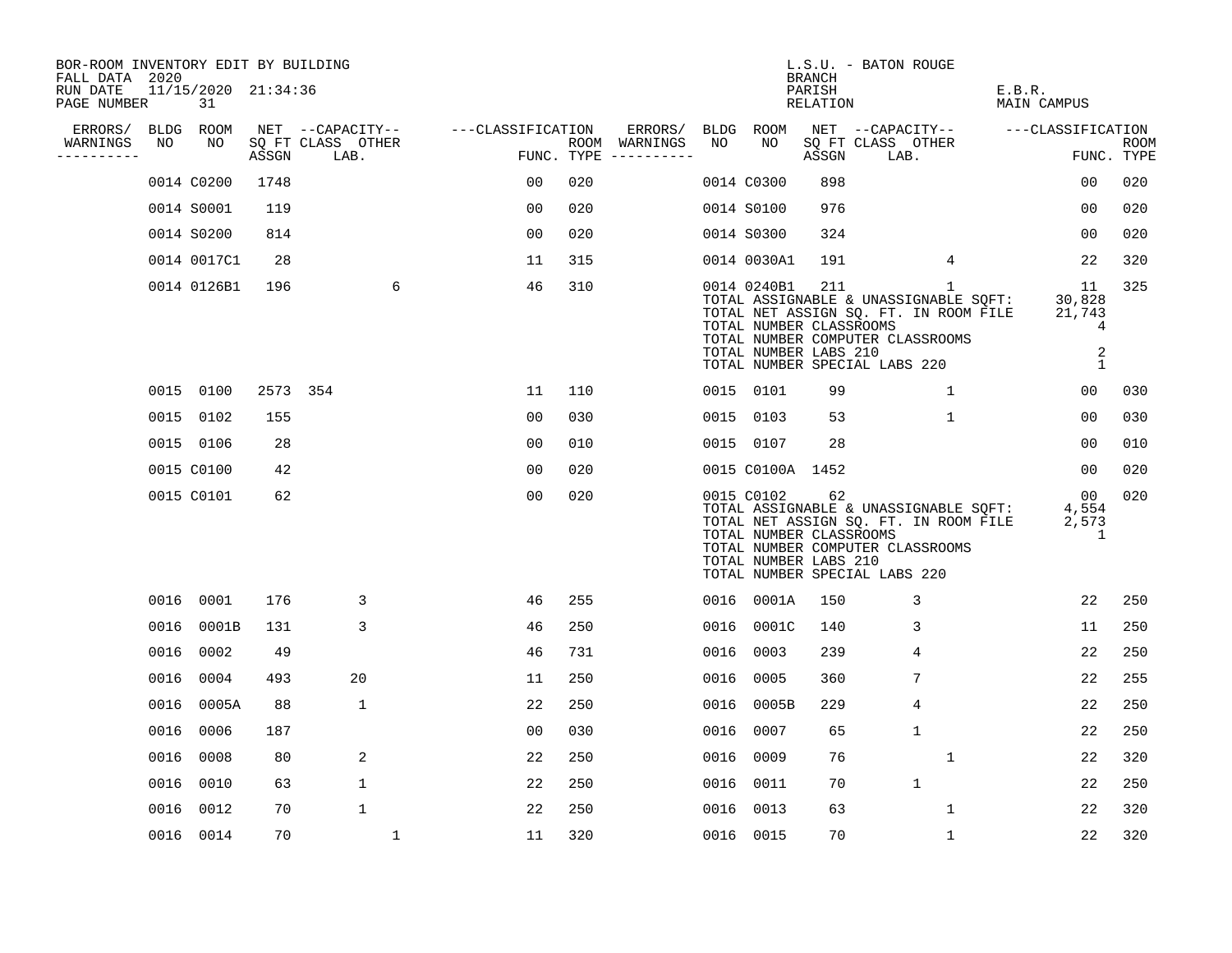BOR-ROOM INVENTORY EDIT BY BUILDING
FALL DATA 2020
RUN DATE 11/15/2020 21:34:36

L.S.U. - BATON ROUGE
BRANCH
PARISH E.B.R.
RELATION MAIN CAMPUS

| ERRORS/ WARNINGS | BLDG NO | ROOM NO | NET SQ FT ASSGN | CAPACITY CLASS LAB. | CAPACITY OTHER | CLASSIFICATION FUNC. | ROOM TYPE | ERRORS/ WARNINGS | BLDG NO | ROOM NO | NET SQ FT ASSGN | CAPACITY CLASS LAB. | CAPACITY OTHER | CLASSIFICATION FUNC. | ROOM TYPE |
|---|---|---|---|---|---|---|---|---|---|---|---|---|---|---|---|
| | 0014 | C0200 | 1748 | | | 00 | 020 | | 0014 | C0300 | 898 | | | 00 | 020 |
| | 0014 | S0001 | 119 | | | 00 | 020 | | 0014 | S0100 | 976 | | | 00 | 020 |
| | 0014 | S0200 | 814 | | | 00 | 020 | | 0014 | S0300 | 324 | | | 00 | 020 |
| | 0014 | 0017C1 | 28 | | | 11 | 315 | | 0014 | 0030A1 | 191 | | 4 | 22 | 320 |
| | 0014 | 0126B1 | 196 | | 6 | 46 | 310 | | 0014 | 0240B1 | 211 | | 1 | 11 | 325 |

TOTAL ASSIGNABLE & UNASSIGNABLE SQFT: 30,828
TOTAL NET ASSIGN SQ. FT. IN ROOM FILE 21,743
TOTAL NUMBER CLASSROOMS 4
TOTAL NUMBER COMPUTER CLASSROOMS
TOTAL NUMBER LABS 210 2
TOTAL NUMBER SPECIAL LABS 220 1

| ERRORS/ WARNINGS | BLDG NO | ROOM NO | NET SQ FT ASSGN | CAPACITY CLASS LAB. | CAPACITY OTHER | CLASSIFICATION FUNC. | ROOM TYPE | ERRORS/ WARNINGS | BLDG NO | ROOM NO | NET SQ FT ASSGN | CAPACITY CLASS LAB. | CAPACITY OTHER | CLASSIFICATION FUNC. | ROOM TYPE |
|---|---|---|---|---|---|---|---|---|---|---|---|---|---|---|---|
| | 0015 | 0100 | 2573 | 354 | | 11 | 110 | | 0015 | 0101 | 99 | | 1 | 00 | 030 |
| | 0015 | 0102 | 155 | | | 00 | 030 | | 0015 | 0103 | 53 | | 1 | 00 | 030 |
| | 0015 | 0106 | 28 | | | 00 | 010 | | 0015 | 0107 | 28 | | | 00 | 010 |
| | 0015 | C0100 | 42 | | | 00 | 020 | | 0015 | C0100A | 1452 | | | 00 | 020 |
| | 0015 | C0101 | 62 | | | 00 | 020 | | 0015 | C0102 | 62 | | | 00 | 020 |

TOTAL ASSIGNABLE & UNASSIGNABLE SQFT: 4,554
TOTAL NET ASSIGN SQ. FT. IN ROOM FILE 2,573
TOTAL NUMBER CLASSROOMS 1
TOTAL NUMBER COMPUTER CLASSROOMS
TOTAL NUMBER LABS 210
TOTAL NUMBER SPECIAL LABS 220

| ERRORS/ WARNINGS | BLDG NO | ROOM NO | NET SQ FT ASSGN | CAPACITY CLASS LAB. | CAPACITY OTHER | CLASSIFICATION FUNC. | ROOM TYPE | ERRORS/ WARNINGS | BLDG NO | ROOM NO | NET SQ FT ASSGN | CAPACITY CLASS LAB. | CAPACITY OTHER | CLASSIFICATION FUNC. | ROOM TYPE |
|---|---|---|---|---|---|---|---|---|---|---|---|---|---|---|---|
| | 0016 | 0001 | 176 | 3 | | 46 | 255 | | 0016 | 0001A | 150 | 3 | | 22 | 250 |
| | 0016 | 0001B | 131 | 3 | | 46 | 250 | | 0016 | 0001C | 140 | 3 | | 11 | 250 |
| | 0016 | 0002 | 49 | | | 46 | 731 | | 0016 | 0003 | 239 | 4 | | 22 | 250 |
| | 0016 | 0004 | 493 | 20 | | 11 | 250 | | 0016 | 0005 | 360 | 7 | | 22 | 255 |
| | 0016 | 0005A | 88 | 1 | | 22 | 250 | | 0016 | 0005B | 229 | 4 | | 22 | 250 |
| | 0016 | 0006 | 187 | | | 00 | 030 | | 0016 | 0007 | 65 | 1 | | 22 | 250 |
| | 0016 | 0008 | 80 | 2 | | 22 | 250 | | 0016 | 0009 | 76 | | 1 | 22 | 320 |
| | 0016 | 0010 | 63 | 1 | | 22 | 250 | | 0016 | 0011 | 70 | 1 | | 22 | 250 |
| | 0016 | 0012 | 70 | 1 | | 22 | 250 | | 0016 | 0013 | 63 | | 1 | 22 | 320 |
| | 0016 | 0014 | 70 | | 1 | 11 | 320 | | 0016 | 0015 | 70 | | 1 | 22 | 320 |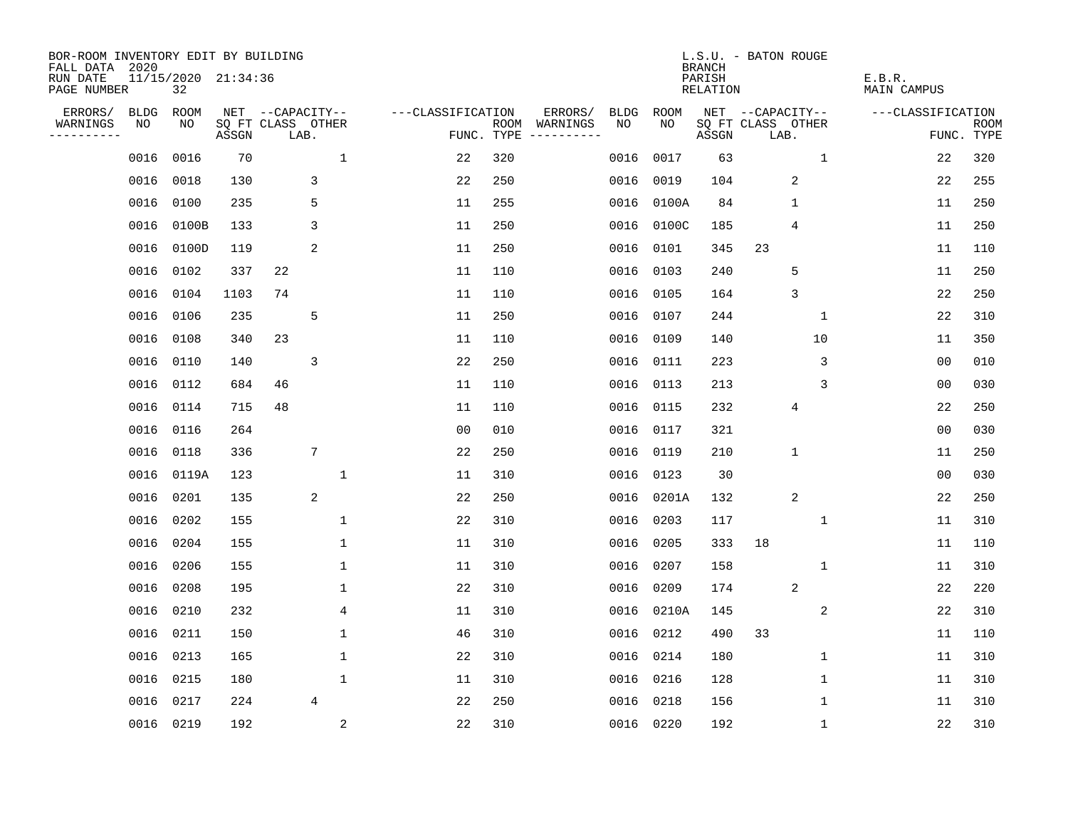BOR-ROOM INVENTORY EDIT BY BUILDING
FALL DATA 2020
RUN DATE 11/15/2020 21:34:36
PAGE NUMBER 32

L.S.U. - BATON ROUGE
BRANCH
PARISH E.B.R.
RELATION MAIN CAMPUS

| ERRORS/ WARNINGS | BLDG NO | ROOM NO | NET SQ FT ASSGN | CAPACITY CLASS | CAPACITY LAB. | CAPACITY OTHER | CLASSIFICATION FUNC. | ROOM TYPE | ERRORS/ WARNINGS | BLDG NO | ROOM NO | NET SQ FT ASSGN | CAPACITY CLASS | CAPACITY LAB. | CAPACITY OTHER | CLASSIFICATION FUNC. | ROOM TYPE |
|---|---|---|---|---|---|---|---|---|---|---|---|---|---|---|---|---|---|
| | 0016 | 0016 | 70 | | | 1 | 22 | 320 | | 0016 | 0017 | 63 | | | 1 | 22 | 320 |
| | 0016 | 0018 | 130 | | 3 | | 22 | 250 | | 0016 | 0019 | 104 | | 2 | | 22 | 255 |
| | 0016 | 0100 | 235 | | 5 | | 11 | 255 | | 0016 | 0100A | 84 | | 1 | | 11 | 250 |
| | 0016 | 0100B | 133 | | 3 | | 11 | 250 | | 0016 | 0100C | 185 | | 4 | | 11 | 250 |
| | 0016 | 0100D | 119 | | 2 | | 11 | 250 | | 0016 | 0101 | 345 | 23 | | | 11 | 110 |
| | 0016 | 0102 | 337 | 22 | | | 11 | 110 | | 0016 | 0103 | 240 | | 5 | | 11 | 250 |
| | 0016 | 0104 | 1103 | 74 | | | 11 | 110 | | 0016 | 0105 | 164 | | 3 | | 22 | 250 |
| | 0016 | 0106 | 235 | | 5 | | 11 | 250 | | 0016 | 0107 | 244 | | | 1 | 22 | 310 |
| | 0016 | 0108 | 340 | 23 | | | 11 | 110 | | 0016 | 0109 | 140 | | | 10 | 11 | 350 |
| | 0016 | 0110 | 140 | | 3 | | 22 | 250 | | 0016 | 0111 | 223 | | | 3 | 00 | 010 |
| | 0016 | 0112 | 684 | 46 | | | 11 | 110 | | 0016 | 0113 | 213 | | | 3 | 00 | 030 |
| | 0016 | 0114 | 715 | 48 | | | 11 | 110 | | 0016 | 0115 | 232 | | 4 | | 22 | 250 |
| | 0016 | 0116 | 264 | | | | 00 | 010 | | 0016 | 0117 | 321 | | | | 00 | 030 |
| | 0016 | 0118 | 336 | | 7 | | 22 | 250 | | 0016 | 0119 | 210 | | 1 | | 11 | 250 |
| | 0016 | 0119A | 123 | | | 1 | 11 | 310 | | 0016 | 0123 | 30 | | | | 00 | 030 |
| | 0016 | 0201 | 135 | | 2 | | 22 | 250 | | 0016 | 0201A | 132 | | 2 | | 22 | 250 |
| | 0016 | 0202 | 155 | | | 1 | 22 | 310 | | 0016 | 0203 | 117 | | | 1 | 11 | 310 |
| | 0016 | 0204 | 155 | | | 1 | 11 | 310 | | 0016 | 0205 | 333 | 18 | | | 11 | 110 |
| | 0016 | 0206 | 155 | | | 1 | 11 | 310 | | 0016 | 0207 | 158 | | | 1 | 11 | 310 |
| | 0016 | 0208 | 195 | | | 1 | 22 | 310 | | 0016 | 0209 | 174 | | 2 | | 22 | 220 |
| | 0016 | 0210 | 232 | | | 4 | 11 | 310 | | 0016 | 0210A | 145 | | | 2 | 22 | 310 |
| | 0016 | 0211 | 150 | | | 1 | 46 | 310 | | 0016 | 0212 | 490 | 33 | | | 11 | 110 |
| | 0016 | 0213 | 165 | | | 1 | 22 | 310 | | 0016 | 0214 | 180 | | | 1 | 11 | 310 |
| | 0016 | 0215 | 180 | | | 1 | 11 | 310 | | 0016 | 0216 | 128 | | | 1 | 11 | 310 |
| | 0016 | 0217 | 224 | | 4 | | 22 | 250 | | 0016 | 0218 | 156 | | | 1 | 11 | 310 |
| | 0016 | 0219 | 192 | | | 2 | 22 | 310 | | 0016 | 0220 | 192 | | | 1 | 22 | 310 |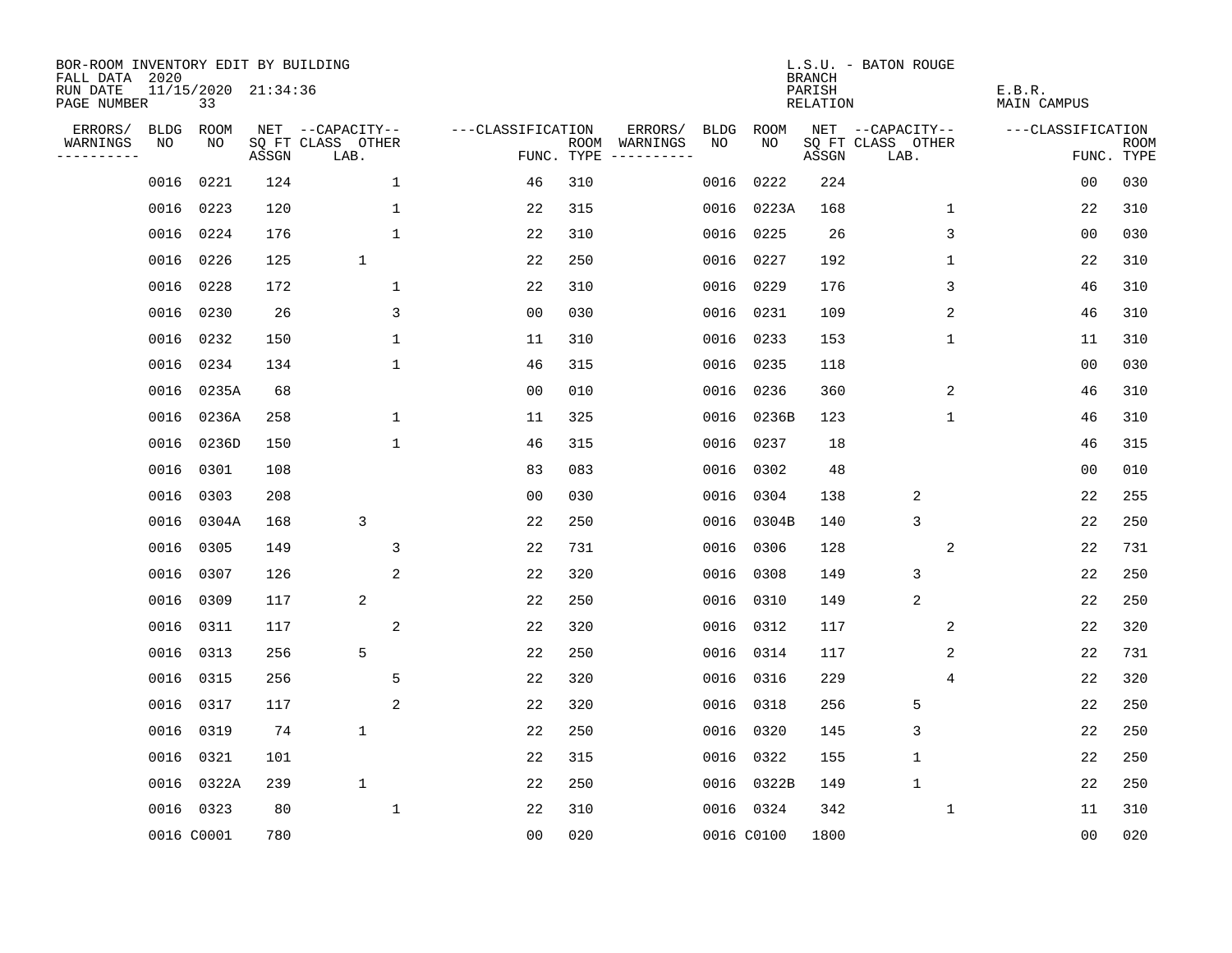BOR-ROOM INVENTORY EDIT BY BUILDING
FALL DATA 2020
RUN DATE 11/15/2020 21:34:36
PAGE NUMBER 33

L.S.U. - BATON ROUGE
BRANCH
PARISH E.B.R.
RELATION MAIN CAMPUS

| ERRORS/ WARNINGS | BLDG NO | ROOM NO | NET SQ FT ASSGN | CAPACITY CLASS LAB. | CAPACITY OTHER | CLASSIFICATION FUNC. | ROOM TYPE | ERRORS/ WARNINGS | BLDG NO | ROOM NO | NET SQ FT ASSGN | CAPACITY CLASS LAB. | CAPACITY OTHER | CLASSIFICATION FUNC. | ROOM TYPE |
|---|---|---|---|---|---|---|---|---|---|---|---|---|---|---|---|
| | 0016 | 0221 | 124 | | 1 | 46 | 310 | | 0016 | 0222 | 224 | | | 00 | 030 |
| | 0016 | 0223 | 120 | | 1 | 22 | 315 | | 0016 | 0223A | 168 | | 1 | 22 | 310 |
| | 0016 | 0224 | 176 | | 1 | 22 | 310 | | 0016 | 0225 | 26 | | 3 | 00 | 030 |
| | 0016 | 0226 | 125 | 1 | | 22 | 250 | | 0016 | 0227 | 192 | | 1 | 22 | 310 |
| | 0016 | 0228 | 172 | | 1 | 22 | 310 | | 0016 | 0229 | 176 | | 3 | 46 | 310 |
| | 0016 | 0230 | 26 | | 3 | 00 | 030 | | 0016 | 0231 | 109 | | 2 | 46 | 310 |
| | 0016 | 0232 | 150 | | 1 | 11 | 310 | | 0016 | 0233 | 153 | | 1 | 11 | 310 |
| | 0016 | 0234 | 134 | | 1 | 46 | 315 | | 0016 | 0235 | 118 | | | 00 | 030 |
| | 0016 | 0235A | 68 | | | 00 | 010 | | 0016 | 0236 | 360 | | 2 | 46 | 310 |
| | 0016 | 0236A | 258 | | 1 | 11 | 325 | | 0016 | 0236B | 123 | | 1 | 46 | 310 |
| | 0016 | 0236D | 150 | | 1 | 46 | 315 | | 0016 | 0237 | 18 | | | 46 | 315 |
| | 0016 | 0301 | 108 | | | 83 | 083 | | 0016 | 0302 | 48 | | | 00 | 010 |
| | 0016 | 0303 | 208 | | | 00 | 030 | | 0016 | 0304 | 138 | 2 | | 22 | 255 |
| | 0016 | 0304A | 168 | 3 | | 22 | 250 | | 0016 | 0304B | 140 | 3 | | 22 | 250 |
| | 0016 | 0305 | 149 | | 3 | 22 | 731 | | 0016 | 0306 | 128 | | 2 | 22 | 731 |
| | 0016 | 0307 | 126 | | 2 | 22 | 320 | | 0016 | 0308 | 149 | 3 | | 22 | 250 |
| | 0016 | 0309 | 117 | 2 | | 22 | 250 | | 0016 | 0310 | 149 | 2 | | 22 | 250 |
| | 0016 | 0311 | 117 | | 2 | 22 | 320 | | 0016 | 0312 | 117 | | 2 | 22 | 320 |
| | 0016 | 0313 | 256 | 5 | | 22 | 250 | | 0016 | 0314 | 117 | | 2 | 22 | 731 |
| | 0016 | 0315 | 256 | | 5 | 22 | 320 | | 0016 | 0316 | 229 | | 4 | 22 | 320 |
| | 0016 | 0317 | 117 | | 2 | 22 | 320 | | 0016 | 0318 | 256 | 5 | | 22 | 250 |
| | 0016 | 0319 | 74 | 1 | | 22 | 250 | | 0016 | 0320 | 145 | 3 | | 22 | 250 |
| | 0016 | 0321 | 101 | | | 22 | 315 | | 0016 | 0322 | 155 | 1 | | 22 | 250 |
| | 0016 | 0322A | 239 | 1 | | 22 | 250 | | 0016 | 0322B | 149 | 1 | | 22 | 250 |
| | 0016 | 0323 | 80 | | 1 | 22 | 310 | | 0016 | 0324 | 342 | | 1 | 11 | 310 |
| | 0016 | C0001 | 780 | | | 00 | 020 | | 0016 | C0100 | 1800 | | | 00 | 020 |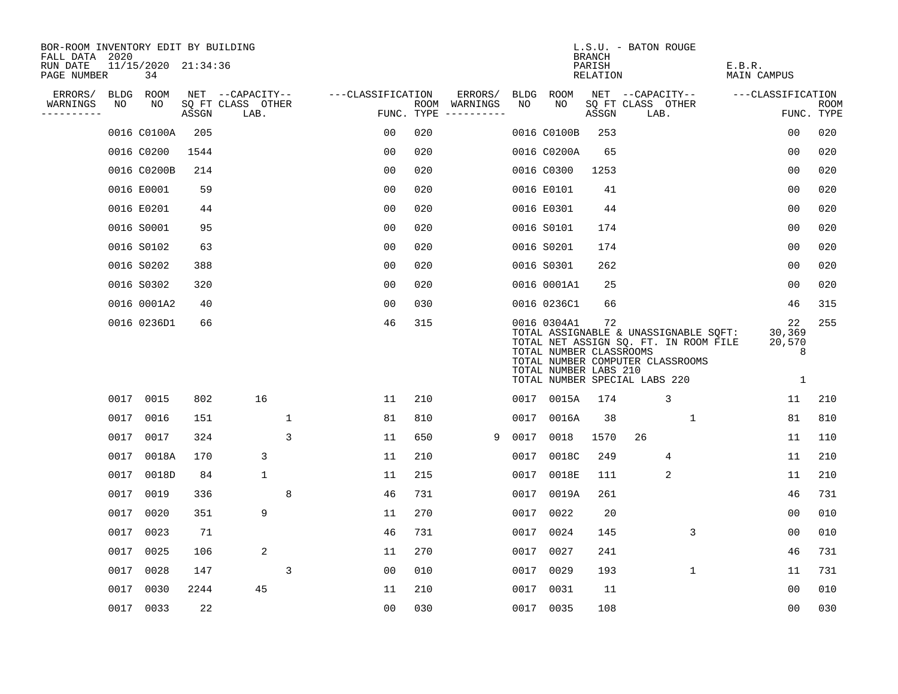BOR-ROOM INVENTORY EDIT BY BUILDING
FALL DATA 2020
RUN DATE 11/15/2020 21:34:36
PAGE NUMBER 34

L.S.U. - BATON ROUGE
BRANCH
PARISH E.B.R.
RELATION MAIN CAMPUS

| ERRORS/ WARNINGS | BLDG NO | ROOM NO | NET SQ FT ASSGN | CAPACITY CLASS LAB. | CAPACITY OTHER | CLASSIFICATION FUNC. | ROOM TYPE | ERRORS/ WARNINGS | BLDG NO | ROOM NO | NET SQ FT ASSGN | CAPACITY CLASS LAB. | CAPACITY OTHER | CLASSIFICATION FUNC. | ROOM TYPE |
|---|---|---|---|---|---|---|---|---|---|---|---|---|---|---|---|
| | 0016 | C0100A | 205 | | | 00 | 020 | | 0016 | C0100B | 253 | | | 00 | 020 |
| | 0016 | C0200 | 1544 | | | 00 | 020 | | 0016 | C0200A | 65 | | | 00 | 020 |
| | 0016 | C0200B | 214 | | | 00 | 020 | | 0016 | C0300 | 1253 | | | 00 | 020 |
| | 0016 | E0001 | 59 | | | 00 | 020 | | 0016 | E0101 | 41 | | | 00 | 020 |
| | 0016 | E0201 | 44 | | | 00 | 020 | | 0016 | E0301 | 44 | | | 00 | 020 |
| | 0016 | S0001 | 95 | | | 00 | 020 | | 0016 | S0101 | 174 | | | 00 | 020 |
| | 0016 | S0102 | 63 | | | 00 | 020 | | 0016 | S0201 | 174 | | | 00 | 020 |
| | 0016 | S0202 | 388 | | | 00 | 020 | | 0016 | S0301 | 262 | | | 00 | 020 |
| | 0016 | S0302 | 320 | | | 00 | 020 | | 0016 | 0001A1 | 25 | | | 00 | 020 |
| | 0016 | 0001A2 | 40 | | | 00 | 030 | | 0016 | 0236C1 | 66 | | | 46 | 315 |
| | 0016 | 0236D1 | 66 | | | 46 | 315 | | 0016 | 0304A1 | 72 | | | 22 | 255 |

TOTAL ASSIGNABLE & UNASSIGNABLE SQFT: 30,369
TOTAL NET ASSIGN SQ. FT. IN ROOM FILE 20,570
TOTAL NUMBER CLASSROOMS 8
TOTAL NUMBER COMPUTER CLASSROOMS
TOTAL NUMBER LABS 210
TOTAL NUMBER SPECIAL LABS 220 1

| ERRORS/ WARNINGS | BLDG NO | ROOM NO | NET SQ FT ASSGN | CAPACITY CLASS LAB. | CAPACITY OTHER | CLASSIFICATION FUNC. | ROOM TYPE | ERRORS/ WARNINGS | BLDG NO | ROOM NO | NET SQ FT ASSGN | CAPACITY CLASS LAB. | CAPACITY OTHER | CLASSIFICATION FUNC. | ROOM TYPE |
|---|---|---|---|---|---|---|---|---|---|---|---|---|---|---|---|
| | 0017 | 0015 | 802 | 16 | | 11 | 210 | | 0017 | 0015A | 174 | 3 | | 11 | 210 |
| | 0017 | 0016 | 151 | | 1 | 81 | 810 | | 0017 | 0016A | 38 | | 1 | 81 | 810 |
| | 0017 | 0017 | 324 | | 3 | 11 | 650 | 9 | 0017 | 0018 | 1570 | 26 | | 11 | 110 |
| | 0017 | 0018A | 170 | 3 | | 11 | 210 | | 0017 | 0018C | 249 | 4 | | 11 | 210 |
| | 0017 | 0018D | 84 | 1 | | 11 | 215 | | 0017 | 0018E | 111 | 2 | | 11 | 210 |
| | 0017 | 0019 | 336 | | 8 | 46 | 731 | | 0017 | 0019A | 261 | | | 46 | 731 |
| | 0017 | 0020 | 351 | 9 | | 11 | 270 | | 0017 | 0022 | 20 | | | 00 | 010 |
| | 0017 | 0023 | 71 | | | 46 | 731 | | 0017 | 0024 | 145 | | 3 | 00 | 010 |
| | 0017 | 0025 | 106 | 2 | | 11 | 270 | | 0017 | 0027 | 241 | | | 46 | 731 |
| | 0017 | 0028 | 147 | | 3 | 00 | 010 | | 0017 | 0029 | 193 | | 1 | 11 | 731 |
| | 0017 | 0030 | 2244 | 45 | | 11 | 210 | | 0017 | 0031 | 11 | | | 00 | 010 |
| | 0017 | 0033 | 22 | | | 00 | 030 | | 0017 | 0035 | 108 | | | 00 | 030 |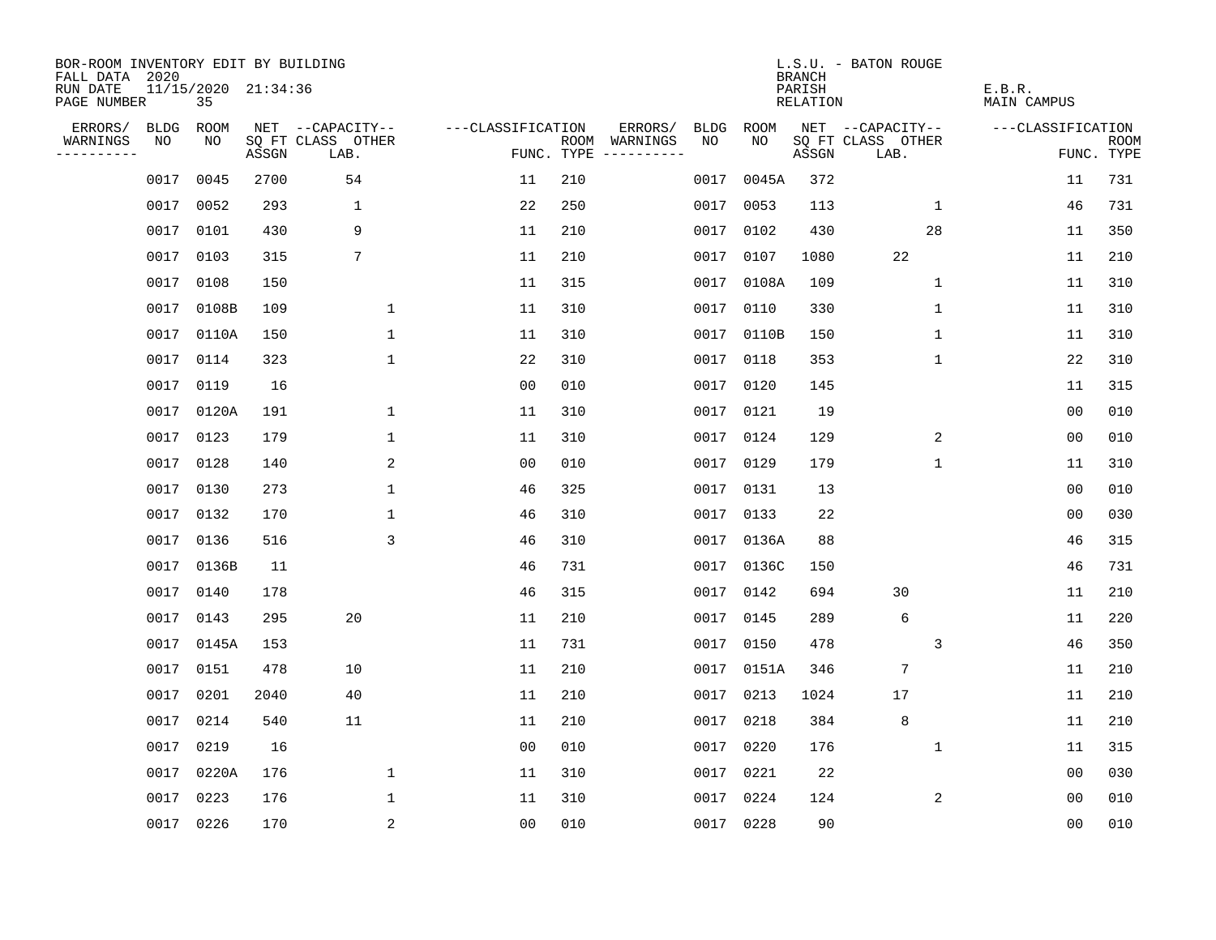BOR-ROOM INVENTORY EDIT BY BUILDING
FALL DATA 2020
RUN DATE 11/15/2020 21:34:36
PAGE NUMBER 35

L.S.U. - BATON ROUGE
BRANCH
PARISH E.B.R.
RELATION MAIN CAMPUS

| ERRORS/ WARNINGS | BLDG NO | ROOM NO | NET SQ FT ASSGN | CAPACITY CLASS LAB. | CAPACITY OTHER | CLASSIFICATION FUNC. | ROOM TYPE | ERRORS/ WARNINGS | BLDG NO | ROOM NO | NET SQ FT ASSGN | CAPACITY CLASS LAB. | CAPACITY OTHER | CLASSIFICATION FUNC. | ROOM TYPE |
|---|---|---|---|---|---|---|---|---|---|---|---|---|---|---|---|
| | 0017 | 0045 | 2700 | 54 | | 11 | 210 | | 0017 | 0045A | 372 | | | 11 | 731 |
| | 0017 | 0052 | 293 | 1 | | 22 | 250 | | 0017 | 0053 | 113 | | 1 | 46 | 731 |
| | 0017 | 0101 | 430 | 9 | | 11 | 210 | | 0017 | 0102 | 430 | | 28 | 11 | 350 |
| | 0017 | 0103 | 315 | 7 | | 11 | 210 | | 0017 | 0107 | 1080 | 22 | | 11 | 210 |
| | 0017 | 0108 | 150 | | | 11 | 315 | | 0017 | 0108A | 109 | | 1 | 11 | 310 |
| | 0017 | 0108B | 109 | | 1 | 11 | 310 | | 0017 | 0110 | 330 | | 1 | 11 | 310 |
| | 0017 | 0110A | 150 | | 1 | 11 | 310 | | 0017 | 0110B | 150 | | 1 | 11 | 310 |
| | 0017 | 0114 | 323 | | 1 | 22 | 310 | | 0017 | 0118 | 353 | | 1 | 22 | 310 |
| | 0017 | 0119 | 16 | | | 00 | 010 | | 0017 | 0120 | 145 | | | 11 | 315 |
| | 0017 | 0120A | 191 | | 1 | 11 | 310 | | 0017 | 0121 | 19 | | | 00 | 010 |
| | 0017 | 0123 | 179 | | 1 | 11 | 310 | | 0017 | 0124 | 129 | | 2 | 00 | 010 |
| | 0017 | 0128 | 140 | | 2 | 00 | 010 | | 0017 | 0129 | 179 | | 1 | 11 | 310 |
| | 0017 | 0130 | 273 | | 1 | 46 | 325 | | 0017 | 0131 | 13 | | | 00 | 010 |
| | 0017 | 0132 | 170 | | 1 | 46 | 310 | | 0017 | 0133 | 22 | | | 00 | 030 |
| | 0017 | 0136 | 516 | | 3 | 46 | 310 | | 0017 | 0136A | 88 | | | 46 | 315 |
| | 0017 | 0136B | 11 | | | 46 | 731 | | 0017 | 0136C | 150 | | | 46 | 731 |
| | 0017 | 0140 | 178 | | | 46 | 315 | | 0017 | 0142 | 694 | 30 | | 11 | 210 |
| | 0017 | 0143 | 295 | 20 | | 11 | 210 | | 0017 | 0145 | 289 | 6 | | 11 | 220 |
| | 0017 | 0145A | 153 | | | 11 | 731 | | 0017 | 0150 | 478 | | 3 | 46 | 350 |
| | 0017 | 0151 | 478 | 10 | | 11 | 210 | | 0017 | 0151A | 346 | 7 | | 11 | 210 |
| | 0017 | 0201 | 2040 | 40 | | 11 | 210 | | 0017 | 0213 | 1024 | 17 | | 11 | 210 |
| | 0017 | 0214 | 540 | 11 | | 11 | 210 | | 0017 | 0218 | 384 | 8 | | 11 | 210 |
| | 0017 | 0219 | 16 | | | 00 | 010 | | 0017 | 0220 | 176 | | 1 | 11 | 315 |
| | 0017 | 0220A | 176 | | 1 | 11 | 310 | | 0017 | 0221 | 22 | | | 00 | 030 |
| | 0017 | 0223 | 176 | | 1 | 11 | 310 | | 0017 | 0224 | 124 | | 2 | 00 | 010 |
| | 0017 | 0226 | 170 | | 2 | 00 | 010 | | 0017 | 0228 | 90 | | | 00 | 010 |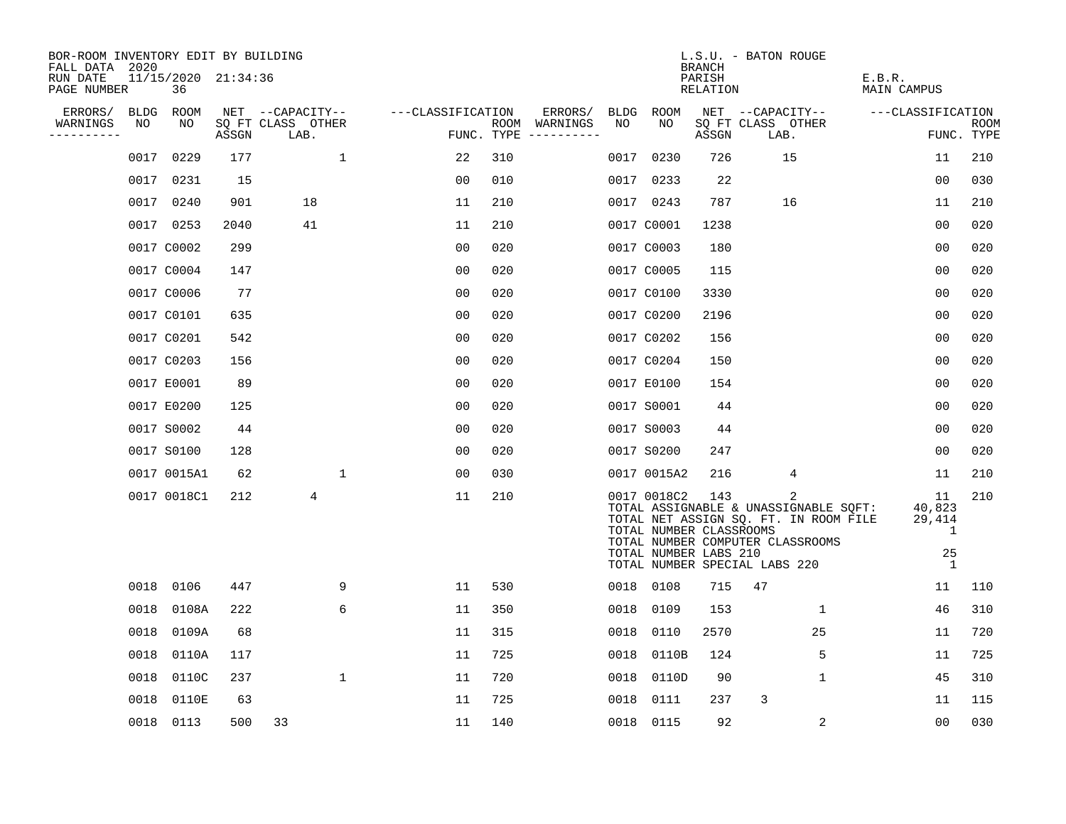BOR-ROOM INVENTORY EDIT BY BUILDING
FALL DATA 2020
RUN DATE 11/15/2020 21:34:36
PAGE NUMBER 36

L.S.U. - BATON ROUGE
BRANCH
PARISH E.B.R.
RELATION MAIN CAMPUS

| ERRORS/ WARNINGS | BLDG NO | ROOM NO | NET SQ FT ASSGN | CAPACITY CLASS | CAPACITY LAB. | CAPACITY OTHER | CLASSIFICATION FUNC. | ROOM TYPE | ERRORS/ WARNINGS | BLDG NO | ROOM NO | NET SQ FT ASSGN | CAPACITY CLASS | CAPACITY LAB. | CAPACITY OTHER | CLASSIFICATION FUNC. | ROOM TYPE |
|---|---|---|---|---|---|---|---|---|---|---|---|---|---|---|---|---|---|
| | 0017 | 0229 | 177 | | | 1 | 22 | 310 | | 0017 | 0230 | 726 | | 15 | | 11 | 210 |
| | 0017 | 0231 | 15 | | | | 00 | 010 | | 0017 | 0233 | 22 | | | | 00 | 030 |
| | 0017 | 0240 | 901 | | 18 | | 11 | 210 | | 0017 | 0243 | 787 | | 16 | | 11 | 210 |
| | 0017 | 0253 | 2040 | | 41 | | 11 | 210 | | 0017 | C0001 | 1238 | | | | 00 | 020 |
| | 0017 | C0002 | 299 | | | | 00 | 020 | | 0017 | C0003 | 180 | | | | 00 | 020 |
| | 0017 | C0004 | 147 | | | | 00 | 020 | | 0017 | C0005 | 115 | | | | 00 | 020 |
| | 0017 | C0006 | 77 | | | | 00 | 020 | | 0017 | C0100 | 3330 | | | | 00 | 020 |
| | 0017 | C0101 | 635 | | | | 00 | 020 | | 0017 | C0200 | 2196 | | | | 00 | 020 |
| | 0017 | C0201 | 542 | | | | 00 | 020 | | 0017 | C0202 | 156 | | | | 00 | 020 |
| | 0017 | C0203 | 156 | | | | 00 | 020 | | 0017 | C0204 | 150 | | | | 00 | 020 |
| | 0017 | E0001 | 89 | | | | 00 | 020 | | 0017 | E0100 | 154 | | | | 00 | 020 |
| | 0017 | E0200 | 125 | | | | 00 | 020 | | 0017 | S0001 | 44 | | | | 00 | 020 |
| | 0017 | S0002 | 44 | | | | 00 | 020 | | 0017 | S0003 | 44 | | | | 00 | 020 |
| | 0017 | S0100 | 128 | | | | 00 | 020 | | 0017 | S0200 | 247 | | | | 00 | 020 |
| | 0017 | 0015A1 | 62 | | | 1 | 00 | 030 | | 0017 | 0015A2 | 216 | | 4 | | 11 | 210 |
| | 0017 | 0018C1 | 212 | | 4 | | 11 | 210 | | 0017 | 0018C2 | 143 | | 2 | | 11 | 210 |

TOTAL ASSIGNABLE & UNASSIGNABLE SQFT: 40,823
TOTAL NET ASSIGN SQ. FT. IN ROOM FILE 29,414
TOTAL NUMBER CLASSROOMS 1
TOTAL NUMBER COMPUTER CLASSROOMS
TOTAL NUMBER LABS 210 25
TOTAL NUMBER SPECIAL LABS 220 1

| ERRORS/ WARNINGS | BLDG NO | ROOM NO | NET SQ FT ASSGN | CAPACITY CLASS | CAPACITY LAB. | CAPACITY OTHER | CLASSIFICATION FUNC. | ROOM TYPE | ERRORS/ WARNINGS | BLDG NO | ROOM NO | NET SQ FT ASSGN | CAPACITY CLASS | CAPACITY LAB. | CAPACITY OTHER | CLASSIFICATION FUNC. | ROOM TYPE |
|---|---|---|---|---|---|---|---|---|---|---|---|---|---|---|---|---|---|
| | 0018 | 0106 | 447 | | | 9 | 11 | 530 | | 0018 | 0108 | 715 | 47 | | | 11 | 110 |
| | 0018 | 0108A | 222 | | | 6 | 11 | 350 | | 0018 | 0109 | 153 | | | 1 | 46 | 310 |
| | 0018 | 0109A | 68 | | | | 11 | 315 | | 0018 | 0110 | 2570 | | | 25 | 11 | 720 |
| | 0018 | 0110A | 117 | | | | 11 | 725 | | 0018 | 0110B | 124 | | | 5 | 11 | 725 |
| | 0018 | 0110C | 237 | | | 1 | 11 | 720 | | 0018 | 0110D | 90 | | | 1 | 45 | 310 |
| | 0018 | 0110E | 63 | | | | 11 | 725 | | 0018 | 0111 | 237 | 3 | | | 11 | 115 |
| | 0018 | 0113 | 500 | 33 | | | 11 | 140 | | 0018 | 0115 | 92 | | | 2 | 00 | 030 |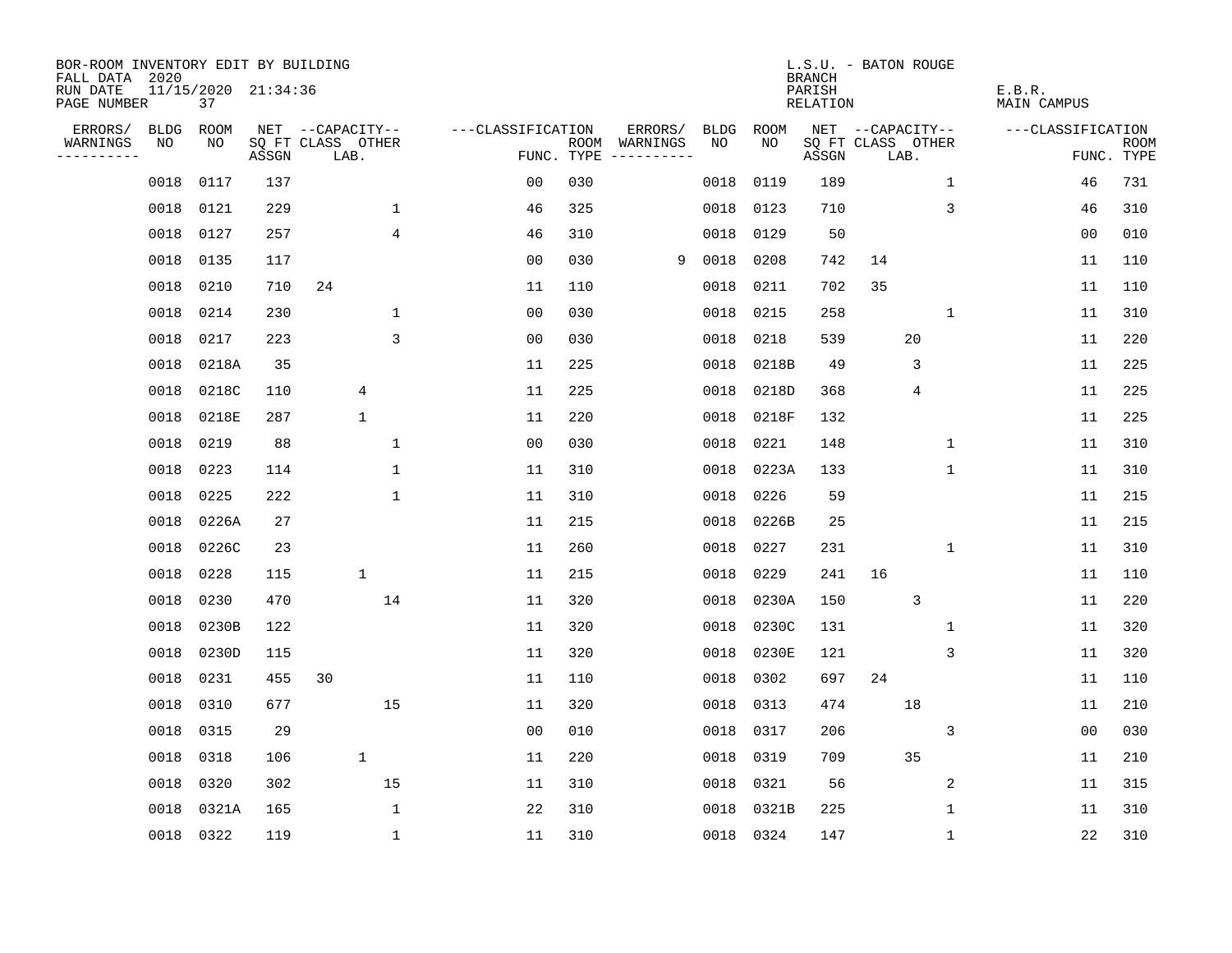BOR-ROOM INVENTORY EDIT BY BUILDING
FALL DATA 2020
RUN DATE 11/15/2020 21:34:36
PAGE NUMBER 37

L.S.U. - BATON ROUGE
BRANCH
PARISH E.B.R.
RELATION MAIN CAMPUS

| ERRORS/ WARNINGS | BLDG NO | ROOM NO | NET SQ FT ASSGN | CAPACITY CLASS | CAPACITY LAB. | CAPACITY OTHER | FUNC. | ROOM TYPE | ERRORS/ WARNINGS | BLDG NO | ROOM NO | NET SQ FT ASSGN | CAPACITY CLASS | CAPACITY LAB. | CAPACITY OTHER | FUNC. | ROOM TYPE |
|---|---|---|---|---|---|---|---|---|---|---|---|---|---|---|---|---|---|
| | 0018 | 0117 | 137 | | | | 00 | 030 | | 0018 | 0119 | 189 | | | 1 | 46 | 731 |
| | 0018 | 0121 | 229 | | | 1 | 46 | 325 | | 0018 | 0123 | 710 | | | 3 | 46 | 310 |
| | 0018 | 0127 | 257 | | | 4 | 46 | 310 | | 0018 | 0129 | 50 | | | | 00 | 010 |
| | 0018 | 0135 | 117 | | | | 00 | 030 | 9 | 0018 | 0208 | 742 | 14 | | | 11 | 110 |
| | 0018 | 0210 | 710 | 24 | | | 11 | 110 | | 0018 | 0211 | 702 | 35 | | | 11 | 110 |
| | 0018 | 0214 | 230 | | | 1 | 00 | 030 | | 0018 | 0215 | 258 | | | 1 | 11 | 310 |
| | 0018 | 0217 | 223 | | | 3 | 00 | 030 | | 0018 | 0218 | 539 | | 20 | | 11 | 220 |
| | 0018 | 0218A | 35 | | | | 11 | 225 | | 0018 | 0218B | 49 | | 3 | | 11 | 225 |
| | 0018 | 0218C | 110 | | 4 | | 11 | 225 | | 0018 | 0218D | 368 | | 4 | | 11 | 225 |
| | 0018 | 0218E | 287 | | 1 | | 11 | 220 | | 0018 | 0218F | 132 | | | | 11 | 225 |
| | 0018 | 0219 | 88 | | | 1 | 00 | 030 | | 0018 | 0221 | 148 | | | 1 | 11 | 310 |
| | 0018 | 0223 | 114 | | | 1 | 11 | 310 | | 0018 | 0223A | 133 | | | 1 | 11 | 310 |
| | 0018 | 0225 | 222 | | | 1 | 11 | 310 | | 0018 | 0226 | 59 | | | | 11 | 215 |
| | 0018 | 0226A | 27 | | | | 11 | 215 | | 0018 | 0226B | 25 | | | | 11 | 215 |
| | 0018 | 0226C | 23 | | | | 11 | 260 | | 0018 | 0227 | 231 | | | 1 | 11 | 310 |
| | 0018 | 0228 | 115 | | 1 | | 11 | 215 | | 0018 | 0229 | 241 | 16 | | | 11 | 110 |
| | 0018 | 0230 | 470 | | | 14 | 11 | 320 | | 0018 | 0230A | 150 | | 3 | | 11 | 220 |
| | 0018 | 0230B | 122 | | | | 11 | 320 | | 0018 | 0230C | 131 | | | 1 | 11 | 320 |
| | 0018 | 0230D | 115 | | | | 11 | 320 | | 0018 | 0230E | 121 | | | 3 | 11 | 320 |
| | 0018 | 0231 | 455 | 30 | | | 11 | 110 | | 0018 | 0302 | 697 | 24 | | | 11 | 110 |
| | 0018 | 0310 | 677 | | | 15 | 11 | 320 | | 0018 | 0313 | 474 | | 18 | | 11 | 210 |
| | 0018 | 0315 | 29 | | | | 00 | 010 | | 0018 | 0317 | 206 | | | 3 | 00 | 030 |
| | 0018 | 0318 | 106 | | 1 | | 11 | 220 | | 0018 | 0319 | 709 | | 35 | | 11 | 210 |
| | 0018 | 0320 | 302 | | | 15 | 11 | 310 | | 0018 | 0321 | 56 | | | 2 | 11 | 315 |
| | 0018 | 0321A | 165 | | | 1 | 22 | 310 | | 0018 | 0321B | 225 | | | 1 | 11 | 310 |
| | 0018 | 0322 | 119 | | | 1 | 11 | 310 | | 0018 | 0324 | 147 | | | 1 | 22 | 310 |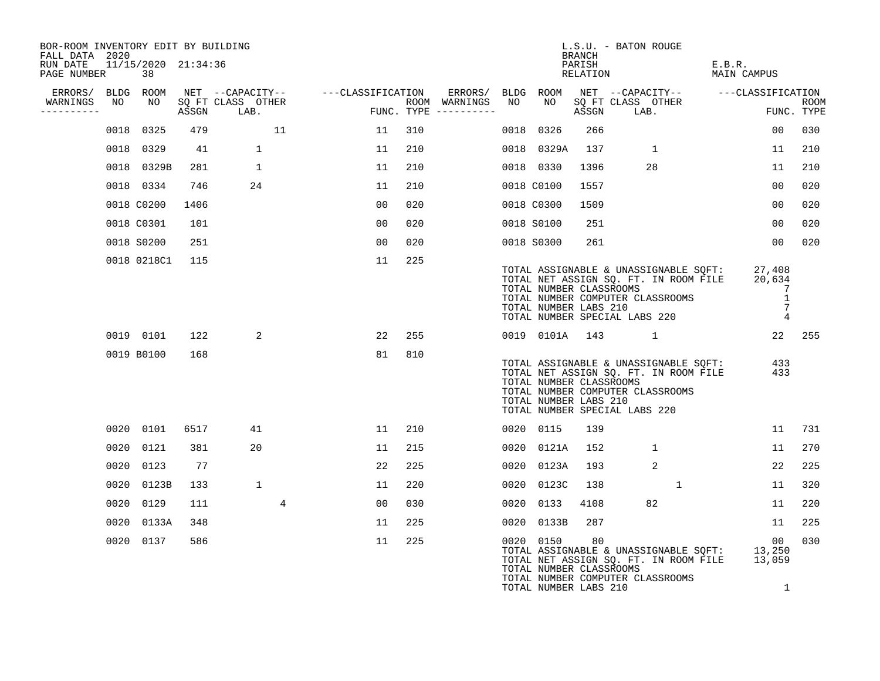BOR-ROOM INVENTORY EDIT BY BUILDING
FALL DATA 2020
RUN DATE 11/15/2020 21:34:36

L.S.U. - BATON ROUGE
BRANCH
PARISH E.B.R.
RELATION MAIN CAMPUS

| ERRORS/ WARNINGS | BLDG NO | ROOM NO | NET SQ FT ASSGN | CAPACITY CLASS LAB. | CAPACITY OTHER | CLASSIFICATION FUNC. | ROOM TYPE | ERRORS/ WARNINGS | BLDG NO | ROOM NO | NET SQ FT ASSGN | CAPACITY CLASS LAB. | CAPACITY OTHER | CLASSIFICATION FUNC. | ROOM TYPE |
|---|---|---|---|---|---|---|---|---|---|---|---|---|---|---|---|
| | 0018 | 0325 | 479 | | 11 | 11 | 310 | | 0018 | 0326 | 266 | | | 00 | 030 |
| | 0018 | 0329 | 41 | 1 | | 11 | 210 | | 0018 | 0329A | 137 | 1 | | 11 | 210 |
| | 0018 | 0329B | 281 | 1 | | 11 | 210 | | 0018 | 0330 | 1396 | 28 | | 11 | 210 |
| | 0018 | 0334 | 746 | 24 | | 11 | 210 | | 0018 | C0100 | 1557 | | | 00 | 020 |
| | 0018 | C0200 | 1406 | | | 00 | 020 | | 0018 | C0300 | 1509 | | | 00 | 020 |
| | 0018 | C0301 | 101 | | | 00 | 020 | | 0018 | S0100 | 251 | | | 00 | 020 |
| | 0018 | S0200 | 251 | | | 00 | 020 | | 0018 | S0300 | 261 | | | 00 | 020 |
| | 0018 | 0218C1 | 115 | | | 11 | 225 | | | | | | | | |

TOTAL ASSIGNABLE & UNASSIGNABLE SQFT: 27,408
TOTAL NET ASSIGN SQ. FT. IN ROOM FILE 20,634
TOTAL NUMBER CLASSROOMS 7
TOTAL NUMBER COMPUTER CLASSROOMS 1
TOTAL NUMBER LABS 210 7
TOTAL NUMBER SPECIAL LABS 220 4

| ERRORS/ WARNINGS | BLDG NO | ROOM NO | NET SQ FT ASSGN | CAPACITY CLASS LAB. | CAPACITY OTHER | CLASSIFICATION FUNC. | ROOM TYPE | ERRORS/ WARNINGS | BLDG NO | ROOM NO | NET SQ FT ASSGN | CAPACITY CLASS LAB. | CAPACITY OTHER | CLASSIFICATION FUNC. | ROOM TYPE |
|---|---|---|---|---|---|---|---|---|---|---|---|---|---|---|---|
| | 0019 | 0101 | 122 | 2 | | 22 | 255 | | 0019 | 0101A | 143 | 1 | | 22 | 255 |
| | 0019 | B0100 | 168 | | | 81 | 810 | | | | | | | | |

TOTAL ASSIGNABLE & UNASSIGNABLE SQFT: 433
TOTAL NET ASSIGN SQ. FT. IN ROOM FILE 433
TOTAL NUMBER CLASSROOMS
TOTAL NUMBER COMPUTER CLASSROOMS
TOTAL NUMBER LABS 210
TOTAL NUMBER SPECIAL LABS 220

| ERRORS/ WARNINGS | BLDG NO | ROOM NO | NET SQ FT ASSGN | CAPACITY CLASS LAB. | CAPACITY OTHER | CLASSIFICATION FUNC. | ROOM TYPE | ERRORS/ WARNINGS | BLDG NO | ROOM NO | NET SQ FT ASSGN | CAPACITY CLASS LAB. | CAPACITY OTHER | CLASSIFICATION FUNC. | ROOM TYPE |
|---|---|---|---|---|---|---|---|---|---|---|---|---|---|---|---|
| | 0020 | 0101 | 6517 | 41 | | 11 | 210 | | 0020 | 0115 | 139 | | | 11 | 731 |
| | 0020 | 0121 | 381 | 20 | | 11 | 215 | | 0020 | 0121A | 152 | 1 | | 11 | 270 |
| | 0020 | 0123 | 77 | | | 22 | 225 | | 0020 | 0123A | 193 | 2 | | 22 | 225 |
| | 0020 | 0123B | 133 | 1 | | 11 | 220 | | 0020 | 0123C | 138 | | 1 | 11 | 320 |
| | 0020 | 0129 | 111 | | 4 | 00 | 030 | | 0020 | 0133 | 4108 | 82 | | 11 | 220 |
| | 0020 | 0133A | 348 | | | 11 | 225 | | 0020 | 0133B | 287 | | | 11 | 225 |
| | 0020 | 0137 | 586 | | | 11 | 225 | | 0020 | 0150 | 80 | | | 00 | 030 |

TOTAL ASSIGNABLE & UNASSIGNABLE SQFT: 13,250
TOTAL NET ASSIGN SQ. FT. IN ROOM FILE 13,059
TOTAL NUMBER CLASSROOMS
TOTAL NUMBER COMPUTER CLASSROOMS
TOTAL NUMBER LABS 210 1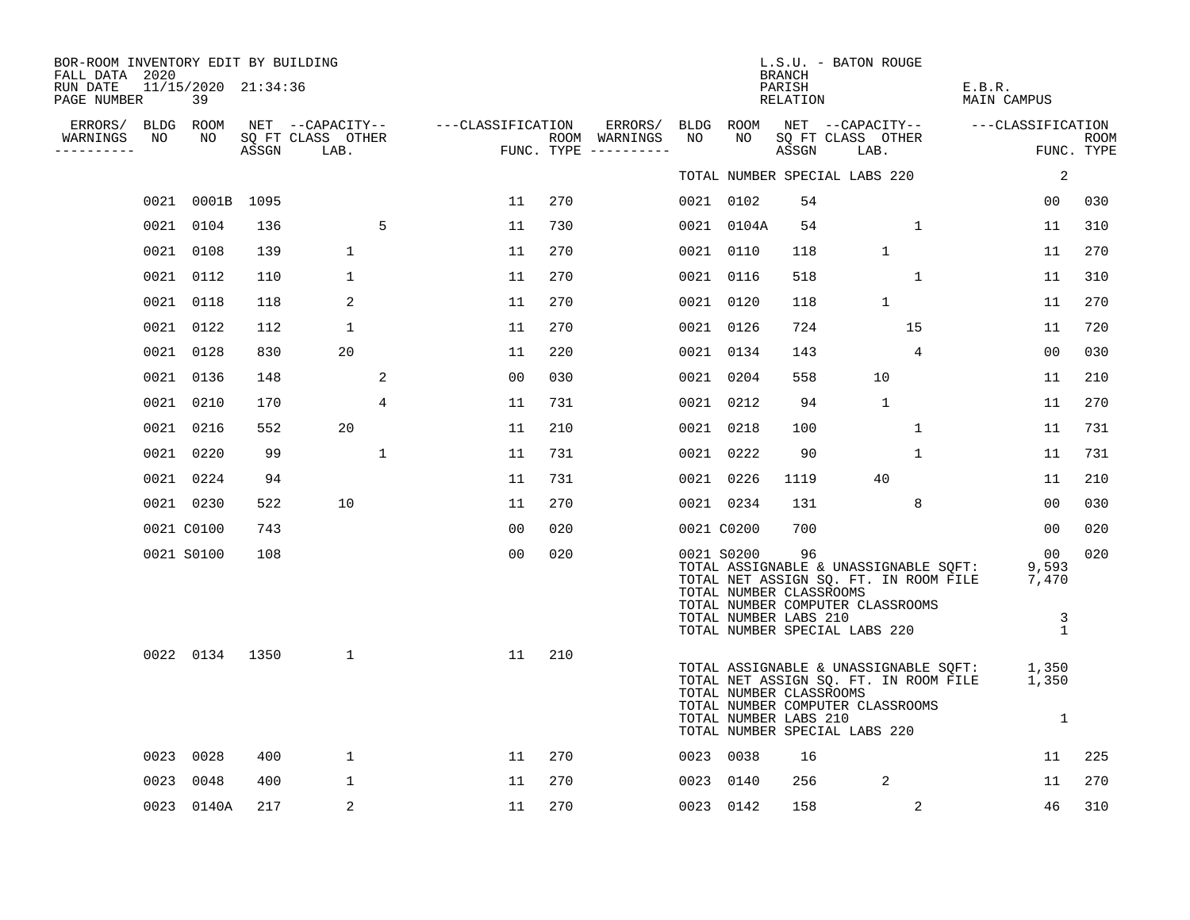BOR-ROOM INVENTORY EDIT BY BUILDING
FALL DATA 2020
RUN DATE 11/15/2020 21:34:36
PAGE NUMBER 39

L.S.U. - BATON ROUGE
BRANCH
PARISH E.B.R.
RELATION MAIN CAMPUS

| ERRORS/ WARNINGS | BLDG NO | ROOM NO | NET SQ FT ASSGN | CAPACITY CLASS LAB. | CAPACITY OTHER | CLASSIFICATION FUNC. | ROOM TYPE | ERRORS/ WARNINGS | BLDG NO | ROOM NO | NET SQ FT ASSGN | CAPACITY CLASS LAB. | CAPACITY OTHER | CLASSIFICATION FUNC. | ROOM TYPE |
|---|---|---|---|---|---|---|---|---|---|---|---|---|---|---|---|
| | | | | | | | | | TOTAL NUMBER SPECIAL LABS 220 | | | | | 2 | |
| | 0021 | 0001B | 1095 | | | 11 | 270 | | 0021 | 0102 | 54 | | | 00 | 030 |
| | 0021 | 0104 | 136 | | 5 | 11 | 730 | | 0021 | 0104A | 54 | | 1 | 11 | 310 |
| | 0021 | 0108 | 139 | 1 | | 11 | 270 | | 0021 | 0110 | 118 | 1 | | 11 | 270 |
| | 0021 | 0112 | 110 | 1 | | 11 | 270 | | 0021 | 0116 | 518 | | 1 | 11 | 310 |
| | 0021 | 0118 | 118 | 2 | | 11 | 270 | | 0021 | 0120 | 118 | 1 | | 11 | 270 |
| | 0021 | 0122 | 112 | 1 | | 11 | 270 | | 0021 | 0126 | 724 | | 15 | 11 | 720 |
| | 0021 | 0128 | 830 | 20 | | 11 | 220 | | 0021 | 0134 | 143 | | 4 | 00 | 030 |
| | 0021 | 0136 | 148 | | 2 | 00 | 030 | | 0021 | 0204 | 558 | 10 | | 11 | 210 |
| | 0021 | 0210 | 170 | | 4 | 11 | 731 | | 0021 | 0212 | 94 | 1 | | 11 | 270 |
| | 0021 | 0216 | 552 | 20 | | 11 | 210 | | 0021 | 0218 | 100 | | 1 | 11 | 731 |
| | 0021 | 0220 | 99 | | 1 | 11 | 731 | | 0021 | 0222 | 90 | | 1 | 11 | 731 |
| | 0021 | 0224 | 94 | | | 11 | 731 | | 0021 | 0226 | 1119 | 40 | | 11 | 210 |
| | 0021 | 0230 | 522 | 10 | | 11 | 270 | | 0021 | 0234 | 131 | | 8 | 00 | 030 |
| | 0021 | C0100 | 743 | | | 00 | 020 | | 0021 | C0200 | 700 | | | 00 | 020 |
| | 0021 | S0100 | 108 | | | 00 | 020 | | 0021 | S0200 | 96 | | | 00 | 020 |
| | | | | | | | | | TOTAL ASSIGNABLE & UNASSIGNABLE SQFT: | | | | | 9,593 | |
| | | | | | | | | | TOTAL NET ASSIGN SQ. FT. IN ROOM FILE | | | | | 7,470 | |
| | | | | | | | | | TOTAL NUMBER CLASSROOMS | | | | | | |
| | | | | | | | | | TOTAL NUMBER COMPUTER CLASSROOMS | | | | | | |
| | | | | | | | | | TOTAL NUMBER LABS 210 | | | | | 3 | |
| | | | | | | | | | TOTAL NUMBER SPECIAL LABS 220 | | | | | 1 | |
| | 0022 | 0134 | 1350 | 1 | | 11 | 210 | | | | | | | | |
| | | | | | | | | | TOTAL ASSIGNABLE & UNASSIGNABLE SQFT: | | | | | 1,350 | |
| | | | | | | | | | TOTAL NET ASSIGN SQ. FT. IN ROOM FILE | | | | | 1,350 | |
| | | | | | | | | | TOTAL NUMBER CLASSROOMS | | | | | | |
| | | | | | | | | | TOTAL NUMBER COMPUTER CLASSROOMS | | | | | | |
| | | | | | | | | | TOTAL NUMBER LABS 210 | | | | | 1 | |
| | | | | | | | | | TOTAL NUMBER SPECIAL LABS 220 | | | | | | |
| | 0023 | 0028 | 400 | 1 | | 11 | 270 | | 0023 | 0038 | 16 | | | 11 | 225 |
| | 0023 | 0048 | 400 | 1 | | 11 | 270 | | 0023 | 0140 | 256 | 2 | | 11 | 270 |
| | 0023 | 0140A | 217 | 2 | | 11 | 270 | | 0023 | 0142 | 158 | | 2 | 46 | 310 |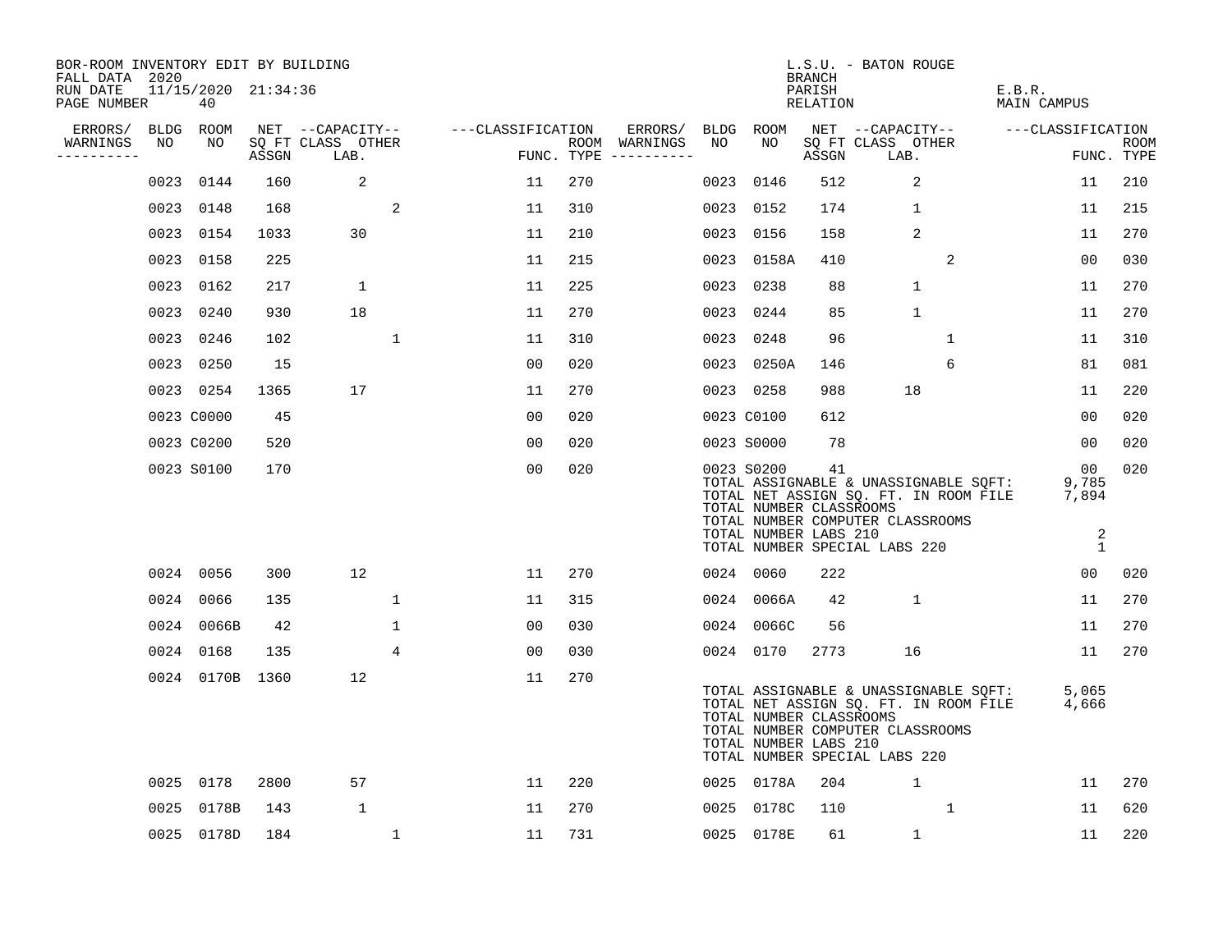BOR-ROOM INVENTORY EDIT BY BUILDING
FALL DATA 2020
RUN DATE 11/15/2020 21:34:36

L.S.U. - BATON ROUGE
BRANCH
PARISH E.B.R.
RELATION MAIN CAMPUS

| ERRORS/ WARNINGS | BLDG NO | ROOM NO | NET SQ FT ASSGN | CAPACITY CLASS LAB. | CAPACITY OTHER | CLASSIFICATION FUNC. | ROOM TYPE | ERRORS/ WARNINGS | BLDG NO | ROOM NO | NET SQ FT ASSGN | CAPACITY CLASS LAB. | CAPACITY OTHER | CLASSIFICATION FUNC. | ROOM TYPE |
|---|---|---|---|---|---|---|---|---|---|---|---|---|---|---|---|
| | 0023 | 0144 | 160 | 2 | | 11 | 270 | | 0023 | 0146 | 512 | 2 | | 11 | 210 |
| | 0023 | 0148 | 168 | | 2 | 11 | 310 | | 0023 | 0152 | 174 | 1 | | 11 | 215 |
| | 0023 | 0154 | 1033 | 30 | | 11 | 210 | | 0023 | 0156 | 158 | 2 | | 11 | 270 |
| | 0023 | 0158 | 225 | | | 11 | 215 | | 0023 | 0158A | 410 | | 2 | 00 | 030 |
| | 0023 | 0162 | 217 | 1 | | 11 | 225 | | 0023 | 0238 | 88 | 1 | | 11 | 270 |
| | 0023 | 0240 | 930 | 18 | | 11 | 270 | | 0023 | 0244 | 85 | 1 | | 11 | 270 |
| | 0023 | 0246 | 102 | | 1 | 11 | 310 | | 0023 | 0248 | 96 | | 1 | 11 | 310 |
| | 0023 | 0250 | 15 | | | 00 | 020 | | 0023 | 0250A | 146 | | 6 | 81 | 081 |
| | 0023 | 0254 | 1365 | 17 | | 11 | 270 | | 0023 | 0258 | 988 | 18 | | 11 | 220 |
| | 0023 | C0000 | 45 | | | 00 | 020 | | 0023 | C0100 | 612 | | | 00 | 020 |
| | 0023 | C0200 | 520 | | | 00 | 020 | | 0023 | S0000 | 78 | | | 00 | 020 |
| | 0023 | S0100 | 170 | | | 00 | 020 | | 0023 | S0200 | 41 | | | 00 | 020 |

TOTAL ASSIGNABLE & UNASSIGNABLE SQFT: 9,785
TOTAL NET ASSIGN SQ. FT. IN ROOM FILE 7,894
TOTAL NUMBER CLASSROOMS
TOTAL NUMBER COMPUTER CLASSROOMS
TOTAL NUMBER LABS 210 2
TOTAL NUMBER SPECIAL LABS 220 1

| ERRORS/ WARNINGS | BLDG NO | ROOM NO | NET SQ FT ASSGN | CAPACITY CLASS LAB. | CAPACITY OTHER | CLASSIFICATION FUNC. | ROOM TYPE | ERRORS/ WARNINGS | BLDG NO | ROOM NO | NET SQ FT ASSGN | CAPACITY CLASS LAB. | CAPACITY OTHER | CLASSIFICATION FUNC. | ROOM TYPE |
|---|---|---|---|---|---|---|---|---|---|---|---|---|---|---|---|
| | 0024 | 0056 | 300 | 12 | | 11 | 270 | | 0024 | 0060 | 222 | | | 00 | 020 |
| | 0024 | 0066 | 135 | | 1 | 11 | 315 | | 0024 | 0066A | 42 | 1 | | 11 | 270 |
| | 0024 | 0066B | 42 | | 1 | 00 | 030 | | 0024 | 0066C | 56 | | | 11 | 270 |
| | 0024 | 0168 | 135 | | 4 | 00 | 030 | | 0024 | 0170 | 2773 | 16 | | 11 | 270 |
| | 0024 | 0170B | 1360 | 12 | | 11 | 270 | | | | | | | | |

TOTAL ASSIGNABLE & UNASSIGNABLE SQFT: 5,065
TOTAL NET ASSIGN SQ. FT. IN ROOM FILE 4,666
TOTAL NUMBER CLASSROOMS
TOTAL NUMBER COMPUTER CLASSROOMS
TOTAL NUMBER LABS 210
TOTAL NUMBER SPECIAL LABS 220

| ERRORS/ WARNINGS | BLDG NO | ROOM NO | NET SQ FT ASSGN | CAPACITY CLASS LAB. | CAPACITY OTHER | CLASSIFICATION FUNC. | ROOM TYPE | ERRORS/ WARNINGS | BLDG NO | ROOM NO | NET SQ FT ASSGN | CAPACITY CLASS LAB. | CAPACITY OTHER | CLASSIFICATION FUNC. | ROOM TYPE |
|---|---|---|---|---|---|---|---|---|---|---|---|---|---|---|---|
| | 0025 | 0178 | 2800 | 57 | | 11 | 220 | | 0025 | 0178A | 204 | 1 | | 11 | 270 |
| | 0025 | 0178B | 143 | 1 | | 11 | 270 | | 0025 | 0178C | 110 | | 1 | 11 | 620 |
| | 0025 | 0178D | 184 | | 1 | 11 | 731 | | 0025 | 0178E | 61 | 1 | | 11 | 220 |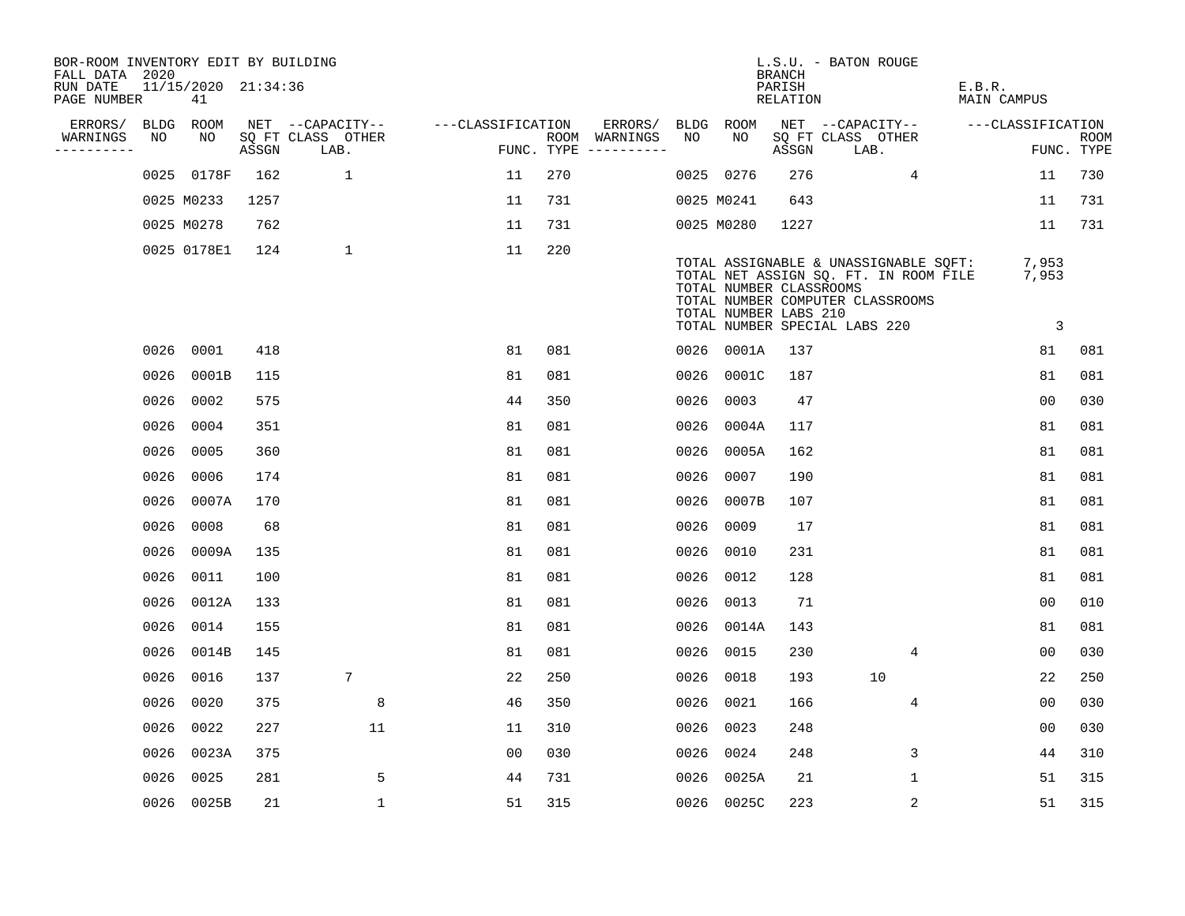BOR-ROOM INVENTORY EDIT BY BUILDING
FALL DATA 2020
RUN DATE 11/15/2020 21:34:36
PAGE NUMBER 41

L.S.U. - BATON ROUGE
BRANCH
PARISH E.B.R.
RELATION MAIN CAMPUS

| ERRORS/ WARNINGS | BLDG NO | ROOM NO | NET SQ FT ASSGN | CAPACITY CLASS | CAPACITY LAB. | CAPACITY OTHER | CLASSIFICATION FUNC. | ROOM TYPE | ERRORS/ WARNINGS | BLDG NO | ROOM NO | NET SQ FT ASSGN | CAPACITY CLASS | CAPACITY LAB. | CAPACITY OTHER | CLASSIFICATION FUNC. | ROOM TYPE |
|---|---|---|---|---|---|---|---|---|---|---|---|---|---|---|---|---|---|
| | 0025 | 0178F | 162 | | 1 | | 11 | 270 | | 0025 | 0276 | 276 | | | 4 | 11 | 730 |
| | 0025 | M0233 | 1257 | | | | 11 | 731 | | 0025 | M0241 | 643 | | | | 11 | 731 |
| | 0025 | M0278 | 762 | | | | 11 | 731 | | 0025 | M0280 | 1227 | | | | 11 | 731 |
| | 0025 | 0178E1 | 124 | | 1 | | 11 | 220 | | | | | | | | | |

TOTAL ASSIGNABLE & UNASSIGNABLE SQFT: 7,953
TOTAL NET ASSIGN SQ. FT. IN ROOM FILE 7,953
TOTAL NUMBER CLASSROOMS
TOTAL NUMBER COMPUTER CLASSROOMS
TOTAL NUMBER LABS 210
TOTAL NUMBER SPECIAL LABS 220 3

| ERRORS/ WARNINGS | BLDG NO | ROOM NO | NET SQ FT ASSGN | CAPACITY CLASS | CAPACITY LAB. | CAPACITY OTHER | CLASSIFICATION FUNC. | ROOM TYPE | ERRORS/ WARNINGS | BLDG NO | ROOM NO | NET SQ FT ASSGN | CAPACITY CLASS | CAPACITY LAB. | CAPACITY OTHER | CLASSIFICATION FUNC. | ROOM TYPE |
|---|---|---|---|---|---|---|---|---|---|---|---|---|---|---|---|---|---|
| | 0026 | 0001 | 418 | | | | 81 | 081 | | 0026 | 0001A | 137 | | | | 81 | 081 |
| | 0026 | 0001B | 115 | | | | 81 | 081 | | 0026 | 0001C | 187 | | | | 81 | 081 |
| | 0026 | 0002 | 575 | | | | 44 | 350 | | 0026 | 0003 | 47 | | | | 00 | 030 |
| | 0026 | 0004 | 351 | | | | 81 | 081 | | 0026 | 0004A | 117 | | | | 81 | 081 |
| | 0026 | 0005 | 360 | | | | 81 | 081 | | 0026 | 0005A | 162 | | | | 81 | 081 |
| | 0026 | 0006 | 174 | | | | 81 | 081 | | 0026 | 0007 | 190 | | | | 81 | 081 |
| | 0026 | 0007A | 170 | | | | 81 | 081 | | 0026 | 0007B | 107 | | | | 81 | 081 |
| | 0026 | 0008 | 68 | | | | 81 | 081 | | 0026 | 0009 | 17 | | | | 81 | 081 |
| | 0026 | 0009A | 135 | | | | 81 | 081 | | 0026 | 0010 | 231 | | | | 81 | 081 |
| | 0026 | 0011 | 100 | | | | 81 | 081 | | 0026 | 0012 | 128 | | | | 81 | 081 |
| | 0026 | 0012A | 133 | | | | 81 | 081 | | 0026 | 0013 | 71 | | | | 00 | 010 |
| | 0026 | 0014 | 155 | | | | 81 | 081 | | 0026 | 0014A | 143 | | | | 81 | 081 |
| | 0026 | 0014B | 145 | | | | 81 | 081 | | 0026 | 0015 | 230 | | | 4 | 00 | 030 |
| | 0026 | 0016 | 137 | | 7 | | 22 | 250 | | 0026 | 0018 | 193 | | 10 | | 22 | 250 |
| | 0026 | 0020 | 375 | | | 8 | 46 | 350 | | 0026 | 0021 | 166 | | | 4 | 00 | 030 |
| | 0026 | 0022 | 227 | | | 11 | 11 | 310 | | 0026 | 0023 | 248 | | | | 00 | 030 |
| | 0026 | 0023A | 375 | | | | 00 | 030 | | 0026 | 0024 | 248 | | | 3 | 44 | 310 |
| | 0026 | 0025 | 281 | | | 5 | 44 | 731 | | 0026 | 0025A | 21 | | | 1 | 51 | 315 |
| | 0026 | 0025B | 21 | | | 1 | 51 | 315 | | 0026 | 0025C | 223 | | | 2 | 51 | 315 |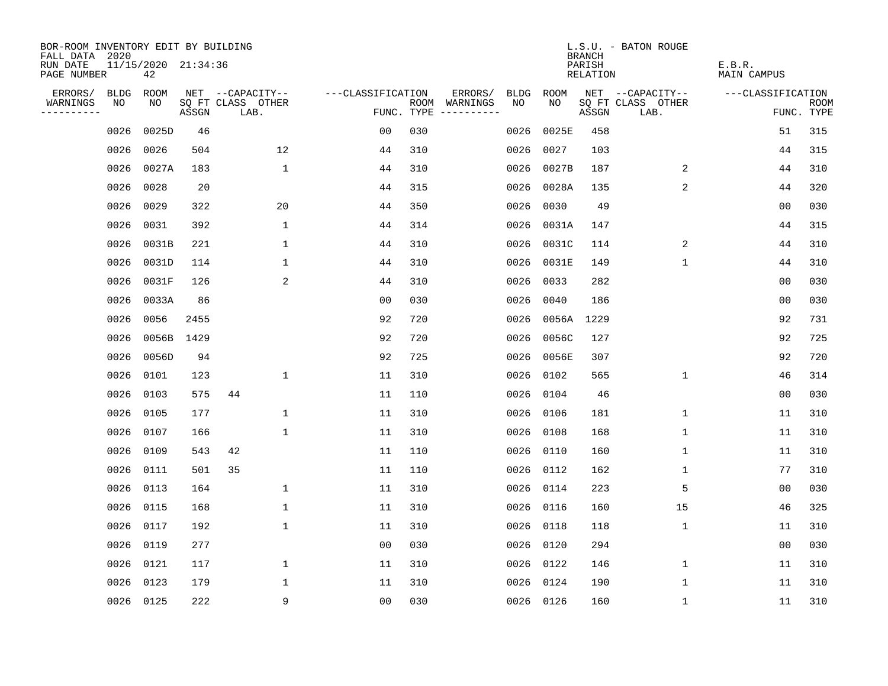BOR-ROOM INVENTORY EDIT BY BUILDING
FALL DATA 2020
RUN DATE 11/15/2020 21:34:36
PAGE NUMBER 42

L.S.U. - BATON ROUGE
BRANCH
PARISH E.B.R.
RELATION MAIN CAMPUS

| ERRORS/ WARNINGS | BLDG NO | ROOM NO | NET SQ FT ASSGN | CAPACITY CLASS | CAPACITY LAB. | CAPACITY OTHER | CLASSIFICATION FUNC. | ROOM TYPE | ERRORS/ WARNINGS | BLDG NO | ROOM NO | NET SQ FT ASSGN | CAPACITY CLASS | CAPACITY LAB. | CAPACITY OTHER | CLASSIFICATION FUNC. | ROOM TYPE |
|---|---|---|---|---|---|---|---|---|---|---|---|---|---|---|---|---|---|
| | 0026 | 0025D | 46 | | | | 00 | 030 | | 0026 | 0025E | 458 | | | | 51 | 315 |
| | 0026 | 0026 | 504 | | | 12 | 44 | 310 | | 0026 | 0027 | 103 | | | | 44 | 315 |
| | 0026 | 0027A | 183 | | | 1 | 44 | 310 | | 0026 | 0027B | 187 | | | 2 | 44 | 310 |
| | 0026 | 0028 | 20 | | | | 44 | 315 | | 0026 | 0028A | 135 | | | 2 | 44 | 320 |
| | 0026 | 0029 | 322 | | | 20 | 44 | 350 | | 0026 | 0030 | 49 | | | | 00 | 030 |
| | 0026 | 0031 | 392 | | | 1 | 44 | 314 | | 0026 | 0031A | 147 | | | | 44 | 315 |
| | 0026 | 0031B | 221 | | | 1 | 44 | 310 | | 0026 | 0031C | 114 | | | 2 | 44 | 310 |
| | 0026 | 0031D | 114 | | | 1 | 44 | 310 | | 0026 | 0031E | 149 | | | 1 | 44 | 310 |
| | 0026 | 0031F | 126 | | | 2 | 44 | 310 | | 0026 | 0033 | 282 | | | | 00 | 030 |
| | 0026 | 0033A | 86 | | | | 00 | 030 | | 0026 | 0040 | 186 | | | | 00 | 030 |
| | 0026 | 0056 | 2455 | | | | 92 | 720 | | 0026 | 0056A | 1229 | | | | 92 | 731 |
| | 0026 | 0056B | 1429 | | | | 92 | 720 | | 0026 | 0056C | 127 | | | | 92 | 725 |
| | 0026 | 0056D | 94 | | | | 92 | 725 | | 0026 | 0056E | 307 | | | | 92 | 720 |
| | 0026 | 0101 | 123 | | | 1 | 11 | 310 | | 0026 | 0102 | 565 | | | 1 | 46 | 314 |
| | 0026 | 0103 | 575 | 44 | | | 11 | 110 | | 0026 | 0104 | 46 | | | | 00 | 030 |
| | 0026 | 0105 | 177 | | | 1 | 11 | 310 | | 0026 | 0106 | 181 | | | 1 | 11 | 310 |
| | 0026 | 0107 | 166 | | | 1 | 11 | 310 | | 0026 | 0108 | 168 | | | 1 | 11 | 310 |
| | 0026 | 0109 | 543 | 42 | | | 11 | 110 | | 0026 | 0110 | 160 | | | 1 | 11 | 310 |
| | 0026 | 0111 | 501 | 35 | | | 11 | 110 | | 0026 | 0112 | 162 | | | 1 | 77 | 310 |
| | 0026 | 0113 | 164 | | | 1 | 11 | 310 | | 0026 | 0114 | 223 | | | 5 | 00 | 030 |
| | 0026 | 0115 | 168 | | | 1 | 11 | 310 | | 0026 | 0116 | 160 | | | 15 | 46 | 325 |
| | 0026 | 0117 | 192 | | | 1 | 11 | 310 | | 0026 | 0118 | 118 | | | 1 | 11 | 310 |
| | 0026 | 0119 | 277 | | | | 00 | 030 | | 0026 | 0120 | 294 | | | | 00 | 030 |
| | 0026 | 0121 | 117 | | | 1 | 11 | 310 | | 0026 | 0122 | 146 | | | 1 | 11 | 310 |
| | 0026 | 0123 | 179 | | | 1 | 11 | 310 | | 0026 | 0124 | 190 | | | 1 | 11 | 310 |
| | 0026 | 0125 | 222 | | | 9 | 00 | 030 | | 0026 | 0126 | 160 | | | 1 | 11 | 310 |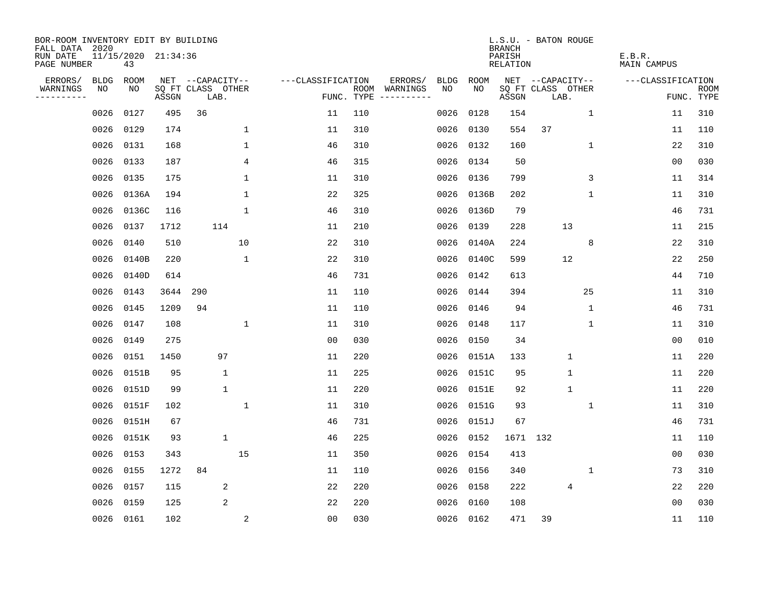BOR-ROOM INVENTORY EDIT BY BUILDING
FALL DATA 2020
RUN DATE 11/15/2020 21:34:36
PAGE NUMBER 43

L.S.U. - BATON ROUGE
BRANCH
PARISH E.B.R.
RELATION MAIN CAMPUS

| ERRORS/ WARNINGS | BLDG NO | ROOM NO | NET SQ FT ASSGN | CAPACITY CLASS | LAB. | OTHER | CLASSIFICATION FUNC. | ROOM TYPE | ERRORS/ WARNINGS | BLDG NO | ROOM NO | NET SQ FT ASSGN | CAPACITY CLASS | LAB. | OTHER | CLASSIFICATION FUNC. | ROOM TYPE |
|---|---|---|---|---|---|---|---|---|---|---|---|---|---|---|---|---|---|
| | 0026 | 0127 | 495 | 36 | | | 11 | 110 | | 0026 | 0128 | 154 | | | 1 | 11 | 310 |
| | 0026 | 0129 | 174 | | | 1 | 11 | 310 | | 0026 | 0130 | 554 | 37 | | | 11 | 110 |
| | 0026 | 0131 | 168 | | | 1 | 46 | 310 | | 0026 | 0132 | 160 | | | 1 | 22 | 310 |
| | 0026 | 0133 | 187 | | | 4 | 46 | 315 | | 0026 | 0134 | 50 | | | | 00 | 030 |
| | 0026 | 0135 | 175 | | | 1 | 11 | 310 | | 0026 | 0136 | 799 | | | 3 | 11 | 314 |
| | 0026 | 0136A | 194 | | | 1 | 22 | 325 | | 0026 | 0136B | 202 | | | 1 | 11 | 310 |
| | 0026 | 0136C | 116 | | | 1 | 46 | 310 | | 0026 | 0136D | 79 | | | | 46 | 731 |
| | 0026 | 0137 | 1712 | | 114 | | 11 | 210 | | 0026 | 0139 | 228 | | 13 | | 11 | 215 |
| | 0026 | 0140 | 510 | | | 10 | 22 | 310 | | 0026 | 0140A | 224 | | | 8 | 22 | 310 |
| | 0026 | 0140B | 220 | | | 1 | 22 | 310 | | 0026 | 0140C | 599 | | 12 | | 22 | 250 |
| | 0026 | 0140D | 614 | | | | 46 | 731 | | 0026 | 0142 | 613 | | | | 44 | 710 |
| | 0026 | 0143 | 3644 | 290 | | | 11 | 110 | | 0026 | 0144 | 394 | | | 25 | 11 | 310 |
| | 0026 | 0145 | 1209 | 94 | | | 11 | 110 | | 0026 | 0146 | 94 | | | 1 | 46 | 731 |
| | 0026 | 0147 | 108 | | | 1 | 11 | 310 | | 0026 | 0148 | 117 | | | 1 | 11 | 310 |
| | 0026 | 0149 | 275 | | | | 00 | 030 | | 0026 | 0150 | 34 | | | | 00 | 010 |
| | 0026 | 0151 | 1450 | | 97 | | 11 | 220 | | 0026 | 0151A | 133 | | 1 | | 11 | 220 |
| | 0026 | 0151B | 95 | | 1 | | 11 | 225 | | 0026 | 0151C | 95 | | 1 | | 11 | 220 |
| | 0026 | 0151D | 99 | | 1 | | 11 | 220 | | 0026 | 0151E | 92 | | 1 | | 11 | 220 |
| | 0026 | 0151F | 102 | | | 1 | 11 | 310 | | 0026 | 0151G | 93 | | | 1 | 11 | 310 |
| | 0026 | 0151H | 67 | | | | 46 | 731 | | 0026 | 0151J | 67 | | | | 46 | 731 |
| | 0026 | 0151K | 93 | | 1 | | 46 | 225 | | 0026 | 0152 | 1671 | 132 | | | 11 | 110 |
| | 0026 | 0153 | 343 | | | 15 | 11 | 350 | | 0026 | 0154 | 413 | | | | 00 | 030 |
| | 0026 | 0155 | 1272 | 84 | | | 11 | 110 | | 0026 | 0156 | 340 | | | 1 | 73 | 310 |
| | 0026 | 0157 | 115 | | 2 | | 22 | 220 | | 0026 | 0158 | 222 | | 4 | | 22 | 220 |
| | 0026 | 0159 | 125 | | 2 | | 22 | 220 | | 0026 | 0160 | 108 | | | | 00 | 030 |
| | 0026 | 0161 | 102 | | | 2 | 00 | 030 | | 0026 | 0162 | 471 | 39 | | | 11 | 110 |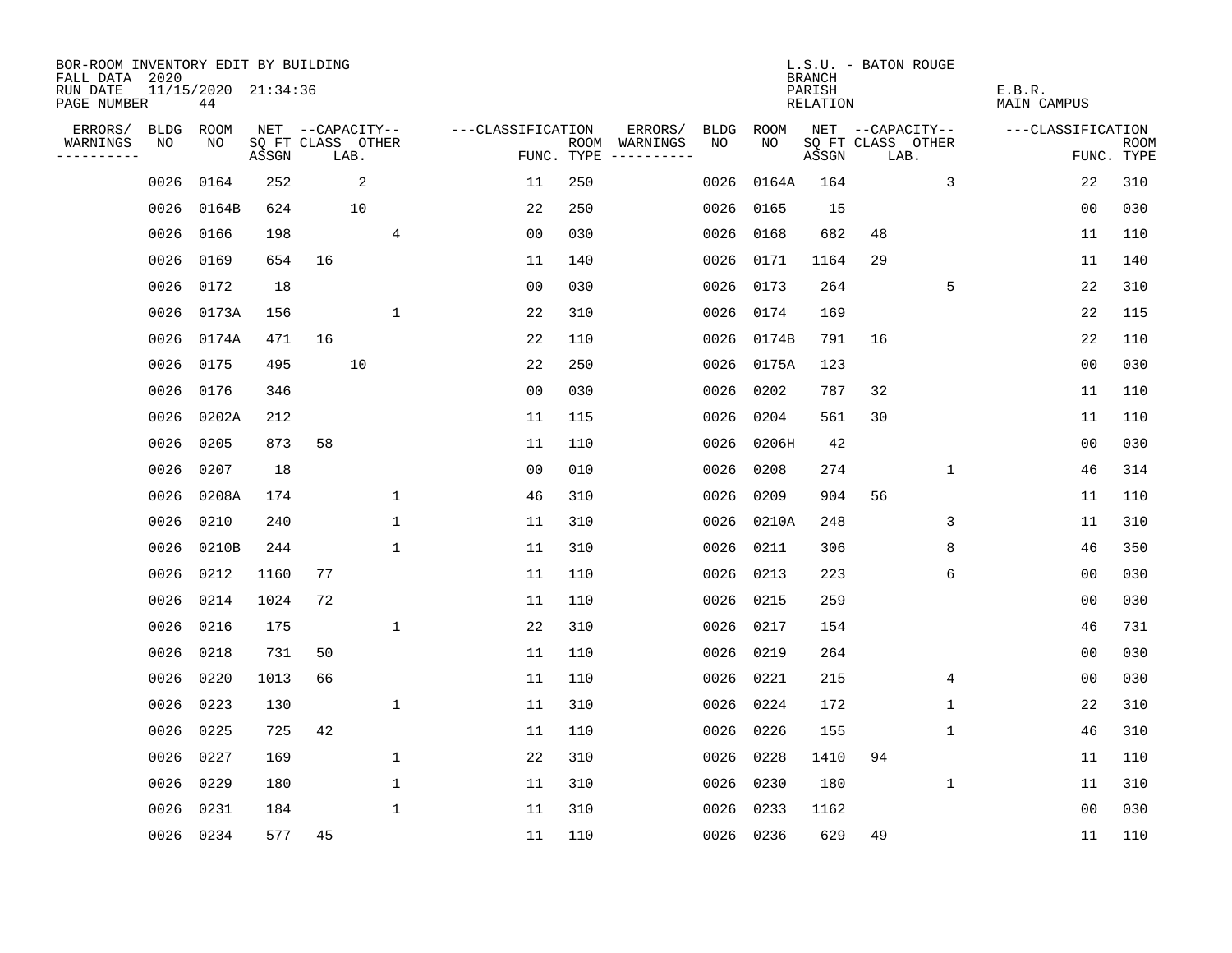BOR-ROOM INVENTORY EDIT BY BUILDING
FALL DATA 2020
RUN DATE 11/15/2020 21:34:36
PAGE NUMBER 44

L.S.U. - BATON ROUGE
BRANCH
PARISH E.B.R.
RELATION MAIN CAMPUS

| ERRORS/ WARNINGS | BLDG NO | ROOM NO | NET SQ FT ASSGN | CAPACITY CLASS | LAB. | OTHER | CLASSIFICATION FUNC. | ROOM TYPE | ERRORS/ WARNINGS | BLDG NO | ROOM NO | NET SQ FT ASSGN | CAPACITY CLASS | LAB. | OTHER | CLASSIFICATION FUNC. | ROOM TYPE |
|---|---|---|---|---|---|---|---|---|---|---|---|---|---|---|---|---|---|
| | 0026 | 0164 | 252 | | 2 | | 11 | 250 | | 0026 | 0164A | 164 | | | 3 | 22 | 310 |
| | 0026 | 0164B | 624 | | 10 | | 22 | 250 | | 0026 | 0165 | 15 | | | | 00 | 030 |
| | 0026 | 0166 | 198 | | | 4 | 00 | 030 | | 0026 | 0168 | 682 | 48 | | | 11 | 110 |
| | 0026 | 0169 | 654 | 16 | | | 11 | 140 | | 0026 | 0171 | 1164 | 29 | | | 11 | 140 |
| | 0026 | 0172 | 18 | | | | 00 | 030 | | 0026 | 0173 | 264 | | | 5 | 22 | 310 |
| | 0026 | 0173A | 156 | | | 1 | 22 | 310 | | 0026 | 0174 | 169 | | | | 22 | 115 |
| | 0026 | 0174A | 471 | 16 | | | 22 | 110 | | 0026 | 0174B | 791 | 16 | | | 22 | 110 |
| | 0026 | 0175 | 495 | | 10 | | 22 | 250 | | 0026 | 0175A | 123 | | | | 00 | 030 |
| | 0026 | 0176 | 346 | | | | 00 | 030 | | 0026 | 0202 | 787 | 32 | | | 11 | 110 |
| | 0026 | 0202A | 212 | | | | 11 | 115 | | 0026 | 0204 | 561 | 30 | | | 11 | 110 |
| | 0026 | 0205 | 873 | 58 | | | 11 | 110 | | 0026 | 0206H | 42 | | | | 00 | 030 |
| | 0026 | 0207 | 18 | | | | 00 | 010 | | 0026 | 0208 | 274 | | | 1 | 46 | 314 |
| | 0026 | 0208A | 174 | | | 1 | 46 | 310 | | 0026 | 0209 | 904 | 56 | | | 11 | 110 |
| | 0026 | 0210 | 240 | | | 1 | 11 | 310 | | 0026 | 0210A | 248 | | | 3 | 11 | 310 |
| | 0026 | 0210B | 244 | | | 1 | 11 | 310 | | 0026 | 0211 | 306 | | | 8 | 46 | 350 |
| | 0026 | 0212 | 1160 | 77 | | | 11 | 110 | | 0026 | 0213 | 223 | | | 6 | 00 | 030 |
| | 0026 | 0214 | 1024 | 72 | | | 11 | 110 | | 0026 | 0215 | 259 | | | | 00 | 030 |
| | 0026 | 0216 | 175 | | | 1 | 22 | 310 | | 0026 | 0217 | 154 | | | | 46 | 731 |
| | 0026 | 0218 | 731 | 50 | | | 11 | 110 | | 0026 | 0219 | 264 | | | | 00 | 030 |
| | 0026 | 0220 | 1013 | 66 | | | 11 | 110 | | 0026 | 0221 | 215 | | | 4 | 00 | 030 |
| | 0026 | 0223 | 130 | | | 1 | 11 | 310 | | 0026 | 0224 | 172 | | | 1 | 22 | 310 |
| | 0026 | 0225 | 725 | 42 | | | 11 | 110 | | 0026 | 0226 | 155 | | | 1 | 46 | 310 |
| | 0026 | 0227 | 169 | | | 1 | 22 | 310 | | 0026 | 0228 | 1410 | 94 | | | 11 | 110 |
| | 0026 | 0229 | 180 | | | 1 | 11 | 310 | | 0026 | 0230 | 180 | | | 1 | 11 | 310 |
| | 0026 | 0231 | 184 | | | 1 | 11 | 310 | | 0026 | 0233 | 1162 | | | | 00 | 030 |
| | 0026 | 0234 | 577 | 45 | | | 11 | 110 | | 0026 | 0236 | 629 | 49 | | | 11 | 110 |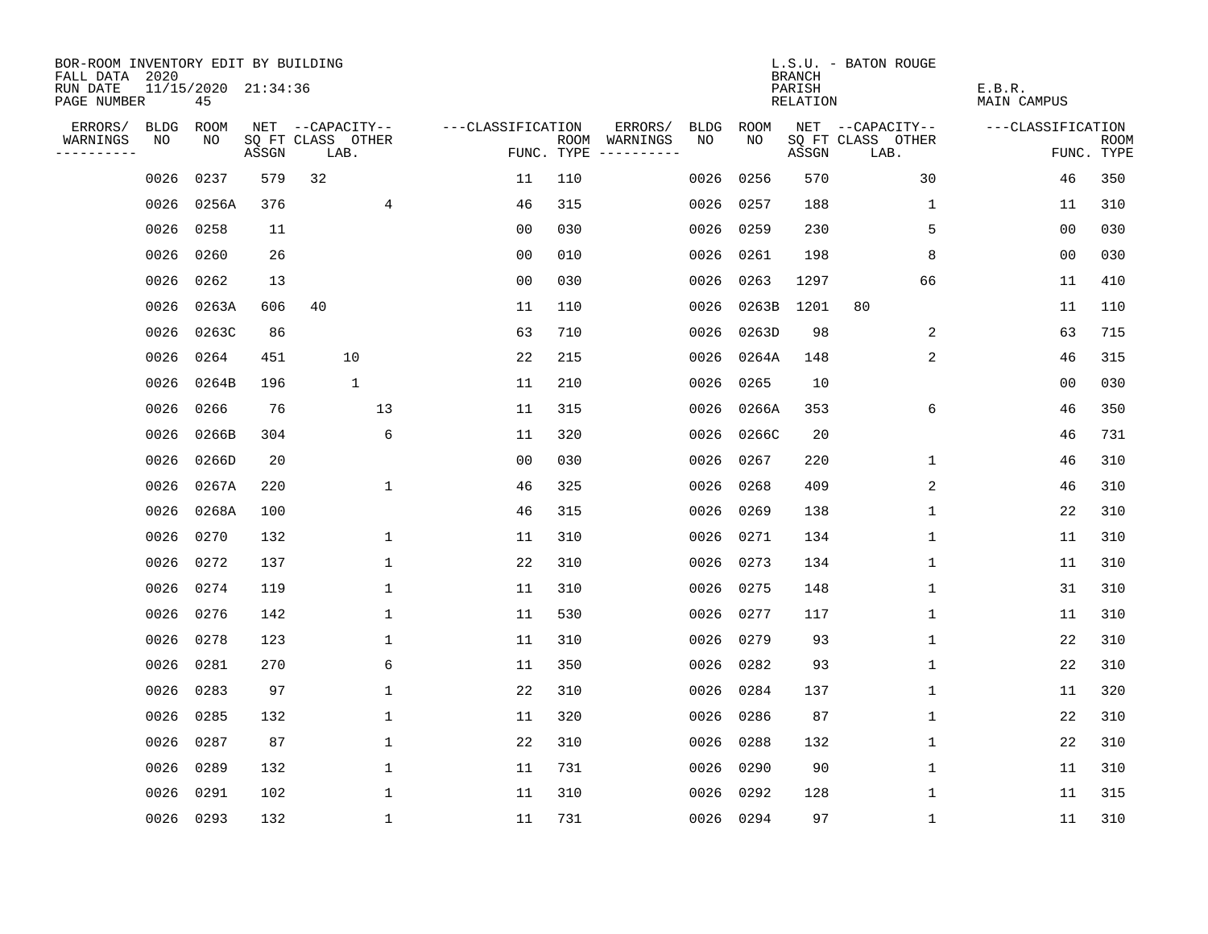BOR-ROOM INVENTORY EDIT BY BUILDING
FALL DATA 2020
RUN DATE 11/15/2020 21:34:36
PAGE NUMBER 45

L.S.U. - BATON ROUGE
BRANCH
PARISH E.B.R.
RELATION MAIN CAMPUS

| ERRORS/ WARNINGS | BLDG NO | ROOM NO | NET SQ FT ASSGN | CAPACITY CLASS | CAPACITY LAB. | CAPACITY OTHER | FUNC. | ROOM TYPE | ERRORS/ WARNINGS | BLDG NO | ROOM NO | NET SQ FT ASSGN | CAPACITY CLASS | CAPACITY LAB. | CAPACITY OTHER | FUNC. | ROOM TYPE |
|---|---|---|---|---|---|---|---|---|---|---|---|---|---|---|---|---|---|
| | 0026 | 0237 | 579 | 32 | | | 11 | 110 | | 0026 | 0256 | 570 | | | 30 | 46 | 350 |
| | 0026 | 0256A | 376 | | | 4 | 46 | 315 | | 0026 | 0257 | 188 | | | 1 | 11 | 310 |
| | 0026 | 0258 | 11 | | | | 00 | 030 | | 0026 | 0259 | 230 | | | 5 | 00 | 030 |
| | 0026 | 0260 | 26 | | | | 00 | 010 | | 0026 | 0261 | 198 | | | 8 | 00 | 030 |
| | 0026 | 0262 | 13 | | | | 00 | 030 | | 0026 | 0263 | 1297 | | | 66 | 11 | 410 |
| | 0026 | 0263A | 606 | 40 | | | 11 | 110 | | 0026 | 0263B | 1201 | 80 | | | 11 | 110 |
| | 0026 | 0263C | 86 | | | | 63 | 710 | | 0026 | 0263D | 98 | | | 2 | 63 | 715 |
| | 0026 | 0264 | 451 | | 10 | | 22 | 215 | | 0026 | 0264A | 148 | | | 2 | 46 | 315 |
| | 0026 | 0264B | 196 | | 1 | | 11 | 210 | | 0026 | 0265 | 10 | | | | 00 | 030 |
| | 0026 | 0266 | 76 | | | 13 | 11 | 315 | | 0026 | 0266A | 353 | | | 6 | 46 | 350 |
| | 0026 | 0266B | 304 | | | 6 | 11 | 320 | | 0026 | 0266C | 20 | | | | 46 | 731 |
| | 0026 | 0266D | 20 | | | | 00 | 030 | | 0026 | 0267 | 220 | | | 1 | 46 | 310 |
| | 0026 | 0267A | 220 | | | 1 | 46 | 325 | | 0026 | 0268 | 409 | | | 2 | 46 | 310 |
| | 0026 | 0268A | 100 | | | | 46 | 315 | | 0026 | 0269 | 138 | | | 1 | 22 | 310 |
| | 0026 | 0270 | 132 | | | 1 | 11 | 310 | | 0026 | 0271 | 134 | | | 1 | 11 | 310 |
| | 0026 | 0272 | 137 | | | 1 | 22 | 310 | | 0026 | 0273 | 134 | | | 1 | 11 | 310 |
| | 0026 | 0274 | 119 | | | 1 | 11 | 310 | | 0026 | 0275 | 148 | | | 1 | 31 | 310 |
| | 0026 | 0276 | 142 | | | 1 | 11 | 530 | | 0026 | 0277 | 117 | | | 1 | 11 | 310 |
| | 0026 | 0278 | 123 | | | 1 | 11 | 310 | | 0026 | 0279 | 93 | | | 1 | 22 | 310 |
| | 0026 | 0281 | 270 | | | 6 | 11 | 350 | | 0026 | 0282 | 93 | | | 1 | 22 | 310 |
| | 0026 | 0283 | 97 | | | 1 | 22 | 310 | | 0026 | 0284 | 137 | | | 1 | 11 | 320 |
| | 0026 | 0285 | 132 | | | 1 | 11 | 320 | | 0026 | 0286 | 87 | | | 1 | 22 | 310 |
| | 0026 | 0287 | 87 | | | 1 | 22 | 310 | | 0026 | 0288 | 132 | | | 1 | 22 | 310 |
| | 0026 | 0289 | 132 | | | 1 | 11 | 731 | | 0026 | 0290 | 90 | | | 1 | 11 | 310 |
| | 0026 | 0291 | 102 | | | 1 | 11 | 310 | | 0026 | 0292 | 128 | | | 1 | 11 | 315 |
| | 0026 | 0293 | 132 | | | 1 | 11 | 731 | | 0026 | 0294 | 97 | | | 1 | 11 | 310 |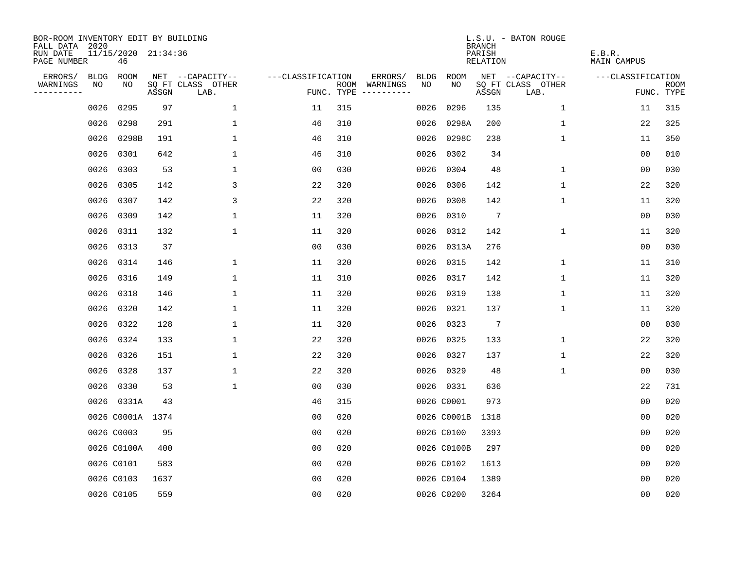BOR-ROOM INVENTORY EDIT BY BUILDING
FALL DATA 2020
RUN DATE 11/15/2020 21:34:36
PAGE NUMBER 46

L.S.U. - BATON ROUGE
BRANCH
PARISH E.B.R.
RELATION MAIN CAMPUS

| ERRORS/ WARNINGS | BLDG NO | ROOM NO | NET SQ FT ASSGN | CAPACITY-- CLASS LAB. | OTHER | FUNC. | ROOM TYPE | ERRORS/ WARNINGS | BLDG NO | ROOM NO | NET SQ FT ASSGN | CAPACITY-- CLASS LAB. | OTHER | FUNC. | ROOM TYPE |
|---|---|---|---|---|---|---|---|---|---|---|---|---|---|---|---|
| | 0026 | 0295 | 97 | | 1 | 11 | 315 | | 0026 | 0296 | 135 | | 1 | 11 | 315 |
| | 0026 | 0298 | 291 | | 1 | 46 | 310 | | 0026 | 0298A | 200 | | 1 | 22 | 325 |
| | 0026 | 0298B | 191 | | 1 | 46 | 310 | | 0026 | 0298C | 238 | | 1 | 11 | 350 |
| | 0026 | 0301 | 642 | | 1 | 46 | 310 | | 0026 | 0302 | 34 | | | 00 | 010 |
| | 0026 | 0303 | 53 | | 1 | 00 | 030 | | 0026 | 0304 | 48 | | 1 | 00 | 030 |
| | 0026 | 0305 | 142 | | 3 | 22 | 320 | | 0026 | 0306 | 142 | | 1 | 22 | 320 |
| | 0026 | 0307 | 142 | | 3 | 22 | 320 | | 0026 | 0308 | 142 | | 1 | 11 | 320 |
| | 0026 | 0309 | 142 | | 1 | 11 | 320 | | 0026 | 0310 | 7 | | | 00 | 030 |
| | 0026 | 0311 | 132 | | 1 | 11 | 320 | | 0026 | 0312 | 142 | | 1 | 11 | 320 |
| | 0026 | 0313 | 37 | | | 00 | 030 | | 0026 | 0313A | 276 | | | 00 | 030 |
| | 0026 | 0314 | 146 | | 1 | 11 | 320 | | 0026 | 0315 | 142 | | 1 | 11 | 310 |
| | 0026 | 0316 | 149 | | 1 | 11 | 310 | | 0026 | 0317 | 142 | | 1 | 11 | 320 |
| | 0026 | 0318 | 146 | | 1 | 11 | 320 | | 0026 | 0319 | 138 | | 1 | 11 | 320 |
| | 0026 | 0320 | 142 | | 1 | 11 | 320 | | 0026 | 0321 | 137 | | 1 | 11 | 320 |
| | 0026 | 0322 | 128 | | 1 | 11 | 320 | | 0026 | 0323 | 7 | | | 00 | 030 |
| | 0026 | 0324 | 133 | | 1 | 22 | 320 | | 0026 | 0325 | 133 | | 1 | 22 | 320 |
| | 0026 | 0326 | 151 | | 1 | 22 | 320 | | 0026 | 0327 | 137 | | 1 | 22 | 320 |
| | 0026 | 0328 | 137 | | 1 | 22 | 320 | | 0026 | 0329 | 48 | | 1 | 00 | 030 |
| | 0026 | 0330 | 53 | | 1 | 00 | 030 | | 0026 | 0331 | 636 | | | 22 | 731 |
| | 0026 | 0331A | 43 | | | 46 | 315 | | 0026 | C0001 | 973 | | | 00 | 020 |
| | 0026 | C0001A | 1374 | | | 00 | 020 | | 0026 | C0001B | 1318 | | | 00 | 020 |
| | 0026 | C0003 | 95 | | | 00 | 020 | | 0026 | C0100 | 3393 | | | 00 | 020 |
| | 0026 | C0100A | 400 | | | 00 | 020 | | 0026 | C0100B | 297 | | | 00 | 020 |
| | 0026 | C0101 | 583 | | | 00 | 020 | | 0026 | C0102 | 1613 | | | 00 | 020 |
| | 0026 | C0103 | 1637 | | | 00 | 020 | | 0026 | C0104 | 1389 | | | 00 | 020 |
| | 0026 | C0105 | 559 | | | 00 | 020 | | 0026 | C0200 | 3264 | | | 00 | 020 |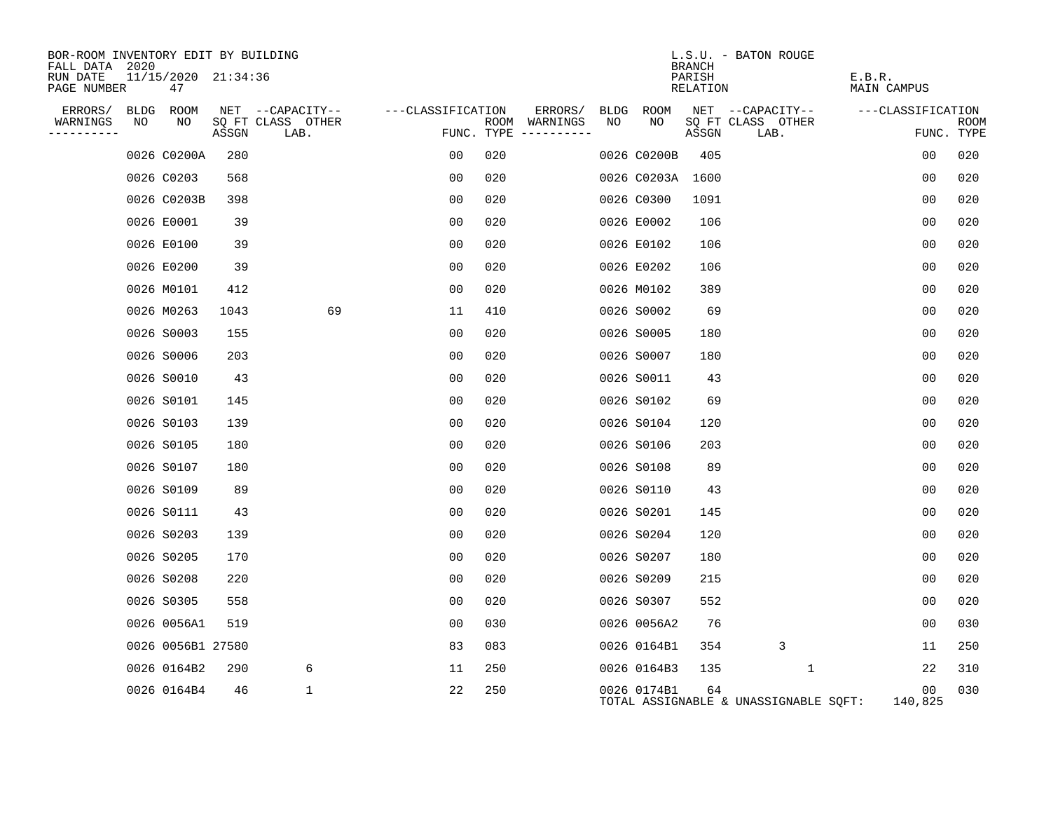BOR-ROOM INVENTORY EDIT BY BUILDING
FALL DATA 2020
RUN DATE 11/15/2020 21:34:36
PAGE NUMBER 47

L.S.U. - BATON ROUGE
BRANCH
PARISH E.B.R.
RELATION MAIN CAMPUS

| ERRORS/ WARNINGS | BLDG NO | ROOM NO | NET SQ FT ASSGN | --CAPACITY-- CLASS LAB. | OTHER | ---CLASSIFICATION FUNC. | ROOM TYPE | ERRORS/ WARNINGS | BLDG NO | ROOM NO | NET SQ FT ASSGN | --CAPACITY-- CLASS LAB. | OTHER | ---CLASSIFICATION FUNC. | ROOM TYPE |
|---|---|---|---|---|---|---|---|---|---|---|---|---|---|---|---|
| | 0026 | C0200A | 280 | | | 00 | 020 | | 0026 | C0200B | 405 | | | 00 | 020 |
| | 0026 | C0203 | 568 | | | 00 | 020 | | 0026 | C0203A | 1600 | | | 00 | 020 |
| | 0026 | C0203B | 398 | | | 00 | 020 | | 0026 | C0300 | 1091 | | | 00 | 020 |
| | 0026 | E0001 | 39 | | | 00 | 020 | | 0026 | E0002 | 106 | | | 00 | 020 |
| | 0026 | E0100 | 39 | | | 00 | 020 | | 0026 | E0102 | 106 | | | 00 | 020 |
| | 0026 | E0200 | 39 | | | 00 | 020 | | 0026 | E0202 | 106 | | | 00 | 020 |
| | 0026 | M0101 | 412 | | | 00 | 020 | | 0026 | M0102 | 389 | | | 00 | 020 |
| | 0026 | M0263 | 1043 | | 69 | 11 | 410 | | 0026 | S0002 | 69 | | | 00 | 020 |
| | 0026 | S0003 | 155 | | | 00 | 020 | | 0026 | S0005 | 180 | | | 00 | 020 |
| | 0026 | S0006 | 203 | | | 00 | 020 | | 0026 | S0007 | 180 | | | 00 | 020 |
| | 0026 | S0010 | 43 | | | 00 | 020 | | 0026 | S0011 | 43 | | | 00 | 020 |
| | 0026 | S0101 | 145 | | | 00 | 020 | | 0026 | S0102 | 69 | | | 00 | 020 |
| | 0026 | S0103 | 139 | | | 00 | 020 | | 0026 | S0104 | 120 | | | 00 | 020 |
| | 0026 | S0105 | 180 | | | 00 | 020 | | 0026 | S0106 | 203 | | | 00 | 020 |
| | 0026 | S0107 | 180 | | | 00 | 020 | | 0026 | S0108 | 89 | | | 00 | 020 |
| | 0026 | S0109 | 89 | | | 00 | 020 | | 0026 | S0110 | 43 | | | 00 | 020 |
| | 0026 | S0111 | 43 | | | 00 | 020 | | 0026 | S0201 | 145 | | | 00 | 020 |
| | 0026 | S0203 | 139 | | | 00 | 020 | | 0026 | S0204 | 120 | | | 00 | 020 |
| | 0026 | S0205 | 170 | | | 00 | 020 | | 0026 | S0207 | 180 | | | 00 | 020 |
| | 0026 | S0208 | 220 | | | 00 | 020 | | 0026 | S0209 | 215 | | | 00 | 020 |
| | 0026 | S0305 | 558 | | | 00 | 020 | | 0026 | S0307 | 552 | | | 00 | 020 |
| | 0026 | 0056A1 | 519 | | | 00 | 030 | | 0026 | 0056A2 | 76 | | | 00 | 030 |
| | 0026 | 0056B1 | 27580 | | | 83 | 083 | | 0026 | 0164B1 | 354 | 3 | | 11 | 250 |
| | 0026 | 0164B2 | 290 | 6 | | 11 | 250 | | 0026 | 0164B3 | 135 | | 1 | 22 | 310 |
| | 0026 | 0164B4 | 46 | 1 | | 22 | 250 | | 0026 | 0174B1 | 64 | | | 00 | 030 |

TOTAL ASSIGNABLE & UNASSIGNABLE SQFT: 140,825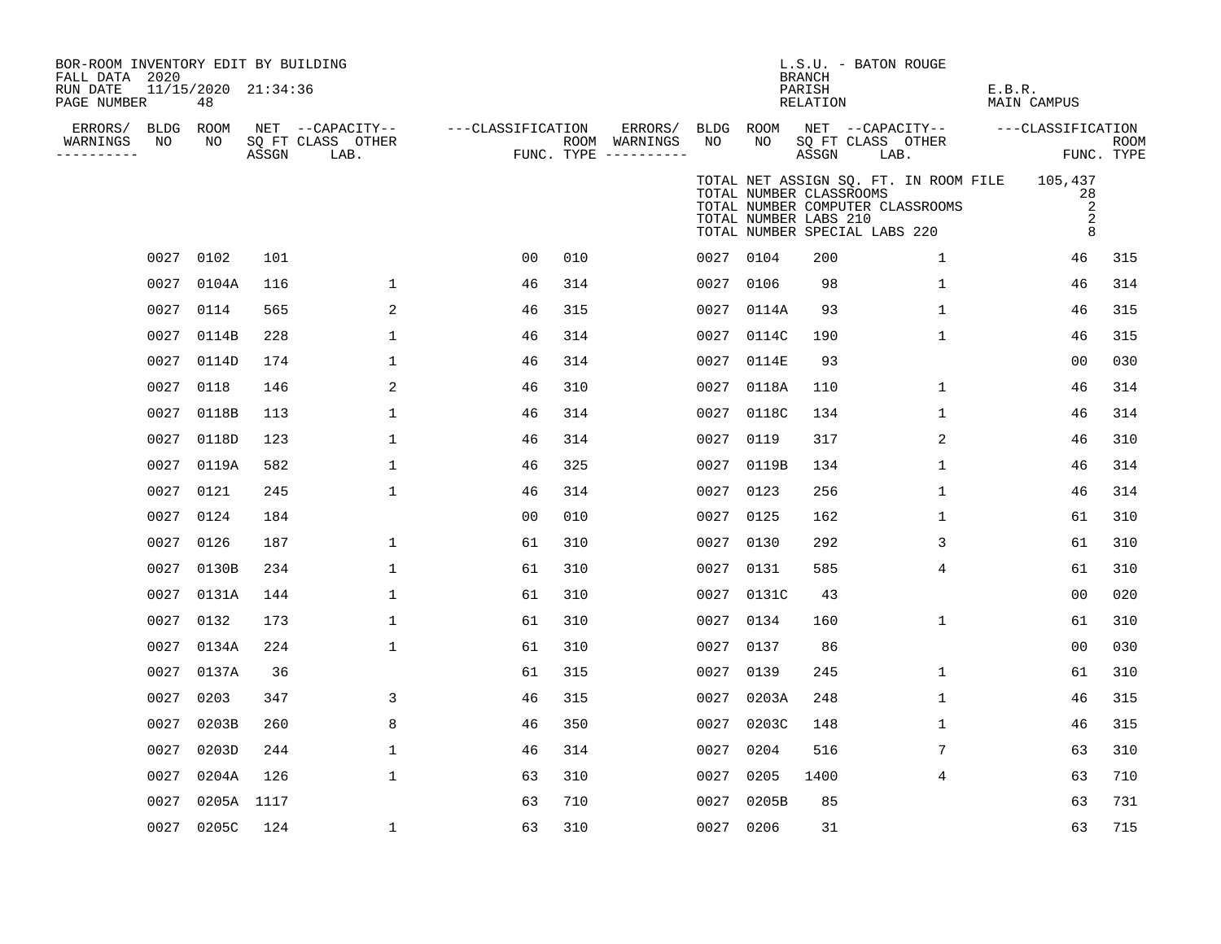BOR-ROOM INVENTORY EDIT BY BUILDING
FALL DATA 2020
RUN DATE 11/15/2020 21:34:36
PAGE NUMBER 48

L.S.U. - BATON ROUGE
BRANCH
PARISH E.B.R.
RELATION MAIN CAMPUS

TOTAL NET ASSIGN SQ. FT. IN ROOM FILE 105,437
TOTAL NUMBER CLASSROOMS 28
TOTAL NUMBER COMPUTER CLASSROOMS 2
TOTAL NUMBER LABS 210 2
TOTAL NUMBER SPECIAL LABS 220 8

| ERRORS/ WARNINGS | BLDG NO | ROOM NO | NET SQ FT ASSGN | CAPACITY CLASS LAB. | CAPACITY OTHER | CLASSIFICATION FUNC. | ROOM TYPE | ERRORS/ WARNINGS | BLDG NO | ROOM NO | NET SQ FT ASSGN | CAPACITY CLASS LAB. | CAPACITY OTHER | CLASSIFICATION FUNC. | ROOM TYPE |
|---|---|---|---|---|---|---|---|---|---|---|---|---|---|---|---|
| | 0027 | 0102 | 101 | | | 00 | 010 | | 0027 | 0104 | 200 | | 1 | 46 | 315 |
| | 0027 | 0104A | 116 | | 1 | 46 | 314 | | 0027 | 0106 | 98 | | 1 | 46 | 314 |
| | 0027 | 0114 | 565 | | 2 | 46 | 315 | | 0027 | 0114A | 93 | | 1 | 46 | 315 |
| | 0027 | 0114B | 228 | | 1 | 46 | 314 | | 0027 | 0114C | 190 | | 1 | 46 | 315 |
| | 0027 | 0114D | 174 | | 1 | 46 | 314 | | 0027 | 0114E | 93 | | | 00 | 030 |
| | 0027 | 0118 | 146 | | 2 | 46 | 310 | | 0027 | 0118A | 110 | | 1 | 46 | 314 |
| | 0027 | 0118B | 113 | | 1 | 46 | 314 | | 0027 | 0118C | 134 | | 1 | 46 | 314 |
| | 0027 | 0118D | 123 | | 1 | 46 | 314 | | 0027 | 0119 | 317 | | 2 | 46 | 310 |
| | 0027 | 0119A | 582 | | 1 | 46 | 325 | | 0027 | 0119B | 134 | | 1 | 46 | 314 |
| | 0027 | 0121 | 245 | | 1 | 46 | 314 | | 0027 | 0123 | 256 | | 1 | 46 | 314 |
| | 0027 | 0124 | 184 | | | 00 | 010 | | 0027 | 0125 | 162 | | 1 | 61 | 310 |
| | 0027 | 0126 | 187 | | 1 | 61 | 310 | | 0027 | 0130 | 292 | | 3 | 61 | 310 |
| | 0027 | 0130B | 234 | | 1 | 61 | 310 | | 0027 | 0131 | 585 | | 4 | 61 | 310 |
| | 0027 | 0131A | 144 | | 1 | 61 | 310 | | 0027 | 0131C | 43 | | | 00 | 020 |
| | 0027 | 0132 | 173 | | 1 | 61 | 310 | | 0027 | 0134 | 160 | | 1 | 61 | 310 |
| | 0027 | 0134A | 224 | | 1 | 61 | 310 | | 0027 | 0137 | 86 | | | 00 | 030 |
| | 0027 | 0137A | 36 | | | 61 | 315 | | 0027 | 0139 | 245 | | 1 | 61 | 310 |
| | 0027 | 0203 | 347 | | 3 | 46 | 315 | | 0027 | 0203A | 248 | | 1 | 46 | 315 |
| | 0027 | 0203B | 260 | | 8 | 46 | 350 | | 0027 | 0203C | 148 | | 1 | 46 | 315 |
| | 0027 | 0203D | 244 | | 1 | 46 | 314 | | 0027 | 0204 | 516 | | 7 | 63 | 310 |
| | 0027 | 0204A | 126 | | 1 | 63 | 310 | | 0027 | 0205 | 1400 | | 4 | 63 | 710 |
| | 0027 | 0205A | 1117 | | | 63 | 710 | | 0027 | 0205B | 85 | | | 63 | 731 |
| | 0027 | 0205C | 124 | | 1 | 63 | 310 | | 0027 | 0206 | 31 | | | 63 | 715 |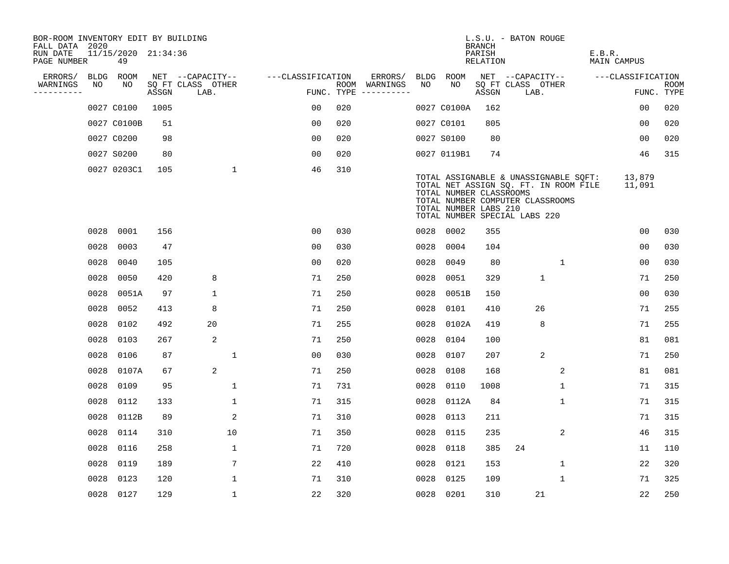BOR-ROOM INVENTORY EDIT BY BUILDING
FALL DATA 2020
RUN DATE 11/15/2020 21:34:36
PAGE NUMBER 49

L.S.U. - BATON ROUGE
BRANCH
PARISH E.B.R.
RELATION MAIN CAMPUS

| ERRORS/ WARNINGS | BLDG NO | ROOM NO | NET SQ FT ASSGN | CAPACITY CLASS LAB. | CAPACITY OTHER | CLASSIFICATION FUNC. | ROOM TYPE | ERRORS/ WARNINGS | BLDG NO | ROOM NO | NET SQ FT ASSGN | CAPACITY CLASS LAB. | CAPACITY OTHER | CLASSIFICATION FUNC. | ROOM TYPE |
|---|---|---|---|---|---|---|---|---|---|---|---|---|---|---|---|
| | 0027 | C0100 | 1005 | | | 00 | 020 | | 0027 | C0100A | 162 | | | 00 | 020 |
| | 0027 | C0100B | 51 | | | 00 | 020 | | 0027 | C0101 | 805 | | | 00 | 020 |
| | 0027 | C0200 | 98 | | | 00 | 020 | | 0027 | S0100 | 80 | | | 00 | 020 |
| | 0027 | S0200 | 80 | | | 00 | 020 | | 0027 | 0119B1 | 74 | | | 46 | 315 |
| | 0027 | 0203C1 | 105 | | 1 | 46 | 310 | | | | | | | | |

TOTAL ASSIGNABLE & UNASSIGNABLE SQFT: 13,879
TOTAL NET ASSIGN SQ. FT. IN ROOM FILE 11,091
TOTAL NUMBER CLASSROOMS
TOTAL NUMBER COMPUTER CLASSROOMS
TOTAL NUMBER LABS 210
TOTAL NUMBER SPECIAL LABS 220

| ERRORS/ WARNINGS | BLDG NO | ROOM NO | NET SQ FT ASSGN | CAPACITY CLASS LAB. | CAPACITY OTHER | CLASSIFICATION FUNC. | ROOM TYPE | ERRORS/ WARNINGS | BLDG NO | ROOM NO | NET SQ FT ASSGN | CAPACITY CLASS LAB. | CAPACITY OTHER | CLASSIFICATION FUNC. | ROOM TYPE |
|---|---|---|---|---|---|---|---|---|---|---|---|---|---|---|---|
| | 0028 | 0001 | 156 | | | 00 | 030 | | 0028 | 0002 | 355 | | | 00 | 030 |
| | 0028 | 0003 | 47 | | | 00 | 030 | | 0028 | 0004 | 104 | | | 00 | 030 |
| | 0028 | 0040 | 105 | | | 00 | 020 | | 0028 | 0049 | 80 | | 1 | 00 | 030 |
| | 0028 | 0050 | 420 | 8 | | 71 | 250 | | 0028 | 0051 | 329 | 1 | | 71 | 250 |
| | 0028 | 0051A | 97 | 1 | | 71 | 250 | | 0028 | 0051B | 150 | | | 00 | 030 |
| | 0028 | 0052 | 413 | 8 | | 71 | 250 | | 0028 | 0101 | 410 | 26 | | 71 | 255 |
| | 0028 | 0102 | 492 | 20 | | 71 | 255 | | 0028 | 0102A | 419 | 8 | | 71 | 255 |
| | 0028 | 0103 | 267 | 2 | | 71 | 250 | | 0028 | 0104 | 100 | | | 81 | 081 |
| | 0028 | 0106 | 87 | | 1 | 00 | 030 | | 0028 | 0107 | 207 | 2 | | 71 | 250 |
| | 0028 | 0107A | 67 | 2 | | 71 | 250 | | 0028 | 0108 | 168 | | 2 | 81 | 081 |
| | 0028 | 0109 | 95 | | 1 | 71 | 731 | | 0028 | 0110 | 1008 | | 1 | 71 | 315 |
| | 0028 | 0112 | 133 | | 1 | 71 | 315 | | 0028 | 0112A | 84 | | 1 | 71 | 315 |
| | 0028 | 0112B | 89 | | 2 | 71 | 310 | | 0028 | 0113 | 211 | | | 71 | 315 |
| | 0028 | 0114 | 310 | | 10 | 71 | 350 | | 0028 | 0115 | 235 | | 2 | 46 | 315 |
| | 0028 | 0116 | 258 | | 1 | 71 | 720 | | 0028 | 0118 | 385 | 24 | | 11 | 110 |
| | 0028 | 0119 | 189 | | 7 | 22 | 410 | | 0028 | 0121 | 153 | | 1 | 22 | 320 |
| | 0028 | 0123 | 120 | | 1 | 71 | 310 | | 0028 | 0125 | 109 | | 1 | 71 | 325 |
| | 0028 | 0127 | 129 | | 1 | 22 | 320 | | 0028 | 0201 | 310 | 21 | | 22 | 250 |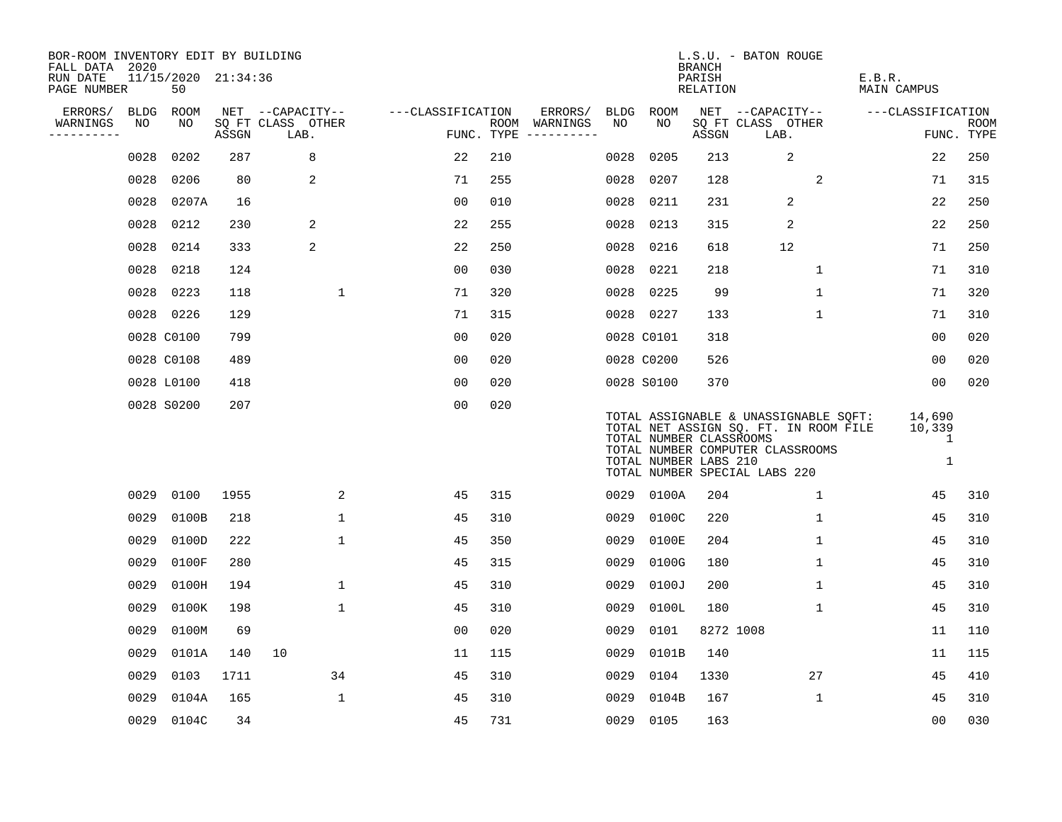BOR-ROOM INVENTORY EDIT BY BUILDING
FALL DATA 2020
RUN DATE 11/15/2020 21:34:36
PAGE NUMBER 50

L.S.U. - BATON ROUGE
BRANCH
PARISH E.B.R.
RELATION MAIN CAMPUS

| ERRORS/ WARNINGS | BLDG NO | ROOM NO | NET SQ FT ASSGN | CAPACITY CLASS | CAPACITY LAB. | CAPACITY OTHER | CLASSIFICATION FUNC. | ROOM TYPE | ERRORS/ WARNINGS | BLDG NO | ROOM NO | NET SQ FT ASSGN | CAPACITY CLASS | CAPACITY LAB. | CAPACITY OTHER | CLASSIFICATION FUNC. | ROOM TYPE |
|---|---|---|---|---|---|---|---|---|---|---|---|---|---|---|---|---|---|
| | 0028 | 0202 | 287 | | 8 | | 22 | 210 | | 0028 | 0205 | 213 | | 2 | | 22 | 250 |
| | 0028 | 0206 | 80 | | 2 | | 71 | 255 | | 0028 | 0207 | 128 | | | 2 | 71 | 315 |
| | 0028 | 0207A | 16 | | | | 00 | 010 | | 0028 | 0211 | 231 | | 2 | | 22 | 250 |
| | 0028 | 0212 | 230 | | 2 | | 22 | 255 | | 0028 | 0213 | 315 | | 2 | | 22 | 250 |
| | 0028 | 0214 | 333 | | 2 | | 22 | 250 | | 0028 | 0216 | 618 | | 12 | | 71 | 250 |
| | 0028 | 0218 | 124 | | | | 00 | 030 | | 0028 | 0221 | 218 | | | 1 | 71 | 310 |
| | 0028 | 0223 | 118 | | | 1 | 71 | 320 | | 0028 | 0225 | 99 | | | 1 | 71 | 320 |
| | 0028 | 0226 | 129 | | | | 71 | 315 | | 0028 | 0227 | 133 | | | 1 | 71 | 310 |
| | 0028 | C0100 | 799 | | | | 00 | 020 | | 0028 | C0101 | 318 | | | | 00 | 020 |
| | 0028 | C0108 | 489 | | | | 00 | 020 | | 0028 | C0200 | 526 | | | | 00 | 020 |
| | 0028 | L0100 | 418 | | | | 00 | 020 | | 0028 | S0100 | 370 | | | | 00 | 020 |
| | 0028 | S0200 | 207 | | | | 00 | 020 | | | | | | | | | |

TOTAL ASSIGNABLE & UNASSIGNABLE SQFT: 14,690
TOTAL NET ASSIGN SQ. FT. IN ROOM FILE 10,339
TOTAL NUMBER CLASSROOMS 1
TOTAL NUMBER COMPUTER CLASSROOMS
TOTAL NUMBER LABS 210 1
TOTAL NUMBER SPECIAL LABS 220

| ERRORS/ WARNINGS | BLDG NO | ROOM NO | NET SQ FT ASSGN | CAPACITY CLASS | CAPACITY LAB. | CAPACITY OTHER | CLASSIFICATION FUNC. | ROOM TYPE | ERRORS/ WARNINGS | BLDG NO | ROOM NO | NET SQ FT ASSGN | CAPACITY CLASS | CAPACITY LAB. | CAPACITY OTHER | CLASSIFICATION FUNC. | ROOM TYPE |
|---|---|---|---|---|---|---|---|---|---|---|---|---|---|---|---|---|---|
| | 0029 | 0100 | 1955 | | | 2 | 45 | 315 | | 0029 | 0100A | 204 | | | 1 | 45 | 310 |
| | 0029 | 0100B | 218 | | | 1 | 45 | 310 | | 0029 | 0100C | 220 | | | 1 | 45 | 310 |
| | 0029 | 0100D | 222 | | | 1 | 45 | 350 | | 0029 | 0100E | 204 | | | 1 | 45 | 310 |
| | 0029 | 0100F | 280 | | | | 45 | 315 | | 0029 | 0100G | 180 | | | 1 | 45 | 310 |
| | 0029 | 0100H | 194 | | | 1 | 45 | 310 | | 0029 | 0100J | 200 | | | 1 | 45 | 310 |
| | 0029 | 0100K | 198 | | | 1 | 45 | 310 | | 0029 | 0100L | 180 | | | 1 | 45 | 310 |
| | 0029 | 0100M | 69 | | | | 00 | 020 | | 0029 | 0101 | 8272 | 1008 | | | 11 | 110 |
| | 0029 | 0101A | 140 | 10 | | | 11 | 115 | | 0029 | 0101B | 140 | | | | 11 | 115 |
| | 0029 | 0103 | 1711 | | | 34 | 45 | 310 | | 0029 | 0104 | 1330 | | | 27 | 45 | 410 |
| | 0029 | 0104A | 165 | | | 1 | 45 | 310 | | 0029 | 0104B | 167 | | | 1 | 45 | 310 |
| | 0029 | 0104C | 34 | | | | 45 | 731 | | 0029 | 0105 | 163 | | | | 00 | 030 |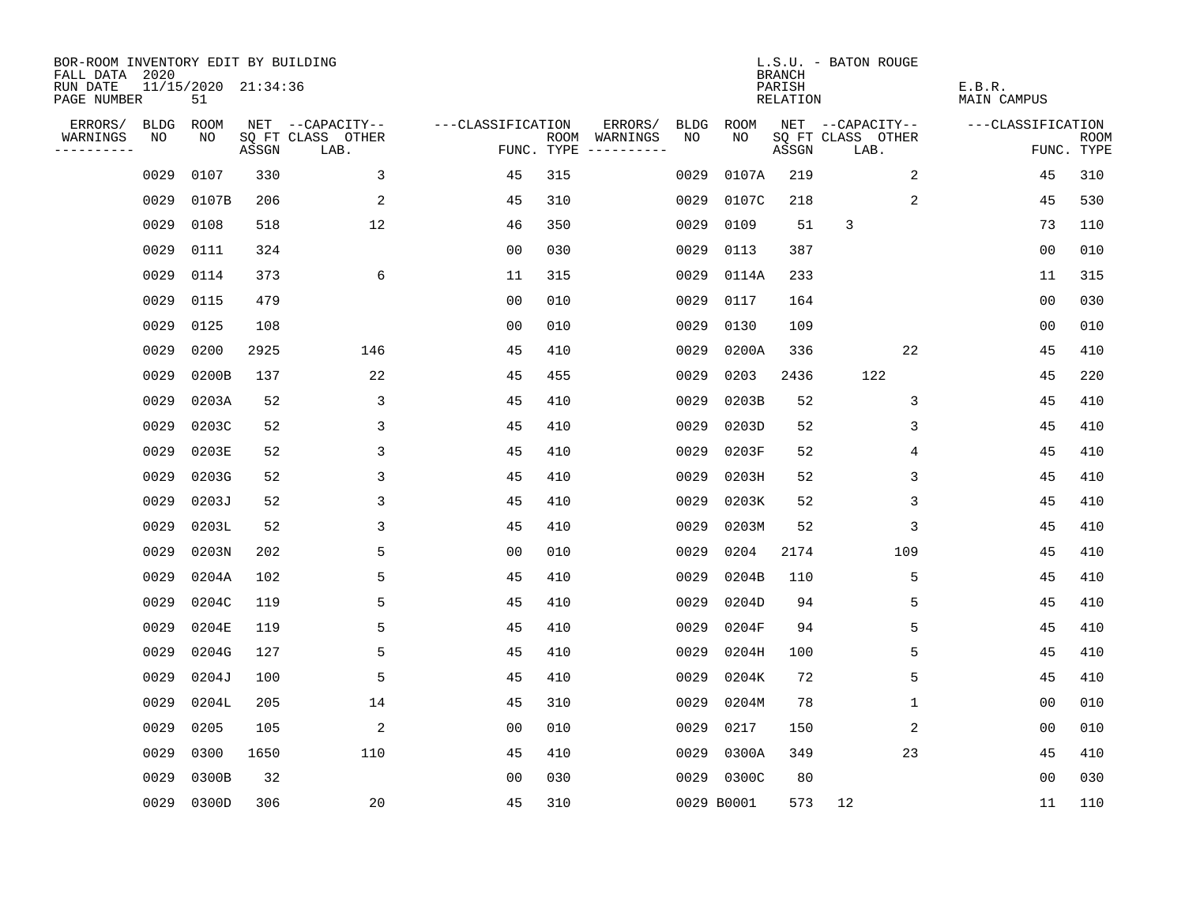BOR-ROOM INVENTORY EDIT BY BUILDING
FALL DATA 2020
RUN DATE 11/15/2020 21:34:36
PAGE NUMBER 51

L.S.U. - BATON ROUGE
BRANCH
PARISH E.B.R.
RELATION MAIN CAMPUS

| ERRORS/ WARNINGS | BLDG NO | ROOM NO | NET SQ FT ASSGN | CAPACITY CLASS | CAPACITY LAB. | CAPACITY OTHER | CLASSIFICATION FUNC. | ROOM TYPE | ERRORS/ WARNINGS | BLDG NO | ROOM NO | NET SQ FT ASSGN | CAPACITY CLASS | CAPACITY LAB. | CAPACITY OTHER | CLASSIFICATION FUNC. | ROOM TYPE |
|---|---|---|---|---|---|---|---|---|---|---|---|---|---|---|---|---|---|
| | 0029 | 0107 | 330 | | | 3 | 45 | 315 | | 0029 | 0107A | 219 | | | 2 | 45 | 310 |
| | 0029 | 0107B | 206 | | | 2 | 45 | 310 | | 0029 | 0107C | 218 | | | 2 | 45 | 530 |
| | 0029 | 0108 | 518 | | | 12 | 46 | 350 | | 0029 | 0109 | 51 | 3 | | | 73 | 110 |
| | 0029 | 0111 | 324 | | | | 00 | 030 | | 0029 | 0113 | 387 | | | | 00 | 010 |
| | 0029 | 0114 | 373 | | | 6 | 11 | 315 | | 0029 | 0114A | 233 | | | | 11 | 315 |
| | 0029 | 0115 | 479 | | | | 00 | 010 | | 0029 | 0117 | 164 | | | | 00 | 030 |
| | 0029 | 0125 | 108 | | | | 00 | 010 | | 0029 | 0130 | 109 | | | | 00 | 010 |
| | 0029 | 0200 | 2925 | | | 146 | 45 | 410 | | 0029 | 0200A | 336 | | | 22 | 45 | 410 |
| | 0029 | 0200B | 137 | | | 22 | 45 | 455 | | 0029 | 0203 | 2436 | | 122 | | 45 | 220 |
| | 0029 | 0203A | 52 | | | 3 | 45 | 410 | | 0029 | 0203B | 52 | | | 3 | 45 | 410 |
| | 0029 | 0203C | 52 | | | 3 | 45 | 410 | | 0029 | 0203D | 52 | | | 3 | 45 | 410 |
| | 0029 | 0203E | 52 | | | 3 | 45 | 410 | | 0029 | 0203F | 52 | | | 4 | 45 | 410 |
| | 0029 | 0203G | 52 | | | 3 | 45 | 410 | | 0029 | 0203H | 52 | | | 3 | 45 | 410 |
| | 0029 | 0203J | 52 | | | 3 | 45 | 410 | | 0029 | 0203K | 52 | | | 3 | 45 | 410 |
| | 0029 | 0203L | 52 | | | 3 | 45 | 410 | | 0029 | 0203M | 52 | | | 3 | 45 | 410 |
| | 0029 | 0203N | 202 | | | 5 | 00 | 010 | | 0029 | 0204 | 2174 | | | 109 | 45 | 410 |
| | 0029 | 0204A | 102 | | | 5 | 45 | 410 | | 0029 | 0204B | 110 | | | 5 | 45 | 410 |
| | 0029 | 0204C | 119 | | | 5 | 45 | 410 | | 0029 | 0204D | 94 | | | 5 | 45 | 410 |
| | 0029 | 0204E | 119 | | | 5 | 45 | 410 | | 0029 | 0204F | 94 | | | 5 | 45 | 410 |
| | 0029 | 0204G | 127 | | | 5 | 45 | 410 | | 0029 | 0204H | 100 | | | 5 | 45 | 410 |
| | 0029 | 0204J | 100 | | | 5 | 45 | 410 | | 0029 | 0204K | 72 | | | 5 | 45 | 410 |
| | 0029 | 0204L | 205 | | | 14 | 45 | 310 | | 0029 | 0204M | 78 | | | 1 | 00 | 010 |
| | 0029 | 0205 | 105 | | | 2 | 00 | 010 | | 0029 | 0217 | 150 | | | 2 | 00 | 010 |
| | 0029 | 0300 | 1650 | | | 110 | 45 | 410 | | 0029 | 0300A | 349 | | | 23 | 45 | 410 |
| | 0029 | 0300B | 32 | | | | 00 | 030 | | 0029 | 0300C | 80 | | | | 00 | 030 |
| | 0029 | 0300D | 306 | | | 20 | 45 | 310 | | 0029 | B0001 | 573 | 12 | | | 11 | 110 |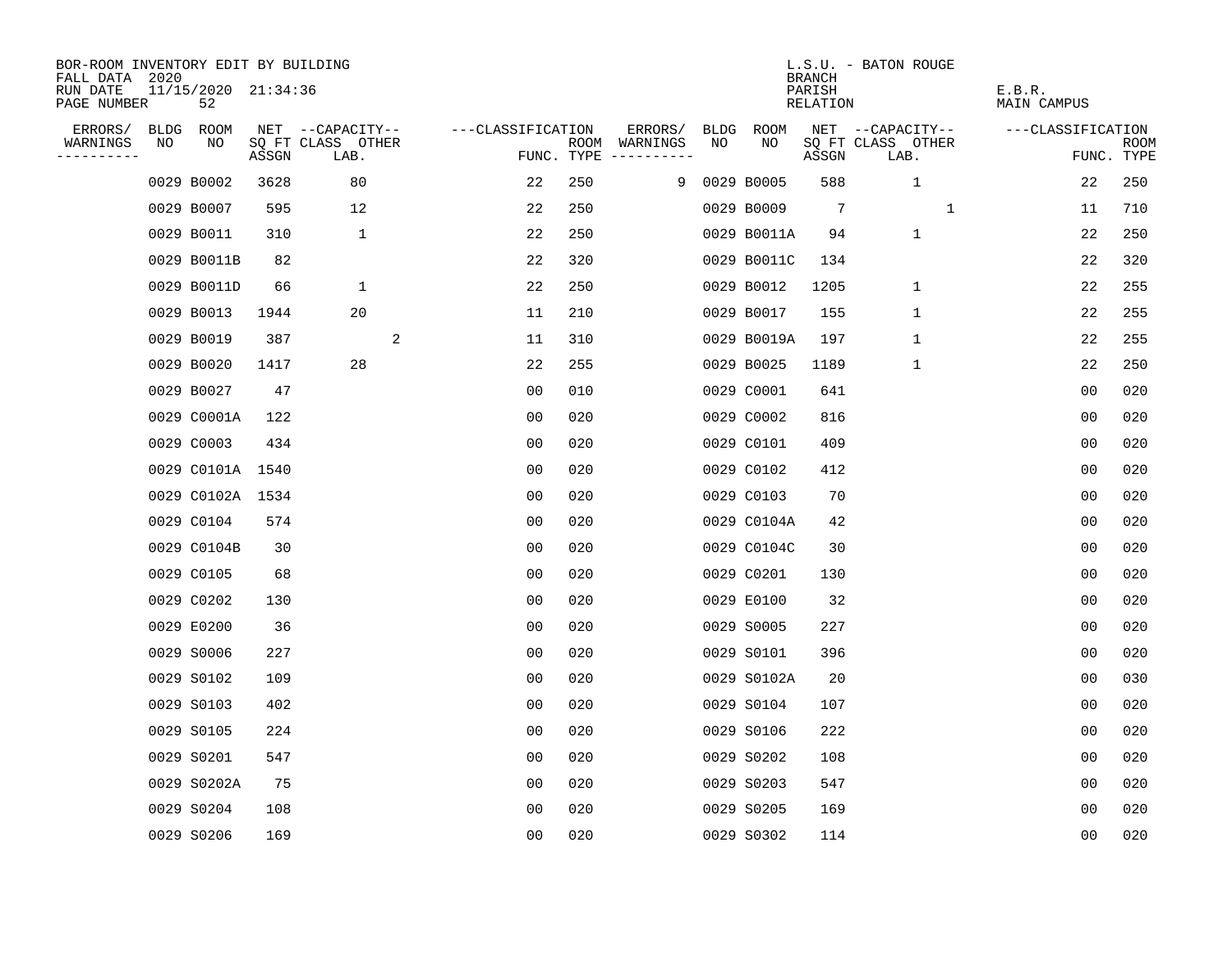BOR-ROOM INVENTORY EDIT BY BUILDING
FALL DATA 2020
RUN DATE 11/15/2020 21:34:36
PAGE NUMBER 52

L.S.U. - BATON ROUGE
BRANCH
PARISH E.B.R.
RELATION MAIN CAMPUS

| ERRORS/ WARNINGS | BLDG NO | ROOM NO | NET SQ FT ASSGN | CAPACITY CLASS LAB. | CAPACITY OTHER | CLASSIFICATION FUNC. | ROOM TYPE | ERRORS/ WARNINGS | BLDG NO | ROOM NO | NET SQ FT ASSGN | CAPACITY CLASS LAB. | CAPACITY OTHER | CLASSIFICATION FUNC. | ROOM TYPE |
|---|---|---|---|---|---|---|---|---|---|---|---|---|---|---|---|
| | 0029 | B0002 | 3628 | 80 | | 22 | 250 | 9 | 0029 | B0005 | 588 | 1 | | 22 | 250 |
| | 0029 | B0007 | 595 | 12 | | 22 | 250 | | 0029 | B0009 | 7 | | 1 | 11 | 710 |
| | 0029 | B0011 | 310 | 1 | | 22 | 250 | | 0029 | B0011A | 94 | 1 | | 22 | 250 |
| | 0029 | B0011B | 82 | | | 22 | 320 | | 0029 | B0011C | 134 | | | 22 | 320 |
| | 0029 | B0011D | 66 | 1 | | 22 | 250 | | 0029 | B0012 | 1205 | 1 | | 22 | 255 |
| | 0029 | B0013 | 1944 | 20 | | 11 | 210 | | 0029 | B0017 | 155 | 1 | | 22 | 255 |
| | 0029 | B0019 | 387 | | 2 | 11 | 310 | | 0029 | B0019A | 197 | 1 | | 22 | 255 |
| | 0029 | B0020 | 1417 | 28 | | 22 | 255 | | 0029 | B0025 | 1189 | 1 | | 22 | 250 |
| | 0029 | B0027 | 47 | | | 00 | 010 | | 0029 | C0001 | 641 | | | 00 | 020 |
| | 0029 | C0001A | 122 | | | 00 | 020 | | 0029 | C0002 | 816 | | | 00 | 020 |
| | 0029 | C0003 | 434 | | | 00 | 020 | | 0029 | C0101 | 409 | | | 00 | 020 |
| | 0029 | C0101A | 1540 | | | 00 | 020 | | 0029 | C0102 | 412 | | | 00 | 020 |
| | 0029 | C0102A | 1534 | | | 00 | 020 | | 0029 | C0103 | 70 | | | 00 | 020 |
| | 0029 | C0104 | 574 | | | 00 | 020 | | 0029 | C0104A | 42 | | | 00 | 020 |
| | 0029 | C0104B | 30 | | | 00 | 020 | | 0029 | C0104C | 30 | | | 00 | 020 |
| | 0029 | C0105 | 68 | | | 00 | 020 | | 0029 | C0201 | 130 | | | 00 | 020 |
| | 0029 | C0202 | 130 | | | 00 | 020 | | 0029 | E0100 | 32 | | | 00 | 020 |
| | 0029 | E0200 | 36 | | | 00 | 020 | | 0029 | S0005 | 227 | | | 00 | 020 |
| | 0029 | S0006 | 227 | | | 00 | 020 | | 0029 | S0101 | 396 | | | 00 | 020 |
| | 0029 | S0102 | 109 | | | 00 | 020 | | 0029 | S0102A | 20 | | | 00 | 030 |
| | 0029 | S0103 | 402 | | | 00 | 020 | | 0029 | S0104 | 107 | | | 00 | 020 |
| | 0029 | S0105 | 224 | | | 00 | 020 | | 0029 | S0106 | 222 | | | 00 | 020 |
| | 0029 | S0201 | 547 | | | 00 | 020 | | 0029 | S0202 | 108 | | | 00 | 020 |
| | 0029 | S0202A | 75 | | | 00 | 020 | | 0029 | S0203 | 547 | | | 00 | 020 |
| | 0029 | S0204 | 108 | | | 00 | 020 | | 0029 | S0205 | 169 | | | 00 | 020 |
| | 0029 | S0206 | 169 | | | 00 | 020 | | 0029 | S0302 | 114 | | | 00 | 020 |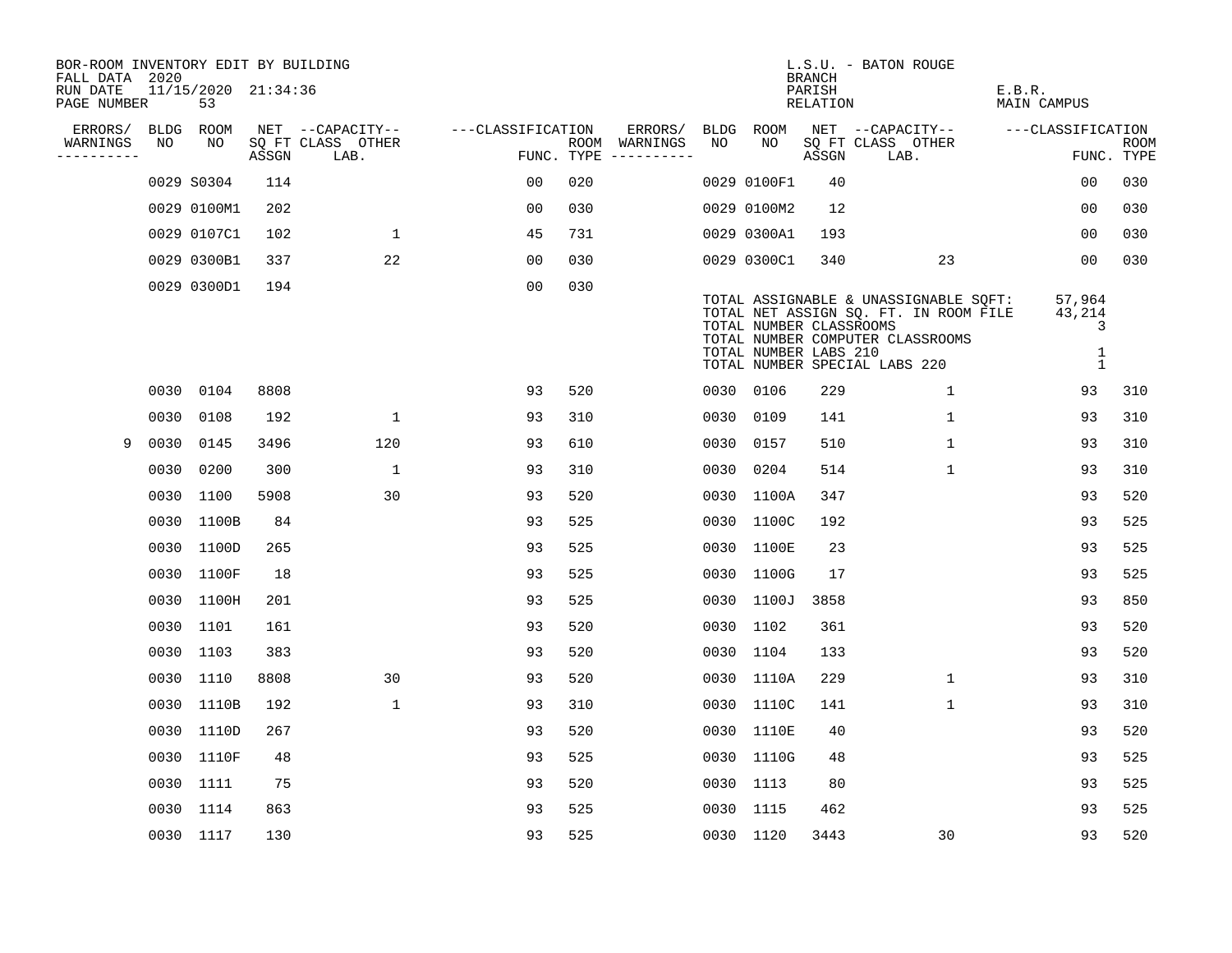BOR-ROOM INVENTORY EDIT BY BUILDING
FALL DATA 2020
RUN DATE 11/15/2020 21:34:36

L.S.U. - BATON ROUGE
BRANCH
PARISH E.B.R.
RELATION MAIN CAMPUS

| ERRORS/ WARNINGS | BLDG NO | ROOM NO | NET SQ FT ASSGN | CAPACITY CLASS LAB. | CAPACITY OTHER | CLASSIFICATION FUNC. | ROOM TYPE | ERRORS/ WARNINGS | BLDG NO | ROOM NO | NET SQ FT ASSGN | CAPACITY CLASS LAB. | CAPACITY OTHER | CLASSIFICATION FUNC. | ROOM TYPE |
|---|---|---|---|---|---|---|---|---|---|---|---|---|---|---|---|
| | 0029 | S0304 | 114 | | | 00 | 020 | | 0029 | 0100F1 | 40 | | | 00 | 030 |
| | 0029 | 0100M1 | 202 | | | 00 | 030 | | 0029 | 0100M2 | 12 | | | 00 | 030 |
| | 0029 | 0107C1 | 102 | | 1 | 45 | 731 | | 0029 | 0300A1 | 193 | | | 00 | 030 |
| | 0029 | 0300B1 | 337 | | 22 | 00 | 030 | | 0029 | 0300C1 | 340 | | 23 | 00 | 030 |
| | 0029 | 0300D1 | 194 | | | 00 | 030 | | | | | | | | |

TOTAL ASSIGNABLE & UNASSIGNABLE SQFT: 57,964
TOTAL NET ASSIGN SQ. FT. IN ROOM FILE 43,214
TOTAL NUMBER CLASSROOMS 3
TOTAL NUMBER COMPUTER CLASSROOMS
TOTAL NUMBER LABS 210 1
TOTAL NUMBER SPECIAL LABS 220 1

| ERRORS/ WARNINGS | BLDG NO | ROOM NO | NET SQ FT ASSGN | CAPACITY CLASS LAB. | CAPACITY OTHER | CLASSIFICATION FUNC. | ROOM TYPE | ERRORS/ WARNINGS | BLDG NO | ROOM NO | NET SQ FT ASSGN | CAPACITY CLASS LAB. | CAPACITY OTHER | CLASSIFICATION FUNC. | ROOM TYPE |
|---|---|---|---|---|---|---|---|---|---|---|---|---|---|---|---|
| | 0030 | 0104 | 8808 | | | 93 | 520 | | 0030 | 0106 | 229 | | 1 | 93 | 310 |
| | 0030 | 0108 | 192 | | 1 | 93 | 310 | | 0030 | 0109 | 141 | | 1 | 93 | 310 |
| 9 | 0030 | 0145 | 3496 | | 120 | 93 | 610 | | 0030 | 0157 | 510 | | 1 | 93 | 310 |
| | 0030 | 0200 | 300 | | 1 | 93 | 310 | | 0030 | 0204 | 514 | | 1 | 93 | 310 |
| | 0030 | 1100 | 5908 | | 30 | 93 | 520 | | 0030 | 1100A | 347 | | | 93 | 520 |
| | 0030 | 1100B | 84 | | | 93 | 525 | | 0030 | 1100C | 192 | | | 93 | 525 |
| | 0030 | 1100D | 265 | | | 93 | 525 | | 0030 | 1100E | 23 | | | 93 | 525 |
| | 0030 | 1100F | 18 | | | 93 | 525 | | 0030 | 1100G | 17 | | | 93 | 525 |
| | 0030 | 1100H | 201 | | | 93 | 525 | | 0030 | 1100J | 3858 | | | 93 | 850 |
| | 0030 | 1101 | 161 | | | 93 | 520 | | 0030 | 1102 | 361 | | | 93 | 520 |
| | 0030 | 1103 | 383 | | | 93 | 520 | | 0030 | 1104 | 133 | | | 93 | 520 |
| | 0030 | 1110 | 8808 | | 30 | 93 | 520 | | 0030 | 1110A | 229 | | 1 | 93 | 310 |
| | 0030 | 1110B | 192 | | 1 | 93 | 310 | | 0030 | 1110C | 141 | | 1 | 93 | 310 |
| | 0030 | 1110D | 267 | | | 93 | 520 | | 0030 | 1110E | 40 | | | 93 | 520 |
| | 0030 | 1110F | 48 | | | 93 | 525 | | 0030 | 1110G | 48 | | | 93 | 525 |
| | 0030 | 1111 | 75 | | | 93 | 520 | | 0030 | 1113 | 80 | | | 93 | 525 |
| | 0030 | 1114 | 863 | | | 93 | 525 | | 0030 | 1115 | 462 | | | 93 | 525 |
| | 0030 | 1117 | 130 | | | 93 | 525 | | 0030 | 1120 | 3443 | | 30 | 93 | 520 |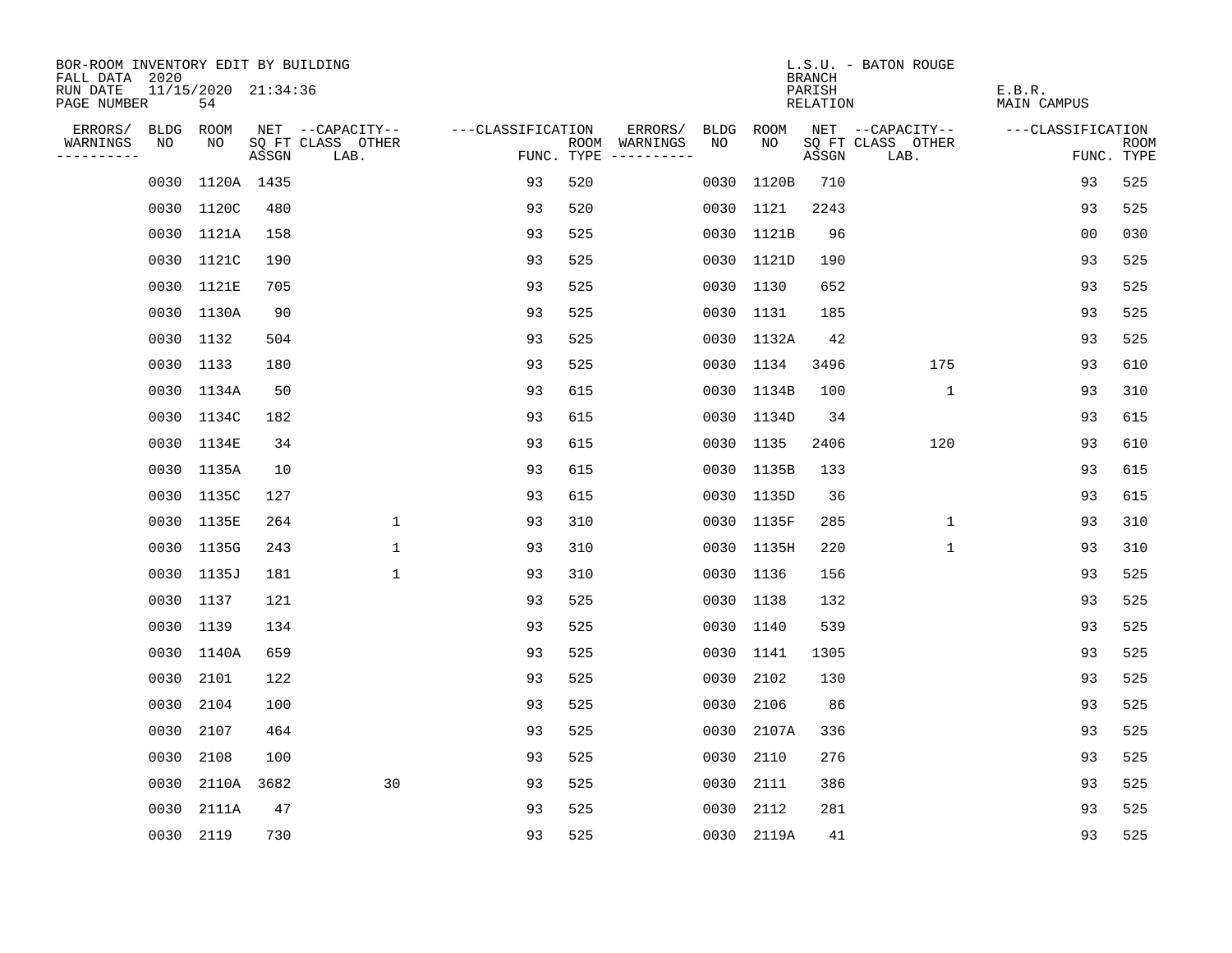BOR-ROOM INVENTORY EDIT BY BUILDING
FALL DATA 2020
RUN DATE 11/15/2020 21:34:36
PAGE NUMBER 54

L.S.U. - BATON ROUGE
BRANCH
PARISH E.B.R.
RELATION MAIN CAMPUS

| ERRORS/ WARNINGS | BLDG NO | ROOM NO | NET SQ FT ASSGN | CAPACITY CLASS LAB. | CAPACITY OTHER | CLASSIFICATION FUNC. | ROOM TYPE | ERRORS/ WARNINGS | BLDG NO | ROOM NO | NET SQ FT ASSGN | CAPACITY CLASS LAB. | CAPACITY OTHER | CLASSIFICATION FUNC. | ROOM TYPE |
|---|---|---|---|---|---|---|---|---|---|---|---|---|---|---|---|
| | 0030 | 1120A | 1435 | | | 93 | 520 | | 0030 | 1120B | 710 | | | 93 | 525 |
| | 0030 | 1120C | 480 | | | 93 | 520 | | 0030 | 1121 | 2243 | | | 93 | 525 |
| | 0030 | 1121A | 158 | | | 93 | 525 | | 0030 | 1121B | 96 | | | 00 | 030 |
| | 0030 | 1121C | 190 | | | 93 | 525 | | 0030 | 1121D | 190 | | | 93 | 525 |
| | 0030 | 1121E | 705 | | | 93 | 525 | | 0030 | 1130 | 652 | | | 93 | 525 |
| | 0030 | 1130A | 90 | | | 93 | 525 | | 0030 | 1131 | 185 | | | 93 | 525 |
| | 0030 | 1132 | 504 | | | 93 | 525 | | 0030 | 1132A | 42 | | | 93 | 525 |
| | 0030 | 1133 | 180 | | | 93 | 525 | | 0030 | 1134 | 3496 | | 175 | 93 | 610 |
| | 0030 | 1134A | 50 | | | 93 | 615 | | 0030 | 1134B | 100 | | 1 | 93 | 310 |
| | 0030 | 1134C | 182 | | | 93 | 615 | | 0030 | 1134D | 34 | | | 93 | 615 |
| | 0030 | 1134E | 34 | | | 93 | 615 | | 0030 | 1135 | 2406 | | 120 | 93 | 610 |
| | 0030 | 1135A | 10 | | | 93 | 615 | | 0030 | 1135B | 133 | | | 93 | 615 |
| | 0030 | 1135C | 127 | | | 93 | 615 | | 0030 | 1135D | 36 | | | 93 | 615 |
| | 0030 | 1135E | 264 | | 1 | 93 | 310 | | 0030 | 1135F | 285 | | 1 | 93 | 310 |
| | 0030 | 1135G | 243 | | 1 | 93 | 310 | | 0030 | 1135H | 220 | | 1 | 93 | 310 |
| | 0030 | 1135J | 181 | | 1 | 93 | 310 | | 0030 | 1136 | 156 | | | 93 | 525 |
| | 0030 | 1137 | 121 | | | 93 | 525 | | 0030 | 1138 | 132 | | | 93 | 525 |
| | 0030 | 1139 | 134 | | | 93 | 525 | | 0030 | 1140 | 539 | | | 93 | 525 |
| | 0030 | 1140A | 659 | | | 93 | 525 | | 0030 | 1141 | 1305 | | | 93 | 525 |
| | 0030 | 2101 | 122 | | | 93 | 525 | | 0030 | 2102 | 130 | | | 93 | 525 |
| | 0030 | 2104 | 100 | | | 93 | 525 | | 0030 | 2106 | 86 | | | 93 | 525 |
| | 0030 | 2107 | 464 | | | 93 | 525 | | 0030 | 2107A | 336 | | | 93 | 525 |
| | 0030 | 2108 | 100 | | | 93 | 525 | | 0030 | 2110 | 276 | | | 93 | 525 |
| | 0030 | 2110A | 3682 | | 30 | 93 | 525 | | 0030 | 2111 | 386 | | | 93 | 525 |
| | 0030 | 2111A | 47 | | | 93 | 525 | | 0030 | 2112 | 281 | | | 93 | 525 |
| | 0030 | 2119 | 730 | | | 93 | 525 | | 0030 | 2119A | 41 | | | 93 | 525 |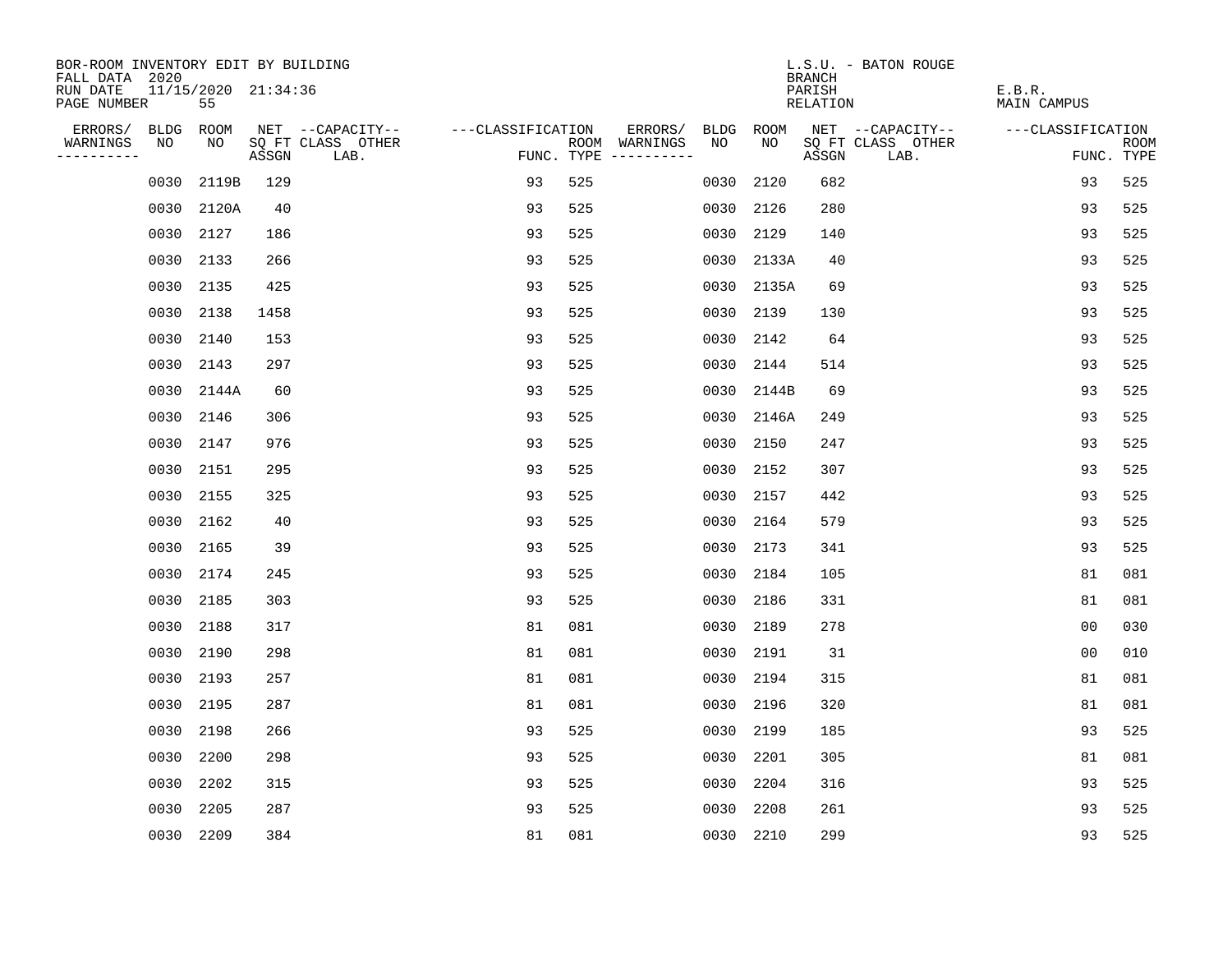BOR-ROOM INVENTORY EDIT BY BUILDING
FALL DATA 2020
RUN DATE 11/15/2020 21:34:36
PAGE NUMBER 55

L.S.U. - BATON ROUGE
BRANCH
PARISH E.B.R.
RELATION MAIN CAMPUS

| ERRORS/ WARNINGS | BLDG NO | ROOM NO | NET SQ FT ASSGN | --CAPACITY-- CLASS | OTHER LAB. | ---CLASSIFICATION FUNC. | ROOM TYPE | ERRORS/ WARNINGS | BLDG NO | ROOM NO | NET SQ FT ASSGN | --CAPACITY-- CLASS | OTHER LAB. | ---CLASSIFICATION FUNC. | ROOM TYPE |
|---|---|---|---|---|---|---|---|---|---|---|---|---|---|---|---|
| | 0030 | 2119B | 129 | | | 93 | 525 | | 0030 | 2120 | 682 | | | 93 | 525 |
| | 0030 | 2120A | 40 | | | 93 | 525 | | 0030 | 2126 | 280 | | | 93 | 525 |
| | 0030 | 2127 | 186 | | | 93 | 525 | | 0030 | 2129 | 140 | | | 93 | 525 |
| | 0030 | 2133 | 266 | | | 93 | 525 | | 0030 | 2133A | 40 | | | 93 | 525 |
| | 0030 | 2135 | 425 | | | 93 | 525 | | 0030 | 2135A | 69 | | | 93 | 525 |
| | 0030 | 2138 | 1458 | | | 93 | 525 | | 0030 | 2139 | 130 | | | 93 | 525 |
| | 0030 | 2140 | 153 | | | 93 | 525 | | 0030 | 2142 | 64 | | | 93 | 525 |
| | 0030 | 2143 | 297 | | | 93 | 525 | | 0030 | 2144 | 514 | | | 93 | 525 |
| | 0030 | 2144A | 60 | | | 93 | 525 | | 0030 | 2144B | 69 | | | 93 | 525 |
| | 0030 | 2146 | 306 | | | 93 | 525 | | 0030 | 2146A | 249 | | | 93 | 525 |
| | 0030 | 2147 | 976 | | | 93 | 525 | | 0030 | 2150 | 247 | | | 93 | 525 |
| | 0030 | 2151 | 295 | | | 93 | 525 | | 0030 | 2152 | 307 | | | 93 | 525 |
| | 0030 | 2155 | 325 | | | 93 | 525 | | 0030 | 2157 | 442 | | | 93 | 525 |
| | 0030 | 2162 | 40 | | | 93 | 525 | | 0030 | 2164 | 579 | | | 93 | 525 |
| | 0030 | 2165 | 39 | | | 93 | 525 | | 0030 | 2173 | 341 | | | 93 | 525 |
| | 0030 | 2174 | 245 | | | 93 | 525 | | 0030 | 2184 | 105 | | | 81 | 081 |
| | 0030 | 2185 | 303 | | | 93 | 525 | | 0030 | 2186 | 331 | | | 81 | 081 |
| | 0030 | 2188 | 317 | | | 81 | 081 | | 0030 | 2189 | 278 | | | 00 | 030 |
| | 0030 | 2190 | 298 | | | 81 | 081 | | 0030 | 2191 | 31 | | | 00 | 010 |
| | 0030 | 2193 | 257 | | | 81 | 081 | | 0030 | 2194 | 315 | | | 81 | 081 |
| | 0030 | 2195 | 287 | | | 81 | 081 | | 0030 | 2196 | 320 | | | 81 | 081 |
| | 0030 | 2198 | 266 | | | 93 | 525 | | 0030 | 2199 | 185 | | | 93 | 525 |
| | 0030 | 2200 | 298 | | | 93 | 525 | | 0030 | 2201 | 305 | | | 81 | 081 |
| | 0030 | 2202 | 315 | | | 93 | 525 | | 0030 | 2204 | 316 | | | 93 | 525 |
| | 0030 | 2205 | 287 | | | 93 | 525 | | 0030 | 2208 | 261 | | | 93 | 525 |
| | 0030 | 2209 | 384 | | | 81 | 081 | | 0030 | 2210 | 299 | | | 93 | 525 |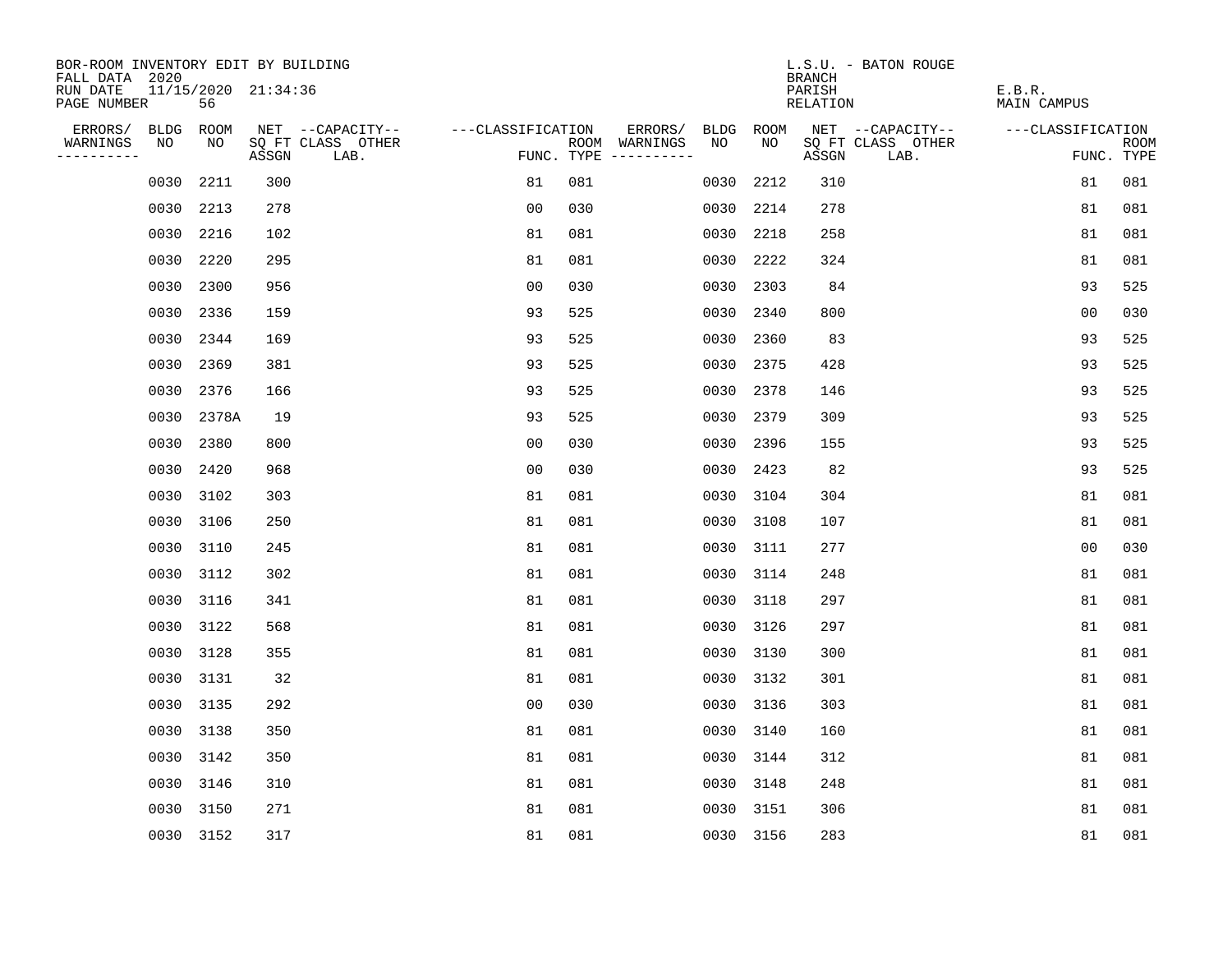BOR-ROOM INVENTORY EDIT BY BUILDING
FALL DATA 2020
RUN DATE 11/15/2020 21:34:36
PAGE NUMBER 56

L.S.U. - BATON ROUGE
BRANCH
PARISH E.B.R.
RELATION MAIN CAMPUS

| ERRORS/ WARNINGS | BLDG NO | ROOM NO | NET SQ FT ASSGN | CAPACITY CLASS LAB. | CAPACITY OTHER | CLASSIFICATION FUNC. | ROOM TYPE | ERRORS/ WARNINGS | BLDG NO | ROOM NO | NET SQ FT ASSGN | CAPACITY CLASS LAB. | CAPACITY OTHER | CLASSIFICATION FUNC. | ROOM TYPE |
|---|---|---|---|---|---|---|---|---|---|---|---|---|---|---|---|
| | 0030 | 2211 | 300 | | | 81 | 081 | | 0030 | 2212 | 310 | | | 81 | 081 |
| | 0030 | 2213 | 278 | | | 00 | 030 | | 0030 | 2214 | 278 | | | 81 | 081 |
| | 0030 | 2216 | 102 | | | 81 | 081 | | 0030 | 2218 | 258 | | | 81 | 081 |
| | 0030 | 2220 | 295 | | | 81 | 081 | | 0030 | 2222 | 324 | | | 81 | 081 |
| | 0030 | 2300 | 956 | | | 00 | 030 | | 0030 | 2303 | 84 | | | 93 | 525 |
| | 0030 | 2336 | 159 | | | 93 | 525 | | 0030 | 2340 | 800 | | | 00 | 030 |
| | 0030 | 2344 | 169 | | | 93 | 525 | | 0030 | 2360 | 83 | | | 93 | 525 |
| | 0030 | 2369 | 381 | | | 93 | 525 | | 0030 | 2375 | 428 | | | 93 | 525 |
| | 0030 | 2376 | 166 | | | 93 | 525 | | 0030 | 2378 | 146 | | | 93 | 525 |
| | 0030 | 2378A | 19 | | | 93 | 525 | | 0030 | 2379 | 309 | | | 93 | 525 |
| | 0030 | 2380 | 800 | | | 00 | 030 | | 0030 | 2396 | 155 | | | 93 | 525 |
| | 0030 | 2420 | 968 | | | 00 | 030 | | 0030 | 2423 | 82 | | | 93 | 525 |
| | 0030 | 3102 | 303 | | | 81 | 081 | | 0030 | 3104 | 304 | | | 81 | 081 |
| | 0030 | 3106 | 250 | | | 81 | 081 | | 0030 | 3108 | 107 | | | 81 | 081 |
| | 0030 | 3110 | 245 | | | 81 | 081 | | 0030 | 3111 | 277 | | | 00 | 030 |
| | 0030 | 3112 | 302 | | | 81 | 081 | | 0030 | 3114 | 248 | | | 81 | 081 |
| | 0030 | 3116 | 341 | | | 81 | 081 | | 0030 | 3118 | 297 | | | 81 | 081 |
| | 0030 | 3122 | 568 | | | 81 | 081 | | 0030 | 3126 | 297 | | | 81 | 081 |
| | 0030 | 3128 | 355 | | | 81 | 081 | | 0030 | 3130 | 300 | | | 81 | 081 |
| | 0030 | 3131 | 32 | | | 81 | 081 | | 0030 | 3132 | 301 | | | 81 | 081 |
| | 0030 | 3135 | 292 | | | 00 | 030 | | 0030 | 3136 | 303 | | | 81 | 081 |
| | 0030 | 3138 | 350 | | | 81 | 081 | | 0030 | 3140 | 160 | | | 81 | 081 |
| | 0030 | 3142 | 350 | | | 81 | 081 | | 0030 | 3144 | 312 | | | 81 | 081 |
| | 0030 | 3146 | 310 | | | 81 | 081 | | 0030 | 3148 | 248 | | | 81 | 081 |
| | 0030 | 3150 | 271 | | | 81 | 081 | | 0030 | 3151 | 306 | | | 81 | 081 |
| | 0030 | 3152 | 317 | | | 81 | 081 | | 0030 | 3156 | 283 | | | 81 | 081 |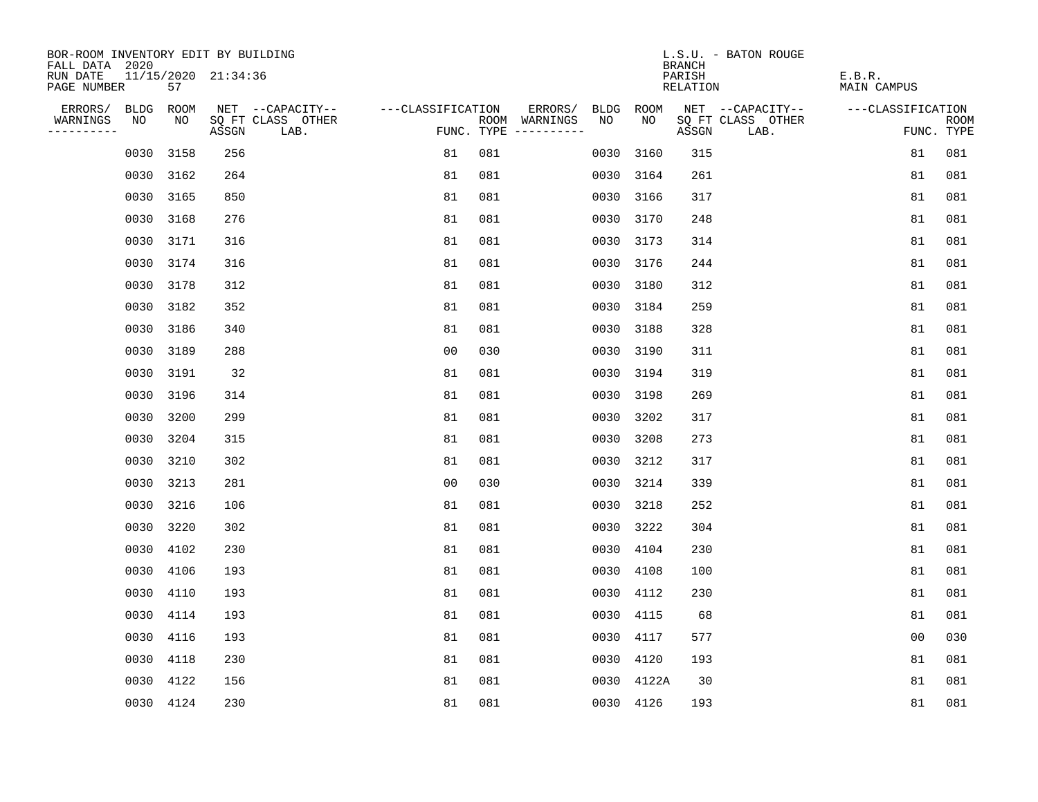BOR-ROOM INVENTORY EDIT BY BUILDING
FALL DATA 2020
RUN DATE 11/15/2020 21:34:36
PAGE NUMBER 57

L.S.U. - BATON ROUGE
BRANCH
PARISH E.B.R.
RELATION MAIN CAMPUS

| ERRORS/ WARNINGS | BLDG NO | ROOM NO | NET SQ FT ASSGN | --CAPACITY-- CLASS | OTHER LAB. | ---CLASSIFICATION FUNC. | ROOM TYPE | ERRORS/ WARNINGS | BLDG NO | ROOM NO | NET SQ FT ASSGN | --CAPACITY-- CLASS | OTHER LAB. | ---CLASSIFICATION FUNC. | ROOM TYPE |
|---|---|---|---|---|---|---|---|---|---|---|---|---|---|---|---|
| | 0030 | 3158 | 256 | | | 81 | 081 | | 0030 | 3160 | 315 | | | 81 | 081 |
| | 0030 | 3162 | 264 | | | 81 | 081 | | 0030 | 3164 | 261 | | | 81 | 081 |
| | 0030 | 3165 | 850 | | | 81 | 081 | | 0030 | 3166 | 317 | | | 81 | 081 |
| | 0030 | 3168 | 276 | | | 81 | 081 | | 0030 | 3170 | 248 | | | 81 | 081 |
| | 0030 | 3171 | 316 | | | 81 | 081 | | 0030 | 3173 | 314 | | | 81 | 081 |
| | 0030 | 3174 | 316 | | | 81 | 081 | | 0030 | 3176 | 244 | | | 81 | 081 |
| | 0030 | 3178 | 312 | | | 81 | 081 | | 0030 | 3180 | 312 | | | 81 | 081 |
| | 0030 | 3182 | 352 | | | 81 | 081 | | 0030 | 3184 | 259 | | | 81 | 081 |
| | 0030 | 3186 | 340 | | | 81 | 081 | | 0030 | 3188 | 328 | | | 81 | 081 |
| | 0030 | 3189 | 288 | | | 00 | 030 | | 0030 | 3190 | 311 | | | 81 | 081 |
| | 0030 | 3191 | 32 | | | 81 | 081 | | 0030 | 3194 | 319 | | | 81 | 081 |
| | 0030 | 3196 | 314 | | | 81 | 081 | | 0030 | 3198 | 269 | | | 81 | 081 |
| | 0030 | 3200 | 299 | | | 81 | 081 | | 0030 | 3202 | 317 | | | 81 | 081 |
| | 0030 | 3204 | 315 | | | 81 | 081 | | 0030 | 3208 | 273 | | | 81 | 081 |
| | 0030 | 3210 | 302 | | | 81 | 081 | | 0030 | 3212 | 317 | | | 81 | 081 |
| | 0030 | 3213 | 281 | | | 00 | 030 | | 0030 | 3214 | 339 | | | 81 | 081 |
| | 0030 | 3216 | 106 | | | 81 | 081 | | 0030 | 3218 | 252 | | | 81 | 081 |
| | 0030 | 3220 | 302 | | | 81 | 081 | | 0030 | 3222 | 304 | | | 81 | 081 |
| | 0030 | 4102 | 230 | | | 81 | 081 | | 0030 | 4104 | 230 | | | 81 | 081 |
| | 0030 | 4106 | 193 | | | 81 | 081 | | 0030 | 4108 | 100 | | | 81 | 081 |
| | 0030 | 4110 | 193 | | | 81 | 081 | | 0030 | 4112 | 230 | | | 81 | 081 |
| | 0030 | 4114 | 193 | | | 81 | 081 | | 0030 | 4115 | 68 | | | 81 | 081 |
| | 0030 | 4116 | 193 | | | 81 | 081 | | 0030 | 4117 | 577 | | | 00 | 030 |
| | 0030 | 4118 | 230 | | | 81 | 081 | | 0030 | 4120 | 193 | | | 81 | 081 |
| | 0030 | 4122 | 156 | | | 81 | 081 | | 0030 | 4122A | 30 | | | 81 | 081 |
| | 0030 | 4124 | 230 | | | 81 | 081 | | 0030 | 4126 | 193 | | | 81 | 081 |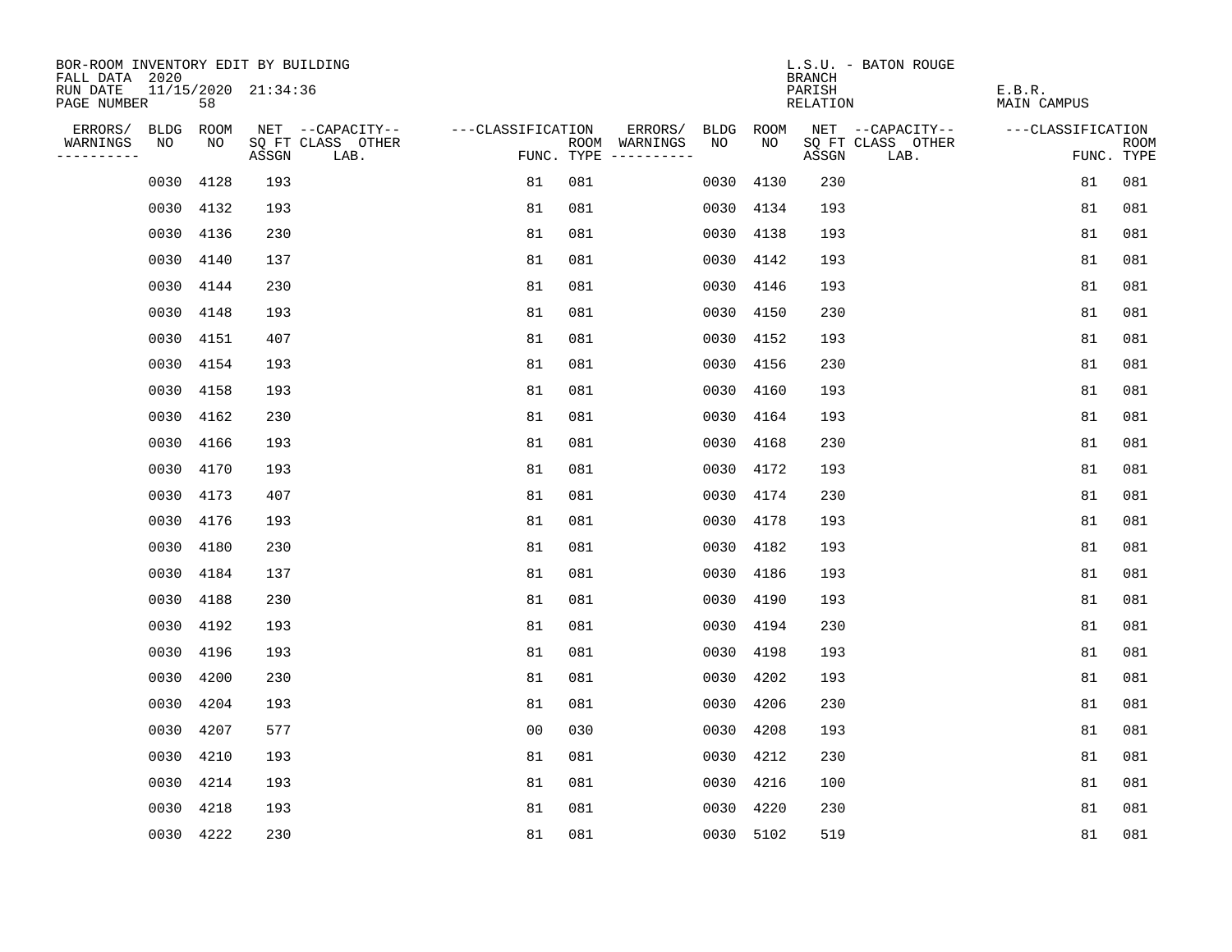BOR-ROOM INVENTORY EDIT BY BUILDING
FALL DATA 2020
RUN DATE 11/15/2020 21:34:36
PAGE NUMBER 58

L.S.U. - BATON ROUGE
BRANCH
PARISH E.B.R.
RELATION MAIN CAMPUS

| ERRORS/ WARNINGS | BLDG NO | ROOM NO | NET SQ FT ASSGN | CAPACITY CLASS | CAPACITY LAB. | CAPACITY OTHER | CLASSIFICATION FUNC. | ROOM TYPE | ERRORS/ WARNINGS | BLDG NO | ROOM NO | NET SQ FT ASSGN | CAPACITY CLASS | CAPACITY LAB. | CAPACITY OTHER | CLASSIFICATION FUNC. | ROOM TYPE |
|---|---|---|---|---|---|---|---|---|---|---|---|---|---|---|---|---|---|
| | 0030 | 4128 | 193 | | | | 81 | 081 | | 0030 | 4130 | 230 | | | | 81 | 081 |
| | 0030 | 4132 | 193 | | | | 81 | 081 | | 0030 | 4134 | 193 | | | | 81 | 081 |
| | 0030 | 4136 | 230 | | | | 81 | 081 | | 0030 | 4138 | 193 | | | | 81 | 081 |
| | 0030 | 4140 | 137 | | | | 81 | 081 | | 0030 | 4142 | 193 | | | | 81 | 081 |
| | 0030 | 4144 | 230 | | | | 81 | 081 | | 0030 | 4146 | 193 | | | | 81 | 081 |
| | 0030 | 4148 | 193 | | | | 81 | 081 | | 0030 | 4150 | 230 | | | | 81 | 081 |
| | 0030 | 4151 | 407 | | | | 81 | 081 | | 0030 | 4152 | 193 | | | | 81 | 081 |
| | 0030 | 4154 | 193 | | | | 81 | 081 | | 0030 | 4156 | 230 | | | | 81 | 081 |
| | 0030 | 4158 | 193 | | | | 81 | 081 | | 0030 | 4160 | 193 | | | | 81 | 081 |
| | 0030 | 4162 | 230 | | | | 81 | 081 | | 0030 | 4164 | 193 | | | | 81 | 081 |
| | 0030 | 4166 | 193 | | | | 81 | 081 | | 0030 | 4168 | 230 | | | | 81 | 081 |
| | 0030 | 4170 | 193 | | | | 81 | 081 | | 0030 | 4172 | 193 | | | | 81 | 081 |
| | 0030 | 4173 | 407 | | | | 81 | 081 | | 0030 | 4174 | 230 | | | | 81 | 081 |
| | 0030 | 4176 | 193 | | | | 81 | 081 | | 0030 | 4178 | 193 | | | | 81 | 081 |
| | 0030 | 4180 | 230 | | | | 81 | 081 | | 0030 | 4182 | 193 | | | | 81 | 081 |
| | 0030 | 4184 | 137 | | | | 81 | 081 | | 0030 | 4186 | 193 | | | | 81 | 081 |
| | 0030 | 4188 | 230 | | | | 81 | 081 | | 0030 | 4190 | 193 | | | | 81 | 081 |
| | 0030 | 4192 | 193 | | | | 81 | 081 | | 0030 | 4194 | 230 | | | | 81 | 081 |
| | 0030 | 4196 | 193 | | | | 81 | 081 | | 0030 | 4198 | 193 | | | | 81 | 081 |
| | 0030 | 4200 | 230 | | | | 81 | 081 | | 0030 | 4202 | 193 | | | | 81 | 081 |
| | 0030 | 4204 | 193 | | | | 81 | 081 | | 0030 | 4206 | 230 | | | | 81 | 081 |
| | 0030 | 4207 | 577 | | | | 00 | 030 | | 0030 | 4208 | 193 | | | | 81 | 081 |
| | 0030 | 4210 | 193 | | | | 81 | 081 | | 0030 | 4212 | 230 | | | | 81 | 081 |
| | 0030 | 4214 | 193 | | | | 81 | 081 | | 0030 | 4216 | 100 | | | | 81 | 081 |
| | 0030 | 4218 | 193 | | | | 81 | 081 | | 0030 | 4220 | 230 | | | | 81 | 081 |
| | 0030 | 4222 | 230 | | | | 81 | 081 | | 0030 | 5102 | 519 | | | | 81 | 081 |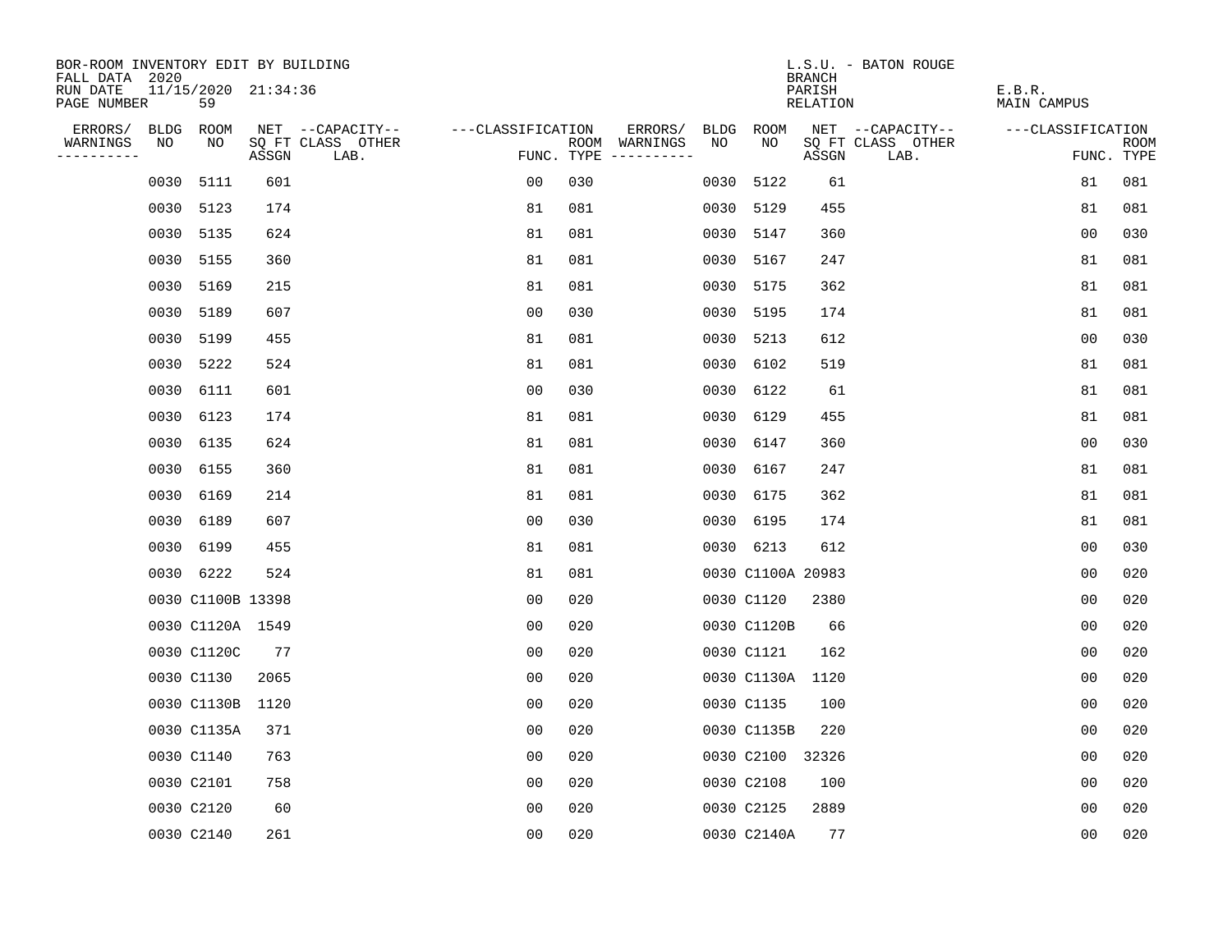BOR-ROOM INVENTORY EDIT BY BUILDING
FALL DATA 2020
RUN DATE 11/15/2020 21:34:36
PAGE NUMBER 59

L.S.U. - BATON ROUGE
BRANCH
PARISH E.B.R.
RELATION MAIN CAMPUS

| ERRORS/ WARNINGS | BLDG NO | ROOM NO | NET SQ FT ASSGN | CAPACITY CLASS | CAPACITY OTHER LAB. | CLASSIFICATION FUNC. | ROOM TYPE | ERRORS/ WARNINGS | BLDG NO | ROOM NO | NET SQ FT ASSGN | CAPACITY CLASS | CAPACITY OTHER LAB. | CLASSIFICATION FUNC. | ROOM TYPE |
|---|---|---|---|---|---|---|---|---|---|---|---|---|---|---|---|
| | 0030 | 5111 | 601 | | | 00 | 030 | | 0030 | 5122 | 61 | | | 81 | 081 |
| | 0030 | 5123 | 174 | | | 81 | 081 | | 0030 | 5129 | 455 | | | 81 | 081 |
| | 0030 | 5135 | 624 | | | 81 | 081 | | 0030 | 5147 | 360 | | | 00 | 030 |
| | 0030 | 5155 | 360 | | | 81 | 081 | | 0030 | 5167 | 247 | | | 81 | 081 |
| | 0030 | 5169 | 215 | | | 81 | 081 | | 0030 | 5175 | 362 | | | 81 | 081 |
| | 0030 | 5189 | 607 | | | 00 | 030 | | 0030 | 5195 | 174 | | | 81 | 081 |
| | 0030 | 5199 | 455 | | | 81 | 081 | | 0030 | 5213 | 612 | | | 00 | 030 |
| | 0030 | 5222 | 524 | | | 81 | 081 | | 0030 | 6102 | 519 | | | 81 | 081 |
| | 0030 | 6111 | 601 | | | 00 | 030 | | 0030 | 6122 | 61 | | | 81 | 081 |
| | 0030 | 6123 | 174 | | | 81 | 081 | | 0030 | 6129 | 455 | | | 81 | 081 |
| | 0030 | 6135 | 624 | | | 81 | 081 | | 0030 | 6147 | 360 | | | 00 | 030 |
| | 0030 | 6155 | 360 | | | 81 | 081 | | 0030 | 6167 | 247 | | | 81 | 081 |
| | 0030 | 6169 | 214 | | | 81 | 081 | | 0030 | 6175 | 362 | | | 81 | 081 |
| | 0030 | 6189 | 607 | | | 00 | 030 | | 0030 | 6195 | 174 | | | 81 | 081 |
| | 0030 | 6199 | 455 | | | 81 | 081 | | 0030 | 6213 | 612 | | | 00 | 030 |
| | 0030 | 6222 | 524 | | | 81 | 081 | | 0030 | C1100A | 20983 | | | 00 | 020 |
| | 0030 | C1100B | 13398 | | | 00 | 020 | | 0030 | C1120 | 2380 | | | 00 | 020 |
| | 0030 | C1120A | 1549 | | | 00 | 020 | | 0030 | C1120B | 66 | | | 00 | 020 |
| | 0030 | C1120C | 77 | | | 00 | 020 | | 0030 | C1121 | 162 | | | 00 | 020 |
| | 0030 | C1130 | 2065 | | | 00 | 020 | | 0030 | C1130A | 1120 | | | 00 | 020 |
| | 0030 | C1130B | 1120 | | | 00 | 020 | | 0030 | C1135 | 100 | | | 00 | 020 |
| | 0030 | C1135A | 371 | | | 00 | 020 | | 0030 | C1135B | 220 | | | 00 | 020 |
| | 0030 | C1140 | 763 | | | 00 | 020 | | 0030 | C2100 | 32326 | | | 00 | 020 |
| | 0030 | C2101 | 758 | | | 00 | 020 | | 0030 | C2108 | 100 | | | 00 | 020 |
| | 0030 | C2120 | 60 | | | 00 | 020 | | 0030 | C2125 | 2889 | | | 00 | 020 |
| | 0030 | C2140 | 261 | | | 00 | 020 | | 0030 | C2140A | 77 | | | 00 | 020 |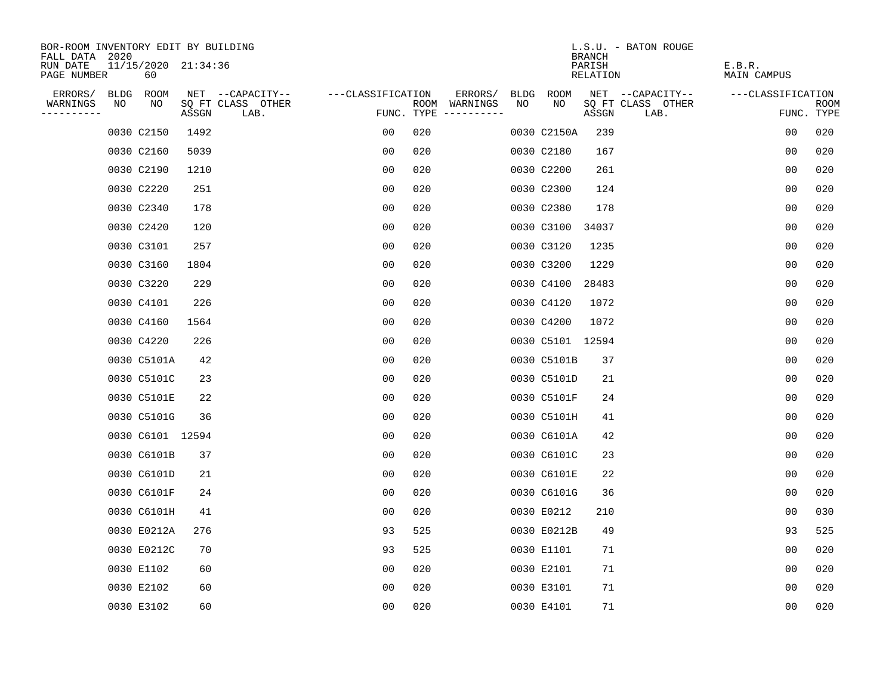BOR-ROOM INVENTORY EDIT BY BUILDING
FALL DATA 2020
RUN DATE 11/15/2020 21:34:36
PAGE NUMBER 60

L.S.U. - BATON ROUGE
BRANCH
PARISH E.B.R.
RELATION MAIN CAMPUS

| ERRORS/ WARNINGS | BLDG NO | ROOM NO | NET SQ FT ASSGN | --CAPACITY-- CLASS LAB. | OTHER | ---CLASSIFICATION FUNC. | ROOM TYPE | ERRORS/ WARNINGS | BLDG NO | ROOM NO | NET SQ FT ASSGN | --CAPACITY-- CLASS LAB. | OTHER | ---CLASSIFICATION FUNC. | ROOM TYPE |
|---|---|---|---|---|---|---|---|---|---|---|---|---|---|---|---|
| | 0030 | C2150 | 1492 | | | 00 | 020 | | 0030 | C2150A | 239 | | | 00 | 020 |
| | 0030 | C2160 | 5039 | | | 00 | 020 | | 0030 | C2180 | 167 | | | 00 | 020 |
| | 0030 | C2190 | 1210 | | | 00 | 020 | | 0030 | C2200 | 261 | | | 00 | 020 |
| | 0030 | C2220 | 251 | | | 00 | 020 | | 0030 | C2300 | 124 | | | 00 | 020 |
| | 0030 | C2340 | 178 | | | 00 | 020 | | 0030 | C2380 | 178 | | | 00 | 020 |
| | 0030 | C2420 | 120 | | | 00 | 020 | | 0030 | C3100 | 34037 | | | 00 | 020 |
| | 0030 | C3101 | 257 | | | 00 | 020 | | 0030 | C3120 | 1235 | | | 00 | 020 |
| | 0030 | C3160 | 1804 | | | 00 | 020 | | 0030 | C3200 | 1229 | | | 00 | 020 |
| | 0030 | C3220 | 229 | | | 00 | 020 | | 0030 | C4100 | 28483 | | | 00 | 020 |
| | 0030 | C4101 | 226 | | | 00 | 020 | | 0030 | C4120 | 1072 | | | 00 | 020 |
| | 0030 | C4160 | 1564 | | | 00 | 020 | | 0030 | C4200 | 1072 | | | 00 | 020 |
| | 0030 | C4220 | 226 | | | 00 | 020 | | 0030 | C5101 | 12594 | | | 00 | 020 |
| | 0030 | C5101A | 42 | | | 00 | 020 | | 0030 | C5101B | 37 | | | 00 | 020 |
| | 0030 | C5101C | 23 | | | 00 | 020 | | 0030 | C5101D | 21 | | | 00 | 020 |
| | 0030 | C5101E | 22 | | | 00 | 020 | | 0030 | C5101F | 24 | | | 00 | 020 |
| | 0030 | C5101G | 36 | | | 00 | 020 | | 0030 | C5101H | 41 | | | 00 | 020 |
| | 0030 | C6101 | 12594 | | | 00 | 020 | | 0030 | C6101A | 42 | | | 00 | 020 |
| | 0030 | C6101B | 37 | | | 00 | 020 | | 0030 | C6101C | 23 | | | 00 | 020 |
| | 0030 | C6101D | 21 | | | 00 | 020 | | 0030 | C6101E | 22 | | | 00 | 020 |
| | 0030 | C6101F | 24 | | | 00 | 020 | | 0030 | C6101G | 36 | | | 00 | 020 |
| | 0030 | C6101H | 41 | | | 00 | 020 | | 0030 | E0212 | 210 | | | 00 | 030 |
| | 0030 | E0212A | 276 | | | 93 | 525 | | 0030 | E0212B | 49 | | | 93 | 525 |
| | 0030 | E0212C | 70 | | | 93 | 525 | | 0030 | E1101 | 71 | | | 00 | 020 |
| | 0030 | E1102 | 60 | | | 00 | 020 | | 0030 | E2101 | 71 | | | 00 | 020 |
| | 0030 | E2102 | 60 | | | 00 | 020 | | 0030 | E3101 | 71 | | | 00 | 020 |
| | 0030 | E3102 | 60 | | | 00 | 020 | | 0030 | E4101 | 71 | | | 00 | 020 |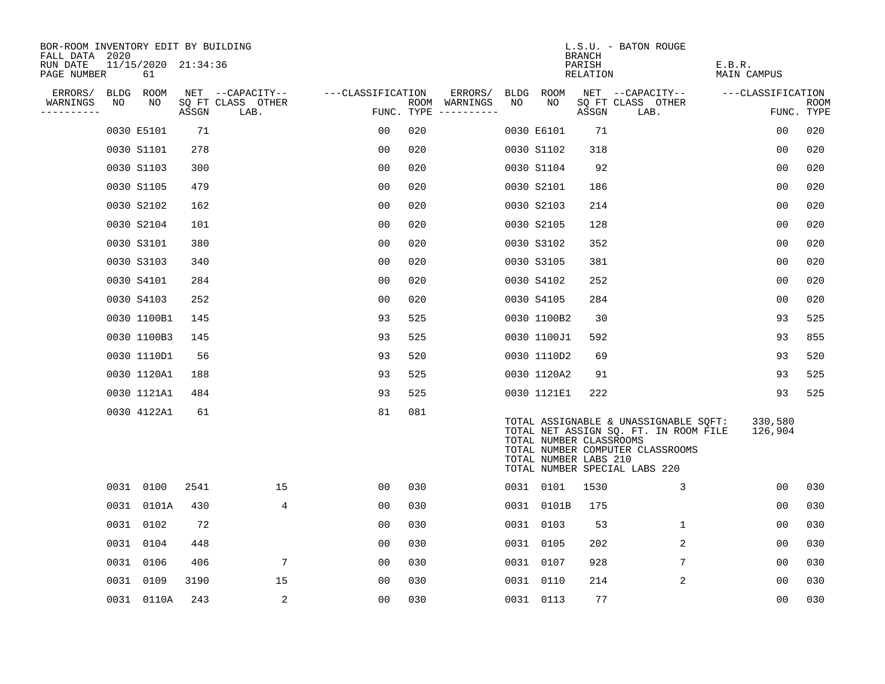BOR-ROOM INVENTORY EDIT BY BUILDING
FALL DATA 2020
RUN DATE 11/15/2020 21:34:36
PAGE NUMBER 61

L.S.U. - BATON ROUGE
BRANCH
PARISH E.B.R.
RELATION MAIN CAMPUS

| ERRORS/ WARNINGS | BLDG NO | ROOM NO | NET SQ FT ASSGN | CAPACITY CLASS LAB. | CAPACITY OTHER | CLASSIFICATION FUNC. | ROOM TYPE | ERRORS/ WARNINGS | BLDG NO | ROOM NO | NET SQ FT ASSGN | CAPACITY CLASS LAB. | CAPACITY OTHER | CLASSIFICATION FUNC. | ROOM TYPE |
|---|---|---|---|---|---|---|---|---|---|---|---|---|---|---|---|
| | 0030 | E5101 | 71 | | | 00 | 020 | | 0030 | E6101 | 71 | | | 00 | 020 |
| | 0030 | S1101 | 278 | | | 00 | 020 | | 0030 | S1102 | 318 | | | 00 | 020 |
| | 0030 | S1103 | 300 | | | 00 | 020 | | 0030 | S1104 | 92 | | | 00 | 020 |
| | 0030 | S1105 | 479 | | | 00 | 020 | | 0030 | S2101 | 186 | | | 00 | 020 |
| | 0030 | S2102 | 162 | | | 00 | 020 | | 0030 | S2103 | 214 | | | 00 | 020 |
| | 0030 | S2104 | 101 | | | 00 | 020 | | 0030 | S2105 | 128 | | | 00 | 020 |
| | 0030 | S3101 | 380 | | | 00 | 020 | | 0030 | S3102 | 352 | | | 00 | 020 |
| | 0030 | S3103 | 340 | | | 00 | 020 | | 0030 | S3105 | 381 | | | 00 | 020 |
| | 0030 | S4101 | 284 | | | 00 | 020 | | 0030 | S4102 | 252 | | | 00 | 020 |
| | 0030 | S4103 | 252 | | | 00 | 020 | | 0030 | S4105 | 284 | | | 00 | 020 |
| | 0030 | 1100B1 | 145 | | | 93 | 525 | | 0030 | 1100B2 | 30 | | | 93 | 525 |
| | 0030 | 1100B3 | 145 | | | 93 | 525 | | 0030 | 1100J1 | 592 | | | 93 | 855 |
| | 0030 | 1110D1 | 56 | | | 93 | 520 | | 0030 | 1110D2 | 69 | | | 93 | 520 |
| | 0030 | 1120A1 | 188 | | | 93 | 525 | | 0030 | 1120A2 | 91 | | | 93 | 525 |
| | 0030 | 1121A1 | 484 | | | 93 | 525 | | 0030 | 1121E1 | 222 | | | 93 | 525 |
| | 0030 | 4122A1 | 61 | | | 81 | 081 | | | | | | | | |

TOTAL ASSIGNABLE & UNASSIGNABLE SQFT: 330,580
TOTAL NET ASSIGN SQ. FT. IN ROOM FILE 126,904
TOTAL NUMBER CLASSROOMS
TOTAL NUMBER COMPUTER CLASSROOMS
TOTAL NUMBER LABS 210
TOTAL NUMBER SPECIAL LABS 220

| ERRORS/ WARNINGS | BLDG NO | ROOM NO | NET SQ FT ASSGN | CAPACITY CLASS LAB. | CAPACITY OTHER | CLASSIFICATION FUNC. | ROOM TYPE | ERRORS/ WARNINGS | BLDG NO | ROOM NO | NET SQ FT ASSGN | CAPACITY CLASS LAB. | CAPACITY OTHER | CLASSIFICATION FUNC. | ROOM TYPE |
|---|---|---|---|---|---|---|---|---|---|---|---|---|---|---|---|
| | 0031 | 0100 | 2541 | | 15 | 00 | 030 | | 0031 | 0101 | 1530 | | 3 | 00 | 030 |
| | 0031 | 0101A | 430 | | 4 | 00 | 030 | | 0031 | 0101B | 175 | | | 00 | 030 |
| | 0031 | 0102 | 72 | | | 00 | 030 | | 0031 | 0103 | 53 | | 1 | 00 | 030 |
| | 0031 | 0104 | 448 | | | 00 | 030 | | 0031 | 0105 | 202 | | 2 | 00 | 030 |
| | 0031 | 0106 | 406 | | 7 | 00 | 030 | | 0031 | 0107 | 928 | | 7 | 00 | 030 |
| | 0031 | 0109 | 3190 | | 15 | 00 | 030 | | 0031 | 0110 | 214 | | 2 | 00 | 030 |
| | 0031 | 0110A | 243 | | 2 | 00 | 030 | | 0031 | 0113 | 77 | | | 00 | 030 |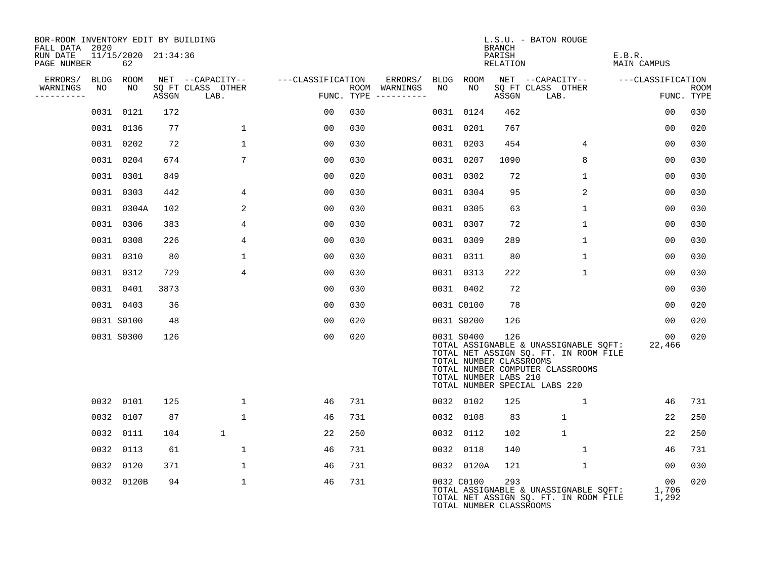BOR-ROOM INVENTORY EDIT BY BUILDING
FALL DATA 2020
RUN DATE 11/15/2020 21:34:36
PAGE NUMBER 62

L.S.U. - BATON ROUGE
BRANCH
PARISH E.B.R.
RELATION MAIN CAMPUS

| ERRORS/ WARNINGS | BLDG NO | ROOM NO | NET SQ FT ASSGN | CAPACITY CLASS | CAPACITY OTHER LAB. | CLASSIFICATION FUNC. | ROOM TYPE | ERRORS/ WARNINGS | BLDG NO | ROOM NO | NET SQ FT ASSGN | CAPACITY CLASS | CAPACITY OTHER LAB. | CLASSIFICATION FUNC. | ROOM TYPE |
|---|---|---|---|---|---|---|---|---|---|---|---|---|---|---|---|
| | 0031 | 0121 | 172 | | | 00 | 030 | | 0031 | 0124 | 462 | | | 00 | 030 |
| | 0031 | 0136 | 77 | | 1 | 00 | 030 | | 0031 | 0201 | 767 | | | 00 | 020 |
| | 0031 | 0202 | 72 | | 1 | 00 | 030 | | 0031 | 0203 | 454 | | 4 | 00 | 030 |
| | 0031 | 0204 | 674 | | 7 | 00 | 030 | | 0031 | 0207 | 1090 | | 8 | 00 | 030 |
| | 0031 | 0301 | 849 | | | 00 | 020 | | 0031 | 0302 | 72 | | 1 | 00 | 030 |
| | 0031 | 0303 | 442 | | 4 | 00 | 030 | | 0031 | 0304 | 95 | | 2 | 00 | 030 |
| | 0031 | 0304A | 102 | | 2 | 00 | 030 | | 0031 | 0305 | 63 | | 1 | 00 | 030 |
| | 0031 | 0306 | 383 | | 4 | 00 | 030 | | 0031 | 0307 | 72 | | 1 | 00 | 030 |
| | 0031 | 0308 | 226 | | 4 | 00 | 030 | | 0031 | 0309 | 289 | | 1 | 00 | 030 |
| | 0031 | 0310 | 80 | | 1 | 00 | 030 | | 0031 | 0311 | 80 | | 1 | 00 | 030 |
| | 0031 | 0312 | 729 | | 4 | 00 | 030 | | 0031 | 0313 | 222 | | 1 | 00 | 030 |
| | 0031 | 0401 | 3873 | | | 00 | 030 | | 0031 | 0402 | 72 | | | 00 | 030 |
| | 0031 | 0403 | 36 | | | 00 | 030 | | 0031 | C0100 | 78 | | | 00 | 020 |
| | 0031 | S0100 | 48 | | | 00 | 020 | | 0031 | S0200 | 126 | | | 00 | 020 |
| | 0031 | S0300 | 126 | | | 00 | 020 | | 0031 | S0400 | 126 | | | 00 | 020 |

TOTAL ASSIGNABLE & UNASSIGNABLE SQFT: 22,466
TOTAL NET ASSIGN SQ. FT. IN ROOM FILE
TOTAL NUMBER CLASSROOMS
TOTAL NUMBER COMPUTER CLASSROOMS
TOTAL NUMBER LABS 210
TOTAL NUMBER SPECIAL LABS 220

| ERRORS/ WARNINGS | BLDG NO | ROOM NO | NET SQ FT ASSGN | CAPACITY CLASS | CAPACITY OTHER LAB. | CLASSIFICATION FUNC. | ROOM TYPE | ERRORS/ WARNINGS | BLDG NO | ROOM NO | NET SQ FT ASSGN | CAPACITY CLASS | CAPACITY OTHER LAB. | CLASSIFICATION FUNC. | ROOM TYPE |
|---|---|---|---|---|---|---|---|---|---|---|---|---|---|---|---|
| | 0032 | 0101 | 125 | | 1 | 46 | 731 | | 0032 | 0102 | 125 | | 1 | 46 | 731 |
| | 0032 | 0107 | 87 | | 1 | 46 | 731 | | 0032 | 0108 | 83 | 1 | | 22 | 250 |
| | 0032 | 0111 | 104 | 1 | | 22 | 250 | | 0032 | 0112 | 102 | 1 | | 22 | 250 |
| | 0032 | 0113 | 61 | | 1 | 46 | 731 | | 0032 | 0118 | 140 | | 1 | 46 | 731 |
| | 0032 | 0120 | 371 | | 1 | 46 | 731 | | 0032 | 0120A | 121 | | 1 | 00 | 030 |
| | 0032 | 0120B | 94 | | 1 | 46 | 731 | | 0032 | C0100 | 293 | | | 00 | 020 |

TOTAL ASSIGNABLE & UNASSIGNABLE SQFT: 1,706
TOTAL NET ASSIGN SQ. FT. IN ROOM FILE 1,292
TOTAL NUMBER CLASSROOMS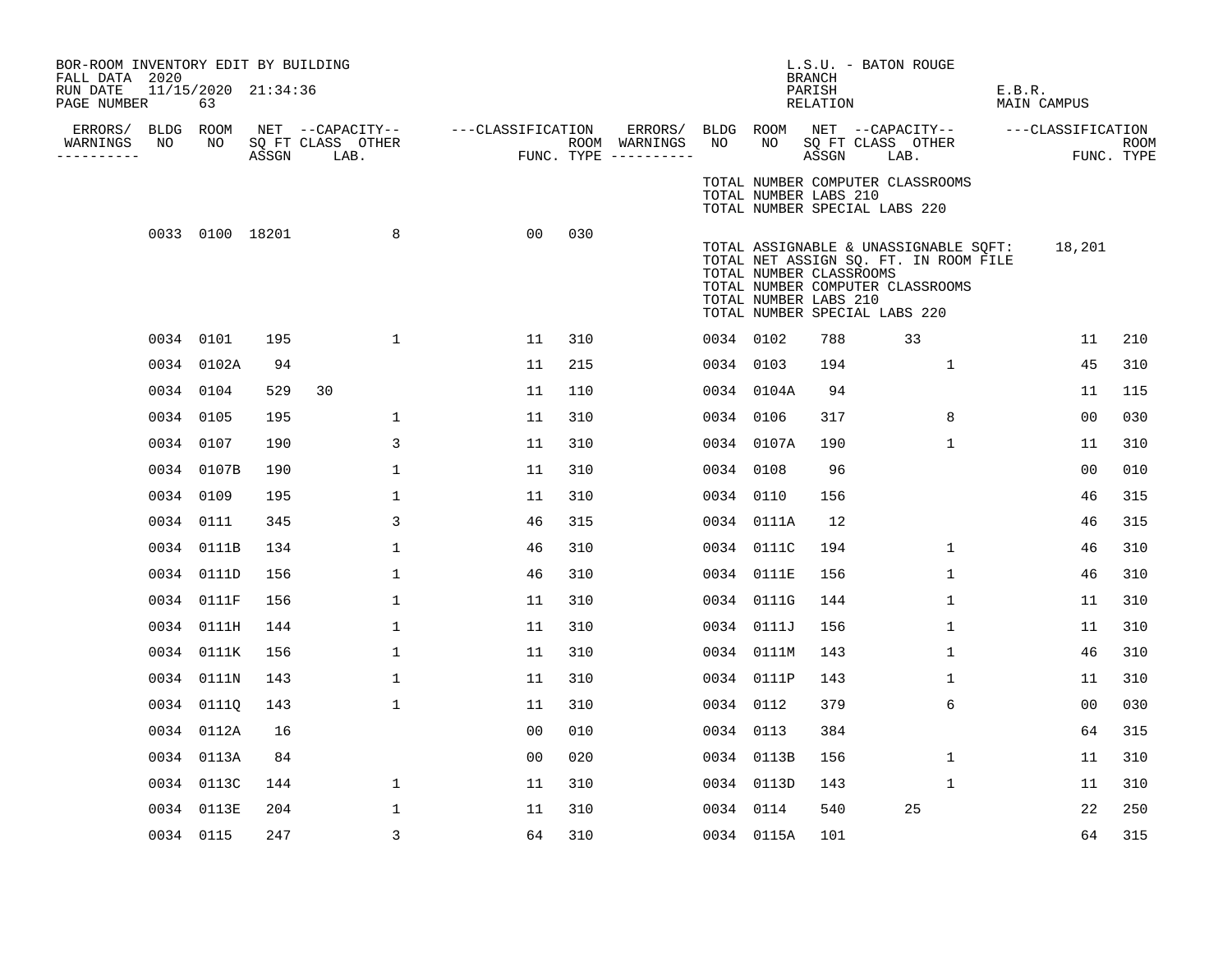BOR-ROOM INVENTORY EDIT BY BUILDING
FALL DATA 2020
RUN DATE 11/15/2020 21:34:36
PAGE NUMBER 63

L.S.U. - BATON ROUGE
BRANCH
PARISH E.B.R.
RELATION MAIN CAMPUS

TOTAL NUMBER COMPUTER CLASSROOMS
TOTAL NUMBER LABS 210
TOTAL NUMBER SPECIAL LABS 220

| ERRORS/ WARNINGS | BLDG NO | ROOM NO | NET ASSGN SQ FT | CAPACITY CLASS LAB. | CAPACITY OTHER | CLASSIFICATION FUNC. | ROOM TYPE |
|---|---|---|---|---|---|---|---|
| | 0033 | 0100 | 18201 | | 8 | 00 | 030 |

TOTAL ASSIGNABLE & UNASSIGNABLE SQFT: 18,201
TOTAL NET ASSIGN SQ. FT. IN ROOM FILE
TOTAL NUMBER CLASSROOMS
TOTAL NUMBER COMPUTER CLASSROOMS
TOTAL NUMBER LABS 210
TOTAL NUMBER SPECIAL LABS 220

| ERRORS/ WARNINGS | BLDG NO | ROOM NO | NET ASSGN SQ FT | CAPACITY CLASS LAB. | CAPACITY OTHER | CLASSIFICATION FUNC. | ROOM TYPE | ERRORS/ WARNINGS | BLDG NO | ROOM NO | NET ASSGN SQ FT | CAPACITY CLASS LAB. | CAPACITY OTHER | CLASSIFICATION FUNC. | ROOM TYPE |
|---|---|---|---|---|---|---|---|---|---|---|---|---|---|---|---|
| | 0034 | 0101 | 195 | | 1 | 11 | 310 | | 0034 | 0102 | 788 | 33 | | 11 | 210 |
| | 0034 | 0102A | 94 | | | 11 | 215 | | 0034 | 0103 | 194 | | 1 | 45 | 310 |
| | 0034 | 0104 | 529 | 30 | | 11 | 110 | | 0034 | 0104A | 94 | | | 11 | 115 |
| | 0034 | 0105 | 195 | | 1 | 11 | 310 | | 0034 | 0106 | 317 | | 8 | 00 | 030 |
| | 0034 | 0107 | 190 | | 3 | 11 | 310 | | 0034 | 0107A | 190 | | 1 | 11 | 310 |
| | 0034 | 0107B | 190 | | 1 | 11 | 310 | | 0034 | 0108 | 96 | | | 00 | 010 |
| | 0034 | 0109 | 195 | | 1 | 11 | 310 | | 0034 | 0110 | 156 | | | 46 | 315 |
| | 0034 | 0111 | 345 | | 3 | 46 | 315 | | 0034 | 0111A | 12 | | | 46 | 315 |
| | 0034 | 0111B | 134 | | 1 | 46 | 310 | | 0034 | 0111C | 194 | | 1 | 46 | 310 |
| | 0034 | 0111D | 156 | | 1 | 46 | 310 | | 0034 | 0111E | 156 | | 1 | 46 | 310 |
| | 0034 | 0111F | 156 | | 1 | 11 | 310 | | 0034 | 0111G | 144 | | 1 | 11 | 310 |
| | 0034 | 0111H | 144 | | 1 | 11 | 310 | | 0034 | 0111J | 156 | | 1 | 11 | 310 |
| | 0034 | 0111K | 156 | | 1 | 11 | 310 | | 0034 | 0111M | 143 | | 1 | 46 | 310 |
| | 0034 | 0111N | 143 | | 1 | 11 | 310 | | 0034 | 0111P | 143 | | 1 | 11 | 310 |
| | 0034 | 0111Q | 143 | | 1 | 11 | 310 | | 0034 | 0112 | 379 | | 6 | 00 | 030 |
| | 0034 | 0112A | 16 | | | 00 | 010 | | 0034 | 0113 | 384 | | | 64 | 315 |
| | 0034 | 0113A | 84 | | | 00 | 020 | | 0034 | 0113B | 156 | | 1 | 11 | 310 |
| | 0034 | 0113C | 144 | | 1 | 11 | 310 | | 0034 | 0113D | 143 | | 1 | 11 | 310 |
| | 0034 | 0113E | 204 | | 1 | 11 | 310 | | 0034 | 0114 | 540 | 25 | | 22 | 250 |
| | 0034 | 0115 | 247 | | 3 | 64 | 310 | | 0034 | 0115A | 101 | | | 64 | 315 |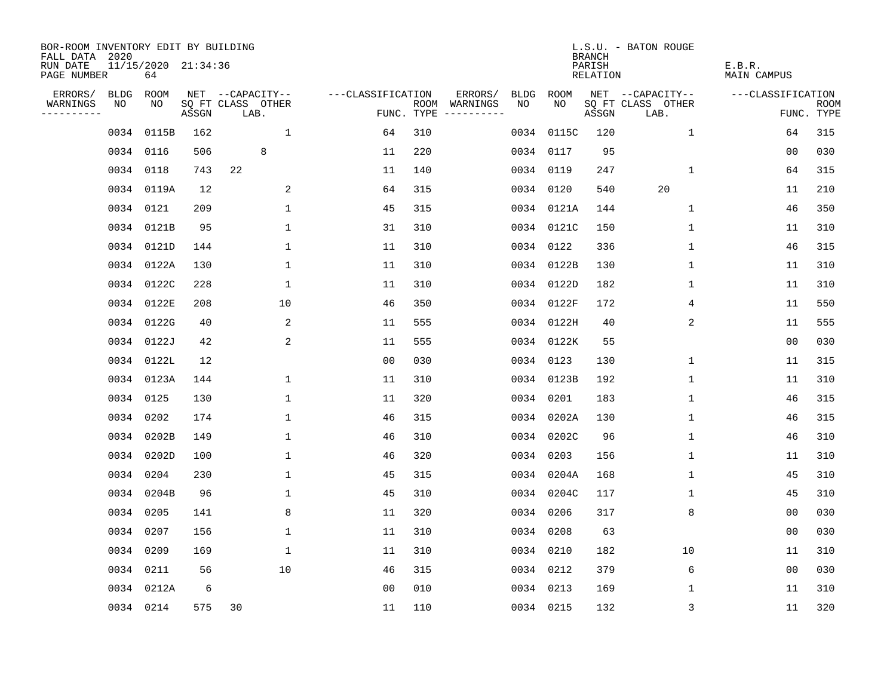BOR-ROOM INVENTORY EDIT BY BUILDING
FALL DATA 2020
RUN DATE 11/15/2020 21:34:36
PAGE NUMBER 64

L.S.U. - BATON ROUGE
BRANCH
PARISH E.B.R.
RELATION MAIN CAMPUS

| ERRORS/ WARNINGS | BLDG NO | ROOM NO | NET SQ FT ASSGN | CAPACITY CLASS LAB. | CAPACITY OTHER | CLASSIFICATION FUNC. | ROOM TYPE | ERRORS/ WARNINGS | BLDG NO | ROOM NO | NET SQ FT ASSGN | CAPACITY CLASS LAB. | CAPACITY OTHER | CLASSIFICATION FUNC. | ROOM TYPE |
|---|---|---|---|---|---|---|---|---|---|---|---|---|---|---|---|
| | 0034 | 0115B | 162 | | 1 | 64 | 310 | | 0034 | 0115C | 120 | | 1 | 64 | 315 |
| | 0034 | 0116 | 506 | 8 | | 11 | 220 | | 0034 | 0117 | 95 | | | 00 | 030 |
| | 0034 | 0118 | 743 | 22 | | 11 | 140 | | 0034 | 0119 | 247 | | 1 | 64 | 315 |
| | 0034 | 0119A | 12 | | 2 | 64 | 315 | | 0034 | 0120 | 540 | 20 | | 11 | 210 |
| | 0034 | 0121 | 209 | | 1 | 45 | 315 | | 0034 | 0121A | 144 | | 1 | 46 | 350 |
| | 0034 | 0121B | 95 | | 1 | 31 | 310 | | 0034 | 0121C | 150 | | 1 | 11 | 310 |
| | 0034 | 0121D | 144 | | 1 | 11 | 310 | | 0034 | 0122 | 336 | | 1 | 46 | 315 |
| | 0034 | 0122A | 130 | | 1 | 11 | 310 | | 0034 | 0122B | 130 | | 1 | 11 | 310 |
| | 0034 | 0122C | 228 | | 1 | 11 | 310 | | 0034 | 0122D | 182 | | 1 | 11 | 310 |
| | 0034 | 0122E | 208 | | 10 | 46 | 350 | | 0034 | 0122F | 172 | | 4 | 11 | 550 |
| | 0034 | 0122G | 40 | | 2 | 11 | 555 | | 0034 | 0122H | 40 | | 2 | 11 | 555 |
| | 0034 | 0122J | 42 | | 2 | 11 | 555 | | 0034 | 0122K | 55 | | | 00 | 030 |
| | 0034 | 0122L | 12 | | | 00 | 030 | | 0034 | 0123 | 130 | | 1 | 11 | 315 |
| | 0034 | 0123A | 144 | | 1 | 11 | 310 | | 0034 | 0123B | 192 | | 1 | 11 | 310 |
| | 0034 | 0125 | 130 | | 1 | 11 | 320 | | 0034 | 0201 | 183 | | 1 | 46 | 315 |
| | 0034 | 0202 | 174 | | 1 | 46 | 315 | | 0034 | 0202A | 130 | | 1 | 46 | 315 |
| | 0034 | 0202B | 149 | | 1 | 46 | 310 | | 0034 | 0202C | 96 | | 1 | 46 | 310 |
| | 0034 | 0202D | 100 | | 1 | 46 | 320 | | 0034 | 0203 | 156 | | 1 | 11 | 310 |
| | 0034 | 0204 | 230 | | 1 | 45 | 315 | | 0034 | 0204A | 168 | | 1 | 45 | 310 |
| | 0034 | 0204B | 96 | | 1 | 45 | 310 | | 0034 | 0204C | 117 | | 1 | 45 | 310 |
| | 0034 | 0205 | 141 | | 8 | 11 | 320 | | 0034 | 0206 | 317 | | 8 | 00 | 030 |
| | 0034 | 0207 | 156 | | 1 | 11 | 310 | | 0034 | 0208 | 63 | | | 00 | 030 |
| | 0034 | 0209 | 169 | | 1 | 11 | 310 | | 0034 | 0210 | 182 | | 10 | 11 | 310 |
| | 0034 | 0211 | 56 | | 10 | 46 | 315 | | 0034 | 0212 | 379 | | 6 | 00 | 030 |
| | 0034 | 0212A | 6 | | | 00 | 010 | | 0034 | 0213 | 169 | | 1 | 11 | 310 |
| | 0034 | 0214 | 575 | 30 | | 11 | 110 | | 0034 | 0215 | 132 | | 3 | 11 | 320 |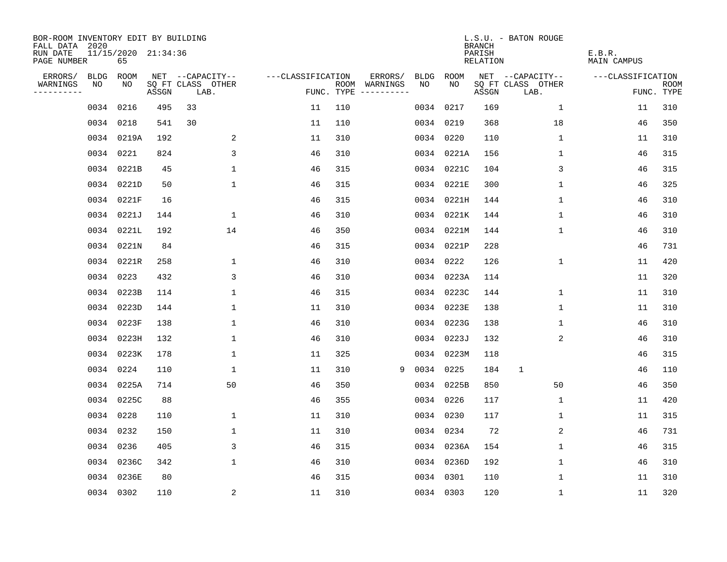BOR-ROOM INVENTORY EDIT BY BUILDING
FALL DATA 2020
RUN DATE 11/15/2020 21:34:36
PAGE NUMBER 65

L.S.U. - BATON ROUGE
BRANCH
PARISH E.B.R.
RELATION MAIN CAMPUS

| ERRORS/ WARNINGS | BLDG NO | ROOM NO | NET SQ FT ASSGN | CAPACITY-- CLASS | OTHER LAB. | CLASSIFICATION FUNC. | ROOM TYPE | ERRORS/ WARNINGS | BLDG NO | ROOM NO | NET SQ FT ASSGN | CAPACITY-- CLASS | OTHER LAB. | CLASSIFICATION FUNC. | ROOM TYPE |
|---|---|---|---|---|---|---|---|---|---|---|---|---|---|---|---|
| | 0034 | 0216 | 495 | 33 | | 11 | 110 | | 0034 | 0217 | 169 | | 1 | 11 | 310 |
| | 0034 | 0218 | 541 | 30 | | 11 | 110 | | 0034 | 0219 | 368 | | 18 | 46 | 350 |
| | 0034 | 0219A | 192 | | 2 | 11 | 310 | | 0034 | 0220 | 110 | | 1 | 11 | 310 |
| | 0034 | 0221 | 824 | | 3 | 46 | 310 | | 0034 | 0221A | 156 | | 1 | 46 | 315 |
| | 0034 | 0221B | 45 | | 1 | 46 | 315 | | 0034 | 0221C | 104 | | 3 | 46 | 315 |
| | 0034 | 0221D | 50 | | 1 | 46 | 315 | | 0034 | 0221E | 300 | | 1 | 46 | 325 |
| | 0034 | 0221F | 16 | | | 46 | 315 | | 0034 | 0221H | 144 | | 1 | 46 | 310 |
| | 0034 | 0221J | 144 | | 1 | 46 | 310 | | 0034 | 0221K | 144 | | 1 | 46 | 310 |
| | 0034 | 0221L | 192 | | 14 | 46 | 350 | | 0034 | 0221M | 144 | | 1 | 46 | 310 |
| | 0034 | 0221N | 84 | | | 46 | 315 | | 0034 | 0221P | 228 | | | 46 | 731 |
| | 0034 | 0221R | 258 | | 1 | 46 | 310 | | 0034 | 0222 | 126 | | 1 | 11 | 420 |
| | 0034 | 0223 | 432 | | 3 | 46 | 310 | | 0034 | 0223A | 114 | | | 11 | 320 |
| | 0034 | 0223B | 114 | | 1 | 46 | 315 | | 0034 | 0223C | 144 | | 1 | 11 | 310 |
| | 0034 | 0223D | 144 | | 1 | 11 | 310 | | 0034 | 0223E | 138 | | 1 | 11 | 310 |
| | 0034 | 0223F | 138 | | 1 | 46 | 310 | | 0034 | 0223G | 138 | | 1 | 46 | 310 |
| | 0034 | 0223H | 132 | | 1 | 46 | 310 | | 0034 | 0223J | 132 | | 2 | 46 | 310 |
| | 0034 | 0223K | 178 | | 1 | 11 | 325 | | 0034 | 0223M | 118 | | | 46 | 315 |
| | 0034 | 0224 | 110 | | 1 | 11 | 310 | 9 | 0034 | 0225 | 184 | 1 | | 46 | 110 |
| | 0034 | 0225A | 714 | | 50 | 46 | 350 | | 0034 | 0225B | 850 | | 50 | 46 | 350 |
| | 0034 | 0225C | 88 | | | 46 | 355 | | 0034 | 0226 | 117 | | 1 | 11 | 420 |
| | 0034 | 0228 | 110 | | 1 | 11 | 310 | | 0034 | 0230 | 117 | | 1 | 11 | 315 |
| | 0034 | 0232 | 150 | | 1 | 11 | 310 | | 0034 | 0234 | 72 | | 2 | 46 | 731 |
| | 0034 | 0236 | 405 | | 3 | 46 | 315 | | 0034 | 0236A | 154 | | 1 | 46 | 315 |
| | 0034 | 0236C | 342 | | 1 | 46 | 310 | | 0034 | 0236D | 192 | | 1 | 46 | 310 |
| | 0034 | 0236E | 80 | | | 46 | 315 | | 0034 | 0301 | 110 | | 1 | 11 | 310 |
| | 0034 | 0302 | 110 | | 2 | 11 | 310 | | 0034 | 0303 | 120 | | 1 | 11 | 320 |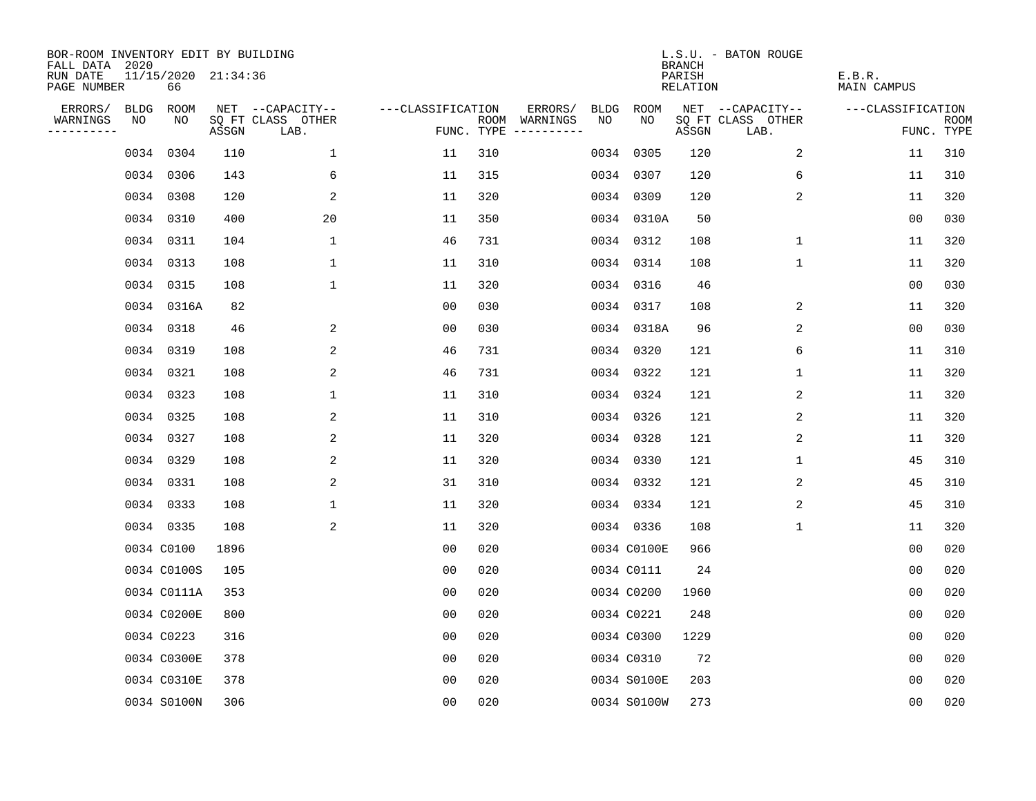BOR-ROOM INVENTORY EDIT BY BUILDING
FALL DATA 2020
RUN DATE 11/15/2020 21:34:36
PAGE NUMBER 66

L.S.U. - BATON ROUGE
BRANCH
PARISH E.B.R.
RELATION MAIN CAMPUS

| ERRORS/ WARNINGS | BLDG NO | ROOM NO | NET SQ FT ASSGN | CAPACITY CLASS LAB. | CAPACITY OTHER | CLASSIFICATION FUNC. | ROOM TYPE | ERRORS/ WARNINGS | BLDG NO | ROOM NO | NET SQ FT ASSGN | CAPACITY CLASS LAB. | CAPACITY OTHER | CLASSIFICATION FUNC. | ROOM TYPE |
|---|---|---|---|---|---|---|---|---|---|---|---|---|---|---|---|
| | 0034 | 0304 | 110 | | 1 | 11 | 310 | | 0034 | 0305 | 120 | | 2 | 11 | 310 |
| | 0034 | 0306 | 143 | | 6 | 11 | 315 | | 0034 | 0307 | 120 | | 6 | 11 | 310 |
| | 0034 | 0308 | 120 | | 2 | 11 | 320 | | 0034 | 0309 | 120 | | 2 | 11 | 320 |
| | 0034 | 0310 | 400 | | 20 | 11 | 350 | | 0034 | 0310A | 50 | | | 00 | 030 |
| | 0034 | 0311 | 104 | | 1 | 46 | 731 | | 0034 | 0312 | 108 | | 1 | 11 | 320 |
| | 0034 | 0313 | 108 | | 1 | 11 | 310 | | 0034 | 0314 | 108 | | 1 | 11 | 320 |
| | 0034 | 0315 | 108 | | 1 | 11 | 320 | | 0034 | 0316 | 46 | | | 00 | 030 |
| | 0034 | 0316A | 82 | | | 00 | 030 | | 0034 | 0317 | 108 | | 2 | 11 | 320 |
| | 0034 | 0318 | 46 | | 2 | 00 | 030 | | 0034 | 0318A | 96 | | 2 | 00 | 030 |
| | 0034 | 0319 | 108 | | 2 | 46 | 731 | | 0034 | 0320 | 121 | | 6 | 11 | 310 |
| | 0034 | 0321 | 108 | | 2 | 46 | 731 | | 0034 | 0322 | 121 | | 1 | 11 | 320 |
| | 0034 | 0323 | 108 | | 1 | 11 | 310 | | 0034 | 0324 | 121 | | 2 | 11 | 320 |
| | 0034 | 0325 | 108 | | 2 | 11 | 310 | | 0034 | 0326 | 121 | | 2 | 11 | 320 |
| | 0034 | 0327 | 108 | | 2 | 11 | 320 | | 0034 | 0328 | 121 | | 2 | 11 | 320 |
| | 0034 | 0329 | 108 | | 2 | 11 | 320 | | 0034 | 0330 | 121 | | 1 | 45 | 310 |
| | 0034 | 0331 | 108 | | 2 | 31 | 310 | | 0034 | 0332 | 121 | | 2 | 45 | 310 |
| | 0034 | 0333 | 108 | | 1 | 11 | 320 | | 0034 | 0334 | 121 | | 2 | 45 | 310 |
| | 0034 | 0335 | 108 | | 2 | 11 | 320 | | 0034 | 0336 | 108 | | 1 | 11 | 320 |
| | 0034 | C0100 | 1896 | | | 00 | 020 | | 0034 | C0100E | 966 | | | 00 | 020 |
| | 0034 | C0100S | 105 | | | 00 | 020 | | 0034 | C0111 | 24 | | | 00 | 020 |
| | 0034 | C0111A | 353 | | | 00 | 020 | | 0034 | C0200 | 1960 | | | 00 | 020 |
| | 0034 | C0200E | 800 | | | 00 | 020 | | 0034 | C0221 | 248 | | | 00 | 020 |
| | 0034 | C0223 | 316 | | | 00 | 020 | | 0034 | C0300 | 1229 | | | 00 | 020 |
| | 0034 | C0300E | 378 | | | 00 | 020 | | 0034 | C0310 | 72 | | | 00 | 020 |
| | 0034 | C0310E | 378 | | | 00 | 020 | | 0034 | S0100E | 203 | | | 00 | 020 |
| | 0034 | S0100N | 306 | | | 00 | 020 | | 0034 | S0100W | 273 | | | 00 | 020 |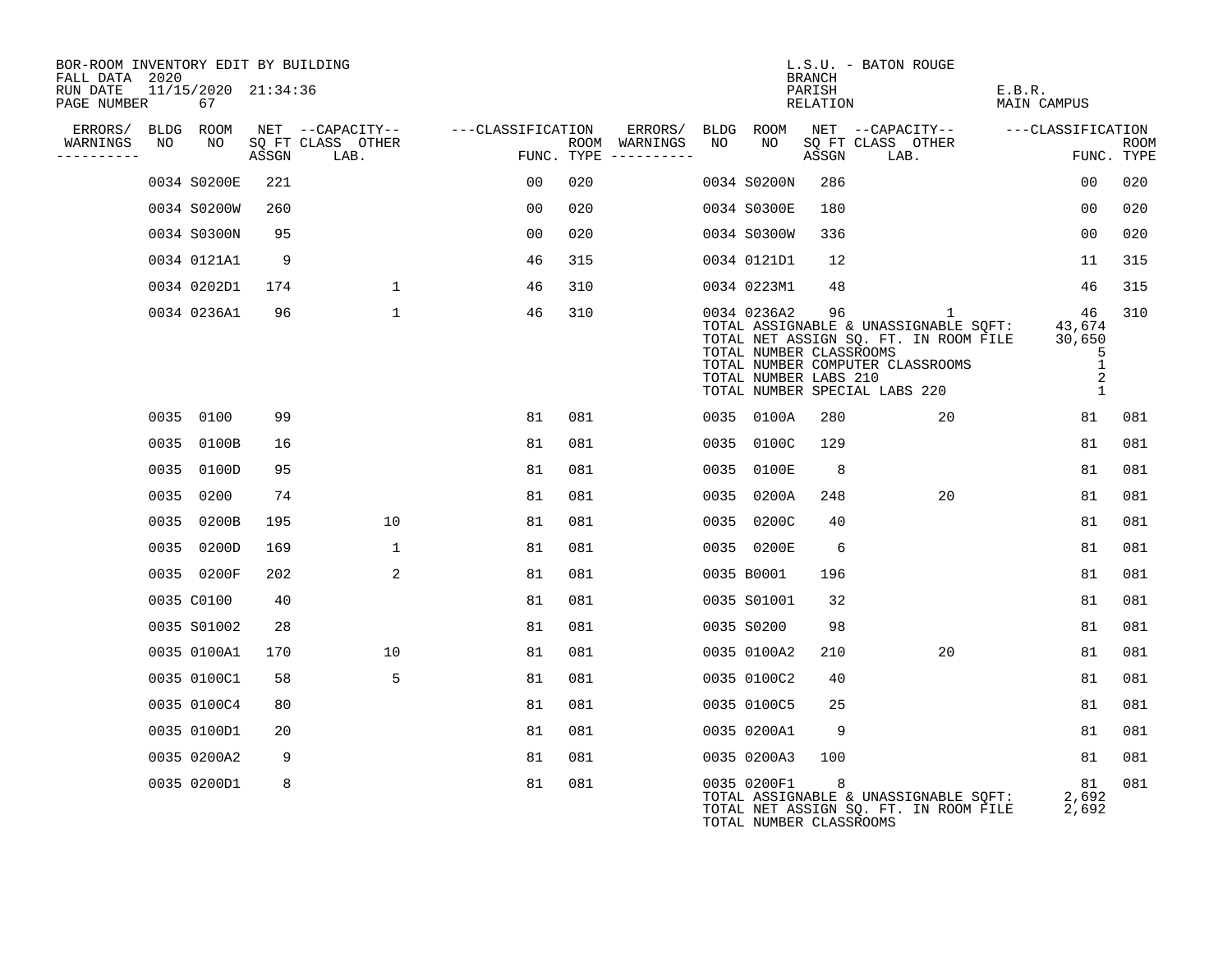BOR-ROOM INVENTORY EDIT BY BUILDING
FALL DATA 2020
RUN DATE 11/15/2020 21:34:36
PAGE NUMBER 67

L.S.U. - BATON ROUGE
BRANCH
PARISH E.B.R.
RELATION MAIN CAMPUS

| ERRORS/ WARNINGS | BLDG NO | ROOM NO | NET SQ FT ASSGN | CAPACITY CLASS LAB. | CAPACITY OTHER | CLASSIFICATION FUNC. | ROOM TYPE | ERRORS/ WARNINGS | BLDG NO | ROOM NO | NET SQ FT ASSGN | CAPACITY CLASS LAB. | CAPACITY OTHER | CLASSIFICATION FUNC. | ROOM TYPE |
|---|---|---|---|---|---|---|---|---|---|---|---|---|---|---|---|
| | 0034 | S0200E | 221 | | | 00 | 020 | | 0034 | S0200N | 286 | | | 00 | 020 |
| | 0034 | S0200W | 260 | | | 00 | 020 | | 0034 | S0300E | 180 | | | 00 | 020 |
| | 0034 | S0300N | 95 | | | 00 | 020 | | 0034 | S0300W | 336 | | | 00 | 020 |
| | 0034 | 0121A1 | 9 | | | 46 | 315 | | 0034 | 0121D1 | 12 | | | 11 | 315 |
| | 0034 | 0202D1 | 174 | | 1 | 46 | 310 | | 0034 | 0223M1 | 48 | | | 46 | 315 |
| | 0034 | 0236A1 | 96 | | 1 | 46 | 310 | | 0034 | 0236A2 | 96 | | 1 | 46 | 310 |

TOTAL ASSIGNABLE & UNASSIGNABLE SQFT: 43,674
TOTAL NET ASSIGN SQ. FT. IN ROOM FILE 30,650
TOTAL NUMBER CLASSROOMS 5
TOTAL NUMBER COMPUTER CLASSROOMS 1
TOTAL NUMBER LABS 210 2
TOTAL NUMBER SPECIAL LABS 220 1

| ERRORS/ WARNINGS | BLDG NO | ROOM NO | NET SQ FT ASSGN | CAPACITY CLASS LAB. | CAPACITY OTHER | CLASSIFICATION FUNC. | ROOM TYPE | ERRORS/ WARNINGS | BLDG NO | ROOM NO | NET SQ FT ASSGN | CAPACITY CLASS LAB. | CAPACITY OTHER | CLASSIFICATION FUNC. | ROOM TYPE |
|---|---|---|---|---|---|---|---|---|---|---|---|---|---|---|---|
| | 0035 | 0100 | 99 | | | 81 | 081 | | 0035 | 0100A | 280 | | 20 | 81 | 081 |
| | 0035 | 0100B | 16 | | | 81 | 081 | | 0035 | 0100C | 129 | | | 81 | 081 |
| | 0035 | 0100D | 95 | | | 81 | 081 | | 0035 | 0100E | 8 | | | 81 | 081 |
| | 0035 | 0200 | 74 | | | 81 | 081 | | 0035 | 0200A | 248 | | 20 | 81 | 081 |
| | 0035 | 0200B | 195 | | 10 | 81 | 081 | | 0035 | 0200C | 40 | | | 81 | 081 |
| | 0035 | 0200D | 169 | | 1 | 81 | 081 | | 0035 | 0200E | 6 | | | 81 | 081 |
| | 0035 | 0200F | 202 | | 2 | 81 | 081 | | 0035 | B0001 | 196 | | | 81 | 081 |
| | 0035 | C0100 | 40 | | | 81 | 081 | | 0035 | S01001 | 32 | | | 81 | 081 |
| | 0035 | S01002 | 28 | | | 81 | 081 | | 0035 | S0200 | 98 | | | 81 | 081 |
| | 0035 | 0100A1 | 170 | | 10 | 81 | 081 | | 0035 | 0100A2 | 210 | | 20 | 81 | 081 |
| | 0035 | 0100C1 | 58 | | 5 | 81 | 081 | | 0035 | 0100C2 | 40 | | | 81 | 081 |
| | 0035 | 0100C4 | 80 | | | 81 | 081 | | 0035 | 0100C5 | 25 | | | 81 | 081 |
| | 0035 | 0100D1 | 20 | | | 81 | 081 | | 0035 | 0200A1 | 9 | | | 81 | 081 |
| | 0035 | 0200A2 | 9 | | | 81 | 081 | | 0035 | 0200A3 | 100 | | | 81 | 081 |
| | 0035 | 0200D1 | 8 | | | 81 | 081 | | 0035 | 0200F1 | 8 | | | 81 | 081 |

TOTAL ASSIGNABLE & UNASSIGNABLE SQFT: 2,692
TOTAL NET ASSIGN SQ. FT. IN ROOM FILE 2,692
TOTAL NUMBER CLASSROOMS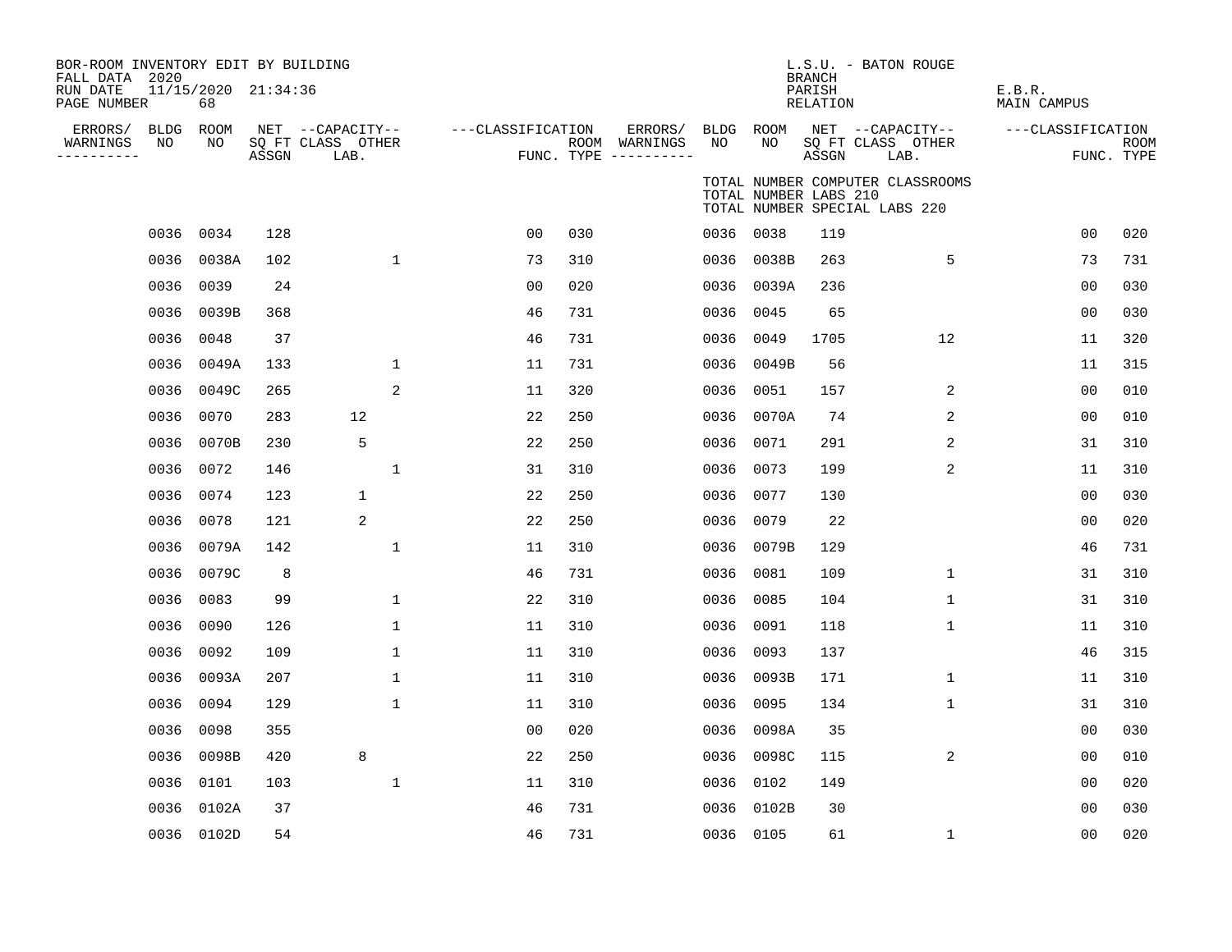BOR-ROOM INVENTORY EDIT BY BUILDING
FALL DATA 2020
RUN DATE 11/15/2020 21:34:36
PAGE NUMBER 68

L.S.U. - BATON ROUGE
BRANCH
PARISH E.B.R.
RELATION MAIN CAMPUS

TOTAL NUMBER COMPUTER CLASSROOMS
TOTAL NUMBER LABS 210
TOTAL NUMBER SPECIAL LABS 220

| ERRORS/ WARNINGS | BLDG NO | ROOM NO | NET SQ FT ASSGN | CAPACITY CLASS LAB. | CAPACITY OTHER | CLASSIFICATION FUNC. | ROOM TYPE | ERRORS/ WARNINGS | BLDG NO | ROOM NO | NET SQ FT ASSGN | CAPACITY CLASS LAB. | CAPACITY OTHER | CLASSIFICATION FUNC. | ROOM TYPE |
|---|---|---|---|---|---|---|---|---|---|---|---|---|---|---|---|
| | 0036 | 0034 | 128 | | | 00 | 030 | | 0036 | 0038 | 119 | | | 00 | 020 |
| | 0036 | 0038A | 102 | | 1 | 73 | 310 | | 0036 | 0038B | 263 | | 5 | 73 | 731 |
| | 0036 | 0039 | 24 | | | 00 | 020 | | 0036 | 0039A | 236 | | | 00 | 030 |
| | 0036 | 0039B | 368 | | | 46 | 731 | | 0036 | 0045 | 65 | | | 00 | 030 |
| | 0036 | 0048 | 37 | | | 46 | 731 | | 0036 | 0049 | 1705 | | 12 | 11 | 320 |
| | 0036 | 0049A | 133 | | 1 | 11 | 731 | | 0036 | 0049B | 56 | | | 11 | 315 |
| | 0036 | 0049C | 265 | | 2 | 11 | 320 | | 0036 | 0051 | 157 | | 2 | 00 | 010 |
| | 0036 | 0070 | 283 | 12 | | 22 | 250 | | 0036 | 0070A | 74 | | 2 | 00 | 010 |
| | 0036 | 0070B | 230 | 5 | | 22 | 250 | | 0036 | 0071 | 291 | | 2 | 31 | 310 |
| | 0036 | 0072 | 146 | | 1 | 31 | 310 | | 0036 | 0073 | 199 | | 2 | 11 | 310 |
| | 0036 | 0074 | 123 | 1 | | 22 | 250 | | 0036 | 0077 | 130 | | | 00 | 030 |
| | 0036 | 0078 | 121 | 2 | | 22 | 250 | | 0036 | 0079 | 22 | | | 00 | 020 |
| | 0036 | 0079A | 142 | | 1 | 11 | 310 | | 0036 | 0079B | 129 | | | 46 | 731 |
| | 0036 | 0079C | 8 | | | 46 | 731 | | 0036 | 0081 | 109 | | 1 | 31 | 310 |
| | 0036 | 0083 | 99 | | 1 | 22 | 310 | | 0036 | 0085 | 104 | | 1 | 31 | 310 |
| | 0036 | 0090 | 126 | | 1 | 11 | 310 | | 0036 | 0091 | 118 | | 1 | 11 | 310 |
| | 0036 | 0092 | 109 | | 1 | 11 | 310 | | 0036 | 0093 | 137 | | | 46 | 315 |
| | 0036 | 0093A | 207 | | 1 | 11 | 310 | | 0036 | 0093B | 171 | | 1 | 11 | 310 |
| | 0036 | 0094 | 129 | | 1 | 11 | 310 | | 0036 | 0095 | 134 | | 1 | 31 | 310 |
| | 0036 | 0098 | 355 | | | 00 | 020 | | 0036 | 0098A | 35 | | | 00 | 030 |
| | 0036 | 0098B | 420 | 8 | | 22 | 250 | | 0036 | 0098C | 115 | | 2 | 00 | 010 |
| | 0036 | 0101 | 103 | | 1 | 11 | 310 | | 0036 | 0102 | 149 | | | 00 | 020 |
| | 0036 | 0102A | 37 | | | 46 | 731 | | 0036 | 0102B | 30 | | | 00 | 030 |
| | 0036 | 0102D | 54 | | | 46 | 731 | | 0036 | 0105 | 61 | | 1 | 00 | 020 |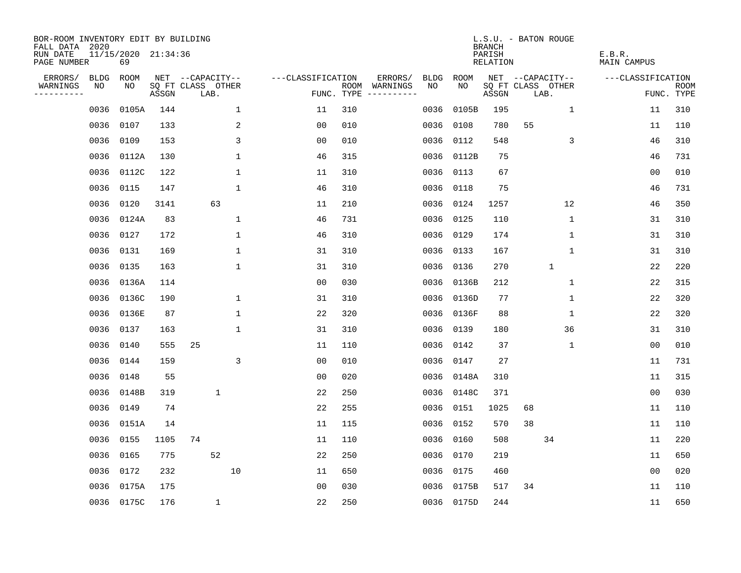BOR-ROOM INVENTORY EDIT BY BUILDING
FALL DATA 2020
RUN DATE 11/15/2020 21:34:36
PAGE NUMBER 69

L.S.U. - BATON ROUGE
BRANCH
PARISH E.B.R.
RELATION MAIN CAMPUS

| ERRORS/ WARNINGS | BLDG NO | ROOM NO | NET SQ FT ASSGN | CAPACITY CLASS LAB. | CAPACITY OTHER | CLASSIFICATION FUNC. | ROOM TYPE | ERRORS/ WARNINGS | BLDG NO | ROOM NO | NET SQ FT ASSGN | CAPACITY CLASS LAB. | CAPACITY OTHER | CLASSIFICATION FUNC. | ROOM TYPE |
|---|---|---|---|---|---|---|---|---|---|---|---|---|---|---|---|
| | 0036 | 0105A | 144 | | 1 | 11 | 310 | | 0036 | 0105B | 195 | | 1 | 11 | 310 |
| | 0036 | 0107 | 133 | | 2 | 00 | 010 | | 0036 | 0108 | 780 | 55 | | 11 | 110 |
| | 0036 | 0109 | 153 | | 3 | 00 | 010 | | 0036 | 0112 | 548 | | 3 | 46 | 310 |
| | 0036 | 0112A | 130 | | 1 | 46 | 315 | | 0036 | 0112B | 75 | | | 46 | 731 |
| | 0036 | 0112C | 122 | | 1 | 11 | 310 | | 0036 | 0113 | 67 | | | 00 | 010 |
| | 0036 | 0115 | 147 | | 1 | 46 | 310 | | 0036 | 0118 | 75 | | | 46 | 731 |
| | 0036 | 0120 | 3141 | 63 | | 11 | 210 | | 0036 | 0124 | 1257 | | 12 | 46 | 350 |
| | 0036 | 0124A | 83 | | 1 | 46 | 731 | | 0036 | 0125 | 110 | | 1 | 31 | 310 |
| | 0036 | 0127 | 172 | | 1 | 46 | 310 | | 0036 | 0129 | 174 | | 1 | 31 | 310 |
| | 0036 | 0131 | 169 | | 1 | 31 | 310 | | 0036 | 0133 | 167 | | 1 | 31 | 310 |
| | 0036 | 0135 | 163 | | 1 | 31 | 310 | | 0036 | 0136 | 270 | 1 | | 22 | 220 |
| | 0036 | 0136A | 114 | | | 00 | 030 | | 0036 | 0136B | 212 | | 1 | 22 | 315 |
| | 0036 | 0136C | 190 | | 1 | 31 | 310 | | 0036 | 0136D | 77 | | 1 | 22 | 320 |
| | 0036 | 0136E | 87 | | 1 | 22 | 320 | | 0036 | 0136F | 88 | | 1 | 22 | 320 |
| | 0036 | 0137 | 163 | | 1 | 31 | 310 | | 0036 | 0139 | 180 | | 36 | 31 | 310 |
| | 0036 | 0140 | 555 | 25 | | 11 | 110 | | 0036 | 0142 | 37 | | 1 | 00 | 010 |
| | 0036 | 0144 | 159 | | 3 | 00 | 010 | | 0036 | 0147 | 27 | | | 11 | 731 |
| | 0036 | 0148 | 55 | | | 00 | 020 | | 0036 | 0148A | 310 | | | 11 | 315 |
| | 0036 | 0148B | 319 | 1 | | 22 | 250 | | 0036 | 0148C | 371 | | | 00 | 030 |
| | 0036 | 0149 | 74 | | | 22 | 255 | | 0036 | 0151 | 1025 | 68 | | 11 | 110 |
| | 0036 | 0151A | 14 | | | 11 | 115 | | 0036 | 0152 | 570 | 38 | | 11 | 110 |
| | 0036 | 0155 | 1105 | 74 | | 11 | 110 | | 0036 | 0160 | 508 | 34 | | 11 | 220 |
| | 0036 | 0165 | 775 | 52 | | 22 | 250 | | 0036 | 0170 | 219 | | | 11 | 650 |
| | 0036 | 0172 | 232 | | 10 | 11 | 650 | | 0036 | 0175 | 460 | | | 00 | 020 |
| | 0036 | 0175A | 175 | | | 00 | 030 | | 0036 | 0175B | 517 | 34 | | 11 | 110 |
| | 0036 | 0175C | 176 | 1 | | 22 | 250 | | 0036 | 0175D | 244 | | | 11 | 650 |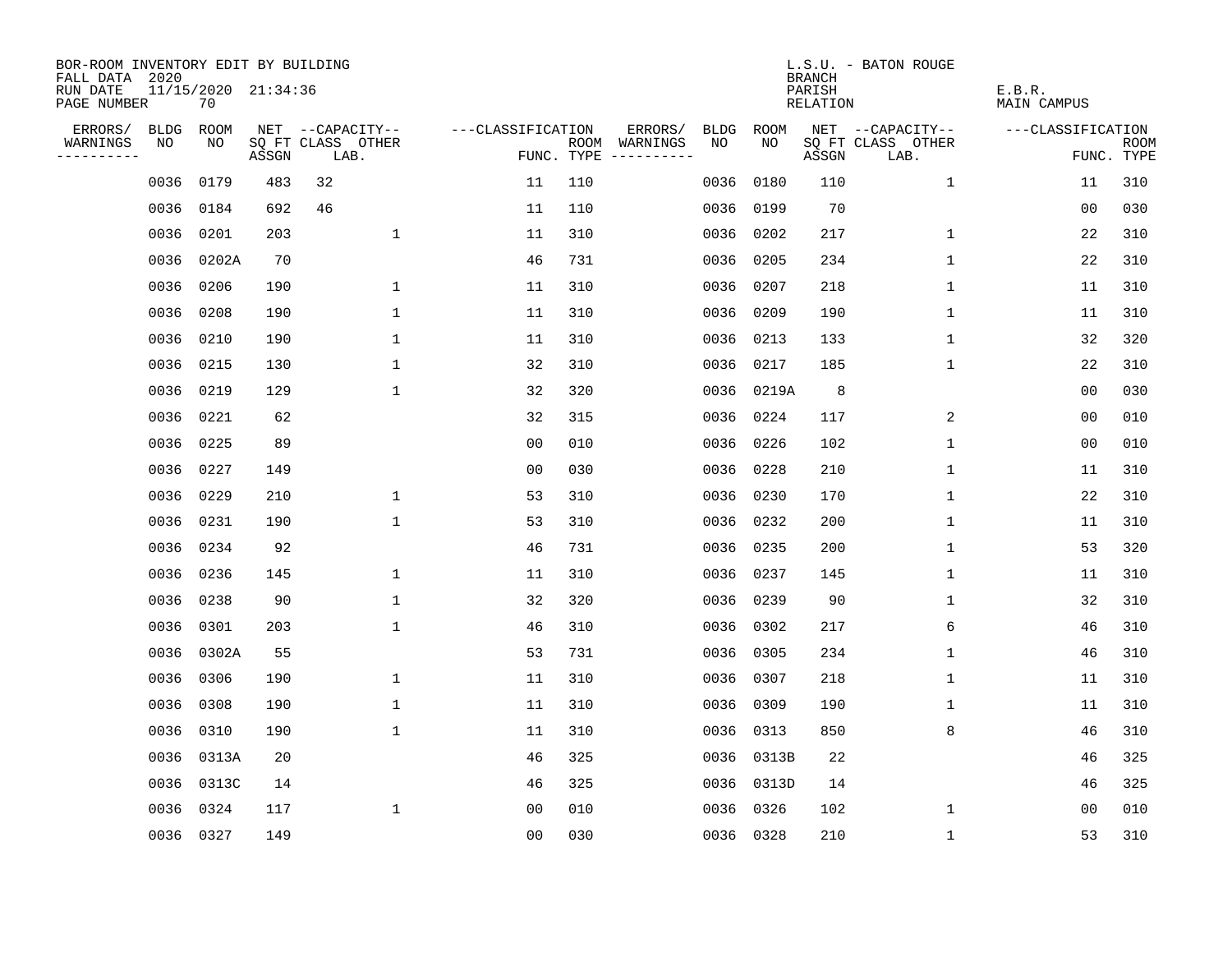BOR-ROOM INVENTORY EDIT BY BUILDING
FALL DATA 2020
RUN DATE 11/15/2020 21:34:36
PAGE NUMBER 70

L.S.U. - BATON ROUGE
BRANCH
PARISH E.B.R.
RELATION MAIN CAMPUS

| ERRORS/ WARNINGS | BLDG NO | ROOM NO | NET ASSGN SQ FT | CAPACITY CLASS LAB. | CAPACITY OTHER | CLASSIFICATION FUNC. | ROOM TYPE | ERRORS/ WARNINGS | BLDG NO | ROOM NO | NET ASSGN SQ FT | CAPACITY CLASS LAB. | CAPACITY OTHER | CLASSIFICATION FUNC. | ROOM TYPE |
|---|---|---|---|---|---|---|---|---|---|---|---|---|---|---|---|
| | 0036 | 0179 | 483 | 32 | | 11 | 110 | | 0036 | 0180 | 110 | | 1 | 11 | 310 |
| | 0036 | 0184 | 692 | 46 | | 11 | 110 | | 0036 | 0199 | 70 | | | 00 | 030 |
| | 0036 | 0201 | 203 | | 1 | 11 | 310 | | 0036 | 0202 | 217 | | 1 | 22 | 310 |
| | 0036 | 0202A | 70 | | | 46 | 731 | | 0036 | 0205 | 234 | | 1 | 22 | 310 |
| | 0036 | 0206 | 190 | | 1 | 11 | 310 | | 0036 | 0207 | 218 | | 1 | 11 | 310 |
| | 0036 | 0208 | 190 | | 1 | 11 | 310 | | 0036 | 0209 | 190 | | 1 | 11 | 310 |
| | 0036 | 0210 | 190 | | 1 | 11 | 310 | | 0036 | 0213 | 133 | | 1 | 32 | 320 |
| | 0036 | 0215 | 130 | | 1 | 32 | 310 | | 0036 | 0217 | 185 | | 1 | 22 | 310 |
| | 0036 | 0219 | 129 | | 1 | 32 | 320 | | 0036 | 0219A | 8 | | | 00 | 030 |
| | 0036 | 0221 | 62 | | | 32 | 315 | | 0036 | 0224 | 117 | | 2 | 00 | 010 |
| | 0036 | 0225 | 89 | | | 00 | 010 | | 0036 | 0226 | 102 | | 1 | 00 | 010 |
| | 0036 | 0227 | 149 | | | 00 | 030 | | 0036 | 0228 | 210 | | 1 | 11 | 310 |
| | 0036 | 0229 | 210 | | 1 | 53 | 310 | | 0036 | 0230 | 170 | | 1 | 22 | 310 |
| | 0036 | 0231 | 190 | | 1 | 53 | 310 | | 0036 | 0232 | 200 | | 1 | 11 | 310 |
| | 0036 | 0234 | 92 | | | 46 | 731 | | 0036 | 0235 | 200 | | 1 | 53 | 320 |
| | 0036 | 0236 | 145 | | 1 | 11 | 310 | | 0036 | 0237 | 145 | | 1 | 11 | 310 |
| | 0036 | 0238 | 90 | | 1 | 32 | 320 | | 0036 | 0239 | 90 | | 1 | 32 | 310 |
| | 0036 | 0301 | 203 | | 1 | 46 | 310 | | 0036 | 0302 | 217 | | 6 | 46 | 310 |
| | 0036 | 0302A | 55 | | | 53 | 731 | | 0036 | 0305 | 234 | | 1 | 46 | 310 |
| | 0036 | 0306 | 190 | | 1 | 11 | 310 | | 0036 | 0307 | 218 | | 1 | 11 | 310 |
| | 0036 | 0308 | 190 | | 1 | 11 | 310 | | 0036 | 0309 | 190 | | 1 | 11 | 310 |
| | 0036 | 0310 | 190 | | 1 | 11 | 310 | | 0036 | 0313 | 850 | | 8 | 46 | 310 |
| | 0036 | 0313A | 20 | | | 46 | 325 | | 0036 | 0313B | 22 | | | 46 | 325 |
| | 0036 | 0313C | 14 | | | 46 | 325 | | 0036 | 0313D | 14 | | | 46 | 325 |
| | 0036 | 0324 | 117 | | 1 | 00 | 010 | | 0036 | 0326 | 102 | | 1 | 00 | 010 |
| | 0036 | 0327 | 149 | | | 00 | 030 | | 0036 | 0328 | 210 | | 1 | 53 | 310 |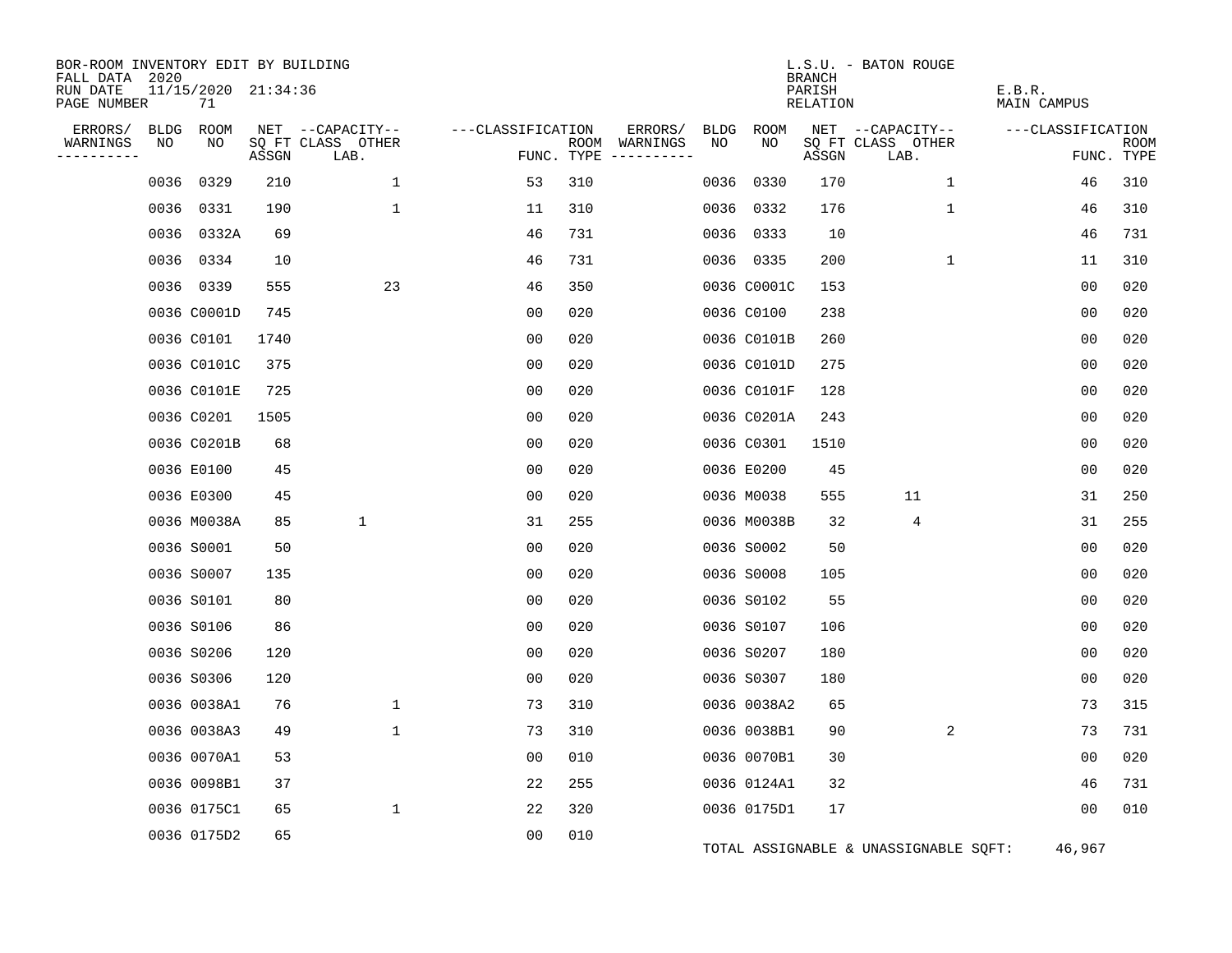BOR-ROOM INVENTORY EDIT BY BUILDING
FALL DATA 2020
RUN DATE 11/15/2020 21:34:36
PAGE NUMBER 71

L.S.U. - BATON ROUGE
BRANCH
PARISH E.B.R.
RELATION MAIN CAMPUS

| ERRORS/ WARNINGS | BLDG NO | ROOM NO | NET SQ FT ASSGN | CAPACITY CLASS LAB. | CAPACITY OTHER | CLASSIFICATION FUNC. | ROOM TYPE | ERRORS/ WARNINGS | BLDG NO | ROOM NO | NET SQ FT ASSGN | CAPACITY CLASS LAB. | CAPACITY OTHER | CLASSIFICATION FUNC. | ROOM TYPE |
|---|---|---|---|---|---|---|---|---|---|---|---|---|---|---|---|
| | 0036 | 0329 | 210 | | 1 | 53 | 310 | | 0036 | 0330 | 170 | | 1 | 46 | 310 |
| | 0036 | 0331 | 190 | | 1 | 11 | 310 | | 0036 | 0332 | 176 | | 1 | 46 | 310 |
| | 0036 | 0332A | 69 | | | 46 | 731 | | 0036 | 0333 | 10 | | | 46 | 731 |
| | 0036 | 0334 | 10 | | | 46 | 731 | | 0036 | 0335 | 200 | | 1 | 11 | 310 |
| | 0036 | 0339 | 555 | | 23 | 46 | 350 | | 0036 | C0001C | 153 | | | 00 | 020 |
| | 0036 | C0001D | 745 | | | 00 | 020 | | 0036 | C0100 | 238 | | | 00 | 020 |
| | 0036 | C0101 | 1740 | | | 00 | 020 | | 0036 | C0101B | 260 | | | 00 | 020 |
| | 0036 | C0101C | 375 | | | 00 | 020 | | 0036 | C0101D | 275 | | | 00 | 020 |
| | 0036 | C0101E | 725 | | | 00 | 020 | | 0036 | C0101F | 128 | | | 00 | 020 |
| | 0036 | C0201 | 1505 | | | 00 | 020 | | 0036 | C0201A | 243 | | | 00 | 020 |
| | 0036 | C0201B | 68 | | | 00 | 020 | | 0036 | C0301 | 1510 | | | 00 | 020 |
| | 0036 | E0100 | 45 | | | 00 | 020 | | 0036 | E0200 | 45 | | | 00 | 020 |
| | 0036 | E0300 | 45 | | | 00 | 020 | | 0036 | M0038 | 555 | 11 | | 31 | 250 |
| | 0036 | M0038A | 85 | 1 | | 31 | 255 | | 0036 | M0038B | 32 | 4 | | 31 | 255 |
| | 0036 | S0001 | 50 | | | 00 | 020 | | 0036 | S0002 | 50 | | | 00 | 020 |
| | 0036 | S0007 | 135 | | | 00 | 020 | | 0036 | S0008 | 105 | | | 00 | 020 |
| | 0036 | S0101 | 80 | | | 00 | 020 | | 0036 | S0102 | 55 | | | 00 | 020 |
| | 0036 | S0106 | 86 | | | 00 | 020 | | 0036 | S0107 | 106 | | | 00 | 020 |
| | 0036 | S0206 | 120 | | | 00 | 020 | | 0036 | S0207 | 180 | | | 00 | 020 |
| | 0036 | S0306 | 120 | | | 00 | 020 | | 0036 | S0307 | 180 | | | 00 | 020 |
| | 0036 | 0038A1 | 76 | | 1 | 73 | 310 | | 0036 | 0038A2 | 65 | | | 73 | 315 |
| | 0036 | 0038A3 | 49 | | 1 | 73 | 310 | | 0036 | 0038B1 | 90 | | 2 | 73 | 731 |
| | 0036 | 0070A1 | 53 | | | 00 | 010 | | 0036 | 0070B1 | 30 | | | 00 | 020 |
| | 0036 | 0098B1 | 37 | | | 22 | 255 | | 0036 | 0124A1 | 32 | | | 46 | 731 |
| | 0036 | 0175C1 | 65 | | 1 | 22 | 320 | | 0036 | 0175D1 | 17 | | | 00 | 010 |
| | 0036 | 0175D2 | 65 | | | 00 | 010 | | | | | | | | |

TOTAL ASSIGNABLE & UNASSIGNABLE SQFT: 46,967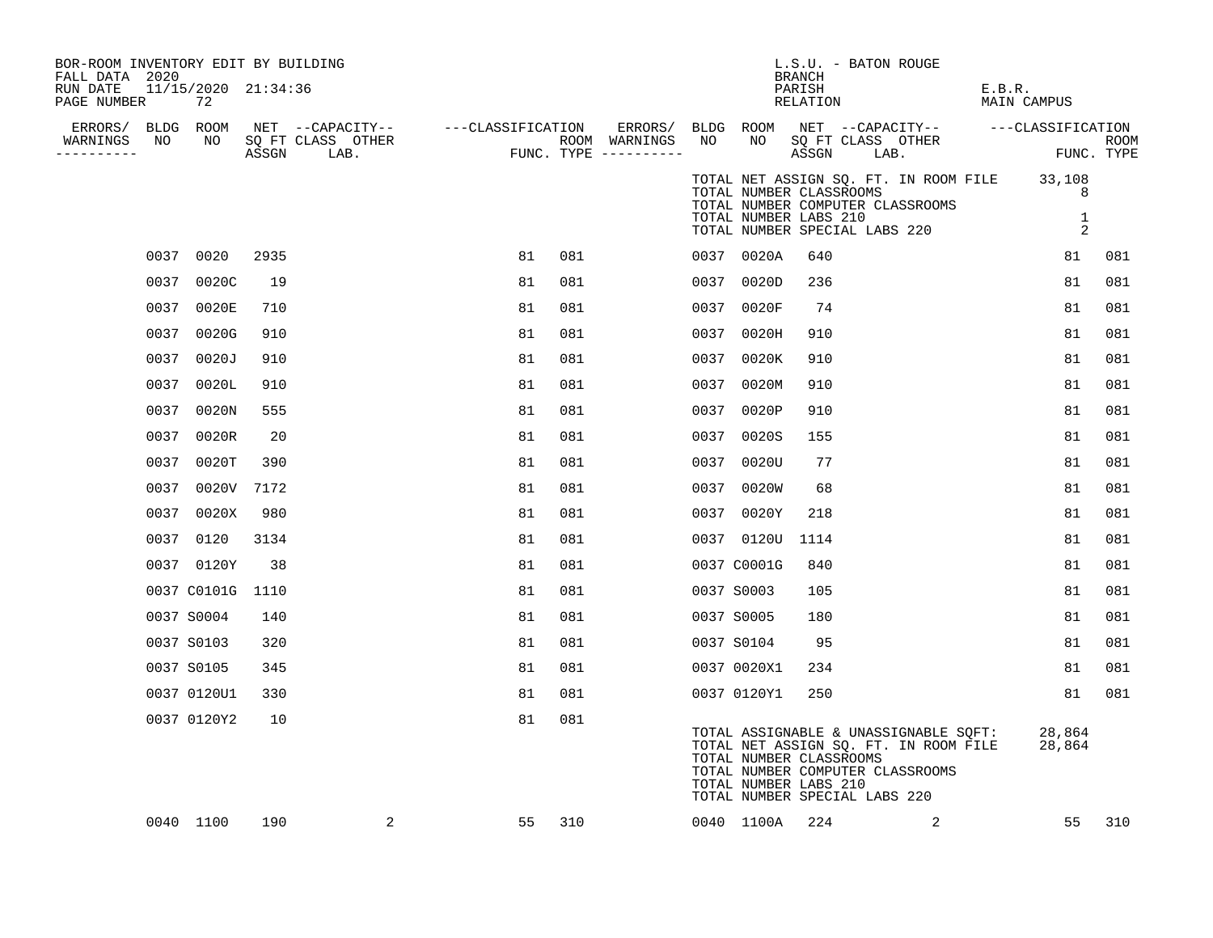BOR-ROOM INVENTORY EDIT BY BUILDING
FALL DATA 2020
RUN DATE 11/15/2020 21:34:36
PAGE NUMBER 72

L.S.U. - BATON ROUGE
BRANCH
PARISH E.B.R.
RELATION MAIN CAMPUS

| ERRORS/ WARNINGS | BLDG NO | ROOM NO | NET SQ FT ASSGN | CAPACITY CLASS | CAPACITY LAB. | CAPACITY OTHER | CLASSIFICATION FUNC. | ROOM TYPE | ERRORS/ WARNINGS | BLDG NO | ROOM NO | NET SQ FT ASSGN | CAPACITY CLASS | CAPACITY LAB. | CAPACITY OTHER | CLASSIFICATION FUNC. | ROOM TYPE |
|---|---|---|---|---|---|---|---|---|---|---|---|---|---|---|---|---|---|

TOTAL NET ASSIGN SQ. FT. IN ROOM FILE 33,108
TOTAL NUMBER CLASSROOMS 8
TOTAL NUMBER COMPUTER CLASSROOMS
TOTAL NUMBER LABS 210 1
TOTAL NUMBER SPECIAL LABS 220 2

| ERRORS/ WARNINGS | BLDG NO | ROOM NO | NET SQ FT ASSGN | CAPACITY CLASS | CAPACITY LAB. | CAPACITY OTHER | CLASSIFICATION FUNC. | ROOM TYPE | ERRORS/ WARNINGS | BLDG NO | ROOM NO | NET SQ FT ASSGN | CAPACITY CLASS | CAPACITY LAB. | CAPACITY OTHER | CLASSIFICATION FUNC. | ROOM TYPE |
|---|---|---|---|---|---|---|---|---|---|---|---|---|---|---|---|---|---|
| | 0037 | 0020 | 2935 | | | | 81 | 081 | | 0037 | 0020A | 640 | | | | 81 | 081 |
| | 0037 | 0020C | 19 | | | | 81 | 081 | | 0037 | 0020D | 236 | | | | 81 | 081 |
| | 0037 | 0020E | 710 | | | | 81 | 081 | | 0037 | 0020F | 74 | | | | 81 | 081 |
| | 0037 | 0020G | 910 | | | | 81 | 081 | | 0037 | 0020H | 910 | | | | 81 | 081 |
| | 0037 | 0020J | 910 | | | | 81 | 081 | | 0037 | 0020K | 910 | | | | 81 | 081 |
| | 0037 | 0020L | 910 | | | | 81 | 081 | | 0037 | 0020M | 910 | | | | 81 | 081 |
| | 0037 | 0020N | 555 | | | | 81 | 081 | | 0037 | 0020P | 910 | | | | 81 | 081 |
| | 0037 | 0020R | 20 | | | | 81 | 081 | | 0037 | 0020S | 155 | | | | 81 | 081 |
| | 0037 | 0020T | 390 | | | | 81 | 081 | | 0037 | 0020U | 77 | | | | 81 | 081 |
| | 0037 | 0020V | 7172 | | | | 81 | 081 | | 0037 | 0020W | 68 | | | | 81 | 081 |
| | 0037 | 0020X | 980 | | | | 81 | 081 | | 0037 | 0020Y | 218 | | | | 81 | 081 |
| | 0037 | 0120 | 3134 | | | | 81 | 081 | | 0037 | 0120U | 1114 | | | | 81 | 081 |
| | 0037 | 0120Y | 38 | | | | 81 | 081 | | 0037 | C0001G | 840 | | | | 81 | 081 |
| | 0037 | C0101G | 1110 | | | | 81 | 081 | | 0037 | S0003 | 105 | | | | 81 | 081 |
| | 0037 | S0004 | 140 | | | | 81 | 081 | | 0037 | S0005 | 180 | | | | 81 | 081 |
| | 0037 | S0103 | 320 | | | | 81 | 081 | | 0037 | S0104 | 95 | | | | 81 | 081 |
| | 0037 | S0105 | 345 | | | | 81 | 081 | | 0037 | 0020X1 | 234 | | | | 81 | 081 |
| | 0037 | 0120U1 | 330 | | | | 81 | 081 | | 0037 | 0120Y1 | 250 | | | | 81 | 081 |
| | 0037 | 0120Y2 | 10 | | | | 81 | 081 | | | | | | | | | |

TOTAL ASSIGNABLE & UNASSIGNABLE SQFT: 28,864
TOTAL NET ASSIGN SQ. FT. IN ROOM FILE 28,864
TOTAL NUMBER CLASSROOMS
TOTAL NUMBER COMPUTER CLASSROOMS
TOTAL NUMBER LABS 210
TOTAL NUMBER SPECIAL LABS 220

| ERRORS/ WARNINGS | BLDG NO | ROOM NO | NET SQ FT ASSGN | CAPACITY CLASS | CAPACITY LAB. | CAPACITY OTHER | CLASSIFICATION FUNC. | ROOM TYPE | ERRORS/ WARNINGS | BLDG NO | ROOM NO | NET SQ FT ASSGN | CAPACITY CLASS | CAPACITY LAB. | CAPACITY OTHER | CLASSIFICATION FUNC. | ROOM TYPE |
|---|---|---|---|---|---|---|---|---|---|---|---|---|---|---|---|---|---|
| | 0040 | 1100 | 190 | | | 2 | 55 | 310 | | 0040 | 1100A | 224 | | | 2 | 55 | 310 |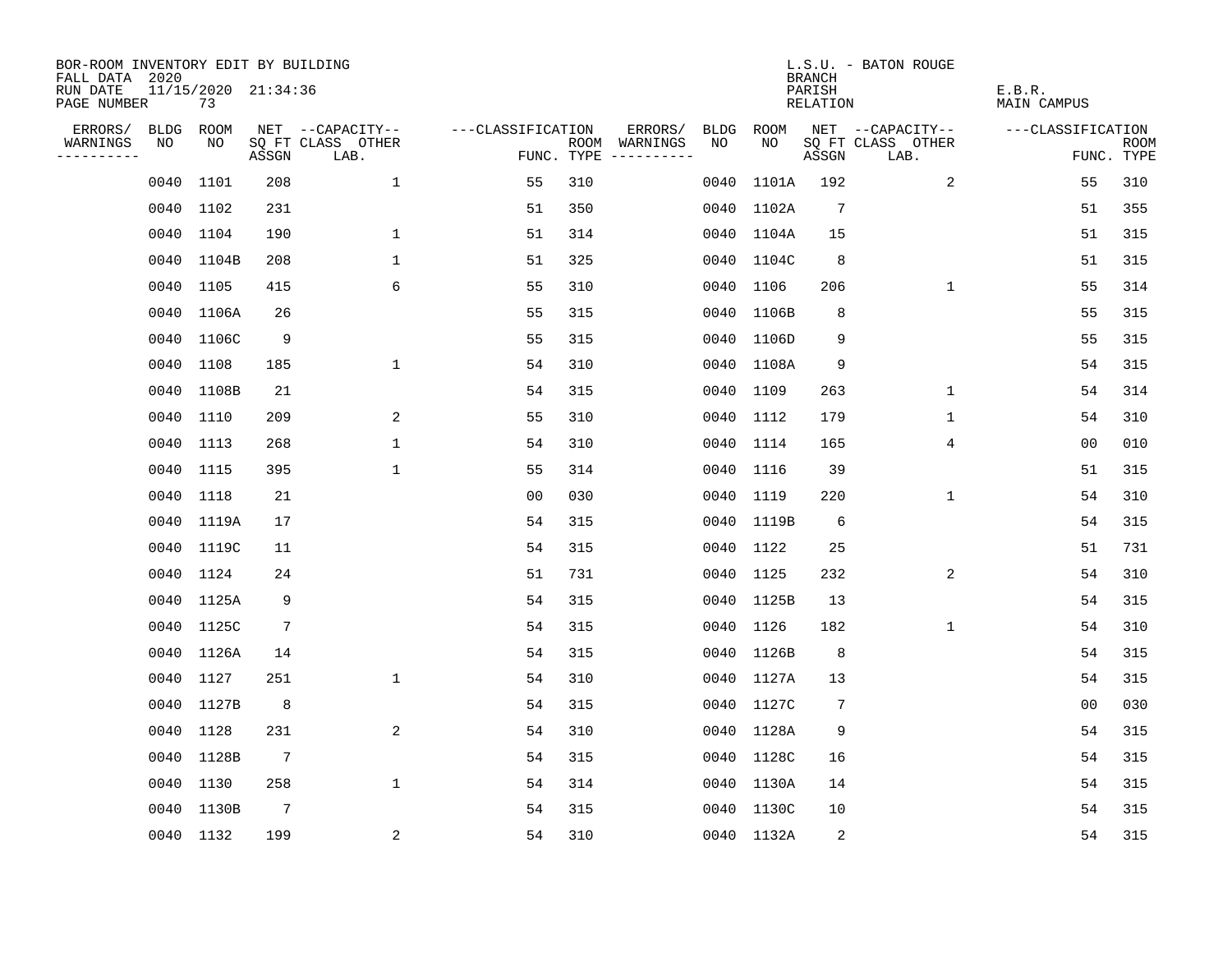BOR-ROOM INVENTORY EDIT BY BUILDING
FALL DATA 2020
RUN DATE 11/15/2020 21:34:36
PAGE NUMBER 73

L.S.U. - BATON ROUGE
BRANCH
PARISH E.B.R.
RELATION MAIN CAMPUS

| ERRORS/ WARNINGS | BLDG NO | ROOM NO | NET SQ FT ASSGN | CAPACITY-- CLASS | OTHER LAB. | FUNC. | ROOM TYPE | ERRORS/ WARNINGS | BLDG NO | ROOM NO | NET SQ FT ASSGN | CAPACITY-- CLASS | OTHER LAB. | FUNC. | ROOM TYPE |
|---|---|---|---|---|---|---|---|---|---|---|---|---|---|---|---|
| | 0040 | 1101 | 208 | | 1 | 55 | 310 | | 0040 | 1101A | 192 | | 2 | 55 | 310 |
| | 0040 | 1102 | 231 | | | 51 | 350 | | 0040 | 1102A | 7 | | | 51 | 355 |
| | 0040 | 1104 | 190 | | 1 | 51 | 314 | | 0040 | 1104A | 15 | | | 51 | 315 |
| | 0040 | 1104B | 208 | | 1 | 51 | 325 | | 0040 | 1104C | 8 | | | 51 | 315 |
| | 0040 | 1105 | 415 | | 6 | 55 | 310 | | 0040 | 1106 | 206 | | 1 | 55 | 314 |
| | 0040 | 1106A | 26 | | | 55 | 315 | | 0040 | 1106B | 8 | | | 55 | 315 |
| | 0040 | 1106C | 9 | | | 55 | 315 | | 0040 | 1106D | 9 | | | 55 | 315 |
| | 0040 | 1108 | 185 | | 1 | 54 | 310 | | 0040 | 1108A | 9 | | | 54 | 315 |
| | 0040 | 1108B | 21 | | | 54 | 315 | | 0040 | 1109 | 263 | | 1 | 54 | 314 |
| | 0040 | 1110 | 209 | | 2 | 55 | 310 | | 0040 | 1112 | 179 | | 1 | 54 | 310 |
| | 0040 | 1113 | 268 | | 1 | 54 | 310 | | 0040 | 1114 | 165 | | 4 | 00 | 010 |
| | 0040 | 1115 | 395 | | 1 | 55 | 314 | | 0040 | 1116 | 39 | | | 51 | 315 |
| | 0040 | 1118 | 21 | | | 00 | 030 | | 0040 | 1119 | 220 | | 1 | 54 | 310 |
| | 0040 | 1119A | 17 | | | 54 | 315 | | 0040 | 1119B | 6 | | | 54 | 315 |
| | 0040 | 1119C | 11 | | | 54 | 315 | | 0040 | 1122 | 25 | | | 51 | 731 |
| | 0040 | 1124 | 24 | | | 51 | 731 | | 0040 | 1125 | 232 | | 2 | 54 | 310 |
| | 0040 | 1125A | 9 | | | 54 | 315 | | 0040 | 1125B | 13 | | | 54 | 315 |
| | 0040 | 1125C | 7 | | | 54 | 315 | | 0040 | 1126 | 182 | | 1 | 54 | 310 |
| | 0040 | 1126A | 14 | | | 54 | 315 | | 0040 | 1126B | 8 | | | 54 | 315 |
| | 0040 | 1127 | 251 | | 1 | 54 | 310 | | 0040 | 1127A | 13 | | | 54 | 315 |
| | 0040 | 1127B | 8 | | | 54 | 315 | | 0040 | 1127C | 7 | | | 00 | 030 |
| | 0040 | 1128 | 231 | | 2 | 54 | 310 | | 0040 | 1128A | 9 | | | 54 | 315 |
| | 0040 | 1128B | 7 | | | 54 | 315 | | 0040 | 1128C | 16 | | | 54 | 315 |
| | 0040 | 1130 | 258 | | 1 | 54 | 314 | | 0040 | 1130A | 14 | | | 54 | 315 |
| | 0040 | 1130B | 7 | | | 54 | 315 | | 0040 | 1130C | 10 | | | 54 | 315 |
| | 0040 | 1132 | 199 | | 2 | 54 | 310 | | 0040 | 1132A | 2 | | | 54 | 315 |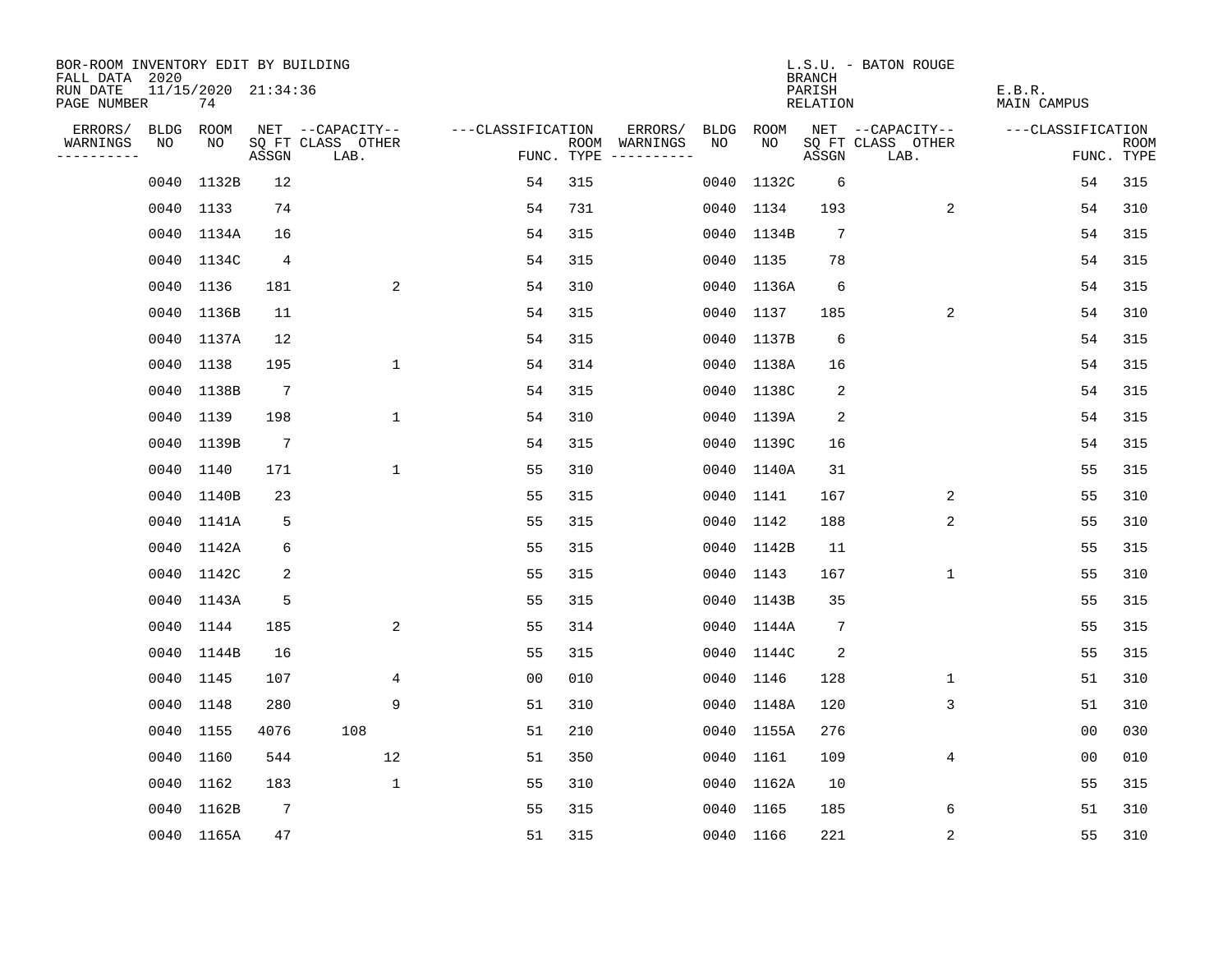BOR-ROOM INVENTORY EDIT BY BUILDING
FALL DATA 2020
RUN DATE 11/15/2020 21:34:36
PAGE NUMBER 74

L.S.U. - BATON ROUGE
BRANCH
PARISH E.B.R.
RELATION MAIN CAMPUS

| ERRORS/ WARNINGS | BLDG NO | ROOM NO | NET SQ FT ASSGN | CAPACITY CLASS LAB. | CAPACITY OTHER | CLASSIFICATION FUNC. | ROOM TYPE | ERRORS/ WARNINGS | BLDG NO | ROOM NO | NET SQ FT ASSGN | CAPACITY CLASS LAB. | CAPACITY OTHER | CLASSIFICATION FUNC. | ROOM TYPE |
|---|---|---|---|---|---|---|---|---|---|---|---|---|---|---|---|
| | 0040 | 1132B | 12 | | | 54 | 315 | | 0040 | 1132C | 6 | | | 54 | 315 |
| | 0040 | 1133 | 74 | | | 54 | 731 | | 0040 | 1134 | 193 | | 2 | 54 | 310 |
| | 0040 | 1134A | 16 | | | 54 | 315 | | 0040 | 1134B | 7 | | | 54 | 315 |
| | 0040 | 1134C | 4 | | | 54 | 315 | | 0040 | 1135 | 78 | | | 54 | 315 |
| | 0040 | 1136 | 181 | | 2 | 54 | 310 | | 0040 | 1136A | 6 | | | 54 | 315 |
| | 0040 | 1136B | 11 | | | 54 | 315 | | 0040 | 1137 | 185 | | 2 | 54 | 310 |
| | 0040 | 1137A | 12 | | | 54 | 315 | | 0040 | 1137B | 6 | | | 54 | 315 |
| | 0040 | 1138 | 195 | | 1 | 54 | 314 | | 0040 | 1138A | 16 | | | 54 | 315 |
| | 0040 | 1138B | 7 | | | 54 | 315 | | 0040 | 1138C | 2 | | | 54 | 315 |
| | 0040 | 1139 | 198 | | 1 | 54 | 310 | | 0040 | 1139A | 2 | | | 54 | 315 |
| | 0040 | 1139B | 7 | | | 54 | 315 | | 0040 | 1139C | 16 | | | 54 | 315 |
| | 0040 | 1140 | 171 | | 1 | 55 | 310 | | 0040 | 1140A | 31 | | | 55 | 315 |
| | 0040 | 1140B | 23 | | | 55 | 315 | | 0040 | 1141 | 167 | | 2 | 55 | 310 |
| | 0040 | 1141A | 5 | | | 55 | 315 | | 0040 | 1142 | 188 | | 2 | 55 | 310 |
| | 0040 | 1142A | 6 | | | 55 | 315 | | 0040 | 1142B | 11 | | | 55 | 315 |
| | 0040 | 1142C | 2 | | | 55 | 315 | | 0040 | 1143 | 167 | | 1 | 55 | 310 |
| | 0040 | 1143A | 5 | | | 55 | 315 | | 0040 | 1143B | 35 | | | 55 | 315 |
| | 0040 | 1144 | 185 | | 2 | 55 | 314 | | 0040 | 1144A | 7 | | | 55 | 315 |
| | 0040 | 1144B | 16 | | | 55 | 315 | | 0040 | 1144C | 2 | | | 55 | 315 |
| | 0040 | 1145 | 107 | | 4 | 00 | 010 | | 0040 | 1146 | 128 | | 1 | 51 | 310 |
| | 0040 | 1148 | 280 | | 9 | 51 | 310 | | 0040 | 1148A | 120 | | 3 | 51 | 310 |
| | 0040 | 1155 | 4076 | 108 | | 51 | 210 | | 0040 | 1155A | 276 | | | 00 | 030 |
| | 0040 | 1160 | 544 | | 12 | 51 | 350 | | 0040 | 1161 | 109 | | 4 | 00 | 010 |
| | 0040 | 1162 | 183 | | 1 | 55 | 310 | | 0040 | 1162A | 10 | | | 55 | 315 |
| | 0040 | 1162B | 7 | | | 55 | 315 | | 0040 | 1165 | 185 | | 6 | 51 | 310 |
| | 0040 | 1165A | 47 | | | 51 | 315 | | 0040 | 1166 | 221 | | 2 | 55 | 310 |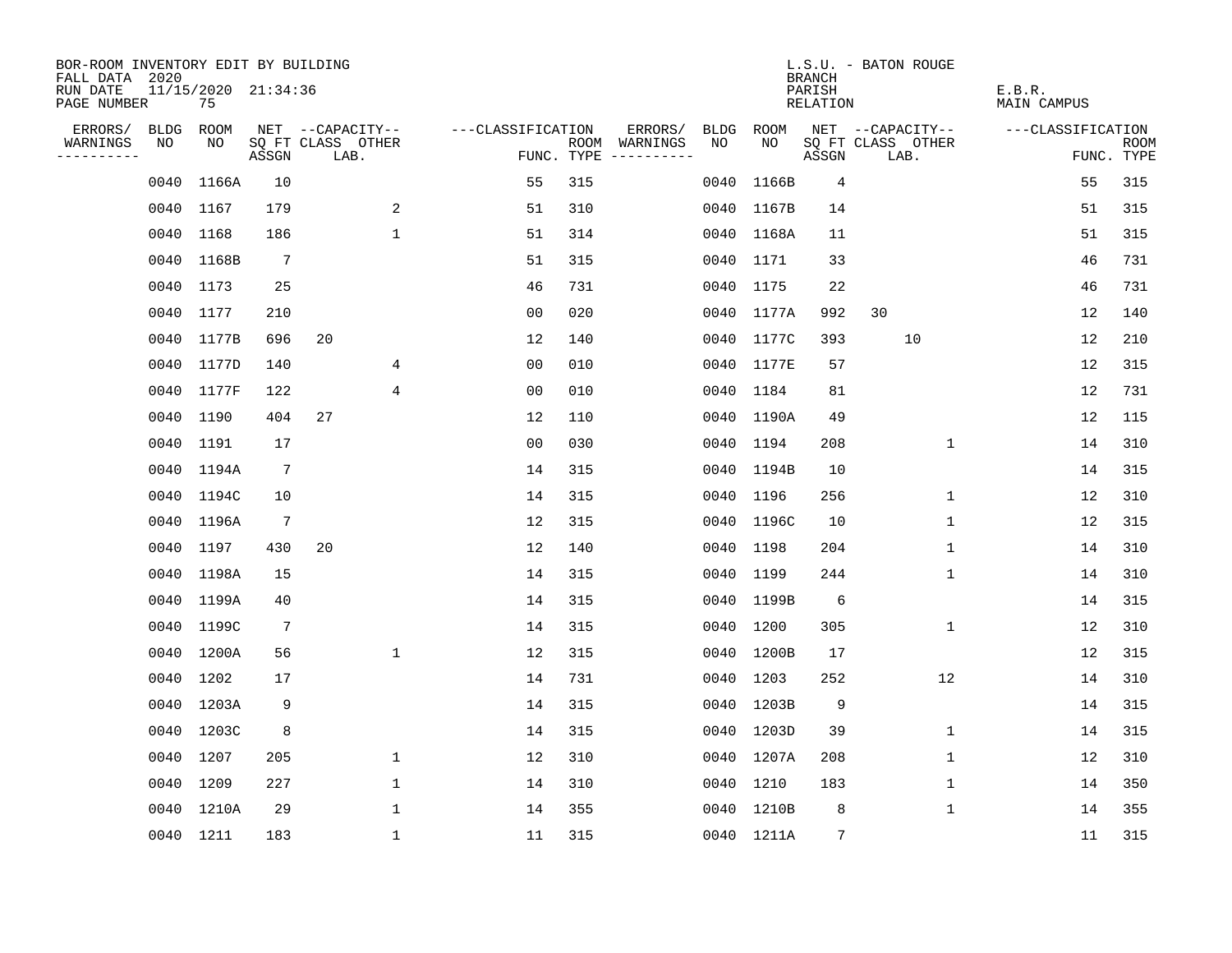BOR-ROOM INVENTORY EDIT BY BUILDING
FALL DATA 2020
RUN DATE 11/15/2020 21:34:36
PAGE NUMBER 75

L.S.U. - BATON ROUGE
BRANCH
PARISH E.B.R.
RELATION MAIN CAMPUS

| ERRORS/ WARNINGS | BLDG NO | ROOM NO | NET SQ FT ASSGN | CAPACITY CLASS | CAPACITY LAB. | CAPACITY OTHER | CLASSIFICATION FUNC. | ROOM TYPE | ERRORS/ WARNINGS | BLDG NO | ROOM NO | NET SQ FT ASSGN | CAPACITY CLASS | CAPACITY LAB. | CAPACITY OTHER | CLASSIFICATION FUNC. | ROOM TYPE |
|---|---|---|---|---|---|---|---|---|---|---|---|---|---|---|---|---|---|
| | 0040 | 1166A | 10 | | | | 55 | 315 | | 0040 | 1166B | 4 | | | | 55 | 315 |
| | 0040 | 1167 | 179 | | | 2 | 51 | 310 | | 0040 | 1167B | 14 | | | | 51 | 315 |
| | 0040 | 1168 | 186 | | | 1 | 51 | 314 | | 0040 | 1168A | 11 | | | | 51 | 315 |
| | 0040 | 1168B | 7 | | | | 51 | 315 | | 0040 | 1171 | 33 | | | | 46 | 731 |
| | 0040 | 1173 | 25 | | | | 46 | 731 | | 0040 | 1175 | 22 | | | | 46 | 731 |
| | 0040 | 1177 | 210 | | | | 00 | 020 | | 0040 | 1177A | 992 | 30 | | | 12 | 140 |
| | 0040 | 1177B | 696 | 20 | | | 12 | 140 | | 0040 | 1177C | 393 | | 10 | | 12 | 210 |
| | 0040 | 1177D | 140 | | | 4 | 00 | 010 | | 0040 | 1177E | 57 | | | | 12 | 315 |
| | 0040 | 1177F | 122 | | | 4 | 00 | 010 | | 0040 | 1184 | 81 | | | | 12 | 731 |
| | 0040 | 1190 | 404 | 27 | | | 12 | 110 | | 0040 | 1190A | 49 | | | | 12 | 115 |
| | 0040 | 1191 | 17 | | | | 00 | 030 | | 0040 | 1194 | 208 | | | 1 | 14 | 310 |
| | 0040 | 1194A | 7 | | | | 14 | 315 | | 0040 | 1194B | 10 | | | | 14 | 315 |
| | 0040 | 1194C | 10 | | | | 14 | 315 | | 0040 | 1196 | 256 | | | 1 | 12 | 310 |
| | 0040 | 1196A | 7 | | | | 12 | 315 | | 0040 | 1196C | 10 | | | 1 | 12 | 315 |
| | 0040 | 1197 | 430 | 20 | | | 12 | 140 | | 0040 | 1198 | 204 | | | 1 | 14 | 310 |
| | 0040 | 1198A | 15 | | | | 14 | 315 | | 0040 | 1199 | 244 | | | 1 | 14 | 310 |
| | 0040 | 1199A | 40 | | | | 14 | 315 | | 0040 | 1199B | 6 | | | | 14 | 315 |
| | 0040 | 1199C | 7 | | | | 14 | 315 | | 0040 | 1200 | 305 | | | 1 | 12 | 310 |
| | 0040 | 1200A | 56 | | | 1 | 12 | 315 | | 0040 | 1200B | 17 | | | | 12 | 315 |
| | 0040 | 1202 | 17 | | | | 14 | 731 | | 0040 | 1203 | 252 | | | 12 | 14 | 310 |
| | 0040 | 1203A | 9 | | | | 14 | 315 | | 0040 | 1203B | 9 | | | | 14 | 315 |
| | 0040 | 1203C | 8 | | | | 14 | 315 | | 0040 | 1203D | 39 | | | 1 | 14 | 315 |
| | 0040 | 1207 | 205 | | | 1 | 12 | 310 | | 0040 | 1207A | 208 | | | 1 | 12 | 310 |
| | 0040 | 1209 | 227 | | | 1 | 14 | 310 | | 0040 | 1210 | 183 | | | 1 | 14 | 350 |
| | 0040 | 1210A | 29 | | | 1 | 14 | 355 | | 0040 | 1210B | 8 | | | 1 | 14 | 355 |
| | 0040 | 1211 | 183 | | | 1 | 11 | 315 | | 0040 | 1211A | 7 | | | | 11 | 315 |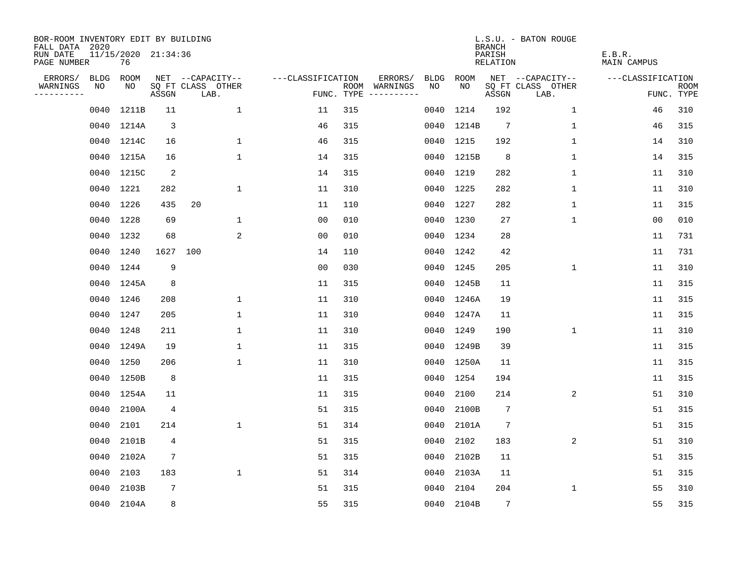BOR-ROOM INVENTORY EDIT BY BUILDING
FALL DATA 2020
RUN DATE 11/15/2020 21:34:36
PAGE NUMBER 76

L.S.U. - BATON ROUGE
BRANCH
PARISH E.B.R.
RELATION MAIN CAMPUS

| ERRORS/ WARNINGS | BLDG NO | ROOM NO | NET SQ FT ASSGN | --CAPACITY-- CLASS | OTHER LAB. | ---CLASSIFICATION FUNC. | ROOM TYPE | ERRORS/ WARNINGS | BLDG NO | ROOM NO | NET SQ FT ASSGN | --CAPACITY-- CLASS | OTHER LAB. | ---CLASSIFICATION FUNC. | ROOM TYPE |
|---|---|---|---|---|---|---|---|---|---|---|---|---|---|---|---|
| | 0040 | 1211B | 11 | | 1 | 11 | 315 | | 0040 | 1214 | 192 | | 1 | 46 | 310 |
| | 0040 | 1214A | 3 | | | 46 | 315 | | 0040 | 1214B | 7 | | 1 | 46 | 315 |
| | 0040 | 1214C | 16 | | 1 | 46 | 315 | | 0040 | 1215 | 192 | | 1 | 14 | 310 |
| | 0040 | 1215A | 16 | | 1 | 14 | 315 | | 0040 | 1215B | 8 | | 1 | 14 | 315 |
| | 0040 | 1215C | 2 | | | 14 | 315 | | 0040 | 1219 | 282 | | 1 | 11 | 310 |
| | 0040 | 1221 | 282 | | 1 | 11 | 310 | | 0040 | 1225 | 282 | | 1 | 11 | 310 |
| | 0040 | 1226 | 435 | 20 | | 11 | 110 | | 0040 | 1227 | 282 | | 1 | 11 | 315 |
| | 0040 | 1228 | 69 | | 1 | 00 | 010 | | 0040 | 1230 | 27 | | 1 | 00 | 010 |
| | 0040 | 1232 | 68 | | 2 | 00 | 010 | | 0040 | 1234 | 28 | | | 11 | 731 |
| | 0040 | 1240 | 1627 | 100 | | 14 | 110 | | 0040 | 1242 | 42 | | | 11 | 731 |
| | 0040 | 1244 | 9 | | | 00 | 030 | | 0040 | 1245 | 205 | | 1 | 11 | 310 |
| | 0040 | 1245A | 8 | | | 11 | 315 | | 0040 | 1245B | 11 | | | 11 | 315 |
| | 0040 | 1246 | 208 | | 1 | 11 | 310 | | 0040 | 1246A | 19 | | | 11 | 315 |
| | 0040 | 1247 | 205 | | 1 | 11 | 310 | | 0040 | 1247A | 11 | | | 11 | 315 |
| | 0040 | 1248 | 211 | | 1 | 11 | 310 | | 0040 | 1249 | 190 | | 1 | 11 | 310 |
| | 0040 | 1249A | 19 | | 1 | 11 | 315 | | 0040 | 1249B | 39 | | | 11 | 315 |
| | 0040 | 1250 | 206 | | 1 | 11 | 310 | | 0040 | 1250A | 11 | | | 11 | 315 |
| | 0040 | 1250B | 8 | | | 11 | 315 | | 0040 | 1254 | 194 | | | 11 | 315 |
| | 0040 | 1254A | 11 | | | 11 | 315 | | 0040 | 2100 | 214 | | 2 | 51 | 310 |
| | 0040 | 2100A | 4 | | | 51 | 315 | | 0040 | 2100B | 7 | | | 51 | 315 |
| | 0040 | 2101 | 214 | | 1 | 51 | 314 | | 0040 | 2101A | 7 | | | 51 | 315 |
| | 0040 | 2101B | 4 | | | 51 | 315 | | 0040 | 2102 | 183 | | 2 | 51 | 310 |
| | 0040 | 2102A | 7 | | | 51 | 315 | | 0040 | 2102B | 11 | | | 51 | 315 |
| | 0040 | 2103 | 183 | | 1 | 51 | 314 | | 0040 | 2103A | 11 | | | 51 | 315 |
| | 0040 | 2103B | 7 | | | 51 | 315 | | 0040 | 2104 | 204 | | 1 | 55 | 310 |
| | 0040 | 2104A | 8 | | | 55 | 315 | | 0040 | 2104B | 7 | | | 55 | 315 |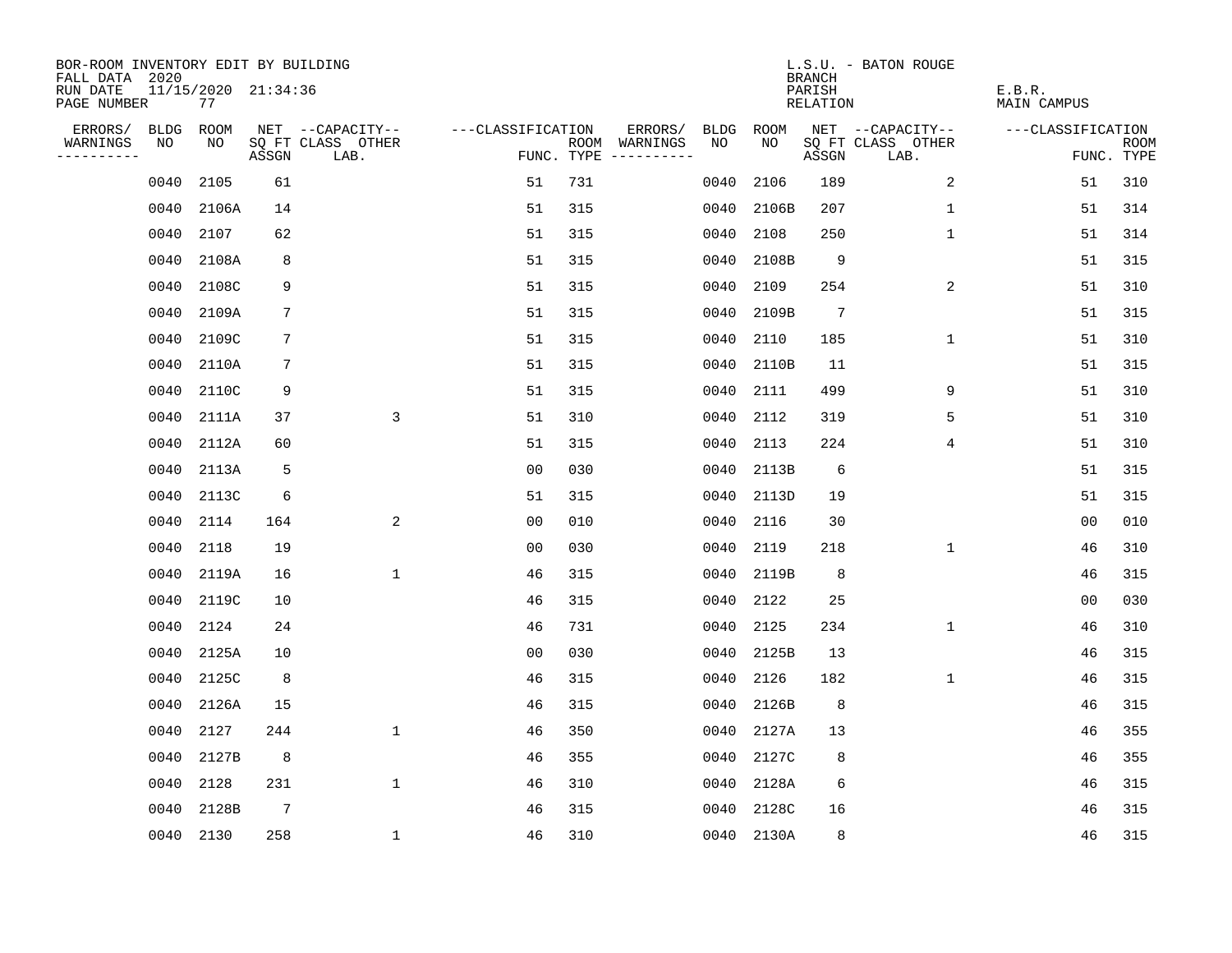BOR-ROOM INVENTORY EDIT BY BUILDING
FALL DATA 2020
RUN DATE 11/15/2020 21:34:36
PAGE NUMBER 77

L.S.U. - BATON ROUGE
BRANCH
PARISH E.B.R.
RELATION MAIN CAMPUS

| ERRORS/ WARNINGS | BLDG NO | ROOM NO | NET SQ FT ASSGN | CAPACITY CLASS LAB. | CAPACITY OTHER | CLASSIFICATION FUNC. | ROOM TYPE | ERRORS/ WARNINGS | BLDG NO | ROOM NO | NET SQ FT ASSGN | CAPACITY CLASS LAB. | CAPACITY OTHER | CLASSIFICATION FUNC. | ROOM TYPE |
|---|---|---|---|---|---|---|---|---|---|---|---|---|---|---|---|
| | 0040 | 2105 | 61 | | | 51 | 731 | | 0040 | 2106 | 189 | | 2 | 51 | 310 |
| | 0040 | 2106A | 14 | | | 51 | 315 | | 0040 | 2106B | 207 | | 1 | 51 | 314 |
| | 0040 | 2107 | 62 | | | 51 | 315 | | 0040 | 2108 | 250 | | 1 | 51 | 314 |
| | 0040 | 2108A | 8 | | | 51 | 315 | | 0040 | 2108B | 9 | | | 51 | 315 |
| | 0040 | 2108C | 9 | | | 51 | 315 | | 0040 | 2109 | 254 | | 2 | 51 | 310 |
| | 0040 | 2109A | 7 | | | 51 | 315 | | 0040 | 2109B | 7 | | | 51 | 315 |
| | 0040 | 2109C | 7 | | | 51 | 315 | | 0040 | 2110 | 185 | | 1 | 51 | 310 |
| | 0040 | 2110A | 7 | | | 51 | 315 | | 0040 | 2110B | 11 | | | 51 | 315 |
| | 0040 | 2110C | 9 | | | 51 | 315 | | 0040 | 2111 | 499 | | 9 | 51 | 310 |
| | 0040 | 2111A | 37 | | 3 | 51 | 310 | | 0040 | 2112 | 319 | | 5 | 51 | 310 |
| | 0040 | 2112A | 60 | | | 51 | 315 | | 0040 | 2113 | 224 | | 4 | 51 | 310 |
| | 0040 | 2113A | 5 | | | 00 | 030 | | 0040 | 2113B | 6 | | | 51 | 315 |
| | 0040 | 2113C | 6 | | | 51 | 315 | | 0040 | 2113D | 19 | | | 51 | 315 |
| | 0040 | 2114 | 164 | | 2 | 00 | 010 | | 0040 | 2116 | 30 | | | 00 | 010 |
| | 0040 | 2118 | 19 | | | 00 | 030 | | 0040 | 2119 | 218 | | 1 | 46 | 310 |
| | 0040 | 2119A | 16 | | 1 | 46 | 315 | | 0040 | 2119B | 8 | | | 46 | 315 |
| | 0040 | 2119C | 10 | | | 46 | 315 | | 0040 | 2122 | 25 | | | 00 | 030 |
| | 0040 | 2124 | 24 | | | 46 | 731 | | 0040 | 2125 | 234 | | 1 | 46 | 310 |
| | 0040 | 2125A | 10 | | | 00 | 030 | | 0040 | 2125B | 13 | | | 46 | 315 |
| | 0040 | 2125C | 8 | | | 46 | 315 | | 0040 | 2126 | 182 | | 1 | 46 | 315 |
| | 0040 | 2126A | 15 | | | 46 | 315 | | 0040 | 2126B | 8 | | | 46 | 315 |
| | 0040 | 2127 | 244 | | 1 | 46 | 350 | | 0040 | 2127A | 13 | | | 46 | 355 |
| | 0040 | 2127B | 8 | | | 46 | 355 | | 0040 | 2127C | 8 | | | 46 | 355 |
| | 0040 | 2128 | 231 | | 1 | 46 | 310 | | 0040 | 2128A | 6 | | | 46 | 315 |
| | 0040 | 2128B | 7 | | | 46 | 315 | | 0040 | 2128C | 16 | | | 46 | 315 |
| | 0040 | 2130 | 258 | | 1 | 46 | 310 | | 0040 | 2130A | 8 | | | 46 | 315 |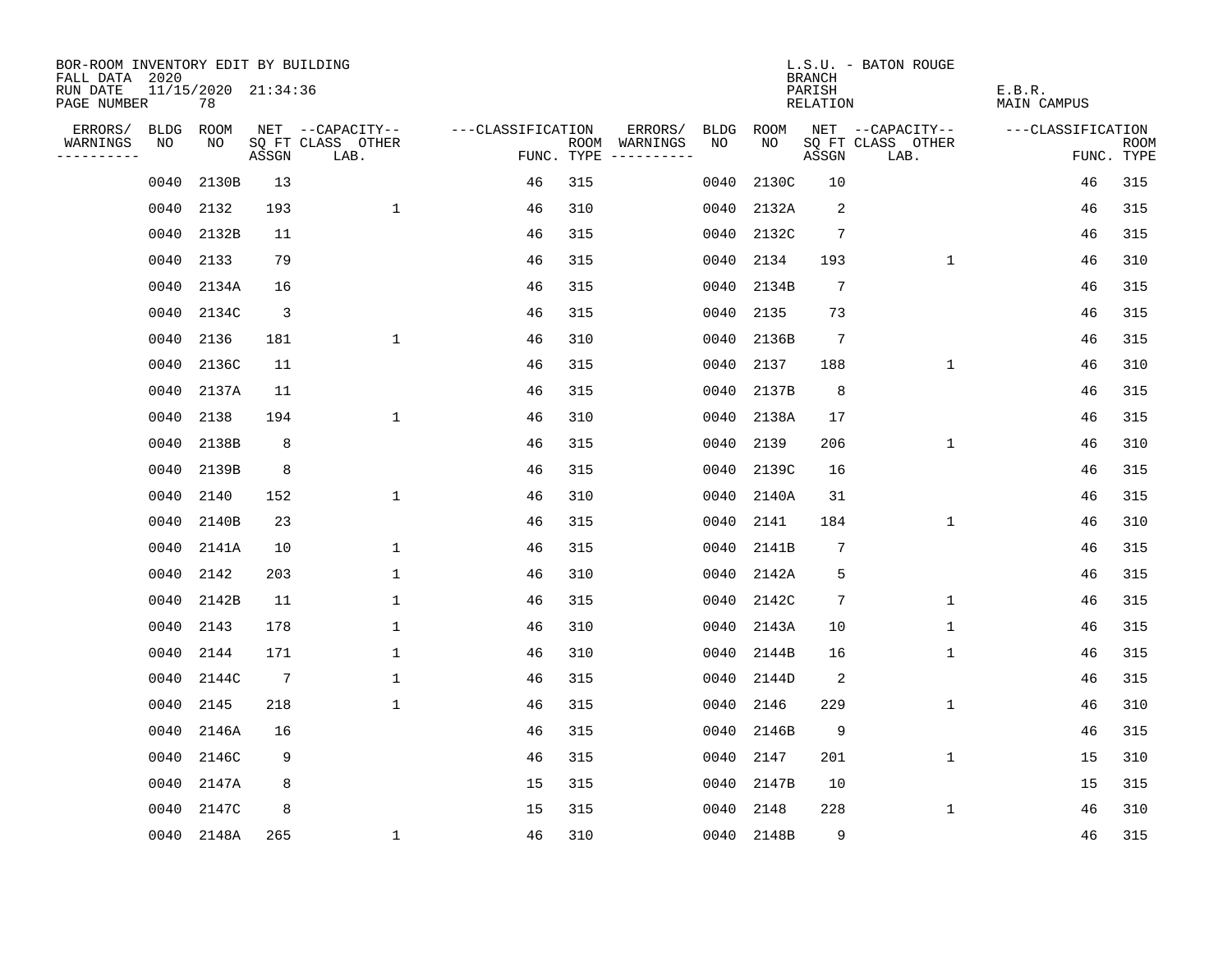BOR-ROOM INVENTORY EDIT BY BUILDING
FALL DATA 2020
RUN DATE 11/15/2020 21:34:36
PAGE NUMBER 78

L.S.U. - BATON ROUGE
BRANCH
PARISH E.B.R.
RELATION MAIN CAMPUS

| ERRORS/ WARNINGS | BLDG NO | ROOM NO | NET SQ FT ASSGN | --CAPACITY-- CLASS LAB. | OTHER | ---CLASSIFICATION FUNC. | ROOM TYPE | ERRORS/ WARNINGS | BLDG NO | ROOM NO | NET SQ FT ASSGN | --CAPACITY-- CLASS LAB. | OTHER | ---CLASSIFICATION FUNC. | ROOM TYPE |
|---|---|---|---|---|---|---|---|---|---|---|---|---|---|---|---|
| | 0040 | 2130B | 13 | | | 46 | 315 | | 0040 | 2130C | 10 | | | 46 | 315 |
| | 0040 | 2132 | 193 | | 1 | 46 | 310 | | 0040 | 2132A | 2 | | | 46 | 315 |
| | 0040 | 2132B | 11 | | | 46 | 315 | | 0040 | 2132C | 7 | | | 46 | 315 |
| | 0040 | 2133 | 79 | | | 46 | 315 | | 0040 | 2134 | 193 | | 1 | 46 | 310 |
| | 0040 | 2134A | 16 | | | 46 | 315 | | 0040 | 2134B | 7 | | | 46 | 315 |
| | 0040 | 2134C | 3 | | | 46 | 315 | | 0040 | 2135 | 73 | | | 46 | 315 |
| | 0040 | 2136 | 181 | | 1 | 46 | 310 | | 0040 | 2136B | 7 | | | 46 | 315 |
| | 0040 | 2136C | 11 | | | 46 | 315 | | 0040 | 2137 | 188 | | 1 | 46 | 310 |
| | 0040 | 2137A | 11 | | | 46 | 315 | | 0040 | 2137B | 8 | | | 46 | 315 |
| | 0040 | 2138 | 194 | | 1 | 46 | 310 | | 0040 | 2138A | 17 | | | 46 | 315 |
| | 0040 | 2138B | 8 | | | 46 | 315 | | 0040 | 2139 | 206 | | 1 | 46 | 310 |
| | 0040 | 2139B | 8 | | | 46 | 315 | | 0040 | 2139C | 16 | | | 46 | 315 |
| | 0040 | 2140 | 152 | | 1 | 46 | 310 | | 0040 | 2140A | 31 | | | 46 | 315 |
| | 0040 | 2140B | 23 | | | 46 | 315 | | 0040 | 2141 | 184 | | 1 | 46 | 310 |
| | 0040 | 2141A | 10 | | 1 | 46 | 315 | | 0040 | 2141B | 7 | | | 46 | 315 |
| | 0040 | 2142 | 203 | | 1 | 46 | 310 | | 0040 | 2142A | 5 | | | 46 | 315 |
| | 0040 | 2142B | 11 | | 1 | 46 | 315 | | 0040 | 2142C | 7 | | 1 | 46 | 315 |
| | 0040 | 2143 | 178 | | 1 | 46 | 310 | | 0040 | 2143A | 10 | | 1 | 46 | 315 |
| | 0040 | 2144 | 171 | | 1 | 46 | 310 | | 0040 | 2144B | 16 | | 1 | 46 | 315 |
| | 0040 | 2144C | 7 | | 1 | 46 | 315 | | 0040 | 2144D | 2 | | | 46 | 315 |
| | 0040 | 2145 | 218 | | 1 | 46 | 315 | | 0040 | 2146 | 229 | | 1 | 46 | 310 |
| | 0040 | 2146A | 16 | | | 46 | 315 | | 0040 | 2146B | 9 | | | 46 | 315 |
| | 0040 | 2146C | 9 | | | 46 | 315 | | 0040 | 2147 | 201 | | 1 | 15 | 310 |
| | 0040 | 2147A | 8 | | | 15 | 315 | | 0040 | 2147B | 10 | | | 15 | 315 |
| | 0040 | 2147C | 8 | | | 15 | 315 | | 0040 | 2148 | 228 | | 1 | 46 | 310 |
| | 0040 | 2148A | 265 | | 1 | 46 | 310 | | 0040 | 2148B | 9 | | | 46 | 315 |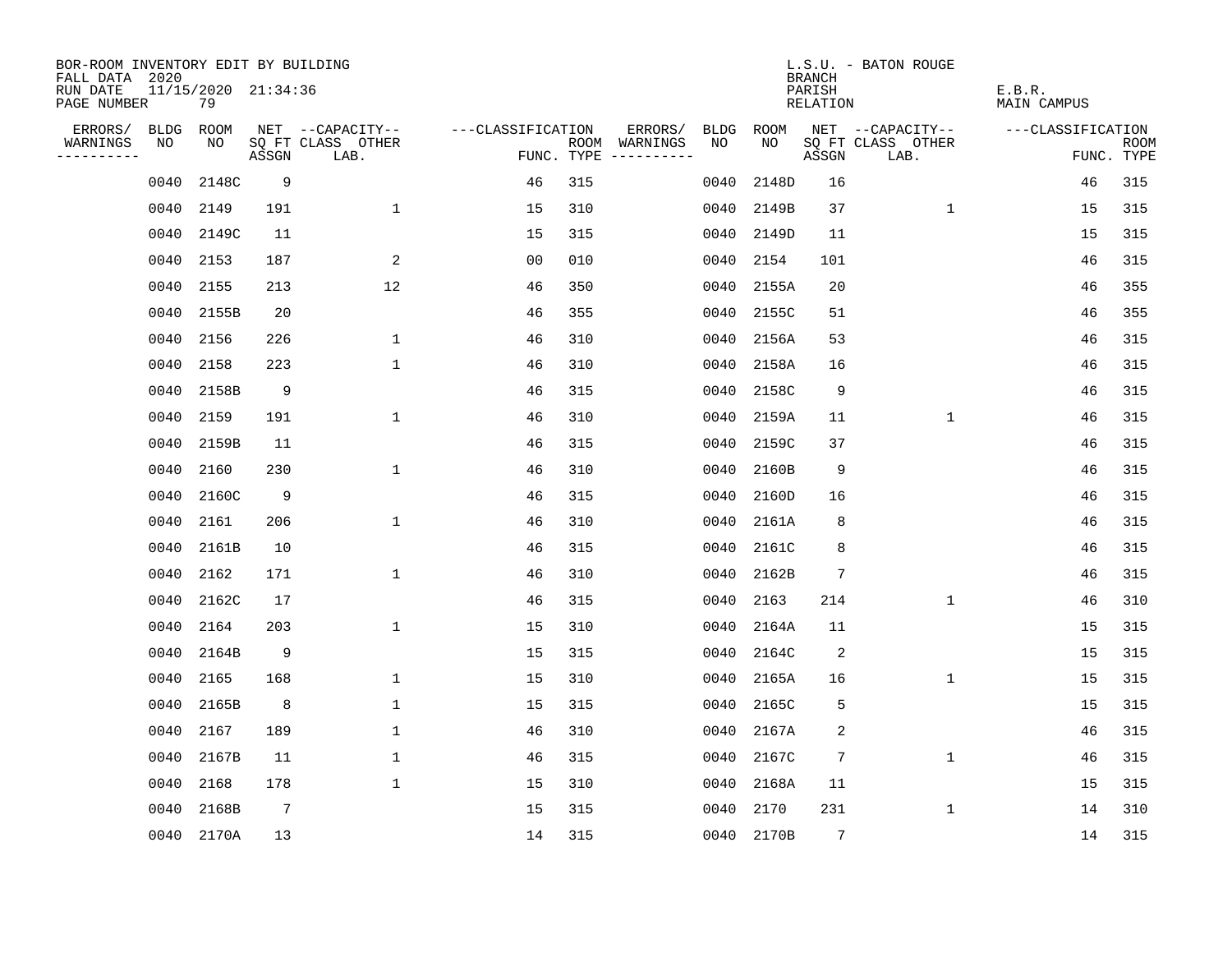BOR-ROOM INVENTORY EDIT BY BUILDING
FALL DATA 2020
RUN DATE 11/15/2020 21:34:36
PAGE NUMBER 79

L.S.U. - BATON ROUGE
BRANCH
PARISH E.B.R.
RELATION MAIN CAMPUS

| ERRORS/ WARNINGS | BLDG NO | ROOM NO | NET SQ FT ASSGN | CAPACITY CLASS | OTHER LAB. | FUNC. | ROOM TYPE | ERRORS/ WARNINGS | BLDG NO | ROOM NO | NET SQ FT ASSGN | CAPACITY CLASS | OTHER LAB. | FUNC. | ROOM TYPE |
|---|---|---|---|---|---|---|---|---|---|---|---|---|---|---|---|
| | 0040 | 2148C | 9 | | | 46 | 315 | | 0040 | 2148D | 16 | | | 46 | 315 |
| | 0040 | 2149 | 191 | | 1 | 15 | 310 | | 0040 | 2149B | 37 | | 1 | 15 | 315 |
| | 0040 | 2149C | 11 | | | 15 | 315 | | 0040 | 2149D | 11 | | | 15 | 315 |
| | 0040 | 2153 | 187 | | 2 | 00 | 010 | | 0040 | 2154 | 101 | | | 46 | 315 |
| | 0040 | 2155 | 213 | | 12 | 46 | 350 | | 0040 | 2155A | 20 | | | 46 | 355 |
| | 0040 | 2155B | 20 | | | 46 | 355 | | 0040 | 2155C | 51 | | | 46 | 355 |
| | 0040 | 2156 | 226 | | 1 | 46 | 310 | | 0040 | 2156A | 53 | | | 46 | 315 |
| | 0040 | 2158 | 223 | | 1 | 46 | 310 | | 0040 | 2158A | 16 | | | 46 | 315 |
| | 0040 | 2158B | 9 | | | 46 | 315 | | 0040 | 2158C | 9 | | | 46 | 315 |
| | 0040 | 2159 | 191 | | 1 | 46 | 310 | | 0040 | 2159A | 11 | | 1 | 46 | 315 |
| | 0040 | 2159B | 11 | | | 46 | 315 | | 0040 | 2159C | 37 | | | 46 | 315 |
| | 0040 | 2160 | 230 | | 1 | 46 | 310 | | 0040 | 2160B | 9 | | | 46 | 315 |
| | 0040 | 2160C | 9 | | | 46 | 315 | | 0040 | 2160D | 16 | | | 46 | 315 |
| | 0040 | 2161 | 206 | | 1 | 46 | 310 | | 0040 | 2161A | 8 | | | 46 | 315 |
| | 0040 | 2161B | 10 | | | 46 | 315 | | 0040 | 2161C | 8 | | | 46 | 315 |
| | 0040 | 2162 | 171 | | 1 | 46 | 310 | | 0040 | 2162B | 7 | | | 46 | 315 |
| | 0040 | 2162C | 17 | | | 46 | 315 | | 0040 | 2163 | 214 | | 1 | 46 | 310 |
| | 0040 | 2164 | 203 | | 1 | 15 | 310 | | 0040 | 2164A | 11 | | | 15 | 315 |
| | 0040 | 2164B | 9 | | | 15 | 315 | | 0040 | 2164C | 2 | | | 15 | 315 |
| | 0040 | 2165 | 168 | | 1 | 15 | 310 | | 0040 | 2165A | 16 | | 1 | 15 | 315 |
| | 0040 | 2165B | 8 | | 1 | 15 | 315 | | 0040 | 2165C | 5 | | | 15 | 315 |
| | 0040 | 2167 | 189 | | 1 | 46 | 310 | | 0040 | 2167A | 2 | | | 46 | 315 |
| | 0040 | 2167B | 11 | | 1 | 46 | 315 | | 0040 | 2167C | 7 | | 1 | 46 | 315 |
| | 0040 | 2168 | 178 | | 1 | 15 | 310 | | 0040 | 2168A | 11 | | | 15 | 315 |
| | 0040 | 2168B | 7 | | | 15 | 315 | | 0040 | 2170 | 231 | | 1 | 14 | 310 |
| | 0040 | 2170A | 13 | | | 14 | 315 | | 0040 | 2170B | 7 | | | 14 | 315 |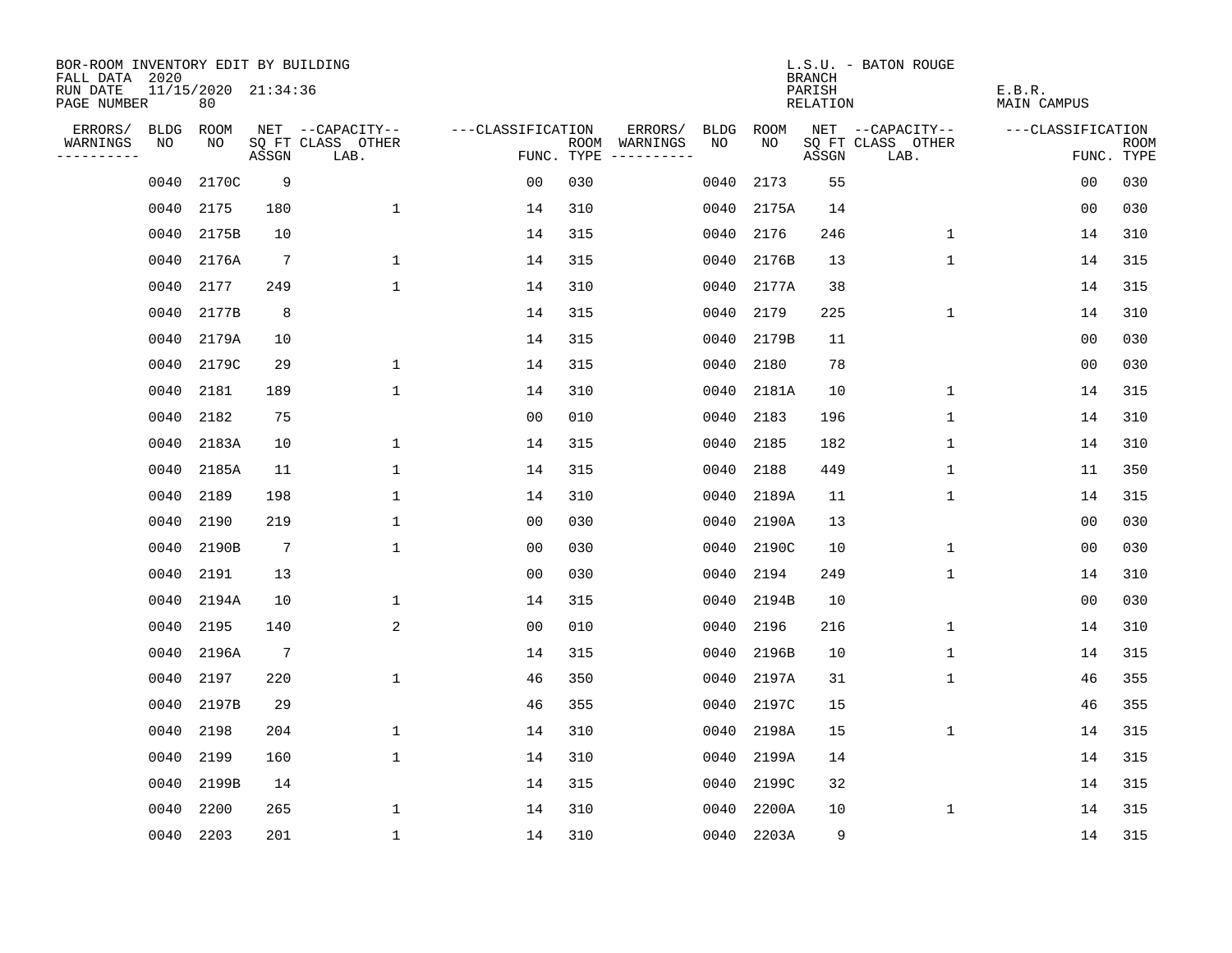BOR-ROOM INVENTORY EDIT BY BUILDING
FALL DATA 2020
RUN DATE 11/15/2020 21:34:36
PAGE NUMBER 80

L.S.U. - BATON ROUGE
BRANCH
PARISH E.B.R.
RELATION MAIN CAMPUS

| ERRORS/ WARNINGS | BLDG NO | ROOM NO | NET SQ FT ASSGN | CAPACITY-- CLASS LAB. | OTHER | FUNC. | ROOM TYPE | ERRORS/ WARNINGS | BLDG NO | ROOM NO | NET SQ FT ASSGN | CAPACITY-- CLASS LAB. | OTHER | FUNC. | ROOM TYPE |
|---|---|---|---|---|---|---|---|---|---|---|---|---|---|---|---|
| | 0040 | 2170C | 9 | | | 00 | 030 | | 0040 | 2173 | 55 | | | 00 | 030 |
| | 0040 | 2175 | 180 | | 1 | 14 | 310 | | 0040 | 2175A | 14 | | | 00 | 030 |
| | 0040 | 2175B | 10 | | | 14 | 315 | | 0040 | 2176 | 246 | | 1 | 14 | 310 |
| | 0040 | 2176A | 7 | | 1 | 14 | 315 | | 0040 | 2176B | 13 | | 1 | 14 | 315 |
| | 0040 | 2177 | 249 | | 1 | 14 | 310 | | 0040 | 2177A | 38 | | | 14 | 315 |
| | 0040 | 2177B | 8 | | | 14 | 315 | | 0040 | 2179 | 225 | | 1 | 14 | 310 |
| | 0040 | 2179A | 10 | | | 14 | 315 | | 0040 | 2179B | 11 | | | 00 | 030 |
| | 0040 | 2179C | 29 | | 1 | 14 | 315 | | 0040 | 2180 | 78 | | | 00 | 030 |
| | 0040 | 2181 | 189 | | 1 | 14 | 310 | | 0040 | 2181A | 10 | | 1 | 14 | 315 |
| | 0040 | 2182 | 75 | | | 00 | 010 | | 0040 | 2183 | 196 | | 1 | 14 | 310 |
| | 0040 | 2183A | 10 | | 1 | 14 | 315 | | 0040 | 2185 | 182 | | 1 | 14 | 310 |
| | 0040 | 2185A | 11 | | 1 | 14 | 315 | | 0040 | 2188 | 449 | | 1 | 11 | 350 |
| | 0040 | 2189 | 198 | | 1 | 14 | 310 | | 0040 | 2189A | 11 | | 1 | 14 | 315 |
| | 0040 | 2190 | 219 | | 1 | 00 | 030 | | 0040 | 2190A | 13 | | | 00 | 030 |
| | 0040 | 2190B | 7 | | 1 | 00 | 030 | | 0040 | 2190C | 10 | | 1 | 00 | 030 |
| | 0040 | 2191 | 13 | | | 00 | 030 | | 0040 | 2194 | 249 | | 1 | 14 | 310 |
| | 0040 | 2194A | 10 | | 1 | 14 | 315 | | 0040 | 2194B | 10 | | | 00 | 030 |
| | 0040 | 2195 | 140 | | 2 | 00 | 010 | | 0040 | 2196 | 216 | | 1 | 14 | 310 |
| | 0040 | 2196A | 7 | | | 14 | 315 | | 0040 | 2196B | 10 | | 1 | 14 | 315 |
| | 0040 | 2197 | 220 | | 1 | 46 | 350 | | 0040 | 2197A | 31 | | 1 | 46 | 355 |
| | 0040 | 2197B | 29 | | | 46 | 355 | | 0040 | 2197C | 15 | | | 46 | 355 |
| | 0040 | 2198 | 204 | | 1 | 14 | 310 | | 0040 | 2198A | 15 | | 1 | 14 | 315 |
| | 0040 | 2199 | 160 | | 1 | 14 | 310 | | 0040 | 2199A | 14 | | | 14 | 315 |
| | 0040 | 2199B | 14 | | | 14 | 315 | | 0040 | 2199C | 32 | | | 14 | 315 |
| | 0040 | 2200 | 265 | | 1 | 14 | 310 | | 0040 | 2200A | 10 | | 1 | 14 | 315 |
| | 0040 | 2203 | 201 | | 1 | 14 | 310 | | 0040 | 2203A | 9 | | | 14 | 315 |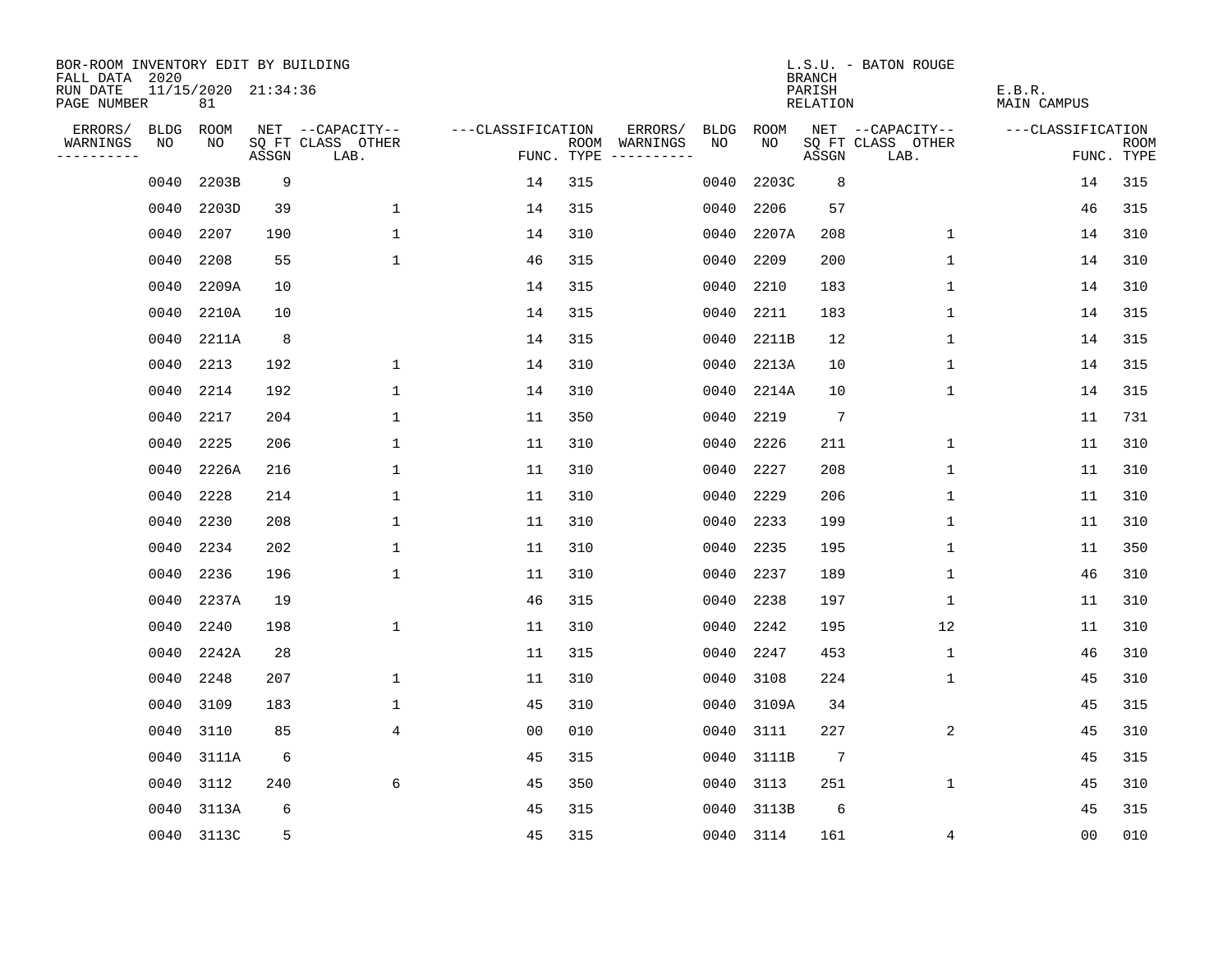BOR-ROOM INVENTORY EDIT BY BUILDING
FALL DATA 2020
RUN DATE 11/15/2020 21:34:36
PAGE NUMBER 81

L.S.U. - BATON ROUGE
BRANCH
PARISH E.B.R.
RELATION MAIN CAMPUS

| ERRORS/ WARNINGS | BLDG NO | ROOM NO | NET SQ FT ASSGN | CAPACITY CLASS LAB. | CAPACITY OTHER | CLASSIFICATION FUNC. | ROOM TYPE | ERRORS/ WARNINGS | BLDG NO | ROOM NO | NET SQ FT ASSGN | CAPACITY CLASS LAB. | CAPACITY OTHER | CLASSIFICATION FUNC. | ROOM TYPE |
|---|---|---|---|---|---|---|---|---|---|---|---|---|---|---|---|
| | 0040 | 2203B | 9 | | | 14 | 315 | | 0040 | 2203C | 8 | | | 14 | 315 |
| | 0040 | 2203D | 39 | | 1 | 14 | 315 | | 0040 | 2206 | 57 | | | 46 | 315 |
| | 0040 | 2207 | 190 | | 1 | 14 | 310 | | 0040 | 2207A | 208 | | 1 | 14 | 310 |
| | 0040 | 2208 | 55 | | 1 | 46 | 315 | | 0040 | 2209 | 200 | | 1 | 14 | 310 |
| | 0040 | 2209A | 10 | | | 14 | 315 | | 0040 | 2210 | 183 | | 1 | 14 | 310 |
| | 0040 | 2210A | 10 | | | 14 | 315 | | 0040 | 2211 | 183 | | 1 | 14 | 315 |
| | 0040 | 2211A | 8 | | | 14 | 315 | | 0040 | 2211B | 12 | | 1 | 14 | 315 |
| | 0040 | 2213 | 192 | | 1 | 14 | 310 | | 0040 | 2213A | 10 | | 1 | 14 | 315 |
| | 0040 | 2214 | 192 | | 1 | 14 | 310 | | 0040 | 2214A | 10 | | 1 | 14 | 315 |
| | 0040 | 2217 | 204 | | 1 | 11 | 350 | | 0040 | 2219 | 7 | | | 11 | 731 |
| | 0040 | 2225 | 206 | | 1 | 11 | 310 | | 0040 | 2226 | 211 | | 1 | 11 | 310 |
| | 0040 | 2226A | 216 | | 1 | 11 | 310 | | 0040 | 2227 | 208 | | 1 | 11 | 310 |
| | 0040 | 2228 | 214 | | 1 | 11 | 310 | | 0040 | 2229 | 206 | | 1 | 11 | 310 |
| | 0040 | 2230 | 208 | | 1 | 11 | 310 | | 0040 | 2233 | 199 | | 1 | 11 | 310 |
| | 0040 | 2234 | 202 | | 1 | 11 | 310 | | 0040 | 2235 | 195 | | 1 | 11 | 350 |
| | 0040 | 2236 | 196 | | 1 | 11 | 310 | | 0040 | 2237 | 189 | | 1 | 46 | 310 |
| | 0040 | 2237A | 19 | | | 46 | 315 | | 0040 | 2238 | 197 | | 1 | 11 | 310 |
| | 0040 | 2240 | 198 | | 1 | 11 | 310 | | 0040 | 2242 | 195 | | 12 | 11 | 310 |
| | 0040 | 2242A | 28 | | | 11 | 315 | | 0040 | 2247 | 453 | | 1 | 46 | 310 |
| | 0040 | 2248 | 207 | | 1 | 11 | 310 | | 0040 | 3108 | 224 | | 1 | 45 | 310 |
| | 0040 | 3109 | 183 | | 1 | 45 | 310 | | 0040 | 3109A | 34 | | | 45 | 315 |
| | 0040 | 3110 | 85 | | 4 | 00 | 010 | | 0040 | 3111 | 227 | | 2 | 45 | 310 |
| | 0040 | 3111A | 6 | | | 45 | 315 | | 0040 | 3111B | 7 | | | 45 | 315 |
| | 0040 | 3112 | 240 | | 6 | 45 | 350 | | 0040 | 3113 | 251 | | 1 | 45 | 310 |
| | 0040 | 3113A | 6 | | | 45 | 315 | | 0040 | 3113B | 6 | | | 45 | 315 |
| | 0040 | 3113C | 5 | | | 45 | 315 | | 0040 | 3114 | 161 | | 4 | 00 | 010 |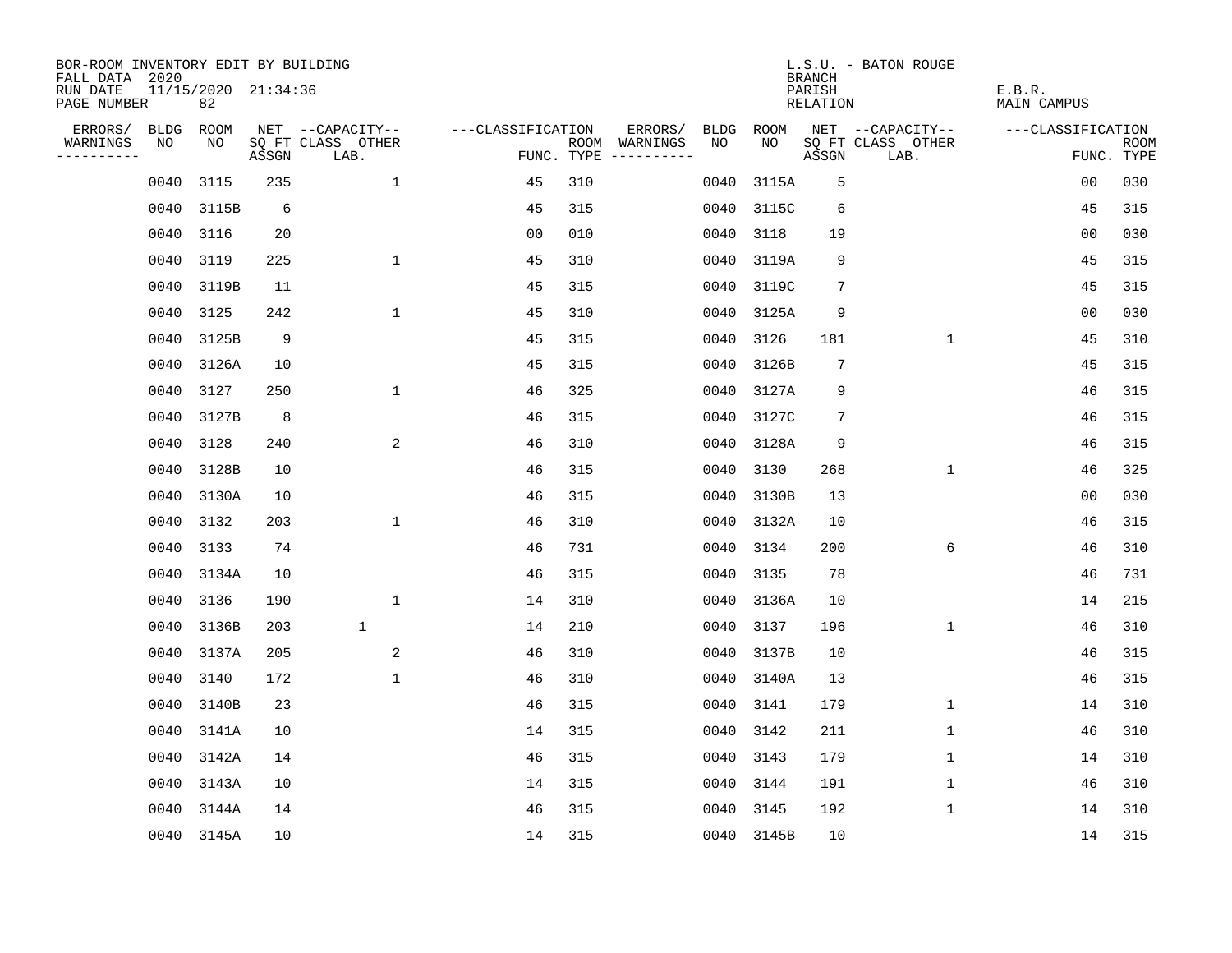BOR-ROOM INVENTORY EDIT BY BUILDING
FALL DATA 2020
RUN DATE 11/15/2020 21:34:36
PAGE NUMBER 82

L.S.U. - BATON ROUGE
BRANCH
PARISH E.B.R.
RELATION MAIN CAMPUS

| ERRORS/ WARNINGS | BLDG NO | ROOM NO | NET SQ FT ASSGN | CAPACITY CLASS LAB. | CAPACITY OTHER | CLASSIFICATION FUNC. | ROOM TYPE | ERRORS/ WARNINGS | BLDG NO | ROOM NO | NET SQ FT ASSGN | CAPACITY CLASS LAB. | CAPACITY OTHER | CLASSIFICATION FUNC. | ROOM TYPE |
|---|---|---|---|---|---|---|---|---|---|---|---|---|---|---|---|
| | 0040 | 3115 | 235 | | 1 | 45 | 310 | | 0040 | 3115A | 5 | | | 00 | 030 |
| | 0040 | 3115B | 6 | | | 45 | 315 | | 0040 | 3115C | 6 | | | 45 | 315 |
| | 0040 | 3116 | 20 | | | 00 | 010 | | 0040 | 3118 | 19 | | | 00 | 030 |
| | 0040 | 3119 | 225 | | 1 | 45 | 310 | | 0040 | 3119A | 9 | | | 45 | 315 |
| | 0040 | 3119B | 11 | | | 45 | 315 | | 0040 | 3119C | 7 | | | 45 | 315 |
| | 0040 | 3125 | 242 | | 1 | 45 | 310 | | 0040 | 3125A | 9 | | | 00 | 030 |
| | 0040 | 3125B | 9 | | | 45 | 315 | | 0040 | 3126 | 181 | | 1 | 45 | 310 |
| | 0040 | 3126A | 10 | | | 45 | 315 | | 0040 | 3126B | 7 | | | 45 | 315 |
| | 0040 | 3127 | 250 | | 1 | 46 | 325 | | 0040 | 3127A | 9 | | | 46 | 315 |
| | 0040 | 3127B | 8 | | | 46 | 315 | | 0040 | 3127C | 7 | | | 46 | 315 |
| | 0040 | 3128 | 240 | | 2 | 46 | 310 | | 0040 | 3128A | 9 | | | 46 | 315 |
| | 0040 | 3128B | 10 | | | 46 | 315 | | 0040 | 3130 | 268 | | 1 | 46 | 325 |
| | 0040 | 3130A | 10 | | | 46 | 315 | | 0040 | 3130B | 13 | | | 00 | 030 |
| | 0040 | 3132 | 203 | | 1 | 46 | 310 | | 0040 | 3132A | 10 | | | 46 | 315 |
| | 0040 | 3133 | 74 | | | 46 | 731 | | 0040 | 3134 | 200 | | 6 | 46 | 310 |
| | 0040 | 3134A | 10 | | | 46 | 315 | | 0040 | 3135 | 78 | | | 46 | 731 |
| | 0040 | 3136 | 190 | | 1 | 14 | 310 | | 0040 | 3136A | 10 | | | 14 | 215 |
| | 0040 | 3136B | 203 | 1 | | 14 | 210 | | 0040 | 3137 | 196 | | 1 | 46 | 310 |
| | 0040 | 3137A | 205 | | 2 | 46 | 310 | | 0040 | 3137B | 10 | | | 46 | 315 |
| | 0040 | 3140 | 172 | | 1 | 46 | 310 | | 0040 | 3140A | 13 | | | 46 | 315 |
| | 0040 | 3140B | 23 | | | 46 | 315 | | 0040 | 3141 | 179 | | 1 | 14 | 310 |
| | 0040 | 3141A | 10 | | | 14 | 315 | | 0040 | 3142 | 211 | | 1 | 46 | 310 |
| | 0040 | 3142A | 14 | | | 46 | 315 | | 0040 | 3143 | 179 | | 1 | 14 | 310 |
| | 0040 | 3143A | 10 | | | 14 | 315 | | 0040 | 3144 | 191 | | 1 | 46 | 310 |
| | 0040 | 3144A | 14 | | | 46 | 315 | | 0040 | 3145 | 192 | | 1 | 14 | 310 |
| | 0040 | 3145A | 10 | | | 14 | 315 | | 0040 | 3145B | 10 | | | 14 | 315 |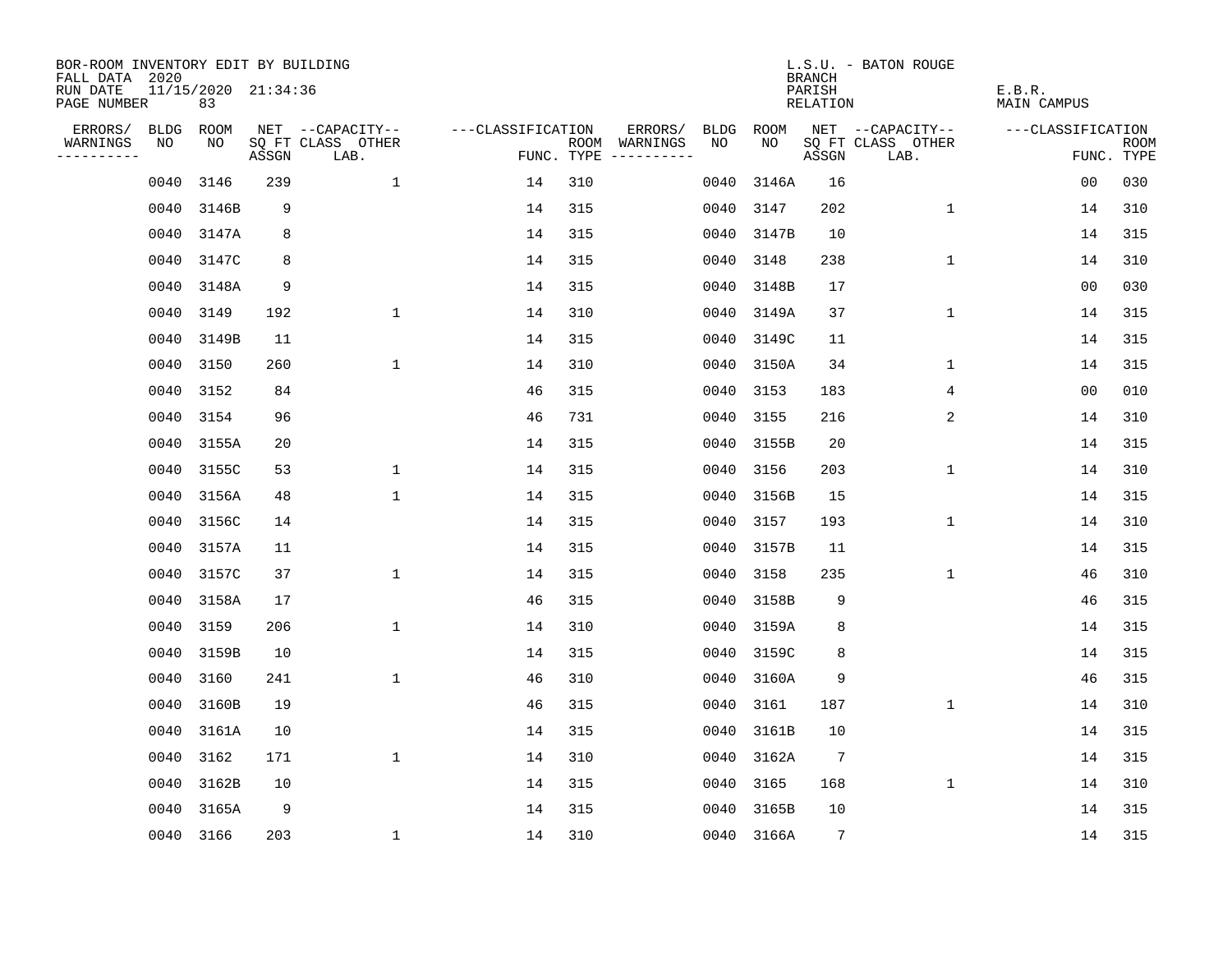BOR-ROOM INVENTORY EDIT BY BUILDING
FALL DATA 2020
RUN DATE 11/15/2020 21:34:36
PAGE NUMBER 83

L.S.U. - BATON ROUGE
BRANCH
PARISH E.B.R.
RELATION MAIN CAMPUS

| ERRORS/ WARNINGS | BLDG NO | ROOM NO | NET SQ FT ASSGN | CAPACITY CLASS LAB. | CAPACITY OTHER | CLASSIFICATION FUNC. | ROOM TYPE | ERRORS/ WARNINGS | BLDG NO | ROOM NO | NET SQ FT ASSGN | CAPACITY CLASS LAB. | CAPACITY OTHER | CLASSIFICATION FUNC. | ROOM TYPE |
|---|---|---|---|---|---|---|---|---|---|---|---|---|---|---|---|
| | 0040 | 3146 | 239 | | 1 | 14 | 310 | | 0040 | 3146A | 16 | | | 00 | 030 |
| | 0040 | 3146B | 9 | | | 14 | 315 | | 0040 | 3147 | 202 | | 1 | 14 | 310 |
| | 0040 | 3147A | 8 | | | 14 | 315 | | 0040 | 3147B | 10 | | | 14 | 315 |
| | 0040 | 3147C | 8 | | | 14 | 315 | | 0040 | 3148 | 238 | | 1 | 14 | 310 |
| | 0040 | 3148A | 9 | | | 14 | 315 | | 0040 | 3148B | 17 | | | 00 | 030 |
| | 0040 | 3149 | 192 | | 1 | 14 | 310 | | 0040 | 3149A | 37 | | 1 | 14 | 315 |
| | 0040 | 3149B | 11 | | | 14 | 315 | | 0040 | 3149C | 11 | | | 14 | 315 |
| | 0040 | 3150 | 260 | | 1 | 14 | 310 | | 0040 | 3150A | 34 | | 1 | 14 | 315 |
| | 0040 | 3152 | 84 | | | 46 | 315 | | 0040 | 3153 | 183 | | 4 | 00 | 010 |
| | 0040 | 3154 | 96 | | | 46 | 731 | | 0040 | 3155 | 216 | | 2 | 14 | 310 |
| | 0040 | 3155A | 20 | | | 14 | 315 | | 0040 | 3155B | 20 | | | 14 | 315 |
| | 0040 | 3155C | 53 | | 1 | 14 | 315 | | 0040 | 3156 | 203 | | 1 | 14 | 310 |
| | 0040 | 3156A | 48 | | 1 | 14 | 315 | | 0040 | 3156B | 15 | | | 14 | 315 |
| | 0040 | 3156C | 14 | | | 14 | 315 | | 0040 | 3157 | 193 | | 1 | 14 | 310 |
| | 0040 | 3157A | 11 | | | 14 | 315 | | 0040 | 3157B | 11 | | | 14 | 315 |
| | 0040 | 3157C | 37 | | 1 | 14 | 315 | | 0040 | 3158 | 235 | | 1 | 46 | 310 |
| | 0040 | 3158A | 17 | | | 46 | 315 | | 0040 | 3158B | 9 | | | 46 | 315 |
| | 0040 | 3159 | 206 | | 1 | 14 | 310 | | 0040 | 3159A | 8 | | | 14 | 315 |
| | 0040 | 3159B | 10 | | | 14 | 315 | | 0040 | 3159C | 8 | | | 14 | 315 |
| | 0040 | 3160 | 241 | | 1 | 46 | 310 | | 0040 | 3160A | 9 | | | 46 | 315 |
| | 0040 | 3160B | 19 | | | 46 | 315 | | 0040 | 3161 | 187 | | 1 | 14 | 310 |
| | 0040 | 3161A | 10 | | | 14 | 315 | | 0040 | 3161B | 10 | | | 14 | 315 |
| | 0040 | 3162 | 171 | | 1 | 14 | 310 | | 0040 | 3162A | 7 | | | 14 | 315 |
| | 0040 | 3162B | 10 | | | 14 | 315 | | 0040 | 3165 | 168 | | 1 | 14 | 310 |
| | 0040 | 3165A | 9 | | | 14 | 315 | | 0040 | 3165B | 10 | | | 14 | 315 |
| | 0040 | 3166 | 203 | | 1 | 14 | 310 | | 0040 | 3166A | 7 | | | 14 | 315 |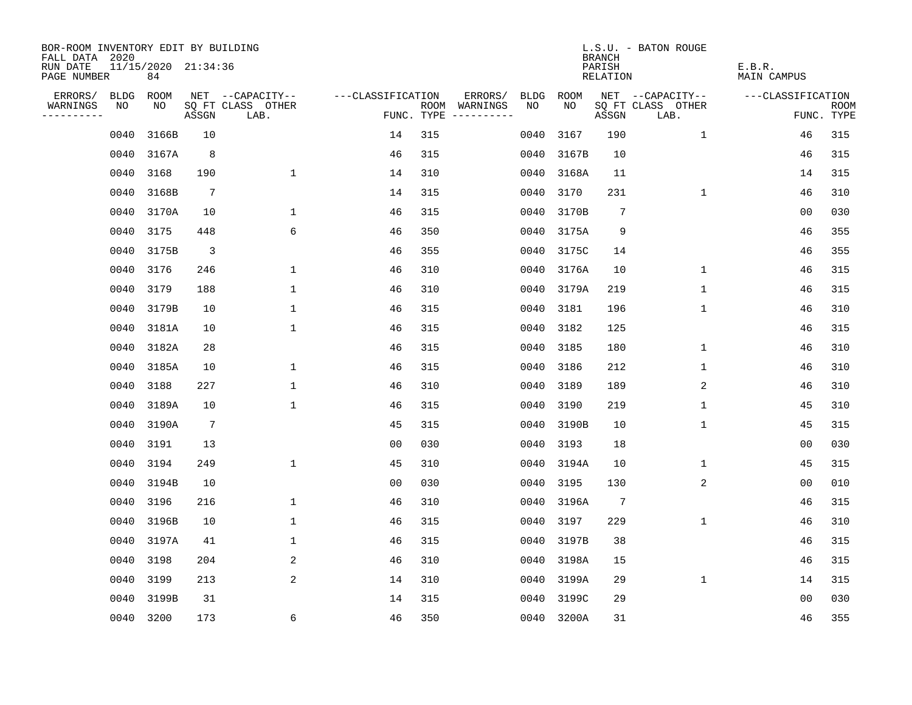BOR-ROOM INVENTORY EDIT BY BUILDING
FALL DATA 2020
RUN DATE 11/15/2020 21:34:36
PAGE NUMBER 84

L.S.U. - BATON ROUGE
BRANCH
PARISH E.B.R.
RELATION MAIN CAMPUS

| ERRORS/ WARNINGS | BLDG NO | ROOM NO | NET SQ FT ASSGN | CAPACITY CLASS LAB. | CAPACITY OTHER | CLASSIFICATION FUNC. | ROOM TYPE | ERRORS/ WARNINGS | BLDG NO | ROOM NO | NET SQ FT ASSGN | CAPACITY CLASS LAB. | CAPACITY OTHER | CLASSIFICATION FUNC. | ROOM TYPE |
|---|---|---|---|---|---|---|---|---|---|---|---|---|---|---|---|
| | 0040 | 3166B | 10 | | | 14 | 315 | | 0040 | 3167 | 190 | | 1 | 46 | 315 |
| | 0040 | 3167A | 8 | | | 46 | 315 | | 0040 | 3167B | 10 | | | 46 | 315 |
| | 0040 | 3168 | 190 | | 1 | 14 | 310 | | 0040 | 3168A | 11 | | | 14 | 315 |
| | 0040 | 3168B | 7 | | | 14 | 315 | | 0040 | 3170 | 231 | | 1 | 46 | 310 |
| | 0040 | 3170A | 10 | | 1 | 46 | 315 | | 0040 | 3170B | 7 | | | 00 | 030 |
| | 0040 | 3175 | 448 | | 6 | 46 | 350 | | 0040 | 3175A | 9 | | | 46 | 355 |
| | 0040 | 3175B | 3 | | | 46 | 355 | | 0040 | 3175C | 14 | | | 46 | 355 |
| | 0040 | 3176 | 246 | | 1 | 46 | 310 | | 0040 | 3176A | 10 | | 1 | 46 | 315 |
| | 0040 | 3179 | 188 | | 1 | 46 | 310 | | 0040 | 3179A | 219 | | 1 | 46 | 315 |
| | 0040 | 3179B | 10 | | 1 | 46 | 315 | | 0040 | 3181 | 196 | | 1 | 46 | 310 |
| | 0040 | 3181A | 10 | | 1 | 46 | 315 | | 0040 | 3182 | 125 | | | 46 | 315 |
| | 0040 | 3182A | 28 | | | 46 | 315 | | 0040 | 3185 | 180 | | 1 | 46 | 310 |
| | 0040 | 3185A | 10 | | 1 | 46 | 315 | | 0040 | 3186 | 212 | | 1 | 46 | 310 |
| | 0040 | 3188 | 227 | | 1 | 46 | 310 | | 0040 | 3189 | 189 | | 2 | 46 | 310 |
| | 0040 | 3189A | 10 | | 1 | 46 | 315 | | 0040 | 3190 | 219 | | 1 | 45 | 310 |
| | 0040 | 3190A | 7 | | | 45 | 315 | | 0040 | 3190B | 10 | | 1 | 45 | 315 |
| | 0040 | 3191 | 13 | | | 00 | 030 | | 0040 | 3193 | 18 | | | 00 | 030 |
| | 0040 | 3194 | 249 | | 1 | 45 | 310 | | 0040 | 3194A | 10 | | 1 | 45 | 315 |
| | 0040 | 3194B | 10 | | | 00 | 030 | | 0040 | 3195 | 130 | | 2 | 00 | 010 |
| | 0040 | 3196 | 216 | | 1 | 46 | 310 | | 0040 | 3196A | 7 | | | 46 | 315 |
| | 0040 | 3196B | 10 | | 1 | 46 | 315 | | 0040 | 3197 | 229 | | 1 | 46 | 310 |
| | 0040 | 3197A | 41 | | 1 | 46 | 315 | | 0040 | 3197B | 38 | | | 46 | 315 |
| | 0040 | 3198 | 204 | | 2 | 46 | 310 | | 0040 | 3198A | 15 | | | 46 | 315 |
| | 0040 | 3199 | 213 | | 2 | 14 | 310 | | 0040 | 3199A | 29 | | 1 | 14 | 315 |
| | 0040 | 3199B | 31 | | | 14 | 315 | | 0040 | 3199C | 29 | | | 00 | 030 |
| | 0040 | 3200 | 173 | | 6 | 46 | 350 | | 0040 | 3200A | 31 | | | 46 | 355 |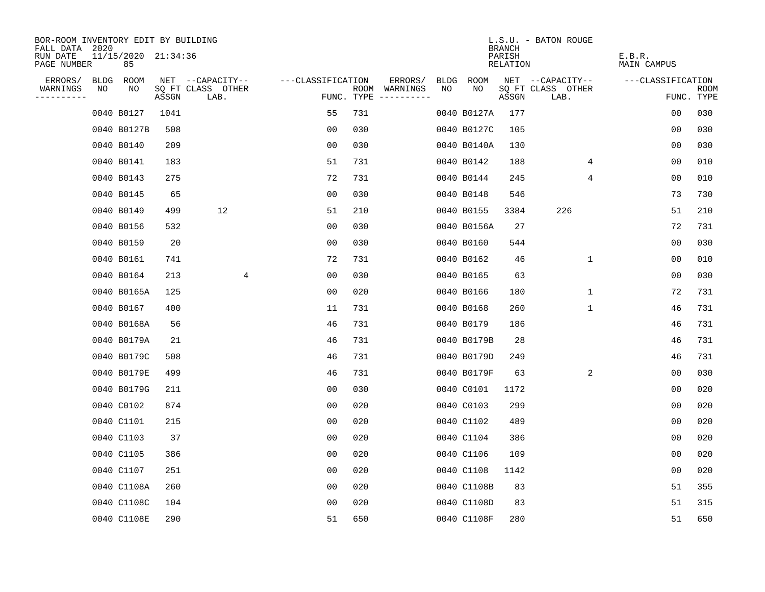BOR-ROOM INVENTORY EDIT BY BUILDING
FALL DATA 2020
RUN DATE 11/15/2020 21:34:36
PAGE NUMBER 85

L.S.U. - BATON ROUGE
BRANCH
PARISH E.B.R.
RELATION MAIN CAMPUS

| ERRORS/ WARNINGS | BLDG NO | ROOM NO | NET SQ FT ASSGN | CAPACITY CLASS LAB. | CAPACITY OTHER | CLASSIFICATION FUNC. | ROOM TYPE | ERRORS/ WARNINGS | BLDG NO | ROOM NO | NET SQ FT ASSGN | CAPACITY CLASS LAB. | CAPACITY OTHER | CLASSIFICATION FUNC. | ROOM TYPE |
|---|---|---|---|---|---|---|---|---|---|---|---|---|---|---|---|
| | 0040 | B0127 | 1041 | | | 55 | 731 | | 0040 | B0127A | 177 | | | 00 | 030 |
| | 0040 | B0127B | 508 | | | 00 | 030 | | 0040 | B0127C | 105 | | | 00 | 030 |
| | 0040 | B0140 | 209 | | | 00 | 030 | | 0040 | B0140A | 130 | | | 00 | 030 |
| | 0040 | B0141 | 183 | | | 51 | 731 | | 0040 | B0142 | 188 | | 4 | 00 | 010 |
| | 0040 | B0143 | 275 | | | 72 | 731 | | 0040 | B0144 | 245 | | 4 | 00 | 010 |
| | 0040 | B0145 | 65 | | | 00 | 030 | | 0040 | B0148 | 546 | | | 73 | 730 |
| | 0040 | B0149 | 499 | 12 | | 51 | 210 | | 0040 | B0155 | 3384 | 226 | | 51 | 210 |
| | 0040 | B0156 | 532 | | | 00 | 030 | | 0040 | B0156A | 27 | | | 72 | 731 |
| | 0040 | B0159 | 20 | | | 00 | 030 | | 0040 | B0160 | 544 | | | 00 | 030 |
| | 0040 | B0161 | 741 | | | 72 | 731 | | 0040 | B0162 | 46 | | 1 | 00 | 010 |
| | 0040 | B0164 | 213 | | 4 | 00 | 030 | | 0040 | B0165 | 63 | | | 00 | 030 |
| | 0040 | B0165A | 125 | | | 00 | 020 | | 0040 | B0166 | 180 | | 1 | 72 | 731 |
| | 0040 | B0167 | 400 | | | 11 | 731 | | 0040 | B0168 | 260 | | 1 | 46 | 731 |
| | 0040 | B0168A | 56 | | | 46 | 731 | | 0040 | B0179 | 186 | | | 46 | 731 |
| | 0040 | B0179A | 21 | | | 46 | 731 | | 0040 | B0179B | 28 | | | 46 | 731 |
| | 0040 | B0179C | 508 | | | 46 | 731 | | 0040 | B0179D | 249 | | | 46 | 731 |
| | 0040 | B0179E | 499 | | | 46 | 731 | | 0040 | B0179F | 63 | | 2 | 00 | 030 |
| | 0040 | B0179G | 211 | | | 00 | 030 | | 0040 | C0101 | 1172 | | | 00 | 020 |
| | 0040 | C0102 | 874 | | | 00 | 020 | | 0040 | C0103 | 299 | | | 00 | 020 |
| | 0040 | C1101 | 215 | | | 00 | 020 | | 0040 | C1102 | 489 | | | 00 | 020 |
| | 0040 | C1103 | 37 | | | 00 | 020 | | 0040 | C1104 | 386 | | | 00 | 020 |
| | 0040 | C1105 | 386 | | | 00 | 020 | | 0040 | C1106 | 109 | | | 00 | 020 |
| | 0040 | C1107 | 251 | | | 00 | 020 | | 0040 | C1108 | 1142 | | | 00 | 020 |
| | 0040 | C1108A | 260 | | | 00 | 020 | | 0040 | C1108B | 83 | | | 51 | 355 |
| | 0040 | C1108C | 104 | | | 00 | 020 | | 0040 | C1108D | 83 | | | 51 | 315 |
| | 0040 | C1108E | 290 | | | 51 | 650 | | 0040 | C1108F | 280 | | | 51 | 650 |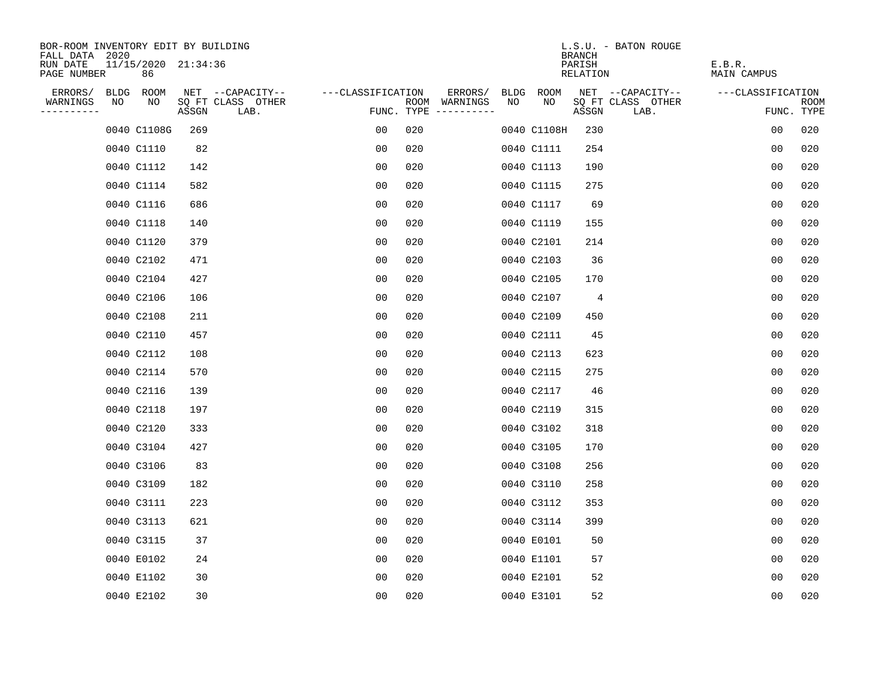BOR-ROOM INVENTORY EDIT BY BUILDING
FALL DATA 2020
RUN DATE 11/15/2020 21:34:36
PAGE NUMBER 86

L.S.U. - BATON ROUGE
BRANCH
PARISH E.B.R.
RELATION MAIN CAMPUS

| ERRORS/ WARNINGS | BLDG NO | ROOM NO | NET SQ FT ASSGN | --CAPACITY-- CLASS | OTHER LAB. | ---CLASSIFICATION FUNC. | ROOM TYPE | ERRORS/ WARNINGS | BLDG NO | ROOM NO | NET SQ FT ASSGN | --CAPACITY-- CLASS | OTHER LAB. | ---CLASSIFICATION FUNC. | ROOM TYPE |
|---|---|---|---|---|---|---|---|---|---|---|---|---|---|---|---|
| | 0040 | C1108G | 269 | | | 00 | 020 | | 0040 | C1108H | 230 | | | 00 | 020 |
| | 0040 | C1110 | 82 | | | 00 | 020 | | 0040 | C1111 | 254 | | | 00 | 020 |
| | 0040 | C1112 | 142 | | | 00 | 020 | | 0040 | C1113 | 190 | | | 00 | 020 |
| | 0040 | C1114 | 582 | | | 00 | 020 | | 0040 | C1115 | 275 | | | 00 | 020 |
| | 0040 | C1116 | 686 | | | 00 | 020 | | 0040 | C1117 | 69 | | | 00 | 020 |
| | 0040 | C1118 | 140 | | | 00 | 020 | | 0040 | C1119 | 155 | | | 00 | 020 |
| | 0040 | C1120 | 379 | | | 00 | 020 | | 0040 | C2101 | 214 | | | 00 | 020 |
| | 0040 | C2102 | 471 | | | 00 | 020 | | 0040 | C2103 | 36 | | | 00 | 020 |
| | 0040 | C2104 | 427 | | | 00 | 020 | | 0040 | C2105 | 170 | | | 00 | 020 |
| | 0040 | C2106 | 106 | | | 00 | 020 | | 0040 | C2107 | 4 | | | 00 | 020 |
| | 0040 | C2108 | 211 | | | 00 | 020 | | 0040 | C2109 | 450 | | | 00 | 020 |
| | 0040 | C2110 | 457 | | | 00 | 020 | | 0040 | C2111 | 45 | | | 00 | 020 |
| | 0040 | C2112 | 108 | | | 00 | 020 | | 0040 | C2113 | 623 | | | 00 | 020 |
| | 0040 | C2114 | 570 | | | 00 | 020 | | 0040 | C2115 | 275 | | | 00 | 020 |
| | 0040 | C2116 | 139 | | | 00 | 020 | | 0040 | C2117 | 46 | | | 00 | 020 |
| | 0040 | C2118 | 197 | | | 00 | 020 | | 0040 | C2119 | 315 | | | 00 | 020 |
| | 0040 | C2120 | 333 | | | 00 | 020 | | 0040 | C3102 | 318 | | | 00 | 020 |
| | 0040 | C3104 | 427 | | | 00 | 020 | | 0040 | C3105 | 170 | | | 00 | 020 |
| | 0040 | C3106 | 83 | | | 00 | 020 | | 0040 | C3108 | 256 | | | 00 | 020 |
| | 0040 | C3109 | 182 | | | 00 | 020 | | 0040 | C3110 | 258 | | | 00 | 020 |
| | 0040 | C3111 | 223 | | | 00 | 020 | | 0040 | C3112 | 353 | | | 00 | 020 |
| | 0040 | C3113 | 621 | | | 00 | 020 | | 0040 | C3114 | 399 | | | 00 | 020 |
| | 0040 | C3115 | 37 | | | 00 | 020 | | 0040 | E0101 | 50 | | | 00 | 020 |
| | 0040 | E0102 | 24 | | | 00 | 020 | | 0040 | E1101 | 57 | | | 00 | 020 |
| | 0040 | E1102 | 30 | | | 00 | 020 | | 0040 | E2101 | 52 | | | 00 | 020 |
| | 0040 | E2102 | 30 | | | 00 | 020 | | 0040 | E3101 | 52 | | | 00 | 020 |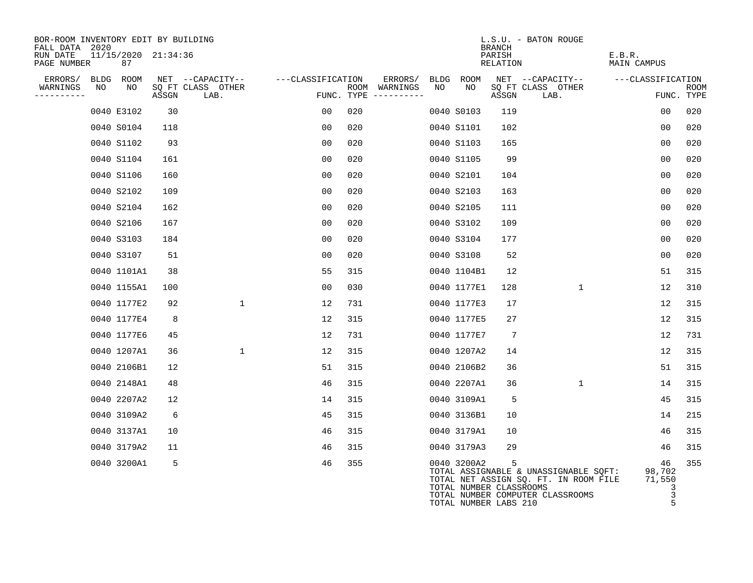BOR-ROOM INVENTORY EDIT BY BUILDING
FALL DATA 2020
RUN DATE 11/15/2020 21:34:36
PAGE NUMBER 87

L.S.U. - BATON ROUGE
BRANCH
PARISH E.B.R.
RELATION MAIN CAMPUS

| ERRORS/ WARNINGS | BLDG NO | ROOM NO | NET SQ FT ASSGN | CAPACITY CLASS | CAPACITY LAB. | CAPACITY OTHER | CLASSIFICATION FUNC. | ROOM TYPE | ERRORS/ WARNINGS | BLDG NO | ROOM NO | NET SQ FT ASSGN | CAPACITY CLASS | CAPACITY LAB. | CAPACITY OTHER | CLASSIFICATION FUNC. | ROOM TYPE |
|---|---|---|---|---|---|---|---|---|---|---|---|---|---|---|---|---|---|
| | 0040 | E3102 | 30 | | | | 00 | 020 | | 0040 | S0103 | 119 | | | | 00 | 020 |
| | 0040 | S0104 | 118 | | | | 00 | 020 | | 0040 | S1101 | 102 | | | | 00 | 020 |
| | 0040 | S1102 | 93 | | | | 00 | 020 | | 0040 | S1103 | 165 | | | | 00 | 020 |
| | 0040 | S1104 | 161 | | | | 00 | 020 | | 0040 | S1105 | 99 | | | | 00 | 020 |
| | 0040 | S1106 | 160 | | | | 00 | 020 | | 0040 | S2101 | 104 | | | | 00 | 020 |
| | 0040 | S2102 | 109 | | | | 00 | 020 | | 0040 | S2103 | 163 | | | | 00 | 020 |
| | 0040 | S2104 | 162 | | | | 00 | 020 | | 0040 | S2105 | 111 | | | | 00 | 020 |
| | 0040 | S2106 | 167 | | | | 00 | 020 | | 0040 | S3102 | 109 | | | | 00 | 020 |
| | 0040 | S3103 | 184 | | | | 00 | 020 | | 0040 | S3104 | 177 | | | | 00 | 020 |
| | 0040 | S3107 | 51 | | | | 00 | 020 | | 0040 | S3108 | 52 | | | | 00 | 020 |
| | 0040 | 1101A1 | 38 | | | | 55 | 315 | | 0040 | 1104B1 | 12 | | | | 51 | 315 |
| | 0040 | 1155A1 | 100 | | | | 00 | 030 | | 0040 | 1177E1 | 128 | | | 1 | 12 | 310 |
| | 0040 | 1177E2 | 92 | | | 1 | 12 | 731 | | 0040 | 1177E3 | 17 | | | | 12 | 315 |
| | 0040 | 1177E4 | 8 | | | | 12 | 315 | | 0040 | 1177E5 | 27 | | | | 12 | 315 |
| | 0040 | 1177E6 | 45 | | | | 12 | 731 | | 0040 | 1177E7 | 7 | | | | 12 | 731 |
| | 0040 | 1207A1 | 36 | | | 1 | 12 | 315 | | 0040 | 1207A2 | 14 | | | | 12 | 315 |
| | 0040 | 2106B1 | 12 | | | | 51 | 315 | | 0040 | 2106B2 | 36 | | | | 51 | 315 |
| | 0040 | 2148A1 | 48 | | | | 46 | 315 | | 0040 | 2207A1 | 36 | | | 1 | 14 | 315 |
| | 0040 | 2207A2 | 12 | | | | 14 | 315 | | 0040 | 3109A1 | 5 | | | | 45 | 315 |
| | 0040 | 3109A2 | 6 | | | | 45 | 315 | | 0040 | 3136B1 | 10 | | | | 14 | 215 |
| | 0040 | 3137A1 | 10 | | | | 46 | 315 | | 0040 | 3179A1 | 10 | | | | 46 | 315 |
| | 0040 | 3179A2 | 11 | | | | 46 | 315 | | 0040 | 3179A3 | 29 | | | | 46 | 315 |
| | 0040 | 3200A1 | 5 | | | | 46 | 355 | | 0040 | 3200A2 | 5 | | | | 46 | 355 |

TOTAL ASSIGNABLE & UNASSIGNABLE SQFT: 98,702
TOTAL NET ASSIGN SQ. FT. IN ROOM FILE 71,550
TOTAL NUMBER CLASSROOMS 3
TOTAL NUMBER COMPUTER CLASSROOMS 3
TOTAL NUMBER LABS 210 5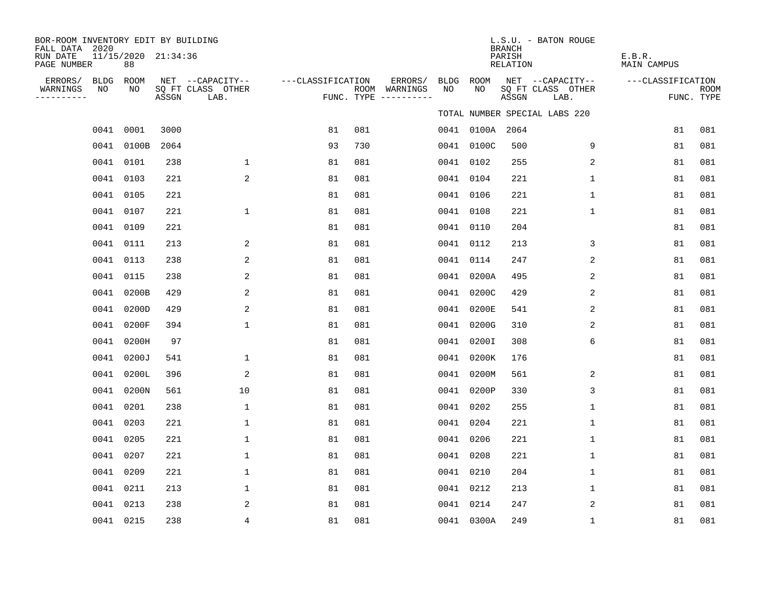BOR-ROOM INVENTORY EDIT BY BUILDING
FALL DATA 2020
RUN DATE 11/15/2020 21:34:36
PAGE NUMBER 88

L.S.U. - BATON ROUGE
BRANCH
PARISH E.B.R.
RELATION MAIN CAMPUS

TOTAL NUMBER SPECIAL LABS 220

| ERRORS/ WARNINGS | BLDG NO | ROOM NO | NET SQ FT ASSGN | CAPACITY CLASS LAB. | CAPACITY OTHER | CLASSIFICATION FUNC. | ROOM TYPE | ERRORS/ WARNINGS | BLDG NO | ROOM NO | NET SQ FT ASSGN | CAPACITY CLASS LAB. | CAPACITY OTHER | CLASSIFICATION FUNC. | ROOM TYPE |
|---|---|---|---|---|---|---|---|---|---|---|---|---|---|---|---|
| | 0041 | 0001 | 3000 | | | 81 | 081 | | 0041 | 0100A | 2064 | | | 81 | 081 |
| | 0041 | 0100B | 2064 | | | 93 | 730 | | 0041 | 0100C | 500 | | 9 | 81 | 081 |
| | 0041 | 0101 | 238 | | 1 | 81 | 081 | | 0041 | 0102 | 255 | | 2 | 81 | 081 |
| | 0041 | 0103 | 221 | | 2 | 81 | 081 | | 0041 | 0104 | 221 | | 1 | 81 | 081 |
| | 0041 | 0105 | 221 | | | 81 | 081 | | 0041 | 0106 | 221 | | 1 | 81 | 081 |
| | 0041 | 0107 | 221 | | 1 | 81 | 081 | | 0041 | 0108 | 221 | | 1 | 81 | 081 |
| | 0041 | 0109 | 221 | | | 81 | 081 | | 0041 | 0110 | 204 | | | 81 | 081 |
| | 0041 | 0111 | 213 | | 2 | 81 | 081 | | 0041 | 0112 | 213 | | 3 | 81 | 081 |
| | 0041 | 0113 | 238 | | 2 | 81 | 081 | | 0041 | 0114 | 247 | | 2 | 81 | 081 |
| | 0041 | 0115 | 238 | | 2 | 81 | 081 | | 0041 | 0200A | 495 | | 2 | 81 | 081 |
| | 0041 | 0200B | 429 | | 2 | 81 | 081 | | 0041 | 0200C | 429 | | 2 | 81 | 081 |
| | 0041 | 0200D | 429 | | 2 | 81 | 081 | | 0041 | 0200E | 541 | | 2 | 81 | 081 |
| | 0041 | 0200F | 394 | | 1 | 81 | 081 | | 0041 | 0200G | 310 | | 2 | 81 | 081 |
| | 0041 | 0200H | 97 | | | 81 | 081 | | 0041 | 0200I | 308 | | 6 | 81 | 081 |
| | 0041 | 0200J | 541 | | 1 | 81 | 081 | | 0041 | 0200K | 176 | | | 81 | 081 |
| | 0041 | 0200L | 396 | | 2 | 81 | 081 | | 0041 | 0200M | 561 | | 2 | 81 | 081 |
| | 0041 | 0200N | 561 | | 10 | 81 | 081 | | 0041 | 0200P | 330 | | 3 | 81 | 081 |
| | 0041 | 0201 | 238 | | 1 | 81 | 081 | | 0041 | 0202 | 255 | | 1 | 81 | 081 |
| | 0041 | 0203 | 221 | | 1 | 81 | 081 | | 0041 | 0204 | 221 | | 1 | 81 | 081 |
| | 0041 | 0205 | 221 | | 1 | 81 | 081 | | 0041 | 0206 | 221 | | 1 | 81 | 081 |
| | 0041 | 0207 | 221 | | 1 | 81 | 081 | | 0041 | 0208 | 221 | | 1 | 81 | 081 |
| | 0041 | 0209 | 221 | | 1 | 81 | 081 | | 0041 | 0210 | 204 | | 1 | 81 | 081 |
| | 0041 | 0211 | 213 | | 1 | 81 | 081 | | 0041 | 0212 | 213 | | 1 | 81 | 081 |
| | 0041 | 0213 | 238 | | 2 | 81 | 081 | | 0041 | 0214 | 247 | | 2 | 81 | 081 |
| | 0041 | 0215 | 238 | | 4 | 81 | 081 | | 0041 | 0300A | 249 | | 1 | 81 | 081 |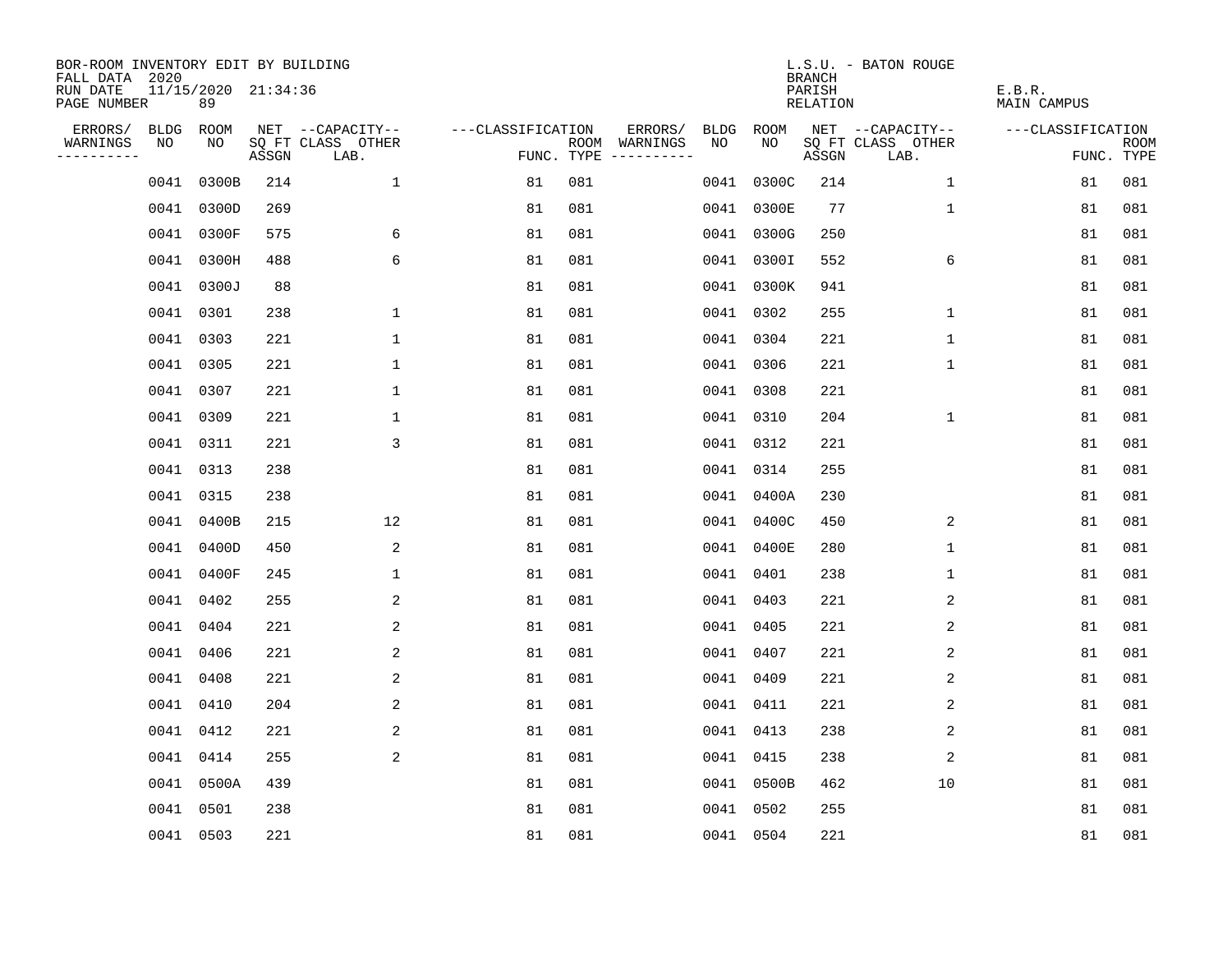BOR-ROOM INVENTORY EDIT BY BUILDING
FALL DATA 2020
RUN DATE 11/15/2020 21:34:36
PAGE NUMBER 89

L.S.U. - BATON ROUGE
BRANCH
PARISH E.B.R.
RELATION MAIN CAMPUS

| ERRORS/ WARNINGS | BLDG NO | ROOM NO | NET SQ FT ASSGN | CAPACITY CLASS LAB. | CAPACITY OTHER | CLASSIFICATION FUNC. | ROOM TYPE | ERRORS/ WARNINGS | BLDG NO | ROOM NO | NET SQ FT ASSGN | CAPACITY CLASS LAB. | CAPACITY OTHER | CLASSIFICATION FUNC. | ROOM TYPE |
|---|---|---|---|---|---|---|---|---|---|---|---|---|---|---|---|
| | 0041 | 0300B | 214 | | 1 | 81 | 081 | | 0041 | 0300C | 214 | | 1 | 81 | 081 |
| | 0041 | 0300D | 269 | | | 81 | 081 | | 0041 | 0300E | 77 | | 1 | 81 | 081 |
| | 0041 | 0300F | 575 | | 6 | 81 | 081 | | 0041 | 0300G | 250 | | | 81 | 081 |
| | 0041 | 0300H | 488 | | 6 | 81 | 081 | | 0041 | 0300I | 552 | | 6 | 81 | 081 |
| | 0041 | 0300J | 88 | | | 81 | 081 | | 0041 | 0300K | 941 | | | 81 | 081 |
| | 0041 | 0301 | 238 | | 1 | 81 | 081 | | 0041 | 0302 | 255 | | 1 | 81 | 081 |
| | 0041 | 0303 | 221 | | 1 | 81 | 081 | | 0041 | 0304 | 221 | | 1 | 81 | 081 |
| | 0041 | 0305 | 221 | | 1 | 81 | 081 | | 0041 | 0306 | 221 | | 1 | 81 | 081 |
| | 0041 | 0307 | 221 | | 1 | 81 | 081 | | 0041 | 0308 | 221 | | | 81 | 081 |
| | 0041 | 0309 | 221 | | 1 | 81 | 081 | | 0041 | 0310 | 204 | | 1 | 81 | 081 |
| | 0041 | 0311 | 221 | | 3 | 81 | 081 | | 0041 | 0312 | 221 | | | 81 | 081 |
| | 0041 | 0313 | 238 | | | 81 | 081 | | 0041 | 0314 | 255 | | | 81 | 081 |
| | 0041 | 0315 | 238 | | | 81 | 081 | | 0041 | 0400A | 230 | | | 81 | 081 |
| | 0041 | 0400B | 215 | | 12 | 81 | 081 | | 0041 | 0400C | 450 | | 2 | 81 | 081 |
| | 0041 | 0400D | 450 | | 2 | 81 | 081 | | 0041 | 0400E | 280 | | 1 | 81 | 081 |
| | 0041 | 0400F | 245 | | 1 | 81 | 081 | | 0041 | 0401 | 238 | | 1 | 81 | 081 |
| | 0041 | 0402 | 255 | | 2 | 81 | 081 | | 0041 | 0403 | 221 | | 2 | 81 | 081 |
| | 0041 | 0404 | 221 | | 2 | 81 | 081 | | 0041 | 0405 | 221 | | 2 | 81 | 081 |
| | 0041 | 0406 | 221 | | 2 | 81 | 081 | | 0041 | 0407 | 221 | | 2 | 81 | 081 |
| | 0041 | 0408 | 221 | | 2 | 81 | 081 | | 0041 | 0409 | 221 | | 2 | 81 | 081 |
| | 0041 | 0410 | 204 | | 2 | 81 | 081 | | 0041 | 0411 | 221 | | 2 | 81 | 081 |
| | 0041 | 0412 | 221 | | 2 | 81 | 081 | | 0041 | 0413 | 238 | | 2 | 81 | 081 |
| | 0041 | 0414 | 255 | | 2 | 81 | 081 | | 0041 | 0415 | 238 | | 2 | 81 | 081 |
| | 0041 | 0500A | 439 | | | 81 | 081 | | 0041 | 0500B | 462 | | 10 | 81 | 081 |
| | 0041 | 0501 | 238 | | | 81 | 081 | | 0041 | 0502 | 255 | | | 81 | 081 |
| | 0041 | 0503 | 221 | | | 81 | 081 | | 0041 | 0504 | 221 | | | 81 | 081 |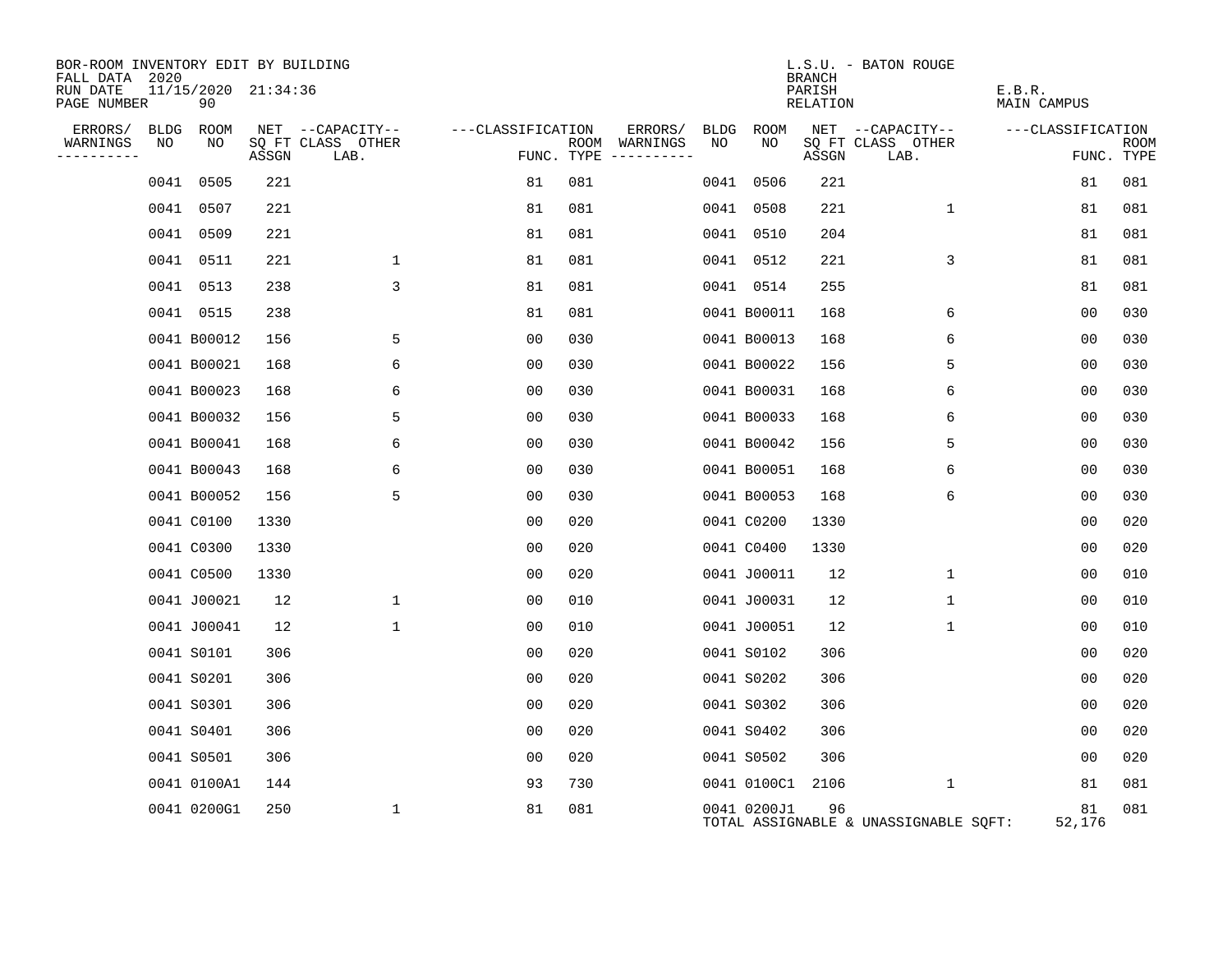BOR-ROOM INVENTORY EDIT BY BUILDING
FALL DATA 2020
RUN DATE 11/15/2020 21:34:36
PAGE NUMBER 90

L.S.U. - BATON ROUGE
BRANCH
PARISH E.B.R.
RELATION MAIN CAMPUS

| ERRORS/ WARNINGS | BLDG NO | ROOM NO | NET SQ FT ASSGN | --CAPACITY-- CLASS LAB. | OTHER | ---CLASSIFICATION FUNC. | ROOM TYPE | ERRORS/ WARNINGS | BLDG NO | ROOM NO | NET SQ FT ASSGN | --CAPACITY-- CLASS LAB. | OTHER | ---CLASSIFICATION FUNC. | ROOM TYPE |
|---|---|---|---|---|---|---|---|---|---|---|---|---|---|---|---|
| | 0041 | 0505 | 221 | | | 81 | 081 | | 0041 | 0506 | 221 | | | 81 | 081 |
| | 0041 | 0507 | 221 | | | 81 | 081 | | 0041 | 0508 | 221 | | 1 | 81 | 081 |
| | 0041 | 0509 | 221 | | | 81 | 081 | | 0041 | 0510 | 204 | | | 81 | 081 |
| | 0041 | 0511 | 221 | | 1 | 81 | 081 | | 0041 | 0512 | 221 | | 3 | 81 | 081 |
| | 0041 | 0513 | 238 | | 3 | 81 | 081 | | 0041 | 0514 | 255 | | | 81 | 081 |
| | 0041 | 0515 | 238 | | | 81 | 081 | | 0041 | B00011 | 168 | | 6 | 00 | 030 |
| | 0041 | B00012 | 156 | | 5 | 00 | 030 | | 0041 | B00013 | 168 | | 6 | 00 | 030 |
| | 0041 | B00021 | 168 | | 6 | 00 | 030 | | 0041 | B00022 | 156 | | 5 | 00 | 030 |
| | 0041 | B00023 | 168 | | 6 | 00 | 030 | | 0041 | B00031 | 168 | | 6 | 00 | 030 |
| | 0041 | B00032 | 156 | | 5 | 00 | 030 | | 0041 | B00033 | 168 | | 6 | 00 | 030 |
| | 0041 | B00041 | 168 | | 6 | 00 | 030 | | 0041 | B00042 | 156 | | 5 | 00 | 030 |
| | 0041 | B00043 | 168 | | 6 | 00 | 030 | | 0041 | B00051 | 168 | | 6 | 00 | 030 |
| | 0041 | B00052 | 156 | | 5 | 00 | 030 | | 0041 | B00053 | 168 | | 6 | 00 | 030 |
| | 0041 | C0100 | 1330 | | | 00 | 020 | | 0041 | C0200 | 1330 | | | 00 | 020 |
| | 0041 | C0300 | 1330 | | | 00 | 020 | | 0041 | C0400 | 1330 | | | 00 | 020 |
| | 0041 | C0500 | 1330 | | | 00 | 020 | | 0041 | J00011 | 12 | | 1 | 00 | 010 |
| | 0041 | J00021 | 12 | | 1 | 00 | 010 | | 0041 | J00031 | 12 | | 1 | 00 | 010 |
| | 0041 | J00041 | 12 | | 1 | 00 | 010 | | 0041 | J00051 | 12 | | 1 | 00 | 010 |
| | 0041 | S0101 | 306 | | | 00 | 020 | | 0041 | S0102 | 306 | | | 00 | 020 |
| | 0041 | S0201 | 306 | | | 00 | 020 | | 0041 | S0202 | 306 | | | 00 | 020 |
| | 0041 | S0301 | 306 | | | 00 | 020 | | 0041 | S0302 | 306 | | | 00 | 020 |
| | 0041 | S0401 | 306 | | | 00 | 020 | | 0041 | S0402 | 306 | | | 00 | 020 |
| | 0041 | S0501 | 306 | | | 00 | 020 | | 0041 | S0502 | 306 | | | 00 | 020 |
| | 0041 | 0100A1 | 144 | | | 93 | 730 | | 0041 | 0100C1 | 2106 | | 1 | 81 | 081 |
| | 0041 | 0200G1 | 250 | | 1 | 81 | 081 | | 0041 | 0200J1 | 96 | | | 81 | 081 |

TOTAL ASSIGNABLE & UNASSIGNABLE SQFT: 52,176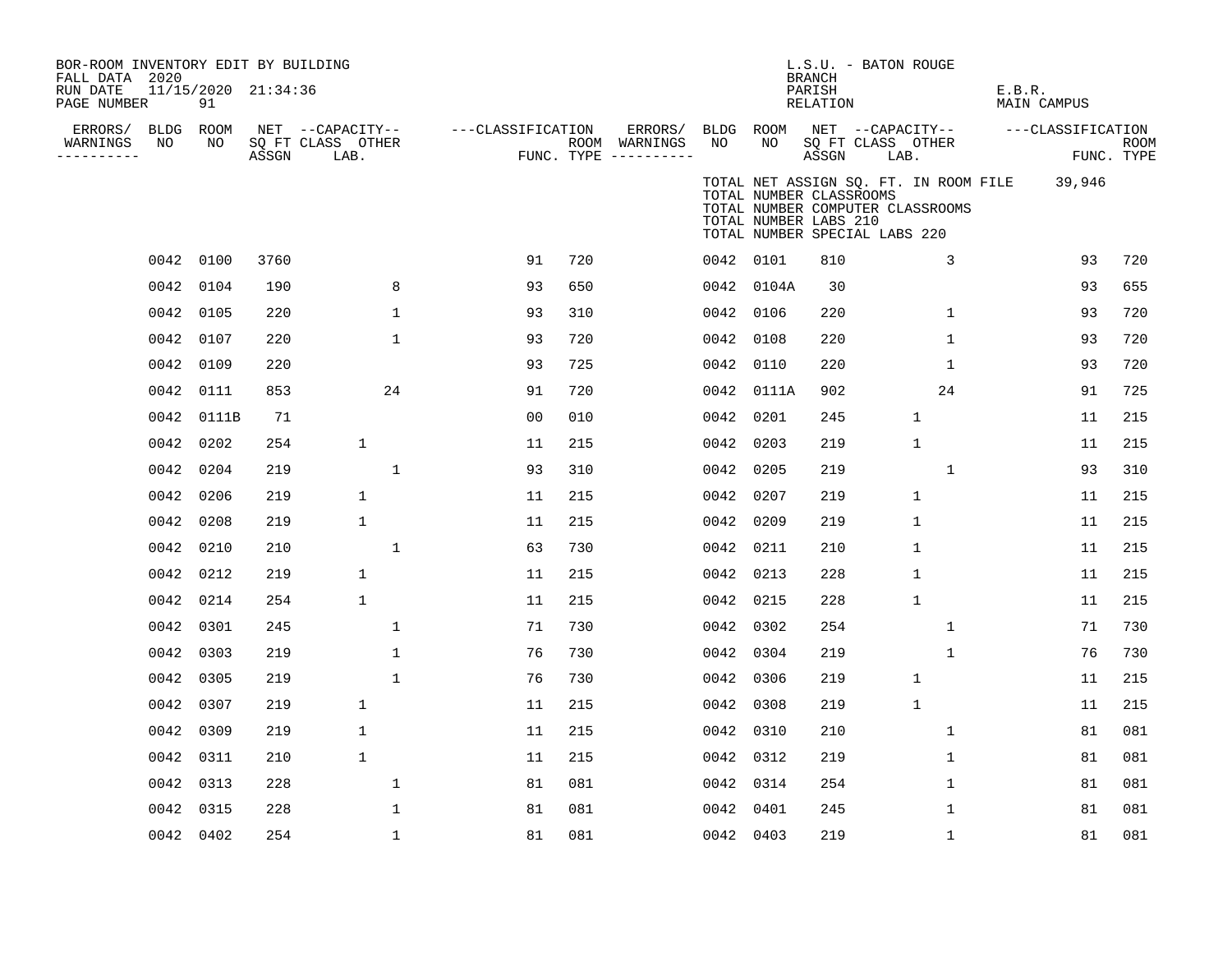BOR-ROOM INVENTORY EDIT BY BUILDING
FALL DATA 2020
RUN DATE 11/15/2020 21:34:36
PAGE NUMBER 91

L.S.U. - BATON ROUGE
BRANCH
PARISH E.B.R.
RELATION MAIN CAMPUS

TOTAL NET ASSIGN SQ. FT. IN ROOM FILE 39,946
TOTAL NUMBER CLASSROOMS
TOTAL NUMBER COMPUTER CLASSROOMS
TOTAL NUMBER LABS 210
TOTAL NUMBER SPECIAL LABS 220

| ERRORS/ WARNINGS | BLDG NO | ROOM NO | NET SQ FT ASSGN | CAPACITY CLASS LAB. | CAPACITY OTHER | CLASSIFICATION FUNC. | ROOM TYPE | ERRORS/ WARNINGS | BLDG NO | ROOM NO | NET SQ FT ASSGN | CAPACITY CLASS LAB. | CAPACITY OTHER | CLASSIFICATION FUNC. | ROOM TYPE |
|---|---|---|---|---|---|---|---|---|---|---|---|---|---|---|---|
| | 0042 | 0100 | 3760 | | | 91 | 720 | | 0042 | 0101 | 810 | | 3 | 93 | 720 |
| | 0042 | 0104 | 190 | | 8 | 93 | 650 | | 0042 | 0104A | 30 | | | 93 | 655 |
| | 0042 | 0105 | 220 | | 1 | 93 | 310 | | 0042 | 0106 | 220 | | 1 | 93 | 720 |
| | 0042 | 0107 | 220 | | 1 | 93 | 720 | | 0042 | 0108 | 220 | | 1 | 93 | 720 |
| | 0042 | 0109 | 220 | | | 93 | 725 | | 0042 | 0110 | 220 | | 1 | 93 | 720 |
| | 0042 | 0111 | 853 | | 24 | 91 | 720 | | 0042 | 0111A | 902 | | 24 | 91 | 725 |
| | 0042 | 0111B | 71 | | | 00 | 010 | | 0042 | 0201 | 245 | 1 | | 11 | 215 |
| | 0042 | 0202 | 254 | 1 | | 11 | 215 | | 0042 | 0203 | 219 | 1 | | 11 | 215 |
| | 0042 | 0204 | 219 | | 1 | 93 | 310 | | 0042 | 0205 | 219 | | 1 | 93 | 310 |
| | 0042 | 0206 | 219 | 1 | | 11 | 215 | | 0042 | 0207 | 219 | 1 | | 11 | 215 |
| | 0042 | 0208 | 219 | 1 | | 11 | 215 | | 0042 | 0209 | 219 | 1 | | 11 | 215 |
| | 0042 | 0210 | 210 | | 1 | 63 | 730 | | 0042 | 0211 | 210 | 1 | | 11 | 215 |
| | 0042 | 0212 | 219 | 1 | | 11 | 215 | | 0042 | 0213 | 228 | 1 | | 11 | 215 |
| | 0042 | 0214 | 254 | 1 | | 11 | 215 | | 0042 | 0215 | 228 | 1 | | 11 | 215 |
| | 0042 | 0301 | 245 | | 1 | 71 | 730 | | 0042 | 0302 | 254 | | 1 | 71 | 730 |
| | 0042 | 0303 | 219 | | 1 | 76 | 730 | | 0042 | 0304 | 219 | | 1 | 76 | 730 |
| | 0042 | 0305 | 219 | | 1 | 76 | 730 | | 0042 | 0306 | 219 | 1 | | 11 | 215 |
| | 0042 | 0307 | 219 | 1 | | 11 | 215 | | 0042 | 0308 | 219 | 1 | | 11 | 215 |
| | 0042 | 0309 | 219 | 1 | | 11 | 215 | | 0042 | 0310 | 210 | | 1 | 81 | 081 |
| | 0042 | 0311 | 210 | 1 | | 11 | 215 | | 0042 | 0312 | 219 | | 1 | 81 | 081 |
| | 0042 | 0313 | 228 | | 1 | 81 | 081 | | 0042 | 0314 | 254 | | 1 | 81 | 081 |
| | 0042 | 0315 | 228 | | 1 | 81 | 081 | | 0042 | 0401 | 245 | | 1 | 81 | 081 |
| | 0042 | 0402 | 254 | | 1 | 81 | 081 | | 0042 | 0403 | 219 | | 1 | 81 | 081 |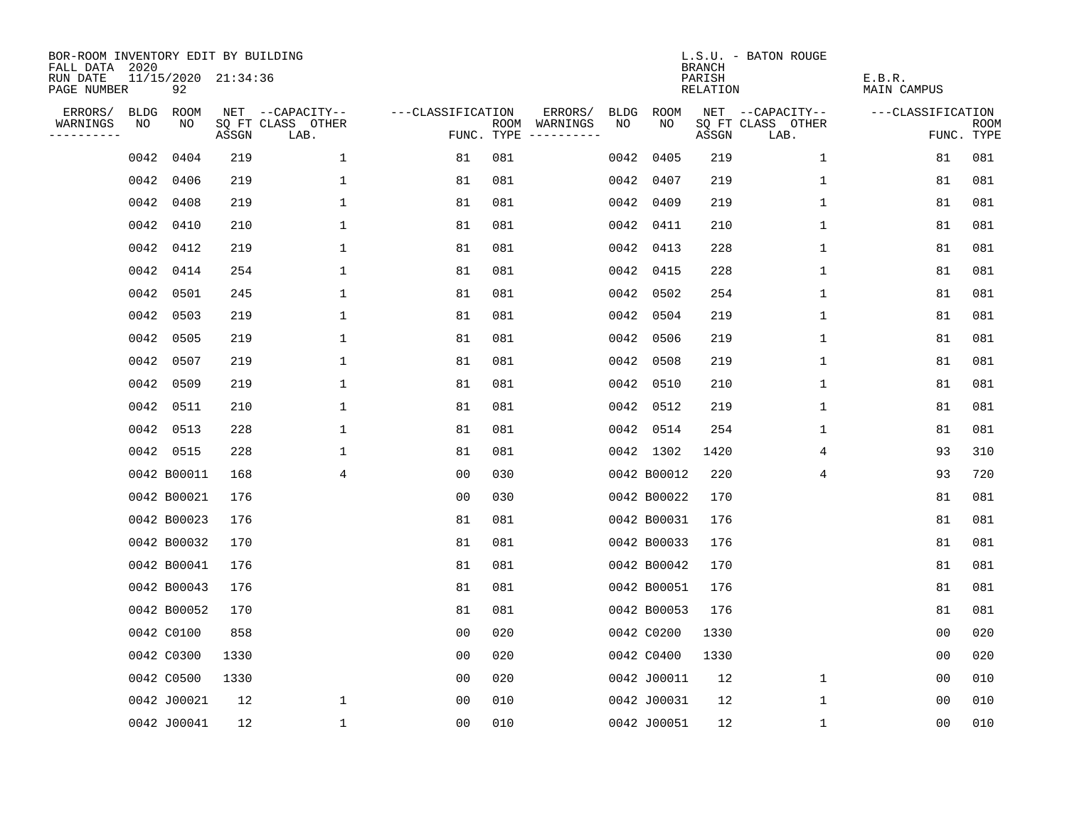BOR-ROOM INVENTORY EDIT BY BUILDING
FALL DATA 2020
RUN DATE 11/15/2020 21:34:36
PAGE NUMBER 92

L.S.U. - BATON ROUGE
BRANCH
PARISH E.B.R.
RELATION MAIN CAMPUS

| ERRORS/ WARNINGS | BLDG NO | ROOM NO | NET SQ FT ASSGN | CAPACITY-- CLASS LAB. | OTHER | CLASSIFICATION FUNC. | ROOM TYPE | ERRORS/ WARNINGS | BLDG NO | ROOM NO | NET SQ FT ASSGN | CAPACITY-- CLASS LAB. | OTHER | CLASSIFICATION FUNC. | ROOM TYPE |
|---|---|---|---|---|---|---|---|---|---|---|---|---|---|---|---|
| | 0042 | 0404 | 219 | | 1 | 81 | 081 | | 0042 | 0405 | 219 | | 1 | 81 | 081 |
| | 0042 | 0406 | 219 | | 1 | 81 | 081 | | 0042 | 0407 | 219 | | 1 | 81 | 081 |
| | 0042 | 0408 | 219 | | 1 | 81 | 081 | | 0042 | 0409 | 219 | | 1 | 81 | 081 |
| | 0042 | 0410 | 210 | | 1 | 81 | 081 | | 0042 | 0411 | 210 | | 1 | 81 | 081 |
| | 0042 | 0412 | 219 | | 1 | 81 | 081 | | 0042 | 0413 | 228 | | 1 | 81 | 081 |
| | 0042 | 0414 | 254 | | 1 | 81 | 081 | | 0042 | 0415 | 228 | | 1 | 81 | 081 |
| | 0042 | 0501 | 245 | | 1 | 81 | 081 | | 0042 | 0502 | 254 | | 1 | 81 | 081 |
| | 0042 | 0503 | 219 | | 1 | 81 | 081 | | 0042 | 0504 | 219 | | 1 | 81 | 081 |
| | 0042 | 0505 | 219 | | 1 | 81 | 081 | | 0042 | 0506 | 219 | | 1 | 81 | 081 |
| | 0042 | 0507 | 219 | | 1 | 81 | 081 | | 0042 | 0508 | 219 | | 1 | 81 | 081 |
| | 0042 | 0509 | 219 | | 1 | 81 | 081 | | 0042 | 0510 | 210 | | 1 | 81 | 081 |
| | 0042 | 0511 | 210 | | 1 | 81 | 081 | | 0042 | 0512 | 219 | | 1 | 81 | 081 |
| | 0042 | 0513 | 228 | | 1 | 81 | 081 | | 0042 | 0514 | 254 | | 1 | 81 | 081 |
| | 0042 | 0515 | 228 | | 1 | 81 | 081 | | 0042 | 1302 | 1420 | | 4 | 93 | 310 |
| | 0042 | B00011 | 168 | | 4 | 00 | 030 | | 0042 | B00012 | 220 | | 4 | 93 | 720 |
| | 0042 | B00021 | 176 | | | 00 | 030 | | 0042 | B00022 | 170 | | | 81 | 081 |
| | 0042 | B00023 | 176 | | | 81 | 081 | | 0042 | B00031 | 176 | | | 81 | 081 |
| | 0042 | B00032 | 170 | | | 81 | 081 | | 0042 | B00033 | 176 | | | 81 | 081 |
| | 0042 | B00041 | 176 | | | 81 | 081 | | 0042 | B00042 | 170 | | | 81 | 081 |
| | 0042 | B00043 | 176 | | | 81 | 081 | | 0042 | B00051 | 176 | | | 81 | 081 |
| | 0042 | B00052 | 170 | | | 81 | 081 | | 0042 | B00053 | 176 | | | 81 | 081 |
| | 0042 | C0100 | 858 | | | 00 | 020 | | 0042 | C0200 | 1330 | | | 00 | 020 |
| | 0042 | C0300 | 1330 | | | 00 | 020 | | 0042 | C0400 | 1330 | | | 00 | 020 |
| | 0042 | C0500 | 1330 | | | 00 | 020 | | 0042 | J00011 | 12 | | 1 | 00 | 010 |
| | 0042 | J00021 | 12 | | 1 | 00 | 010 | | 0042 | J00031 | 12 | | 1 | 00 | 010 |
| | 0042 | J00041 | 12 | | 1 | 00 | 010 | | 0042 | J00051 | 12 | | 1 | 00 | 010 |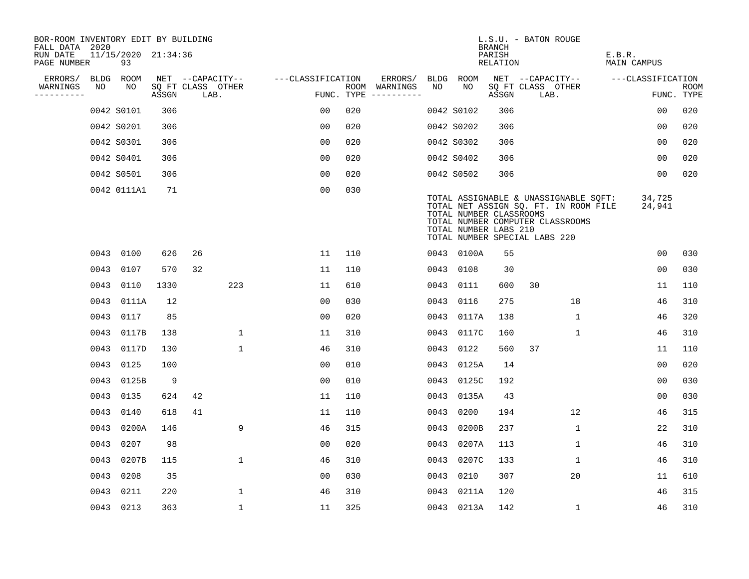BOR-ROOM INVENTORY EDIT BY BUILDING
FALL DATA 2020
RUN DATE 11/15/2020 21:34:36
PAGE NUMBER 93

L.S.U. - BATON ROUGE
BRANCH
PARISH E.B.R.
RELATION MAIN CAMPUS

| ERRORS/ WARNINGS | BLDG NO | ROOM NO | NET SQ FT ASSGN | CAPACITY CLASS | CAPACITY LAB. | CAPACITY OTHER | CLASSIFICATION FUNC. | ROOM TYPE | ERRORS/ WARNINGS | BLDG NO | ROOM NO | NET SQ FT ASSGN | CAPACITY CLASS | CAPACITY LAB. | CAPACITY OTHER | CLASSIFICATION FUNC. | ROOM TYPE |
|---|---|---|---|---|---|---|---|---|---|---|---|---|---|---|---|---|---|
| | 0042 | S0101 | 306 | | | | 00 | 020 | | 0042 | S0102 | 306 | | | | 00 | 020 |
| | 0042 | S0201 | 306 | | | | 00 | 020 | | 0042 | S0202 | 306 | | | | 00 | 020 |
| | 0042 | S0301 | 306 | | | | 00 | 020 | | 0042 | S0302 | 306 | | | | 00 | 020 |
| | 0042 | S0401 | 306 | | | | 00 | 020 | | 0042 | S0402 | 306 | | | | 00 | 020 |
| | 0042 | S0501 | 306 | | | | 00 | 020 | | 0042 | S0502 | 306 | | | | 00 | 020 |
| | 0042 | 0111A1 | 71 | | | | 00 | 030 | | | | | | | | | |

TOTAL ASSIGNABLE & UNASSIGNABLE SQFT: 34,725
TOTAL NET ASSIGN SQ. FT. IN ROOM FILE 24,941
TOTAL NUMBER CLASSROOMS
TOTAL NUMBER COMPUTER CLASSROOMS
TOTAL NUMBER LABS 210
TOTAL NUMBER SPECIAL LABS 220

| ERRORS/ WARNINGS | BLDG NO | ROOM NO | NET SQ FT ASSGN | CAPACITY CLASS | CAPACITY LAB. | CAPACITY OTHER | CLASSIFICATION FUNC. | ROOM TYPE | ERRORS/ WARNINGS | BLDG NO | ROOM NO | NET SQ FT ASSGN | CAPACITY CLASS | CAPACITY LAB. | CAPACITY OTHER | CLASSIFICATION FUNC. | ROOM TYPE |
|---|---|---|---|---|---|---|---|---|---|---|---|---|---|---|---|---|---|
| | 0043 | 0100 | 626 | 26 | | | 11 | 110 | | 0043 | 0100A | 55 | | | | 00 | 030 |
| | 0043 | 0107 | 570 | 32 | | | 11 | 110 | | 0043 | 0108 | 30 | | | | 00 | 030 |
| | 0043 | 0110 | 1330 | | | 223 | 11 | 610 | | 0043 | 0111 | 600 | 30 | | | 11 | 110 |
| | 0043 | 0111A | 12 | | | | 00 | 030 | | 0043 | 0116 | 275 | | | 18 | 46 | 310 |
| | 0043 | 0117 | 85 | | | | 00 | 020 | | 0043 | 0117A | 138 | | | 1 | 46 | 320 |
| | 0043 | 0117B | 138 | | | 1 | 11 | 310 | | 0043 | 0117C | 160 | | | 1 | 46 | 310 |
| | 0043 | 0117D | 130 | | | 1 | 46 | 310 | | 0043 | 0122 | 560 | 37 | | | 11 | 110 |
| | 0043 | 0125 | 100 | | | | 00 | 010 | | 0043 | 0125A | 14 | | | | 00 | 020 |
| | 0043 | 0125B | 9 | | | | 00 | 010 | | 0043 | 0125C | 192 | | | | 00 | 030 |
| | 0043 | 0135 | 624 | 42 | | | 11 | 110 | | 0043 | 0135A | 43 | | | | 00 | 030 |
| | 0043 | 0140 | 618 | 41 | | | 11 | 110 | | 0043 | 0200 | 194 | | | 12 | 46 | 315 |
| | 0043 | 0200A | 146 | | | 9 | 46 | 315 | | 0043 | 0200B | 237 | | | 1 | 22 | 310 |
| | 0043 | 0207 | 98 | | | | 00 | 020 | | 0043 | 0207A | 113 | | | 1 | 46 | 310 |
| | 0043 | 0207B | 115 | | | 1 | 46 | 310 | | 0043 | 0207C | 133 | | | 1 | 46 | 310 |
| | 0043 | 0208 | 35 | | | | 00 | 030 | | 0043 | 0210 | 307 | | | 20 | 11 | 610 |
| | 0043 | 0211 | 220 | | | 1 | 46 | 310 | | 0043 | 0211A | 120 | | | | 46 | 315 |
| | 0043 | 0213 | 363 | | | 1 | 11 | 325 | | 0043 | 0213A | 142 | | | 1 | 46 | 310 |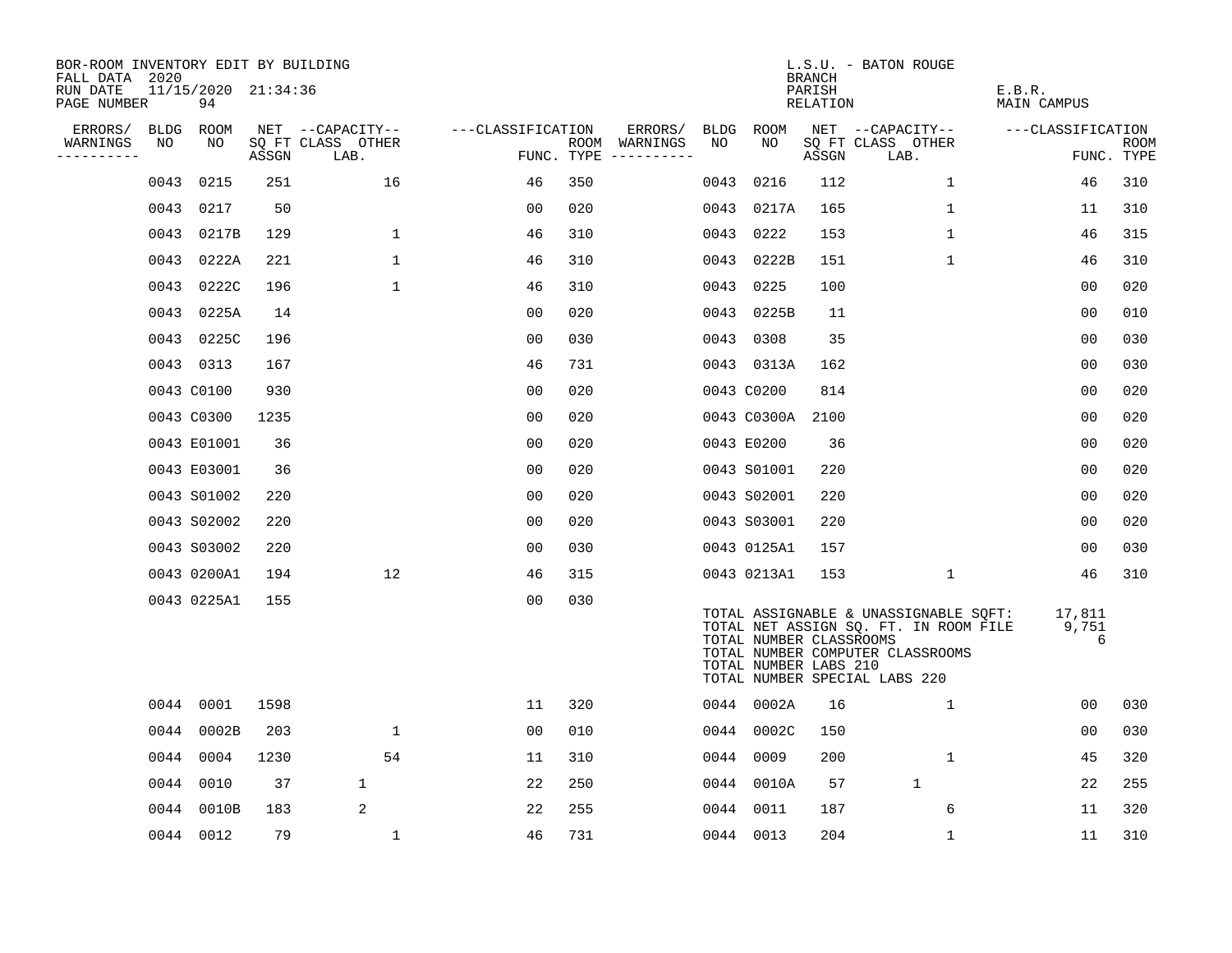BOR-ROOM INVENTORY EDIT BY BUILDING
FALL DATA 2020
RUN DATE 11/15/2020 21:34:36
PAGE NUMBER 94

L.S.U. - BATON ROUGE
BRANCH
PARISH E.B.R.
RELATION MAIN CAMPUS

| ERRORS/ WARNINGS | BLDG NO | ROOM NO | NET SQ FT ASSGN | CAPACITY CLASS LAB. | CAPACITY OTHER | CLASSIFICATION FUNC. | ROOM TYPE | ERRORS/ WARNINGS | BLDG NO | ROOM NO | NET SQ FT ASSGN | CAPACITY CLASS LAB. | CAPACITY OTHER | CLASSIFICATION FUNC. | ROOM TYPE |
|---|---|---|---|---|---|---|---|---|---|---|---|---|---|---|---|
| | 0043 | 0215 | 251 | | 16 | 46 | 350 | | 0043 | 0216 | 112 | | 1 | 46 | 310 |
| | 0043 | 0217 | 50 | | | 00 | 020 | | 0043 | 0217A | 165 | | 1 | 11 | 310 |
| | 0043 | 0217B | 129 | | 1 | 46 | 310 | | 0043 | 0222 | 153 | | 1 | 46 | 315 |
| | 0043 | 0222A | 221 | | 1 | 46 | 310 | | 0043 | 0222B | 151 | | 1 | 46 | 310 |
| | 0043 | 0222C | 196 | | 1 | 46 | 310 | | 0043 | 0225 | 100 | | | 00 | 020 |
| | 0043 | 0225A | 14 | | | 00 | 020 | | 0043 | 0225B | 11 | | | 00 | 010 |
| | 0043 | 0225C | 196 | | | 00 | 030 | | 0043 | 0308 | 35 | | | 00 | 030 |
| | 0043 | 0313 | 167 | | | 46 | 731 | | 0043 | 0313A | 162 | | | 00 | 030 |
| | 0043 | C0100 | 930 | | | 00 | 020 | | 0043 | C0200 | 814 | | | 00 | 020 |
| | 0043 | C0300 | 1235 | | | 00 | 020 | | 0043 | C0300A | 2100 | | | 00 | 020 |
| | 0043 | E01001 | 36 | | | 00 | 020 | | 0043 | E0200 | 36 | | | 00 | 020 |
| | 0043 | E03001 | 36 | | | 00 | 020 | | 0043 | S01001 | 220 | | | 00 | 020 |
| | 0043 | S01002 | 220 | | | 00 | 020 | | 0043 | S02001 | 220 | | | 00 | 020 |
| | 0043 | S02002 | 220 | | | 00 | 020 | | 0043 | S03001 | 220 | | | 00 | 020 |
| | 0043 | S03002 | 220 | | | 00 | 030 | | 0043 | 0125A1 | 157 | | | 00 | 030 |
| | 0043 | 0200A1 | 194 | | 12 | 46 | 315 | | 0043 | 0213A1 | 153 | | 1 | 46 | 310 |
| | 0043 | 0225A1 | 155 | | | 00 | 030 | | | | | | | | |

TOTAL ASSIGNABLE & UNASSIGNABLE SQFT: 17,811
TOTAL NET ASSIGN SQ. FT. IN ROOM FILE 9,751
TOTAL NUMBER CLASSROOMS 6
TOTAL NUMBER COMPUTER CLASSROOMS
TOTAL NUMBER LABS 210
TOTAL NUMBER SPECIAL LABS 220

| ERRORS/ WARNINGS | BLDG NO | ROOM NO | NET SQ FT ASSGN | CAPACITY CLASS LAB. | CAPACITY OTHER | CLASSIFICATION FUNC. | ROOM TYPE | ERRORS/ WARNINGS | BLDG NO | ROOM NO | NET SQ FT ASSGN | CAPACITY CLASS LAB. | CAPACITY OTHER | CLASSIFICATION FUNC. | ROOM TYPE |
|---|---|---|---|---|---|---|---|---|---|---|---|---|---|---|---|
| | 0044 | 0001 | 1598 | | | 11 | 320 | | 0044 | 0002A | 16 | | 1 | 00 | 030 |
| | 0044 | 0002B | 203 | | 1 | 00 | 010 | | 0044 | 0002C | 150 | | | 00 | 030 |
| | 0044 | 0004 | 1230 | | 54 | 11 | 310 | | 0044 | 0009 | 200 | | 1 | 45 | 320 |
| | 0044 | 0010 | 37 | 1 | | 22 | 250 | | 0044 | 0010A | 57 | 1 | | 22 | 255 |
| | 0044 | 0010B | 183 | 2 | | 22 | 255 | | 0044 | 0011 | 187 | | 6 | 11 | 320 |
| | 0044 | 0012 | 79 | | 1 | 46 | 731 | | 0044 | 0013 | 204 | | 1 | 11 | 310 |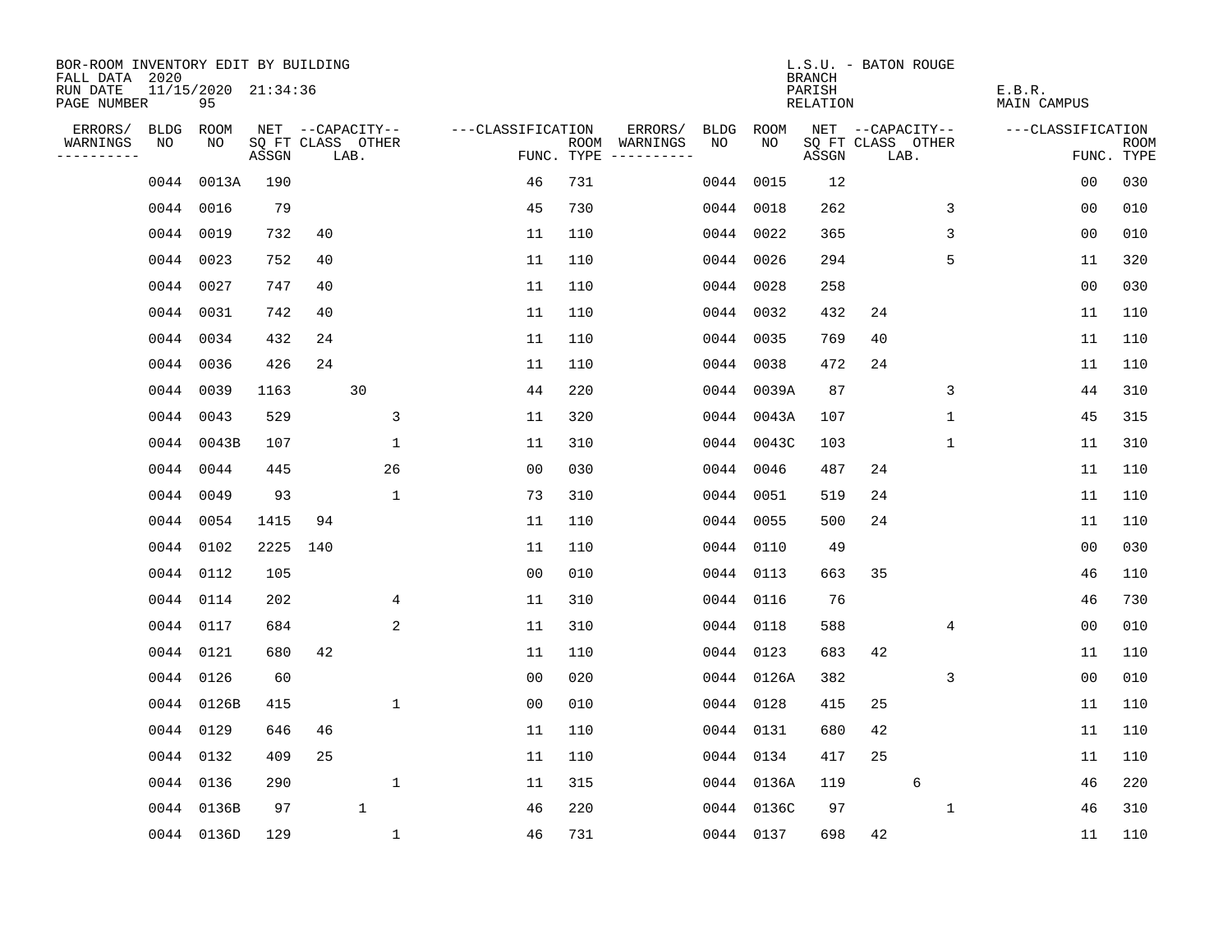BOR-ROOM INVENTORY EDIT BY BUILDING
FALL DATA 2020
RUN DATE 11/15/2020 21:34:36
PAGE NUMBER 95

L.S.U. - BATON ROUGE
BRANCH
PARISH E.B.R.
RELATION MAIN CAMPUS

| ERRORS/ WARNINGS | BLDG NO | ROOM NO | NET SQ FT ASSGN | CAPACITY CLASS | CAPACITY LAB. | CAPACITY OTHER | CLASSIFICATION FUNC. | ROOM TYPE | ERRORS/ WARNINGS | BLDG NO | ROOM NO | NET SQ FT ASSGN | CAPACITY CLASS | CAPACITY LAB. | CAPACITY OTHER | CLASSIFICATION FUNC. | ROOM TYPE |
|---|---|---|---|---|---|---|---|---|---|---|---|---|---|---|---|---|---|
| | 0044 | 0013A | 190 | | | | 46 | 731 | | 0044 | 0015 | 12 | | | | 00 | 030 |
| | 0044 | 0016 | 79 | | | | 45 | 730 | | 0044 | 0018 | 262 | | | 3 | 00 | 010 |
| | 0044 | 0019 | 732 | 40 | | | 11 | 110 | | 0044 | 0022 | 365 | | | 3 | 00 | 010 |
| | 0044 | 0023 | 752 | 40 | | | 11 | 110 | | 0044 | 0026 | 294 | | | 5 | 11 | 320 |
| | 0044 | 0027 | 747 | 40 | | | 11 | 110 | | 0044 | 0028 | 258 | | | | 00 | 030 |
| | 0044 | 0031 | 742 | 40 | | | 11 | 110 | | 0044 | 0032 | 432 | 24 | | | 11 | 110 |
| | 0044 | 0034 | 432 | 24 | | | 11 | 110 | | 0044 | 0035 | 769 | 40 | | | 11 | 110 |
| | 0044 | 0036 | 426 | 24 | | | 11 | 110 | | 0044 | 0038 | 472 | 24 | | | 11 | 110 |
| | 0044 | 0039 | 1163 | | 30 | | 44 | 220 | | 0044 | 0039A | 87 | | | 3 | 44 | 310 |
| | 0044 | 0043 | 529 | | | 3 | 11 | 320 | | 0044 | 0043A | 107 | | | 1 | 45 | 315 |
| | 0044 | 0043B | 107 | | | 1 | 11 | 310 | | 0044 | 0043C | 103 | | | 1 | 11 | 310 |
| | 0044 | 0044 | 445 | | | 26 | 00 | 030 | | 0044 | 0046 | 487 | 24 | | | 11 | 110 |
| | 0044 | 0049 | 93 | | | 1 | 73 | 310 | | 0044 | 0051 | 519 | 24 | | | 11 | 110 |
| | 0044 | 0054 | 1415 | 94 | | | 11 | 110 | | 0044 | 0055 | 500 | 24 | | | 11 | 110 |
| | 0044 | 0102 | 2225 | 140 | | | 11 | 110 | | 0044 | 0110 | 49 | | | | 00 | 030 |
| | 0044 | 0112 | 105 | | | | 00 | 010 | | 0044 | 0113 | 663 | 35 | | | 46 | 110 |
| | 0044 | 0114 | 202 | | | 4 | 11 | 310 | | 0044 | 0116 | 76 | | | | 46 | 730 |
| | 0044 | 0117 | 684 | | | 2 | 11 | 310 | | 0044 | 0118 | 588 | | | 4 | 00 | 010 |
| | 0044 | 0121 | 680 | 42 | | | 11 | 110 | | 0044 | 0123 | 683 | 42 | | | 11 | 110 |
| | 0044 | 0126 | 60 | | | | 00 | 020 | | 0044 | 0126A | 382 | | | 3 | 00 | 010 |
| | 0044 | 0126B | 415 | | | 1 | 00 | 010 | | 0044 | 0128 | 415 | 25 | | | 11 | 110 |
| | 0044 | 0129 | 646 | 46 | | | 11 | 110 | | 0044 | 0131 | 680 | 42 | | | 11 | 110 |
| | 0044 | 0132 | 409 | 25 | | | 11 | 110 | | 0044 | 0134 | 417 | 25 | | | 11 | 110 |
| | 0044 | 0136 | 290 | | | 1 | 11 | 315 | | 0044 | 0136A | 119 | | 6 | | 46 | 220 |
| | 0044 | 0136B | 97 | | 1 | | 46 | 220 | | 0044 | 0136C | 97 | | | 1 | 46 | 310 |
| | 0044 | 0136D | 129 | | | 1 | 46 | 731 | | 0044 | 0137 | 698 | 42 | | | 11 | 110 |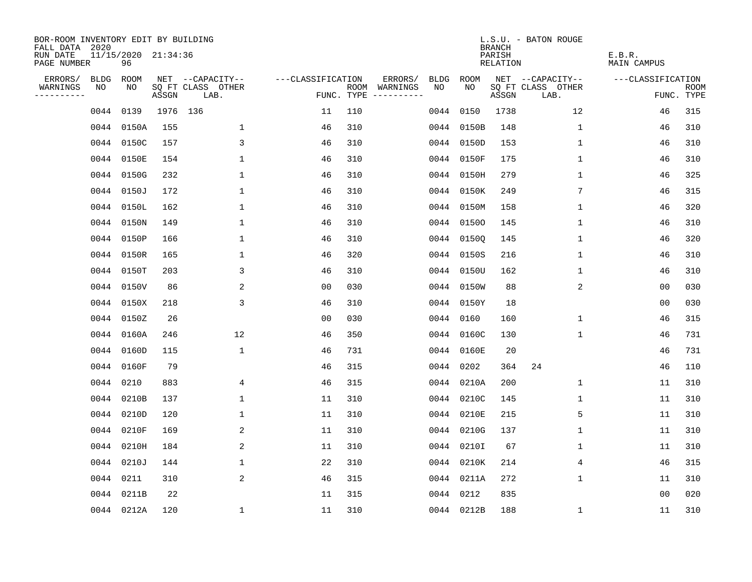BOR-ROOM INVENTORY EDIT BY BUILDING
FALL DATA 2020
RUN DATE 11/15/2020 21:34:36
PAGE NUMBER 96

L.S.U. - BATON ROUGE
BRANCH
PARISH E.B.R.
RELATION MAIN CAMPUS

| ERRORS/ WARNINGS | BLDG NO | ROOM NO | NET SQ FT ASSGN | CAPACITY-- CLASS | OTHER LAB. | FUNC. | ROOM TYPE | ERRORS/ WARNINGS | BLDG NO | ROOM NO | NET SQ FT ASSGN | CAPACITY-- CLASS | OTHER LAB. | FUNC. | ROOM TYPE |
|---|---|---|---|---|---|---|---|---|---|---|---|---|---|---|---|
| | 0044 | 0139 | 1976 | 136 | | 11 | 110 | | 0044 | 0150 | 1738 | | 12 | 46 | 315 |
| | 0044 | 0150A | 155 | | 1 | 46 | 310 | | 0044 | 0150B | 148 | | 1 | 46 | 310 |
| | 0044 | 0150C | 157 | | 3 | 46 | 310 | | 0044 | 0150D | 153 | | 1 | 46 | 310 |
| | 0044 | 0150E | 154 | | 1 | 46 | 310 | | 0044 | 0150F | 175 | | 1 | 46 | 310 |
| | 0044 | 0150G | 232 | | 1 | 46 | 310 | | 0044 | 0150H | 279 | | 1 | 46 | 325 |
| | 0044 | 0150J | 172 | | 1 | 46 | 310 | | 0044 | 0150K | 249 | | 7 | 46 | 315 |
| | 0044 | 0150L | 162 | | 1 | 46 | 310 | | 0044 | 0150M | 158 | | 1 | 46 | 320 |
| | 0044 | 0150N | 149 | | 1 | 46 | 310 | | 0044 | 0150O | 145 | | 1 | 46 | 310 |
| | 0044 | 0150P | 166 | | 1 | 46 | 310 | | 0044 | 0150Q | 145 | | 1 | 46 | 320 |
| | 0044 | 0150R | 165 | | 1 | 46 | 320 | | 0044 | 0150S | 216 | | 1 | 46 | 310 |
| | 0044 | 0150T | 203 | | 3 | 46 | 310 | | 0044 | 0150U | 162 | | 1 | 46 | 310 |
| | 0044 | 0150V | 86 | | 2 | 00 | 030 | | 0044 | 0150W | 88 | | 2 | 00 | 030 |
| | 0044 | 0150X | 218 | | 3 | 46 | 310 | | 0044 | 0150Y | 18 | | | 00 | 030 |
| | 0044 | 0150Z | 26 | | | 00 | 030 | | 0044 | 0160 | 160 | | 1 | 46 | 315 |
| | 0044 | 0160A | 246 | | 12 | 46 | 350 | | 0044 | 0160C | 130 | | 1 | 46 | 731 |
| | 0044 | 0160D | 115 | | 1 | 46 | 731 | | 0044 | 0160E | 20 | | | 46 | 731 |
| | 0044 | 0160F | 79 | | | 46 | 315 | | 0044 | 0202 | 364 | 24 | | 46 | 110 |
| | 0044 | 0210 | 883 | | 4 | 46 | 315 | | 0044 | 0210A | 200 | | 1 | 11 | 310 |
| | 0044 | 0210B | 137 | | 1 | 11 | 310 | | 0044 | 0210C | 145 | | 1 | 11 | 310 |
| | 0044 | 0210D | 120 | | 1 | 11 | 310 | | 0044 | 0210E | 215 | | 5 | 11 | 310 |
| | 0044 | 0210F | 169 | | 2 | 11 | 310 | | 0044 | 0210G | 137 | | 1 | 11 | 310 |
| | 0044 | 0210H | 184 | | 2 | 11 | 310 | | 0044 | 0210I | 67 | | 1 | 11 | 310 |
| | 0044 | 0210J | 144 | | 1 | 22 | 310 | | 0044 | 0210K | 214 | | 4 | 46 | 315 |
| | 0044 | 0211 | 310 | | 2 | 46 | 315 | | 0044 | 0211A | 272 | | 1 | 11 | 310 |
| | 0044 | 0211B | 22 | | | 11 | 315 | | 0044 | 0212 | 835 | | | 00 | 020 |
| | 0044 | 0212A | 120 | | 1 | 11 | 310 | | 0044 | 0212B | 188 | | 1 | 11 | 310 |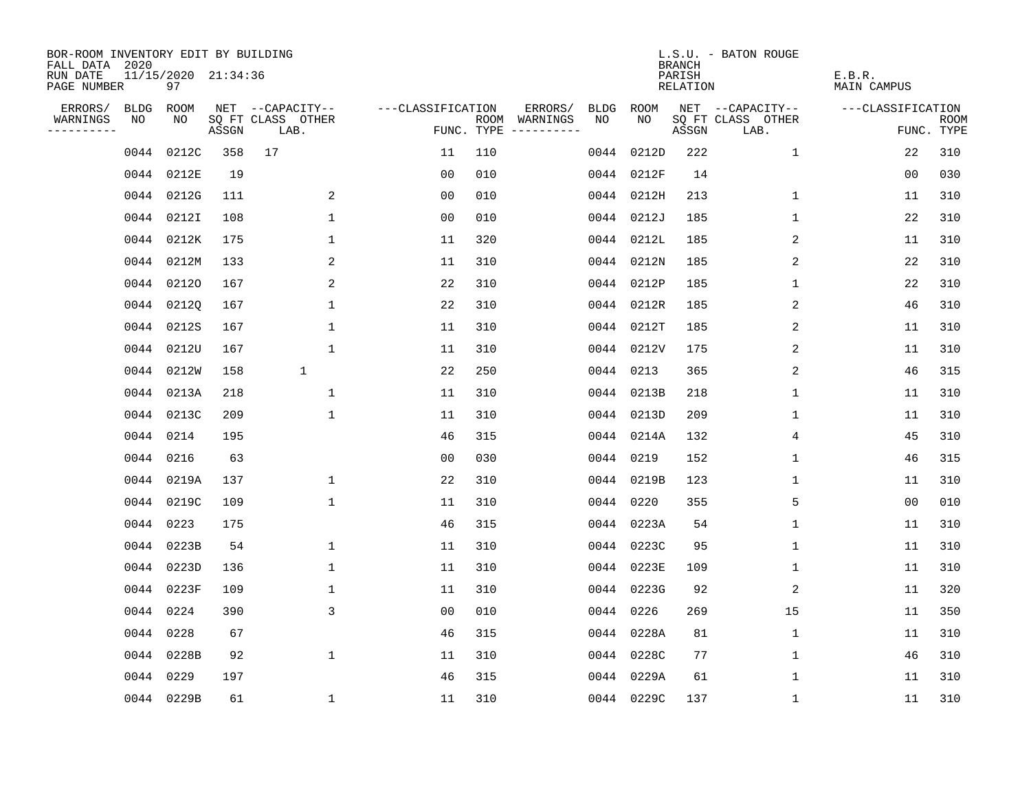BOR-ROOM INVENTORY EDIT BY BUILDING
FALL DATA 2020
RUN DATE 11/15/2020 21:34:36
PAGE NUMBER 97

L.S.U. - BATON ROUGE
BRANCH
PARISH E.B.R.
RELATION MAIN CAMPUS

| ERRORS/ WARNINGS | BLDG NO | ROOM NO | NET SQ FT ASSGN | CAPACITY CLASS LAB. | CAPACITY OTHER | CLASSIFICATION FUNC. | ROOM TYPE | ERRORS/ WARNINGS | BLDG NO | ROOM NO | NET SQ FT ASSGN | CAPACITY CLASS LAB. | CAPACITY OTHER | CLASSIFICATION FUNC. | ROOM TYPE |
|---|---|---|---|---|---|---|---|---|---|---|---|---|---|---|---|
| | 0044 | 0212C | 358 | 17 | | 11 | 110 | | 0044 | 0212D | 222 | | 1 | 22 | 310 |
| | 0044 | 0212E | 19 | | | 00 | 010 | | 0044 | 0212F | 14 | | | 00 | 030 |
| | 0044 | 0212G | 111 | | 2 | 00 | 010 | | 0044 | 0212H | 213 | | 1 | 11 | 310 |
| | 0044 | 0212I | 108 | | 1 | 00 | 010 | | 0044 | 0212J | 185 | | 1 | 22 | 310 |
| | 0044 | 0212K | 175 | | 1 | 11 | 320 | | 0044 | 0212L | 185 | | 2 | 11 | 310 |
| | 0044 | 0212M | 133 | | 2 | 11 | 310 | | 0044 | 0212N | 185 | | 2 | 22 | 310 |
| | 0044 | 0212O | 167 | | 2 | 22 | 310 | | 0044 | 0212P | 185 | | 1 | 22 | 310 |
| | 0044 | 0212Q | 167 | | 1 | 22 | 310 | | 0044 | 0212R | 185 | | 2 | 46 | 310 |
| | 0044 | 0212S | 167 | | 1 | 11 | 310 | | 0044 | 0212T | 185 | | 2 | 11 | 310 |
| | 0044 | 0212U | 167 | | 1 | 11 | 310 | | 0044 | 0212V | 175 | | 2 | 11 | 310 |
| | 0044 | 0212W | 158 | 1 | | 22 | 250 | | 0044 | 0213 | 365 | | 2 | 46 | 315 |
| | 0044 | 0213A | 218 | | 1 | 11 | 310 | | 0044 | 0213B | 218 | | 1 | 11 | 310 |
| | 0044 | 0213C | 209 | | 1 | 11 | 310 | | 0044 | 0213D | 209 | | 1 | 11 | 310 |
| | 0044 | 0214 | 195 | | | 46 | 315 | | 0044 | 0214A | 132 | | 4 | 45 | 310 |
| | 0044 | 0216 | 63 | | | 00 | 030 | | 0044 | 0219 | 152 | | 1 | 46 | 315 |
| | 0044 | 0219A | 137 | | 1 | 22 | 310 | | 0044 | 0219B | 123 | | 1 | 11 | 310 |
| | 0044 | 0219C | 109 | | 1 | 11 | 310 | | 0044 | 0220 | 355 | | 5 | 00 | 010 |
| | 0044 | 0223 | 175 | | | 46 | 315 | | 0044 | 0223A | 54 | | 1 | 11 | 310 |
| | 0044 | 0223B | 54 | | 1 | 11 | 310 | | 0044 | 0223C | 95 | | 1 | 11 | 310 |
| | 0044 | 0223D | 136 | | 1 | 11 | 310 | | 0044 | 0223E | 109 | | 1 | 11 | 310 |
| | 0044 | 0223F | 109 | | 1 | 11 | 310 | | 0044 | 0223G | 92 | | 2 | 11 | 320 |
| | 0044 | 0224 | 390 | | 3 | 00 | 010 | | 0044 | 0226 | 269 | | 15 | 11 | 350 |
| | 0044 | 0228 | 67 | | | 46 | 315 | | 0044 | 0228A | 81 | | 1 | 11 | 310 |
| | 0044 | 0228B | 92 | | 1 | 11 | 310 | | 0044 | 0228C | 77 | | 1 | 46 | 310 |
| | 0044 | 0229 | 197 | | | 46 | 315 | | 0044 | 0229A | 61 | | 1 | 11 | 310 |
| | 0044 | 0229B | 61 | | 1 | 11 | 310 | | 0044 | 0229C | 137 | | 1 | 11 | 310 |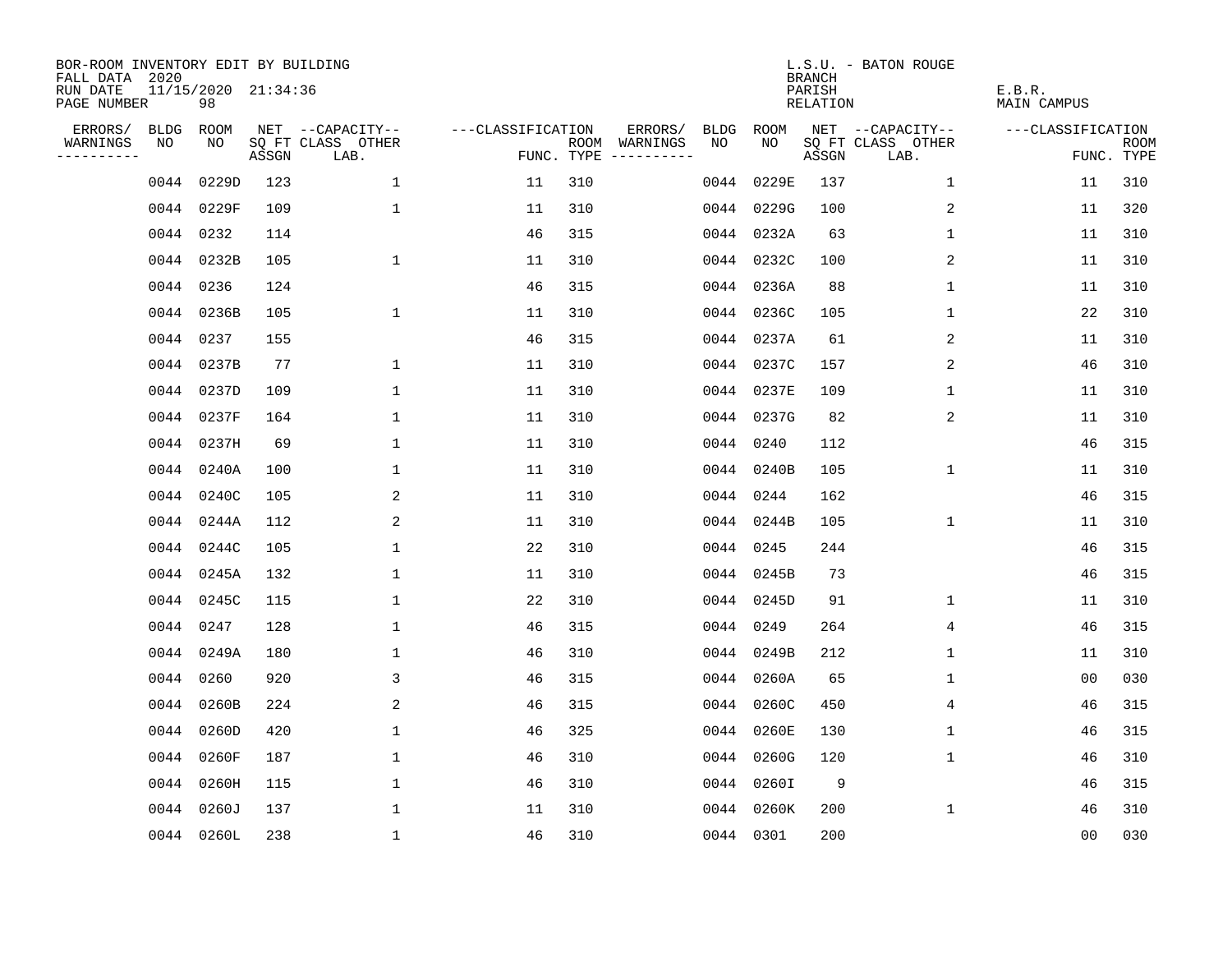BOR-ROOM INVENTORY EDIT BY BUILDING
FALL DATA 2020
RUN DATE 11/15/2020 21:34:36
PAGE NUMBER 98

L.S.U. - BATON ROUGE
BRANCH
PARISH E.B.R.
RELATION MAIN CAMPUS

| ERRORS/ WARNINGS | BLDG NO | ROOM NO | NET SQ FT ASSGN | CAPACITY-- CLASS LAB. | OTHER | FUNC. | ROOM TYPE | ERRORS/ WARNINGS | BLDG NO | ROOM NO | NET SQ FT ASSGN | CAPACITY-- CLASS LAB. | OTHER | FUNC. | ROOM TYPE |
|---|---|---|---|---|---|---|---|---|---|---|---|---|---|---|---|
| | 0044 | 0229D | 123 | | 1 | 11 | 310 | | 0044 | 0229E | 137 | | 1 | 11 | 310 |
| | 0044 | 0229F | 109 | | 1 | 11 | 310 | | 0044 | 0229G | 100 | | 2 | 11 | 320 |
| | 0044 | 0232 | 114 | | | 46 | 315 | | 0044 | 0232A | 63 | | 1 | 11 | 310 |
| | 0044 | 0232B | 105 | | 1 | 11 | 310 | | 0044 | 0232C | 100 | | 2 | 11 | 310 |
| | 0044 | 0236 | 124 | | | 46 | 315 | | 0044 | 0236A | 88 | | 1 | 11 | 310 |
| | 0044 | 0236B | 105 | | 1 | 11 | 310 | | 0044 | 0236C | 105 | | 1 | 22 | 310 |
| | 0044 | 0237 | 155 | | | 46 | 315 | | 0044 | 0237A | 61 | | 2 | 11 | 310 |
| | 0044 | 0237B | 77 | | 1 | 11 | 310 | | 0044 | 0237C | 157 | | 2 | 46 | 310 |
| | 0044 | 0237D | 109 | | 1 | 11 | 310 | | 0044 | 0237E | 109 | | 1 | 11 | 310 |
| | 0044 | 0237F | 164 | | 1 | 11 | 310 | | 0044 | 0237G | 82 | | 2 | 11 | 310 |
| | 0044 | 0237H | 69 | | 1 | 11 | 310 | | 0044 | 0240 | 112 | | | 46 | 315 |
| | 0044 | 0240A | 100 | | 1 | 11 | 310 | | 0044 | 0240B | 105 | | 1 | 11 | 310 |
| | 0044 | 0240C | 105 | | 2 | 11 | 310 | | 0044 | 0244 | 162 | | | 46 | 315 |
| | 0044 | 0244A | 112 | | 2 | 11 | 310 | | 0044 | 0244B | 105 | | 1 | 11 | 310 |
| | 0044 | 0244C | 105 | | 1 | 22 | 310 | | 0044 | 0245 | 244 | | | 46 | 315 |
| | 0044 | 0245A | 132 | | 1 | 11 | 310 | | 0044 | 0245B | 73 | | | 46 | 315 |
| | 0044 | 0245C | 115 | | 1 | 22 | 310 | | 0044 | 0245D | 91 | | 1 | 11 | 310 |
| | 0044 | 0247 | 128 | | 1 | 46 | 315 | | 0044 | 0249 | 264 | | 4 | 46 | 315 |
| | 0044 | 0249A | 180 | | 1 | 46 | 310 | | 0044 | 0249B | 212 | | 1 | 11 | 310 |
| | 0044 | 0260 | 920 | | 3 | 46 | 315 | | 0044 | 0260A | 65 | | 1 | 00 | 030 |
| | 0044 | 0260B | 224 | | 2 | 46 | 315 | | 0044 | 0260C | 450 | | 4 | 46 | 315 |
| | 0044 | 0260D | 420 | | 1 | 46 | 325 | | 0044 | 0260E | 130 | | 1 | 46 | 315 |
| | 0044 | 0260F | 187 | | 1 | 46 | 310 | | 0044 | 0260G | 120 | | 1 | 46 | 310 |
| | 0044 | 0260H | 115 | | 1 | 46 | 310 | | 0044 | 0260I | 9 | | | 46 | 315 |
| | 0044 | 0260J | 137 | | 1 | 11 | 310 | | 0044 | 0260K | 200 | | 1 | 46 | 310 |
| | 0044 | 0260L | 238 | | 1 | 46 | 310 | | 0044 | 0301 | 200 | | | 00 | 030 |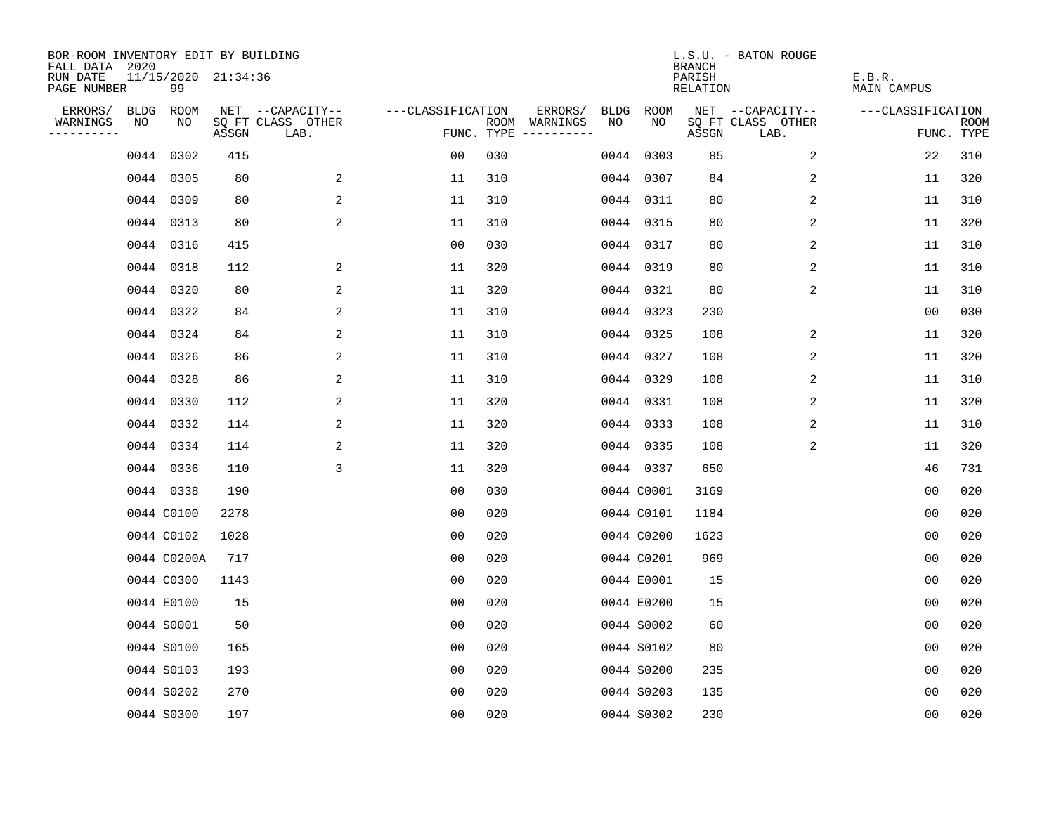BOR-ROOM INVENTORY EDIT BY BUILDING
FALL DATA 2020
RUN DATE 11/15/2020 21:34:36
PAGE NUMBER 99

L.S.U. - BATON ROUGE
BRANCH
PARISH E.B.R.
RELATION MAIN CAMPUS

| ERRORS/ WARNINGS | BLDG NO | ROOM NO | NET SQ FT ASSGN | CAPACITY CLASS LAB. | CAPACITY OTHER | CLASSIFICATION FUNC. | ROOM TYPE | ERRORS/ WARNINGS | BLDG NO | ROOM NO | NET SQ FT ASSGN | CAPACITY CLASS LAB. | CAPACITY OTHER | CLASSIFICATION FUNC. | ROOM TYPE |
|---|---|---|---|---|---|---|---|---|---|---|---|---|---|---|---|
| | 0044 | 0302 | 415 | | | 00 | 030 | | 0044 | 0303 | 85 | | 2 | 22 | 310 |
| | 0044 | 0305 | 80 | | 2 | 11 | 310 | | 0044 | 0307 | 84 | | 2 | 11 | 320 |
| | 0044 | 0309 | 80 | | 2 | 11 | 310 | | 0044 | 0311 | 80 | | 2 | 11 | 310 |
| | 0044 | 0313 | 80 | | 2 | 11 | 310 | | 0044 | 0315 | 80 | | 2 | 11 | 320 |
| | 0044 | 0316 | 415 | | | 00 | 030 | | 0044 | 0317 | 80 | | 2 | 11 | 310 |
| | 0044 | 0318 | 112 | | 2 | 11 | 320 | | 0044 | 0319 | 80 | | 2 | 11 | 310 |
| | 0044 | 0320 | 80 | | 2 | 11 | 320 | | 0044 | 0321 | 80 | | 2 | 11 | 310 |
| | 0044 | 0322 | 84 | | 2 | 11 | 310 | | 0044 | 0323 | 230 | | | 00 | 030 |
| | 0044 | 0324 | 84 | | 2 | 11 | 310 | | 0044 | 0325 | 108 | | 2 | 11 | 320 |
| | 0044 | 0326 | 86 | | 2 | 11 | 310 | | 0044 | 0327 | 108 | | 2 | 11 | 320 |
| | 0044 | 0328 | 86 | | 2 | 11 | 310 | | 0044 | 0329 | 108 | | 2 | 11 | 310 |
| | 0044 | 0330 | 112 | | 2 | 11 | 320 | | 0044 | 0331 | 108 | | 2 | 11 | 320 |
| | 0044 | 0332 | 114 | | 2 | 11 | 320 | | 0044 | 0333 | 108 | | 2 | 11 | 310 |
| | 0044 | 0334 | 114 | | 2 | 11 | 320 | | 0044 | 0335 | 108 | | 2 | 11 | 320 |
| | 0044 | 0336 | 110 | | 3 | 11 | 320 | | 0044 | 0337 | 650 | | | 46 | 731 |
| | 0044 | 0338 | 190 | | | 00 | 030 | | 0044 | C0001 | 3169 | | | 00 | 020 |
| | 0044 | C0100 | 2278 | | | 00 | 020 | | 0044 | C0101 | 1184 | | | 00 | 020 |
| | 0044 | C0102 | 1028 | | | 00 | 020 | | 0044 | C0200 | 1623 | | | 00 | 020 |
| | 0044 | C0200A | 717 | | | 00 | 020 | | 0044 | C0201 | 969 | | | 00 | 020 |
| | 0044 | C0300 | 1143 | | | 00 | 020 | | 0044 | E0001 | 15 | | | 00 | 020 |
| | 0044 | E0100 | 15 | | | 00 | 020 | | 0044 | E0200 | 15 | | | 00 | 020 |
| | 0044 | S0001 | 50 | | | 00 | 020 | | 0044 | S0002 | 60 | | | 00 | 020 |
| | 0044 | S0100 | 165 | | | 00 | 020 | | 0044 | S0102 | 80 | | | 00 | 020 |
| | 0044 | S0103 | 193 | | | 00 | 020 | | 0044 | S0200 | 235 | | | 00 | 020 |
| | 0044 | S0202 | 270 | | | 00 | 020 | | 0044 | S0203 | 135 | | | 00 | 020 |
| | 0044 | S0300 | 197 | | | 00 | 020 | | 0044 | S0302 | 230 | | | 00 | 020 |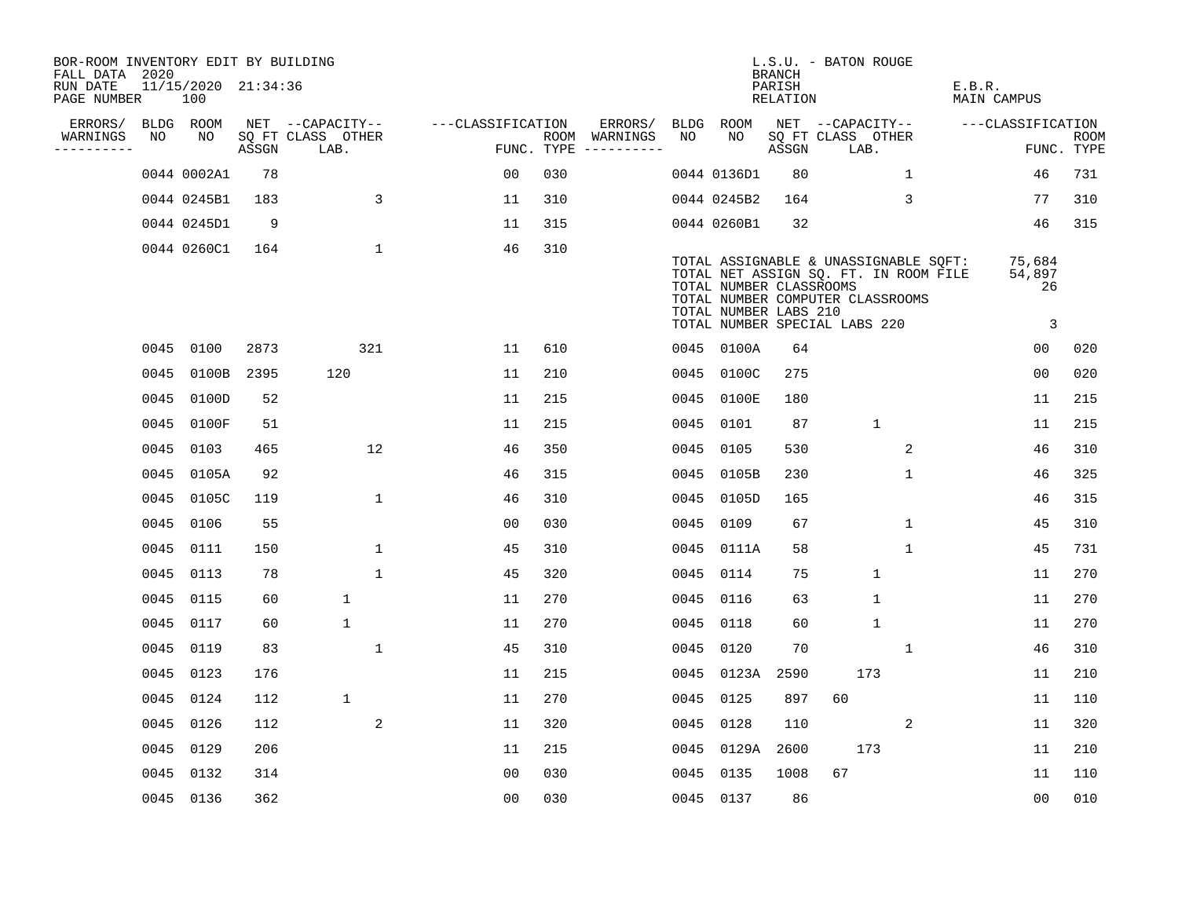BOR-ROOM INVENTORY EDIT BY BUILDING
FALL DATA 2020
RUN DATE 11/15/2020 21:34:36
PAGE NUMBER 100

L.S.U. - BATON ROUGE
BRANCH
PARISH E.B.R.
RELATION MAIN CAMPUS

| ERRORS/ WARNINGS | BLDG NO | ROOM NO | NET SQ FT ASSGN | CAPACITY CLASS LAB. | CAPACITY OTHER | CLASSIFICATION FUNC. | ROOM TYPE | ERRORS/ WARNINGS | BLDG NO | ROOM NO | NET SQ FT ASSGN | CAPACITY CLASS LAB. | CAPACITY OTHER | CLASSIFICATION FUNC. | ROOM TYPE |
|---|---|---|---|---|---|---|---|---|---|---|---|---|---|---|---|
| | 0044 | 0002A1 | 78 | | | 00 | 030 | | 0044 | 0136D1 | 80 | | 1 | 46 | 731 |
| | 0044 | 0245B1 | 183 | | 3 | 11 | 310 | | 0044 | 0245B2 | 164 | | 3 | 77 | 310 |
| | 0044 | 0245D1 | 9 | | | 11 | 315 | | 0044 | 0260B1 | 32 | | | 46 | 315 |
| | 0044 | 0260C1 | 164 | | 1 | 46 | 310 | | | | | | | | |

TOTAL ASSIGNABLE & UNASSIGNABLE SQFT: 75,684
TOTAL NET ASSIGN SQ. FT. IN ROOM FILE 54,897
TOTAL NUMBER CLASSROOMS 26
TOTAL NUMBER COMPUTER CLASSROOMS
TOTAL NUMBER LABS 210
TOTAL NUMBER SPECIAL LABS 220 3

| ERRORS/ WARNINGS | BLDG NO | ROOM NO | NET SQ FT ASSGN | CAPACITY CLASS LAB. | CAPACITY OTHER | CLASSIFICATION FUNC. | ROOM TYPE | ERRORS/ WARNINGS | BLDG NO | ROOM NO | NET SQ FT ASSGN | CAPACITY CLASS LAB. | CAPACITY OTHER | CLASSIFICATION FUNC. | ROOM TYPE |
|---|---|---|---|---|---|---|---|---|---|---|---|---|---|---|---|
| | 0045 | 0100 | 2873 | | 321 | 11 | 610 | | 0045 | 0100A | 64 | | | 00 | 020 |
| | 0045 | 0100B | 2395 | 120 | | 11 | 210 | | 0045 | 0100C | 275 | | | 00 | 020 |
| | 0045 | 0100D | 52 | | | 11 | 215 | | 0045 | 0100E | 180 | | | 11 | 215 |
| | 0045 | 0100F | 51 | | | 11 | 215 | | 0045 | 0101 | 87 | 1 | | 11 | 215 |
| | 0045 | 0103 | 465 | | 12 | 46 | 350 | | 0045 | 0105 | 530 | | 2 | 46 | 310 |
| | 0045 | 0105A | 92 | | | 46 | 315 | | 0045 | 0105B | 230 | | 1 | 46 | 325 |
| | 0045 | 0105C | 119 | | 1 | 46 | 310 | | 0045 | 0105D | 165 | | | 46 | 315 |
| | 0045 | 0106 | 55 | | | 00 | 030 | | 0045 | 0109 | 67 | | 1 | 45 | 310 |
| | 0045 | 0111 | 150 | | 1 | 45 | 310 | | 0045 | 0111A | 58 | | 1 | 45 | 731 |
| | 0045 | 0113 | 78 | | 1 | 45 | 320 | | 0045 | 0114 | 75 | 1 | | 11 | 270 |
| | 0045 | 0115 | 60 | 1 | | 11 | 270 | | 0045 | 0116 | 63 | 1 | | 11 | 270 |
| | 0045 | 0117 | 60 | 1 | | 11 | 270 | | 0045 | 0118 | 60 | 1 | | 11 | 270 |
| | 0045 | 0119 | 83 | | 1 | 45 | 310 | | 0045 | 0120 | 70 | | 1 | 46 | 310 |
| | 0045 | 0123 | 176 | | | 11 | 215 | | 0045 | 0123A | 2590 | 173 | | 11 | 210 |
| | 0045 | 0124 | 112 | 1 | | 11 | 270 | | 0045 | 0125 | 897 | 60 | | 11 | 110 |
| | 0045 | 0126 | 112 | | 2 | 11 | 320 | | 0045 | 0128 | 110 | | 2 | 11 | 320 |
| | 0045 | 0129 | 206 | | | 11 | 215 | | 0045 | 0129A | 2600 | 173 | | 11 | 210 |
| | 0045 | 0132 | 314 | | | 00 | 030 | | 0045 | 0135 | 1008 | 67 | | 11 | 110 |
| | 0045 | 0136 | 362 | | | 00 | 030 | | 0045 | 0137 | 86 | | | 00 | 010 |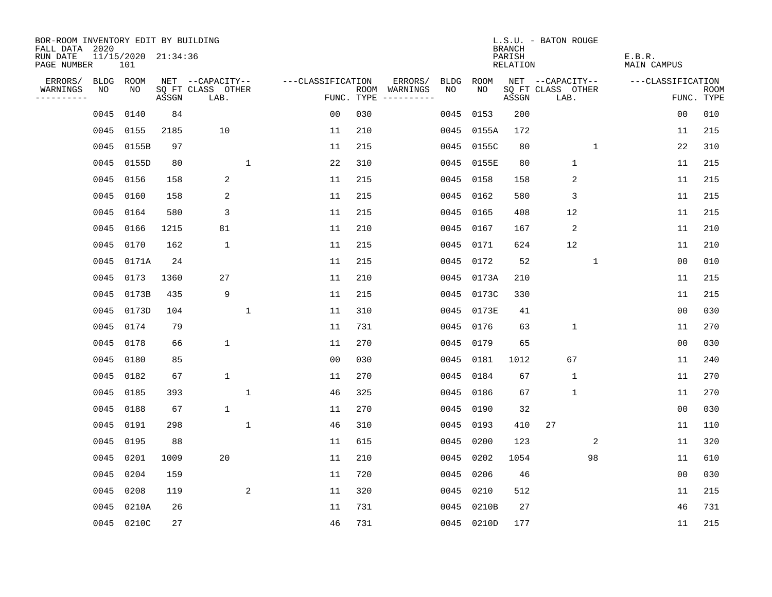BOR-ROOM INVENTORY EDIT BY BUILDING
FALL DATA 2020
RUN DATE 11/15/2020 21:34:36
PAGE NUMBER 101

L.S.U. - BATON ROUGE
BRANCH
PARISH E.B.R.
RELATION MAIN CAMPUS

| ERRORS/ WARNINGS | BLDG NO | ROOM NO | NET SQ FT ASSGN | --CAPACITY-- CLASS LAB. | OTHER | ---CLASSIFICATION FUNC. | ROOM TYPE | ERRORS/ WARNINGS | BLDG NO | ROOM NO | NET SQ FT ASSGN | --CAPACITY-- CLASS LAB. | OTHER | ---CLASSIFICATION FUNC. | ROOM TYPE |
|---|---|---|---|---|---|---|---|---|---|---|---|---|---|---|---|
| | 0045 | 0140 | 84 | | | 00 | 030 | | 0045 | 0153 | 200 | | | 00 | 010 |
| | 0045 | 0155 | 2185 | 10 | | 11 | 210 | | 0045 | 0155A | 172 | | | 11 | 215 |
| | 0045 | 0155B | 97 | | | 11 | 215 | | 0045 | 0155C | 80 | | 1 | 22 | 310 |
| | 0045 | 0155D | 80 | | 1 | 22 | 310 | | 0045 | 0155E | 80 | 1 | | 11 | 215 |
| | 0045 | 0156 | 158 | 2 | | 11 | 215 | | 0045 | 0158 | 158 | 2 | | 11 | 215 |
| | 0045 | 0160 | 158 | 2 | | 11 | 215 | | 0045 | 0162 | 580 | 3 | | 11 | 215 |
| | 0045 | 0164 | 580 | 3 | | 11 | 215 | | 0045 | 0165 | 408 | 12 | | 11 | 215 |
| | 0045 | 0166 | 1215 | 81 | | 11 | 210 | | 0045 | 0167 | 167 | 2 | | 11 | 210 |
| | 0045 | 0170 | 162 | 1 | | 11 | 215 | | 0045 | 0171 | 624 | 12 | | 11 | 210 |
| | 0045 | 0171A | 24 | | | 11 | 215 | | 0045 | 0172 | 52 | | 1 | 00 | 010 |
| | 0045 | 0173 | 1360 | 27 | | 11 | 210 | | 0045 | 0173A | 210 | | | 11 | 215 |
| | 0045 | 0173B | 435 | 9 | | 11 | 215 | | 0045 | 0173C | 330 | | | 11 | 215 |
| | 0045 | 0173D | 104 | | 1 | 11 | 310 | | 0045 | 0173E | 41 | | | 00 | 030 |
| | 0045 | 0174 | 79 | | | 11 | 731 | | 0045 | 0176 | 63 | 1 | | 11 | 270 |
| | 0045 | 0178 | 66 | 1 | | 11 | 270 | | 0045 | 0179 | 65 | | | 00 | 030 |
| | 0045 | 0180 | 85 | | | 00 | 030 | | 0045 | 0181 | 1012 | 67 | | 11 | 240 |
| | 0045 | 0182 | 67 | 1 | | 11 | 270 | | 0045 | 0184 | 67 | 1 | | 11 | 270 |
| | 0045 | 0185 | 393 | | 1 | 46 | 325 | | 0045 | 0186 | 67 | 1 | | 11 | 270 |
| | 0045 | 0188 | 67 | 1 | | 11 | 270 | | 0045 | 0190 | 32 | | | 00 | 030 |
| | 0045 | 0191 | 298 | | 1 | 46 | 310 | | 0045 | 0193 | 410 | 27 | | 11 | 110 |
| | 0045 | 0195 | 88 | | | 11 | 615 | | 0045 | 0200 | 123 | | 2 | 11 | 320 |
| | 0045 | 0201 | 1009 | 20 | | 11 | 210 | | 0045 | 0202 | 1054 | | 98 | 11 | 610 |
| | 0045 | 0204 | 159 | | | 11 | 720 | | 0045 | 0206 | 46 | | | 00 | 030 |
| | 0045 | 0208 | 119 | | 2 | 11 | 320 | | 0045 | 0210 | 512 | | | 11 | 215 |
| | 0045 | 0210A | 26 | | | 11 | 731 | | 0045 | 0210B | 27 | | | 46 | 731 |
| | 0045 | 0210C | 27 | | | 46 | 731 | | 0045 | 0210D | 177 | | | 11 | 215 |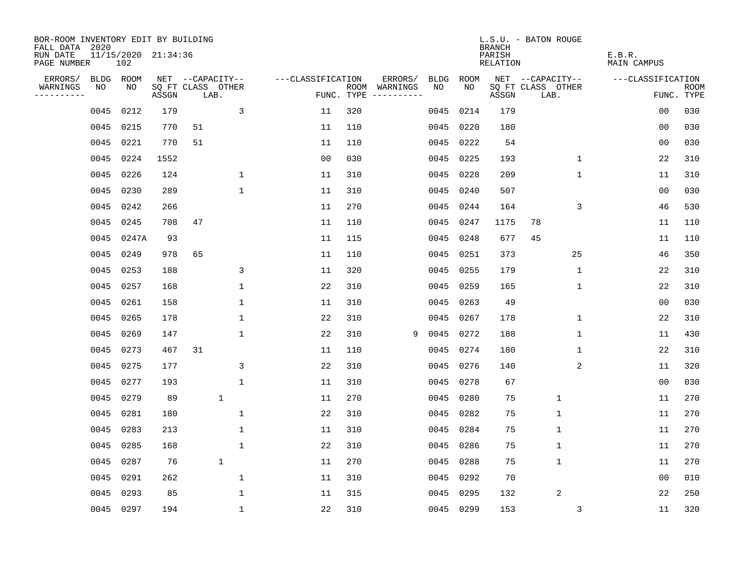BOR-ROOM INVENTORY EDIT BY BUILDING
FALL DATA 2020
RUN DATE 11/15/2020 21:34:36
PAGE NUMBER 102

L.S.U. - BATON ROUGE
BRANCH
PARISH E.B.R.
RELATION MAIN CAMPUS

| ERRORS/ WARNINGS | BLDG NO | ROOM NO | NET SQ FT ASSGN | CAPACITY CLASS | CAPACITY LAB. | CAPACITY OTHER | CLASSIFICATION FUNC. | ROOM TYPE | ERRORS/ WARNINGS | BLDG NO | ROOM NO | NET SQ FT ASSGN | CAPACITY CLASS | CAPACITY LAB. | CAPACITY OTHER | CLASSIFICATION FUNC. | ROOM TYPE |
|---|---|---|---|---|---|---|---|---|---|---|---|---|---|---|---|---|---|
| | 0045 | 0212 | 179 | | | 3 | 11 | 320 | | 0045 | 0214 | 179 | | | | 00 | 030 |
| | 0045 | 0215 | 770 | 51 | | | 11 | 110 | | 0045 | 0220 | 180 | | | | 00 | 030 |
| | 0045 | 0221 | 770 | 51 | | | 11 | 110 | | 0045 | 0222 | 54 | | | | 00 | 030 |
| | 0045 | 0224 | 1552 | | | | 00 | 030 | | 0045 | 0225 | 193 | | | 1 | 22 | 310 |
| | 0045 | 0226 | 124 | | | 1 | 11 | 310 | | 0045 | 0228 | 209 | | | 1 | 11 | 310 |
| | 0045 | 0230 | 289 | | | 1 | 11 | 310 | | 0045 | 0240 | 507 | | | | 00 | 030 |
| | 0045 | 0242 | 266 | | | | 11 | 270 | | 0045 | 0244 | 164 | | | 3 | 46 | 530 |
| | 0045 | 0245 | 708 | 47 | | | 11 | 110 | | 0045 | 0247 | 1175 | 78 | | | 11 | 110 |
| | 0045 | 0247A | 93 | | | | 11 | 115 | | 0045 | 0248 | 677 | 45 | | | 11 | 110 |
| | 0045 | 0249 | 978 | 65 | | | 11 | 110 | | 0045 | 0251 | 373 | | | 25 | 46 | 350 |
| | 0045 | 0253 | 188 | | | 3 | 11 | 320 | | 0045 | 0255 | 179 | | | 1 | 22 | 310 |
| | 0045 | 0257 | 168 | | | 1 | 22 | 310 | | 0045 | 0259 | 165 | | | 1 | 22 | 310 |
| | 0045 | 0261 | 158 | | | 1 | 11 | 310 | | 0045 | 0263 | 49 | | | | 00 | 030 |
| | 0045 | 0265 | 178 | | | 1 | 22 | 310 | | 0045 | 0267 | 178 | | | 1 | 22 | 310 |
| | 0045 | 0269 | 147 | | | 1 | 22 | 310 | 9 | 0045 | 0272 | 188 | | | 1 | 11 | 430 |
| | 0045 | 0273 | 467 | 31 | | | 11 | 110 | | 0045 | 0274 | 180 | | | 1 | 22 | 310 |
| | 0045 | 0275 | 177 | | | 3 | 22 | 310 | | 0045 | 0276 | 140 | | | 2 | 11 | 320 |
| | 0045 | 0277 | 193 | | | 1 | 11 | 310 | | 0045 | 0278 | 67 | | | | 00 | 030 |
| | 0045 | 0279 | 89 | | 1 | | 11 | 270 | | 0045 | 0280 | 75 | | 1 | | 11 | 270 |
| | 0045 | 0281 | 180 | | | 1 | 22 | 310 | | 0045 | 0282 | 75 | | 1 | | 11 | 270 |
| | 0045 | 0283 | 213 | | | 1 | 11 | 310 | | 0045 | 0284 | 75 | | 1 | | 11 | 270 |
| | 0045 | 0285 | 168 | | | 1 | 22 | 310 | | 0045 | 0286 | 75 | | 1 | | 11 | 270 |
| | 0045 | 0287 | 76 | | 1 | | 11 | 270 | | 0045 | 0288 | 75 | | 1 | | 11 | 270 |
| | 0045 | 0291 | 262 | | | 1 | 11 | 310 | | 0045 | 0292 | 70 | | | | 00 | 010 |
| | 0045 | 0293 | 85 | | | 1 | 11 | 315 | | 0045 | 0295 | 132 | | 2 | | 22 | 250 |
| | 0045 | 0297 | 194 | | | 1 | 22 | 310 | | 0045 | 0299 | 153 | | | 3 | 11 | 320 |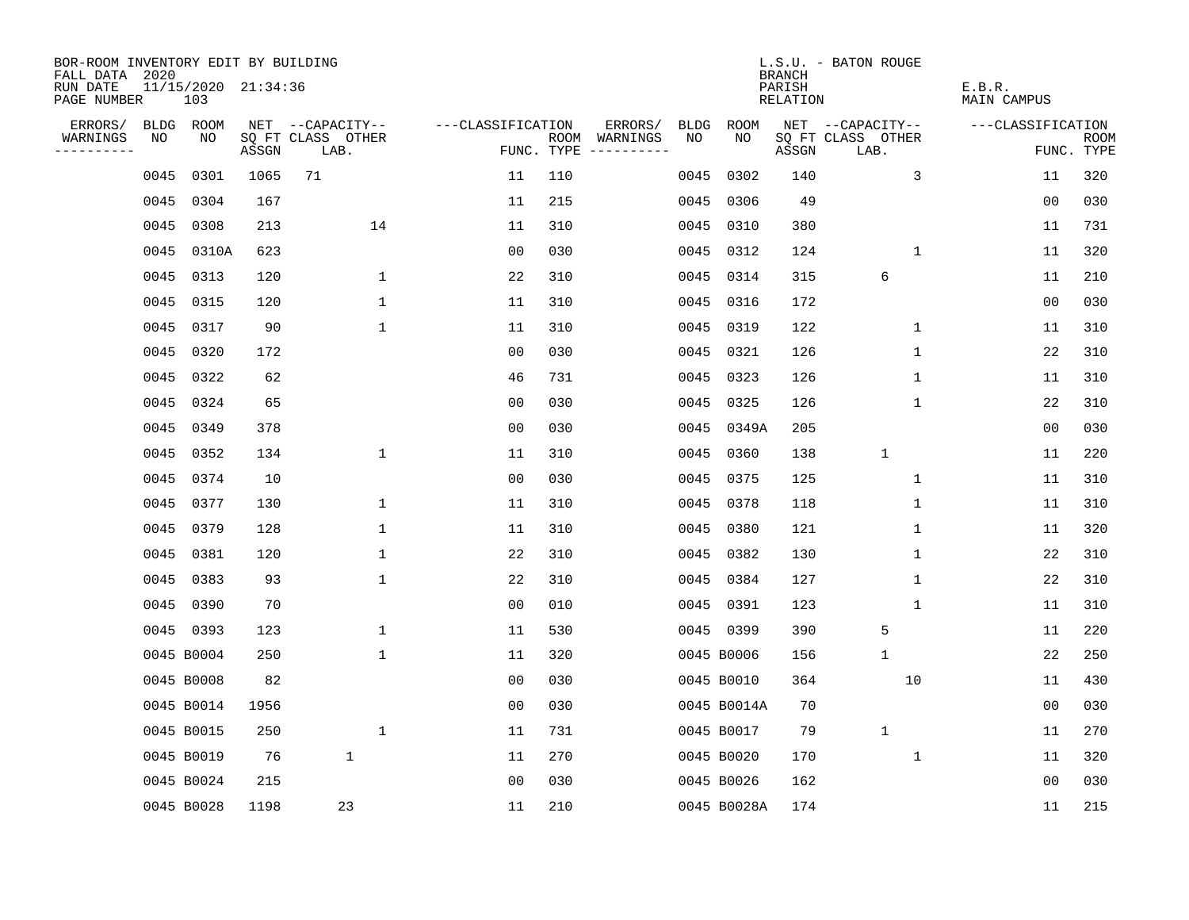BOR-ROOM INVENTORY EDIT BY BUILDING
FALL DATA 2020
RUN DATE 11/15/2020 21:34:36
PAGE NUMBER 103

L.S.U. - BATON ROUGE
BRANCH
PARISH E.B.R.
RELATION MAIN CAMPUS

| ERRORS/ WARNINGS | BLDG NO | ROOM NO | NET SQ FT ASSGN | CAPACITY CLASS | CAPACITY LAB. | CAPACITY OTHER | CLASSIFICATION FUNC. | ROOM TYPE | ERRORS/ WARNINGS | BLDG NO | ROOM NO | NET SQ FT ASSGN | CAPACITY CLASS | CAPACITY LAB. | CAPACITY OTHER | CLASSIFICATION FUNC. | ROOM TYPE |
|---|---|---|---|---|---|---|---|---|---|---|---|---|---|---|---|---|---|
| | 0045 | 0301 | 1065 | 71 | | | 11 | 110 | | 0045 | 0302 | 140 | | | 3 | 11 | 320 |
| | 0045 | 0304 | 167 | | | | 11 | 215 | | 0045 | 0306 | 49 | | | | 00 | 030 |
| | 0045 | 0308 | 213 | | | 14 | 11 | 310 | | 0045 | 0310 | 380 | | | | 11 | 731 |
| | 0045 | 0310A | 623 | | | | 00 | 030 | | 0045 | 0312 | 124 | | | 1 | 11 | 320 |
| | 0045 | 0313 | 120 | | | 1 | 22 | 310 | | 0045 | 0314 | 315 | | 6 | | 11 | 210 |
| | 0045 | 0315 | 120 | | | 1 | 11 | 310 | | 0045 | 0316 | 172 | | | | 00 | 030 |
| | 0045 | 0317 | 90 | | | 1 | 11 | 310 | | 0045 | 0319 | 122 | | | 1 | 11 | 310 |
| | 0045 | 0320 | 172 | | | | 00 | 030 | | 0045 | 0321 | 126 | | | 1 | 22 | 310 |
| | 0045 | 0322 | 62 | | | | 46 | 731 | | 0045 | 0323 | 126 | | | 1 | 11 | 310 |
| | 0045 | 0324 | 65 | | | | 00 | 030 | | 0045 | 0325 | 126 | | | 1 | 22 | 310 |
| | 0045 | 0349 | 378 | | | | 00 | 030 | | 0045 | 0349A | 205 | | | | 00 | 030 |
| | 0045 | 0352 | 134 | | | 1 | 11 | 310 | | 0045 | 0360 | 138 | | 1 | | 11 | 220 |
| | 0045 | 0374 | 10 | | | | 00 | 030 | | 0045 | 0375 | 125 | | | 1 | 11 | 310 |
| | 0045 | 0377 | 130 | | | 1 | 11 | 310 | | 0045 | 0378 | 118 | | | 1 | 11 | 310 |
| | 0045 | 0379 | 128 | | | 1 | 11 | 310 | | 0045 | 0380 | 121 | | | 1 | 11 | 320 |
| | 0045 | 0381 | 120 | | | 1 | 22 | 310 | | 0045 | 0382 | 130 | | | 1 | 22 | 310 |
| | 0045 | 0383 | 93 | | | 1 | 22 | 310 | | 0045 | 0384 | 127 | | | 1 | 22 | 310 |
| | 0045 | 0390 | 70 | | | | 00 | 010 | | 0045 | 0391 | 123 | | | 1 | 11 | 310 |
| | 0045 | 0393 | 123 | | | 1 | 11 | 530 | | 0045 | 0399 | 390 | | 5 | | 11 | 220 |
| | 0045 | B0004 | 250 | | | 1 | 11 | 320 | | 0045 | B0006 | 156 | | 1 | | 22 | 250 |
| | 0045 | B0008 | 82 | | | | 00 | 030 | | 0045 | B0010 | 364 | | | 10 | 11 | 430 |
| | 0045 | B0014 | 1956 | | | | 00 | 030 | | 0045 | B0014A | 70 | | | | 00 | 030 |
| | 0045 | B0015 | 250 | | | 1 | 11 | 731 | | 0045 | B0017 | 79 | | 1 | | 11 | 270 |
| | 0045 | B0019 | 76 | | 1 | | 11 | 270 | | 0045 | B0020 | 170 | | | 1 | 11 | 320 |
| | 0045 | B0024 | 215 | | | | 00 | 030 | | 0045 | B0026 | 162 | | | | 00 | 030 |
| | 0045 | B0028 | 1198 | | 23 | | 11 | 210 | | 0045 | B0028A | 174 | | | | 11 | 215 |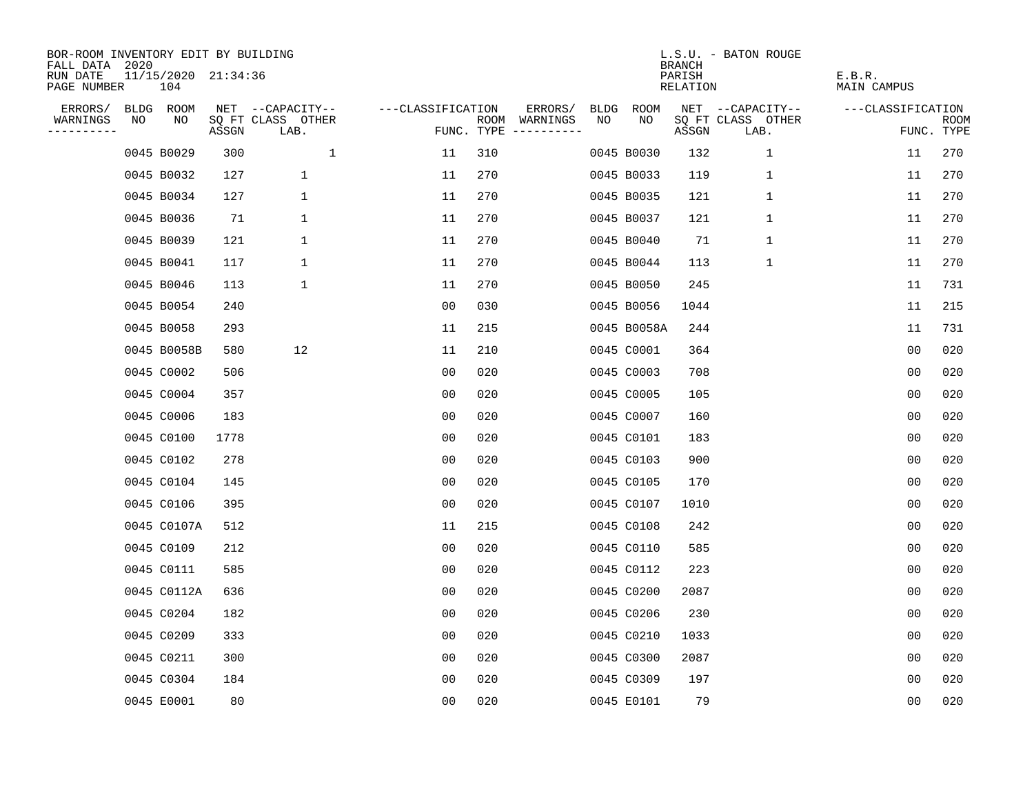BOR-ROOM INVENTORY EDIT BY BUILDING
FALL DATA 2020
RUN DATE 11/15/2020 21:34:36
PAGE NUMBER 104

L.S.U. - BATON ROUGE
BRANCH
PARISH E.B.R.
RELATION MAIN CAMPUS

| ERRORS/ WARNINGS | BLDG NO | ROOM NO | NET SQ FT ASSGN | CAPACITY CLASS | CAPACITY OTHER LAB. | CLASSIFICATION FUNC. | ROOM TYPE | ERRORS/ WARNINGS | BLDG NO | ROOM NO | NET SQ FT ASSGN | CAPACITY CLASS | CAPACITY OTHER LAB. | CLASSIFICATION FUNC. | ROOM TYPE |
|---|---|---|---|---|---|---|---|---|---|---|---|---|---|---|---|
| | 0045 | B0029 | 300 | | 1 | 11 | 310 | | 0045 | B0030 | 132 | 1 | | 11 | 270 |
| | 0045 | B0032 | 127 | 1 | | 11 | 270 | | 0045 | B0033 | 119 | 1 | | 11 | 270 |
| | 0045 | B0034 | 127 | 1 | | 11 | 270 | | 0045 | B0035 | 121 | 1 | | 11 | 270 |
| | 0045 | B0036 | 71 | 1 | | 11 | 270 | | 0045 | B0037 | 121 | 1 | | 11 | 270 |
| | 0045 | B0039 | 121 | 1 | | 11 | 270 | | 0045 | B0040 | 71 | 1 | | 11 | 270 |
| | 0045 | B0041 | 117 | 1 | | 11 | 270 | | 0045 | B0044 | 113 | 1 | | 11 | 270 |
| | 0045 | B0046 | 113 | 1 | | 11 | 270 | | 0045 | B0050 | 245 | | | 11 | 731 |
| | 0045 | B0054 | 240 | | | 00 | 030 | | 0045 | B0056 | 1044 | | | 11 | 215 |
| | 0045 | B0058 | 293 | | | 11 | 215 | | 0045 | B0058A | 244 | | | 11 | 731 |
| | 0045 | B0058B | 580 | 12 | | 11 | 210 | | 0045 | C0001 | 364 | | | 00 | 020 |
| | 0045 | C0002 | 506 | | | 00 | 020 | | 0045 | C0003 | 708 | | | 00 | 020 |
| | 0045 | C0004 | 357 | | | 00 | 020 | | 0045 | C0005 | 105 | | | 00 | 020 |
| | 0045 | C0006 | 183 | | | 00 | 020 | | 0045 | C0007 | 160 | | | 00 | 020 |
| | 0045 | C0100 | 1778 | | | 00 | 020 | | 0045 | C0101 | 183 | | | 00 | 020 |
| | 0045 | C0102 | 278 | | | 00 | 020 | | 0045 | C0103 | 900 | | | 00 | 020 |
| | 0045 | C0104 | 145 | | | 00 | 020 | | 0045 | C0105 | 170 | | | 00 | 020 |
| | 0045 | C0106 | 395 | | | 00 | 020 | | 0045 | C0107 | 1010 | | | 00 | 020 |
| | 0045 | C0107A | 512 | | | 11 | 215 | | 0045 | C0108 | 242 | | | 00 | 020 |
| | 0045 | C0109 | 212 | | | 00 | 020 | | 0045 | C0110 | 585 | | | 00 | 020 |
| | 0045 | C0111 | 585 | | | 00 | 020 | | 0045 | C0112 | 223 | | | 00 | 020 |
| | 0045 | C0112A | 636 | | | 00 | 020 | | 0045 | C0200 | 2087 | | | 00 | 020 |
| | 0045 | C0204 | 182 | | | 00 | 020 | | 0045 | C0206 | 230 | | | 00 | 020 |
| | 0045 | C0209 | 333 | | | 00 | 020 | | 0045 | C0210 | 1033 | | | 00 | 020 |
| | 0045 | C0211 | 300 | | | 00 | 020 | | 0045 | C0300 | 2087 | | | 00 | 020 |
| | 0045 | C0304 | 184 | | | 00 | 020 | | 0045 | C0309 | 197 | | | 00 | 020 |
| | 0045 | E0001 | 80 | | | 00 | 020 | | 0045 | E0101 | 79 | | | 00 | 020 |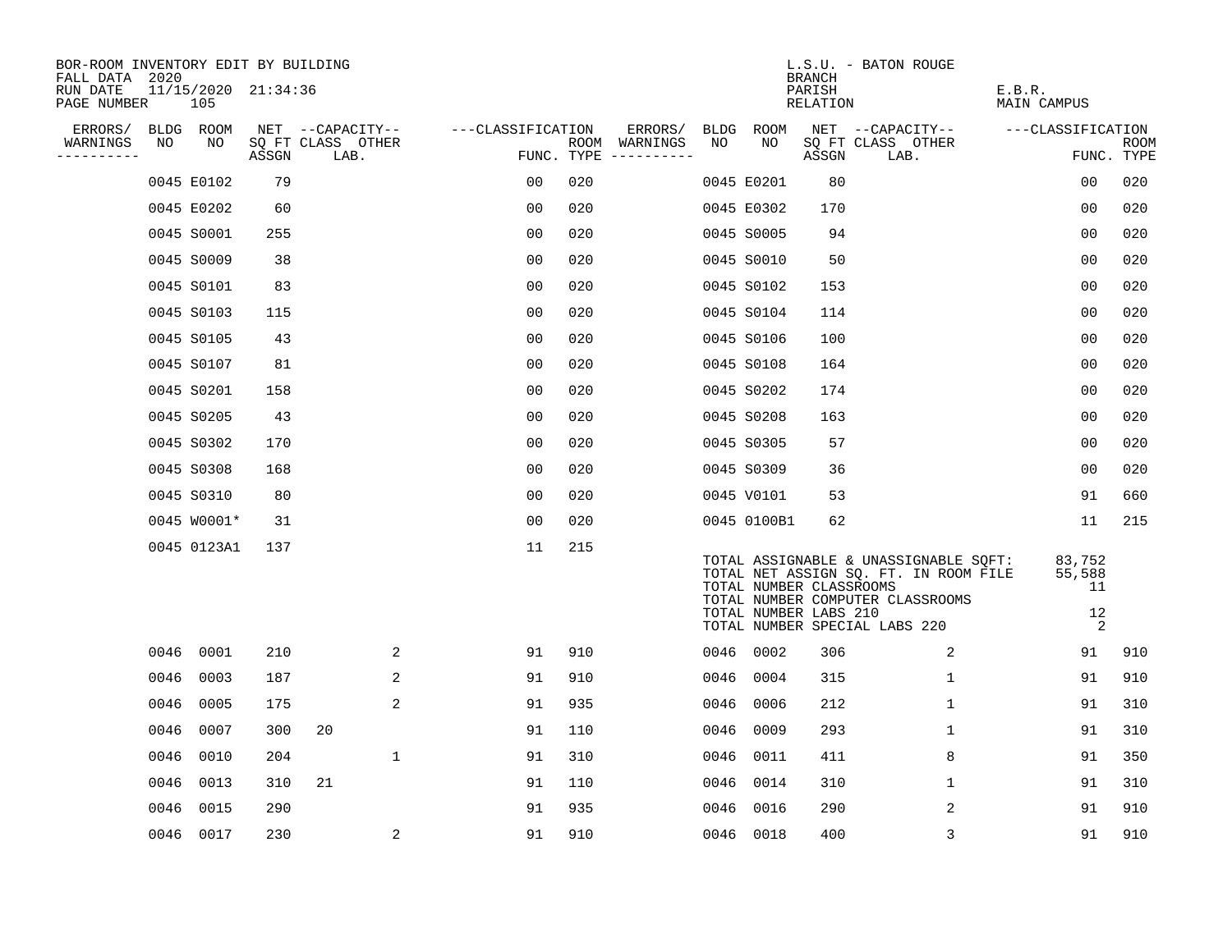BOR-ROOM INVENTORY EDIT BY BUILDING
FALL DATA 2020
RUN DATE 11/15/2020 21:34:36
PAGE NUMBER 105

L.S.U. - BATON ROUGE
BRANCH
PARISH E.B.R.
RELATION MAIN CAMPUS

| ERRORS/ WARNINGS | BLDG NO | ROOM NO | NET SQ FT ASSGN | CAPACITY CLASS | LAB. | OTHER | CLASSIFICATION FUNC. | ROOM TYPE | ERRORS/ WARNINGS | BLDG NO | ROOM NO | NET SQ FT ASSGN | CAPACITY CLASS | LAB. | OTHER | CLASSIFICATION FUNC. | ROOM TYPE |
|---|---|---|---|---|---|---|---|---|---|---|---|---|---|---|---|---|---|
| | 0045 | E0102 | 79 | | | | 00 | 020 | | 0045 | E0201 | 80 | | | | 00 | 020 |
| | 0045 | E0202 | 60 | | | | 00 | 020 | | 0045 | E0302 | 170 | | | | 00 | 020 |
| | 0045 | S0001 | 255 | | | | 00 | 020 | | 0045 | S0005 | 94 | | | | 00 | 020 |
| | 0045 | S0009 | 38 | | | | 00 | 020 | | 0045 | S0010 | 50 | | | | 00 | 020 |
| | 0045 | S0101 | 83 | | | | 00 | 020 | | 0045 | S0102 | 153 | | | | 00 | 020 |
| | 0045 | S0103 | 115 | | | | 00 | 020 | | 0045 | S0104 | 114 | | | | 00 | 020 |
| | 0045 | S0105 | 43 | | | | 00 | 020 | | 0045 | S0106 | 100 | | | | 00 | 020 |
| | 0045 | S0107 | 81 | | | | 00 | 020 | | 0045 | S0108 | 164 | | | | 00 | 020 |
| | 0045 | S0201 | 158 | | | | 00 | 020 | | 0045 | S0202 | 174 | | | | 00 | 020 |
| | 0045 | S0205 | 43 | | | | 00 | 020 | | 0045 | S0208 | 163 | | | | 00 | 020 |
| | 0045 | S0302 | 170 | | | | 00 | 020 | | 0045 | S0305 | 57 | | | | 00 | 020 |
| | 0045 | S0308 | 168 | | | | 00 | 020 | | 0045 | S0309 | 36 | | | | 00 | 020 |
| | 0045 | S0310 | 80 | | | | 00 | 020 | | 0045 | V0101 | 53 | | | | 91 | 660 |
| | 0045 | W0001* | 31 | | | | 00 | 020 | | 0045 | 0100B1 | 62 | | | | 11 | 215 |
| | 0045 | 0123A1 | 137 | | | | 11 | 215 | | | | | | | | | |

TOTAL ASSIGNABLE & UNASSIGNABLE SQFT: 83,752
TOTAL NET ASSIGN SQ. FT. IN ROOM FILE 55,588
TOTAL NUMBER CLASSROOMS 11
TOTAL NUMBER COMPUTER CLASSROOMS
TOTAL NUMBER LABS 210 12
TOTAL NUMBER SPECIAL LABS 220 2

| ERRORS/ WARNINGS | BLDG NO | ROOM NO | NET SQ FT ASSGN | CAPACITY CLASS | LAB. | OTHER | CLASSIFICATION FUNC. | ROOM TYPE | ERRORS/ WARNINGS | BLDG NO | ROOM NO | NET SQ FT ASSGN | CAPACITY CLASS | LAB. | OTHER | CLASSIFICATION FUNC. | ROOM TYPE |
|---|---|---|---|---|---|---|---|---|---|---|---|---|---|---|---|---|---|
| | 0046 | 0001 | 210 | | | 2 | 91 | 910 | | 0046 | 0002 | 306 | | | 2 | 91 | 910 |
| | 0046 | 0003 | 187 | | | 2 | 91 | 910 | | 0046 | 0004 | 315 | | | 1 | 91 | 910 |
| | 0046 | 0005 | 175 | | | 2 | 91 | 935 | | 0046 | 0006 | 212 | | | 1 | 91 | 310 |
| | 0046 | 0007 | 300 | 20 | | | 91 | 110 | | 0046 | 0009 | 293 | | | 1 | 91 | 310 |
| | 0046 | 0010 | 204 | | | 1 | 91 | 310 | | 0046 | 0011 | 411 | | | 8 | 91 | 350 |
| | 0046 | 0013 | 310 | 21 | | | 91 | 110 | | 0046 | 0014 | 310 | | | 1 | 91 | 310 |
| | 0046 | 0015 | 290 | | | | 91 | 935 | | 0046 | 0016 | 290 | | | 2 | 91 | 910 |
| | 0046 | 0017 | 230 | | | 2 | 91 | 910 | | 0046 | 0018 | 400 | | | 3 | 91 | 910 |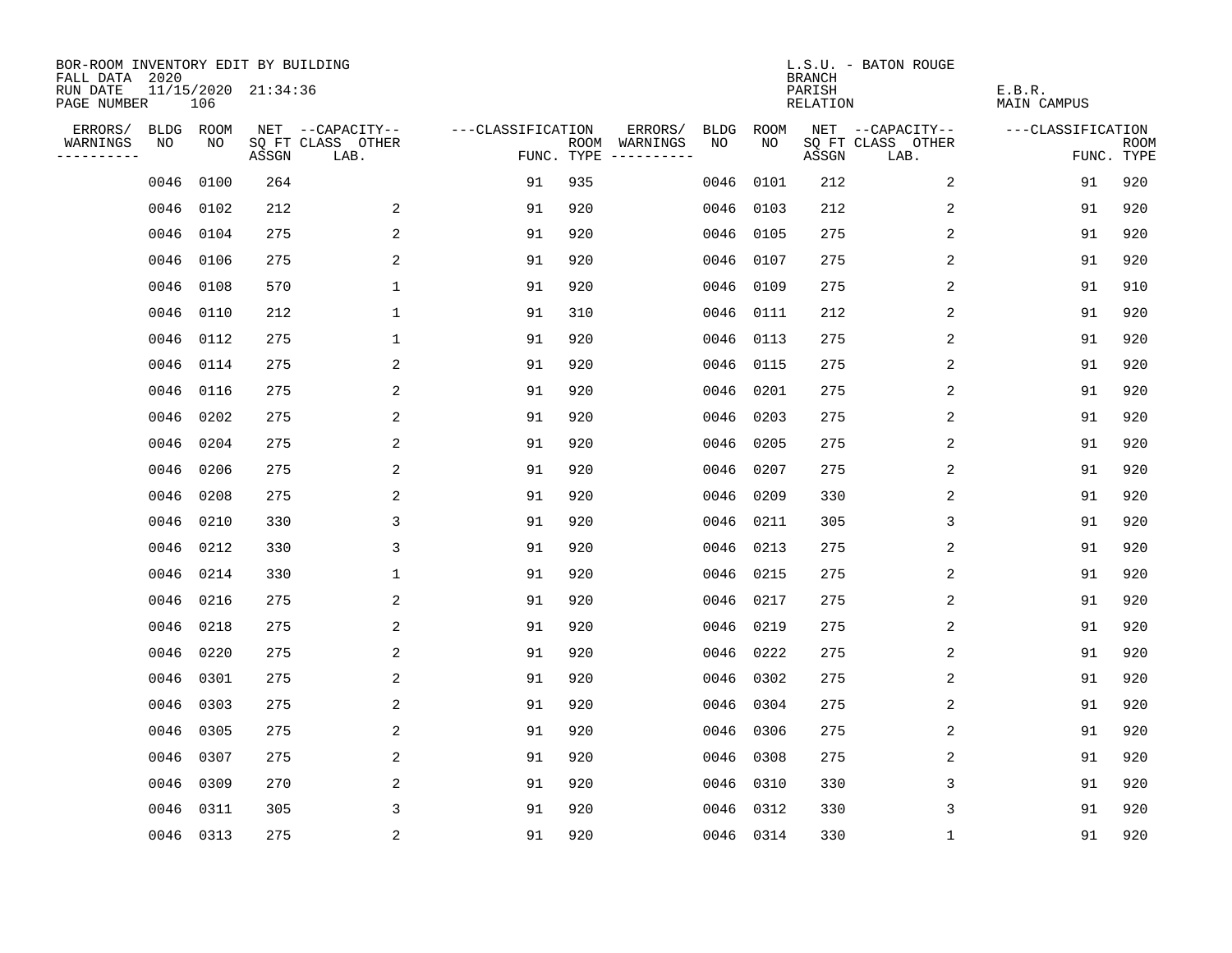BOR-ROOM INVENTORY EDIT BY BUILDING
FALL DATA 2020
RUN DATE 11/15/2020 21:34:36
PAGE NUMBER 106

L.S.U. - BATON ROUGE
BRANCH
PARISH E.B.R.
RELATION MAIN CAMPUS

| ERRORS/ WARNINGS | BLDG NO | ROOM NO | NET SQ FT ASSGN | CAPACITY CLASS LAB. | CAPACITY OTHER | CLASSIFICATION FUNC. | ROOM TYPE | ERRORS/ WARNINGS | BLDG NO | ROOM NO | NET SQ FT ASSGN | CAPACITY CLASS LAB. | CAPACITY OTHER | CLASSIFICATION FUNC. | ROOM TYPE |
|---|---|---|---|---|---|---|---|---|---|---|---|---|---|---|---|
| | 0046 | 0100 | 264 | | | 91 | 935 | | 0046 | 0101 | 212 | | 2 | 91 | 920 |
| | 0046 | 0102 | 212 | | 2 | 91 | 920 | | 0046 | 0103 | 212 | | 2 | 91 | 920 |
| | 0046 | 0104 | 275 | | 2 | 91 | 920 | | 0046 | 0105 | 275 | | 2 | 91 | 920 |
| | 0046 | 0106 | 275 | | 2 | 91 | 920 | | 0046 | 0107 | 275 | | 2 | 91 | 920 |
| | 0046 | 0108 | 570 | | 1 | 91 | 920 | | 0046 | 0109 | 275 | | 2 | 91 | 910 |
| | 0046 | 0110 | 212 | | 1 | 91 | 310 | | 0046 | 0111 | 212 | | 2 | 91 | 920 |
| | 0046 | 0112 | 275 | | 1 | 91 | 920 | | 0046 | 0113 | 275 | | 2 | 91 | 920 |
| | 0046 | 0114 | 275 | | 2 | 91 | 920 | | 0046 | 0115 | 275 | | 2 | 91 | 920 |
| | 0046 | 0116 | 275 | | 2 | 91 | 920 | | 0046 | 0201 | 275 | | 2 | 91 | 920 |
| | 0046 | 0202 | 275 | | 2 | 91 | 920 | | 0046 | 0203 | 275 | | 2 | 91 | 920 |
| | 0046 | 0204 | 275 | | 2 | 91 | 920 | | 0046 | 0205 | 275 | | 2 | 91 | 920 |
| | 0046 | 0206 | 275 | | 2 | 91 | 920 | | 0046 | 0207 | 275 | | 2 | 91 | 920 |
| | 0046 | 0208 | 275 | | 2 | 91 | 920 | | 0046 | 0209 | 330 | | 2 | 91 | 920 |
| | 0046 | 0210 | 330 | | 3 | 91 | 920 | | 0046 | 0211 | 305 | | 3 | 91 | 920 |
| | 0046 | 0212 | 330 | | 3 | 91 | 920 | | 0046 | 0213 | 275 | | 2 | 91 | 920 |
| | 0046 | 0214 | 330 | | 1 | 91 | 920 | | 0046 | 0215 | 275 | | 2 | 91 | 920 |
| | 0046 | 0216 | 275 | | 2 | 91 | 920 | | 0046 | 0217 | 275 | | 2 | 91 | 920 |
| | 0046 | 0218 | 275 | | 2 | 91 | 920 | | 0046 | 0219 | 275 | | 2 | 91 | 920 |
| | 0046 | 0220 | 275 | | 2 | 91 | 920 | | 0046 | 0222 | 275 | | 2 | 91 | 920 |
| | 0046 | 0301 | 275 | | 2 | 91 | 920 | | 0046 | 0302 | 275 | | 2 | 91 | 920 |
| | 0046 | 0303 | 275 | | 2 | 91 | 920 | | 0046 | 0304 | 275 | | 2 | 91 | 920 |
| | 0046 | 0305 | 275 | | 2 | 91 | 920 | | 0046 | 0306 | 275 | | 2 | 91 | 920 |
| | 0046 | 0307 | 275 | | 2 | 91 | 920 | | 0046 | 0308 | 275 | | 2 | 91 | 920 |
| | 0046 | 0309 | 270 | | 2 | 91 | 920 | | 0046 | 0310 | 330 | | 3 | 91 | 920 |
| | 0046 | 0311 | 305 | | 3 | 91 | 920 | | 0046 | 0312 | 330 | | 3 | 91 | 920 |
| | 0046 | 0313 | 275 | | 2 | 91 | 920 | | 0046 | 0314 | 330 | | 1 | 91 | 920 |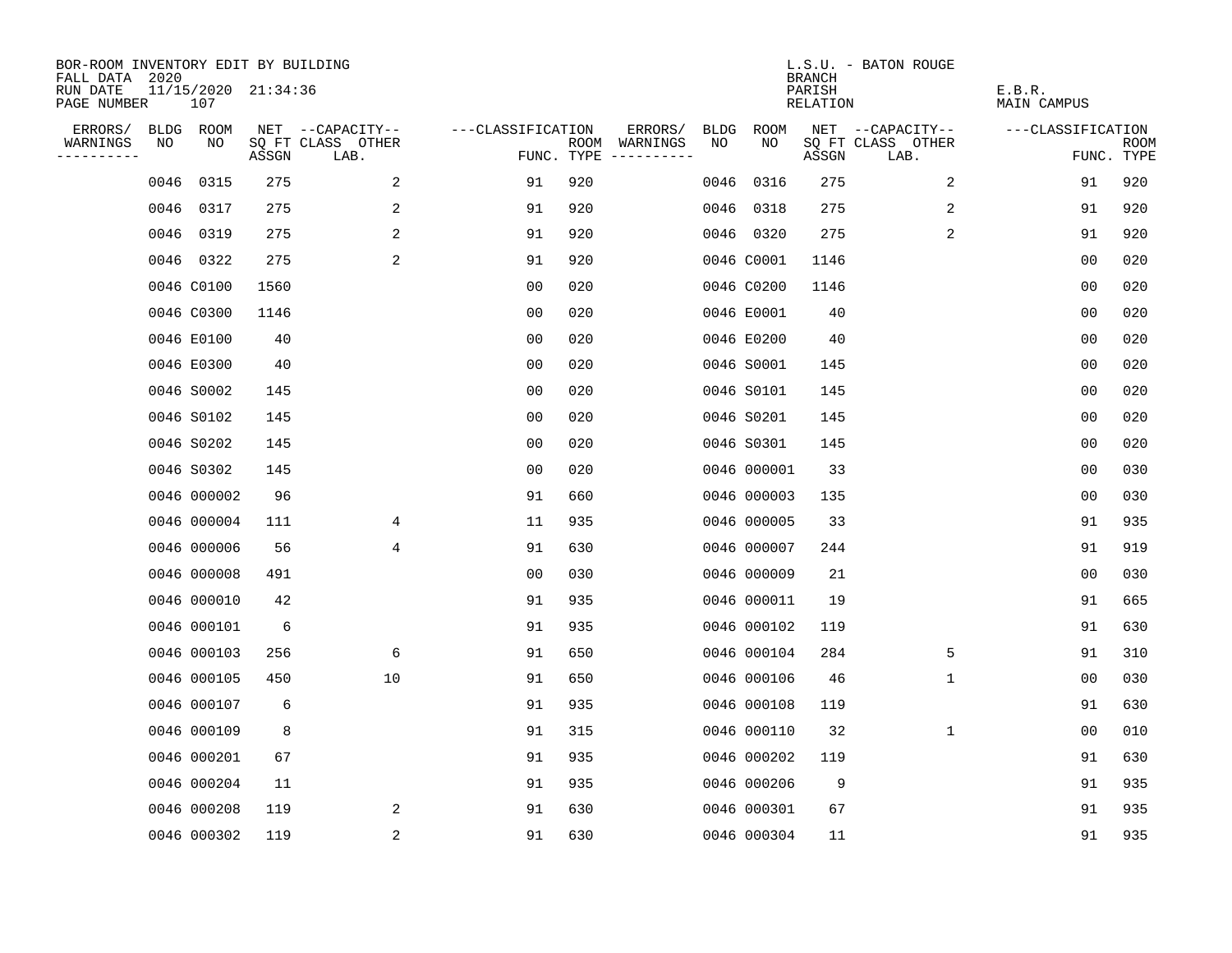BOR-ROOM INVENTORY EDIT BY BUILDING
FALL DATA 2020
RUN DATE 11/15/2020 21:34:36
PAGE NUMBER 107

L.S.U. - BATON ROUGE
BRANCH
PARISH E.B.R.
RELATION MAIN CAMPUS

| ERRORS/ WARNINGS | BLDG NO | ROOM NO | NET SQ FT ASSGN | --CAPACITY-- CLASS LAB. | OTHER | ---CLASSIFICATION FUNC. | ROOM TYPE | ERRORS/ WARNINGS | BLDG NO | ROOM NO | NET SQ FT ASSGN | --CAPACITY-- CLASS LAB. | OTHER | ---CLASSIFICATION FUNC. | ROOM TYPE |
|---|---|---|---|---|---|---|---|---|---|---|---|---|---|---|---|
| | 0046 | 0315 | 275 | | 2 | 91 | 920 | | 0046 | 0316 | 275 | | 2 | 91 | 920 |
| | 0046 | 0317 | 275 | | 2 | 91 | 920 | | 0046 | 0318 | 275 | | 2 | 91 | 920 |
| | 0046 | 0319 | 275 | | 2 | 91 | 920 | | 0046 | 0320 | 275 | | 2 | 91 | 920 |
| | 0046 | 0322 | 275 | | 2 | 91 | 920 | | 0046 | C0001 | 1146 | | | 00 | 020 |
| | 0046 | C0100 | 1560 | | | 00 | 020 | | 0046 | C0200 | 1146 | | | 00 | 020 |
| | 0046 | C0300 | 1146 | | | 00 | 020 | | 0046 | E0001 | 40 | | | 00 | 020 |
| | 0046 | E0100 | 40 | | | 00 | 020 | | 0046 | E0200 | 40 | | | 00 | 020 |
| | 0046 | E0300 | 40 | | | 00 | 020 | | 0046 | S0001 | 145 | | | 00 | 020 |
| | 0046 | S0002 | 145 | | | 00 | 020 | | 0046 | S0101 | 145 | | | 00 | 020 |
| | 0046 | S0102 | 145 | | | 00 | 020 | | 0046 | S0201 | 145 | | | 00 | 020 |
| | 0046 | S0202 | 145 | | | 00 | 020 | | 0046 | S0301 | 145 | | | 00 | 020 |
| | 0046 | S0302 | 145 | | | 00 | 020 | | 0046 | 000001 | 33 | | | 00 | 030 |
| | 0046 | 000002 | 96 | | | 91 | 660 | | 0046 | 000003 | 135 | | | 00 | 030 |
| | 0046 | 000004 | 111 | | 4 | 11 | 935 | | 0046 | 000005 | 33 | | | 91 | 935 |
| | 0046 | 000006 | 56 | | 4 | 91 | 630 | | 0046 | 000007 | 244 | | | 91 | 919 |
| | 0046 | 000008 | 491 | | | 00 | 030 | | 0046 | 000009 | 21 | | | 00 | 030 |
| | 0046 | 000010 | 42 | | | 91 | 935 | | 0046 | 000011 | 19 | | | 91 | 665 |
| | 0046 | 000101 | 6 | | | 91 | 935 | | 0046 | 000102 | 119 | | | 91 | 630 |
| | 0046 | 000103 | 256 | | 6 | 91 | 650 | | 0046 | 000104 | 284 | | 5 | 91 | 310 |
| | 0046 | 000105 | 450 | | 10 | 91 | 650 | | 0046 | 000106 | 46 | | 1 | 00 | 030 |
| | 0046 | 000107 | 6 | | | 91 | 935 | | 0046 | 000108 | 119 | | | 91 | 630 |
| | 0046 | 000109 | 8 | | | 91 | 315 | | 0046 | 000110 | 32 | | 1 | 00 | 010 |
| | 0046 | 000201 | 67 | | | 91 | 935 | | 0046 | 000202 | 119 | | | 91 | 630 |
| | 0046 | 000204 | 11 | | | 91 | 935 | | 0046 | 000206 | 9 | | | 91 | 935 |
| | 0046 | 000208 | 119 | | 2 | 91 | 630 | | 0046 | 000301 | 67 | | | 91 | 935 |
| | 0046 | 000302 | 119 | | 2 | 91 | 630 | | 0046 | 000304 | 11 | | | 91 | 935 |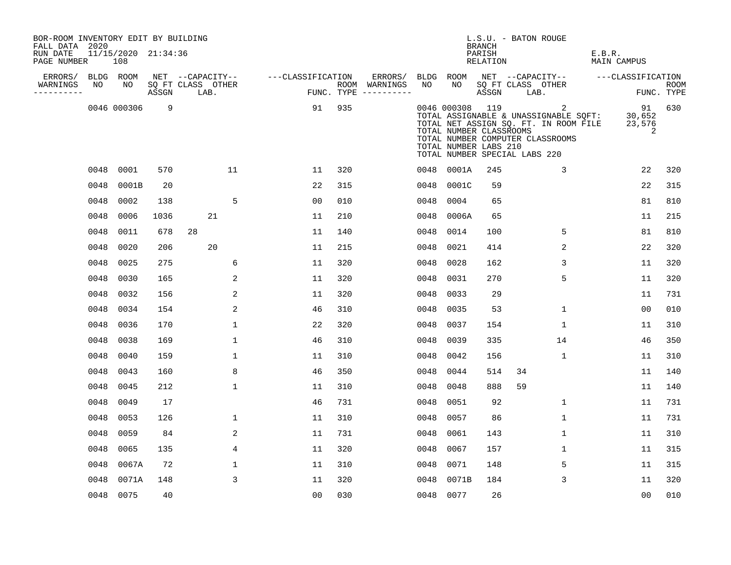BOR-ROOM INVENTORY EDIT BY BUILDING
FALL DATA 2020
RUN DATE 11/15/2020 21:34:36
PAGE NUMBER 108

L.S.U. - BATON ROUGE
BRANCH
PARISH E.B.R.
RELATION MAIN CAMPUS

| ERRORS/ WARNINGS | BLDG NO | ROOM NO | NET SQ FT ASSGN | CAPACITY CLASS LAB. | CAPACITY OTHER | CLASSIFICATION FUNC. | ROOM TYPE | ERRORS/ WARNINGS | BLDG NO | ROOM NO | NET SQ FT ASSGN | CAPACITY CLASS LAB. | CAPACITY OTHER | CLASSIFICATION FUNC. | ROOM TYPE |
|---|---|---|---|---|---|---|---|---|---|---|---|---|---|---|---|
| | 0046 | 000306 | 9 | | | 91 | 935 | | 0046 | 000308 | 119 | | 2 | 91 | 630 |
| | | | | | | | | | | TOTAL ASSIGNABLE & UNASSIGNABLE SQFT: | | | | 30,652 | |
| | | | | | | | | | | TOTAL NET ASSIGN SQ. FT. IN ROOM FILE | | | | 23,576 | |
| | | | | | | | | | | TOTAL NUMBER CLASSROOMS | | | | 2 | |
| | | | | | | | | | | TOTAL NUMBER COMPUTER CLASSROOMS | | | | | |
| | | | | | | | | | | TOTAL NUMBER LABS 210 | | | | | |
| | | | | | | | | | | TOTAL NUMBER SPECIAL LABS 220 | | | | | |
| | 0048 | 0001 | 570 | | 11 | 11 | 320 | | 0048 | 0001A | 245 | | 3 | 22 | 320 |
| | 0048 | 0001B | 20 | | | 22 | 315 | | 0048 | 0001C | 59 | | | 22 | 315 |
| | 0048 | 0002 | 138 | | 5 | 00 | 010 | | 0048 | 0004 | 65 | | | 81 | 810 |
| | 0048 | 0006 | 1036 | 21 | | 11 | 210 | | 0048 | 0006A | 65 | | | 11 | 215 |
| | 0048 | 0011 | 678 | 28 | | 11 | 140 | | 0048 | 0014 | 100 | | 5 | 81 | 810 |
| | 0048 | 0020 | 206 | 20 | | 11 | 215 | | 0048 | 0021 | 414 | | 2 | 22 | 320 |
| | 0048 | 0025 | 275 | | 6 | 11 | 320 | | 0048 | 0028 | 162 | | 3 | 11 | 320 |
| | 0048 | 0030 | 165 | | 2 | 11 | 320 | | 0048 | 0031 | 270 | | 5 | 11 | 320 |
| | 0048 | 0032 | 156 | | 2 | 11 | 320 | | 0048 | 0033 | 29 | | | 11 | 731 |
| | 0048 | 0034 | 154 | | 2 | 46 | 310 | | 0048 | 0035 | 53 | | 1 | 00 | 010 |
| | 0048 | 0036 | 170 | | 1 | 22 | 320 | | 0048 | 0037 | 154 | | 1 | 11 | 310 |
| | 0048 | 0038 | 169 | | 1 | 46 | 310 | | 0048 | 0039 | 335 | | 14 | 46 | 350 |
| | 0048 | 0040 | 159 | | 1 | 11 | 310 | | 0048 | 0042 | 156 | | 1 | 11 | 310 |
| | 0048 | 0043 | 160 | | 8 | 46 | 350 | | 0048 | 0044 | 514 | 34 | | 11 | 140 |
| | 0048 | 0045 | 212 | | 1 | 11 | 310 | | 0048 | 0048 | 888 | 59 | | 11 | 140 |
| | 0048 | 0049 | 17 | | | 46 | 731 | | 0048 | 0051 | 92 | | 1 | 11 | 731 |
| | 0048 | 0053 | 126 | | 1 | 11 | 310 | | 0048 | 0057 | 86 | | 1 | 11 | 731 |
| | 0048 | 0059 | 84 | | 2 | 11 | 731 | | 0048 | 0061 | 143 | | 1 | 11 | 310 |
| | 0048 | 0065 | 135 | | 4 | 11 | 320 | | 0048 | 0067 | 157 | | 1 | 11 | 315 |
| | 0048 | 0067A | 72 | | 1 | 11 | 310 | | 0048 | 0071 | 148 | | 5 | 11 | 315 |
| | 0048 | 0071A | 148 | | 3 | 11 | 320 | | 0048 | 0071B | 184 | | 3 | 11 | 320 |
| | 0048 | 0075 | 40 | | | 00 | 030 | | 0048 | 0077 | 26 | | | 00 | 010 |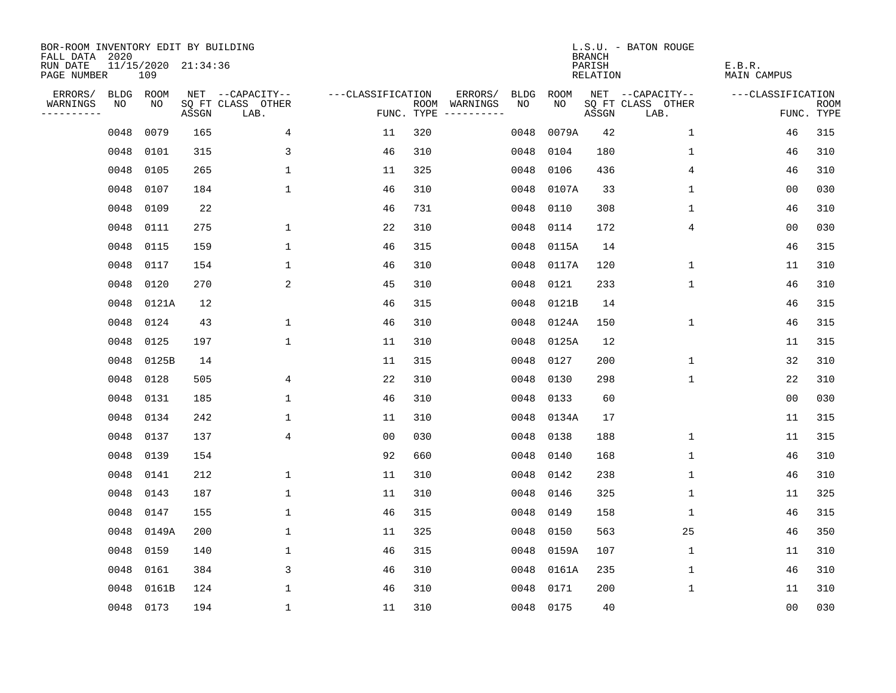BOR-ROOM INVENTORY EDIT BY BUILDING
FALL DATA 2020
RUN DATE 11/15/2020 21:34:36
PAGE NUMBER 109

L.S.U. - BATON ROUGE
BRANCH
PARISH E.B.R.
RELATION MAIN CAMPUS

| ERRORS/ WARNINGS | BLDG NO | ROOM NO | NET SQ FT ASSGN | --CAPACITY-- CLASS | OTHER LAB. | ---CLASSIFICATION FUNC. | ROOM TYPE | ERRORS/ WARNINGS | BLDG NO | ROOM NO | NET SQ FT ASSGN | --CAPACITY-- CLASS | OTHER LAB. | ---CLASSIFICATION FUNC. | ROOM TYPE |
|---|---|---|---|---|---|---|---|---|---|---|---|---|---|---|---|
| | 0048 | 0079 | 165 | | 4 | 11 | 320 | | 0048 | 0079A | 42 | | 1 | 46 | 315 |
| | 0048 | 0101 | 315 | | 3 | 46 | 310 | | 0048 | 0104 | 180 | | 1 | 46 | 310 |
| | 0048 | 0105 | 265 | | 1 | 11 | 325 | | 0048 | 0106 | 436 | | 4 | 46 | 310 |
| | 0048 | 0107 | 184 | | 1 | 46 | 310 | | 0048 | 0107A | 33 | | 1 | 00 | 030 |
| | 0048 | 0109 | 22 | | | 46 | 731 | | 0048 | 0110 | 308 | | 1 | 46 | 310 |
| | 0048 | 0111 | 275 | | 1 | 22 | 310 | | 0048 | 0114 | 172 | | 4 | 00 | 030 |
| | 0048 | 0115 | 159 | | 1 | 46 | 315 | | 0048 | 0115A | 14 | | | 46 | 315 |
| | 0048 | 0117 | 154 | | 1 | 46 | 310 | | 0048 | 0117A | 120 | | 1 | 11 | 310 |
| | 0048 | 0120 | 270 | | 2 | 45 | 310 | | 0048 | 0121 | 233 | | 1 | 46 | 310 |
| | 0048 | 0121A | 12 | | | 46 | 315 | | 0048 | 0121B | 14 | | | 46 | 315 |
| | 0048 | 0124 | 43 | | 1 | 46 | 310 | | 0048 | 0124A | 150 | | 1 | 46 | 315 |
| | 0048 | 0125 | 197 | | 1 | 11 | 310 | | 0048 | 0125A | 12 | | | 11 | 315 |
| | 0048 | 0125B | 14 | | | 11 | 315 | | 0048 | 0127 | 200 | | 1 | 32 | 310 |
| | 0048 | 0128 | 505 | | 4 | 22 | 310 | | 0048 | 0130 | 298 | | 1 | 22 | 310 |
| | 0048 | 0131 | 185 | | 1 | 46 | 310 | | 0048 | 0133 | 60 | | | 00 | 030 |
| | 0048 | 0134 | 242 | | 1 | 11 | 310 | | 0048 | 0134A | 17 | | | 11 | 315 |
| | 0048 | 0137 | 137 | | 4 | 00 | 030 | | 0048 | 0138 | 188 | | 1 | 11 | 315 |
| | 0048 | 0139 | 154 | | | 92 | 660 | | 0048 | 0140 | 168 | | 1 | 46 | 310 |
| | 0048 | 0141 | 212 | | 1 | 11 | 310 | | 0048 | 0142 | 238 | | 1 | 46 | 310 |
| | 0048 | 0143 | 187 | | 1 | 11 | 310 | | 0048 | 0146 | 325 | | 1 | 11 | 325 |
| | 0048 | 0147 | 155 | | 1 | 46 | 315 | | 0048 | 0149 | 158 | | 1 | 46 | 315 |
| | 0048 | 0149A | 200 | | 1 | 11 | 325 | | 0048 | 0150 | 563 | | 25 | 46 | 350 |
| | 0048 | 0159 | 140 | | 1 | 46 | 315 | | 0048 | 0159A | 107 | | 1 | 11 | 310 |
| | 0048 | 0161 | 384 | | 3 | 46 | 310 | | 0048 | 0161A | 235 | | 1 | 46 | 310 |
| | 0048 | 0161B | 124 | | 1 | 46 | 310 | | 0048 | 0171 | 200 | | 1 | 11 | 310 |
| | 0048 | 0173 | 194 | | 1 | 11 | 310 | | 0048 | 0175 | 40 | | | 00 | 030 |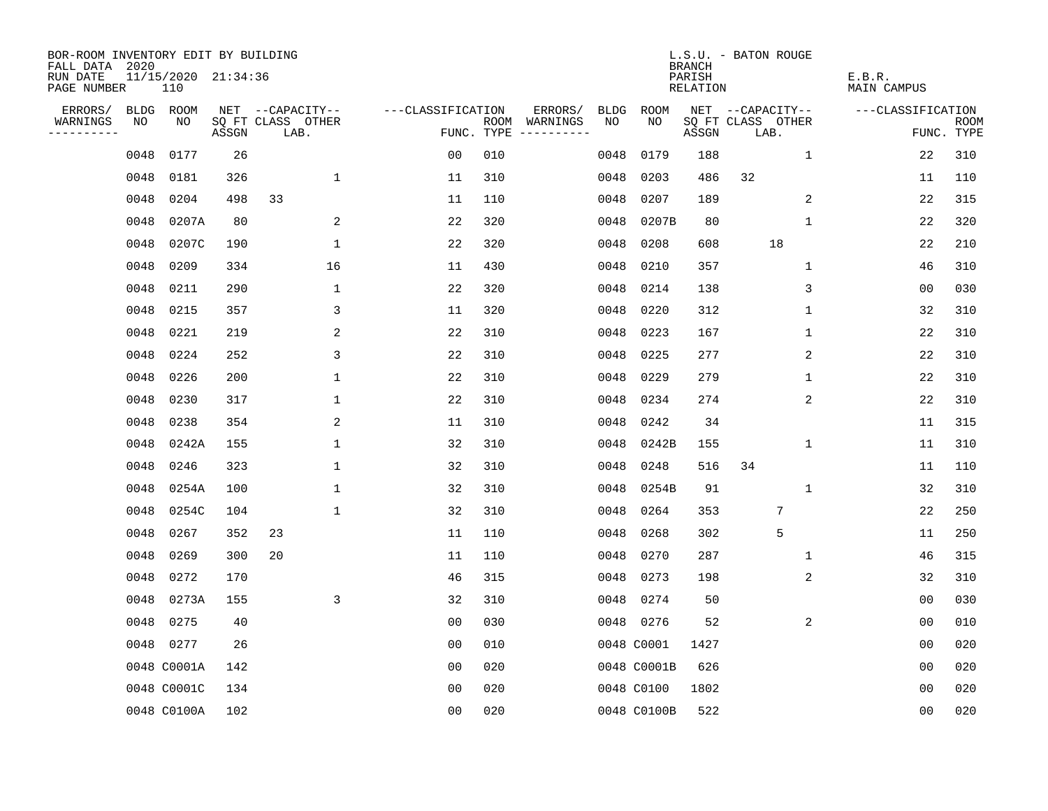BOR-ROOM INVENTORY EDIT BY BUILDING
FALL DATA 2020
RUN DATE 11/15/2020 21:34:36
PAGE NUMBER 110

L.S.U. - BATON ROUGE
BRANCH
PARISH E.B.R.
RELATION MAIN CAMPUS

| ERRORS/ WARNINGS | BLDG NO | ROOM NO | NET SQ FT ASSGN | CAPACITY CLASS | CAPACITY LAB. | CAPACITY OTHER | CLASSIFICATION FUNC. | ROOM TYPE | ERRORS/ WARNINGS | BLDG NO | ROOM NO | NET SQ FT ASSGN | CAPACITY CLASS | CAPACITY LAB. | CAPACITY OTHER | CLASSIFICATION FUNC. | ROOM TYPE |
|---|---|---|---|---|---|---|---|---|---|---|---|---|---|---|---|---|---|
| | 0048 | 0177 | 26 | | | | 00 | 010 | | 0048 | 0179 | 188 | | | 1 | 22 | 310 |
| | 0048 | 0181 | 326 | | | 1 | 11 | 310 | | 0048 | 0203 | 486 | 32 | | | 11 | 110 |
| | 0048 | 0204 | 498 | 33 | | | 11 | 110 | | 0048 | 0207 | 189 | | | 2 | 22 | 315 |
| | 0048 | 0207A | 80 | | | 2 | 22 | 320 | | 0048 | 0207B | 80 | | | 1 | 22 | 320 |
| | 0048 | 0207C | 190 | | | 1 | 22 | 320 | | 0048 | 0208 | 608 | | 18 | | 22 | 210 |
| | 0048 | 0209 | 334 | | | 16 | 11 | 430 | | 0048 | 0210 | 357 | | | 1 | 46 | 310 |
| | 0048 | 0211 | 290 | | | 1 | 22 | 320 | | 0048 | 0214 | 138 | | | 3 | 00 | 030 |
| | 0048 | 0215 | 357 | | | 3 | 11 | 320 | | 0048 | 0220 | 312 | | | 1 | 32 | 310 |
| | 0048 | 0221 | 219 | | | 2 | 22 | 310 | | 0048 | 0223 | 167 | | | 1 | 22 | 310 |
| | 0048 | 0224 | 252 | | | 3 | 22 | 310 | | 0048 | 0225 | 277 | | | 2 | 22 | 310 |
| | 0048 | 0226 | 200 | | | 1 | 22 | 310 | | 0048 | 0229 | 279 | | | 1 | 22 | 310 |
| | 0048 | 0230 | 317 | | | 1 | 22 | 310 | | 0048 | 0234 | 274 | | | 2 | 22 | 310 |
| | 0048 | 0238 | 354 | | | 2 | 11 | 310 | | 0048 | 0242 | 34 | | | | 11 | 315 |
| | 0048 | 0242A | 155 | | | 1 | 32 | 310 | | 0048 | 0242B | 155 | | | 1 | 11 | 310 |
| | 0048 | 0246 | 323 | | | 1 | 32 | 310 | | 0048 | 0248 | 516 | 34 | | | 11 | 110 |
| | 0048 | 0254A | 100 | | | 1 | 32 | 310 | | 0048 | 0254B | 91 | | | 1 | 32 | 310 |
| | 0048 | 0254C | 104 | | | 1 | 32 | 310 | | 0048 | 0264 | 353 | | 7 | | 22 | 250 |
| | 0048 | 0267 | 352 | 23 | | | 11 | 110 | | 0048 | 0268 | 302 | | 5 | | 11 | 250 |
| | 0048 | 0269 | 300 | 20 | | | 11 | 110 | | 0048 | 0270 | 287 | | | 1 | 46 | 315 |
| | 0048 | 0272 | 170 | | | | 46 | 315 | | 0048 | 0273 | 198 | | | 2 | 32 | 310 |
| | 0048 | 0273A | 155 | | | 3 | 32 | 310 | | 0048 | 0274 | 50 | | | | 00 | 030 |
| | 0048 | 0275 | 40 | | | | 00 | 030 | | 0048 | 0276 | 52 | | | 2 | 00 | 010 |
| | 0048 | 0277 | 26 | | | | 00 | 010 | | 0048 | C0001 | 1427 | | | | 00 | 020 |
| | 0048 | C0001A | 142 | | | | 00 | 020 | | 0048 | C0001B | 626 | | | | 00 | 020 |
| | 0048 | C0001C | 134 | | | | 00 | 020 | | 0048 | C0100 | 1802 | | | | 00 | 020 |
| | 0048 | C0100A | 102 | | | | 00 | 020 | | 0048 | C0100B | 522 | | | | 00 | 020 |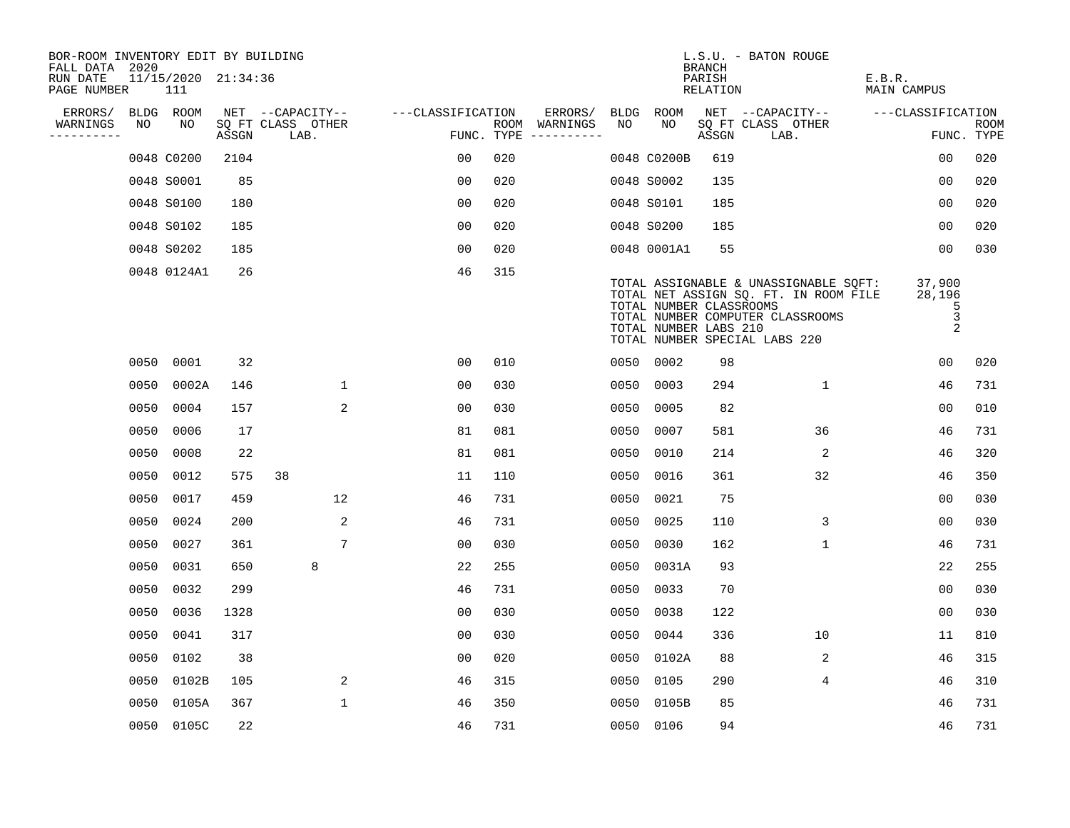BOR-ROOM INVENTORY EDIT BY BUILDING
FALL DATA 2020
RUN DATE 11/15/2020 21:34:36
PAGE NUMBER 111

L.S.U. - BATON ROUGE
BRANCH
PARISH E.B.R.
RELATION MAIN CAMPUS

| ERRORS/ WARNINGS | BLDG NO | ROOM NO | NET SQ FT ASSGN | CAPACITY CLASS | CAPACITY LAB. | CAPACITY OTHER | CLASSIFICATION FUNC. | ROOM TYPE | ERRORS/ WARNINGS | BLDG NO | ROOM NO | NET SQ FT ASSGN | CAPACITY CLASS | CAPACITY LAB. | CAPACITY OTHER | CLASSIFICATION FUNC. | ROOM TYPE |
|---|---|---|---|---|---|---|---|---|---|---|---|---|---|---|---|---|---|
| | 0048 | C0200 | 2104 | | | | 00 | 020 | | 0048 | C0200B | 619 | | | | 00 | 020 |
| | 0048 | S0001 | 85 | | | | 00 | 020 | | 0048 | S0002 | 135 | | | | 00 | 020 |
| | 0048 | S0100 | 180 | | | | 00 | 020 | | 0048 | S0101 | 185 | | | | 00 | 020 |
| | 0048 | S0102 | 185 | | | | 00 | 020 | | 0048 | S0200 | 185 | | | | 00 | 020 |
| | 0048 | S0202 | 185 | | | | 00 | 020 | | 0048 | 0001A1 | 55 | | | | 00 | 030 |
| | 0048 | 0124A1 | 26 | | | | 46 | 315 | | | | | | | | | |

TOTAL ASSIGNABLE & UNASSIGNABLE SQFT: 37,900
TOTAL NET ASSIGN SQ. FT. IN ROOM FILE 28,196
TOTAL NUMBER CLASSROOMS 5
TOTAL NUMBER COMPUTER CLASSROOMS 3
TOTAL NUMBER LABS 210 2
TOTAL NUMBER SPECIAL LABS 220

| ERRORS/ WARNINGS | BLDG NO | ROOM NO | NET SQ FT ASSGN | CAPACITY CLASS | CAPACITY LAB. | CAPACITY OTHER | CLASSIFICATION FUNC. | ROOM TYPE | ERRORS/ WARNINGS | BLDG NO | ROOM NO | NET SQ FT ASSGN | CAPACITY CLASS | CAPACITY LAB. | CAPACITY OTHER | CLASSIFICATION FUNC. | ROOM TYPE |
|---|---|---|---|---|---|---|---|---|---|---|---|---|---|---|---|---|---|
| | 0050 | 0001 | 32 | | | | 00 | 010 | | 0050 | 0002 | 98 | | | | 00 | 020 |
| | 0050 | 0002A | 146 | | | 1 | 00 | 030 | | 0050 | 0003 | 294 | | | 1 | 46 | 731 |
| | 0050 | 0004 | 157 | | | 2 | 00 | 030 | | 0050 | 0005 | 82 | | | | 00 | 010 |
| | 0050 | 0006 | 17 | | | | 81 | 081 | | 0050 | 0007 | 581 | | | 36 | 46 | 731 |
| | 0050 | 0008 | 22 | | | | 81 | 081 | | 0050 | 0010 | 214 | | | 2 | 46 | 320 |
| | 0050 | 0012 | 575 | 38 | | | 11 | 110 | | 0050 | 0016 | 361 | | | 32 | 46 | 350 |
| | 0050 | 0017 | 459 | | | 12 | 46 | 731 | | 0050 | 0021 | 75 | | | | 00 | 030 |
| | 0050 | 0024 | 200 | | | 2 | 46 | 731 | | 0050 | 0025 | 110 | | | 3 | 00 | 030 |
| | 0050 | 0027 | 361 | | | 7 | 00 | 030 | | 0050 | 0030 | 162 | | | 1 | 46 | 731 |
| | 0050 | 0031 | 650 | | 8 | | 22 | 255 | | 0050 | 0031A | 93 | | | | 22 | 255 |
| | 0050 | 0032 | 299 | | | | 46 | 731 | | 0050 | 0033 | 70 | | | | 00 | 030 |
| | 0050 | 0036 | 1328 | | | | 00 | 030 | | 0050 | 0038 | 122 | | | | 00 | 030 |
| | 0050 | 0041 | 317 | | | | 00 | 030 | | 0050 | 0044 | 336 | | | 10 | 11 | 810 |
| | 0050 | 0102 | 38 | | | | 00 | 020 | | 0050 | 0102A | 88 | | | 2 | 46 | 315 |
| | 0050 | 0102B | 105 | | | 2 | 46 | 315 | | 0050 | 0105 | 290 | | | 4 | 46 | 310 |
| | 0050 | 0105A | 367 | | | 1 | 46 | 350 | | 0050 | 0105B | 85 | | | | 46 | 731 |
| | 0050 | 0105C | 22 | | | | 46 | 731 | | 0050 | 0106 | 94 | | | | 46 | 731 |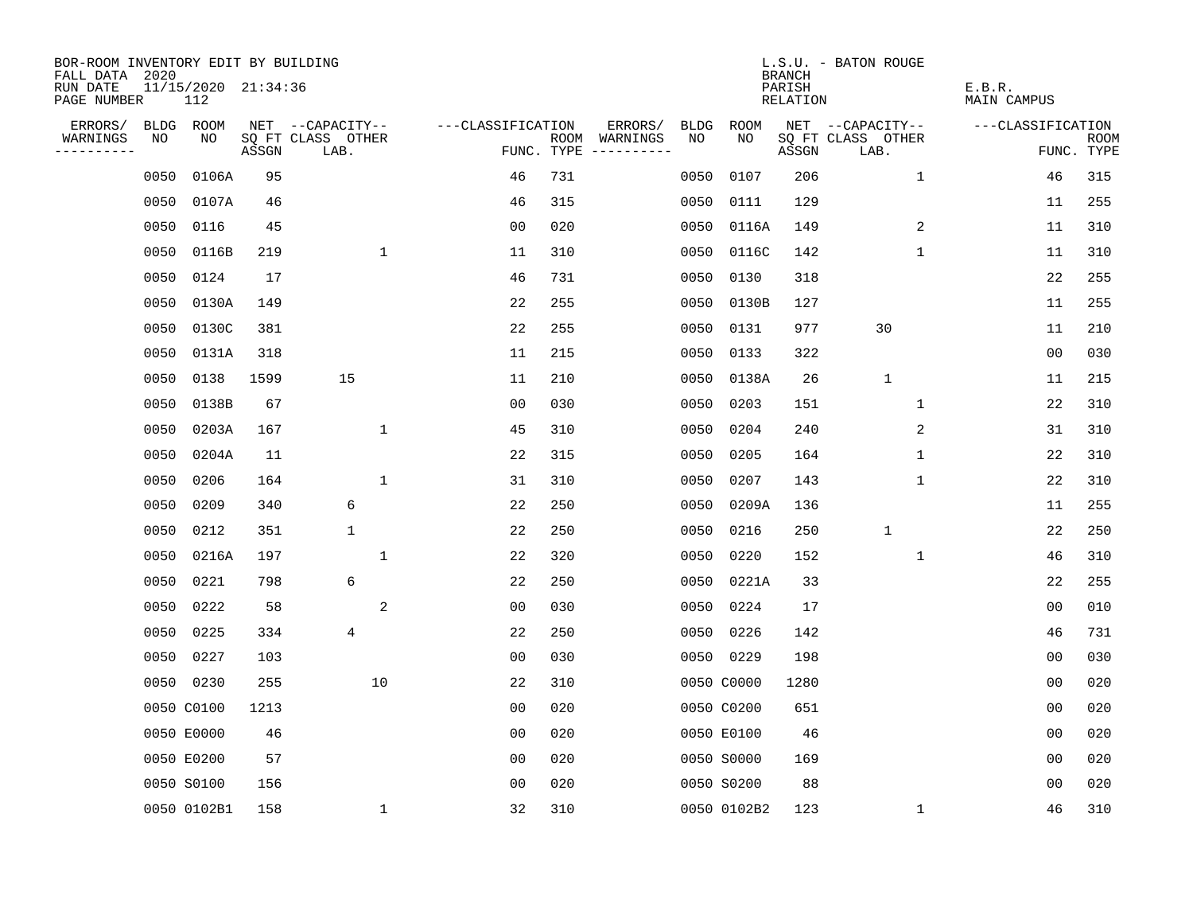BOR-ROOM INVENTORY EDIT BY BUILDING
FALL DATA 2020
RUN DATE 11/15/2020 21:34:36
PAGE NUMBER 112

L.S.U. - BATON ROUGE
BRANCH
PARISH E.B.R.
RELATION MAIN CAMPUS

| ERRORS/ WARNINGS | BLDG NO | ROOM NO | NET SQ FT ASSGN | CAPACITY CLASS LAB. | CAPACITY OTHER | CLASSIFICATION FUNC. | ROOM TYPE | ERRORS/ WARNINGS | BLDG NO | ROOM NO | NET SQ FT ASSGN | CAPACITY CLASS LAB. | CAPACITY OTHER | CLASSIFICATION FUNC. | ROOM TYPE |
|---|---|---|---|---|---|---|---|---|---|---|---|---|---|---|---|
| | 0050 | 0106A | 95 | | | 46 | 731 | | 0050 | 0107 | 206 | | 1 | 46 | 315 |
| | 0050 | 0107A | 46 | | | 46 | 315 | | 0050 | 0111 | 129 | | | 11 | 255 |
| | 0050 | 0116 | 45 | | | 00 | 020 | | 0050 | 0116A | 149 | | 2 | 11 | 310 |
| | 0050 | 0116B | 219 | | 1 | 11 | 310 | | 0050 | 0116C | 142 | | 1 | 11 | 310 |
| | 0050 | 0124 | 17 | | | 46 | 731 | | 0050 | 0130 | 318 | | | 22 | 255 |
| | 0050 | 0130A | 149 | | | 22 | 255 | | 0050 | 0130B | 127 | | | 11 | 255 |
| | 0050 | 0130C | 381 | | | 22 | 255 | | 0050 | 0131 | 977 | 30 | | 11 | 210 |
| | 0050 | 0131A | 318 | | | 11 | 215 | | 0050 | 0133 | 322 | | | 00 | 030 |
| | 0050 | 0138 | 1599 | 15 | | 11 | 210 | | 0050 | 0138A | 26 | 1 | | 11 | 215 |
| | 0050 | 0138B | 67 | | | 00 | 030 | | 0050 | 0203 | 151 | | 1 | 22 | 310 |
| | 0050 | 0203A | 167 | | 1 | 45 | 310 | | 0050 | 0204 | 240 | | 2 | 31 | 310 |
| | 0050 | 0204A | 11 | | | 22 | 315 | | 0050 | 0205 | 164 | | 1 | 22 | 310 |
| | 0050 | 0206 | 164 | | 1 | 31 | 310 | | 0050 | 0207 | 143 | | 1 | 22 | 310 |
| | 0050 | 0209 | 340 | 6 | | 22 | 250 | | 0050 | 0209A | 136 | | | 11 | 255 |
| | 0050 | 0212 | 351 | 1 | | 22 | 250 | | 0050 | 0216 | 250 | 1 | | 22 | 250 |
| | 0050 | 0216A | 197 | | 1 | 22 | 320 | | 0050 | 0220 | 152 | | 1 | 46 | 310 |
| | 0050 | 0221 | 798 | 6 | | 22 | 250 | | 0050 | 0221A | 33 | | | 22 | 255 |
| | 0050 | 0222 | 58 | | 2 | 00 | 030 | | 0050 | 0224 | 17 | | | 00 | 010 |
| | 0050 | 0225 | 334 | 4 | | 22 | 250 | | 0050 | 0226 | 142 | | | 46 | 731 |
| | 0050 | 0227 | 103 | | | 00 | 030 | | 0050 | 0229 | 198 | | | 00 | 030 |
| | 0050 | 0230 | 255 | | 10 | 22 | 310 | | 0050 | C0000 | 1280 | | | 00 | 020 |
| | 0050 | C0100 | 1213 | | | 00 | 020 | | 0050 | C0200 | 651 | | | 00 | 020 |
| | 0050 | E0000 | 46 | | | 00 | 020 | | 0050 | E0100 | 46 | | | 00 | 020 |
| | 0050 | E0200 | 57 | | | 00 | 020 | | 0050 | S0000 | 169 | | | 00 | 020 |
| | 0050 | S0100 | 156 | | | 00 | 020 | | 0050 | S0200 | 88 | | | 00 | 020 |
| | 0050 | 0102B1 | 158 | | 1 | 32 | 310 | | 0050 | 0102B2 | 123 | | 1 | 46 | 310 |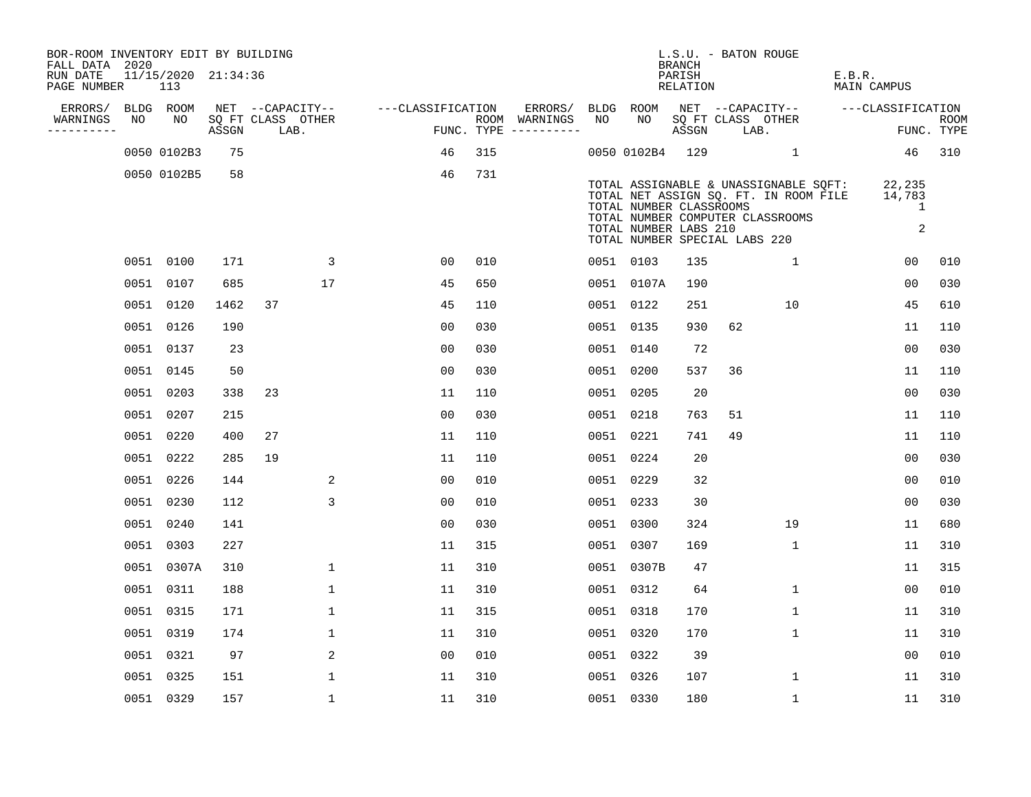BOR-ROOM INVENTORY EDIT BY BUILDING
FALL DATA 2020
RUN DATE 11/15/2020 21:34:36

L.S.U. - BATON ROUGE
BRANCH
PARISH E.B.R.
RELATION MAIN CAMPUS

| ERRORS/ WARNINGS | BLDG NO | ROOM NO | NET SQ FT ASSGN | CAPACITY CLASS LAB. | CAPACITY OTHER | CLASSIFICATION FUNC. | ROOM TYPE | ERRORS/ WARNINGS | BLDG NO | ROOM NO | NET SQ FT ASSGN | CAPACITY CLASS LAB. | CAPACITY OTHER | CLASSIFICATION FUNC. | ROOM TYPE |
|---|---|---|---|---|---|---|---|---|---|---|---|---|---|---|---|
| | 0050 | 0102B3 | 75 | | | 46 | 315 | | 0050 | 0102B4 | 129 | | 1 | 46 | 310 |
| | 0050 | 0102B5 | 58 | | | 46 | 731 | | | | | | | | |

TOTAL ASSIGNABLE & UNASSIGNABLE SQFT: 22,235
TOTAL NET ASSIGN SQ. FT. IN ROOM FILE 14,783
TOTAL NUMBER CLASSROOMS 1
TOTAL NUMBER COMPUTER CLASSROOMS
TOTAL NUMBER LABS 210 2
TOTAL NUMBER SPECIAL LABS 220

| ERRORS/ WARNINGS | BLDG NO | ROOM NO | NET SQ FT ASSGN | CAPACITY CLASS LAB. | CAPACITY OTHER | CLASSIFICATION FUNC. | ROOM TYPE | ERRORS/ WARNINGS | BLDG NO | ROOM NO | NET SQ FT ASSGN | CAPACITY CLASS LAB. | CAPACITY OTHER | CLASSIFICATION FUNC. | ROOM TYPE |
|---|---|---|---|---|---|---|---|---|---|---|---|---|---|---|---|
| | 0051 | 0100 | 171 | | 3 | 00 | 010 | | 0051 | 0103 | 135 | | 1 | 00 | 010 |
| | 0051 | 0107 | 685 | | 17 | 45 | 650 | | 0051 | 0107A | 190 | | | 00 | 030 |
| | 0051 | 0120 | 1462 | 37 | | 45 | 110 | | 0051 | 0122 | 251 | | 10 | 45 | 610 |
| | 0051 | 0126 | 190 | | | 00 | 030 | | 0051 | 0135 | 930 | 62 | | 11 | 110 |
| | 0051 | 0137 | 23 | | | 00 | 030 | | 0051 | 0140 | 72 | | | 00 | 030 |
| | 0051 | 0145 | 50 | | | 00 | 030 | | 0051 | 0200 | 537 | 36 | | 11 | 110 |
| | 0051 | 0203 | 338 | 23 | | 11 | 110 | | 0051 | 0205 | 20 | | | 00 | 030 |
| | 0051 | 0207 | 215 | | | 00 | 030 | | 0051 | 0218 | 763 | 51 | | 11 | 110 |
| | 0051 | 0220 | 400 | 27 | | 11 | 110 | | 0051 | 0221 | 741 | 49 | | 11 | 110 |
| | 0051 | 0222 | 285 | 19 | | 11 | 110 | | 0051 | 0224 | 20 | | | 00 | 030 |
| | 0051 | 0226 | 144 | | 2 | 00 | 010 | | 0051 | 0229 | 32 | | | 00 | 010 |
| | 0051 | 0230 | 112 | | 3 | 00 | 010 | | 0051 | 0233 | 30 | | | 00 | 030 |
| | 0051 | 0240 | 141 | | | 00 | 030 | | 0051 | 0300 | 324 | | 19 | 11 | 680 |
| | 0051 | 0303 | 227 | | | 11 | 315 | | 0051 | 0307 | 169 | | 1 | 11 | 310 |
| | 0051 | 0307A | 310 | | 1 | 11 | 310 | | 0051 | 0307B | 47 | | | 11 | 315 |
| | 0051 | 0311 | 188 | | 1 | 11 | 310 | | 0051 | 0312 | 64 | | 1 | 00 | 010 |
| | 0051 | 0315 | 171 | | 1 | 11 | 315 | | 0051 | 0318 | 170 | | 1 | 11 | 310 |
| | 0051 | 0319 | 174 | | 1 | 11 | 310 | | 0051 | 0320 | 170 | | 1 | 11 | 310 |
| | 0051 | 0321 | 97 | | 2 | 00 | 010 | | 0051 | 0322 | 39 | | | 00 | 010 |
| | 0051 | 0325 | 151 | | 1 | 11 | 310 | | 0051 | 0326 | 107 | | 1 | 11 | 310 |
| | 0051 | 0329 | 157 | | 1 | 11 | 310 | | 0051 | 0330 | 180 | | 1 | 11 | 310 |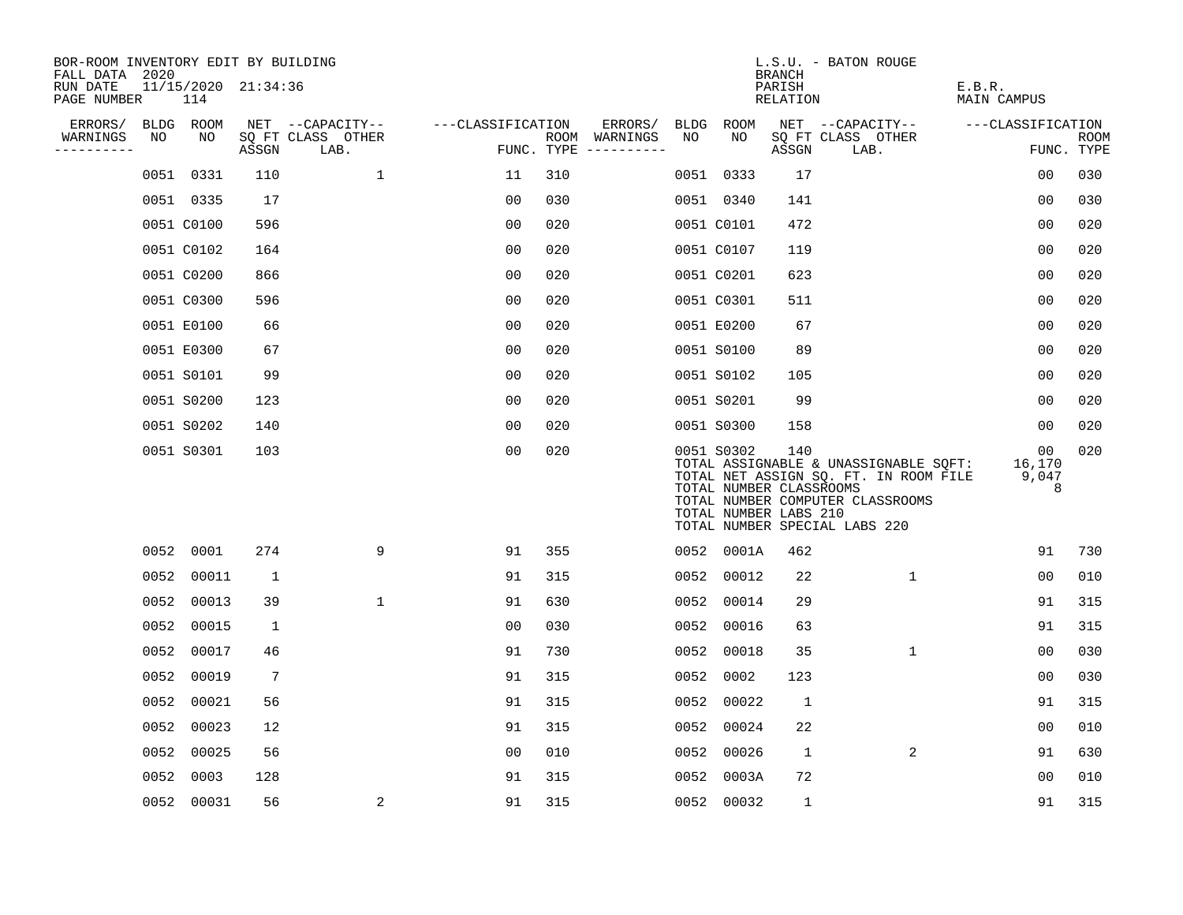BOR-ROOM INVENTORY EDIT BY BUILDING
FALL DATA 2020
RUN DATE 11/15/2020 21:34:36
PAGE NUMBER 114

L.S.U. - BATON ROUGE
BRANCH
PARISH E.B.R.
RELATION MAIN CAMPUS

| ERRORS/ WARNINGS | BLDG NO | ROOM NO | NET SQ FT ASSGN | CAPACITY-- CLASS | LAB. | OTHER | FUNC. | ROOM TYPE | ERRORS/ WARNINGS | BLDG NO | ROOM NO | NET SQ FT ASSGN | CAPACITY-- CLASS | LAB. | OTHER | FUNC. | ROOM TYPE |
|---|---|---|---|---|---|---|---|---|---|---|---|---|---|---|---|---|---|
| | 0051 | 0331 | 110 | | 1 | | 11 | 310 | | 0051 | 0333 | 17 | | | | 00 | 030 |
| | 0051 | 0335 | 17 | | | | 00 | 030 | | 0051 | 0340 | 141 | | | | 00 | 030 |
| | 0051 | C0100 | 596 | | | | 00 | 020 | | 0051 | C0101 | 472 | | | | 00 | 020 |
| | 0051 | C0102 | 164 | | | | 00 | 020 | | 0051 | C0107 | 119 | | | | 00 | 020 |
| | 0051 | C0200 | 866 | | | | 00 | 020 | | 0051 | C0201 | 623 | | | | 00 | 020 |
| | 0051 | C0300 | 596 | | | | 00 | 020 | | 0051 | C0301 | 511 | | | | 00 | 020 |
| | 0051 | E0100 | 66 | | | | 00 | 020 | | 0051 | E0200 | 67 | | | | 00 | 020 |
| | 0051 | E0300 | 67 | | | | 00 | 020 | | 0051 | S0100 | 89 | | | | 00 | 020 |
| | 0051 | S0101 | 99 | | | | 00 | 020 | | 0051 | S0102 | 105 | | | | 00 | 020 |
| | 0051 | S0200 | 123 | | | | 00 | 020 | | 0051 | S0201 | 99 | | | | 00 | 020 |
| | 0051 | S0202 | 140 | | | | 00 | 020 | | 0051 | S0300 | 158 | | | | 00 | 020 |
| | 0051 | S0301 | 103 | | | | 00 | 020 | | 0051 | S0302 | 140 | | | | 00 | 020 |

TOTAL ASSIGNABLE & UNASSIGNABLE SQFT: 16,170
TOTAL NET ASSIGN SQ. FT. IN ROOM FILE 9,047
TOTAL NUMBER CLASSROOMS 8
TOTAL NUMBER COMPUTER CLASSROOMS
TOTAL NUMBER LABS 210
TOTAL NUMBER SPECIAL LABS 220

| ERRORS/ WARNINGS | BLDG NO | ROOM NO | NET SQ FT ASSGN | CAPACITY-- CLASS | LAB. | OTHER | FUNC. | ROOM TYPE | ERRORS/ WARNINGS | BLDG NO | ROOM NO | NET SQ FT ASSGN | CAPACITY-- CLASS | LAB. | OTHER | FUNC. | ROOM TYPE |
|---|---|---|---|---|---|---|---|---|---|---|---|---|---|---|---|---|---|
| | 0052 | 0001 | 274 | | 9 | | 91 | 355 | | 0052 | 0001A | 462 | | | | 91 | 730 |
| | 0052 | 00011 | 1 | | | | 91 | 315 | | 0052 | 00012 | 22 | | | 1 | 00 | 010 |
| | 0052 | 00013 | 39 | | 1 | | 91 | 630 | | 0052 | 00014 | 29 | | | | 91 | 315 |
| | 0052 | 00015 | 1 | | | | 00 | 030 | | 0052 | 00016 | 63 | | | | 91 | 315 |
| | 0052 | 00017 | 46 | | | | 91 | 730 | | 0052 | 00018 | 35 | | | 1 | 00 | 030 |
| | 0052 | 00019 | 7 | | | | 91 | 315 | | 0052 | 0002 | 123 | | | | 00 | 030 |
| | 0052 | 00021 | 56 | | | | 91 | 315 | | 0052 | 00022 | 1 | | | | 91 | 315 |
| | 0052 | 00023 | 12 | | | | 91 | 315 | | 0052 | 00024 | 22 | | | | 00 | 010 |
| | 0052 | 00025 | 56 | | | | 00 | 010 | | 0052 | 00026 | 1 | | | 2 | 91 | 630 |
| | 0052 | 0003 | 128 | | | | 91 | 315 | | 0052 | 0003A | 72 | | | | 00 | 010 |
| | 0052 | 00031 | 56 | | 2 | | 91 | 315 | | 0052 | 00032 | 1 | | | | 91 | 315 |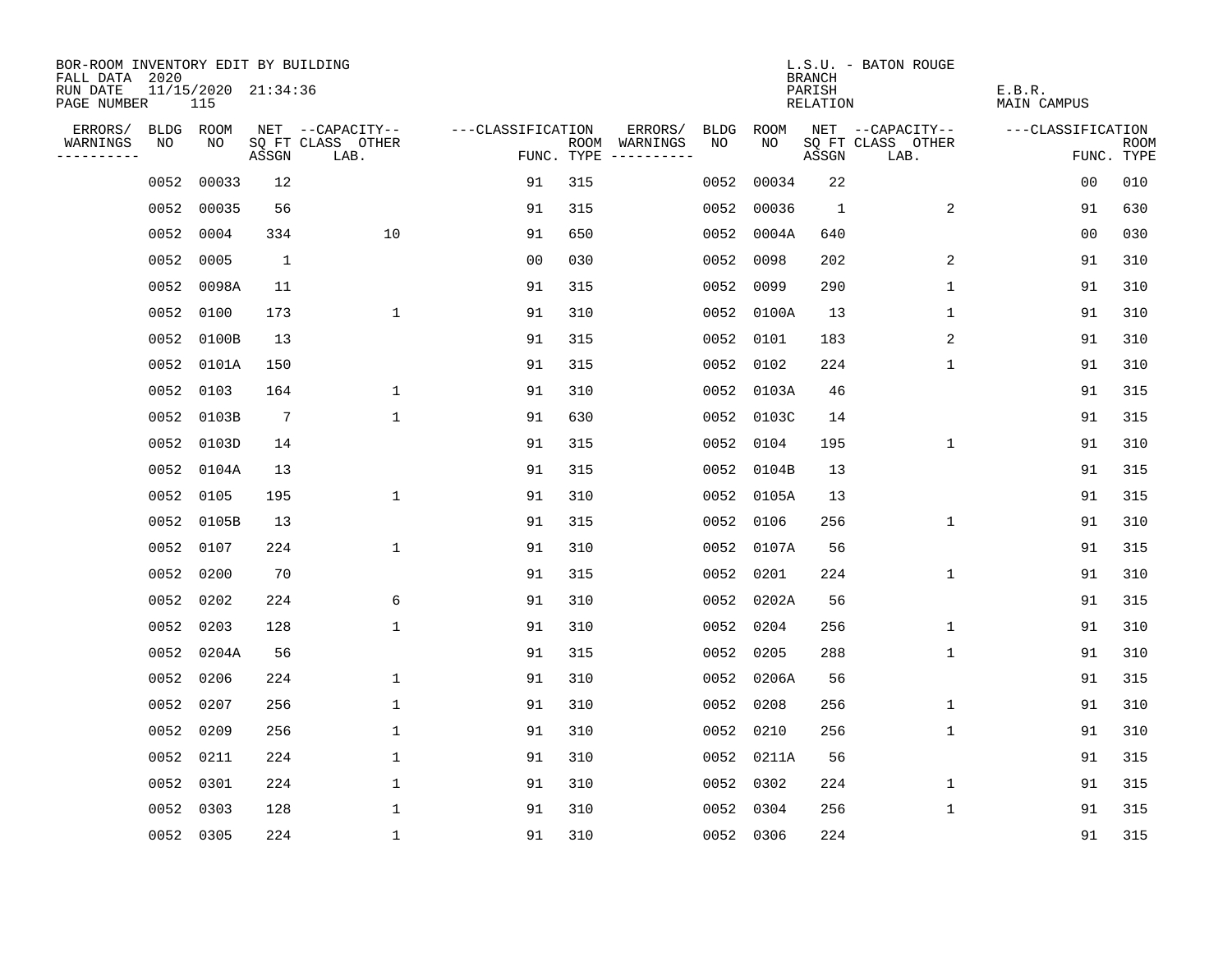BOR-ROOM INVENTORY EDIT BY BUILDING
FALL DATA 2020
RUN DATE 11/15/2020 21:34:36
PAGE NUMBER 115

L.S.U. - BATON ROUGE
BRANCH
PARISH E.B.R.
RELATION MAIN CAMPUS

| ERRORS/ WARNINGS | BLDG NO | ROOM NO | NET SQ FT ASSGN | --CAPACITY-- CLASS LAB. | OTHER | ---CLASSIFICATION FUNC. | ROOM TYPE | ERRORS/ WARNINGS | BLDG NO | ROOM NO | NET SQ FT ASSGN | --CAPACITY-- CLASS LAB. | OTHER | ---CLASSIFICATION FUNC. | ROOM TYPE |
|---|---|---|---|---|---|---|---|---|---|---|---|---|---|---|---|
| | 0052 | 00033 | 12 | | | 91 | 315 | | 0052 | 00034 | 22 | | | 00 | 010 |
| | 0052 | 00035 | 56 | | | 91 | 315 | | 0052 | 00036 | 1 | | 2 | 91 | 630 |
| | 0052 | 0004 | 334 | | 10 | 91 | 650 | | 0052 | 0004A | 640 | | | 00 | 030 |
| | 0052 | 0005 | 1 | | | 00 | 030 | | 0052 | 0098 | 202 | | 2 | 91 | 310 |
| | 0052 | 0098A | 11 | | | 91 | 315 | | 0052 | 0099 | 290 | | 1 | 91 | 310 |
| | 0052 | 0100 | 173 | | 1 | 91 | 310 | | 0052 | 0100A | 13 | | 1 | 91 | 310 |
| | 0052 | 0100B | 13 | | | 91 | 315 | | 0052 | 0101 | 183 | | 2 | 91 | 310 |
| | 0052 | 0101A | 150 | | | 91 | 315 | | 0052 | 0102 | 224 | | 1 | 91 | 310 |
| | 0052 | 0103 | 164 | | 1 | 91 | 310 | | 0052 | 0103A | 46 | | | 91 | 315 |
| | 0052 | 0103B | 7 | | 1 | 91 | 630 | | 0052 | 0103C | 14 | | | 91 | 315 |
| | 0052 | 0103D | 14 | | | 91 | 315 | | 0052 | 0104 | 195 | | 1 | 91 | 310 |
| | 0052 | 0104A | 13 | | | 91 | 315 | | 0052 | 0104B | 13 | | | 91 | 315 |
| | 0052 | 0105 | 195 | | 1 | 91 | 310 | | 0052 | 0105A | 13 | | | 91 | 315 |
| | 0052 | 0105B | 13 | | | 91 | 315 | | 0052 | 0106 | 256 | | 1 | 91 | 310 |
| | 0052 | 0107 | 224 | | 1 | 91 | 310 | | 0052 | 0107A | 56 | | | 91 | 315 |
| | 0052 | 0200 | 70 | | | 91 | 315 | | 0052 | 0201 | 224 | | 1 | 91 | 310 |
| | 0052 | 0202 | 224 | | 6 | 91 | 310 | | 0052 | 0202A | 56 | | | 91 | 315 |
| | 0052 | 0203 | 128 | | 1 | 91 | 310 | | 0052 | 0204 | 256 | | 1 | 91 | 310 |
| | 0052 | 0204A | 56 | | | 91 | 315 | | 0052 | 0205 | 288 | | 1 | 91 | 310 |
| | 0052 | 0206 | 224 | | 1 | 91 | 310 | | 0052 | 0206A | 56 | | | 91 | 315 |
| | 0052 | 0207 | 256 | | 1 | 91 | 310 | | 0052 | 0208 | 256 | | 1 | 91 | 310 |
| | 0052 | 0209 | 256 | | 1 | 91 | 310 | | 0052 | 0210 | 256 | | 1 | 91 | 310 |
| | 0052 | 0211 | 224 | | 1 | 91 | 310 | | 0052 | 0211A | 56 | | | 91 | 315 |
| | 0052 | 0301 | 224 | | 1 | 91 | 310 | | 0052 | 0302 | 224 | | 1 | 91 | 315 |
| | 0052 | 0303 | 128 | | 1 | 91 | 310 | | 0052 | 0304 | 256 | | 1 | 91 | 315 |
| | 0052 | 0305 | 224 | | 1 | 91 | 310 | | 0052 | 0306 | 224 | | | 91 | 315 |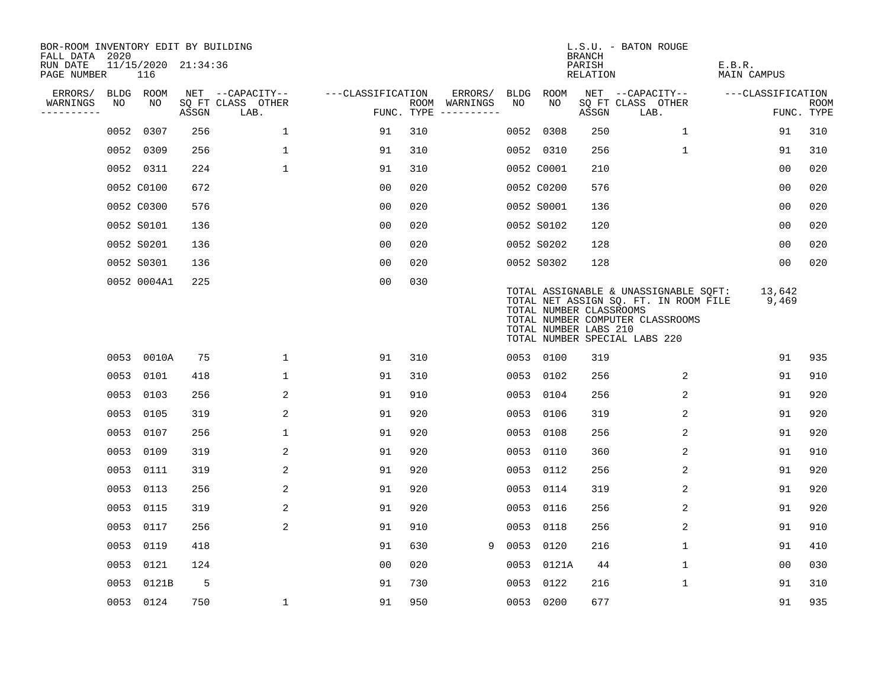BOR-ROOM INVENTORY EDIT BY BUILDING
FALL DATA 2020
RUN DATE 11/15/2020 21:34:36
PAGE NUMBER 116

L.S.U. - BATON ROUGE
BRANCH
PARISH E.B.R.
RELATION MAIN CAMPUS

| ERRORS/ WARNINGS | BLDG NO | ROOM NO | NET SQ FT ASSGN | CAPACITY CLASS LAB. | CAPACITY OTHER | CLASSIFICATION FUNC. | ROOM TYPE | ERRORS/ WARNINGS | BLDG NO | ROOM NO | NET SQ FT ASSGN | CAPACITY CLASS LAB. | CAPACITY OTHER | CLASSIFICATION FUNC. | ROOM TYPE |
|---|---|---|---|---|---|---|---|---|---|---|---|---|---|---|---|
| | 0052 | 0307 | 256 | | 1 | 91 | 310 | | 0052 | 0308 | 250 | | 1 | 91 | 310 |
| | 0052 | 0309 | 256 | | 1 | 91 | 310 | | 0052 | 0310 | 256 | | 1 | 91 | 310 |
| | 0052 | 0311 | 224 | | 1 | 91 | 310 | | 0052 | C0001 | 210 | | | 00 | 020 |
| | 0052 | C0100 | 672 | | | 00 | 020 | | 0052 | C0200 | 576 | | | 00 | 020 |
| | 0052 | C0300 | 576 | | | 00 | 020 | | 0052 | S0001 | 136 | | | 00 | 020 |
| | 0052 | S0101 | 136 | | | 00 | 020 | | 0052 | S0102 | 120 | | | 00 | 020 |
| | 0052 | S0201 | 136 | | | 00 | 020 | | 0052 | S0202 | 128 | | | 00 | 020 |
| | 0052 | S0301 | 136 | | | 00 | 020 | | 0052 | S0302 | 128 | | | 00 | 020 |
| | 0052 | 0004A1 | 225 | | | 00 | 030 | | | | | | | | |

TOTAL ASSIGNABLE & UNASSIGNABLE SQFT: 13,642
TOTAL NET ASSIGN SQ. FT. IN ROOM FILE 9,469
TOTAL NUMBER CLASSROOMS
TOTAL NUMBER COMPUTER CLASSROOMS
TOTAL NUMBER LABS 210
TOTAL NUMBER SPECIAL LABS 220

| ERRORS/ WARNINGS | BLDG NO | ROOM NO | NET SQ FT ASSGN | CAPACITY CLASS LAB. | CAPACITY OTHER | CLASSIFICATION FUNC. | ROOM TYPE | ERRORS/ WARNINGS | BLDG NO | ROOM NO | NET SQ FT ASSGN | CAPACITY CLASS LAB. | CAPACITY OTHER | CLASSIFICATION FUNC. | ROOM TYPE |
|---|---|---|---|---|---|---|---|---|---|---|---|---|---|---|---|
| | 0053 | 0010A | 75 | | 1 | 91 | 310 | | 0053 | 0100 | 319 | | | 91 | 935 |
| | 0053 | 0101 | 418 | | 1 | 91 | 310 | | 0053 | 0102 | 256 | | 2 | 91 | 910 |
| | 0053 | 0103 | 256 | | 2 | 91 | 910 | | 0053 | 0104 | 256 | | 2 | 91 | 920 |
| | 0053 | 0105 | 319 | | 2 | 91 | 920 | | 0053 | 0106 | 319 | | 2 | 91 | 920 |
| | 0053 | 0107 | 256 | | 1 | 91 | 920 | | 0053 | 0108 | 256 | | 2 | 91 | 920 |
| | 0053 | 0109 | 319 | | 2 | 91 | 920 | | 0053 | 0110 | 360 | | 2 | 91 | 910 |
| | 0053 | 0111 | 319 | | 2 | 91 | 920 | | 0053 | 0112 | 256 | | 2 | 91 | 920 |
| | 0053 | 0113 | 256 | | 2 | 91 | 920 | | 0053 | 0114 | 319 | | 2 | 91 | 920 |
| | 0053 | 0115 | 319 | | 2 | 91 | 920 | | 0053 | 0116 | 256 | | 2 | 91 | 920 |
| | 0053 | 0117 | 256 | | 2 | 91 | 910 | | 0053 | 0118 | 256 | | 2 | 91 | 910 |
| | 0053 | 0119 | 418 | | | 91 | 630 | 9 | 0053 | 0120 | 216 | | 1 | 91 | 410 |
| | 0053 | 0121 | 124 | | | 00 | 020 | | 0053 | 0121A | 44 | | 1 | 00 | 030 |
| | 0053 | 0121B | 5 | | | 91 | 730 | | 0053 | 0122 | 216 | | 1 | 91 | 310 |
| | 0053 | 0124 | 750 | | 1 | 91 | 950 | | 0053 | 0200 | 677 | | | 91 | 935 |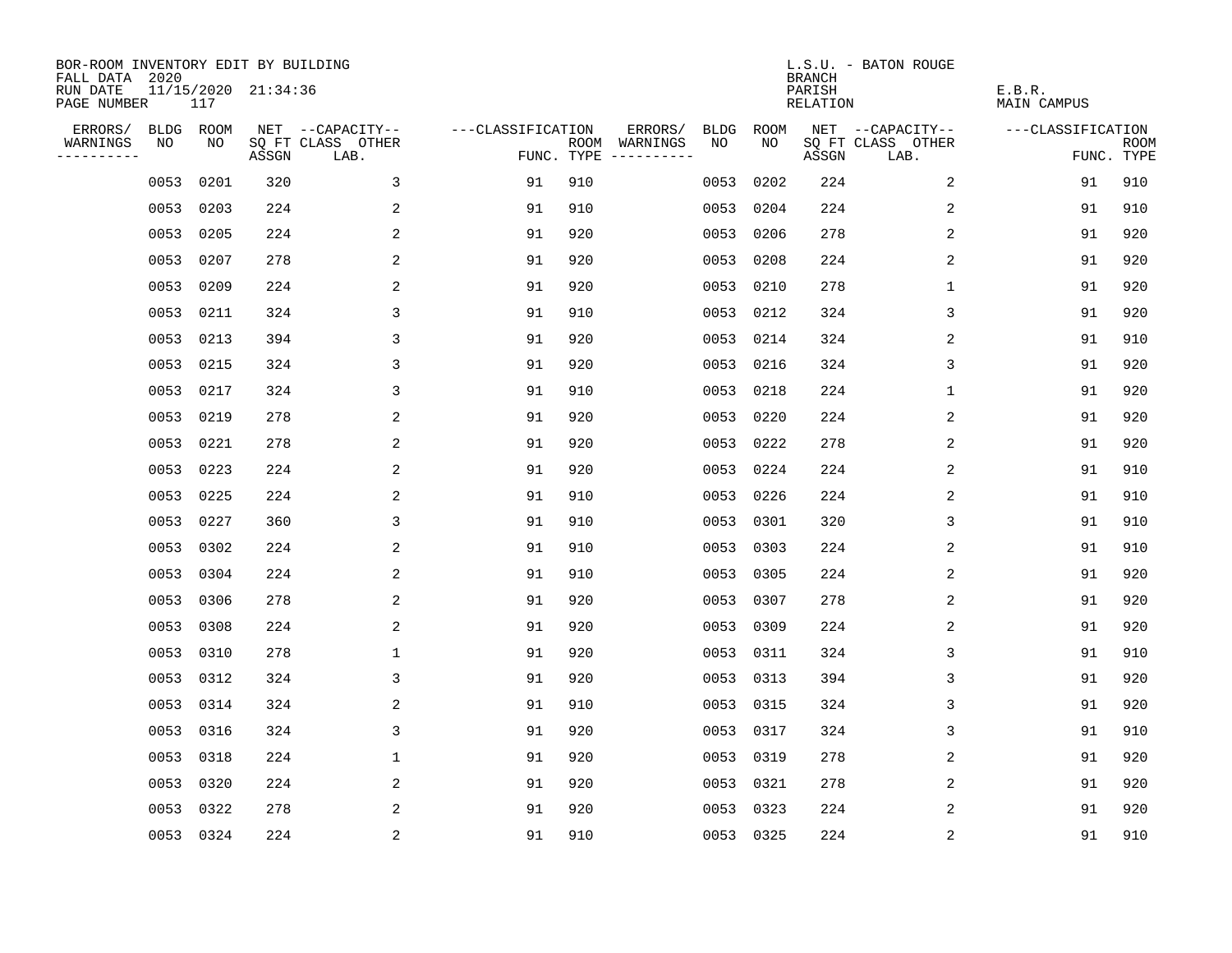BOR-ROOM INVENTORY EDIT BY BUILDING
FALL DATA 2020
RUN DATE 11/15/2020 21:34:36
PAGE NUMBER 117

L.S.U. - BATON ROUGE
BRANCH
PARISH E.B.R.
RELATION MAIN CAMPUS

| ERRORS/ WARNINGS | BLDG NO | ROOM NO | NET SQ FT ASSGN | CAPACITY CLASS | CAPACITY OTHER LAB. | CLASSIFICATION FUNC. | ROOM TYPE | ERRORS/ WARNINGS | BLDG NO | ROOM NO | NET SQ FT ASSGN | CAPACITY CLASS | CAPACITY OTHER LAB. | CLASSIFICATION FUNC. | ROOM TYPE |
|---|---|---|---|---|---|---|---|---|---|---|---|---|---|---|---|
| | 0053 | 0201 | 320 | | 3 | 91 | 910 | | 0053 | 0202 | 224 | | 2 | 91 | 910 |
| | 0053 | 0203 | 224 | | 2 | 91 | 910 | | 0053 | 0204 | 224 | | 2 | 91 | 910 |
| | 0053 | 0205 | 224 | | 2 | 91 | 920 | | 0053 | 0206 | 278 | | 2 | 91 | 920 |
| | 0053 | 0207 | 278 | | 2 | 91 | 920 | | 0053 | 0208 | 224 | | 2 | 91 | 920 |
| | 0053 | 0209 | 224 | | 2 | 91 | 920 | | 0053 | 0210 | 278 | | 1 | 91 | 920 |
| | 0053 | 0211 | 324 | | 3 | 91 | 910 | | 0053 | 0212 | 324 | | 3 | 91 | 920 |
| | 0053 | 0213 | 394 | | 3 | 91 | 920 | | 0053 | 0214 | 324 | | 2 | 91 | 910 |
| | 0053 | 0215 | 324 | | 3 | 91 | 920 | | 0053 | 0216 | 324 | | 3 | 91 | 920 |
| | 0053 | 0217 | 324 | | 3 | 91 | 910 | | 0053 | 0218 | 224 | | 1 | 91 | 920 |
| | 0053 | 0219 | 278 | | 2 | 91 | 920 | | 0053 | 0220 | 224 | | 2 | 91 | 920 |
| | 0053 | 0221 | 278 | | 2 | 91 | 920 | | 0053 | 0222 | 278 | | 2 | 91 | 920 |
| | 0053 | 0223 | 224 | | 2 | 91 | 920 | | 0053 | 0224 | 224 | | 2 | 91 | 910 |
| | 0053 | 0225 | 224 | | 2 | 91 | 910 | | 0053 | 0226 | 224 | | 2 | 91 | 910 |
| | 0053 | 0227 | 360 | | 3 | 91 | 910 | | 0053 | 0301 | 320 | | 3 | 91 | 910 |
| | 0053 | 0302 | 224 | | 2 | 91 | 910 | | 0053 | 0303 | 224 | | 2 | 91 | 910 |
| | 0053 | 0304 | 224 | | 2 | 91 | 910 | | 0053 | 0305 | 224 | | 2 | 91 | 920 |
| | 0053 | 0306 | 278 | | 2 | 91 | 920 | | 0053 | 0307 | 278 | | 2 | 91 | 920 |
| | 0053 | 0308 | 224 | | 2 | 91 | 920 | | 0053 | 0309 | 224 | | 2 | 91 | 920 |
| | 0053 | 0310 | 278 | | 1 | 91 | 920 | | 0053 | 0311 | 324 | | 3 | 91 | 910 |
| | 0053 | 0312 | 324 | | 3 | 91 | 920 | | 0053 | 0313 | 394 | | 3 | 91 | 920 |
| | 0053 | 0314 | 324 | | 2 | 91 | 910 | | 0053 | 0315 | 324 | | 3 | 91 | 920 |
| | 0053 | 0316 | 324 | | 3 | 91 | 920 | | 0053 | 0317 | 324 | | 3 | 91 | 910 |
| | 0053 | 0318 | 224 | | 1 | 91 | 920 | | 0053 | 0319 | 278 | | 2 | 91 | 920 |
| | 0053 | 0320 | 224 | | 2 | 91 | 920 | | 0053 | 0321 | 278 | | 2 | 91 | 920 |
| | 0053 | 0322 | 278 | | 2 | 91 | 920 | | 0053 | 0323 | 224 | | 2 | 91 | 920 |
| | 0053 | 0324 | 224 | | 2 | 91 | 910 | | 0053 | 0325 | 224 | | 2 | 91 | 910 |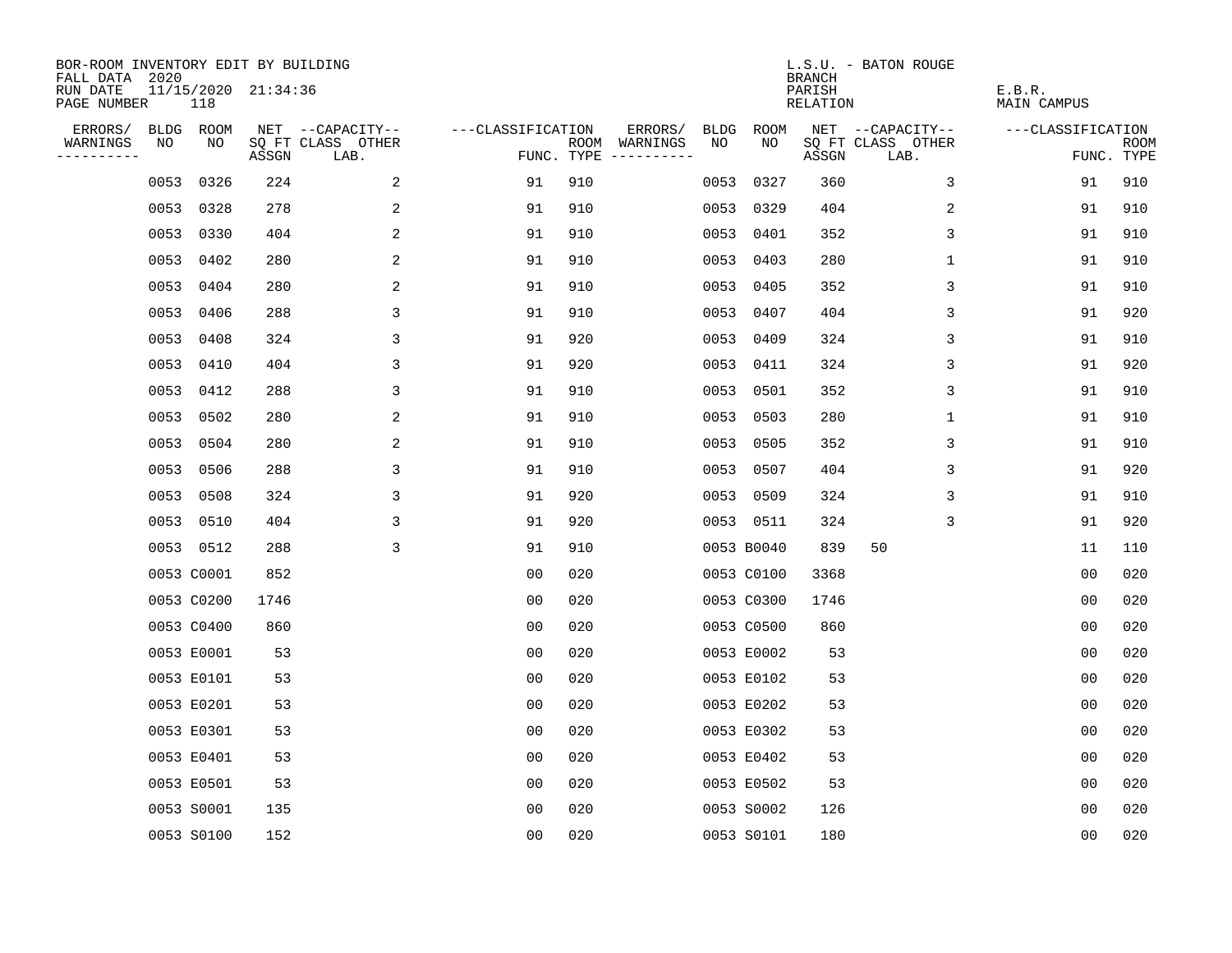BOR-ROOM INVENTORY EDIT BY BUILDING
FALL DATA 2020
RUN DATE 11/15/2020 21:34:36
PAGE NUMBER 118

L.S.U. - BATON ROUGE
BRANCH
PARISH E.B.R.
RELATION MAIN CAMPUS

| ERRORS/ WARNINGS | BLDG NO | ROOM NO | NET SQ FT ASSGN | CAPACITY CLASS LAB. | CAPACITY OTHER | CLASSIFICATION FUNC. | ROOM TYPE | ERRORS/ WARNINGS | BLDG NO | ROOM NO | NET SQ FT ASSGN | CAPACITY CLASS LAB. | CAPACITY OTHER | CLASSIFICATION FUNC. | ROOM TYPE |
|---|---|---|---|---|---|---|---|---|---|---|---|---|---|---|---|
| | 0053 | 0326 | 224 | | 2 | 91 | 910 | | 0053 | 0327 | 360 | | 3 | 91 | 910 |
| | 0053 | 0328 | 278 | | 2 | 91 | 910 | | 0053 | 0329 | 404 | | 2 | 91 | 910 |
| | 0053 | 0330 | 404 | | 2 | 91 | 910 | | 0053 | 0401 | 352 | | 3 | 91 | 910 |
| | 0053 | 0402 | 280 | | 2 | 91 | 910 | | 0053 | 0403 | 280 | | 1 | 91 | 910 |
| | 0053 | 0404 | 280 | | 2 | 91 | 910 | | 0053 | 0405 | 352 | | 3 | 91 | 910 |
| | 0053 | 0406 | 288 | | 3 | 91 | 910 | | 0053 | 0407 | 404 | | 3 | 91 | 920 |
| | 0053 | 0408 | 324 | | 3 | 91 | 920 | | 0053 | 0409 | 324 | | 3 | 91 | 910 |
| | 0053 | 0410 | 404 | | 3 | 91 | 920 | | 0053 | 0411 | 324 | | 3 | 91 | 920 |
| | 0053 | 0412 | 288 | | 3 | 91 | 910 | | 0053 | 0501 | 352 | | 3 | 91 | 910 |
| | 0053 | 0502 | 280 | | 2 | 91 | 910 | | 0053 | 0503 | 280 | | 1 | 91 | 910 |
| | 0053 | 0504 | 280 | | 2 | 91 | 910 | | 0053 | 0505 | 352 | | 3 | 91 | 910 |
| | 0053 | 0506 | 288 | | 3 | 91 | 910 | | 0053 | 0507 | 404 | | 3 | 91 | 920 |
| | 0053 | 0508 | 324 | | 3 | 91 | 920 | | 0053 | 0509 | 324 | | 3 | 91 | 910 |
| | 0053 | 0510 | 404 | | 3 | 91 | 920 | | 0053 | 0511 | 324 | | 3 | 91 | 920 |
| | 0053 | 0512 | 288 | | 3 | 91 | 910 | | 0053 | B0040 | 839 | 50 | | 11 | 110 |
| | 0053 | C0001 | 852 | | | 00 | 020 | | 0053 | C0100 | 3368 | | | 00 | 020 |
| | 0053 | C0200 | 1746 | | | 00 | 020 | | 0053 | C0300 | 1746 | | | 00 | 020 |
| | 0053 | C0400 | 860 | | | 00 | 020 | | 0053 | C0500 | 860 | | | 00 | 020 |
| | 0053 | E0001 | 53 | | | 00 | 020 | | 0053 | E0002 | 53 | | | 00 | 020 |
| | 0053 | E0101 | 53 | | | 00 | 020 | | 0053 | E0102 | 53 | | | 00 | 020 |
| | 0053 | E0201 | 53 | | | 00 | 020 | | 0053 | E0202 | 53 | | | 00 | 020 |
| | 0053 | E0301 | 53 | | | 00 | 020 | | 0053 | E0302 | 53 | | | 00 | 020 |
| | 0053 | E0401 | 53 | | | 00 | 020 | | 0053 | E0402 | 53 | | | 00 | 020 |
| | 0053 | E0501 | 53 | | | 00 | 020 | | 0053 | E0502 | 53 | | | 00 | 020 |
| | 0053 | S0001 | 135 | | | 00 | 020 | | 0053 | S0002 | 126 | | | 00 | 020 |
| | 0053 | S0100 | 152 | | | 00 | 020 | | 0053 | S0101 | 180 | | | 00 | 020 |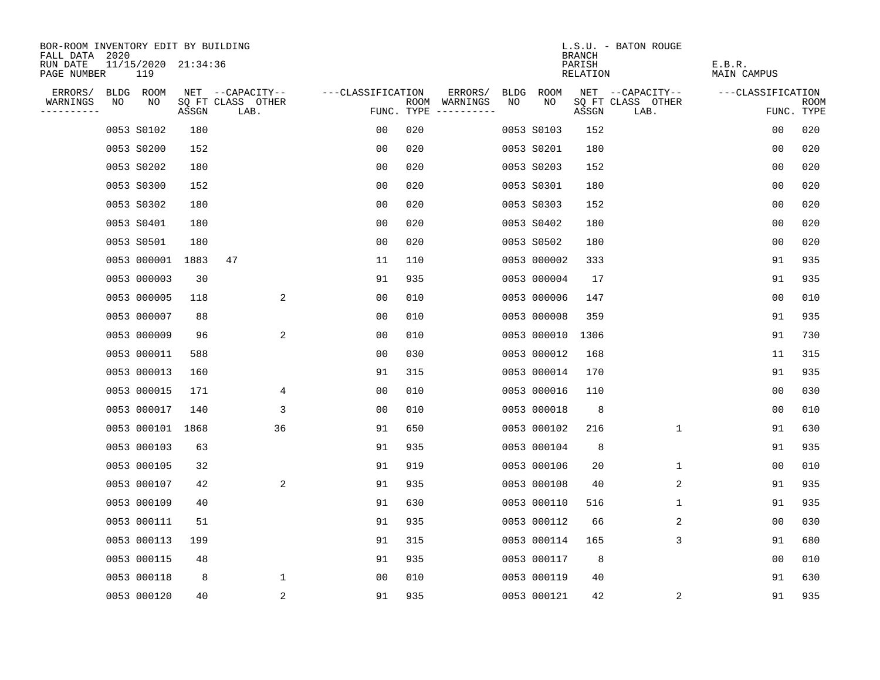BOR-ROOM INVENTORY EDIT BY BUILDING
FALL DATA 2020
RUN DATE 11/15/2020 21:34:36
PAGE NUMBER 119

L.S.U. - BATON ROUGE
BRANCH
PARISH E.B.R.
RELATION MAIN CAMPUS

| ERRORS/ WARNINGS | BLDG NO | ROOM NO | NET SQ FT ASSGN | --CAPACITY-- CLASS LAB. | OTHER | ---CLASSIFICATION FUNC. | ROOM TYPE | ERRORS/ WARNINGS | BLDG NO | ROOM NO | NET SQ FT ASSGN | --CAPACITY-- CLASS LAB. | OTHER | ---CLASSIFICATION FUNC. | ROOM TYPE |
|---|---|---|---|---|---|---|---|---|---|---|---|---|---|---|---|
| | 0053 | S0102 | 180 | | | 00 | 020 | | 0053 | S0103 | 152 | | | 00 | 020 |
| | 0053 | S0200 | 152 | | | 00 | 020 | | 0053 | S0201 | 180 | | | 00 | 020 |
| | 0053 | S0202 | 180 | | | 00 | 020 | | 0053 | S0203 | 152 | | | 00 | 020 |
| | 0053 | S0300 | 152 | | | 00 | 020 | | 0053 | S0301 | 180 | | | 00 | 020 |
| | 0053 | S0302 | 180 | | | 00 | 020 | | 0053 | S0303 | 152 | | | 00 | 020 |
| | 0053 | S0401 | 180 | | | 00 | 020 | | 0053 | S0402 | 180 | | | 00 | 020 |
| | 0053 | S0501 | 180 | | | 00 | 020 | | 0053 | S0502 | 180 | | | 00 | 020 |
| | 0053 | 000001 | 1883 | 47 | | 11 | 110 | | 0053 | 000002 | 333 | | | 91 | 935 |
| | 0053 | 000003 | 30 | | | 91 | 935 | | 0053 | 000004 | 17 | | | 91 | 935 |
| | 0053 | 000005 | 118 | | 2 | 00 | 010 | | 0053 | 000006 | 147 | | | 00 | 010 |
| | 0053 | 000007 | 88 | | | 00 | 010 | | 0053 | 000008 | 359 | | | 91 | 935 |
| | 0053 | 000009 | 96 | | 2 | 00 | 010 | | 0053 | 000010 | 1306 | | | 91 | 730 |
| | 0053 | 000011 | 588 | | | 00 | 030 | | 0053 | 000012 | 168 | | | 11 | 315 |
| | 0053 | 000013 | 160 | | | 91 | 315 | | 0053 | 000014 | 170 | | | 91 | 935 |
| | 0053 | 000015 | 171 | | 4 | 00 | 010 | | 0053 | 000016 | 110 | | | 00 | 030 |
| | 0053 | 000017 | 140 | | 3 | 00 | 010 | | 0053 | 000018 | 8 | | | 00 | 010 |
| | 0053 | 000101 | 1868 | | 36 | 91 | 650 | | 0053 | 000102 | 216 | | 1 | 91 | 630 |
| | 0053 | 000103 | 63 | | | 91 | 935 | | 0053 | 000104 | 8 | | | 91 | 935 |
| | 0053 | 000105 | 32 | | | 91 | 919 | | 0053 | 000106 | 20 | | 1 | 00 | 010 |
| | 0053 | 000107 | 42 | | 2 | 91 | 935 | | 0053 | 000108 | 40 | | 2 | 91 | 935 |
| | 0053 | 000109 | 40 | | | 91 | 630 | | 0053 | 000110 | 516 | | 1 | 91 | 935 |
| | 0053 | 000111 | 51 | | | 91 | 935 | | 0053 | 000112 | 66 | | 2 | 00 | 030 |
| | 0053 | 000113 | 199 | | | 91 | 315 | | 0053 | 000114 | 165 | | 3 | 91 | 680 |
| | 0053 | 000115 | 48 | | | 91 | 935 | | 0053 | 000117 | 8 | | | 00 | 010 |
| | 0053 | 000118 | 8 | | 1 | 00 | 010 | | 0053 | 000119 | 40 | | | 91 | 630 |
| | 0053 | 000120 | 40 | | 2 | 91 | 935 | | 0053 | 000121 | 42 | | 2 | 91 | 935 |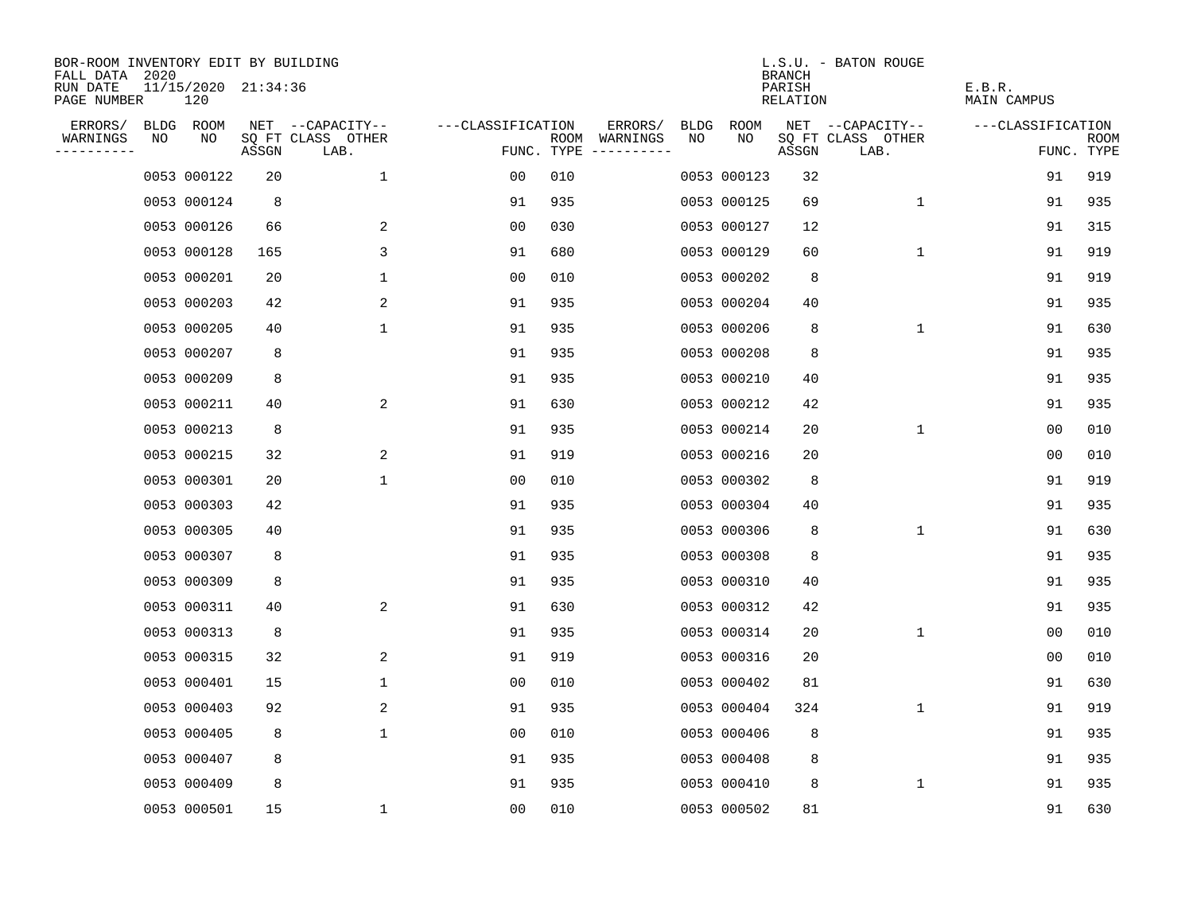BOR-ROOM INVENTORY EDIT BY BUILDING
FALL DATA 2020
RUN DATE 11/15/2020 21:34:36
PAGE NUMBER 120

L.S.U. - BATON ROUGE
BRANCH
PARISH E.B.R.
RELATION MAIN CAMPUS

| ERRORS/ WARNINGS | BLDG NO | ROOM NO | NET SQ FT ASSGN | CAPACITY-- CLASS LAB. | OTHER | ---CLASSIFICATION FUNC. | ROOM TYPE | ERRORS/ WARNINGS | BLDG NO | ROOM NO | NET SQ FT ASSGN | CAPACITY-- CLASS LAB. | OTHER | ---CLASSIFICATION FUNC. | ROOM TYPE |
|---|---|---|---|---|---|---|---|---|---|---|---|---|---|---|---|
| | 0053 | 000122 | 20 | | 1 | 00 | 010 | | 0053 | 000123 | 32 | | | 91 | 919 |
| | 0053 | 000124 | 8 | | | 91 | 935 | | 0053 | 000125 | 69 | | 1 | 91 | 935 |
| | 0053 | 000126 | 66 | | 2 | 00 | 030 | | 0053 | 000127 | 12 | | | 91 | 315 |
| | 0053 | 000128 | 165 | | 3 | 91 | 680 | | 0053 | 000129 | 60 | | 1 | 91 | 919 |
| | 0053 | 000201 | 20 | | 1 | 00 | 010 | | 0053 | 000202 | 8 | | | 91 | 919 |
| | 0053 | 000203 | 42 | | 2 | 91 | 935 | | 0053 | 000204 | 40 | | | 91 | 935 |
| | 0053 | 000205 | 40 | | 1 | 91 | 935 | | 0053 | 000206 | 8 | | 1 | 91 | 630 |
| | 0053 | 000207 | 8 | | | 91 | 935 | | 0053 | 000208 | 8 | | | 91 | 935 |
| | 0053 | 000209 | 8 | | | 91 | 935 | | 0053 | 000210 | 40 | | | 91 | 935 |
| | 0053 | 000211 | 40 | | 2 | 91 | 630 | | 0053 | 000212 | 42 | | | 91 | 935 |
| | 0053 | 000213 | 8 | | | 91 | 935 | | 0053 | 000214 | 20 | | 1 | 00 | 010 |
| | 0053 | 000215 | 32 | | 2 | 91 | 919 | | 0053 | 000216 | 20 | | | 00 | 010 |
| | 0053 | 000301 | 20 | | 1 | 00 | 010 | | 0053 | 000302 | 8 | | | 91 | 919 |
| | 0053 | 000303 | 42 | | | 91 | 935 | | 0053 | 000304 | 40 | | | 91 | 935 |
| | 0053 | 000305 | 40 | | | 91 | 935 | | 0053 | 000306 | 8 | | 1 | 91 | 630 |
| | 0053 | 000307 | 8 | | | 91 | 935 | | 0053 | 000308 | 8 | | | 91 | 935 |
| | 0053 | 000309 | 8 | | | 91 | 935 | | 0053 | 000310 | 40 | | | 91 | 935 |
| | 0053 | 000311 | 40 | | 2 | 91 | 630 | | 0053 | 000312 | 42 | | | 91 | 935 |
| | 0053 | 000313 | 8 | | | 91 | 935 | | 0053 | 000314 | 20 | | 1 | 00 | 010 |
| | 0053 | 000315 | 32 | | 2 | 91 | 919 | | 0053 | 000316 | 20 | | | 00 | 010 |
| | 0053 | 000401 | 15 | | 1 | 00 | 010 | | 0053 | 000402 | 81 | | | 91 | 630 |
| | 0053 | 000403 | 92 | | 2 | 91 | 935 | | 0053 | 000404 | 324 | | 1 | 91 | 919 |
| | 0053 | 000405 | 8 | | 1 | 00 | 010 | | 0053 | 000406 | 8 | | | 91 | 935 |
| | 0053 | 000407 | 8 | | | 91 | 935 | | 0053 | 000408 | 8 | | | 91 | 935 |
| | 0053 | 000409 | 8 | | | 91 | 935 | | 0053 | 000410 | 8 | | 1 | 91 | 935 |
| | 0053 | 000501 | 15 | | 1 | 00 | 010 | | 0053 | 000502 | 81 | | | 91 | 630 |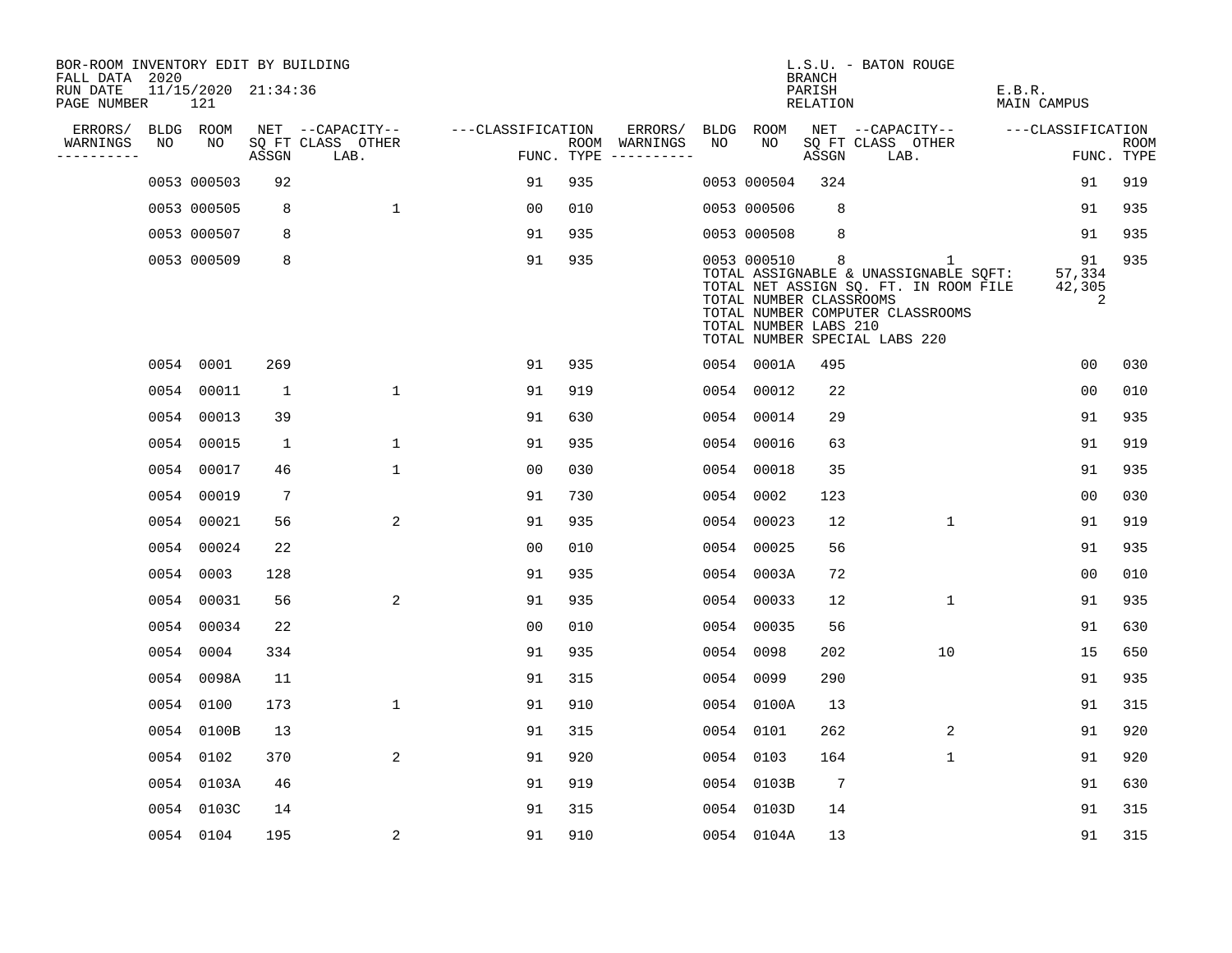BOR-ROOM INVENTORY EDIT BY BUILDING
FALL DATA 2020
RUN DATE 11/15/2020 21:34:36
PAGE NUMBER 121

L.S.U. - BATON ROUGE
BRANCH
PARISH E.B.R.
RELATION MAIN CAMPUS

| ERRORS/ WARNINGS | BLDG NO | ROOM NO | NET SQ FT ASSGN | CAPACITY CLASS LAB. | CAPACITY OTHER | CLASSIFICATION FUNC. | ROOM TYPE | ERRORS/ WARNINGS | BLDG NO | ROOM NO | NET SQ FT ASSGN | CAPACITY CLASS LAB. | CAPACITY OTHER | CLASSIFICATION FUNC. | ROOM TYPE |
|---|---|---|---|---|---|---|---|---|---|---|---|---|---|---|---|
| | 0053 | 000503 | 92 | | | 91 | 935 | | 0053 | 000504 | 324 | | | 91 | 919 |
| | 0053 | 000505 | 8 | | 1 | 00 | 010 | | 0053 | 000506 | 8 | | | 91 | 935 |
| | 0053 | 000507 | 8 | | | 91 | 935 | | 0053 | 000508 | 8 | | | 91 | 935 |
| | 0053 | 000509 | 8 | | | 91 | 935 | | 0053 | 000510 | 8 | | 1 | 91 | 935 |

TOTAL ASSIGNABLE & UNASSIGNABLE SQFT: 57,334
TOTAL NET ASSIGN SQ. FT. IN ROOM FILE 42,305
TOTAL NUMBER CLASSROOMS 2
TOTAL NUMBER COMPUTER CLASSROOMS
TOTAL NUMBER LABS 210
TOTAL NUMBER SPECIAL LABS 220

| ERRORS/ WARNINGS | BLDG NO | ROOM NO | NET SQ FT ASSGN | CAPACITY CLASS LAB. | CAPACITY OTHER | CLASSIFICATION FUNC. | ROOM TYPE | ERRORS/ WARNINGS | BLDG NO | ROOM NO | NET SQ FT ASSGN | CAPACITY CLASS LAB. | CAPACITY OTHER | CLASSIFICATION FUNC. | ROOM TYPE |
|---|---|---|---|---|---|---|---|---|---|---|---|---|---|---|---|
| | 0054 | 0001 | 269 | | | 91 | 935 | | 0054 | 0001A | 495 | | | 00 | 030 |
| | 0054 | 00011 | 1 | | 1 | 91 | 919 | | 0054 | 00012 | 22 | | | 00 | 010 |
| | 0054 | 00013 | 39 | | | 91 | 630 | | 0054 | 00014 | 29 | | | 91 | 935 |
| | 0054 | 00015 | 1 | | 1 | 91 | 935 | | 0054 | 00016 | 63 | | | 91 | 919 |
| | 0054 | 00017 | 46 | | 1 | 00 | 030 | | 0054 | 00018 | 35 | | | 91 | 935 |
| | 0054 | 00019 | 7 | | | 91 | 730 | | 0054 | 0002 | 123 | | | 00 | 030 |
| | 0054 | 00021 | 56 | | 2 | 91 | 935 | | 0054 | 00023 | 12 | | 1 | 91 | 919 |
| | 0054 | 00024 | 22 | | | 00 | 010 | | 0054 | 00025 | 56 | | | 91 | 935 |
| | 0054 | 0003 | 128 | | | 91 | 935 | | 0054 | 0003A | 72 | | | 00 | 010 |
| | 0054 | 00031 | 56 | | 2 | 91 | 935 | | 0054 | 00033 | 12 | | 1 | 91 | 935 |
| | 0054 | 00034 | 22 | | | 00 | 010 | | 0054 | 00035 | 56 | | | 91 | 630 |
| | 0054 | 0004 | 334 | | | 91 | 935 | | 0054 | 0098 | 202 | | 10 | 15 | 650 |
| | 0054 | 0098A | 11 | | | 91 | 315 | | 0054 | 0099 | 290 | | | 91 | 935 |
| | 0054 | 0100 | 173 | | 1 | 91 | 910 | | 0054 | 0100A | 13 | | | 91 | 315 |
| | 0054 | 0100B | 13 | | | 91 | 315 | | 0054 | 0101 | 262 | | 2 | 91 | 920 |
| | 0054 | 0102 | 370 | | 2 | 91 | 920 | | 0054 | 0103 | 164 | | 1 | 91 | 920 |
| | 0054 | 0103A | 46 | | | 91 | 919 | | 0054 | 0103B | 7 | | | 91 | 630 |
| | 0054 | 0103C | 14 | | | 91 | 315 | | 0054 | 0103D | 14 | | | 91 | 315 |
| | 0054 | 0104 | 195 | | 2 | 91 | 910 | | 0054 | 0104A | 13 | | | 91 | 315 |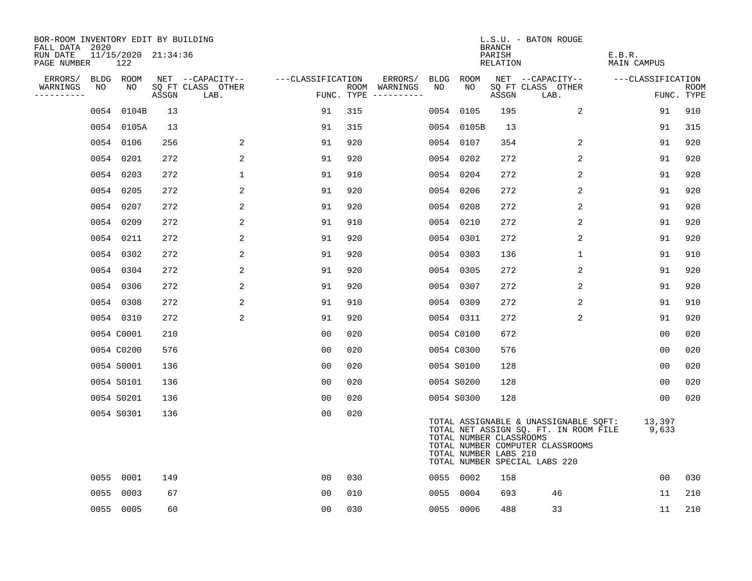BOR-ROOM INVENTORY EDIT BY BUILDING
FALL DATA 2020
RUN DATE 11/15/2020 21:34:36
PAGE NUMBER 122

L.S.U. - BATON ROUGE
BRANCH
PARISH E.B.R.
RELATION MAIN CAMPUS

| ERRORS/ WARNINGS | BLDG NO | ROOM NO | NET SQ FT ASSGN | CAPACITY CLASS LAB. | CAPACITY OTHER | CLASSIFICATION FUNC. | ROOM TYPE | ERRORS/ WARNINGS | BLDG NO | ROOM NO | NET SQ FT ASSGN | CAPACITY CLASS LAB. | CAPACITY OTHER | CLASSIFICATION FUNC. | ROOM TYPE |
|---|---|---|---|---|---|---|---|---|---|---|---|---|---|---|---|
| | 0054 | 0104B | 13 | | | 91 | 315 | | 0054 | 0105 | 195 | | 2 | 91 | 910 |
| | 0054 | 0105A | 13 | | | 91 | 315 | | 0054 | 0105B | 13 | | | 91 | 315 |
| | 0054 | 0106 | 256 | | 2 | 91 | 920 | | 0054 | 0107 | 354 | | 2 | 91 | 920 |
| | 0054 | 0201 | 272 | | 2 | 91 | 920 | | 0054 | 0202 | 272 | | 2 | 91 | 920 |
| | 0054 | 0203 | 272 | | 1 | 91 | 910 | | 0054 | 0204 | 272 | | 2 | 91 | 920 |
| | 0054 | 0205 | 272 | | 2 | 91 | 920 | | 0054 | 0206 | 272 | | 2 | 91 | 920 |
| | 0054 | 0207 | 272 | | 2 | 91 | 920 | | 0054 | 0208 | 272 | | 2 | 91 | 920 |
| | 0054 | 0209 | 272 | | 2 | 91 | 910 | | 0054 | 0210 | 272 | | 2 | 91 | 920 |
| | 0054 | 0211 | 272 | | 2 | 91 | 920 | | 0054 | 0301 | 272 | | 2 | 91 | 920 |
| | 0054 | 0302 | 272 | | 2 | 91 | 920 | | 0054 | 0303 | 136 | | 1 | 91 | 910 |
| | 0054 | 0304 | 272 | | 2 | 91 | 920 | | 0054 | 0305 | 272 | | 2 | 91 | 920 |
| | 0054 | 0306 | 272 | | 2 | 91 | 920 | | 0054 | 0307 | 272 | | 2 | 91 | 920 |
| | 0054 | 0308 | 272 | | 2 | 91 | 910 | | 0054 | 0309 | 272 | | 2 | 91 | 910 |
| | 0054 | 0310 | 272 | | 2 | 91 | 920 | | 0054 | 0311 | 272 | | 2 | 91 | 920 |
| | 0054 | C0001 | 210 | | | 00 | 020 | | 0054 | C0100 | 672 | | | 00 | 020 |
| | 0054 | C0200 | 576 | | | 00 | 020 | | 0054 | C0300 | 576 | | | 00 | 020 |
| | 0054 | S0001 | 136 | | | 00 | 020 | | 0054 | S0100 | 128 | | | 00 | 020 |
| | 0054 | S0101 | 136 | | | 00 | 020 | | 0054 | S0200 | 128 | | | 00 | 020 |
| | 0054 | S0201 | 136 | | | 00 | 020 | | 0054 | S0300 | 128 | | | 00 | 020 |
| | 0054 | S0301 | 136 | | | 00 | 020 | | | | | | | | |

TOTAL ASSIGNABLE & UNASSIGNABLE SQFT: 13,397
TOTAL NET ASSIGN SQ. FT. IN ROOM FILE 9,633
TOTAL NUMBER CLASSROOMS
TOTAL NUMBER COMPUTER CLASSROOMS
TOTAL NUMBER LABS 210
TOTAL NUMBER SPECIAL LABS 220

| ERRORS/ WARNINGS | BLDG NO | ROOM NO | NET SQ FT ASSGN | CAPACITY CLASS LAB. | CAPACITY OTHER | CLASSIFICATION FUNC. | ROOM TYPE | ERRORS/ WARNINGS | BLDG NO | ROOM NO | NET SQ FT ASSGN | CAPACITY CLASS LAB. | CAPACITY OTHER | CLASSIFICATION FUNC. | ROOM TYPE |
|---|---|---|---|---|---|---|---|---|---|---|---|---|---|---|---|
| | 0055 | 0001 | 149 | | | 00 | 030 | | 0055 | 0002 | 158 | | | 00 | 030 |
| | 0055 | 0003 | 67 | | | 00 | 010 | | 0055 | 0004 | 693 | 46 | | 11 | 210 |
| | 0055 | 0005 | 60 | | | 00 | 030 | | 0055 | 0006 | 488 | 33 | | 11 | 210 |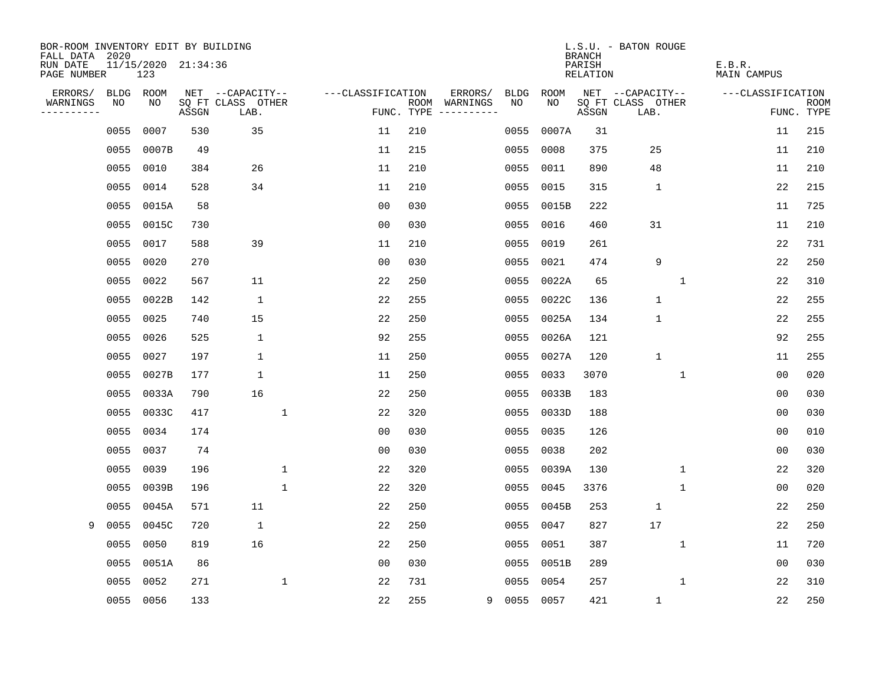BOR-ROOM INVENTORY EDIT BY BUILDING
FALL DATA 2020
RUN DATE 11/15/2020 21:34:36
PAGE NUMBER 123

L.S.U. - BATON ROUGE
BRANCH
PARISH E.B.R.
RELATION MAIN CAMPUS

| ERRORS/ WARNINGS | BLDG NO | ROOM NO | NET SQ FT ASSGN | CAPACITY CLASS LAB. | CAPACITY OTHER | CLASSIFICATION FUNC. | ROOM TYPE | ERRORS/ WARNINGS | BLDG NO | ROOM NO | NET SQ FT ASSGN | CAPACITY CLASS LAB. | CAPACITY OTHER | CLASSIFICATION FUNC. | ROOM TYPE |
|---|---|---|---|---|---|---|---|---|---|---|---|---|---|---|---|
| | 0055 | 0007 | 530 | 35 | | 11 | 210 | | 0055 | 0007A | 31 | | | 11 | 215 |
| | 0055 | 0007B | 49 | | | 11 | 215 | | 0055 | 0008 | 375 | 25 | | 11 | 210 |
| | 0055 | 0010 | 384 | 26 | | 11 | 210 | | 0055 | 0011 | 890 | 48 | | 11 | 210 |
| | 0055 | 0014 | 528 | 34 | | 11 | 210 | | 0055 | 0015 | 315 | 1 | | 22 | 215 |
| | 0055 | 0015A | 58 | | | 00 | 030 | | 0055 | 0015B | 222 | | | 11 | 725 |
| | 0055 | 0015C | 730 | | | 00 | 030 | | 0055 | 0016 | 460 | 31 | | 11 | 210 |
| | 0055 | 0017 | 588 | 39 | | 11 | 210 | | 0055 | 0019 | 261 | | | 22 | 731 |
| | 0055 | 0020 | 270 | | | 00 | 030 | | 0055 | 0021 | 474 | 9 | | 22 | 250 |
| | 0055 | 0022 | 567 | 11 | | 22 | 250 | | 0055 | 0022A | 65 | | 1 | 22 | 310 |
| | 0055 | 0022B | 142 | 1 | | 22 | 255 | | 0055 | 0022C | 136 | 1 | | 22 | 255 |
| | 0055 | 0025 | 740 | 15 | | 22 | 250 | | 0055 | 0025A | 134 | 1 | | 22 | 255 |
| | 0055 | 0026 | 525 | 1 | | 92 | 255 | | 0055 | 0026A | 121 | | | 92 | 255 |
| | 0055 | 0027 | 197 | 1 | | 11 | 250 | | 0055 | 0027A | 120 | 1 | | 11 | 255 |
| | 0055 | 0027B | 177 | 1 | | 11 | 250 | | 0055 | 0033 | 3070 | | 1 | 00 | 020 |
| | 0055 | 0033A | 790 | 16 | | 22 | 250 | | 0055 | 0033B | 183 | | | 00 | 030 |
| | 0055 | 0033C | 417 | | 1 | 22 | 320 | | 0055 | 0033D | 188 | | | 00 | 030 |
| | 0055 | 0034 | 174 | | | 00 | 030 | | 0055 | 0035 | 126 | | | 00 | 010 |
| | 0055 | 0037 | 74 | | | 00 | 030 | | 0055 | 0038 | 202 | | | 00 | 030 |
| | 0055 | 0039 | 196 | | 1 | 22 | 320 | | 0055 | 0039A | 130 | | 1 | 22 | 320 |
| | 0055 | 0039B | 196 | | 1 | 22 | 320 | | 0055 | 0045 | 3376 | | 1 | 00 | 020 |
| | 0055 | 0045A | 571 | 11 | | 22 | 250 | | 0055 | 0045B | 253 | 1 | | 22 | 250 |
| 9 | 0055 | 0045C | 720 | 1 | | 22 | 250 | | 0055 | 0047 | 827 | 17 | | 22 | 250 |
| | 0055 | 0050 | 819 | 16 | | 22 | 250 | | 0055 | 0051 | 387 | | 1 | 11 | 720 |
| | 0055 | 0051A | 86 | | | 00 | 030 | | 0055 | 0051B | 289 | | | 00 | 030 |
| | 0055 | 0052 | 271 | | 1 | 22 | 731 | | 0055 | 0054 | 257 | | 1 | 22 | 310 |
| | 0055 | 0056 | 133 | | | 22 | 255 | 9 | 0055 | 0057 | 421 | 1 | | 22 | 250 |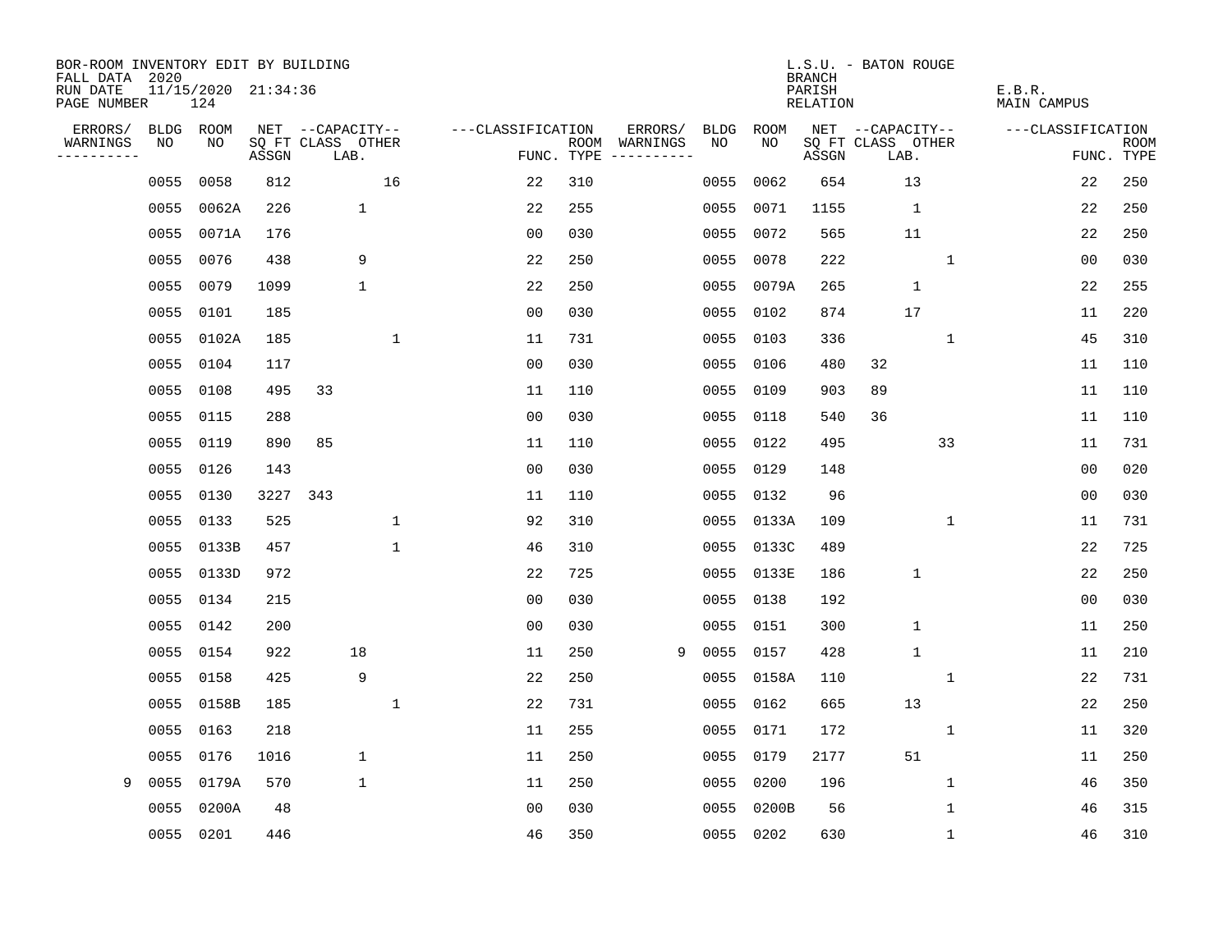BOR-ROOM INVENTORY EDIT BY BUILDING
FALL DATA 2020
RUN DATE 11/15/2020 21:34:36
PAGE NUMBER 124

L.S.U. - BATON ROUGE
BRANCH
PARISH E.B.R.
RELATION MAIN CAMPUS

| ERRORS/ WARNINGS | BLDG NO | ROOM NO | NET SQ FT ASSGN | CAPACITY CLASS | CAPACITY LAB. | CAPACITY OTHER | CLASSIFICATION FUNC. | ROOM TYPE | ERRORS/ WARNINGS | BLDG NO | ROOM NO | NET SQ FT ASSGN | CAPACITY CLASS | CAPACITY LAB. | CAPACITY OTHER | CLASSIFICATION FUNC. | ROOM TYPE |
|---|---|---|---|---|---|---|---|---|---|---|---|---|---|---|---|---|---|
| | 0055 | 0058 | 812 | | | 16 | 22 | 310 | | 0055 | 0062 | 654 | | 13 | | 22 | 250 |
| | 0055 | 0062A | 226 | | 1 | | 22 | 255 | | 0055 | 0071 | 1155 | | 1 | | 22 | 250 |
| | 0055 | 0071A | 176 | | | | 00 | 030 | | 0055 | 0072 | 565 | | 11 | | 22 | 250 |
| | 0055 | 0076 | 438 | | 9 | | 22 | 250 | | 0055 | 0078 | 222 | | | 1 | 00 | 030 |
| | 0055 | 0079 | 1099 | | 1 | | 22 | 250 | | 0055 | 0079A | 265 | | 1 | | 22 | 255 |
| | 0055 | 0101 | 185 | | | | 00 | 030 | | 0055 | 0102 | 874 | | 17 | | 11 | 220 |
| | 0055 | 0102A | 185 | | | 1 | 11 | 731 | | 0055 | 0103 | 336 | | | 1 | 45 | 310 |
| | 0055 | 0104 | 117 | | | | 00 | 030 | | 0055 | 0106 | 480 | 32 | | | 11 | 110 |
| | 0055 | 0108 | 495 | 33 | | | 11 | 110 | | 0055 | 0109 | 903 | 89 | | | 11 | 110 |
| | 0055 | 0115 | 288 | | | | 00 | 030 | | 0055 | 0118 | 540 | 36 | | | 11 | 110 |
| | 0055 | 0119 | 890 | 85 | | | 11 | 110 | | 0055 | 0122 | 495 | | | 33 | 11 | 731 |
| | 0055 | 0126 | 143 | | | | 00 | 030 | | 0055 | 0129 | 148 | | | | 00 | 020 |
| | 0055 | 0130 | 3227 | 343 | | | 11 | 110 | | 0055 | 0132 | 96 | | | | 00 | 030 |
| | 0055 | 0133 | 525 | | | 1 | 92 | 310 | | 0055 | 0133A | 109 | | | 1 | 11 | 731 |
| | 0055 | 0133B | 457 | | | 1 | 46 | 310 | | 0055 | 0133C | 489 | | | | 22 | 725 |
| | 0055 | 0133D | 972 | | | | 22 | 725 | | 0055 | 0133E | 186 | | 1 | | 22 | 250 |
| | 0055 | 0134 | 215 | | | | 00 | 030 | | 0055 | 0138 | 192 | | | | 00 | 030 |
| | 0055 | 0142 | 200 | | | | 00 | 030 | | 0055 | 0151 | 300 | | 1 | | 11 | 250 |
| | 0055 | 0154 | 922 | | 18 | | 11 | 250 | 9 | 0055 | 0157 | 428 | | 1 | | 11 | 210 |
| | 0055 | 0158 | 425 | | 9 | | 22 | 250 | | 0055 | 0158A | 110 | | | 1 | 22 | 731 |
| | 0055 | 0158B | 185 | | | 1 | 22 | 731 | | 0055 | 0162 | 665 | | 13 | | 22 | 250 |
| | 0055 | 0163 | 218 | | | | 11 | 255 | | 0055 | 0171 | 172 | | | 1 | 11 | 320 |
| | 0055 | 0176 | 1016 | | 1 | | 11 | 250 | | 0055 | 0179 | 2177 | | 51 | | 11 | 250 |
| 9 | 0055 | 0179A | 570 | | 1 | | 11 | 250 | | 0055 | 0200 | 196 | | | 1 | 46 | 350 |
| | 0055 | 0200A | 48 | | | | 00 | 030 | | 0055 | 0200B | 56 | | | 1 | 46 | 315 |
| | 0055 | 0201 | 446 | | | | 46 | 350 | | 0055 | 0202 | 630 | | | 1 | 46 | 310 |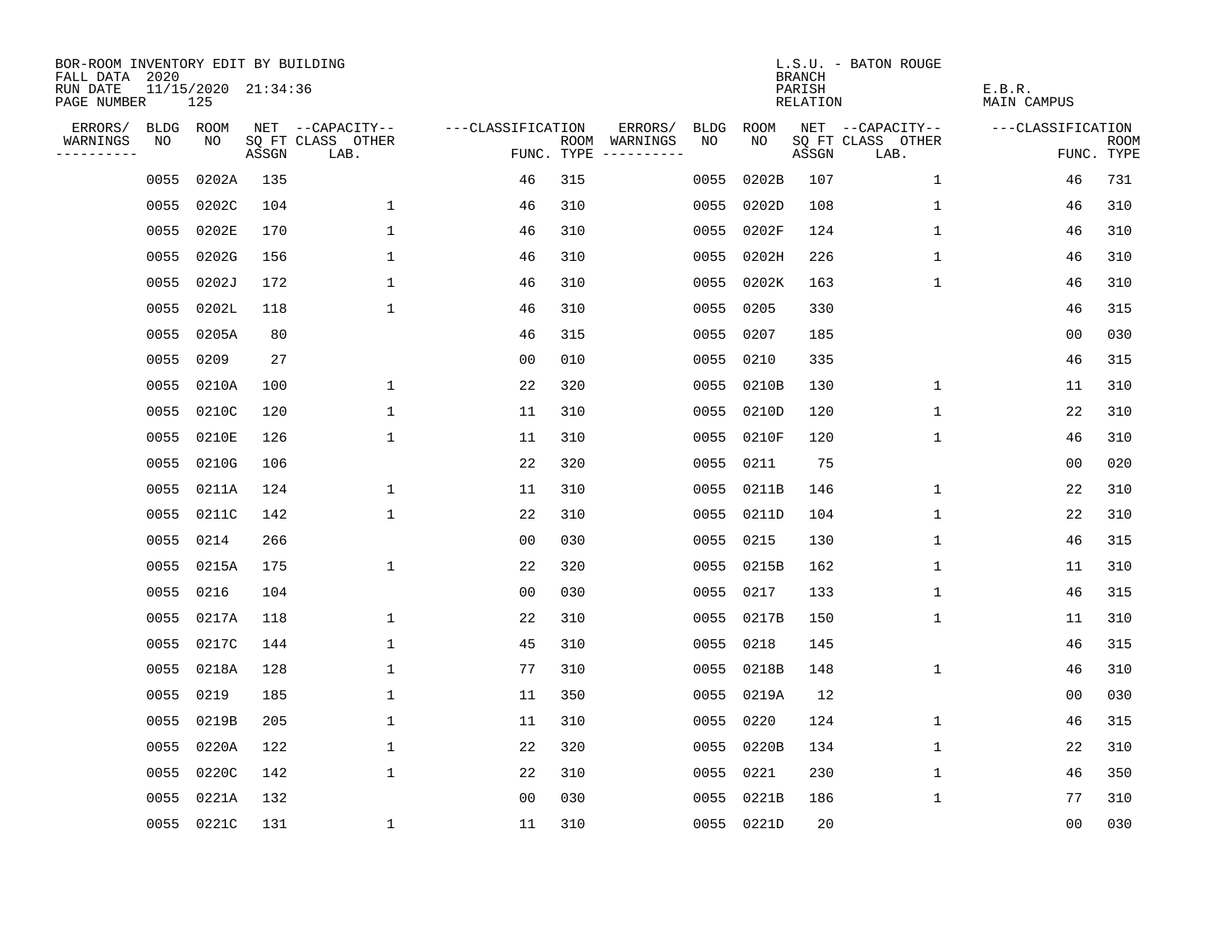BOR-ROOM INVENTORY EDIT BY BUILDING
FALL DATA 2020
RUN DATE 11/15/2020 21:34:36
PAGE NUMBER 125

L.S.U. - BATON ROUGE
BRANCH
PARISH E.B.R.
RELATION MAIN CAMPUS

| ERRORS/ WARNINGS | BLDG NO | ROOM NO | NET SQ FT ASSGN | CAPACITY CLASS LAB. | CAPACITY OTHER | CLASSIFICATION FUNC. | ROOM TYPE | ERRORS/ WARNINGS | BLDG NO | ROOM NO | NET SQ FT ASSGN | CAPACITY CLASS LAB. | CAPACITY OTHER | CLASSIFICATION FUNC. | ROOM TYPE |
|---|---|---|---|---|---|---|---|---|---|---|---|---|---|---|---|
| | 0055 | 0202A | 135 | | | 46 | 315 | | 0055 | 0202B | 107 | | 1 | 46 | 731 |
| | 0055 | 0202C | 104 | | 1 | 46 | 310 | | 0055 | 0202D | 108 | | 1 | 46 | 310 |
| | 0055 | 0202E | 170 | | 1 | 46 | 310 | | 0055 | 0202F | 124 | | 1 | 46 | 310 |
| | 0055 | 0202G | 156 | | 1 | 46 | 310 | | 0055 | 0202H | 226 | | 1 | 46 | 310 |
| | 0055 | 0202J | 172 | | 1 | 46 | 310 | | 0055 | 0202K | 163 | | 1 | 46 | 310 |
| | 0055 | 0202L | 118 | | 1 | 46 | 310 | | 0055 | 0205 | 330 | | | 46 | 315 |
| | 0055 | 0205A | 80 | | | 46 | 315 | | 0055 | 0207 | 185 | | | 00 | 030 |
| | 0055 | 0209 | 27 | | | 00 | 010 | | 0055 | 0210 | 335 | | | 46 | 315 |
| | 0055 | 0210A | 100 | | 1 | 22 | 320 | | 0055 | 0210B | 130 | | 1 | 11 | 310 |
| | 0055 | 0210C | 120 | | 1 | 11 | 310 | | 0055 | 0210D | 120 | | 1 | 22 | 310 |
| | 0055 | 0210E | 126 | | 1 | 11 | 310 | | 0055 | 0210F | 120 | | 1 | 46 | 310 |
| | 0055 | 0210G | 106 | | | 22 | 320 | | 0055 | 0211 | 75 | | | 00 | 020 |
| | 0055 | 0211A | 124 | | 1 | 11 | 310 | | 0055 | 0211B | 146 | | 1 | 22 | 310 |
| | 0055 | 0211C | 142 | | 1 | 22 | 310 | | 0055 | 0211D | 104 | | 1 | 22 | 310 |
| | 0055 | 0214 | 266 | | | 00 | 030 | | 0055 | 0215 | 130 | | 1 | 46 | 315 |
| | 0055 | 0215A | 175 | | 1 | 22 | 320 | | 0055 | 0215B | 162 | | 1 | 11 | 310 |
| | 0055 | 0216 | 104 | | | 00 | 030 | | 0055 | 0217 | 133 | | 1 | 46 | 315 |
| | 0055 | 0217A | 118 | | 1 | 22 | 310 | | 0055 | 0217B | 150 | | 1 | 11 | 310 |
| | 0055 | 0217C | 144 | | 1 | 45 | 310 | | 0055 | 0218 | 145 | | | 46 | 315 |
| | 0055 | 0218A | 128 | | 1 | 77 | 310 | | 0055 | 0218B | 148 | | 1 | 46 | 310 |
| | 0055 | 0219 | 185 | | 1 | 11 | 350 | | 0055 | 0219A | 12 | | | 00 | 030 |
| | 0055 | 0219B | 205 | | 1 | 11 | 310 | | 0055 | 0220 | 124 | | 1 | 46 | 315 |
| | 0055 | 0220A | 122 | | 1 | 22 | 320 | | 0055 | 0220B | 134 | | 1 | 22 | 310 |
| | 0055 | 0220C | 142 | | 1 | 22 | 310 | | 0055 | 0221 | 230 | | 1 | 46 | 350 |
| | 0055 | 0221A | 132 | | | 00 | 030 | | 0055 | 0221B | 186 | | 1 | 77 | 310 |
| | 0055 | 0221C | 131 | | 1 | 11 | 310 | | 0055 | 0221D | 20 | | | 00 | 030 |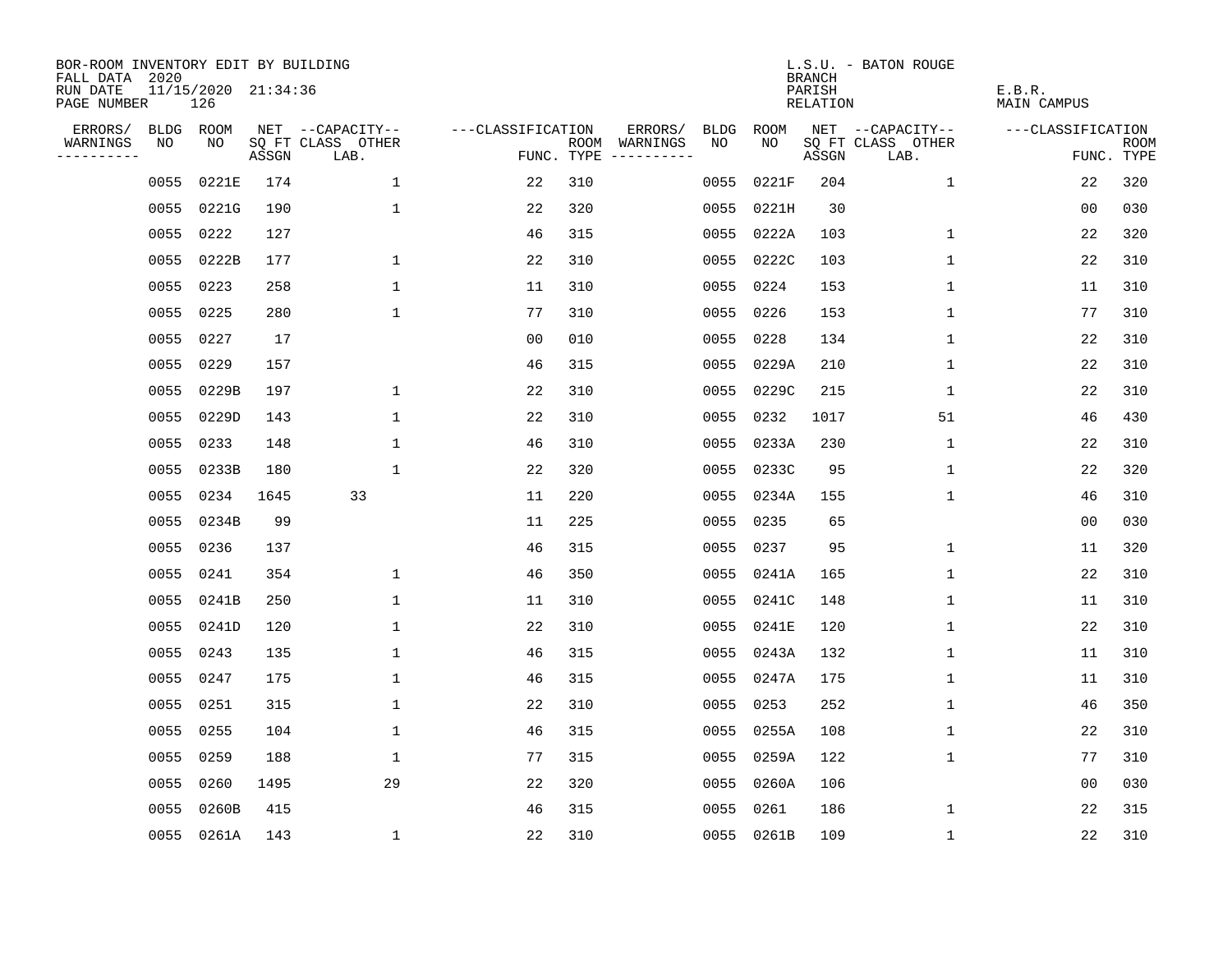BOR-ROOM INVENTORY EDIT BY BUILDING
FALL DATA 2020
RUN DATE 11/15/2020 21:34:36
PAGE NUMBER 126

L.S.U. - BATON ROUGE
BRANCH
PARISH E.B.R.
RELATION MAIN CAMPUS

| ERRORS/ WARNINGS | BLDG NO | ROOM NO | NET SQ FT ASSGN | --CAPACITY-- CLASS LAB. | OTHER | ---CLASSIFICATION FUNC. | ROOM TYPE | ERRORS/ WARNINGS | BLDG NO | ROOM NO | NET SQ FT ASSGN | --CAPACITY-- CLASS LAB. | OTHER | ---CLASSIFICATION FUNC. | ROOM TYPE |
|---|---|---|---|---|---|---|---|---|---|---|---|---|---|---|---|
| | 0055 | 0221E | 174 | | 1 | 22 | 310 | | 0055 | 0221F | 204 | | 1 | 22 | 320 |
| | 0055 | 0221G | 190 | | 1 | 22 | 320 | | 0055 | 0221H | 30 | | | 00 | 030 |
| | 0055 | 0222 | 127 | | | 46 | 315 | | 0055 | 0222A | 103 | | 1 | 22 | 320 |
| | 0055 | 0222B | 177 | | 1 | 22 | 310 | | 0055 | 0222C | 103 | | 1 | 22 | 310 |
| | 0055 | 0223 | 258 | | 1 | 11 | 310 | | 0055 | 0224 | 153 | | 1 | 11 | 310 |
| | 0055 | 0225 | 280 | | 1 | 77 | 310 | | 0055 | 0226 | 153 | | 1 | 77 | 310 |
| | 0055 | 0227 | 17 | | | 00 | 010 | | 0055 | 0228 | 134 | | 1 | 22 | 310 |
| | 0055 | 0229 | 157 | | | 46 | 315 | | 0055 | 0229A | 210 | | 1 | 22 | 310 |
| | 0055 | 0229B | 197 | | 1 | 22 | 310 | | 0055 | 0229C | 215 | | 1 | 22 | 310 |
| | 0055 | 0229D | 143 | | 1 | 22 | 310 | | 0055 | 0232 | 1017 | | 51 | 46 | 430 |
| | 0055 | 0233 | 148 | | 1 | 46 | 310 | | 0055 | 0233A | 230 | | 1 | 22 | 310 |
| | 0055 | 0233B | 180 | | 1 | 22 | 320 | | 0055 | 0233C | 95 | | 1 | 22 | 320 |
| | 0055 | 0234 | 1645 | 33 | | 11 | 220 | | 0055 | 0234A | 155 | | 1 | 46 | 310 |
| | 0055 | 0234B | 99 | | | 11 | 225 | | 0055 | 0235 | 65 | | | 00 | 030 |
| | 0055 | 0236 | 137 | | | 46 | 315 | | 0055 | 0237 | 95 | | 1 | 11 | 320 |
| | 0055 | 0241 | 354 | | 1 | 46 | 350 | | 0055 | 0241A | 165 | | 1 | 22 | 310 |
| | 0055 | 0241B | 250 | | 1 | 11 | 310 | | 0055 | 0241C | 148 | | 1 | 11 | 310 |
| | 0055 | 0241D | 120 | | 1 | 22 | 310 | | 0055 | 0241E | 120 | | 1 | 22 | 310 |
| | 0055 | 0243 | 135 | | 1 | 46 | 315 | | 0055 | 0243A | 132 | | 1 | 11 | 310 |
| | 0055 | 0247 | 175 | | 1 | 46 | 315 | | 0055 | 0247A | 175 | | 1 | 11 | 310 |
| | 0055 | 0251 | 315 | | 1 | 22 | 310 | | 0055 | 0253 | 252 | | 1 | 46 | 350 |
| | 0055 | 0255 | 104 | | 1 | 46 | 315 | | 0055 | 0255A | 108 | | 1 | 22 | 310 |
| | 0055 | 0259 | 188 | | 1 | 77 | 315 | | 0055 | 0259A | 122 | | 1 | 77 | 310 |
| | 0055 | 0260 | 1495 | | 29 | 22 | 320 | | 0055 | 0260A | 106 | | | 00 | 030 |
| | 0055 | 0260B | 415 | | | 46 | 315 | | 0055 | 0261 | 186 | | 1 | 22 | 315 |
| | 0055 | 0261A | 143 | | 1 | 22 | 310 | | 0055 | 0261B | 109 | | 1 | 22 | 310 |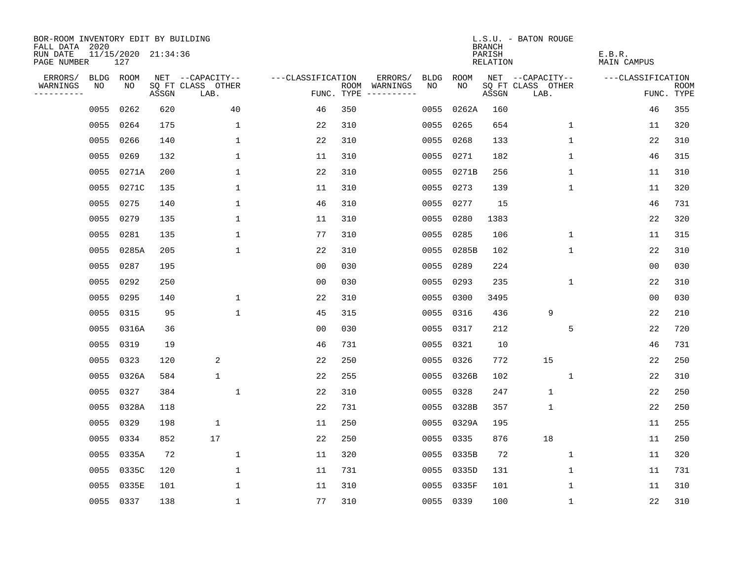BOR-ROOM INVENTORY EDIT BY BUILDING
FALL DATA 2020
RUN DATE 11/15/2020 21:34:36
PAGE NUMBER 127

L.S.U. - BATON ROUGE
BRANCH
PARISH E.B.R.
RELATION MAIN CAMPUS

| ERRORS/ WARNINGS | BLDG NO | ROOM NO | NET SQ FT ASSGN | CAPACITY CLASS LAB. | CAPACITY OTHER | CLASSIFICATION FUNC. | ROOM TYPE | ERRORS/ WARNINGS | BLDG NO | ROOM NO | NET SQ FT ASSGN | CAPACITY CLASS LAB. | CAPACITY OTHER | CLASSIFICATION FUNC. | ROOM TYPE |
|---|---|---|---|---|---|---|---|---|---|---|---|---|---|---|---|
| | 0055 | 0262 | 620 | | 40 | 46 | 350 | | 0055 | 0262A | 160 | | | 46 | 355 |
| | 0055 | 0264 | 175 | | 1 | 22 | 310 | | 0055 | 0265 | 654 | | 1 | 11 | 320 |
| | 0055 | 0266 | 140 | | 1 | 22 | 310 | | 0055 | 0268 | 133 | | 1 | 22 | 310 |
| | 0055 | 0269 | 132 | | 1 | 11 | 310 | | 0055 | 0271 | 182 | | 1 | 46 | 315 |
| | 0055 | 0271A | 200 | | 1 | 22 | 310 | | 0055 | 0271B | 256 | | 1 | 11 | 310 |
| | 0055 | 0271C | 135 | | 1 | 11 | 310 | | 0055 | 0273 | 139 | | 1 | 11 | 320 |
| | 0055 | 0275 | 140 | | 1 | 46 | 310 | | 0055 | 0277 | 15 | | | 46 | 731 |
| | 0055 | 0279 | 135 | | 1 | 11 | 310 | | 0055 | 0280 | 1383 | | | 22 | 320 |
| | 0055 | 0281 | 135 | | 1 | 77 | 310 | | 0055 | 0285 | 106 | | 1 | 11 | 315 |
| | 0055 | 0285A | 205 | | 1 | 22 | 310 | | 0055 | 0285B | 102 | | 1 | 22 | 310 |
| | 0055 | 0287 | 195 | | | 00 | 030 | | 0055 | 0289 | 224 | | | 00 | 030 |
| | 0055 | 0292 | 250 | | | 00 | 030 | | 0055 | 0293 | 235 | | 1 | 22 | 310 |
| | 0055 | 0295 | 140 | | 1 | 22 | 310 | | 0055 | 0300 | 3495 | | | 00 | 030 |
| | 0055 | 0315 | 95 | | 1 | 45 | 315 | | 0055 | 0316 | 436 | 9 | | 22 | 210 |
| | 0055 | 0316A | 36 | | | 00 | 030 | | 0055 | 0317 | 212 | | 5 | 22 | 720 |
| | 0055 | 0319 | 19 | | | 46 | 731 | | 0055 | 0321 | 10 | | | 46 | 731 |
| | 0055 | 0323 | 120 | 2 | | 22 | 250 | | 0055 | 0326 | 772 | 15 | | 22 | 250 |
| | 0055 | 0326A | 584 | 1 | | 22 | 255 | | 0055 | 0326B | 102 | | 1 | 22 | 310 |
| | 0055 | 0327 | 384 | | 1 | 22 | 310 | | 0055 | 0328 | 247 | 1 | | 22 | 250 |
| | 0055 | 0328A | 118 | | | 22 | 731 | | 0055 | 0328B | 357 | 1 | | 22 | 250 |
| | 0055 | 0329 | 198 | 1 | | 11 | 250 | | 0055 | 0329A | 195 | | | 11 | 255 |
| | 0055 | 0334 | 852 | 17 | | 22 | 250 | | 0055 | 0335 | 876 | 18 | | 11 | 250 |
| | 0055 | 0335A | 72 | | 1 | 11 | 320 | | 0055 | 0335B | 72 | | 1 | 11 | 320 |
| | 0055 | 0335C | 120 | | 1 | 11 | 731 | | 0055 | 0335D | 131 | | 1 | 11 | 731 |
| | 0055 | 0335E | 101 | | 1 | 11 | 310 | | 0055 | 0335F | 101 | | 1 | 11 | 310 |
| | 0055 | 0337 | 138 | | 1 | 77 | 310 | | 0055 | 0339 | 100 | | 1 | 22 | 310 |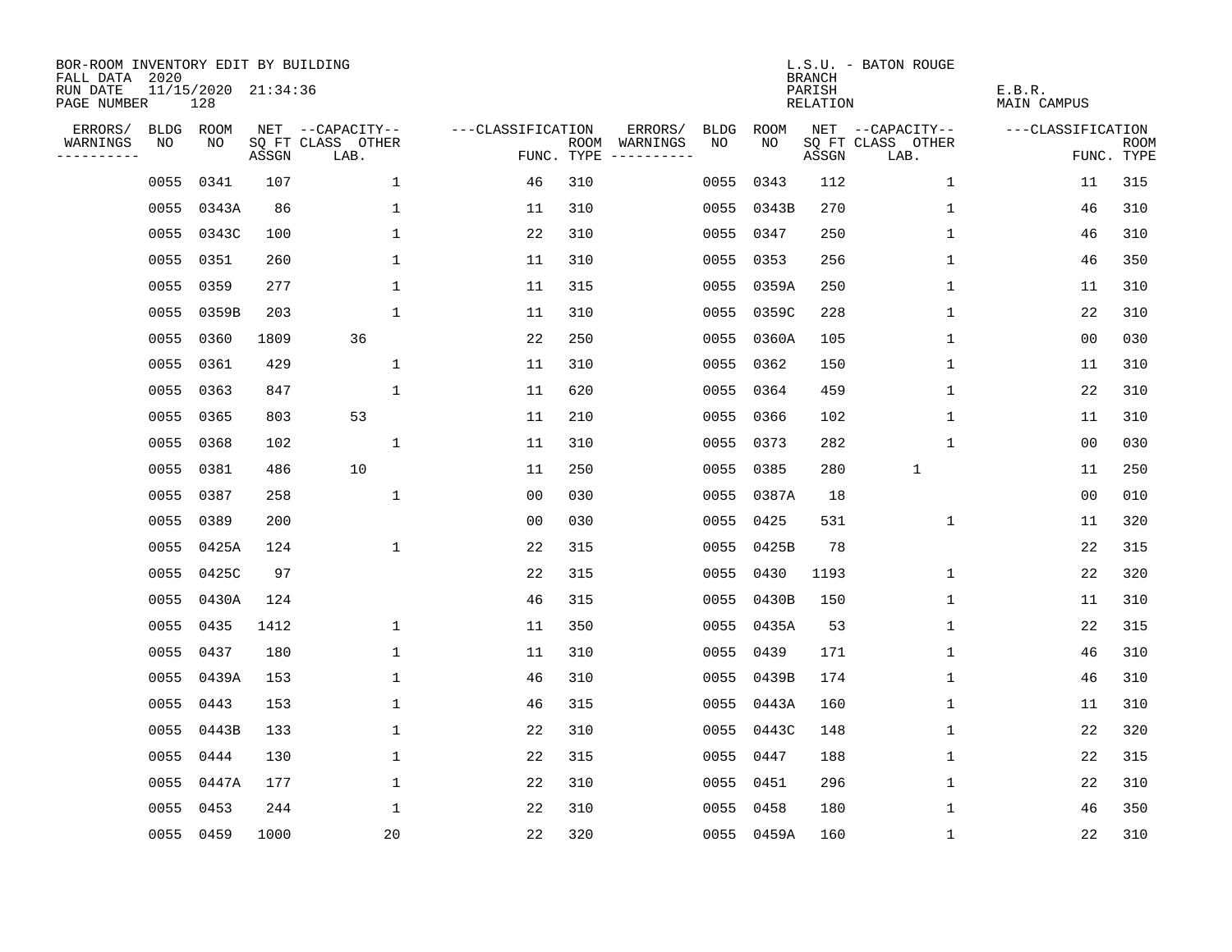BOR-ROOM INVENTORY EDIT BY BUILDING
FALL DATA 2020
RUN DATE 11/15/2020 21:34:36
PAGE NUMBER 128

L.S.U. - BATON ROUGE
BRANCH
PARISH E.B.R.
RELATION MAIN CAMPUS

| ERRORS/ WARNINGS | BLDG NO | ROOM NO | NET SQ FT ASSGN | CAPACITY CLASS LAB. | CAPACITY OTHER | FUNC. | ROOM TYPE | ERRORS/ WARNINGS | BLDG NO | ROOM NO | NET SQ FT ASSGN | CAPACITY CLASS LAB. | CAPACITY OTHER | FUNC. | ROOM TYPE |
|---|---|---|---|---|---|---|---|---|---|---|---|---|---|---|---|
| | 0055 | 0341 | 107 | | 1 | 46 | 310 | | 0055 | 0343 | 112 | | 1 | 11 | 315 |
| | 0055 | 0343A | 86 | | 1 | 11 | 310 | | 0055 | 0343B | 270 | | 1 | 46 | 310 |
| | 0055 | 0343C | 100 | | 1 | 22 | 310 | | 0055 | 0347 | 250 | | 1 | 46 | 310 |
| | 0055 | 0351 | 260 | | 1 | 11 | 310 | | 0055 | 0353 | 256 | | 1 | 46 | 350 |
| | 0055 | 0359 | 277 | | 1 | 11 | 315 | | 0055 | 0359A | 250 | | 1 | 11 | 310 |
| | 0055 | 0359B | 203 | | 1 | 11 | 310 | | 0055 | 0359C | 228 | | 1 | 22 | 310 |
| | 0055 | 0360 | 1809 | 36 | | 22 | 250 | | 0055 | 0360A | 105 | | 1 | 00 | 030 |
| | 0055 | 0361 | 429 | | 1 | 11 | 310 | | 0055 | 0362 | 150 | | 1 | 11 | 310 |
| | 0055 | 0363 | 847 | | 1 | 11 | 620 | | 0055 | 0364 | 459 | | 1 | 22 | 310 |
| | 0055 | 0365 | 803 | 53 | | 11 | 210 | | 0055 | 0366 | 102 | | 1 | 11 | 310 |
| | 0055 | 0368 | 102 | | 1 | 11 | 310 | | 0055 | 0373 | 282 | | 1 | 00 | 030 |
| | 0055 | 0381 | 486 | 10 | | 11 | 250 | | 0055 | 0385 | 280 | 1 | | 11 | 250 |
| | 0055 | 0387 | 258 | | 1 | 00 | 030 | | 0055 | 0387A | 18 | | | 00 | 010 |
| | 0055 | 0389 | 200 | | | 00 | 030 | | 0055 | 0425 | 531 | | 1 | 11 | 320 |
| | 0055 | 0425A | 124 | | 1 | 22 | 315 | | 0055 | 0425B | 78 | | | 22 | 315 |
| | 0055 | 0425C | 97 | | | 22 | 315 | | 0055 | 0430 | 1193 | | 1 | 22 | 320 |
| | 0055 | 0430A | 124 | | | 46 | 315 | | 0055 | 0430B | 150 | | 1 | 11 | 310 |
| | 0055 | 0435 | 1412 | | 1 | 11 | 350 | | 0055 | 0435A | 53 | | 1 | 22 | 315 |
| | 0055 | 0437 | 180 | | 1 | 11 | 310 | | 0055 | 0439 | 171 | | 1 | 46 | 310 |
| | 0055 | 0439A | 153 | | 1 | 46 | 310 | | 0055 | 0439B | 174 | | 1 | 46 | 310 |
| | 0055 | 0443 | 153 | | 1 | 46 | 315 | | 0055 | 0443A | 160 | | 1 | 11 | 310 |
| | 0055 | 0443B | 133 | | 1 | 22 | 310 | | 0055 | 0443C | 148 | | 1 | 22 | 320 |
| | 0055 | 0444 | 130 | | 1 | 22 | 315 | | 0055 | 0447 | 188 | | 1 | 22 | 315 |
| | 0055 | 0447A | 177 | | 1 | 22 | 310 | | 0055 | 0451 | 296 | | 1 | 22 | 310 |
| | 0055 | 0453 | 244 | | 1 | 22 | 310 | | 0055 | 0458 | 180 | | 1 | 46 | 350 |
| | 0055 | 0459 | 1000 | | 20 | 22 | 320 | | 0055 | 0459A | 160 | | 1 | 22 | 310 |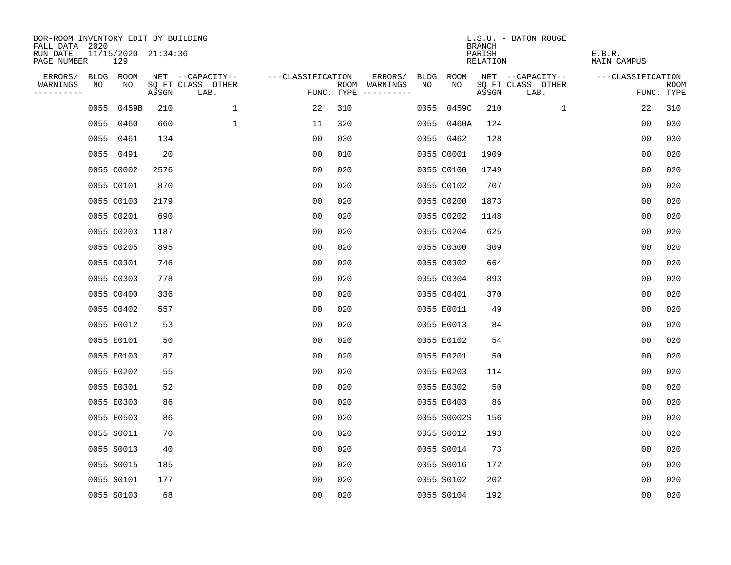BOR-ROOM INVENTORY EDIT BY BUILDING
FALL DATA 2020
RUN DATE 11/15/2020 21:34:36
PAGE NUMBER 129

L.S.U. - BATON ROUGE
BRANCH
PARISH E.B.R.
RELATION MAIN CAMPUS

| ERRORS/ WARNINGS | BLDG NO | ROOM NO | NET SQ FT ASSGN | --CAPACITY-- CLASS LAB. | OTHER | ---CLASSIFICATION FUNC. | ROOM TYPE | ERRORS/ WARNINGS | BLDG NO | ROOM NO | NET SQ FT ASSGN | --CAPACITY-- CLASS LAB. | OTHER | ---CLASSIFICATION FUNC. | ROOM TYPE |
|---|---|---|---|---|---|---|---|---|---|---|---|---|---|---|---|
| | 0055 | 0459B | 210 | | 1 | 22 | 310 | | 0055 | 0459C | 210 | | 1 | 22 | 310 |
| | 0055 | 0460 | 660 | | 1 | 11 | 320 | | 0055 | 0460A | 124 | | | 00 | 030 |
| | 0055 | 0461 | 134 | | | 00 | 030 | | 0055 | 0462 | 128 | | | 00 | 030 |
| | 0055 | 0491 | 20 | | | 00 | 010 | | 0055 | C0001 | 1909 | | | 00 | 020 |
| | 0055 | C0002 | 2576 | | | 00 | 020 | | 0055 | C0100 | 1749 | | | 00 | 020 |
| | 0055 | C0101 | 870 | | | 00 | 020 | | 0055 | C0102 | 707 | | | 00 | 020 |
| | 0055 | C0103 | 2179 | | | 00 | 020 | | 0055 | C0200 | 1873 | | | 00 | 020 |
| | 0055 | C0201 | 690 | | | 00 | 020 | | 0055 | C0202 | 1148 | | | 00 | 020 |
| | 0055 | C0203 | 1187 | | | 00 | 020 | | 0055 | C0204 | 625 | | | 00 | 020 |
| | 0055 | C0205 | 895 | | | 00 | 020 | | 0055 | C0300 | 309 | | | 00 | 020 |
| | 0055 | C0301 | 746 | | | 00 | 020 | | 0055 | C0302 | 664 | | | 00 | 020 |
| | 0055 | C0303 | 778 | | | 00 | 020 | | 0055 | C0304 | 893 | | | 00 | 020 |
| | 0055 | C0400 | 336 | | | 00 | 020 | | 0055 | C0401 | 370 | | | 00 | 020 |
| | 0055 | C0402 | 557 | | | 00 | 020 | | 0055 | E0011 | 49 | | | 00 | 020 |
| | 0055 | E0012 | 53 | | | 00 | 020 | | 0055 | E0013 | 84 | | | 00 | 020 |
| | 0055 | E0101 | 50 | | | 00 | 020 | | 0055 | E0102 | 54 | | | 00 | 020 |
| | 0055 | E0103 | 87 | | | 00 | 020 | | 0055 | E0201 | 50 | | | 00 | 020 |
| | 0055 | E0202 | 55 | | | 00 | 020 | | 0055 | E0203 | 114 | | | 00 | 020 |
| | 0055 | E0301 | 52 | | | 00 | 020 | | 0055 | E0302 | 50 | | | 00 | 020 |
| | 0055 | E0303 | 86 | | | 00 | 020 | | 0055 | E0403 | 86 | | | 00 | 020 |
| | 0055 | E0503 | 86 | | | 00 | 020 | | 0055 | S0002S | 156 | | | 00 | 020 |
| | 0055 | S0011 | 70 | | | 00 | 020 | | 0055 | S0012 | 193 | | | 00 | 020 |
| | 0055 | S0013 | 40 | | | 00 | 020 | | 0055 | S0014 | 73 | | | 00 | 020 |
| | 0055 | S0015 | 185 | | | 00 | 020 | | 0055 | S0016 | 172 | | | 00 | 020 |
| | 0055 | S0101 | 177 | | | 00 | 020 | | 0055 | S0102 | 202 | | | 00 | 020 |
| | 0055 | S0103 | 68 | | | 00 | 020 | | 0055 | S0104 | 192 | | | 00 | 020 |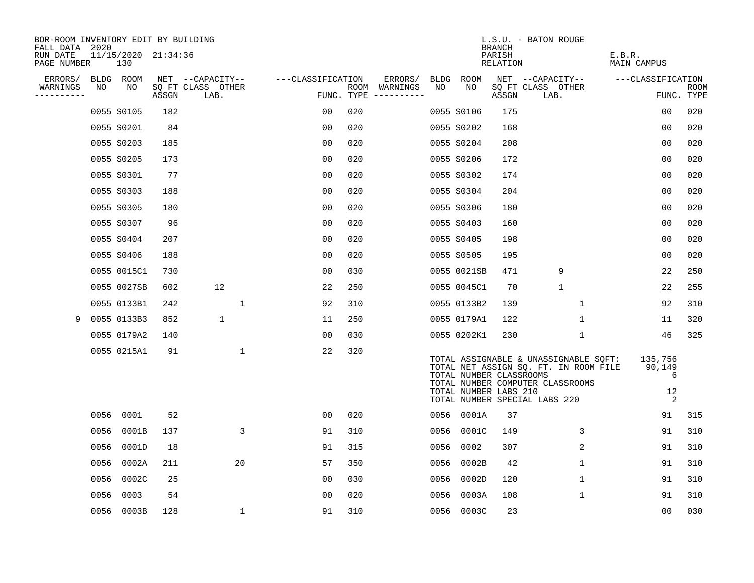BOR-ROOM INVENTORY EDIT BY BUILDING
FALL DATA 2020
RUN DATE 11/15/2020 21:34:36
PAGE NUMBER 130

L.S.U. - BATON ROUGE
BRANCH
PARISH E.B.R.
RELATION MAIN CAMPUS

| ERRORS/ WARNINGS | BLDG NO | ROOM NO | NET SQ FT ASSGN | CAPACITY CLASS LAB. | CAPACITY OTHER | CLASSIFICATION FUNC. | ROOM TYPE | ERRORS/ WARNINGS | BLDG NO | ROOM NO | NET SQ FT ASSGN | CAPACITY CLASS LAB. | CAPACITY OTHER | CLASSIFICATION FUNC. | ROOM TYPE |
|---|---|---|---|---|---|---|---|---|---|---|---|---|---|---|---|
| | 0055 | S0105 | 182 | | | 00 | 020 | | 0055 | S0106 | 175 | | | 00 | 020 |
| | 0055 | S0201 | 84 | | | 00 | 020 | | 0055 | S0202 | 168 | | | 00 | 020 |
| | 0055 | S0203 | 185 | | | 00 | 020 | | 0055 | S0204 | 208 | | | 00 | 020 |
| | 0055 | S0205 | 173 | | | 00 | 020 | | 0055 | S0206 | 172 | | | 00 | 020 |
| | 0055 | S0301 | 77 | | | 00 | 020 | | 0055 | S0302 | 174 | | | 00 | 020 |
| | 0055 | S0303 | 188 | | | 00 | 020 | | 0055 | S0304 | 204 | | | 00 | 020 |
| | 0055 | S0305 | 180 | | | 00 | 020 | | 0055 | S0306 | 180 | | | 00 | 020 |
| | 0055 | S0307 | 96 | | | 00 | 020 | | 0055 | S0403 | 160 | | | 00 | 020 |
| | 0055 | S0404 | 207 | | | 00 | 020 | | 0055 | S0405 | 198 | | | 00 | 020 |
| | 0055 | S0406 | 188 | | | 00 | 020 | | 0055 | S0505 | 195 | | | 00 | 020 |
| | 0055 | 0015C1 | 730 | | | 00 | 030 | | 0055 | 0021SB | 471 | 9 | | 22 | 250 |
| | 0055 | 0027SB | 602 | 12 | | 22 | 250 | | 0055 | 0045C1 | 70 | 1 | | 22 | 255 |
| | 0055 | 0133B1 | 242 | | 1 | 92 | 310 | | 0055 | 0133B2 | 139 | | 1 | 92 | 310 |
| 9 | 0055 | 0133B3 | 852 | 1 | | 11 | 250 | | 0055 | 0179A1 | 122 | | 1 | 11 | 320 |
| | 0055 | 0179A2 | 140 | | | 00 | 030 | | 0055 | 0202K1 | 230 | | 1 | 46 | 325 |
| | 0055 | 0215A1 | 91 | | 1 | 22 | 320 | | | | | | | | |

TOTAL ASSIGNABLE & UNASSIGNABLE SQFT: 135,756
TOTAL NET ASSIGN SQ. FT. IN ROOM FILE 90,149
TOTAL NUMBER CLASSROOMS 6
TOTAL NUMBER COMPUTER CLASSROOMS
TOTAL NUMBER LABS 210 12
TOTAL NUMBER SPECIAL LABS 220 2

| ERRORS/ WARNINGS | BLDG NO | ROOM NO | NET SQ FT ASSGN | CAPACITY CLASS LAB. | CAPACITY OTHER | CLASSIFICATION FUNC. | ROOM TYPE | ERRORS/ WARNINGS | BLDG NO | ROOM NO | NET SQ FT ASSGN | CAPACITY CLASS LAB. | CAPACITY OTHER | CLASSIFICATION FUNC. | ROOM TYPE |
|---|---|---|---|---|---|---|---|---|---|---|---|---|---|---|---|
| | 0056 | 0001 | 52 | | | 00 | 020 | | 0056 | 0001A | 37 | | | 91 | 315 |
| | 0056 | 0001B | 137 | | 3 | 91 | 310 | | 0056 | 0001C | 149 | | 3 | 91 | 310 |
| | 0056 | 0001D | 18 | | | 91 | 315 | | 0056 | 0002 | 307 | | 2 | 91 | 310 |
| | 0056 | 0002A | 211 | | 20 | 57 | 350 | | 0056 | 0002B | 42 | | 1 | 91 | 310 |
| | 0056 | 0002C | 25 | | | 00 | 030 | | 0056 | 0002D | 120 | | 1 | 91 | 310 |
| | 0056 | 0003 | 54 | | | 00 | 020 | | 0056 | 0003A | 108 | | 1 | 91 | 310 |
| | 0056 | 0003B | 128 | | 1 | 91 | 310 | | 0056 | 0003C | 23 | | | 00 | 030 |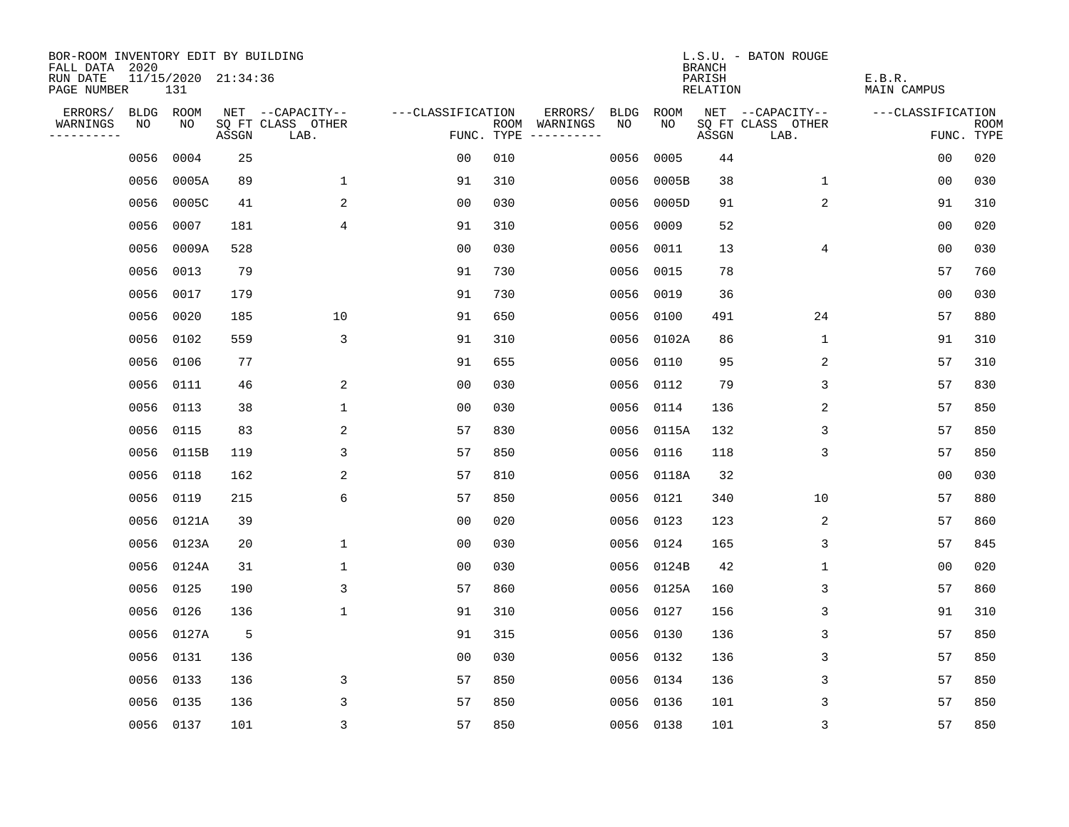BOR-ROOM INVENTORY EDIT BY BUILDING
FALL DATA 2020
RUN DATE 11/15/2020 21:34:36
PAGE NUMBER 131

L.S.U. - BATON ROUGE
BRANCH
PARISH E.B.R.
RELATION MAIN CAMPUS

| ERRORS/ WARNINGS | BLDG NO | ROOM NO | NET SQ FT ASSGN | CAPACITY CLASS LAB. | CAPACITY OTHER | CLASSIFICATION FUNC. | ROOM TYPE | ERRORS/ WARNINGS | BLDG NO | ROOM NO | NET SQ FT ASSGN | CAPACITY CLASS LAB. | CAPACITY OTHER | CLASSIFICATION FUNC. | ROOM TYPE |
|---|---|---|---|---|---|---|---|---|---|---|---|---|---|---|---|
| | 0056 | 0004 | 25 | | | 00 | 010 | | 0056 | 0005 | 44 | | | 00 | 020 |
| | 0056 | 0005A | 89 | | 1 | 91 | 310 | | 0056 | 0005B | 38 | | 1 | 00 | 030 |
| | 0056 | 0005C | 41 | | 2 | 00 | 030 | | 0056 | 0005D | 91 | | 2 | 91 | 310 |
| | 0056 | 0007 | 181 | | 4 | 91 | 310 | | 0056 | 0009 | 52 | | | 00 | 020 |
| | 0056 | 0009A | 528 | | | 00 | 030 | | 0056 | 0011 | 13 | | 4 | 00 | 030 |
| | 0056 | 0013 | 79 | | | 91 | 730 | | 0056 | 0015 | 78 | | | 57 | 760 |
| | 0056 | 0017 | 179 | | | 91 | 730 | | 0056 | 0019 | 36 | | | 00 | 030 |
| | 0056 | 0020 | 185 | | 10 | 91 | 650 | | 0056 | 0100 | 491 | | 24 | 57 | 880 |
| | 0056 | 0102 | 559 | | 3 | 91 | 310 | | 0056 | 0102A | 86 | | 1 | 91 | 310 |
| | 0056 | 0106 | 77 | | | 91 | 655 | | 0056 | 0110 | 95 | | 2 | 57 | 310 |
| | 0056 | 0111 | 46 | | 2 | 00 | 030 | | 0056 | 0112 | 79 | | 3 | 57 | 830 |
| | 0056 | 0113 | 38 | | 1 | 00 | 030 | | 0056 | 0114 | 136 | | 2 | 57 | 850 |
| | 0056 | 0115 | 83 | | 2 | 57 | 830 | | 0056 | 0115A | 132 | | 3 | 57 | 850 |
| | 0056 | 0115B | 119 | | 3 | 57 | 850 | | 0056 | 0116 | 118 | | 3 | 57 | 850 |
| | 0056 | 0118 | 162 | | 2 | 57 | 810 | | 0056 | 0118A | 32 | | | 00 | 030 |
| | 0056 | 0119 | 215 | | 6 | 57 | 850 | | 0056 | 0121 | 340 | | 10 | 57 | 880 |
| | 0056 | 0121A | 39 | | | 00 | 020 | | 0056 | 0123 | 123 | | 2 | 57 | 860 |
| | 0056 | 0123A | 20 | | 1 | 00 | 030 | | 0056 | 0124 | 165 | | 3 | 57 | 845 |
| | 0056 | 0124A | 31 | | 1 | 00 | 030 | | 0056 | 0124B | 42 | | 1 | 00 | 020 |
| | 0056 | 0125 | 190 | | 3 | 57 | 860 | | 0056 | 0125A | 160 | | 3 | 57 | 860 |
| | 0056 | 0126 | 136 | | 1 | 91 | 310 | | 0056 | 0127 | 156 | | 3 | 91 | 310 |
| | 0056 | 0127A | 5 | | | 91 | 315 | | 0056 | 0130 | 136 | | 3 | 57 | 850 |
| | 0056 | 0131 | 136 | | | 00 | 030 | | 0056 | 0132 | 136 | | 3 | 57 | 850 |
| | 0056 | 0133 | 136 | | 3 | 57 | 850 | | 0056 | 0134 | 136 | | 3 | 57 | 850 |
| | 0056 | 0135 | 136 | | 3 | 57 | 850 | | 0056 | 0136 | 101 | | 3 | 57 | 850 |
| | 0056 | 0137 | 101 | | 3 | 57 | 850 | | 0056 | 0138 | 101 | | 3 | 57 | 850 |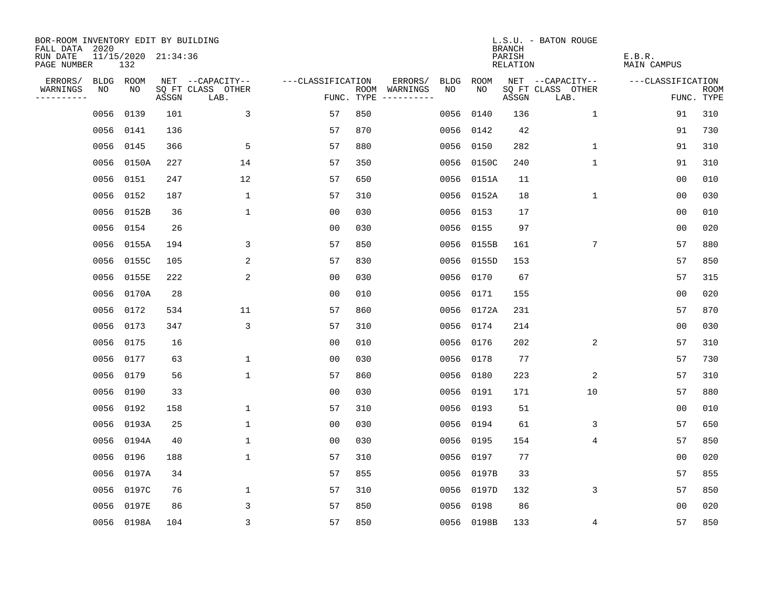BOR-ROOM INVENTORY EDIT BY BUILDING
FALL DATA 2020
RUN DATE 11/15/2020 21:34:36
PAGE NUMBER 132

L.S.U. - BATON ROUGE
BRANCH
PARISH E.B.R.
RELATION MAIN CAMPUS

| ERRORS/ WARNINGS | BLDG NO | ROOM NO | NET SQ FT ASSGN | CAPACITY CLASS LAB. | CAPACITY OTHER | CLASSIFICATION FUNC. | ROOM TYPE | ERRORS/ WARNINGS | BLDG NO | ROOM NO | NET SQ FT ASSGN | CAPACITY CLASS LAB. | CAPACITY OTHER | CLASSIFICATION FUNC. | ROOM TYPE |
|---|---|---|---|---|---|---|---|---|---|---|---|---|---|---|---|
| | 0056 | 0139 | 101 | | 3 | 57 | 850 | | 0056 | 0140 | 136 | | 1 | 91 | 310 |
| | 0056 | 0141 | 136 | | | 57 | 870 | | 0056 | 0142 | 42 | | | 91 | 730 |
| | 0056 | 0145 | 366 | | 5 | 57 | 880 | | 0056 | 0150 | 282 | | 1 | 91 | 310 |
| | 0056 | 0150A | 227 | | 14 | 57 | 350 | | 0056 | 0150C | 240 | | 1 | 91 | 310 |
| | 0056 | 0151 | 247 | | 12 | 57 | 650 | | 0056 | 0151A | 11 | | | 00 | 010 |
| | 0056 | 0152 | 187 | | 1 | 57 | 310 | | 0056 | 0152A | 18 | | 1 | 00 | 030 |
| | 0056 | 0152B | 36 | | 1 | 00 | 030 | | 0056 | 0153 | 17 | | | 00 | 010 |
| | 0056 | 0154 | 26 | | | 00 | 030 | | 0056 | 0155 | 97 | | | 00 | 020 |
| | 0056 | 0155A | 194 | | 3 | 57 | 850 | | 0056 | 0155B | 161 | | 7 | 57 | 880 |
| | 0056 | 0155C | 105 | | 2 | 57 | 830 | | 0056 | 0155D | 153 | | | 57 | 850 |
| | 0056 | 0155E | 222 | | 2 | 00 | 030 | | 0056 | 0170 | 67 | | | 57 | 315 |
| | 0056 | 0170A | 28 | | | 00 | 010 | | 0056 | 0171 | 155 | | | 00 | 020 |
| | 0056 | 0172 | 534 | | 11 | 57 | 860 | | 0056 | 0172A | 231 | | | 57 | 870 |
| | 0056 | 0173 | 347 | | 3 | 57 | 310 | | 0056 | 0174 | 214 | | | 00 | 030 |
| | 0056 | 0175 | 16 | | | 00 | 010 | | 0056 | 0176 | 202 | | 2 | 57 | 310 |
| | 0056 | 0177 | 63 | | 1 | 00 | 030 | | 0056 | 0178 | 77 | | | 57 | 730 |
| | 0056 | 0179 | 56 | | 1 | 57 | 860 | | 0056 | 0180 | 223 | | 2 | 57 | 310 |
| | 0056 | 0190 | 33 | | | 00 | 030 | | 0056 | 0191 | 171 | | 10 | 57 | 880 |
| | 0056 | 0192 | 158 | | 1 | 57 | 310 | | 0056 | 0193 | 51 | | | 00 | 010 |
| | 0056 | 0193A | 25 | | 1 | 00 | 030 | | 0056 | 0194 | 61 | | 3 | 57 | 650 |
| | 0056 | 0194A | 40 | | 1 | 00 | 030 | | 0056 | 0195 | 154 | | 4 | 57 | 850 |
| | 0056 | 0196 | 188 | | 1 | 57 | 310 | | 0056 | 0197 | 77 | | | 00 | 020 |
| | 0056 | 0197A | 34 | | | 57 | 855 | | 0056 | 0197B | 33 | | | 57 | 855 |
| | 0056 | 0197C | 76 | | 1 | 57 | 310 | | 0056 | 0197D | 132 | | 3 | 57 | 850 |
| | 0056 | 0197E | 86 | | 3 | 57 | 850 | | 0056 | 0198 | 86 | | | 00 | 020 |
| | 0056 | 0198A | 104 | | 3 | 57 | 850 | | 0056 | 0198B | 133 | | 4 | 57 | 850 |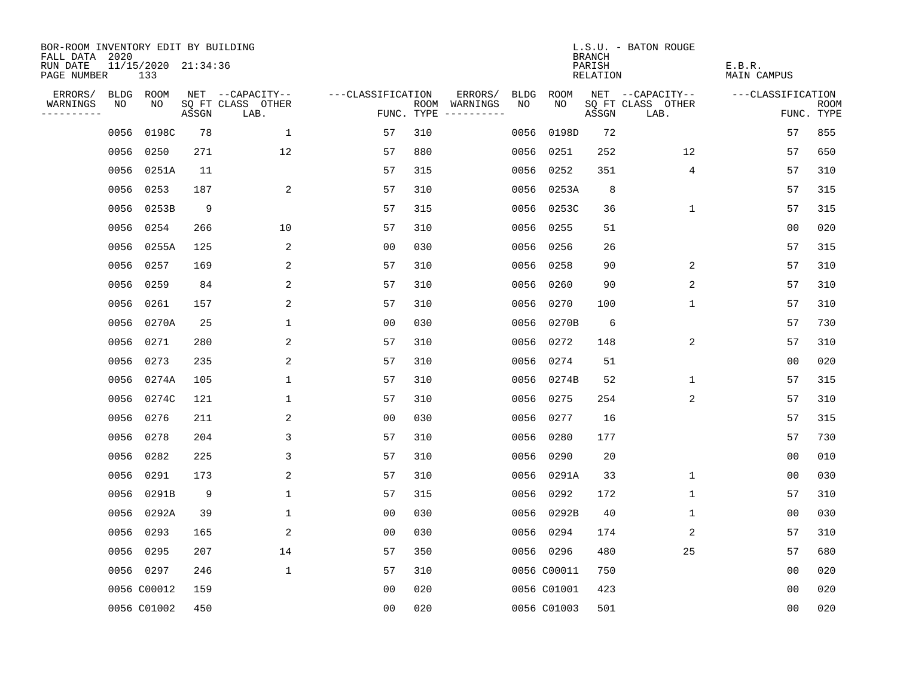BOR-ROOM INVENTORY EDIT BY BUILDING
FALL DATA 2020
RUN DATE 11/15/2020 21:34:36
PAGE NUMBER 133

L.S.U. - BATON ROUGE
BRANCH
PARISH E.B.R.
RELATION MAIN CAMPUS

| ERRORS/ WARNINGS | BLDG NO | ROOM NO | NET SQ FT ASSGN | --CAPACITY-- CLASS | OTHER LAB. | ---CLASSIFICATION FUNC. | ROOM TYPE | ERRORS/ WARNINGS | BLDG NO | ROOM NO | NET SQ FT ASSGN | --CAPACITY-- CLASS | OTHER LAB. | ---CLASSIFICATION FUNC. | ROOM TYPE |
|---|---|---|---|---|---|---|---|---|---|---|---|---|---|---|---|
| | 0056 | 0198C | 78 | 1 | | 57 | 310 | | 0056 | 0198D | 72 | | | 57 | 855 |
| | 0056 | 0250 | 271 | 12 | | 57 | 880 | | 0056 | 0251 | 252 | 12 | | 57 | 650 |
| | 0056 | 0251A | 11 | | | 57 | 315 | | 0056 | 0252 | 351 | 4 | | 57 | 310 |
| | 0056 | 0253 | 187 | 2 | | 57 | 310 | | 0056 | 0253A | 8 | | | 57 | 315 |
| | 0056 | 0253B | 9 | | | 57 | 315 | | 0056 | 0253C | 36 | 1 | | 57 | 315 |
| | 0056 | 0254 | 266 | 10 | | 57 | 310 | | 0056 | 0255 | 51 | | | 00 | 020 |
| | 0056 | 0255A | 125 | 2 | | 00 | 030 | | 0056 | 0256 | 26 | | | 57 | 315 |
| | 0056 | 0257 | 169 | 2 | | 57 | 310 | | 0056 | 0258 | 90 | 2 | | 57 | 310 |
| | 0056 | 0259 | 84 | 2 | | 57 | 310 | | 0056 | 0260 | 90 | 2 | | 57 | 310 |
| | 0056 | 0261 | 157 | 2 | | 57 | 310 | | 0056 | 0270 | 100 | 1 | | 57 | 310 |
| | 0056 | 0270A | 25 | 1 | | 00 | 030 | | 0056 | 0270B | 6 | | | 57 | 730 |
| | 0056 | 0271 | 280 | 2 | | 57 | 310 | | 0056 | 0272 | 148 | 2 | | 57 | 310 |
| | 0056 | 0273 | 235 | 2 | | 57 | 310 | | 0056 | 0274 | 51 | | | 00 | 020 |
| | 0056 | 0274A | 105 | 1 | | 57 | 310 | | 0056 | 0274B | 52 | 1 | | 57 | 315 |
| | 0056 | 0274C | 121 | 1 | | 57 | 310 | | 0056 | 0275 | 254 | 2 | | 57 | 310 |
| | 0056 | 0276 | 211 | 2 | | 00 | 030 | | 0056 | 0277 | 16 | | | 57 | 315 |
| | 0056 | 0278 | 204 | 3 | | 57 | 310 | | 0056 | 0280 | 177 | | | 57 | 730 |
| | 0056 | 0282 | 225 | 3 | | 57 | 310 | | 0056 | 0290 | 20 | | | 00 | 010 |
| | 0056 | 0291 | 173 | 2 | | 57 | 310 | | 0056 | 0291A | 33 | 1 | | 00 | 030 |
| | 0056 | 0291B | 9 | 1 | | 57 | 315 | | 0056 | 0292 | 172 | 1 | | 57 | 310 |
| | 0056 | 0292A | 39 | 1 | | 00 | 030 | | 0056 | 0292B | 40 | 1 | | 00 | 030 |
| | 0056 | 0293 | 165 | 2 | | 00 | 030 | | 0056 | 0294 | 174 | 2 | | 57 | 310 |
| | 0056 | 0295 | 207 | 14 | | 57 | 350 | | 0056 | 0296 | 480 | 25 | | 57 | 680 |
| | 0056 | 0297 | 246 | 1 | | 57 | 310 | | 0056 | C00011 | 750 | | | 00 | 020 |
| | 0056 | C00012 | 159 | | | 00 | 020 | | 0056 | C01001 | 423 | | | 00 | 020 |
| | 0056 | C01002 | 450 | | | 00 | 020 | | 0056 | C01003 | 501 | | | 00 | 020 |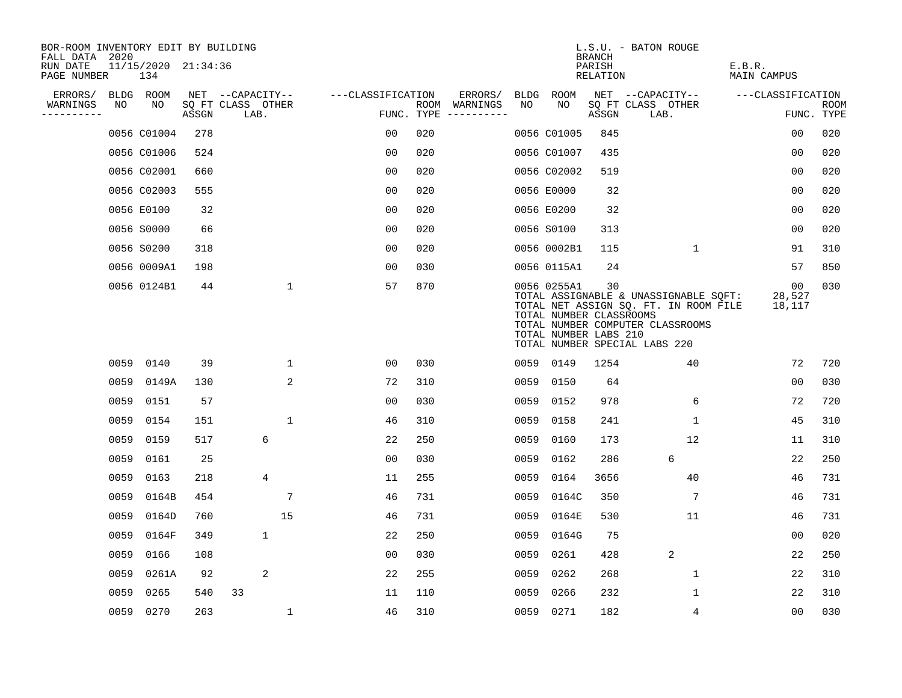BOR-ROOM INVENTORY EDIT BY BUILDING
FALL DATA 2020
RUN DATE 11/15/2020 21:34:36
PAGE NUMBER 134

L.S.U. - BATON ROUGE
BRANCH
PARISH E.B.R.
RELATION MAIN CAMPUS

| ERRORS/ WARNINGS | BLDG NO | ROOM NO | NET SQ FT ASSGN | CAPACITY CLASS | CAPACITY LAB. | CAPACITY OTHER | CLASSIFICATION FUNC. | ROOM TYPE | ERRORS/ WARNINGS | BLDG NO | ROOM NO | NET SQ FT ASSGN | CAPACITY CLASS | CAPACITY LAB. | CAPACITY OTHER | CLASSIFICATION FUNC. | ROOM TYPE |
|---|---|---|---|---|---|---|---|---|---|---|---|---|---|---|---|---|---|
| | 0056 | C01004 | 278 | | | | 00 | 020 | | 0056 | C01005 | 845 | | | | 00 | 020 |
| | 0056 | C01006 | 524 | | | | 00 | 020 | | 0056 | C01007 | 435 | | | | 00 | 020 |
| | 0056 | C02001 | 660 | | | | 00 | 020 | | 0056 | C02002 | 519 | | | | 00 | 020 |
| | 0056 | C02003 | 555 | | | | 00 | 020 | | 0056 | E0000 | 32 | | | | 00 | 020 |
| | 0056 | E0100 | 32 | | | | 00 | 020 | | 0056 | E0200 | 32 | | | | 00 | 020 |
| | 0056 | S0000 | 66 | | | | 00 | 020 | | 0056 | S0100 | 313 | | | | 00 | 020 |
| | 0056 | S0200 | 318 | | | | 00 | 020 | | 0056 | 0002B1 | 115 | | | 1 | 91 | 310 |
| | 0056 | 0009A1 | 198 | | | | 00 | 030 | | 0056 | 0115A1 | 24 | | | | 57 | 850 |
| | 0056 | 0124B1 | 44 | | | 1 | 57 | 870 | | 0056 | 0255A1 | 30 | | | | 00 | 030 |

TOTAL ASSIGNABLE & UNASSIGNABLE SQFT: 28,527
TOTAL NET ASSIGN SQ. FT. IN ROOM FILE 18,117
TOTAL NUMBER CLASSROOMS
TOTAL NUMBER COMPUTER CLASSROOMS
TOTAL NUMBER LABS 210
TOTAL NUMBER SPECIAL LABS 220

| ERRORS/ WARNINGS | BLDG NO | ROOM NO | NET SQ FT ASSGN | CAPACITY CLASS | CAPACITY LAB. | CAPACITY OTHER | CLASSIFICATION FUNC. | ROOM TYPE | ERRORS/ WARNINGS | BLDG NO | ROOM NO | NET SQ FT ASSGN | CAPACITY CLASS | CAPACITY LAB. | CAPACITY OTHER | CLASSIFICATION FUNC. | ROOM TYPE |
|---|---|---|---|---|---|---|---|---|---|---|---|---|---|---|---|---|---|
| | 0059 | 0140 | 39 | | | 1 | 00 | 030 | | 0059 | 0149 | 1254 | | | 40 | 72 | 720 |
| | 0059 | 0149A | 130 | | | 2 | 72 | 310 | | 0059 | 0150 | 64 | | | | 00 | 030 |
| | 0059 | 0151 | 57 | | | | 00 | 030 | | 0059 | 0152 | 978 | | | 6 | 72 | 720 |
| | 0059 | 0154 | 151 | | | 1 | 46 | 310 | | 0059 | 0158 | 241 | | | 1 | 45 | 310 |
| | 0059 | 0159 | 517 | | 6 | | 22 | 250 | | 0059 | 0160 | 173 | | | 12 | 11 | 310 |
| | 0059 | 0161 | 25 | | | | 00 | 030 | | 0059 | 0162 | 286 | | 6 | | 22 | 250 |
| | 0059 | 0163 | 218 | | 4 | | 11 | 255 | | 0059 | 0164 | 3656 | | | 40 | 46 | 731 |
| | 0059 | 0164B | 454 | | | 7 | 46 | 731 | | 0059 | 0164C | 350 | | | 7 | 46 | 731 |
| | 0059 | 0164D | 760 | | | 15 | 46 | 731 | | 0059 | 0164E | 530 | | | 11 | 46 | 731 |
| | 0059 | 0164F | 349 | | 1 | | 22 | 250 | | 0059 | 0164G | 75 | | | | 00 | 020 |
| | 0059 | 0166 | 108 | | | | 00 | 030 | | 0059 | 0261 | 428 | | 2 | | 22 | 250 |
| | 0059 | 0261A | 92 | | 2 | | 22 | 255 | | 0059 | 0262 | 268 | | | 1 | 22 | 310 |
| | 0059 | 0265 | 540 | 33 | | | 11 | 110 | | 0059 | 0266 | 232 | | | 1 | 22 | 310 |
| | 0059 | 0270 | 263 | | | 1 | 46 | 310 | | 0059 | 0271 | 182 | | | 4 | 00 | 030 |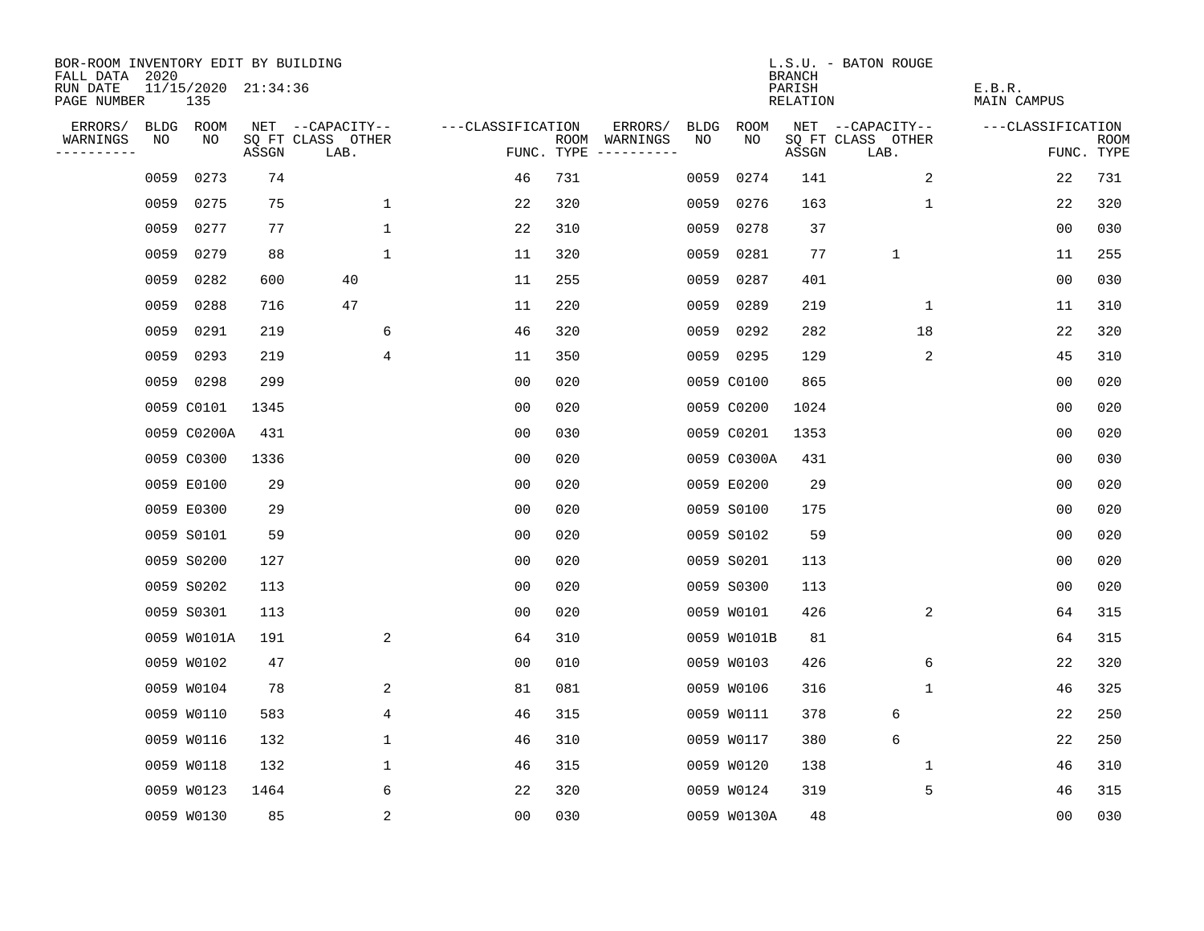BOR-ROOM INVENTORY EDIT BY BUILDING
FALL DATA 2020
RUN DATE 11/15/2020 21:34:36
PAGE NUMBER 135

L.S.U. - BATON ROUGE
BRANCH
PARISH E.B.R.
RELATION MAIN CAMPUS

| ERRORS/ WARNINGS | BLDG NO | ROOM NO | NET SQ FT ASSGN | --CAPACITY-- CLASS LAB. | OTHER | ---CLASSIFICATION FUNC. | ROOM TYPE | ERRORS/ WARNINGS | BLDG NO | ROOM NO | NET SQ FT ASSGN | --CAPACITY-- CLASS LAB. | OTHER | ---CLASSIFICATION FUNC. | ROOM TYPE |
|---|---|---|---|---|---|---|---|---|---|---|---|---|---|---|---|
| | 0059 | 0273 | 74 | | | 46 | 731 | | 0059 | 0274 | 141 | | 2 | 22 | 731 |
| | 0059 | 0275 | 75 | | 1 | 22 | 320 | | 0059 | 0276 | 163 | | 1 | 22 | 320 |
| | 0059 | 0277 | 77 | | 1 | 22 | 310 | | 0059 | 0278 | 37 | | | 00 | 030 |
| | 0059 | 0279 | 88 | | 1 | 11 | 320 | | 0059 | 0281 | 77 | 1 | | 11 | 255 |
| | 0059 | 0282 | 600 | 40 | | 11 | 255 | | 0059 | 0287 | 401 | | | 00 | 030 |
| | 0059 | 0288 | 716 | 47 | | 11 | 220 | | 0059 | 0289 | 219 | | 1 | 11 | 310 |
| | 0059 | 0291 | 219 | | 6 | 46 | 320 | | 0059 | 0292 | 282 | | 18 | 22 | 320 |
| | 0059 | 0293 | 219 | | 4 | 11 | 350 | | 0059 | 0295 | 129 | | 2 | 45 | 310 |
| | 0059 | 0298 | 299 | | | 00 | 020 | | 0059 | C0100 | 865 | | | 00 | 020 |
| | 0059 | C0101 | 1345 | | | 00 | 020 | | 0059 | C0200 | 1024 | | | 00 | 020 |
| | 0059 | C0200A | 431 | | | 00 | 030 | | 0059 | C0201 | 1353 | | | 00 | 020 |
| | 0059 | C0300 | 1336 | | | 00 | 020 | | 0059 | C0300A | 431 | | | 00 | 030 |
| | 0059 | E0100 | 29 | | | 00 | 020 | | 0059 | E0200 | 29 | | | 00 | 020 |
| | 0059 | E0300 | 29 | | | 00 | 020 | | 0059 | S0100 | 175 | | | 00 | 020 |
| | 0059 | S0101 | 59 | | | 00 | 020 | | 0059 | S0102 | 59 | | | 00 | 020 |
| | 0059 | S0200 | 127 | | | 00 | 020 | | 0059 | S0201 | 113 | | | 00 | 020 |
| | 0059 | S0202 | 113 | | | 00 | 020 | | 0059 | S0300 | 113 | | | 00 | 020 |
| | 0059 | S0301 | 113 | | | 00 | 020 | | 0059 | W0101 | 426 | | 2 | 64 | 315 |
| | 0059 | W0101A | 191 | | 2 | 64 | 310 | | 0059 | W0101B | 81 | | | 64 | 315 |
| | 0059 | W0102 | 47 | | | 00 | 010 | | 0059 | W0103 | 426 | | 6 | 22 | 320 |
| | 0059 | W0104 | 78 | | 2 | 81 | 081 | | 0059 | W0106 | 316 | | 1 | 46 | 325 |
| | 0059 | W0110 | 583 | | 4 | 46 | 315 | | 0059 | W0111 | 378 | 6 | | 22 | 250 |
| | 0059 | W0116 | 132 | | 1 | 46 | 310 | | 0059 | W0117 | 380 | 6 | | 22 | 250 |
| | 0059 | W0118 | 132 | | 1 | 46 | 315 | | 0059 | W0120 | 138 | | 1 | 46 | 310 |
| | 0059 | W0123 | 1464 | | 6 | 22 | 320 | | 0059 | W0124 | 319 | | 5 | 46 | 315 |
| | 0059 | W0130 | 85 | | 2 | 00 | 030 | | 0059 | W0130A | 48 | | | 00 | 030 |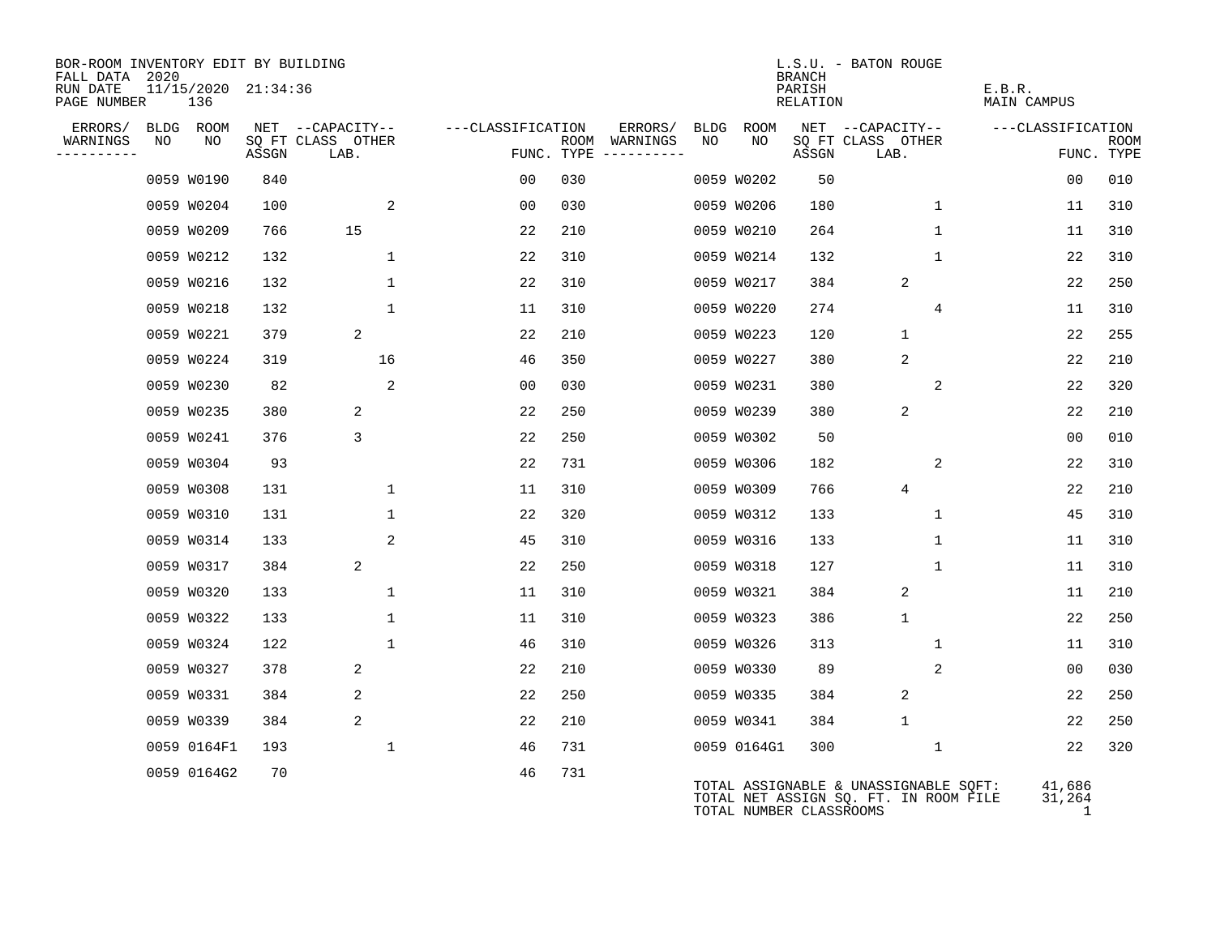BOR-ROOM INVENTORY EDIT BY BUILDING
FALL DATA 2020
RUN DATE 11/15/2020 21:34:36

L.S.U. - BATON ROUGE
BRANCH
PARISH E.B.R.
RELATION MAIN CAMPUS

| ERRORS/ WARNINGS | BLDG NO | ROOM NO | NET SQ FT ASSGN | CAPACITY CLASS LAB. | CAPACITY OTHER | CLASSIFICATION FUNC. | ROOM TYPE | ERRORS/ WARNINGS | BLDG NO | ROOM NO | NET SQ FT ASSGN | CAPACITY CLASS LAB. | CAPACITY OTHER | CLASSIFICATION FUNC. | ROOM TYPE |
|---|---|---|---|---|---|---|---|---|---|---|---|---|---|---|---|
| | 0059 | W0190 | 840 | | | 00 | 030 | | 0059 | W0202 | 50 | | | 00 | 010 |
| | 0059 | W0204 | 100 | | 2 | 00 | 030 | | 0059 | W0206 | 180 | | 1 | 11 | 310 |
| | 0059 | W0209 | 766 | 15 | | 22 | 210 | | 0059 | W0210 | 264 | | 1 | 11 | 310 |
| | 0059 | W0212 | 132 | | 1 | 22 | 310 | | 0059 | W0214 | 132 | | 1 | 22 | 310 |
| | 0059 | W0216 | 132 | | 1 | 22 | 310 | | 0059 | W0217 | 384 | 2 | | 22 | 250 |
| | 0059 | W0218 | 132 | | 1 | 11 | 310 | | 0059 | W0220 | 274 | | 4 | 11 | 310 |
| | 0059 | W0221 | 379 | 2 | | 22 | 210 | | 0059 | W0223 | 120 | 1 | | 22 | 255 |
| | 0059 | W0224 | 319 | | 16 | 46 | 350 | | 0059 | W0227 | 380 | 2 | | 22 | 210 |
| | 0059 | W0230 | 82 | | 2 | 00 | 030 | | 0059 | W0231 | 380 | | 2 | 22 | 320 |
| | 0059 | W0235 | 380 | 2 | | 22 | 250 | | 0059 | W0239 | 380 | 2 | | 22 | 210 |
| | 0059 | W0241 | 376 | 3 | | 22 | 250 | | 0059 | W0302 | 50 | | | 00 | 010 |
| | 0059 | W0304 | 93 | | | 22 | 731 | | 0059 | W0306 | 182 | | 2 | 22 | 310 |
| | 0059 | W0308 | 131 | | 1 | 11 | 310 | | 0059 | W0309 | 766 | 4 | | 22 | 210 |
| | 0059 | W0310 | 131 | | 1 | 22 | 320 | | 0059 | W0312 | 133 | | 1 | 45 | 310 |
| | 0059 | W0314 | 133 | | 2 | 45 | 310 | | 0059 | W0316 | 133 | | 1 | 11 | 310 |
| | 0059 | W0317 | 384 | 2 | | 22 | 250 | | 0059 | W0318 | 127 | | 1 | 11 | 310 |
| | 0059 | W0320 | 133 | | 1 | 11 | 310 | | 0059 | W0321 | 384 | 2 | | 11 | 210 |
| | 0059 | W0322 | 133 | | 1 | 11 | 310 | | 0059 | W0323 | 386 | 1 | | 22 | 250 |
| | 0059 | W0324 | 122 | | 1 | 46 | 310 | | 0059 | W0326 | 313 | | 1 | 11 | 310 |
| | 0059 | W0327 | 378 | 2 | | 22 | 210 | | 0059 | W0330 | 89 | | 2 | 00 | 030 |
| | 0059 | W0331 | 384 | 2 | | 22 | 250 | | 0059 | W0335 | 384 | 2 | | 22 | 250 |
| | 0059 | W0339 | 384 | 2 | | 22 | 210 | | 0059 | W0341 | 384 | 1 | | 22 | 250 |
| | 0059 | 0164F1 | 193 | | 1 | 46 | 731 | | 0059 | 0164G1 | 300 | | 1 | 22 | 320 |
| | 0059 | 0164G2 | 70 | | | 46 | 731 | | | | | | | | |

TOTAL ASSIGNABLE & UNASSIGNABLE SQFT: 41,686
TOTAL NET ASSIGN SQ. FT. IN ROOM FILE 31,264
TOTAL NUMBER CLASSROOMS 1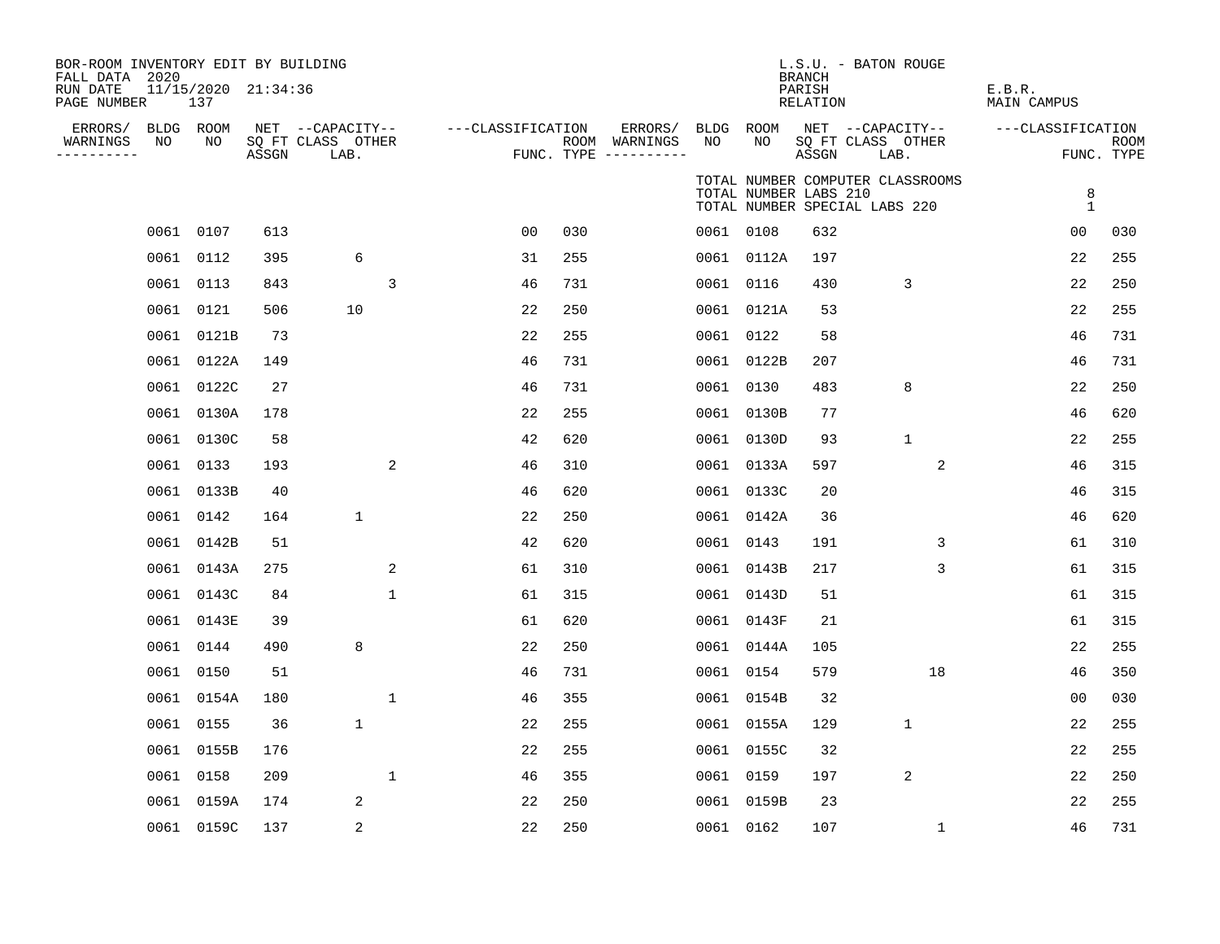BOR-ROOM INVENTORY EDIT BY BUILDING
FALL DATA 2020
RUN DATE 11/15/2020 21:34:36
PAGE NUMBER 137

L.S.U. - BATON ROUGE
BRANCH
PARISH E.B.R.
RELATION MAIN CAMPUS

TOTAL NUMBER COMPUTER CLASSROOMS
TOTAL NUMBER LABS 210 8
TOTAL NUMBER SPECIAL LABS 220 1

| ERRORS/ WARNINGS | BLDG NO | ROOM NO | NET SQ FT ASSGN | CAPACITY CLASS LAB. | CAPACITY OTHER | CLASSIFICATION FUNC. | ROOM TYPE | ERRORS/ WARNINGS | BLDG NO | ROOM NO | NET SQ FT ASSGN | CAPACITY CLASS LAB. | CAPACITY OTHER | CLASSIFICATION FUNC. | ROOM TYPE |
|---|---|---|---|---|---|---|---|---|---|---|---|---|---|---|---|
| | 0061 | 0107 | 613 | | | 00 | 030 | | 0061 | 0108 | 632 | | | 00 | 030 |
| | 0061 | 0112 | 395 | 6 | | 31 | 255 | | 0061 | 0112A | 197 | | | 22 | 255 |
| | 0061 | 0113 | 843 | | 3 | 46 | 731 | | 0061 | 0116 | 430 | 3 | | 22 | 250 |
| | 0061 | 0121 | 506 | 10 | | 22 | 250 | | 0061 | 0121A | 53 | | | 22 | 255 |
| | 0061 | 0121B | 73 | | | 22 | 255 | | 0061 | 0122 | 58 | | | 46 | 731 |
| | 0061 | 0122A | 149 | | | 46 | 731 | | 0061 | 0122B | 207 | | | 46 | 731 |
| | 0061 | 0122C | 27 | | | 46 | 731 | | 0061 | 0130 | 483 | 8 | | 22 | 250 |
| | 0061 | 0130A | 178 | | | 22 | 255 | | 0061 | 0130B | 77 | | | 46 | 620 |
| | 0061 | 0130C | 58 | | | 42 | 620 | | 0061 | 0130D | 93 | 1 | | 22 | 255 |
| | 0061 | 0133 | 193 | | 2 | 46 | 310 | | 0061 | 0133A | 597 | | 2 | 46 | 315 |
| | 0061 | 0133B | 40 | | | 46 | 620 | | 0061 | 0133C | 20 | | | 46 | 315 |
| | 0061 | 0142 | 164 | 1 | | 22 | 250 | | 0061 | 0142A | 36 | | | 46 | 620 |
| | 0061 | 0142B | 51 | | | 42 | 620 | | 0061 | 0143 | 191 | | 3 | 61 | 310 |
| | 0061 | 0143A | 275 | | 2 | 61 | 310 | | 0061 | 0143B | 217 | | 3 | 61 | 315 |
| | 0061 | 0143C | 84 | | 1 | 61 | 315 | | 0061 | 0143D | 51 | | | 61 | 315 |
| | 0061 | 0143E | 39 | | | 61 | 620 | | 0061 | 0143F | 21 | | | 61 | 315 |
| | 0061 | 0144 | 490 | 8 | | 22 | 250 | | 0061 | 0144A | 105 | | | 22 | 255 |
| | 0061 | 0150 | 51 | | | 46 | 731 | | 0061 | 0154 | 579 | | 18 | 46 | 350 |
| | 0061 | 0154A | 180 | | 1 | 46 | 355 | | 0061 | 0154B | 32 | | | 00 | 030 |
| | 0061 | 0155 | 36 | 1 | | 22 | 255 | | 0061 | 0155A | 129 | 1 | | 22 | 255 |
| | 0061 | 0155B | 176 | | | 22 | 255 | | 0061 | 0155C | 32 | | | 22 | 255 |
| | 0061 | 0158 | 209 | | 1 | 46 | 355 | | 0061 | 0159 | 197 | 2 | | 22 | 250 |
| | 0061 | 0159A | 174 | 2 | | 22 | 250 | | 0061 | 0159B | 23 | | | 22 | 255 |
| | 0061 | 0159C | 137 | 2 | | 22 | 250 | | 0061 | 0162 | 107 | | 1 | 46 | 731 |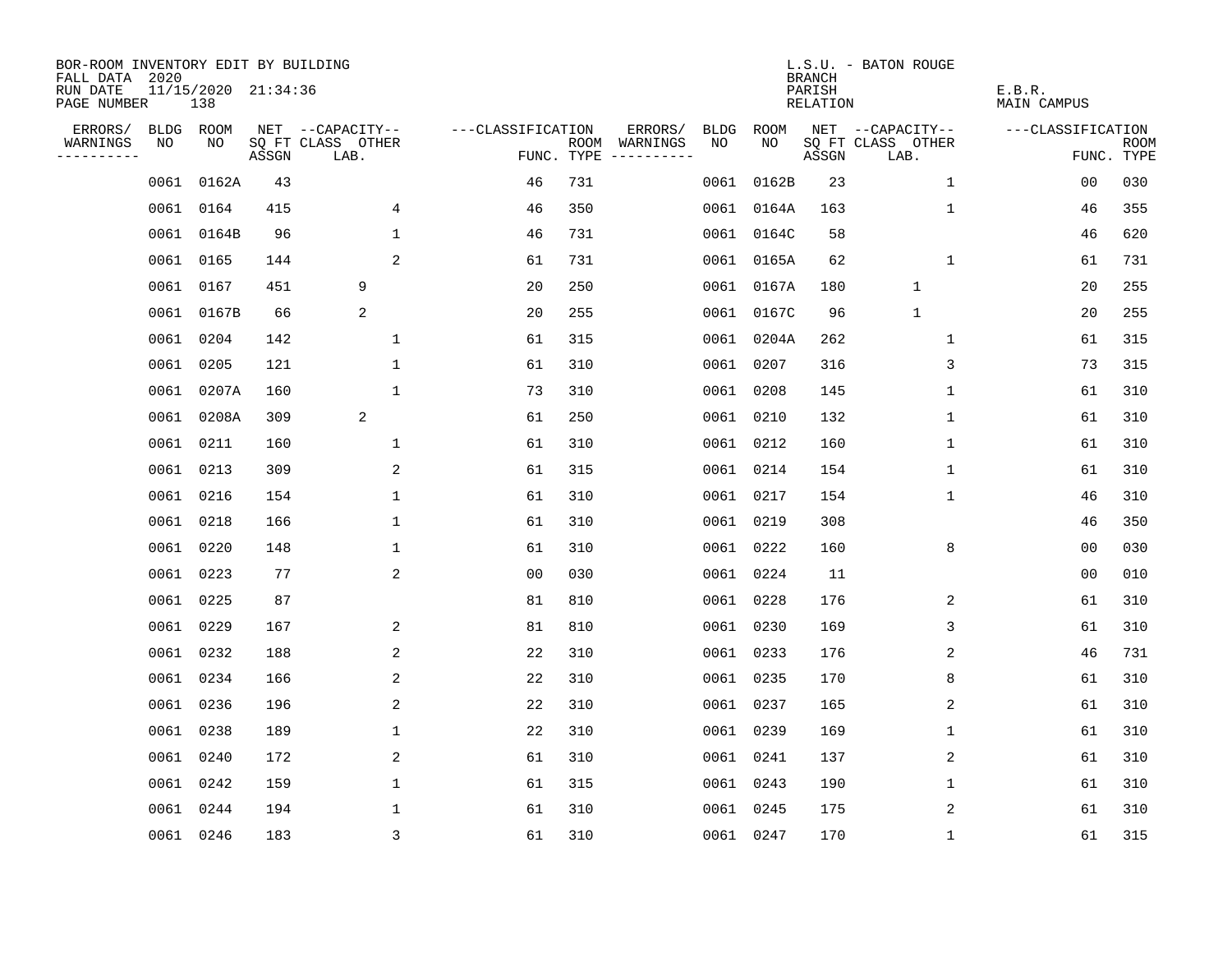BOR-ROOM INVENTORY EDIT BY BUILDING
FALL DATA 2020
RUN DATE 11/15/2020 21:34:36
PAGE NUMBER 138

L.S.U. - BATON ROUGE
BRANCH
PARISH E.B.R.
RELATION MAIN CAMPUS

| ERRORS/ WARNINGS | BLDG NO | ROOM NO | NET SQ FT ASSGN | --CAPACITY-- CLASS LAB. | OTHER | ---CLASSIFICATION FUNC. | ROOM TYPE | ERRORS/ WARNINGS | BLDG NO | ROOM NO | NET SQ FT ASSGN | --CAPACITY-- CLASS LAB. | OTHER | ---CLASSIFICATION FUNC. | ROOM TYPE |
|---|---|---|---|---|---|---|---|---|---|---|---|---|---|---|---|
| | 0061 | 0162A | 43 | | | 46 | 731 | | 0061 | 0162B | 23 | | 1 | 00 | 030 |
| | 0061 | 0164 | 415 | | 4 | 46 | 350 | | 0061 | 0164A | 163 | | 1 | 46 | 355 |
| | 0061 | 0164B | 96 | | 1 | 46 | 731 | | 0061 | 0164C | 58 | | | 46 | 620 |
| | 0061 | 0165 | 144 | | 2 | 61 | 731 | | 0061 | 0165A | 62 | | 1 | 61 | 731 |
| | 0061 | 0167 | 451 | 9 | | 20 | 250 | | 0061 | 0167A | 180 | 1 | | 20 | 255 |
| | 0061 | 0167B | 66 | 2 | | 20 | 255 | | 0061 | 0167C | 96 | 1 | | 20 | 255 |
| | 0061 | 0204 | 142 | | 1 | 61 | 315 | | 0061 | 0204A | 262 | | 1 | 61 | 315 |
| | 0061 | 0205 | 121 | | 1 | 61 | 310 | | 0061 | 0207 | 316 | | 3 | 73 | 315 |
| | 0061 | 0207A | 160 | | 1 | 73 | 310 | | 0061 | 0208 | 145 | | 1 | 61 | 310 |
| | 0061 | 0208A | 309 | 2 | | 61 | 250 | | 0061 | 0210 | 132 | | 1 | 61 | 310 |
| | 0061 | 0211 | 160 | | 1 | 61 | 310 | | 0061 | 0212 | 160 | | 1 | 61 | 310 |
| | 0061 | 0213 | 309 | | 2 | 61 | 315 | | 0061 | 0214 | 154 | | 1 | 61 | 310 |
| | 0061 | 0216 | 154 | | 1 | 61 | 310 | | 0061 | 0217 | 154 | | 1 | 46 | 310 |
| | 0061 | 0218 | 166 | | 1 | 61 | 310 | | 0061 | 0219 | 308 | | | 46 | 350 |
| | 0061 | 0220 | 148 | | 1 | 61 | 310 | | 0061 | 0222 | 160 | | 8 | 00 | 030 |
| | 0061 | 0223 | 77 | | 2 | 00 | 030 | | 0061 | 0224 | 11 | | | 00 | 010 |
| | 0061 | 0225 | 87 | | | 81 | 810 | | 0061 | 0228 | 176 | | 2 | 61 | 310 |
| | 0061 | 0229 | 167 | | 2 | 81 | 810 | | 0061 | 0230 | 169 | | 3 | 61 | 310 |
| | 0061 | 0232 | 188 | | 2 | 22 | 310 | | 0061 | 0233 | 176 | | 2 | 46 | 731 |
| | 0061 | 0234 | 166 | | 2 | 22 | 310 | | 0061 | 0235 | 170 | | 8 | 61 | 310 |
| | 0061 | 0236 | 196 | | 2 | 22 | 310 | | 0061 | 0237 | 165 | | 2 | 61 | 310 |
| | 0061 | 0238 | 189 | | 1 | 22 | 310 | | 0061 | 0239 | 169 | | 1 | 61 | 310 |
| | 0061 | 0240 | 172 | | 2 | 61 | 310 | | 0061 | 0241 | 137 | | 2 | 61 | 310 |
| | 0061 | 0242 | 159 | | 1 | 61 | 315 | | 0061 | 0243 | 190 | | 1 | 61 | 310 |
| | 0061 | 0244 | 194 | | 1 | 61 | 310 | | 0061 | 0245 | 175 | | 2 | 61 | 310 |
| | 0061 | 0246 | 183 | | 3 | 61 | 310 | | 0061 | 0247 | 170 | | 1 | 61 | 315 |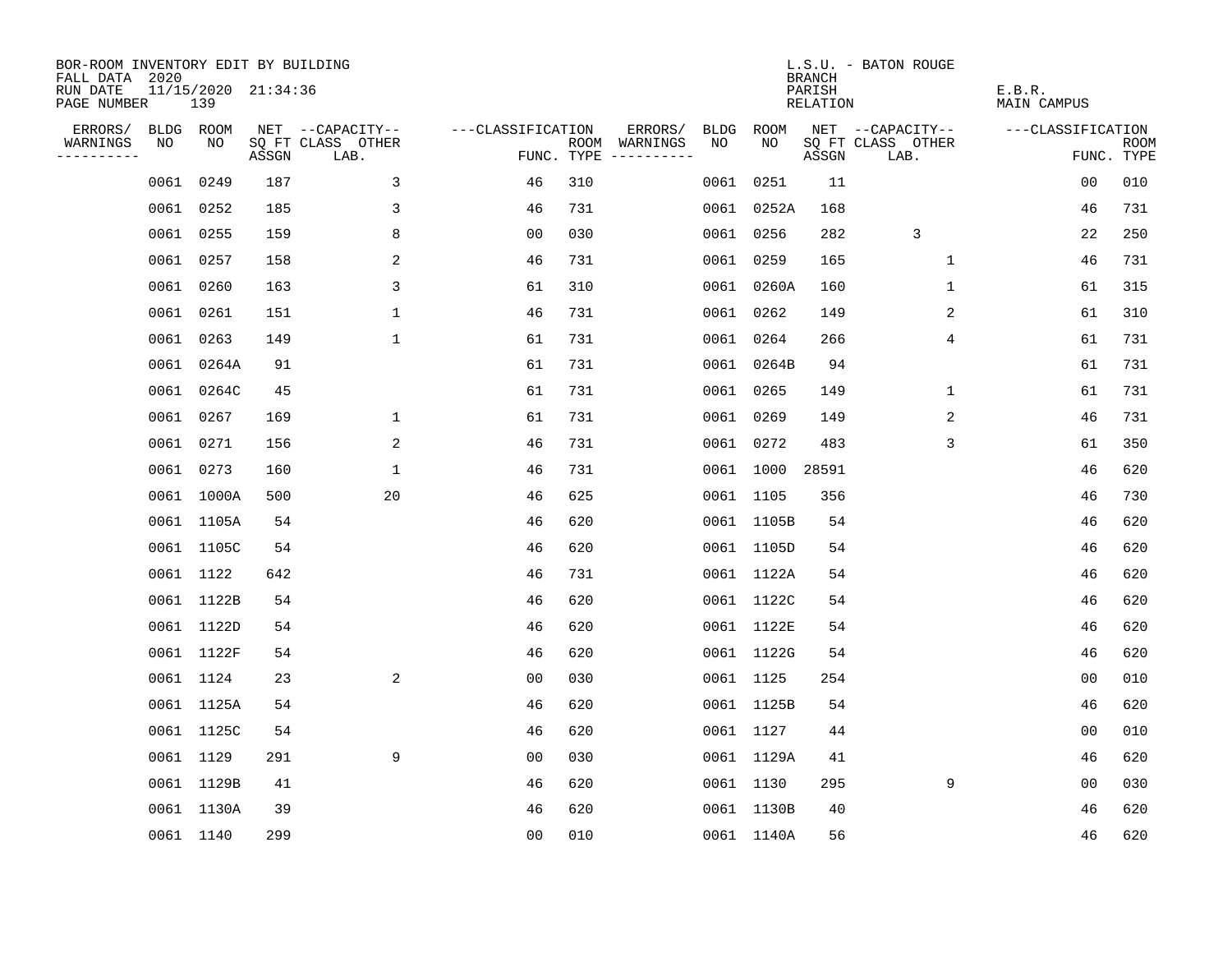BOR-ROOM INVENTORY EDIT BY BUILDING
FALL DATA 2020
RUN DATE 11/15/2020 21:34:36
PAGE NUMBER 139

L.S.U. - BATON ROUGE
BRANCH
PARISH E.B.R.
RELATION MAIN CAMPUS

| ERRORS/ WARNINGS | BLDG NO | ROOM NO | NET SQ FT ASSGN | CAPACITY CLASS | CAPACITY LAB. | CAPACITY OTHER | CLASSIFICATION FUNC. | ROOM TYPE | ERRORS/ WARNINGS | BLDG NO | ROOM NO | NET SQ FT ASSGN | CAPACITY CLASS | CAPACITY LAB. | CAPACITY OTHER | CLASSIFICATION FUNC. | ROOM TYPE |
|---|---|---|---|---|---|---|---|---|---|---|---|---|---|---|---|---|---|
| | 0061 | 0249 | 187 | | | 3 | 46 | 310 | | 0061 | 0251 | 11 | | | | 00 | 010 |
| | 0061 | 0252 | 185 | | | 3 | 46 | 731 | | 0061 | 0252A | 168 | | | | 46 | 731 |
| | 0061 | 0255 | 159 | | | 8 | 00 | 030 | | 0061 | 0256 | 282 | | 3 | | 22 | 250 |
| | 0061 | 0257 | 158 | | | 2 | 46 | 731 | | 0061 | 0259 | 165 | | | 1 | 46 | 731 |
| | 0061 | 0260 | 163 | | | 3 | 61 | 310 | | 0061 | 0260A | 160 | | | 1 | 61 | 315 |
| | 0061 | 0261 | 151 | | | 1 | 46 | 731 | | 0061 | 0262 | 149 | | | 2 | 61 | 310 |
| | 0061 | 0263 | 149 | | | 1 | 61 | 731 | | 0061 | 0264 | 266 | | | 4 | 61 | 731 |
| | 0061 | 0264A | 91 | | | | 61 | 731 | | 0061 | 0264B | 94 | | | | 61 | 731 |
| | 0061 | 0264C | 45 | | | | 61 | 731 | | 0061 | 0265 | 149 | | | 1 | 61 | 731 |
| | 0061 | 0267 | 169 | | | 1 | 61 | 731 | | 0061 | 0269 | 149 | | | 2 | 46 | 731 |
| | 0061 | 0271 | 156 | | | 2 | 46 | 731 | | 0061 | 0272 | 483 | | | 3 | 61 | 350 |
| | 0061 | 0273 | 160 | | | 1 | 46 | 731 | | 0061 | 1000 | 28591 | | | | 46 | 620 |
| | 0061 | 1000A | 500 | | | 20 | 46 | 625 | | 0061 | 1105 | 356 | | | | 46 | 730 |
| | 0061 | 1105A | 54 | | | | 46 | 620 | | 0061 | 1105B | 54 | | | | 46 | 620 |
| | 0061 | 1105C | 54 | | | | 46 | 620 | | 0061 | 1105D | 54 | | | | 46 | 620 |
| | 0061 | 1122 | 642 | | | | 46 | 731 | | 0061 | 1122A | 54 | | | | 46 | 620 |
| | 0061 | 1122B | 54 | | | | 46 | 620 | | 0061 | 1122C | 54 | | | | 46 | 620 |
| | 0061 | 1122D | 54 | | | | 46 | 620 | | 0061 | 1122E | 54 | | | | 46 | 620 |
| | 0061 | 1122F | 54 | | | | 46 | 620 | | 0061 | 1122G | 54 | | | | 46 | 620 |
| | 0061 | 1124 | 23 | | | 2 | 00 | 030 | | 0061 | 1125 | 254 | | | | 00 | 010 |
| | 0061 | 1125A | 54 | | | | 46 | 620 | | 0061 | 1125B | 54 | | | | 46 | 620 |
| | 0061 | 1125C | 54 | | | | 46 | 620 | | 0061 | 1127 | 44 | | | | 00 | 010 |
| | 0061 | 1129 | 291 | | | 9 | 00 | 030 | | 0061 | 1129A | 41 | | | | 46 | 620 |
| | 0061 | 1129B | 41 | | | | 46 | 620 | | 0061 | 1130 | 295 | | | 9 | 00 | 030 |
| | 0061 | 1130A | 39 | | | | 46 | 620 | | 0061 | 1130B | 40 | | | | 46 | 620 |
| | 0061 | 1140 | 299 | | | | 00 | 010 | | 0061 | 1140A | 56 | | | | 46 | 620 |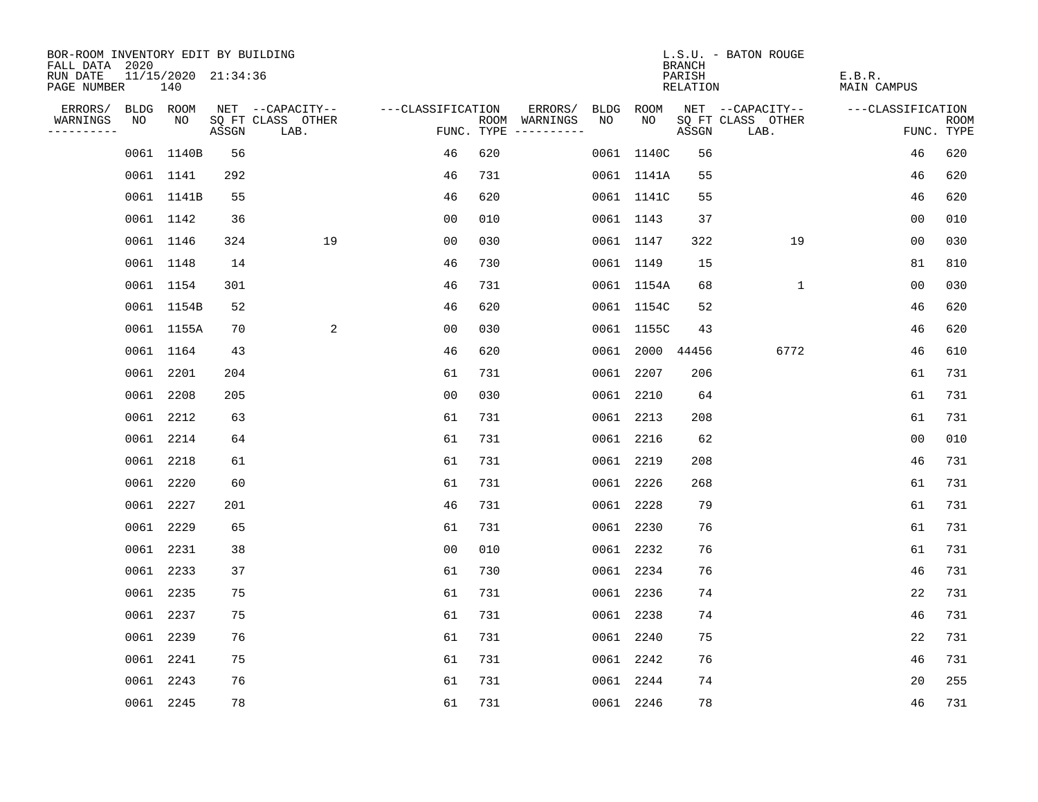BOR-ROOM INVENTORY EDIT BY BUILDING
FALL DATA 2020
RUN DATE 11/15/2020 21:34:36
PAGE NUMBER 140

L.S.U. - BATON ROUGE
BRANCH
PARISH E.B.R.
RELATION MAIN CAMPUS

| ERRORS/ WARNINGS | BLDG NO | ROOM NO | NET SQ FT ASSGN | CAPACITY CLASS LAB. | CAPACITY OTHER | CLASSIFICATION FUNC. | ROOM TYPE | ERRORS/ WARNINGS | BLDG NO | ROOM NO | NET SQ FT ASSGN | CAPACITY CLASS LAB. | CAPACITY OTHER | CLASSIFICATION FUNC. | ROOM TYPE |
|---|---|---|---|---|---|---|---|---|---|---|---|---|---|---|---|
| | 0061 | 1140B | 56 | | | 46 | 620 | | 0061 | 1140C | 56 | | | 46 | 620 |
| | 0061 | 1141 | 292 | | | 46 | 731 | | 0061 | 1141A | 55 | | | 46 | 620 |
| | 0061 | 1141B | 55 | | | 46 | 620 | | 0061 | 1141C | 55 | | | 46 | 620 |
| | 0061 | 1142 | 36 | | | 00 | 010 | | 0061 | 1143 | 37 | | | 00 | 010 |
| | 0061 | 1146 | 324 | | 19 | 00 | 030 | | 0061 | 1147 | 322 | | 19 | 00 | 030 |
| | 0061 | 1148 | 14 | | | 46 | 730 | | 0061 | 1149 | 15 | | | 81 | 810 |
| | 0061 | 1154 | 301 | | | 46 | 731 | | 0061 | 1154A | 68 | | 1 | 00 | 030 |
| | 0061 | 1154B | 52 | | | 46 | 620 | | 0061 | 1154C | 52 | | | 46 | 620 |
| | 0061 | 1155A | 70 | | 2 | 00 | 030 | | 0061 | 1155C | 43 | | | 46 | 620 |
| | 0061 | 1164 | 43 | | | 46 | 620 | | 0061 | 2000 | 44456 | | 6772 | 46 | 610 |
| | 0061 | 2201 | 204 | | | 61 | 731 | | 0061 | 2207 | 206 | | | 61 | 731 |
| | 0061 | 2208 | 205 | | | 00 | 030 | | 0061 | 2210 | 64 | | | 61 | 731 |
| | 0061 | 2212 | 63 | | | 61 | 731 | | 0061 | 2213 | 208 | | | 61 | 731 |
| | 0061 | 2214 | 64 | | | 61 | 731 | | 0061 | 2216 | 62 | | | 00 | 010 |
| | 0061 | 2218 | 61 | | | 61 | 731 | | 0061 | 2219 | 208 | | | 46 | 731 |
| | 0061 | 2220 | 60 | | | 61 | 731 | | 0061 | 2226 | 268 | | | 61 | 731 |
| | 0061 | 2227 | 201 | | | 46 | 731 | | 0061 | 2228 | 79 | | | 61 | 731 |
| | 0061 | 2229 | 65 | | | 61 | 731 | | 0061 | 2230 | 76 | | | 61 | 731 |
| | 0061 | 2231 | 38 | | | 00 | 010 | | 0061 | 2232 | 76 | | | 61 | 731 |
| | 0061 | 2233 | 37 | | | 61 | 730 | | 0061 | 2234 | 76 | | | 46 | 731 |
| | 0061 | 2235 | 75 | | | 61 | 731 | | 0061 | 2236 | 74 | | | 22 | 731 |
| | 0061 | 2237 | 75 | | | 61 | 731 | | 0061 | 2238 | 74 | | | 46 | 731 |
| | 0061 | 2239 | 76 | | | 61 | 731 | | 0061 | 2240 | 75 | | | 22 | 731 |
| | 0061 | 2241 | 75 | | | 61 | 731 | | 0061 | 2242 | 76 | | | 46 | 731 |
| | 0061 | 2243 | 76 | | | 61 | 731 | | 0061 | 2244 | 74 | | | 20 | 255 |
| | 0061 | 2245 | 78 | | | 61 | 731 | | 0061 | 2246 | 78 | | | 46 | 731 |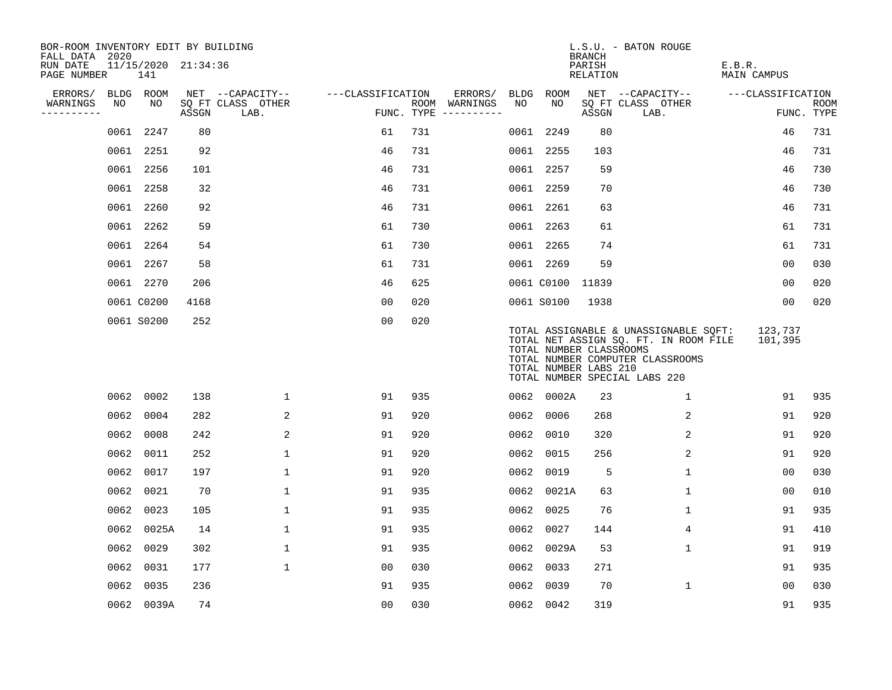BOR-ROOM INVENTORY EDIT BY BUILDING
FALL DATA 2020
RUN DATE 11/15/2020 21:34:36
PAGE NUMBER 141

L.S.U. - BATON ROUGE
BRANCH
PARISH E.B.R.
RELATION MAIN CAMPUS

| ERRORS/ WARNINGS | BLDG NO | ROOM NO | NET SQ FT ASSGN | CAPACITY CLASS LAB. | CAPACITY OTHER | CLASSIFICATION FUNC. | ROOM TYPE | ERRORS/ WARNINGS | BLDG NO | ROOM NO | NET SQ FT ASSGN | CAPACITY CLASS LAB. | CAPACITY OTHER | CLASSIFICATION FUNC. | ROOM TYPE |
|---|---|---|---|---|---|---|---|---|---|---|---|---|---|---|---|
| | 0061 | 2247 | 80 | | | 61 | 731 | | 0061 | 2249 | 80 | | | 46 | 731 |
| | 0061 | 2251 | 92 | | | 46 | 731 | | 0061 | 2255 | 103 | | | 46 | 731 |
| | 0061 | 2256 | 101 | | | 46 | 731 | | 0061 | 2257 | 59 | | | 46 | 730 |
| | 0061 | 2258 | 32 | | | 46 | 731 | | 0061 | 2259 | 70 | | | 46 | 730 |
| | 0061 | 2260 | 92 | | | 46 | 731 | | 0061 | 2261 | 63 | | | 46 | 731 |
| | 0061 | 2262 | 59 | | | 61 | 730 | | 0061 | 2263 | 61 | | | 61 | 731 |
| | 0061 | 2264 | 54 | | | 61 | 730 | | 0061 | 2265 | 74 | | | 61 | 731 |
| | 0061 | 2267 | 58 | | | 61 | 731 | | 0061 | 2269 | 59 | | | 00 | 030 |
| | 0061 | 2270 | 206 | | | 46 | 625 | | 0061 | C0100 | 11839 | | | 00 | 020 |
| | 0061 | C0200 | 4168 | | | 00 | 020 | | 0061 | S0100 | 1938 | | | 00 | 020 |
| | 0061 | S0200 | 252 | | | 00 | 020 | | | | | | | | |

TOTAL ASSIGNABLE & UNASSIGNABLE SQFT: 123,737
TOTAL NET ASSIGN SQ. FT. IN ROOM FILE 101,395
TOTAL NUMBER CLASSROOMS
TOTAL NUMBER COMPUTER CLASSROOMS
TOTAL NUMBER LABS 210
TOTAL NUMBER SPECIAL LABS 220

| ERRORS/ WARNINGS | BLDG NO | ROOM NO | NET SQ FT ASSGN | CAPACITY CLASS LAB. | CAPACITY OTHER | CLASSIFICATION FUNC. | ROOM TYPE | ERRORS/ WARNINGS | BLDG NO | ROOM NO | NET SQ FT ASSGN | CAPACITY CLASS LAB. | CAPACITY OTHER | CLASSIFICATION FUNC. | ROOM TYPE |
|---|---|---|---|---|---|---|---|---|---|---|---|---|---|---|---|
| | 0062 | 0002 | 138 | | 1 | 91 | 935 | | 0062 | 0002A | 23 | | 1 | 91 | 935 |
| | 0062 | 0004 | 282 | | 2 | 91 | 920 | | 0062 | 0006 | 268 | | 2 | 91 | 920 |
| | 0062 | 0008 | 242 | | 2 | 91 | 920 | | 0062 | 0010 | 320 | | 2 | 91 | 920 |
| | 0062 | 0011 | 252 | | 1 | 91 | 920 | | 0062 | 0015 | 256 | | 2 | 91 | 920 |
| | 0062 | 0017 | 197 | | 1 | 91 | 920 | | 0062 | 0019 | 5 | | 1 | 00 | 030 |
| | 0062 | 0021 | 70 | | 1 | 91 | 935 | | 0062 | 0021A | 63 | | 1 | 00 | 010 |
| | 0062 | 0023 | 105 | | 1 | 91 | 935 | | 0062 | 0025 | 76 | | 1 | 91 | 935 |
| | 0062 | 0025A | 14 | | 1 | 91 | 935 | | 0062 | 0027 | 144 | | 4 | 91 | 410 |
| | 0062 | 0029 | 302 | | 1 | 91 | 935 | | 0062 | 0029A | 53 | | 1 | 91 | 919 |
| | 0062 | 0031 | 177 | | 1 | 00 | 030 | | 0062 | 0033 | 271 | | | 91 | 935 |
| | 0062 | 0035 | 236 | | | 91 | 935 | | 0062 | 0039 | 70 | | 1 | 00 | 030 |
| | 0062 | 0039A | 74 | | | 00 | 030 | | 0062 | 0042 | 319 | | | 91 | 935 |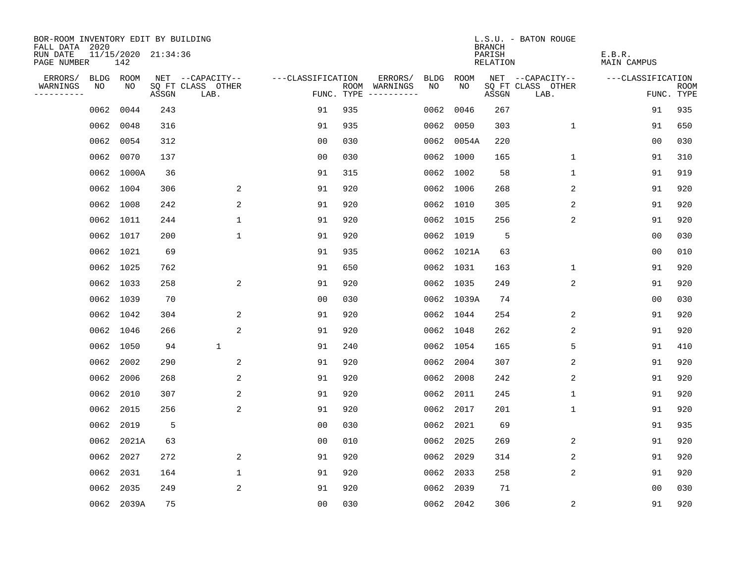BOR-ROOM INVENTORY EDIT BY BUILDING
FALL DATA 2020
RUN DATE 11/15/2020 21:34:36
PAGE NUMBER 142

L.S.U. - BATON ROUGE
BRANCH
PARISH E.B.R.
RELATION MAIN CAMPUS

| ERRORS/ WARNINGS | BLDG NO | ROOM NO | NET SQ FT ASSGN | CAPACITY CLASS LAB. | CAPACITY OTHER | CLASSIFICATION FUNC. | ROOM TYPE | ERRORS/ WARNINGS | BLDG NO | ROOM NO | NET SQ FT ASSGN | CAPACITY CLASS LAB. | CAPACITY OTHER | CLASSIFICATION FUNC. | ROOM TYPE |
|---|---|---|---|---|---|---|---|---|---|---|---|---|---|---|---|
| | 0062 | 0044 | 243 | | | 91 | 935 | | 0062 | 0046 | 267 | | | 91 | 935 |
| | 0062 | 0048 | 316 | | | 91 | 935 | | 0062 | 0050 | 303 | | 1 | 91 | 650 |
| | 0062 | 0054 | 312 | | | 00 | 030 | | 0062 | 0054A | 220 | | | 00 | 030 |
| | 0062 | 0070 | 137 | | | 00 | 030 | | 0062 | 1000 | 165 | | 1 | 91 | 310 |
| | 0062 | 1000A | 36 | | | 91 | 315 | | 0062 | 1002 | 58 | | 1 | 91 | 919 |
| | 0062 | 1004 | 306 | | 2 | 91 | 920 | | 0062 | 1006 | 268 | | 2 | 91 | 920 |
| | 0062 | 1008 | 242 | | 2 | 91 | 920 | | 0062 | 1010 | 305 | | 2 | 91 | 920 |
| | 0062 | 1011 | 244 | | 1 | 91 | 920 | | 0062 | 1015 | 256 | | 2 | 91 | 920 |
| | 0062 | 1017 | 200 | | 1 | 91 | 920 | | 0062 | 1019 | 5 | | | 00 | 030 |
| | 0062 | 1021 | 69 | | | 91 | 935 | | 0062 | 1021A | 63 | | | 00 | 010 |
| | 0062 | 1025 | 762 | | | 91 | 650 | | 0062 | 1031 | 163 | | 1 | 91 | 920 |
| | 0062 | 1033 | 258 | | 2 | 91 | 920 | | 0062 | 1035 | 249 | | 2 | 91 | 920 |
| | 0062 | 1039 | 70 | | | 00 | 030 | | 0062 | 1039A | 74 | | | 00 | 030 |
| | 0062 | 1042 | 304 | | 2 | 91 | 920 | | 0062 | 1044 | 254 | | 2 | 91 | 920 |
| | 0062 | 1046 | 266 | | 2 | 91 | 920 | | 0062 | 1048 | 262 | | 2 | 91 | 920 |
| | 0062 | 1050 | 94 | 1 | | 91 | 240 | | 0062 | 1054 | 165 | | 5 | 91 | 410 |
| | 0062 | 2002 | 290 | | 2 | 91 | 920 | | 0062 | 2004 | 307 | | 2 | 91 | 920 |
| | 0062 | 2006 | 268 | | 2 | 91 | 920 | | 0062 | 2008 | 242 | | 2 | 91 | 920 |
| | 0062 | 2010 | 307 | | 2 | 91 | 920 | | 0062 | 2011 | 245 | | 1 | 91 | 920 |
| | 0062 | 2015 | 256 | | 2 | 91 | 920 | | 0062 | 2017 | 201 | | 1 | 91 | 920 |
| | 0062 | 2019 | 5 | | | 00 | 030 | | 0062 | 2021 | 69 | | | 91 | 935 |
| | 0062 | 2021A | 63 | | | 00 | 010 | | 0062 | 2025 | 269 | | 2 | 91 | 920 |
| | 0062 | 2027 | 272 | | 2 | 91 | 920 | | 0062 | 2029 | 314 | | 2 | 91 | 920 |
| | 0062 | 2031 | 164 | | 1 | 91 | 920 | | 0062 | 2033 | 258 | | 2 | 91 | 920 |
| | 0062 | 2035 | 249 | | 2 | 91 | 920 | | 0062 | 2039 | 71 | | | 00 | 030 |
| | 0062 | 2039A | 75 | | | 00 | 030 | | 0062 | 2042 | 306 | | 2 | 91 | 920 |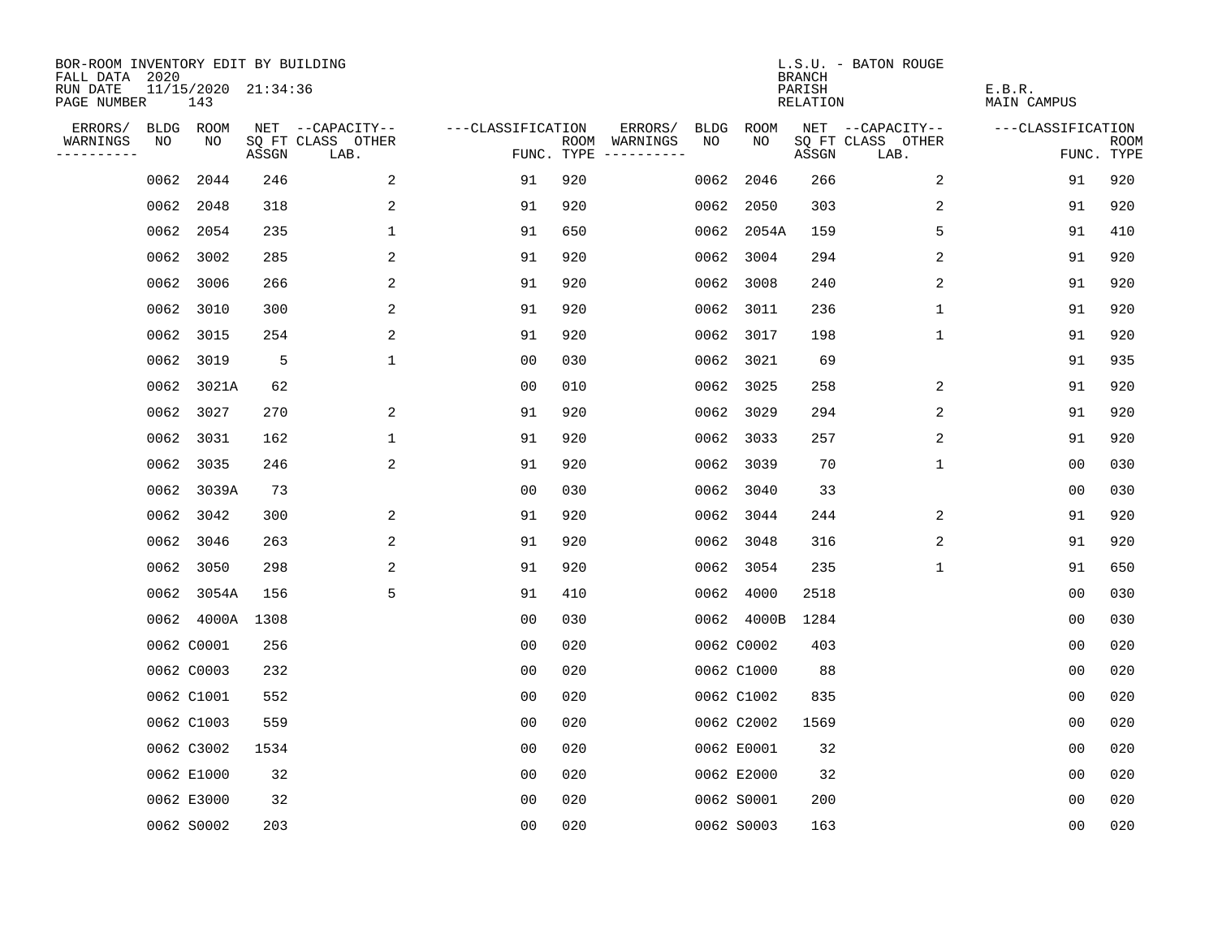BOR-ROOM INVENTORY EDIT BY BUILDING
FALL DATA 2020
RUN DATE 11/15/2020 21:34:36
PAGE NUMBER 143

L.S.U. - BATON ROUGE
BRANCH
PARISH E.B.R.
RELATION MAIN CAMPUS

| ERRORS/ WARNINGS | BLDG NO | ROOM NO | NET SQ FT ASSGN | CAPACITY CLASS LAB. | CAPACITY OTHER | CLASSIFICATION FUNC. | ROOM TYPE | ERRORS/ WARNINGS | BLDG NO | ROOM NO | NET SQ FT ASSGN | CAPACITY CLASS LAB. | CAPACITY OTHER | CLASSIFICATION FUNC. | ROOM TYPE |
|---|---|---|---|---|---|---|---|---|---|---|---|---|---|---|---|
| | 0062 | 2044 | 246 | | 2 | 91 | 920 | | 0062 | 2046 | 266 | | 2 | 91 | 920 |
| | 0062 | 2048 | 318 | | 2 | 91 | 920 | | 0062 | 2050 | 303 | | 2 | 91 | 920 |
| | 0062 | 2054 | 235 | | 1 | 91 | 650 | | 0062 | 2054A | 159 | | 5 | 91 | 410 |
| | 0062 | 3002 | 285 | | 2 | 91 | 920 | | 0062 | 3004 | 294 | | 2 | 91 | 920 |
| | 0062 | 3006 | 266 | | 2 | 91 | 920 | | 0062 | 3008 | 240 | | 2 | 91 | 920 |
| | 0062 | 3010 | 300 | | 2 | 91 | 920 | | 0062 | 3011 | 236 | | 1 | 91 | 920 |
| | 0062 | 3015 | 254 | | 2 | 91 | 920 | | 0062 | 3017 | 198 | | 1 | 91 | 920 |
| | 0062 | 3019 | 5 | | 1 | 00 | 030 | | 0062 | 3021 | 69 | | | 91 | 935 |
| | 0062 | 3021A | 62 | | | 00 | 010 | | 0062 | 3025 | 258 | | 2 | 91 | 920 |
| | 0062 | 3027 | 270 | | 2 | 91 | 920 | | 0062 | 3029 | 294 | | 2 | 91 | 920 |
| | 0062 | 3031 | 162 | | 1 | 91 | 920 | | 0062 | 3033 | 257 | | 2 | 91 | 920 |
| | 0062 | 3035 | 246 | | 2 | 91 | 920 | | 0062 | 3039 | 70 | | 1 | 00 | 030 |
| | 0062 | 3039A | 73 | | | 00 | 030 | | 0062 | 3040 | 33 | | | 00 | 030 |
| | 0062 | 3042 | 300 | | 2 | 91 | 920 | | 0062 | 3044 | 244 | | 2 | 91 | 920 |
| | 0062 | 3046 | 263 | | 2 | 91 | 920 | | 0062 | 3048 | 316 | | 2 | 91 | 920 |
| | 0062 | 3050 | 298 | | 2 | 91 | 920 | | 0062 | 3054 | 235 | | 1 | 91 | 650 |
| | 0062 | 3054A | 156 | | 5 | 91 | 410 | | 0062 | 4000 | 2518 | | | 00 | 030 |
| | 0062 | 4000A | 1308 | | | 00 | 030 | | 0062 | 4000B | 1284 | | | 00 | 030 |
| | 0062 | C0001 | 256 | | | 00 | 020 | | 0062 | C0002 | 403 | | | 00 | 020 |
| | 0062 | C0003 | 232 | | | 00 | 020 | | 0062 | C1000 | 88 | | | 00 | 020 |
| | 0062 | C1001 | 552 | | | 00 | 020 | | 0062 | C1002 | 835 | | | 00 | 020 |
| | 0062 | C1003 | 559 | | | 00 | 020 | | 0062 | C2002 | 1569 | | | 00 | 020 |
| | 0062 | C3002 | 1534 | | | 00 | 020 | | 0062 | E0001 | 32 | | | 00 | 020 |
| | 0062 | E1000 | 32 | | | 00 | 020 | | 0062 | E2000 | 32 | | | 00 | 020 |
| | 0062 | E3000 | 32 | | | 00 | 020 | | 0062 | S0001 | 200 | | | 00 | 020 |
| | 0062 | S0002 | 203 | | | 00 | 020 | | 0062 | S0003 | 163 | | | 00 | 020 |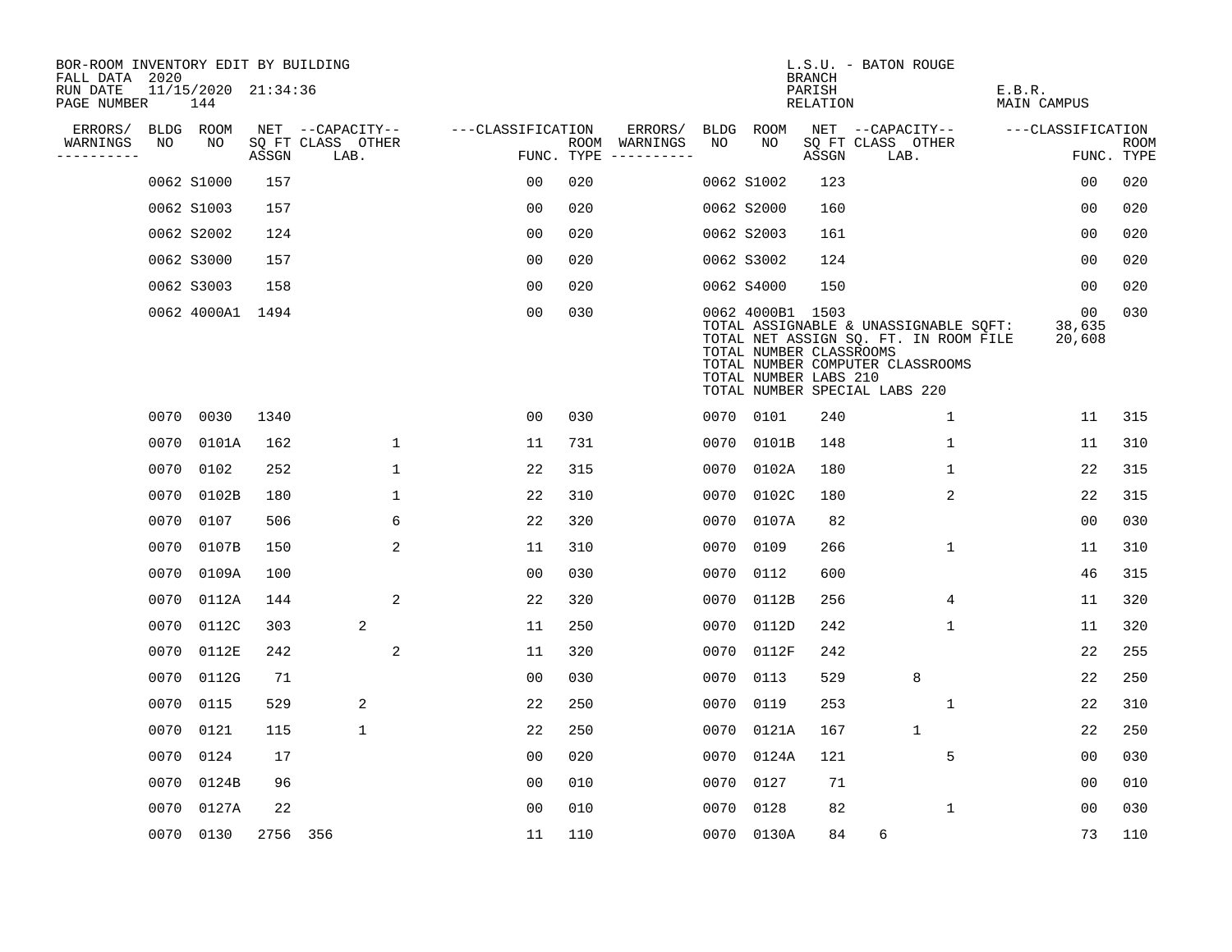BOR-ROOM INVENTORY EDIT BY BUILDING
FALL DATA 2020
RUN DATE 11/15/2020 21:34:36
PAGE NUMBER 144

L.S.U. - BATON ROUGE
BRANCH
PARISH E.B.R.
RELATION MAIN CAMPUS

| ERRORS/ WARNINGS | BLDG NO | ROOM NO | NET SQ FT ASSGN | CAPACITY CLASS LAB. | CAPACITY OTHER | CLASSIFICATION FUNC. | ROOM TYPE | ERRORS/ WARNINGS | BLDG NO | ROOM NO | NET SQ FT ASSGN | CAPACITY CLASS LAB. | CAPACITY OTHER | CLASSIFICATION FUNC. | ROOM TYPE |
|---|---|---|---|---|---|---|---|---|---|---|---|---|---|---|---|
| | 0062 | S1000 | 157 | | | 00 | 020 | | 0062 | S1002 | 123 | | | 00 | 020 |
| | 0062 | S1003 | 157 | | | 00 | 020 | | 0062 | S2000 | 160 | | | 00 | 020 |
| | 0062 | S2002 | 124 | | | 00 | 020 | | 0062 | S2003 | 161 | | | 00 | 020 |
| | 0062 | S3000 | 157 | | | 00 | 020 | | 0062 | S3002 | 124 | | | 00 | 020 |
| | 0062 | S3003 | 158 | | | 00 | 020 | | 0062 | S4000 | 150 | | | 00 | 020 |
| | 0062 | 4000A1 | 1494 | | | 00 | 030 | | 0062 | 4000B1 | 1503 | | | 00 | 030 |

TOTAL ASSIGNABLE & UNASSIGNABLE SQFT: 38,635
TOTAL NET ASSIGN SQ. FT. IN ROOM FILE 20,608
TOTAL NUMBER CLASSROOMS
TOTAL NUMBER COMPUTER CLASSROOMS
TOTAL NUMBER LABS 210
TOTAL NUMBER SPECIAL LABS 220

| ERRORS/ WARNINGS | BLDG NO | ROOM NO | NET SQ FT ASSGN | CAPACITY CLASS LAB. | CAPACITY OTHER | CLASSIFICATION FUNC. | ROOM TYPE | ERRORS/ WARNINGS | BLDG NO | ROOM NO | NET SQ FT ASSGN | CAPACITY CLASS LAB. | CAPACITY OTHER | CLASSIFICATION FUNC. | ROOM TYPE |
|---|---|---|---|---|---|---|---|---|---|---|---|---|---|---|---|
| | 0070 | 0030 | 1340 | | | 00 | 030 | | 0070 | 0101 | 240 | | 1 | 11 | 315 |
| | 0070 | 0101A | 162 | | 1 | 11 | 731 | | 0070 | 0101B | 148 | | 1 | 11 | 310 |
| | 0070 | 0102 | 252 | | 1 | 22 | 315 | | 0070 | 0102A | 180 | | 1 | 22 | 315 |
| | 0070 | 0102B | 180 | | 1 | 22 | 310 | | 0070 | 0102C | 180 | | 2 | 22 | 315 |
| | 0070 | 0107 | 506 | | 6 | 22 | 320 | | 0070 | 0107A | 82 | | | 00 | 030 |
| | 0070 | 0107B | 150 | | 2 | 11 | 310 | | 0070 | 0109 | 266 | | 1 | 11 | 310 |
| | 0070 | 0109A | 100 | | | 00 | 030 | | 0070 | 0112 | 600 | | | 46 | 315 |
| | 0070 | 0112A | 144 | | 2 | 22 | 320 | | 0070 | 0112B | 256 | | 4 | 11 | 320 |
| | 0070 | 0112C | 303 | 2 | | 11 | 250 | | 0070 | 0112D | 242 | | 1 | 11 | 320 |
| | 0070 | 0112E | 242 | | 2 | 11 | 320 | | 0070 | 0112F | 242 | | | 22 | 255 |
| | 0070 | 0112G | 71 | | | 00 | 030 | | 0070 | 0113 | 529 | 8 | | 22 | 250 |
| | 0070 | 0115 | 529 | 2 | | 22 | 250 | | 0070 | 0119 | 253 | | 1 | 22 | 310 |
| | 0070 | 0121 | 115 | 1 | | 22 | 250 | | 0070 | 0121A | 167 | 1 | | 22 | 250 |
| | 0070 | 0124 | 17 | | | 00 | 020 | | 0070 | 0124A | 121 | | 5 | 00 | 030 |
| | 0070 | 0124B | 96 | | | 00 | 010 | | 0070 | 0127 | 71 | | | 00 | 010 |
| | 0070 | 0127A | 22 | | | 00 | 010 | | 0070 | 0128 | 82 | | 1 | 00 | 030 |
| | 0070 | 0130 | 2756 | 356 | | 11 | 110 | | 0070 | 0130A | 84 | 6 | | 73 | 110 |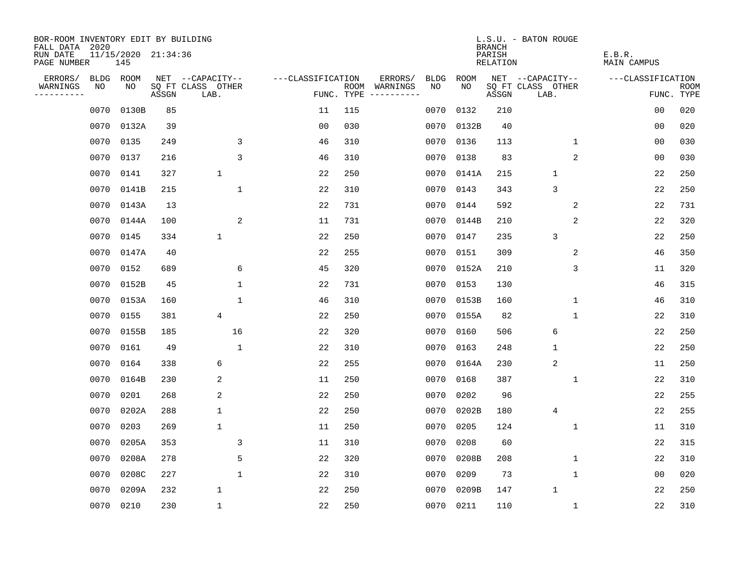BOR-ROOM INVENTORY EDIT BY BUILDING
FALL DATA 2020
RUN DATE 11/15/2020 21:34:36
PAGE NUMBER 145

L.S.U. - BATON ROUGE
BRANCH
PARISH E.B.R.
RELATION MAIN CAMPUS

| ERRORS/ WARNINGS | BLDG NO | ROOM NO | NET SQ FT ASSGN | CAPACITY CLASS LAB. | CAPACITY OTHER | CLASSIFICATION FUNC. | ROOM TYPE | ERRORS/ WARNINGS | BLDG NO | ROOM NO | NET SQ FT ASSGN | CAPACITY CLASS LAB. | CAPACITY OTHER | CLASSIFICATION FUNC. | ROOM TYPE |
|---|---|---|---|---|---|---|---|---|---|---|---|---|---|---|---|
| | 0070 | 0130B | 85 | | | 11 | 115 | | 0070 | 0132 | 210 | | | 00 | 020 |
| | 0070 | 0132A | 39 | | | 00 | 030 | | 0070 | 0132B | 40 | | | 00 | 020 |
| | 0070 | 0135 | 249 | | 3 | 46 | 310 | | 0070 | 0136 | 113 | | 1 | 00 | 030 |
| | 0070 | 0137 | 216 | | 3 | 46 | 310 | | 0070 | 0138 | 83 | | 2 | 00 | 030 |
| | 0070 | 0141 | 327 | 1 | | 22 | 250 | | 0070 | 0141A | 215 | 1 | | 22 | 250 |
| | 0070 | 0141B | 215 | | 1 | 22 | 310 | | 0070 | 0143 | 343 | 3 | | 22 | 250 |
| | 0070 | 0143A | 13 | | | 22 | 731 | | 0070 | 0144 | 592 | | 2 | 22 | 731 |
| | 0070 | 0144A | 100 | | 2 | 11 | 731 | | 0070 | 0144B | 210 | | 2 | 22 | 320 |
| | 0070 | 0145 | 334 | 1 | | 22 | 250 | | 0070 | 0147 | 235 | 3 | | 22 | 250 |
| | 0070 | 0147A | 40 | | | 22 | 255 | | 0070 | 0151 | 309 | | 2 | 46 | 350 |
| | 0070 | 0152 | 689 | | 6 | 45 | 320 | | 0070 | 0152A | 210 | | 3 | 11 | 320 |
| | 0070 | 0152B | 45 | | 1 | 22 | 731 | | 0070 | 0153 | 130 | | | 46 | 315 |
| | 0070 | 0153A | 160 | | 1 | 46 | 310 | | 0070 | 0153B | 160 | | 1 | 46 | 310 |
| | 0070 | 0155 | 381 | 4 | | 22 | 250 | | 0070 | 0155A | 82 | | 1 | 22 | 310 |
| | 0070 | 0155B | 185 | | 16 | 22 | 320 | | 0070 | 0160 | 506 | 6 | | 22 | 250 |
| | 0070 | 0161 | 49 | | 1 | 22 | 310 | | 0070 | 0163 | 248 | 1 | | 22 | 250 |
| | 0070 | 0164 | 338 | 6 | | 22 | 255 | | 0070 | 0164A | 230 | 2 | | 11 | 250 |
| | 0070 | 0164B | 230 | 2 | | 11 | 250 | | 0070 | 0168 | 387 | | 1 | 22 | 310 |
| | 0070 | 0201 | 268 | 2 | | 22 | 250 | | 0070 | 0202 | 96 | | | 22 | 255 |
| | 0070 | 0202A | 288 | 1 | | 22 | 250 | | 0070 | 0202B | 180 | 4 | | 22 | 255 |
| | 0070 | 0203 | 269 | 1 | | 11 | 250 | | 0070 | 0205 | 124 | | 1 | 11 | 310 |
| | 0070 | 0205A | 353 | | 3 | 11 | 310 | | 0070 | 0208 | 60 | | | 22 | 315 |
| | 0070 | 0208A | 278 | | 5 | 22 | 320 | | 0070 | 0208B | 208 | | 1 | 22 | 310 |
| | 0070 | 0208C | 227 | | 1 | 22 | 310 | | 0070 | 0209 | 73 | | 1 | 00 | 020 |
| | 0070 | 0209A | 232 | 1 | | 22 | 250 | | 0070 | 0209B | 147 | 1 | | 22 | 250 |
| | 0070 | 0210 | 230 | 1 | | 22 | 250 | | 0070 | 0211 | 110 | | 1 | 22 | 310 |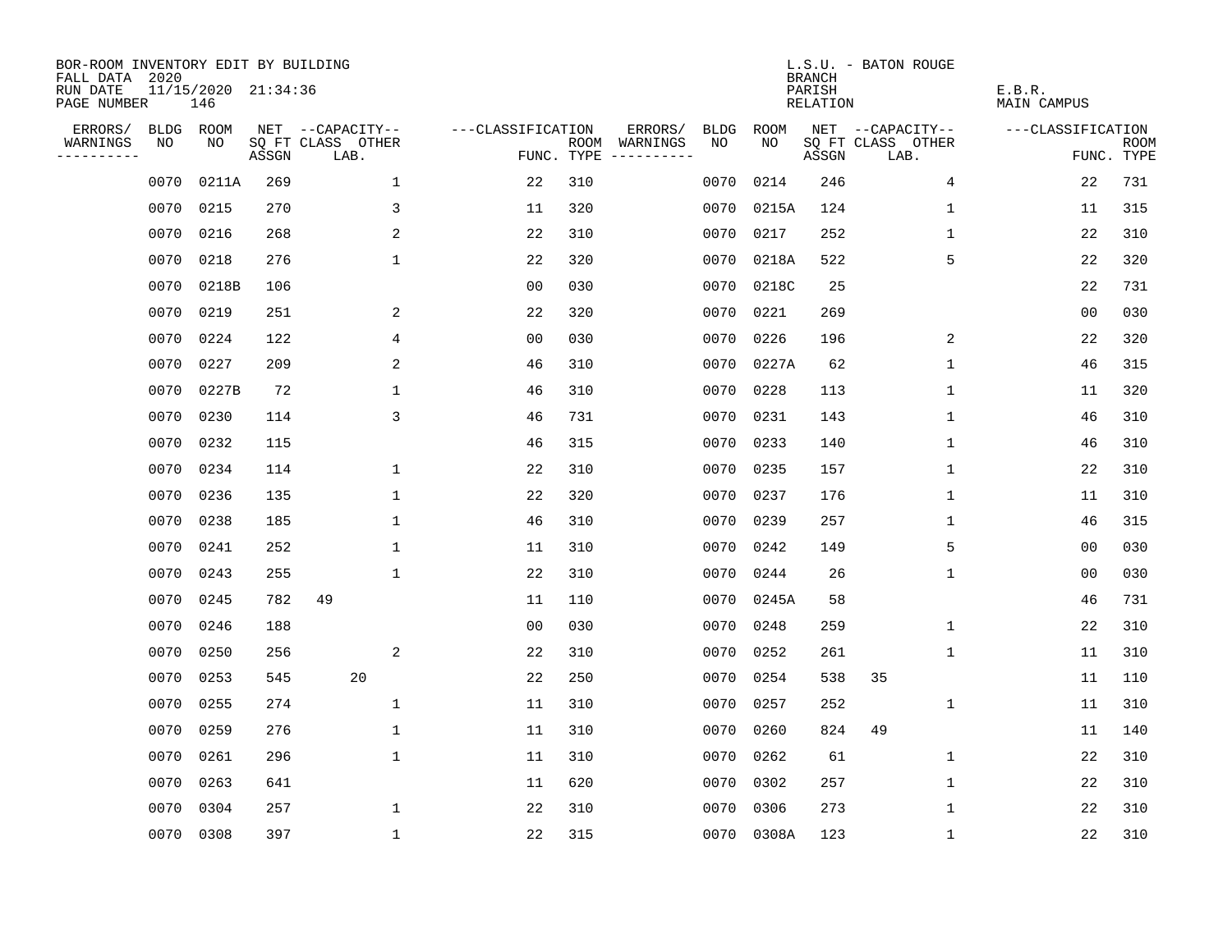BOR-ROOM INVENTORY EDIT BY BUILDING
FALL DATA 2020
RUN DATE 11/15/2020 21:34:36
PAGE NUMBER 146

L.S.U. - BATON ROUGE
BRANCH
PARISH E.B.R.
RELATION MAIN CAMPUS

| ERRORS/ WARNINGS | BLDG NO | ROOM NO | NET SQ FT ASSGN | CAPACITY CLASS | CAPACITY OTHER LAB. | FUNC. | ROOM TYPE | ERRORS/ WARNINGS | BLDG NO | ROOM NO | NET SQ FT ASSGN | CAPACITY CLASS | CAPACITY OTHER LAB. | FUNC. | ROOM TYPE |
|---|---|---|---|---|---|---|---|---|---|---|---|---|---|---|---|
| | 0070 | 0211A | 269 | | 1 | 22 | 310 | | 0070 | 0214 | 246 | | 4 | 22 | 731 |
| | 0070 | 0215 | 270 | | 3 | 11 | 320 | | 0070 | 0215A | 124 | | 1 | 11 | 315 |
| | 0070 | 0216 | 268 | | 2 | 22 | 310 | | 0070 | 0217 | 252 | | 1 | 22 | 310 |
| | 0070 | 0218 | 276 | | 1 | 22 | 320 | | 0070 | 0218A | 522 | | 5 | 22 | 320 |
| | 0070 | 0218B | 106 | | | 00 | 030 | | 0070 | 0218C | 25 | | | 22 | 731 |
| | 0070 | 0219 | 251 | | 2 | 22 | 320 | | 0070 | 0221 | 269 | | | 00 | 030 |
| | 0070 | 0224 | 122 | | 4 | 00 | 030 | | 0070 | 0226 | 196 | | 2 | 22 | 320 |
| | 0070 | 0227 | 209 | | 2 | 46 | 310 | | 0070 | 0227A | 62 | | 1 | 46 | 315 |
| | 0070 | 0227B | 72 | | 1 | 46 | 310 | | 0070 | 0228 | 113 | | 1 | 11 | 320 |
| | 0070 | 0230 | 114 | | 3 | 46 | 731 | | 0070 | 0231 | 143 | | 1 | 46 | 310 |
| | 0070 | 0232 | 115 | | | 46 | 315 | | 0070 | 0233 | 140 | | 1 | 46 | 310 |
| | 0070 | 0234 | 114 | | 1 | 22 | 310 | | 0070 | 0235 | 157 | | 1 | 22 | 310 |
| | 0070 | 0236 | 135 | | 1 | 22 | 320 | | 0070 | 0237 | 176 | | 1 | 11 | 310 |
| | 0070 | 0238 | 185 | | 1 | 46 | 310 | | 0070 | 0239 | 257 | | 1 | 46 | 315 |
| | 0070 | 0241 | 252 | | 1 | 11 | 310 | | 0070 | 0242 | 149 | | 5 | 00 | 030 |
| | 0070 | 0243 | 255 | | 1 | 22 | 310 | | 0070 | 0244 | 26 | | 1 | 00 | 030 |
| | 0070 | 0245 | 782 | 49 | | 11 | 110 | | 0070 | 0245A | 58 | | | 46 | 731 |
| | 0070 | 0246 | 188 | | | 00 | 030 | | 0070 | 0248 | 259 | | 1 | 22 | 310 |
| | 0070 | 0250 | 256 | | 2 | 22 | 310 | | 0070 | 0252 | 261 | | 1 | 11 | 310 |
| | 0070 | 0253 | 545 | | 20 | 22 | 250 | | 0070 | 0254 | 538 | 35 | | 11 | 110 |
| | 0070 | 0255 | 274 | | 1 | 11 | 310 | | 0070 | 0257 | 252 | | 1 | 11 | 310 |
| | 0070 | 0259 | 276 | | 1 | 11 | 310 | | 0070 | 0260 | 824 | 49 | | 11 | 140 |
| | 0070 | 0261 | 296 | | 1 | 11 | 310 | | 0070 | 0262 | 61 | | 1 | 22 | 310 |
| | 0070 | 0263 | 641 | | | 11 | 620 | | 0070 | 0302 | 257 | | 1 | 22 | 310 |
| | 0070 | 0304 | 257 | | 1 | 22 | 310 | | 0070 | 0306 | 273 | | 1 | 22 | 310 |
| | 0070 | 0308 | 397 | | 1 | 22 | 315 | | 0070 | 0308A | 123 | | 1 | 22 | 310 |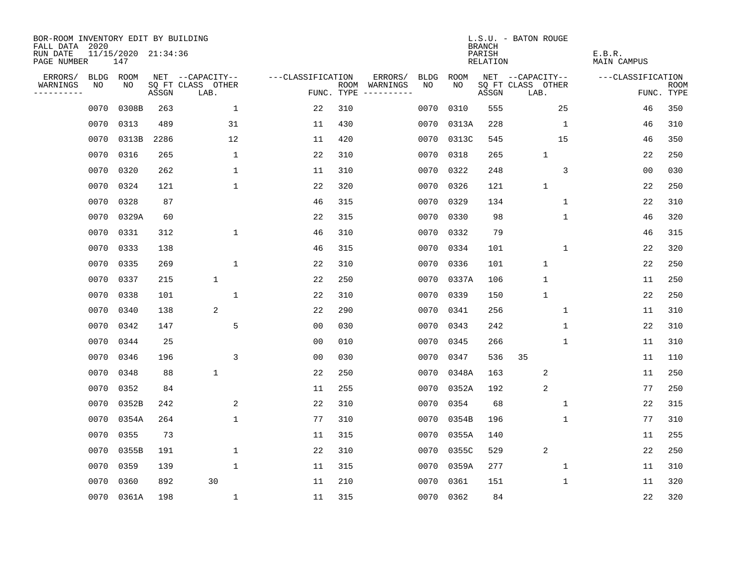BOR-ROOM INVENTORY EDIT BY BUILDING
FALL DATA 2020
RUN DATE 11/15/2020 21:34:36
PAGE NUMBER 147

L.S.U. - BATON ROUGE
BRANCH
PARISH E.B.R.
RELATION MAIN CAMPUS

| ERRORS/ WARNINGS | BLDG NO | ROOM NO | NET SQ FT ASSGN | CAPACITY CLASS LAB. | CAPACITY OTHER | CLASSIFICATION FUNC. | ROOM TYPE | ERRORS/ WARNINGS | BLDG NO | ROOM NO | NET SQ FT ASSGN | CAPACITY CLASS LAB. | CAPACITY OTHER | CLASSIFICATION FUNC. | ROOM TYPE |
|---|---|---|---|---|---|---|---|---|---|---|---|---|---|---|---|
| | 0070 | 0308B | 263 | | 1 | 22 | 310 | | 0070 | 0310 | 555 | | 25 | 46 | 350 |
| | 0070 | 0313 | 489 | | 31 | 11 | 430 | | 0070 | 0313A | 228 | | 1 | 46 | 310 |
| | 0070 | 0313B | 2286 | | 12 | 11 | 420 | | 0070 | 0313C | 545 | | 15 | 46 | 350 |
| | 0070 | 0316 | 265 | | 1 | 22 | 310 | | 0070 | 0318 | 265 | 1 | | 22 | 250 |
| | 0070 | 0320 | 262 | | 1 | 11 | 310 | | 0070 | 0322 | 248 | | 3 | 00 | 030 |
| | 0070 | 0324 | 121 | | 1 | 22 | 320 | | 0070 | 0326 | 121 | 1 | | 22 | 250 |
| | 0070 | 0328 | 87 | | | 46 | 315 | | 0070 | 0329 | 134 | | 1 | 22 | 310 |
| | 0070 | 0329A | 60 | | | 22 | 315 | | 0070 | 0330 | 98 | | 1 | 46 | 320 |
| | 0070 | 0331 | 312 | | 1 | 46 | 310 | | 0070 | 0332 | 79 | | | 46 | 315 |
| | 0070 | 0333 | 138 | | | 46 | 315 | | 0070 | 0334 | 101 | | 1 | 22 | 320 |
| | 0070 | 0335 | 269 | | 1 | 22 | 310 | | 0070 | 0336 | 101 | 1 | | 22 | 250 |
| | 0070 | 0337 | 215 | 1 | | 22 | 250 | | 0070 | 0337A | 106 | 1 | | 11 | 250 |
| | 0070 | 0338 | 101 | | 1 | 22 | 310 | | 0070 | 0339 | 150 | 1 | | 22 | 250 |
| | 0070 | 0340 | 138 | 2 | | 22 | 290 | | 0070 | 0341 | 256 | | 1 | 11 | 310 |
| | 0070 | 0342 | 147 | | 5 | 00 | 030 | | 0070 | 0343 | 242 | | 1 | 22 | 310 |
| | 0070 | 0344 | 25 | | | 00 | 010 | | 0070 | 0345 | 266 | | 1 | 11 | 310 |
| | 0070 | 0346 | 196 | | 3 | 00 | 030 | | 0070 | 0347 | 536 | 35 | | 11 | 110 |
| | 0070 | 0348 | 88 | 1 | | 22 | 250 | | 0070 | 0348A | 163 | 2 | | 11 | 250 |
| | 0070 | 0352 | 84 | | | 11 | 255 | | 0070 | 0352A | 192 | 2 | | 77 | 250 |
| | 0070 | 0352B | 242 | | 2 | 22 | 310 | | 0070 | 0354 | 68 | | 1 | 22 | 315 |
| | 0070 | 0354A | 264 | | 1 | 77 | 310 | | 0070 | 0354B | 196 | | 1 | 77 | 310 |
| | 0070 | 0355 | 73 | | | 11 | 315 | | 0070 | 0355A | 140 | | | 11 | 255 |
| | 0070 | 0355B | 191 | | 1 | 22 | 310 | | 0070 | 0355C | 529 | 2 | | 22 | 250 |
| | 0070 | 0359 | 139 | | 1 | 11 | 315 | | 0070 | 0359A | 277 | | 1 | 11 | 310 |
| | 0070 | 0360 | 892 | 30 | | 11 | 210 | | 0070 | 0361 | 151 | | 1 | 11 | 320 |
| | 0070 | 0361A | 198 | | 1 | 11 | 315 | | 0070 | 0362 | 84 | | | 22 | 320 |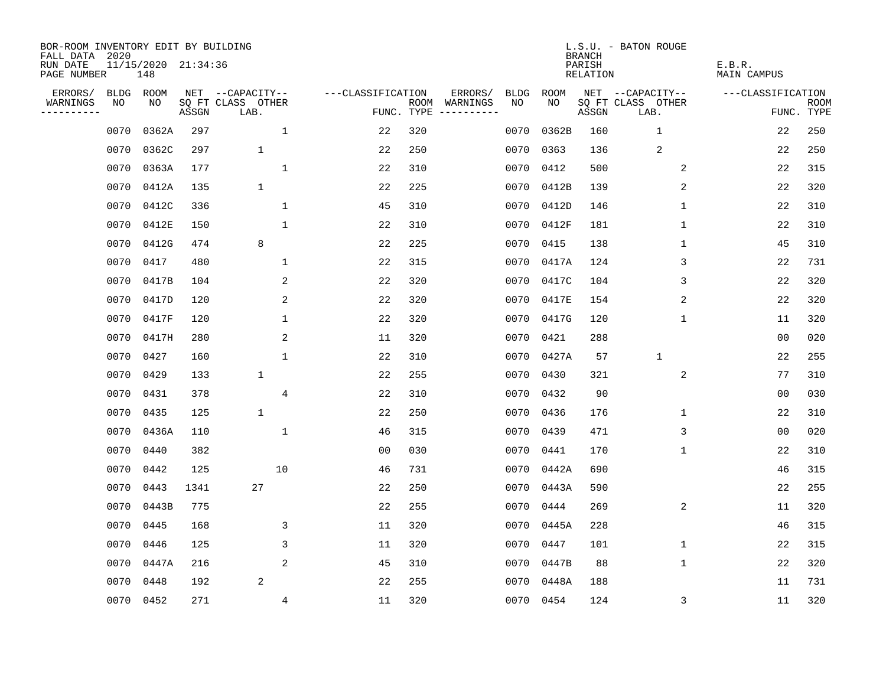BOR-ROOM INVENTORY EDIT BY BUILDING
FALL DATA 2020
RUN DATE 11/15/2020 21:34:36
PAGE NUMBER 148

L.S.U. - BATON ROUGE
BRANCH
PARISH E.B.R.
RELATION MAIN CAMPUS

| ERRORS/ WARNINGS | BLDG NO | ROOM NO | NET SQ FT ASSGN | CAPACITY CLASS LAB. | CAPACITY OTHER | CLASSIFICATION FUNC. | ROOM TYPE | ERRORS/ WARNINGS | BLDG NO | ROOM NO | NET SQ FT ASSGN | CAPACITY CLASS LAB. | CAPACITY OTHER | CLASSIFICATION FUNC. | ROOM TYPE |
|---|---|---|---|---|---|---|---|---|---|---|---|---|---|---|---|
| | 0070 | 0362A | 297 | | 1 | 22 | 320 | | 0070 | 0362B | 160 | 1 | | 22 | 250 |
| | 0070 | 0362C | 297 | 1 | | 22 | 250 | | 0070 | 0363 | 136 | 2 | | 22 | 250 |
| | 0070 | 0363A | 177 | | 1 | 22 | 310 | | 0070 | 0412 | 500 | | 2 | 22 | 315 |
| | 0070 | 0412A | 135 | 1 | | 22 | 225 | | 0070 | 0412B | 139 | | 2 | 22 | 320 |
| | 0070 | 0412C | 336 | | 1 | 45 | 310 | | 0070 | 0412D | 146 | | 1 | 22 | 310 |
| | 0070 | 0412E | 150 | | 1 | 22 | 310 | | 0070 | 0412F | 181 | | 1 | 22 | 310 |
| | 0070 | 0412G | 474 | 8 | | 22 | 225 | | 0070 | 0415 | 138 | | 1 | 45 | 310 |
| | 0070 | 0417 | 480 | | 1 | 22 | 315 | | 0070 | 0417A | 124 | | 3 | 22 | 731 |
| | 0070 | 0417B | 104 | | 2 | 22 | 320 | | 0070 | 0417C | 104 | | 3 | 22 | 320 |
| | 0070 | 0417D | 120 | | 2 | 22 | 320 | | 0070 | 0417E | 154 | | 2 | 22 | 320 |
| | 0070 | 0417F | 120 | | 1 | 22 | 320 | | 0070 | 0417G | 120 | | 1 | 11 | 320 |
| | 0070 | 0417H | 280 | | 2 | 11 | 320 | | 0070 | 0421 | 288 | | | 00 | 020 |
| | 0070 | 0427 | 160 | | 1 | 22 | 310 | | 0070 | 0427A | 57 | 1 | | 22 | 255 |
| | 0070 | 0429 | 133 | 1 | | 22 | 255 | | 0070 | 0430 | 321 | | 2 | 77 | 310 |
| | 0070 | 0431 | 378 | | 4 | 22 | 310 | | 0070 | 0432 | 90 | | | 00 | 030 |
| | 0070 | 0435 | 125 | 1 | | 22 | 250 | | 0070 | 0436 | 176 | | 1 | 22 | 310 |
| | 0070 | 0436A | 110 | | 1 | 46 | 315 | | 0070 | 0439 | 471 | | 3 | 00 | 020 |
| | 0070 | 0440 | 382 | | | 00 | 030 | | 0070 | 0441 | 170 | | 1 | 22 | 310 |
| | 0070 | 0442 | 125 | | 10 | 46 | 731 | | 0070 | 0442A | 690 | | | 46 | 315 |
| | 0070 | 0443 | 1341 | 27 | | 22 | 250 | | 0070 | 0443A | 590 | | | 22 | 255 |
| | 0070 | 0443B | 775 | | | 22 | 255 | | 0070 | 0444 | 269 | | 2 | 11 | 320 |
| | 0070 | 0445 | 168 | | 3 | 11 | 320 | | 0070 | 0445A | 228 | | | 46 | 315 |
| | 0070 | 0446 | 125 | | 3 | 11 | 320 | | 0070 | 0447 | 101 | | 1 | 22 | 315 |
| | 0070 | 0447A | 216 | | 2 | 45 | 310 | | 0070 | 0447B | 88 | | 1 | 22 | 320 |
| | 0070 | 0448 | 192 | 2 | | 22 | 255 | | 0070 | 0448A | 188 | | | 11 | 731 |
| | 0070 | 0452 | 271 | | 4 | 11 | 320 | | 0070 | 0454 | 124 | | 3 | 11 | 320 |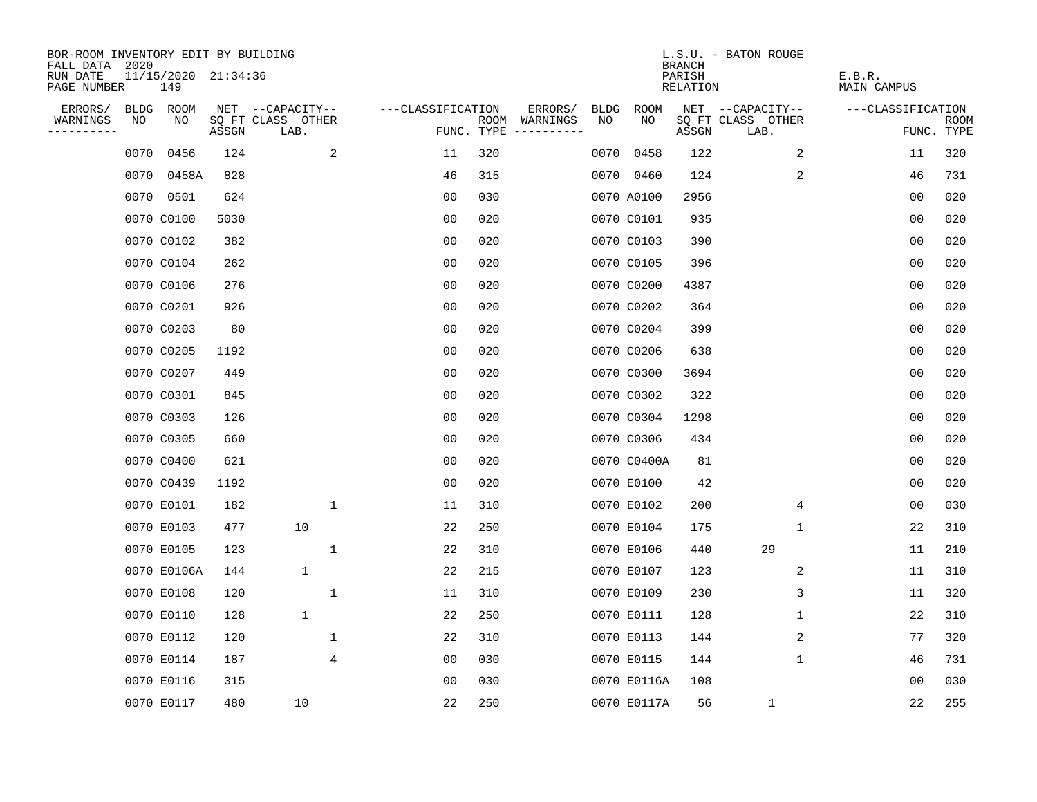BOR-ROOM INVENTORY EDIT BY BUILDING
FALL DATA 2020
RUN DATE 11/15/2020 21:34:36
PAGE NUMBER 149

L.S.U. - BATON ROUGE
BRANCH
PARISH E.B.R.
RELATION MAIN CAMPUS

| ERRORS/ WARNINGS | BLDG NO | ROOM NO | NET SQ FT ASSGN | CAPACITY CLASS LAB. | CAPACITY OTHER | CLASSIFICATION FUNC. | ROOM TYPE | ERRORS/ WARNINGS | BLDG NO | ROOM NO | NET SQ FT ASSGN | CAPACITY CLASS LAB. | CAPACITY OTHER | CLASSIFICATION FUNC. | ROOM TYPE |
|---|---|---|---|---|---|---|---|---|---|---|---|---|---|---|---|
| | 0070 | 0456 | 124 | | 2 | 11 | 320 | | 0070 | 0458 | 122 | | 2 | 11 | 320 |
| | 0070 | 0458A | 828 | | | 46 | 315 | | 0070 | 0460 | 124 | | 2 | 46 | 731 |
| | 0070 | 0501 | 624 | | | 00 | 030 | | 0070 | A0100 | 2956 | | | 00 | 020 |
| | 0070 | C0100 | 5030 | | | 00 | 020 | | 0070 | C0101 | 935 | | | 00 | 020 |
| | 0070 | C0102 | 382 | | | 00 | 020 | | 0070 | C0103 | 390 | | | 00 | 020 |
| | 0070 | C0104 | 262 | | | 00 | 020 | | 0070 | C0105 | 396 | | | 00 | 020 |
| | 0070 | C0106 | 276 | | | 00 | 020 | | 0070 | C0200 | 4387 | | | 00 | 020 |
| | 0070 | C0201 | 926 | | | 00 | 020 | | 0070 | C0202 | 364 | | | 00 | 020 |
| | 0070 | C0203 | 80 | | | 00 | 020 | | 0070 | C0204 | 399 | | | 00 | 020 |
| | 0070 | C0205 | 1192 | | | 00 | 020 | | 0070 | C0206 | 638 | | | 00 | 020 |
| | 0070 | C0207 | 449 | | | 00 | 020 | | 0070 | C0300 | 3694 | | | 00 | 020 |
| | 0070 | C0301 | 845 | | | 00 | 020 | | 0070 | C0302 | 322 | | | 00 | 020 |
| | 0070 | C0303 | 126 | | | 00 | 020 | | 0070 | C0304 | 1298 | | | 00 | 020 |
| | 0070 | C0305 | 660 | | | 00 | 020 | | 0070 | C0306 | 434 | | | 00 | 020 |
| | 0070 | C0400 | 621 | | | 00 | 020 | | 0070 | C0400A | 81 | | | 00 | 020 |
| | 0070 | C0439 | 1192 | | | 00 | 020 | | 0070 | E0100 | 42 | | | 00 | 020 |
| | 0070 | E0101 | 182 | | 1 | 11 | 310 | | 0070 | E0102 | 200 | | 4 | 00 | 030 |
| | 0070 | E0103 | 477 | 10 | | 22 | 250 | | 0070 | E0104 | 175 | | 1 | 22 | 310 |
| | 0070 | E0105 | 123 | | 1 | 22 | 310 | | 0070 | E0106 | 440 | 29 | | 11 | 210 |
| | 0070 | E0106A | 144 | 1 | | 22 | 215 | | 0070 | E0107 | 123 | | 2 | 11 | 310 |
| | 0070 | E0108 | 120 | | 1 | 11 | 310 | | 0070 | E0109 | 230 | | 3 | 11 | 320 |
| | 0070 | E0110 | 128 | 1 | | 22 | 250 | | 0070 | E0111 | 128 | | 1 | 22 | 310 |
| | 0070 | E0112 | 120 | | 1 | 22 | 310 | | 0070 | E0113 | 144 | | 2 | 77 | 320 |
| | 0070 | E0114 | 187 | | 4 | 00 | 030 | | 0070 | E0115 | 144 | | 1 | 46 | 731 |
| | 0070 | E0116 | 315 | | | 00 | 030 | | 0070 | E0116A | 108 | | | 00 | 030 |
| | 0070 | E0117 | 480 | 10 | | 22 | 250 | | 0070 | E0117A | 56 | 1 | | 22 | 255 |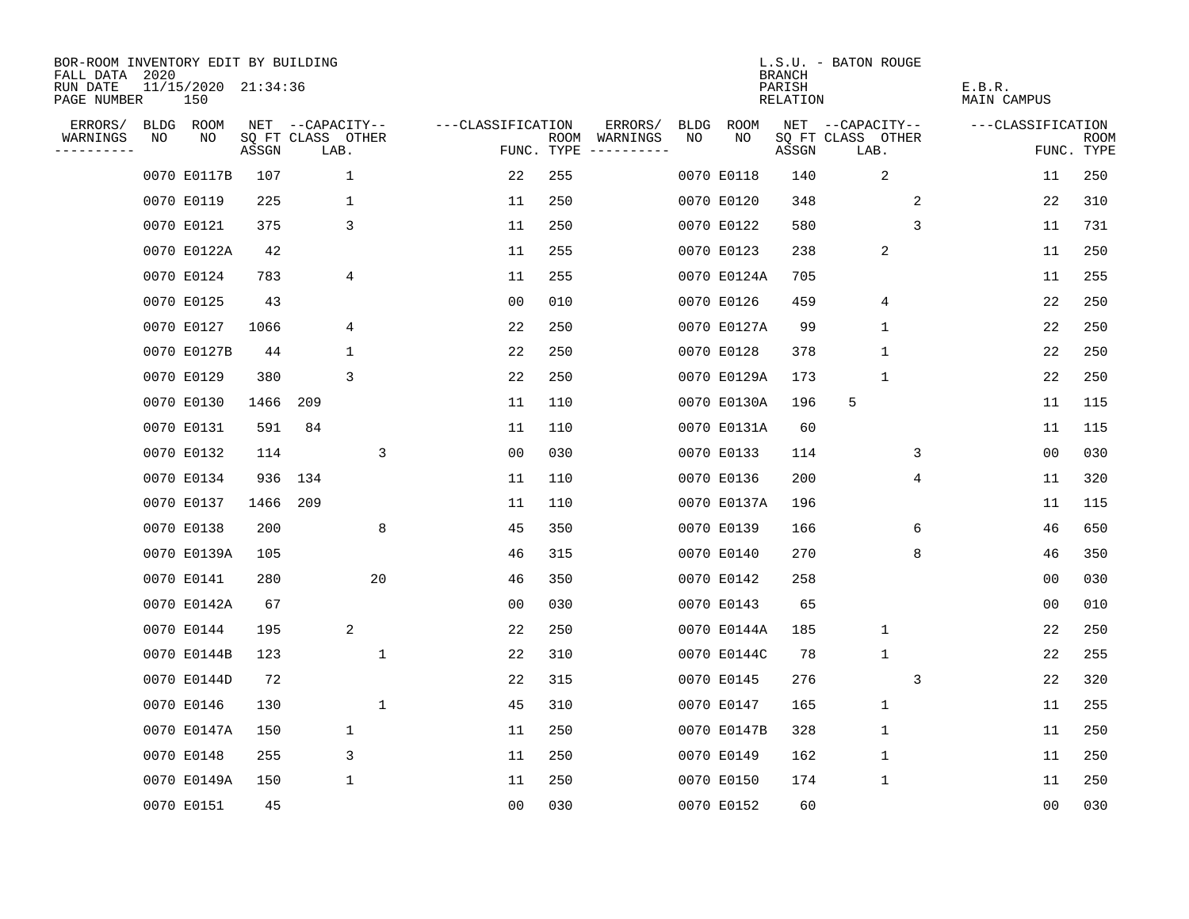BOR-ROOM INVENTORY EDIT BY BUILDING
FALL DATA 2020
RUN DATE 11/15/2020 21:34:36
PAGE NUMBER 150

L.S.U. - BATON ROUGE
BRANCH
PARISH E.B.R.
RELATION MAIN CAMPUS

| ERRORS/ WARNINGS | BLDG NO | ROOM NO | NET SQ FT ASSGN | CAPACITY CLASS | CAPACITY LAB. | CAPACITY OTHER | FUNC. | ROOM TYPE | ERRORS/ WARNINGS | BLDG NO | ROOM NO | NET SQ FT ASSGN | CAPACITY CLASS | CAPACITY LAB. | CAPACITY OTHER | FUNC. | ROOM TYPE |
|---|---|---|---|---|---|---|---|---|---|---|---|---|---|---|---|---|---|
| | 0070 | E0117B | 107 | | 1 | | 22 | 255 | | 0070 | E0118 | 140 | | 2 | | 11 | 250 |
| | 0070 | E0119 | 225 | | 1 | | 11 | 250 | | 0070 | E0120 | 348 | | | 2 | 22 | 310 |
| | 0070 | E0121 | 375 | | 3 | | 11 | 250 | | 0070 | E0122 | 580 | | | 3 | 11 | 731 |
| | 0070 | E0122A | 42 | | | | 11 | 255 | | 0070 | E0123 | 238 | | 2 | | 11 | 250 |
| | 0070 | E0124 | 783 | | 4 | | 11 | 255 | | 0070 | E0124A | 705 | | | | 11 | 255 |
| | 0070 | E0125 | 43 | | | | 00 | 010 | | 0070 | E0126 | 459 | | 4 | | 22 | 250 |
| | 0070 | E0127 | 1066 | | 4 | | 22 | 250 | | 0070 | E0127A | 99 | | 1 | | 22 | 250 |
| | 0070 | E0127B | 44 | | 1 | | 22 | 250 | | 0070 | E0128 | 378 | | 1 | | 22 | 250 |
| | 0070 | E0129 | 380 | | 3 | | 22 | 250 | | 0070 | E0129A | 173 | | 1 | | 22 | 250 |
| | 0070 | E0130 | 1466 | 209 | | | 11 | 110 | | 0070 | E0130A | 196 | 5 | | | 11 | 115 |
| | 0070 | E0131 | 591 | 84 | | | 11 | 110 | | 0070 | E0131A | 60 | | | | 11 | 115 |
| | 0070 | E0132 | 114 | | | 3 | 00 | 030 | | 0070 | E0133 | 114 | | | 3 | 00 | 030 |
| | 0070 | E0134 | 936 | 134 | | | 11 | 110 | | 0070 | E0136 | 200 | | | 4 | 11 | 320 |
| | 0070 | E0137 | 1466 | 209 | | | 11 | 110 | | 0070 | E0137A | 196 | | | | 11 | 115 |
| | 0070 | E0138 | 200 | | | 8 | 45 | 350 | | 0070 | E0139 | 166 | | | 6 | 46 | 650 |
| | 0070 | E0139A | 105 | | | | 46 | 315 | | 0070 | E0140 | 270 | | | 8 | 46 | 350 |
| | 0070 | E0141 | 280 | | | 20 | 46 | 350 | | 0070 | E0142 | 258 | | | | 00 | 030 |
| | 0070 | E0142A | 67 | | | | 00 | 030 | | 0070 | E0143 | 65 | | | | 00 | 010 |
| | 0070 | E0144 | 195 | | 2 | | 22 | 250 | | 0070 | E0144A | 185 | | 1 | | 22 | 250 |
| | 0070 | E0144B | 123 | | | 1 | 22 | 310 | | 0070 | E0144C | 78 | | 1 | | 22 | 255 |
| | 0070 | E0144D | 72 | | | | 22 | 315 | | 0070 | E0145 | 276 | | | 3 | 22 | 320 |
| | 0070 | E0146 | 130 | | | 1 | 45 | 310 | | 0070 | E0147 | 165 | | 1 | | 11 | 255 |
| | 0070 | E0147A | 150 | | 1 | | 11 | 250 | | 0070 | E0147B | 328 | | 1 | | 11 | 250 |
| | 0070 | E0148 | 255 | | 3 | | 11 | 250 | | 0070 | E0149 | 162 | | 1 | | 11 | 250 |
| | 0070 | E0149A | 150 | | 1 | | 11 | 250 | | 0070 | E0150 | 174 | | 1 | | 11 | 250 |
| | 0070 | E0151 | 45 | | | | 00 | 030 | | 0070 | E0152 | 60 | | | | 00 | 030 |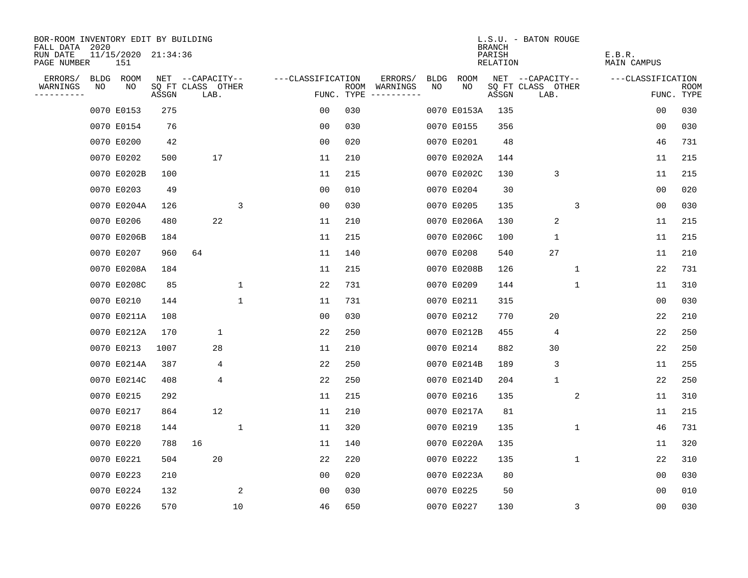BOR-ROOM INVENTORY EDIT BY BUILDING
FALL DATA 2020
RUN DATE 11/15/2020 21:34:36
PAGE NUMBER 151

L.S.U. - BATON ROUGE
BRANCH
PARISH E.B.R.
RELATION MAIN CAMPUS

| ERRORS/ WARNINGS | BLDG NO | ROOM NO | NET SQ FT ASSGN | CAPACITY CLASS LAB. | CAPACITY OTHER | CLASSIFICATION FUNC. | ROOM TYPE | ERRORS/ WARNINGS | BLDG NO | ROOM NO | NET SQ FT ASSGN | CAPACITY CLASS LAB. | CAPACITY OTHER | CLASSIFICATION FUNC. | ROOM TYPE |
|---|---|---|---|---|---|---|---|---|---|---|---|---|---|---|---|
| | 0070 | E0153 | 275 | | | 00 | 030 | | 0070 | E0153A | 135 | | | 00 | 030 |
| | 0070 | E0154 | 76 | | | 00 | 030 | | 0070 | E0155 | 356 | | | 00 | 030 |
| | 0070 | E0200 | 42 | | | 00 | 020 | | 0070 | E0201 | 48 | | | 46 | 731 |
| | 0070 | E0202 | 500 | 17 | | 11 | 210 | | 0070 | E0202A | 144 | | | 11 | 215 |
| | 0070 | E0202B | 100 | | | 11 | 215 | | 0070 | E0202C | 130 | 3 | | 11 | 215 |
| | 0070 | E0203 | 49 | | | 00 | 010 | | 0070 | E0204 | 30 | | | 00 | 020 |
| | 0070 | E0204A | 126 | | 3 | 00 | 030 | | 0070 | E0205 | 135 | | 3 | 00 | 030 |
| | 0070 | E0206 | 480 | 22 | | 11 | 210 | | 0070 | E0206A | 130 | 2 | | 11 | 215 |
| | 0070 | E0206B | 184 | | | 11 | 215 | | 0070 | E0206C | 100 | 1 | | 11 | 215 |
| | 0070 | E0207 | 960 | 64 | | 11 | 140 | | 0070 | E0208 | 540 | 27 | | 11 | 210 |
| | 0070 | E0208A | 184 | | | 11 | 215 | | 0070 | E0208B | 126 | | 1 | 22 | 731 |
| | 0070 | E0208C | 85 | | 1 | 22 | 731 | | 0070 | E0209 | 144 | | 1 | 11 | 310 |
| | 0070 | E0210 | 144 | | 1 | 11 | 731 | | 0070 | E0211 | 315 | | | 00 | 030 |
| | 0070 | E0211A | 108 | | | 00 | 030 | | 0070 | E0212 | 770 | 20 | | 22 | 210 |
| | 0070 | E0212A | 170 | 1 | | 22 | 250 | | 0070 | E0212B | 455 | 4 | | 22 | 250 |
| | 0070 | E0213 | 1007 | 28 | | 11 | 210 | | 0070 | E0214 | 882 | 30 | | 22 | 250 |
| | 0070 | E0214A | 387 | 4 | | 22 | 250 | | 0070 | E0214B | 189 | 3 | | 11 | 255 |
| | 0070 | E0214C | 408 | 4 | | 22 | 250 | | 0070 | E0214D | 204 | 1 | | 22 | 250 |
| | 0070 | E0215 | 292 | | | 11 | 215 | | 0070 | E0216 | 135 | | 2 | 11 | 310 |
| | 0070 | E0217 | 864 | 12 | | 11 | 210 | | 0070 | E0217A | 81 | | | 11 | 215 |
| | 0070 | E0218 | 144 | | 1 | 11 | 320 | | 0070 | E0219 | 135 | | 1 | 46 | 731 |
| | 0070 | E0220 | 788 | 16 | | 11 | 140 | | 0070 | E0220A | 135 | | | 11 | 320 |
| | 0070 | E0221 | 504 | 20 | | 22 | 220 | | 0070 | E0222 | 135 | | 1 | 22 | 310 |
| | 0070 | E0223 | 210 | | | 00 | 020 | | 0070 | E0223A | 80 | | | 00 | 030 |
| | 0070 | E0224 | 132 | | 2 | 00 | 030 | | 0070 | E0225 | 50 | | | 00 | 010 |
| | 0070 | E0226 | 570 | | 10 | 46 | 650 | | 0070 | E0227 | 130 | | 3 | 00 | 030 |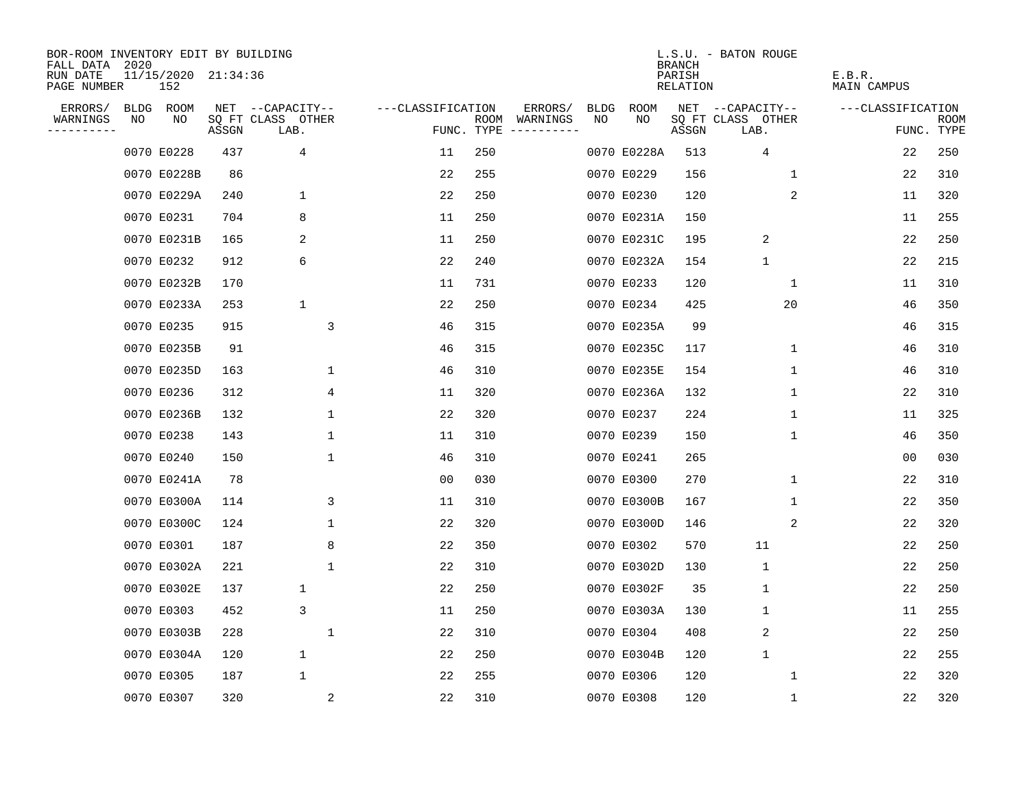BOR-ROOM INVENTORY EDIT BY BUILDING
FALL DATA 2020
RUN DATE 11/15/2020 21:34:36
PAGE NUMBER 152

L.S.U. - BATON ROUGE
BRANCH
PARISH E.B.R.
RELATION MAIN CAMPUS

| ERRORS/ WARNINGS | BLDG NO | ROOM NO | NET SQ FT ASSGN | CAPACITY CLASS LAB. | CAPACITY OTHER | CLASSIFICATION FUNC. | ROOM TYPE | ERRORS/ WARNINGS | BLDG NO | ROOM NO | NET SQ FT ASSGN | CAPACITY CLASS LAB. | CAPACITY OTHER | CLASSIFICATION FUNC. | ROOM TYPE |
|---|---|---|---|---|---|---|---|---|---|---|---|---|---|---|---|
| | 0070 | E0228 | 437 | 4 | | 11 | 250 | | 0070 | E0228A | 513 | 4 | | 22 | 250 |
| | 0070 | E0228B | 86 | | | 22 | 255 | | 0070 | E0229 | 156 | | 1 | 22 | 310 |
| | 0070 | E0229A | 240 | 1 | | 22 | 250 | | 0070 | E0230 | 120 | | 2 | 11 | 320 |
| | 0070 | E0231 | 704 | 8 | | 11 | 250 | | 0070 | E0231A | 150 | | | 11 | 255 |
| | 0070 | E0231B | 165 | 2 | | 11 | 250 | | 0070 | E0231C | 195 | 2 | | 22 | 250 |
| | 0070 | E0232 | 912 | 6 | | 22 | 240 | | 0070 | E0232A | 154 | 1 | | 22 | 215 |
| | 0070 | E0232B | 170 | | | 11 | 731 | | 0070 | E0233 | 120 | | 1 | 11 | 310 |
| | 0070 | E0233A | 253 | 1 | | 22 | 250 | | 0070 | E0234 | 425 | | 20 | 46 | 350 |
| | 0070 | E0235 | 915 | | 3 | 46 | 315 | | 0070 | E0235A | 99 | | | 46 | 315 |
| | 0070 | E0235B | 91 | | | 46 | 315 | | 0070 | E0235C | 117 | | 1 | 46 | 310 |
| | 0070 | E0235D | 163 | | 1 | 46 | 310 | | 0070 | E0235E | 154 | | 1 | 46 | 310 |
| | 0070 | E0236 | 312 | | 4 | 11 | 320 | | 0070 | E0236A | 132 | | 1 | 22 | 310 |
| | 0070 | E0236B | 132 | | 1 | 22 | 320 | | 0070 | E0237 | 224 | | 1 | 11 | 325 |
| | 0070 | E0238 | 143 | | 1 | 11 | 310 | | 0070 | E0239 | 150 | | 1 | 46 | 350 |
| | 0070 | E0240 | 150 | | 1 | 46 | 310 | | 0070 | E0241 | 265 | | | 00 | 030 |
| | 0070 | E0241A | 78 | | | 00 | 030 | | 0070 | E0300 | 270 | | 1 | 22 | 310 |
| | 0070 | E0300A | 114 | | 3 | 11 | 310 | | 0070 | E0300B | 167 | | 1 | 22 | 350 |
| | 0070 | E0300C | 124 | | 1 | 22 | 320 | | 0070 | E0300D | 146 | | 2 | 22 | 320 |
| | 0070 | E0301 | 187 | | 8 | 22 | 350 | | 0070 | E0302 | 570 | 11 | | 22 | 250 |
| | 0070 | E0302A | 221 | | 1 | 22 | 310 | | 0070 | E0302D | 130 | 1 | | 22 | 250 |
| | 0070 | E0302E | 137 | 1 | | 22 | 250 | | 0070 | E0302F | 35 | 1 | | 22 | 250 |
| | 0070 | E0303 | 452 | 3 | | 11 | 250 | | 0070 | E0303A | 130 | 1 | | 11 | 255 |
| | 0070 | E0303B | 228 | | 1 | 22 | 310 | | 0070 | E0304 | 408 | 2 | | 22 | 250 |
| | 0070 | E0304A | 120 | 1 | | 22 | 250 | | 0070 | E0304B | 120 | 1 | | 22 | 255 |
| | 0070 | E0305 | 187 | 1 | | 22 | 255 | | 0070 | E0306 | 120 | | 1 | 22 | 320 |
| | 0070 | E0307 | 320 | | 2 | 22 | 310 | | 0070 | E0308 | 120 | | 1 | 22 | 320 |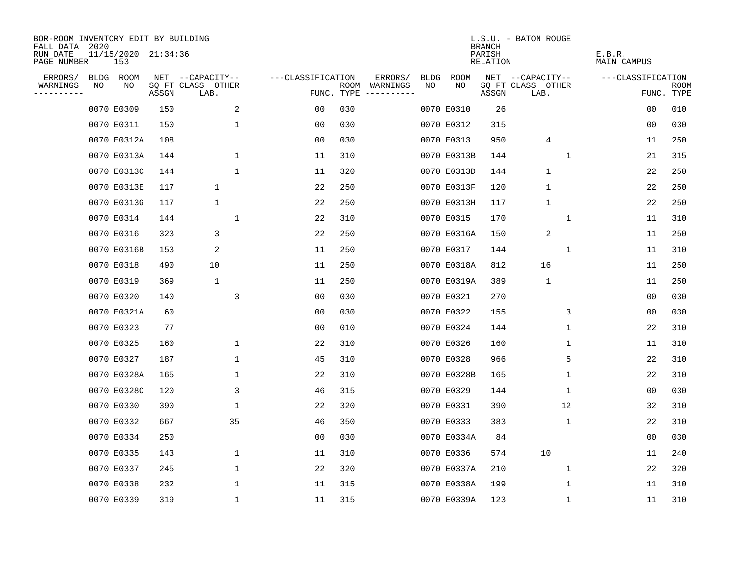BOR-ROOM INVENTORY EDIT BY BUILDING
FALL DATA 2020
RUN DATE 11/15/2020 21:34:36
PAGE NUMBER 153

L.S.U. - BATON ROUGE
BRANCH
PARISH E.B.R.
RELATION MAIN CAMPUS

| ERRORS/ WARNINGS | BLDG NO | ROOM NO | NET SQ FT ASSGN | CAPACITY CLASS LAB. | CAPACITY OTHER | CLASSIFICATION FUNC. | ROOM TYPE | ERRORS/ WARNINGS | BLDG NO | ROOM NO | NET SQ FT ASSGN | CAPACITY CLASS LAB. | CAPACITY OTHER | CLASSIFICATION FUNC. | ROOM TYPE |
|---|---|---|---|---|---|---|---|---|---|---|---|---|---|---|---|
| | 0070 | E0309 | 150 | | 2 | 00 | 030 | | 0070 | E0310 | 26 | | | 00 | 010 |
| | 0070 | E0311 | 150 | | 1 | 00 | 030 | | 0070 | E0312 | 315 | | | 00 | 030 |
| | 0070 | E0312A | 108 | | | 00 | 030 | | 0070 | E0313 | 950 | 4 | | 11 | 250 |
| | 0070 | E0313A | 144 | | 1 | 11 | 310 | | 0070 | E0313B | 144 | | 1 | 21 | 315 |
| | 0070 | E0313C | 144 | | 1 | 11 | 320 | | 0070 | E0313D | 144 | 1 | | 22 | 250 |
| | 0070 | E0313E | 117 | 1 | | 22 | 250 | | 0070 | E0313F | 120 | 1 | | 22 | 250 |
| | 0070 | E0313G | 117 | 1 | | 22 | 250 | | 0070 | E0313H | 117 | 1 | | 22 | 250 |
| | 0070 | E0314 | 144 | | 1 | 22 | 310 | | 0070 | E0315 | 170 | | 1 | 11 | 310 |
| | 0070 | E0316 | 323 | 3 | | 22 | 250 | | 0070 | E0316A | 150 | 2 | | 11 | 250 |
| | 0070 | E0316B | 153 | 2 | | 11 | 250 | | 0070 | E0317 | 144 | | 1 | 11 | 310 |
| | 0070 | E0318 | 490 | 10 | | 11 | 250 | | 0070 | E0318A | 812 | 16 | | 11 | 250 |
| | 0070 | E0319 | 369 | 1 | | 11 | 250 | | 0070 | E0319A | 389 | 1 | | 11 | 250 |
| | 0070 | E0320 | 140 | | 3 | 00 | 030 | | 0070 | E0321 | 270 | | | 00 | 030 |
| | 0070 | E0321A | 60 | | | 00 | 030 | | 0070 | E0322 | 155 | | 3 | 00 | 030 |
| | 0070 | E0323 | 77 | | | 00 | 010 | | 0070 | E0324 | 144 | | 1 | 22 | 310 |
| | 0070 | E0325 | 160 | | 1 | 22 | 310 | | 0070 | E0326 | 160 | | 1 | 11 | 310 |
| | 0070 | E0327 | 187 | | 1 | 45 | 310 | | 0070 | E0328 | 966 | | 5 | 22 | 310 |
| | 0070 | E0328A | 165 | | 1 | 22 | 310 | | 0070 | E0328B | 165 | | 1 | 22 | 310 |
| | 0070 | E0328C | 120 | | 3 | 46 | 315 | | 0070 | E0329 | 144 | | 1 | 00 | 030 |
| | 0070 | E0330 | 390 | | 1 | 22 | 320 | | 0070 | E0331 | 390 | | 12 | 32 | 310 |
| | 0070 | E0332 | 667 | | 35 | 46 | 350 | | 0070 | E0333 | 383 | | 1 | 22 | 310 |
| | 0070 | E0334 | 250 | | | 00 | 030 | | 0070 | E0334A | 84 | | | 00 | 030 |
| | 0070 | E0335 | 143 | | 1 | 11 | 310 | | 0070 | E0336 | 574 | 10 | | 11 | 240 |
| | 0070 | E0337 | 245 | | 1 | 22 | 320 | | 0070 | E0337A | 210 | | 1 | 22 | 320 |
| | 0070 | E0338 | 232 | | 1 | 11 | 315 | | 0070 | E0338A | 199 | | 1 | 11 | 310 |
| | 0070 | E0339 | 319 | | 1 | 11 | 315 | | 0070 | E0339A | 123 | | 1 | 11 | 310 |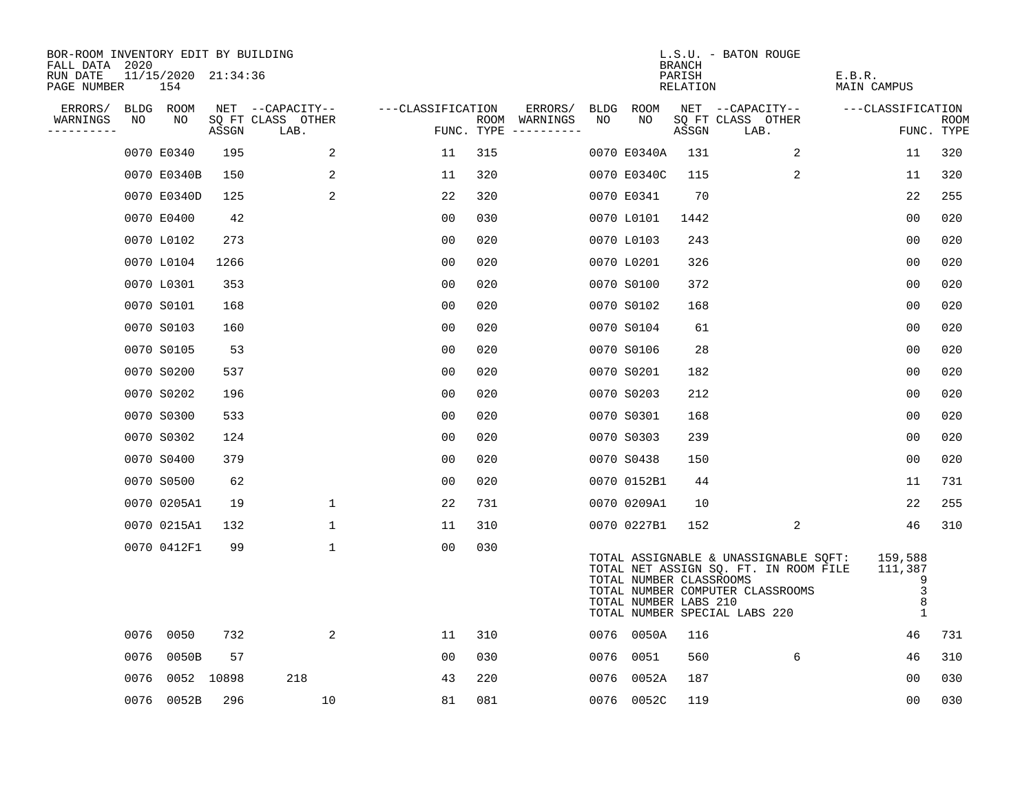BOR-ROOM INVENTORY EDIT BY BUILDING
FALL DATA 2020
RUN DATE 11/15/2020 21:34:36
PAGE NUMBER 154

L.S.U. - BATON ROUGE
BRANCH
PARISH E.B.R.
RELATION MAIN CAMPUS

| ERRORS/ WARNINGS | BLDG NO | ROOM NO | NET SQ FT ASSGN | CAPACITY CLASS LAB. | CAPACITY OTHER | CLASSIFICATION FUNC. | ROOM TYPE | ERRORS/ WARNINGS | BLDG NO | ROOM NO | NET SQ FT ASSGN | CAPACITY CLASS LAB. | CAPACITY OTHER | CLASSIFICATION FUNC. | ROOM TYPE |
|---|---|---|---|---|---|---|---|---|---|---|---|---|---|---|---|
| | 0070 | E0340 | 195 | | 2 | 11 | 315 | | 0070 | E0340A | 131 | | 2 | 11 | 320 |
| | 0070 | E0340B | 150 | | 2 | 11 | 320 | | 0070 | E0340C | 115 | | 2 | 11 | 320 |
| | 0070 | E0340D | 125 | | 2 | 22 | 320 | | 0070 | E0341 | 70 | | | 22 | 255 |
| | 0070 | E0400 | 42 | | | 00 | 030 | | 0070 | L0101 | 1442 | | | 00 | 020 |
| | 0070 | L0102 | 273 | | | 00 | 020 | | 0070 | L0103 | 243 | | | 00 | 020 |
| | 0070 | L0104 | 1266 | | | 00 | 020 | | 0070 | L0201 | 326 | | | 00 | 020 |
| | 0070 | L0301 | 353 | | | 00 | 020 | | 0070 | S0100 | 372 | | | 00 | 020 |
| | 0070 | S0101 | 168 | | | 00 | 020 | | 0070 | S0102 | 168 | | | 00 | 020 |
| | 0070 | S0103 | 160 | | | 00 | 020 | | 0070 | S0104 | 61 | | | 00 | 020 |
| | 0070 | S0105 | 53 | | | 00 | 020 | | 0070 | S0106 | 28 | | | 00 | 020 |
| | 0070 | S0200 | 537 | | | 00 | 020 | | 0070 | S0201 | 182 | | | 00 | 020 |
| | 0070 | S0202 | 196 | | | 00 | 020 | | 0070 | S0203 | 212 | | | 00 | 020 |
| | 0070 | S0300 | 533 | | | 00 | 020 | | 0070 | S0301 | 168 | | | 00 | 020 |
| | 0070 | S0302 | 124 | | | 00 | 020 | | 0070 | S0303 | 239 | | | 00 | 020 |
| | 0070 | S0400 | 379 | | | 00 | 020 | | 0070 | S0438 | 150 | | | 00 | 020 |
| | 0070 | S0500 | 62 | | | 00 | 020 | | 0070 | 0152B1 | 44 | | | 11 | 731 |
| | 0070 | 0205A1 | 19 | | 1 | 22 | 731 | | 0070 | 0209A1 | 10 | | | 22 | 255 |
| | 0070 | 0215A1 | 132 | | 1 | 11 | 310 | | 0070 | 0227B1 | 152 | | 2 | 46 | 310 |
| | 0070 | 0412F1 | 99 | | 1 | 00 | 030 | | | | | | | | |

TOTAL ASSIGNABLE & UNASSIGNABLE SQFT: 159,588
TOTAL NET ASSIGN SQ. FT. IN ROOM FILE 111,387
TOTAL NUMBER CLASSROOMS 9
TOTAL NUMBER COMPUTER CLASSROOMS 3
TOTAL NUMBER LABS 210 8
TOTAL NUMBER SPECIAL LABS 220 1

| ERRORS/ WARNINGS | BLDG NO | ROOM NO | NET SQ FT ASSGN | CAPACITY CLASS LAB. | CAPACITY OTHER | CLASSIFICATION FUNC. | ROOM TYPE | ERRORS/ WARNINGS | BLDG NO | ROOM NO | NET SQ FT ASSGN | CAPACITY CLASS LAB. | CAPACITY OTHER | CLASSIFICATION FUNC. | ROOM TYPE |
|---|---|---|---|---|---|---|---|---|---|---|---|---|---|---|---|
| | 0076 | 0050 | 732 | | 2 | 11 | 310 | | 0076 | 0050A | 116 | | | 46 | 731 |
| | 0076 | 0050B | 57 | | | 00 | 030 | | 0076 | 0051 | 560 | | 6 | 46 | 310 |
| | 0076 | 0052 | 10898 | 218 | | 43 | 220 | | 0076 | 0052A | 187 | | | 00 | 030 |
| | 0076 | 0052B | 296 | | 10 | 81 | 081 | | 0076 | 0052C | 119 | | | 00 | 030 |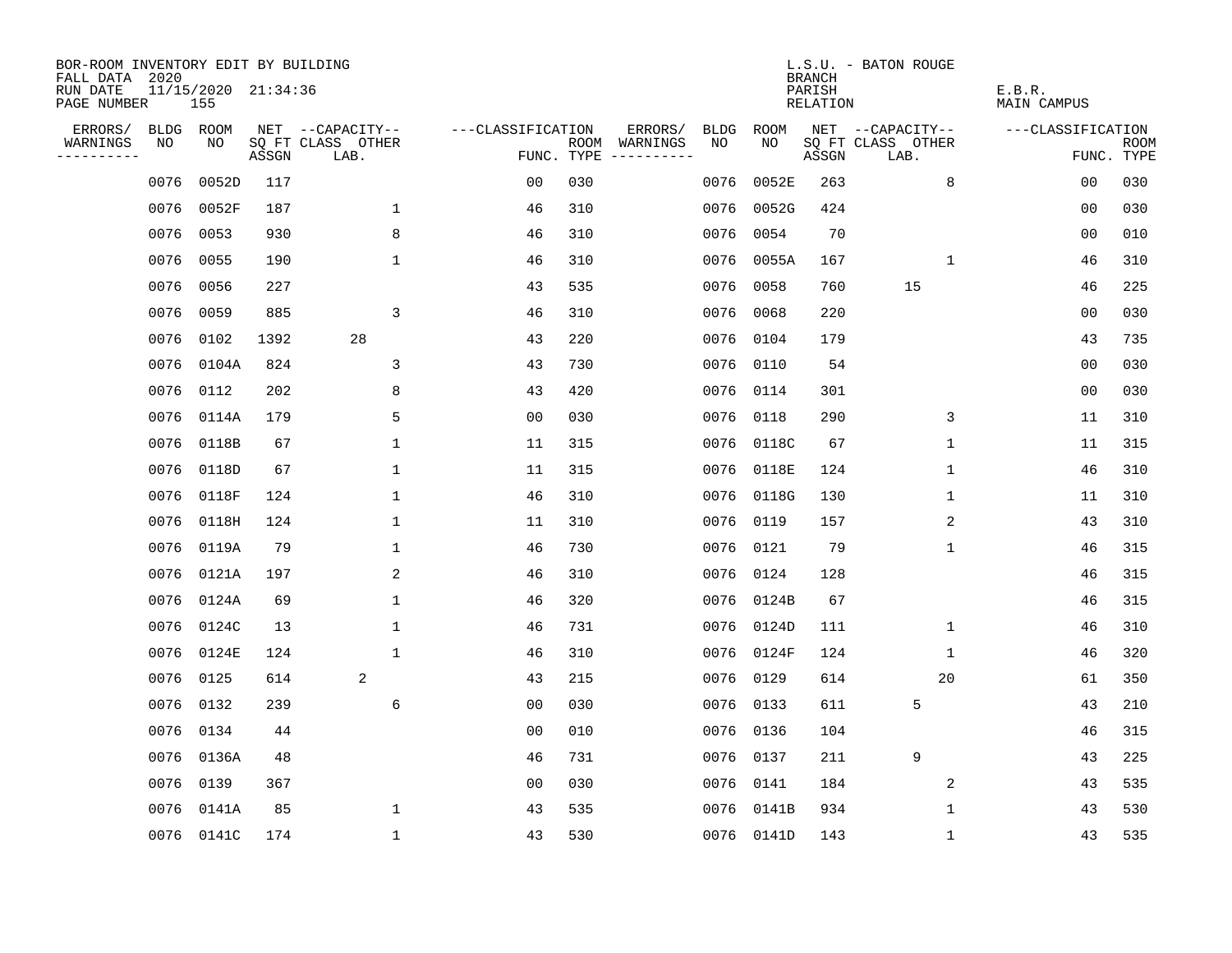BOR-ROOM INVENTORY EDIT BY BUILDING
FALL DATA 2020
RUN DATE 11/15/2020 21:34:36
PAGE NUMBER 155

L.S.U. - BATON ROUGE
BRANCH
PARISH E.B.R.
RELATION MAIN CAMPUS

| ERRORS/ WARNINGS | BLDG NO | ROOM NO | NET SQ FT ASSGN | --CAPACITY-- CLASS LAB. | OTHER | ---CLASSIFICATION FUNC. | ROOM TYPE | ERRORS/ WARNINGS | BLDG NO | ROOM NO | NET SQ FT ASSGN | --CAPACITY-- CLASS LAB. | OTHER | ---CLASSIFICATION FUNC. | ROOM TYPE |
|---|---|---|---|---|---|---|---|---|---|---|---|---|---|---|---|
| | 0076 | 0052D | 117 | | | 00 | 030 | | 0076 | 0052E | 263 | | 8 | 00 | 030 |
| | 0076 | 0052F | 187 | | 1 | 46 | 310 | | 0076 | 0052G | 424 | | | 00 | 030 |
| | 0076 | 0053 | 930 | | 8 | 46 | 310 | | 0076 | 0054 | 70 | | | 00 | 010 |
| | 0076 | 0055 | 190 | | 1 | 46 | 310 | | 0076 | 0055A | 167 | | 1 | 46 | 310 |
| | 0076 | 0056 | 227 | | | 43 | 535 | | 0076 | 0058 | 760 | 15 | | 46 | 225 |
| | 0076 | 0059 | 885 | | 3 | 46 | 310 | | 0076 | 0068 | 220 | | | 00 | 030 |
| | 0076 | 0102 | 1392 | 28 | | 43 | 220 | | 0076 | 0104 | 179 | | | 43 | 735 |
| | 0076 | 0104A | 824 | | 3 | 43 | 730 | | 0076 | 0110 | 54 | | | 00 | 030 |
| | 0076 | 0112 | 202 | | 8 | 43 | 420 | | 0076 | 0114 | 301 | | | 00 | 030 |
| | 0076 | 0114A | 179 | | 5 | 00 | 030 | | 0076 | 0118 | 290 | | 3 | 11 | 310 |
| | 0076 | 0118B | 67 | | 1 | 11 | 315 | | 0076 | 0118C | 67 | | 1 | 11 | 315 |
| | 0076 | 0118D | 67 | | 1 | 11 | 315 | | 0076 | 0118E | 124 | | 1 | 46 | 310 |
| | 0076 | 0118F | 124 | | 1 | 46 | 310 | | 0076 | 0118G | 130 | | 1 | 11 | 310 |
| | 0076 | 0118H | 124 | | 1 | 11 | 310 | | 0076 | 0119 | 157 | | 2 | 43 | 310 |
| | 0076 | 0119A | 79 | | 1 | 46 | 730 | | 0076 | 0121 | 79 | | 1 | 46 | 315 |
| | 0076 | 0121A | 197 | | 2 | 46 | 310 | | 0076 | 0124 | 128 | | | 46 | 315 |
| | 0076 | 0124A | 69 | | 1 | 46 | 320 | | 0076 | 0124B | 67 | | | 46 | 315 |
| | 0076 | 0124C | 13 | | 1 | 46 | 731 | | 0076 | 0124D | 111 | | 1 | 46 | 310 |
| | 0076 | 0124E | 124 | | 1 | 46 | 310 | | 0076 | 0124F | 124 | | 1 | 46 | 320 |
| | 0076 | 0125 | 614 | 2 | | 43 | 215 | | 0076 | 0129 | 614 | | 20 | 61 | 350 |
| | 0076 | 0132 | 239 | | 6 | 00 | 030 | | 0076 | 0133 | 611 | 5 | | 43 | 210 |
| | 0076 | 0134 | 44 | | | 00 | 010 | | 0076 | 0136 | 104 | | | 46 | 315 |
| | 0076 | 0136A | 48 | | | 46 | 731 | | 0076 | 0137 | 211 | 9 | | 43 | 225 |
| | 0076 | 0139 | 367 | | | 00 | 030 | | 0076 | 0141 | 184 | | 2 | 43 | 535 |
| | 0076 | 0141A | 85 | | 1 | 43 | 535 | | 0076 | 0141B | 934 | | 1 | 43 | 530 |
| | 0076 | 0141C | 174 | | 1 | 43 | 530 | | 0076 | 0141D | 143 | | 1 | 43 | 535 |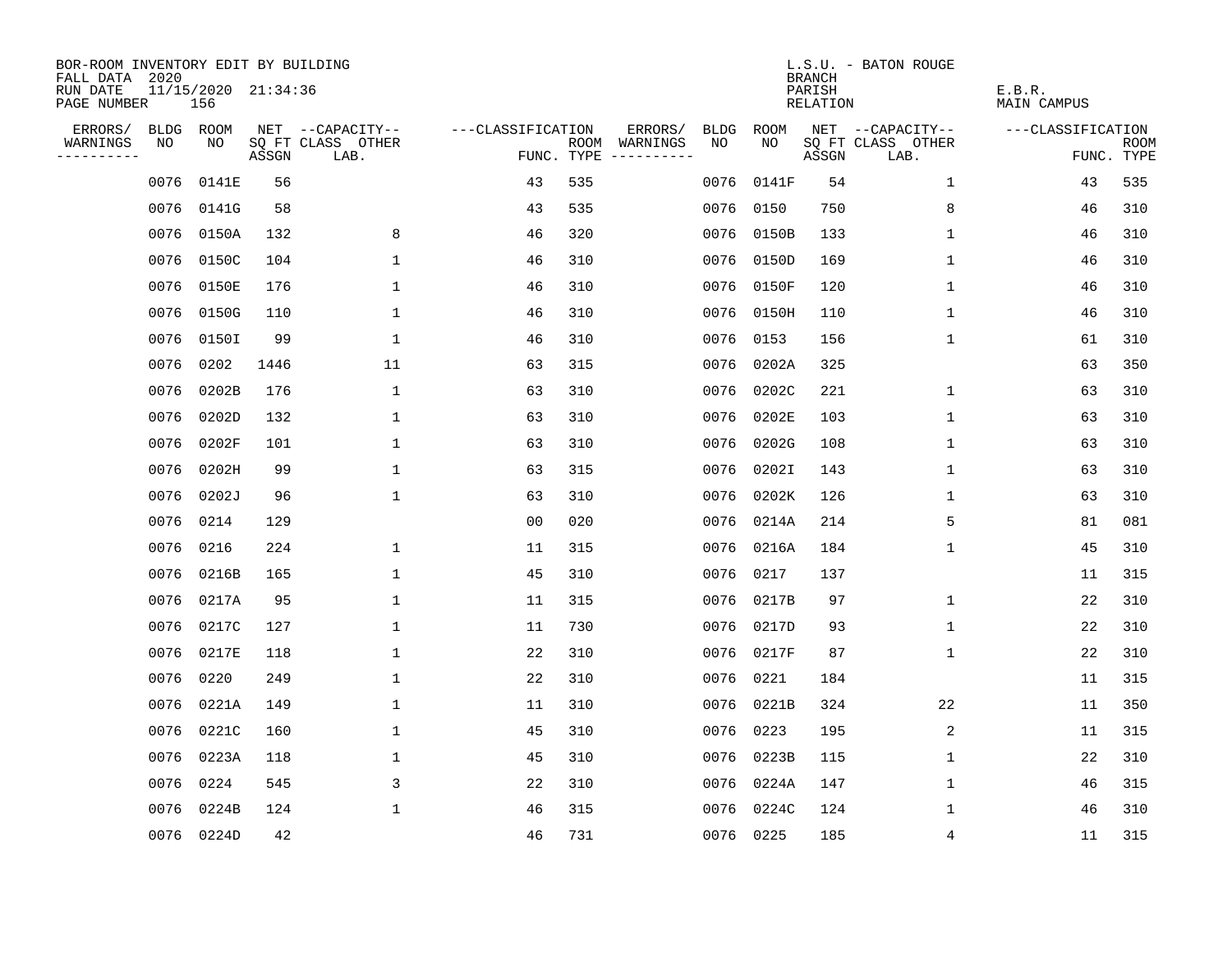BOR-ROOM INVENTORY EDIT BY BUILDING
FALL DATA 2020
RUN DATE 11/15/2020 21:34:36
PAGE NUMBER 156

L.S.U. - BATON ROUGE
BRANCH
PARISH E.B.R.
RELATION MAIN CAMPUS

| ERRORS/ WARNINGS | BLDG NO | ROOM NO | NET SQ FT ASSGN | --CAPACITY-- CLASS LAB. | OTHER | ---CLASSIFICATION FUNC. | ROOM TYPE | ERRORS/ WARNINGS | BLDG NO | ROOM NO | NET SQ FT ASSGN | --CAPACITY-- CLASS LAB. | OTHER | ---CLASSIFICATION FUNC. | ROOM TYPE |
|---|---|---|---|---|---|---|---|---|---|---|---|---|---|---|---|
| | 0076 | 0141E | 56 | | | 43 | 535 | | 0076 | 0141F | 54 | | 1 | 43 | 535 |
| | 0076 | 0141G | 58 | | | 43 | 535 | | 0076 | 0150 | 750 | | 8 | 46 | 310 |
| | 0076 | 0150A | 132 | | 8 | 46 | 320 | | 0076 | 0150B | 133 | | 1 | 46 | 310 |
| | 0076 | 0150C | 104 | | 1 | 46 | 310 | | 0076 | 0150D | 169 | | 1 | 46 | 310 |
| | 0076 | 0150E | 176 | | 1 | 46 | 310 | | 0076 | 0150F | 120 | | 1 | 46 | 310 |
| | 0076 | 0150G | 110 | | 1 | 46 | 310 | | 0076 | 0150H | 110 | | 1 | 46 | 310 |
| | 0076 | 0150I | 99 | | 1 | 46 | 310 | | 0076 | 0153 | 156 | | 1 | 61 | 310 |
| | 0076 | 0202 | 1446 | | 11 | 63 | 315 | | 0076 | 0202A | 325 | | | 63 | 350 |
| | 0076 | 0202B | 176 | | 1 | 63 | 310 | | 0076 | 0202C | 221 | | 1 | 63 | 310 |
| | 0076 | 0202D | 132 | | 1 | 63 | 310 | | 0076 | 0202E | 103 | | 1 | 63 | 310 |
| | 0076 | 0202F | 101 | | 1 | 63 | 310 | | 0076 | 0202G | 108 | | 1 | 63 | 310 |
| | 0076 | 0202H | 99 | | 1 | 63 | 315 | | 0076 | 0202I | 143 | | 1 | 63 | 310 |
| | 0076 | 0202J | 96 | | 1 | 63 | 310 | | 0076 | 0202K | 126 | | 1 | 63 | 310 |
| | 0076 | 0214 | 129 | | | 00 | 020 | | 0076 | 0214A | 214 | | 5 | 81 | 081 |
| | 0076 | 0216 | 224 | | 1 | 11 | 315 | | 0076 | 0216A | 184 | | 1 | 45 | 310 |
| | 0076 | 0216B | 165 | | 1 | 45 | 310 | | 0076 | 0217 | 137 | | | 11 | 315 |
| | 0076 | 0217A | 95 | | 1 | 11 | 315 | | 0076 | 0217B | 97 | | 1 | 22 | 310 |
| | 0076 | 0217C | 127 | | 1 | 11 | 730 | | 0076 | 0217D | 93 | | 1 | 22 | 310 |
| | 0076 | 0217E | 118 | | 1 | 22 | 310 | | 0076 | 0217F | 87 | | 1 | 22 | 310 |
| | 0076 | 0220 | 249 | | 1 | 22 | 310 | | 0076 | 0221 | 184 | | | 11 | 315 |
| | 0076 | 0221A | 149 | | 1 | 11 | 310 | | 0076 | 0221B | 324 | | 22 | 11 | 350 |
| | 0076 | 0221C | 160 | | 1 | 45 | 310 | | 0076 | 0223 | 195 | | 2 | 11 | 315 |
| | 0076 | 0223A | 118 | | 1 | 45 | 310 | | 0076 | 0223B | 115 | | 1 | 22 | 310 |
| | 0076 | 0224 | 545 | | 3 | 22 | 310 | | 0076 | 0224A | 147 | | 1 | 46 | 315 |
| | 0076 | 0224B | 124 | | 1 | 46 | 315 | | 0076 | 0224C | 124 | | 1 | 46 | 310 |
| | 0076 | 0224D | 42 | | | 46 | 731 | | 0076 | 0225 | 185 | | 4 | 11 | 315 |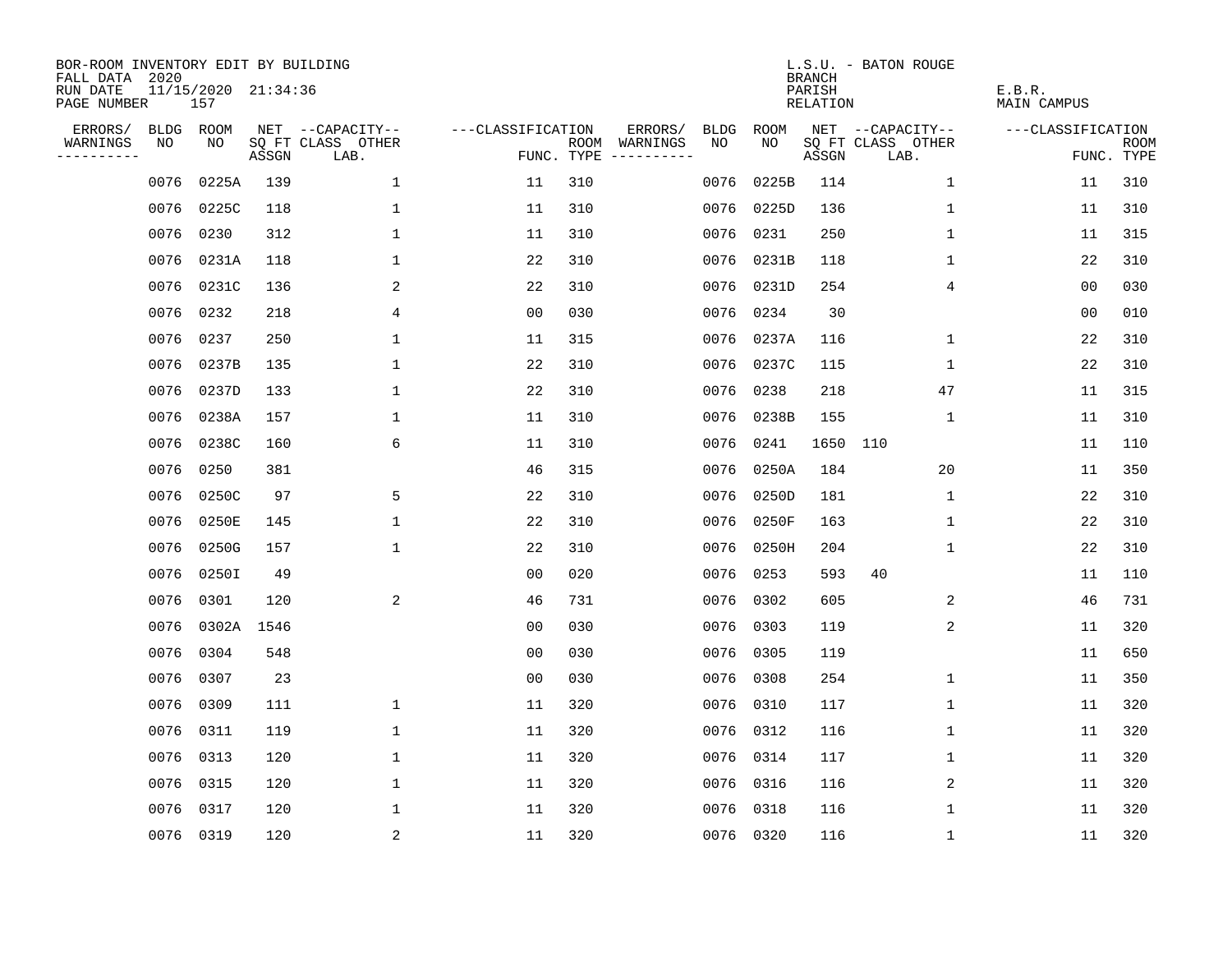BOR-ROOM INVENTORY EDIT BY BUILDING
FALL DATA 2020
RUN DATE 11/15/2020 21:34:36
PAGE NUMBER 157

L.S.U. - BATON ROUGE
BRANCH
PARISH E.B.R.
RELATION MAIN CAMPUS

| ERRORS/ WARNINGS | BLDG NO | ROOM NO | NET SQ FT ASSGN | CAPACITY CLASS LAB. | CAPACITY OTHER | CLASSIFICATION FUNC. | ROOM TYPE | ERRORS/ WARNINGS | BLDG NO | ROOM NO | NET SQ FT ASSGN | CAPACITY CLASS LAB. | CAPACITY OTHER | CLASSIFICATION FUNC. | ROOM TYPE |
|---|---|---|---|---|---|---|---|---|---|---|---|---|---|---|---|
| | 0076 | 0225A | 139 | | 1 | 11 | 310 | | 0076 | 0225B | 114 | | 1 | 11 | 310 |
| | 0076 | 0225C | 118 | | 1 | 11 | 310 | | 0076 | 0225D | 136 | | 1 | 11 | 310 |
| | 0076 | 0230 | 312 | | 1 | 11 | 310 | | 0076 | 0231 | 250 | | 1 | 11 | 315 |
| | 0076 | 0231A | 118 | | 1 | 22 | 310 | | 0076 | 0231B | 118 | | 1 | 22 | 310 |
| | 0076 | 0231C | 136 | | 2 | 22 | 310 | | 0076 | 0231D | 254 | | 4 | 00 | 030 |
| | 0076 | 0232 | 218 | | 4 | 00 | 030 | | 0076 | 0234 | 30 | | | 00 | 010 |
| | 0076 | 0237 | 250 | | 1 | 11 | 315 | | 0076 | 0237A | 116 | | 1 | 22 | 310 |
| | 0076 | 0237B | 135 | | 1 | 22 | 310 | | 0076 | 0237C | 115 | | 1 | 22 | 310 |
| | 0076 | 0237D | 133 | | 1 | 22 | 310 | | 0076 | 0238 | 218 | | 47 | 11 | 315 |
| | 0076 | 0238A | 157 | | 1 | 11 | 310 | | 0076 | 0238B | 155 | | 1 | 11 | 310 |
| | 0076 | 0238C | 160 | | 6 | 11 | 310 | | 0076 | 0241 | 1650 | 110 | | 11 | 110 |
| | 0076 | 0250 | 381 | | | 46 | 315 | | 0076 | 0250A | 184 | | 20 | 11 | 350 |
| | 0076 | 0250C | 97 | | 5 | 22 | 310 | | 0076 | 0250D | 181 | | 1 | 22 | 310 |
| | 0076 | 0250E | 145 | | 1 | 22 | 310 | | 0076 | 0250F | 163 | | 1 | 22 | 310 |
| | 0076 | 0250G | 157 | | 1 | 22 | 310 | | 0076 | 0250H | 204 | | 1 | 22 | 310 |
| | 0076 | 0250I | 49 | | | 00 | 020 | | 0076 | 0253 | 593 | 40 | | 11 | 110 |
| | 0076 | 0301 | 120 | | 2 | 46 | 731 | | 0076 | 0302 | 605 | | 2 | 46 | 731 |
| | 0076 | 0302A | 1546 | | | 00 | 030 | | 0076 | 0303 | 119 | | 2 | 11 | 320 |
| | 0076 | 0304 | 548 | | | 00 | 030 | | 0076 | 0305 | 119 | | | 11 | 650 |
| | 0076 | 0307 | 23 | | | 00 | 030 | | 0076 | 0308 | 254 | | 1 | 11 | 350 |
| | 0076 | 0309 | 111 | | 1 | 11 | 320 | | 0076 | 0310 | 117 | | 1 | 11 | 320 |
| | 0076 | 0311 | 119 | | 1 | 11 | 320 | | 0076 | 0312 | 116 | | 1 | 11 | 320 |
| | 0076 | 0313 | 120 | | 1 | 11 | 320 | | 0076 | 0314 | 117 | | 1 | 11 | 320 |
| | 0076 | 0315 | 120 | | 1 | 11 | 320 | | 0076 | 0316 | 116 | | 2 | 11 | 320 |
| | 0076 | 0317 | 120 | | 1 | 11 | 320 | | 0076 | 0318 | 116 | | 1 | 11 | 320 |
| | 0076 | 0319 | 120 | | 2 | 11 | 320 | | 0076 | 0320 | 116 | | 1 | 11 | 320 |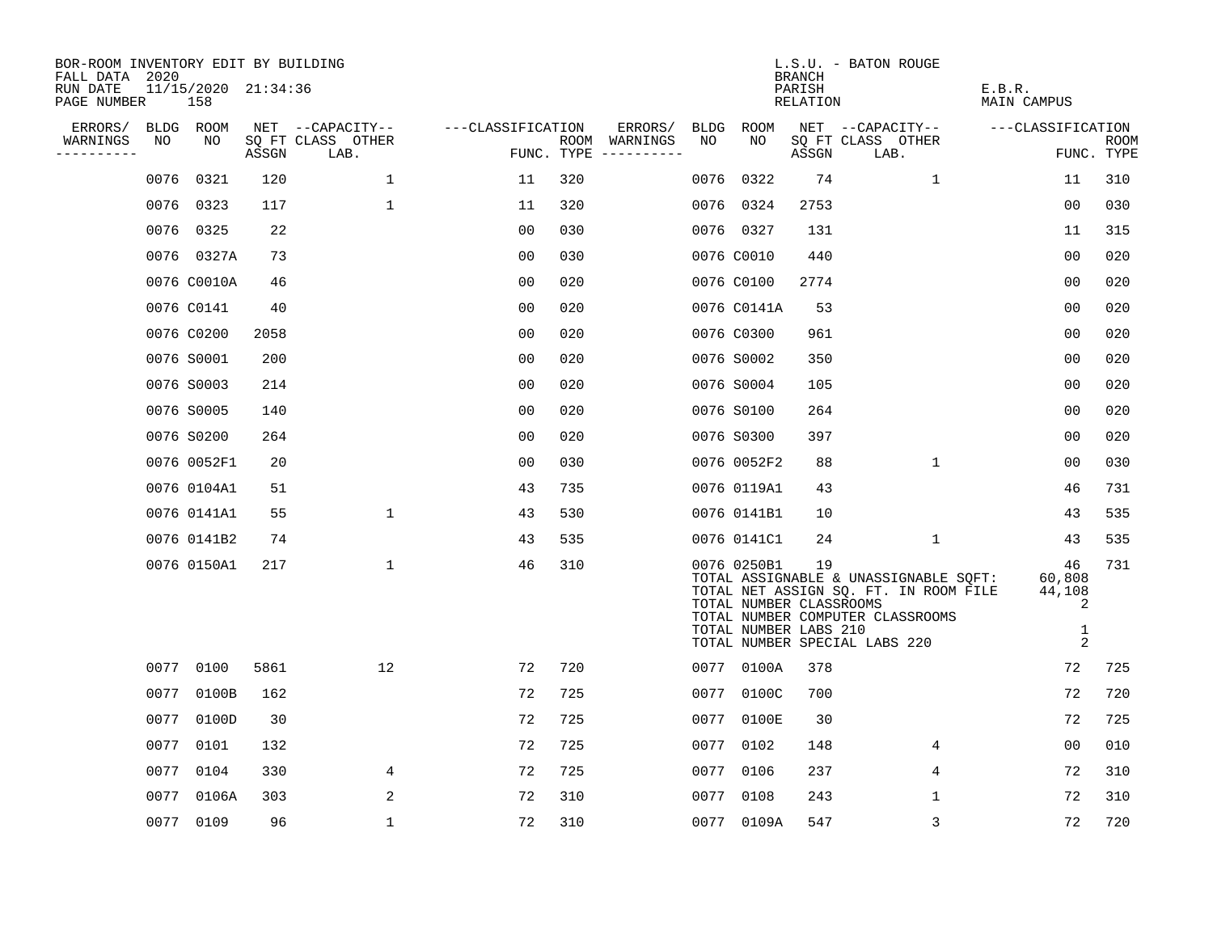BOR-ROOM INVENTORY EDIT BY BUILDING
FALL DATA 2020
RUN DATE 11/15/2020 21:34:36
PAGE NUMBER 158

L.S.U. - BATON ROUGE
BRANCH
PARISH E.B.R.
RELATION MAIN CAMPUS

| ERRORS/ WARNINGS | BLDG NO | ROOM NO | NET SQ FT ASSGN | --CAPACITY-- CLASS LAB. | OTHER | ---CLASSIFICATION FUNC. | ROOM TYPE | ERRORS/ WARNINGS | BLDG NO | ROOM NO | NET SQ FT ASSGN | --CAPACITY-- CLASS LAB. | OTHER | ---CLASSIFICATION FUNC. | ROOM TYPE |
|---|---|---|---|---|---|---|---|---|---|---|---|---|---|---|---|
| | 0076 | 0321 | 120 | | 1 | 11 | 320 | | 0076 | 0322 | 74 | | 1 | 11 | 310 |
| | 0076 | 0323 | 117 | | 1 | 11 | 320 | | 0076 | 0324 | 2753 | | | 00 | 030 |
| | 0076 | 0325 | 22 | | | 00 | 030 | | 0076 | 0327 | 131 | | | 11 | 315 |
| | 0076 | 0327A | 73 | | | 00 | 030 | | 0076 | C0010 | 440 | | | 00 | 020 |
| | 0076 | C0010A | 46 | | | 00 | 020 | | 0076 | C0100 | 2774 | | | 00 | 020 |
| | 0076 | C0141 | 40 | | | 00 | 020 | | 0076 | C0141A | 53 | | | 00 | 020 |
| | 0076 | C0200 | 2058 | | | 00 | 020 | | 0076 | C0300 | 961 | | | 00 | 020 |
| | 0076 | S0001 | 200 | | | 00 | 020 | | 0076 | S0002 | 350 | | | 00 | 020 |
| | 0076 | S0003 | 214 | | | 00 | 020 | | 0076 | S0004 | 105 | | | 00 | 020 |
| | 0076 | S0005 | 140 | | | 00 | 020 | | 0076 | S0100 | 264 | | | 00 | 020 |
| | 0076 | S0200 | 264 | | | 00 | 020 | | 0076 | S0300 | 397 | | | 00 | 020 |
| | 0076 | 0052F1 | 20 | | | 00 | 030 | | 0076 | 0052F2 | 88 | | 1 | 00 | 030 |
| | 0076 | 0104A1 | 51 | | | 43 | 735 | | 0076 | 0119A1 | 43 | | | 46 | 731 |
| | 0076 | 0141A1 | 55 | | 1 | 43 | 530 | | 0076 | 0141B1 | 10 | | | 43 | 535 |
| | 0076 | 0141B2 | 74 | | | 43 | 535 | | 0076 | 0141C1 | 24 | | 1 | 43 | 535 |
| | 0076 | 0150A1 | 217 | | 1 | 46 | 310 | | 0076 | 0250B1 | 19 | | | 46 | 731 |

TOTAL ASSIGNABLE & UNASSIGNABLE SQFT: 60,808
TOTAL NET ASSIGN SQ. FT. IN ROOM FILE 44,108
TOTAL NUMBER CLASSROOMS 2
TOTAL NUMBER COMPUTER CLASSROOMS
TOTAL NUMBER LABS 210 1
TOTAL NUMBER SPECIAL LABS 220 2

| ERRORS/ WARNINGS | BLDG NO | ROOM NO | NET SQ FT ASSGN | --CAPACITY-- CLASS LAB. | OTHER | ---CLASSIFICATION FUNC. | ROOM TYPE | ERRORS/ WARNINGS | BLDG NO | ROOM NO | NET SQ FT ASSGN | --CAPACITY-- CLASS LAB. | OTHER | ---CLASSIFICATION FUNC. | ROOM TYPE |
|---|---|---|---|---|---|---|---|---|---|---|---|---|---|---|---|
| | 0077 | 0100 | 5861 | | 12 | 72 | 720 | | 0077 | 0100A | 378 | | | 72 | 725 |
| | 0077 | 0100B | 162 | | | 72 | 725 | | 0077 | 0100C | 700 | | | 72 | 720 |
| | 0077 | 0100D | 30 | | | 72 | 725 | | 0077 | 0100E | 30 | | | 72 | 725 |
| | 0077 | 0101 | 132 | | | 72 | 725 | | 0077 | 0102 | 148 | | 4 | 00 | 010 |
| | 0077 | 0104 | 330 | | 4 | 72 | 725 | | 0077 | 0106 | 237 | | 4 | 72 | 310 |
| | 0077 | 0106A | 303 | | 2 | 72 | 310 | | 0077 | 0108 | 243 | | 1 | 72 | 310 |
| | 0077 | 0109 | 96 | | 1 | 72 | 310 | | 0077 | 0109A | 547 | | 3 | 72 | 720 |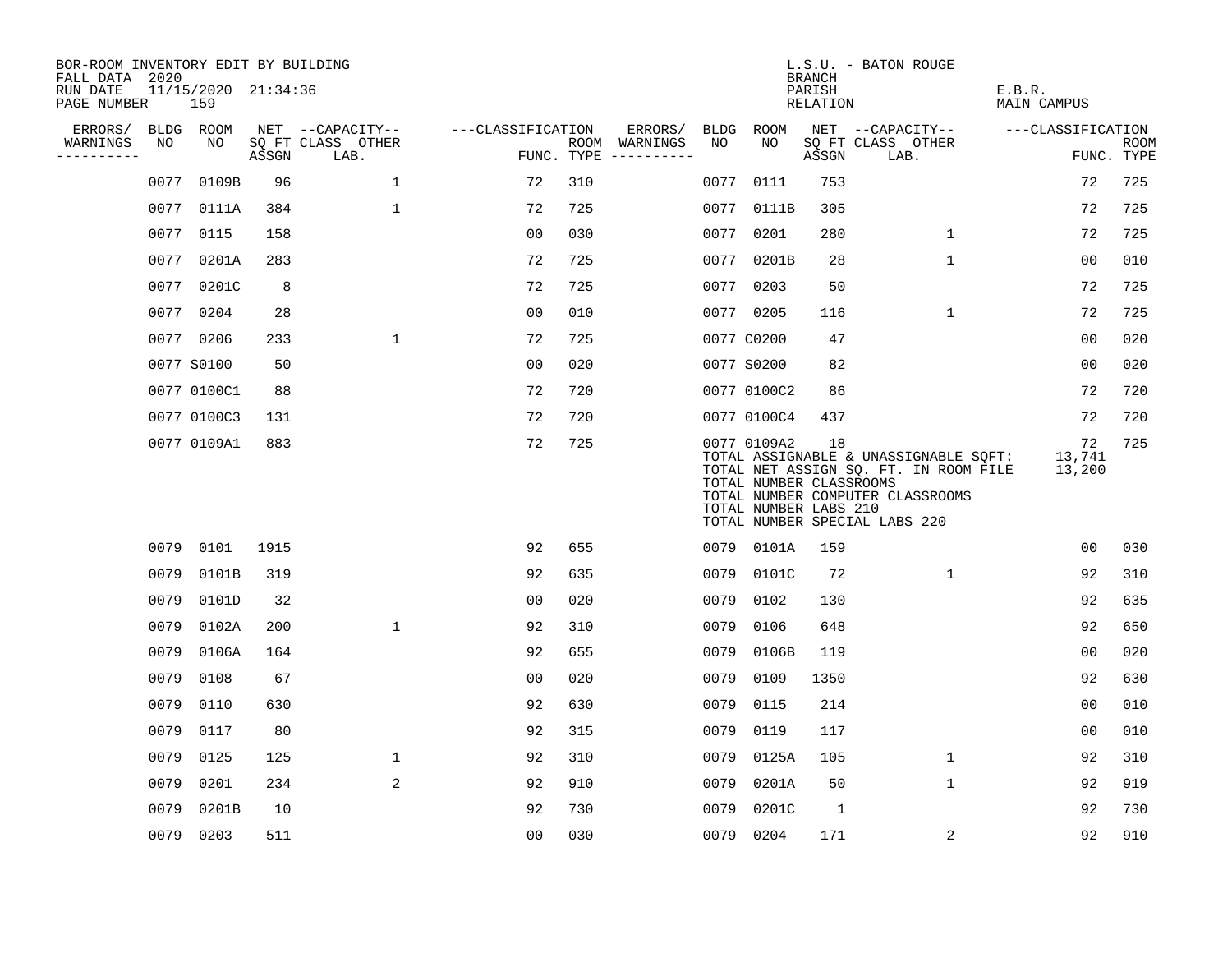BOR-ROOM INVENTORY EDIT BY BUILDING
FALL DATA 2020
RUN DATE 11/15/2020 21:34:36
PAGE NUMBER 159

L.S.U. - BATON ROUGE
BRANCH
PARISH E.B.R.
RELATION MAIN CAMPUS

| ERRORS/ WARNINGS | BLDG NO | ROOM NO | NET SQ FT ASSGN | CAPACITY CLASS LAB. | CAPACITY OTHER | CLASSIFICATION FUNC. | ROOM TYPE | ERRORS/ WARNINGS | BLDG NO | ROOM NO | NET SQ FT ASSGN | CAPACITY CLASS LAB. | CAPACITY OTHER | CLASSIFICATION FUNC. | ROOM TYPE |
|---|---|---|---|---|---|---|---|---|---|---|---|---|---|---|---|
| | 0077 | 0109B | 96 | | 1 | 72 | 310 | | 0077 | 0111 | 753 | | | 72 | 725 |
| | 0077 | 0111A | 384 | | 1 | 72 | 725 | | 0077 | 0111B | 305 | | | 72 | 725 |
| | 0077 | 0115 | 158 | | | 00 | 030 | | 0077 | 0201 | 280 | | 1 | 72 | 725 |
| | 0077 | 0201A | 283 | | | 72 | 725 | | 0077 | 0201B | 28 | | 1 | 00 | 010 |
| | 0077 | 0201C | 8 | | | 72 | 725 | | 0077 | 0203 | 50 | | | 72 | 725 |
| | 0077 | 0204 | 28 | | | 00 | 010 | | 0077 | 0205 | 116 | | 1 | 72 | 725 |
| | 0077 | 0206 | 233 | | 1 | 72 | 725 | | 0077 | C0200 | 47 | | | 00 | 020 |
| | 0077 | S0100 | 50 | | | 00 | 020 | | 0077 | S0200 | 82 | | | 00 | 020 |
| | 0077 | 0100C1 | 88 | | | 72 | 720 | | 0077 | 0100C2 | 86 | | | 72 | 720 |
| | 0077 | 0100C3 | 131 | | | 72 | 720 | | 0077 | 0100C4 | 437 | | | 72 | 720 |
| | 0077 | 0109A1 | 883 | | | 72 | 725 | | 0077 | 0109A2 | 18 | | | 72 | 725 |

TOTAL ASSIGNABLE & UNASSIGNABLE SQFT: 13,741
TOTAL NET ASSIGN SQ. FT. IN ROOM FILE 13,200
TOTAL NUMBER CLASSROOMS
TOTAL NUMBER COMPUTER CLASSROOMS
TOTAL NUMBER LABS 210
TOTAL NUMBER SPECIAL LABS 220

| ERRORS/ WARNINGS | BLDG NO | ROOM NO | NET SQ FT ASSGN | CAPACITY CLASS LAB. | CAPACITY OTHER | CLASSIFICATION FUNC. | ROOM TYPE | ERRORS/ WARNINGS | BLDG NO | ROOM NO | NET SQ FT ASSGN | CAPACITY CLASS LAB. | CAPACITY OTHER | CLASSIFICATION FUNC. | ROOM TYPE |
|---|---|---|---|---|---|---|---|---|---|---|---|---|---|---|---|
| | 0079 | 0101 | 1915 | | | 92 | 655 | | 0079 | 0101A | 159 | | | 00 | 030 |
| | 0079 | 0101B | 319 | | | 92 | 635 | | 0079 | 0101C | 72 | | 1 | 92 | 310 |
| | 0079 | 0101D | 32 | | | 00 | 020 | | 0079 | 0102 | 130 | | | 92 | 635 |
| | 0079 | 0102A | 200 | | 1 | 92 | 310 | | 0079 | 0106 | 648 | | | 92 | 650 |
| | 0079 | 0106A | 164 | | | 92 | 655 | | 0079 | 0106B | 119 | | | 00 | 020 |
| | 0079 | 0108 | 67 | | | 00 | 020 | | 0079 | 0109 | 1350 | | | 92 | 630 |
| | 0079 | 0110 | 630 | | | 92 | 630 | | 0079 | 0115 | 214 | | | 00 | 010 |
| | 0079 | 0117 | 80 | | | 92 | 315 | | 0079 | 0119 | 117 | | | 00 | 010 |
| | 0079 | 0125 | 125 | | 1 | 92 | 310 | | 0079 | 0125A | 105 | | 1 | 92 | 310 |
| | 0079 | 0201 | 234 | | 2 | 92 | 910 | | 0079 | 0201A | 50 | | 1 | 92 | 919 |
| | 0079 | 0201B | 10 | | | 92 | 730 | | 0079 | 0201C | 1 | | | 92 | 730 |
| | 0079 | 0203 | 511 | | | 00 | 030 | | 0079 | 0204 | 171 | | 2 | 92 | 910 |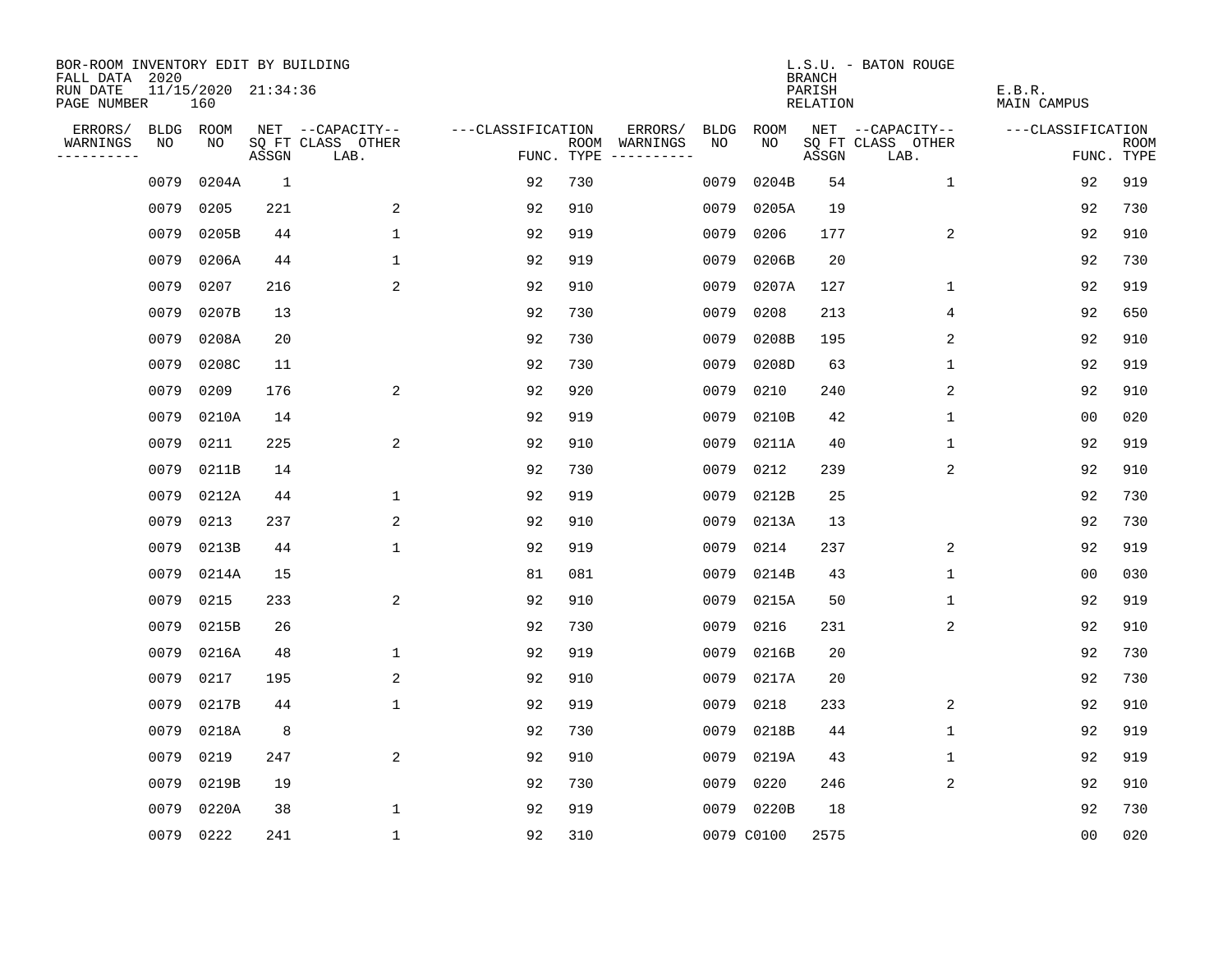BOR-ROOM INVENTORY EDIT BY BUILDING
FALL DATA 2020
RUN DATE 11/15/2020 21:34:36
PAGE NUMBER 160

L.S.U. - BATON ROUGE
BRANCH
PARISH E.B.R.
RELATION MAIN CAMPUS

| ERRORS/ WARNINGS | BLDG NO | ROOM NO | NET SQ FT ASSGN | CAPACITY CLASS LAB. | CAPACITY OTHER | CLASSIFICATION FUNC. | ROOM TYPE | ERRORS/ WARNINGS | BLDG NO | ROOM NO | NET SQ FT ASSGN | CAPACITY CLASS LAB. | CAPACITY OTHER | CLASSIFICATION FUNC. | ROOM TYPE |
|---|---|---|---|---|---|---|---|---|---|---|---|---|---|---|---|
| | 0079 | 0204A | 1 | | | 92 | 730 | | 0079 | 0204B | 54 | | 1 | 92 | 919 |
| | 0079 | 0205 | 221 | | 2 | 92 | 910 | | 0079 | 0205A | 19 | | | 92 | 730 |
| | 0079 | 0205B | 44 | | 1 | 92 | 919 | | 0079 | 0206 | 177 | | 2 | 92 | 910 |
| | 0079 | 0206A | 44 | | 1 | 92 | 919 | | 0079 | 0206B | 20 | | | 92 | 730 |
| | 0079 | 0207 | 216 | | 2 | 92 | 910 | | 0079 | 0207A | 127 | | 1 | 92 | 919 |
| | 0079 | 0207B | 13 | | | 92 | 730 | | 0079 | 0208 | 213 | | 4 | 92 | 650 |
| | 0079 | 0208A | 20 | | | 92 | 730 | | 0079 | 0208B | 195 | | 2 | 92 | 910 |
| | 0079 | 0208C | 11 | | | 92 | 730 | | 0079 | 0208D | 63 | | 1 | 92 | 919 |
| | 0079 | 0209 | 176 | | 2 | 92 | 920 | | 0079 | 0210 | 240 | | 2 | 92 | 910 |
| | 0079 | 0210A | 14 | | | 92 | 919 | | 0079 | 0210B | 42 | | 1 | 00 | 020 |
| | 0079 | 0211 | 225 | | 2 | 92 | 910 | | 0079 | 0211A | 40 | | 1 | 92 | 919 |
| | 0079 | 0211B | 14 | | | 92 | 730 | | 0079 | 0212 | 239 | | 2 | 92 | 910 |
| | 0079 | 0212A | 44 | | 1 | 92 | 919 | | 0079 | 0212B | 25 | | | 92 | 730 |
| | 0079 | 0213 | 237 | | 2 | 92 | 910 | | 0079 | 0213A | 13 | | | 92 | 730 |
| | 0079 | 0213B | 44 | | 1 | 92 | 919 | | 0079 | 0214 | 237 | | 2 | 92 | 919 |
| | 0079 | 0214A | 15 | | | 81 | 081 | | 0079 | 0214B | 43 | | 1 | 00 | 030 |
| | 0079 | 0215 | 233 | | 2 | 92 | 910 | | 0079 | 0215A | 50 | | 1 | 92 | 919 |
| | 0079 | 0215B | 26 | | | 92 | 730 | | 0079 | 0216 | 231 | | 2 | 92 | 910 |
| | 0079 | 0216A | 48 | | 1 | 92 | 919 | | 0079 | 0216B | 20 | | | 92 | 730 |
| | 0079 | 0217 | 195 | | 2 | 92 | 910 | | 0079 | 0217A | 20 | | | 92 | 730 |
| | 0079 | 0217B | 44 | | 1 | 92 | 919 | | 0079 | 0218 | 233 | | 2 | 92 | 910 |
| | 0079 | 0218A | 8 | | | 92 | 730 | | 0079 | 0218B | 44 | | 1 | 92 | 919 |
| | 0079 | 0219 | 247 | | 2 | 92 | 910 | | 0079 | 0219A | 43 | | 1 | 92 | 919 |
| | 0079 | 0219B | 19 | | | 92 | 730 | | 0079 | 0220 | 246 | | 2 | 92 | 910 |
| | 0079 | 0220A | 38 | | 1 | 92 | 919 | | 0079 | 0220B | 18 | | | 92 | 730 |
| | 0079 | 0222 | 241 | | 1 | 92 | 310 | | 0079 | C0100 | 2575 | | | 00 | 020 |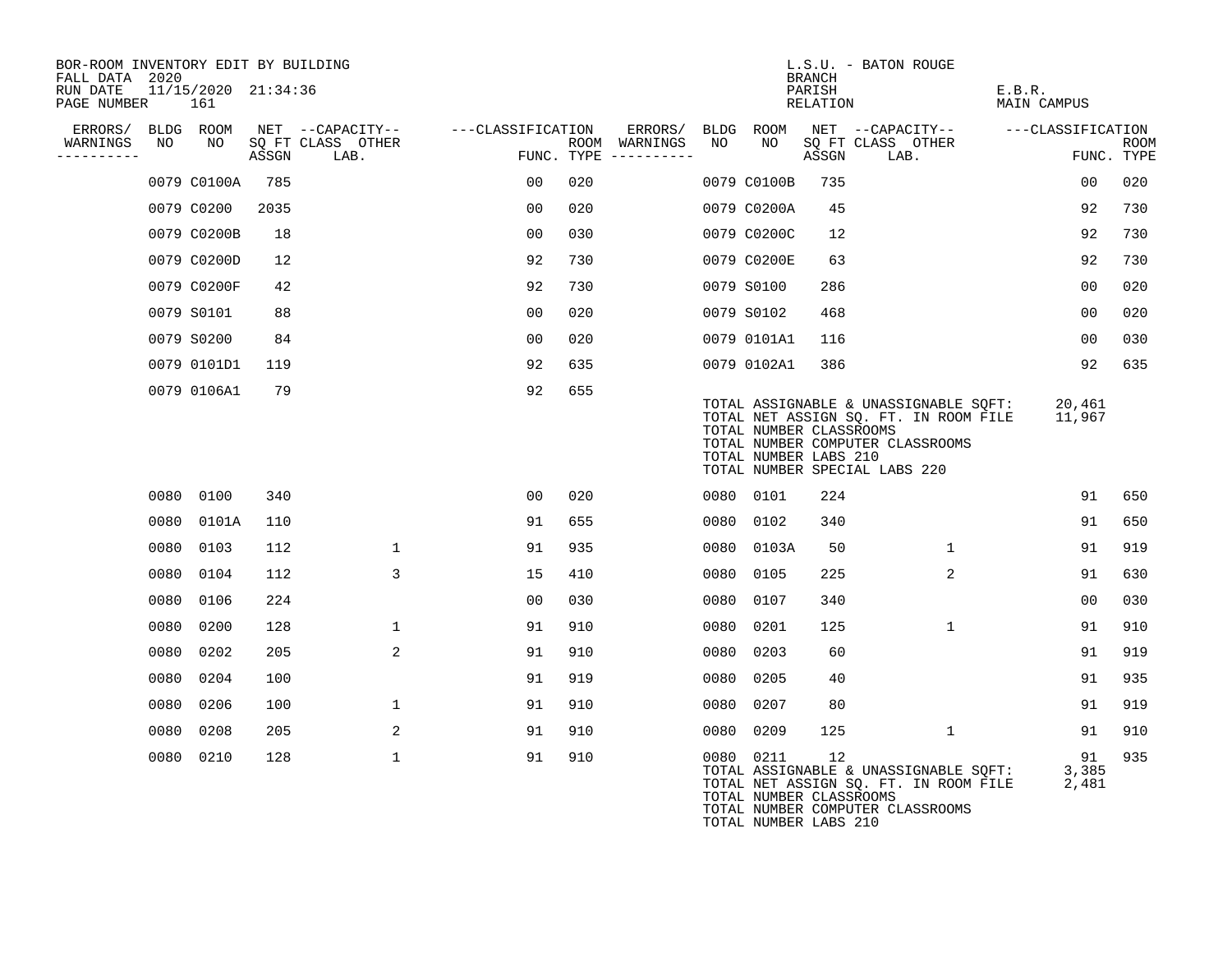BOR-ROOM INVENTORY EDIT BY BUILDING
FALL DATA 2020
RUN DATE 11/15/2020 21:34:36

L.S.U. - BATON ROUGE
BRANCH
PARISH E.B.R.
RELATION MAIN CAMPUS

| ERRORS/ WARNINGS | BLDG NO | ROOM NO | NET SQ FT ASSGN | CAPACITY CLASS | CAPACITY OTHER LAB. | CLASSIFICATION FUNC. | ROOM TYPE | ERRORS/ WARNINGS | BLDG NO | ROOM NO | NET SQ FT ASSGN | CAPACITY CLASS | CAPACITY OTHER LAB. | CLASSIFICATION FUNC. | ROOM TYPE |
|---|---|---|---|---|---|---|---|---|---|---|---|---|---|---|---|
| | 0079 | C0100A | 785 | | | 00 | 020 | | 0079 | C0100B | 735 | | | 00 | 020 |
| | 0079 | C0200 | 2035 | | | 00 | 020 | | 0079 | C0200A | 45 | | | 92 | 730 |
| | 0079 | C0200B | 18 | | | 00 | 030 | | 0079 | C0200C | 12 | | | 92 | 730 |
| | 0079 | C0200D | 12 | | | 92 | 730 | | 0079 | C0200E | 63 | | | 92 | 730 |
| | 0079 | C0200F | 42 | | | 92 | 730 | | 0079 | S0100 | 286 | | | 00 | 020 |
| | 0079 | S0101 | 88 | | | 00 | 020 | | 0079 | S0102 | 468 | | | 00 | 020 |
| | 0079 | S0200 | 84 | | | 00 | 020 | | 0079 | 0101A1 | 116 | | | 00 | 030 |
| | 0079 | 0101D1 | 119 | | | 92 | 635 | | 0079 | 0102A1 | 386 | | | 92 | 635 |
| | 0079 | 0106A1 | 79 | | | 92 | 655 | | | | | | | | |

TOTAL ASSIGNABLE & UNASSIGNABLE SQFT: 20,461
TOTAL NET ASSIGN SQ. FT. IN ROOM FILE 11,967
TOTAL NUMBER CLASSROOMS
TOTAL NUMBER COMPUTER CLASSROOMS
TOTAL NUMBER LABS 210
TOTAL NUMBER SPECIAL LABS 220

| ERRORS/ WARNINGS | BLDG NO | ROOM NO | NET SQ FT ASSGN | CAPACITY CLASS | CAPACITY OTHER LAB. | CLASSIFICATION FUNC. | ROOM TYPE | ERRORS/ WARNINGS | BLDG NO | ROOM NO | NET SQ FT ASSGN | CAPACITY CLASS | CAPACITY OTHER LAB. | CLASSIFICATION FUNC. | ROOM TYPE |
|---|---|---|---|---|---|---|---|---|---|---|---|---|---|---|---|
| | 0080 | 0100 | 340 | | | 00 | 020 | | 0080 | 0101 | 224 | | | 91 | 650 |
| | 0080 | 0101A | 110 | | | 91 | 655 | | 0080 | 0102 | 340 | | | 91 | 650 |
| | 0080 | 0103 | 112 | | 1 | 91 | 935 | | 0080 | 0103A | 50 | | 1 | 91 | 919 |
| | 0080 | 0104 | 112 | | 3 | 15 | 410 | | 0080 | 0105 | 225 | | 2 | 91 | 630 |
| | 0080 | 0106 | 224 | | | 00 | 030 | | 0080 | 0107 | 340 | | | 00 | 030 |
| | 0080 | 0200 | 128 | | 1 | 91 | 910 | | 0080 | 0201 | 125 | | 1 | 91 | 910 |
| | 0080 | 0202 | 205 | | 2 | 91 | 910 | | 0080 | 0203 | 60 | | | 91 | 919 |
| | 0080 | 0204 | 100 | | | 91 | 919 | | 0080 | 0205 | 40 | | | 91 | 935 |
| | 0080 | 0206 | 100 | | 1 | 91 | 910 | | 0080 | 0207 | 80 | | | 91 | 919 |
| | 0080 | 0208 | 205 | | 2 | 91 | 910 | | 0080 | 0209 | 125 | | 1 | 91 | 910 |
| | 0080 | 0210 | 128 | | 1 | 91 | 910 | | 0080 | 0211 | 12 | | | 91 | 935 |

TOTAL ASSIGNABLE & UNASSIGNABLE SQFT: 3,385
TOTAL NET ASSIGN SQ. FT. IN ROOM FILE 2,481
TOTAL NUMBER CLASSROOMS
TOTAL NUMBER COMPUTER CLASSROOMS
TOTAL NUMBER LABS 210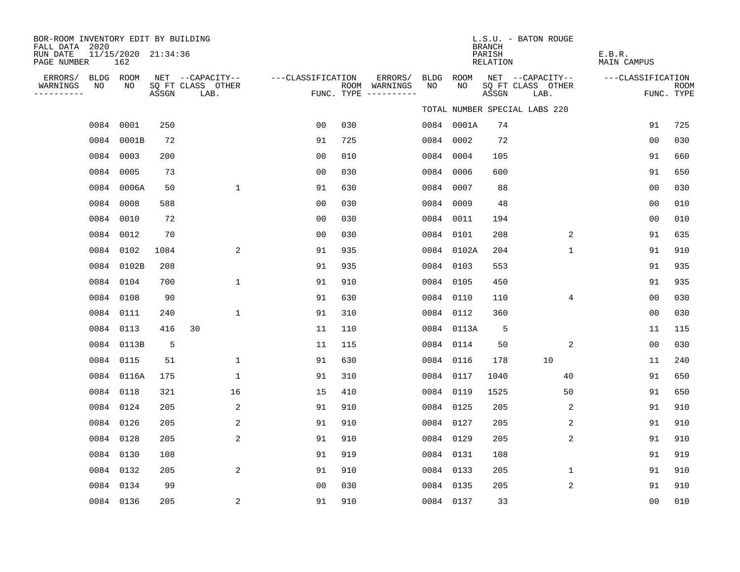BOR-ROOM INVENTORY EDIT BY BUILDING
FALL DATA 2020
RUN DATE 11/15/2020 21:34:36
PAGE NUMBER 162

L.S.U. - BATON ROUGE
BRANCH
PARISH E.B.R.
RELATION MAIN CAMPUS

TOTAL NUMBER SPECIAL LABS 220

| ERRORS/ WARNINGS | BLDG NO | ROOM NO | NET SQ FT ASSGN | CAPACITY CLASS | CAPACITY OTHER LAB. | CLASSIFICATION FUNC. | ROOM TYPE | ERRORS/ WARNINGS | BLDG NO | ROOM NO | NET SQ FT ASSGN | CAPACITY CLASS | CAPACITY OTHER LAB. | CLASSIFICATION FUNC. | ROOM TYPE |
|---|---|---|---|---|---|---|---|---|---|---|---|---|---|---|---|
| | 0084 | 0001 | 250 | | | 00 | 030 | | 0084 | 0001A | 74 | | | 91 | 725 |
| | 0084 | 0001B | 72 | | | 91 | 725 | | 0084 | 0002 | 72 | | | 00 | 030 |
| | 0084 | 0003 | 200 | | | 00 | 010 | | 0084 | 0004 | 105 | | | 91 | 660 |
| | 0084 | 0005 | 73 | | | 00 | 030 | | 0084 | 0006 | 600 | | | 91 | 650 |
| | 0084 | 0006A | 50 | | 1 | 91 | 630 | | 0084 | 0007 | 88 | | | 00 | 030 |
| | 0084 | 0008 | 588 | | | 00 | 030 | | 0084 | 0009 | 48 | | | 00 | 010 |
| | 0084 | 0010 | 72 | | | 00 | 030 | | 0084 | 0011 | 194 | | | 00 | 010 |
| | 0084 | 0012 | 70 | | | 00 | 030 | | 0084 | 0101 | 208 | | 2 | 91 | 635 |
| | 0084 | 0102 | 1084 | | 2 | 91 | 935 | | 0084 | 0102A | 204 | | 1 | 91 | 910 |
| | 0084 | 0102B | 208 | | | 91 | 935 | | 0084 | 0103 | 553 | | | 91 | 935 |
| | 0084 | 0104 | 700 | | 1 | 91 | 910 | | 0084 | 0105 | 450 | | | 91 | 935 |
| | 0084 | 0108 | 90 | | | 91 | 630 | | 0084 | 0110 | 110 | | 4 | 00 | 030 |
| | 0084 | 0111 | 240 | | 1 | 91 | 310 | | 0084 | 0112 | 360 | | | 00 | 030 |
| | 0084 | 0113 | 416 | 30 | | 11 | 110 | | 0084 | 0113A | 5 | | | 11 | 115 |
| | 0084 | 0113B | 5 | | | 11 | 115 | | 0084 | 0114 | 50 | | 2 | 00 | 030 |
| | 0084 | 0115 | 51 | | 1 | 91 | 630 | | 0084 | 0116 | 178 | 10 | | 11 | 240 |
| | 0084 | 0116A | 175 | | 1 | 91 | 310 | | 0084 | 0117 | 1040 | | 40 | 91 | 650 |
| | 0084 | 0118 | 321 | | 16 | 15 | 410 | | 0084 | 0119 | 1525 | | 50 | 91 | 650 |
| | 0084 | 0124 | 205 | | 2 | 91 | 910 | | 0084 | 0125 | 205 | | 2 | 91 | 910 |
| | 0084 | 0126 | 205 | | 2 | 91 | 910 | | 0084 | 0127 | 205 | | 2 | 91 | 910 |
| | 0084 | 0128 | 205 | | 2 | 91 | 910 | | 0084 | 0129 | 205 | | 2 | 91 | 910 |
| | 0084 | 0130 | 108 | | | 91 | 919 | | 0084 | 0131 | 108 | | | 91 | 919 |
| | 0084 | 0132 | 205 | | 2 | 91 | 910 | | 0084 | 0133 | 205 | | 1 | 91 | 910 |
| | 0084 | 0134 | 99 | | | 00 | 030 | | 0084 | 0135 | 205 | | 2 | 91 | 910 |
| | 0084 | 0136 | 205 | | 2 | 91 | 910 | | 0084 | 0137 | 33 | | | 00 | 010 |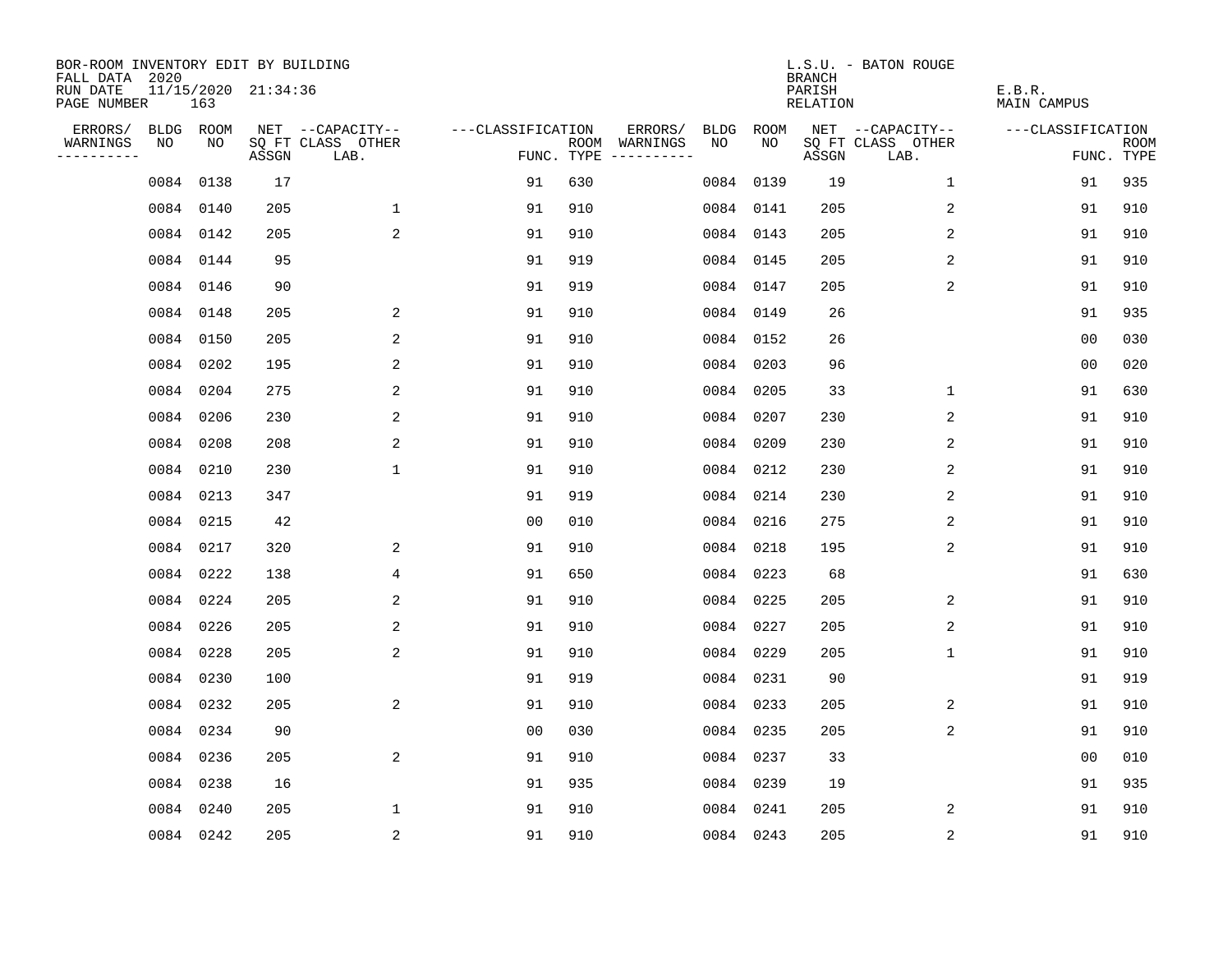BOR-ROOM INVENTORY EDIT BY BUILDING
FALL DATA 2020
RUN DATE 11/15/2020 21:34:36
PAGE NUMBER 163

L.S.U. - BATON ROUGE
BRANCH
PARISH E.B.R.
RELATION MAIN CAMPUS

| ERRORS/ WARNINGS | BLDG NO | ROOM NO | NET SQ FT ASSGN | CAPACITY CLASS LAB. | CAPACITY OTHER | CLASSIFICATION FUNC. | ROOM TYPE | ERRORS/ WARNINGS | BLDG NO | ROOM NO | NET SQ FT ASSGN | CAPACITY CLASS LAB. | CAPACITY OTHER | CLASSIFICATION FUNC. | ROOM TYPE |
|---|---|---|---|---|---|---|---|---|---|---|---|---|---|---|---|
| | 0084 | 0138 | 17 | | | 91 | 630 | | 0084 | 0139 | 19 | | 1 | 91 | 935 |
| | 0084 | 0140 | 205 | | 1 | 91 | 910 | | 0084 | 0141 | 205 | | 2 | 91 | 910 |
| | 0084 | 0142 | 205 | | 2 | 91 | 910 | | 0084 | 0143 | 205 | | 2 | 91 | 910 |
| | 0084 | 0144 | 95 | | | 91 | 919 | | 0084 | 0145 | 205 | | 2 | 91 | 910 |
| | 0084 | 0146 | 90 | | | 91 | 919 | | 0084 | 0147 | 205 | | 2 | 91 | 910 |
| | 0084 | 0148 | 205 | | 2 | 91 | 910 | | 0084 | 0149 | 26 | | | 91 | 935 |
| | 0084 | 0150 | 205 | | 2 | 91 | 910 | | 0084 | 0152 | 26 | | | 00 | 030 |
| | 0084 | 0202 | 195 | | 2 | 91 | 910 | | 0084 | 0203 | 96 | | | 00 | 020 |
| | 0084 | 0204 | 275 | | 2 | 91 | 910 | | 0084 | 0205 | 33 | | 1 | 91 | 630 |
| | 0084 | 0206 | 230 | | 2 | 91 | 910 | | 0084 | 0207 | 230 | | 2 | 91 | 910 |
| | 0084 | 0208 | 208 | | 2 | 91 | 910 | | 0084 | 0209 | 230 | | 2 | 91 | 910 |
| | 0084 | 0210 | 230 | | 1 | 91 | 910 | | 0084 | 0212 | 230 | | 2 | 91 | 910 |
| | 0084 | 0213 | 347 | | | 91 | 919 | | 0084 | 0214 | 230 | | 2 | 91 | 910 |
| | 0084 | 0215 | 42 | | | 00 | 010 | | 0084 | 0216 | 275 | | 2 | 91 | 910 |
| | 0084 | 0217 | 320 | | 2 | 91 | 910 | | 0084 | 0218 | 195 | | 2 | 91 | 910 |
| | 0084 | 0222 | 138 | | 4 | 91 | 650 | | 0084 | 0223 | 68 | | | 91 | 630 |
| | 0084 | 0224 | 205 | | 2 | 91 | 910 | | 0084 | 0225 | 205 | | 2 | 91 | 910 |
| | 0084 | 0226 | 205 | | 2 | 91 | 910 | | 0084 | 0227 | 205 | | 2 | 91 | 910 |
| | 0084 | 0228 | 205 | | 2 | 91 | 910 | | 0084 | 0229 | 205 | | 1 | 91 | 910 |
| | 0084 | 0230 | 100 | | | 91 | 919 | | 0084 | 0231 | 90 | | | 91 | 919 |
| | 0084 | 0232 | 205 | | 2 | 91 | 910 | | 0084 | 0233 | 205 | | 2 | 91 | 910 |
| | 0084 | 0234 | 90 | | | 00 | 030 | | 0084 | 0235 | 205 | | 2 | 91 | 910 |
| | 0084 | 0236 | 205 | | 2 | 91 | 910 | | 0084 | 0237 | 33 | | | 00 | 010 |
| | 0084 | 0238 | 16 | | | 91 | 935 | | 0084 | 0239 | 19 | | | 91 | 935 |
| | 0084 | 0240 | 205 | | 1 | 91 | 910 | | 0084 | 0241 | 205 | | 2 | 91 | 910 |
| | 0084 | 0242 | 205 | | 2 | 91 | 910 | | 0084 | 0243 | 205 | | 2 | 91 | 910 |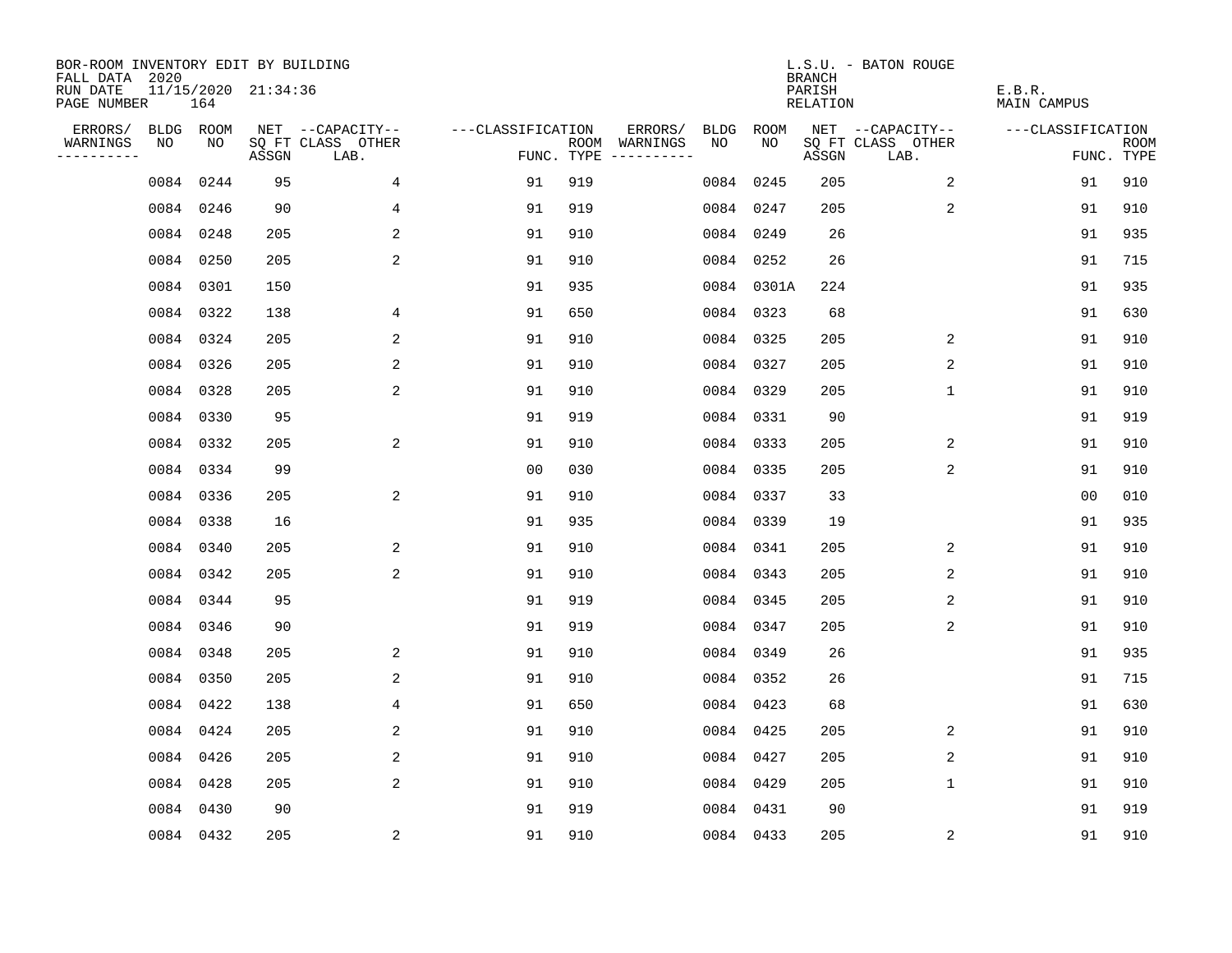BOR-ROOM INVENTORY EDIT BY BUILDING
FALL DATA 2020
RUN DATE 11/15/2020 21:34:36
PAGE NUMBER 164

L.S.U. - BATON ROUGE
BRANCH
PARISH E.B.R.
RELATION MAIN CAMPUS

| ERRORS/ WARNINGS | BLDG NO | ROOM NO | NET SQ FT ASSGN | CAPACITY CLASS | CAPACITY LAB. | CAPACITY OTHER | CLASSIFICATION FUNC. | ROOM TYPE | ERRORS/ WARNINGS | BLDG NO | ROOM NO | NET SQ FT ASSGN | CAPACITY CLASS | CAPACITY LAB. | CAPACITY OTHER | CLASSIFICATION FUNC. | ROOM TYPE |
|---|---|---|---|---|---|---|---|---|---|---|---|---|---|---|---|---|---|
| | 0084 | 0244 | 95 | | | 4 | 91 | 919 | | 0084 | 0245 | 205 | | | 2 | 91 | 910 |
| | 0084 | 0246 | 90 | | | 4 | 91 | 919 | | 0084 | 0247 | 205 | | | 2 | 91 | 910 |
| | 0084 | 0248 | 205 | | | 2 | 91 | 910 | | 0084 | 0249 | 26 | | | | 91 | 935 |
| | 0084 | 0250 | 205 | | | 2 | 91 | 910 | | 0084 | 0252 | 26 | | | | 91 | 715 |
| | 0084 | 0301 | 150 | | | | 91 | 935 | | 0084 | 0301A | 224 | | | | 91 | 935 |
| | 0084 | 0322 | 138 | | | 4 | 91 | 650 | | 0084 | 0323 | 68 | | | | 91 | 630 |
| | 0084 | 0324 | 205 | | | 2 | 91 | 910 | | 0084 | 0325 | 205 | | | 2 | 91 | 910 |
| | 0084 | 0326 | 205 | | | 2 | 91 | 910 | | 0084 | 0327 | 205 | | | 2 | 91 | 910 |
| | 0084 | 0328 | 205 | | | 2 | 91 | 910 | | 0084 | 0329 | 205 | | | 1 | 91 | 910 |
| | 0084 | 0330 | 95 | | | | 91 | 919 | | 0084 | 0331 | 90 | | | | 91 | 919 |
| | 0084 | 0332 | 205 | | | 2 | 91 | 910 | | 0084 | 0333 | 205 | | | 2 | 91 | 910 |
| | 0084 | 0334 | 99 | | | | 00 | 030 | | 0084 | 0335 | 205 | | | 2 | 91 | 910 |
| | 0084 | 0336 | 205 | | | 2 | 91 | 910 | | 0084 | 0337 | 33 | | | | 00 | 010 |
| | 0084 | 0338 | 16 | | | | 91 | 935 | | 0084 | 0339 | 19 | | | | 91 | 935 |
| | 0084 | 0340 | 205 | | | 2 | 91 | 910 | | 0084 | 0341 | 205 | | | 2 | 91 | 910 |
| | 0084 | 0342 | 205 | | | 2 | 91 | 910 | | 0084 | 0343 | 205 | | | 2 | 91 | 910 |
| | 0084 | 0344 | 95 | | | | 91 | 919 | | 0084 | 0345 | 205 | | | 2 | 91 | 910 |
| | 0084 | 0346 | 90 | | | | 91 | 919 | | 0084 | 0347 | 205 | | | 2 | 91 | 910 |
| | 0084 | 0348 | 205 | | | 2 | 91 | 910 | | 0084 | 0349 | 26 | | | | 91 | 935 |
| | 0084 | 0350 | 205 | | | 2 | 91 | 910 | | 0084 | 0352 | 26 | | | | 91 | 715 |
| | 0084 | 0422 | 138 | | | 4 | 91 | 650 | | 0084 | 0423 | 68 | | | | 91 | 630 |
| | 0084 | 0424 | 205 | | | 2 | 91 | 910 | | 0084 | 0425 | 205 | | | 2 | 91 | 910 |
| | 0084 | 0426 | 205 | | | 2 | 91 | 910 | | 0084 | 0427 | 205 | | | 2 | 91 | 910 |
| | 0084 | 0428 | 205 | | | 2 | 91 | 910 | | 0084 | 0429 | 205 | | | 1 | 91 | 910 |
| | 0084 | 0430 | 90 | | | | 91 | 919 | | 0084 | 0431 | 90 | | | | 91 | 919 |
| | 0084 | 0432 | 205 | | | 2 | 91 | 910 | | 0084 | 0433 | 205 | | | 2 | 91 | 910 |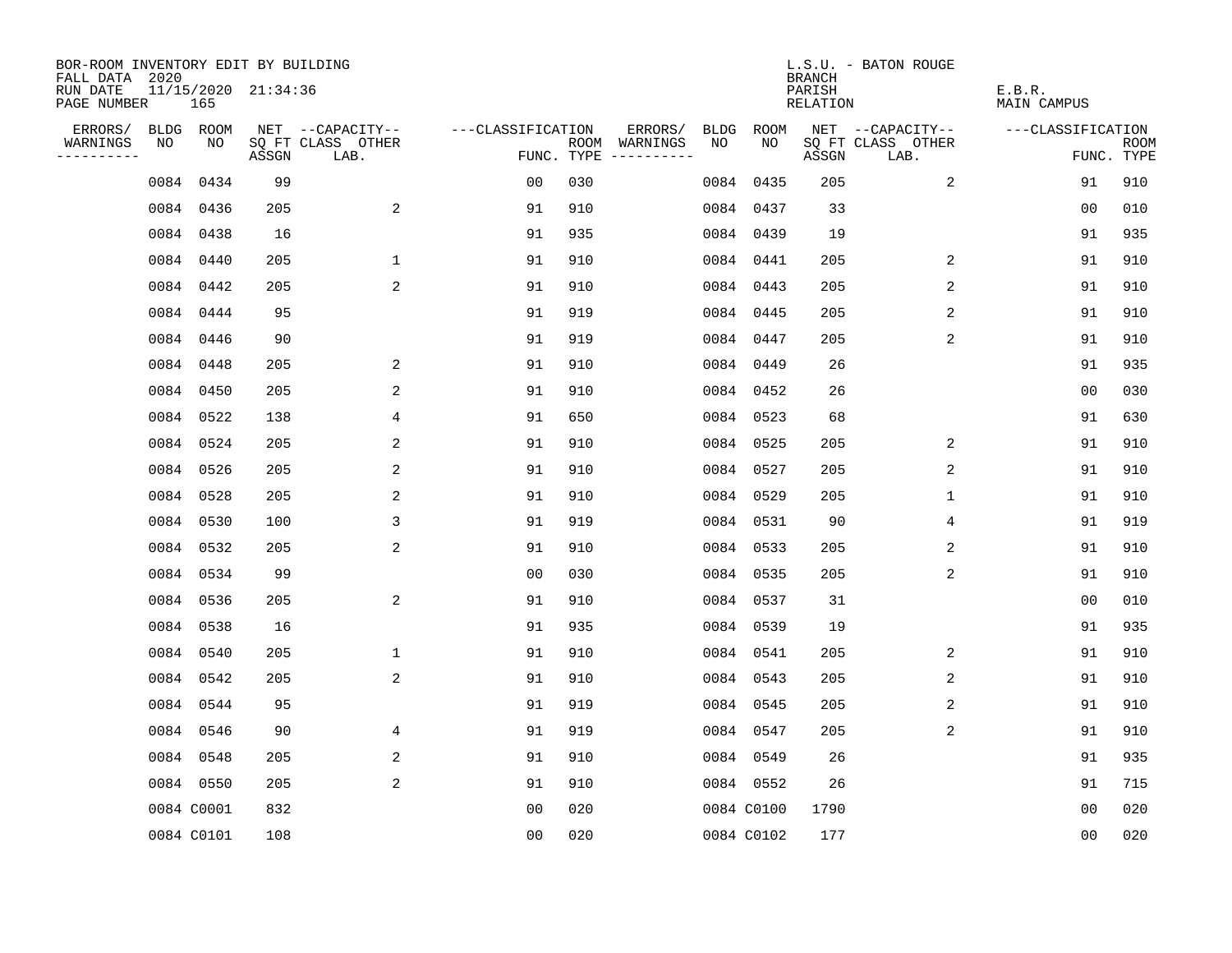BOR-ROOM INVENTORY EDIT BY BUILDING
FALL DATA 2020
RUN DATE 11/15/2020 21:34:36
PAGE NUMBER 165

L.S.U. - BATON ROUGE
BRANCH
PARISH E.B.R.
RELATION MAIN CAMPUS

| ERRORS/ WARNINGS | BLDG NO | ROOM NO | NET SQ FT ASSGN | CAPACITY CLASS LAB. | CAPACITY OTHER | CLASSIFICATION FUNC. | ROOM TYPE | ERRORS/ WARNINGS | BLDG NO | ROOM NO | NET SQ FT ASSGN | CAPACITY CLASS LAB. | CAPACITY OTHER | CLASSIFICATION FUNC. | ROOM TYPE |
|---|---|---|---|---|---|---|---|---|---|---|---|---|---|---|---|
| | 0084 | 0434 | 99 | | | 00 | 030 | | 0084 | 0435 | 205 | | 2 | 91 | 910 |
| | 0084 | 0436 | 205 | | 2 | 91 | 910 | | 0084 | 0437 | 33 | | | 00 | 010 |
| | 0084 | 0438 | 16 | | | 91 | 935 | | 0084 | 0439 | 19 | | | 91 | 935 |
| | 0084 | 0440 | 205 | | 1 | 91 | 910 | | 0084 | 0441 | 205 | | 2 | 91 | 910 |
| | 0084 | 0442 | 205 | | 2 | 91 | 910 | | 0084 | 0443 | 205 | | 2 | 91 | 910 |
| | 0084 | 0444 | 95 | | | 91 | 919 | | 0084 | 0445 | 205 | | 2 | 91 | 910 |
| | 0084 | 0446 | 90 | | | 91 | 919 | | 0084 | 0447 | 205 | | 2 | 91 | 910 |
| | 0084 | 0448 | 205 | | 2 | 91 | 910 | | 0084 | 0449 | 26 | | | 91 | 935 |
| | 0084 | 0450 | 205 | | 2 | 91 | 910 | | 0084 | 0452 | 26 | | | 00 | 030 |
| | 0084 | 0522 | 138 | | 4 | 91 | 650 | | 0084 | 0523 | 68 | | | 91 | 630 |
| | 0084 | 0524 | 205 | | 2 | 91 | 910 | | 0084 | 0525 | 205 | | 2 | 91 | 910 |
| | 0084 | 0526 | 205 | | 2 | 91 | 910 | | 0084 | 0527 | 205 | | 2 | 91 | 910 |
| | 0084 | 0528 | 205 | | 2 | 91 | 910 | | 0084 | 0529 | 205 | | 1 | 91 | 910 |
| | 0084 | 0530 | 100 | | 3 | 91 | 919 | | 0084 | 0531 | 90 | | 4 | 91 | 919 |
| | 0084 | 0532 | 205 | | 2 | 91 | 910 | | 0084 | 0533 | 205 | | 2 | 91 | 910 |
| | 0084 | 0534 | 99 | | | 00 | 030 | | 0084 | 0535 | 205 | | 2 | 91 | 910 |
| | 0084 | 0536 | 205 | | 2 | 91 | 910 | | 0084 | 0537 | 31 | | | 00 | 010 |
| | 0084 | 0538 | 16 | | | 91 | 935 | | 0084 | 0539 | 19 | | | 91 | 935 |
| | 0084 | 0540 | 205 | | 1 | 91 | 910 | | 0084 | 0541 | 205 | | 2 | 91 | 910 |
| | 0084 | 0542 | 205 | | 2 | 91 | 910 | | 0084 | 0543 | 205 | | 2 | 91 | 910 |
| | 0084 | 0544 | 95 | | | 91 | 919 | | 0084 | 0545 | 205 | | 2 | 91 | 910 |
| | 0084 | 0546 | 90 | | 4 | 91 | 919 | | 0084 | 0547 | 205 | | 2 | 91 | 910 |
| | 0084 | 0548 | 205 | | 2 | 91 | 910 | | 0084 | 0549 | 26 | | | 91 | 935 |
| | 0084 | 0550 | 205 | | 2 | 91 | 910 | | 0084 | 0552 | 26 | | | 91 | 715 |
| | 0084 | C0001 | 832 | | | 00 | 020 | | 0084 | C0100 | 1790 | | | 00 | 020 |
| | 0084 | C0101 | 108 | | | 00 | 020 | | 0084 | C0102 | 177 | | | 00 | 020 |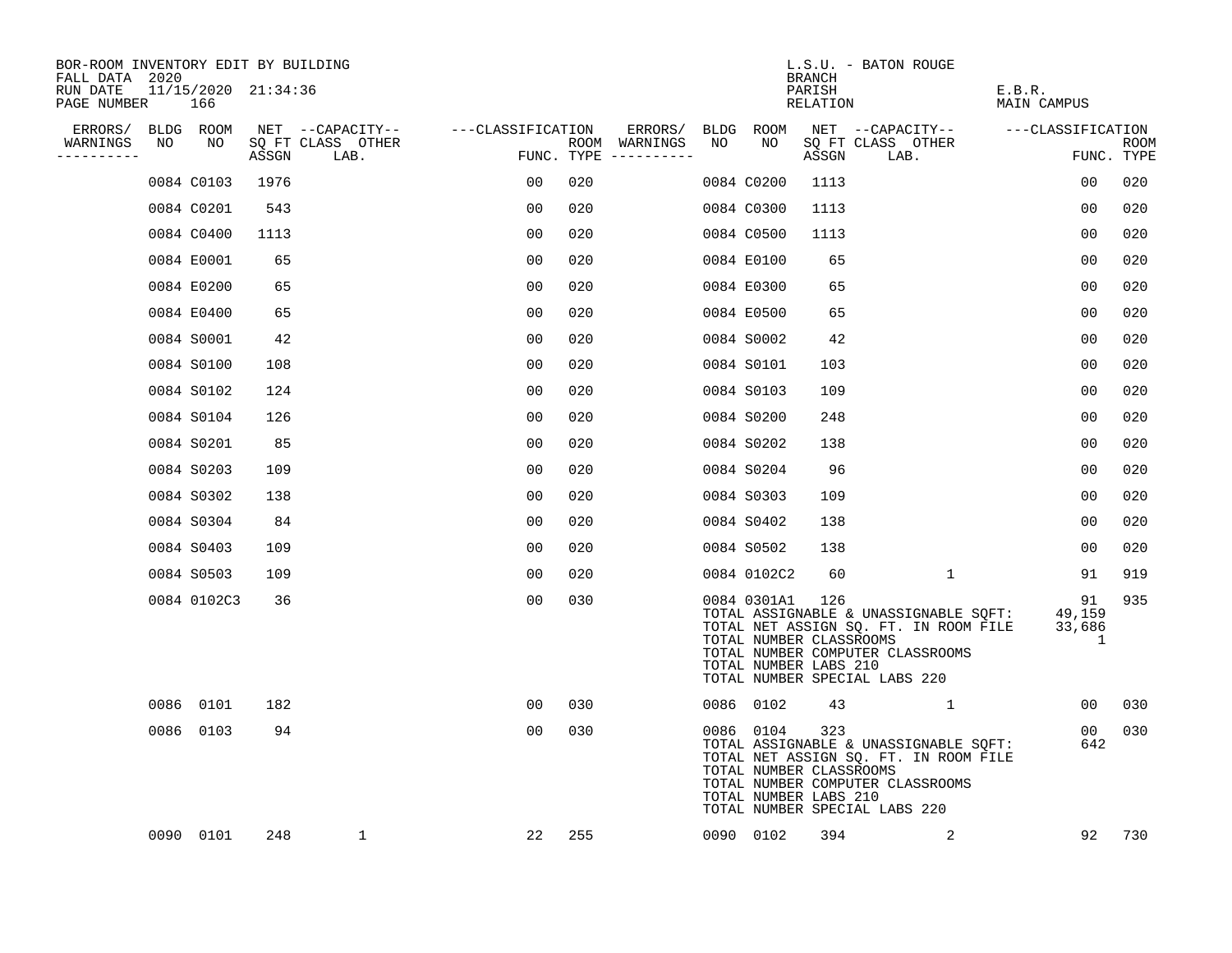BOR-ROOM INVENTORY EDIT BY BUILDING
FALL DATA 2020
RUN DATE 11/15/2020 21:34:36
PAGE NUMBER 166

L.S.U. - BATON ROUGE
BRANCH
PARISH E.B.R.
RELATION MAIN CAMPUS

| ERRORS/ WARNINGS | BLDG NO | ROOM NO | NET SQ FT ASSGN | CAPACITY CLASS LAB. | CAPACITY OTHER | CLASSIFICATION FUNC. | ROOM TYPE | ERRORS/ WARNINGS | BLDG NO | ROOM NO | NET SQ FT ASSGN | CAPACITY CLASS LAB. | CAPACITY OTHER | CLASSIFICATION FUNC. | ROOM TYPE |
|---|---|---|---|---|---|---|---|---|---|---|---|---|---|---|---|
| | 0084 | C0103 | 1976 | | | 00 | 020 | | 0084 | C0200 | 1113 | | | 00 | 020 |
| | 0084 | C0201 | 543 | | | 00 | 020 | | 0084 | C0300 | 1113 | | | 00 | 020 |
| | 0084 | C0400 | 1113 | | | 00 | 020 | | 0084 | C0500 | 1113 | | | 00 | 020 |
| | 0084 | E0001 | 65 | | | 00 | 020 | | 0084 | E0100 | 65 | | | 00 | 020 |
| | 0084 | E0200 | 65 | | | 00 | 020 | | 0084 | E0300 | 65 | | | 00 | 020 |
| | 0084 | E0400 | 65 | | | 00 | 020 | | 0084 | E0500 | 65 | | | 00 | 020 |
| | 0084 | S0001 | 42 | | | 00 | 020 | | 0084 | S0002 | 42 | | | 00 | 020 |
| | 0084 | S0100 | 108 | | | 00 | 020 | | 0084 | S0101 | 103 | | | 00 | 020 |
| | 0084 | S0102 | 124 | | | 00 | 020 | | 0084 | S0103 | 109 | | | 00 | 020 |
| | 0084 | S0104 | 126 | | | 00 | 020 | | 0084 | S0200 | 248 | | | 00 | 020 |
| | 0084 | S0201 | 85 | | | 00 | 020 | | 0084 | S0202 | 138 | | | 00 | 020 |
| | 0084 | S0203 | 109 | | | 00 | 020 | | 0084 | S0204 | 96 | | | 00 | 020 |
| | 0084 | S0302 | 138 | | | 00 | 020 | | 0084 | S0303 | 109 | | | 00 | 020 |
| | 0084 | S0304 | 84 | | | 00 | 020 | | 0084 | S0402 | 138 | | | 00 | 020 |
| | 0084 | S0403 | 109 | | | 00 | 020 | | 0084 | S0502 | 138 | | | 00 | 020 |
| | 0084 | S0503 | 109 | | | 00 | 020 | | 0084 | 0102C2 | 60 | | 1 | 91 | 919 |
| | 0084 | 0102C3 | 36 | | | 00 | 030 | | 0084 | 0301A1 | 126 | | | 91 | 935 |

TOTAL ASSIGNABLE & UNASSIGNABLE SQFT: 49,159
TOTAL NET ASSIGN SQ. FT. IN ROOM FILE 33,686
TOTAL NUMBER CLASSROOMS 1
TOTAL NUMBER COMPUTER CLASSROOMS
TOTAL NUMBER LABS 210
TOTAL NUMBER SPECIAL LABS 220

| ERRORS/ WARNINGS | BLDG NO | ROOM NO | NET SQ FT ASSGN | CAPACITY CLASS LAB. | CAPACITY OTHER | CLASSIFICATION FUNC. | ROOM TYPE | ERRORS/ WARNINGS | BLDG NO | ROOM NO | NET SQ FT ASSGN | CAPACITY CLASS LAB. | CAPACITY OTHER | CLASSIFICATION FUNC. | ROOM TYPE |
|---|---|---|---|---|---|---|---|---|---|---|---|---|---|---|---|
| | 0086 | 0101 | 182 | | | 00 | 030 | | 0086 | 0102 | 43 | | 1 | 00 | 030 |
| | 0086 | 0103 | 94 | | | 00 | 030 | | 0086 | 0104 | 323 | | | 00 | 030 |

TOTAL ASSIGNABLE & UNASSIGNABLE SQFT: 642
TOTAL NET ASSIGN SQ. FT. IN ROOM FILE
TOTAL NUMBER CLASSROOMS
TOTAL NUMBER COMPUTER CLASSROOMS
TOTAL NUMBER LABS 210
TOTAL NUMBER SPECIAL LABS 220

| ERRORS/ WARNINGS | BLDG NO | ROOM NO | NET SQ FT ASSGN | CAPACITY CLASS LAB. | CAPACITY OTHER | CLASSIFICATION FUNC. | ROOM TYPE | ERRORS/ WARNINGS | BLDG NO | ROOM NO | NET SQ FT ASSGN | CAPACITY CLASS LAB. | CAPACITY OTHER | CLASSIFICATION FUNC. | ROOM TYPE |
|---|---|---|---|---|---|---|---|---|---|---|---|---|---|---|---|
| | 0090 | 0101 | 248 | | 1 | 22 | 255 | | 0090 | 0102 | 394 | | 2 | 92 | 730 |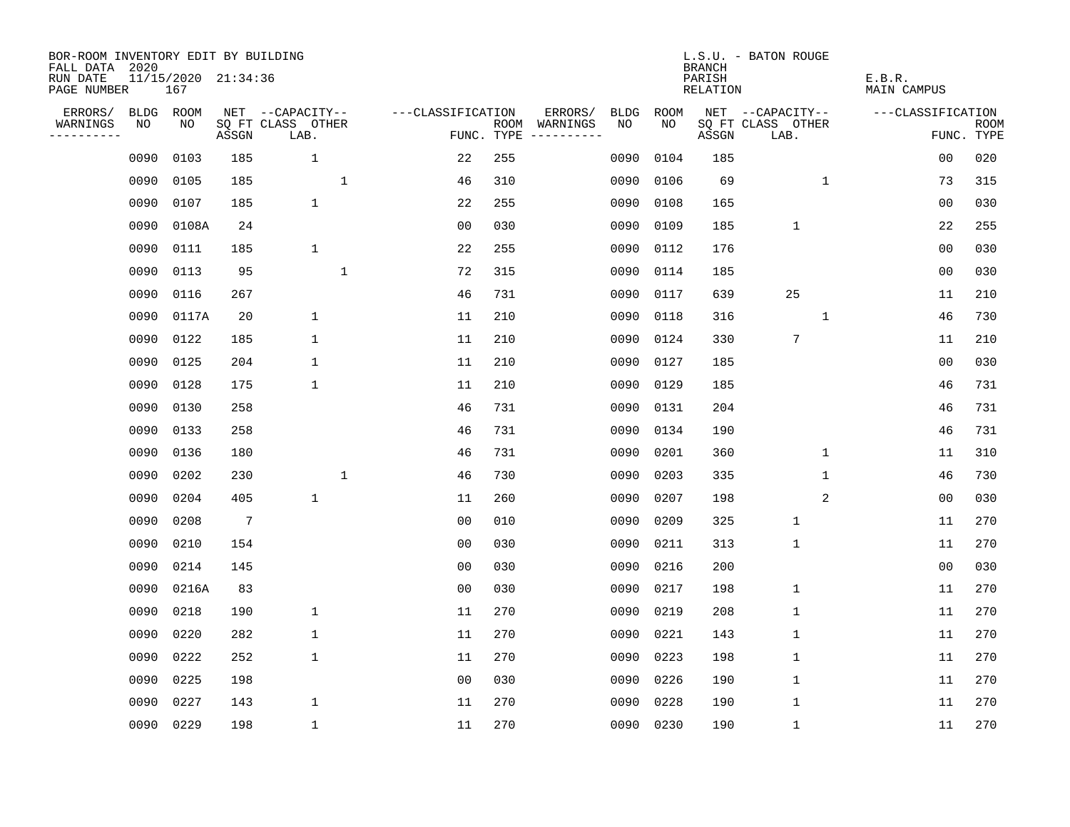BOR-ROOM INVENTORY EDIT BY BUILDING
FALL DATA 2020
RUN DATE 11/15/2020 21:34:36
PAGE NUMBER 167

L.S.U. - BATON ROUGE
BRANCH
PARISH E.B.R.
RELATION MAIN CAMPUS

| ERRORS/ WARNINGS | BLDG NO | ROOM NO | NET SQ FT ASSGN | CAPACITY CLASS LAB. | CAPACITY OTHER | CLASSIFICATION FUNC. | ROOM TYPE | ERRORS/ WARNINGS | BLDG NO | ROOM NO | NET SQ FT ASSGN | CAPACITY CLASS LAB. | CAPACITY OTHER | CLASSIFICATION FUNC. | ROOM TYPE |
|---|---|---|---|---|---|---|---|---|---|---|---|---|---|---|---|
| | 0090 | 0103 | 185 | 1 | | 22 | 255 | | 0090 | 0104 | 185 | | | 00 | 020 |
| | 0090 | 0105 | 185 | | 1 | 46 | 310 | | 0090 | 0106 | 69 | | 1 | 73 | 315 |
| | 0090 | 0107 | 185 | 1 | | 22 | 255 | | 0090 | 0108 | 165 | | | 00 | 030 |
| | 0090 | 0108A | 24 | | | 00 | 030 | | 0090 | 0109 | 185 | 1 | | 22 | 255 |
| | 0090 | 0111 | 185 | 1 | | 22 | 255 | | 0090 | 0112 | 176 | | | 00 | 030 |
| | 0090 | 0113 | 95 | | 1 | 72 | 315 | | 0090 | 0114 | 185 | | | 00 | 030 |
| | 0090 | 0116 | 267 | | | 46 | 731 | | 0090 | 0117 | 639 | 25 | | 11 | 210 |
| | 0090 | 0117A | 20 | 1 | | 11 | 210 | | 0090 | 0118 | 316 | | 1 | 46 | 730 |
| | 0090 | 0122 | 185 | 1 | | 11 | 210 | | 0090 | 0124 | 330 | 7 | | 11 | 210 |
| | 0090 | 0125 | 204 | 1 | | 11 | 210 | | 0090 | 0127 | 185 | | | 00 | 030 |
| | 0090 | 0128 | 175 | 1 | | 11 | 210 | | 0090 | 0129 | 185 | | | 46 | 731 |
| | 0090 | 0130 | 258 | | | 46 | 731 | | 0090 | 0131 | 204 | | | 46 | 731 |
| | 0090 | 0133 | 258 | | | 46 | 731 | | 0090 | 0134 | 190 | | | 46 | 731 |
| | 0090 | 0136 | 180 | | | 46 | 731 | | 0090 | 0201 | 360 | | 1 | 11 | 310 |
| | 0090 | 0202 | 230 | | 1 | 46 | 730 | | 0090 | 0203 | 335 | | 1 | 46 | 730 |
| | 0090 | 0204 | 405 | 1 | | 11 | 260 | | 0090 | 0207 | 198 | | 2 | 00 | 030 |
| | 0090 | 0208 | 7 | | | 00 | 010 | | 0090 | 0209 | 325 | 1 | | 11 | 270 |
| | 0090 | 0210 | 154 | | | 00 | 030 | | 0090 | 0211 | 313 | 1 | | 11 | 270 |
| | 0090 | 0214 | 145 | | | 00 | 030 | | 0090 | 0216 | 200 | | | 00 | 030 |
| | 0090 | 0216A | 83 | | | 00 | 030 | | 0090 | 0217 | 198 | 1 | | 11 | 270 |
| | 0090 | 0218 | 190 | 1 | | 11 | 270 | | 0090 | 0219 | 208 | 1 | | 11 | 270 |
| | 0090 | 0220 | 282 | 1 | | 11 | 270 | | 0090 | 0221 | 143 | 1 | | 11 | 270 |
| | 0090 | 0222 | 252 | 1 | | 11 | 270 | | 0090 | 0223 | 198 | 1 | | 11 | 270 |
| | 0090 | 0225 | 198 | | | 00 | 030 | | 0090 | 0226 | 190 | 1 | | 11 | 270 |
| | 0090 | 0227 | 143 | 1 | | 11 | 270 | | 0090 | 0228 | 190 | 1 | | 11 | 270 |
| | 0090 | 0229 | 198 | 1 | | 11 | 270 | | 0090 | 0230 | 190 | 1 | | 11 | 270 |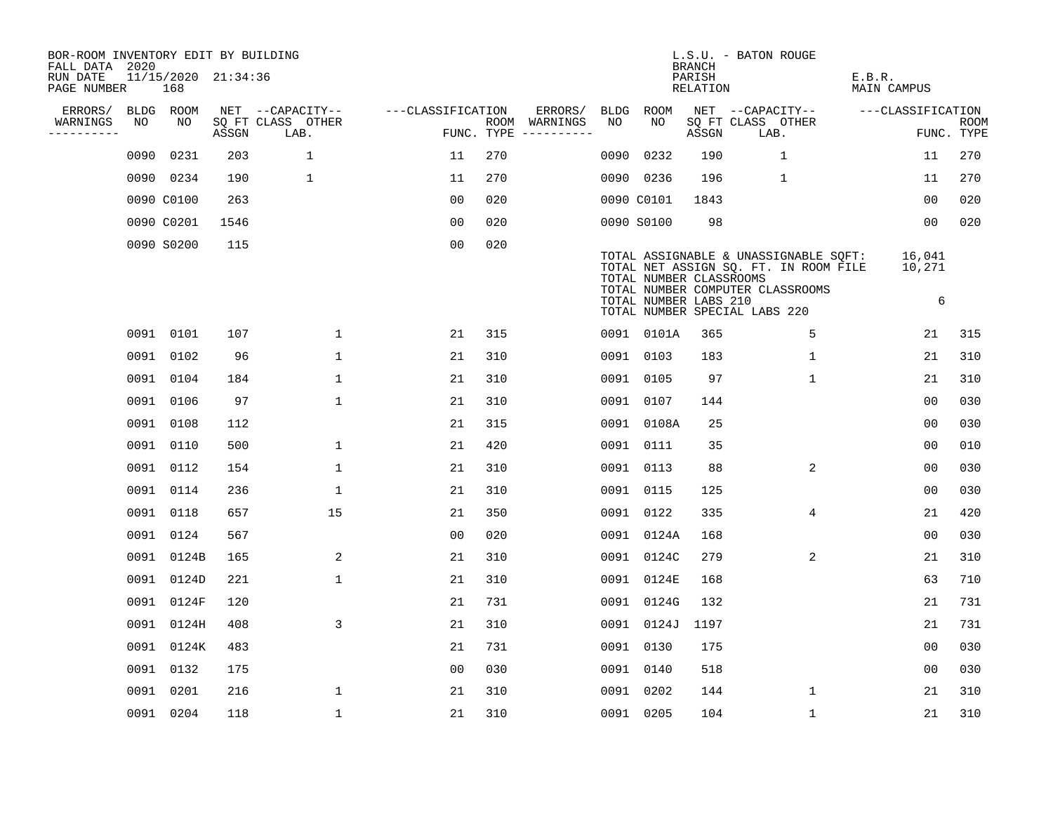BOR-ROOM INVENTORY EDIT BY BUILDING
FALL DATA 2020
RUN DATE 11/15/2020 21:34:36
PAGE NUMBER 168

L.S.U. - BATON ROUGE
BRANCH
PARISH E.B.R.
RELATION MAIN CAMPUS

| ERRORS/ WARNINGS | BLDG NO | ROOM NO | NET SQ FT ASSGN | CAPACITY CLASS LAB. | CAPACITY OTHER | CLASSIFICATION FUNC. | ROOM TYPE | ERRORS/ WARNINGS | BLDG NO | ROOM NO | NET SQ FT ASSGN | CAPACITY CLASS LAB. | CAPACITY OTHER | CLASSIFICATION FUNC. | ROOM TYPE |
|---|---|---|---|---|---|---|---|---|---|---|---|---|---|---|---|
| | 0090 | 0231 | 203 | 1 | | 11 | 270 | | 0090 | 0232 | 190 | 1 | | 11 | 270 |
| | 0090 | 0234 | 190 | 1 | | 11 | 270 | | 0090 | 0236 | 196 | 1 | | 11 | 270 |
| | 0090 | C0100 | 263 | | | 00 | 020 | | 0090 | C0101 | 1843 | | | 00 | 020 |
| | 0090 | C0201 | 1546 | | | 00 | 020 | | 0090 | S0100 | 98 | | | 00 | 020 |
| | 0090 | S0200 | 115 | | | 00 | 020 | | | | | | | | |

TOTAL ASSIGNABLE & UNASSIGNABLE SQFT: 16,041
TOTAL NET ASSIGN SQ. FT. IN ROOM FILE 10,271
TOTAL NUMBER CLASSROOMS
TOTAL NUMBER COMPUTER CLASSROOMS
TOTAL NUMBER LABS 210 6
TOTAL NUMBER SPECIAL LABS 220

| ERRORS/ WARNINGS | BLDG NO | ROOM NO | NET SQ FT ASSGN | CAPACITY CLASS LAB. | CAPACITY OTHER | CLASSIFICATION FUNC. | ROOM TYPE | ERRORS/ WARNINGS | BLDG NO | ROOM NO | NET SQ FT ASSGN | CAPACITY CLASS LAB. | CAPACITY OTHER | CLASSIFICATION FUNC. | ROOM TYPE |
|---|---|---|---|---|---|---|---|---|---|---|---|---|---|---|---|
| | 0091 | 0101 | 107 | | 1 | 21 | 315 | | 0091 | 0101A | 365 | | 5 | 21 | 315 |
| | 0091 | 0102 | 96 | | 1 | 21 | 310 | | 0091 | 0103 | 183 | | 1 | 21 | 310 |
| | 0091 | 0104 | 184 | | 1 | 21 | 310 | | 0091 | 0105 | 97 | | 1 | 21 | 310 |
| | 0091 | 0106 | 97 | | 1 | 21 | 310 | | 0091 | 0107 | 144 | | | 00 | 030 |
| | 0091 | 0108 | 112 | | | 21 | 315 | | 0091 | 0108A | 25 | | | 00 | 030 |
| | 0091 | 0110 | 500 | | 1 | 21 | 420 | | 0091 | 0111 | 35 | | | 00 | 010 |
| | 0091 | 0112 | 154 | | 1 | 21 | 310 | | 0091 | 0113 | 88 | | 2 | 00 | 030 |
| | 0091 | 0114 | 236 | | 1 | 21 | 310 | | 0091 | 0115 | 125 | | | 00 | 030 |
| | 0091 | 0118 | 657 | | 15 | 21 | 350 | | 0091 | 0122 | 335 | | 4 | 21 | 420 |
| | 0091 | 0124 | 567 | | | 00 | 020 | | 0091 | 0124A | 168 | | | 00 | 030 |
| | 0091 | 0124B | 165 | | 2 | 21 | 310 | | 0091 | 0124C | 279 | | 2 | 21 | 310 |
| | 0091 | 0124D | 221 | | 1 | 21 | 310 | | 0091 | 0124E | 168 | | | 63 | 710 |
| | 0091 | 0124F | 120 | | | 21 | 731 | | 0091 | 0124G | 132 | | | 21 | 731 |
| | 0091 | 0124H | 408 | | 3 | 21 | 310 | | 0091 | 0124J | 1197 | | | 21 | 731 |
| | 0091 | 0124K | 483 | | | 21 | 731 | | 0091 | 0130 | 175 | | | 00 | 030 |
| | 0091 | 0132 | 175 | | | 00 | 030 | | 0091 | 0140 | 518 | | | 00 | 030 |
| | 0091 | 0201 | 216 | | 1 | 21 | 310 | | 0091 | 0202 | 144 | | 1 | 21 | 310 |
| | 0091 | 0204 | 118 | | 1 | 21 | 310 | | 0091 | 0205 | 104 | | 1 | 21 | 310 |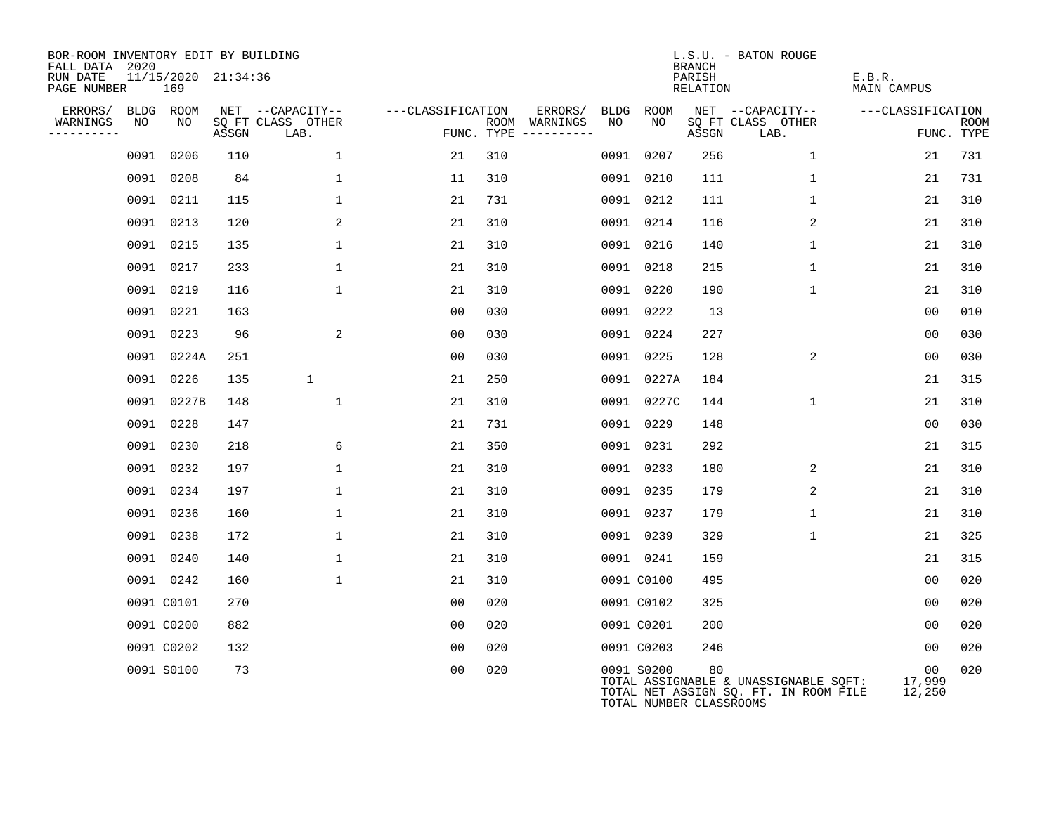BOR-ROOM INVENTORY EDIT BY BUILDING
FALL DATA 2020
RUN DATE 11/15/2020 21:34:36
PAGE NUMBER 169

L.S.U. - BATON ROUGE
BRANCH
PARISH E.B.R.
RELATION MAIN CAMPUS

| ERRORS/ WARNINGS | BLDG NO | ROOM NO | NET SQ FT ASSGN | CAPACITY CLASS LAB. | CAPACITY OTHER | CLASSIFICATION FUNC. | ROOM TYPE | ERRORS/ WARNINGS | BLDG NO | ROOM NO | NET SQ FT ASSGN | CAPACITY CLASS LAB. | CAPACITY OTHER | CLASSIFICATION FUNC. | ROOM TYPE |
|---|---|---|---|---|---|---|---|---|---|---|---|---|---|---|---|
| | 0091 | 0206 | 110 | | 1 | 21 | 310 | | 0091 | 0207 | 256 | | 1 | 21 | 731 |
| | 0091 | 0208 | 84 | | 1 | 11 | 310 | | 0091 | 0210 | 111 | | 1 | 21 | 731 |
| | 0091 | 0211 | 115 | | 1 | 21 | 731 | | 0091 | 0212 | 111 | | 1 | 21 | 310 |
| | 0091 | 0213 | 120 | | 2 | 21 | 310 | | 0091 | 0214 | 116 | | 2 | 21 | 310 |
| | 0091 | 0215 | 135 | | 1 | 21 | 310 | | 0091 | 0216 | 140 | | 1 | 21 | 310 |
| | 0091 | 0217 | 233 | | 1 | 21 | 310 | | 0091 | 0218 | 215 | | 1 | 21 | 310 |
| | 0091 | 0219 | 116 | | 1 | 21 | 310 | | 0091 | 0220 | 190 | | 1 | 21 | 310 |
| | 0091 | 0221 | 163 | | | 00 | 030 | | 0091 | 0222 | 13 | | | 00 | 010 |
| | 0091 | 0223 | 96 | | 2 | 00 | 030 | | 0091 | 0224 | 227 | | | 00 | 030 |
| | 0091 | 0224A | 251 | | | 00 | 030 | | 0091 | 0225 | 128 | | 2 | 00 | 030 |
| | 0091 | 0226 | 135 | 1 | | 21 | 250 | | 0091 | 0227A | 184 | | | 21 | 315 |
| | 0091 | 0227B | 148 | | 1 | 21 | 310 | | 0091 | 0227C | 144 | | 1 | 21 | 310 |
| | 0091 | 0228 | 147 | | | 21 | 731 | | 0091 | 0229 | 148 | | | 00 | 030 |
| | 0091 | 0230 | 218 | | 6 | 21 | 350 | | 0091 | 0231 | 292 | | | 21 | 315 |
| | 0091 | 0232 | 197 | | 1 | 21 | 310 | | 0091 | 0233 | 180 | | 2 | 21 | 310 |
| | 0091 | 0234 | 197 | | 1 | 21 | 310 | | 0091 | 0235 | 179 | | 2 | 21 | 310 |
| | 0091 | 0236 | 160 | | 1 | 21 | 310 | | 0091 | 0237 | 179 | | 1 | 21 | 310 |
| | 0091 | 0238 | 172 | | 1 | 21 | 310 | | 0091 | 0239 | 329 | | 1 | 21 | 325 |
| | 0091 | 0240 | 140 | | 1 | 21 | 310 | | 0091 | 0241 | 159 | | | 21 | 315 |
| | 0091 | 0242 | 160 | | 1 | 21 | 310 | | 0091 | C0100 | 495 | | | 00 | 020 |
| | 0091 | C0101 | 270 | | | 00 | 020 | | 0091 | C0102 | 325 | | | 00 | 020 |
| | 0091 | C0200 | 882 | | | 00 | 020 | | 0091 | C0201 | 200 | | | 00 | 020 |
| | 0091 | C0202 | 132 | | | 00 | 020 | | 0091 | C0203 | 246 | | | 00 | 020 |
| | 0091 | S0100 | 73 | | | 00 | 020 | | 0091 | S0200 | 80 | | | 00 | 020 |

TOTAL ASSIGNABLE & UNASSIGNABLE SQFT: 17,999
TOTAL NET ASSIGN SQ. FT. IN ROOM FILE 12,250
TOTAL NUMBER CLASSROOMS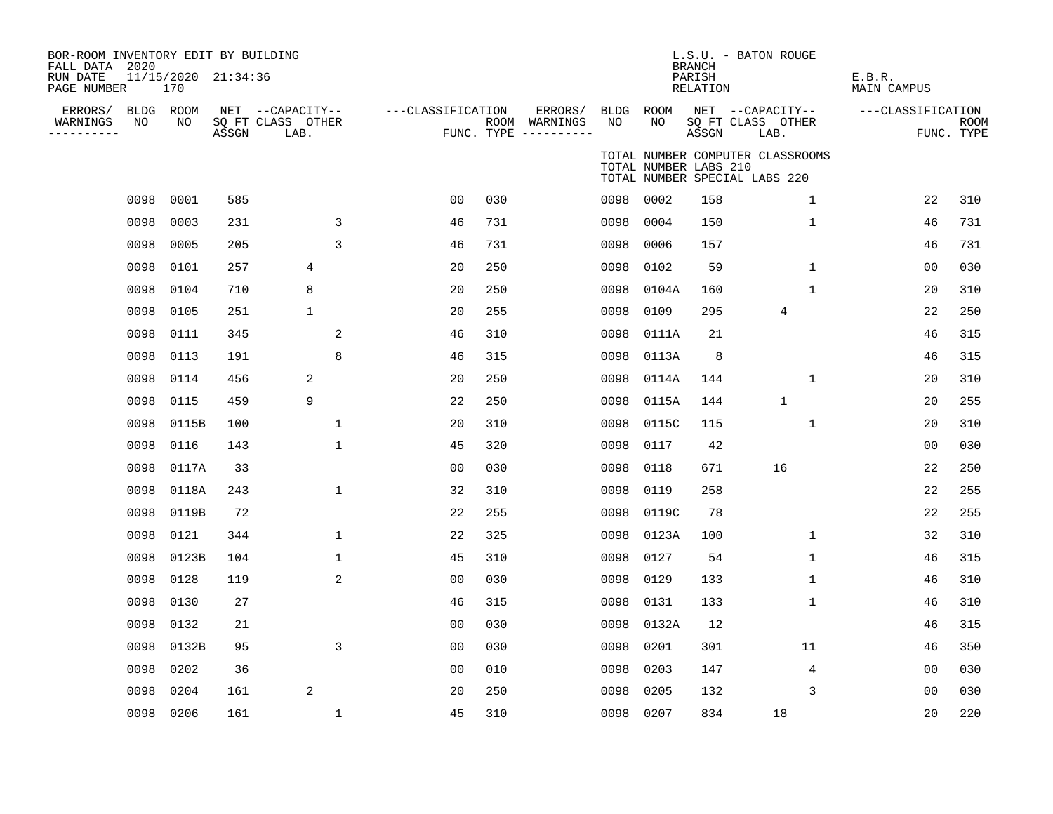BOR-ROOM INVENTORY EDIT BY BUILDING
FALL DATA 2020
RUN DATE 11/15/2020 21:34:36
PAGE NUMBER 170

L.S.U. - BATON ROUGE
BRANCH
PARISH E.B.R.
RELATION MAIN CAMPUS

TOTAL NUMBER COMPUTER CLASSROOMS
TOTAL NUMBER LABS 210
TOTAL NUMBER SPECIAL LABS 220

| ERRORS/ WARNINGS | BLDG NO | ROOM NO | NET SQ FT ASSGN | CAPACITY CLASS LAB. | CAPACITY OTHER | CLASSIFICATION FUNC. | ROOM TYPE | ERRORS/ WARNINGS | BLDG NO | ROOM NO | NET SQ FT ASSGN | CAPACITY CLASS LAB. | CAPACITY OTHER | CLASSIFICATION FUNC. | ROOM TYPE |
|---|---|---|---|---|---|---|---|---|---|---|---|---|---|---|---|
| | 0098 | 0001 | 585 | | | 00 | 030 | | 0098 | 0002 | 158 | | 1 | 22 | 310 |
| | 0098 | 0003 | 231 | | 3 | 46 | 731 | | 0098 | 0004 | 150 | | 1 | 46 | 731 |
| | 0098 | 0005 | 205 | | 3 | 46 | 731 | | 0098 | 0006 | 157 | | | 46 | 731 |
| | 0098 | 0101 | 257 | 4 | | 20 | 250 | | 0098 | 0102 | 59 | | 1 | 00 | 030 |
| | 0098 | 0104 | 710 | 8 | | 20 | 250 | | 0098 | 0104A | 160 | | 1 | 20 | 310 |
| | 0098 | 0105 | 251 | 1 | | 20 | 255 | | 0098 | 0109 | 295 | 4 | | 22 | 250 |
| | 0098 | 0111 | 345 | | 2 | 46 | 310 | | 0098 | 0111A | 21 | | | 46 | 315 |
| | 0098 | 0113 | 191 | | 8 | 46 | 315 | | 0098 | 0113A | 8 | | | 46 | 315 |
| | 0098 | 0114 | 456 | 2 | | 20 | 250 | | 0098 | 0114A | 144 | | 1 | 20 | 310 |
| | 0098 | 0115 | 459 | 9 | | 22 | 250 | | 0098 | 0115A | 144 | 1 | | 20 | 255 |
| | 0098 | 0115B | 100 | | 1 | 20 | 310 | | 0098 | 0115C | 115 | | 1 | 20 | 310 |
| | 0098 | 0116 | 143 | | 1 | 45 | 320 | | 0098 | 0117 | 42 | | | 00 | 030 |
| | 0098 | 0117A | 33 | | | 00 | 030 | | 0098 | 0118 | 671 | 16 | | 22 | 250 |
| | 0098 | 0118A | 243 | | 1 | 32 | 310 | | 0098 | 0119 | 258 | | | 22 | 255 |
| | 0098 | 0119B | 72 | | | 22 | 255 | | 0098 | 0119C | 78 | | | 22 | 255 |
| | 0098 | 0121 | 344 | | 1 | 22 | 325 | | 0098 | 0123A | 100 | | 1 | 32 | 310 |
| | 0098 | 0123B | 104 | | 1 | 45 | 310 | | 0098 | 0127 | 54 | | 1 | 46 | 315 |
| | 0098 | 0128 | 119 | | 2 | 00 | 030 | | 0098 | 0129 | 133 | | 1 | 46 | 310 |
| | 0098 | 0130 | 27 | | | 46 | 315 | | 0098 | 0131 | 133 | | 1 | 46 | 310 |
| | 0098 | 0132 | 21 | | | 00 | 030 | | 0098 | 0132A | 12 | | | 46 | 315 |
| | 0098 | 0132B | 95 | | 3 | 00 | 030 | | 0098 | 0201 | 301 | | 11 | 46 | 350 |
| | 0098 | 0202 | 36 | | | 00 | 010 | | 0098 | 0203 | 147 | | 4 | 00 | 030 |
| | 0098 | 0204 | 161 | 2 | | 20 | 250 | | 0098 | 0205 | 132 | | 3 | 00 | 030 |
| | 0098 | 0206 | 161 | | 1 | 45 | 310 | | 0098 | 0207 | 834 | 18 | | 20 | 220 |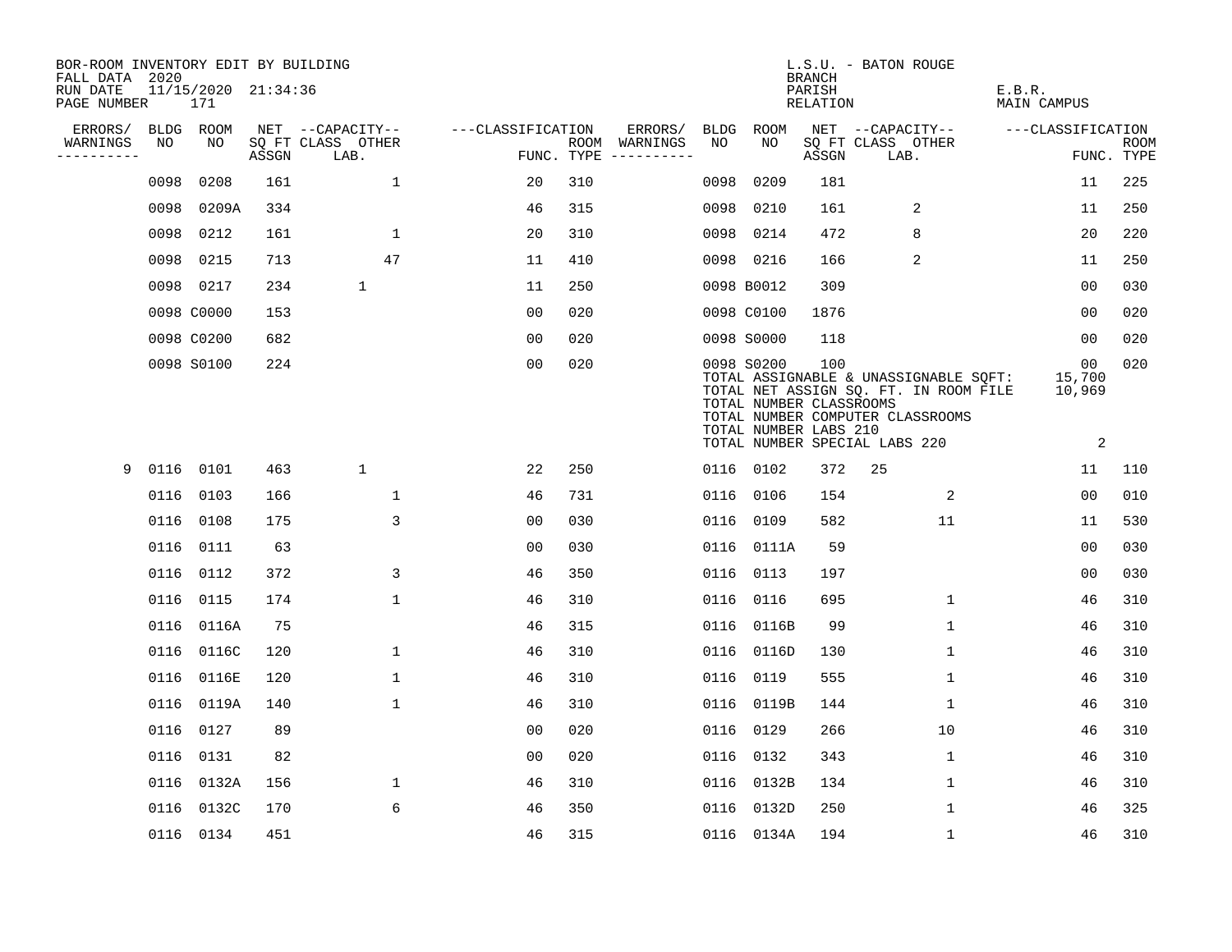BOR-ROOM INVENTORY EDIT BY BUILDING
FALL DATA 2020
RUN DATE 11/15/2020 21:34:36
PAGE NUMBER 171

L.S.U. - BATON ROUGE
BRANCH
PARISH E.B.R.
RELATION MAIN CAMPUS

| ERRORS/ WARNINGS | BLDG NO | ROOM NO | NET SQ FT ASSGN | CAPACITY CLASS LAB. | CAPACITY OTHER | CLASSIFICATION FUNC. | ROOM TYPE | ERRORS/ WARNINGS | BLDG NO | ROOM NO | NET SQ FT ASSGN | CAPACITY CLASS LAB. | CAPACITY OTHER | CLASSIFICATION FUNC. | ROOM TYPE |
|---|---|---|---|---|---|---|---|---|---|---|---|---|---|---|---|
| | 0098 | 0208 | 161 | | 1 | 20 | 310 | | 0098 | 0209 | 181 | | | 11 | 225 |
| | 0098 | 0209A | 334 | | | 46 | 315 | | 0098 | 0210 | 161 | 2 | | 11 | 250 |
| | 0098 | 0212 | 161 | | 1 | 20 | 310 | | 0098 | 0214 | 472 | 8 | | 20 | 220 |
| | 0098 | 0215 | 713 | | 47 | 11 | 410 | | 0098 | 0216 | 166 | 2 | | 11 | 250 |
| | 0098 | 0217 | 234 | 1 | | 11 | 250 | | 0098 | B0012 | 309 | | | 00 | 030 |
| | 0098 | C0000 | 153 | | | 00 | 020 | | 0098 | C0100 | 1876 | | | 00 | 020 |
| | 0098 | C0200 | 682 | | | 00 | 020 | | 0098 | S0000 | 118 | | | 00 | 020 |
| | 0098 | S0100 | 224 | | | 00 | 020 | | 0098 | S0200 | 100 | | | 00 | 020 |

TOTAL ASSIGNABLE & UNASSIGNABLE SQFT: 15,700
TOTAL NET ASSIGN SQ. FT. IN ROOM FILE 10,969
TOTAL NUMBER CLASSROOMS
TOTAL NUMBER COMPUTER CLASSROOMS
TOTAL NUMBER LABS 210
TOTAL NUMBER SPECIAL LABS 220 2

| ERRORS/ WARNINGS | BLDG NO | ROOM NO | NET SQ FT ASSGN | CAPACITY CLASS LAB. | CAPACITY OTHER | CLASSIFICATION FUNC. | ROOM TYPE | ERRORS/ WARNINGS | BLDG NO | ROOM NO | NET SQ FT ASSGN | CAPACITY CLASS LAB. | CAPACITY OTHER | CLASSIFICATION FUNC. | ROOM TYPE |
|---|---|---|---|---|---|---|---|---|---|---|---|---|---|---|---|
| 9 | 0116 | 0101 | 463 | 1 | | 22 | 250 | | 0116 | 0102 | 372 | 25 | | 11 | 110 |
| | 0116 | 0103 | 166 | | 1 | 46 | 731 | | 0116 | 0106 | 154 | | 2 | 00 | 010 |
| | 0116 | 0108 | 175 | | 3 | 00 | 030 | | 0116 | 0109 | 582 | | 11 | 11 | 530 |
| | 0116 | 0111 | 63 | | | 00 | 030 | | 0116 | 0111A | 59 | | | 00 | 030 |
| | 0116 | 0112 | 372 | | 3 | 46 | 350 | | 0116 | 0113 | 197 | | | 00 | 030 |
| | 0116 | 0115 | 174 | | 1 | 46 | 310 | | 0116 | 0116 | 695 | | 1 | 46 | 310 |
| | 0116 | 0116A | 75 | | | 46 | 315 | | 0116 | 0116B | 99 | | 1 | 46 | 310 |
| | 0116 | 0116C | 120 | | 1 | 46 | 310 | | 0116 | 0116D | 130 | | 1 | 46 | 310 |
| | 0116 | 0116E | 120 | | 1 | 46 | 310 | | 0116 | 0119 | 555 | | 1 | 46 | 310 |
| | 0116 | 0119A | 140 | | 1 | 46 | 310 | | 0116 | 0119B | 144 | | 1 | 46 | 310 |
| | 0116 | 0127 | 89 | | | 00 | 020 | | 0116 | 0129 | 266 | | 10 | 46 | 310 |
| | 0116 | 0131 | 82 | | | 00 | 020 | | 0116 | 0132 | 343 | | 1 | 46 | 310 |
| | 0116 | 0132A | 156 | | 1 | 46 | 310 | | 0116 | 0132B | 134 | | 1 | 46 | 310 |
| | 0116 | 0132C | 170 | | 6 | 46 | 350 | | 0116 | 0132D | 250 | | 1 | 46 | 325 |
| | 0116 | 0134 | 451 | | | 46 | 315 | | 0116 | 0134A | 194 | | 1 | 46 | 310 |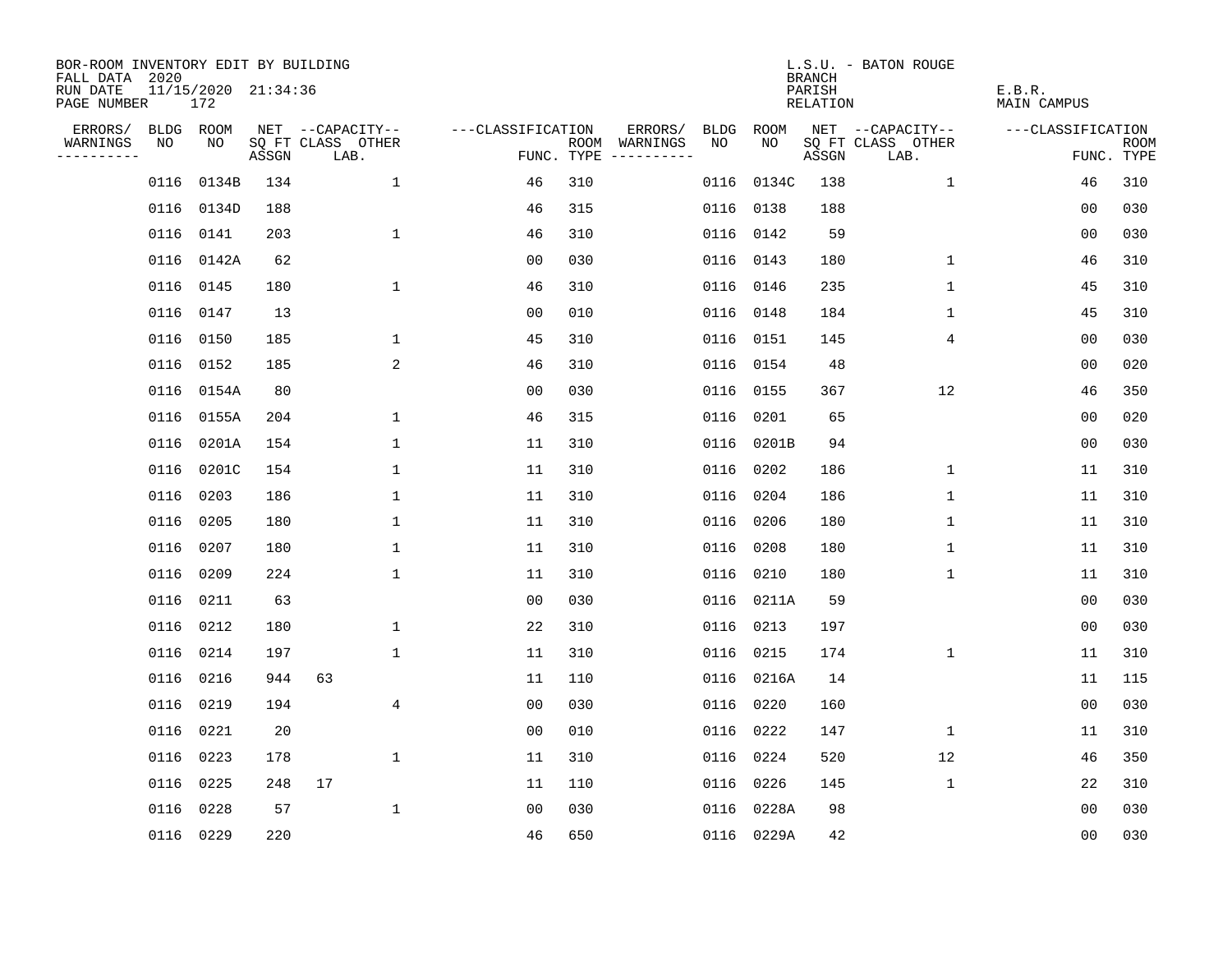BOR-ROOM INVENTORY EDIT BY BUILDING
FALL DATA 2020
RUN DATE 11/15/2020 21:34:36
PAGE NUMBER 172

L.S.U. - BATON ROUGE
BRANCH
PARISH E.B.R.
RELATION MAIN CAMPUS

| ERRORS/ WARNINGS | BLDG NO | ROOM NO | NET SQ FT ASSGN | --CAPACITY-- CLASS | OTHER LAB. | ---CLASSIFICATION FUNC. | ROOM TYPE | ERRORS/ WARNINGS | BLDG NO | ROOM NO | NET SQ FT ASSGN | --CAPACITY-- CLASS | OTHER LAB. | ---CLASSIFICATION FUNC. | ROOM TYPE |
|---|---|---|---|---|---|---|---|---|---|---|---|---|---|---|---|
| | 0116 | 0134B | 134 | | 1 | 46 | 310 | | 0116 | 0134C | 138 | | 1 | 46 | 310 |
| | 0116 | 0134D | 188 | | | 46 | 315 | | 0116 | 0138 | 188 | | | 00 | 030 |
| | 0116 | 0141 | 203 | | 1 | 46 | 310 | | 0116 | 0142 | 59 | | | 00 | 030 |
| | 0116 | 0142A | 62 | | | 00 | 030 | | 0116 | 0143 | 180 | | 1 | 46 | 310 |
| | 0116 | 0145 | 180 | | 1 | 46 | 310 | | 0116 | 0146 | 235 | | 1 | 45 | 310 |
| | 0116 | 0147 | 13 | | | 00 | 010 | | 0116 | 0148 | 184 | | 1 | 45 | 310 |
| | 0116 | 0150 | 185 | | 1 | 45 | 310 | | 0116 | 0151 | 145 | | 4 | 00 | 030 |
| | 0116 | 0152 | 185 | | 2 | 46 | 310 | | 0116 | 0154 | 48 | | | 00 | 020 |
| | 0116 | 0154A | 80 | | | 00 | 030 | | 0116 | 0155 | 367 | | 12 | 46 | 350 |
| | 0116 | 0155A | 204 | | 1 | 46 | 315 | | 0116 | 0201 | 65 | | | 00 | 020 |
| | 0116 | 0201A | 154 | | 1 | 11 | 310 | | 0116 | 0201B | 94 | | | 00 | 030 |
| | 0116 | 0201C | 154 | | 1 | 11 | 310 | | 0116 | 0202 | 186 | | 1 | 11 | 310 |
| | 0116 | 0203 | 186 | | 1 | 11 | 310 | | 0116 | 0204 | 186 | | 1 | 11 | 310 |
| | 0116 | 0205 | 180 | | 1 | 11 | 310 | | 0116 | 0206 | 180 | | 1 | 11 | 310 |
| | 0116 | 0207 | 180 | | 1 | 11 | 310 | | 0116 | 0208 | 180 | | 1 | 11 | 310 |
| | 0116 | 0209 | 224 | | 1 | 11 | 310 | | 0116 | 0210 | 180 | | 1 | 11 | 310 |
| | 0116 | 0211 | 63 | | | 00 | 030 | | 0116 | 0211A | 59 | | | 00 | 030 |
| | 0116 | 0212 | 180 | | 1 | 22 | 310 | | 0116 | 0213 | 197 | | | 00 | 030 |
| | 0116 | 0214 | 197 | | 1 | 11 | 310 | | 0116 | 0215 | 174 | | 1 | 11 | 310 |
| | 0116 | 0216 | 944 | 63 | | 11 | 110 | | 0116 | 0216A | 14 | | | 11 | 115 |
| | 0116 | 0219 | 194 | | 4 | 00 | 030 | | 0116 | 0220 | 160 | | | 00 | 030 |
| | 0116 | 0221 | 20 | | | 00 | 010 | | 0116 | 0222 | 147 | | 1 | 11 | 310 |
| | 0116 | 0223 | 178 | | 1 | 11 | 310 | | 0116 | 0224 | 520 | | 12 | 46 | 350 |
| | 0116 | 0225 | 248 | 17 | | 11 | 110 | | 0116 | 0226 | 145 | | 1 | 22 | 310 |
| | 0116 | 0228 | 57 | | 1 | 00 | 030 | | 0116 | 0228A | 98 | | | 00 | 030 |
| | 0116 | 0229 | 220 | | | 46 | 650 | | 0116 | 0229A | 42 | | | 00 | 030 |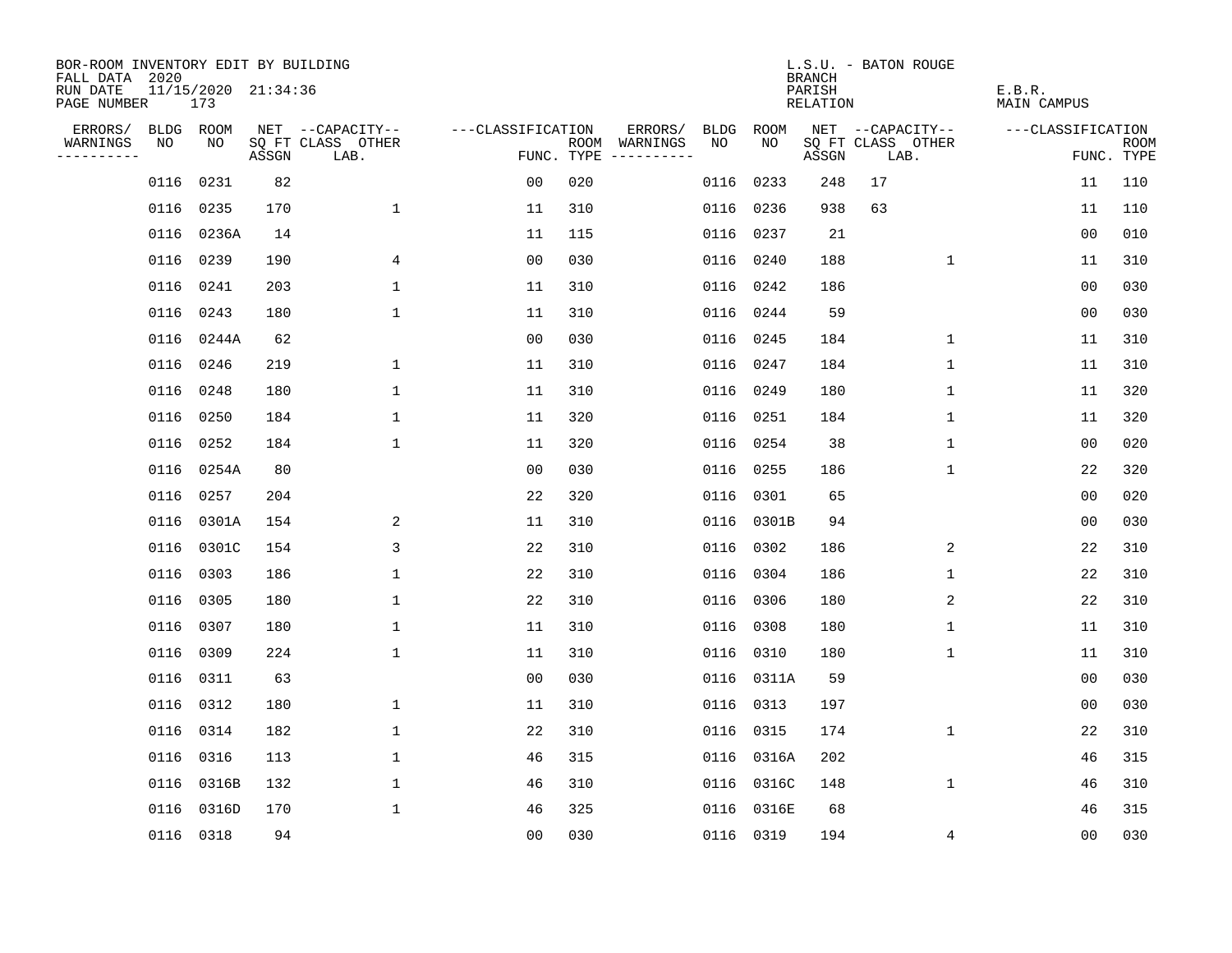BOR-ROOM INVENTORY EDIT BY BUILDING
FALL DATA 2020
RUN DATE 11/15/2020 21:34:36
PAGE NUMBER 173

L.S.U. - BATON ROUGE
BRANCH
PARISH E.B.R.
RELATION MAIN CAMPUS

| ERRORS/ WARNINGS | BLDG NO | ROOM NO | NET SQ FT ASSGN | CAPACITY CLASS LAB. | CAPACITY OTHER | CLASSIFICATION FUNC. | ROOM TYPE | ERRORS/ WARNINGS | BLDG NO | ROOM NO | NET SQ FT ASSGN | CAPACITY CLASS LAB. | CAPACITY OTHER | CLASSIFICATION FUNC. | ROOM TYPE |
|---|---|---|---|---|---|---|---|---|---|---|---|---|---|---|---|
| | 0116 | 0231 | 82 | | | 00 | 020 | | 0116 | 0233 | 248 | 17 | | 11 | 110 |
| | 0116 | 0235 | 170 | | 1 | 11 | 310 | | 0116 | 0236 | 938 | 63 | | 11 | 110 |
| | 0116 | 0236A | 14 | | | 11 | 115 | | 0116 | 0237 | 21 | | | 00 | 010 |
| | 0116 | 0239 | 190 | | 4 | 00 | 030 | | 0116 | 0240 | 188 | | 1 | 11 | 310 |
| | 0116 | 0241 | 203 | | 1 | 11 | 310 | | 0116 | 0242 | 186 | | | 00 | 030 |
| | 0116 | 0243 | 180 | | 1 | 11 | 310 | | 0116 | 0244 | 59 | | | 00 | 030 |
| | 0116 | 0244A | 62 | | | 00 | 030 | | 0116 | 0245 | 184 | | 1 | 11 | 310 |
| | 0116 | 0246 | 219 | | 1 | 11 | 310 | | 0116 | 0247 | 184 | | 1 | 11 | 310 |
| | 0116 | 0248 | 180 | | 1 | 11 | 310 | | 0116 | 0249 | 180 | | 1 | 11 | 320 |
| | 0116 | 0250 | 184 | | 1 | 11 | 320 | | 0116 | 0251 | 184 | | 1 | 11 | 320 |
| | 0116 | 0252 | 184 | | 1 | 11 | 320 | | 0116 | 0254 | 38 | | 1 | 00 | 020 |
| | 0116 | 0254A | 80 | | | 00 | 030 | | 0116 | 0255 | 186 | | 1 | 22 | 320 |
| | 0116 | 0257 | 204 | | | 22 | 320 | | 0116 | 0301 | 65 | | | 00 | 020 |
| | 0116 | 0301A | 154 | | 2 | 11 | 310 | | 0116 | 0301B | 94 | | | 00 | 030 |
| | 0116 | 0301C | 154 | | 3 | 22 | 310 | | 0116 | 0302 | 186 | | 2 | 22 | 310 |
| | 0116 | 0303 | 186 | | 1 | 22 | 310 | | 0116 | 0304 | 186 | | 1 | 22 | 310 |
| | 0116 | 0305 | 180 | | 1 | 22 | 310 | | 0116 | 0306 | 180 | | 2 | 22 | 310 |
| | 0116 | 0307 | 180 | | 1 | 11 | 310 | | 0116 | 0308 | 180 | | 1 | 11 | 310 |
| | 0116 | 0309 | 224 | | 1 | 11 | 310 | | 0116 | 0310 | 180 | | 1 | 11 | 310 |
| | 0116 | 0311 | 63 | | | 00 | 030 | | 0116 | 0311A | 59 | | | 00 | 030 |
| | 0116 | 0312 | 180 | | 1 | 11 | 310 | | 0116 | 0313 | 197 | | | 00 | 030 |
| | 0116 | 0314 | 182 | | 1 | 22 | 310 | | 0116 | 0315 | 174 | | 1 | 22 | 310 |
| | 0116 | 0316 | 113 | | 1 | 46 | 315 | | 0116 | 0316A | 202 | | | 46 | 315 |
| | 0116 | 0316B | 132 | | 1 | 46 | 310 | | 0116 | 0316C | 148 | | 1 | 46 | 310 |
| | 0116 | 0316D | 170 | | 1 | 46 | 325 | | 0116 | 0316E | 68 | | | 46 | 315 |
| | 0116 | 0318 | 94 | | | 00 | 030 | | 0116 | 0319 | 194 | | 4 | 00 | 030 |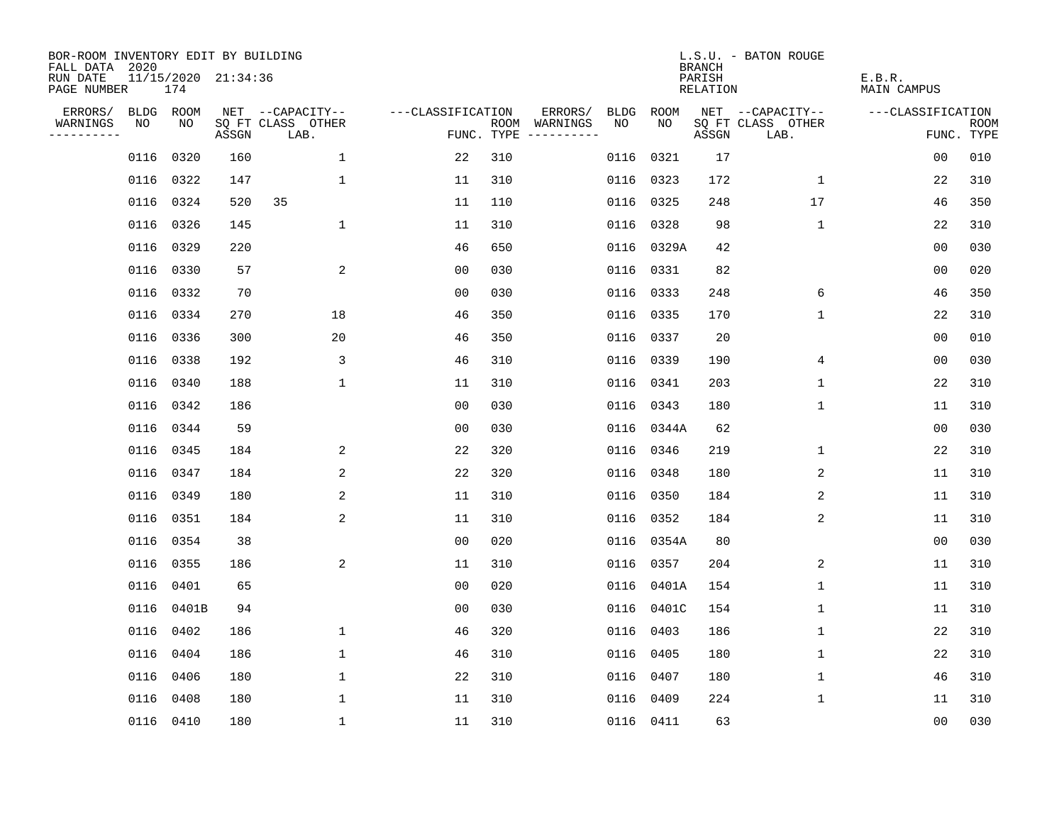BOR-ROOM INVENTORY EDIT BY BUILDING
FALL DATA 2020
RUN DATE 11/15/2020 21:34:36
PAGE NUMBER 174

L.S.U. - BATON ROUGE
BRANCH
PARISH E.B.R.
RELATION MAIN CAMPUS

| ERRORS/ WARNINGS | BLDG NO | ROOM NO | NET SQ FT ASSGN | CAPACITY CLASS LAB. | CAPACITY OTHER | FUNC. | ROOM TYPE | ERRORS/ WARNINGS | BLDG NO | ROOM NO | NET SQ FT ASSGN | CAPACITY CLASS LAB. | CAPACITY OTHER | FUNC. | ROOM TYPE |
|---|---|---|---|---|---|---|---|---|---|---|---|---|---|---|---|
| | 0116 | 0320 | 160 | | 1 | 22 | 310 | | 0116 | 0321 | 17 | | | 00 | 010 |
| | 0116 | 0322 | 147 | | 1 | 11 | 310 | | 0116 | 0323 | 172 | | 1 | 22 | 310 |
| | 0116 | 0324 | 520 | 35 | | 11 | 110 | | 0116 | 0325 | 248 | | 17 | 46 | 350 |
| | 0116 | 0326 | 145 | | 1 | 11 | 310 | | 0116 | 0328 | 98 | | 1 | 22 | 310 |
| | 0116 | 0329 | 220 | | | 46 | 650 | | 0116 | 0329A | 42 | | | 00 | 030 |
| | 0116 | 0330 | 57 | | 2 | 00 | 030 | | 0116 | 0331 | 82 | | | 00 | 020 |
| | 0116 | 0332 | 70 | | | 00 | 030 | | 0116 | 0333 | 248 | | 6 | 46 | 350 |
| | 0116 | 0334 | 270 | | 18 | 46 | 350 | | 0116 | 0335 | 170 | | 1 | 22 | 310 |
| | 0116 | 0336 | 300 | | 20 | 46 | 350 | | 0116 | 0337 | 20 | | | 00 | 010 |
| | 0116 | 0338 | 192 | | 3 | 46 | 310 | | 0116 | 0339 | 190 | | 4 | 00 | 030 |
| | 0116 | 0340 | 188 | | 1 | 11 | 310 | | 0116 | 0341 | 203 | | 1 | 22 | 310 |
| | 0116 | 0342 | 186 | | | 00 | 030 | | 0116 | 0343 | 180 | | 1 | 11 | 310 |
| | 0116 | 0344 | 59 | | | 00 | 030 | | 0116 | 0344A | 62 | | | 00 | 030 |
| | 0116 | 0345 | 184 | | 2 | 22 | 320 | | 0116 | 0346 | 219 | | 1 | 22 | 310 |
| | 0116 | 0347 | 184 | | 2 | 22 | 320 | | 0116 | 0348 | 180 | | 2 | 11 | 310 |
| | 0116 | 0349 | 180 | | 2 | 11 | 310 | | 0116 | 0350 | 184 | | 2 | 11 | 310 |
| | 0116 | 0351 | 184 | | 2 | 11 | 310 | | 0116 | 0352 | 184 | | 2 | 11 | 310 |
| | 0116 | 0354 | 38 | | | 00 | 020 | | 0116 | 0354A | 80 | | | 00 | 030 |
| | 0116 | 0355 | 186 | | 2 | 11 | 310 | | 0116 | 0357 | 204 | | 2 | 11 | 310 |
| | 0116 | 0401 | 65 | | | 00 | 020 | | 0116 | 0401A | 154 | | 1 | 11 | 310 |
| | 0116 | 0401B | 94 | | | 00 | 030 | | 0116 | 0401C | 154 | | 1 | 11 | 310 |
| | 0116 | 0402 | 186 | | 1 | 46 | 320 | | 0116 | 0403 | 186 | | 1 | 22 | 310 |
| | 0116 | 0404 | 186 | | 1 | 46 | 310 | | 0116 | 0405 | 180 | | 1 | 22 | 310 |
| | 0116 | 0406 | 180 | | 1 | 22 | 310 | | 0116 | 0407 | 180 | | 1 | 46 | 310 |
| | 0116 | 0408 | 180 | | 1 | 11 | 310 | | 0116 | 0409 | 224 | | 1 | 11 | 310 |
| | 0116 | 0410 | 180 | | 1 | 11 | 310 | | 0116 | 0411 | 63 | | | 00 | 030 |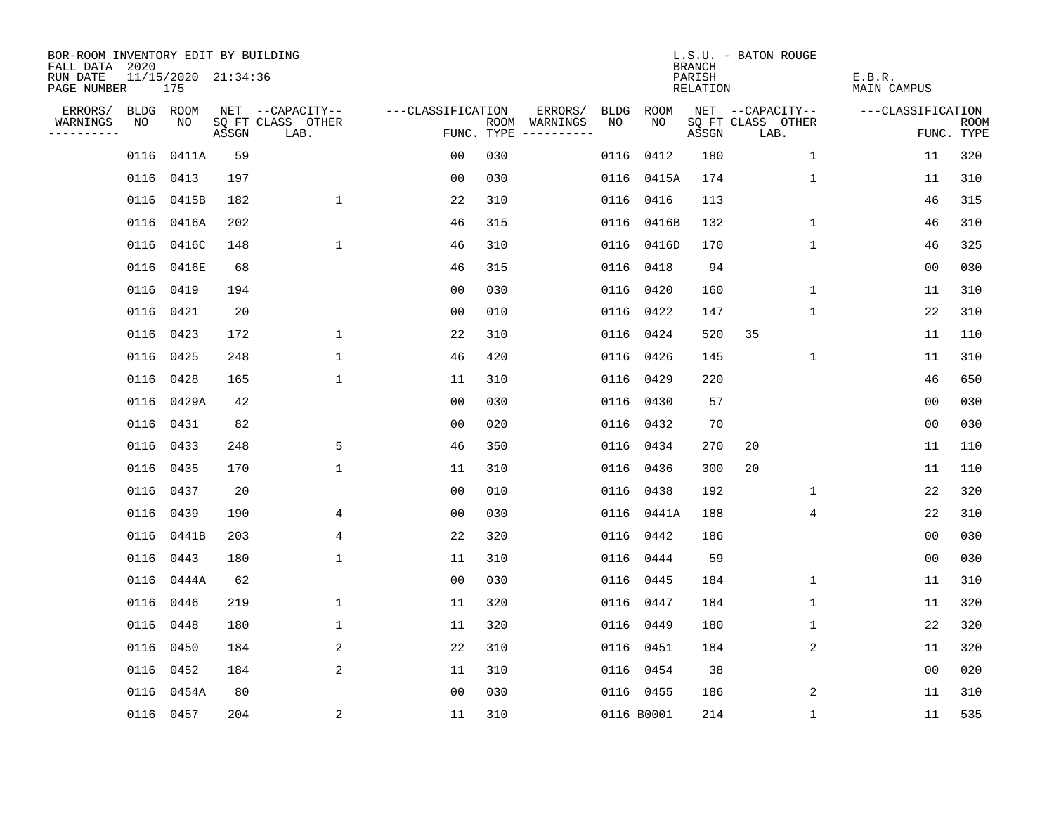BOR-ROOM INVENTORY EDIT BY BUILDING
FALL DATA 2020
RUN DATE 11/15/2020 21:34:36
PAGE NUMBER 175

L.S.U. - BATON ROUGE
BRANCH
PARISH E.B.R.
RELATION MAIN CAMPUS

| ERRORS/ WARNINGS | BLDG NO | ROOM NO | NET SQ FT ASSGN | CAPACITY CLASS LAB. | CAPACITY OTHER | CLASSIFICATION FUNC. | ROOM TYPE | ERRORS/ WARNINGS | BLDG NO | ROOM NO | NET SQ FT ASSGN | CAPACITY CLASS LAB. | CAPACITY OTHER | CLASSIFICATION FUNC. | ROOM TYPE |
|---|---|---|---|---|---|---|---|---|---|---|---|---|---|---|---|
| | 0116 | 0411A | 59 | | | 00 | 030 | | 0116 | 0412 | 180 | | 1 | 11 | 320 |
| | 0116 | 0413 | 197 | | | 00 | 030 | | 0116 | 0415A | 174 | | 1 | 11 | 310 |
| | 0116 | 0415B | 182 | | 1 | 22 | 310 | | 0116 | 0416 | 113 | | | 46 | 315 |
| | 0116 | 0416A | 202 | | | 46 | 315 | | 0116 | 0416B | 132 | | 1 | 46 | 310 |
| | 0116 | 0416C | 148 | | 1 | 46 | 310 | | 0116 | 0416D | 170 | | 1 | 46 | 325 |
| | 0116 | 0416E | 68 | | | 46 | 315 | | 0116 | 0418 | 94 | | | 00 | 030 |
| | 0116 | 0419 | 194 | | | 00 | 030 | | 0116 | 0420 | 160 | | 1 | 11 | 310 |
| | 0116 | 0421 | 20 | | | 00 | 010 | | 0116 | 0422 | 147 | | 1 | 22 | 310 |
| | 0116 | 0423 | 172 | | 1 | 22 | 310 | | 0116 | 0424 | 520 | 35 | | 11 | 110 |
| | 0116 | 0425 | 248 | | 1 | 46 | 420 | | 0116 | 0426 | 145 | | 1 | 11 | 310 |
| | 0116 | 0428 | 165 | | 1 | 11 | 310 | | 0116 | 0429 | 220 | | | 46 | 650 |
| | 0116 | 0429A | 42 | | | 00 | 030 | | 0116 | 0430 | 57 | | | 00 | 030 |
| | 0116 | 0431 | 82 | | | 00 | 020 | | 0116 | 0432 | 70 | | | 00 | 030 |
| | 0116 | 0433 | 248 | | 5 | 46 | 350 | | 0116 | 0434 | 270 | 20 | | 11 | 110 |
| | 0116 | 0435 | 170 | | 1 | 11 | 310 | | 0116 | 0436 | 300 | 20 | | 11 | 110 |
| | 0116 | 0437 | 20 | | | 00 | 010 | | 0116 | 0438 | 192 | | 1 | 22 | 320 |
| | 0116 | 0439 | 190 | | 4 | 00 | 030 | | 0116 | 0441A | 188 | | 4 | 22 | 310 |
| | 0116 | 0441B | 203 | | 4 | 22 | 320 | | 0116 | 0442 | 186 | | | 00 | 030 |
| | 0116 | 0443 | 180 | | 1 | 11 | 310 | | 0116 | 0444 | 59 | | | 00 | 030 |
| | 0116 | 0444A | 62 | | | 00 | 030 | | 0116 | 0445 | 184 | | 1 | 11 | 310 |
| | 0116 | 0446 | 219 | | 1 | 11 | 320 | | 0116 | 0447 | 184 | | 1 | 11 | 320 |
| | 0116 | 0448 | 180 | | 1 | 11 | 320 | | 0116 | 0449 | 180 | | 1 | 22 | 320 |
| | 0116 | 0450 | 184 | | 2 | 22 | 310 | | 0116 | 0451 | 184 | | 2 | 11 | 320 |
| | 0116 | 0452 | 184 | | 2 | 11 | 310 | | 0116 | 0454 | 38 | | | 00 | 020 |
| | 0116 | 0454A | 80 | | | 00 | 030 | | 0116 | 0455 | 186 | | 2 | 11 | 310 |
| | 0116 | 0457 | 204 | | 2 | 11 | 310 | | 0116 | B0001 | 214 | | 1 | 11 | 535 |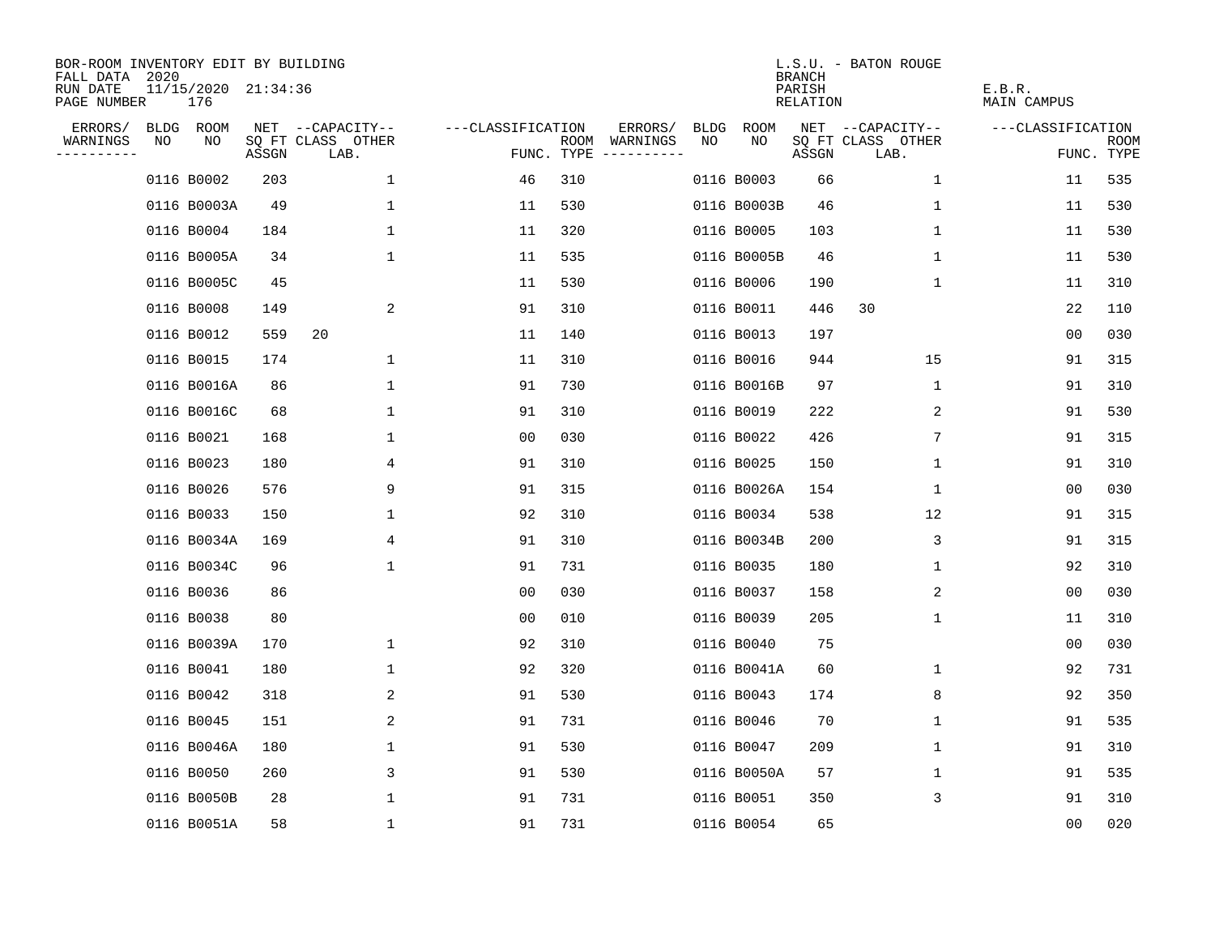BOR-ROOM INVENTORY EDIT BY BUILDING
FALL DATA 2020
RUN DATE 11/15/2020 21:34:36
PAGE NUMBER 176

L.S.U. - BATON ROUGE
BRANCH
PARISH E.B.R.
RELATION MAIN CAMPUS

| ERRORS/ WARNINGS | BLDG NO | ROOM NO | NET SQ FT ASSGN | CAPACITY CLASS LAB. | CAPACITY OTHER | CLASSIFICATION FUNC. | ROOM TYPE | ERRORS/ WARNINGS | BLDG NO | ROOM NO | NET SQ FT ASSGN | CAPACITY CLASS LAB. | CAPACITY OTHER | CLASSIFICATION FUNC. | ROOM TYPE |
|---|---|---|---|---|---|---|---|---|---|---|---|---|---|---|---|
| | 0116 | B0002 | 203 | | 1 | 46 | 310 | | 0116 | B0003 | 66 | | 1 | 11 | 535 |
| | 0116 | B0003A | 49 | | 1 | 11 | 530 | | 0116 | B0003B | 46 | | 1 | 11 | 530 |
| | 0116 | B0004 | 184 | | 1 | 11 | 320 | | 0116 | B0005 | 103 | | 1 | 11 | 530 |
| | 0116 | B0005A | 34 | | 1 | 11 | 535 | | 0116 | B0005B | 46 | | 1 | 11 | 530 |
| | 0116 | B0005C | 45 | | | 11 | 530 | | 0116 | B0006 | 190 | | 1 | 11 | 310 |
| | 0116 | B0008 | 149 | | 2 | 91 | 310 | | 0116 | B0011 | 446 | 30 | | 22 | 110 |
| | 0116 | B0012 | 559 | 20 | | 11 | 140 | | 0116 | B0013 | 197 | | | 00 | 030 |
| | 0116 | B0015 | 174 | | 1 | 11 | 310 | | 0116 | B0016 | 944 | | 15 | 91 | 315 |
| | 0116 | B0016A | 86 | | 1 | 91 | 730 | | 0116 | B0016B | 97 | | 1 | 91 | 310 |
| | 0116 | B0016C | 68 | | 1 | 91 | 310 | | 0116 | B0019 | 222 | | 2 | 91 | 530 |
| | 0116 | B0021 | 168 | | 1 | 00 | 030 | | 0116 | B0022 | 426 | | 7 | 91 | 315 |
| | 0116 | B0023 | 180 | | 4 | 91 | 310 | | 0116 | B0025 | 150 | | 1 | 91 | 310 |
| | 0116 | B0026 | 576 | | 9 | 91 | 315 | | 0116 | B0026A | 154 | | 1 | 00 | 030 |
| | 0116 | B0033 | 150 | | 1 | 92 | 310 | | 0116 | B0034 | 538 | | 12 | 91 | 315 |
| | 0116 | B0034A | 169 | | 4 | 91 | 310 | | 0116 | B0034B | 200 | | 3 | 91 | 315 |
| | 0116 | B0034C | 96 | | 1 | 91 | 731 | | 0116 | B0035 | 180 | | 1 | 92 | 310 |
| | 0116 | B0036 | 86 | | | 00 | 030 | | 0116 | B0037 | 158 | | 2 | 00 | 030 |
| | 0116 | B0038 | 80 | | | 00 | 010 | | 0116 | B0039 | 205 | | 1 | 11 | 310 |
| | 0116 | B0039A | 170 | | 1 | 92 | 310 | | 0116 | B0040 | 75 | | | 00 | 030 |
| | 0116 | B0041 | 180 | | 1 | 92 | 320 | | 0116 | B0041A | 60 | | 1 | 92 | 731 |
| | 0116 | B0042 | 318 | | 2 | 91 | 530 | | 0116 | B0043 | 174 | | 8 | 92 | 350 |
| | 0116 | B0045 | 151 | | 2 | 91 | 731 | | 0116 | B0046 | 70 | | 1 | 91 | 535 |
| | 0116 | B0046A | 180 | | 1 | 91 | 530 | | 0116 | B0047 | 209 | | 1 | 91 | 310 |
| | 0116 | B0050 | 260 | | 3 | 91 | 530 | | 0116 | B0050A | 57 | | 1 | 91 | 535 |
| | 0116 | B0050B | 28 | | 1 | 91 | 731 | | 0116 | B0051 | 350 | | 3 | 91 | 310 |
| | 0116 | B0051A | 58 | | 1 | 91 | 731 | | 0116 | B0054 | 65 | | | 00 | 020 |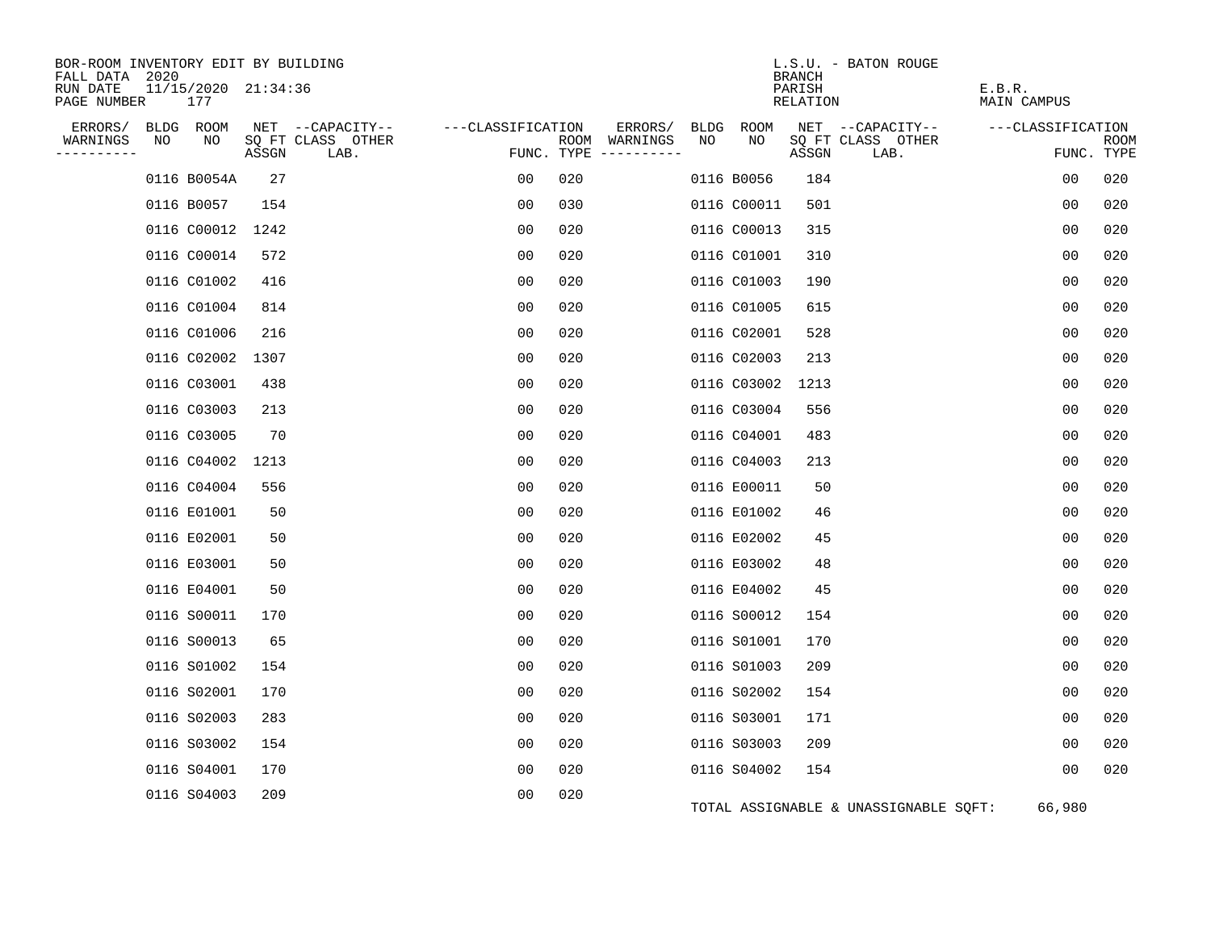BOR-ROOM INVENTORY EDIT BY BUILDING
FALL DATA 2020
RUN DATE 11/15/2020 21:34:36
PAGE NUMBER 177

L.S.U. - BATON ROUGE
BRANCH
PARISH E.B.R.
RELATION MAIN CAMPUS

| ERRORS/ WARNINGS | BLDG NO | ROOM NO | NET SQ FT ASSGN | CAPACITY CLASS | CAPACITY OTHER LAB. | CLASSIFICATION FUNC. | ROOM TYPE | ERRORS/ WARNINGS | BLDG NO | ROOM NO | NET SQ FT ASSGN | CAPACITY CLASS | CAPACITY OTHER LAB. | CLASSIFICATION FUNC. | ROOM TYPE |
|---|---|---|---|---|---|---|---|---|---|---|---|---|---|---|---|
| | 0116 | B0054A | 27 | | | 00 | 020 | | 0116 | B0056 | 184 | | | 00 | 020 |
| | 0116 | B0057 | 154 | | | 00 | 030 | | 0116 | C00011 | 501 | | | 00 | 020 |
| | 0116 | C00012 | 1242 | | | 00 | 020 | | 0116 | C00013 | 315 | | | 00 | 020 |
| | 0116 | C00014 | 572 | | | 00 | 020 | | 0116 | C01001 | 310 | | | 00 | 020 |
| | 0116 | C01002 | 416 | | | 00 | 020 | | 0116 | C01003 | 190 | | | 00 | 020 |
| | 0116 | C01004 | 814 | | | 00 | 020 | | 0116 | C01005 | 615 | | | 00 | 020 |
| | 0116 | C01006 | 216 | | | 00 | 020 | | 0116 | C02001 | 528 | | | 00 | 020 |
| | 0116 | C02002 | 1307 | | | 00 | 020 | | 0116 | C02003 | 213 | | | 00 | 020 |
| | 0116 | C03001 | 438 | | | 00 | 020 | | 0116 | C03002 | 1213 | | | 00 | 020 |
| | 0116 | C03003 | 213 | | | 00 | 020 | | 0116 | C03004 | 556 | | | 00 | 020 |
| | 0116 | C03005 | 70 | | | 00 | 020 | | 0116 | C04001 | 483 | | | 00 | 020 |
| | 0116 | C04002 | 1213 | | | 00 | 020 | | 0116 | C04003 | 213 | | | 00 | 020 |
| | 0116 | C04004 | 556 | | | 00 | 020 | | 0116 | E00011 | 50 | | | 00 | 020 |
| | 0116 | E01001 | 50 | | | 00 | 020 | | 0116 | E01002 | 46 | | | 00 | 020 |
| | 0116 | E02001 | 50 | | | 00 | 020 | | 0116 | E02002 | 45 | | | 00 | 020 |
| | 0116 | E03001 | 50 | | | 00 | 020 | | 0116 | E03002 | 48 | | | 00 | 020 |
| | 0116 | E04001 | 50 | | | 00 | 020 | | 0116 | E04002 | 45 | | | 00 | 020 |
| | 0116 | S00011 | 170 | | | 00 | 020 | | 0116 | S00012 | 154 | | | 00 | 020 |
| | 0116 | S00013 | 65 | | | 00 | 020 | | 0116 | S01001 | 170 | | | 00 | 020 |
| | 0116 | S01002 | 154 | | | 00 | 020 | | 0116 | S01003 | 209 | | | 00 | 020 |
| | 0116 | S02001 | 170 | | | 00 | 020 | | 0116 | S02002 | 154 | | | 00 | 020 |
| | 0116 | S02003 | 283 | | | 00 | 020 | | 0116 | S03001 | 171 | | | 00 | 020 |
| | 0116 | S03002 | 154 | | | 00 | 020 | | 0116 | S03003 | 209 | | | 00 | 020 |
| | 0116 | S04001 | 170 | | | 00 | 020 | | 0116 | S04002 | 154 | | | 00 | 020 |
| | 0116 | S04003 | 209 | | | 00 | 020 | | | | | | | | |

TOTAL ASSIGNABLE & UNASSIGNABLE SQFT: 66,980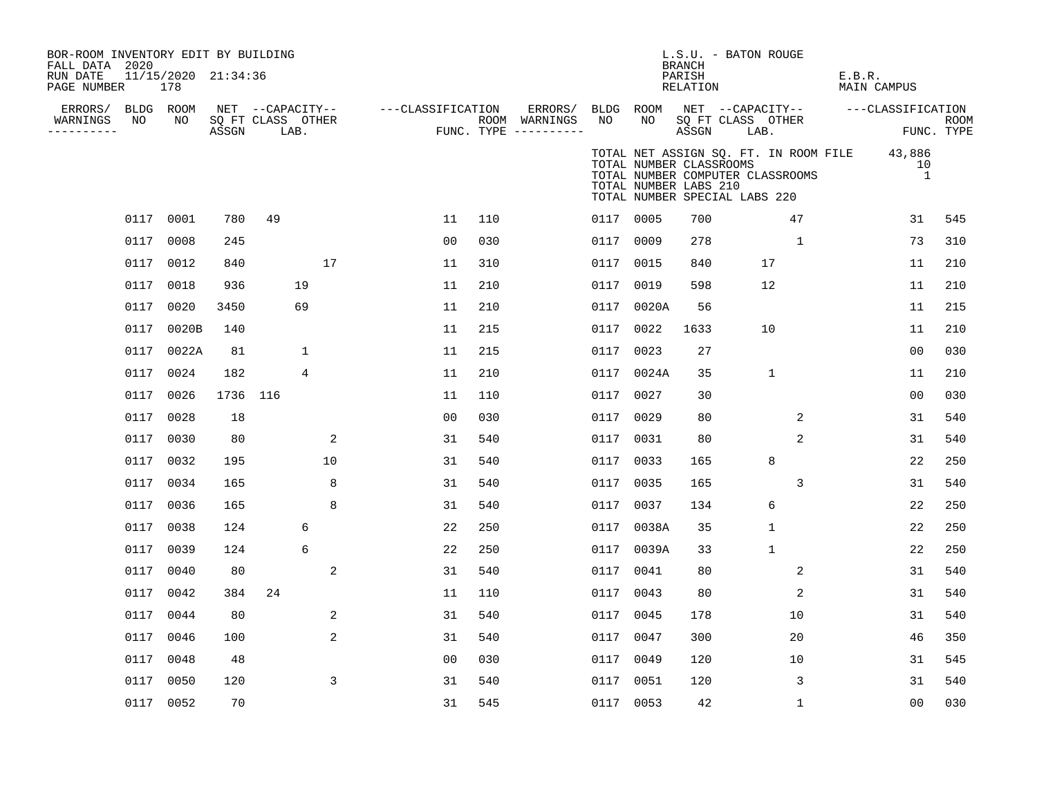BOR-ROOM INVENTORY EDIT BY BUILDING
FALL DATA 2020
RUN DATE 11/15/2020 21:34:36
PAGE NUMBER 178

L.S.U. - BATON ROUGE
BRANCH
PARISH E.B.R.
RELATION MAIN CAMPUS

TOTAL NET ASSIGN SQ. FT. IN ROOM FILE 43,886
TOTAL NUMBER CLASSROOMS 10
TOTAL NUMBER COMPUTER CLASSROOMS 1
TOTAL NUMBER LABS 210
TOTAL NUMBER SPECIAL LABS 220

| ERRORS/ WARNINGS | BLDG NO | ROOM NO | NET SQ FT ASSGN | CAPACITY CLASS | CAPACITY LAB. | CAPACITY OTHER | CLASSIFICATION FUNC. | ROOM TYPE | ERRORS/ WARNINGS | BLDG NO | ROOM NO | NET SQ FT ASSGN | CAPACITY CLASS | CAPACITY LAB. | CAPACITY OTHER | CLASSIFICATION FUNC. | ROOM TYPE |
|---|---|---|---|---|---|---|---|---|---|---|---|---|---|---|---|---|---|
| | 0117 | 0001 | 780 | 49 | | | 11 | 110 | | 0117 | 0005 | 700 | | | 47 | 31 | 545 |
| | 0117 | 0008 | 245 | | | | 00 | 030 | | 0117 | 0009 | 278 | | | 1 | 73 | 310 |
| | 0117 | 0012 | 840 | | | 17 | 11 | 310 | | 0117 | 0015 | 840 | | 17 | | 11 | 210 |
| | 0117 | 0018 | 936 | | 19 | | 11 | 210 | | 0117 | 0019 | 598 | | 12 | | 11 | 210 |
| | 0117 | 0020 | 3450 | | 69 | | 11 | 210 | | 0117 | 0020A | 56 | | | | 11 | 215 |
| | 0117 | 0020B | 140 | | | | 11 | 215 | | 0117 | 0022 | 1633 | | 10 | | 11 | 210 |
| | 0117 | 0022A | 81 | | 1 | | 11 | 215 | | 0117 | 0023 | 27 | | | | 00 | 030 |
| | 0117 | 0024 | 182 | | 4 | | 11 | 210 | | 0117 | 0024A | 35 | | 1 | | 11 | 210 |
| | 0117 | 0026 | 1736 | 116 | | | 11 | 110 | | 0117 | 0027 | 30 | | | | 00 | 030 |
| | 0117 | 0028 | 18 | | | | 00 | 030 | | 0117 | 0029 | 80 | | | 2 | 31 | 540 |
| | 0117 | 0030 | 80 | | | 2 | 31 | 540 | | 0117 | 0031 | 80 | | | 2 | 31 | 540 |
| | 0117 | 0032 | 195 | | | 10 | 31 | 540 | | 0117 | 0033 | 165 | | 8 | | 22 | 250 |
| | 0117 | 0034 | 165 | | | 8 | 31 | 540 | | 0117 | 0035 | 165 | | | 3 | 31 | 540 |
| | 0117 | 0036 | 165 | | | 8 | 31 | 540 | | 0117 | 0037 | 134 | | 6 | | 22 | 250 |
| | 0117 | 0038 | 124 | | 6 | | 22 | 250 | | 0117 | 0038A | 35 | | 1 | | 22 | 250 |
| | 0117 | 0039 | 124 | | 6 | | 22 | 250 | | 0117 | 0039A | 33 | | 1 | | 22 | 250 |
| | 0117 | 0040 | 80 | | | 2 | 31 | 540 | | 0117 | 0041 | 80 | | | 2 | 31 | 540 |
| | 0117 | 0042 | 384 | 24 | | | 11 | 110 | | 0117 | 0043 | 80 | | | 2 | 31 | 540 |
| | 0117 | 0044 | 80 | | | 2 | 31 | 540 | | 0117 | 0045 | 178 | | | 10 | 31 | 540 |
| | 0117 | 0046 | 100 | | | 2 | 31 | 540 | | 0117 | 0047 | 300 | | | 20 | 46 | 350 |
| | 0117 | 0048 | 48 | | | | 00 | 030 | | 0117 | 0049 | 120 | | | 10 | 31 | 545 |
| | 0117 | 0050 | 120 | | | 3 | 31 | 540 | | 0117 | 0051 | 120 | | | 3 | 31 | 540 |
| | 0117 | 0052 | 70 | | | | 31 | 545 | | 0117 | 0053 | 42 | | | 1 | 00 | 030 |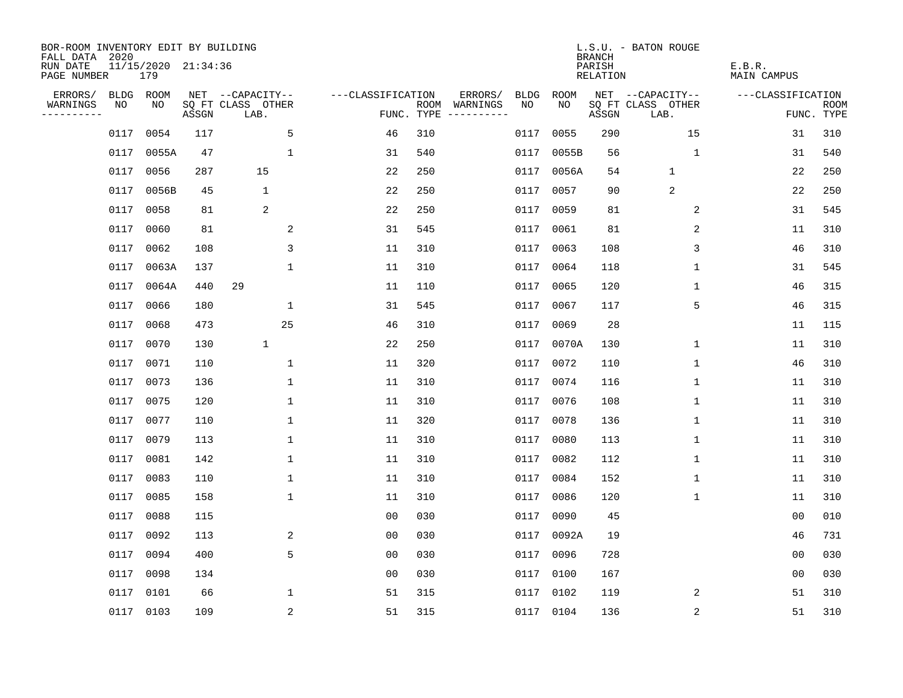BOR-ROOM INVENTORY EDIT BY BUILDING
FALL DATA 2020
RUN DATE 11/15/2020 21:34:36
PAGE NUMBER 179

L.S.U. - BATON ROUGE
BRANCH
PARISH E.B.R.
RELATION MAIN CAMPUS

| ERRORS/ WARNINGS | BLDG NO | ROOM NO | NET SQ FT ASSGN | CAPACITY CLASS LAB. | CAPACITY OTHER | CLASSIFICATION FUNC. | ROOM TYPE | ERRORS/ WARNINGS | BLDG NO | ROOM NO | NET SQ FT ASSGN | CAPACITY CLASS LAB. | CAPACITY OTHER | CLASSIFICATION FUNC. | ROOM TYPE |
|---|---|---|---|---|---|---|---|---|---|---|---|---|---|---|---|
| | 0117 | 0054 | 117 | | 5 | 46 | 310 | | 0117 | 0055 | 290 | | 15 | 31 | 310 |
| | 0117 | 0055A | 47 | | 1 | 31 | 540 | | 0117 | 0055B | 56 | | 1 | 31 | 540 |
| | 0117 | 0056 | 287 | 15 | | 22 | 250 | | 0117 | 0056A | 54 | 1 | | 22 | 250 |
| | 0117 | 0056B | 45 | 1 | | 22 | 250 | | 0117 | 0057 | 90 | 2 | | 22 | 250 |
| | 0117 | 0058 | 81 | 2 | | 22 | 250 | | 0117 | 0059 | 81 | | 2 | 31 | 545 |
| | 0117 | 0060 | 81 | | 2 | 31 | 545 | | 0117 | 0061 | 81 | | 2 | 11 | 310 |
| | 0117 | 0062 | 108 | | 3 | 11 | 310 | | 0117 | 0063 | 108 | | 3 | 46 | 310 |
| | 0117 | 0063A | 137 | | 1 | 11 | 310 | | 0117 | 0064 | 118 | | 1 | 31 | 545 |
| | 0117 | 0064A | 440 | 29 | | 11 | 110 | | 0117 | 0065 | 120 | | 1 | 46 | 315 |
| | 0117 | 0066 | 180 | | 1 | 31 | 545 | | 0117 | 0067 | 117 | | 5 | 46 | 315 |
| | 0117 | 0068 | 473 | | 25 | 46 | 310 | | 0117 | 0069 | 28 | | | 11 | 115 |
| | 0117 | 0070 | 130 | 1 | | 22 | 250 | | 0117 | 0070A | 130 | | 1 | 11 | 310 |
| | 0117 | 0071 | 110 | | 1 | 11 | 320 | | 0117 | 0072 | 110 | | 1 | 46 | 310 |
| | 0117 | 0073 | 136 | | 1 | 11 | 310 | | 0117 | 0074 | 116 | | 1 | 11 | 310 |
| | 0117 | 0075 | 120 | | 1 | 11 | 310 | | 0117 | 0076 | 108 | | 1 | 11 | 310 |
| | 0117 | 0077 | 110 | | 1 | 11 | 320 | | 0117 | 0078 | 136 | | 1 | 11 | 310 |
| | 0117 | 0079 | 113 | | 1 | 11 | 310 | | 0117 | 0080 | 113 | | 1 | 11 | 310 |
| | 0117 | 0081 | 142 | | 1 | 11 | 310 | | 0117 | 0082 | 112 | | 1 | 11 | 310 |
| | 0117 | 0083 | 110 | | 1 | 11 | 310 | | 0117 | 0084 | 152 | | 1 | 11 | 310 |
| | 0117 | 0085 | 158 | | 1 | 11 | 310 | | 0117 | 0086 | 120 | | 1 | 11 | 310 |
| | 0117 | 0088 | 115 | | | 00 | 030 | | 0117 | 0090 | 45 | | | 00 | 010 |
| | 0117 | 0092 | 113 | | 2 | 00 | 030 | | 0117 | 0092A | 19 | | | 46 | 731 |
| | 0117 | 0094 | 400 | | 5 | 00 | 030 | | 0117 | 0096 | 728 | | | 00 | 030 |
| | 0117 | 0098 | 134 | | | 00 | 030 | | 0117 | 0100 | 167 | | | 00 | 030 |
| | 0117 | 0101 | 66 | | 1 | 51 | 315 | | 0117 | 0102 | 119 | | 2 | 51 | 310 |
| | 0117 | 0103 | 109 | | 2 | 51 | 315 | | 0117 | 0104 | 136 | | 2 | 51 | 310 |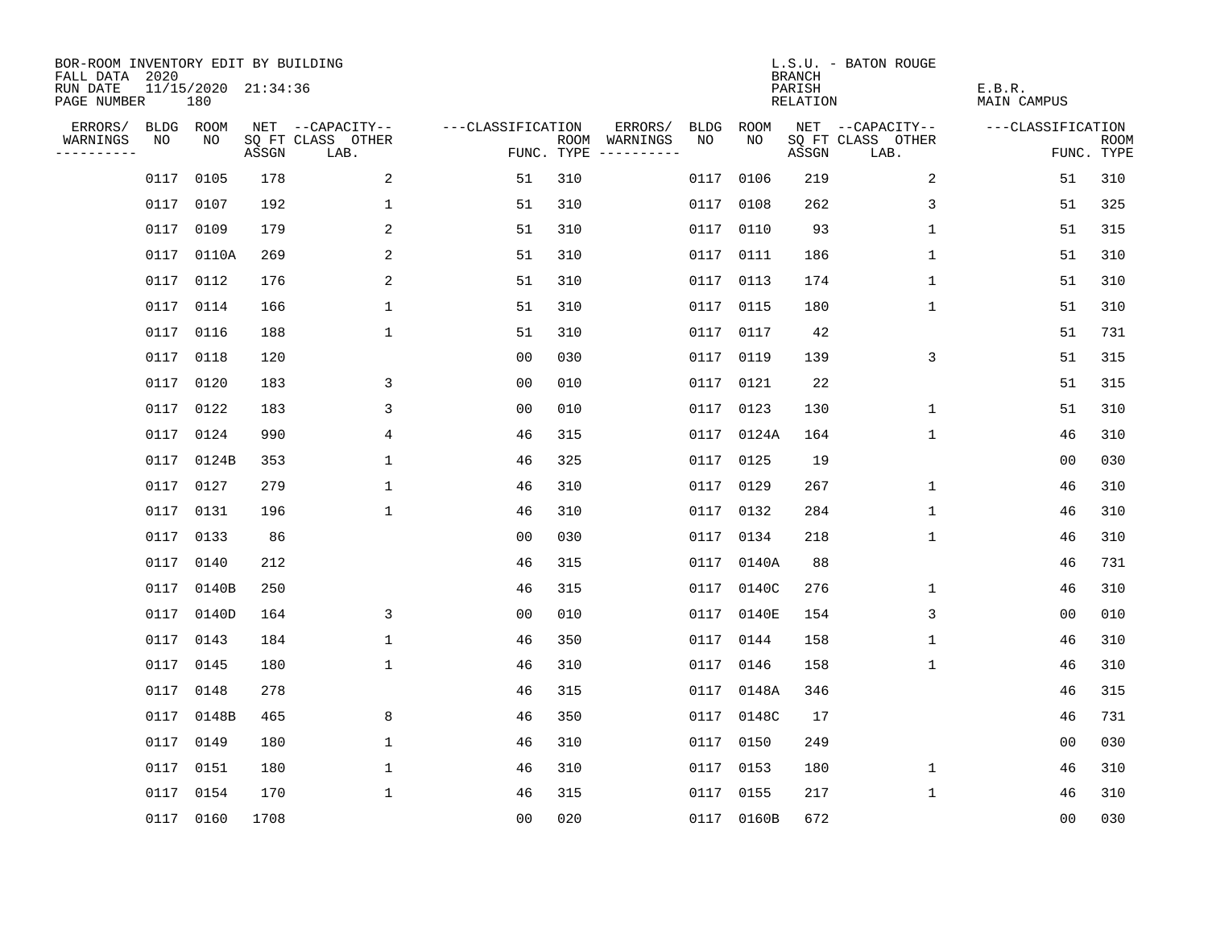BOR-ROOM INVENTORY EDIT BY BUILDING
FALL DATA 2020
RUN DATE 11/15/2020 21:34:36
PAGE NUMBER 180

L.S.U. - BATON ROUGE
BRANCH
PARISH E.B.R.
RELATION MAIN CAMPUS

| ERRORS/ WARNINGS | BLDG NO | ROOM NO | NET SQ FT ASSGN | --CAPACITY-- CLASS LAB. | OTHER | ---CLASSIFICATION FUNC. | ROOM TYPE | ERRORS/ WARNINGS | BLDG NO | ROOM NO | NET SQ FT ASSGN | --CAPACITY-- CLASS LAB. | OTHER | ---CLASSIFICATION FUNC. | ROOM TYPE |
|---|---|---|---|---|---|---|---|---|---|---|---|---|---|---|---|
| | 0117 | 0105 | 178 | | 2 | 51 | 310 | | 0117 | 0106 | 219 | | 2 | 51 | 310 |
| | 0117 | 0107 | 192 | | 1 | 51 | 310 | | 0117 | 0108 | 262 | | 3 | 51 | 325 |
| | 0117 | 0109 | 179 | | 2 | 51 | 310 | | 0117 | 0110 | 93 | | 1 | 51 | 315 |
| | 0117 | 0110A | 269 | | 2 | 51 | 310 | | 0117 | 0111 | 186 | | 1 | 51 | 310 |
| | 0117 | 0112 | 176 | | 2 | 51 | 310 | | 0117 | 0113 | 174 | | 1 | 51 | 310 |
| | 0117 | 0114 | 166 | | 1 | 51 | 310 | | 0117 | 0115 | 180 | | 1 | 51 | 310 |
| | 0117 | 0116 | 188 | | 1 | 51 | 310 | | 0117 | 0117 | 42 | | | 51 | 731 |
| | 0117 | 0118 | 120 | | | 00 | 030 | | 0117 | 0119 | 139 | | 3 | 51 | 315 |
| | 0117 | 0120 | 183 | | 3 | 00 | 010 | | 0117 | 0121 | 22 | | | 51 | 315 |
| | 0117 | 0122 | 183 | | 3 | 00 | 010 | | 0117 | 0123 | 130 | | 1 | 51 | 310 |
| | 0117 | 0124 | 990 | | 4 | 46 | 315 | | 0117 | 0124A | 164 | | 1 | 46 | 310 |
| | 0117 | 0124B | 353 | | 1 | 46 | 325 | | 0117 | 0125 | 19 | | | 00 | 030 |
| | 0117 | 0127 | 279 | | 1 | 46 | 310 | | 0117 | 0129 | 267 | | 1 | 46 | 310 |
| | 0117 | 0131 | 196 | | 1 | 46 | 310 | | 0117 | 0132 | 284 | | 1 | 46 | 310 |
| | 0117 | 0133 | 86 | | | 00 | 030 | | 0117 | 0134 | 218 | | 1 | 46 | 310 |
| | 0117 | 0140 | 212 | | | 46 | 315 | | 0117 | 0140A | 88 | | | 46 | 731 |
| | 0117 | 0140B | 250 | | | 46 | 315 | | 0117 | 0140C | 276 | | 1 | 46 | 310 |
| | 0117 | 0140D | 164 | | 3 | 00 | 010 | | 0117 | 0140E | 154 | | 3 | 00 | 010 |
| | 0117 | 0143 | 184 | | 1 | 46 | 350 | | 0117 | 0144 | 158 | | 1 | 46 | 310 |
| | 0117 | 0145 | 180 | | 1 | 46 | 310 | | 0117 | 0146 | 158 | | 1 | 46 | 310 |
| | 0117 | 0148 | 278 | | | 46 | 315 | | 0117 | 0148A | 346 | | | 46 | 315 |
| | 0117 | 0148B | 465 | | 8 | 46 | 350 | | 0117 | 0148C | 17 | | | 46 | 731 |
| | 0117 | 0149 | 180 | | 1 | 46 | 310 | | 0117 | 0150 | 249 | | | 00 | 030 |
| | 0117 | 0151 | 180 | | 1 | 46 | 310 | | 0117 | 0153 | 180 | | 1 | 46 | 310 |
| | 0117 | 0154 | 170 | | 1 | 46 | 315 | | 0117 | 0155 | 217 | | 1 | 46 | 310 |
| | 0117 | 0160 | 1708 | | | 00 | 020 | | 0117 | 0160B | 672 | | | 00 | 030 |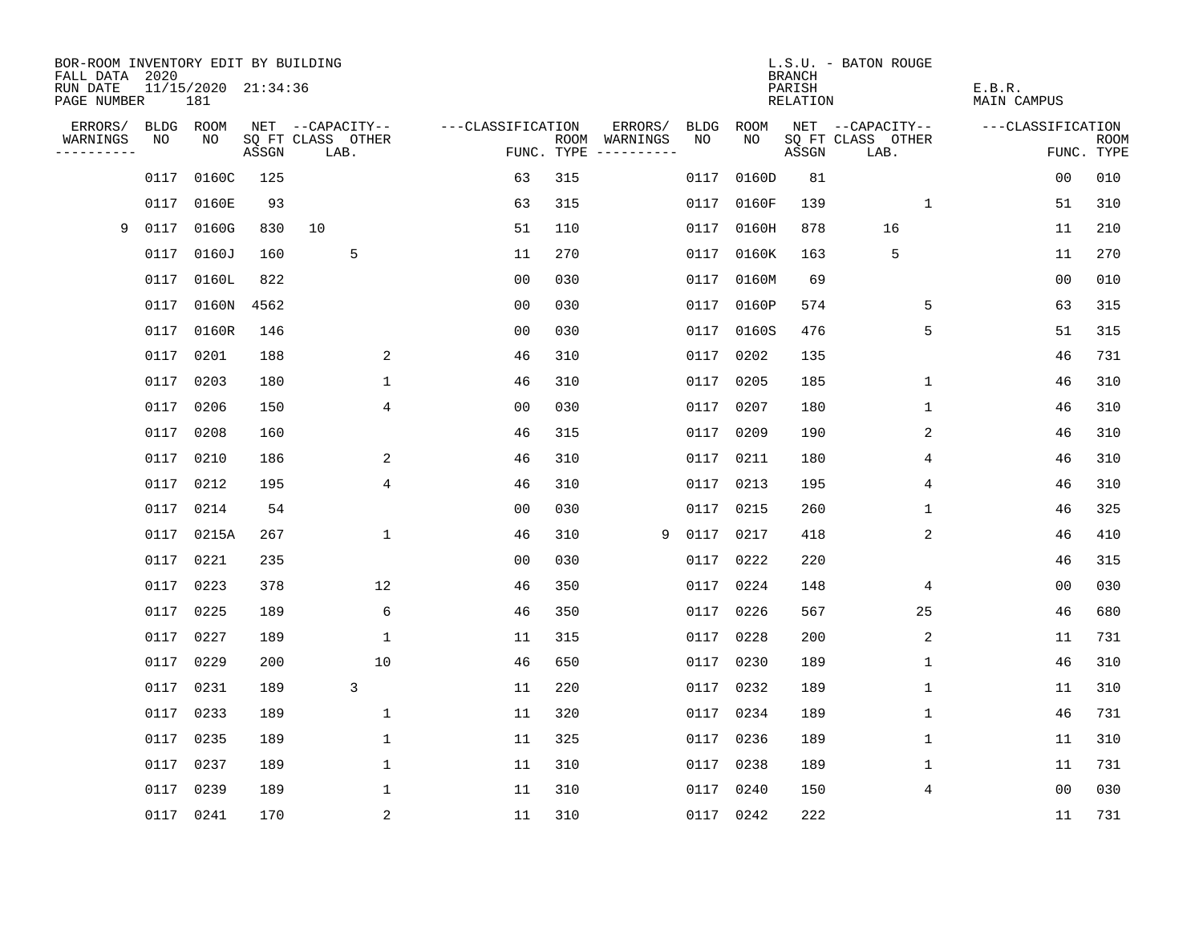BOR-ROOM INVENTORY EDIT BY BUILDING
FALL DATA 2020
RUN DATE 11/15/2020 21:34:36
PAGE NUMBER 181

L.S.U. - BATON ROUGE
BRANCH
PARISH E.B.R.
RELATION MAIN CAMPUS

| ERRORS/ WARNINGS | BLDG NO | ROOM NO | NET SQ FT ASSGN | CAPACITY CLASS LAB. | CAPACITY OTHER | CLASSIFICATION FUNC. | ROOM TYPE | ERRORS/ WARNINGS | BLDG NO | ROOM NO | NET SQ FT ASSGN | CAPACITY CLASS LAB. | CAPACITY OTHER | CLASSIFICATION FUNC. | ROOM TYPE |
|---|---|---|---|---|---|---|---|---|---|---|---|---|---|---|---|
| | 0117 | 0160C | 125 | | | 63 | 315 | | 0117 | 0160D | 81 | | | 00 | 010 |
| | 0117 | 0160E | 93 | | | 63 | 315 | | 0117 | 0160F | 139 | | 1 | 51 | 310 |
| 9 | 0117 | 0160G | 830 | 10 | | 51 | 110 | | 0117 | 0160H | 878 | 16 | | 11 | 210 |
| | 0117 | 0160J | 160 | 5 | | 11 | 270 | | 0117 | 0160K | 163 | 5 | | 11 | 270 |
| | 0117 | 0160L | 822 | | | 00 | 030 | | 0117 | 0160M | 69 | | | 00 | 010 |
| | 0117 | 0160N | 4562 | | | 00 | 030 | | 0117 | 0160P | 574 | | 5 | 63 | 315 |
| | 0117 | 0160R | 146 | | | 00 | 030 | | 0117 | 0160S | 476 | | 5 | 51 | 315 |
| | 0117 | 0201 | 188 | | 2 | 46 | 310 | | 0117 | 0202 | 135 | | | 46 | 731 |
| | 0117 | 0203 | 180 | | 1 | 46 | 310 | | 0117 | 0205 | 185 | | 1 | 46 | 310 |
| | 0117 | 0206 | 150 | | 4 | 00 | 030 | | 0117 | 0207 | 180 | | 1 | 46 | 310 |
| | 0117 | 0208 | 160 | | | 46 | 315 | | 0117 | 0209 | 190 | | 2 | 46 | 310 |
| | 0117 | 0210 | 186 | | 2 | 46 | 310 | | 0117 | 0211 | 180 | | 4 | 46 | 310 |
| | 0117 | 0212 | 195 | | 4 | 46 | 310 | | 0117 | 0213 | 195 | | 4 | 46 | 310 |
| | 0117 | 0214 | 54 | | | 00 | 030 | | 0117 | 0215 | 260 | | 1 | 46 | 325 |
| | 0117 | 0215A | 267 | | 1 | 46 | 310 | 9 | 0117 | 0217 | 418 | | 2 | 46 | 410 |
| | 0117 | 0221 | 235 | | | 00 | 030 | | 0117 | 0222 | 220 | | | 46 | 315 |
| | 0117 | 0223 | 378 | | 12 | 46 | 350 | | 0117 | 0224 | 148 | | 4 | 00 | 030 |
| | 0117 | 0225 | 189 | | 6 | 46 | 350 | | 0117 | 0226 | 567 | | 25 | 46 | 680 |
| | 0117 | 0227 | 189 | | 1 | 11 | 315 | | 0117 | 0228 | 200 | | 2 | 11 | 731 |
| | 0117 | 0229 | 200 | | 10 | 46 | 650 | | 0117 | 0230 | 189 | | 1 | 46 | 310 |
| | 0117 | 0231 | 189 | 3 | | 11 | 220 | | 0117 | 0232 | 189 | | 1 | 11 | 310 |
| | 0117 | 0233 | 189 | | 1 | 11 | 320 | | 0117 | 0234 | 189 | | 1 | 46 | 731 |
| | 0117 | 0235 | 189 | | 1 | 11 | 325 | | 0117 | 0236 | 189 | | 1 | 11 | 310 |
| | 0117 | 0237 | 189 | | 1 | 11 | 310 | | 0117 | 0238 | 189 | | 1 | 11 | 731 |
| | 0117 | 0239 | 189 | | 1 | 11 | 310 | | 0117 | 0240 | 150 | | 4 | 00 | 030 |
| | 0117 | 0241 | 170 | | 2 | 11 | 310 | | 0117 | 0242 | 222 | | | 11 | 731 |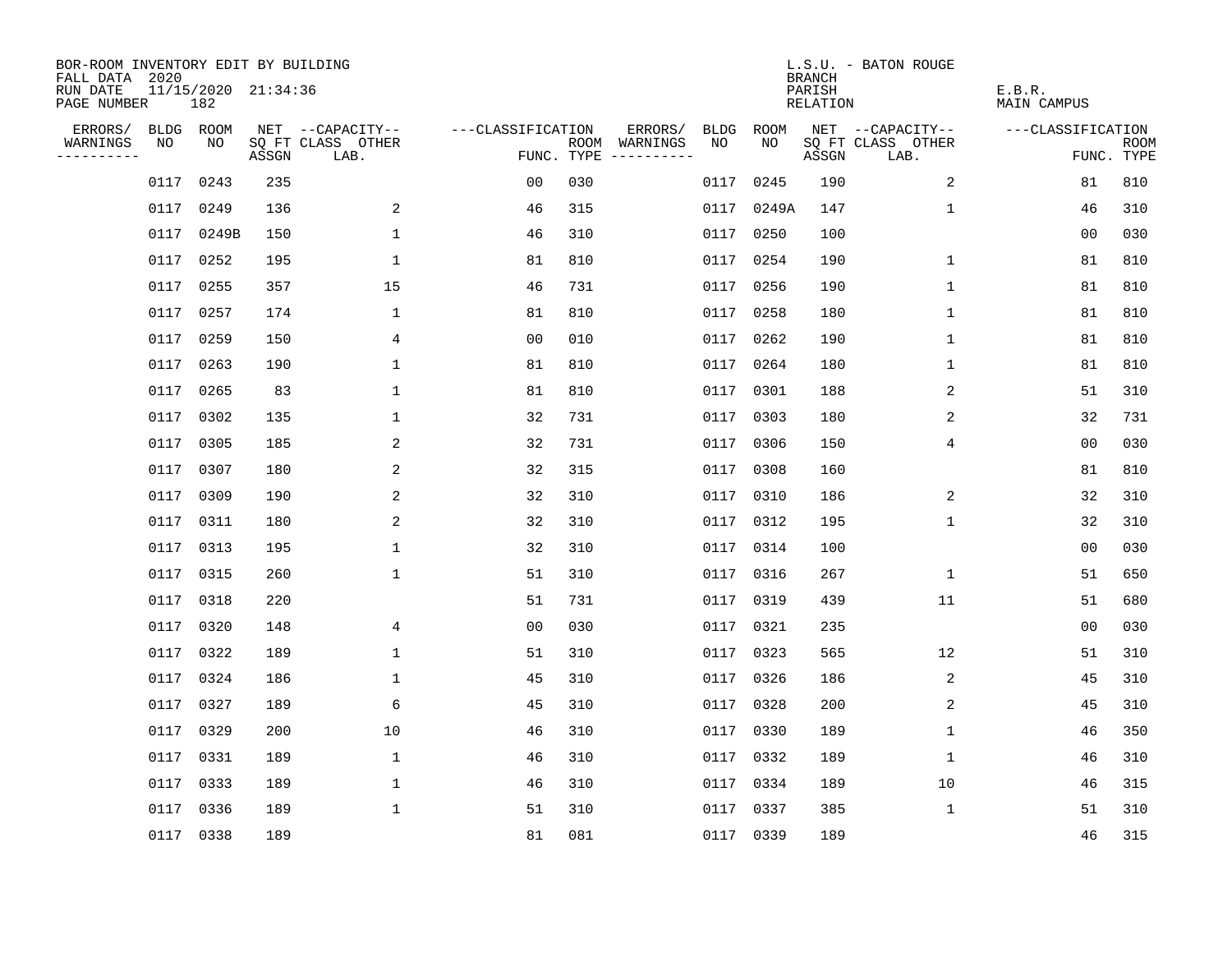BOR-ROOM INVENTORY EDIT BY BUILDING
FALL DATA 2020
RUN DATE 11/15/2020 21:34:36
PAGE NUMBER 182

L.S.U. - BATON ROUGE
BRANCH
PARISH E.B.R.
RELATION MAIN CAMPUS

| ERRORS/ WARNINGS | BLDG NO | ROOM NO | NET SQ FT ASSGN | CAPACITY CLASS LAB. | CAPACITY OTHER | CLASSIFICATION FUNC. | ROOM TYPE | ERRORS/ WARNINGS | BLDG NO | ROOM NO | NET SQ FT ASSGN | CAPACITY CLASS LAB. | CAPACITY OTHER | CLASSIFICATION FUNC. | ROOM TYPE |
|---|---|---|---|---|---|---|---|---|---|---|---|---|---|---|---|
| | 0117 | 0243 | 235 | | | 00 | 030 | | 0117 | 0245 | 190 | | 2 | 81 | 810 |
| | 0117 | 0249 | 136 | | 2 | 46 | 315 | | 0117 | 0249A | 147 | | 1 | 46 | 310 |
| | 0117 | 0249B | 150 | | 1 | 46 | 310 | | 0117 | 0250 | 100 | | | 00 | 030 |
| | 0117 | 0252 | 195 | | 1 | 81 | 810 | | 0117 | 0254 | 190 | | 1 | 81 | 810 |
| | 0117 | 0255 | 357 | | 15 | 46 | 731 | | 0117 | 0256 | 190 | | 1 | 81 | 810 |
| | 0117 | 0257 | 174 | | 1 | 81 | 810 | | 0117 | 0258 | 180 | | 1 | 81 | 810 |
| | 0117 | 0259 | 150 | | 4 | 00 | 010 | | 0117 | 0262 | 190 | | 1 | 81 | 810 |
| | 0117 | 0263 | 190 | | 1 | 81 | 810 | | 0117 | 0264 | 180 | | 1 | 81 | 810 |
| | 0117 | 0265 | 83 | | 1 | 81 | 810 | | 0117 | 0301 | 188 | | 2 | 51 | 310 |
| | 0117 | 0302 | 135 | | 1 | 32 | 731 | | 0117 | 0303 | 180 | | 2 | 32 | 731 |
| | 0117 | 0305 | 185 | | 2 | 32 | 731 | | 0117 | 0306 | 150 | | 4 | 00 | 030 |
| | 0117 | 0307 | 180 | | 2 | 32 | 315 | | 0117 | 0308 | 160 | | | 81 | 810 |
| | 0117 | 0309 | 190 | | 2 | 32 | 310 | | 0117 | 0310 | 186 | | 2 | 32 | 310 |
| | 0117 | 0311 | 180 | | 2 | 32 | 310 | | 0117 | 0312 | 195 | | 1 | 32 | 310 |
| | 0117 | 0313 | 195 | | 1 | 32 | 310 | | 0117 | 0314 | 100 | | | 00 | 030 |
| | 0117 | 0315 | 260 | | 1 | 51 | 310 | | 0117 | 0316 | 267 | | 1 | 51 | 650 |
| | 0117 | 0318 | 220 | | | 51 | 731 | | 0117 | 0319 | 439 | | 11 | 51 | 680 |
| | 0117 | 0320 | 148 | | 4 | 00 | 030 | | 0117 | 0321 | 235 | | | 00 | 030 |
| | 0117 | 0322 | 189 | | 1 | 51 | 310 | | 0117 | 0323 | 565 | | 12 | 51 | 310 |
| | 0117 | 0324 | 186 | | 1 | 45 | 310 | | 0117 | 0326 | 186 | | 2 | 45 | 310 |
| | 0117 | 0327 | 189 | | 6 | 45 | 310 | | 0117 | 0328 | 200 | | 2 | 45 | 310 |
| | 0117 | 0329 | 200 | | 10 | 46 | 310 | | 0117 | 0330 | 189 | | 1 | 46 | 350 |
| | 0117 | 0331 | 189 | | 1 | 46 | 310 | | 0117 | 0332 | 189 | | 1 | 46 | 310 |
| | 0117 | 0333 | 189 | | 1 | 46 | 310 | | 0117 | 0334 | 189 | | 10 | 46 | 315 |
| | 0117 | 0336 | 189 | | 1 | 51 | 310 | | 0117 | 0337 | 385 | | 1 | 51 | 310 |
| | 0117 | 0338 | 189 | | | 81 | 081 | | 0117 | 0339 | 189 | | | 46 | 315 |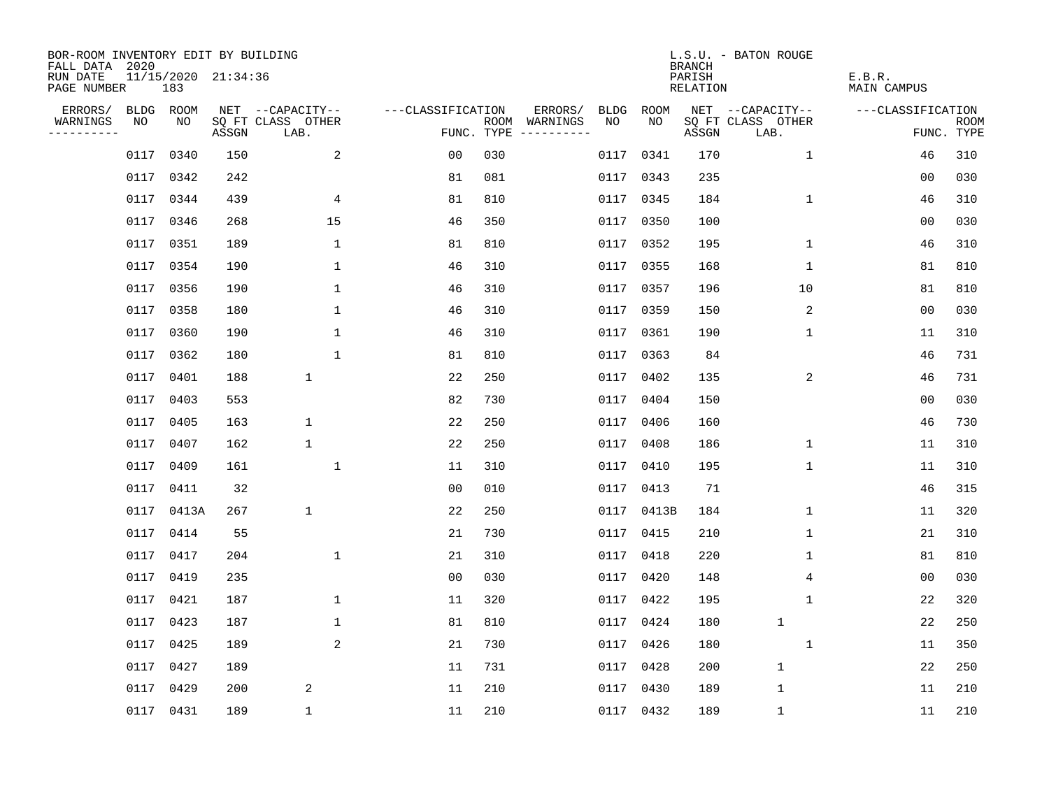BOR-ROOM INVENTORY EDIT BY BUILDING
FALL DATA 2020
RUN DATE 11/15/2020 21:34:36
PAGE NUMBER 183

L.S.U. - BATON ROUGE
BRANCH
PARISH E.B.R.
RELATION MAIN CAMPUS

| ERRORS/ WARNINGS | BLDG NO | ROOM NO | NET SQ FT ASSGN | CAPACITY CLASS LAB. | CAPACITY OTHER | FUNC. | ROOM TYPE | ERRORS/ WARNINGS | BLDG NO | ROOM NO | NET SQ FT ASSGN | CAPACITY CLASS LAB. | CAPACITY OTHER | FUNC. | ROOM TYPE |
|---|---|---|---|---|---|---|---|---|---|---|---|---|---|---|---|
| | 0117 | 0340 | 150 | | 2 | 00 | 030 | | 0117 | 0341 | 170 | | 1 | 46 | 310 |
| | 0117 | 0342 | 242 | | | 81 | 081 | | 0117 | 0343 | 235 | | | 00 | 030 |
| | 0117 | 0344 | 439 | | 4 | 81 | 810 | | 0117 | 0345 | 184 | | 1 | 46 | 310 |
| | 0117 | 0346 | 268 | | 15 | 46 | 350 | | 0117 | 0350 | 100 | | | 00 | 030 |
| | 0117 | 0351 | 189 | | 1 | 81 | 810 | | 0117 | 0352 | 195 | | 1 | 46 | 310 |
| | 0117 | 0354 | 190 | | 1 | 46 | 310 | | 0117 | 0355 | 168 | | 1 | 81 | 810 |
| | 0117 | 0356 | 190 | | 1 | 46 | 310 | | 0117 | 0357 | 196 | | 10 | 81 | 810 |
| | 0117 | 0358 | 180 | | 1 | 46 | 310 | | 0117 | 0359 | 150 | | 2 | 00 | 030 |
| | 0117 | 0360 | 190 | | 1 | 46 | 310 | | 0117 | 0361 | 190 | | 1 | 11 | 310 |
| | 0117 | 0362 | 180 | | 1 | 81 | 810 | | 0117 | 0363 | 84 | | | 46 | 731 |
| | 0117 | 0401 | 188 | 1 | | 22 | 250 | | 0117 | 0402 | 135 | | 2 | 46 | 731 |
| | 0117 | 0403 | 553 | | | 82 | 730 | | 0117 | 0404 | 150 | | | 00 | 030 |
| | 0117 | 0405 | 163 | 1 | | 22 | 250 | | 0117 | 0406 | 160 | | | 46 | 730 |
| | 0117 | 0407 | 162 | 1 | | 22 | 250 | | 0117 | 0408 | 186 | | 1 | 11 | 310 |
| | 0117 | 0409 | 161 | | 1 | 11 | 310 | | 0117 | 0410 | 195 | | 1 | 11 | 310 |
| | 0117 | 0411 | 32 | | | 00 | 010 | | 0117 | 0413 | 71 | | | 46 | 315 |
| | 0117 | 0413A | 267 | 1 | | 22 | 250 | | 0117 | 0413B | 184 | | 1 | 11 | 320 |
| | 0117 | 0414 | 55 | | | 21 | 730 | | 0117 | 0415 | 210 | | 1 | 21 | 310 |
| | 0117 | 0417 | 204 | | 1 | 21 | 310 | | 0117 | 0418 | 220 | | 1 | 81 | 810 |
| | 0117 | 0419 | 235 | | | 00 | 030 | | 0117 | 0420 | 148 | | 4 | 00 | 030 |
| | 0117 | 0421 | 187 | | 1 | 11 | 320 | | 0117 | 0422 | 195 | | 1 | 22 | 320 |
| | 0117 | 0423 | 187 | | 1 | 81 | 810 | | 0117 | 0424 | 180 | 1 | | 22 | 250 |
| | 0117 | 0425 | 189 | | 2 | 21 | 730 | | 0117 | 0426 | 180 | | 1 | 11 | 350 |
| | 0117 | 0427 | 189 | | | 11 | 731 | | 0117 | 0428 | 200 | 1 | | 22 | 250 |
| | 0117 | 0429 | 200 | 2 | | 11 | 210 | | 0117 | 0430 | 189 | 1 | | 11 | 210 |
| | 0117 | 0431 | 189 | 1 | | 11 | 210 | | 0117 | 0432 | 189 | 1 | | 11 | 210 |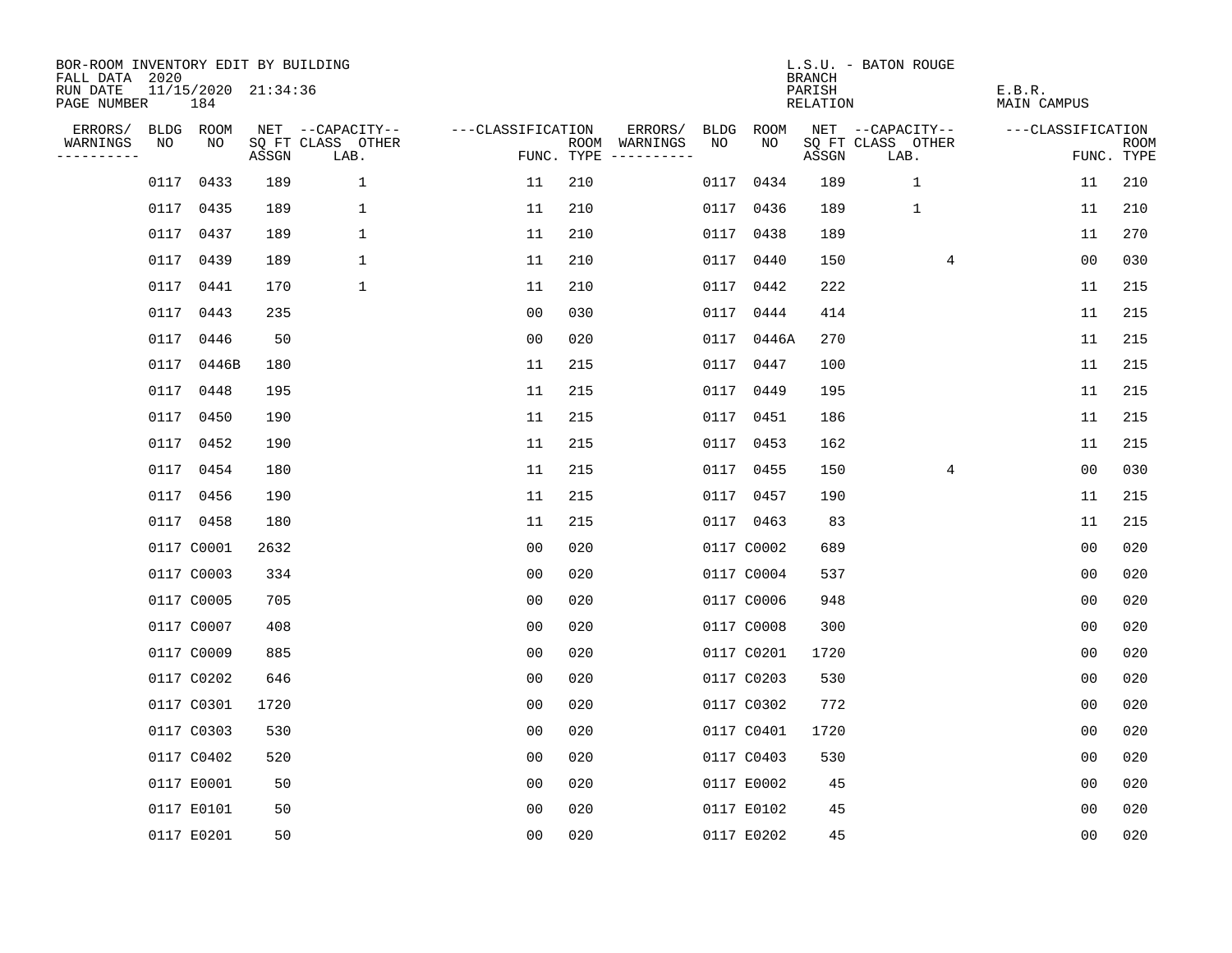BOR-ROOM INVENTORY EDIT BY BUILDING
FALL DATA 2020
RUN DATE 11/15/2020 21:34:36
PAGE NUMBER 184

L.S.U. - BATON ROUGE
BRANCH
PARISH E.B.R.
RELATION MAIN CAMPUS

| ERRORS/ WARNINGS | BLDG NO | ROOM NO | NET SQ FT ASSGN | CAPACITY CLASS LAB. | CAPACITY OTHER | CLASSIFICATION FUNC. | ROOM TYPE | ERRORS/ WARNINGS | BLDG NO | ROOM NO | NET SQ FT ASSGN | CAPACITY CLASS LAB. | CAPACITY OTHER | CLASSIFICATION FUNC. | ROOM TYPE |
|---|---|---|---|---|---|---|---|---|---|---|---|---|---|---|---|
| | 0117 | 0433 | 189 | 1 | | 11 | 210 | | 0117 | 0434 | 189 | 1 | | 11 | 210 |
| | 0117 | 0435 | 189 | 1 | | 11 | 210 | | 0117 | 0436 | 189 | 1 | | 11 | 210 |
| | 0117 | 0437 | 189 | 1 | | 11 | 210 | | 0117 | 0438 | 189 | | | 11 | 270 |
| | 0117 | 0439 | 189 | 1 | | 11 | 210 | | 0117 | 0440 | 150 | | 4 | 00 | 030 |
| | 0117 | 0441 | 170 | 1 | | 11 | 210 | | 0117 | 0442 | 222 | | | 11 | 215 |
| | 0117 | 0443 | 235 | | | 00 | 030 | | 0117 | 0444 | 414 | | | 11 | 215 |
| | 0117 | 0446 | 50 | | | 00 | 020 | | 0117 | 0446A | 270 | | | 11 | 215 |
| | 0117 | 0446B | 180 | | | 11 | 215 | | 0117 | 0447 | 100 | | | 11 | 215 |
| | 0117 | 0448 | 195 | | | 11 | 215 | | 0117 | 0449 | 195 | | | 11 | 215 |
| | 0117 | 0450 | 190 | | | 11 | 215 | | 0117 | 0451 | 186 | | | 11 | 215 |
| | 0117 | 0452 | 190 | | | 11 | 215 | | 0117 | 0453 | 162 | | | 11 | 215 |
| | 0117 | 0454 | 180 | | | 11 | 215 | | 0117 | 0455 | 150 | | 4 | 00 | 030 |
| | 0117 | 0456 | 190 | | | 11 | 215 | | 0117 | 0457 | 190 | | | 11 | 215 |
| | 0117 | 0458 | 180 | | | 11 | 215 | | 0117 | 0463 | 83 | | | 11 | 215 |
| | 0117 | C0001 | 2632 | | | 00 | 020 | | 0117 | C0002 | 689 | | | 00 | 020 |
| | 0117 | C0003 | 334 | | | 00 | 020 | | 0117 | C0004 | 537 | | | 00 | 020 |
| | 0117 | C0005 | 705 | | | 00 | 020 | | 0117 | C0006 | 948 | | | 00 | 020 |
| | 0117 | C0007 | 408 | | | 00 | 020 | | 0117 | C0008 | 300 | | | 00 | 020 |
| | 0117 | C0009 | 885 | | | 00 | 020 | | 0117 | C0201 | 1720 | | | 00 | 020 |
| | 0117 | C0202 | 646 | | | 00 | 020 | | 0117 | C0203 | 530 | | | 00 | 020 |
| | 0117 | C0301 | 1720 | | | 00 | 020 | | 0117 | C0302 | 772 | | | 00 | 020 |
| | 0117 | C0303 | 530 | | | 00 | 020 | | 0117 | C0401 | 1720 | | | 00 | 020 |
| | 0117 | C0402 | 520 | | | 00 | 020 | | 0117 | C0403 | 530 | | | 00 | 020 |
| | 0117 | E0001 | 50 | | | 00 | 020 | | 0117 | E0002 | 45 | | | 00 | 020 |
| | 0117 | E0101 | 50 | | | 00 | 020 | | 0117 | E0102 | 45 | | | 00 | 020 |
| | 0117 | E0201 | 50 | | | 00 | 020 | | 0117 | E0202 | 45 | | | 00 | 020 |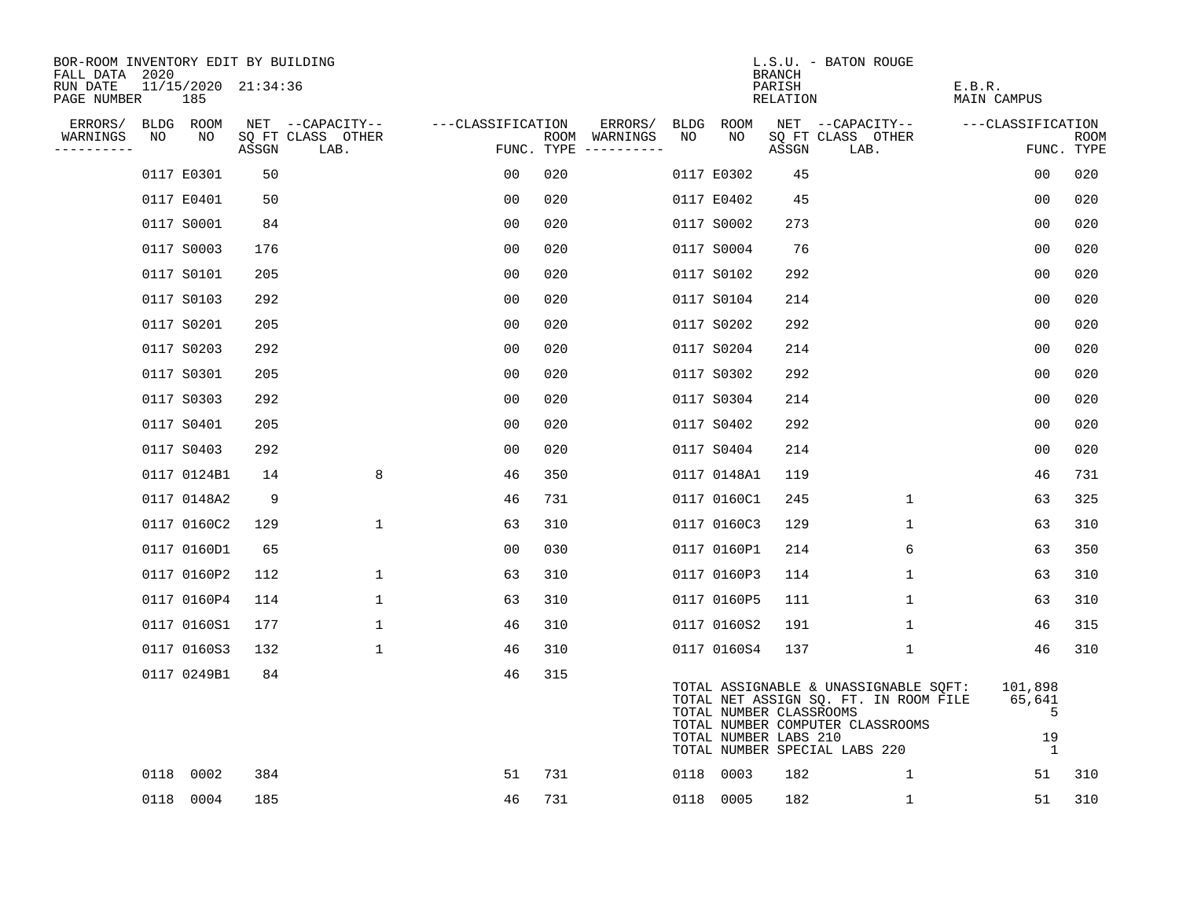BOR-ROOM INVENTORY EDIT BY BUILDING
FALL DATA 2020
RUN DATE 11/15/2020 21:34:36
PAGE NUMBER 185

L.S.U. - BATON ROUGE
BRANCH
PARISH E.B.R.
RELATION MAIN CAMPUS

| ERRORS/ WARNINGS | BLDG NO | ROOM NO | NET SQ FT ASSGN | CAPACITY CLASS LAB. | CAPACITY OTHER | CLASSIFICATION FUNC. | ROOM TYPE | ERRORS/ WARNINGS | BLDG NO | ROOM NO | NET SQ FT ASSGN | CAPACITY CLASS LAB. | CAPACITY OTHER | CLASSIFICATION FUNC. | ROOM TYPE |
|---|---|---|---|---|---|---|---|---|---|---|---|---|---|---|---|
| | 0117 | E0301 | 50 | | | 00 | 020 | | 0117 | E0302 | 45 | | | 00 | 020 |
| | 0117 | E0401 | 50 | | | 00 | 020 | | 0117 | E0402 | 45 | | | 00 | 020 |
| | 0117 | S0001 | 84 | | | 00 | 020 | | 0117 | S0002 | 273 | | | 00 | 020 |
| | 0117 | S0003 | 176 | | | 00 | 020 | | 0117 | S0004 | 76 | | | 00 | 020 |
| | 0117 | S0101 | 205 | | | 00 | 020 | | 0117 | S0102 | 292 | | | 00 | 020 |
| | 0117 | S0103 | 292 | | | 00 | 020 | | 0117 | S0104 | 214 | | | 00 | 020 |
| | 0117 | S0201 | 205 | | | 00 | 020 | | 0117 | S0202 | 292 | | | 00 | 020 |
| | 0117 | S0203 | 292 | | | 00 | 020 | | 0117 | S0204 | 214 | | | 00 | 020 |
| | 0117 | S0301 | 205 | | | 00 | 020 | | 0117 | S0302 | 292 | | | 00 | 020 |
| | 0117 | S0303 | 292 | | | 00 | 020 | | 0117 | S0304 | 214 | | | 00 | 020 |
| | 0117 | S0401 | 205 | | | 00 | 020 | | 0117 | S0402 | 292 | | | 00 | 020 |
| | 0117 | S0403 | 292 | | | 00 | 020 | | 0117 | S0404 | 214 | | | 00 | 020 |
| | 0117 | 0124B1 | 14 | | 8 | 46 | 350 | | 0117 | 0148A1 | 119 | | | 46 | 731 |
| | 0117 | 0148A2 | 9 | | | 46 | 731 | | 0117 | 0160C1 | 245 | | 1 | 63 | 325 |
| | 0117 | 0160C2 | 129 | | 1 | 63 | 310 | | 0117 | 0160C3 | 129 | | 1 | 63 | 310 |
| | 0117 | 0160D1 | 65 | | | 00 | 030 | | 0117 | 0160P1 | 214 | | 6 | 63 | 350 |
| | 0117 | 0160P2 | 112 | | 1 | 63 | 310 | | 0117 | 0160P3 | 114 | | 1 | 63 | 310 |
| | 0117 | 0160P4 | 114 | | 1 | 63 | 310 | | 0117 | 0160P5 | 111 | | 1 | 63 | 310 |
| | 0117 | 0160S1 | 177 | | 1 | 46 | 310 | | 0117 | 0160S2 | 191 | | 1 | 46 | 315 |
| | 0117 | 0160S3 | 132 | | 1 | 46 | 310 | | 0117 | 0160S4 | 137 | | 1 | 46 | 310 |
| | 0117 | 0249B1 | 84 | | | 46 | 315 | | | | | | | | |

| TOTALS | |
|---|---|
| TOTAL ASSIGNABLE & UNASSIGNABLE SQFT: | 101,898 |
| TOTAL NET ASSIGN SQ. FT. IN ROOM FILE | 65,641 |
| TOTAL NUMBER CLASSROOMS | 5 |
| TOTAL NUMBER COMPUTER CLASSROOMS | |
| TOTAL NUMBER LABS 210 | 19 |
| TOTAL NUMBER SPECIAL LABS 220 | 1 |

| ERRORS/ WARNINGS | BLDG NO | ROOM NO | NET SQ FT ASSGN | CAPACITY CLASS LAB. | CAPACITY OTHER | CLASSIFICATION FUNC. | ROOM TYPE | ERRORS/ WARNINGS | BLDG NO | ROOM NO | NET SQ FT ASSGN | CAPACITY CLASS LAB. | CAPACITY OTHER | CLASSIFICATION FUNC. | ROOM TYPE |
|---|---|---|---|---|---|---|---|---|---|---|---|---|---|---|---|
| | 0118 | 0002 | 384 | | | 51 | 731 | | 0118 | 0003 | 182 | | 1 | 51 | 310 |
| | 0118 | 0004 | 185 | | | 46 | 731 | | 0118 | 0005 | 182 | | 1 | 51 | 310 |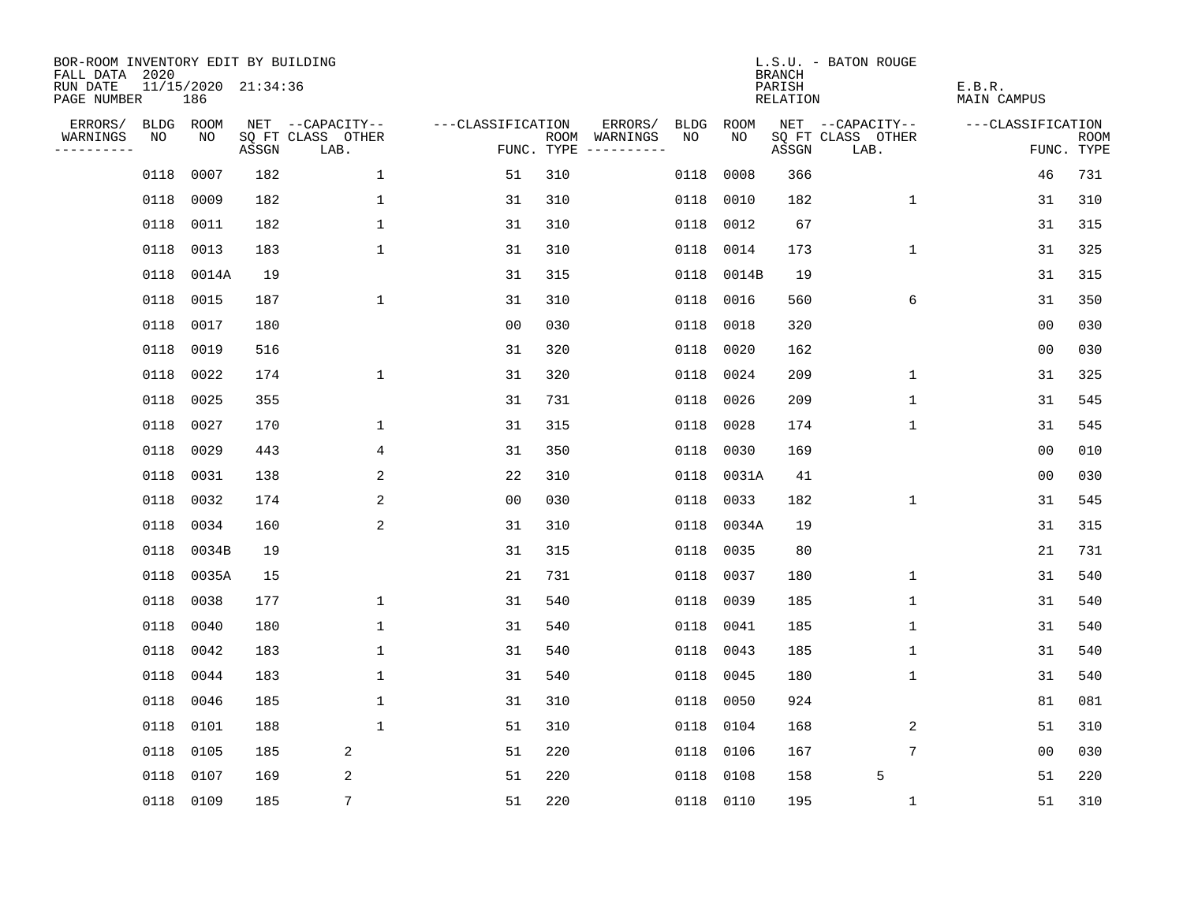BOR-ROOM INVENTORY EDIT BY BUILDING
FALL DATA 2020
RUN DATE 11/15/2020 21:34:36

L.S.U. - BATON ROUGE
BRANCH
PARISH E.B.R.
RELATION MAIN CAMPUS

| ERRORS/ WARNINGS | BLDG NO | ROOM NO | NET SQ FT ASSGN | CAPACITY CLASS LAB. | CAPACITY OTHER | CLASSIFICATION FUNC. | ROOM TYPE | ERRORS/ WARNINGS | BLDG NO | ROOM NO | NET SQ FT ASSGN | CAPACITY CLASS LAB. | CAPACITY OTHER | CLASSIFICATION FUNC. | ROOM TYPE |
|---|---|---|---|---|---|---|---|---|---|---|---|---|---|---|---|
| | 0118 | 0007 | 182 | | 1 | 51 | 310 | | 0118 | 0008 | 366 | | | 46 | 731 |
| | 0118 | 0009 | 182 | | 1 | 31 | 310 | | 0118 | 0010 | 182 | | 1 | 31 | 310 |
| | 0118 | 0011 | 182 | | 1 | 31 | 310 | | 0118 | 0012 | 67 | | | 31 | 315 |
| | 0118 | 0013 | 183 | | 1 | 31 | 310 | | 0118 | 0014 | 173 | | 1 | 31 | 325 |
| | 0118 | 0014A | 19 | | | 31 | 315 | | 0118 | 0014B | 19 | | | 31 | 315 |
| | 0118 | 0015 | 187 | | 1 | 31 | 310 | | 0118 | 0016 | 560 | | 6 | 31 | 350 |
| | 0118 | 0017 | 180 | | | 00 | 030 | | 0118 | 0018 | 320 | | | 00 | 030 |
| | 0118 | 0019 | 516 | | | 31 | 320 | | 0118 | 0020 | 162 | | | 00 | 030 |
| | 0118 | 0022 | 174 | | 1 | 31 | 320 | | 0118 | 0024 | 209 | | 1 | 31 | 325 |
| | 0118 | 0025 | 355 | | | 31 | 731 | | 0118 | 0026 | 209 | | 1 | 31 | 545 |
| | 0118 | 0027 | 170 | | 1 | 31 | 315 | | 0118 | 0028 | 174 | | 1 | 31 | 545 |
| | 0118 | 0029 | 443 | | 4 | 31 | 350 | | 0118 | 0030 | 169 | | | 00 | 010 |
| | 0118 | 0031 | 138 | | 2 | 22 | 310 | | 0118 | 0031A | 41 | | | 00 | 030 |
| | 0118 | 0032 | 174 | | 2 | 00 | 030 | | 0118 | 0033 | 182 | | 1 | 31 | 545 |
| | 0118 | 0034 | 160 | | 2 | 31 | 310 | | 0118 | 0034A | 19 | | | 31 | 315 |
| | 0118 | 0034B | 19 | | | 31 | 315 | | 0118 | 0035 | 80 | | | 21 | 731 |
| | 0118 | 0035A | 15 | | | 21 | 731 | | 0118 | 0037 | 180 | | 1 | 31 | 540 |
| | 0118 | 0038 | 177 | | 1 | 31 | 540 | | 0118 | 0039 | 185 | | 1 | 31 | 540 |
| | 0118 | 0040 | 180 | | 1 | 31 | 540 | | 0118 | 0041 | 185 | | 1 | 31 | 540 |
| | 0118 | 0042 | 183 | | 1 | 31 | 540 | | 0118 | 0043 | 185 | | 1 | 31 | 540 |
| | 0118 | 0044 | 183 | | 1 | 31 | 540 | | 0118 | 0045 | 180 | | 1 | 31 | 540 |
| | 0118 | 0046 | 185 | | 1 | 31 | 310 | | 0118 | 0050 | 924 | | | 81 | 081 |
| | 0118 | 0101 | 188 | | 1 | 51 | 310 | | 0118 | 0104 | 168 | | 2 | 51 | 310 |
| | 0118 | 0105 | 185 | 2 | | 51 | 220 | | 0118 | 0106 | 167 | | 7 | 00 | 030 |
| | 0118 | 0107 | 169 | 2 | | 51 | 220 | | 0118 | 0108 | 158 | 5 | | 51 | 220 |
| | 0118 | 0109 | 185 | 7 | | 51 | 220 | | 0118 | 0110 | 195 | | 1 | 51 | 310 |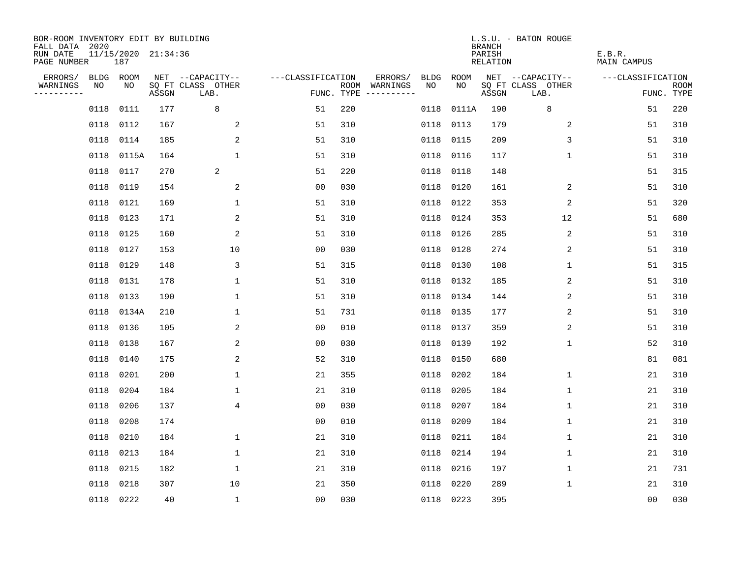BOR-ROOM INVENTORY EDIT BY BUILDING
FALL DATA 2020
RUN DATE 11/15/2020 21:34:36
PAGE NUMBER 187

L.S.U. - BATON ROUGE
BRANCH
PARISH E.B.R.
RELATION MAIN CAMPUS

| ERRORS/ WARNINGS | BLDG NO | ROOM NO | NET SQ FT ASSGN | CAPACITY CLASS LAB. | CAPACITY OTHER | CLASSIFICATION FUNC. | ROOM TYPE | ERRORS/ WARNINGS | BLDG NO | ROOM NO | NET SQ FT ASSGN | CAPACITY CLASS LAB. | CAPACITY OTHER | CLASSIFICATION FUNC. | ROOM TYPE |
|---|---|---|---|---|---|---|---|---|---|---|---|---|---|---|---|
| | 0118 | 0111 | 177 | 8 | | 51 | 220 | | 0118 | 0111A | 190 | 8 | | 51 | 220 |
| | 0118 | 0112 | 167 | | 2 | 51 | 310 | | 0118 | 0113 | 179 | | 2 | 51 | 310 |
| | 0118 | 0114 | 185 | | 2 | 51 | 310 | | 0118 | 0115 | 209 | | 3 | 51 | 310 |
| | 0118 | 0115A | 164 | | 1 | 51 | 310 | | 0118 | 0116 | 117 | | 1 | 51 | 310 |
| | 0118 | 0117 | 270 | 2 | | 51 | 220 | | 0118 | 0118 | 148 | | | 51 | 315 |
| | 0118 | 0119 | 154 | | 2 | 00 | 030 | | 0118 | 0120 | 161 | | 2 | 51 | 310 |
| | 0118 | 0121 | 169 | | 1 | 51 | 310 | | 0118 | 0122 | 353 | | 2 | 51 | 320 |
| | 0118 | 0123 | 171 | | 2 | 51 | 310 | | 0118 | 0124 | 353 | | 12 | 51 | 680 |
| | 0118 | 0125 | 160 | | 2 | 51 | 310 | | 0118 | 0126 | 285 | | 2 | 51 | 310 |
| | 0118 | 0127 | 153 | | 10 | 00 | 030 | | 0118 | 0128 | 274 | | 2 | 51 | 310 |
| | 0118 | 0129 | 148 | | 3 | 51 | 315 | | 0118 | 0130 | 108 | | 1 | 51 | 315 |
| | 0118 | 0131 | 178 | | 1 | 51 | 310 | | 0118 | 0132 | 185 | | 2 | 51 | 310 |
| | 0118 | 0133 | 190 | | 1 | 51 | 310 | | 0118 | 0134 | 144 | | 2 | 51 | 310 |
| | 0118 | 0134A | 210 | | 1 | 51 | 731 | | 0118 | 0135 | 177 | | 2 | 51 | 310 |
| | 0118 | 0136 | 105 | | 2 | 00 | 010 | | 0118 | 0137 | 359 | | 2 | 51 | 310 |
| | 0118 | 0138 | 167 | | 2 | 00 | 030 | | 0118 | 0139 | 192 | | 1 | 52 | 310 |
| | 0118 | 0140 | 175 | | 2 | 52 | 310 | | 0118 | 0150 | 680 | | | 81 | 081 |
| | 0118 | 0201 | 200 | | 1 | 21 | 355 | | 0118 | 0202 | 184 | | 1 | 21 | 310 |
| | 0118 | 0204 | 184 | | 1 | 21 | 310 | | 0118 | 0205 | 184 | | 1 | 21 | 310 |
| | 0118 | 0206 | 137 | | 4 | 00 | 030 | | 0118 | 0207 | 184 | | 1 | 21 | 310 |
| | 0118 | 0208 | 174 | | | 00 | 010 | | 0118 | 0209 | 184 | | 1 | 21 | 310 |
| | 0118 | 0210 | 184 | | 1 | 21 | 310 | | 0118 | 0211 | 184 | | 1 | 21 | 310 |
| | 0118 | 0213 | 184 | | 1 | 21 | 310 | | 0118 | 0214 | 194 | | 1 | 21 | 310 |
| | 0118 | 0215 | 182 | | 1 | 21 | 310 | | 0118 | 0216 | 197 | | 1 | 21 | 731 |
| | 0118 | 0218 | 307 | | 10 | 21 | 350 | | 0118 | 0220 | 289 | | 1 | 21 | 310 |
| | 0118 | 0222 | 40 | | 1 | 00 | 030 | | 0118 | 0223 | 395 | | | 00 | 030 |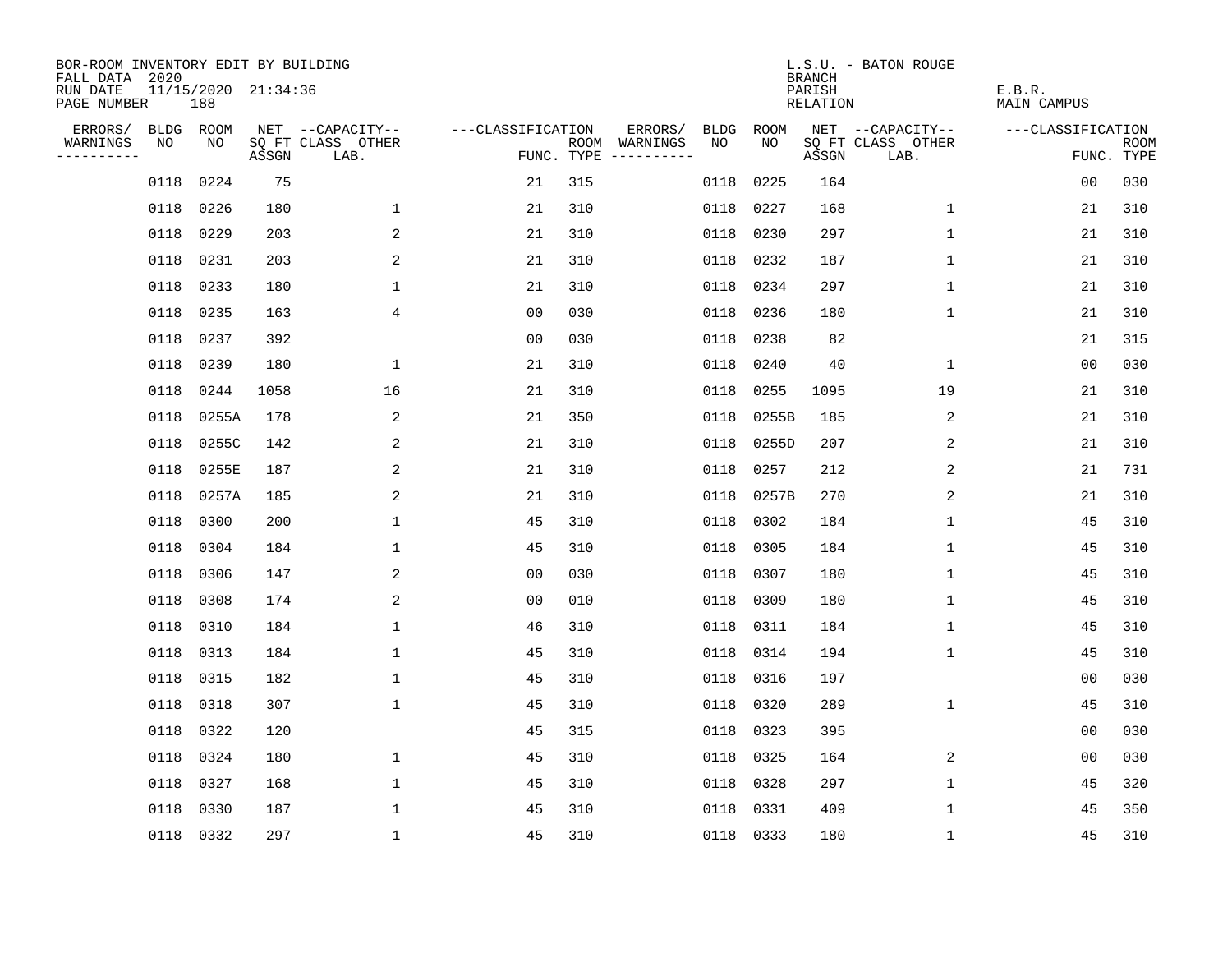BOR-ROOM INVENTORY EDIT BY BUILDING
FALL DATA 2020
RUN DATE 11/15/2020 21:34:36
PAGE NUMBER 188

L.S.U. - BATON ROUGE
BRANCH
PARISH E.B.R.
RELATION MAIN CAMPUS

| ERRORS/ WARNINGS | BLDG NO | ROOM NO | NET SQ FT ASSGN | CAPACITY CLASS LAB. | CAPACITY OTHER | CLASSIFICATION FUNC. | ROOM TYPE | ERRORS/ WARNINGS | BLDG NO | ROOM NO | NET SQ FT ASSGN | CAPACITY CLASS LAB. | CAPACITY OTHER | CLASSIFICATION FUNC. | ROOM TYPE |
|---|---|---|---|---|---|---|---|---|---|---|---|---|---|---|---|
| | 0118 | 0224 | 75 | | | 21 | 315 | | 0118 | 0225 | 164 | | | 00 | 030 |
| | 0118 | 0226 | 180 | | 1 | 21 | 310 | | 0118 | 0227 | 168 | | 1 | 21 | 310 |
| | 0118 | 0229 | 203 | | 2 | 21 | 310 | | 0118 | 0230 | 297 | | 1 | 21 | 310 |
| | 0118 | 0231 | 203 | | 2 | 21 | 310 | | 0118 | 0232 | 187 | | 1 | 21 | 310 |
| | 0118 | 0233 | 180 | | 1 | 21 | 310 | | 0118 | 0234 | 297 | | 1 | 21 | 310 |
| | 0118 | 0235 | 163 | | 4 | 00 | 030 | | 0118 | 0236 | 180 | | 1 | 21 | 310 |
| | 0118 | 0237 | 392 | | | 00 | 030 | | 0118 | 0238 | 82 | | | 21 | 315 |
| | 0118 | 0239 | 180 | | 1 | 21 | 310 | | 0118 | 0240 | 40 | | 1 | 00 | 030 |
| | 0118 | 0244 | 1058 | | 16 | 21 | 310 | | 0118 | 0255 | 1095 | | 19 | 21 | 310 |
| | 0118 | 0255A | 178 | | 2 | 21 | 350 | | 0118 | 0255B | 185 | | 2 | 21 | 310 |
| | 0118 | 0255C | 142 | | 2 | 21 | 310 | | 0118 | 0255D | 207 | | 2 | 21 | 310 |
| | 0118 | 0255E | 187 | | 2 | 21 | 310 | | 0118 | 0257 | 212 | | 2 | 21 | 731 |
| | 0118 | 0257A | 185 | | 2 | 21 | 310 | | 0118 | 0257B | 270 | | 2 | 21 | 310 |
| | 0118 | 0300 | 200 | | 1 | 45 | 310 | | 0118 | 0302 | 184 | | 1 | 45 | 310 |
| | 0118 | 0304 | 184 | | 1 | 45 | 310 | | 0118 | 0305 | 184 | | 1 | 45 | 310 |
| | 0118 | 0306 | 147 | | 2 | 00 | 030 | | 0118 | 0307 | 180 | | 1 | 45 | 310 |
| | 0118 | 0308 | 174 | | 2 | 00 | 010 | | 0118 | 0309 | 180 | | 1 | 45 | 310 |
| | 0118 | 0310 | 184 | | 1 | 46 | 310 | | 0118 | 0311 | 184 | | 1 | 45 | 310 |
| | 0118 | 0313 | 184 | | 1 | 45 | 310 | | 0118 | 0314 | 194 | | 1 | 45 | 310 |
| | 0118 | 0315 | 182 | | 1 | 45 | 310 | | 0118 | 0316 | 197 | | | 00 | 030 |
| | 0118 | 0318 | 307 | | 1 | 45 | 310 | | 0118 | 0320 | 289 | | 1 | 45 | 310 |
| | 0118 | 0322 | 120 | | | 45 | 315 | | 0118 | 0323 | 395 | | | 00 | 030 |
| | 0118 | 0324 | 180 | | 1 | 45 | 310 | | 0118 | 0325 | 164 | | 2 | 00 | 030 |
| | 0118 | 0327 | 168 | | 1 | 45 | 310 | | 0118 | 0328 | 297 | | 1 | 45 | 320 |
| | 0118 | 0330 | 187 | | 1 | 45 | 310 | | 0118 | 0331 | 409 | | 1 | 45 | 350 |
| | 0118 | 0332 | 297 | | 1 | 45 | 310 | | 0118 | 0333 | 180 | | 1 | 45 | 310 |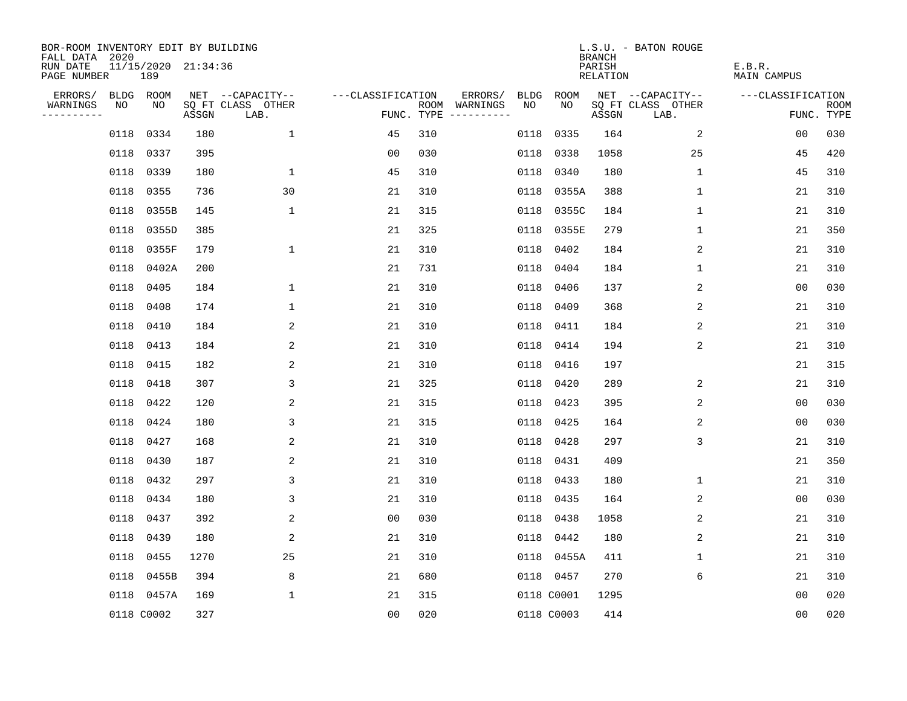BOR-ROOM INVENTORY EDIT BY BUILDING
FALL DATA 2020
RUN DATE 11/15/2020 21:34:36
PAGE NUMBER 189

L.S.U. - BATON ROUGE
BRANCH
PARISH E.B.R.
RELATION MAIN CAMPUS

| ERRORS/ WARNINGS | BLDG NO | ROOM NO | NET SQ FT ASSGN | CAPACITY-- CLASS LAB. | OTHER | ---CLASSIFICATION FUNC. | ROOM TYPE | ERRORS/ WARNINGS | BLDG NO | ROOM NO | NET SQ FT ASSGN | CAPACITY-- CLASS LAB. | OTHER | ---CLASSIFICATION FUNC. | ROOM TYPE |
|---|---|---|---|---|---|---|---|---|---|---|---|---|---|---|---|
| | 0118 | 0334 | 180 | | 1 | 45 | 310 | | 0118 | 0335 | 164 | | 2 | 00 | 030 |
| | 0118 | 0337 | 395 | | | 00 | 030 | | 0118 | 0338 | 1058 | | 25 | 45 | 420 |
| | 0118 | 0339 | 180 | | 1 | 45 | 310 | | 0118 | 0340 | 180 | | 1 | 45 | 310 |
| | 0118 | 0355 | 736 | | 30 | 21 | 310 | | 0118 | 0355A | 388 | | 1 | 21 | 310 |
| | 0118 | 0355B | 145 | | 1 | 21 | 315 | | 0118 | 0355C | 184 | | 1 | 21 | 310 |
| | 0118 | 0355D | 385 | | | 21 | 325 | | 0118 | 0355E | 279 | | 1 | 21 | 350 |
| | 0118 | 0355F | 179 | | 1 | 21 | 310 | | 0118 | 0402 | 184 | | 2 | 21 | 310 |
| | 0118 | 0402A | 200 | | | 21 | 731 | | 0118 | 0404 | 184 | | 1 | 21 | 310 |
| | 0118 | 0405 | 184 | | 1 | 21 | 310 | | 0118 | 0406 | 137 | | 2 | 00 | 030 |
| | 0118 | 0408 | 174 | | 1 | 21 | 310 | | 0118 | 0409 | 368 | | 2 | 21 | 310 |
| | 0118 | 0410 | 184 | | 2 | 21 | 310 | | 0118 | 0411 | 184 | | 2 | 21 | 310 |
| | 0118 | 0413 | 184 | | 2 | 21 | 310 | | 0118 | 0414 | 194 | | 2 | 21 | 310 |
| | 0118 | 0415 | 182 | | 2 | 21 | 310 | | 0118 | 0416 | 197 | | | 21 | 315 |
| | 0118 | 0418 | 307 | | 3 | 21 | 325 | | 0118 | 0420 | 289 | | 2 | 21 | 310 |
| | 0118 | 0422 | 120 | | 2 | 21 | 315 | | 0118 | 0423 | 395 | | 2 | 00 | 030 |
| | 0118 | 0424 | 180 | | 3 | 21 | 315 | | 0118 | 0425 | 164 | | 2 | 00 | 030 |
| | 0118 | 0427 | 168 | | 2 | 21 | 310 | | 0118 | 0428 | 297 | | 3 | 21 | 310 |
| | 0118 | 0430 | 187 | | 2 | 21 | 310 | | 0118 | 0431 | 409 | | | 21 | 350 |
| | 0118 | 0432 | 297 | | 3 | 21 | 310 | | 0118 | 0433 | 180 | | 1 | 21 | 310 |
| | 0118 | 0434 | 180 | | 3 | 21 | 310 | | 0118 | 0435 | 164 | | 2 | 00 | 030 |
| | 0118 | 0437 | 392 | | 2 | 00 | 030 | | 0118 | 0438 | 1058 | | 2 | 21 | 310 |
| | 0118 | 0439 | 180 | | 2 | 21 | 310 | | 0118 | 0442 | 180 | | 2 | 21 | 310 |
| | 0118 | 0455 | 1270 | | 25 | 21 | 310 | | 0118 | 0455A | 411 | | 1 | 21 | 310 |
| | 0118 | 0455B | 394 | | 8 | 21 | 680 | | 0118 | 0457 | 270 | | 6 | 21 | 310 |
| | 0118 | 0457A | 169 | | 1 | 21 | 315 | | 0118 | C0001 | 1295 | | | 00 | 020 |
| | 0118 | C0002 | 327 | | | 00 | 020 | | 0118 | C0003 | 414 | | | 00 | 020 |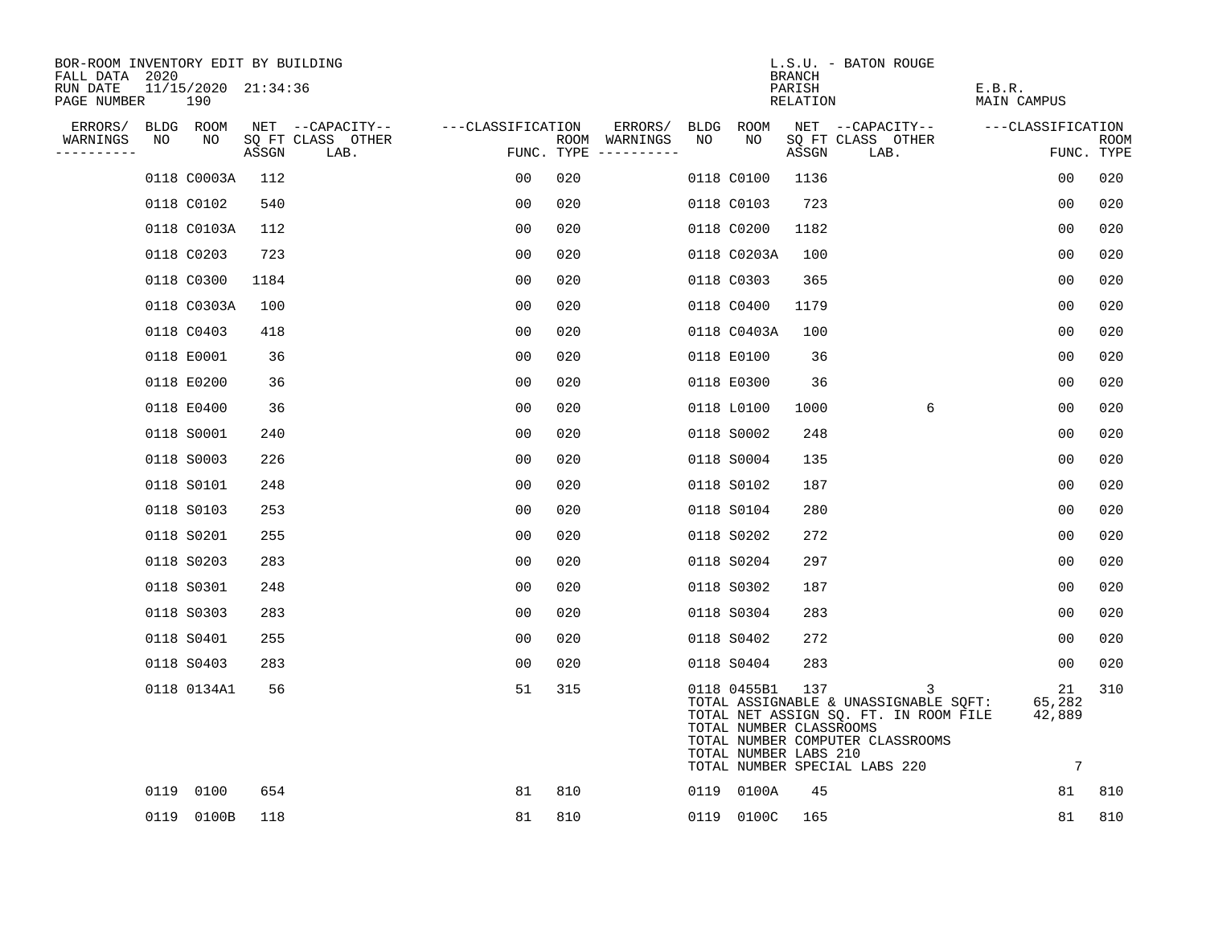BOR-ROOM INVENTORY EDIT BY BUILDING
FALL DATA 2020
RUN DATE 11/15/2020 21:34:36
PAGE NUMBER 190

L.S.U. - BATON ROUGE
BRANCH
PARISH E.B.R.
RELATION MAIN CAMPUS

| ERRORS/ WARNINGS | BLDG NO | ROOM NO | NET SQ FT ASSGN | --CAPACITY-- CLASS LAB. | OTHER | ---CLASSIFICATION FUNC. | ROOM TYPE | ERRORS/ WARNINGS | BLDG NO | ROOM NO | NET SQ FT ASSGN | --CAPACITY-- CLASS LAB. | OTHER | ---CLASSIFICATION FUNC. | ROOM TYPE |
|---|---|---|---|---|---|---|---|---|---|---|---|---|---|---|---|
| | 0118 | C0003A | 112 | | | 00 | 020 | | 0118 | C0100 | 1136 | | | 00 | 020 |
| | 0118 | C0102 | 540 | | | 00 | 020 | | 0118 | C0103 | 723 | | | 00 | 020 |
| | 0118 | C0103A | 112 | | | 00 | 020 | | 0118 | C0200 | 1182 | | | 00 | 020 |
| | 0118 | C0203 | 723 | | | 00 | 020 | | 0118 | C0203A | 100 | | | 00 | 020 |
| | 0118 | C0300 | 1184 | | | 00 | 020 | | 0118 | C0303 | 365 | | | 00 | 020 |
| | 0118 | C0303A | 100 | | | 00 | 020 | | 0118 | C0400 | 1179 | | | 00 | 020 |
| | 0118 | C0403 | 418 | | | 00 | 020 | | 0118 | C0403A | 100 | | | 00 | 020 |
| | 0118 | E0001 | 36 | | | 00 | 020 | | 0118 | E0100 | 36 | | | 00 | 020 |
| | 0118 | E0200 | 36 | | | 00 | 020 | | 0118 | E0300 | 36 | | | 00 | 020 |
| | 0118 | E0400 | 36 | | | 00 | 020 | | 0118 | L0100 | 1000 | | 6 | 00 | 020 |
| | 0118 | S0001 | 240 | | | 00 | 020 | | 0118 | S0002 | 248 | | | 00 | 020 |
| | 0118 | S0003 | 226 | | | 00 | 020 | | 0118 | S0004 | 135 | | | 00 | 020 |
| | 0118 | S0101 | 248 | | | 00 | 020 | | 0118 | S0102 | 187 | | | 00 | 020 |
| | 0118 | S0103 | 253 | | | 00 | 020 | | 0118 | S0104 | 280 | | | 00 | 020 |
| | 0118 | S0201 | 255 | | | 00 | 020 | | 0118 | S0202 | 272 | | | 00 | 020 |
| | 0118 | S0203 | 283 | | | 00 | 020 | | 0118 | S0204 | 297 | | | 00 | 020 |
| | 0118 | S0301 | 248 | | | 00 | 020 | | 0118 | S0302 | 187 | | | 00 | 020 |
| | 0118 | S0303 | 283 | | | 00 | 020 | | 0118 | S0304 | 283 | | | 00 | 020 |
| | 0118 | S0401 | 255 | | | 00 | 020 | | 0118 | S0402 | 272 | | | 00 | 020 |
| | 0118 | S0403 | 283 | | | 00 | 020 | | 0118 | S0404 | 283 | | | 00 | 020 |
| | 0118 | 0134A1 | 56 | | | 51 | 315 | | 0118 | 0455B1 | 137 | | 3 | 21 | 310 |
| | | | | | | | | | TOTAL ASSIGNABLE & UNASSIGNABLE SQFT: | | | | | 65,282 | |
| | | | | | | | | | TOTAL NET ASSIGN SQ. FT. IN ROOM FILE | | | | | 42,889 | |
| | | | | | | | | | TOTAL NUMBER CLASSROOMS | | | | | | |
| | | | | | | | | | TOTAL NUMBER COMPUTER CLASSROOMS | | | | | | |
| | | | | | | | | | TOTAL NUMBER LABS 210 | | | | | | |
| | | | | | | | | | TOTAL NUMBER SPECIAL LABS 220 | | | | | 7 | |
| | 0119 | 0100 | 654 | | | 81 | 810 | | 0119 | 0100A | 45 | | | 81 | 810 |
| | 0119 | 0100B | 118 | | | 81 | 810 | | 0119 | 0100C | 165 | | | 81 | 810 |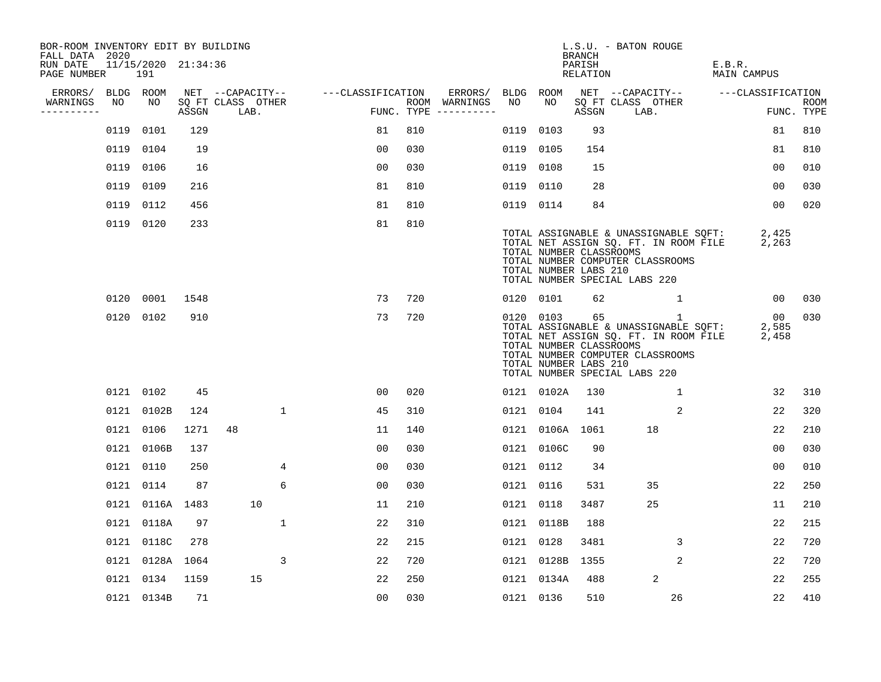BOR-ROOM INVENTORY EDIT BY BUILDING
FALL DATA 2020
RUN DATE 11/15/2020 21:34:36

L.S.U. - BATON ROUGE
BRANCH
PARISH E.B.R.
RELATION MAIN CAMPUS

| ERRORS/ WARNINGS | BLDG NO | ROOM NO | NET SQ FT ASSGN | CAPACITY CLASS | CAPACITY LAB. | CAPACITY OTHER | CLASSIFICATION FUNC. | ROOM TYPE | ERRORS/ WARNINGS | BLDG NO | ROOM NO | NET SQ FT ASSGN | CAPACITY CLASS | CAPACITY LAB. | CAPACITY OTHER | CLASSIFICATION FUNC. | ROOM TYPE |
|---|---|---|---|---|---|---|---|---|---|---|---|---|---|---|---|---|---|
| | 0119 | 0101 | 129 | | | | 81 | 810 | | 0119 | 0103 | 93 | | | | 81 | 810 |
| | 0119 | 0104 | 19 | | | | 00 | 030 | | 0119 | 0105 | 154 | | | | 81 | 810 |
| | 0119 | 0106 | 16 | | | | 00 | 030 | | 0119 | 0108 | 15 | | | | 00 | 010 |
| | 0119 | 0109 | 216 | | | | 81 | 810 | | 0119 | 0110 | 28 | | | | 00 | 030 |
| | 0119 | 0112 | 456 | | | | 81 | 810 | | 0119 | 0114 | 84 | | | | 00 | 020 |
| | 0119 | 0120 | 233 | | | | 81 | 810 | | | | | | | | | |

TOTAL ASSIGNABLE & UNASSIGNABLE SQFT: 2,425
TOTAL NET ASSIGN SQ. FT. IN ROOM FILE 2,263
TOTAL NUMBER CLASSROOMS
TOTAL NUMBER COMPUTER CLASSROOMS
TOTAL NUMBER LABS 210
TOTAL NUMBER SPECIAL LABS 220

| ERRORS/ WARNINGS | BLDG NO | ROOM NO | NET SQ FT ASSGN | CAPACITY CLASS | CAPACITY LAB. | CAPACITY OTHER | CLASSIFICATION FUNC. | ROOM TYPE | ERRORS/ WARNINGS | BLDG NO | ROOM NO | NET SQ FT ASSGN | CAPACITY CLASS | CAPACITY LAB. | CAPACITY OTHER | CLASSIFICATION FUNC. | ROOM TYPE |
|---|---|---|---|---|---|---|---|---|---|---|---|---|---|---|---|---|---|
| | 0120 | 0001 | 1548 | | | | 73 | 720 | | 0120 | 0101 | 62 | | | 1 | 00 | 030 |
| | 0120 | 0102 | 910 | | | | 73 | 720 | | 0120 | 0103 | 65 | | | 1 | 00 | 030 |

TOTAL ASSIGNABLE & UNASSIGNABLE SQFT: 2,585
TOTAL NET ASSIGN SQ. FT. IN ROOM FILE 2,458
TOTAL NUMBER CLASSROOMS
TOTAL NUMBER COMPUTER CLASSROOMS
TOTAL NUMBER LABS 210
TOTAL NUMBER SPECIAL LABS 220

| ERRORS/ WARNINGS | BLDG NO | ROOM NO | NET SQ FT ASSGN | CAPACITY CLASS | CAPACITY LAB. | CAPACITY OTHER | CLASSIFICATION FUNC. | ROOM TYPE | ERRORS/ WARNINGS | BLDG NO | ROOM NO | NET SQ FT ASSGN | CAPACITY CLASS | CAPACITY LAB. | CAPACITY OTHER | CLASSIFICATION FUNC. | ROOM TYPE |
|---|---|---|---|---|---|---|---|---|---|---|---|---|---|---|---|---|---|
| | 0121 | 0102 | 45 | | | | 00 | 020 | | 0121 | 0102A | 130 | | | 1 | 32 | 310 |
| | 0121 | 0102B | 124 | | | 1 | 45 | 310 | | 0121 | 0104 | 141 | | | 2 | 22 | 320 |
| | 0121 | 0106 | 1271 | 48 | | | 11 | 140 | | 0121 | 0106A | 1061 | | 18 | | 22 | 210 |
| | 0121 | 0106B | 137 | | | | 00 | 030 | | 0121 | 0106C | 90 | | | | 00 | 030 |
| | 0121 | 0110 | 250 | | | 4 | 00 | 030 | | 0121 | 0112 | 34 | | | | 00 | 010 |
| | 0121 | 0114 | 87 | | | 6 | 00 | 030 | | 0121 | 0116 | 531 | | 35 | | 22 | 250 |
| | 0121 | 0116A | 1483 | | 10 | | 11 | 210 | | 0121 | 0118 | 3487 | | 25 | | 11 | 210 |
| | 0121 | 0118A | 97 | | | 1 | 22 | 310 | | 0121 | 0118B | 188 | | | | 22 | 215 |
| | 0121 | 0118C | 278 | | | | 22 | 215 | | 0121 | 0128 | 3481 | | | 3 | 22 | 720 |
| | 0121 | 0128A | 1064 | | | 3 | 22 | 720 | | 0121 | 0128B | 1355 | | | 2 | 22 | 720 |
| | 0121 | 0134 | 1159 | | 15 | | 22 | 250 | | 0121 | 0134A | 488 | | 2 | | 22 | 255 |
| | 0121 | 0134B | 71 | | | | 00 | 030 | | 0121 | 0136 | 510 | | | 26 | 22 | 410 |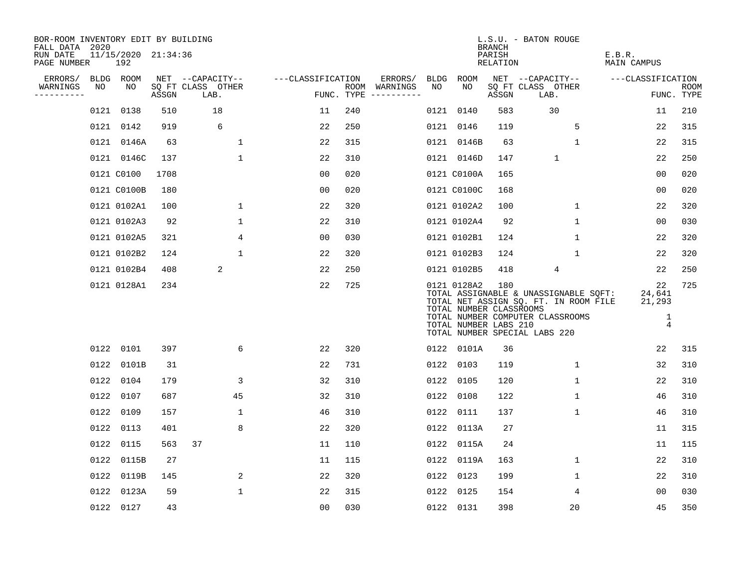BOR-ROOM INVENTORY EDIT BY BUILDING
FALL DATA 2020
RUN DATE 11/15/2020 21:34:36
PAGE NUMBER 192

L.S.U. - BATON ROUGE
BRANCH
PARISH E.B.R.
RELATION MAIN CAMPUS

| ERRORS/ WARNINGS | BLDG NO | ROOM NO | NET SQ FT ASSGN | CAPACITY CLASS LAB. | CAPACITY OTHER | CLASSIFICATION FUNC. | ROOM TYPE | ERRORS/ WARNINGS | BLDG NO | ROOM NO | NET SQ FT ASSGN | CAPACITY CLASS LAB. | CAPACITY OTHER | CLASSIFICATION FUNC. | ROOM TYPE |
|---|---|---|---|---|---|---|---|---|---|---|---|---|---|---|---|
| | 0121 | 0138 | 510 | 18 | | 11 | 240 | | 0121 | 0140 | 583 | 30 | | 11 | 210 |
| | 0121 | 0142 | 919 | 6 | | 22 | 250 | | 0121 | 0146 | 119 | | 5 | 22 | 315 |
| | 0121 | 0146A | 63 | | 1 | 22 | 315 | | 0121 | 0146B | 63 | | 1 | 22 | 315 |
| | 0121 | 0146C | 137 | | 1 | 22 | 310 | | 0121 | 0146D | 147 | 1 | | 22 | 250 |
| | 0121 | C0100 | 1708 | | | 00 | 020 | | 0121 | C0100A | 165 | | | 00 | 020 |
| | 0121 | C0100B | 180 | | | 00 | 020 | | 0121 | C0100C | 168 | | | 00 | 020 |
| | 0121 | 0102A1 | 100 | | 1 | 22 | 320 | | 0121 | 0102A2 | 100 | | 1 | 22 | 320 |
| | 0121 | 0102A3 | 92 | | 1 | 22 | 310 | | 0121 | 0102A4 | 92 | | 1 | 00 | 030 |
| | 0121 | 0102A5 | 321 | | 4 | 00 | 030 | | 0121 | 0102B1 | 124 | | 1 | 22 | 320 |
| | 0121 | 0102B2 | 124 | | 1 | 22 | 320 | | 0121 | 0102B3 | 124 | | 1 | 22 | 320 |
| | 0121 | 0102B4 | 408 | 2 | | 22 | 250 | | 0121 | 0102B5 | 418 | 4 | | 22 | 250 |
| | 0121 | 0128A1 | 234 | | | 22 | 725 | | 0121 | 0128A2 | 180 | | | 22 | 725 |

TOTAL ASSIGNABLE & UNASSIGNABLE SQFT: 24,641
TOTAL NET ASSIGN SQ. FT. IN ROOM FILE 21,293
TOTAL NUMBER CLASSROOMS
TOTAL NUMBER COMPUTER CLASSROOMS 1
TOTAL NUMBER LABS 210 4
TOTAL NUMBER SPECIAL LABS 220

| ERRORS/ WARNINGS | BLDG NO | ROOM NO | NET SQ FT ASSGN | CAPACITY CLASS LAB. | CAPACITY OTHER | CLASSIFICATION FUNC. | ROOM TYPE | ERRORS/ WARNINGS | BLDG NO | ROOM NO | NET SQ FT ASSGN | CAPACITY CLASS LAB. | CAPACITY OTHER | CLASSIFICATION FUNC. | ROOM TYPE |
|---|---|---|---|---|---|---|---|---|---|---|---|---|---|---|---|
| | 0122 | 0101 | 397 | | 6 | 22 | 320 | | 0122 | 0101A | 36 | | | 22 | 315 |
| | 0122 | 0101B | 31 | | | 22 | 731 | | 0122 | 0103 | 119 | | 1 | 32 | 310 |
| | 0122 | 0104 | 179 | | 3 | 32 | 310 | | 0122 | 0105 | 120 | | 1 | 22 | 310 |
| | 0122 | 0107 | 687 | | 45 | 32 | 310 | | 0122 | 0108 | 122 | | 1 | 46 | 310 |
| | 0122 | 0109 | 157 | | 1 | 46 | 310 | | 0122 | 0111 | 137 | | 1 | 46 | 310 |
| | 0122 | 0113 | 401 | | 8 | 22 | 320 | | 0122 | 0113A | 27 | | | 11 | 315 |
| | 0122 | 0115 | 563 | 37 | | 11 | 110 | | 0122 | 0115A | 24 | | | 11 | 115 |
| | 0122 | 0115B | 27 | | | 11 | 115 | | 0122 | 0119A | 163 | | 1 | 22 | 310 |
| | 0122 | 0119B | 145 | | 2 | 22 | 320 | | 0122 | 0123 | 199 | | 1 | 22 | 310 |
| | 0122 | 0123A | 59 | | 1 | 22 | 315 | | 0122 | 0125 | 154 | | 4 | 00 | 030 |
| | 0122 | 0127 | 43 | | | 00 | 030 | | 0122 | 0131 | 398 | | 20 | 45 | 350 |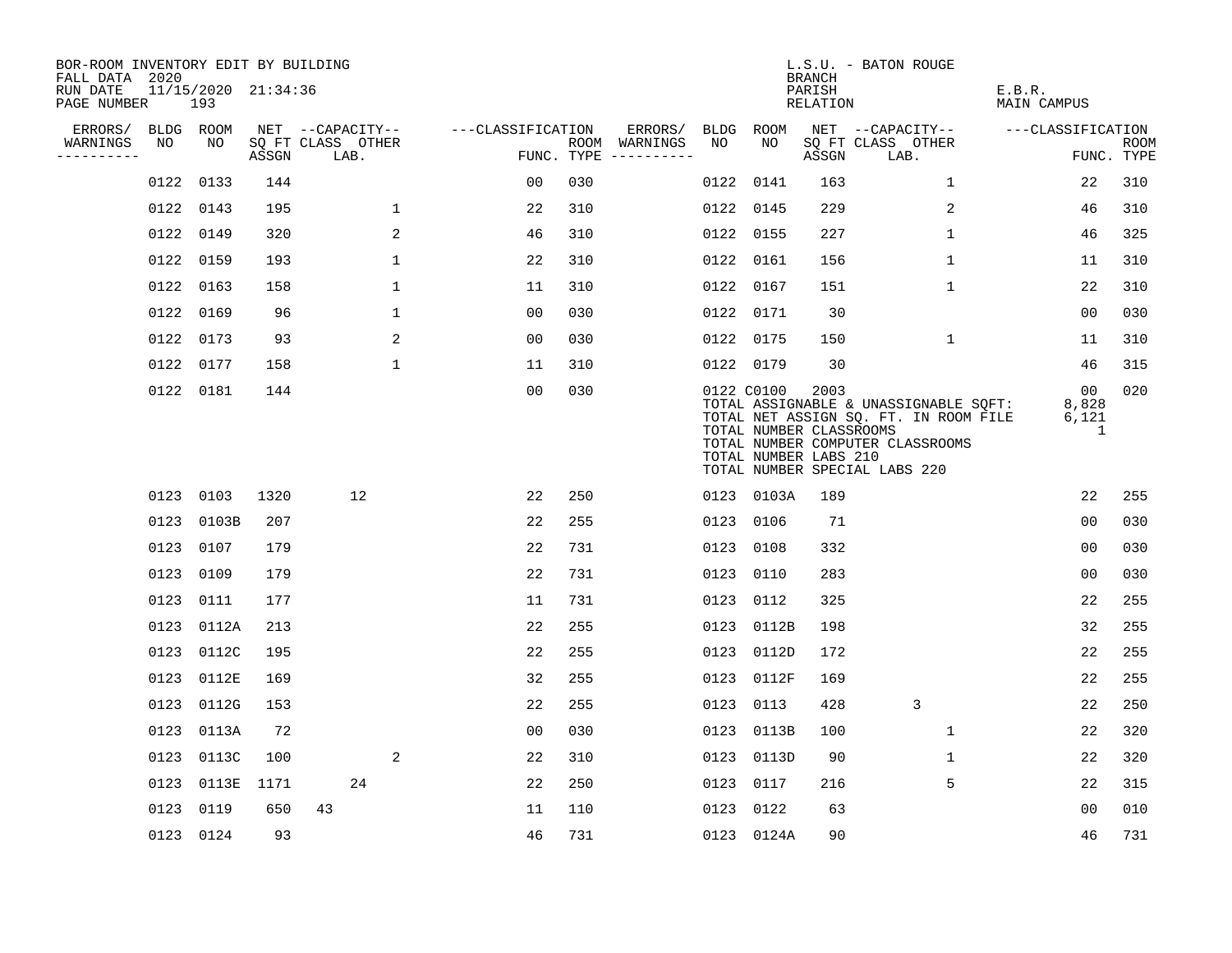BOR-ROOM INVENTORY EDIT BY BUILDING
FALL DATA 2020
RUN DATE 11/15/2020 21:34:36
PAGE NUMBER 193

L.S.U. - BATON ROUGE
BRANCH
PARISH E.B.R.
RELATION MAIN CAMPUS

| ERRORS/ WARNINGS | BLDG NO | ROOM NO | NET SQ FT ASSGN | CAPACITY CLASS LAB. | CAPACITY OTHER | CLASSIFICATION FUNC. | ROOM TYPE | ERRORS/ WARNINGS | BLDG NO | ROOM NO | NET SQ FT ASSGN | CAPACITY CLASS LAB. | CAPACITY OTHER | CLASSIFICATION FUNC. | ROOM TYPE |
|---|---|---|---|---|---|---|---|---|---|---|---|---|---|---|---|
| | 0122 | 0133 | 144 | | | 00 | 030 | | 0122 | 0141 | 163 | | 1 | 22 | 310 |
| | 0122 | 0143 | 195 | | 1 | 22 | 310 | | 0122 | 0145 | 229 | | 2 | 46 | 310 |
| | 0122 | 0149 | 320 | | 2 | 46 | 310 | | 0122 | 0155 | 227 | | 1 | 46 | 325 |
| | 0122 | 0159 | 193 | | 1 | 22 | 310 | | 0122 | 0161 | 156 | | 1 | 11 | 310 |
| | 0122 | 0163 | 158 | | 1 | 11 | 310 | | 0122 | 0167 | 151 | | 1 | 22 | 310 |
| | 0122 | 0169 | 96 | | 1 | 00 | 030 | | 0122 | 0171 | 30 | | | 00 | 030 |
| | 0122 | 0173 | 93 | | 2 | 00 | 030 | | 0122 | 0175 | 150 | | 1 | 11 | 310 |
| | 0122 | 0177 | 158 | | 1 | 11 | 310 | | 0122 | 0179 | 30 | | | 46 | 315 |
| | 0122 | 0181 | 144 | | | 00 | 030 | | 0122 | C0100 | 2003 | | | 00 | 020 |

TOTAL ASSIGNABLE & UNASSIGNABLE SQFT: 8,828
TOTAL NET ASSIGN SQ. FT. IN ROOM FILE 6,121
TOTAL NUMBER CLASSROOMS 1
TOTAL NUMBER COMPUTER CLASSROOMS
TOTAL NUMBER LABS 210
TOTAL NUMBER SPECIAL LABS 220

| ERRORS/ WARNINGS | BLDG NO | ROOM NO | NET SQ FT ASSGN | CAPACITY CLASS LAB. | CAPACITY OTHER | CLASSIFICATION FUNC. | ROOM TYPE | ERRORS/ WARNINGS | BLDG NO | ROOM NO | NET SQ FT ASSGN | CAPACITY CLASS LAB. | CAPACITY OTHER | CLASSIFICATION FUNC. | ROOM TYPE |
|---|---|---|---|---|---|---|---|---|---|---|---|---|---|---|---|
| | 0123 | 0103 | 1320 | 12 | | 22 | 250 | | 0123 | 0103A | 189 | | | 22 | 255 |
| | 0123 | 0103B | 207 | | | 22 | 255 | | 0123 | 0106 | 71 | | | 00 | 030 |
| | 0123 | 0107 | 179 | | | 22 | 731 | | 0123 | 0108 | 332 | | | 00 | 030 |
| | 0123 | 0109 | 179 | | | 22 | 731 | | 0123 | 0110 | 283 | | | 00 | 030 |
| | 0123 | 0111 | 177 | | | 11 | 731 | | 0123 | 0112 | 325 | | | 22 | 255 |
| | 0123 | 0112A | 213 | | | 22 | 255 | | 0123 | 0112B | 198 | | | 32 | 255 |
| | 0123 | 0112C | 195 | | | 22 | 255 | | 0123 | 0112D | 172 | | | 22 | 255 |
| | 0123 | 0112E | 169 | | | 32 | 255 | | 0123 | 0112F | 169 | | | 22 | 255 |
| | 0123 | 0112G | 153 | | | 22 | 255 | | 0123 | 0113 | 428 | 3 | | 22 | 250 |
| | 0123 | 0113A | 72 | | | 00 | 030 | | 0123 | 0113B | 100 | | 1 | 22 | 320 |
| | 0123 | 0113C | 100 | | 2 | 22 | 310 | | 0123 | 0113D | 90 | | 1 | 22 | 320 |
| | 0123 | 0113E | 1171 | 24 | | 22 | 250 | | 0123 | 0117 | 216 | | 5 | 22 | 315 |
| | 0123 | 0119 | 650 | 43 | | 11 | 110 | | 0123 | 0122 | 63 | | | 00 | 010 |
| | 0123 | 0124 | 93 | | | 46 | 731 | | 0123 | 0124A | 90 | | | 46 | 731 |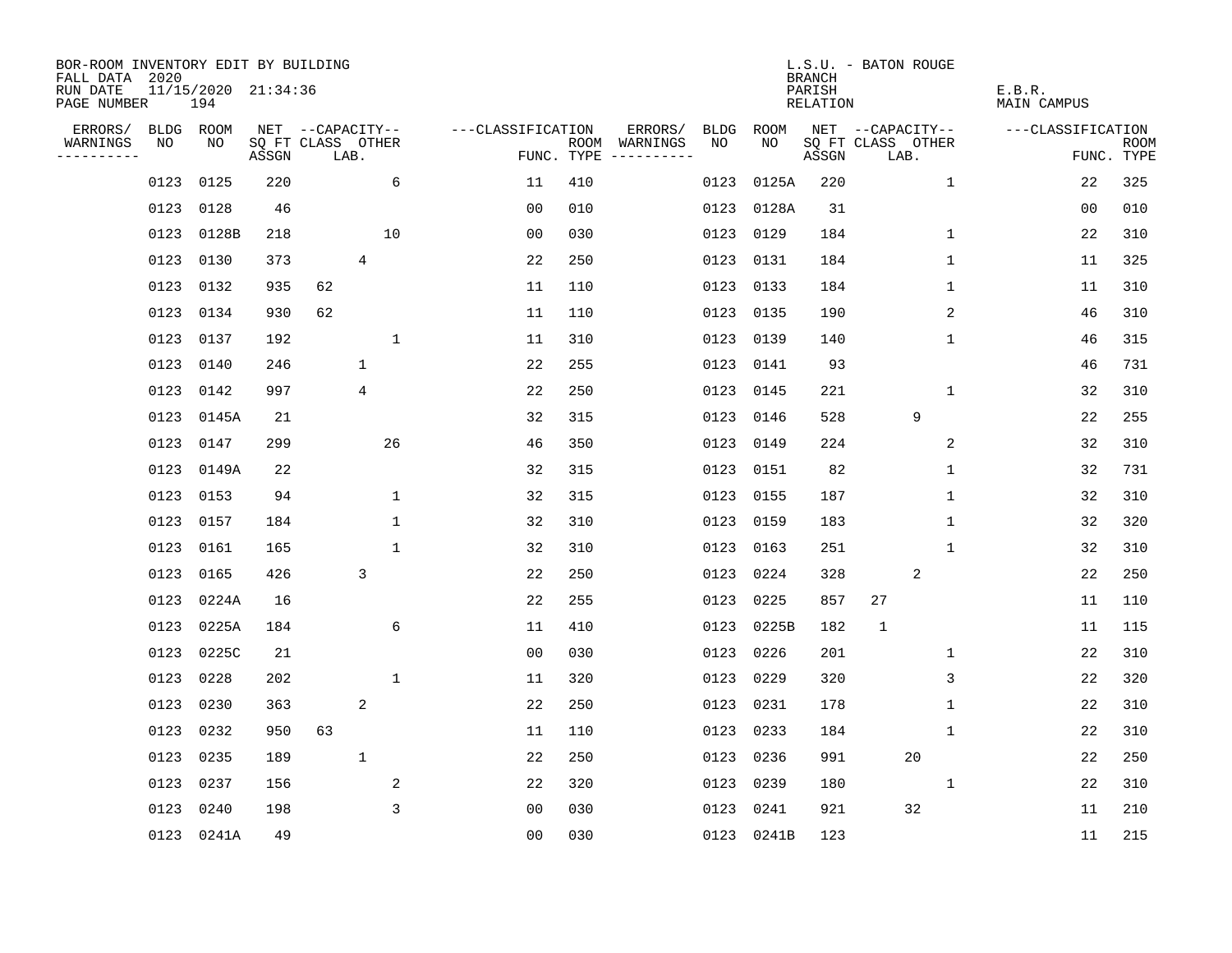BOR-ROOM INVENTORY EDIT BY BUILDING
FALL DATA 2020
RUN DATE 11/15/2020 21:34:36
PAGE NUMBER 194

L.S.U. - BATON ROUGE
BRANCH
PARISH E.B.R.
RELATION MAIN CAMPUS

| ERRORS/ WARNINGS | BLDG NO | ROOM NO | NET SQ FT ASSGN | CAPACITY CLASS | CAPACITY LAB. | CAPACITY OTHER | CLASSIFICATION FUNC. | ROOM TYPE | ERRORS/ WARNINGS | BLDG NO | ROOM NO | NET SQ FT ASSGN | CAPACITY CLASS | CAPACITY LAB. | CAPACITY OTHER | CLASSIFICATION FUNC. | ROOM TYPE |
|---|---|---|---|---|---|---|---|---|---|---|---|---|---|---|---|---|---|
| | 0123 | 0125 | 220 | | | 6 | 11 | 410 | | 0123 | 0125A | 220 | | | 1 | 22 | 325 |
| | 0123 | 0128 | 46 | | | | 00 | 010 | | 0123 | 0128A | 31 | | | | 00 | 010 |
| | 0123 | 0128B | 218 | | | 10 | 00 | 030 | | 0123 | 0129 | 184 | | | 1 | 22 | 310 |
| | 0123 | 0130 | 373 | | 4 | | 22 | 250 | | 0123 | 0131 | 184 | | | 1 | 11 | 325 |
| | 0123 | 0132 | 935 | 62 | | | 11 | 110 | | 0123 | 0133 | 184 | | | 1 | 11 | 310 |
| | 0123 | 0134 | 930 | 62 | | | 11 | 110 | | 0123 | 0135 | 190 | | | 2 | 46 | 310 |
| | 0123 | 0137 | 192 | | | 1 | 11 | 310 | | 0123 | 0139 | 140 | | | 1 | 46 | 315 |
| | 0123 | 0140 | 246 | | 1 | | 22 | 255 | | 0123 | 0141 | 93 | | | | 46 | 731 |
| | 0123 | 0142 | 997 | | 4 | | 22 | 250 | | 0123 | 0145 | 221 | | | 1 | 32 | 310 |
| | 0123 | 0145A | 21 | | | | 32 | 315 | | 0123 | 0146 | 528 | | 9 | | 22 | 255 |
| | 0123 | 0147 | 299 | | | 26 | 46 | 350 | | 0123 | 0149 | 224 | | | 2 | 32 | 310 |
| | 0123 | 0149A | 22 | | | | 32 | 315 | | 0123 | 0151 | 82 | | | 1 | 32 | 731 |
| | 0123 | 0153 | 94 | | | 1 | 32 | 315 | | 0123 | 0155 | 187 | | | 1 | 32 | 310 |
| | 0123 | 0157 | 184 | | | 1 | 32 | 310 | | 0123 | 0159 | 183 | | | 1 | 32 | 320 |
| | 0123 | 0161 | 165 | | | 1 | 32 | 310 | | 0123 | 0163 | 251 | | | 1 | 32 | 310 |
| | 0123 | 0165 | 426 | | 3 | | 22 | 250 | | 0123 | 0224 | 328 | | 2 | | 22 | 250 |
| | 0123 | 0224A | 16 | | | | 22 | 255 | | 0123 | 0225 | 857 | 27 | | | 11 | 110 |
| | 0123 | 0225A | 184 | | | 6 | 11 | 410 | | 0123 | 0225B | 182 | 1 | | | 11 | 115 |
| | 0123 | 0225C | 21 | | | | 00 | 030 | | 0123 | 0226 | 201 | | | 1 | 22 | 310 |
| | 0123 | 0228 | 202 | | | 1 | 11 | 320 | | 0123 | 0229 | 320 | | | 3 | 22 | 320 |
| | 0123 | 0230 | 363 | | 2 | | 22 | 250 | | 0123 | 0231 | 178 | | | 1 | 22 | 310 |
| | 0123 | 0232 | 950 | 63 | | | 11 | 110 | | 0123 | 0233 | 184 | | | 1 | 22 | 310 |
| | 0123 | 0235 | 189 | | 1 | | 22 | 250 | | 0123 | 0236 | 991 | | 20 | | 22 | 250 |
| | 0123 | 0237 | 156 | | | 2 | 22 | 320 | | 0123 | 0239 | 180 | | | 1 | 22 | 310 |
| | 0123 | 0240 | 198 | | | 3 | 00 | 030 | | 0123 | 0241 | 921 | | 32 | | 11 | 210 |
| | 0123 | 0241A | 49 | | | | 00 | 030 | | 0123 | 0241B | 123 | | | | 11 | 215 |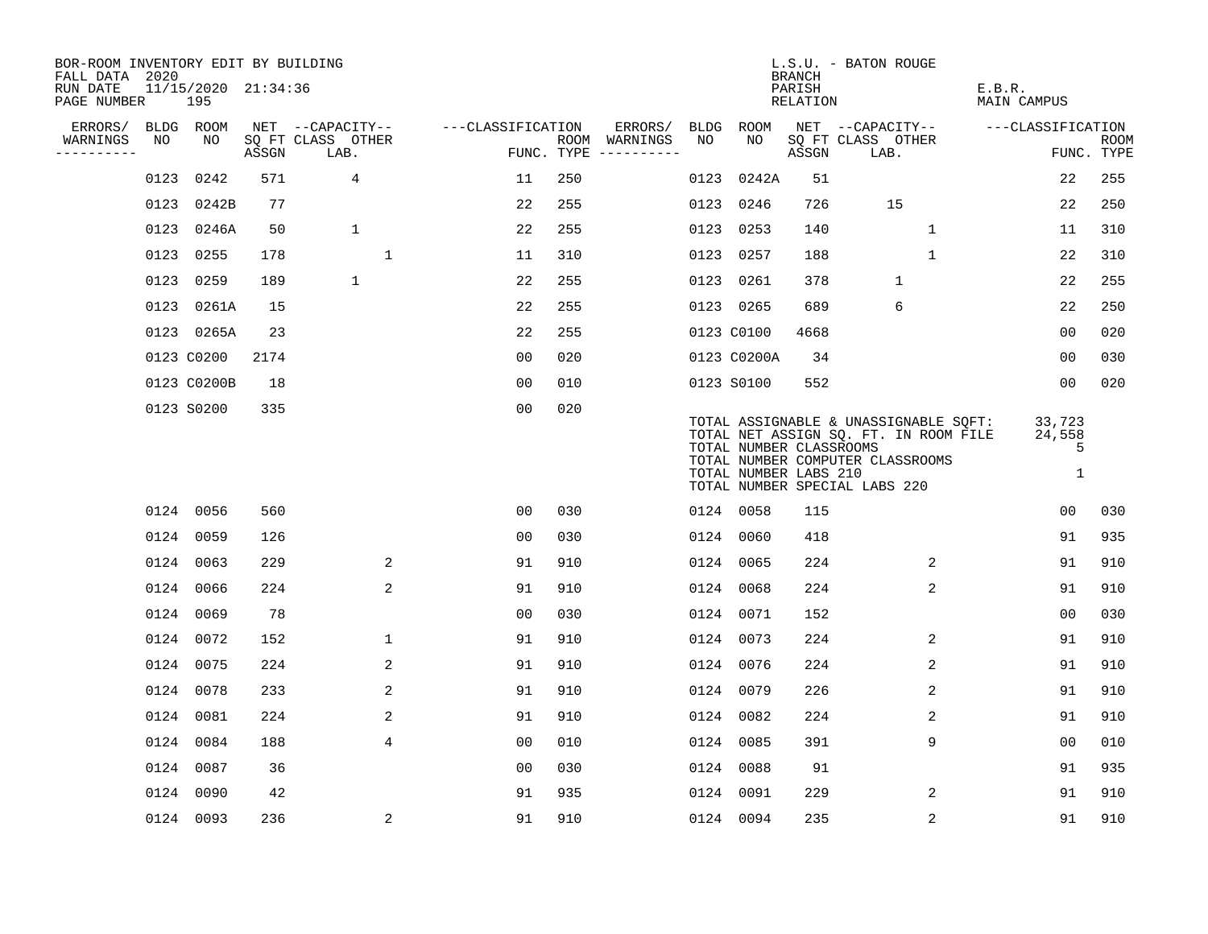BOR-ROOM INVENTORY EDIT BY BUILDING
FALL DATA 2020
RUN DATE 11/15/2020 21:34:36
PAGE NUMBER 195

L.S.U. - BATON ROUGE
BRANCH
PARISH E.B.R.
RELATION MAIN CAMPUS

| ERRORS/ WARNINGS | BLDG NO | ROOM NO | NET SQ FT ASSGN | CAPACITY CLASS LAB. | CAPACITY OTHER | CLASSIFICATION FUNC. | ROOM TYPE | ERRORS/ WARNINGS | BLDG NO | ROOM NO | NET SQ FT ASSGN | CAPACITY CLASS LAB. | CAPACITY OTHER | CLASSIFICATION FUNC. | ROOM TYPE |
|---|---|---|---|---|---|---|---|---|---|---|---|---|---|---|---|
| | 0123 | 0242 | 571 | 4 | | 11 | 250 | | 0123 | 0242A | 51 | | | 22 | 255 |
| | 0123 | 0242B | 77 | | | 22 | 255 | | 0123 | 0246 | 726 | 15 | | 22 | 250 |
| | 0123 | 0246A | 50 | 1 | | 22 | 255 | | 0123 | 0253 | 140 | | 1 | 11 | 310 |
| | 0123 | 0255 | 178 | | 1 | 11 | 310 | | 0123 | 0257 | 188 | | 1 | 22 | 310 |
| | 0123 | 0259 | 189 | 1 | | 22 | 255 | | 0123 | 0261 | 378 | 1 | | 22 | 255 |
| | 0123 | 0261A | 15 | | | 22 | 255 | | 0123 | 0265 | 689 | 6 | | 22 | 250 |
| | 0123 | 0265A | 23 | | | 22 | 255 | | 0123 | C0100 | 4668 | | | 00 | 020 |
| | 0123 | C0200 | 2174 | | | 00 | 020 | | 0123 | C0200A | 34 | | | 00 | 030 |
| | 0123 | C0200B | 18 | | | 00 | 010 | | 0123 | S0100 | 552 | | | 00 | 020 |
| | 0123 | S0200 | 335 | | | 00 | 020 | | | | | | | | |

TOTAL ASSIGNABLE & UNASSIGNABLE SQFT: 33,723
TOTAL NET ASSIGN SQ. FT. IN ROOM FILE 24,558
TOTAL NUMBER CLASSROOMS 5
TOTAL NUMBER COMPUTER CLASSROOMS
TOTAL NUMBER LABS 210 1
TOTAL NUMBER SPECIAL LABS 220

| ERRORS/ WARNINGS | BLDG NO | ROOM NO | NET SQ FT ASSGN | CAPACITY CLASS LAB. | CAPACITY OTHER | CLASSIFICATION FUNC. | ROOM TYPE | ERRORS/ WARNINGS | BLDG NO | ROOM NO | NET SQ FT ASSGN | CAPACITY CLASS LAB. | CAPACITY OTHER | CLASSIFICATION FUNC. | ROOM TYPE |
|---|---|---|---|---|---|---|---|---|---|---|---|---|---|---|---|
| | 0124 | 0056 | 560 | | | 00 | 030 | | 0124 | 0058 | 115 | | | 00 | 030 |
| | 0124 | 0059 | 126 | | | 00 | 030 | | 0124 | 0060 | 418 | | | 91 | 935 |
| | 0124 | 0063 | 229 | | 2 | 91 | 910 | | 0124 | 0065 | 224 | | 2 | 91 | 910 |
| | 0124 | 0066 | 224 | | 2 | 91 | 910 | | 0124 | 0068 | 224 | | 2 | 91 | 910 |
| | 0124 | 0069 | 78 | | | 00 | 030 | | 0124 | 0071 | 152 | | | 00 | 030 |
| | 0124 | 0072 | 152 | | 1 | 91 | 910 | | 0124 | 0073 | 224 | | 2 | 91 | 910 |
| | 0124 | 0075 | 224 | | 2 | 91 | 910 | | 0124 | 0076 | 224 | | 2 | 91 | 910 |
| | 0124 | 0078 | 233 | | 2 | 91 | 910 | | 0124 | 0079 | 226 | | 2 | 91 | 910 |
| | 0124 | 0081 | 224 | | 2 | 91 | 910 | | 0124 | 0082 | 224 | | 2 | 91 | 910 |
| | 0124 | 0084 | 188 | | 4 | 00 | 010 | | 0124 | 0085 | 391 | | 9 | 00 | 010 |
| | 0124 | 0087 | 36 | | | 00 | 030 | | 0124 | 0088 | 91 | | | 91 | 935 |
| | 0124 | 0090 | 42 | | | 91 | 935 | | 0124 | 0091 | 229 | | 2 | 91 | 910 |
| | 0124 | 0093 | 236 | | 2 | 91 | 910 | | 0124 | 0094 | 235 | | 2 | 91 | 910 |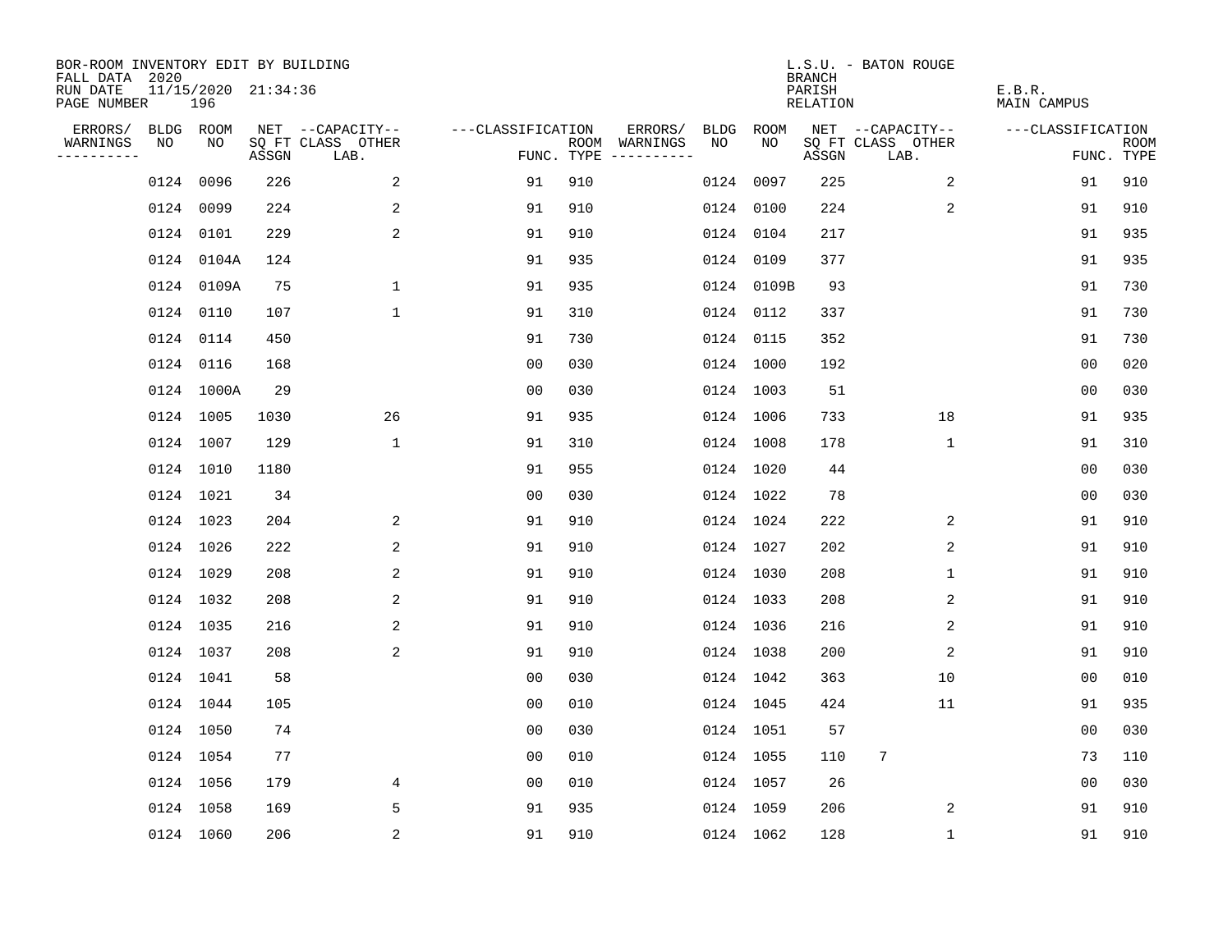BOR-ROOM INVENTORY EDIT BY BUILDING
FALL DATA 2020
RUN DATE 11/15/2020 21:34:36
PAGE NUMBER 196

L.S.U. - BATON ROUGE
BRANCH
PARISH E.B.R.
RELATION MAIN CAMPUS

| ERRORS/ WARNINGS | BLDG NO | ROOM NO | NET SQ FT ASSGN | CAPACITY-- CLASS | OTHER LAB. | CLASSIFICATION FUNC. | ROOM TYPE | ERRORS/ WARNINGS | BLDG NO | ROOM NO | NET SQ FT ASSGN | CAPACITY-- CLASS | OTHER LAB. | CLASSIFICATION FUNC. | ROOM TYPE |
|---|---|---|---|---|---|---|---|---|---|---|---|---|---|---|---|
| | 0124 | 0096 | 226 | | 2 | 91 | 910 | | 0124 | 0097 | 225 | | 2 | 91 | 910 |
| | 0124 | 0099 | 224 | | 2 | 91 | 910 | | 0124 | 0100 | 224 | | 2 | 91 | 910 |
| | 0124 | 0101 | 229 | | 2 | 91 | 910 | | 0124 | 0104 | 217 | | | 91 | 935 |
| | 0124 | 0104A | 124 | | | 91 | 935 | | 0124 | 0109 | 377 | | | 91 | 935 |
| | 0124 | 0109A | 75 | | 1 | 91 | 935 | | 0124 | 0109B | 93 | | | 91 | 730 |
| | 0124 | 0110 | 107 | | 1 | 91 | 310 | | 0124 | 0112 | 337 | | | 91 | 730 |
| | 0124 | 0114 | 450 | | | 91 | 730 | | 0124 | 0115 | 352 | | | 91 | 730 |
| | 0124 | 0116 | 168 | | | 00 | 030 | | 0124 | 1000 | 192 | | | 00 | 020 |
| | 0124 | 1000A | 29 | | | 00 | 030 | | 0124 | 1003 | 51 | | | 00 | 030 |
| | 0124 | 1005 | 1030 | | 26 | 91 | 935 | | 0124 | 1006 | 733 | | 18 | 91 | 935 |
| | 0124 | 1007 | 129 | | 1 | 91 | 310 | | 0124 | 1008 | 178 | | 1 | 91 | 310 |
| | 0124 | 1010 | 1180 | | | 91 | 955 | | 0124 | 1020 | 44 | | | 00 | 030 |
| | 0124 | 1021 | 34 | | | 00 | 030 | | 0124 | 1022 | 78 | | | 00 | 030 |
| | 0124 | 1023 | 204 | | 2 | 91 | 910 | | 0124 | 1024 | 222 | | 2 | 91 | 910 |
| | 0124 | 1026 | 222 | | 2 | 91 | 910 | | 0124 | 1027 | 202 | | 2 | 91 | 910 |
| | 0124 | 1029 | 208 | | 2 | 91 | 910 | | 0124 | 1030 | 208 | | 1 | 91 | 910 |
| | 0124 | 1032 | 208 | | 2 | 91 | 910 | | 0124 | 1033 | 208 | | 2 | 91 | 910 |
| | 0124 | 1035 | 216 | | 2 | 91 | 910 | | 0124 | 1036 | 216 | | 2 | 91 | 910 |
| | 0124 | 1037 | 208 | | 2 | 91 | 910 | | 0124 | 1038 | 200 | | 2 | 91 | 910 |
| | 0124 | 1041 | 58 | | | 00 | 030 | | 0124 | 1042 | 363 | | 10 | 00 | 010 |
| | 0124 | 1044 | 105 | | | 00 | 010 | | 0124 | 1045 | 424 | | 11 | 91 | 935 |
| | 0124 | 1050 | 74 | | | 00 | 030 | | 0124 | 1051 | 57 | | | 00 | 030 |
| | 0124 | 1054 | 77 | | | 00 | 010 | | 0124 | 1055 | 110 | 7 | | 73 | 110 |
| | 0124 | 1056 | 179 | | 4 | 00 | 010 | | 0124 | 1057 | 26 | | | 00 | 030 |
| | 0124 | 1058 | 169 | | 5 | 91 | 935 | | 0124 | 1059 | 206 | | 2 | 91 | 910 |
| | 0124 | 1060 | 206 | | 2 | 91 | 910 | | 0124 | 1062 | 128 | | 1 | 91 | 910 |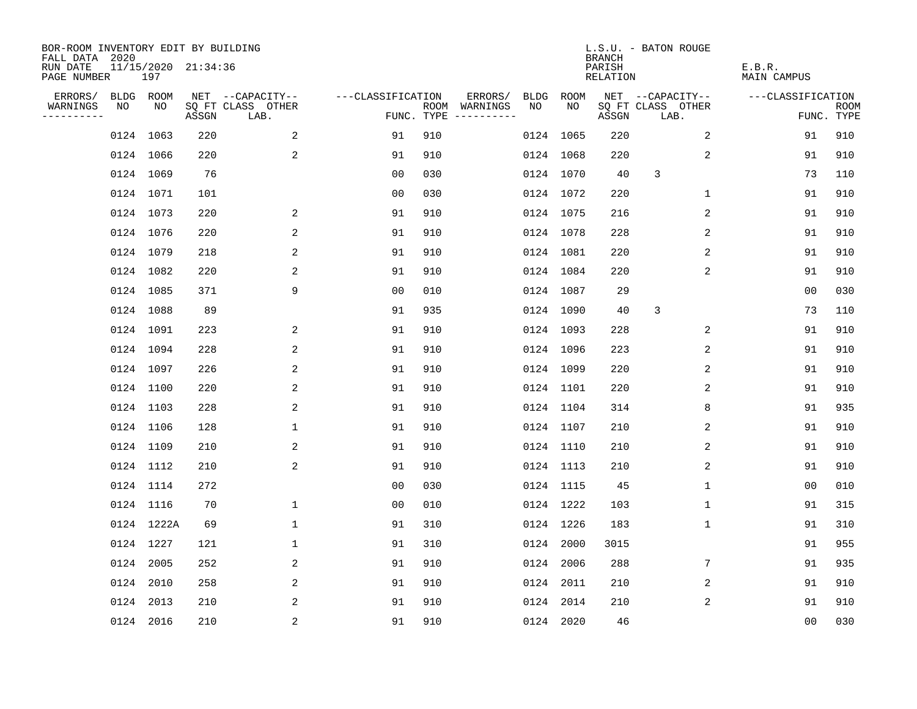BOR-ROOM INVENTORY EDIT BY BUILDING
FALL DATA 2020
RUN DATE 11/15/2020 21:34:36
PAGE NUMBER 197

L.S.U. - BATON ROUGE
BRANCH
PARISH E.B.R.
RELATION MAIN CAMPUS

| ERRORS/ WARNINGS | BLDG NO | ROOM NO | NET SQ FT ASSGN | CAPACITY CLASS LAB. | CAPACITY OTHER | CLASSIFICATION FUNC. | ROOM TYPE | ERRORS/ WARNINGS | BLDG NO | ROOM NO | NET SQ FT ASSGN | CAPACITY CLASS LAB. | CAPACITY OTHER | CLASSIFICATION FUNC. | ROOM TYPE |
|---|---|---|---|---|---|---|---|---|---|---|---|---|---|---|---|
| | 0124 | 1063 | 220 | | 2 | 91 | 910 | | 0124 | 1065 | 220 | | 2 | 91 | 910 |
| | 0124 | 1066 | 220 | | 2 | 91 | 910 | | 0124 | 1068 | 220 | | 2 | 91 | 910 |
| | 0124 | 1069 | 76 | | | 00 | 030 | | 0124 | 1070 | 40 | 3 | | 73 | 110 |
| | 0124 | 1071 | 101 | | | 00 | 030 | | 0124 | 1072 | 220 | | 1 | 91 | 910 |
| | 0124 | 1073 | 220 | | 2 | 91 | 910 | | 0124 | 1075 | 216 | | 2 | 91 | 910 |
| | 0124 | 1076 | 220 | | 2 | 91 | 910 | | 0124 | 1078 | 228 | | 2 | 91 | 910 |
| | 0124 | 1079 | 218 | | 2 | 91 | 910 | | 0124 | 1081 | 220 | | 2 | 91 | 910 |
| | 0124 | 1082 | 220 | | 2 | 91 | 910 | | 0124 | 1084 | 220 | | 2 | 91 | 910 |
| | 0124 | 1085 | 371 | | 9 | 00 | 010 | | 0124 | 1087 | 29 | | | 00 | 030 |
| | 0124 | 1088 | 89 | | | 91 | 935 | | 0124 | 1090 | 40 | 3 | | 73 | 110 |
| | 0124 | 1091 | 223 | | 2 | 91 | 910 | | 0124 | 1093 | 228 | | 2 | 91 | 910 |
| | 0124 | 1094 | 228 | | 2 | 91 | 910 | | 0124 | 1096 | 223 | | 2 | 91 | 910 |
| | 0124 | 1097 | 226 | | 2 | 91 | 910 | | 0124 | 1099 | 220 | | 2 | 91 | 910 |
| | 0124 | 1100 | 220 | | 2 | 91 | 910 | | 0124 | 1101 | 220 | | 2 | 91 | 910 |
| | 0124 | 1103 | 228 | | 2 | 91 | 910 | | 0124 | 1104 | 314 | | 8 | 91 | 935 |
| | 0124 | 1106 | 128 | | 1 | 91 | 910 | | 0124 | 1107 | 210 | | 2 | 91 | 910 |
| | 0124 | 1109 | 210 | | 2 | 91 | 910 | | 0124 | 1110 | 210 | | 2 | 91 | 910 |
| | 0124 | 1112 | 210 | | 2 | 91 | 910 | | 0124 | 1113 | 210 | | 2 | 91 | 910 |
| | 0124 | 1114 | 272 | | | 00 | 030 | | 0124 | 1115 | 45 | | 1 | 00 | 010 |
| | 0124 | 1116 | 70 | | 1 | 00 | 010 | | 0124 | 1222 | 103 | | 1 | 91 | 315 |
| | 0124 | 1222A | 69 | | 1 | 91 | 310 | | 0124 | 1226 | 183 | | 1 | 91 | 310 |
| | 0124 | 1227 | 121 | | 1 | 91 | 310 | | 0124 | 2000 | 3015 | | | 91 | 955 |
| | 0124 | 2005 | 252 | | 2 | 91 | 910 | | 0124 | 2006 | 288 | | 7 | 91 | 935 |
| | 0124 | 2010 | 258 | | 2 | 91 | 910 | | 0124 | 2011 | 210 | | 2 | 91 | 910 |
| | 0124 | 2013 | 210 | | 2 | 91 | 910 | | 0124 | 2014 | 210 | | 2 | 91 | 910 |
| | 0124 | 2016 | 210 | | 2 | 91 | 910 | | 0124 | 2020 | 46 | | | 00 | 030 |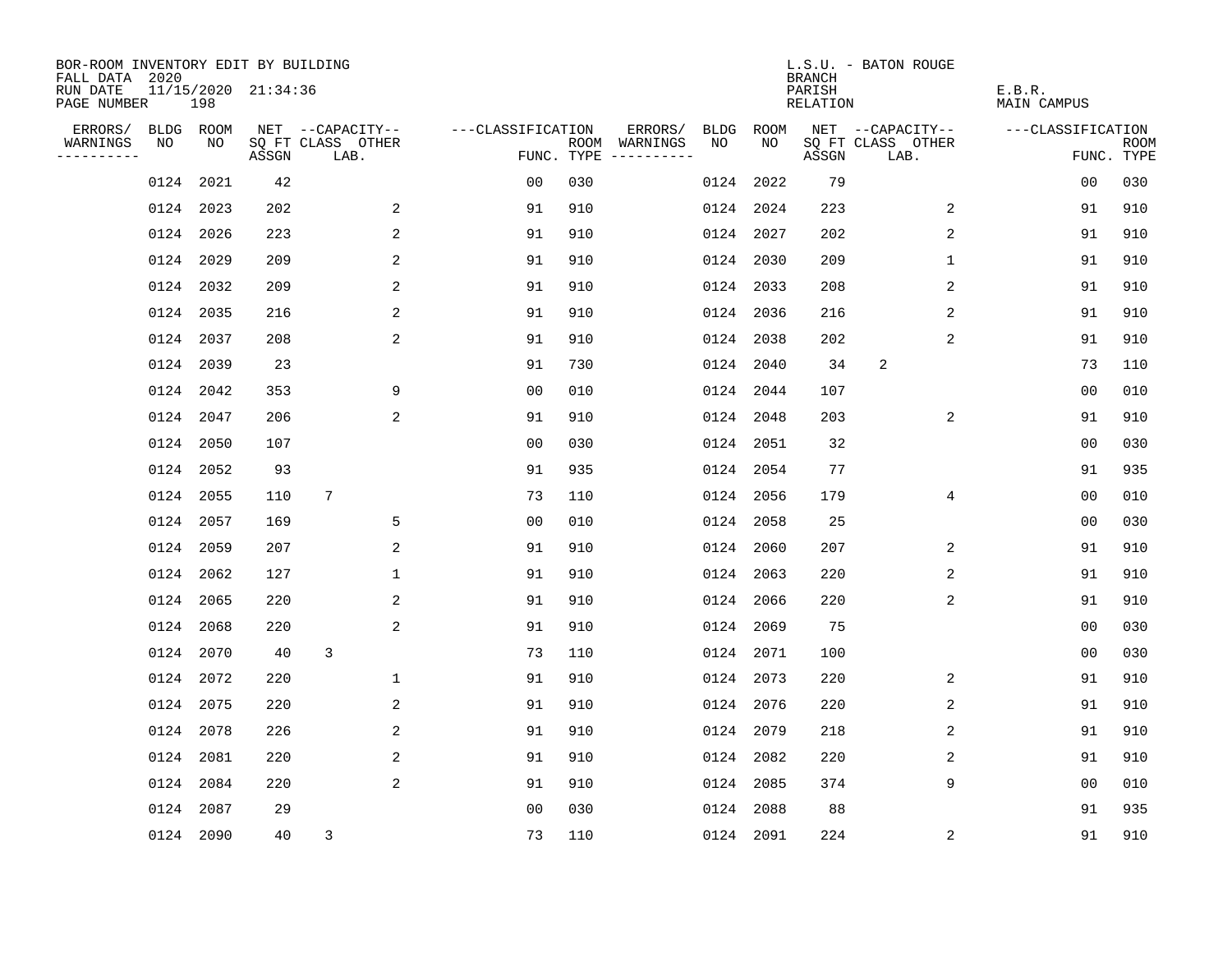BOR-ROOM INVENTORY EDIT BY BUILDING
FALL DATA 2020
RUN DATE 11/15/2020 21:34:36
PAGE NUMBER 198

L.S.U. - BATON ROUGE
BRANCH
PARISH E.B.R.
RELATION MAIN CAMPUS

| ERRORS/ WARNINGS | BLDG NO | ROOM NO | NET SQ FT ASSGN | CAPACITY CLASS LAB. | CAPACITY OTHER | CLASSIFICATION FUNC. | ROOM TYPE | ERRORS/ WARNINGS | BLDG NO | ROOM NO | NET SQ FT ASSGN | CAPACITY CLASS LAB. | CAPACITY OTHER | CLASSIFICATION FUNC. | ROOM TYPE |
|---|---|---|---|---|---|---|---|---|---|---|---|---|---|---|---|
| | 0124 | 2021 | 42 | | | 00 | 030 | | 0124 | 2022 | 79 | | | 00 | 030 |
| | 0124 | 2023 | 202 | | 2 | 91 | 910 | | 0124 | 2024 | 223 | | 2 | 91 | 910 |
| | 0124 | 2026 | 223 | | 2 | 91 | 910 | | 0124 | 2027 | 202 | | 2 | 91 | 910 |
| | 0124 | 2029 | 209 | | 2 | 91 | 910 | | 0124 | 2030 | 209 | | 1 | 91 | 910 |
| | 0124 | 2032 | 209 | | 2 | 91 | 910 | | 0124 | 2033 | 208 | | 2 | 91 | 910 |
| | 0124 | 2035 | 216 | | 2 | 91 | 910 | | 0124 | 2036 | 216 | | 2 | 91 | 910 |
| | 0124 | 2037 | 208 | | 2 | 91 | 910 | | 0124 | 2038 | 202 | | 2 | 91 | 910 |
| | 0124 | 2039 | 23 | | | 91 | 730 | | 0124 | 2040 | 34 | 2 | | 73 | 110 |
| | 0124 | 2042 | 353 | | 9 | 00 | 010 | | 0124 | 2044 | 107 | | | 00 | 010 |
| | 0124 | 2047 | 206 | | 2 | 91 | 910 | | 0124 | 2048 | 203 | | 2 | 91 | 910 |
| | 0124 | 2050 | 107 | | | 00 | 030 | | 0124 | 2051 | 32 | | | 00 | 030 |
| | 0124 | 2052 | 93 | | | 91 | 935 | | 0124 | 2054 | 77 | | | 91 | 935 |
| | 0124 | 2055 | 110 | 7 | | 73 | 110 | | 0124 | 2056 | 179 | | 4 | 00 | 010 |
| | 0124 | 2057 | 169 | | 5 | 00 | 010 | | 0124 | 2058 | 25 | | | 00 | 030 |
| | 0124 | 2059 | 207 | | 2 | 91 | 910 | | 0124 | 2060 | 207 | | 2 | 91 | 910 |
| | 0124 | 2062 | 127 | | 1 | 91 | 910 | | 0124 | 2063 | 220 | | 2 | 91 | 910 |
| | 0124 | 2065 | 220 | | 2 | 91 | 910 | | 0124 | 2066 | 220 | | 2 | 91 | 910 |
| | 0124 | 2068 | 220 | | 2 | 91 | 910 | | 0124 | 2069 | 75 | | | 00 | 030 |
| | 0124 | 2070 | 40 | 3 | | 73 | 110 | | 0124 | 2071 | 100 | | | 00 | 030 |
| | 0124 | 2072 | 220 | | 1 | 91 | 910 | | 0124 | 2073 | 220 | | 2 | 91 | 910 |
| | 0124 | 2075 | 220 | | 2 | 91 | 910 | | 0124 | 2076 | 220 | | 2 | 91 | 910 |
| | 0124 | 2078 | 226 | | 2 | 91 | 910 | | 0124 | 2079 | 218 | | 2 | 91 | 910 |
| | 0124 | 2081 | 220 | | 2 | 91 | 910 | | 0124 | 2082 | 220 | | 2 | 91 | 910 |
| | 0124 | 2084 | 220 | | 2 | 91 | 910 | | 0124 | 2085 | 374 | | 9 | 00 | 010 |
| | 0124 | 2087 | 29 | | | 00 | 030 | | 0124 | 2088 | 88 | | | 91 | 935 |
| | 0124 | 2090 | 40 | 3 | | 73 | 110 | | 0124 | 2091 | 224 | | 2 | 91 | 910 |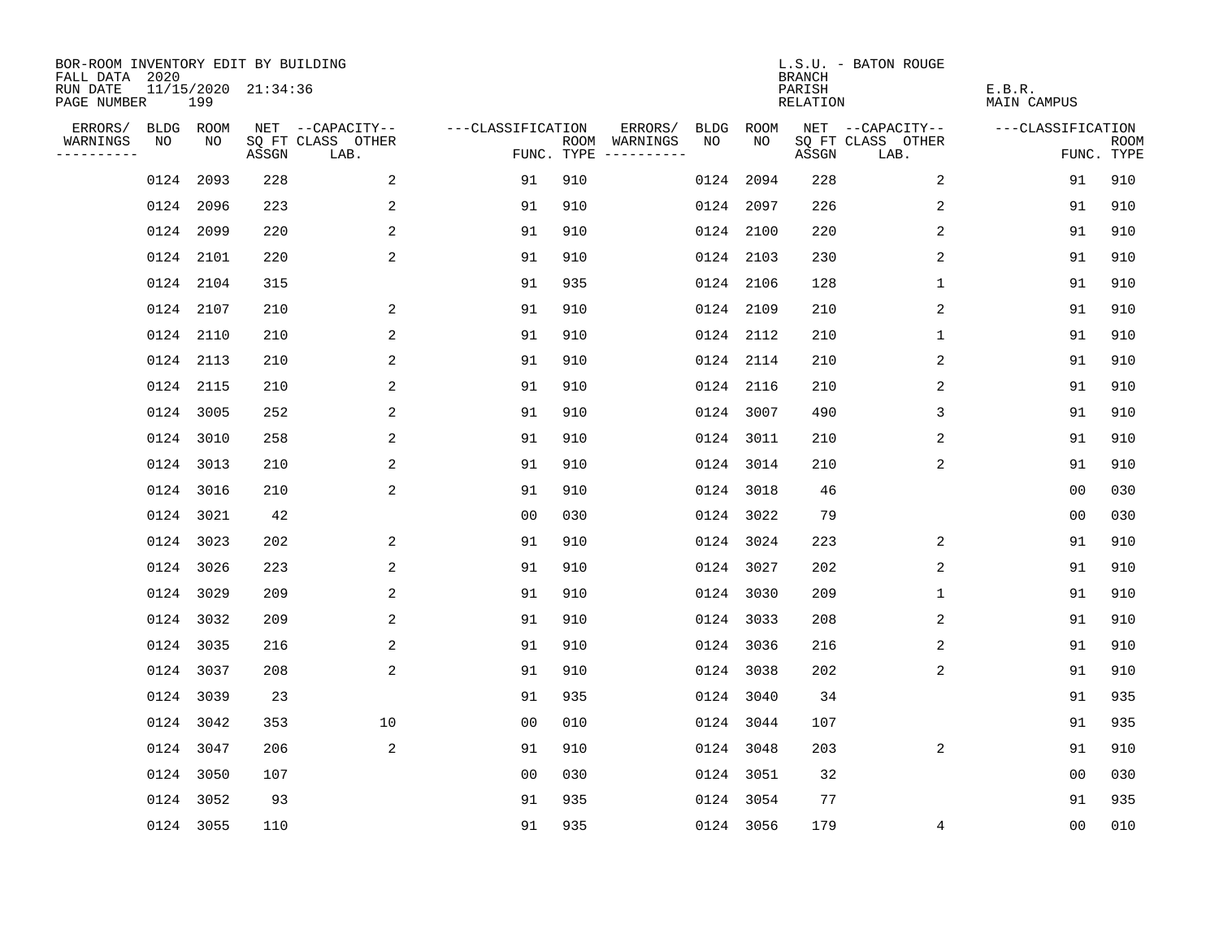BOR-ROOM INVENTORY EDIT BY BUILDING
FALL DATA 2020
RUN DATE 11/15/2020 21:34:36
PAGE NUMBER 199

L.S.U. - BATON ROUGE
BRANCH
PARISH E.B.R.
RELATION MAIN CAMPUS

| ERRORS/ WARNINGS | BLDG NO | ROOM NO | NET SQ FT ASSGN | CAPACITY CLASS LAB. | CAPACITY OTHER | CLASSIFICATION FUNC. | ROOM TYPE | ERRORS/ WARNINGS | BLDG NO | ROOM NO | NET SQ FT ASSGN | CAPACITY CLASS LAB. | CAPACITY OTHER | CLASSIFICATION FUNC. | ROOM TYPE |
|---|---|---|---|---|---|---|---|---|---|---|---|---|---|---|---|
| | 0124 | 2093 | 228 | | 2 | 91 | 910 | | 0124 | 2094 | 228 | | 2 | 91 | 910 |
| | 0124 | 2096 | 223 | | 2 | 91 | 910 | | 0124 | 2097 | 226 | | 2 | 91 | 910 |
| | 0124 | 2099 | 220 | | 2 | 91 | 910 | | 0124 | 2100 | 220 | | 2 | 91 | 910 |
| | 0124 | 2101 | 220 | | 2 | 91 | 910 | | 0124 | 2103 | 230 | | 2 | 91 | 910 |
| | 0124 | 2104 | 315 | | | 91 | 935 | | 0124 | 2106 | 128 | | 1 | 91 | 910 |
| | 0124 | 2107 | 210 | | 2 | 91 | 910 | | 0124 | 2109 | 210 | | 2 | 91 | 910 |
| | 0124 | 2110 | 210 | | 2 | 91 | 910 | | 0124 | 2112 | 210 | | 1 | 91 | 910 |
| | 0124 | 2113 | 210 | | 2 | 91 | 910 | | 0124 | 2114 | 210 | | 2 | 91 | 910 |
| | 0124 | 2115 | 210 | | 2 | 91 | 910 | | 0124 | 2116 | 210 | | 2 | 91 | 910 |
| | 0124 | 3005 | 252 | | 2 | 91 | 910 | | 0124 | 3007 | 490 | | 3 | 91 | 910 |
| | 0124 | 3010 | 258 | | 2 | 91 | 910 | | 0124 | 3011 | 210 | | 2 | 91 | 910 |
| | 0124 | 3013 | 210 | | 2 | 91 | 910 | | 0124 | 3014 | 210 | | 2 | 91 | 910 |
| | 0124 | 3016 | 210 | | 2 | 91 | 910 | | 0124 | 3018 | 46 | | | 00 | 030 |
| | 0124 | 3021 | 42 | | | 00 | 030 | | 0124 | 3022 | 79 | | | 00 | 030 |
| | 0124 | 3023 | 202 | | 2 | 91 | 910 | | 0124 | 3024 | 223 | | 2 | 91 | 910 |
| | 0124 | 3026 | 223 | | 2 | 91 | 910 | | 0124 | 3027 | 202 | | 2 | 91 | 910 |
| | 0124 | 3029 | 209 | | 2 | 91 | 910 | | 0124 | 3030 | 209 | | 1 | 91 | 910 |
| | 0124 | 3032 | 209 | | 2 | 91 | 910 | | 0124 | 3033 | 208 | | 2 | 91 | 910 |
| | 0124 | 3035 | 216 | | 2 | 91 | 910 | | 0124 | 3036 | 216 | | 2 | 91 | 910 |
| | 0124 | 3037 | 208 | | 2 | 91 | 910 | | 0124 | 3038 | 202 | | 2 | 91 | 910 |
| | 0124 | 3039 | 23 | | | 91 | 935 | | 0124 | 3040 | 34 | | | 91 | 935 |
| | 0124 | 3042 | 353 | | 10 | 00 | 010 | | 0124 | 3044 | 107 | | | 91 | 935 |
| | 0124 | 3047 | 206 | | 2 | 91 | 910 | | 0124 | 3048 | 203 | | 2 | 91 | 910 |
| | 0124 | 3050 | 107 | | | 00 | 030 | | 0124 | 3051 | 32 | | | 00 | 030 |
| | 0124 | 3052 | 93 | | | 91 | 935 | | 0124 | 3054 | 77 | | | 91 | 935 |
| | 0124 | 3055 | 110 | | | 91 | 935 | | 0124 | 3056 | 179 | | 4 | 00 | 010 |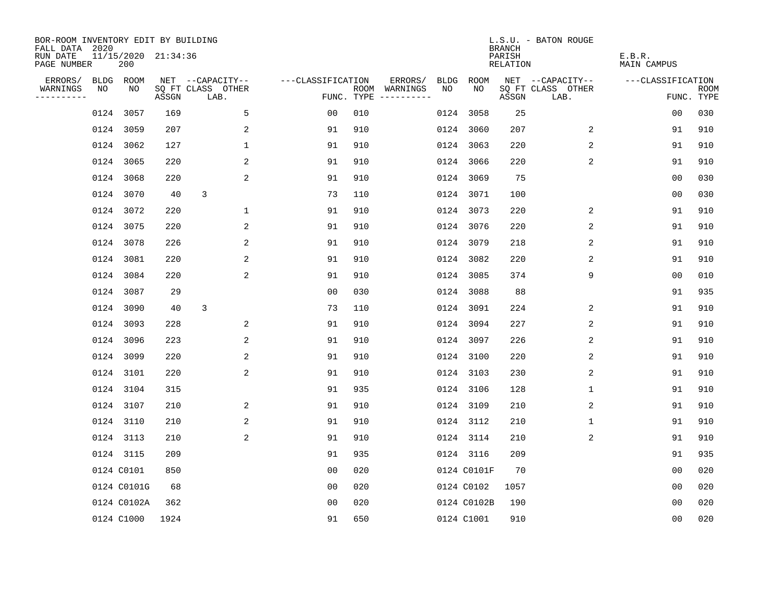BOR-ROOM INVENTORY EDIT BY BUILDING
FALL DATA 2020
RUN DATE 11/15/2020 21:34:36
PAGE NUMBER 200

L.S.U. - BATON ROUGE
BRANCH
PARISH E.B.R.
RELATION MAIN CAMPUS

| ERRORS/ WARNINGS | BLDG NO | ROOM NO | NET SQ FT ASSGN | CAPACITY CLASS LAB. | CAPACITY OTHER | CLASSIFICATION FUNC. | ROOM TYPE | ERRORS/ WARNINGS | BLDG NO | ROOM NO | NET SQ FT ASSGN | CAPACITY CLASS LAB. | CAPACITY OTHER | CLASSIFICATION FUNC. | ROOM TYPE |
|---|---|---|---|---|---|---|---|---|---|---|---|---|---|---|---|
| | 0124 | 3057 | 169 | | 5 | 00 | 010 | | 0124 | 3058 | 25 | | | 00 | 030 |
| | 0124 | 3059 | 207 | | 2 | 91 | 910 | | 0124 | 3060 | 207 | | 2 | 91 | 910 |
| | 0124 | 3062 | 127 | | 1 | 91 | 910 | | 0124 | 3063 | 220 | | 2 | 91 | 910 |
| | 0124 | 3065 | 220 | | 2 | 91 | 910 | | 0124 | 3066 | 220 | | 2 | 91 | 910 |
| | 0124 | 3068 | 220 | | 2 | 91 | 910 | | 0124 | 3069 | 75 | | | 00 | 030 |
| | 0124 | 3070 | 40 | 3 | | 73 | 110 | | 0124 | 3071 | 100 | | | 00 | 030 |
| | 0124 | 3072 | 220 | | 1 | 91 | 910 | | 0124 | 3073 | 220 | | 2 | 91 | 910 |
| | 0124 | 3075 | 220 | | 2 | 91 | 910 | | 0124 | 3076 | 220 | | 2 | 91 | 910 |
| | 0124 | 3078 | 226 | | 2 | 91 | 910 | | 0124 | 3079 | 218 | | 2 | 91 | 910 |
| | 0124 | 3081 | 220 | | 2 | 91 | 910 | | 0124 | 3082 | 220 | | 2 | 91 | 910 |
| | 0124 | 3084 | 220 | | 2 | 91 | 910 | | 0124 | 3085 | 374 | | 9 | 00 | 010 |
| | 0124 | 3087 | 29 | | | 00 | 030 | | 0124 | 3088 | 88 | | | 91 | 935 |
| | 0124 | 3090 | 40 | 3 | | 73 | 110 | | 0124 | 3091 | 224 | | 2 | 91 | 910 |
| | 0124 | 3093 | 228 | | 2 | 91 | 910 | | 0124 | 3094 | 227 | | 2 | 91 | 910 |
| | 0124 | 3096 | 223 | | 2 | 91 | 910 | | 0124 | 3097 | 226 | | 2 | 91 | 910 |
| | 0124 | 3099 | 220 | | 2 | 91 | 910 | | 0124 | 3100 | 220 | | 2 | 91 | 910 |
| | 0124 | 3101 | 220 | | 2 | 91 | 910 | | 0124 | 3103 | 230 | | 2 | 91 | 910 |
| | 0124 | 3104 | 315 | | | 91 | 935 | | 0124 | 3106 | 128 | | 1 | 91 | 910 |
| | 0124 | 3107 | 210 | | 2 | 91 | 910 | | 0124 | 3109 | 210 | | 2 | 91 | 910 |
| | 0124 | 3110 | 210 | | 2 | 91 | 910 | | 0124 | 3112 | 210 | | 1 | 91 | 910 |
| | 0124 | 3113 | 210 | | 2 | 91 | 910 | | 0124 | 3114 | 210 | | 2 | 91 | 910 |
| | 0124 | 3115 | 209 | | | 91 | 935 | | 0124 | 3116 | 209 | | | 91 | 935 |
| | 0124 | C0101 | 850 | | | 00 | 020 | | 0124 | C0101F | 70 | | | 00 | 020 |
| | 0124 | C0101G | 68 | | | 00 | 020 | | 0124 | C0102 | 1057 | | | 00 | 020 |
| | 0124 | C0102A | 362 | | | 00 | 020 | | 0124 | C0102B | 190 | | | 00 | 020 |
| | 0124 | C1000 | 1924 | | | 91 | 650 | | 0124 | C1001 | 910 | | | 00 | 020 |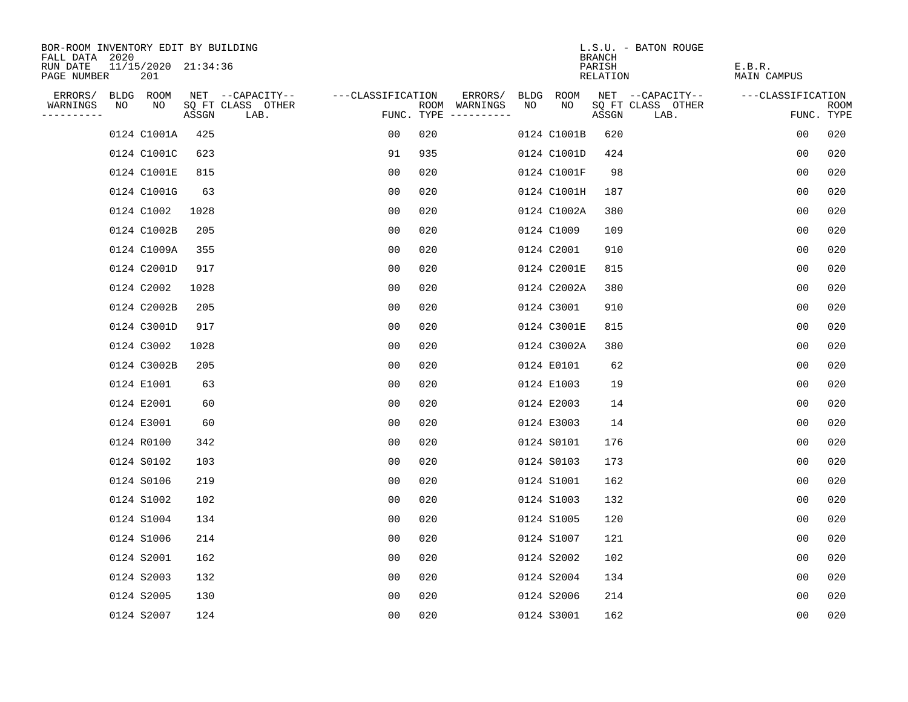BOR-ROOM INVENTORY EDIT BY BUILDING
FALL DATA 2020
RUN DATE 11/15/2020 21:34:36
PAGE NUMBER 201

L.S.U. - BATON ROUGE
BRANCH
PARISH E.B.R.
RELATION MAIN CAMPUS

| ERRORS/ WARNINGS | BLDG NO | ROOM NO | NET SQ FT ASSGN | --CAPACITY-- CLASS LAB. | OTHER | ---CLASSIFICATION FUNC. | ROOM TYPE | ERRORS/ WARNINGS | BLDG NO | ROOM NO | NET SQ FT ASSGN | --CAPACITY-- CLASS LAB. | OTHER | ---CLASSIFICATION FUNC. | ROOM TYPE |
|---|---|---|---|---|---|---|---|---|---|---|---|---|---|---|---|
| | 0124 | C1001A | 425 | | | 00 | 020 | | 0124 | C1001B | 620 | | | 00 | 020 |
| | 0124 | C1001C | 623 | | | 91 | 935 | | 0124 | C1001D | 424 | | | 00 | 020 |
| | 0124 | C1001E | 815 | | | 00 | 020 | | 0124 | C1001F | 98 | | | 00 | 020 |
| | 0124 | C1001G | 63 | | | 00 | 020 | | 0124 | C1001H | 187 | | | 00 | 020 |
| | 0124 | C1002 | 1028 | | | 00 | 020 | | 0124 | C1002A | 380 | | | 00 | 020 |
| | 0124 | C1002B | 205 | | | 00 | 020 | | 0124 | C1009 | 109 | | | 00 | 020 |
| | 0124 | C1009A | 355 | | | 00 | 020 | | 0124 | C2001 | 910 | | | 00 | 020 |
| | 0124 | C2001D | 917 | | | 00 | 020 | | 0124 | C2001E | 815 | | | 00 | 020 |
| | 0124 | C2002 | 1028 | | | 00 | 020 | | 0124 | C2002A | 380 | | | 00 | 020 |
| | 0124 | C2002B | 205 | | | 00 | 020 | | 0124 | C3001 | 910 | | | 00 | 020 |
| | 0124 | C3001D | 917 | | | 00 | 020 | | 0124 | C3001E | 815 | | | 00 | 020 |
| | 0124 | C3002 | 1028 | | | 00 | 020 | | 0124 | C3002A | 380 | | | 00 | 020 |
| | 0124 | C3002B | 205 | | | 00 | 020 | | 0124 | E0101 | 62 | | | 00 | 020 |
| | 0124 | E1001 | 63 | | | 00 | 020 | | 0124 | E1003 | 19 | | | 00 | 020 |
| | 0124 | E2001 | 60 | | | 00 | 020 | | 0124 | E2003 | 14 | | | 00 | 020 |
| | 0124 | E3001 | 60 | | | 00 | 020 | | 0124 | E3003 | 14 | | | 00 | 020 |
| | 0124 | R0100 | 342 | | | 00 | 020 | | 0124 | S0101 | 176 | | | 00 | 020 |
| | 0124 | S0102 | 103 | | | 00 | 020 | | 0124 | S0103 | 173 | | | 00 | 020 |
| | 0124 | S0106 | 219 | | | 00 | 020 | | 0124 | S1001 | 162 | | | 00 | 020 |
| | 0124 | S1002 | 102 | | | 00 | 020 | | 0124 | S1003 | 132 | | | 00 | 020 |
| | 0124 | S1004 | 134 | | | 00 | 020 | | 0124 | S1005 | 120 | | | 00 | 020 |
| | 0124 | S1006 | 214 | | | 00 | 020 | | 0124 | S1007 | 121 | | | 00 | 020 |
| | 0124 | S2001 | 162 | | | 00 | 020 | | 0124 | S2002 | 102 | | | 00 | 020 |
| | 0124 | S2003 | 132 | | | 00 | 020 | | 0124 | S2004 | 134 | | | 00 | 020 |
| | 0124 | S2005 | 130 | | | 00 | 020 | | 0124 | S2006 | 214 | | | 00 | 020 |
| | 0124 | S2007 | 124 | | | 00 | 020 | | 0124 | S3001 | 162 | | | 00 | 020 |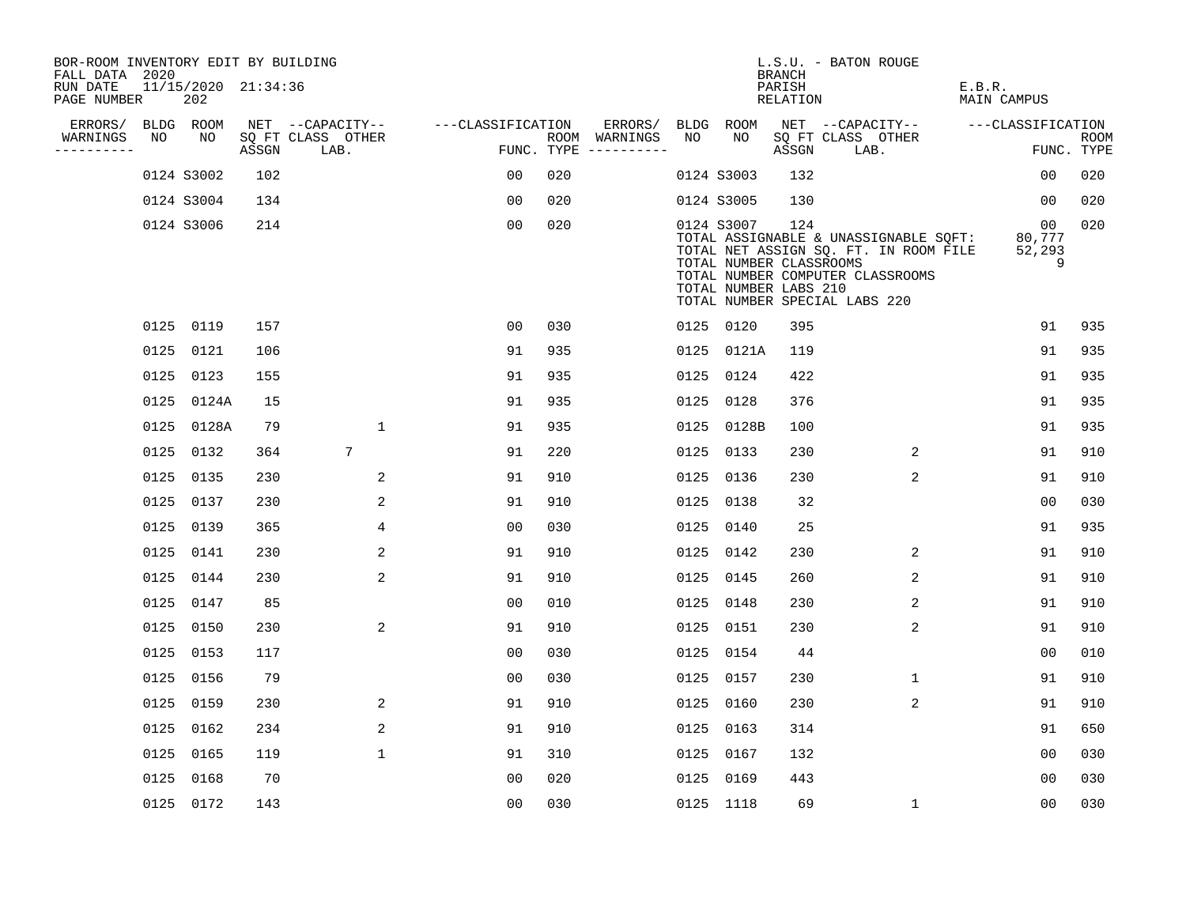BOR-ROOM INVENTORY EDIT BY BUILDING
FALL DATA 2020
RUN DATE 11/15/2020 21:34:36
PAGE NUMBER 202

L.S.U. - BATON ROUGE
BRANCH
PARISH E.B.R.
RELATION MAIN CAMPUS

| ERRORS/ WARNINGS | BLDG NO | ROOM NO | NET SQ FT ASSGN | CAPACITY-- CLASS LAB. | OTHER | FUNC. | ROOM TYPE | ERRORS/ WARNINGS | BLDG NO | ROOM NO | NET SQ FT ASSGN | CAPACITY-- CLASS LAB. | OTHER | FUNC. | ROOM TYPE |
|---|---|---|---|---|---|---|---|---|---|---|---|---|---|---|---|
| | 0124 | S3002 | 102 | | | 00 | 020 | | 0124 | S3003 | 132 | | | 00 | 020 |
| | 0124 | S3004 | 134 | | | 00 | 020 | | 0124 | S3005 | 130 | | | 00 | 020 |
| | 0124 | S3006 | 214 | | | 00 | 020 | | 0124 | S3007 | 124 | | | 00 | 020 |
| | | | | | | | | | TOTAL ASSIGNABLE & UNASSIGNABLE SQFT: | | | | | 80,777 | |
| | | | | | | | | | TOTAL NET ASSIGN SQ. FT. IN ROOM FILE | | | | | 52,293 | |
| | | | | | | | | | TOTAL NUMBER CLASSROOMS | | | | | 9 | |
| | | | | | | | | | TOTAL NUMBER COMPUTER CLASSROOMS | | | | | | |
| | | | | | | | | | TOTAL NUMBER LABS 210 | | | | | | |
| | | | | | | | | | TOTAL NUMBER SPECIAL LABS 220 | | | | | | |
| | 0125 | 0119 | 157 | | | 00 | 030 | | 0125 | 0120 | 395 | | | 91 | 935 |
| | 0125 | 0121 | 106 | | | 91 | 935 | | 0125 | 0121A | 119 | | | 91 | 935 |
| | 0125 | 0123 | 155 | | | 91 | 935 | | 0125 | 0124 | 422 | | | 91 | 935 |
| | 0125 | 0124A | 15 | | | 91 | 935 | | 0125 | 0128 | 376 | | | 91 | 935 |
| | 0125 | 0128A | 79 | | 1 | 91 | 935 | | 0125 | 0128B | 100 | | | 91 | 935 |
| | 0125 | 0132 | 364 | 7 | | 91 | 220 | | 0125 | 0133 | 230 | | 2 | 91 | 910 |
| | 0125 | 0135 | 230 | | 2 | 91 | 910 | | 0125 | 0136 | 230 | | 2 | 91 | 910 |
| | 0125 | 0137 | 230 | | 2 | 91 | 910 | | 0125 | 0138 | 32 | | | 00 | 030 |
| | 0125 | 0139 | 365 | | 4 | 00 | 030 | | 0125 | 0140 | 25 | | | 91 | 935 |
| | 0125 | 0141 | 230 | | 2 | 91 | 910 | | 0125 | 0142 | 230 | | 2 | 91 | 910 |
| | 0125 | 0144 | 230 | | 2 | 91 | 910 | | 0125 | 0145 | 260 | | 2 | 91 | 910 |
| | 0125 | 0147 | 85 | | | 00 | 010 | | 0125 | 0148 | 230 | | 2 | 91 | 910 |
| | 0125 | 0150 | 230 | | 2 | 91 | 910 | | 0125 | 0151 | 230 | | 2 | 91 | 910 |
| | 0125 | 0153 | 117 | | | 00 | 030 | | 0125 | 0154 | 44 | | | 00 | 010 |
| | 0125 | 0156 | 79 | | | 00 | 030 | | 0125 | 0157 | 230 | | 1 | 91 | 910 |
| | 0125 | 0159 | 230 | | 2 | 91 | 910 | | 0125 | 0160 | 230 | | 2 | 91 | 910 |
| | 0125 | 0162 | 234 | | 2 | 91 | 910 | | 0125 | 0163 | 314 | | | 91 | 650 |
| | 0125 | 0165 | 119 | | 1 | 91 | 310 | | 0125 | 0167 | 132 | | | 00 | 030 |
| | 0125 | 0168 | 70 | | | 00 | 020 | | 0125 | 0169 | 443 | | | 00 | 030 |
| | 0125 | 0172 | 143 | | | 00 | 030 | | 0125 | 1118 | 69 | | 1 | 00 | 030 |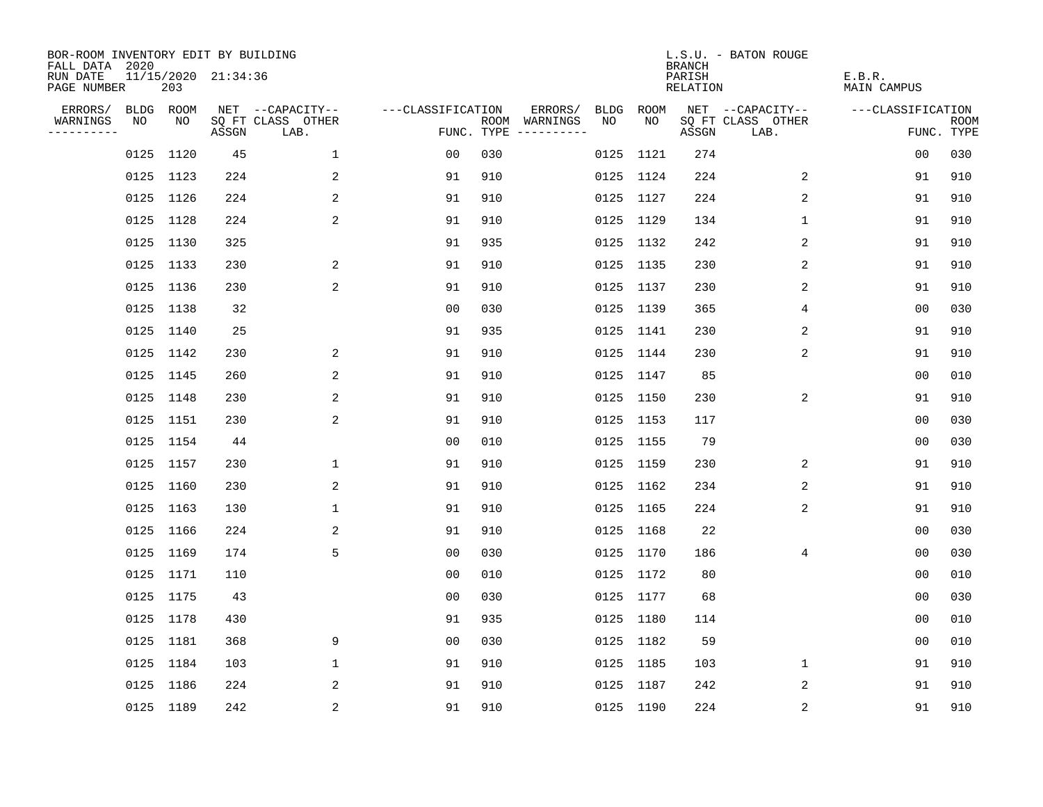BOR-ROOM INVENTORY EDIT BY BUILDING
FALL DATA 2020
RUN DATE 11/15/2020 21:34:36
PAGE NUMBER 203

L.S.U. - BATON ROUGE
BRANCH
PARISH E.B.R.
RELATION MAIN CAMPUS

| ERRORS/ WARNINGS | BLDG NO | ROOM NO | NET SQ FT ASSGN | CAPACITY CLASS LAB. | CAPACITY OTHER | CLASSIFICATION FUNC. | ROOM TYPE | ERRORS/ WARNINGS | BLDG NO | ROOM NO | NET SQ FT ASSGN | CAPACITY CLASS LAB. | CAPACITY OTHER | CLASSIFICATION FUNC. | ROOM TYPE |
|---|---|---|---|---|---|---|---|---|---|---|---|---|---|---|---|
| | 0125 | 1120 | 45 | | 1 | 00 | 030 | | 0125 | 1121 | 274 | | | 00 | 030 |
| | 0125 | 1123 | 224 | | 2 | 91 | 910 | | 0125 | 1124 | 224 | | 2 | 91 | 910 |
| | 0125 | 1126 | 224 | | 2 | 91 | 910 | | 0125 | 1127 | 224 | | 2 | 91 | 910 |
| | 0125 | 1128 | 224 | | 2 | 91 | 910 | | 0125 | 1129 | 134 | | 1 | 91 | 910 |
| | 0125 | 1130 | 325 | | | 91 | 935 | | 0125 | 1132 | 242 | | 2 | 91 | 910 |
| | 0125 | 1133 | 230 | | 2 | 91 | 910 | | 0125 | 1135 | 230 | | 2 | 91 | 910 |
| | 0125 | 1136 | 230 | | 2 | 91 | 910 | | 0125 | 1137 | 230 | | 2 | 91 | 910 |
| | 0125 | 1138 | 32 | | | 00 | 030 | | 0125 | 1139 | 365 | | 4 | 00 | 030 |
| | 0125 | 1140 | 25 | | | 91 | 935 | | 0125 | 1141 | 230 | | 2 | 91 | 910 |
| | 0125 | 1142 | 230 | | 2 | 91 | 910 | | 0125 | 1144 | 230 | | 2 | 91 | 910 |
| | 0125 | 1145 | 260 | | 2 | 91 | 910 | | 0125 | 1147 | 85 | | | 00 | 010 |
| | 0125 | 1148 | 230 | | 2 | 91 | 910 | | 0125 | 1150 | 230 | | 2 | 91 | 910 |
| | 0125 | 1151 | 230 | | 2 | 91 | 910 | | 0125 | 1153 | 117 | | | 00 | 030 |
| | 0125 | 1154 | 44 | | | 00 | 010 | | 0125 | 1155 | 79 | | | 00 | 030 |
| | 0125 | 1157 | 230 | | 1 | 91 | 910 | | 0125 | 1159 | 230 | | 2 | 91 | 910 |
| | 0125 | 1160 | 230 | | 2 | 91 | 910 | | 0125 | 1162 | 234 | | 2 | 91 | 910 |
| | 0125 | 1163 | 130 | | 1 | 91 | 910 | | 0125 | 1165 | 224 | | 2 | 91 | 910 |
| | 0125 | 1166 | 224 | | 2 | 91 | 910 | | 0125 | 1168 | 22 | | | 00 | 030 |
| | 0125 | 1169 | 174 | | 5 | 00 | 030 | | 0125 | 1170 | 186 | | 4 | 00 | 030 |
| | 0125 | 1171 | 110 | | | 00 | 010 | | 0125 | 1172 | 80 | | | 00 | 010 |
| | 0125 | 1175 | 43 | | | 00 | 030 | | 0125 | 1177 | 68 | | | 00 | 030 |
| | 0125 | 1178 | 430 | | | 91 | 935 | | 0125 | 1180 | 114 | | | 00 | 010 |
| | 0125 | 1181 | 368 | | 9 | 00 | 030 | | 0125 | 1182 | 59 | | | 00 | 010 |
| | 0125 | 1184 | 103 | | 1 | 91 | 910 | | 0125 | 1185 | 103 | | 1 | 91 | 910 |
| | 0125 | 1186 | 224 | | 2 | 91 | 910 | | 0125 | 1187 | 242 | | 2 | 91 | 910 |
| | 0125 | 1189 | 242 | | 2 | 91 | 910 | | 0125 | 1190 | 224 | | 2 | 91 | 910 |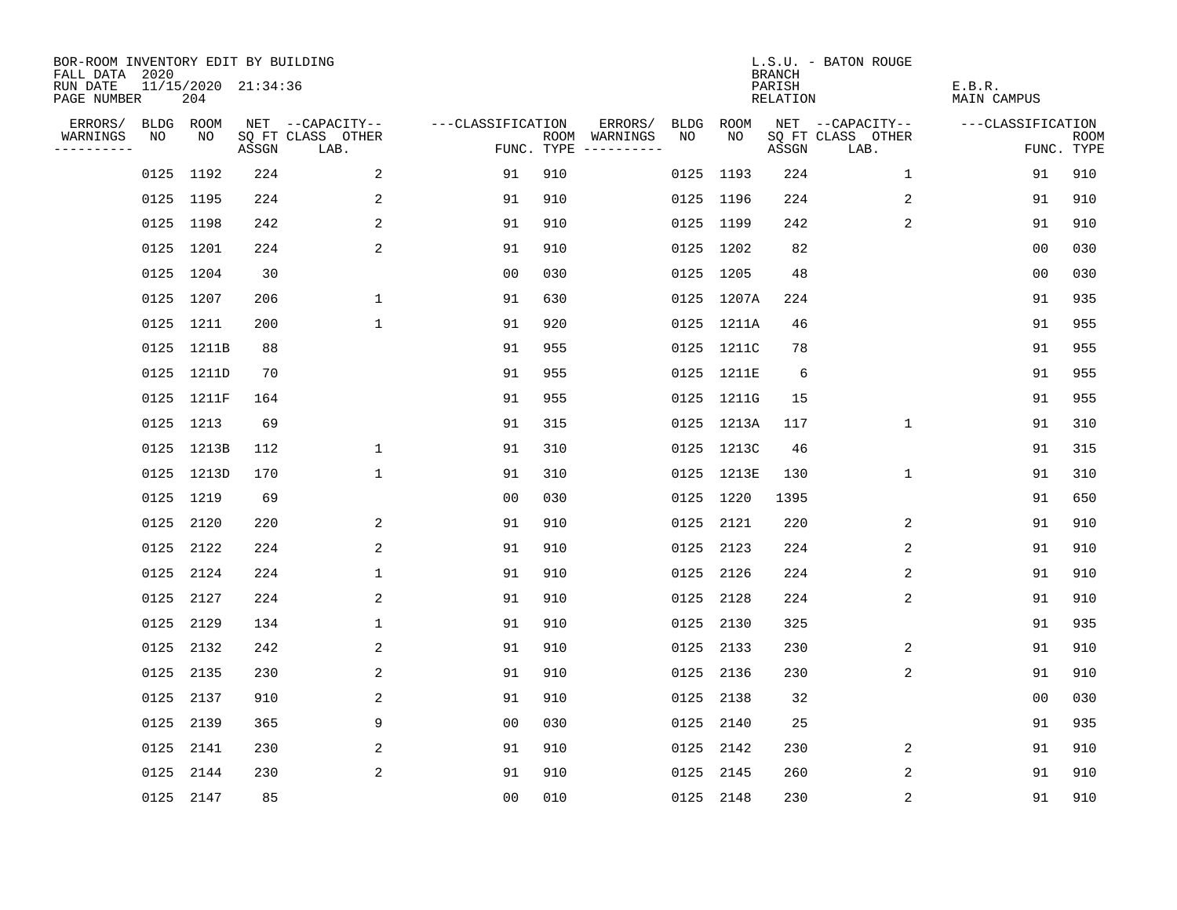BOR-ROOM INVENTORY EDIT BY BUILDING
FALL DATA 2020
RUN DATE 11/15/2020 21:34:36
PAGE NUMBER 204

L.S.U. - BATON ROUGE
BRANCH
PARISH E.B.R.
RELATION MAIN CAMPUS

| ERRORS/ WARNINGS | BLDG NO | ROOM NO | NET SQ FT ASSGN | CAPACITY CLASS LAB. | CAPACITY OTHER | CLASSIFICATION FUNC. | ROOM TYPE | ERRORS/ WARNINGS | BLDG NO | ROOM NO | NET SQ FT ASSGN | CAPACITY CLASS LAB. | CAPACITY OTHER | CLASSIFICATION FUNC. | ROOM TYPE |
|---|---|---|---|---|---|---|---|---|---|---|---|---|---|---|---|
| | 0125 | 1192 | 224 | | 2 | 91 | 910 | | 0125 | 1193 | 224 | | 1 | 91 | 910 |
| | 0125 | 1195 | 224 | | 2 | 91 | 910 | | 0125 | 1196 | 224 | | 2 | 91 | 910 |
| | 0125 | 1198 | 242 | | 2 | 91 | 910 | | 0125 | 1199 | 242 | | 2 | 91 | 910 |
| | 0125 | 1201 | 224 | | 2 | 91 | 910 | | 0125 | 1202 | 82 | | | 00 | 030 |
| | 0125 | 1204 | 30 | | | 00 | 030 | | 0125 | 1205 | 48 | | | 00 | 030 |
| | 0125 | 1207 | 206 | | 1 | 91 | 630 | | 0125 | 1207A | 224 | | | 91 | 935 |
| | 0125 | 1211 | 200 | | 1 | 91 | 920 | | 0125 | 1211A | 46 | | | 91 | 955 |
| | 0125 | 1211B | 88 | | | 91 | 955 | | 0125 | 1211C | 78 | | | 91 | 955 |
| | 0125 | 1211D | 70 | | | 91 | 955 | | 0125 | 1211E | 6 | | | 91 | 955 |
| | 0125 | 1211F | 164 | | | 91 | 955 | | 0125 | 1211G | 15 | | | 91 | 955 |
| | 0125 | 1213 | 69 | | | 91 | 315 | | 0125 | 1213A | 117 | | 1 | 91 | 310 |
| | 0125 | 1213B | 112 | | 1 | 91 | 310 | | 0125 | 1213C | 46 | | | 91 | 315 |
| | 0125 | 1213D | 170 | | 1 | 91 | 310 | | 0125 | 1213E | 130 | | 1 | 91 | 310 |
| | 0125 | 1219 | 69 | | | 00 | 030 | | 0125 | 1220 | 1395 | | | 91 | 650 |
| | 0125 | 2120 | 220 | | 2 | 91 | 910 | | 0125 | 2121 | 220 | | 2 | 91 | 910 |
| | 0125 | 2122 | 224 | | 2 | 91 | 910 | | 0125 | 2123 | 224 | | 2 | 91 | 910 |
| | 0125 | 2124 | 224 | | 1 | 91 | 910 | | 0125 | 2126 | 224 | | 2 | 91 | 910 |
| | 0125 | 2127 | 224 | | 2 | 91 | 910 | | 0125 | 2128 | 224 | | 2 | 91 | 910 |
| | 0125 | 2129 | 134 | | 1 | 91 | 910 | | 0125 | 2130 | 325 | | | 91 | 935 |
| | 0125 | 2132 | 242 | | 2 | 91 | 910 | | 0125 | 2133 | 230 | | 2 | 91 | 910 |
| | 0125 | 2135 | 230 | | 2 | 91 | 910 | | 0125 | 2136 | 230 | | 2 | 91 | 910 |
| | 0125 | 2137 | 910 | | 2 | 91 | 910 | | 0125 | 2138 | 32 | | | 00 | 030 |
| | 0125 | 2139 | 365 | | 9 | 00 | 030 | | 0125 | 2140 | 25 | | | 91 | 935 |
| | 0125 | 2141 | 230 | | 2 | 91 | 910 | | 0125 | 2142 | 230 | | 2 | 91 | 910 |
| | 0125 | 2144 | 230 | | 2 | 91 | 910 | | 0125 | 2145 | 260 | | 2 | 91 | 910 |
| | 0125 | 2147 | 85 | | | 00 | 010 | | 0125 | 2148 | 230 | | 2 | 91 | 910 |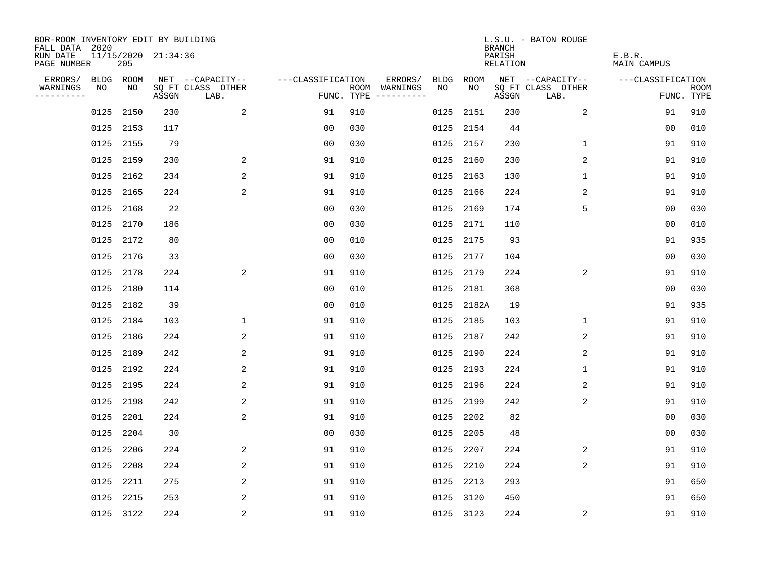BOR-ROOM INVENTORY EDIT BY BUILDING
FALL DATA 2020
RUN DATE 11/15/2020 21:34:36
PAGE NUMBER 205

L.S.U. - BATON ROUGE
BRANCH
PARISH E.B.R.
RELATION MAIN CAMPUS

| ERRORS/ WARNINGS | BLDG NO | ROOM NO | NET SQ FT ASSGN | CAPACITY-- CLASS | OTHER LAB. | FUNC. | ROOM TYPE | ERRORS/ WARNINGS | BLDG NO | ROOM NO | NET SQ FT ASSGN | CAPACITY-- CLASS | OTHER LAB. | FUNC. | ROOM TYPE |
|---|---|---|---|---|---|---|---|---|---|---|---|---|---|---|---|
| | 0125 | 2150 | 230 | | 2 | 91 | 910 | | 0125 | 2151 | 230 | | 2 | 91 | 910 |
| | 0125 | 2153 | 117 | | | 00 | 030 | | 0125 | 2154 | 44 | | | 00 | 010 |
| | 0125 | 2155 | 79 | | | 00 | 030 | | 0125 | 2157 | 230 | | 1 | 91 | 910 |
| | 0125 | 2159 | 230 | | 2 | 91 | 910 | | 0125 | 2160 | 230 | | 2 | 91 | 910 |
| | 0125 | 2162 | 234 | | 2 | 91 | 910 | | 0125 | 2163 | 130 | | 1 | 91 | 910 |
| | 0125 | 2165 | 224 | | 2 | 91 | 910 | | 0125 | 2166 | 224 | | 2 | 91 | 910 |
| | 0125 | 2168 | 22 | | | 00 | 030 | | 0125 | 2169 | 174 | | 5 | 00 | 030 |
| | 0125 | 2170 | 186 | | | 00 | 030 | | 0125 | 2171 | 110 | | | 00 | 010 |
| | 0125 | 2172 | 80 | | | 00 | 010 | | 0125 | 2175 | 93 | | | 91 | 935 |
| | 0125 | 2176 | 33 | | | 00 | 030 | | 0125 | 2177 | 104 | | | 00 | 030 |
| | 0125 | 2178 | 224 | | 2 | 91 | 910 | | 0125 | 2179 | 224 | | 2 | 91 | 910 |
| | 0125 | 2180 | 114 | | | 00 | 010 | | 0125 | 2181 | 368 | | | 00 | 030 |
| | 0125 | 2182 | 39 | | | 00 | 010 | | 0125 | 2182A | 19 | | | 91 | 935 |
| | 0125 | 2184 | 103 | | 1 | 91 | 910 | | 0125 | 2185 | 103 | | 1 | 91 | 910 |
| | 0125 | 2186 | 224 | | 2 | 91 | 910 | | 0125 | 2187 | 242 | | 2 | 91 | 910 |
| | 0125 | 2189 | 242 | | 2 | 91 | 910 | | 0125 | 2190 | 224 | | 2 | 91 | 910 |
| | 0125 | 2192 | 224 | | 2 | 91 | 910 | | 0125 | 2193 | 224 | | 1 | 91 | 910 |
| | 0125 | 2195 | 224 | | 2 | 91 | 910 | | 0125 | 2196 | 224 | | 2 | 91 | 910 |
| | 0125 | 2198 | 242 | | 2 | 91 | 910 | | 0125 | 2199 | 242 | | 2 | 91 | 910 |
| | 0125 | 2201 | 224 | | 2 | 91 | 910 | | 0125 | 2202 | 82 | | | 00 | 030 |
| | 0125 | 2204 | 30 | | | 00 | 030 | | 0125 | 2205 | 48 | | | 00 | 030 |
| | 0125 | 2206 | 224 | | 2 | 91 | 910 | | 0125 | 2207 | 224 | | 2 | 91 | 910 |
| | 0125 | 2208 | 224 | | 2 | 91 | 910 | | 0125 | 2210 | 224 | | 2 | 91 | 910 |
| | 0125 | 2211 | 275 | | 2 | 91 | 910 | | 0125 | 2213 | 293 | | | 91 | 650 |
| | 0125 | 2215 | 253 | | 2 | 91 | 910 | | 0125 | 3120 | 450 | | | 91 | 650 |
| | 0125 | 3122 | 224 | | 2 | 91 | 910 | | 0125 | 3123 | 224 | | 2 | 91 | 910 |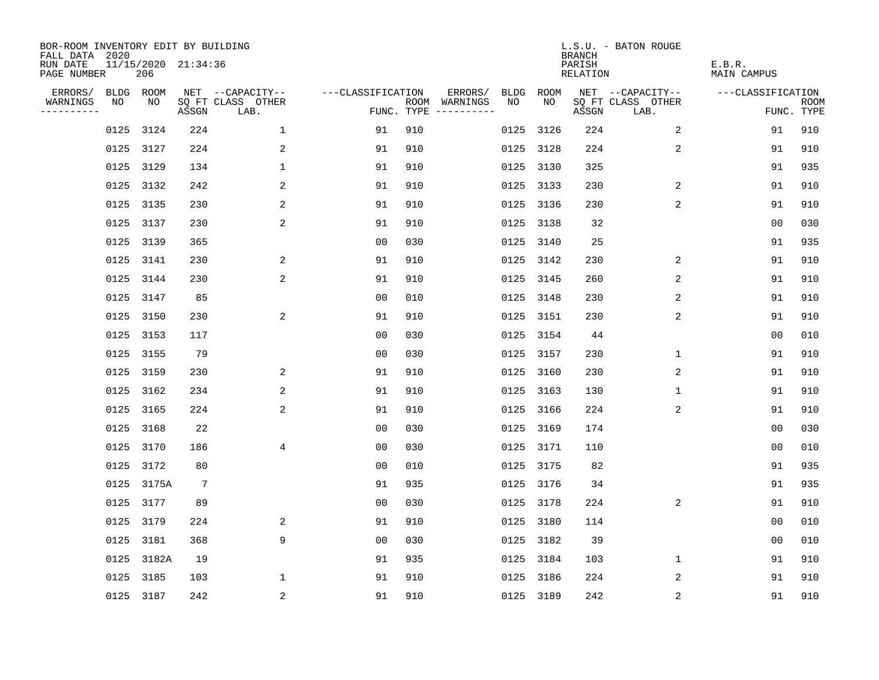BOR-ROOM INVENTORY EDIT BY BUILDING
FALL DATA 2020
RUN DATE 11/15/2020 21:34:36
PAGE NUMBER 206

L.S.U. - BATON ROUGE
BRANCH
PARISH E.B.R.
RELATION MAIN CAMPUS

| ERRORS/ WARNINGS | BLDG NO | ROOM NO | NET SQ FT ASSGN | --CAPACITY-- CLASS LAB. | OTHER | ---CLASSIFICATION FUNC. | ROOM TYPE | ERRORS/ WARNINGS | BLDG NO | ROOM NO | NET SQ FT ASSGN | --CAPACITY-- CLASS LAB. | OTHER | ---CLASSIFICATION FUNC. | ROOM TYPE |
|---|---|---|---|---|---|---|---|---|---|---|---|---|---|---|---|
| | 0125 | 3124 | 224 | | 1 | 91 | 910 | | 0125 | 3126 | 224 | | 2 | 91 | 910 |
| | 0125 | 3127 | 224 | | 2 | 91 | 910 | | 0125 | 3128 | 224 | | 2 | 91 | 910 |
| | 0125 | 3129 | 134 | | 1 | 91 | 910 | | 0125 | 3130 | 325 | | | 91 | 935 |
| | 0125 | 3132 | 242 | | 2 | 91 | 910 | | 0125 | 3133 | 230 | | 2 | 91 | 910 |
| | 0125 | 3135 | 230 | | 2 | 91 | 910 | | 0125 | 3136 | 230 | | 2 | 91 | 910 |
| | 0125 | 3137 | 230 | | 2 | 91 | 910 | | 0125 | 3138 | 32 | | | 00 | 030 |
| | 0125 | 3139 | 365 | | | 00 | 030 | | 0125 | 3140 | 25 | | | 91 | 935 |
| | 0125 | 3141 | 230 | | 2 | 91 | 910 | | 0125 | 3142 | 230 | | 2 | 91 | 910 |
| | 0125 | 3144 | 230 | | 2 | 91 | 910 | | 0125 | 3145 | 260 | | 2 | 91 | 910 |
| | 0125 | 3147 | 85 | | | 00 | 010 | | 0125 | 3148 | 230 | | 2 | 91 | 910 |
| | 0125 | 3150 | 230 | | 2 | 91 | 910 | | 0125 | 3151 | 230 | | 2 | 91 | 910 |
| | 0125 | 3153 | 117 | | | 00 | 030 | | 0125 | 3154 | 44 | | | 00 | 010 |
| | 0125 | 3155 | 79 | | | 00 | 030 | | 0125 | 3157 | 230 | | 1 | 91 | 910 |
| | 0125 | 3159 | 230 | | 2 | 91 | 910 | | 0125 | 3160 | 230 | | 2 | 91 | 910 |
| | 0125 | 3162 | 234 | | 2 | 91 | 910 | | 0125 | 3163 | 130 | | 1 | 91 | 910 |
| | 0125 | 3165 | 224 | | 2 | 91 | 910 | | 0125 | 3166 | 224 | | 2 | 91 | 910 |
| | 0125 | 3168 | 22 | | | 00 | 030 | | 0125 | 3169 | 174 | | | 00 | 030 |
| | 0125 | 3170 | 186 | | 4 | 00 | 030 | | 0125 | 3171 | 110 | | | 00 | 010 |
| | 0125 | 3172 | 80 | | | 00 | 010 | | 0125 | 3175 | 82 | | | 91 | 935 |
| | 0125 | 3175A | 7 | | | 91 | 935 | | 0125 | 3176 | 34 | | | 91 | 935 |
| | 0125 | 3177 | 89 | | | 00 | 030 | | 0125 | 3178 | 224 | | 2 | 91 | 910 |
| | 0125 | 3179 | 224 | | 2 | 91 | 910 | | 0125 | 3180 | 114 | | | 00 | 010 |
| | 0125 | 3181 | 368 | | 9 | 00 | 030 | | 0125 | 3182 | 39 | | | 00 | 010 |
| | 0125 | 3182A | 19 | | | 91 | 935 | | 0125 | 3184 | 103 | | 1 | 91 | 910 |
| | 0125 | 3185 | 103 | | 1 | 91 | 910 | | 0125 | 3186 | 224 | | 2 | 91 | 910 |
| | 0125 | 3187 | 242 | | 2 | 91 | 910 | | 0125 | 3189 | 242 | | 2 | 91 | 910 |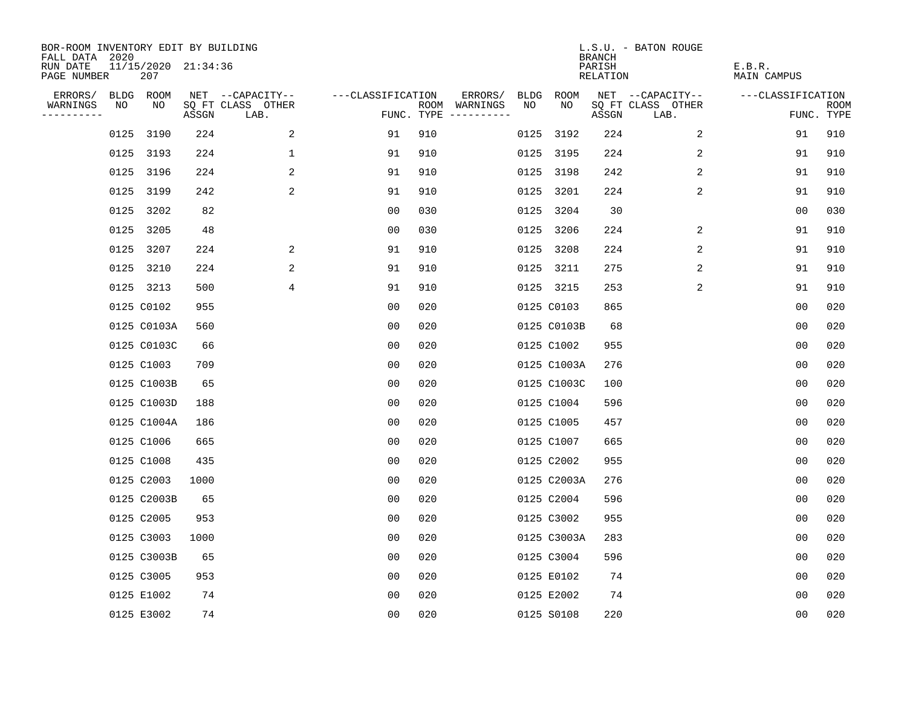BOR-ROOM INVENTORY EDIT BY BUILDING
FALL DATA 2020
RUN DATE 11/15/2020 21:34:36
PAGE NUMBER 207

L.S.U. - BATON ROUGE
BRANCH
PARISH E.B.R.
RELATION MAIN CAMPUS

| ERRORS/ WARNINGS | BLDG NO | ROOM NO | NET SQ FT ASSGN | CAPACITY CLASS LAB. | CAPACITY OTHER | CLASSIFICATION FUNC. | ROOM TYPE | ERRORS/ WARNINGS | BLDG NO | ROOM NO | NET SQ FT ASSGN | CAPACITY CLASS LAB. | CAPACITY OTHER | CLASSIFICATION FUNC. | ROOM TYPE |
|---|---|---|---|---|---|---|---|---|---|---|---|---|---|---|---|
| | 0125 | 3190 | 224 | | 2 | 91 | 910 | | 0125 | 3192 | 224 | | 2 | 91 | 910 |
| | 0125 | 3193 | 224 | | 1 | 91 | 910 | | 0125 | 3195 | 224 | | 2 | 91 | 910 |
| | 0125 | 3196 | 224 | | 2 | 91 | 910 | | 0125 | 3198 | 242 | | 2 | 91 | 910 |
| | 0125 | 3199 | 242 | | 2 | 91 | 910 | | 0125 | 3201 | 224 | | 2 | 91 | 910 |
| | 0125 | 3202 | 82 | | | 00 | 030 | | 0125 | 3204 | 30 | | | 00 | 030 |
| | 0125 | 3205 | 48 | | | 00 | 030 | | 0125 | 3206 | 224 | | 2 | 91 | 910 |
| | 0125 | 3207 | 224 | | 2 | 91 | 910 | | 0125 | 3208 | 224 | | 2 | 91 | 910 |
| | 0125 | 3210 | 224 | | 2 | 91 | 910 | | 0125 | 3211 | 275 | | 2 | 91 | 910 |
| | 0125 | 3213 | 500 | | 4 | 91 | 910 | | 0125 | 3215 | 253 | | 2 | 91 | 910 |
| | 0125 | C0102 | 955 | | | 00 | 020 | | 0125 | C0103 | 865 | | | 00 | 020 |
| | 0125 | C0103A | 560 | | | 00 | 020 | | 0125 | C0103B | 68 | | | 00 | 020 |
| | 0125 | C0103C | 66 | | | 00 | 020 | | 0125 | C1002 | 955 | | | 00 | 020 |
| | 0125 | C1003 | 709 | | | 00 | 020 | | 0125 | C1003A | 276 | | | 00 | 020 |
| | 0125 | C1003B | 65 | | | 00 | 020 | | 0125 | C1003C | 100 | | | 00 | 020 |
| | 0125 | C1003D | 188 | | | 00 | 020 | | 0125 | C1004 | 596 | | | 00 | 020 |
| | 0125 | C1004A | 186 | | | 00 | 020 | | 0125 | C1005 | 457 | | | 00 | 020 |
| | 0125 | C1006 | 665 | | | 00 | 020 | | 0125 | C1007 | 665 | | | 00 | 020 |
| | 0125 | C1008 | 435 | | | 00 | 020 | | 0125 | C2002 | 955 | | | 00 | 020 |
| | 0125 | C2003 | 1000 | | | 00 | 020 | | 0125 | C2003A | 276 | | | 00 | 020 |
| | 0125 | C2003B | 65 | | | 00 | 020 | | 0125 | C2004 | 596 | | | 00 | 020 |
| | 0125 | C2005 | 953 | | | 00 | 020 | | 0125 | C3002 | 955 | | | 00 | 020 |
| | 0125 | C3003 | 1000 | | | 00 | 020 | | 0125 | C3003A | 283 | | | 00 | 020 |
| | 0125 | C3003B | 65 | | | 00 | 020 | | 0125 | C3004 | 596 | | | 00 | 020 |
| | 0125 | C3005 | 953 | | | 00 | 020 | | 0125 | E0102 | 74 | | | 00 | 020 |
| | 0125 | E1002 | 74 | | | 00 | 020 | | 0125 | E2002 | 74 | | | 00 | 020 |
| | 0125 | E3002 | 74 | | | 00 | 020 | | 0125 | S0108 | 220 | | | 00 | 020 |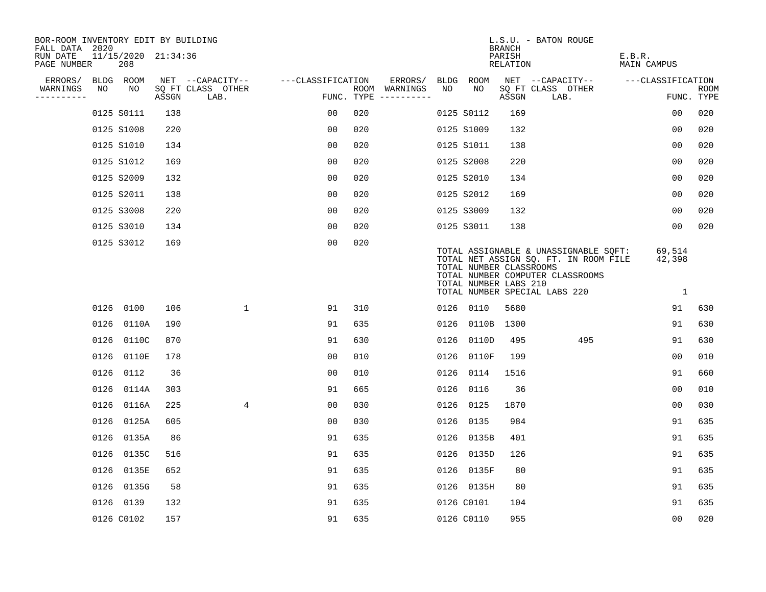BOR-ROOM INVENTORY EDIT BY BUILDING
FALL DATA 2020
RUN DATE 11/15/2020 21:34:36
PAGE NUMBER 208

L.S.U. - BATON ROUGE
BRANCH
PARISH E.B.R.
RELATION MAIN CAMPUS

| ERRORS/ WARNINGS | BLDG NO | ROOM NO | NET SQ FT ASSGN | CAPACITY CLASS | CAPACITY LAB. | CAPACITY OTHER | CLASSIFICATION FUNC. | ROOM TYPE | ERRORS/ WARNINGS | BLDG NO | ROOM NO | NET SQ FT ASSGN | CAPACITY CLASS | CAPACITY LAB. | CAPACITY OTHER | CLASSIFICATION FUNC. | ROOM TYPE |
|---|---|---|---|---|---|---|---|---|---|---|---|---|---|---|---|---|---|
| | 0125 | S0111 | 138 | | | | 00 | 020 | | 0125 | S0112 | 169 | | | | 00 | 020 |
| | 0125 | S1008 | 220 | | | | 00 | 020 | | 0125 | S1009 | 132 | | | | 00 | 020 |
| | 0125 | S1010 | 134 | | | | 00 | 020 | | 0125 | S1011 | 138 | | | | 00 | 020 |
| | 0125 | S1012 | 169 | | | | 00 | 020 | | 0125 | S2008 | 220 | | | | 00 | 020 |
| | 0125 | S2009 | 132 | | | | 00 | 020 | | 0125 | S2010 | 134 | | | | 00 | 020 |
| | 0125 | S2011 | 138 | | | | 00 | 020 | | 0125 | S2012 | 169 | | | | 00 | 020 |
| | 0125 | S3008 | 220 | | | | 00 | 020 | | 0125 | S3009 | 132 | | | | 00 | 020 |
| | 0125 | S3010 | 134 | | | | 00 | 020 | | 0125 | S3011 | 138 | | | | 00 | 020 |
| | 0125 | S3012 | 169 | | | | 00 | 020 | | | | | | | | | |

TOTAL ASSIGNABLE & UNASSIGNABLE SQFT: 69,514
TOTAL NET ASSIGN SQ. FT. IN ROOM FILE 42,398
TOTAL NUMBER CLASSROOMS
TOTAL NUMBER COMPUTER CLASSROOMS
TOTAL NUMBER LABS 210
TOTAL NUMBER SPECIAL LABS 220 1

| ERRORS/ WARNINGS | BLDG NO | ROOM NO | NET SQ FT ASSGN | CAPACITY CLASS | CAPACITY LAB. | CAPACITY OTHER | CLASSIFICATION FUNC. | ROOM TYPE | ERRORS/ WARNINGS | BLDG NO | ROOM NO | NET SQ FT ASSGN | CAPACITY CLASS | CAPACITY LAB. | CAPACITY OTHER | CLASSIFICATION FUNC. | ROOM TYPE |
|---|---|---|---|---|---|---|---|---|---|---|---|---|---|---|---|---|---|
| | 0126 | 0100 | 106 | | | 1 | 91 | 310 | | 0126 | 0110 | 5680 | | | | 91 | 630 |
| | 0126 | 0110A | 190 | | | | 91 | 635 | | 0126 | 0110B | 1300 | | | | 91 | 630 |
| | 0126 | 0110C | 870 | | | | 91 | 630 | | 0126 | 0110D | 495 | | | 495 | 91 | 630 |
| | 0126 | 0110E | 178 | | | | 00 | 010 | | 0126 | 0110F | 199 | | | | 00 | 010 |
| | 0126 | 0112 | 36 | | | | 00 | 010 | | 0126 | 0114 | 1516 | | | | 91 | 660 |
| | 0126 | 0114A | 303 | | | | 91 | 665 | | 0126 | 0116 | 36 | | | | 00 | 010 |
| | 0126 | 0116A | 225 | | | 4 | 00 | 030 | | 0126 | 0125 | 1870 | | | | 00 | 030 |
| | 0126 | 0125A | 605 | | | | 00 | 030 | | 0126 | 0135 | 984 | | | | 91 | 635 |
| | 0126 | 0135A | 86 | | | | 91 | 635 | | 0126 | 0135B | 401 | | | | 91 | 635 |
| | 0126 | 0135C | 516 | | | | 91 | 635 | | 0126 | 0135D | 126 | | | | 91 | 635 |
| | 0126 | 0135E | 652 | | | | 91 | 635 | | 0126 | 0135F | 80 | | | | 91 | 635 |
| | 0126 | 0135G | 58 | | | | 91 | 635 | | 0126 | 0135H | 80 | | | | 91 | 635 |
| | 0126 | 0139 | 132 | | | | 91 | 635 | | 0126 | C0101 | 104 | | | | 91 | 635 |
| | 0126 | C0102 | 157 | | | | 91 | 635 | | 0126 | C0110 | 955 | | | | 00 | 020 |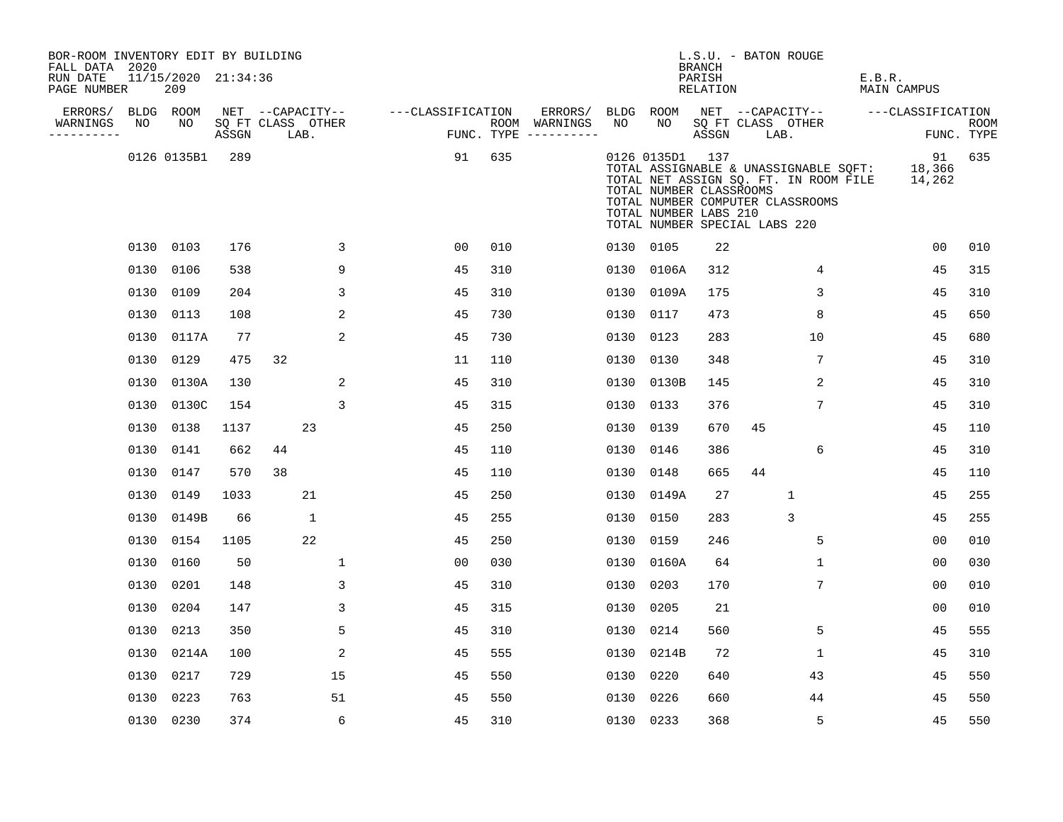BOR-ROOM INVENTORY EDIT BY BUILDING
FALL DATA 2020
RUN DATE 11/15/2020 21:34:36
PAGE NUMBER 209

L.S.U. - BATON ROUGE
BRANCH
PARISH E.B.R.
RELATION MAIN CAMPUS

| ERRORS/ WARNINGS | BLDG NO | ROOM NO | NET SQ FT ASSGN | CAPACITY CLASS | CAPACITY LAB. | CAPACITY OTHER | CLASSIFICATION FUNC. | ROOM TYPE | ERRORS/ WARNINGS | BLDG NO | ROOM NO | NET SQ FT ASSGN | CAPACITY CLASS | CAPACITY LAB. | CAPACITY OTHER | CLASSIFICATION FUNC. | ROOM TYPE |
|---|---|---|---|---|---|---|---|---|---|---|---|---|---|---|---|---|---|
| | 0126 | 0135B1 | 289 | | | | 91 | 635 | | 0126 | 0135D1 | 137 | | | | 91 | 635 |
| | | | | | | | | | | | TOTAL ASSIGNABLE & UNASSIGNABLE SQFT: | | | | | 18,366 | |
| | | | | | | | | | | | TOTAL NET ASSIGN SQ. FT. IN ROOM FILE | | | | | 14,262 | |
| | | | | | | | | | | | TOTAL NUMBER CLASSROOMS | | | | | | |
| | | | | | | | | | | | TOTAL NUMBER COMPUTER CLASSROOMS | | | | | | |
| | | | | | | | | | | | TOTAL NUMBER LABS 210 | | | | | | |
| | | | | | | | | | | | TOTAL NUMBER SPECIAL LABS 220 | | | | | | |
| | 0130 | 0103 | 176 | | | 3 | 00 | 010 | | 0130 | 0105 | 22 | | | | 00 | 010 |
| | 0130 | 0106 | 538 | | | 9 | 45 | 310 | | 0130 | 0106A | 312 | | | 4 | 45 | 315 |
| | 0130 | 0109 | 204 | | | 3 | 45 | 310 | | 0130 | 0109A | 175 | | | 3 | 45 | 310 |
| | 0130 | 0113 | 108 | | | 2 | 45 | 730 | | 0130 | 0117 | 473 | | | 8 | 45 | 650 |
| | 0130 | 0117A | 77 | | | 2 | 45 | 730 | | 0130 | 0123 | 283 | | | 10 | 45 | 680 |
| | 0130 | 0129 | 475 | 32 | | | 11 | 110 | | 0130 | 0130 | 348 | | | 7 | 45 | 310 |
| | 0130 | 0130A | 130 | | | 2 | 45 | 310 | | 0130 | 0130B | 145 | | | 2 | 45 | 310 |
| | 0130 | 0130C | 154 | | | 3 | 45 | 315 | | 0130 | 0133 | 376 | | | 7 | 45 | 310 |
| | 0130 | 0138 | 1137 | | 23 | | 45 | 250 | | 0130 | 0139 | 670 | 45 | | | 45 | 110 |
| | 0130 | 0141 | 662 | 44 | | | 45 | 110 | | 0130 | 0146 | 386 | | | 6 | 45 | 310 |
| | 0130 | 0147 | 570 | 38 | | | 45 | 110 | | 0130 | 0148 | 665 | 44 | | | 45 | 110 |
| | 0130 | 0149 | 1033 | | 21 | | 45 | 250 | | 0130 | 0149A | 27 | | 1 | | 45 | 255 |
| | 0130 | 0149B | 66 | | 1 | | 45 | 255 | | 0130 | 0150 | 283 | | 3 | | 45 | 255 |
| | 0130 | 0154 | 1105 | | 22 | | 45 | 250 | | 0130 | 0159 | 246 | | | 5 | 00 | 010 |
| | 0130 | 0160 | 50 | | | 1 | 00 | 030 | | 0130 | 0160A | 64 | | | 1 | 00 | 030 |
| | 0130 | 0201 | 148 | | | 3 | 45 | 310 | | 0130 | 0203 | 170 | | | 7 | 00 | 010 |
| | 0130 | 0204 | 147 | | | 3 | 45 | 315 | | 0130 | 0205 | 21 | | | | 00 | 010 |
| | 0130 | 0213 | 350 | | | 5 | 45 | 310 | | 0130 | 0214 | 560 | | | 5 | 45 | 555 |
| | 0130 | 0214A | 100 | | | 2 | 45 | 555 | | 0130 | 0214B | 72 | | | 1 | 45 | 310 |
| | 0130 | 0217 | 729 | | | 15 | 45 | 550 | | 0130 | 0220 | 640 | | | 43 | 45 | 550 |
| | 0130 | 0223 | 763 | | | 51 | 45 | 550 | | 0130 | 0226 | 660 | | | 44 | 45 | 550 |
| | 0130 | 0230 | 374 | | | 6 | 45 | 310 | | 0130 | 0233 | 368 | | | 5 | 45 | 550 |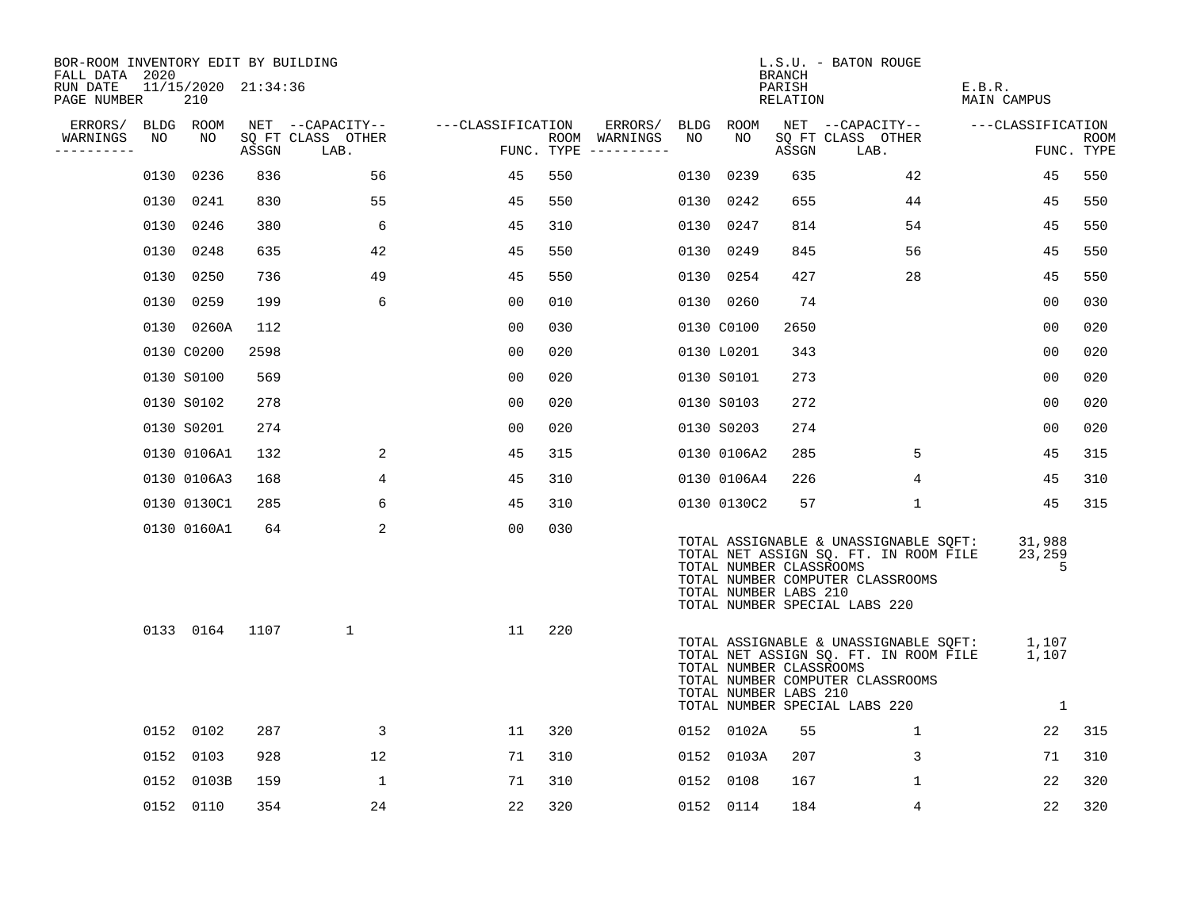BOR-ROOM INVENTORY EDIT BY BUILDING
FALL DATA 2020
RUN DATE 11/15/2020 21:34:36
PAGE NUMBER 210

L.S.U. - BATON ROUGE
BRANCH
PARISH E.B.R.
RELATION MAIN CAMPUS

| ERRORS/ WARNINGS | BLDG NO | ROOM NO | NET SQ FT ASSGN | --CAPACITY-- CLASS | OTHER LAB. | ---CLASSIFICATION FUNC. | ROOM TYPE | ERRORS/ WARNINGS | BLDG NO | ROOM NO | NET SQ FT ASSGN | --CAPACITY-- CLASS | OTHER LAB. | ---CLASSIFICATION FUNC. | ROOM TYPE |
|---|---|---|---|---|---|---|---|---|---|---|---|---|---|---|---|
| | 0130 | 0236 | 836 | 56 | | 45 | 550 | | 0130 | 0239 | 635 | 42 | | 45 | 550 |
| | 0130 | 0241 | 830 | 55 | | 45 | 550 | | 0130 | 0242 | 655 | 44 | | 45 | 550 |
| | 0130 | 0246 | 380 | 6 | | 45 | 310 | | 0130 | 0247 | 814 | 54 | | 45 | 550 |
| | 0130 | 0248 | 635 | 42 | | 45 | 550 | | 0130 | 0249 | 845 | 56 | | 45 | 550 |
| | 0130 | 0250 | 736 | 49 | | 45 | 550 | | 0130 | 0254 | 427 | 28 | | 45 | 550 |
| | 0130 | 0259 | 199 | 6 | | 00 | 010 | | 0130 | 0260 | 74 | | | 00 | 030 |
| | 0130 | 0260A | 112 | | | 00 | 030 | | 0130 | C0100 | 2650 | | | 00 | 020 |
| | 0130 | C0200 | 2598 | | | 00 | 020 | | 0130 | L0201 | 343 | | | 00 | 020 |
| | 0130 | S0100 | 569 | | | 00 | 020 | | 0130 | S0101 | 273 | | | 00 | 020 |
| | 0130 | S0102 | 278 | | | 00 | 020 | | 0130 | S0103 | 272 | | | 00 | 020 |
| | 0130 | S0201 | 274 | | | 00 | 020 | | 0130 | S0203 | 274 | | | 00 | 020 |
| | 0130 | 0106A1 | 132 | 2 | | 45 | 315 | | 0130 | 0106A2 | 285 | 5 | | 45 | 315 |
| | 0130 | 0106A3 | 168 | 4 | | 45 | 310 | | 0130 | 0106A4 | 226 | 4 | | 45 | 310 |
| | 0130 | 0130C1 | 285 | 6 | | 45 | 310 | | 0130 | 0130C2 | 57 | 1 | | 45 | 315 |
| | 0130 | 0160A1 | 64 | 2 | | 00 | 030 | | | | | | | | |

TOTAL ASSIGNABLE & UNASSIGNABLE SQFT: 31,988
TOTAL NET ASSIGN SQ. FT. IN ROOM FILE 23,259
TOTAL NUMBER CLASSROOMS 5
TOTAL NUMBER COMPUTER CLASSROOMS
TOTAL NUMBER LABS 210
TOTAL NUMBER SPECIAL LABS 220

| ERRORS/ WARNINGS | BLDG NO | ROOM NO | NET SQ FT ASSGN | --CAPACITY-- CLASS | OTHER LAB. | ---CLASSIFICATION FUNC. | ROOM TYPE |
|---|---|---|---|---|---|---|---|
| | 0133 | 0164 | 1107 | 1 | | 11 | 220 |

TOTAL ASSIGNABLE & UNASSIGNABLE SQFT: 1,107
TOTAL NET ASSIGN SQ. FT. IN ROOM FILE 1,107
TOTAL NUMBER CLASSROOMS
TOTAL NUMBER COMPUTER CLASSROOMS
TOTAL NUMBER LABS 210
TOTAL NUMBER SPECIAL LABS 220 1

| ERRORS/ WARNINGS | BLDG NO | ROOM NO | NET SQ FT ASSGN | --CAPACITY-- CLASS | OTHER LAB. | ---CLASSIFICATION FUNC. | ROOM TYPE | ERRORS/ WARNINGS | BLDG NO | ROOM NO | NET SQ FT ASSGN | --CAPACITY-- CLASS | OTHER LAB. | ---CLASSIFICATION FUNC. | ROOM TYPE |
|---|---|---|---|---|---|---|---|---|---|---|---|---|---|---|---|
| | 0152 | 0102 | 287 | 3 | | 11 | 320 | | 0152 | 0102A | 55 | 1 | | 22 | 315 |
| | 0152 | 0103 | 928 | 12 | | 71 | 310 | | 0152 | 0103A | 207 | 3 | | 71 | 310 |
| | 0152 | 0103B | 159 | 1 | | 71 | 310 | | 0152 | 0108 | 167 | 1 | | 22 | 320 |
| | 0152 | 0110 | 354 | 24 | | 22 | 320 | | 0152 | 0114 | 184 | 4 | | 22 | 320 |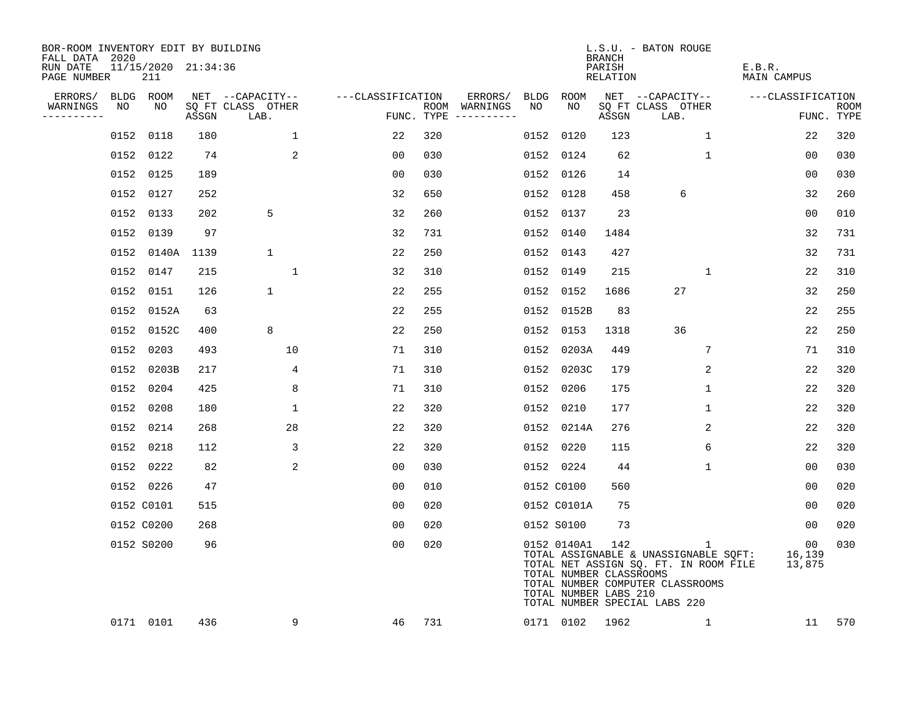BOR-ROOM INVENTORY EDIT BY BUILDING
FALL DATA 2020
RUN DATE 11/15/2020 21:34:36
PAGE NUMBER 211

L.S.U. - BATON ROUGE
BRANCH
PARISH E.B.R.
RELATION MAIN CAMPUS

| ERRORS/ WARNINGS | BLDG NO | ROOM NO | NET SQ FT ASSGN | CAPACITY-- CLASS LAB. | OTHER | FUNC. | ROOM TYPE | ERRORS/ WARNINGS | BLDG NO | ROOM NO | NET SQ FT ASSGN | CAPACITY-- CLASS LAB. | OTHER | FUNC. | ROOM TYPE |
|---|---|---|---|---|---|---|---|---|---|---|---|---|---|---|---|
| | 0152 | 0118 | 180 | | 1 | 22 | 320 | | 0152 | 0120 | 123 | | 1 | 22 | 320 |
| | 0152 | 0122 | 74 | | 2 | 00 | 030 | | 0152 | 0124 | 62 | | 1 | 00 | 030 |
| | 0152 | 0125 | 189 | | | 00 | 030 | | 0152 | 0126 | 14 | | | 00 | 030 |
| | 0152 | 0127 | 252 | | | 32 | 650 | | 0152 | 0128 | 458 | 6 | | 32 | 260 |
| | 0152 | 0133 | 202 | 5 | | 32 | 260 | | 0152 | 0137 | 23 | | | 00 | 010 |
| | 0152 | 0139 | 97 | | | 32 | 731 | | 0152 | 0140 | 1484 | | | 32 | 731 |
| | 0152 | 0140A | 1139 | 1 | | 22 | 250 | | 0152 | 0143 | 427 | | | 32 | 731 |
| | 0152 | 0147 | 215 | | 1 | 32 | 310 | | 0152 | 0149 | 215 | | 1 | 22 | 310 |
| | 0152 | 0151 | 126 | 1 | | 22 | 255 | | 0152 | 0152 | 1686 | 27 | | 32 | 250 |
| | 0152 | 0152A | 63 | | | 22 | 255 | | 0152 | 0152B | 83 | | | 22 | 255 |
| | 0152 | 0152C | 400 | 8 | | 22 | 250 | | 0152 | 0153 | 1318 | 36 | | 22 | 250 |
| | 0152 | 0203 | 493 | | 10 | 71 | 310 | | 0152 | 0203A | 449 | | 7 | 71 | 310 |
| | 0152 | 0203B | 217 | | 4 | 71 | 310 | | 0152 | 0203C | 179 | | 2 | 22 | 320 |
| | 0152 | 0204 | 425 | | 8 | 71 | 310 | | 0152 | 0206 | 175 | | 1 | 22 | 320 |
| | 0152 | 0208 | 180 | | 1 | 22 | 320 | | 0152 | 0210 | 177 | | 1 | 22 | 320 |
| | 0152 | 0214 | 268 | | 28 | 22 | 320 | | 0152 | 0214A | 276 | | 2 | 22 | 320 |
| | 0152 | 0218 | 112 | | 3 | 22 | 320 | | 0152 | 0220 | 115 | | 6 | 22 | 320 |
| | 0152 | 0222 | 82 | | 2 | 00 | 030 | | 0152 | 0224 | 44 | | 1 | 00 | 030 |
| | 0152 | 0226 | 47 | | | 00 | 010 | | 0152 | C0100 | 560 | | | 00 | 020 |
| | 0152 | C0101 | 515 | | | 00 | 020 | | 0152 | C0101A | 75 | | | 00 | 020 |
| | 0152 | C0200 | 268 | | | 00 | 020 | | 0152 | S0100 | 73 | | | 00 | 020 |
| | 0152 | S0200 | 96 | | | 00 | 020 | | 0152 | 0140A1 | 142 | | 1 | 00 | 030 |
| | 0171 | 0101 | 436 | | 9 | 46 | 731 | | 0171 | 0102 | 1962 | | 1 | 11 | 570 |

TOTAL ASSIGNABLE & UNASSIGNABLE SQFT: 16,139
TOTAL NET ASSIGN SQ. FT. IN ROOM FILE 13,875
TOTAL NUMBER CLASSROOMS
TOTAL NUMBER COMPUTER CLASSROOMS
TOTAL NUMBER LABS 210
TOTAL NUMBER SPECIAL LABS 220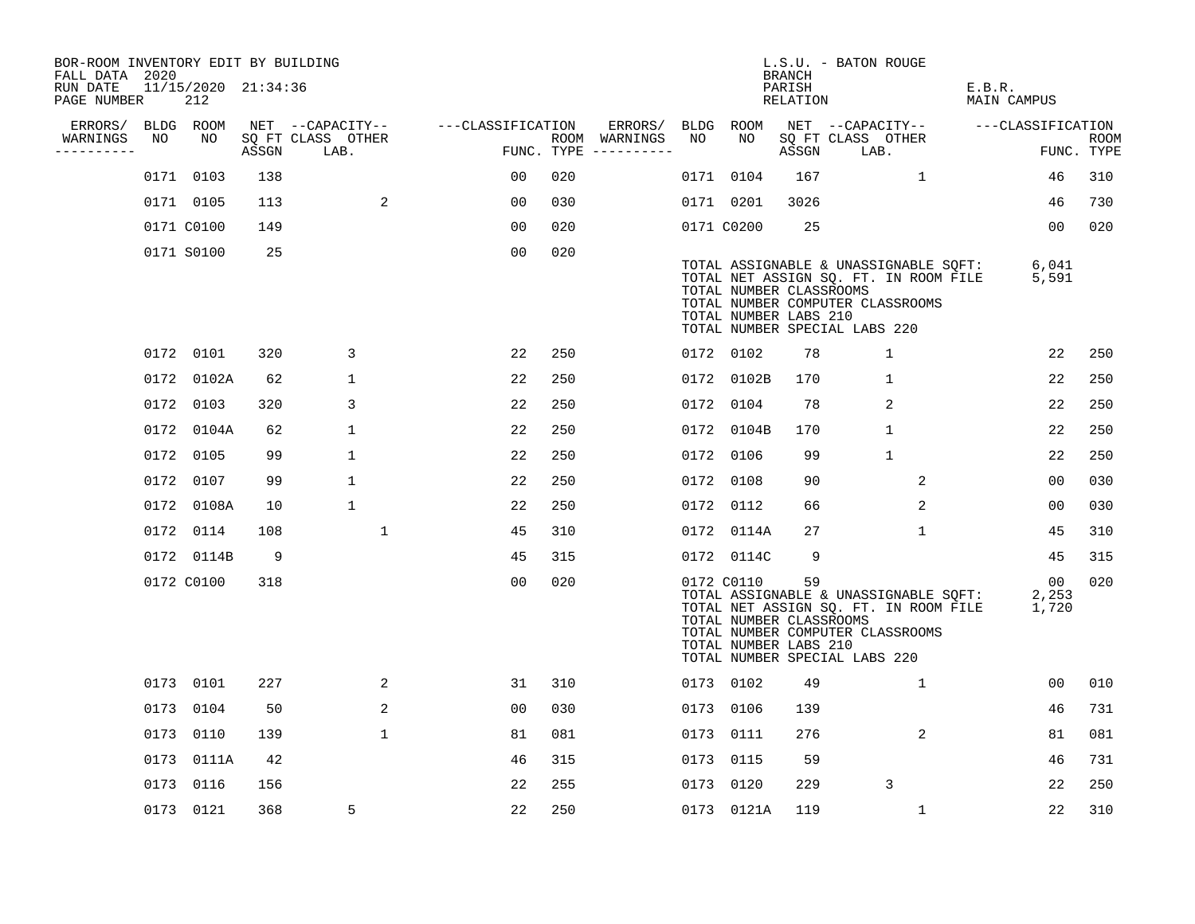BOR-ROOM INVENTORY EDIT BY BUILDING
FALL DATA 2020
RUN DATE 11/15/2020 21:34:36
PAGE NUMBER 212

L.S.U. - BATON ROUGE
BRANCH
PARISH E.B.R.
RELATION MAIN CAMPUS

| ERRORS/ WARNINGS | BLDG NO | ROOM NO | NET SQ FT ASSGN | CAPACITY CLASS LAB. | CAPACITY OTHER | CLASSIFICATION FUNC. | ROOM TYPE | ERRORS/ WARNINGS | BLDG NO | ROOM NO | NET SQ FT ASSGN | CAPACITY CLASS LAB. | CAPACITY OTHER | CLASSIFICATION FUNC. | ROOM TYPE |
|---|---|---|---|---|---|---|---|---|---|---|---|---|---|---|---|
| | 0171 | 0103 | 138 | | | 00 | 020 | | 0171 | 0104 | 167 | | 1 | 46 | 310 |
| | 0171 | 0105 | 113 | | 2 | 00 | 030 | | 0171 | 0201 | 3026 | | | 46 | 730 |
| | 0171 | C0100 | 149 | | | 00 | 020 | | 0171 | C0200 | 25 | | | 00 | 020 |
| | 0171 | S0100 | 25 | | | 00 | 020 | | | | | | | | |

TOTAL ASSIGNABLE & UNASSIGNABLE SQFT: 6,041
TOTAL NET ASSIGN SQ. FT. IN ROOM FILE 5,591
TOTAL NUMBER CLASSROOMS
TOTAL NUMBER COMPUTER CLASSROOMS
TOTAL NUMBER LABS 210
TOTAL NUMBER SPECIAL LABS 220

| ERRORS/ WARNINGS | BLDG NO | ROOM NO | NET SQ FT ASSGN | CAPACITY CLASS LAB. | CAPACITY OTHER | CLASSIFICATION FUNC. | ROOM TYPE | ERRORS/ WARNINGS | BLDG NO | ROOM NO | NET SQ FT ASSGN | CAPACITY CLASS LAB. | CAPACITY OTHER | CLASSIFICATION FUNC. | ROOM TYPE |
|---|---|---|---|---|---|---|---|---|---|---|---|---|---|---|---|
| | 0172 | 0101 | 320 | 3 | | 22 | 250 | | 0172 | 0102 | 78 | 1 | | 22 | 250 |
| | 0172 | 0102A | 62 | 1 | | 22 | 250 | | 0172 | 0102B | 170 | 1 | | 22 | 250 |
| | 0172 | 0103 | 320 | 3 | | 22 | 250 | | 0172 | 0104 | 78 | 2 | | 22 | 250 |
| | 0172 | 0104A | 62 | 1 | | 22 | 250 | | 0172 | 0104B | 170 | 1 | | 22 | 250 |
| | 0172 | 0105 | 99 | 1 | | 22 | 250 | | 0172 | 0106 | 99 | 1 | | 22 | 250 |
| | 0172 | 0107 | 99 | 1 | | 22 | 250 | | 0172 | 0108 | 90 | | 2 | 00 | 030 |
| | 0172 | 0108A | 10 | 1 | | 22 | 250 | | 0172 | 0112 | 66 | | 2 | 00 | 030 |
| | 0172 | 0114 | 108 | | 1 | 45 | 310 | | 0172 | 0114A | 27 | | 1 | 45 | 310 |
| | 0172 | 0114B | 9 | | | 45 | 315 | | 0172 | 0114C | 9 | | | 45 | 315 |
| | 0172 | C0100 | 318 | | | 00 | 020 | | 0172 | C0110 | 59 | | | 00 | 020 |

TOTAL ASSIGNABLE & UNASSIGNABLE SQFT: 2,253
TOTAL NET ASSIGN SQ. FT. IN ROOM FILE 1,720
TOTAL NUMBER CLASSROOMS
TOTAL NUMBER COMPUTER CLASSROOMS
TOTAL NUMBER LABS 210
TOTAL NUMBER SPECIAL LABS 220

| ERRORS/ WARNINGS | BLDG NO | ROOM NO | NET SQ FT ASSGN | CAPACITY CLASS LAB. | CAPACITY OTHER | CLASSIFICATION FUNC. | ROOM TYPE | ERRORS/ WARNINGS | BLDG NO | ROOM NO | NET SQ FT ASSGN | CAPACITY CLASS LAB. | CAPACITY OTHER | CLASSIFICATION FUNC. | ROOM TYPE |
|---|---|---|---|---|---|---|---|---|---|---|---|---|---|---|---|
| | 0173 | 0101 | 227 | | 2 | 31 | 310 | | 0173 | 0102 | 49 | | 1 | 00 | 010 |
| | 0173 | 0104 | 50 | | 2 | 00 | 030 | | 0173 | 0106 | 139 | | | 46 | 731 |
| | 0173 | 0110 | 139 | | 1 | 81 | 081 | | 0173 | 0111 | 276 | | 2 | 81 | 081 |
| | 0173 | 0111A | 42 | | | 46 | 315 | | 0173 | 0115 | 59 | | | 46 | 731 |
| | 0173 | 0116 | 156 | | | 22 | 255 | | 0173 | 0120 | 229 | 3 | | 22 | 250 |
| | 0173 | 0121 | 368 | 5 | | 22 | 250 | | 0173 | 0121A | 119 | | 1 | 22 | 310 |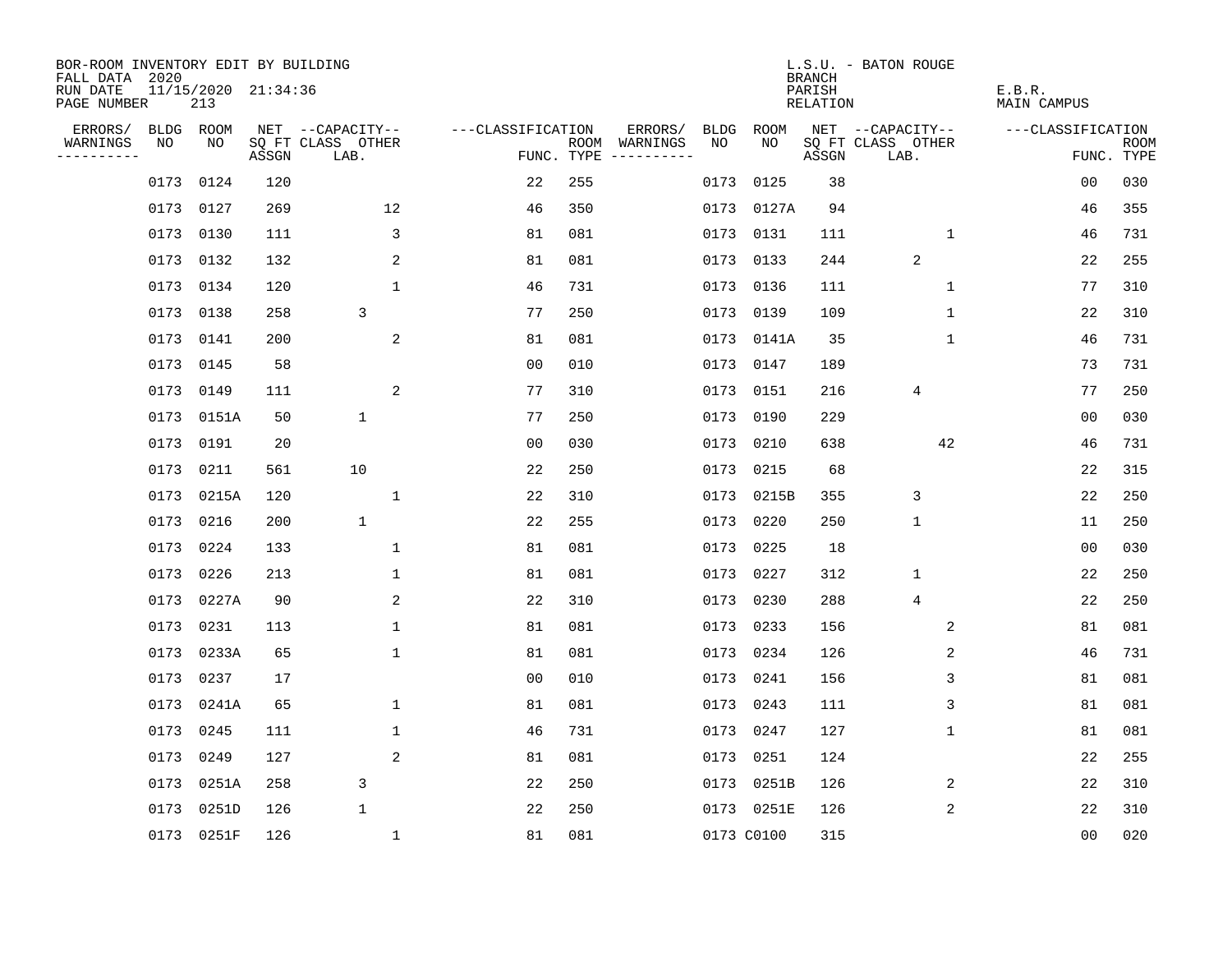BOR-ROOM INVENTORY EDIT BY BUILDING
FALL DATA 2020
RUN DATE 11/15/2020 21:34:36
PAGE NUMBER 213

L.S.U. - BATON ROUGE
BRANCH
PARISH E.B.R.
RELATION MAIN CAMPUS

| ERRORS/ WARNINGS | BLDG NO | ROOM NO | NET SQ FT ASSGN | CAPACITY CLASS LAB. | CAPACITY OTHER | CLASSIFICATION FUNC. | ROOM TYPE | ERRORS/ WARNINGS | BLDG NO | ROOM NO | NET SQ FT ASSGN | CAPACITY CLASS LAB. | CAPACITY OTHER | CLASSIFICATION FUNC. | ROOM TYPE |
|---|---|---|---|---|---|---|---|---|---|---|---|---|---|---|---|
| | 0173 | 0124 | 120 | | | 22 | 255 | | 0173 | 0125 | 38 | | | 00 | 030 |
| | 0173 | 0127 | 269 | | 12 | 46 | 350 | | 0173 | 0127A | 94 | | | 46 | 355 |
| | 0173 | 0130 | 111 | | 3 | 81 | 081 | | 0173 | 0131 | 111 | | 1 | 46 | 731 |
| | 0173 | 0132 | 132 | | 2 | 81 | 081 | | 0173 | 0133 | 244 | 2 | | 22 | 255 |
| | 0173 | 0134 | 120 | | 1 | 46 | 731 | | 0173 | 0136 | 111 | | 1 | 77 | 310 |
| | 0173 | 0138 | 258 | 3 | | 77 | 250 | | 0173 | 0139 | 109 | | 1 | 22 | 310 |
| | 0173 | 0141 | 200 | | 2 | 81 | 081 | | 0173 | 0141A | 35 | | 1 | 46 | 731 |
| | 0173 | 0145 | 58 | | | 00 | 010 | | 0173 | 0147 | 189 | | | 73 | 731 |
| | 0173 | 0149 | 111 | | 2 | 77 | 310 | | 0173 | 0151 | 216 | 4 | | 77 | 250 |
| | 0173 | 0151A | 50 | 1 | | 77 | 250 | | 0173 | 0190 | 229 | | | 00 | 030 |
| | 0173 | 0191 | 20 | | | 00 | 030 | | 0173 | 0210 | 638 | | 42 | 46 | 731 |
| | 0173 | 0211 | 561 | 10 | | 22 | 250 | | 0173 | 0215 | 68 | | | 22 | 315 |
| | 0173 | 0215A | 120 | | 1 | 22 | 310 | | 0173 | 0215B | 355 | 3 | | 22 | 250 |
| | 0173 | 0216 | 200 | 1 | | 22 | 255 | | 0173 | 0220 | 250 | 1 | | 11 | 250 |
| | 0173 | 0224 | 133 | | 1 | 81 | 081 | | 0173 | 0225 | 18 | | | 00 | 030 |
| | 0173 | 0226 | 213 | | 1 | 81 | 081 | | 0173 | 0227 | 312 | 1 | | 22 | 250 |
| | 0173 | 0227A | 90 | | 2 | 22 | 310 | | 0173 | 0230 | 288 | 4 | | 22 | 250 |
| | 0173 | 0231 | 113 | | 1 | 81 | 081 | | 0173 | 0233 | 156 | | 2 | 81 | 081 |
| | 0173 | 0233A | 65 | | 1 | 81 | 081 | | 0173 | 0234 | 126 | | 2 | 46 | 731 |
| | 0173 | 0237 | 17 | | | 00 | 010 | | 0173 | 0241 | 156 | | 3 | 81 | 081 |
| | 0173 | 0241A | 65 | | 1 | 81 | 081 | | 0173 | 0243 | 111 | | 3 | 81 | 081 |
| | 0173 | 0245 | 111 | | 1 | 46 | 731 | | 0173 | 0247 | 127 | | 1 | 81 | 081 |
| | 0173 | 0249 | 127 | | 2 | 81 | 081 | | 0173 | 0251 | 124 | | | 22 | 255 |
| | 0173 | 0251A | 258 | 3 | | 22 | 250 | | 0173 | 0251B | 126 | | 2 | 22 | 310 |
| | 0173 | 0251D | 126 | 1 | | 22 | 250 | | 0173 | 0251E | 126 | | 2 | 22 | 310 |
| | 0173 | 0251F | 126 | | 1 | 81 | 081 | | 0173 | C0100 | 315 | | | 00 | 020 |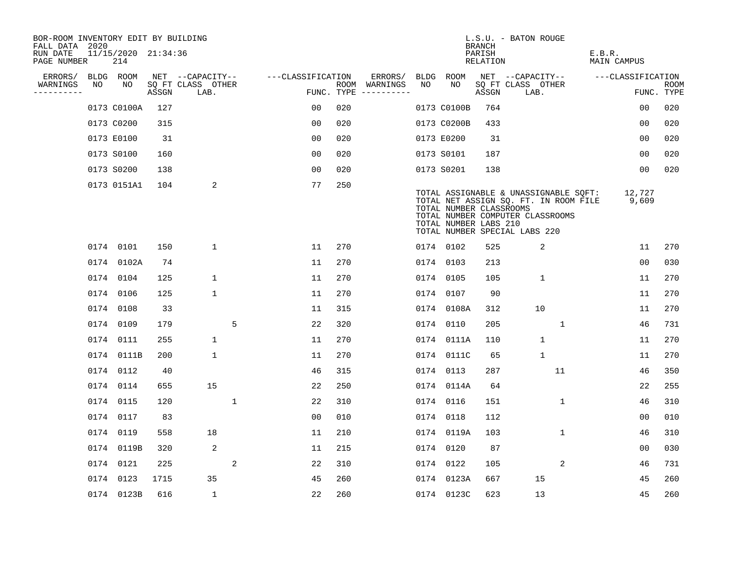BOR-ROOM INVENTORY EDIT BY BUILDING
FALL DATA 2020
RUN DATE 11/15/2020 21:34:36
PAGE NUMBER 214

L.S.U. - BATON ROUGE
BRANCH
PARISH E.B.R.
RELATION MAIN CAMPUS

| ERRORS/ WARNINGS | BLDG NO | ROOM NO | NET SQ FT ASSGN | CAPACITY CLASS LAB. | CAPACITY OTHER | CLASSIFICATION FUNC. | ROOM TYPE | ERRORS/ WARNINGS | BLDG NO | ROOM NO | NET SQ FT ASSGN | CAPACITY CLASS LAB. | CAPACITY OTHER | CLASSIFICATION FUNC. | ROOM TYPE |
|---|---|---|---|---|---|---|---|---|---|---|---|---|---|---|---|
| | 0173 | C0100A | 127 | | | 00 | 020 | | 0173 | C0100B | 764 | | | 00 | 020 |
| | 0173 | C0200 | 315 | | | 00 | 020 | | 0173 | C0200B | 433 | | | 00 | 020 |
| | 0173 | E0100 | 31 | | | 00 | 020 | | 0173 | E0200 | 31 | | | 00 | 020 |
| | 0173 | S0100 | 160 | | | 00 | 020 | | 0173 | S0101 | 187 | | | 00 | 020 |
| | 0173 | S0200 | 138 | | | 00 | 020 | | 0173 | S0201 | 138 | | | 00 | 020 |
| | 0173 | 0151A1 | 104 | 2 | | 77 | 250 | | | | | | | | |

TOTAL ASSIGNABLE & UNASSIGNABLE SQFT: 12,727
TOTAL NET ASSIGN SQ. FT. IN ROOM FILE 9,609
TOTAL NUMBER CLASSROOMS
TOTAL NUMBER COMPUTER CLASSROOMS
TOTAL NUMBER LABS 210
TOTAL NUMBER SPECIAL LABS 220

| ERRORS/ WARNINGS | BLDG NO | ROOM NO | NET SQ FT ASSGN | CAPACITY CLASS LAB. | CAPACITY OTHER | CLASSIFICATION FUNC. | ROOM TYPE | ERRORS/ WARNINGS | BLDG NO | ROOM NO | NET SQ FT ASSGN | CAPACITY CLASS LAB. | CAPACITY OTHER | CLASSIFICATION FUNC. | ROOM TYPE |
|---|---|---|---|---|---|---|---|---|---|---|---|---|---|---|---|
| | 0174 | 0101 | 150 | 1 | | 11 | 270 | | 0174 | 0102 | 525 | 2 | | 11 | 270 |
| | 0174 | 0102A | 74 | | | 11 | 270 | | 0174 | 0103 | 213 | | | 00 | 030 |
| | 0174 | 0104 | 125 | 1 | | 11 | 270 | | 0174 | 0105 | 105 | 1 | | 11 | 270 |
| | 0174 | 0106 | 125 | 1 | | 11 | 270 | | 0174 | 0107 | 90 | | | 11 | 270 |
| | 0174 | 0108 | 33 | | | 11 | 315 | | 0174 | 0108A | 312 | 10 | | 11 | 270 |
| | 0174 | 0109 | 179 | | 5 | 22 | 320 | | 0174 | 0110 | 205 | | 1 | 46 | 731 |
| | 0174 | 0111 | 255 | 1 | | 11 | 270 | | 0174 | 0111A | 110 | 1 | | 11 | 270 |
| | 0174 | 0111B | 200 | 1 | | 11 | 270 | | 0174 | 0111C | 65 | 1 | | 11 | 270 |
| | 0174 | 0112 | 40 | | | 46 | 315 | | 0174 | 0113 | 287 | | 11 | 46 | 350 |
| | 0174 | 0114 | 655 | 15 | | 22 | 250 | | 0174 | 0114A | 64 | | | 22 | 255 |
| | 0174 | 0115 | 120 | | 1 | 22 | 310 | | 0174 | 0116 | 151 | | 1 | 46 | 310 |
| | 0174 | 0117 | 83 | | | 00 | 010 | | 0174 | 0118 | 112 | | | 00 | 010 |
| | 0174 | 0119 | 558 | 18 | | 11 | 210 | | 0174 | 0119A | 103 | | 1 | 46 | 310 |
| | 0174 | 0119B | 320 | 2 | | 11 | 215 | | 0174 | 0120 | 87 | | | 00 | 030 |
| | 0174 | 0121 | 225 | | 2 | 22 | 310 | | 0174 | 0122 | 105 | | 2 | 46 | 731 |
| | 0174 | 0123 | 1715 | 35 | | 45 | 260 | | 0174 | 0123A | 667 | 15 | | 45 | 260 |
| | 0174 | 0123B | 616 | 1 | | 22 | 260 | | 0174 | 0123C | 623 | 13 | | 45 | 260 |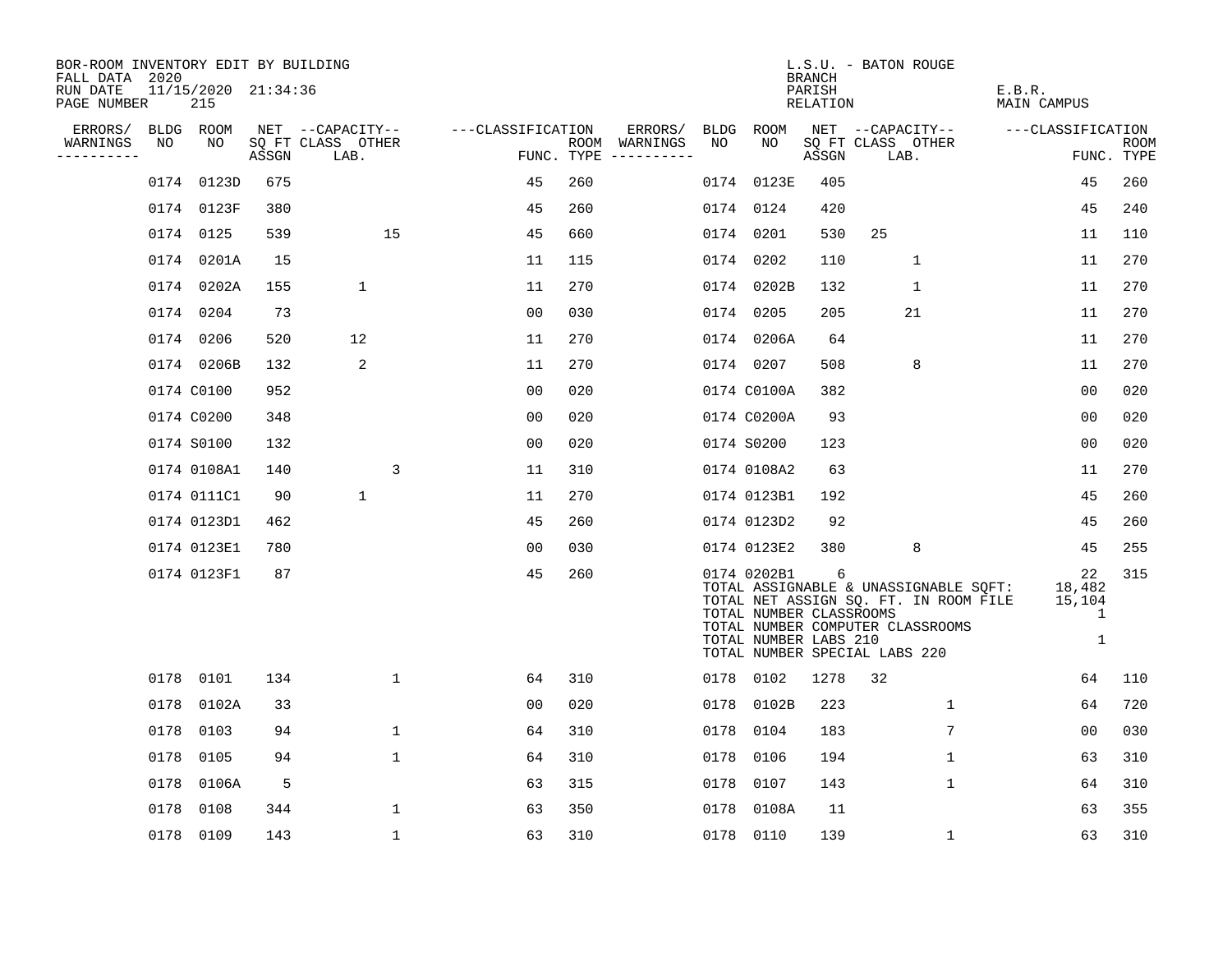BOR-ROOM INVENTORY EDIT BY BUILDING
FALL DATA 2020
RUN DATE 11/15/2020 21:34:36
PAGE NUMBER 215

L.S.U. - BATON ROUGE
BRANCH
PARISH E.B.R.
RELATION MAIN CAMPUS

| ERRORS/ WARNINGS | BLDG NO | ROOM NO | NET SQ FT ASSGN | CAPACITY CLASS LAB. | CAPACITY OTHER | CLASSIFICATION FUNC. | ROOM TYPE | ERRORS/ WARNINGS | BLDG NO | ROOM NO | NET SQ FT ASSGN | CAPACITY CLASS LAB. | CAPACITY OTHER | CLASSIFICATION FUNC. | ROOM TYPE |
|---|---|---|---|---|---|---|---|---|---|---|---|---|---|---|---|
| | 0174 | 0123D | 675 | | | 45 | 260 | | 0174 | 0123E | 405 | | | 45 | 260 |
| | 0174 | 0123F | 380 | | | 45 | 260 | | 0174 | 0124 | 420 | | | 45 | 240 |
| | 0174 | 0125 | 539 | | 15 | 45 | 660 | | 0174 | 0201 | 530 | 25 | | 11 | 110 |
| | 0174 | 0201A | 15 | | | 11 | 115 | | 0174 | 0202 | 110 | | 1 | 11 | 270 |
| | 0174 | 0202A | 155 | 1 | | 11 | 270 | | 0174 | 0202B | 132 | | 1 | 11 | 270 |
| | 0174 | 0204 | 73 | | | 00 | 030 | | 0174 | 0205 | 205 | | 21 | 11 | 270 |
| | 0174 | 0206 | 520 | 12 | | 11 | 270 | | 0174 | 0206A | 64 | | | 11 | 270 |
| | 0174 | 0206B | 132 | 2 | | 11 | 270 | | 0174 | 0207 | 508 | | 8 | 11 | 270 |
| | 0174 | C0100 | 952 | | | 00 | 020 | | 0174 | C0100A | 382 | | | 00 | 020 |
| | 0174 | C0200 | 348 | | | 00 | 020 | | 0174 | C0200A | 93 | | | 00 | 020 |
| | 0174 | S0100 | 132 | | | 00 | 020 | | 0174 | S0200 | 123 | | | 00 | 020 |
| | 0174 | 0108A1 | 140 | | 3 | 11 | 310 | | 0174 | 0108A2 | 63 | | | 11 | 270 |
| | 0174 | 0111C1 | 90 | 1 | | 11 | 270 | | 0174 | 0123B1 | 192 | | | 45 | 260 |
| | 0174 | 0123D1 | 462 | | | 45 | 260 | | 0174 | 0123D2 | 92 | | | 45 | 260 |
| | 0174 | 0123E1 | 780 | | | 00 | 030 | | 0174 | 0123E2 | 380 | | 8 | 45 | 255 |
| | 0174 | 0123F1 | 87 | | | 45 | 260 | | 0174 | 0202B1 | 6 | | | 22 | 315 |

TOTAL ASSIGNABLE & UNASSIGNABLE SQFT: 18,482
TOTAL NET ASSIGN SQ. FT. IN ROOM FILE 15,104
TOTAL NUMBER CLASSROOMS 1
TOTAL NUMBER COMPUTER CLASSROOMS
TOTAL NUMBER LABS 210 1
TOTAL NUMBER SPECIAL LABS 220

| ERRORS/ WARNINGS | BLDG NO | ROOM NO | NET SQ FT ASSGN | CAPACITY CLASS LAB. | CAPACITY OTHER | CLASSIFICATION FUNC. | ROOM TYPE | ERRORS/ WARNINGS | BLDG NO | ROOM NO | NET SQ FT ASSGN | CAPACITY CLASS LAB. | CAPACITY OTHER | CLASSIFICATION FUNC. | ROOM TYPE |
|---|---|---|---|---|---|---|---|---|---|---|---|---|---|---|---|
| | 0178 | 0101 | 134 | | 1 | 64 | 310 | | 0178 | 0102 | 1278 | 32 | | 64 | 110 |
| | 0178 | 0102A | 33 | | | 00 | 020 | | 0178 | 0102B | 223 | | 1 | 64 | 720 |
| | 0178 | 0103 | 94 | | 1 | 64 | 310 | | 0178 | 0104 | 183 | | 7 | 00 | 030 |
| | 0178 | 0105 | 94 | | 1 | 64 | 310 | | 0178 | 0106 | 194 | | 1 | 63 | 310 |
| | 0178 | 0106A | 5 | | | 63 | 315 | | 0178 | 0107 | 143 | | 1 | 64 | 310 |
| | 0178 | 0108 | 344 | | 1 | 63 | 350 | | 0178 | 0108A | 11 | | | 63 | 355 |
| | 0178 | 0109 | 143 | | 1 | 63 | 310 | | 0178 | 0110 | 139 | | 1 | 63 | 310 |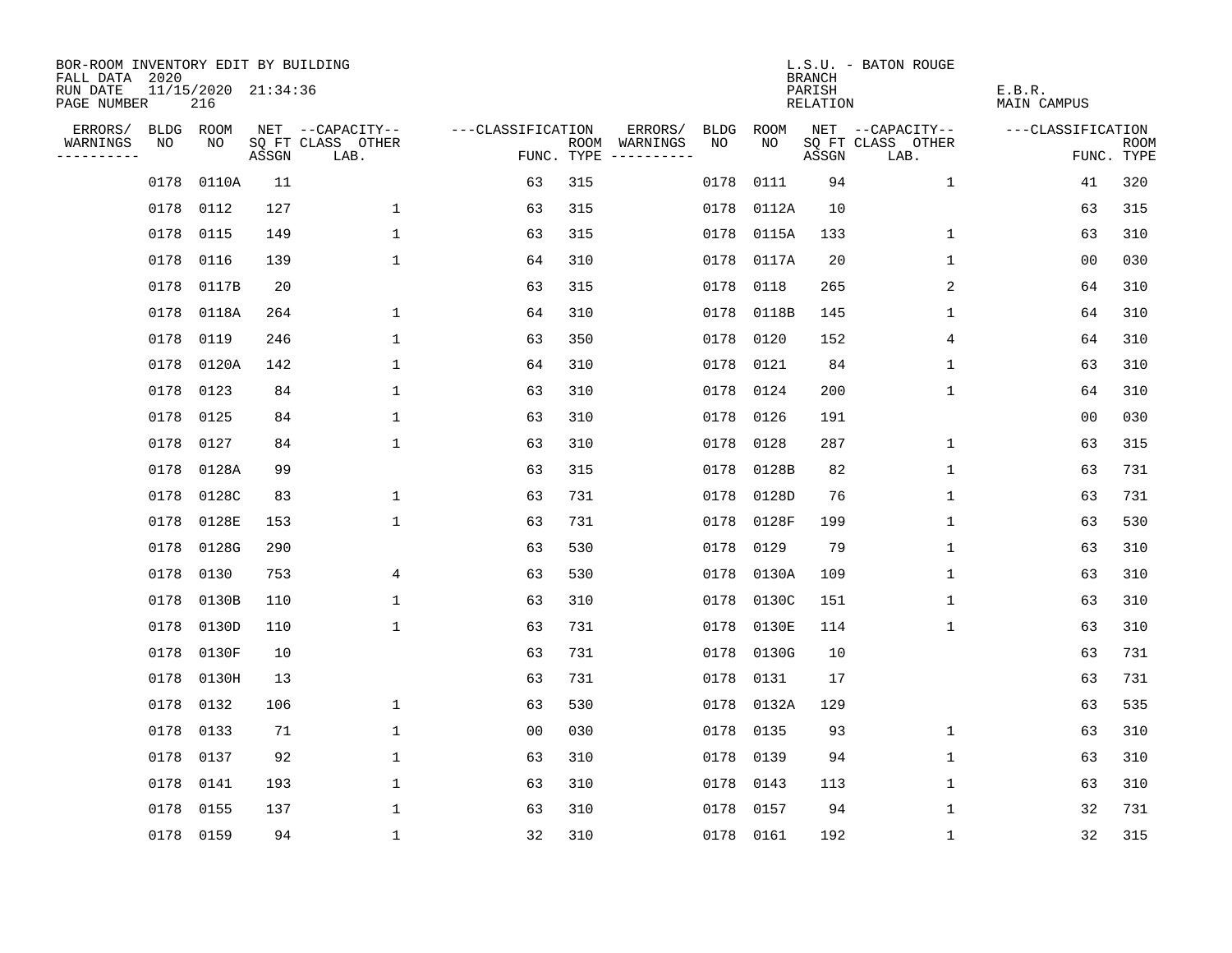BOR-ROOM INVENTORY EDIT BY BUILDING
FALL DATA 2020
RUN DATE 11/15/2020 21:34:36
PAGE NUMBER 216

L.S.U. - BATON ROUGE
BRANCH
PARISH E.B.R.
RELATION MAIN CAMPUS

| ERRORS/ WARNINGS | BLDG NO | ROOM NO | NET SQ FT ASSGN | CAPACITY CLASS LAB. | CAPACITY OTHER | CLASSIFICATION FUNC. | ROOM TYPE | ERRORS/ WARNINGS | BLDG NO | ROOM NO | NET SQ FT ASSGN | CAPACITY CLASS LAB. | CAPACITY OTHER | CLASSIFICATION FUNC. | ROOM TYPE |
|---|---|---|---|---|---|---|---|---|---|---|---|---|---|---|---|
| | 0178 | 0110A | 11 | | | 63 | 315 | | 0178 | 0111 | 94 | | 1 | 41 | 320 |
| | 0178 | 0112 | 127 | | 1 | 63 | 315 | | 0178 | 0112A | 10 | | | 63 | 315 |
| | 0178 | 0115 | 149 | | 1 | 63 | 315 | | 0178 | 0115A | 133 | | 1 | 63 | 310 |
| | 0178 | 0116 | 139 | | 1 | 64 | 310 | | 0178 | 0117A | 20 | | 1 | 00 | 030 |
| | 0178 | 0117B | 20 | | | 63 | 315 | | 0178 | 0118 | 265 | | 2 | 64 | 310 |
| | 0178 | 0118A | 264 | | 1 | 64 | 310 | | 0178 | 0118B | 145 | | 1 | 64 | 310 |
| | 0178 | 0119 | 246 | | 1 | 63 | 350 | | 0178 | 0120 | 152 | | 4 | 64 | 310 |
| | 0178 | 0120A | 142 | | 1 | 64 | 310 | | 0178 | 0121 | 84 | | 1 | 63 | 310 |
| | 0178 | 0123 | 84 | | 1 | 63 | 310 | | 0178 | 0124 | 200 | | 1 | 64 | 310 |
| | 0178 | 0125 | 84 | | 1 | 63 | 310 | | 0178 | 0126 | 191 | | | 00 | 030 |
| | 0178 | 0127 | 84 | | 1 | 63 | 310 | | 0178 | 0128 | 287 | | 1 | 63 | 315 |
| | 0178 | 0128A | 99 | | | 63 | 315 | | 0178 | 0128B | 82 | | 1 | 63 | 731 |
| | 0178 | 0128C | 83 | | 1 | 63 | 731 | | 0178 | 0128D | 76 | | 1 | 63 | 731 |
| | 0178 | 0128E | 153 | | 1 | 63 | 731 | | 0178 | 0128F | 199 | | 1 | 63 | 530 |
| | 0178 | 0128G | 290 | | | 63 | 530 | | 0178 | 0129 | 79 | | 1 | 63 | 310 |
| | 0178 | 0130 | 753 | | 4 | 63 | 530 | | 0178 | 0130A | 109 | | 1 | 63 | 310 |
| | 0178 | 0130B | 110 | | 1 | 63 | 310 | | 0178 | 0130C | 151 | | 1 | 63 | 310 |
| | 0178 | 0130D | 110 | | 1 | 63 | 731 | | 0178 | 0130E | 114 | | 1 | 63 | 310 |
| | 0178 | 0130F | 10 | | | 63 | 731 | | 0178 | 0130G | 10 | | | 63 | 731 |
| | 0178 | 0130H | 13 | | | 63 | 731 | | 0178 | 0131 | 17 | | | 63 | 731 |
| | 0178 | 0132 | 106 | | 1 | 63 | 530 | | 0178 | 0132A | 129 | | | 63 | 535 |
| | 0178 | 0133 | 71 | | 1 | 00 | 030 | | 0178 | 0135 | 93 | | 1 | 63 | 310 |
| | 0178 | 0137 | 92 | | 1 | 63 | 310 | | 0178 | 0139 | 94 | | 1 | 63 | 310 |
| | 0178 | 0141 | 193 | | 1 | 63 | 310 | | 0178 | 0143 | 113 | | 1 | 63 | 310 |
| | 0178 | 0155 | 137 | | 1 | 63 | 310 | | 0178 | 0157 | 94 | | 1 | 32 | 731 |
| | 0178 | 0159 | 94 | | 1 | 32 | 310 | | 0178 | 0161 | 192 | | 1 | 32 | 315 |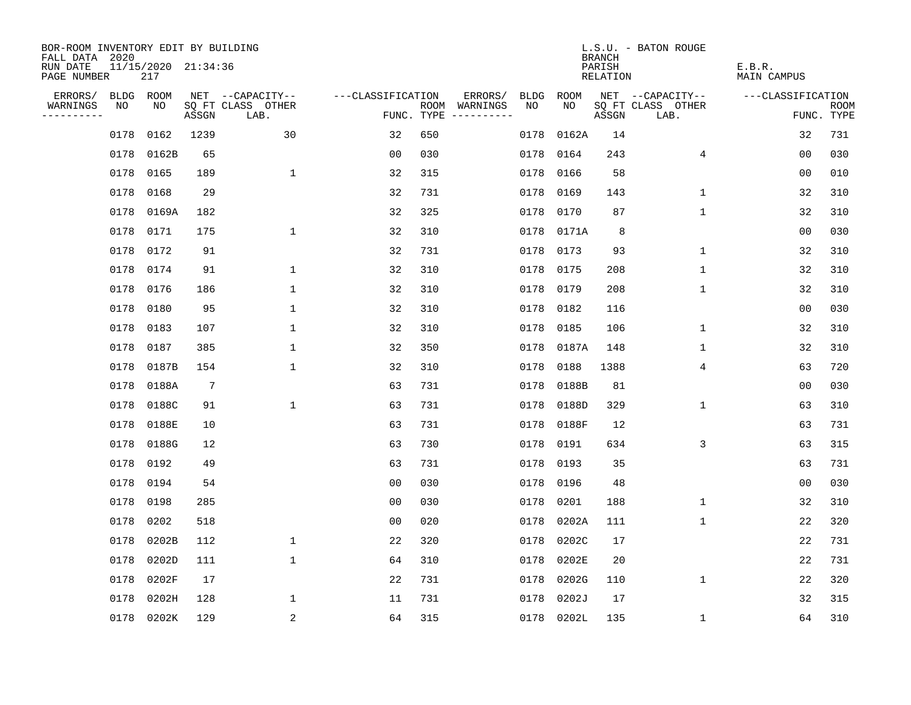BOR-ROOM INVENTORY EDIT BY BUILDING
FALL DATA 2020
RUN DATE 11/15/2020 21:34:36
PAGE NUMBER 217

L.S.U. - BATON ROUGE
BRANCH
PARISH E.B.R.
RELATION MAIN CAMPUS

| ERRORS/ WARNINGS | BLDG NO | ROOM NO | NET SQ FT ASSGN | --CAPACITY-- CLASS LAB. | OTHER | ---CLASSIFICATION FUNC. | ROOM TYPE | ERRORS/ WARNINGS | BLDG NO | ROOM NO | NET SQ FT ASSGN | --CAPACITY-- CLASS LAB. | OTHER | ---CLASSIFICATION FUNC. | ROOM TYPE |
|---|---|---|---|---|---|---|---|---|---|---|---|---|---|---|---|
| | 0178 | 0162 | 1239 | | 30 | 32 | 650 | | 0178 | 0162A | 14 | | | 32 | 731 |
| | 0178 | 0162B | 65 | | | 00 | 030 | | 0178 | 0164 | 243 | | 4 | 00 | 030 |
| | 0178 | 0165 | 189 | | 1 | 32 | 315 | | 0178 | 0166 | 58 | | | 00 | 010 |
| | 0178 | 0168 | 29 | | | 32 | 731 | | 0178 | 0169 | 143 | | 1 | 32 | 310 |
| | 0178 | 0169A | 182 | | | 32 | 325 | | 0178 | 0170 | 87 | | 1 | 32 | 310 |
| | 0178 | 0171 | 175 | | 1 | 32 | 310 | | 0178 | 0171A | 8 | | | 00 | 030 |
| | 0178 | 0172 | 91 | | | 32 | 731 | | 0178 | 0173 | 93 | | 1 | 32 | 310 |
| | 0178 | 0174 | 91 | | 1 | 32 | 310 | | 0178 | 0175 | 208 | | 1 | 32 | 310 |
| | 0178 | 0176 | 186 | | 1 | 32 | 310 | | 0178 | 0179 | 208 | | 1 | 32 | 310 |
| | 0178 | 0180 | 95 | | 1 | 32 | 310 | | 0178 | 0182 | 116 | | | 00 | 030 |
| | 0178 | 0183 | 107 | | 1 | 32 | 310 | | 0178 | 0185 | 106 | | 1 | 32 | 310 |
| | 0178 | 0187 | 385 | | 1 | 32 | 350 | | 0178 | 0187A | 148 | | 1 | 32 | 310 |
| | 0178 | 0187B | 154 | | 1 | 32 | 310 | | 0178 | 0188 | 1388 | | 4 | 63 | 720 |
| | 0178 | 0188A | 7 | | | 63 | 731 | | 0178 | 0188B | 81 | | | 00 | 030 |
| | 0178 | 0188C | 91 | | 1 | 63 | 731 | | 0178 | 0188D | 329 | | 1 | 63 | 310 |
| | 0178 | 0188E | 10 | | | 63 | 731 | | 0178 | 0188F | 12 | | | 63 | 731 |
| | 0178 | 0188G | 12 | | | 63 | 730 | | 0178 | 0191 | 634 | | 3 | 63 | 315 |
| | 0178 | 0192 | 49 | | | 63 | 731 | | 0178 | 0193 | 35 | | | 63 | 731 |
| | 0178 | 0194 | 54 | | | 00 | 030 | | 0178 | 0196 | 48 | | | 00 | 030 |
| | 0178 | 0198 | 285 | | | 00 | 030 | | 0178 | 0201 | 188 | | 1 | 32 | 310 |
| | 0178 | 0202 | 518 | | | 00 | 020 | | 0178 | 0202A | 111 | | 1 | 22 | 320 |
| | 0178 | 0202B | 112 | | 1 | 22 | 320 | | 0178 | 0202C | 17 | | | 22 | 731 |
| | 0178 | 0202D | 111 | | 1 | 64 | 310 | | 0178 | 0202E | 20 | | | 22 | 731 |
| | 0178 | 0202F | 17 | | | 22 | 731 | | 0178 | 0202G | 110 | | 1 | 22 | 320 |
| | 0178 | 0202H | 128 | | 1 | 11 | 731 | | 0178 | 0202J | 17 | | | 32 | 315 |
| | 0178 | 0202K | 129 | | 2 | 64 | 315 | | 0178 | 0202L | 135 | | 1 | 64 | 310 |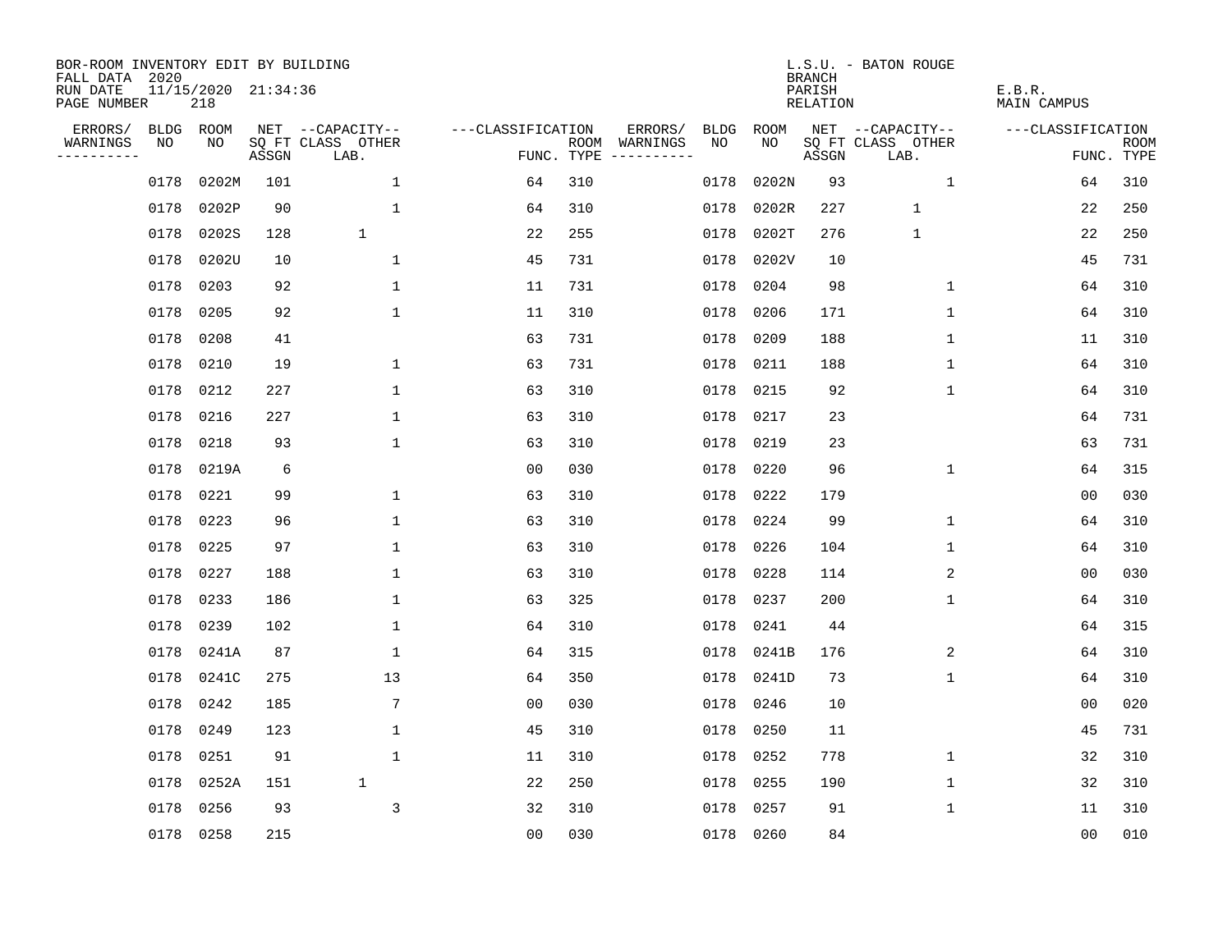BOR-ROOM INVENTORY EDIT BY BUILDING
FALL DATA 2020
RUN DATE 11/15/2020 21:34:36
PAGE NUMBER 218

L.S.U. - BATON ROUGE
BRANCH
PARISH E.B.R.
RELATION MAIN CAMPUS

| ERRORS/ WARNINGS | BLDG NO | ROOM NO | NET SQ FT ASSGN | CAPACITY CLASS LAB. | CAPACITY OTHER | CLASSIFICATION FUNC. | ROOM TYPE | ERRORS/ WARNINGS | BLDG NO | ROOM NO | NET SQ FT ASSGN | CAPACITY CLASS LAB. | CAPACITY OTHER | CLASSIFICATION FUNC. | ROOM TYPE |
|---|---|---|---|---|---|---|---|---|---|---|---|---|---|---|---|
| | 0178 | 0202M | 101 | | 1 | 64 | 310 | | 0178 | 0202N | 93 | | 1 | 64 | 310 |
| | 0178 | 0202P | 90 | | 1 | 64 | 310 | | 0178 | 0202R | 227 | 1 | | 22 | 250 |
| | 0178 | 0202S | 128 | 1 | | 22 | 255 | | 0178 | 0202T | 276 | 1 | | 22 | 250 |
| | 0178 | 0202U | 10 | | 1 | 45 | 731 | | 0178 | 0202V | 10 | | | 45 | 731 |
| | 0178 | 0203 | 92 | | 1 | 11 | 731 | | 0178 | 0204 | 98 | | 1 | 64 | 310 |
| | 0178 | 0205 | 92 | | 1 | 11 | 310 | | 0178 | 0206 | 171 | | 1 | 64 | 310 |
| | 0178 | 0208 | 41 | | | 63 | 731 | | 0178 | 0209 | 188 | | 1 | 11 | 310 |
| | 0178 | 0210 | 19 | | 1 | 63 | 731 | | 0178 | 0211 | 188 | | 1 | 64 | 310 |
| | 0178 | 0212 | 227 | | 1 | 63 | 310 | | 0178 | 0215 | 92 | | 1 | 64 | 310 |
| | 0178 | 0216 | 227 | | 1 | 63 | 310 | | 0178 | 0217 | 23 | | | 64 | 731 |
| | 0178 | 0218 | 93 | | 1 | 63 | 310 | | 0178 | 0219 | 23 | | | 63 | 731 |
| | 0178 | 0219A | 6 | | | 00 | 030 | | 0178 | 0220 | 96 | | 1 | 64 | 315 |
| | 0178 | 0221 | 99 | | 1 | 63 | 310 | | 0178 | 0222 | 179 | | | 00 | 030 |
| | 0178 | 0223 | 96 | | 1 | 63 | 310 | | 0178 | 0224 | 99 | | 1 | 64 | 310 |
| | 0178 | 0225 | 97 | | 1 | 63 | 310 | | 0178 | 0226 | 104 | | 1 | 64 | 310 |
| | 0178 | 0227 | 188 | | 1 | 63 | 310 | | 0178 | 0228 | 114 | | 2 | 00 | 030 |
| | 0178 | 0233 | 186 | | 1 | 63 | 325 | | 0178 | 0237 | 200 | | 1 | 64 | 310 |
| | 0178 | 0239 | 102 | | 1 | 64 | 310 | | 0178 | 0241 | 44 | | | 64 | 315 |
| | 0178 | 0241A | 87 | | 1 | 64 | 315 | | 0178 | 0241B | 176 | | 2 | 64 | 310 |
| | 0178 | 0241C | 275 | | 13 | 64 | 350 | | 0178 | 0241D | 73 | | 1 | 64 | 310 |
| | 0178 | 0242 | 185 | | 7 | 00 | 030 | | 0178 | 0246 | 10 | | | 00 | 020 |
| | 0178 | 0249 | 123 | | 1 | 45 | 310 | | 0178 | 0250 | 11 | | | 45 | 731 |
| | 0178 | 0251 | 91 | | 1 | 11 | 310 | | 0178 | 0252 | 778 | | 1 | 32 | 310 |
| | 0178 | 0252A | 151 | 1 | | 22 | 250 | | 0178 | 0255 | 190 | | 1 | 32 | 310 |
| | 0178 | 0256 | 93 | | 3 | 32 | 310 | | 0178 | 0257 | 91 | | 1 | 11 | 310 |
| | 0178 | 0258 | 215 | | | 00 | 030 | | 0178 | 0260 | 84 | | | 00 | 010 |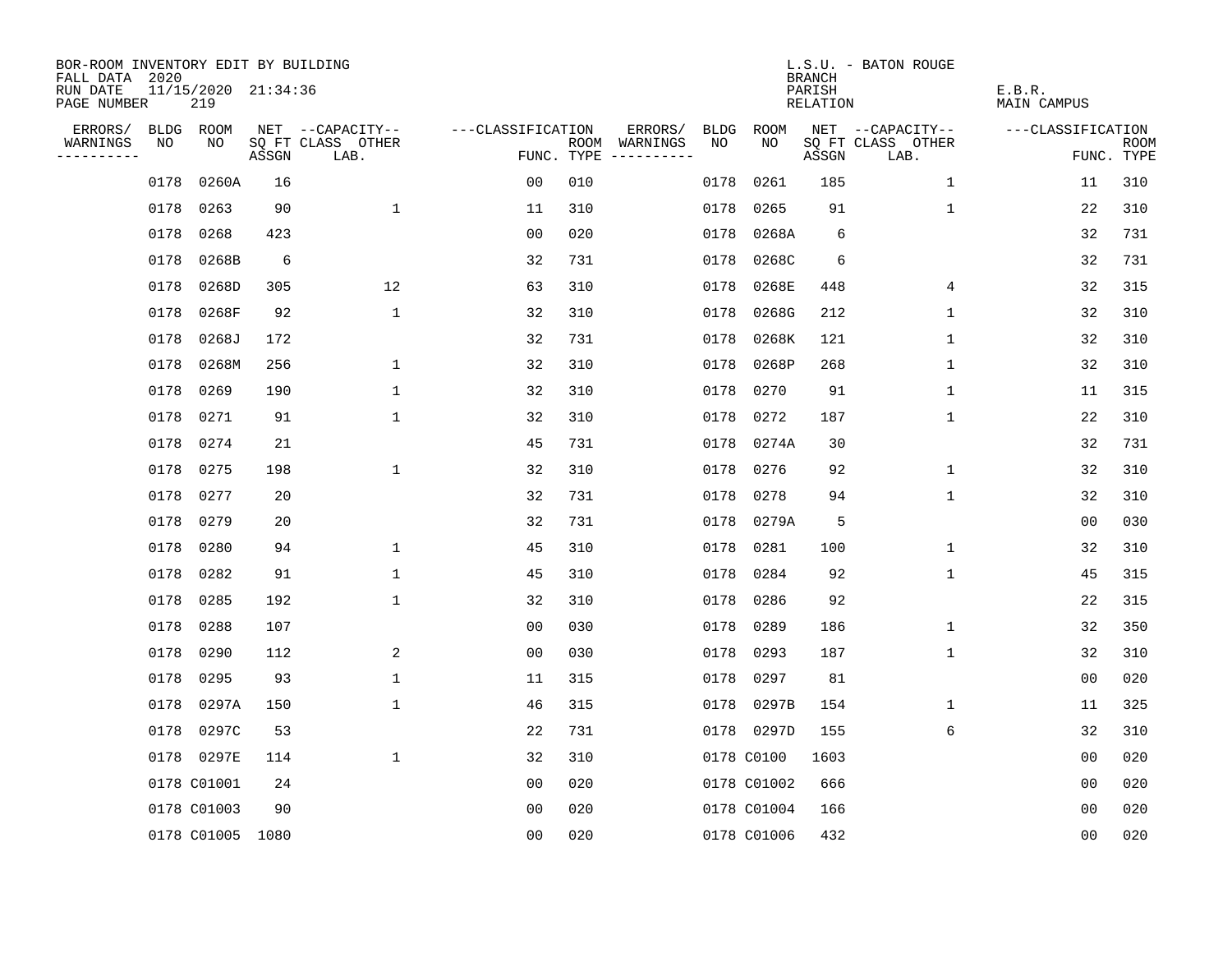BOR-ROOM INVENTORY EDIT BY BUILDING
FALL DATA 2020
RUN DATE 11/15/2020 21:34:36
PAGE NUMBER 219

L.S.U. - BATON ROUGE
BRANCH
PARISH E.B.R.
RELATION MAIN CAMPUS

| ERRORS/ WARNINGS | BLDG NO | ROOM NO | NET SQ FT ASSGN | CAPACITY CLASS | CAPACITY OTHER LAB. | CLASSIFICATION FUNC. | ROOM TYPE | ERRORS/ WARNINGS | BLDG NO | ROOM NO | NET SQ FT ASSGN | CAPACITY CLASS | CAPACITY OTHER LAB. | CLASSIFICATION FUNC. | ROOM TYPE |
|---|---|---|---|---|---|---|---|---|---|---|---|---|---|---|---|
| | 0178 | 0260A | 16 | | | 00 | 010 | | 0178 | 0261 | 185 | | 1 | 11 | 310 |
| | 0178 | 0263 | 90 | | 1 | 11 | 310 | | 0178 | 0265 | 91 | | 1 | 22 | 310 |
| | 0178 | 0268 | 423 | | | 00 | 020 | | 0178 | 0268A | 6 | | | 32 | 731 |
| | 0178 | 0268B | 6 | | | 32 | 731 | | 0178 | 0268C | 6 | | | 32 | 731 |
| | 0178 | 0268D | 305 | | 12 | 63 | 310 | | 0178 | 0268E | 448 | | 4 | 32 | 315 |
| | 0178 | 0268F | 92 | | 1 | 32 | 310 | | 0178 | 0268G | 212 | | 1 | 32 | 310 |
| | 0178 | 0268J | 172 | | | 32 | 731 | | 0178 | 0268K | 121 | | 1 | 32 | 310 |
| | 0178 | 0268M | 256 | | 1 | 32 | 310 | | 0178 | 0268P | 268 | | 1 | 32 | 310 |
| | 0178 | 0269 | 190 | | 1 | 32 | 310 | | 0178 | 0270 | 91 | | 1 | 11 | 315 |
| | 0178 | 0271 | 91 | | 1 | 32 | 310 | | 0178 | 0272 | 187 | | 1 | 22 | 310 |
| | 0178 | 0274 | 21 | | | 45 | 731 | | 0178 | 0274A | 30 | | | 32 | 731 |
| | 0178 | 0275 | 198 | | 1 | 32 | 310 | | 0178 | 0276 | 92 | | 1 | 32 | 310 |
| | 0178 | 0277 | 20 | | | 32 | 731 | | 0178 | 0278 | 94 | | 1 | 32 | 310 |
| | 0178 | 0279 | 20 | | | 32 | 731 | | 0178 | 0279A | 5 | | | 00 | 030 |
| | 0178 | 0280 | 94 | | 1 | 45 | 310 | | 0178 | 0281 | 100 | | 1 | 32 | 310 |
| | 0178 | 0282 | 91 | | 1 | 45 | 310 | | 0178 | 0284 | 92 | | 1 | 45 | 315 |
| | 0178 | 0285 | 192 | | 1 | 32 | 310 | | 0178 | 0286 | 92 | | | 22 | 315 |
| | 0178 | 0288 | 107 | | | 00 | 030 | | 0178 | 0289 | 186 | | 1 | 32 | 350 |
| | 0178 | 0290 | 112 | | 2 | 00 | 030 | | 0178 | 0293 | 187 | | 1 | 32 | 310 |
| | 0178 | 0295 | 93 | | 1 | 11 | 315 | | 0178 | 0297 | 81 | | | 00 | 020 |
| | 0178 | 0297A | 150 | | 1 | 46 | 315 | | 0178 | 0297B | 154 | | 1 | 11 | 325 |
| | 0178 | 0297C | 53 | | | 22 | 731 | | 0178 | 0297D | 155 | | 6 | 32 | 310 |
| | 0178 | 0297E | 114 | | 1 | 32 | 310 | | 0178 | C0100 | 1603 | | | 00 | 020 |
| | 0178 | C01001 | 24 | | | 00 | 020 | | 0178 | C01002 | 666 | | | 00 | 020 |
| | 0178 | C01003 | 90 | | | 00 | 020 | | 0178 | C01004 | 166 | | | 00 | 020 |
| | 0178 | C01005 | 1080 | | | 00 | 020 | | 0178 | C01006 | 432 | | | 00 | 020 |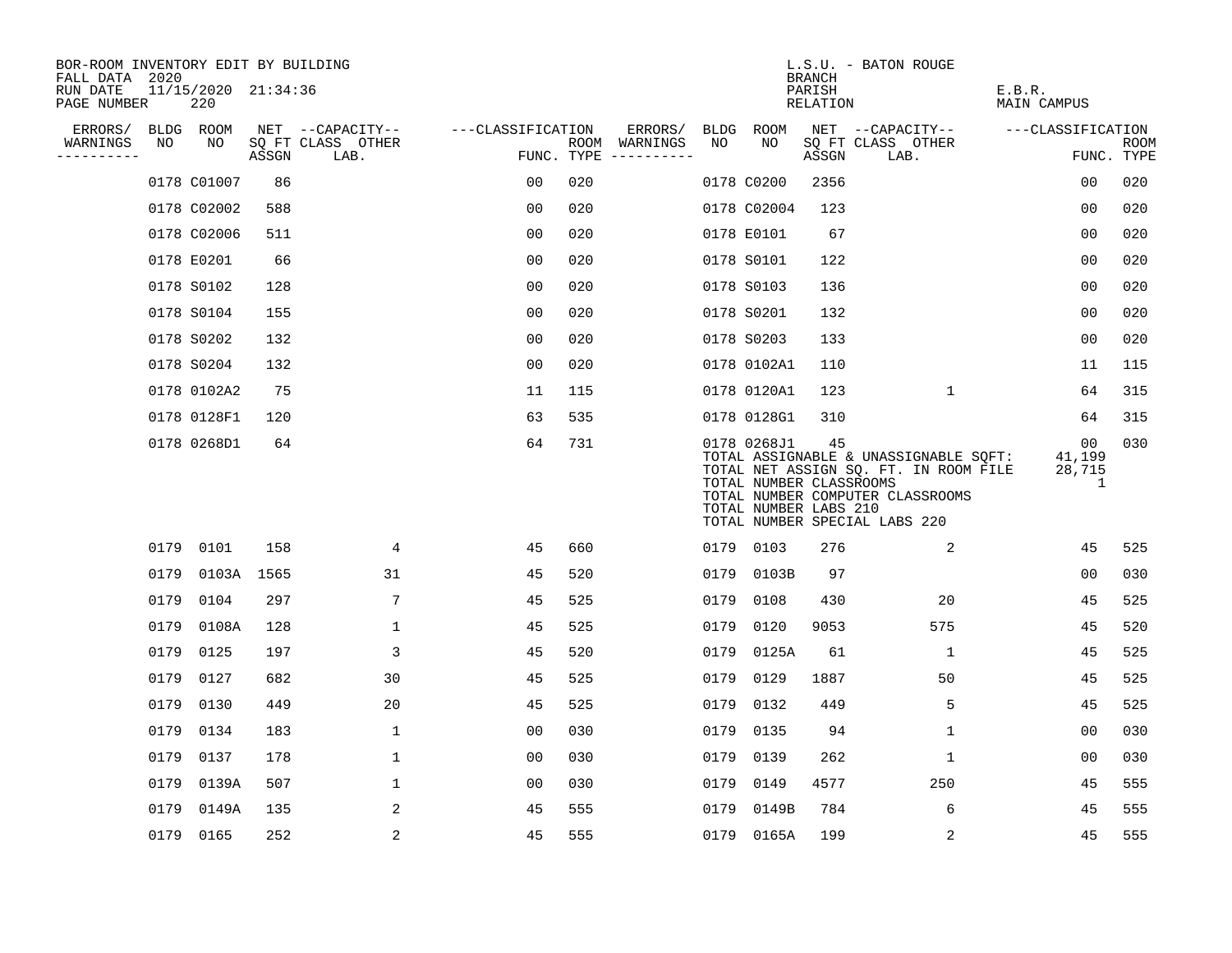BOR-ROOM INVENTORY EDIT BY BUILDING
FALL DATA 2020
RUN DATE 11/15/2020 21:34:36
PAGE NUMBER 220

L.S.U. - BATON ROUGE
BRANCH
PARISH E.B.R.
RELATION MAIN CAMPUS

| ERRORS/ WARNINGS | BLDG NO | ROOM NO | NET SQ FT ASSGN | CAPACITY CLASS LAB. | CAPACITY OTHER | CLASSIFICATION FUNC. | ROOM TYPE | ERRORS/ WARNINGS | BLDG NO | ROOM NO | NET SQ FT ASSGN | CAPACITY CLASS LAB. | CAPACITY OTHER | CLASSIFICATION FUNC. | ROOM TYPE |
|---|---|---|---|---|---|---|---|---|---|---|---|---|---|---|---|
| | 0178 | C01007 | 86 | | | 00 | 020 | | 0178 | C0200 | 2356 | | | 00 | 020 |
| | 0178 | C02002 | 588 | | | 00 | 020 | | 0178 | C02004 | 123 | | | 00 | 020 |
| | 0178 | C02006 | 511 | | | 00 | 020 | | 0178 | E0101 | 67 | | | 00 | 020 |
| | 0178 | E0201 | 66 | | | 00 | 020 | | 0178 | S0101 | 122 | | | 00 | 020 |
| | 0178 | S0102 | 128 | | | 00 | 020 | | 0178 | S0103 | 136 | | | 00 | 020 |
| | 0178 | S0104 | 155 | | | 00 | 020 | | 0178 | S0201 | 132 | | | 00 | 020 |
| | 0178 | S0202 | 132 | | | 00 | 020 | | 0178 | S0203 | 133 | | | 00 | 020 |
| | 0178 | S0204 | 132 | | | 00 | 020 | | 0178 | 0102A1 | 110 | | | 11 | 115 |
| | 0178 | 0102A2 | 75 | | | 11 | 115 | | 0178 | 0120A1 | 123 | | 1 | 64 | 315 |
| | 0178 | 0128F1 | 120 | | | 63 | 535 | | 0178 | 0128G1 | 310 | | | 64 | 315 |
| | 0178 | 0268D1 | 64 | | | 64 | 731 | | 0178 | 0268J1 | 45 | | | 00 | 030 |

TOTAL ASSIGNABLE & UNASSIGNABLE SQFT: 41,199
TOTAL NET ASSIGN SQ. FT. IN ROOM FILE 28,715
TOTAL NUMBER CLASSROOMS 1
TOTAL NUMBER COMPUTER CLASSROOMS
TOTAL NUMBER LABS 210
TOTAL NUMBER SPECIAL LABS 220

| ERRORS/ WARNINGS | BLDG NO | ROOM NO | NET SQ FT ASSGN | CAPACITY CLASS LAB. | CAPACITY OTHER | CLASSIFICATION FUNC. | ROOM TYPE | ERRORS/ WARNINGS | BLDG NO | ROOM NO | NET SQ FT ASSGN | CAPACITY CLASS LAB. | CAPACITY OTHER | CLASSIFICATION FUNC. | ROOM TYPE |
|---|---|---|---|---|---|---|---|---|---|---|---|---|---|---|---|
| | 0179 | 0101 | 158 | | 4 | 45 | 660 | | 0179 | 0103 | 276 | | 2 | 45 | 525 |
| | 0179 | 0103A | 1565 | | 31 | 45 | 520 | | 0179 | 0103B | 97 | | | 00 | 030 |
| | 0179 | 0104 | 297 | | 7 | 45 | 525 | | 0179 | 0108 | 430 | | 20 | 45 | 525 |
| | 0179 | 0108A | 128 | | 1 | 45 | 525 | | 0179 | 0120 | 9053 | | 575 | 45 | 520 |
| | 0179 | 0125 | 197 | | 3 | 45 | 520 | | 0179 | 0125A | 61 | | 1 | 45 | 525 |
| | 0179 | 0127 | 682 | | 30 | 45 | 525 | | 0179 | 0129 | 1887 | | 50 | 45 | 525 |
| | 0179 | 0130 | 449 | | 20 | 45 | 525 | | 0179 | 0132 | 449 | | 5 | 45 | 525 |
| | 0179 | 0134 | 183 | | 1 | 00 | 030 | | 0179 | 0135 | 94 | | 1 | 00 | 030 |
| | 0179 | 0137 | 178 | | 1 | 00 | 030 | | 0179 | 0139 | 262 | | 1 | 00 | 030 |
| | 0179 | 0139A | 507 | | 1 | 00 | 030 | | 0179 | 0149 | 4577 | | 250 | 45 | 555 |
| | 0179 | 0149A | 135 | | 2 | 45 | 555 | | 0179 | 0149B | 784 | | 6 | 45 | 555 |
| | 0179 | 0165 | 252 | | 2 | 45 | 555 | | 0179 | 0165A | 199 | | 2 | 45 | 555 |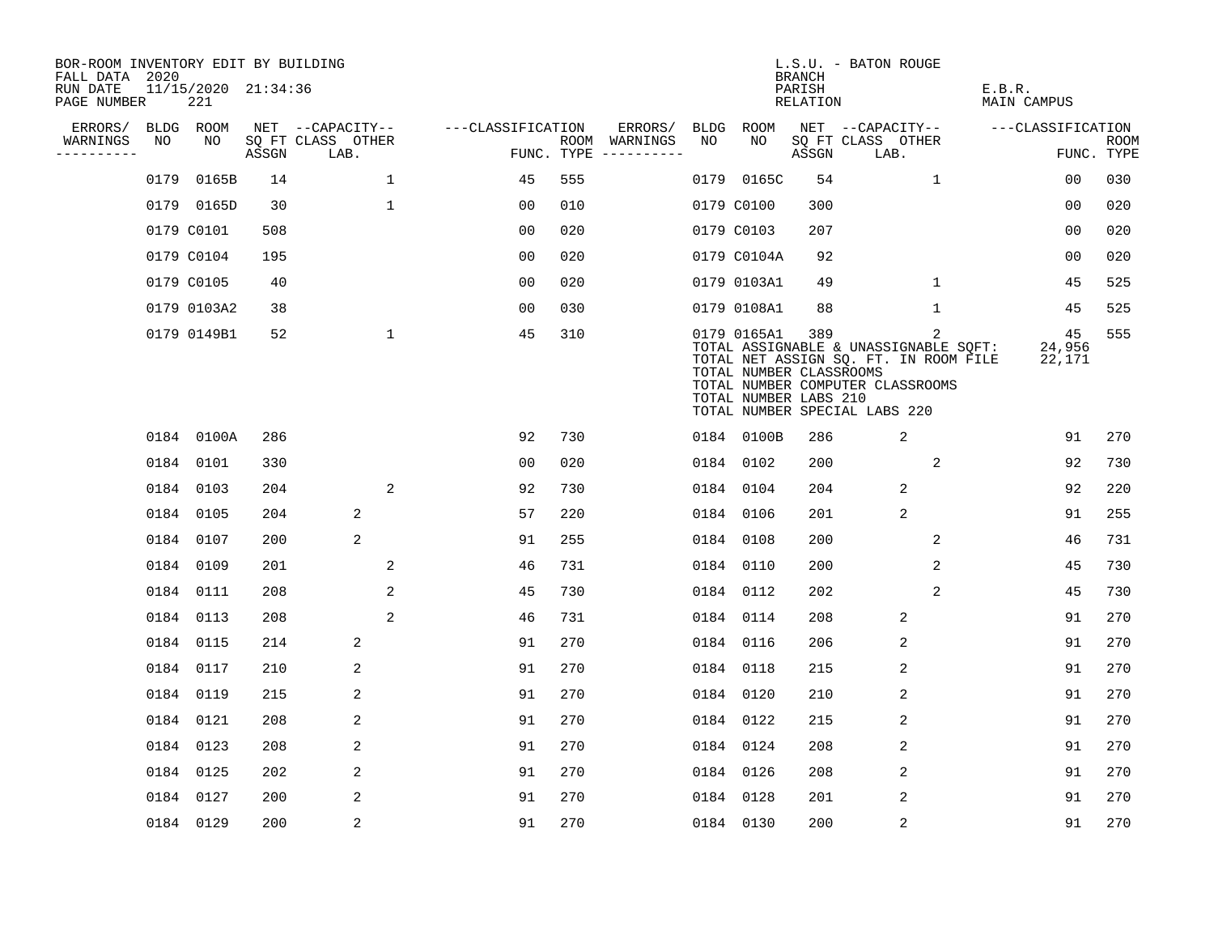BOR-ROOM INVENTORY EDIT BY BUILDING
FALL DATA 2020
RUN DATE 11/15/2020 21:34:36
PAGE NUMBER 221

L.S.U. - BATON ROUGE
BRANCH
PARISH E.B.R.
RELATION MAIN CAMPUS

| ERRORS/ WARNINGS | BLDG NO | ROOM NO | NET SQ FT ASSGN | CAPACITY CLASS LAB. | CAPACITY OTHER | CLASSIFICATION FUNC. | ROOM TYPE | ERRORS/ WARNINGS | BLDG NO | ROOM NO | NET SQ FT ASSGN | CAPACITY CLASS LAB. | CAPACITY OTHER | CLASSIFICATION FUNC. | ROOM TYPE |
|---|---|---|---|---|---|---|---|---|---|---|---|---|---|---|---|
| | 0179 | 0165B | 14 | | 1 | 45 | 555 | | 0179 | 0165C | 54 | | 1 | 00 | 030 |
| | 0179 | 0165D | 30 | | 1 | 00 | 010 | | 0179 | C0100 | 300 | | | 00 | 020 |
| | 0179 | C0101 | 508 | | | 00 | 020 | | 0179 | C0103 | 207 | | | 00 | 020 |
| | 0179 | C0104 | 195 | | | 00 | 020 | | 0179 | C0104A | 92 | | | 00 | 020 |
| | 0179 | C0105 | 40 | | | 00 | 020 | | 0179 | 0103A1 | 49 | | 1 | 45 | 525 |
| | 0179 | 0103A2 | 38 | | | 00 | 030 | | 0179 | 0108A1 | 88 | | 1 | 45 | 525 |
| | 0179 | 0149B1 | 52 | | 1 | 45 | 310 | | 0179 | 0165A1 | 389 | | 2 | 45 | 555 |

TOTAL ASSIGNABLE & UNASSIGNABLE SQFT: 24,956
TOTAL NET ASSIGN SQ. FT. IN ROOM FILE 22,171
TOTAL NUMBER CLASSROOMS
TOTAL NUMBER COMPUTER CLASSROOMS
TOTAL NUMBER LABS 210
TOTAL NUMBER SPECIAL LABS 220

| ERRORS/ WARNINGS | BLDG NO | ROOM NO | NET SQ FT ASSGN | CAPACITY CLASS LAB. | CAPACITY OTHER | CLASSIFICATION FUNC. | ROOM TYPE | ERRORS/ WARNINGS | BLDG NO | ROOM NO | NET SQ FT ASSGN | CAPACITY CLASS LAB. | CAPACITY OTHER | CLASSIFICATION FUNC. | ROOM TYPE |
|---|---|---|---|---|---|---|---|---|---|---|---|---|---|---|---|
| | 0184 | 0100A | 286 | | | 92 | 730 | | 0184 | 0100B | 286 | 2 | | 91 | 270 |
| | 0184 | 0101 | 330 | | | 00 | 020 | | 0184 | 0102 | 200 | | 2 | 92 | 730 |
| | 0184 | 0103 | 204 | | 2 | 92 | 730 | | 0184 | 0104 | 204 | 2 | | 92 | 220 |
| | 0184 | 0105 | 204 | 2 | | 57 | 220 | | 0184 | 0106 | 201 | 2 | | 91 | 255 |
| | 0184 | 0107 | 200 | 2 | | 91 | 255 | | 0184 | 0108 | 200 | | 2 | 46 | 731 |
| | 0184 | 0109 | 201 | | 2 | 46 | 731 | | 0184 | 0110 | 200 | | 2 | 45 | 730 |
| | 0184 | 0111 | 208 | | 2 | 45 | 730 | | 0184 | 0112 | 202 | | 2 | 45 | 730 |
| | 0184 | 0113 | 208 | | 2 | 46 | 731 | | 0184 | 0114 | 208 | 2 | | 91 | 270 |
| | 0184 | 0115 | 214 | 2 | | 91 | 270 | | 0184 | 0116 | 206 | 2 | | 91 | 270 |
| | 0184 | 0117 | 210 | 2 | | 91 | 270 | | 0184 | 0118 | 215 | 2 | | 91 | 270 |
| | 0184 | 0119 | 215 | 2 | | 91 | 270 | | 0184 | 0120 | 210 | 2 | | 91 | 270 |
| | 0184 | 0121 | 208 | 2 | | 91 | 270 | | 0184 | 0122 | 215 | 2 | | 91 | 270 |
| | 0184 | 0123 | 208 | 2 | | 91 | 270 | | 0184 | 0124 | 208 | 2 | | 91 | 270 |
| | 0184 | 0125 | 202 | 2 | | 91 | 270 | | 0184 | 0126 | 208 | 2 | | 91 | 270 |
| | 0184 | 0127 | 200 | 2 | | 91 | 270 | | 0184 | 0128 | 201 | 2 | | 91 | 270 |
| | 0184 | 0129 | 200 | 2 | | 91 | 270 | | 0184 | 0130 | 200 | 2 | | 91 | 270 |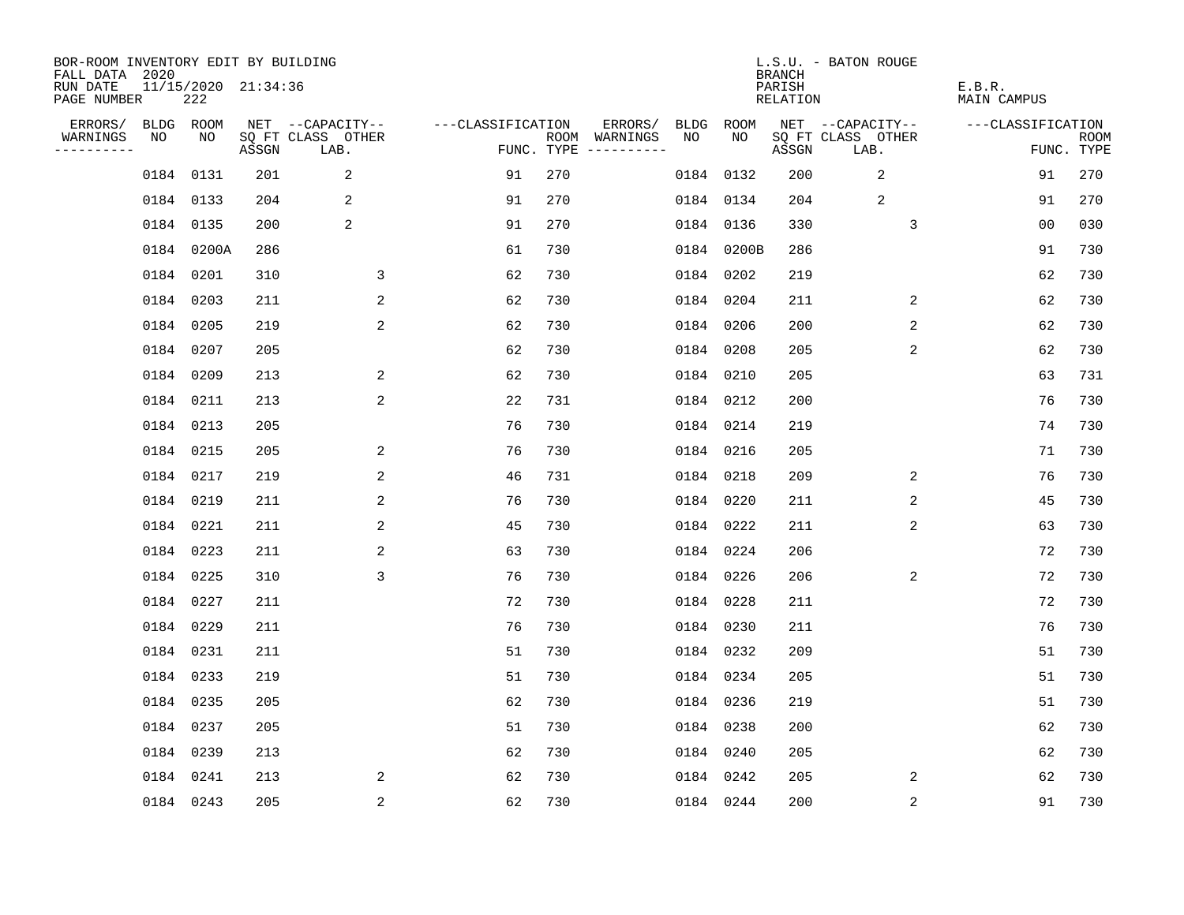BOR-ROOM INVENTORY EDIT BY BUILDING
FALL DATA 2020
RUN DATE 11/15/2020 21:34:36
PAGE NUMBER 222

L.S.U. - BATON ROUGE
BRANCH
PARISH E.B.R.
RELATION MAIN CAMPUS

| ERRORS/ WARNINGS | BLDG NO | ROOM NO | NET SQ FT ASSGN | CAPACITY CLASS LAB. | CAPACITY OTHER | CLASSIFICATION FUNC. | ROOM TYPE | ERRORS/ WARNINGS | BLDG NO | ROOM NO | NET SQ FT ASSGN | CAPACITY CLASS LAB. | CAPACITY OTHER | CLASSIFICATION FUNC. | ROOM TYPE |
|---|---|---|---|---|---|---|---|---|---|---|---|---|---|---|---|
| | 0184 | 0131 | 201 | 2 | | 91 | 270 | | 0184 | 0132 | 200 | 2 | | 91 | 270 |
| | 0184 | 0133 | 204 | 2 | | 91 | 270 | | 0184 | 0134 | 204 | 2 | | 91 | 270 |
| | 0184 | 0135 | 200 | 2 | | 91 | 270 | | 0184 | 0136 | 330 | | 3 | 00 | 030 |
| | 0184 | 0200A | 286 | | | 61 | 730 | | 0184 | 0200B | 286 | | | 91 | 730 |
| | 0184 | 0201 | 310 | | 3 | 62 | 730 | | 0184 | 0202 | 219 | | | 62 | 730 |
| | 0184 | 0203 | 211 | | 2 | 62 | 730 | | 0184 | 0204 | 211 | | 2 | 62 | 730 |
| | 0184 | 0205 | 219 | | 2 | 62 | 730 | | 0184 | 0206 | 200 | | 2 | 62 | 730 |
| | 0184 | 0207 | 205 | | | 62 | 730 | | 0184 | 0208 | 205 | | 2 | 62 | 730 |
| | 0184 | 0209 | 213 | | 2 | 62 | 730 | | 0184 | 0210 | 205 | | | 63 | 731 |
| | 0184 | 0211 | 213 | | 2 | 22 | 731 | | 0184 | 0212 | 200 | | | 76 | 730 |
| | 0184 | 0213 | 205 | | | 76 | 730 | | 0184 | 0214 | 219 | | | 74 | 730 |
| | 0184 | 0215 | 205 | | 2 | 76 | 730 | | 0184 | 0216 | 205 | | | 71 | 730 |
| | 0184 | 0217 | 219 | | 2 | 46 | 731 | | 0184 | 0218 | 209 | | 2 | 76 | 730 |
| | 0184 | 0219 | 211 | | 2 | 76 | 730 | | 0184 | 0220 | 211 | | 2 | 45 | 730 |
| | 0184 | 0221 | 211 | | 2 | 45 | 730 | | 0184 | 0222 | 211 | | 2 | 63 | 730 |
| | 0184 | 0223 | 211 | | 2 | 63 | 730 | | 0184 | 0224 | 206 | | | 72 | 730 |
| | 0184 | 0225 | 310 | | 3 | 76 | 730 | | 0184 | 0226 | 206 | | 2 | 72 | 730 |
| | 0184 | 0227 | 211 | | | 72 | 730 | | 0184 | 0228 | 211 | | | 72 | 730 |
| | 0184 | 0229 | 211 | | | 76 | 730 | | 0184 | 0230 | 211 | | | 76 | 730 |
| | 0184 | 0231 | 211 | | | 51 | 730 | | 0184 | 0232 | 209 | | | 51 | 730 |
| | 0184 | 0233 | 219 | | | 51 | 730 | | 0184 | 0234 | 205 | | | 51 | 730 |
| | 0184 | 0235 | 205 | | | 62 | 730 | | 0184 | 0236 | 219 | | | 51 | 730 |
| | 0184 | 0237 | 205 | | | 51 | 730 | | 0184 | 0238 | 200 | | | 62 | 730 |
| | 0184 | 0239 | 213 | | | 62 | 730 | | 0184 | 0240 | 205 | | | 62 | 730 |
| | 0184 | 0241 | 213 | | 2 | 62 | 730 | | 0184 | 0242 | 205 | | 2 | 62 | 730 |
| | 0184 | 0243 | 205 | | 2 | 62 | 730 | | 0184 | 0244 | 200 | | 2 | 91 | 730 |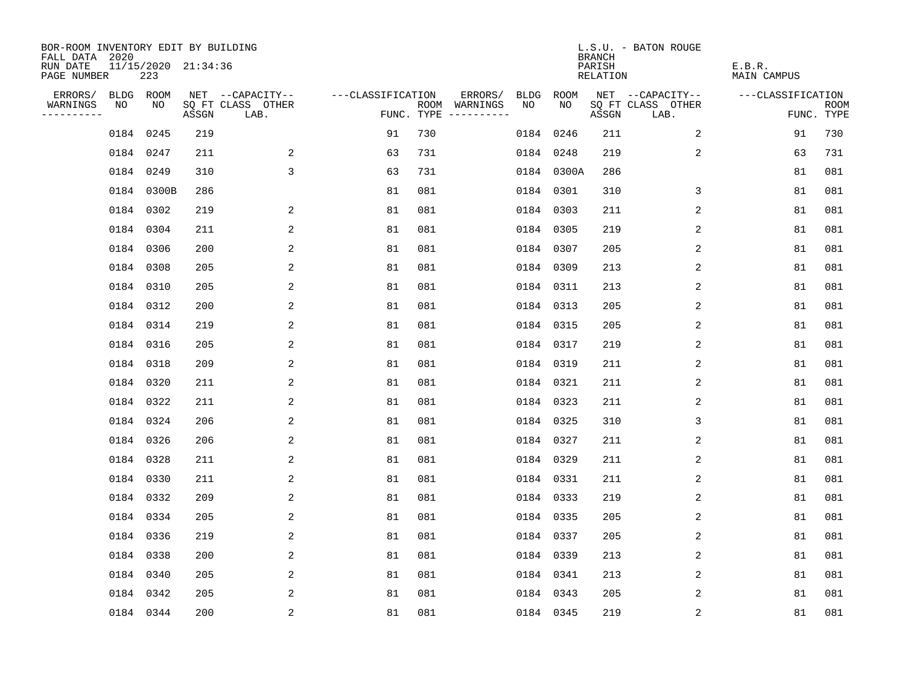BOR-ROOM INVENTORY EDIT BY BUILDING
FALL DATA 2020
RUN DATE 11/15/2020 21:34:36
PAGE NUMBER 223

L.S.U. - BATON ROUGE
BRANCH
PARISH E.B.R.
RELATION MAIN CAMPUS

| ERRORS/ WARNINGS | BLDG NO | ROOM NO | NET SQ FT ASSGN | --CAPACITY-- CLASS LAB. | OTHER | ---CLASSIFICATION FUNC. | ROOM TYPE | ERRORS/ WARNINGS | BLDG NO | ROOM NO | NET SQ FT ASSGN | --CAPACITY-- CLASS LAB. | OTHER | ---CLASSIFICATION FUNC. | ROOM TYPE |
|---|---|---|---|---|---|---|---|---|---|---|---|---|---|---|---|
| | 0184 | 0245 | 219 | | | 91 | 730 | | 0184 | 0246 | 211 | | 2 | 91 | 730 |
| | 0184 | 0247 | 211 | | 2 | 63 | 731 | | 0184 | 0248 | 219 | | 2 | 63 | 731 |
| | 0184 | 0249 | 310 | | 3 | 63 | 731 | | 0184 | 0300A | 286 | | | 81 | 081 |
| | 0184 | 0300B | 286 | | | 81 | 081 | | 0184 | 0301 | 310 | | 3 | 81 | 081 |
| | 0184 | 0302 | 219 | | 2 | 81 | 081 | | 0184 | 0303 | 211 | | 2 | 81 | 081 |
| | 0184 | 0304 | 211 | | 2 | 81 | 081 | | 0184 | 0305 | 219 | | 2 | 81 | 081 |
| | 0184 | 0306 | 200 | | 2 | 81 | 081 | | 0184 | 0307 | 205 | | 2 | 81 | 081 |
| | 0184 | 0308 | 205 | | 2 | 81 | 081 | | 0184 | 0309 | 213 | | 2 | 81 | 081 |
| | 0184 | 0310 | 205 | | 2 | 81 | 081 | | 0184 | 0311 | 213 | | 2 | 81 | 081 |
| | 0184 | 0312 | 200 | | 2 | 81 | 081 | | 0184 | 0313 | 205 | | 2 | 81 | 081 |
| | 0184 | 0314 | 219 | | 2 | 81 | 081 | | 0184 | 0315 | 205 | | 2 | 81 | 081 |
| | 0184 | 0316 | 205 | | 2 | 81 | 081 | | 0184 | 0317 | 219 | | 2 | 81 | 081 |
| | 0184 | 0318 | 209 | | 2 | 81 | 081 | | 0184 | 0319 | 211 | | 2 | 81 | 081 |
| | 0184 | 0320 | 211 | | 2 | 81 | 081 | | 0184 | 0321 | 211 | | 2 | 81 | 081 |
| | 0184 | 0322 | 211 | | 2 | 81 | 081 | | 0184 | 0323 | 211 | | 2 | 81 | 081 |
| | 0184 | 0324 | 206 | | 2 | 81 | 081 | | 0184 | 0325 | 310 | | 3 | 81 | 081 |
| | 0184 | 0326 | 206 | | 2 | 81 | 081 | | 0184 | 0327 | 211 | | 2 | 81 | 081 |
| | 0184 | 0328 | 211 | | 2 | 81 | 081 | | 0184 | 0329 | 211 | | 2 | 81 | 081 |
| | 0184 | 0330 | 211 | | 2 | 81 | 081 | | 0184 | 0331 | 211 | | 2 | 81 | 081 |
| | 0184 | 0332 | 209 | | 2 | 81 | 081 | | 0184 | 0333 | 219 | | 2 | 81 | 081 |
| | 0184 | 0334 | 205 | | 2 | 81 | 081 | | 0184 | 0335 | 205 | | 2 | 81 | 081 |
| | 0184 | 0336 | 219 | | 2 | 81 | 081 | | 0184 | 0337 | 205 | | 2 | 81 | 081 |
| | 0184 | 0338 | 200 | | 2 | 81 | 081 | | 0184 | 0339 | 213 | | 2 | 81 | 081 |
| | 0184 | 0340 | 205 | | 2 | 81 | 081 | | 0184 | 0341 | 213 | | 2 | 81 | 081 |
| | 0184 | 0342 | 205 | | 2 | 81 | 081 | | 0184 | 0343 | 205 | | 2 | 81 | 081 |
| | 0184 | 0344 | 200 | | 2 | 81 | 081 | | 0184 | 0345 | 219 | | 2 | 81 | 081 |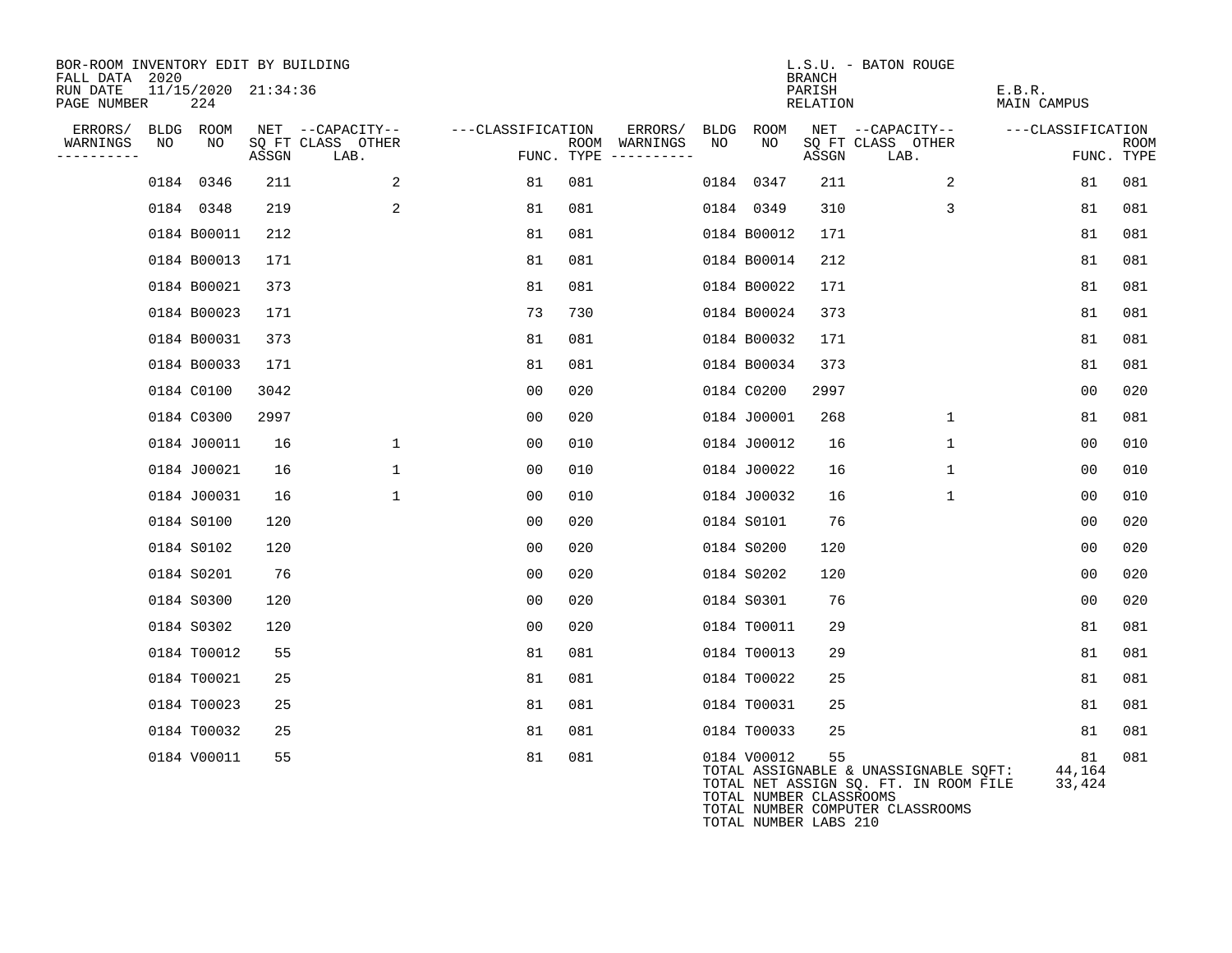BOR-ROOM INVENTORY EDIT BY BUILDING
FALL DATA 2020
RUN DATE 11/15/2020 21:34:36
PAGE NUMBER 224

L.S.U. - BATON ROUGE
BRANCH
PARISH E.B.R.
RELATION MAIN CAMPUS

| ERRORS/ WARNINGS | BLDG NO | ROOM NO | NET SQ FT ASSGN | CAPACITY CLASS LAB. | CAPACITY OTHER | CLASSIFICATION FUNC. | ROOM TYPE | ERRORS/ WARNINGS | BLDG NO | ROOM NO | NET SQ FT ASSGN | CAPACITY CLASS LAB. | CAPACITY OTHER | CLASSIFICATION FUNC. | ROOM TYPE |
|---|---|---|---|---|---|---|---|---|---|---|---|---|---|---|---|
| | 0184 | 0346 | 211 | | 2 | 81 | 081 | | 0184 | 0347 | 211 | | 2 | 81 | 081 |
| | 0184 | 0348 | 219 | | 2 | 81 | 081 | | 0184 | 0349 | 310 | | 3 | 81 | 081 |
| | 0184 | B00011 | 212 | | | 81 | 081 | | 0184 | B00012 | 171 | | | 81 | 081 |
| | 0184 | B00013 | 171 | | | 81 | 081 | | 0184 | B00014 | 212 | | | 81 | 081 |
| | 0184 | B00021 | 373 | | | 81 | 081 | | 0184 | B00022 | 171 | | | 81 | 081 |
| | 0184 | B00023 | 171 | | | 73 | 730 | | 0184 | B00024 | 373 | | | 81 | 081 |
| | 0184 | B00031 | 373 | | | 81 | 081 | | 0184 | B00032 | 171 | | | 81 | 081 |
| | 0184 | B00033 | 171 | | | 81 | 081 | | 0184 | B00034 | 373 | | | 81 | 081 |
| | 0184 | C0100 | 3042 | | | 00 | 020 | | 0184 | C0200 | 2997 | | | 00 | 020 |
| | 0184 | C0300 | 2997 | | | 00 | 020 | | 0184 | J00001 | 268 | | 1 | 81 | 081 |
| | 0184 | J00011 | 16 | | 1 | 00 | 010 | | 0184 | J00012 | 16 | | 1 | 00 | 010 |
| | 0184 | J00021 | 16 | | 1 | 00 | 010 | | 0184 | J00022 | 16 | | 1 | 00 | 010 |
| | 0184 | J00031 | 16 | | 1 | 00 | 010 | | 0184 | J00032 | 16 | | 1 | 00 | 010 |
| | 0184 | S0100 | 120 | | | 00 | 020 | | 0184 | S0101 | 76 | | | 00 | 020 |
| | 0184 | S0102 | 120 | | | 00 | 020 | | 0184 | S0200 | 120 | | | 00 | 020 |
| | 0184 | S0201 | 76 | | | 00 | 020 | | 0184 | S0202 | 120 | | | 00 | 020 |
| | 0184 | S0300 | 120 | | | 00 | 020 | | 0184 | S0301 | 76 | | | 00 | 020 |
| | 0184 | S0302 | 120 | | | 00 | 020 | | 0184 | T00011 | 29 | | | 81 | 081 |
| | 0184 | T00012 | 55 | | | 81 | 081 | | 0184 | T00013 | 29 | | | 81 | 081 |
| | 0184 | T00021 | 25 | | | 81 | 081 | | 0184 | T00022 | 25 | | | 81 | 081 |
| | 0184 | T00023 | 25 | | | 81 | 081 | | 0184 | T00031 | 25 | | | 81 | 081 |
| | 0184 | T00032 | 25 | | | 81 | 081 | | 0184 | T00033 | 25 | | | 81 | 081 |
| | 0184 | V00011 | 55 | | | 81 | 081 | | 0184 | V00012 | 55 | | | 81 | 081 |

TOTAL ASSIGNABLE & UNASSIGNABLE SQFT: 44,164
TOTAL NET ASSIGN SQ. FT. IN ROOM FILE 33,424
TOTAL NUMBER CLASSROOMS
TOTAL NUMBER COMPUTER CLASSROOMS
TOTAL NUMBER LABS 210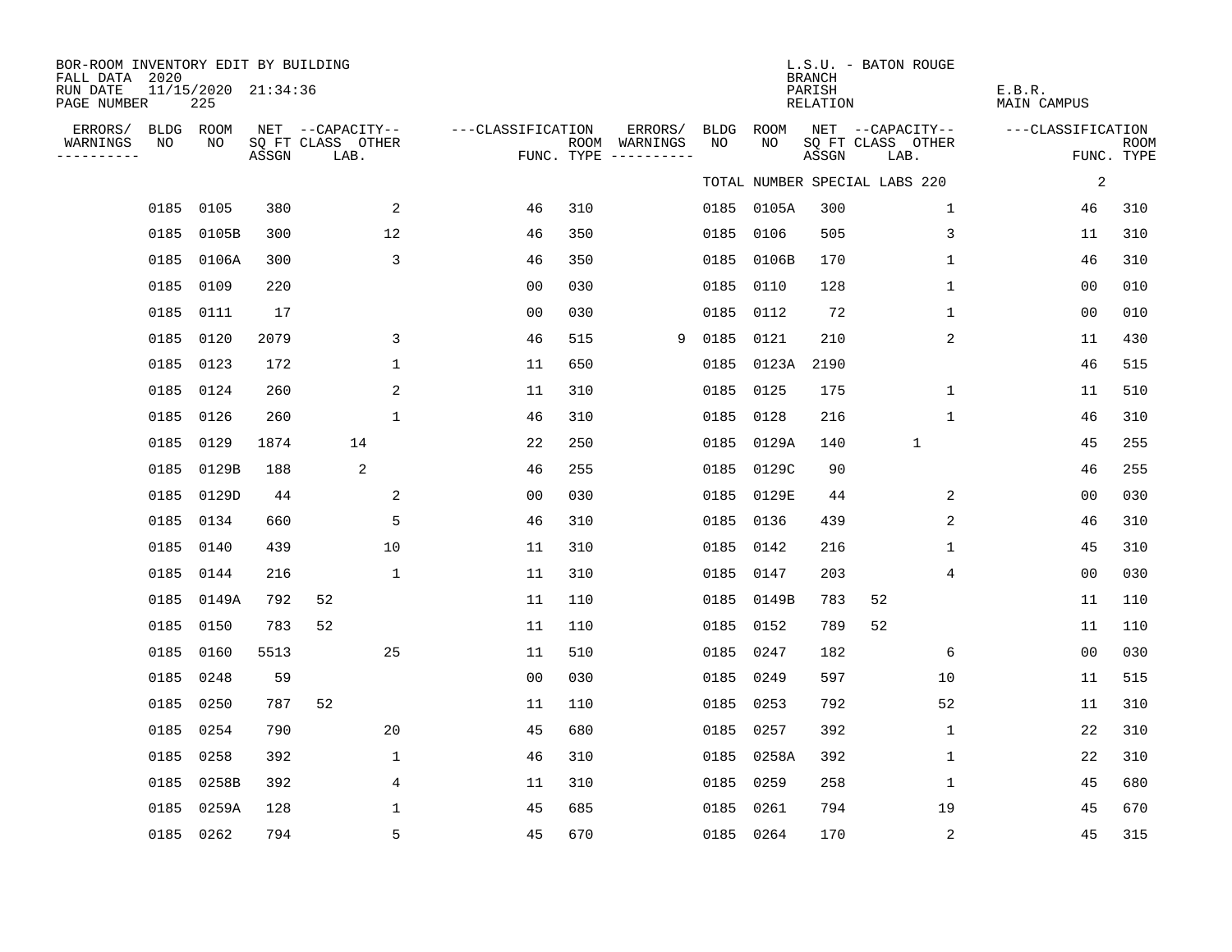BOR-ROOM INVENTORY EDIT BY BUILDING
FALL DATA 2020
RUN DATE 11/15/2020 21:34:36
PAGE NUMBER 225

L.S.U. - BATON ROUGE
BRANCH
PARISH E.B.R.
RELATION MAIN CAMPUS

| ERRORS/ WARNINGS | BLDG NO | ROOM NO | NET SQ FT ASSGN | CAPACITY CLASS LAB. | CAPACITY OTHER | CLASSIFICATION FUNC. | ROOM TYPE | ERRORS/ WARNINGS | BLDG NO | ROOM NO | NET SQ FT ASSGN | CAPACITY CLASS LAB. | CAPACITY OTHER | CLASSIFICATION FUNC. | ROOM TYPE |
|---|---|---|---|---|---|---|---|---|---|---|---|---|---|---|---|
| | | | | | | | | | TOTAL NUMBER SPECIAL LABS 220 | | | | | 2 | |
| | 0185 | 0105 | 380 | | 2 | 46 | 310 | | 0185 | 0105A | 300 | | 1 | 46 | 310 |
| | 0185 | 0105B | 300 | | 12 | 46 | 350 | | 0185 | 0106 | 505 | | 3 | 11 | 310 |
| | 0185 | 0106A | 300 | | 3 | 46 | 350 | | 0185 | 0106B | 170 | | 1 | 46 | 310 |
| | 0185 | 0109 | 220 | | | 00 | 030 | | 0185 | 0110 | 128 | | 1 | 00 | 010 |
| | 0185 | 0111 | 17 | | | 00 | 030 | | 0185 | 0112 | 72 | | 1 | 00 | 010 |
| | 0185 | 0120 | 2079 | | 3 | 46 | 515 | 9 | 0185 | 0121 | 210 | | 2 | 11 | 430 |
| | 0185 | 0123 | 172 | | 1 | 11 | 650 | | 0185 | 0123A | 2190 | | | 46 | 515 |
| | 0185 | 0124 | 260 | | 2 | 11 | 310 | | 0185 | 0125 | 175 | | 1 | 11 | 510 |
| | 0185 | 0126 | 260 | | 1 | 46 | 310 | | 0185 | 0128 | 216 | | 1 | 46 | 310 |
| | 0185 | 0129 | 1874 | 14 | | 22 | 250 | | 0185 | 0129A | 140 | 1 | | 45 | 255 |
| | 0185 | 0129B | 188 | 2 | | 46 | 255 | | 0185 | 0129C | 90 | | | 46 | 255 |
| | 0185 | 0129D | 44 | | 2 | 00 | 030 | | 0185 | 0129E | 44 | | 2 | 00 | 030 |
| | 0185 | 0134 | 660 | | 5 | 46 | 310 | | 0185 | 0136 | 439 | | 2 | 46 | 310 |
| | 0185 | 0140 | 439 | | 10 | 11 | 310 | | 0185 | 0142 | 216 | | 1 | 45 | 310 |
| | 0185 | 0144 | 216 | | 1 | 11 | 310 | | 0185 | 0147 | 203 | | 4 | 00 | 030 |
| | 0185 | 0149A | 792 | 52 | | 11 | 110 | | 0185 | 0149B | 783 | 52 | | 11 | 110 |
| | 0185 | 0150 | 783 | 52 | | 11 | 110 | | 0185 | 0152 | 789 | 52 | | 11 | 110 |
| | 0185 | 0160 | 5513 | | 25 | 11 | 510 | | 0185 | 0247 | 182 | | 6 | 00 | 030 |
| | 0185 | 0248 | 59 | | | 00 | 030 | | 0185 | 0249 | 597 | | 10 | 11 | 515 |
| | 0185 | 0250 | 787 | 52 | | 11 | 110 | | 0185 | 0253 | 792 | | 52 | 11 | 310 |
| | 0185 | 0254 | 790 | | 20 | 45 | 680 | | 0185 | 0257 | 392 | | 1 | 22 | 310 |
| | 0185 | 0258 | 392 | | 1 | 46 | 310 | | 0185 | 0258A | 392 | | 1 | 22 | 310 |
| | 0185 | 0258B | 392 | | 4 | 11 | 310 | | 0185 | 0259 | 258 | | 1 | 45 | 680 |
| | 0185 | 0259A | 128 | | 1 | 45 | 685 | | 0185 | 0261 | 794 | | 19 | 45 | 670 |
| | 0185 | 0262 | 794 | | 5 | 45 | 670 | | 0185 | 0264 | 170 | | 2 | 45 | 315 |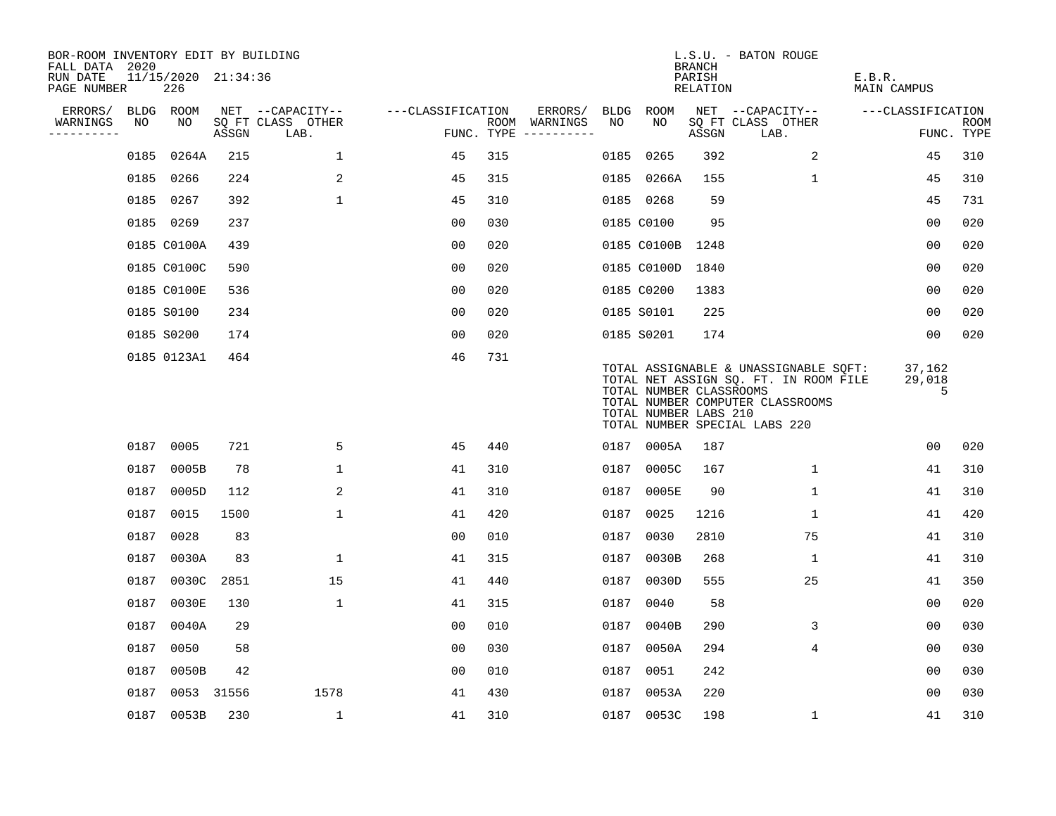BOR-ROOM INVENTORY EDIT BY BUILDING
FALL DATA 2020
RUN DATE 11/15/2020 21:34:36
PAGE NUMBER 226

L.S.U. - BATON ROUGE
BRANCH
PARISH E.B.R.
RELATION MAIN CAMPUS

| ERRORS/ WARNINGS | BLDG NO | ROOM NO | NET SQ FT ASSGN | CAPACITY CLASS LAB. | CAPACITY OTHER | CLASSIFICATION FUNC. | ROOM TYPE | ERRORS/ WARNINGS | BLDG NO | ROOM NO | NET SQ FT ASSGN | CAPACITY CLASS LAB. | CAPACITY OTHER | CLASSIFICATION FUNC. | ROOM TYPE |
|---|---|---|---|---|---|---|---|---|---|---|---|---|---|---|---|
| | 0185 | 0264A | 215 | | 1 | 45 | 315 | | 0185 | 0265 | 392 | | 2 | 45 | 310 |
| | 0185 | 0266 | 224 | | 2 | 45 | 315 | | 0185 | 0266A | 155 | | 1 | 45 | 310 |
| | 0185 | 0267 | 392 | | 1 | 45 | 310 | | 0185 | 0268 | 59 | | | 45 | 731 |
| | 0185 | 0269 | 237 | | | 00 | 030 | | 0185 | C0100 | 95 | | | 00 | 020 |
| | 0185 | C0100A | 439 | | | 00 | 020 | | 0185 | C0100B | 1248 | | | 00 | 020 |
| | 0185 | C0100C | 590 | | | 00 | 020 | | 0185 | C0100D | 1840 | | | 00 | 020 |
| | 0185 | C0100E | 536 | | | 00 | 020 | | 0185 | C0200 | 1383 | | | 00 | 020 |
| | 0185 | S0100 | 234 | | | 00 | 020 | | 0185 | S0101 | 225 | | | 00 | 020 |
| | 0185 | S0200 | 174 | | | 00 | 020 | | 0185 | S0201 | 174 | | | 00 | 020 |
| | 0185 | 0123A1 | 464 | | | 46 | 731 | | | | | | | | |

TOTAL ASSIGNABLE & UNASSIGNABLE SQFT: 37,162
TOTAL NET ASSIGN SQ. FT. IN ROOM FILE 29,018
TOTAL NUMBER CLASSROOMS 5
TOTAL NUMBER COMPUTER CLASSROOMS
TOTAL NUMBER LABS 210
TOTAL NUMBER SPECIAL LABS 220

| ERRORS/ WARNINGS | BLDG NO | ROOM NO | NET SQ FT ASSGN | CAPACITY CLASS LAB. | CAPACITY OTHER | CLASSIFICATION FUNC. | ROOM TYPE | ERRORS/ WARNINGS | BLDG NO | ROOM NO | NET SQ FT ASSGN | CAPACITY CLASS LAB. | CAPACITY OTHER | CLASSIFICATION FUNC. | ROOM TYPE |
|---|---|---|---|---|---|---|---|---|---|---|---|---|---|---|---|
| | 0187 | 0005 | 721 | | 5 | 45 | 440 | | 0187 | 0005A | 187 | | | 00 | 020 |
| | 0187 | 0005B | 78 | | 1 | 41 | 310 | | 0187 | 0005C | 167 | | 1 | 41 | 310 |
| | 0187 | 0005D | 112 | | 2 | 41 | 310 | | 0187 | 0005E | 90 | | 1 | 41 | 310 |
| | 0187 | 0015 | 1500 | | 1 | 41 | 420 | | 0187 | 0025 | 1216 | | 1 | 41 | 420 |
| | 0187 | 0028 | 83 | | | 00 | 010 | | 0187 | 0030 | 2810 | | 75 | 41 | 310 |
| | 0187 | 0030A | 83 | | 1 | 41 | 315 | | 0187 | 0030B | 268 | | 1 | 41 | 310 |
| | 0187 | 0030C | 2851 | | 15 | 41 | 440 | | 0187 | 0030D | 555 | | 25 | 41 | 350 |
| | 0187 | 0030E | 130 | | 1 | 41 | 315 | | 0187 | 0040 | 58 | | | 00 | 020 |
| | 0187 | 0040A | 29 | | | 00 | 010 | | 0187 | 0040B | 290 | | 3 | 00 | 030 |
| | 0187 | 0050 | 58 | | | 00 | 030 | | 0187 | 0050A | 294 | | 4 | 00 | 030 |
| | 0187 | 0050B | 42 | | | 00 | 010 | | 0187 | 0051 | 242 | | | 00 | 030 |
| | 0187 | 0053 | 31556 | | 1578 | 41 | 430 | | 0187 | 0053A | 220 | | | 00 | 030 |
| | 0187 | 0053B | 230 | | 1 | 41 | 310 | | 0187 | 0053C | 198 | | 1 | 41 | 310 |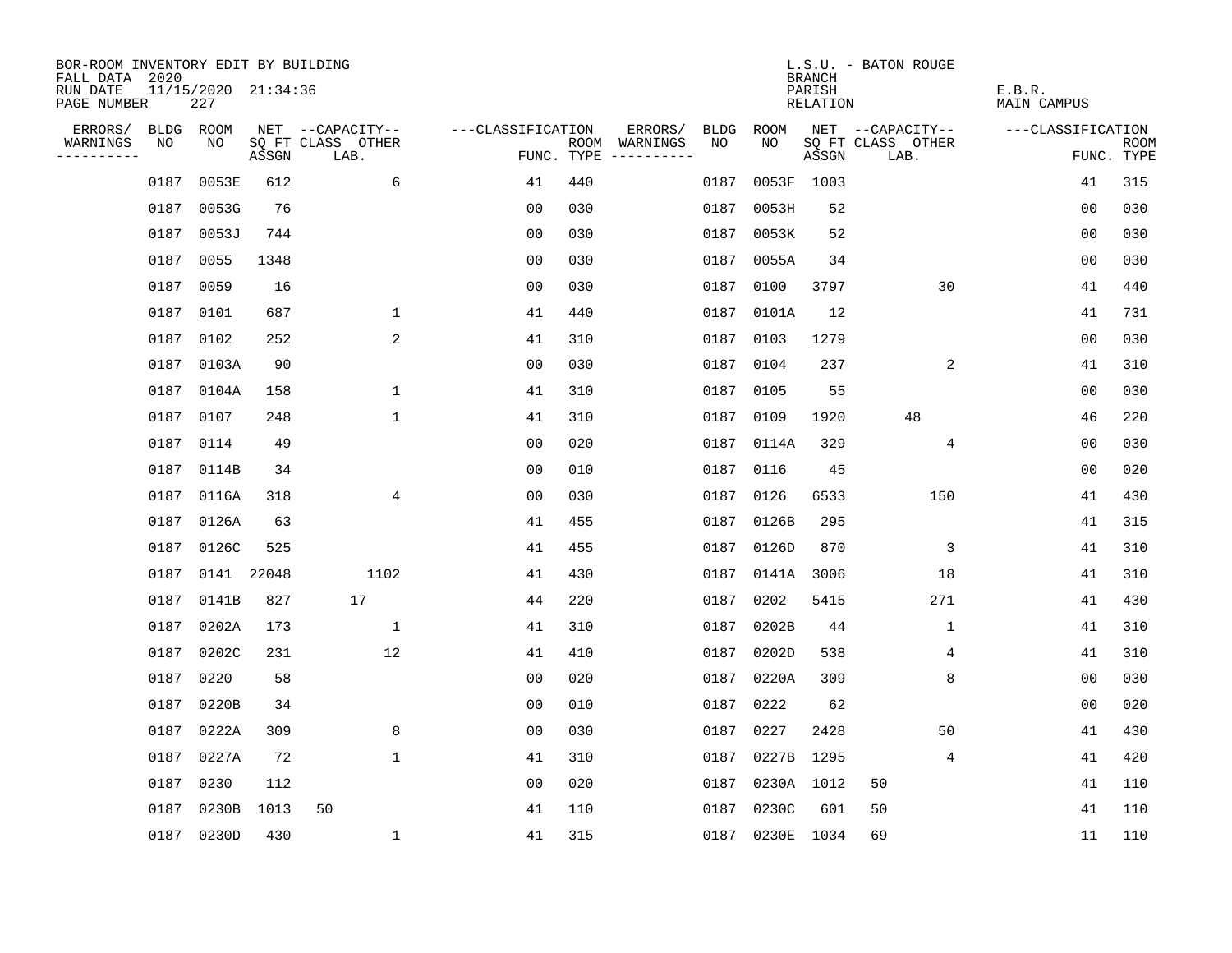BOR-ROOM INVENTORY EDIT BY BUILDING
FALL DATA 2020
RUN DATE 11/15/2020 21:34:36
PAGE NUMBER 227

L.S.U. - BATON ROUGE
BRANCH
PARISH E.B.R.
RELATION MAIN CAMPUS

| ERRORS/ WARNINGS | BLDG NO | ROOM NO | NET SQ FT ASSGN | CAPACITY CLASS | CAPACITY OTHER LAB. | CLASSIFICATION FUNC. | ROOM TYPE | ERRORS/ WARNINGS | BLDG NO | ROOM NO | NET SQ FT ASSGN | CAPACITY CLASS | CAPACITY OTHER LAB. | CLASSIFICATION FUNC. | ROOM TYPE |
|---|---|---|---|---|---|---|---|---|---|---|---|---|---|---|---|
| | 0187 | 0053E | 612 | | 6 | 41 | 440 | | 0187 | 0053F | 1003 | | | 41 | 315 |
| | 0187 | 0053G | 76 | | | 00 | 030 | | 0187 | 0053H | 52 | | | 00 | 030 |
| | 0187 | 0053J | 744 | | | 00 | 030 | | 0187 | 0053K | 52 | | | 00 | 030 |
| | 0187 | 0055 | 1348 | | | 00 | 030 | | 0187 | 0055A | 34 | | | 00 | 030 |
| | 0187 | 0059 | 16 | | | 00 | 030 | | 0187 | 0100 | 3797 | | 30 | 41 | 440 |
| | 0187 | 0101 | 687 | | 1 | 41 | 440 | | 0187 | 0101A | 12 | | | 41 | 731 |
| | 0187 | 0102 | 252 | | 2 | 41 | 310 | | 0187 | 0103 | 1279 | | | 00 | 030 |
| | 0187 | 0103A | 90 | | | 00 | 030 | | 0187 | 0104 | 237 | | 2 | 41 | 310 |
| | 0187 | 0104A | 158 | | 1 | 41 | 310 | | 0187 | 0105 | 55 | | | 00 | 030 |
| | 0187 | 0107 | 248 | | 1 | 41 | 310 | | 0187 | 0109 | 1920 | 48 | | 46 | 220 |
| | 0187 | 0114 | 49 | | | 00 | 020 | | 0187 | 0114A | 329 | | 4 | 00 | 030 |
| | 0187 | 0114B | 34 | | | 00 | 010 | | 0187 | 0116 | 45 | | | 00 | 020 |
| | 0187 | 0116A | 318 | | 4 | 00 | 030 | | 0187 | 0126 | 6533 | | 150 | 41 | 430 |
| | 0187 | 0126A | 63 | | | 41 | 455 | | 0187 | 0126B | 295 | | | 41 | 315 |
| | 0187 | 0126C | 525 | | | 41 | 455 | | 0187 | 0126D | 870 | | 3 | 41 | 310 |
| | 0187 | 0141 | 22048 | | 1102 | 41 | 430 | | 0187 | 0141A | 3006 | | 18 | 41 | 310 |
| | 0187 | 0141B | 827 | 17 | | 44 | 220 | | 0187 | 0202 | 5415 | | 271 | 41 | 430 |
| | 0187 | 0202A | 173 | | 1 | 41 | 310 | | 0187 | 0202B | 44 | | 1 | 41 | 310 |
| | 0187 | 0202C | 231 | | 12 | 41 | 410 | | 0187 | 0202D | 538 | | 4 | 41 | 310 |
| | 0187 | 0220 | 58 | | | 00 | 020 | | 0187 | 0220A | 309 | | 8 | 00 | 030 |
| | 0187 | 0220B | 34 | | | 00 | 010 | | 0187 | 0222 | 62 | | | 00 | 020 |
| | 0187 | 0222A | 309 | | 8 | 00 | 030 | | 0187 | 0227 | 2428 | | 50 | 41 | 430 |
| | 0187 | 0227A | 72 | | 1 | 41 | 310 | | 0187 | 0227B | 1295 | | 4 | 41 | 420 |
| | 0187 | 0230 | 112 | | | 00 | 020 | | 0187 | 0230A | 1012 | 50 | | 41 | 110 |
| | 0187 | 0230B | 1013 | 50 | | 41 | 110 | | 0187 | 0230C | 601 | 50 | | 41 | 110 |
| | 0187 | 0230D | 430 | | 1 | 41 | 315 | | 0187 | 0230E | 1034 | 69 | | 11 | 110 |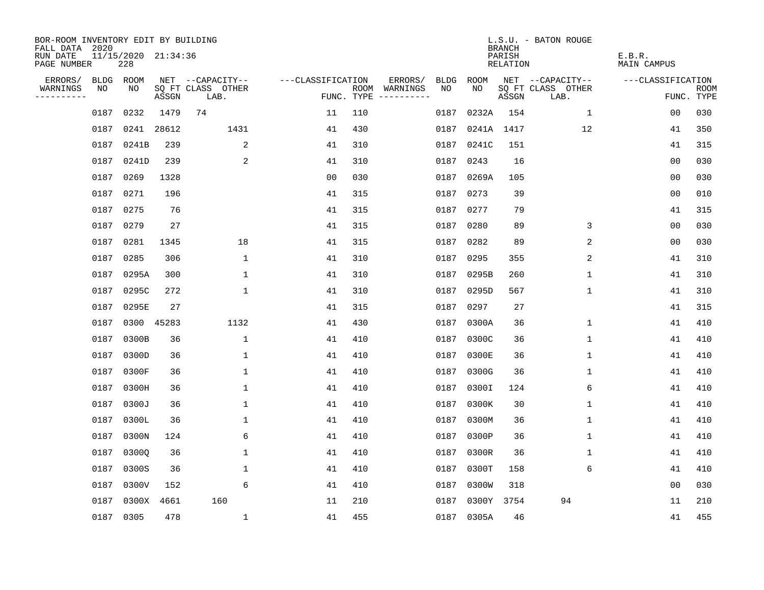BOR-ROOM INVENTORY EDIT BY BUILDING
FALL DATA 2020
RUN DATE 11/15/2020 21:34:36
PAGE NUMBER 228

L.S.U. - BATON ROUGE
BRANCH
PARISH E.B.R.
RELATION MAIN CAMPUS

| ERRORS/ WARNINGS | BLDG NO | ROOM NO | NET SQ FT ASSGN | CAPACITY CLASS LAB. | CAPACITY OTHER | CLASSIFICATION FUNC. | ROOM TYPE | ERRORS/ WARNINGS | BLDG NO | ROOM NO | NET SQ FT ASSGN | CAPACITY CLASS LAB. | CAPACITY OTHER | CLASSIFICATION FUNC. | ROOM TYPE |
|---|---|---|---|---|---|---|---|---|---|---|---|---|---|---|---|
| | 0187 | 0232 | 1479 | 74 | | 11 | 110 | | 0187 | 0232A | 154 | | 1 | 00 | 030 |
| | 0187 | 0241 | 28612 | | 1431 | 41 | 430 | | 0187 | 0241A | 1417 | | 12 | 41 | 350 |
| | 0187 | 0241B | 239 | | 2 | 41 | 310 | | 0187 | 0241C | 151 | | | 41 | 315 |
| | 0187 | 0241D | 239 | | 2 | 41 | 310 | | 0187 | 0243 | 16 | | | 00 | 030 |
| | 0187 | 0269 | 1328 | | | 00 | 030 | | 0187 | 0269A | 105 | | | 00 | 030 |
| | 0187 | 0271 | 196 | | | 41 | 315 | | 0187 | 0273 | 39 | | | 00 | 010 |
| | 0187 | 0275 | 76 | | | 41 | 315 | | 0187 | 0277 | 79 | | | 41 | 315 |
| | 0187 | 0279 | 27 | | | 41 | 315 | | 0187 | 0280 | 89 | | 3 | 00 | 030 |
| | 0187 | 0281 | 1345 | | 18 | 41 | 315 | | 0187 | 0282 | 89 | | 2 | 00 | 030 |
| | 0187 | 0285 | 306 | | 1 | 41 | 310 | | 0187 | 0295 | 355 | | 2 | 41 | 310 |
| | 0187 | 0295A | 300 | | 1 | 41 | 310 | | 0187 | 0295B | 260 | | 1 | 41 | 310 |
| | 0187 | 0295C | 272 | | 1 | 41 | 310 | | 0187 | 0295D | 567 | | 1 | 41 | 310 |
| | 0187 | 0295E | 27 | | | 41 | 315 | | 0187 | 0297 | 27 | | | 41 | 315 |
| | 0187 | 0300 | 45283 | | 1132 | 41 | 430 | | 0187 | 0300A | 36 | | 1 | 41 | 410 |
| | 0187 | 0300B | 36 | | 1 | 41 | 410 | | 0187 | 0300C | 36 | | 1 | 41 | 410 |
| | 0187 | 0300D | 36 | | 1 | 41 | 410 | | 0187 | 0300E | 36 | | 1 | 41 | 410 |
| | 0187 | 0300F | 36 | | 1 | 41 | 410 | | 0187 | 0300G | 36 | | 1 | 41 | 410 |
| | 0187 | 0300H | 36 | | 1 | 41 | 410 | | 0187 | 0300I | 124 | | 6 | 41 | 410 |
| | 0187 | 0300J | 36 | | 1 | 41 | 410 | | 0187 | 0300K | 30 | | 1 | 41 | 410 |
| | 0187 | 0300L | 36 | | 1 | 41 | 410 | | 0187 | 0300M | 36 | | 1 | 41 | 410 |
| | 0187 | 0300N | 124 | | 6 | 41 | 410 | | 0187 | 0300P | 36 | | 1 | 41 | 410 |
| | 0187 | 0300Q | 36 | | 1 | 41 | 410 | | 0187 | 0300R | 36 | | 1 | 41 | 410 |
| | 0187 | 0300S | 36 | | 1 | 41 | 410 | | 0187 | 0300T | 158 | | 6 | 41 | 410 |
| | 0187 | 0300V | 152 | | 6 | 41 | 410 | | 0187 | 0300W | 318 | | | 00 | 030 |
| | 0187 | 0300X | 4661 | 160 | | 11 | 210 | | 0187 | 0300Y | 3754 | 94 | | 11 | 210 |
| | 0187 | 0305 | 478 | | 1 | 41 | 455 | | 0187 | 0305A | 46 | | | 41 | 455 |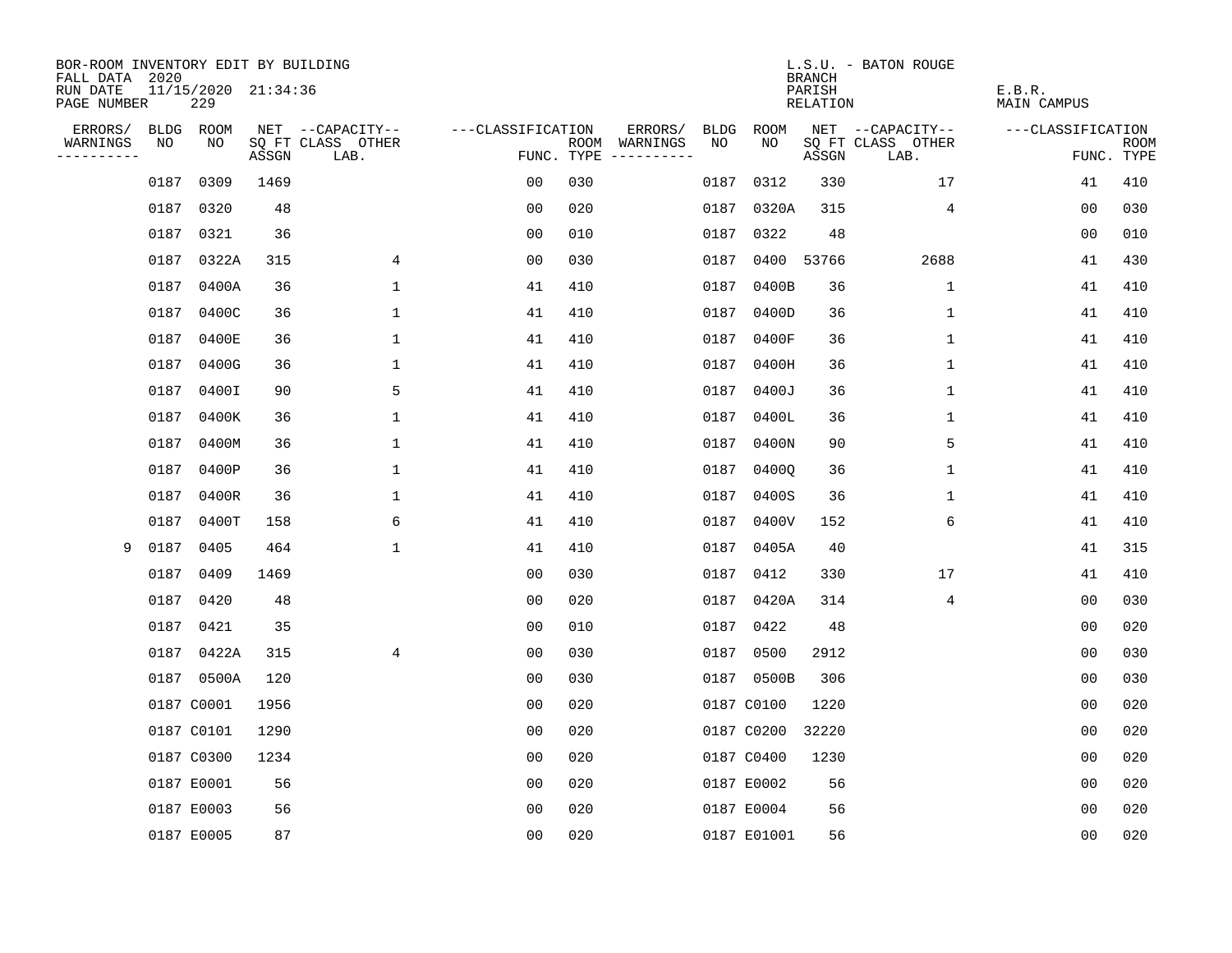BOR-ROOM INVENTORY EDIT BY BUILDING
FALL DATA 2020
RUN DATE 11/15/2020 21:34:36
PAGE NUMBER 229

L.S.U. - BATON ROUGE
BRANCH
PARISH E.B.R.
RELATION MAIN CAMPUS

| ERRORS/ WARNINGS | BLDG NO | ROOM NO | NET SQ FT ASSGN | --CAPACITY-- CLASS LAB. | OTHER | ---CLASSIFICATION FUNC. | ROOM TYPE | ERRORS/ WARNINGS | BLDG NO | ROOM NO | NET SQ FT ASSGN | --CAPACITY-- CLASS LAB. | OTHER | ---CLASSIFICATION FUNC. | ROOM TYPE |
|---|---|---|---|---|---|---|---|---|---|---|---|---|---|---|---|
| | 0187 | 0309 | 1469 | | | 00 | 030 | | 0187 | 0312 | 330 | | 17 | 41 | 410 |
| | 0187 | 0320 | 48 | | | 00 | 020 | | 0187 | 0320A | 315 | | 4 | 00 | 030 |
| | 0187 | 0321 | 36 | | | 00 | 010 | | 0187 | 0322 | 48 | | | 00 | 010 |
| | 0187 | 0322A | 315 | | 4 | 00 | 030 | | 0187 | 0400 | 53766 | | 2688 | 41 | 430 |
| | 0187 | 0400A | 36 | | 1 | 41 | 410 | | 0187 | 0400B | 36 | | 1 | 41 | 410 |
| | 0187 | 0400C | 36 | | 1 | 41 | 410 | | 0187 | 0400D | 36 | | 1 | 41 | 410 |
| | 0187 | 0400E | 36 | | 1 | 41 | 410 | | 0187 | 0400F | 36 | | 1 | 41 | 410 |
| | 0187 | 0400G | 36 | | 1 | 41 | 410 | | 0187 | 0400H | 36 | | 1 | 41 | 410 |
| | 0187 | 0400I | 90 | | 5 | 41 | 410 | | 0187 | 0400J | 36 | | 1 | 41 | 410 |
| | 0187 | 0400K | 36 | | 1 | 41 | 410 | | 0187 | 0400L | 36 | | 1 | 41 | 410 |
| | 0187 | 0400M | 36 | | 1 | 41 | 410 | | 0187 | 0400N | 90 | | 5 | 41 | 410 |
| | 0187 | 0400P | 36 | | 1 | 41 | 410 | | 0187 | 0400Q | 36 | | 1 | 41 | 410 |
| | 0187 | 0400R | 36 | | 1 | 41 | 410 | | 0187 | 0400S | 36 | | 1 | 41 | 410 |
| | 0187 | 0400T | 158 | | 6 | 41 | 410 | | 0187 | 0400V | 152 | | 6 | 41 | 410 |
| 9 | 0187 | 0405 | 464 | | 1 | 41 | 410 | | 0187 | 0405A | 40 | | | 41 | 315 |
| | 0187 | 0409 | 1469 | | | 00 | 030 | | 0187 | 0412 | 330 | | 17 | 41 | 410 |
| | 0187 | 0420 | 48 | | | 00 | 020 | | 0187 | 0420A | 314 | | 4 | 00 | 030 |
| | 0187 | 0421 | 35 | | | 00 | 010 | | 0187 | 0422 | 48 | | | 00 | 020 |
| | 0187 | 0422A | 315 | | 4 | 00 | 030 | | 0187 | 0500 | 2912 | | | 00 | 030 |
| | 0187 | 0500A | 120 | | | 00 | 030 | | 0187 | 0500B | 306 | | | 00 | 030 |
| | 0187 | C0001 | 1956 | | | 00 | 020 | | 0187 | C0100 | 1220 | | | 00 | 020 |
| | 0187 | C0101 | 1290 | | | 00 | 020 | | 0187 | C0200 | 32220 | | | 00 | 020 |
| | 0187 | C0300 | 1234 | | | 00 | 020 | | 0187 | C0400 | 1230 | | | 00 | 020 |
| | 0187 | E0001 | 56 | | | 00 | 020 | | 0187 | E0002 | 56 | | | 00 | 020 |
| | 0187 | E0003 | 56 | | | 00 | 020 | | 0187 | E0004 | 56 | | | 00 | 020 |
| | 0187 | E0005 | 87 | | | 00 | 020 | | 0187 | E01001 | 56 | | | 00 | 020 |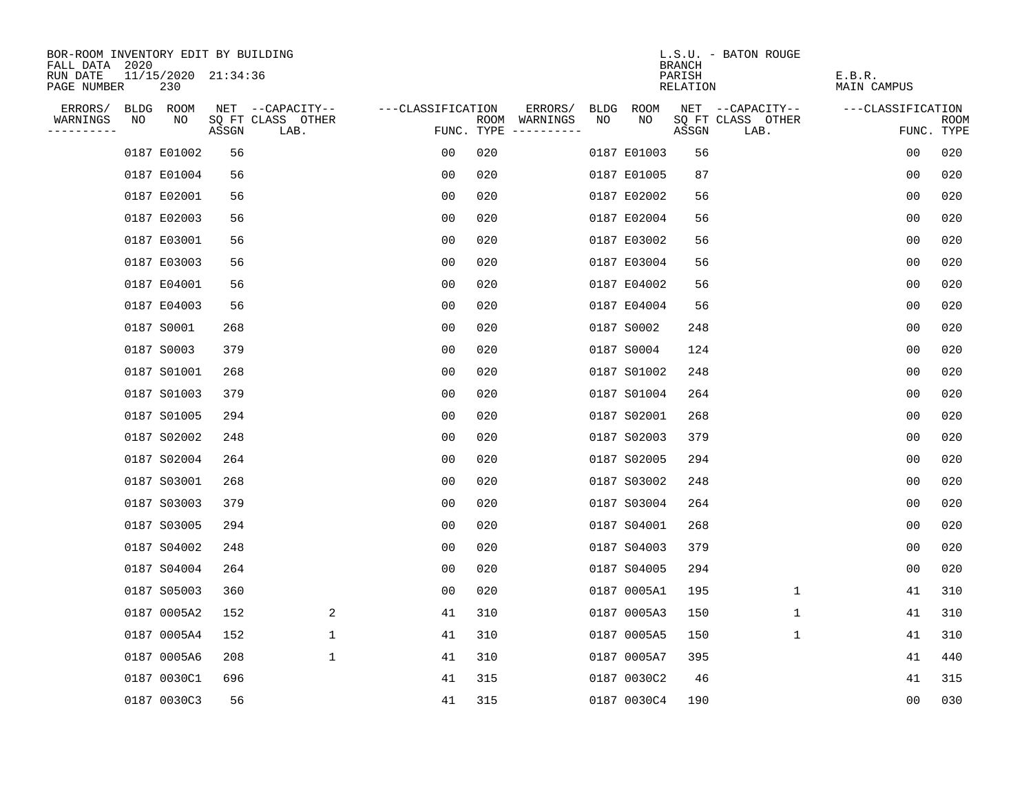BOR-ROOM INVENTORY EDIT BY BUILDING
FALL DATA 2020
RUN DATE 11/15/2020 21:34:36
PAGE NUMBER 230

L.S.U. - BATON ROUGE
BRANCH
PARISH E.B.R.
RELATION MAIN CAMPUS

| ERRORS/ WARNINGS | BLDG NO | ROOM NO | NET SQ FT ASSGN | CAPACITY CLASS LAB. | CAPACITY OTHER | CLASSIFICATION FUNC. | ROOM TYPE | ERRORS/ WARNINGS | BLDG NO | ROOM NO | NET SQ FT ASSGN | CAPACITY CLASS LAB. | CAPACITY OTHER | CLASSIFICATION FUNC. | ROOM TYPE |
|---|---|---|---|---|---|---|---|---|---|---|---|---|---|---|---|
| | 0187 | E01002 | 56 | | | 00 | 020 | | 0187 | E01003 | 56 | | | 00 | 020 |
| | 0187 | E01004 | 56 | | | 00 | 020 | | 0187 | E01005 | 87 | | | 00 | 020 |
| | 0187 | E02001 | 56 | | | 00 | 020 | | 0187 | E02002 | 56 | | | 00 | 020 |
| | 0187 | E02003 | 56 | | | 00 | 020 | | 0187 | E02004 | 56 | | | 00 | 020 |
| | 0187 | E03001 | 56 | | | 00 | 020 | | 0187 | E03002 | 56 | | | 00 | 020 |
| | 0187 | E03003 | 56 | | | 00 | 020 | | 0187 | E03004 | 56 | | | 00 | 020 |
| | 0187 | E04001 | 56 | | | 00 | 020 | | 0187 | E04002 | 56 | | | 00 | 020 |
| | 0187 | E04003 | 56 | | | 00 | 020 | | 0187 | E04004 | 56 | | | 00 | 020 |
| | 0187 | S0001 | 268 | | | 00 | 020 | | 0187 | S0002 | 248 | | | 00 | 020 |
| | 0187 | S0003 | 379 | | | 00 | 020 | | 0187 | S0004 | 124 | | | 00 | 020 |
| | 0187 | S01001 | 268 | | | 00 | 020 | | 0187 | S01002 | 248 | | | 00 | 020 |
| | 0187 | S01003 | 379 | | | 00 | 020 | | 0187 | S01004 | 264 | | | 00 | 020 |
| | 0187 | S01005 | 294 | | | 00 | 020 | | 0187 | S02001 | 268 | | | 00 | 020 |
| | 0187 | S02002 | 248 | | | 00 | 020 | | 0187 | S02003 | 379 | | | 00 | 020 |
| | 0187 | S02004 | 264 | | | 00 | 020 | | 0187 | S02005 | 294 | | | 00 | 020 |
| | 0187 | S03001 | 268 | | | 00 | 020 | | 0187 | S03002 | 248 | | | 00 | 020 |
| | 0187 | S03003 | 379 | | | 00 | 020 | | 0187 | S03004 | 264 | | | 00 | 020 |
| | 0187 | S03005 | 294 | | | 00 | 020 | | 0187 | S04001 | 268 | | | 00 | 020 |
| | 0187 | S04002 | 248 | | | 00 | 020 | | 0187 | S04003 | 379 | | | 00 | 020 |
| | 0187 | S04004 | 264 | | | 00 | 020 | | 0187 | S04005 | 294 | | | 00 | 020 |
| | 0187 | S05003 | 360 | | | 00 | 020 | | 0187 | 0005A1 | 195 | | 1 | 41 | 310 |
| | 0187 | 0005A2 | 152 | | 2 | 41 | 310 | | 0187 | 0005A3 | 150 | | 1 | 41 | 310 |
| | 0187 | 0005A4 | 152 | | 1 | 41 | 310 | | 0187 | 0005A5 | 150 | | 1 | 41 | 310 |
| | 0187 | 0005A6 | 208 | | 1 | 41 | 310 | | 0187 | 0005A7 | 395 | | | 41 | 440 |
| | 0187 | 0030C1 | 696 | | | 41 | 315 | | 0187 | 0030C2 | 46 | | | 41 | 315 |
| | 0187 | 0030C3 | 56 | | | 41 | 315 | | 0187 | 0030C4 | 190 | | | 00 | 030 |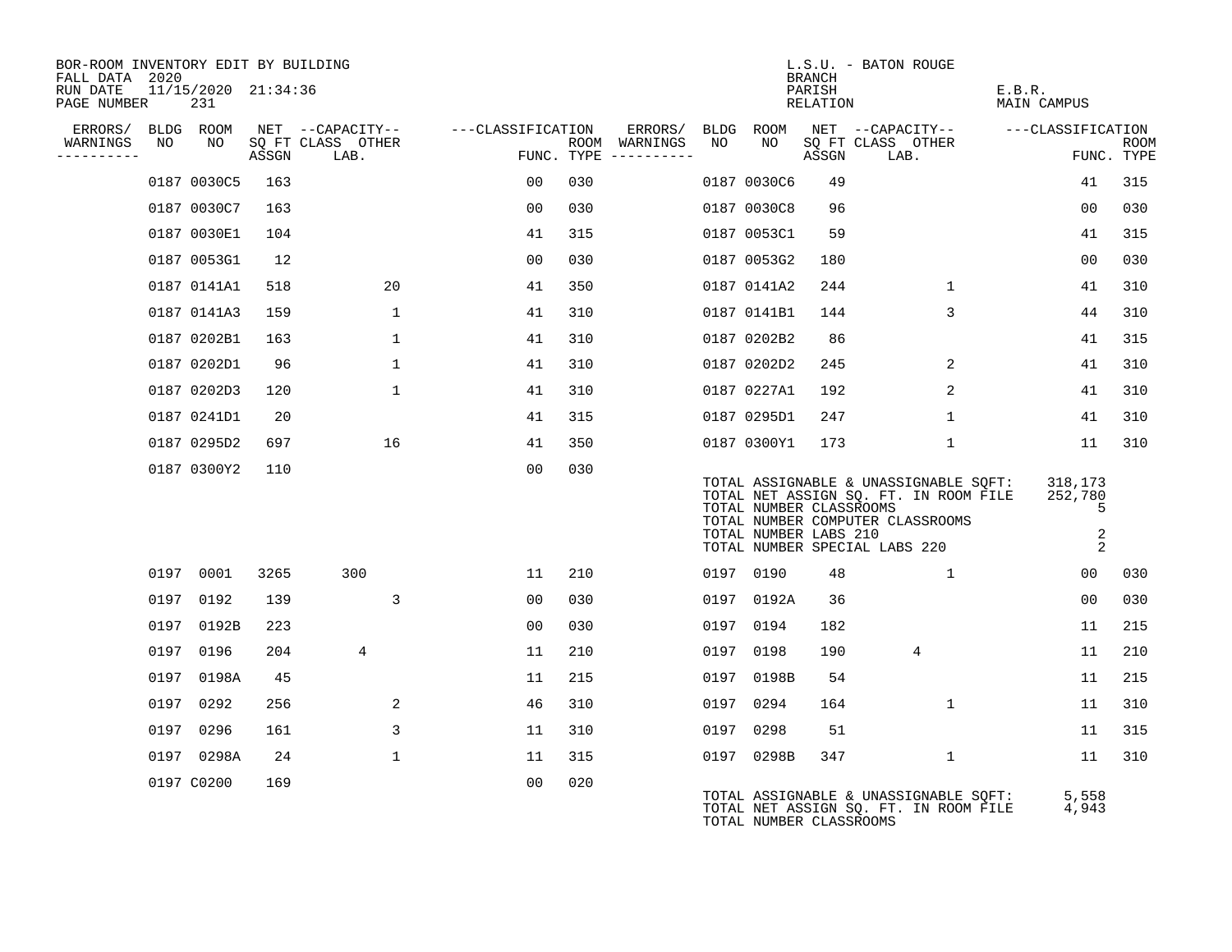BOR-ROOM INVENTORY EDIT BY BUILDING
FALL DATA 2020
RUN DATE 11/15/2020 21:34:36
PAGE NUMBER 231

L.S.U. - BATON ROUGE
BRANCH
PARISH E.B.R.
RELATION MAIN CAMPUS

| ERRORS/ WARNINGS | BLDG NO | ROOM NO | NET SQ FT ASSGN | CAPACITY CLASS LAB. | CAPACITY OTHER | CLASSIFICATION FUNC. | ROOM TYPE | ERRORS/ WARNINGS | BLDG NO | ROOM NO | NET SQ FT ASSGN | CAPACITY CLASS LAB. | CAPACITY OTHER | CLASSIFICATION FUNC. | ROOM TYPE |
|---|---|---|---|---|---|---|---|---|---|---|---|---|---|---|---|
| | 0187 | 0030C5 | 163 | | | 00 | 030 | | 0187 | 0030C6 | 49 | | | 41 | 315 |
| | 0187 | 0030C7 | 163 | | | 00 | 030 | | 0187 | 0030C8 | 96 | | | 00 | 030 |
| | 0187 | 0030E1 | 104 | | | 41 | 315 | | 0187 | 0053C1 | 59 | | | 41 | 315 |
| | 0187 | 0053G1 | 12 | | | 00 | 030 | | 0187 | 0053G2 | 180 | | | 00 | 030 |
| | 0187 | 0141A1 | 518 | | 20 | 41 | 350 | | 0187 | 0141A2 | 244 | | 1 | 41 | 310 |
| | 0187 | 0141A3 | 159 | | 1 | 41 | 310 | | 0187 | 0141B1 | 144 | | 3 | 44 | 310 |
| | 0187 | 0202B1 | 163 | | 1 | 41 | 310 | | 0187 | 0202B2 | 86 | | | 41 | 315 |
| | 0187 | 0202D1 | 96 | | 1 | 41 | 310 | | 0187 | 0202D2 | 245 | | 2 | 41 | 310 |
| | 0187 | 0202D3 | 120 | | 1 | 41 | 310 | | 0187 | 0227A1 | 192 | | 2 | 41 | 310 |
| | 0187 | 0241D1 | 20 | | | 41 | 315 | | 0187 | 0295D1 | 247 | | 1 | 41 | 310 |
| | 0187 | 0295D2 | 697 | | 16 | 41 | 350 | | 0187 | 0300Y1 | 173 | | 1 | 11 | 310 |
| | 0187 | 0300Y2 | 110 | | | 00 | 030 | | | | | | | | |

TOTAL ASSIGNABLE & UNASSIGNABLE SQFT: 318,173
TOTAL NET ASSIGN SQ. FT. IN ROOM FILE 252,780
TOTAL NUMBER CLASSROOMS 5
TOTAL NUMBER COMPUTER CLASSROOMS
TOTAL NUMBER LABS 210 2
TOTAL NUMBER SPECIAL LABS 220 2

| ERRORS/ WARNINGS | BLDG NO | ROOM NO | NET SQ FT ASSGN | CAPACITY CLASS LAB. | CAPACITY OTHER | CLASSIFICATION FUNC. | ROOM TYPE | ERRORS/ WARNINGS | BLDG NO | ROOM NO | NET SQ FT ASSGN | CAPACITY CLASS LAB. | CAPACITY OTHER | CLASSIFICATION FUNC. | ROOM TYPE |
|---|---|---|---|---|---|---|---|---|---|---|---|---|---|---|---|
| | 0197 | 0001 | 3265 | 300 | | 11 | 210 | | 0197 | 0190 | 48 | | 1 | 00 | 030 |
| | 0197 | 0192 | 139 | | 3 | 00 | 030 | | 0197 | 0192A | 36 | | | 00 | 030 |
| | 0197 | 0192B | 223 | | | 00 | 030 | | 0197 | 0194 | 182 | | | 11 | 215 |
| | 0197 | 0196 | 204 | 4 | | 11 | 210 | | 0197 | 0198 | 190 | 4 | | 11 | 210 |
| | 0197 | 0198A | 45 | | | 11 | 215 | | 0197 | 0198B | 54 | | | 11 | 215 |
| | 0197 | 0292 | 256 | | 2 | 46 | 310 | | 0197 | 0294 | 164 | | 1 | 11 | 310 |
| | 0197 | 0296 | 161 | | 3 | 11 | 310 | | 0197 | 0298 | 51 | | | 11 | 315 |
| | 0197 | 0298A | 24 | | 1 | 11 | 315 | | 0197 | 0298B | 347 | | 1 | 11 | 310 |
| | 0197 | C0200 | 169 | | | 00 | 020 | | | | | | | | |

TOTAL ASSIGNABLE & UNASSIGNABLE SQFT: 5,558
TOTAL NET ASSIGN SQ. FT. IN ROOM FILE 4,943
TOTAL NUMBER CLASSROOMS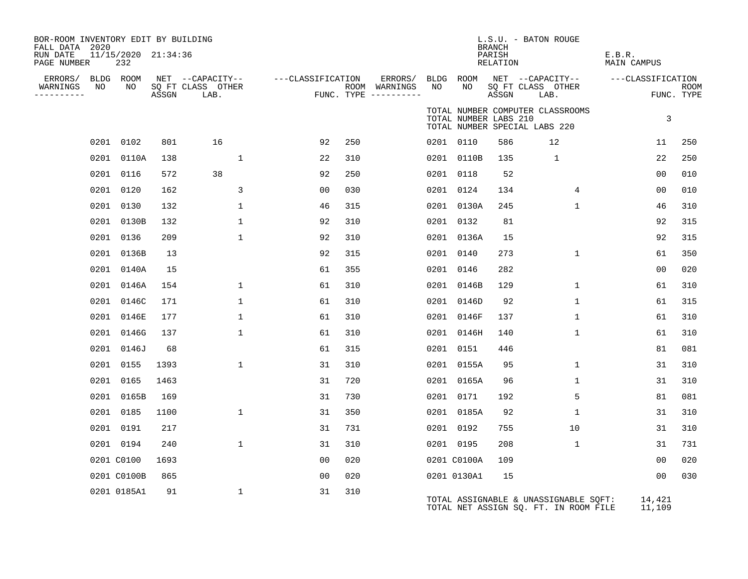BOR-ROOM INVENTORY EDIT BY BUILDING
FALL DATA 2020
RUN DATE 11/15/2020 21:34:36
PAGE NUMBER 232

L.S.U. - BATON ROUGE
BRANCH
PARISH E.B.R.
RELATION MAIN CAMPUS

TOTAL NUMBER COMPUTER CLASSROOMS
TOTAL NUMBER LABS 210 3
TOTAL NUMBER SPECIAL LABS 220

| ERRORS/ WARNINGS | BLDG NO | ROOM NO | NET SQ FT ASSGN | CAPACITY CLASS LAB. | CAPACITY OTHER | CLASSIFICATION FUNC. | ROOM TYPE | ERRORS/ WARNINGS | BLDG NO | ROOM NO | NET SQ FT ASSGN | CAPACITY CLASS LAB. | CAPACITY OTHER | CLASSIFICATION FUNC. | ROOM TYPE |
|---|---|---|---|---|---|---|---|---|---|---|---|---|---|---|---|
| | 0201 | 0102 | 801 | 16 | | 92 | 250 | | 0201 | 0110 | 586 | 12 | | 11 | 250 |
| | 0201 | 0110A | 138 | | 1 | 22 | 310 | | 0201 | 0110B | 135 | 1 | | 22 | 250 |
| | 0201 | 0116 | 572 | 38 | | 92 | 250 | | 0201 | 0118 | 52 | | | 00 | 010 |
| | 0201 | 0120 | 162 | | 3 | 00 | 030 | | 0201 | 0124 | 134 | | 4 | 00 | 010 |
| | 0201 | 0130 | 132 | | 1 | 46 | 315 | | 0201 | 0130A | 245 | | 1 | 46 | 310 |
| | 0201 | 0130B | 132 | | 1 | 92 | 310 | | 0201 | 0132 | 81 | | | 92 | 315 |
| | 0201 | 0136 | 209 | | 1 | 92 | 310 | | 0201 | 0136A | 15 | | | 92 | 315 |
| | 0201 | 0136B | 13 | | | 92 | 315 | | 0201 | 0140 | 273 | | 1 | 61 | 350 |
| | 0201 | 0140A | 15 | | | 61 | 355 | | 0201 | 0146 | 282 | | | 00 | 020 |
| | 0201 | 0146A | 154 | | 1 | 61 | 310 | | 0201 | 0146B | 129 | | 1 | 61 | 310 |
| | 0201 | 0146C | 171 | | 1 | 61 | 310 | | 0201 | 0146D | 92 | | 1 | 61 | 315 |
| | 0201 | 0146E | 177 | | 1 | 61 | 310 | | 0201 | 0146F | 137 | | 1 | 61 | 310 |
| | 0201 | 0146G | 137 | | 1 | 61 | 310 | | 0201 | 0146H | 140 | | 1 | 61 | 310 |
| | 0201 | 0146J | 68 | | | 61 | 315 | | 0201 | 0151 | 446 | | | 81 | 081 |
| | 0201 | 0155 | 1393 | | 1 | 31 | 310 | | 0201 | 0155A | 95 | | 1 | 31 | 310 |
| | 0201 | 0165 | 1463 | | | 31 | 720 | | 0201 | 0165A | 96 | | 1 | 31 | 310 |
| | 0201 | 0165B | 169 | | | 31 | 730 | | 0201 | 0171 | 192 | | 5 | 81 | 081 |
| | 0201 | 0185 | 1100 | | 1 | 31 | 350 | | 0201 | 0185A | 92 | | 1 | 31 | 310 |
| | 0201 | 0191 | 217 | | | 31 | 731 | | 0201 | 0192 | 755 | | 10 | 31 | 310 |
| | 0201 | 0194 | 240 | | 1 | 31 | 310 | | 0201 | 0195 | 208 | | 1 | 31 | 731 |
| | 0201 | C0100 | 1693 | | | 00 | 020 | | 0201 | C0100A | 109 | | | 00 | 020 |
| | 0201 | C0100B | 865 | | | 00 | 020 | | 0201 | 0130A1 | 15 | | | 00 | 030 |
| | 0201 | 0185A1 | 91 | | 1 | 31 | 310 | | | | | | | | |

TOTAL ASSIGNABLE & UNASSIGNABLE SQFT: 14,421
TOTAL NET ASSIGN SQ. FT. IN ROOM FILE 11,109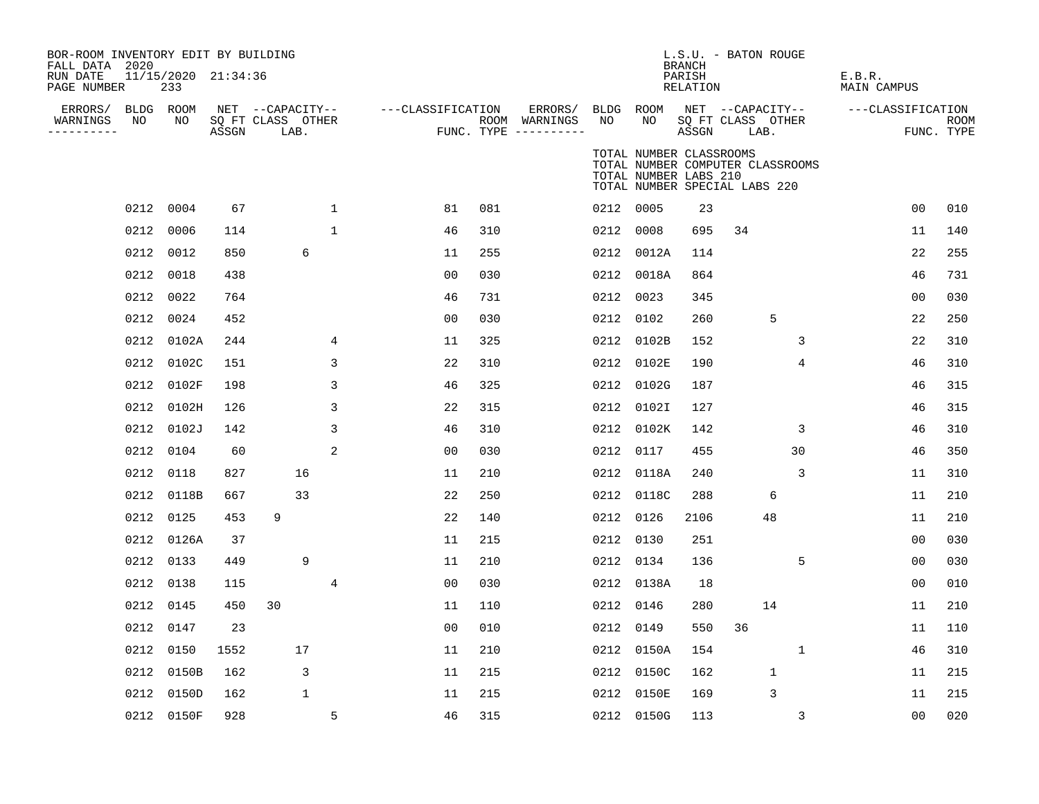BOR-ROOM INVENTORY EDIT BY BUILDING
FALL DATA 2020
RUN DATE 11/15/2020 21:34:36
PAGE NUMBER 233

L.S.U. - BATON ROUGE
BRANCH
PARISH E.B.R.
RELATION MAIN CAMPUS

TOTAL NUMBER CLASSROOMS
TOTAL NUMBER COMPUTER CLASSROOMS
TOTAL NUMBER LABS 210
TOTAL NUMBER SPECIAL LABS 220

| ERRORS/ WARNINGS | BLDG NO | ROOM NO | NET SQ FT ASSGN | CAPACITY CLASS | CAPACITY LAB. | CAPACITY OTHER | CLASSIFICATION FUNC. | ROOM TYPE | ERRORS/ WARNINGS | BLDG NO | ROOM NO | NET SQ FT ASSGN | CAPACITY CLASS | CAPACITY LAB. | CAPACITY OTHER | CLASSIFICATION FUNC. | ROOM TYPE |
|---|---|---|---|---|---|---|---|---|---|---|---|---|---|---|---|---|---|
| | 0212 | 0004 | 67 | | | 1 | 81 | 081 | | 0212 | 0005 | 23 | | | | 00 | 010 |
| | 0212 | 0006 | 114 | | | 1 | 46 | 310 | | 0212 | 0008 | 695 | 34 | | | 11 | 140 |
| | 0212 | 0012 | 850 | | 6 | | 11 | 255 | | 0212 | 0012A | 114 | | | | 22 | 255 |
| | 0212 | 0018 | 438 | | | | 00 | 030 | | 0212 | 0018A | 864 | | | | 46 | 731 |
| | 0212 | 0022 | 764 | | | | 46 | 731 | | 0212 | 0023 | 345 | | | | 00 | 030 |
| | 0212 | 0024 | 452 | | | | 00 | 030 | | 0212 | 0102 | 260 | | 5 | | 22 | 250 |
| | 0212 | 0102A | 244 | | | 4 | 11 | 325 | | 0212 | 0102B | 152 | | | 3 | 22 | 310 |
| | 0212 | 0102C | 151 | | | 3 | 22 | 310 | | 0212 | 0102E | 190 | | | 4 | 46 | 310 |
| | 0212 | 0102F | 198 | | | 3 | 46 | 325 | | 0212 | 0102G | 187 | | | | 46 | 315 |
| | 0212 | 0102H | 126 | | | 3 | 22 | 315 | | 0212 | 0102I | 127 | | | | 46 | 315 |
| | 0212 | 0102J | 142 | | | 3 | 46 | 310 | | 0212 | 0102K | 142 | | | 3 | 46 | 310 |
| | 0212 | 0104 | 60 | | | 2 | 00 | 030 | | 0212 | 0117 | 455 | | | 30 | 46 | 350 |
| | 0212 | 0118 | 827 | | 16 | | 11 | 210 | | 0212 | 0118A | 240 | | | 3 | 11 | 310 |
| | 0212 | 0118B | 667 | | 33 | | 22 | 250 | | 0212 | 0118C | 288 | | 6 | | 11 | 210 |
| | 0212 | 0125 | 453 | 9 | | | 22 | 140 | | 0212 | 0126 | 2106 | | 48 | | 11 | 210 |
| | 0212 | 0126A | 37 | | | | 11 | 215 | | 0212 | 0130 | 251 | | | | 00 | 030 |
| | 0212 | 0133 | 449 | | 9 | | 11 | 210 | | 0212 | 0134 | 136 | | | 5 | 00 | 030 |
| | 0212 | 0138 | 115 | | | 4 | 00 | 030 | | 0212 | 0138A | 18 | | | | 00 | 010 |
| | 0212 | 0145 | 450 | 30 | | | 11 | 110 | | 0212 | 0146 | 280 | | 14 | | 11 | 210 |
| | 0212 | 0147 | 23 | | | | 00 | 010 | | 0212 | 0149 | 550 | 36 | | | 11 | 110 |
| | 0212 | 0150 | 1552 | | 17 | | 11 | 210 | | 0212 | 0150A | 154 | | | 1 | 46 | 310 |
| | 0212 | 0150B | 162 | | 3 | | 11 | 215 | | 0212 | 0150C | 162 | | 1 | | 11 | 215 |
| | 0212 | 0150D | 162 | | 1 | | 11 | 215 | | 0212 | 0150E | 169 | | 3 | | 11 | 215 |
| | 0212 | 0150F | 928 | | | 5 | 46 | 315 | | 0212 | 0150G | 113 | | | 3 | 00 | 020 |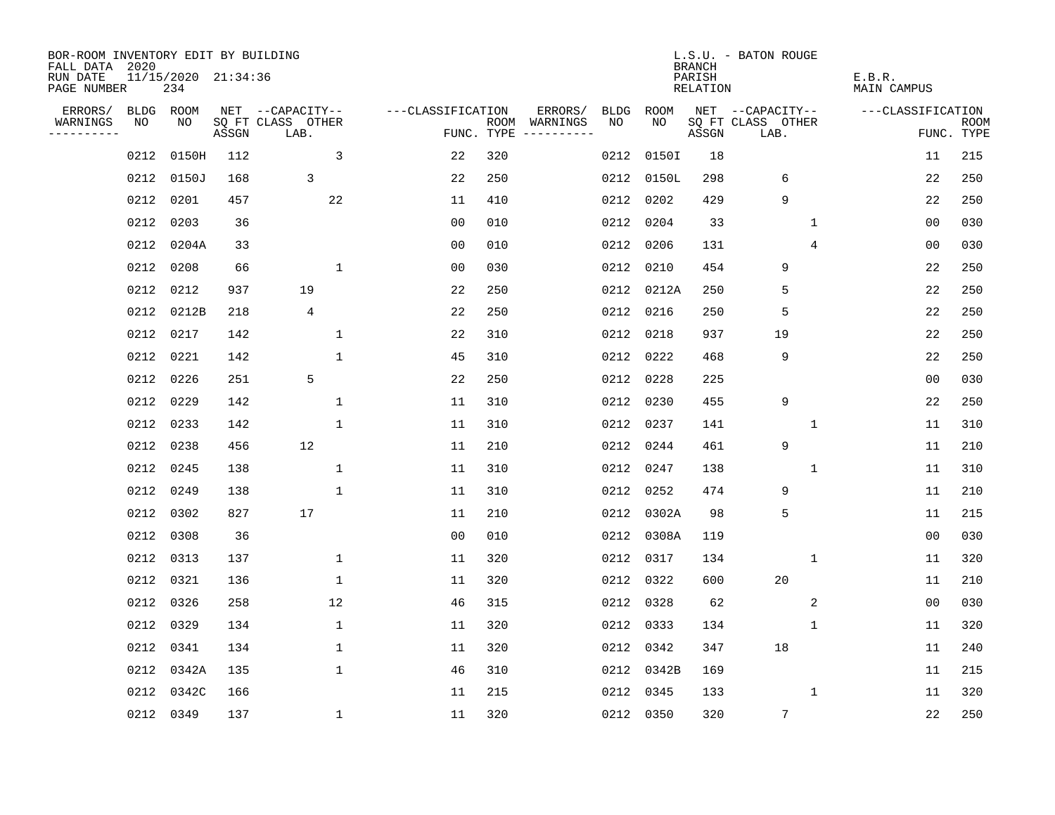BOR-ROOM INVENTORY EDIT BY BUILDING
FALL DATA 2020
RUN DATE 11/15/2020 21:34:36
PAGE NUMBER 234

L.S.U. - BATON ROUGE
BRANCH
PARISH E.B.R.
RELATION MAIN CAMPUS

| ERRORS/ WARNINGS | BLDG NO | ROOM NO | NET SQ FT ASSGN | CAPACITY CLASS LAB. | CAPACITY OTHER | CLASSIFICATION FUNC. | ROOM TYPE | ERRORS/ WARNINGS | BLDG NO | ROOM NO | NET SQ FT ASSGN | CAPACITY CLASS LAB. | CAPACITY OTHER | CLASSIFICATION FUNC. | ROOM TYPE |
|---|---|---|---|---|---|---|---|---|---|---|---|---|---|---|---|
| | 0212 | 0150H | 112 | | 3 | 22 | 320 | | 0212 | 0150I | 18 | | | 11 | 215 |
| | 0212 | 0150J | 168 | 3 | | 22 | 250 | | 0212 | 0150L | 298 | 6 | | 22 | 250 |
| | 0212 | 0201 | 457 | | 22 | 11 | 410 | | 0212 | 0202 | 429 | 9 | | 22 | 250 |
| | 0212 | 0203 | 36 | | | 00 | 010 | | 0212 | 0204 | 33 | | 1 | 00 | 030 |
| | 0212 | 0204A | 33 | | | 00 | 010 | | 0212 | 0206 | 131 | | 4 | 00 | 030 |
| | 0212 | 0208 | 66 | | 1 | 00 | 030 | | 0212 | 0210 | 454 | 9 | | 22 | 250 |
| | 0212 | 0212 | 937 | 19 | | 22 | 250 | | 0212 | 0212A | 250 | 5 | | 22 | 250 |
| | 0212 | 0212B | 218 | 4 | | 22 | 250 | | 0212 | 0216 | 250 | 5 | | 22 | 250 |
| | 0212 | 0217 | 142 | | 1 | 22 | 310 | | 0212 | 0218 | 937 | 19 | | 22 | 250 |
| | 0212 | 0221 | 142 | | 1 | 45 | 310 | | 0212 | 0222 | 468 | 9 | | 22 | 250 |
| | 0212 | 0226 | 251 | 5 | | 22 | 250 | | 0212 | 0228 | 225 | | | 00 | 030 |
| | 0212 | 0229 | 142 | | 1 | 11 | 310 | | 0212 | 0230 | 455 | 9 | | 22 | 250 |
| | 0212 | 0233 | 142 | | 1 | 11 | 310 | | 0212 | 0237 | 141 | | 1 | 11 | 310 |
| | 0212 | 0238 | 456 | 12 | | 11 | 210 | | 0212 | 0244 | 461 | 9 | | 11 | 210 |
| | 0212 | 0245 | 138 | | 1 | 11 | 310 | | 0212 | 0247 | 138 | | 1 | 11 | 310 |
| | 0212 | 0249 | 138 | | 1 | 11 | 310 | | 0212 | 0252 | 474 | 9 | | 11 | 210 |
| | 0212 | 0302 | 827 | 17 | | 11 | 210 | | 0212 | 0302A | 98 | 5 | | 11 | 215 |
| | 0212 | 0308 | 36 | | | 00 | 010 | | 0212 | 0308A | 119 | | | 00 | 030 |
| | 0212 | 0313 | 137 | | 1 | 11 | 320 | | 0212 | 0317 | 134 | | 1 | 11 | 320 |
| | 0212 | 0321 | 136 | | 1 | 11 | 320 | | 0212 | 0322 | 600 | 20 | | 11 | 210 |
| | 0212 | 0326 | 258 | | 12 | 46 | 315 | | 0212 | 0328 | 62 | | 2 | 00 | 030 |
| | 0212 | 0329 | 134 | | 1 | 11 | 320 | | 0212 | 0333 | 134 | | 1 | 11 | 320 |
| | 0212 | 0341 | 134 | | 1 | 11 | 320 | | 0212 | 0342 | 347 | 18 | | 11 | 240 |
| | 0212 | 0342A | 135 | | 1 | 46 | 310 | | 0212 | 0342B | 169 | | | 11 | 215 |
| | 0212 | 0342C | 166 | | | 11 | 215 | | 0212 | 0345 | 133 | | 1 | 11 | 320 |
| | 0212 | 0349 | 137 | | 1 | 11 | 320 | | 0212 | 0350 | 320 | 7 | | 22 | 250 |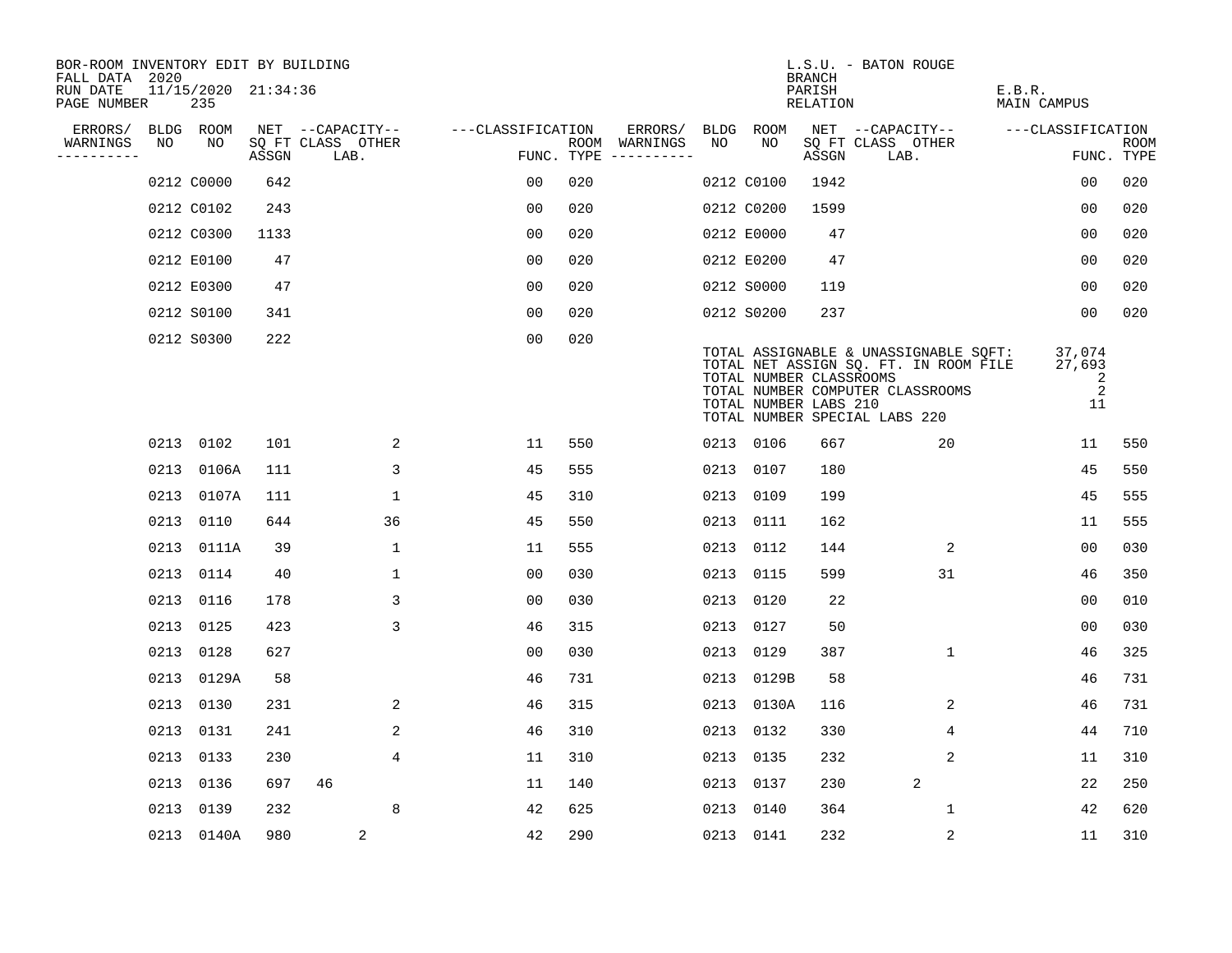BOR-ROOM INVENTORY EDIT BY BUILDING
FALL DATA 2020
RUN DATE 11/15/2020 21:34:36
PAGE NUMBER 235

L.S.U. - BATON ROUGE
BRANCH
PARISH E.B.R.
RELATION MAIN CAMPUS

| ERRORS/ WARNINGS | BLDG NO | ROOM NO | NET SQ FT ASSGN | CAPACITY CLASS LAB. | CAPACITY OTHER | CLASSIFICATION FUNC. | ROOM TYPE | ERRORS/ WARNINGS | BLDG NO | ROOM NO | NET SQ FT ASSGN | CAPACITY CLASS LAB. | CAPACITY OTHER | CLASSIFICATION FUNC. | ROOM TYPE |
|---|---|---|---|---|---|---|---|---|---|---|---|---|---|---|---|
| | 0212 | C0000 | 642 | | | 00 | 020 | | 0212 | C0100 | 1942 | | | 00 | 020 |
| | 0212 | C0102 | 243 | | | 00 | 020 | | 0212 | C0200 | 1599 | | | 00 | 020 |
| | 0212 | C0300 | 1133 | | | 00 | 020 | | 0212 | E0000 | 47 | | | 00 | 020 |
| | 0212 | E0100 | 47 | | | 00 | 020 | | 0212 | E0200 | 47 | | | 00 | 020 |
| | 0212 | E0300 | 47 | | | 00 | 020 | | 0212 | S0000 | 119 | | | 00 | 020 |
| | 0212 | S0100 | 341 | | | 00 | 020 | | 0212 | S0200 | 237 | | | 00 | 020 |
| | 0212 | S0300 | 222 | | | 00 | 020 | | | | | | | | |

TOTAL ASSIGNABLE & UNASSIGNABLE SQFT: 37,074
TOTAL NET ASSIGN SQ. FT. IN ROOM FILE 27,693
TOTAL NUMBER CLASSROOMS 2
TOTAL NUMBER COMPUTER CLASSROOMS 2
TOTAL NUMBER LABS 210 11
TOTAL NUMBER SPECIAL LABS 220

| ERRORS/ WARNINGS | BLDG NO | ROOM NO | NET SQ FT ASSGN | CAPACITY CLASS LAB. | CAPACITY OTHER | CLASSIFICATION FUNC. | ROOM TYPE | ERRORS/ WARNINGS | BLDG NO | ROOM NO | NET SQ FT ASSGN | CAPACITY CLASS LAB. | CAPACITY OTHER | CLASSIFICATION FUNC. | ROOM TYPE |
|---|---|---|---|---|---|---|---|---|---|---|---|---|---|---|---|
| | 0213 | 0102 | 101 | | 2 | 11 | 550 | | 0213 | 0106 | 667 | | 20 | 11 | 550 |
| | 0213 | 0106A | 111 | | 3 | 45 | 555 | | 0213 | 0107 | 180 | | | 45 | 550 |
| | 0213 | 0107A | 111 | | 1 | 45 | 310 | | 0213 | 0109 | 199 | | | 45 | 555 |
| | 0213 | 0110 | 644 | | 36 | 45 | 550 | | 0213 | 0111 | 162 | | | 11 | 555 |
| | 0213 | 0111A | 39 | | 1 | 11 | 555 | | 0213 | 0112 | 144 | | 2 | 00 | 030 |
| | 0213 | 0114 | 40 | | 1 | 00 | 030 | | 0213 | 0115 | 599 | | 31 | 46 | 350 |
| | 0213 | 0116 | 178 | | 3 | 00 | 030 | | 0213 | 0120 | 22 | | | 00 | 010 |
| | 0213 | 0125 | 423 | | 3 | 46 | 315 | | 0213 | 0127 | 50 | | | 00 | 030 |
| | 0213 | 0128 | 627 | | | 00 | 030 | | 0213 | 0129 | 387 | | 1 | 46 | 325 |
| | 0213 | 0129A | 58 | | | 46 | 731 | | 0213 | 0129B | 58 | | | 46 | 731 |
| | 0213 | 0130 | 231 | | 2 | 46 | 315 | | 0213 | 0130A | 116 | | 2 | 46 | 731 |
| | 0213 | 0131 | 241 | | 2 | 46 | 310 | | 0213 | 0132 | 330 | | 4 | 44 | 710 |
| | 0213 | 0133 | 230 | | 4 | 11 | 310 | | 0213 | 0135 | 232 | | 2 | 11 | 310 |
| | 0213 | 0136 | 697 | 46 | | 11 | 140 | | 0213 | 0137 | 230 | 2 | | 22 | 250 |
| | 0213 | 0139 | 232 | | 8 | 42 | 625 | | 0213 | 0140 | 364 | | 1 | 42 | 620 |
| | 0213 | 0140A | 980 | 2 | | 42 | 290 | | 0213 | 0141 | 232 | | 2 | 11 | 310 |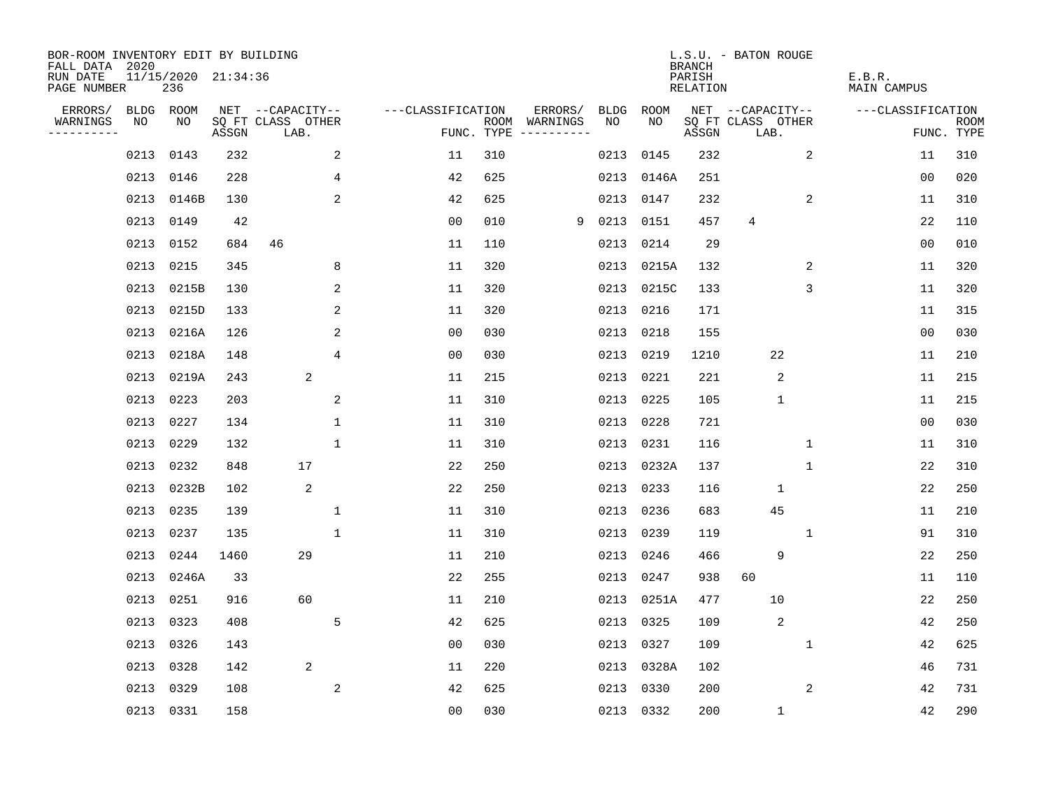BOR-ROOM INVENTORY EDIT BY BUILDING
FALL DATA 2020
RUN DATE 11/15/2020 21:34:36
PAGE NUMBER 236

L.S.U. - BATON ROUGE
BRANCH
PARISH E.B.R.
RELATION MAIN CAMPUS

| ERRORS/ WARNINGS | BLDG NO | ROOM NO | NET SQ FT ASSGN | CAPACITY CLASS LAB. | CAPACITY OTHER | CLASSIFICATION FUNC. | ROOM TYPE | ERRORS/ WARNINGS | BLDG NO | ROOM NO | NET SQ FT ASSGN | CAPACITY CLASS LAB. | CAPACITY OTHER | CLASSIFICATION FUNC. | ROOM TYPE |
|---|---|---|---|---|---|---|---|---|---|---|---|---|---|---|---|
| | 0213 | 0143 | 232 | | 2 | 11 | 310 | | 0213 | 0145 | 232 | | 2 | 11 | 310 |
| | 0213 | 0146 | 228 | | 4 | 42 | 625 | | 0213 | 0146A | 251 | | | 00 | 020 |
| | 0213 | 0146B | 130 | | 2 | 42 | 625 | | 0213 | 0147 | 232 | | 2 | 11 | 310 |
| | 0213 | 0149 | 42 | | | 00 | 010 | 9 | 0213 | 0151 | 457 | 4 | | 22 | 110 |
| | 0213 | 0152 | 684 | 46 | | 11 | 110 | | 0213 | 0214 | 29 | | | 00 | 010 |
| | 0213 | 0215 | 345 | | 8 | 11 | 320 | | 0213 | 0215A | 132 | | 2 | 11 | 320 |
| | 0213 | 0215B | 130 | | 2 | 11 | 320 | | 0213 | 0215C | 133 | | 3 | 11 | 320 |
| | 0213 | 0215D | 133 | | 2 | 11 | 320 | | 0213 | 0216 | 171 | | | 11 | 315 |
| | 0213 | 0216A | 126 | | 2 | 00 | 030 | | 0213 | 0218 | 155 | | | 00 | 030 |
| | 0213 | 0218A | 148 | | 4 | 00 | 030 | | 0213 | 0219 | 1210 | 22 | | 11 | 210 |
| | 0213 | 0219A | 243 | 2 | | 11 | 215 | | 0213 | 0221 | 221 | 2 | | 11 | 215 |
| | 0213 | 0223 | 203 | | 2 | 11 | 310 | | 0213 | 0225 | 105 | 1 | | 11 | 215 |
| | 0213 | 0227 | 134 | | 1 | 11 | 310 | | 0213 | 0228 | 721 | | | 00 | 030 |
| | 0213 | 0229 | 132 | | 1 | 11 | 310 | | 0213 | 0231 | 116 | | 1 | 11 | 310 |
| | 0213 | 0232 | 848 | 17 | | 22 | 250 | | 0213 | 0232A | 137 | | 1 | 22 | 310 |
| | 0213 | 0232B | 102 | 2 | | 22 | 250 | | 0213 | 0233 | 116 | 1 | | 22 | 250 |
| | 0213 | 0235 | 139 | | 1 | 11 | 310 | | 0213 | 0236 | 683 | 45 | | 11 | 210 |
| | 0213 | 0237 | 135 | | 1 | 11 | 310 | | 0213 | 0239 | 119 | | 1 | 91 | 310 |
| | 0213 | 0244 | 1460 | 29 | | 11 | 210 | | 0213 | 0246 | 466 | 9 | | 22 | 250 |
| | 0213 | 0246A | 33 | | | 22 | 255 | | 0213 | 0247 | 938 | 60 | | 11 | 110 |
| | 0213 | 0251 | 916 | 60 | | 11 | 210 | | 0213 | 0251A | 477 | 10 | | 22 | 250 |
| | 0213 | 0323 | 408 | | 5 | 42 | 625 | | 0213 | 0325 | 109 | 2 | | 42 | 250 |
| | 0213 | 0326 | 143 | | | 00 | 030 | | 0213 | 0327 | 109 | | 1 | 42 | 625 |
| | 0213 | 0328 | 142 | 2 | | 11 | 220 | | 0213 | 0328A | 102 | | | 46 | 731 |
| | 0213 | 0329 | 108 | | 2 | 42 | 625 | | 0213 | 0330 | 200 | | 2 | 42 | 731 |
| | 0213 | 0331 | 158 | | | 00 | 030 | | 0213 | 0332 | 200 | 1 | | 42 | 290 |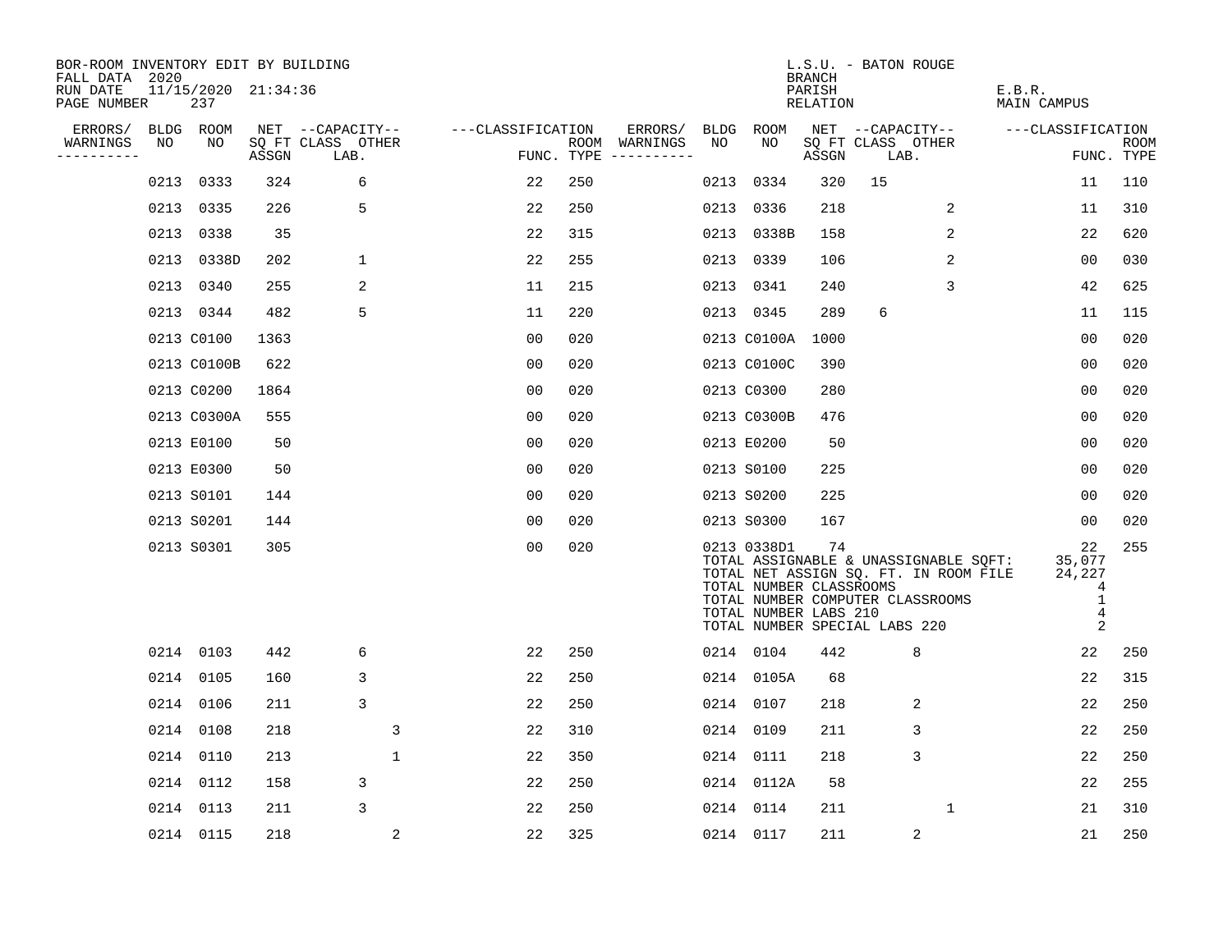BOR-ROOM INVENTORY EDIT BY BUILDING
FALL DATA 2020
RUN DATE 11/15/2020 21:34:36
PAGE NUMBER 237

L.S.U. - BATON ROUGE
BRANCH
PARISH E.B.R.
RELATION MAIN CAMPUS

| ERRORS/ WARNINGS | BLDG NO | ROOM NO | NET SQ FT ASSGN | CAPACITY CLASS LAB. | CAPACITY OTHER | CLASSIFICATION FUNC. | ROOM TYPE | ERRORS/ WARNINGS | BLDG NO | ROOM NO | NET SQ FT ASSGN | CAPACITY CLASS LAB. | CAPACITY OTHER | CLASSIFICATION FUNC. | ROOM TYPE |
|---|---|---|---|---|---|---|---|---|---|---|---|---|---|---|---|
| | 0213 | 0333 | 324 | 6 | | 22 | 250 | | 0213 | 0334 | 320 | 15 | | 11 | 110 |
| | 0213 | 0335 | 226 | 5 | | 22 | 250 | | 0213 | 0336 | 218 | | 2 | 11 | 310 |
| | 0213 | 0338 | 35 | | | 22 | 315 | | 0213 | 0338B | 158 | | 2 | 22 | 620 |
| | 0213 | 0338D | 202 | 1 | | 22 | 255 | | 0213 | 0339 | 106 | | 2 | 00 | 030 |
| | 0213 | 0340 | 255 | 2 | | 11 | 215 | | 0213 | 0341 | 240 | | 3 | 42 | 625 |
| | 0213 | 0344 | 482 | 5 | | 11 | 220 | | 0213 | 0345 | 289 | 6 | | 11 | 115 |
| | 0213 | C0100 | 1363 | | | 00 | 020 | | 0213 | C0100A | 1000 | | | 00 | 020 |
| | 0213 | C0100B | 622 | | | 00 | 020 | | 0213 | C0100C | 390 | | | 00 | 020 |
| | 0213 | C0200 | 1864 | | | 00 | 020 | | 0213 | C0300 | 280 | | | 00 | 020 |
| | 0213 | C0300A | 555 | | | 00 | 020 | | 0213 | C0300B | 476 | | | 00 | 020 |
| | 0213 | E0100 | 50 | | | 00 | 020 | | 0213 | E0200 | 50 | | | 00 | 020 |
| | 0213 | E0300 | 50 | | | 00 | 020 | | 0213 | S0100 | 225 | | | 00 | 020 |
| | 0213 | S0101 | 144 | | | 00 | 020 | | 0213 | S0200 | 225 | | | 00 | 020 |
| | 0213 | S0201 | 144 | | | 00 | 020 | | 0213 | S0300 | 167 | | | 00 | 020 |
| | 0213 | S0301 | 305 | | | 00 | 020 | | 0213 | 0338D1 | 74 | | | 22 | 255 |

TOTAL ASSIGNABLE & UNASSIGNABLE SQFT: 35,077
TOTAL NET ASSIGN SQ. FT. IN ROOM FILE 24,227
TOTAL NUMBER CLASSROOMS 4
TOTAL NUMBER COMPUTER CLASSROOMS 1
TOTAL NUMBER LABS 210 4
TOTAL NUMBER SPECIAL LABS 220 2

| ERRORS/ WARNINGS | BLDG NO | ROOM NO | NET SQ FT ASSGN | CAPACITY CLASS LAB. | CAPACITY OTHER | CLASSIFICATION FUNC. | ROOM TYPE | ERRORS/ WARNINGS | BLDG NO | ROOM NO | NET SQ FT ASSGN | CAPACITY CLASS LAB. | CAPACITY OTHER | CLASSIFICATION FUNC. | ROOM TYPE |
|---|---|---|---|---|---|---|---|---|---|---|---|---|---|---|---|
| | 0214 | 0103 | 442 | 6 | | 22 | 250 | | 0214 | 0104 | 442 | 8 | | 22 | 250 |
| | 0214 | 0105 | 160 | 3 | | 22 | 250 | | 0214 | 0105A | 68 | | | 22 | 315 |
| | 0214 | 0106 | 211 | 3 | | 22 | 250 | | 0214 | 0107 | 218 | 2 | | 22 | 250 |
| | 0214 | 0108 | 218 | | 3 | 22 | 310 | | 0214 | 0109 | 211 | 3 | | 22 | 250 |
| | 0214 | 0110 | 213 | | 1 | 22 | 350 | | 0214 | 0111 | 218 | 3 | | 22 | 250 |
| | 0214 | 0112 | 158 | 3 | | 22 | 250 | | 0214 | 0112A | 58 | | | 22 | 255 |
| | 0214 | 0113 | 211 | 3 | | 22 | 250 | | 0214 | 0114 | 211 | | 1 | 21 | 310 |
| | 0214 | 0115 | 218 | | 2 | 22 | 325 | | 0214 | 0117 | 211 | 2 | | 21 | 250 |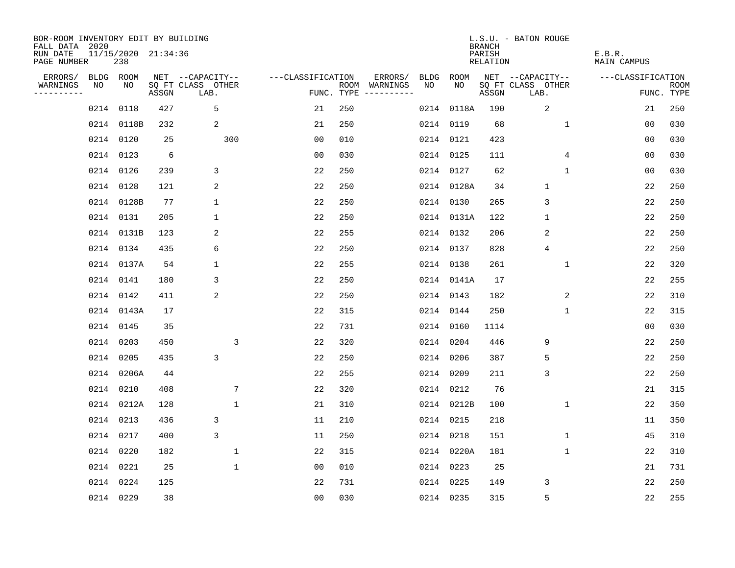BOR-ROOM INVENTORY EDIT BY BUILDING
FALL DATA 2020
RUN DATE 11/15/2020 21:34:36
PAGE NUMBER 238

L.S.U. - BATON ROUGE
BRANCH
PARISH E.B.R.
RELATION MAIN CAMPUS

| ERRORS/ WARNINGS | BLDG NO | ROOM NO | NET SQ FT ASSGN | CAPACITY CLASS LAB. | CAPACITY OTHER | CLASSIFICATION FUNC. | ROOM TYPE | ERRORS/ WARNINGS | BLDG NO | ROOM NO | NET SQ FT ASSGN | CAPACITY CLASS LAB. | CAPACITY OTHER | CLASSIFICATION FUNC. | ROOM TYPE |
|---|---|---|---|---|---|---|---|---|---|---|---|---|---|---|---|
| | 0214 | 0118 | 427 | 5 | | 21 | 250 | | 0214 | 0118A | 190 | 2 | | 21 | 250 |
| | 0214 | 0118B | 232 | 2 | | 21 | 250 | | 0214 | 0119 | 68 | | 1 | 00 | 030 |
| | 0214 | 0120 | 25 | | 300 | 00 | 010 | | 0214 | 0121 | 423 | | | 00 | 030 |
| | 0214 | 0123 | 6 | | | 00 | 030 | | 0214 | 0125 | 111 | | 4 | 00 | 030 |
| | 0214 | 0126 | 239 | 3 | | 22 | 250 | | 0214 | 0127 | 62 | | 1 | 00 | 030 |
| | 0214 | 0128 | 121 | 2 | | 22 | 250 | | 0214 | 0128A | 34 | 1 | | 22 | 250 |
| | 0214 | 0128B | 77 | 1 | | 22 | 250 | | 0214 | 0130 | 265 | 3 | | 22 | 250 |
| | 0214 | 0131 | 205 | 1 | | 22 | 250 | | 0214 | 0131A | 122 | 1 | | 22 | 250 |
| | 0214 | 0131B | 123 | 2 | | 22 | 255 | | 0214 | 0132 | 206 | 2 | | 22 | 250 |
| | 0214 | 0134 | 435 | 6 | | 22 | 250 | | 0214 | 0137 | 828 | 4 | | 22 | 250 |
| | 0214 | 0137A | 54 | 1 | | 22 | 255 | | 0214 | 0138 | 261 | | 1 | 22 | 320 |
| | 0214 | 0141 | 180 | 3 | | 22 | 250 | | 0214 | 0141A | 17 | | | 22 | 255 |
| | 0214 | 0142 | 411 | 2 | | 22 | 250 | | 0214 | 0143 | 182 | | 2 | 22 | 310 |
| | 0214 | 0143A | 17 | | | 22 | 315 | | 0214 | 0144 | 250 | | 1 | 22 | 315 |
| | 0214 | 0145 | 35 | | | 22 | 731 | | 0214 | 0160 | 1114 | | | 00 | 030 |
| | 0214 | 0203 | 450 | | 3 | 22 | 320 | | 0214 | 0204 | 446 | 9 | | 22 | 250 |
| | 0214 | 0205 | 435 | 3 | | 22 | 250 | | 0214 | 0206 | 387 | 5 | | 22 | 250 |
| | 0214 | 0206A | 44 | | | 22 | 255 | | 0214 | 0209 | 211 | 3 | | 22 | 250 |
| | 0214 | 0210 | 408 | | 7 | 22 | 320 | | 0214 | 0212 | 76 | | | 21 | 315 |
| | 0214 | 0212A | 128 | | 1 | 21 | 310 | | 0214 | 0212B | 100 | | 1 | 22 | 350 |
| | 0214 | 0213 | 436 | 3 | | 11 | 210 | | 0214 | 0215 | 218 | | | 11 | 350 |
| | 0214 | 0217 | 400 | 3 | | 11 | 250 | | 0214 | 0218 | 151 | | 1 | 45 | 310 |
| | 0214 | 0220 | 182 | | 1 | 22 | 315 | | 0214 | 0220A | 181 | | 1 | 22 | 310 |
| | 0214 | 0221 | 25 | | 1 | 00 | 010 | | 0214 | 0223 | 25 | | | 21 | 731 |
| | 0214 | 0224 | 125 | | | 22 | 731 | | 0214 | 0225 | 149 | 3 | | 22 | 250 |
| | 0214 | 0229 | 38 | | | 00 | 030 | | 0214 | 0235 | 315 | 5 | | 22 | 255 |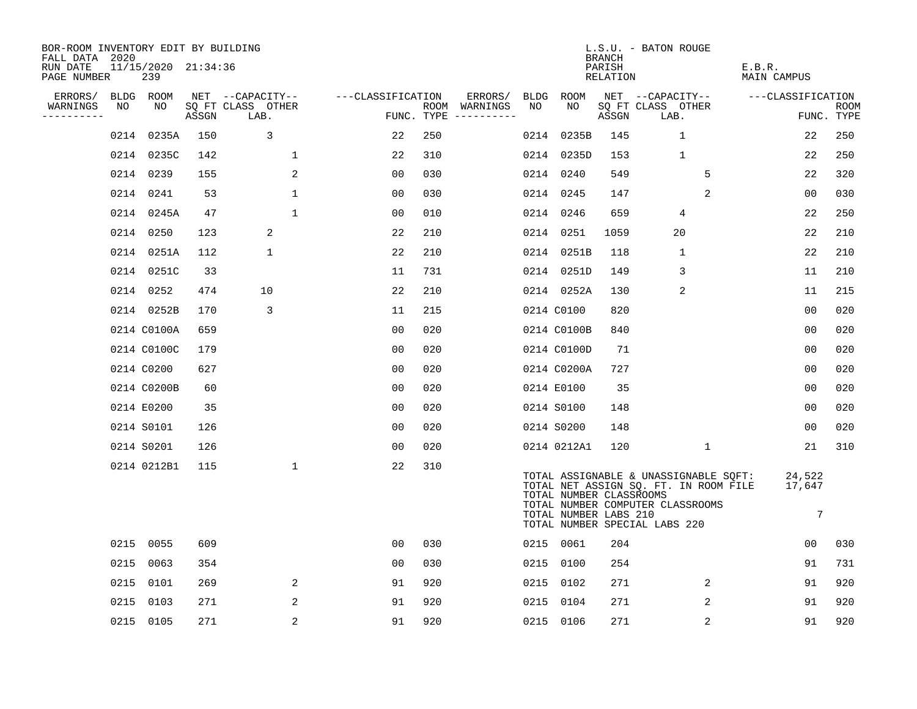BOR-ROOM INVENTORY EDIT BY BUILDING
FALL DATA 2020
RUN DATE 11/15/2020 21:34:36
PAGE NUMBER 239

L.S.U. - BATON ROUGE
BRANCH
PARISH E.B.R.
RELATION MAIN CAMPUS

| ERRORS/ WARNINGS | BLDG NO | ROOM NO | NET SQ FT ASSGN | CAPACITY CLASS LAB. | CAPACITY OTHER | CLASSIFICATION FUNC. | ROOM TYPE | ERRORS/ WARNINGS | BLDG NO | ROOM NO | NET SQ FT ASSGN | CAPACITY CLASS LAB. | CAPACITY OTHER | CLASSIFICATION FUNC. | ROOM TYPE |
|---|---|---|---|---|---|---|---|---|---|---|---|---|---|---|---|
| | 0214 | 0235A | 150 | 3 | | 22 | 250 | | 0214 | 0235B | 145 | 1 | | 22 | 250 |
| | 0214 | 0235C | 142 | | 1 | 22 | 310 | | 0214 | 0235D | 153 | 1 | | 22 | 250 |
| | 0214 | 0239 | 155 | | 2 | 00 | 030 | | 0214 | 0240 | 549 | | 5 | 22 | 320 |
| | 0214 | 0241 | 53 | | 1 | 00 | 030 | | 0214 | 0245 | 147 | | 2 | 00 | 030 |
| | 0214 | 0245A | 47 | | 1 | 00 | 010 | | 0214 | 0246 | 659 | 4 | | 22 | 250 |
| | 0214 | 0250 | 123 | 2 | | 22 | 210 | | 0214 | 0251 | 1059 | 20 | | 22 | 210 |
| | 0214 | 0251A | 112 | 1 | | 22 | 210 | | 0214 | 0251B | 118 | 1 | | 22 | 210 |
| | 0214 | 0251C | 33 | | | 11 | 731 | | 0214 | 0251D | 149 | 3 | | 11 | 210 |
| | 0214 | 0252 | 474 | 10 | | 22 | 210 | | 0214 | 0252A | 130 | 2 | | 11 | 215 |
| | 0214 | 0252B | 170 | 3 | | 11 | 215 | | 0214 | C0100 | 820 | | | 00 | 020 |
| | 0214 | C0100A | 659 | | | 00 | 020 | | 0214 | C0100B | 840 | | | 00 | 020 |
| | 0214 | C0100C | 179 | | | 00 | 020 | | 0214 | C0100D | 71 | | | 00 | 020 |
| | 0214 | C0200 | 627 | | | 00 | 020 | | 0214 | C0200A | 727 | | | 00 | 020 |
| | 0214 | C0200B | 60 | | | 00 | 020 | | 0214 | E0100 | 35 | | | 00 | 020 |
| | 0214 | E0200 | 35 | | | 00 | 020 | | 0214 | S0100 | 148 | | | 00 | 020 |
| | 0214 | S0101 | 126 | | | 00 | 020 | | 0214 | S0200 | 148 | | | 00 | 020 |
| | 0214 | S0201 | 126 | | | 00 | 020 | | 0214 | 0212A1 | 120 | | 1 | 21 | 310 |
| | 0214 | 0212B1 | 115 | | 1 | 22 | 310 | | | | | | | | |

TOTAL ASSIGNABLE & UNASSIGNABLE SQFT: 24,522
TOTAL NET ASSIGN SQ. FT. IN ROOM FILE 17,647
TOTAL NUMBER CLASSROOMS
TOTAL NUMBER COMPUTER CLASSROOMS
TOTAL NUMBER LABS 210 7
TOTAL NUMBER SPECIAL LABS 220

| ERRORS/ WARNINGS | BLDG NO | ROOM NO | NET SQ FT ASSGN | CAPACITY CLASS LAB. | CAPACITY OTHER | CLASSIFICATION FUNC. | ROOM TYPE | ERRORS/ WARNINGS | BLDG NO | ROOM NO | NET SQ FT ASSGN | CAPACITY CLASS LAB. | CAPACITY OTHER | CLASSIFICATION FUNC. | ROOM TYPE |
|---|---|---|---|---|---|---|---|---|---|---|---|---|---|---|---|
| | 0215 | 0055 | 609 | | | 00 | 030 | | 0215 | 0061 | 204 | | | 00 | 030 |
| | 0215 | 0063 | 354 | | | 00 | 030 | | 0215 | 0100 | 254 | | | 91 | 731 |
| | 0215 | 0101 | 269 | | 2 | 91 | 920 | | 0215 | 0102 | 271 | | 2 | 91 | 920 |
| | 0215 | 0103 | 271 | | 2 | 91 | 920 | | 0215 | 0104 | 271 | | 2 | 91 | 920 |
| | 0215 | 0105 | 271 | | 2 | 91 | 920 | | 0215 | 0106 | 271 | | 2 | 91 | 920 |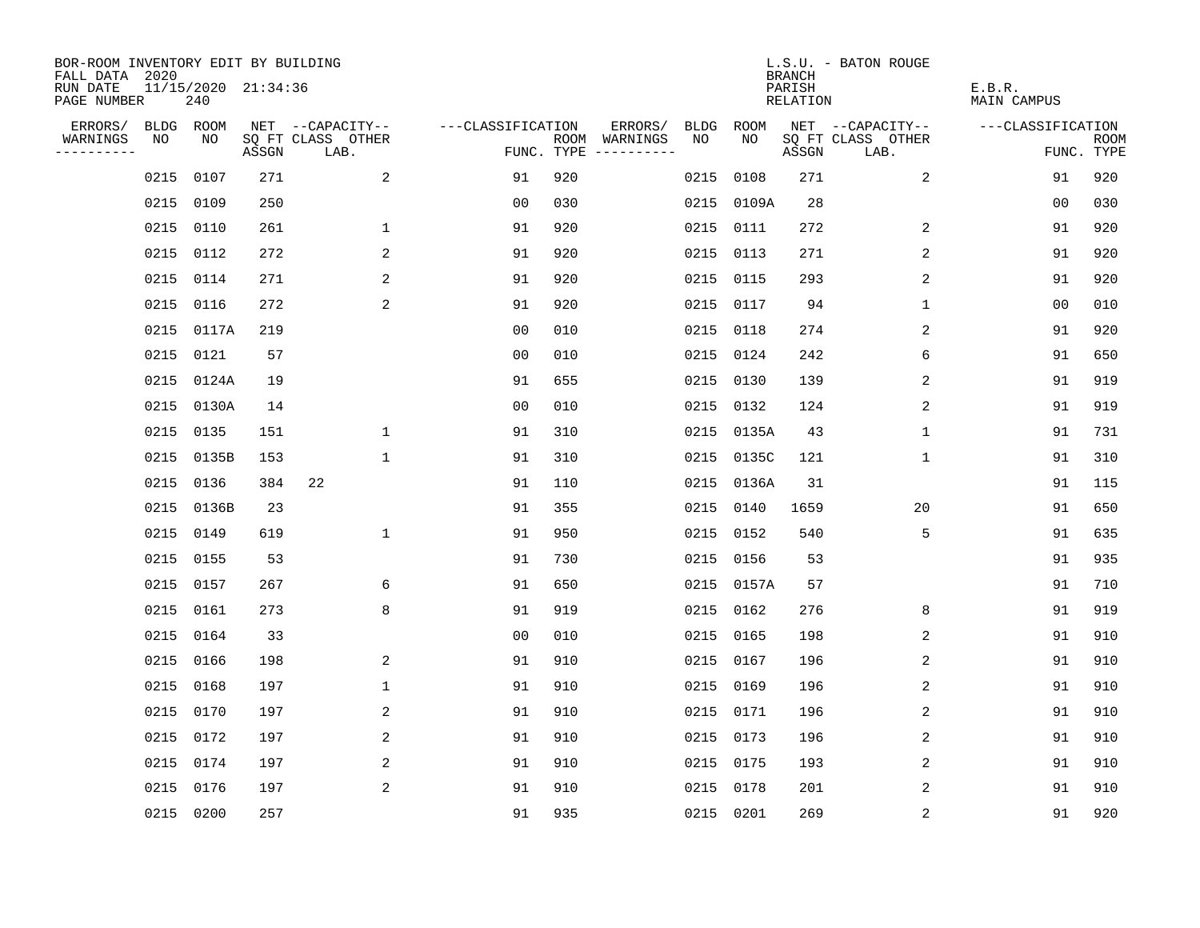BOR-ROOM INVENTORY EDIT BY BUILDING
FALL DATA 2020
RUN DATE 11/15/2020 21:34:36
PAGE NUMBER 240

L.S.U. - BATON ROUGE
BRANCH
PARISH E.B.R.
RELATION MAIN CAMPUS

| ERRORS/ WARNINGS | BLDG NO | ROOM NO | NET SQ FT ASSGN | --CAPACITY-- CLASS LAB. | OTHER | ---CLASSIFICATION FUNC. | ROOM TYPE | ERRORS/ WARNINGS | BLDG NO | ROOM NO | NET SQ FT ASSGN | --CAPACITY-- CLASS LAB. | OTHER | ---CLASSIFICATION FUNC. | ROOM TYPE |
|---|---|---|---|---|---|---|---|---|---|---|---|---|---|---|---|
| | 0215 | 0107 | 271 | | 2 | 91 | 920 | | 0215 | 0108 | 271 | | 2 | 91 | 920 |
| | 0215 | 0109 | 250 | | | 00 | 030 | | 0215 | 0109A | 28 | | | 00 | 030 |
| | 0215 | 0110 | 261 | | 1 | 91 | 920 | | 0215 | 0111 | 272 | | 2 | 91 | 920 |
| | 0215 | 0112 | 272 | | 2 | 91 | 920 | | 0215 | 0113 | 271 | | 2 | 91 | 920 |
| | 0215 | 0114 | 271 | | 2 | 91 | 920 | | 0215 | 0115 | 293 | | 2 | 91 | 920 |
| | 0215 | 0116 | 272 | | 2 | 91 | 920 | | 0215 | 0117 | 94 | | 1 | 00 | 010 |
| | 0215 | 0117A | 219 | | | 00 | 010 | | 0215 | 0118 | 274 | | 2 | 91 | 920 |
| | 0215 | 0121 | 57 | | | 00 | 010 | | 0215 | 0124 | 242 | | 6 | 91 | 650 |
| | 0215 | 0124A | 19 | | | 91 | 655 | | 0215 | 0130 | 139 | | 2 | 91 | 919 |
| | 0215 | 0130A | 14 | | | 00 | 010 | | 0215 | 0132 | 124 | | 2 | 91 | 919 |
| | 0215 | 0135 | 151 | | 1 | 91 | 310 | | 0215 | 0135A | 43 | | 1 | 91 | 731 |
| | 0215 | 0135B | 153 | | 1 | 91 | 310 | | 0215 | 0135C | 121 | | 1 | 91 | 310 |
| | 0215 | 0136 | 384 | 22 | | 91 | 110 | | 0215 | 0136A | 31 | | | 91 | 115 |
| | 0215 | 0136B | 23 | | | 91 | 355 | | 0215 | 0140 | 1659 | | 20 | 91 | 650 |
| | 0215 | 0149 | 619 | | 1 | 91 | 950 | | 0215 | 0152 | 540 | | 5 | 91 | 635 |
| | 0215 | 0155 | 53 | | | 91 | 730 | | 0215 | 0156 | 53 | | | 91 | 935 |
| | 0215 | 0157 | 267 | | 6 | 91 | 650 | | 0215 | 0157A | 57 | | | 91 | 710 |
| | 0215 | 0161 | 273 | | 8 | 91 | 919 | | 0215 | 0162 | 276 | | 8 | 91 | 919 |
| | 0215 | 0164 | 33 | | | 00 | 010 | | 0215 | 0165 | 198 | | 2 | 91 | 910 |
| | 0215 | 0166 | 198 | | 2 | 91 | 910 | | 0215 | 0167 | 196 | | 2 | 91 | 910 |
| | 0215 | 0168 | 197 | | 1 | 91 | 910 | | 0215 | 0169 | 196 | | 2 | 91 | 910 |
| | 0215 | 0170 | 197 | | 2 | 91 | 910 | | 0215 | 0171 | 196 | | 2 | 91 | 910 |
| | 0215 | 0172 | 197 | | 2 | 91 | 910 | | 0215 | 0173 | 196 | | 2 | 91 | 910 |
| | 0215 | 0174 | 197 | | 2 | 91 | 910 | | 0215 | 0175 | 193 | | 2 | 91 | 910 |
| | 0215 | 0176 | 197 | | 2 | 91 | 910 | | 0215 | 0178 | 201 | | 2 | 91 | 910 |
| | 0215 | 0200 | 257 | | | 91 | 935 | | 0215 | 0201 | 269 | | 2 | 91 | 920 |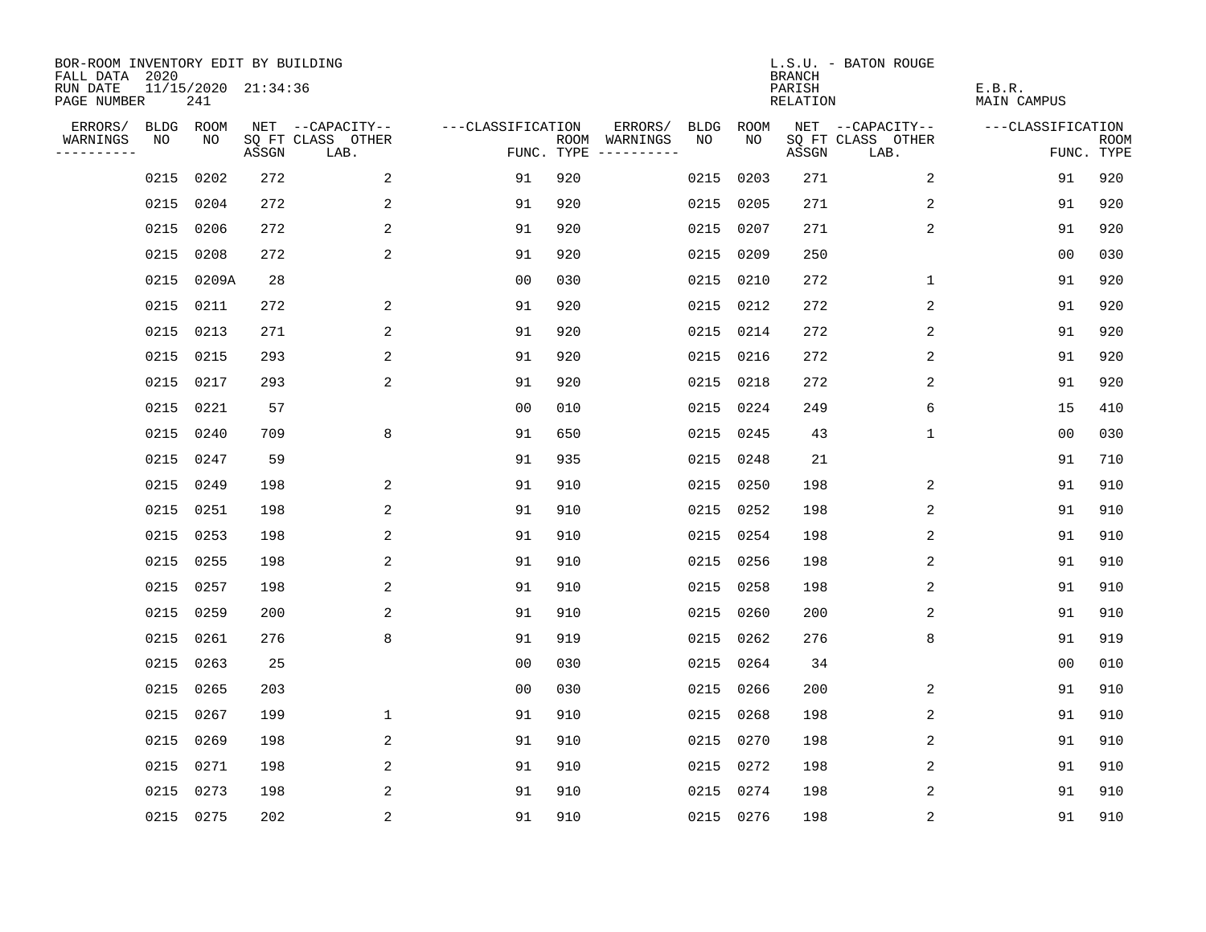BOR-ROOM INVENTORY EDIT BY BUILDING
FALL DATA 2020
RUN DATE 11/15/2020 21:34:36
PAGE NUMBER 241

L.S.U. - BATON ROUGE
BRANCH
PARISH E.B.R.
RELATION MAIN CAMPUS

| ERRORS/ WARNINGS | BLDG NO | ROOM NO | NET SQ FT ASSGN | --CAPACITY-- CLASS LAB. | OTHER | ---CLASSIFICATION FUNC. | ROOM TYPE | ERRORS/ WARNINGS | BLDG NO | ROOM NO | NET SQ FT ASSGN | --CAPACITY-- CLASS LAB. | OTHER | ---CLASSIFICATION FUNC. | ROOM TYPE |
|---|---|---|---|---|---|---|---|---|---|---|---|---|---|---|---|
| | 0215 | 0202 | 272 | | 2 | 91 | 920 | | 0215 | 0203 | 271 | | 2 | 91 | 920 |
| | 0215 | 0204 | 272 | | 2 | 91 | 920 | | 0215 | 0205 | 271 | | 2 | 91 | 920 |
| | 0215 | 0206 | 272 | | 2 | 91 | 920 | | 0215 | 0207 | 271 | | 2 | 91 | 920 |
| | 0215 | 0208 | 272 | | 2 | 91 | 920 | | 0215 | 0209 | 250 | | | 00 | 030 |
| | 0215 | 0209A | 28 | | | 00 | 030 | | 0215 | 0210 | 272 | | 1 | 91 | 920 |
| | 0215 | 0211 | 272 | | 2 | 91 | 920 | | 0215 | 0212 | 272 | | 2 | 91 | 920 |
| | 0215 | 0213 | 271 | | 2 | 91 | 920 | | 0215 | 0214 | 272 | | 2 | 91 | 920 |
| | 0215 | 0215 | 293 | | 2 | 91 | 920 | | 0215 | 0216 | 272 | | 2 | 91 | 920 |
| | 0215 | 0217 | 293 | | 2 | 91 | 920 | | 0215 | 0218 | 272 | | 2 | 91 | 920 |
| | 0215 | 0221 | 57 | | | 00 | 010 | | 0215 | 0224 | 249 | | 6 | 15 | 410 |
| | 0215 | 0240 | 709 | | 8 | 91 | 650 | | 0215 | 0245 | 43 | | 1 | 00 | 030 |
| | 0215 | 0247 | 59 | | | 91 | 935 | | 0215 | 0248 | 21 | | | 91 | 710 |
| | 0215 | 0249 | 198 | | 2 | 91 | 910 | | 0215 | 0250 | 198 | | 2 | 91 | 910 |
| | 0215 | 0251 | 198 | | 2 | 91 | 910 | | 0215 | 0252 | 198 | | 2 | 91 | 910 |
| | 0215 | 0253 | 198 | | 2 | 91 | 910 | | 0215 | 0254 | 198 | | 2 | 91 | 910 |
| | 0215 | 0255 | 198 | | 2 | 91 | 910 | | 0215 | 0256 | 198 | | 2 | 91 | 910 |
| | 0215 | 0257 | 198 | | 2 | 91 | 910 | | 0215 | 0258 | 198 | | 2 | 91 | 910 |
| | 0215 | 0259 | 200 | | 2 | 91 | 910 | | 0215 | 0260 | 200 | | 2 | 91 | 910 |
| | 0215 | 0261 | 276 | | 8 | 91 | 919 | | 0215 | 0262 | 276 | | 8 | 91 | 919 |
| | 0215 | 0263 | 25 | | | 00 | 030 | | 0215 | 0264 | 34 | | | 00 | 010 |
| | 0215 | 0265 | 203 | | | 00 | 030 | | 0215 | 0266 | 200 | | 2 | 91 | 910 |
| | 0215 | 0267 | 199 | | 1 | 91 | 910 | | 0215 | 0268 | 198 | | 2 | 91 | 910 |
| | 0215 | 0269 | 198 | | 2 | 91 | 910 | | 0215 | 0270 | 198 | | 2 | 91 | 910 |
| | 0215 | 0271 | 198 | | 2 | 91 | 910 | | 0215 | 0272 | 198 | | 2 | 91 | 910 |
| | 0215 | 0273 | 198 | | 2 | 91 | 910 | | 0215 | 0274 | 198 | | 2 | 91 | 910 |
| | 0215 | 0275 | 202 | | 2 | 91 | 910 | | 0215 | 0276 | 198 | | 2 | 91 | 910 |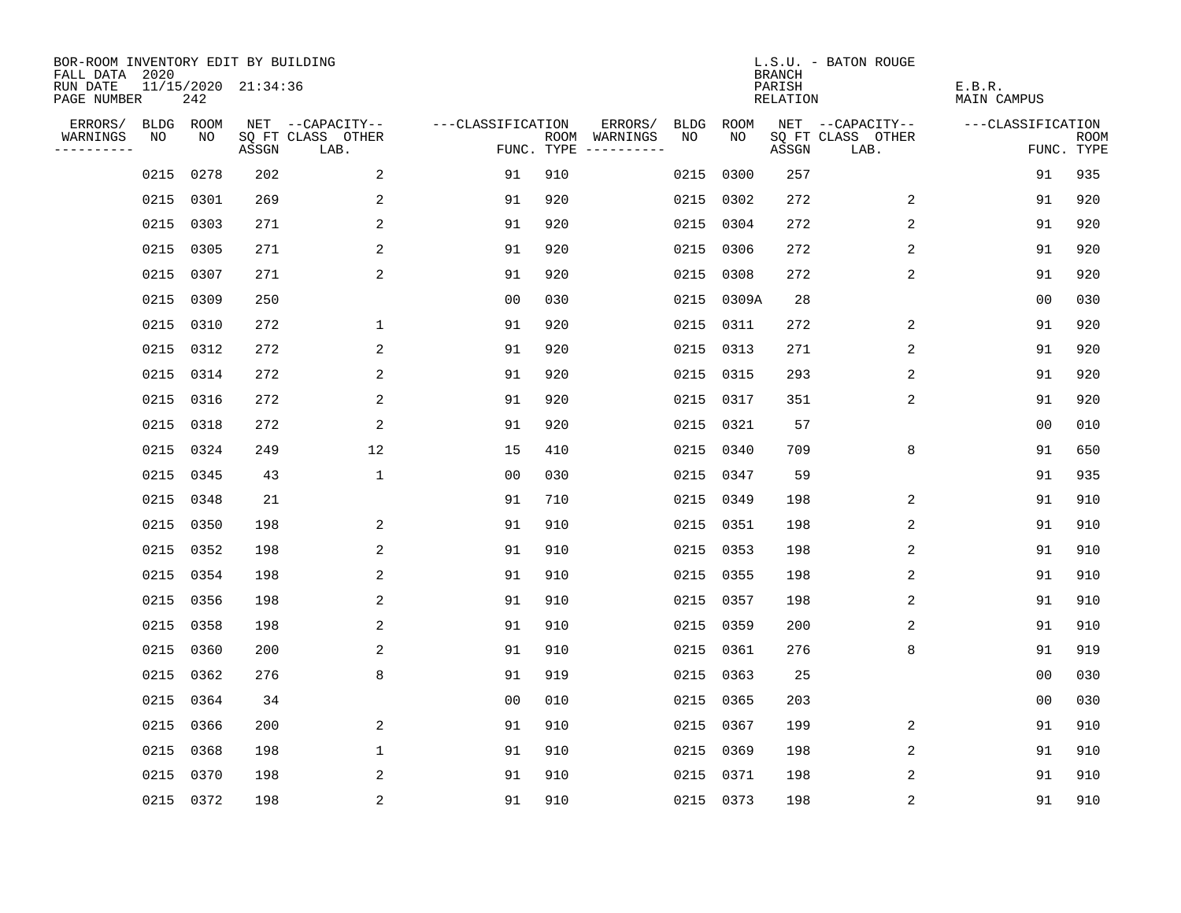BOR-ROOM INVENTORY EDIT BY BUILDING
FALL DATA 2020
RUN DATE 11/15/2020 21:34:36
PAGE NUMBER 242

L.S.U. - BATON ROUGE
BRANCH
PARISH
RELATION

E.B.R.
MAIN CAMPUS

| ERRORS/ WARNINGS | BLDG NO | ROOM NO | NET SQ FT ASSGN | CAPACITY CLASS | CAPACITY LAB. | CAPACITY OTHER | CLASSIFICATION FUNC. | ROOM TYPE | ERRORS/ WARNINGS | BLDG NO | ROOM NO | NET SQ FT ASSGN | CAPACITY CLASS | CAPACITY LAB. | CAPACITY OTHER | CLASSIFICATION FUNC. | ROOM TYPE |
|---|---|---|---|---|---|---|---|---|---|---|---|---|---|---|---|---|---|
| | 0215 | 0278 | 202 | | | 2 | 91 | 910 | | 0215 | 0300 | 257 | | | | 91 | 935 |
| | 0215 | 0301 | 269 | | | 2 | 91 | 920 | | 0215 | 0302 | 272 | | | 2 | 91 | 920 |
| | 0215 | 0303 | 271 | | | 2 | 91 | 920 | | 0215 | 0304 | 272 | | | 2 | 91 | 920 |
| | 0215 | 0305 | 271 | | | 2 | 91 | 920 | | 0215 | 0306 | 272 | | | 2 | 91 | 920 |
| | 0215 | 0307 | 271 | | | 2 | 91 | 920 | | 0215 | 0308 | 272 | | | 2 | 91 | 920 |
| | 0215 | 0309 | 250 | | | | 00 | 030 | | 0215 | 0309A | 28 | | | | 00 | 030 |
| | 0215 | 0310 | 272 | | | 1 | 91 | 920 | | 0215 | 0311 | 272 | | | 2 | 91 | 920 |
| | 0215 | 0312 | 272 | | | 2 | 91 | 920 | | 0215 | 0313 | 271 | | | 2 | 91 | 920 |
| | 0215 | 0314 | 272 | | | 2 | 91 | 920 | | 0215 | 0315 | 293 | | | 2 | 91 | 920 |
| | 0215 | 0316 | 272 | | | 2 | 91 | 920 | | 0215 | 0317 | 351 | | | 2 | 91 | 920 |
| | 0215 | 0318 | 272 | | | 2 | 91 | 920 | | 0215 | 0321 | 57 | | | | 00 | 010 |
| | 0215 | 0324 | 249 | | | 12 | 15 | 410 | | 0215 | 0340 | 709 | | | 8 | 91 | 650 |
| | 0215 | 0345 | 43 | | | 1 | 00 | 030 | | 0215 | 0347 | 59 | | | | 91 | 935 |
| | 0215 | 0348 | 21 | | | | 91 | 710 | | 0215 | 0349 | 198 | | | 2 | 91 | 910 |
| | 0215 | 0350 | 198 | | | 2 | 91 | 910 | | 0215 | 0351 | 198 | | | 2 | 91 | 910 |
| | 0215 | 0352 | 198 | | | 2 | 91 | 910 | | 0215 | 0353 | 198 | | | 2 | 91 | 910 |
| | 0215 | 0354 | 198 | | | 2 | 91 | 910 | | 0215 | 0355 | 198 | | | 2 | 91 | 910 |
| | 0215 | 0356 | 198 | | | 2 | 91 | 910 | | 0215 | 0357 | 198 | | | 2 | 91 | 910 |
| | 0215 | 0358 | 198 | | | 2 | 91 | 910 | | 0215 | 0359 | 200 | | | 2 | 91 | 910 |
| | 0215 | 0360 | 200 | | | 2 | 91 | 910 | | 0215 | 0361 | 276 | | | 8 | 91 | 919 |
| | 0215 | 0362 | 276 | | | 8 | 91 | 919 | | 0215 | 0363 | 25 | | | | 00 | 030 |
| | 0215 | 0364 | 34 | | | | 00 | 010 | | 0215 | 0365 | 203 | | | | 00 | 030 |
| | 0215 | 0366 | 200 | | | 2 | 91 | 910 | | 0215 | 0367 | 199 | | | 2 | 91 | 910 |
| | 0215 | 0368 | 198 | | | 1 | 91 | 910 | | 0215 | 0369 | 198 | | | 2 | 91 | 910 |
| | 0215 | 0370 | 198 | | | 2 | 91 | 910 | | 0215 | 0371 | 198 | | | 2 | 91 | 910 |
| | 0215 | 0372 | 198 | | | 2 | 91 | 910 | | 0215 | 0373 | 198 | | | 2 | 91 | 910 |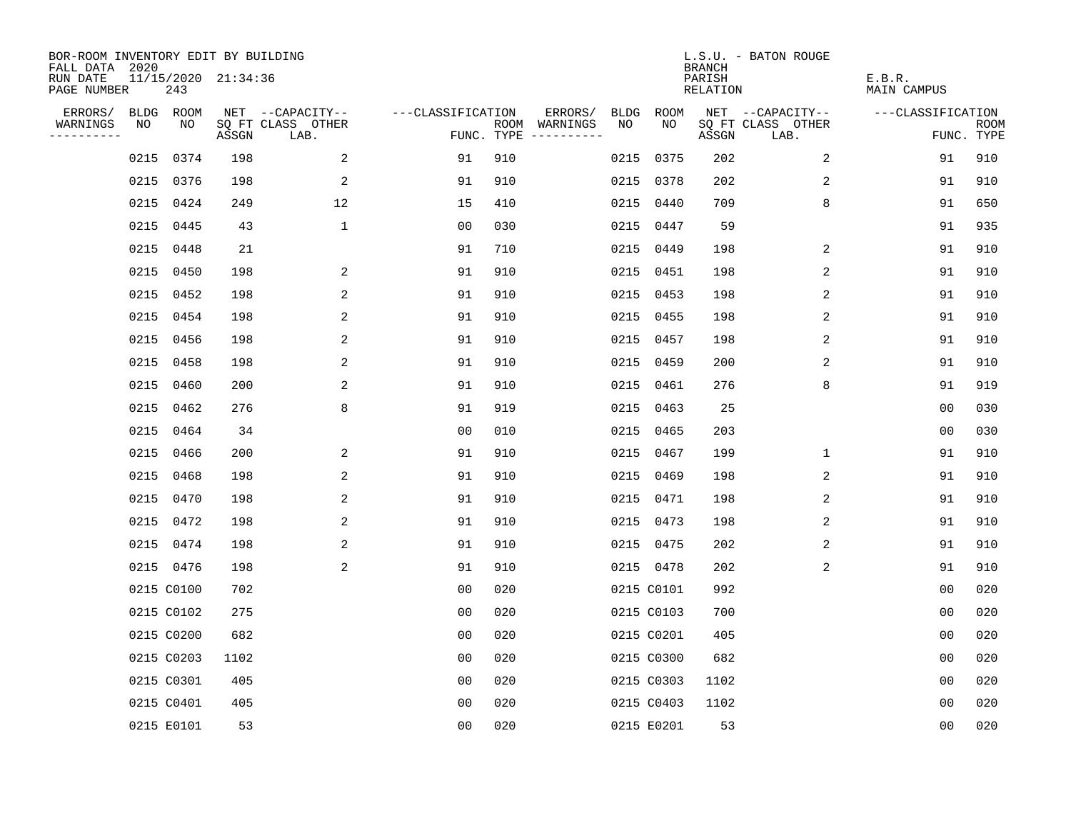BOR-ROOM INVENTORY EDIT BY BUILDING
FALL DATA 2020
RUN DATE 11/15/2020 21:34:36
PAGE NUMBER 243

L.S.U. - BATON ROUGE
BRANCH
PARISH E.B.R.
RELATION MAIN CAMPUS

| ERRORS/ WARNINGS | BLDG NO | ROOM NO | NET SQ FT ASSGN | CAPACITY CLASS LAB. | CAPACITY OTHER | FUNC. | ROOM TYPE | ERRORS/ WARNINGS | BLDG NO | ROOM NO | NET SQ FT ASSGN | CAPACITY CLASS LAB. | CAPACITY OTHER | FUNC. | ROOM TYPE |
|---|---|---|---|---|---|---|---|---|---|---|---|---|---|---|---|
| | 0215 | 0374 | 198 | | 2 | 91 | 910 | | 0215 | 0375 | 202 | | 2 | 91 | 910 |
| | 0215 | 0376 | 198 | | 2 | 91 | 910 | | 0215 | 0378 | 202 | | 2 | 91 | 910 |
| | 0215 | 0424 | 249 | | 12 | 15 | 410 | | 0215 | 0440 | 709 | | 8 | 91 | 650 |
| | 0215 | 0445 | 43 | | 1 | 00 | 030 | | 0215 | 0447 | 59 | | | 91 | 935 |
| | 0215 | 0448 | 21 | | | 91 | 710 | | 0215 | 0449 | 198 | | 2 | 91 | 910 |
| | 0215 | 0450 | 198 | | 2 | 91 | 910 | | 0215 | 0451 | 198 | | 2 | 91 | 910 |
| | 0215 | 0452 | 198 | | 2 | 91 | 910 | | 0215 | 0453 | 198 | | 2 | 91 | 910 |
| | 0215 | 0454 | 198 | | 2 | 91 | 910 | | 0215 | 0455 | 198 | | 2 | 91 | 910 |
| | 0215 | 0456 | 198 | | 2 | 91 | 910 | | 0215 | 0457 | 198 | | 2 | 91 | 910 |
| | 0215 | 0458 | 198 | | 2 | 91 | 910 | | 0215 | 0459 | 200 | | 2 | 91 | 910 |
| | 0215 | 0460 | 200 | | 2 | 91 | 910 | | 0215 | 0461 | 276 | | 8 | 91 | 919 |
| | 0215 | 0462 | 276 | | 8 | 91 | 919 | | 0215 | 0463 | 25 | | | 00 | 030 |
| | 0215 | 0464 | 34 | | | 00 | 010 | | 0215 | 0465 | 203 | | | 00 | 030 |
| | 0215 | 0466 | 200 | | 2 | 91 | 910 | | 0215 | 0467 | 199 | | 1 | 91 | 910 |
| | 0215 | 0468 | 198 | | 2 | 91 | 910 | | 0215 | 0469 | 198 | | 2 | 91 | 910 |
| | 0215 | 0470 | 198 | | 2 | 91 | 910 | | 0215 | 0471 | 198 | | 2 | 91 | 910 |
| | 0215 | 0472 | 198 | | 2 | 91 | 910 | | 0215 | 0473 | 198 | | 2 | 91 | 910 |
| | 0215 | 0474 | 198 | | 2 | 91 | 910 | | 0215 | 0475 | 202 | | 2 | 91 | 910 |
| | 0215 | 0476 | 198 | | 2 | 91 | 910 | | 0215 | 0478 | 202 | | 2 | 91 | 910 |
| | 0215 | C0100 | 702 | | | 00 | 020 | | 0215 | C0101 | 992 | | | 00 | 020 |
| | 0215 | C0102 | 275 | | | 00 | 020 | | 0215 | C0103 | 700 | | | 00 | 020 |
| | 0215 | C0200 | 682 | | | 00 | 020 | | 0215 | C0201 | 405 | | | 00 | 020 |
| | 0215 | C0203 | 1102 | | | 00 | 020 | | 0215 | C0300 | 682 | | | 00 | 020 |
| | 0215 | C0301 | 405 | | | 00 | 020 | | 0215 | C0303 | 1102 | | | 00 | 020 |
| | 0215 | C0401 | 405 | | | 00 | 020 | | 0215 | C0403 | 1102 | | | 00 | 020 |
| | 0215 | E0101 | 53 | | | 00 | 020 | | 0215 | E0201 | 53 | | | 00 | 020 |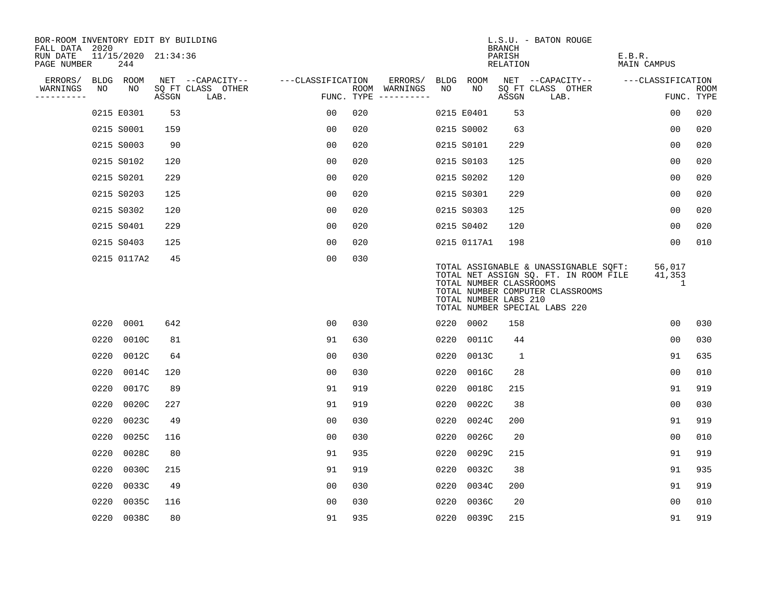BOR-ROOM INVENTORY EDIT BY BUILDING
FALL DATA 2020
RUN DATE 11/15/2020 21:34:36
PAGE NUMBER 244

L.S.U. - BATON ROUGE
BRANCH
PARISH E.B.R.
RELATION MAIN CAMPUS

| ERRORS/ WARNINGS | BLDG NO | ROOM NO | NET SQ FT ASSGN | CAPACITY CLASS | CAPACITY OTHER LAB. | CLASSIFICATION FUNC. | ROOM TYPE | ERRORS/ WARNINGS | BLDG NO | ROOM NO | NET SQ FT ASSGN | CAPACITY CLASS | CAPACITY OTHER LAB. | CLASSIFICATION FUNC. | ROOM TYPE |
|---|---|---|---|---|---|---|---|---|---|---|---|---|---|---|---|
| | 0215 | E0301 | 53 | | | 00 | 020 | | 0215 | E0401 | 53 | | | 00 | 020 |
| | 0215 | S0001 | 159 | | | 00 | 020 | | 0215 | S0002 | 63 | | | 00 | 020 |
| | 0215 | S0003 | 90 | | | 00 | 020 | | 0215 | S0101 | 229 | | | 00 | 020 |
| | 0215 | S0102 | 120 | | | 00 | 020 | | 0215 | S0103 | 125 | | | 00 | 020 |
| | 0215 | S0201 | 229 | | | 00 | 020 | | 0215 | S0202 | 120 | | | 00 | 020 |
| | 0215 | S0203 | 125 | | | 00 | 020 | | 0215 | S0301 | 229 | | | 00 | 020 |
| | 0215 | S0302 | 120 | | | 00 | 020 | | 0215 | S0303 | 125 | | | 00 | 020 |
| | 0215 | S0401 | 229 | | | 00 | 020 | | 0215 | S0402 | 120 | | | 00 | 020 |
| | 0215 | S0403 | 125 | | | 00 | 020 | | 0215 | 0117A1 | 198 | | | 00 | 010 |
| | 0215 | 0117A2 | 45 | | | 00 | 030 | | | | | | | | |

TOTAL ASSIGNABLE & UNASSIGNABLE SQFT: 56,017
TOTAL NET ASSIGN SQ. FT. IN ROOM FILE 41,353
TOTAL NUMBER CLASSROOMS 1
TOTAL NUMBER COMPUTER CLASSROOMS
TOTAL NUMBER LABS 210
TOTAL NUMBER SPECIAL LABS 220

| ERRORS/ WARNINGS | BLDG NO | ROOM NO | NET SQ FT ASSGN | CAPACITY CLASS | CAPACITY OTHER LAB. | CLASSIFICATION FUNC. | ROOM TYPE | ERRORS/ WARNINGS | BLDG NO | ROOM NO | NET SQ FT ASSGN | CAPACITY CLASS | CAPACITY OTHER LAB. | CLASSIFICATION FUNC. | ROOM TYPE |
|---|---|---|---|---|---|---|---|---|---|---|---|---|---|---|---|
| | 0220 | 0001 | 642 | | | 00 | 030 | | 0220 | 0002 | 158 | | | 00 | 030 |
| | 0220 | 0010C | 81 | | | 91 | 630 | | 0220 | 0011C | 44 | | | 00 | 030 |
| | 0220 | 0012C | 64 | | | 00 | 030 | | 0220 | 0013C | 1 | | | 91 | 635 |
| | 0220 | 0014C | 120 | | | 00 | 030 | | 0220 | 0016C | 28 | | | 00 | 010 |
| | 0220 | 0017C | 89 | | | 91 | 919 | | 0220 | 0018C | 215 | | | 91 | 919 |
| | 0220 | 0020C | 227 | | | 91 | 919 | | 0220 | 0022C | 38 | | | 00 | 030 |
| | 0220 | 0023C | 49 | | | 00 | 030 | | 0220 | 0024C | 200 | | | 91 | 919 |
| | 0220 | 0025C | 116 | | | 00 | 030 | | 0220 | 0026C | 20 | | | 00 | 010 |
| | 0220 | 0028C | 80 | | | 91 | 935 | | 0220 | 0029C | 215 | | | 91 | 919 |
| | 0220 | 0030C | 215 | | | 91 | 919 | | 0220 | 0032C | 38 | | | 91 | 935 |
| | 0220 | 0033C | 49 | | | 00 | 030 | | 0220 | 0034C | 200 | | | 91 | 919 |
| | 0220 | 0035C | 116 | | | 00 | 030 | | 0220 | 0036C | 20 | | | 00 | 010 |
| | 0220 | 0038C | 80 | | | 91 | 935 | | 0220 | 0039C | 215 | | | 91 | 919 |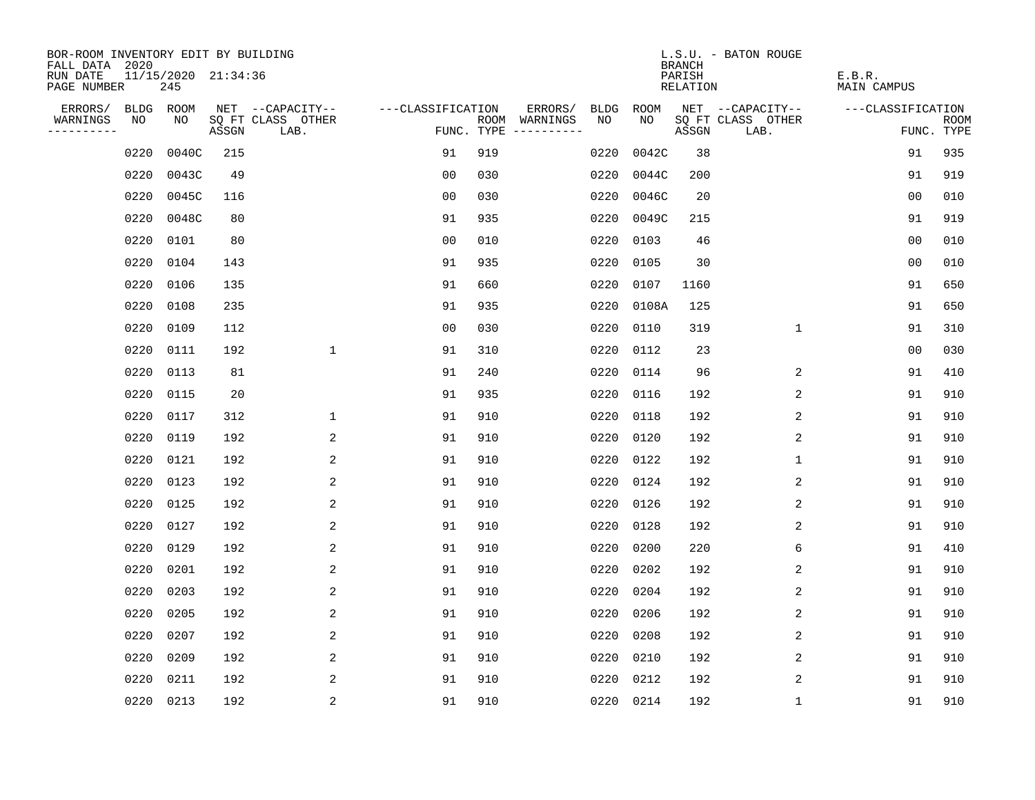BOR-ROOM INVENTORY EDIT BY BUILDING
FALL DATA 2020
RUN DATE 11/15/2020 21:34:36
PAGE NUMBER 245

L.S.U. - BATON ROUGE
BRANCH
PARISH E.B.R.
RELATION MAIN CAMPUS

| ERRORS/ WARNINGS | BLDG NO | ROOM NO | NET SQ FT ASSGN | --CAPACITY-- CLASS LAB. | OTHER | ---CLASSIFICATION FUNC. | ROOM TYPE | ERRORS/ WARNINGS | BLDG NO | ROOM NO | NET SQ FT ASSGN | --CAPACITY-- CLASS LAB. | OTHER | ---CLASSIFICATION FUNC. | ROOM TYPE |
|---|---|---|---|---|---|---|---|---|---|---|---|---|---|---|---|
| | 0220 | 0040C | 215 | | | 91 | 919 | | 0220 | 0042C | 38 | | | 91 | 935 |
| | 0220 | 0043C | 49 | | | 00 | 030 | | 0220 | 0044C | 200 | | | 91 | 919 |
| | 0220 | 0045C | 116 | | | 00 | 030 | | 0220 | 0046C | 20 | | | 00 | 010 |
| | 0220 | 0048C | 80 | | | 91 | 935 | | 0220 | 0049C | 215 | | | 91 | 919 |
| | 0220 | 0101 | 80 | | | 00 | 010 | | 0220 | 0103 | 46 | | | 00 | 010 |
| | 0220 | 0104 | 143 | | | 91 | 935 | | 0220 | 0105 | 30 | | | 00 | 010 |
| | 0220 | 0106 | 135 | | | 91 | 660 | | 0220 | 0107 | 1160 | | | 91 | 650 |
| | 0220 | 0108 | 235 | | | 91 | 935 | | 0220 | 0108A | 125 | | | 91 | 650 |
| | 0220 | 0109 | 112 | | | 00 | 030 | | 0220 | 0110 | 319 | | 1 | 91 | 310 |
| | 0220 | 0111 | 192 | | 1 | 91 | 310 | | 0220 | 0112 | 23 | | | 00 | 030 |
| | 0220 | 0113 | 81 | | | 91 | 240 | | 0220 | 0114 | 96 | | 2 | 91 | 410 |
| | 0220 | 0115 | 20 | | | 91 | 935 | | 0220 | 0116 | 192 | | 2 | 91 | 910 |
| | 0220 | 0117 | 312 | | 1 | 91 | 910 | | 0220 | 0118 | 192 | | 2 | 91 | 910 |
| | 0220 | 0119 | 192 | | 2 | 91 | 910 | | 0220 | 0120 | 192 | | 2 | 91 | 910 |
| | 0220 | 0121 | 192 | | 2 | 91 | 910 | | 0220 | 0122 | 192 | | 1 | 91 | 910 |
| | 0220 | 0123 | 192 | | 2 | 91 | 910 | | 0220 | 0124 | 192 | | 2 | 91 | 910 |
| | 0220 | 0125 | 192 | | 2 | 91 | 910 | | 0220 | 0126 | 192 | | 2 | 91 | 910 |
| | 0220 | 0127 | 192 | | 2 | 91 | 910 | | 0220 | 0128 | 192 | | 2 | 91 | 910 |
| | 0220 | 0129 | 192 | | 2 | 91 | 910 | | 0220 | 0200 | 220 | | 6 | 91 | 410 |
| | 0220 | 0201 | 192 | | 2 | 91 | 910 | | 0220 | 0202 | 192 | | 2 | 91 | 910 |
| | 0220 | 0203 | 192 | | 2 | 91 | 910 | | 0220 | 0204 | 192 | | 2 | 91 | 910 |
| | 0220 | 0205 | 192 | | 2 | 91 | 910 | | 0220 | 0206 | 192 | | 2 | 91 | 910 |
| | 0220 | 0207 | 192 | | 2 | 91 | 910 | | 0220 | 0208 | 192 | | 2 | 91 | 910 |
| | 0220 | 0209 | 192 | | 2 | 91 | 910 | | 0220 | 0210 | 192 | | 2 | 91 | 910 |
| | 0220 | 0211 | 192 | | 2 | 91 | 910 | | 0220 | 0212 | 192 | | 2 | 91 | 910 |
| | 0220 | 0213 | 192 | | 2 | 91 | 910 | | 0220 | 0214 | 192 | | 1 | 91 | 910 |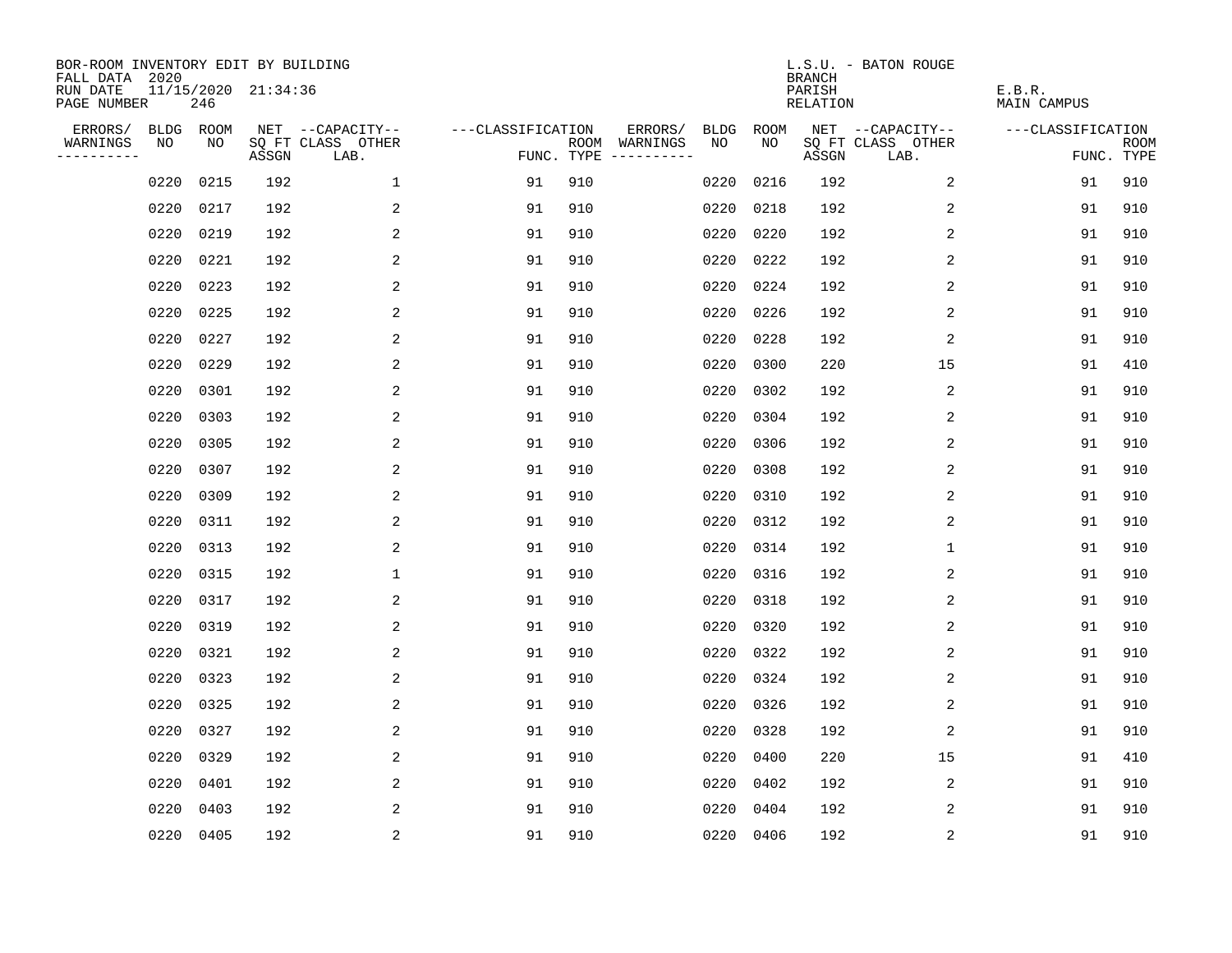BOR-ROOM INVENTORY EDIT BY BUILDING
FALL DATA 2020
RUN DATE 11/15/2020 21:34:36
PAGE NUMBER 246

L.S.U. - BATON ROUGE
BRANCH
PARISH E.B.R.
RELATION MAIN CAMPUS

| ERRORS/ WARNINGS | BLDG NO | ROOM NO | NET SQ FT ASSGN | CAPACITY CLASS LAB. | CAPACITY OTHER | CLASSIFICATION FUNC. | ROOM TYPE | ERRORS/ WARNINGS | BLDG NO | ROOM NO | NET SQ FT ASSGN | CAPACITY CLASS LAB. | CAPACITY OTHER | CLASSIFICATION FUNC. | ROOM TYPE |
|---|---|---|---|---|---|---|---|---|---|---|---|---|---|---|---|
| | 0220 | 0215 | 192 | | 1 | 91 | 910 | | 0220 | 0216 | 192 | | 2 | 91 | 910 |
| | 0220 | 0217 | 192 | | 2 | 91 | 910 | | 0220 | 0218 | 192 | | 2 | 91 | 910 |
| | 0220 | 0219 | 192 | | 2 | 91 | 910 | | 0220 | 0220 | 192 | | 2 | 91 | 910 |
| | 0220 | 0221 | 192 | | 2 | 91 | 910 | | 0220 | 0222 | 192 | | 2 | 91 | 910 |
| | 0220 | 0223 | 192 | | 2 | 91 | 910 | | 0220 | 0224 | 192 | | 2 | 91 | 910 |
| | 0220 | 0225 | 192 | | 2 | 91 | 910 | | 0220 | 0226 | 192 | | 2 | 91 | 910 |
| | 0220 | 0227 | 192 | | 2 | 91 | 910 | | 0220 | 0228 | 192 | | 2 | 91 | 910 |
| | 0220 | 0229 | 192 | | 2 | 91 | 910 | | 0220 | 0300 | 220 | | 15 | 91 | 410 |
| | 0220 | 0301 | 192 | | 2 | 91 | 910 | | 0220 | 0302 | 192 | | 2 | 91 | 910 |
| | 0220 | 0303 | 192 | | 2 | 91 | 910 | | 0220 | 0304 | 192 | | 2 | 91 | 910 |
| | 0220 | 0305 | 192 | | 2 | 91 | 910 | | 0220 | 0306 | 192 | | 2 | 91 | 910 |
| | 0220 | 0307 | 192 | | 2 | 91 | 910 | | 0220 | 0308 | 192 | | 2 | 91 | 910 |
| | 0220 | 0309 | 192 | | 2 | 91 | 910 | | 0220 | 0310 | 192 | | 2 | 91 | 910 |
| | 0220 | 0311 | 192 | | 2 | 91 | 910 | | 0220 | 0312 | 192 | | 2 | 91 | 910 |
| | 0220 | 0313 | 192 | | 2 | 91 | 910 | | 0220 | 0314 | 192 | | 1 | 91 | 910 |
| | 0220 | 0315 | 192 | | 1 | 91 | 910 | | 0220 | 0316 | 192 | | 2 | 91 | 910 |
| | 0220 | 0317 | 192 | | 2 | 91 | 910 | | 0220 | 0318 | 192 | | 2 | 91 | 910 |
| | 0220 | 0319 | 192 | | 2 | 91 | 910 | | 0220 | 0320 | 192 | | 2 | 91 | 910 |
| | 0220 | 0321 | 192 | | 2 | 91 | 910 | | 0220 | 0322 | 192 | | 2 | 91 | 910 |
| | 0220 | 0323 | 192 | | 2 | 91 | 910 | | 0220 | 0324 | 192 | | 2 | 91 | 910 |
| | 0220 | 0325 | 192 | | 2 | 91 | 910 | | 0220 | 0326 | 192 | | 2 | 91 | 910 |
| | 0220 | 0327 | 192 | | 2 | 91 | 910 | | 0220 | 0328 | 192 | | 2 | 91 | 910 |
| | 0220 | 0329 | 192 | | 2 | 91 | 910 | | 0220 | 0400 | 220 | | 15 | 91 | 410 |
| | 0220 | 0401 | 192 | | 2 | 91 | 910 | | 0220 | 0402 | 192 | | 2 | 91 | 910 |
| | 0220 | 0403 | 192 | | 2 | 91 | 910 | | 0220 | 0404 | 192 | | 2 | 91 | 910 |
| | 0220 | 0405 | 192 | | 2 | 91 | 910 | | 0220 | 0406 | 192 | | 2 | 91 | 910 |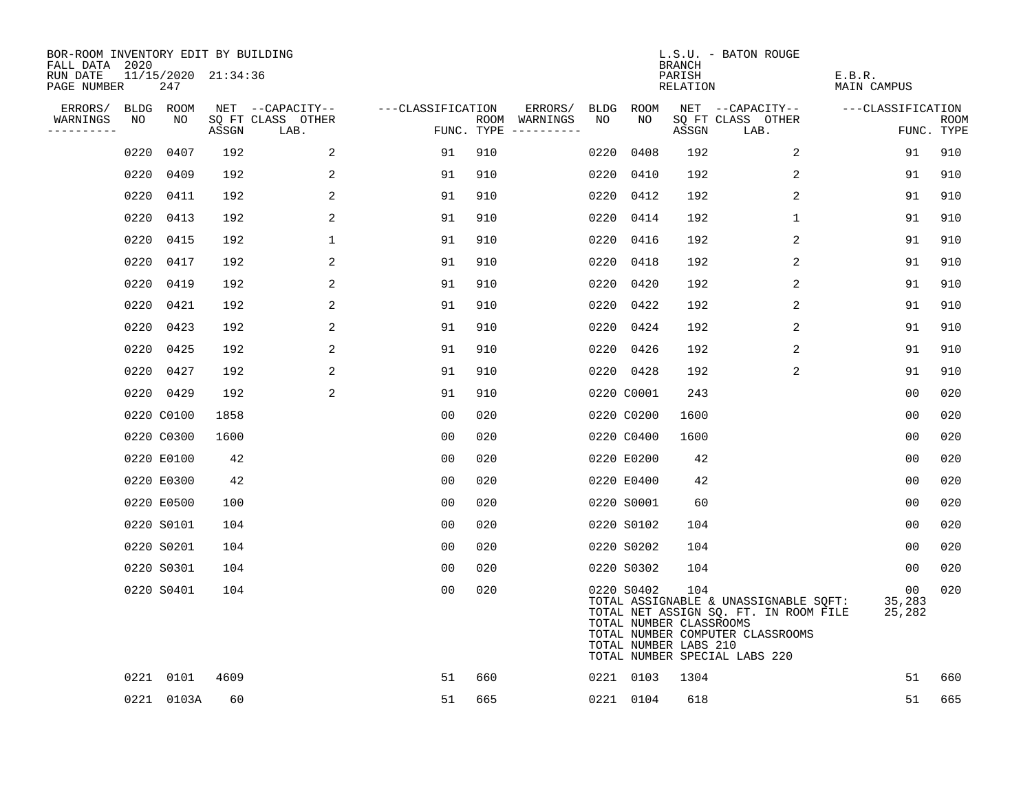BOR-ROOM INVENTORY EDIT BY BUILDING
FALL DATA 2020
RUN DATE 11/15/2020 21:34:36
PAGE NUMBER 247

L.S.U. - BATON ROUGE
BRANCH
PARISH E.B.R.
RELATION MAIN CAMPUS

| ERRORS/ WARNINGS | BLDG NO | ROOM NO | NET SQ FT ASSGN | --CAPACITY-- CLASS LAB. | OTHER | ---CLASSIFICATION FUNC. | ROOM TYPE | ERRORS/ WARNINGS | BLDG NO | ROOM NO | NET SQ FT ASSGN | --CAPACITY-- CLASS LAB. | OTHER | ---CLASSIFICATION FUNC. | ROOM TYPE |
|---|---|---|---|---|---|---|---|---|---|---|---|---|---|---|---|
| | 0220 | 0407 | 192 | | 2 | 91 | 910 | | 0220 | 0408 | 192 | | 2 | 91 | 910 |
| | 0220 | 0409 | 192 | | 2 | 91 | 910 | | 0220 | 0410 | 192 | | 2 | 91 | 910 |
| | 0220 | 0411 | 192 | | 2 | 91 | 910 | | 0220 | 0412 | 192 | | 2 | 91 | 910 |
| | 0220 | 0413 | 192 | | 2 | 91 | 910 | | 0220 | 0414 | 192 | | 1 | 91 | 910 |
| | 0220 | 0415 | 192 | | 1 | 91 | 910 | | 0220 | 0416 | 192 | | 2 | 91 | 910 |
| | 0220 | 0417 | 192 | | 2 | 91 | 910 | | 0220 | 0418 | 192 | | 2 | 91 | 910 |
| | 0220 | 0419 | 192 | | 2 | 91 | 910 | | 0220 | 0420 | 192 | | 2 | 91 | 910 |
| | 0220 | 0421 | 192 | | 2 | 91 | 910 | | 0220 | 0422 | 192 | | 2 | 91 | 910 |
| | 0220 | 0423 | 192 | | 2 | 91 | 910 | | 0220 | 0424 | 192 | | 2 | 91 | 910 |
| | 0220 | 0425 | 192 | | 2 | 91 | 910 | | 0220 | 0426 | 192 | | 2 | 91 | 910 |
| | 0220 | 0427 | 192 | | 2 | 91 | 910 | | 0220 | 0428 | 192 | | 2 | 91 | 910 |
| | 0220 | 0429 | 192 | | 2 | 91 | 910 | | 0220 | C0001 | 243 | | | 00 | 020 |
| | 0220 | C0100 | 1858 | | | 00 | 020 | | 0220 | C0200 | 1600 | | | 00 | 020 |
| | 0220 | C0300 | 1600 | | | 00 | 020 | | 0220 | C0400 | 1600 | | | 00 | 020 |
| | 0220 | E0100 | 42 | | | 00 | 020 | | 0220 | E0200 | 42 | | | 00 | 020 |
| | 0220 | E0300 | 42 | | | 00 | 020 | | 0220 | E0400 | 42 | | | 00 | 020 |
| | 0220 | E0500 | 100 | | | 00 | 020 | | 0220 | S0001 | 60 | | | 00 | 020 |
| | 0220 | S0101 | 104 | | | 00 | 020 | | 0220 | S0102 | 104 | | | 00 | 020 |
| | 0220 | S0201 | 104 | | | 00 | 020 | | 0220 | S0202 | 104 | | | 00 | 020 |
| | 0220 | S0301 | 104 | | | 00 | 020 | | 0220 | S0302 | 104 | | | 00 | 020 |
| | 0220 | S0401 | 104 | | | 00 | 020 | | 0220 | S0402 | 104 | | | 00 | 020 |

TOTAL ASSIGNABLE & UNASSIGNABLE SQFT: 35,283
TOTAL NET ASSIGN SQ. FT. IN ROOM FILE 25,282
TOTAL NUMBER CLASSROOMS
TOTAL NUMBER COMPUTER CLASSROOMS
TOTAL NUMBER LABS 210
TOTAL NUMBER SPECIAL LABS 220

| ERRORS/ WARNINGS | BLDG NO | ROOM NO | NET SQ FT ASSGN | --CAPACITY-- CLASS LAB. | OTHER | ---CLASSIFICATION FUNC. | ROOM TYPE | ERRORS/ WARNINGS | BLDG NO | ROOM NO | NET SQ FT ASSGN | --CAPACITY-- CLASS LAB. | OTHER | ---CLASSIFICATION FUNC. | ROOM TYPE |
|---|---|---|---|---|---|---|---|---|---|---|---|---|---|---|---|
| | 0221 | 0101 | 4609 | | | 51 | 660 | | 0221 | 0103 | 1304 | | | 51 | 660 |
| | 0221 | 0103A | 60 | | | 51 | 665 | | 0221 | 0104 | 618 | | | 51 | 665 |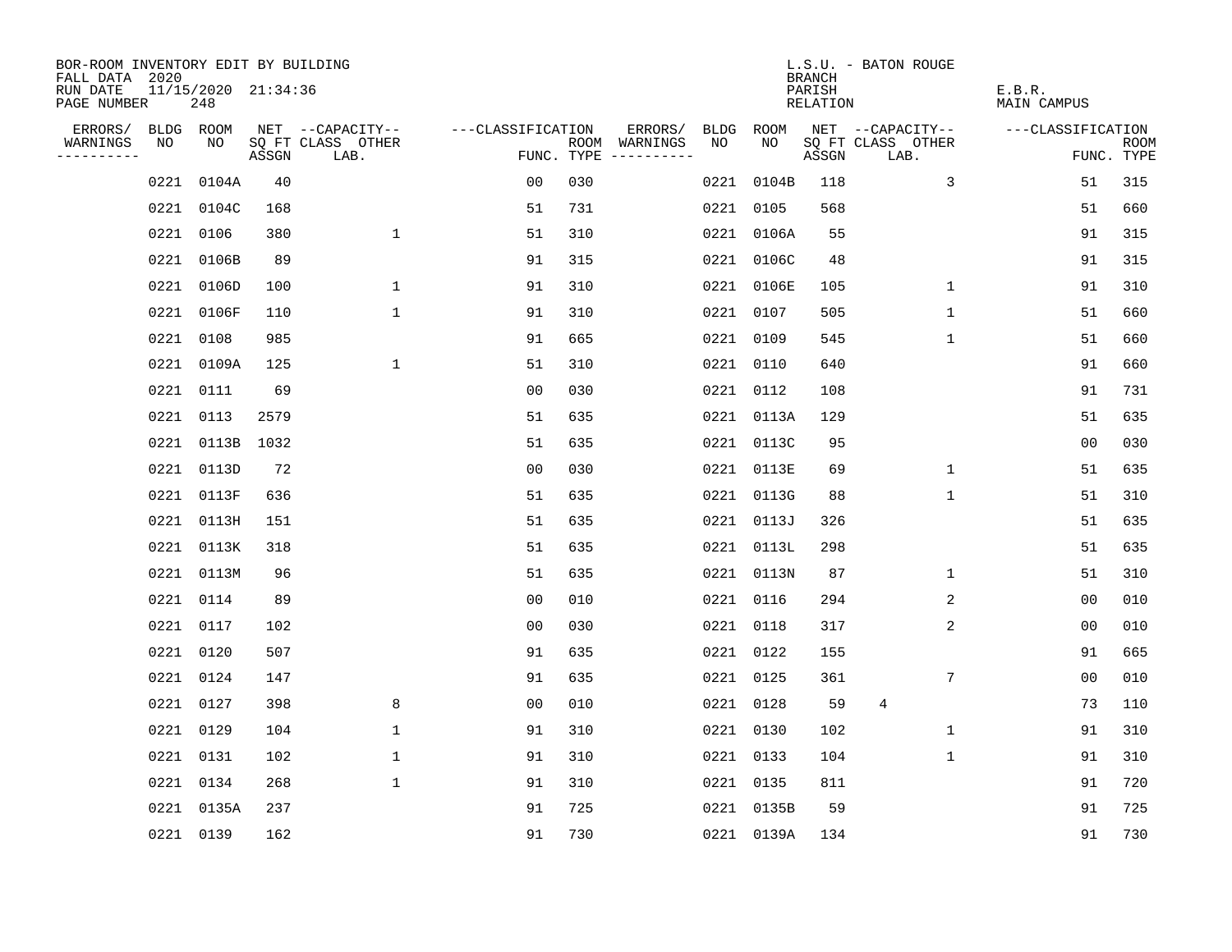BOR-ROOM INVENTORY EDIT BY BUILDING
FALL DATA 2020
RUN DATE 11/15/2020 21:34:36
PAGE NUMBER 248

L.S.U. - BATON ROUGE
BRANCH
PARISH E.B.R.
RELATION MAIN CAMPUS

| ERRORS/ WARNINGS | BLDG NO | ROOM NO | NET SQ FT ASSGN | CAPACITY CLASS LAB. | CAPACITY OTHER | CLASSIFICATION FUNC. | ROOM TYPE | ERRORS/ WARNINGS | BLDG NO | ROOM NO | NET SQ FT ASSGN | CAPACITY CLASS LAB. | CAPACITY OTHER | CLASSIFICATION FUNC. | ROOM TYPE |
|---|---|---|---|---|---|---|---|---|---|---|---|---|---|---|---|
| | 0221 | 0104A | 40 | | | 00 | 030 | | 0221 | 0104B | 118 | | 3 | 51 | 315 |
| | 0221 | 0104C | 168 | | | 51 | 731 | | 0221 | 0105 | 568 | | | 51 | 660 |
| | 0221 | 0106 | 380 | | 1 | 51 | 310 | | 0221 | 0106A | 55 | | | 91 | 315 |
| | 0221 | 0106B | 89 | | | 91 | 315 | | 0221 | 0106C | 48 | | | 91 | 315 |
| | 0221 | 0106D | 100 | | 1 | 91 | 310 | | 0221 | 0106E | 105 | | 1 | 91 | 310 |
| | 0221 | 0106F | 110 | | 1 | 91 | 310 | | 0221 | 0107 | 505 | | 1 | 51 | 660 |
| | 0221 | 0108 | 985 | | | 91 | 665 | | 0221 | 0109 | 545 | | 1 | 51 | 660 |
| | 0221 | 0109A | 125 | | 1 | 51 | 310 | | 0221 | 0110 | 640 | | | 91 | 660 |
| | 0221 | 0111 | 69 | | | 00 | 030 | | 0221 | 0112 | 108 | | | 91 | 731 |
| | 0221 | 0113 | 2579 | | | 51 | 635 | | 0221 | 0113A | 129 | | | 51 | 635 |
| | 0221 | 0113B | 1032 | | | 51 | 635 | | 0221 | 0113C | 95 | | | 00 | 030 |
| | 0221 | 0113D | 72 | | | 00 | 030 | | 0221 | 0113E | 69 | | 1 | 51 | 635 |
| | 0221 | 0113F | 636 | | | 51 | 635 | | 0221 | 0113G | 88 | | 1 | 51 | 310 |
| | 0221 | 0113H | 151 | | | 51 | 635 | | 0221 | 0113J | 326 | | | 51 | 635 |
| | 0221 | 0113K | 318 | | | 51 | 635 | | 0221 | 0113L | 298 | | | 51 | 635 |
| | 0221 | 0113M | 96 | | | 51 | 635 | | 0221 | 0113N | 87 | | 1 | 51 | 310 |
| | 0221 | 0114 | 89 | | | 00 | 010 | | 0221 | 0116 | 294 | | 2 | 00 | 010 |
| | 0221 | 0117 | 102 | | | 00 | 030 | | 0221 | 0118 | 317 | | 2 | 00 | 010 |
| | 0221 | 0120 | 507 | | | 91 | 635 | | 0221 | 0122 | 155 | | | 91 | 665 |
| | 0221 | 0124 | 147 | | | 91 | 635 | | 0221 | 0125 | 361 | | 7 | 00 | 010 |
| | 0221 | 0127 | 398 | | 8 | 00 | 010 | | 0221 | 0128 | 59 | 4 | | 73 | 110 |
| | 0221 | 0129 | 104 | | 1 | 91 | 310 | | 0221 | 0130 | 102 | | 1 | 91 | 310 |
| | 0221 | 0131 | 102 | | 1 | 91 | 310 | | 0221 | 0133 | 104 | | 1 | 91 | 310 |
| | 0221 | 0134 | 268 | | 1 | 91 | 310 | | 0221 | 0135 | 811 | | | 91 | 720 |
| | 0221 | 0135A | 237 | | | 91 | 725 | | 0221 | 0135B | 59 | | | 91 | 725 |
| | 0221 | 0139 | 162 | | | 91 | 730 | | 0221 | 0139A | 134 | | | 91 | 730 |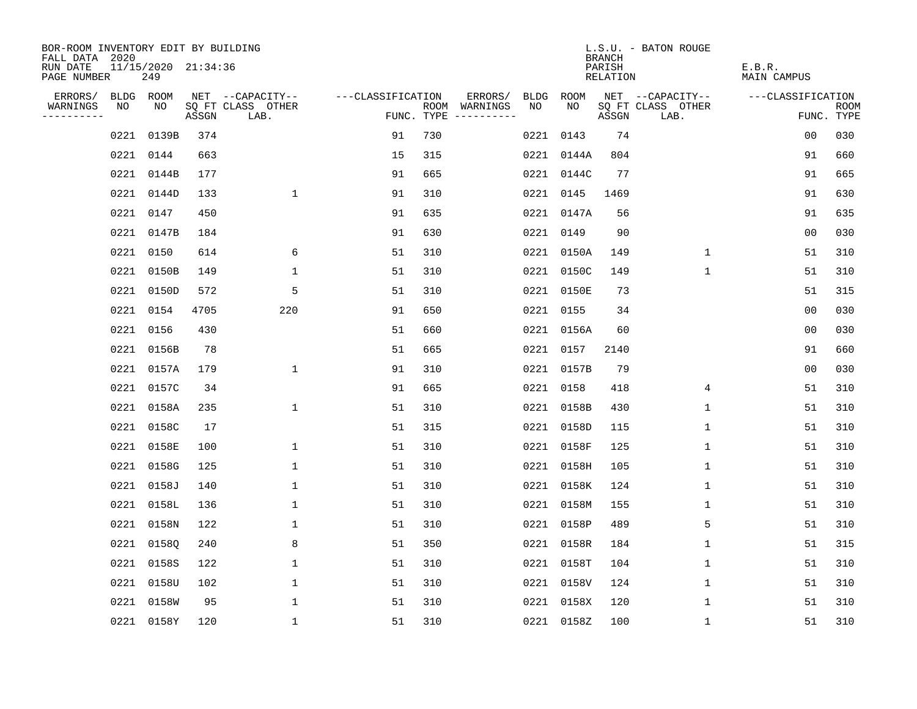BOR-ROOM INVENTORY EDIT BY BUILDING
FALL DATA 2020
RUN DATE 11/15/2020 21:34:36
PAGE NUMBER 249

L.S.U. - BATON ROUGE
BRANCH
PARISH E.B.R.
RELATION MAIN CAMPUS

| ERRORS/ WARNINGS | BLDG NO | ROOM NO | NET SQ FT ASSGN | CAPACITY CLASS LAB. | CAPACITY OTHER | CLASSIFICATION FUNC. | ROOM TYPE | ERRORS/ WARNINGS | BLDG NO | ROOM NO | NET SQ FT ASSGN | CAPACITY CLASS LAB. | CAPACITY OTHER | CLASSIFICATION FUNC. | ROOM TYPE |
|---|---|---|---|---|---|---|---|---|---|---|---|---|---|---|---|
| | 0221 | 0139B | 374 | | | 91 | 730 | | 0221 | 0143 | 74 | | | 00 | 030 |
| | 0221 | 0144 | 663 | | | 15 | 315 | | 0221 | 0144A | 804 | | | 91 | 660 |
| | 0221 | 0144B | 177 | | | 91 | 665 | | 0221 | 0144C | 77 | | | 91 | 665 |
| | 0221 | 0144D | 133 | | 1 | 91 | 310 | | 0221 | 0145 | 1469 | | | 91 | 630 |
| | 0221 | 0147 | 450 | | | 91 | 635 | | 0221 | 0147A | 56 | | | 91 | 635 |
| | 0221 | 0147B | 184 | | | 91 | 630 | | 0221 | 0149 | 90 | | | 00 | 030 |
| | 0221 | 0150 | 614 | | 6 | 51 | 310 | | 0221 | 0150A | 149 | | 1 | 51 | 310 |
| | 0221 | 0150B | 149 | | 1 | 51 | 310 | | 0221 | 0150C | 149 | | 1 | 51 | 310 |
| | 0221 | 0150D | 572 | | 5 | 51 | 310 | | 0221 | 0150E | 73 | | | 51 | 315 |
| | 0221 | 0154 | 4705 | | 220 | 91 | 650 | | 0221 | 0155 | 34 | | | 00 | 030 |
| | 0221 | 0156 | 430 | | | 51 | 660 | | 0221 | 0156A | 60 | | | 00 | 030 |
| | 0221 | 0156B | 78 | | | 51 | 665 | | 0221 | 0157 | 2140 | | | 91 | 660 |
| | 0221 | 0157A | 179 | | 1 | 91 | 310 | | 0221 | 0157B | 79 | | | 00 | 030 |
| | 0221 | 0157C | 34 | | | 91 | 665 | | 0221 | 0158 | 418 | | 4 | 51 | 310 |
| | 0221 | 0158A | 235 | | 1 | 51 | 310 | | 0221 | 0158B | 430 | | 1 | 51 | 310 |
| | 0221 | 0158C | 17 | | | 51 | 315 | | 0221 | 0158D | 115 | | 1 | 51 | 310 |
| | 0221 | 0158E | 100 | | 1 | 51 | 310 | | 0221 | 0158F | 125 | | 1 | 51 | 310 |
| | 0221 | 0158G | 125 | | 1 | 51 | 310 | | 0221 | 0158H | 105 | | 1 | 51 | 310 |
| | 0221 | 0158J | 140 | | 1 | 51 | 310 | | 0221 | 0158K | 124 | | 1 | 51 | 310 |
| | 0221 | 0158L | 136 | | 1 | 51 | 310 | | 0221 | 0158M | 155 | | 1 | 51 | 310 |
| | 0221 | 0158N | 122 | | 1 | 51 | 310 | | 0221 | 0158P | 489 | | 5 | 51 | 310 |
| | 0221 | 0158Q | 240 | | 8 | 51 | 350 | | 0221 | 0158R | 184 | | 1 | 51 | 315 |
| | 0221 | 0158S | 122 | | 1 | 51 | 310 | | 0221 | 0158T | 104 | | 1 | 51 | 310 |
| | 0221 | 0158U | 102 | | 1 | 51 | 310 | | 0221 | 0158V | 124 | | 1 | 51 | 310 |
| | 0221 | 0158W | 95 | | 1 | 51 | 310 | | 0221 | 0158X | 120 | | 1 | 51 | 310 |
| | 0221 | 0158Y | 120 | | 1 | 51 | 310 | | 0221 | 0158Z | 100 | | 1 | 51 | 310 |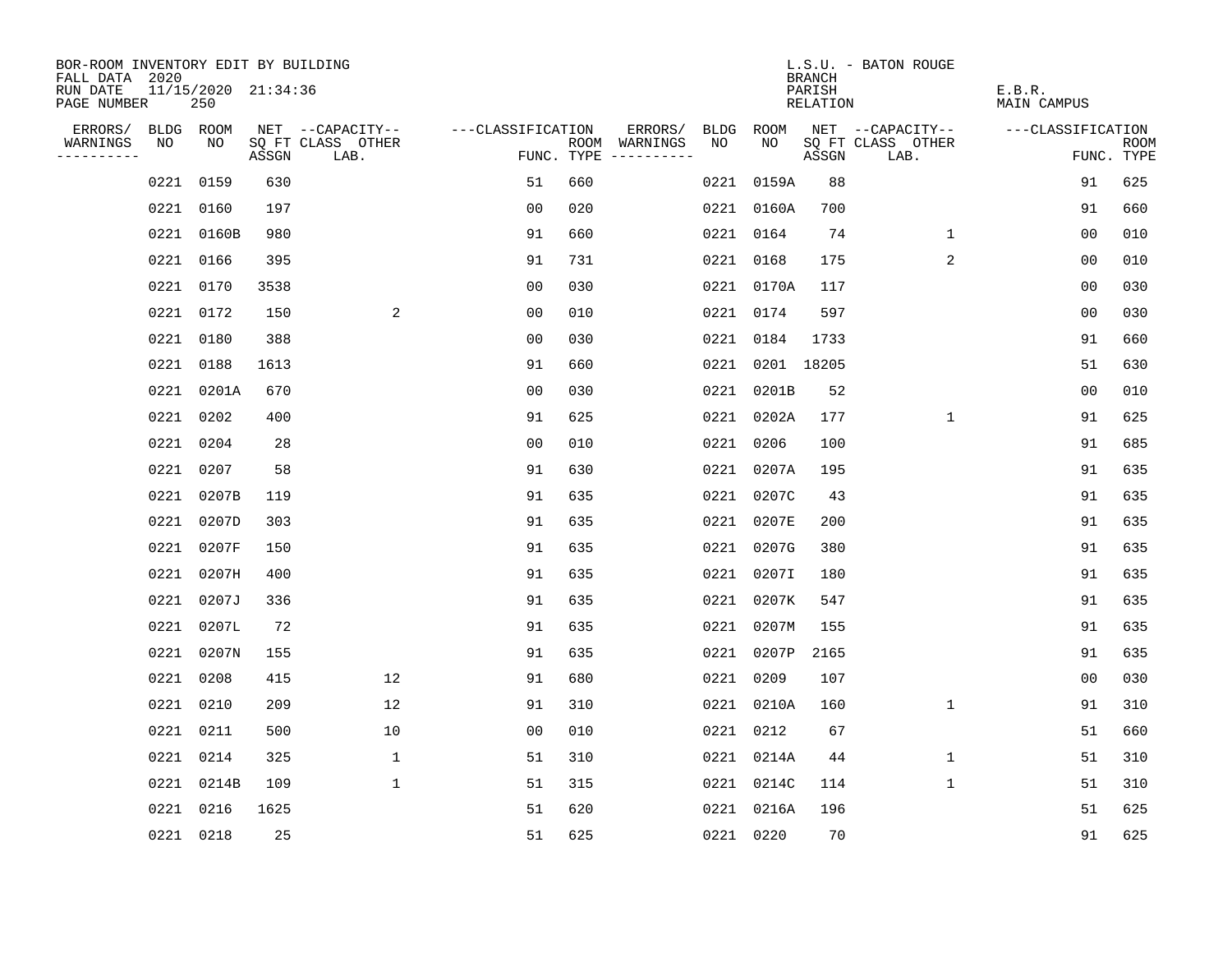BOR-ROOM INVENTORY EDIT BY BUILDING
FALL DATA 2020
RUN DATE 11/15/2020 21:34:36
PAGE NUMBER 250

L.S.U. - BATON ROUGE
BRANCH
PARISH E.B.R.
RELATION MAIN CAMPUS

| ERRORS/ WARNINGS | BLDG NO | ROOM NO | NET SQ FT ASSGN | CAPACITY CLASS LAB. | CAPACITY OTHER | CLASSIFICATION FUNC. | ROOM TYPE | ERRORS/ WARNINGS | BLDG NO | ROOM NO | NET SQ FT ASSGN | CAPACITY CLASS LAB. | CAPACITY OTHER | CLASSIFICATION FUNC. | ROOM TYPE |
|---|---|---|---|---|---|---|---|---|---|---|---|---|---|---|---|
| | 0221 | 0159 | 630 | | | 51 | 660 | | 0221 | 0159A | 88 | | | 91 | 625 |
| | 0221 | 0160 | 197 | | | 00 | 020 | | 0221 | 0160A | 700 | | | 91 | 660 |
| | 0221 | 0160B | 980 | | | 91 | 660 | | 0221 | 0164 | 74 | | 1 | 00 | 010 |
| | 0221 | 0166 | 395 | | | 91 | 731 | | 0221 | 0168 | 175 | | 2 | 00 | 010 |
| | 0221 | 0170 | 3538 | | | 00 | 030 | | 0221 | 0170A | 117 | | | 00 | 030 |
| | 0221 | 0172 | 150 | | 2 | 00 | 010 | | 0221 | 0174 | 597 | | | 00 | 030 |
| | 0221 | 0180 | 388 | | | 00 | 030 | | 0221 | 0184 | 1733 | | | 91 | 660 |
| | 0221 | 0188 | 1613 | | | 91 | 660 | | 0221 | 0201 | 18205 | | | 51 | 630 |
| | 0221 | 0201A | 670 | | | 00 | 030 | | 0221 | 0201B | 52 | | | 00 | 010 |
| | 0221 | 0202 | 400 | | | 91 | 625 | | 0221 | 0202A | 177 | | 1 | 91 | 625 |
| | 0221 | 0204 | 28 | | | 00 | 010 | | 0221 | 0206 | 100 | | | 91 | 685 |
| | 0221 | 0207 | 58 | | | 91 | 630 | | 0221 | 0207A | 195 | | | 91 | 635 |
| | 0221 | 0207B | 119 | | | 91 | 635 | | 0221 | 0207C | 43 | | | 91 | 635 |
| | 0221 | 0207D | 303 | | | 91 | 635 | | 0221 | 0207E | 200 | | | 91 | 635 |
| | 0221 | 0207F | 150 | | | 91 | 635 | | 0221 | 0207G | 380 | | | 91 | 635 |
| | 0221 | 0207H | 400 | | | 91 | 635 | | 0221 | 0207I | 180 | | | 91 | 635 |
| | 0221 | 0207J | 336 | | | 91 | 635 | | 0221 | 0207K | 547 | | | 91 | 635 |
| | 0221 | 0207L | 72 | | | 91 | 635 | | 0221 | 0207M | 155 | | | 91 | 635 |
| | 0221 | 0207N | 155 | | | 91 | 635 | | 0221 | 0207P | 2165 | | | 91 | 635 |
| | 0221 | 0208 | 415 | | 12 | 91 | 680 | | 0221 | 0209 | 107 | | | 00 | 030 |
| | 0221 | 0210 | 209 | | 12 | 91 | 310 | | 0221 | 0210A | 160 | | 1 | 91 | 310 |
| | 0221 | 0211 | 500 | | 10 | 00 | 010 | | 0221 | 0212 | 67 | | | 51 | 660 |
| | 0221 | 0214 | 325 | | 1 | 51 | 310 | | 0221 | 0214A | 44 | | 1 | 51 | 310 |
| | 0221 | 0214B | 109 | | 1 | 51 | 315 | | 0221 | 0214C | 114 | | 1 | 51 | 310 |
| | 0221 | 0216 | 1625 | | | 51 | 620 | | 0221 | 0216A | 196 | | | 51 | 625 |
| | 0221 | 0218 | 25 | | | 51 | 625 | | 0221 | 0220 | 70 | | | 91 | 625 |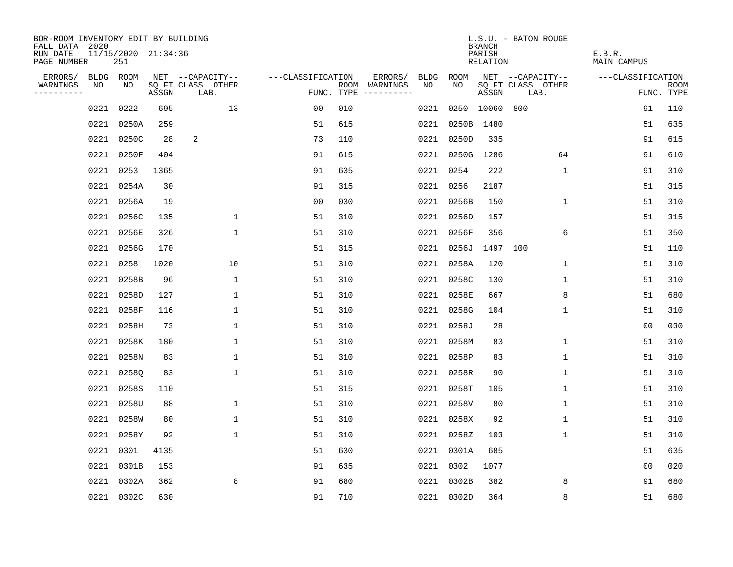BOR-ROOM INVENTORY EDIT BY BUILDING
FALL DATA 2020
RUN DATE 11/15/2020 21:34:36
PAGE NUMBER 251

L.S.U. - BATON ROUGE
BRANCH
PARISH E.B.R.
RELATION MAIN CAMPUS

| ERRORS/ WARNINGS | BLDG NO | ROOM NO | NET SQ FT ASSGN | CAPACITY CLASS LAB. | CAPACITY OTHER | CLASSIFICATION FUNC. | ROOM TYPE | ERRORS/ WARNINGS | BLDG NO | ROOM NO | NET SQ FT ASSGN | CAPACITY CLASS LAB. | CAPACITY OTHER | CLASSIFICATION FUNC. | ROOM TYPE |
|---|---|---|---|---|---|---|---|---|---|---|---|---|---|---|---|
| | 0221 | 0222 | 695 | | 13 | 00 | 010 | | 0221 | 0250 | 10060 | 800 | | 91 | 110 |
| | 0221 | 0250A | 259 | | | 51 | 615 | | 0221 | 0250B | 1480 | | | 51 | 635 |
| | 0221 | 0250C | 28 | 2 | | 73 | 110 | | 0221 | 0250D | 335 | | | 91 | 615 |
| | 0221 | 0250F | 404 | | | 91 | 615 | | 0221 | 0250G | 1286 | | 64 | 91 | 610 |
| | 0221 | 0253 | 1365 | | | 91 | 635 | | 0221 | 0254 | 222 | | 1 | 91 | 310 |
| | 0221 | 0254A | 30 | | | 91 | 315 | | 0221 | 0256 | 2187 | | | 51 | 315 |
| | 0221 | 0256A | 19 | | | 00 | 030 | | 0221 | 0256B | 150 | | 1 | 51 | 310 |
| | 0221 | 0256C | 135 | | 1 | 51 | 310 | | 0221 | 0256D | 157 | | | 51 | 315 |
| | 0221 | 0256E | 326 | | 1 | 51 | 310 | | 0221 | 0256F | 356 | | 6 | 51 | 350 |
| | 0221 | 0256G | 170 | | | 51 | 315 | | 0221 | 0256J | 1497 | 100 | | 51 | 110 |
| | 0221 | 0258 | 1020 | | 10 | 51 | 310 | | 0221 | 0258A | 120 | | 1 | 51 | 310 |
| | 0221 | 0258B | 96 | | 1 | 51 | 310 | | 0221 | 0258C | 130 | | 1 | 51 | 310 |
| | 0221 | 0258D | 127 | | 1 | 51 | 310 | | 0221 | 0258E | 667 | | 8 | 51 | 680 |
| | 0221 | 0258F | 116 | | 1 | 51 | 310 | | 0221 | 0258G | 104 | | 1 | 51 | 310 |
| | 0221 | 0258H | 73 | | 1 | 51 | 310 | | 0221 | 0258J | 28 | | | 00 | 030 |
| | 0221 | 0258K | 180 | | 1 | 51 | 310 | | 0221 | 0258M | 83 | | 1 | 51 | 310 |
| | 0221 | 0258N | 83 | | 1 | 51 | 310 | | 0221 | 0258P | 83 | | 1 | 51 | 310 |
| | 0221 | 0258Q | 83 | | 1 | 51 | 310 | | 0221 | 0258R | 90 | | 1 | 51 | 310 |
| | 0221 | 0258S | 110 | | | 51 | 315 | | 0221 | 0258T | 105 | | 1 | 51 | 310 |
| | 0221 | 0258U | 88 | | 1 | 51 | 310 | | 0221 | 0258V | 80 | | 1 | 51 | 310 |
| | 0221 | 0258W | 80 | | 1 | 51 | 310 | | 0221 | 0258X | 92 | | 1 | 51 | 310 |
| | 0221 | 0258Y | 92 | | 1 | 51 | 310 | | 0221 | 0258Z | 103 | | 1 | 51 | 310 |
| | 0221 | 0301 | 4135 | | | 51 | 630 | | 0221 | 0301A | 685 | | | 51 | 635 |
| | 0221 | 0301B | 153 | | | 91 | 635 | | 0221 | 0302 | 1077 | | | 00 | 020 |
| | 0221 | 0302A | 362 | | 8 | 91 | 680 | | 0221 | 0302B | 382 | | 8 | 91 | 680 |
| | 0221 | 0302C | 630 | | | 91 | 710 | | 0221 | 0302D | 364 | | 8 | 51 | 680 |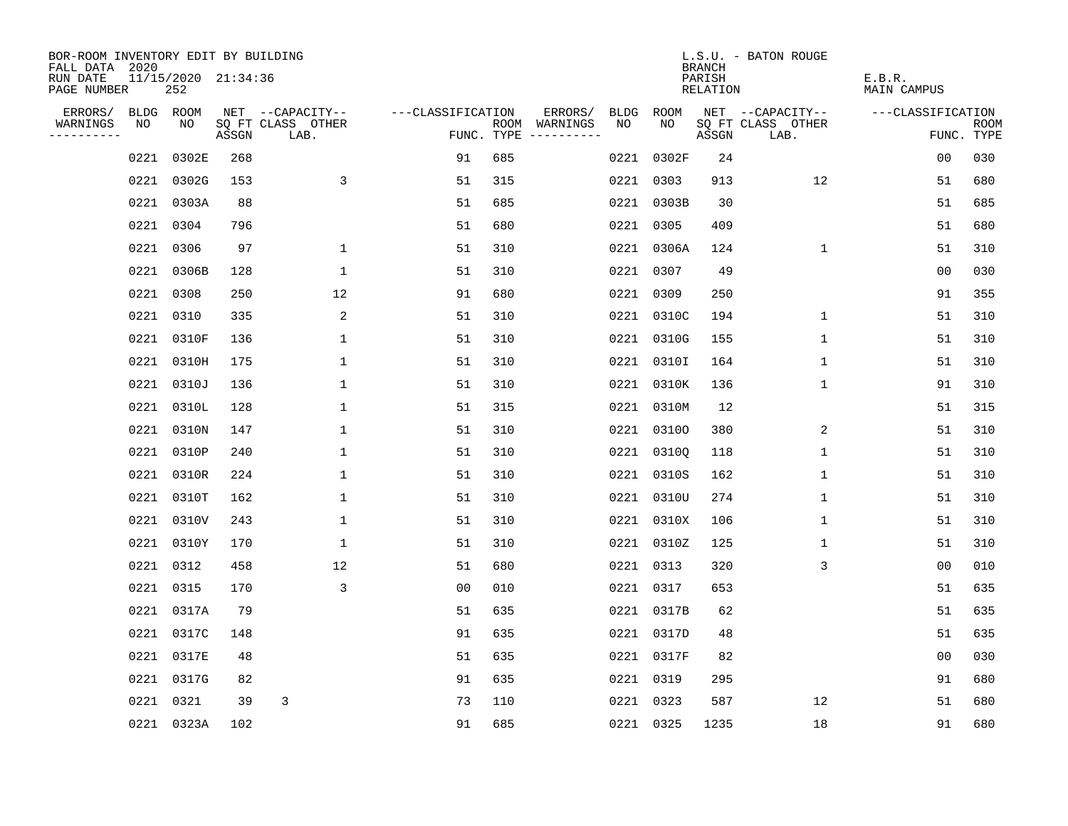BOR-ROOM INVENTORY EDIT BY BUILDING
FALL DATA 2020
RUN DATE 11/15/2020 21:34:36
PAGE NUMBER 252

L.S.U. - BATON ROUGE
BRANCH
PARISH E.B.R.
RELATION MAIN CAMPUS

| ERRORS/ WARNINGS | BLDG NO | ROOM NO | NET SQ FT ASSGN | --CAPACITY-- CLASS | LAB. | OTHER | ---CLASSIFICATION FUNC. | ROOM TYPE | ERRORS/ WARNINGS | BLDG NO | ROOM NO | NET SQ FT ASSGN | --CAPACITY-- CLASS | LAB. | OTHER | ---CLASSIFICATION FUNC. | ROOM TYPE |
|---|---|---|---|---|---|---|---|---|---|---|---|---|---|---|---|---|---|
| | 0221 | 0302E | 268 | | | | 91 | 685 | | 0221 | 0302F | 24 | | | | 00 | 030 |
| | 0221 | 0302G | 153 | | | 3 | 51 | 315 | | 0221 | 0303 | 913 | | | 12 | 51 | 680 |
| | 0221 | 0303A | 88 | | | | 51 | 685 | | 0221 | 0303B | 30 | | | | 51 | 685 |
| | 0221 | 0304 | 796 | | | | 51 | 680 | | 0221 | 0305 | 409 | | | | 51 | 680 |
| | 0221 | 0306 | 97 | | | 1 | 51 | 310 | | 0221 | 0306A | 124 | | | 1 | 51 | 310 |
| | 0221 | 0306B | 128 | | | 1 | 51 | 310 | | 0221 | 0307 | 49 | | | | 00 | 030 |
| | 0221 | 0308 | 250 | | | 12 | 91 | 680 | | 0221 | 0309 | 250 | | | | 91 | 355 |
| | 0221 | 0310 | 335 | | | 2 | 51 | 310 | | 0221 | 0310C | 194 | | | 1 | 51 | 310 |
| | 0221 | 0310F | 136 | | | 1 | 51 | 310 | | 0221 | 0310G | 155 | | | 1 | 51 | 310 |
| | 0221 | 0310H | 175 | | | 1 | 51 | 310 | | 0221 | 0310I | 164 | | | 1 | 51 | 310 |
| | 0221 | 0310J | 136 | | | 1 | 51 | 310 | | 0221 | 0310K | 136 | | | 1 | 91 | 310 |
| | 0221 | 0310L | 128 | | | 1 | 51 | 315 | | 0221 | 0310M | 12 | | | | 51 | 315 |
| | 0221 | 0310N | 147 | | | 1 | 51 | 310 | | 0221 | 0310O | 380 | | | 2 | 51 | 310 |
| | 0221 | 0310P | 240 | | | 1 | 51 | 310 | | 0221 | 0310Q | 118 | | | 1 | 51 | 310 |
| | 0221 | 0310R | 224 | | | 1 | 51 | 310 | | 0221 | 0310S | 162 | | | 1 | 51 | 310 |
| | 0221 | 0310T | 162 | | | 1 | 51 | 310 | | 0221 | 0310U | 274 | | | 1 | 51 | 310 |
| | 0221 | 0310V | 243 | | | 1 | 51 | 310 | | 0221 | 0310X | 106 | | | 1 | 51 | 310 |
| | 0221 | 0310Y | 170 | | | 1 | 51 | 310 | | 0221 | 0310Z | 125 | | | 1 | 51 | 310 |
| | 0221 | 0312 | 458 | | | 12 | 51 | 680 | | 0221 | 0313 | 320 | | | 3 | 00 | 010 |
| | 0221 | 0315 | 170 | | | 3 | 00 | 010 | | 0221 | 0317 | 653 | | | | 51 | 635 |
| | 0221 | 0317A | 79 | | | | 51 | 635 | | 0221 | 0317B | 62 | | | | 51 | 635 |
| | 0221 | 0317C | 148 | | | | 91 | 635 | | 0221 | 0317D | 48 | | | | 51 | 635 |
| | 0221 | 0317E | 48 | | | | 51 | 635 | | 0221 | 0317F | 82 | | | | 00 | 030 |
| | 0221 | 0317G | 82 | | | | 91 | 635 | | 0221 | 0319 | 295 | | | | 91 | 680 |
| | 0221 | 0321 | 39 | 3 | | | 73 | 110 | | 0221 | 0323 | 587 | | | 12 | 51 | 680 |
| | 0221 | 0323A | 102 | | | | 91 | 685 | | 0221 | 0325 | 1235 | | | 18 | 91 | 680 |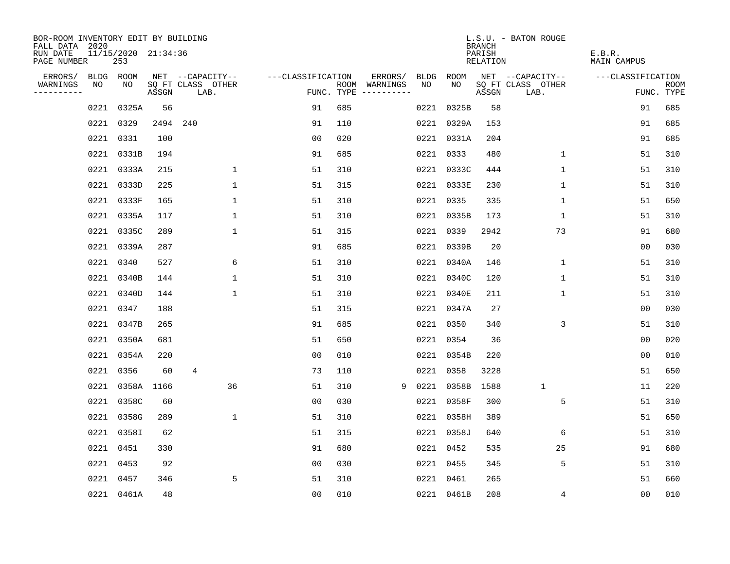BOR-ROOM INVENTORY EDIT BY BUILDING
FALL DATA 2020
RUN DATE 11/15/2020 21:34:36
PAGE NUMBER 253

L.S.U. - BATON ROUGE
BRANCH
PARISH E.B.R.
RELATION MAIN CAMPUS

| ERRORS/ WARNINGS | BLDG NO | ROOM NO | NET SQ FT ASSGN | --CAPACITY-- CLASS | OTHER LAB. | ---CLASSIFICATION FUNC. | ROOM TYPE | ERRORS/ WARNINGS | BLDG NO | ROOM NO | NET SQ FT ASSGN | --CAPACITY-- CLASS | OTHER LAB. | ---CLASSIFICATION FUNC. | ROOM TYPE |
|---|---|---|---|---|---|---|---|---|---|---|---|---|---|---|---|
| | 0221 | 0325A | 56 | | | 91 | 685 | | 0221 | 0325B | 58 | | | 91 | 685 |
| | 0221 | 0329 | 2494 | 240 | | 91 | 110 | | 0221 | 0329A | 153 | | | 91 | 685 |
| | 0221 | 0331 | 100 | | | 00 | 020 | | 0221 | 0331A | 204 | | | 91 | 685 |
| | 0221 | 0331B | 194 | | | 91 | 685 | | 0221 | 0333 | 480 | | 1 | 51 | 310 |
| | 0221 | 0333A | 215 | | 1 | 51 | 310 | | 0221 | 0333C | 444 | | 1 | 51 | 310 |
| | 0221 | 0333D | 225 | | 1 | 51 | 315 | | 0221 | 0333E | 230 | | 1 | 51 | 310 |
| | 0221 | 0333F | 165 | | 1 | 51 | 310 | | 0221 | 0335 | 335 | | 1 | 51 | 650 |
| | 0221 | 0335A | 117 | | 1 | 51 | 310 | | 0221 | 0335B | 173 | | 1 | 51 | 310 |
| | 0221 | 0335C | 289 | | 1 | 51 | 315 | | 0221 | 0339 | 2942 | | 73 | 91 | 680 |
| | 0221 | 0339A | 287 | | | 91 | 685 | | 0221 | 0339B | 20 | | | 00 | 030 |
| | 0221 | 0340 | 527 | | 6 | 51 | 310 | | 0221 | 0340A | 146 | | 1 | 51 | 310 |
| | 0221 | 0340B | 144 | | 1 | 51 | 310 | | 0221 | 0340C | 120 | | 1 | 51 | 310 |
| | 0221 | 0340D | 144 | | 1 | 51 | 310 | | 0221 | 0340E | 211 | | 1 | 51 | 310 |
| | 0221 | 0347 | 188 | | | 51 | 315 | | 0221 | 0347A | 27 | | | 00 | 030 |
| | 0221 | 0347B | 265 | | | 91 | 685 | | 0221 | 0350 | 340 | | 3 | 51 | 310 |
| | 0221 | 0350A | 681 | | | 51 | 650 | | 0221 | 0354 | 36 | | | 00 | 020 |
| | 0221 | 0354A | 220 | | | 00 | 010 | | 0221 | 0354B | 220 | | | 00 | 010 |
| | 0221 | 0356 | 60 | 4 | | 73 | 110 | | 0221 | 0358 | 3228 | | | 51 | 650 |
| | 0221 | 0358A | 1166 | | 36 | 51 | 310 | 9 | 0221 | 0358B | 1588 | 1 | | 11 | 220 |
| | 0221 | 0358C | 60 | | | 00 | 030 | | 0221 | 0358F | 300 | | 5 | 51 | 310 |
| | 0221 | 0358G | 289 | | 1 | 51 | 310 | | 0221 | 0358H | 389 | | | 51 | 650 |
| | 0221 | 0358I | 62 | | | 51 | 315 | | 0221 | 0358J | 640 | | 6 | 51 | 310 |
| | 0221 | 0451 | 330 | | | 91 | 680 | | 0221 | 0452 | 535 | | 25 | 91 | 680 |
| | 0221 | 0453 | 92 | | | 00 | 030 | | 0221 | 0455 | 345 | | 5 | 51 | 310 |
| | 0221 | 0457 | 346 | | 5 | 51 | 310 | | 0221 | 0461 | 265 | | | 51 | 660 |
| | 0221 | 0461A | 48 | | | 00 | 010 | | 0221 | 0461B | 208 | | 4 | 00 | 010 |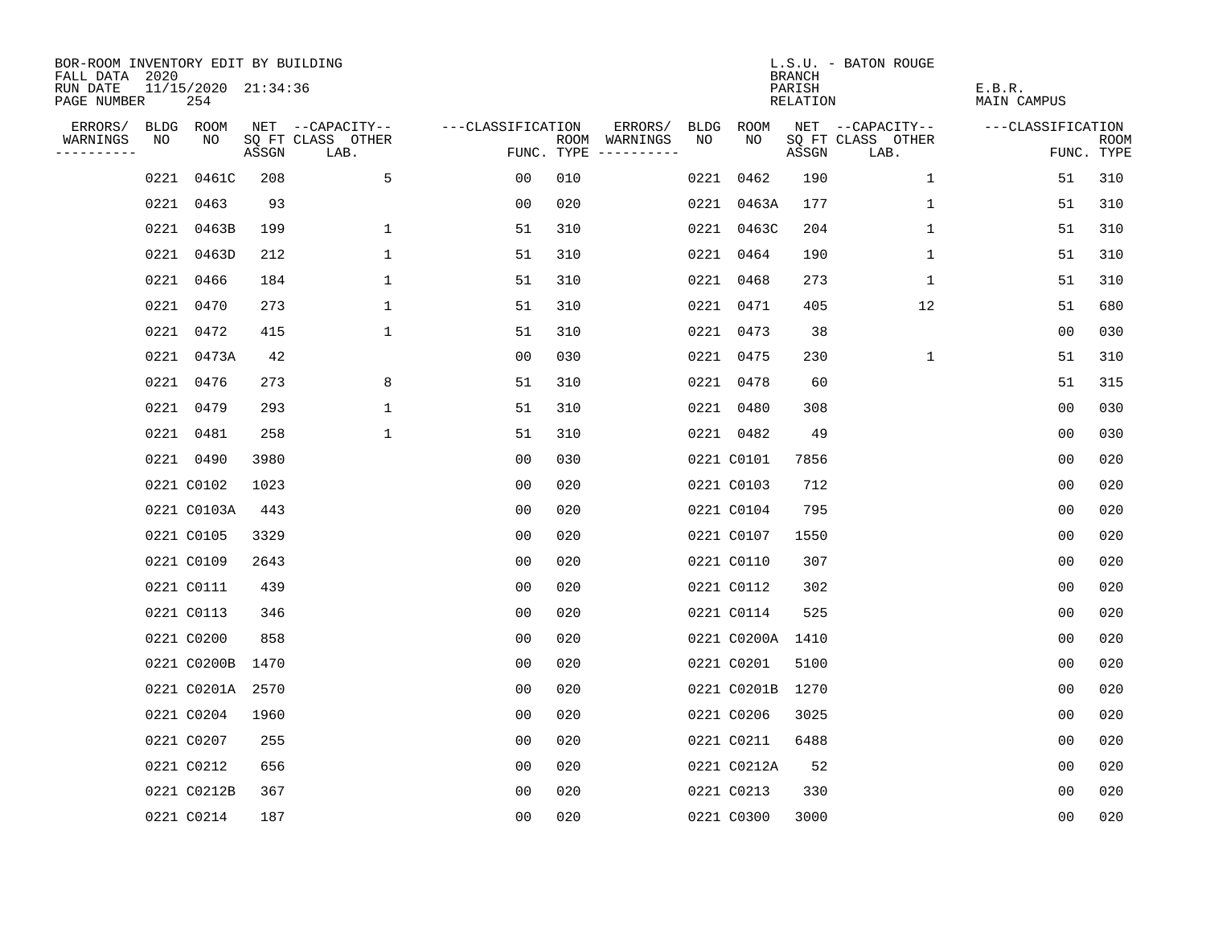BOR-ROOM INVENTORY EDIT BY BUILDING
FALL DATA 2020
RUN DATE 11/15/2020 21:34:36
PAGE NUMBER 254

L.S.U. - BATON ROUGE
BRANCH
PARISH E.B.R.
RELATION MAIN CAMPUS

| ERRORS/ WARNINGS | BLDG NO | ROOM NO | NET SQ FT ASSGN | CAPACITY-- CLASS LAB. | OTHER | FUNC. | ROOM TYPE | ERRORS/ WARNINGS | BLDG NO | ROOM NO | NET SQ FT ASSGN | CAPACITY-- CLASS LAB. | OTHER | FUNC. | ROOM TYPE |
|---|---|---|---|---|---|---|---|---|---|---|---|---|---|---|---|
| | 0221 | 0461C | 208 | | 5 | 00 | 010 | | 0221 | 0462 | 190 | | 1 | 51 | 310 |
| | 0221 | 0463 | 93 | | | 00 | 020 | | 0221 | 0463A | 177 | | 1 | 51 | 310 |
| | 0221 | 0463B | 199 | | 1 | 51 | 310 | | 0221 | 0463C | 204 | | 1 | 51 | 310 |
| | 0221 | 0463D | 212 | | 1 | 51 | 310 | | 0221 | 0464 | 190 | | 1 | 51 | 310 |
| | 0221 | 0466 | 184 | | 1 | 51 | 310 | | 0221 | 0468 | 273 | | 1 | 51 | 310 |
| | 0221 | 0470 | 273 | | 1 | 51 | 310 | | 0221 | 0471 | 405 | | 12 | 51 | 680 |
| | 0221 | 0472 | 415 | | 1 | 51 | 310 | | 0221 | 0473 | 38 | | | 00 | 030 |
| | 0221 | 0473A | 42 | | | 00 | 030 | | 0221 | 0475 | 230 | | 1 | 51 | 310 |
| | 0221 | 0476 | 273 | | 8 | 51 | 310 | | 0221 | 0478 | 60 | | | 51 | 315 |
| | 0221 | 0479 | 293 | | 1 | 51 | 310 | | 0221 | 0480 | 308 | | | 00 | 030 |
| | 0221 | 0481 | 258 | | 1 | 51 | 310 | | 0221 | 0482 | 49 | | | 00 | 030 |
| | 0221 | 0490 | 3980 | | | 00 | 030 | | 0221 | C0101 | 7856 | | | 00 | 020 |
| | 0221 | C0102 | 1023 | | | 00 | 020 | | 0221 | C0103 | 712 | | | 00 | 020 |
| | 0221 | C0103A | 443 | | | 00 | 020 | | 0221 | C0104 | 795 | | | 00 | 020 |
| | 0221 | C0105 | 3329 | | | 00 | 020 | | 0221 | C0107 | 1550 | | | 00 | 020 |
| | 0221 | C0109 | 2643 | | | 00 | 020 | | 0221 | C0110 | 307 | | | 00 | 020 |
| | 0221 | C0111 | 439 | | | 00 | 020 | | 0221 | C0112 | 302 | | | 00 | 020 |
| | 0221 | C0113 | 346 | | | 00 | 020 | | 0221 | C0114 | 525 | | | 00 | 020 |
| | 0221 | C0200 | 858 | | | 00 | 020 | | 0221 | C0200A | 1410 | | | 00 | 020 |
| | 0221 | C0200B | 1470 | | | 00 | 020 | | 0221 | C0201 | 5100 | | | 00 | 020 |
| | 0221 | C0201A | 2570 | | | 00 | 020 | | 0221 | C0201B | 1270 | | | 00 | 020 |
| | 0221 | C0204 | 1960 | | | 00 | 020 | | 0221 | C0206 | 3025 | | | 00 | 020 |
| | 0221 | C0207 | 255 | | | 00 | 020 | | 0221 | C0211 | 6488 | | | 00 | 020 |
| | 0221 | C0212 | 656 | | | 00 | 020 | | 0221 | C0212A | 52 | | | 00 | 020 |
| | 0221 | C0212B | 367 | | | 00 | 020 | | 0221 | C0213 | 330 | | | 00 | 020 |
| | 0221 | C0214 | 187 | | | 00 | 020 | | 0221 | C0300 | 3000 | | | 00 | 020 |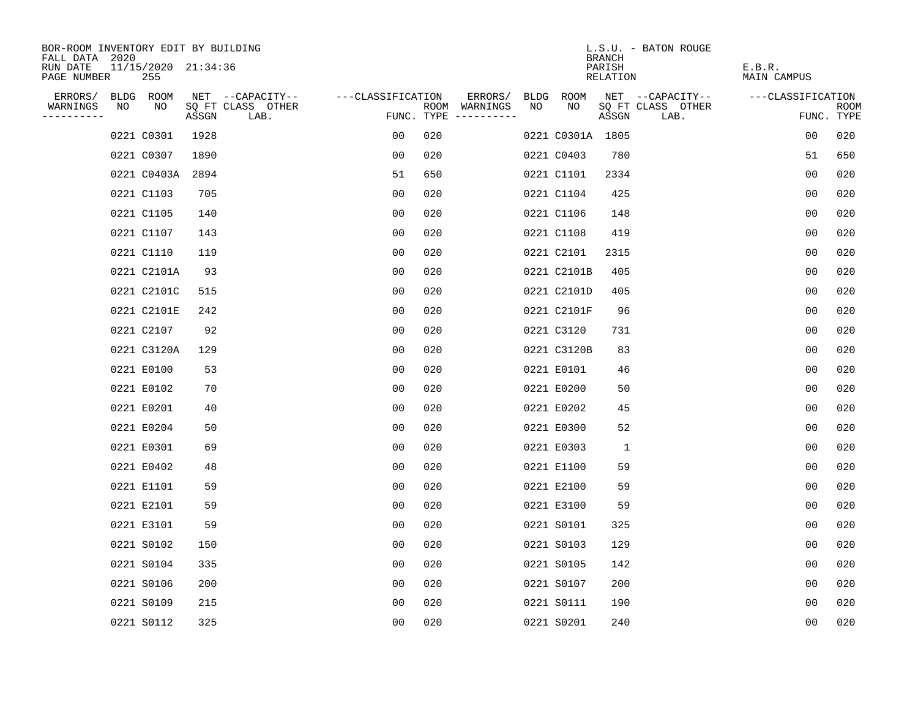BOR-ROOM INVENTORY EDIT BY BUILDING
FALL DATA 2020
RUN DATE 11/15/2020 21:34:36
PAGE NUMBER 255

L.S.U. - BATON ROUGE
BRANCH
PARISH E.B.R.
RELATION MAIN CAMPUS

| ERRORS/ WARNINGS | BLDG NO | ROOM NO | NET SQ FT ASSGN | CAPACITY CLASS LAB. | CAPACITY OTHER | CLASSIFICATION FUNC. | ROOM TYPE | ERRORS/ WARNINGS | BLDG NO | ROOM NO | NET SQ FT ASSGN | CAPACITY CLASS LAB. | CAPACITY OTHER | CLASSIFICATION FUNC. | ROOM TYPE |
|---|---|---|---|---|---|---|---|---|---|---|---|---|---|---|---|
| | 0221 | C0301 | 1928 | | | 00 | 020 | | 0221 | C0301A | 1805 | | | 00 | 020 |
| | 0221 | C0307 | 1890 | | | 00 | 020 | | 0221 | C0403 | 780 | | | 51 | 650 |
| | 0221 | C0403A | 2894 | | | 51 | 650 | | 0221 | C1101 | 2334 | | | 00 | 020 |
| | 0221 | C1103 | 705 | | | 00 | 020 | | 0221 | C1104 | 425 | | | 00 | 020 |
| | 0221 | C1105 | 140 | | | 00 | 020 | | 0221 | C1106 | 148 | | | 00 | 020 |
| | 0221 | C1107 | 143 | | | 00 | 020 | | 0221 | C1108 | 419 | | | 00 | 020 |
| | 0221 | C1110 | 119 | | | 00 | 020 | | 0221 | C2101 | 2315 | | | 00 | 020 |
| | 0221 | C2101A | 93 | | | 00 | 020 | | 0221 | C2101B | 405 | | | 00 | 020 |
| | 0221 | C2101C | 515 | | | 00 | 020 | | 0221 | C2101D | 405 | | | 00 | 020 |
| | 0221 | C2101E | 242 | | | 00 | 020 | | 0221 | C2101F | 96 | | | 00 | 020 |
| | 0221 | C2107 | 92 | | | 00 | 020 | | 0221 | C3120 | 731 | | | 00 | 020 |
| | 0221 | C3120A | 129 | | | 00 | 020 | | 0221 | C3120B | 83 | | | 00 | 020 |
| | 0221 | E0100 | 53 | | | 00 | 020 | | 0221 | E0101 | 46 | | | 00 | 020 |
| | 0221 | E0102 | 70 | | | 00 | 020 | | 0221 | E0200 | 50 | | | 00 | 020 |
| | 0221 | E0201 | 40 | | | 00 | 020 | | 0221 | E0202 | 45 | | | 00 | 020 |
| | 0221 | E0204 | 50 | | | 00 | 020 | | 0221 | E0300 | 52 | | | 00 | 020 |
| | 0221 | E0301 | 69 | | | 00 | 020 | | 0221 | E0303 | 1 | | | 00 | 020 |
| | 0221 | E0402 | 48 | | | 00 | 020 | | 0221 | E1100 | 59 | | | 00 | 020 |
| | 0221 | E1101 | 59 | | | 00 | 020 | | 0221 | E2100 | 59 | | | 00 | 020 |
| | 0221 | E2101 | 59 | | | 00 | 020 | | 0221 | E3100 | 59 | | | 00 | 020 |
| | 0221 | E3101 | 59 | | | 00 | 020 | | 0221 | S0101 | 325 | | | 00 | 020 |
| | 0221 | S0102 | 150 | | | 00 | 020 | | 0221 | S0103 | 129 | | | 00 | 020 |
| | 0221 | S0104 | 335 | | | 00 | 020 | | 0221 | S0105 | 142 | | | 00 | 020 |
| | 0221 | S0106 | 200 | | | 00 | 020 | | 0221 | S0107 | 200 | | | 00 | 020 |
| | 0221 | S0109 | 215 | | | 00 | 020 | | 0221 | S0111 | 190 | | | 00 | 020 |
| | 0221 | S0112 | 325 | | | 00 | 020 | | 0221 | S0201 | 240 | | | 00 | 020 |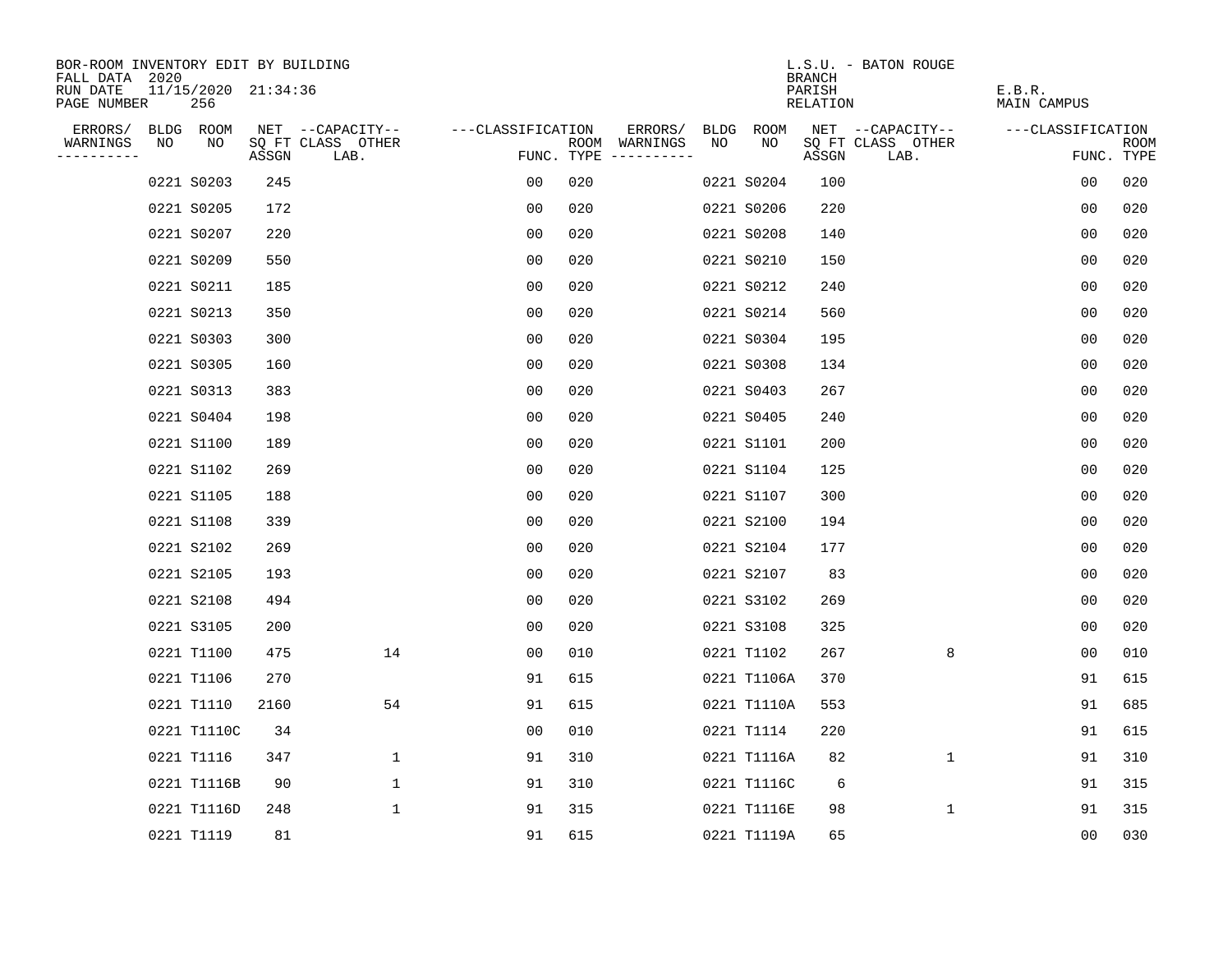BOR-ROOM INVENTORY EDIT BY BUILDING
FALL DATA 2020
RUN DATE 11/15/2020 21:34:36
PAGE NUMBER 256

L.S.U. - BATON ROUGE
BRANCH
PARISH E.B.R.
RELATION MAIN CAMPUS

| ERRORS/ WARNINGS | BLDG NO | ROOM NO | NET SQ FT ASSGN | --CAPACITY-- CLASS LAB. | OTHER | ---CLASSIFICATION FUNC. | ROOM TYPE | ERRORS/ WARNINGS | BLDG NO | ROOM NO | NET SQ FT ASSGN | --CAPACITY-- CLASS LAB. | OTHER | ---CLASSIFICATION FUNC. | ROOM TYPE |
|---|---|---|---|---|---|---|---|---|---|---|---|---|---|---|---|
| | 0221 | S0203 | 245 | | | 00 | 020 | | 0221 | S0204 | 100 | | | 00 | 020 |
| | 0221 | S0205 | 172 | | | 00 | 020 | | 0221 | S0206 | 220 | | | 00 | 020 |
| | 0221 | S0207 | 220 | | | 00 | 020 | | 0221 | S0208 | 140 | | | 00 | 020 |
| | 0221 | S0209 | 550 | | | 00 | 020 | | 0221 | S0210 | 150 | | | 00 | 020 |
| | 0221 | S0211 | 185 | | | 00 | 020 | | 0221 | S0212 | 240 | | | 00 | 020 |
| | 0221 | S0213 | 350 | | | 00 | 020 | | 0221 | S0214 | 560 | | | 00 | 020 |
| | 0221 | S0303 | 300 | | | 00 | 020 | | 0221 | S0304 | 195 | | | 00 | 020 |
| | 0221 | S0305 | 160 | | | 00 | 020 | | 0221 | S0308 | 134 | | | 00 | 020 |
| | 0221 | S0313 | 383 | | | 00 | 020 | | 0221 | S0403 | 267 | | | 00 | 020 |
| | 0221 | S0404 | 198 | | | 00 | 020 | | 0221 | S0405 | 240 | | | 00 | 020 |
| | 0221 | S1100 | 189 | | | 00 | 020 | | 0221 | S1101 | 200 | | | 00 | 020 |
| | 0221 | S1102 | 269 | | | 00 | 020 | | 0221 | S1104 | 125 | | | 00 | 020 |
| | 0221 | S1105 | 188 | | | 00 | 020 | | 0221 | S1107 | 300 | | | 00 | 020 |
| | 0221 | S1108 | 339 | | | 00 | 020 | | 0221 | S2100 | 194 | | | 00 | 020 |
| | 0221 | S2102 | 269 | | | 00 | 020 | | 0221 | S2104 | 177 | | | 00 | 020 |
| | 0221 | S2105 | 193 | | | 00 | 020 | | 0221 | S2107 | 83 | | | 00 | 020 |
| | 0221 | S2108 | 494 | | | 00 | 020 | | 0221 | S3102 | 269 | | | 00 | 020 |
| | 0221 | S3105 | 200 | | | 00 | 020 | | 0221 | S3108 | 325 | | | 00 | 020 |
| | 0221 | T1100 | 475 | | 14 | 00 | 010 | | 0221 | T1102 | 267 | | 8 | 00 | 010 |
| | 0221 | T1106 | 270 | | | 91 | 615 | | 0221 | T1106A | 370 | | | 91 | 615 |
| | 0221 | T1110 | 2160 | | 54 | 91 | 615 | | 0221 | T1110A | 553 | | | 91 | 685 |
| | 0221 | T1110C | 34 | | | 00 | 010 | | 0221 | T1114 | 220 | | | 91 | 615 |
| | 0221 | T1116 | 347 | | 1 | 91 | 310 | | 0221 | T1116A | 82 | | 1 | 91 | 310 |
| | 0221 | T1116B | 90 | | 1 | 91 | 310 | | 0221 | T1116C | 6 | | | 91 | 315 |
| | 0221 | T1116D | 248 | | 1 | 91 | 315 | | 0221 | T1116E | 98 | | 1 | 91 | 315 |
| | 0221 | T1119 | 81 | | | 91 | 615 | | 0221 | T1119A | 65 | | | 00 | 030 |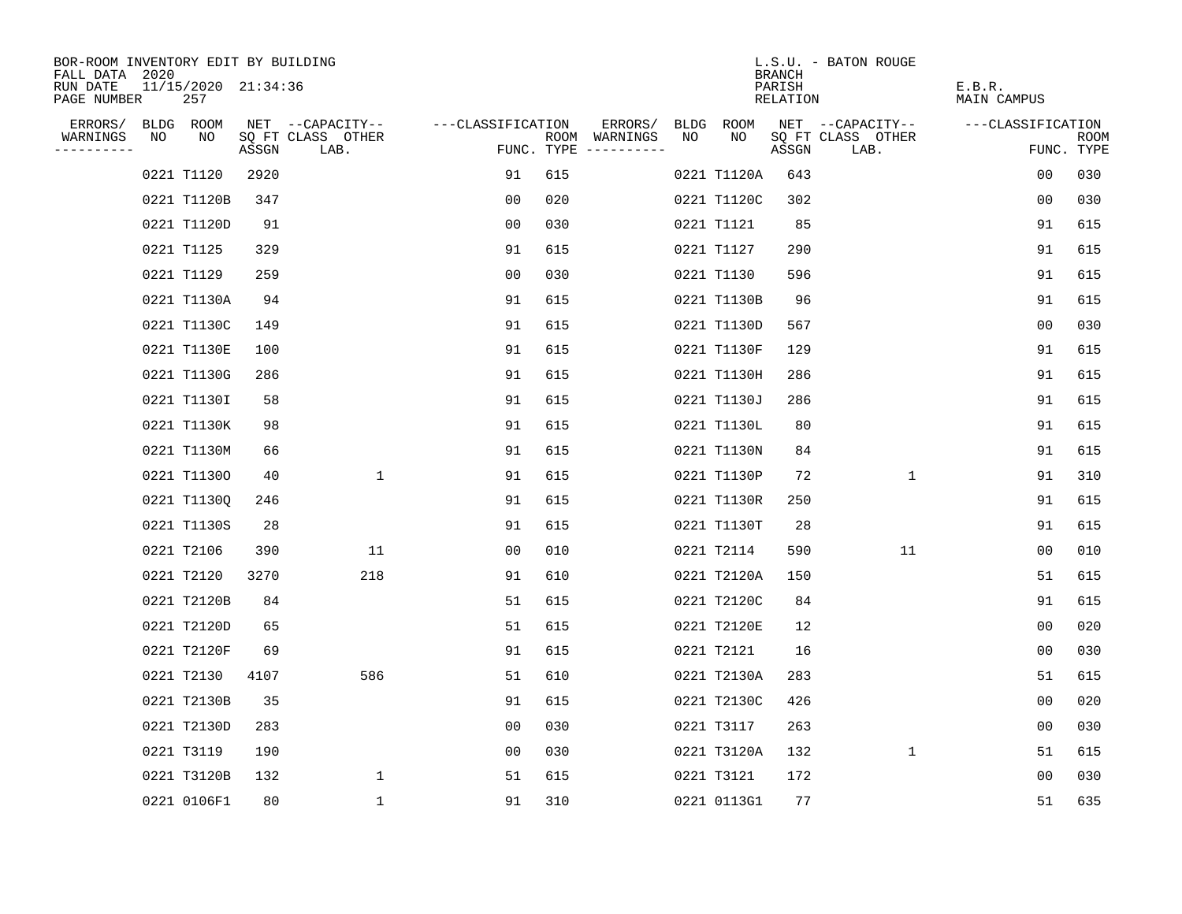BOR-ROOM INVENTORY EDIT BY BUILDING
FALL DATA 2020
RUN DATE 11/15/2020 21:34:36
PAGE NUMBER 257

L.S.U. - BATON ROUGE
BRANCH
PARISH E.B.R.
RELATION MAIN CAMPUS

| ERRORS/ WARNINGS | BLDG NO | ROOM NO | NET SQ FT ASSGN | --CAPACITY-- CLASS LAB. | OTHER | ---CLASSIFICATION FUNC. | ROOM TYPE | ERRORS/ WARNINGS | BLDG NO | ROOM NO | NET SQ FT ASSGN | --CAPACITY-- CLASS LAB. | OTHER | ---CLASSIFICATION FUNC. | ROOM TYPE |
|---|---|---|---|---|---|---|---|---|---|---|---|---|---|---|---|
| | 0221 | T1120 | 2920 | | | 91 | 615 | | 0221 | T1120A | 643 | | | 00 | 030 |
| | 0221 | T1120B | 347 | | | 00 | 020 | | 0221 | T1120C | 302 | | | 00 | 030 |
| | 0221 | T1120D | 91 | | | 00 | 030 | | 0221 | T1121 | 85 | | | 91 | 615 |
| | 0221 | T1125 | 329 | | | 91 | 615 | | 0221 | T1127 | 290 | | | 91 | 615 |
| | 0221 | T1129 | 259 | | | 00 | 030 | | 0221 | T1130 | 596 | | | 91 | 615 |
| | 0221 | T1130A | 94 | | | 91 | 615 | | 0221 | T1130B | 96 | | | 91 | 615 |
| | 0221 | T1130C | 149 | | | 91 | 615 | | 0221 | T1130D | 567 | | | 00 | 030 |
| | 0221 | T1130E | 100 | | | 91 | 615 | | 0221 | T1130F | 129 | | | 91 | 615 |
| | 0221 | T1130G | 286 | | | 91 | 615 | | 0221 | T1130H | 286 | | | 91 | 615 |
| | 0221 | T1130I | 58 | | | 91 | 615 | | 0221 | T1130J | 286 | | | 91 | 615 |
| | 0221 | T1130K | 98 | | | 91 | 615 | | 0221 | T1130L | 80 | | | 91 | 615 |
| | 0221 | T1130M | 66 | | | 91 | 615 | | 0221 | T1130N | 84 | | | 91 | 615 |
| | 0221 | T1130O | 40 | | 1 | 91 | 615 | | 0221 | T1130P | 72 | | 1 | 91 | 310 |
| | 0221 | T1130Q | 246 | | | 91 | 615 | | 0221 | T1130R | 250 | | | 91 | 615 |
| | 0221 | T1130S | 28 | | | 91 | 615 | | 0221 | T1130T | 28 | | | 91 | 615 |
| | 0221 | T2106 | 390 | | 11 | 00 | 010 | | 0221 | T2114 | 590 | | 11 | 00 | 010 |
| | 0221 | T2120 | 3270 | | 218 | 91 | 610 | | 0221 | T2120A | 150 | | | 51 | 615 |
| | 0221 | T2120B | 84 | | | 51 | 615 | | 0221 | T2120C | 84 | | | 91 | 615 |
| | 0221 | T2120D | 65 | | | 51 | 615 | | 0221 | T2120E | 12 | | | 00 | 020 |
| | 0221 | T2120F | 69 | | | 91 | 615 | | 0221 | T2121 | 16 | | | 00 | 030 |
| | 0221 | T2130 | 4107 | | 586 | 51 | 610 | | 0221 | T2130A | 283 | | | 51 | 615 |
| | 0221 | T2130B | 35 | | | 91 | 615 | | 0221 | T2130C | 426 | | | 00 | 020 |
| | 0221 | T2130D | 283 | | | 00 | 030 | | 0221 | T3117 | 263 | | | 00 | 030 |
| | 0221 | T3119 | 190 | | | 00 | 030 | | 0221 | T3120A | 132 | | 1 | 51 | 615 |
| | 0221 | T3120B | 132 | | 1 | 51 | 615 | | 0221 | T3121 | 172 | | | 00 | 030 |
| | 0221 | 0106F1 | 80 | | 1 | 91 | 310 | | 0221 | 0113G1 | 77 | | | 51 | 635 |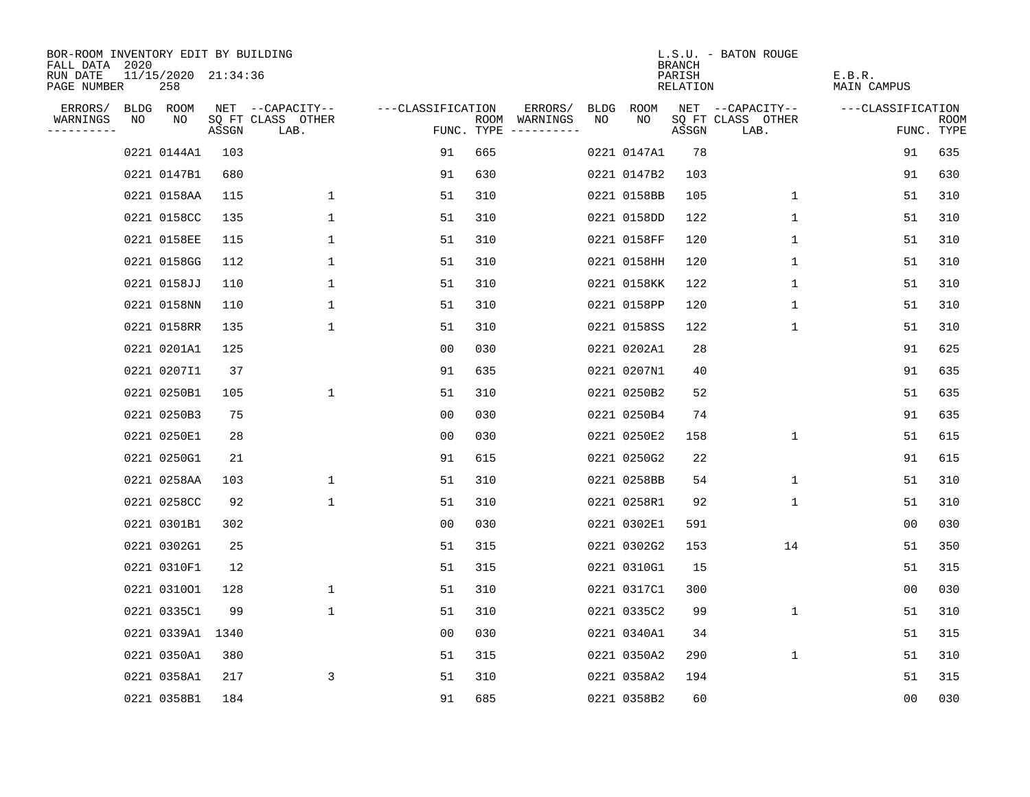BOR-ROOM INVENTORY EDIT BY BUILDING
FALL DATA 2020
RUN DATE 11/15/2020 21:34:36
PAGE NUMBER 258

L.S.U. - BATON ROUGE
BRANCH
PARISH E.B.R.
RELATION MAIN CAMPUS

| ERRORS/ WARNINGS | BLDG NO | ROOM NO | NET SQ FT ASSGN | CAPACITY CLASS LAB. | CAPACITY OTHER | CLASSIFICATION FUNC. | ROOM TYPE | ERRORS/ WARNINGS | BLDG NO | ROOM NO | NET SQ FT ASSGN | CAPACITY CLASS LAB. | CAPACITY OTHER | CLASSIFICATION FUNC. | ROOM TYPE |
|---|---|---|---|---|---|---|---|---|---|---|---|---|---|---|---|
| | 0221 | 0144A1 | 103 | | | 91 | 665 | | 0221 | 0147A1 | 78 | | | 91 | 635 |
| | 0221 | 0147B1 | 680 | | | 91 | 630 | | 0221 | 0147B2 | 103 | | | 91 | 630 |
| | 0221 | 0158AA | 115 | | 1 | 51 | 310 | | 0221 | 0158BB | 105 | | 1 | 51 | 310 |
| | 0221 | 0158CC | 135 | | 1 | 51 | 310 | | 0221 | 0158DD | 122 | | 1 | 51 | 310 |
| | 0221 | 0158EE | 115 | | 1 | 51 | 310 | | 0221 | 0158FF | 120 | | 1 | 51 | 310 |
| | 0221 | 0158GG | 112 | | 1 | 51 | 310 | | 0221 | 0158HH | 120 | | 1 | 51 | 310 |
| | 0221 | 0158JJ | 110 | | 1 | 51 | 310 | | 0221 | 0158KK | 122 | | 1 | 51 | 310 |
| | 0221 | 0158NN | 110 | | 1 | 51 | 310 | | 0221 | 0158PP | 120 | | 1 | 51 | 310 |
| | 0221 | 0158RR | 135 | | 1 | 51 | 310 | | 0221 | 0158SS | 122 | | 1 | 51 | 310 |
| | 0221 | 0201A1 | 125 | | | 00 | 030 | | 0221 | 0202A1 | 28 | | | 91 | 625 |
| | 0221 | 0207I1 | 37 | | | 91 | 635 | | 0221 | 0207N1 | 40 | | | 91 | 635 |
| | 0221 | 0250B1 | 105 | | 1 | 51 | 310 | | 0221 | 0250B2 | 52 | | | 51 | 635 |
| | 0221 | 0250B3 | 75 | | | 00 | 030 | | 0221 | 0250B4 | 74 | | | 91 | 635 |
| | 0221 | 0250E1 | 28 | | | 00 | 030 | | 0221 | 0250E2 | 158 | | 1 | 51 | 615 |
| | 0221 | 0250G1 | 21 | | | 91 | 615 | | 0221 | 0250G2 | 22 | | | 91 | 615 |
| | 0221 | 0258AA | 103 | | 1 | 51 | 310 | | 0221 | 0258BB | 54 | | 1 | 51 | 310 |
| | 0221 | 0258CC | 92 | | 1 | 51 | 310 | | 0221 | 0258R1 | 92 | | 1 | 51 | 310 |
| | 0221 | 0301B1 | 302 | | | 00 | 030 | | 0221 | 0302E1 | 591 | | | 00 | 030 |
| | 0221 | 0302G1 | 25 | | | 51 | 315 | | 0221 | 0302G2 | 153 | | 14 | 51 | 350 |
| | 0221 | 0310F1 | 12 | | | 51 | 315 | | 0221 | 0310G1 | 15 | | | 51 | 315 |
| | 0221 | 0310O1 | 128 | | 1 | 51 | 310 | | 0221 | 0317C1 | 300 | | | 00 | 030 |
| | 0221 | 0335C1 | 99 | | 1 | 51 | 310 | | 0221 | 0335C2 | 99 | | 1 | 51 | 310 |
| | 0221 | 0339A1 | 1340 | | | 00 | 030 | | 0221 | 0340A1 | 34 | | | 51 | 315 |
| | 0221 | 0350A1 | 380 | | | 51 | 315 | | 0221 | 0350A2 | 290 | | 1 | 51 | 310 |
| | 0221 | 0358A1 | 217 | | 3 | 51 | 310 | | 0221 | 0358A2 | 194 | | | 51 | 315 |
| | 0221 | 0358B1 | 184 | | | 91 | 685 | | 0221 | 0358B2 | 60 | | | 00 | 030 |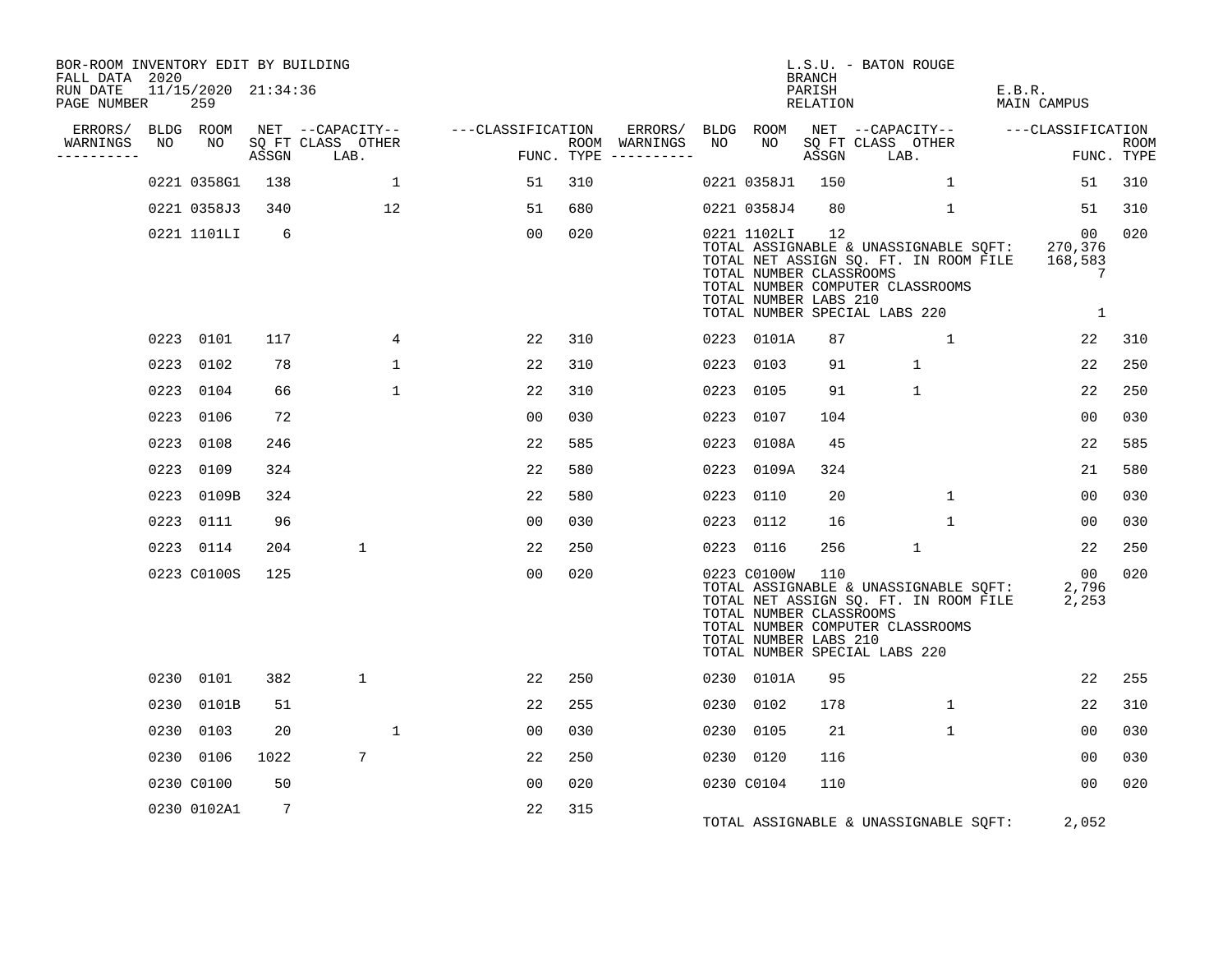BOR-ROOM INVENTORY EDIT BY BUILDING
FALL DATA 2020
RUN DATE 11/15/2020 21:34:36
PAGE NUMBER 259

L.S.U. - BATON ROUGE
BRANCH
PARISH E.B.R.
RELATION MAIN CAMPUS

| ERRORS/ WARNINGS | BLDG NO | ROOM NO | NET SQ FT ASSGN | CAPACITY CLASS LAB. | CAPACITY OTHER | CLASSIFICATION FUNC. | ROOM TYPE | ERRORS/ WARNINGS | BLDG NO | ROOM NO | NET SQ FT ASSGN | CAPACITY CLASS LAB. | CAPACITY OTHER | CLASSIFICATION FUNC. | ROOM TYPE |
|---|---|---|---|---|---|---|---|---|---|---|---|---|---|---|---|
| | 0221 | 0358G1 | 138 | | 1 | 51 | 310 | | 0221 | 0358J1 | 150 | | 1 | 51 | 310 |
| | 0221 | 0358J3 | 340 | | 12 | 51 | 680 | | 0221 | 0358J4 | 80 | | 1 | 51 | 310 |
| | 0221 | 1101LI | 6 | | | 00 | 020 | | 0221 | 1102LI | 12 | | | 00 | 020 |

TOTAL ASSIGNABLE & UNASSIGNABLE SQFT: 270,376
TOTAL NET ASSIGN SQ. FT. IN ROOM FILE 168,583
TOTAL NUMBER CLASSROOMS 7
TOTAL NUMBER COMPUTER CLASSROOMS
TOTAL NUMBER LABS 210
TOTAL NUMBER SPECIAL LABS 220 1

| ERRORS/ WARNINGS | BLDG NO | ROOM NO | NET SQ FT ASSGN | CAPACITY CLASS LAB. | CAPACITY OTHER | CLASSIFICATION FUNC. | ROOM TYPE | ERRORS/ WARNINGS | BLDG NO | ROOM NO | NET SQ FT ASSGN | CAPACITY CLASS LAB. | CAPACITY OTHER | CLASSIFICATION FUNC. | ROOM TYPE |
|---|---|---|---|---|---|---|---|---|---|---|---|---|---|---|---|
| | 0223 | 0101 | 117 | | 4 | 22 | 310 | | 0223 | 0101A | 87 | | 1 | 22 | 310 |
| | 0223 | 0102 | 78 | | 1 | 22 | 310 | | 0223 | 0103 | 91 | 1 | | 22 | 250 |
| | 0223 | 0104 | 66 | | 1 | 22 | 310 | | 0223 | 0105 | 91 | 1 | | 22 | 250 |
| | 0223 | 0106 | 72 | | | 00 | 030 | | 0223 | 0107 | 104 | | | 00 | 030 |
| | 0223 | 0108 | 246 | | | 22 | 585 | | 0223 | 0108A | 45 | | | 22 | 585 |
| | 0223 | 0109 | 324 | | | 22 | 580 | | 0223 | 0109A | 324 | | | 21 | 580 |
| | 0223 | 0109B | 324 | | | 22 | 580 | | 0223 | 0110 | 20 | | 1 | 00 | 030 |
| | 0223 | 0111 | 96 | | | 00 | 030 | | 0223 | 0112 | 16 | | 1 | 00 | 030 |
| | 0223 | 0114 | 204 | 1 | | 22 | 250 | | 0223 | 0116 | 256 | 1 | | 22 | 250 |
| | 0223 | C0100S | 125 | | | 00 | 020 | | 0223 | C0100W | 110 | | | 00 | 020 |

TOTAL ASSIGNABLE & UNASSIGNABLE SQFT: 2,796
TOTAL NET ASSIGN SQ. FT. IN ROOM FILE 2,253
TOTAL NUMBER CLASSROOMS
TOTAL NUMBER COMPUTER CLASSROOMS
TOTAL NUMBER LABS 210
TOTAL NUMBER SPECIAL LABS 220

| ERRORS/ WARNINGS | BLDG NO | ROOM NO | NET SQ FT ASSGN | CAPACITY CLASS LAB. | CAPACITY OTHER | CLASSIFICATION FUNC. | ROOM TYPE | ERRORS/ WARNINGS | BLDG NO | ROOM NO | NET SQ FT ASSGN | CAPACITY CLASS LAB. | CAPACITY OTHER | CLASSIFICATION FUNC. | ROOM TYPE |
|---|---|---|---|---|---|---|---|---|---|---|---|---|---|---|---|
| | 0230 | 0101 | 382 | 1 | | 22 | 250 | | 0230 | 0101A | 95 | | | 22 | 255 |
| | 0230 | 0101B | 51 | | | 22 | 255 | | 0230 | 0102 | 178 | | 1 | 22 | 310 |
| | 0230 | 0103 | 20 | | 1 | 00 | 030 | | 0230 | 0105 | 21 | | 1 | 00 | 030 |
| | 0230 | 0106 | 1022 | 7 | | 22 | 250 | | 0230 | 0120 | 116 | | | 00 | 030 |
| | 0230 | C0100 | 50 | | | 00 | 020 | | 0230 | C0104 | 110 | | | 00 | 020 |
| | 0230 | 0102A1 | 7 | | | 22 | 315 | | | | | | | | |

TOTAL ASSIGNABLE & UNASSIGNABLE SQFT: 2,052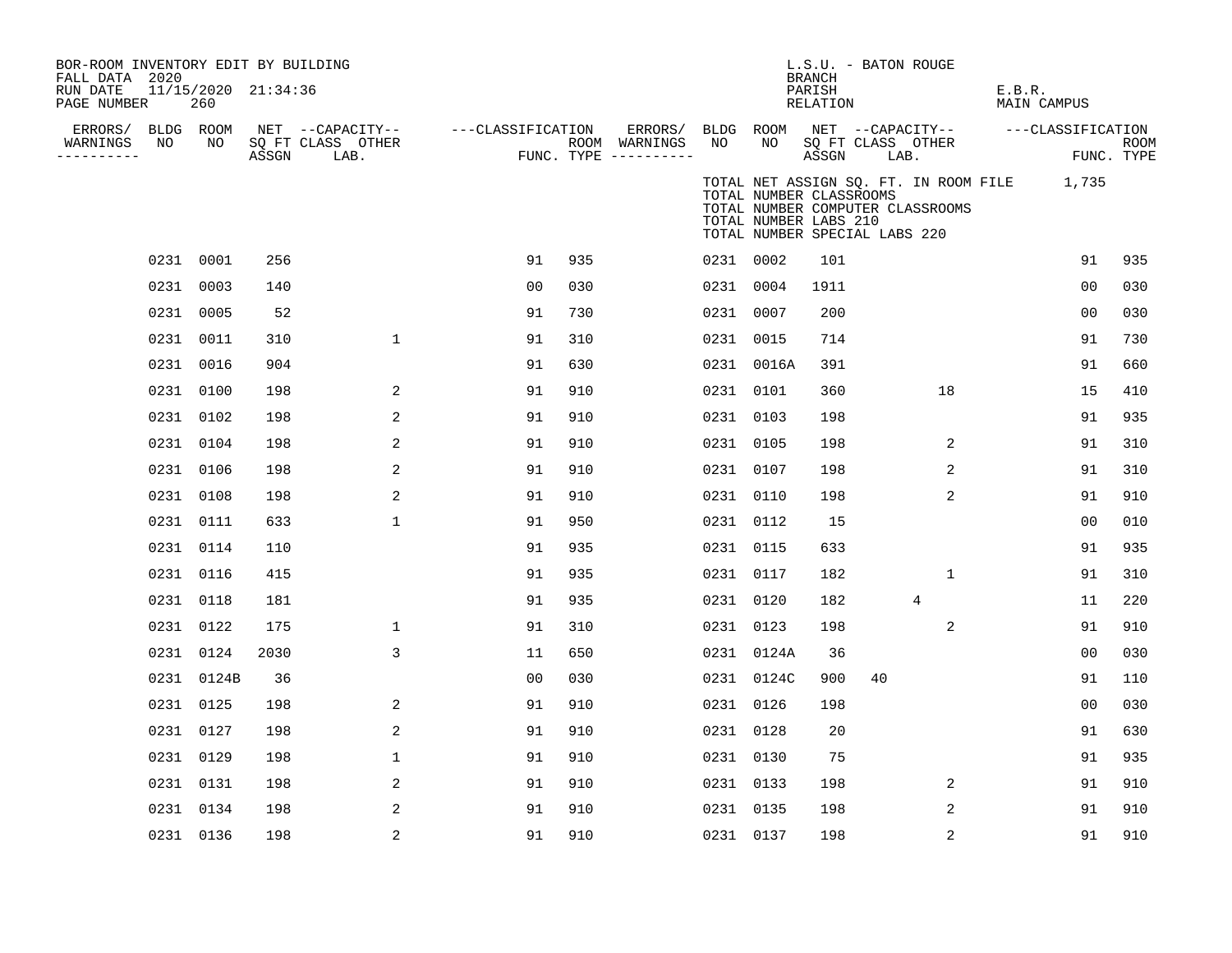BOR-ROOM INVENTORY EDIT BY BUILDING
FALL DATA 2020
RUN DATE 11/15/2020 21:34:36
PAGE NUMBER 260

L.S.U. - BATON ROUGE
BRANCH
PARISH E.B.R.
RELATION MAIN CAMPUS

TOTAL NET ASSIGN SQ. FT. IN ROOM FILE 1,735
TOTAL NUMBER CLASSROOMS
TOTAL NUMBER COMPUTER CLASSROOMS
TOTAL NUMBER LABS 210
TOTAL NUMBER SPECIAL LABS 220

| ERRORS/ WARNINGS | BLDG NO | ROOM NO | NET SQ FT ASSGN | CAPACITY CLASS | CAPACITY LAB. | CAPACITY OTHER | CLASSIFICATION FUNC. | ROOM TYPE | ERRORS/ WARNINGS | BLDG NO | ROOM NO | NET SQ FT ASSGN | CAPACITY CLASS | CAPACITY LAB. | CAPACITY OTHER | CLASSIFICATION FUNC. | ROOM TYPE |
|---|---|---|---|---|---|---|---|---|---|---|---|---|---|---|---|---|---|
| | 0231 | 0001 | 256 | | | | 91 | 935 | | 0231 | 0002 | 101 | | | | 91 | 935 |
| | 0231 | 0003 | 140 | | | | 00 | 030 | | 0231 | 0004 | 1911 | | | | 00 | 030 |
| | 0231 | 0005 | 52 | | | | 91 | 730 | | 0231 | 0007 | 200 | | | | 00 | 030 |
| | 0231 | 0011 | 310 | | | 1 | 91 | 310 | | 0231 | 0015 | 714 | | | | 91 | 730 |
| | 0231 | 0016 | 904 | | | | 91 | 630 | | 0231 | 0016A | 391 | | | | 91 | 660 |
| | 0231 | 0100 | 198 | | | 2 | 91 | 910 | | 0231 | 0101 | 360 | | | 18 | 15 | 410 |
| | 0231 | 0102 | 198 | | | 2 | 91 | 910 | | 0231 | 0103 | 198 | | | | 91 | 935 |
| | 0231 | 0104 | 198 | | | 2 | 91 | 910 | | 0231 | 0105 | 198 | | | 2 | 91 | 310 |
| | 0231 | 0106 | 198 | | | 2 | 91 | 910 | | 0231 | 0107 | 198 | | | 2 | 91 | 310 |
| | 0231 | 0108 | 198 | | | 2 | 91 | 910 | | 0231 | 0110 | 198 | | | 2 | 91 | 910 |
| | 0231 | 0111 | 633 | | | 1 | 91 | 950 | | 0231 | 0112 | 15 | | | | 00 | 010 |
| | 0231 | 0114 | 110 | | | | 91 | 935 | | 0231 | 0115 | 633 | | | | 91 | 935 |
| | 0231 | 0116 | 415 | | | | 91 | 935 | | 0231 | 0117 | 182 | | | 1 | 91 | 310 |
| | 0231 | 0118 | 181 | | | | 91 | 935 | | 0231 | 0120 | 182 | | 4 | | 11 | 220 |
| | 0231 | 0122 | 175 | | | 1 | 91 | 310 | | 0231 | 0123 | 198 | | | 2 | 91 | 910 |
| | 0231 | 0124 | 2030 | | | 3 | 11 | 650 | | 0231 | 0124A | 36 | | | | 00 | 030 |
| | 0231 | 0124B | 36 | | | | 00 | 030 | | 0231 | 0124C | 900 | 40 | | | 91 | 110 |
| | 0231 | 0125 | 198 | | | 2 | 91 | 910 | | 0231 | 0126 | 198 | | | | 00 | 030 |
| | 0231 | 0127 | 198 | | | 2 | 91 | 910 | | 0231 | 0128 | 20 | | | | 91 | 630 |
| | 0231 | 0129 | 198 | | | 1 | 91 | 910 | | 0231 | 0130 | 75 | | | | 91 | 935 |
| | 0231 | 0131 | 198 | | | 2 | 91 | 910 | | 0231 | 0133 | 198 | | | 2 | 91 | 910 |
| | 0231 | 0134 | 198 | | | 2 | 91 | 910 | | 0231 | 0135 | 198 | | | 2 | 91 | 910 |
| | 0231 | 0136 | 198 | | | 2 | 91 | 910 | | 0231 | 0137 | 198 | | | 2 | 91 | 910 |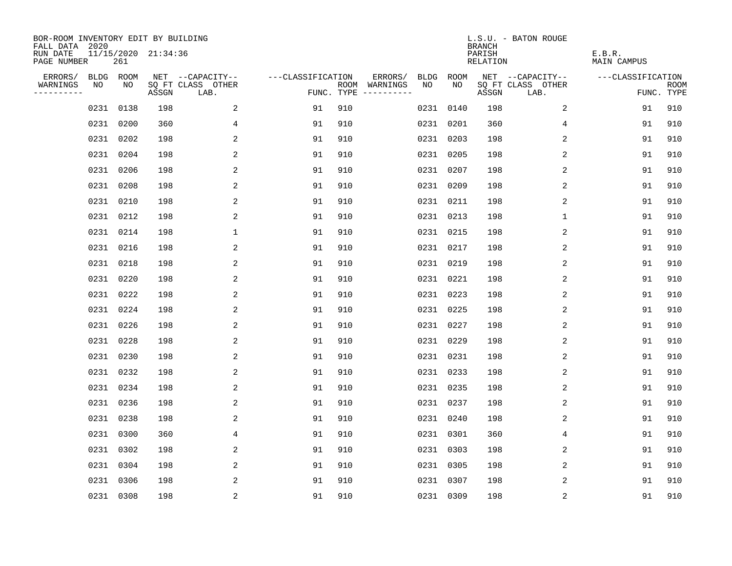BOR-ROOM INVENTORY EDIT BY BUILDING
FALL DATA 2020
RUN DATE 11/15/2020 21:34:36
PAGE NUMBER 261

L.S.U. - BATON ROUGE
BRANCH
PARISH E.B.R.
RELATION MAIN CAMPUS

| ERRORS/ WARNINGS | BLDG NO | ROOM NO | NET SQ FT ASSGN | --CAPACITY-- CLASS LAB. | OTHER | ---CLASSIFICATION FUNC. | ROOM TYPE | ERRORS/ WARNINGS | BLDG NO | ROOM NO | NET SQ FT ASSGN | --CAPACITY-- CLASS LAB. | OTHER | ---CLASSIFICATION FUNC. | ROOM TYPE |
|---|---|---|---|---|---|---|---|---|---|---|---|---|---|---|---|
| | 0231 | 0138 | 198 | | 2 | 91 | 910 | | 0231 | 0140 | 198 | | 2 | 91 | 910 |
| | 0231 | 0200 | 360 | | 4 | 91 | 910 | | 0231 | 0201 | 360 | | 4 | 91 | 910 |
| | 0231 | 0202 | 198 | | 2 | 91 | 910 | | 0231 | 0203 | 198 | | 2 | 91 | 910 |
| | 0231 | 0204 | 198 | | 2 | 91 | 910 | | 0231 | 0205 | 198 | | 2 | 91 | 910 |
| | 0231 | 0206 | 198 | | 2 | 91 | 910 | | 0231 | 0207 | 198 | | 2 | 91 | 910 |
| | 0231 | 0208 | 198 | | 2 | 91 | 910 | | 0231 | 0209 | 198 | | 2 | 91 | 910 |
| | 0231 | 0210 | 198 | | 2 | 91 | 910 | | 0231 | 0211 | 198 | | 2 | 91 | 910 |
| | 0231 | 0212 | 198 | | 2 | 91 | 910 | | 0231 | 0213 | 198 | | 1 | 91 | 910 |
| | 0231 | 0214 | 198 | | 1 | 91 | 910 | | 0231 | 0215 | 198 | | 2 | 91 | 910 |
| | 0231 | 0216 | 198 | | 2 | 91 | 910 | | 0231 | 0217 | 198 | | 2 | 91 | 910 |
| | 0231 | 0218 | 198 | | 2 | 91 | 910 | | 0231 | 0219 | 198 | | 2 | 91 | 910 |
| | 0231 | 0220 | 198 | | 2 | 91 | 910 | | 0231 | 0221 | 198 | | 2 | 91 | 910 |
| | 0231 | 0222 | 198 | | 2 | 91 | 910 | | 0231 | 0223 | 198 | | 2 | 91 | 910 |
| | 0231 | 0224 | 198 | | 2 | 91 | 910 | | 0231 | 0225 | 198 | | 2 | 91 | 910 |
| | 0231 | 0226 | 198 | | 2 | 91 | 910 | | 0231 | 0227 | 198 | | 2 | 91 | 910 |
| | 0231 | 0228 | 198 | | 2 | 91 | 910 | | 0231 | 0229 | 198 | | 2 | 91 | 910 |
| | 0231 | 0230 | 198 | | 2 | 91 | 910 | | 0231 | 0231 | 198 | | 2 | 91 | 910 |
| | 0231 | 0232 | 198 | | 2 | 91 | 910 | | 0231 | 0233 | 198 | | 2 | 91 | 910 |
| | 0231 | 0234 | 198 | | 2 | 91 | 910 | | 0231 | 0235 | 198 | | 2 | 91 | 910 |
| | 0231 | 0236 | 198 | | 2 | 91 | 910 | | 0231 | 0237 | 198 | | 2 | 91 | 910 |
| | 0231 | 0238 | 198 | | 2 | 91 | 910 | | 0231 | 0240 | 198 | | 2 | 91 | 910 |
| | 0231 | 0300 | 360 | | 4 | 91 | 910 | | 0231 | 0301 | 360 | | 4 | 91 | 910 |
| | 0231 | 0302 | 198 | | 2 | 91 | 910 | | 0231 | 0303 | 198 | | 2 | 91 | 910 |
| | 0231 | 0304 | 198 | | 2 | 91 | 910 | | 0231 | 0305 | 198 | | 2 | 91 | 910 |
| | 0231 | 0306 | 198 | | 2 | 91 | 910 | | 0231 | 0307 | 198 | | 2 | 91 | 910 |
| | 0231 | 0308 | 198 | | 2 | 91 | 910 | | 0231 | 0309 | 198 | | 2 | 91 | 910 |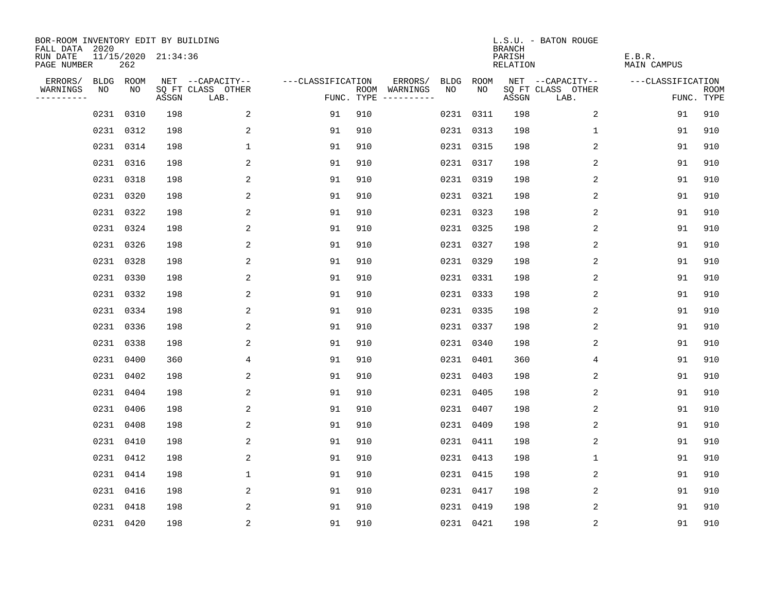BOR-ROOM INVENTORY EDIT BY BUILDING
FALL DATA 2020
RUN DATE 11/15/2020 21:34:36
PAGE NUMBER 262

L.S.U. - BATON ROUGE
BRANCH
PARISH E.B.R.
RELATION MAIN CAMPUS

| ERRORS/ WARNINGS | BLDG NO | ROOM NO | NET SQ FT ASSGN | --CAPACITY-- CLASS LAB. | OTHER | ---CLASSIFICATION FUNC. | ROOM TYPE | ERRORS/ WARNINGS | BLDG NO | ROOM NO | NET SQ FT ASSGN | --CAPACITY-- CLASS LAB. | OTHER | ---CLASSIFICATION FUNC. | ROOM TYPE |
|---|---|---|---|---|---|---|---|---|---|---|---|---|---|---|---|
| | 0231 | 0310 | 198 | | 2 | 91 | 910 | | 0231 | 0311 | 198 | | 2 | 91 | 910 |
| | 0231 | 0312 | 198 | | 2 | 91 | 910 | | 0231 | 0313 | 198 | | 1 | 91 | 910 |
| | 0231 | 0314 | 198 | | 1 | 91 | 910 | | 0231 | 0315 | 198 | | 2 | 91 | 910 |
| | 0231 | 0316 | 198 | | 2 | 91 | 910 | | 0231 | 0317 | 198 | | 2 | 91 | 910 |
| | 0231 | 0318 | 198 | | 2 | 91 | 910 | | 0231 | 0319 | 198 | | 2 | 91 | 910 |
| | 0231 | 0320 | 198 | | 2 | 91 | 910 | | 0231 | 0321 | 198 | | 2 | 91 | 910 |
| | 0231 | 0322 | 198 | | 2 | 91 | 910 | | 0231 | 0323 | 198 | | 2 | 91 | 910 |
| | 0231 | 0324 | 198 | | 2 | 91 | 910 | | 0231 | 0325 | 198 | | 2 | 91 | 910 |
| | 0231 | 0326 | 198 | | 2 | 91 | 910 | | 0231 | 0327 | 198 | | 2 | 91 | 910 |
| | 0231 | 0328 | 198 | | 2 | 91 | 910 | | 0231 | 0329 | 198 | | 2 | 91 | 910 |
| | 0231 | 0330 | 198 | | 2 | 91 | 910 | | 0231 | 0331 | 198 | | 2 | 91 | 910 |
| | 0231 | 0332 | 198 | | 2 | 91 | 910 | | 0231 | 0333 | 198 | | 2 | 91 | 910 |
| | 0231 | 0334 | 198 | | 2 | 91 | 910 | | 0231 | 0335 | 198 | | 2 | 91 | 910 |
| | 0231 | 0336 | 198 | | 2 | 91 | 910 | | 0231 | 0337 | 198 | | 2 | 91 | 910 |
| | 0231 | 0338 | 198 | | 2 | 91 | 910 | | 0231 | 0340 | 198 | | 2 | 91 | 910 |
| | 0231 | 0400 | 360 | | 4 | 91 | 910 | | 0231 | 0401 | 360 | | 4 | 91 | 910 |
| | 0231 | 0402 | 198 | | 2 | 91 | 910 | | 0231 | 0403 | 198 | | 2 | 91 | 910 |
| | 0231 | 0404 | 198 | | 2 | 91 | 910 | | 0231 | 0405 | 198 | | 2 | 91 | 910 |
| | 0231 | 0406 | 198 | | 2 | 91 | 910 | | 0231 | 0407 | 198 | | 2 | 91 | 910 |
| | 0231 | 0408 | 198 | | 2 | 91 | 910 | | 0231 | 0409 | 198 | | 2 | 91 | 910 |
| | 0231 | 0410 | 198 | | 2 | 91 | 910 | | 0231 | 0411 | 198 | | 2 | 91 | 910 |
| | 0231 | 0412 | 198 | | 2 | 91 | 910 | | 0231 | 0413 | 198 | | 1 | 91 | 910 |
| | 0231 | 0414 | 198 | | 1 | 91 | 910 | | 0231 | 0415 | 198 | | 2 | 91 | 910 |
| | 0231 | 0416 | 198 | | 2 | 91 | 910 | | 0231 | 0417 | 198 | | 2 | 91 | 910 |
| | 0231 | 0418 | 198 | | 2 | 91 | 910 | | 0231 | 0419 | 198 | | 2 | 91 | 910 |
| | 0231 | 0420 | 198 | | 2 | 91 | 910 | | 0231 | 0421 | 198 | | 2 | 91 | 910 |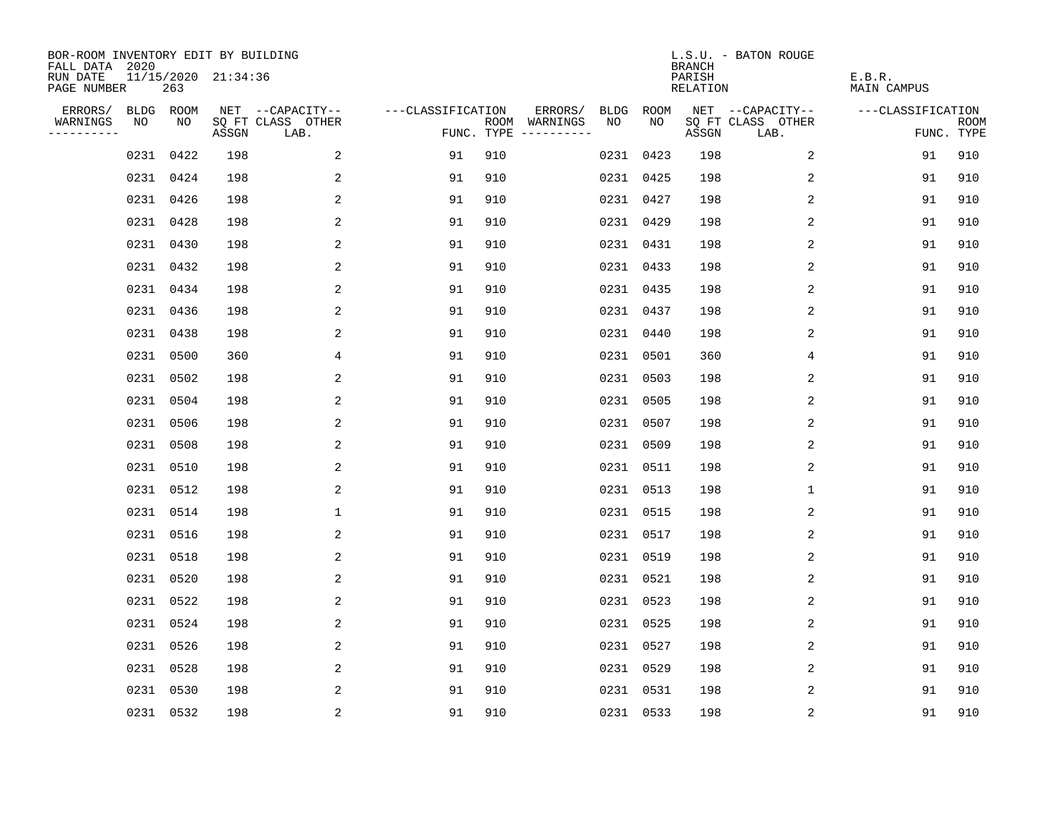BOR-ROOM INVENTORY EDIT BY BUILDING
FALL DATA 2020
RUN DATE 11/15/2020 21:34:36
PAGE NUMBER 263

L.S.U. - BATON ROUGE
BRANCH
PARISH E.B.R.
RELATION MAIN CAMPUS

| ERRORS/ WARNINGS | BLDG NO | ROOM NO | NET SQ FT ASSGN | --CAPACITY-- CLASS LAB. | OTHER | ---CLASSIFICATION FUNC. | ROOM TYPE | ERRORS/ WARNINGS | BLDG NO | ROOM NO | NET SQ FT ASSGN | --CAPACITY-- CLASS LAB. | OTHER | ---CLASSIFICATION FUNC. | ROOM TYPE |
|---|---|---|---|---|---|---|---|---|---|---|---|---|---|---|---|
| | 0231 | 0422 | 198 | | 2 | 91 | 910 | | 0231 | 0423 | 198 | | 2 | 91 | 910 |
| | 0231 | 0424 | 198 | | 2 | 91 | 910 | | 0231 | 0425 | 198 | | 2 | 91 | 910 |
| | 0231 | 0426 | 198 | | 2 | 91 | 910 | | 0231 | 0427 | 198 | | 2 | 91 | 910 |
| | 0231 | 0428 | 198 | | 2 | 91 | 910 | | 0231 | 0429 | 198 | | 2 | 91 | 910 |
| | 0231 | 0430 | 198 | | 2 | 91 | 910 | | 0231 | 0431 | 198 | | 2 | 91 | 910 |
| | 0231 | 0432 | 198 | | 2 | 91 | 910 | | 0231 | 0433 | 198 | | 2 | 91 | 910 |
| | 0231 | 0434 | 198 | | 2 | 91 | 910 | | 0231 | 0435 | 198 | | 2 | 91 | 910 |
| | 0231 | 0436 | 198 | | 2 | 91 | 910 | | 0231 | 0437 | 198 | | 2 | 91 | 910 |
| | 0231 | 0438 | 198 | | 2 | 91 | 910 | | 0231 | 0440 | 198 | | 2 | 91 | 910 |
| | 0231 | 0500 | 360 | | 4 | 91 | 910 | | 0231 | 0501 | 360 | | 4 | 91 | 910 |
| | 0231 | 0502 | 198 | | 2 | 91 | 910 | | 0231 | 0503 | 198 | | 2 | 91 | 910 |
| | 0231 | 0504 | 198 | | 2 | 91 | 910 | | 0231 | 0505 | 198 | | 2 | 91 | 910 |
| | 0231 | 0506 | 198 | | 2 | 91 | 910 | | 0231 | 0507 | 198 | | 2 | 91 | 910 |
| | 0231 | 0508 | 198 | | 2 | 91 | 910 | | 0231 | 0509 | 198 | | 2 | 91 | 910 |
| | 0231 | 0510 | 198 | | 2 | 91 | 910 | | 0231 | 0511 | 198 | | 2 | 91 | 910 |
| | 0231 | 0512 | 198 | | 2 | 91 | 910 | | 0231 | 0513 | 198 | | 1 | 91 | 910 |
| | 0231 | 0514 | 198 | | 1 | 91 | 910 | | 0231 | 0515 | 198 | | 2 | 91 | 910 |
| | 0231 | 0516 | 198 | | 2 | 91 | 910 | | 0231 | 0517 | 198 | | 2 | 91 | 910 |
| | 0231 | 0518 | 198 | | 2 | 91 | 910 | | 0231 | 0519 | 198 | | 2 | 91 | 910 |
| | 0231 | 0520 | 198 | | 2 | 91 | 910 | | 0231 | 0521 | 198 | | 2 | 91 | 910 |
| | 0231 | 0522 | 198 | | 2 | 91 | 910 | | 0231 | 0523 | 198 | | 2 | 91 | 910 |
| | 0231 | 0524 | 198 | | 2 | 91 | 910 | | 0231 | 0525 | 198 | | 2 | 91 | 910 |
| | 0231 | 0526 | 198 | | 2 | 91 | 910 | | 0231 | 0527 | 198 | | 2 | 91 | 910 |
| | 0231 | 0528 | 198 | | 2 | 91 | 910 | | 0231 | 0529 | 198 | | 2 | 91 | 910 |
| | 0231 | 0530 | 198 | | 2 | 91 | 910 | | 0231 | 0531 | 198 | | 2 | 91 | 910 |
| | 0231 | 0532 | 198 | | 2 | 91 | 910 | | 0231 | 0533 | 198 | | 2 | 91 | 910 |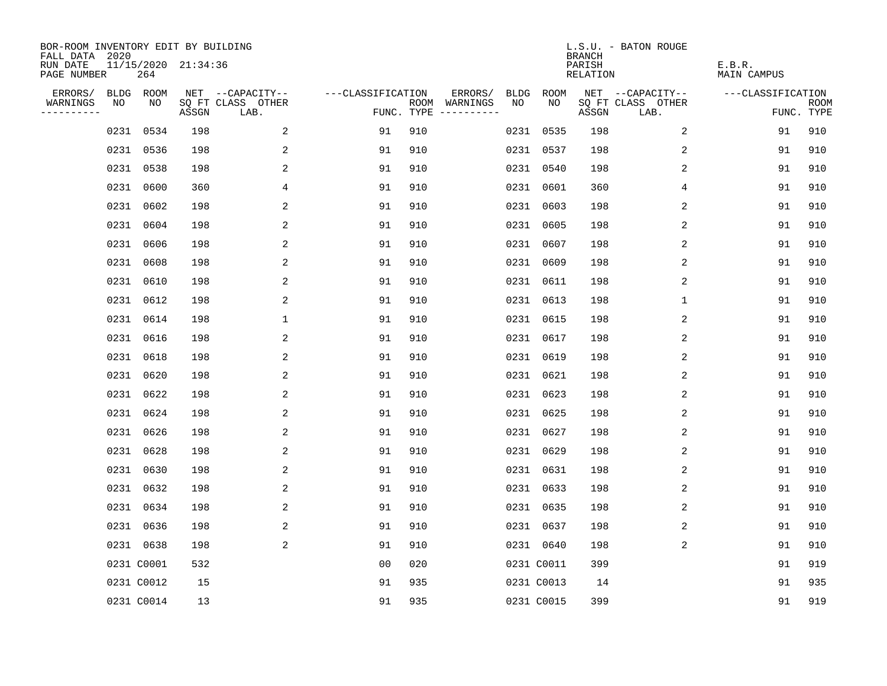BOR-ROOM INVENTORY EDIT BY BUILDING
FALL DATA 2020
RUN DATE 11/15/2020 21:34:36
PAGE NUMBER 264

L.S.U. - BATON ROUGE
BRANCH
PARISH E.B.R.
RELATION MAIN CAMPUS

| ERRORS/ WARNINGS | BLDG NO | ROOM NO | NET SQ FT ASSGN | --CAPACITY-- CLASS | OTHER LAB. | ---CLASSIFICATION FUNC. | ROOM TYPE | ERRORS/ WARNINGS | BLDG NO | ROOM NO | NET SQ FT ASSGN | --CAPACITY-- CLASS | OTHER LAB. | ---CLASSIFICATION FUNC. | ROOM TYPE |
|---|---|---|---|---|---|---|---|---|---|---|---|---|---|---|---|
| | 0231 | 0534 | 198 | | 2 | 91 | 910 | | 0231 | 0535 | 198 | | 2 | 91 | 910 |
| | 0231 | 0536 | 198 | | 2 | 91 | 910 | | 0231 | 0537 | 198 | | 2 | 91 | 910 |
| | 0231 | 0538 | 198 | | 2 | 91 | 910 | | 0231 | 0540 | 198 | | 2 | 91 | 910 |
| | 0231 | 0600 | 360 | | 4 | 91 | 910 | | 0231 | 0601 | 360 | | 4 | 91 | 910 |
| | 0231 | 0602 | 198 | | 2 | 91 | 910 | | 0231 | 0603 | 198 | | 2 | 91 | 910 |
| | 0231 | 0604 | 198 | | 2 | 91 | 910 | | 0231 | 0605 | 198 | | 2 | 91 | 910 |
| | 0231 | 0606 | 198 | | 2 | 91 | 910 | | 0231 | 0607 | 198 | | 2 | 91 | 910 |
| | 0231 | 0608 | 198 | | 2 | 91 | 910 | | 0231 | 0609 | 198 | | 2 | 91 | 910 |
| | 0231 | 0610 | 198 | | 2 | 91 | 910 | | 0231 | 0611 | 198 | | 2 | 91 | 910 |
| | 0231 | 0612 | 198 | | 2 | 91 | 910 | | 0231 | 0613 | 198 | | 1 | 91 | 910 |
| | 0231 | 0614 | 198 | | 1 | 91 | 910 | | 0231 | 0615 | 198 | | 2 | 91 | 910 |
| | 0231 | 0616 | 198 | | 2 | 91 | 910 | | 0231 | 0617 | 198 | | 2 | 91 | 910 |
| | 0231 | 0618 | 198 | | 2 | 91 | 910 | | 0231 | 0619 | 198 | | 2 | 91 | 910 |
| | 0231 | 0620 | 198 | | 2 | 91 | 910 | | 0231 | 0621 | 198 | | 2 | 91 | 910 |
| | 0231 | 0622 | 198 | | 2 | 91 | 910 | | 0231 | 0623 | 198 | | 2 | 91 | 910 |
| | 0231 | 0624 | 198 | | 2 | 91 | 910 | | 0231 | 0625 | 198 | | 2 | 91 | 910 |
| | 0231 | 0626 | 198 | | 2 | 91 | 910 | | 0231 | 0627 | 198 | | 2 | 91 | 910 |
| | 0231 | 0628 | 198 | | 2 | 91 | 910 | | 0231 | 0629 | 198 | | 2 | 91 | 910 |
| | 0231 | 0630 | 198 | | 2 | 91 | 910 | | 0231 | 0631 | 198 | | 2 | 91 | 910 |
| | 0231 | 0632 | 198 | | 2 | 91 | 910 | | 0231 | 0633 | 198 | | 2 | 91 | 910 |
| | 0231 | 0634 | 198 | | 2 | 91 | 910 | | 0231 | 0635 | 198 | | 2 | 91 | 910 |
| | 0231 | 0636 | 198 | | 2 | 91 | 910 | | 0231 | 0637 | 198 | | 2 | 91 | 910 |
| | 0231 | 0638 | 198 | | 2 | 91 | 910 | | 0231 | 0640 | 198 | | 2 | 91 | 910 |
| | 0231 | C0001 | 532 | | | 00 | 020 | | 0231 | C0011 | 399 | | | 91 | 919 |
| | 0231 | C0012 | 15 | | | 91 | 935 | | 0231 | C0013 | 14 | | | 91 | 935 |
| | 0231 | C0014 | 13 | | | 91 | 935 | | 0231 | C0015 | 399 | | | 91 | 919 |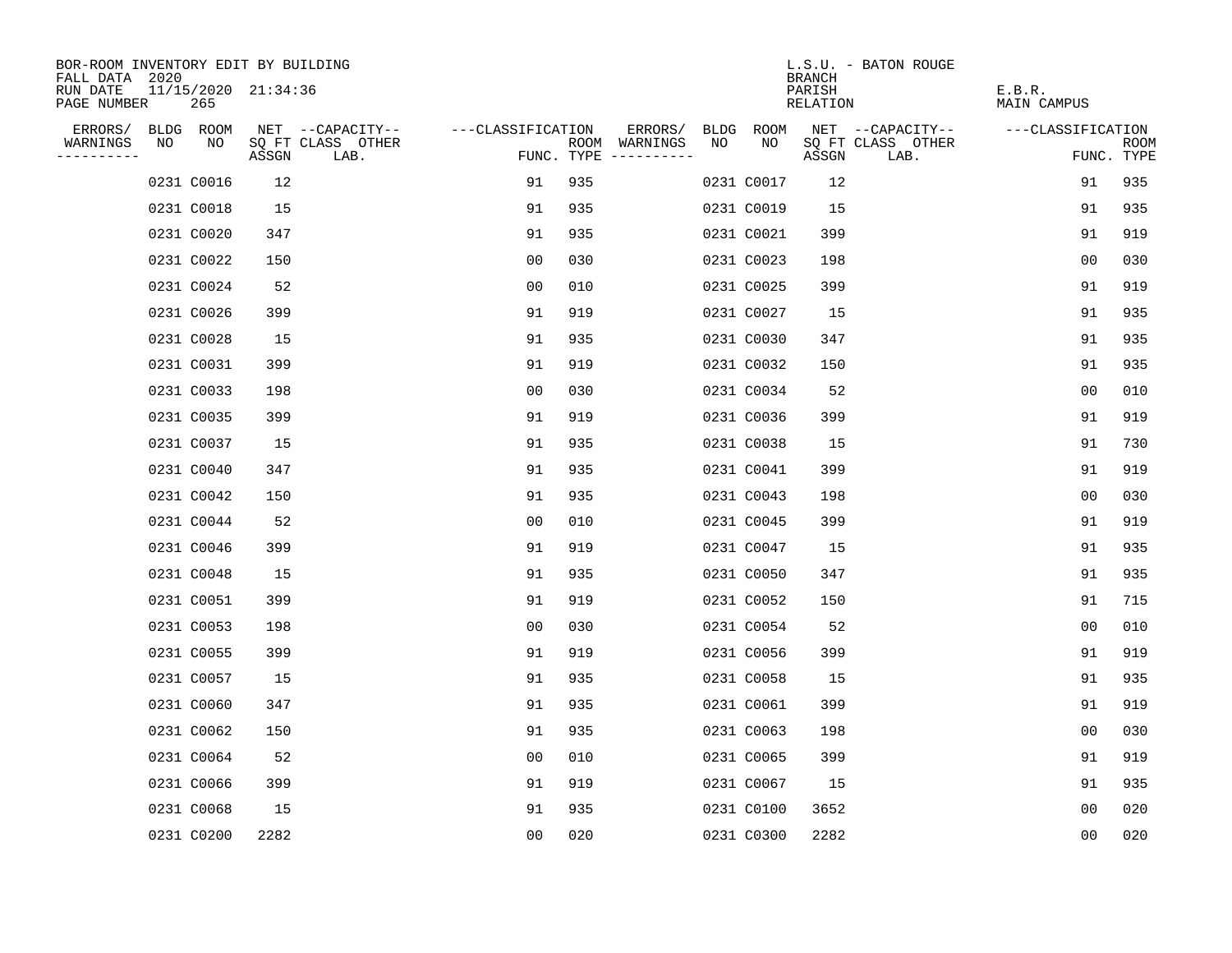BOR-ROOM INVENTORY EDIT BY BUILDING
FALL DATA 2020
RUN DATE 11/15/2020 21:34:36
PAGE NUMBER 265

L.S.U. - BATON ROUGE
BRANCH
PARISH E.B.R.
RELATION MAIN CAMPUS

| ERRORS/ WARNINGS | BLDG NO | ROOM NO | NET SQ FT ASSGN | --CAPACITY-- CLASS | OTHER LAB. | ---CLASSIFICATION FUNC. | ROOM TYPE | ERRORS/ WARNINGS | BLDG NO | ROOM NO | NET SQ FT ASSGN | --CAPACITY-- CLASS | OTHER LAB. | ---CLASSIFICATION FUNC. | ROOM TYPE |
|---|---|---|---|---|---|---|---|---|---|---|---|---|---|---|---|
| | 0231 | C0016 | 12 | | | 91 | 935 | | 0231 | C0017 | 12 | | | 91 | 935 |
| | 0231 | C0018 | 15 | | | 91 | 935 | | 0231 | C0019 | 15 | | | 91 | 935 |
| | 0231 | C0020 | 347 | | | 91 | 935 | | 0231 | C0021 | 399 | | | 91 | 919 |
| | 0231 | C0022 | 150 | | | 00 | 030 | | 0231 | C0023 | 198 | | | 00 | 030 |
| | 0231 | C0024 | 52 | | | 00 | 010 | | 0231 | C0025 | 399 | | | 91 | 919 |
| | 0231 | C0026 | 399 | | | 91 | 919 | | 0231 | C0027 | 15 | | | 91 | 935 |
| | 0231 | C0028 | 15 | | | 91 | 935 | | 0231 | C0030 | 347 | | | 91 | 935 |
| | 0231 | C0031 | 399 | | | 91 | 919 | | 0231 | C0032 | 150 | | | 91 | 935 |
| | 0231 | C0033 | 198 | | | 00 | 030 | | 0231 | C0034 | 52 | | | 00 | 010 |
| | 0231 | C0035 | 399 | | | 91 | 919 | | 0231 | C0036 | 399 | | | 91 | 919 |
| | 0231 | C0037 | 15 | | | 91 | 935 | | 0231 | C0038 | 15 | | | 91 | 730 |
| | 0231 | C0040 | 347 | | | 91 | 935 | | 0231 | C0041 | 399 | | | 91 | 919 |
| | 0231 | C0042 | 150 | | | 91 | 935 | | 0231 | C0043 | 198 | | | 00 | 030 |
| | 0231 | C0044 | 52 | | | 00 | 010 | | 0231 | C0045 | 399 | | | 91 | 919 |
| | 0231 | C0046 | 399 | | | 91 | 919 | | 0231 | C0047 | 15 | | | 91 | 935 |
| | 0231 | C0048 | 15 | | | 91 | 935 | | 0231 | C0050 | 347 | | | 91 | 935 |
| | 0231 | C0051 | 399 | | | 91 | 919 | | 0231 | C0052 | 150 | | | 91 | 715 |
| | 0231 | C0053 | 198 | | | 00 | 030 | | 0231 | C0054 | 52 | | | 00 | 010 |
| | 0231 | C0055 | 399 | | | 91 | 919 | | 0231 | C0056 | 399 | | | 91 | 919 |
| | 0231 | C0057 | 15 | | | 91 | 935 | | 0231 | C0058 | 15 | | | 91 | 935 |
| | 0231 | C0060 | 347 | | | 91 | 935 | | 0231 | C0061 | 399 | | | 91 | 919 |
| | 0231 | C0062 | 150 | | | 91 | 935 | | 0231 | C0063 | 198 | | | 00 | 030 |
| | 0231 | C0064 | 52 | | | 00 | 010 | | 0231 | C0065 | 399 | | | 91 | 919 |
| | 0231 | C0066 | 399 | | | 91 | 919 | | 0231 | C0067 | 15 | | | 91 | 935 |
| | 0231 | C0068 | 15 | | | 91 | 935 | | 0231 | C0100 | 3652 | | | 00 | 020 |
| | 0231 | C0200 | 2282 | | | 00 | 020 | | 0231 | C0300 | 2282 | | | 00 | 020 |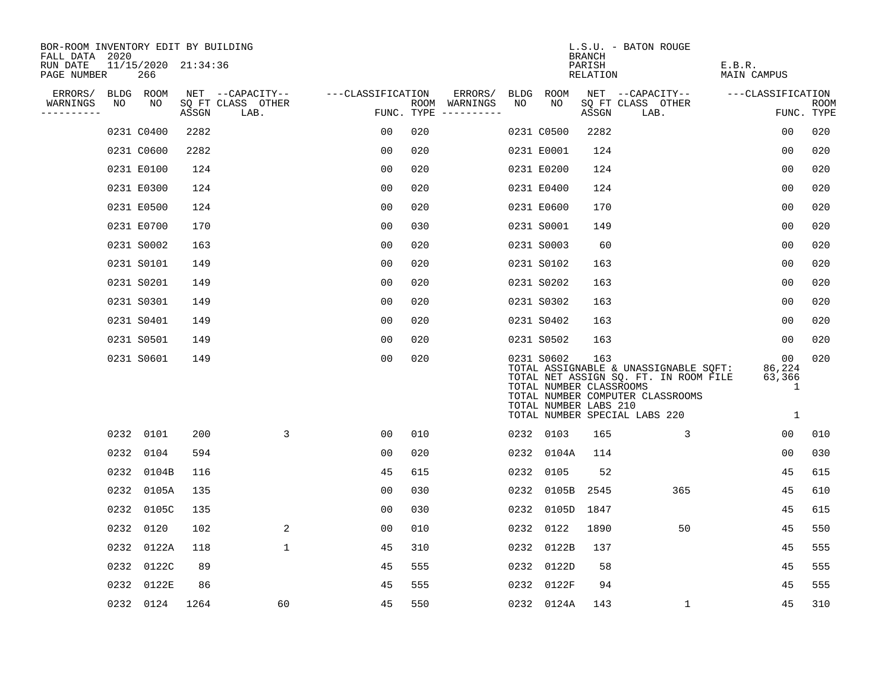BOR-ROOM INVENTORY EDIT BY BUILDING
FALL DATA 2020
RUN DATE 11/15/2020 21:34:36
PAGE NUMBER 266

L.S.U. - BATON ROUGE
BRANCH
PARISH E.B.R.
RELATION MAIN CAMPUS

| ERRORS/ WARNINGS | BLDG NO | ROOM NO | NET SQ FT ASSGN | CAPACITY CLASS LAB. | CAPACITY OTHER | CLASSIFICATION FUNC. | ROOM TYPE | ERRORS/ WARNINGS | BLDG NO | ROOM NO | NET SQ FT ASSGN | CAPACITY CLASS LAB. | CAPACITY OTHER | CLASSIFICATION FUNC. | ROOM TYPE |
|---|---|---|---|---|---|---|---|---|---|---|---|---|---|---|---|
| | 0231 | C0400 | 2282 | | | 00 | 020 | | 0231 | C0500 | 2282 | | | 00 | 020 |
| | 0231 | C0600 | 2282 | | | 00 | 020 | | 0231 | E0001 | 124 | | | 00 | 020 |
| | 0231 | E0100 | 124 | | | 00 | 020 | | 0231 | E0200 | 124 | | | 00 | 020 |
| | 0231 | E0300 | 124 | | | 00 | 020 | | 0231 | E0400 | 124 | | | 00 | 020 |
| | 0231 | E0500 | 124 | | | 00 | 020 | | 0231 | E0600 | 170 | | | 00 | 020 |
| | 0231 | E0700 | 170 | | | 00 | 030 | | 0231 | S0001 | 149 | | | 00 | 020 |
| | 0231 | S0002 | 163 | | | 00 | 020 | | 0231 | S0003 | 60 | | | 00 | 020 |
| | 0231 | S0101 | 149 | | | 00 | 020 | | 0231 | S0102 | 163 | | | 00 | 020 |
| | 0231 | S0201 | 149 | | | 00 | 020 | | 0231 | S0202 | 163 | | | 00 | 020 |
| | 0231 | S0301 | 149 | | | 00 | 020 | | 0231 | S0302 | 163 | | | 00 | 020 |
| | 0231 | S0401 | 149 | | | 00 | 020 | | 0231 | S0402 | 163 | | | 00 | 020 |
| | 0231 | S0501 | 149 | | | 00 | 020 | | 0231 | S0502 | 163 | | | 00 | 020 |
| | 0231 | S0601 | 149 | | | 00 | 020 | | 0231 | S0602 | 163 | | | 00 | 020 |

TOTAL ASSIGNABLE & UNASSIGNABLE SQFT: 86,224
TOTAL NET ASSIGN SQ. FT. IN ROOM FILE 63,366
TOTAL NUMBER CLASSROOMS 1
TOTAL NUMBER COMPUTER CLASSROOMS
TOTAL NUMBER LABS 210
TOTAL NUMBER SPECIAL LABS 220 1

| ERRORS/ WARNINGS | BLDG NO | ROOM NO | NET SQ FT ASSGN | CAPACITY CLASS LAB. | CAPACITY OTHER | CLASSIFICATION FUNC. | ROOM TYPE | ERRORS/ WARNINGS | BLDG NO | ROOM NO | NET SQ FT ASSGN | CAPACITY CLASS LAB. | CAPACITY OTHER | CLASSIFICATION FUNC. | ROOM TYPE |
|---|---|---|---|---|---|---|---|---|---|---|---|---|---|---|---|
| | 0232 | 0101 | 200 | | 3 | 00 | 010 | | 0232 | 0103 | 165 | | 3 | 00 | 010 |
| | 0232 | 0104 | 594 | | | 00 | 020 | | 0232 | 0104A | 114 | | | 00 | 030 |
| | 0232 | 0104B | 116 | | | 45 | 615 | | 0232 | 0105 | 52 | | | 45 | 615 |
| | 0232 | 0105A | 135 | | | 00 | 030 | | 0232 | 0105B | 2545 | | 365 | 45 | 610 |
| | 0232 | 0105C | 135 | | | 00 | 030 | | 0232 | 0105D | 1847 | | | 45 | 615 |
| | 0232 | 0120 | 102 | | 2 | 00 | 010 | | 0232 | 0122 | 1890 | | 50 | 45 | 550 |
| | 0232 | 0122A | 118 | | 1 | 45 | 310 | | 0232 | 0122B | 137 | | | 45 | 555 |
| | 0232 | 0122C | 89 | | | 45 | 555 | | 0232 | 0122D | 58 | | | 45 | 555 |
| | 0232 | 0122E | 86 | | | 45 | 555 | | 0232 | 0122F | 94 | | | 45 | 555 |
| | 0232 | 0124 | 1264 | | 60 | 45 | 550 | | 0232 | 0124A | 143 | | 1 | 45 | 310 |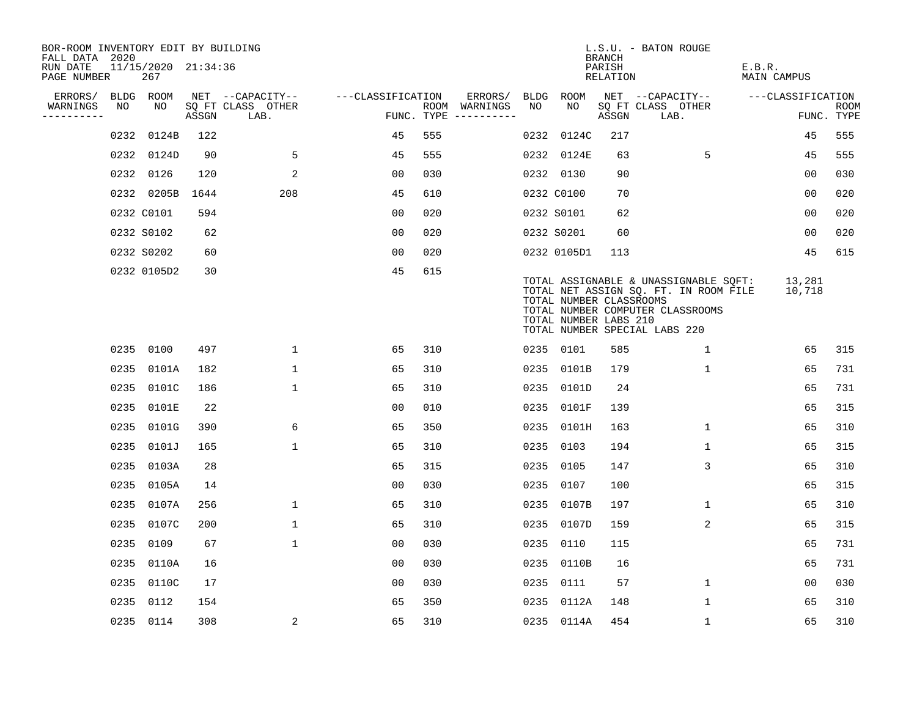BOR-ROOM INVENTORY EDIT BY BUILDING
FALL DATA 2020
RUN DATE 11/15/2020 21:34:36
PAGE NUMBER 267

L.S.U. - BATON ROUGE
BRANCH
PARISH E.B.R.
RELATION MAIN CAMPUS

| ERRORS/ WARNINGS | BLDG NO | ROOM NO | NET SQ FT ASSGN | --CAPACITY-- CLASS LAB. | OTHER | ---CLASSIFICATION FUNC. | ROOM TYPE | ERRORS/ WARNINGS | BLDG NO | ROOM NO | NET SQ FT ASSGN | --CAPACITY-- CLASS LAB. | OTHER | ---CLASSIFICATION FUNC. | ROOM TYPE |
|---|---|---|---|---|---|---|---|---|---|---|---|---|---|---|---|
| | 0232 | 0124B | 122 | | | 45 | 555 | | 0232 | 0124C | 217 | | | 45 | 555 |
| | 0232 | 0124D | 90 | | 5 | 45 | 555 | | 0232 | 0124E | 63 | | 5 | 45 | 555 |
| | 0232 | 0126 | 120 | | 2 | 00 | 030 | | 0232 | 0130 | 90 | | | 00 | 030 |
| | 0232 | 0205B | 1644 | | 208 | 45 | 610 | | 0232 | C0100 | 70 | | | 00 | 020 |
| | 0232 | C0101 | 594 | | | 00 | 020 | | 0232 | S0101 | 62 | | | 00 | 020 |
| | 0232 | S0102 | 62 | | | 00 | 020 | | 0232 | S0201 | 60 | | | 00 | 020 |
| | 0232 | S0202 | 60 | | | 00 | 020 | | 0232 | 0105D1 | 113 | | | 45 | 615 |
| | 0232 | 0105D2 | 30 | | | 45 | 615 | | | | | | | | |

TOTAL ASSIGNABLE & UNASSIGNABLE SQFT: 13,281
TOTAL NET ASSIGN SQ. FT. IN ROOM FILE 10,718
TOTAL NUMBER CLASSROOMS
TOTAL NUMBER COMPUTER CLASSROOMS
TOTAL NUMBER LABS 210
TOTAL NUMBER SPECIAL LABS 220

| ERRORS/ WARNINGS | BLDG NO | ROOM NO | NET SQ FT ASSGN | --CAPACITY-- CLASS LAB. | OTHER | ---CLASSIFICATION FUNC. | ROOM TYPE | ERRORS/ WARNINGS | BLDG NO | ROOM NO | NET SQ FT ASSGN | --CAPACITY-- CLASS LAB. | OTHER | ---CLASSIFICATION FUNC. | ROOM TYPE |
|---|---|---|---|---|---|---|---|---|---|---|---|---|---|---|---|
| | 0235 | 0100 | 497 | | 1 | 65 | 310 | | 0235 | 0101 | 585 | | 1 | 65 | 315 |
| | 0235 | 0101A | 182 | | 1 | 65 | 310 | | 0235 | 0101B | 179 | | 1 | 65 | 731 |
| | 0235 | 0101C | 186 | | 1 | 65 | 310 | | 0235 | 0101D | 24 | | | 65 | 731 |
| | 0235 | 0101E | 22 | | | 00 | 010 | | 0235 | 0101F | 139 | | | 65 | 315 |
| | 0235 | 0101G | 390 | | 6 | 65 | 350 | | 0235 | 0101H | 163 | | 1 | 65 | 310 |
| | 0235 | 0101J | 165 | | 1 | 65 | 310 | | 0235 | 0103 | 194 | | 1 | 65 | 315 |
| | 0235 | 0103A | 28 | | | 65 | 315 | | 0235 | 0105 | 147 | | 3 | 65 | 310 |
| | 0235 | 0105A | 14 | | | 00 | 030 | | 0235 | 0107 | 100 | | | 65 | 315 |
| | 0235 | 0107A | 256 | | 1 | 65 | 310 | | 0235 | 0107B | 197 | | 1 | 65 | 310 |
| | 0235 | 0107C | 200 | | 1 | 65 | 310 | | 0235 | 0107D | 159 | | 2 | 65 | 315 |
| | 0235 | 0109 | 67 | | 1 | 00 | 030 | | 0235 | 0110 | 115 | | | 65 | 731 |
| | 0235 | 0110A | 16 | | | 00 | 030 | | 0235 | 0110B | 16 | | | 65 | 731 |
| | 0235 | 0110C | 17 | | | 00 | 030 | | 0235 | 0111 | 57 | | 1 | 00 | 030 |
| | 0235 | 0112 | 154 | | | 65 | 350 | | 0235 | 0112A | 148 | | 1 | 65 | 310 |
| | 0235 | 0114 | 308 | | 2 | 65 | 310 | | 0235 | 0114A | 454 | | 1 | 65 | 310 |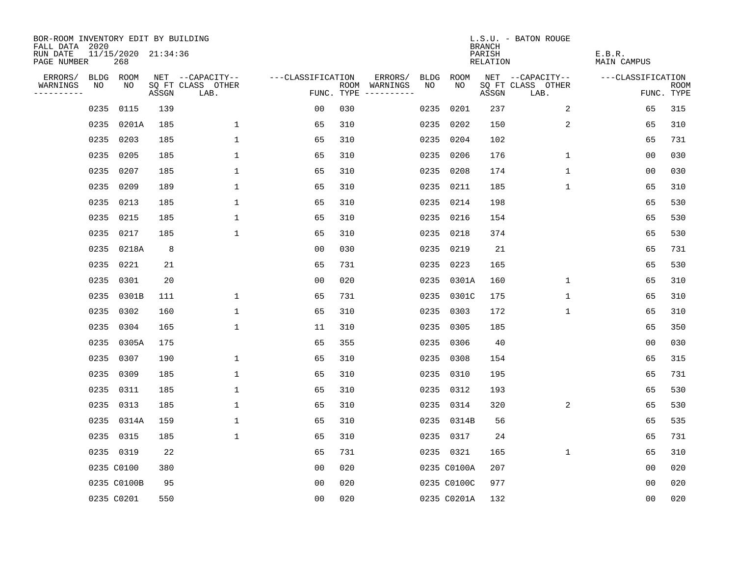BOR-ROOM INVENTORY EDIT BY BUILDING
FALL DATA 2020
RUN DATE 11/15/2020 21:34:36
PAGE NUMBER 268

L.S.U. - BATON ROUGE
BRANCH
PARISH E.B.R.
RELATION MAIN CAMPUS

| ERRORS/ WARNINGS | BLDG NO | ROOM NO | NET SQ FT ASSGN | CAPACITY CLASS LAB. | CAPACITY OTHER | CLASSIFICATION FUNC. | ROOM TYPE | ERRORS/ WARNINGS | BLDG NO | ROOM NO | NET SQ FT ASSGN | CAPACITY CLASS LAB. | CAPACITY OTHER | CLASSIFICATION FUNC. | ROOM TYPE |
|---|---|---|---|---|---|---|---|---|---|---|---|---|---|---|---|
| | 0235 | 0115 | 139 | | | 00 | 030 | | 0235 | 0201 | 237 | | 2 | 65 | 315 |
| | 0235 | 0201A | 185 | | 1 | 65 | 310 | | 0235 | 0202 | 150 | | 2 | 65 | 310 |
| | 0235 | 0203 | 185 | | 1 | 65 | 310 | | 0235 | 0204 | 102 | | | 65 | 731 |
| | 0235 | 0205 | 185 | | 1 | 65 | 310 | | 0235 | 0206 | 176 | | 1 | 00 | 030 |
| | 0235 | 0207 | 185 | | 1 | 65 | 310 | | 0235 | 0208 | 174 | | 1 | 00 | 030 |
| | 0235 | 0209 | 189 | | 1 | 65 | 310 | | 0235 | 0211 | 185 | | 1 | 65 | 310 |
| | 0235 | 0213 | 185 | | 1 | 65 | 310 | | 0235 | 0214 | 198 | | | 65 | 530 |
| | 0235 | 0215 | 185 | | 1 | 65 | 310 | | 0235 | 0216 | 154 | | | 65 | 530 |
| | 0235 | 0217 | 185 | | 1 | 65 | 310 | | 0235 | 0218 | 374 | | | 65 | 530 |
| | 0235 | 0218A | 8 | | | 00 | 030 | | 0235 | 0219 | 21 | | | 65 | 731 |
| | 0235 | 0221 | 21 | | | 65 | 731 | | 0235 | 0223 | 165 | | | 65 | 530 |
| | 0235 | 0301 | 20 | | | 00 | 020 | | 0235 | 0301A | 160 | | 1 | 65 | 310 |
| | 0235 | 0301B | 111 | | 1 | 65 | 731 | | 0235 | 0301C | 175 | | 1 | 65 | 310 |
| | 0235 | 0302 | 160 | | 1 | 65 | 310 | | 0235 | 0303 | 172 | | 1 | 65 | 310 |
| | 0235 | 0304 | 165 | | 1 | 11 | 310 | | 0235 | 0305 | 185 | | | 65 | 350 |
| | 0235 | 0305A | 175 | | | 65 | 355 | | 0235 | 0306 | 40 | | | 00 | 030 |
| | 0235 | 0307 | 190 | | 1 | 65 | 310 | | 0235 | 0308 | 154 | | | 65 | 315 |
| | 0235 | 0309 | 185 | | 1 | 65 | 310 | | 0235 | 0310 | 195 | | | 65 | 731 |
| | 0235 | 0311 | 185 | | 1 | 65 | 310 | | 0235 | 0312 | 193 | | | 65 | 530 |
| | 0235 | 0313 | 185 | | 1 | 65 | 310 | | 0235 | 0314 | 320 | | 2 | 65 | 530 |
| | 0235 | 0314A | 159 | | 1 | 65 | 310 | | 0235 | 0314B | 56 | | | 65 | 535 |
| | 0235 | 0315 | 185 | | 1 | 65 | 310 | | 0235 | 0317 | 24 | | | 65 | 731 |
| | 0235 | 0319 | 22 | | | 65 | 731 | | 0235 | 0321 | 165 | | 1 | 65 | 310 |
| | 0235 | C0100 | 380 | | | 00 | 020 | | 0235 | C0100A | 207 | | | 00 | 020 |
| | 0235 | C0100B | 95 | | | 00 | 020 | | 0235 | C0100C | 977 | | | 00 | 020 |
| | 0235 | C0201 | 550 | | | 00 | 020 | | 0235 | C0201A | 132 | | | 00 | 020 |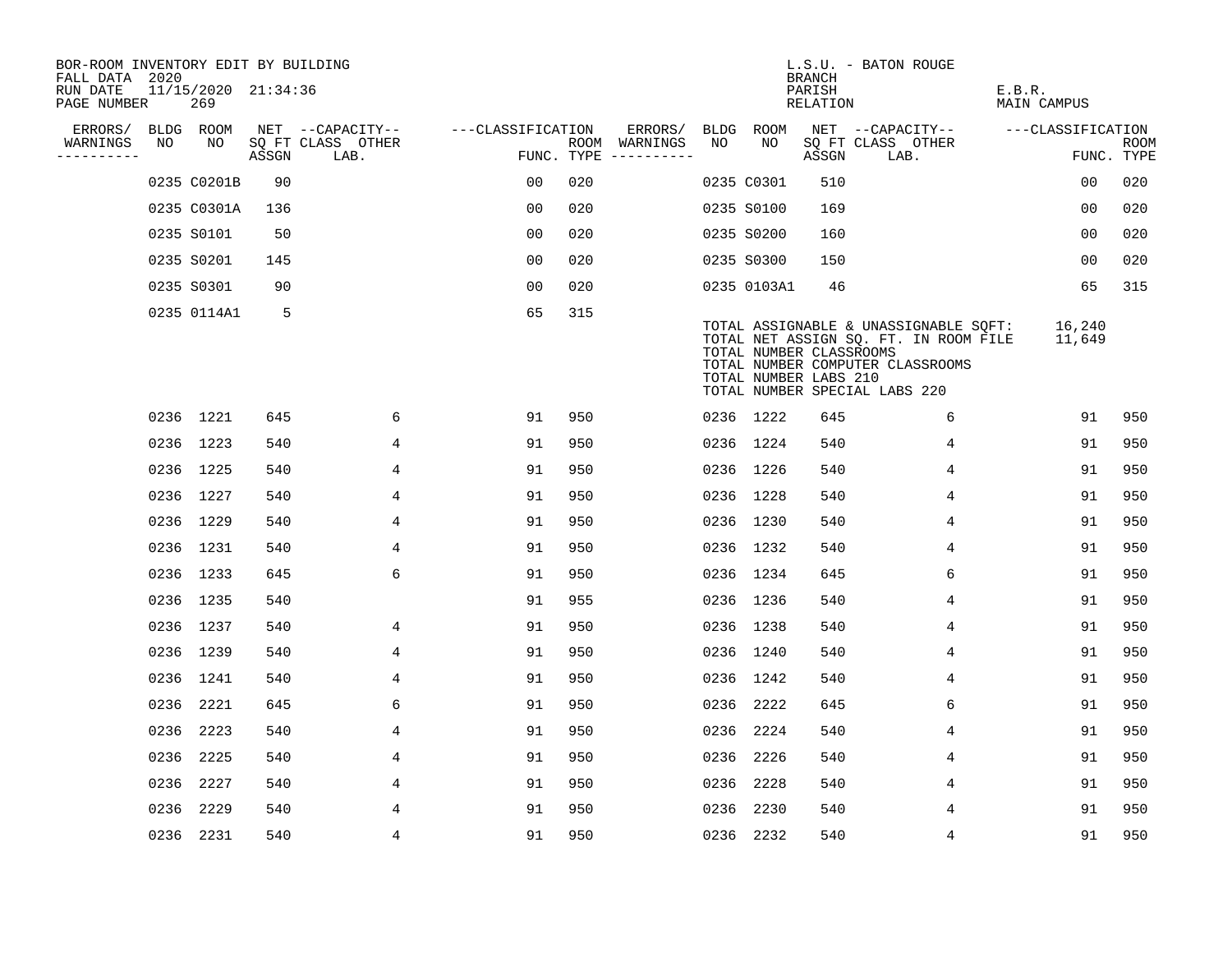BOR-ROOM INVENTORY EDIT BY BUILDING
FALL DATA 2020
RUN DATE 11/15/2020 21:34:36
PAGE NUMBER 269

L.S.U. - BATON ROUGE
BRANCH
PARISH E.B.R.
RELATION MAIN CAMPUS

| ERRORS/ WARNINGS | BLDG NO | ROOM NO | NET SQ FT ASSGN | CAPACITY CLASS LAB. | CAPACITY OTHER | CLASSIFICATION FUNC. | ROOM TYPE | ERRORS/ WARNINGS | BLDG NO | ROOM NO | NET SQ FT ASSGN | CAPACITY CLASS LAB. | CAPACITY OTHER | CLASSIFICATION FUNC. | ROOM TYPE |
|---|---|---|---|---|---|---|---|---|---|---|---|---|---|---|---|
| | 0235 | C0201B | 90 | | | 00 | 020 | | 0235 | C0301 | 510 | | | 00 | 020 |
| | 0235 | C0301A | 136 | | | 00 | 020 | | 0235 | S0100 | 169 | | | 00 | 020 |
| | 0235 | S0101 | 50 | | | 00 | 020 | | 0235 | S0200 | 160 | | | 00 | 020 |
| | 0235 | S0201 | 145 | | | 00 | 020 | | 0235 | S0300 | 150 | | | 00 | 020 |
| | 0235 | S0301 | 90 | | | 00 | 020 | | 0235 | 0103A1 | 46 | | | 65 | 315 |
| | 0235 | 0114A1 | 5 | | | 65 | 315 | | | | | | | | |

TOTAL ASSIGNABLE & UNASSIGNABLE SQFT: 16,240
TOTAL NET ASSIGN SQ. FT. IN ROOM FILE 11,649
TOTAL NUMBER CLASSROOMS
TOTAL NUMBER COMPUTER CLASSROOMS
TOTAL NUMBER LABS 210
TOTAL NUMBER SPECIAL LABS 220

| ERRORS/ WARNINGS | BLDG NO | ROOM NO | NET SQ FT ASSGN | CAPACITY CLASS LAB. | CAPACITY OTHER | CLASSIFICATION FUNC. | ROOM TYPE | ERRORS/ WARNINGS | BLDG NO | ROOM NO | NET SQ FT ASSGN | CAPACITY CLASS LAB. | CAPACITY OTHER | CLASSIFICATION FUNC. | ROOM TYPE |
|---|---|---|---|---|---|---|---|---|---|---|---|---|---|---|---|
| | 0236 | 1221 | 645 | | 6 | 91 | 950 | | 0236 | 1222 | 645 | | 6 | 91 | 950 |
| | 0236 | 1223 | 540 | | 4 | 91 | 950 | | 0236 | 1224 | 540 | | 4 | 91 | 950 |
| | 0236 | 1225 | 540 | | 4 | 91 | 950 | | 0236 | 1226 | 540 | | 4 | 91 | 950 |
| | 0236 | 1227 | 540 | | 4 | 91 | 950 | | 0236 | 1228 | 540 | | 4 | 91 | 950 |
| | 0236 | 1229 | 540 | | 4 | 91 | 950 | | 0236 | 1230 | 540 | | 4 | 91 | 950 |
| | 0236 | 1231 | 540 | | 4 | 91 | 950 | | 0236 | 1232 | 540 | | 4 | 91 | 950 |
| | 0236 | 1233 | 645 | | 6 | 91 | 950 | | 0236 | 1234 | 645 | | 6 | 91 | 950 |
| | 0236 | 1235 | 540 | | | 91 | 955 | | 0236 | 1236 | 540 | | 4 | 91 | 950 |
| | 0236 | 1237 | 540 | | 4 | 91 | 950 | | 0236 | 1238 | 540 | | 4 | 91 | 950 |
| | 0236 | 1239 | 540 | | 4 | 91 | 950 | | 0236 | 1240 | 540 | | 4 | 91 | 950 |
| | 0236 | 1241 | 540 | | 4 | 91 | 950 | | 0236 | 1242 | 540 | | 4 | 91 | 950 |
| | 0236 | 2221 | 645 | | 6 | 91 | 950 | | 0236 | 2222 | 645 | | 6 | 91 | 950 |
| | 0236 | 2223 | 540 | | 4 | 91 | 950 | | 0236 | 2224 | 540 | | 4 | 91 | 950 |
| | 0236 | 2225 | 540 | | 4 | 91 | 950 | | 0236 | 2226 | 540 | | 4 | 91 | 950 |
| | 0236 | 2227 | 540 | | 4 | 91 | 950 | | 0236 | 2228 | 540 | | 4 | 91 | 950 |
| | 0236 | 2229 | 540 | | 4 | 91 | 950 | | 0236 | 2230 | 540 | | 4 | 91 | 950 |
| | 0236 | 2231 | 540 | | 4 | 91 | 950 | | 0236 | 2232 | 540 | | 4 | 91 | 950 |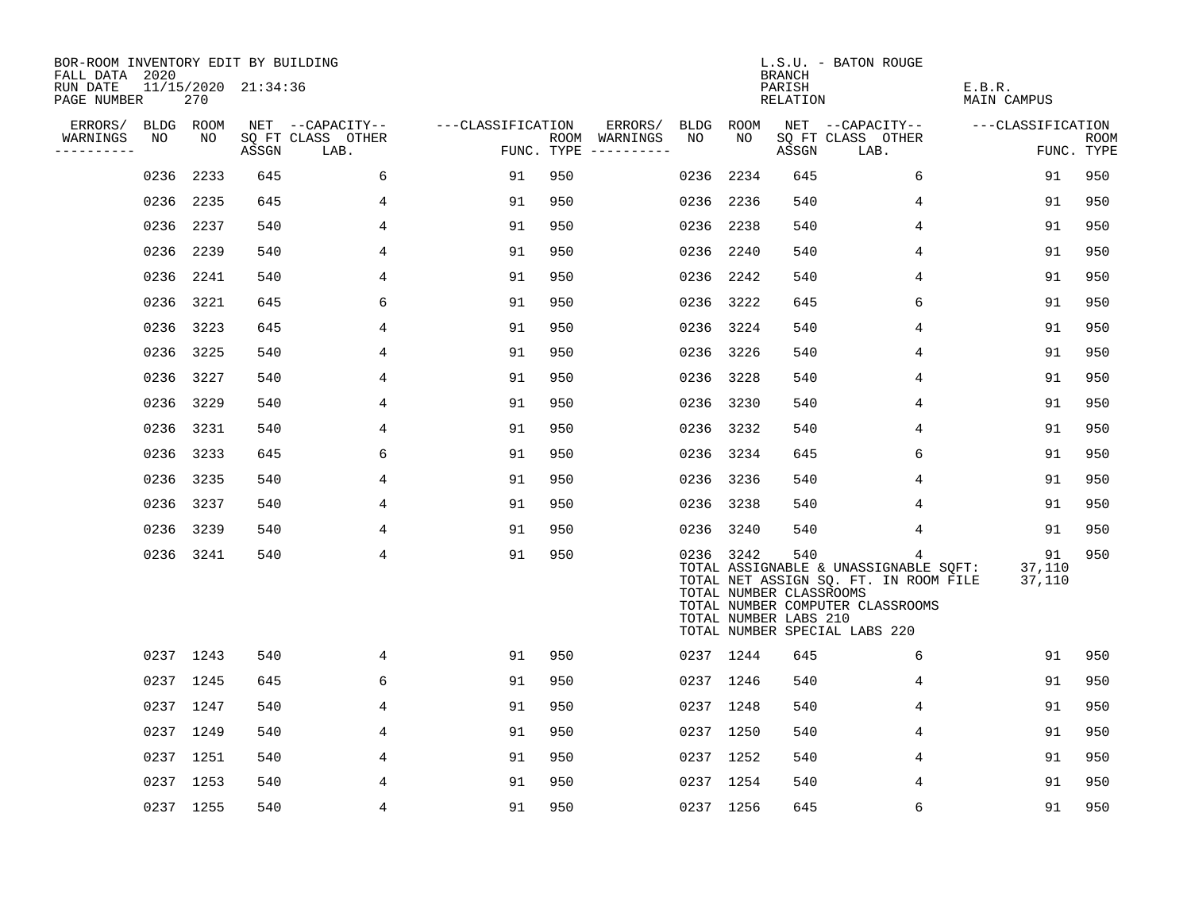BOR-ROOM INVENTORY EDIT BY BUILDING
FALL DATA 2020
RUN DATE 11/15/2020 21:34:36
PAGE NUMBER 270

L.S.U. - BATON ROUGE
BRANCH
PARISH E.B.R.
RELATION MAIN CAMPUS

| ERRORS/ WARNINGS | BLDG NO | ROOM NO | NET SQ FT ASSGN | CAPACITY CLASS LAB. | CAPACITY OTHER | CLASSIFICATION FUNC. | ROOM TYPE | ERRORS/ WARNINGS | BLDG NO | ROOM NO | NET SQ FT ASSGN | CAPACITY CLASS LAB. | CAPACITY OTHER | CLASSIFICATION FUNC. | ROOM TYPE |
|---|---|---|---|---|---|---|---|---|---|---|---|---|---|---|---|
| | 0236 | 2233 | 645 | | 6 | 91 | 950 | | 0236 | 2234 | 645 | | 6 | 91 | 950 |
| | 0236 | 2235 | 645 | | 4 | 91 | 950 | | 0236 | 2236 | 540 | | 4 | 91 | 950 |
| | 0236 | 2237 | 540 | | 4 | 91 | 950 | | 0236 | 2238 | 540 | | 4 | 91 | 950 |
| | 0236 | 2239 | 540 | | 4 | 91 | 950 | | 0236 | 2240 | 540 | | 4 | 91 | 950 |
| | 0236 | 2241 | 540 | | 4 | 91 | 950 | | 0236 | 2242 | 540 | | 4 | 91 | 950 |
| | 0236 | 3221 | 645 | | 6 | 91 | 950 | | 0236 | 3222 | 645 | | 6 | 91 | 950 |
| | 0236 | 3223 | 645 | | 4 | 91 | 950 | | 0236 | 3224 | 540 | | 4 | 91 | 950 |
| | 0236 | 3225 | 540 | | 4 | 91 | 950 | | 0236 | 3226 | 540 | | 4 | 91 | 950 |
| | 0236 | 3227 | 540 | | 4 | 91 | 950 | | 0236 | 3228 | 540 | | 4 | 91 | 950 |
| | 0236 | 3229 | 540 | | 4 | 91 | 950 | | 0236 | 3230 | 540 | | 4 | 91 | 950 |
| | 0236 | 3231 | 540 | | 4 | 91 | 950 | | 0236 | 3232 | 540 | | 4 | 91 | 950 |
| | 0236 | 3233 | 645 | | 6 | 91 | 950 | | 0236 | 3234 | 645 | | 6 | 91 | 950 |
| | 0236 | 3235 | 540 | | 4 | 91 | 950 | | 0236 | 3236 | 540 | | 4 | 91 | 950 |
| | 0236 | 3237 | 540 | | 4 | 91 | 950 | | 0236 | 3238 | 540 | | 4 | 91 | 950 |
| | 0236 | 3239 | 540 | | 4 | 91 | 950 | | 0236 | 3240 | 540 | | 4 | 91 | 950 |
| | 0236 | 3241 | 540 | | 4 | 91 | 950 | | 0236 | 3242 | 540 | | 4 | 91 | 950 |

TOTAL ASSIGNABLE & UNASSIGNABLE SQFT: 37,110
TOTAL NET ASSIGN SQ. FT. IN ROOM FILE 37,110
TOTAL NUMBER CLASSROOMS
TOTAL NUMBER COMPUTER CLASSROOMS
TOTAL NUMBER LABS 210
TOTAL NUMBER SPECIAL LABS 220

| ERRORS/ WARNINGS | BLDG NO | ROOM NO | NET SQ FT ASSGN | CAPACITY CLASS LAB. | CAPACITY OTHER | CLASSIFICATION FUNC. | ROOM TYPE | ERRORS/ WARNINGS | BLDG NO | ROOM NO | NET SQ FT ASSGN | CAPACITY CLASS LAB. | CAPACITY OTHER | CLASSIFICATION FUNC. | ROOM TYPE |
|---|---|---|---|---|---|---|---|---|---|---|---|---|---|---|---|
| | 0237 | 1243 | 540 | | 4 | 91 | 950 | | 0237 | 1244 | 645 | | 6 | 91 | 950 |
| | 0237 | 1245 | 645 | | 6 | 91 | 950 | | 0237 | 1246 | 540 | | 4 | 91 | 950 |
| | 0237 | 1247 | 540 | | 4 | 91 | 950 | | 0237 | 1248 | 540 | | 4 | 91 | 950 |
| | 0237 | 1249 | 540 | | 4 | 91 | 950 | | 0237 | 1250 | 540 | | 4 | 91 | 950 |
| | 0237 | 1251 | 540 | | 4 | 91 | 950 | | 0237 | 1252 | 540 | | 4 | 91 | 950 |
| | 0237 | 1253 | 540 | | 4 | 91 | 950 | | 0237 | 1254 | 540 | | 4 | 91 | 950 |
| | 0237 | 1255 | 540 | | 4 | 91 | 950 | | 0237 | 1256 | 645 | | 6 | 91 | 950 |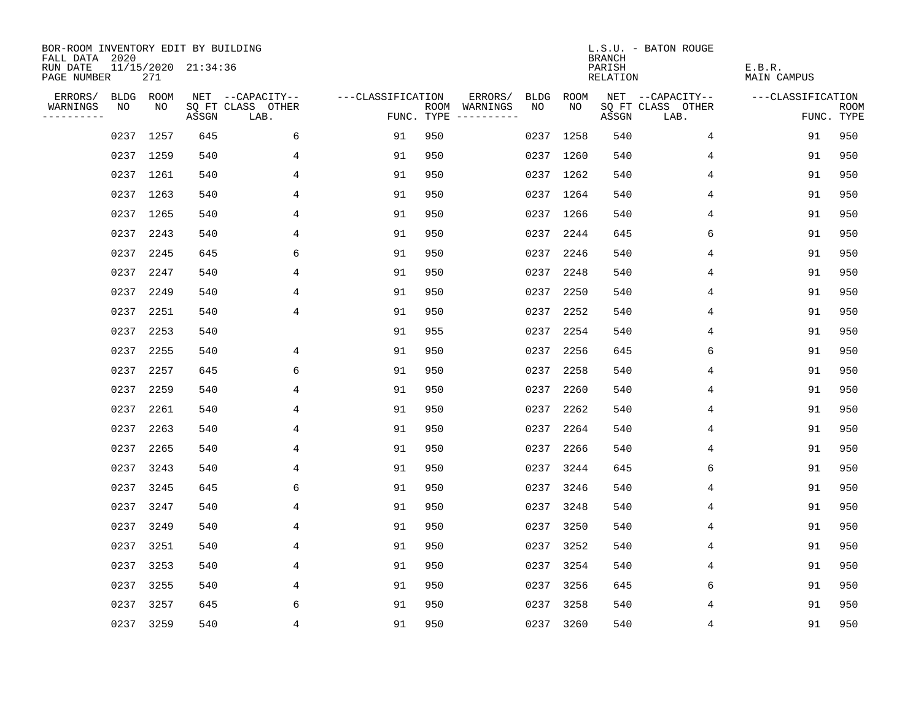BOR-ROOM INVENTORY EDIT BY BUILDING
FALL DATA 2020
RUN DATE 11/15/2020 21:34:36
PAGE NUMBER 271

L.S.U. - BATON ROUGE
BRANCH
PARISH E.B.R.
RELATION MAIN CAMPUS

| ERRORS/ WARNINGS | BLDG NO | ROOM NO | NET SQ FT ASSGN | CAPACITY CLASS LAB. | CAPACITY OTHER | CLASSIFICATION FUNC. | ROOM TYPE | ERRORS/ WARNINGS | BLDG NO | ROOM NO | NET SQ FT ASSGN | CAPACITY CLASS LAB. | CAPACITY OTHER | CLASSIFICATION FUNC. | ROOM TYPE |
|---|---|---|---|---|---|---|---|---|---|---|---|---|---|---|---|
| | 0237 | 1257 | 645 | | 6 | 91 | 950 | | 0237 | 1258 | 540 | | 4 | 91 | 950 |
| | 0237 | 1259 | 540 | | 4 | 91 | 950 | | 0237 | 1260 | 540 | | 4 | 91 | 950 |
| | 0237 | 1261 | 540 | | 4 | 91 | 950 | | 0237 | 1262 | 540 | | 4 | 91 | 950 |
| | 0237 | 1263 | 540 | | 4 | 91 | 950 | | 0237 | 1264 | 540 | | 4 | 91 | 950 |
| | 0237 | 1265 | 540 | | 4 | 91 | 950 | | 0237 | 1266 | 540 | | 4 | 91 | 950 |
| | 0237 | 2243 | 540 | | 4 | 91 | 950 | | 0237 | 2244 | 645 | | 6 | 91 | 950 |
| | 0237 | 2245 | 645 | | 6 | 91 | 950 | | 0237 | 2246 | 540 | | 4 | 91 | 950 |
| | 0237 | 2247 | 540 | | 4 | 91 | 950 | | 0237 | 2248 | 540 | | 4 | 91 | 950 |
| | 0237 | 2249 | 540 | | 4 | 91 | 950 | | 0237 | 2250 | 540 | | 4 | 91 | 950 |
| | 0237 | 2251 | 540 | | 4 | 91 | 950 | | 0237 | 2252 | 540 | | 4 | 91 | 950 |
| | 0237 | 2253 | 540 | | | 91 | 955 | | 0237 | 2254 | 540 | | 4 | 91 | 950 |
| | 0237 | 2255 | 540 | | 4 | 91 | 950 | | 0237 | 2256 | 645 | | 6 | 91 | 950 |
| | 0237 | 2257 | 645 | | 6 | 91 | 950 | | 0237 | 2258 | 540 | | 4 | 91 | 950 |
| | 0237 | 2259 | 540 | | 4 | 91 | 950 | | 0237 | 2260 | 540 | | 4 | 91 | 950 |
| | 0237 | 2261 | 540 | | 4 | 91 | 950 | | 0237 | 2262 | 540 | | 4 | 91 | 950 |
| | 0237 | 2263 | 540 | | 4 | 91 | 950 | | 0237 | 2264 | 540 | | 4 | 91 | 950 |
| | 0237 | 2265 | 540 | | 4 | 91 | 950 | | 0237 | 2266 | 540 | | 4 | 91 | 950 |
| | 0237 | 3243 | 540 | | 4 | 91 | 950 | | 0237 | 3244 | 645 | | 6 | 91 | 950 |
| | 0237 | 3245 | 645 | | 6 | 91 | 950 | | 0237 | 3246 | 540 | | 4 | 91 | 950 |
| | 0237 | 3247 | 540 | | 4 | 91 | 950 | | 0237 | 3248 | 540 | | 4 | 91 | 950 |
| | 0237 | 3249 | 540 | | 4 | 91 | 950 | | 0237 | 3250 | 540 | | 4 | 91 | 950 |
| | 0237 | 3251 | 540 | | 4 | 91 | 950 | | 0237 | 3252 | 540 | | 4 | 91 | 950 |
| | 0237 | 3253 | 540 | | 4 | 91 | 950 | | 0237 | 3254 | 540 | | 4 | 91 | 950 |
| | 0237 | 3255 | 540 | | 4 | 91 | 950 | | 0237 | 3256 | 645 | | 6 | 91 | 950 |
| | 0237 | 3257 | 645 | | 6 | 91 | 950 | | 0237 | 3258 | 540 | | 4 | 91 | 950 |
| | 0237 | 3259 | 540 | | 4 | 91 | 950 | | 0237 | 3260 | 540 | | 4 | 91 | 950 |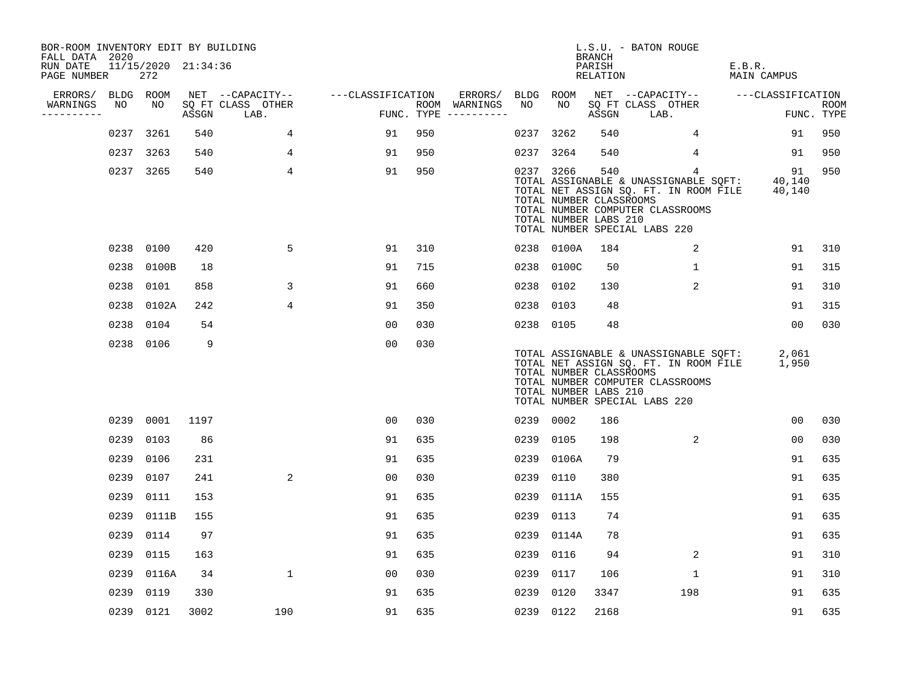BOR-ROOM INVENTORY EDIT BY BUILDING
FALL DATA 2020
RUN DATE 11/15/2020 21:34:36
PAGE NUMBER 272

L.S.U. - BATON ROUGE
BRANCH
PARISH E.B.R.
RELATION MAIN CAMPUS

| ERRORS/ WARNINGS | BLDG NO | ROOM NO | NET SQ FT ASSGN | CAPACITY CLASS LAB. | CAPACITY OTHER | CLASSIFICATION FUNC. | ROOM TYPE | ERRORS/ WARNINGS | BLDG NO | ROOM NO | NET SQ FT ASSGN | CAPACITY CLASS LAB. | CAPACITY OTHER | CLASSIFICATION FUNC. | ROOM TYPE |
|---|---|---|---|---|---|---|---|---|---|---|---|---|---|---|---|
| | 0237 | 3261 | 540 | | 4 | 91 | 950 | | 0237 | 3262 | 540 | | 4 | 91 | 950 |
| | 0237 | 3263 | 540 | | 4 | 91 | 950 | | 0237 | 3264 | 540 | | 4 | 91 | 950 |
| | 0237 | 3265 | 540 | | 4 | 91 | 950 | | 0237 | 3266 | 540 | | 4 | 91 | 950 |

TOTAL ASSIGNABLE & UNASSIGNABLE SQFT: 40,140
TOTAL NET ASSIGN SQ. FT. IN ROOM FILE 40,140
TOTAL NUMBER CLASSROOMS
TOTAL NUMBER COMPUTER CLASSROOMS
TOTAL NUMBER LABS 210
TOTAL NUMBER SPECIAL LABS 220

| ERRORS/ WARNINGS | BLDG NO | ROOM NO | NET SQ FT ASSGN | CAPACITY CLASS LAB. | CAPACITY OTHER | CLASSIFICATION FUNC. | ROOM TYPE | ERRORS/ WARNINGS | BLDG NO | ROOM NO | NET SQ FT ASSGN | CAPACITY CLASS LAB. | CAPACITY OTHER | CLASSIFICATION FUNC. | ROOM TYPE |
|---|---|---|---|---|---|---|---|---|---|---|---|---|---|---|---|
| | 0238 | 0100 | 420 | | 5 | 91 | 310 | | 0238 | 0100A | 184 | | 2 | 91 | 310 |
| | 0238 | 0100B | 18 | | | 91 | 715 | | 0238 | 0100C | 50 | | 1 | 91 | 315 |
| | 0238 | 0101 | 858 | | 3 | 91 | 660 | | 0238 | 0102 | 130 | | 2 | 91 | 310 |
| | 0238 | 0102A | 242 | | 4 | 91 | 350 | | 0238 | 0103 | 48 | | | 91 | 315 |
| | 0238 | 0104 | 54 | | | 00 | 030 | | 0238 | 0105 | 48 | | | 00 | 030 |
| | 0238 | 0106 | 9 | | | 00 | 030 | | | | | | | | |

TOTAL ASSIGNABLE & UNASSIGNABLE SQFT: 2,061
TOTAL NET ASSIGN SQ. FT. IN ROOM FILE 1,950
TOTAL NUMBER CLASSROOMS
TOTAL NUMBER COMPUTER CLASSROOMS
TOTAL NUMBER LABS 210
TOTAL NUMBER SPECIAL LABS 220

| ERRORS/ WARNINGS | BLDG NO | ROOM NO | NET SQ FT ASSGN | CAPACITY CLASS LAB. | CAPACITY OTHER | CLASSIFICATION FUNC. | ROOM TYPE | ERRORS/ WARNINGS | BLDG NO | ROOM NO | NET SQ FT ASSGN | CAPACITY CLASS LAB. | CAPACITY OTHER | CLASSIFICATION FUNC. | ROOM TYPE |
|---|---|---|---|---|---|---|---|---|---|---|---|---|---|---|---|
| | 0239 | 0001 | 1197 | | | 00 | 030 | | 0239 | 0002 | 186 | | | 00 | 030 |
| | 0239 | 0103 | 86 | | | 91 | 635 | | 0239 | 0105 | 198 | | 2 | 00 | 030 |
| | 0239 | 0106 | 231 | | | 91 | 635 | | 0239 | 0106A | 79 | | | 91 | 635 |
| | 0239 | 0107 | 241 | | 2 | 00 | 030 | | 0239 | 0110 | 380 | | | 91 | 635 |
| | 0239 | 0111 | 153 | | | 91 | 635 | | 0239 | 0111A | 155 | | | 91 | 635 |
| | 0239 | 0111B | 155 | | | 91 | 635 | | 0239 | 0113 | 74 | | | 91 | 635 |
| | 0239 | 0114 | 97 | | | 91 | 635 | | 0239 | 0114A | 78 | | | 91 | 635 |
| | 0239 | 0115 | 163 | | | 91 | 635 | | 0239 | 0116 | 94 | | 2 | 91 | 310 |
| | 0239 | 0116A | 34 | | 1 | 00 | 030 | | 0239 | 0117 | 106 | | 1 | 91 | 310 |
| | 0239 | 0119 | 330 | | | 91 | 635 | | 0239 | 0120 | 3347 | | 198 | 91 | 635 |
| | 0239 | 0121 | 3002 | | 190 | 91 | 635 | | 0239 | 0122 | 2168 | | | 91 | 635 |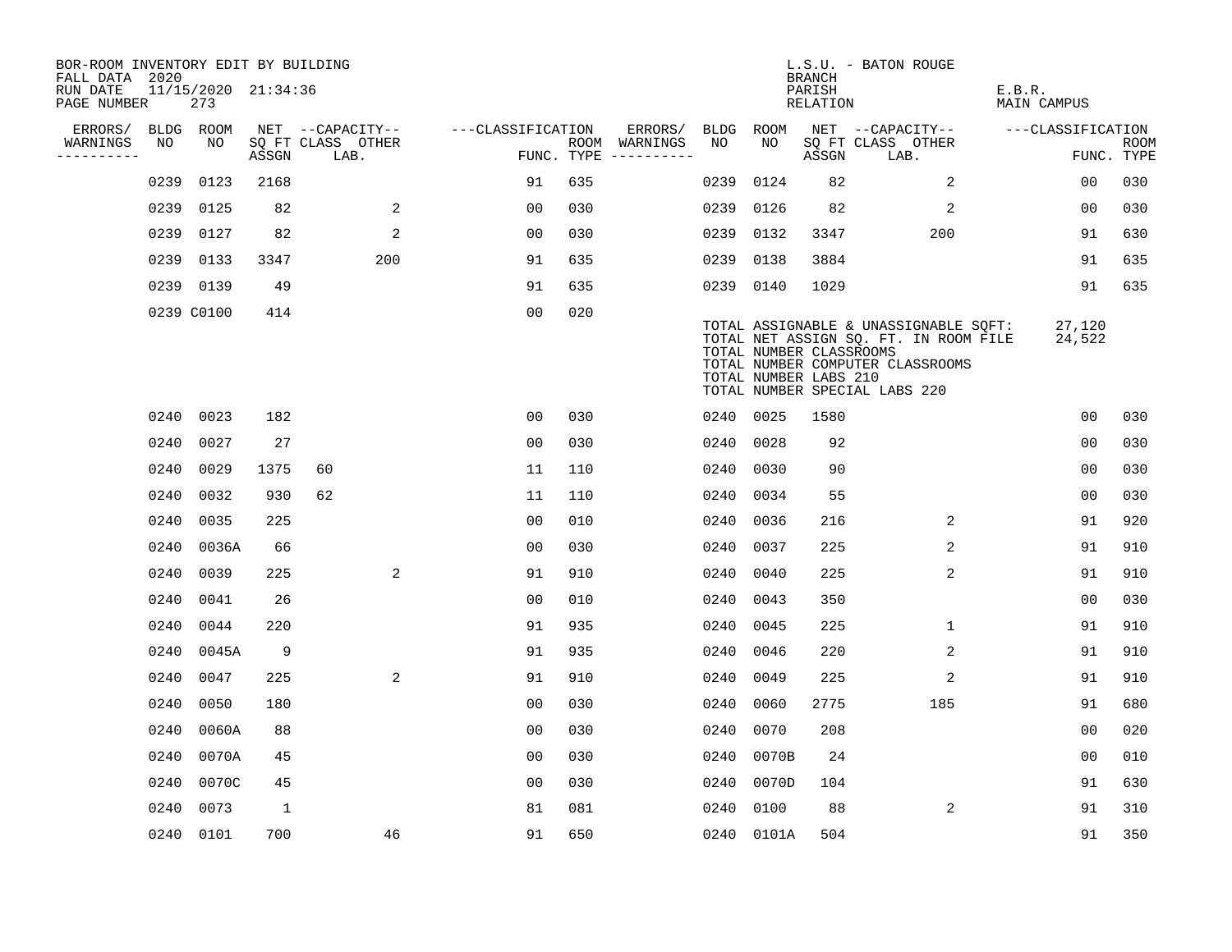BOR-ROOM INVENTORY EDIT BY BUILDING
FALL DATA 2020
RUN DATE 11/15/2020 21:34:36
PAGE NUMBER 273

L.S.U. - BATON ROUGE
BRANCH
PARISH E.B.R.
RELATION MAIN CAMPUS

| ERRORS/ WARNINGS | BLDG NO | ROOM NO | NET SQ FT ASSGN | CAPACITY CLASS | CAPACITY OTHER LAB. | CLASSIFICATION FUNC. | ROOM TYPE | ERRORS/ WARNINGS | BLDG NO | ROOM NO | NET SQ FT ASSGN | CAPACITY CLASS | CAPACITY OTHER LAB. | CLASSIFICATION FUNC. | ROOM TYPE |
|---|---|---|---|---|---|---|---|---|---|---|---|---|---|---|---|
| | 0239 | 0123 | 2168 | | | 91 | 635 | | 0239 | 0124 | 82 | | 2 | 00 | 030 |
| | 0239 | 0125 | 82 | | 2 | 00 | 030 | | 0239 | 0126 | 82 | | 2 | 00 | 030 |
| | 0239 | 0127 | 82 | | 2 | 00 | 030 | | 0239 | 0132 | 3347 | | 200 | 91 | 630 |
| | 0239 | 0133 | 3347 | | 200 | 91 | 635 | | 0239 | 0138 | 3884 | | | 91 | 635 |
| | 0239 | 0139 | 49 | | | 91 | 635 | | 0239 | 0140 | 1029 | | | 91 | 635 |
| | 0239 | C0100 | 414 | | | 00 | 020 | | | | | | | | |

TOTAL ASSIGNABLE & UNASSIGNABLE SQFT: 27,120
TOTAL NET ASSIGN SQ. FT. IN ROOM FILE 24,522
TOTAL NUMBER CLASSROOMS
TOTAL NUMBER COMPUTER CLASSROOMS
TOTAL NUMBER LABS 210
TOTAL NUMBER SPECIAL LABS 220

| ERRORS/ WARNINGS | BLDG NO | ROOM NO | NET SQ FT ASSGN | CAPACITY CLASS | CAPACITY OTHER LAB. | CLASSIFICATION FUNC. | ROOM TYPE | ERRORS/ WARNINGS | BLDG NO | ROOM NO | NET SQ FT ASSGN | CAPACITY CLASS | CAPACITY OTHER LAB. | CLASSIFICATION FUNC. | ROOM TYPE |
|---|---|---|---|---|---|---|---|---|---|---|---|---|---|---|---|
| | 0240 | 0023 | 182 | | | 00 | 030 | | 0240 | 0025 | 1580 | | | 00 | 030 |
| | 0240 | 0027 | 27 | | | 00 | 030 | | 0240 | 0028 | 92 | | | 00 | 030 |
| | 0240 | 0029 | 1375 | 60 | | 11 | 110 | | 0240 | 0030 | 90 | | | 00 | 030 |
| | 0240 | 0032 | 930 | 62 | | 11 | 110 | | 0240 | 0034 | 55 | | | 00 | 030 |
| | 0240 | 0035 | 225 | | | 00 | 010 | | 0240 | 0036 | 216 | | 2 | 91 | 920 |
| | 0240 | 0036A | 66 | | | 00 | 030 | | 0240 | 0037 | 225 | | 2 | 91 | 910 |
| | 0240 | 0039 | 225 | | 2 | 91 | 910 | | 0240 | 0040 | 225 | | 2 | 91 | 910 |
| | 0240 | 0041 | 26 | | | 00 | 010 | | 0240 | 0043 | 350 | | | 00 | 030 |
| | 0240 | 0044 | 220 | | | 91 | 935 | | 0240 | 0045 | 225 | | 1 | 91 | 910 |
| | 0240 | 0045A | 9 | | | 91 | 935 | | 0240 | 0046 | 220 | | 2 | 91 | 910 |
| | 0240 | 0047 | 225 | | 2 | 91 | 910 | | 0240 | 0049 | 225 | | 2 | 91 | 910 |
| | 0240 | 0050 | 180 | | | 00 | 030 | | 0240 | 0060 | 2775 | | 185 | 91 | 680 |
| | 0240 | 0060A | 88 | | | 00 | 030 | | 0240 | 0070 | 208 | | | 00 | 020 |
| | 0240 | 0070A | 45 | | | 00 | 030 | | 0240 | 0070B | 24 | | | 00 | 010 |
| | 0240 | 0070C | 45 | | | 00 | 030 | | 0240 | 0070D | 104 | | | 91 | 630 |
| | 0240 | 0073 | 1 | | | 81 | 081 | | 0240 | 0100 | 88 | | 2 | 91 | 310 |
| | 0240 | 0101 | 700 | | 46 | 91 | 650 | | 0240 | 0101A | 504 | | | 91 | 350 |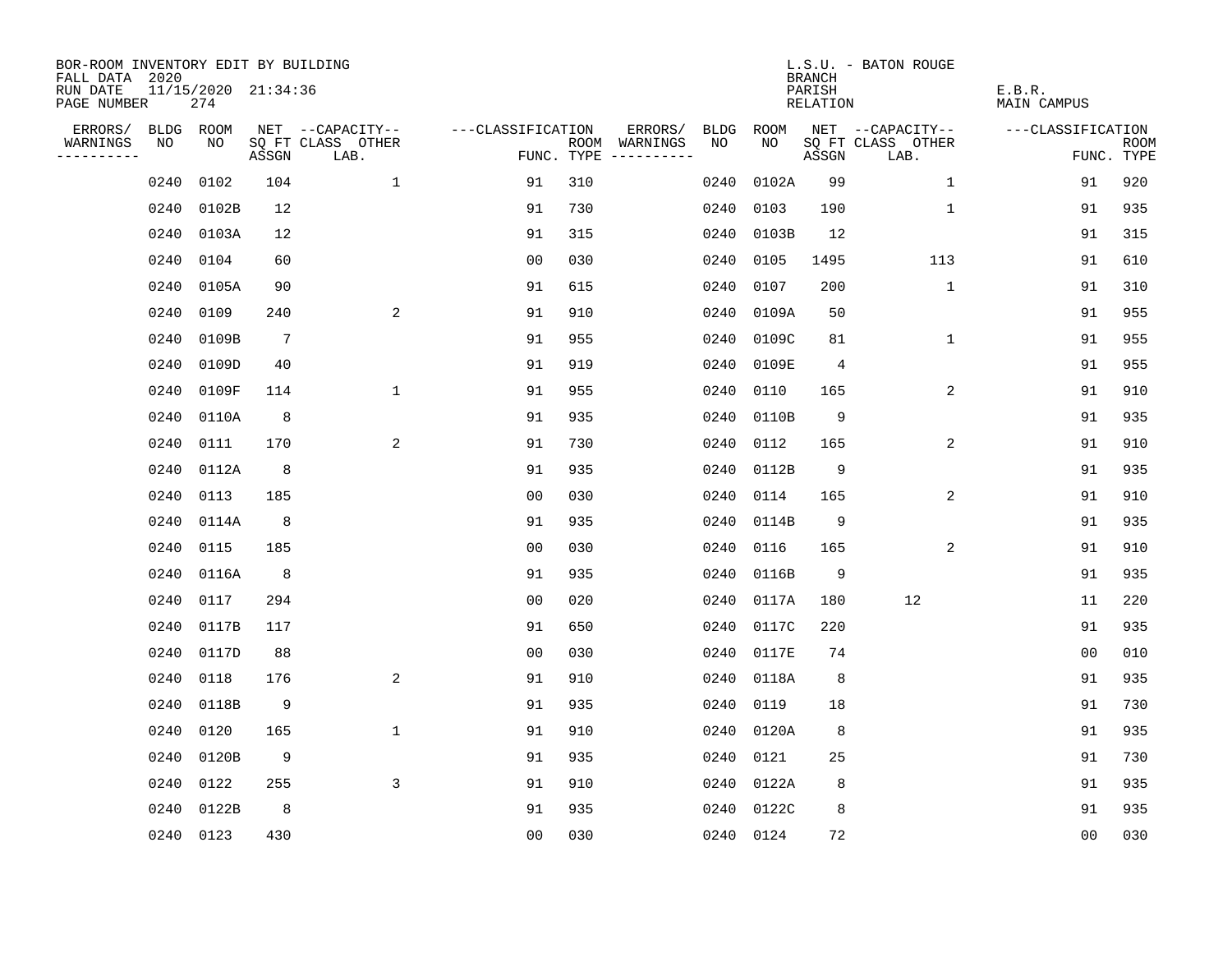BOR-ROOM INVENTORY EDIT BY BUILDING
FALL DATA 2020
RUN DATE 11/15/2020 21:34:36
PAGE NUMBER 274

L.S.U. - BATON ROUGE
BRANCH
PARISH E.B.R.
RELATION MAIN CAMPUS

| ERRORS/ WARNINGS | BLDG NO | ROOM NO | NET SQ FT ASSGN | CAPACITY CLASS LAB. | CAPACITY OTHER | CLASSIFICATION FUNC. | ROOM TYPE | ERRORS/ WARNINGS | BLDG NO | ROOM NO | NET SQ FT ASSGN | CAPACITY CLASS LAB. | CAPACITY OTHER | CLASSIFICATION FUNC. | ROOM TYPE |
|---|---|---|---|---|---|---|---|---|---|---|---|---|---|---|---|
| | 0240 | 0102 | 104 | | 1 | 91 | 310 | | 0240 | 0102A | 99 | | 1 | 91 | 920 |
| | 0240 | 0102B | 12 | | | 91 | 730 | | 0240 | 0103 | 190 | | 1 | 91 | 935 |
| | 0240 | 0103A | 12 | | | 91 | 315 | | 0240 | 0103B | 12 | | | 91 | 315 |
| | 0240 | 0104 | 60 | | | 00 | 030 | | 0240 | 0105 | 1495 | | 113 | 91 | 610 |
| | 0240 | 0105A | 90 | | | 91 | 615 | | 0240 | 0107 | 200 | | 1 | 91 | 310 |
| | 0240 | 0109 | 240 | | 2 | 91 | 910 | | 0240 | 0109A | 50 | | | 91 | 955 |
| | 0240 | 0109B | 7 | | | 91 | 955 | | 0240 | 0109C | 81 | | 1 | 91 | 955 |
| | 0240 | 0109D | 40 | | | 91 | 919 | | 0240 | 0109E | 4 | | | 91 | 955 |
| | 0240 | 0109F | 114 | | 1 | 91 | 955 | | 0240 | 0110 | 165 | | 2 | 91 | 910 |
| | 0240 | 0110A | 8 | | | 91 | 935 | | 0240 | 0110B | 9 | | | 91 | 935 |
| | 0240 | 0111 | 170 | | 2 | 91 | 730 | | 0240 | 0112 | 165 | | 2 | 91 | 910 |
| | 0240 | 0112A | 8 | | | 91 | 935 | | 0240 | 0112B | 9 | | | 91 | 935 |
| | 0240 | 0113 | 185 | | | 00 | 030 | | 0240 | 0114 | 165 | | 2 | 91 | 910 |
| | 0240 | 0114A | 8 | | | 91 | 935 | | 0240 | 0114B | 9 | | | 91 | 935 |
| | 0240 | 0115 | 185 | | | 00 | 030 | | 0240 | 0116 | 165 | | 2 | 91 | 910 |
| | 0240 | 0116A | 8 | | | 91 | 935 | | 0240 | 0116B | 9 | | | 91 | 935 |
| | 0240 | 0117 | 294 | | | 00 | 020 | | 0240 | 0117A | 180 | 12 | | 11 | 220 |
| | 0240 | 0117B | 117 | | | 91 | 650 | | 0240 | 0117C | 220 | | | 91 | 935 |
| | 0240 | 0117D | 88 | | | 00 | 030 | | 0240 | 0117E | 74 | | | 00 | 010 |
| | 0240 | 0118 | 176 | | 2 | 91 | 910 | | 0240 | 0118A | 8 | | | 91 | 935 |
| | 0240 | 0118B | 9 | | | 91 | 935 | | 0240 | 0119 | 18 | | | 91 | 730 |
| | 0240 | 0120 | 165 | | 1 | 91 | 910 | | 0240 | 0120A | 8 | | | 91 | 935 |
| | 0240 | 0120B | 9 | | | 91 | 935 | | 0240 | 0121 | 25 | | | 91 | 730 |
| | 0240 | 0122 | 255 | | 3 | 91 | 910 | | 0240 | 0122A | 8 | | | 91 | 935 |
| | 0240 | 0122B | 8 | | | 91 | 935 | | 0240 | 0122C | 8 | | | 91 | 935 |
| | 0240 | 0123 | 430 | | | 00 | 030 | | 0240 | 0124 | 72 | | | 00 | 030 |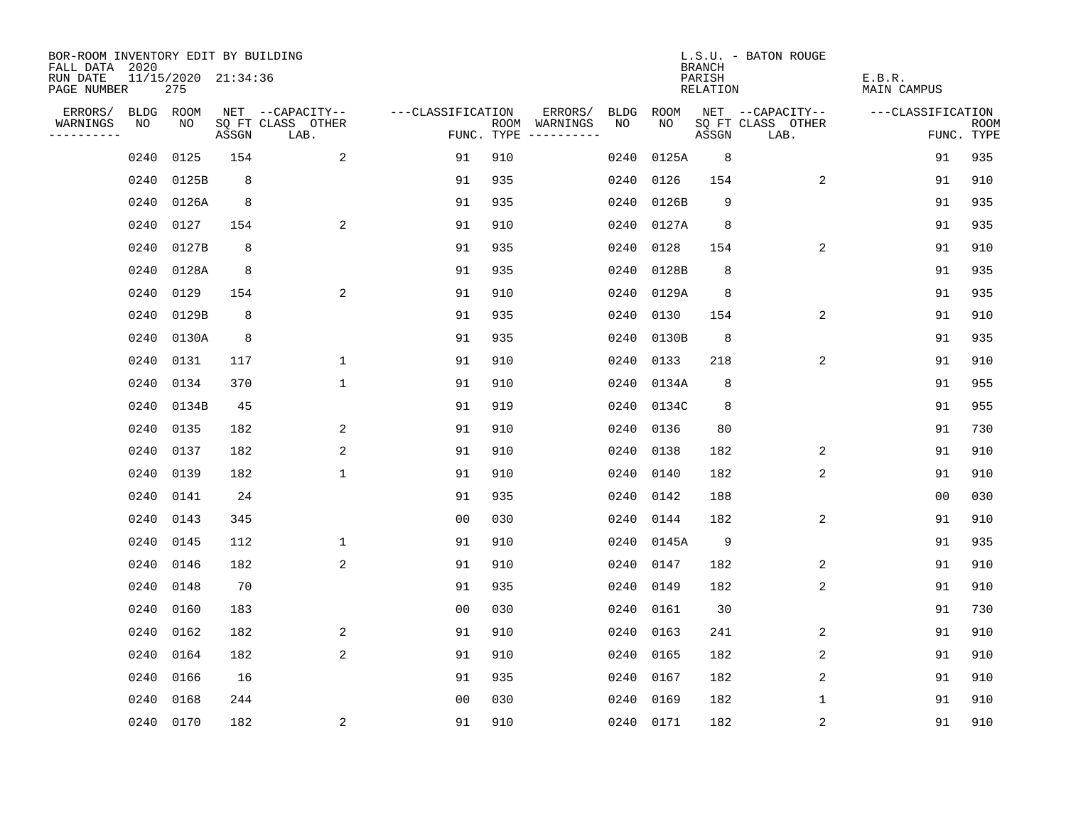BOR-ROOM INVENTORY EDIT BY BUILDING
FALL DATA 2020
RUN DATE 11/15/2020 21:34:36
PAGE NUMBER 275

L.S.U. - BATON ROUGE
BRANCH
PARISH E.B.R.
RELATION MAIN CAMPUS

| ERRORS/ WARNINGS | BLDG NO | ROOM NO | NET SQ FT ASSGN | --CAPACITY-- CLASS LAB. | OTHER | ---CLASSIFICATION FUNC. | ROOM TYPE | ERRORS/ WARNINGS | BLDG NO | ROOM NO | NET SQ FT ASSGN | --CAPACITY-- CLASS LAB. | OTHER | ---CLASSIFICATION FUNC. | ROOM TYPE |
|---|---|---|---|---|---|---|---|---|---|---|---|---|---|---|---|
| | 0240 | 0125 | 154 | | 2 | 91 | 910 | | 0240 | 0125A | 8 | | | 91 | 935 |
| | 0240 | 0125B | 8 | | | 91 | 935 | | 0240 | 0126 | 154 | | 2 | 91 | 910 |
| | 0240 | 0126A | 8 | | | 91 | 935 | | 0240 | 0126B | 9 | | | 91 | 935 |
| | 0240 | 0127 | 154 | | 2 | 91 | 910 | | 0240 | 0127A | 8 | | | 91 | 935 |
| | 0240 | 0127B | 8 | | | 91 | 935 | | 0240 | 0128 | 154 | | 2 | 91 | 910 |
| | 0240 | 0128A | 8 | | | 91 | 935 | | 0240 | 0128B | 8 | | | 91 | 935 |
| | 0240 | 0129 | 154 | | 2 | 91 | 910 | | 0240 | 0129A | 8 | | | 91 | 935 |
| | 0240 | 0129B | 8 | | | 91 | 935 | | 0240 | 0130 | 154 | | 2 | 91 | 910 |
| | 0240 | 0130A | 8 | | | 91 | 935 | | 0240 | 0130B | 8 | | | 91 | 935 |
| | 0240 | 0131 | 117 | | 1 | 91 | 910 | | 0240 | 0133 | 218 | | 2 | 91 | 910 |
| | 0240 | 0134 | 370 | | 1 | 91 | 910 | | 0240 | 0134A | 8 | | | 91 | 955 |
| | 0240 | 0134B | 45 | | | 91 | 919 | | 0240 | 0134C | 8 | | | 91 | 955 |
| | 0240 | 0135 | 182 | | 2 | 91 | 910 | | 0240 | 0136 | 80 | | | 91 | 730 |
| | 0240 | 0137 | 182 | | 2 | 91 | 910 | | 0240 | 0138 | 182 | | 2 | 91 | 910 |
| | 0240 | 0139 | 182 | | 1 | 91 | 910 | | 0240 | 0140 | 182 | | 2 | 91 | 910 |
| | 0240 | 0141 | 24 | | | 91 | 935 | | 0240 | 0142 | 188 | | | 00 | 030 |
| | 0240 | 0143 | 345 | | | 00 | 030 | | 0240 | 0144 | 182 | | 2 | 91 | 910 |
| | 0240 | 0145 | 112 | | 1 | 91 | 910 | | 0240 | 0145A | 9 | | | 91 | 935 |
| | 0240 | 0146 | 182 | | 2 | 91 | 910 | | 0240 | 0147 | 182 | | 2 | 91 | 910 |
| | 0240 | 0148 | 70 | | | 91 | 935 | | 0240 | 0149 | 182 | | 2 | 91 | 910 |
| | 0240 | 0160 | 183 | | | 00 | 030 | | 0240 | 0161 | 30 | | | 91 | 730 |
| | 0240 | 0162 | 182 | | 2 | 91 | 910 | | 0240 | 0163 | 241 | | 2 | 91 | 910 |
| | 0240 | 0164 | 182 | | 2 | 91 | 910 | | 0240 | 0165 | 182 | | 2 | 91 | 910 |
| | 0240 | 0166 | 16 | | | 91 | 935 | | 0240 | 0167 | 182 | | 2 | 91 | 910 |
| | 0240 | 0168 | 244 | | | 00 | 030 | | 0240 | 0169 | 182 | | 1 | 91 | 910 |
| | 0240 | 0170 | 182 | | 2 | 91 | 910 | | 0240 | 0171 | 182 | | 2 | 91 | 910 |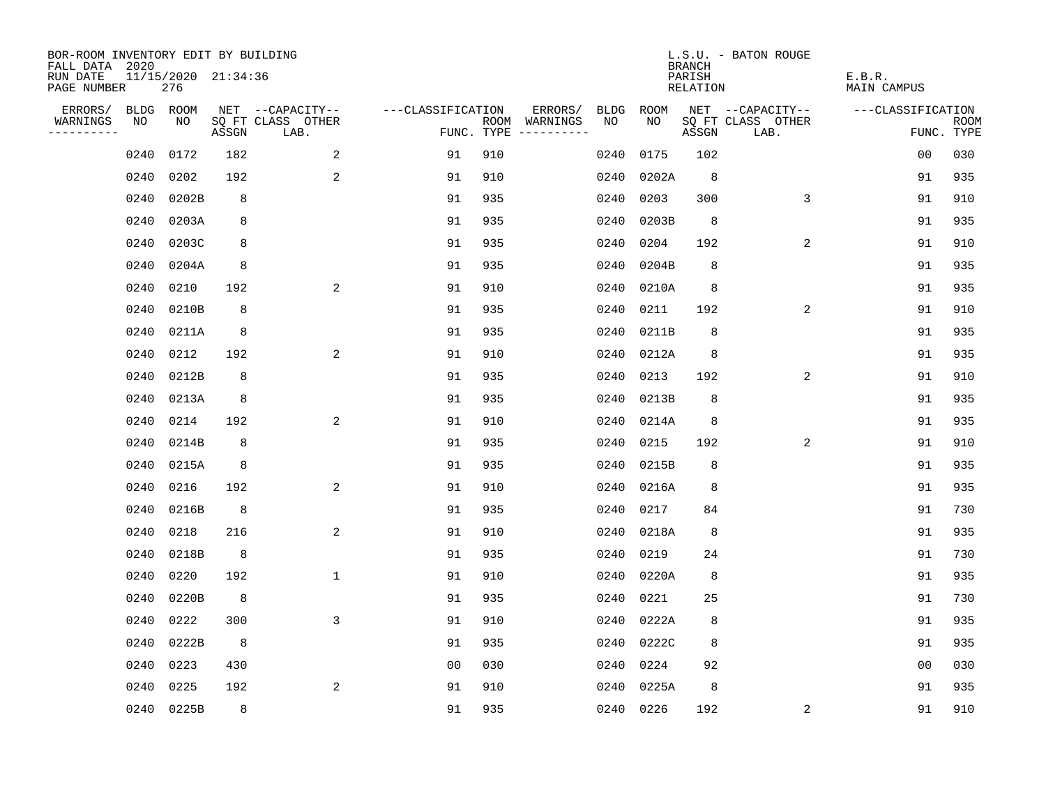BOR-ROOM INVENTORY EDIT BY BUILDING
FALL DATA 2020
RUN DATE 11/15/2020 21:34:36
PAGE NUMBER 276

L.S.U. - BATON ROUGE
BRANCH
PARISH E.B.R.
RELATION MAIN CAMPUS

| ERRORS/ WARNINGS | BLDG NO | ROOM NO | NET SQ FT ASSGN | --CAPACITY-- CLASS LAB. | OTHER | ---CLASSIFICATION FUNC. | ROOM TYPE | ERRORS/ WARNINGS | BLDG NO | ROOM NO | NET SQ FT ASSGN | --CAPACITY-- CLASS LAB. | OTHER | ---CLASSIFICATION FUNC. | ROOM TYPE |
|---|---|---|---|---|---|---|---|---|---|---|---|---|---|---|---|
| | 0240 | 0172 | 182 | | 2 | 91 | 910 | | 0240 | 0175 | 102 | | | 00 | 030 |
| | 0240 | 0202 | 192 | | 2 | 91 | 910 | | 0240 | 0202A | 8 | | | 91 | 935 |
| | 0240 | 0202B | 8 | | | 91 | 935 | | 0240 | 0203 | 300 | | 3 | 91 | 910 |
| | 0240 | 0203A | 8 | | | 91 | 935 | | 0240 | 0203B | 8 | | | 91 | 935 |
| | 0240 | 0203C | 8 | | | 91 | 935 | | 0240 | 0204 | 192 | | 2 | 91 | 910 |
| | 0240 | 0204A | 8 | | | 91 | 935 | | 0240 | 0204B | 8 | | | 91 | 935 |
| | 0240 | 0210 | 192 | | 2 | 91 | 910 | | 0240 | 0210A | 8 | | | 91 | 935 |
| | 0240 | 0210B | 8 | | | 91 | 935 | | 0240 | 0211 | 192 | | 2 | 91 | 910 |
| | 0240 | 0211A | 8 | | | 91 | 935 | | 0240 | 0211B | 8 | | | 91 | 935 |
| | 0240 | 0212 | 192 | | 2 | 91 | 910 | | 0240 | 0212A | 8 | | | 91 | 935 |
| | 0240 | 0212B | 8 | | | 91 | 935 | | 0240 | 0213 | 192 | | 2 | 91 | 910 |
| | 0240 | 0213A | 8 | | | 91 | 935 | | 0240 | 0213B | 8 | | | 91 | 935 |
| | 0240 | 0214 | 192 | | 2 | 91 | 910 | | 0240 | 0214A | 8 | | | 91 | 935 |
| | 0240 | 0214B | 8 | | | 91 | 935 | | 0240 | 0215 | 192 | | 2 | 91 | 910 |
| | 0240 | 0215A | 8 | | | 91 | 935 | | 0240 | 0215B | 8 | | | 91 | 935 |
| | 0240 | 0216 | 192 | | 2 | 91 | 910 | | 0240 | 0216A | 8 | | | 91 | 935 |
| | 0240 | 0216B | 8 | | | 91 | 935 | | 0240 | 0217 | 84 | | | 91 | 730 |
| | 0240 | 0218 | 216 | | 2 | 91 | 910 | | 0240 | 0218A | 8 | | | 91 | 935 |
| | 0240 | 0218B | 8 | | | 91 | 935 | | 0240 | 0219 | 24 | | | 91 | 730 |
| | 0240 | 0220 | 192 | | 1 | 91 | 910 | | 0240 | 0220A | 8 | | | 91 | 935 |
| | 0240 | 0220B | 8 | | | 91 | 935 | | 0240 | 0221 | 25 | | | 91 | 730 |
| | 0240 | 0222 | 300 | | 3 | 91 | 910 | | 0240 | 0222A | 8 | | | 91 | 935 |
| | 0240 | 0222B | 8 | | | 91 | 935 | | 0240 | 0222C | 8 | | | 91 | 935 |
| | 0240 | 0223 | 430 | | | 00 | 030 | | 0240 | 0224 | 92 | | | 00 | 030 |
| | 0240 | 0225 | 192 | | 2 | 91 | 910 | | 0240 | 0225A | 8 | | | 91 | 935 |
| | 0240 | 0225B | 8 | | | 91 | 935 | | 0240 | 0226 | 192 | | 2 | 91 | 910 |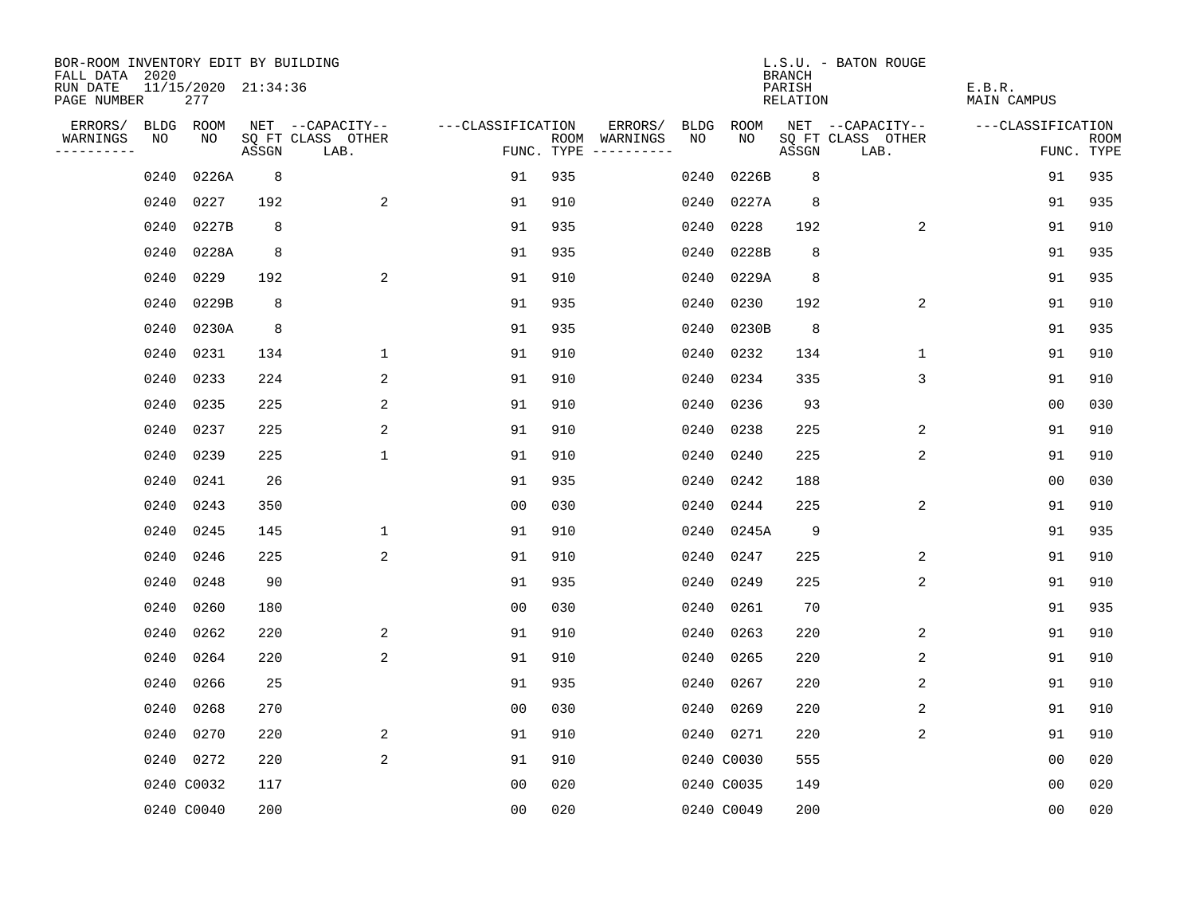BOR-ROOM INVENTORY EDIT BY BUILDING
FALL DATA 2020
RUN DATE 11/15/2020 21:34:36
PAGE NUMBER 277

L.S.U. - BATON ROUGE
BRANCH
PARISH E.B.R.
RELATION MAIN CAMPUS

| ERRORS/ WARNINGS | BLDG NO | ROOM NO | NET SQ FT ASSGN | --CAPACITY-- CLASS LAB. | OTHER | ---CLASSIFICATION FUNC. | ROOM TYPE | ERRORS/ WARNINGS | BLDG NO | ROOM NO | NET SQ FT ASSGN | --CAPACITY-- CLASS LAB. | OTHER | ---CLASSIFICATION FUNC. | ROOM TYPE |
|---|---|---|---|---|---|---|---|---|---|---|---|---|---|---|---|
| | 0240 | 0226A | 8 | | | 91 | 935 | | 0240 | 0226B | 8 | | | 91 | 935 |
| | 0240 | 0227 | 192 | | 2 | 91 | 910 | | 0240 | 0227A | 8 | | | 91 | 935 |
| | 0240 | 0227B | 8 | | | 91 | 935 | | 0240 | 0228 | 192 | | 2 | 91 | 910 |
| | 0240 | 0228A | 8 | | | 91 | 935 | | 0240 | 0228B | 8 | | | 91 | 935 |
| | 0240 | 0229 | 192 | | 2 | 91 | 910 | | 0240 | 0229A | 8 | | | 91 | 935 |
| | 0240 | 0229B | 8 | | | 91 | 935 | | 0240 | 0230 | 192 | | 2 | 91 | 910 |
| | 0240 | 0230A | 8 | | | 91 | 935 | | 0240 | 0230B | 8 | | | 91 | 935 |
| | 0240 | 0231 | 134 | | 1 | 91 | 910 | | 0240 | 0232 | 134 | | 1 | 91 | 910 |
| | 0240 | 0233 | 224 | | 2 | 91 | 910 | | 0240 | 0234 | 335 | | 3 | 91 | 910 |
| | 0240 | 0235 | 225 | | 2 | 91 | 910 | | 0240 | 0236 | 93 | | | 00 | 030 |
| | 0240 | 0237 | 225 | | 2 | 91 | 910 | | 0240 | 0238 | 225 | | 2 | 91 | 910 |
| | 0240 | 0239 | 225 | | 1 | 91 | 910 | | 0240 | 0240 | 225 | | 2 | 91 | 910 |
| | 0240 | 0241 | 26 | | | 91 | 935 | | 0240 | 0242 | 188 | | | 00 | 030 |
| | 0240 | 0243 | 350 | | | 00 | 030 | | 0240 | 0244 | 225 | | 2 | 91 | 910 |
| | 0240 | 0245 | 145 | | 1 | 91 | 910 | | 0240 | 0245A | 9 | | | 91 | 935 |
| | 0240 | 0246 | 225 | | 2 | 91 | 910 | | 0240 | 0247 | 225 | | 2 | 91 | 910 |
| | 0240 | 0248 | 90 | | | 91 | 935 | | 0240 | 0249 | 225 | | 2 | 91 | 910 |
| | 0240 | 0260 | 180 | | | 00 | 030 | | 0240 | 0261 | 70 | | | 91 | 935 |
| | 0240 | 0262 | 220 | | 2 | 91 | 910 | | 0240 | 0263 | 220 | | 2 | 91 | 910 |
| | 0240 | 0264 | 220 | | 2 | 91 | 910 | | 0240 | 0265 | 220 | | 2 | 91 | 910 |
| | 0240 | 0266 | 25 | | | 91 | 935 | | 0240 | 0267 | 220 | | 2 | 91 | 910 |
| | 0240 | 0268 | 270 | | | 00 | 030 | | 0240 | 0269 | 220 | | 2 | 91 | 910 |
| | 0240 | 0270 | 220 | | 2 | 91 | 910 | | 0240 | 0271 | 220 | | 2 | 91 | 910 |
| | 0240 | 0272 | 220 | | 2 | 91 | 910 | | 0240 | C0030 | 555 | | | 00 | 020 |
| | 0240 | C0032 | 117 | | | 00 | 020 | | 0240 | C0035 | 149 | | | 00 | 020 |
| | 0240 | C0040 | 200 | | | 00 | 020 | | 0240 | C0049 | 200 | | | 00 | 020 |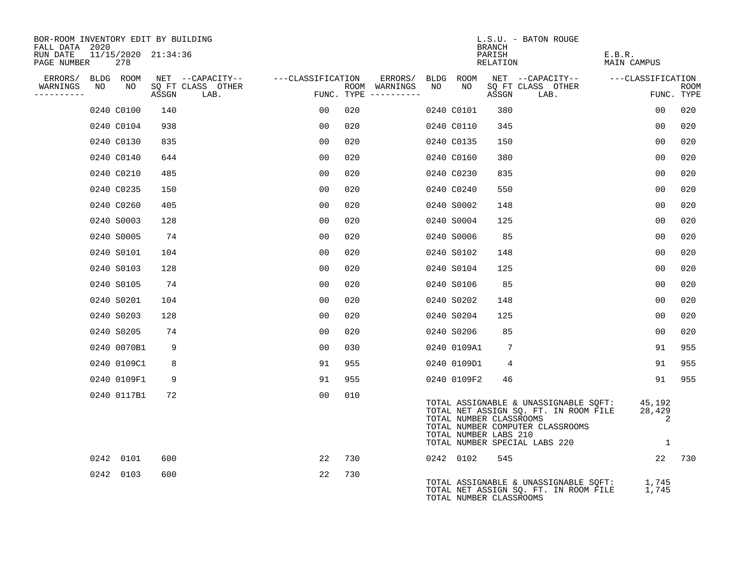BOR-ROOM INVENTORY EDIT BY BUILDING
FALL DATA 2020
RUN DATE 11/15/2020 21:34:36
PAGE NUMBER 278

L.S.U. - BATON ROUGE
BRANCH
PARISH E.B.R.
RELATION MAIN CAMPUS

| ERRORS/ WARNINGS | BLDG NO | ROOM NO | NET SQ FT ASSGN | CAPACITY CLASS LAB. | CAPACITY OTHER | CLASSIFICATION FUNC. | ROOM TYPE | ERRORS/ WARNINGS | BLDG NO | ROOM NO | NET SQ FT ASSGN | CAPACITY CLASS LAB. | CAPACITY OTHER | CLASSIFICATION FUNC. | ROOM TYPE |
|---|---|---|---|---|---|---|---|---|---|---|---|---|---|---|---|
| | 0240 | C0100 | 140 | | | 00 | 020 | | 0240 | C0101 | 380 | | | 00 | 020 |
| | 0240 | C0104 | 938 | | | 00 | 020 | | 0240 | C0110 | 345 | | | 00 | 020 |
| | 0240 | C0130 | 835 | | | 00 | 020 | | 0240 | C0135 | 150 | | | 00 | 020 |
| | 0240 | C0140 | 644 | | | 00 | 020 | | 0240 | C0160 | 380 | | | 00 | 020 |
| | 0240 | C0210 | 485 | | | 00 | 020 | | 0240 | C0230 | 835 | | | 00 | 020 |
| | 0240 | C0235 | 150 | | | 00 | 020 | | 0240 | C0240 | 550 | | | 00 | 020 |
| | 0240 | C0260 | 405 | | | 00 | 020 | | 0240 | S0002 | 148 | | | 00 | 020 |
| | 0240 | S0003 | 128 | | | 00 | 020 | | 0240 | S0004 | 125 | | | 00 | 020 |
| | 0240 | S0005 | 74 | | | 00 | 020 | | 0240 | S0006 | 85 | | | 00 | 020 |
| | 0240 | S0101 | 104 | | | 00 | 020 | | 0240 | S0102 | 148 | | | 00 | 020 |
| | 0240 | S0103 | 128 | | | 00 | 020 | | 0240 | S0104 | 125 | | | 00 | 020 |
| | 0240 | S0105 | 74 | | | 00 | 020 | | 0240 | S0106 | 85 | | | 00 | 020 |
| | 0240 | S0201 | 104 | | | 00 | 020 | | 0240 | S0202 | 148 | | | 00 | 020 |
| | 0240 | S0203 | 128 | | | 00 | 020 | | 0240 | S0204 | 125 | | | 00 | 020 |
| | 0240 | S0205 | 74 | | | 00 | 020 | | 0240 | S0206 | 85 | | | 00 | 020 |
| | 0240 | 0070B1 | 9 | | | 00 | 030 | | 0240 | 0109A1 | 7 | | | 91 | 955 |
| | 0240 | 0109C1 | 8 | | | 91 | 955 | | 0240 | 0109D1 | 4 | | | 91 | 955 |
| | 0240 | 0109F1 | 9 | | | 91 | 955 | | 0240 | 0109F2 | 46 | | | 91 | 955 |
| | 0240 | 0117B1 | 72 | | | 00 | 010 | | | | | | | | |

TOTAL ASSIGNABLE & UNASSIGNABLE SQFT: 45,192
TOTAL NET ASSIGN SQ. FT. IN ROOM FILE 28,429
TOTAL NUMBER CLASSROOMS 2
TOTAL NUMBER COMPUTER CLASSROOMS
TOTAL NUMBER LABS 210
TOTAL NUMBER SPECIAL LABS 220 1

| ERRORS/ WARNINGS | BLDG NO | ROOM NO | NET SQ FT ASSGN | CAPACITY CLASS LAB. | CAPACITY OTHER | CLASSIFICATION FUNC. | ROOM TYPE | ERRORS/ WARNINGS | BLDG NO | ROOM NO | NET SQ FT ASSGN | CAPACITY CLASS LAB. | CAPACITY OTHER | CLASSIFICATION FUNC. | ROOM TYPE |
|---|---|---|---|---|---|---|---|---|---|---|---|---|---|---|---|
| | 0242 | 0101 | 600 | | | 22 | 730 | | 0242 | 0102 | 545 | | | 22 | 730 |
| | 0242 | 0103 | 600 | | | 22 | 730 | | | | | | | | |

TOTAL ASSIGNABLE & UNASSIGNABLE SQFT: 1,745
TOTAL NET ASSIGN SQ. FT. IN ROOM FILE 1,745
TOTAL NUMBER CLASSROOMS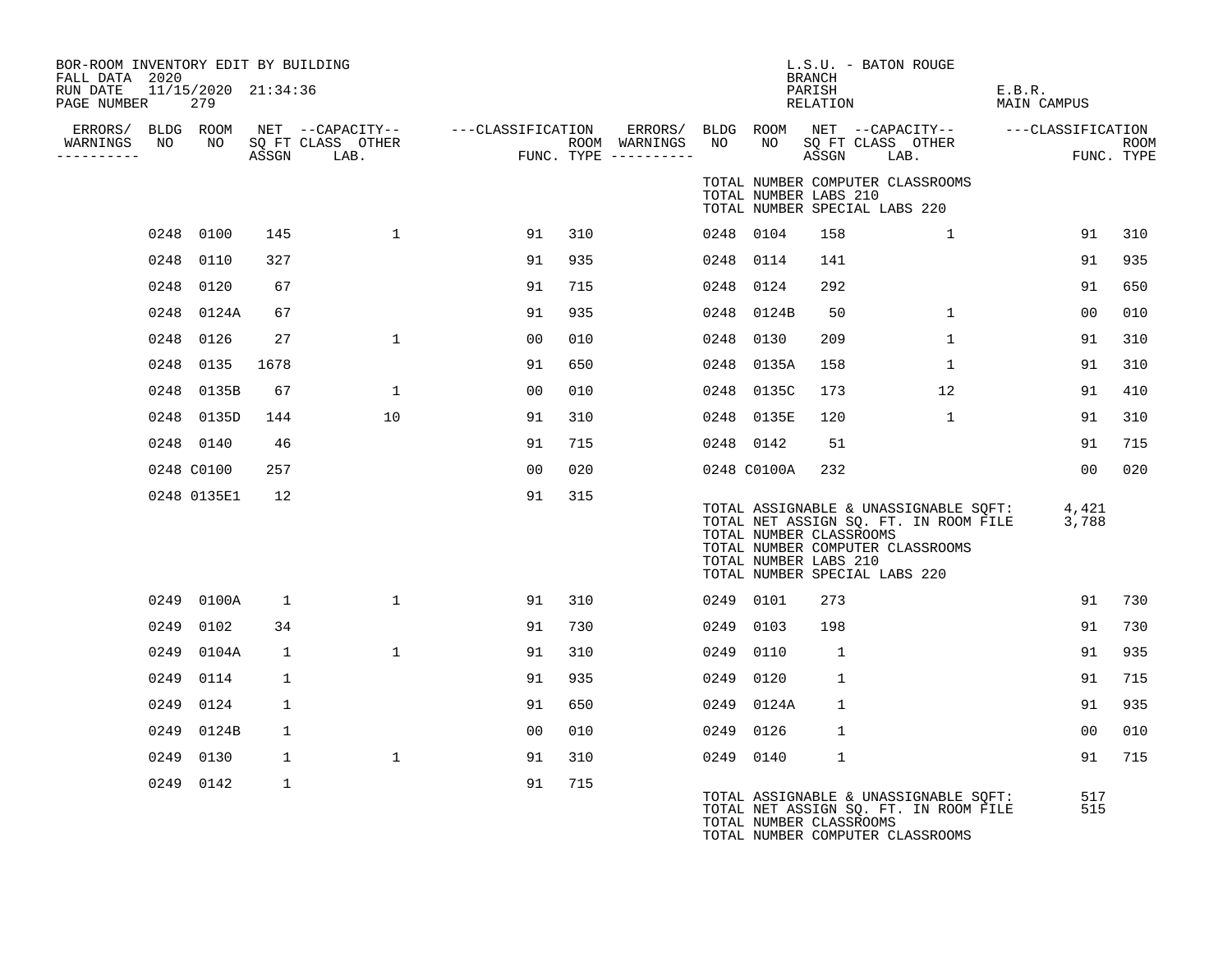BOR-ROOM INVENTORY EDIT BY BUILDING
FALL DATA 2020
RUN DATE 11/15/2020 21:34:36
PAGE NUMBER 279

L.S.U. - BATON ROUGE
BRANCH
PARISH E.B.R.
RELATION MAIN CAMPUS

| ERRORS/ WARNINGS | BLDG NO | ROOM NO | NET SQ FT ASSGN | CAPACITY-- CLASS LAB. | OTHER | CLASSIFICATION FUNC. | ROOM TYPE | ERRORS/ WARNINGS | BLDG NO | ROOM NO | NET SQ FT ASSGN | CAPACITY-- CLASS LAB. | OTHER | CLASSIFICATION FUNC. | ROOM TYPE |
|---|---|---|---|---|---|---|---|---|---|---|---|---|---|---|---|
| | | | | | | | | | TOTAL NUMBER COMPUTER CLASSROOMS | | | | | | |
| | | | | | | | | | TOTAL NUMBER LABS 210 | | | | | | |
| | | | | | | | | | TOTAL NUMBER SPECIAL LABS 220 | | | | | | |
| | 0248 | 0100 | 145 | | 1 | 91 | 310 | | 0248 | 0104 | 158 | | 1 | 91 | 310 |
| | 0248 | 0110 | 327 | | | 91 | 935 | | 0248 | 0114 | 141 | | | 91 | 935 |
| | 0248 | 0120 | 67 | | | 91 | 715 | | 0248 | 0124 | 292 | | | 91 | 650 |
| | 0248 | 0124A | 67 | | | 91 | 935 | | 0248 | 0124B | 50 | | 1 | 00 | 010 |
| | 0248 | 0126 | 27 | | 1 | 00 | 010 | | 0248 | 0130 | 209 | | 1 | 91 | 310 |
| | 0248 | 0135 | 1678 | | | 91 | 650 | | 0248 | 0135A | 158 | | 1 | 91 | 310 |
| | 0248 | 0135B | 67 | | 1 | 00 | 010 | | 0248 | 0135C | 173 | | 12 | 91 | 410 |
| | 0248 | 0135D | 144 | | 10 | 91 | 310 | | 0248 | 0135E | 120 | | 1 | 91 | 310 |
| | 0248 | 0140 | 46 | | | 91 | 715 | | 0248 | 0142 | 51 | | | 91 | 715 |
| | 0248 | C0100 | 257 | | | 00 | 020 | | 0248 | C0100A | 232 | | | 00 | 020 |
| | 0248 | 0135E1 | 12 | | | 91 | 315 | | | | | | | | |
| | | | | | | | | | TOTAL ASSIGNABLE & UNASSIGNABLE SQFT: | | | | | 4,421 | |
| | | | | | | | | | TOTAL NET ASSIGN SQ. FT. IN ROOM FILE | | | | | 3,788 | |
| | | | | | | | | | TOTAL NUMBER CLASSROOMS | | | | | | |
| | | | | | | | | | TOTAL NUMBER COMPUTER CLASSROOMS | | | | | | |
| | | | | | | | | | TOTAL NUMBER LABS 210 | | | | | | |
| | | | | | | | | | TOTAL NUMBER SPECIAL LABS 220 | | | | | | |
| | 0249 | 0100A | 1 | | 1 | 91 | 310 | | 0249 | 0101 | 273 | | | 91 | 730 |
| | 0249 | 0102 | 34 | | | 91 | 730 | | 0249 | 0103 | 198 | | | 91 | 730 |
| | 0249 | 0104A | 1 | | 1 | 91 | 310 | | 0249 | 0110 | 1 | | | 91 | 935 |
| | 0249 | 0114 | 1 | | | 91 | 935 | | 0249 | 0120 | 1 | | | 91 | 715 |
| | 0249 | 0124 | 1 | | | 91 | 650 | | 0249 | 0124A | 1 | | | 91 | 935 |
| | 0249 | 0124B | 1 | | | 00 | 010 | | 0249 | 0126 | 1 | | | 00 | 010 |
| | 0249 | 0130 | 1 | | 1 | 91 | 310 | | 0249 | 0140 | 1 | | | 91 | 715 |
| | 0249 | 0142 | 1 | | | 91 | 715 | | | | | | | | |
| | | | | | | | | | TOTAL ASSIGNABLE & UNASSIGNABLE SQFT: | | | | | 517 | |
| | | | | | | | | | TOTAL NET ASSIGN SQ. FT. IN ROOM FILE | | | | | 515 | |
| | | | | | | | | | TOTAL NUMBER CLASSROOMS | | | | | | |
| | | | | | | | | | TOTAL NUMBER COMPUTER CLASSROOMS | | | | | | |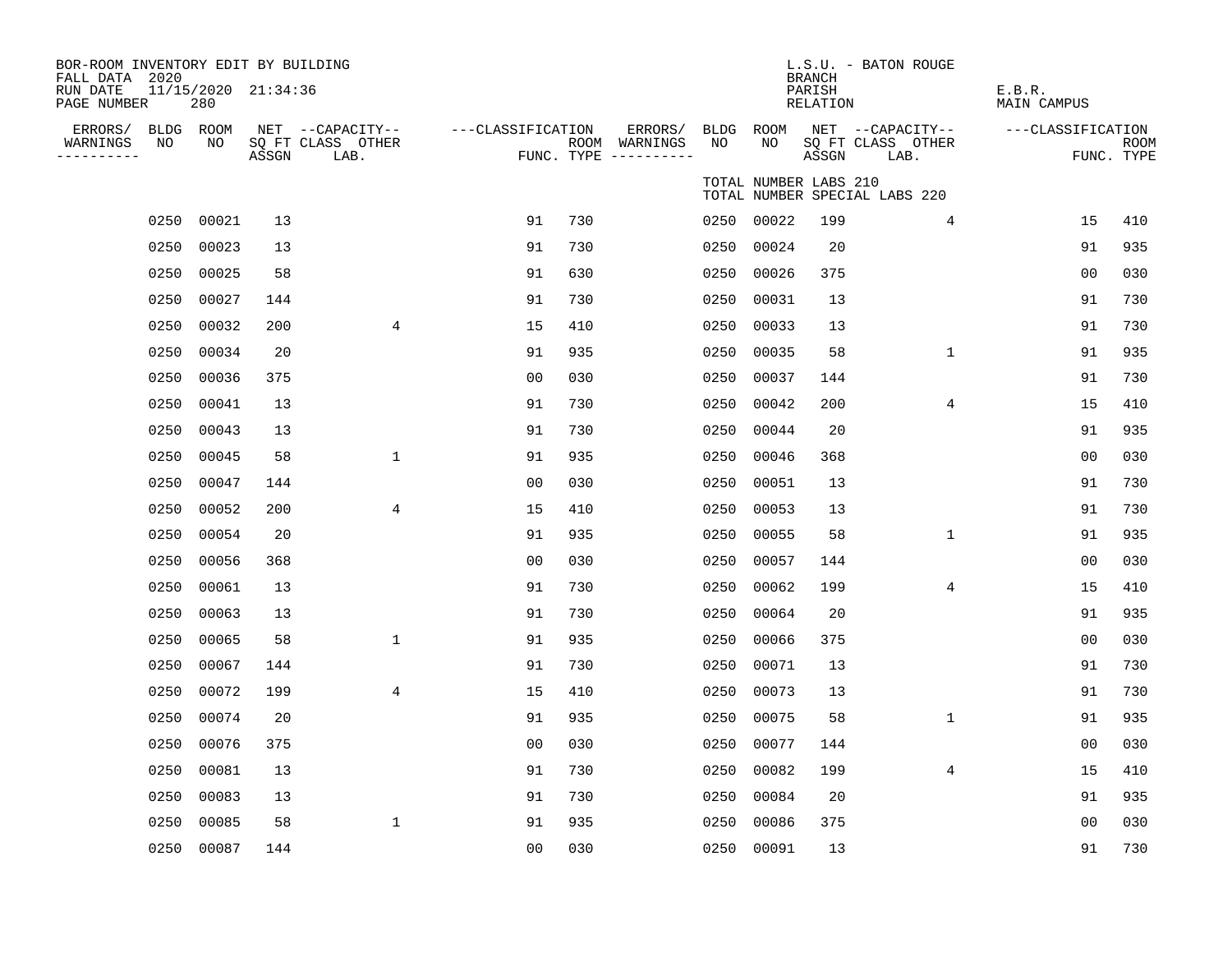BOR-ROOM INVENTORY EDIT BY BUILDING
FALL DATA 2020
RUN DATE 11/15/2020 21:34:36
PAGE NUMBER 280

L.S.U. - BATON ROUGE
BRANCH
PARISH E.B.R.
RELATION MAIN CAMPUS

TOTAL NUMBER LABS 210
TOTAL NUMBER SPECIAL LABS 220

| ERRORS/ WARNINGS | BLDG NO | ROOM NO | NET SQ FT ASSGN | CAPACITY CLASS LAB. | CAPACITY OTHER | CLASSIFICATION FUNC. | ROOM TYPE | ERRORS/ WARNINGS | BLDG NO | ROOM NO | NET SQ FT ASSGN | CAPACITY CLASS LAB. | CAPACITY OTHER | CLASSIFICATION FUNC. | ROOM TYPE |
|---|---|---|---|---|---|---|---|---|---|---|---|---|---|---|---|
| | 0250 | 00021 | 13 | | | 91 | 730 | | 0250 | 00022 | 199 | | 4 | 15 | 410 |
| | 0250 | 00023 | 13 | | | 91 | 730 | | 0250 | 00024 | 20 | | | 91 | 935 |
| | 0250 | 00025 | 58 | | | 91 | 630 | | 0250 | 00026 | 375 | | | 00 | 030 |
| | 0250 | 00027 | 144 | | | 91 | 730 | | 0250 | 00031 | 13 | | | 91 | 730 |
| | 0250 | 00032 | 200 | | 4 | 15 | 410 | | 0250 | 00033 | 13 | | | 91 | 730 |
| | 0250 | 00034 | 20 | | | 91 | 935 | | 0250 | 00035 | 58 | | 1 | 91 | 935 |
| | 0250 | 00036 | 375 | | | 00 | 030 | | 0250 | 00037 | 144 | | | 91 | 730 |
| | 0250 | 00041 | 13 | | | 91 | 730 | | 0250 | 00042 | 200 | | 4 | 15 | 410 |
| | 0250 | 00043 | 13 | | | 91 | 730 | | 0250 | 00044 | 20 | | | 91 | 935 |
| | 0250 | 00045 | 58 | | 1 | 91 | 935 | | 0250 | 00046 | 368 | | | 00 | 030 |
| | 0250 | 00047 | 144 | | | 00 | 030 | | 0250 | 00051 | 13 | | | 91 | 730 |
| | 0250 | 00052 | 200 | | 4 | 15 | 410 | | 0250 | 00053 | 13 | | | 91 | 730 |
| | 0250 | 00054 | 20 | | | 91 | 935 | | 0250 | 00055 | 58 | | 1 | 91 | 935 |
| | 0250 | 00056 | 368 | | | 00 | 030 | | 0250 | 00057 | 144 | | | 00 | 030 |
| | 0250 | 00061 | 13 | | | 91 | 730 | | 0250 | 00062 | 199 | | 4 | 15 | 410 |
| | 0250 | 00063 | 13 | | | 91 | 730 | | 0250 | 00064 | 20 | | | 91 | 935 |
| | 0250 | 00065 | 58 | | 1 | 91 | 935 | | 0250 | 00066 | 375 | | | 00 | 030 |
| | 0250 | 00067 | 144 | | | 91 | 730 | | 0250 | 00071 | 13 | | | 91 | 730 |
| | 0250 | 00072 | 199 | | 4 | 15 | 410 | | 0250 | 00073 | 13 | | | 91 | 730 |
| | 0250 | 00074 | 20 | | | 91 | 935 | | 0250 | 00075 | 58 | | 1 | 91 | 935 |
| | 0250 | 00076 | 375 | | | 00 | 030 | | 0250 | 00077 | 144 | | | 00 | 030 |
| | 0250 | 00081 | 13 | | | 91 | 730 | | 0250 | 00082 | 199 | | 4 | 15 | 410 |
| | 0250 | 00083 | 13 | | | 91 | 730 | | 0250 | 00084 | 20 | | | 91 | 935 |
| | 0250 | 00085 | 58 | | 1 | 91 | 935 | | 0250 | 00086 | 375 | | | 00 | 030 |
| | 0250 | 00087 | 144 | | | 00 | 030 | | 0250 | 00091 | 13 | | | 91 | 730 |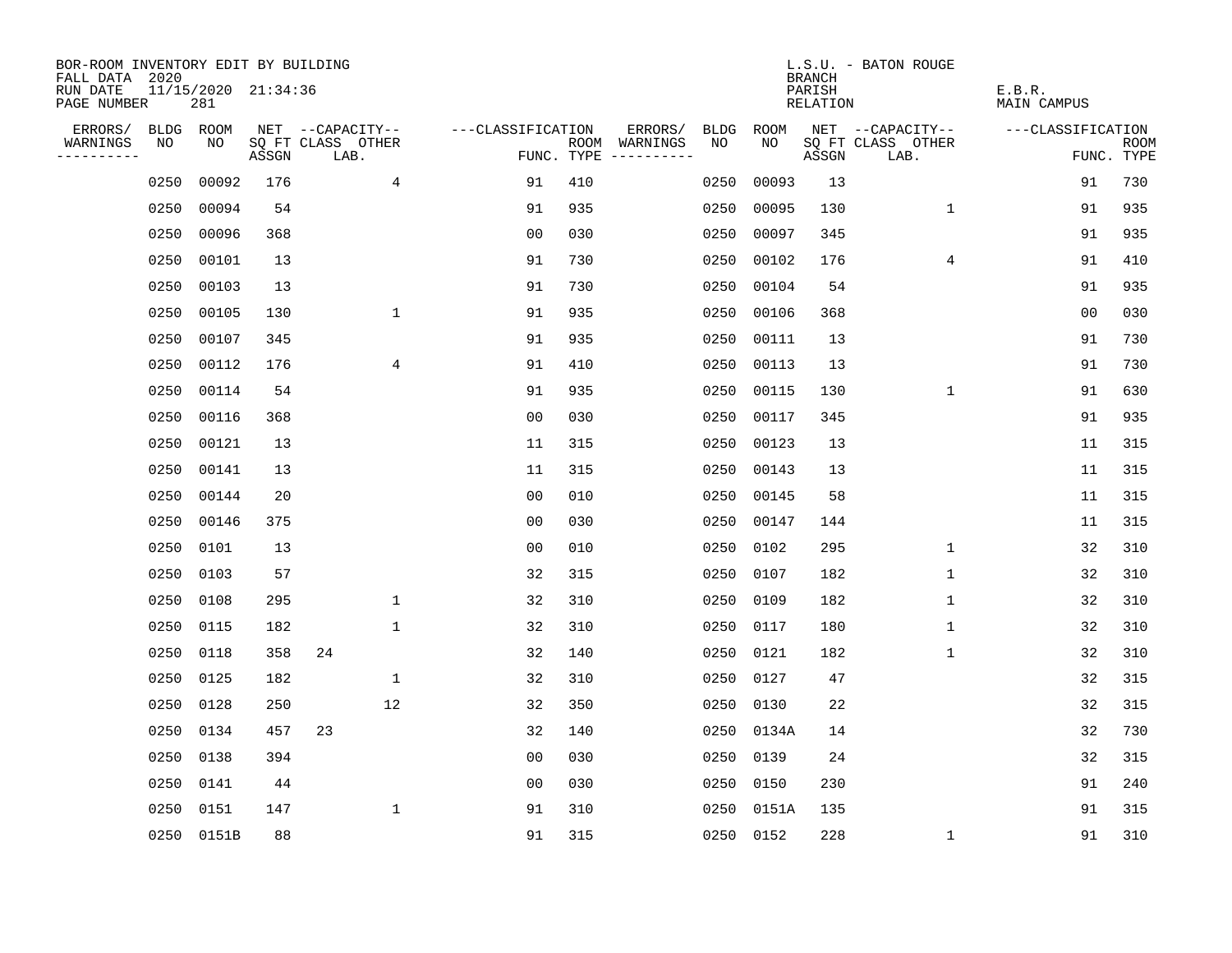BOR-ROOM INVENTORY EDIT BY BUILDING
FALL DATA 2020
RUN DATE 11/15/2020 21:34:36
PAGE NUMBER 281

L.S.U. - BATON ROUGE
BRANCH
PARISH E.B.R.
RELATION MAIN CAMPUS

| ERRORS/ WARNINGS | BLDG NO | ROOM NO | NET SQ FT ASSGN | CAPACITY CLASS | CAPACITY OTHER LAB. | CLASSIFICATION FUNC. | ROOM TYPE | ERRORS/ WARNINGS | BLDG NO | ROOM NO | NET SQ FT ASSGN | CAPACITY CLASS | CAPACITY OTHER LAB. | CLASSIFICATION FUNC. | ROOM TYPE |
|---|---|---|---|---|---|---|---|---|---|---|---|---|---|---|---|
| | 0250 | 00092 | 176 | | 4 | 91 | 410 | | 0250 | 00093 | 13 | | | 91 | 730 |
| | 0250 | 00094 | 54 | | | 91 | 935 | | 0250 | 00095 | 130 | | 1 | 91 | 935 |
| | 0250 | 00096 | 368 | | | 00 | 030 | | 0250 | 00097 | 345 | | | 91 | 935 |
| | 0250 | 00101 | 13 | | | 91 | 730 | | 0250 | 00102 | 176 | | 4 | 91 | 410 |
| | 0250 | 00103 | 13 | | | 91 | 730 | | 0250 | 00104 | 54 | | | 91 | 935 |
| | 0250 | 00105 | 130 | | 1 | 91 | 935 | | 0250 | 00106 | 368 | | | 00 | 030 |
| | 0250 | 00107 | 345 | | | 91 | 935 | | 0250 | 00111 | 13 | | | 91 | 730 |
| | 0250 | 00112 | 176 | | 4 | 91 | 410 | | 0250 | 00113 | 13 | | | 91 | 730 |
| | 0250 | 00114 | 54 | | | 91 | 935 | | 0250 | 00115 | 130 | | 1 | 91 | 630 |
| | 0250 | 00116 | 368 | | | 00 | 030 | | 0250 | 00117 | 345 | | | 91 | 935 |
| | 0250 | 00121 | 13 | | | 11 | 315 | | 0250 | 00123 | 13 | | | 11 | 315 |
| | 0250 | 00141 | 13 | | | 11 | 315 | | 0250 | 00143 | 13 | | | 11 | 315 |
| | 0250 | 00144 | 20 | | | 00 | 010 | | 0250 | 00145 | 58 | | | 11 | 315 |
| | 0250 | 00146 | 375 | | | 00 | 030 | | 0250 | 00147 | 144 | | | 11 | 315 |
| | 0250 | 0101 | 13 | | | 00 | 010 | | 0250 | 0102 | 295 | | 1 | 32 | 310 |
| | 0250 | 0103 | 57 | | | 32 | 315 | | 0250 | 0107 | 182 | | 1 | 32 | 310 |
| | 0250 | 0108 | 295 | | 1 | 32 | 310 | | 0250 | 0109 | 182 | | 1 | 32 | 310 |
| | 0250 | 0115 | 182 | | 1 | 32 | 310 | | 0250 | 0117 | 180 | | 1 | 32 | 310 |
| | 0250 | 0118 | 358 | 24 | | 32 | 140 | | 0250 | 0121 | 182 | | 1 | 32 | 310 |
| | 0250 | 0125 | 182 | | 1 | 32 | 310 | | 0250 | 0127 | 47 | | | 32 | 315 |
| | 0250 | 0128 | 250 | | 12 | 32 | 350 | | 0250 | 0130 | 22 | | | 32 | 315 |
| | 0250 | 0134 | 457 | 23 | | 32 | 140 | | 0250 | 0134A | 14 | | | 32 | 730 |
| | 0250 | 0138 | 394 | | | 00 | 030 | | 0250 | 0139 | 24 | | | 32 | 315 |
| | 0250 | 0141 | 44 | | | 00 | 030 | | 0250 | 0150 | 230 | | | 91 | 240 |
| | 0250 | 0151 | 147 | | 1 | 91 | 310 | | 0250 | 0151A | 135 | | | 91 | 315 |
| | 0250 | 0151B | 88 | | | 91 | 315 | | 0250 | 0152 | 228 | | 1 | 91 | 310 |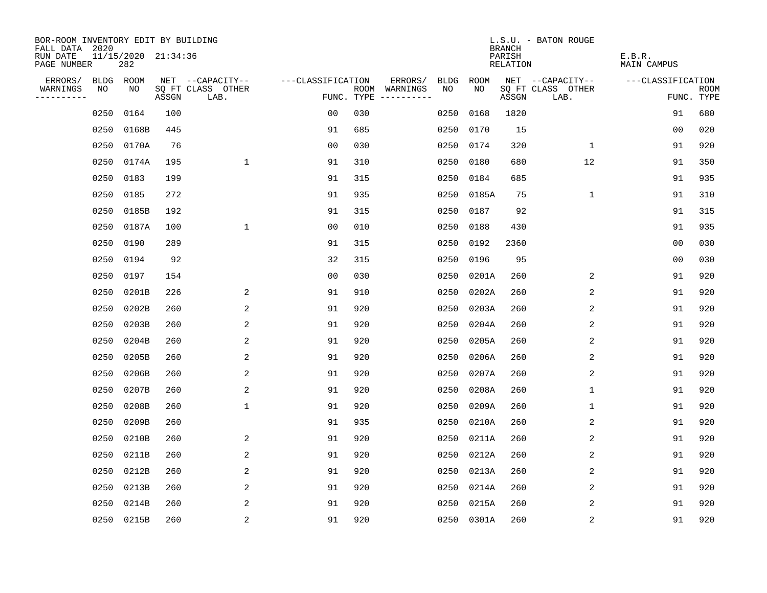BOR-ROOM INVENTORY EDIT BY BUILDING
FALL DATA 2020
RUN DATE 11/15/2020 21:34:36
PAGE NUMBER 282

L.S.U. - BATON ROUGE
BRANCH
PARISH E.B.R.
RELATION MAIN CAMPUS

| ERRORS/ WARNINGS | BLDG NO | ROOM NO | NET SQ FT ASSGN | --CAPACITY-- CLASS LAB. | OTHER | ---CLASSIFICATION FUNC. | ROOM TYPE | ERRORS/ WARNINGS | BLDG NO | ROOM NO | NET SQ FT ASSGN | --CAPACITY-- CLASS LAB. | OTHER | ---CLASSIFICATION FUNC. | ROOM TYPE |
|---|---|---|---|---|---|---|---|---|---|---|---|---|---|---|---|
| | 0250 | 0164 | 100 | | | 00 | 030 | | 0250 | 0168 | 1820 | | | 91 | 680 |
| | 0250 | 0168B | 445 | | | 91 | 685 | | 0250 | 0170 | 15 | | | 00 | 020 |
| | 0250 | 0170A | 76 | | | 00 | 030 | | 0250 | 0174 | 320 | | 1 | 91 | 920 |
| | 0250 | 0174A | 195 | | 1 | 91 | 310 | | 0250 | 0180 | 680 | | 12 | 91 | 350 |
| | 0250 | 0183 | 199 | | | 91 | 315 | | 0250 | 0184 | 685 | | | 91 | 935 |
| | 0250 | 0185 | 272 | | | 91 | 935 | | 0250 | 0185A | 75 | | 1 | 91 | 310 |
| | 0250 | 0185B | 192 | | | 91 | 315 | | 0250 | 0187 | 92 | | | 91 | 315 |
| | 0250 | 0187A | 100 | | 1 | 00 | 010 | | 0250 | 0188 | 430 | | | 91 | 935 |
| | 0250 | 0190 | 289 | | | 91 | 315 | | 0250 | 0192 | 2360 | | | 00 | 030 |
| | 0250 | 0194 | 92 | | | 32 | 315 | | 0250 | 0196 | 95 | | | 00 | 030 |
| | 0250 | 0197 | 154 | | | 00 | 030 | | 0250 | 0201A | 260 | | 2 | 91 | 920 |
| | 0250 | 0201B | 226 | | 2 | 91 | 910 | | 0250 | 0202A | 260 | | 2 | 91 | 920 |
| | 0250 | 0202B | 260 | | 2 | 91 | 920 | | 0250 | 0203A | 260 | | 2 | 91 | 920 |
| | 0250 | 0203B | 260 | | 2 | 91 | 920 | | 0250 | 0204A | 260 | | 2 | 91 | 920 |
| | 0250 | 0204B | 260 | | 2 | 91 | 920 | | 0250 | 0205A | 260 | | 2 | 91 | 920 |
| | 0250 | 0205B | 260 | | 2 | 91 | 920 | | 0250 | 0206A | 260 | | 2 | 91 | 920 |
| | 0250 | 0206B | 260 | | 2 | 91 | 920 | | 0250 | 0207A | 260 | | 2 | 91 | 920 |
| | 0250 | 0207B | 260 | | 2 | 91 | 920 | | 0250 | 0208A | 260 | | 1 | 91 | 920 |
| | 0250 | 0208B | 260 | | 1 | 91 | 920 | | 0250 | 0209A | 260 | | 1 | 91 | 920 |
| | 0250 | 0209B | 260 | | | 91 | 935 | | 0250 | 0210A | 260 | | 2 | 91 | 920 |
| | 0250 | 0210B | 260 | | 2 | 91 | 920 | | 0250 | 0211A | 260 | | 2 | 91 | 920 |
| | 0250 | 0211B | 260 | | 2 | 91 | 920 | | 0250 | 0212A | 260 | | 2 | 91 | 920 |
| | 0250 | 0212B | 260 | | 2 | 91 | 920 | | 0250 | 0213A | 260 | | 2 | 91 | 920 |
| | 0250 | 0213B | 260 | | 2 | 91 | 920 | | 0250 | 0214A | 260 | | 2 | 91 | 920 |
| | 0250 | 0214B | 260 | | 2 | 91 | 920 | | 0250 | 0215A | 260 | | 2 | 91 | 920 |
| | 0250 | 0215B | 260 | | 2 | 91 | 920 | | 0250 | 0301A | 260 | | 2 | 91 | 920 |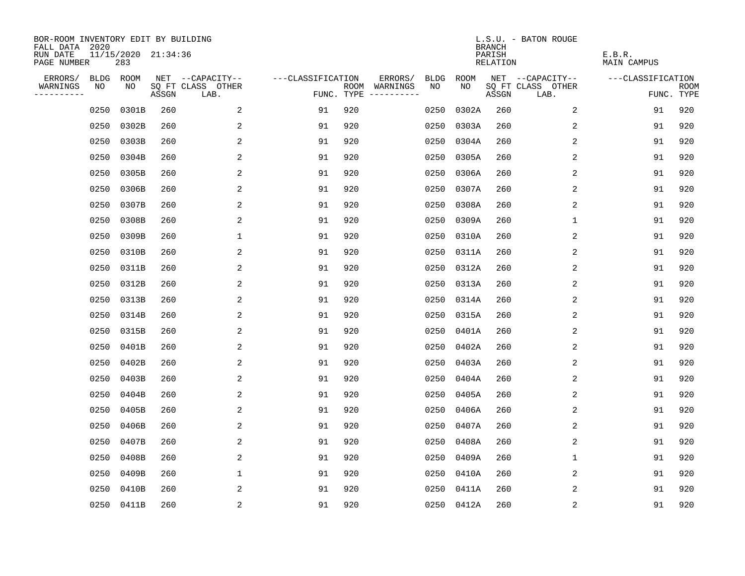BOR-ROOM INVENTORY EDIT BY BUILDING
FALL DATA 2020
RUN DATE 11/15/2020 21:34:36
PAGE NUMBER 283

L.S.U. - BATON ROUGE
BRANCH
PARISH E.B.R.
RELATION MAIN CAMPUS

| ERRORS/ WARNINGS | BLDG NO | ROOM NO | NET SQ FT ASSGN | --CAPACITY-- CLASS LAB. | OTHER | ---CLASSIFICATION FUNC. | ROOM TYPE | ERRORS/ WARNINGS | BLDG NO | ROOM NO | NET SQ FT ASSGN | --CAPACITY-- CLASS LAB. | OTHER | ---CLASSIFICATION FUNC. | ROOM TYPE |
|---|---|---|---|---|---|---|---|---|---|---|---|---|---|---|---|
| | 0250 | 0301B | 260 | | 2 | 91 | 920 | | 0250 | 0302A | 260 | | 2 | 91 | 920 |
| | 0250 | 0302B | 260 | | 2 | 91 | 920 | | 0250 | 0303A | 260 | | 2 | 91 | 920 |
| | 0250 | 0303B | 260 | | 2 | 91 | 920 | | 0250 | 0304A | 260 | | 2 | 91 | 920 |
| | 0250 | 0304B | 260 | | 2 | 91 | 920 | | 0250 | 0305A | 260 | | 2 | 91 | 920 |
| | 0250 | 0305B | 260 | | 2 | 91 | 920 | | 0250 | 0306A | 260 | | 2 | 91 | 920 |
| | 0250 | 0306B | 260 | | 2 | 91 | 920 | | 0250 | 0307A | 260 | | 2 | 91 | 920 |
| | 0250 | 0307B | 260 | | 2 | 91 | 920 | | 0250 | 0308A | 260 | | 2 | 91 | 920 |
| | 0250 | 0308B | 260 | | 2 | 91 | 920 | | 0250 | 0309A | 260 | | 1 | 91 | 920 |
| | 0250 | 0309B | 260 | | 1 | 91 | 920 | | 0250 | 0310A | 260 | | 2 | 91 | 920 |
| | 0250 | 0310B | 260 | | 2 | 91 | 920 | | 0250 | 0311A | 260 | | 2 | 91 | 920 |
| | 0250 | 0311B | 260 | | 2 | 91 | 920 | | 0250 | 0312A | 260 | | 2 | 91 | 920 |
| | 0250 | 0312B | 260 | | 2 | 91 | 920 | | 0250 | 0313A | 260 | | 2 | 91 | 920 |
| | 0250 | 0313B | 260 | | 2 | 91 | 920 | | 0250 | 0314A | 260 | | 2 | 91 | 920 |
| | 0250 | 0314B | 260 | | 2 | 91 | 920 | | 0250 | 0315A | 260 | | 2 | 91 | 920 |
| | 0250 | 0315B | 260 | | 2 | 91 | 920 | | 0250 | 0401A | 260 | | 2 | 91 | 920 |
| | 0250 | 0401B | 260 | | 2 | 91 | 920 | | 0250 | 0402A | 260 | | 2 | 91 | 920 |
| | 0250 | 0402B | 260 | | 2 | 91 | 920 | | 0250 | 0403A | 260 | | 2 | 91 | 920 |
| | 0250 | 0403B | 260 | | 2 | 91 | 920 | | 0250 | 0404A | 260 | | 2 | 91 | 920 |
| | 0250 | 0404B | 260 | | 2 | 91 | 920 | | 0250 | 0405A | 260 | | 2 | 91 | 920 |
| | 0250 | 0405B | 260 | | 2 | 91 | 920 | | 0250 | 0406A | 260 | | 2 | 91 | 920 |
| | 0250 | 0406B | 260 | | 2 | 91 | 920 | | 0250 | 0407A | 260 | | 2 | 91 | 920 |
| | 0250 | 0407B | 260 | | 2 | 91 | 920 | | 0250 | 0408A | 260 | | 2 | 91 | 920 |
| | 0250 | 0408B | 260 | | 2 | 91 | 920 | | 0250 | 0409A | 260 | | 1 | 91 | 920 |
| | 0250 | 0409B | 260 | | 1 | 91 | 920 | | 0250 | 0410A | 260 | | 2 | 91 | 920 |
| | 0250 | 0410B | 260 | | 2 | 91 | 920 | | 0250 | 0411A | 260 | | 2 | 91 | 920 |
| | 0250 | 0411B | 260 | | 2 | 91 | 920 | | 0250 | 0412A | 260 | | 2 | 91 | 920 |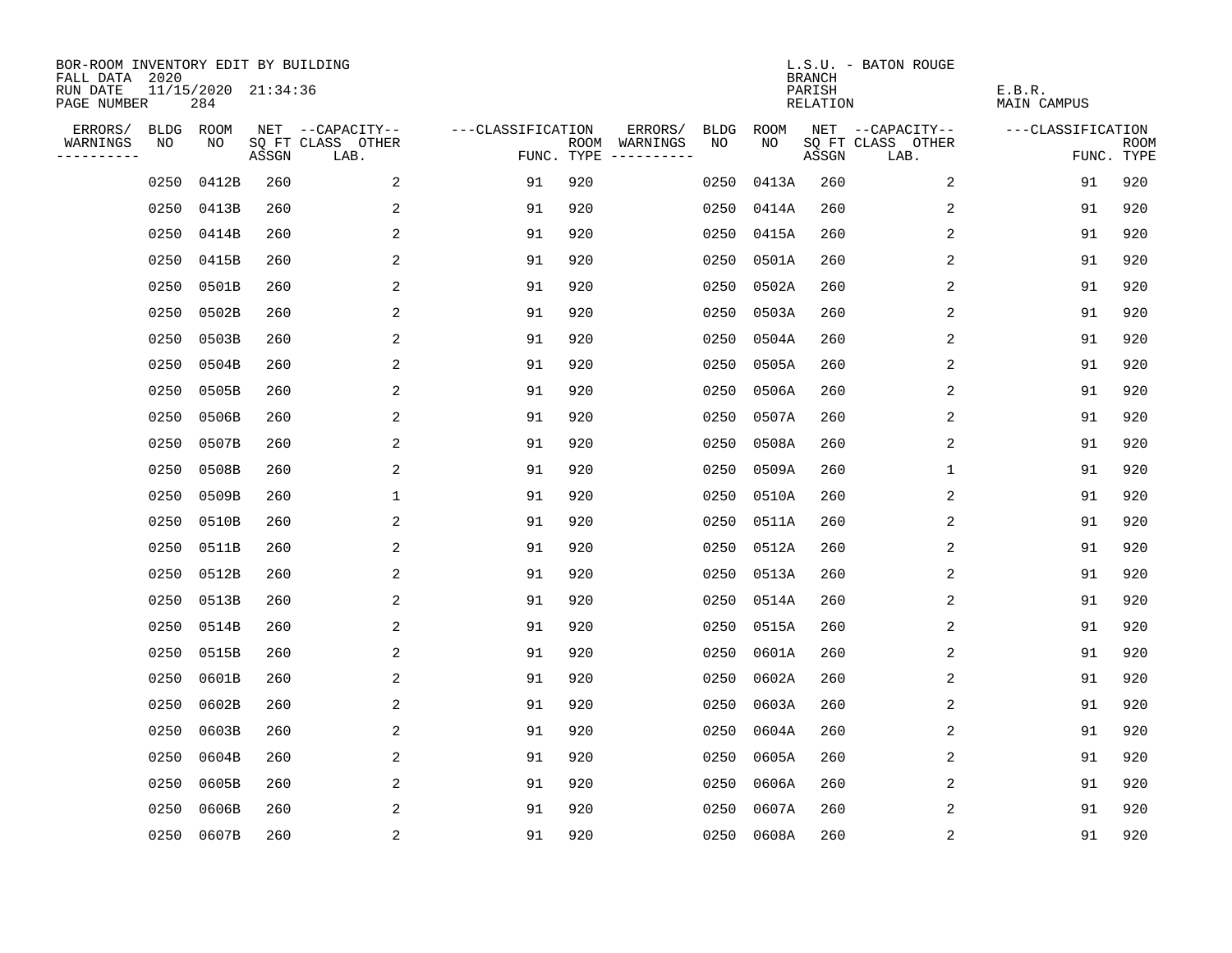BOR-ROOM INVENTORY EDIT BY BUILDING
FALL DATA 2020
RUN DATE 11/15/2020 21:34:36
PAGE NUMBER 284

L.S.U. - BATON ROUGE
BRANCH
PARISH E.B.R.
RELATION MAIN CAMPUS

| ERRORS/ WARNINGS | BLDG NO | ROOM NO | NET SQ FT ASSGN | --CAPACITY-- CLASS LAB. | OTHER | ---CLASSIFICATION FUNC. | ROOM TYPE | ERRORS/ WARNINGS | BLDG NO | ROOM NO | NET SQ FT ASSGN | --CAPACITY-- CLASS LAB. | OTHER | ---CLASSIFICATION FUNC. | ROOM TYPE |
|---|---|---|---|---|---|---|---|---|---|---|---|---|---|---|---|
| | 0250 | 0412B | 260 | | 2 | 91 | 920 | | 0250 | 0413A | 260 | | 2 | 91 | 920 |
| | 0250 | 0413B | 260 | | 2 | 91 | 920 | | 0250 | 0414A | 260 | | 2 | 91 | 920 |
| | 0250 | 0414B | 260 | | 2 | 91 | 920 | | 0250 | 0415A | 260 | | 2 | 91 | 920 |
| | 0250 | 0415B | 260 | | 2 | 91 | 920 | | 0250 | 0501A | 260 | | 2 | 91 | 920 |
| | 0250 | 0501B | 260 | | 2 | 91 | 920 | | 0250 | 0502A | 260 | | 2 | 91 | 920 |
| | 0250 | 0502B | 260 | | 2 | 91 | 920 | | 0250 | 0503A | 260 | | 2 | 91 | 920 |
| | 0250 | 0503B | 260 | | 2 | 91 | 920 | | 0250 | 0504A | 260 | | 2 | 91 | 920 |
| | 0250 | 0504B | 260 | | 2 | 91 | 920 | | 0250 | 0505A | 260 | | 2 | 91 | 920 |
| | 0250 | 0505B | 260 | | 2 | 91 | 920 | | 0250 | 0506A | 260 | | 2 | 91 | 920 |
| | 0250 | 0506B | 260 | | 2 | 91 | 920 | | 0250 | 0507A | 260 | | 2 | 91 | 920 |
| | 0250 | 0507B | 260 | | 2 | 91 | 920 | | 0250 | 0508A | 260 | | 2 | 91 | 920 |
| | 0250 | 0508B | 260 | | 2 | 91 | 920 | | 0250 | 0509A | 260 | | 1 | 91 | 920 |
| | 0250 | 0509B | 260 | | 1 | 91 | 920 | | 0250 | 0510A | 260 | | 2 | 91 | 920 |
| | 0250 | 0510B | 260 | | 2 | 91 | 920 | | 0250 | 0511A | 260 | | 2 | 91 | 920 |
| | 0250 | 0511B | 260 | | 2 | 91 | 920 | | 0250 | 0512A | 260 | | 2 | 91 | 920 |
| | 0250 | 0512B | 260 | | 2 | 91 | 920 | | 0250 | 0513A | 260 | | 2 | 91 | 920 |
| | 0250 | 0513B | 260 | | 2 | 91 | 920 | | 0250 | 0514A | 260 | | 2 | 91 | 920 |
| | 0250 | 0514B | 260 | | 2 | 91 | 920 | | 0250 | 0515A | 260 | | 2 | 91 | 920 |
| | 0250 | 0515B | 260 | | 2 | 91 | 920 | | 0250 | 0601A | 260 | | 2 | 91 | 920 |
| | 0250 | 0601B | 260 | | 2 | 91 | 920 | | 0250 | 0602A | 260 | | 2 | 91 | 920 |
| | 0250 | 0602B | 260 | | 2 | 91 | 920 | | 0250 | 0603A | 260 | | 2 | 91 | 920 |
| | 0250 | 0603B | 260 | | 2 | 91 | 920 | | 0250 | 0604A | 260 | | 2 | 91 | 920 |
| | 0250 | 0604B | 260 | | 2 | 91 | 920 | | 0250 | 0605A | 260 | | 2 | 91 | 920 |
| | 0250 | 0605B | 260 | | 2 | 91 | 920 | | 0250 | 0606A | 260 | | 2 | 91 | 920 |
| | 0250 | 0606B | 260 | | 2 | 91 | 920 | | 0250 | 0607A | 260 | | 2 | 91 | 920 |
| | 0250 | 0607B | 260 | | 2 | 91 | 920 | | 0250 | 0608A | 260 | | 2 | 91 | 920 |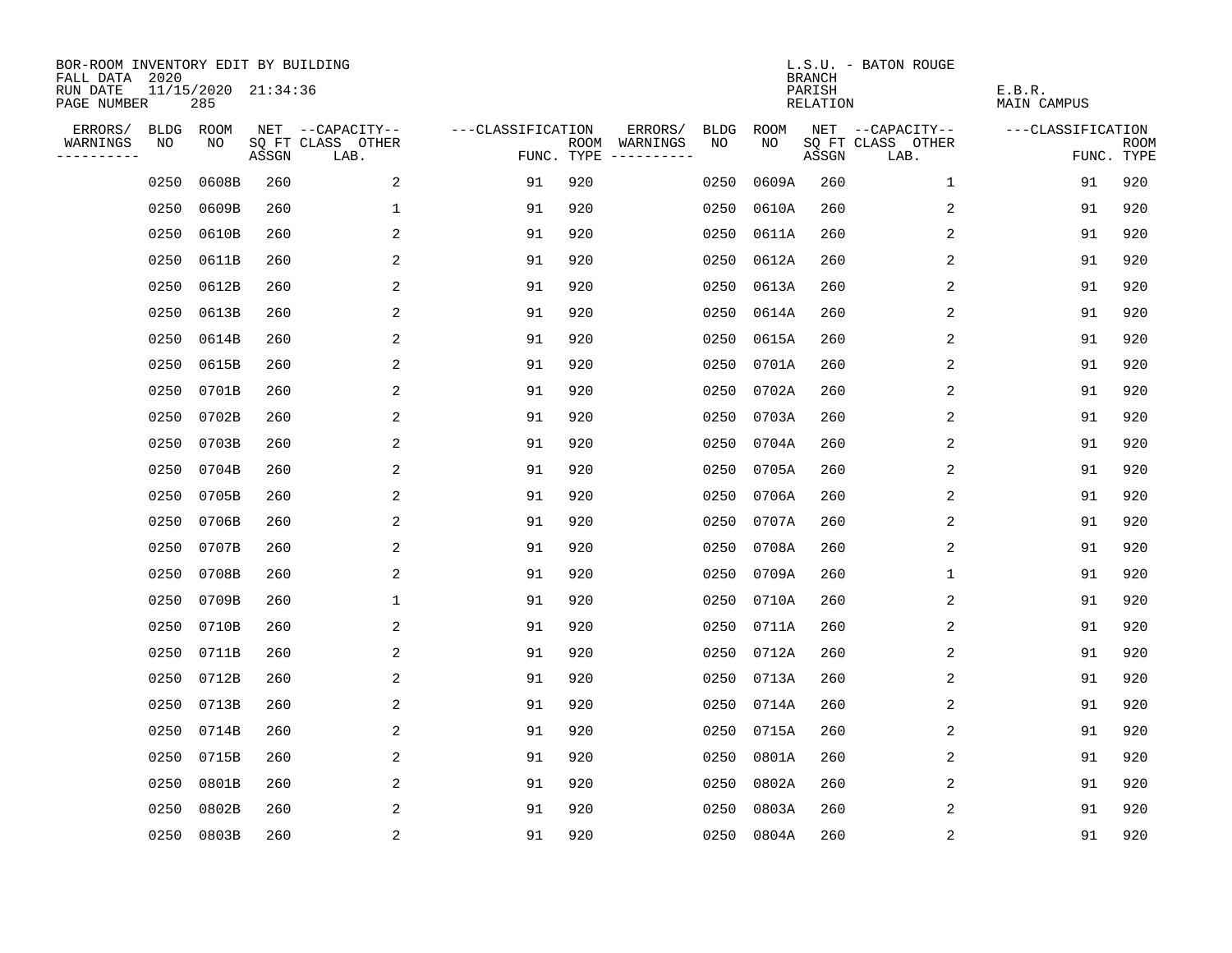BOR-ROOM INVENTORY EDIT BY BUILDING
FALL DATA 2020
RUN DATE 11/15/2020 21:34:36
PAGE NUMBER 285

L.S.U. - BATON ROUGE
BRANCH
PARISH E.B.R.
RELATION MAIN CAMPUS

| ERRORS/ WARNINGS | BLDG NO | ROOM NO | NET SQ FT ASSGN | --CAPACITY-- CLASS LAB. | OTHER | ---CLASSIFICATION FUNC. | ROOM TYPE | ERRORS/ WARNINGS | BLDG NO | ROOM NO | NET SQ FT ASSGN | --CAPACITY-- CLASS LAB. | OTHER | ---CLASSIFICATION FUNC. | ROOM TYPE |
|---|---|---|---|---|---|---|---|---|---|---|---|---|---|---|---|
| | 0250 | 0608B | 260 | | 2 | 91 | 920 | | 0250 | 0609A | 260 | | 1 | 91 | 920 |
| | 0250 | 0609B | 260 | | 1 | 91 | 920 | | 0250 | 0610A | 260 | | 2 | 91 | 920 |
| | 0250 | 0610B | 260 | | 2 | 91 | 920 | | 0250 | 0611A | 260 | | 2 | 91 | 920 |
| | 0250 | 0611B | 260 | | 2 | 91 | 920 | | 0250 | 0612A | 260 | | 2 | 91 | 920 |
| | 0250 | 0612B | 260 | | 2 | 91 | 920 | | 0250 | 0613A | 260 | | 2 | 91 | 920 |
| | 0250 | 0613B | 260 | | 2 | 91 | 920 | | 0250 | 0614A | 260 | | 2 | 91 | 920 |
| | 0250 | 0614B | 260 | | 2 | 91 | 920 | | 0250 | 0615A | 260 | | 2 | 91 | 920 |
| | 0250 | 0615B | 260 | | 2 | 91 | 920 | | 0250 | 0701A | 260 | | 2 | 91 | 920 |
| | 0250 | 0701B | 260 | | 2 | 91 | 920 | | 0250 | 0702A | 260 | | 2 | 91 | 920 |
| | 0250 | 0702B | 260 | | 2 | 91 | 920 | | 0250 | 0703A | 260 | | 2 | 91 | 920 |
| | 0250 | 0703B | 260 | | 2 | 91 | 920 | | 0250 | 0704A | 260 | | 2 | 91 | 920 |
| | 0250 | 0704B | 260 | | 2 | 91 | 920 | | 0250 | 0705A | 260 | | 2 | 91 | 920 |
| | 0250 | 0705B | 260 | | 2 | 91 | 920 | | 0250 | 0706A | 260 | | 2 | 91 | 920 |
| | 0250 | 0706B | 260 | | 2 | 91 | 920 | | 0250 | 0707A | 260 | | 2 | 91 | 920 |
| | 0250 | 0707B | 260 | | 2 | 91 | 920 | | 0250 | 0708A | 260 | | 2 | 91 | 920 |
| | 0250 | 0708B | 260 | | 2 | 91 | 920 | | 0250 | 0709A | 260 | | 1 | 91 | 920 |
| | 0250 | 0709B | 260 | | 1 | 91 | 920 | | 0250 | 0710A | 260 | | 2 | 91 | 920 |
| | 0250 | 0710B | 260 | | 2 | 91 | 920 | | 0250 | 0711A | 260 | | 2 | 91 | 920 |
| | 0250 | 0711B | 260 | | 2 | 91 | 920 | | 0250 | 0712A | 260 | | 2 | 91 | 920 |
| | 0250 | 0712B | 260 | | 2 | 91 | 920 | | 0250 | 0713A | 260 | | 2 | 91 | 920 |
| | 0250 | 0713B | 260 | | 2 | 91 | 920 | | 0250 | 0714A | 260 | | 2 | 91 | 920 |
| | 0250 | 0714B | 260 | | 2 | 91 | 920 | | 0250 | 0715A | 260 | | 2 | 91 | 920 |
| | 0250 | 0715B | 260 | | 2 | 91 | 920 | | 0250 | 0801A | 260 | | 2 | 91 | 920 |
| | 0250 | 0801B | 260 | | 2 | 91 | 920 | | 0250 | 0802A | 260 | | 2 | 91 | 920 |
| | 0250 | 0802B | 260 | | 2 | 91 | 920 | | 0250 | 0803A | 260 | | 2 | 91 | 920 |
| | 0250 | 0803B | 260 | | 2 | 91 | 920 | | 0250 | 0804A | 260 | | 2 | 91 | 920 |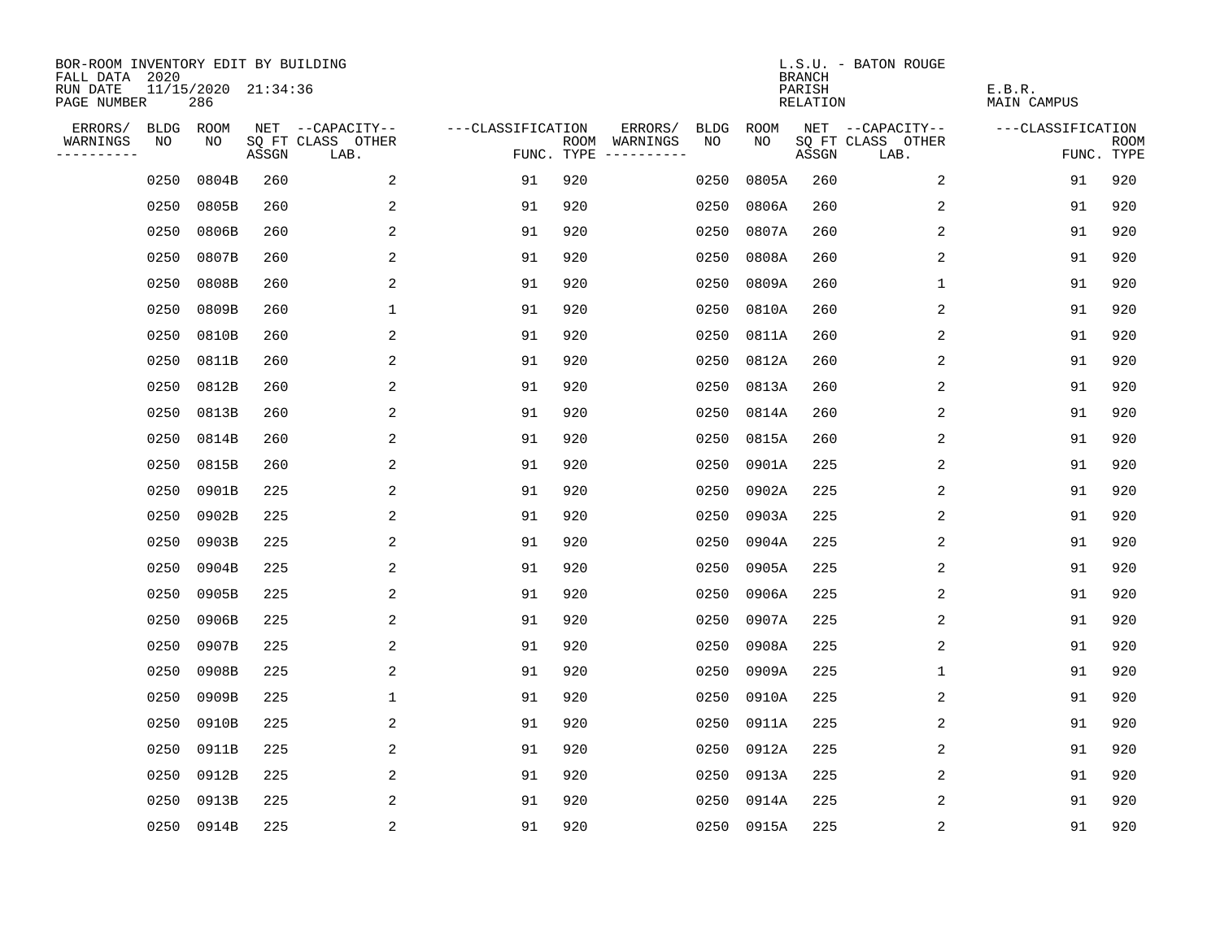BOR-ROOM INVENTORY EDIT BY BUILDING
FALL DATA 2020
RUN DATE 11/15/2020 21:34:36
PAGE NUMBER 286

L.S.U. - BATON ROUGE
BRANCH
PARISH E.B.R.
RELATION MAIN CAMPUS

| ERRORS/ WARNINGS | BLDG NO | ROOM NO | NET SQ FT ASSGN | --CAPACITY-- CLASS LAB. | OTHER | ---CLASSIFICATION FUNC. | ROOM TYPE | ERRORS/ WARNINGS | BLDG NO | ROOM NO | NET SQ FT ASSGN | --CAPACITY-- CLASS LAB. | OTHER | ---CLASSIFICATION FUNC. | ROOM TYPE |
|---|---|---|---|---|---|---|---|---|---|---|---|---|---|---|---|
| | 0250 | 0804B | 260 | | 2 | 91 | 920 | | 0250 | 0805A | 260 | | 2 | 91 | 920 |
| | 0250 | 0805B | 260 | | 2 | 91 | 920 | | 0250 | 0806A | 260 | | 2 | 91 | 920 |
| | 0250 | 0806B | 260 | | 2 | 91 | 920 | | 0250 | 0807A | 260 | | 2 | 91 | 920 |
| | 0250 | 0807B | 260 | | 2 | 91 | 920 | | 0250 | 0808A | 260 | | 2 | 91 | 920 |
| | 0250 | 0808B | 260 | | 2 | 91 | 920 | | 0250 | 0809A | 260 | | 1 | 91 | 920 |
| | 0250 | 0809B | 260 | | 1 | 91 | 920 | | 0250 | 0810A | 260 | | 2 | 91 | 920 |
| | 0250 | 0810B | 260 | | 2 | 91 | 920 | | 0250 | 0811A | 260 | | 2 | 91 | 920 |
| | 0250 | 0811B | 260 | | 2 | 91 | 920 | | 0250 | 0812A | 260 | | 2 | 91 | 920 |
| | 0250 | 0812B | 260 | | 2 | 91 | 920 | | 0250 | 0813A | 260 | | 2 | 91 | 920 |
| | 0250 | 0813B | 260 | | 2 | 91 | 920 | | 0250 | 0814A | 260 | | 2 | 91 | 920 |
| | 0250 | 0814B | 260 | | 2 | 91 | 920 | | 0250 | 0815A | 260 | | 2 | 91 | 920 |
| | 0250 | 0815B | 260 | | 2 | 91 | 920 | | 0250 | 0901A | 225 | | 2 | 91 | 920 |
| | 0250 | 0901B | 225 | | 2 | 91 | 920 | | 0250 | 0902A | 225 | | 2 | 91 | 920 |
| | 0250 | 0902B | 225 | | 2 | 91 | 920 | | 0250 | 0903A | 225 | | 2 | 91 | 920 |
| | 0250 | 0903B | 225 | | 2 | 91 | 920 | | 0250 | 0904A | 225 | | 2 | 91 | 920 |
| | 0250 | 0904B | 225 | | 2 | 91 | 920 | | 0250 | 0905A | 225 | | 2 | 91 | 920 |
| | 0250 | 0905B | 225 | | 2 | 91 | 920 | | 0250 | 0906A | 225 | | 2 | 91 | 920 |
| | 0250 | 0906B | 225 | | 2 | 91 | 920 | | 0250 | 0907A | 225 | | 2 | 91 | 920 |
| | 0250 | 0907B | 225 | | 2 | 91 | 920 | | 0250 | 0908A | 225 | | 2 | 91 | 920 |
| | 0250 | 0908B | 225 | | 2 | 91 | 920 | | 0250 | 0909A | 225 | | 1 | 91 | 920 |
| | 0250 | 0909B | 225 | | 1 | 91 | 920 | | 0250 | 0910A | 225 | | 2 | 91 | 920 |
| | 0250 | 0910B | 225 | | 2 | 91 | 920 | | 0250 | 0911A | 225 | | 2 | 91 | 920 |
| | 0250 | 0911B | 225 | | 2 | 91 | 920 | | 0250 | 0912A | 225 | | 2 | 91 | 920 |
| | 0250 | 0912B | 225 | | 2 | 91 | 920 | | 0250 | 0913A | 225 | | 2 | 91 | 920 |
| | 0250 | 0913B | 225 | | 2 | 91 | 920 | | 0250 | 0914A | 225 | | 2 | 91 | 920 |
| | 0250 | 0914B | 225 | | 2 | 91 | 920 | | 0250 | 0915A | 225 | | 2 | 91 | 920 |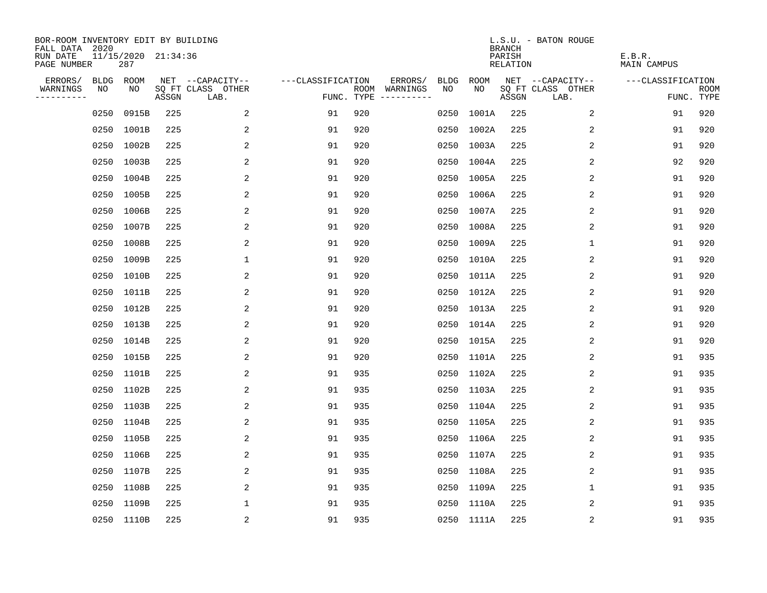BOR-ROOM INVENTORY EDIT BY BUILDING
FALL DATA 2020
RUN DATE 11/15/2020 21:34:36
PAGE NUMBER 287

L.S.U. - BATON ROUGE
BRANCH
PARISH E.B.R.
RELATION MAIN CAMPUS

| ERRORS/ WARNINGS | BLDG NO | ROOM NO | NET SQ FT ASSGN | --CAPACITY-- CLASS LAB. | OTHER | ---CLASSIFICATION FUNC. | ROOM TYPE | ERRORS/ WARNINGS | BLDG NO | ROOM NO | NET SQ FT ASSGN | --CAPACITY-- CLASS LAB. | OTHER | ---CLASSIFICATION FUNC. | ROOM TYPE |
|---|---|---|---|---|---|---|---|---|---|---|---|---|---|---|---|
| | 0250 | 0915B | 225 | | 2 | 91 | 920 | | 0250 | 1001A | 225 | | 2 | 91 | 920 |
| | 0250 | 1001B | 225 | | 2 | 91 | 920 | | 0250 | 1002A | 225 | | 2 | 91 | 920 |
| | 0250 | 1002B | 225 | | 2 | 91 | 920 | | 0250 | 1003A | 225 | | 2 | 91 | 920 |
| | 0250 | 1003B | 225 | | 2 | 91 | 920 | | 0250 | 1004A | 225 | | 2 | 92 | 920 |
| | 0250 | 1004B | 225 | | 2 | 91 | 920 | | 0250 | 1005A | 225 | | 2 | 91 | 920 |
| | 0250 | 1005B | 225 | | 2 | 91 | 920 | | 0250 | 1006A | 225 | | 2 | 91 | 920 |
| | 0250 | 1006B | 225 | | 2 | 91 | 920 | | 0250 | 1007A | 225 | | 2 | 91 | 920 |
| | 0250 | 1007B | 225 | | 2 | 91 | 920 | | 0250 | 1008A | 225 | | 2 | 91 | 920 |
| | 0250 | 1008B | 225 | | 2 | 91 | 920 | | 0250 | 1009A | 225 | | 1 | 91 | 920 |
| | 0250 | 1009B | 225 | | 1 | 91 | 920 | | 0250 | 1010A | 225 | | 2 | 91 | 920 |
| | 0250 | 1010B | 225 | | 2 | 91 | 920 | | 0250 | 1011A | 225 | | 2 | 91 | 920 |
| | 0250 | 1011B | 225 | | 2 | 91 | 920 | | 0250 | 1012A | 225 | | 2 | 91 | 920 |
| | 0250 | 1012B | 225 | | 2 | 91 | 920 | | 0250 | 1013A | 225 | | 2 | 91 | 920 |
| | 0250 | 1013B | 225 | | 2 | 91 | 920 | | 0250 | 1014A | 225 | | 2 | 91 | 920 |
| | 0250 | 1014B | 225 | | 2 | 91 | 920 | | 0250 | 1015A | 225 | | 2 | 91 | 920 |
| | 0250 | 1015B | 225 | | 2 | 91 | 920 | | 0250 | 1101A | 225 | | 2 | 91 | 935 |
| | 0250 | 1101B | 225 | | 2 | 91 | 935 | | 0250 | 1102A | 225 | | 2 | 91 | 935 |
| | 0250 | 1102B | 225 | | 2 | 91 | 935 | | 0250 | 1103A | 225 | | 2 | 91 | 935 |
| | 0250 | 1103B | 225 | | 2 | 91 | 935 | | 0250 | 1104A | 225 | | 2 | 91 | 935 |
| | 0250 | 1104B | 225 | | 2 | 91 | 935 | | 0250 | 1105A | 225 | | 2 | 91 | 935 |
| | 0250 | 1105B | 225 | | 2 | 91 | 935 | | 0250 | 1106A | 225 | | 2 | 91 | 935 |
| | 0250 | 1106B | 225 | | 2 | 91 | 935 | | 0250 | 1107A | 225 | | 2 | 91 | 935 |
| | 0250 | 1107B | 225 | | 2 | 91 | 935 | | 0250 | 1108A | 225 | | 2 | 91 | 935 |
| | 0250 | 1108B | 225 | | 2 | 91 | 935 | | 0250 | 1109A | 225 | | 1 | 91 | 935 |
| | 0250 | 1109B | 225 | | 1 | 91 | 935 | | 0250 | 1110A | 225 | | 2 | 91 | 935 |
| | 0250 | 1110B | 225 | | 2 | 91 | 935 | | 0250 | 1111A | 225 | | 2 | 91 | 935 |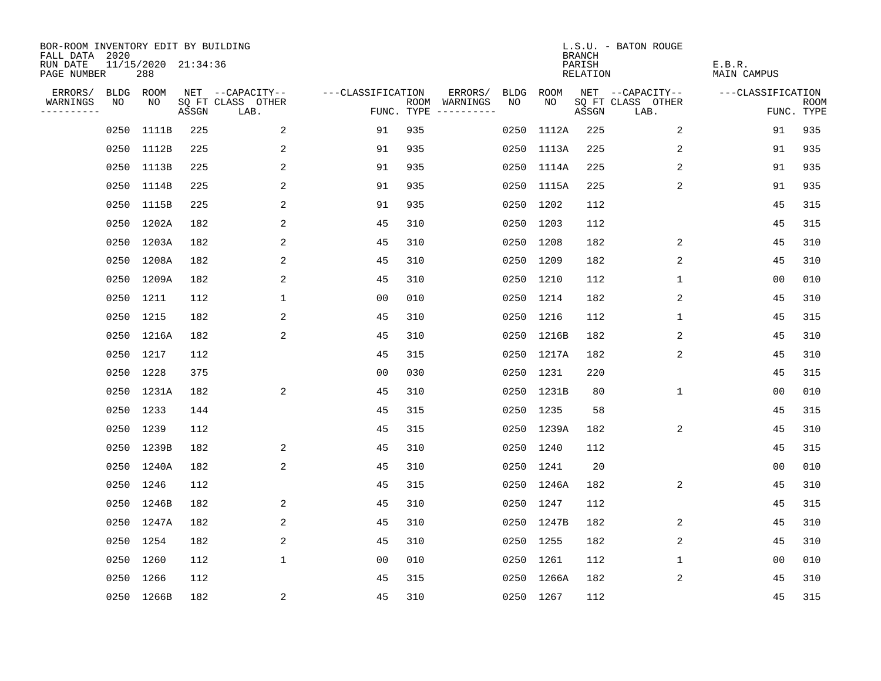BOR-ROOM INVENTORY EDIT BY BUILDING
FALL DATA 2020
RUN DATE 11/15/2020 21:34:36
PAGE NUMBER 288

L.S.U. - BATON ROUGE
BRANCH
PARISH E.B.R.
RELATION MAIN CAMPUS

| ERRORS/ WARNINGS | BLDG NO | ROOM NO | NET SQ FT ASSGN | CAPACITY-- CLASS LAB. | OTHER | CLASSIFICATION FUNC. | ROOM TYPE | ERRORS/ WARNINGS | BLDG NO | ROOM NO | NET SQ FT ASSGN | CAPACITY-- CLASS LAB. | OTHER | CLASSIFICATION FUNC. | ROOM TYPE |
|---|---|---|---|---|---|---|---|---|---|---|---|---|---|---|---|
| | 0250 | 1111B | 225 | | 2 | 91 | 935 | | 0250 | 1112A | 225 | | 2 | 91 | 935 |
| | 0250 | 1112B | 225 | | 2 | 91 | 935 | | 0250 | 1113A | 225 | | 2 | 91 | 935 |
| | 0250 | 1113B | 225 | | 2 | 91 | 935 | | 0250 | 1114A | 225 | | 2 | 91 | 935 |
| | 0250 | 1114B | 225 | | 2 | 91 | 935 | | 0250 | 1115A | 225 | | 2 | 91 | 935 |
| | 0250 | 1115B | 225 | | 2 | 91 | 935 | | 0250 | 1202 | 112 | | | 45 | 315 |
| | 0250 | 1202A | 182 | | 2 | 45 | 310 | | 0250 | 1203 | 112 | | | 45 | 315 |
| | 0250 | 1203A | 182 | | 2 | 45 | 310 | | 0250 | 1208 | 182 | | 2 | 45 | 310 |
| | 0250 | 1208A | 182 | | 2 | 45 | 310 | | 0250 | 1209 | 182 | | 2 | 45 | 310 |
| | 0250 | 1209A | 182 | | 2 | 45 | 310 | | 0250 | 1210 | 112 | | 1 | 00 | 010 |
| | 0250 | 1211 | 112 | | 1 | 00 | 010 | | 0250 | 1214 | 182 | | 2 | 45 | 310 |
| | 0250 | 1215 | 182 | | 2 | 45 | 310 | | 0250 | 1216 | 112 | | 1 | 45 | 315 |
| | 0250 | 1216A | 182 | | 2 | 45 | 310 | | 0250 | 1216B | 182 | | 2 | 45 | 310 |
| | 0250 | 1217 | 112 | | | 45 | 315 | | 0250 | 1217A | 182 | | 2 | 45 | 310 |
| | 0250 | 1228 | 375 | | | 00 | 030 | | 0250 | 1231 | 220 | | | 45 | 315 |
| | 0250 | 1231A | 182 | | 2 | 45 | 310 | | 0250 | 1231B | 80 | | 1 | 00 | 010 |
| | 0250 | 1233 | 144 | | | 45 | 315 | | 0250 | 1235 | 58 | | | 45 | 315 |
| | 0250 | 1239 | 112 | | | 45 | 315 | | 0250 | 1239A | 182 | | 2 | 45 | 310 |
| | 0250 | 1239B | 182 | | 2 | 45 | 310 | | 0250 | 1240 | 112 | | | 45 | 315 |
| | 0250 | 1240A | 182 | | 2 | 45 | 310 | | 0250 | 1241 | 20 | | | 00 | 010 |
| | 0250 | 1246 | 112 | | | 45 | 315 | | 0250 | 1246A | 182 | | 2 | 45 | 310 |
| | 0250 | 1246B | 182 | | 2 | 45 | 310 | | 0250 | 1247 | 112 | | | 45 | 315 |
| | 0250 | 1247A | 182 | | 2 | 45 | 310 | | 0250 | 1247B | 182 | | 2 | 45 | 310 |
| | 0250 | 1254 | 182 | | 2 | 45 | 310 | | 0250 | 1255 | 182 | | 2 | 45 | 310 |
| | 0250 | 1260 | 112 | | 1 | 00 | 010 | | 0250 | 1261 | 112 | | 1 | 00 | 010 |
| | 0250 | 1266 | 112 | | | 45 | 315 | | 0250 | 1266A | 182 | | 2 | 45 | 310 |
| | 0250 | 1266B | 182 | | 2 | 45 | 310 | | 0250 | 1267 | 112 | | | 45 | 315 |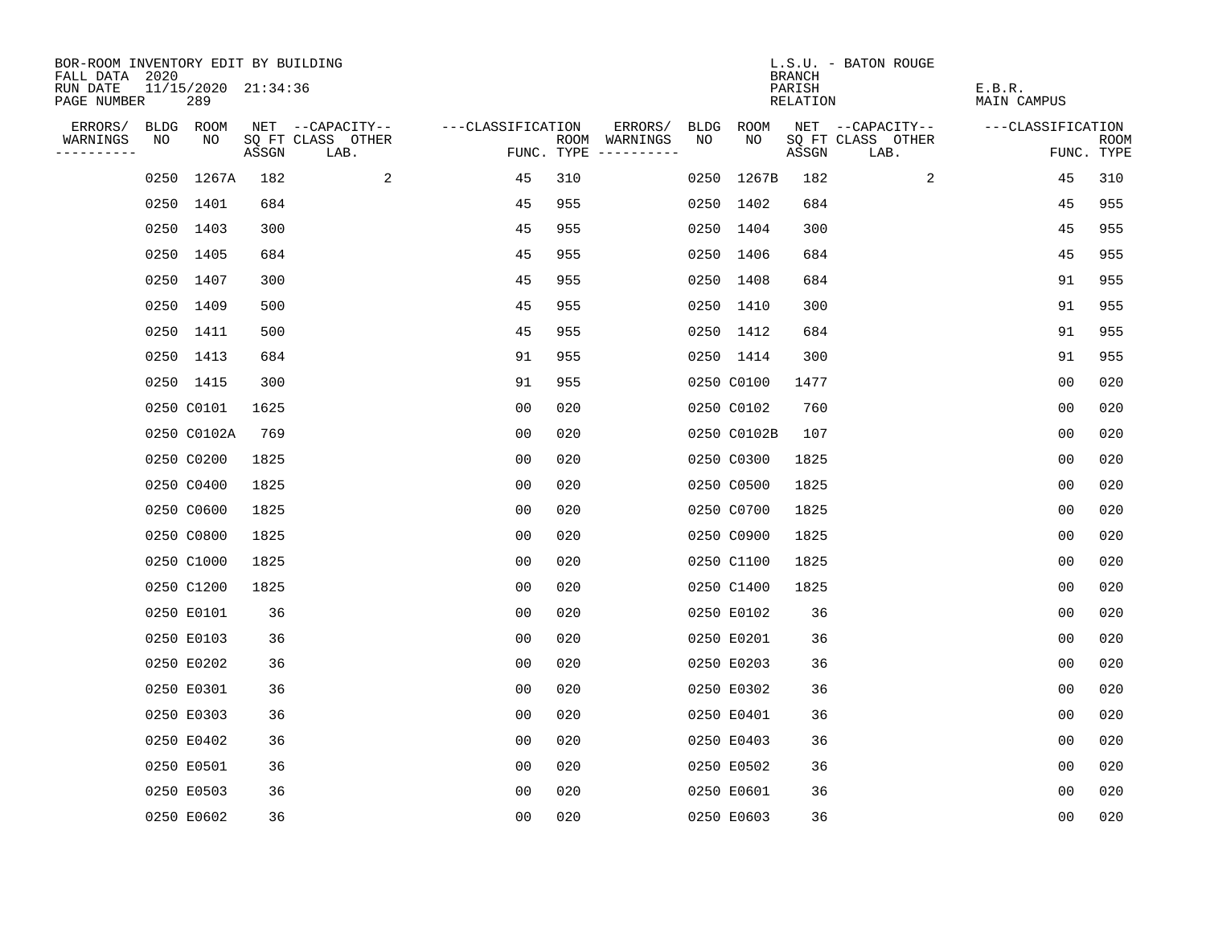BOR-ROOM INVENTORY EDIT BY BUILDING
FALL DATA 2020
RUN DATE 11/15/2020 21:34:36
PAGE NUMBER 289

L.S.U. - BATON ROUGE
BRANCH
PARISH E.B.R.
RELATION MAIN CAMPUS

| ERRORS/ WARNINGS | BLDG NO | ROOM NO | NET SQ FT ASSGN | CAPACITY CLASS LAB. | CAPACITY OTHER | CLASSIFICATION FUNC. | ROOM TYPE | ERRORS/ WARNINGS | BLDG NO | ROOM NO | NET SQ FT ASSGN | CAPACITY CLASS LAB. | CAPACITY OTHER | CLASSIFICATION FUNC. | ROOM TYPE |
|---|---|---|---|---|---|---|---|---|---|---|---|---|---|---|---|
| | 0250 | 1267A | 182 | | 2 | 45 | 310 | | 0250 | 1267B | 182 | | 2 | 45 | 310 |
| | 0250 | 1401 | 684 | | | 45 | 955 | | 0250 | 1402 | 684 | | | 45 | 955 |
| | 0250 | 1403 | 300 | | | 45 | 955 | | 0250 | 1404 | 300 | | | 45 | 955 |
| | 0250 | 1405 | 684 | | | 45 | 955 | | 0250 | 1406 | 684 | | | 45 | 955 |
| | 0250 | 1407 | 300 | | | 45 | 955 | | 0250 | 1408 | 684 | | | 91 | 955 |
| | 0250 | 1409 | 500 | | | 45 | 955 | | 0250 | 1410 | 300 | | | 91 | 955 |
| | 0250 | 1411 | 500 | | | 45 | 955 | | 0250 | 1412 | 684 | | | 91 | 955 |
| | 0250 | 1413 | 684 | | | 91 | 955 | | 0250 | 1414 | 300 | | | 91 | 955 |
| | 0250 | 1415 | 300 | | | 91 | 955 | | 0250 | C0100 | 1477 | | | 00 | 020 |
| | 0250 | C0101 | 1625 | | | 00 | 020 | | 0250 | C0102 | 760 | | | 00 | 020 |
| | 0250 | C0102A | 769 | | | 00 | 020 | | 0250 | C0102B | 107 | | | 00 | 020 |
| | 0250 | C0200 | 1825 | | | 00 | 020 | | 0250 | C0300 | 1825 | | | 00 | 020 |
| | 0250 | C0400 | 1825 | | | 00 | 020 | | 0250 | C0500 | 1825 | | | 00 | 020 |
| | 0250 | C0600 | 1825 | | | 00 | 020 | | 0250 | C0700 | 1825 | | | 00 | 020 |
| | 0250 | C0800 | 1825 | | | 00 | 020 | | 0250 | C0900 | 1825 | | | 00 | 020 |
| | 0250 | C1000 | 1825 | | | 00 | 020 | | 0250 | C1100 | 1825 | | | 00 | 020 |
| | 0250 | C1200 | 1825 | | | 00 | 020 | | 0250 | C1400 | 1825 | | | 00 | 020 |
| | 0250 | E0101 | 36 | | | 00 | 020 | | 0250 | E0102 | 36 | | | 00 | 020 |
| | 0250 | E0103 | 36 | | | 00 | 020 | | 0250 | E0201 | 36 | | | 00 | 020 |
| | 0250 | E0202 | 36 | | | 00 | 020 | | 0250 | E0203 | 36 | | | 00 | 020 |
| | 0250 | E0301 | 36 | | | 00 | 020 | | 0250 | E0302 | 36 | | | 00 | 020 |
| | 0250 | E0303 | 36 | | | 00 | 020 | | 0250 | E0401 | 36 | | | 00 | 020 |
| | 0250 | E0402 | 36 | | | 00 | 020 | | 0250 | E0403 | 36 | | | 00 | 020 |
| | 0250 | E0501 | 36 | | | 00 | 020 | | 0250 | E0502 | 36 | | | 00 | 020 |
| | 0250 | E0503 | 36 | | | 00 | 020 | | 0250 | E0601 | 36 | | | 00 | 020 |
| | 0250 | E0602 | 36 | | | 00 | 020 | | 0250 | E0603 | 36 | | | 00 | 020 |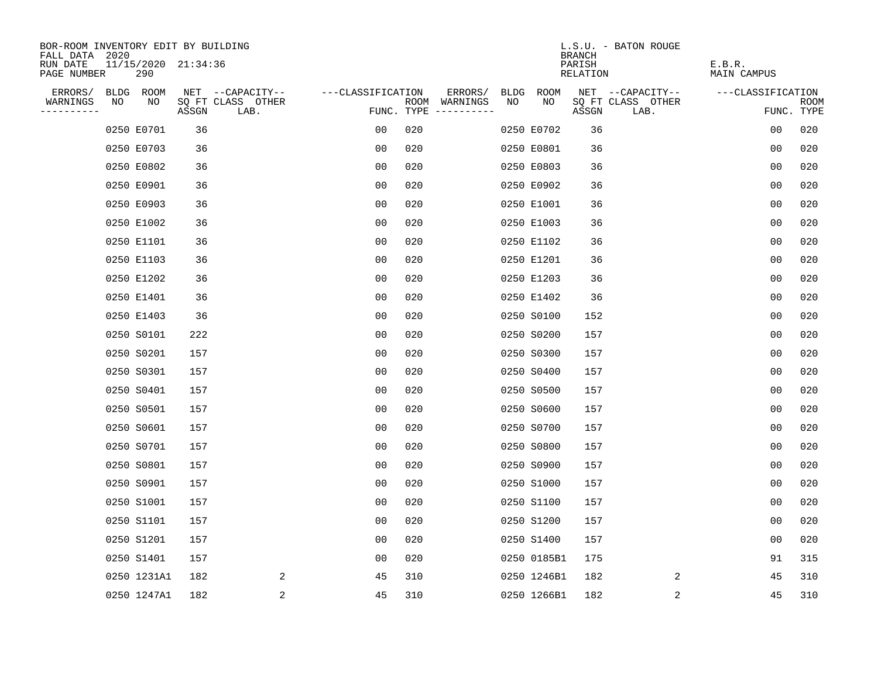BOR-ROOM INVENTORY EDIT BY BUILDING
FALL DATA 2020
RUN DATE 11/15/2020 21:34:36
PAGE NUMBER 290

L.S.U. - BATON ROUGE
BRANCH
PARISH E.B.R.
RELATION MAIN CAMPUS

| ERRORS/ WARNINGS | BLDG NO | ROOM NO | NET SQ FT ASSGN | CAPACITY CLASS LAB. | CAPACITY OTHER | CLASSIFICATION FUNC. | ROOM TYPE | ERRORS/ WARNINGS | BLDG NO | ROOM NO | NET SQ FT ASSGN | CAPACITY CLASS LAB. | CAPACITY OTHER | CLASSIFICATION FUNC. | ROOM TYPE |
|---|---|---|---|---|---|---|---|---|---|---|---|---|---|---|---|
| | 0250 | E0701 | 36 | | | 00 | 020 | | 0250 | E0702 | 36 | | | 00 | 020 |
| | 0250 | E0703 | 36 | | | 00 | 020 | | 0250 | E0801 | 36 | | | 00 | 020 |
| | 0250 | E0802 | 36 | | | 00 | 020 | | 0250 | E0803 | 36 | | | 00 | 020 |
| | 0250 | E0901 | 36 | | | 00 | 020 | | 0250 | E0902 | 36 | | | 00 | 020 |
| | 0250 | E0903 | 36 | | | 00 | 020 | | 0250 | E1001 | 36 | | | 00 | 020 |
| | 0250 | E1002 | 36 | | | 00 | 020 | | 0250 | E1003 | 36 | | | 00 | 020 |
| | 0250 | E1101 | 36 | | | 00 | 020 | | 0250 | E1102 | 36 | | | 00 | 020 |
| | 0250 | E1103 | 36 | | | 00 | 020 | | 0250 | E1201 | 36 | | | 00 | 020 |
| | 0250 | E1202 | 36 | | | 00 | 020 | | 0250 | E1203 | 36 | | | 00 | 020 |
| | 0250 | E1401 | 36 | | | 00 | 020 | | 0250 | E1402 | 36 | | | 00 | 020 |
| | 0250 | E1403 | 36 | | | 00 | 020 | | 0250 | S0100 | 152 | | | 00 | 020 |
| | 0250 | S0101 | 222 | | | 00 | 020 | | 0250 | S0200 | 157 | | | 00 | 020 |
| | 0250 | S0201 | 157 | | | 00 | 020 | | 0250 | S0300 | 157 | | | 00 | 020 |
| | 0250 | S0301 | 157 | | | 00 | 020 | | 0250 | S0400 | 157 | | | 00 | 020 |
| | 0250 | S0401 | 157 | | | 00 | 020 | | 0250 | S0500 | 157 | | | 00 | 020 |
| | 0250 | S0501 | 157 | | | 00 | 020 | | 0250 | S0600 | 157 | | | 00 | 020 |
| | 0250 | S0601 | 157 | | | 00 | 020 | | 0250 | S0700 | 157 | | | 00 | 020 |
| | 0250 | S0701 | 157 | | | 00 | 020 | | 0250 | S0800 | 157 | | | 00 | 020 |
| | 0250 | S0801 | 157 | | | 00 | 020 | | 0250 | S0900 | 157 | | | 00 | 020 |
| | 0250 | S0901 | 157 | | | 00 | 020 | | 0250 | S1000 | 157 | | | 00 | 020 |
| | 0250 | S1001 | 157 | | | 00 | 020 | | 0250 | S1100 | 157 | | | 00 | 020 |
| | 0250 | S1101 | 157 | | | 00 | 020 | | 0250 | S1200 | 157 | | | 00 | 020 |
| | 0250 | S1201 | 157 | | | 00 | 020 | | 0250 | S1400 | 157 | | | 00 | 020 |
| | 0250 | S1401 | 157 | | | 00 | 020 | | 0250 | 0185B1 | 175 | | | 91 | 315 |
| | 0250 | 1231A1 | 182 | | 2 | 45 | 310 | | 0250 | 1246B1 | 182 | | 2 | 45 | 310 |
| | 0250 | 1247A1 | 182 | | 2 | 45 | 310 | | 0250 | 1266B1 | 182 | | 2 | 45 | 310 |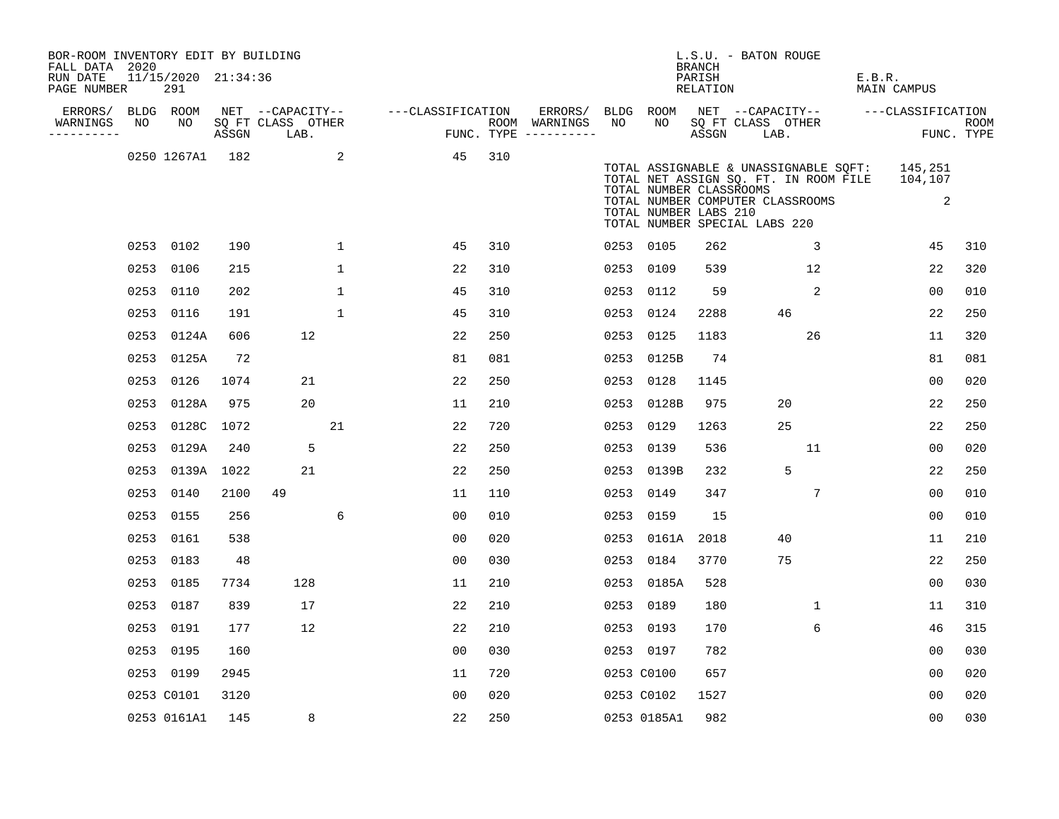BOR-ROOM INVENTORY EDIT BY BUILDING
FALL DATA 2020
RUN DATE 11/15/2020 21:34:36
PAGE NUMBER 291

L.S.U. - BATON ROUGE
BRANCH
PARISH E.B.R.
RELATION MAIN CAMPUS

| ERRORS/ WARNINGS | BLDG NO | ROOM NO | NET SQ FT ASSGN | CAPACITY CLASS | LAB. | OTHER | CLASSIFICATION FUNC. | ROOM TYPE | ERRORS/ WARNINGS | BLDG NO | ROOM NO | NET SQ FT ASSGN | CAPACITY CLASS | LAB. | OTHER | CLASSIFICATION FUNC. | ROOM TYPE |
|---|---|---|---|---|---|---|---|---|---|---|---|---|---|---|---|---|---|
| | 0250 | 1267A1 | 182 | | | 2 | 45 | 310 | | | | | | | | | |
| | 0253 | 0102 | 190 | | | 1 | 45 | 310 | | 0253 | 0105 | 262 | | | 3 | 45 | 310 |
| | 0253 | 0106 | 215 | | | 1 | 22 | 310 | | 0253 | 0109 | 539 | | | 12 | 22 | 320 |
| | 0253 | 0110 | 202 | | | 1 | 45 | 310 | | 0253 | 0112 | 59 | | | 2 | 00 | 010 |
| | 0253 | 0116 | 191 | | | 1 | 45 | 310 | | 0253 | 0124 | 2288 | | 46 | | 22 | 250 |
| | 0253 | 0124A | 606 | | 12 | | 22 | 250 | | 0253 | 0125 | 1183 | | | 26 | 11 | 320 |
| | 0253 | 0125A | 72 | | | | 81 | 081 | | 0253 | 0125B | 74 | | | | 81 | 081 |
| | 0253 | 0126 | 1074 | | 21 | | 22 | 250 | | 0253 | 0128 | 1145 | | | | 00 | 020 |
| | 0253 | 0128A | 975 | | 20 | | 11 | 210 | | 0253 | 0128B | 975 | | 20 | | 22 | 250 |
| | 0253 | 0128C | 1072 | | | 21 | 22 | 720 | | 0253 | 0129 | 1263 | | 25 | | 22 | 250 |
| | 0253 | 0129A | 240 | | 5 | | 22 | 250 | | 0253 | 0139 | 536 | | | 11 | 00 | 020 |
| | 0253 | 0139A | 1022 | | 21 | | 22 | 250 | | 0253 | 0139B | 232 | | 5 | | 22 | 250 |
| | 0253 | 0140 | 2100 | 49 | | | 11 | 110 | | 0253 | 0149 | 347 | | | 7 | 00 | 010 |
| | 0253 | 0155 | 256 | | | 6 | 00 | 010 | | 0253 | 0159 | 15 | | | | 00 | 010 |
| | 0253 | 0161 | 538 | | | | 00 | 020 | | 0253 | 0161A | 2018 | | 40 | | 11 | 210 |
| | 0253 | 0183 | 48 | | | | 00 | 030 | | 0253 | 0184 | 3770 | | 75 | | 22 | 250 |
| | 0253 | 0185 | 7734 | | 128 | | 11 | 210 | | 0253 | 0185A | 528 | | | | 00 | 030 |
| | 0253 | 0187 | 839 | | 17 | | 22 | 210 | | 0253 | 0189 | 180 | | | 1 | 11 | 310 |
| | 0253 | 0191 | 177 | | 12 | | 22 | 210 | | 0253 | 0193 | 170 | | | 6 | 46 | 315 |
| | 0253 | 0195 | 160 | | | | 00 | 030 | | 0253 | 0197 | 782 | | | | 00 | 030 |
| | 0253 | 0199 | 2945 | | | | 11 | 720 | | 0253 | C0100 | 657 | | | | 00 | 020 |
| | 0253 | C0101 | 3120 | | | | 00 | 020 | | 0253 | C0102 | 1527 | | | | 00 | 020 |
| | 0253 | 0161A1 | 145 | | 8 | | 22 | 250 | | 0253 | 0185A1 | 982 | | | | 00 | 030 |

TOTAL ASSIGNABLE & UNASSIGNABLE SQFT: 145,251
TOTAL NET ASSIGN SQ. FT. IN ROOM FILE 104,107
TOTAL NUMBER CLASSROOMS
TOTAL NUMBER COMPUTER CLASSROOMS 2
TOTAL NUMBER LABS 210
TOTAL NUMBER SPECIAL LABS 220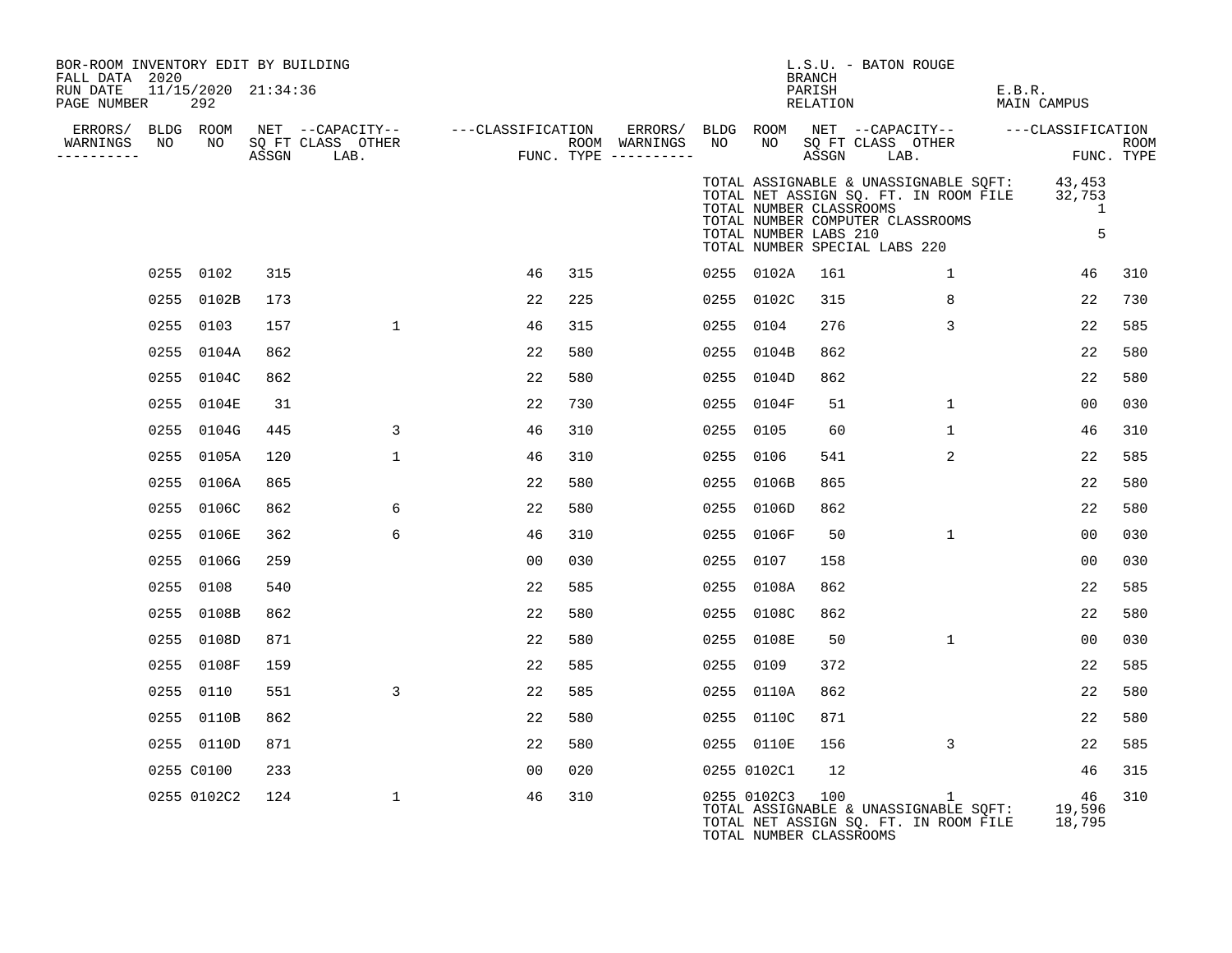BOR-ROOM INVENTORY EDIT BY BUILDING
FALL DATA 2020
RUN DATE 11/15/2020 21:34:36
PAGE NUMBER 292

L.S.U. - BATON ROUGE
BRANCH
PARISH E.B.R.
RELATION MAIN CAMPUS

TOTAL ASSIGNABLE & UNASSIGNABLE SQFT: 43,453
TOTAL NET ASSIGN SQ. FT. IN ROOM FILE 32,753
TOTAL NUMBER CLASSROOMS 1
TOTAL NUMBER COMPUTER CLASSROOMS
TOTAL NUMBER LABS 210 5
TOTAL NUMBER SPECIAL LABS 220

| ERRORS/ WARNINGS | BLDG NO | ROOM NO | NET SQ FT ASSGN | CAPACITY CLASS LAB. | CAPACITY OTHER | CLASSIFICATION FUNC. | ROOM TYPE | ERRORS/ WARNINGS | BLDG NO | ROOM NO | NET SQ FT ASSGN | CAPACITY CLASS LAB. | CAPACITY OTHER | CLASSIFICATION FUNC. | ROOM TYPE |
|---|---|---|---|---|---|---|---|---|---|---|---|---|---|---|---|
| | 0255 | 0102 | 315 | | | 46 | 315 | | 0255 | 0102A | 161 | | 1 | 46 | 310 |
| | 0255 | 0102B | 173 | | | 22 | 225 | | 0255 | 0102C | 315 | | 8 | 22 | 730 |
| | 0255 | 0103 | 157 | | 1 | 46 | 315 | | 0255 | 0104 | 276 | | 3 | 22 | 585 |
| | 0255 | 0104A | 862 | | | 22 | 580 | | 0255 | 0104B | 862 | | | 22 | 580 |
| | 0255 | 0104C | 862 | | | 22 | 580 | | 0255 | 0104D | 862 | | | 22 | 580 |
| | 0255 | 0104E | 31 | | | 22 | 730 | | 0255 | 0104F | 51 | | 1 | 00 | 030 |
| | 0255 | 0104G | 445 | | 3 | 46 | 310 | | 0255 | 0105 | 60 | | 1 | 46 | 310 |
| | 0255 | 0105A | 120 | | 1 | 46 | 310 | | 0255 | 0106 | 541 | | 2 | 22 | 585 |
| | 0255 | 0106A | 865 | | | 22 | 580 | | 0255 | 0106B | 865 | | | 22 | 580 |
| | 0255 | 0106C | 862 | | 6 | 22 | 580 | | 0255 | 0106D | 862 | | | 22 | 580 |
| | 0255 | 0106E | 362 | | 6 | 46 | 310 | | 0255 | 0106F | 50 | | 1 | 00 | 030 |
| | 0255 | 0106G | 259 | | | 00 | 030 | | 0255 | 0107 | 158 | | | 00 | 030 |
| | 0255 | 0108 | 540 | | | 22 | 585 | | 0255 | 0108A | 862 | | | 22 | 585 |
| | 0255 | 0108B | 862 | | | 22 | 580 | | 0255 | 0108C | 862 | | | 22 | 580 |
| | 0255 | 0108D | 871 | | | 22 | 580 | | 0255 | 0108E | 50 | | 1 | 00 | 030 |
| | 0255 | 0108F | 159 | | | 22 | 585 | | 0255 | 0109 | 372 | | | 22 | 585 |
| | 0255 | 0110 | 551 | | 3 | 22 | 585 | | 0255 | 0110A | 862 | | | 22 | 580 |
| | 0255 | 0110B | 862 | | | 22 | 580 | | 0255 | 0110C | 871 | | | 22 | 580 |
| | 0255 | 0110D | 871 | | | 22 | 580 | | 0255 | 0110E | 156 | | 3 | 22 | 585 |
| | 0255 | C0100 | 233 | | | 00 | 020 | | 0255 | 0102C1 | 12 | | | 46 | 315 |
| | 0255 | 0102C2 | 124 | | 1 | 46 | 310 | | 0255 | 0102C3 | 100 | | 1 | 46 | 310 |

TOTAL ASSIGNABLE & UNASSIGNABLE SQFT: 19,596
TOTAL NET ASSIGN SQ. FT. IN ROOM FILE 18,795
TOTAL NUMBER CLASSROOMS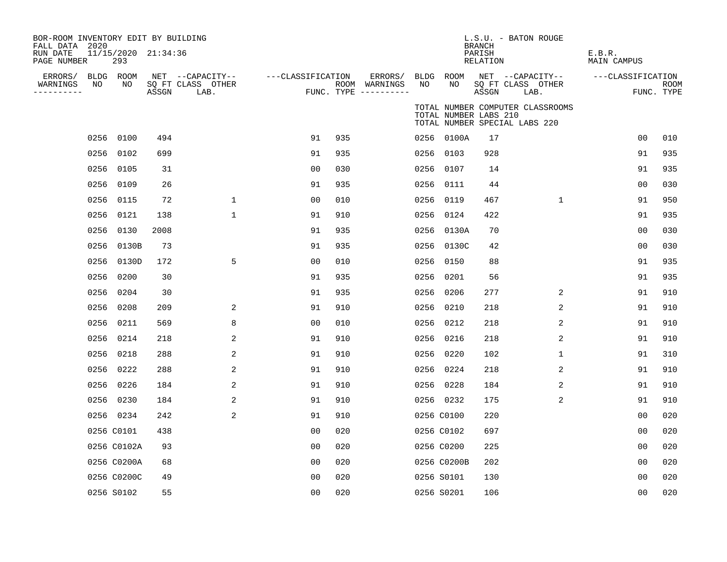BOR-ROOM INVENTORY EDIT BY BUILDING
FALL DATA 2020
RUN DATE 11/15/2020 21:34:36
PAGE NUMBER 293

L.S.U. - BATON ROUGE
BRANCH
PARISH E.B.R.
RELATION MAIN CAMPUS

TOTAL NUMBER COMPUTER CLASSROOMS
TOTAL NUMBER LABS 210
TOTAL NUMBER SPECIAL LABS 220

| ERRORS/ WARNINGS | BLDG NO | ROOM NO | NET SQ FT ASSGN | CAPACITY CLASS LAB. | CAPACITY OTHER | CLASSIFICATION FUNC. | ROOM TYPE | ERRORS/ WARNINGS | BLDG NO | ROOM NO | NET SQ FT ASSGN | CAPACITY CLASS LAB. | CAPACITY OTHER | CLASSIFICATION FUNC. | ROOM TYPE |
|---|---|---|---|---|---|---|---|---|---|---|---|---|---|---|---|
| | 0256 | 0100 | 494 | | | 91 | 935 | | 0256 | 0100A | 17 | | | 00 | 010 |
| | 0256 | 0102 | 699 | | | 91 | 935 | | 0256 | 0103 | 928 | | | 91 | 935 |
| | 0256 | 0105 | 31 | | | 00 | 030 | | 0256 | 0107 | 14 | | | 91 | 935 |
| | 0256 | 0109 | 26 | | | 91 | 935 | | 0256 | 0111 | 44 | | | 00 | 030 |
| | 0256 | 0115 | 72 | | 1 | 00 | 010 | | 0256 | 0119 | 467 | | 1 | 91 | 950 |
| | 0256 | 0121 | 138 | | 1 | 91 | 910 | | 0256 | 0124 | 422 | | | 91 | 935 |
| | 0256 | 0130 | 2008 | | | 91 | 935 | | 0256 | 0130A | 70 | | | 00 | 030 |
| | 0256 | 0130B | 73 | | | 91 | 935 | | 0256 | 0130C | 42 | | | 00 | 030 |
| | 0256 | 0130D | 172 | | 5 | 00 | 010 | | 0256 | 0150 | 88 | | | 91 | 935 |
| | 0256 | 0200 | 30 | | | 91 | 935 | | 0256 | 0201 | 56 | | | 91 | 935 |
| | 0256 | 0204 | 30 | | | 91 | 935 | | 0256 | 0206 | 277 | | 2 | 91 | 910 |
| | 0256 | 0208 | 209 | | 2 | 91 | 910 | | 0256 | 0210 | 218 | | 2 | 91 | 910 |
| | 0256 | 0211 | 569 | | 8 | 00 | 010 | | 0256 | 0212 | 218 | | 2 | 91 | 910 |
| | 0256 | 0214 | 218 | | 2 | 91 | 910 | | 0256 | 0216 | 218 | | 2 | 91 | 910 |
| | 0256 | 0218 | 288 | | 2 | 91 | 910 | | 0256 | 0220 | 102 | | 1 | 91 | 310 |
| | 0256 | 0222 | 288 | | 2 | 91 | 910 | | 0256 | 0224 | 218 | | 2 | 91 | 910 |
| | 0256 | 0226 | 184 | | 2 | 91 | 910 | | 0256 | 0228 | 184 | | 2 | 91 | 910 |
| | 0256 | 0230 | 184 | | 2 | 91 | 910 | | 0256 | 0232 | 175 | | 2 | 91 | 910 |
| | 0256 | 0234 | 242 | | 2 | 91 | 910 | | 0256 | C0100 | 220 | | | 00 | 020 |
| | 0256 | C0101 | 438 | | | 00 | 020 | | 0256 | C0102 | 697 | | | 00 | 020 |
| | 0256 | C0102A | 93 | | | 00 | 020 | | 0256 | C0200 | 225 | | | 00 | 020 |
| | 0256 | C0200A | 68 | | | 00 | 020 | | 0256 | C0200B | 202 | | | 00 | 020 |
| | 0256 | C0200C | 49 | | | 00 | 020 | | 0256 | S0101 | 130 | | | 00 | 020 |
| | 0256 | S0102 | 55 | | | 00 | 020 | | 0256 | S0201 | 106 | | | 00 | 020 |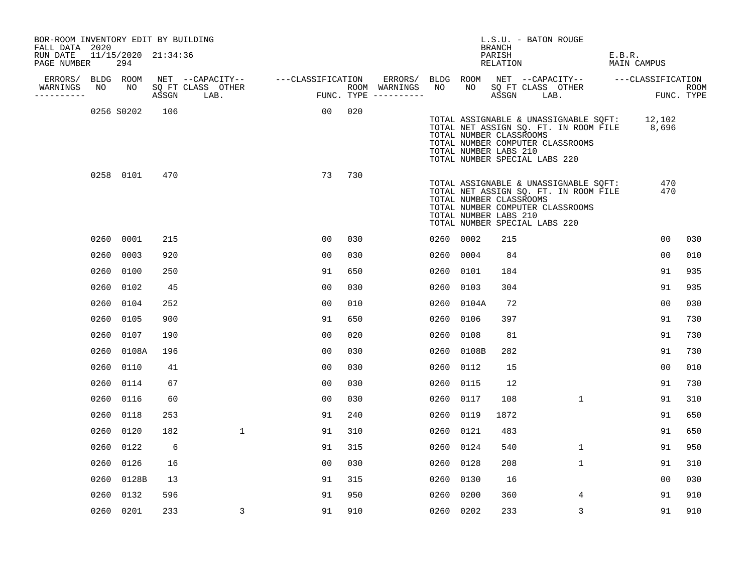BOR-ROOM INVENTORY EDIT BY BUILDING
FALL DATA 2020
RUN DATE 11/15/2020 21:34:36
PAGE NUMBER 294

L.S.U. - BATON ROUGE
BRANCH
PARISH E.B.R.
RELATION MAIN CAMPUS

| ERRORS/ WARNINGS | BLDG NO | ROOM NO | NET SQ FT ASSGN | CAPACITY-- CLASS | OTHER LAB. | CLASSIFICATION FUNC. | ROOM TYPE | ERRORS/ WARNINGS | BLDG NO | ROOM NO | NET SQ FT ASSGN | CAPACITY-- CLASS | OTHER LAB. | CLASSIFICATION FUNC. | ROOM TYPE |
|---|---|---|---|---|---|---|---|---|---|---|---|---|---|---|---|
| | 0256 | S0202 | 106 | | | 00 | 020 | | | | | | | | |

TOTAL ASSIGNABLE & UNASSIGNABLE SQFT: 12,102
TOTAL NET ASSIGN SQ. FT. IN ROOM FILE 8,696
TOTAL NUMBER CLASSROOMS
TOTAL NUMBER COMPUTER CLASSROOMS
TOTAL NUMBER LABS 210
TOTAL NUMBER SPECIAL LABS 220

| ERRORS/ WARNINGS | BLDG NO | ROOM NO | NET SQ FT ASSGN | CAPACITY-- CLASS | OTHER LAB. | CLASSIFICATION FUNC. | ROOM TYPE | ERRORS/ WARNINGS | BLDG NO | ROOM NO | NET SQ FT ASSGN | CAPACITY-- CLASS | OTHER LAB. | CLASSIFICATION FUNC. | ROOM TYPE |
|---|---|---|---|---|---|---|---|---|---|---|---|---|---|---|---|
| | 0258 | 0101 | 470 | | | 73 | 730 | | | | | | | | |

TOTAL ASSIGNABLE & UNASSIGNABLE SQFT: 470
TOTAL NET ASSIGN SQ. FT. IN ROOM FILE 470
TOTAL NUMBER CLASSROOMS
TOTAL NUMBER COMPUTER CLASSROOMS
TOTAL NUMBER LABS 210
TOTAL NUMBER SPECIAL LABS 220

| ERRORS/ WARNINGS | BLDG NO | ROOM NO | NET SQ FT ASSGN | CAPACITY-- CLASS | OTHER LAB. | CLASSIFICATION FUNC. | ROOM TYPE | ERRORS/ WARNINGS | BLDG NO | ROOM NO | NET SQ FT ASSGN | CAPACITY-- CLASS | OTHER LAB. | CLASSIFICATION FUNC. | ROOM TYPE |
|---|---|---|---|---|---|---|---|---|---|---|---|---|---|---|---|
| | 0260 | 0001 | 215 | | | 00 | 030 | | 0260 | 0002 | 215 | | | 00 | 030 |
| | 0260 | 0003 | 920 | | | 00 | 030 | | 0260 | 0004 | 84 | | | 00 | 010 |
| | 0260 | 0100 | 250 | | | 91 | 650 | | 0260 | 0101 | 184 | | | 91 | 935 |
| | 0260 | 0102 | 45 | | | 00 | 030 | | 0260 | 0103 | 304 | | | 91 | 935 |
| | 0260 | 0104 | 252 | | | 00 | 010 | | 0260 | 0104A | 72 | | | 00 | 030 |
| | 0260 | 0105 | 900 | | | 91 | 650 | | 0260 | 0106 | 397 | | | 91 | 730 |
| | 0260 | 0107 | 190 | | | 00 | 020 | | 0260 | 0108 | 81 | | | 91 | 730 |
| | 0260 | 0108A | 196 | | | 00 | 030 | | 0260 | 0108B | 282 | | | 91 | 730 |
| | 0260 | 0110 | 41 | | | 00 | 030 | | 0260 | 0112 | 15 | | | 00 | 010 |
| | 0260 | 0114 | 67 | | | 00 | 030 | | 0260 | 0115 | 12 | | | 91 | 730 |
| | 0260 | 0116 | 60 | | | 00 | 030 | | 0260 | 0117 | 108 | | 1 | 91 | 310 |
| | 0260 | 0118 | 253 | | | 91 | 240 | | 0260 | 0119 | 1872 | | | 91 | 650 |
| | 0260 | 0120 | 182 | | 1 | 91 | 310 | | 0260 | 0121 | 483 | | | 91 | 650 |
| | 0260 | 0122 | 6 | | | 91 | 315 | | 0260 | 0124 | 540 | | 1 | 91 | 950 |
| | 0260 | 0126 | 16 | | | 00 | 030 | | 0260 | 0128 | 208 | | 1 | 91 | 310 |
| | 0260 | 0128B | 13 | | | 91 | 315 | | 0260 | 0130 | 16 | | | 00 | 030 |
| | 0260 | 0132 | 596 | | | 91 | 950 | | 0260 | 0200 | 360 | | 4 | 91 | 910 |
| | 0260 | 0201 | 233 | | 3 | 91 | 910 | | 0260 | 0202 | 233 | | 3 | 91 | 910 |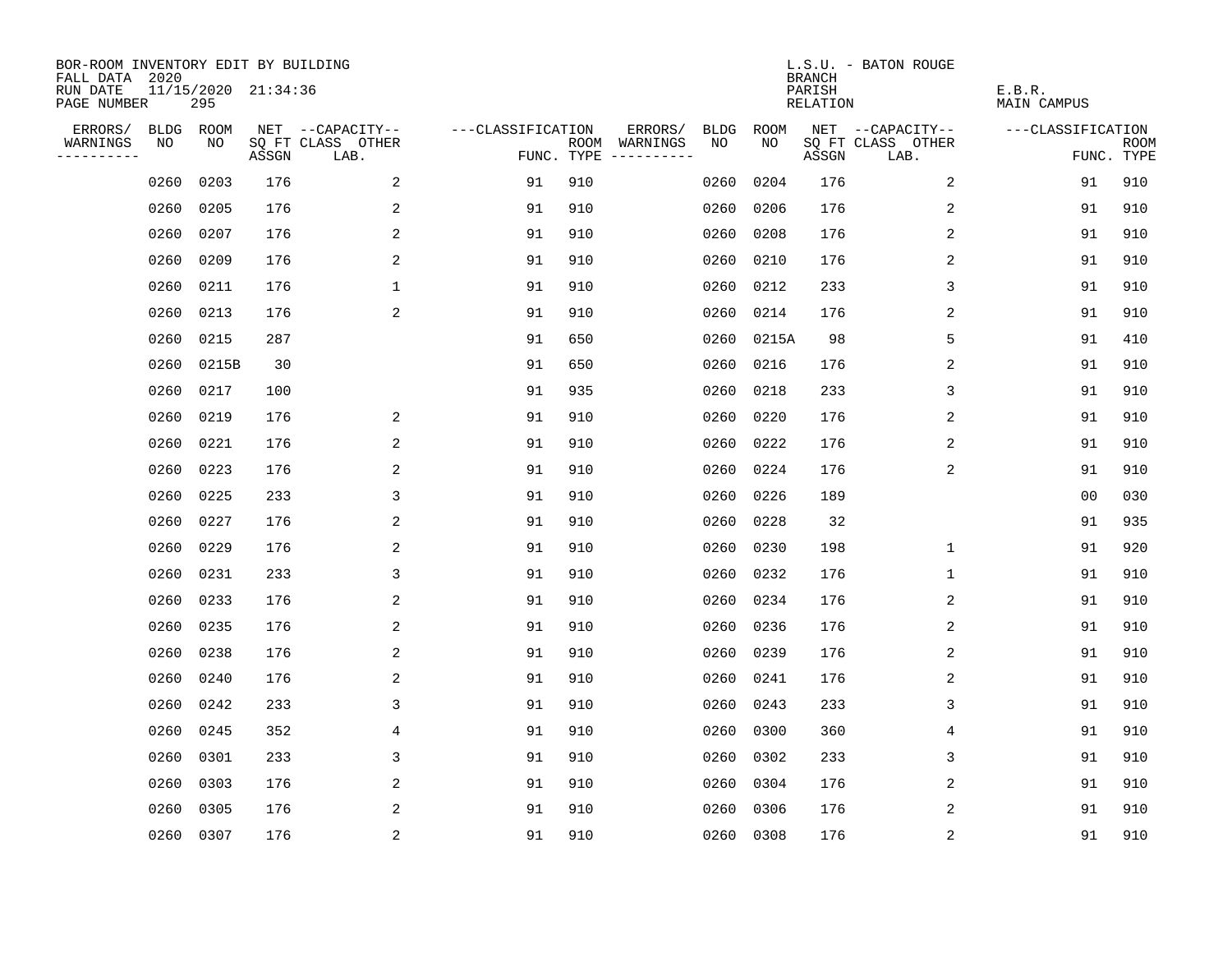BOR-ROOM INVENTORY EDIT BY BUILDING
FALL DATA 2020
RUN DATE 11/15/2020 21:34:36
PAGE NUMBER 295

L.S.U. - BATON ROUGE
BRANCH
PARISH E.B.R.
RELATION MAIN CAMPUS

| ERRORS/ WARNINGS | BLDG NO | ROOM NO | NET SQ FT ASSGN | CAPACITY-- CLASS LAB. | OTHER | CLASSIFICATION FUNC. | ROOM TYPE | ERRORS/ WARNINGS | BLDG NO | ROOM NO | NET SQ FT ASSGN | CAPACITY-- CLASS LAB. | OTHER | CLASSIFICATION FUNC. | ROOM TYPE |
|---|---|---|---|---|---|---|---|---|---|---|---|---|---|---|---|
| | 0260 | 0203 | 176 | | 2 | 91 | 910 | | 0260 | 0204 | 176 | | 2 | 91 | 910 |
| | 0260 | 0205 | 176 | | 2 | 91 | 910 | | 0260 | 0206 | 176 | | 2 | 91 | 910 |
| | 0260 | 0207 | 176 | | 2 | 91 | 910 | | 0260 | 0208 | 176 | | 2 | 91 | 910 |
| | 0260 | 0209 | 176 | | 2 | 91 | 910 | | 0260 | 0210 | 176 | | 2 | 91 | 910 |
| | 0260 | 0211 | 176 | | 1 | 91 | 910 | | 0260 | 0212 | 233 | | 3 | 91 | 910 |
| | 0260 | 0213 | 176 | | 2 | 91 | 910 | | 0260 | 0214 | 176 | | 2 | 91 | 910 |
| | 0260 | 0215 | 287 | | | 91 | 650 | | 0260 | 0215A | 98 | | 5 | 91 | 410 |
| | 0260 | 0215B | 30 | | | 91 | 650 | | 0260 | 0216 | 176 | | 2 | 91 | 910 |
| | 0260 | 0217 | 100 | | | 91 | 935 | | 0260 | 0218 | 233 | | 3 | 91 | 910 |
| | 0260 | 0219 | 176 | | 2 | 91 | 910 | | 0260 | 0220 | 176 | | 2 | 91 | 910 |
| | 0260 | 0221 | 176 | | 2 | 91 | 910 | | 0260 | 0222 | 176 | | 2 | 91 | 910 |
| | 0260 | 0223 | 176 | | 2 | 91 | 910 | | 0260 | 0224 | 176 | | 2 | 91 | 910 |
| | 0260 | 0225 | 233 | | 3 | 91 | 910 | | 0260 | 0226 | 189 | | | 00 | 030 |
| | 0260 | 0227 | 176 | | 2 | 91 | 910 | | 0260 | 0228 | 32 | | | 91 | 935 |
| | 0260 | 0229 | 176 | | 2 | 91 | 910 | | 0260 | 0230 | 198 | | 1 | 91 | 920 |
| | 0260 | 0231 | 233 | | 3 | 91 | 910 | | 0260 | 0232 | 176 | | 1 | 91 | 910 |
| | 0260 | 0233 | 176 | | 2 | 91 | 910 | | 0260 | 0234 | 176 | | 2 | 91 | 910 |
| | 0260 | 0235 | 176 | | 2 | 91 | 910 | | 0260 | 0236 | 176 | | 2 | 91 | 910 |
| | 0260 | 0238 | 176 | | 2 | 91 | 910 | | 0260 | 0239 | 176 | | 2 | 91 | 910 |
| | 0260 | 0240 | 176 | | 2 | 91 | 910 | | 0260 | 0241 | 176 | | 2 | 91 | 910 |
| | 0260 | 0242 | 233 | | 3 | 91 | 910 | | 0260 | 0243 | 233 | | 3 | 91 | 910 |
| | 0260 | 0245 | 352 | | 4 | 91 | 910 | | 0260 | 0300 | 360 | | 4 | 91 | 910 |
| | 0260 | 0301 | 233 | | 3 | 91 | 910 | | 0260 | 0302 | 233 | | 3 | 91 | 910 |
| | 0260 | 0303 | 176 | | 2 | 91 | 910 | | 0260 | 0304 | 176 | | 2 | 91 | 910 |
| | 0260 | 0305 | 176 | | 2 | 91 | 910 | | 0260 | 0306 | 176 | | 2 | 91 | 910 |
| | 0260 | 0307 | 176 | | 2 | 91 | 910 | | 0260 | 0308 | 176 | | 2 | 91 | 910 |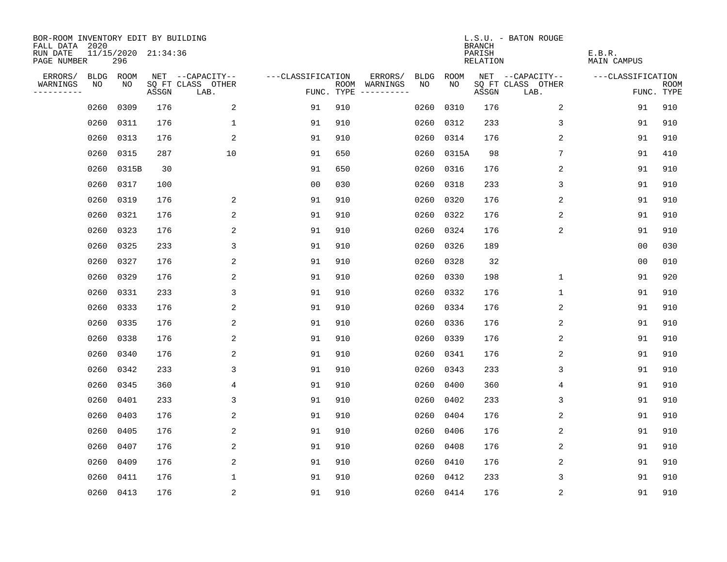BOR-ROOM INVENTORY EDIT BY BUILDING
FALL DATA 2020
RUN DATE 11/15/2020 21:34:36
PAGE NUMBER 296

L.S.U. - BATON ROUGE
BRANCH
PARISH E.B.R.
RELATION MAIN CAMPUS

| ERRORS/ WARNINGS | BLDG NO | ROOM NO | NET SQ FT ASSGN | --CAPACITY-- CLASS | OTHER LAB. | ---CLASSIFICATION FUNC. | ROOM TYPE | ERRORS/ WARNINGS | BLDG NO | ROOM NO | NET SQ FT ASSGN | --CAPACITY-- CLASS | OTHER LAB. | ---CLASSIFICATION FUNC. | ROOM TYPE |
|---|---|---|---|---|---|---|---|---|---|---|---|---|---|---|---|
| | 0260 | 0309 | 176 | | 2 | 91 | 910 | | 0260 | 0310 | 176 | | 2 | 91 | 910 |
| | 0260 | 0311 | 176 | | 1 | 91 | 910 | | 0260 | 0312 | 233 | | 3 | 91 | 910 |
| | 0260 | 0313 | 176 | | 2 | 91 | 910 | | 0260 | 0314 | 176 | | 2 | 91 | 910 |
| | 0260 | 0315 | 287 | | 10 | 91 | 650 | | 0260 | 0315A | 98 | | 7 | 91 | 410 |
| | 0260 | 0315B | 30 | | | 91 | 650 | | 0260 | 0316 | 176 | | 2 | 91 | 910 |
| | 0260 | 0317 | 100 | | | 00 | 030 | | 0260 | 0318 | 233 | | 3 | 91 | 910 |
| | 0260 | 0319 | 176 | | 2 | 91 | 910 | | 0260 | 0320 | 176 | | 2 | 91 | 910 |
| | 0260 | 0321 | 176 | | 2 | 91 | 910 | | 0260 | 0322 | 176 | | 2 | 91 | 910 |
| | 0260 | 0323 | 176 | | 2 | 91 | 910 | | 0260 | 0324 | 176 | | 2 | 91 | 910 |
| | 0260 | 0325 | 233 | | 3 | 91 | 910 | | 0260 | 0326 | 189 | | | 00 | 030 |
| | 0260 | 0327 | 176 | | 2 | 91 | 910 | | 0260 | 0328 | 32 | | | 00 | 010 |
| | 0260 | 0329 | 176 | | 2 | 91 | 910 | | 0260 | 0330 | 198 | | 1 | 91 | 920 |
| | 0260 | 0331 | 233 | | 3 | 91 | 910 | | 0260 | 0332 | 176 | | 1 | 91 | 910 |
| | 0260 | 0333 | 176 | | 2 | 91 | 910 | | 0260 | 0334 | 176 | | 2 | 91 | 910 |
| | 0260 | 0335 | 176 | | 2 | 91 | 910 | | 0260 | 0336 | 176 | | 2 | 91 | 910 |
| | 0260 | 0338 | 176 | | 2 | 91 | 910 | | 0260 | 0339 | 176 | | 2 | 91 | 910 |
| | 0260 | 0340 | 176 | | 2 | 91 | 910 | | 0260 | 0341 | 176 | | 2 | 91 | 910 |
| | 0260 | 0342 | 233 | | 3 | 91 | 910 | | 0260 | 0343 | 233 | | 3 | 91 | 910 |
| | 0260 | 0345 | 360 | | 4 | 91 | 910 | | 0260 | 0400 | 360 | | 4 | 91 | 910 |
| | 0260 | 0401 | 233 | | 3 | 91 | 910 | | 0260 | 0402 | 233 | | 3 | 91 | 910 |
| | 0260 | 0403 | 176 | | 2 | 91 | 910 | | 0260 | 0404 | 176 | | 2 | 91 | 910 |
| | 0260 | 0405 | 176 | | 2 | 91 | 910 | | 0260 | 0406 | 176 | | 2 | 91 | 910 |
| | 0260 | 0407 | 176 | | 2 | 91 | 910 | | 0260 | 0408 | 176 | | 2 | 91 | 910 |
| | 0260 | 0409 | 176 | | 2 | 91 | 910 | | 0260 | 0410 | 176 | | 2 | 91 | 910 |
| | 0260 | 0411 | 176 | | 1 | 91 | 910 | | 0260 | 0412 | 233 | | 3 | 91 | 910 |
| | 0260 | 0413 | 176 | | 2 | 91 | 910 | | 0260 | 0414 | 176 | | 2 | 91 | 910 |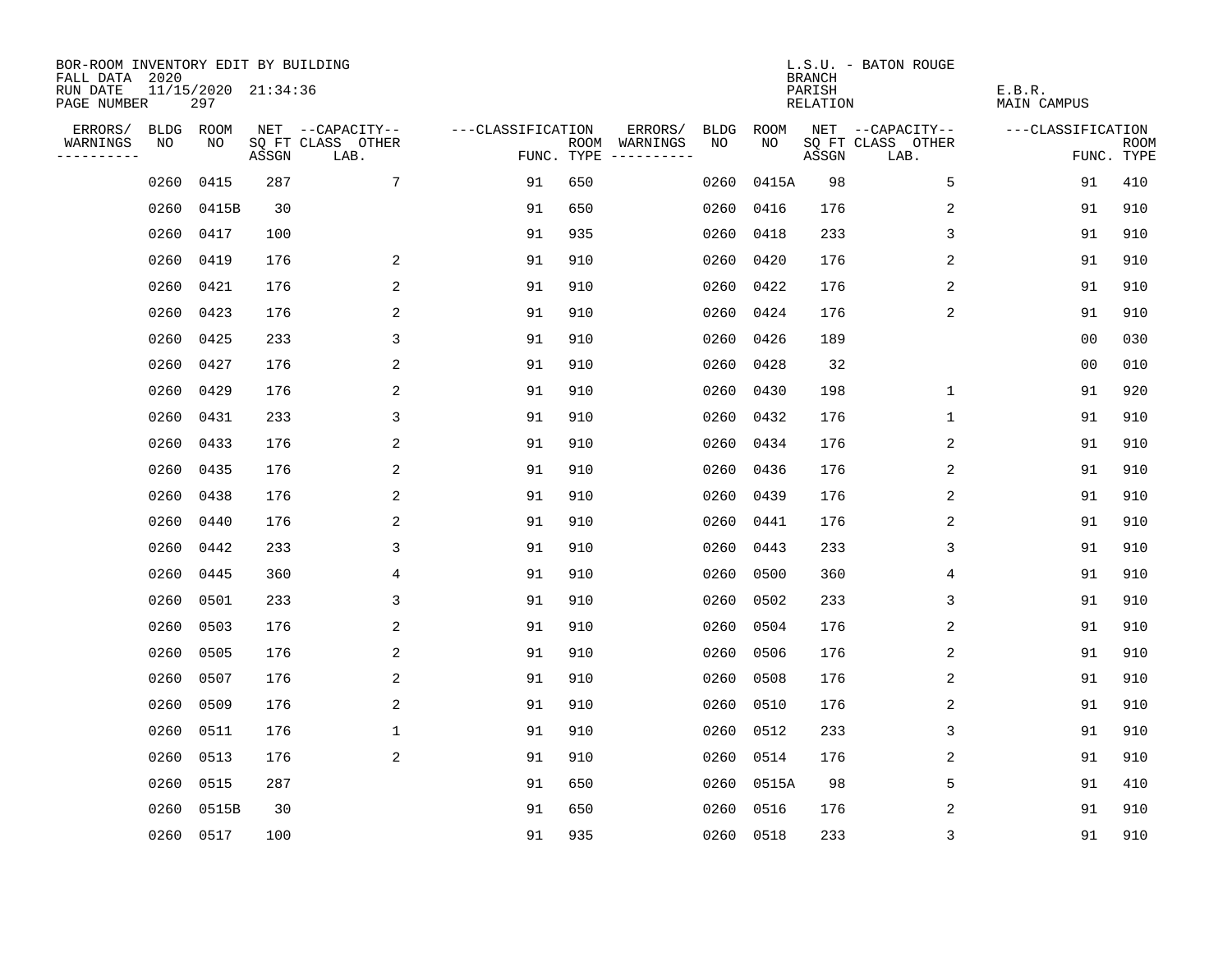BOR-ROOM INVENTORY EDIT BY BUILDING
FALL DATA 2020
RUN DATE 11/15/2020 21:34:36
PAGE NUMBER 297

L.S.U. - BATON ROUGE
BRANCH
PARISH E.B.R.
RELATION MAIN CAMPUS

| ERRORS/ WARNINGS | BLDG NO | ROOM NO | NET SQ FT ASSGN | --CAPACITY-- CLASS LAB. | OTHER | ---CLASSIFICATION FUNC. | ROOM TYPE | ERRORS/ WARNINGS | BLDG NO | ROOM NO | NET SQ FT ASSGN | --CAPACITY-- CLASS LAB. | OTHER | ---CLASSIFICATION FUNC. | ROOM TYPE |
|---|---|---|---|---|---|---|---|---|---|---|---|---|---|---|---|
| | 0260 | 0415 | 287 | | 7 | 91 | 650 | | 0260 | 0415A | 98 | | 5 | 91 | 410 |
| | 0260 | 0415B | 30 | | | 91 | 650 | | 0260 | 0416 | 176 | | 2 | 91 | 910 |
| | 0260 | 0417 | 100 | | | 91 | 935 | | 0260 | 0418 | 233 | | 3 | 91 | 910 |
| | 0260 | 0419 | 176 | | 2 | 91 | 910 | | 0260 | 0420 | 176 | | 2 | 91 | 910 |
| | 0260 | 0421 | 176 | | 2 | 91 | 910 | | 0260 | 0422 | 176 | | 2 | 91 | 910 |
| | 0260 | 0423 | 176 | | 2 | 91 | 910 | | 0260 | 0424 | 176 | | 2 | 91 | 910 |
| | 0260 | 0425 | 233 | | 3 | 91 | 910 | | 0260 | 0426 | 189 | | | 00 | 030 |
| | 0260 | 0427 | 176 | | 2 | 91 | 910 | | 0260 | 0428 | 32 | | | 00 | 010 |
| | 0260 | 0429 | 176 | | 2 | 91 | 910 | | 0260 | 0430 | 198 | | 1 | 91 | 920 |
| | 0260 | 0431 | 233 | | 3 | 91 | 910 | | 0260 | 0432 | 176 | | 1 | 91 | 910 |
| | 0260 | 0433 | 176 | | 2 | 91 | 910 | | 0260 | 0434 | 176 | | 2 | 91 | 910 |
| | 0260 | 0435 | 176 | | 2 | 91 | 910 | | 0260 | 0436 | 176 | | 2 | 91 | 910 |
| | 0260 | 0438 | 176 | | 2 | 91 | 910 | | 0260 | 0439 | 176 | | 2 | 91 | 910 |
| | 0260 | 0440 | 176 | | 2 | 91 | 910 | | 0260 | 0441 | 176 | | 2 | 91 | 910 |
| | 0260 | 0442 | 233 | | 3 | 91 | 910 | | 0260 | 0443 | 233 | | 3 | 91 | 910 |
| | 0260 | 0445 | 360 | | 4 | 91 | 910 | | 0260 | 0500 | 360 | | 4 | 91 | 910 |
| | 0260 | 0501 | 233 | | 3 | 91 | 910 | | 0260 | 0502 | 233 | | 3 | 91 | 910 |
| | 0260 | 0503 | 176 | | 2 | 91 | 910 | | 0260 | 0504 | 176 | | 2 | 91 | 910 |
| | 0260 | 0505 | 176 | | 2 | 91 | 910 | | 0260 | 0506 | 176 | | 2 | 91 | 910 |
| | 0260 | 0507 | 176 | | 2 | 91 | 910 | | 0260 | 0508 | 176 | | 2 | 91 | 910 |
| | 0260 | 0509 | 176 | | 2 | 91 | 910 | | 0260 | 0510 | 176 | | 2 | 91 | 910 |
| | 0260 | 0511 | 176 | | 1 | 91 | 910 | | 0260 | 0512 | 233 | | 3 | 91 | 910 |
| | 0260 | 0513 | 176 | | 2 | 91 | 910 | | 0260 | 0514 | 176 | | 2 | 91 | 910 |
| | 0260 | 0515 | 287 | | | 91 | 650 | | 0260 | 0515A | 98 | | 5 | 91 | 410 |
| | 0260 | 0515B | 30 | | | 91 | 650 | | 0260 | 0516 | 176 | | 2 | 91 | 910 |
| | 0260 | 0517 | 100 | | | 91 | 935 | | 0260 | 0518 | 233 | | 3 | 91 | 910 |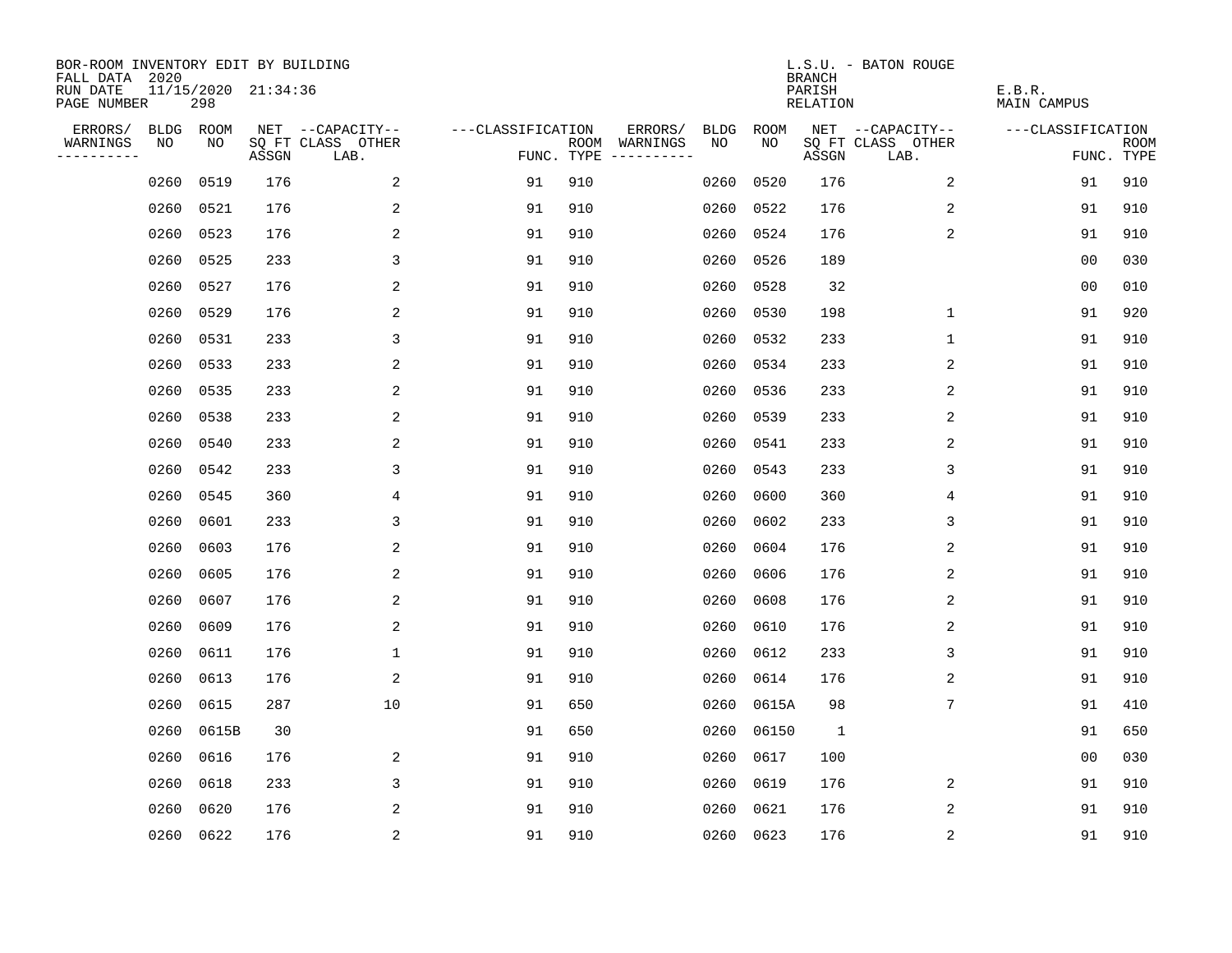BOR-ROOM INVENTORY EDIT BY BUILDING
FALL DATA 2020
RUN DATE 11/15/2020 21:34:36
PAGE NUMBER 298

L.S.U. - BATON ROUGE
BRANCH
PARISH E.B.R.
RELATION MAIN CAMPUS

| ERRORS/ WARNINGS | BLDG NO | ROOM NO | NET SQ FT ASSGN | --CAPACITY-- CLASS | OTHER LAB. | ---CLASSIFICATION FUNC. | ROOM TYPE | ERRORS/ WARNINGS | BLDG NO | ROOM NO | NET SQ FT ASSGN | --CAPACITY-- CLASS | OTHER LAB. | ---CLASSIFICATION FUNC. | ROOM TYPE |
|---|---|---|---|---|---|---|---|---|---|---|---|---|---|---|---|
| | 0260 | 0519 | 176 | | 2 | 91 | 910 | | 0260 | 0520 | 176 | | 2 | 91 | 910 |
| | 0260 | 0521 | 176 | | 2 | 91 | 910 | | 0260 | 0522 | 176 | | 2 | 91 | 910 |
| | 0260 | 0523 | 176 | | 2 | 91 | 910 | | 0260 | 0524 | 176 | | 2 | 91 | 910 |
| | 0260 | 0525 | 233 | | 3 | 91 | 910 | | 0260 | 0526 | 189 | | | 00 | 030 |
| | 0260 | 0527 | 176 | | 2 | 91 | 910 | | 0260 | 0528 | 32 | | | 00 | 010 |
| | 0260 | 0529 | 176 | | 2 | 91 | 910 | | 0260 | 0530 | 198 | | 1 | 91 | 920 |
| | 0260 | 0531 | 233 | | 3 | 91 | 910 | | 0260 | 0532 | 233 | | 1 | 91 | 910 |
| | 0260 | 0533 | 233 | | 2 | 91 | 910 | | 0260 | 0534 | 233 | | 2 | 91 | 910 |
| | 0260 | 0535 | 233 | | 2 | 91 | 910 | | 0260 | 0536 | 233 | | 2 | 91 | 910 |
| | 0260 | 0538 | 233 | | 2 | 91 | 910 | | 0260 | 0539 | 233 | | 2 | 91 | 910 |
| | 0260 | 0540 | 233 | | 2 | 91 | 910 | | 0260 | 0541 | 233 | | 2 | 91 | 910 |
| | 0260 | 0542 | 233 | | 3 | 91 | 910 | | 0260 | 0543 | 233 | | 3 | 91 | 910 |
| | 0260 | 0545 | 360 | | 4 | 91 | 910 | | 0260 | 0600 | 360 | | 4 | 91 | 910 |
| | 0260 | 0601 | 233 | | 3 | 91 | 910 | | 0260 | 0602 | 233 | | 3 | 91 | 910 |
| | 0260 | 0603 | 176 | | 2 | 91 | 910 | | 0260 | 0604 | 176 | | 2 | 91 | 910 |
| | 0260 | 0605 | 176 | | 2 | 91 | 910 | | 0260 | 0606 | 176 | | 2 | 91 | 910 |
| | 0260 | 0607 | 176 | | 2 | 91 | 910 | | 0260 | 0608 | 176 | | 2 | 91 | 910 |
| | 0260 | 0609 | 176 | | 2 | 91 | 910 | | 0260 | 0610 | 176 | | 2 | 91 | 910 |
| | 0260 | 0611 | 176 | | 1 | 91 | 910 | | 0260 | 0612 | 233 | | 3 | 91 | 910 |
| | 0260 | 0613 | 176 | | 2 | 91 | 910 | | 0260 | 0614 | 176 | | 2 | 91 | 910 |
| | 0260 | 0615 | 287 | | 10 | 91 | 650 | | 0260 | 0615A | 98 | | 7 | 91 | 410 |
| | 0260 | 0615B | 30 | | | 91 | 650 | | 0260 | 06150 | 1 | | | 91 | 650 |
| | 0260 | 0616 | 176 | | 2 | 91 | 910 | | 0260 | 0617 | 100 | | | 00 | 030 |
| | 0260 | 0618 | 233 | | 3 | 91 | 910 | | 0260 | 0619 | 176 | | 2 | 91 | 910 |
| | 0260 | 0620 | 176 | | 2 | 91 | 910 | | 0260 | 0621 | 176 | | 2 | 91 | 910 |
| | 0260 | 0622 | 176 | | 2 | 91 | 910 | | 0260 | 0623 | 176 | | 2 | 91 | 910 |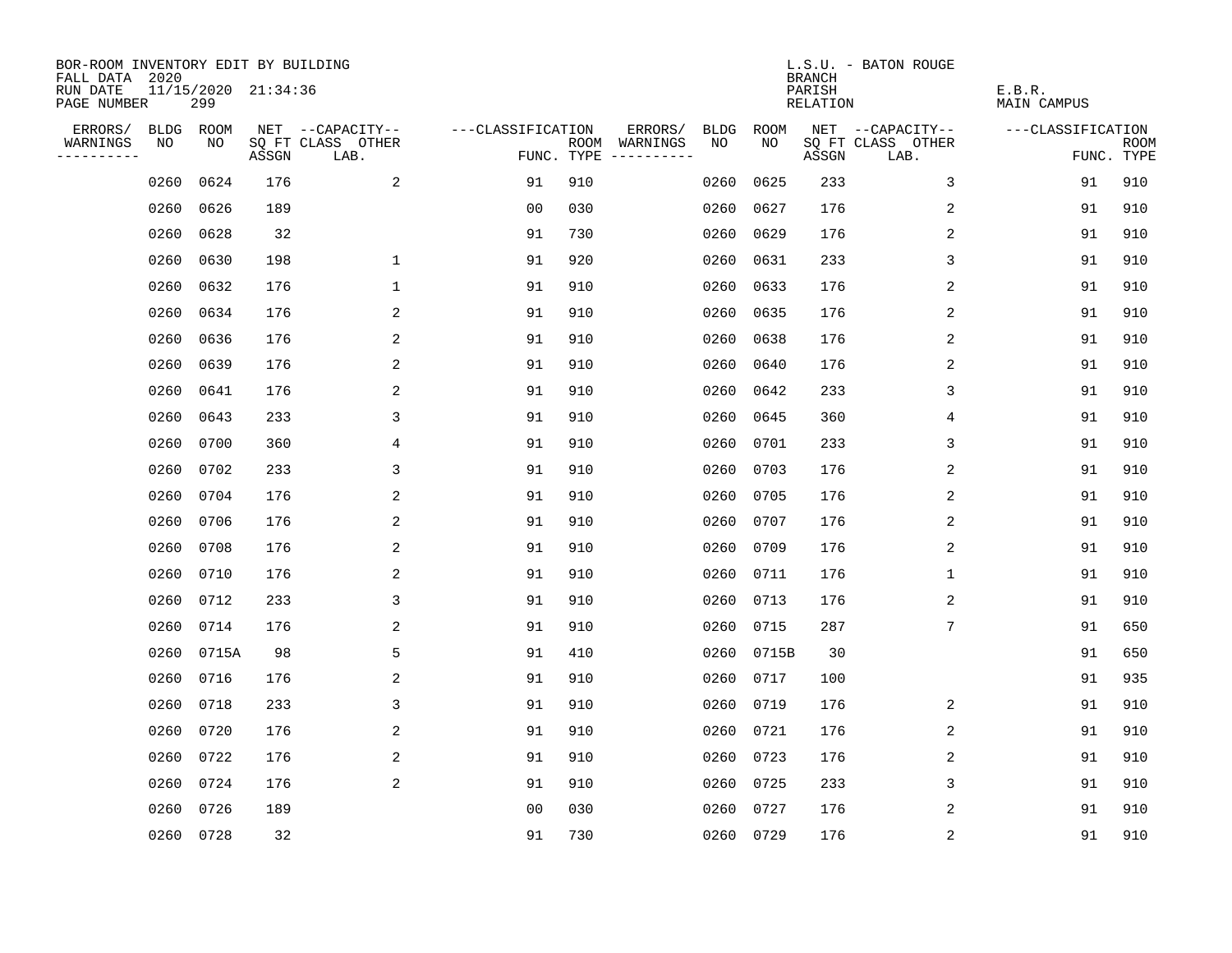BOR-ROOM INVENTORY EDIT BY BUILDING
FALL DATA 2020
RUN DATE 11/15/2020 21:34:36
PAGE NUMBER 299

L.S.U. - BATON ROUGE
BRANCH
PARISH E.B.R.
RELATION MAIN CAMPUS

| ERRORS/ WARNINGS | BLDG NO | ROOM NO | NET SQ FT ASSGN | CAPACITY CLASS LAB. | CAPACITY OTHER | CLASSIFICATION FUNC. | ROOM TYPE | ERRORS/ WARNINGS | BLDG NO | ROOM NO | NET SQ FT ASSGN | CAPACITY CLASS LAB. | CAPACITY OTHER | CLASSIFICATION FUNC. | ROOM TYPE |
|---|---|---|---|---|---|---|---|---|---|---|---|---|---|---|---|
| | 0260 | 0624 | 176 | | 2 | 91 | 910 | | 0260 | 0625 | 233 | | 3 | 91 | 910 |
| | 0260 | 0626 | 189 | | | 00 | 030 | | 0260 | 0627 | 176 | | 2 | 91 | 910 |
| | 0260 | 0628 | 32 | | | 91 | 730 | | 0260 | 0629 | 176 | | 2 | 91 | 910 |
| | 0260 | 0630 | 198 | | 1 | 91 | 920 | | 0260 | 0631 | 233 | | 3 | 91 | 910 |
| | 0260 | 0632 | 176 | | 1 | 91 | 910 | | 0260 | 0633 | 176 | | 2 | 91 | 910 |
| | 0260 | 0634 | 176 | | 2 | 91 | 910 | | 0260 | 0635 | 176 | | 2 | 91 | 910 |
| | 0260 | 0636 | 176 | | 2 | 91 | 910 | | 0260 | 0638 | 176 | | 2 | 91 | 910 |
| | 0260 | 0639 | 176 | | 2 | 91 | 910 | | 0260 | 0640 | 176 | | 2 | 91 | 910 |
| | 0260 | 0641 | 176 | | 2 | 91 | 910 | | 0260 | 0642 | 233 | | 3 | 91 | 910 |
| | 0260 | 0643 | 233 | | 3 | 91 | 910 | | 0260 | 0645 | 360 | | 4 | 91 | 910 |
| | 0260 | 0700 | 360 | | 4 | 91 | 910 | | 0260 | 0701 | 233 | | 3 | 91 | 910 |
| | 0260 | 0702 | 233 | | 3 | 91 | 910 | | 0260 | 0703 | 176 | | 2 | 91 | 910 |
| | 0260 | 0704 | 176 | | 2 | 91 | 910 | | 0260 | 0705 | 176 | | 2 | 91 | 910 |
| | 0260 | 0706 | 176 | | 2 | 91 | 910 | | 0260 | 0707 | 176 | | 2 | 91 | 910 |
| | 0260 | 0708 | 176 | | 2 | 91 | 910 | | 0260 | 0709 | 176 | | 2 | 91 | 910 |
| | 0260 | 0710 | 176 | | 2 | 91 | 910 | | 0260 | 0711 | 176 | | 1 | 91 | 910 |
| | 0260 | 0712 | 233 | | 3 | 91 | 910 | | 0260 | 0713 | 176 | | 2 | 91 | 910 |
| | 0260 | 0714 | 176 | | 2 | 91 | 910 | | 0260 | 0715 | 287 | | 7 | 91 | 650 |
| | 0260 | 0715A | 98 | | 5 | 91 | 410 | | 0260 | 0715B | 30 | | | 91 | 650 |
| | 0260 | 0716 | 176 | | 2 | 91 | 910 | | 0260 | 0717 | 100 | | | 91 | 935 |
| | 0260 | 0718 | 233 | | 3 | 91 | 910 | | 0260 | 0719 | 176 | | 2 | 91 | 910 |
| | 0260 | 0720 | 176 | | 2 | 91 | 910 | | 0260 | 0721 | 176 | | 2 | 91 | 910 |
| | 0260 | 0722 | 176 | | 2 | 91 | 910 | | 0260 | 0723 | 176 | | 2 | 91 | 910 |
| | 0260 | 0724 | 176 | | 2 | 91 | 910 | | 0260 | 0725 | 233 | | 3 | 91 | 910 |
| | 0260 | 0726 | 189 | | | 00 | 030 | | 0260 | 0727 | 176 | | 2 | 91 | 910 |
| | 0260 | 0728 | 32 | | | 91 | 730 | | 0260 | 0729 | 176 | | 2 | 91 | 910 |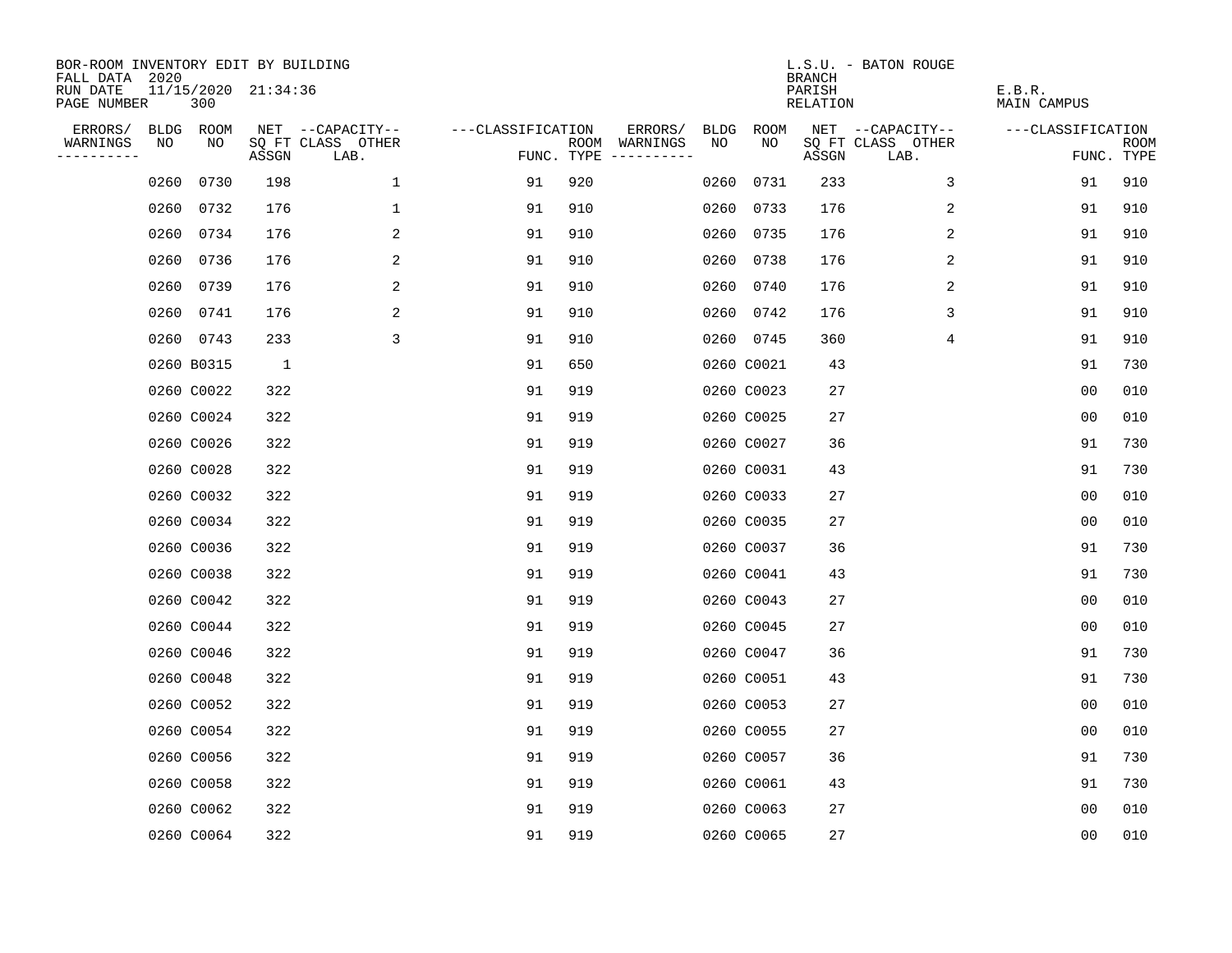BOR-ROOM INVENTORY EDIT BY BUILDING
FALL DATA 2020
RUN DATE 11/15/2020 21:34:36
PAGE NUMBER 300

L.S.U. - BATON ROUGE
BRANCH
PARISH E.B.R.
RELATION MAIN CAMPUS

| ERRORS/ WARNINGS | BLDG NO | ROOM NO | NET SQ FT ASSGN | CAPACITY CLASS | CAPACITY OTHER LAB. | CLASSIFICATION FUNC. | ROOM TYPE | ERRORS/ WARNINGS | BLDG NO | ROOM NO | NET SQ FT ASSGN | CAPACITY CLASS | CAPACITY OTHER LAB. | CLASSIFICATION FUNC. | ROOM TYPE |
|---|---|---|---|---|---|---|---|---|---|---|---|---|---|---|---|
| | 0260 | 0730 | 198 | | 1 | 91 | 920 | | 0260 | 0731 | 233 | | 3 | 91 | 910 |
| | 0260 | 0732 | 176 | | 1 | 91 | 910 | | 0260 | 0733 | 176 | | 2 | 91 | 910 |
| | 0260 | 0734 | 176 | | 2 | 91 | 910 | | 0260 | 0735 | 176 | | 2 | 91 | 910 |
| | 0260 | 0736 | 176 | | 2 | 91 | 910 | | 0260 | 0738 | 176 | | 2 | 91 | 910 |
| | 0260 | 0739 | 176 | | 2 | 91 | 910 | | 0260 | 0740 | 176 | | 2 | 91 | 910 |
| | 0260 | 0741 | 176 | | 2 | 91 | 910 | | 0260 | 0742 | 176 | | 3 | 91 | 910 |
| | 0260 | 0743 | 233 | | 3 | 91 | 910 | | 0260 | 0745 | 360 | | 4 | 91 | 910 |
| | 0260 | B0315 | 1 | | | 91 | 650 | | 0260 | C0021 | 43 | | | 91 | 730 |
| | 0260 | C0022 | 322 | | | 91 | 919 | | 0260 | C0023 | 27 | | | 00 | 010 |
| | 0260 | C0024 | 322 | | | 91 | 919 | | 0260 | C0025 | 27 | | | 00 | 010 |
| | 0260 | C0026 | 322 | | | 91 | 919 | | 0260 | C0027 | 36 | | | 91 | 730 |
| | 0260 | C0028 | 322 | | | 91 | 919 | | 0260 | C0031 | 43 | | | 91 | 730 |
| | 0260 | C0032 | 322 | | | 91 | 919 | | 0260 | C0033 | 27 | | | 00 | 010 |
| | 0260 | C0034 | 322 | | | 91 | 919 | | 0260 | C0035 | 27 | | | 00 | 010 |
| | 0260 | C0036 | 322 | | | 91 | 919 | | 0260 | C0037 | 36 | | | 91 | 730 |
| | 0260 | C0038 | 322 | | | 91 | 919 | | 0260 | C0041 | 43 | | | 91 | 730 |
| | 0260 | C0042 | 322 | | | 91 | 919 | | 0260 | C0043 | 27 | | | 00 | 010 |
| | 0260 | C0044 | 322 | | | 91 | 919 | | 0260 | C0045 | 27 | | | 00 | 010 |
| | 0260 | C0046 | 322 | | | 91 | 919 | | 0260 | C0047 | 36 | | | 91 | 730 |
| | 0260 | C0048 | 322 | | | 91 | 919 | | 0260 | C0051 | 43 | | | 91 | 730 |
| | 0260 | C0052 | 322 | | | 91 | 919 | | 0260 | C0053 | 27 | | | 00 | 010 |
| | 0260 | C0054 | 322 | | | 91 | 919 | | 0260 | C0055 | 27 | | | 00 | 010 |
| | 0260 | C0056 | 322 | | | 91 | 919 | | 0260 | C0057 | 36 | | | 91 | 730 |
| | 0260 | C0058 | 322 | | | 91 | 919 | | 0260 | C0061 | 43 | | | 91 | 730 |
| | 0260 | C0062 | 322 | | | 91 | 919 | | 0260 | C0063 | 27 | | | 00 | 010 |
| | 0260 | C0064 | 322 | | | 91 | 919 | | 0260 | C0065 | 27 | | | 00 | 010 |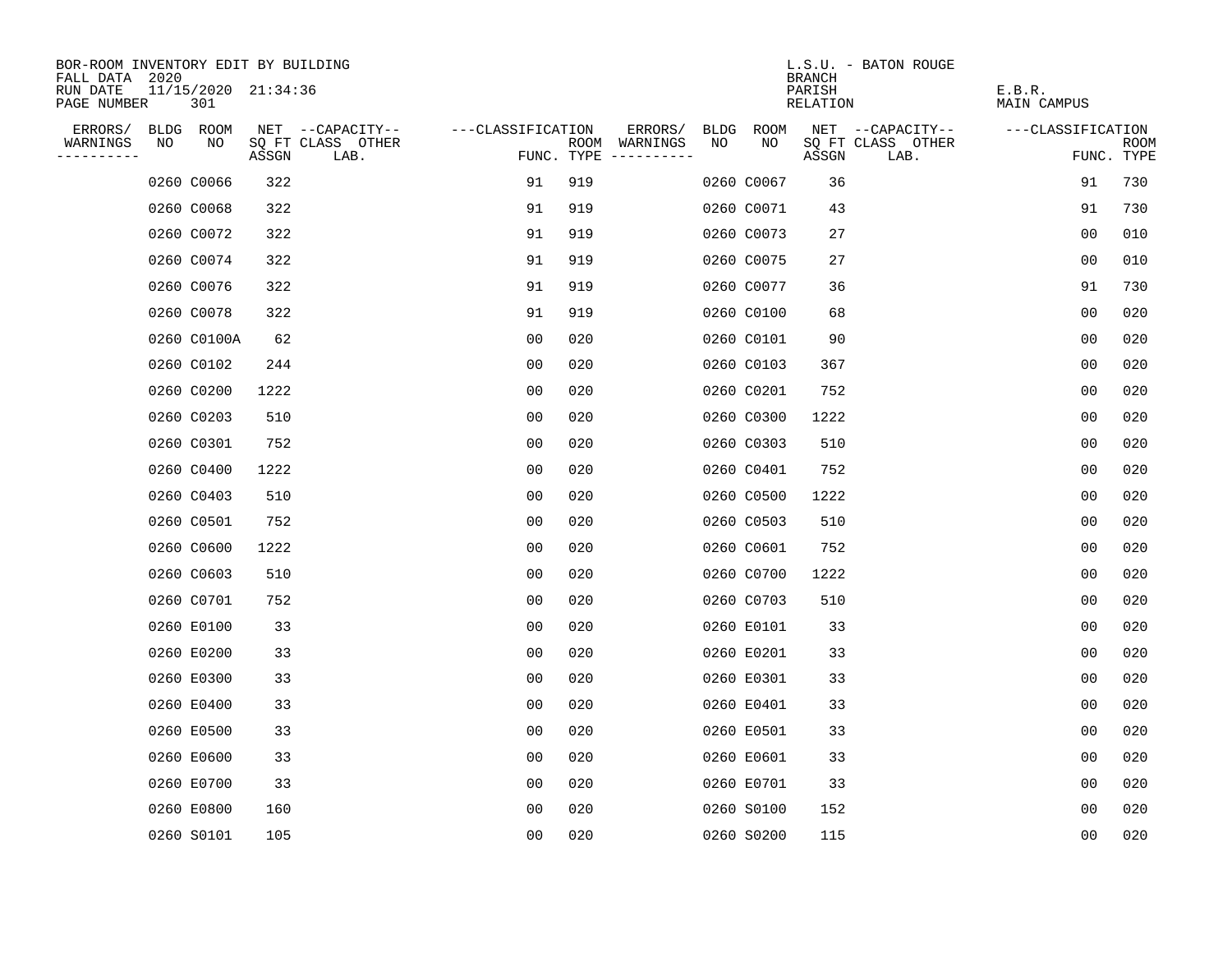BOR-ROOM INVENTORY EDIT BY BUILDING
FALL DATA 2020
RUN DATE 11/15/2020 21:34:36
PAGE NUMBER 301

L.S.U. - BATON ROUGE
BRANCH
PARISH E.B.R.
RELATION MAIN CAMPUS

| ERRORS/ WARNINGS | BLDG NO | ROOM NO | NET SQ FT ASSGN | CAPACITY CLASS LAB. | CAPACITY OTHER | CLASSIFICATION FUNC. | ROOM TYPE | ERRORS/ WARNINGS | BLDG NO | ROOM NO | NET SQ FT ASSGN | CAPACITY CLASS LAB. | CAPACITY OTHER | CLASSIFICATION FUNC. | ROOM TYPE |
|---|---|---|---|---|---|---|---|---|---|---|---|---|---|---|---|
| | 0260 | C0066 | 322 | | | 91 | 919 | | 0260 | C0067 | 36 | | | 91 | 730 |
| | 0260 | C0068 | 322 | | | 91 | 919 | | 0260 | C0071 | 43 | | | 91 | 730 |
| | 0260 | C0072 | 322 | | | 91 | 919 | | 0260 | C0073 | 27 | | | 00 | 010 |
| | 0260 | C0074 | 322 | | | 91 | 919 | | 0260 | C0075 | 27 | | | 00 | 010 |
| | 0260 | C0076 | 322 | | | 91 | 919 | | 0260 | C0077 | 36 | | | 91 | 730 |
| | 0260 | C0078 | 322 | | | 91 | 919 | | 0260 | C0100 | 68 | | | 00 | 020 |
| | 0260 | C0100A | 62 | | | 00 | 020 | | 0260 | C0101 | 90 | | | 00 | 020 |
| | 0260 | C0102 | 244 | | | 00 | 020 | | 0260 | C0103 | 367 | | | 00 | 020 |
| | 0260 | C0200 | 1222 | | | 00 | 020 | | 0260 | C0201 | 752 | | | 00 | 020 |
| | 0260 | C0203 | 510 | | | 00 | 020 | | 0260 | C0300 | 1222 | | | 00 | 020 |
| | 0260 | C0301 | 752 | | | 00 | 020 | | 0260 | C0303 | 510 | | | 00 | 020 |
| | 0260 | C0400 | 1222 | | | 00 | 020 | | 0260 | C0401 | 752 | | | 00 | 020 |
| | 0260 | C0403 | 510 | | | 00 | 020 | | 0260 | C0500 | 1222 | | | 00 | 020 |
| | 0260 | C0501 | 752 | | | 00 | 020 | | 0260 | C0503 | 510 | | | 00 | 020 |
| | 0260 | C0600 | 1222 | | | 00 | 020 | | 0260 | C0601 | 752 | | | 00 | 020 |
| | 0260 | C0603 | 510 | | | 00 | 020 | | 0260 | C0700 | 1222 | | | 00 | 020 |
| | 0260 | C0701 | 752 | | | 00 | 020 | | 0260 | C0703 | 510 | | | 00 | 020 |
| | 0260 | E0100 | 33 | | | 00 | 020 | | 0260 | E0101 | 33 | | | 00 | 020 |
| | 0260 | E0200 | 33 | | | 00 | 020 | | 0260 | E0201 | 33 | | | 00 | 020 |
| | 0260 | E0300 | 33 | | | 00 | 020 | | 0260 | E0301 | 33 | | | 00 | 020 |
| | 0260 | E0400 | 33 | | | 00 | 020 | | 0260 | E0401 | 33 | | | 00 | 020 |
| | 0260 | E0500 | 33 | | | 00 | 020 | | 0260 | E0501 | 33 | | | 00 | 020 |
| | 0260 | E0600 | 33 | | | 00 | 020 | | 0260 | E0601 | 33 | | | 00 | 020 |
| | 0260 | E0700 | 33 | | | 00 | 020 | | 0260 | E0701 | 33 | | | 00 | 020 |
| | 0260 | E0800 | 160 | | | 00 | 020 | | 0260 | S0100 | 152 | | | 00 | 020 |
| | 0260 | S0101 | 105 | | | 00 | 020 | | 0260 | S0200 | 115 | | | 00 | 020 |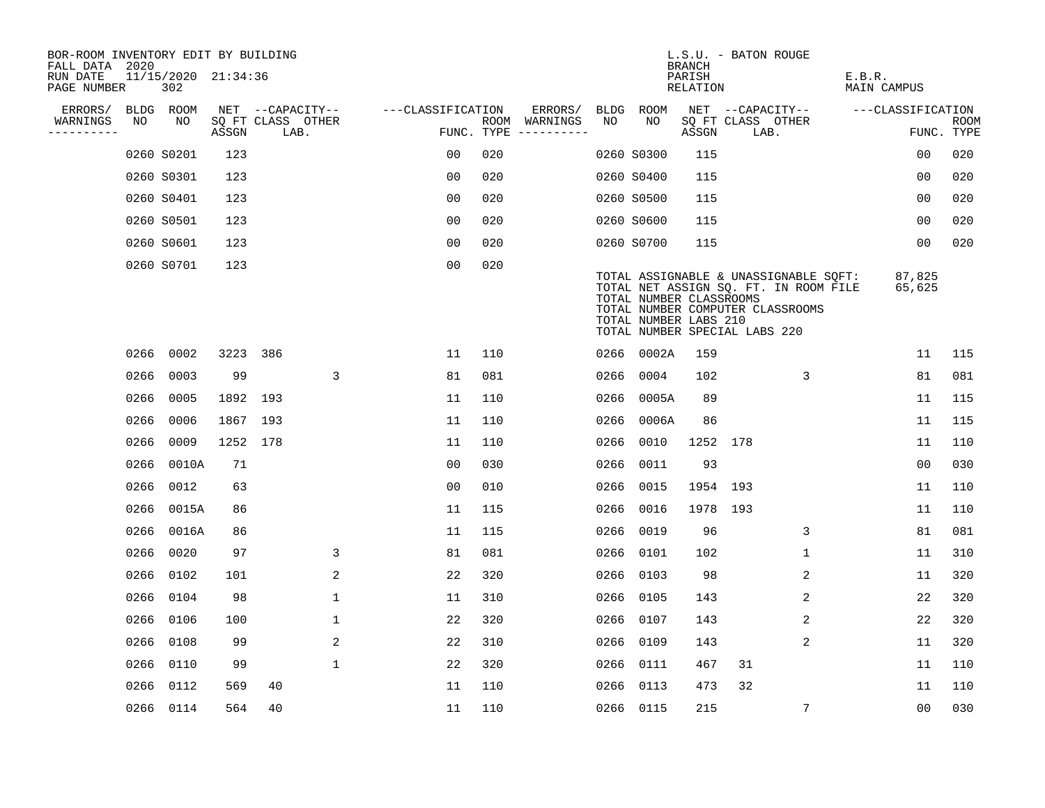BOR-ROOM INVENTORY EDIT BY BUILDING
FALL DATA 2020
RUN DATE 11/15/2020 21:34:36
PAGE NUMBER 302

L.S.U. - BATON ROUGE
BRANCH
PARISH E.B.R.
RELATION MAIN CAMPUS

| ERRORS/ WARNINGS | BLDG NO | ROOM NO | NET ASSGN SQ FT | CAPACITY CLASS | CAPACITY LAB. | CAPACITY OTHER | CLASSIFICATION FUNC. | ROOM TYPE | ERRORS/ WARNINGS | BLDG NO | ROOM NO | NET ASSGN SQ FT | CAPACITY CLASS | CAPACITY LAB. | CAPACITY OTHER | CLASSIFICATION FUNC. | ROOM TYPE |
|---|---|---|---|---|---|---|---|---|---|---|---|---|---|---|---|---|---|
| | 0260 | S0201 | 123 | | | | 00 | 020 | | 0260 | S0300 | 115 | | | | 00 | 020 |
| | 0260 | S0301 | 123 | | | | 00 | 020 | | 0260 | S0400 | 115 | | | | 00 | 020 |
| | 0260 | S0401 | 123 | | | | 00 | 020 | | 0260 | S0500 | 115 | | | | 00 | 020 |
| | 0260 | S0501 | 123 | | | | 00 | 020 | | 0260 | S0600 | 115 | | | | 00 | 020 |
| | 0260 | S0601 | 123 | | | | 00 | 020 | | 0260 | S0700 | 115 | | | | 00 | 020 |
| | 0260 | S0701 | 123 | | | | 00 | 020 | | | | | | | | | |

TOTAL ASSIGNABLE & UNASSIGNABLE SQFT: 87,825
TOTAL NET ASSIGN SQ. FT. IN ROOM FILE 65,625
TOTAL NUMBER CLASSROOMS
TOTAL NUMBER COMPUTER CLASSROOMS
TOTAL NUMBER LABS 210
TOTAL NUMBER SPECIAL LABS 220

| ERRORS/ WARNINGS | BLDG NO | ROOM NO | NET ASSGN SQ FT | CAPACITY CLASS | CAPACITY LAB. | CAPACITY OTHER | CLASSIFICATION FUNC. | ROOM TYPE | ERRORS/ WARNINGS | BLDG NO | ROOM NO | NET ASSGN SQ FT | CAPACITY CLASS | CAPACITY LAB. | CAPACITY OTHER | CLASSIFICATION FUNC. | ROOM TYPE |
|---|---|---|---|---|---|---|---|---|---|---|---|---|---|---|---|---|---|
| | 0266 | 0002 | 3223 | 386 | | | 11 | 110 | | 0266 | 0002A | 159 | | | | 11 | 115 |
| | 0266 | 0003 | 99 | | | 3 | 81 | 081 | | 0266 | 0004 | 102 | | | 3 | 81 | 081 |
| | 0266 | 0005 | 1892 | 193 | | | 11 | 110 | | 0266 | 0005A | 89 | | | | 11 | 115 |
| | 0266 | 0006 | 1867 | 193 | | | 11 | 110 | | 0266 | 0006A | 86 | | | | 11 | 115 |
| | 0266 | 0009 | 1252 | 178 | | | 11 | 110 | | 0266 | 0010 | 1252 | 178 | | | 11 | 110 |
| | 0266 | 0010A | 71 | | | | 00 | 030 | | 0266 | 0011 | 93 | | | | 00 | 030 |
| | 0266 | 0012 | 63 | | | | 00 | 010 | | 0266 | 0015 | 1954 | 193 | | | 11 | 110 |
| | 0266 | 0015A | 86 | | | | 11 | 115 | | 0266 | 0016 | 1978 | 193 | | | 11 | 110 |
| | 0266 | 0016A | 86 | | | | 11 | 115 | | 0266 | 0019 | 96 | | | 3 | 81 | 081 |
| | 0266 | 0020 | 97 | | | 3 | 81 | 081 | | 0266 | 0101 | 102 | | | 1 | 11 | 310 |
| | 0266 | 0102 | 101 | | | 2 | 22 | 320 | | 0266 | 0103 | 98 | | | 2 | 11 | 320 |
| | 0266 | 0104 | 98 | | | 1 | 11 | 310 | | 0266 | 0105 | 143 | | | 2 | 22 | 320 |
| | 0266 | 0106 | 100 | | | 1 | 22 | 320 | | 0266 | 0107 | 143 | | | 2 | 22 | 320 |
| | 0266 | 0108 | 99 | | | 2 | 22 | 310 | | 0266 | 0109 | 143 | | | 2 | 11 | 320 |
| | 0266 | 0110 | 99 | | | 1 | 22 | 320 | | 0266 | 0111 | 467 | 31 | | | 11 | 110 |
| | 0266 | 0112 | 569 | 40 | | | 11 | 110 | | 0266 | 0113 | 473 | 32 | | | 11 | 110 |
| | 0266 | 0114 | 564 | 40 | | | 11 | 110 | | 0266 | 0115 | 215 | | | 7 | 00 | 030 |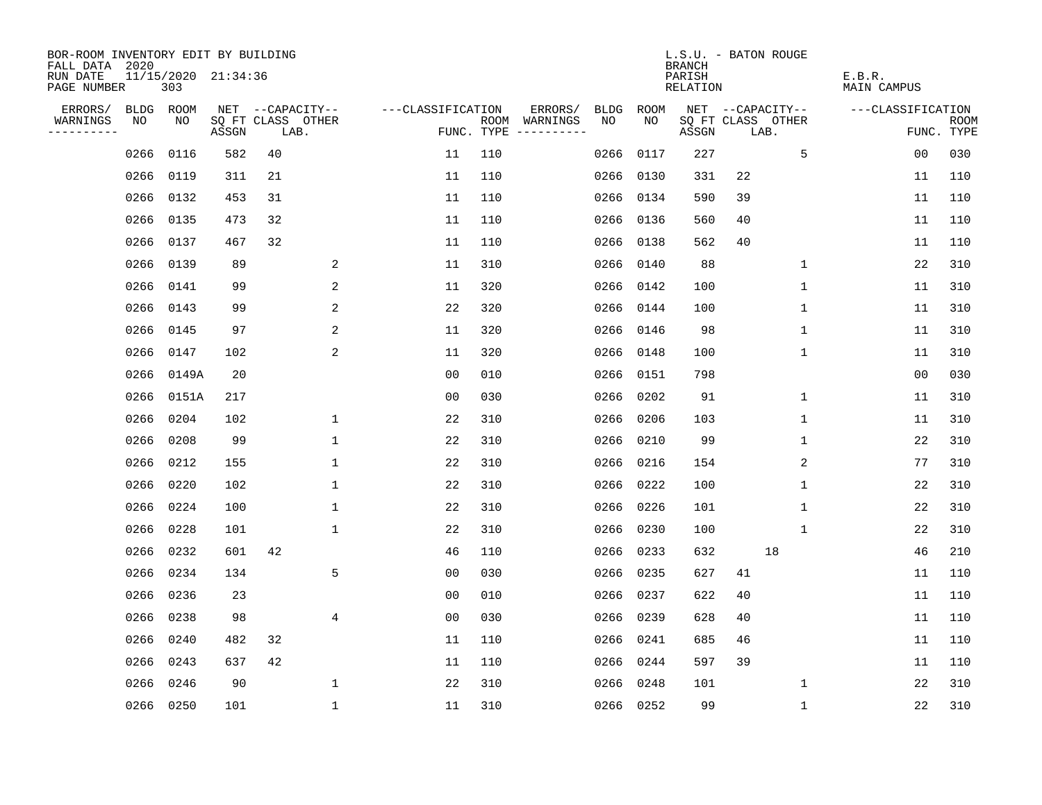BOR-ROOM INVENTORY EDIT BY BUILDING
FALL DATA 2020
RUN DATE 11/15/2020 21:34:36
PAGE NUMBER 303

L.S.U. - BATON ROUGE
BRANCH
PARISH E.B.R.
RELATION MAIN CAMPUS

| ERRORS/ WARNINGS | BLDG NO | ROOM NO | NET SQ FT ASSGN | CAPACITY CLASS | LAB. | OTHER | FUNC. | ROOM TYPE | ERRORS/ WARNINGS | BLDG NO | ROOM NO | NET SQ FT ASSGN | CAPACITY CLASS | LAB. | OTHER | FUNC. | ROOM TYPE |
|---|---|---|---|---|---|---|---|---|---|---|---|---|---|---|---|---|---|
| | 0266 | 0116 | 582 | 40 | | | 11 | 110 | | 0266 | 0117 | 227 | | | 5 | 00 | 030 |
| | 0266 | 0119 | 311 | 21 | | | 11 | 110 | | 0266 | 0130 | 331 | 22 | | | 11 | 110 |
| | 0266 | 0132 | 453 | 31 | | | 11 | 110 | | 0266 | 0134 | 590 | 39 | | | 11 | 110 |
| | 0266 | 0135 | 473 | 32 | | | 11 | 110 | | 0266 | 0136 | 560 | 40 | | | 11 | 110 |
| | 0266 | 0137 | 467 | 32 | | | 11 | 110 | | 0266 | 0138 | 562 | 40 | | | 11 | 110 |
| | 0266 | 0139 | 89 | | | 2 | 11 | 310 | | 0266 | 0140 | 88 | | | 1 | 22 | 310 |
| | 0266 | 0141 | 99 | | | 2 | 11 | 320 | | 0266 | 0142 | 100 | | | 1 | 11 | 310 |
| | 0266 | 0143 | 99 | | | 2 | 22 | 320 | | 0266 | 0144 | 100 | | | 1 | 11 | 310 |
| | 0266 | 0145 | 97 | | | 2 | 11 | 320 | | 0266 | 0146 | 98 | | | 1 | 11 | 310 |
| | 0266 | 0147 | 102 | | | 2 | 11 | 320 | | 0266 | 0148 | 100 | | | 1 | 11 | 310 |
| | 0266 | 0149A | 20 | | | | 00 | 010 | | 0266 | 0151 | 798 | | | | 00 | 030 |
| | 0266 | 0151A | 217 | | | | 00 | 030 | | 0266 | 0202 | 91 | | | 1 | 11 | 310 |
| | 0266 | 0204 | 102 | | | 1 | 22 | 310 | | 0266 | 0206 | 103 | | | 1 | 11 | 310 |
| | 0266 | 0208 | 99 | | | 1 | 22 | 310 | | 0266 | 0210 | 99 | | | 1 | 22 | 310 |
| | 0266 | 0212 | 155 | | | 1 | 22 | 310 | | 0266 | 0216 | 154 | | | 2 | 77 | 310 |
| | 0266 | 0220 | 102 | | | 1 | 22 | 310 | | 0266 | 0222 | 100 | | | 1 | 22 | 310 |
| | 0266 | 0224 | 100 | | | 1 | 22 | 310 | | 0266 | 0226 | 101 | | | 1 | 22 | 310 |
| | 0266 | 0228 | 101 | | | 1 | 22 | 310 | | 0266 | 0230 | 100 | | | 1 | 22 | 310 |
| | 0266 | 0232 | 601 | 42 | | | 46 | 110 | | 0266 | 0233 | 632 | | 18 | | 46 | 210 |
| | 0266 | 0234 | 134 | | | 5 | 00 | 030 | | 0266 | 0235 | 627 | 41 | | | 11 | 110 |
| | 0266 | 0236 | 23 | | | | 00 | 010 | | 0266 | 0237 | 622 | 40 | | | 11 | 110 |
| | 0266 | 0238 | 98 | | | 4 | 00 | 030 | | 0266 | 0239 | 628 | 40 | | | 11 | 110 |
| | 0266 | 0240 | 482 | 32 | | | 11 | 110 | | 0266 | 0241 | 685 | 46 | | | 11 | 110 |
| | 0266 | 0243 | 637 | 42 | | | 11 | 110 | | 0266 | 0244 | 597 | 39 | | | 11 | 110 |
| | 0266 | 0246 | 90 | | | 1 | 22 | 310 | | 0266 | 0248 | 101 | | | 1 | 22 | 310 |
| | 0266 | 0250 | 101 | | | 1 | 11 | 310 | | 0266 | 0252 | 99 | | | 1 | 22 | 310 |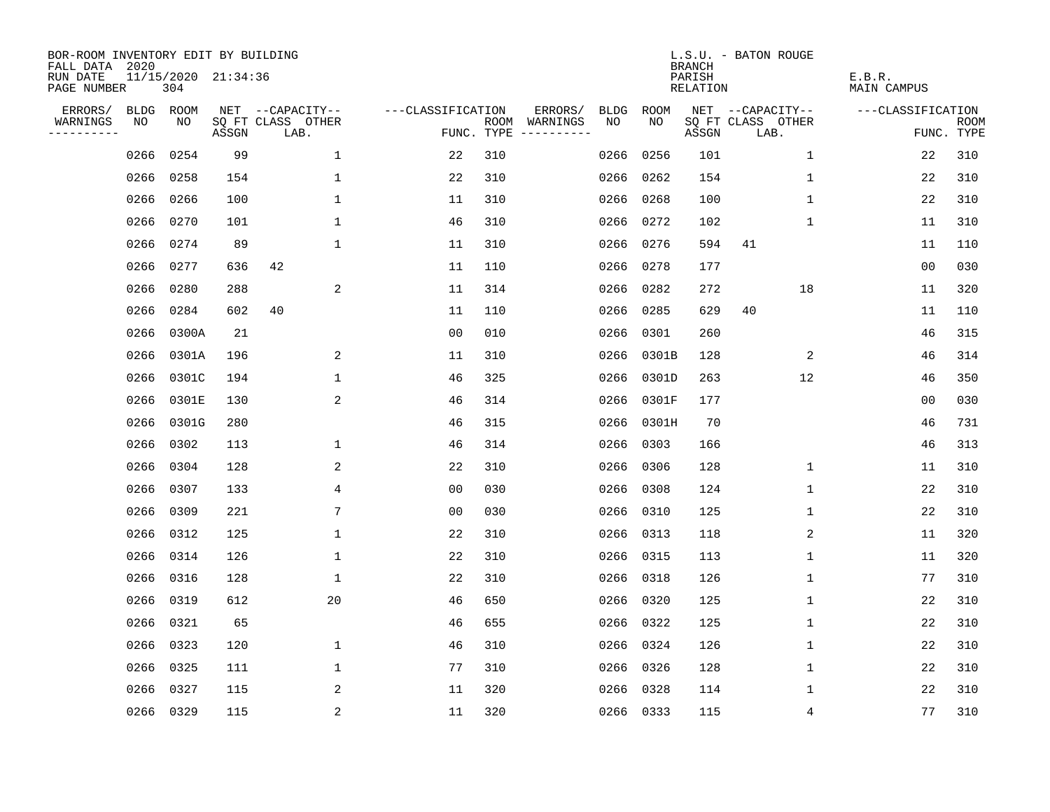BOR-ROOM INVENTORY EDIT BY BUILDING
FALL DATA 2020
RUN DATE 11/15/2020 21:34:36
PAGE NUMBER 304

L.S.U. - BATON ROUGE
BRANCH
PARISH E.B.R.
RELATION MAIN CAMPUS

| ERRORS/ WARNINGS | BLDG NO | ROOM NO | NET SQ FT ASSGN | CAPACITY CLASS LAB. | CAPACITY OTHER | CLASSIFICATION FUNC. | ROOM TYPE | ERRORS/ WARNINGS | BLDG NO | ROOM NO | NET SQ FT ASSGN | CAPACITY CLASS LAB. | CAPACITY OTHER | CLASSIFICATION FUNC. | ROOM TYPE |
|---|---|---|---|---|---|---|---|---|---|---|---|---|---|---|---|
| | 0266 | 0254 | 99 | | 1 | 22 | 310 | | 0266 | 0256 | 101 | | 1 | 22 | 310 |
| | 0266 | 0258 | 154 | | 1 | 22 | 310 | | 0266 | 0262 | 154 | | 1 | 22 | 310 |
| | 0266 | 0266 | 100 | | 1 | 11 | 310 | | 0266 | 0268 | 100 | | 1 | 22 | 310 |
| | 0266 | 0270 | 101 | | 1 | 46 | 310 | | 0266 | 0272 | 102 | | 1 | 11 | 310 |
| | 0266 | 0274 | 89 | | 1 | 11 | 310 | | 0266 | 0276 | 594 | 41 | | 11 | 110 |
| | 0266 | 0277 | 636 | 42 | | 11 | 110 | | 0266 | 0278 | 177 | | | 00 | 030 |
| | 0266 | 0280 | 288 | | 2 | 11 | 314 | | 0266 | 0282 | 272 | | 18 | 11 | 320 |
| | 0266 | 0284 | 602 | 40 | | 11 | 110 | | 0266 | 0285 | 629 | 40 | | 11 | 110 |
| | 0266 | 0300A | 21 | | | 00 | 010 | | 0266 | 0301 | 260 | | | 46 | 315 |
| | 0266 | 0301A | 196 | | 2 | 11 | 310 | | 0266 | 0301B | 128 | | 2 | 46 | 314 |
| | 0266 | 0301C | 194 | | 1 | 46 | 325 | | 0266 | 0301D | 263 | | 12 | 46 | 350 |
| | 0266 | 0301E | 130 | | 2 | 46 | 314 | | 0266 | 0301F | 177 | | | 00 | 030 |
| | 0266 | 0301G | 280 | | | 46 | 315 | | 0266 | 0301H | 70 | | | 46 | 731 |
| | 0266 | 0302 | 113 | | 1 | 46 | 314 | | 0266 | 0303 | 166 | | | 46 | 313 |
| | 0266 | 0304 | 128 | | 2 | 22 | 310 | | 0266 | 0306 | 128 | | 1 | 11 | 310 |
| | 0266 | 0307 | 133 | | 4 | 00 | 030 | | 0266 | 0308 | 124 | | 1 | 22 | 310 |
| | 0266 | 0309 | 221 | | 7 | 00 | 030 | | 0266 | 0310 | 125 | | 1 | 22 | 310 |
| | 0266 | 0312 | 125 | | 1 | 22 | 310 | | 0266 | 0313 | 118 | | 2 | 11 | 320 |
| | 0266 | 0314 | 126 | | 1 | 22 | 310 | | 0266 | 0315 | 113 | | 1 | 11 | 320 |
| | 0266 | 0316 | 128 | | 1 | 22 | 310 | | 0266 | 0318 | 126 | | 1 | 77 | 310 |
| | 0266 | 0319 | 612 | | 20 | 46 | 650 | | 0266 | 0320 | 125 | | 1 | 22 | 310 |
| | 0266 | 0321 | 65 | | | 46 | 655 | | 0266 | 0322 | 125 | | 1 | 22 | 310 |
| | 0266 | 0323 | 120 | | 1 | 46 | 310 | | 0266 | 0324 | 126 | | 1 | 22 | 310 |
| | 0266 | 0325 | 111 | | 1 | 77 | 310 | | 0266 | 0326 | 128 | | 1 | 22 | 310 |
| | 0266 | 0327 | 115 | | 2 | 11 | 320 | | 0266 | 0328 | 114 | | 1 | 22 | 310 |
| | 0266 | 0329 | 115 | | 2 | 11 | 320 | | 0266 | 0333 | 115 | | 4 | 77 | 310 |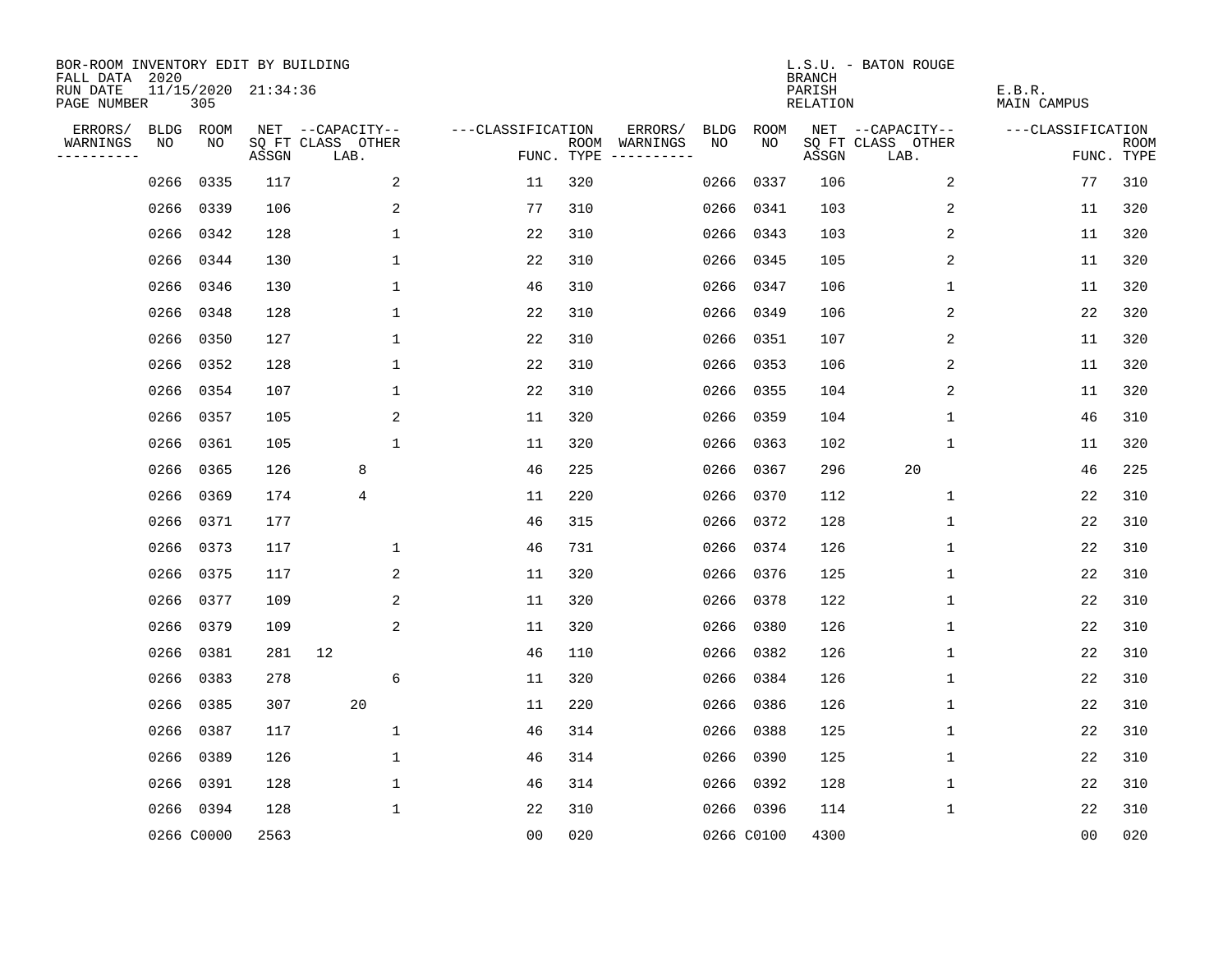BOR-ROOM INVENTORY EDIT BY BUILDING
FALL DATA 2020
RUN DATE 11/15/2020 21:34:36
PAGE NUMBER 305

L.S.U. - BATON ROUGE
BRANCH
PARISH E.B.R.
RELATION MAIN CAMPUS

| ERRORS/ WARNINGS | BLDG NO | ROOM NO | NET SQ FT ASSGN | CAPACITY CLASS LAB. | CAPACITY OTHER | CLASSIFICATION FUNC. | ROOM TYPE | ERRORS/ WARNINGS | BLDG NO | ROOM NO | NET SQ FT ASSGN | CAPACITY CLASS LAB. | CAPACITY OTHER | CLASSIFICATION FUNC. | ROOM TYPE |
|---|---|---|---|---|---|---|---|---|---|---|---|---|---|---|---|
| | 0266 | 0335 | 117 | | 2 | 11 | 320 | | 0266 | 0337 | 106 | | 2 | 77 | 310 |
| | 0266 | 0339 | 106 | | 2 | 77 | 310 | | 0266 | 0341 | 103 | | 2 | 11 | 320 |
| | 0266 | 0342 | 128 | | 1 | 22 | 310 | | 0266 | 0343 | 103 | | 2 | 11 | 320 |
| | 0266 | 0344 | 130 | | 1 | 22 | 310 | | 0266 | 0345 | 105 | | 2 | 11 | 320 |
| | 0266 | 0346 | 130 | | 1 | 46 | 310 | | 0266 | 0347 | 106 | | 1 | 11 | 320 |
| | 0266 | 0348 | 128 | | 1 | 22 | 310 | | 0266 | 0349 | 106 | | 2 | 22 | 320 |
| | 0266 | 0350 | 127 | | 1 | 22 | 310 | | 0266 | 0351 | 107 | | 2 | 11 | 320 |
| | 0266 | 0352 | 128 | | 1 | 22 | 310 | | 0266 | 0353 | 106 | | 2 | 11 | 320 |
| | 0266 | 0354 | 107 | | 1 | 22 | 310 | | 0266 | 0355 | 104 | | 2 | 11 | 320 |
| | 0266 | 0357 | 105 | | 2 | 11 | 320 | | 0266 | 0359 | 104 | | 1 | 46 | 310 |
| | 0266 | 0361 | 105 | | 1 | 11 | 320 | | 0266 | 0363 | 102 | | 1 | 11 | 320 |
| | 0266 | 0365 | 126 | 8 | | 46 | 225 | | 0266 | 0367 | 296 | 20 | | 46 | 225 |
| | 0266 | 0369 | 174 | 4 | | 11 | 220 | | 0266 | 0370 | 112 | | 1 | 22 | 310 |
| | 0266 | 0371 | 177 | | | 46 | 315 | | 0266 | 0372 | 128 | | 1 | 22 | 310 |
| | 0266 | 0373 | 117 | | 1 | 46 | 731 | | 0266 | 0374 | 126 | | 1 | 22 | 310 |
| | 0266 | 0375 | 117 | | 2 | 11 | 320 | | 0266 | 0376 | 125 | | 1 | 22 | 310 |
| | 0266 | 0377 | 109 | | 2 | 11 | 320 | | 0266 | 0378 | 122 | | 1 | 22 | 310 |
| | 0266 | 0379 | 109 | | 2 | 11 | 320 | | 0266 | 0380 | 126 | | 1 | 22 | 310 |
| | 0266 | 0381 | 281 | 12 | | 46 | 110 | | 0266 | 0382 | 126 | | 1 | 22 | 310 |
| | 0266 | 0383 | 278 | | 6 | 11 | 320 | | 0266 | 0384 | 126 | | 1 | 22 | 310 |
| | 0266 | 0385 | 307 | 20 | | 11 | 220 | | 0266 | 0386 | 126 | | 1 | 22 | 310 |
| | 0266 | 0387 | 117 | | 1 | 46 | 314 | | 0266 | 0388 | 125 | | 1 | 22 | 310 |
| | 0266 | 0389 | 126 | | 1 | 46 | 314 | | 0266 | 0390 | 125 | | 1 | 22 | 310 |
| | 0266 | 0391 | 128 | | 1 | 46 | 314 | | 0266 | 0392 | 128 | | 1 | 22 | 310 |
| | 0266 | 0394 | 128 | | 1 | 22 | 310 | | 0266 | 0396 | 114 | | 1 | 22 | 310 |
| | 0266 | C0000 | 2563 | | | 00 | 020 | | 0266 | C0100 | 4300 | | | 00 | 020 |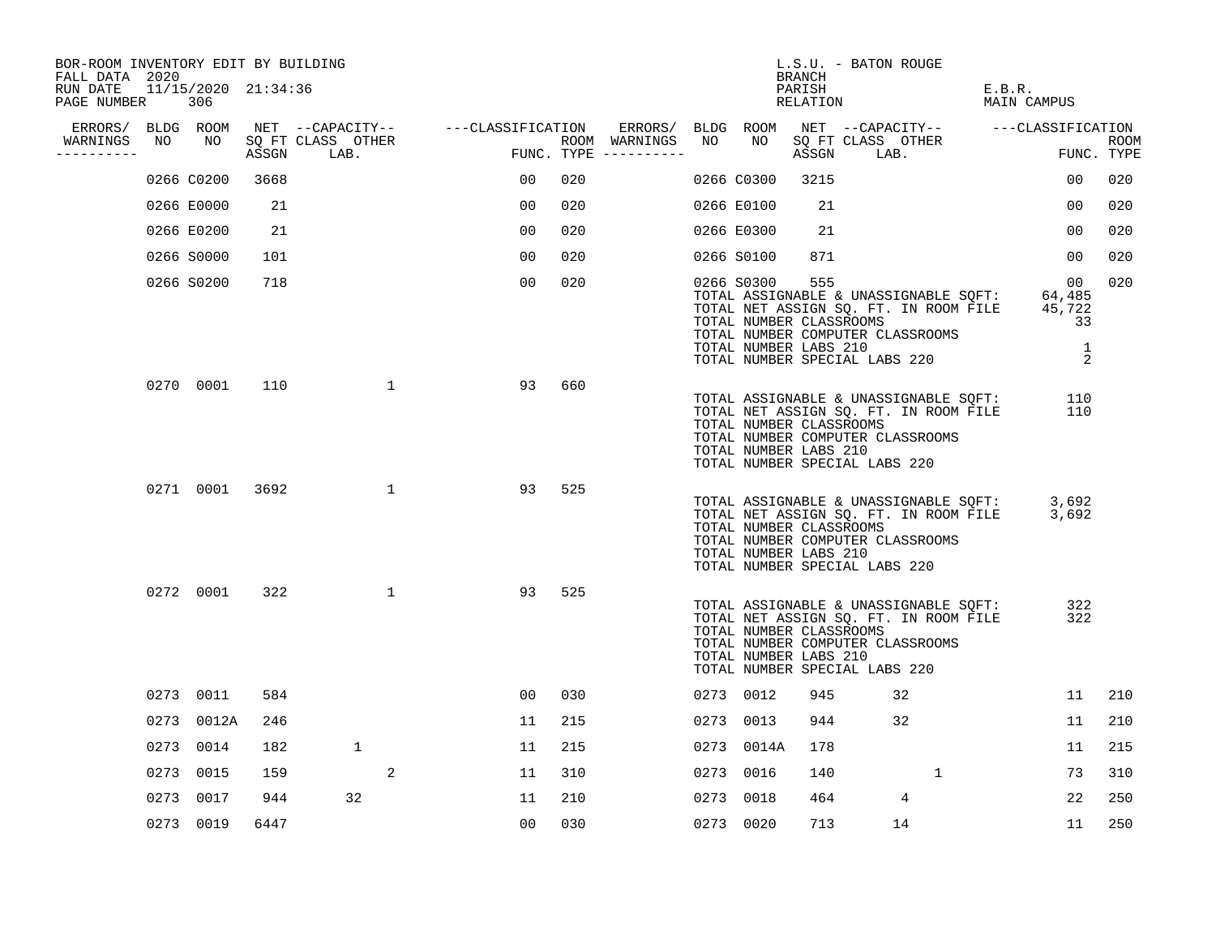BOR-ROOM INVENTORY EDIT BY BUILDING
FALL DATA 2020
RUN DATE 11/15/2020 21:34:36

L.S.U. - BATON ROUGE
BRANCH
PARISH E.B.R.
RELATION MAIN CAMPUS

| ERRORS/ WARNINGS | BLDG NO | ROOM NO | NET SQ FT ASSGN | CAPACITY CLASS LAB. | CAPACITY OTHER | CLASSIFICATION FUNC. | ROOM TYPE | ERRORS/ WARNINGS | BLDG NO | ROOM NO | NET SQ FT ASSGN | CAPACITY CLASS LAB. | CAPACITY OTHER | CLASSIFICATION FUNC. | ROOM TYPE |
|---|---|---|---|---|---|---|---|---|---|---|---|---|---|---|---|
| | 0266 | C0200 | 3668 | | | 00 | 020 | | 0266 | C0300 | 3215 | | | 00 | 020 |
| | 0266 | E0000 | 21 | | | 00 | 020 | | 0266 | E0100 | 21 | | | 00 | 020 |
| | 0266 | E0200 | 21 | | | 00 | 020 | | 0266 | E0300 | 21 | | | 00 | 020 |
| | 0266 | S0000 | 101 | | | 00 | 020 | | 0266 | S0100 | 871 | | | 00 | 020 |
| | 0266 | S0200 | 718 | | | 00 | 020 | | 0266 | S0300 | 555 | | | 00 | 020 |

TOTAL ASSIGNABLE & UNASSIGNABLE SQFT: 64,485
TOTAL NET ASSIGN SQ. FT. IN ROOM FILE 45,722
TOTAL NUMBER CLASSROOMS 33
TOTAL NUMBER COMPUTER CLASSROOMS
TOTAL NUMBER LABS 210 1
TOTAL NUMBER SPECIAL LABS 220 2

| ERRORS/ WARNINGS | BLDG NO | ROOM NO | NET SQ FT ASSGN | CAPACITY CLASS LAB. | CAPACITY OTHER | CLASSIFICATION FUNC. | ROOM TYPE |
|---|---|---|---|---|---|---|---|
| | 0270 | 0001 | 110 | | 1 | 93 | 660 |

TOTAL ASSIGNABLE & UNASSIGNABLE SQFT: 110
TOTAL NET ASSIGN SQ. FT. IN ROOM FILE 110
TOTAL NUMBER CLASSROOMS
TOTAL NUMBER COMPUTER CLASSROOMS
TOTAL NUMBER LABS 210
TOTAL NUMBER SPECIAL LABS 220

| ERRORS/ WARNINGS | BLDG NO | ROOM NO | NET SQ FT ASSGN | CAPACITY CLASS LAB. | CAPACITY OTHER | CLASSIFICATION FUNC. | ROOM TYPE |
|---|---|---|---|---|---|---|---|
| | 0271 | 0001 | 3692 | | 1 | 93 | 525 |

TOTAL ASSIGNABLE & UNASSIGNABLE SQFT: 3,692
TOTAL NET ASSIGN SQ. FT. IN ROOM FILE 3,692
TOTAL NUMBER CLASSROOMS
TOTAL NUMBER COMPUTER CLASSROOMS
TOTAL NUMBER LABS 210
TOTAL NUMBER SPECIAL LABS 220

| ERRORS/ WARNINGS | BLDG NO | ROOM NO | NET SQ FT ASSGN | CAPACITY CLASS LAB. | CAPACITY OTHER | CLASSIFICATION FUNC. | ROOM TYPE |
|---|---|---|---|---|---|---|---|
| | 0272 | 0001 | 322 | | 1 | 93 | 525 |

TOTAL ASSIGNABLE & UNASSIGNABLE SQFT: 322
TOTAL NET ASSIGN SQ. FT. IN ROOM FILE 322
TOTAL NUMBER CLASSROOMS
TOTAL NUMBER COMPUTER CLASSROOMS
TOTAL NUMBER LABS 210
TOTAL NUMBER SPECIAL LABS 220

| ERRORS/ WARNINGS | BLDG NO | ROOM NO | NET SQ FT ASSGN | CAPACITY CLASS LAB. | CAPACITY OTHER | CLASSIFICATION FUNC. | ROOM TYPE | ERRORS/ WARNINGS | BLDG NO | ROOM NO | NET SQ FT ASSGN | CAPACITY CLASS LAB. | CAPACITY OTHER | CLASSIFICATION FUNC. | ROOM TYPE |
|---|---|---|---|---|---|---|---|---|---|---|---|---|---|---|---|
| | 0273 | 0011 | 584 | | | 00 | 030 | | 0273 | 0012 | 945 | 32 | | 11 | 210 |
| | 0273 | 0012A | 246 | | | 11 | 215 | | 0273 | 0013 | 944 | 32 | | 11 | 210 |
| | 0273 | 0014 | 182 | 1 | | 11 | 215 | | 0273 | 0014A | 178 | | | 11 | 215 |
| | 0273 | 0015 | 159 | | 2 | 11 | 310 | | 0273 | 0016 | 140 | | 1 | 73 | 310 |
| | 0273 | 0017 | 944 | 32 | | 11 | 210 | | 0273 | 0018 | 464 | 4 | | 22 | 250 |
| | 0273 | 0019 | 6447 | | | 00 | 030 | | 0273 | 0020 | 713 | 14 | | 11 | 250 |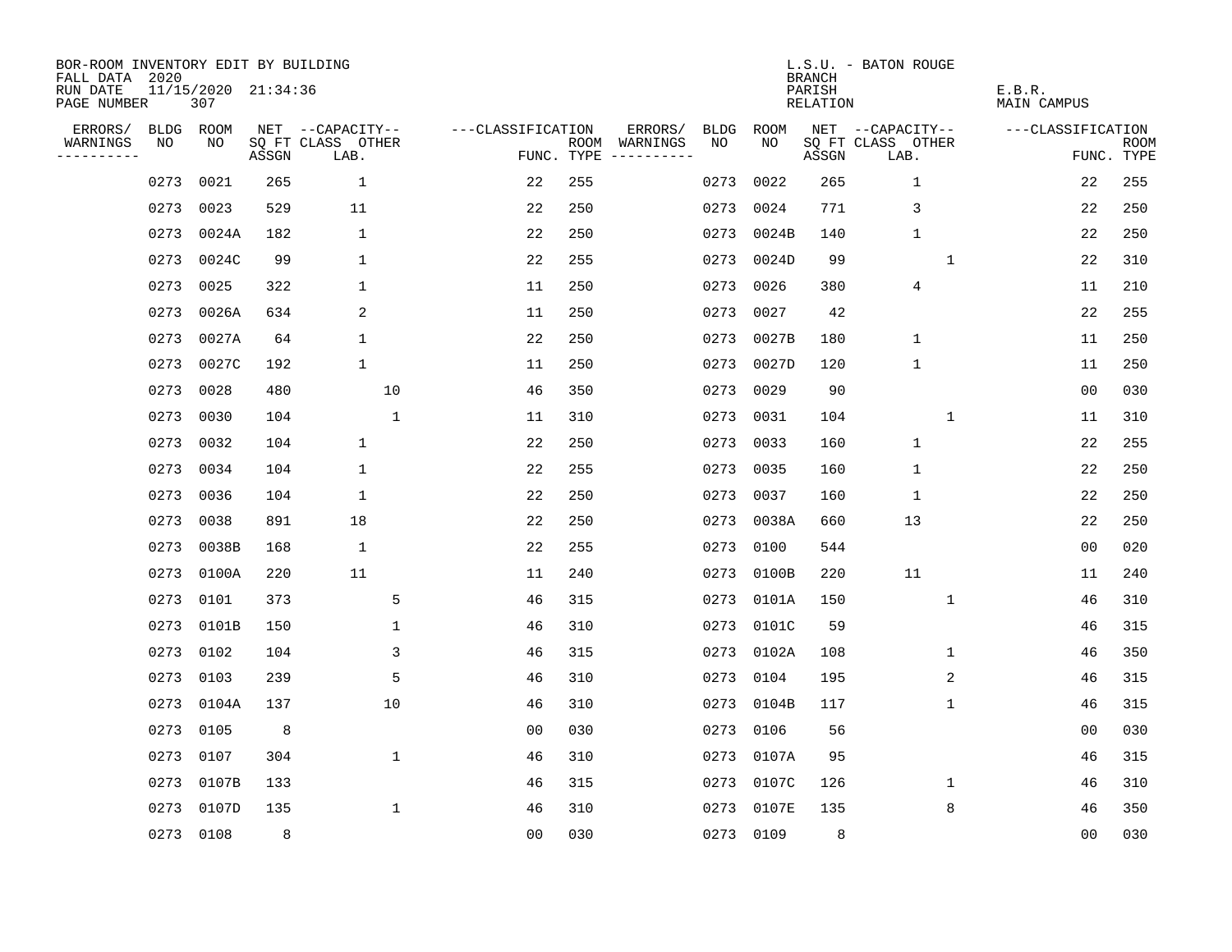BOR-ROOM INVENTORY EDIT BY BUILDING
FALL DATA 2020
RUN DATE 11/15/2020 21:34:36
PAGE NUMBER 307

L.S.U. - BATON ROUGE
BRANCH
PARISH E.B.R.
RELATION MAIN CAMPUS

| ERRORS/ WARNINGS | BLDG NO | ROOM NO | NET SQ FT ASSGN | CAPACITY CLASS LAB. | CAPACITY OTHER | CLASSIFICATION FUNC. | ROOM TYPE | ERRORS/ WARNINGS | BLDG NO | ROOM NO | NET SQ FT ASSGN | CAPACITY CLASS LAB. | CAPACITY OTHER | CLASSIFICATION FUNC. | ROOM TYPE |
|---|---|---|---|---|---|---|---|---|---|---|---|---|---|---|---|
| | 0273 | 0021 | 265 | 1 | | 22 | 255 | | 0273 | 0022 | 265 | 1 | | 22 | 255 |
| | 0273 | 0023 | 529 | 11 | | 22 | 250 | | 0273 | 0024 | 771 | 3 | | 22 | 250 |
| | 0273 | 0024A | 182 | 1 | | 22 | 250 | | 0273 | 0024B | 140 | 1 | | 22 | 250 |
| | 0273 | 0024C | 99 | 1 | | 22 | 255 | | 0273 | 0024D | 99 | | 1 | 22 | 310 |
| | 0273 | 0025 | 322 | 1 | | 11 | 250 | | 0273 | 0026 | 380 | 4 | | 11 | 210 |
| | 0273 | 0026A | 634 | 2 | | 11 | 250 | | 0273 | 0027 | 42 | | | 22 | 255 |
| | 0273 | 0027A | 64 | 1 | | 22 | 250 | | 0273 | 0027B | 180 | 1 | | 11 | 250 |
| | 0273 | 0027C | 192 | 1 | | 11 | 250 | | 0273 | 0027D | 120 | 1 | | 11 | 250 |
| | 0273 | 0028 | 480 | | 10 | 46 | 350 | | 0273 | 0029 | 90 | | | 00 | 030 |
| | 0273 | 0030 | 104 | | 1 | 11 | 310 | | 0273 | 0031 | 104 | | 1 | 11 | 310 |
| | 0273 | 0032 | 104 | 1 | | 22 | 250 | | 0273 | 0033 | 160 | 1 | | 22 | 255 |
| | 0273 | 0034 | 104 | 1 | | 22 | 255 | | 0273 | 0035 | 160 | 1 | | 22 | 250 |
| | 0273 | 0036 | 104 | 1 | | 22 | 250 | | 0273 | 0037 | 160 | 1 | | 22 | 250 |
| | 0273 | 0038 | 891 | 18 | | 22 | 250 | | 0273 | 0038A | 660 | 13 | | 22 | 250 |
| | 0273 | 0038B | 168 | 1 | | 22 | 255 | | 0273 | 0100 | 544 | | | 00 | 020 |
| | 0273 | 0100A | 220 | 11 | | 11 | 240 | | 0273 | 0100B | 220 | 11 | | 11 | 240 |
| | 0273 | 0101 | 373 | | 5 | 46 | 315 | | 0273 | 0101A | 150 | | 1 | 46 | 310 |
| | 0273 | 0101B | 150 | | 1 | 46 | 310 | | 0273 | 0101C | 59 | | | 46 | 315 |
| | 0273 | 0102 | 104 | | 3 | 46 | 315 | | 0273 | 0102A | 108 | | 1 | 46 | 350 |
| | 0273 | 0103 | 239 | | 5 | 46 | 310 | | 0273 | 0104 | 195 | | 2 | 46 | 315 |
| | 0273 | 0104A | 137 | | 10 | 46 | 310 | | 0273 | 0104B | 117 | | 1 | 46 | 315 |
| | 0273 | 0105 | 8 | | | 00 | 030 | | 0273 | 0106 | 56 | | | 00 | 030 |
| | 0273 | 0107 | 304 | | 1 | 46 | 310 | | 0273 | 0107A | 95 | | | 46 | 315 |
| | 0273 | 0107B | 133 | | | 46 | 315 | | 0273 | 0107C | 126 | | 1 | 46 | 310 |
| | 0273 | 0107D | 135 | | 1 | 46 | 310 | | 0273 | 0107E | 135 | | 8 | 46 | 350 |
| | 0273 | 0108 | 8 | | | 00 | 030 | | 0273 | 0109 | 8 | | | 00 | 030 |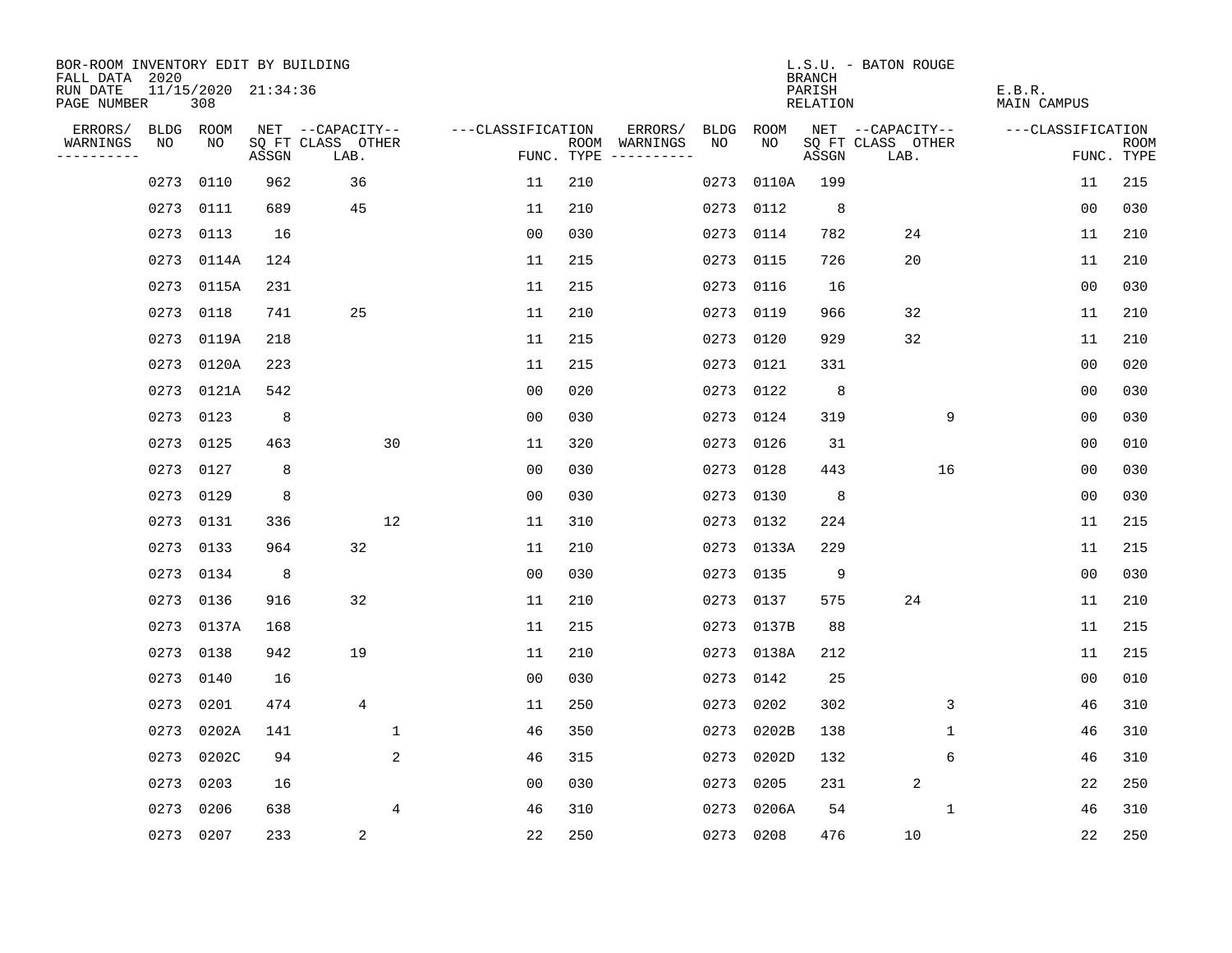BOR-ROOM INVENTORY EDIT BY BUILDING
FALL DATA 2020
RUN DATE 11/15/2020 21:34:36
PAGE NUMBER 308

L.S.U. - BATON ROUGE
BRANCH
PARISH E.B.R.
RELATION MAIN CAMPUS

| ERRORS/ WARNINGS | BLDG NO | ROOM NO | NET SQ FT ASSGN | CAPACITY CLASS LAB. | CAPACITY OTHER | CLASSIFICATION FUNC. | ROOM TYPE | ERRORS/ WARNINGS | BLDG NO | ROOM NO | NET SQ FT ASSGN | CAPACITY CLASS LAB. | CAPACITY OTHER | CLASSIFICATION FUNC. | ROOM TYPE |
|---|---|---|---|---|---|---|---|---|---|---|---|---|---|---|---|
| | 0273 | 0110 | 962 | 36 | | 11 | 210 | | 0273 | 0110A | 199 | | | 11 | 215 |
| | 0273 | 0111 | 689 | 45 | | 11 | 210 | | 0273 | 0112 | 8 | | | 00 | 030 |
| | 0273 | 0113 | 16 | | | 00 | 030 | | 0273 | 0114 | 782 | 24 | | 11 | 210 |
| | 0273 | 0114A | 124 | | | 11 | 215 | | 0273 | 0115 | 726 | 20 | | 11 | 210 |
| | 0273 | 0115A | 231 | | | 11 | 215 | | 0273 | 0116 | 16 | | | 00 | 030 |
| | 0273 | 0118 | 741 | 25 | | 11 | 210 | | 0273 | 0119 | 966 | 32 | | 11 | 210 |
| | 0273 | 0119A | 218 | | | 11 | 215 | | 0273 | 0120 | 929 | 32 | | 11 | 210 |
| | 0273 | 0120A | 223 | | | 11 | 215 | | 0273 | 0121 | 331 | | | 00 | 020 |
| | 0273 | 0121A | 542 | | | 00 | 020 | | 0273 | 0122 | 8 | | | 00 | 030 |
| | 0273 | 0123 | 8 | | | 00 | 030 | | 0273 | 0124 | 319 | | 9 | 00 | 030 |
| | 0273 | 0125 | 463 | | 30 | 11 | 320 | | 0273 | 0126 | 31 | | | 00 | 010 |
| | 0273 | 0127 | 8 | | | 00 | 030 | | 0273 | 0128 | 443 | | 16 | 00 | 030 |
| | 0273 | 0129 | 8 | | | 00 | 030 | | 0273 | 0130 | 8 | | | 00 | 030 |
| | 0273 | 0131 | 336 | | 12 | 11 | 310 | | 0273 | 0132 | 224 | | | 11 | 215 |
| | 0273 | 0133 | 964 | 32 | | 11 | 210 | | 0273 | 0133A | 229 | | | 11 | 215 |
| | 0273 | 0134 | 8 | | | 00 | 030 | | 0273 | 0135 | 9 | | | 00 | 030 |
| | 0273 | 0136 | 916 | 32 | | 11 | 210 | | 0273 | 0137 | 575 | 24 | | 11 | 210 |
| | 0273 | 0137A | 168 | | | 11 | 215 | | 0273 | 0137B | 88 | | | 11 | 215 |
| | 0273 | 0138 | 942 | 19 | | 11 | 210 | | 0273 | 0138A | 212 | | | 11 | 215 |
| | 0273 | 0140 | 16 | | | 00 | 030 | | 0273 | 0142 | 25 | | | 00 | 010 |
| | 0273 | 0201 | 474 | 4 | | 11 | 250 | | 0273 | 0202 | 302 | | 3 | 46 | 310 |
| | 0273 | 0202A | 141 | | 1 | 46 | 350 | | 0273 | 0202B | 138 | | 1 | 46 | 310 |
| | 0273 | 0202C | 94 | | 2 | 46 | 315 | | 0273 | 0202D | 132 | | 6 | 46 | 310 |
| | 0273 | 0203 | 16 | | | 00 | 030 | | 0273 | 0205 | 231 | 2 | | 22 | 250 |
| | 0273 | 0206 | 638 | | 4 | 46 | 310 | | 0273 | 0206A | 54 | | 1 | 46 | 310 |
| | 0273 | 0207 | 233 | 2 | | 22 | 250 | | 0273 | 0208 | 476 | 10 | | 22 | 250 |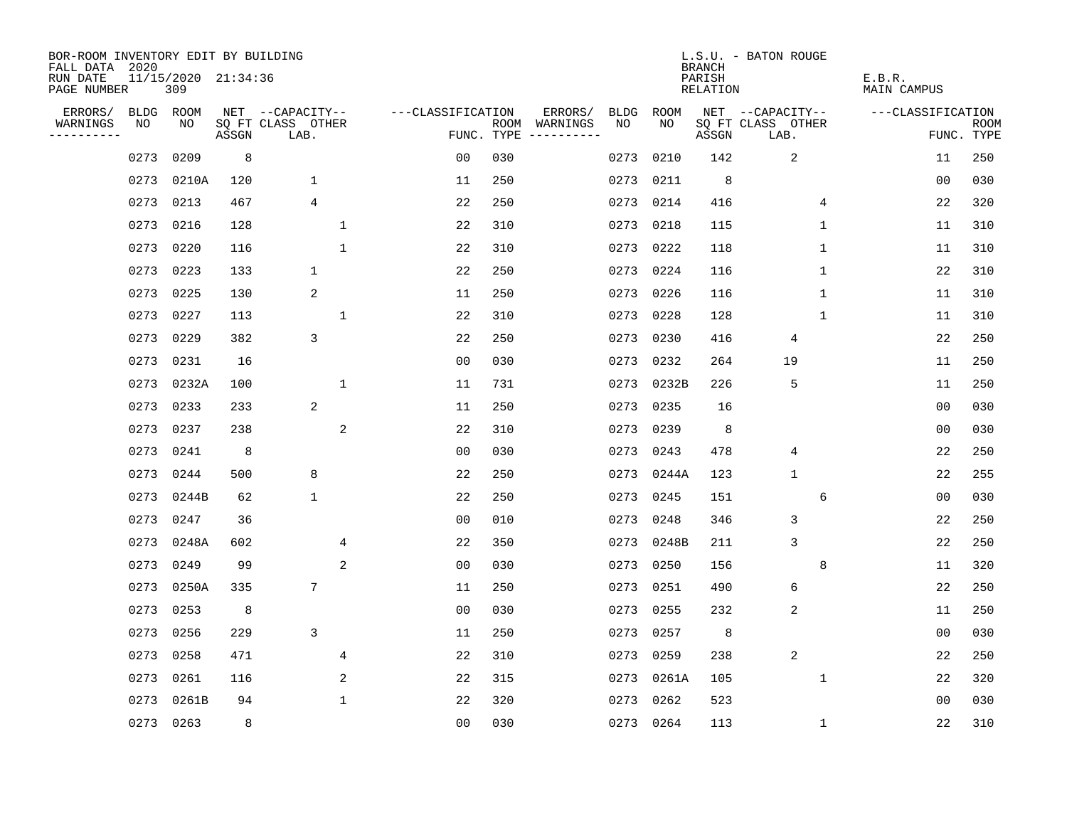BOR-ROOM INVENTORY EDIT BY BUILDING
FALL DATA 2020
RUN DATE 11/15/2020 21:34:36
PAGE NUMBER 309

L.S.U. - BATON ROUGE
BRANCH
PARISH E.B.R.
RELATION MAIN CAMPUS

| ERRORS/ WARNINGS | BLDG NO | ROOM NO | NET SQ FT ASSGN | CAPACITY CLASS LAB. | CAPACITY OTHER | FUNC. | ROOM TYPE | ERRORS/ WARNINGS | BLDG NO | ROOM NO | NET SQ FT ASSGN | CAPACITY CLASS LAB. | CAPACITY OTHER | FUNC. | ROOM TYPE |
|---|---|---|---|---|---|---|---|---|---|---|---|---|---|---|---|
| | 0273 | 0209 | 8 | | | 00 | 030 | | 0273 | 0210 | 142 | 2 | | 11 | 250 |
| | 0273 | 0210A | 120 | 1 | | 11 | 250 | | 0273 | 0211 | 8 | | | 00 | 030 |
| | 0273 | 0213 | 467 | 4 | | 22 | 250 | | 0273 | 0214 | 416 | | 4 | 22 | 320 |
| | 0273 | 0216 | 128 | | 1 | 22 | 310 | | 0273 | 0218 | 115 | | 1 | 11 | 310 |
| | 0273 | 0220 | 116 | | 1 | 22 | 310 | | 0273 | 0222 | 118 | | 1 | 11 | 310 |
| | 0273 | 0223 | 133 | 1 | | 22 | 250 | | 0273 | 0224 | 116 | | 1 | 22 | 310 |
| | 0273 | 0225 | 130 | 2 | | 11 | 250 | | 0273 | 0226 | 116 | | 1 | 11 | 310 |
| | 0273 | 0227 | 113 | | 1 | 22 | 310 | | 0273 | 0228 | 128 | | 1 | 11 | 310 |
| | 0273 | 0229 | 382 | 3 | | 22 | 250 | | 0273 | 0230 | 416 | 4 | | 22 | 250 |
| | 0273 | 0231 | 16 | | | 00 | 030 | | 0273 | 0232 | 264 | 19 | | 11 | 250 |
| | 0273 | 0232A | 100 | | 1 | 11 | 731 | | 0273 | 0232B | 226 | 5 | | 11 | 250 |
| | 0273 | 0233 | 233 | 2 | | 11 | 250 | | 0273 | 0235 | 16 | | | 00 | 030 |
| | 0273 | 0237 | 238 | | 2 | 22 | 310 | | 0273 | 0239 | 8 | | | 00 | 030 |
| | 0273 | 0241 | 8 | | | 00 | 030 | | 0273 | 0243 | 478 | 4 | | 22 | 250 |
| | 0273 | 0244 | 500 | 8 | | 22 | 250 | | 0273 | 0244A | 123 | 1 | | 22 | 255 |
| | 0273 | 0244B | 62 | 1 | | 22 | 250 | | 0273 | 0245 | 151 | | 6 | 00 | 030 |
| | 0273 | 0247 | 36 | | | 00 | 010 | | 0273 | 0248 | 346 | 3 | | 22 | 250 |
| | 0273 | 0248A | 602 | | 4 | 22 | 350 | | 0273 | 0248B | 211 | 3 | | 22 | 250 |
| | 0273 | 0249 | 99 | | 2 | 00 | 030 | | 0273 | 0250 | 156 | | 8 | 11 | 320 |
| | 0273 | 0250A | 335 | 7 | | 11 | 250 | | 0273 | 0251 | 490 | 6 | | 22 | 250 |
| | 0273 | 0253 | 8 | | | 00 | 030 | | 0273 | 0255 | 232 | 2 | | 11 | 250 |
| | 0273 | 0256 | 229 | 3 | | 11 | 250 | | 0273 | 0257 | 8 | | | 00 | 030 |
| | 0273 | 0258 | 471 | | 4 | 22 | 310 | | 0273 | 0259 | 238 | 2 | | 22 | 250 |
| | 0273 | 0261 | 116 | | 2 | 22 | 315 | | 0273 | 0261A | 105 | | 1 | 22 | 320 |
| | 0273 | 0261B | 94 | | 1 | 22 | 320 | | 0273 | 0262 | 523 | | | 00 | 030 |
| | 0273 | 0263 | 8 | | | 00 | 030 | | 0273 | 0264 | 113 | | 1 | 22 | 310 |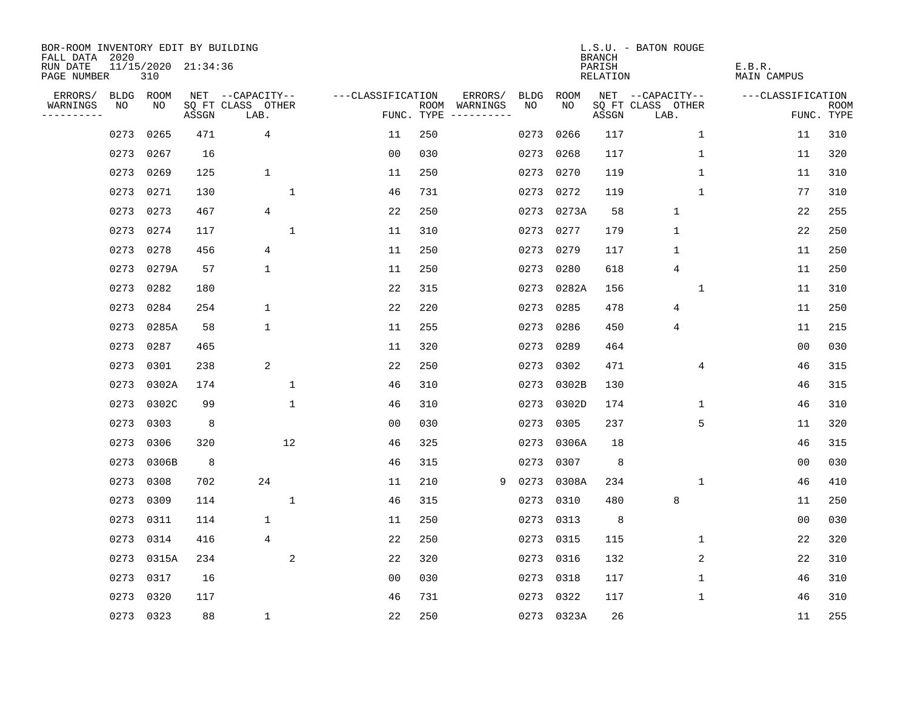BOR-ROOM INVENTORY EDIT BY BUILDING
FALL DATA 2020
RUN DATE 11/15/2020 21:34:36
PAGE NUMBER 310

L.S.U. - BATON ROUGE
BRANCH
PARISH E.B.R.
RELATION MAIN CAMPUS

| ERRORS/ WARNINGS | BLDG NO | ROOM NO | NET SQ FT ASSGN | CAPACITY CLASS LAB. | CAPACITY OTHER | CLASSIFICATION FUNC. | ROOM TYPE | ERRORS/ WARNINGS | BLDG NO | ROOM NO | NET SQ FT ASSGN | CAPACITY CLASS LAB. | CAPACITY OTHER | CLASSIFICATION FUNC. | ROOM TYPE |
|---|---|---|---|---|---|---|---|---|---|---|---|---|---|---|---|
| | 0273 | 0265 | 471 | 4 | | 11 | 250 | | 0273 | 0266 | 117 | | 1 | 11 | 310 |
| | 0273 | 0267 | 16 | | | 00 | 030 | | 0273 | 0268 | 117 | | 1 | 11 | 320 |
| | 0273 | 0269 | 125 | 1 | | 11 | 250 | | 0273 | 0270 | 119 | | 1 | 11 | 310 |
| | 0273 | 0271 | 130 | | 1 | 46 | 731 | | 0273 | 0272 | 119 | | 1 | 77 | 310 |
| | 0273 | 0273 | 467 | 4 | | 22 | 250 | | 0273 | 0273A | 58 | 1 | | 22 | 255 |
| | 0273 | 0274 | 117 | | 1 | 11 | 310 | | 0273 | 0277 | 179 | 1 | | 22 | 250 |
| | 0273 | 0278 | 456 | 4 | | 11 | 250 | | 0273 | 0279 | 117 | 1 | | 11 | 250 |
| | 0273 | 0279A | 57 | 1 | | 11 | 250 | | 0273 | 0280 | 618 | 4 | | 11 | 250 |
| | 0273 | 0282 | 180 | | | 22 | 315 | | 0273 | 0282A | 156 | | 1 | 11 | 310 |
| | 0273 | 0284 | 254 | 1 | | 22 | 220 | | 0273 | 0285 | 478 | 4 | | 11 | 250 |
| | 0273 | 0285A | 58 | 1 | | 11 | 255 | | 0273 | 0286 | 450 | 4 | | 11 | 215 |
| | 0273 | 0287 | 465 | | | 11 | 320 | | 0273 | 0289 | 464 | | | 00 | 030 |
| | 0273 | 0301 | 238 | 2 | | 22 | 250 | | 0273 | 0302 | 471 | | 4 | 46 | 315 |
| | 0273 | 0302A | 174 | | 1 | 46 | 310 | | 0273 | 0302B | 130 | | | 46 | 315 |
| | 0273 | 0302C | 99 | | 1 | 46 | 310 | | 0273 | 0302D | 174 | | 1 | 46 | 310 |
| | 0273 | 0303 | 8 | | | 00 | 030 | | 0273 | 0305 | 237 | | 5 | 11 | 320 |
| | 0273 | 0306 | 320 | | 12 | 46 | 325 | | 0273 | 0306A | 18 | | | 46 | 315 |
| | 0273 | 0306B | 8 | | | 46 | 315 | | 0273 | 0307 | 8 | | | 00 | 030 |
| | 0273 | 0308 | 702 | 24 | | 11 | 210 | 9 | 0273 | 0308A | 234 | | 1 | 46 | 410 |
| | 0273 | 0309 | 114 | | 1 | 46 | 315 | | 0273 | 0310 | 480 | 8 | | 11 | 250 |
| | 0273 | 0311 | 114 | 1 | | 11 | 250 | | 0273 | 0313 | 8 | | | 00 | 030 |
| | 0273 | 0314 | 416 | 4 | | 22 | 250 | | 0273 | 0315 | 115 | | 1 | 22 | 320 |
| | 0273 | 0315A | 234 | | 2 | 22 | 320 | | 0273 | 0316 | 132 | | 2 | 22 | 310 |
| | 0273 | 0317 | 16 | | | 00 | 030 | | 0273 | 0318 | 117 | | 1 | 46 | 310 |
| | 0273 | 0320 | 117 | | | 46 | 731 | | 0273 | 0322 | 117 | | 1 | 46 | 310 |
| | 0273 | 0323 | 88 | 1 | | 22 | 250 | | 0273 | 0323A | 26 | | | 11 | 255 |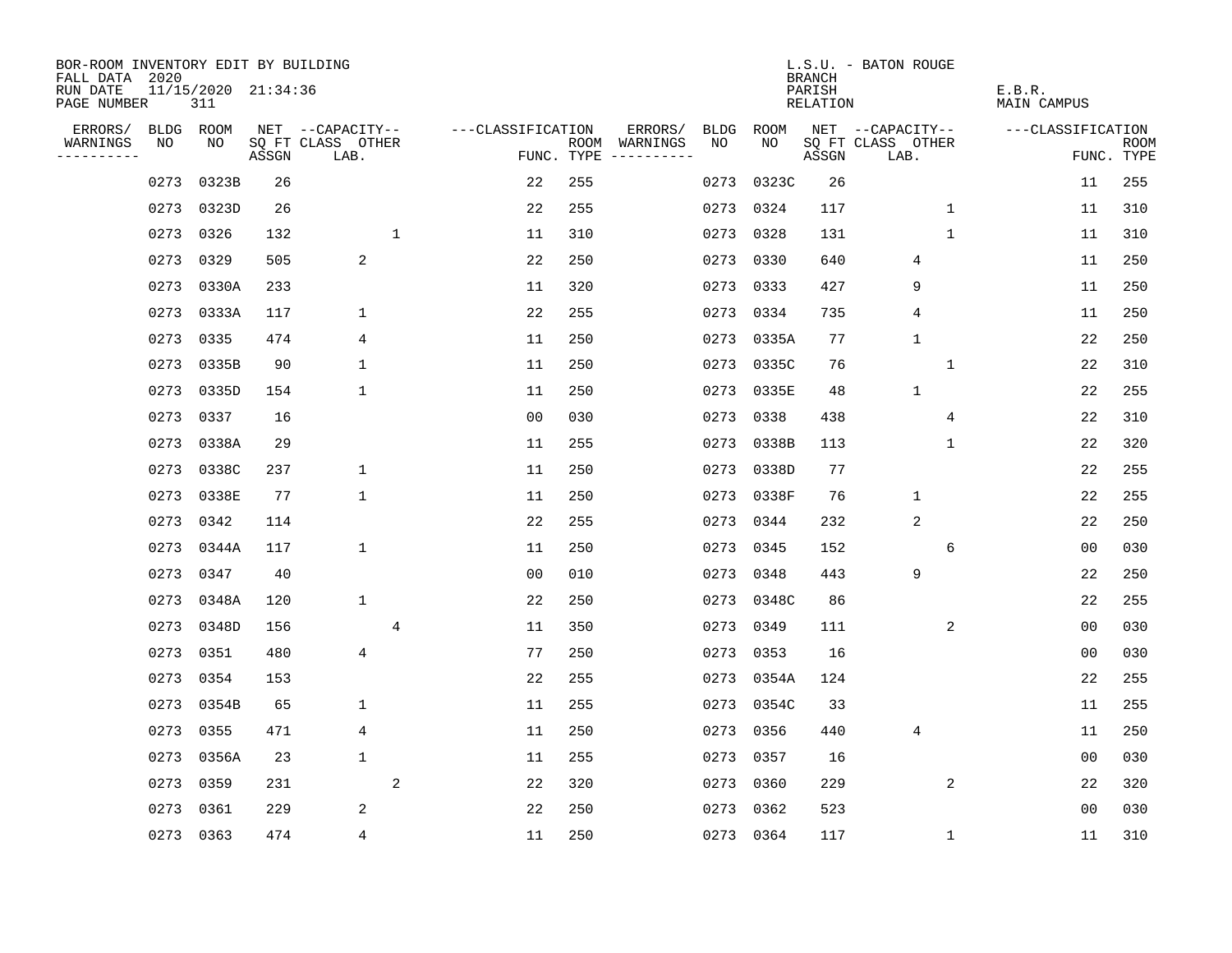BOR-ROOM INVENTORY EDIT BY BUILDING
FALL DATA 2020
RUN DATE 11/15/2020 21:34:36
PAGE NUMBER 311

L.S.U. - BATON ROUGE
BRANCH
PARISH E.B.R.
RELATION MAIN CAMPUS

| ERRORS/ WARNINGS | BLDG NO | ROOM NO | NET SQ FT ASSGN | CAPACITY CLASS LAB. | CAPACITY OTHER | CLASSIFICATION FUNC. | ROOM TYPE | ERRORS/ WARNINGS | BLDG NO | ROOM NO | NET SQ FT ASSGN | CAPACITY CLASS LAB. | CAPACITY OTHER | CLASSIFICATION FUNC. | ROOM TYPE |
|---|---|---|---|---|---|---|---|---|---|---|---|---|---|---|---|
| | 0273 | 0323B | 26 | | | 22 | 255 | | 0273 | 0323C | 26 | | | 11 | 255 |
| | 0273 | 0323D | 26 | | | 22 | 255 | | 0273 | 0324 | 117 | | 1 | 11 | 310 |
| | 0273 | 0326 | 132 | | 1 | 11 | 310 | | 0273 | 0328 | 131 | | 1 | 11 | 310 |
| | 0273 | 0329 | 505 | 2 | | 22 | 250 | | 0273 | 0330 | 640 | 4 | | 11 | 250 |
| | 0273 | 0330A | 233 | | | 11 | 320 | | 0273 | 0333 | 427 | 9 | | 11 | 250 |
| | 0273 | 0333A | 117 | 1 | | 22 | 255 | | 0273 | 0334 | 735 | 4 | | 11 | 250 |
| | 0273 | 0335 | 474 | 4 | | 11 | 250 | | 0273 | 0335A | 77 | 1 | | 22 | 250 |
| | 0273 | 0335B | 90 | 1 | | 11 | 250 | | 0273 | 0335C | 76 | | 1 | 22 | 310 |
| | 0273 | 0335D | 154 | 1 | | 11 | 250 | | 0273 | 0335E | 48 | 1 | | 22 | 255 |
| | 0273 | 0337 | 16 | | | 00 | 030 | | 0273 | 0338 | 438 | | 4 | 22 | 310 |
| | 0273 | 0338A | 29 | | | 11 | 255 | | 0273 | 0338B | 113 | | 1 | 22 | 320 |
| | 0273 | 0338C | 237 | 1 | | 11 | 250 | | 0273 | 0338D | 77 | | | 22 | 255 |
| | 0273 | 0338E | 77 | 1 | | 11 | 250 | | 0273 | 0338F | 76 | 1 | | 22 | 255 |
| | 0273 | 0342 | 114 | | | 22 | 255 | | 0273 | 0344 | 232 | 2 | | 22 | 250 |
| | 0273 | 0344A | 117 | 1 | | 11 | 250 | | 0273 | 0345 | 152 | | 6 | 00 | 030 |
| | 0273 | 0347 | 40 | | | 00 | 010 | | 0273 | 0348 | 443 | 9 | | 22 | 250 |
| | 0273 | 0348A | 120 | 1 | | 22 | 250 | | 0273 | 0348C | 86 | | | 22 | 255 |
| | 0273 | 0348D | 156 | | 4 | 11 | 350 | | 0273 | 0349 | 111 | | 2 | 00 | 030 |
| | 0273 | 0351 | 480 | 4 | | 77 | 250 | | 0273 | 0353 | 16 | | | 00 | 030 |
| | 0273 | 0354 | 153 | | | 22 | 255 | | 0273 | 0354A | 124 | | | 22 | 255 |
| | 0273 | 0354B | 65 | 1 | | 11 | 255 | | 0273 | 0354C | 33 | | | 11 | 255 |
| | 0273 | 0355 | 471 | 4 | | 11 | 250 | | 0273 | 0356 | 440 | 4 | | 11 | 250 |
| | 0273 | 0356A | 23 | 1 | | 11 | 255 | | 0273 | 0357 | 16 | | | 00 | 030 |
| | 0273 | 0359 | 231 | | 2 | 22 | 320 | | 0273 | 0360 | 229 | | 2 | 22 | 320 |
| | 0273 | 0361 | 229 | 2 | | 22 | 250 | | 0273 | 0362 | 523 | | | 00 | 030 |
| | 0273 | 0363 | 474 | 4 | | 11 | 250 | | 0273 | 0364 | 117 | | 1 | 11 | 310 |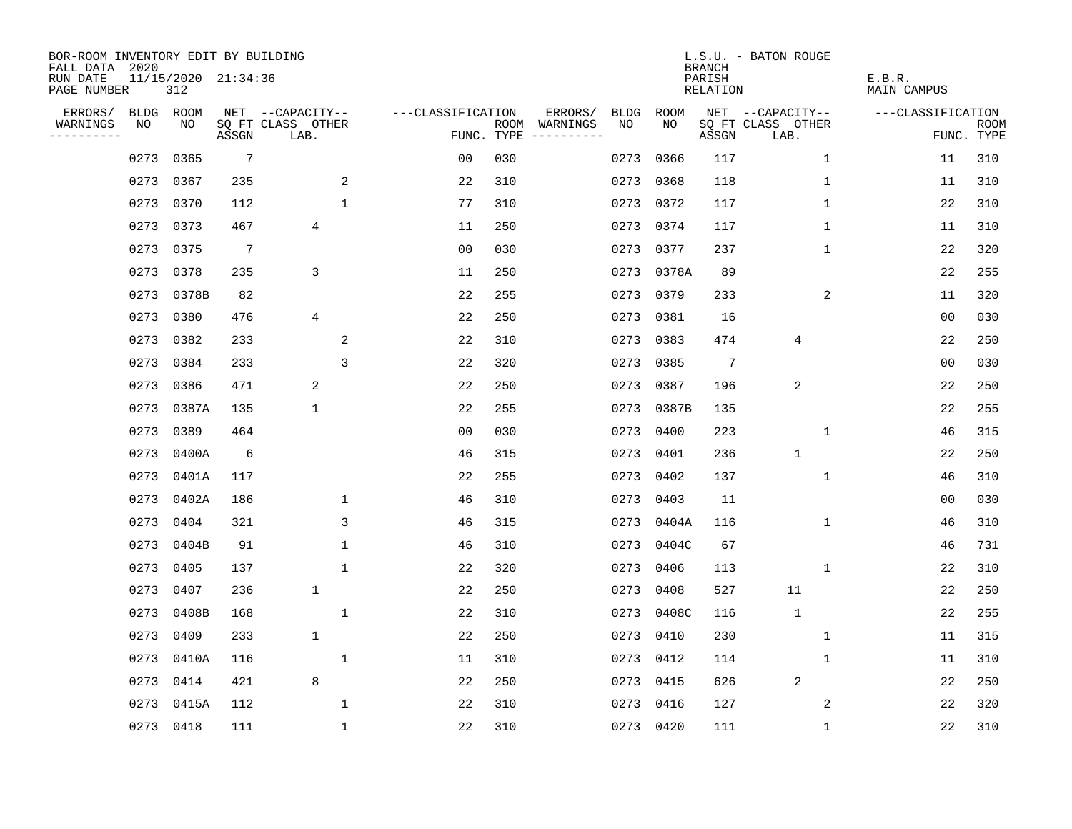BOR-ROOM INVENTORY EDIT BY BUILDING
FALL DATA 2020
RUN DATE 11/15/2020 21:34:36
PAGE NUMBER 312

L.S.U. - BATON ROUGE
BRANCH
PARISH E.B.R.
RELATION MAIN CAMPUS

| ERRORS/ WARNINGS | BLDG NO | ROOM NO | NET SQ FT ASSGN | CAPACITY CLASS LAB. | CAPACITY OTHER | FUNC. | ROOM TYPE | ERRORS/ WARNINGS | BLDG NO | ROOM NO | NET SQ FT ASSGN | CAPACITY CLASS LAB. | CAPACITY OTHER | FUNC. | ROOM TYPE |
|---|---|---|---|---|---|---|---|---|---|---|---|---|---|---|---|
| | 0273 | 0365 | 7 | | | 00 | 030 | | 0273 | 0366 | 117 | | 1 | 11 | 310 |
| | 0273 | 0367 | 235 | | 2 | 22 | 310 | | 0273 | 0368 | 118 | | 1 | 11 | 310 |
| | 0273 | 0370 | 112 | | 1 | 77 | 310 | | 0273 | 0372 | 117 | | 1 | 22 | 310 |
| | 0273 | 0373 | 467 | 4 | | 11 | 250 | | 0273 | 0374 | 117 | | 1 | 11 | 310 |
| | 0273 | 0375 | 7 | | | 00 | 030 | | 0273 | 0377 | 237 | | 1 | 22 | 320 |
| | 0273 | 0378 | 235 | 3 | | 11 | 250 | | 0273 | 0378A | 89 | | | 22 | 255 |
| | 0273 | 0378B | 82 | | | 22 | 255 | | 0273 | 0379 | 233 | | 2 | 11 | 320 |
| | 0273 | 0380 | 476 | 4 | | 22 | 250 | | 0273 | 0381 | 16 | | | 00 | 030 |
| | 0273 | 0382 | 233 | | 2 | 22 | 310 | | 0273 | 0383 | 474 | 4 | | 22 | 250 |
| | 0273 | 0384 | 233 | | 3 | 22 | 320 | | 0273 | 0385 | 7 | | | 00 | 030 |
| | 0273 | 0386 | 471 | 2 | | 22 | 250 | | 0273 | 0387 | 196 | 2 | | 22 | 250 |
| | 0273 | 0387A | 135 | 1 | | 22 | 255 | | 0273 | 0387B | 135 | | | 22 | 255 |
| | 0273 | 0389 | 464 | | | 00 | 030 | | 0273 | 0400 | 223 | | 1 | 46 | 315 |
| | 0273 | 0400A | 6 | | | 46 | 315 | | 0273 | 0401 | 236 | 1 | | 22 | 250 |
| | 0273 | 0401A | 117 | | | 22 | 255 | | 0273 | 0402 | 137 | | 1 | 46 | 310 |
| | 0273 | 0402A | 186 | | 1 | 46 | 310 | | 0273 | 0403 | 11 | | | 00 | 030 |
| | 0273 | 0404 | 321 | | 3 | 46 | 315 | | 0273 | 0404A | 116 | | 1 | 46 | 310 |
| | 0273 | 0404B | 91 | | 1 | 46 | 310 | | 0273 | 0404C | 67 | | | 46 | 731 |
| | 0273 | 0405 | 137 | | 1 | 22 | 320 | | 0273 | 0406 | 113 | | 1 | 22 | 310 |
| | 0273 | 0407 | 236 | 1 | | 22 | 250 | | 0273 | 0408 | 527 | 11 | | 22 | 250 |
| | 0273 | 0408B | 168 | | 1 | 22 | 310 | | 0273 | 0408C | 116 | 1 | | 22 | 255 |
| | 0273 | 0409 | 233 | 1 | | 22 | 250 | | 0273 | 0410 | 230 | | 1 | 11 | 315 |
| | 0273 | 0410A | 116 | | 1 | 11 | 310 | | 0273 | 0412 | 114 | | 1 | 11 | 310 |
| | 0273 | 0414 | 421 | 8 | | 22 | 250 | | 0273 | 0415 | 626 | 2 | | 22 | 250 |
| | 0273 | 0415A | 112 | | 1 | 22 | 310 | | 0273 | 0416 | 127 | | 2 | 22 | 320 |
| | 0273 | 0418 | 111 | | 1 | 22 | 310 | | 0273 | 0420 | 111 | | 1 | 22 | 310 |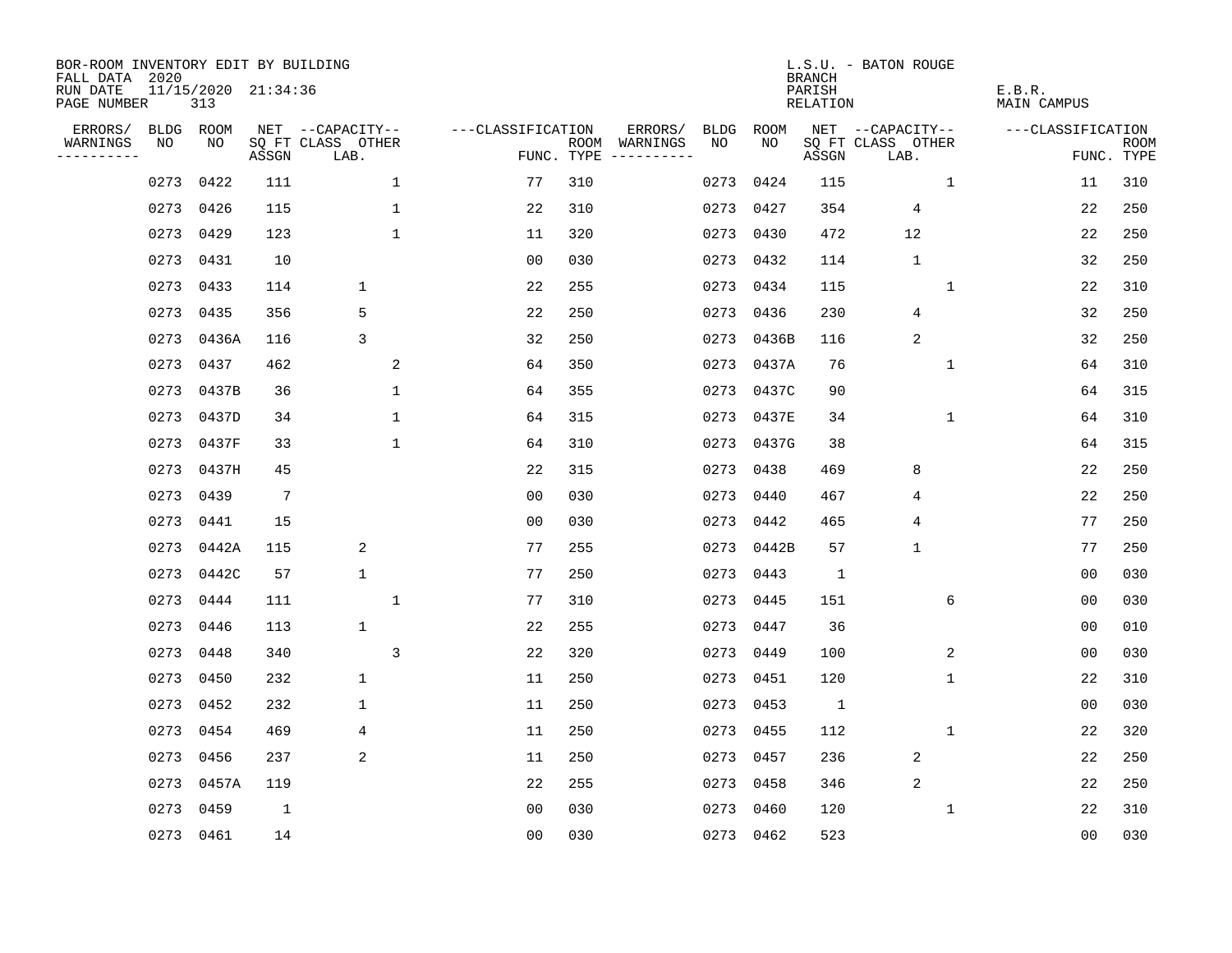BOR-ROOM INVENTORY EDIT BY BUILDING
FALL DATA 2020
RUN DATE 11/15/2020 21:34:36
PAGE NUMBER 313

L.S.U. - BATON ROUGE
BRANCH
PARISH E.B.R.
RELATION MAIN CAMPUS

| ERRORS/ WARNINGS | BLDG NO | ROOM NO | NET SQ FT ASSGN | CAPACITY CLASS LAB. | CAPACITY OTHER | CLASSIFICATION FUNC. | ROOM TYPE | ERRORS/ WARNINGS | BLDG NO | ROOM NO | NET SQ FT ASSGN | CAPACITY CLASS LAB. | CAPACITY OTHER | CLASSIFICATION FUNC. | ROOM TYPE |
|---|---|---|---|---|---|---|---|---|---|---|---|---|---|---|---|
| | 0273 | 0422 | 111 | | 1 | 77 | 310 | | 0273 | 0424 | 115 | | 1 | 11 | 310 |
| | 0273 | 0426 | 115 | | 1 | 22 | 310 | | 0273 | 0427 | 354 | 4 | | 22 | 250 |
| | 0273 | 0429 | 123 | | 1 | 11 | 320 | | 0273 | 0430 | 472 | 12 | | 22 | 250 |
| | 0273 | 0431 | 10 | | | 00 | 030 | | 0273 | 0432 | 114 | 1 | | 32 | 250 |
| | 0273 | 0433 | 114 | 1 | | 22 | 255 | | 0273 | 0434 | 115 | | 1 | 22 | 310 |
| | 0273 | 0435 | 356 | 5 | | 22 | 250 | | 0273 | 0436 | 230 | 4 | | 32 | 250 |
| | 0273 | 0436A | 116 | 3 | | 32 | 250 | | 0273 | 0436B | 116 | 2 | | 32 | 250 |
| | 0273 | 0437 | 462 | | 2 | 64 | 350 | | 0273 | 0437A | 76 | | 1 | 64 | 310 |
| | 0273 | 0437B | 36 | | 1 | 64 | 355 | | 0273 | 0437C | 90 | | | 64 | 315 |
| | 0273 | 0437D | 34 | | 1 | 64 | 315 | | 0273 | 0437E | 34 | | 1 | 64 | 310 |
| | 0273 | 0437F | 33 | | 1 | 64 | 310 | | 0273 | 0437G | 38 | | | 64 | 315 |
| | 0273 | 0437H | 45 | | | 22 | 315 | | 0273 | 0438 | 469 | 8 | | 22 | 250 |
| | 0273 | 0439 | 7 | | | 00 | 030 | | 0273 | 0440 | 467 | 4 | | 22 | 250 |
| | 0273 | 0441 | 15 | | | 00 | 030 | | 0273 | 0442 | 465 | 4 | | 77 | 250 |
| | 0273 | 0442A | 115 | 2 | | 77 | 255 | | 0273 | 0442B | 57 | 1 | | 77 | 250 |
| | 0273 | 0442C | 57 | 1 | | 77 | 250 | | 0273 | 0443 | 1 | | | 00 | 030 |
| | 0273 | 0444 | 111 | | 1 | 77 | 310 | | 0273 | 0445 | 151 | | 6 | 00 | 030 |
| | 0273 | 0446 | 113 | 1 | | 22 | 255 | | 0273 | 0447 | 36 | | | 00 | 010 |
| | 0273 | 0448 | 340 | | 3 | 22 | 320 | | 0273 | 0449 | 100 | | 2 | 00 | 030 |
| | 0273 | 0450 | 232 | 1 | | 11 | 250 | | 0273 | 0451 | 120 | | 1 | 22 | 310 |
| | 0273 | 0452 | 232 | 1 | | 11 | 250 | | 0273 | 0453 | 1 | | | 00 | 030 |
| | 0273 | 0454 | 469 | 4 | | 11 | 250 | | 0273 | 0455 | 112 | | 1 | 22 | 320 |
| | 0273 | 0456 | 237 | 2 | | 11 | 250 | | 0273 | 0457 | 236 | 2 | | 22 | 250 |
| | 0273 | 0457A | 119 | | | 22 | 255 | | 0273 | 0458 | 346 | 2 | | 22 | 250 |
| | 0273 | 0459 | 1 | | | 00 | 030 | | 0273 | 0460 | 120 | | 1 | 22 | 310 |
| | 0273 | 0461 | 14 | | | 00 | 030 | | 0273 | 0462 | 523 | | | 00 | 030 |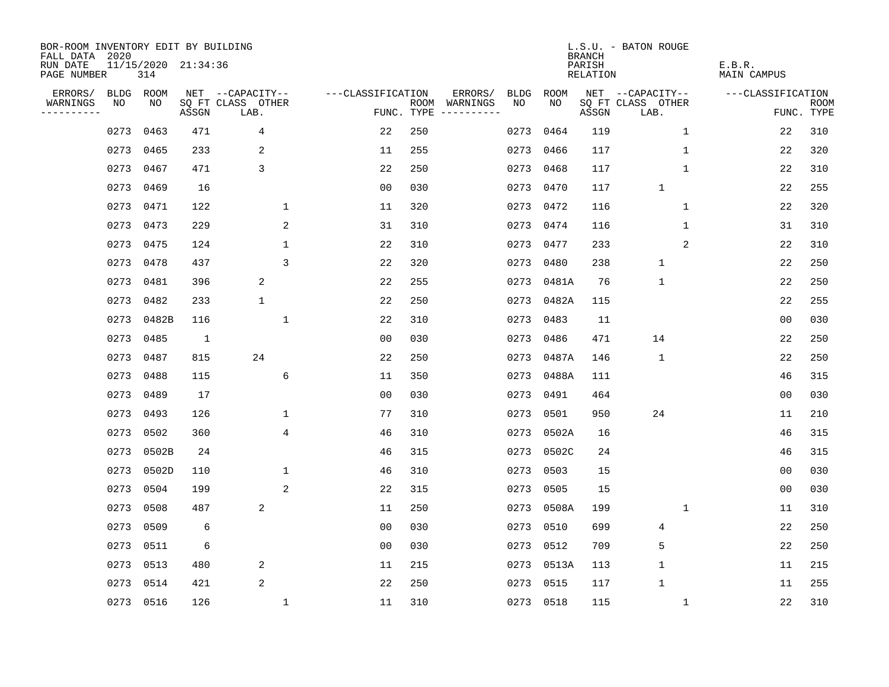BOR-ROOM INVENTORY EDIT BY BUILDING
FALL DATA 2020
RUN DATE 11/15/2020 21:34:36
PAGE NUMBER 314

L.S.U. - BATON ROUGE
BRANCH
PARISH E.B.R.
RELATION MAIN CAMPUS

| ERRORS/ WARNINGS | BLDG NO | ROOM NO | NET SQ FT ASSGN | CAPACITY CLASS LAB. | CAPACITY OTHER | CLASSIFICATION FUNC. | ROOM TYPE | ERRORS/ WARNINGS | BLDG NO | ROOM NO | NET SQ FT ASSGN | CAPACITY CLASS LAB. | CAPACITY OTHER | CLASSIFICATION FUNC. | ROOM TYPE |
|---|---|---|---|---|---|---|---|---|---|---|---|---|---|---|---|
| | 0273 | 0463 | 471 | 4 | | 22 | 250 | | 0273 | 0464 | 119 | | 1 | 22 | 310 |
| | 0273 | 0465 | 233 | 2 | | 11 | 255 | | 0273 | 0466 | 117 | | 1 | 22 | 320 |
| | 0273 | 0467 | 471 | 3 | | 22 | 250 | | 0273 | 0468 | 117 | | 1 | 22 | 310 |
| | 0273 | 0469 | 16 | | | 00 | 030 | | 0273 | 0470 | 117 | 1 | | 22 | 255 |
| | 0273 | 0471 | 122 | | 1 | 11 | 320 | | 0273 | 0472 | 116 | | 1 | 22 | 320 |
| | 0273 | 0473 | 229 | | 2 | 31 | 310 | | 0273 | 0474 | 116 | | 1 | 31 | 310 |
| | 0273 | 0475 | 124 | | 1 | 22 | 310 | | 0273 | 0477 | 233 | | 2 | 22 | 310 |
| | 0273 | 0478 | 437 | | 3 | 22 | 320 | | 0273 | 0480 | 238 | 1 | | 22 | 250 |
| | 0273 | 0481 | 396 | 2 | | 22 | 255 | | 0273 | 0481A | 76 | 1 | | 22 | 250 |
| | 0273 | 0482 | 233 | 1 | | 22 | 250 | | 0273 | 0482A | 115 | | | 22 | 255 |
| | 0273 | 0482B | 116 | | 1 | 22 | 310 | | 0273 | 0483 | 11 | | | 00 | 030 |
| | 0273 | 0485 | 1 | | | 00 | 030 | | 0273 | 0486 | 471 | 14 | | 22 | 250 |
| | 0273 | 0487 | 815 | 24 | | 22 | 250 | | 0273 | 0487A | 146 | 1 | | 22 | 250 |
| | 0273 | 0488 | 115 | | 6 | 11 | 350 | | 0273 | 0488A | 111 | | | 46 | 315 |
| | 0273 | 0489 | 17 | | | 00 | 030 | | 0273 | 0491 | 464 | | | 00 | 030 |
| | 0273 | 0493 | 126 | | 1 | 77 | 310 | | 0273 | 0501 | 950 | 24 | | 11 | 210 |
| | 0273 | 0502 | 360 | | 4 | 46 | 310 | | 0273 | 0502A | 16 | | | 46 | 315 |
| | 0273 | 0502B | 24 | | | 46 | 315 | | 0273 | 0502C | 24 | | | 46 | 315 |
| | 0273 | 0502D | 110 | | 1 | 46 | 310 | | 0273 | 0503 | 15 | | | 00 | 030 |
| | 0273 | 0504 | 199 | | 2 | 22 | 315 | | 0273 | 0505 | 15 | | | 00 | 030 |
| | 0273 | 0508 | 487 | 2 | | 11 | 250 | | 0273 | 0508A | 199 | | 1 | 11 | 310 |
| | 0273 | 0509 | 6 | | | 00 | 030 | | 0273 | 0510 | 699 | 4 | | 22 | 250 |
| | 0273 | 0511 | 6 | | | 00 | 030 | | 0273 | 0512 | 709 | 5 | | 22 | 250 |
| | 0273 | 0513 | 480 | 2 | | 11 | 215 | | 0273 | 0513A | 113 | 1 | | 11 | 215 |
| | 0273 | 0514 | 421 | 2 | | 22 | 250 | | 0273 | 0515 | 117 | 1 | | 11 | 255 |
| | 0273 | 0516 | 126 | | 1 | 11 | 310 | | 0273 | 0518 | 115 | | 1 | 22 | 310 |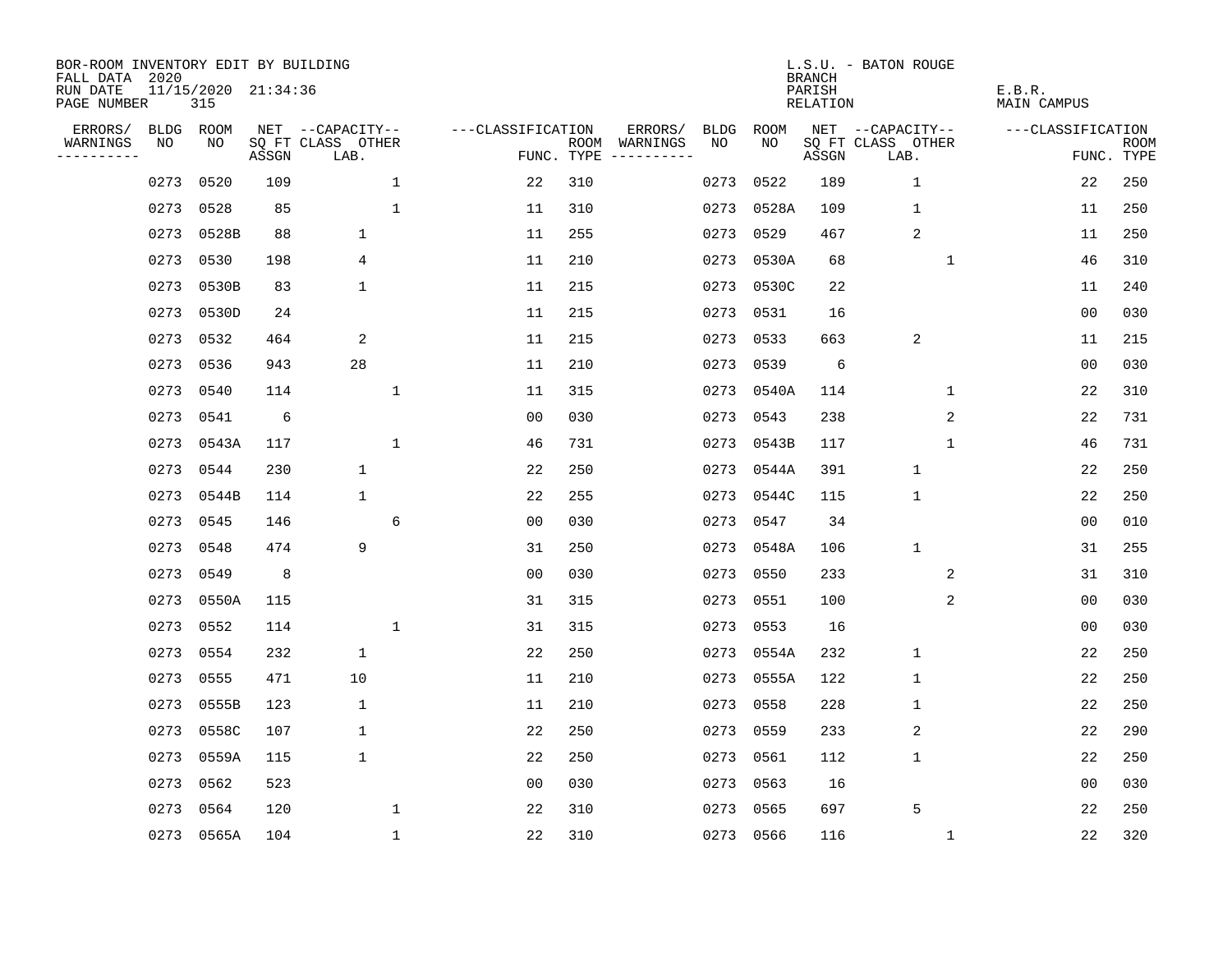BOR-ROOM INVENTORY EDIT BY BUILDING
FALL DATA 2020
RUN DATE 11/15/2020 21:34:36
PAGE NUMBER 315

L.S.U. - BATON ROUGE
BRANCH
PARISH E.B.R.
RELATION MAIN CAMPUS

| ERRORS/ WARNINGS | BLDG NO | ROOM NO | NET SQ FT ASSGN | CAPACITY CLASS LAB. | CAPACITY OTHER | CLASSIFICATION FUNC. | ROOM TYPE | ERRORS/ WARNINGS | BLDG NO | ROOM NO | NET SQ FT ASSGN | CAPACITY CLASS LAB. | CAPACITY OTHER | CLASSIFICATION FUNC. | ROOM TYPE |
|---|---|---|---|---|---|---|---|---|---|---|---|---|---|---|---|
| | 0273 | 0520 | 109 | | 1 | 22 | 310 | | 0273 | 0522 | 189 | 1 | | 22 | 250 |
| | 0273 | 0528 | 85 | | 1 | 11 | 310 | | 0273 | 0528A | 109 | 1 | | 11 | 250 |
| | 0273 | 0528B | 88 | 1 | | 11 | 255 | | 0273 | 0529 | 467 | 2 | | 11 | 250 |
| | 0273 | 0530 | 198 | 4 | | 11 | 210 | | 0273 | 0530A | 68 | | 1 | 46 | 310 |
| | 0273 | 0530B | 83 | 1 | | 11 | 215 | | 0273 | 0530C | 22 | | | 11 | 240 |
| | 0273 | 0530D | 24 | | | 11 | 215 | | 0273 | 0531 | 16 | | | 00 | 030 |
| | 0273 | 0532 | 464 | 2 | | 11 | 215 | | 0273 | 0533 | 663 | 2 | | 11 | 215 |
| | 0273 | 0536 | 943 | 28 | | 11 | 210 | | 0273 | 0539 | 6 | | | 00 | 030 |
| | 0273 | 0540 | 114 | | 1 | 11 | 315 | | 0273 | 0540A | 114 | | 1 | 22 | 310 |
| | 0273 | 0541 | 6 | | | 00 | 030 | | 0273 | 0543 | 238 | | 2 | 22 | 731 |
| | 0273 | 0543A | 117 | | 1 | 46 | 731 | | 0273 | 0543B | 117 | | 1 | 46 | 731 |
| | 0273 | 0544 | 230 | 1 | | 22 | 250 | | 0273 | 0544A | 391 | 1 | | 22 | 250 |
| | 0273 | 0544B | 114 | 1 | | 22 | 255 | | 0273 | 0544C | 115 | 1 | | 22 | 250 |
| | 0273 | 0545 | 146 | | 6 | 00 | 030 | | 0273 | 0547 | 34 | | | 00 | 010 |
| | 0273 | 0548 | 474 | 9 | | 31 | 250 | | 0273 | 0548A | 106 | 1 | | 31 | 255 |
| | 0273 | 0549 | 8 | | | 00 | 030 | | 0273 | 0550 | 233 | | 2 | 31 | 310 |
| | 0273 | 0550A | 115 | | | 31 | 315 | | 0273 | 0551 | 100 | | 2 | 00 | 030 |
| | 0273 | 0552 | 114 | | 1 | 31 | 315 | | 0273 | 0553 | 16 | | | 00 | 030 |
| | 0273 | 0554 | 232 | 1 | | 22 | 250 | | 0273 | 0554A | 232 | 1 | | 22 | 250 |
| | 0273 | 0555 | 471 | 10 | | 11 | 210 | | 0273 | 0555A | 122 | 1 | | 22 | 250 |
| | 0273 | 0555B | 123 | 1 | | 11 | 210 | | 0273 | 0558 | 228 | 1 | | 22 | 250 |
| | 0273 | 0558C | 107 | 1 | | 22 | 250 | | 0273 | 0559 | 233 | 2 | | 22 | 290 |
| | 0273 | 0559A | 115 | 1 | | 22 | 250 | | 0273 | 0561 | 112 | 1 | | 22 | 250 |
| | 0273 | 0562 | 523 | | | 00 | 030 | | 0273 | 0563 | 16 | | | 00 | 030 |
| | 0273 | 0564 | 120 | | 1 | 22 | 310 | | 0273 | 0565 | 697 | 5 | | 22 | 250 |
| | 0273 | 0565A | 104 | | 1 | 22 | 310 | | 0273 | 0566 | 116 | | 1 | 22 | 320 |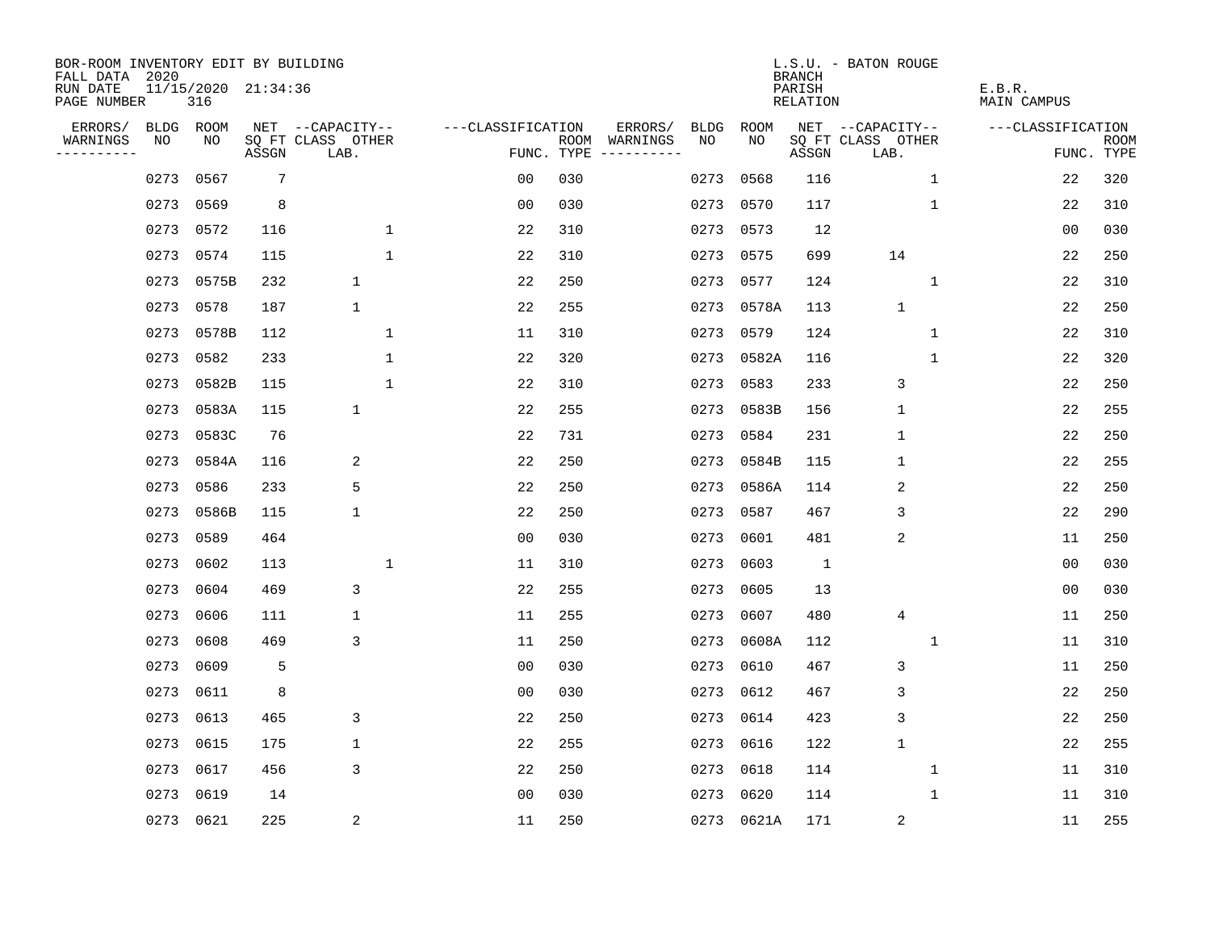BOR-ROOM INVENTORY EDIT BY BUILDING
FALL DATA 2020
RUN DATE 11/15/2020 21:34:36
PAGE NUMBER 316

L.S.U. - BATON ROUGE
BRANCH
PARISH E.B.R.
RELATION MAIN CAMPUS

| ERRORS/ WARNINGS | BLDG NO | ROOM NO | NET SQ FT ASSGN | CAPACITY CLASS LAB. | CAPACITY OTHER | CLASSIFICATION FUNC. | ROOM TYPE | ERRORS/ WARNINGS | BLDG NO | ROOM NO | NET SQ FT ASSGN | CAPACITY CLASS LAB. | CAPACITY OTHER | CLASSIFICATION FUNC. | ROOM TYPE |
|---|---|---|---|---|---|---|---|---|---|---|---|---|---|---|---|
| | 0273 | 0567 | 7 | | | 00 | 030 | | 0273 | 0568 | 116 | | 1 | 22 | 320 |
| | 0273 | 0569 | 8 | | | 00 | 030 | | 0273 | 0570 | 117 | | 1 | 22 | 310 |
| | 0273 | 0572 | 116 | | 1 | 22 | 310 | | 0273 | 0573 | 12 | | | 00 | 030 |
| | 0273 | 0574 | 115 | | 1 | 22 | 310 | | 0273 | 0575 | 699 | 14 | | 22 | 250 |
| | 0273 | 0575B | 232 | 1 | | 22 | 250 | | 0273 | 0577 | 124 | | 1 | 22 | 310 |
| | 0273 | 0578 | 187 | 1 | | 22 | 255 | | 0273 | 0578A | 113 | 1 | | 22 | 250 |
| | 0273 | 0578B | 112 | | 1 | 11 | 310 | | 0273 | 0579 | 124 | | 1 | 22 | 310 |
| | 0273 | 0582 | 233 | | 1 | 22 | 320 | | 0273 | 0582A | 116 | | 1 | 22 | 320 |
| | 0273 | 0582B | 115 | | 1 | 22 | 310 | | 0273 | 0583 | 233 | 3 | | 22 | 250 |
| | 0273 | 0583A | 115 | 1 | | 22 | 255 | | 0273 | 0583B | 156 | 1 | | 22 | 255 |
| | 0273 | 0583C | 76 | | | 22 | 731 | | 0273 | 0584 | 231 | 1 | | 22 | 250 |
| | 0273 | 0584A | 116 | 2 | | 22 | 250 | | 0273 | 0584B | 115 | 1 | | 22 | 255 |
| | 0273 | 0586 | 233 | 5 | | 22 | 250 | | 0273 | 0586A | 114 | 2 | | 22 | 250 |
| | 0273 | 0586B | 115 | 1 | | 22 | 250 | | 0273 | 0587 | 467 | 3 | | 22 | 290 |
| | 0273 | 0589 | 464 | | | 00 | 030 | | 0273 | 0601 | 481 | 2 | | 11 | 250 |
| | 0273 | 0602 | 113 | | 1 | 11 | 310 | | 0273 | 0603 | 1 | | | 00 | 030 |
| | 0273 | 0604 | 469 | 3 | | 22 | 255 | | 0273 | 0605 | 13 | | | 00 | 030 |
| | 0273 | 0606 | 111 | 1 | | 11 | 255 | | 0273 | 0607 | 480 | 4 | | 11 | 250 |
| | 0273 | 0608 | 469 | 3 | | 11 | 250 | | 0273 | 0608A | 112 | | 1 | 11 | 310 |
| | 0273 | 0609 | 5 | | | 00 | 030 | | 0273 | 0610 | 467 | 3 | | 11 | 250 |
| | 0273 | 0611 | 8 | | | 00 | 030 | | 0273 | 0612 | 467 | 3 | | 22 | 250 |
| | 0273 | 0613 | 465 | 3 | | 22 | 250 | | 0273 | 0614 | 423 | 3 | | 22 | 250 |
| | 0273 | 0615 | 175 | 1 | | 22 | 255 | | 0273 | 0616 | 122 | 1 | | 22 | 255 |
| | 0273 | 0617 | 456 | 3 | | 22 | 250 | | 0273 | 0618 | 114 | | 1 | 11 | 310 |
| | 0273 | 0619 | 14 | | | 00 | 030 | | 0273 | 0620 | 114 | | 1 | 11 | 310 |
| | 0273 | 0621 | 225 | 2 | | 11 | 250 | | 0273 | 0621A | 171 | 2 | | 11 | 255 |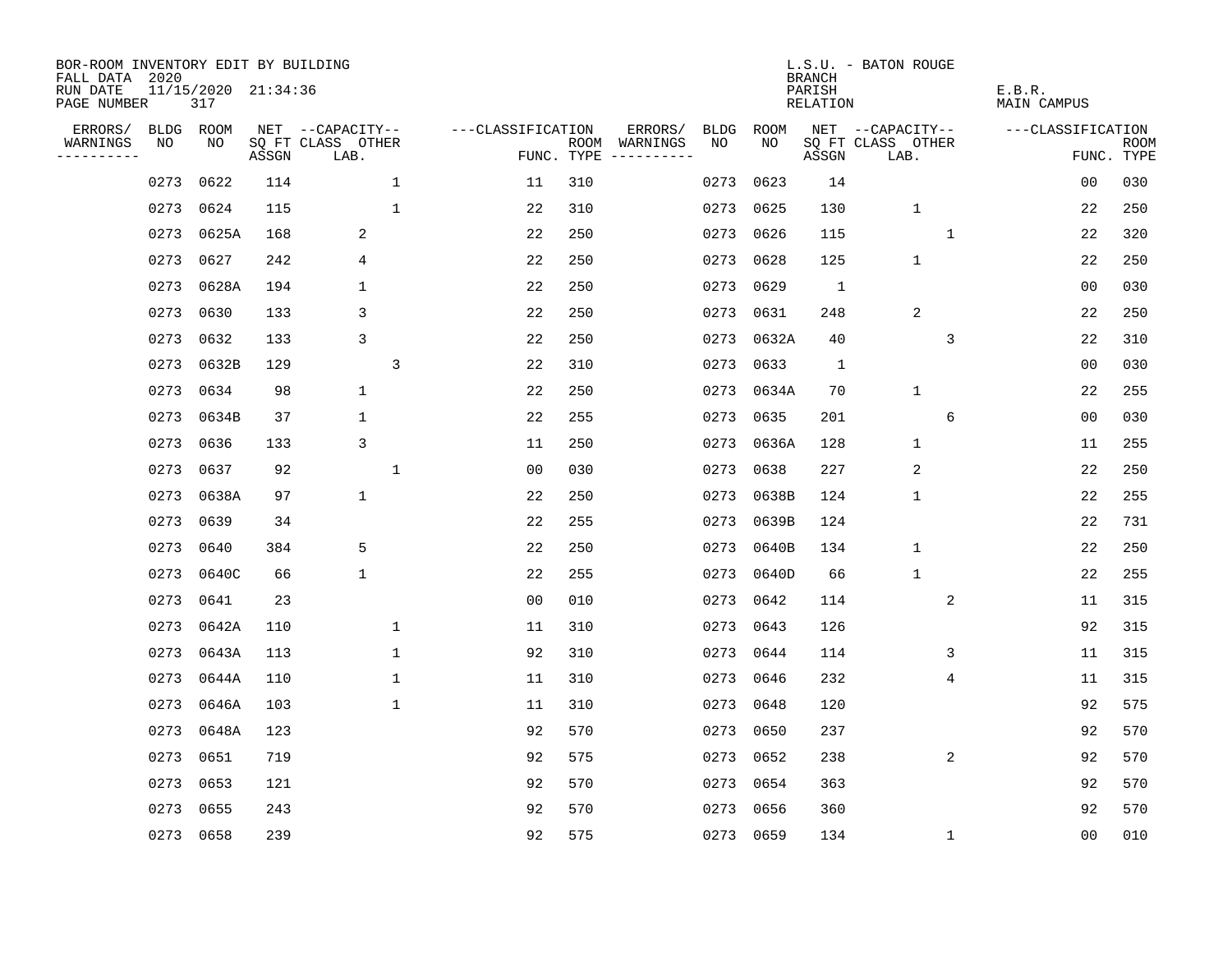BOR-ROOM INVENTORY EDIT BY BUILDING
FALL DATA 2020
RUN DATE 11/15/2020 21:34:36
PAGE NUMBER 317

L.S.U. - BATON ROUGE
BRANCH
PARISH
RELATION

E.B.R.
MAIN CAMPUS

| ERRORS/ WARNINGS | BLDG NO | ROOM NO | NET SQ FT ASSGN | CAPACITY CLASS LAB. | CAPACITY OTHER | CLASSIFICATION FUNC. | ROOM TYPE | ERRORS/ WARNINGS | BLDG NO | ROOM NO | NET SQ FT ASSGN | CAPACITY CLASS LAB. | CAPACITY OTHER | CLASSIFICATION FUNC. | ROOM TYPE |
|---|---|---|---|---|---|---|---|---|---|---|---|---|---|---|---|
| | 0273 | 0622 | 114 | | 1 | 11 | 310 | | 0273 | 0623 | 14 | | | 00 | 030 |
| | 0273 | 0624 | 115 | | 1 | 22 | 310 | | 0273 | 0625 | 130 | 1 | | 22 | 250 |
| | 0273 | 0625A | 168 | 2 | | 22 | 250 | | 0273 | 0626 | 115 | | 1 | 22 | 320 |
| | 0273 | 0627 | 242 | 4 | | 22 | 250 | | 0273 | 0628 | 125 | 1 | | 22 | 250 |
| | 0273 | 0628A | 194 | 1 | | 22 | 250 | | 0273 | 0629 | 1 | | | 00 | 030 |
| | 0273 | 0630 | 133 | 3 | | 22 | 250 | | 0273 | 0631 | 248 | 2 | | 22 | 250 |
| | 0273 | 0632 | 133 | 3 | | 22 | 250 | | 0273 | 0632A | 40 | | 3 | 22 | 310 |
| | 0273 | 0632B | 129 | | 3 | 22 | 310 | | 0273 | 0633 | 1 | | | 00 | 030 |
| | 0273 | 0634 | 98 | 1 | | 22 | 250 | | 0273 | 0634A | 70 | 1 | | 22 | 255 |
| | 0273 | 0634B | 37 | 1 | | 22 | 255 | | 0273 | 0635 | 201 | | 6 | 00 | 030 |
| | 0273 | 0636 | 133 | 3 | | 11 | 250 | | 0273 | 0636A | 128 | 1 | | 11 | 255 |
| | 0273 | 0637 | 92 | | 1 | 00 | 030 | | 0273 | 0638 | 227 | 2 | | 22 | 250 |
| | 0273 | 0638A | 97 | 1 | | 22 | 250 | | 0273 | 0638B | 124 | 1 | | 22 | 255 |
| | 0273 | 0639 | 34 | | | 22 | 255 | | 0273 | 0639B | 124 | | | 22 | 731 |
| | 0273 | 0640 | 384 | 5 | | 22 | 250 | | 0273 | 0640B | 134 | 1 | | 22 | 250 |
| | 0273 | 0640C | 66 | 1 | | 22 | 255 | | 0273 | 0640D | 66 | 1 | | 22 | 255 |
| | 0273 | 0641 | 23 | | | 00 | 010 | | 0273 | 0642 | 114 | | 2 | 11 | 315 |
| | 0273 | 0642A | 110 | | 1 | 11 | 310 | | 0273 | 0643 | 126 | | | 92 | 315 |
| | 0273 | 0643A | 113 | | 1 | 92 | 310 | | 0273 | 0644 | 114 | | 3 | 11 | 315 |
| | 0273 | 0644A | 110 | | 1 | 11 | 310 | | 0273 | 0646 | 232 | | 4 | 11 | 315 |
| | 0273 | 0646A | 103 | | 1 | 11 | 310 | | 0273 | 0648 | 120 | | | 92 | 575 |
| | 0273 | 0648A | 123 | | | 92 | 570 | | 0273 | 0650 | 237 | | | 92 | 570 |
| | 0273 | 0651 | 719 | | | 92 | 575 | | 0273 | 0652 | 238 | | 2 | 92 | 570 |
| | 0273 | 0653 | 121 | | | 92 | 570 | | 0273 | 0654 | 363 | | | 92 | 570 |
| | 0273 | 0655 | 243 | | | 92 | 570 | | 0273 | 0656 | 360 | | | 92 | 570 |
| | 0273 | 0658 | 239 | | | 92 | 575 | | 0273 | 0659 | 134 | | 1 | 00 | 010 |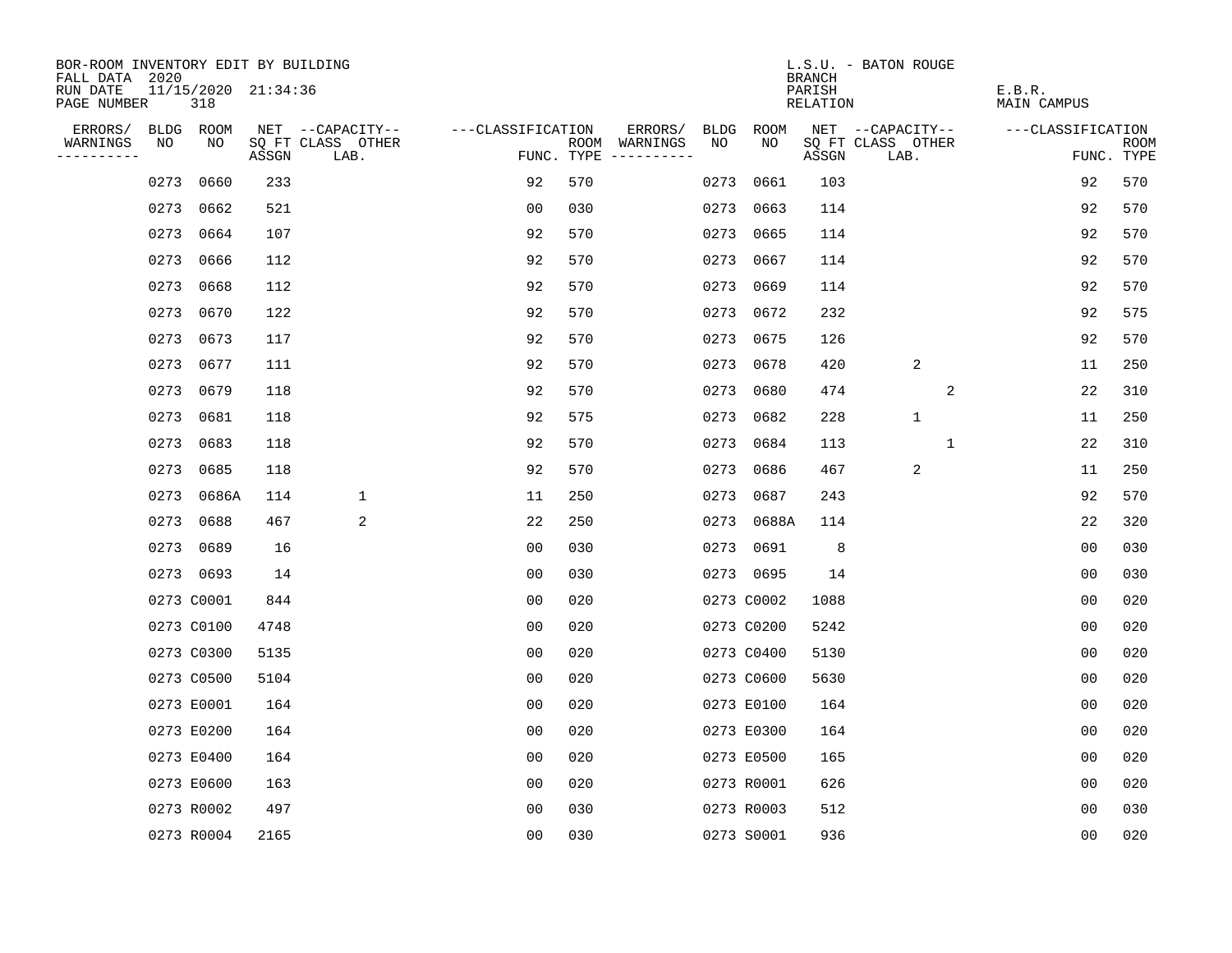BOR-ROOM INVENTORY EDIT BY BUILDING
FALL DATA 2020
RUN DATE 11/15/2020 21:34:36
PAGE NUMBER 318

L.S.U. - BATON ROUGE
BRANCH
PARISH E.B.R.
RELATION MAIN CAMPUS

| ERRORS/ WARNINGS | BLDG NO | ROOM NO | NET SQ FT ASSGN | CAPACITY CLASS LAB. | CAPACITY OTHER | CLASSIFICATION FUNC. | ROOM TYPE | ERRORS/ WARNINGS | BLDG NO | ROOM NO | NET SQ FT ASSGN | CAPACITY CLASS LAB. | CAPACITY OTHER | CLASSIFICATION FUNC. | ROOM TYPE |
|---|---|---|---|---|---|---|---|---|---|---|---|---|---|---|---|
| | 0273 | 0660 | 233 | | | 92 | 570 | | 0273 | 0661 | 103 | | | 92 | 570 |
| | 0273 | 0662 | 521 | | | 00 | 030 | | 0273 | 0663 | 114 | | | 92 | 570 |
| | 0273 | 0664 | 107 | | | 92 | 570 | | 0273 | 0665 | 114 | | | 92 | 570 |
| | 0273 | 0666 | 112 | | | 92 | 570 | | 0273 | 0667 | 114 | | | 92 | 570 |
| | 0273 | 0668 | 112 | | | 92 | 570 | | 0273 | 0669 | 114 | | | 92 | 570 |
| | 0273 | 0670 | 122 | | | 92 | 570 | | 0273 | 0672 | 232 | | | 92 | 575 |
| | 0273 | 0673 | 117 | | | 92 | 570 | | 0273 | 0675 | 126 | | | 92 | 570 |
| | 0273 | 0677 | 111 | | | 92 | 570 | | 0273 | 0678 | 420 | 2 | | 11 | 250 |
| | 0273 | 0679 | 118 | | | 92 | 570 | | 0273 | 0680 | 474 | | 2 | 22 | 310 |
| | 0273 | 0681 | 118 | | | 92 | 575 | | 0273 | 0682 | 228 | 1 | | 11 | 250 |
| | 0273 | 0683 | 118 | | | 92 | 570 | | 0273 | 0684 | 113 | | 1 | 22 | 310 |
| | 0273 | 0685 | 118 | | | 92 | 570 | | 0273 | 0686 | 467 | 2 | | 11 | 250 |
| | 0273 | 0686A | 114 | 1 | | 11 | 250 | | 0273 | 0687 | 243 | | | 92 | 570 |
| | 0273 | 0688 | 467 | 2 | | 22 | 250 | | 0273 | 0688A | 114 | | | 22 | 320 |
| | 0273 | 0689 | 16 | | | 00 | 030 | | 0273 | 0691 | 8 | | | 00 | 030 |
| | 0273 | 0693 | 14 | | | 00 | 030 | | 0273 | 0695 | 14 | | | 00 | 030 |
| | 0273 | C0001 | 844 | | | 00 | 020 | | 0273 | C0002 | 1088 | | | 00 | 020 |
| | 0273 | C0100 | 4748 | | | 00 | 020 | | 0273 | C0200 | 5242 | | | 00 | 020 |
| | 0273 | C0300 | 5135 | | | 00 | 020 | | 0273 | C0400 | 5130 | | | 00 | 020 |
| | 0273 | C0500 | 5104 | | | 00 | 020 | | 0273 | C0600 | 5630 | | | 00 | 020 |
| | 0273 | E0001 | 164 | | | 00 | 020 | | 0273 | E0100 | 164 | | | 00 | 020 |
| | 0273 | E0200 | 164 | | | 00 | 020 | | 0273 | E0300 | 164 | | | 00 | 020 |
| | 0273 | E0400 | 164 | | | 00 | 020 | | 0273 | E0500 | 165 | | | 00 | 020 |
| | 0273 | E0600 | 163 | | | 00 | 020 | | 0273 | R0001 | 626 | | | 00 | 020 |
| | 0273 | R0002 | 497 | | | 00 | 030 | | 0273 | R0003 | 512 | | | 00 | 030 |
| | 0273 | R0004 | 2165 | | | 00 | 030 | | 0273 | S0001 | 936 | | | 00 | 020 |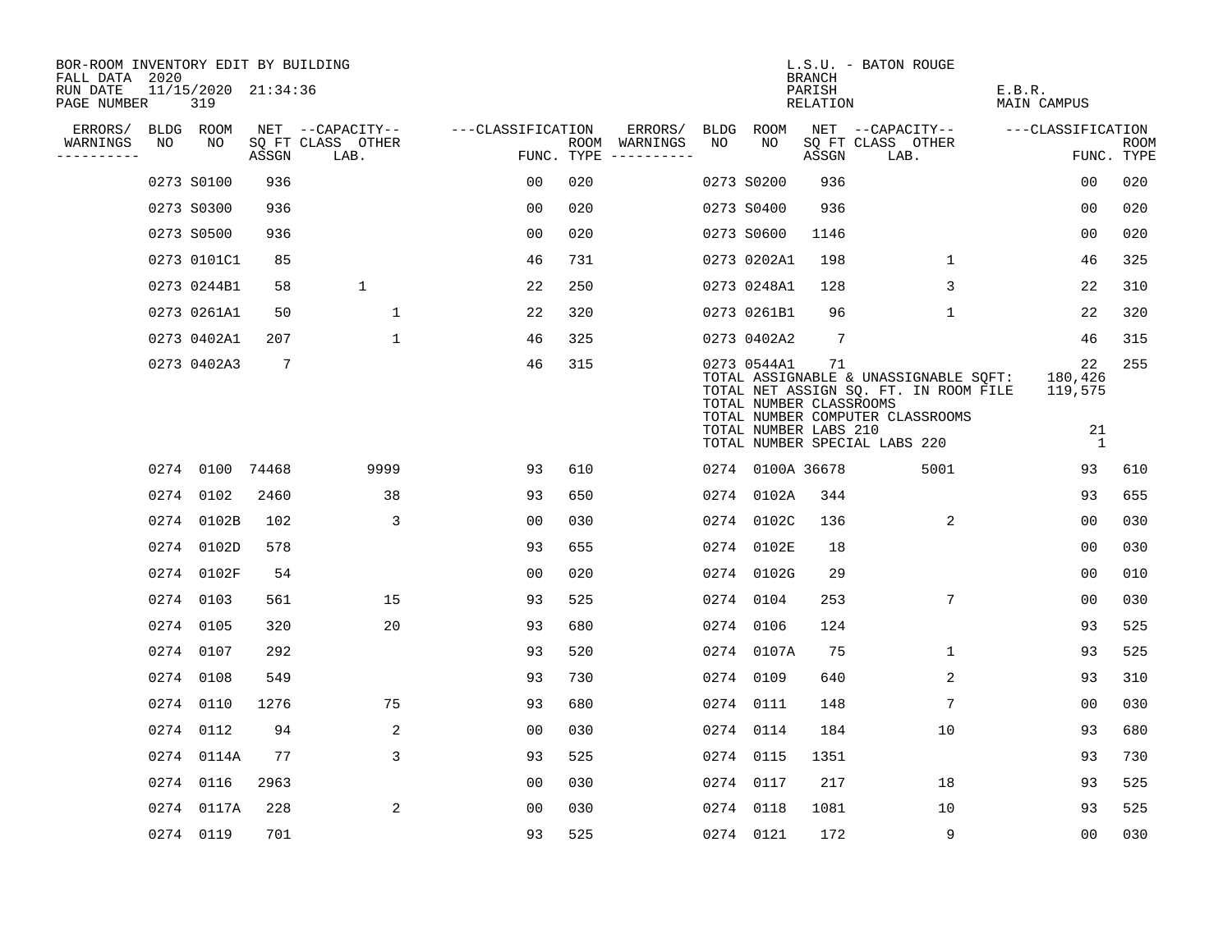BOR-ROOM INVENTORY EDIT BY BUILDING
FALL DATA 2020
RUN DATE 11/15/2020 21:34:36
PAGE NUMBER 319

L.S.U. - BATON ROUGE
BRANCH
PARISH E.B.R.
RELATION MAIN CAMPUS

| ERRORS/ WARNINGS | BLDG NO | ROOM NO | NET SQ FT ASSGN | CAPACITY CLASS | CAPACITY OTHER LAB. | CLASSIFICATION FUNC. | ROOM TYPE | ERRORS/ WARNINGS | BLDG NO | ROOM NO | NET SQ FT ASSGN | CAPACITY CLASS | CAPACITY OTHER LAB. | CLASSIFICATION FUNC. | ROOM TYPE |
|---|---|---|---|---|---|---|---|---|---|---|---|---|---|---|---|
| | 0273 | S0100 | 936 | | | 00 | 020 | | 0273 | S0200 | 936 | | | 00 | 020 |
| | 0273 | S0300 | 936 | | | 00 | 020 | | 0273 | S0400 | 936 | | | 00 | 020 |
| | 0273 | S0500 | 936 | | | 00 | 020 | | 0273 | S0600 | 1146 | | | 00 | 020 |
| | 0273 | 0101C1 | 85 | | | 46 | 731 | | 0273 | 0202A1 | 198 | | 1 | 46 | 325 |
| | 0273 | 0244B1 | 58 | 1 | | 22 | 250 | | 0273 | 0248A1 | 128 | | 3 | 22 | 310 |
| | 0273 | 0261A1 | 50 | | 1 | 22 | 320 | | 0273 | 0261B1 | 96 | | 1 | 22 | 320 |
| | 0273 | 0402A1 | 207 | | 1 | 46 | 325 | | 0273 | 0402A2 | 7 | | | 46 | 315 |
| | 0273 | 0402A3 | 7 | | | 46 | 315 | | 0273 | 0544A1 | 71 | | | 22 | 255 |

TOTAL ASSIGNABLE & UNASSIGNABLE SQFT: 180,426
TOTAL NET ASSIGN SQ. FT. IN ROOM FILE 119,575
TOTAL NUMBER CLASSROOMS
TOTAL NUMBER COMPUTER CLASSROOMS
TOTAL NUMBER LABS 210: 21
TOTAL NUMBER SPECIAL LABS 220: 1

| ERRORS/ WARNINGS | BLDG NO | ROOM NO | NET SQ FT ASSGN | CAPACITY CLASS | CAPACITY OTHER LAB. | CLASSIFICATION FUNC. | ROOM TYPE | ERRORS/ WARNINGS | BLDG NO | ROOM NO | NET SQ FT ASSGN | CAPACITY CLASS | CAPACITY OTHER LAB. | CLASSIFICATION FUNC. | ROOM TYPE |
|---|---|---|---|---|---|---|---|---|---|---|---|---|---|---|---|
| | 0274 | 0100 | 74468 | | 9999 | 93 | 610 | | 0274 | 0100A | 36678 | | 5001 | 93 | 610 |
| | 0274 | 0102 | 2460 | | 38 | 93 | 650 | | 0274 | 0102A | 344 | | | 93 | 655 |
| | 0274 | 0102B | 102 | | 3 | 00 | 030 | | 0274 | 0102C | 136 | | 2 | 00 | 030 |
| | 0274 | 0102D | 578 | | | 93 | 655 | | 0274 | 0102E | 18 | | | 00 | 030 |
| | 0274 | 0102F | 54 | | | 00 | 020 | | 0274 | 0102G | 29 | | | 00 | 010 |
| | 0274 | 0103 | 561 | | 15 | 93 | 525 | | 0274 | 0104 | 253 | | 7 | 00 | 030 |
| | 0274 | 0105 | 320 | | 20 | 93 | 680 | | 0274 | 0106 | 124 | | | 93 | 525 |
| | 0274 | 0107 | 292 | | | 93 | 520 | | 0274 | 0107A | 75 | | 1 | 93 | 525 |
| | 0274 | 0108 | 549 | | | 93 | 730 | | 0274 | 0109 | 640 | | 2 | 93 | 310 |
| | 0274 | 0110 | 1276 | | 75 | 93 | 680 | | 0274 | 0111 | 148 | | 7 | 00 | 030 |
| | 0274 | 0112 | 94 | | 2 | 00 | 030 | | 0274 | 0114 | 184 | | 10 | 93 | 680 |
| | 0274 | 0114A | 77 | | 3 | 93 | 525 | | 0274 | 0115 | 1351 | | | 93 | 730 |
| | 0274 | 0116 | 2963 | | | 00 | 030 | | 0274 | 0117 | 217 | | 18 | 93 | 525 |
| | 0274 | 0117A | 228 | | 2 | 00 | 030 | | 0274 | 0118 | 1081 | | 10 | 93 | 525 |
| | 0274 | 0119 | 701 | | | 93 | 525 | | 0274 | 0121 | 172 | | 9 | 00 | 030 |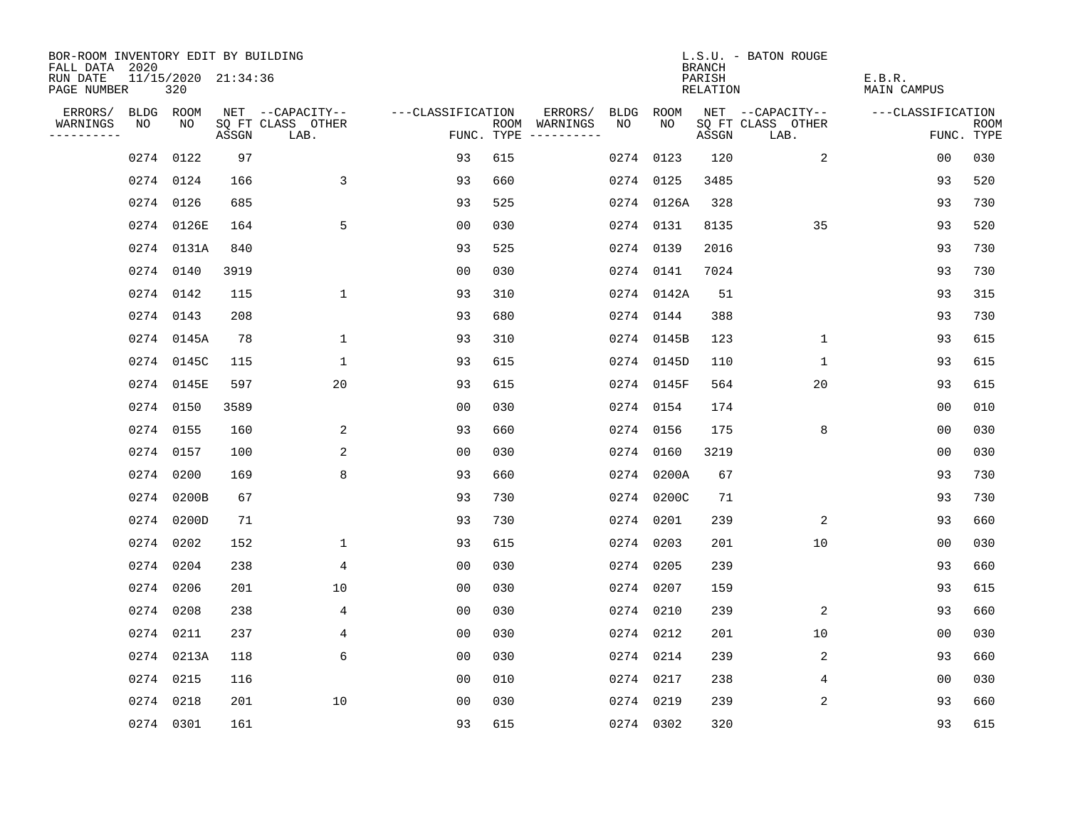BOR-ROOM INVENTORY EDIT BY BUILDING
FALL DATA 2020
RUN DATE 11/15/2020 21:34:36
PAGE NUMBER 320

L.S.U. - BATON ROUGE
BRANCH
PARISH E.B.R.
RELATION MAIN CAMPUS

| ERRORS/ WARNINGS | BLDG NO | ROOM NO | NET ASSGN SQ FT | CAPACITY CLASS LAB. | CAPACITY OTHER | CLASSIFICATION FUNC. | ROOM TYPE | ERRORS/ WARNINGS | BLDG NO | ROOM NO | NET ASSGN SQ FT | CAPACITY CLASS LAB. | CAPACITY OTHER | CLASSIFICATION FUNC. | ROOM TYPE |
|---|---|---|---|---|---|---|---|---|---|---|---|---|---|---|---|
| | 0274 | 0122 | 97 | | | 93 | 615 | | 0274 | 0123 | 120 | | 2 | 00 | 030 |
| | 0274 | 0124 | 166 | | 3 | 93 | 660 | | 0274 | 0125 | 3485 | | | 93 | 520 |
| | 0274 | 0126 | 685 | | | 93 | 525 | | 0274 | 0126A | 328 | | | 93 | 730 |
| | 0274 | 0126E | 164 | | 5 | 00 | 030 | | 0274 | 0131 | 8135 | | 35 | 93 | 520 |
| | 0274 | 0131A | 840 | | | 93 | 525 | | 0274 | 0139 | 2016 | | | 93 | 730 |
| | 0274 | 0140 | 3919 | | | 00 | 030 | | 0274 | 0141 | 7024 | | | 93 | 730 |
| | 0274 | 0142 | 115 | | 1 | 93 | 310 | | 0274 | 0142A | 51 | | | 93 | 315 |
| | 0274 | 0143 | 208 | | | 93 | 680 | | 0274 | 0144 | 388 | | | 93 | 730 |
| | 0274 | 0145A | 78 | | 1 | 93 | 310 | | 0274 | 0145B | 123 | | 1 | 93 | 615 |
| | 0274 | 0145C | 115 | | 1 | 93 | 615 | | 0274 | 0145D | 110 | | 1 | 93 | 615 |
| | 0274 | 0145E | 597 | | 20 | 93 | 615 | | 0274 | 0145F | 564 | | 20 | 93 | 615 |
| | 0274 | 0150 | 3589 | | | 00 | 030 | | 0274 | 0154 | 174 | | | 00 | 010 |
| | 0274 | 0155 | 160 | | 2 | 93 | 660 | | 0274 | 0156 | 175 | | 8 | 00 | 030 |
| | 0274 | 0157 | 100 | | 2 | 00 | 030 | | 0274 | 0160 | 3219 | | | 00 | 030 |
| | 0274 | 0200 | 169 | | 8 | 93 | 660 | | 0274 | 0200A | 67 | | | 93 | 730 |
| | 0274 | 0200B | 67 | | | 93 | 730 | | 0274 | 0200C | 71 | | | 93 | 730 |
| | 0274 | 0200D | 71 | | | 93 | 730 | | 0274 | 0201 | 239 | | 2 | 93 | 660 |
| | 0274 | 0202 | 152 | | 1 | 93 | 615 | | 0274 | 0203 | 201 | | 10 | 00 | 030 |
| | 0274 | 0204 | 238 | | 4 | 00 | 030 | | 0274 | 0205 | 239 | | | 93 | 660 |
| | 0274 | 0206 | 201 | | 10 | 00 | 030 | | 0274 | 0207 | 159 | | | 93 | 615 |
| | 0274 | 0208 | 238 | | 4 | 00 | 030 | | 0274 | 0210 | 239 | | 2 | 93 | 660 |
| | 0274 | 0211 | 237 | | 4 | 00 | 030 | | 0274 | 0212 | 201 | | 10 | 00 | 030 |
| | 0274 | 0213A | 118 | | 6 | 00 | 030 | | 0274 | 0214 | 239 | | 2 | 93 | 660 |
| | 0274 | 0215 | 116 | | | 00 | 010 | | 0274 | 0217 | 238 | | 4 | 00 | 030 |
| | 0274 | 0218 | 201 | | 10 | 00 | 030 | | 0274 | 0219 | 239 | | 2 | 93 | 660 |
| | 0274 | 0301 | 161 | | | 93 | 615 | | 0274 | 0302 | 320 | | | 93 | 615 |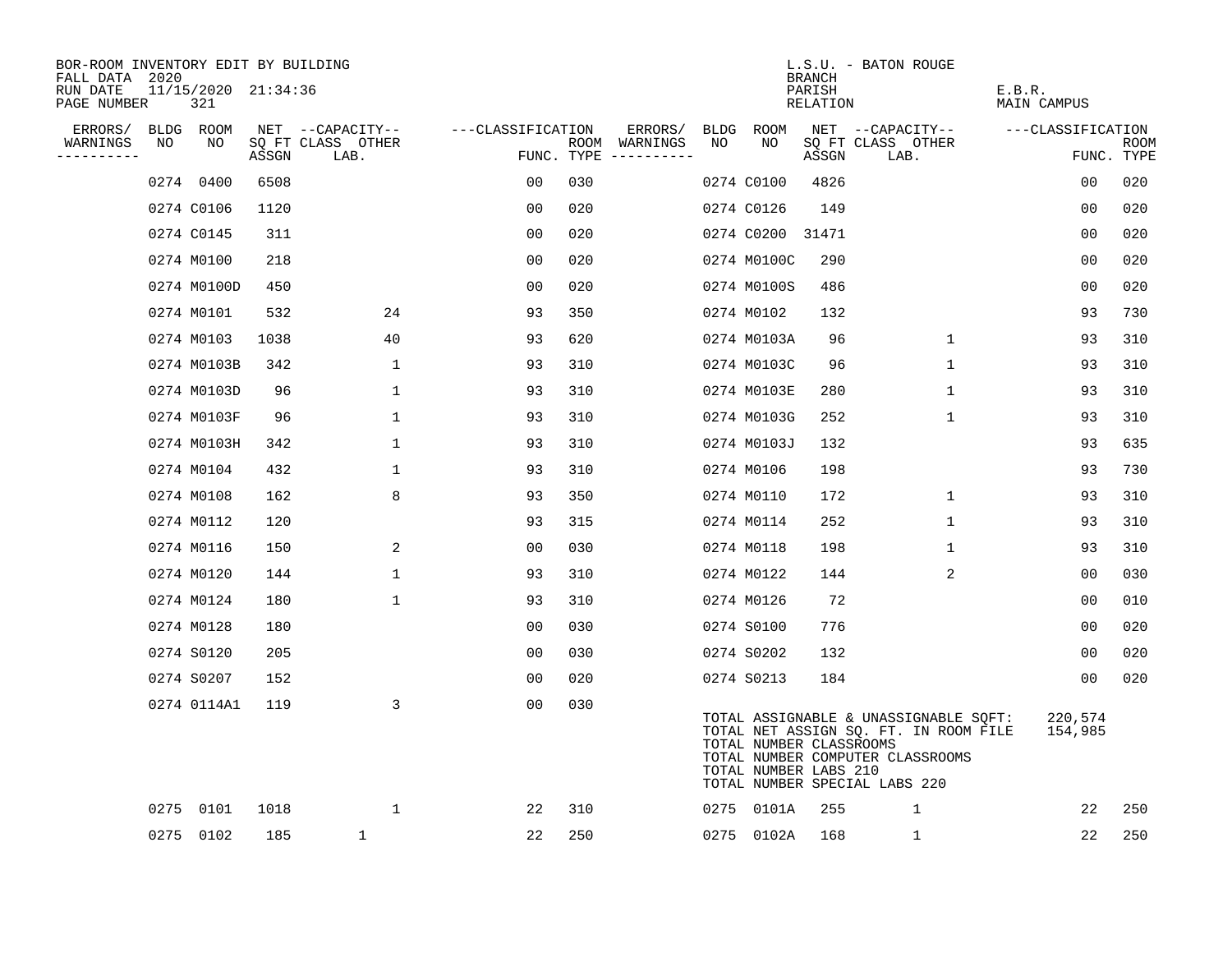BOR-ROOM INVENTORY EDIT BY BUILDING
FALL DATA 2020
RUN DATE 11/15/2020 21:34:36
PAGE NUMBER 321

L.S.U. - BATON ROUGE
BRANCH
PARISH E.B.R.
RELATION MAIN CAMPUS

| ERRORS/ WARNINGS | BLDG NO | ROOM NO | NET SQ FT ASSGN | --CAPACITY-- CLASS LAB. | OTHER | ---CLASSIFICATION FUNC. | ROOM TYPE | ERRORS/ WARNINGS | BLDG NO | ROOM NO | NET SQ FT ASSGN | --CAPACITY-- CLASS LAB. | OTHER | ---CLASSIFICATION FUNC. | ROOM TYPE |
|---|---|---|---|---|---|---|---|---|---|---|---|---|---|---|---|
| | 0274 | 0400 | 6508 | | | 00 | 030 | | 0274 | C0100 | 4826 | | | 00 | 020 |
| | 0274 | C0106 | 1120 | | | 00 | 020 | | 0274 | C0126 | 149 | | | 00 | 020 |
| | 0274 | C0145 | 311 | | | 00 | 020 | | 0274 | C0200 | 31471 | | | 00 | 020 |
| | 0274 | M0100 | 218 | | | 00 | 020 | | 0274 | M0100C | 290 | | | 00 | 020 |
| | 0274 | M0100D | 450 | | | 00 | 020 | | 0274 | M0100S | 486 | | | 00 | 020 |
| | 0274 | M0101 | 532 | | 24 | 93 | 350 | | 0274 | M0102 | 132 | | | 93 | 730 |
| | 0274 | M0103 | 1038 | | 40 | 93 | 620 | | 0274 | M0103A | 96 | | 1 | 93 | 310 |
| | 0274 | M0103B | 342 | | 1 | 93 | 310 | | 0274 | M0103C | 96 | | 1 | 93 | 310 |
| | 0274 | M0103D | 96 | | 1 | 93 | 310 | | 0274 | M0103E | 280 | | 1 | 93 | 310 |
| | 0274 | M0103F | 96 | | 1 | 93 | 310 | | 0274 | M0103G | 252 | | 1 | 93 | 310 |
| | 0274 | M0103H | 342 | | 1 | 93 | 310 | | 0274 | M0103J | 132 | | | 93 | 635 |
| | 0274 | M0104 | 432 | | 1 | 93 | 310 | | 0274 | M0106 | 198 | | | 93 | 730 |
| | 0274 | M0108 | 162 | | 8 | 93 | 350 | | 0274 | M0110 | 172 | | 1 | 93 | 310 |
| | 0274 | M0112 | 120 | | | 93 | 315 | | 0274 | M0114 | 252 | | 1 | 93 | 310 |
| | 0274 | M0116 | 150 | | 2 | 00 | 030 | | 0274 | M0118 | 198 | | 1 | 93 | 310 |
| | 0274 | M0120 | 144 | | 1 | 93 | 310 | | 0274 | M0122 | 144 | | 2 | 00 | 030 |
| | 0274 | M0124 | 180 | | 1 | 93 | 310 | | 0274 | M0126 | 72 | | | 00 | 010 |
| | 0274 | M0128 | 180 | | | 00 | 030 | | 0274 | S0100 | 776 | | | 00 | 020 |
| | 0274 | S0120 | 205 | | | 00 | 030 | | 0274 | S0202 | 132 | | | 00 | 020 |
| | 0274 | S0207 | 152 | | | 00 | 020 | | 0274 | S0213 | 184 | | | 00 | 020 |
| | 0274 | 0114A1 | 119 | | 3 | 00 | 030 | | | | | | | | |

TOTAL ASSIGNABLE & UNASSIGNABLE SQFT: 220,574
TOTAL NET ASSIGN SQ. FT. IN ROOM FILE 154,985
TOTAL NUMBER CLASSROOMS
TOTAL NUMBER COMPUTER CLASSROOMS
TOTAL NUMBER LABS 210
TOTAL NUMBER SPECIAL LABS 220

| ERRORS/ WARNINGS | BLDG NO | ROOM NO | NET SQ FT ASSGN | --CAPACITY-- CLASS LAB. | OTHER | ---CLASSIFICATION FUNC. | ROOM TYPE | ERRORS/ WARNINGS | BLDG NO | ROOM NO | NET SQ FT ASSGN | --CAPACITY-- CLASS LAB. | OTHER | ---CLASSIFICATION FUNC. | ROOM TYPE |
|---|---|---|---|---|---|---|---|---|---|---|---|---|---|---|---|
| | 0275 | 0101 | 1018 | | 1 | 22 | 310 | | 0275 | 0101A | 255 | 1 | | 22 | 250 |
| | 0275 | 0102 | 185 | 1 | | 22 | 250 | | 0275 | 0102A | 168 | 1 | | 22 | 250 |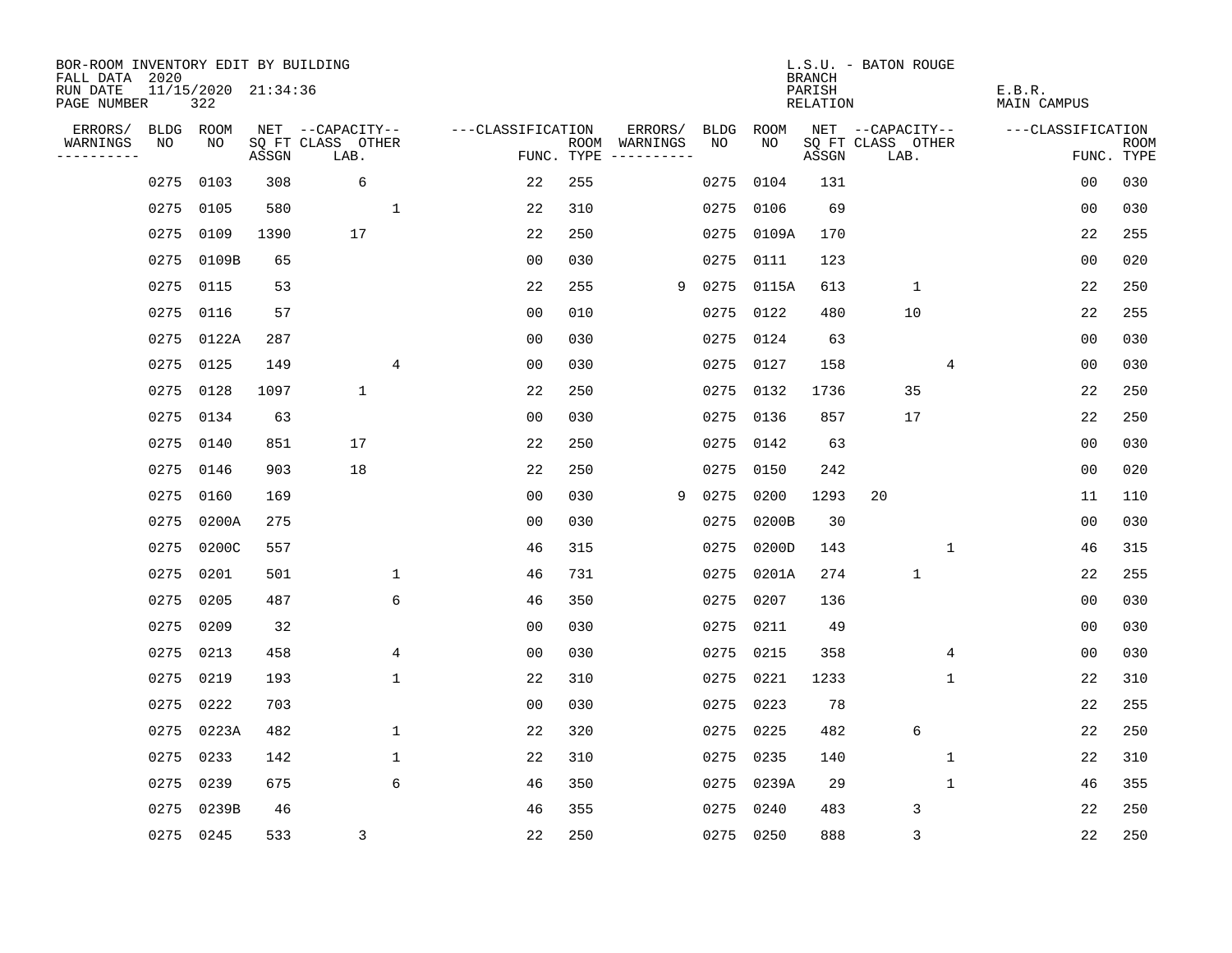BOR-ROOM INVENTORY EDIT BY BUILDING
FALL DATA 2020
RUN DATE 11/15/2020 21:34:36
PAGE NUMBER 322

L.S.U. - BATON ROUGE
BRANCH
PARISH E.B.R.
RELATION MAIN CAMPUS

| ERRORS/ WARNINGS | BLDG NO | ROOM NO | NET SQ FT ASSGN | CAPACITY CLASS LAB. | CAPACITY OTHER | CLASSIFICATION FUNC. | ROOM TYPE | ERRORS/ WARNINGS | BLDG NO | ROOM NO | NET SQ FT ASSGN | CAPACITY CLASS LAB. | CAPACITY OTHER | CLASSIFICATION FUNC. | ROOM TYPE |
|---|---|---|---|---|---|---|---|---|---|---|---|---|---|---|---|
| | 0275 | 0103 | 308 | 6 | | 22 | 255 | | 0275 | 0104 | 131 | | | 00 | 030 |
| | 0275 | 0105 | 580 | | 1 | 22 | 310 | | 0275 | 0106 | 69 | | | 00 | 030 |
| | 0275 | 0109 | 1390 | 17 | | 22 | 250 | | 0275 | 0109A | 170 | | | 22 | 255 |
| | 0275 | 0109B | 65 | | | 00 | 030 | | 0275 | 0111 | 123 | | | 00 | 020 |
| | 0275 | 0115 | 53 | | | 22 | 255 | 9 | 0275 | 0115A | 613 | 1 | | 22 | 250 |
| | 0275 | 0116 | 57 | | | 00 | 010 | | 0275 | 0122 | 480 | 10 | | 22 | 255 |
| | 0275 | 0122A | 287 | | | 00 | 030 | | 0275 | 0124 | 63 | | | 00 | 030 |
| | 0275 | 0125 | 149 | | 4 | 00 | 030 | | 0275 | 0127 | 158 | | 4 | 00 | 030 |
| | 0275 | 0128 | 1097 | 1 | | 22 | 250 | | 0275 | 0132 | 1736 | 35 | | 22 | 250 |
| | 0275 | 0134 | 63 | | | 00 | 030 | | 0275 | 0136 | 857 | 17 | | 22 | 250 |
| | 0275 | 0140 | 851 | 17 | | 22 | 250 | | 0275 | 0142 | 63 | | | 00 | 030 |
| | 0275 | 0146 | 903 | 18 | | 22 | 250 | | 0275 | 0150 | 242 | | | 00 | 020 |
| | 0275 | 0160 | 169 | | | 00 | 030 | 9 | 0275 | 0200 | 1293 | 20 | | 11 | 110 |
| | 0275 | 0200A | 275 | | | 00 | 030 | | 0275 | 0200B | 30 | | | 00 | 030 |
| | 0275 | 0200C | 557 | | | 46 | 315 | | 0275 | 0200D | 143 | | 1 | 46 | 315 |
| | 0275 | 0201 | 501 | | 1 | 46 | 731 | | 0275 | 0201A | 274 | 1 | | 22 | 255 |
| | 0275 | 0205 | 487 | | 6 | 46 | 350 | | 0275 | 0207 | 136 | | | 00 | 030 |
| | 0275 | 0209 | 32 | | | 00 | 030 | | 0275 | 0211 | 49 | | | 00 | 030 |
| | 0275 | 0213 | 458 | | 4 | 00 | 030 | | 0275 | 0215 | 358 | | 4 | 00 | 030 |
| | 0275 | 0219 | 193 | | 1 | 22 | 310 | | 0275 | 0221 | 1233 | | 1 | 22 | 310 |
| | 0275 | 0222 | 703 | | | 00 | 030 | | 0275 | 0223 | 78 | | | 22 | 255 |
| | 0275 | 0223A | 482 | | 1 | 22 | 320 | | 0275 | 0225 | 482 | 6 | | 22 | 250 |
| | 0275 | 0233 | 142 | | 1 | 22 | 310 | | 0275 | 0235 | 140 | | 1 | 22 | 310 |
| | 0275 | 0239 | 675 | | 6 | 46 | 350 | | 0275 | 0239A | 29 | | 1 | 46 | 355 |
| | 0275 | 0239B | 46 | | | 46 | 355 | | 0275 | 0240 | 483 | 3 | | 22 | 250 |
| | 0275 | 0245 | 533 | 3 | | 22 | 250 | | 0275 | 0250 | 888 | 3 | | 22 | 250 |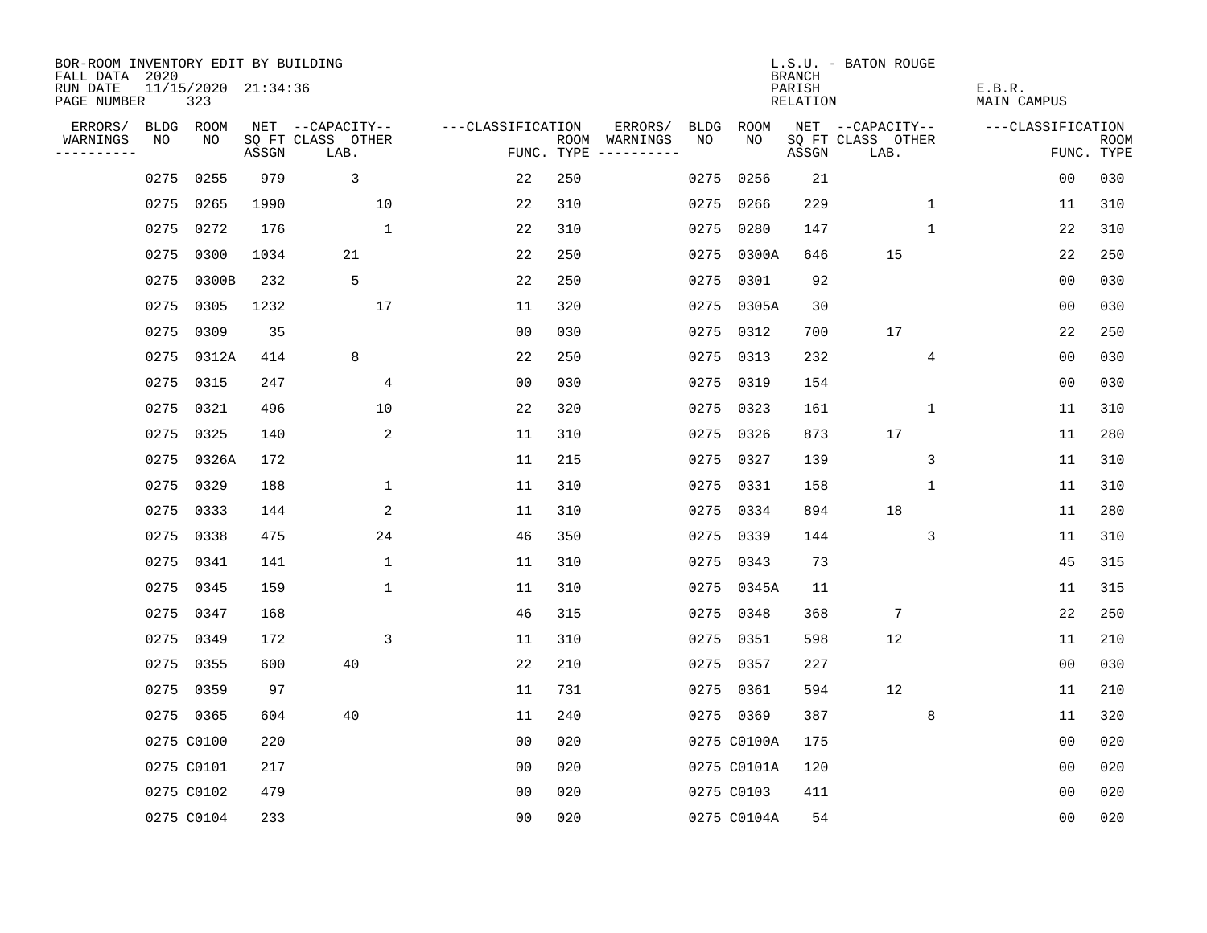BOR-ROOM INVENTORY EDIT BY BUILDING
FALL DATA 2020
RUN DATE 11/15/2020 21:34:36
PAGE NUMBER 323

L.S.U. - BATON ROUGE
BRANCH
PARISH E.B.R.
RELATION MAIN CAMPUS

| ERRORS/ WARNINGS | BLDG NO | ROOM NO | NET SQ FT ASSGN | CAPACITY CLASS LAB. | CAPACITY OTHER | CLASSIFICATION FUNC. | ROOM TYPE | ERRORS/ WARNINGS | BLDG NO | ROOM NO | NET SQ FT ASSGN | CAPACITY CLASS LAB. | CAPACITY OTHER | CLASSIFICATION FUNC. | ROOM TYPE |
|---|---|---|---|---|---|---|---|---|---|---|---|---|---|---|---|
| | 0275 | 0255 | 979 | 3 | | 22 | 250 | | 0275 | 0256 | 21 | | | 00 | 030 |
| | 0275 | 0265 | 1990 | | 10 | 22 | 310 | | 0275 | 0266 | 229 | | 1 | 11 | 310 |
| | 0275 | 0272 | 176 | | 1 | 22 | 310 | | 0275 | 0280 | 147 | | 1 | 22 | 310 |
| | 0275 | 0300 | 1034 | 21 | | 22 | 250 | | 0275 | 0300A | 646 | 15 | | 22 | 250 |
| | 0275 | 0300B | 232 | 5 | | 22 | 250 | | 0275 | 0301 | 92 | | | 00 | 030 |
| | 0275 | 0305 | 1232 | | 17 | 11 | 320 | | 0275 | 0305A | 30 | | | 00 | 030 |
| | 0275 | 0309 | 35 | | | 00 | 030 | | 0275 | 0312 | 700 | 17 | | 22 | 250 |
| | 0275 | 0312A | 414 | 8 | | 22 | 250 | | 0275 | 0313 | 232 | | 4 | 00 | 030 |
| | 0275 | 0315 | 247 | | 4 | 00 | 030 | | 0275 | 0319 | 154 | | | 00 | 030 |
| | 0275 | 0321 | 496 | | 10 | 22 | 320 | | 0275 | 0323 | 161 | | 1 | 11 | 310 |
| | 0275 | 0325 | 140 | | 2 | 11 | 310 | | 0275 | 0326 | 873 | 17 | | 11 | 280 |
| | 0275 | 0326A | 172 | | | 11 | 215 | | 0275 | 0327 | 139 | | 3 | 11 | 310 |
| | 0275 | 0329 | 188 | | 1 | 11 | 310 | | 0275 | 0331 | 158 | | 1 | 11 | 310 |
| | 0275 | 0333 | 144 | | 2 | 11 | 310 | | 0275 | 0334 | 894 | 18 | | 11 | 280 |
| | 0275 | 0338 | 475 | | 24 | 46 | 350 | | 0275 | 0339 | 144 | | 3 | 11 | 310 |
| | 0275 | 0341 | 141 | | 1 | 11 | 310 | | 0275 | 0343 | 73 | | | 45 | 315 |
| | 0275 | 0345 | 159 | | 1 | 11 | 310 | | 0275 | 0345A | 11 | | | 11 | 315 |
| | 0275 | 0347 | 168 | | | 46 | 315 | | 0275 | 0348 | 368 | 7 | | 22 | 250 |
| | 0275 | 0349 | 172 | | 3 | 11 | 310 | | 0275 | 0351 | 598 | 12 | | 11 | 210 |
| | 0275 | 0355 | 600 | 40 | | 22 | 210 | | 0275 | 0357 | 227 | | | 00 | 030 |
| | 0275 | 0359 | 97 | | | 11 | 731 | | 0275 | 0361 | 594 | 12 | | 11 | 210 |
| | 0275 | 0365 | 604 | 40 | | 11 | 240 | | 0275 | 0369 | 387 | | 8 | 11 | 320 |
| | 0275 | C0100 | 220 | | | 00 | 020 | | 0275 | C0100A | 175 | | | 00 | 020 |
| | 0275 | C0101 | 217 | | | 00 | 020 | | 0275 | C0101A | 120 | | | 00 | 020 |
| | 0275 | C0102 | 479 | | | 00 | 020 | | 0275 | C0103 | 411 | | | 00 | 020 |
| | 0275 | C0104 | 233 | | | 00 | 020 | | 0275 | C0104A | 54 | | | 00 | 020 |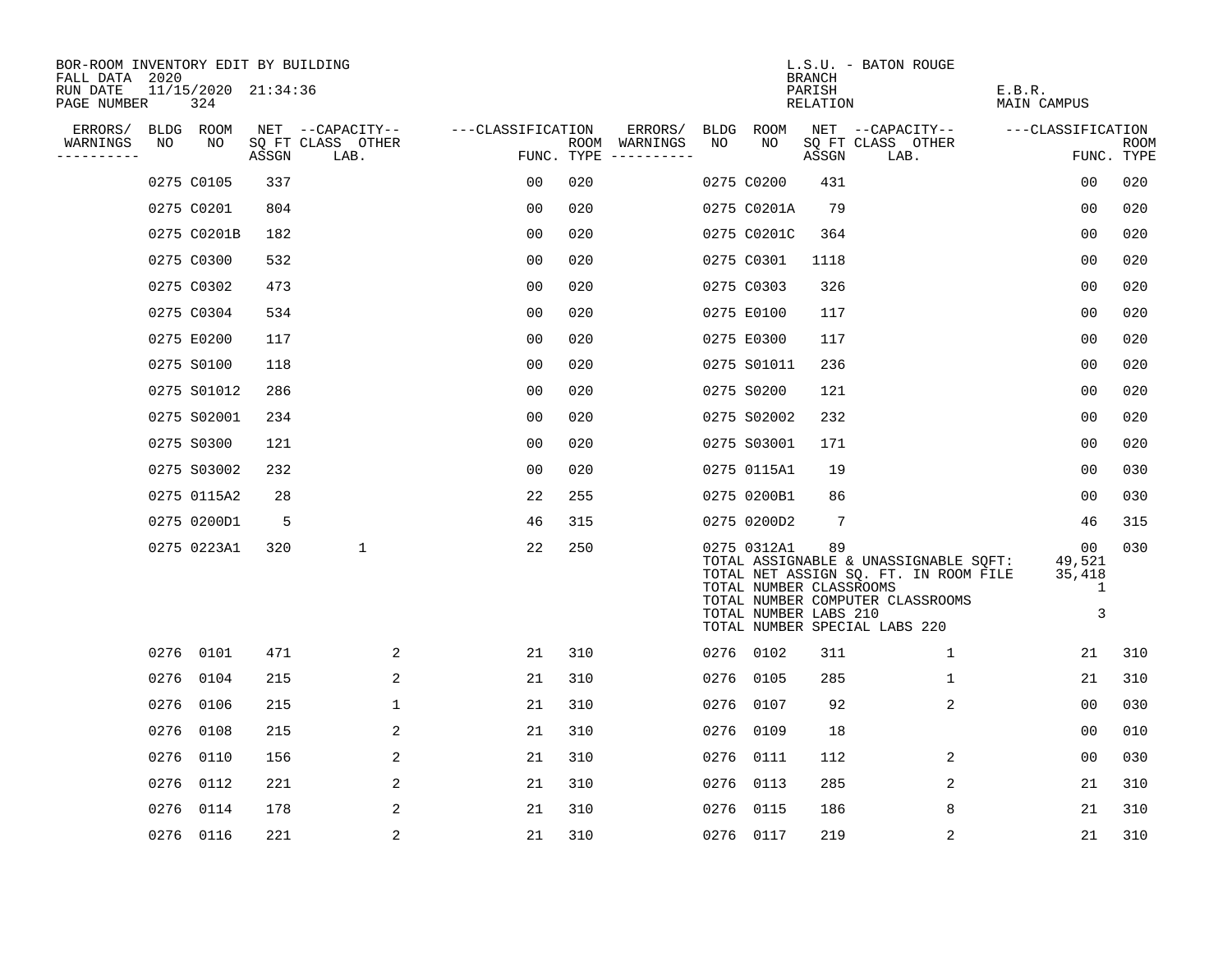BOR-ROOM INVENTORY EDIT BY BUILDING
FALL DATA 2020
RUN DATE 11/15/2020 21:34:36
PAGE NUMBER 324

L.S.U. - BATON ROUGE
BRANCH
PARISH E.B.R.
RELATION MAIN CAMPUS

| ERRORS/ WARNINGS | BLDG NO | ROOM NO | NET SQ FT ASSGN | CAPACITY CLASS LAB. | CAPACITY OTHER | CLASSIFICATION FUNC. | ROOM TYPE | ERRORS/ WARNINGS | BLDG NO | ROOM NO | NET SQ FT ASSGN | CAPACITY CLASS LAB. | CAPACITY OTHER | CLASSIFICATION FUNC. | ROOM TYPE |
|---|---|---|---|---|---|---|---|---|---|---|---|---|---|---|---|
| | 0275 | C0105 | 337 | | | 00 | 020 | | 0275 | C0200 | 431 | | | 00 | 020 |
| | 0275 | C0201 | 804 | | | 00 | 020 | | 0275 | C0201A | 79 | | | 00 | 020 |
| | 0275 | C0201B | 182 | | | 00 | 020 | | 0275 | C0201C | 364 | | | 00 | 020 |
| | 0275 | C0300 | 532 | | | 00 | 020 | | 0275 | C0301 | 1118 | | | 00 | 020 |
| | 0275 | C0302 | 473 | | | 00 | 020 | | 0275 | C0303 | 326 | | | 00 | 020 |
| | 0275 | C0304 | 534 | | | 00 | 020 | | 0275 | E0100 | 117 | | | 00 | 020 |
| | 0275 | E0200 | 117 | | | 00 | 020 | | 0275 | E0300 | 117 | | | 00 | 020 |
| | 0275 | S0100 | 118 | | | 00 | 020 | | 0275 | S01011 | 236 | | | 00 | 020 |
| | 0275 | S01012 | 286 | | | 00 | 020 | | 0275 | S0200 | 121 | | | 00 | 020 |
| | 0275 | S02001 | 234 | | | 00 | 020 | | 0275 | S02002 | 232 | | | 00 | 020 |
| | 0275 | S0300 | 121 | | | 00 | 020 | | 0275 | S03001 | 171 | | | 00 | 020 |
| | 0275 | S03002 | 232 | | | 00 | 020 | | 0275 | 0115A1 | 19 | | | 00 | 030 |
| | 0275 | 0115A2 | 28 | | | 22 | 255 | | 0275 | 0200B1 | 86 | | | 00 | 030 |
| | 0275 | 0200D1 | 5 | | | 46 | 315 | | 0275 | 0200D2 | 7 | | | 46 | 315 |
| | 0275 | 0223A1 | 320 | 1 | | 22 | 250 | | 0275 | 0312A1 | 89 | | | 00 | 030 |

TOTAL ASSIGNABLE & UNASSIGNABLE SQFT: 49,521
TOTAL NET ASSIGN SQ. FT. IN ROOM FILE 35,418
TOTAL NUMBER CLASSROOMS 1
TOTAL NUMBER COMPUTER CLASSROOMS
TOTAL NUMBER LABS 210 3
TOTAL NUMBER SPECIAL LABS 220

| ERRORS/ WARNINGS | BLDG NO | ROOM NO | NET SQ FT ASSGN | CAPACITY CLASS LAB. | CAPACITY OTHER | CLASSIFICATION FUNC. | ROOM TYPE | ERRORS/ WARNINGS | BLDG NO | ROOM NO | NET SQ FT ASSGN | CAPACITY CLASS LAB. | CAPACITY OTHER | CLASSIFICATION FUNC. | ROOM TYPE |
|---|---|---|---|---|---|---|---|---|---|---|---|---|---|---|---|
| | 0276 | 0101 | 471 | | 2 | 21 | 310 | | 0276 | 0102 | 311 | | 1 | 21 | 310 |
| | 0276 | 0104 | 215 | | 2 | 21 | 310 | | 0276 | 0105 | 285 | | 1 | 21 | 310 |
| | 0276 | 0106 | 215 | | 1 | 21 | 310 | | 0276 | 0107 | 92 | | 2 | 00 | 030 |
| | 0276 | 0108 | 215 | | 2 | 21 | 310 | | 0276 | 0109 | 18 | | | 00 | 010 |
| | 0276 | 0110 | 156 | | 2 | 21 | 310 | | 0276 | 0111 | 112 | | 2 | 00 | 030 |
| | 0276 | 0112 | 221 | | 2 | 21 | 310 | | 0276 | 0113 | 285 | | 2 | 21 | 310 |
| | 0276 | 0114 | 178 | | 2 | 21 | 310 | | 0276 | 0115 | 186 | | 8 | 21 | 310 |
| | 0276 | 0116 | 221 | | 2 | 21 | 310 | | 0276 | 0117 | 219 | | 2 | 21 | 310 |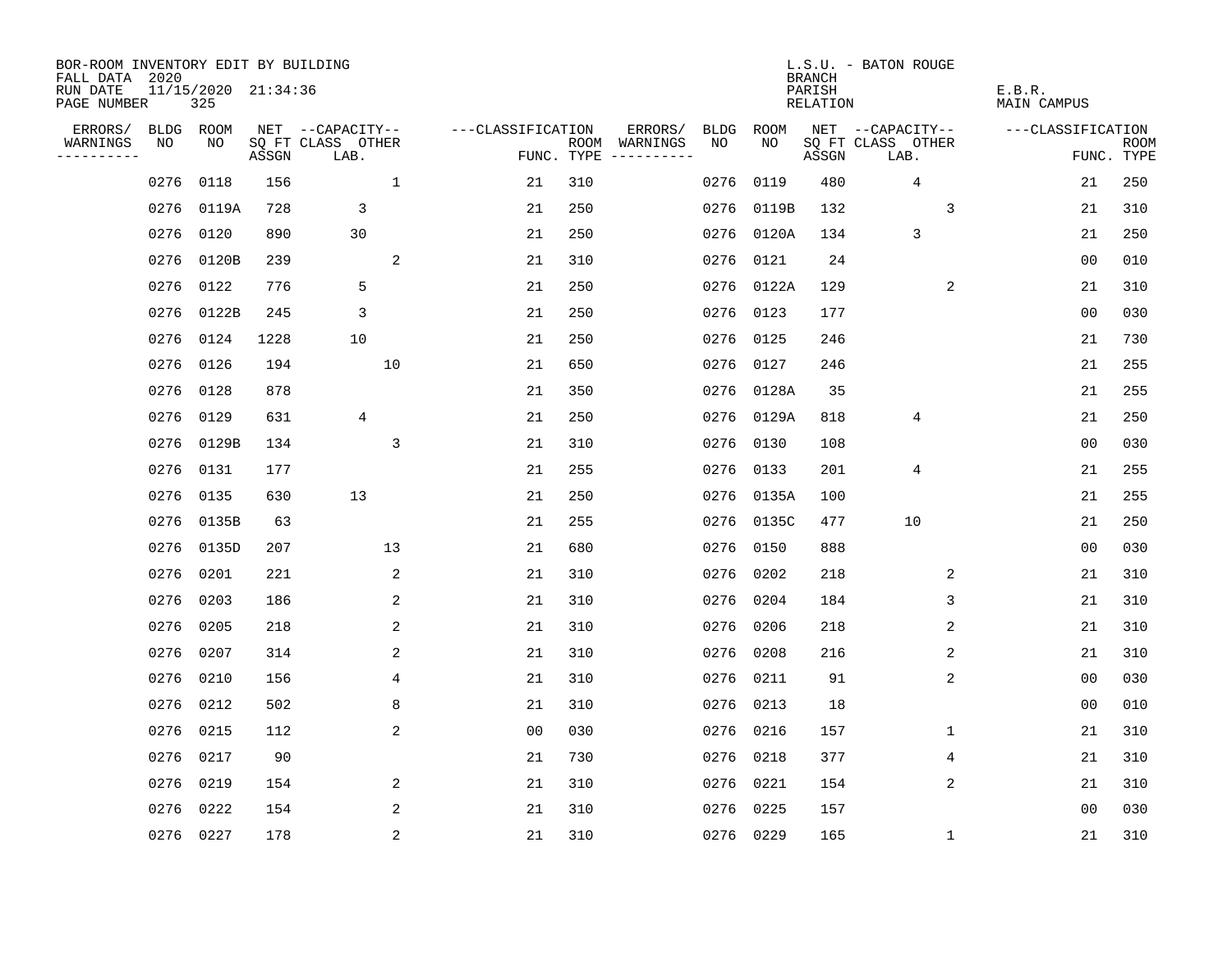BOR-ROOM INVENTORY EDIT BY BUILDING
FALL DATA 2020
RUN DATE 11/15/2020 21:34:36
PAGE NUMBER 325

L.S.U. - BATON ROUGE
BRANCH
PARISH E.B.R.
RELATION MAIN CAMPUS

| ERRORS/ WARNINGS | BLDG NO | ROOM NO | NET ASSGN SQ FT | CAPACITY CLASS LAB. | CAPACITY OTHER | CLASSIFICATION FUNC. | ROOM TYPE | ERRORS/ WARNINGS | BLDG NO | ROOM NO | NET ASSGN SQ FT | CAPACITY CLASS LAB. | CAPACITY OTHER | CLASSIFICATION FUNC. | ROOM TYPE |
|---|---|---|---|---|---|---|---|---|---|---|---|---|---|---|---|
| | 0276 | 0118 | 156 | | 1 | 21 | 310 | | 0276 | 0119 | 480 | 4 | | 21 | 250 |
| | 0276 | 0119A | 728 | 3 | | 21 | 250 | | 0276 | 0119B | 132 | | 3 | 21 | 310 |
| | 0276 | 0120 | 890 | 30 | | 21 | 250 | | 0276 | 0120A | 134 | 3 | | 21 | 250 |
| | 0276 | 0120B | 239 | | 2 | 21 | 310 | | 0276 | 0121 | 24 | | | 00 | 010 |
| | 0276 | 0122 | 776 | 5 | | 21 | 250 | | 0276 | 0122A | 129 | | 2 | 21 | 310 |
| | 0276 | 0122B | 245 | 3 | | 21 | 250 | | 0276 | 0123 | 177 | | | 00 | 030 |
| | 0276 | 0124 | 1228 | 10 | | 21 | 250 | | 0276 | 0125 | 246 | | | 21 | 730 |
| | 0276 | 0126 | 194 | | 10 | 21 | 650 | | 0276 | 0127 | 246 | | | 21 | 255 |
| | 0276 | 0128 | 878 | | | 21 | 350 | | 0276 | 0128A | 35 | | | 21 | 255 |
| | 0276 | 0129 | 631 | 4 | | 21 | 250 | | 0276 | 0129A | 818 | 4 | | 21 | 250 |
| | 0276 | 0129B | 134 | | 3 | 21 | 310 | | 0276 | 0130 | 108 | | | 00 | 030 |
| | 0276 | 0131 | 177 | | | 21 | 255 | | 0276 | 0133 | 201 | 4 | | 21 | 255 |
| | 0276 | 0135 | 630 | 13 | | 21 | 250 | | 0276 | 0135A | 100 | | | 21 | 255 |
| | 0276 | 0135B | 63 | | | 21 | 255 | | 0276 | 0135C | 477 | 10 | | 21 | 250 |
| | 0276 | 0135D | 207 | | 13 | 21 | 680 | | 0276 | 0150 | 888 | | | 00 | 030 |
| | 0276 | 0201 | 221 | | 2 | 21 | 310 | | 0276 | 0202 | 218 | | 2 | 21 | 310 |
| | 0276 | 0203 | 186 | | 2 | 21 | 310 | | 0276 | 0204 | 184 | | 3 | 21 | 310 |
| | 0276 | 0205 | 218 | | 2 | 21 | 310 | | 0276 | 0206 | 218 | | 2 | 21 | 310 |
| | 0276 | 0207 | 314 | | 2 | 21 | 310 | | 0276 | 0208 | 216 | | 2 | 21 | 310 |
| | 0276 | 0210 | 156 | | 4 | 21 | 310 | | 0276 | 0211 | 91 | | 2 | 00 | 030 |
| | 0276 | 0212 | 502 | | 8 | 21 | 310 | | 0276 | 0213 | 18 | | | 00 | 010 |
| | 0276 | 0215 | 112 | | 2 | 00 | 030 | | 0276 | 0216 | 157 | | 1 | 21 | 310 |
| | 0276 | 0217 | 90 | | | 21 | 730 | | 0276 | 0218 | 377 | | 4 | 21 | 310 |
| | 0276 | 0219 | 154 | | 2 | 21 | 310 | | 0276 | 0221 | 154 | | 2 | 21 | 310 |
| | 0276 | 0222 | 154 | | 2 | 21 | 310 | | 0276 | 0225 | 157 | | | 00 | 030 |
| | 0276 | 0227 | 178 | | 2 | 21 | 310 | | 0276 | 0229 | 165 | | 1 | 21 | 310 |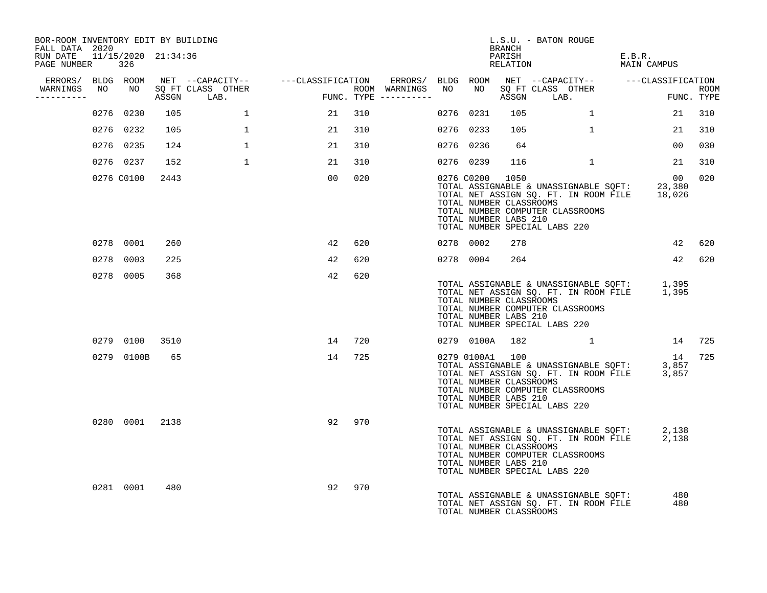BOR-ROOM INVENTORY EDIT BY BUILDING
FALL DATA 2020
RUN DATE 11/15/2020 21:34:36

L.S.U. - BATON ROUGE
BRANCH
PARISH E.B.R.
RELATION MAIN CAMPUS

| ERRORS/ WARNINGS | BLDG NO | ROOM NO | NET SQ FT ASSGN | CAPACITY CLASS | CAPACITY OTHER LAB. | CLASSIFICATION FUNC. | ROOM TYPE | ERRORS/ WARNINGS | BLDG NO | ROOM NO | NET SQ FT ASSGN | CAPACITY CLASS | CAPACITY OTHER LAB. | CLASSIFICATION FUNC. | ROOM TYPE |
|---|---|---|---|---|---|---|---|---|---|---|---|---|---|---|---|
| | 0276 | 0230 | 105 | | 1 | 21 | 310 | | 0276 | 0231 | 105 | | 1 | 21 | 310 |
| | 0276 | 0232 | 105 | | 1 | 21 | 310 | | 0276 | 0233 | 105 | | 1 | 21 | 310 |
| | 0276 | 0235 | 124 | | 1 | 21 | 310 | | 0276 | 0236 | 64 | | | 00 | 030 |
| | 0276 | 0237 | 152 | | 1 | 21 | 310 | | 0276 | 0239 | 116 | | 1 | 21 | 310 |
| | 0276 | C0100 | 2443 | | | 00 | 020 | | 0276 | C0200 | 1050 | | | 00 | 020 |

TOTAL ASSIGNABLE & UNASSIGNABLE SQFT: 23,380
TOTAL NET ASSIGN SQ. FT. IN ROOM FILE 18,026
TOTAL NUMBER CLASSROOMS
TOTAL NUMBER COMPUTER CLASSROOMS
TOTAL NUMBER LABS 210
TOTAL NUMBER SPECIAL LABS 220

| ERRORS/ WARNINGS | BLDG NO | ROOM NO | NET SQ FT ASSGN | CAPACITY CLASS | CAPACITY OTHER LAB. | CLASSIFICATION FUNC. | ROOM TYPE | ERRORS/ WARNINGS | BLDG NO | ROOM NO | NET SQ FT ASSGN | CAPACITY CLASS | CAPACITY OTHER LAB. | CLASSIFICATION FUNC. | ROOM TYPE |
|---|---|---|---|---|---|---|---|---|---|---|---|---|---|---|---|
| | 0278 | 0001 | 260 | | | 42 | 620 | | 0278 | 0002 | 278 | | | 42 | 620 |
| | 0278 | 0003 | 225 | | | 42 | 620 | | 0278 | 0004 | 264 | | | 42 | 620 |
| | 0278 | 0005 | 368 | | | 42 | 620 | | | | | | | | |

TOTAL ASSIGNABLE & UNASSIGNABLE SQFT: 1,395
TOTAL NET ASSIGN SQ. FT. IN ROOM FILE 1,395
TOTAL NUMBER CLASSROOMS
TOTAL NUMBER COMPUTER CLASSROOMS
TOTAL NUMBER LABS 210
TOTAL NUMBER SPECIAL LABS 220

| ERRORS/ WARNINGS | BLDG NO | ROOM NO | NET SQ FT ASSGN | CAPACITY CLASS | CAPACITY OTHER LAB. | CLASSIFICATION FUNC. | ROOM TYPE | ERRORS/ WARNINGS | BLDG NO | ROOM NO | NET SQ FT ASSGN | CAPACITY CLASS | CAPACITY OTHER LAB. | CLASSIFICATION FUNC. | ROOM TYPE |
|---|---|---|---|---|---|---|---|---|---|---|---|---|---|---|---|
| | 0279 | 0100 | 3510 | | | 14 | 720 | | 0279 | 0100A | 182 | | 1 | 14 | 725 |
| | 0279 | 0100B | 65 | | | 14 | 725 | | 0279 | 0100A1 | 100 | | | 14 | 725 |

TOTAL ASSIGNABLE & UNASSIGNABLE SQFT: 3,857
TOTAL NET ASSIGN SQ. FT. IN ROOM FILE 3,857
TOTAL NUMBER CLASSROOMS
TOTAL NUMBER COMPUTER CLASSROOMS
TOTAL NUMBER LABS 210
TOTAL NUMBER SPECIAL LABS 220

| ERRORS/ WARNINGS | BLDG NO | ROOM NO | NET SQ FT ASSGN | CAPACITY CLASS | CAPACITY OTHER LAB. | CLASSIFICATION FUNC. | ROOM TYPE |
|---|---|---|---|---|---|---|---|
| | 0280 | 0001 | 2138 | | | 92 | 970 |

TOTAL ASSIGNABLE & UNASSIGNABLE SQFT: 2,138
TOTAL NET ASSIGN SQ. FT. IN ROOM FILE 2,138
TOTAL NUMBER CLASSROOMS
TOTAL NUMBER COMPUTER CLASSROOMS
TOTAL NUMBER LABS 210
TOTAL NUMBER SPECIAL LABS 220

| ERRORS/ WARNINGS | BLDG NO | ROOM NO | NET SQ FT ASSGN | CAPACITY CLASS | CAPACITY OTHER LAB. | CLASSIFICATION FUNC. | ROOM TYPE |
|---|---|---|---|---|---|---|---|
| | 0281 | 0001 | 480 | | | 92 | 970 |

TOTAL ASSIGNABLE & UNASSIGNABLE SQFT: 480
TOTAL NET ASSIGN SQ. FT. IN ROOM FILE 480
TOTAL NUMBER CLASSROOMS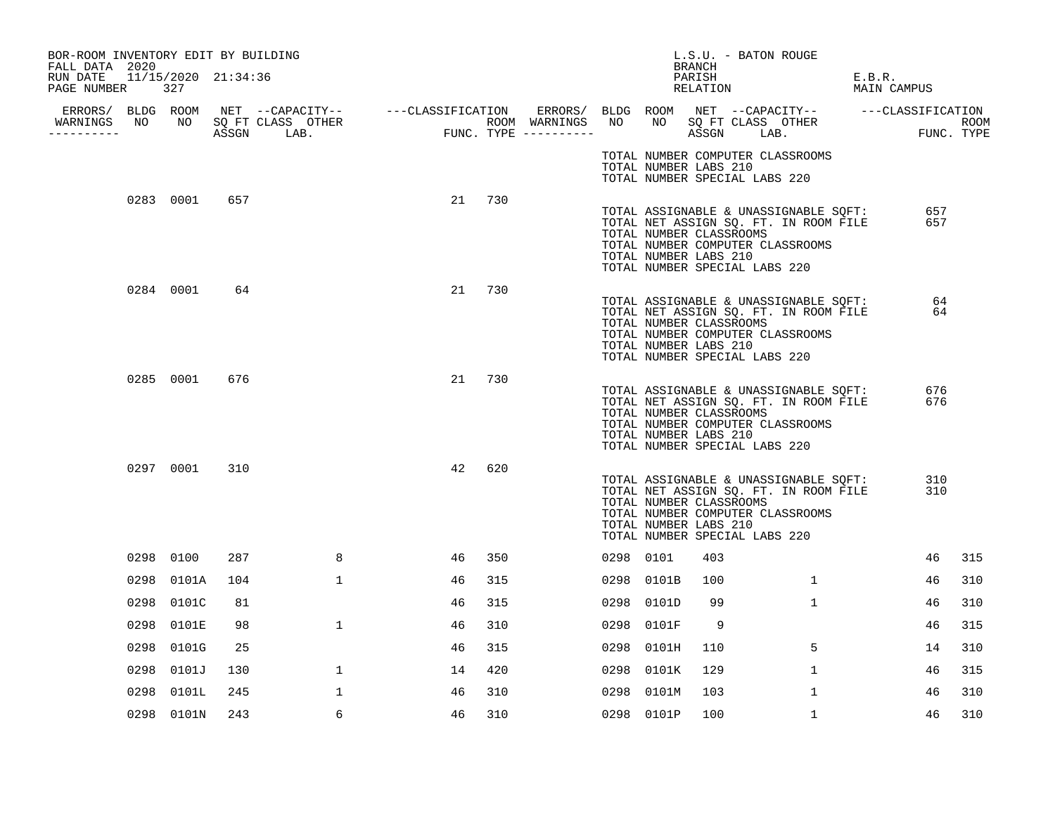BOR-ROOM INVENTORY EDIT BY BUILDING
FALL DATA 2020
RUN DATE 11/15/2020 21:34:36
PAGE NUMBER 327

L.S.U. - BATON ROUGE
BRANCH
PARISH E.B.R.
RELATION MAIN CAMPUS

| ERRORS/ WARNINGS | BLDG NO | ROOM NO | NET SQ FT ASSGN | --CAPACITY-- CLASS LAB. | OTHER | ---CLASSIFICATION FUNC. | ROOM TYPE | ERRORS/ WARNINGS | BLDG NO | ROOM NO | NET SQ FT ASSGN | --CAPACITY-- CLASS LAB. | OTHER | ---CLASSIFICATION FUNC. | ROOM TYPE |
|---|---|---|---|---|---|---|---|---|---|---|---|---|---|---|---|
| | | | | | | | | | TOTAL NUMBER COMPUTER CLASSROOMS | | | | | | |
| | | | | | | | | | TOTAL NUMBER LABS 210 | | | | | | |
| | | | | | | | | | TOTAL NUMBER SPECIAL LABS 220 | | | | | | |
| | 0283 | 0001 | 657 | | | 21 | 730 | | | | | | | | |
| | | | | | | | | | TOTAL ASSIGNABLE & UNASSIGNABLE SQFT: | | | | | 657 | |
| | | | | | | | | | TOTAL NET ASSIGN SQ. FT. IN ROOM FILE | | | | | 657 | |
| | | | | | | | | | TOTAL NUMBER CLASSROOMS | | | | | | |
| | | | | | | | | | TOTAL NUMBER COMPUTER CLASSROOMS | | | | | | |
| | | | | | | | | | TOTAL NUMBER LABS 210 | | | | | | |
| | | | | | | | | | TOTAL NUMBER SPECIAL LABS 220 | | | | | | |
| | 0284 | 0001 | 64 | | | 21 | 730 | | | | | | | | |
| | | | | | | | | | TOTAL ASSIGNABLE & UNASSIGNABLE SQFT: | | | | | 64 | |
| | | | | | | | | | TOTAL NET ASSIGN SQ. FT. IN ROOM FILE | | | | | 64 | |
| | | | | | | | | | TOTAL NUMBER CLASSROOMS | | | | | | |
| | | | | | | | | | TOTAL NUMBER COMPUTER CLASSROOMS | | | | | | |
| | | | | | | | | | TOTAL NUMBER LABS 210 | | | | | | |
| | | | | | | | | | TOTAL NUMBER SPECIAL LABS 220 | | | | | | |
| | 0285 | 0001 | 676 | | | 21 | 730 | | | | | | | | |
| | | | | | | | | | TOTAL ASSIGNABLE & UNASSIGNABLE SQFT: | | | | | 676 | |
| | | | | | | | | | TOTAL NET ASSIGN SQ. FT. IN ROOM FILE | | | | | 676 | |
| | | | | | | | | | TOTAL NUMBER CLASSROOMS | | | | | | |
| | | | | | | | | | TOTAL NUMBER COMPUTER CLASSROOMS | | | | | | |
| | | | | | | | | | TOTAL NUMBER LABS 210 | | | | | | |
| | | | | | | | | | TOTAL NUMBER SPECIAL LABS 220 | | | | | | |
| | 0297 | 0001 | 310 | | | 42 | 620 | | | | | | | | |
| | | | | | | | | | TOTAL ASSIGNABLE & UNASSIGNABLE SQFT: | | | | | 310 | |
| | | | | | | | | | TOTAL NET ASSIGN SQ. FT. IN ROOM FILE | | | | | 310 | |
| | | | | | | | | | TOTAL NUMBER CLASSROOMS | | | | | | |
| | | | | | | | | | TOTAL NUMBER COMPUTER CLASSROOMS | | | | | | |
| | | | | | | | | | TOTAL NUMBER LABS 210 | | | | | | |
| | | | | | | | | | TOTAL NUMBER SPECIAL LABS 220 | | | | | | |
| | 0298 | 0100 | 287 | | 8 | 46 | 350 | | 0298 | 0101 | 403 | | | 46 | 315 |
| | 0298 | 0101A | 104 | | 1 | 46 | 315 | | 0298 | 0101B | 100 | | 1 | 46 | 310 |
| | 0298 | 0101C | 81 | | | 46 | 315 | | 0298 | 0101D | 99 | | 1 | 46 | 310 |
| | 0298 | 0101E | 98 | | 1 | 46 | 310 | | 0298 | 0101F | 9 | | | 46 | 315 |
| | 0298 | 0101G | 25 | | | 46 | 315 | | 0298 | 0101H | 110 | | 5 | 14 | 310 |
| | 0298 | 0101J | 130 | | 1 | 14 | 420 | | 0298 | 0101K | 129 | | 1 | 46 | 315 |
| | 0298 | 0101L | 245 | | 1 | 46 | 310 | | 0298 | 0101M | 103 | | 1 | 46 | 310 |
| | 0298 | 0101N | 243 | | 6 | 46 | 310 | | 0298 | 0101P | 100 | | 1 | 46 | 310 |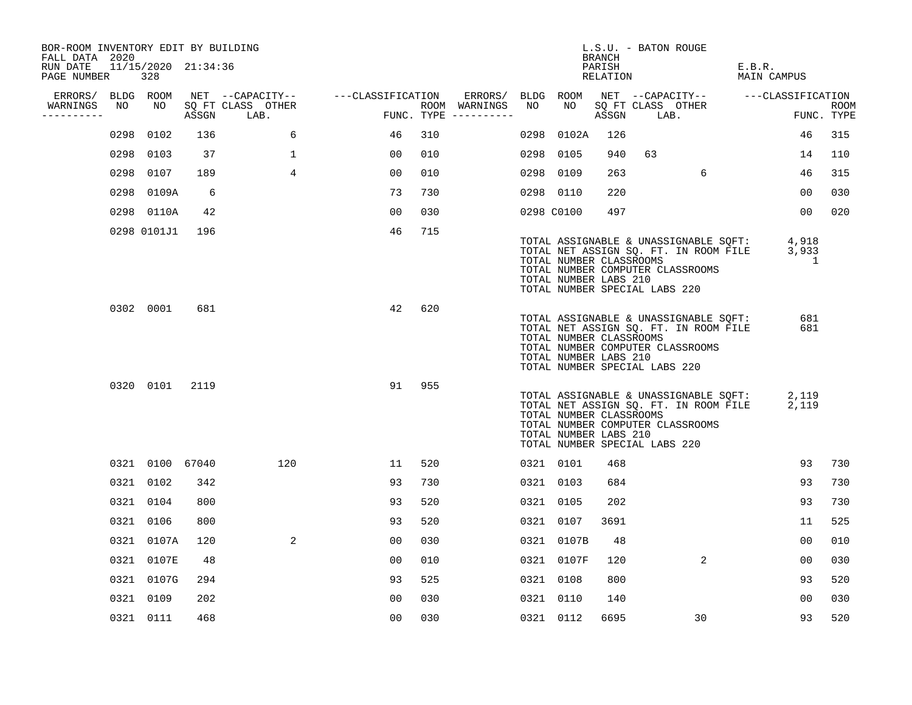BOR-ROOM INVENTORY EDIT BY BUILDING
FALL DATA 2020
RUN DATE 11/15/2020 21:34:36

L.S.U. - BATON ROUGE
BRANCH
PARISH E.B.R.
RELATION MAIN CAMPUS

| ERRORS/ WARNINGS | BLDG NO | ROOM NO | NET SQ FT ASSGN | CAPACITY CLASS LAB. | CAPACITY OTHER | CLASSIFICATION FUNC. | ROOM TYPE | ERRORS/ WARNINGS | BLDG NO | ROOM NO | NET SQ FT ASSGN | CAPACITY CLASS LAB. | CAPACITY OTHER | CLASSIFICATION FUNC. | ROOM TYPE |
|---|---|---|---|---|---|---|---|---|---|---|---|---|---|---|---|
| | 0298 | 0102 | 136 | | 6 | 46 | 310 | | 0298 | 0102A | 126 | | | 46 | 315 |
| | 0298 | 0103 | 37 | | 1 | 00 | 010 | | 0298 | 0105 | 940 | 63 | | 14 | 110 |
| | 0298 | 0107 | 189 | | 4 | 00 | 010 | | 0298 | 0109 | 263 | | 6 | 46 | 315 |
| | 0298 | 0109A | 6 | | | 73 | 730 | | 0298 | 0110 | 220 | | | 00 | 030 |
| | 0298 | 0110A | 42 | | | 00 | 030 | | 0298 | C0100 | 497 | | | 00 | 020 |
| | 0298 | 0101J1 | 196 | | | 46 | 715 | | | | | | | | |

TOTAL ASSIGNABLE & UNASSIGNABLE SQFT: 4,918
TOTAL NET ASSIGN SQ. FT. IN ROOM FILE 3,933
TOTAL NUMBER CLASSROOMS 1
TOTAL NUMBER COMPUTER CLASSROOMS
TOTAL NUMBER LABS 210
TOTAL NUMBER SPECIAL LABS 220

| ERRORS/ WARNINGS | BLDG NO | ROOM NO | NET SQ FT ASSGN | CAPACITY CLASS LAB. | CAPACITY OTHER | CLASSIFICATION FUNC. | ROOM TYPE |
|---|---|---|---|---|---|---|---|
| | 0302 | 0001 | 681 | | | 42 | 620 |

TOTAL ASSIGNABLE & UNASSIGNABLE SQFT: 681
TOTAL NET ASSIGN SQ. FT. IN ROOM FILE 681
TOTAL NUMBER CLASSROOMS
TOTAL NUMBER COMPUTER CLASSROOMS
TOTAL NUMBER LABS 210
TOTAL NUMBER SPECIAL LABS 220

| ERRORS/ WARNINGS | BLDG NO | ROOM NO | NET SQ FT ASSGN | CAPACITY CLASS LAB. | CAPACITY OTHER | CLASSIFICATION FUNC. | ROOM TYPE |
|---|---|---|---|---|---|---|---|
| | 0320 | 0101 | 2119 | | | 91 | 955 |

TOTAL ASSIGNABLE & UNASSIGNABLE SQFT: 2,119
TOTAL NET ASSIGN SQ. FT. IN ROOM FILE 2,119
TOTAL NUMBER CLASSROOMS
TOTAL NUMBER COMPUTER CLASSROOMS
TOTAL NUMBER LABS 210
TOTAL NUMBER SPECIAL LABS 220

| ERRORS/ WARNINGS | BLDG NO | ROOM NO | NET SQ FT ASSGN | CAPACITY CLASS LAB. | CAPACITY OTHER | CLASSIFICATION FUNC. | ROOM TYPE | ERRORS/ WARNINGS | BLDG NO | ROOM NO | NET SQ FT ASSGN | CAPACITY CLASS LAB. | CAPACITY OTHER | CLASSIFICATION FUNC. | ROOM TYPE |
|---|---|---|---|---|---|---|---|---|---|---|---|---|---|---|---|
| | 0321 | 0100 | 67040 | | 120 | 11 | 520 | | 0321 | 0101 | 468 | | | 93 | 730 |
| | 0321 | 0102 | 342 | | | 93 | 730 | | 0321 | 0103 | 684 | | | 93 | 730 |
| | 0321 | 0104 | 800 | | | 93 | 520 | | 0321 | 0105 | 202 | | | 93 | 730 |
| | 0321 | 0106 | 800 | | | 93 | 520 | | 0321 | 0107 | 3691 | | | 11 | 525 |
| | 0321 | 0107A | 120 | | 2 | 00 | 030 | | 0321 | 0107B | 48 | | | 00 | 010 |
| | 0321 | 0107E | 48 | | | 00 | 010 | | 0321 | 0107F | 120 | | 2 | 00 | 030 |
| | 0321 | 0107G | 294 | | | 93 | 525 | | 0321 | 0108 | 800 | | | 93 | 520 |
| | 0321 | 0109 | 202 | | | 00 | 030 | | 0321 | 0110 | 140 | | | 00 | 030 |
| | 0321 | 0111 | 468 | | | 00 | 030 | | 0321 | 0112 | 6695 | | 30 | 93 | 520 |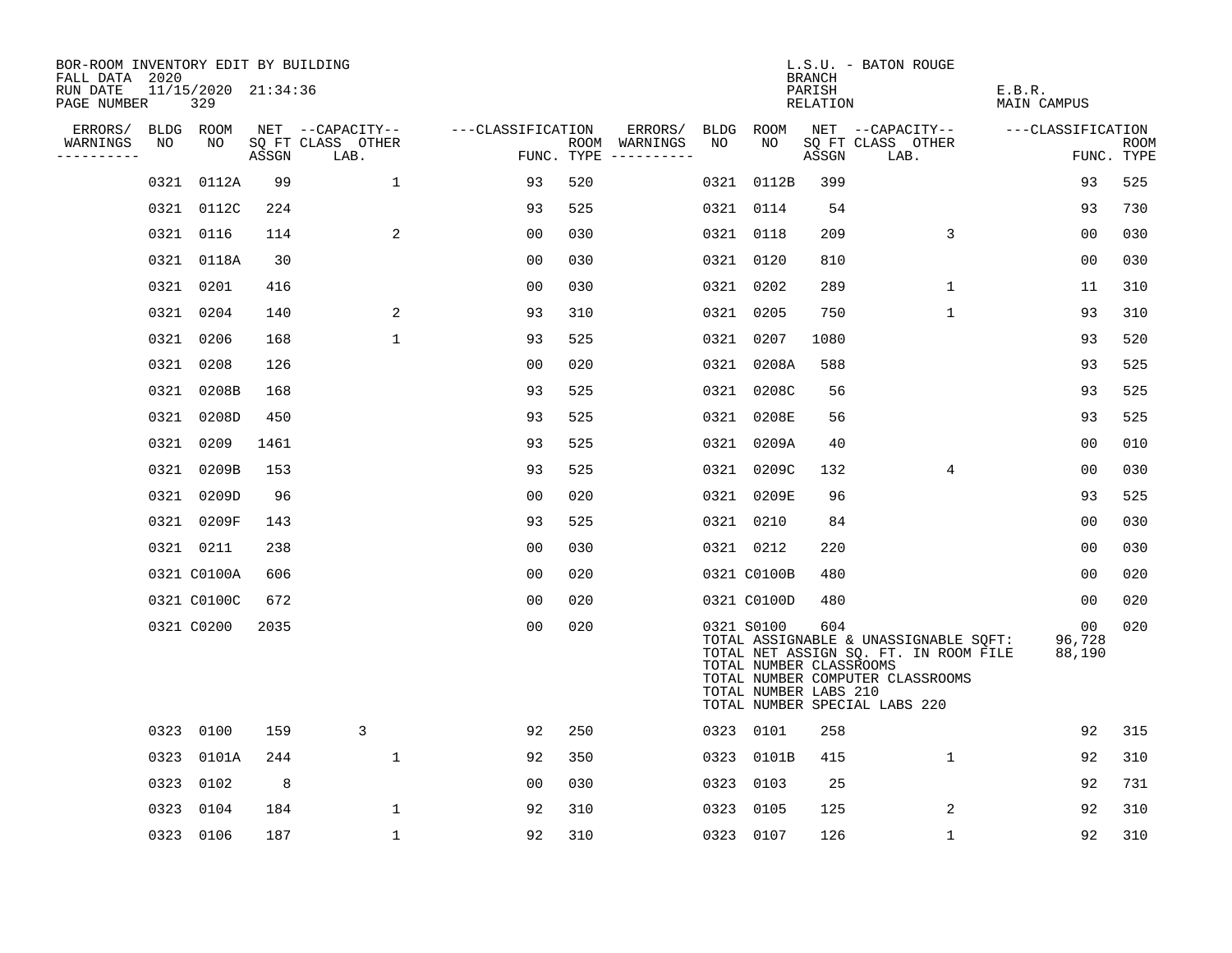BOR-ROOM INVENTORY EDIT BY BUILDING
FALL DATA 2020
RUN DATE 11/15/2020 21:34:36
PAGE NUMBER 329

L.S.U. - BATON ROUGE
BRANCH
PARISH E.B.R.
RELATION MAIN CAMPUS

| ERRORS/ WARNINGS | BLDG NO | ROOM NO | NET SQ FT ASSGN | CAPACITY CLASS LAB. | CAPACITY OTHER | CLASSIFICATION FUNC. | ROOM TYPE | ERRORS/ WARNINGS | BLDG NO | ROOM NO | NET SQ FT ASSGN | CAPACITY CLASS LAB. | CAPACITY OTHER | CLASSIFICATION FUNC. | ROOM TYPE |
|---|---|---|---|---|---|---|---|---|---|---|---|---|---|---|---|
| | 0321 | 0112A | 99 | | 1 | 93 | 520 | | 0321 | 0112B | 399 | | | 93 | 525 |
| | 0321 | 0112C | 224 | | | 93 | 525 | | 0321 | 0114 | 54 | | | 93 | 730 |
| | 0321 | 0116 | 114 | | 2 | 00 | 030 | | 0321 | 0118 | 209 | | 3 | 00 | 030 |
| | 0321 | 0118A | 30 | | | 00 | 030 | | 0321 | 0120 | 810 | | | 00 | 030 |
| | 0321 | 0201 | 416 | | | 00 | 030 | | 0321 | 0202 | 289 | | 1 | 11 | 310 |
| | 0321 | 0204 | 140 | | 2 | 93 | 310 | | 0321 | 0205 | 750 | | 1 | 93 | 310 |
| | 0321 | 0206 | 168 | | 1 | 93 | 525 | | 0321 | 0207 | 1080 | | | 93 | 520 |
| | 0321 | 0208 | 126 | | | 00 | 020 | | 0321 | 0208A | 588 | | | 93 | 525 |
| | 0321 | 0208B | 168 | | | 93 | 525 | | 0321 | 0208C | 56 | | | 93 | 525 |
| | 0321 | 0208D | 450 | | | 93 | 525 | | 0321 | 0208E | 56 | | | 93 | 525 |
| | 0321 | 0209 | 1461 | | | 93 | 525 | | 0321 | 0209A | 40 | | | 00 | 010 |
| | 0321 | 0209B | 153 | | | 93 | 525 | | 0321 | 0209C | 132 | | 4 | 00 | 030 |
| | 0321 | 0209D | 96 | | | 00 | 020 | | 0321 | 0209E | 96 | | | 93 | 525 |
| | 0321 | 0209F | 143 | | | 93 | 525 | | 0321 | 0210 | 84 | | | 00 | 030 |
| | 0321 | 0211 | 238 | | | 00 | 030 | | 0321 | 0212 | 220 | | | 00 | 030 |
| | 0321 | C0100A | 606 | | | 00 | 020 | | 0321 | C0100B | 480 | | | 00 | 020 |
| | 0321 | C0100C | 672 | | | 00 | 020 | | 0321 | C0100D | 480 | | | 00 | 020 |
| | 0321 | C0200 | 2035 | | | 00 | 020 | | 0321 | S0100 | 604 | | | 00 | 020 |

TOTAL ASSIGNABLE & UNASSIGNABLE SQFT: 96,728
TOTAL NET ASSIGN SQ. FT. IN ROOM FILE 88,190
TOTAL NUMBER CLASSROOMS
TOTAL NUMBER COMPUTER CLASSROOMS
TOTAL NUMBER LABS 210
TOTAL NUMBER SPECIAL LABS 220

| ERRORS/ WARNINGS | BLDG NO | ROOM NO | NET SQ FT ASSGN | CAPACITY CLASS LAB. | CAPACITY OTHER | CLASSIFICATION FUNC. | ROOM TYPE | ERRORS/ WARNINGS | BLDG NO | ROOM NO | NET SQ FT ASSGN | CAPACITY CLASS LAB. | CAPACITY OTHER | CLASSIFICATION FUNC. | ROOM TYPE |
|---|---|---|---|---|---|---|---|---|---|---|---|---|---|---|---|
| | 0323 | 0100 | 159 | 3 | | 92 | 250 | | 0323 | 0101 | 258 | | | 92 | 315 |
| | 0323 | 0101A | 244 | | 1 | 92 | 350 | | 0323 | 0101B | 415 | | 1 | 92 | 310 |
| | 0323 | 0102 | 8 | | | 00 | 030 | | 0323 | 0103 | 25 | | | 92 | 731 |
| | 0323 | 0104 | 184 | | 1 | 92 | 310 | | 0323 | 0105 | 125 | | 2 | 92 | 310 |
| | 0323 | 0106 | 187 | | 1 | 92 | 310 | | 0323 | 0107 | 126 | | 1 | 92 | 310 |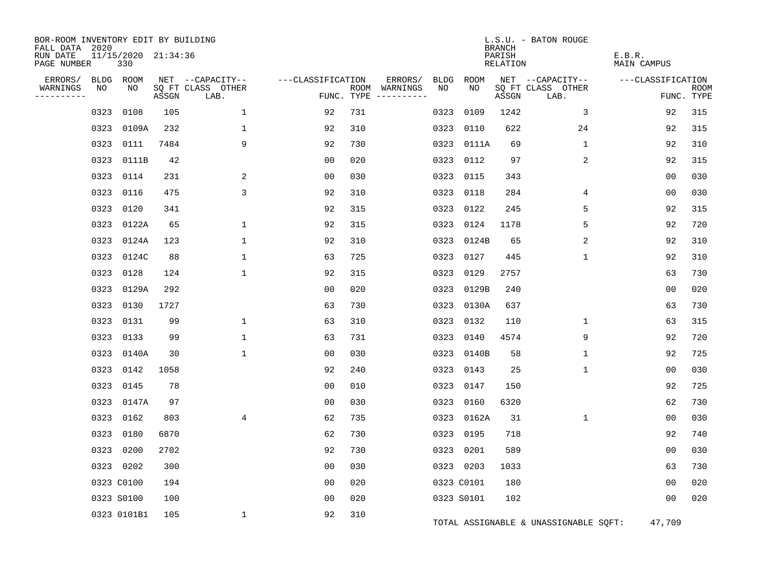BOR-ROOM INVENTORY EDIT BY BUILDING
FALL DATA 2020
RUN DATE 11/15/2020 21:34:36
PAGE NUMBER 330

L.S.U. - BATON ROUGE
BRANCH
PARISH E.B.R.
RELATION MAIN CAMPUS

| ERRORS/ WARNINGS | BLDG NO | ROOM NO | NET SQ FT ASSGN | CAPACITY CLASS LAB. | CAPACITY OTHER | CLASSIFICATION FUNC. | ROOM TYPE | ERRORS/ WARNINGS | BLDG NO | ROOM NO | NET SQ FT ASSGN | CAPACITY CLASS LAB. | CAPACITY OTHER | CLASSIFICATION FUNC. | ROOM TYPE |
|---|---|---|---|---|---|---|---|---|---|---|---|---|---|---|---|
| | 0323 | 0108 | 105 | | 1 | 92 | 731 | | 0323 | 0109 | 1242 | | 3 | 92 | 315 |
| | 0323 | 0109A | 232 | | 1 | 92 | 310 | | 0323 | 0110 | 622 | | 24 | 92 | 315 |
| | 0323 | 0111 | 7484 | | 9 | 92 | 730 | | 0323 | 0111A | 69 | | 1 | 92 | 310 |
| | 0323 | 0111B | 42 | | | 00 | 020 | | 0323 | 0112 | 97 | | 2 | 92 | 315 |
| | 0323 | 0114 | 231 | | 2 | 00 | 030 | | 0323 | 0115 | 343 | | | 00 | 030 |
| | 0323 | 0116 | 475 | | 3 | 92 | 310 | | 0323 | 0118 | 284 | | 4 | 00 | 030 |
| | 0323 | 0120 | 341 | | | 92 | 315 | | 0323 | 0122 | 245 | | 5 | 92 | 315 |
| | 0323 | 0122A | 65 | | 1 | 92 | 315 | | 0323 | 0124 | 1178 | | 5 | 92 | 720 |
| | 0323 | 0124A | 123 | | 1 | 92 | 310 | | 0323 | 0124B | 65 | | 2 | 92 | 310 |
| | 0323 | 0124C | 88 | | 1 | 63 | 725 | | 0323 | 0127 | 445 | | 1 | 92 | 310 |
| | 0323 | 0128 | 124 | | 1 | 92 | 315 | | 0323 | 0129 | 2757 | | | 63 | 730 |
| | 0323 | 0129A | 292 | | | 00 | 020 | | 0323 | 0129B | 240 | | | 00 | 020 |
| | 0323 | 0130 | 1727 | | | 63 | 730 | | 0323 | 0130A | 637 | | | 63 | 730 |
| | 0323 | 0131 | 99 | | 1 | 63 | 310 | | 0323 | 0132 | 110 | | 1 | 63 | 315 |
| | 0323 | 0133 | 99 | | 1 | 63 | 731 | | 0323 | 0140 | 4574 | | 9 | 92 | 720 |
| | 0323 | 0140A | 30 | | 1 | 00 | 030 | | 0323 | 0140B | 58 | | 1 | 92 | 725 |
| | 0323 | 0142 | 1058 | | | 92 | 240 | | 0323 | 0143 | 25 | | 1 | 00 | 030 |
| | 0323 | 0145 | 78 | | | 00 | 010 | | 0323 | 0147 | 150 | | | 92 | 725 |
| | 0323 | 0147A | 97 | | | 00 | 030 | | 0323 | 0160 | 6320 | | | 62 | 730 |
| | 0323 | 0162 | 803 | | 4 | 62 | 735 | | 0323 | 0162A | 31 | | 1 | 00 | 030 |
| | 0323 | 0180 | 6870 | | | 62 | 730 | | 0323 | 0195 | 718 | | | 92 | 740 |
| | 0323 | 0200 | 2702 | | | 92 | 730 | | 0323 | 0201 | 589 | | | 00 | 030 |
| | 0323 | 0202 | 300 | | | 00 | 030 | | 0323 | 0203 | 1033 | | | 63 | 730 |
| | 0323 | C0100 | 194 | | | 00 | 020 | | 0323 | C0101 | 180 | | | 00 | 020 |
| | 0323 | S0100 | 100 | | | 00 | 020 | | 0323 | S0101 | 102 | | | 00 | 020 |
| | 0323 | 0101B1 | 105 | | 1 | 92 | 310 | | | | | | | | |

TOTAL ASSIGNABLE & UNASSIGNABLE SQFT: 47,709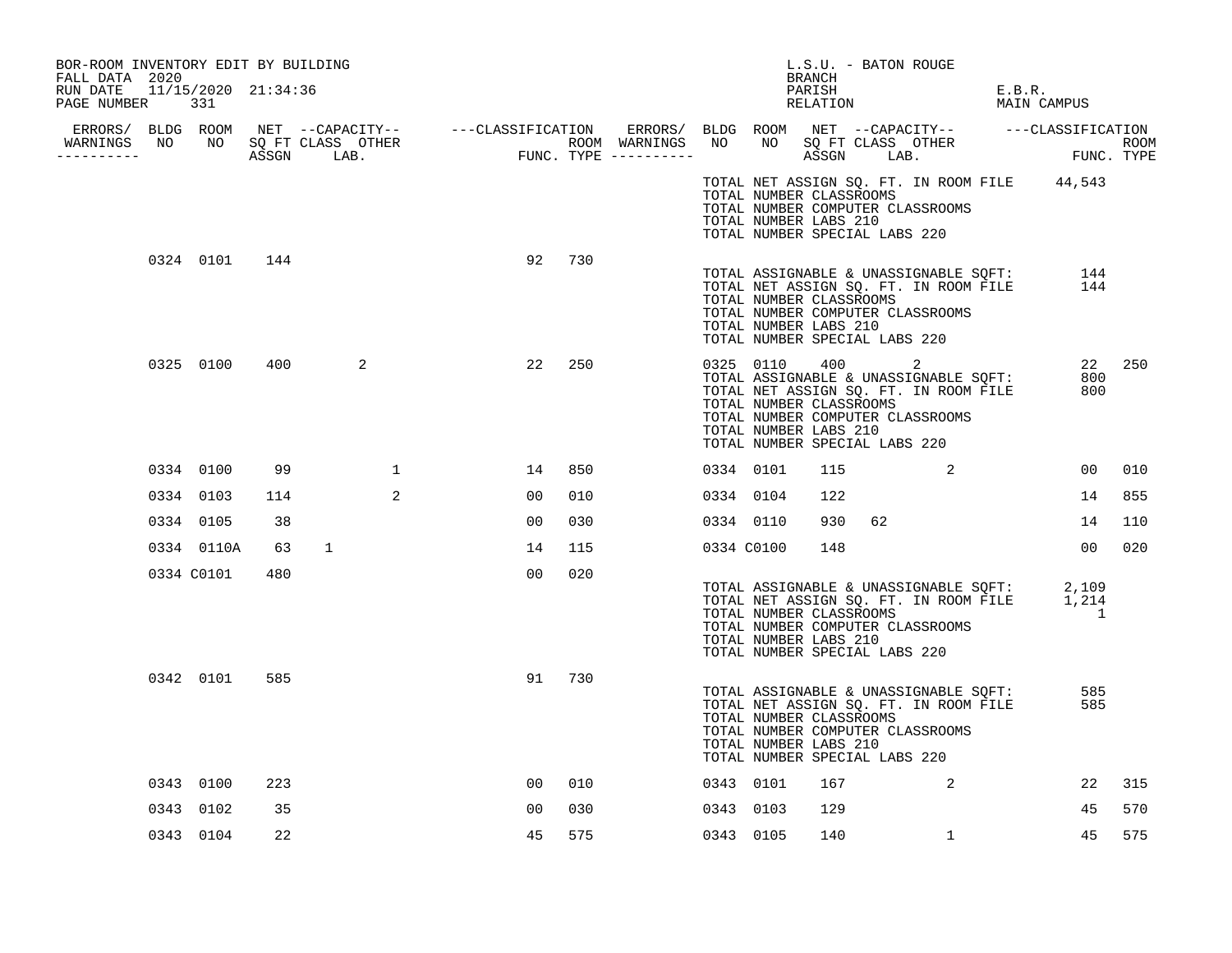BOR-ROOM INVENTORY EDIT BY BUILDING
FALL DATA 2020
RUN DATE 11/15/2020 21:34:36
PAGE NUMBER 331

L.S.U. - BATON ROUGE
BRANCH
PARISH E.B.R.
RELATION MAIN CAMPUS

| ERRORS/ WARNINGS | BLDG NO | ROOM NO | NET SQ FT ASSGN | CAPACITY CLASS | CAPACITY LAB. | CAPACITY OTHER | CLASSIFICATION FUNC. | ROOM TYPE | ERRORS/ WARNINGS | BLDG NO | ROOM NO | NET SQ FT ASSGN | CAPACITY CLASS | CAPACITY LAB. | CAPACITY OTHER | CLASSIFICATION FUNC. | ROOM TYPE |
|---|---|---|---|---|---|---|---|---|---|---|---|---|---|---|---|---|---|
| | | | | | | | | | | TOTAL NET ASSIGN SQ. FT. IN ROOM FILE | | | | | | 44,543 | |
| | | | | | | | | | | TOTAL NUMBER CLASSROOMS | | | | | | | |
| | | | | | | | | | | TOTAL NUMBER COMPUTER CLASSROOMS | | | | | | | |
| | | | | | | | | | | TOTAL NUMBER LABS 210 | | | | | | | |
| | | | | | | | | | | TOTAL NUMBER SPECIAL LABS 220 | | | | | | | |
| | 0324 | 0101 | 144 | | | | 92 | 730 | | | | | | | | | |
| | | | | | | | | | | TOTAL ASSIGNABLE & UNASSIGNABLE SQFT: | | | | | | 144 | |
| | | | | | | | | | | TOTAL NET ASSIGN SQ. FT. IN ROOM FILE | | | | | | 144 | |
| | | | | | | | | | | TOTAL NUMBER CLASSROOMS | | | | | | | |
| | | | | | | | | | | TOTAL NUMBER COMPUTER CLASSROOMS | | | | | | | |
| | | | | | | | | | | TOTAL NUMBER LABS 210 | | | | | | | |
| | | | | | | | | | | TOTAL NUMBER SPECIAL LABS 220 | | | | | | | |
| | 0325 | 0100 | 400 | | 2 | | 22 | 250 | | 0325 | 0110 | 400 | | 2 | | 22 | 250 |
| | | | | | | | | | | TOTAL ASSIGNABLE & UNASSIGNABLE SQFT: | | | | | | 800 | |
| | | | | | | | | | | TOTAL NET ASSIGN SQ. FT. IN ROOM FILE | | | | | | 800 | |
| | | | | | | | | | | TOTAL NUMBER CLASSROOMS | | | | | | | |
| | | | | | | | | | | TOTAL NUMBER COMPUTER CLASSROOMS | | | | | | | |
| | | | | | | | | | | TOTAL NUMBER LABS 210 | | | | | | | |
| | | | | | | | | | | TOTAL NUMBER SPECIAL LABS 220 | | | | | | | |
| | 0334 | 0100 | 99 | | | 1 | 14 | 850 | | 0334 | 0101 | 115 | | | 2 | 00 | 010 |
| | 0334 | 0103 | 114 | | | 2 | 00 | 010 | | 0334 | 0104 | 122 | | | | 14 | 855 |
| | 0334 | 0105 | 38 | | | | 00 | 030 | | 0334 | 0110 | 930 | 62 | | | 14 | 110 |
| | 0334 | 0110A | 63 | 1 | | | 14 | 115 | | 0334 | C0100 | 148 | | | | 00 | 020 |
| | 0334 | C0101 | 480 | | | | 00 | 020 | | | | | | | | | |
| | | | | | | | | | | TOTAL ASSIGNABLE & UNASSIGNABLE SQFT: | | | | | | 2,109 | |
| | | | | | | | | | | TOTAL NET ASSIGN SQ. FT. IN ROOM FILE | | | | | | 1,214 | |
| | | | | | | | | | | TOTAL NUMBER CLASSROOMS | | | | | | 1 | |
| | | | | | | | | | | TOTAL NUMBER COMPUTER CLASSROOMS | | | | | | | |
| | | | | | | | | | | TOTAL NUMBER LABS 210 | | | | | | | |
| | | | | | | | | | | TOTAL NUMBER SPECIAL LABS 220 | | | | | | | |
| | 0342 | 0101 | 585 | | | | 91 | 730 | | | | | | | | | |
| | | | | | | | | | | TOTAL ASSIGNABLE & UNASSIGNABLE SQFT: | | | | | | 585 | |
| | | | | | | | | | | TOTAL NET ASSIGN SQ. FT. IN ROOM FILE | | | | | | 585 | |
| | | | | | | | | | | TOTAL NUMBER CLASSROOMS | | | | | | | |
| | | | | | | | | | | TOTAL NUMBER COMPUTER CLASSROOMS | | | | | | | |
| | | | | | | | | | | TOTAL NUMBER LABS 210 | | | | | | | |
| | | | | | | | | | | TOTAL NUMBER SPECIAL LABS 220 | | | | | | | |
| | 0343 | 0100 | 223 | | | | 00 | 010 | | 0343 | 0101 | 167 | | | 2 | 22 | 315 |
| | 0343 | 0102 | 35 | | | | 00 | 030 | | 0343 | 0103 | 129 | | | | 45 | 570 |
| | 0343 | 0104 | 22 | | | | 45 | 575 | | 0343 | 0105 | 140 | | | 1 | 45 | 575 |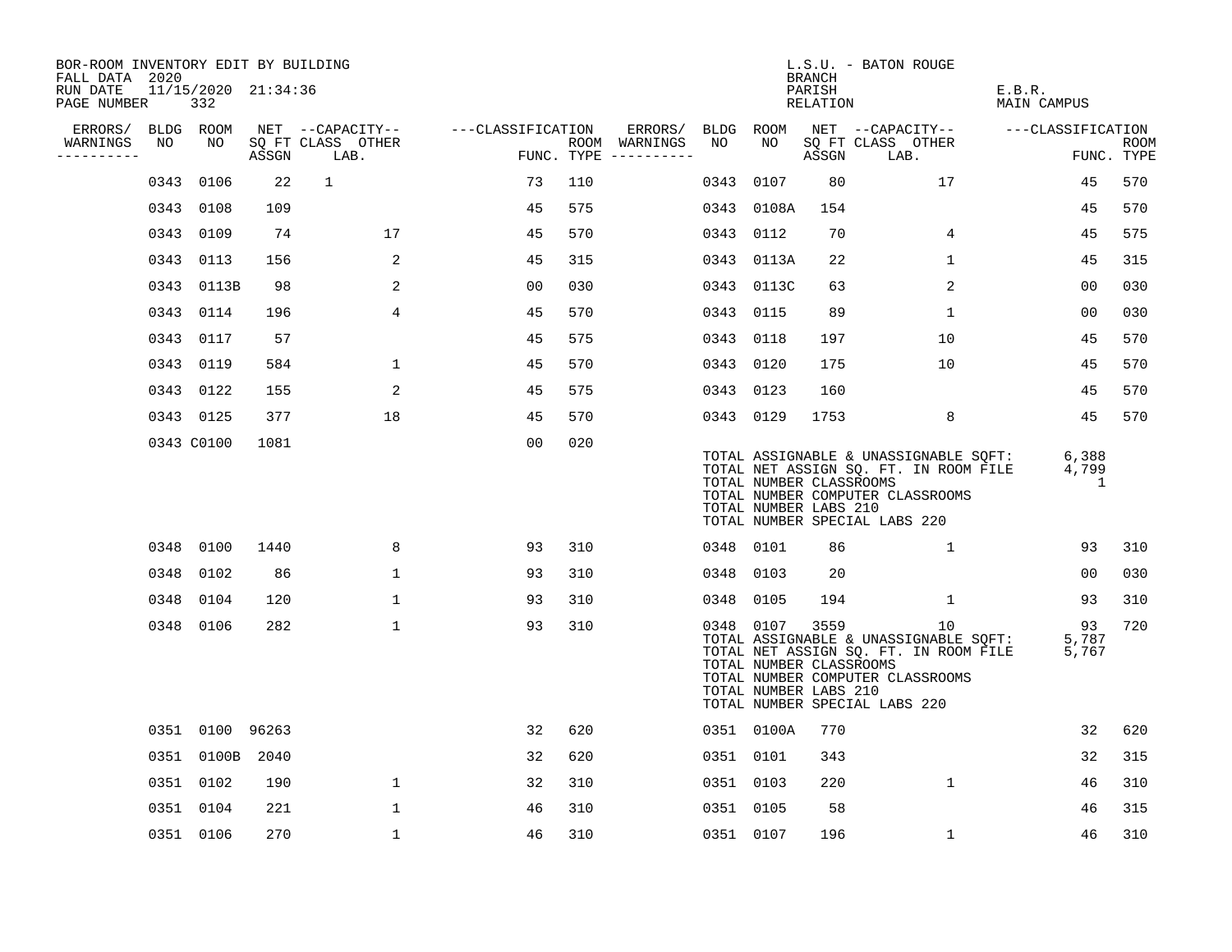BOR-ROOM INVENTORY EDIT BY BUILDING
FALL DATA 2020
RUN DATE 11/15/2020 21:34:36
PAGE NUMBER 332

L.S.U. - BATON ROUGE
BRANCH
PARISH E.B.R.
RELATION MAIN CAMPUS

| ERRORS/ WARNINGS | BLDG NO | ROOM NO | NET SQ FT ASSGN | CAPACITY CLASS LAB. | CAPACITY OTHER | CLASSIFICATION FUNC. | ROOM TYPE | ERRORS/ WARNINGS | BLDG NO | ROOM NO | NET SQ FT ASSGN | CAPACITY CLASS LAB. | CAPACITY OTHER | CLASSIFICATION FUNC. | ROOM TYPE |
|---|---|---|---|---|---|---|---|---|---|---|---|---|---|---|---|
| | 0343 | 0106 | 22 | 1 | | 73 | 110 | | 0343 | 0107 | 80 | | 17 | 45 | 570 |
| | 0343 | 0108 | 109 | | | 45 | 575 | | 0343 | 0108A | 154 | | | 45 | 570 |
| | 0343 | 0109 | 74 | | 17 | 45 | 570 | | 0343 | 0112 | 70 | | 4 | 45 | 575 |
| | 0343 | 0113 | 156 | | 2 | 45 | 315 | | 0343 | 0113A | 22 | | 1 | 45 | 315 |
| | 0343 | 0113B | 98 | | 2 | 00 | 030 | | 0343 | 0113C | 63 | | 2 | 00 | 030 |
| | 0343 | 0114 | 196 | | 4 | 45 | 570 | | 0343 | 0115 | 89 | | 1 | 00 | 030 |
| | 0343 | 0117 | 57 | | | 45 | 575 | | 0343 | 0118 | 197 | | 10 | 45 | 570 |
| | 0343 | 0119 | 584 | | 1 | 45 | 570 | | 0343 | 0120 | 175 | | 10 | 45 | 570 |
| | 0343 | 0122 | 155 | | 2 | 45 | 575 | | 0343 | 0123 | 160 | | | 45 | 570 |
| | 0343 | 0125 | 377 | | 18 | 45 | 570 | | 0343 | 0129 | 1753 | | 8 | 45 | 570 |
| | 0343 | C0100 | 1081 | | | 00 | 020 | | | | | | | | |

TOTAL ASSIGNABLE & UNASSIGNABLE SQFT: 6,388
TOTAL NET ASSIGN SQ. FT. IN ROOM FILE 4,799
TOTAL NUMBER CLASSROOMS 1
TOTAL NUMBER COMPUTER CLASSROOMS
TOTAL NUMBER LABS 210
TOTAL NUMBER SPECIAL LABS 220

| ERRORS/ WARNINGS | BLDG NO | ROOM NO | NET SQ FT ASSGN | CAPACITY CLASS LAB. | CAPACITY OTHER | CLASSIFICATION FUNC. | ROOM TYPE | ERRORS/ WARNINGS | BLDG NO | ROOM NO | NET SQ FT ASSGN | CAPACITY CLASS LAB. | CAPACITY OTHER | CLASSIFICATION FUNC. | ROOM TYPE |
|---|---|---|---|---|---|---|---|---|---|---|---|---|---|---|---|
| | 0348 | 0100 | 1440 | | 8 | 93 | 310 | | 0348 | 0101 | 86 | | 1 | 93 | 310 |
| | 0348 | 0102 | 86 | | 1 | 93 | 310 | | 0348 | 0103 | 20 | | | 00 | 030 |
| | 0348 | 0104 | 120 | | 1 | 93 | 310 | | 0348 | 0105 | 194 | | 1 | 93 | 310 |
| | 0348 | 0106 | 282 | | 1 | 93 | 310 | | 0348 | 0107 | 3559 | | 10 | 93 | 720 |

TOTAL ASSIGNABLE & UNASSIGNABLE SQFT: 5,787
TOTAL NET ASSIGN SQ. FT. IN ROOM FILE 5,767
TOTAL NUMBER CLASSROOMS
TOTAL NUMBER COMPUTER CLASSROOMS
TOTAL NUMBER LABS 210
TOTAL NUMBER SPECIAL LABS 220

| ERRORS/ WARNINGS | BLDG NO | ROOM NO | NET SQ FT ASSGN | CAPACITY CLASS LAB. | CAPACITY OTHER | CLASSIFICATION FUNC. | ROOM TYPE | ERRORS/ WARNINGS | BLDG NO | ROOM NO | NET SQ FT ASSGN | CAPACITY CLASS LAB. | CAPACITY OTHER | CLASSIFICATION FUNC. | ROOM TYPE |
|---|---|---|---|---|---|---|---|---|---|---|---|---|---|---|---|
| | 0351 | 0100 | 96263 | | | 32 | 620 | | 0351 | 0100A | 770 | | | 32 | 620 |
| | 0351 | 0100B | 2040 | | | 32 | 620 | | 0351 | 0101 | 343 | | | 32 | 315 |
| | 0351 | 0102 | 190 | | 1 | 32 | 310 | | 0351 | 0103 | 220 | | 1 | 46 | 310 |
| | 0351 | 0104 | 221 | | 1 | 46 | 310 | | 0351 | 0105 | 58 | | | 46 | 315 |
| | 0351 | 0106 | 270 | | 1 | 46 | 310 | | 0351 | 0107 | 196 | | 1 | 46 | 310 |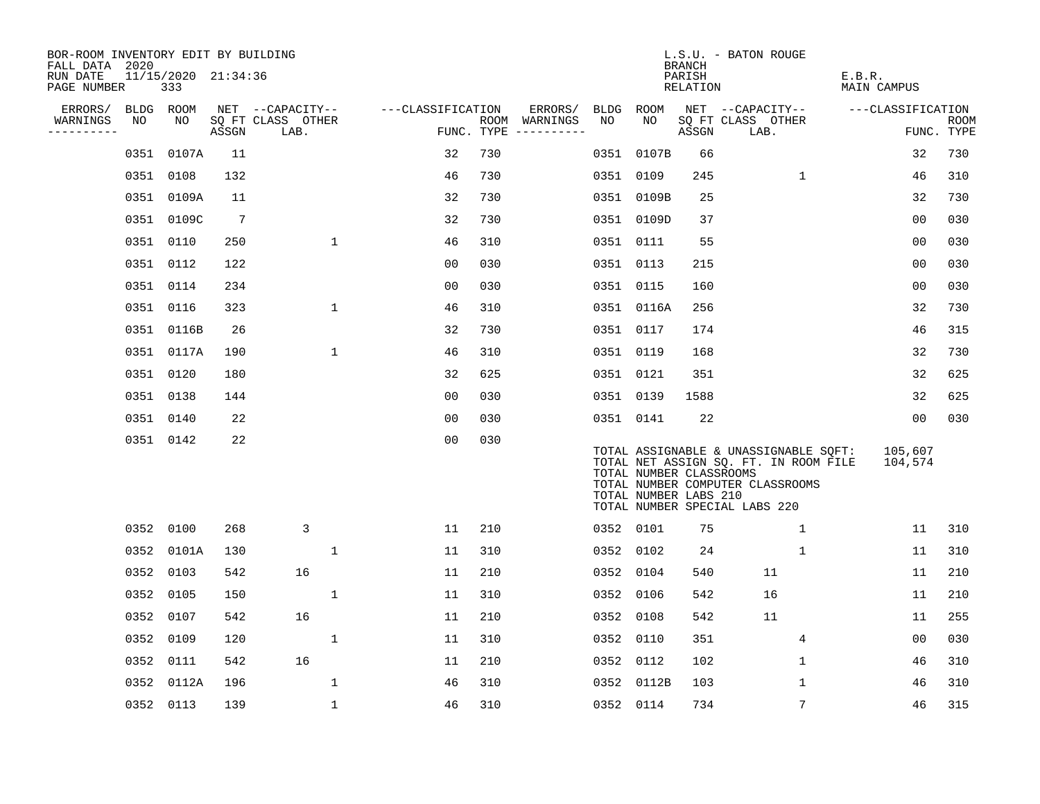BOR-ROOM INVENTORY EDIT BY BUILDING
FALL DATA 2020
RUN DATE 11/15/2020 21:34:36
PAGE NUMBER 333

L.S.U. - BATON ROUGE
BRANCH
PARISH E.B.R.
RELATION MAIN CAMPUS

| ERRORS/ WARNINGS | BLDG NO | ROOM NO | NET SQ FT ASSGN | CAPACITY CLASS LAB. | CAPACITY OTHER | CLASSIFICATION FUNC. | ROOM TYPE | ERRORS/ WARNINGS | BLDG NO | ROOM NO | NET SQ FT ASSGN | CAPACITY CLASS LAB. | CAPACITY OTHER | CLASSIFICATION FUNC. | ROOM TYPE |
|---|---|---|---|---|---|---|---|---|---|---|---|---|---|---|---|
| | 0351 | 0107A | 11 | | | 32 | 730 | | 0351 | 0107B | 66 | | | 32 | 730 |
| | 0351 | 0108 | 132 | | | 46 | 730 | | 0351 | 0109 | 245 | | 1 | 46 | 310 |
| | 0351 | 0109A | 11 | | | 32 | 730 | | 0351 | 0109B | 25 | | | 32 | 730 |
| | 0351 | 0109C | 7 | | | 32 | 730 | | 0351 | 0109D | 37 | | | 00 | 030 |
| | 0351 | 0110 | 250 | | 1 | 46 | 310 | | 0351 | 0111 | 55 | | | 00 | 030 |
| | 0351 | 0112 | 122 | | | 00 | 030 | | 0351 | 0113 | 215 | | | 00 | 030 |
| | 0351 | 0114 | 234 | | | 00 | 030 | | 0351 | 0115 | 160 | | | 00 | 030 |
| | 0351 | 0116 | 323 | | 1 | 46 | 310 | | 0351 | 0116A | 256 | | | 32 | 730 |
| | 0351 | 0116B | 26 | | | 32 | 730 | | 0351 | 0117 | 174 | | | 46 | 315 |
| | 0351 | 0117A | 190 | | 1 | 46 | 310 | | 0351 | 0119 | 168 | | | 32 | 730 |
| | 0351 | 0120 | 180 | | | 32 | 625 | | 0351 | 0121 | 351 | | | 32 | 625 |
| | 0351 | 0138 | 144 | | | 00 | 030 | | 0351 | 0139 | 1588 | | | 32 | 625 |
| | 0351 | 0140 | 22 | | | 00 | 030 | | 0351 | 0141 | 22 | | | 00 | 030 |
| | 0351 | 0142 | 22 | | | 00 | 030 | | | | | | | | |

TOTAL ASSIGNABLE & UNASSIGNABLE SQFT: 105,607
TOTAL NET ASSIGN SQ. FT. IN ROOM FILE 104,574
TOTAL NUMBER CLASSROOMS
TOTAL NUMBER COMPUTER CLASSROOMS
TOTAL NUMBER LABS 210
TOTAL NUMBER SPECIAL LABS 220

| ERRORS/ WARNINGS | BLDG NO | ROOM NO | NET SQ FT ASSGN | CAPACITY CLASS LAB. | CAPACITY OTHER | CLASSIFICATION FUNC. | ROOM TYPE | ERRORS/ WARNINGS | BLDG NO | ROOM NO | NET SQ FT ASSGN | CAPACITY CLASS LAB. | CAPACITY OTHER | CLASSIFICATION FUNC. | ROOM TYPE |
|---|---|---|---|---|---|---|---|---|---|---|---|---|---|---|---|
| | 0352 | 0100 | 268 | 3 | | 11 | 210 | | 0352 | 0101 | 75 | | 1 | 11 | 310 |
| | 0352 | 0101A | 130 | | 1 | 11 | 310 | | 0352 | 0102 | 24 | | 1 | 11 | 310 |
| | 0352 | 0103 | 542 | 16 | | 11 | 210 | | 0352 | 0104 | 540 | 11 | | 11 | 210 |
| | 0352 | 0105 | 150 | | 1 | 11 | 310 | | 0352 | 0106 | 542 | 16 | | 11 | 210 |
| | 0352 | 0107 | 542 | 16 | | 11 | 210 | | 0352 | 0108 | 542 | 11 | | 11 | 255 |
| | 0352 | 0109 | 120 | | 1 | 11 | 310 | | 0352 | 0110 | 351 | | 4 | 00 | 030 |
| | 0352 | 0111 | 542 | 16 | | 11 | 210 | | 0352 | 0112 | 102 | | 1 | 46 | 310 |
| | 0352 | 0112A | 196 | | 1 | 46 | 310 | | 0352 | 0112B | 103 | | 1 | 46 | 310 |
| | 0352 | 0113 | 139 | | 1 | 46 | 310 | | 0352 | 0114 | 734 | | 7 | 46 | 315 |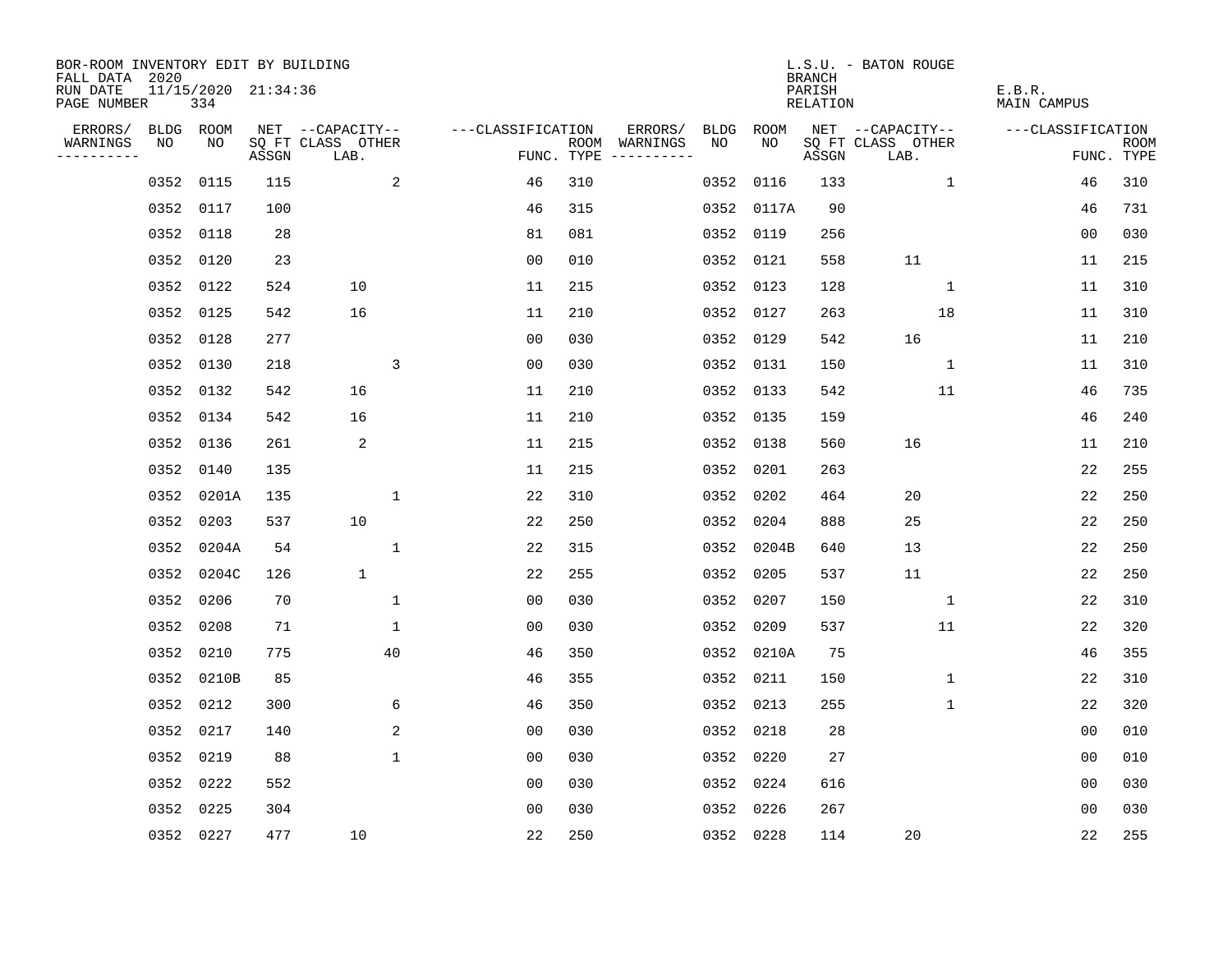BOR-ROOM INVENTORY EDIT BY BUILDING
FALL DATA 2020
RUN DATE 11/15/2020 21:34:36
PAGE NUMBER 334

L.S.U. - BATON ROUGE
BRANCH
PARISH E.B.R.
RELATION MAIN CAMPUS

| ERRORS/ WARNINGS | BLDG NO | ROOM NO | NET SQ FT ASSGN | CAPACITY CLASS LAB. | CAPACITY OTHER | CLASSIFICATION FUNC. | ROOM TYPE | ERRORS/ WARNINGS | BLDG NO | ROOM NO | NET SQ FT ASSGN | CAPACITY CLASS LAB. | CAPACITY OTHER | CLASSIFICATION FUNC. | ROOM TYPE |
|---|---|---|---|---|---|---|---|---|---|---|---|---|---|---|---|
| | 0352 | 0115 | 115 | | 2 | 46 | 310 | | 0352 | 0116 | 133 | | 1 | 46 | 310 |
| | 0352 | 0117 | 100 | | | 46 | 315 | | 0352 | 0117A | 90 | | | 46 | 731 |
| | 0352 | 0118 | 28 | | | 81 | 081 | | 0352 | 0119 | 256 | | | 00 | 030 |
| | 0352 | 0120 | 23 | | | 00 | 010 | | 0352 | 0121 | 558 | 11 | | 11 | 215 |
| | 0352 | 0122 | 524 | 10 | | 11 | 215 | | 0352 | 0123 | 128 | | 1 | 11 | 310 |
| | 0352 | 0125 | 542 | 16 | | 11 | 210 | | 0352 | 0127 | 263 | | 18 | 11 | 310 |
| | 0352 | 0128 | 277 | | | 00 | 030 | | 0352 | 0129 | 542 | 16 | | 11 | 210 |
| | 0352 | 0130 | 218 | | 3 | 00 | 030 | | 0352 | 0131 | 150 | | 1 | 11 | 310 |
| | 0352 | 0132 | 542 | 16 | | 11 | 210 | | 0352 | 0133 | 542 | | 11 | 46 | 735 |
| | 0352 | 0134 | 542 | 16 | | 11 | 210 | | 0352 | 0135 | 159 | | | 46 | 240 |
| | 0352 | 0136 | 261 | 2 | | 11 | 215 | | 0352 | 0138 | 560 | 16 | | 11 | 210 |
| | 0352 | 0140 | 135 | | | 11 | 215 | | 0352 | 0201 | 263 | | | 22 | 255 |
| | 0352 | 0201A | 135 | | 1 | 22 | 310 | | 0352 | 0202 | 464 | 20 | | 22 | 250 |
| | 0352 | 0203 | 537 | 10 | | 22 | 250 | | 0352 | 0204 | 888 | 25 | | 22 | 250 |
| | 0352 | 0204A | 54 | | 1 | 22 | 315 | | 0352 | 0204B | 640 | 13 | | 22 | 250 |
| | 0352 | 0204C | 126 | 1 | | 22 | 255 | | 0352 | 0205 | 537 | 11 | | 22 | 250 |
| | 0352 | 0206 | 70 | | 1 | 00 | 030 | | 0352 | 0207 | 150 | | 1 | 22 | 310 |
| | 0352 | 0208 | 71 | | 1 | 00 | 030 | | 0352 | 0209 | 537 | | 11 | 22 | 320 |
| | 0352 | 0210 | 775 | | 40 | 46 | 350 | | 0352 | 0210A | 75 | | | 46 | 355 |
| | 0352 | 0210B | 85 | | | 46 | 355 | | 0352 | 0211 | 150 | | 1 | 22 | 310 |
| | 0352 | 0212 | 300 | | 6 | 46 | 350 | | 0352 | 0213 | 255 | | 1 | 22 | 320 |
| | 0352 | 0217 | 140 | | 2 | 00 | 030 | | 0352 | 0218 | 28 | | | 00 | 010 |
| | 0352 | 0219 | 88 | | 1 | 00 | 030 | | 0352 | 0220 | 27 | | | 00 | 010 |
| | 0352 | 0222 | 552 | | | 00 | 030 | | 0352 | 0224 | 616 | | | 00 | 030 |
| | 0352 | 0225 | 304 | | | 00 | 030 | | 0352 | 0226 | 267 | | | 00 | 030 |
| | 0352 | 0227 | 477 | 10 | | 22 | 250 | | 0352 | 0228 | 114 | 20 | | 22 | 255 |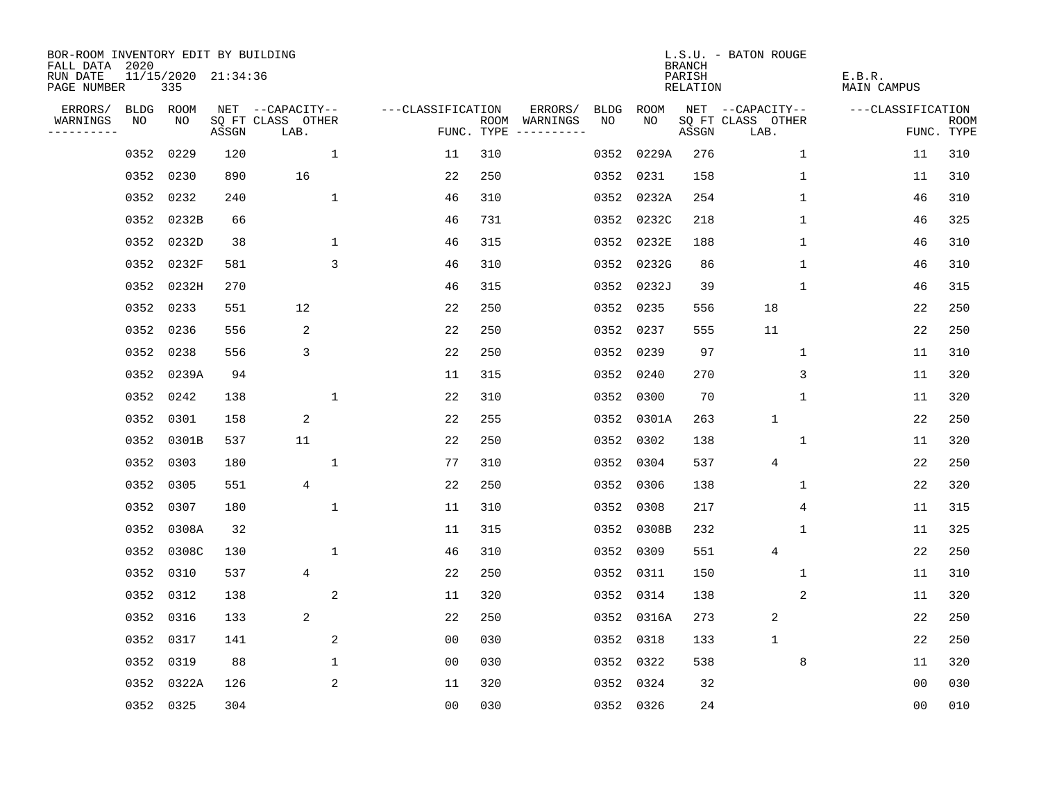BOR-ROOM INVENTORY EDIT BY BUILDING
FALL DATA 2020
RUN DATE 11/15/2020 21:34:36
PAGE NUMBER 335

L.S.U. - BATON ROUGE
BRANCH
PARISH E.B.R.
RELATION MAIN CAMPUS

| ERRORS/ WARNINGS | BLDG NO | ROOM NO | NET SQ FT ASSGN | CAPACITY CLASS LAB. | CAPACITY OTHER | CLASSIFICATION FUNC. | ROOM TYPE | ERRORS/ WARNINGS | BLDG NO | ROOM NO | NET SQ FT ASSGN | CAPACITY CLASS LAB. | CAPACITY OTHER | CLASSIFICATION FUNC. | ROOM TYPE |
|---|---|---|---|---|---|---|---|---|---|---|---|---|---|---|---|
| | 0352 | 0229 | 120 | | 1 | 11 | 310 | | 0352 | 0229A | 276 | | 1 | 11 | 310 |
| | 0352 | 0230 | 890 | 16 | | 22 | 250 | | 0352 | 0231 | 158 | | 1 | 11 | 310 |
| | 0352 | 0232 | 240 | | 1 | 46 | 310 | | 0352 | 0232A | 254 | | 1 | 46 | 310 |
| | 0352 | 0232B | 66 | | | 46 | 731 | | 0352 | 0232C | 218 | | 1 | 46 | 325 |
| | 0352 | 0232D | 38 | | 1 | 46 | 315 | | 0352 | 0232E | 188 | | 1 | 46 | 310 |
| | 0352 | 0232F | 581 | | 3 | 46 | 310 | | 0352 | 0232G | 86 | | 1 | 46 | 310 |
| | 0352 | 0232H | 270 | | | 46 | 315 | | 0352 | 0232J | 39 | | 1 | 46 | 315 |
| | 0352 | 0233 | 551 | 12 | | 22 | 250 | | 0352 | 0235 | 556 | 18 | | 22 | 250 |
| | 0352 | 0236 | 556 | 2 | | 22 | 250 | | 0352 | 0237 | 555 | 11 | | 22 | 250 |
| | 0352 | 0238 | 556 | 3 | | 22 | 250 | | 0352 | 0239 | 97 | | 1 | 11 | 310 |
| | 0352 | 0239A | 94 | | | 11 | 315 | | 0352 | 0240 | 270 | | 3 | 11 | 320 |
| | 0352 | 0242 | 138 | | 1 | 22 | 310 | | 0352 | 0300 | 70 | | 1 | 11 | 320 |
| | 0352 | 0301 | 158 | 2 | | 22 | 255 | | 0352 | 0301A | 263 | 1 | | 22 | 250 |
| | 0352 | 0301B | 537 | 11 | | 22 | 250 | | 0352 | 0302 | 138 | | 1 | 11 | 320 |
| | 0352 | 0303 | 180 | | 1 | 77 | 310 | | 0352 | 0304 | 537 | 4 | | 22 | 250 |
| | 0352 | 0305 | 551 | 4 | | 22 | 250 | | 0352 | 0306 | 138 | | 1 | 22 | 320 |
| | 0352 | 0307 | 180 | | 1 | 11 | 310 | | 0352 | 0308 | 217 | | 4 | 11 | 315 |
| | 0352 | 0308A | 32 | | | 11 | 315 | | 0352 | 0308B | 232 | | 1 | 11 | 325 |
| | 0352 | 0308C | 130 | | 1 | 46 | 310 | | 0352 | 0309 | 551 | 4 | | 22 | 250 |
| | 0352 | 0310 | 537 | 4 | | 22 | 250 | | 0352 | 0311 | 150 | | 1 | 11 | 310 |
| | 0352 | 0312 | 138 | | 2 | 11 | 320 | | 0352 | 0314 | 138 | | 2 | 11 | 320 |
| | 0352 | 0316 | 133 | 2 | | 22 | 250 | | 0352 | 0316A | 273 | 2 | | 22 | 250 |
| | 0352 | 0317 | 141 | | 2 | 00 | 030 | | 0352 | 0318 | 133 | 1 | | 22 | 250 |
| | 0352 | 0319 | 88 | | 1 | 00 | 030 | | 0352 | 0322 | 538 | | 8 | 11 | 320 |
| | 0352 | 0322A | 126 | | 2 | 11 | 320 | | 0352 | 0324 | 32 | | | 00 | 030 |
| | 0352 | 0325 | 304 | | | 00 | 030 | | 0352 | 0326 | 24 | | | 00 | 010 |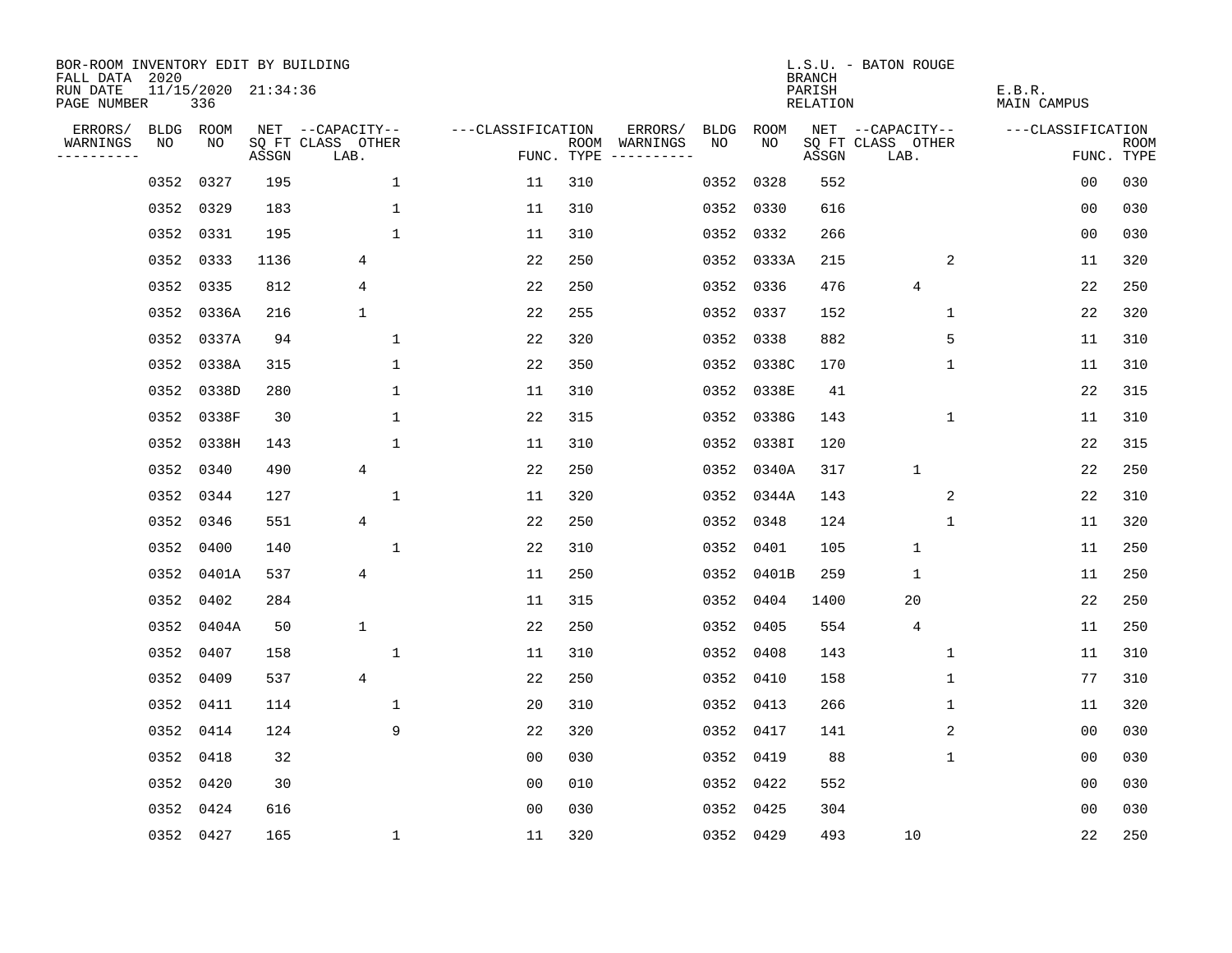BOR-ROOM INVENTORY EDIT BY BUILDING
FALL DATA 2020
RUN DATE 11/15/2020 21:34:36
PAGE NUMBER 336

L.S.U. - BATON ROUGE
BRANCH
PARISH E.B.R.
RELATION MAIN CAMPUS

| ERRORS/ WARNINGS | BLDG NO | ROOM NO | NET SQ FT ASSGN | CAPACITY CLASS LAB. | CAPACITY OTHER | CLASSIFICATION FUNC. | ROOM TYPE | ERRORS/ WARNINGS | BLDG NO | ROOM NO | NET SQ FT ASSGN | CAPACITY CLASS LAB. | CAPACITY OTHER | CLASSIFICATION FUNC. | ROOM TYPE |
|---|---|---|---|---|---|---|---|---|---|---|---|---|---|---|---|
| | 0352 | 0327 | 195 | | 1 | 11 | 310 | | 0352 | 0328 | 552 | | | 00 | 030 |
| | 0352 | 0329 | 183 | | 1 | 11 | 310 | | 0352 | 0330 | 616 | | | 00 | 030 |
| | 0352 | 0331 | 195 | | 1 | 11 | 310 | | 0352 | 0332 | 266 | | | 00 | 030 |
| | 0352 | 0333 | 1136 | 4 | | 22 | 250 | | 0352 | 0333A | 215 | | 2 | 11 | 320 |
| | 0352 | 0335 | 812 | 4 | | 22 | 250 | | 0352 | 0336 | 476 | 4 | | 22 | 250 |
| | 0352 | 0336A | 216 | 1 | | 22 | 255 | | 0352 | 0337 | 152 | | 1 | 22 | 320 |
| | 0352 | 0337A | 94 | | 1 | 22 | 320 | | 0352 | 0338 | 882 | | 5 | 11 | 310 |
| | 0352 | 0338A | 315 | | 1 | 22 | 350 | | 0352 | 0338C | 170 | | 1 | 11 | 310 |
| | 0352 | 0338D | 280 | | 1 | 11 | 310 | | 0352 | 0338E | 41 | | | 22 | 315 |
| | 0352 | 0338F | 30 | | 1 | 22 | 315 | | 0352 | 0338G | 143 | | 1 | 11 | 310 |
| | 0352 | 0338H | 143 | | 1 | 11 | 310 | | 0352 | 0338I | 120 | | | 22 | 315 |
| | 0352 | 0340 | 490 | 4 | | 22 | 250 | | 0352 | 0340A | 317 | 1 | | 22 | 250 |
| | 0352 | 0344 | 127 | | 1 | 11 | 320 | | 0352 | 0344A | 143 | | 2 | 22 | 310 |
| | 0352 | 0346 | 551 | 4 | | 22 | 250 | | 0352 | 0348 | 124 | | 1 | 11 | 320 |
| | 0352 | 0400 | 140 | | 1 | 22 | 310 | | 0352 | 0401 | 105 | 1 | | 11 | 250 |
| | 0352 | 0401A | 537 | 4 | | 11 | 250 | | 0352 | 0401B | 259 | 1 | | 11 | 250 |
| | 0352 | 0402 | 284 | | | 11 | 315 | | 0352 | 0404 | 1400 | 20 | | 22 | 250 |
| | 0352 | 0404A | 50 | 1 | | 22 | 250 | | 0352 | 0405 | 554 | 4 | | 11 | 250 |
| | 0352 | 0407 | 158 | | 1 | 11 | 310 | | 0352 | 0408 | 143 | | 1 | 11 | 310 |
| | 0352 | 0409 | 537 | 4 | | 22 | 250 | | 0352 | 0410 | 158 | | 1 | 77 | 310 |
| | 0352 | 0411 | 114 | | 1 | 20 | 310 | | 0352 | 0413 | 266 | | 1 | 11 | 320 |
| | 0352 | 0414 | 124 | | 9 | 22 | 320 | | 0352 | 0417 | 141 | | 2 | 00 | 030 |
| | 0352 | 0418 | 32 | | | 00 | 030 | | 0352 | 0419 | 88 | | 1 | 00 | 030 |
| | 0352 | 0420 | 30 | | | 00 | 010 | | 0352 | 0422 | 552 | | | 00 | 030 |
| | 0352 | 0424 | 616 | | | 00 | 030 | | 0352 | 0425 | 304 | | | 00 | 030 |
| | 0352 | 0427 | 165 | | 1 | 11 | 320 | | 0352 | 0429 | 493 | 10 | | 22 | 250 |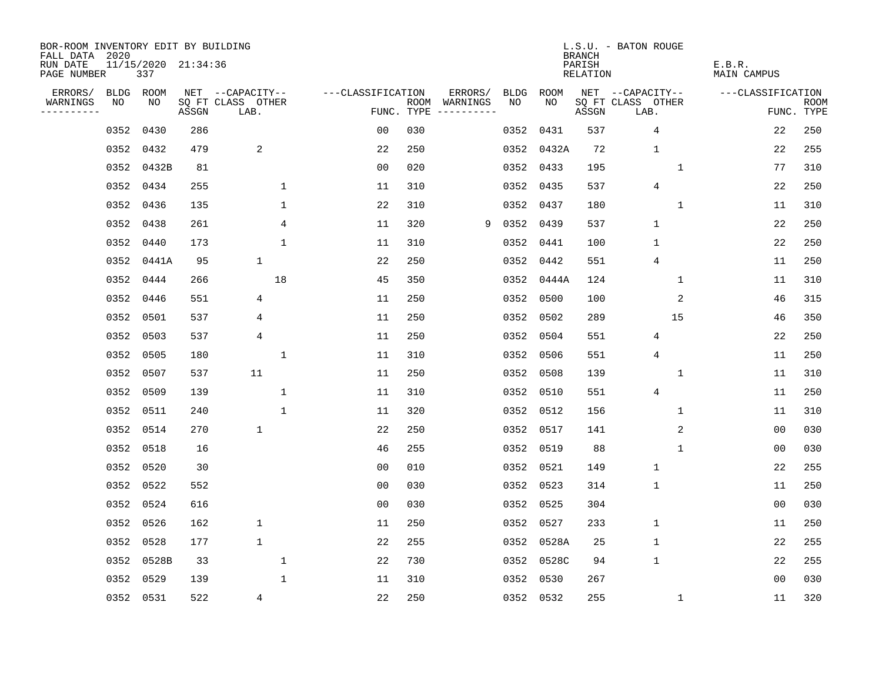BOR-ROOM INVENTORY EDIT BY BUILDING
FALL DATA 2020
RUN DATE 11/15/2020 21:34:36
PAGE NUMBER 337

L.S.U. - BATON ROUGE
BRANCH
PARISH E.B.R.
RELATION MAIN CAMPUS

| ERRORS/ WARNINGS | BLDG NO | ROOM NO | NET SQ FT ASSGN | CAPACITY CLASS LAB. | CAPACITY OTHER | CLASSIFICATION FUNC. | ROOM TYPE | ERRORS/ WARNINGS | BLDG NO | ROOM NO | NET SQ FT ASSGN | CAPACITY CLASS LAB. | CAPACITY OTHER | CLASSIFICATION FUNC. | ROOM TYPE |
|---|---|---|---|---|---|---|---|---|---|---|---|---|---|---|---|
| | 0352 | 0430 | 286 | | | 00 | 030 | | 0352 | 0431 | 537 | 4 | | 22 | 250 |
| | 0352 | 0432 | 479 | 2 | | 22 | 250 | | 0352 | 0432A | 72 | 1 | | 22 | 255 |
| | 0352 | 0432B | 81 | | | 00 | 020 | | 0352 | 0433 | 195 | | 1 | 77 | 310 |
| | 0352 | 0434 | 255 | | 1 | 11 | 310 | | 0352 | 0435 | 537 | 4 | | 22 | 250 |
| | 0352 | 0436 | 135 | | 1 | 22 | 310 | | 0352 | 0437 | 180 | | 1 | 11 | 310 |
| | 0352 | 0438 | 261 | | 4 | 11 | 320 | 9 | 0352 | 0439 | 537 | 1 | | 22 | 250 |
| | 0352 | 0440 | 173 | | 1 | 11 | 310 | | 0352 | 0441 | 100 | 1 | | 22 | 250 |
| | 0352 | 0441A | 95 | 1 | | 22 | 250 | | 0352 | 0442 | 551 | 4 | | 11 | 250 |
| | 0352 | 0444 | 266 | | 18 | 45 | 350 | | 0352 | 0444A | 124 | | 1 | 11 | 310 |
| | 0352 | 0446 | 551 | 4 | | 11 | 250 | | 0352 | 0500 | 100 | | 2 | 46 | 315 |
| | 0352 | 0501 | 537 | 4 | | 11 | 250 | | 0352 | 0502 | 289 | | 15 | 46 | 350 |
| | 0352 | 0503 | 537 | 4 | | 11 | 250 | | 0352 | 0504 | 551 | 4 | | 22 | 250 |
| | 0352 | 0505 | 180 | | 1 | 11 | 310 | | 0352 | 0506 | 551 | 4 | | 11 | 250 |
| | 0352 | 0507 | 537 | 11 | | 11 | 250 | | 0352 | 0508 | 139 | | 1 | 11 | 310 |
| | 0352 | 0509 | 139 | | 1 | 11 | 310 | | 0352 | 0510 | 551 | 4 | | 11 | 250 |
| | 0352 | 0511 | 240 | | 1 | 11 | 320 | | 0352 | 0512 | 156 | | 1 | 11 | 310 |
| | 0352 | 0514 | 270 | 1 | | 22 | 250 | | 0352 | 0517 | 141 | | 2 | 00 | 030 |
| | 0352 | 0518 | 16 | | | 46 | 255 | | 0352 | 0519 | 88 | | 1 | 00 | 030 |
| | 0352 | 0520 | 30 | | | 00 | 010 | | 0352 | 0521 | 149 | 1 | | 22 | 255 |
| | 0352 | 0522 | 552 | | | 00 | 030 | | 0352 | 0523 | 314 | 1 | | 11 | 250 |
| | 0352 | 0524 | 616 | | | 00 | 030 | | 0352 | 0525 | 304 | | | 00 | 030 |
| | 0352 | 0526 | 162 | 1 | | 11 | 250 | | 0352 | 0527 | 233 | 1 | | 11 | 250 |
| | 0352 | 0528 | 177 | 1 | | 22 | 255 | | 0352 | 0528A | 25 | 1 | | 22 | 255 |
| | 0352 | 0528B | 33 | | 1 | 22 | 730 | | 0352 | 0528C | 94 | 1 | | 22 | 255 |
| | 0352 | 0529 | 139 | | 1 | 11 | 310 | | 0352 | 0530 | 267 | | | 00 | 030 |
| | 0352 | 0531 | 522 | 4 | | 22 | 250 | | 0352 | 0532 | 255 | | 1 | 11 | 320 |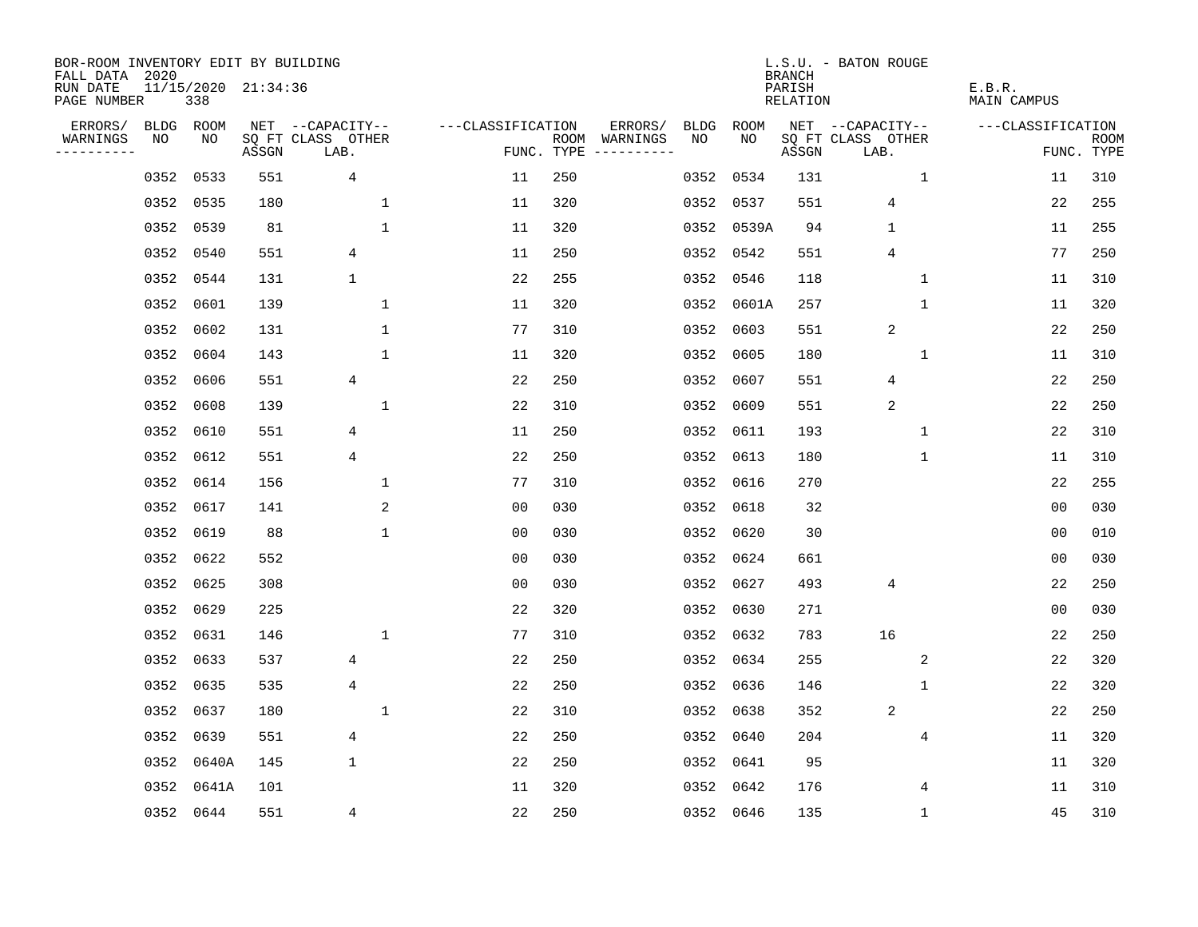BOR-ROOM INVENTORY EDIT BY BUILDING
FALL DATA 2020
RUN DATE 11/15/2020 21:34:36
PAGE NUMBER 338

L.S.U. - BATON ROUGE
BRANCH
PARISH
RELATION

E.B.R.
MAIN CAMPUS

| ERRORS/ WARNINGS | BLDG NO | ROOM NO | NET SQ FT ASSGN | CAPACITY CLASS LAB. | CAPACITY OTHER | CLASSIFICATION FUNC. | ROOM TYPE | ERRORS/ WARNINGS | BLDG NO | ROOM NO | NET SQ FT ASSGN | CAPACITY CLASS LAB. | CAPACITY OTHER | CLASSIFICATION FUNC. | ROOM TYPE |
|---|---|---|---|---|---|---|---|---|---|---|---|---|---|---|---|
| | 0352 | 0533 | 551 | 4 | | 11 | 250 | | 0352 | 0534 | 131 | | 1 | 11 | 310 |
| | 0352 | 0535 | 180 | | 1 | 11 | 320 | | 0352 | 0537 | 551 | 4 | | 22 | 255 |
| | 0352 | 0539 | 81 | | 1 | 11 | 320 | | 0352 | 0539A | 94 | 1 | | 11 | 255 |
| | 0352 | 0540 | 551 | 4 | | 11 | 250 | | 0352 | 0542 | 551 | 4 | | 77 | 250 |
| | 0352 | 0544 | 131 | 1 | | 22 | 255 | | 0352 | 0546 | 118 | | 1 | 11 | 310 |
| | 0352 | 0601 | 139 | | 1 | 11 | 320 | | 0352 | 0601A | 257 | | 1 | 11 | 320 |
| | 0352 | 0602 | 131 | | 1 | 77 | 310 | | 0352 | 0603 | 551 | 2 | | 22 | 250 |
| | 0352 | 0604 | 143 | | 1 | 11 | 320 | | 0352 | 0605 | 180 | | 1 | 11 | 310 |
| | 0352 | 0606 | 551 | 4 | | 22 | 250 | | 0352 | 0607 | 551 | 4 | | 22 | 250 |
| | 0352 | 0608 | 139 | | 1 | 22 | 310 | | 0352 | 0609 | 551 | 2 | | 22 | 250 |
| | 0352 | 0610 | 551 | 4 | | 11 | 250 | | 0352 | 0611 | 193 | | 1 | 22 | 310 |
| | 0352 | 0612 | 551 | 4 | | 22 | 250 | | 0352 | 0613 | 180 | | 1 | 11 | 310 |
| | 0352 | 0614 | 156 | | 1 | 77 | 310 | | 0352 | 0616 | 270 | | | 22 | 255 |
| | 0352 | 0617 | 141 | | 2 | 00 | 030 | | 0352 | 0618 | 32 | | | 00 | 030 |
| | 0352 | 0619 | 88 | | 1 | 00 | 030 | | 0352 | 0620 | 30 | | | 00 | 010 |
| | 0352 | 0622 | 552 | | | 00 | 030 | | 0352 | 0624 | 661 | | | 00 | 030 |
| | 0352 | 0625 | 308 | | | 00 | 030 | | 0352 | 0627 | 493 | 4 | | 22 | 250 |
| | 0352 | 0629 | 225 | | | 22 | 320 | | 0352 | 0630 | 271 | | | 00 | 030 |
| | 0352 | 0631 | 146 | | 1 | 77 | 310 | | 0352 | 0632 | 783 | 16 | | 22 | 250 |
| | 0352 | 0633 | 537 | 4 | | 22 | 250 | | 0352 | 0634 | 255 | | 2 | 22 | 320 |
| | 0352 | 0635 | 535 | 4 | | 22 | 250 | | 0352 | 0636 | 146 | | 1 | 22 | 320 |
| | 0352 | 0637 | 180 | | 1 | 22 | 310 | | 0352 | 0638 | 352 | 2 | | 22 | 250 |
| | 0352 | 0639 | 551 | 4 | | 22 | 250 | | 0352 | 0640 | 204 | | 4 | 11 | 320 |
| | 0352 | 0640A | 145 | 1 | | 22 | 250 | | 0352 | 0641 | 95 | | | 11 | 320 |
| | 0352 | 0641A | 101 | | | 11 | 320 | | 0352 | 0642 | 176 | | 4 | 11 | 310 |
| | 0352 | 0644 | 551 | 4 | | 22 | 250 | | 0352 | 0646 | 135 | | 1 | 45 | 310 |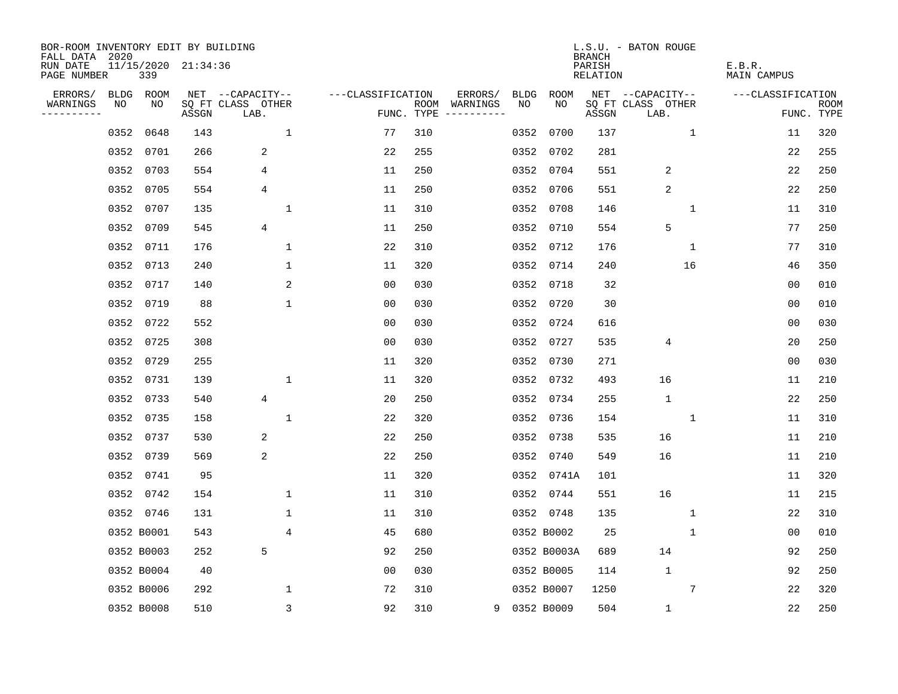BOR-ROOM INVENTORY EDIT BY BUILDING
FALL DATA 2020
RUN DATE 11/15/2020 21:34:36
PAGE NUMBER 339

L.S.U. - BATON ROUGE
BRANCH
PARISH E.B.R.
RELATION MAIN CAMPUS

| ERRORS/ WARNINGS | BLDG NO | ROOM NO | NET SQ FT ASSGN | CAPACITY CLASS LAB. | CAPACITY OTHER | CLASSIFICATION FUNC. | ROOM TYPE | ERRORS/ WARNINGS | BLDG NO | ROOM NO | NET SQ FT ASSGN | CAPACITY CLASS LAB. | CAPACITY OTHER | CLASSIFICATION FUNC. | ROOM TYPE |
|---|---|---|---|---|---|---|---|---|---|---|---|---|---|---|---|
| | 0352 | 0648 | 143 | | 1 | 77 | 310 | | 0352 | 0700 | 137 | | 1 | 11 | 320 |
| | 0352 | 0701 | 266 | 2 | | 22 | 255 | | 0352 | 0702 | 281 | | | 22 | 255 |
| | 0352 | 0703 | 554 | 4 | | 11 | 250 | | 0352 | 0704 | 551 | 2 | | 22 | 250 |
| | 0352 | 0705 | 554 | 4 | | 11 | 250 | | 0352 | 0706 | 551 | 2 | | 22 | 250 |
| | 0352 | 0707 | 135 | | 1 | 11 | 310 | | 0352 | 0708 | 146 | | 1 | 11 | 310 |
| | 0352 | 0709 | 545 | 4 | | 11 | 250 | | 0352 | 0710 | 554 | 5 | | 77 | 250 |
| | 0352 | 0711 | 176 | | 1 | 22 | 310 | | 0352 | 0712 | 176 | | 1 | 77 | 310 |
| | 0352 | 0713 | 240 | | 1 | 11 | 320 | | 0352 | 0714 | 240 | | 16 | 46 | 350 |
| | 0352 | 0717 | 140 | | 2 | 00 | 030 | | 0352 | 0718 | 32 | | | 00 | 010 |
| | 0352 | 0719 | 88 | | 1 | 00 | 030 | | 0352 | 0720 | 30 | | | 00 | 010 |
| | 0352 | 0722 | 552 | | | 00 | 030 | | 0352 | 0724 | 616 | | | 00 | 030 |
| | 0352 | 0725 | 308 | | | 00 | 030 | | 0352 | 0727 | 535 | 4 | | 20 | 250 |
| | 0352 | 0729 | 255 | | | 11 | 320 | | 0352 | 0730 | 271 | | | 00 | 030 |
| | 0352 | 0731 | 139 | | 1 | 11 | 320 | | 0352 | 0732 | 493 | 16 | | 11 | 210 |
| | 0352 | 0733 | 540 | 4 | | 20 | 250 | | 0352 | 0734 | 255 | 1 | | 22 | 250 |
| | 0352 | 0735 | 158 | | 1 | 22 | 320 | | 0352 | 0736 | 154 | | 1 | 11 | 310 |
| | 0352 | 0737 | 530 | 2 | | 22 | 250 | | 0352 | 0738 | 535 | 16 | | 11 | 210 |
| | 0352 | 0739 | 569 | 2 | | 22 | 250 | | 0352 | 0740 | 549 | 16 | | 11 | 210 |
| | 0352 | 0741 | 95 | | | 11 | 320 | | 0352 | 0741A | 101 | | | 11 | 320 |
| | 0352 | 0742 | 154 | | 1 | 11 | 310 | | 0352 | 0744 | 551 | 16 | | 11 | 215 |
| | 0352 | 0746 | 131 | | 1 | 11 | 310 | | 0352 | 0748 | 135 | | 1 | 22 | 310 |
| | 0352 | B0001 | 543 | | 4 | 45 | 680 | | 0352 | B0002 | 25 | | 1 | 00 | 010 |
| | 0352 | B0003 | 252 | 5 | | 92 | 250 | | 0352 | B0003A | 689 | 14 | | 92 | 250 |
| | 0352 | B0004 | 40 | | | 00 | 030 | | 0352 | B0005 | 114 | 1 | | 92 | 250 |
| | 0352 | B0006 | 292 | | 1 | 72 | 310 | | 0352 | B0007 | 1250 | | 7 | 22 | 320 |
| | 0352 | B0008 | 510 | | 3 | 92 | 310 | 9 | 0352 | B0009 | 504 | 1 | | 22 | 250 |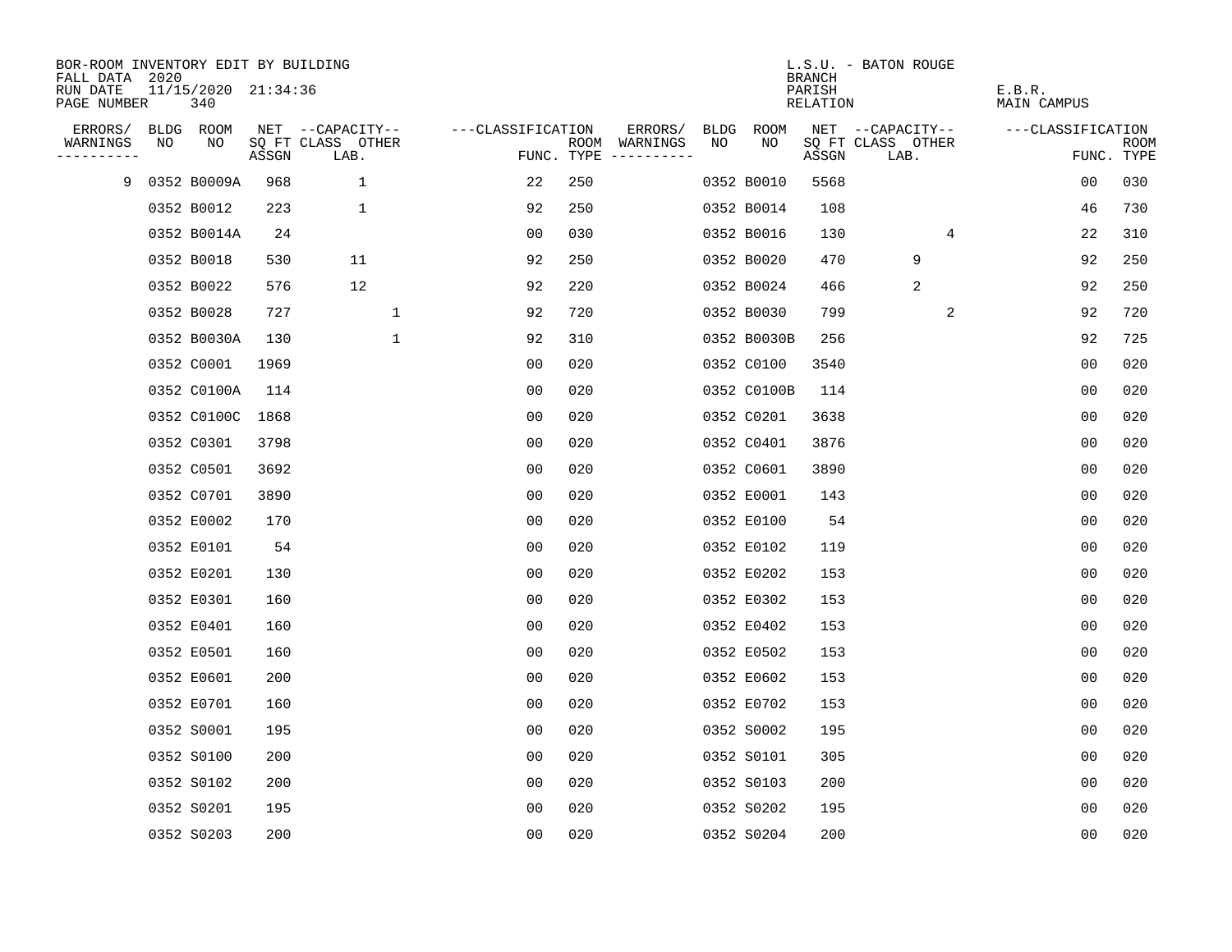BOR-ROOM INVENTORY EDIT BY BUILDING
FALL DATA 2020
RUN DATE 11/15/2020 21:34:36
PAGE NUMBER 340

L.S.U. - BATON ROUGE
BRANCH
PARISH E.B.R.
RELATION MAIN CAMPUS

| ERRORS/ WARNINGS | BLDG NO | ROOM NO | NET SQ FT ASSGN | CAPACITY CLASS LAB. | CAPACITY OTHER | CLASSIFICATION FUNC. | ROOM TYPE | ERRORS/ WARNINGS | BLDG NO | ROOM NO | NET SQ FT ASSGN | CAPACITY CLASS LAB. | CAPACITY OTHER | CLASSIFICATION FUNC. | ROOM TYPE |
|---|---|---|---|---|---|---|---|---|---|---|---|---|---|---|---|
| 9 | 0352 | B0009A | 968 | 1 | | 22 | 250 | | 0352 | B0010 | 5568 | | | 00 | 030 |
| | 0352 | B0012 | 223 | 1 | | 92 | 250 | | 0352 | B0014 | 108 | | | 46 | 730 |
| | 0352 | B0014A | 24 | | | 00 | 030 | | 0352 | B0016 | 130 | | 4 | 22 | 310 |
| | 0352 | B0018 | 530 | 11 | | 92 | 250 | | 0352 | B0020 | 470 | 9 | | 92 | 250 |
| | 0352 | B0022 | 576 | 12 | | 92 | 220 | | 0352 | B0024 | 466 | 2 | | 92 | 250 |
| | 0352 | B0028 | 727 | | 1 | 92 | 720 | | 0352 | B0030 | 799 | | 2 | 92 | 720 |
| | 0352 | B0030A | 130 | | 1 | 92 | 310 | | 0352 | B0030B | 256 | | | 92 | 725 |
| | 0352 | C0001 | 1969 | | | 00 | 020 | | 0352 | C0100 | 3540 | | | 00 | 020 |
| | 0352 | C0100A | 114 | | | 00 | 020 | | 0352 | C0100B | 114 | | | 00 | 020 |
| | 0352 | C0100C | 1868 | | | 00 | 020 | | 0352 | C0201 | 3638 | | | 00 | 020 |
| | 0352 | C0301 | 3798 | | | 00 | 020 | | 0352 | C0401 | 3876 | | | 00 | 020 |
| | 0352 | C0501 | 3692 | | | 00 | 020 | | 0352 | C0601 | 3890 | | | 00 | 020 |
| | 0352 | C0701 | 3890 | | | 00 | 020 | | 0352 | E0001 | 143 | | | 00 | 020 |
| | 0352 | E0002 | 170 | | | 00 | 020 | | 0352 | E0100 | 54 | | | 00 | 020 |
| | 0352 | E0101 | 54 | | | 00 | 020 | | 0352 | E0102 | 119 | | | 00 | 020 |
| | 0352 | E0201 | 130 | | | 00 | 020 | | 0352 | E0202 | 153 | | | 00 | 020 |
| | 0352 | E0301 | 160 | | | 00 | 020 | | 0352 | E0302 | 153 | | | 00 | 020 |
| | 0352 | E0401 | 160 | | | 00 | 020 | | 0352 | E0402 | 153 | | | 00 | 020 |
| | 0352 | E0501 | 160 | | | 00 | 020 | | 0352 | E0502 | 153 | | | 00 | 020 |
| | 0352 | E0601 | 200 | | | 00 | 020 | | 0352 | E0602 | 153 | | | 00 | 020 |
| | 0352 | E0701 | 160 | | | 00 | 020 | | 0352 | E0702 | 153 | | | 00 | 020 |
| | 0352 | S0001 | 195 | | | 00 | 020 | | 0352 | S0002 | 195 | | | 00 | 020 |
| | 0352 | S0100 | 200 | | | 00 | 020 | | 0352 | S0101 | 305 | | | 00 | 020 |
| | 0352 | S0102 | 200 | | | 00 | 020 | | 0352 | S0103 | 200 | | | 00 | 020 |
| | 0352 | S0201 | 195 | | | 00 | 020 | | 0352 | S0202 | 195 | | | 00 | 020 |
| | 0352 | S0203 | 200 | | | 00 | 020 | | 0352 | S0204 | 200 | | | 00 | 020 |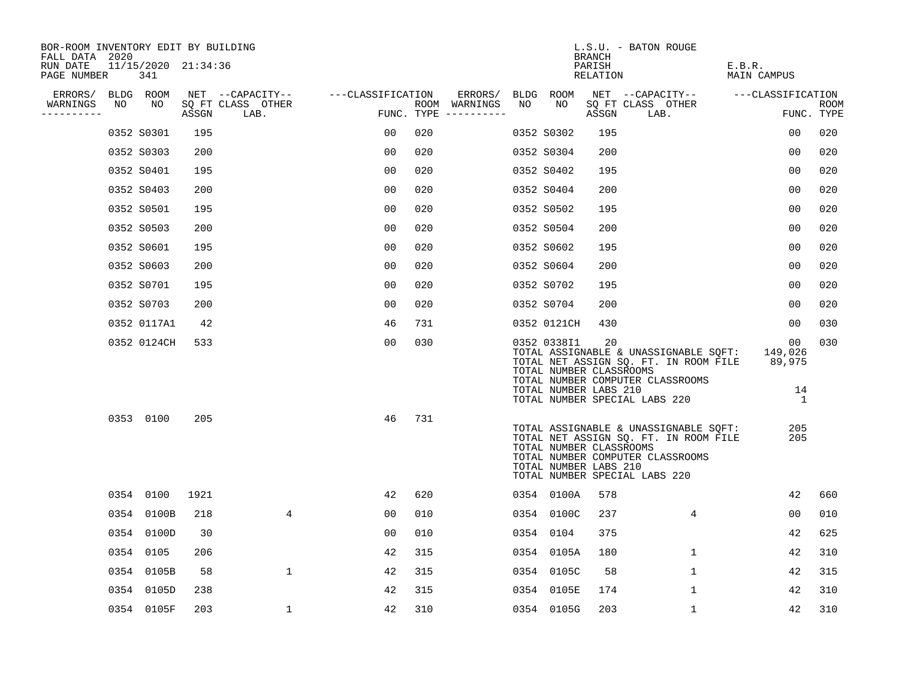BOR-ROOM INVENTORY EDIT BY BUILDING
FALL DATA 2020
RUN DATE 11/15/2020 21:34:36
PAGE NUMBER 341

L.S.U. - BATON ROUGE
BRANCH
PARISH E.B.R.
RELATION MAIN CAMPUS

| ERRORS/ WARNINGS | BLDG NO | ROOM NO | NET SQ FT ASSGN | CAPACITY CLASS LAB. | CAPACITY OTHER | CLASSIFICATION FUNC. | ROOM TYPE | ERRORS/ WARNINGS | BLDG NO | ROOM NO | NET SQ FT ASSGN | CAPACITY CLASS LAB. | CAPACITY OTHER | CLASSIFICATION FUNC. | ROOM TYPE |
|---|---|---|---|---|---|---|---|---|---|---|---|---|---|---|---|
| | 0352 | S0301 | 195 | | | 00 | 020 | | 0352 | S0302 | 195 | | | 00 | 020 |
| | 0352 | S0303 | 200 | | | 00 | 020 | | 0352 | S0304 | 200 | | | 00 | 020 |
| | 0352 | S0401 | 195 | | | 00 | 020 | | 0352 | S0402 | 195 | | | 00 | 020 |
| | 0352 | S0403 | 200 | | | 00 | 020 | | 0352 | S0404 | 200 | | | 00 | 020 |
| | 0352 | S0501 | 195 | | | 00 | 020 | | 0352 | S0502 | 195 | | | 00 | 020 |
| | 0352 | S0503 | 200 | | | 00 | 020 | | 0352 | S0504 | 200 | | | 00 | 020 |
| | 0352 | S0601 | 195 | | | 00 | 020 | | 0352 | S0602 | 195 | | | 00 | 020 |
| | 0352 | S0603 | 200 | | | 00 | 020 | | 0352 | S0604 | 200 | | | 00 | 020 |
| | 0352 | S0701 | 195 | | | 00 | 020 | | 0352 | S0702 | 195 | | | 00 | 020 |
| | 0352 | S0703 | 200 | | | 00 | 020 | | 0352 | S0704 | 200 | | | 00 | 020 |
| | 0352 | 0117A1 | 42 | | | 46 | 731 | | 0352 | 0121CH | 430 | | | 00 | 030 |
| | 0352 | 0124CH | 533 | | | 00 | 030 | | 0352 | 0338I1 | 20 | | | 00 | 030 |

TOTAL ASSIGNABLE & UNASSIGNABLE SQFT: 149,026
TOTAL NET ASSIGN SQ. FT. IN ROOM FILE 89,975
TOTAL NUMBER CLASSROOMS
TOTAL NUMBER COMPUTER CLASSROOMS
TOTAL NUMBER LABS 210 14
TOTAL NUMBER SPECIAL LABS 220 1

| ERRORS/ WARNINGS | BLDG NO | ROOM NO | NET SQ FT ASSGN | CAPACITY CLASS LAB. | CAPACITY OTHER | CLASSIFICATION FUNC. | ROOM TYPE |
|---|---|---|---|---|---|---|---|
| | 0353 | 0100 | 205 | | | 46 | 731 |

TOTAL ASSIGNABLE & UNASSIGNABLE SQFT: 205
TOTAL NET ASSIGN SQ. FT. IN ROOM FILE 205
TOTAL NUMBER CLASSROOMS
TOTAL NUMBER COMPUTER CLASSROOMS
TOTAL NUMBER LABS 210
TOTAL NUMBER SPECIAL LABS 220

| ERRORS/ WARNINGS | BLDG NO | ROOM NO | NET SQ FT ASSGN | CAPACITY CLASS LAB. | CAPACITY OTHER | CLASSIFICATION FUNC. | ROOM TYPE | ERRORS/ WARNINGS | BLDG NO | ROOM NO | NET SQ FT ASSGN | CAPACITY CLASS LAB. | CAPACITY OTHER | CLASSIFICATION FUNC. | ROOM TYPE |
|---|---|---|---|---|---|---|---|---|---|---|---|---|---|---|---|
| | 0354 | 0100 | 1921 | | | 42 | 620 | | 0354 | 0100A | 578 | | | 42 | 660 |
| | 0354 | 0100B | 218 | | 4 | 00 | 010 | | 0354 | 0100C | 237 | | 4 | 00 | 010 |
| | 0354 | 0100D | 30 | | | 00 | 010 | | 0354 | 0104 | 375 | | | 42 | 625 |
| | 0354 | 0105 | 206 | | | 42 | 315 | | 0354 | 0105A | 180 | | 1 | 42 | 310 |
| | 0354 | 0105B | 58 | | 1 | 42 | 315 | | 0354 | 0105C | 58 | | 1 | 42 | 315 |
| | 0354 | 0105D | 238 | | | 42 | 315 | | 0354 | 0105E | 174 | | 1 | 42 | 310 |
| | 0354 | 0105F | 203 | | 1 | 42 | 310 | | 0354 | 0105G | 203 | | 1 | 42 | 310 |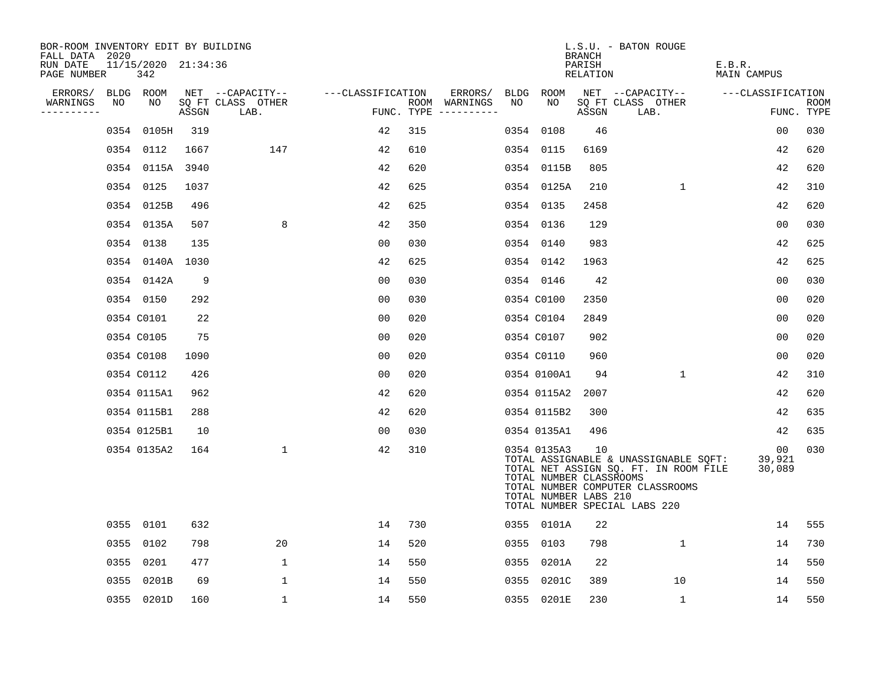BOR-ROOM INVENTORY EDIT BY BUILDING
FALL DATA 2020
RUN DATE 11/15/2020 21:34:36
PAGE NUMBER 342

L.S.U. - BATON ROUGE
BRANCH
PARISH E.B.R.
RELATION MAIN CAMPUS

| ERRORS/ WARNINGS | BLDG NO | ROOM NO | NET SQ FT ASSGN | CAPACITY CLASS LAB. | CAPACITY OTHER | CLASSIFICATION FUNC. | ROOM TYPE | ERRORS/ WARNINGS | BLDG NO | ROOM NO | NET SQ FT ASSGN | CAPACITY CLASS LAB. | CAPACITY OTHER | CLASSIFICATION FUNC. | ROOM TYPE |
|---|---|---|---|---|---|---|---|---|---|---|---|---|---|---|---|
| | 0354 | 0105H | 319 | | | 42 | 315 | | 0354 | 0108 | 46 | | | 00 | 030 |
| | 0354 | 0112 | 1667 | | 147 | 42 | 610 | | 0354 | 0115 | 6169 | | | 42 | 620 |
| | 0354 | 0115A | 3940 | | | 42 | 620 | | 0354 | 0115B | 805 | | | 42 | 620 |
| | 0354 | 0125 | 1037 | | | 42 | 625 | | 0354 | 0125A | 210 | | 1 | 42 | 310 |
| | 0354 | 0125B | 496 | | | 42 | 625 | | 0354 | 0135 | 2458 | | | 42 | 620 |
| | 0354 | 0135A | 507 | | 8 | 42 | 350 | | 0354 | 0136 | 129 | | | 00 | 030 |
| | 0354 | 0138 | 135 | | | 00 | 030 | | 0354 | 0140 | 983 | | | 42 | 625 |
| | 0354 | 0140A | 1030 | | | 42 | 625 | | 0354 | 0142 | 1963 | | | 42 | 625 |
| | 0354 | 0142A | 9 | | | 00 | 030 | | 0354 | 0146 | 42 | | | 00 | 030 |
| | 0354 | 0150 | 292 | | | 00 | 030 | | 0354 | C0100 | 2350 | | | 00 | 020 |
| | 0354 | C0101 | 22 | | | 00 | 020 | | 0354 | C0104 | 2849 | | | 00 | 020 |
| | 0354 | C0105 | 75 | | | 00 | 020 | | 0354 | C0107 | 902 | | | 00 | 020 |
| | 0354 | C0108 | 1090 | | | 00 | 020 | | 0354 | C0110 | 960 | | | 00 | 020 |
| | 0354 | C0112 | 426 | | | 00 | 020 | | 0354 | 0100A1 | 94 | | 1 | 42 | 310 |
| | 0354 | 0115A1 | 962 | | | 42 | 620 | | 0354 | 0115A2 | 2007 | | | 42 | 620 |
| | 0354 | 0115B1 | 288 | | | 42 | 620 | | 0354 | 0115B2 | 300 | | | 42 | 635 |
| | 0354 | 0125B1 | 10 | | | 00 | 030 | | 0354 | 0135A1 | 496 | | | 42 | 635 |
| | 0354 | 0135A2 | 164 | | 1 | 42 | 310 | | 0354 | 0135A3 | 10 | | | 00 | 030 |

TOTAL ASSIGNABLE & UNASSIGNABLE SQFT: 39,921
TOTAL NET ASSIGN SQ. FT. IN ROOM FILE 30,089
TOTAL NUMBER CLASSROOMS
TOTAL NUMBER COMPUTER CLASSROOMS
TOTAL NUMBER LABS 210
TOTAL NUMBER SPECIAL LABS 220

| ERRORS/ WARNINGS | BLDG NO | ROOM NO | NET SQ FT ASSGN | CAPACITY CLASS LAB. | CAPACITY OTHER | CLASSIFICATION FUNC. | ROOM TYPE | ERRORS/ WARNINGS | BLDG NO | ROOM NO | NET SQ FT ASSGN | CAPACITY CLASS LAB. | CAPACITY OTHER | CLASSIFICATION FUNC. | ROOM TYPE |
|---|---|---|---|---|---|---|---|---|---|---|---|---|---|---|---|
| | 0355 | 0101 | 632 | | | 14 | 730 | | 0355 | 0101A | 22 | | | 14 | 555 |
| | 0355 | 0102 | 798 | | 20 | 14 | 520 | | 0355 | 0103 | 798 | | 1 | 14 | 730 |
| | 0355 | 0201 | 477 | | 1 | 14 | 550 | | 0355 | 0201A | 22 | | | 14 | 550 |
| | 0355 | 0201B | 69 | | 1 | 14 | 550 | | 0355 | 0201C | 389 | | 10 | 14 | 550 |
| | 0355 | 0201D | 160 | | 1 | 14 | 550 | | 0355 | 0201E | 230 | | 1 | 14 | 550 |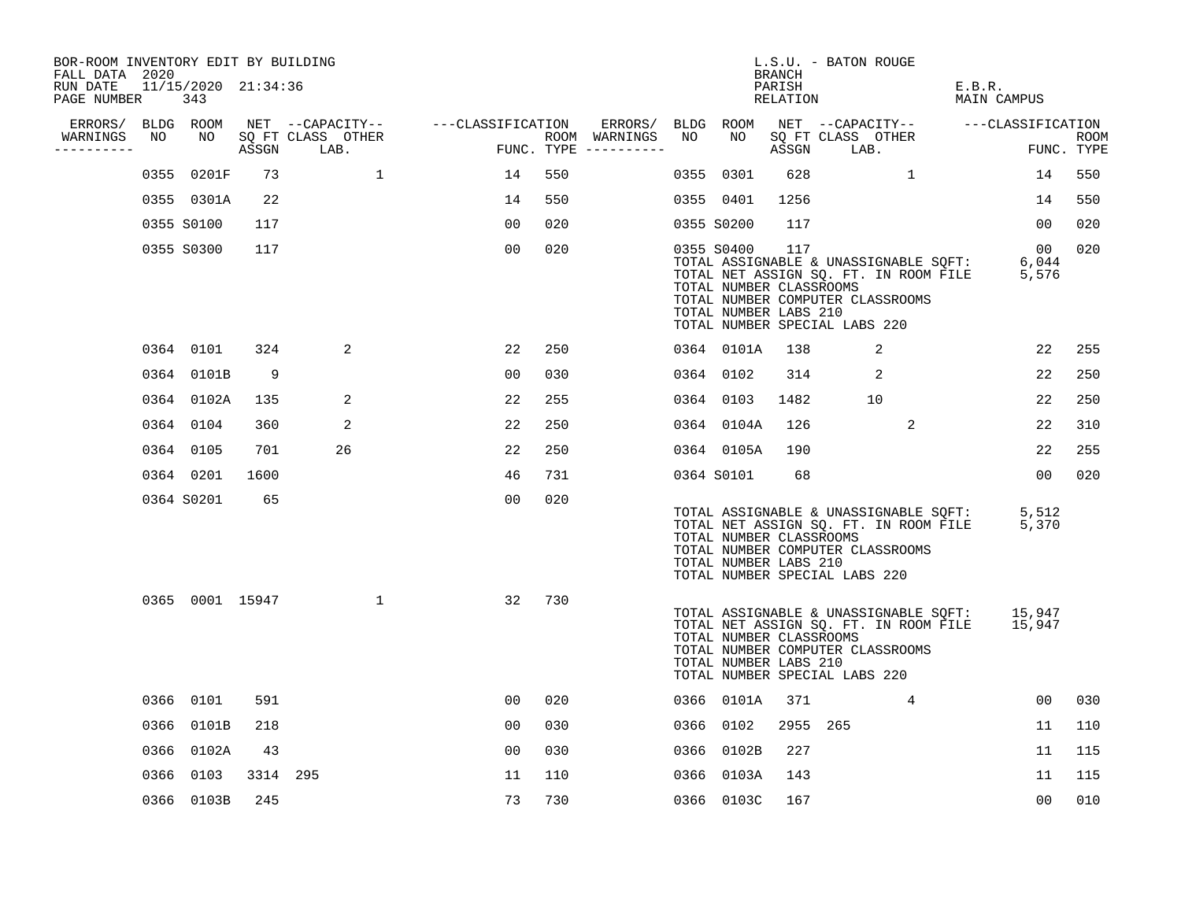BOR-ROOM INVENTORY EDIT BY BUILDING
FALL DATA 2020
RUN DATE 11/15/2020 21:34:36

L.S.U. - BATON ROUGE
BRANCH
PARISH E.B.R.
RELATION MAIN CAMPUS

| ERRORS/ WARNINGS | BLDG NO | ROOM NO | NET SQ FT ASSGN | CAPACITY CLASS | CAPACITY LAB. | CAPACITY OTHER | CLASSIFICATION FUNC. | ROOM TYPE | ERRORS/ WARNINGS | BLDG NO | ROOM NO | NET SQ FT ASSGN | CAPACITY CLASS | CAPACITY LAB. | CAPACITY OTHER | CLASSIFICATION FUNC. | ROOM TYPE |
|---|---|---|---|---|---|---|---|---|---|---|---|---|---|---|---|---|---|
| | 0355 | 0201F | 73 | | | 1 | 14 | 550 | | 0355 | 0301 | 628 | | | 1 | 14 | 550 |
| | 0355 | 0301A | 22 | | | | 14 | 550 | | 0355 | 0401 | 1256 | | | | 14 | 550 |
| | 0355 | S0100 | 117 | | | | 00 | 020 | | 0355 | S0200 | 117 | | | | 00 | 020 |
| | 0355 | S0300 | 117 | | | | 00 | 020 | | 0355 | S0400 | 117 | | | | 00 | 020 |

TOTAL ASSIGNABLE & UNASSIGNABLE SQFT: 6,044
TOTAL NET ASSIGN SQ. FT. IN ROOM FILE 5,576
TOTAL NUMBER CLASSROOMS
TOTAL NUMBER COMPUTER CLASSROOMS
TOTAL NUMBER LABS 210
TOTAL NUMBER SPECIAL LABS 220

| ERRORS/ WARNINGS | BLDG NO | ROOM NO | NET SQ FT ASSGN | CAPACITY CLASS | CAPACITY LAB. | CAPACITY OTHER | CLASSIFICATION FUNC. | ROOM TYPE | ERRORS/ WARNINGS | BLDG NO | ROOM NO | NET SQ FT ASSGN | CAPACITY CLASS | CAPACITY LAB. | CAPACITY OTHER | CLASSIFICATION FUNC. | ROOM TYPE |
|---|---|---|---|---|---|---|---|---|---|---|---|---|---|---|---|---|---|
| | 0364 | 0101 | 324 | | 2 | | 22 | 250 | | 0364 | 0101A | 138 | | 2 | | 22 | 255 |
| | 0364 | 0101B | 9 | | | | 00 | 030 | | 0364 | 0102 | 314 | | 2 | | 22 | 250 |
| | 0364 | 0102A | 135 | | 2 | | 22 | 255 | | 0364 | 0103 | 1482 | | 10 | | 22 | 250 |
| | 0364 | 0104 | 360 | | 2 | | 22 | 250 | | 0364 | 0104A | 126 | | | 2 | 22 | 310 |
| | 0364 | 0105 | 701 | | 26 | | 22 | 250 | | 0364 | 0105A | 190 | | | | 22 | 255 |
| | 0364 | 0201 | 1600 | | | | 46 | 731 | | 0364 | S0101 | 68 | | | | 00 | 020 |
| | 0364 | S0201 | 65 | | | | 00 | 020 | | | | | | | | | |

TOTAL ASSIGNABLE & UNASSIGNABLE SQFT: 5,512
TOTAL NET ASSIGN SQ. FT. IN ROOM FILE 5,370
TOTAL NUMBER CLASSROOMS
TOTAL NUMBER COMPUTER CLASSROOMS
TOTAL NUMBER LABS 210
TOTAL NUMBER SPECIAL LABS 220

| ERRORS/ WARNINGS | BLDG NO | ROOM NO | NET SQ FT ASSGN | CAPACITY CLASS | CAPACITY LAB. | CAPACITY OTHER | CLASSIFICATION FUNC. | ROOM TYPE |
|---|---|---|---|---|---|---|---|---|
| | 0365 | 0001 | 15947 | | | 1 | 32 | 730 |

TOTAL ASSIGNABLE & UNASSIGNABLE SQFT: 15,947
TOTAL NET ASSIGN SQ. FT. IN ROOM FILE 15,947
TOTAL NUMBER CLASSROOMS
TOTAL NUMBER COMPUTER CLASSROOMS
TOTAL NUMBER LABS 210
TOTAL NUMBER SPECIAL LABS 220

| ERRORS/ WARNINGS | BLDG NO | ROOM NO | NET SQ FT ASSGN | CAPACITY CLASS | CAPACITY LAB. | CAPACITY OTHER | CLASSIFICATION FUNC. | ROOM TYPE | ERRORS/ WARNINGS | BLDG NO | ROOM NO | NET SQ FT ASSGN | CAPACITY CLASS | CAPACITY LAB. | CAPACITY OTHER | CLASSIFICATION FUNC. | ROOM TYPE |
|---|---|---|---|---|---|---|---|---|---|---|---|---|---|---|---|---|---|
| | 0366 | 0101 | 591 | | | | 00 | 020 | | 0366 | 0101A | 371 | | | 4 | 00 | 030 |
| | 0366 | 0101B | 218 | | | | 00 | 030 | | 0366 | 0102 | 2955 | 265 | | | 11 | 110 |
| | 0366 | 0102A | 43 | | | | 00 | 030 | | 0366 | 0102B | 227 | | | | 11 | 115 |
| | 0366 | 0103 | 3314 | 295 | | | 11 | 110 | | 0366 | 0103A | 143 | | | | 11 | 115 |
| | 0366 | 0103B | 245 | | | | 73 | 730 | | 0366 | 0103C | 167 | | | | 00 | 010 |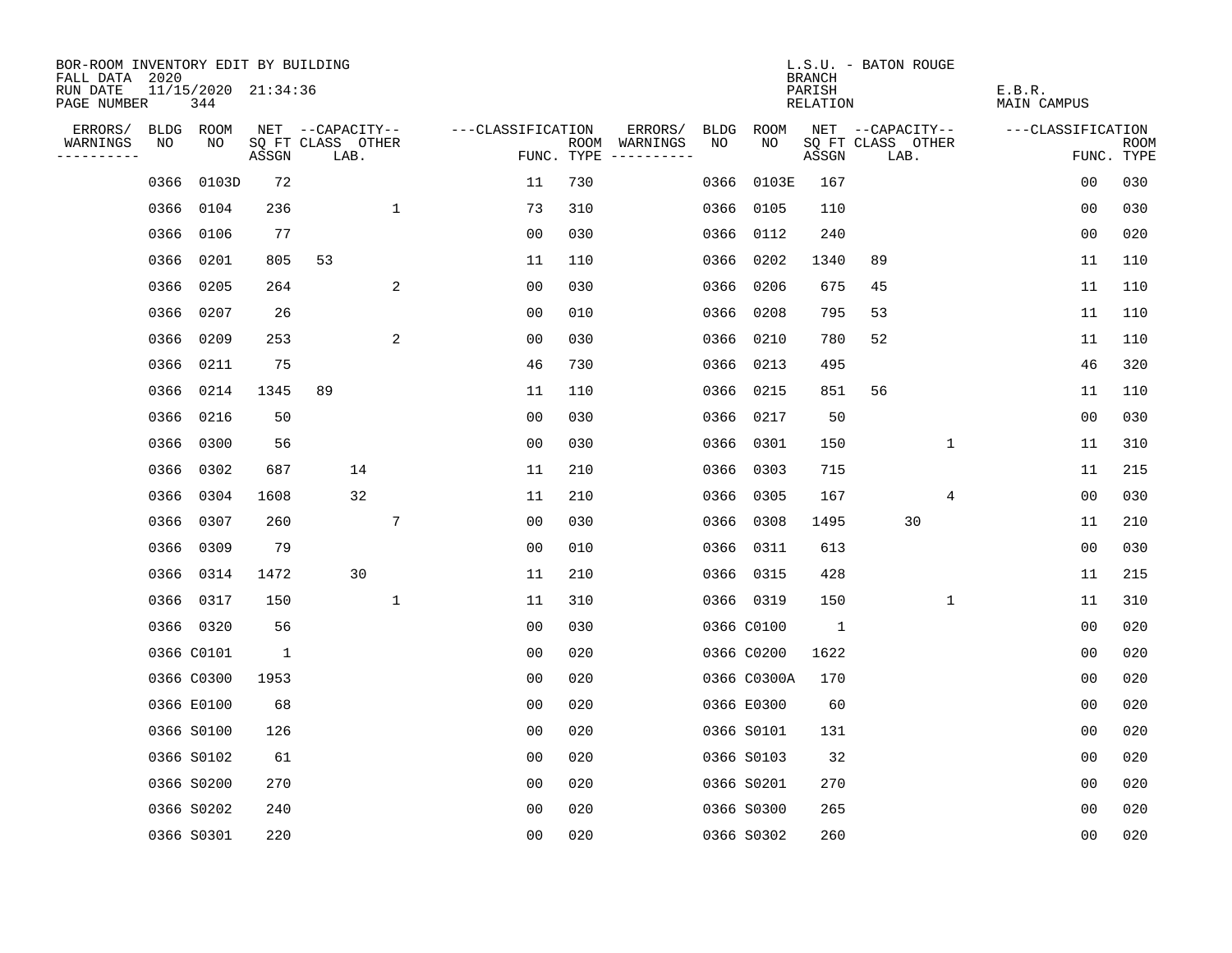BOR-ROOM INVENTORY EDIT BY BUILDING
FALL DATA 2020
RUN DATE 11/15/2020 21:34:36
PAGE NUMBER 344

L.S.U. - BATON ROUGE
BRANCH
PARISH E.B.R.
RELATION MAIN CAMPUS

| ERRORS/ WARNINGS | BLDG NO | ROOM NO | NET SQ FT ASSGN | CAPACITY CLASS | CAPACITY LAB. | CAPACITY OTHER | FUNC. | ROOM TYPE | ERRORS/ WARNINGS | BLDG NO | ROOM NO | NET SQ FT ASSGN | CAPACITY CLASS | CAPACITY LAB. | CAPACITY OTHER | FUNC. | ROOM TYPE |
|---|---|---|---|---|---|---|---|---|---|---|---|---|---|---|---|---|---|
| | 0366 | 0103D | 72 | | | | 11 | 730 | | 0366 | 0103E | 167 | | | | 00 | 030 |
| | 0366 | 0104 | 236 | | | 1 | 73 | 310 | | 0366 | 0105 | 110 | | | | 00 | 030 |
| | 0366 | 0106 | 77 | | | | 00 | 030 | | 0366 | 0112 | 240 | | | | 00 | 020 |
| | 0366 | 0201 | 805 | 53 | | | 11 | 110 | | 0366 | 0202 | 1340 | 89 | | | 11 | 110 |
| | 0366 | 0205 | 264 | | | 2 | 00 | 030 | | 0366 | 0206 | 675 | 45 | | | 11 | 110 |
| | 0366 | 0207 | 26 | | | | 00 | 010 | | 0366 | 0208 | 795 | 53 | | | 11 | 110 |
| | 0366 | 0209 | 253 | | | 2 | 00 | 030 | | 0366 | 0210 | 780 | 52 | | | 11 | 110 |
| | 0366 | 0211 | 75 | | | | 46 | 730 | | 0366 | 0213 | 495 | | | | 46 | 320 |
| | 0366 | 0214 | 1345 | 89 | | | 11 | 110 | | 0366 | 0215 | 851 | 56 | | | 11 | 110 |
| | 0366 | 0216 | 50 | | | | 00 | 030 | | 0366 | 0217 | 50 | | | | 00 | 030 |
| | 0366 | 0300 | 56 | | | | 00 | 030 | | 0366 | 0301 | 150 | | | 1 | 11 | 310 |
| | 0366 | 0302 | 687 | | 14 | | 11 | 210 | | 0366 | 0303 | 715 | | | | 11 | 215 |
| | 0366 | 0304 | 1608 | | 32 | | 11 | 210 | | 0366 | 0305 | 167 | | | 4 | 00 | 030 |
| | 0366 | 0307 | 260 | | | 7 | 00 | 030 | | 0366 | 0308 | 1495 | | 30 | | 11 | 210 |
| | 0366 | 0309 | 79 | | | | 00 | 010 | | 0366 | 0311 | 613 | | | | 00 | 030 |
| | 0366 | 0314 | 1472 | | 30 | | 11 | 210 | | 0366 | 0315 | 428 | | | | 11 | 215 |
| | 0366 | 0317 | 150 | | | 1 | 11 | 310 | | 0366 | 0319 | 150 | | | 1 | 11 | 310 |
| | 0366 | 0320 | 56 | | | | 00 | 030 | | 0366 | C0100 | 1 | | | | 00 | 020 |
| | 0366 | C0101 | 1 | | | | 00 | 020 | | 0366 | C0200 | 1622 | | | | 00 | 020 |
| | 0366 | C0300 | 1953 | | | | 00 | 020 | | 0366 | C0300A | 170 | | | | 00 | 020 |
| | 0366 | E0100 | 68 | | | | 00 | 020 | | 0366 | E0300 | 60 | | | | 00 | 020 |
| | 0366 | S0100 | 126 | | | | 00 | 020 | | 0366 | S0101 | 131 | | | | 00 | 020 |
| | 0366 | S0102 | 61 | | | | 00 | 020 | | 0366 | S0103 | 32 | | | | 00 | 020 |
| | 0366 | S0200 | 270 | | | | 00 | 020 | | 0366 | S0201 | 270 | | | | 00 | 020 |
| | 0366 | S0202 | 240 | | | | 00 | 020 | | 0366 | S0300 | 265 | | | | 00 | 020 |
| | 0366 | S0301 | 220 | | | | 00 | 020 | | 0366 | S0302 | 260 | | | | 00 | 020 |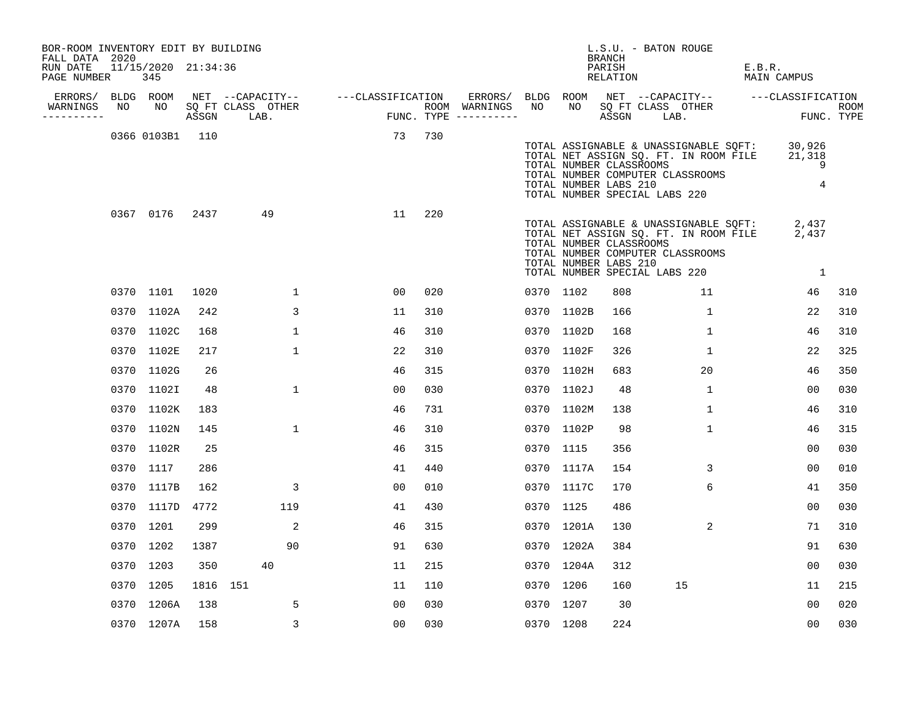BOR-ROOM INVENTORY EDIT BY BUILDING
FALL DATA 2020
RUN DATE 11/15/2020 21:34:36
PAGE NUMBER 345

L.S.U. - BATON ROUGE
BRANCH
PARISH E.B.R.
RELATION MAIN CAMPUS

| ERRORS/ WARNINGS | BLDG NO | ROOM NO | NET SQ FT ASSGN | CAPACITY CLASS | CAPACITY LAB. | CAPACITY OTHER | CLASSIFICATION FUNC. | ROOM TYPE | ERRORS/ WARNINGS | BLDG NO | ROOM NO | NET SQ FT ASSGN | CAPACITY CLASS | CAPACITY LAB. | CAPACITY OTHER | CLASSIFICATION FUNC. | ROOM TYPE |
|---|---|---|---|---|---|---|---|---|---|---|---|---|---|---|---|---|---|
| | 0366 | 0103B1 | 110 | | | | 73 | 730 | | | | | | | | | |

TOTAL ASSIGNABLE & UNASSIGNABLE SQFT: 30,926
TOTAL NET ASSIGN SQ. FT. IN ROOM FILE 21,318
TOTAL NUMBER CLASSROOMS 9
TOTAL NUMBER COMPUTER CLASSROOMS
TOTAL NUMBER LABS 210 4
TOTAL NUMBER SPECIAL LABS 220

| ERRORS/ WARNINGS | BLDG NO | ROOM NO | NET SQ FT ASSGN | CAPACITY CLASS | CAPACITY LAB. | CAPACITY OTHER | CLASSIFICATION FUNC. | ROOM TYPE | ERRORS/ WARNINGS | BLDG NO | ROOM NO | NET SQ FT ASSGN | CAPACITY CLASS | CAPACITY LAB. | CAPACITY OTHER | CLASSIFICATION FUNC. | ROOM TYPE |
|---|---|---|---|---|---|---|---|---|---|---|---|---|---|---|---|---|---|
| | 0367 | 0176 | 2437 | | 49 | | 11 | 220 | | | | | | | | | |

TOTAL ASSIGNABLE & UNASSIGNABLE SQFT: 2,437
TOTAL NET ASSIGN SQ. FT. IN ROOM FILE 2,437
TOTAL NUMBER CLASSROOMS
TOTAL NUMBER COMPUTER CLASSROOMS
TOTAL NUMBER LABS 210
TOTAL NUMBER SPECIAL LABS 220 1

| ERRORS/ WARNINGS | BLDG NO | ROOM NO | NET SQ FT ASSGN | CAPACITY CLASS | CAPACITY LAB. | CAPACITY OTHER | CLASSIFICATION FUNC. | ROOM TYPE | ERRORS/ WARNINGS | BLDG NO | ROOM NO | NET SQ FT ASSGN | CAPACITY CLASS | CAPACITY LAB. | CAPACITY OTHER | CLASSIFICATION FUNC. | ROOM TYPE |
|---|---|---|---|---|---|---|---|---|---|---|---|---|---|---|---|---|---|
| | 0370 | 1101 | 1020 | | | 1 | 00 | 020 | | 0370 | 1102 | 808 | | | 11 | 46 | 310 |
| | 0370 | 1102A | 242 | | | 3 | 11 | 310 | | 0370 | 1102B | 166 | | | 1 | 22 | 310 |
| | 0370 | 1102C | 168 | | | 1 | 46 | 310 | | 0370 | 1102D | 168 | | | 1 | 46 | 310 |
| | 0370 | 1102E | 217 | | | 1 | 22 | 310 | | 0370 | 1102F | 326 | | | 1 | 22 | 325 |
| | 0370 | 1102G | 26 | | | | 46 | 315 | | 0370 | 1102H | 683 | | | 20 | 46 | 350 |
| | 0370 | 1102I | 48 | | | 1 | 00 | 030 | | 0370 | 1102J | 48 | | | 1 | 00 | 030 |
| | 0370 | 1102K | 183 | | | | 46 | 731 | | 0370 | 1102M | 138 | | | 1 | 46 | 310 |
| | 0370 | 1102N | 145 | | | 1 | 46 | 310 | | 0370 | 1102P | 98 | | | 1 | 46 | 315 |
| | 0370 | 1102R | 25 | | | | 46 | 315 | | 0370 | 1115 | 356 | | | | 00 | 030 |
| | 0370 | 1117 | 286 | | | | 41 | 440 | | 0370 | 1117A | 154 | | | 3 | 00 | 010 |
| | 0370 | 1117B | 162 | | | 3 | 00 | 010 | | 0370 | 1117C | 170 | | | 6 | 41 | 350 |
| | 0370 | 1117D | 4772 | | | 119 | 41 | 430 | | 0370 | 1125 | 486 | | | | 00 | 030 |
| | 0370 | 1201 | 299 | | | 2 | 46 | 315 | | 0370 | 1201A | 130 | | | 2 | 71 | 310 |
| | 0370 | 1202 | 1387 | | | 90 | 91 | 630 | | 0370 | 1202A | 384 | | | | 91 | 630 |
| | 0370 | 1203 | 350 | | 40 | | 11 | 215 | | 0370 | 1204A | 312 | | | | 00 | 030 |
| | 0370 | 1205 | 1816 | 151 | | | 11 | 110 | | 0370 | 1206 | 160 | | 15 | | 11 | 215 |
| | 0370 | 1206A | 138 | | | 5 | 00 | 030 | | 0370 | 1207 | 30 | | | | 00 | 020 |
| | 0370 | 1207A | 158 | | | 3 | 00 | 030 | | 0370 | 1208 | 224 | | | | 00 | 030 |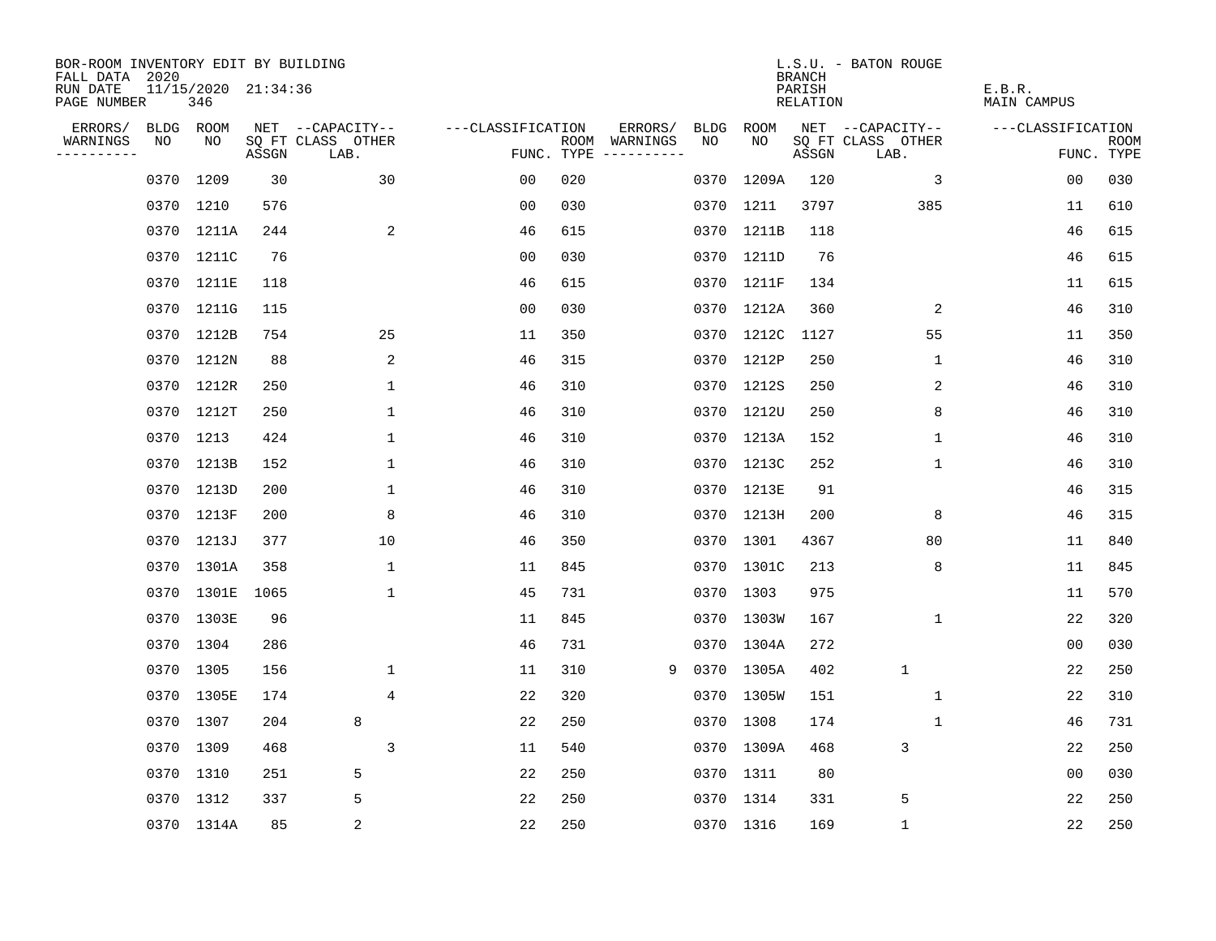BOR-ROOM INVENTORY EDIT BY BUILDING
FALL DATA 2020
RUN DATE 11/15/2020 21:34:36

L.S.U. - BATON ROUGE
BRANCH
PARISH E.B.R.
RELATION MAIN CAMPUS

| ERRORS/ WARNINGS | BLDG NO | ROOM NO | NET SQ FT ASSGN | CAPACITY CLASS LAB. | CAPACITY OTHER | CLASSIFICATION FUNC. | ROOM TYPE | ERRORS/ WARNINGS | BLDG NO | ROOM NO | NET SQ FT ASSGN | CAPACITY CLASS LAB. | CAPACITY OTHER | CLASSIFICATION FUNC. | ROOM TYPE |
|---|---|---|---|---|---|---|---|---|---|---|---|---|---|---|---|
| | 0370 | 1209 | 30 | | 30 | 00 | 020 | | 0370 | 1209A | 120 | | 3 | 00 | 030 |
| | 0370 | 1210 | 576 | | | 00 | 030 | | 0370 | 1211 | 3797 | | 385 | 11 | 610 |
| | 0370 | 1211A | 244 | | 2 | 46 | 615 | | 0370 | 1211B | 118 | | | 46 | 615 |
| | 0370 | 1211C | 76 | | | 00 | 030 | | 0370 | 1211D | 76 | | | 46 | 615 |
| | 0370 | 1211E | 118 | | | 46 | 615 | | 0370 | 1211F | 134 | | | 11 | 615 |
| | 0370 | 1211G | 115 | | | 00 | 030 | | 0370 | 1212A | 360 | | 2 | 46 | 310 |
| | 0370 | 1212B | 754 | | 25 | 11 | 350 | | 0370 | 1212C | 1127 | | 55 | 11 | 350 |
| | 0370 | 1212N | 88 | | 2 | 46 | 315 | | 0370 | 1212P | 250 | | 1 | 46 | 310 |
| | 0370 | 1212R | 250 | | 1 | 46 | 310 | | 0370 | 1212S | 250 | | 2 | 46 | 310 |
| | 0370 | 1212T | 250 | | 1 | 46 | 310 | | 0370 | 1212U | 250 | | 8 | 46 | 310 |
| | 0370 | 1213 | 424 | | 1 | 46 | 310 | | 0370 | 1213A | 152 | | 1 | 46 | 310 |
| | 0370 | 1213B | 152 | | 1 | 46 | 310 | | 0370 | 1213C | 252 | | 1 | 46 | 310 |
| | 0370 | 1213D | 200 | | 1 | 46 | 310 | | 0370 | 1213E | 91 | | | 46 | 315 |
| | 0370 | 1213F | 200 | | 8 | 46 | 310 | | 0370 | 1213H | 200 | | 8 | 46 | 315 |
| | 0370 | 1213J | 377 | | 10 | 46 | 350 | | 0370 | 1301 | 4367 | | 80 | 11 | 840 |
| | 0370 | 1301A | 358 | | 1 | 11 | 845 | | 0370 | 1301C | 213 | | 8 | 11 | 845 |
| | 0370 | 1301E | 1065 | | 1 | 45 | 731 | | 0370 | 1303 | 975 | | | 11 | 570 |
| | 0370 | 1303E | 96 | | | 11 | 845 | | 0370 | 1303W | 167 | | 1 | 22 | 320 |
| | 0370 | 1304 | 286 | | | 46 | 731 | | 0370 | 1304A | 272 | | | 00 | 030 |
| | 0370 | 1305 | 156 | | 1 | 11 | 310 | 9 | 0370 | 1305A | 402 | 1 | | 22 | 250 |
| | 0370 | 1305E | 174 | | 4 | 22 | 320 | | 0370 | 1305W | 151 | | 1 | 22 | 310 |
| | 0370 | 1307 | 204 | 8 | | 22 | 250 | | 0370 | 1308 | 174 | | 1 | 46 | 731 |
| | 0370 | 1309 | 468 | | 3 | 11 | 540 | | 0370 | 1309A | 468 | 3 | | 22 | 250 |
| | 0370 | 1310 | 251 | 5 | | 22 | 250 | | 0370 | 1311 | 80 | | | 00 | 030 |
| | 0370 | 1312 | 337 | 5 | | 22 | 250 | | 0370 | 1314 | 331 | 5 | | 22 | 250 |
| | 0370 | 1314A | 85 | 2 | | 22 | 250 | | 0370 | 1316 | 169 | 1 | | 22 | 250 |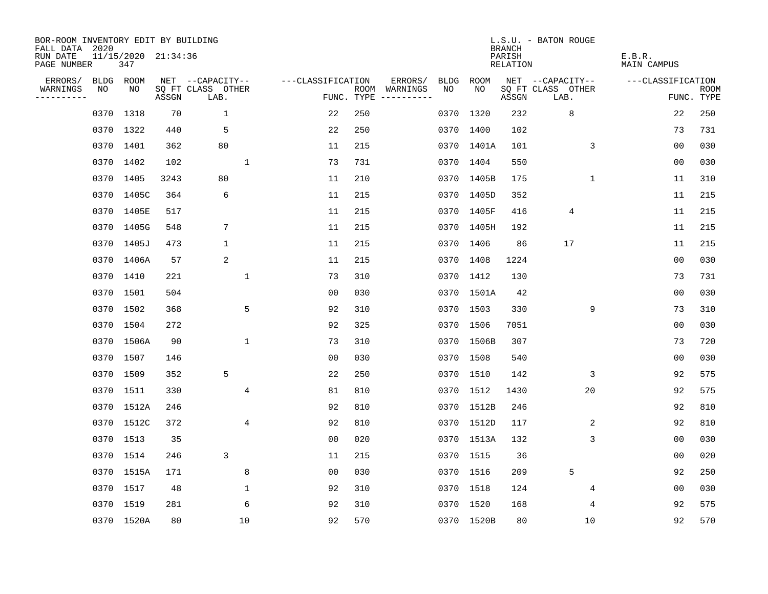BOR-ROOM INVENTORY EDIT BY BUILDING
FALL DATA 2020
RUN DATE 11/15/2020 21:34:36
PAGE NUMBER 347

L.S.U. - BATON ROUGE
BRANCH
PARISH E.B.R.
RELATION MAIN CAMPUS

| ERRORS/ WARNINGS | BLDG NO | ROOM NO | NET SQ FT ASSGN | CAPACITY CLASS LAB. | CAPACITY OTHER | CLASSIFICATION FUNC. | ROOM TYPE | ERRORS/ WARNINGS | BLDG NO | ROOM NO | NET SQ FT ASSGN | CAPACITY CLASS LAB. | CAPACITY OTHER | CLASSIFICATION FUNC. | ROOM TYPE |
|---|---|---|---|---|---|---|---|---|---|---|---|---|---|---|---|
| | 0370 | 1318 | 70 | 1 | | 22 | 250 | | 0370 | 1320 | 232 | 8 | | 22 | 250 |
| | 0370 | 1322 | 440 | 5 | | 22 | 250 | | 0370 | 1400 | 102 | | | 73 | 731 |
| | 0370 | 1401 | 362 | 80 | | 11 | 215 | | 0370 | 1401A | 101 | | 3 | 00 | 030 |
| | 0370 | 1402 | 102 | | 1 | 73 | 731 | | 0370 | 1404 | 550 | | | 00 | 030 |
| | 0370 | 1405 | 3243 | 80 | | 11 | 210 | | 0370 | 1405B | 175 | | 1 | 11 | 310 |
| | 0370 | 1405C | 364 | 6 | | 11 | 215 | | 0370 | 1405D | 352 | | | 11 | 215 |
| | 0370 | 1405E | 517 | | | 11 | 215 | | 0370 | 1405F | 416 | 4 | | 11 | 215 |
| | 0370 | 1405G | 548 | 7 | | 11 | 215 | | 0370 | 1405H | 192 | | | 11 | 215 |
| | 0370 | 1405J | 473 | 1 | | 11 | 215 | | 0370 | 1406 | 86 | 17 | | 11 | 215 |
| | 0370 | 1406A | 57 | 2 | | 11 | 215 | | 0370 | 1408 | 1224 | | | 00 | 030 |
| | 0370 | 1410 | 221 | | 1 | 73 | 310 | | 0370 | 1412 | 130 | | | 73 | 731 |
| | 0370 | 1501 | 504 | | | 00 | 030 | | 0370 | 1501A | 42 | | | 00 | 030 |
| | 0370 | 1502 | 368 | | 5 | 92 | 310 | | 0370 | 1503 | 330 | | 9 | 73 | 310 |
| | 0370 | 1504 | 272 | | | 92 | 325 | | 0370 | 1506 | 7051 | | | 00 | 030 |
| | 0370 | 1506A | 90 | | 1 | 73 | 310 | | 0370 | 1506B | 307 | | | 73 | 720 |
| | 0370 | 1507 | 146 | | | 00 | 030 | | 0370 | 1508 | 540 | | | 00 | 030 |
| | 0370 | 1509 | 352 | 5 | | 22 | 250 | | 0370 | 1510 | 142 | | 3 | 92 | 575 |
| | 0370 | 1511 | 330 | | 4 | 81 | 810 | | 0370 | 1512 | 1430 | | 20 | 92 | 575 |
| | 0370 | 1512A | 246 | | | 92 | 810 | | 0370 | 1512B | 246 | | | 92 | 810 |
| | 0370 | 1512C | 372 | | 4 | 92 | 810 | | 0370 | 1512D | 117 | | 2 | 92 | 810 |
| | 0370 | 1513 | 35 | | | 00 | 020 | | 0370 | 1513A | 132 | | 3 | 00 | 030 |
| | 0370 | 1514 | 246 | 3 | | 11 | 215 | | 0370 | 1515 | 36 | | | 00 | 020 |
| | 0370 | 1515A | 171 | | 8 | 00 | 030 | | 0370 | 1516 | 209 | 5 | | 92 | 250 |
| | 0370 | 1517 | 48 | | 1 | 92 | 310 | | 0370 | 1518 | 124 | | 4 | 00 | 030 |
| | 0370 | 1519 | 281 | | 6 | 92 | 310 | | 0370 | 1520 | 168 | | 4 | 92 | 575 |
| | 0370 | 1520A | 80 | | 10 | 92 | 570 | | 0370 | 1520B | 80 | | 10 | 92 | 570 |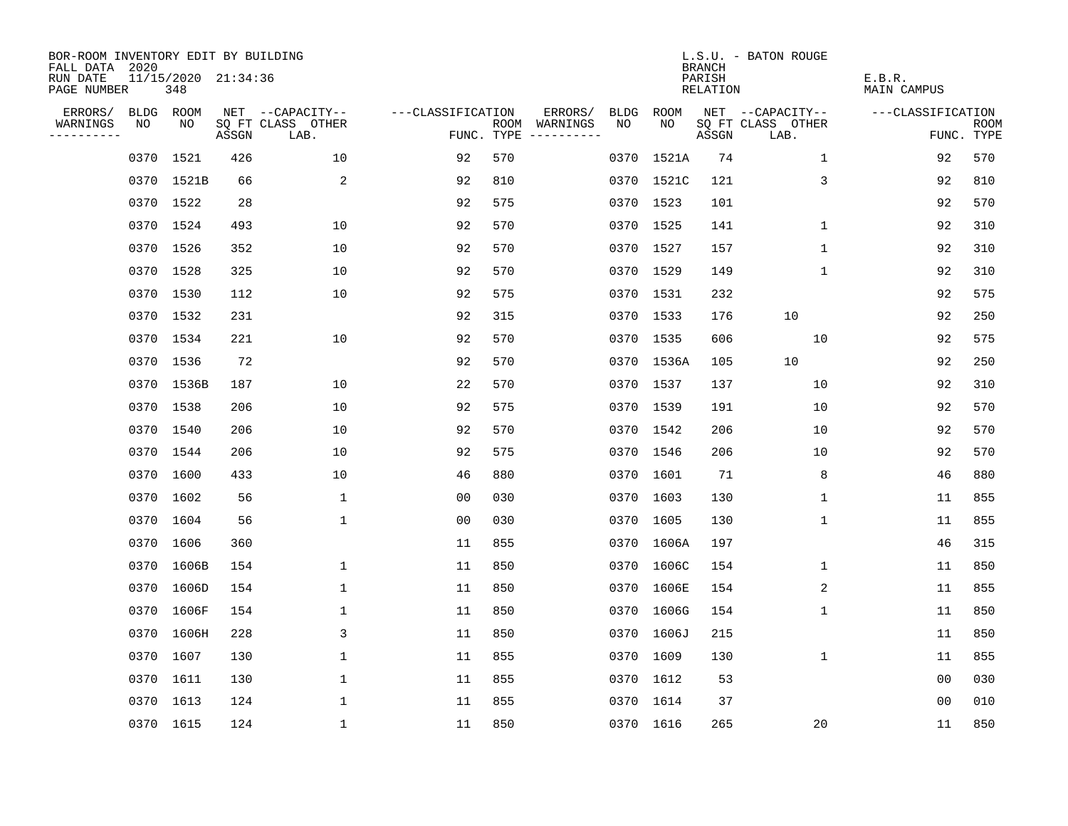BOR-ROOM INVENTORY EDIT BY BUILDING
FALL DATA 2020
RUN DATE 11/15/2020 21:34:36
PAGE NUMBER 348

L.S.U. - BATON ROUGE
BRANCH
PARISH E.B.R.
RELATION MAIN CAMPUS

| ERRORS/ WARNINGS | BLDG NO | ROOM NO | NET SQ FT ASSGN | CAPACITY CLASS LAB. | CAPACITY OTHER | CLASSIFICATION FUNC. | ROOM TYPE | ERRORS/ WARNINGS | BLDG NO | ROOM NO | NET SQ FT ASSGN | CAPACITY CLASS LAB. | CAPACITY OTHER | CLASSIFICATION FUNC. | ROOM TYPE |
|---|---|---|---|---|---|---|---|---|---|---|---|---|---|---|---|
| | 0370 | 1521 | 426 | | 10 | 92 | 570 | | 0370 | 1521A | 74 | | 1 | 92 | 570 |
| | 0370 | 1521B | 66 | | 2 | 92 | 810 | | 0370 | 1521C | 121 | | 3 | 92 | 810 |
| | 0370 | 1522 | 28 | | | 92 | 575 | | 0370 | 1523 | 101 | | | 92 | 570 |
| | 0370 | 1524 | 493 | | 10 | 92 | 570 | | 0370 | 1525 | 141 | | 1 | 92 | 310 |
| | 0370 | 1526 | 352 | | 10 | 92 | 570 | | 0370 | 1527 | 157 | | 1 | 92 | 310 |
| | 0370 | 1528 | 325 | | 10 | 92 | 570 | | 0370 | 1529 | 149 | | 1 | 92 | 310 |
| | 0370 | 1530 | 112 | | 10 | 92 | 575 | | 0370 | 1531 | 232 | | | 92 | 575 |
| | 0370 | 1532 | 231 | | | 92 | 315 | | 0370 | 1533 | 176 | 10 | | 92 | 250 |
| | 0370 | 1534 | 221 | | 10 | 92 | 570 | | 0370 | 1535 | 606 | | 10 | 92 | 575 |
| | 0370 | 1536 | 72 | | | 92 | 570 | | 0370 | 1536A | 105 | 10 | | 92 | 250 |
| | 0370 | 1536B | 187 | | 10 | 22 | 570 | | 0370 | 1537 | 137 | | 10 | 92 | 310 |
| | 0370 | 1538 | 206 | | 10 | 92 | 575 | | 0370 | 1539 | 191 | | 10 | 92 | 570 |
| | 0370 | 1540 | 206 | | 10 | 92 | 570 | | 0370 | 1542 | 206 | | 10 | 92 | 570 |
| | 0370 | 1544 | 206 | | 10 | 92 | 575 | | 0370 | 1546 | 206 | | 10 | 92 | 570 |
| | 0370 | 1600 | 433 | | 10 | 46 | 880 | | 0370 | 1601 | 71 | | 8 | 46 | 880 |
| | 0370 | 1602 | 56 | | 1 | 00 | 030 | | 0370 | 1603 | 130 | | 1 | 11 | 855 |
| | 0370 | 1604 | 56 | | 1 | 00 | 030 | | 0370 | 1605 | 130 | | 1 | 11 | 855 |
| | 0370 | 1606 | 360 | | | 11 | 855 | | 0370 | 1606A | 197 | | | 46 | 315 |
| | 0370 | 1606B | 154 | | 1 | 11 | 850 | | 0370 | 1606C | 154 | | 1 | 11 | 850 |
| | 0370 | 1606D | 154 | | 1 | 11 | 850 | | 0370 | 1606E | 154 | | 2 | 11 | 855 |
| | 0370 | 1606F | 154 | | 1 | 11 | 850 | | 0370 | 1606G | 154 | | 1 | 11 | 850 |
| | 0370 | 1606H | 228 | | 3 | 11 | 850 | | 0370 | 1606J | 215 | | | 11 | 850 |
| | 0370 | 1607 | 130 | | 1 | 11 | 855 | | 0370 | 1609 | 130 | | 1 | 11 | 855 |
| | 0370 | 1611 | 130 | | 1 | 11 | 855 | | 0370 | 1612 | 53 | | | 00 | 030 |
| | 0370 | 1613 | 124 | | 1 | 11 | 855 | | 0370 | 1614 | 37 | | | 00 | 010 |
| | 0370 | 1615 | 124 | | 1 | 11 | 850 | | 0370 | 1616 | 265 | | 20 | 11 | 850 |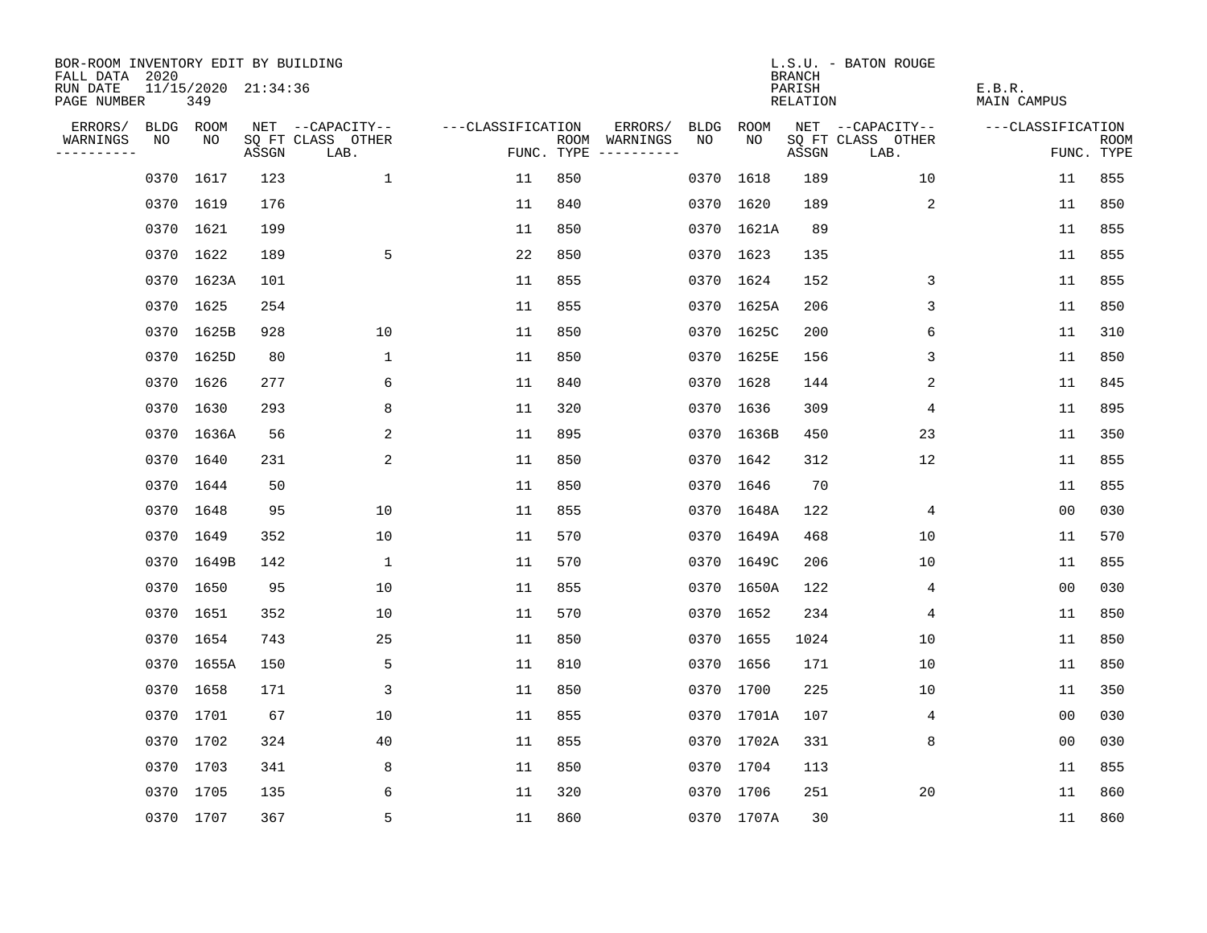BOR-ROOM INVENTORY EDIT BY BUILDING
FALL DATA 2020
RUN DATE 11/15/2020 21:34:36
PAGE NUMBER 349

L.S.U. - BATON ROUGE
BRANCH
PARISH E.B.R.
RELATION MAIN CAMPUS

| ERRORS/ WARNINGS | BLDG NO | ROOM NO | NET SQ FT ASSGN | --CAPACITY-- CLASS LAB. | OTHER | ---CLASSIFICATION FUNC. | ROOM TYPE | ERRORS/ WARNINGS | BLDG NO | ROOM NO | NET SQ FT ASSGN | --CAPACITY-- CLASS LAB. | OTHER | ---CLASSIFICATION FUNC. | ROOM TYPE |
|---|---|---|---|---|---|---|---|---|---|---|---|---|---|---|---|
| | 0370 | 1617 | 123 | 1 | | 11 | 850 | | 0370 | 1618 | 189 | 10 | | 11 | 855 |
| | 0370 | 1619 | 176 | | | 11 | 840 | | 0370 | 1620 | 189 | 2 | | 11 | 850 |
| | 0370 | 1621 | 199 | | | 11 | 850 | | 0370 | 1621A | 89 | | | 11 | 855 |
| | 0370 | 1622 | 189 | 5 | | 22 | 850 | | 0370 | 1623 | 135 | | | 11 | 855 |
| | 0370 | 1623A | 101 | | | 11 | 855 | | 0370 | 1624 | 152 | 3 | | 11 | 855 |
| | 0370 | 1625 | 254 | | | 11 | 855 | | 0370 | 1625A | 206 | 3 | | 11 | 850 |
| | 0370 | 1625B | 928 | 10 | | 11 | 850 | | 0370 | 1625C | 200 | 6 | | 11 | 310 |
| | 0370 | 1625D | 80 | 1 | | 11 | 850 | | 0370 | 1625E | 156 | 3 | | 11 | 850 |
| | 0370 | 1626 | 277 | 6 | | 11 | 840 | | 0370 | 1628 | 144 | 2 | | 11 | 845 |
| | 0370 | 1630 | 293 | 8 | | 11 | 320 | | 0370 | 1636 | 309 | 4 | | 11 | 895 |
| | 0370 | 1636A | 56 | 2 | | 11 | 895 | | 0370 | 1636B | 450 | 23 | | 11 | 350 |
| | 0370 | 1640 | 231 | 2 | | 11 | 850 | | 0370 | 1642 | 312 | 12 | | 11 | 855 |
| | 0370 | 1644 | 50 | | | 11 | 850 | | 0370 | 1646 | 70 | | | 11 | 855 |
| | 0370 | 1648 | 95 | 10 | | 11 | 855 | | 0370 | 1648A | 122 | 4 | | 00 | 030 |
| | 0370 | 1649 | 352 | 10 | | 11 | 570 | | 0370 | 1649A | 468 | 10 | | 11 | 570 |
| | 0370 | 1649B | 142 | 1 | | 11 | 570 | | 0370 | 1649C | 206 | 10 | | 11 | 855 |
| | 0370 | 1650 | 95 | 10 | | 11 | 855 | | 0370 | 1650A | 122 | 4 | | 00 | 030 |
| | 0370 | 1651 | 352 | 10 | | 11 | 570 | | 0370 | 1652 | 234 | 4 | | 11 | 850 |
| | 0370 | 1654 | 743 | 25 | | 11 | 850 | | 0370 | 1655 | 1024 | 10 | | 11 | 850 |
| | 0370 | 1655A | 150 | 5 | | 11 | 810 | | 0370 | 1656 | 171 | 10 | | 11 | 850 |
| | 0370 | 1658 | 171 | 3 | | 11 | 850 | | 0370 | 1700 | 225 | 10 | | 11 | 350 |
| | 0370 | 1701 | 67 | 10 | | 11 | 855 | | 0370 | 1701A | 107 | 4 | | 00 | 030 |
| | 0370 | 1702 | 324 | 40 | | 11 | 855 | | 0370 | 1702A | 331 | 8 | | 00 | 030 |
| | 0370 | 1703 | 341 | 8 | | 11 | 850 | | 0370 | 1704 | 113 | | | 11 | 855 |
| | 0370 | 1705 | 135 | 6 | | 11 | 320 | | 0370 | 1706 | 251 | 20 | | 11 | 860 |
| | 0370 | 1707 | 367 | 5 | | 11 | 860 | | 0370 | 1707A | 30 | | | 11 | 860 |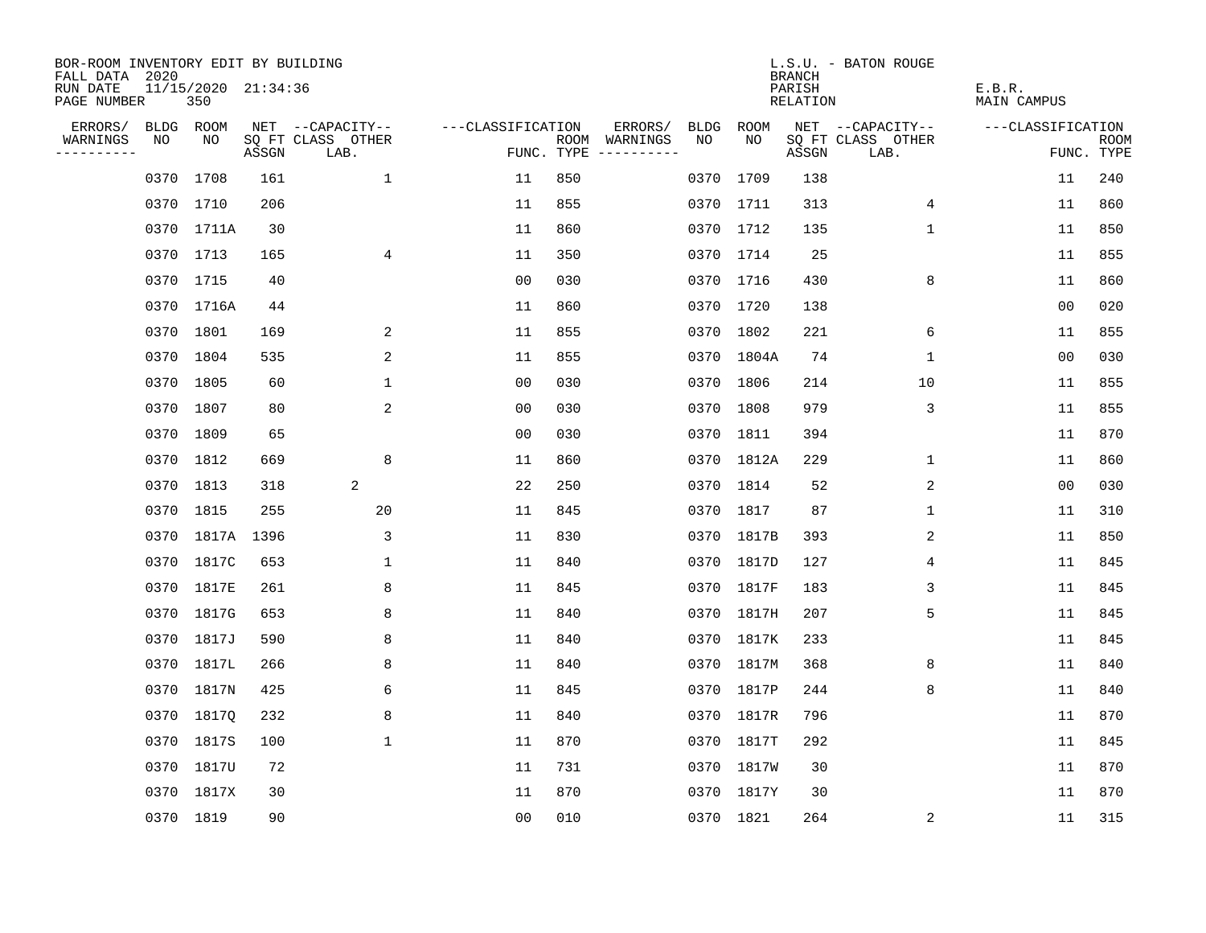BOR-ROOM INVENTORY EDIT BY BUILDING
FALL DATA 2020
RUN DATE 11/15/2020 21:34:36
PAGE NUMBER 350

L.S.U. - BATON ROUGE
BRANCH
PARISH E.B.R.
RELATION MAIN CAMPUS

| ERRORS/ WARNINGS | BLDG NO | ROOM NO | NET SQ FT ASSGN | CAPACITY CLASS LAB. | CAPACITY OTHER | CLASSIFICATION FUNC. | ROOM TYPE | ERRORS/ WARNINGS | BLDG NO | ROOM NO | NET SQ FT ASSGN | CAPACITY CLASS LAB. | CAPACITY OTHER | CLASSIFICATION FUNC. | ROOM TYPE |
|---|---|---|---|---|---|---|---|---|---|---|---|---|---|---|---|
| | 0370 | 1708 | 161 | | 1 | 11 | 850 | | 0370 | 1709 | 138 | | | 11 | 240 |
| | 0370 | 1710 | 206 | | | 11 | 855 | | 0370 | 1711 | 313 | | 4 | 11 | 860 |
| | 0370 | 1711A | 30 | | | 11 | 860 | | 0370 | 1712 | 135 | | 1 | 11 | 850 |
| | 0370 | 1713 | 165 | | 4 | 11 | 350 | | 0370 | 1714 | 25 | | | 11 | 855 |
| | 0370 | 1715 | 40 | | | 00 | 030 | | 0370 | 1716 | 430 | | 8 | 11 | 860 |
| | 0370 | 1716A | 44 | | | 11 | 860 | | 0370 | 1720 | 138 | | | 00 | 020 |
| | 0370 | 1801 | 169 | | 2 | 11 | 855 | | 0370 | 1802 | 221 | | 6 | 11 | 855 |
| | 0370 | 1804 | 535 | | 2 | 11 | 855 | | 0370 | 1804A | 74 | | 1 | 00 | 030 |
| | 0370 | 1805 | 60 | | 1 | 00 | 030 | | 0370 | 1806 | 214 | | 10 | 11 | 855 |
| | 0370 | 1807 | 80 | | 2 | 00 | 030 | | 0370 | 1808 | 979 | | 3 | 11 | 855 |
| | 0370 | 1809 | 65 | | | 00 | 030 | | 0370 | 1811 | 394 | | | 11 | 870 |
| | 0370 | 1812 | 669 | | 8 | 11 | 860 | | 0370 | 1812A | 229 | | 1 | 11 | 860 |
| | 0370 | 1813 | 318 | 2 | | 22 | 250 | | 0370 | 1814 | 52 | | 2 | 00 | 030 |
| | 0370 | 1815 | 255 | | 20 | 11 | 845 | | 0370 | 1817 | 87 | | 1 | 11 | 310 |
| | 0370 | 1817A | 1396 | | 3 | 11 | 830 | | 0370 | 1817B | 393 | | 2 | 11 | 850 |
| | 0370 | 1817C | 653 | | 1 | 11 | 840 | | 0370 | 1817D | 127 | | 4 | 11 | 845 |
| | 0370 | 1817E | 261 | | 8 | 11 | 845 | | 0370 | 1817F | 183 | | 3 | 11 | 845 |
| | 0370 | 1817G | 653 | | 8 | 11 | 840 | | 0370 | 1817H | 207 | | 5 | 11 | 845 |
| | 0370 | 1817J | 590 | | 8 | 11 | 840 | | 0370 | 1817K | 233 | | | 11 | 845 |
| | 0370 | 1817L | 266 | | 8 | 11 | 840 | | 0370 | 1817M | 368 | | 8 | 11 | 840 |
| | 0370 | 1817N | 425 | | 6 | 11 | 845 | | 0370 | 1817P | 244 | | 8 | 11 | 840 |
| | 0370 | 1817Q | 232 | | 8 | 11 | 840 | | 0370 | 1817R | 796 | | | 11 | 870 |
| | 0370 | 1817S | 100 | | 1 | 11 | 870 | | 0370 | 1817T | 292 | | | 11 | 845 |
| | 0370 | 1817U | 72 | | | 11 | 731 | | 0370 | 1817W | 30 | | | 11 | 870 |
| | 0370 | 1817X | 30 | | | 11 | 870 | | 0370 | 1817Y | 30 | | | 11 | 870 |
| | 0370 | 1819 | 90 | | | 00 | 010 | | 0370 | 1821 | 264 | | 2 | 11 | 315 |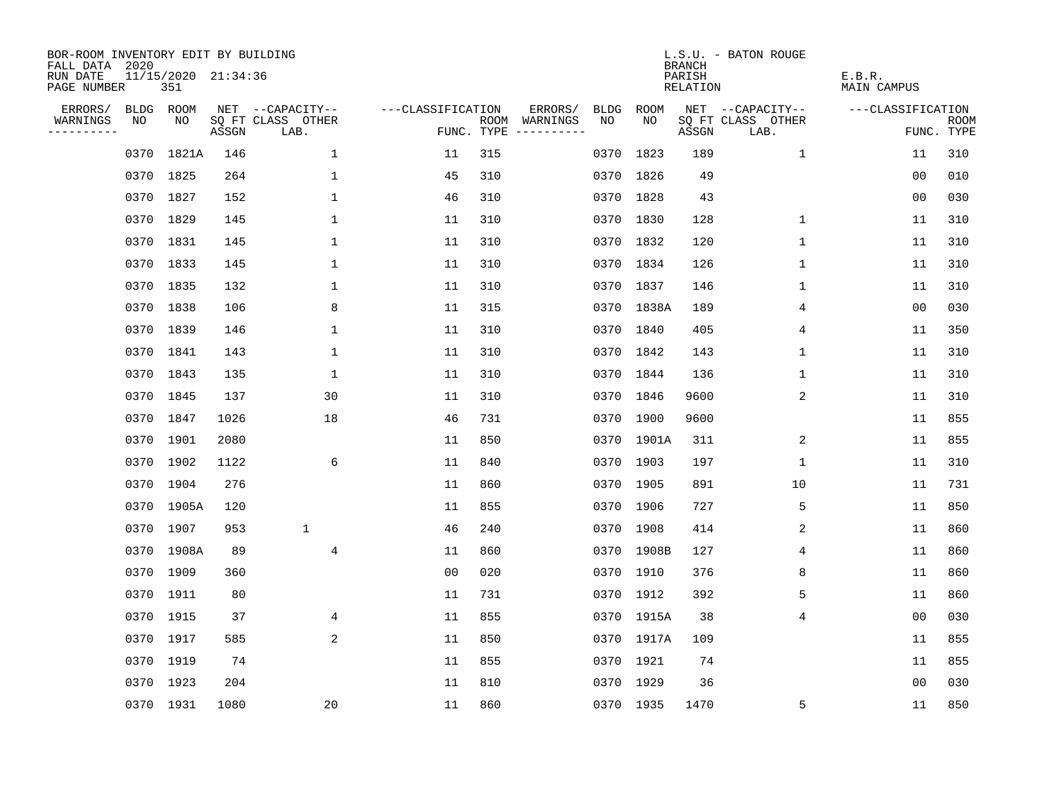BOR-ROOM INVENTORY EDIT BY BUILDING
FALL DATA 2020
RUN DATE 11/15/2020 21:34:36

L.S.U. - BATON ROUGE
BRANCH
PARISH E.B.R.
RELATION MAIN CAMPUS

| ERRORS/ WARNINGS | BLDG NO | ROOM NO | NET SQ FT ASSGN | CAPACITY CLASS | CAPACITY OTHER LAB. | CLASSIFICATION FUNC. | ROOM TYPE | ERRORS/ WARNINGS | BLDG NO | ROOM NO | NET SQ FT ASSGN | CAPACITY CLASS | CAPACITY OTHER LAB. | CLASSIFICATION FUNC. | ROOM TYPE |
|---|---|---|---|---|---|---|---|---|---|---|---|---|---|---|---|
| | 0370 | 1821A | 146 | | 1 | 11 | 315 | | 0370 | 1823 | 189 | | 1 | 11 | 310 |
| | 0370 | 1825 | 264 | | 1 | 45 | 310 | | 0370 | 1826 | 49 | | | 00 | 010 |
| | 0370 | 1827 | 152 | | 1 | 46 | 310 | | 0370 | 1828 | 43 | | | 00 | 030 |
| | 0370 | 1829 | 145 | | 1 | 11 | 310 | | 0370 | 1830 | 128 | | 1 | 11 | 310 |
| | 0370 | 1831 | 145 | | 1 | 11 | 310 | | 0370 | 1832 | 120 | | 1 | 11 | 310 |
| | 0370 | 1833 | 145 | | 1 | 11 | 310 | | 0370 | 1834 | 126 | | 1 | 11 | 310 |
| | 0370 | 1835 | 132 | | 1 | 11 | 310 | | 0370 | 1837 | 146 | | 1 | 11 | 310 |
| | 0370 | 1838 | 106 | | 8 | 11 | 315 | | 0370 | 1838A | 189 | | 4 | 00 | 030 |
| | 0370 | 1839 | 146 | | 1 | 11 | 310 | | 0370 | 1840 | 405 | | 4 | 11 | 350 |
| | 0370 | 1841 | 143 | | 1 | 11 | 310 | | 0370 | 1842 | 143 | | 1 | 11 | 310 |
| | 0370 | 1843 | 135 | | 1 | 11 | 310 | | 0370 | 1844 | 136 | | 1 | 11 | 310 |
| | 0370 | 1845 | 137 | | 30 | 11 | 310 | | 0370 | 1846 | 9600 | | 2 | 11 | 310 |
| | 0370 | 1847 | 1026 | | 18 | 46 | 731 | | 0370 | 1900 | 9600 | | | 11 | 855 |
| | 0370 | 1901 | 2080 | | | 11 | 850 | | 0370 | 1901A | 311 | | 2 | 11 | 855 |
| | 0370 | 1902 | 1122 | | 6 | 11 | 840 | | 0370 | 1903 | 197 | | 1 | 11 | 310 |
| | 0370 | 1904 | 276 | | | 11 | 860 | | 0370 | 1905 | 891 | | 10 | 11 | 731 |
| | 0370 | 1905A | 120 | | | 11 | 855 | | 0370 | 1906 | 727 | | 5 | 11 | 850 |
| | 0370 | 1907 | 953 | 1 | | 46 | 240 | | 0370 | 1908 | 414 | | 2 | 11 | 860 |
| | 0370 | 1908A | 89 | | 4 | 11 | 860 | | 0370 | 1908B | 127 | | 4 | 11 | 860 |
| | 0370 | 1909 | 360 | | | 00 | 020 | | 0370 | 1910 | 376 | | 8 | 11 | 860 |
| | 0370 | 1911 | 80 | | | 11 | 731 | | 0370 | 1912 | 392 | | 5 | 11 | 860 |
| | 0370 | 1915 | 37 | | 4 | 11 | 855 | | 0370 | 1915A | 38 | | 4 | 00 | 030 |
| | 0370 | 1917 | 585 | | 2 | 11 | 850 | | 0370 | 1917A | 109 | | | 11 | 855 |
| | 0370 | 1919 | 74 | | | 11 | 855 | | 0370 | 1921 | 74 | | | 11 | 855 |
| | 0370 | 1923 | 204 | | | 11 | 810 | | 0370 | 1929 | 36 | | | 00 | 030 |
| | 0370 | 1931 | 1080 | | 20 | 11 | 860 | | 0370 | 1935 | 1470 | | 5 | 11 | 850 |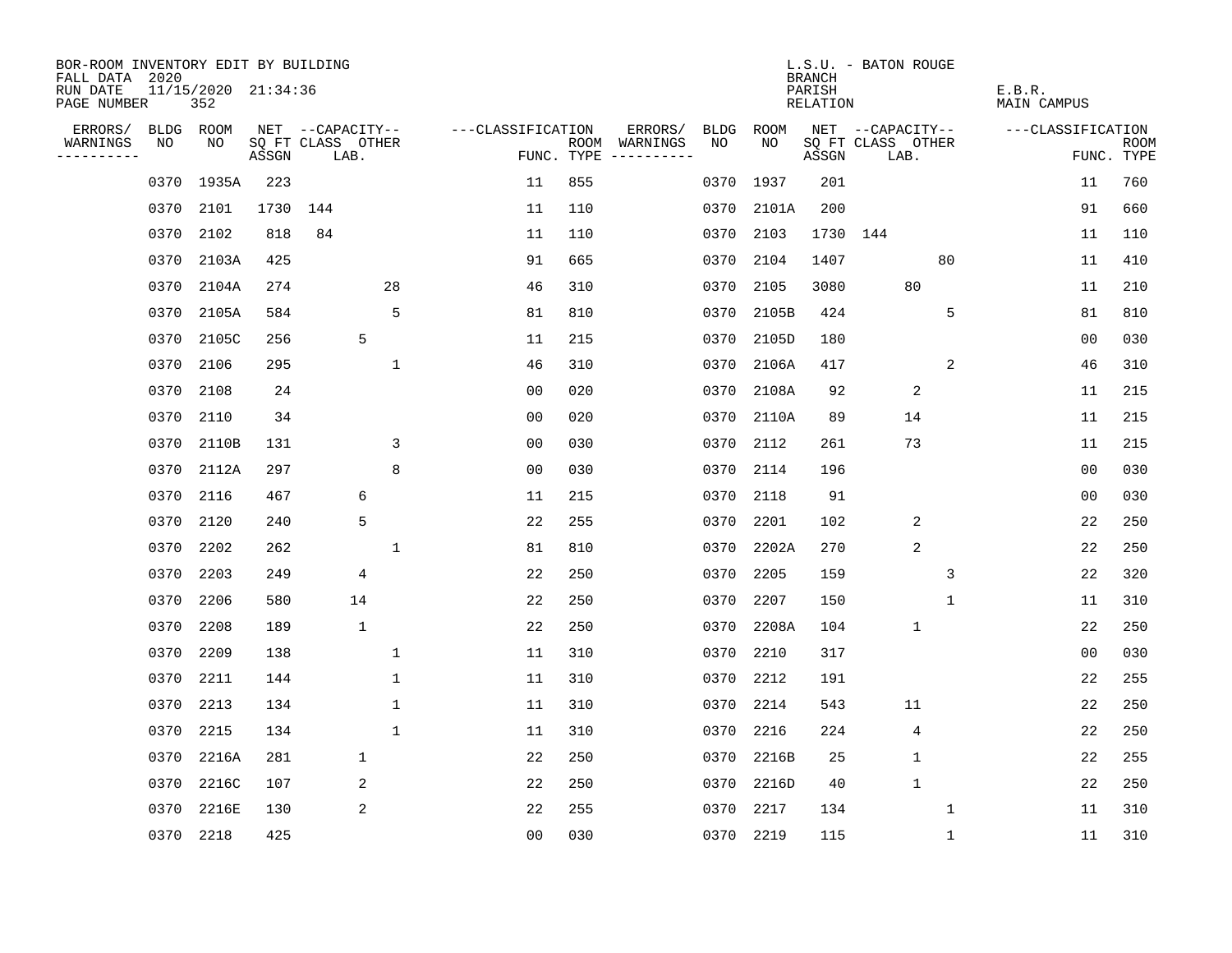BOR-ROOM INVENTORY EDIT BY BUILDING
FALL DATA 2020
RUN DATE 11/15/2020 21:34:36
PAGE NUMBER 352

L.S.U. - BATON ROUGE
BRANCH
PARISH E.B.R.
RELATION MAIN CAMPUS

| ERRORS/ WARNINGS | BLDG NO | ROOM NO | NET SQ FT ASSGN | CAPACITY CLASS LAB. | CAPACITY OTHER | CLASSIFICATION FUNC. | ROOM TYPE | ERRORS/ WARNINGS | BLDG NO | ROOM NO | NET SQ FT ASSGN | CAPACITY CLASS LAB. | CAPACITY OTHER | CLASSIFICATION FUNC. | ROOM TYPE |
|---|---|---|---|---|---|---|---|---|---|---|---|---|---|---|---|
| | 0370 | 1935A | 223 | | | 11 | 855 | | 0370 | 1937 | 201 | | | 11 | 760 |
| | 0370 | 2101 | 1730 | 144 | | 11 | 110 | | 0370 | 2101A | 200 | | | 91 | 660 |
| | 0370 | 2102 | 818 | 84 | | 11 | 110 | | 0370 | 2103 | 1730 | 144 | | 11 | 110 |
| | 0370 | 2103A | 425 | | | 91 | 665 | | 0370 | 2104 | 1407 | | 80 | 11 | 410 |
| | 0370 | 2104A | 274 | | 28 | 46 | 310 | | 0370 | 2105 | 3080 | 80 | | 11 | 210 |
| | 0370 | 2105A | 584 | | 5 | 81 | 810 | | 0370 | 2105B | 424 | | 5 | 81 | 810 |
| | 0370 | 2105C | 256 | 5 | | 11 | 215 | | 0370 | 2105D | 180 | | | 00 | 030 |
| | 0370 | 2106 | 295 | | 1 | 46 | 310 | | 0370 | 2106A | 417 | | 2 | 46 | 310 |
| | 0370 | 2108 | 24 | | | 00 | 020 | | 0370 | 2108A | 92 | 2 | | 11 | 215 |
| | 0370 | 2110 | 34 | | | 00 | 020 | | 0370 | 2110A | 89 | 14 | | 11 | 215 |
| | 0370 | 2110B | 131 | | 3 | 00 | 030 | | 0370 | 2112 | 261 | 73 | | 11 | 215 |
| | 0370 | 2112A | 297 | | 8 | 00 | 030 | | 0370 | 2114 | 196 | | | 00 | 030 |
| | 0370 | 2116 | 467 | 6 | | 11 | 215 | | 0370 | 2118 | 91 | | | 00 | 030 |
| | 0370 | 2120 | 240 | 5 | | 22 | 255 | | 0370 | 2201 | 102 | 2 | | 22 | 250 |
| | 0370 | 2202 | 262 | | 1 | 81 | 810 | | 0370 | 2202A | 270 | 2 | | 22 | 250 |
| | 0370 | 2203 | 249 | 4 | | 22 | 250 | | 0370 | 2205 | 159 | | 3 | 22 | 320 |
| | 0370 | 2206 | 580 | 14 | | 22 | 250 | | 0370 | 2207 | 150 | | 1 | 11 | 310 |
| | 0370 | 2208 | 189 | 1 | | 22 | 250 | | 0370 | 2208A | 104 | 1 | | 22 | 250 |
| | 0370 | 2209 | 138 | | 1 | 11 | 310 | | 0370 | 2210 | 317 | | | 00 | 030 |
| | 0370 | 2211 | 144 | | 1 | 11 | 310 | | 0370 | 2212 | 191 | | | 22 | 255 |
| | 0370 | 2213 | 134 | | 1 | 11 | 310 | | 0370 | 2214 | 543 | 11 | | 22 | 250 |
| | 0370 | 2215 | 134 | | 1 | 11 | 310 | | 0370 | 2216 | 224 | 4 | | 22 | 250 |
| | 0370 | 2216A | 281 | 1 | | 22 | 250 | | 0370 | 2216B | 25 | 1 | | 22 | 255 |
| | 0370 | 2216C | 107 | 2 | | 22 | 250 | | 0370 | 2216D | 40 | 1 | | 22 | 250 |
| | 0370 | 2216E | 130 | 2 | | 22 | 255 | | 0370 | 2217 | 134 | | 1 | 11 | 310 |
| | 0370 | 2218 | 425 | | | 00 | 030 | | 0370 | 2219 | 115 | | 1 | 11 | 310 |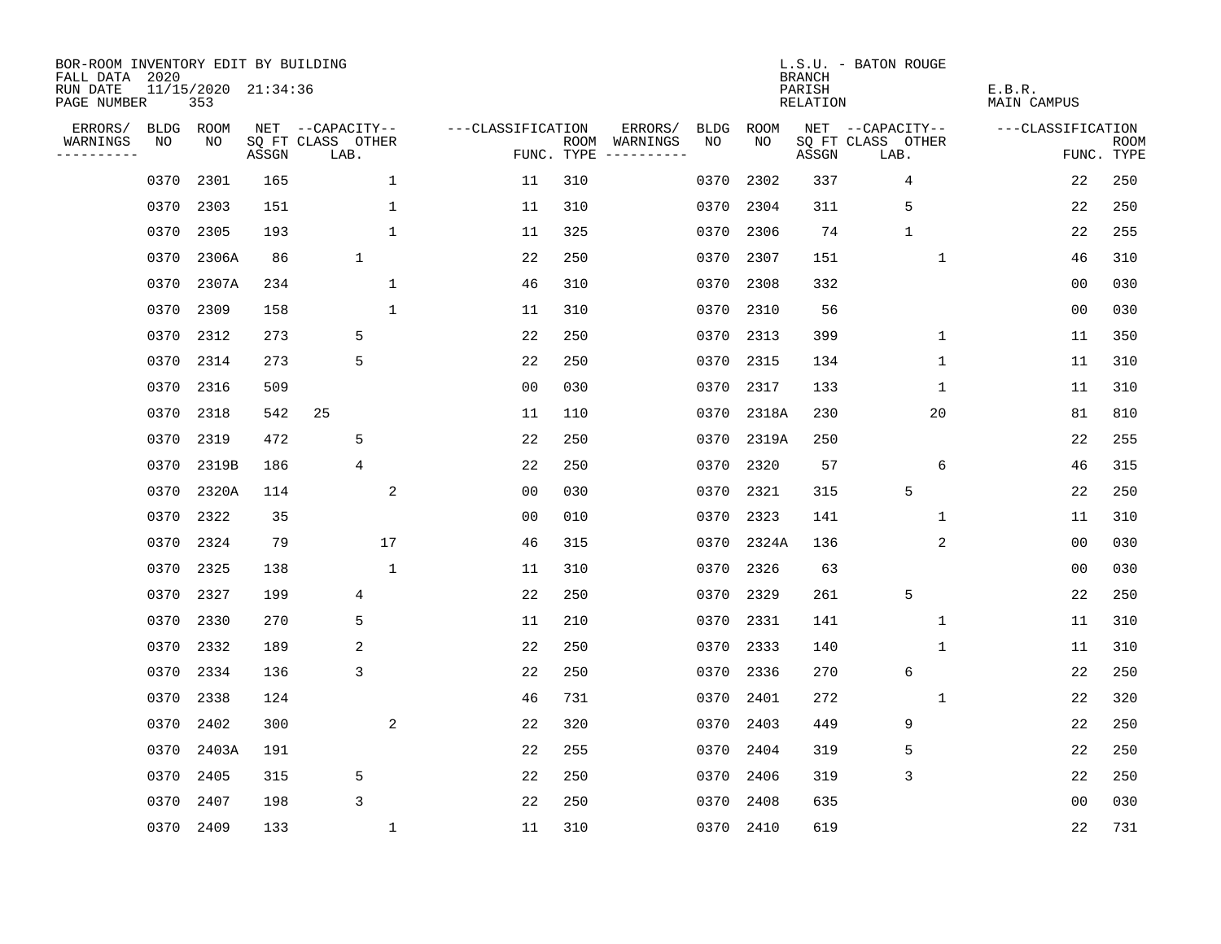BOR-ROOM INVENTORY EDIT BY BUILDING
FALL DATA 2020
RUN DATE 11/15/2020 21:34:36
PAGE NUMBER 353

L.S.U. - BATON ROUGE
BRANCH
PARISH E.B.R.
RELATION MAIN CAMPUS

| ERRORS/ WARNINGS | BLDG NO | ROOM NO | NET SQ FT ASSGN | CAPACITY CLASS | CAPACITY LAB. | CAPACITY OTHER | CLASSIFICATION FUNC. | ROOM TYPE | ERRORS/ WARNINGS | BLDG NO | ROOM NO | NET SQ FT ASSGN | CAPACITY CLASS | CAPACITY LAB. | CAPACITY OTHER | CLASSIFICATION FUNC. | ROOM TYPE |
|---|---|---|---|---|---|---|---|---|---|---|---|---|---|---|---|---|---|
| | 0370 | 2301 | 165 | | | 1 | 11 | 310 | | 0370 | 2302 | 337 | | 4 | | 22 | 250 |
| | 0370 | 2303 | 151 | | | 1 | 11 | 310 | | 0370 | 2304 | 311 | | 5 | | 22 | 250 |
| | 0370 | 2305 | 193 | | | 1 | 11 | 325 | | 0370 | 2306 | 74 | | 1 | | 22 | 255 |
| | 0370 | 2306A | 86 | | 1 | | 22 | 250 | | 0370 | 2307 | 151 | | | 1 | 46 | 310 |
| | 0370 | 2307A | 234 | | | 1 | 46 | 310 | | 0370 | 2308 | 332 | | | | 00 | 030 |
| | 0370 | 2309 | 158 | | | 1 | 11 | 310 | | 0370 | 2310 | 56 | | | | 00 | 030 |
| | 0370 | 2312 | 273 | | 5 | | 22 | 250 | | 0370 | 2313 | 399 | | | 1 | 11 | 350 |
| | 0370 | 2314 | 273 | | 5 | | 22 | 250 | | 0370 | 2315 | 134 | | | 1 | 11 | 310 |
| | 0370 | 2316 | 509 | | | | 00 | 030 | | 0370 | 2317 | 133 | | | 1 | 11 | 310 |
| | 0370 | 2318 | 542 | 25 | | | 11 | 110 | | 0370 | 2318A | 230 | | | 20 | 81 | 810 |
| | 0370 | 2319 | 472 | | 5 | | 22 | 250 | | 0370 | 2319A | 250 | | | | 22 | 255 |
| | 0370 | 2319B | 186 | | 4 | | 22 | 250 | | 0370 | 2320 | 57 | | | 6 | 46 | 315 |
| | 0370 | 2320A | 114 | | | 2 | 00 | 030 | | 0370 | 2321 | 315 | | 5 | | 22 | 250 |
| | 0370 | 2322 | 35 | | | | 00 | 010 | | 0370 | 2323 | 141 | | | 1 | 11 | 310 |
| | 0370 | 2324 | 79 | | | 17 | 46 | 315 | | 0370 | 2324A | 136 | | | 2 | 00 | 030 |
| | 0370 | 2325 | 138 | | | 1 | 11 | 310 | | 0370 | 2326 | 63 | | | | 00 | 030 |
| | 0370 | 2327 | 199 | | 4 | | 22 | 250 | | 0370 | 2329 | 261 | | 5 | | 22 | 250 |
| | 0370 | 2330 | 270 | | 5 | | 11 | 210 | | 0370 | 2331 | 141 | | | 1 | 11 | 310 |
| | 0370 | 2332 | 189 | | 2 | | 22 | 250 | | 0370 | 2333 | 140 | | | 1 | 11 | 310 |
| | 0370 | 2334 | 136 | | 3 | | 22 | 250 | | 0370 | 2336 | 270 | | 6 | | 22 | 250 |
| | 0370 | 2338 | 124 | | | | 46 | 731 | | 0370 | 2401 | 272 | | | 1 | 22 | 320 |
| | 0370 | 2402 | 300 | | | 2 | 22 | 320 | | 0370 | 2403 | 449 | | 9 | | 22 | 250 |
| | 0370 | 2403A | 191 | | | | 22 | 255 | | 0370 | 2404 | 319 | | 5 | | 22 | 250 |
| | 0370 | 2405 | 315 | | 5 | | 22 | 250 | | 0370 | 2406 | 319 | | 3 | | 22 | 250 |
| | 0370 | 2407 | 198 | | 3 | | 22 | 250 | | 0370 | 2408 | 635 | | | | 00 | 030 |
| | 0370 | 2409 | 133 | | | 1 | 11 | 310 | | 0370 | 2410 | 619 | | | | 22 | 731 |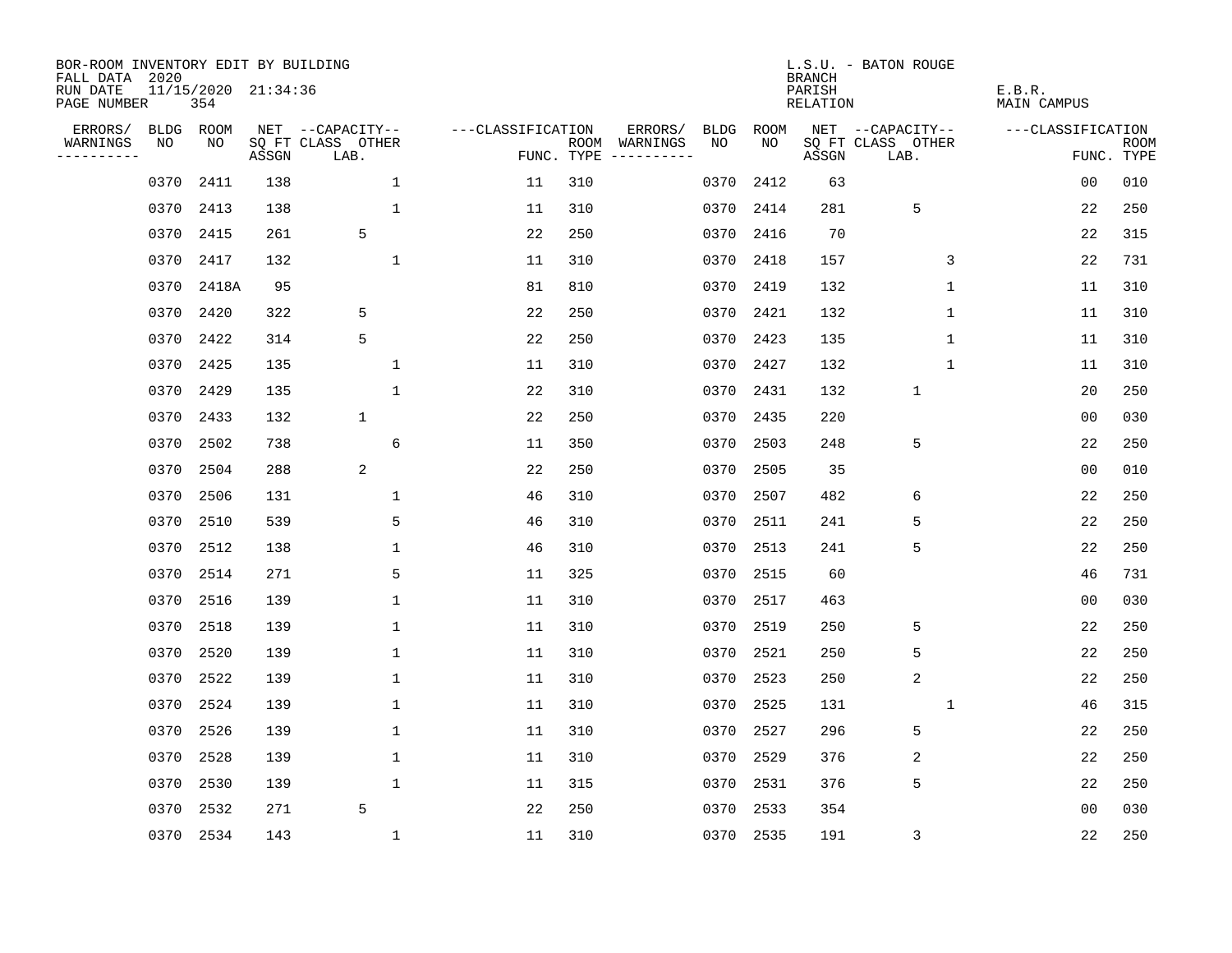BOR-ROOM INVENTORY EDIT BY BUILDING
FALL DATA 2020
RUN DATE 11/15/2020 21:34:36
PAGE NUMBER 354

L.S.U. - BATON ROUGE
BRANCH
PARISH E.B.R.
RELATION MAIN CAMPUS

| ERRORS/ WARNINGS | BLDG NO | ROOM NO | NET SQ FT ASSGN | CAPACITY CLASS LAB. | CAPACITY OTHER | CLASSIFICATION FUNC. | ROOM TYPE | ERRORS/ WARNINGS | BLDG NO | ROOM NO | NET SQ FT ASSGN | CAPACITY CLASS LAB. | CAPACITY OTHER | CLASSIFICATION FUNC. | ROOM TYPE |
|---|---|---|---|---|---|---|---|---|---|---|---|---|---|---|---|
| | 0370 | 2411 | 138 | | 1 | 11 | 310 | | 0370 | 2412 | 63 | | | 00 | 010 |
| | 0370 | 2413 | 138 | | 1 | 11 | 310 | | 0370 | 2414 | 281 | 5 | | 22 | 250 |
| | 0370 | 2415 | 261 | 5 | | 22 | 250 | | 0370 | 2416 | 70 | | | 22 | 315 |
| | 0370 | 2417 | 132 | | 1 | 11 | 310 | | 0370 | 2418 | 157 | | 3 | 22 | 731 |
| | 0370 | 2418A | 95 | | | 81 | 810 | | 0370 | 2419 | 132 | | 1 | 11 | 310 |
| | 0370 | 2420 | 322 | 5 | | 22 | 250 | | 0370 | 2421 | 132 | | 1 | 11 | 310 |
| | 0370 | 2422 | 314 | 5 | | 22 | 250 | | 0370 | 2423 | 135 | | 1 | 11 | 310 |
| | 0370 | 2425 | 135 | | 1 | 11 | 310 | | 0370 | 2427 | 132 | | 1 | 11 | 310 |
| | 0370 | 2429 | 135 | | 1 | 22 | 310 | | 0370 | 2431 | 132 | 1 | | 20 | 250 |
| | 0370 | 2433 | 132 | 1 | | 22 | 250 | | 0370 | 2435 | 220 | | | 00 | 030 |
| | 0370 | 2502 | 738 | | 6 | 11 | 350 | | 0370 | 2503 | 248 | 5 | | 22 | 250 |
| | 0370 | 2504 | 288 | 2 | | 22 | 250 | | 0370 | 2505 | 35 | | | 00 | 010 |
| | 0370 | 2506 | 131 | | 1 | 46 | 310 | | 0370 | 2507 | 482 | 6 | | 22 | 250 |
| | 0370 | 2510 | 539 | | 5 | 46 | 310 | | 0370 | 2511 | 241 | 5 | | 22 | 250 |
| | 0370 | 2512 | 138 | | 1 | 46 | 310 | | 0370 | 2513 | 241 | 5 | | 22 | 250 |
| | 0370 | 2514 | 271 | | 5 | 11 | 325 | | 0370 | 2515 | 60 | | | 46 | 731 |
| | 0370 | 2516 | 139 | | 1 | 11 | 310 | | 0370 | 2517 | 463 | | | 00 | 030 |
| | 0370 | 2518 | 139 | | 1 | 11 | 310 | | 0370 | 2519 | 250 | 5 | | 22 | 250 |
| | 0370 | 2520 | 139 | | 1 | 11 | 310 | | 0370 | 2521 | 250 | 5 | | 22 | 250 |
| | 0370 | 2522 | 139 | | 1 | 11 | 310 | | 0370 | 2523 | 250 | 2 | | 22 | 250 |
| | 0370 | 2524 | 139 | | 1 | 11 | 310 | | 0370 | 2525 | 131 | | 1 | 46 | 315 |
| | 0370 | 2526 | 139 | | 1 | 11 | 310 | | 0370 | 2527 | 296 | 5 | | 22 | 250 |
| | 0370 | 2528 | 139 | | 1 | 11 | 310 | | 0370 | 2529 | 376 | 2 | | 22 | 250 |
| | 0370 | 2530 | 139 | | 1 | 11 | 315 | | 0370 | 2531 | 376 | 5 | | 22 | 250 |
| | 0370 | 2532 | 271 | 5 | | 22 | 250 | | 0370 | 2533 | 354 | | | 00 | 030 |
| | 0370 | 2534 | 143 | | 1 | 11 | 310 | | 0370 | 2535 | 191 | 3 | | 22 | 250 |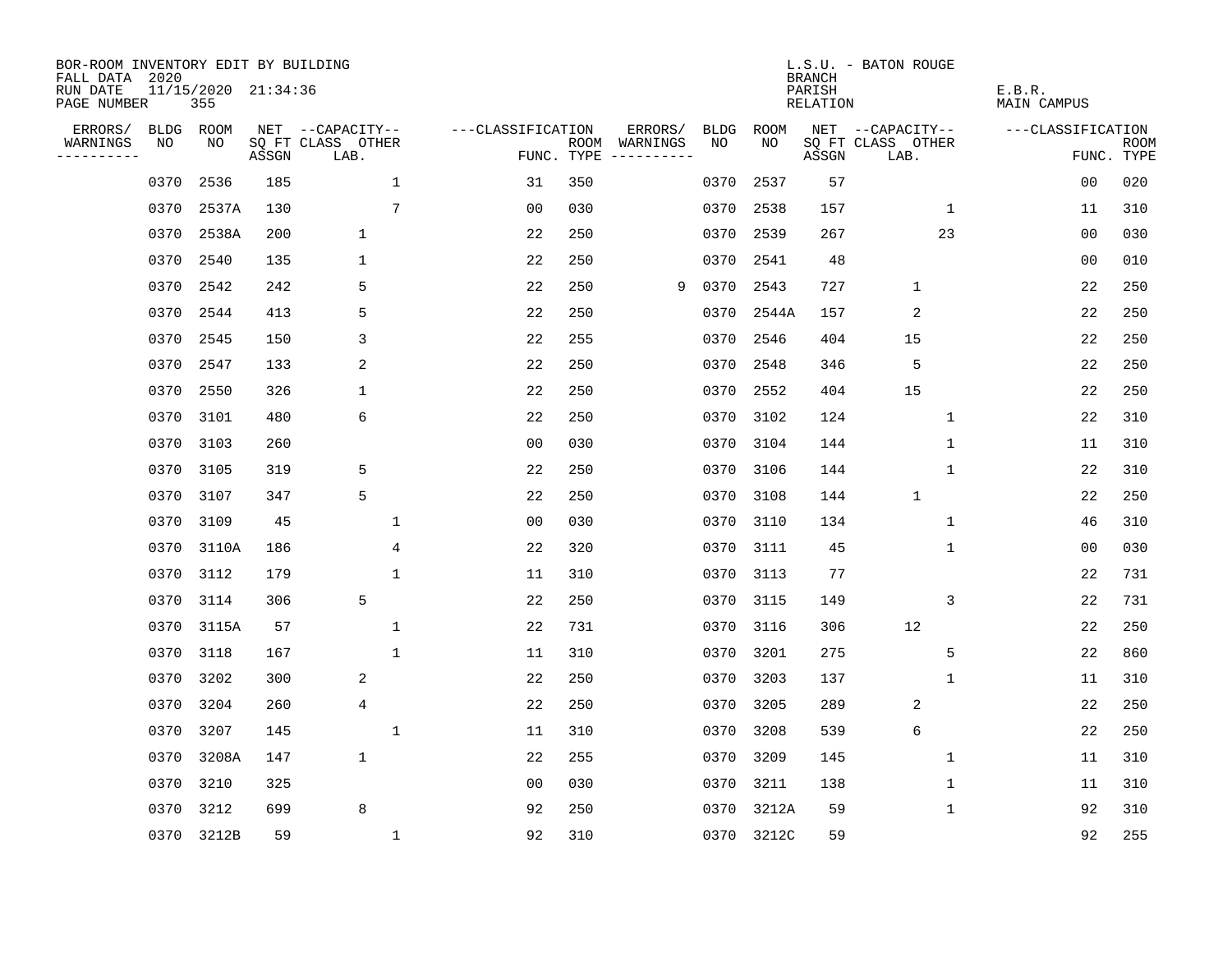BOR-ROOM INVENTORY EDIT BY BUILDING
FALL DATA 2020
RUN DATE 11/15/2020 21:34:36
PAGE NUMBER 355

L.S.U. - BATON ROUGE
BRANCH
PARISH E.B.R.
RELATION MAIN CAMPUS

| ERRORS/ WARNINGS | BLDG NO | ROOM NO | NET SQ FT ASSGN | CAPACITY CLASS LAB. | CAPACITY OTHER | CLASSIFICATION FUNC. | ROOM TYPE | ERRORS/ WARNINGS | BLDG NO | ROOM NO | NET SQ FT ASSGN | CAPACITY CLASS LAB. | CAPACITY OTHER | CLASSIFICATION FUNC. | ROOM TYPE |
|---|---|---|---|---|---|---|---|---|---|---|---|---|---|---|---|
| | 0370 | 2536 | 185 | | 1 | 31 | 350 | | 0370 | 2537 | 57 | | | 00 | 020 |
| | 0370 | 2537A | 130 | | 7 | 00 | 030 | | 0370 | 2538 | 157 | | 1 | 11 | 310 |
| | 0370 | 2538A | 200 | 1 | | 22 | 250 | | 0370 | 2539 | 267 | | 23 | 00 | 030 |
| | 0370 | 2540 | 135 | 1 | | 22 | 250 | | 0370 | 2541 | 48 | | | 00 | 010 |
| | 0370 | 2542 | 242 | 5 | | 22 | 250 | 9 | 0370 | 2543 | 727 | 1 | | 22 | 250 |
| | 0370 | 2544 | 413 | 5 | | 22 | 250 | | 0370 | 2544A | 157 | 2 | | 22 | 250 |
| | 0370 | 2545 | 150 | 3 | | 22 | 255 | | 0370 | 2546 | 404 | 15 | | 22 | 250 |
| | 0370 | 2547 | 133 | 2 | | 22 | 250 | | 0370 | 2548 | 346 | 5 | | 22 | 250 |
| | 0370 | 2550 | 326 | 1 | | 22 | 250 | | 0370 | 2552 | 404 | 15 | | 22 | 250 |
| | 0370 | 3101 | 480 | 6 | | 22 | 250 | | 0370 | 3102 | 124 | | 1 | 22 | 310 |
| | 0370 | 3103 | 260 | | | 00 | 030 | | 0370 | 3104 | 144 | | 1 | 11 | 310 |
| | 0370 | 3105 | 319 | 5 | | 22 | 250 | | 0370 | 3106 | 144 | | 1 | 22 | 310 |
| | 0370 | 3107 | 347 | 5 | | 22 | 250 | | 0370 | 3108 | 144 | 1 | | 22 | 250 |
| | 0370 | 3109 | 45 | | 1 | 00 | 030 | | 0370 | 3110 | 134 | | 1 | 46 | 310 |
| | 0370 | 3110A | 186 | | 4 | 22 | 320 | | 0370 | 3111 | 45 | | 1 | 00 | 030 |
| | 0370 | 3112 | 179 | | 1 | 11 | 310 | | 0370 | 3113 | 77 | | | 22 | 731 |
| | 0370 | 3114 | 306 | 5 | | 22 | 250 | | 0370 | 3115 | 149 | | 3 | 22 | 731 |
| | 0370 | 3115A | 57 | | 1 | 22 | 731 | | 0370 | 3116 | 306 | 12 | | 22 | 250 |
| | 0370 | 3118 | 167 | | 1 | 11 | 310 | | 0370 | 3201 | 275 | | 5 | 22 | 860 |
| | 0370 | 3202 | 300 | 2 | | 22 | 250 | | 0370 | 3203 | 137 | | 1 | 11 | 310 |
| | 0370 | 3204 | 260 | 4 | | 22 | 250 | | 0370 | 3205 | 289 | 2 | | 22 | 250 |
| | 0370 | 3207 | 145 | | 1 | 11 | 310 | | 0370 | 3208 | 539 | 6 | | 22 | 250 |
| | 0370 | 3208A | 147 | 1 | | 22 | 255 | | 0370 | 3209 | 145 | | 1 | 11 | 310 |
| | 0370 | 3210 | 325 | | | 00 | 030 | | 0370 | 3211 | 138 | | 1 | 11 | 310 |
| | 0370 | 3212 | 699 | 8 | | 92 | 250 | | 0370 | 3212A | 59 | | 1 | 92 | 310 |
| | 0370 | 3212B | 59 | | 1 | 92 | 310 | | 0370 | 3212C | 59 | | | 92 | 255 |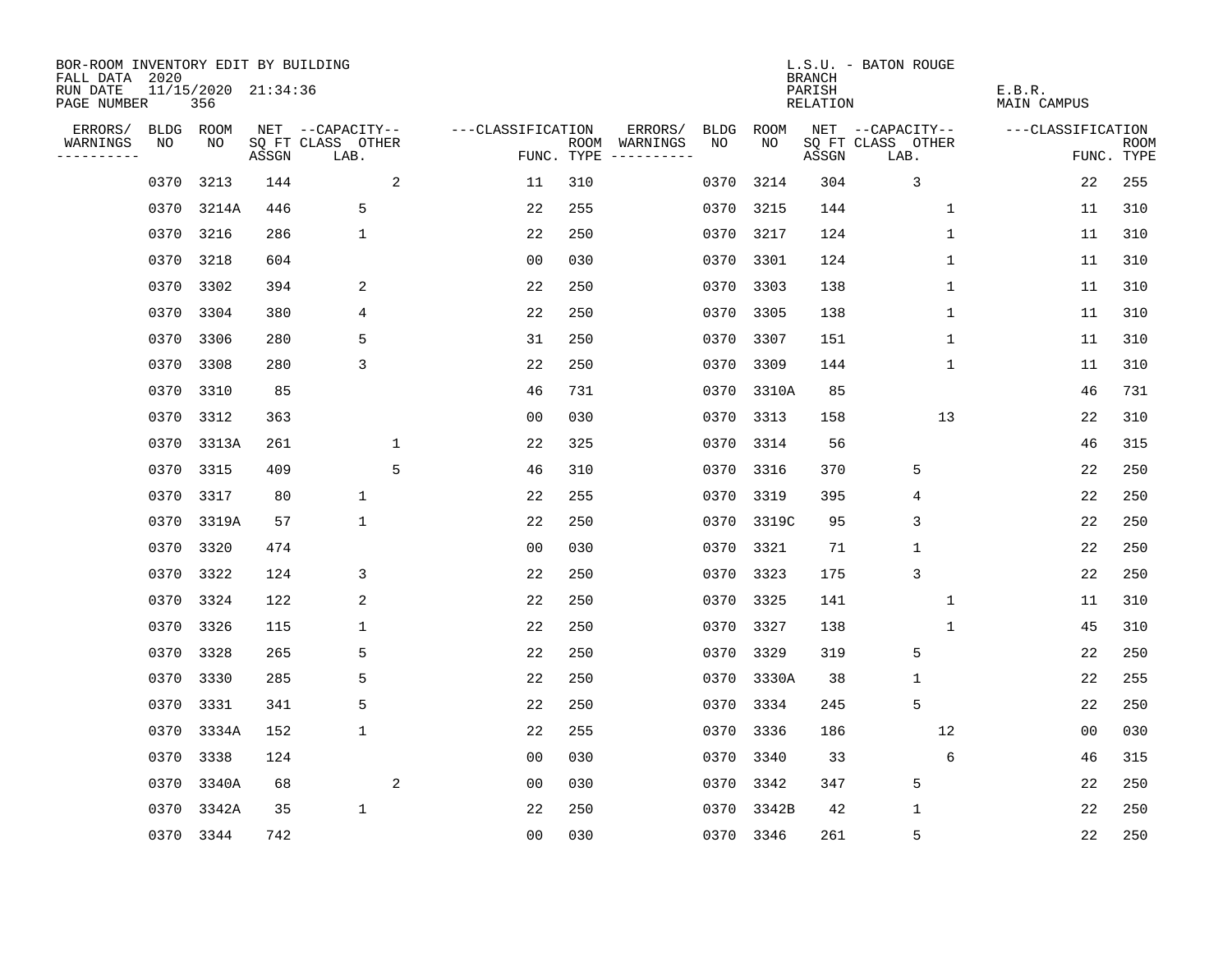BOR-ROOM INVENTORY EDIT BY BUILDING
FALL DATA 2020
RUN DATE 11/15/2020 21:34:36
PAGE NUMBER 356

L.S.U. - BATON ROUGE
BRANCH
PARISH E.B.R.
RELATION MAIN CAMPUS

| ERRORS/ WARNINGS | BLDG NO | ROOM NO | NET SQ FT ASSGN | CAPACITY CLASS LAB. | CAPACITY OTHER | CLASSIFICATION FUNC. | ROOM TYPE | ERRORS/ WARNINGS | BLDG NO | ROOM NO | NET SQ FT ASSGN | CAPACITY CLASS LAB. | CAPACITY OTHER | CLASSIFICATION FUNC. | ROOM TYPE |
|---|---|---|---|---|---|---|---|---|---|---|---|---|---|---|---|
| | 0370 | 3213 | 144 | | 2 | 11 | 310 | | 0370 | 3214 | 304 | 3 | | 22 | 255 |
| | 0370 | 3214A | 446 | 5 | | 22 | 255 | | 0370 | 3215 | 144 | | 1 | 11 | 310 |
| | 0370 | 3216 | 286 | 1 | | 22 | 250 | | 0370 | 3217 | 124 | | 1 | 11 | 310 |
| | 0370 | 3218 | 604 | | | 00 | 030 | | 0370 | 3301 | 124 | | 1 | 11 | 310 |
| | 0370 | 3302 | 394 | 2 | | 22 | 250 | | 0370 | 3303 | 138 | | 1 | 11 | 310 |
| | 0370 | 3304 | 380 | 4 | | 22 | 250 | | 0370 | 3305 | 138 | | 1 | 11 | 310 |
| | 0370 | 3306 | 280 | 5 | | 31 | 250 | | 0370 | 3307 | 151 | | 1 | 11 | 310 |
| | 0370 | 3308 | 280 | 3 | | 22 | 250 | | 0370 | 3309 | 144 | | 1 | 11 | 310 |
| | 0370 | 3310 | 85 | | | 46 | 731 | | 0370 | 3310A | 85 | | | 46 | 731 |
| | 0370 | 3312 | 363 | | | 00 | 030 | | 0370 | 3313 | 158 | | 13 | 22 | 310 |
| | 0370 | 3313A | 261 | | 1 | 22 | 325 | | 0370 | 3314 | 56 | | | 46 | 315 |
| | 0370 | 3315 | 409 | | 5 | 46 | 310 | | 0370 | 3316 | 370 | 5 | | 22 | 250 |
| | 0370 | 3317 | 80 | 1 | | 22 | 255 | | 0370 | 3319 | 395 | 4 | | 22 | 250 |
| | 0370 | 3319A | 57 | 1 | | 22 | 250 | | 0370 | 3319C | 95 | 3 | | 22 | 250 |
| | 0370 | 3320 | 474 | | | 00 | 030 | | 0370 | 3321 | 71 | 1 | | 22 | 250 |
| | 0370 | 3322 | 124 | 3 | | 22 | 250 | | 0370 | 3323 | 175 | 3 | | 22 | 250 |
| | 0370 | 3324 | 122 | 2 | | 22 | 250 | | 0370 | 3325 | 141 | | 1 | 11 | 310 |
| | 0370 | 3326 | 115 | 1 | | 22 | 250 | | 0370 | 3327 | 138 | | 1 | 45 | 310 |
| | 0370 | 3328 | 265 | 5 | | 22 | 250 | | 0370 | 3329 | 319 | 5 | | 22 | 250 |
| | 0370 | 3330 | 285 | 5 | | 22 | 250 | | 0370 | 3330A | 38 | 1 | | 22 | 255 |
| | 0370 | 3331 | 341 | 5 | | 22 | 250 | | 0370 | 3334 | 245 | 5 | | 22 | 250 |
| | 0370 | 3334A | 152 | 1 | | 22 | 255 | | 0370 | 3336 | 186 | | 12 | 00 | 030 |
| | 0370 | 3338 | 124 | | | 00 | 030 | | 0370 | 3340 | 33 | | 6 | 46 | 315 |
| | 0370 | 3340A | 68 | | 2 | 00 | 030 | | 0370 | 3342 | 347 | 5 | | 22 | 250 |
| | 0370 | 3342A | 35 | 1 | | 22 | 250 | | 0370 | 3342B | 42 | 1 | | 22 | 250 |
| | 0370 | 3344 | 742 | | | 00 | 030 | | 0370 | 3346 | 261 | 5 | | 22 | 250 |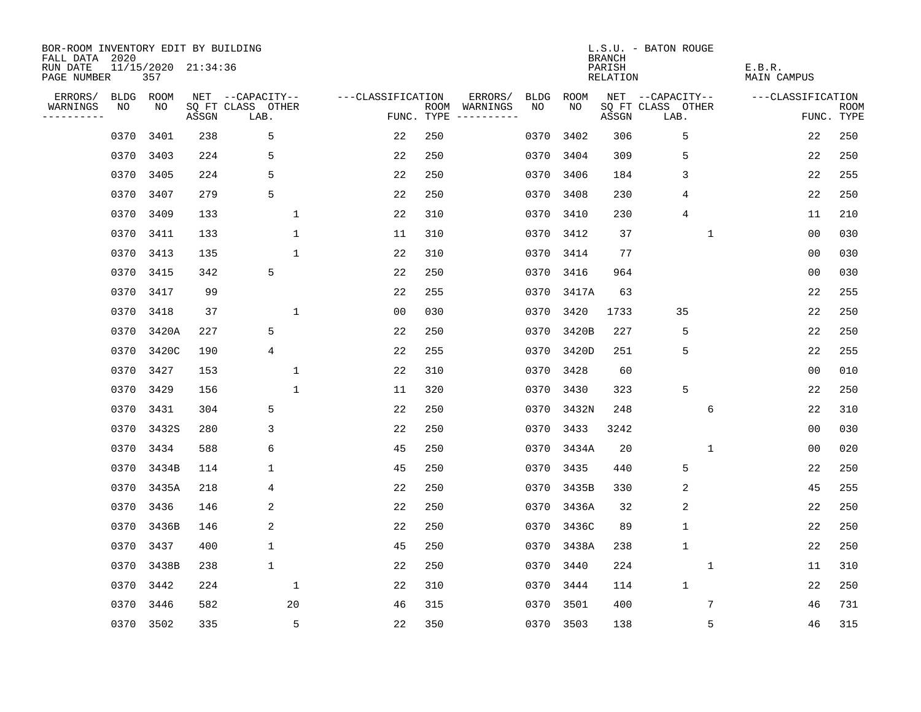BOR-ROOM INVENTORY EDIT BY BUILDING
FALL DATA 2020
RUN DATE 11/15/2020 21:34:36
PAGE NUMBER 357

L.S.U. - BATON ROUGE
BRANCH
PARISH E.B.R.
RELATION MAIN CAMPUS

| ERRORS/ WARNINGS | BLDG NO | ROOM NO | NET SQ FT ASSGN | CAPACITY CLASS LAB. | CAPACITY OTHER | CLASSIFICATION FUNC. | ROOM TYPE | ERRORS/ WARNINGS | BLDG NO | ROOM NO | NET SQ FT ASSGN | CAPACITY CLASS LAB. | CAPACITY OTHER | CLASSIFICATION FUNC. | ROOM TYPE |
|---|---|---|---|---|---|---|---|---|---|---|---|---|---|---|---|
| | 0370 | 3401 | 238 | 5 | | 22 | 250 | | 0370 | 3402 | 306 | 5 | | 22 | 250 |
| | 0370 | 3403 | 224 | 5 | | 22 | 250 | | 0370 | 3404 | 309 | 5 | | 22 | 250 |
| | 0370 | 3405 | 224 | 5 | | 22 | 250 | | 0370 | 3406 | 184 | 3 | | 22 | 255 |
| | 0370 | 3407 | 279 | 5 | | 22 | 250 | | 0370 | 3408 | 230 | 4 | | 22 | 250 |
| | 0370 | 3409 | 133 | | 1 | 22 | 310 | | 0370 | 3410 | 230 | 4 | | 11 | 210 |
| | 0370 | 3411 | 133 | | 1 | 11 | 310 | | 0370 | 3412 | 37 | | 1 | 00 | 030 |
| | 0370 | 3413 | 135 | | 1 | 22 | 310 | | 0370 | 3414 | 77 | | | 00 | 030 |
| | 0370 | 3415 | 342 | 5 | | 22 | 250 | | 0370 | 3416 | 964 | | | 00 | 030 |
| | 0370 | 3417 | 99 | | | 22 | 255 | | 0370 | 3417A | 63 | | | 22 | 255 |
| | 0370 | 3418 | 37 | | 1 | 00 | 030 | | 0370 | 3420 | 1733 | 35 | | 22 | 250 |
| | 0370 | 3420A | 227 | 5 | | 22 | 250 | | 0370 | 3420B | 227 | 5 | | 22 | 250 |
| | 0370 | 3420C | 190 | 4 | | 22 | 255 | | 0370 | 3420D | 251 | 5 | | 22 | 255 |
| | 0370 | 3427 | 153 | | 1 | 22 | 310 | | 0370 | 3428 | 60 | | | 00 | 010 |
| | 0370 | 3429 | 156 | | 1 | 11 | 320 | | 0370 | 3430 | 323 | 5 | | 22 | 250 |
| | 0370 | 3431 | 304 | 5 | | 22 | 250 | | 0370 | 3432N | 248 | | 6 | 22 | 310 |
| | 0370 | 3432S | 280 | 3 | | 22 | 250 | | 0370 | 3433 | 3242 | | | 00 | 030 |
| | 0370 | 3434 | 588 | 6 | | 45 | 250 | | 0370 | 3434A | 20 | | 1 | 00 | 020 |
| | 0370 | 3434B | 114 | 1 | | 45 | 250 | | 0370 | 3435 | 440 | 5 | | 22 | 250 |
| | 0370 | 3435A | 218 | 4 | | 22 | 250 | | 0370 | 3435B | 330 | 2 | | 45 | 255 |
| | 0370 | 3436 | 146 | 2 | | 22 | 250 | | 0370 | 3436A | 32 | 2 | | 22 | 250 |
| | 0370 | 3436B | 146 | 2 | | 22 | 250 | | 0370 | 3436C | 89 | 1 | | 22 | 250 |
| | 0370 | 3437 | 400 | 1 | | 45 | 250 | | 0370 | 3438A | 238 | 1 | | 22 | 250 |
| | 0370 | 3438B | 238 | 1 | | 22 | 250 | | 0370 | 3440 | 224 | | 1 | 11 | 310 |
| | 0370 | 3442 | 224 | | 1 | 22 | 310 | | 0370 | 3444 | 114 | 1 | | 22 | 250 |
| | 0370 | 3446 | 582 | | 20 | 46 | 315 | | 0370 | 3501 | 400 | | 7 | 46 | 731 |
| | 0370 | 3502 | 335 | | 5 | 22 | 350 | | 0370 | 3503 | 138 | | 5 | 46 | 315 |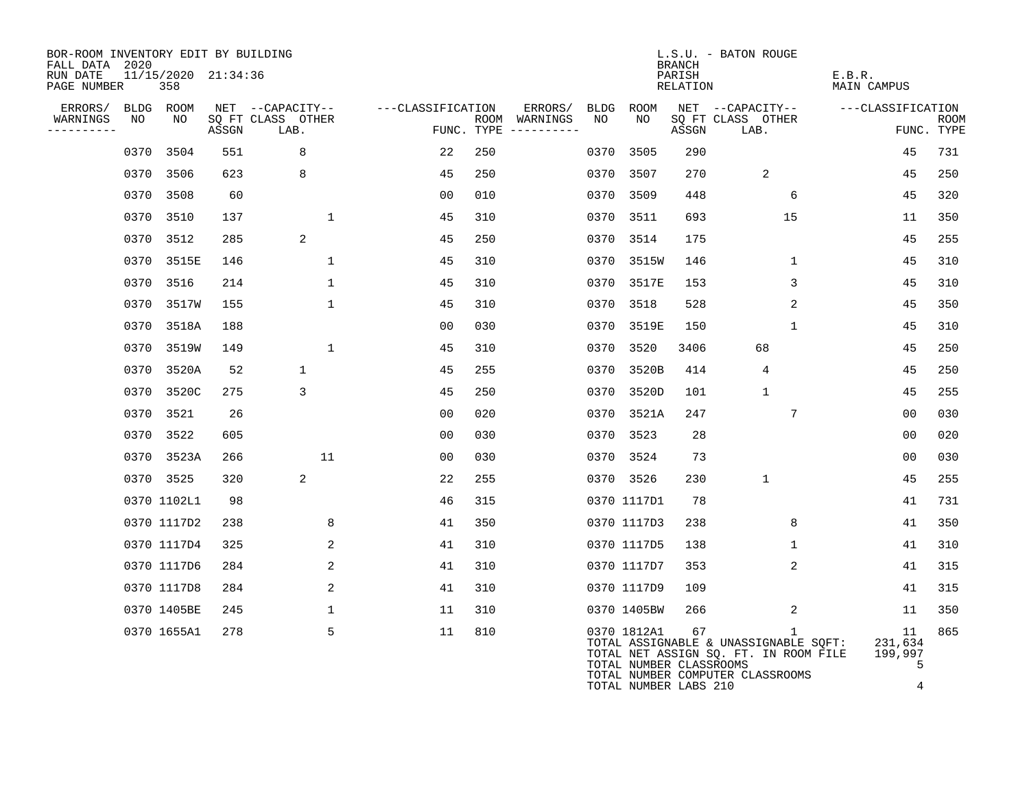BOR-ROOM INVENTORY EDIT BY BUILDING
FALL DATA 2020
RUN DATE 11/15/2020 21:34:36
PAGE NUMBER 358

L.S.U. - BATON ROUGE
BRANCH
PARISH E.B.R.
RELATION MAIN CAMPUS

| ERRORS/ WARNINGS | BLDG NO | ROOM NO | NET SQ FT ASSGN | CAPACITY CLASS LAB. | CAPACITY OTHER | CLASSIFICATION FUNC. | ROOM TYPE | ERRORS/ WARNINGS | BLDG NO | ROOM NO | NET SQ FT ASSGN | CAPACITY CLASS LAB. | CAPACITY OTHER | CLASSIFICATION FUNC. | ROOM TYPE |
|---|---|---|---|---|---|---|---|---|---|---|---|---|---|---|---|
| | 0370 | 3504 | 551 | 8 | | 22 | 250 | | 0370 | 3505 | 290 | | | 45 | 731 |
| | 0370 | 3506 | 623 | 8 | | 45 | 250 | | 0370 | 3507 | 270 | 2 | | 45 | 250 |
| | 0370 | 3508 | 60 | | | 00 | 010 | | 0370 | 3509 | 448 | | 6 | 45 | 320 |
| | 0370 | 3510 | 137 | | 1 | 45 | 310 | | 0370 | 3511 | 693 | | 15 | 11 | 350 |
| | 0370 | 3512 | 285 | 2 | | 45 | 250 | | 0370 | 3514 | 175 | | | 45 | 255 |
| | 0370 | 3515E | 146 | | 1 | 45 | 310 | | 0370 | 3515W | 146 | | 1 | 45 | 310 |
| | 0370 | 3516 | 214 | | 1 | 45 | 310 | | 0370 | 3517E | 153 | | 3 | 45 | 310 |
| | 0370 | 3517W | 155 | | 1 | 45 | 310 | | 0370 | 3518 | 528 | | 2 | 45 | 350 |
| | 0370 | 3518A | 188 | | | 00 | 030 | | 0370 | 3519E | 150 | | 1 | 45 | 310 |
| | 0370 | 3519W | 149 | | 1 | 45 | 310 | | 0370 | 3520 | 3406 | 68 | | 45 | 250 |
| | 0370 | 3520A | 52 | 1 | | 45 | 255 | | 0370 | 3520B | 414 | 4 | | 45 | 250 |
| | 0370 | 3520C | 275 | 3 | | 45 | 250 | | 0370 | 3520D | 101 | 1 | | 45 | 255 |
| | 0370 | 3521 | 26 | | | 00 | 020 | | 0370 | 3521A | 247 | | 7 | 00 | 030 |
| | 0370 | 3522 | 605 | | | 00 | 030 | | 0370 | 3523 | 28 | | | 00 | 020 |
| | 0370 | 3523A | 266 | | 11 | 00 | 030 | | 0370 | 3524 | 73 | | | 00 | 030 |
| | 0370 | 3525 | 320 | 2 | | 22 | 255 | | 0370 | 3526 | 230 | 1 | | 45 | 255 |
| | 0370 | 1102L1 | 98 | | | 46 | 315 | | 0370 | 1117D1 | 78 | | | 41 | 731 |
| | 0370 | 1117D2 | 238 | | 8 | 41 | 350 | | 0370 | 1117D3 | 238 | | 8 | 41 | 350 |
| | 0370 | 1117D4 | 325 | | 2 | 41 | 310 | | 0370 | 1117D5 | 138 | | 1 | 41 | 310 |
| | 0370 | 1117D6 | 284 | | 2 | 41 | 310 | | 0370 | 1117D7 | 353 | | 2 | 41 | 315 |
| | 0370 | 1117D8 | 284 | | 2 | 41 | 310 | | 0370 | 1117D9 | 109 | | | 41 | 315 |
| | 0370 | 1405BE | 245 | | 1 | 11 | 310 | | 0370 | 1405BW | 266 | | 2 | 11 | 350 |
| | 0370 | 1655A1 | 278 | | 5 | 11 | 810 | | 0370 | 1812A1 | 67 | | 1 | 11 | 865 |

TOTAL ASSIGNABLE & UNASSIGNABLE SQFT: 231,634
TOTAL NET ASSIGN SQ. FT. IN ROOM FILE 199,997
TOTAL NUMBER CLASSROOMS 5
TOTAL NUMBER COMPUTER CLASSROOMS
TOTAL NUMBER LABS 210 4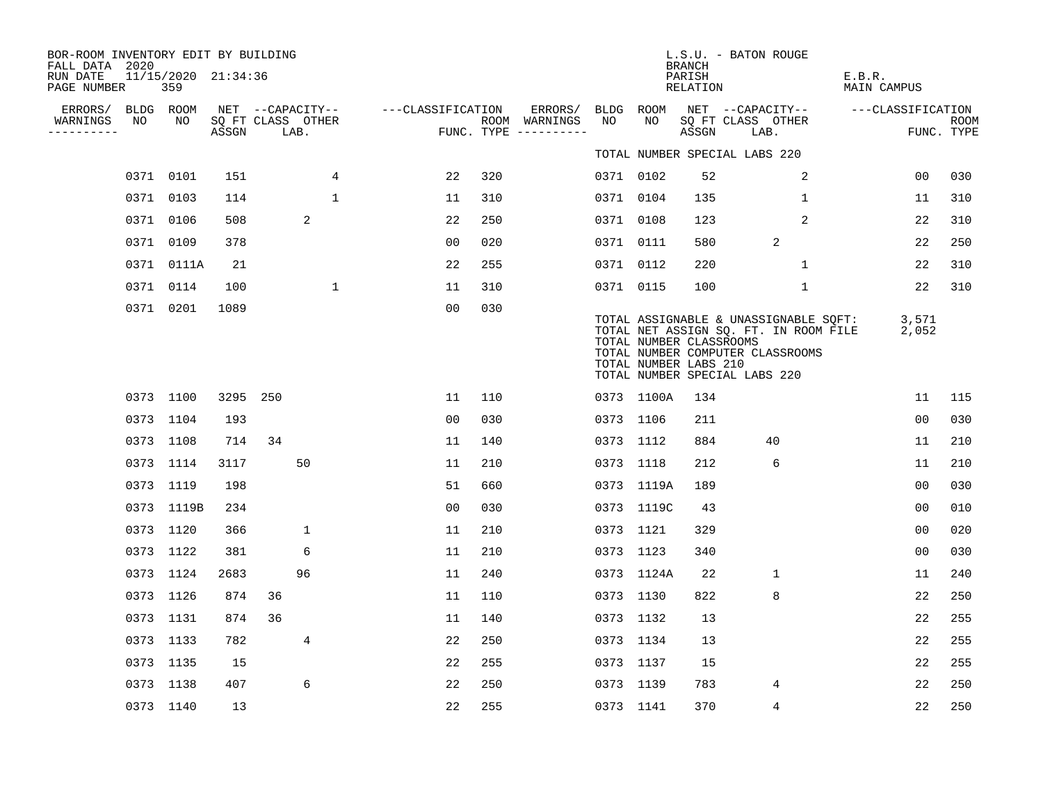BOR-ROOM INVENTORY EDIT BY BUILDING
FALL DATA 2020
RUN DATE 11/15/2020 21:34:36
PAGE NUMBER 359

L.S.U. - BATON ROUGE
BRANCH
PARISH E.B.R.
RELATION MAIN CAMPUS

TOTAL NUMBER SPECIAL LABS 220

| ERRORS/ WARNINGS | BLDG NO | ROOM NO | NET SQ FT ASSGN | CAPACITY CLASS LAB. | CAPACITY OTHER | CLASSIFICATION FUNC. | ROOM TYPE | ERRORS/ WARNINGS | BLDG NO | ROOM NO | NET SQ FT ASSGN | CAPACITY CLASS LAB. | CAPACITY OTHER | CLASSIFICATION FUNC. | ROOM TYPE |
|---|---|---|---|---|---|---|---|---|---|---|---|---|---|---|---|
| | 0371 | 0101 | 151 | | 4 | 22 | 320 | | 0371 | 0102 | 52 | | 2 | 00 | 030 |
| | 0371 | 0103 | 114 | | 1 | 11 | 310 | | 0371 | 0104 | 135 | | 1 | 11 | 310 |
| | 0371 | 0106 | 508 | 2 | | 22 | 250 | | 0371 | 0108 | 123 | | 2 | 22 | 310 |
| | 0371 | 0109 | 378 | | | 00 | 020 | | 0371 | 0111 | 580 | 2 | | 22 | 250 |
| | 0371 | 0111A | 21 | | | 22 | 255 | | 0371 | 0112 | 220 | | 1 | 22 | 310 |
| | 0371 | 0114 | 100 | | 1 | 11 | 310 | | 0371 | 0115 | 100 | | 1 | 22 | 310 |
| | 0371 | 0201 | 1089 | | | 00 | 030 | | | | | | | | |

TOTAL ASSIGNABLE & UNASSIGNABLE SQFT: 3,571
TOTAL NET ASSIGN SQ. FT. IN ROOM FILE 2,052
TOTAL NUMBER CLASSROOMS
TOTAL NUMBER COMPUTER CLASSROOMS
TOTAL NUMBER LABS 210
TOTAL NUMBER SPECIAL LABS 220

| ERRORS/ WARNINGS | BLDG NO | ROOM NO | NET SQ FT ASSGN | CAPACITY CLASS LAB. | CAPACITY OTHER | CLASSIFICATION FUNC. | ROOM TYPE | ERRORS/ WARNINGS | BLDG NO | ROOM NO | NET SQ FT ASSGN | CAPACITY CLASS LAB. | CAPACITY OTHER | CLASSIFICATION FUNC. | ROOM TYPE |
|---|---|---|---|---|---|---|---|---|---|---|---|---|---|---|---|
| | 0373 | 1100 | 3295 | 250 | | 11 | 110 | | 0373 | 1100A | 134 | | | 11 | 115 |
| | 0373 | 1104 | 193 | | | 00 | 030 | | 0373 | 1106 | 211 | | | 00 | 030 |
| | 0373 | 1108 | 714 | 34 | | 11 | 140 | | 0373 | 1112 | 884 | 40 | | 11 | 210 |
| | 0373 | 1114 | 3117 | 50 | | 11 | 210 | | 0373 | 1118 | 212 | 6 | | 11 | 210 |
| | 0373 | 1119 | 198 | | | 51 | 660 | | 0373 | 1119A | 189 | | | 00 | 030 |
| | 0373 | 1119B | 234 | | | 00 | 030 | | 0373 | 1119C | 43 | | | 00 | 010 |
| | 0373 | 1120 | 366 | 1 | | 11 | 210 | | 0373 | 1121 | 329 | | | 00 | 020 |
| | 0373 | 1122 | 381 | 6 | | 11 | 210 | | 0373 | 1123 | 340 | | | 00 | 030 |
| | 0373 | 1124 | 2683 | 96 | | 11 | 240 | | 0373 | 1124A | 22 | 1 | | 11 | 240 |
| | 0373 | 1126 | 874 | 36 | | 11 | 110 | | 0373 | 1130 | 822 | 8 | | 22 | 250 |
| | 0373 | 1131 | 874 | 36 | | 11 | 140 | | 0373 | 1132 | 13 | | | 22 | 255 |
| | 0373 | 1133 | 782 | 4 | | 22 | 250 | | 0373 | 1134 | 13 | | | 22 | 255 |
| | 0373 | 1135 | 15 | | | 22 | 255 | | 0373 | 1137 | 15 | | | 22 | 255 |
| | 0373 | 1138 | 407 | 6 | | 22 | 250 | | 0373 | 1139 | 783 | 4 | | 22 | 250 |
| | 0373 | 1140 | 13 | | | 22 | 255 | | 0373 | 1141 | 370 | 4 | | 22 | 250 |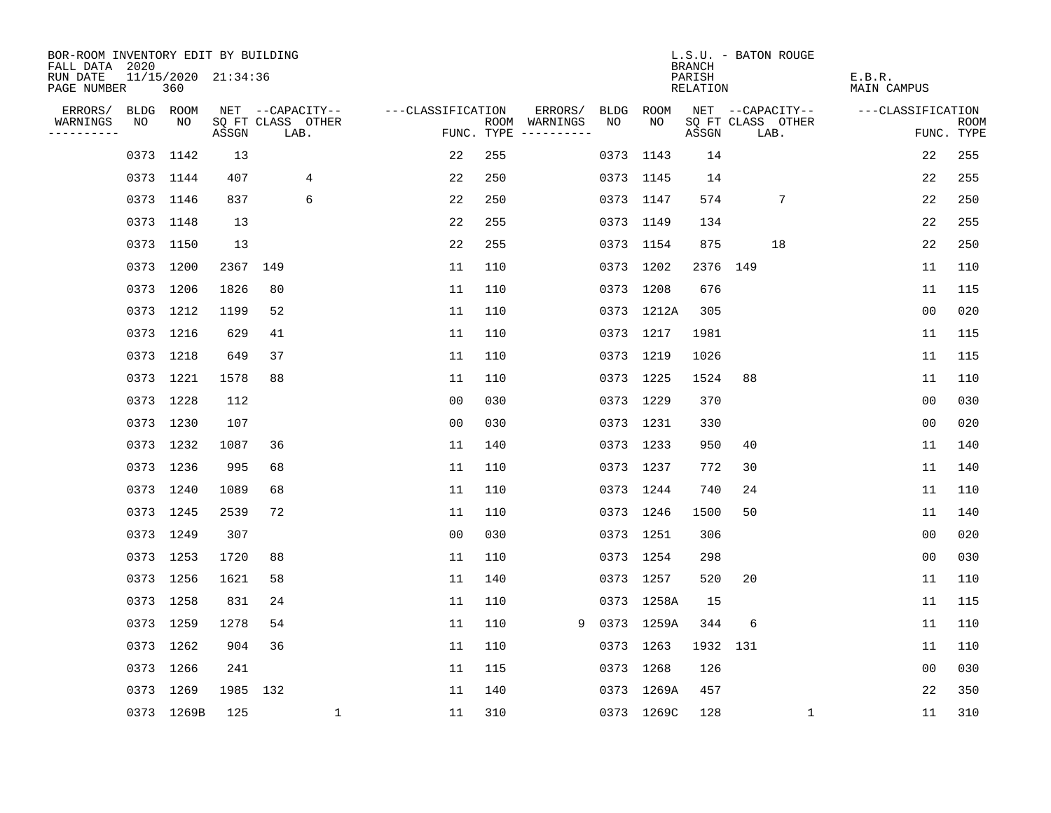BOR-ROOM INVENTORY EDIT BY BUILDING
FALL DATA 2020
RUN DATE 11/15/2020 21:34:36
PAGE NUMBER 360

L.S.U. - BATON ROUGE
BRANCH
PARISH E.B.R.
RELATION MAIN CAMPUS

| ERRORS/ WARNINGS | BLDG NO | ROOM NO | NET SQ FT ASSGN | CAPACITY CLASS LAB. | CAPACITY OTHER | CLASSIFICATION FUNC. | ROOM TYPE | ERRORS/ WARNINGS | BLDG NO | ROOM NO | NET SQ FT ASSGN | CAPACITY CLASS LAB. | CAPACITY OTHER | CLASSIFICATION FUNC. | ROOM TYPE |
|---|---|---|---|---|---|---|---|---|---|---|---|---|---|---|---|
| | 0373 | 1142 | 13 | | | 22 | 255 | | 0373 | 1143 | 14 | | | 22 | 255 |
| | 0373 | 1144 | 407 | 4 | | 22 | 250 | | 0373 | 1145 | 14 | | | 22 | 255 |
| | 0373 | 1146 | 837 | 6 | | 22 | 250 | | 0373 | 1147 | 574 | 7 | | 22 | 250 |
| | 0373 | 1148 | 13 | | | 22 | 255 | | 0373 | 1149 | 134 | | | 22 | 255 |
| | 0373 | 1150 | 13 | | | 22 | 255 | | 0373 | 1154 | 875 | 18 | | 22 | 250 |
| | 0373 | 1200 | 2367 | 149 | | 11 | 110 | | 0373 | 1202 | 2376 | 149 | | 11 | 110 |
| | 0373 | 1206 | 1826 | 80 | | 11 | 110 | | 0373 | 1208 | 676 | | | 11 | 115 |
| | 0373 | 1212 | 1199 | 52 | | 11 | 110 | | 0373 | 1212A | 305 | | | 00 | 020 |
| | 0373 | 1216 | 629 | 41 | | 11 | 110 | | 0373 | 1217 | 1981 | | | 11 | 115 |
| | 0373 | 1218 | 649 | 37 | | 11 | 110 | | 0373 | 1219 | 1026 | | | 11 | 115 |
| | 0373 | 1221 | 1578 | 88 | | 11 | 110 | | 0373 | 1225 | 1524 | 88 | | 11 | 110 |
| | 0373 | 1228 | 112 | | | 00 | 030 | | 0373 | 1229 | 370 | | | 00 | 030 |
| | 0373 | 1230 | 107 | | | 00 | 030 | | 0373 | 1231 | 330 | | | 00 | 020 |
| | 0373 | 1232 | 1087 | 36 | | 11 | 140 | | 0373 | 1233 | 950 | 40 | | 11 | 140 |
| | 0373 | 1236 | 995 | 68 | | 11 | 110 | | 0373 | 1237 | 772 | 30 | | 11 | 140 |
| | 0373 | 1240 | 1089 | 68 | | 11 | 110 | | 0373 | 1244 | 740 | 24 | | 11 | 110 |
| | 0373 | 1245 | 2539 | 72 | | 11 | 110 | | 0373 | 1246 | 1500 | 50 | | 11 | 140 |
| | 0373 | 1249 | 307 | | | 00 | 030 | | 0373 | 1251 | 306 | | | 00 | 020 |
| | 0373 | 1253 | 1720 | 88 | | 11 | 110 | | 0373 | 1254 | 298 | | | 00 | 030 |
| | 0373 | 1256 | 1621 | 58 | | 11 | 140 | | 0373 | 1257 | 520 | 20 | | 11 | 110 |
| | 0373 | 1258 | 831 | 24 | | 11 | 110 | | 0373 | 1258A | 15 | | | 11 | 115 |
| | 0373 | 1259 | 1278 | 54 | | 11 | 110 | 9 | 0373 | 1259A | 344 | 6 | | 11 | 110 |
| | 0373 | 1262 | 904 | 36 | | 11 | 110 | | 0373 | 1263 | 1932 | 131 | | 11 | 110 |
| | 0373 | 1266 | 241 | | | 11 | 115 | | 0373 | 1268 | 126 | | | 00 | 030 |
| | 0373 | 1269 | 1985 | 132 | | 11 | 140 | | 0373 | 1269A | 457 | | | 22 | 350 |
| | 0373 | 1269B | 125 | | 1 | 11 | 310 | | 0373 | 1269C | 128 | | 1 | 11 | 310 |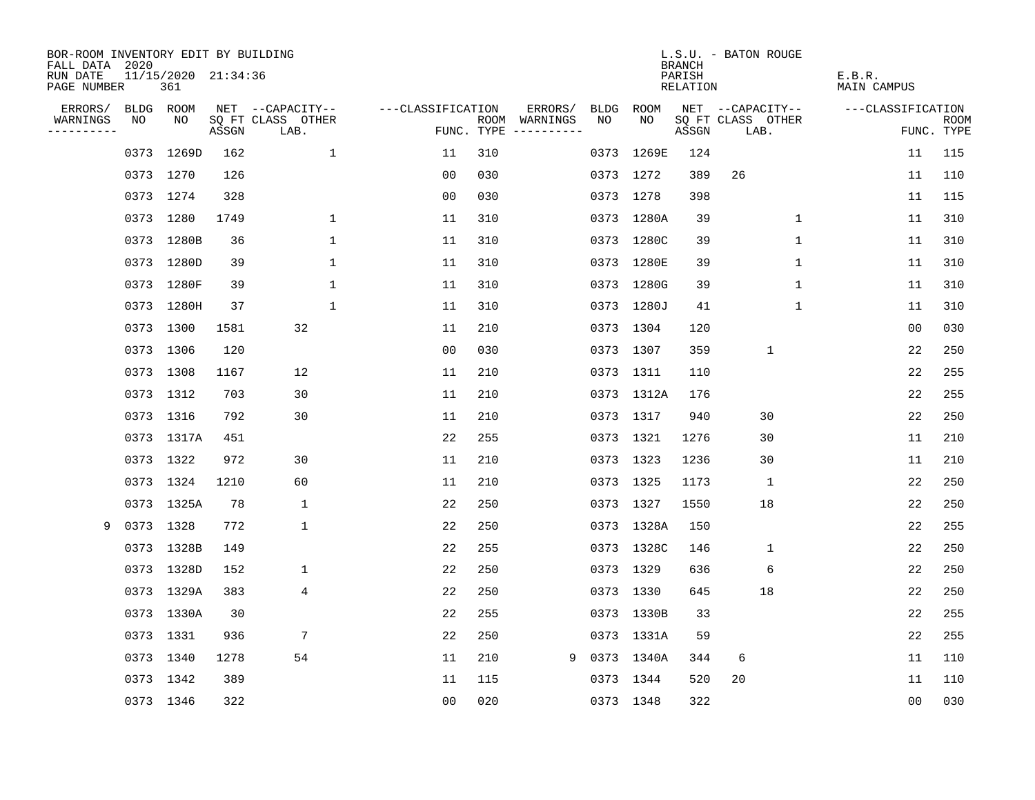BOR-ROOM INVENTORY EDIT BY BUILDING
FALL DATA 2020
RUN DATE 11/15/2020 21:34:36
PAGE NUMBER 361

L.S.U. - BATON ROUGE
BRANCH
PARISH E.B.R.
RELATION MAIN CAMPUS

| ERRORS/ WARNINGS | BLDG NO | ROOM NO | NET SQ FT ASSGN | CAPACITY CLASS LAB. | CAPACITY OTHER | CLASSIFICATION FUNC. | ROOM TYPE | ERRORS/ WARNINGS | BLDG NO | ROOM NO | NET SQ FT ASSGN | CAPACITY CLASS LAB. | CAPACITY OTHER | CLASSIFICATION FUNC. | ROOM TYPE |
|---|---|---|---|---|---|---|---|---|---|---|---|---|---|---|---|
| | 0373 | 1269D | 162 | | 1 | 11 | 310 | | 0373 | 1269E | 124 | | | 11 | 115 |
| | 0373 | 1270 | 126 | | | 00 | 030 | | 0373 | 1272 | 389 | 26 | | 11 | 110 |
| | 0373 | 1274 | 328 | | | 00 | 030 | | 0373 | 1278 | 398 | | | 11 | 115 |
| | 0373 | 1280 | 1749 | | 1 | 11 | 310 | | 0373 | 1280A | 39 | | 1 | 11 | 310 |
| | 0373 | 1280B | 36 | | 1 | 11 | 310 | | 0373 | 1280C | 39 | | 1 | 11 | 310 |
| | 0373 | 1280D | 39 | | 1 | 11 | 310 | | 0373 | 1280E | 39 | | 1 | 11 | 310 |
| | 0373 | 1280F | 39 | | 1 | 11 | 310 | | 0373 | 1280G | 39 | | 1 | 11 | 310 |
| | 0373 | 1280H | 37 | | 1 | 11 | 310 | | 0373 | 1280J | 41 | | 1 | 11 | 310 |
| | 0373 | 1300 | 1581 | 32 | | 11 | 210 | | 0373 | 1304 | 120 | | | 00 | 030 |
| | 0373 | 1306 | 120 | | | 00 | 030 | | 0373 | 1307 | 359 | 1 | | 22 | 250 |
| | 0373 | 1308 | 1167 | 12 | | 11 | 210 | | 0373 | 1311 | 110 | | | 22 | 255 |
| | 0373 | 1312 | 703 | 30 | | 11 | 210 | | 0373 | 1312A | 176 | | | 22 | 255 |
| | 0373 | 1316 | 792 | 30 | | 11 | 210 | | 0373 | 1317 | 940 | 30 | | 22 | 250 |
| | 0373 | 1317A | 451 | | | 22 | 255 | | 0373 | 1321 | 1276 | 30 | | 11 | 210 |
| | 0373 | 1322 | 972 | 30 | | 11 | 210 | | 0373 | 1323 | 1236 | 30 | | 11 | 210 |
| | 0373 | 1324 | 1210 | 60 | | 11 | 210 | | 0373 | 1325 | 1173 | 1 | | 22 | 250 |
| | 0373 | 1325A | 78 | 1 | | 22 | 250 | | 0373 | 1327 | 1550 | 18 | | 22 | 250 |
| 9 | 0373 | 1328 | 772 | 1 | | 22 | 250 | | 0373 | 1328A | 150 | | | 22 | 255 |
| | 0373 | 1328B | 149 | | | 22 | 255 | | 0373 | 1328C | 146 | 1 | | 22 | 250 |
| | 0373 | 1328D | 152 | 1 | | 22 | 250 | | 0373 | 1329 | 636 | 6 | | 22 | 250 |
| | 0373 | 1329A | 383 | 4 | | 22 | 250 | | 0373 | 1330 | 645 | 18 | | 22 | 250 |
| | 0373 | 1330A | 30 | | | 22 | 255 | | 0373 | 1330B | 33 | | | 22 | 255 |
| | 0373 | 1331 | 936 | 7 | | 22 | 250 | | 0373 | 1331A | 59 | | | 22 | 255 |
| | 0373 | 1340 | 1278 | 54 | | 11 | 210 | 9 | 0373 | 1340A | 344 | 6 | | 11 | 110 |
| | 0373 | 1342 | 389 | | | 11 | 115 | | 0373 | 1344 | 520 | 20 | | 11 | 110 |
| | 0373 | 1346 | 322 | | | 00 | 020 | | 0373 | 1348 | 322 | | | 00 | 030 |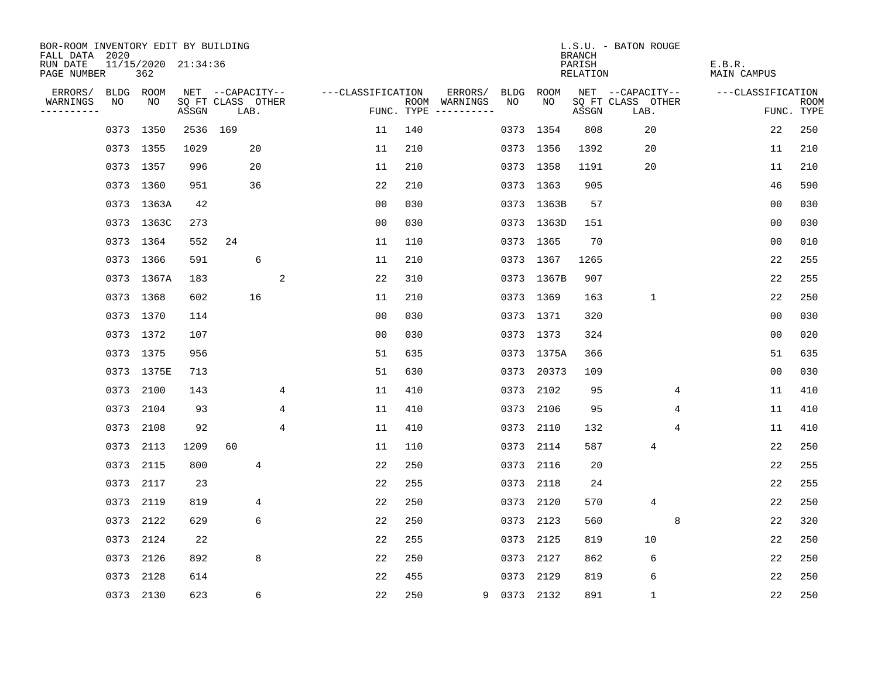BOR-ROOM INVENTORY EDIT BY BUILDING
FALL DATA 2020
RUN DATE 11/15/2020 21:34:36
PAGE NUMBER 362

L.S.U. - BATON ROUGE
BRANCH
PARISH E.B.R.
RELATION MAIN CAMPUS

| ERRORS/ WARNINGS | BLDG NO | ROOM NO | NET SQ FT ASSGN | CAPACITY CLASS LAB. | CAPACITY OTHER | CLASSIFICATION FUNC. | ROOM TYPE | ERRORS/ WARNINGS | BLDG NO | ROOM NO | NET SQ FT ASSGN | CAPACITY CLASS LAB. | CAPACITY OTHER | CLASSIFICATION FUNC. | ROOM TYPE |
|---|---|---|---|---|---|---|---|---|---|---|---|---|---|---|---|
| | 0373 | 1350 | 2536 | 169 | | 11 | 140 | | 0373 | 1354 | 808 | 20 | | 22 | 250 |
| | 0373 | 1355 | 1029 | 20 | | 11 | 210 | | 0373 | 1356 | 1392 | 20 | | 11 | 210 |
| | 0373 | 1357 | 996 | 20 | | 11 | 210 | | 0373 | 1358 | 1191 | 20 | | 11 | 210 |
| | 0373 | 1360 | 951 | 36 | | 22 | 210 | | 0373 | 1363 | 905 | | | 46 | 590 |
| | 0373 | 1363A | 42 | | | 00 | 030 | | 0373 | 1363B | 57 | | | 00 | 030 |
| | 0373 | 1363C | 273 | | | 00 | 030 | | 0373 | 1363D | 151 | | | 00 | 030 |
| | 0373 | 1364 | 552 | 24 | | 11 | 110 | | 0373 | 1365 | 70 | | | 00 | 010 |
| | 0373 | 1366 | 591 | 6 | | 11 | 210 | | 0373 | 1367 | 1265 | | | 22 | 255 |
| | 0373 | 1367A | 183 | | 2 | 22 | 310 | | 0373 | 1367B | 907 | | | 22 | 255 |
| | 0373 | 1368 | 602 | 16 | | 11 | 210 | | 0373 | 1369 | 163 | 1 | | 22 | 250 |
| | 0373 | 1370 | 114 | | | 00 | 030 | | 0373 | 1371 | 320 | | | 00 | 030 |
| | 0373 | 1372 | 107 | | | 00 | 030 | | 0373 | 1373 | 324 | | | 00 | 020 |
| | 0373 | 1375 | 956 | | | 51 | 635 | | 0373 | 1375A | 366 | | | 51 | 635 |
| | 0373 | 1375E | 713 | | | 51 | 630 | | 0373 | 20373 | 109 | | | 00 | 030 |
| | 0373 | 2100 | 143 | | 4 | 11 | 410 | | 0373 | 2102 | 95 | | 4 | 11 | 410 |
| | 0373 | 2104 | 93 | | 4 | 11 | 410 | | 0373 | 2106 | 95 | | 4 | 11 | 410 |
| | 0373 | 2108 | 92 | | 4 | 11 | 410 | | 0373 | 2110 | 132 | | 4 | 11 | 410 |
| | 0373 | 2113 | 1209 | 60 | | 11 | 110 | | 0373 | 2114 | 587 | 4 | | 22 | 250 |
| | 0373 | 2115 | 800 | 4 | | 22 | 250 | | 0373 | 2116 | 20 | | | 22 | 255 |
| | 0373 | 2117 | 23 | | | 22 | 255 | | 0373 | 2118 | 24 | | | 22 | 255 |
| | 0373 | 2119 | 819 | 4 | | 22 | 250 | | 0373 | 2120 | 570 | 4 | | 22 | 250 |
| | 0373 | 2122 | 629 | 6 | | 22 | 250 | | 0373 | 2123 | 560 | | 8 | 22 | 320 |
| | 0373 | 2124 | 22 | | | 22 | 255 | | 0373 | 2125 | 819 | 10 | | 22 | 250 |
| | 0373 | 2126 | 892 | 8 | | 22 | 250 | | 0373 | 2127 | 862 | 6 | | 22 | 250 |
| | 0373 | 2128 | 614 | | | 22 | 455 | | 0373 | 2129 | 819 | 6 | | 22 | 250 |
| | 0373 | 2130 | 623 | 6 | | 22 | 250 | 9 | 0373 | 2132 | 891 | 1 | | 22 | 250 |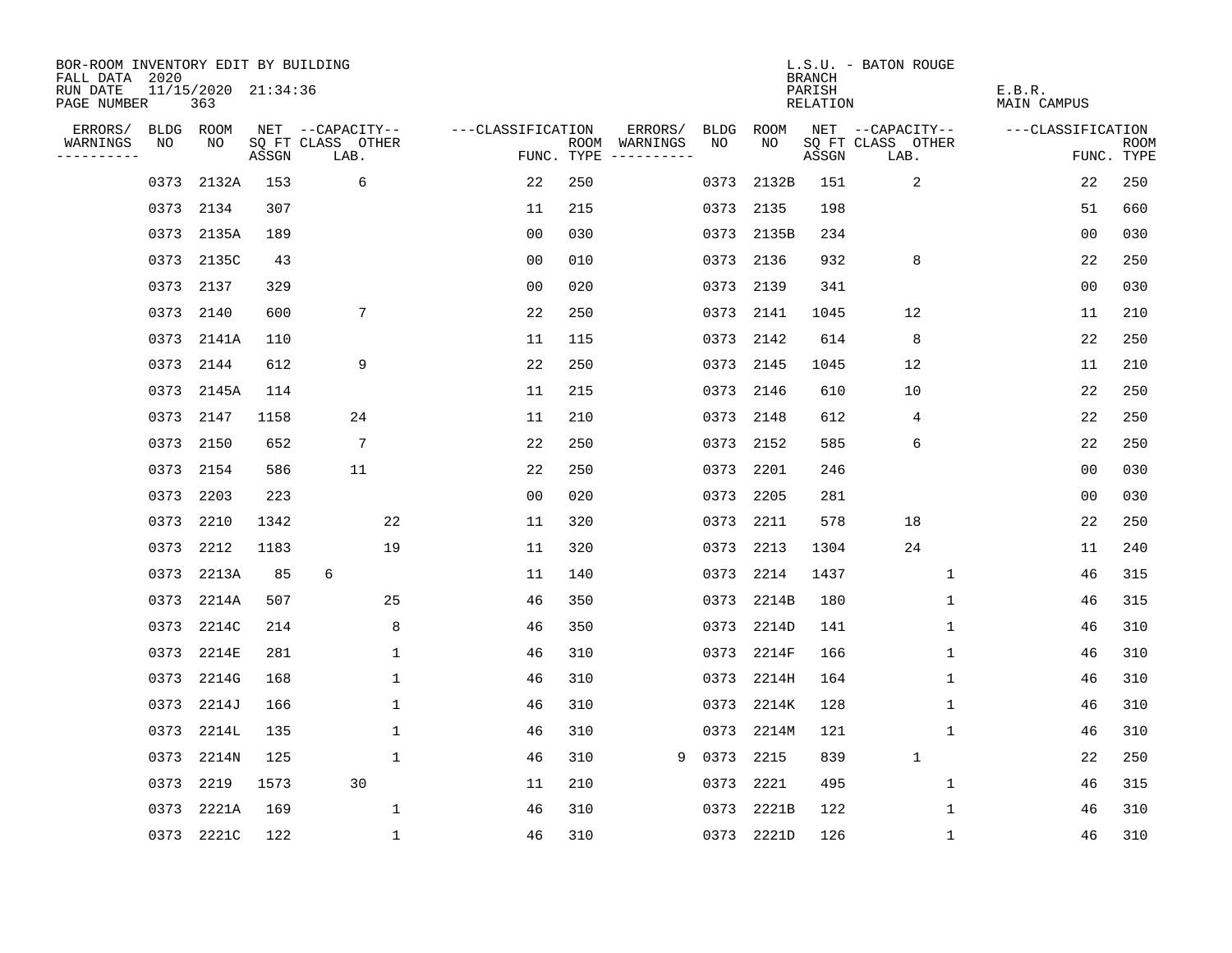BOR-ROOM INVENTORY EDIT BY BUILDING
FALL DATA 2020
RUN DATE 11/15/2020 21:34:36
PAGE NUMBER 363

L.S.U. - BATON ROUGE
BRANCH
PARISH E.B.R.
RELATION MAIN CAMPUS

| ERRORS/ WARNINGS | BLDG NO | ROOM NO | NET SQ FT ASSGN | CAPACITY CLASS LAB. | CAPACITY OTHER | CLASSIFICATION FUNC. | ROOM TYPE | ERRORS/ WARNINGS | BLDG NO | ROOM NO | NET SQ FT ASSGN | CAPACITY CLASS LAB. | CAPACITY OTHER | CLASSIFICATION FUNC. | ROOM TYPE |
|---|---|---|---|---|---|---|---|---|---|---|---|---|---|---|---|
| | 0373 | 2132A | 153 | 6 | | 22 | 250 | | 0373 | 2132B | 151 | 2 | | 22 | 250 |
| | 0373 | 2134 | 307 | | | 11 | 215 | | 0373 | 2135 | 198 | | | 51 | 660 |
| | 0373 | 2135A | 189 | | | 00 | 030 | | 0373 | 2135B | 234 | | | 00 | 030 |
| | 0373 | 2135C | 43 | | | 00 | 010 | | 0373 | 2136 | 932 | 8 | | 22 | 250 |
| | 0373 | 2137 | 329 | | | 00 | 020 | | 0373 | 2139 | 341 | | | 00 | 030 |
| | 0373 | 2140 | 600 | 7 | | 22 | 250 | | 0373 | 2141 | 1045 | 12 | | 11 | 210 |
| | 0373 | 2141A | 110 | | | 11 | 115 | | 0373 | 2142 | 614 | 8 | | 22 | 250 |
| | 0373 | 2144 | 612 | 9 | | 22 | 250 | | 0373 | 2145 | 1045 | 12 | | 11 | 210 |
| | 0373 | 2145A | 114 | | | 11 | 215 | | 0373 | 2146 | 610 | 10 | | 22 | 250 |
| | 0373 | 2147 | 1158 | 24 | | 11 | 210 | | 0373 | 2148 | 612 | 4 | | 22 | 250 |
| | 0373 | 2150 | 652 | 7 | | 22 | 250 | | 0373 | 2152 | 585 | 6 | | 22 | 250 |
| | 0373 | 2154 | 586 | 11 | | 22 | 250 | | 0373 | 2201 | 246 | | | 00 | 030 |
| | 0373 | 2203 | 223 | | | 00 | 020 | | 0373 | 2205 | 281 | | | 00 | 030 |
| | 0373 | 2210 | 1342 | | 22 | 11 | 320 | | 0373 | 2211 | 578 | 18 | | 22 | 250 |
| | 0373 | 2212 | 1183 | | 19 | 11 | 320 | | 0373 | 2213 | 1304 | 24 | | 11 | 240 |
| | 0373 | 2213A | 85 | 6 | | 11 | 140 | | 0373 | 2214 | 1437 | | 1 | 46 | 315 |
| | 0373 | 2214A | 507 | | 25 | 46 | 350 | | 0373 | 2214B | 180 | | 1 | 46 | 315 |
| | 0373 | 2214C | 214 | | 8 | 46 | 350 | | 0373 | 2214D | 141 | | 1 | 46 | 310 |
| | 0373 | 2214E | 281 | | 1 | 46 | 310 | | 0373 | 2214F | 166 | | 1 | 46 | 310 |
| | 0373 | 2214G | 168 | | 1 | 46 | 310 | | 0373 | 2214H | 164 | | 1 | 46 | 310 |
| | 0373 | 2214J | 166 | | 1 | 46 | 310 | | 0373 | 2214K | 128 | | 1 | 46 | 310 |
| | 0373 | 2214L | 135 | | 1 | 46 | 310 | | 0373 | 2214M | 121 | | 1 | 46 | 310 |
| | 0373 | 2214N | 125 | | 1 | 46 | 310 | 9 | 0373 | 2215 | 839 | 1 | | 22 | 250 |
| | 0373 | 2219 | 1573 | 30 | | 11 | 210 | | 0373 | 2221 | 495 | | 1 | 46 | 315 |
| | 0373 | 2221A | 169 | | 1 | 46 | 310 | | 0373 | 2221B | 122 | | 1 | 46 | 310 |
| | 0373 | 2221C | 122 | | 1 | 46 | 310 | | 0373 | 2221D | 126 | | 1 | 46 | 310 |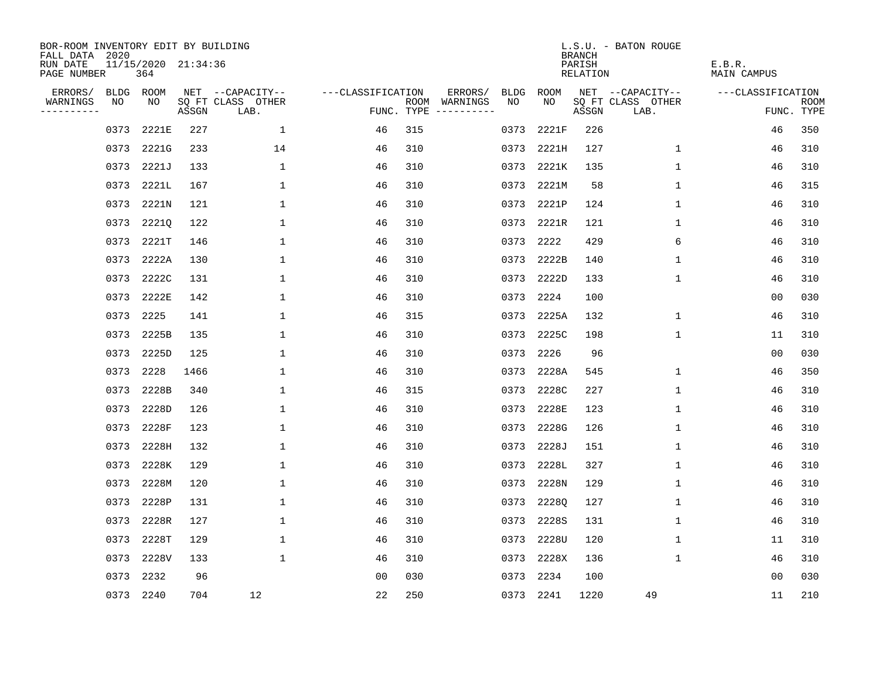BOR-ROOM INVENTORY EDIT BY BUILDING
FALL DATA 2020
RUN DATE 11/15/2020 21:34:36
PAGE NUMBER 364

L.S.U. - BATON ROUGE
BRANCH
PARISH E.B.R.
RELATION MAIN CAMPUS

| ERRORS/ WARNINGS | BLDG NO | ROOM NO | NET SQ FT ASSGN | CAPACITY CLASS LAB. | CAPACITY OTHER | CLASSIFICATION FUNC. | ROOM TYPE | ERRORS/ WARNINGS | BLDG NO | ROOM NO | NET SQ FT ASSGN | CAPACITY CLASS LAB. | CAPACITY OTHER | CLASSIFICATION FUNC. | ROOM TYPE |
|---|---|---|---|---|---|---|---|---|---|---|---|---|---|---|---|
| | 0373 | 2221E | 227 | | 1 | 46 | 315 | | 0373 | 2221F | 226 | | | 46 | 350 |
| | 0373 | 2221G | 233 | | 14 | 46 | 310 | | 0373 | 2221H | 127 | | 1 | 46 | 310 |
| | 0373 | 2221J | 133 | | 1 | 46 | 310 | | 0373 | 2221K | 135 | | 1 | 46 | 310 |
| | 0373 | 2221L | 167 | | 1 | 46 | 310 | | 0373 | 2221M | 58 | | 1 | 46 | 315 |
| | 0373 | 2221N | 121 | | 1 | 46 | 310 | | 0373 | 2221P | 124 | | 1 | 46 | 310 |
| | 0373 | 2221Q | 122 | | 1 | 46 | 310 | | 0373 | 2221R | 121 | | 1 | 46 | 310 |
| | 0373 | 2221T | 146 | | 1 | 46 | 310 | | 0373 | 2222 | 429 | | 6 | 46 | 310 |
| | 0373 | 2222A | 130 | | 1 | 46 | 310 | | 0373 | 2222B | 140 | | 1 | 46 | 310 |
| | 0373 | 2222C | 131 | | 1 | 46 | 310 | | 0373 | 2222D | 133 | | 1 | 46 | 310 |
| | 0373 | 2222E | 142 | | 1 | 46 | 310 | | 0373 | 2224 | 100 | | | 00 | 030 |
| | 0373 | 2225 | 141 | | 1 | 46 | 315 | | 0373 | 2225A | 132 | | 1 | 46 | 310 |
| | 0373 | 2225B | 135 | | 1 | 46 | 310 | | 0373 | 2225C | 198 | | 1 | 11 | 310 |
| | 0373 | 2225D | 125 | | 1 | 46 | 310 | | 0373 | 2226 | 96 | | | 00 | 030 |
| | 0373 | 2228 | 1466 | | 1 | 46 | 310 | | 0373 | 2228A | 545 | | 1 | 46 | 350 |
| | 0373 | 2228B | 340 | | 1 | 46 | 315 | | 0373 | 2228C | 227 | | 1 | 46 | 310 |
| | 0373 | 2228D | 126 | | 1 | 46 | 310 | | 0373 | 2228E | 123 | | 1 | 46 | 310 |
| | 0373 | 2228F | 123 | | 1 | 46 | 310 | | 0373 | 2228G | 126 | | 1 | 46 | 310 |
| | 0373 | 2228H | 132 | | 1 | 46 | 310 | | 0373 | 2228J | 151 | | 1 | 46 | 310 |
| | 0373 | 2228K | 129 | | 1 | 46 | 310 | | 0373 | 2228L | 327 | | 1 | 46 | 310 |
| | 0373 | 2228M | 120 | | 1 | 46 | 310 | | 0373 | 2228N | 129 | | 1 | 46 | 310 |
| | 0373 | 2228P | 131 | | 1 | 46 | 310 | | 0373 | 2228Q | 127 | | 1 | 46 | 310 |
| | 0373 | 2228R | 127 | | 1 | 46 | 310 | | 0373 | 2228S | 131 | | 1 | 46 | 310 |
| | 0373 | 2228T | 129 | | 1 | 46 | 310 | | 0373 | 2228U | 120 | | 1 | 11 | 310 |
| | 0373 | 2228V | 133 | | 1 | 46 | 310 | | 0373 | 2228X | 136 | | 1 | 46 | 310 |
| | 0373 | 2232 | 96 | | | 00 | 030 | | 0373 | 2234 | 100 | | | 00 | 030 |
| | 0373 | 2240 | 704 | 12 | | 22 | 250 | | 0373 | 2241 | 1220 | 49 | | 11 | 210 |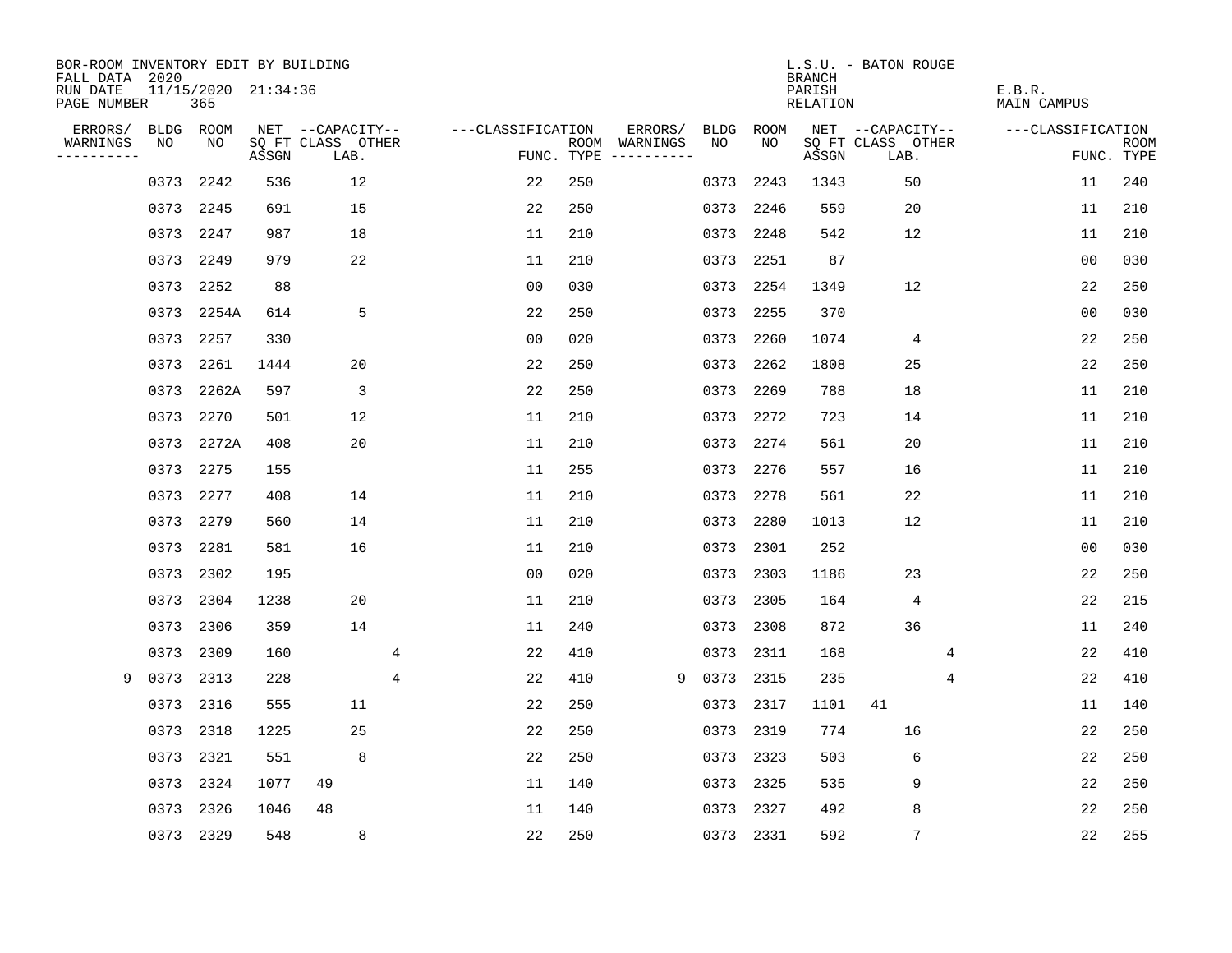BOR-ROOM INVENTORY EDIT BY BUILDING
FALL DATA 2020
RUN DATE 11/15/2020 21:34:36
PAGE NUMBER 365

L.S.U. - BATON ROUGE
BRANCH
PARISH E.B.R.
RELATION MAIN CAMPUS

| ERRORS/ WARNINGS | BLDG NO | ROOM NO | NET SQ FT ASSGN | CAPACITY CLASS LAB. | CAPACITY OTHER | CLASSIFICATION FUNC. | ROOM TYPE | ERRORS/ WARNINGS | BLDG NO | ROOM NO | NET SQ FT ASSGN | CAPACITY CLASS LAB. | CAPACITY OTHER | CLASSIFICATION FUNC. | ROOM TYPE |
|---|---|---|---|---|---|---|---|---|---|---|---|---|---|---|---|
| | 0373 | 2242 | 536 | 12 | | 22 | 250 | | 0373 | 2243 | 1343 | 50 | | 11 | 240 |
| | 0373 | 2245 | 691 | 15 | | 22 | 250 | | 0373 | 2246 | 559 | 20 | | 11 | 210 |
| | 0373 | 2247 | 987 | 18 | | 11 | 210 | | 0373 | 2248 | 542 | 12 | | 11 | 210 |
| | 0373 | 2249 | 979 | 22 | | 11 | 210 | | 0373 | 2251 | 87 | | | 00 | 030 |
| | 0373 | 2252 | 88 | | | 00 | 030 | | 0373 | 2254 | 1349 | 12 | | 22 | 250 |
| | 0373 | 2254A | 614 | 5 | | 22 | 250 | | 0373 | 2255 | 370 | | | 00 | 030 |
| | 0373 | 2257 | 330 | | | 00 | 020 | | 0373 | 2260 | 1074 | 4 | | 22 | 250 |
| | 0373 | 2261 | 1444 | 20 | | 22 | 250 | | 0373 | 2262 | 1808 | 25 | | 22 | 250 |
| | 0373 | 2262A | 597 | 3 | | 22 | 250 | | 0373 | 2269 | 788 | 18 | | 11 | 210 |
| | 0373 | 2270 | 501 | 12 | | 11 | 210 | | 0373 | 2272 | 723 | 14 | | 11 | 210 |
| | 0373 | 2272A | 408 | 20 | | 11 | 210 | | 0373 | 2274 | 561 | 20 | | 11 | 210 |
| | 0373 | 2275 | 155 | | | 11 | 255 | | 0373 | 2276 | 557 | 16 | | 11 | 210 |
| | 0373 | 2277 | 408 | 14 | | 11 | 210 | | 0373 | 2278 | 561 | 22 | | 11 | 210 |
| | 0373 | 2279 | 560 | 14 | | 11 | 210 | | 0373 | 2280 | 1013 | 12 | | 11 | 210 |
| | 0373 | 2281 | 581 | 16 | | 11 | 210 | | 0373 | 2301 | 252 | | | 00 | 030 |
| | 0373 | 2302 | 195 | | | 00 | 020 | | 0373 | 2303 | 1186 | 23 | | 22 | 250 |
| | 0373 | 2304 | 1238 | 20 | | 11 | 210 | | 0373 | 2305 | 164 | 4 | | 22 | 215 |
| | 0373 | 2306 | 359 | 14 | | 11 | 240 | | 0373 | 2308 | 872 | 36 | | 11 | 240 |
| | 0373 | 2309 | 160 | | 4 | 22 | 410 | | 0373 | 2311 | 168 | | 4 | 22 | 410 |
| 9 | 0373 | 2313 | 228 | | 4 | 22 | 410 | 9 | 0373 | 2315 | 235 | | 4 | 22 | 410 |
| | 0373 | 2316 | 555 | 11 | | 22 | 250 | | 0373 | 2317 | 1101 | 41 | | 11 | 140 |
| | 0373 | 2318 | 1225 | 25 | | 22 | 250 | | 0373 | 2319 | 774 | 16 | | 22 | 250 |
| | 0373 | 2321 | 551 | 8 | | 22 | 250 | | 0373 | 2323 | 503 | 6 | | 22 | 250 |
| | 0373 | 2324 | 1077 | 49 | | 11 | 140 | | 0373 | 2325 | 535 | 9 | | 22 | 250 |
| | 0373 | 2326 | 1046 | 48 | | 11 | 140 | | 0373 | 2327 | 492 | 8 | | 22 | 250 |
| | 0373 | 2329 | 548 | 8 | | 22 | 250 | | 0373 | 2331 | 592 | 7 | | 22 | 255 |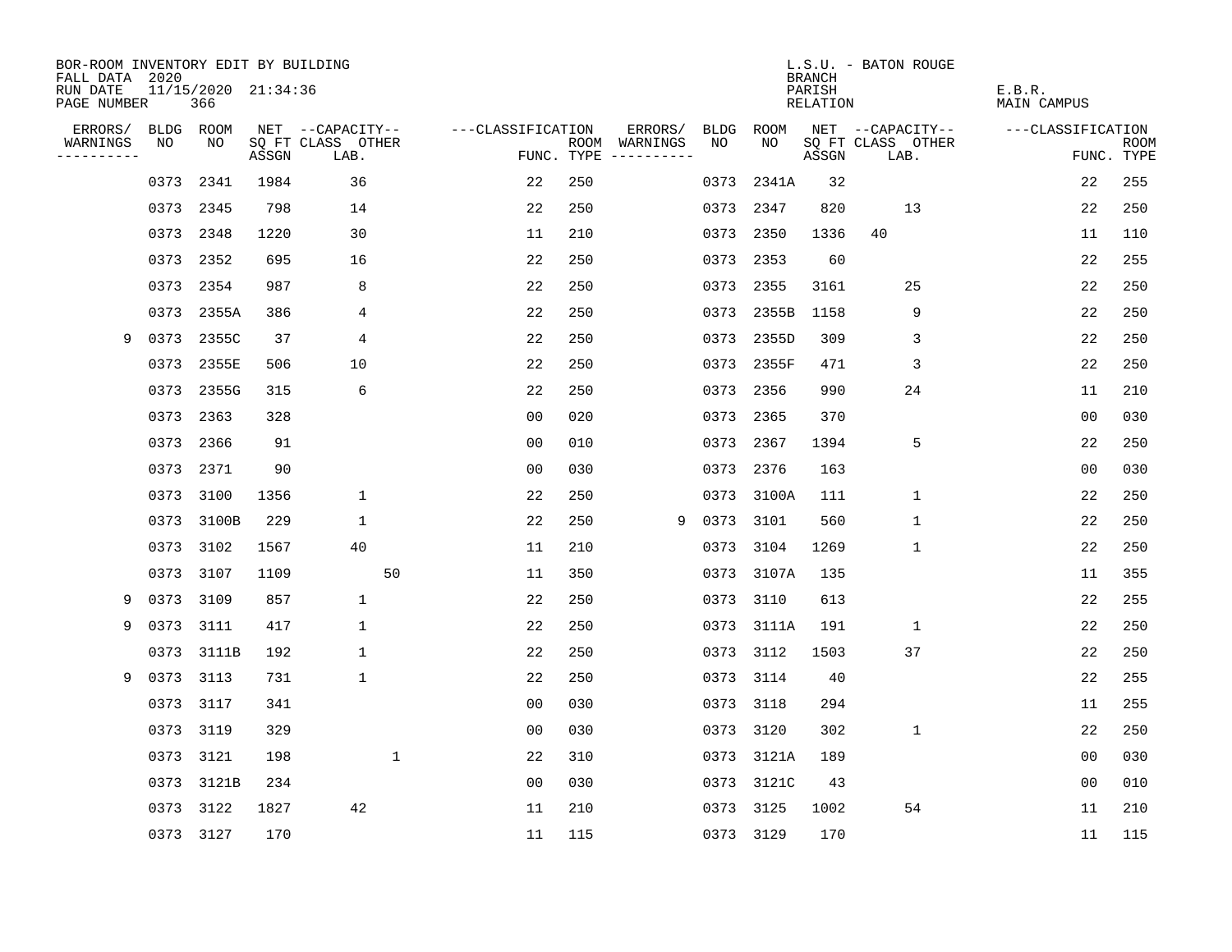BOR-ROOM INVENTORY EDIT BY BUILDING
FALL DATA 2020
RUN DATE 11/15/2020 21:34:36
PAGE NUMBER 366

L.S.U. - BATON ROUGE
BRANCH
PARISH E.B.R.
RELATION MAIN CAMPUS

| ERRORS/ WARNINGS | BLDG NO | ROOM NO | NET ASSGN SQ FT | CAPACITY CLASS LAB. | CAPACITY OTHER | CLASSIFICATION FUNC. | ROOM TYPE | ERRORS/ WARNINGS | BLDG NO | ROOM NO | NET ASSGN SQ FT | CAPACITY CLASS LAB. | CAPACITY OTHER | CLASSIFICATION FUNC. | ROOM TYPE |
|---|---|---|---|---|---|---|---|---|---|---|---|---|---|---|---|
| | 0373 | 2341 | 1984 | 36 | | 22 | 250 | | 0373 | 2341A | 32 | | | 22 | 255 |
| | 0373 | 2345 | 798 | 14 | | 22 | 250 | | 0373 | 2347 | 820 | 13 | | 22 | 250 |
| | 0373 | 2348 | 1220 | 30 | | 11 | 210 | | 0373 | 2350 | 1336 | 40 | | 11 | 110 |
| | 0373 | 2352 | 695 | 16 | | 22 | 250 | | 0373 | 2353 | 60 | | | 22 | 255 |
| | 0373 | 2354 | 987 | 8 | | 22 | 250 | | 0373 | 2355 | 3161 | 25 | | 22 | 250 |
| | 0373 | 2355A | 386 | 4 | | 22 | 250 | | 0373 | 2355B | 1158 | 9 | | 22 | 250 |
| 9 | 0373 | 2355C | 37 | 4 | | 22 | 250 | | 0373 | 2355D | 309 | 3 | | 22 | 250 |
| | 0373 | 2355E | 506 | 10 | | 22 | 250 | | 0373 | 2355F | 471 | 3 | | 22 | 250 |
| | 0373 | 2355G | 315 | 6 | | 22 | 250 | | 0373 | 2356 | 990 | 24 | | 11 | 210 |
| | 0373 | 2363 | 328 | | | 00 | 020 | | 0373 | 2365 | 370 | | | 00 | 030 |
| | 0373 | 2366 | 91 | | | 00 | 010 | | 0373 | 2367 | 1394 | 5 | | 22 | 250 |
| | 0373 | 2371 | 90 | | | 00 | 030 | | 0373 | 2376 | 163 | | | 00 | 030 |
| | 0373 | 3100 | 1356 | 1 | | 22 | 250 | | 0373 | 3100A | 111 | 1 | | 22 | 250 |
| | 0373 | 3100B | 229 | 1 | | 22 | 250 | 9 | 0373 | 3101 | 560 | 1 | | 22 | 250 |
| | 0373 | 3102 | 1567 | 40 | | 11 | 210 | | 0373 | 3104 | 1269 | 1 | | 22 | 250 |
| | 0373 | 3107 | 1109 | | 50 | 11 | 350 | | 0373 | 3107A | 135 | | | 11 | 355 |
| 9 | 0373 | 3109 | 857 | 1 | | 22 | 250 | | 0373 | 3110 | 613 | | | 22 | 255 |
| 9 | 0373 | 3111 | 417 | 1 | | 22 | 250 | | 0373 | 3111A | 191 | 1 | | 22 | 250 |
| | 0373 | 3111B | 192 | 1 | | 22 | 250 | | 0373 | 3112 | 1503 | 37 | | 22 | 250 |
| 9 | 0373 | 3113 | 731 | 1 | | 22 | 250 | | 0373 | 3114 | 40 | | | 22 | 255 |
| | 0373 | 3117 | 341 | | | 00 | 030 | | 0373 | 3118 | 294 | | | 11 | 255 |
| | 0373 | 3119 | 329 | | | 00 | 030 | | 0373 | 3120 | 302 | 1 | | 22 | 250 |
| | 0373 | 3121 | 198 | | 1 | 22 | 310 | | 0373 | 3121A | 189 | | | 00 | 030 |
| | 0373 | 3121B | 234 | | | 00 | 030 | | 0373 | 3121C | 43 | | | 00 | 010 |
| | 0373 | 3122 | 1827 | 42 | | 11 | 210 | | 0373 | 3125 | 1002 | 54 | | 11 | 210 |
| | 0373 | 3127 | 170 | | | 11 | 115 | | 0373 | 3129 | 170 | | | 11 | 115 |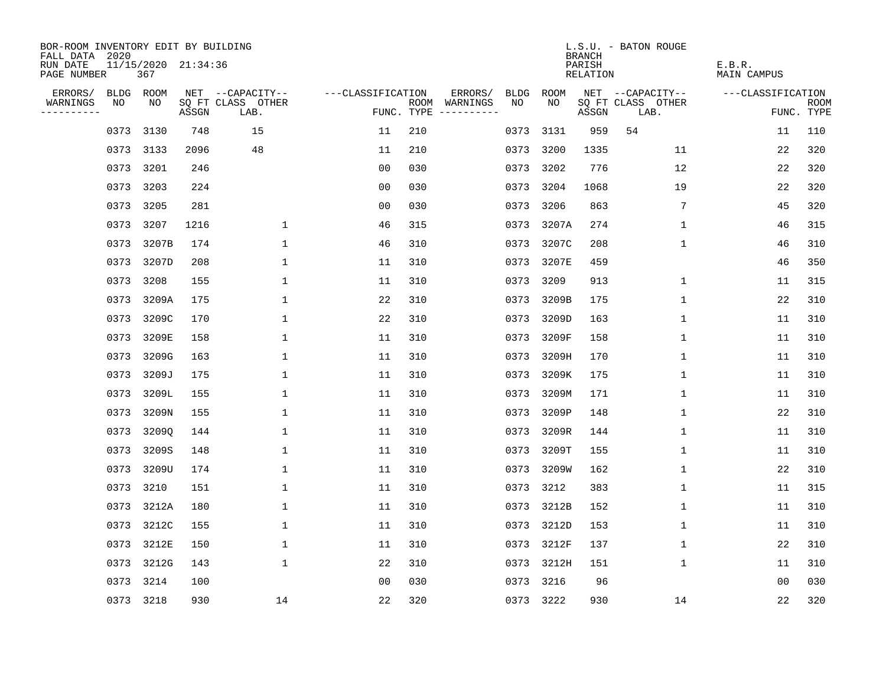BOR-ROOM INVENTORY EDIT BY BUILDING
FALL DATA 2020
RUN DATE 11/15/2020 21:34:36
PAGE NUMBER 367

L.S.U. - BATON ROUGE
BRANCH
PARISH E.B.R.
RELATION MAIN CAMPUS

| ERRORS/ WARNINGS | BLDG NO | ROOM NO | NET SQ FT ASSGN | CAPACITY CLASS LAB. | CAPACITY OTHER | CLASSIFICATION FUNC. | ROOM TYPE | ERRORS/ WARNINGS | BLDG NO | ROOM NO | NET SQ FT ASSGN | CAPACITY CLASS LAB. | CAPACITY OTHER | CLASSIFICATION FUNC. | ROOM TYPE |
|---|---|---|---|---|---|---|---|---|---|---|---|---|---|---|---|
| | 0373 | 3130 | 748 | 15 | | 11 | 210 | | 0373 | 3131 | 959 | 54 | | 11 | 110 |
| | 0373 | 3133 | 2096 | 48 | | 11 | 210 | | 0373 | 3200 | 1335 | | 11 | 22 | 320 |
| | 0373 | 3201 | 246 | | | 00 | 030 | | 0373 | 3202 | 776 | | 12 | 22 | 320 |
| | 0373 | 3203 | 224 | | | 00 | 030 | | 0373 | 3204 | 1068 | | 19 | 22 | 320 |
| | 0373 | 3205 | 281 | | | 00 | 030 | | 0373 | 3206 | 863 | | 7 | 45 | 320 |
| | 0373 | 3207 | 1216 | | 1 | 46 | 315 | | 0373 | 3207A | 274 | | 1 | 46 | 315 |
| | 0373 | 3207B | 174 | | 1 | 46 | 310 | | 0373 | 3207C | 208 | | 1 | 46 | 310 |
| | 0373 | 3207D | 208 | | 1 | 11 | 310 | | 0373 | 3207E | 459 | | | 46 | 350 |
| | 0373 | 3208 | 155 | | 1 | 11 | 310 | | 0373 | 3209 | 913 | | 1 | 11 | 315 |
| | 0373 | 3209A | 175 | | 1 | 22 | 310 | | 0373 | 3209B | 175 | | 1 | 22 | 310 |
| | 0373 | 3209C | 170 | | 1 | 22 | 310 | | 0373 | 3209D | 163 | | 1 | 11 | 310 |
| | 0373 | 3209E | 158 | | 1 | 11 | 310 | | 0373 | 3209F | 158 | | 1 | 11 | 310 |
| | 0373 | 3209G | 163 | | 1 | 11 | 310 | | 0373 | 3209H | 170 | | 1 | 11 | 310 |
| | 0373 | 3209J | 175 | | 1 | 11 | 310 | | 0373 | 3209K | 175 | | 1 | 11 | 310 |
| | 0373 | 3209L | 155 | | 1 | 11 | 310 | | 0373 | 3209M | 171 | | 1 | 11 | 310 |
| | 0373 | 3209N | 155 | | 1 | 11 | 310 | | 0373 | 3209P | 148 | | 1 | 22 | 310 |
| | 0373 | 3209Q | 144 | | 1 | 11 | 310 | | 0373 | 3209R | 144 | | 1 | 11 | 310 |
| | 0373 | 3209S | 148 | | 1 | 11 | 310 | | 0373 | 3209T | 155 | | 1 | 11 | 310 |
| | 0373 | 3209U | 174 | | 1 | 11 | 310 | | 0373 | 3209W | 162 | | 1 | 22 | 310 |
| | 0373 | 3210 | 151 | | 1 | 11 | 310 | | 0373 | 3212 | 383 | | 1 | 11 | 315 |
| | 0373 | 3212A | 180 | | 1 | 11 | 310 | | 0373 | 3212B | 152 | | 1 | 11 | 310 |
| | 0373 | 3212C | 155 | | 1 | 11 | 310 | | 0373 | 3212D | 153 | | 1 | 11 | 310 |
| | 0373 | 3212E | 150 | | 1 | 11 | 310 | | 0373 | 3212F | 137 | | 1 | 22 | 310 |
| | 0373 | 3212G | 143 | | 1 | 22 | 310 | | 0373 | 3212H | 151 | | 1 | 11 | 310 |
| | 0373 | 3214 | 100 | | | 00 | 030 | | 0373 | 3216 | 96 | | | 00 | 030 |
| | 0373 | 3218 | 930 | | 14 | 22 | 320 | | 0373 | 3222 | 930 | | 14 | 22 | 320 |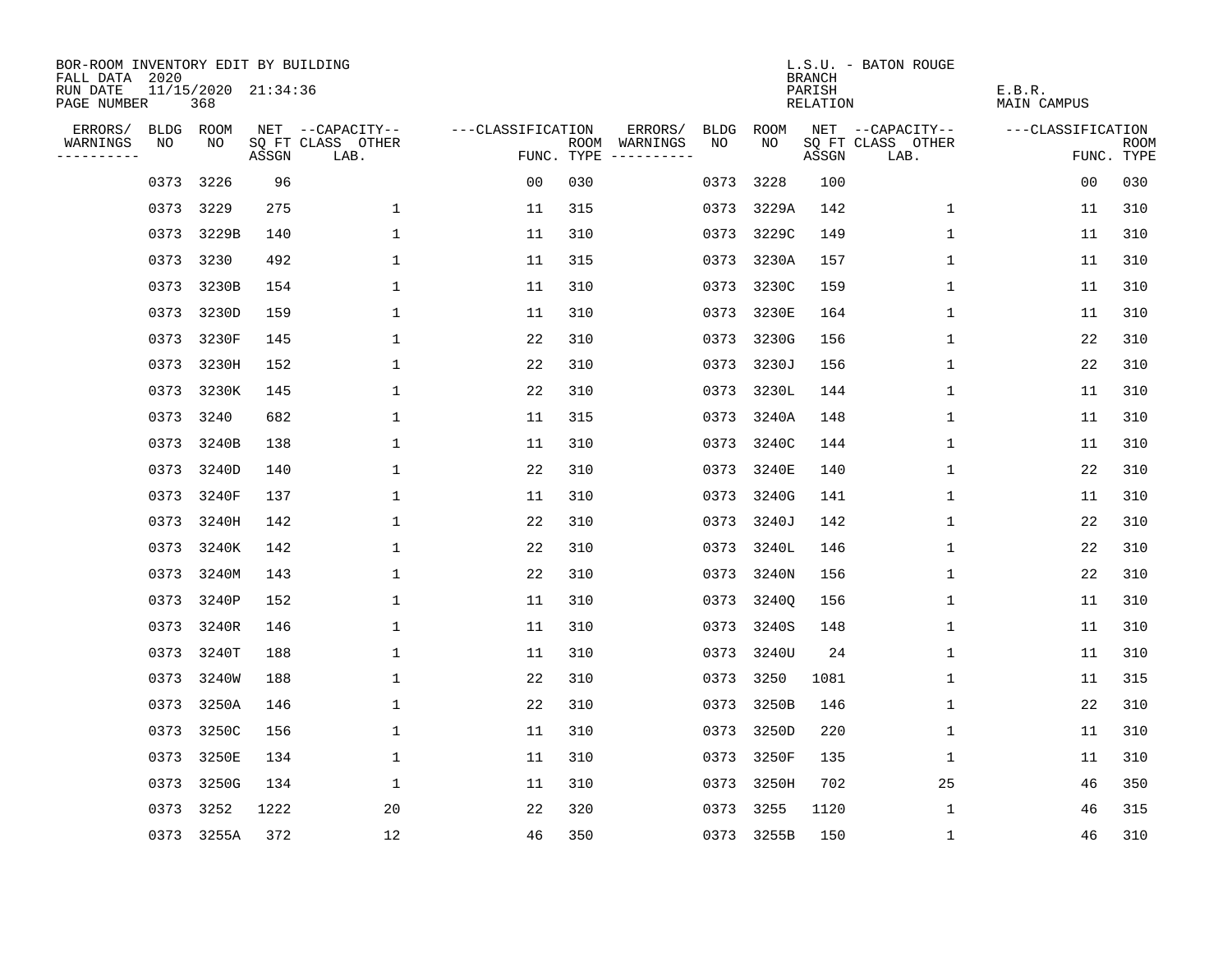BOR-ROOM INVENTORY EDIT BY BUILDING
FALL DATA 2020
RUN DATE 11/15/2020 21:34:36
PAGE NUMBER 368

L.S.U. - BATON ROUGE
BRANCH
PARISH E.B.R.
RELATION MAIN CAMPUS

| ERRORS/ WARNINGS | BLDG NO | ROOM NO | NET SQ FT ASSGN | CAPACITY CLASS LAB. | CAPACITY OTHER | CLASSIFICATION FUNC. | ROOM TYPE | ERRORS/ WARNINGS | BLDG NO | ROOM NO | NET SQ FT ASSGN | CAPACITY CLASS LAB. | CAPACITY OTHER | CLASSIFICATION FUNC. | ROOM TYPE |
|---|---|---|---|---|---|---|---|---|---|---|---|---|---|---|---|
| | 0373 | 3226 | 96 | | | 00 | 030 | | 0373 | 3228 | 100 | | | 00 | 030 |
| | 0373 | 3229 | 275 | | 1 | 11 | 315 | | 0373 | 3229A | 142 | | 1 | 11 | 310 |
| | 0373 | 3229B | 140 | | 1 | 11 | 310 | | 0373 | 3229C | 149 | | 1 | 11 | 310 |
| | 0373 | 3230 | 492 | | 1 | 11 | 315 | | 0373 | 3230A | 157 | | 1 | 11 | 310 |
| | 0373 | 3230B | 154 | | 1 | 11 | 310 | | 0373 | 3230C | 159 | | 1 | 11 | 310 |
| | 0373 | 3230D | 159 | | 1 | 11 | 310 | | 0373 | 3230E | 164 | | 1 | 11 | 310 |
| | 0373 | 3230F | 145 | | 1 | 22 | 310 | | 0373 | 3230G | 156 | | 1 | 22 | 310 |
| | 0373 | 3230H | 152 | | 1 | 22 | 310 | | 0373 | 3230J | 156 | | 1 | 22 | 310 |
| | 0373 | 3230K | 145 | | 1 | 22 | 310 | | 0373 | 3230L | 144 | | 1 | 11 | 310 |
| | 0373 | 3240 | 682 | | 1 | 11 | 315 | | 0373 | 3240A | 148 | | 1 | 11 | 310 |
| | 0373 | 3240B | 138 | | 1 | 11 | 310 | | 0373 | 3240C | 144 | | 1 | 11 | 310 |
| | 0373 | 3240D | 140 | | 1 | 22 | 310 | | 0373 | 3240E | 140 | | 1 | 22 | 310 |
| | 0373 | 3240F | 137 | | 1 | 11 | 310 | | 0373 | 3240G | 141 | | 1 | 11 | 310 |
| | 0373 | 3240H | 142 | | 1 | 22 | 310 | | 0373 | 3240J | 142 | | 1 | 22 | 310 |
| | 0373 | 3240K | 142 | | 1 | 22 | 310 | | 0373 | 3240L | 146 | | 1 | 22 | 310 |
| | 0373 | 3240M | 143 | | 1 | 22 | 310 | | 0373 | 3240N | 156 | | 1 | 22 | 310 |
| | 0373 | 3240P | 152 | | 1 | 11 | 310 | | 0373 | 3240Q | 156 | | 1 | 11 | 310 |
| | 0373 | 3240R | 146 | | 1 | 11 | 310 | | 0373 | 3240S | 148 | | 1 | 11 | 310 |
| | 0373 | 3240T | 188 | | 1 | 11 | 310 | | 0373 | 3240U | 24 | | 1 | 11 | 310 |
| | 0373 | 3240W | 188 | | 1 | 22 | 310 | | 0373 | 3250 | 1081 | | 1 | 11 | 315 |
| | 0373 | 3250A | 146 | | 1 | 22 | 310 | | 0373 | 3250B | 146 | | 1 | 22 | 310 |
| | 0373 | 3250C | 156 | | 1 | 11 | 310 | | 0373 | 3250D | 220 | | 1 | 11 | 310 |
| | 0373 | 3250E | 134 | | 1 | 11 | 310 | | 0373 | 3250F | 135 | | 1 | 11 | 310 |
| | 0373 | 3250G | 134 | | 1 | 11 | 310 | | 0373 | 3250H | 702 | | 25 | 46 | 350 |
| | 0373 | 3252 | 1222 | | 20 | 22 | 320 | | 0373 | 3255 | 1120 | | 1 | 46 | 315 |
| | 0373 | 3255A | 372 | | 12 | 46 | 350 | | 0373 | 3255B | 150 | | 1 | 46 | 310 |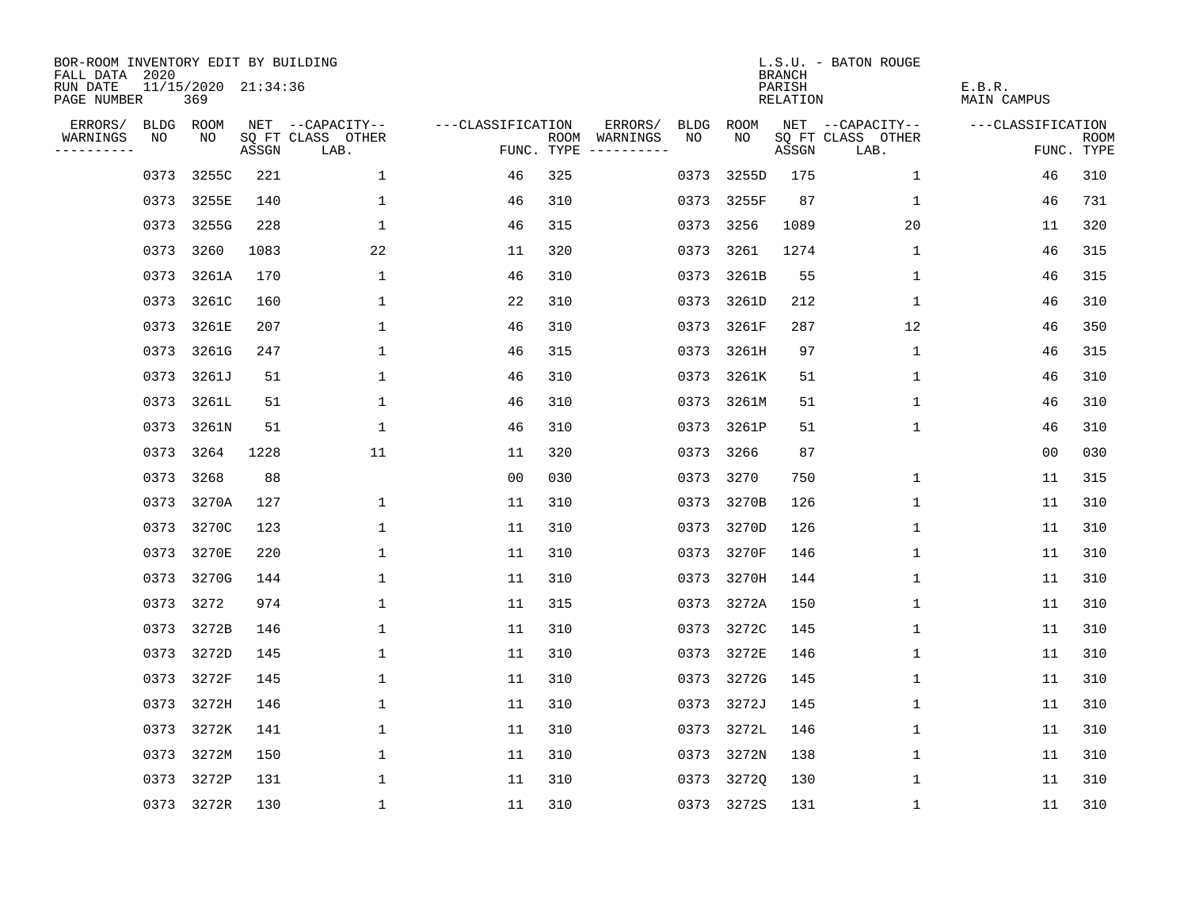BOR-ROOM INVENTORY EDIT BY BUILDING
FALL DATA 2020
RUN DATE 11/15/2020 21:34:36
PAGE NUMBER 369

L.S.U. - BATON ROUGE
BRANCH
PARISH E.B.R.
RELATION MAIN CAMPUS

| ERRORS/ WARNINGS | BLDG NO | ROOM NO | NET SQ FT ASSGN | --CAPACITY-- CLASS LAB. | OTHER | ---CLASSIFICATION FUNC. | ROOM TYPE | ERRORS/ WARNINGS | BLDG NO | ROOM NO | NET SQ FT ASSGN | --CAPACITY-- CLASS LAB. | OTHER | ---CLASSIFICATION FUNC. | ROOM TYPE |
|---|---|---|---|---|---|---|---|---|---|---|---|---|---|---|---|
| | 0373 | 3255C | 221 | | 1 | 46 | 325 | | 0373 | 3255D | 175 | | 1 | 46 | 310 |
| | 0373 | 3255E | 140 | | 1 | 46 | 310 | | 0373 | 3255F | 87 | | 1 | 46 | 731 |
| | 0373 | 3255G | 228 | | 1 | 46 | 315 | | 0373 | 3256 | 1089 | | 20 | 11 | 320 |
| | 0373 | 3260 | 1083 | | 22 | 11 | 320 | | 0373 | 3261 | 1274 | | 1 | 46 | 315 |
| | 0373 | 3261A | 170 | | 1 | 46 | 310 | | 0373 | 3261B | 55 | | 1 | 46 | 315 |
| | 0373 | 3261C | 160 | | 1 | 22 | 310 | | 0373 | 3261D | 212 | | 1 | 46 | 310 |
| | 0373 | 3261E | 207 | | 1 | 46 | 310 | | 0373 | 3261F | 287 | | 12 | 46 | 350 |
| | 0373 | 3261G | 247 | | 1 | 46 | 315 | | 0373 | 3261H | 97 | | 1 | 46 | 315 |
| | 0373 | 3261J | 51 | | 1 | 46 | 310 | | 0373 | 3261K | 51 | | 1 | 46 | 310 |
| | 0373 | 3261L | 51 | | 1 | 46 | 310 | | 0373 | 3261M | 51 | | 1 | 46 | 310 |
| | 0373 | 3261N | 51 | | 1 | 46 | 310 | | 0373 | 3261P | 51 | | 1 | 46 | 310 |
| | 0373 | 3264 | 1228 | | 11 | 11 | 320 | | 0373 | 3266 | 87 | | | 00 | 030 |
| | 0373 | 3268 | 88 | | | 00 | 030 | | 0373 | 3270 | 750 | | 1 | 11 | 315 |
| | 0373 | 3270A | 127 | | 1 | 11 | 310 | | 0373 | 3270B | 126 | | 1 | 11 | 310 |
| | 0373 | 3270C | 123 | | 1 | 11 | 310 | | 0373 | 3270D | 126 | | 1 | 11 | 310 |
| | 0373 | 3270E | 220 | | 1 | 11 | 310 | | 0373 | 3270F | 146 | | 1 | 11 | 310 |
| | 0373 | 3270G | 144 | | 1 | 11 | 310 | | 0373 | 3270H | 144 | | 1 | 11 | 310 |
| | 0373 | 3272 | 974 | | 1 | 11 | 315 | | 0373 | 3272A | 150 | | 1 | 11 | 310 |
| | 0373 | 3272B | 146 | | 1 | 11 | 310 | | 0373 | 3272C | 145 | | 1 | 11 | 310 |
| | 0373 | 3272D | 145 | | 1 | 11 | 310 | | 0373 | 3272E | 146 | | 1 | 11 | 310 |
| | 0373 | 3272F | 145 | | 1 | 11 | 310 | | 0373 | 3272G | 145 | | 1 | 11 | 310 |
| | 0373 | 3272H | 146 | | 1 | 11 | 310 | | 0373 | 3272J | 145 | | 1 | 11 | 310 |
| | 0373 | 3272K | 141 | | 1 | 11 | 310 | | 0373 | 3272L | 146 | | 1 | 11 | 310 |
| | 0373 | 3272M | 150 | | 1 | 11 | 310 | | 0373 | 3272N | 138 | | 1 | 11 | 310 |
| | 0373 | 3272P | 131 | | 1 | 11 | 310 | | 0373 | 3272Q | 130 | | 1 | 11 | 310 |
| | 0373 | 3272R | 130 | | 1 | 11 | 310 | | 0373 | 3272S | 131 | | 1 | 11 | 310 |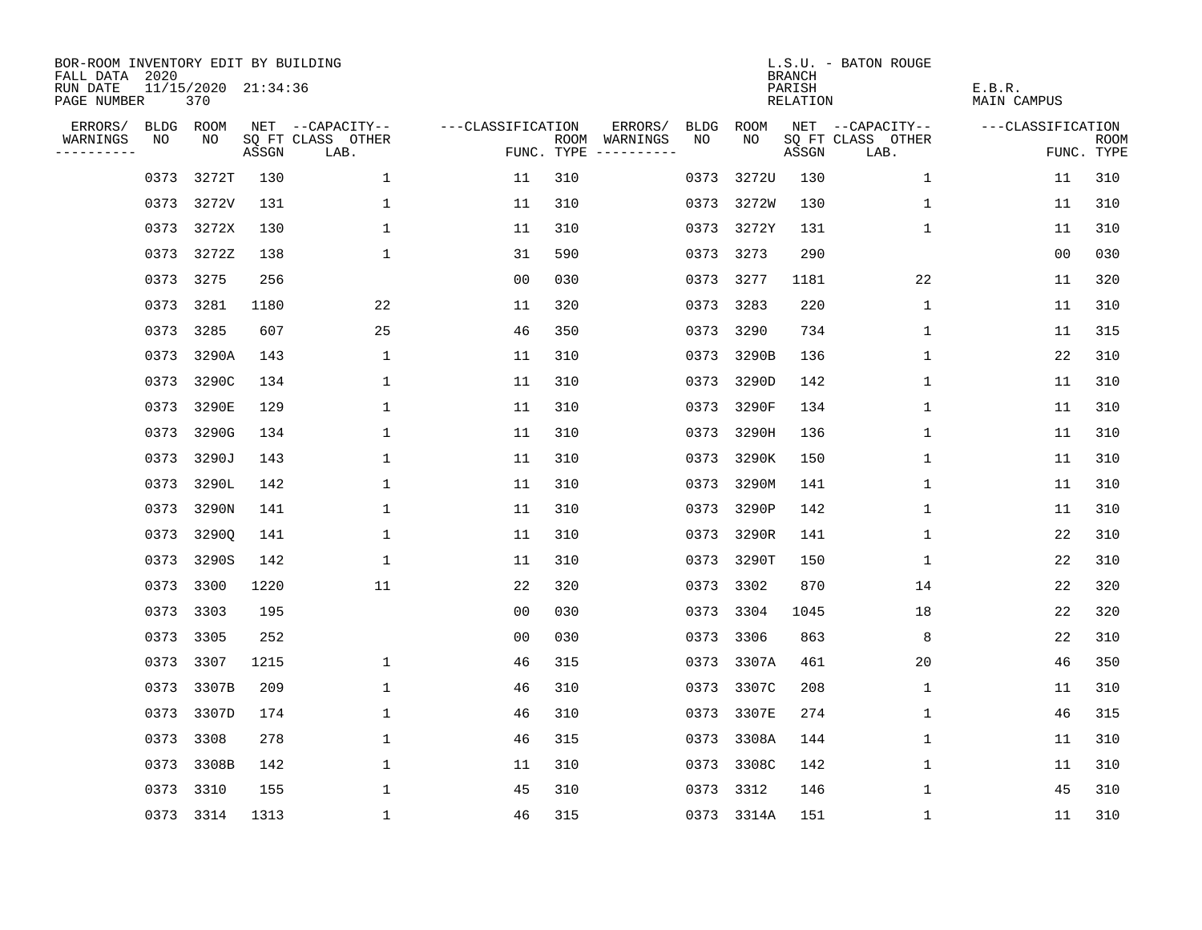BOR-ROOM INVENTORY EDIT BY BUILDING
FALL DATA 2020
RUN DATE 11/15/2020 21:34:36
PAGE NUMBER 370

L.S.U. - BATON ROUGE
BRANCH
PARISH E.B.R.
RELATION MAIN CAMPUS

| ERRORS/ WARNINGS | BLDG NO | ROOM NO | NET SQ FT ASSGN | --CAPACITY-- CLASS LAB. | OTHER | ---CLASSIFICATION FUNC. | ROOM TYPE | ERRORS/ WARNINGS | BLDG NO | ROOM NO | NET SQ FT ASSGN | --CAPACITY-- CLASS LAB. | OTHER | ---CLASSIFICATION FUNC. | ROOM TYPE |
|---|---|---|---|---|---|---|---|---|---|---|---|---|---|---|---|
| | 0373 | 3272T | 130 | | 1 | 11 | 310 | | 0373 | 3272U | 130 | | 1 | 11 | 310 |
| | 0373 | 3272V | 131 | | 1 | 11 | 310 | | 0373 | 3272W | 130 | | 1 | 11 | 310 |
| | 0373 | 3272X | 130 | | 1 | 11 | 310 | | 0373 | 3272Y | 131 | | 1 | 11 | 310 |
| | 0373 | 3272Z | 138 | | 1 | 31 | 590 | | 0373 | 3273 | 290 | | | 00 | 030 |
| | 0373 | 3275 | 256 | | | 00 | 030 | | 0373 | 3277 | 1181 | | 22 | 11 | 320 |
| | 0373 | 3281 | 1180 | | 22 | 11 | 320 | | 0373 | 3283 | 220 | | 1 | 11 | 310 |
| | 0373 | 3285 | 607 | | 25 | 46 | 350 | | 0373 | 3290 | 734 | | 1 | 11 | 315 |
| | 0373 | 3290A | 143 | | 1 | 11 | 310 | | 0373 | 3290B | 136 | | 1 | 22 | 310 |
| | 0373 | 3290C | 134 | | 1 | 11 | 310 | | 0373 | 3290D | 142 | | 1 | 11 | 310 |
| | 0373 | 3290E | 129 | | 1 | 11 | 310 | | 0373 | 3290F | 134 | | 1 | 11 | 310 |
| | 0373 | 3290G | 134 | | 1 | 11 | 310 | | 0373 | 3290H | 136 | | 1 | 11 | 310 |
| | 0373 | 3290J | 143 | | 1 | 11 | 310 | | 0373 | 3290K | 150 | | 1 | 11 | 310 |
| | 0373 | 3290L | 142 | | 1 | 11 | 310 | | 0373 | 3290M | 141 | | 1 | 11 | 310 |
| | 0373 | 3290N | 141 | | 1 | 11 | 310 | | 0373 | 3290P | 142 | | 1 | 11 | 310 |
| | 0373 | 3290Q | 141 | | 1 | 11 | 310 | | 0373 | 3290R | 141 | | 1 | 22 | 310 |
| | 0373 | 3290S | 142 | | 1 | 11 | 310 | | 0373 | 3290T | 150 | | 1 | 22 | 310 |
| | 0373 | 3300 | 1220 | | 11 | 22 | 320 | | 0373 | 3302 | 870 | | 14 | 22 | 320 |
| | 0373 | 3303 | 195 | | | 00 | 030 | | 0373 | 3304 | 1045 | | 18 | 22 | 320 |
| | 0373 | 3305 | 252 | | | 00 | 030 | | 0373 | 3306 | 863 | | 8 | 22 | 310 |
| | 0373 | 3307 | 1215 | | 1 | 46 | 315 | | 0373 | 3307A | 461 | | 20 | 46 | 350 |
| | 0373 | 3307B | 209 | | 1 | 46 | 310 | | 0373 | 3307C | 208 | | 1 | 11 | 310 |
| | 0373 | 3307D | 174 | | 1 | 46 | 310 | | 0373 | 3307E | 274 | | 1 | 46 | 315 |
| | 0373 | 3308 | 278 | | 1 | 46 | 315 | | 0373 | 3308A | 144 | | 1 | 11 | 310 |
| | 0373 | 3308B | 142 | | 1 | 11 | 310 | | 0373 | 3308C | 142 | | 1 | 11 | 310 |
| | 0373 | 3310 | 155 | | 1 | 45 | 310 | | 0373 | 3312 | 146 | | 1 | 45 | 310 |
| | 0373 | 3314 | 1313 | | 1 | 46 | 315 | | 0373 | 3314A | 151 | | 1 | 11 | 310 |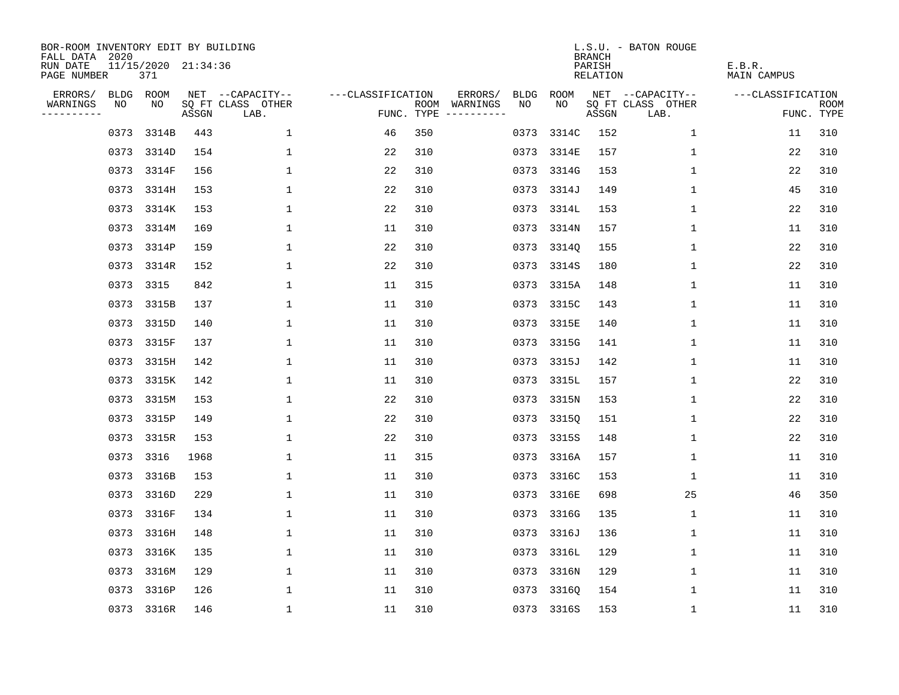BOR-ROOM INVENTORY EDIT BY BUILDING
FALL DATA 2020
RUN DATE 11/15/2020 21:34:36
PAGE NUMBER 371

L.S.U. - BATON ROUGE
BRANCH
PARISH E.B.R.
RELATION MAIN CAMPUS

| ERRORS/ WARNINGS | BLDG NO | ROOM NO | NET SQ FT ASSGN | --CAPACITY-- CLASS LAB. | OTHER | ---CLASSIFICATION FUNC. | ROOM TYPE | ERRORS/ WARNINGS | BLDG NO | ROOM NO | NET SQ FT ASSGN | --CAPACITY-- CLASS LAB. | OTHER | ---CLASSIFICATION FUNC. | ROOM TYPE |
|---|---|---|---|---|---|---|---|---|---|---|---|---|---|---|---|
| | 0373 | 3314B | 443 | | 1 | 46 | 350 | | 0373 | 3314C | 152 | | 1 | 11 | 310 |
| | 0373 | 3314D | 154 | | 1 | 22 | 310 | | 0373 | 3314E | 157 | | 1 | 22 | 310 |
| | 0373 | 3314F | 156 | | 1 | 22 | 310 | | 0373 | 3314G | 153 | | 1 | 22 | 310 |
| | 0373 | 3314H | 153 | | 1 | 22 | 310 | | 0373 | 3314J | 149 | | 1 | 45 | 310 |
| | 0373 | 3314K | 153 | | 1 | 22 | 310 | | 0373 | 3314L | 153 | | 1 | 22 | 310 |
| | 0373 | 3314M | 169 | | 1 | 11 | 310 | | 0373 | 3314N | 157 | | 1 | 11 | 310 |
| | 0373 | 3314P | 159 | | 1 | 22 | 310 | | 0373 | 3314Q | 155 | | 1 | 22 | 310 |
| | 0373 | 3314R | 152 | | 1 | 22 | 310 | | 0373 | 3314S | 180 | | 1 | 22 | 310 |
| | 0373 | 3315 | 842 | | 1 | 11 | 315 | | 0373 | 3315A | 148 | | 1 | 11 | 310 |
| | 0373 | 3315B | 137 | | 1 | 11 | 310 | | 0373 | 3315C | 143 | | 1 | 11 | 310 |
| | 0373 | 3315D | 140 | | 1 | 11 | 310 | | 0373 | 3315E | 140 | | 1 | 11 | 310 |
| | 0373 | 3315F | 137 | | 1 | 11 | 310 | | 0373 | 3315G | 141 | | 1 | 11 | 310 |
| | 0373 | 3315H | 142 | | 1 | 11 | 310 | | 0373 | 3315J | 142 | | 1 | 11 | 310 |
| | 0373 | 3315K | 142 | | 1 | 11 | 310 | | 0373 | 3315L | 157 | | 1 | 22 | 310 |
| | 0373 | 3315M | 153 | | 1 | 22 | 310 | | 0373 | 3315N | 153 | | 1 | 22 | 310 |
| | 0373 | 3315P | 149 | | 1 | 22 | 310 | | 0373 | 3315Q | 151 | | 1 | 22 | 310 |
| | 0373 | 3315R | 153 | | 1 | 22 | 310 | | 0373 | 3315S | 148 | | 1 | 22 | 310 |
| | 0373 | 3316 | 1968 | | 1 | 11 | 315 | | 0373 | 3316A | 157 | | 1 | 11 | 310 |
| | 0373 | 3316B | 153 | | 1 | 11 | 310 | | 0373 | 3316C | 153 | | 1 | 11 | 310 |
| | 0373 | 3316D | 229 | | 1 | 11 | 310 | | 0373 | 3316E | 698 | | 25 | 46 | 350 |
| | 0373 | 3316F | 134 | | 1 | 11 | 310 | | 0373 | 3316G | 135 | | 1 | 11 | 310 |
| | 0373 | 3316H | 148 | | 1 | 11 | 310 | | 0373 | 3316J | 136 | | 1 | 11 | 310 |
| | 0373 | 3316K | 135 | | 1 | 11 | 310 | | 0373 | 3316L | 129 | | 1 | 11 | 310 |
| | 0373 | 3316M | 129 | | 1 | 11 | 310 | | 0373 | 3316N | 129 | | 1 | 11 | 310 |
| | 0373 | 3316P | 126 | | 1 | 11 | 310 | | 0373 | 3316Q | 154 | | 1 | 11 | 310 |
| | 0373 | 3316R | 146 | | 1 | 11 | 310 | | 0373 | 3316S | 153 | | 1 | 11 | 310 |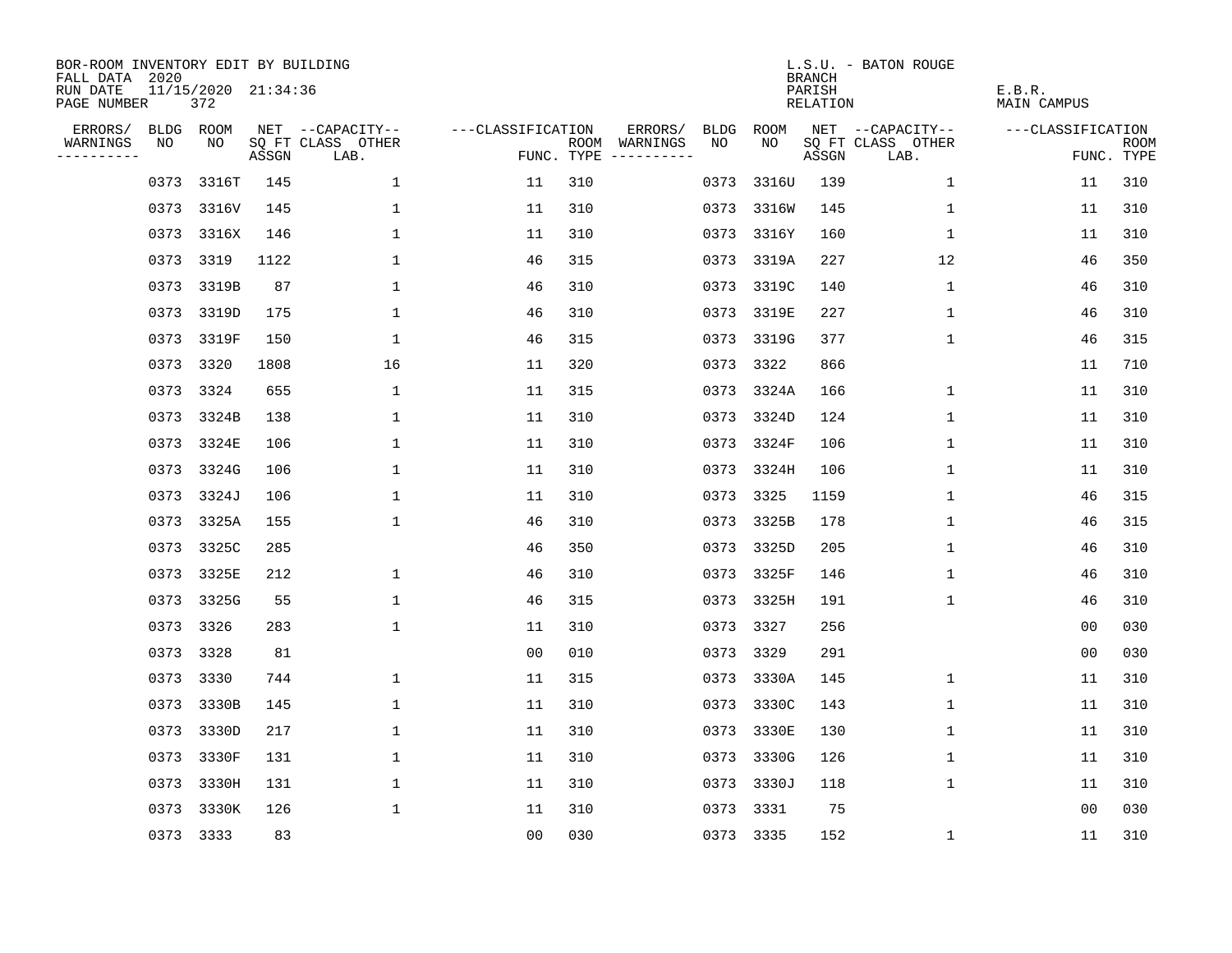BOR-ROOM INVENTORY EDIT BY BUILDING
FALL DATA 2020
RUN DATE 11/15/2020 21:34:36
PAGE NUMBER 372

L.S.U. - BATON ROUGE
BRANCH
PARISH E.B.R.
RELATION MAIN CAMPUS

| ERRORS/ WARNINGS | BLDG NO | ROOM NO | NET SQ FT ASSGN | --CAPACITY-- CLASS LAB. | OTHER | ---CLASSIFICATION FUNC. | ROOM TYPE | ERRORS/ WARNINGS | BLDG NO | ROOM NO | NET SQ FT ASSGN | --CAPACITY-- CLASS LAB. | OTHER | ---CLASSIFICATION FUNC. | ROOM TYPE |
|---|---|---|---|---|---|---|---|---|---|---|---|---|---|---|---|
| | 0373 | 3316T | 145 | | 1 | 11 | 310 | | 0373 | 3316U | 139 | | 1 | 11 | 310 |
| | 0373 | 3316V | 145 | | 1 | 11 | 310 | | 0373 | 3316W | 145 | | 1 | 11 | 310 |
| | 0373 | 3316X | 146 | | 1 | 11 | 310 | | 0373 | 3316Y | 160 | | 1 | 11 | 310 |
| | 0373 | 3319 | 1122 | | 1 | 46 | 315 | | 0373 | 3319A | 227 | | 12 | 46 | 350 |
| | 0373 | 3319B | 87 | | 1 | 46 | 310 | | 0373 | 3319C | 140 | | 1 | 46 | 310 |
| | 0373 | 3319D | 175 | | 1 | 46 | 310 | | 0373 | 3319E | 227 | | 1 | 46 | 310 |
| | 0373 | 3319F | 150 | | 1 | 46 | 315 | | 0373 | 3319G | 377 | | 1 | 46 | 315 |
| | 0373 | 3320 | 1808 | | 16 | 11 | 320 | | 0373 | 3322 | 866 | | | 11 | 710 |
| | 0373 | 3324 | 655 | | 1 | 11 | 315 | | 0373 | 3324A | 166 | | 1 | 11 | 310 |
| | 0373 | 3324B | 138 | | 1 | 11 | 310 | | 0373 | 3324D | 124 | | 1 | 11 | 310 |
| | 0373 | 3324E | 106 | | 1 | 11 | 310 | | 0373 | 3324F | 106 | | 1 | 11 | 310 |
| | 0373 | 3324G | 106 | | 1 | 11 | 310 | | 0373 | 3324H | 106 | | 1 | 11 | 310 |
| | 0373 | 3324J | 106 | | 1 | 11 | 310 | | 0373 | 3325 | 1159 | | 1 | 46 | 315 |
| | 0373 | 3325A | 155 | | 1 | 46 | 310 | | 0373 | 3325B | 178 | | 1 | 46 | 315 |
| | 0373 | 3325C | 285 | | | 46 | 350 | | 0373 | 3325D | 205 | | 1 | 46 | 310 |
| | 0373 | 3325E | 212 | | 1 | 46 | 310 | | 0373 | 3325F | 146 | | 1 | 46 | 310 |
| | 0373 | 3325G | 55 | | 1 | 46 | 315 | | 0373 | 3325H | 191 | | 1 | 46 | 310 |
| | 0373 | 3326 | 283 | | 1 | 11 | 310 | | 0373 | 3327 | 256 | | | 00 | 030 |
| | 0373 | 3328 | 81 | | | 00 | 010 | | 0373 | 3329 | 291 | | | 00 | 030 |
| | 0373 | 3330 | 744 | | 1 | 11 | 315 | | 0373 | 3330A | 145 | | 1 | 11 | 310 |
| | 0373 | 3330B | 145 | | 1 | 11 | 310 | | 0373 | 3330C | 143 | | 1 | 11 | 310 |
| | 0373 | 3330D | 217 | | 1 | 11 | 310 | | 0373 | 3330E | 130 | | 1 | 11 | 310 |
| | 0373 | 3330F | 131 | | 1 | 11 | 310 | | 0373 | 3330G | 126 | | 1 | 11 | 310 |
| | 0373 | 3330H | 131 | | 1 | 11 | 310 | | 0373 | 3330J | 118 | | 1 | 11 | 310 |
| | 0373 | 3330K | 126 | | 1 | 11 | 310 | | 0373 | 3331 | 75 | | | 00 | 030 |
| | 0373 | 3333 | 83 | | | 00 | 030 | | 0373 | 3335 | 152 | | 1 | 11 | 310 |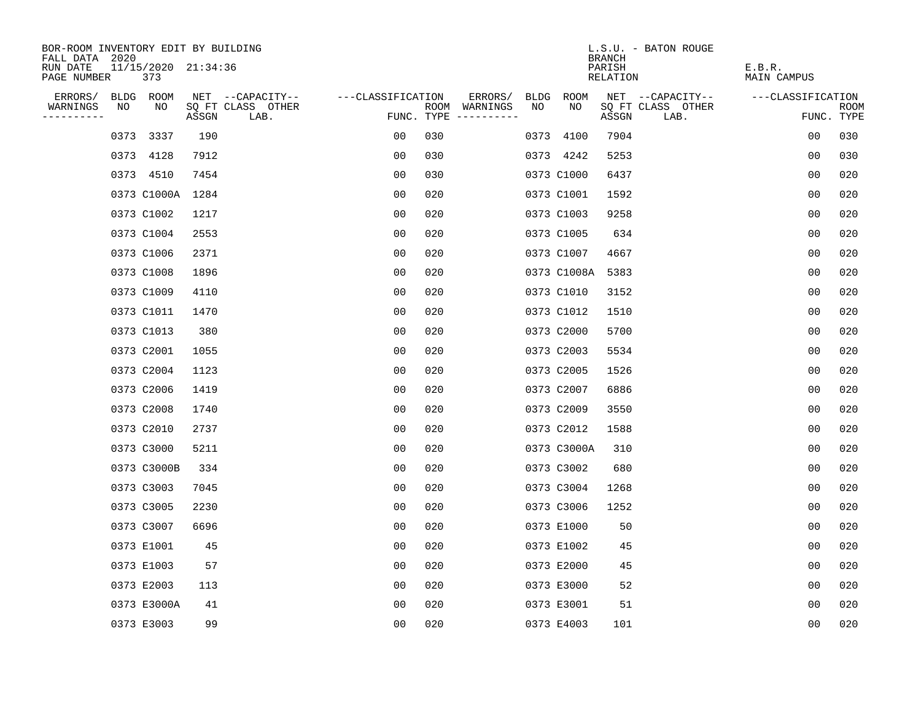BOR-ROOM INVENTORY EDIT BY BUILDING
FALL DATA 2020
RUN DATE 11/15/2020 21:34:36
PAGE NUMBER 373

L.S.U. - BATON ROUGE
BRANCH
PARISH E.B.R.
RELATION MAIN CAMPUS

| ERRORS/ WARNINGS | BLDG NO | ROOM NO | NET SQ FT ASSGN | CAPACITY CLASS LAB. | CAPACITY OTHER | CLASSIFICATION FUNC. | ROOM TYPE | ERRORS/ WARNINGS | BLDG NO | ROOM NO | NET SQ FT ASSGN | CAPACITY CLASS LAB. | CAPACITY OTHER | CLASSIFICATION FUNC. | ROOM TYPE |
|---|---|---|---|---|---|---|---|---|---|---|---|---|---|---|---|
| | 0373 | 3337 | 190 | | | 00 | 030 | | 0373 | 4100 | 7904 | | | 00 | 030 |
| | 0373 | 4128 | 7912 | | | 00 | 030 | | 0373 | 4242 | 5253 | | | 00 | 030 |
| | 0373 | 4510 | 7454 | | | 00 | 030 | | 0373 | C1000 | 6437 | | | 00 | 020 |
| | 0373 | C1000A | 1284 | | | 00 | 020 | | 0373 | C1001 | 1592 | | | 00 | 020 |
| | 0373 | C1002 | 1217 | | | 00 | 020 | | 0373 | C1003 | 9258 | | | 00 | 020 |
| | 0373 | C1004 | 2553 | | | 00 | 020 | | 0373 | C1005 | 634 | | | 00 | 020 |
| | 0373 | C1006 | 2371 | | | 00 | 020 | | 0373 | C1007 | 4667 | | | 00 | 020 |
| | 0373 | C1008 | 1896 | | | 00 | 020 | | 0373 | C1008A | 5383 | | | 00 | 020 |
| | 0373 | C1009 | 4110 | | | 00 | 020 | | 0373 | C1010 | 3152 | | | 00 | 020 |
| | 0373 | C1011 | 1470 | | | 00 | 020 | | 0373 | C1012 | 1510 | | | 00 | 020 |
| | 0373 | C1013 | 380 | | | 00 | 020 | | 0373 | C2000 | 5700 | | | 00 | 020 |
| | 0373 | C2001 | 1055 | | | 00 | 020 | | 0373 | C2003 | 5534 | | | 00 | 020 |
| | 0373 | C2004 | 1123 | | | 00 | 020 | | 0373 | C2005 | 1526 | | | 00 | 020 |
| | 0373 | C2006 | 1419 | | | 00 | 020 | | 0373 | C2007 | 6886 | | | 00 | 020 |
| | 0373 | C2008 | 1740 | | | 00 | 020 | | 0373 | C2009 | 3550 | | | 00 | 020 |
| | 0373 | C2010 | 2737 | | | 00 | 020 | | 0373 | C2012 | 1588 | | | 00 | 020 |
| | 0373 | C3000 | 5211 | | | 00 | 020 | | 0373 | C3000A | 310 | | | 00 | 020 |
| | 0373 | C3000B | 334 | | | 00 | 020 | | 0373 | C3002 | 680 | | | 00 | 020 |
| | 0373 | C3003 | 7045 | | | 00 | 020 | | 0373 | C3004 | 1268 | | | 00 | 020 |
| | 0373 | C3005 | 2230 | | | 00 | 020 | | 0373 | C3006 | 1252 | | | 00 | 020 |
| | 0373 | C3007 | 6696 | | | 00 | 020 | | 0373 | E1000 | 50 | | | 00 | 020 |
| | 0373 | E1001 | 45 | | | 00 | 020 | | 0373 | E1002 | 45 | | | 00 | 020 |
| | 0373 | E1003 | 57 | | | 00 | 020 | | 0373 | E2000 | 45 | | | 00 | 020 |
| | 0373 | E2003 | 113 | | | 00 | 020 | | 0373 | E3000 | 52 | | | 00 | 020 |
| | 0373 | E3000A | 41 | | | 00 | 020 | | 0373 | E3001 | 51 | | | 00 | 020 |
| | 0373 | E3003 | 99 | | | 00 | 020 | | 0373 | E4003 | 101 | | | 00 | 020 |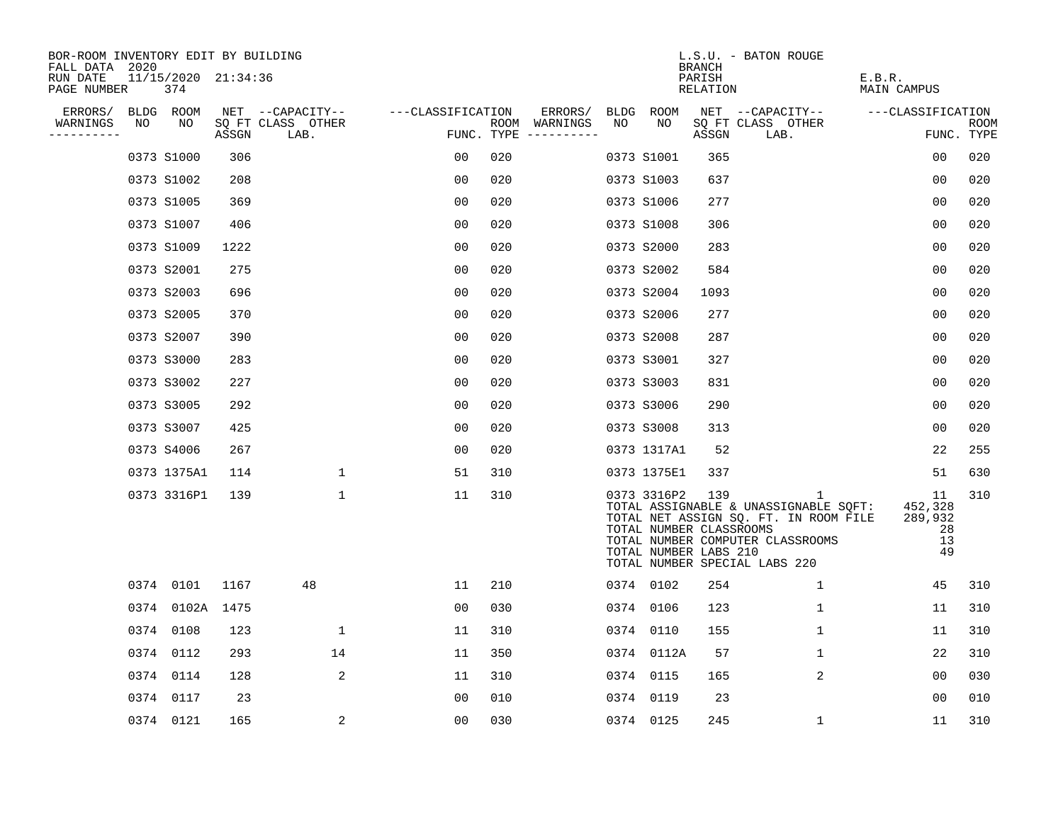BOR-ROOM INVENTORY EDIT BY BUILDING
FALL DATA 2020
RUN DATE 11/15/2020 21:34:36
PAGE NUMBER 374

L.S.U. - BATON ROUGE
BRANCH
PARISH E.B.R.
RELATION MAIN CAMPUS

| ERRORS/ WARNINGS | BLDG NO | ROOM NO | NET SQ FT ASSGN | CAPACITY CLASS LAB. | CAPACITY OTHER | CLASSIFICATION FUNC. | ROOM TYPE | ERRORS/ WARNINGS | BLDG NO | ROOM NO | NET SQ FT ASSGN | CAPACITY CLASS LAB. | CAPACITY OTHER | CLASSIFICATION FUNC. | ROOM TYPE |
|---|---|---|---|---|---|---|---|---|---|---|---|---|---|---|---|
| | 0373 | S1000 | 306 | | | 00 | 020 | | 0373 | S1001 | 365 | | | 00 | 020 |
| | 0373 | S1002 | 208 | | | 00 | 020 | | 0373 | S1003 | 637 | | | 00 | 020 |
| | 0373 | S1005 | 369 | | | 00 | 020 | | 0373 | S1006 | 277 | | | 00 | 020 |
| | 0373 | S1007 | 406 | | | 00 | 020 | | 0373 | S1008 | 306 | | | 00 | 020 |
| | 0373 | S1009 | 1222 | | | 00 | 020 | | 0373 | S2000 | 283 | | | 00 | 020 |
| | 0373 | S2001 | 275 | | | 00 | 020 | | 0373 | S2002 | 584 | | | 00 | 020 |
| | 0373 | S2003 | 696 | | | 00 | 020 | | 0373 | S2004 | 1093 | | | 00 | 020 |
| | 0373 | S2005 | 370 | | | 00 | 020 | | 0373 | S2006 | 277 | | | 00 | 020 |
| | 0373 | S2007 | 390 | | | 00 | 020 | | 0373 | S2008 | 287 | | | 00 | 020 |
| | 0373 | S3000 | 283 | | | 00 | 020 | | 0373 | S3001 | 327 | | | 00 | 020 |
| | 0373 | S3002 | 227 | | | 00 | 020 | | 0373 | S3003 | 831 | | | 00 | 020 |
| | 0373 | S3005 | 292 | | | 00 | 020 | | 0373 | S3006 | 290 | | | 00 | 020 |
| | 0373 | S3007 | 425 | | | 00 | 020 | | 0373 | S3008 | 313 | | | 00 | 020 |
| | 0373 | S4006 | 267 | | | 00 | 020 | | 0373 | 1317A1 | 52 | | | 22 | 255 |
| | 0373 | 1375A1 | 114 | | 1 | 51 | 310 | | 0373 | 1375E1 | 337 | | | 51 | 630 |
| | 0373 | 3316P1 | 139 | | 1 | 11 | 310 | | 0373 | 3316P2 | 139 | | 1 | 11 | 310 |

TOTAL ASSIGNABLE & UNASSIGNABLE SQFT: 452,328
TOTAL NET ASSIGN SQ. FT. IN ROOM FILE 289,932
TOTAL NUMBER CLASSROOMS 28
TOTAL NUMBER COMPUTER CLASSROOMS 13
TOTAL NUMBER LABS 210 49
TOTAL NUMBER SPECIAL LABS 220

| ERRORS/ WARNINGS | BLDG NO | ROOM NO | NET SQ FT ASSGN | CAPACITY CLASS LAB. | CAPACITY OTHER | CLASSIFICATION FUNC. | ROOM TYPE | ERRORS/ WARNINGS | BLDG NO | ROOM NO | NET SQ FT ASSGN | CAPACITY CLASS LAB. | CAPACITY OTHER | CLASSIFICATION FUNC. | ROOM TYPE |
|---|---|---|---|---|---|---|---|---|---|---|---|---|---|---|---|
| | 0374 | 0101 | 1167 | 48 | | 11 | 210 | | 0374 | 0102 | 254 | | 1 | 45 | 310 |
| | 0374 | 0102A | 1475 | | | 00 | 030 | | 0374 | 0106 | 123 | | 1 | 11 | 310 |
| | 0374 | 0108 | 123 | | 1 | 11 | 310 | | 0374 | 0110 | 155 | | 1 | 11 | 310 |
| | 0374 | 0112 | 293 | | 14 | 11 | 350 | | 0374 | 0112A | 57 | | 1 | 22 | 310 |
| | 0374 | 0114 | 128 | | 2 | 11 | 310 | | 0374 | 0115 | 165 | | 2 | 00 | 030 |
| | 0374 | 0117 | 23 | | | 00 | 010 | | 0374 | 0119 | 23 | | | 00 | 010 |
| | 0374 | 0121 | 165 | | 2 | 00 | 030 | | 0374 | 0125 | 245 | | 1 | 11 | 310 |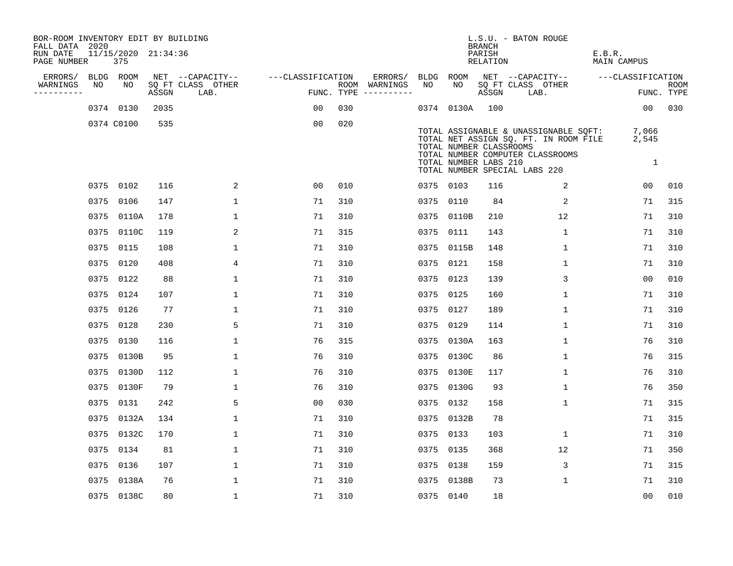BOR-ROOM INVENTORY EDIT BY BUILDING
FALL DATA 2020
RUN DATE 11/15/2020 21:34:36
PAGE NUMBER 375

L.S.U. - BATON ROUGE
BRANCH
PARISH E.B.R.
RELATION MAIN CAMPUS

| ERRORS/ WARNINGS | BLDG NO | ROOM NO | NET SQ FT ASSGN | CAPACITY CLASS | CAPACITY OTHER LAB. | CLASSIFICATION FUNC. | ROOM TYPE | ERRORS/ WARNINGS | BLDG NO | ROOM NO | NET SQ FT ASSGN | CAPACITY CLASS | CAPACITY OTHER LAB. | CLASSIFICATION FUNC. | ROOM TYPE |
|---|---|---|---|---|---|---|---|---|---|---|---|---|---|---|---|
| | 0374 | 0130 | 2035 | | | 00 | 030 | | 0374 | 0130A | 100 | | | 00 | 030 |
| | 0374 | C0100 | 535 | | | 00 | 020 | | | | | | | | |

TOTAL ASSIGNABLE & UNASSIGNABLE SQFT: 7,066
TOTAL NET ASSIGN SQ. FT. IN ROOM FILE 2,545
TOTAL NUMBER CLASSROOMS
TOTAL NUMBER COMPUTER CLASSROOMS
TOTAL NUMBER LABS 210 1
TOTAL NUMBER SPECIAL LABS 220

| ERRORS/ WARNINGS | BLDG NO | ROOM NO | NET SQ FT ASSGN | CAPACITY CLASS | CAPACITY OTHER LAB. | CLASSIFICATION FUNC. | ROOM TYPE | ERRORS/ WARNINGS | BLDG NO | ROOM NO | NET SQ FT ASSGN | CAPACITY CLASS | CAPACITY OTHER LAB. | CLASSIFICATION FUNC. | ROOM TYPE |
|---|---|---|---|---|---|---|---|---|---|---|---|---|---|---|---|
| | 0375 | 0102 | 116 | | 2 | 00 | 010 | | 0375 | 0103 | 116 | | 2 | 00 | 010 |
| | 0375 | 0106 | 147 | | 1 | 71 | 310 | | 0375 | 0110 | 84 | | 2 | 71 | 315 |
| | 0375 | 0110A | 178 | | 1 | 71 | 310 | | 0375 | 0110B | 210 | | 12 | 71 | 310 |
| | 0375 | 0110C | 119 | | 2 | 71 | 315 | | 0375 | 0111 | 143 | | 1 | 71 | 310 |
| | 0375 | 0115 | 108 | | 1 | 71 | 310 | | 0375 | 0115B | 148 | | 1 | 71 | 310 |
| | 0375 | 0120 | 408 | | 4 | 71 | 310 | | 0375 | 0121 | 158 | | 1 | 71 | 310 |
| | 0375 | 0122 | 88 | | 1 | 71 | 310 | | 0375 | 0123 | 139 | | 3 | 00 | 010 |
| | 0375 | 0124 | 107 | | 1 | 71 | 310 | | 0375 | 0125 | 160 | | 1 | 71 | 310 |
| | 0375 | 0126 | 77 | | 1 | 71 | 310 | | 0375 | 0127 | 189 | | 1 | 71 | 310 |
| | 0375 | 0128 | 230 | | 5 | 71 | 310 | | 0375 | 0129 | 114 | | 1 | 71 | 310 |
| | 0375 | 0130 | 116 | | 1 | 76 | 315 | | 0375 | 0130A | 163 | | 1 | 76 | 310 |
| | 0375 | 0130B | 95 | | 1 | 76 | 310 | | 0375 | 0130C | 86 | | 1 | 76 | 315 |
| | 0375 | 0130D | 112 | | 1 | 76 | 310 | | 0375 | 0130E | 117 | | 1 | 76 | 310 |
| | 0375 | 0130F | 79 | | 1 | 76 | 310 | | 0375 | 0130G | 93 | | 1 | 76 | 350 |
| | 0375 | 0131 | 242 | | 5 | 00 | 030 | | 0375 | 0132 | 158 | | 1 | 71 | 315 |
| | 0375 | 0132A | 134 | | 1 | 71 | 310 | | 0375 | 0132B | 78 | | | 71 | 315 |
| | 0375 | 0132C | 170 | | 1 | 71 | 310 | | 0375 | 0133 | 103 | | 1 | 71 | 310 |
| | 0375 | 0134 | 81 | | 1 | 71 | 310 | | 0375 | 0135 | 368 | | 12 | 71 | 350 |
| | 0375 | 0136 | 107 | | 1 | 71 | 310 | | 0375 | 0138 | 159 | | 3 | 71 | 315 |
| | 0375 | 0138A | 76 | | 1 | 71 | 310 | | 0375 | 0138B | 73 | | 1 | 71 | 310 |
| | 0375 | 0138C | 80 | | 1 | 71 | 310 | | 0375 | 0140 | 18 | | | 00 | 010 |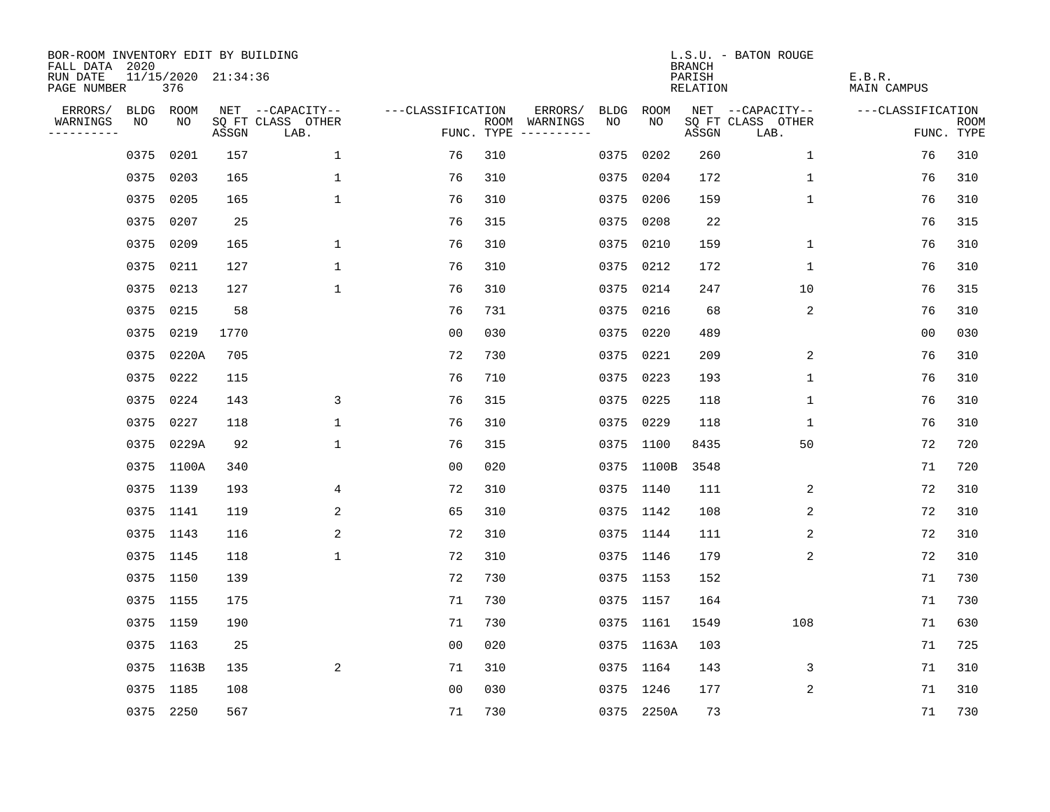BOR-ROOM INVENTORY EDIT BY BUILDING
FALL DATA 2020
RUN DATE 11/15/2020 21:34:36
PAGE NUMBER 376

L.S.U. - BATON ROUGE
BRANCH
PARISH E.B.R.
RELATION MAIN CAMPUS

| ERRORS/ WARNINGS | BLDG NO | ROOM NO | NET SQ FT ASSGN | CAPACITY CLASS LAB. | CAPACITY OTHER | CLASSIFICATION FUNC. | ROOM TYPE | ERRORS/ WARNINGS | BLDG NO | ROOM NO | NET SQ FT ASSGN | CAPACITY CLASS LAB. | CAPACITY OTHER | CLASSIFICATION FUNC. | ROOM TYPE |
|---|---|---|---|---|---|---|---|---|---|---|---|---|---|---|---|
| | 0375 | 0201 | 157 | | 1 | 76 | 310 | | 0375 | 0202 | 260 | | 1 | 76 | 310 |
| | 0375 | 0203 | 165 | | 1 | 76 | 310 | | 0375 | 0204 | 172 | | 1 | 76 | 310 |
| | 0375 | 0205 | 165 | | 1 | 76 | 310 | | 0375 | 0206 | 159 | | 1 | 76 | 310 |
| | 0375 | 0207 | 25 | | | 76 | 315 | | 0375 | 0208 | 22 | | | 76 | 315 |
| | 0375 | 0209 | 165 | | 1 | 76 | 310 | | 0375 | 0210 | 159 | | 1 | 76 | 310 |
| | 0375 | 0211 | 127 | | 1 | 76 | 310 | | 0375 | 0212 | 172 | | 1 | 76 | 310 |
| | 0375 | 0213 | 127 | | 1 | 76 | 310 | | 0375 | 0214 | 247 | | 10 | 76 | 315 |
| | 0375 | 0215 | 58 | | | 76 | 731 | | 0375 | 0216 | 68 | | 2 | 76 | 310 |
| | 0375 | 0219 | 1770 | | | 00 | 030 | | 0375 | 0220 | 489 | | | 00 | 030 |
| | 0375 | 0220A | 705 | | | 72 | 730 | | 0375 | 0221 | 209 | | 2 | 76 | 310 |
| | 0375 | 0222 | 115 | | | 76 | 710 | | 0375 | 0223 | 193 | | 1 | 76 | 310 |
| | 0375 | 0224 | 143 | | 3 | 76 | 315 | | 0375 | 0225 | 118 | | 1 | 76 | 310 |
| | 0375 | 0227 | 118 | | 1 | 76 | 310 | | 0375 | 0229 | 118 | | 1 | 76 | 310 |
| | 0375 | 0229A | 92 | | 1 | 76 | 315 | | 0375 | 1100 | 8435 | | 50 | 72 | 720 |
| | 0375 | 1100A | 340 | | | 00 | 020 | | 0375 | 1100B | 3548 | | | 71 | 720 |
| | 0375 | 1139 | 193 | | 4 | 72 | 310 | | 0375 | 1140 | 111 | | 2 | 72 | 310 |
| | 0375 | 1141 | 119 | | 2 | 65 | 310 | | 0375 | 1142 | 108 | | 2 | 72 | 310 |
| | 0375 | 1143 | 116 | | 2 | 72 | 310 | | 0375 | 1144 | 111 | | 2 | 72 | 310 |
| | 0375 | 1145 | 118 | | 1 | 72 | 310 | | 0375 | 1146 | 179 | | 2 | 72 | 310 |
| | 0375 | 1150 | 139 | | | 72 | 730 | | 0375 | 1153 | 152 | | | 71 | 730 |
| | 0375 | 1155 | 175 | | | 71 | 730 | | 0375 | 1157 | 164 | | | 71 | 730 |
| | 0375 | 1159 | 190 | | | 71 | 730 | | 0375 | 1161 | 1549 | | 108 | 71 | 630 |
| | 0375 | 1163 | 25 | | | 00 | 020 | | 0375 | 1163A | 103 | | | 71 | 725 |
| | 0375 | 1163B | 135 | | 2 | 71 | 310 | | 0375 | 1164 | 143 | | 3 | 71 | 310 |
| | 0375 | 1185 | 108 | | | 00 | 030 | | 0375 | 1246 | 177 | | 2 | 71 | 310 |
| | 0375 | 2250 | 567 | | | 71 | 730 | | 0375 | 2250A | 73 | | | 71 | 730 |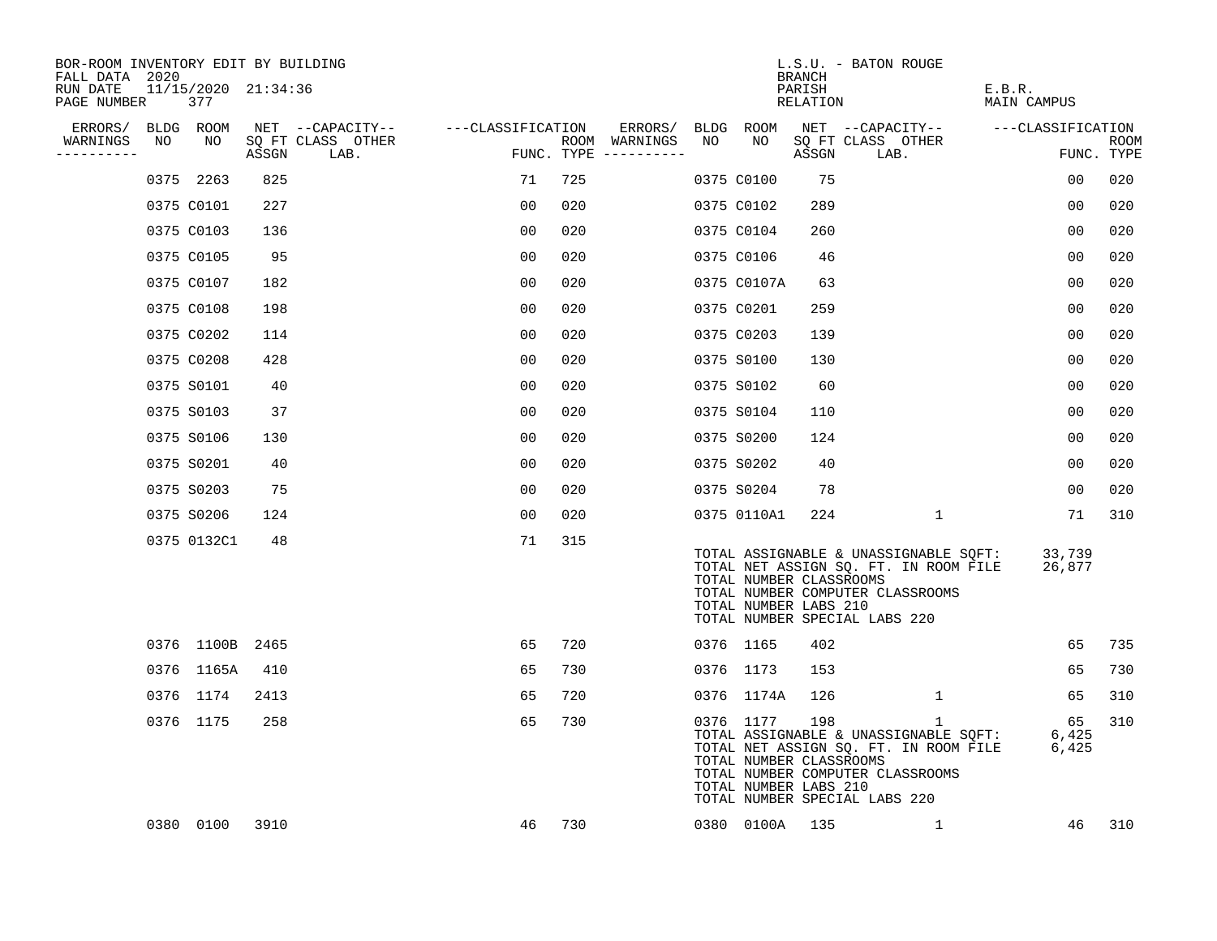BOR-ROOM INVENTORY EDIT BY BUILDING
FALL DATA 2020
RUN DATE 11/15/2020 21:34:36
PAGE NUMBER 377

L.S.U. - BATON ROUGE
BRANCH
PARISH E.B.R.
RELATION MAIN CAMPUS

| ERRORS/ WARNINGS | BLDG NO | ROOM NO | NET SQ FT ASSGN | CAPACITY CLASS | CAPACITY LAB. | CAPACITY OTHER | CLASSIFICATION FUNC. | ROOM TYPE | ERRORS/ WARNINGS | BLDG NO | ROOM NO | NET SQ FT ASSGN | CAPACITY CLASS | CAPACITY LAB. | CAPACITY OTHER | CLASSIFICATION FUNC. | ROOM TYPE |
|---|---|---|---|---|---|---|---|---|---|---|---|---|---|---|---|---|---|
| | 0375 | 2263 | 825 | | | | 71 | 725 | | 0375 | C0100 | 75 | | | | 00 | 020 |
| | 0375 | C0101 | 227 | | | | 00 | 020 | | 0375 | C0102 | 289 | | | | 00 | 020 |
| | 0375 | C0103 | 136 | | | | 00 | 020 | | 0375 | C0104 | 260 | | | | 00 | 020 |
| | 0375 | C0105 | 95 | | | | 00 | 020 | | 0375 | C0106 | 46 | | | | 00 | 020 |
| | 0375 | C0107 | 182 | | | | 00 | 020 | | 0375 | C0107A | 63 | | | | 00 | 020 |
| | 0375 | C0108 | 198 | | | | 00 | 020 | | 0375 | C0201 | 259 | | | | 00 | 020 |
| | 0375 | C0202 | 114 | | | | 00 | 020 | | 0375 | C0203 | 139 | | | | 00 | 020 |
| | 0375 | C0208 | 428 | | | | 00 | 020 | | 0375 | S0100 | 130 | | | | 00 | 020 |
| | 0375 | S0101 | 40 | | | | 00 | 020 | | 0375 | S0102 | 60 | | | | 00 | 020 |
| | 0375 | S0103 | 37 | | | | 00 | 020 | | 0375 | S0104 | 110 | | | | 00 | 020 |
| | 0375 | S0106 | 130 | | | | 00 | 020 | | 0375 | S0200 | 124 | | | | 00 | 020 |
| | 0375 | S0201 | 40 | | | | 00 | 020 | | 0375 | S0202 | 40 | | | | 00 | 020 |
| | 0375 | S0203 | 75 | | | | 00 | 020 | | 0375 | S0204 | 78 | | | | 00 | 020 |
| | 0375 | S0206 | 124 | | | | 00 | 020 | | 0375 | 0110A1 | 224 | | | 1 | 71 | 310 |
| | 0375 | 0132C1 | 48 | | | | 71 | 315 | | | | | | | | | |

TOTAL ASSIGNABLE & UNASSIGNABLE SQFT: 33,739
TOTAL NET ASSIGN SQ. FT. IN ROOM FILE 26,877
TOTAL NUMBER CLASSROOMS
TOTAL NUMBER COMPUTER CLASSROOMS
TOTAL NUMBER LABS 210
TOTAL NUMBER SPECIAL LABS 220

| ERRORS/ WARNINGS | BLDG NO | ROOM NO | NET SQ FT ASSGN | CAPACITY CLASS | CAPACITY LAB. | CAPACITY OTHER | CLASSIFICATION FUNC. | ROOM TYPE | ERRORS/ WARNINGS | BLDG NO | ROOM NO | NET SQ FT ASSGN | CAPACITY CLASS | CAPACITY LAB. | CAPACITY OTHER | CLASSIFICATION FUNC. | ROOM TYPE |
|---|---|---|---|---|---|---|---|---|---|---|---|---|---|---|---|---|---|
| | 0376 | 1100B | 2465 | | | | 65 | 720 | | 0376 | 1165 | 402 | | | | 65 | 735 |
| | 0376 | 1165A | 410 | | | | 65 | 730 | | 0376 | 1173 | 153 | | | | 65 | 730 |
| | 0376 | 1174 | 2413 | | | | 65 | 720 | | 0376 | 1174A | 126 | | | 1 | 65 | 310 |
| | 0376 | 1175 | 258 | | | | 65 | 730 | | 0376 | 1177 | 198 | | | 1 | 65 | 310 |

TOTAL ASSIGNABLE & UNASSIGNABLE SQFT: 6,425
TOTAL NET ASSIGN SQ. FT. IN ROOM FILE 6,425
TOTAL NUMBER CLASSROOMS
TOTAL NUMBER COMPUTER CLASSROOMS
TOTAL NUMBER LABS 210
TOTAL NUMBER SPECIAL LABS 220

| ERRORS/ WARNINGS | BLDG NO | ROOM NO | NET SQ FT ASSGN | CAPACITY CLASS | CAPACITY LAB. | CAPACITY OTHER | CLASSIFICATION FUNC. | ROOM TYPE | ERRORS/ WARNINGS | BLDG NO | ROOM NO | NET SQ FT ASSGN | CAPACITY CLASS | CAPACITY LAB. | CAPACITY OTHER | CLASSIFICATION FUNC. | ROOM TYPE |
|---|---|---|---|---|---|---|---|---|---|---|---|---|---|---|---|---|---|
| | 0380 | 0100 | 3910 | | | | 46 | 730 | | 0380 | 0100A | 135 | | | 1 | 46 | 310 |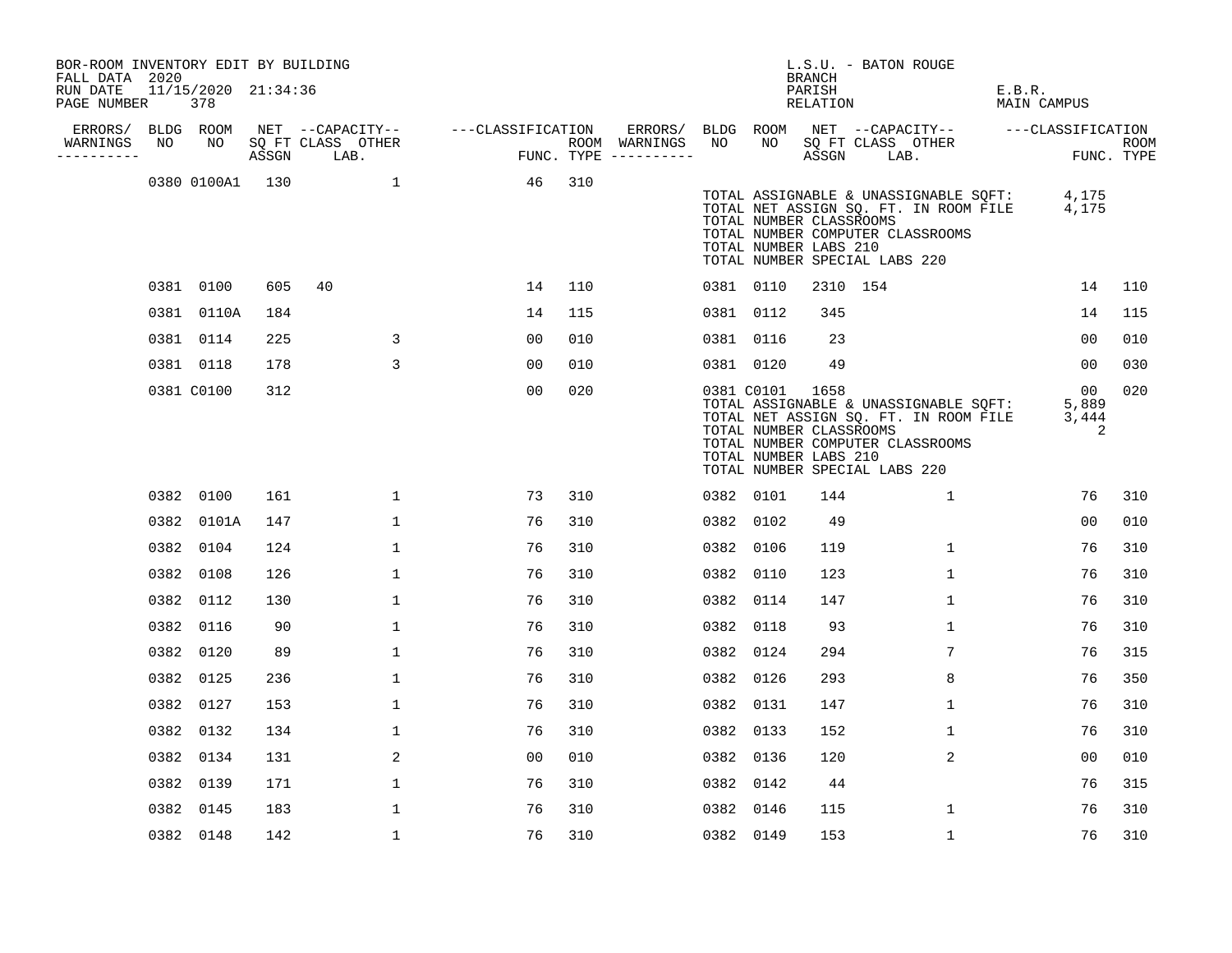BOR-ROOM INVENTORY EDIT BY BUILDING
FALL DATA 2020
RUN DATE 11/15/2020 21:34:36
PAGE NUMBER 378

L.S.U. - BATON ROUGE
BRANCH
PARISH E.B.R.
RELATION MAIN CAMPUS

| ERRORS/ WARNINGS | BLDG NO | ROOM NO | NET SQ FT ASSGN | CAPACITY CLASS | CAPACITY LAB. | CAPACITY OTHER | CLASSIFICATION FUNC. | ROOM TYPE | ERRORS/ WARNINGS | BLDG NO | ROOM NO | NET SQ FT ASSGN | CAPACITY CLASS | CAPACITY LAB. | CAPACITY OTHER | CLASSIFICATION FUNC. | ROOM TYPE |
|---|---|---|---|---|---|---|---|---|---|---|---|---|---|---|---|---|---|
| | 0380 | 0100A1 | 130 | | | 1 | 46 | 310 | | | | | | | | | |

TOTAL ASSIGNABLE & UNASSIGNABLE SQFT: 4,175
TOTAL NET ASSIGN SQ. FT. IN ROOM FILE 4,175
TOTAL NUMBER CLASSROOMS
TOTAL NUMBER COMPUTER CLASSROOMS
TOTAL NUMBER LABS 210
TOTAL NUMBER SPECIAL LABS 220

| ERRORS/ WARNINGS | BLDG NO | ROOM NO | NET SQ FT ASSGN | CAPACITY CLASS | CAPACITY LAB. | CAPACITY OTHER | CLASSIFICATION FUNC. | ROOM TYPE | ERRORS/ WARNINGS | BLDG NO | ROOM NO | NET SQ FT ASSGN | CAPACITY CLASS | CAPACITY LAB. | CAPACITY OTHER | CLASSIFICATION FUNC. | ROOM TYPE |
|---|---|---|---|---|---|---|---|---|---|---|---|---|---|---|---|---|---|
| | 0381 | 0100 | 605 | 40 | | | 14 | 110 | | 0381 | 0110 | 2310 | 154 | | | 14 | 110 |
| | 0381 | 0110A | 184 | | | | 14 | 115 | | 0381 | 0112 | 345 | | | | 14 | 115 |
| | 0381 | 0114 | 225 | | | 3 | 00 | 010 | | 0381 | 0116 | 23 | | | | 00 | 010 |
| | 0381 | 0118 | 178 | | | 3 | 00 | 010 | | 0381 | 0120 | 49 | | | | 00 | 030 |
| | 0381 | C0100 | 312 | | | | 00 | 020 | | 0381 | C0101 | 1658 | | | | 00 | 020 |

TOTAL ASSIGNABLE & UNASSIGNABLE SQFT: 5,889
TOTAL NET ASSIGN SQ. FT. IN ROOM FILE 3,444
TOTAL NUMBER CLASSROOMS 2
TOTAL NUMBER COMPUTER CLASSROOMS
TOTAL NUMBER LABS 210
TOTAL NUMBER SPECIAL LABS 220

| ERRORS/ WARNINGS | BLDG NO | ROOM NO | NET SQ FT ASSGN | CAPACITY CLASS | CAPACITY LAB. | CAPACITY OTHER | CLASSIFICATION FUNC. | ROOM TYPE | ERRORS/ WARNINGS | BLDG NO | ROOM NO | NET SQ FT ASSGN | CAPACITY CLASS | CAPACITY LAB. | CAPACITY OTHER | CLASSIFICATION FUNC. | ROOM TYPE |
|---|---|---|---|---|---|---|---|---|---|---|---|---|---|---|---|---|---|
| | 0382 | 0100 | 161 | | | 1 | 73 | 310 | | 0382 | 0101 | 144 | | | 1 | 76 | 310 |
| | 0382 | 0101A | 147 | | | 1 | 76 | 310 | | 0382 | 0102 | 49 | | | | 00 | 010 |
| | 0382 | 0104 | 124 | | | 1 | 76 | 310 | | 0382 | 0106 | 119 | | | 1 | 76 | 310 |
| | 0382 | 0108 | 126 | | | 1 | 76 | 310 | | 0382 | 0110 | 123 | | | 1 | 76 | 310 |
| | 0382 | 0112 | 130 | | | 1 | 76 | 310 | | 0382 | 0114 | 147 | | | 1 | 76 | 310 |
| | 0382 | 0116 | 90 | | | 1 | 76 | 310 | | 0382 | 0118 | 93 | | | 1 | 76 | 310 |
| | 0382 | 0120 | 89 | | | 1 | 76 | 310 | | 0382 | 0124 | 294 | | | 7 | 76 | 315 |
| | 0382 | 0125 | 236 | | | 1 | 76 | 310 | | 0382 | 0126 | 293 | | | 8 | 76 | 350 |
| | 0382 | 0127 | 153 | | | 1 | 76 | 310 | | 0382 | 0131 | 147 | | | 1 | 76 | 310 |
| | 0382 | 0132 | 134 | | | 1 | 76 | 310 | | 0382 | 0133 | 152 | | | 1 | 76 | 310 |
| | 0382 | 0134 | 131 | | | 2 | 00 | 010 | | 0382 | 0136 | 120 | | | 2 | 00 | 010 |
| | 0382 | 0139 | 171 | | | 1 | 76 | 310 | | 0382 | 0142 | 44 | | | | 76 | 315 |
| | 0382 | 0145 | 183 | | | 1 | 76 | 310 | | 0382 | 0146 | 115 | | | 1 | 76 | 310 |
| | 0382 | 0148 | 142 | | | 1 | 76 | 310 | | 0382 | 0149 | 153 | | | 1 | 76 | 310 |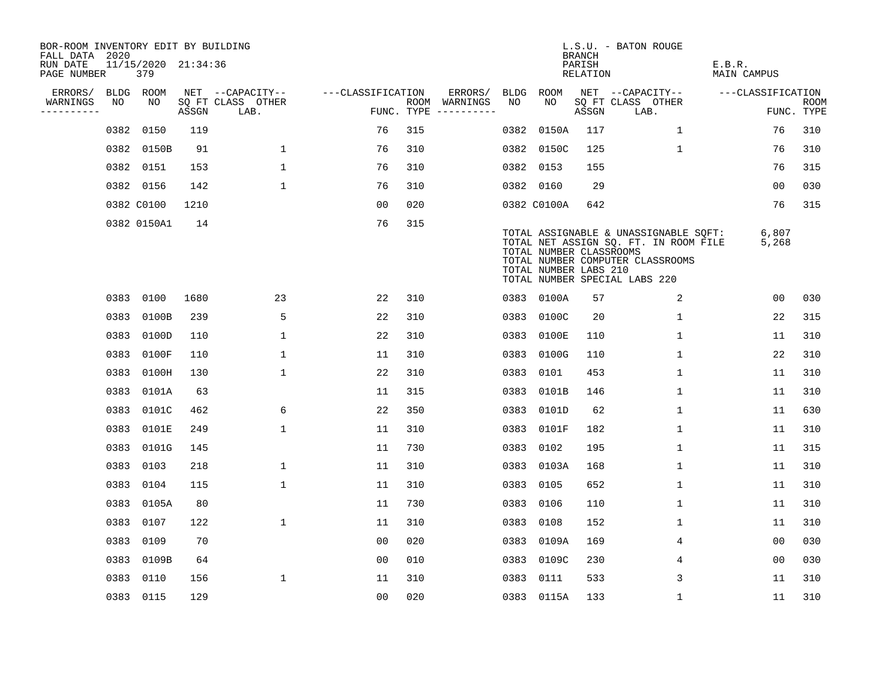BOR-ROOM INVENTORY EDIT BY BUILDING
FALL DATA 2020
RUN DATE 11/15/2020 21:34:36
PAGE NUMBER 379

L.S.U. - BATON ROUGE
BRANCH
PARISH E.B.R.
RELATION MAIN CAMPUS

| ERRORS/ WARNINGS | BLDG NO | ROOM NO | NET SQ FT ASSGN | CAPACITY CLASS LAB. | OTHER | CLASSIFICATION FUNC. | ROOM TYPE | ERRORS/ WARNINGS | BLDG NO | ROOM NO | NET SQ FT ASSGN | CAPACITY CLASS LAB. | OTHER | CLASSIFICATION FUNC. | ROOM TYPE |
|---|---|---|---|---|---|---|---|---|---|---|---|---|---|---|---|
| | 0382 | 0150 | 119 | | | 76 | 315 | | 0382 | 0150A | 117 | | 1 | 76 | 310 |
| | 0382 | 0150B | 91 | | 1 | 76 | 310 | | 0382 | 0150C | 125 | | 1 | 76 | 310 |
| | 0382 | 0151 | 153 | | 1 | 76 | 310 | | 0382 | 0153 | 155 | | | 76 | 315 |
| | 0382 | 0156 | 142 | | 1 | 76 | 310 | | 0382 | 0160 | 29 | | | 00 | 030 |
| | 0382 | C0100 | 1210 | | | 00 | 020 | | 0382 | C0100A | 642 | | | 76 | 315 |
| | 0382 | 0150A1 | 14 | | | 76 | 315 | | | | | | | | |

TOTAL ASSIGNABLE & UNASSIGNABLE SQFT: 6,807
TOTAL NET ASSIGN SQ. FT. IN ROOM FILE 5,268
TOTAL NUMBER CLASSROOMS
TOTAL NUMBER COMPUTER CLASSROOMS
TOTAL NUMBER LABS 210
TOTAL NUMBER SPECIAL LABS 220

| ERRORS/ WARNINGS | BLDG NO | ROOM NO | NET SQ FT ASSGN | CAPACITY CLASS LAB. | OTHER | CLASSIFICATION FUNC. | ROOM TYPE | ERRORS/ WARNINGS | BLDG NO | ROOM NO | NET SQ FT ASSGN | CAPACITY CLASS LAB. | OTHER | CLASSIFICATION FUNC. | ROOM TYPE |
|---|---|---|---|---|---|---|---|---|---|---|---|---|---|---|---|
| | 0383 | 0100 | 1680 | | 23 | 22 | 310 | | 0383 | 0100A | 57 | | 2 | 00 | 030 |
| | 0383 | 0100B | 239 | | 5 | 22 | 310 | | 0383 | 0100C | 20 | | 1 | 22 | 315 |
| | 0383 | 0100D | 110 | | 1 | 22 | 310 | | 0383 | 0100E | 110 | | 1 | 11 | 310 |
| | 0383 | 0100F | 110 | | 1 | 11 | 310 | | 0383 | 0100G | 110 | | 1 | 22 | 310 |
| | 0383 | 0100H | 130 | | 1 | 22 | 310 | | 0383 | 0101 | 453 | | 1 | 11 | 310 |
| | 0383 | 0101A | 63 | | | 11 | 315 | | 0383 | 0101B | 146 | | 1 | 11 | 310 |
| | 0383 | 0101C | 462 | | 6 | 22 | 350 | | 0383 | 0101D | 62 | | 1 | 11 | 630 |
| | 0383 | 0101E | 249 | | 1 | 11 | 310 | | 0383 | 0101F | 182 | | 1 | 11 | 310 |
| | 0383 | 0101G | 145 | | | 11 | 730 | | 0383 | 0102 | 195 | | 1 | 11 | 315 |
| | 0383 | 0103 | 218 | | 1 | 11 | 310 | | 0383 | 0103A | 168 | | 1 | 11 | 310 |
| | 0383 | 0104 | 115 | | 1 | 11 | 310 | | 0383 | 0105 | 652 | | 1 | 11 | 310 |
| | 0383 | 0105A | 80 | | | 11 | 730 | | 0383 | 0106 | 110 | | 1 | 11 | 310 |
| | 0383 | 0107 | 122 | | 1 | 11 | 310 | | 0383 | 0108 | 152 | | 1 | 11 | 310 |
| | 0383 | 0109 | 70 | | | 00 | 020 | | 0383 | 0109A | 169 | | 4 | 00 | 030 |
| | 0383 | 0109B | 64 | | | 00 | 010 | | 0383 | 0109C | 230 | | 4 | 00 | 030 |
| | 0383 | 0110 | 156 | | 1 | 11 | 310 | | 0383 | 0111 | 533 | | 3 | 11 | 310 |
| | 0383 | 0115 | 129 | | | 00 | 020 | | 0383 | 0115A | 133 | | 1 | 11 | 310 |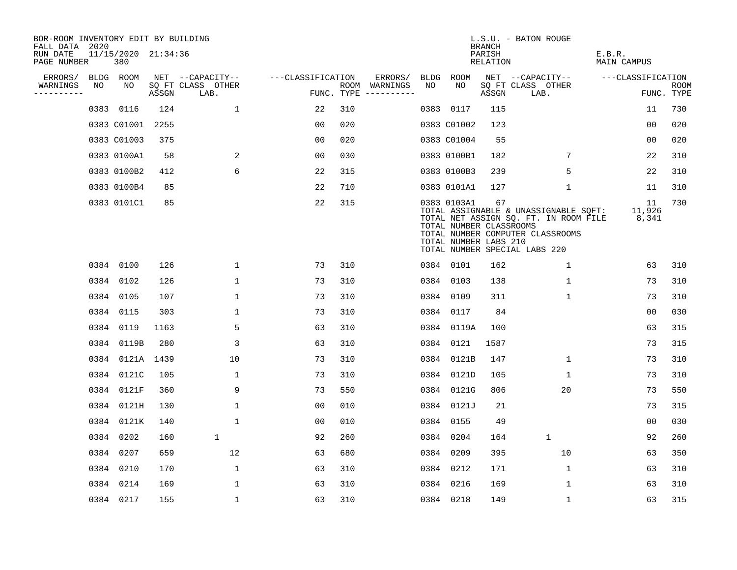BOR-ROOM INVENTORY EDIT BY BUILDING
FALL DATA 2020
RUN DATE 11/15/2020 21:34:36
PAGE NUMBER 380

L.S.U. - BATON ROUGE
BRANCH
PARISH E.B.R.
RELATION MAIN CAMPUS

| ERRORS/ WARNINGS | BLDG NO | ROOM NO | NET SQ FT ASSGN | CAPACITY CLASS | CAPACITY OTHER LAB. | CLASSIFICATION FUNC. | ROOM TYPE | ERRORS/ WARNINGS | BLDG NO | ROOM NO | NET SQ FT ASSGN | CAPACITY CLASS | CAPACITY OTHER LAB. | CLASSIFICATION FUNC. | ROOM TYPE |
|---|---|---|---|---|---|---|---|---|---|---|---|---|---|---|---|
| | 0383 | 0116 | 124 | | 1 | 22 | 310 | | 0383 | 0117 | 115 | | | 11 | 730 |
| | 0383 | C01001 | 2255 | | | 00 | 020 | | 0383 | C01002 | 123 | | | 00 | 020 |
| | 0383 | C01003 | 375 | | | 00 | 020 | | 0383 | C01004 | 55 | | | 00 | 020 |
| | 0383 | 0100A1 | 58 | | 2 | 00 | 030 | | 0383 | 0100B1 | 182 | | 7 | 22 | 310 |
| | 0383 | 0100B2 | 412 | | 6 | 22 | 315 | | 0383 | 0100B3 | 239 | | 5 | 22 | 310 |
| | 0383 | 0100B4 | 85 | | | 22 | 710 | | 0383 | 0101A1 | 127 | | 1 | 11 | 310 |
| | 0383 | 0101C1 | 85 | | | 22 | 315 | | 0383 | 0103A1 | 67 | | | 11 | 730 |

TOTAL ASSIGNABLE & UNASSIGNABLE SQFT: 11,926
TOTAL NET ASSIGN SQ. FT. IN ROOM FILE 8,341
TOTAL NUMBER CLASSROOMS
TOTAL NUMBER COMPUTER CLASSROOMS
TOTAL NUMBER LABS 210
TOTAL NUMBER SPECIAL LABS 220

| ERRORS/ WARNINGS | BLDG NO | ROOM NO | NET SQ FT ASSGN | CAPACITY CLASS | CAPACITY OTHER LAB. | CLASSIFICATION FUNC. | ROOM TYPE | ERRORS/ WARNINGS | BLDG NO | ROOM NO | NET SQ FT ASSGN | CAPACITY CLASS | CAPACITY OTHER LAB. | CLASSIFICATION FUNC. | ROOM TYPE |
|---|---|---|---|---|---|---|---|---|---|---|---|---|---|---|---|
| | 0384 | 0100 | 126 | | 1 | 73 | 310 | | 0384 | 0101 | 162 | | 1 | 63 | 310 |
| | 0384 | 0102 | 126 | | 1 | 73 | 310 | | 0384 | 0103 | 138 | | 1 | 73 | 310 |
| | 0384 | 0105 | 107 | | 1 | 73 | 310 | | 0384 | 0109 | 311 | | 1 | 73 | 310 |
| | 0384 | 0115 | 303 | | 1 | 73 | 310 | | 0384 | 0117 | 84 | | | 00 | 030 |
| | 0384 | 0119 | 1163 | | 5 | 63 | 310 | | 0384 | 0119A | 100 | | | 63 | 315 |
| | 0384 | 0119B | 280 | | 3 | 63 | 310 | | 0384 | 0121 | 1587 | | | 73 | 315 |
| | 0384 | 0121A | 1439 | | 10 | 73 | 310 | | 0384 | 0121B | 147 | | 1 | 73 | 310 |
| | 0384 | 0121C | 105 | | 1 | 73 | 310 | | 0384 | 0121D | 105 | | 1 | 73 | 310 |
| | 0384 | 0121F | 360 | | 9 | 73 | 550 | | 0384 | 0121G | 806 | | 20 | 73 | 550 |
| | 0384 | 0121H | 130 | | 1 | 00 | 010 | | 0384 | 0121J | 21 | | | 73 | 315 |
| | 0384 | 0121K | 140 | | 1 | 00 | 010 | | 0384 | 0155 | 49 | | | 00 | 030 |
| | 0384 | 0202 | 160 | 1 | | 92 | 260 | | 0384 | 0204 | 164 | 1 | | 92 | 260 |
| | 0384 | 0207 | 659 | | 12 | 63 | 680 | | 0384 | 0209 | 395 | | 10 | 63 | 350 |
| | 0384 | 0210 | 170 | | 1 | 63 | 310 | | 0384 | 0212 | 171 | | 1 | 63 | 310 |
| | 0384 | 0214 | 169 | | 1 | 63 | 310 | | 0384 | 0216 | 169 | | 1 | 63 | 310 |
| | 0384 | 0217 | 155 | | 1 | 63 | 310 | | 0384 | 0218 | 149 | | 1 | 63 | 315 |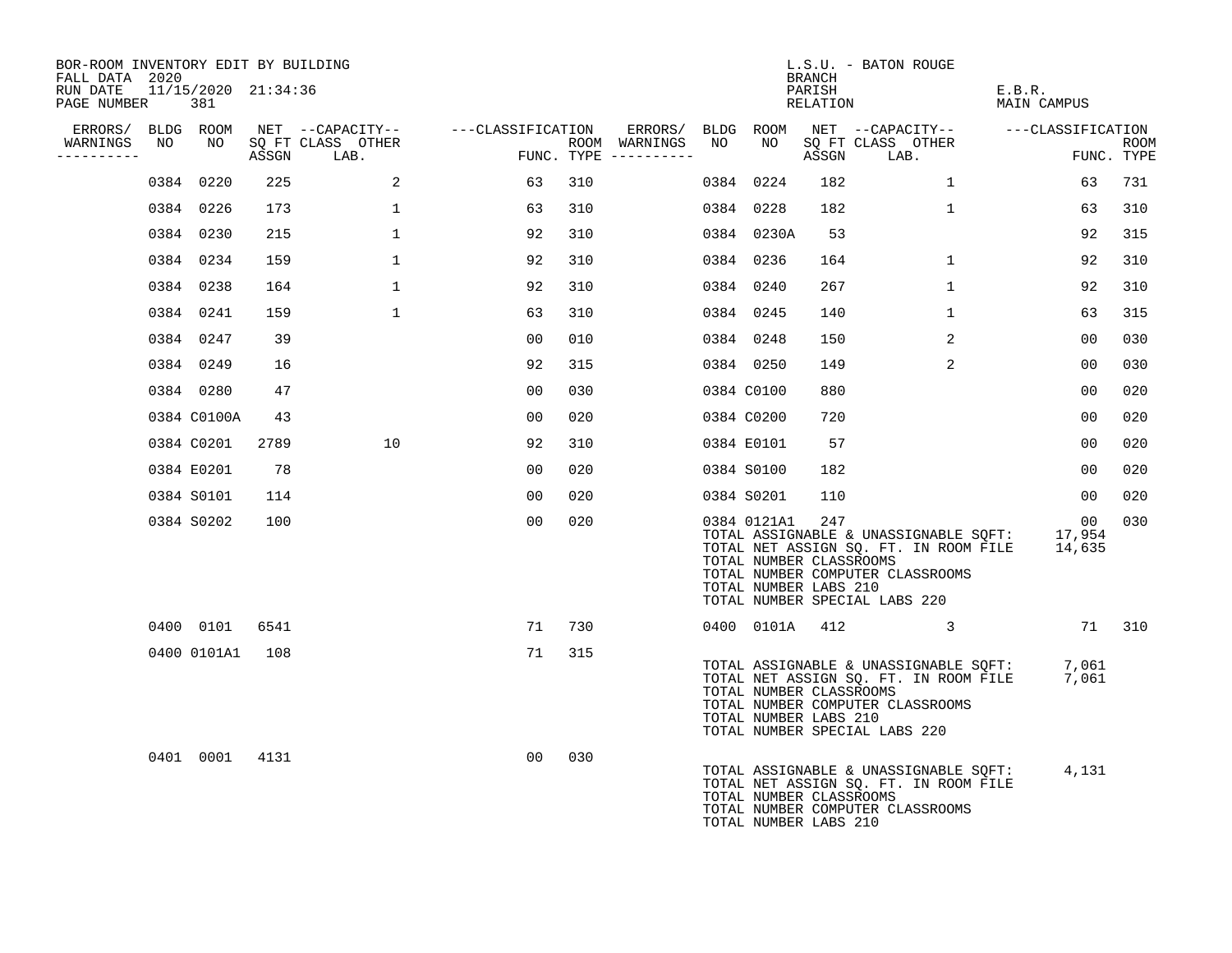BOR-ROOM INVENTORY EDIT BY BUILDING
FALL DATA 2020
RUN DATE 11/15/2020 21:34:36
PAGE NUMBER 381

L.S.U. - BATON ROUGE
BRANCH
PARISH E.B.R.
RELATION MAIN CAMPUS

| ERRORS/ WARNINGS | BLDG NO | ROOM NO | NET SQ FT ASSGN | CAPACITY CLASS LAB. | CAPACITY OTHER | CLASSIFICATION FUNC. | ROOM TYPE | ERRORS/ WARNINGS | BLDG NO | ROOM NO | NET SQ FT ASSGN | CAPACITY CLASS LAB. | CAPACITY OTHER | CLASSIFICATION FUNC. | ROOM TYPE |
|---|---|---|---|---|---|---|---|---|---|---|---|---|---|---|---|
| | 0384 | 0220 | 225 | | 2 | 63 | 310 | | 0384 | 0224 | 182 | | 1 | 63 | 731 |
| | 0384 | 0226 | 173 | | 1 | 63 | 310 | | 0384 | 0228 | 182 | | 1 | 63 | 310 |
| | 0384 | 0230 | 215 | | 1 | 92 | 310 | | 0384 | 0230A | 53 | | | 92 | 315 |
| | 0384 | 0234 | 159 | | 1 | 92 | 310 | | 0384 | 0236 | 164 | | 1 | 92 | 310 |
| | 0384 | 0238 | 164 | | 1 | 92 | 310 | | 0384 | 0240 | 267 | | 1 | 92 | 310 |
| | 0384 | 0241 | 159 | | 1 | 63 | 310 | | 0384 | 0245 | 140 | | 1 | 63 | 315 |
| | 0384 | 0247 | 39 | | | 00 | 010 | | 0384 | 0248 | 150 | | 2 | 00 | 030 |
| | 0384 | 0249 | 16 | | | 92 | 315 | | 0384 | 0250 | 149 | | 2 | 00 | 030 |
| | 0384 | 0280 | 47 | | | 00 | 030 | | 0384 | C0100 | 880 | | | 00 | 020 |
| | 0384 | C0100A | 43 | | | 00 | 020 | | 0384 | C0200 | 720 | | | 00 | 020 |
| | 0384 | C0201 | 2789 | | 10 | 92 | 310 | | 0384 | E0101 | 57 | | | 00 | 020 |
| | 0384 | E0201 | 78 | | | 00 | 020 | | 0384 | S0100 | 182 | | | 00 | 020 |
| | 0384 | S0101 | 114 | | | 00 | 020 | | 0384 | S0201 | 110 | | | 00 | 020 |
| | 0384 | S0202 | 100 | | | 00 | 020 | | 0384 | 0121A1 | 247 | | | 00 | 030 |

TOTAL ASSIGNABLE & UNASSIGNABLE SQFT: 17,954
TOTAL NET ASSIGN SQ. FT. IN ROOM FILE 14,635
TOTAL NUMBER CLASSROOMS
TOTAL NUMBER COMPUTER CLASSROOMS
TOTAL NUMBER LABS 210
TOTAL NUMBER SPECIAL LABS 220

| ERRORS/ WARNINGS | BLDG NO | ROOM NO | NET SQ FT ASSGN | CAPACITY CLASS LAB. | CAPACITY OTHER | CLASSIFICATION FUNC. | ROOM TYPE | ERRORS/ WARNINGS | BLDG NO | ROOM NO | NET SQ FT ASSGN | CAPACITY CLASS LAB. | CAPACITY OTHER | CLASSIFICATION FUNC. | ROOM TYPE |
|---|---|---|---|---|---|---|---|---|---|---|---|---|---|---|---|
| | 0400 | 0101 | 6541 | | | 71 | 730 | | 0400 | 0101A | 412 | | 3 | 71 | 310 |
| | 0400 | 0101A1 | 108 | | | 71 | 315 | | | | | | | | |

TOTAL ASSIGNABLE & UNASSIGNABLE SQFT: 7,061
TOTAL NET ASSIGN SQ. FT. IN ROOM FILE 7,061
TOTAL NUMBER CLASSROOMS
TOTAL NUMBER COMPUTER CLASSROOMS
TOTAL NUMBER LABS 210
TOTAL NUMBER SPECIAL LABS 220

| ERRORS/ WARNINGS | BLDG NO | ROOM NO | NET SQ FT ASSGN | CAPACITY CLASS LAB. | CAPACITY OTHER | CLASSIFICATION FUNC. | ROOM TYPE |
|---|---|---|---|---|---|---|---|
| | 0401 | 0001 | 4131 | | | 00 | 030 |

TOTAL ASSIGNABLE & UNASSIGNABLE SQFT: 4,131
TOTAL NET ASSIGN SQ. FT. IN ROOM FILE
TOTAL NUMBER CLASSROOMS
TOTAL NUMBER COMPUTER CLASSROOMS
TOTAL NUMBER LABS 210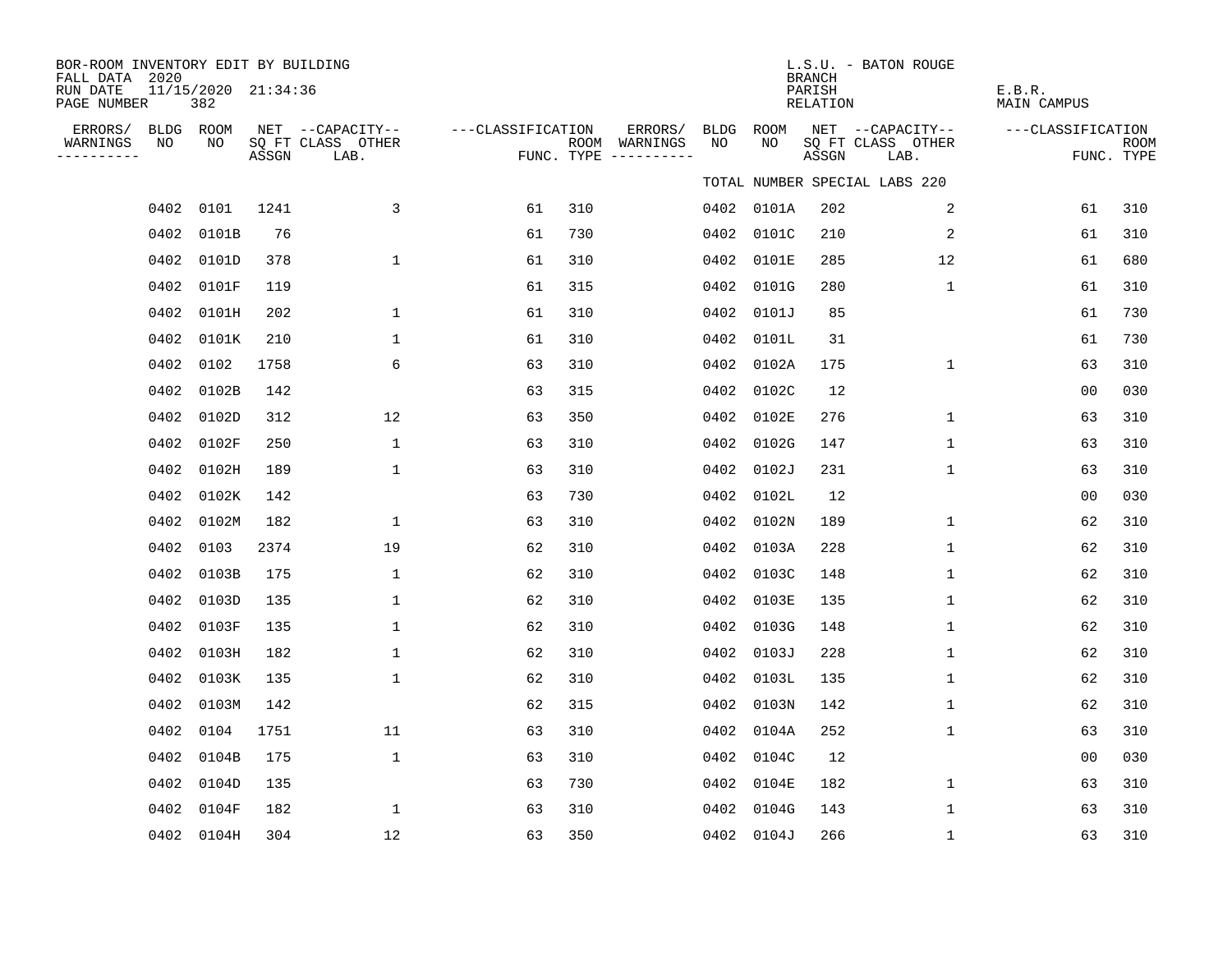BOR-ROOM INVENTORY EDIT BY BUILDING
FALL DATA 2020
RUN DATE 11/15/2020 21:34:36
PAGE NUMBER 382

L.S.U. - BATON ROUGE
BRANCH
PARISH E.B.R.
RELATION MAIN CAMPUS

TOTAL NUMBER SPECIAL LABS 220

| ERRORS/ WARNINGS | BLDG NO | ROOM NO | NET SQ FT ASSGN | CAPACITY CLASS LAB. | CAPACITY OTHER | CLASSIFICATION FUNC. | ROOM TYPE | ERRORS/ WARNINGS | BLDG NO | ROOM NO | NET SQ FT ASSGN | CAPACITY CLASS LAB. | CAPACITY OTHER | CLASSIFICATION FUNC. | ROOM TYPE |
|---|---|---|---|---|---|---|---|---|---|---|---|---|---|---|---|
| | 0402 | 0101 | 1241 | | 3 | 61 | 310 | | 0402 | 0101A | 202 | | 2 | 61 | 310 |
| | 0402 | 0101B | 76 | | | 61 | 730 | | 0402 | 0101C | 210 | | 2 | 61 | 310 |
| | 0402 | 0101D | 378 | | 1 | 61 | 310 | | 0402 | 0101E | 285 | | 12 | 61 | 680 |
| | 0402 | 0101F | 119 | | | 61 | 315 | | 0402 | 0101G | 280 | | 1 | 61 | 310 |
| | 0402 | 0101H | 202 | | 1 | 61 | 310 | | 0402 | 0101J | 85 | | | 61 | 730 |
| | 0402 | 0101K | 210 | | 1 | 61 | 310 | | 0402 | 0101L | 31 | | | 61 | 730 |
| | 0402 | 0102 | 1758 | | 6 | 63 | 310 | | 0402 | 0102A | 175 | | 1 | 63 | 310 |
| | 0402 | 0102B | 142 | | | 63 | 315 | | 0402 | 0102C | 12 | | | 00 | 030 |
| | 0402 | 0102D | 312 | | 12 | 63 | 350 | | 0402 | 0102E | 276 | | 1 | 63 | 310 |
| | 0402 | 0102F | 250 | | 1 | 63 | 310 | | 0402 | 0102G | 147 | | 1 | 63 | 310 |
| | 0402 | 0102H | 189 | | 1 | 63 | 310 | | 0402 | 0102J | 231 | | 1 | 63 | 310 |
| | 0402 | 0102K | 142 | | | 63 | 730 | | 0402 | 0102L | 12 | | | 00 | 030 |
| | 0402 | 0102M | 182 | | 1 | 63 | 310 | | 0402 | 0102N | 189 | | 1 | 62 | 310 |
| | 0402 | 0103 | 2374 | | 19 | 62 | 310 | | 0402 | 0103A | 228 | | 1 | 62 | 310 |
| | 0402 | 0103B | 175 | | 1 | 62 | 310 | | 0402 | 0103C | 148 | | 1 | 62 | 310 |
| | 0402 | 0103D | 135 | | 1 | 62 | 310 | | 0402 | 0103E | 135 | | 1 | 62 | 310 |
| | 0402 | 0103F | 135 | | 1 | 62 | 310 | | 0402 | 0103G | 148 | | 1 | 62 | 310 |
| | 0402 | 0103H | 182 | | 1 | 62 | 310 | | 0402 | 0103J | 228 | | 1 | 62 | 310 |
| | 0402 | 0103K | 135 | | 1 | 62 | 310 | | 0402 | 0103L | 135 | | 1 | 62 | 310 |
| | 0402 | 0103M | 142 | | | 62 | 315 | | 0402 | 0103N | 142 | | 1 | 62 | 310 |
| | 0402 | 0104 | 1751 | | 11 | 63 | 310 | | 0402 | 0104A | 252 | | 1 | 63 | 310 |
| | 0402 | 0104B | 175 | | 1 | 63 | 310 | | 0402 | 0104C | 12 | | | 00 | 030 |
| | 0402 | 0104D | 135 | | | 63 | 730 | | 0402 | 0104E | 182 | | 1 | 63 | 310 |
| | 0402 | 0104F | 182 | | 1 | 63 | 310 | | 0402 | 0104G | 143 | | 1 | 63 | 310 |
| | 0402 | 0104H | 304 | | 12 | 63 | 350 | | 0402 | 0104J | 266 | | 1 | 63 | 310 |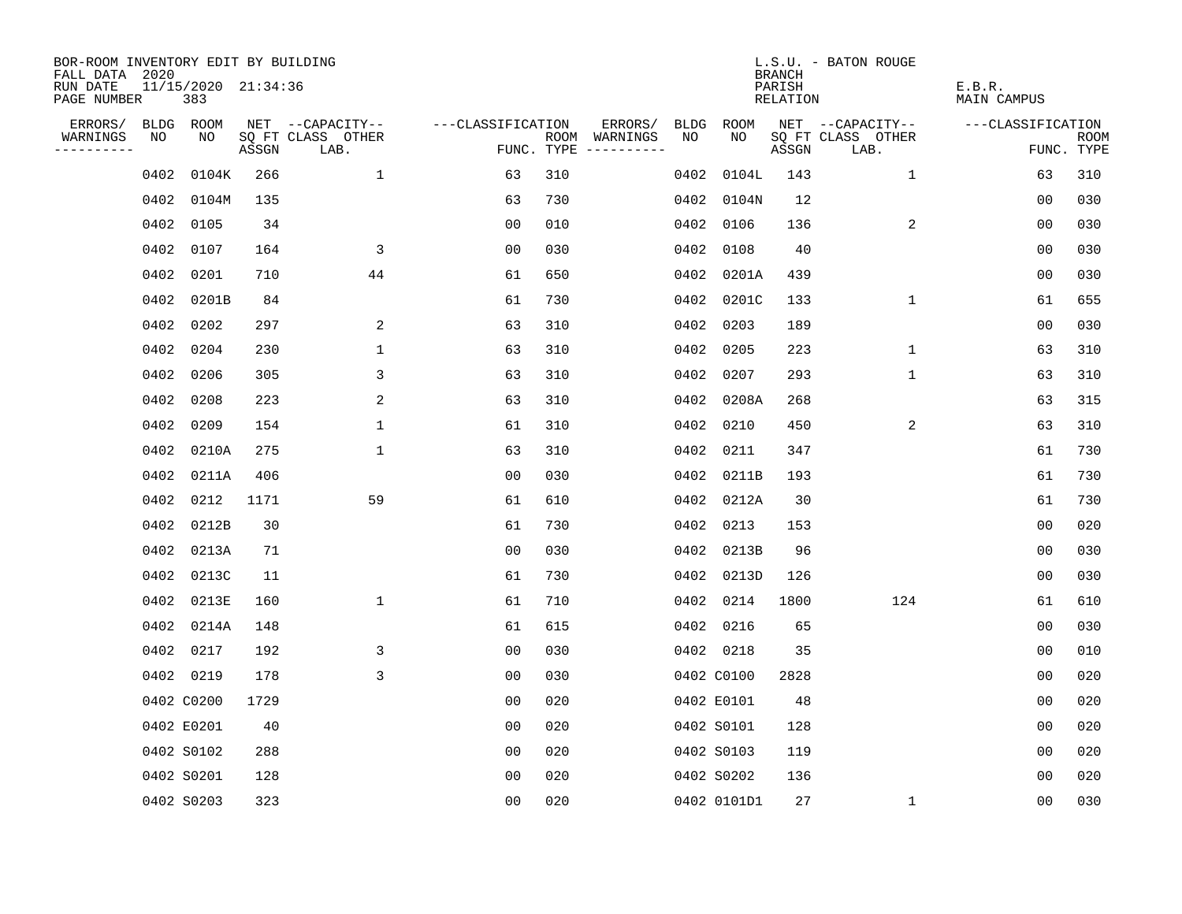BOR-ROOM INVENTORY EDIT BY BUILDING
FALL DATA 2020
RUN DATE 11/15/2020 21:34:36
PAGE NUMBER 383

L.S.U. - BATON ROUGE
BRANCH
PARISH E.B.R.
RELATION MAIN CAMPUS

| ERRORS/ WARNINGS | BLDG NO | ROOM NO | NET SQ FT ASSGN | CAPACITY CLASS LAB. | CAPACITY OTHER | CLASSIFICATION FUNC. | ROOM TYPE | ERRORS/ WARNINGS | BLDG NO | ROOM NO | NET SQ FT ASSGN | CAPACITY CLASS LAB. | CAPACITY OTHER | CLASSIFICATION FUNC. | ROOM TYPE |
|---|---|---|---|---|---|---|---|---|---|---|---|---|---|---|---|
| | 0402 | 0104K | 266 | | 1 | 63 | 310 | | 0402 | 0104L | 143 | | 1 | 63 | 310 |
| | 0402 | 0104M | 135 | | | 63 | 730 | | 0402 | 0104N | 12 | | | 00 | 030 |
| | 0402 | 0105 | 34 | | | 00 | 010 | | 0402 | 0106 | 136 | | 2 | 00 | 030 |
| | 0402 | 0107 | 164 | | 3 | 00 | 030 | | 0402 | 0108 | 40 | | | 00 | 030 |
| | 0402 | 0201 | 710 | | 44 | 61 | 650 | | 0402 | 0201A | 439 | | | 00 | 030 |
| | 0402 | 0201B | 84 | | | 61 | 730 | | 0402 | 0201C | 133 | | 1 | 61 | 655 |
| | 0402 | 0202 | 297 | | 2 | 63 | 310 | | 0402 | 0203 | 189 | | | 00 | 030 |
| | 0402 | 0204 | 230 | | 1 | 63 | 310 | | 0402 | 0205 | 223 | | 1 | 63 | 310 |
| | 0402 | 0206 | 305 | | 3 | 63 | 310 | | 0402 | 0207 | 293 | | 1 | 63 | 310 |
| | 0402 | 0208 | 223 | | 2 | 63 | 310 | | 0402 | 0208A | 268 | | | 63 | 315 |
| | 0402 | 0209 | 154 | | 1 | 61 | 310 | | 0402 | 0210 | 450 | | 2 | 63 | 310 |
| | 0402 | 0210A | 275 | | 1 | 63 | 310 | | 0402 | 0211 | 347 | | | 61 | 730 |
| | 0402 | 0211A | 406 | | | 00 | 030 | | 0402 | 0211B | 193 | | | 61 | 730 |
| | 0402 | 0212 | 1171 | | 59 | 61 | 610 | | 0402 | 0212A | 30 | | | 61 | 730 |
| | 0402 | 0212B | 30 | | | 61 | 730 | | 0402 | 0213 | 153 | | | 00 | 020 |
| | 0402 | 0213A | 71 | | | 00 | 030 | | 0402 | 0213B | 96 | | | 00 | 030 |
| | 0402 | 0213C | 11 | | | 61 | 730 | | 0402 | 0213D | 126 | | | 00 | 030 |
| | 0402 | 0213E | 160 | | 1 | 61 | 710 | | 0402 | 0214 | 1800 | | 124 | 61 | 610 |
| | 0402 | 0214A | 148 | | | 61 | 615 | | 0402 | 0216 | 65 | | | 00 | 030 |
| | 0402 | 0217 | 192 | | 3 | 00 | 030 | | 0402 | 0218 | 35 | | | 00 | 010 |
| | 0402 | 0219 | 178 | | 3 | 00 | 030 | | 0402 | C0100 | 2828 | | | 00 | 020 |
| | 0402 | C0200 | 1729 | | | 00 | 020 | | 0402 | E0101 | 48 | | | 00 | 020 |
| | 0402 | E0201 | 40 | | | 00 | 020 | | 0402 | S0101 | 128 | | | 00 | 020 |
| | 0402 | S0102 | 288 | | | 00 | 020 | | 0402 | S0103 | 119 | | | 00 | 020 |
| | 0402 | S0201 | 128 | | | 00 | 020 | | 0402 | S0202 | 136 | | | 00 | 020 |
| | 0402 | S0203 | 323 | | | 00 | 020 | | 0402 | 0101D1 | 27 | | 1 | 00 | 030 |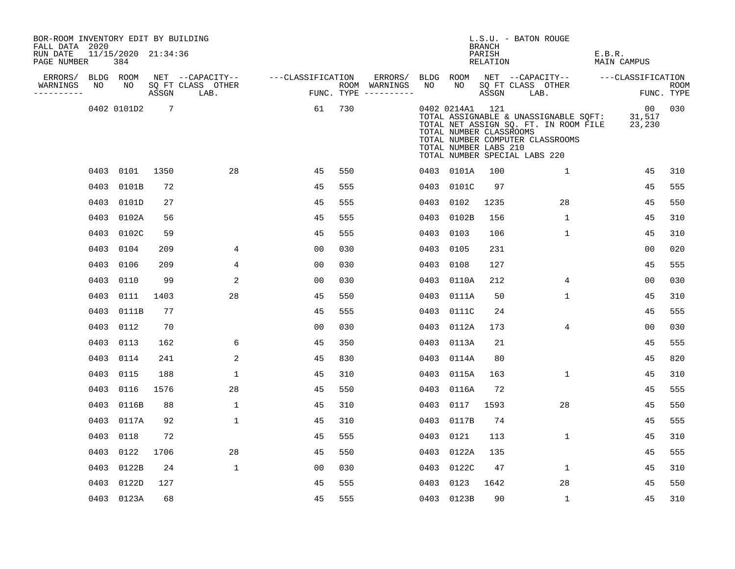BOR-ROOM INVENTORY EDIT BY BUILDING
FALL DATA 2020
RUN DATE 11/15/2020 21:34:36
PAGE NUMBER 384

L.S.U. - BATON ROUGE
BRANCH
PARISH E.B.R.
RELATION MAIN CAMPUS

| ERRORS/ WARNINGS | BLDG NO | ROOM NO | NET SQ FT ASSGN | --CAPACITY-- CLASS LAB. | OTHER | ---CLASSIFICATION FUNC. | ROOM TYPE | ERRORS/ WARNINGS | BLDG NO | ROOM NO | NET SQ FT ASSGN | --CAPACITY-- CLASS LAB. | OTHER | ---CLASSIFICATION FUNC. | ROOM TYPE |
|---|---|---|---|---|---|---|---|---|---|---|---|---|---|---|---|
| | 0402 | 0101D2 | 7 | | | 61 | 730 | | 0402 | 0214A1 | 121 | | | 00 | 030 |
| | | | | | | | | | | TOTAL ASSIGNABLE & UNASSIGNABLE SQFT: | | | | 31,517 | |
| | | | | | | | | | | TOTAL NET ASSIGN SQ. FT. IN ROOM FILE | | | | 23,230 | |
| | | | | | | | | | | TOTAL NUMBER CLASSROOMS | | | | | |
| | | | | | | | | | | TOTAL NUMBER COMPUTER CLASSROOMS | | | | | |
| | | | | | | | | | | TOTAL NUMBER LABS 210 | | | | | |
| | | | | | | | | | | TOTAL NUMBER SPECIAL LABS 220 | | | | | |
| | 0403 | 0101 | 1350 | | 28 | 45 | 550 | | 0403 | 0101A | 100 | | 1 | 45 | 310 |
| | 0403 | 0101B | 72 | | | 45 | 555 | | 0403 | 0101C | 97 | | | 45 | 555 |
| | 0403 | 0101D | 27 | | | 45 | 555 | | 0403 | 0102 | 1235 | | 28 | 45 | 550 |
| | 0403 | 0102A | 56 | | | 45 | 555 | | 0403 | 0102B | 156 | | 1 | 45 | 310 |
| | 0403 | 0102C | 59 | | | 45 | 555 | | 0403 | 0103 | 106 | | 1 | 45 | 310 |
| | 0403 | 0104 | 209 | | 4 | 00 | 030 | | 0403 | 0105 | 231 | | | 00 | 020 |
| | 0403 | 0106 | 209 | | 4 | 00 | 030 | | 0403 | 0108 | 127 | | | 45 | 555 |
| | 0403 | 0110 | 99 | | 2 | 00 | 030 | | 0403 | 0110A | 212 | | 4 | 00 | 030 |
| | 0403 | 0111 | 1403 | | 28 | 45 | 550 | | 0403 | 0111A | 50 | | 1 | 45 | 310 |
| | 0403 | 0111B | 77 | | | 45 | 555 | | 0403 | 0111C | 24 | | | 45 | 555 |
| | 0403 | 0112 | 70 | | | 00 | 030 | | 0403 | 0112A | 173 | | 4 | 00 | 030 |
| | 0403 | 0113 | 162 | | 6 | 45 | 350 | | 0403 | 0113A | 21 | | | 45 | 555 |
| | 0403 | 0114 | 241 | | 2 | 45 | 830 | | 0403 | 0114A | 80 | | | 45 | 820 |
| | 0403 | 0115 | 188 | | 1 | 45 | 310 | | 0403 | 0115A | 163 | | 1 | 45 | 310 |
| | 0403 | 0116 | 1576 | | 28 | 45 | 550 | | 0403 | 0116A | 72 | | | 45 | 555 |
| | 0403 | 0116B | 88 | | 1 | 45 | 310 | | 0403 | 0117 | 1593 | | 28 | 45 | 550 |
| | 0403 | 0117A | 92 | | 1 | 45 | 310 | | 0403 | 0117B | 74 | | | 45 | 555 |
| | 0403 | 0118 | 72 | | | 45 | 555 | | 0403 | 0121 | 113 | | 1 | 45 | 310 |
| | 0403 | 0122 | 1706 | | 28 | 45 | 550 | | 0403 | 0122A | 135 | | | 45 | 555 |
| | 0403 | 0122B | 24 | | 1 | 00 | 030 | | 0403 | 0122C | 47 | | 1 | 45 | 310 |
| | 0403 | 0122D | 127 | | | 45 | 555 | | 0403 | 0123 | 1642 | | 28 | 45 | 550 |
| | 0403 | 0123A | 68 | | | 45 | 555 | | 0403 | 0123B | 90 | | 1 | 45 | 310 |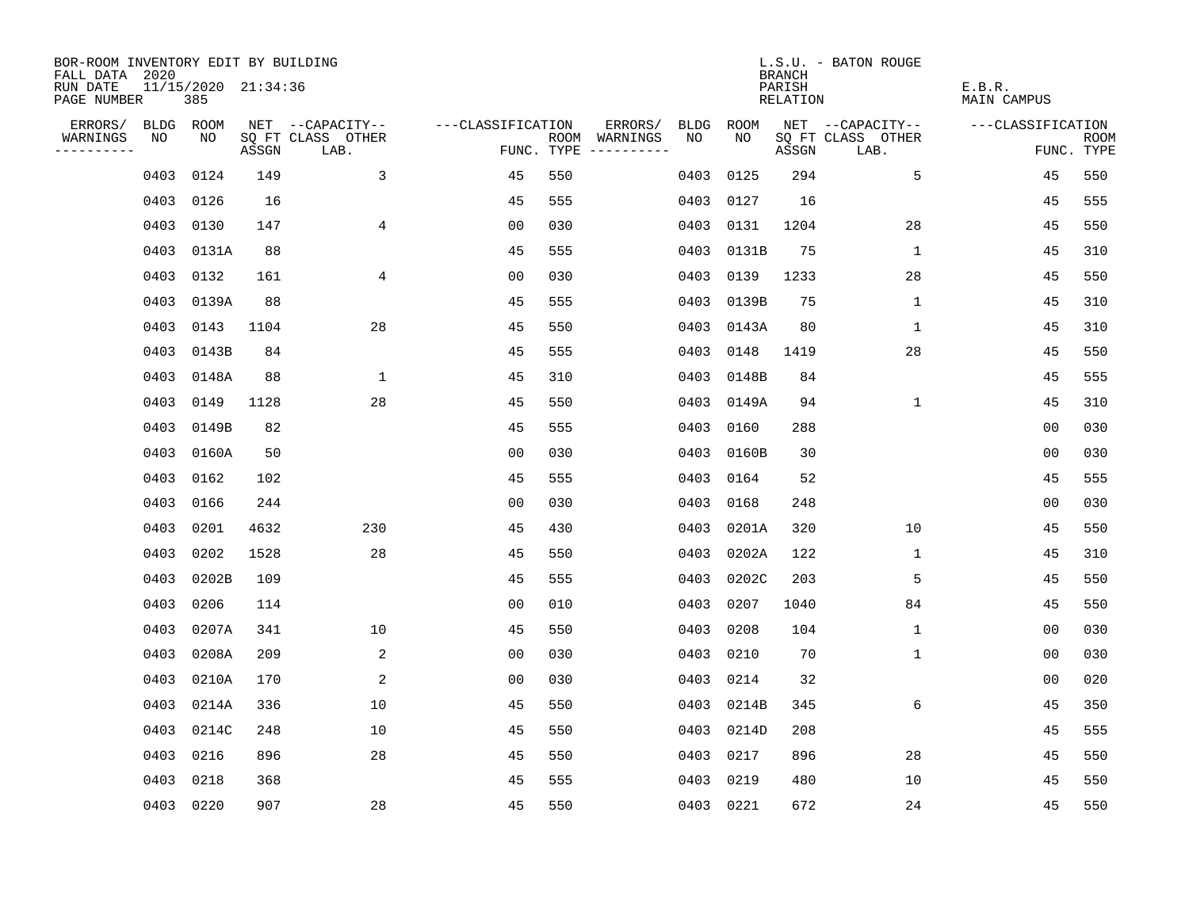BOR-ROOM INVENTORY EDIT BY BUILDING
FALL DATA 2020
RUN DATE 11/15/2020 21:34:36
PAGE NUMBER 385

L.S.U. - BATON ROUGE
BRANCH
PARISH E.B.R.
RELATION MAIN CAMPUS

| ERRORS/ WARNINGS | BLDG NO | ROOM NO | NET SQ FT ASSGN | CAPACITY CLASS LAB. | CAPACITY OTHER | CLASSIFICATION FUNC. | ROOM TYPE | ERRORS/ WARNINGS | BLDG NO | ROOM NO | NET SQ FT ASSGN | CAPACITY CLASS LAB. | CAPACITY OTHER | CLASSIFICATION FUNC. | ROOM TYPE |
|---|---|---|---|---|---|---|---|---|---|---|---|---|---|---|---|
| | 0403 | 0124 | 149 | | 3 | 45 | 550 | | 0403 | 0125 | 294 | | 5 | 45 | 550 |
| | 0403 | 0126 | 16 | | | 45 | 555 | | 0403 | 0127 | 16 | | | 45 | 555 |
| | 0403 | 0130 | 147 | | 4 | 00 | 030 | | 0403 | 0131 | 1204 | | 28 | 45 | 550 |
| | 0403 | 0131A | 88 | | | 45 | 555 | | 0403 | 0131B | 75 | | 1 | 45 | 310 |
| | 0403 | 0132 | 161 | | 4 | 00 | 030 | | 0403 | 0139 | 1233 | | 28 | 45 | 550 |
| | 0403 | 0139A | 88 | | | 45 | 555 | | 0403 | 0139B | 75 | | 1 | 45 | 310 |
| | 0403 | 0143 | 1104 | | 28 | 45 | 550 | | 0403 | 0143A | 80 | | 1 | 45 | 310 |
| | 0403 | 0143B | 84 | | | 45 | 555 | | 0403 | 0148 | 1419 | | 28 | 45 | 550 |
| | 0403 | 0148A | 88 | | 1 | 45 | 310 | | 0403 | 0148B | 84 | | | 45 | 555 |
| | 0403 | 0149 | 1128 | | 28 | 45 | 550 | | 0403 | 0149A | 94 | | 1 | 45 | 310 |
| | 0403 | 0149B | 82 | | | 45 | 555 | | 0403 | 0160 | 288 | | | 00 | 030 |
| | 0403 | 0160A | 50 | | | 00 | 030 | | 0403 | 0160B | 30 | | | 00 | 030 |
| | 0403 | 0162 | 102 | | | 45 | 555 | | 0403 | 0164 | 52 | | | 45 | 555 |
| | 0403 | 0166 | 244 | | | 00 | 030 | | 0403 | 0168 | 248 | | | 00 | 030 |
| | 0403 | 0201 | 4632 | | 230 | 45 | 430 | | 0403 | 0201A | 320 | | 10 | 45 | 550 |
| | 0403 | 0202 | 1528 | | 28 | 45 | 550 | | 0403 | 0202A | 122 | | 1 | 45 | 310 |
| | 0403 | 0202B | 109 | | | 45 | 555 | | 0403 | 0202C | 203 | | 5 | 45 | 550 |
| | 0403 | 0206 | 114 | | | 00 | 010 | | 0403 | 0207 | 1040 | | 84 | 45 | 550 |
| | 0403 | 0207A | 341 | | 10 | 45 | 550 | | 0403 | 0208 | 104 | | 1 | 00 | 030 |
| | 0403 | 0208A | 209 | | 2 | 00 | 030 | | 0403 | 0210 | 70 | | 1 | 00 | 030 |
| | 0403 | 0210A | 170 | | 2 | 00 | 030 | | 0403 | 0214 | 32 | | | 00 | 020 |
| | 0403 | 0214A | 336 | | 10 | 45 | 550 | | 0403 | 0214B | 345 | | 6 | 45 | 350 |
| | 0403 | 0214C | 248 | | 10 | 45 | 550 | | 0403 | 0214D | 208 | | | 45 | 555 |
| | 0403 | 0216 | 896 | | 28 | 45 | 550 | | 0403 | 0217 | 896 | | 28 | 45 | 550 |
| | 0403 | 0218 | 368 | | | 45 | 555 | | 0403 | 0219 | 480 | | 10 | 45 | 550 |
| | 0403 | 0220 | 907 | | 28 | 45 | 550 | | 0403 | 0221 | 672 | | 24 | 45 | 550 |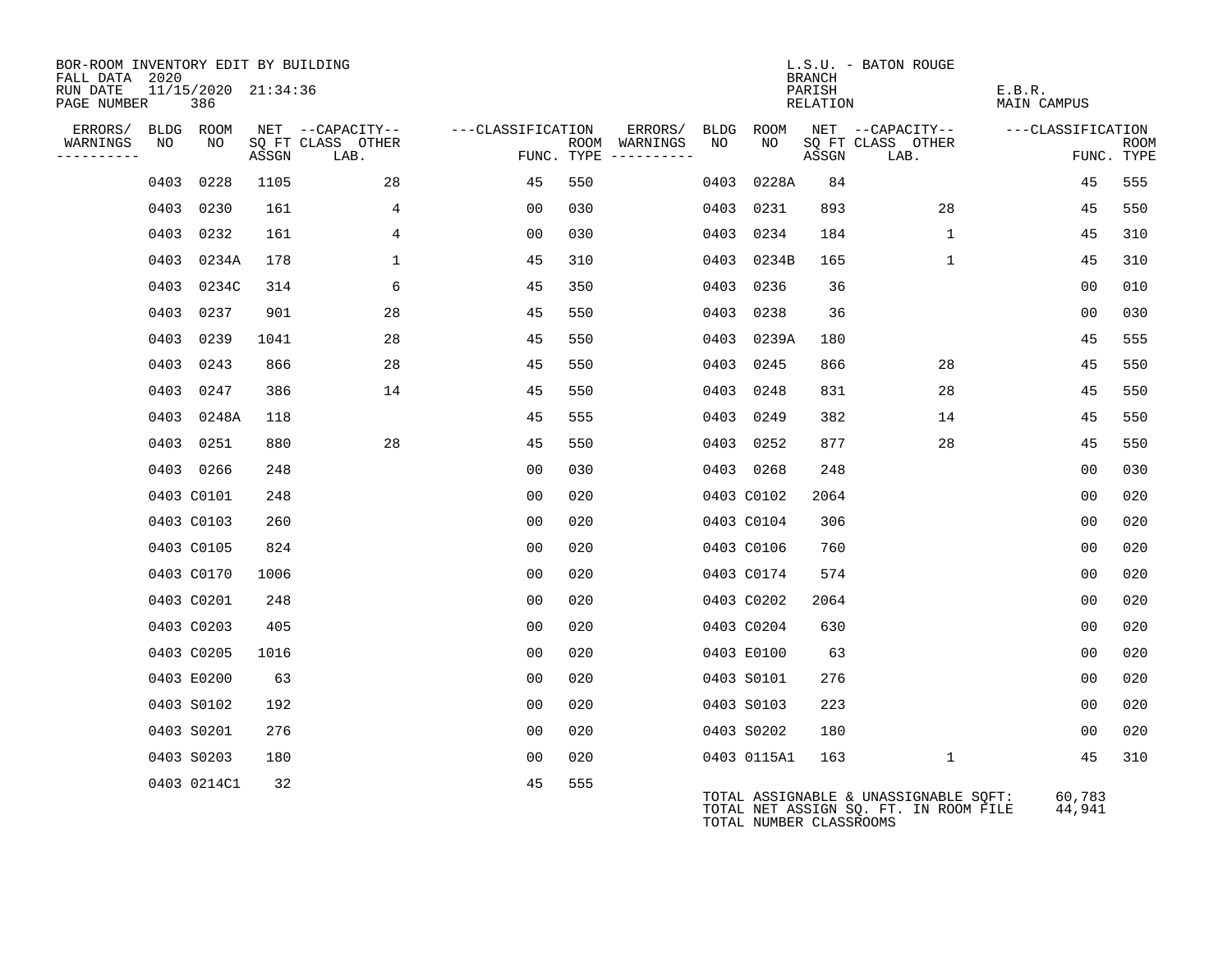BOR-ROOM INVENTORY EDIT BY BUILDING
FALL DATA 2020
RUN DATE 11/15/2020 21:34:36
PAGE NUMBER 386

L.S.U. - BATON ROUGE
BRANCH
PARISH E.B.R.
RELATION MAIN CAMPUS

| ERRORS/ WARNINGS | BLDG NO | ROOM NO | NET SQ FT ASSGN | CAPACITY CLASS LAB. | CAPACITY OTHER | CLASSIFICATION FUNC. | ROOM TYPE | ERRORS/ WARNINGS | BLDG NO | ROOM NO | NET SQ FT ASSGN | CAPACITY CLASS LAB. | CAPACITY OTHER | CLASSIFICATION FUNC. | ROOM TYPE |
|---|---|---|---|---|---|---|---|---|---|---|---|---|---|---|---|
| | 0403 | 0228 | 1105 | | 28 | 45 | 550 | | 0403 | 0228A | 84 | | | 45 | 555 |
| | 0403 | 0230 | 161 | | 4 | 00 | 030 | | 0403 | 0231 | 893 | | 28 | 45 | 550 |
| | 0403 | 0232 | 161 | | 4 | 00 | 030 | | 0403 | 0234 | 184 | | 1 | 45 | 310 |
| | 0403 | 0234A | 178 | | 1 | 45 | 310 | | 0403 | 0234B | 165 | | 1 | 45 | 310 |
| | 0403 | 0234C | 314 | | 6 | 45 | 350 | | 0403 | 0236 | 36 | | | 00 | 010 |
| | 0403 | 0237 | 901 | | 28 | 45 | 550 | | 0403 | 0238 | 36 | | | 00 | 030 |
| | 0403 | 0239 | 1041 | | 28 | 45 | 550 | | 0403 | 0239A | 180 | | | 45 | 555 |
| | 0403 | 0243 | 866 | | 28 | 45 | 550 | | 0403 | 0245 | 866 | | 28 | 45 | 550 |
| | 0403 | 0247 | 386 | | 14 | 45 | 550 | | 0403 | 0248 | 831 | | 28 | 45 | 550 |
| | 0403 | 0248A | 118 | | | 45 | 555 | | 0403 | 0249 | 382 | | 14 | 45 | 550 |
| | 0403 | 0251 | 880 | | 28 | 45 | 550 | | 0403 | 0252 | 877 | | 28 | 45 | 550 |
| | 0403 | 0266 | 248 | | | 00 | 030 | | 0403 | 0268 | 248 | | | 00 | 030 |
| | 0403 | C0101 | 248 | | | 00 | 020 | | 0403 | C0102 | 2064 | | | 00 | 020 |
| | 0403 | C0103 | 260 | | | 00 | 020 | | 0403 | C0104 | 306 | | | 00 | 020 |
| | 0403 | C0105 | 824 | | | 00 | 020 | | 0403 | C0106 | 760 | | | 00 | 020 |
| | 0403 | C0170 | 1006 | | | 00 | 020 | | 0403 | C0174 | 574 | | | 00 | 020 |
| | 0403 | C0201 | 248 | | | 00 | 020 | | 0403 | C0202 | 2064 | | | 00 | 020 |
| | 0403 | C0203 | 405 | | | 00 | 020 | | 0403 | C0204 | 630 | | | 00 | 020 |
| | 0403 | C0205 | 1016 | | | 00 | 020 | | 0403 | E0100 | 63 | | | 00 | 020 |
| | 0403 | E0200 | 63 | | | 00 | 020 | | 0403 | S0101 | 276 | | | 00 | 020 |
| | 0403 | S0102 | 192 | | | 00 | 020 | | 0403 | S0103 | 223 | | | 00 | 020 |
| | 0403 | S0201 | 276 | | | 00 | 020 | | 0403 | S0202 | 180 | | | 00 | 020 |
| | 0403 | S0203 | 180 | | | 00 | 020 | | 0403 | 0115A1 | 163 | | 1 | 45 | 310 |
| | 0403 | 0214C1 | 32 | | | 45 | 555 | | | | | | | | |

TOTAL ASSIGNABLE & UNASSIGNABLE SQFT: 60,783
TOTAL NET ASSIGN SQ. FT. IN ROOM FILE 44,941
TOTAL NUMBER CLASSROOMS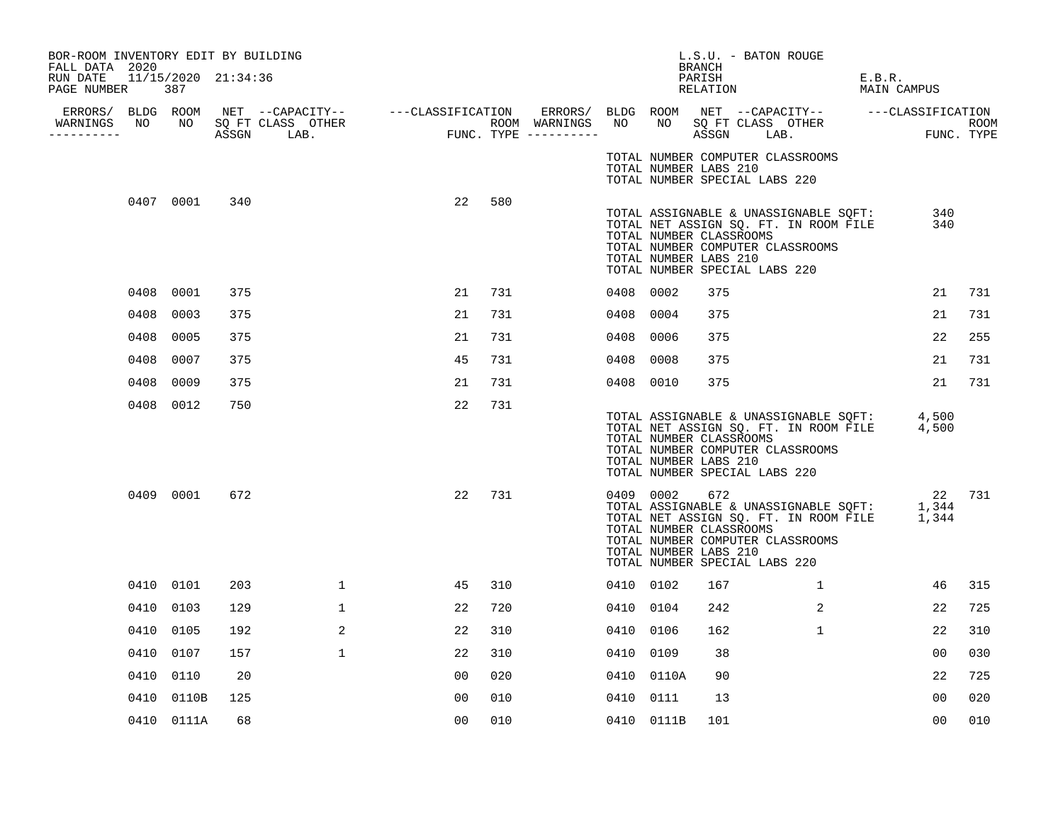BOR-ROOM INVENTORY EDIT BY BUILDING
FALL DATA 2020
RUN DATE 11/15/2020 21:34:36
PAGE NUMBER 387

L.S.U. - BATON ROUGE
BRANCH
PARISH E.B.R.
RELATION MAIN CAMPUS

| ERRORS/ WARNINGS | BLDG NO | ROOM NO | NET ASSGN SQ FT | CAPACITY CLASS LAB. | CAPACITY OTHER | CLASSIFICATION FUNC. | ROOM TYPE | ERRORS/ WARNINGS | BLDG NO | ROOM NO | NET ASSGN SQ FT | CAPACITY CLASS LAB. | CAPACITY OTHER | CLASSIFICATION FUNC. | ROOM TYPE |
|---|---|---|---|---|---|---|---|---|---|---|---|---|---|---|---|
| | | | | | | | | | TOTAL NUMBER COMPUTER CLASSROOMS | | | | | | |
| | | | | | | | | | TOTAL NUMBER LABS 210 | | | | | | |
| | | | | | | | | | TOTAL NUMBER SPECIAL LABS 220 | | | | | | |
| | 0407 | 0001 | 340 | | | 22 | 580 | | | | | | | | |
| | | | | | | | | | TOTAL ASSIGNABLE & UNASSIGNABLE SQFT: | | | | | 340 | |
| | | | | | | | | | TOTAL NET ASSIGN SQ. FT. IN ROOM FILE | | | | | 340 | |
| | | | | | | | | | TOTAL NUMBER CLASSROOMS | | | | | | |
| | | | | | | | | | TOTAL NUMBER COMPUTER CLASSROOMS | | | | | | |
| | | | | | | | | | TOTAL NUMBER LABS 210 | | | | | | |
| | | | | | | | | | TOTAL NUMBER SPECIAL LABS 220 | | | | | | |
| | 0408 | 0001 | 375 | | | 21 | 731 | | 0408 | 0002 | 375 | | | 21 | 731 |
| | 0408 | 0003 | 375 | | | 21 | 731 | | 0408 | 0004 | 375 | | | 21 | 731 |
| | 0408 | 0005 | 375 | | | 21 | 731 | | 0408 | 0006 | 375 | | | 22 | 255 |
| | 0408 | 0007 | 375 | | | 45 | 731 | | 0408 | 0008 | 375 | | | 21 | 731 |
| | 0408 | 0009 | 375 | | | 21 | 731 | | 0408 | 0010 | 375 | | | 21 | 731 |
| | 0408 | 0012 | 750 | | | 22 | 731 | | | | | | | | |
| | | | | | | | | | TOTAL ASSIGNABLE & UNASSIGNABLE SQFT: | | | | | 4,500 | |
| | | | | | | | | | TOTAL NET ASSIGN SQ. FT. IN ROOM FILE | | | | | 4,500 | |
| | | | | | | | | | TOTAL NUMBER CLASSROOMS | | | | | | |
| | | | | | | | | | TOTAL NUMBER COMPUTER CLASSROOMS | | | | | | |
| | | | | | | | | | TOTAL NUMBER LABS 210 | | | | | | |
| | | | | | | | | | TOTAL NUMBER SPECIAL LABS 220 | | | | | | |
| | 0409 | 0001 | 672 | | | 22 | 731 | | 0409 | 0002 | 672 | | | 22 | 731 |
| | | | | | | | | | TOTAL ASSIGNABLE & UNASSIGNABLE SQFT: | | | | | 1,344 | |
| | | | | | | | | | TOTAL NET ASSIGN SQ. FT. IN ROOM FILE | | | | | 1,344 | |
| | | | | | | | | | TOTAL NUMBER CLASSROOMS | | | | | | |
| | | | | | | | | | TOTAL NUMBER COMPUTER CLASSROOMS | | | | | | |
| | | | | | | | | | TOTAL NUMBER LABS 210 | | | | | | |
| | | | | | | | | | TOTAL NUMBER SPECIAL LABS 220 | | | | | | |
| | 0410 | 0101 | 203 | | 1 | 45 | 310 | | 0410 | 0102 | 167 | | 1 | 46 | 315 |
| | 0410 | 0103 | 129 | | 1 | 22 | 720 | | 0410 | 0104 | 242 | | 2 | 22 | 725 |
| | 0410 | 0105 | 192 | | 2 | 22 | 310 | | 0410 | 0106 | 162 | | 1 | 22 | 310 |
| | 0410 | 0107 | 157 | | 1 | 22 | 310 | | 0410 | 0109 | 38 | | | 00 | 030 |
| | 0410 | 0110 | 20 | | | 00 | 020 | | 0410 | 0110A | 90 | | | 22 | 725 |
| | 0410 | 0110B | 125 | | | 00 | 010 | | 0410 | 0111 | 13 | | | 00 | 020 |
| | 0410 | 0111A | 68 | | | 00 | 010 | | 0410 | 0111B | 101 | | | 00 | 010 |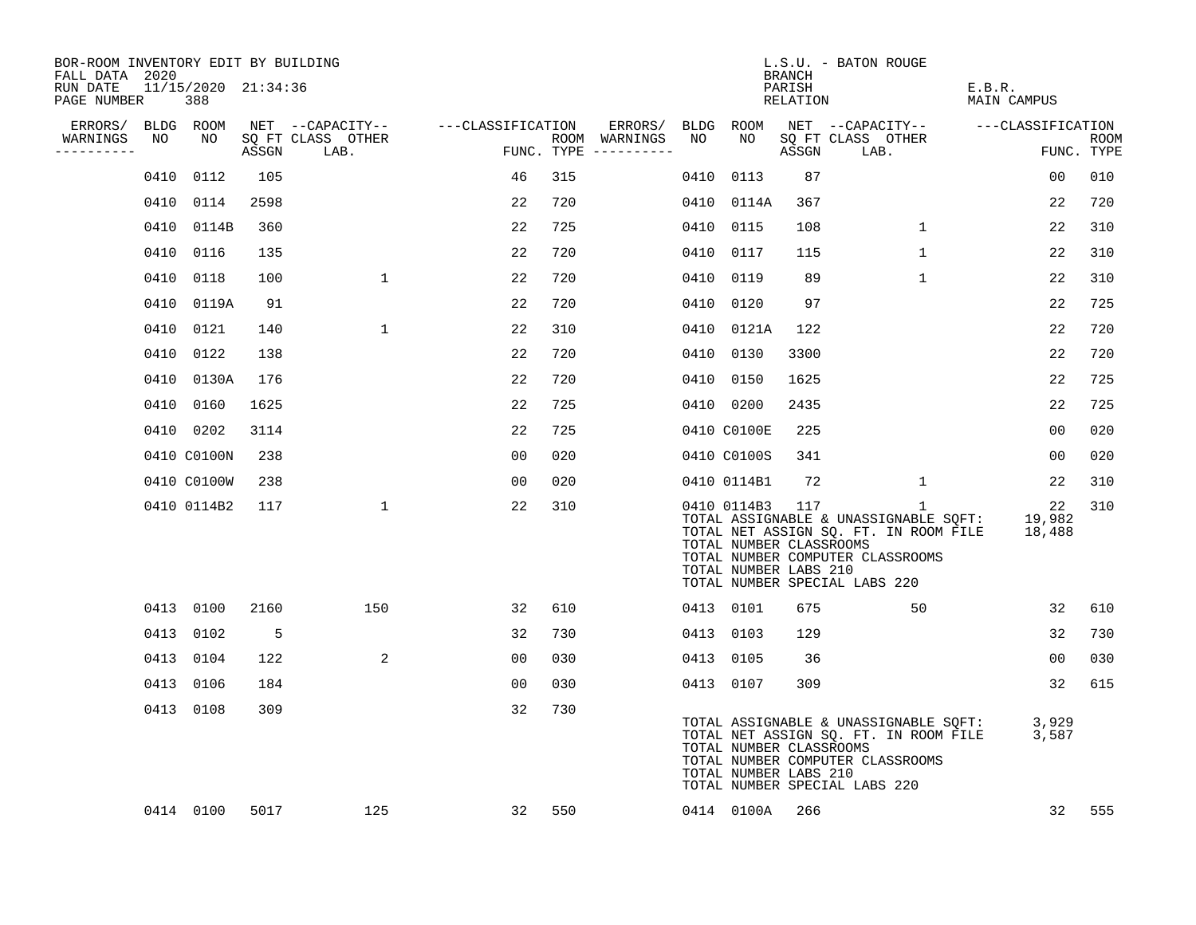BOR-ROOM INVENTORY EDIT BY BUILDING
FALL DATA 2020
RUN DATE 11/15/2020 21:34:36
PAGE NUMBER 388

L.S.U. - BATON ROUGE
BRANCH
PARISH E.B.R.
RELATION MAIN CAMPUS

| ERRORS/ WARNINGS | BLDG NO | ROOM NO | NET SQ FT ASSGN | CAPACITY CLASS LAB. | CAPACITY OTHER | CLASSIFICATION FUNC. | ROOM TYPE | ERRORS/ WARNINGS | BLDG NO | ROOM NO | NET SQ FT ASSGN | CAPACITY CLASS LAB. | CAPACITY OTHER | CLASSIFICATION FUNC. | ROOM TYPE |
|---|---|---|---|---|---|---|---|---|---|---|---|---|---|---|---|
| | 0410 | 0112 | 105 | | | 46 | 315 | | 0410 | 0113 | 87 | | | 00 | 010 |
| | 0410 | 0114 | 2598 | | | 22 | 720 | | 0410 | 0114A | 367 | | | 22 | 720 |
| | 0410 | 0114B | 360 | | | 22 | 725 | | 0410 | 0115 | 108 | | 1 | 22 | 310 |
| | 0410 | 0116 | 135 | | | 22 | 720 | | 0410 | 0117 | 115 | | 1 | 22 | 310 |
| | 0410 | 0118 | 100 | | 1 | 22 | 720 | | 0410 | 0119 | 89 | | 1 | 22 | 310 |
| | 0410 | 0119A | 91 | | | 22 | 720 | | 0410 | 0120 | 97 | | | 22 | 725 |
| | 0410 | 0121 | 140 | | 1 | 22 | 310 | | 0410 | 0121A | 122 | | | 22 | 720 |
| | 0410 | 0122 | 138 | | | 22 | 720 | | 0410 | 0130 | 3300 | | | 22 | 720 |
| | 0410 | 0130A | 176 | | | 22 | 720 | | 0410 | 0150 | 1625 | | | 22 | 725 |
| | 0410 | 0160 | 1625 | | | 22 | 725 | | 0410 | 0200 | 2435 | | | 22 | 725 |
| | 0410 | 0202 | 3114 | | | 22 | 725 | | 0410 | C0100E | 225 | | | 00 | 020 |
| | 0410 | C0100N | 238 | | | 00 | 020 | | 0410 | C0100S | 341 | | | 00 | 020 |
| | 0410 | C0100W | 238 | | | 00 | 020 | | 0410 | 0114B1 | 72 | | 1 | 22 | 310 |
| | 0410 | 0114B2 | 117 | | 1 | 22 | 310 | | 0410 | 0114B3 | 117 | | 1 | 22 | 310 |

TOTAL ASSIGNABLE & UNASSIGNABLE SQFT: 19,982
TOTAL NET ASSIGN SQ. FT. IN ROOM FILE 18,488
TOTAL NUMBER CLASSROOMS
TOTAL NUMBER COMPUTER CLASSROOMS
TOTAL NUMBER LABS 210
TOTAL NUMBER SPECIAL LABS 220

| ERRORS/ WARNINGS | BLDG NO | ROOM NO | NET SQ FT ASSGN | CAPACITY CLASS LAB. | CAPACITY OTHER | CLASSIFICATION FUNC. | ROOM TYPE | ERRORS/ WARNINGS | BLDG NO | ROOM NO | NET SQ FT ASSGN | CAPACITY CLASS LAB. | CAPACITY OTHER | CLASSIFICATION FUNC. | ROOM TYPE |
|---|---|---|---|---|---|---|---|---|---|---|---|---|---|---|---|
| | 0413 | 0100 | 2160 | | 150 | 32 | 610 | | 0413 | 0101 | 675 | | 50 | 32 | 610 |
| | 0413 | 0102 | 5 | | | 32 | 730 | | 0413 | 0103 | 129 | | | 32 | 730 |
| | 0413 | 0104 | 122 | | 2 | 00 | 030 | | 0413 | 0105 | 36 | | | 00 | 030 |
| | 0413 | 0106 | 184 | | | 00 | 030 | | 0413 | 0107 | 309 | | | 32 | 615 |
| | 0413 | 0108 | 309 | | | 32 | 730 | | | | | | | | |

TOTAL ASSIGNABLE & UNASSIGNABLE SQFT: 3,929
TOTAL NET ASSIGN SQ. FT. IN ROOM FILE 3,587
TOTAL NUMBER CLASSROOMS
TOTAL NUMBER COMPUTER CLASSROOMS
TOTAL NUMBER LABS 210
TOTAL NUMBER SPECIAL LABS 220

| ERRORS/ WARNINGS | BLDG NO | ROOM NO | NET SQ FT ASSGN | CAPACITY CLASS LAB. | CAPACITY OTHER | CLASSIFICATION FUNC. | ROOM TYPE | ERRORS/ WARNINGS | BLDG NO | ROOM NO | NET SQ FT ASSGN | CAPACITY CLASS LAB. | CAPACITY OTHER | CLASSIFICATION FUNC. | ROOM TYPE |
|---|---|---|---|---|---|---|---|---|---|---|---|---|---|---|---|
| | 0414 | 0100 | 5017 | | 125 | 32 | 550 | | 0414 | 0100A | 266 | | | 32 | 555 |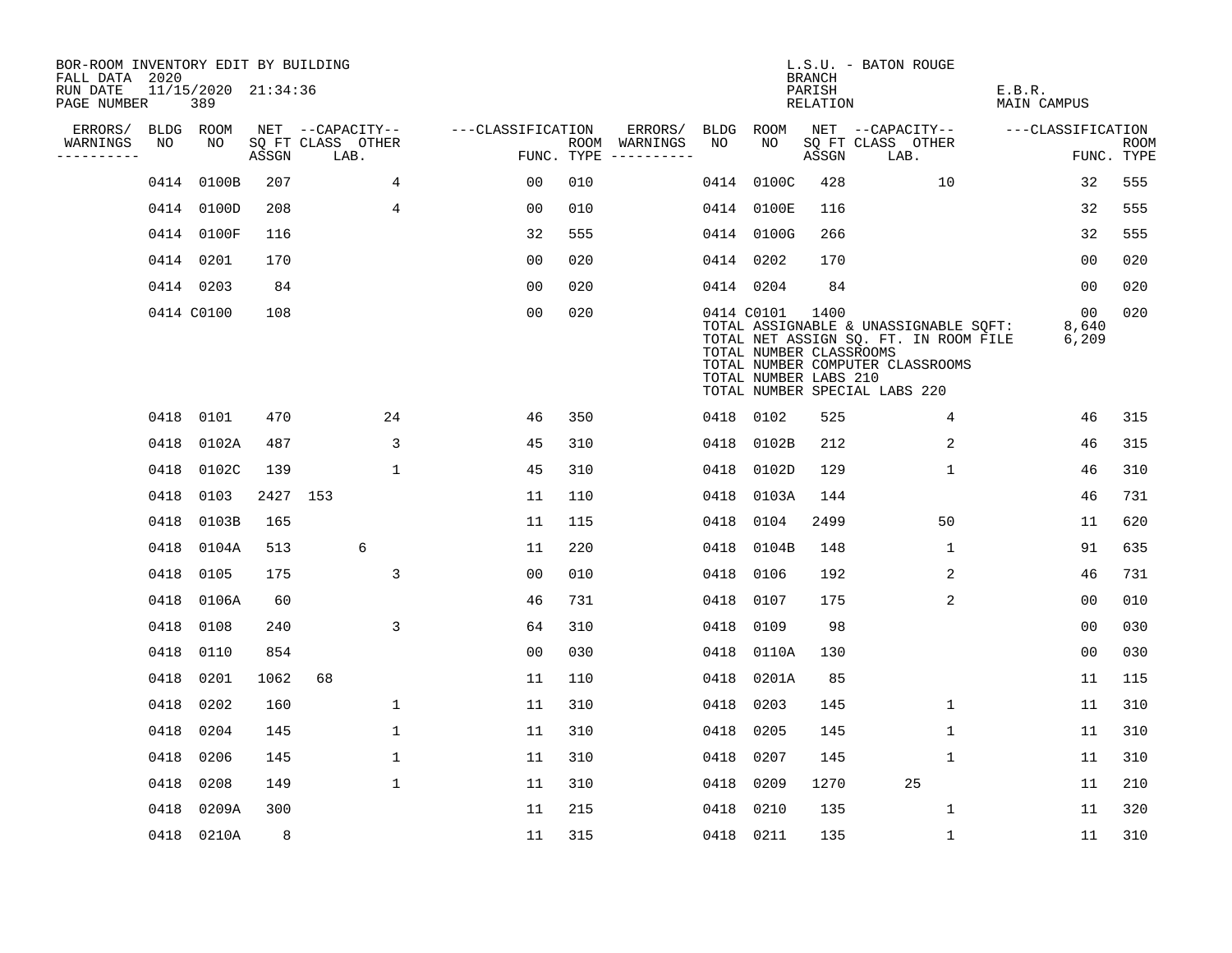BOR-ROOM INVENTORY EDIT BY BUILDING
FALL DATA 2020
RUN DATE 11/15/2020 21:34:36
PAGE NUMBER 389

L.S.U. - BATON ROUGE
BRANCH
PARISH E.B.R.
RELATION MAIN CAMPUS

| ERRORS/ WARNINGS | BLDG NO | ROOM NO | NET SQ FT ASSGN | CAPACITY CLASS | CAPACITY LAB. | CAPACITY OTHER | CLASSIFICATION FUNC. | ROOM TYPE | ERRORS/ WARNINGS | BLDG NO | ROOM NO | NET SQ FT ASSGN | CAPACITY CLASS | CAPACITY LAB. | CAPACITY OTHER | CLASSIFICATION FUNC. | ROOM TYPE |
|---|---|---|---|---|---|---|---|---|---|---|---|---|---|---|---|---|---|
| | 0414 | 0100B | 207 | | | 4 | 00 | 010 | | 0414 | 0100C | 428 | | | 10 | 32 | 555 |
| | 0414 | 0100D | 208 | | | 4 | 00 | 010 | | 0414 | 0100E | 116 | | | | 32 | 555 |
| | 0414 | 0100F | 116 | | | | 32 | 555 | | 0414 | 0100G | 266 | | | | 32 | 555 |
| | 0414 | 0201 | 170 | | | | 00 | 020 | | 0414 | 0202 | 170 | | | | 00 | 020 |
| | 0414 | 0203 | 84 | | | | 00 | 020 | | 0414 | 0204 | 84 | | | | 00 | 020 |
| | 0414 | C0100 | 108 | | | | 00 | 020 | | 0414 | C0101 | 1400 | | | | 00 | 020 |

TOTAL ASSIGNABLE & UNASSIGNABLE SQFT: 8,640
TOTAL NET ASSIGN SQ. FT. IN ROOM FILE 6,209
TOTAL NUMBER CLASSROOMS
TOTAL NUMBER COMPUTER CLASSROOMS
TOTAL NUMBER LABS 210
TOTAL NUMBER SPECIAL LABS 220

| ERRORS/ WARNINGS | BLDG NO | ROOM NO | NET SQ FT ASSGN | CAPACITY CLASS | CAPACITY LAB. | CAPACITY OTHER | CLASSIFICATION FUNC. | ROOM TYPE | ERRORS/ WARNINGS | BLDG NO | ROOM NO | NET SQ FT ASSGN | CAPACITY CLASS | CAPACITY LAB. | CAPACITY OTHER | CLASSIFICATION FUNC. | ROOM TYPE |
|---|---|---|---|---|---|---|---|---|---|---|---|---|---|---|---|---|---|
| | 0418 | 0101 | 470 | | | 24 | 46 | 350 | | 0418 | 0102 | 525 | | | 4 | 46 | 315 |
| | 0418 | 0102A | 487 | | | 3 | 45 | 310 | | 0418 | 0102B | 212 | | | 2 | 46 | 315 |
| | 0418 | 0102C | 139 | | | 1 | 45 | 310 | | 0418 | 0102D | 129 | | | 1 | 46 | 310 |
| | 0418 | 0103 | 2427 | 153 | | | 11 | 110 | | 0418 | 0103A | 144 | | | | 46 | 731 |
| | 0418 | 0103B | 165 | | | | 11 | 115 | | 0418 | 0104 | 2499 | | | 50 | 11 | 620 |
| | 0418 | 0104A | 513 | | 6 | | 11 | 220 | | 0418 | 0104B | 148 | | | 1 | 91 | 635 |
| | 0418 | 0105 | 175 | | | 3 | 00 | 010 | | 0418 | 0106 | 192 | | | 2 | 46 | 731 |
| | 0418 | 0106A | 60 | | | | 46 | 731 | | 0418 | 0107 | 175 | | | 2 | 00 | 010 |
| | 0418 | 0108 | 240 | | | 3 | 64 | 310 | | 0418 | 0109 | 98 | | | | 00 | 030 |
| | 0418 | 0110 | 854 | | | | 00 | 030 | | 0418 | 0110A | 130 | | | | 00 | 030 |
| | 0418 | 0201 | 1062 | 68 | | | 11 | 110 | | 0418 | 0201A | 85 | | | | 11 | 115 |
| | 0418 | 0202 | 160 | | | 1 | 11 | 310 | | 0418 | 0203 | 145 | | | 1 | 11 | 310 |
| | 0418 | 0204 | 145 | | | 1 | 11 | 310 | | 0418 | 0205 | 145 | | | 1 | 11 | 310 |
| | 0418 | 0206 | 145 | | | 1 | 11 | 310 | | 0418 | 0207 | 145 | | | 1 | 11 | 310 |
| | 0418 | 0208 | 149 | | | 1 | 11 | 310 | | 0418 | 0209 | 1270 | | 25 | | 11 | 210 |
| | 0418 | 0209A | 300 | | | | 11 | 215 | | 0418 | 0210 | 135 | | | 1 | 11 | 320 |
| | 0418 | 0210A | 8 | | | | 11 | 315 | | 0418 | 0211 | 135 | | | 1 | 11 | 310 |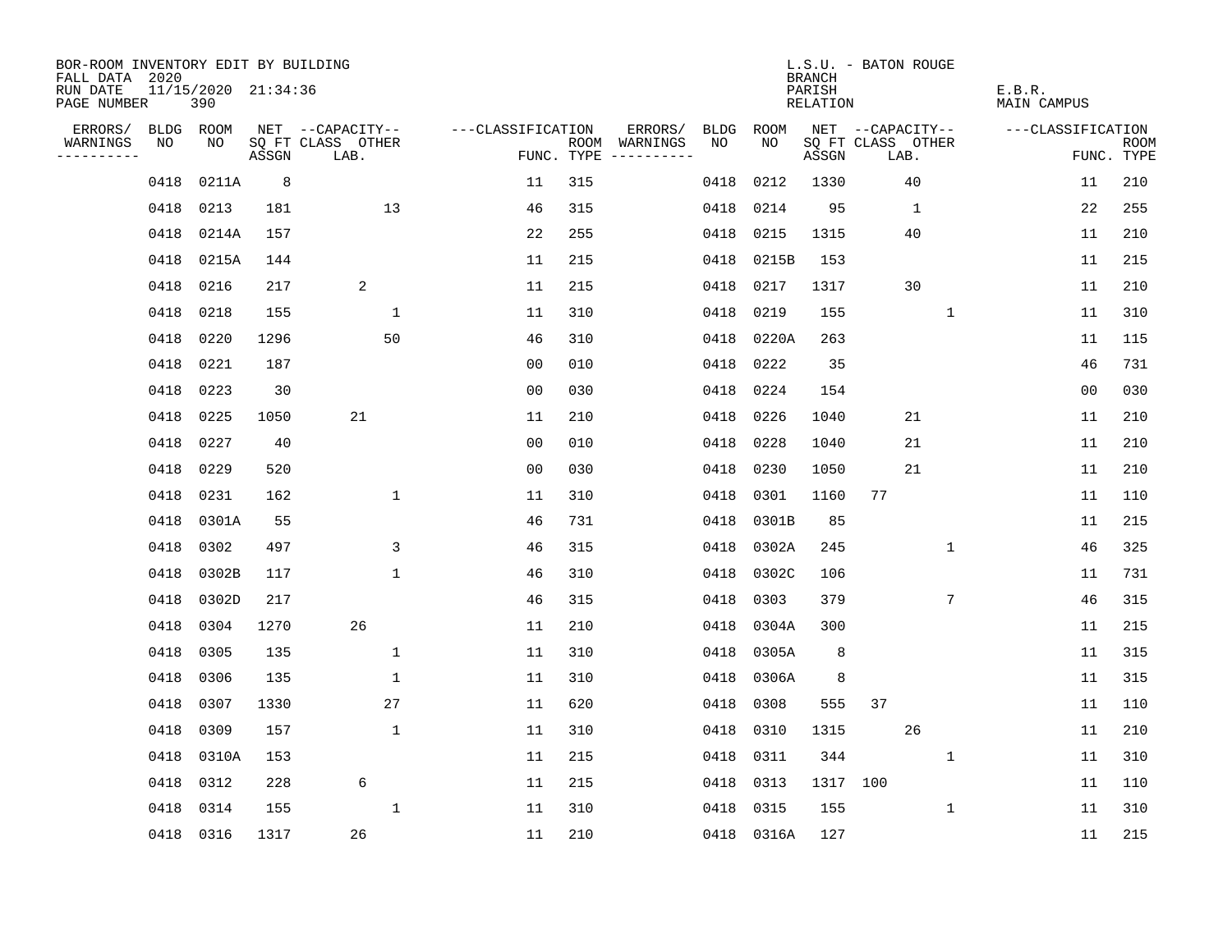BOR-ROOM INVENTORY EDIT BY BUILDING
FALL DATA 2020
RUN DATE 11/15/2020 21:34:36
PAGE NUMBER 390

L.S.U. - BATON ROUGE
BRANCH
PARISH E.B.R.
RELATION MAIN CAMPUS

| ERRORS/ WARNINGS | BLDG NO | ROOM NO | NET SQ FT ASSGN | CAPACITY CLASS LAB. | CAPACITY OTHER | CLASSIFICATION FUNC. | ROOM TYPE | ERRORS/ WARNINGS | BLDG NO | ROOM NO | NET SQ FT ASSGN | CAPACITY CLASS LAB. | CAPACITY OTHER | CLASSIFICATION FUNC. | ROOM TYPE |
|---|---|---|---|---|---|---|---|---|---|---|---|---|---|---|---|
| | 0418 | 0211A | 8 | | | 11 | 315 | | 0418 | 0212 | 1330 | 40 | | 11 | 210 |
| | 0418 | 0213 | 181 | | 13 | 46 | 315 | | 0418 | 0214 | 95 | 1 | | 22 | 255 |
| | 0418 | 0214A | 157 | | | 22 | 255 | | 0418 | 0215 | 1315 | 40 | | 11 | 210 |
| | 0418 | 0215A | 144 | | | 11 | 215 | | 0418 | 0215B | 153 | | | 11 | 215 |
| | 0418 | 0216 | 217 | 2 | | 11 | 215 | | 0418 | 0217 | 1317 | 30 | | 11 | 210 |
| | 0418 | 0218 | 155 | | 1 | 11 | 310 | | 0418 | 0219 | 155 | | 1 | 11 | 310 |
| | 0418 | 0220 | 1296 | | 50 | 46 | 310 | | 0418 | 0220A | 263 | | | 11 | 115 |
| | 0418 | 0221 | 187 | | | 00 | 010 | | 0418 | 0222 | 35 | | | 46 | 731 |
| | 0418 | 0223 | 30 | | | 00 | 030 | | 0418 | 0224 | 154 | | | 00 | 030 |
| | 0418 | 0225 | 1050 | 21 | | 11 | 210 | | 0418 | 0226 | 1040 | 21 | | 11 | 210 |
| | 0418 | 0227 | 40 | | | 00 | 010 | | 0418 | 0228 | 1040 | 21 | | 11 | 210 |
| | 0418 | 0229 | 520 | | | 00 | 030 | | 0418 | 0230 | 1050 | 21 | | 11 | 210 |
| | 0418 | 0231 | 162 | | 1 | 11 | 310 | | 0418 | 0301 | 1160 | 77 | | 11 | 110 |
| | 0418 | 0301A | 55 | | | 46 | 731 | | 0418 | 0301B | 85 | | | 11 | 215 |
| | 0418 | 0302 | 497 | | 3 | 46 | 315 | | 0418 | 0302A | 245 | | 1 | 46 | 325 |
| | 0418 | 0302B | 117 | | 1 | 46 | 310 | | 0418 | 0302C | 106 | | | 11 | 731 |
| | 0418 | 0302D | 217 | | | 46 | 315 | | 0418 | 0303 | 379 | | 7 | 46 | 315 |
| | 0418 | 0304 | 1270 | 26 | | 11 | 210 | | 0418 | 0304A | 300 | | | 11 | 215 |
| | 0418 | 0305 | 135 | | 1 | 11 | 310 | | 0418 | 0305A | 8 | | | 11 | 315 |
| | 0418 | 0306 | 135 | | 1 | 11 | 310 | | 0418 | 0306A | 8 | | | 11 | 315 |
| | 0418 | 0307 | 1330 | | 27 | 11 | 620 | | 0418 | 0308 | 555 | 37 | | 11 | 110 |
| | 0418 | 0309 | 157 | | 1 | 11 | 310 | | 0418 | 0310 | 1315 | 26 | | 11 | 210 |
| | 0418 | 0310A | 153 | | | 11 | 215 | | 0418 | 0311 | 344 | | 1 | 11 | 310 |
| | 0418 | 0312 | 228 | 6 | | 11 | 215 | | 0418 | 0313 | 1317 | 100 | | 11 | 110 |
| | 0418 | 0314 | 155 | | 1 | 11 | 310 | | 0418 | 0315 | 155 | | 1 | 11 | 310 |
| | 0418 | 0316 | 1317 | 26 | | 11 | 210 | | 0418 | 0316A | 127 | | | 11 | 215 |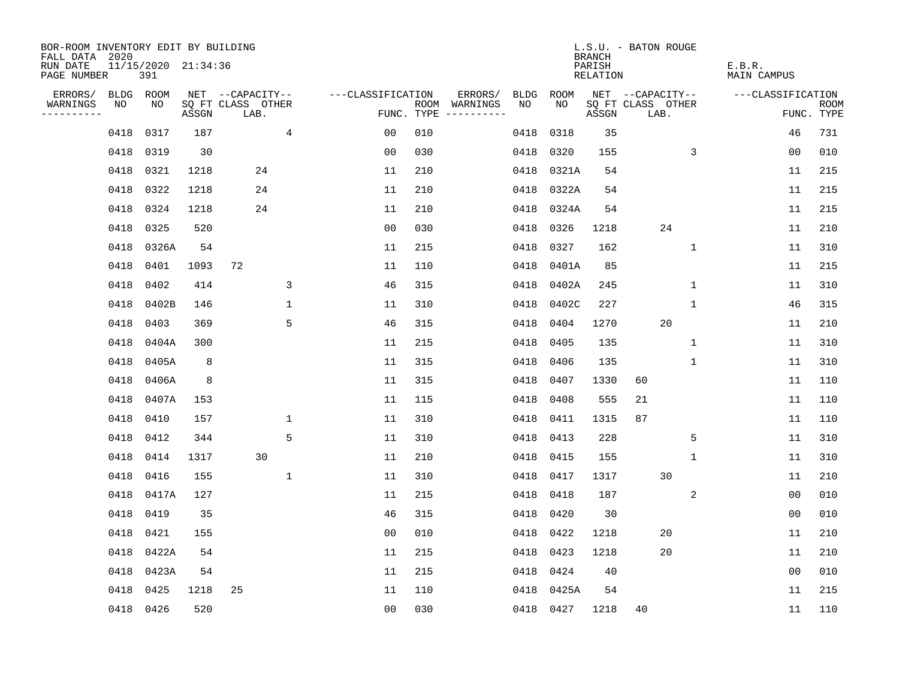BOR-ROOM INVENTORY EDIT BY BUILDING
FALL DATA 2020
RUN DATE 11/15/2020 21:34:36
PAGE NUMBER 391

L.S.U. - BATON ROUGE
BRANCH
PARISH E.B.R.
RELATION MAIN CAMPUS

| ERRORS/ WARNINGS | BLDG NO | ROOM NO | NET SQ FT ASSGN | CAPACITY CLASS | CAPACITY LAB. | CAPACITY OTHER | CLASSIFICATION FUNC. | ROOM TYPE | ERRORS/ WARNINGS | BLDG NO | ROOM NO | NET SQ FT ASSGN | CAPACITY CLASS | CAPACITY LAB. | CAPACITY OTHER | CLASSIFICATION FUNC. | ROOM TYPE |
|---|---|---|---|---|---|---|---|---|---|---|---|---|---|---|---|---|---|
| | 0418 | 0317 | 187 | | | 4 | 00 | 010 | | 0418 | 0318 | 35 | | | | 46 | 731 |
| | 0418 | 0319 | 30 | | | | 00 | 030 | | 0418 | 0320 | 155 | | | 3 | 00 | 010 |
| | 0418 | 0321 | 1218 | | 24 | | 11 | 210 | | 0418 | 0321A | 54 | | | | 11 | 215 |
| | 0418 | 0322 | 1218 | | 24 | | 11 | 210 | | 0418 | 0322A | 54 | | | | 11 | 215 |
| | 0418 | 0324 | 1218 | | 24 | | 11 | 210 | | 0418 | 0324A | 54 | | | | 11 | 215 |
| | 0418 | 0325 | 520 | | | | 00 | 030 | | 0418 | 0326 | 1218 | | 24 | | 11 | 210 |
| | 0418 | 0326A | 54 | | | | 11 | 215 | | 0418 | 0327 | 162 | | | 1 | 11 | 310 |
| | 0418 | 0401 | 1093 | 72 | | | 11 | 110 | | 0418 | 0401A | 85 | | | | 11 | 215 |
| | 0418 | 0402 | 414 | | | 3 | 46 | 315 | | 0418 | 0402A | 245 | | | 1 | 11 | 310 |
| | 0418 | 0402B | 146 | | | 1 | 11 | 310 | | 0418 | 0402C | 227 | | | 1 | 46 | 315 |
| | 0418 | 0403 | 369 | | | 5 | 46 | 315 | | 0418 | 0404 | 1270 | | 20 | | 11 | 210 |
| | 0418 | 0404A | 300 | | | | 11 | 215 | | 0418 | 0405 | 135 | | | 1 | 11 | 310 |
| | 0418 | 0405A | 8 | | | | 11 | 315 | | 0418 | 0406 | 135 | | | 1 | 11 | 310 |
| | 0418 | 0406A | 8 | | | | 11 | 315 | | 0418 | 0407 | 1330 | 60 | | | 11 | 110 |
| | 0418 | 0407A | 153 | | | | 11 | 115 | | 0418 | 0408 | 555 | 21 | | | 11 | 110 |
| | 0418 | 0410 | 157 | | | 1 | 11 | 310 | | 0418 | 0411 | 1315 | 87 | | | 11 | 110 |
| | 0418 | 0412 | 344 | | | 5 | 11 | 310 | | 0418 | 0413 | 228 | | | 5 | 11 | 310 |
| | 0418 | 0414 | 1317 | | 30 | | 11 | 210 | | 0418 | 0415 | 155 | | | 1 | 11 | 310 |
| | 0418 | 0416 | 155 | | | 1 | 11 | 310 | | 0418 | 0417 | 1317 | | 30 | | 11 | 210 |
| | 0418 | 0417A | 127 | | | | 11 | 215 | | 0418 | 0418 | 187 | | | 2 | 00 | 010 |
| | 0418 | 0419 | 35 | | | | 46 | 315 | | 0418 | 0420 | 30 | | | | 00 | 010 |
| | 0418 | 0421 | 155 | | | | 00 | 010 | | 0418 | 0422 | 1218 | | 20 | | 11 | 210 |
| | 0418 | 0422A | 54 | | | | 11 | 215 | | 0418 | 0423 | 1218 | | 20 | | 11 | 210 |
| | 0418 | 0423A | 54 | | | | 11 | 215 | | 0418 | 0424 | 40 | | | | 00 | 010 |
| | 0418 | 0425 | 1218 | 25 | | | 11 | 110 | | 0418 | 0425A | 54 | | | | 11 | 215 |
| | 0418 | 0426 | 520 | | | | 00 | 030 | | 0418 | 0427 | 1218 | 40 | | | 11 | 110 |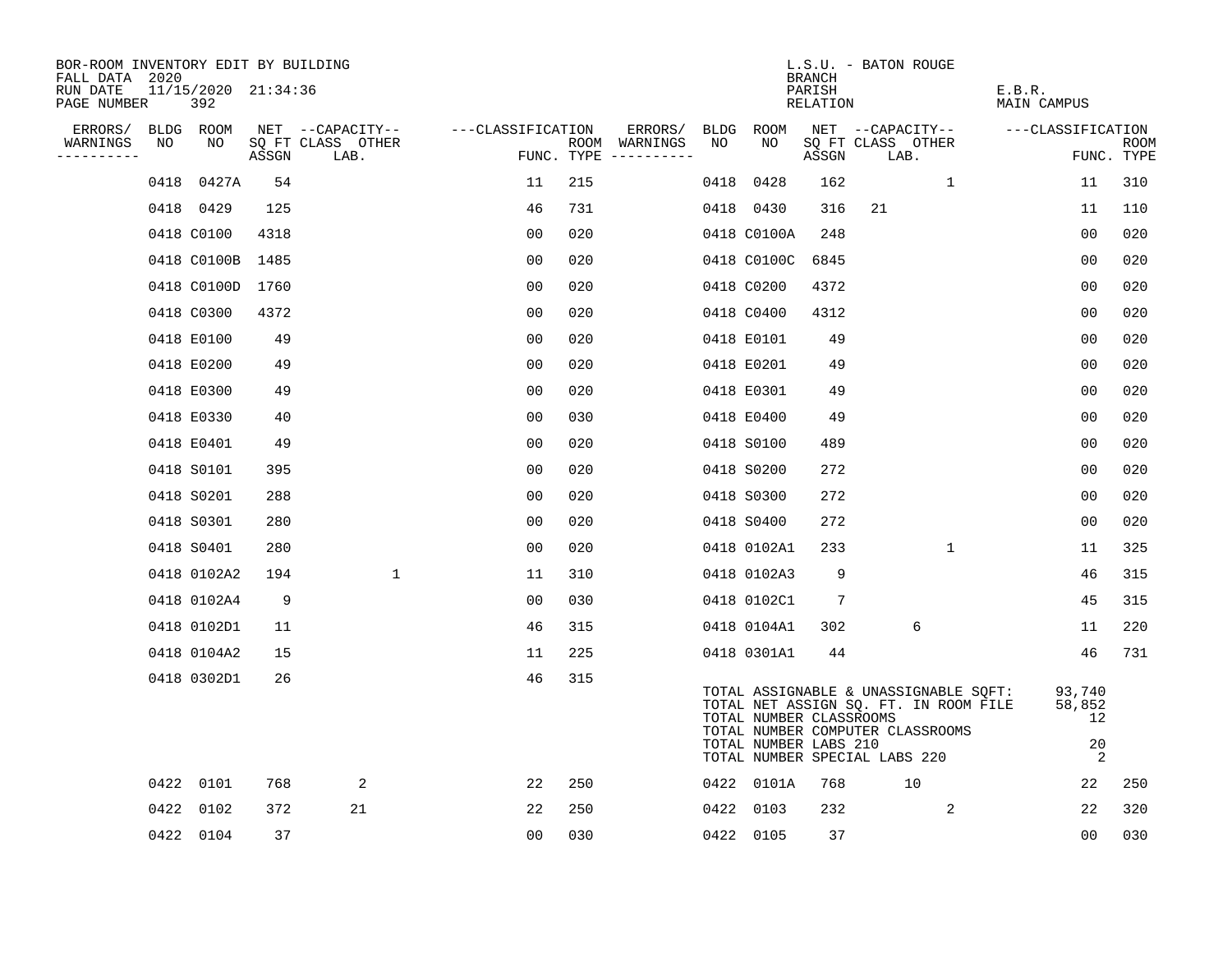BOR-ROOM INVENTORY EDIT BY BUILDING
FALL DATA 2020
RUN DATE 11/15/2020 21:34:36
PAGE NUMBER 392

L.S.U. - BATON ROUGE
BRANCH
PARISH E.B.R.
RELATION MAIN CAMPUS

| ERRORS/ WARNINGS | BLDG NO | ROOM NO | NET SQ FT ASSGN | CAPACITY CLASS LAB. | CAPACITY OTHER | CLASSIFICATION FUNC. | ROOM TYPE | ERRORS/ WARNINGS | BLDG NO | ROOM NO | NET SQ FT ASSGN | CAPACITY CLASS LAB. | CAPACITY OTHER | CLASSIFICATION FUNC. | ROOM TYPE |
|---|---|---|---|---|---|---|---|---|---|---|---|---|---|---|---|
| | 0418 | 0427A | 54 | | | 11 | 215 | | 0418 | 0428 | 162 | | 1 | 11 | 310 |
| | 0418 | 0429 | 125 | | | 46 | 731 | | 0418 | 0430 | 316 | 21 | | 11 | 110 |
| | 0418 | C0100 | 4318 | | | 00 | 020 | | 0418 | C0100A | 248 | | | 00 | 020 |
| | 0418 | C0100B | 1485 | | | 00 | 020 | | 0418 | C0100C | 6845 | | | 00 | 020 |
| | 0418 | C0100D | 1760 | | | 00 | 020 | | 0418 | C0200 | 4372 | | | 00 | 020 |
| | 0418 | C0300 | 4372 | | | 00 | 020 | | 0418 | C0400 | 4312 | | | 00 | 020 |
| | 0418 | E0100 | 49 | | | 00 | 020 | | 0418 | E0101 | 49 | | | 00 | 020 |
| | 0418 | E0200 | 49 | | | 00 | 020 | | 0418 | E0201 | 49 | | | 00 | 020 |
| | 0418 | E0300 | 49 | | | 00 | 020 | | 0418 | E0301 | 49 | | | 00 | 020 |
| | 0418 | E0330 | 40 | | | 00 | 030 | | 0418 | E0400 | 49 | | | 00 | 020 |
| | 0418 | E0401 | 49 | | | 00 | 020 | | 0418 | S0100 | 489 | | | 00 | 020 |
| | 0418 | S0101 | 395 | | | 00 | 020 | | 0418 | S0200 | 272 | | | 00 | 020 |
| | 0418 | S0201 | 288 | | | 00 | 020 | | 0418 | S0300 | 272 | | | 00 | 020 |
| | 0418 | S0301 | 280 | | | 00 | 020 | | 0418 | S0400 | 272 | | | 00 | 020 |
| | 0418 | S0401 | 280 | | | 00 | 020 | | 0418 | 0102A1 | 233 | | 1 | 11 | 325 |
| | 0418 | 0102A2 | 194 | | 1 | 11 | 310 | | 0418 | 0102A3 | 9 | | | 46 | 315 |
| | 0418 | 0102A4 | 9 | | | 00 | 030 | | 0418 | 0102C1 | 7 | | | 45 | 315 |
| | 0418 | 0102D1 | 11 | | | 46 | 315 | | 0418 | 0104A1 | 302 | 6 | | 11 | 220 |
| | 0418 | 0104A2 | 15 | | | 11 | 225 | | 0418 | 0301A1 | 44 | | | 46 | 731 |
| | 0418 | 0302D1 | 26 | | | 46 | 315 | | | | | | | | |

TOTAL ASSIGNABLE & UNASSIGNABLE SQFT: 93,740
TOTAL NET ASSIGN SQ. FT. IN ROOM FILE 58,852
TOTAL NUMBER CLASSROOMS 12
TOTAL NUMBER COMPUTER CLASSROOMS
TOTAL NUMBER LABS 210 20
TOTAL NUMBER SPECIAL LABS 220 2

| ERRORS/ WARNINGS | BLDG NO | ROOM NO | NET SQ FT ASSGN | CAPACITY CLASS LAB. | CAPACITY OTHER | CLASSIFICATION FUNC. | ROOM TYPE | ERRORS/ WARNINGS | BLDG NO | ROOM NO | NET SQ FT ASSGN | CAPACITY CLASS LAB. | CAPACITY OTHER | CLASSIFICATION FUNC. | ROOM TYPE |
|---|---|---|---|---|---|---|---|---|---|---|---|---|---|---|---|
| | 0422 | 0101 | 768 | 2 | | 22 | 250 | | 0422 | 0101A | 768 | 10 | | 22 | 250 |
| | 0422 | 0102 | 372 | 21 | | 22 | 250 | | 0422 | 0103 | 232 | | 2 | 22 | 320 |
| | 0422 | 0104 | 37 | | | 00 | 030 | | 0422 | 0105 | 37 | | | 00 | 030 |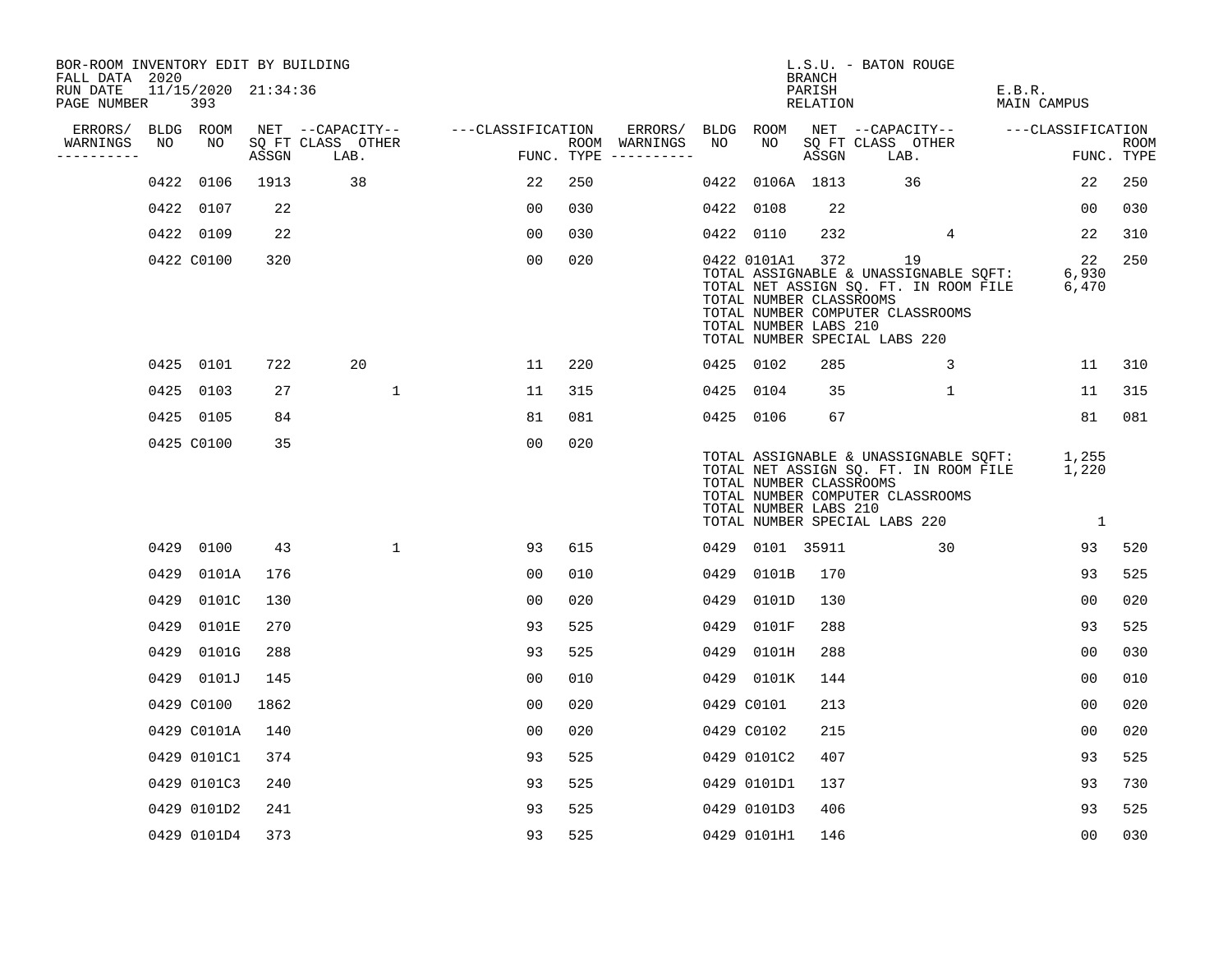BOR-ROOM INVENTORY EDIT BY BUILDING
FALL DATA 2020
RUN DATE 11/15/2020 21:34:36
PAGE NUMBER 393

L.S.U. - BATON ROUGE
BRANCH
PARISH E.B.R.
RELATION MAIN CAMPUS

| ERRORS/ WARNINGS | BLDG NO | ROOM NO | NET SQ FT ASSGN | CAPACITY CLASS LAB. | CAPACITY OTHER | CLASSIFICATION FUNC. | ROOM TYPE | ERRORS/ WARNINGS | BLDG NO | ROOM NO | NET SQ FT ASSGN | CAPACITY CLASS LAB. | CAPACITY OTHER | CLASSIFICATION FUNC. | ROOM TYPE |
|---|---|---|---|---|---|---|---|---|---|---|---|---|---|---|---|
| | 0422 | 0106 | 1913 | 38 | | 22 | 250 | | 0422 | 0106A | 1813 | 36 | | 22 | 250 |
| | 0422 | 0107 | 22 | | | 00 | 030 | | 0422 | 0108 | 22 | | | 00 | 030 |
| | 0422 | 0109 | 22 | | | 00 | 030 | | 0422 | 0110 | 232 | | 4 | 22 | 310 |
| | 0422 | C0100 | 320 | | | 00 | 020 | | 0422 | 0101A1 | 372 | 19 | | 22 | 250 |

TOTAL ASSIGNABLE & UNASSIGNABLE SQFT: 6,930
TOTAL NET ASSIGN SQ. FT. IN ROOM FILE 6,470
TOTAL NUMBER CLASSROOMS
TOTAL NUMBER COMPUTER CLASSROOMS
TOTAL NUMBER LABS 210
TOTAL NUMBER SPECIAL LABS 220

| ERRORS/ WARNINGS | BLDG NO | ROOM NO | NET SQ FT ASSGN | CAPACITY CLASS LAB. | CAPACITY OTHER | CLASSIFICATION FUNC. | ROOM TYPE | ERRORS/ WARNINGS | BLDG NO | ROOM NO | NET SQ FT ASSGN | CAPACITY CLASS LAB. | CAPACITY OTHER | CLASSIFICATION FUNC. | ROOM TYPE |
|---|---|---|---|---|---|---|---|---|---|---|---|---|---|---|---|
| | 0425 | 0101 | 722 | 20 | | 11 | 220 | | 0425 | 0102 | 285 | | 3 | 11 | 310 |
| | 0425 | 0103 | 27 | | 1 | 11 | 315 | | 0425 | 0104 | 35 | | 1 | 11 | 315 |
| | 0425 | 0105 | 84 | | | 81 | 081 | | 0425 | 0106 | 67 | | | 81 | 081 |
| | 0425 | C0100 | 35 | | | 00 | 020 | | | | | | | | |

TOTAL ASSIGNABLE & UNASSIGNABLE SQFT: 1,255
TOTAL NET ASSIGN SQ. FT. IN ROOM FILE 1,220
TOTAL NUMBER CLASSROOMS
TOTAL NUMBER COMPUTER CLASSROOMS
TOTAL NUMBER LABS 210
TOTAL NUMBER SPECIAL LABS 220 1

| ERRORS/ WARNINGS | BLDG NO | ROOM NO | NET SQ FT ASSGN | CAPACITY CLASS LAB. | CAPACITY OTHER | CLASSIFICATION FUNC. | ROOM TYPE | ERRORS/ WARNINGS | BLDG NO | ROOM NO | NET SQ FT ASSGN | CAPACITY CLASS LAB. | CAPACITY OTHER | CLASSIFICATION FUNC. | ROOM TYPE |
|---|---|---|---|---|---|---|---|---|---|---|---|---|---|---|---|
| | 0429 | 0100 | 43 | | 1 | 93 | 615 | | 0429 | 0101 | 35911 | | 30 | 93 | 520 |
| | 0429 | 0101A | 176 | | | 00 | 010 | | 0429 | 0101B | 170 | | | 93 | 525 |
| | 0429 | 0101C | 130 | | | 00 | 020 | | 0429 | 0101D | 130 | | | 00 | 020 |
| | 0429 | 0101E | 270 | | | 93 | 525 | | 0429 | 0101F | 288 | | | 93 | 525 |
| | 0429 | 0101G | 288 | | | 93 | 525 | | 0429 | 0101H | 288 | | | 00 | 030 |
| | 0429 | 0101J | 145 | | | 00 | 010 | | 0429 | 0101K | 144 | | | 00 | 010 |
| | 0429 | C0100 | 1862 | | | 00 | 020 | | 0429 | C0101 | 213 | | | 00 | 020 |
| | 0429 | C0101A | 140 | | | 00 | 020 | | 0429 | C0102 | 215 | | | 00 | 020 |
| | 0429 | 0101C1 | 374 | | | 93 | 525 | | 0429 | 0101C2 | 407 | | | 93 | 525 |
| | 0429 | 0101C3 | 240 | | | 93 | 525 | | 0429 | 0101D1 | 137 | | | 93 | 730 |
| | 0429 | 0101D2 | 241 | | | 93 | 525 | | 0429 | 0101D3 | 406 | | | 93 | 525 |
| | 0429 | 0101D4 | 373 | | | 93 | 525 | | 0429 | 0101H1 | 146 | | | 00 | 030 |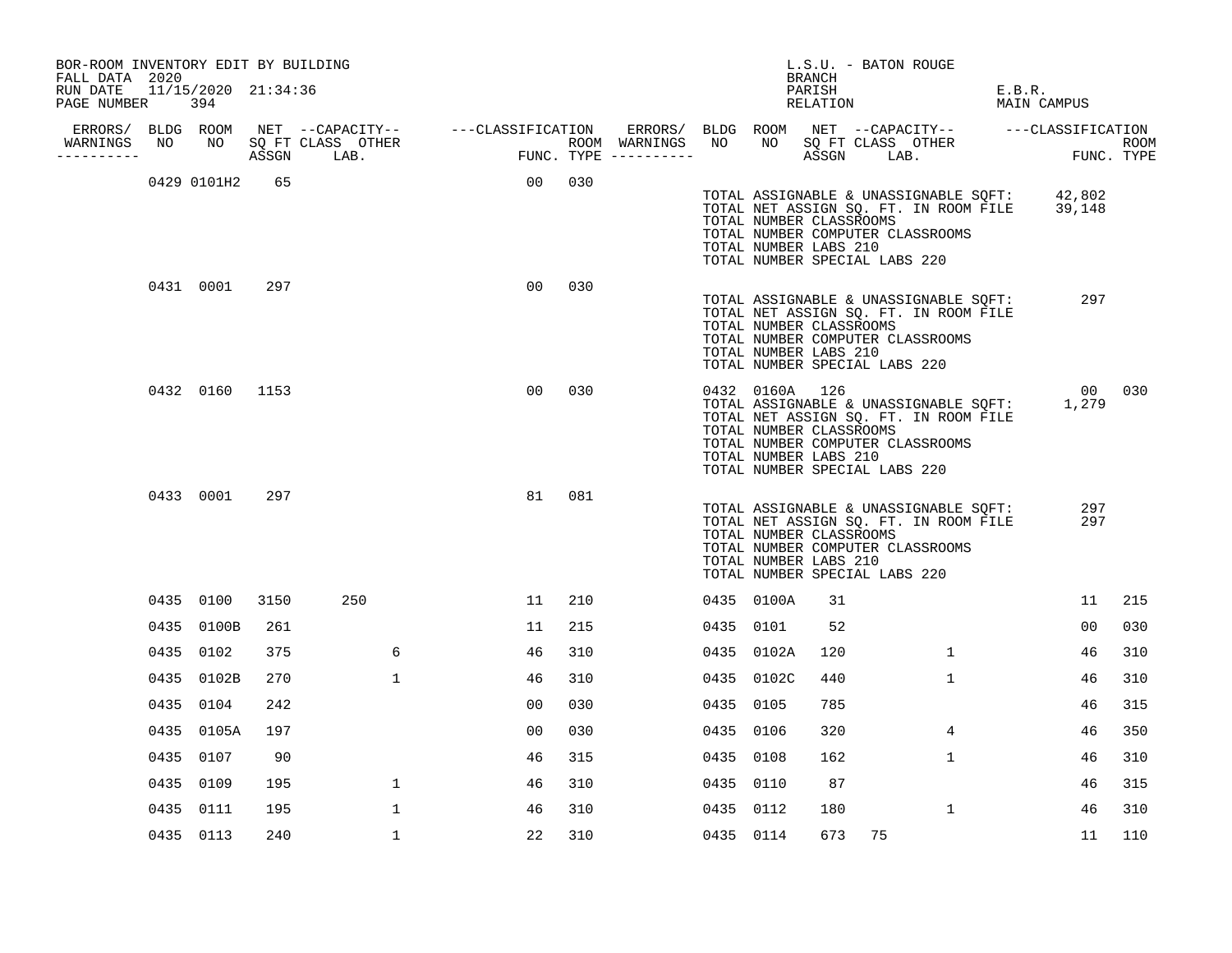BOR-ROOM INVENTORY EDIT BY BUILDING
FALL DATA 2020
RUN DATE 11/15/2020 21:34:36

L.S.U. - BATON ROUGE
BRANCH
PARISH E.B.R.
RELATION MAIN CAMPUS

| ERRORS/ WARNINGS | BLDG NO | ROOM NO | NET SQ FT ASSGN | CAPACITY CLASS | CAPACITY LAB. | CAPACITY OTHER | CLASSIFICATION FUNC. | ROOM TYPE | ERRORS/ WARNINGS | BLDG NO | ROOM NO | NET SQ FT ASSGN | CAPACITY CLASS | CAPACITY LAB. | CAPACITY OTHER | CLASSIFICATION FUNC. | ROOM TYPE |
|---|---|---|---|---|---|---|---|---|---|---|---|---|---|---|---|---|---|
| | 0429 | 0101H2 | 65 | | | | 00 | 030 | | | | | | | | | |

TOTAL ASSIGNABLE & UNASSIGNABLE SQFT: 42,802
TOTAL NET ASSIGN SQ. FT. IN ROOM FILE 39,148
TOTAL NUMBER CLASSROOMS
TOTAL NUMBER COMPUTER CLASSROOMS
TOTAL NUMBER LABS 210
TOTAL NUMBER SPECIAL LABS 220

| ERRORS/ WARNINGS | BLDG NO | ROOM NO | NET SQ FT ASSGN | CAPACITY CLASS | CAPACITY LAB. | CAPACITY OTHER | CLASSIFICATION FUNC. | ROOM TYPE |
|---|---|---|---|---|---|---|---|---|
| | 0431 | 0001 | 297 | | | | 00 | 030 |

TOTAL ASSIGNABLE & UNASSIGNABLE SQFT: 297
TOTAL NET ASSIGN SQ. FT. IN ROOM FILE
TOTAL NUMBER CLASSROOMS
TOTAL NUMBER COMPUTER CLASSROOMS
TOTAL NUMBER LABS 210
TOTAL NUMBER SPECIAL LABS 220

| ERRORS/ WARNINGS | BLDG NO | ROOM NO | NET SQ FT ASSGN | CAPACITY CLASS | CAPACITY LAB. | CAPACITY OTHER | CLASSIFICATION FUNC. | ROOM TYPE | ERRORS/ WARNINGS | BLDG NO | ROOM NO | NET SQ FT ASSGN | CAPACITY CLASS | CAPACITY LAB. | CAPACITY OTHER | CLASSIFICATION FUNC. | ROOM TYPE |
|---|---|---|---|---|---|---|---|---|---|---|---|---|---|---|---|---|---|
| | 0432 | 0160 | 1153 | | | | 00 | 030 | | 0432 | 0160A | 126 | | | | 00 | 030 |

TOTAL ASSIGNABLE & UNASSIGNABLE SQFT: 1,279
TOTAL NET ASSIGN SQ. FT. IN ROOM FILE
TOTAL NUMBER CLASSROOMS
TOTAL NUMBER COMPUTER CLASSROOMS
TOTAL NUMBER LABS 210
TOTAL NUMBER SPECIAL LABS 220

| ERRORS/ WARNINGS | BLDG NO | ROOM NO | NET SQ FT ASSGN | CAPACITY CLASS | CAPACITY LAB. | CAPACITY OTHER | CLASSIFICATION FUNC. | ROOM TYPE |
|---|---|---|---|---|---|---|---|---|
| | 0433 | 0001 | 297 | | | | 81 | 081 |

TOTAL ASSIGNABLE & UNASSIGNABLE SQFT: 297
TOTAL NET ASSIGN SQ. FT. IN ROOM FILE 297
TOTAL NUMBER CLASSROOMS
TOTAL NUMBER COMPUTER CLASSROOMS
TOTAL NUMBER LABS 210
TOTAL NUMBER SPECIAL LABS 220

| ERRORS/ WARNINGS | BLDG NO | ROOM NO | NET SQ FT ASSGN | CAPACITY CLASS | CAPACITY LAB. | CAPACITY OTHER | CLASSIFICATION FUNC. | ROOM TYPE | ERRORS/ WARNINGS | BLDG NO | ROOM NO | NET SQ FT ASSGN | CAPACITY CLASS | CAPACITY LAB. | CAPACITY OTHER | CLASSIFICATION FUNC. | ROOM TYPE |
|---|---|---|---|---|---|---|---|---|---|---|---|---|---|---|---|---|---|
| | 0435 | 0100 | 3150 | | 250 | | 11 | 210 | | 0435 | 0100A | 31 | | | | 11 | 215 |
| | 0435 | 0100B | 261 | | | | 11 | 215 | | 0435 | 0101 | 52 | | | | 00 | 030 |
| | 0435 | 0102 | 375 | | | 6 | 46 | 310 | | 0435 | 0102A | 120 | | | 1 | 46 | 310 |
| | 0435 | 0102B | 270 | | | 1 | 46 | 310 | | 0435 | 0102C | 440 | | | 1 | 46 | 310 |
| | 0435 | 0104 | 242 | | | | 00 | 030 | | 0435 | 0105 | 785 | | | | 46 | 315 |
| | 0435 | 0105A | 197 | | | | 00 | 030 | | 0435 | 0106 | 320 | | | 4 | 46 | 350 |
| | 0435 | 0107 | 90 | | | | 46 | 315 | | 0435 | 0108 | 162 | | | 1 | 46 | 310 |
| | 0435 | 0109 | 195 | | | 1 | 46 | 310 | | 0435 | 0110 | 87 | | | | 46 | 315 |
| | 0435 | 0111 | 195 | | | 1 | 46 | 310 | | 0435 | 0112 | 180 | | | 1 | 46 | 310 |
| | 0435 | 0113 | 240 | | | 1 | 22 | 310 | | 0435 | 0114 | 673 | 75 | | | 11 | 110 |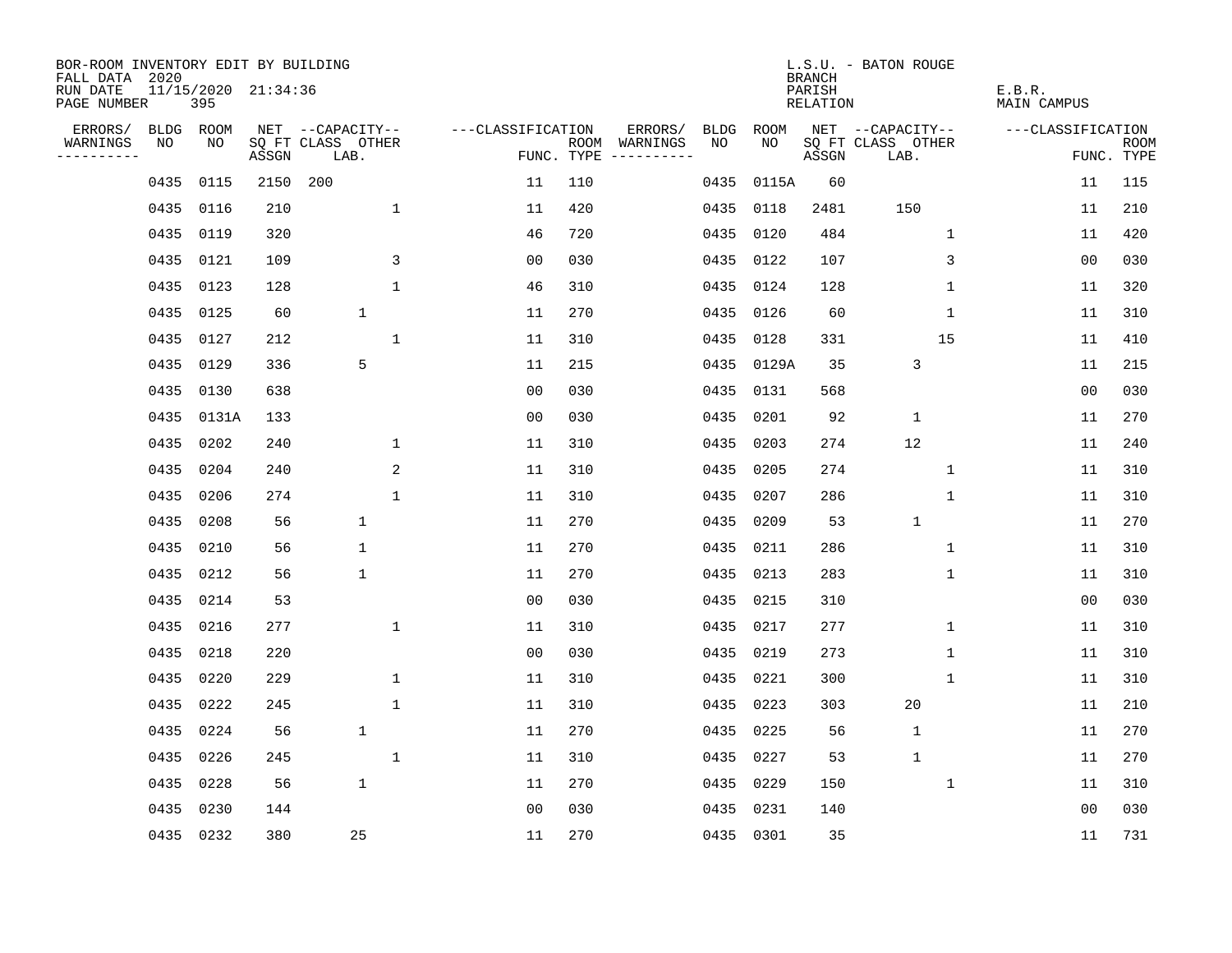BOR-ROOM INVENTORY EDIT BY BUILDING
FALL DATA 2020
RUN DATE 11/15/2020 21:34:36
PAGE NUMBER 395

L.S.U. - BATON ROUGE
BRANCH
PARISH E.B.R.
RELATION MAIN CAMPUS

| ERRORS/ WARNINGS | BLDG NO | ROOM NO | NET SQ FT ASSGN | CAPACITY CLASS | CAPACITY LAB. | CAPACITY OTHER | CLASSIFICATION FUNC. | ROOM TYPE | ERRORS/ WARNINGS | BLDG NO | ROOM NO | NET SQ FT ASSGN | CAPACITY CLASS | CAPACITY LAB. | CAPACITY OTHER | CLASSIFICATION FUNC. | ROOM TYPE |
|---|---|---|---|---|---|---|---|---|---|---|---|---|---|---|---|---|---|
| | 0435 | 0115 | 2150 | 200 | | | 11 | 110 | | 0435 | 0115A | 60 | | | | 11 | 115 |
| | 0435 | 0116 | 210 | | | 1 | 11 | 420 | | 0435 | 0118 | 2481 | | 150 | | 11 | 210 |
| | 0435 | 0119 | 320 | | | | 46 | 720 | | 0435 | 0120 | 484 | | | 1 | 11 | 420 |
| | 0435 | 0121 | 109 | | | 3 | 00 | 030 | | 0435 | 0122 | 107 | | | 3 | 00 | 030 |
| | 0435 | 0123 | 128 | | | 1 | 46 | 310 | | 0435 | 0124 | 128 | | | 1 | 11 | 320 |
| | 0435 | 0125 | 60 | | 1 | | 11 | 270 | | 0435 | 0126 | 60 | | | 1 | 11 | 310 |
| | 0435 | 0127 | 212 | | | 1 | 11 | 310 | | 0435 | 0128 | 331 | | | 15 | 11 | 410 |
| | 0435 | 0129 | 336 | | 5 | | 11 | 215 | | 0435 | 0129A | 35 | | 3 | | 11 | 215 |
| | 0435 | 0130 | 638 | | | | 00 | 030 | | 0435 | 0131 | 568 | | | | 00 | 030 |
| | 0435 | 0131A | 133 | | | | 00 | 030 | | 0435 | 0201 | 92 | | 1 | | 11 | 270 |
| | 0435 | 0202 | 240 | | | 1 | 11 | 310 | | 0435 | 0203 | 274 | | 12 | | 11 | 240 |
| | 0435 | 0204 | 240 | | | 2 | 11 | 310 | | 0435 | 0205 | 274 | | | 1 | 11 | 310 |
| | 0435 | 0206 | 274 | | | 1 | 11 | 310 | | 0435 | 0207 | 286 | | | 1 | 11 | 310 |
| | 0435 | 0208 | 56 | | 1 | | 11 | 270 | | 0435 | 0209 | 53 | | 1 | | 11 | 270 |
| | 0435 | 0210 | 56 | | 1 | | 11 | 270 | | 0435 | 0211 | 286 | | | 1 | 11 | 310 |
| | 0435 | 0212 | 56 | | 1 | | 11 | 270 | | 0435 | 0213 | 283 | | | 1 | 11 | 310 |
| | 0435 | 0214 | 53 | | | | 00 | 030 | | 0435 | 0215 | 310 | | | | 00 | 030 |
| | 0435 | 0216 | 277 | | | 1 | 11 | 310 | | 0435 | 0217 | 277 | | | 1 | 11 | 310 |
| | 0435 | 0218 | 220 | | | | 00 | 030 | | 0435 | 0219 | 273 | | | 1 | 11 | 310 |
| | 0435 | 0220 | 229 | | | 1 | 11 | 310 | | 0435 | 0221 | 300 | | | 1 | 11 | 310 |
| | 0435 | 0222 | 245 | | | 1 | 11 | 310 | | 0435 | 0223 | 303 | | 20 | | 11 | 210 |
| | 0435 | 0224 | 56 | | 1 | | 11 | 270 | | 0435 | 0225 | 56 | | 1 | | 11 | 270 |
| | 0435 | 0226 | 245 | | | 1 | 11 | 310 | | 0435 | 0227 | 53 | | 1 | | 11 | 270 |
| | 0435 | 0228 | 56 | | 1 | | 11 | 270 | | 0435 | 0229 | 150 | | | 1 | 11 | 310 |
| | 0435 | 0230 | 144 | | | | 00 | 030 | | 0435 | 0231 | 140 | | | | 00 | 030 |
| | 0435 | 0232 | 380 | | 25 | | 11 | 270 | | 0435 | 0301 | 35 | | | | 11 | 731 |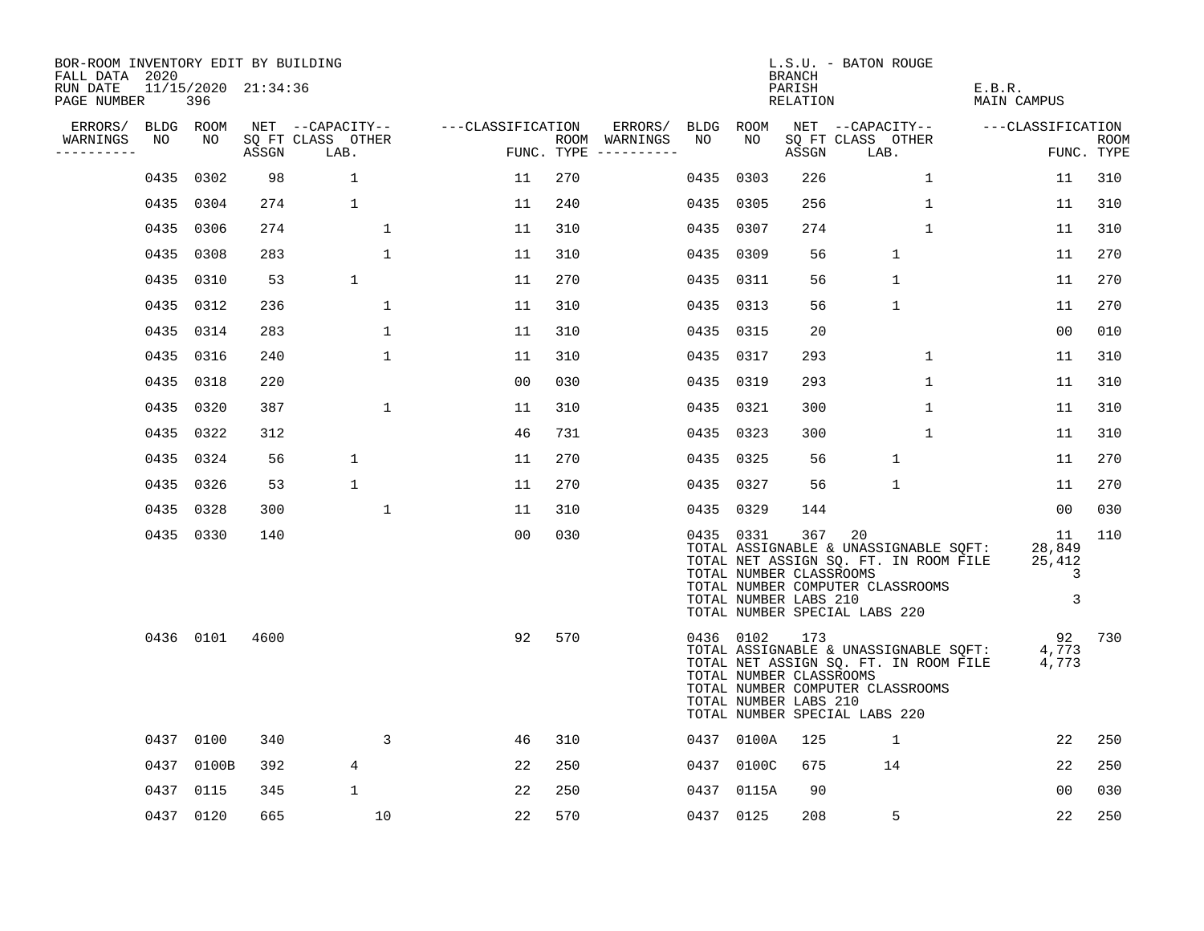BOR-ROOM INVENTORY EDIT BY BUILDING
FALL DATA 2020
RUN DATE 11/15/2020 21:34:36
PAGE NUMBER 396

L.S.U. - BATON ROUGE
BRANCH
PARISH E.B.R.
RELATION MAIN CAMPUS

| ERRORS/ WARNINGS | BLDG NO | ROOM NO | NET SQ FT ASSGN | CAPACITY CLASS LAB. | CAPACITY OTHER | CLASSIFICATION FUNC. | ROOM TYPE | ERRORS/ WARNINGS | BLDG NO | ROOM NO | NET SQ FT ASSGN | CAPACITY CLASS LAB. | CAPACITY OTHER | CLASSIFICATION FUNC. | ROOM TYPE |
|---|---|---|---|---|---|---|---|---|---|---|---|---|---|---|---|
| | 0435 | 0302 | 98 | 1 | | 11 | 270 | | 0435 | 0303 | 226 | | 1 | 11 | 310 |
| | 0435 | 0304 | 274 | 1 | | 11 | 240 | | 0435 | 0305 | 256 | | 1 | 11 | 310 |
| | 0435 | 0306 | 274 | | 1 | 11 | 310 | | 0435 | 0307 | 274 | | 1 | 11 | 310 |
| | 0435 | 0308 | 283 | | 1 | 11 | 310 | | 0435 | 0309 | 56 | 1 | | 11 | 270 |
| | 0435 | 0310 | 53 | 1 | | 11 | 270 | | 0435 | 0311 | 56 | 1 | | 11 | 270 |
| | 0435 | 0312 | 236 | | 1 | 11 | 310 | | 0435 | 0313 | 56 | 1 | | 11 | 270 |
| | 0435 | 0314 | 283 | | 1 | 11 | 310 | | 0435 | 0315 | 20 | | | 00 | 010 |
| | 0435 | 0316 | 240 | | 1 | 11 | 310 | | 0435 | 0317 | 293 | | 1 | 11 | 310 |
| | 0435 | 0318 | 220 | | | 00 | 030 | | 0435 | 0319 | 293 | | 1 | 11 | 310 |
| | 0435 | 0320 | 387 | | 1 | 11 | 310 | | 0435 | 0321 | 300 | | 1 | 11 | 310 |
| | 0435 | 0322 | 312 | | | 46 | 731 | | 0435 | 0323 | 300 | | 1 | 11 | 310 |
| | 0435 | 0324 | 56 | 1 | | 11 | 270 | | 0435 | 0325 | 56 | 1 | | 11 | 270 |
| | 0435 | 0326 | 53 | 1 | | 11 | 270 | | 0435 | 0327 | 56 | 1 | | 11 | 270 |
| | 0435 | 0328 | 300 | | 1 | 11 | 310 | | 0435 | 0329 | 144 | | | 00 | 030 |
| | 0435 | 0330 | 140 | | | 00 | 030 | | 0435 | 0331 | 367 | 20 | | 11 | 110 |
| | | | | | | | | | TOTAL ASSIGNABLE & UNASSIGNABLE SQFT: | | | | | 28,849 | |
| | | | | | | | | | TOTAL NET ASSIGN SQ. FT. IN ROOM FILE | | | | | 25,412 | |
| | | | | | | | | | TOTAL NUMBER CLASSROOMS | | | | | 3 | |
| | | | | | | | | | TOTAL NUMBER COMPUTER CLASSROOMS | | | | | | |
| | | | | | | | | | TOTAL NUMBER LABS 210 | | | | | 3 | |
| | | | | | | | | | TOTAL NUMBER SPECIAL LABS 220 | | | | | | |
| | 0436 | 0101 | 4600 | | | 92 | 570 | | 0436 | 0102 | 173 | | | 92 | 730 |
| | | | | | | | | | TOTAL ASSIGNABLE & UNASSIGNABLE SQFT: | | | | | 4,773 | |
| | | | | | | | | | TOTAL NET ASSIGN SQ. FT. IN ROOM FILE | | | | | 4,773 | |
| | | | | | | | | | TOTAL NUMBER CLASSROOMS | | | | | | |
| | | | | | | | | | TOTAL NUMBER COMPUTER CLASSROOMS | | | | | | |
| | | | | | | | | | TOTAL NUMBER LABS 210 | | | | | | |
| | | | | | | | | | TOTAL NUMBER SPECIAL LABS 220 | | | | | | |
| | 0437 | 0100 | 340 | | 3 | 46 | 310 | | 0437 | 0100A | 125 | 1 | | 22 | 250 |
| | 0437 | 0100B | 392 | 4 | | 22 | 250 | | 0437 | 0100C | 675 | 14 | | 22 | 250 |
| | 0437 | 0115 | 345 | 1 | | 22 | 250 | | 0437 | 0115A | 90 | | | 00 | 030 |
| | 0437 | 0120 | 665 | | 10 | 22 | 570 | | 0437 | 0125 | 208 | 5 | | 22 | 250 |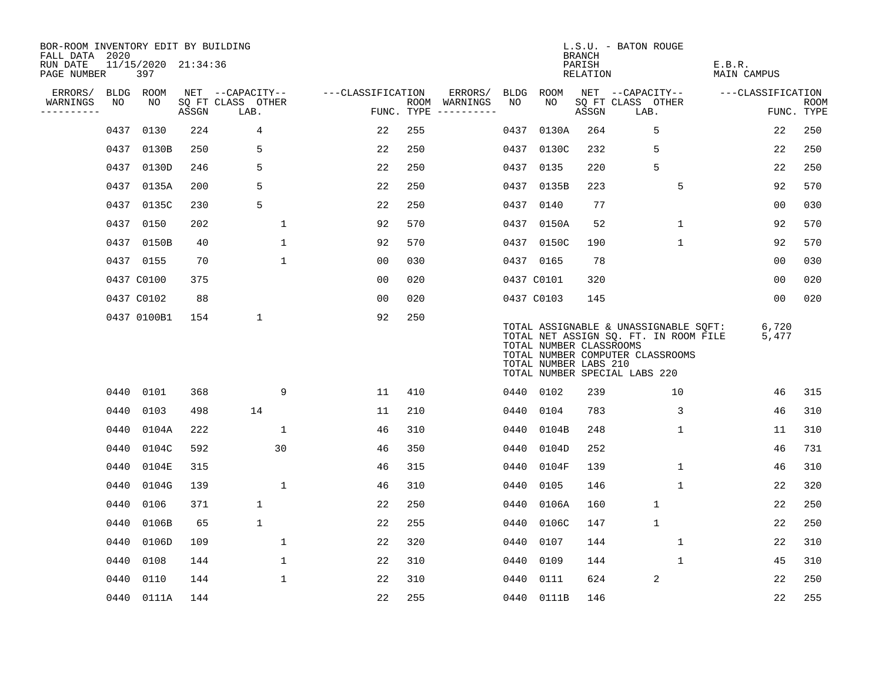BOR-ROOM INVENTORY EDIT BY BUILDING
FALL DATA 2020
RUN DATE 11/15/2020 21:34:36
PAGE NUMBER 397

L.S.U. - BATON ROUGE
BRANCH
PARISH E.B.R.
RELATION MAIN CAMPUS

| ERRORS/ WARNINGS | BLDG NO | ROOM NO | NET SQ FT ASSGN | CAPACITY CLASS LAB. | CAPACITY OTHER | CLASSIFICATION FUNC. | ROOM TYPE | ERRORS/ WARNINGS | BLDG NO | ROOM NO | NET SQ FT ASSGN | CAPACITY CLASS LAB. | CAPACITY OTHER | CLASSIFICATION FUNC. | ROOM TYPE |
|---|---|---|---|---|---|---|---|---|---|---|---|---|---|---|---|
| | 0437 | 0130 | 224 | 4 | | 22 | 255 | | 0437 | 0130A | 264 | 5 | | 22 | 250 |
| | 0437 | 0130B | 250 | 5 | | 22 | 250 | | 0437 | 0130C | 232 | 5 | | 22 | 250 |
| | 0437 | 0130D | 246 | 5 | | 22 | 250 | | 0437 | 0135 | 220 | 5 | | 22 | 250 |
| | 0437 | 0135A | 200 | 5 | | 22 | 250 | | 0437 | 0135B | 223 | | 5 | 92 | 570 |
| | 0437 | 0135C | 230 | 5 | | 22 | 250 | | 0437 | 0140 | 77 | | | 00 | 030 |
| | 0437 | 0150 | 202 | | 1 | 92 | 570 | | 0437 | 0150A | 52 | | 1 | 92 | 570 |
| | 0437 | 0150B | 40 | | 1 | 92 | 570 | | 0437 | 0150C | 190 | | 1 | 92 | 570 |
| | 0437 | 0155 | 70 | | 1 | 00 | 030 | | 0437 | 0165 | 78 | | | 00 | 030 |
| | 0437 | C0100 | 375 | | | 00 | 020 | | 0437 | C0101 | 320 | | | 00 | 020 |
| | 0437 | C0102 | 88 | | | 00 | 020 | | 0437 | C0103 | 145 | | | 00 | 020 |
| | 0437 | 0100B1 | 154 | 1 | | 92 | 250 | | | | | | | | |

TOTAL ASSIGNABLE & UNASSIGNABLE SQFT: 6,720
TOTAL NET ASSIGN SQ. FT. IN ROOM FILE 5,477
TOTAL NUMBER CLASSROOMS
TOTAL NUMBER COMPUTER CLASSROOMS
TOTAL NUMBER LABS 210
TOTAL NUMBER SPECIAL LABS 220

| ERRORS/ WARNINGS | BLDG NO | ROOM NO | NET SQ FT ASSGN | CAPACITY CLASS LAB. | CAPACITY OTHER | CLASSIFICATION FUNC. | ROOM TYPE | ERRORS/ WARNINGS | BLDG NO | ROOM NO | NET SQ FT ASSGN | CAPACITY CLASS LAB. | CAPACITY OTHER | CLASSIFICATION FUNC. | ROOM TYPE |
|---|---|---|---|---|---|---|---|---|---|---|---|---|---|---|---|
| | 0440 | 0101 | 368 | | 9 | 11 | 410 | | 0440 | 0102 | 239 | | 10 | 46 | 315 |
| | 0440 | 0103 | 498 | 14 | | 11 | 210 | | 0440 | 0104 | 783 | | 3 | 46 | 310 |
| | 0440 | 0104A | 222 | | 1 | 46 | 310 | | 0440 | 0104B | 248 | | 1 | 11 | 310 |
| | 0440 | 0104C | 592 | | 30 | 46 | 350 | | 0440 | 0104D | 252 | | | 46 | 731 |
| | 0440 | 0104E | 315 | | | 46 | 315 | | 0440 | 0104F | 139 | | 1 | 46 | 310 |
| | 0440 | 0104G | 139 | | 1 | 46 | 310 | | 0440 | 0105 | 146 | | 1 | 22 | 320 |
| | 0440 | 0106 | 371 | 1 | | 22 | 250 | | 0440 | 0106A | 160 | 1 | | 22 | 250 |
| | 0440 | 0106B | 65 | 1 | | 22 | 255 | | 0440 | 0106C | 147 | 1 | | 22 | 250 |
| | 0440 | 0106D | 109 | | 1 | 22 | 320 | | 0440 | 0107 | 144 | | 1 | 22 | 310 |
| | 0440 | 0108 | 144 | | 1 | 22 | 310 | | 0440 | 0109 | 144 | | 1 | 45 | 310 |
| | 0440 | 0110 | 144 | | 1 | 22 | 310 | | 0440 | 0111 | 624 | 2 | | 22 | 250 |
| | 0440 | 0111A | 144 | | | 22 | 255 | | 0440 | 0111B | 146 | | | 22 | 255 |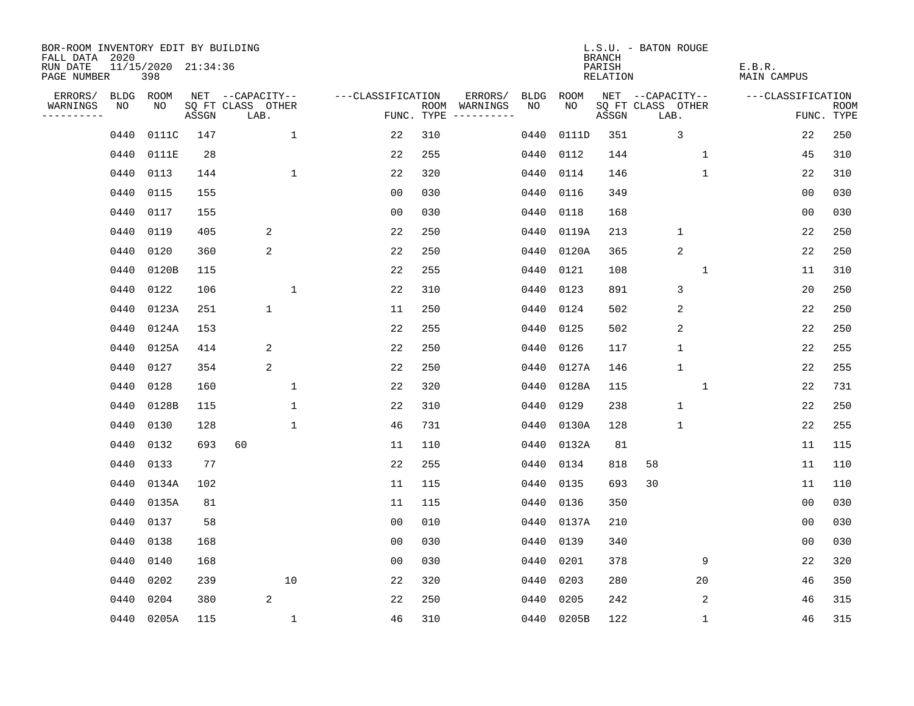BOR-ROOM INVENTORY EDIT BY BUILDING
FALL DATA 2020
RUN DATE 11/15/2020 21:34:36
PAGE NUMBER 398

L.S.U. - BATON ROUGE
BRANCH
PARISH E.B.R.
RELATION MAIN CAMPUS

| ERRORS/ WARNINGS | BLDG NO | ROOM NO | NET ASSGN SQ FT | CAPACITY CLASS LAB. | CAPACITY OTHER | FUNC. | ROOM TYPE | ERRORS/ WARNINGS | BLDG NO | ROOM NO | NET ASSGN SQ FT | CAPACITY CLASS LAB. | CAPACITY OTHER | FUNC. | ROOM TYPE |
|---|---|---|---|---|---|---|---|---|---|---|---|---|---|---|---|
| | 0440 | 0111C | 147 | | 1 | 22 | 310 | | 0440 | 0111D | 351 | 3 | | 22 | 250 |
| | 0440 | 0111E | 28 | | | 22 | 255 | | 0440 | 0112 | 144 | | 1 | 45 | 310 |
| | 0440 | 0113 | 144 | | 1 | 22 | 320 | | 0440 | 0114 | 146 | | 1 | 22 | 310 |
| | 0440 | 0115 | 155 | | | 00 | 030 | | 0440 | 0116 | 349 | | | 00 | 030 |
| | 0440 | 0117 | 155 | | | 00 | 030 | | 0440 | 0118 | 168 | | | 00 | 030 |
| | 0440 | 0119 | 405 | 2 | | 22 | 250 | | 0440 | 0119A | 213 | 1 | | 22 | 250 |
| | 0440 | 0120 | 360 | 2 | | 22 | 250 | | 0440 | 0120A | 365 | 2 | | 22 | 250 |
| | 0440 | 0120B | 115 | | | 22 | 255 | | 0440 | 0121 | 108 | | 1 | 11 | 310 |
| | 0440 | 0122 | 106 | | 1 | 22 | 310 | | 0440 | 0123 | 891 | 3 | | 20 | 250 |
| | 0440 | 0123A | 251 | 1 | | 11 | 250 | | 0440 | 0124 | 502 | 2 | | 22 | 250 |
| | 0440 | 0124A | 153 | | | 22 | 255 | | 0440 | 0125 | 502 | 2 | | 22 | 250 |
| | 0440 | 0125A | 414 | 2 | | 22 | 250 | | 0440 | 0126 | 117 | 1 | | 22 | 255 |
| | 0440 | 0127 | 354 | 2 | | 22 | 250 | | 0440 | 0127A | 146 | 1 | | 22 | 255 |
| | 0440 | 0128 | 160 | | 1 | 22 | 320 | | 0440 | 0128A | 115 | | 1 | 22 | 731 |
| | 0440 | 0128B | 115 | | 1 | 22 | 310 | | 0440 | 0129 | 238 | 1 | | 22 | 250 |
| | 0440 | 0130 | 128 | | 1 | 46 | 731 | | 0440 | 0130A | 128 | 1 | | 22 | 255 |
| | 0440 | 0132 | 693 | 60 | | 11 | 110 | | 0440 | 0132A | 81 | | | 11 | 115 |
| | 0440 | 0133 | 77 | | | 22 | 255 | | 0440 | 0134 | 818 | 58 | | 11 | 110 |
| | 0440 | 0134A | 102 | | | 11 | 115 | | 0440 | 0135 | 693 | 30 | | 11 | 110 |
| | 0440 | 0135A | 81 | | | 11 | 115 | | 0440 | 0136 | 350 | | | 00 | 030 |
| | 0440 | 0137 | 58 | | | 00 | 010 | | 0440 | 0137A | 210 | | | 00 | 030 |
| | 0440 | 0138 | 168 | | | 00 | 030 | | 0440 | 0139 | 340 | | | 00 | 030 |
| | 0440 | 0140 | 168 | | | 00 | 030 | | 0440 | 0201 | 378 | | 9 | 22 | 320 |
| | 0440 | 0202 | 239 | | 10 | 22 | 320 | | 0440 | 0203 | 280 | | 20 | 46 | 350 |
| | 0440 | 0204 | 380 | 2 | | 22 | 250 | | 0440 | 0205 | 242 | | 2 | 46 | 315 |
| | 0440 | 0205A | 115 | | 1 | 46 | 310 | | 0440 | 0205B | 122 | | 1 | 46 | 315 |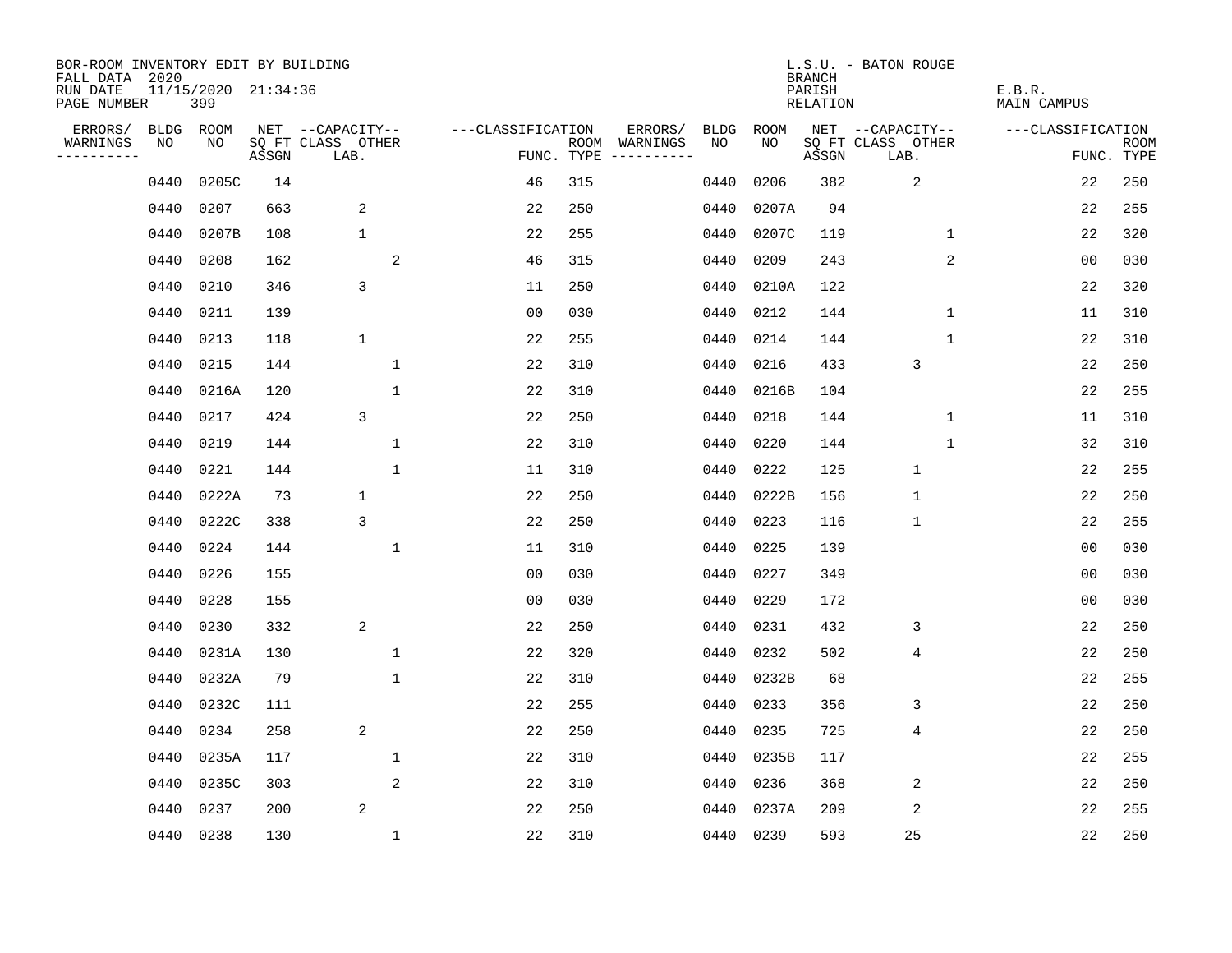BOR-ROOM INVENTORY EDIT BY BUILDING
FALL DATA 2020
RUN DATE 11/15/2020 21:34:36
PAGE NUMBER 399

L.S.U. - BATON ROUGE
BRANCH
PARISH E.B.R.
RELATION MAIN CAMPUS

| ERRORS/ WARNINGS | BLDG NO | ROOM NO | NET SQ FT ASSGN | CAPACITY CLASS LAB. | CAPACITY OTHER | CLASSIFICATION FUNC. | ROOM TYPE | ERRORS/ WARNINGS | BLDG NO | ROOM NO | NET SQ FT ASSGN | CAPACITY CLASS LAB. | CAPACITY OTHER | CLASSIFICATION FUNC. | ROOM TYPE |
|---|---|---|---|---|---|---|---|---|---|---|---|---|---|---|---|
| | 0440 | 0205C | 14 | | | 46 | 315 | | 0440 | 0206 | 382 | 2 | | 22 | 250 |
| | 0440 | 0207 | 663 | 2 | | 22 | 250 | | 0440 | 0207A | 94 | | | 22 | 255 |
| | 0440 | 0207B | 108 | 1 | | 22 | 255 | | 0440 | 0207C | 119 | | 1 | 22 | 320 |
| | 0440 | 0208 | 162 | | 2 | 46 | 315 | | 0440 | 0209 | 243 | | 2 | 00 | 030 |
| | 0440 | 0210 | 346 | 3 | | 11 | 250 | | 0440 | 0210A | 122 | | | 22 | 320 |
| | 0440 | 0211 | 139 | | | 00 | 030 | | 0440 | 0212 | 144 | | 1 | 11 | 310 |
| | 0440 | 0213 | 118 | 1 | | 22 | 255 | | 0440 | 0214 | 144 | | 1 | 22 | 310 |
| | 0440 | 0215 | 144 | | 1 | 22 | 310 | | 0440 | 0216 | 433 | 3 | | 22 | 250 |
| | 0440 | 0216A | 120 | | 1 | 22 | 310 | | 0440 | 0216B | 104 | | | 22 | 255 |
| | 0440 | 0217 | 424 | 3 | | 22 | 250 | | 0440 | 0218 | 144 | | 1 | 11 | 310 |
| | 0440 | 0219 | 144 | | 1 | 22 | 310 | | 0440 | 0220 | 144 | | 1 | 32 | 310 |
| | 0440 | 0221 | 144 | | 1 | 11 | 310 | | 0440 | 0222 | 125 | 1 | | 22 | 255 |
| | 0440 | 0222A | 73 | 1 | | 22 | 250 | | 0440 | 0222B | 156 | 1 | | 22 | 250 |
| | 0440 | 0222C | 338 | 3 | | 22 | 250 | | 0440 | 0223 | 116 | 1 | | 22 | 255 |
| | 0440 | 0224 | 144 | | 1 | 11 | 310 | | 0440 | 0225 | 139 | | | 00 | 030 |
| | 0440 | 0226 | 155 | | | 00 | 030 | | 0440 | 0227 | 349 | | | 00 | 030 |
| | 0440 | 0228 | 155 | | | 00 | 030 | | 0440 | 0229 | 172 | | | 00 | 030 |
| | 0440 | 0230 | 332 | 2 | | 22 | 250 | | 0440 | 0231 | 432 | 3 | | 22 | 250 |
| | 0440 | 0231A | 130 | | 1 | 22 | 320 | | 0440 | 0232 | 502 | 4 | | 22 | 250 |
| | 0440 | 0232A | 79 | | 1 | 22 | 310 | | 0440 | 0232B | 68 | | | 22 | 255 |
| | 0440 | 0232C | 111 | | | 22 | 255 | | 0440 | 0233 | 356 | 3 | | 22 | 250 |
| | 0440 | 0234 | 258 | 2 | | 22 | 250 | | 0440 | 0235 | 725 | 4 | | 22 | 250 |
| | 0440 | 0235A | 117 | | 1 | 22 | 310 | | 0440 | 0235B | 117 | | | 22 | 255 |
| | 0440 | 0235C | 303 | | 2 | 22 | 310 | | 0440 | 0236 | 368 | 2 | | 22 | 250 |
| | 0440 | 0237 | 200 | 2 | | 22 | 250 | | 0440 | 0237A | 209 | 2 | | 22 | 255 |
| | 0440 | 0238 | 130 | | 1 | 22 | 310 | | 0440 | 0239 | 593 | 25 | | 22 | 250 |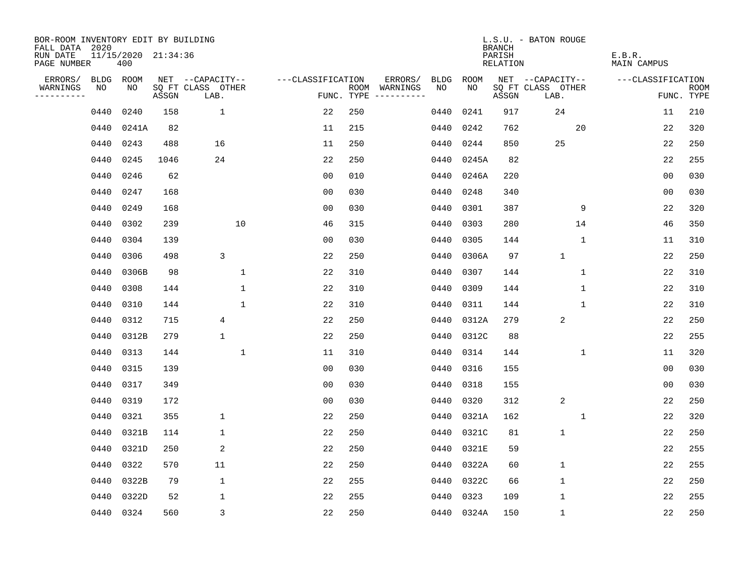BOR-ROOM INVENTORY EDIT BY BUILDING
FALL DATA 2020
RUN DATE 11/15/2020 21:34:36
PAGE NUMBER 400

L.S.U. - BATON ROUGE
BRANCH
PARISH E.B.R.
RELATION MAIN CAMPUS

| ERRORS/ WARNINGS | BLDG NO | ROOM NO | NET SQ FT ASSGN | CAPACITY CLASS LAB. | CAPACITY OTHER | CLASSIFICATION FUNC. | ROOM TYPE | ERRORS/ WARNINGS | BLDG NO | ROOM NO | NET SQ FT ASSGN | CAPACITY CLASS LAB. | CAPACITY OTHER | CLASSIFICATION FUNC. | ROOM TYPE |
|---|---|---|---|---|---|---|---|---|---|---|---|---|---|---|---|
| | 0440 | 0240 | 158 | 1 | | 22 | 250 | | 0440 | 0241 | 917 | 24 | | 11 | 210 |
| | 0440 | 0241A | 82 | | | 11 | 215 | | 0440 | 0242 | 762 | | 20 | 22 | 320 |
| | 0440 | 0243 | 488 | 16 | | 11 | 250 | | 0440 | 0244 | 850 | 25 | | 22 | 250 |
| | 0440 | 0245 | 1046 | 24 | | 22 | 250 | | 0440 | 0245A | 82 | | | 22 | 255 |
| | 0440 | 0246 | 62 | | | 00 | 010 | | 0440 | 0246A | 220 | | | 00 | 030 |
| | 0440 | 0247 | 168 | | | 00 | 030 | | 0440 | 0248 | 340 | | | 00 | 030 |
| | 0440 | 0249 | 168 | | | 00 | 030 | | 0440 | 0301 | 387 | | 9 | 22 | 320 |
| | 0440 | 0302 | 239 | | 10 | 46 | 315 | | 0440 | 0303 | 280 | | 14 | 46 | 350 |
| | 0440 | 0304 | 139 | | | 00 | 030 | | 0440 | 0305 | 144 | | 1 | 11 | 310 |
| | 0440 | 0306 | 498 | 3 | | 22 | 250 | | 0440 | 0306A | 97 | 1 | | 22 | 250 |
| | 0440 | 0306B | 98 | | 1 | 22 | 310 | | 0440 | 0307 | 144 | | 1 | 22 | 310 |
| | 0440 | 0308 | 144 | | 1 | 22 | 310 | | 0440 | 0309 | 144 | | 1 | 22 | 310 |
| | 0440 | 0310 | 144 | | 1 | 22 | 310 | | 0440 | 0311 | 144 | | 1 | 22 | 310 |
| | 0440 | 0312 | 715 | 4 | | 22 | 250 | | 0440 | 0312A | 279 | 2 | | 22 | 250 |
| | 0440 | 0312B | 279 | 1 | | 22 | 250 | | 0440 | 0312C | 88 | | | 22 | 255 |
| | 0440 | 0313 | 144 | | 1 | 11 | 310 | | 0440 | 0314 | 144 | | 1 | 11 | 320 |
| | 0440 | 0315 | 139 | | | 00 | 030 | | 0440 | 0316 | 155 | | | 00 | 030 |
| | 0440 | 0317 | 349 | | | 00 | 030 | | 0440 | 0318 | 155 | | | 00 | 030 |
| | 0440 | 0319 | 172 | | | 00 | 030 | | 0440 | 0320 | 312 | 2 | | 22 | 250 |
| | 0440 | 0321 | 355 | 1 | | 22 | 250 | | 0440 | 0321A | 162 | | 1 | 22 | 320 |
| | 0440 | 0321B | 114 | 1 | | 22 | 250 | | 0440 | 0321C | 81 | 1 | | 22 | 250 |
| | 0440 | 0321D | 250 | 2 | | 22 | 250 | | 0440 | 0321E | 59 | | | 22 | 255 |
| | 0440 | 0322 | 570 | 11 | | 22 | 250 | | 0440 | 0322A | 60 | 1 | | 22 | 255 |
| | 0440 | 0322B | 79 | 1 | | 22 | 255 | | 0440 | 0322C | 66 | 1 | | 22 | 250 |
| | 0440 | 0322D | 52 | 1 | | 22 | 255 | | 0440 | 0323 | 109 | 1 | | 22 | 255 |
| | 0440 | 0324 | 560 | 3 | | 22 | 250 | | 0440 | 0324A | 150 | 1 | | 22 | 250 |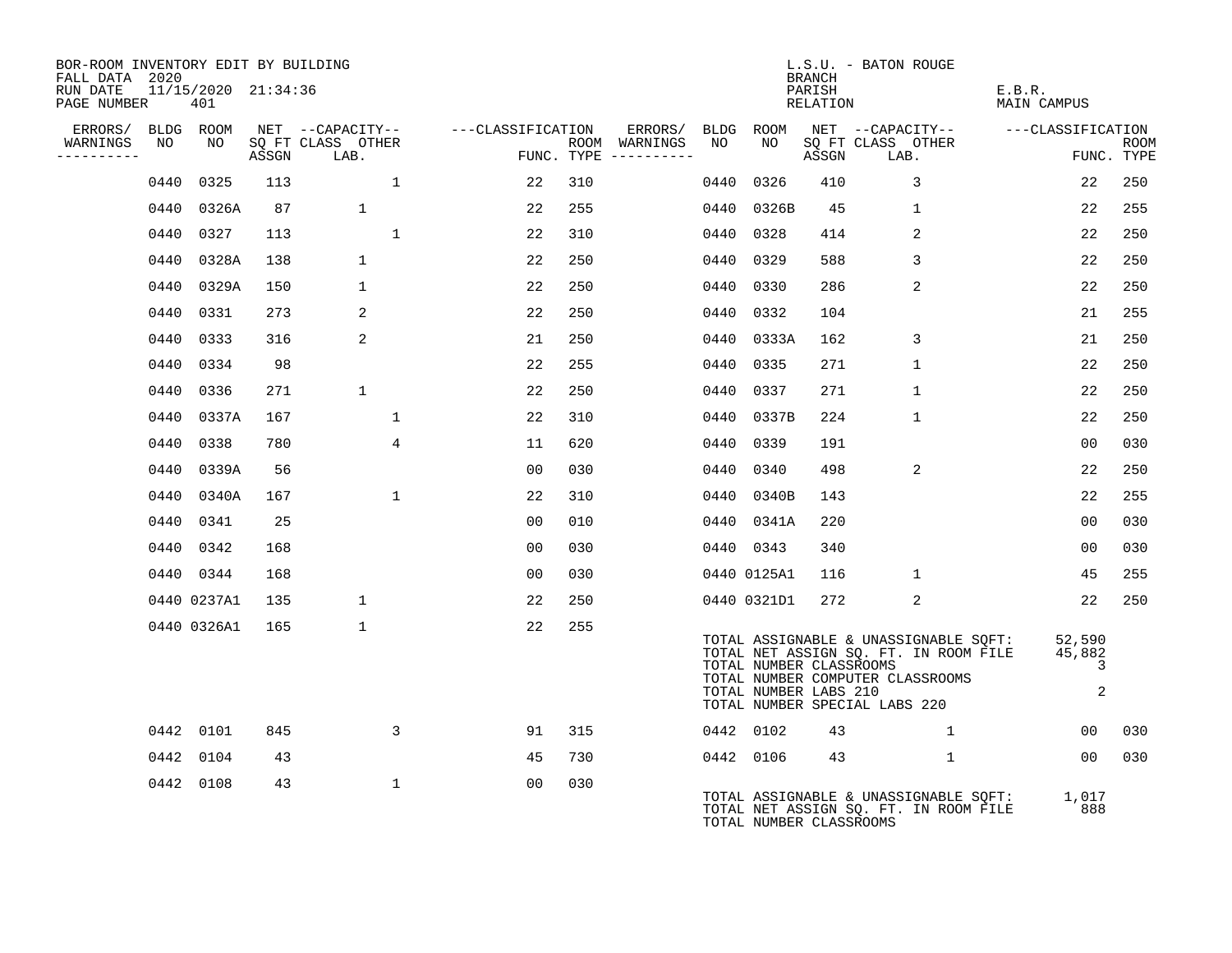BOR-ROOM INVENTORY EDIT BY BUILDING
FALL DATA 2020
RUN DATE 11/15/2020 21:34:36
PAGE NUMBER 401

L.S.U. - BATON ROUGE
BRANCH
PARISH E.B.R.
RELATION MAIN CAMPUS

| ERRORS/ WARNINGS | BLDG NO | ROOM NO | NET SQ FT ASSGN | CAPACITY CLASS LAB. | CAPACITY OTHER | CLASSIFICATION FUNC. | ROOM TYPE | ERRORS/ WARNINGS | BLDG NO | ROOM NO | NET SQ FT ASSGN | CAPACITY CLASS LAB. | CAPACITY OTHER | CLASSIFICATION FUNC. | ROOM TYPE |
|---|---|---|---|---|---|---|---|---|---|---|---|---|---|---|---|
| | 0440 | 0325 | 113 | | 1 | 22 | 310 | | 0440 | 0326 | 410 | 3 | | 22 | 250 |
| | 0440 | 0326A | 87 | 1 | | 22 | 255 | | 0440 | 0326B | 45 | 1 | | 22 | 255 |
| | 0440 | 0327 | 113 | | 1 | 22 | 310 | | 0440 | 0328 | 414 | 2 | | 22 | 250 |
| | 0440 | 0328A | 138 | 1 | | 22 | 250 | | 0440 | 0329 | 588 | 3 | | 22 | 250 |
| | 0440 | 0329A | 150 | 1 | | 22 | 250 | | 0440 | 0330 | 286 | 2 | | 22 | 250 |
| | 0440 | 0331 | 273 | 2 | | 22 | 250 | | 0440 | 0332 | 104 | | | 21 | 255 |
| | 0440 | 0333 | 316 | 2 | | 21 | 250 | | 0440 | 0333A | 162 | 3 | | 21 | 250 |
| | 0440 | 0334 | 98 | | | 22 | 255 | | 0440 | 0335 | 271 | 1 | | 22 | 250 |
| | 0440 | 0336 | 271 | 1 | | 22 | 250 | | 0440 | 0337 | 271 | 1 | | 22 | 250 |
| | 0440 | 0337A | 167 | | 1 | 22 | 310 | | 0440 | 0337B | 224 | 1 | | 22 | 250 |
| | 0440 | 0338 | 780 | | 4 | 11 | 620 | | 0440 | 0339 | 191 | | | 00 | 030 |
| | 0440 | 0339A | 56 | | | 00 | 030 | | 0440 | 0340 | 498 | 2 | | 22 | 250 |
| | 0440 | 0340A | 167 | | 1 | 22 | 310 | | 0440 | 0340B | 143 | | | 22 | 255 |
| | 0440 | 0341 | 25 | | | 00 | 010 | | 0440 | 0341A | 220 | | | 00 | 030 |
| | 0440 | 0342 | 168 | | | 00 | 030 | | 0440 | 0343 | 340 | | | 00 | 030 |
| | 0440 | 0344 | 168 | | | 00 | 030 | | 0440 | 0125A1 | 116 | 1 | | 45 | 255 |
| | 0440 | 0237A1 | 135 | 1 | | 22 | 250 | | 0440 | 0321D1 | 272 | 2 | | 22 | 250 |
| | 0440 | 0326A1 | 165 | 1 | | 22 | 255 | | | | | | | | |

TOTAL ASSIGNABLE & UNASSIGNABLE SQFT: 52,590
TOTAL NET ASSIGN SQ. FT. IN ROOM FILE 45,882
TOTAL NUMBER CLASSROOMS 3
TOTAL NUMBER COMPUTER CLASSROOMS
TOTAL NUMBER LABS 210 2
TOTAL NUMBER SPECIAL LABS 220

| ERRORS/ WARNINGS | BLDG NO | ROOM NO | NET SQ FT ASSGN | CAPACITY CLASS LAB. | CAPACITY OTHER | CLASSIFICATION FUNC. | ROOM TYPE | ERRORS/ WARNINGS | BLDG NO | ROOM NO | NET SQ FT ASSGN | CAPACITY CLASS LAB. | CAPACITY OTHER | CLASSIFICATION FUNC. | ROOM TYPE |
|---|---|---|---|---|---|---|---|---|---|---|---|---|---|---|---|
| | 0442 | 0101 | 845 | | 3 | 91 | 315 | | 0442 | 0102 | 43 | | 1 | 00 | 030 |
| | 0442 | 0104 | 43 | | | 45 | 730 | | 0442 | 0106 | 43 | | 1 | 00 | 030 |
| | 0442 | 0108 | 43 | | 1 | 00 | 030 | | | | | | | | |

TOTAL ASSIGNABLE & UNASSIGNABLE SQFT: 1,017
TOTAL NET ASSIGN SQ. FT. IN ROOM FILE 888
TOTAL NUMBER CLASSROOMS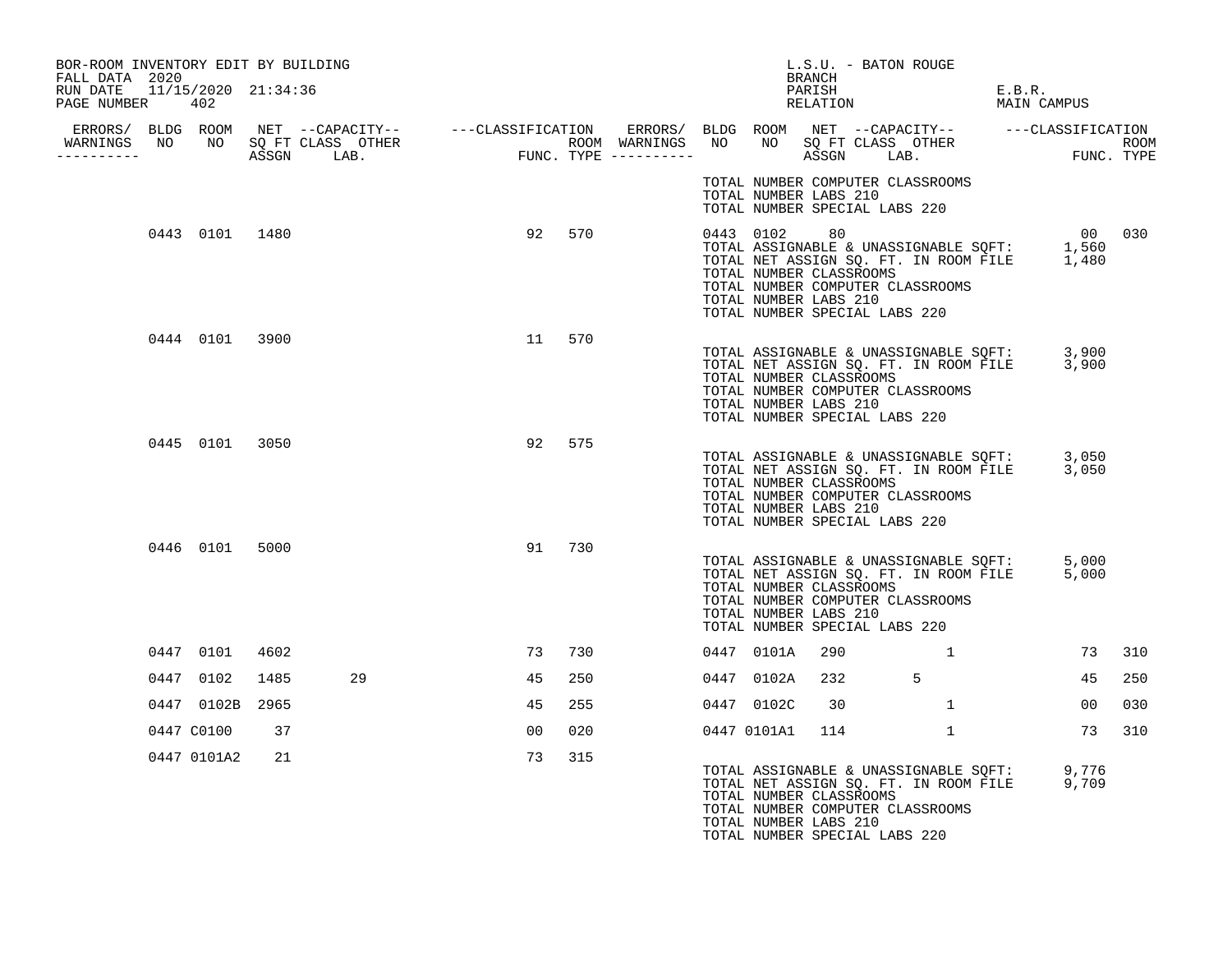BOR-ROOM INVENTORY EDIT BY BUILDING
FALL DATA 2020
RUN DATE 11/15/2020 21:34:36
PAGE NUMBER 402

L.S.U. - BATON ROUGE
BRANCH
PARISH E.B.R.
RELATION MAIN CAMPUS

| ERRORS/ WARNINGS | BLDG NO | ROOM NO | NET SQ FT ASSGN | CAPACITY CLASS | CAPACITY LAB. | CAPACITY OTHER | CLASSIFICATION FUNC. | ROOM TYPE | ERRORS/ WARNINGS | BLDG NO | ROOM NO | NET SQ FT ASSGN | CAPACITY CLASS | CAPACITY LAB. | CAPACITY OTHER | CLASSIFICATION FUNC. | ROOM TYPE |
|---|---|---|---|---|---|---|---|---|---|---|---|---|---|---|---|---|---|
| | | | | | | | | | | TOTAL NUMBER COMPUTER CLASSROOMS | | | | | | | |
| | | | | | | | | | | TOTAL NUMBER LABS 210 | | | | | | | |
| | | | | | | | | | | TOTAL NUMBER SPECIAL LABS 220 | | | | | | | |
| | 0443 | 0101 | 1480 | | | | 92 | 570 | | 0443 | 0102 | 80 | | | | 00 | 030 |
| | | | | | | | | | | TOTAL ASSIGNABLE & UNASSIGNABLE SQFT: | | 1,560 | | | | | |
| | | | | | | | | | | TOTAL NET ASSIGN SQ. FT. IN ROOM FILE | | 1,480 | | | | | |
| | | | | | | | | | | TOTAL NUMBER CLASSROOMS | | | | | | | |
| | | | | | | | | | | TOTAL NUMBER COMPUTER CLASSROOMS | | | | | | | |
| | | | | | | | | | | TOTAL NUMBER LABS 210 | | | | | | | |
| | | | | | | | | | | TOTAL NUMBER SPECIAL LABS 220 | | | | | | | |
| | 0444 | 0101 | 3900 | | | | 11 | 570 | | | | | | | | | |
| | | | | | | | | | | TOTAL ASSIGNABLE & UNASSIGNABLE SQFT: | | 3,900 | | | | | |
| | | | | | | | | | | TOTAL NET ASSIGN SQ. FT. IN ROOM FILE | | 3,900 | | | | | |
| | | | | | | | | | | TOTAL NUMBER CLASSROOMS | | | | | | | |
| | | | | | | | | | | TOTAL NUMBER COMPUTER CLASSROOMS | | | | | | | |
| | | | | | | | | | | TOTAL NUMBER LABS 210 | | | | | | | |
| | | | | | | | | | | TOTAL NUMBER SPECIAL LABS 220 | | | | | | | |
| | 0445 | 0101 | 3050 | | | | 92 | 575 | | | | | | | | | |
| | | | | | | | | | | TOTAL ASSIGNABLE & UNASSIGNABLE SQFT: | | 3,050 | | | | | |
| | | | | | | | | | | TOTAL NET ASSIGN SQ. FT. IN ROOM FILE | | 3,050 | | | | | |
| | | | | | | | | | | TOTAL NUMBER CLASSROOMS | | | | | | | |
| | | | | | | | | | | TOTAL NUMBER COMPUTER CLASSROOMS | | | | | | | |
| | | | | | | | | | | TOTAL NUMBER LABS 210 | | | | | | | |
| | | | | | | | | | | TOTAL NUMBER SPECIAL LABS 220 | | | | | | | |
| | 0446 | 0101 | 5000 | | | | 91 | 730 | | | | | | | | | |
| | | | | | | | | | | TOTAL ASSIGNABLE & UNASSIGNABLE SQFT: | | 5,000 | | | | | |
| | | | | | | | | | | TOTAL NET ASSIGN SQ. FT. IN ROOM FILE | | 5,000 | | | | | |
| | | | | | | | | | | TOTAL NUMBER CLASSROOMS | | | | | | | |
| | | | | | | | | | | TOTAL NUMBER COMPUTER CLASSROOMS | | | | | | | |
| | | | | | | | | | | TOTAL NUMBER LABS 210 | | | | | | | |
| | | | | | | | | | | TOTAL NUMBER SPECIAL LABS 220 | | | | | | | |
| | 0447 | 0101 | 4602 | | | | 73 | 730 | | 0447 | 0101A | 290 | | | 1 | 73 | 310 |
| | 0447 | 0102 | 1485 | 29 | | | 45 | 250 | | 0447 | 0102A | 232 | | 5 | | 45 | 250 |
| | 0447 | 0102B | 2965 | | | | 45 | 255 | | 0447 | 0102C | 30 | | | 1 | 00 | 030 |
| | 0447 | C0100 | 37 | | | | 00 | 020 | | 0447 | 0101A1 | 114 | | | 1 | 73 | 310 |
| | 0447 | 0101A2 | 21 | | | | 73 | 315 | | | | | | | | | |
| | | | | | | | | | | TOTAL ASSIGNABLE & UNASSIGNABLE SQFT: | | 9,776 | | | | | |
| | | | | | | | | | | TOTAL NET ASSIGN SQ. FT. IN ROOM FILE | | 9,709 | | | | | |
| | | | | | | | | | | TOTAL NUMBER CLASSROOMS | | | | | | | |
| | | | | | | | | | | TOTAL NUMBER COMPUTER CLASSROOMS | | | | | | | |
| | | | | | | | | | | TOTAL NUMBER LABS 210 | | | | | | | |
| | | | | | | | | | | TOTAL NUMBER SPECIAL LABS 220 | | | | | | | |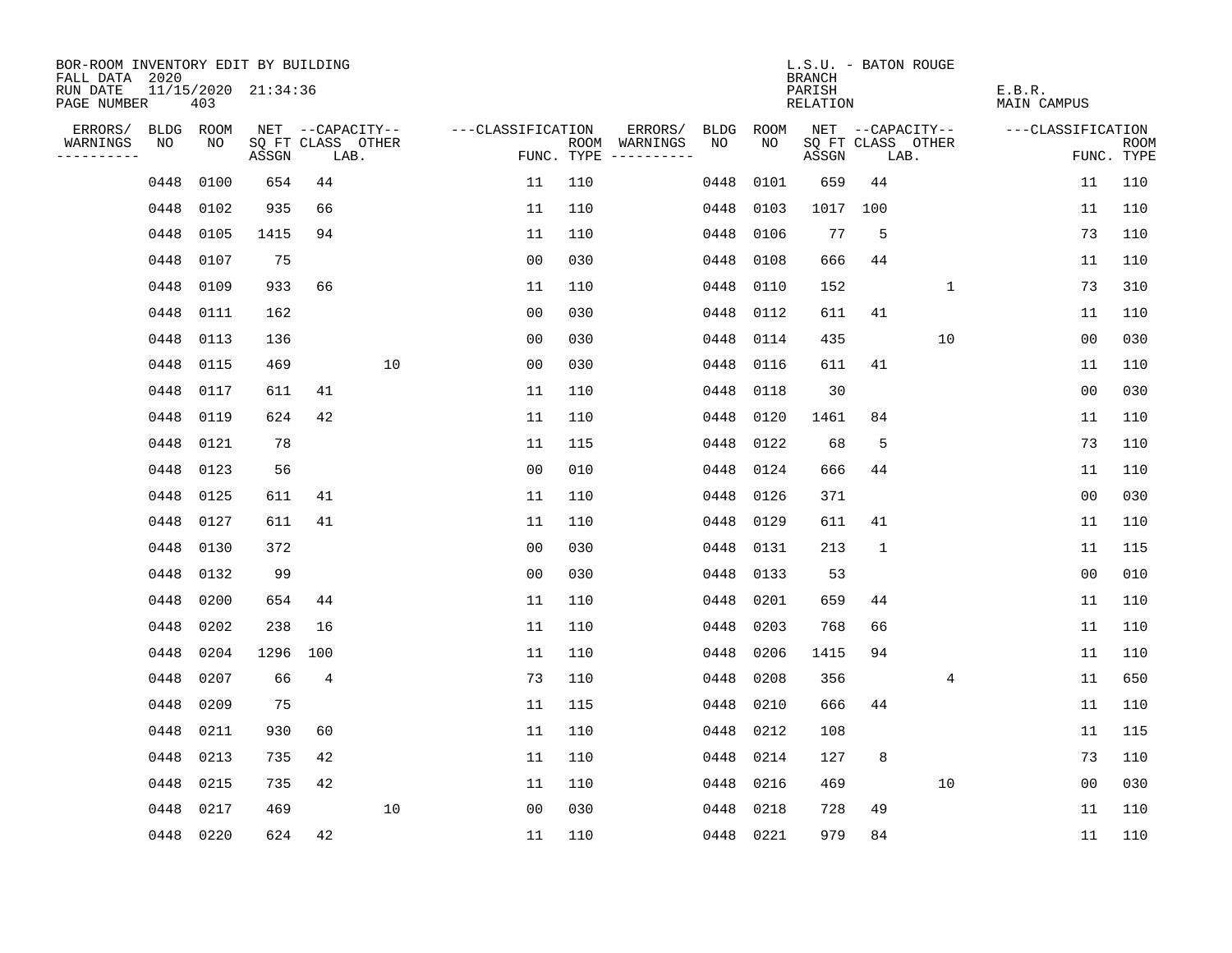BOR-ROOM INVENTORY EDIT BY BUILDING
FALL DATA 2020
RUN DATE 11/15/2020 21:34:36
PAGE NUMBER 403

L.S.U. - BATON ROUGE
BRANCH
PARISH E.B.R.
RELATION MAIN CAMPUS

| ERRORS/ WARNINGS | BLDG NO | ROOM NO | NET SQ FT ASSGN | CAPACITY CLASS | CAPACITY LAB. | CAPACITY OTHER | CLASSIFICATION FUNC. | ROOM TYPE | ERRORS/ WARNINGS | BLDG NO | ROOM NO | NET SQ FT ASSGN | CAPACITY CLASS | CAPACITY LAB. | CAPACITY OTHER | CLASSIFICATION FUNC. | ROOM TYPE |
|---|---|---|---|---|---|---|---|---|---|---|---|---|---|---|---|---|---|
| | 0448 | 0100 | 654 | 44 | | | 11 | 110 | | 0448 | 0101 | 659 | 44 | | | 11 | 110 |
| | 0448 | 0102 | 935 | 66 | | | 11 | 110 | | 0448 | 0103 | 1017 | 100 | | | 11 | 110 |
| | 0448 | 0105 | 1415 | 94 | | | 11 | 110 | | 0448 | 0106 | 77 | 5 | | | 73 | 110 |
| | 0448 | 0107 | 75 | | | | 00 | 030 | | 0448 | 0108 | 666 | 44 | | | 11 | 110 |
| | 0448 | 0109 | 933 | 66 | | | 11 | 110 | | 0448 | 0110 | 152 | | | 1 | 73 | 310 |
| | 0448 | 0111 | 162 | | | | 00 | 030 | | 0448 | 0112 | 611 | 41 | | | 11 | 110 |
| | 0448 | 0113 | 136 | | | | 00 | 030 | | 0448 | 0114 | 435 | | | 10 | 00 | 030 |
| | 0448 | 0115 | 469 | | | 10 | 00 | 030 | | 0448 | 0116 | 611 | 41 | | | 11 | 110 |
| | 0448 | 0117 | 611 | 41 | | | 11 | 110 | | 0448 | 0118 | 30 | | | | 00 | 030 |
| | 0448 | 0119 | 624 | 42 | | | 11 | 110 | | 0448 | 0120 | 1461 | 84 | | | 11 | 110 |
| | 0448 | 0121 | 78 | | | | 11 | 115 | | 0448 | 0122 | 68 | 5 | | | 73 | 110 |
| | 0448 | 0123 | 56 | | | | 00 | 010 | | 0448 | 0124 | 666 | 44 | | | 11 | 110 |
| | 0448 | 0125 | 611 | 41 | | | 11 | 110 | | 0448 | 0126 | 371 | | | | 00 | 030 |
| | 0448 | 0127 | 611 | 41 | | | 11 | 110 | | 0448 | 0129 | 611 | 41 | | | 11 | 110 |
| | 0448 | 0130 | 372 | | | | 00 | 030 | | 0448 | 0131 | 213 | 1 | | | 11 | 115 |
| | 0448 | 0132 | 99 | | | | 00 | 030 | | 0448 | 0133 | 53 | | | | 00 | 010 |
| | 0448 | 0200 | 654 | 44 | | | 11 | 110 | | 0448 | 0201 | 659 | 44 | | | 11 | 110 |
| | 0448 | 0202 | 238 | 16 | | | 11 | 110 | | 0448 | 0203 | 768 | 66 | | | 11 | 110 |
| | 0448 | 0204 | 1296 | 100 | | | 11 | 110 | | 0448 | 0206 | 1415 | 94 | | | 11 | 110 |
| | 0448 | 0207 | 66 | 4 | | | 73 | 110 | | 0448 | 0208 | 356 | | | 4 | 11 | 650 |
| | 0448 | 0209 | 75 | | | | 11 | 115 | | 0448 | 0210 | 666 | 44 | | | 11 | 110 |
| | 0448 | 0211 | 930 | 60 | | | 11 | 110 | | 0448 | 0212 | 108 | | | | 11 | 115 |
| | 0448 | 0213 | 735 | 42 | | | 11 | 110 | | 0448 | 0214 | 127 | 8 | | | 73 | 110 |
| | 0448 | 0215 | 735 | 42 | | | 11 | 110 | | 0448 | 0216 | 469 | | | 10 | 00 | 030 |
| | 0448 | 0217 | 469 | | | 10 | 00 | 030 | | 0448 | 0218 | 728 | 49 | | | 11 | 110 |
| | 0448 | 0220 | 624 | 42 | | | 11 | 110 | | 0448 | 0221 | 979 | 84 | | | 11 | 110 |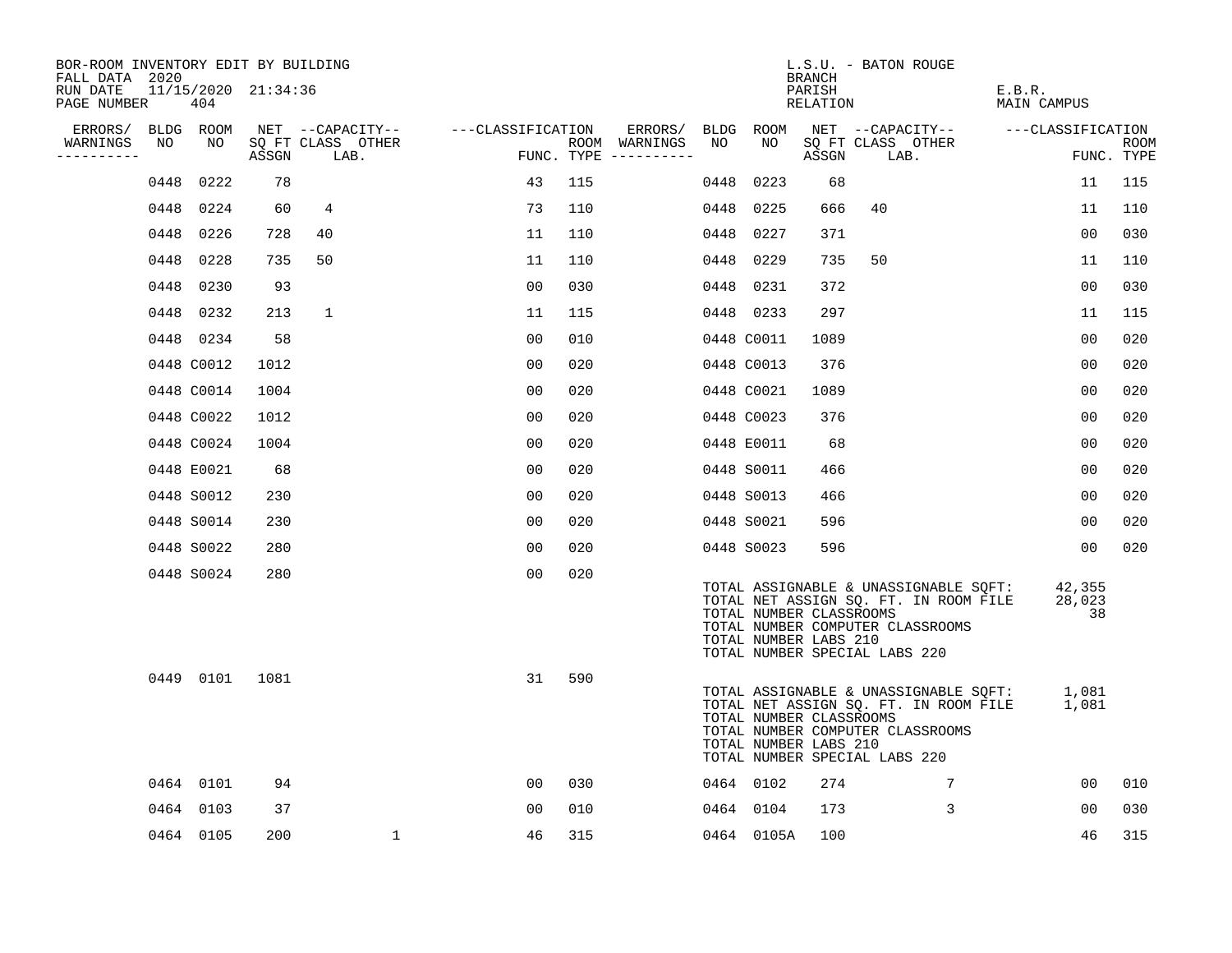BOR-ROOM INVENTORY EDIT BY BUILDING
FALL DATA 2020
RUN DATE 11/15/2020 21:34:36
PAGE NUMBER 404

L.S.U. - BATON ROUGE
BRANCH
PARISH E.B.R.
RELATION MAIN CAMPUS

| ERRORS/ WARNINGS | BLDG NO | ROOM NO | NET SQ FT ASSGN | CAPACITY CLASS LAB. | CAPACITY OTHER | CLASSIFICATION FUNC. | ROOM TYPE | ERRORS/ WARNINGS | BLDG NO | ROOM NO | NET SQ FT ASSGN | CAPACITY CLASS LAB. | CAPACITY OTHER | CLASSIFICATION FUNC. | ROOM TYPE |
|---|---|---|---|---|---|---|---|---|---|---|---|---|---|---|---|
| | 0448 | 0222 | 78 | | | 43 | 115 | | 0448 | 0223 | 68 | | | 11 | 115 |
| | 0448 | 0224 | 60 | 4 | | 73 | 110 | | 0448 | 0225 | 666 | 40 | | 11 | 110 |
| | 0448 | 0226 | 728 | 40 | | 11 | 110 | | 0448 | 0227 | 371 | | | 00 | 030 |
| | 0448 | 0228 | 735 | 50 | | 11 | 110 | | 0448 | 0229 | 735 | 50 | | 11 | 110 |
| | 0448 | 0230 | 93 | | | 00 | 030 | | 0448 | 0231 | 372 | | | 00 | 030 |
| | 0448 | 0232 | 213 | 1 | | 11 | 115 | | 0448 | 0233 | 297 | | | 11 | 115 |
| | 0448 | 0234 | 58 | | | 00 | 010 | | 0448 | C0011 | 1089 | | | 00 | 020 |
| | 0448 | C0012 | 1012 | | | 00 | 020 | | 0448 | C0013 | 376 | | | 00 | 020 |
| | 0448 | C0014 | 1004 | | | 00 | 020 | | 0448 | C0021 | 1089 | | | 00 | 020 |
| | 0448 | C0022 | 1012 | | | 00 | 020 | | 0448 | C0023 | 376 | | | 00 | 020 |
| | 0448 | C0024 | 1004 | | | 00 | 020 | | 0448 | E0011 | 68 | | | 00 | 020 |
| | 0448 | E0021 | 68 | | | 00 | 020 | | 0448 | S0011 | 466 | | | 00 | 020 |
| | 0448 | S0012 | 230 | | | 00 | 020 | | 0448 | S0013 | 466 | | | 00 | 020 |
| | 0448 | S0014 | 230 | | | 00 | 020 | | 0448 | S0021 | 596 | | | 00 | 020 |
| | 0448 | S0022 | 280 | | | 00 | 020 | | 0448 | S0023 | 596 | | | 00 | 020 |
| | 0448 | S0024 | 280 | | | 00 | 020 | | | | | | | | |

TOTAL ASSIGNABLE & UNASSIGNABLE SQFT: 42,355
TOTAL NET ASSIGN SQ. FT. IN ROOM FILE 28,023
TOTAL NUMBER CLASSROOMS 38
TOTAL NUMBER COMPUTER CLASSROOMS
TOTAL NUMBER LABS 210
TOTAL NUMBER SPECIAL LABS 220

| ERRORS/ WARNINGS | BLDG NO | ROOM NO | NET SQ FT ASSGN | CAPACITY CLASS LAB. | CAPACITY OTHER | CLASSIFICATION FUNC. | ROOM TYPE |
|---|---|---|---|---|---|---|---|
| | 0449 | 0101 | 1081 | | | 31 | 590 |

TOTAL ASSIGNABLE & UNASSIGNABLE SQFT: 1,081
TOTAL NET ASSIGN SQ. FT. IN ROOM FILE 1,081
TOTAL NUMBER CLASSROOMS
TOTAL NUMBER COMPUTER CLASSROOMS
TOTAL NUMBER LABS 210
TOTAL NUMBER SPECIAL LABS 220

| ERRORS/ WARNINGS | BLDG NO | ROOM NO | NET SQ FT ASSGN | CAPACITY CLASS LAB. | CAPACITY OTHER | CLASSIFICATION FUNC. | ROOM TYPE | ERRORS/ WARNINGS | BLDG NO | ROOM NO | NET SQ FT ASSGN | CAPACITY CLASS LAB. | CAPACITY OTHER | CLASSIFICATION FUNC. | ROOM TYPE |
|---|---|---|---|---|---|---|---|---|---|---|---|---|---|---|---|
| | 0464 | 0101 | 94 | | | 00 | 030 | | 0464 | 0102 | 274 | | 7 | 00 | 010 |
| | 0464 | 0103 | 37 | | | 00 | 010 | | 0464 | 0104 | 173 | | 3 | 00 | 030 |
| | 0464 | 0105 | 200 | | 1 | 46 | 315 | | 0464 | 0105A | 100 | | | 46 | 315 |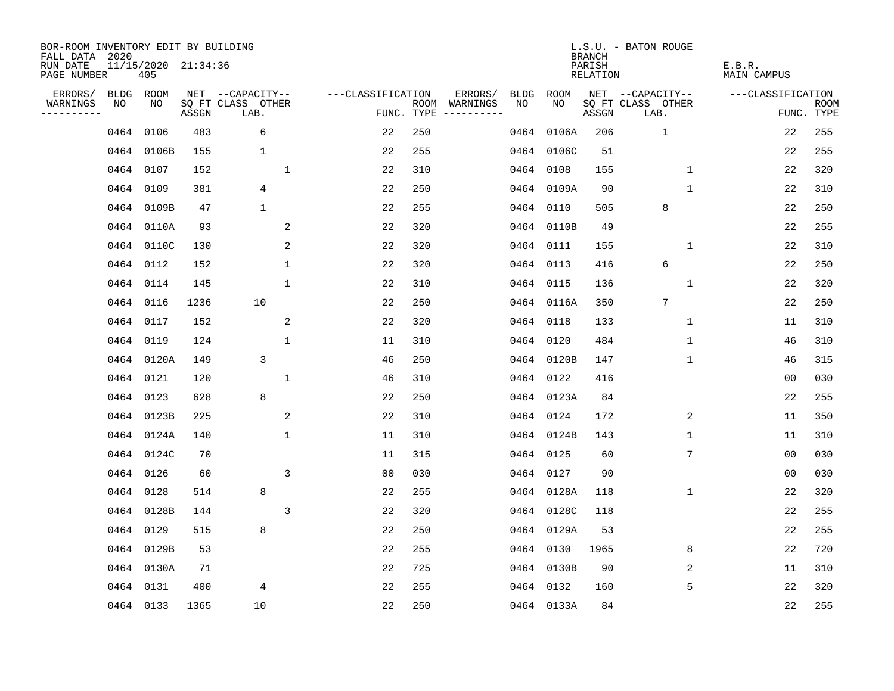BOR-ROOM INVENTORY EDIT BY BUILDING
FALL DATA 2020
RUN DATE 11/15/2020 21:34:36
PAGE NUMBER 405

L.S.U. - BATON ROUGE
BRANCH
PARISH E.B.R.
RELATION MAIN CAMPUS

| ERRORS/ WARNINGS | BLDG NO | ROOM NO | NET SQ FT ASSGN | CAPACITY CLASS LAB. | CAPACITY OTHER | CLASSIFICATION FUNC. | ROOM TYPE | ERRORS/ WARNINGS | BLDG NO | ROOM NO | NET SQ FT ASSGN | CAPACITY CLASS LAB. | CAPACITY OTHER | CLASSIFICATION FUNC. | ROOM TYPE |
|---|---|---|---|---|---|---|---|---|---|---|---|---|---|---|---|
| | 0464 | 0106 | 483 | 6 | | 22 | 250 | | 0464 | 0106A | 206 | 1 | | 22 | 255 |
| | 0464 | 0106B | 155 | 1 | | 22 | 255 | | 0464 | 0106C | 51 | | | 22 | 255 |
| | 0464 | 0107 | 152 | | 1 | 22 | 310 | | 0464 | 0108 | 155 | | 1 | 22 | 320 |
| | 0464 | 0109 | 381 | 4 | | 22 | 250 | | 0464 | 0109A | 90 | | 1 | 22 | 310 |
| | 0464 | 0109B | 47 | 1 | | 22 | 255 | | 0464 | 0110 | 505 | 8 | | 22 | 250 |
| | 0464 | 0110A | 93 | | 2 | 22 | 320 | | 0464 | 0110B | 49 | | | 22 | 255 |
| | 0464 | 0110C | 130 | | 2 | 22 | 320 | | 0464 | 0111 | 155 | | 1 | 22 | 310 |
| | 0464 | 0112 | 152 | | 1 | 22 | 320 | | 0464 | 0113 | 416 | 6 | | 22 | 250 |
| | 0464 | 0114 | 145 | | 1 | 22 | 310 | | 0464 | 0115 | 136 | | 1 | 22 | 320 |
| | 0464 | 0116 | 1236 | 10 | | 22 | 250 | | 0464 | 0116A | 350 | 7 | | 22 | 250 |
| | 0464 | 0117 | 152 | | 2 | 22 | 320 | | 0464 | 0118 | 133 | | 1 | 11 | 310 |
| | 0464 | 0119 | 124 | | 1 | 11 | 310 | | 0464 | 0120 | 484 | | 1 | 46 | 310 |
| | 0464 | 0120A | 149 | 3 | | 46 | 250 | | 0464 | 0120B | 147 | | 1 | 46 | 315 |
| | 0464 | 0121 | 120 | | 1 | 46 | 310 | | 0464 | 0122 | 416 | | | 00 | 030 |
| | 0464 | 0123 | 628 | 8 | | 22 | 250 | | 0464 | 0123A | 84 | | | 22 | 255 |
| | 0464 | 0123B | 225 | | 2 | 22 | 310 | | 0464 | 0124 | 172 | | 2 | 11 | 350 |
| | 0464 | 0124A | 140 | | 1 | 11 | 310 | | 0464 | 0124B | 143 | | 1 | 11 | 310 |
| | 0464 | 0124C | 70 | | | 11 | 315 | | 0464 | 0125 | 60 | | 7 | 00 | 030 |
| | 0464 | 0126 | 60 | | 3 | 00 | 030 | | 0464 | 0127 | 90 | | | 00 | 030 |
| | 0464 | 0128 | 514 | 8 | | 22 | 255 | | 0464 | 0128A | 118 | | 1 | 22 | 320 |
| | 0464 | 0128B | 144 | | 3 | 22 | 320 | | 0464 | 0128C | 118 | | | 22 | 255 |
| | 0464 | 0129 | 515 | 8 | | 22 | 250 | | 0464 | 0129A | 53 | | | 22 | 255 |
| | 0464 | 0129B | 53 | | | 22 | 255 | | 0464 | 0130 | 1965 | | 8 | 22 | 720 |
| | 0464 | 0130A | 71 | | | 22 | 725 | | 0464 | 0130B | 90 | | 2 | 11 | 310 |
| | 0464 | 0131 | 400 | 4 | | 22 | 255 | | 0464 | 0132 | 160 | | 5 | 22 | 320 |
| | 0464 | 0133 | 1365 | 10 | | 22 | 250 | | 0464 | 0133A | 84 | | | 22 | 255 |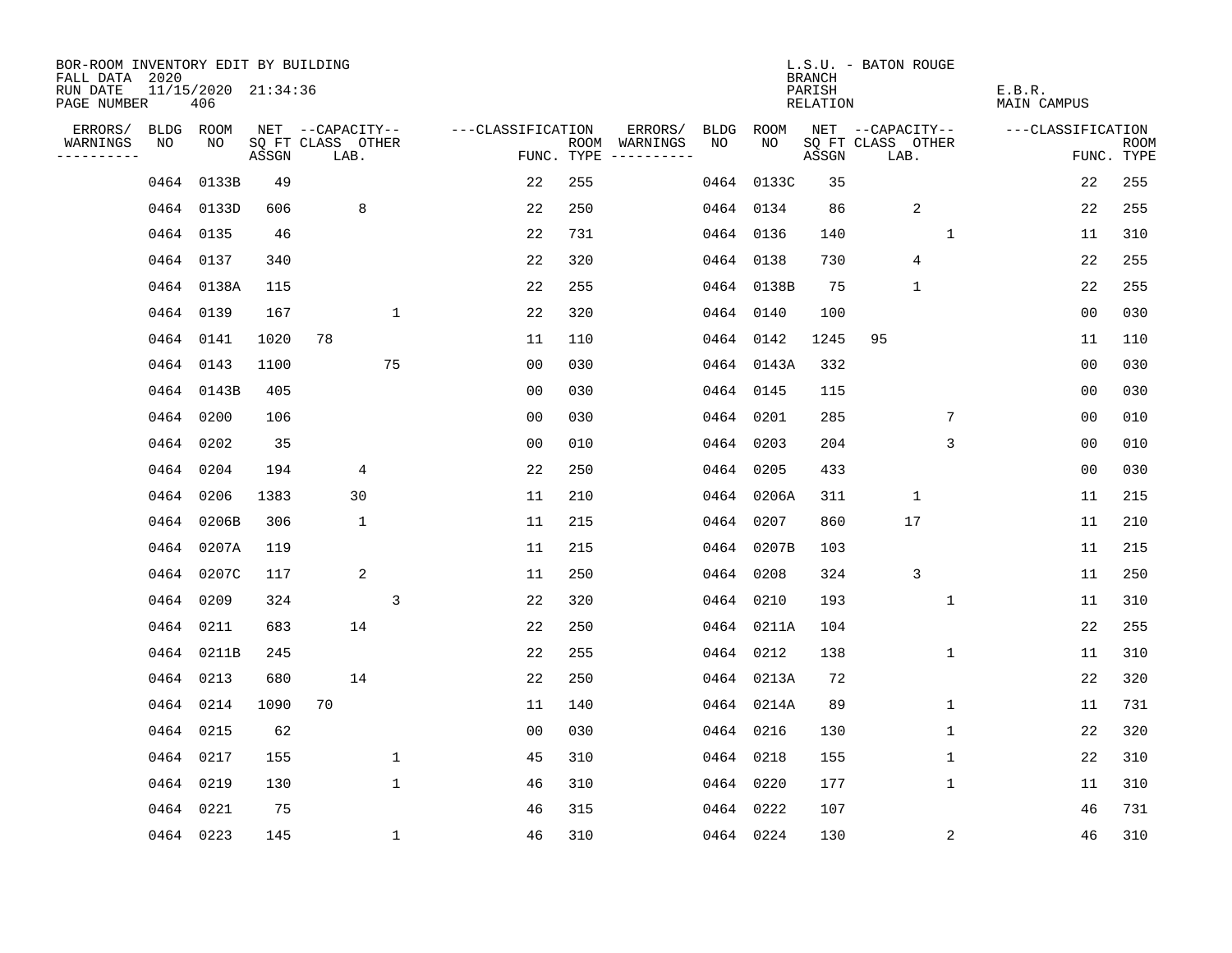BOR-ROOM INVENTORY EDIT BY BUILDING
FALL DATA 2020
RUN DATE 11/15/2020 21:34:36
PAGE NUMBER 406

L.S.U. - BATON ROUGE
BRANCH
PARISH E.B.R.
RELATION MAIN CAMPUS

| ERRORS/ WARNINGS | BLDG NO | ROOM NO | NET SQ FT ASSGN | CAPACITY CLASS | CAPACITY LAB. | CAPACITY OTHER | CLASSIFICATION FUNC. | ROOM TYPE | ERRORS/ WARNINGS | BLDG NO | ROOM NO | NET SQ FT ASSGN | CAPACITY CLASS | CAPACITY LAB. | CAPACITY OTHER | CLASSIFICATION FUNC. | ROOM TYPE |
|---|---|---|---|---|---|---|---|---|---|---|---|---|---|---|---|---|---|
| | 0464 | 0133B | 49 | | | | 22 | 255 | | 0464 | 0133C | 35 | | | | 22 | 255 |
| | 0464 | 0133D | 606 | | 8 | | 22 | 250 | | 0464 | 0134 | 86 | | 2 | | 22 | 255 |
| | 0464 | 0135 | 46 | | | | 22 | 731 | | 0464 | 0136 | 140 | | | 1 | 11 | 310 |
| | 0464 | 0137 | 340 | | | | 22 | 320 | | 0464 | 0138 | 730 | | 4 | | 22 | 255 |
| | 0464 | 0138A | 115 | | | | 22 | 255 | | 0464 | 0138B | 75 | | 1 | | 22 | 255 |
| | 0464 | 0139 | 167 | | | 1 | 22 | 320 | | 0464 | 0140 | 100 | | | | 00 | 030 |
| | 0464 | 0141 | 1020 | 78 | | | 11 | 110 | | 0464 | 0142 | 1245 | 95 | | | 11 | 110 |
| | 0464 | 0143 | 1100 | | | 75 | 00 | 030 | | 0464 | 0143A | 332 | | | | 00 | 030 |
| | 0464 | 0143B | 405 | | | | 00 | 030 | | 0464 | 0145 | 115 | | | | 00 | 030 |
| | 0464 | 0200 | 106 | | | | 00 | 030 | | 0464 | 0201 | 285 | | | 7 | 00 | 010 |
| | 0464 | 0202 | 35 | | | | 00 | 010 | | 0464 | 0203 | 204 | | | 3 | 00 | 010 |
| | 0464 | 0204 | 194 | | 4 | | 22 | 250 | | 0464 | 0205 | 433 | | | | 00 | 030 |
| | 0464 | 0206 | 1383 | | 30 | | 11 | 210 | | 0464 | 0206A | 311 | | 1 | | 11 | 215 |
| | 0464 | 0206B | 306 | | 1 | | 11 | 215 | | 0464 | 0207 | 860 | | 17 | | 11 | 210 |
| | 0464 | 0207A | 119 | | | | 11 | 215 | | 0464 | 0207B | 103 | | | | 11 | 215 |
| | 0464 | 0207C | 117 | | 2 | | 11 | 250 | | 0464 | 0208 | 324 | | 3 | | 11 | 250 |
| | 0464 | 0209 | 324 | | | 3 | 22 | 320 | | 0464 | 0210 | 193 | | | 1 | 11 | 310 |
| | 0464 | 0211 | 683 | | 14 | | 22 | 250 | | 0464 | 0211A | 104 | | | | 22 | 255 |
| | 0464 | 0211B | 245 | | | | 22 | 255 | | 0464 | 0212 | 138 | | | 1 | 11 | 310 |
| | 0464 | 0213 | 680 | | 14 | | 22 | 250 | | 0464 | 0213A | 72 | | | | 22 | 320 |
| | 0464 | 0214 | 1090 | 70 | | | 11 | 140 | | 0464 | 0214A | 89 | | | 1 | 11 | 731 |
| | 0464 | 0215 | 62 | | | | 00 | 030 | | 0464 | 0216 | 130 | | | 1 | 22 | 320 |
| | 0464 | 0217 | 155 | | | 1 | 45 | 310 | | 0464 | 0218 | 155 | | | 1 | 22 | 310 |
| | 0464 | 0219 | 130 | | | 1 | 46 | 310 | | 0464 | 0220 | 177 | | | 1 | 11 | 310 |
| | 0464 | 0221 | 75 | | | | 46 | 315 | | 0464 | 0222 | 107 | | | | 46 | 731 |
| | 0464 | 0223 | 145 | | | 1 | 46 | 310 | | 0464 | 0224 | 130 | | | 2 | 46 | 310 |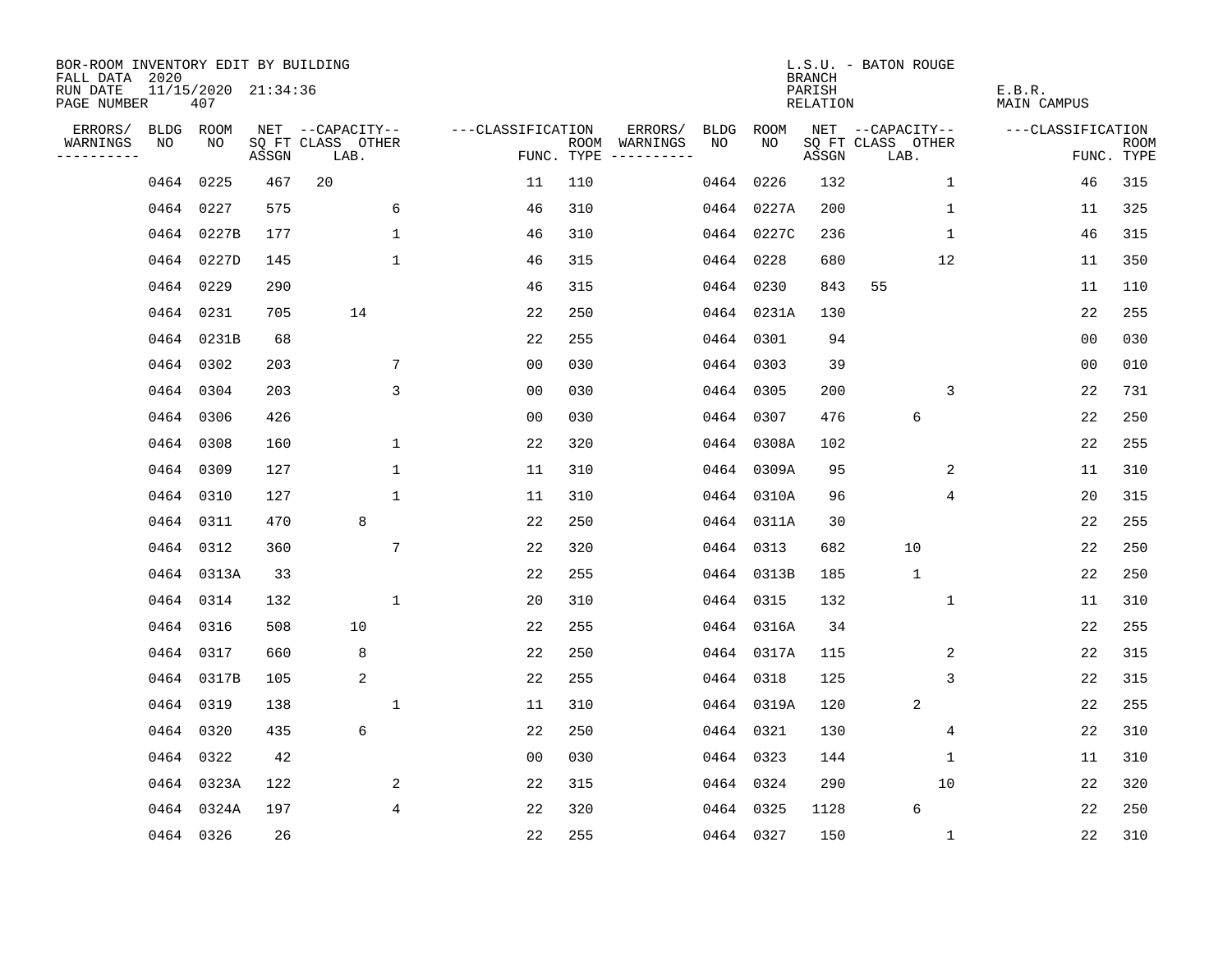BOR-ROOM INVENTORY EDIT BY BUILDING
FALL DATA 2020
RUN DATE 11/15/2020 21:34:36
PAGE NUMBER 407

L.S.U. - BATON ROUGE
BRANCH
PARISH E.B.R.
RELATION MAIN CAMPUS

| ERRORS/ WARNINGS | BLDG NO | ROOM NO | NET SQ FT ASSGN | CAPACITY CLASS LAB. | CAPACITY OTHER | CLASSIFICATION FUNC. | ROOM TYPE | ERRORS/ WARNINGS | BLDG NO | ROOM NO | NET SQ FT ASSGN | CAPACITY CLASS LAB. | CAPACITY OTHER | CLASSIFICATION FUNC. | ROOM TYPE |
|---|---|---|---|---|---|---|---|---|---|---|---|---|---|---|---|
| | 0464 | 0225 | 467 | 20 | | 11 | 110 | | 0464 | 0226 | 132 | | 1 | 46 | 315 |
| | 0464 | 0227 | 575 | | 6 | 46 | 310 | | 0464 | 0227A | 200 | | 1 | 11 | 325 |
| | 0464 | 0227B | 177 | | 1 | 46 | 310 | | 0464 | 0227C | 236 | | 1 | 46 | 315 |
| | 0464 | 0227D | 145 | | 1 | 46 | 315 | | 0464 | 0228 | 680 | | 12 | 11 | 350 |
| | 0464 | 0229 | 290 | | | 46 | 315 | | 0464 | 0230 | 843 | 55 | | 11 | 110 |
| | 0464 | 0231 | 705 | 14 | | 22 | 250 | | 0464 | 0231A | 130 | | | 22 | 255 |
| | 0464 | 0231B | 68 | | | 22 | 255 | | 0464 | 0301 | 94 | | | 00 | 030 |
| | 0464 | 0302 | 203 | | 7 | 00 | 030 | | 0464 | 0303 | 39 | | | 00 | 010 |
| | 0464 | 0304 | 203 | | 3 | 00 | 030 | | 0464 | 0305 | 200 | | 3 | 22 | 731 |
| | 0464 | 0306 | 426 | | | 00 | 030 | | 0464 | 0307 | 476 | 6 | | 22 | 250 |
| | 0464 | 0308 | 160 | | 1 | 22 | 320 | | 0464 | 0308A | 102 | | | 22 | 255 |
| | 0464 | 0309 | 127 | | 1 | 11 | 310 | | 0464 | 0309A | 95 | | 2 | 11 | 310 |
| | 0464 | 0310 | 127 | | 1 | 11 | 310 | | 0464 | 0310A | 96 | | 4 | 20 | 315 |
| | 0464 | 0311 | 470 | 8 | | 22 | 250 | | 0464 | 0311A | 30 | | | 22 | 255 |
| | 0464 | 0312 | 360 | | 7 | 22 | 320 | | 0464 | 0313 | 682 | 10 | | 22 | 250 |
| | 0464 | 0313A | 33 | | | 22 | 255 | | 0464 | 0313B | 185 | 1 | | 22 | 250 |
| | 0464 | 0314 | 132 | | 1 | 20 | 310 | | 0464 | 0315 | 132 | | 1 | 11 | 310 |
| | 0464 | 0316 | 508 | 10 | | 22 | 255 | | 0464 | 0316A | 34 | | | 22 | 255 |
| | 0464 | 0317 | 660 | 8 | | 22 | 250 | | 0464 | 0317A | 115 | | 2 | 22 | 315 |
| | 0464 | 0317B | 105 | 2 | | 22 | 255 | | 0464 | 0318 | 125 | | 3 | 22 | 315 |
| | 0464 | 0319 | 138 | | 1 | 11 | 310 | | 0464 | 0319A | 120 | 2 | | 22 | 255 |
| | 0464 | 0320 | 435 | 6 | | 22 | 250 | | 0464 | 0321 | 130 | | 4 | 22 | 310 |
| | 0464 | 0322 | 42 | | | 00 | 030 | | 0464 | 0323 | 144 | | 1 | 11 | 310 |
| | 0464 | 0323A | 122 | | 2 | 22 | 315 | | 0464 | 0324 | 290 | | 10 | 22 | 320 |
| | 0464 | 0324A | 197 | | 4 | 22 | 320 | | 0464 | 0325 | 1128 | 6 | | 22 | 250 |
| | 0464 | 0326 | 26 | | | 22 | 255 | | 0464 | 0327 | 150 | | 1 | 22 | 310 |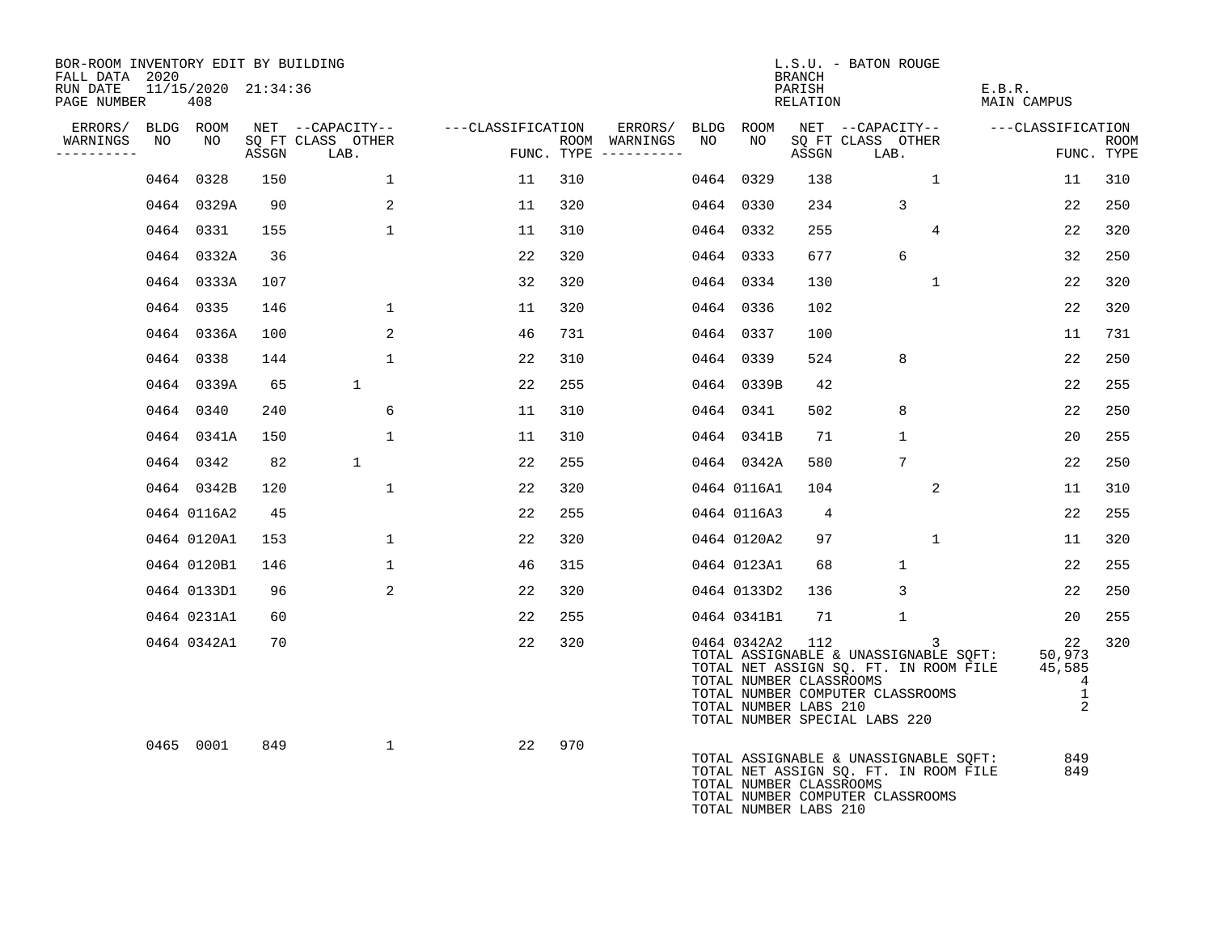BOR-ROOM INVENTORY EDIT BY BUILDING
FALL DATA 2020
RUN DATE 11/15/2020 21:34:36
PAGE NUMBER 408

L.S.U. - BATON ROUGE
BRANCH
PARISH E.B.R.
RELATION MAIN CAMPUS

| ERRORS/ WARNINGS | BLDG NO | ROOM NO | NET SQ FT ASSGN | CAPACITY CLASS LAB. | CAPACITY OTHER | CLASSIFICATION FUNC. | ROOM TYPE | ERRORS/ WARNINGS | BLDG NO | ROOM NO | NET SQ FT ASSGN | CAPACITY CLASS LAB. | CAPACITY OTHER | CLASSIFICATION FUNC. | ROOM TYPE |
|---|---|---|---|---|---|---|---|---|---|---|---|---|---|---|---|
| | 0464 | 0328 | 150 | | 1 | 11 | 310 | | 0464 | 0329 | 138 | | 1 | 11 | 310 |
| | 0464 | 0329A | 90 | | 2 | 11 | 320 | | 0464 | 0330 | 234 | 3 | | 22 | 250 |
| | 0464 | 0331 | 155 | | 1 | 11 | 310 | | 0464 | 0332 | 255 | | 4 | 22 | 320 |
| | 0464 | 0332A | 36 | | | 22 | 320 | | 0464 | 0333 | 677 | 6 | | 32 | 250 |
| | 0464 | 0333A | 107 | | | 32 | 320 | | 0464 | 0334 | 130 | | 1 | 22 | 320 |
| | 0464 | 0335 | 146 | | 1 | 11 | 320 | | 0464 | 0336 | 102 | | | 22 | 320 |
| | 0464 | 0336A | 100 | | 2 | 46 | 731 | | 0464 | 0337 | 100 | | | 11 | 731 |
| | 0464 | 0338 | 144 | | 1 | 22 | 310 | | 0464 | 0339 | 524 | 8 | | 22 | 250 |
| | 0464 | 0339A | 65 | 1 | | 22 | 255 | | 0464 | 0339B | 42 | | | 22 | 255 |
| | 0464 | 0340 | 240 | | 6 | 11 | 310 | | 0464 | 0341 | 502 | 8 | | 22 | 250 |
| | 0464 | 0341A | 150 | | 1 | 11 | 310 | | 0464 | 0341B | 71 | 1 | | 20 | 255 |
| | 0464 | 0342 | 82 | 1 | | 22 | 255 | | 0464 | 0342A | 580 | 7 | | 22 | 250 |
| | 0464 | 0342B | 120 | | 1 | 22 | 320 | | 0464 | 0116A1 | 104 | | 2 | 11 | 310 |
| | 0464 | 0116A2 | 45 | | | 22 | 255 | | 0464 | 0116A3 | 4 | | | 22 | 255 |
| | 0464 | 0120A1 | 153 | | 1 | 22 | 320 | | 0464 | 0120A2 | 97 | | 1 | 11 | 320 |
| | 0464 | 0120B1 | 146 | | 1 | 46 | 315 | | 0464 | 0123A1 | 68 | 1 | | 22 | 255 |
| | 0464 | 0133D1 | 96 | | 2 | 22 | 320 | | 0464 | 0133D2 | 136 | 3 | | 22 | 250 |
| | 0464 | 0231A1 | 60 | | | 22 | 255 | | 0464 | 0341B1 | 71 | 1 | | 20 | 255 |
| | 0464 | 0342A1 | 70 | | | 22 | 320 | | 0464 | 0342A2 | 112 | | 3 | 22 | 320 |

TOTAL ASSIGNABLE & UNASSIGNABLE SQFT: 50,973
TOTAL NET ASSIGN SQ. FT. IN ROOM FILE 45,585
TOTAL NUMBER CLASSROOMS 4
TOTAL NUMBER COMPUTER CLASSROOMS 1
TOTAL NUMBER LABS 210 2
TOTAL NUMBER SPECIAL LABS 220

| ERRORS/ WARNINGS | BLDG NO | ROOM NO | NET SQ FT ASSGN | CAPACITY CLASS LAB. | CAPACITY OTHER | CLASSIFICATION FUNC. | ROOM TYPE |
|---|---|---|---|---|---|---|---|
| | 0465 | 0001 | 849 | | 1 | 22 | 970 |

TOTAL ASSIGNABLE & UNASSIGNABLE SQFT: 849
TOTAL NET ASSIGN SQ. FT. IN ROOM FILE 849
TOTAL NUMBER CLASSROOMS
TOTAL NUMBER COMPUTER CLASSROOMS
TOTAL NUMBER LABS 210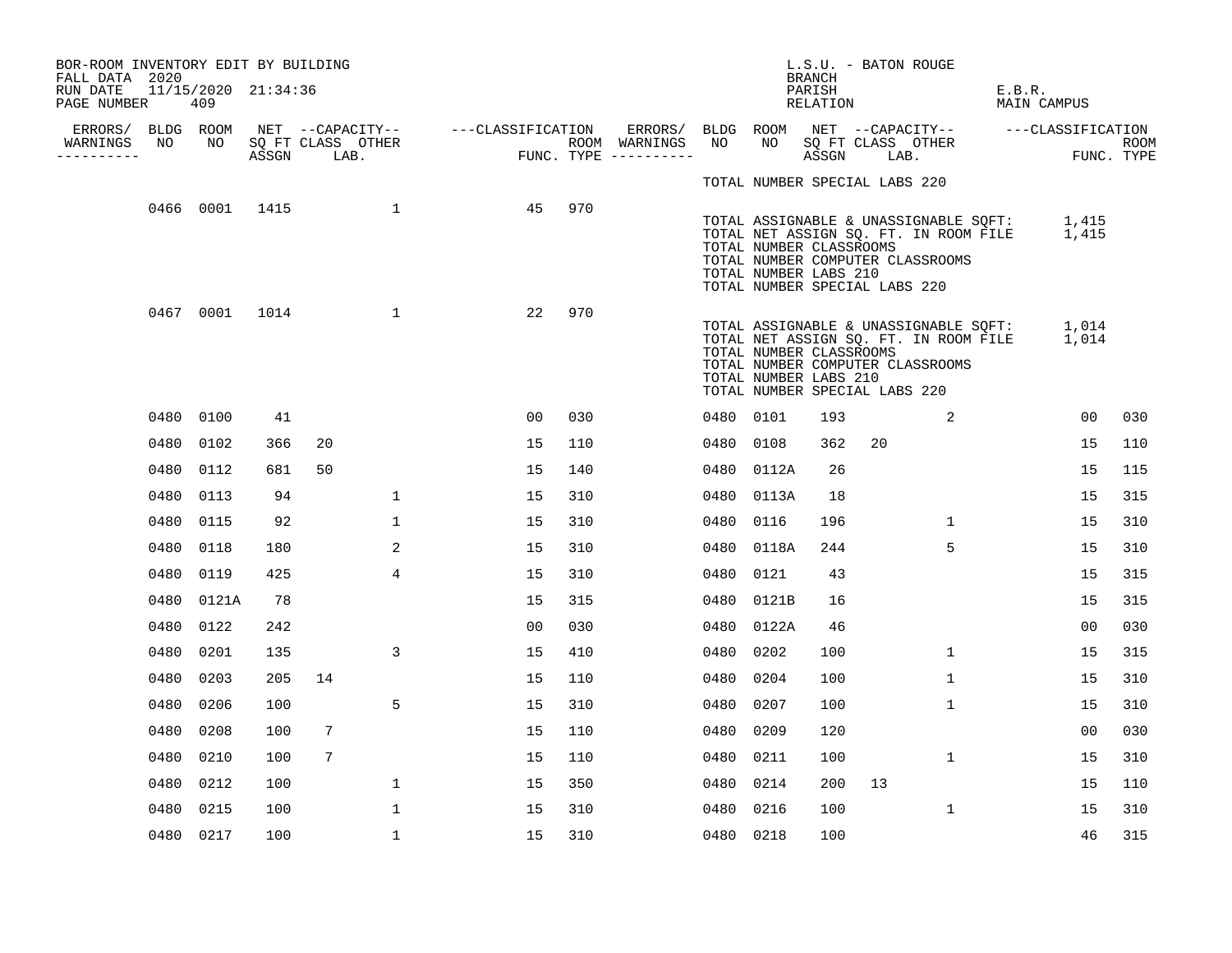BOR-ROOM INVENTORY EDIT BY BUILDING
FALL DATA 2020
RUN DATE 11/15/2020 21:34:36
PAGE NUMBER 409

L.S.U. - BATON ROUGE
BRANCH
PARISH E.B.R.
RELATION MAIN CAMPUS

| ERRORS/ WARNINGS | BLDG NO | ROOM NO | NET SQ FT ASSGN | CAPACITY CLASS | CAPACITY LAB. | CAPACITY OTHER | CLASSIFICATION FUNC. | ROOM TYPE | ERRORS/ WARNINGS | BLDG NO | ROOM NO | NET SQ FT ASSGN | CAPACITY CLASS | CAPACITY LAB. | CAPACITY OTHER | CLASSIFICATION FUNC. | ROOM TYPE |
|---|---|---|---|---|---|---|---|---|---|---|---|---|---|---|---|---|---|
| | | | | | | | | | | TOTAL NUMBER SPECIAL LABS 220 | | | | | | | |
| | 0466 | 0001 | 1415 | | | 1 | 45 | 970 | | | | | | | | | |
| | | | | | | | | | | TOTAL ASSIGNABLE & UNASSIGNABLE SQFT: | | 1,415 | | | | | |
| | | | | | | | | | | TOTAL NET ASSIGN SQ. FT. IN ROOM FILE | | 1,415 | | | | | |
| | | | | | | | | | | TOTAL NUMBER CLASSROOMS | | | | | | | |
| | | | | | | | | | | TOTAL NUMBER COMPUTER CLASSROOMS | | | | | | | |
| | | | | | | | | | | TOTAL NUMBER LABS 210 | | | | | | | |
| | | | | | | | | | | TOTAL NUMBER SPECIAL LABS 220 | | | | | | | |
| | 0467 | 0001 | 1014 | | | 1 | 22 | 970 | | | | | | | | | |
| | | | | | | | | | | TOTAL ASSIGNABLE & UNASSIGNABLE SQFT: | | 1,014 | | | | | |
| | | | | | | | | | | TOTAL NET ASSIGN SQ. FT. IN ROOM FILE | | 1,014 | | | | | |
| | | | | | | | | | | TOTAL NUMBER CLASSROOMS | | | | | | | |
| | | | | | | | | | | TOTAL NUMBER COMPUTER CLASSROOMS | | | | | | | |
| | | | | | | | | | | TOTAL NUMBER LABS 210 | | | | | | | |
| | | | | | | | | | | TOTAL NUMBER SPECIAL LABS 220 | | | | | | | |
| | 0480 | 0100 | 41 | | | | 00 | 030 | | 0480 | 0101 | 193 | | | 2 | 00 | 030 |
| | 0480 | 0102 | 366 | 20 | | | 15 | 110 | | 0480 | 0108 | 362 | 20 | | | 15 | 110 |
| | 0480 | 0112 | 681 | 50 | | | 15 | 140 | | 0480 | 0112A | 26 | | | | 15 | 115 |
| | 0480 | 0113 | 94 | | | 1 | 15 | 310 | | 0480 | 0113A | 18 | | | | 15 | 315 |
| | 0480 | 0115 | 92 | | | 1 | 15 | 310 | | 0480 | 0116 | 196 | | | 1 | 15 | 310 |
| | 0480 | 0118 | 180 | | | 2 | 15 | 310 | | 0480 | 0118A | 244 | | | 5 | 15 | 310 |
| | 0480 | 0119 | 425 | | | 4 | 15 | 310 | | 0480 | 0121 | 43 | | | | 15 | 315 |
| | 0480 | 0121A | 78 | | | | 15 | 315 | | 0480 | 0121B | 16 | | | | 15 | 315 |
| | 0480 | 0122 | 242 | | | | 00 | 030 | | 0480 | 0122A | 46 | | | | 00 | 030 |
| | 0480 | 0201 | 135 | | | 3 | 15 | 410 | | 0480 | 0202 | 100 | | | 1 | 15 | 315 |
| | 0480 | 0203 | 205 | 14 | | | 15 | 110 | | 0480 | 0204 | 100 | | | 1 | 15 | 310 |
| | 0480 | 0206 | 100 | | | 5 | 15 | 310 | | 0480 | 0207 | 100 | | | 1 | 15 | 310 |
| | 0480 | 0208 | 100 | 7 | | | 15 | 110 | | 0480 | 0209 | 120 | | | | 00 | 030 |
| | 0480 | 0210 | 100 | 7 | | | 15 | 110 | | 0480 | 0211 | 100 | | | 1 | 15 | 310 |
| | 0480 | 0212 | 100 | | | 1 | 15 | 350 | | 0480 | 0214 | 200 | 13 | | | 15 | 110 |
| | 0480 | 0215 | 100 | | | 1 | 15 | 310 | | 0480 | 0216 | 100 | | | 1 | 15 | 310 |
| | 0480 | 0217 | 100 | | | 1 | 15 | 310 | | 0480 | 0218 | 100 | | | | 46 | 315 |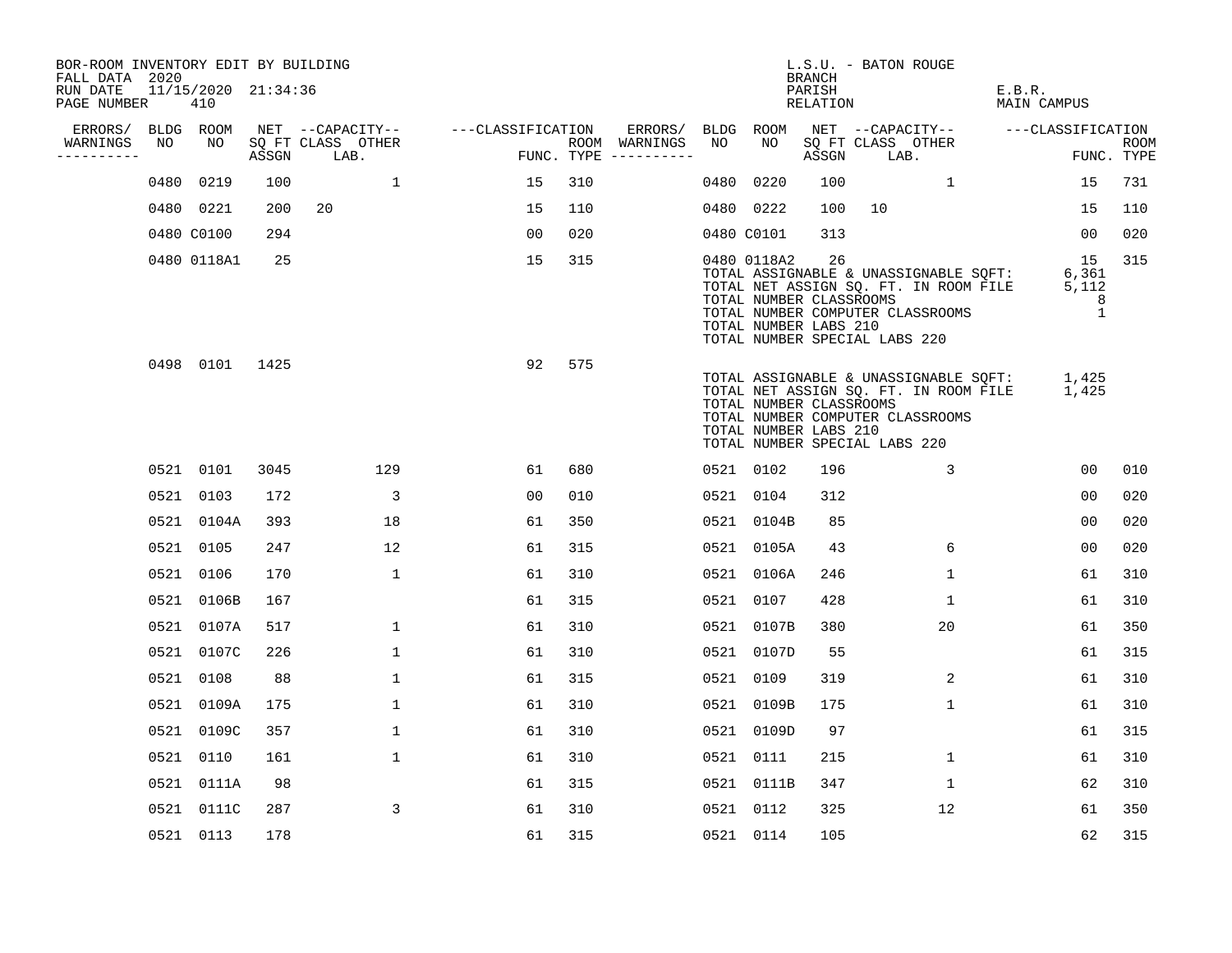BOR-ROOM INVENTORY EDIT BY BUILDING
FALL DATA 2020
RUN DATE 11/15/2020 21:34:36
PAGE NUMBER 410

L.S.U. - BATON ROUGE
BRANCH
PARISH E.B.R.
RELATION MAIN CAMPUS

| ERRORS/ WARNINGS | BLDG NO | ROOM NO | NET SQ FT ASSGN | CAPACITY CLASS LAB. | CAPACITY OTHER | CLASSIFICATION FUNC. | ROOM TYPE | ERRORS/ WARNINGS | BLDG NO | ROOM NO | NET SQ FT ASSGN | CAPACITY CLASS LAB. | CAPACITY OTHER | CLASSIFICATION FUNC. | ROOM TYPE |
|---|---|---|---|---|---|---|---|---|---|---|---|---|---|---|---|
| | 0480 | 0219 | 100 | | 1 | 15 | 310 | | 0480 | 0220 | 100 | | 1 | 15 | 731 |
| | 0480 | 0221 | 200 | 20 | | 15 | 110 | | 0480 | 0222 | 100 | 10 | | 15 | 110 |
| | 0480 | C0100 | 294 | | | 00 | 020 | | 0480 | C0101 | 313 | | | 00 | 020 |
| | 0480 | 0118A1 | 25 | | | 15 | 315 | | 0480 | 0118A2 | 26 | | | 15 | 315 |

TOTAL ASSIGNABLE & UNASSIGNABLE SQFT: 6,361
TOTAL NET ASSIGN SQ. FT. IN ROOM FILE 5,112
TOTAL NUMBER CLASSROOMS 8
TOTAL NUMBER COMPUTER CLASSROOMS 1
TOTAL NUMBER LABS 210
TOTAL NUMBER SPECIAL LABS 220

| ERRORS/ WARNINGS | BLDG NO | ROOM NO | NET SQ FT ASSGN | CAPACITY CLASS LAB. | CAPACITY OTHER | CLASSIFICATION FUNC. | ROOM TYPE |
|---|---|---|---|---|---|---|---|
| | 0498 | 0101 | 1425 | | | 92 | 575 |

TOTAL ASSIGNABLE & UNASSIGNABLE SQFT: 1,425
TOTAL NET ASSIGN SQ. FT. IN ROOM FILE 1,425
TOTAL NUMBER CLASSROOMS
TOTAL NUMBER COMPUTER CLASSROOMS
TOTAL NUMBER LABS 210
TOTAL NUMBER SPECIAL LABS 220

| ERRORS/ WARNINGS | BLDG NO | ROOM NO | NET SQ FT ASSGN | CAPACITY CLASS LAB. | CAPACITY OTHER | CLASSIFICATION FUNC. | ROOM TYPE | ERRORS/ WARNINGS | BLDG NO | ROOM NO | NET SQ FT ASSGN | CAPACITY CLASS LAB. | CAPACITY OTHER | CLASSIFICATION FUNC. | ROOM TYPE |
|---|---|---|---|---|---|---|---|---|---|---|---|---|---|---|---|
| | 0521 | 0101 | 3045 | | 129 | 61 | 680 | | 0521 | 0102 | 196 | | 3 | 00 | 010 |
| | 0521 | 0103 | 172 | | 3 | 00 | 010 | | 0521 | 0104 | 312 | | | 00 | 020 |
| | 0521 | 0104A | 393 | | 18 | 61 | 350 | | 0521 | 0104B | 85 | | | 00 | 020 |
| | 0521 | 0105 | 247 | | 12 | 61 | 315 | | 0521 | 0105A | 43 | | 6 | 00 | 020 |
| | 0521 | 0106 | 170 | | 1 | 61 | 310 | | 0521 | 0106A | 246 | | 1 | 61 | 310 |
| | 0521 | 0106B | 167 | | | 61 | 315 | | 0521 | 0107 | 428 | | 1 | 61 | 310 |
| | 0521 | 0107A | 517 | | 1 | 61 | 310 | | 0521 | 0107B | 380 | | 20 | 61 | 350 |
| | 0521 | 0107C | 226 | | 1 | 61 | 310 | | 0521 | 0107D | 55 | | | 61 | 315 |
| | 0521 | 0108 | 88 | | 1 | 61 | 315 | | 0521 | 0109 | 319 | | 2 | 61 | 310 |
| | 0521 | 0109A | 175 | | 1 | 61 | 310 | | 0521 | 0109B | 175 | | 1 | 61 | 310 |
| | 0521 | 0109C | 357 | | 1 | 61 | 310 | | 0521 | 0109D | 97 | | | 61 | 315 |
| | 0521 | 0110 | 161 | | 1 | 61 | 310 | | 0521 | 0111 | 215 | | 1 | 61 | 310 |
| | 0521 | 0111A | 98 | | | 61 | 315 | | 0521 | 0111B | 347 | | 1 | 62 | 310 |
| | 0521 | 0111C | 287 | | 3 | 61 | 310 | | 0521 | 0112 | 325 | | 12 | 61 | 350 |
| | 0521 | 0113 | 178 | | | 61 | 315 | | 0521 | 0114 | 105 | | | 62 | 315 |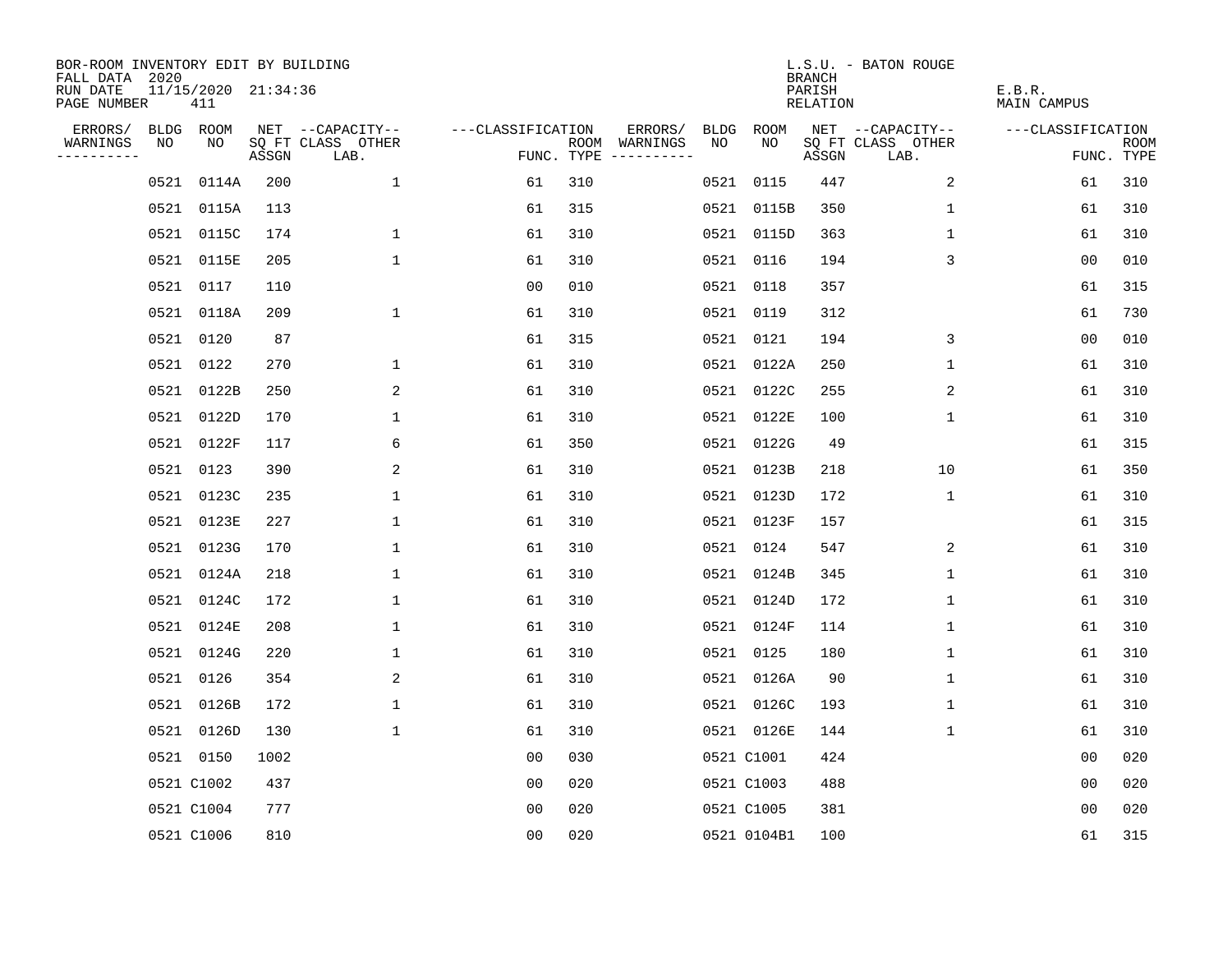BOR-ROOM INVENTORY EDIT BY BUILDING
FALL DATA 2020
RUN DATE 11/15/2020 21:34:36
PAGE NUMBER 411

L.S.U. - BATON ROUGE
BRANCH
PARISH E.B.R.
RELATION MAIN CAMPUS

| ERRORS/ WARNINGS | BLDG NO | ROOM NO | NET SQ FT ASSGN | CAPACITY-- CLASS LAB. | OTHER | CLASSIFICATION FUNC. | ROOM TYPE | ERRORS/ WARNINGS | BLDG NO | ROOM NO | NET SQ FT ASSGN | CAPACITY-- CLASS LAB. | OTHER | CLASSIFICATION FUNC. | ROOM TYPE |
|---|---|---|---|---|---|---|---|---|---|---|---|---|---|---|---|
| | 0521 | 0114A | 200 | | 1 | 61 | 310 | | 0521 | 0115 | 447 | | 2 | 61 | 310 |
| | 0521 | 0115A | 113 | | | 61 | 315 | | 0521 | 0115B | 350 | | 1 | 61 | 310 |
| | 0521 | 0115C | 174 | | 1 | 61 | 310 | | 0521 | 0115D | 363 | | 1 | 61 | 310 |
| | 0521 | 0115E | 205 | | 1 | 61 | 310 | | 0521 | 0116 | 194 | | 3 | 00 | 010 |
| | 0521 | 0117 | 110 | | | 00 | 010 | | 0521 | 0118 | 357 | | | 61 | 315 |
| | 0521 | 0118A | 209 | | 1 | 61 | 310 | | 0521 | 0119 | 312 | | | 61 | 730 |
| | 0521 | 0120 | 87 | | | 61 | 315 | | 0521 | 0121 | 194 | | 3 | 00 | 010 |
| | 0521 | 0122 | 270 | | 1 | 61 | 310 | | 0521 | 0122A | 250 | | 1 | 61 | 310 |
| | 0521 | 0122B | 250 | | 2 | 61 | 310 | | 0521 | 0122C | 255 | | 2 | 61 | 310 |
| | 0521 | 0122D | 170 | | 1 | 61 | 310 | | 0521 | 0122E | 100 | | 1 | 61 | 310 |
| | 0521 | 0122F | 117 | | 6 | 61 | 350 | | 0521 | 0122G | 49 | | | 61 | 315 |
| | 0521 | 0123 | 390 | | 2 | 61 | 310 | | 0521 | 0123B | 218 | | 10 | 61 | 350 |
| | 0521 | 0123C | 235 | | 1 | 61 | 310 | | 0521 | 0123D | 172 | | 1 | 61 | 310 |
| | 0521 | 0123E | 227 | | 1 | 61 | 310 | | 0521 | 0123F | 157 | | | 61 | 315 |
| | 0521 | 0123G | 170 | | 1 | 61 | 310 | | 0521 | 0124 | 547 | | 2 | 61 | 310 |
| | 0521 | 0124A | 218 | | 1 | 61 | 310 | | 0521 | 0124B | 345 | | 1 | 61 | 310 |
| | 0521 | 0124C | 172 | | 1 | 61 | 310 | | 0521 | 0124D | 172 | | 1 | 61 | 310 |
| | 0521 | 0124E | 208 | | 1 | 61 | 310 | | 0521 | 0124F | 114 | | 1 | 61 | 310 |
| | 0521 | 0124G | 220 | | 1 | 61 | 310 | | 0521 | 0125 | 180 | | 1 | 61 | 310 |
| | 0521 | 0126 | 354 | | 2 | 61 | 310 | | 0521 | 0126A | 90 | | 1 | 61 | 310 |
| | 0521 | 0126B | 172 | | 1 | 61 | 310 | | 0521 | 0126C | 193 | | 1 | 61 | 310 |
| | 0521 | 0126D | 130 | | 1 | 61 | 310 | | 0521 | 0126E | 144 | | 1 | 61 | 310 |
| | 0521 | 0150 | 1002 | | | 00 | 030 | | 0521 | C1001 | 424 | | | 00 | 020 |
| | 0521 | C1002 | 437 | | | 00 | 020 | | 0521 | C1003 | 488 | | | 00 | 020 |
| | 0521 | C1004 | 777 | | | 00 | 020 | | 0521 | C1005 | 381 | | | 00 | 020 |
| | 0521 | C1006 | 810 | | | 00 | 020 | | 0521 | 0104B1 | 100 | | | 61 | 315 |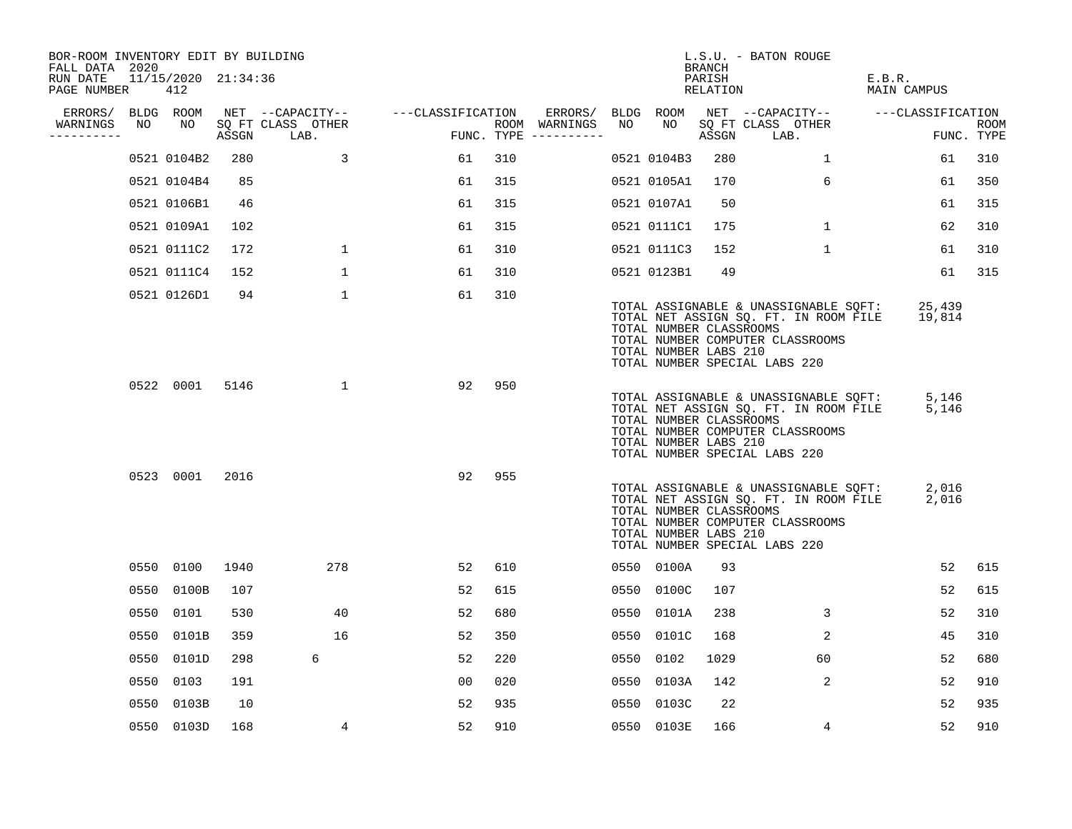BOR-ROOM INVENTORY EDIT BY BUILDING
FALL DATA 2020
RUN DATE 11/15/2020 21:34:36

L.S.U. - BATON ROUGE
BRANCH
PARISH E.B.R.
RELATION MAIN CAMPUS

| ERRORS/ WARNINGS | BLDG NO | ROOM NO | NET SQ FT ASSGN | --CAPACITY-- CLASS | OTHER LAB. | ---CLASSIFICATION FUNC. | ROOM TYPE | ERRORS/ WARNINGS | BLDG NO | ROOM NO | NET SQ FT ASSGN | --CAPACITY-- CLASS | OTHER LAB. | ---CLASSIFICATION FUNC. | ROOM TYPE |
|---|---|---|---|---|---|---|---|---|---|---|---|---|---|---|---|
| | 0521 | 0104B2 | 280 | | 3 | 61 | 310 | | 0521 | 0104B3 | 280 | | 1 | 61 | 310 |
| | 0521 | 0104B4 | 85 | | | 61 | 315 | | 0521 | 0105A1 | 170 | | 6 | 61 | 350 |
| | 0521 | 0106B1 | 46 | | | 61 | 315 | | 0521 | 0107A1 | 50 | | | 61 | 315 |
| | 0521 | 0109A1 | 102 | | | 61 | 315 | | 0521 | 0111C1 | 175 | | 1 | 62 | 310 |
| | 0521 | 0111C2 | 172 | | 1 | 61 | 310 | | 0521 | 0111C3 | 152 | | 1 | 61 | 310 |
| | 0521 | 0111C4 | 152 | | 1 | 61 | 310 | | 0521 | 0123B1 | 49 | | | 61 | 315 |
| | 0521 | 0126D1 | 94 | | 1 | 61 | 310 | | | | | | | | |

TOTAL ASSIGNABLE & UNASSIGNABLE SQFT: 25,439
TOTAL NET ASSIGN SQ. FT. IN ROOM FILE 19,814
TOTAL NUMBER CLASSROOMS
TOTAL NUMBER COMPUTER CLASSROOMS
TOTAL NUMBER LABS 210
TOTAL NUMBER SPECIAL LABS 220

| ERRORS/ WARNINGS | BLDG NO | ROOM NO | NET SQ FT ASSGN | --CAPACITY-- CLASS | OTHER LAB. | ---CLASSIFICATION FUNC. | ROOM TYPE |
|---|---|---|---|---|---|---|---|
| | 0522 | 0001 | 5146 | | 1 | 92 | 950 |

TOTAL ASSIGNABLE & UNASSIGNABLE SQFT: 5,146
TOTAL NET ASSIGN SQ. FT. IN ROOM FILE 5,146
TOTAL NUMBER CLASSROOMS
TOTAL NUMBER COMPUTER CLASSROOMS
TOTAL NUMBER LABS 210
TOTAL NUMBER SPECIAL LABS 220

| ERRORS/ WARNINGS | BLDG NO | ROOM NO | NET SQ FT ASSGN | --CAPACITY-- CLASS | OTHER LAB. | ---CLASSIFICATION FUNC. | ROOM TYPE |
|---|---|---|---|---|---|---|---|
| | 0523 | 0001 | 2016 | | | 92 | 955 |

TOTAL ASSIGNABLE & UNASSIGNABLE SQFT: 2,016
TOTAL NET ASSIGN SQ. FT. IN ROOM FILE 2,016
TOTAL NUMBER CLASSROOMS
TOTAL NUMBER COMPUTER CLASSROOMS
TOTAL NUMBER LABS 210
TOTAL NUMBER SPECIAL LABS 220

| ERRORS/ WARNINGS | BLDG NO | ROOM NO | NET SQ FT ASSGN | --CAPACITY-- CLASS | OTHER LAB. | ---CLASSIFICATION FUNC. | ROOM TYPE | ERRORS/ WARNINGS | BLDG NO | ROOM NO | NET SQ FT ASSGN | --CAPACITY-- CLASS | OTHER LAB. | ---CLASSIFICATION FUNC. | ROOM TYPE |
|---|---|---|---|---|---|---|---|---|---|---|---|---|---|---|---|
| | 0550 | 0100 | 1940 | | 278 | 52 | 610 | | 0550 | 0100A | 93 | | | 52 | 615 |
| | 0550 | 0100B | 107 | | | 52 | 615 | | 0550 | 0100C | 107 | | | 52 | 615 |
| | 0550 | 0101 | 530 | | 40 | 52 | 680 | | 0550 | 0101A | 238 | | 3 | 52 | 310 |
| | 0550 | 0101B | 359 | | 16 | 52 | 350 | | 0550 | 0101C | 168 | | 2 | 45 | 310 |
| | 0550 | 0101D | 298 | 6 | | 52 | 220 | | 0550 | 0102 | 1029 | | 60 | 52 | 680 |
| | 0550 | 0103 | 191 | | | 00 | 020 | | 0550 | 0103A | 142 | | 2 | 52 | 910 |
| | 0550 | 0103B | 10 | | | 52 | 935 | | 0550 | 0103C | 22 | | | 52 | 935 |
| | 0550 | 0103D | 168 | | 4 | 52 | 910 | | 0550 | 0103E | 166 | | 4 | 52 | 910 |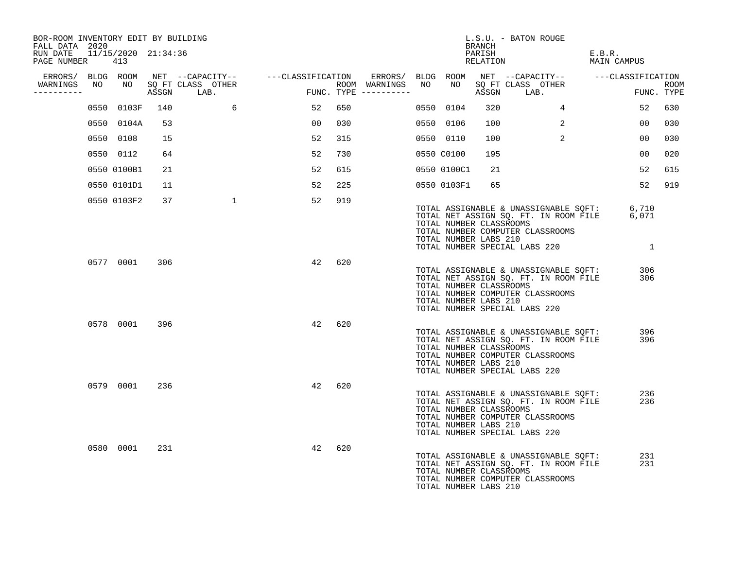BOR-ROOM INVENTORY EDIT BY BUILDING
FALL DATA 2020
RUN DATE 11/15/2020 21:34:36
PAGE NUMBER 413

L.S.U. - BATON ROUGE
BRANCH
PARISH E.B.R.
RELATION MAIN CAMPUS

| ERRORS/ WARNINGS | BLDG NO | ROOM NO | NET SQ FT ASSGN | CAPACITY CLASS LAB. | CAPACITY OTHER | CLASSIFICATION FUNC. | ROOM TYPE | ERRORS/ WARNINGS | BLDG NO | ROOM NO | NET SQ FT ASSGN | CAPACITY CLASS LAB. | CAPACITY OTHER | CLASSIFICATION FUNC. | ROOM TYPE |
|---|---|---|---|---|---|---|---|---|---|---|---|---|---|---|---|
| | 0550 | 0103F | 140 | | 6 | 52 | 650 | | 0550 | 0104 | 320 | | 4 | 52 | 630 |
| | 0550 | 0104A | 53 | | | 00 | 030 | | 0550 | 0106 | 100 | | 2 | 00 | 030 |
| | 0550 | 0108 | 15 | | | 52 | 315 | | 0550 | 0110 | 100 | | 2 | 00 | 030 |
| | 0550 | 0112 | 64 | | | 52 | 730 | | 0550 | C0100 | 195 | | | 00 | 020 |
| | 0550 | 0100B1 | 21 | | | 52 | 615 | | 0550 | 0100C1 | 21 | | | 52 | 615 |
| | 0550 | 0101D1 | 11 | | | 52 | 225 | | 0550 | 0103F1 | 65 | | | 52 | 919 |
| | 0550 | 0103F2 | 37 | | 1 | 52 | 919 | | | | | | | | |

TOTAL ASSIGNABLE & UNASSIGNABLE SQFT: 6,710
TOTAL NET ASSIGN SQ. FT. IN ROOM FILE 6,071
TOTAL NUMBER CLASSROOMS
TOTAL NUMBER COMPUTER CLASSROOMS
TOTAL NUMBER LABS 210
TOTAL NUMBER SPECIAL LABS 220 1

| ERRORS/ WARNINGS | BLDG NO | ROOM NO | NET SQ FT ASSGN | CAPACITY CLASS LAB. | CAPACITY OTHER | CLASSIFICATION FUNC. | ROOM TYPE |
|---|---|---|---|---|---|---|---|
| | 0577 | 0001 | 306 | | | 42 | 620 |

TOTAL ASSIGNABLE & UNASSIGNABLE SQFT: 306
TOTAL NET ASSIGN SQ. FT. IN ROOM FILE 306
TOTAL NUMBER CLASSROOMS
TOTAL NUMBER COMPUTER CLASSROOMS
TOTAL NUMBER LABS 210
TOTAL NUMBER SPECIAL LABS 220

| ERRORS/ WARNINGS | BLDG NO | ROOM NO | NET SQ FT ASSGN | CAPACITY CLASS LAB. | CAPACITY OTHER | CLASSIFICATION FUNC. | ROOM TYPE |
|---|---|---|---|---|---|---|---|
| | 0578 | 0001 | 396 | | | 42 | 620 |

TOTAL ASSIGNABLE & UNASSIGNABLE SQFT: 396
TOTAL NET ASSIGN SQ. FT. IN ROOM FILE 396
TOTAL NUMBER CLASSROOMS
TOTAL NUMBER COMPUTER CLASSROOMS
TOTAL NUMBER LABS 210
TOTAL NUMBER SPECIAL LABS 220

| ERRORS/ WARNINGS | BLDG NO | ROOM NO | NET SQ FT ASSGN | CAPACITY CLASS LAB. | CAPACITY OTHER | CLASSIFICATION FUNC. | ROOM TYPE |
|---|---|---|---|---|---|---|---|
| | 0579 | 0001 | 236 | | | 42 | 620 |

TOTAL ASSIGNABLE & UNASSIGNABLE SQFT: 236
TOTAL NET ASSIGN SQ. FT. IN ROOM FILE 236
TOTAL NUMBER CLASSROOMS
TOTAL NUMBER COMPUTER CLASSROOMS
TOTAL NUMBER LABS 210
TOTAL NUMBER SPECIAL LABS 220

| ERRORS/ WARNINGS | BLDG NO | ROOM NO | NET SQ FT ASSGN | CAPACITY CLASS LAB. | CAPACITY OTHER | CLASSIFICATION FUNC. | ROOM TYPE |
|---|---|---|---|---|---|---|---|
| | 0580 | 0001 | 231 | | | 42 | 620 |

TOTAL ASSIGNABLE & UNASSIGNABLE SQFT: 231
TOTAL NET ASSIGN SQ. FT. IN ROOM FILE 231
TOTAL NUMBER CLASSROOMS
TOTAL NUMBER COMPUTER CLASSROOMS
TOTAL NUMBER LABS 210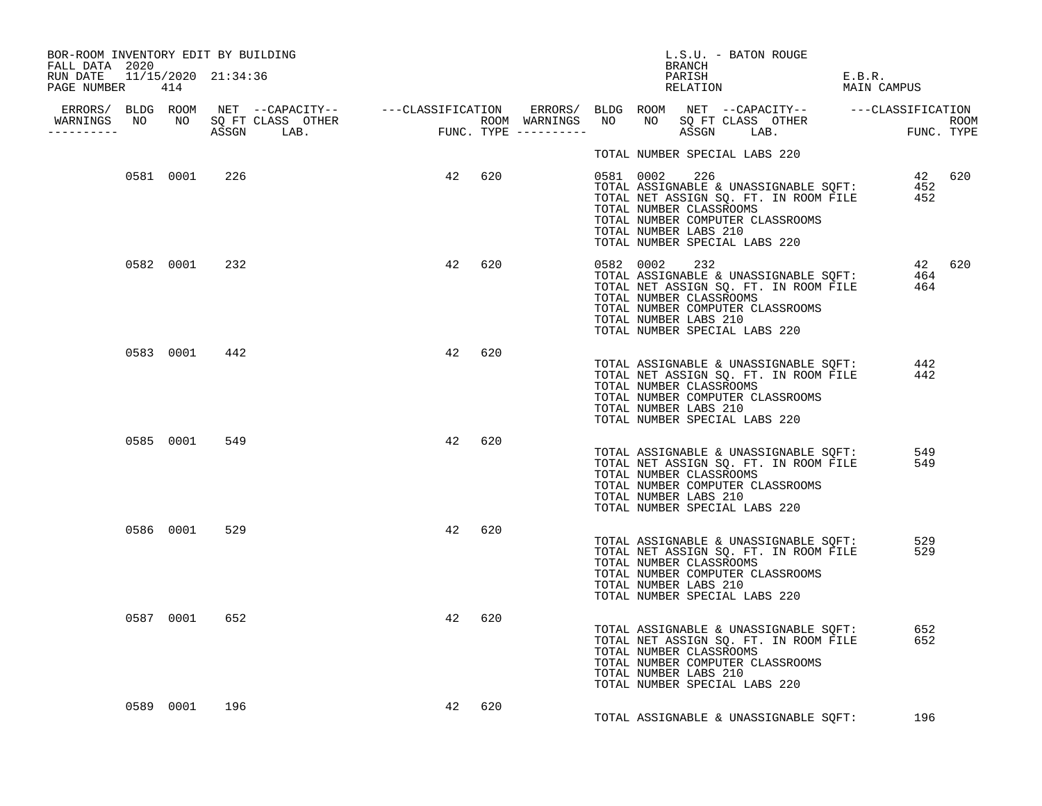BOR-ROOM INVENTORY EDIT BY BUILDING
FALL DATA 2020
RUN DATE 11/15/2020 21:34:36

L.S.U. - BATON ROUGE
BRANCH
PARISH E.B.R.
RELATION MAIN CAMPUS

| ERRORS/ WARNINGS | BLDG NO | ROOM NO | NET SQ FT ASSGN | CAPACITY CLASS | CAPACITY OTHER LAB. | CLASSIFICATION FUNC. | ROOM TYPE | ERRORS/ WARNINGS | BLDG NO | ROOM NO | NET SQ FT ASSGN | CAPACITY CLASS | CAPACITY OTHER LAB. | CLASSIFICATION FUNC. | ROOM TYPE |
|---|---|---|---|---|---|---|---|---|---|---|---|---|---|---|---|
| | | | | | | | | | TOTAL NUMBER SPECIAL LABS 220 | | | | | | |
| | 0581 | 0001 | 226 | | | 42 | 620 | | 0581 | 0002 | 226 | | | 42 | 620 |
| | | | | | | | | | TOTAL ASSIGNABLE & UNASSIGNABLE SQFT: | | | | | 452 | |
| | | | | | | | | | TOTAL NET ASSIGN SQ. FT. IN ROOM FILE | | | | | 452 | |
| | | | | | | | | | TOTAL NUMBER CLASSROOMS | | | | | | |
| | | | | | | | | | TOTAL NUMBER COMPUTER CLASSROOMS | | | | | | |
| | | | | | | | | | TOTAL NUMBER LABS 210 | | | | | | |
| | | | | | | | | | TOTAL NUMBER SPECIAL LABS 220 | | | | | | |
| | 0582 | 0001 | 232 | | | 42 | 620 | | 0582 | 0002 | 232 | | | 42 | 620 |
| | | | | | | | | | TOTAL ASSIGNABLE & UNASSIGNABLE SQFT: | | | | | 464 | |
| | | | | | | | | | TOTAL NET ASSIGN SQ. FT. IN ROOM FILE | | | | | 464 | |
| | | | | | | | | | TOTAL NUMBER CLASSROOMS | | | | | | |
| | | | | | | | | | TOTAL NUMBER COMPUTER CLASSROOMS | | | | | | |
| | | | | | | | | | TOTAL NUMBER LABS 210 | | | | | | |
| | | | | | | | | | TOTAL NUMBER SPECIAL LABS 220 | | | | | | |
| | 0583 | 0001 | 442 | | | 42 | 620 | | | | | | | | |
| | | | | | | | | | TOTAL ASSIGNABLE & UNASSIGNABLE SQFT: | | | | | 442 | |
| | | | | | | | | | TOTAL NET ASSIGN SQ. FT. IN ROOM FILE | | | | | 442 | |
| | | | | | | | | | TOTAL NUMBER CLASSROOMS | | | | | | |
| | | | | | | | | | TOTAL NUMBER COMPUTER CLASSROOMS | | | | | | |
| | | | | | | | | | TOTAL NUMBER LABS 210 | | | | | | |
| | | | | | | | | | TOTAL NUMBER SPECIAL LABS 220 | | | | | | |
| | 0585 | 0001 | 549 | | | 42 | 620 | | | | | | | | |
| | | | | | | | | | TOTAL ASSIGNABLE & UNASSIGNABLE SQFT: | | | | | 549 | |
| | | | | | | | | | TOTAL NET ASSIGN SQ. FT. IN ROOM FILE | | | | | 549 | |
| | | | | | | | | | TOTAL NUMBER CLASSROOMS | | | | | | |
| | | | | | | | | | TOTAL NUMBER COMPUTER CLASSROOMS | | | | | | |
| | | | | | | | | | TOTAL NUMBER LABS 210 | | | | | | |
| | | | | | | | | | TOTAL NUMBER SPECIAL LABS 220 | | | | | | |
| | 0586 | 0001 | 529 | | | 42 | 620 | | | | | | | | |
| | | | | | | | | | TOTAL ASSIGNABLE & UNASSIGNABLE SQFT: | | | | | 529 | |
| | | | | | | | | | TOTAL NET ASSIGN SQ. FT. IN ROOM FILE | | | | | 529 | |
| | | | | | | | | | TOTAL NUMBER CLASSROOMS | | | | | | |
| | | | | | | | | | TOTAL NUMBER COMPUTER CLASSROOMS | | | | | | |
| | | | | | | | | | TOTAL NUMBER LABS 210 | | | | | | |
| | | | | | | | | | TOTAL NUMBER SPECIAL LABS 220 | | | | | | |
| | 0587 | 0001 | 652 | | | 42 | 620 | | | | | | | | |
| | | | | | | | | | TOTAL ASSIGNABLE & UNASSIGNABLE SQFT: | | | | | 652 | |
| | | | | | | | | | TOTAL NET ASSIGN SQ. FT. IN ROOM FILE | | | | | 652 | |
| | | | | | | | | | TOTAL NUMBER CLASSROOMS | | | | | | |
| | | | | | | | | | TOTAL NUMBER COMPUTER CLASSROOMS | | | | | | |
| | | | | | | | | | TOTAL NUMBER LABS 210 | | | | | | |
| | | | | | | | | | TOTAL NUMBER SPECIAL LABS 220 | | | | | | |
| | 0589 | 0001 | 196 | | | 42 | 620 | | | | | | | | |
| | | | | | | | | | TOTAL ASSIGNABLE & UNASSIGNABLE SQFT: | | | | | 196 | |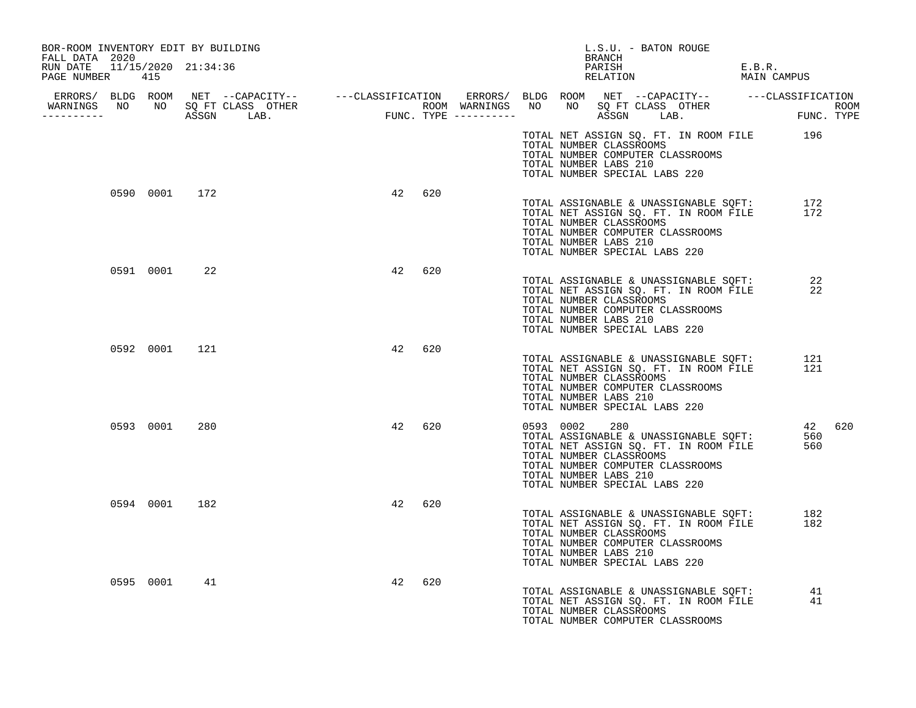BOR-ROOM INVENTORY EDIT BY BUILDING
FALL DATA 2020
RUN DATE 11/15/2020 21:34:36

L.S.U. - BATON ROUGE
BRANCH
PARISH E.B.R.
RELATION MAIN CAMPUS

| ERRORS/ WARNINGS | BLDG NO | ROOM NO | NET SQ FT ASSGN | CAPACITY CLASS | CAPACITY LAB. | CAPACITY OTHER | CLASSIFICATION FUNC. | ROOM TYPE | ERRORS/ WARNINGS | BLDG NO | ROOM NO | NET SQ FT ASSGN | CAPACITY CLASS | CAPACITY LAB. | CAPACITY OTHER | CLASSIFICATION FUNC. | ROOM TYPE |
|---|---|---|---|---|---|---|---|---|---|---|---|---|---|---|---|---|---|
| | | | | | | | | | | | | | | | | | |
| | 0590 | 0001 | 172 | | | | 42 | 620 | | | | | | | | | |
| | 0591 | 0001 | 22 | | | | 42 | 620 | | | | | | | | | |
| | 0592 | 0001 | 121 | | | | 42 | 620 | | | | | | | | | |
| | 0593 | 0001 | 280 | | | | 42 | 620 | | 0593 | 0002 | 280 | | | | 42 | 620 |
| | 0594 | 0001 | 182 | | | | 42 | 620 | | | | | | | | | |
| | 0595 | 0001 | 41 | | | | 42 | 620 | | | | | | | | | |

TOTAL NET ASSIGN SQ. FT. IN ROOM FILE 196
TOTAL NUMBER CLASSROOMS
TOTAL NUMBER COMPUTER CLASSROOMS
TOTAL NUMBER LABS 210
TOTAL NUMBER SPECIAL LABS 220

Building 0590:
TOTAL ASSIGNABLE & UNASSIGNABLE SQFT: 172
TOTAL NET ASSIGN SQ. FT. IN ROOM FILE 172
TOTAL NUMBER CLASSROOMS
TOTAL NUMBER COMPUTER CLASSROOMS
TOTAL NUMBER LABS 210
TOTAL NUMBER SPECIAL LABS 220

Building 0591:
TOTAL ASSIGNABLE & UNASSIGNABLE SQFT: 22
TOTAL NET ASSIGN SQ. FT. IN ROOM FILE 22
TOTAL NUMBER CLASSROOMS
TOTAL NUMBER COMPUTER CLASSROOMS
TOTAL NUMBER LABS 210
TOTAL NUMBER SPECIAL LABS 220

Building 0592:
TOTAL ASSIGNABLE & UNASSIGNABLE SQFT: 121
TOTAL NET ASSIGN SQ. FT. IN ROOM FILE 121
TOTAL NUMBER CLASSROOMS
TOTAL NUMBER COMPUTER CLASSROOMS
TOTAL NUMBER LABS 210
TOTAL NUMBER SPECIAL LABS 220

Building 0593:
TOTAL ASSIGNABLE & UNASSIGNABLE SQFT: 560
TOTAL NET ASSIGN SQ. FT. IN ROOM FILE 560
TOTAL NUMBER CLASSROOMS
TOTAL NUMBER COMPUTER CLASSROOMS
TOTAL NUMBER LABS 210
TOTAL NUMBER SPECIAL LABS 220

Building 0594:
TOTAL ASSIGNABLE & UNASSIGNABLE SQFT: 182
TOTAL NET ASSIGN SQ. FT. IN ROOM FILE 182
TOTAL NUMBER CLASSROOMS
TOTAL NUMBER COMPUTER CLASSROOMS
TOTAL NUMBER LABS 210
TOTAL NUMBER SPECIAL LABS 220

Building 0595:
TOTAL ASSIGNABLE & UNASSIGNABLE SQFT: 41
TOTAL NET ASSIGN SQ. FT. IN ROOM FILE 41
TOTAL NUMBER CLASSROOMS
TOTAL NUMBER COMPUTER CLASSROOMS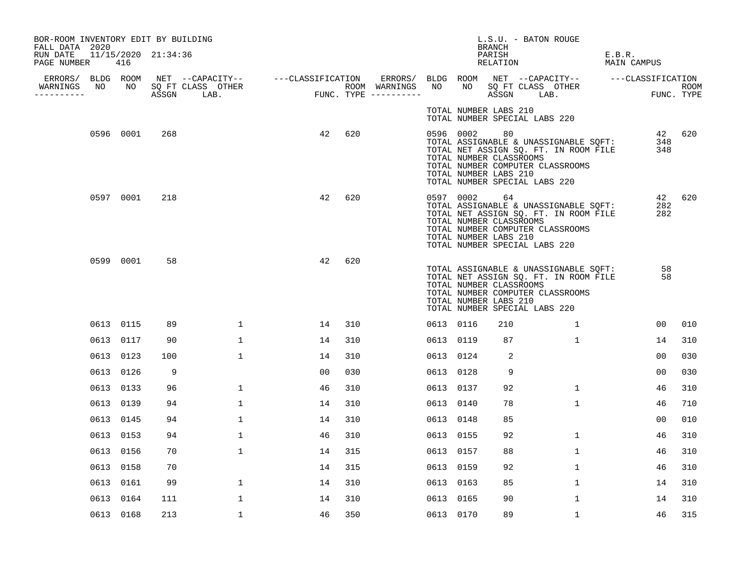BOR-ROOM INVENTORY EDIT BY BUILDING
FALL DATA 2020
RUN DATE 11/15/2020 21:34:36
PAGE NUMBER 416

L.S.U. - BATON ROUGE
BRANCH
PARISH E.B.R.
RELATION MAIN CAMPUS

| ERRORS/ WARNINGS | BLDG NO | ROOM NO | NET SQ FT ASSGN | CAPACITY CLASS LAB. | CAPACITY OTHER | CLASSIFICATION FUNC. | ROOM TYPE | ERRORS/ WARNINGS | BLDG NO | ROOM NO | NET SQ FT ASSGN | CAPACITY CLASS LAB. | CAPACITY OTHER | CLASSIFICATION FUNC. | ROOM TYPE |
|---|---|---|---|---|---|---|---|---|---|---|---|---|---|---|---|
| | | | | | | | | | TOTAL NUMBER LABS 210 | | | | | | |
| | | | | | | | | | TOTAL NUMBER SPECIAL LABS 220 | | | | | | |
| | 0596 | 0001 | 268 | | | 42 | 620 | | 0596 | 0002 | 80 | | | 42 | 620 |
| | | | | | | | | | TOTAL ASSIGNABLE & UNASSIGNABLE SQFT: | | | | | 348 | |
| | | | | | | | | | TOTAL NET ASSIGN SQ. FT. IN ROOM FILE | | | | | 348 | |
| | | | | | | | | | TOTAL NUMBER CLASSROOMS | | | | | | |
| | | | | | | | | | TOTAL NUMBER COMPUTER CLASSROOMS | | | | | | |
| | | | | | | | | | TOTAL NUMBER LABS 210 | | | | | | |
| | | | | | | | | | TOTAL NUMBER SPECIAL LABS 220 | | | | | | |
| | 0597 | 0001 | 218 | | | 42 | 620 | | 0597 | 0002 | 64 | | | 42 | 620 |
| | | | | | | | | | TOTAL ASSIGNABLE & UNASSIGNABLE SQFT: | | | | | 282 | |
| | | | | | | | | | TOTAL NET ASSIGN SQ. FT. IN ROOM FILE | | | | | 282 | |
| | | | | | | | | | TOTAL NUMBER CLASSROOMS | | | | | | |
| | | | | | | | | | TOTAL NUMBER COMPUTER CLASSROOMS | | | | | | |
| | | | | | | | | | TOTAL NUMBER LABS 210 | | | | | | |
| | | | | | | | | | TOTAL NUMBER SPECIAL LABS 220 | | | | | | |
| | 0599 | 0001 | 58 | | | 42 | 620 | | | | | | | | |
| | | | | | | | | | TOTAL ASSIGNABLE & UNASSIGNABLE SQFT: | | | | | 58 | |
| | | | | | | | | | TOTAL NET ASSIGN SQ. FT. IN ROOM FILE | | | | | 58 | |
| | | | | | | | | | TOTAL NUMBER CLASSROOMS | | | | | | |
| | | | | | | | | | TOTAL NUMBER COMPUTER CLASSROOMS | | | | | | |
| | | | | | | | | | TOTAL NUMBER LABS 210 | | | | | | |
| | | | | | | | | | TOTAL NUMBER SPECIAL LABS 220 | | | | | | |
| | 0613 | 0115 | 89 | | 1 | 14 | 310 | | 0613 | 0116 | 210 | | 1 | 00 | 010 |
| | 0613 | 0117 | 90 | | 1 | 14 | 310 | | 0613 | 0119 | 87 | | 1 | 14 | 310 |
| | 0613 | 0123 | 100 | | 1 | 14 | 310 | | 0613 | 0124 | 2 | | | 00 | 030 |
| | 0613 | 0126 | 9 | | | 00 | 030 | | 0613 | 0128 | 9 | | | 00 | 030 |
| | 0613 | 0133 | 96 | | 1 | 46 | 310 | | 0613 | 0137 | 92 | | 1 | 46 | 310 |
| | 0613 | 0139 | 94 | | 1 | 14 | 310 | | 0613 | 0140 | 78 | | 1 | 46 | 710 |
| | 0613 | 0145 | 94 | | 1 | 14 | 310 | | 0613 | 0148 | 85 | | | 00 | 010 |
| | 0613 | 0153 | 94 | | 1 | 46 | 310 | | 0613 | 0155 | 92 | | 1 | 46 | 310 |
| | 0613 | 0156 | 70 | | 1 | 14 | 315 | | 0613 | 0157 | 88 | | 1 | 46 | 310 |
| | 0613 | 0158 | 70 | | | 14 | 315 | | 0613 | 0159 | 92 | | 1 | 46 | 310 |
| | 0613 | 0161 | 99 | | 1 | 14 | 310 | | 0613 | 0163 | 85 | | 1 | 14 | 310 |
| | 0613 | 0164 | 111 | | 1 | 14 | 310 | | 0613 | 0165 | 90 | | 1 | 14 | 310 |
| | 0613 | 0168 | 213 | | 1 | 46 | 350 | | 0613 | 0170 | 89 | | 1 | 46 | 315 |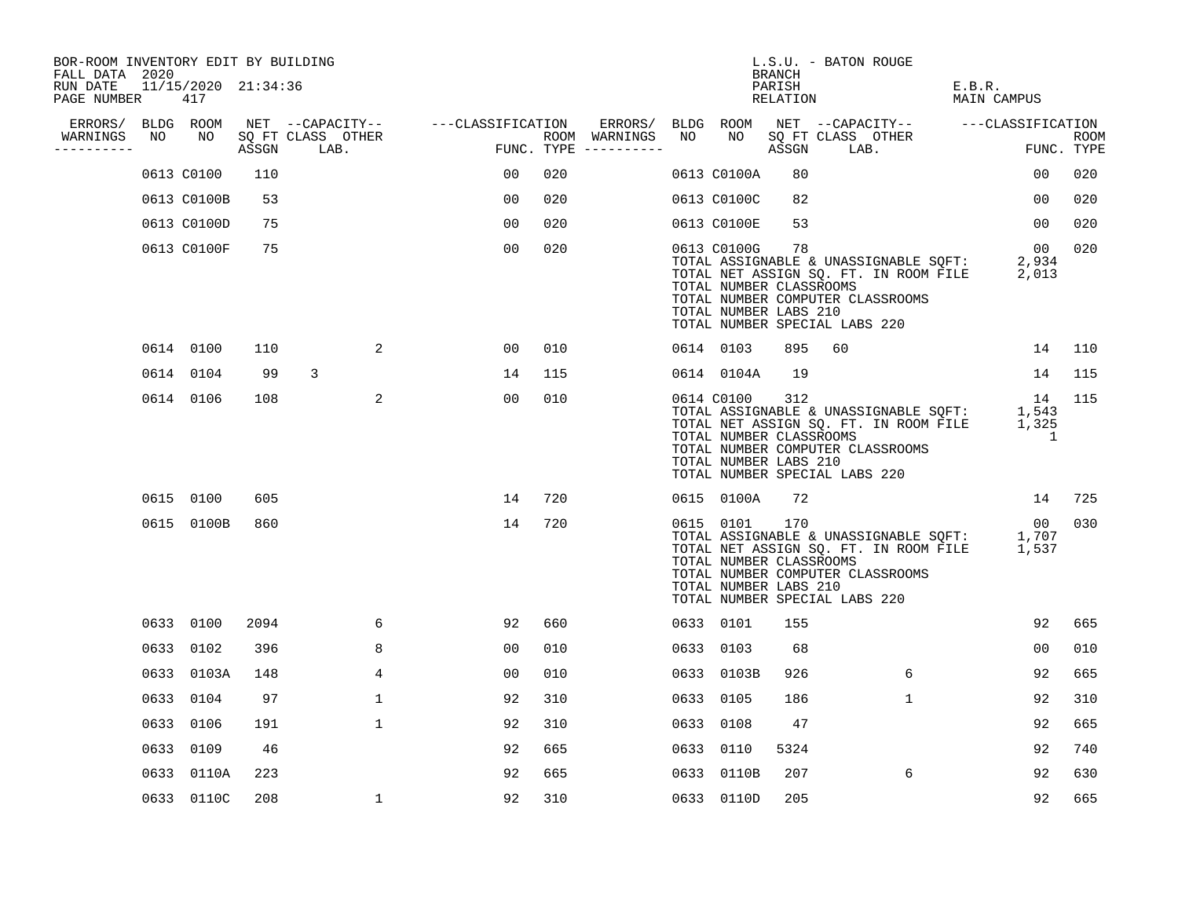BOR-ROOM INVENTORY EDIT BY BUILDING
FALL DATA 2020
RUN DATE 11/15/2020 21:34:36
PAGE NUMBER 417

L.S.U. - BATON ROUGE
BRANCH
PARISH E.B.R.
RELATION MAIN CAMPUS

| ERRORS/ WARNINGS | BLDG NO | ROOM NO | NET SQ FT ASSGN | CAPACITY CLASS LAB. | CAPACITY OTHER | CLASSIFICATION FUNC. | ROOM TYPE | ERRORS/ WARNINGS | BLDG NO | ROOM NO | NET SQ FT ASSGN | CAPACITY CLASS LAB. | CAPACITY OTHER | CLASSIFICATION FUNC. | ROOM TYPE |
|---|---|---|---|---|---|---|---|---|---|---|---|---|---|---|---|
| | 0613 | C0100 | 110 | | | 00 | 020 | | 0613 | C0100A | 80 | | | 00 | 020 |
| | 0613 | C0100B | 53 | | | 00 | 020 | | 0613 | C0100C | 82 | | | 00 | 020 |
| | 0613 | C0100D | 75 | | | 00 | 020 | | 0613 | C0100E | 53 | | | 00 | 020 |
| | 0613 | C0100F | 75 | | | 00 | 020 | | 0613 | C0100G | 78 | | | 00 | 020 |

TOTAL ASSIGNABLE & UNASSIGNABLE SQFT: 2,934
TOTAL NET ASSIGN SQ. FT. IN ROOM FILE 2,013
TOTAL NUMBER CLASSROOMS
TOTAL NUMBER COMPUTER CLASSROOMS
TOTAL NUMBER LABS 210
TOTAL NUMBER SPECIAL LABS 220

| ERRORS/ WARNINGS | BLDG NO | ROOM NO | NET SQ FT ASSGN | CAPACITY CLASS LAB. | CAPACITY OTHER | CLASSIFICATION FUNC. | ROOM TYPE | ERRORS/ WARNINGS | BLDG NO | ROOM NO | NET SQ FT ASSGN | CAPACITY CLASS LAB. | CAPACITY OTHER | CLASSIFICATION FUNC. | ROOM TYPE |
|---|---|---|---|---|---|---|---|---|---|---|---|---|---|---|---|
| | 0614 | 0100 | 110 | | 2 | 00 | 010 | | 0614 | 0103 | 895 | 60 | | 14 | 110 |
| | 0614 | 0104 | 99 | 3 | | 14 | 115 | | 0614 | 0104A | 19 | | | 14 | 115 |
| | 0614 | 0106 | 108 | | 2 | 00 | 010 | | 0614 | C0100 | 312 | | | 14 | 115 |

TOTAL ASSIGNABLE & UNASSIGNABLE SQFT: 1,543
TOTAL NET ASSIGN SQ. FT. IN ROOM FILE 1,325
TOTAL NUMBER CLASSROOMS 1
TOTAL NUMBER COMPUTER CLASSROOMS
TOTAL NUMBER LABS 210
TOTAL NUMBER SPECIAL LABS 220

| ERRORS/ WARNINGS | BLDG NO | ROOM NO | NET SQ FT ASSGN | CAPACITY CLASS LAB. | CAPACITY OTHER | CLASSIFICATION FUNC. | ROOM TYPE | ERRORS/ WARNINGS | BLDG NO | ROOM NO | NET SQ FT ASSGN | CAPACITY CLASS LAB. | CAPACITY OTHER | CLASSIFICATION FUNC. | ROOM TYPE |
|---|---|---|---|---|---|---|---|---|---|---|---|---|---|---|---|
| | 0615 | 0100 | 605 | | | 14 | 720 | | 0615 | 0100A | 72 | | | 14 | 725 |
| | 0615 | 0100B | 860 | | | 14 | 720 | | 0615 | 0101 | 170 | | | 00 | 030 |

TOTAL ASSIGNABLE & UNASSIGNABLE SQFT: 1,707
TOTAL NET ASSIGN SQ. FT. IN ROOM FILE 1,537
TOTAL NUMBER CLASSROOMS
TOTAL NUMBER COMPUTER CLASSROOMS
TOTAL NUMBER LABS 210
TOTAL NUMBER SPECIAL LABS 220

| ERRORS/ WARNINGS | BLDG NO | ROOM NO | NET SQ FT ASSGN | CAPACITY CLASS LAB. | CAPACITY OTHER | CLASSIFICATION FUNC. | ROOM TYPE | ERRORS/ WARNINGS | BLDG NO | ROOM NO | NET SQ FT ASSGN | CAPACITY CLASS LAB. | CAPACITY OTHER | CLASSIFICATION FUNC. | ROOM TYPE |
|---|---|---|---|---|---|---|---|---|---|---|---|---|---|---|---|
| | 0633 | 0100 | 2094 | | 6 | 92 | 660 | | 0633 | 0101 | 155 | | | 92 | 665 |
| | 0633 | 0102 | 396 | | 8 | 00 | 010 | | 0633 | 0103 | 68 | | | 00 | 010 |
| | 0633 | 0103A | 148 | | 4 | 00 | 010 | | 0633 | 0103B | 926 | | 6 | 92 | 665 |
| | 0633 | 0104 | 97 | | 1 | 92 | 310 | | 0633 | 0105 | 186 | | 1 | 92 | 310 |
| | 0633 | 0106 | 191 | | 1 | 92 | 310 | | 0633 | 0108 | 47 | | | 92 | 665 |
| | 0633 | 0109 | 46 | | | 92 | 665 | | 0633 | 0110 | 5324 | | | 92 | 740 |
| | 0633 | 0110A | 223 | | | 92 | 665 | | 0633 | 0110B | 207 | | 6 | 92 | 630 |
| | 0633 | 0110C | 208 | | 1 | 92 | 310 | | 0633 | 0110D | 205 | | | 92 | 665 |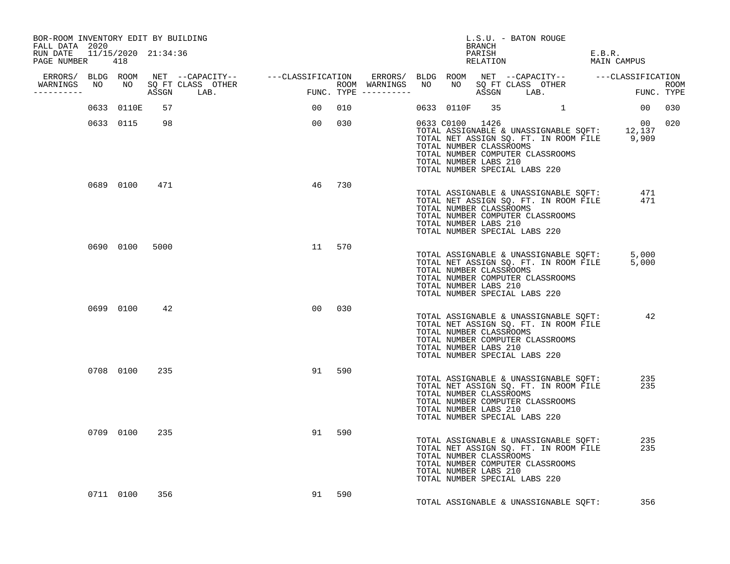BOR-ROOM INVENTORY EDIT BY BUILDING
FALL DATA 2020
RUN DATE 11/15/2020 21:34:36

L.S.U. - BATON ROUGE
BRANCH
PARISH E.B.R.
RELATION MAIN CAMPUS

| ERRORS/ WARNINGS | BLDG NO | ROOM NO | NET SQ FT ASSGN | CAPACITY CLASS LAB. | CAPACITY OTHER | CLASSIFICATION FUNC. | ROOM TYPE | ERRORS/ WARNINGS | BLDG NO | ROOM NO | NET SQ FT ASSGN | CAPACITY CLASS LAB. | CAPACITY OTHER | CLASSIFICATION FUNC. | ROOM TYPE |
|---|---|---|---|---|---|---|---|---|---|---|---|---|---|---|---|
| | 0633 | 0110E | 57 | | | 00 | 010 | | 0633 | 0110F | 35 | | 1 | 00 | 030 |
| | 0633 | 0115 | 98 | | | 00 | 030 | | 0633 | C0100 | 1426 | | | 00 | 020 |
| | 0689 | 0100 | 471 | | | 46 | 730 | | | | | | | | |
| | 0690 | 0100 | 5000 | | | 11 | 570 | | | | | | | | |
| | 0699 | 0100 | 42 | | | 00 | 030 | | | | | | | | |
| | 0708 | 0100 | 235 | | | 91 | 590 | | | | | | | | |
| | 0709 | 0100 | 235 | | | 91 | 590 | | | | | | | | |
| | 0711 | 0100 | 356 | | | 91 | 590 | | | | | | | | |

Building 0633:
TOTAL ASSIGNABLE & UNASSIGNABLE SQFT: 12,137
TOTAL NET ASSIGN SQ. FT. IN ROOM FILE 9,909
TOTAL NUMBER CLASSROOMS
TOTAL NUMBER COMPUTER CLASSROOMS
TOTAL NUMBER LABS 210
TOTAL NUMBER SPECIAL LABS 220

Building 0689:
TOTAL ASSIGNABLE & UNASSIGNABLE SQFT: 471
TOTAL NET ASSIGN SQ. FT. IN ROOM FILE 471
TOTAL NUMBER CLASSROOMS
TOTAL NUMBER COMPUTER CLASSROOMS
TOTAL NUMBER LABS 210
TOTAL NUMBER SPECIAL LABS 220

Building 0690:
TOTAL ASSIGNABLE & UNASSIGNABLE SQFT: 5,000
TOTAL NET ASSIGN SQ. FT. IN ROOM FILE 5,000
TOTAL NUMBER CLASSROOMS
TOTAL NUMBER COMPUTER CLASSROOMS
TOTAL NUMBER LABS 210
TOTAL NUMBER SPECIAL LABS 220

Building 0699:
TOTAL ASSIGNABLE & UNASSIGNABLE SQFT: 42
TOTAL NET ASSIGN SQ. FT. IN ROOM FILE
TOTAL NUMBER CLASSROOMS
TOTAL NUMBER COMPUTER CLASSROOMS
TOTAL NUMBER LABS 210
TOTAL NUMBER SPECIAL LABS 220

Building 0708:
TOTAL ASSIGNABLE & UNASSIGNABLE SQFT: 235
TOTAL NET ASSIGN SQ. FT. IN ROOM FILE 235
TOTAL NUMBER CLASSROOMS
TOTAL NUMBER COMPUTER CLASSROOMS
TOTAL NUMBER LABS 210
TOTAL NUMBER SPECIAL LABS 220

Building 0709:
TOTAL ASSIGNABLE & UNASSIGNABLE SQFT: 235
TOTAL NET ASSIGN SQ. FT. IN ROOM FILE 235
TOTAL NUMBER CLASSROOMS
TOTAL NUMBER COMPUTER CLASSROOMS
TOTAL NUMBER LABS 210
TOTAL NUMBER SPECIAL LABS 220

Building 0711:
TOTAL ASSIGNABLE & UNASSIGNABLE SQFT: 356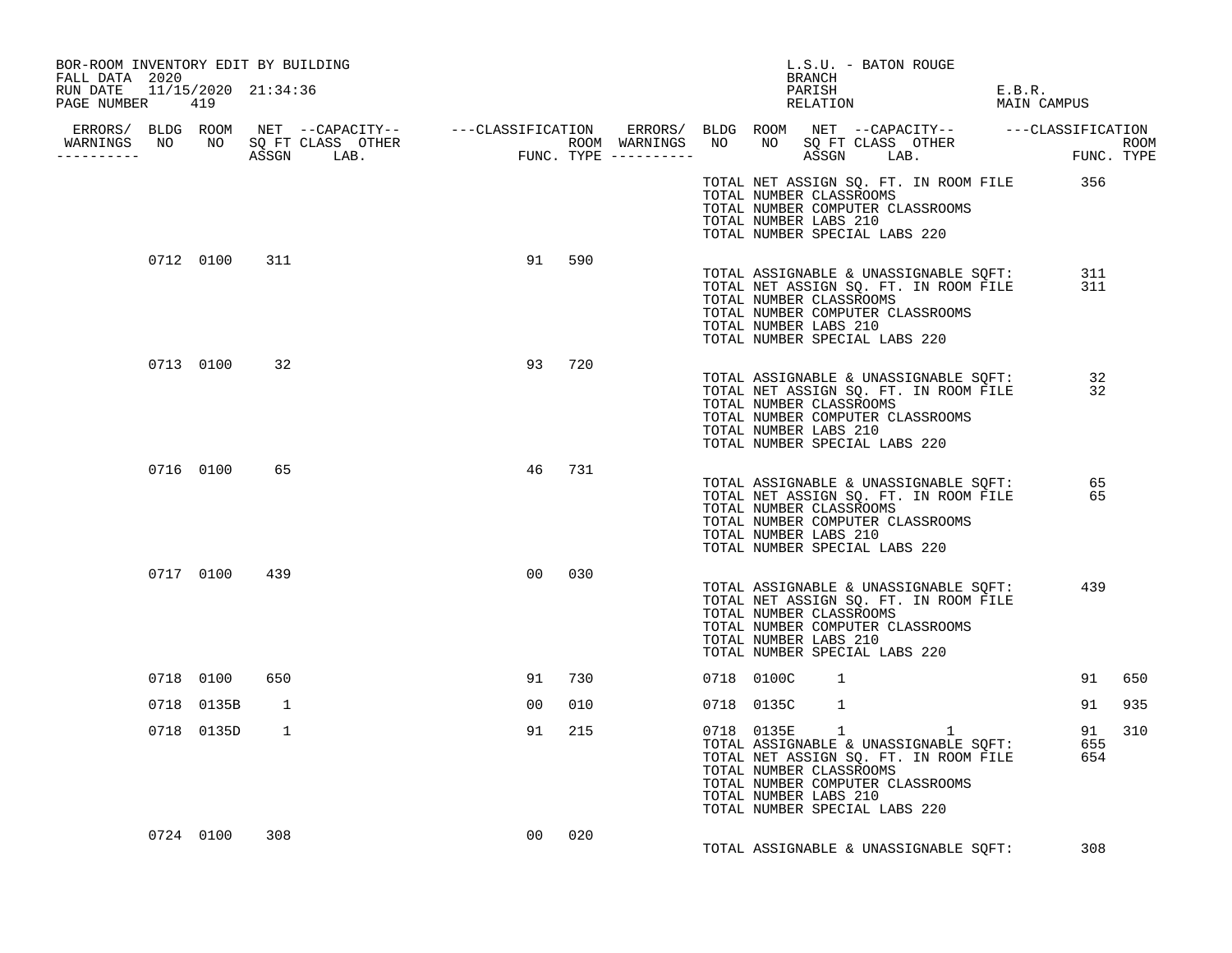BOR-ROOM INVENTORY EDIT BY BUILDING
FALL DATA 2020
RUN DATE 11/15/2020 21:34:36
PAGE NUMBER 419

L.S.U. - BATON ROUGE
BRANCH
PARISH E.B.R.
RELATION MAIN CAMPUS

| ERRORS/ WARNINGS | BLDG NO | ROOM NO | NET SQ FT ASSGN | CAPACITY CLASS LAB. | CAPACITY OTHER | CLASSIFICATION FUNC. | ROOM TYPE | ERRORS/ WARNINGS | BLDG NO | ROOM NO | NET SQ FT ASSGN | CAPACITY CLASS LAB. | CAPACITY OTHER | CLASSIFICATION FUNC. | ROOM TYPE |
|---|---|---|---|---|---|---|---|---|---|---|---|---|---|---|---|
| | | | | | | | | | TOTAL NET ASSIGN SQ. FT. IN ROOM FILE | | 356 | | | | |
| | | | | | | | | | TOTAL NUMBER CLASSROOMS | | | | | | |
| | | | | | | | | | TOTAL NUMBER COMPUTER CLASSROOMS | | | | | | |
| | | | | | | | | | TOTAL NUMBER LABS 210 | | | | | | |
| | | | | | | | | | TOTAL NUMBER SPECIAL LABS 220 | | | | | | |
| | 0712 | 0100 | 311 | | | 91 | 590 | | | | | | | | |
| | | | | | | | | | TOTAL ASSIGNABLE & UNASSIGNABLE SQFT: | | 311 | | | | |
| | | | | | | | | | TOTAL NET ASSIGN SQ. FT. IN ROOM FILE | | 311 | | | | |
| | | | | | | | | | TOTAL NUMBER CLASSROOMS | | | | | | |
| | | | | | | | | | TOTAL NUMBER COMPUTER CLASSROOMS | | | | | | |
| | | | | | | | | | TOTAL NUMBER LABS 210 | | | | | | |
| | | | | | | | | | TOTAL NUMBER SPECIAL LABS 220 | | | | | | |
| | 0713 | 0100 | 32 | | | 93 | 720 | | | | | | | | |
| | | | | | | | | | TOTAL ASSIGNABLE & UNASSIGNABLE SQFT: | | 32 | | | | |
| | | | | | | | | | TOTAL NET ASSIGN SQ. FT. IN ROOM FILE | | 32 | | | | |
| | | | | | | | | | TOTAL NUMBER CLASSROOMS | | | | | | |
| | | | | | | | | | TOTAL NUMBER COMPUTER CLASSROOMS | | | | | | |
| | | | | | | | | | TOTAL NUMBER LABS 210 | | | | | | |
| | | | | | | | | | TOTAL NUMBER SPECIAL LABS 220 | | | | | | |
| | 0716 | 0100 | 65 | | | 46 | 731 | | | | | | | | |
| | | | | | | | | | TOTAL ASSIGNABLE & UNASSIGNABLE SQFT: | | 65 | | | | |
| | | | | | | | | | TOTAL NET ASSIGN SQ. FT. IN ROOM FILE | | 65 | | | | |
| | | | | | | | | | TOTAL NUMBER CLASSROOMS | | | | | | |
| | | | | | | | | | TOTAL NUMBER COMPUTER CLASSROOMS | | | | | | |
| | | | | | | | | | TOTAL NUMBER LABS 210 | | | | | | |
| | | | | | | | | | TOTAL NUMBER SPECIAL LABS 220 | | | | | | |
| | 0717 | 0100 | 439 | | | 00 | 030 | | | | | | | | |
| | | | | | | | | | TOTAL ASSIGNABLE & UNASSIGNABLE SQFT: | | 439 | | | | |
| | | | | | | | | | TOTAL NET ASSIGN SQ. FT. IN ROOM FILE | | | | | | |
| | | | | | | | | | TOTAL NUMBER CLASSROOMS | | | | | | |
| | | | | | | | | | TOTAL NUMBER COMPUTER CLASSROOMS | | | | | | |
| | | | | | | | | | TOTAL NUMBER LABS 210 | | | | | | |
| | | | | | | | | | TOTAL NUMBER SPECIAL LABS 220 | | | | | | |
| | 0718 | 0100 | 650 | | | 91 | 730 | | 0718 | 0100C | 1 | | | 91 | 650 |
| | 0718 | 0135B | 1 | | | 00 | 010 | | 0718 | 0135C | 1 | | | 91 | 935 |
| | 0718 | 0135D | 1 | | | 91 | 215 | | 0718 | 0135E | 1 | | 1 | 91 | 310 |
| | | | | | | | | | TOTAL ASSIGNABLE & UNASSIGNABLE SQFT: | | 655 | | | | |
| | | | | | | | | | TOTAL NET ASSIGN SQ. FT. IN ROOM FILE | | 654 | | | | |
| | | | | | | | | | TOTAL NUMBER CLASSROOMS | | | | | | |
| | | | | | | | | | TOTAL NUMBER COMPUTER CLASSROOMS | | | | | | |
| | | | | | | | | | TOTAL NUMBER LABS 210 | | | | | | |
| | | | | | | | | | TOTAL NUMBER SPECIAL LABS 220 | | | | | | |
| | 0724 | 0100 | 308 | | | 00 | 020 | | | | | | | | |
| | | | | | | | | | TOTAL ASSIGNABLE & UNASSIGNABLE SQFT: | | 308 | | | | |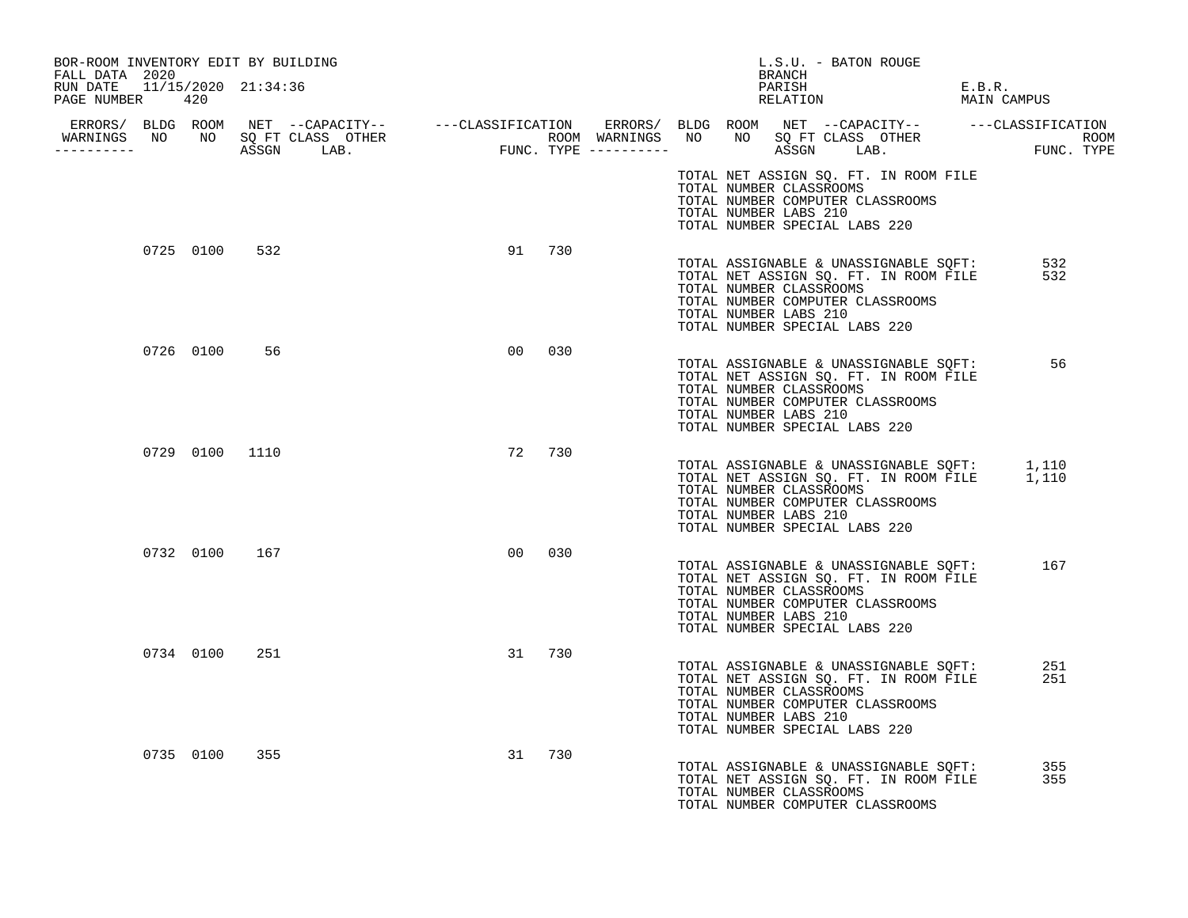BOR-ROOM INVENTORY EDIT BY BUILDING
FALL DATA 2020
RUN DATE 11/15/2020 21:34:36
PAGE NUMBER 420

L.S.U. - BATON ROUGE
BRANCH
PARISH E.B.R.
RELATION MAIN CAMPUS

| ERRORS/ WARNINGS | BLDG NO | ROOM NO | NET SQ FT ASSGN | --CAPACITY-- CLASS LAB. | OTHER | ---CLASSIFICATION FUNC. | ROOM TYPE |
|---|---|---|---|---|---|---|---|
| | | | | | | | |

TOTAL NET ASSIGN SQ. FT. IN ROOM FILE
TOTAL NUMBER CLASSROOMS
TOTAL NUMBER COMPUTER CLASSROOMS
TOTAL NUMBER LABS 210
TOTAL NUMBER SPECIAL LABS 220

| ERRORS/ WARNINGS | BLDG NO | ROOM NO | NET SQ FT ASSGN | --CAPACITY-- CLASS LAB. | OTHER | ---CLASSIFICATION FUNC. | ROOM TYPE |
|---|---|---|---|---|---|---|---|
| | 0725 | 0100 | 532 | | | 91 | 730 |

TOTAL ASSIGNABLE & UNASSIGNABLE SQFT: 532
TOTAL NET ASSIGN SQ. FT. IN ROOM FILE 532
TOTAL NUMBER CLASSROOMS
TOTAL NUMBER COMPUTER CLASSROOMS
TOTAL NUMBER LABS 210
TOTAL NUMBER SPECIAL LABS 220

| ERRORS/ WARNINGS | BLDG NO | ROOM NO | NET SQ FT ASSGN | --CAPACITY-- CLASS LAB. | OTHER | ---CLASSIFICATION FUNC. | ROOM TYPE |
|---|---|---|---|---|---|---|---|
| | 0726 | 0100 | 56 | | | 00 | 030 |

TOTAL ASSIGNABLE & UNASSIGNABLE SQFT: 56
TOTAL NET ASSIGN SQ. FT. IN ROOM FILE
TOTAL NUMBER CLASSROOMS
TOTAL NUMBER COMPUTER CLASSROOMS
TOTAL NUMBER LABS 210
TOTAL NUMBER SPECIAL LABS 220

| ERRORS/ WARNINGS | BLDG NO | ROOM NO | NET SQ FT ASSGN | --CAPACITY-- CLASS LAB. | OTHER | ---CLASSIFICATION FUNC. | ROOM TYPE |
|---|---|---|---|---|---|---|---|
| | 0729 | 0100 | 1110 | | | 72 | 730 |

TOTAL ASSIGNABLE & UNASSIGNABLE SQFT: 1,110
TOTAL NET ASSIGN SQ. FT. IN ROOM FILE 1,110
TOTAL NUMBER CLASSROOMS
TOTAL NUMBER COMPUTER CLASSROOMS
TOTAL NUMBER LABS 210
TOTAL NUMBER SPECIAL LABS 220

| ERRORS/ WARNINGS | BLDG NO | ROOM NO | NET SQ FT ASSGN | --CAPACITY-- CLASS LAB. | OTHER | ---CLASSIFICATION FUNC. | ROOM TYPE |
|---|---|---|---|---|---|---|---|
| | 0732 | 0100 | 167 | | | 00 | 030 |

TOTAL ASSIGNABLE & UNASSIGNABLE SQFT: 167
TOTAL NET ASSIGN SQ. FT. IN ROOM FILE
TOTAL NUMBER CLASSROOMS
TOTAL NUMBER COMPUTER CLASSROOMS
TOTAL NUMBER LABS 210
TOTAL NUMBER SPECIAL LABS 220

| ERRORS/ WARNINGS | BLDG NO | ROOM NO | NET SQ FT ASSGN | --CAPACITY-- CLASS LAB. | OTHER | ---CLASSIFICATION FUNC. | ROOM TYPE |
|---|---|---|---|---|---|---|---|
| | 0734 | 0100 | 251 | | | 31 | 730 |

TOTAL ASSIGNABLE & UNASSIGNABLE SQFT: 251
TOTAL NET ASSIGN SQ. FT. IN ROOM FILE 251
TOTAL NUMBER CLASSROOMS
TOTAL NUMBER COMPUTER CLASSROOMS
TOTAL NUMBER LABS 210
TOTAL NUMBER SPECIAL LABS 220

| ERRORS/ WARNINGS | BLDG NO | ROOM NO | NET SQ FT ASSGN | --CAPACITY-- CLASS LAB. | OTHER | ---CLASSIFICATION FUNC. | ROOM TYPE |
|---|---|---|---|---|---|---|---|
| | 0735 | 0100 | 355 | | | 31 | 730 |

TOTAL ASSIGNABLE & UNASSIGNABLE SQFT: 355
TOTAL NET ASSIGN SQ. FT. IN ROOM FILE 355
TOTAL NUMBER CLASSROOMS
TOTAL NUMBER COMPUTER CLASSROOMS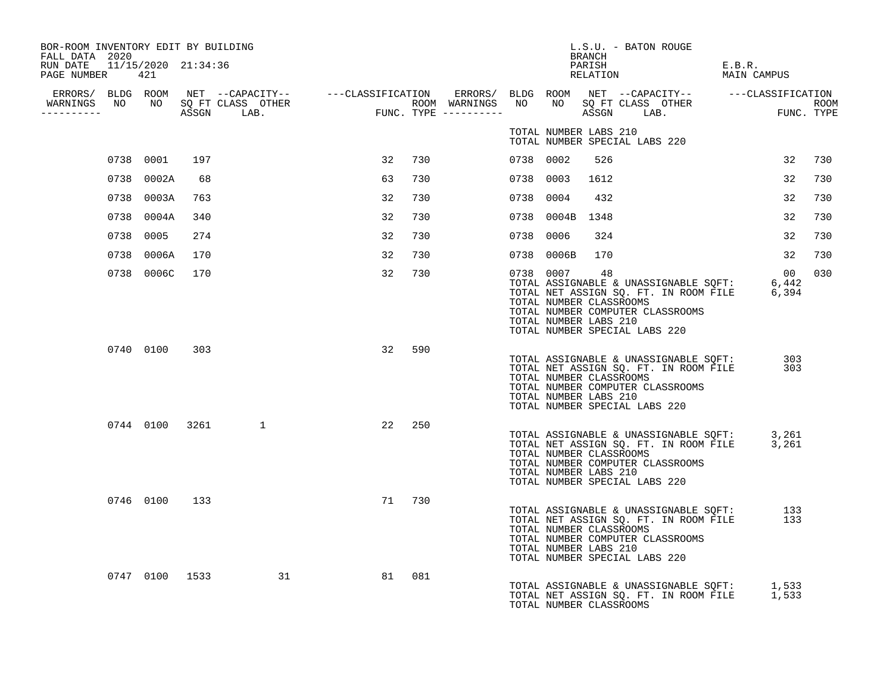BOR-ROOM INVENTORY EDIT BY BUILDING
FALL DATA 2020
RUN DATE 11/15/2020 21:34:36

L.S.U. - BATON ROUGE
BRANCH
PARISH E.B.R.
RELATION MAIN CAMPUS

| ERRORS/ WARNINGS | BLDG NO | ROOM NO | NET SQ FT ASSGN | CAPACITY CLASS LAB. | CAPACITY OTHER | CLASSIFICATION FUNC. | ROOM TYPE | ERRORS/ WARNINGS | BLDG NO | ROOM NO | NET SQ FT ASSGN | CAPACITY CLASS LAB. | CAPACITY OTHER | CLASSIFICATION FUNC. | ROOM TYPE |
|---|---|---|---|---|---|---|---|---|---|---|---|---|---|---|---|
| | | | | | | | | | TOTAL NUMBER LABS 210 | | | | | | |
| | | | | | | | | | TOTAL NUMBER SPECIAL LABS 220 | | | | | | |
| | 0738 | 0001 | 197 | | | 32 | 730 | | 0738 | 0002 | 526 | | | 32 | 730 |
| | 0738 | 0002A | 68 | | | 63 | 730 | | 0738 | 0003 | 1612 | | | 32 | 730 |
| | 0738 | 0003A | 763 | | | 32 | 730 | | 0738 | 0004 | 432 | | | 32 | 730 |
| | 0738 | 0004A | 340 | | | 32 | 730 | | 0738 | 0004B | 1348 | | | 32 | 730 |
| | 0738 | 0005 | 274 | | | 32 | 730 | | 0738 | 0006 | 324 | | | 32 | 730 |
| | 0738 | 0006A | 170 | | | 32 | 730 | | 0738 | 0006B | 170 | | | 32 | 730 |
| | 0738 | 0006C | 170 | | | 32 | 730 | | 0738 | 0007 | 48 | | | 00 | 030 |
| | | | | | | | | | TOTAL ASSIGNABLE & UNASSIGNABLE SQFT: | | | | | 6,442 | |
| | | | | | | | | | TOTAL NET ASSIGN SQ. FT. IN ROOM FILE | | | | | 6,394 | |
| | | | | | | | | | TOTAL NUMBER CLASSROOMS | | | | | | |
| | | | | | | | | | TOTAL NUMBER COMPUTER CLASSROOMS | | | | | | |
| | | | | | | | | | TOTAL NUMBER LABS 210 | | | | | | |
| | | | | | | | | | TOTAL NUMBER SPECIAL LABS 220 | | | | | | |
| | 0740 | 0100 | 303 | | | 32 | 590 | | | | | | | | |
| | | | | | | | | | TOTAL ASSIGNABLE & UNASSIGNABLE SQFT: | | | | | 303 | |
| | | | | | | | | | TOTAL NET ASSIGN SQ. FT. IN ROOM FILE | | | | | 303 | |
| | | | | | | | | | TOTAL NUMBER CLASSROOMS | | | | | | |
| | | | | | | | | | TOTAL NUMBER COMPUTER CLASSROOMS | | | | | | |
| | | | | | | | | | TOTAL NUMBER LABS 210 | | | | | | |
| | | | | | | | | | TOTAL NUMBER SPECIAL LABS 220 | | | | | | |
| | 0744 | 0100 | 3261 | 1 | | 22 | 250 | | | | | | | | |
| | | | | | | | | | TOTAL ASSIGNABLE & UNASSIGNABLE SQFT: | | | | | 3,261 | |
| | | | | | | | | | TOTAL NET ASSIGN SQ. FT. IN ROOM FILE | | | | | 3,261 | |
| | | | | | | | | | TOTAL NUMBER CLASSROOMS | | | | | | |
| | | | | | | | | | TOTAL NUMBER COMPUTER CLASSROOMS | | | | | | |
| | | | | | | | | | TOTAL NUMBER LABS 210 | | | | | | |
| | | | | | | | | | TOTAL NUMBER SPECIAL LABS 220 | | | | | | |
| | 0746 | 0100 | 133 | | | 71 | 730 | | | | | | | | |
| | | | | | | | | | TOTAL ASSIGNABLE & UNASSIGNABLE SQFT: | | | | | 133 | |
| | | | | | | | | | TOTAL NET ASSIGN SQ. FT. IN ROOM FILE | | | | | 133 | |
| | | | | | | | | | TOTAL NUMBER CLASSROOMS | | | | | | |
| | | | | | | | | | TOTAL NUMBER COMPUTER CLASSROOMS | | | | | | |
| | | | | | | | | | TOTAL NUMBER LABS 210 | | | | | | |
| | | | | | | | | | TOTAL NUMBER SPECIAL LABS 220 | | | | | | |
| | 0747 | 0100 | 1533 | | 31 | 81 | 081 | | | | | | | | |
| | | | | | | | | | TOTAL ASSIGNABLE & UNASSIGNABLE SQFT: | | | | | 1,533 | |
| | | | | | | | | | TOTAL NET ASSIGN SQ. FT. IN ROOM FILE | | | | | 1,533 | |
| | | | | | | | | | TOTAL NUMBER CLASSROOMS | | | | | | |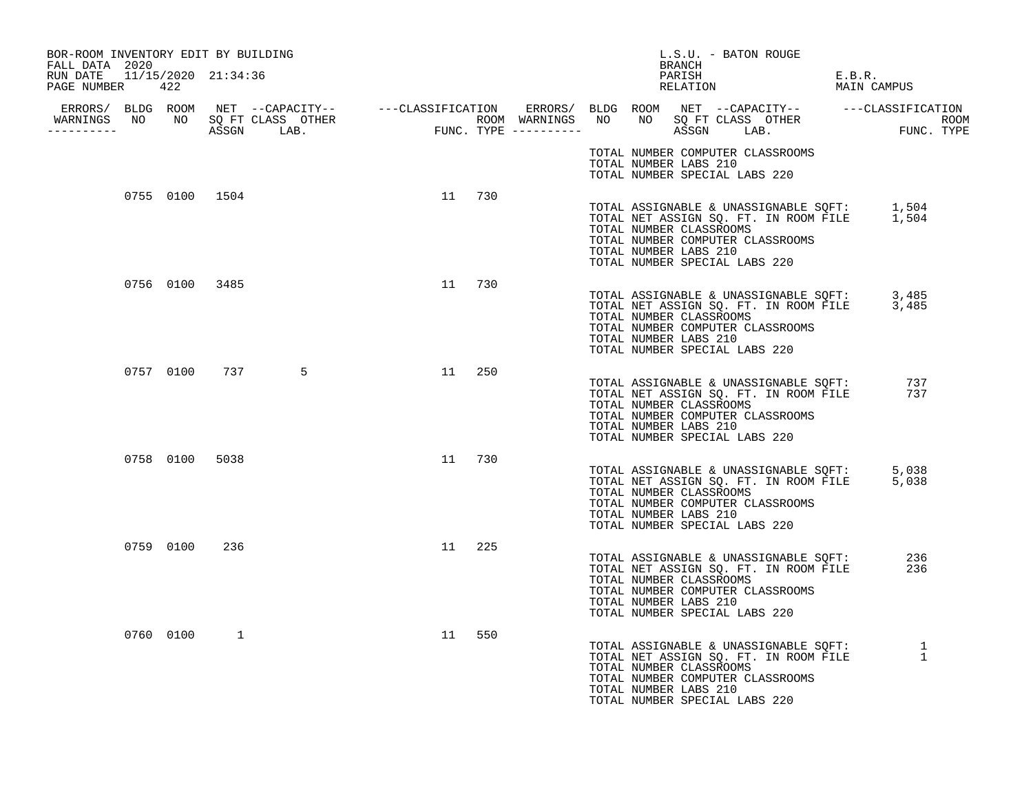BOR-ROOM INVENTORY EDIT BY BUILDING
FALL DATA 2020
RUN DATE 11/15/2020 21:34:36

L.S.U. - BATON ROUGE
BRANCH
PARISH E.B.R.
RELATION MAIN CAMPUS

| ERRORS/ WARNINGS | BLDG NO | ROOM NO | NET SQ FT ASSGN | CAPACITY CLASS | CAPACITY LAB. | CAPACITY OTHER | CLASSIFICATION FUNC. | ROOM TYPE |
|---|---|---|---|---|---|---|---|---|
| | | | | | | | | |

TOTAL NUMBER COMPUTER CLASSROOMS
TOTAL NUMBER LABS 210
TOTAL NUMBER SPECIAL LABS 220

| ERRORS/ WARNINGS | BLDG NO | ROOM NO | NET SQ FT ASSGN | CAPACITY CLASS | CAPACITY LAB. | CAPACITY OTHER | CLASSIFICATION FUNC. | ROOM TYPE |
|---|---|---|---|---|---|---|---|---|
| | 0755 | 0100 | 1504 | | | | 11 | 730 |

TOTAL ASSIGNABLE & UNASSIGNABLE SQFT: 1,504
TOTAL NET ASSIGN SQ. FT. IN ROOM FILE 1,504
TOTAL NUMBER CLASSROOMS
TOTAL NUMBER COMPUTER CLASSROOMS
TOTAL NUMBER LABS 210
TOTAL NUMBER SPECIAL LABS 220

| ERRORS/ WARNINGS | BLDG NO | ROOM NO | NET SQ FT ASSGN | CAPACITY CLASS | CAPACITY LAB. | CAPACITY OTHER | CLASSIFICATION FUNC. | ROOM TYPE |
|---|---|---|---|---|---|---|---|---|
| | 0756 | 0100 | 3485 | | | | 11 | 730 |

TOTAL ASSIGNABLE & UNASSIGNABLE SQFT: 3,485
TOTAL NET ASSIGN SQ. FT. IN ROOM FILE 3,485
TOTAL NUMBER CLASSROOMS
TOTAL NUMBER COMPUTER CLASSROOMS
TOTAL NUMBER LABS 210
TOTAL NUMBER SPECIAL LABS 220

| ERRORS/ WARNINGS | BLDG NO | ROOM NO | NET SQ FT ASSGN | CAPACITY CLASS | CAPACITY LAB. | CAPACITY OTHER | CLASSIFICATION FUNC. | ROOM TYPE |
|---|---|---|---|---|---|---|---|---|
| | 0757 | 0100 | 737 | | | 5 | 11 | 250 |

TOTAL ASSIGNABLE & UNASSIGNABLE SQFT: 737
TOTAL NET ASSIGN SQ. FT. IN ROOM FILE 737
TOTAL NUMBER CLASSROOMS
TOTAL NUMBER COMPUTER CLASSROOMS
TOTAL NUMBER LABS 210
TOTAL NUMBER SPECIAL LABS 220

| ERRORS/ WARNINGS | BLDG NO | ROOM NO | NET SQ FT ASSGN | CAPACITY CLASS | CAPACITY LAB. | CAPACITY OTHER | CLASSIFICATION FUNC. | ROOM TYPE |
|---|---|---|---|---|---|---|---|---|
| | 0758 | 0100 | 5038 | | | | 11 | 730 |

TOTAL ASSIGNABLE & UNASSIGNABLE SQFT: 5,038
TOTAL NET ASSIGN SQ. FT. IN ROOM FILE 5,038
TOTAL NUMBER CLASSROOMS
TOTAL NUMBER COMPUTER CLASSROOMS
TOTAL NUMBER LABS 210
TOTAL NUMBER SPECIAL LABS 220

| ERRORS/ WARNINGS | BLDG NO | ROOM NO | NET SQ FT ASSGN | CAPACITY CLASS | CAPACITY LAB. | CAPACITY OTHER | CLASSIFICATION FUNC. | ROOM TYPE |
|---|---|---|---|---|---|---|---|---|
| | 0759 | 0100 | 236 | | | | 11 | 225 |

TOTAL ASSIGNABLE & UNASSIGNABLE SQFT: 236
TOTAL NET ASSIGN SQ. FT. IN ROOM FILE 236
TOTAL NUMBER CLASSROOMS
TOTAL NUMBER COMPUTER CLASSROOMS
TOTAL NUMBER LABS 210
TOTAL NUMBER SPECIAL LABS 220

| ERRORS/ WARNINGS | BLDG NO | ROOM NO | NET SQ FT ASSGN | CAPACITY CLASS | CAPACITY LAB. | CAPACITY OTHER | CLASSIFICATION FUNC. | ROOM TYPE |
|---|---|---|---|---|---|---|---|---|
| | 0760 | 0100 | 1 | | | | 11 | 550 |

TOTAL ASSIGNABLE & UNASSIGNABLE SQFT: 1
TOTAL NET ASSIGN SQ. FT. IN ROOM FILE 1
TOTAL NUMBER CLASSROOMS
TOTAL NUMBER COMPUTER CLASSROOMS
TOTAL NUMBER LABS 210
TOTAL NUMBER SPECIAL LABS 220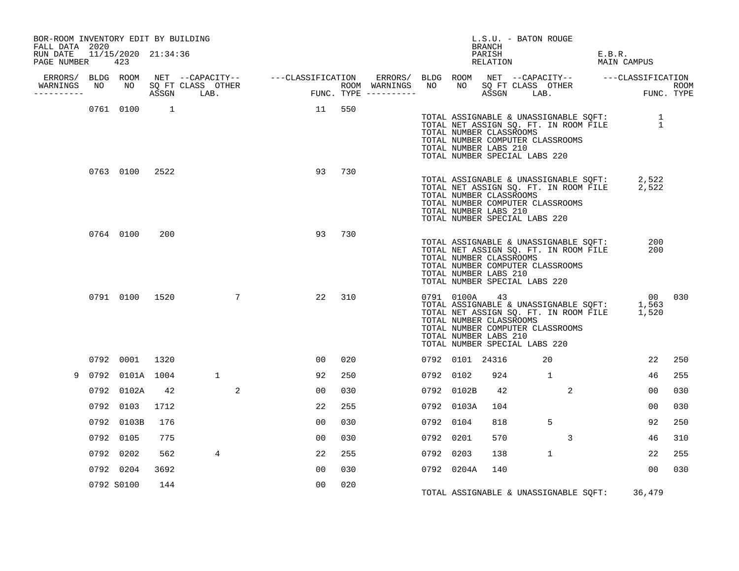BOR-ROOM INVENTORY EDIT BY BUILDING
FALL DATA 2020
RUN DATE 11/15/2020 21:34:36
PAGE NUMBER 423

L.S.U. - BATON ROUGE
BRANCH
PARISH E.B.R.
RELATION MAIN CAMPUS

| ERRORS/ WARNINGS | BLDG NO | ROOM NO | NET SQ FT ASSGN | CAPACITY CLASS | CAPACITY LAB. | OTHER | CLASSIFICATION FUNC. | ROOM TYPE | ERRORS/ WARNINGS | BLDG NO | ROOM NO | NET SQ FT ASSGN | CAPACITY CLASS | CAPACITY LAB. | OTHER | CLASSIFICATION FUNC. | ROOM TYPE |
|---|---|---|---|---|---|---|---|---|---|---|---|---|---|---|---|---|---|
| | 0761 | 0100 | 1 | | | | 11 | 550 | | | | | | | | | |
| | | | | | | | | | | TOTAL ASSIGNABLE & UNASSIGNABLE SQFT: | | | | | | 1 | |
| | | | | | | | | | | TOTAL NET ASSIGN SQ. FT. IN ROOM FILE | | | | | | 1 | |
| | | | | | | | | | | TOTAL NUMBER CLASSROOMS | | | | | | | |
| | | | | | | | | | | TOTAL NUMBER COMPUTER CLASSROOMS | | | | | | | |
| | | | | | | | | | | TOTAL NUMBER LABS 210 | | | | | | | |
| | | | | | | | | | | TOTAL NUMBER SPECIAL LABS 220 | | | | | | | |
| | 0763 | 0100 | 2522 | | | | 93 | 730 | | | | | | | | | |
| | | | | | | | | | | TOTAL ASSIGNABLE & UNASSIGNABLE SQFT: | | | | | | 2,522 | |
| | | | | | | | | | | TOTAL NET ASSIGN SQ. FT. IN ROOM FILE | | | | | | 2,522 | |
| | | | | | | | | | | TOTAL NUMBER CLASSROOMS | | | | | | | |
| | | | | | | | | | | TOTAL NUMBER COMPUTER CLASSROOMS | | | | | | | |
| | | | | | | | | | | TOTAL NUMBER LABS 210 | | | | | | | |
| | | | | | | | | | | TOTAL NUMBER SPECIAL LABS 220 | | | | | | | |
| | 0764 | 0100 | 200 | | | | 93 | 730 | | | | | | | | | |
| | | | | | | | | | | TOTAL ASSIGNABLE & UNASSIGNABLE SQFT: | | | | | | 200 | |
| | | | | | | | | | | TOTAL NET ASSIGN SQ. FT. IN ROOM FILE | | | | | | 200 | |
| | | | | | | | | | | TOTAL NUMBER CLASSROOMS | | | | | | | |
| | | | | | | | | | | TOTAL NUMBER COMPUTER CLASSROOMS | | | | | | | |
| | | | | | | | | | | TOTAL NUMBER LABS 210 | | | | | | | |
| | | | | | | | | | | TOTAL NUMBER SPECIAL LABS 220 | | | | | | | |
| | 0791 | 0100 | 1520 | | 7 | | 22 | 310 | | 0791 | 0100A | 43 | | | | 00 | 030 |
| | | | | | | | | | | TOTAL ASSIGNABLE & UNASSIGNABLE SQFT: | | | | | | 1,563 | |
| | | | | | | | | | | TOTAL NET ASSIGN SQ. FT. IN ROOM FILE | | | | | | 1,520 | |
| | | | | | | | | | | TOTAL NUMBER CLASSROOMS | | | | | | | |
| | | | | | | | | | | TOTAL NUMBER COMPUTER CLASSROOMS | | | | | | | |
| | | | | | | | | | | TOTAL NUMBER LABS 210 | | | | | | | |
| | | | | | | | | | | TOTAL NUMBER SPECIAL LABS 220 | | | | | | | |
| | 0792 | 0001 | 1320 | | | | 00 | 020 | | 0792 | 0101 | 24316 | 20 | | | 22 | 250 |
| 9 | 0792 | 0101A | 1004 | 1 | | | 92 | 250 | | 0792 | 0102 | 924 | 1 | | | 46 | 255 |
| | 0792 | 0102A | 42 | | 2 | | 00 | 030 | | 0792 | 0102B | 42 | | 2 | | 00 | 030 |
| | 0792 | 0103 | 1712 | | | | 22 | 255 | | 0792 | 0103A | 104 | | | | 00 | 030 |
| | 0792 | 0103B | 176 | | | | 00 | 030 | | 0792 | 0104 | 818 | 5 | | | 92 | 250 |
| | 0792 | 0105 | 775 | | | | 00 | 030 | | 0792 | 0201 | 570 | | 3 | | 46 | 310 |
| | 0792 | 0202 | 562 | 4 | | | 22 | 255 | | 0792 | 0203 | 138 | 1 | | | 22 | 255 |
| | 0792 | 0204 | 3692 | | | | 00 | 030 | | 0792 | 0204A | 140 | | | | 00 | 030 |
| | 0792 | S0100 | 144 | | | | 00 | 020 | | | | | | | | | |
| | | | | | | | | | | TOTAL ASSIGNABLE & UNASSIGNABLE SQFT: | | | | | | 36,479 | |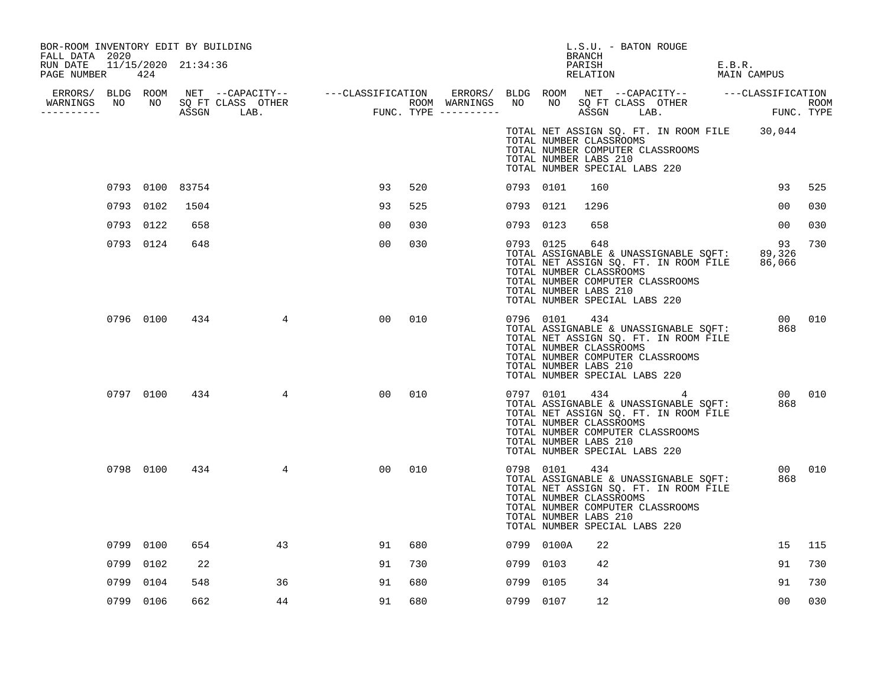BOR-ROOM INVENTORY EDIT BY BUILDING
FALL DATA 2020
RUN DATE 11/15/2020 21:34:36

L.S.U. - BATON ROUGE
BRANCH
PARISH E.B.R.
RELATION MAIN CAMPUS

| ERRORS/ WARNINGS | BLDG NO | ROOM NO | NET SQ FT ASSGN | --CAPACITY-- CLASS | OTHER LAB. | ---CLASSIFICATION FUNC. | ROOM TYPE | ERRORS/ WARNINGS | BLDG NO | ROOM NO | NET SQ FT ASSGN | --CAPACITY-- CLASS | OTHER LAB. | ---CLASSIFICATION FUNC. | ROOM TYPE |
|---|---|---|---|---|---|---|---|---|---|---|---|---|---|---|---|
| | | | | | | | | | TOTAL NET ASSIGN SQ. FT. IN ROOM FILE<br>TOTAL NUMBER CLASSROOMS<br>TOTAL NUMBER COMPUTER CLASSROOMS<br>TOTAL NUMBER LABS 210<br>TOTAL NUMBER SPECIAL LABS 220 | | | | | 30,044 | |
| | 0793 | 0100 | 83754 | | | 93 | 520 | | 0793 | 0101 | 160 | | | 93 | 525 |
| | 0793 | 0102 | 1504 | | | 93 | 525 | | 0793 | 0121 | 1296 | | | 00 | 030 |
| | 0793 | 0122 | 658 | | | 00 | 030 | | 0793 | 0123 | 658 | | | 00 | 030 |
| | 0793 | 0124 | 648 | | | 00 | 030 | | 0793 | 0125 | 648 | | | 93 | 730 |
| | | | | | | | | | TOTAL ASSIGNABLE & UNASSIGNABLE SQFT:<br>TOTAL NET ASSIGN SQ. FT. IN ROOM FILE<br>TOTAL NUMBER CLASSROOMS<br>TOTAL NUMBER COMPUTER CLASSROOMS<br>TOTAL NUMBER LABS 210<br>TOTAL NUMBER SPECIAL LABS 220 | | | | | 89,326<br>86,066 | |
| | 0796 | 0100 | 434 | | 4 | 00 | 010 | | 0796 | 0101 | 434 | | | 00 | 010 |
| | | | | | | | | | TOTAL ASSIGNABLE & UNASSIGNABLE SQFT:<br>TOTAL NET ASSIGN SQ. FT. IN ROOM FILE<br>TOTAL NUMBER CLASSROOMS<br>TOTAL NUMBER COMPUTER CLASSROOMS<br>TOTAL NUMBER LABS 210<br>TOTAL NUMBER SPECIAL LABS 220 | | | | | 868 | |
| | 0797 | 0100 | 434 | | 4 | 00 | 010 | | 0797 | 0101 | 434 | | 4 | 00 | 010 |
| | | | | | | | | | TOTAL ASSIGNABLE & UNASSIGNABLE SQFT:<br>TOTAL NET ASSIGN SQ. FT. IN ROOM FILE<br>TOTAL NUMBER CLASSROOMS<br>TOTAL NUMBER COMPUTER CLASSROOMS<br>TOTAL NUMBER LABS 210<br>TOTAL NUMBER SPECIAL LABS 220 | | | | | 868 | |
| | 0798 | 0100 | 434 | | 4 | 00 | 010 | | 0798 | 0101 | 434 | | | 00 | 010 |
| | | | | | | | | | TOTAL ASSIGNABLE & UNASSIGNABLE SQFT:<br>TOTAL NET ASSIGN SQ. FT. IN ROOM FILE<br>TOTAL NUMBER CLASSROOMS<br>TOTAL NUMBER COMPUTER CLASSROOMS<br>TOTAL NUMBER LABS 210<br>TOTAL NUMBER SPECIAL LABS 220 | | | | | 868 | |
| | 0799 | 0100 | 654 | | 43 | 91 | 680 | | 0799 | 0100A | 22 | | | 15 | 115 |
| | 0799 | 0102 | 22 | | | 91 | 730 | | 0799 | 0103 | 42 | | | 91 | 730 |
| | 0799 | 0104 | 548 | | 36 | 91 | 680 | | 0799 | 0105 | 34 | | | 91 | 730 |
| | 0799 | 0106 | 662 | | 44 | 91 | 680 | | 0799 | 0107 | 12 | | | 00 | 030 |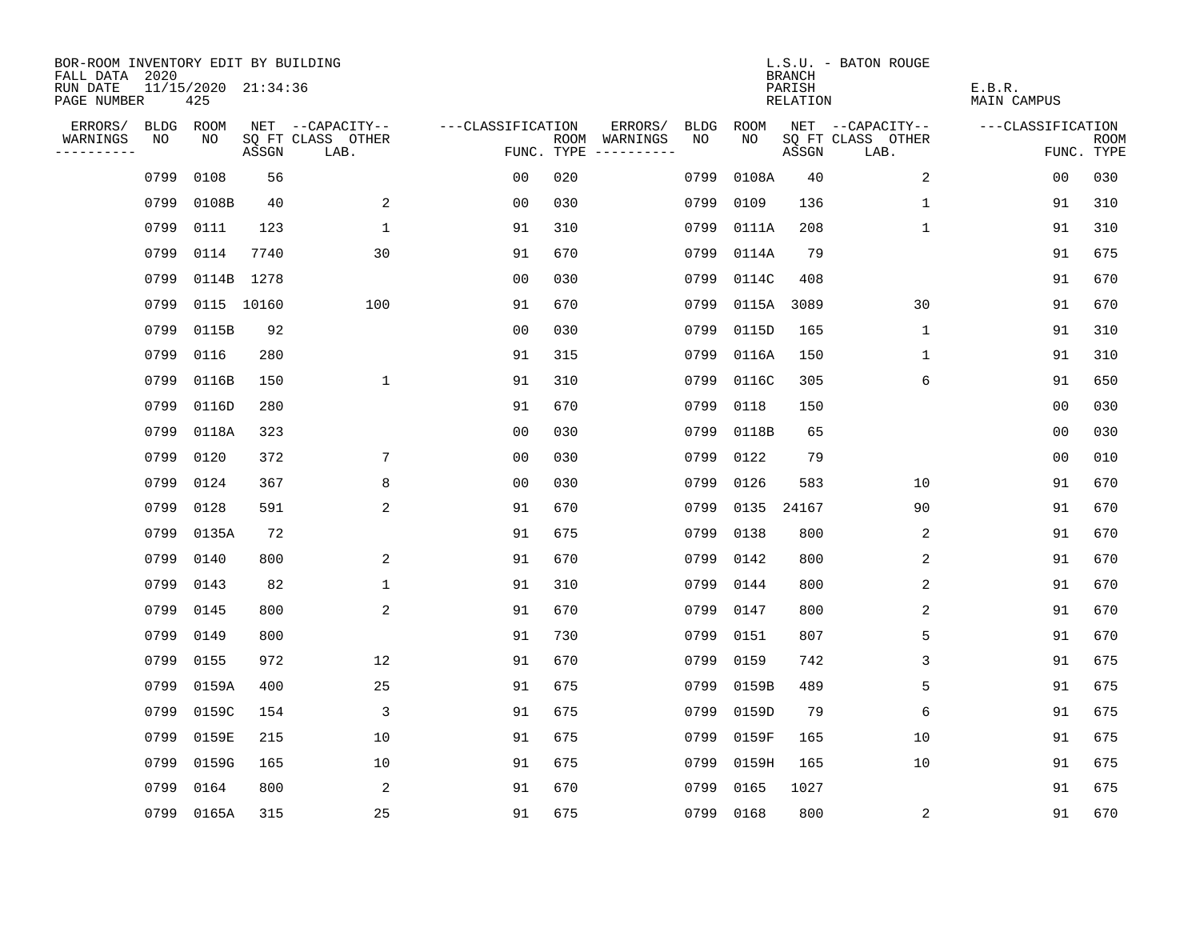BOR-ROOM INVENTORY EDIT BY BUILDING
FALL DATA 2020
RUN DATE 11/15/2020 21:34:36
PAGE NUMBER 425

L.S.U. - BATON ROUGE
BRANCH
PARISH E.B.R.
RELATION MAIN CAMPUS

| ERRORS/ WARNINGS | BLDG NO | ROOM NO | NET SQ FT ASSGN | --CAPACITY-- CLASS | OTHER LAB. | ---CLASSIFICATION FUNC. | ROOM TYPE | ERRORS/ WARNINGS | BLDG NO | ROOM NO | NET SQ FT ASSGN | --CAPACITY-- CLASS | OTHER LAB. | ---CLASSIFICATION FUNC. | ROOM TYPE |
|---|---|---|---|---|---|---|---|---|---|---|---|---|---|---|---|
| | 0799 | 0108 | 56 | | | 00 | 020 | | 0799 | 0108A | 40 | | 2 | 00 | 030 |
| | 0799 | 0108B | 40 | | 2 | 00 | 030 | | 0799 | 0109 | 136 | | 1 | 91 | 310 |
| | 0799 | 0111 | 123 | | 1 | 91 | 310 | | 0799 | 0111A | 208 | | 1 | 91 | 310 |
| | 0799 | 0114 | 7740 | | 30 | 91 | 670 | | 0799 | 0114A | 79 | | | 91 | 675 |
| | 0799 | 0114B | 1278 | | | 00 | 030 | | 0799 | 0114C | 408 | | | 91 | 670 |
| | 0799 | 0115 | 10160 | | 100 | 91 | 670 | | 0799 | 0115A | 3089 | | 30 | 91 | 670 |
| | 0799 | 0115B | 92 | | | 00 | 030 | | 0799 | 0115D | 165 | | 1 | 91 | 310 |
| | 0799 | 0116 | 280 | | | 91 | 315 | | 0799 | 0116A | 150 | | 1 | 91 | 310 |
| | 0799 | 0116B | 150 | | 1 | 91 | 310 | | 0799 | 0116C | 305 | | 6 | 91 | 650 |
| | 0799 | 0116D | 280 | | | 91 | 670 | | 0799 | 0118 | 150 | | | 00 | 030 |
| | 0799 | 0118A | 323 | | | 00 | 030 | | 0799 | 0118B | 65 | | | 00 | 030 |
| | 0799 | 0120 | 372 | | 7 | 00 | 030 | | 0799 | 0122 | 79 | | | 00 | 010 |
| | 0799 | 0124 | 367 | | 8 | 00 | 030 | | 0799 | 0126 | 583 | | 10 | 91 | 670 |
| | 0799 | 0128 | 591 | | 2 | 91 | 670 | | 0799 | 0135 | 24167 | | 90 | 91 | 670 |
| | 0799 | 0135A | 72 | | | 91 | 675 | | 0799 | 0138 | 800 | | 2 | 91 | 670 |
| | 0799 | 0140 | 800 | | 2 | 91 | 670 | | 0799 | 0142 | 800 | | 2 | 91 | 670 |
| | 0799 | 0143 | 82 | | 1 | 91 | 310 | | 0799 | 0144 | 800 | | 2 | 91 | 670 |
| | 0799 | 0145 | 800 | | 2 | 91 | 670 | | 0799 | 0147 | 800 | | 2 | 91 | 670 |
| | 0799 | 0149 | 800 | | | 91 | 730 | | 0799 | 0151 | 807 | | 5 | 91 | 670 |
| | 0799 | 0155 | 972 | | 12 | 91 | 670 | | 0799 | 0159 | 742 | | 3 | 91 | 675 |
| | 0799 | 0159A | 400 | | 25 | 91 | 675 | | 0799 | 0159B | 489 | | 5 | 91 | 675 |
| | 0799 | 0159C | 154 | | 3 | 91 | 675 | | 0799 | 0159D | 79 | | 6 | 91 | 675 |
| | 0799 | 0159E | 215 | | 10 | 91 | 675 | | 0799 | 0159F | 165 | | 10 | 91 | 675 |
| | 0799 | 0159G | 165 | | 10 | 91 | 675 | | 0799 | 0159H | 165 | | 10 | 91 | 675 |
| | 0799 | 0164 | 800 | | 2 | 91 | 670 | | 0799 | 0165 | 1027 | | | 91 | 675 |
| | 0799 | 0165A | 315 | | 25 | 91 | 675 | | 0799 | 0168 | 800 | | 2 | 91 | 670 |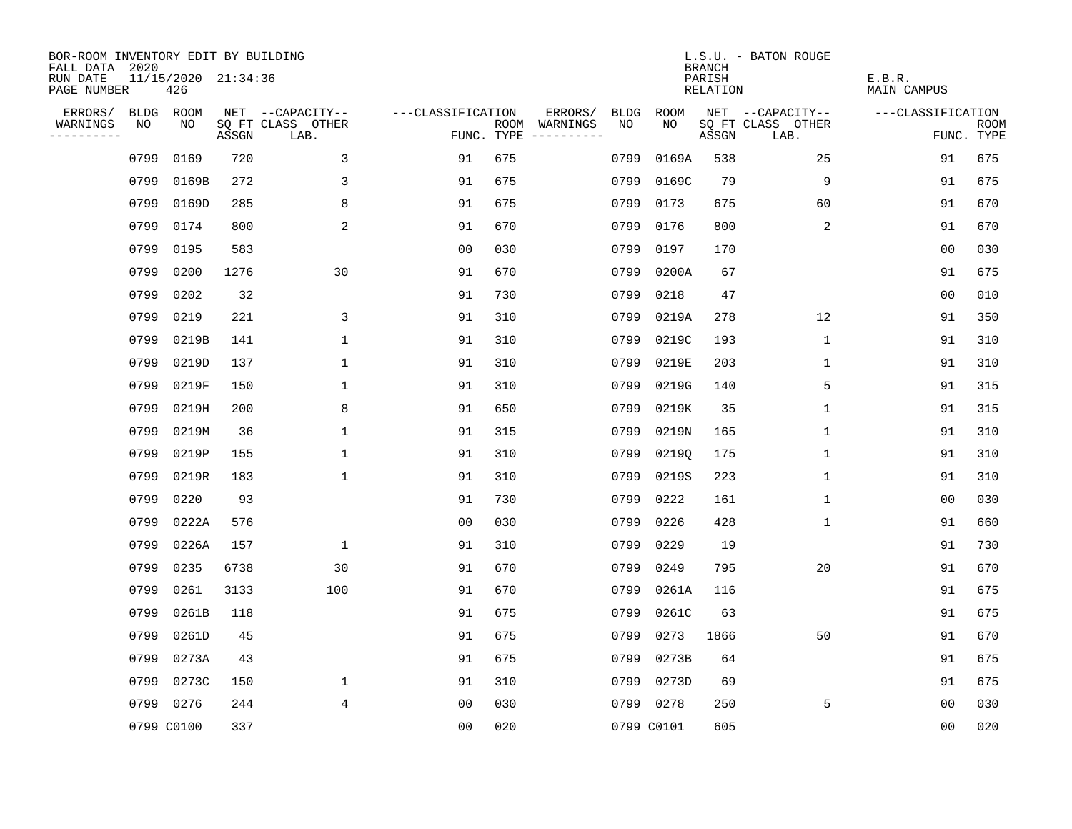BOR-ROOM INVENTORY EDIT BY BUILDING
FALL DATA 2020
RUN DATE 11/15/2020 21:34:36
PAGE NUMBER 426

L.S.U. - BATON ROUGE
BRANCH
PARISH E.B.R.
RELATION MAIN CAMPUS

| ERRORS/ WARNINGS | BLDG NO | ROOM NO | NET SQ FT ASSGN | --CAPACITY-- CLASS LAB. | OTHER | ---CLASSIFICATION FUNC. | ROOM TYPE | ERRORS/ WARNINGS | BLDG NO | ROOM NO | NET SQ FT ASSGN | --CAPACITY-- CLASS LAB. | OTHER | ---CLASSIFICATION FUNC. | ROOM TYPE |
|---|---|---|---|---|---|---|---|---|---|---|---|---|---|---|---|
| | 0799 | 0169 | 720 | | 3 | 91 | 675 | | 0799 | 0169A | 538 | | 25 | 91 | 675 |
| | 0799 | 0169B | 272 | | 3 | 91 | 675 | | 0799 | 0169C | 79 | | 9 | 91 | 675 |
| | 0799 | 0169D | 285 | | 8 | 91 | 675 | | 0799 | 0173 | 675 | | 60 | 91 | 670 |
| | 0799 | 0174 | 800 | | 2 | 91 | 670 | | 0799 | 0176 | 800 | | 2 | 91 | 670 |
| | 0799 | 0195 | 583 | | | 00 | 030 | | 0799 | 0197 | 170 | | | 00 | 030 |
| | 0799 | 0200 | 1276 | | 30 | 91 | 670 | | 0799 | 0200A | 67 | | | 91 | 675 |
| | 0799 | 0202 | 32 | | | 91 | 730 | | 0799 | 0218 | 47 | | | 00 | 010 |
| | 0799 | 0219 | 221 | | 3 | 91 | 310 | | 0799 | 0219A | 278 | | 12 | 91 | 350 |
| | 0799 | 0219B | 141 | | 1 | 91 | 310 | | 0799 | 0219C | 193 | | 1 | 91 | 310 |
| | 0799 | 0219D | 137 | | 1 | 91 | 310 | | 0799 | 0219E | 203 | | 1 | 91 | 310 |
| | 0799 | 0219F | 150 | | 1 | 91 | 310 | | 0799 | 0219G | 140 | | 5 | 91 | 315 |
| | 0799 | 0219H | 200 | | 8 | 91 | 650 | | 0799 | 0219K | 35 | | 1 | 91 | 315 |
| | 0799 | 0219M | 36 | | 1 | 91 | 315 | | 0799 | 0219N | 165 | | 1 | 91 | 310 |
| | 0799 | 0219P | 155 | | 1 | 91 | 310 | | 0799 | 0219Q | 175 | | 1 | 91 | 310 |
| | 0799 | 0219R | 183 | | 1 | 91 | 310 | | 0799 | 0219S | 223 | | 1 | 91 | 310 |
| | 0799 | 0220 | 93 | | | 91 | 730 | | 0799 | 0222 | 161 | | 1 | 00 | 030 |
| | 0799 | 0222A | 576 | | | 00 | 030 | | 0799 | 0226 | 428 | | 1 | 91 | 660 |
| | 0799 | 0226A | 157 | | 1 | 91 | 310 | | 0799 | 0229 | 19 | | | 91 | 730 |
| | 0799 | 0235 | 6738 | | 30 | 91 | 670 | | 0799 | 0249 | 795 | | 20 | 91 | 670 |
| | 0799 | 0261 | 3133 | | 100 | 91 | 670 | | 0799 | 0261A | 116 | | | 91 | 675 |
| | 0799 | 0261B | 118 | | | 91 | 675 | | 0799 | 0261C | 63 | | | 91 | 675 |
| | 0799 | 0261D | 45 | | | 91 | 675 | | 0799 | 0273 | 1866 | | 50 | 91 | 670 |
| | 0799 | 0273A | 43 | | | 91 | 675 | | 0799 | 0273B | 64 | | | 91 | 675 |
| | 0799 | 0273C | 150 | | 1 | 91 | 310 | | 0799 | 0273D | 69 | | | 91 | 675 |
| | 0799 | 0276 | 244 | | 4 | 00 | 030 | | 0799 | 0278 | 250 | | 5 | 00 | 030 |
| | 0799 | C0100 | 337 | | | 00 | 020 | | 0799 | C0101 | 605 | | | 00 | 020 |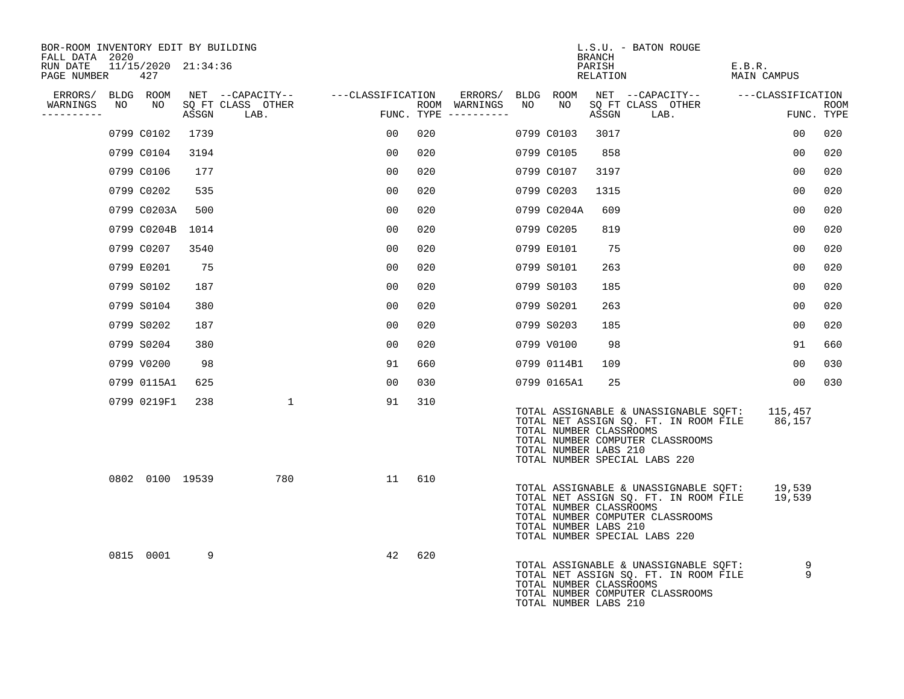BOR-ROOM INVENTORY EDIT BY BUILDING
FALL DATA 2020
RUN DATE 11/15/2020 21:34:36
PAGE NUMBER 427

L.S.U. - BATON ROUGE
BRANCH
PARISH E.B.R.
RELATION MAIN CAMPUS

| ERRORS/ WARNINGS | BLDG NO | ROOM NO | NET SQ FT ASSGN | CAPACITY CLASS | CAPACITY LAB. | CAPACITY OTHER | CLASSIFICATION FUNC. | ROOM TYPE | ERRORS/ WARNINGS | BLDG NO | ROOM NO | NET SQ FT ASSGN | CAPACITY CLASS | CAPACITY LAB. | CAPACITY OTHER | CLASSIFICATION FUNC. | ROOM TYPE |
|---|---|---|---|---|---|---|---|---|---|---|---|---|---|---|---|---|---|
| | 0799 | C0102 | 1739 | | | | 00 | 020 | | 0799 | C0103 | 3017 | | | | 00 | 020 |
| | 0799 | C0104 | 3194 | | | | 00 | 020 | | 0799 | C0105 | 858 | | | | 00 | 020 |
| | 0799 | C0106 | 177 | | | | 00 | 020 | | 0799 | C0107 | 3197 | | | | 00 | 020 |
| | 0799 | C0202 | 535 | | | | 00 | 020 | | 0799 | C0203 | 1315 | | | | 00 | 020 |
| | 0799 | C0203A | 500 | | | | 00 | 020 | | 0799 | C0204A | 609 | | | | 00 | 020 |
| | 0799 | C0204B | 1014 | | | | 00 | 020 | | 0799 | C0205 | 819 | | | | 00 | 020 |
| | 0799 | C0207 | 3540 | | | | 00 | 020 | | 0799 | E0101 | 75 | | | | 00 | 020 |
| | 0799 | E0201 | 75 | | | | 00 | 020 | | 0799 | S0101 | 263 | | | | 00 | 020 |
| | 0799 | S0102 | 187 | | | | 00 | 020 | | 0799 | S0103 | 185 | | | | 00 | 020 |
| | 0799 | S0104 | 380 | | | | 00 | 020 | | 0799 | S0201 | 263 | | | | 00 | 020 |
| | 0799 | S0202 | 187 | | | | 00 | 020 | | 0799 | S0203 | 185 | | | | 00 | 020 |
| | 0799 | S0204 | 380 | | | | 00 | 020 | | 0799 | V0100 | 98 | | | | 91 | 660 |
| | 0799 | V0200 | 98 | | | | 91 | 660 | | 0799 | 0114B1 | 109 | | | | 00 | 030 |
| | 0799 | 0115A1 | 625 | | | | 00 | 030 | | 0799 | 0165A1 | 25 | | | | 00 | 030 |
| | 0799 | 0219F1 | 238 | | | 1 | 91 | 310 | | | | | | | | | |

TOTAL ASSIGNABLE & UNASSIGNABLE SQFT: 115,457
TOTAL NET ASSIGN SQ. FT. IN ROOM FILE 86,157
TOTAL NUMBER CLASSROOMS
TOTAL NUMBER COMPUTER CLASSROOMS
TOTAL NUMBER LABS 210
TOTAL NUMBER SPECIAL LABS 220

| ERRORS/ WARNINGS | BLDG NO | ROOM NO | NET SQ FT ASSGN | CAPACITY CLASS | CAPACITY LAB. | CAPACITY OTHER | CLASSIFICATION FUNC. | ROOM TYPE |
|---|---|---|---|---|---|---|---|---|
| | 0802 | 0100 | 19539 | | | 780 | 11 | 610 |

TOTAL ASSIGNABLE & UNASSIGNABLE SQFT: 19,539
TOTAL NET ASSIGN SQ. FT. IN ROOM FILE 19,539
TOTAL NUMBER CLASSROOMS
TOTAL NUMBER COMPUTER CLASSROOMS
TOTAL NUMBER LABS 210
TOTAL NUMBER SPECIAL LABS 220

| ERRORS/ WARNINGS | BLDG NO | ROOM NO | NET SQ FT ASSGN | CAPACITY CLASS | CAPACITY LAB. | CAPACITY OTHER | CLASSIFICATION FUNC. | ROOM TYPE |
|---|---|---|---|---|---|---|---|---|
| | 0815 | 0001 | 9 | | | | 42 | 620 |

TOTAL ASSIGNABLE & UNASSIGNABLE SQFT: 9
TOTAL NET ASSIGN SQ. FT. IN ROOM FILE 9
TOTAL NUMBER CLASSROOMS
TOTAL NUMBER COMPUTER CLASSROOMS
TOTAL NUMBER LABS 210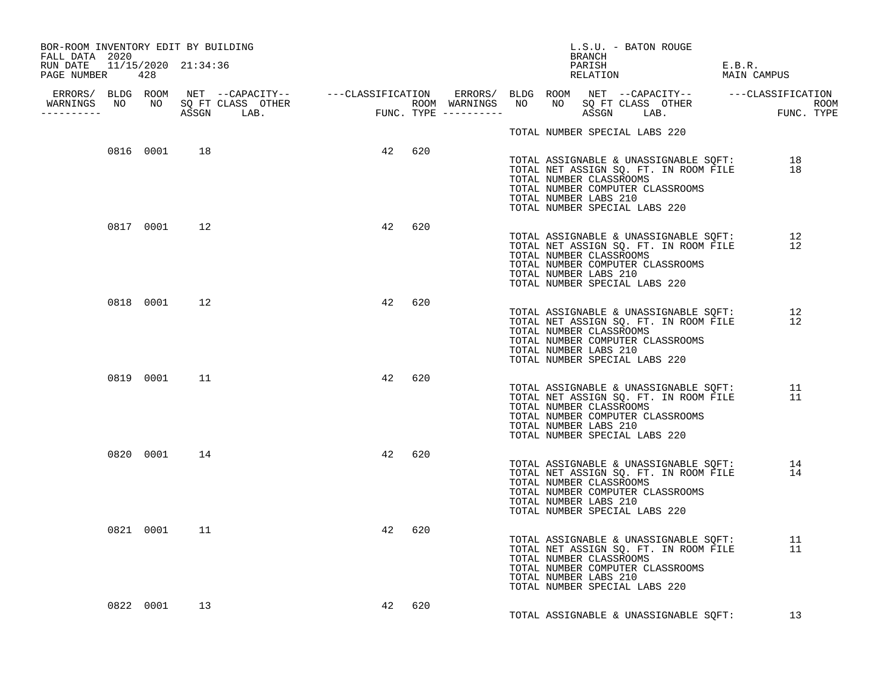BOR-ROOM INVENTORY EDIT BY BUILDING
FALL DATA 2020
RUN DATE 11/15/2020 21:34:36

L.S.U. - BATON ROUGE
BRANCH
PARISH E.B.R.
RELATION MAIN CAMPUS

| ERRORS/ WARNINGS | BLDG NO | ROOM NO | NET SQ FT ASSGN | CAPACITY CLASS | CAPACITY LAB. | CAPACITY OTHER | CLASSIFICATION FUNC. | ROOM TYPE | ERRORS/ WARNINGS |
|---|---|---|---|---|---|---|---|---|---|
| | | | | | | | | | TOTAL NUMBER SPECIAL LABS 220 |
| | 0816 | 0001 | 18 | | | | 42 | 620 | |

TOTAL ASSIGNABLE & UNASSIGNABLE SQFT: 18
TOTAL NET ASSIGN SQ. FT. IN ROOM FILE 18
TOTAL NUMBER CLASSROOMS
TOTAL NUMBER COMPUTER CLASSROOMS
TOTAL NUMBER LABS 210
TOTAL NUMBER SPECIAL LABS 220

| BLDG NO | ROOM NO | NET SQ FT ASSGN | FUNC. | ROOM TYPE |
|---|---|---|---|---|
| 0817 | 0001 | 12 | 42 | 620 |

TOTAL ASSIGNABLE & UNASSIGNABLE SQFT: 12
TOTAL NET ASSIGN SQ. FT. IN ROOM FILE 12
TOTAL NUMBER CLASSROOMS
TOTAL NUMBER COMPUTER CLASSROOMS
TOTAL NUMBER LABS 210
TOTAL NUMBER SPECIAL LABS 220

| BLDG NO | ROOM NO | NET SQ FT ASSGN | FUNC. | ROOM TYPE |
|---|---|---|---|---|
| 0818 | 0001 | 12 | 42 | 620 |

TOTAL ASSIGNABLE & UNASSIGNABLE SQFT: 12
TOTAL NET ASSIGN SQ. FT. IN ROOM FILE 12
TOTAL NUMBER CLASSROOMS
TOTAL NUMBER COMPUTER CLASSROOMS
TOTAL NUMBER LABS 210
TOTAL NUMBER SPECIAL LABS 220

| BLDG NO | ROOM NO | NET SQ FT ASSGN | FUNC. | ROOM TYPE |
|---|---|---|---|---|
| 0819 | 0001 | 11 | 42 | 620 |

TOTAL ASSIGNABLE & UNASSIGNABLE SQFT: 11
TOTAL NET ASSIGN SQ. FT. IN ROOM FILE 11
TOTAL NUMBER CLASSROOMS
TOTAL NUMBER COMPUTER CLASSROOMS
TOTAL NUMBER LABS 210
TOTAL NUMBER SPECIAL LABS 220

| BLDG NO | ROOM NO | NET SQ FT ASSGN | FUNC. | ROOM TYPE |
|---|---|---|---|---|
| 0820 | 0001 | 14 | 42 | 620 |

TOTAL ASSIGNABLE & UNASSIGNABLE SQFT: 14
TOTAL NET ASSIGN SQ. FT. IN ROOM FILE 14
TOTAL NUMBER CLASSROOMS
TOTAL NUMBER COMPUTER CLASSROOMS
TOTAL NUMBER LABS 210
TOTAL NUMBER SPECIAL LABS 220

| BLDG NO | ROOM NO | NET SQ FT ASSGN | FUNC. | ROOM TYPE |
|---|---|---|---|---|
| 0821 | 0001 | 11 | 42 | 620 |

TOTAL ASSIGNABLE & UNASSIGNABLE SQFT: 11
TOTAL NET ASSIGN SQ. FT. IN ROOM FILE 11
TOTAL NUMBER CLASSROOMS
TOTAL NUMBER COMPUTER CLASSROOMS
TOTAL NUMBER LABS 210
TOTAL NUMBER SPECIAL LABS 220

| BLDG NO | ROOM NO | NET SQ FT ASSGN | FUNC. | ROOM TYPE |
|---|---|---|---|---|
| 0822 | 0001 | 13 | 42 | 620 |

TOTAL ASSIGNABLE & UNASSIGNABLE SQFT: 13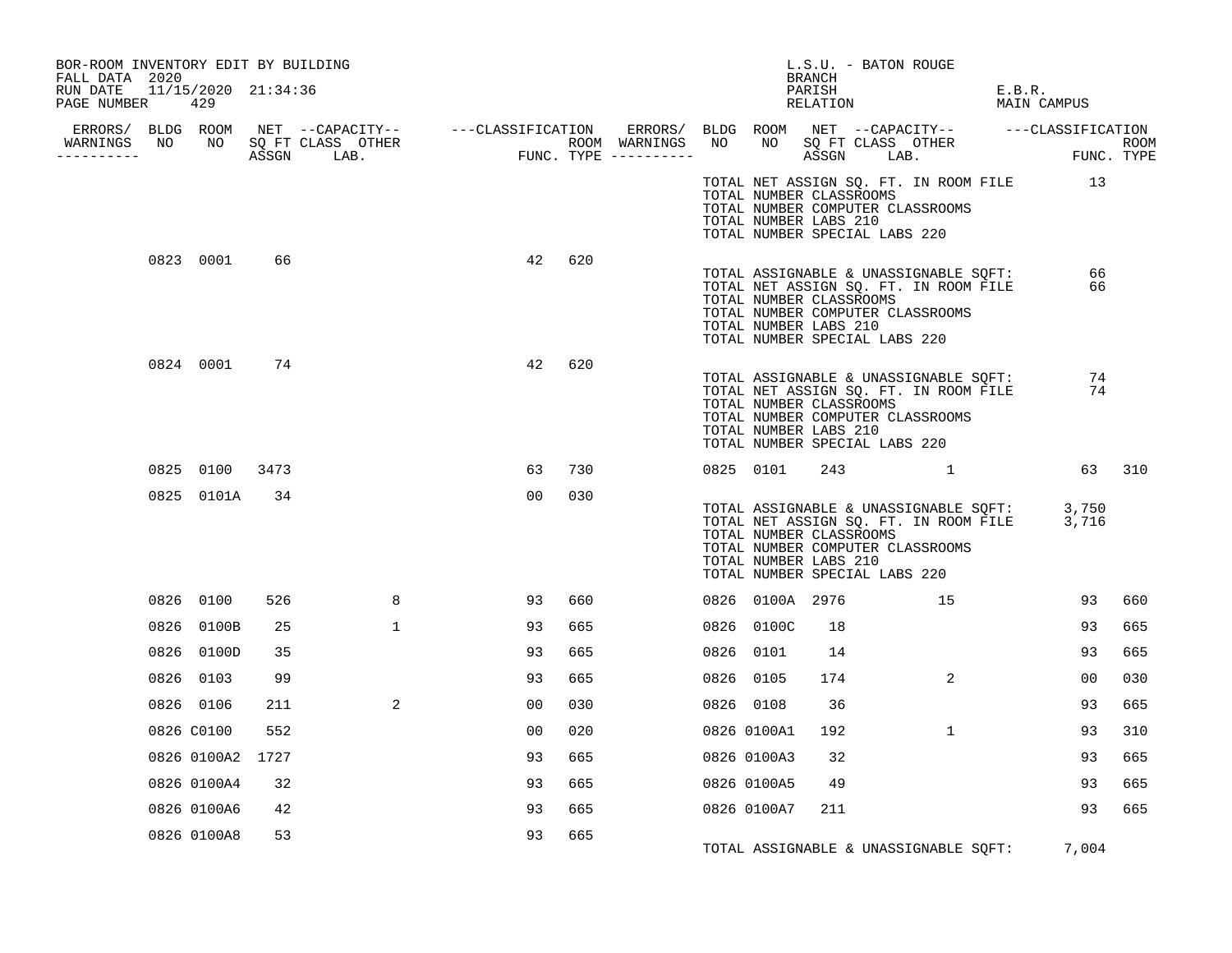BOR-ROOM INVENTORY EDIT BY BUILDING
FALL DATA 2020
RUN DATE 11/15/2020 21:34:36

L.S.U. - BATON ROUGE
BRANCH
PARISH E.B.R.
RELATION MAIN CAMPUS

| ERRORS/ WARNINGS | BLDG NO | ROOM NO | NET SQ FT ASSGN | CAPACITY CLASS | CAPACITY LAB. | CAPACITY OTHER | CLASSIFICATION FUNC. | ROOM TYPE | ERRORS/ WARNINGS | BLDG NO | ROOM NO | NET SQ FT ASSGN | CAPACITY CLASS | CAPACITY LAB. | CAPACITY OTHER | CLASSIFICATION FUNC. | ROOM TYPE |
|---|---|---|---|---|---|---|---|---|---|---|---|---|---|---|---|---|---|
| | | | | | | | | | | TOTAL NET ASSIGN SQ. FT. IN ROOM FILE | | | | | | 13 | |
| | | | | | | | | | | TOTAL NUMBER CLASSROOMS | | | | | | | |
| | | | | | | | | | | TOTAL NUMBER COMPUTER CLASSROOMS | | | | | | | |
| | | | | | | | | | | TOTAL NUMBER LABS 210 | | | | | | | |
| | | | | | | | | | | TOTAL NUMBER SPECIAL LABS 220 | | | | | | | |
| | 0823 | 0001 | 66 | | | | 42 | 620 | | | | | | | | | |
| | | | | | | | | | | TOTAL ASSIGNABLE & UNASSIGNABLE SQFT: | | | | | | 66 | |
| | | | | | | | | | | TOTAL NET ASSIGN SQ. FT. IN ROOM FILE | | | | | | 66 | |
| | | | | | | | | | | TOTAL NUMBER CLASSROOMS | | | | | | | |
| | | | | | | | | | | TOTAL NUMBER COMPUTER CLASSROOMS | | | | | | | |
| | | | | | | | | | | TOTAL NUMBER LABS 210 | | | | | | | |
| | | | | | | | | | | TOTAL NUMBER SPECIAL LABS 220 | | | | | | | |
| | 0824 | 0001 | 74 | | | | 42 | 620 | | | | | | | | | |
| | | | | | | | | | | TOTAL ASSIGNABLE & UNASSIGNABLE SQFT: | | | | | | 74 | |
| | | | | | | | | | | TOTAL NET ASSIGN SQ. FT. IN ROOM FILE | | | | | | 74 | |
| | | | | | | | | | | TOTAL NUMBER CLASSROOMS | | | | | | | |
| | | | | | | | | | | TOTAL NUMBER COMPUTER CLASSROOMS | | | | | | | |
| | | | | | | | | | | TOTAL NUMBER LABS 210 | | | | | | | |
| | | | | | | | | | | TOTAL NUMBER SPECIAL LABS 220 | | | | | | | |
| | 0825 | 0100 | 3473 | | | | 63 | 730 | | 0825 | 0101 | 243 | | | 1 | 63 | 310 |
| | 0825 | 0101A | 34 | | | | 00 | 030 | | | | | | | | | |
| | | | | | | | | | | TOTAL ASSIGNABLE & UNASSIGNABLE SQFT: | | | | | | 3,750 | |
| | | | | | | | | | | TOTAL NET ASSIGN SQ. FT. IN ROOM FILE | | | | | | 3,716 | |
| | | | | | | | | | | TOTAL NUMBER CLASSROOMS | | | | | | | |
| | | | | | | | | | | TOTAL NUMBER COMPUTER CLASSROOMS | | | | | | | |
| | | | | | | | | | | TOTAL NUMBER LABS 210 | | | | | | | |
| | | | | | | | | | | TOTAL NUMBER SPECIAL LABS 220 | | | | | | | |
| | 0826 | 0100 | 526 | | | 8 | 93 | 660 | | 0826 | 0100A | 2976 | | | 15 | 93 | 660 |
| | 0826 | 0100B | 25 | | | 1 | 93 | 665 | | 0826 | 0100C | 18 | | | | 93 | 665 |
| | 0826 | 0100D | 35 | | | | 93 | 665 | | 0826 | 0101 | 14 | | | | 93 | 665 |
| | 0826 | 0103 | 99 | | | | 93 | 665 | | 0826 | 0105 | 174 | | | 2 | 00 | 030 |
| | 0826 | 0106 | 211 | | | 2 | 00 | 030 | | 0826 | 0108 | 36 | | | | 93 | 665 |
| | 0826 | C0100 | 552 | | | | 00 | 020 | | 0826 | 0100A1 | 192 | | | 1 | 93 | 310 |
| | 0826 | 0100A2 | 1727 | | | | 93 | 665 | | 0826 | 0100A3 | 32 | | | | 93 | 665 |
| | 0826 | 0100A4 | 32 | | | | 93 | 665 | | 0826 | 0100A5 | 49 | | | | 93 | 665 |
| | 0826 | 0100A6 | 42 | | | | 93 | 665 | | 0826 | 0100A7 | 211 | | | | 93 | 665 |
| | 0826 | 0100A8 | 53 | | | | 93 | 665 | | | | | | | | | |
| | | | | | | | | | | TOTAL ASSIGNABLE & UNASSIGNABLE SQFT: | | | | | | 7,004 | |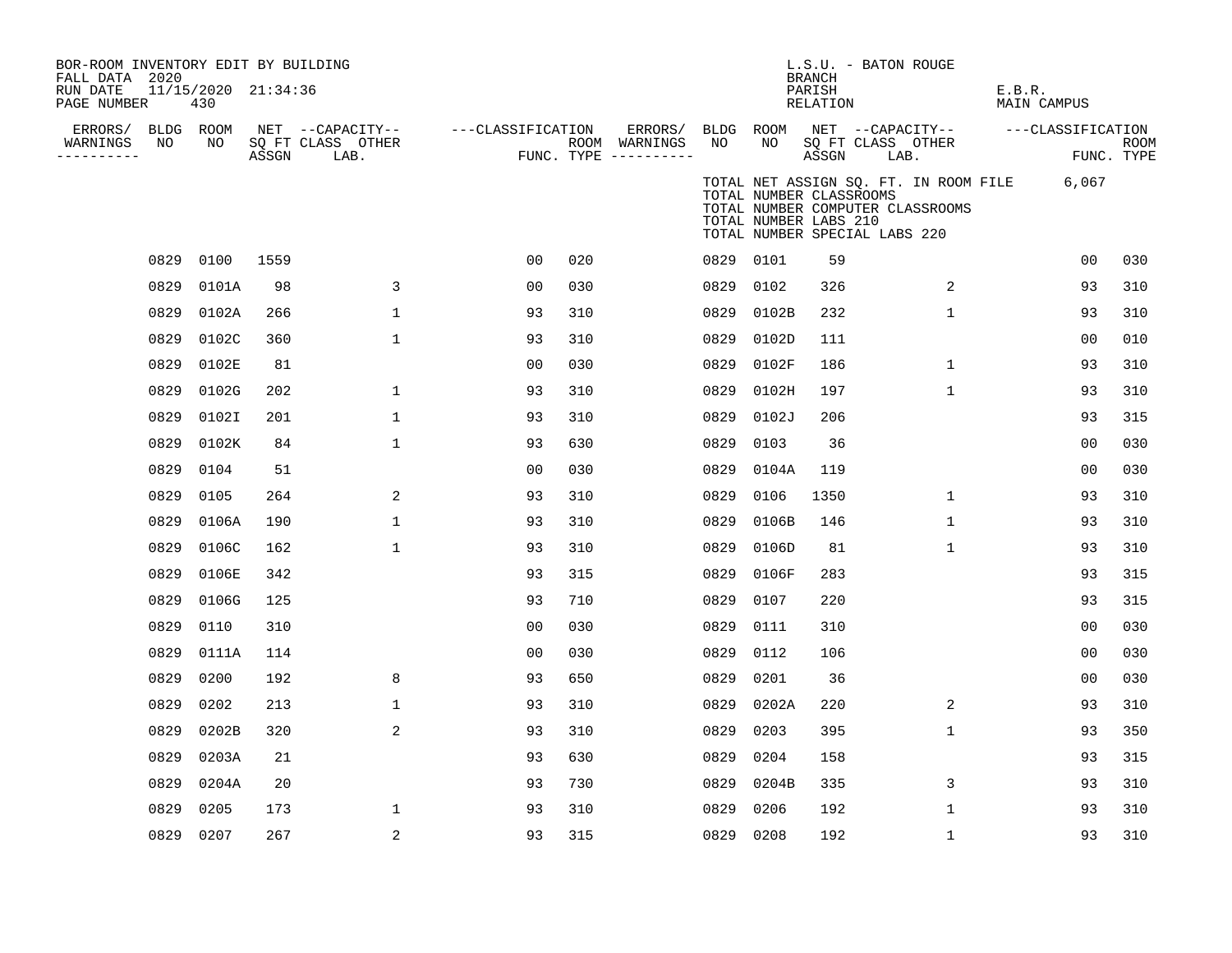BOR-ROOM INVENTORY EDIT BY BUILDING
FALL DATA 2020
RUN DATE 11/15/2020 21:34:36
PAGE NUMBER 430

L.S.U. - BATON ROUGE
BRANCH
PARISH E.B.R.
RELATION MAIN CAMPUS

TOTAL NET ASSIGN SQ. FT. IN ROOM FILE 6,067
TOTAL NUMBER CLASSROOMS
TOTAL NUMBER COMPUTER CLASSROOMS
TOTAL NUMBER LABS 210
TOTAL NUMBER SPECIAL LABS 220

| ERRORS/ WARNINGS | BLDG NO | ROOM NO | NET SQ FT ASSGN | CAPACITY CLASS LAB. | CAPACITY OTHER | CLASSIFICATION FUNC. | ROOM TYPE | ERRORS/ WARNINGS | BLDG NO | ROOM NO | NET SQ FT ASSGN | CAPACITY CLASS LAB. | CAPACITY OTHER | CLASSIFICATION FUNC. | ROOM TYPE |
|---|---|---|---|---|---|---|---|---|---|---|---|---|---|---|---|
| | 0829 | 0100 | 1559 | | | 00 | 020 | | 0829 | 0101 | 59 | | | 00 | 030 |
| | 0829 | 0101A | 98 | | 3 | 00 | 030 | | 0829 | 0102 | 326 | | 2 | 93 | 310 |
| | 0829 | 0102A | 266 | | 1 | 93 | 310 | | 0829 | 0102B | 232 | | 1 | 93 | 310 |
| | 0829 | 0102C | 360 | | 1 | 93 | 310 | | 0829 | 0102D | 111 | | | 00 | 010 |
| | 0829 | 0102E | 81 | | | 00 | 030 | | 0829 | 0102F | 186 | | 1 | 93 | 310 |
| | 0829 | 0102G | 202 | | 1 | 93 | 310 | | 0829 | 0102H | 197 | | 1 | 93 | 310 |
| | 0829 | 0102I | 201 | | 1 | 93 | 310 | | 0829 | 0102J | 206 | | | 93 | 315 |
| | 0829 | 0102K | 84 | | 1 | 93 | 630 | | 0829 | 0103 | 36 | | | 00 | 030 |
| | 0829 | 0104 | 51 | | | 00 | 030 | | 0829 | 0104A | 119 | | | 00 | 030 |
| | 0829 | 0105 | 264 | | 2 | 93 | 310 | | 0829 | 0106 | 1350 | | 1 | 93 | 310 |
| | 0829 | 0106A | 190 | | 1 | 93 | 310 | | 0829 | 0106B | 146 | | 1 | 93 | 310 |
| | 0829 | 0106C | 162 | | 1 | 93 | 310 | | 0829 | 0106D | 81 | | 1 | 93 | 310 |
| | 0829 | 0106E | 342 | | | 93 | 315 | | 0829 | 0106F | 283 | | | 93 | 315 |
| | 0829 | 0106G | 125 | | | 93 | 710 | | 0829 | 0107 | 220 | | | 93 | 315 |
| | 0829 | 0110 | 310 | | | 00 | 030 | | 0829 | 0111 | 310 | | | 00 | 030 |
| | 0829 | 0111A | 114 | | | 00 | 030 | | 0829 | 0112 | 106 | | | 00 | 030 |
| | 0829 | 0200 | 192 | | 8 | 93 | 650 | | 0829 | 0201 | 36 | | | 00 | 030 |
| | 0829 | 0202 | 213 | | 1 | 93 | 310 | | 0829 | 0202A | 220 | | 2 | 93 | 310 |
| | 0829 | 0202B | 320 | | 2 | 93 | 310 | | 0829 | 0203 | 395 | | 1 | 93 | 350 |
| | 0829 | 0203A | 21 | | | 93 | 630 | | 0829 | 0204 | 158 | | | 93 | 315 |
| | 0829 | 0204A | 20 | | | 93 | 730 | | 0829 | 0204B | 335 | | 3 | 93 | 310 |
| | 0829 | 0205 | 173 | | 1 | 93 | 310 | | 0829 | 0206 | 192 | | 1 | 93 | 310 |
| | 0829 | 0207 | 267 | | 2 | 93 | 315 | | 0829 | 0208 | 192 | | 1 | 93 | 310 |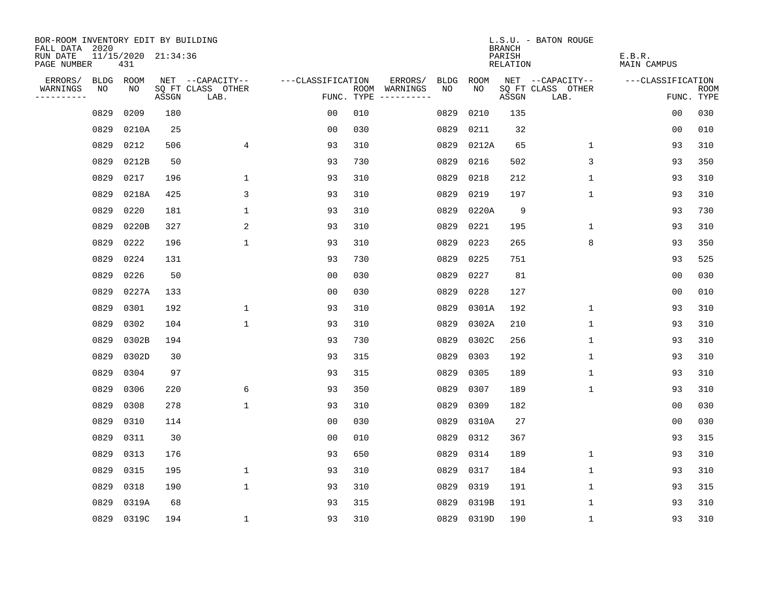BOR-ROOM INVENTORY EDIT BY BUILDING
FALL DATA 2020
RUN DATE 11/15/2020 21:34:36
PAGE NUMBER 431

L.S.U. - BATON ROUGE
BRANCH
PARISH E.B.R.
RELATION MAIN CAMPUS

| ERRORS/ WARNINGS | BLDG NO | ROOM NO | NET SQ FT ASSGN | CAPACITY CLASS LAB. | CAPACITY OTHER | CLASSIFICATION FUNC. | ROOM TYPE | ERRORS/ WARNINGS | BLDG NO | ROOM NO | NET SQ FT ASSGN | CAPACITY CLASS LAB. | CAPACITY OTHER | CLASSIFICATION FUNC. | ROOM TYPE |
|---|---|---|---|---|---|---|---|---|---|---|---|---|---|---|---|
| | 0829 | 0209 | 180 | | | 00 | 010 | | 0829 | 0210 | 135 | | | 00 | 030 |
| | 0829 | 0210A | 25 | | | 00 | 030 | | 0829 | 0211 | 32 | | | 00 | 010 |
| | 0829 | 0212 | 506 | | 4 | 93 | 310 | | 0829 | 0212A | 65 | | 1 | 93 | 310 |
| | 0829 | 0212B | 50 | | | 93 | 730 | | 0829 | 0216 | 502 | | 3 | 93 | 350 |
| | 0829 | 0217 | 196 | | 1 | 93 | 310 | | 0829 | 0218 | 212 | | 1 | 93 | 310 |
| | 0829 | 0218A | 425 | | 3 | 93 | 310 | | 0829 | 0219 | 197 | | 1 | 93 | 310 |
| | 0829 | 0220 | 181 | | 1 | 93 | 310 | | 0829 | 0220A | 9 | | | 93 | 730 |
| | 0829 | 0220B | 327 | | 2 | 93 | 310 | | 0829 | 0221 | 195 | | 1 | 93 | 310 |
| | 0829 | 0222 | 196 | | 1 | 93 | 310 | | 0829 | 0223 | 265 | | 8 | 93 | 350 |
| | 0829 | 0224 | 131 | | | 93 | 730 | | 0829 | 0225 | 751 | | | 93 | 525 |
| | 0829 | 0226 | 50 | | | 00 | 030 | | 0829 | 0227 | 81 | | | 00 | 030 |
| | 0829 | 0227A | 133 | | | 00 | 030 | | 0829 | 0228 | 127 | | | 00 | 010 |
| | 0829 | 0301 | 192 | | 1 | 93 | 310 | | 0829 | 0301A | 192 | | 1 | 93 | 310 |
| | 0829 | 0302 | 104 | | 1 | 93 | 310 | | 0829 | 0302A | 210 | | 1 | 93 | 310 |
| | 0829 | 0302B | 194 | | | 93 | 730 | | 0829 | 0302C | 256 | | 1 | 93 | 310 |
| | 0829 | 0302D | 30 | | | 93 | 315 | | 0829 | 0303 | 192 | | 1 | 93 | 310 |
| | 0829 | 0304 | 97 | | | 93 | 315 | | 0829 | 0305 | 189 | | 1 | 93 | 310 |
| | 0829 | 0306 | 220 | | 6 | 93 | 350 | | 0829 | 0307 | 189 | | 1 | 93 | 310 |
| | 0829 | 0308 | 278 | | 1 | 93 | 310 | | 0829 | 0309 | 182 | | | 00 | 030 |
| | 0829 | 0310 | 114 | | | 00 | 030 | | 0829 | 0310A | 27 | | | 00 | 030 |
| | 0829 | 0311 | 30 | | | 00 | 010 | | 0829 | 0312 | 367 | | | 93 | 315 |
| | 0829 | 0313 | 176 | | | 93 | 650 | | 0829 | 0314 | 189 | | 1 | 93 | 310 |
| | 0829 | 0315 | 195 | | 1 | 93 | 310 | | 0829 | 0317 | 184 | | 1 | 93 | 310 |
| | 0829 | 0318 | 190 | | 1 | 93 | 310 | | 0829 | 0319 | 191 | | 1 | 93 | 315 |
| | 0829 | 0319A | 68 | | | 93 | 315 | | 0829 | 0319B | 191 | | 1 | 93 | 310 |
| | 0829 | 0319C | 194 | | 1 | 93 | 310 | | 0829 | 0319D | 190 | | 1 | 93 | 310 |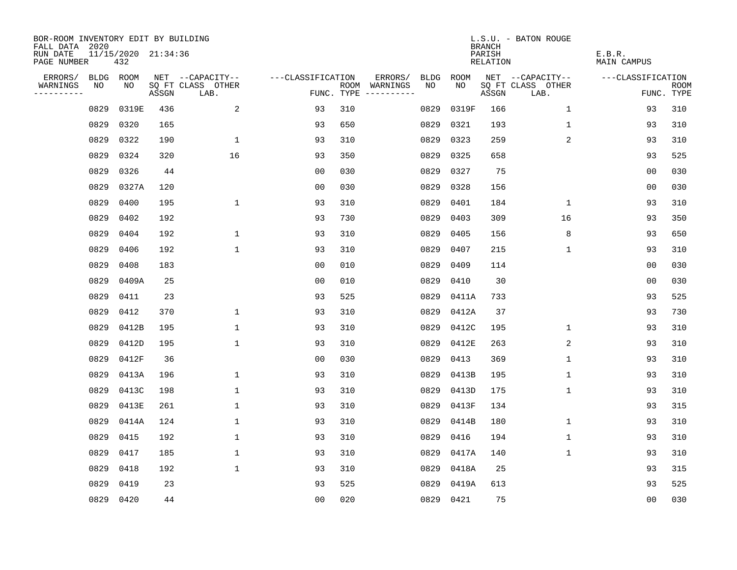BOR-ROOM INVENTORY EDIT BY BUILDING
FALL DATA 2020
RUN DATE 11/15/2020 21:34:36
PAGE NUMBER 432

L.S.U. - BATON ROUGE
BRANCH
PARISH E.B.R.
RELATION MAIN CAMPUS

| ERRORS/ WARNINGS | BLDG NO | ROOM NO | NET SQ FT ASSGN | CAPACITY CLASS LAB. | CAPACITY OTHER | CLASSIFICATION FUNC. | ROOM TYPE | ERRORS/ WARNINGS | BLDG NO | ROOM NO | NET SQ FT ASSGN | CAPACITY CLASS LAB. | CAPACITY OTHER | CLASSIFICATION FUNC. | ROOM TYPE |
|---|---|---|---|---|---|---|---|---|---|---|---|---|---|---|---|
| | 0829 | 0319E | 436 | | 2 | 93 | 310 | | 0829 | 0319F | 166 | | 1 | 93 | 310 |
| | 0829 | 0320 | 165 | | | 93 | 650 | | 0829 | 0321 | 193 | | 1 | 93 | 310 |
| | 0829 | 0322 | 190 | | 1 | 93 | 310 | | 0829 | 0323 | 259 | | 2 | 93 | 310 |
| | 0829 | 0324 | 320 | | 16 | 93 | 350 | | 0829 | 0325 | 658 | | | 93 | 525 |
| | 0829 | 0326 | 44 | | | 00 | 030 | | 0829 | 0327 | 75 | | | 00 | 030 |
| | 0829 | 0327A | 120 | | | 00 | 030 | | 0829 | 0328 | 156 | | | 00 | 030 |
| | 0829 | 0400 | 195 | | 1 | 93 | 310 | | 0829 | 0401 | 184 | | 1 | 93 | 310 |
| | 0829 | 0402 | 192 | | | 93 | 730 | | 0829 | 0403 | 309 | | 16 | 93 | 350 |
| | 0829 | 0404 | 192 | | 1 | 93 | 310 | | 0829 | 0405 | 156 | | 8 | 93 | 650 |
| | 0829 | 0406 | 192 | | 1 | 93 | 310 | | 0829 | 0407 | 215 | | 1 | 93 | 310 |
| | 0829 | 0408 | 183 | | | 00 | 010 | | 0829 | 0409 | 114 | | | 00 | 030 |
| | 0829 | 0409A | 25 | | | 00 | 010 | | 0829 | 0410 | 30 | | | 00 | 030 |
| | 0829 | 0411 | 23 | | | 93 | 525 | | 0829 | 0411A | 733 | | | 93 | 525 |
| | 0829 | 0412 | 370 | | 1 | 93 | 310 | | 0829 | 0412A | 37 | | | 93 | 730 |
| | 0829 | 0412B | 195 | | 1 | 93 | 310 | | 0829 | 0412C | 195 | | 1 | 93 | 310 |
| | 0829 | 0412D | 195 | | 1 | 93 | 310 | | 0829 | 0412E | 263 | | 2 | 93 | 310 |
| | 0829 | 0412F | 36 | | | 00 | 030 | | 0829 | 0413 | 369 | | 1 | 93 | 310 |
| | 0829 | 0413A | 196 | | 1 | 93 | 310 | | 0829 | 0413B | 195 | | 1 | 93 | 310 |
| | 0829 | 0413C | 198 | | 1 | 93 | 310 | | 0829 | 0413D | 175 | | 1 | 93 | 310 |
| | 0829 | 0413E | 261 | | 1 | 93 | 310 | | 0829 | 0413F | 134 | | | 93 | 315 |
| | 0829 | 0414A | 124 | | 1 | 93 | 310 | | 0829 | 0414B | 180 | | 1 | 93 | 310 |
| | 0829 | 0415 | 192 | | 1 | 93 | 310 | | 0829 | 0416 | 194 | | 1 | 93 | 310 |
| | 0829 | 0417 | 185 | | 1 | 93 | 310 | | 0829 | 0417A | 140 | | 1 | 93 | 310 |
| | 0829 | 0418 | 192 | | 1 | 93 | 310 | | 0829 | 0418A | 25 | | | 93 | 315 |
| | 0829 | 0419 | 23 | | | 93 | 525 | | 0829 | 0419A | 613 | | | 93 | 525 |
| | 0829 | 0420 | 44 | | | 00 | 020 | | 0829 | 0421 | 75 | | | 00 | 030 |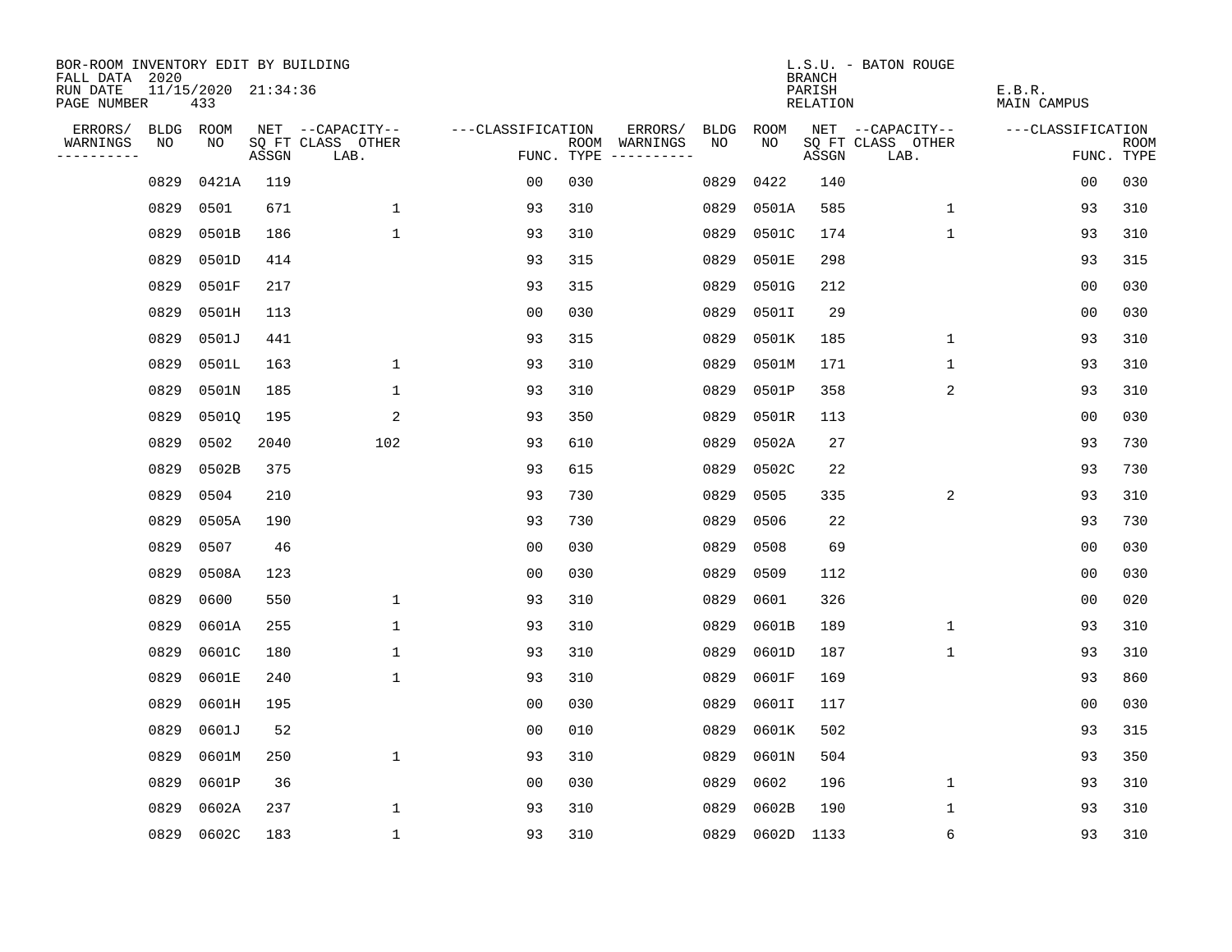BOR-ROOM INVENTORY EDIT BY BUILDING
FALL DATA 2020
RUN DATE 11/15/2020 21:34:36
PAGE NUMBER 433

L.S.U. - BATON ROUGE
BRANCH
PARISH E.B.R.
RELATION MAIN CAMPUS

| ERRORS/ WARNINGS | BLDG NO | ROOM NO | NET SQ FT ASSGN | --CAPACITY-- CLASS LAB. | OTHER | ---CLASSIFICATION FUNC. | ROOM TYPE | ERRORS/ WARNINGS | BLDG NO | ROOM NO | NET SQ FT ASSGN | --CAPACITY-- CLASS LAB. | OTHER | ---CLASSIFICATION FUNC. | ROOM TYPE |
|---|---|---|---|---|---|---|---|---|---|---|---|---|---|---|---|
| | 0829 | 0421A | 119 | | | 00 | 030 | | 0829 | 0422 | 140 | | | 00 | 030 |
| | 0829 | 0501 | 671 | | 1 | 93 | 310 | | 0829 | 0501A | 585 | | 1 | 93 | 310 |
| | 0829 | 0501B | 186 | | 1 | 93 | 310 | | 0829 | 0501C | 174 | | 1 | 93 | 310 |
| | 0829 | 0501D | 414 | | | 93 | 315 | | 0829 | 0501E | 298 | | | 93 | 315 |
| | 0829 | 0501F | 217 | | | 93 | 315 | | 0829 | 0501G | 212 | | | 00 | 030 |
| | 0829 | 0501H | 113 | | | 00 | 030 | | 0829 | 0501I | 29 | | | 00 | 030 |
| | 0829 | 0501J | 441 | | | 93 | 315 | | 0829 | 0501K | 185 | | 1 | 93 | 310 |
| | 0829 | 0501L | 163 | | 1 | 93 | 310 | | 0829 | 0501M | 171 | | 1 | 93 | 310 |
| | 0829 | 0501N | 185 | | 1 | 93 | 310 | | 0829 | 0501P | 358 | | 2 | 93 | 310 |
| | 0829 | 0501Q | 195 | | 2 | 93 | 350 | | 0829 | 0501R | 113 | | | 00 | 030 |
| | 0829 | 0502 | 2040 | | 102 | 93 | 610 | | 0829 | 0502A | 27 | | | 93 | 730 |
| | 0829 | 0502B | 375 | | | 93 | 615 | | 0829 | 0502C | 22 | | | 93 | 730 |
| | 0829 | 0504 | 210 | | | 93 | 730 | | 0829 | 0505 | 335 | | 2 | 93 | 310 |
| | 0829 | 0505A | 190 | | | 93 | 730 | | 0829 | 0506 | 22 | | | 93 | 730 |
| | 0829 | 0507 | 46 | | | 00 | 030 | | 0829 | 0508 | 69 | | | 00 | 030 |
| | 0829 | 0508A | 123 | | | 00 | 030 | | 0829 | 0509 | 112 | | | 00 | 030 |
| | 0829 | 0600 | 550 | | 1 | 93 | 310 | | 0829 | 0601 | 326 | | | 00 | 020 |
| | 0829 | 0601A | 255 | | 1 | 93 | 310 | | 0829 | 0601B | 189 | | 1 | 93 | 310 |
| | 0829 | 0601C | 180 | | 1 | 93 | 310 | | 0829 | 0601D | 187 | | 1 | 93 | 310 |
| | 0829 | 0601E | 240 | | 1 | 93 | 310 | | 0829 | 0601F | 169 | | | 93 | 860 |
| | 0829 | 0601H | 195 | | | 00 | 030 | | 0829 | 0601I | 117 | | | 00 | 030 |
| | 0829 | 0601J | 52 | | | 00 | 010 | | 0829 | 0601K | 502 | | | 93 | 315 |
| | 0829 | 0601M | 250 | | 1 | 93 | 310 | | 0829 | 0601N | 504 | | | 93 | 350 |
| | 0829 | 0601P | 36 | | | 00 | 030 | | 0829 | 0602 | 196 | | 1 | 93 | 310 |
| | 0829 | 0602A | 237 | | 1 | 93 | 310 | | 0829 | 0602B | 190 | | 1 | 93 | 310 |
| | 0829 | 0602C | 183 | | 1 | 93 | 310 | | 0829 | 0602D | 1133 | | 6 | 93 | 310 |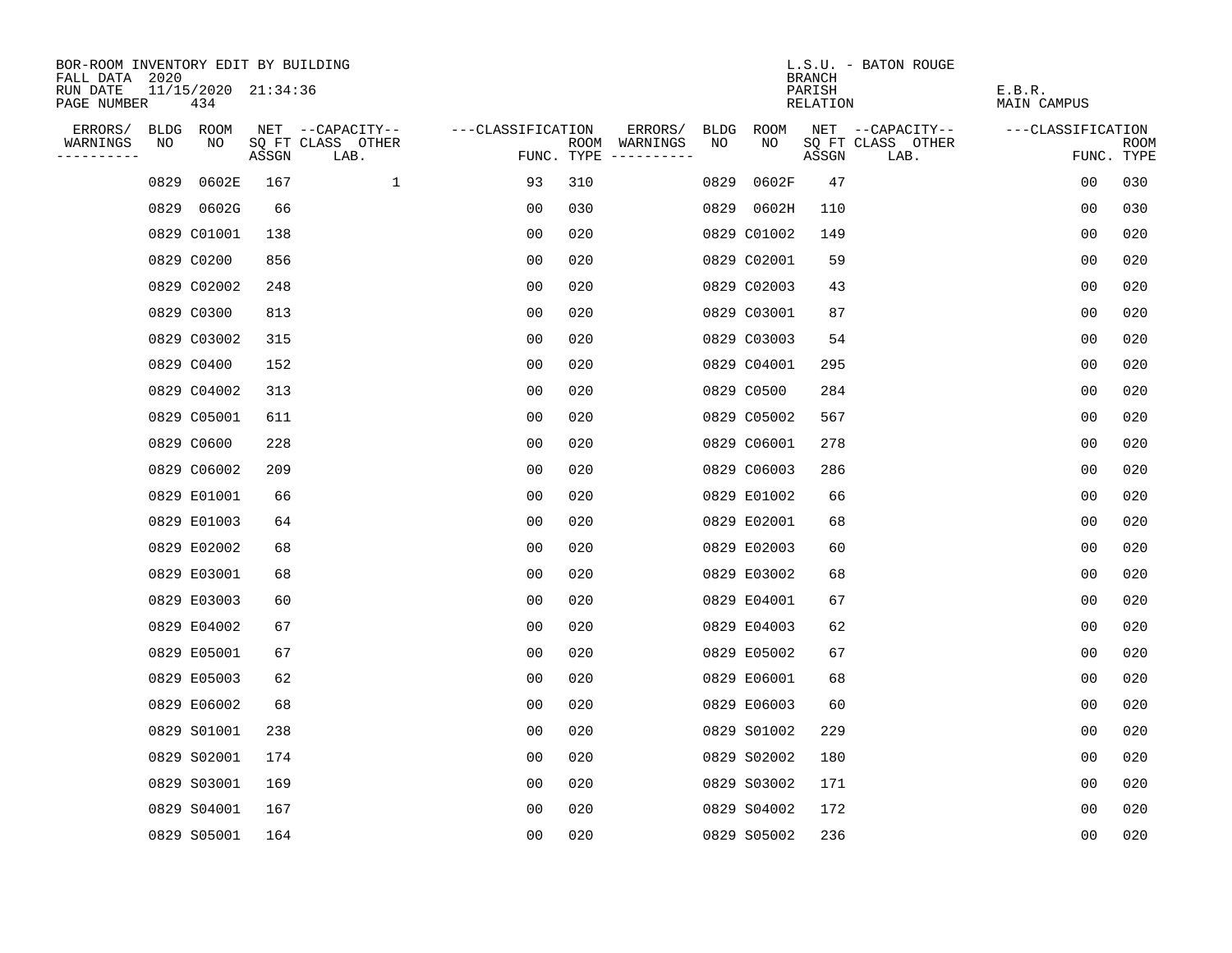BOR-ROOM INVENTORY EDIT BY BUILDING
FALL DATA 2020
RUN DATE 11/15/2020 21:34:36
PAGE NUMBER 434

L.S.U. - BATON ROUGE
BRANCH
PARISH E.B.R.
RELATION MAIN CAMPUS

| ERRORS/ WARNINGS | BLDG NO | ROOM NO | NET SQ FT ASSGN | CAPACITY CLASS LAB. | CAPACITY OTHER | CLASSIFICATION FUNC. | ROOM TYPE | ERRORS/ WARNINGS | BLDG NO | ROOM NO | NET SQ FT ASSGN | CAPACITY CLASS LAB. | CAPACITY OTHER | CLASSIFICATION FUNC. | ROOM TYPE |
|---|---|---|---|---|---|---|---|---|---|---|---|---|---|---|---|
| | 0829 | 0602E | 167 | | 1 | 93 | 310 | | 0829 | 0602F | 47 | | | 00 | 030 |
| | 0829 | 0602G | 66 | | | 00 | 030 | | 0829 | 0602H | 110 | | | 00 | 030 |
| | 0829 | C01001 | 138 | | | 00 | 020 | | 0829 | C01002 | 149 | | | 00 | 020 |
| | 0829 | C0200 | 856 | | | 00 | 020 | | 0829 | C02001 | 59 | | | 00 | 020 |
| | 0829 | C02002 | 248 | | | 00 | 020 | | 0829 | C02003 | 43 | | | 00 | 020 |
| | 0829 | C0300 | 813 | | | 00 | 020 | | 0829 | C03001 | 87 | | | 00 | 020 |
| | 0829 | C03002 | 315 | | | 00 | 020 | | 0829 | C03003 | 54 | | | 00 | 020 |
| | 0829 | C0400 | 152 | | | 00 | 020 | | 0829 | C04001 | 295 | | | 00 | 020 |
| | 0829 | C04002 | 313 | | | 00 | 020 | | 0829 | C0500 | 284 | | | 00 | 020 |
| | 0829 | C05001 | 611 | | | 00 | 020 | | 0829 | C05002 | 567 | | | 00 | 020 |
| | 0829 | C0600 | 228 | | | 00 | 020 | | 0829 | C06001 | 278 | | | 00 | 020 |
| | 0829 | C06002 | 209 | | | 00 | 020 | | 0829 | C06003 | 286 | | | 00 | 020 |
| | 0829 | E01001 | 66 | | | 00 | 020 | | 0829 | E01002 | 66 | | | 00 | 020 |
| | 0829 | E01003 | 64 | | | 00 | 020 | | 0829 | E02001 | 68 | | | 00 | 020 |
| | 0829 | E02002 | 68 | | | 00 | 020 | | 0829 | E02003 | 60 | | | 00 | 020 |
| | 0829 | E03001 | 68 | | | 00 | 020 | | 0829 | E03002 | 68 | | | 00 | 020 |
| | 0829 | E03003 | 60 | | | 00 | 020 | | 0829 | E04001 | 67 | | | 00 | 020 |
| | 0829 | E04002 | 67 | | | 00 | 020 | | 0829 | E04003 | 62 | | | 00 | 020 |
| | 0829 | E05001 | 67 | | | 00 | 020 | | 0829 | E05002 | 67 | | | 00 | 020 |
| | 0829 | E05003 | 62 | | | 00 | 020 | | 0829 | E06001 | 68 | | | 00 | 020 |
| | 0829 | E06002 | 68 | | | 00 | 020 | | 0829 | E06003 | 60 | | | 00 | 020 |
| | 0829 | S01001 | 238 | | | 00 | 020 | | 0829 | S01002 | 229 | | | 00 | 020 |
| | 0829 | S02001 | 174 | | | 00 | 020 | | 0829 | S02002 | 180 | | | 00 | 020 |
| | 0829 | S03001 | 169 | | | 00 | 020 | | 0829 | S03002 | 171 | | | 00 | 020 |
| | 0829 | S04001 | 167 | | | 00 | 020 | | 0829 | S04002 | 172 | | | 00 | 020 |
| | 0829 | S05001 | 164 | | | 00 | 020 | | 0829 | S05002 | 236 | | | 00 | 020 |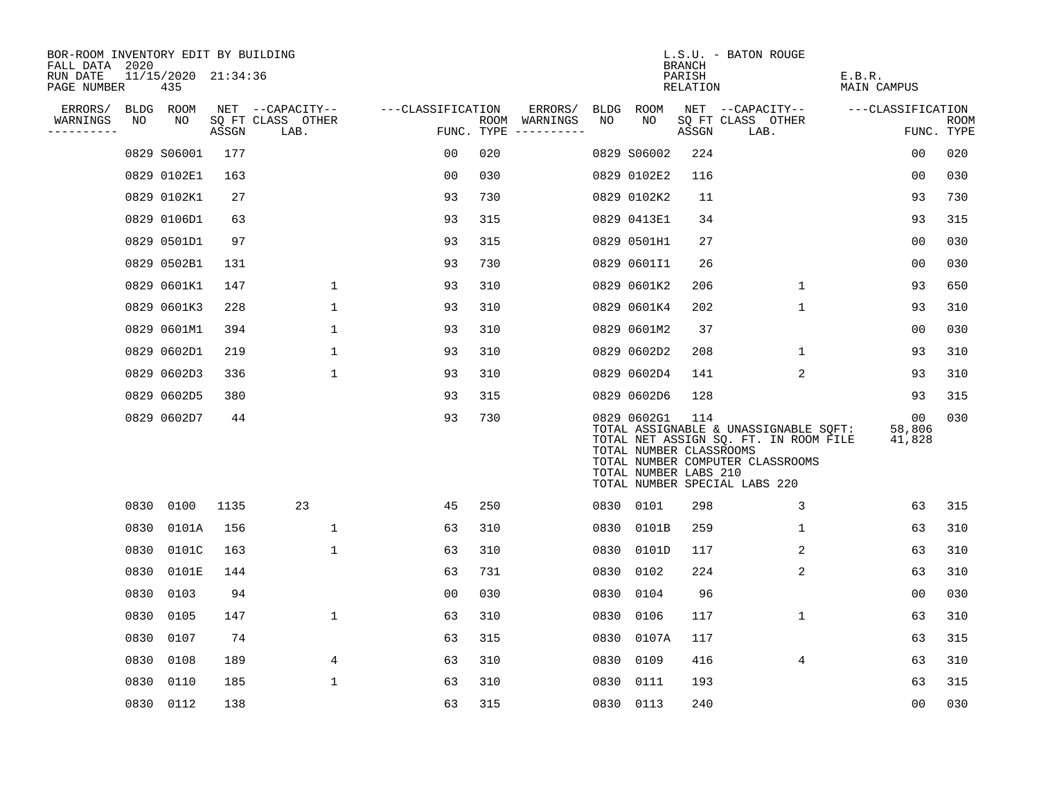BOR-ROOM INVENTORY EDIT BY BUILDING
FALL DATA 2020
RUN DATE 11/15/2020 21:34:36
PAGE NUMBER 435

L.S.U. - BATON ROUGE
BRANCH
PARISH E.B.R.
RELATION MAIN CAMPUS

| ERRORS/ WARNINGS | BLDG NO | ROOM NO | NET SQ FT ASSGN | CAPACITY CLASS LAB. | CAPACITY OTHER | CLASSIFICATION FUNC. | ROOM TYPE | ERRORS/ WARNINGS | BLDG NO | ROOM NO | NET SQ FT ASSGN | CAPACITY CLASS LAB. | CAPACITY OTHER | CLASSIFICATION FUNC. | ROOM TYPE |
|---|---|---|---|---|---|---|---|---|---|---|---|---|---|---|---|
| | 0829 | S06001 | 177 | | | 00 | 020 | | 0829 | S06002 | 224 | | | 00 | 020 |
| | 0829 | 0102E1 | 163 | | | 00 | 030 | | 0829 | 0102E2 | 116 | | | 00 | 030 |
| | 0829 | 0102K1 | 27 | | | 93 | 730 | | 0829 | 0102K2 | 11 | | | 93 | 730 |
| | 0829 | 0106D1 | 63 | | | 93 | 315 | | 0829 | 0413E1 | 34 | | | 93 | 315 |
| | 0829 | 0501D1 | 97 | | | 93 | 315 | | 0829 | 0501H1 | 27 | | | 00 | 030 |
| | 0829 | 0502B1 | 131 | | | 93 | 730 | | 0829 | 0601I1 | 26 | | | 00 | 030 |
| | 0829 | 0601K1 | 147 | | 1 | 93 | 310 | | 0829 | 0601K2 | 206 | | 1 | 93 | 650 |
| | 0829 | 0601K3 | 228 | | 1 | 93 | 310 | | 0829 | 0601K4 | 202 | | 1 | 93 | 310 |
| | 0829 | 0601M1 | 394 | | 1 | 93 | 310 | | 0829 | 0601M2 | 37 | | | 00 | 030 |
| | 0829 | 0602D1 | 219 | | 1 | 93 | 310 | | 0829 | 0602D2 | 208 | | 1 | 93 | 310 |
| | 0829 | 0602D3 | 336 | | 1 | 93 | 310 | | 0829 | 0602D4 | 141 | | 2 | 93 | 310 |
| | 0829 | 0602D5 | 380 | | | 93 | 315 | | 0829 | 0602D6 | 128 | | | 93 | 315 |
| | 0829 | 0602D7 | 44 | | | 93 | 730 | | 0829 | 0602G1 | 114 | | | 00 | 030 |

TOTAL ASSIGNABLE & UNASSIGNABLE SQFT: 58,806
TOTAL NET ASSIGN SQ. FT. IN ROOM FILE 41,828
TOTAL NUMBER CLASSROOMS
TOTAL NUMBER COMPUTER CLASSROOMS
TOTAL NUMBER LABS 210
TOTAL NUMBER SPECIAL LABS 220

| ERRORS/ WARNINGS | BLDG NO | ROOM NO | NET SQ FT ASSGN | CAPACITY CLASS LAB. | CAPACITY OTHER | CLASSIFICATION FUNC. | ROOM TYPE | ERRORS/ WARNINGS | BLDG NO | ROOM NO | NET SQ FT ASSGN | CAPACITY CLASS LAB. | CAPACITY OTHER | CLASSIFICATION FUNC. | ROOM TYPE |
|---|---|---|---|---|---|---|---|---|---|---|---|---|---|---|---|
| | 0830 | 0100 | 1135 | 23 | | 45 | 250 | | 0830 | 0101 | 298 | | 3 | 63 | 315 |
| | 0830 | 0101A | 156 | | 1 | 63 | 310 | | 0830 | 0101B | 259 | | 1 | 63 | 310 |
| | 0830 | 0101C | 163 | | 1 | 63 | 310 | | 0830 | 0101D | 117 | | 2 | 63 | 310 |
| | 0830 | 0101E | 144 | | | 63 | 731 | | 0830 | 0102 | 224 | | 2 | 63 | 310 |
| | 0830 | 0103 | 94 | | | 00 | 030 | | 0830 | 0104 | 96 | | | 00 | 030 |
| | 0830 | 0105 | 147 | | 1 | 63 | 310 | | 0830 | 0106 | 117 | | 1 | 63 | 310 |
| | 0830 | 0107 | 74 | | | 63 | 315 | | 0830 | 0107A | 117 | | | 63 | 315 |
| | 0830 | 0108 | 189 | | 4 | 63 | 310 | | 0830 | 0109 | 416 | | 4 | 63 | 310 |
| | 0830 | 0110 | 185 | | 1 | 63 | 310 | | 0830 | 0111 | 193 | | | 63 | 315 |
| | 0830 | 0112 | 138 | | | 63 | 315 | | 0830 | 0113 | 240 | | | 00 | 030 |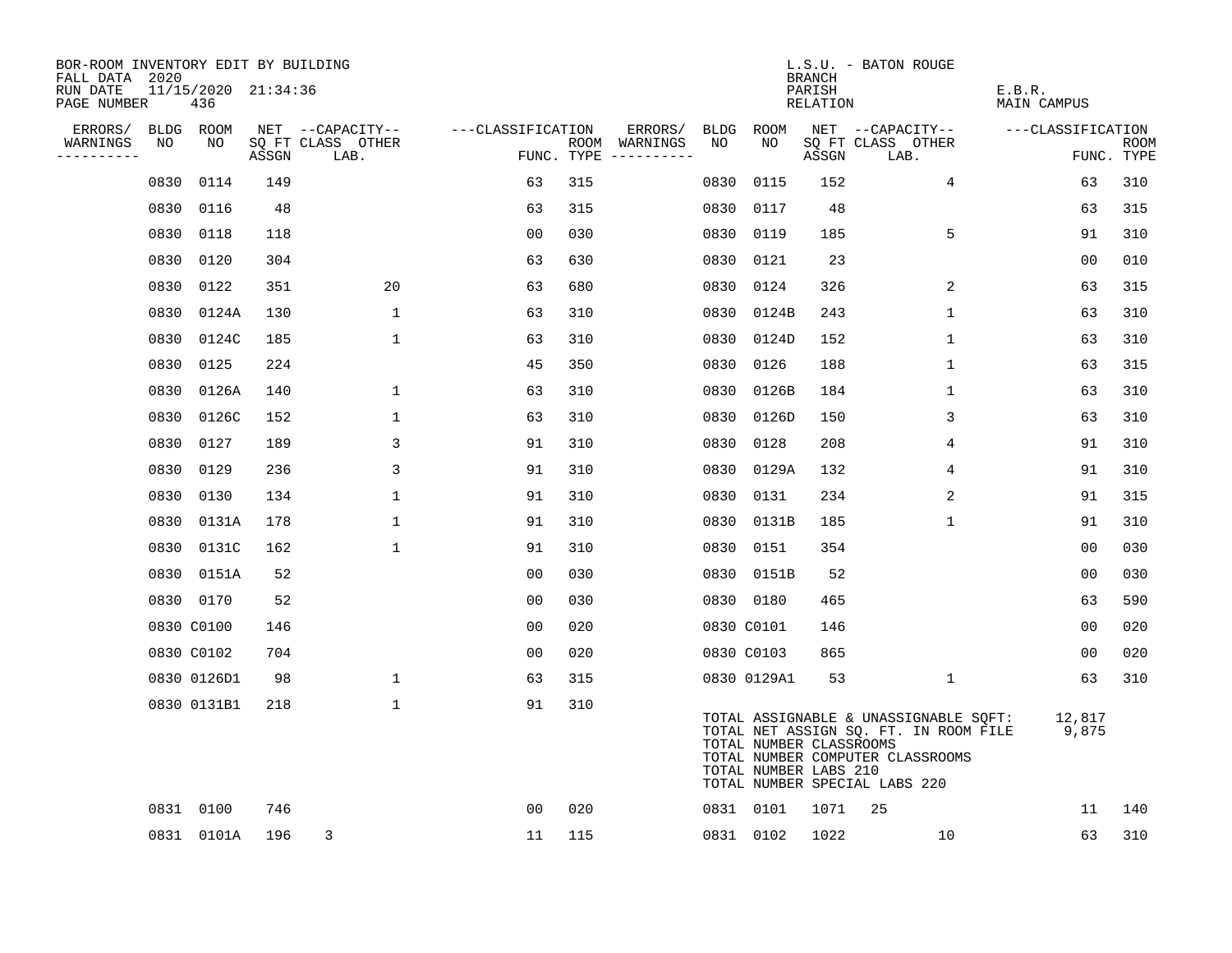BOR-ROOM INVENTORY EDIT BY BUILDING
FALL DATA 2020
RUN DATE 11/15/2020 21:34:36
PAGE NUMBER 436

L.S.U. - BATON ROUGE
BRANCH
PARISH E.B.R.
RELATION MAIN CAMPUS

| ERRORS/ WARNINGS | BLDG NO | ROOM NO | NET ASSGN SQ FT | CAPACITY CLASS | CAPACITY OTHER LAB. | CLASSIFICATION FUNC. | ROOM TYPE | ERRORS/ WARNINGS | BLDG NO | ROOM NO | NET ASSGN SQ FT | CAPACITY CLASS | CAPACITY OTHER LAB. | CLASSIFICATION FUNC. | ROOM TYPE |
|---|---|---|---|---|---|---|---|---|---|---|---|---|---|---|---|
| | 0830 | 0114 | 149 | | | 63 | 315 | | 0830 | 0115 | 152 | | 4 | 63 | 310 |
| | 0830 | 0116 | 48 | | | 63 | 315 | | 0830 | 0117 | 48 | | | 63 | 315 |
| | 0830 | 0118 | 118 | | | 00 | 030 | | 0830 | 0119 | 185 | | 5 | 91 | 310 |
| | 0830 | 0120 | 304 | | | 63 | 630 | | 0830 | 0121 | 23 | | | 00 | 010 |
| | 0830 | 0122 | 351 | | 20 | 63 | 680 | | 0830 | 0124 | 326 | | 2 | 63 | 315 |
| | 0830 | 0124A | 130 | | 1 | 63 | 310 | | 0830 | 0124B | 243 | | 1 | 63 | 310 |
| | 0830 | 0124C | 185 | | 1 | 63 | 310 | | 0830 | 0124D | 152 | | 1 | 63 | 310 |
| | 0830 | 0125 | 224 | | | 45 | 350 | | 0830 | 0126 | 188 | | 1 | 63 | 315 |
| | 0830 | 0126A | 140 | | 1 | 63 | 310 | | 0830 | 0126B | 184 | | 1 | 63 | 310 |
| | 0830 | 0126C | 152 | | 1 | 63 | 310 | | 0830 | 0126D | 150 | | 3 | 63 | 310 |
| | 0830 | 0127 | 189 | | 3 | 91 | 310 | | 0830 | 0128 | 208 | | 4 | 91 | 310 |
| | 0830 | 0129 | 236 | | 3 | 91 | 310 | | 0830 | 0129A | 132 | | 4 | 91 | 310 |
| | 0830 | 0130 | 134 | | 1 | 91 | 310 | | 0830 | 0131 | 234 | | 2 | 91 | 315 |
| | 0830 | 0131A | 178 | | 1 | 91 | 310 | | 0830 | 0131B | 185 | | 1 | 91 | 310 |
| | 0830 | 0131C | 162 | | 1 | 91 | 310 | | 0830 | 0151 | 354 | | | 00 | 030 |
| | 0830 | 0151A | 52 | | | 00 | 030 | | 0830 | 0151B | 52 | | | 00 | 030 |
| | 0830 | 0170 | 52 | | | 00 | 030 | | 0830 | 0180 | 465 | | | 63 | 590 |
| | 0830 | C0100 | 146 | | | 00 | 020 | | 0830 | C0101 | 146 | | | 00 | 020 |
| | 0830 | C0102 | 704 | | | 00 | 020 | | 0830 | C0103 | 865 | | | 00 | 020 |
| | 0830 | 0126D1 | 98 | | 1 | 63 | 315 | | 0830 | 0129A1 | 53 | | 1 | 63 | 310 |
| | 0830 | 0131B1 | 218 | | 1 | 91 | 310 | | | | | | | | |

TOTAL ASSIGNABLE & UNASSIGNABLE SQFT: 12,817
TOTAL NET ASSIGN SQ. FT. IN ROOM FILE 9,875
TOTAL NUMBER CLASSROOMS
TOTAL NUMBER COMPUTER CLASSROOMS
TOTAL NUMBER LABS 210
TOTAL NUMBER SPECIAL LABS 220

| ERRORS/ WARNINGS | BLDG NO | ROOM NO | NET ASSGN SQ FT | CAPACITY CLASS | CAPACITY OTHER LAB. | CLASSIFICATION FUNC. | ROOM TYPE | ERRORS/ WARNINGS | BLDG NO | ROOM NO | NET ASSGN SQ FT | CAPACITY CLASS | CAPACITY OTHER LAB. | CLASSIFICATION FUNC. | ROOM TYPE |
|---|---|---|---|---|---|---|---|---|---|---|---|---|---|---|---|
| | 0831 | 0100 | 746 | | | 00 | 020 | | 0831 | 0101 | 1071 | 25 | | 11 | 140 |
| | 0831 | 0101A | 196 | 3 | | 11 | 115 | | 0831 | 0102 | 1022 | | 10 | 63 | 310 |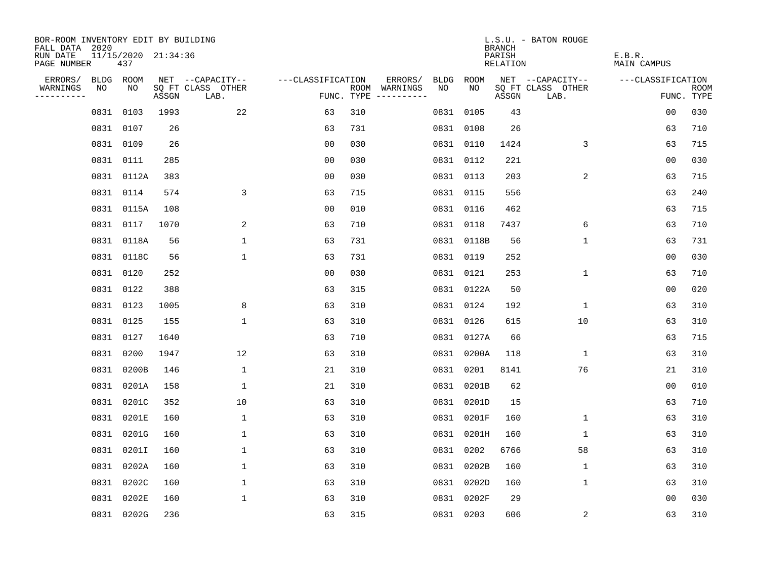BOR-ROOM INVENTORY EDIT BY BUILDING
FALL DATA 2020
RUN DATE 11/15/2020 21:34:36
PAGE NUMBER 437

L.S.U. - BATON ROUGE
BRANCH
PARISH E.B.R.
RELATION MAIN CAMPUS

| ERRORS/ WARNINGS | BLDG NO | ROOM NO | NET SQ FT ASSGN | --CAPACITY-- CLASS LAB. | OTHER | ---CLASSIFICATION FUNC. | ROOM TYPE | ERRORS/ WARNINGS | BLDG NO | ROOM NO | NET SQ FT ASSGN | --CAPACITY-- CLASS LAB. | OTHER | ---CLASSIFICATION FUNC. | ROOM TYPE |
|---|---|---|---|---|---|---|---|---|---|---|---|---|---|---|---|
| | 0831 | 0103 | 1993 | | 22 | 63 | 310 | | 0831 | 0105 | 43 | | | 00 | 030 |
| | 0831 | 0107 | 26 | | | 63 | 731 | | 0831 | 0108 | 26 | | | 63 | 710 |
| | 0831 | 0109 | 26 | | | 00 | 030 | | 0831 | 0110 | 1424 | | 3 | 63 | 715 |
| | 0831 | 0111 | 285 | | | 00 | 030 | | 0831 | 0112 | 221 | | | 00 | 030 |
| | 0831 | 0112A | 383 | | | 00 | 030 | | 0831 | 0113 | 203 | | 2 | 63 | 715 |
| | 0831 | 0114 | 574 | | 3 | 63 | 715 | | 0831 | 0115 | 556 | | | 63 | 240 |
| | 0831 | 0115A | 108 | | | 00 | 010 | | 0831 | 0116 | 462 | | | 63 | 715 |
| | 0831 | 0117 | 1070 | | 2 | 63 | 710 | | 0831 | 0118 | 7437 | | 6 | 63 | 710 |
| | 0831 | 0118A | 56 | | 1 | 63 | 731 | | 0831 | 0118B | 56 | | 1 | 63 | 731 |
| | 0831 | 0118C | 56 | | 1 | 63 | 731 | | 0831 | 0119 | 252 | | | 00 | 030 |
| | 0831 | 0120 | 252 | | | 00 | 030 | | 0831 | 0121 | 253 | | 1 | 63 | 710 |
| | 0831 | 0122 | 388 | | | 63 | 315 | | 0831 | 0122A | 50 | | | 00 | 020 |
| | 0831 | 0123 | 1005 | | 8 | 63 | 310 | | 0831 | 0124 | 192 | | 1 | 63 | 310 |
| | 0831 | 0125 | 155 | | 1 | 63 | 310 | | 0831 | 0126 | 615 | | 10 | 63 | 310 |
| | 0831 | 0127 | 1640 | | | 63 | 710 | | 0831 | 0127A | 66 | | | 63 | 715 |
| | 0831 | 0200 | 1947 | | 12 | 63 | 310 | | 0831 | 0200A | 118 | | 1 | 63 | 310 |
| | 0831 | 0200B | 146 | | 1 | 21 | 310 | | 0831 | 0201 | 8141 | | 76 | 21 | 310 |
| | 0831 | 0201A | 158 | | 1 | 21 | 310 | | 0831 | 0201B | 62 | | | 00 | 010 |
| | 0831 | 0201C | 352 | | 10 | 63 | 310 | | 0831 | 0201D | 15 | | | 63 | 710 |
| | 0831 | 0201E | 160 | | 1 | 63 | 310 | | 0831 | 0201F | 160 | | 1 | 63 | 310 |
| | 0831 | 0201G | 160 | | 1 | 63 | 310 | | 0831 | 0201H | 160 | | 1 | 63 | 310 |
| | 0831 | 0201I | 160 | | 1 | 63 | 310 | | 0831 | 0202 | 6766 | | 58 | 63 | 310 |
| | 0831 | 0202A | 160 | | 1 | 63 | 310 | | 0831 | 0202B | 160 | | 1 | 63 | 310 |
| | 0831 | 0202C | 160 | | 1 | 63 | 310 | | 0831 | 0202D | 160 | | 1 | 63 | 310 |
| | 0831 | 0202E | 160 | | 1 | 63 | 310 | | 0831 | 0202F | 29 | | | 00 | 030 |
| | 0831 | 0202G | 236 | | | 63 | 315 | | 0831 | 0203 | 606 | | 2 | 63 | 310 |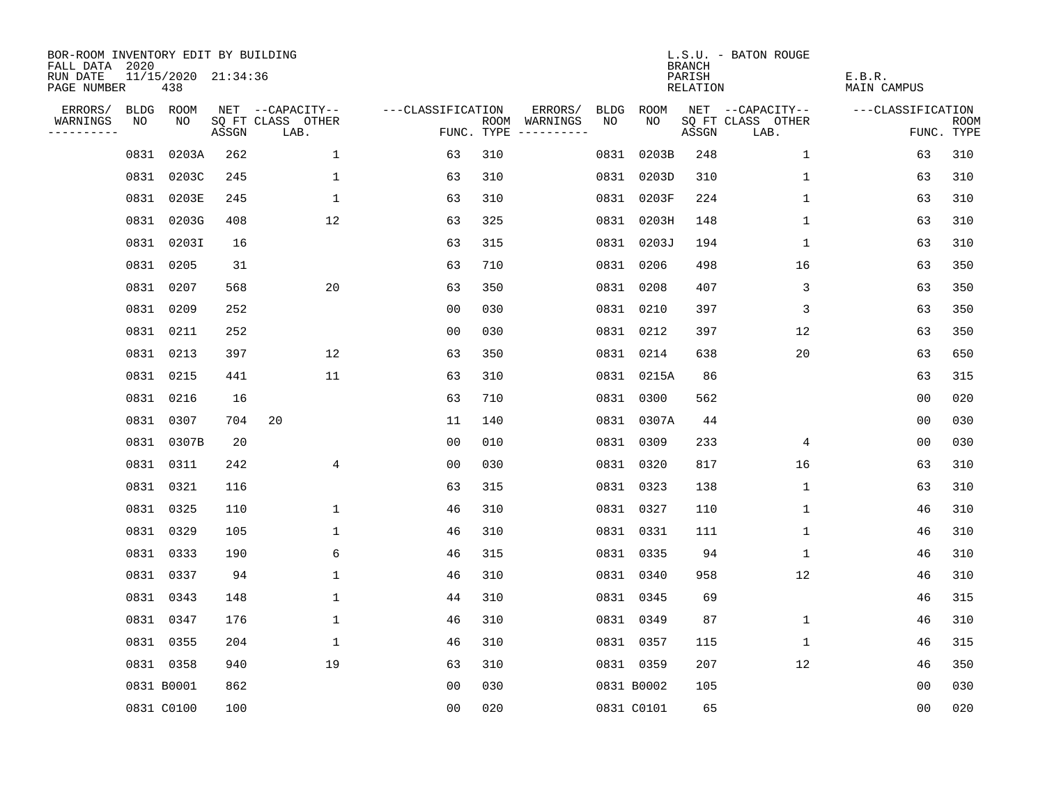BOR-ROOM INVENTORY EDIT BY BUILDING
FALL DATA 2020
RUN DATE 11/15/2020 21:34:36
PAGE NUMBER 438

L.S.U. - BATON ROUGE
BRANCH
PARISH E.B.R.
RELATION MAIN CAMPUS

| ERRORS/ WARNINGS | BLDG NO | ROOM NO | NET SQ FT ASSGN | CAPACITY CLASS | CAPACITY LAB. | CAPACITY OTHER | CLASSIFICATION FUNC. | ROOM TYPE | ERRORS/ WARNINGS | BLDG NO | ROOM NO | NET SQ FT ASSGN | CAPACITY CLASS | CAPACITY LAB. | CAPACITY OTHER | CLASSIFICATION FUNC. | ROOM TYPE |
|---|---|---|---|---|---|---|---|---|---|---|---|---|---|---|---|---|---|
| | 0831 | 0203A | 262 | | | 1 | 63 | 310 | | 0831 | 0203B | 248 | | | 1 | 63 | 310 |
| | 0831 | 0203C | 245 | | | 1 | 63 | 310 | | 0831 | 0203D | 310 | | | 1 | 63 | 310 |
| | 0831 | 0203E | 245 | | | 1 | 63 | 310 | | 0831 | 0203F | 224 | | | 1 | 63 | 310 |
| | 0831 | 0203G | 408 | | | 12 | 63 | 325 | | 0831 | 0203H | 148 | | | 1 | 63 | 310 |
| | 0831 | 0203I | 16 | | | | 63 | 315 | | 0831 | 0203J | 194 | | | 1 | 63 | 310 |
| | 0831 | 0205 | 31 | | | | 63 | 710 | | 0831 | 0206 | 498 | | | 16 | 63 | 350 |
| | 0831 | 0207 | 568 | | | 20 | 63 | 350 | | 0831 | 0208 | 407 | | | 3 | 63 | 350 |
| | 0831 | 0209 | 252 | | | | 00 | 030 | | 0831 | 0210 | 397 | | | 3 | 63 | 350 |
| | 0831 | 0211 | 252 | | | | 00 | 030 | | 0831 | 0212 | 397 | | | 12 | 63 | 350 |
| | 0831 | 0213 | 397 | | | 12 | 63 | 350 | | 0831 | 0214 | 638 | | | 20 | 63 | 650 |
| | 0831 | 0215 | 441 | | | 11 | 63 | 310 | | 0831 | 0215A | 86 | | | | 63 | 315 |
| | 0831 | 0216 | 16 | | | | 63 | 710 | | 0831 | 0300 | 562 | | | | 00 | 020 |
| | 0831 | 0307 | 704 | 20 | | | 11 | 140 | | 0831 | 0307A | 44 | | | | 00 | 030 |
| | 0831 | 0307B | 20 | | | | 00 | 010 | | 0831 | 0309 | 233 | | | 4 | 00 | 030 |
| | 0831 | 0311 | 242 | | | 4 | 00 | 030 | | 0831 | 0320 | 817 | | | 16 | 63 | 310 |
| | 0831 | 0321 | 116 | | | | 63 | 315 | | 0831 | 0323 | 138 | | | 1 | 63 | 310 |
| | 0831 | 0325 | 110 | | | 1 | 46 | 310 | | 0831 | 0327 | 110 | | | 1 | 46 | 310 |
| | 0831 | 0329 | 105 | | | 1 | 46 | 310 | | 0831 | 0331 | 111 | | | 1 | 46 | 310 |
| | 0831 | 0333 | 190 | | | 6 | 46 | 315 | | 0831 | 0335 | 94 | | | 1 | 46 | 310 |
| | 0831 | 0337 | 94 | | | 1 | 46 | 310 | | 0831 | 0340 | 958 | | | 12 | 46 | 310 |
| | 0831 | 0343 | 148 | | | 1 | 44 | 310 | | 0831 | 0345 | 69 | | | | 46 | 315 |
| | 0831 | 0347 | 176 | | | 1 | 46 | 310 | | 0831 | 0349 | 87 | | | 1 | 46 | 310 |
| | 0831 | 0355 | 204 | | | 1 | 46 | 310 | | 0831 | 0357 | 115 | | | 1 | 46 | 315 |
| | 0831 | 0358 | 940 | | | 19 | 63 | 310 | | 0831 | 0359 | 207 | | | 12 | 46 | 350 |
| | 0831 | B0001 | 862 | | | | 00 | 030 | | 0831 | B0002 | 105 | | | | 00 | 030 |
| | 0831 | C0100 | 100 | | | | 00 | 020 | | 0831 | C0101 | 65 | | | | 00 | 020 |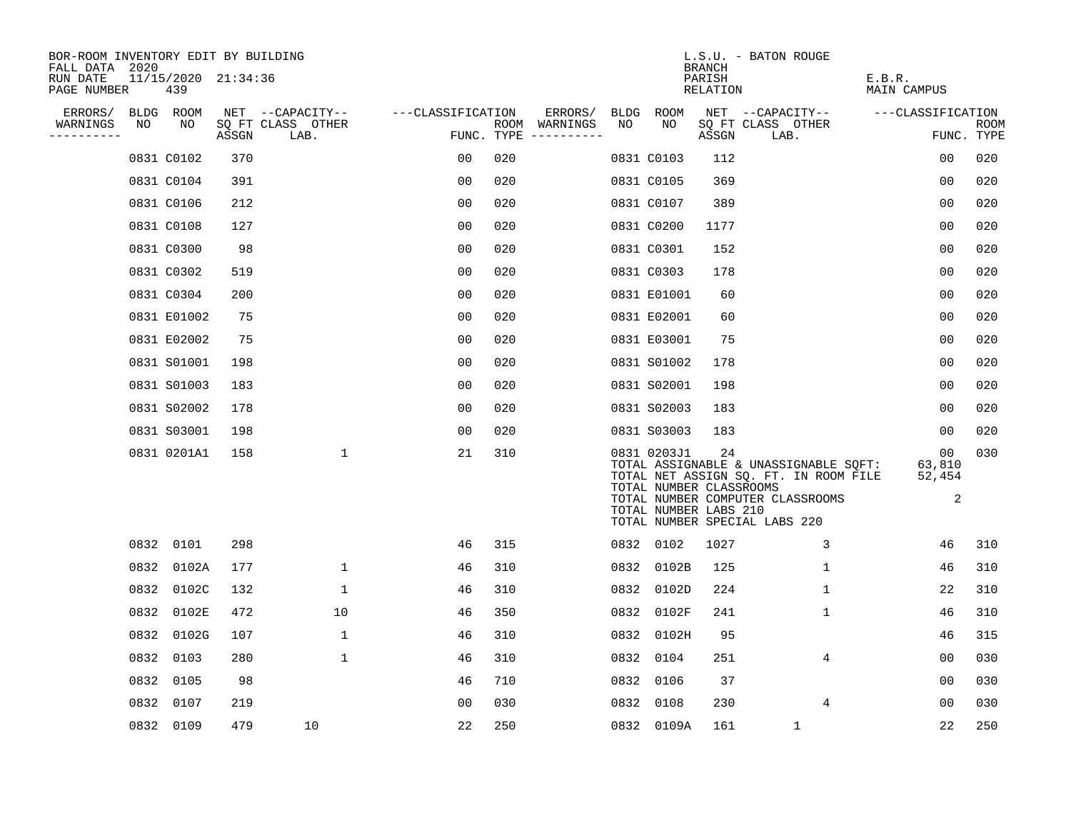BOR-ROOM INVENTORY EDIT BY BUILDING
FALL DATA 2020
RUN DATE 11/15/2020 21:34:36
PAGE NUMBER 439

L.S.U. - BATON ROUGE
BRANCH
PARISH E.B.R.
RELATION MAIN CAMPUS

| ERRORS/ WARNINGS | BLDG NO | ROOM NO | NET SQ FT ASSGN | CAPACITY CLASS LAB. | CAPACITY OTHER | CLASSIFICATION FUNC. | ROOM TYPE | ERRORS/ WARNINGS | BLDG NO | ROOM NO | NET SQ FT ASSGN | CAPACITY CLASS LAB. | CAPACITY OTHER | CLASSIFICATION FUNC. | ROOM TYPE |
|---|---|---|---|---|---|---|---|---|---|---|---|---|---|---|---|
| | 0831 | C0102 | 370 | | | 00 | 020 | | 0831 | C0103 | 112 | | | 00 | 020 |
| | 0831 | C0104 | 391 | | | 00 | 020 | | 0831 | C0105 | 369 | | | 00 | 020 |
| | 0831 | C0106 | 212 | | | 00 | 020 | | 0831 | C0107 | 389 | | | 00 | 020 |
| | 0831 | C0108 | 127 | | | 00 | 020 | | 0831 | C0200 | 1177 | | | 00 | 020 |
| | 0831 | C0300 | 98 | | | 00 | 020 | | 0831 | C0301 | 152 | | | 00 | 020 |
| | 0831 | C0302 | 519 | | | 00 | 020 | | 0831 | C0303 | 178 | | | 00 | 020 |
| | 0831 | C0304 | 200 | | | 00 | 020 | | 0831 | E01001 | 60 | | | 00 | 020 |
| | 0831 | E01002 | 75 | | | 00 | 020 | | 0831 | E02001 | 60 | | | 00 | 020 |
| | 0831 | E02002 | 75 | | | 00 | 020 | | 0831 | E03001 | 75 | | | 00 | 020 |
| | 0831 | S01001 | 198 | | | 00 | 020 | | 0831 | S01002 | 178 | | | 00 | 020 |
| | 0831 | S01003 | 183 | | | 00 | 020 | | 0831 | S02001 | 198 | | | 00 | 020 |
| | 0831 | S02002 | 178 | | | 00 | 020 | | 0831 | S02003 | 183 | | | 00 | 020 |
| | 0831 | S03001 | 198 | | | 00 | 020 | | 0831 | S03003 | 183 | | | 00 | 020 |
| | 0831 | 0201A1 | 158 | | 1 | 21 | 310 | | 0831 | 0203J1 | 24 | | | 00 | 030 |

TOTAL ASSIGNABLE & UNASSIGNABLE SQFT: 63,810
TOTAL NET ASSIGN SQ. FT. IN ROOM FILE 52,454
TOTAL NUMBER CLASSROOMS
TOTAL NUMBER COMPUTER CLASSROOMS 2
TOTAL NUMBER LABS 210
TOTAL NUMBER SPECIAL LABS 220

| ERRORS/ WARNINGS | BLDG NO | ROOM NO | NET SQ FT ASSGN | CAPACITY CLASS LAB. | CAPACITY OTHER | CLASSIFICATION FUNC. | ROOM TYPE | ERRORS/ WARNINGS | BLDG NO | ROOM NO | NET SQ FT ASSGN | CAPACITY CLASS LAB. | CAPACITY OTHER | CLASSIFICATION FUNC. | ROOM TYPE |
|---|---|---|---|---|---|---|---|---|---|---|---|---|---|---|---|
| | 0832 | 0101 | 298 | | | 46 | 315 | | 0832 | 0102 | 1027 | | 3 | 46 | 310 |
| | 0832 | 0102A | 177 | | 1 | 46 | 310 | | 0832 | 0102B | 125 | | 1 | 46 | 310 |
| | 0832 | 0102C | 132 | | 1 | 46 | 310 | | 0832 | 0102D | 224 | | 1 | 22 | 310 |
| | 0832 | 0102E | 472 | | 10 | 46 | 350 | | 0832 | 0102F | 241 | | 1 | 46 | 310 |
| | 0832 | 0102G | 107 | | 1 | 46 | 310 | | 0832 | 0102H | 95 | | | 46 | 315 |
| | 0832 | 0103 | 280 | | 1 | 46 | 310 | | 0832 | 0104 | 251 | | 4 | 00 | 030 |
| | 0832 | 0105 | 98 | | | 46 | 710 | | 0832 | 0106 | 37 | | | 00 | 030 |
| | 0832 | 0107 | 219 | | | 00 | 030 | | 0832 | 0108 | 230 | | 4 | 00 | 030 |
| | 0832 | 0109 | 479 | 10 | | 22 | 250 | | 0832 | 0109A | 161 | 1 | | 22 | 250 |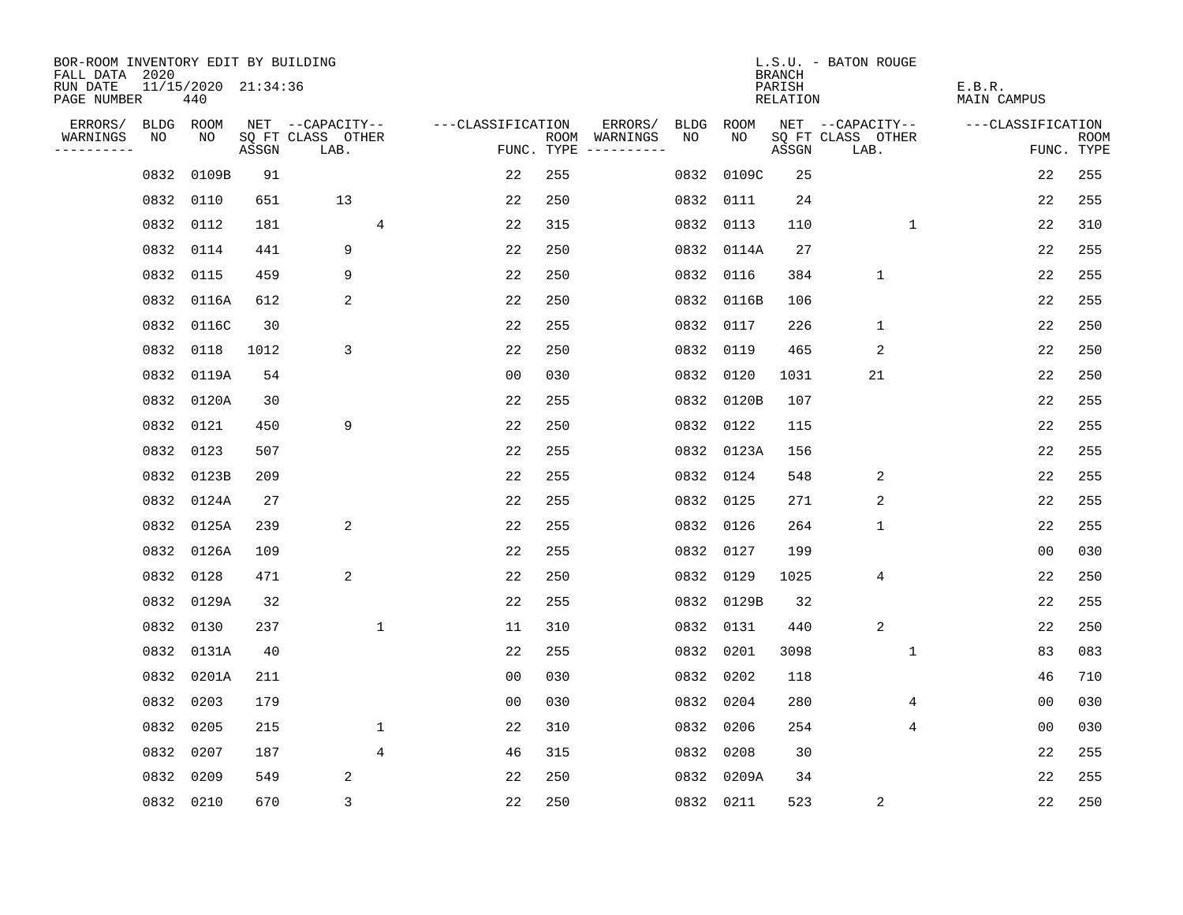BOR-ROOM INVENTORY EDIT BY BUILDING
FALL DATA 2020
RUN DATE 11/15/2020 21:34:36
PAGE NUMBER 440

L.S.U. - BATON ROUGE
BRANCH
PARISH E.B.R.
RELATION MAIN CAMPUS

| ERRORS/ WARNINGS | BLDG NO | ROOM NO | NET SQ FT ASSGN | CAPACITY CLASS LAB. | CAPACITY OTHER | CLASSIFICATION FUNC. | ROOM TYPE | ERRORS/ WARNINGS | BLDG NO | ROOM NO | NET SQ FT ASSGN | CAPACITY CLASS LAB. | CAPACITY OTHER | CLASSIFICATION FUNC. | ROOM TYPE |
|---|---|---|---|---|---|---|---|---|---|---|---|---|---|---|---|
| | 0832 | 0109B | 91 | | | 22 | 255 | | 0832 | 0109C | 25 | | | 22 | 255 |
| | 0832 | 0110 | 651 | 13 | | 22 | 250 | | 0832 | 0111 | 24 | | | 22 | 255 |
| | 0832 | 0112 | 181 | | 4 | 22 | 315 | | 0832 | 0113 | 110 | | 1 | 22 | 310 |
| | 0832 | 0114 | 441 | 9 | | 22 | 250 | | 0832 | 0114A | 27 | | | 22 | 255 |
| | 0832 | 0115 | 459 | 9 | | 22 | 250 | | 0832 | 0116 | 384 | 1 | | 22 | 255 |
| | 0832 | 0116A | 612 | 2 | | 22 | 250 | | 0832 | 0116B | 106 | | | 22 | 255 |
| | 0832 | 0116C | 30 | | | 22 | 255 | | 0832 | 0117 | 226 | 1 | | 22 | 250 |
| | 0832 | 0118 | 1012 | 3 | | 22 | 250 | | 0832 | 0119 | 465 | 2 | | 22 | 250 |
| | 0832 | 0119A | 54 | | | 00 | 030 | | 0832 | 0120 | 1031 | 21 | | 22 | 250 |
| | 0832 | 0120A | 30 | | | 22 | 255 | | 0832 | 0120B | 107 | | | 22 | 255 |
| | 0832 | 0121 | 450 | 9 | | 22 | 250 | | 0832 | 0122 | 115 | | | 22 | 255 |
| | 0832 | 0123 | 507 | | | 22 | 255 | | 0832 | 0123A | 156 | | | 22 | 255 |
| | 0832 | 0123B | 209 | | | 22 | 255 | | 0832 | 0124 | 548 | 2 | | 22 | 255 |
| | 0832 | 0124A | 27 | | | 22 | 255 | | 0832 | 0125 | 271 | 2 | | 22 | 255 |
| | 0832 | 0125A | 239 | 2 | | 22 | 255 | | 0832 | 0126 | 264 | 1 | | 22 | 255 |
| | 0832 | 0126A | 109 | | | 22 | 255 | | 0832 | 0127 | 199 | | | 00 | 030 |
| | 0832 | 0128 | 471 | 2 | | 22 | 250 | | 0832 | 0129 | 1025 | 4 | | 22 | 250 |
| | 0832 | 0129A | 32 | | | 22 | 255 | | 0832 | 0129B | 32 | | | 22 | 255 |
| | 0832 | 0130 | 237 | | 1 | 11 | 310 | | 0832 | 0131 | 440 | 2 | | 22 | 250 |
| | 0832 | 0131A | 40 | | | 22 | 255 | | 0832 | 0201 | 3098 | | 1 | 83 | 083 |
| | 0832 | 0201A | 211 | | | 00 | 030 | | 0832 | 0202 | 118 | | | 46 | 710 |
| | 0832 | 0203 | 179 | | | 00 | 030 | | 0832 | 0204 | 280 | | 4 | 00 | 030 |
| | 0832 | 0205 | 215 | | 1 | 22 | 310 | | 0832 | 0206 | 254 | | 4 | 00 | 030 |
| | 0832 | 0207 | 187 | | 4 | 46 | 315 | | 0832 | 0208 | 30 | | | 22 | 255 |
| | 0832 | 0209 | 549 | 2 | | 22 | 250 | | 0832 | 0209A | 34 | | | 22 | 255 |
| | 0832 | 0210 | 670 | 3 | | 22 | 250 | | 0832 | 0211 | 523 | 2 | | 22 | 250 |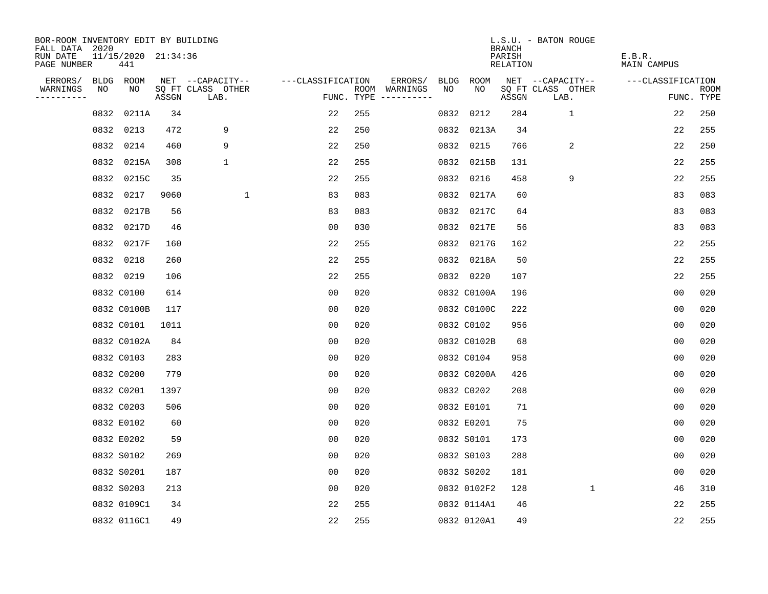BOR-ROOM INVENTORY EDIT BY BUILDING
FALL DATA 2020
RUN DATE 11/15/2020 21:34:36
PAGE NUMBER 441

L.S.U. - BATON ROUGE
BRANCH
PARISH E.B.R.
RELATION MAIN CAMPUS

| ERRORS/ WARNINGS | BLDG NO | ROOM NO | NET SQ FT ASSGN | CAPACITY CLASS LAB. | CAPACITY OTHER | CLASSIFICATION FUNC. | ROOM TYPE | ERRORS/ WARNINGS | BLDG NO | ROOM NO | NET SQ FT ASSGN | CAPACITY CLASS LAB. | CAPACITY OTHER | CLASSIFICATION FUNC. | ROOM TYPE |
|---|---|---|---|---|---|---|---|---|---|---|---|---|---|---|---|
| | 0832 | 0211A | 34 | | | 22 | 255 | | 0832 | 0212 | 284 | 1 | | 22 | 250 |
| | 0832 | 0213 | 472 | 9 | | 22 | 250 | | 0832 | 0213A | 34 | | | 22 | 255 |
| | 0832 | 0214 | 460 | 9 | | 22 | 250 | | 0832 | 0215 | 766 | 2 | | 22 | 250 |
| | 0832 | 0215A | 308 | 1 | | 22 | 255 | | 0832 | 0215B | 131 | | | 22 | 255 |
| | 0832 | 0215C | 35 | | | 22 | 255 | | 0832 | 0216 | 458 | 9 | | 22 | 255 |
| | 0832 | 0217 | 9060 | | 1 | 83 | 083 | | 0832 | 0217A | 60 | | | 83 | 083 |
| | 0832 | 0217B | 56 | | | 83 | 083 | | 0832 | 0217C | 64 | | | 83 | 083 |
| | 0832 | 0217D | 46 | | | 00 | 030 | | 0832 | 0217E | 56 | | | 83 | 083 |
| | 0832 | 0217F | 160 | | | 22 | 255 | | 0832 | 0217G | 162 | | | 22 | 255 |
| | 0832 | 0218 | 260 | | | 22 | 255 | | 0832 | 0218A | 50 | | | 22 | 255 |
| | 0832 | 0219 | 106 | | | 22 | 255 | | 0832 | 0220 | 107 | | | 22 | 255 |
| | 0832 | C0100 | 614 | | | 00 | 020 | | 0832 | C0100A | 196 | | | 00 | 020 |
| | 0832 | C0100B | 117 | | | 00 | 020 | | 0832 | C0100C | 222 | | | 00 | 020 |
| | 0832 | C0101 | 1011 | | | 00 | 020 | | 0832 | C0102 | 956 | | | 00 | 020 |
| | 0832 | C0102A | 84 | | | 00 | 020 | | 0832 | C0102B | 68 | | | 00 | 020 |
| | 0832 | C0103 | 283 | | | 00 | 020 | | 0832 | C0104 | 958 | | | 00 | 020 |
| | 0832 | C0200 | 779 | | | 00 | 020 | | 0832 | C0200A | 426 | | | 00 | 020 |
| | 0832 | C0201 | 1397 | | | 00 | 020 | | 0832 | C0202 | 208 | | | 00 | 020 |
| | 0832 | C0203 | 506 | | | 00 | 020 | | 0832 | E0101 | 71 | | | 00 | 020 |
| | 0832 | E0102 | 60 | | | 00 | 020 | | 0832 | E0201 | 75 | | | 00 | 020 |
| | 0832 | E0202 | 59 | | | 00 | 020 | | 0832 | S0101 | 173 | | | 00 | 020 |
| | 0832 | S0102 | 269 | | | 00 | 020 | | 0832 | S0103 | 288 | | | 00 | 020 |
| | 0832 | S0201 | 187 | | | 00 | 020 | | 0832 | S0202 | 181 | | | 00 | 020 |
| | 0832 | S0203 | 213 | | | 00 | 020 | | 0832 | 0102F2 | 128 | | 1 | 46 | 310 |
| | 0832 | 0109C1 | 34 | | | 22 | 255 | | 0832 | 0114A1 | 46 | | | 22 | 255 |
| | 0832 | 0116C1 | 49 | | | 22 | 255 | | 0832 | 0120A1 | 49 | | | 22 | 255 |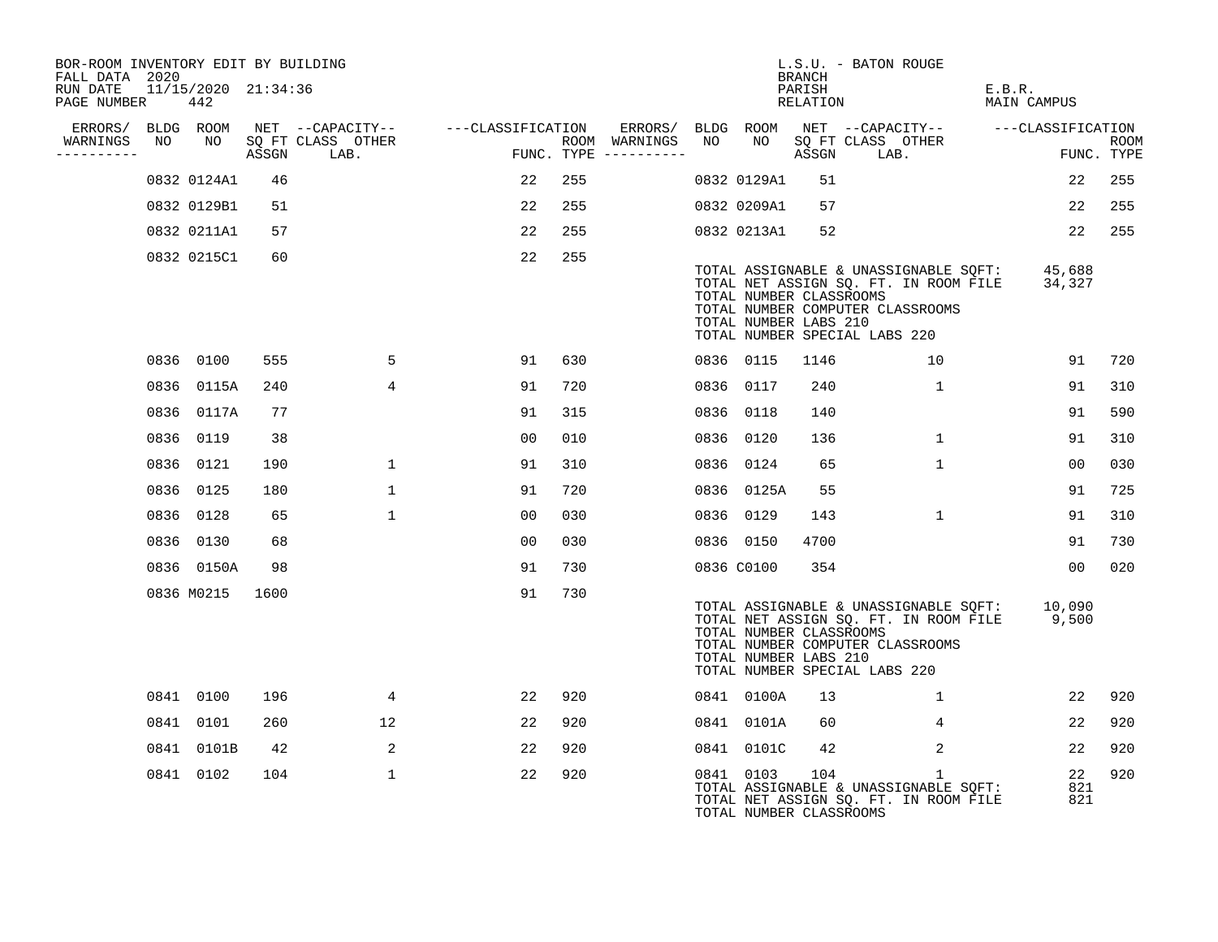BOR-ROOM INVENTORY EDIT BY BUILDING
FALL DATA 2020
RUN DATE 11/15/2020 21:34:36
PAGE NUMBER 442

L.S.U. - BATON ROUGE
BRANCH
PARISH E.B.R.
RELATION MAIN CAMPUS

| ERRORS/ WARNINGS | BLDG NO | ROOM NO | NET SQ FT ASSGN | CAPACITY CLASS LAB. | CAPACITY OTHER | CLASSIFICATION FUNC. | ROOM TYPE | ERRORS/ WARNINGS | BLDG NO | ROOM NO | NET SQ FT ASSGN | CAPACITY CLASS LAB. | CAPACITY OTHER | CLASSIFICATION FUNC. | ROOM TYPE |
|---|---|---|---|---|---|---|---|---|---|---|---|---|---|---|---|
| | 0832 | 0124A1 | 46 | | | 22 | 255 | | 0832 | 0129A1 | 51 | | | 22 | 255 |
| | 0832 | 0129B1 | 51 | | | 22 | 255 | | 0832 | 0209A1 | 57 | | | 22 | 255 |
| | 0832 | 0211A1 | 57 | | | 22 | 255 | | 0832 | 0213A1 | 52 | | | 22 | 255 |
| | 0832 | 0215C1 | 60 | | | 22 | 255 | | | | | | | | |

TOTAL ASSIGNABLE & UNASSIGNABLE SQFT: 45,688
TOTAL NET ASSIGN SQ. FT. IN ROOM FILE 34,327
TOTAL NUMBER CLASSROOMS
TOTAL NUMBER COMPUTER CLASSROOMS
TOTAL NUMBER LABS 210
TOTAL NUMBER SPECIAL LABS 220

| ERRORS/ WARNINGS | BLDG NO | ROOM NO | NET SQ FT ASSGN | CAPACITY CLASS LAB. | CAPACITY OTHER | CLASSIFICATION FUNC. | ROOM TYPE | ERRORS/ WARNINGS | BLDG NO | ROOM NO | NET SQ FT ASSGN | CAPACITY CLASS LAB. | CAPACITY OTHER | CLASSIFICATION FUNC. | ROOM TYPE |
|---|---|---|---|---|---|---|---|---|---|---|---|---|---|---|---|
| | 0836 | 0100 | 555 | | 5 | 91 | 630 | | 0836 | 0115 | 1146 | | 10 | 91 | 720 |
| | 0836 | 0115A | 240 | | 4 | 91 | 720 | | 0836 | 0117 | 240 | | 1 | 91 | 310 |
| | 0836 | 0117A | 77 | | | 91 | 315 | | 0836 | 0118 | 140 | | | 91 | 590 |
| | 0836 | 0119 | 38 | | | 00 | 010 | | 0836 | 0120 | 136 | | 1 | 91 | 310 |
| | 0836 | 0121 | 190 | | 1 | 91 | 310 | | 0836 | 0124 | 65 | | 1 | 00 | 030 |
| | 0836 | 0125 | 180 | | 1 | 91 | 720 | | 0836 | 0125A | 55 | | | 91 | 725 |
| | 0836 | 0128 | 65 | | 1 | 00 | 030 | | 0836 | 0129 | 143 | | 1 | 91 | 310 |
| | 0836 | 0130 | 68 | | | 00 | 030 | | 0836 | 0150 | 4700 | | | 91 | 730 |
| | 0836 | 0150A | 98 | | | 91 | 730 | | 0836 | C0100 | 354 | | | 00 | 020 |
| | 0836 | M0215 | 1600 | | | 91 | 730 | | | | | | | | |

TOTAL ASSIGNABLE & UNASSIGNABLE SQFT: 10,090
TOTAL NET ASSIGN SQ. FT. IN ROOM FILE 9,500
TOTAL NUMBER CLASSROOMS
TOTAL NUMBER COMPUTER CLASSROOMS
TOTAL NUMBER LABS 210
TOTAL NUMBER SPECIAL LABS 220

| ERRORS/ WARNINGS | BLDG NO | ROOM NO | NET SQ FT ASSGN | CAPACITY CLASS LAB. | CAPACITY OTHER | CLASSIFICATION FUNC. | ROOM TYPE | ERRORS/ WARNINGS | BLDG NO | ROOM NO | NET SQ FT ASSGN | CAPACITY CLASS LAB. | CAPACITY OTHER | CLASSIFICATION FUNC. | ROOM TYPE |
|---|---|---|---|---|---|---|---|---|---|---|---|---|---|---|---|
| | 0841 | 0100 | 196 | | 4 | 22 | 920 | | 0841 | 0100A | 13 | | 1 | 22 | 920 |
| | 0841 | 0101 | 260 | | 12 | 22 | 920 | | 0841 | 0101A | 60 | | 4 | 22 | 920 |
| | 0841 | 0101B | 42 | | 2 | 22 | 920 | | 0841 | 0101C | 42 | | 2 | 22 | 920 |
| | 0841 | 0102 | 104 | | 1 | 22 | 920 | | 0841 | 0103 | 104 | | 1 | 22 | 920 |

TOTAL ASSIGNABLE & UNASSIGNABLE SQFT: 821
TOTAL NET ASSIGN SQ. FT. IN ROOM FILE 821
TOTAL NUMBER CLASSROOMS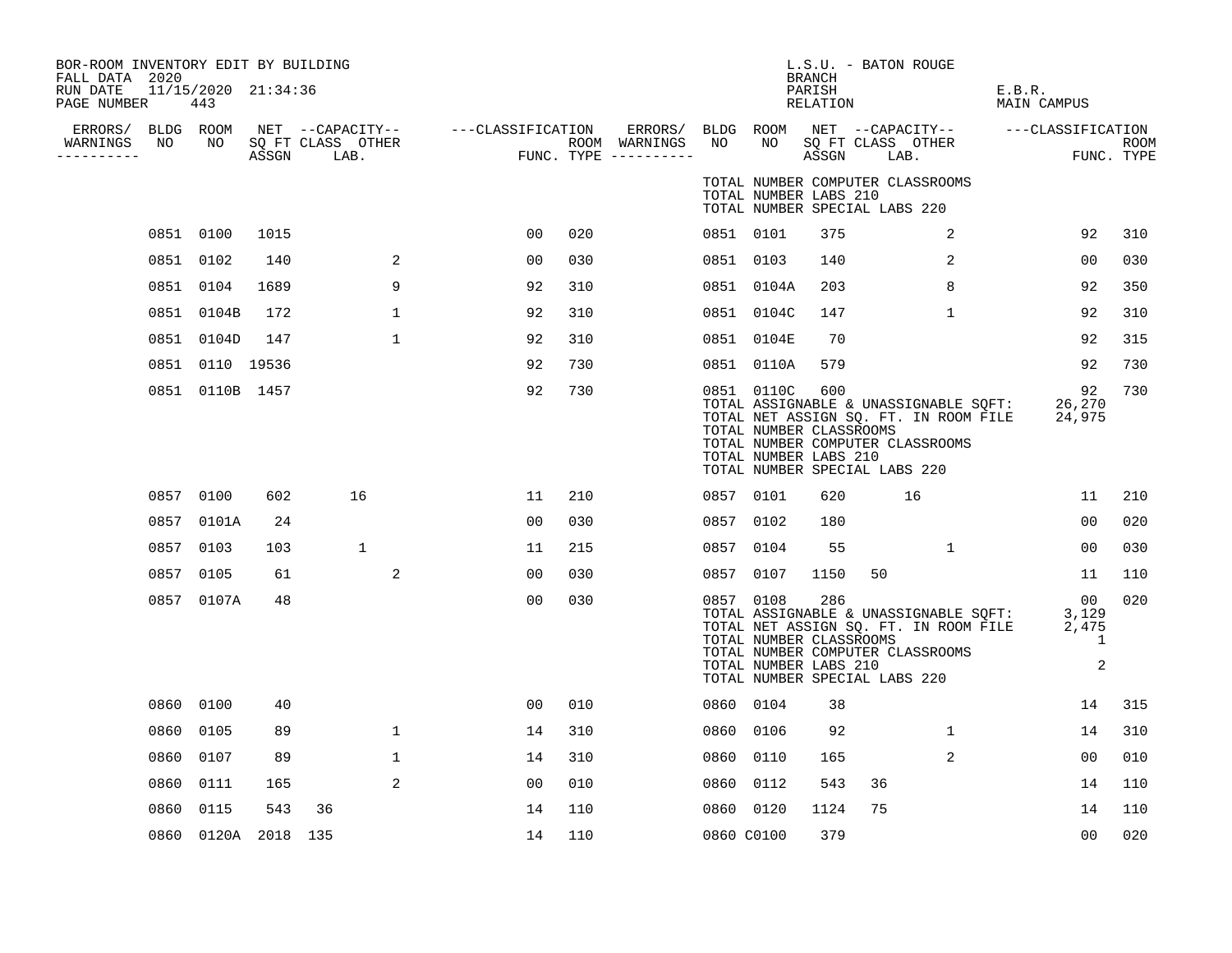BOR-ROOM INVENTORY EDIT BY BUILDING
FALL DATA 2020
RUN DATE 11/15/2020 21:34:36
PAGE NUMBER 443

L.S.U. - BATON ROUGE
BRANCH
PARISH E.B.R.
RELATION MAIN CAMPUS

| ERRORS/ WARNINGS | BLDG NO | ROOM NO | NET SQ FT ASSGN | CAPACITY CLASS LAB. | CAPACITY OTHER | CLASSIFICATION FUNC. | ROOM TYPE | ERRORS/ WARNINGS | BLDG NO | ROOM NO | NET SQ FT ASSGN | CAPACITY CLASS LAB. | CAPACITY OTHER | CLASSIFICATION FUNC. | ROOM TYPE |
|---|---|---|---|---|---|---|---|---|---|---|---|---|---|---|---|
| | | | | | | | | | TOTAL NUMBER COMPUTER CLASSROOMS | | | | | | |
| | | | | | | | | | TOTAL NUMBER LABS 210 | | | | | | |
| | | | | | | | | | TOTAL NUMBER SPECIAL LABS 220 | | | | | | |
| | 0851 | 0100 | 1015 | | | 00 | 020 | | 0851 | 0101 | 375 | | 2 | 92 | 310 |
| | 0851 | 0102 | 140 | | 2 | 00 | 030 | | 0851 | 0103 | 140 | | 2 | 00 | 030 |
| | 0851 | 0104 | 1689 | | 9 | 92 | 310 | | 0851 | 0104A | 203 | | 8 | 92 | 350 |
| | 0851 | 0104B | 172 | | 1 | 92 | 310 | | 0851 | 0104C | 147 | | 1 | 92 | 310 |
| | 0851 | 0104D | 147 | | 1 | 92 | 310 | | 0851 | 0104E | 70 | | | 92 | 315 |
| | 0851 | 0110 | 19536 | | | 92 | 730 | | 0851 | 0110A | 579 | | | 92 | 730 |
| | 0851 | 0110B | 1457 | | | 92 | 730 | | 0851 | 0110C | 600 | | | 92 | 730 |
| | | | | | | | | | TOTAL ASSIGNABLE & UNASSIGNABLE SQFT: | | | | | 26,270 | |
| | | | | | | | | | TOTAL NET ASSIGN SQ. FT. IN ROOM FILE | | | | | 24,975 | |
| | | | | | | | | | TOTAL NUMBER CLASSROOMS | | | | | | |
| | | | | | | | | | TOTAL NUMBER COMPUTER CLASSROOMS | | | | | | |
| | | | | | | | | | TOTAL NUMBER LABS 210 | | | | | | |
| | | | | | | | | | TOTAL NUMBER SPECIAL LABS 220 | | | | | | |
| | 0857 | 0100 | 602 | 16 | | 11 | 210 | | 0857 | 0101 | 620 | 16 | | 11 | 210 |
| | 0857 | 0101A | 24 | | | 00 | 030 | | 0857 | 0102 | 180 | | | 00 | 020 |
| | 0857 | 0103 | 103 | 1 | | 11 | 215 | | 0857 | 0104 | 55 | | 1 | 00 | 030 |
| | 0857 | 0105 | 61 | | 2 | 00 | 030 | | 0857 | 0107 | 1150 | 50 | | 11 | 110 |
| | 0857 | 0107A | 48 | | | 00 | 030 | | 0857 | 0108 | 286 | | | 00 | 020 |
| | | | | | | | | | TOTAL ASSIGNABLE & UNASSIGNABLE SQFT: | | | | | 3,129 | |
| | | | | | | | | | TOTAL NET ASSIGN SQ. FT. IN ROOM FILE | | | | | 2,475 | |
| | | | | | | | | | TOTAL NUMBER CLASSROOMS | | | | | 1 | |
| | | | | | | | | | TOTAL NUMBER COMPUTER CLASSROOMS | | | | | | |
| | | | | | | | | | TOTAL NUMBER LABS 210 | | | | | 2 | |
| | | | | | | | | | TOTAL NUMBER SPECIAL LABS 220 | | | | | | |
| | 0860 | 0100 | 40 | | | 00 | 010 | | 0860 | 0104 | 38 | | | 14 | 315 |
| | 0860 | 0105 | 89 | | 1 | 14 | 310 | | 0860 | 0106 | 92 | | 1 | 14 | 310 |
| | 0860 | 0107 | 89 | | 1 | 14 | 310 | | 0860 | 0110 | 165 | | 2 | 00 | 010 |
| | 0860 | 0111 | 165 | | 2 | 00 | 010 | | 0860 | 0112 | 543 | 36 | | 14 | 110 |
| | 0860 | 0115 | 543 | 36 | | 14 | 110 | | 0860 | 0120 | 1124 | 75 | | 14 | 110 |
| | 0860 | 0120A | 2018 | 135 | | 14 | 110 | | 0860 | C0100 | 379 | | | 00 | 020 |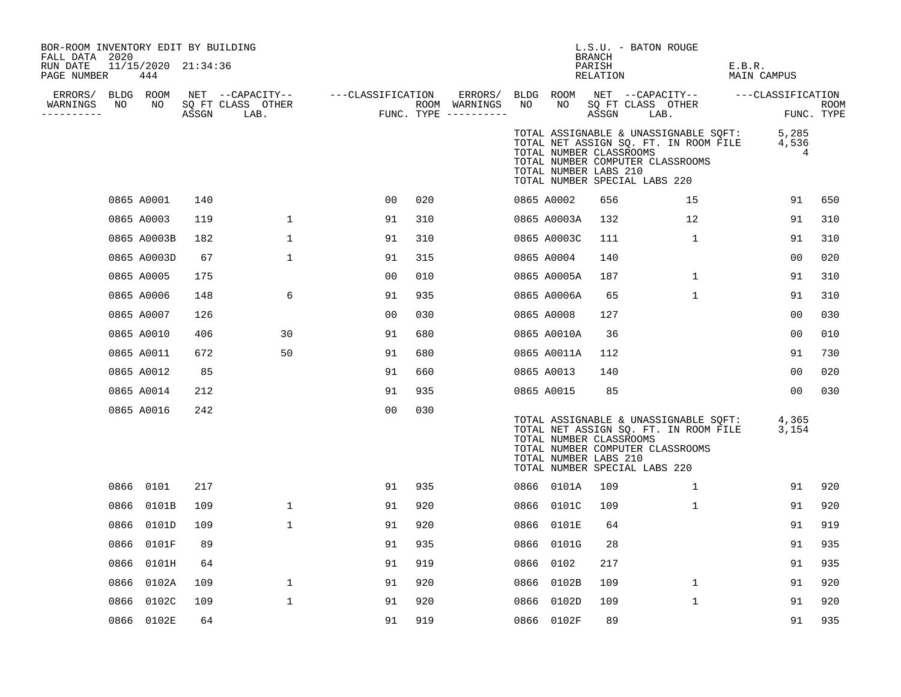BOR-ROOM INVENTORY EDIT BY BUILDING
FALL DATA 2020
RUN DATE 11/15/2020 21:34:36
PAGE NUMBER 444

L.S.U. - BATON ROUGE
BRANCH
PARISH E.B.R.
RELATION MAIN CAMPUS

TOTAL ASSIGNABLE & UNASSIGNABLE SQFT: 5,285
TOTAL NET ASSIGN SQ. FT. IN ROOM FILE 4,536
TOTAL NUMBER CLASSROOMS 4
TOTAL NUMBER COMPUTER CLASSROOMS
TOTAL NUMBER LABS 210
TOTAL NUMBER SPECIAL LABS 220

| ERRORS/ WARNINGS | BLDG NO | ROOM NO | NET SQ FT ASSGN | CAPACITY CLASS LAB. | CAPACITY OTHER | CLASSIFICATION FUNC. | ROOM TYPE | ERRORS/ WARNINGS | BLDG NO | ROOM NO | NET SQ FT ASSGN | CAPACITY CLASS LAB. | CAPACITY OTHER | CLASSIFICATION FUNC. | ROOM TYPE |
|---|---|---|---|---|---|---|---|---|---|---|---|---|---|---|---|
| | 0865 | A0001 | 140 | | | 00 | 020 | | 0865 | A0002 | 656 | | 15 | 91 | 650 |
| | 0865 | A0003 | 119 | | 1 | 91 | 310 | | 0865 | A0003A | 132 | | 12 | 91 | 310 |
| | 0865 | A0003B | 182 | | 1 | 91 | 310 | | 0865 | A0003C | 111 | | 1 | 91 | 310 |
| | 0865 | A0003D | 67 | | 1 | 91 | 315 | | 0865 | A0004 | 140 | | | 00 | 020 |
| | 0865 | A0005 | 175 | | | 00 | 010 | | 0865 | A0005A | 187 | | 1 | 91 | 310 |
| | 0865 | A0006 | 148 | | 6 | 91 | 935 | | 0865 | A0006A | 65 | | 1 | 91 | 310 |
| | 0865 | A0007 | 126 | | | 00 | 030 | | 0865 | A0008 | 127 | | | 00 | 030 |
| | 0865 | A0010 | 406 | | 30 | 91 | 680 | | 0865 | A0010A | 36 | | | 00 | 010 |
| | 0865 | A0011 | 672 | | 50 | 91 | 680 | | 0865 | A0011A | 112 | | | 91 | 730 |
| | 0865 | A0012 | 85 | | | 91 | 660 | | 0865 | A0013 | 140 | | | 00 | 020 |
| | 0865 | A0014 | 212 | | | 91 | 935 | | 0865 | A0015 | 85 | | | 00 | 030 |
| | 0865 | A0016 | 242 | | | 00 | 030 | | | | | | | | |

TOTAL ASSIGNABLE & UNASSIGNABLE SQFT: 4,365
TOTAL NET ASSIGN SQ. FT. IN ROOM FILE 3,154
TOTAL NUMBER CLASSROOMS
TOTAL NUMBER COMPUTER CLASSROOMS
TOTAL NUMBER LABS 210
TOTAL NUMBER SPECIAL LABS 220

| ERRORS/ WARNINGS | BLDG NO | ROOM NO | NET SQ FT ASSGN | CAPACITY CLASS LAB. | CAPACITY OTHER | CLASSIFICATION FUNC. | ROOM TYPE | ERRORS/ WARNINGS | BLDG NO | ROOM NO | NET SQ FT ASSGN | CAPACITY CLASS LAB. | CAPACITY OTHER | CLASSIFICATION FUNC. | ROOM TYPE |
|---|---|---|---|---|---|---|---|---|---|---|---|---|---|---|---|
| | 0866 | 0101 | 217 | | | 91 | 935 | | 0866 | 0101A | 109 | | 1 | 91 | 920 |
| | 0866 | 0101B | 109 | | 1 | 91 | 920 | | 0866 | 0101C | 109 | | 1 | 91 | 920 |
| | 0866 | 0101D | 109 | | 1 | 91 | 920 | | 0866 | 0101E | 64 | | | 91 | 919 |
| | 0866 | 0101F | 89 | | | 91 | 935 | | 0866 | 0101G | 28 | | | 91 | 935 |
| | 0866 | 0101H | 64 | | | 91 | 919 | | 0866 | 0102 | 217 | | | 91 | 935 |
| | 0866 | 0102A | 109 | | 1 | 91 | 920 | | 0866 | 0102B | 109 | | 1 | 91 | 920 |
| | 0866 | 0102C | 109 | | 1 | 91 | 920 | | 0866 | 0102D | 109 | | 1 | 91 | 920 |
| | 0866 | 0102E | 64 | | | 91 | 919 | | 0866 | 0102F | 89 | | | 91 | 935 |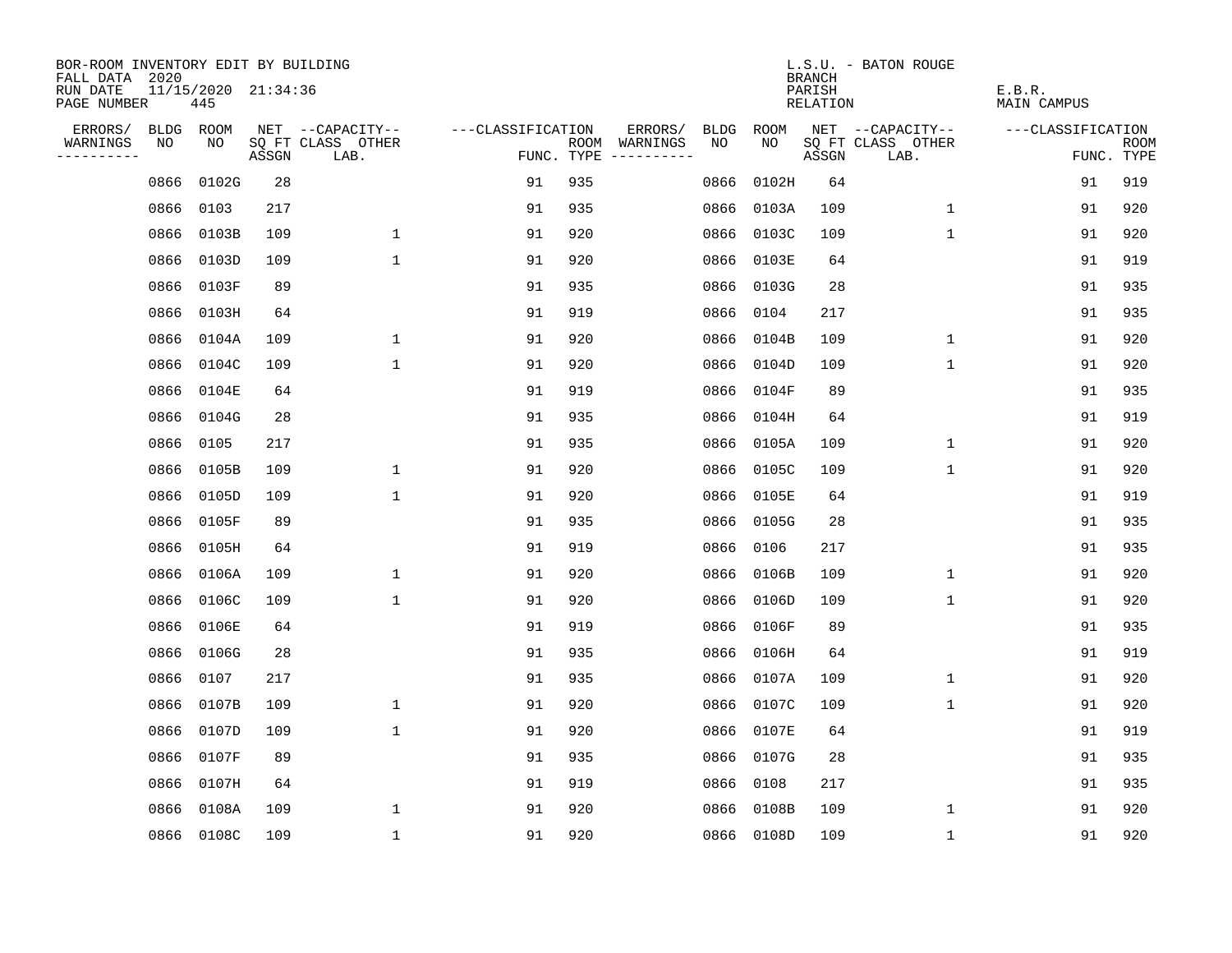BOR-ROOM INVENTORY EDIT BY BUILDING
FALL DATA 2020
RUN DATE 11/15/2020 21:34:36
PAGE NUMBER 445

L.S.U. - BATON ROUGE
BRANCH
PARISH E.B.R.
RELATION MAIN CAMPUS

| ERRORS/ WARNINGS | BLDG NO | ROOM NO | NET SQ FT ASSGN | CAPACITY CLASS LAB. | CAPACITY OTHER | CLASSIFICATION FUNC. | ROOM TYPE | ERRORS/ WARNINGS | BLDG NO | ROOM NO | NET SQ FT ASSGN | CAPACITY CLASS LAB. | CAPACITY OTHER | CLASSIFICATION FUNC. | ROOM TYPE |
|---|---|---|---|---|---|---|---|---|---|---|---|---|---|---|---|
| | 0866 | 0102G | 28 | | | 91 | 935 | | 0866 | 0102H | 64 | | | 91 | 919 |
| | 0866 | 0103 | 217 | | | 91 | 935 | | 0866 | 0103A | 109 | | 1 | 91 | 920 |
| | 0866 | 0103B | 109 | | 1 | 91 | 920 | | 0866 | 0103C | 109 | | 1 | 91 | 920 |
| | 0866 | 0103D | 109 | | 1 | 91 | 920 | | 0866 | 0103E | 64 | | | 91 | 919 |
| | 0866 | 0103F | 89 | | | 91 | 935 | | 0866 | 0103G | 28 | | | 91 | 935 |
| | 0866 | 0103H | 64 | | | 91 | 919 | | 0866 | 0104 | 217 | | | 91 | 935 |
| | 0866 | 0104A | 109 | | 1 | 91 | 920 | | 0866 | 0104B | 109 | | 1 | 91 | 920 |
| | 0866 | 0104C | 109 | | 1 | 91 | 920 | | 0866 | 0104D | 109 | | 1 | 91 | 920 |
| | 0866 | 0104E | 64 | | | 91 | 919 | | 0866 | 0104F | 89 | | | 91 | 935 |
| | 0866 | 0104G | 28 | | | 91 | 935 | | 0866 | 0104H | 64 | | | 91 | 919 |
| | 0866 | 0105 | 217 | | | 91 | 935 | | 0866 | 0105A | 109 | | 1 | 91 | 920 |
| | 0866 | 0105B | 109 | | 1 | 91 | 920 | | 0866 | 0105C | 109 | | 1 | 91 | 920 |
| | 0866 | 0105D | 109 | | 1 | 91 | 920 | | 0866 | 0105E | 64 | | | 91 | 919 |
| | 0866 | 0105F | 89 | | | 91 | 935 | | 0866 | 0105G | 28 | | | 91 | 935 |
| | 0866 | 0105H | 64 | | | 91 | 919 | | 0866 | 0106 | 217 | | | 91 | 935 |
| | 0866 | 0106A | 109 | | 1 | 91 | 920 | | 0866 | 0106B | 109 | | 1 | 91 | 920 |
| | 0866 | 0106C | 109 | | 1 | 91 | 920 | | 0866 | 0106D | 109 | | 1 | 91 | 920 |
| | 0866 | 0106E | 64 | | | 91 | 919 | | 0866 | 0106F | 89 | | | 91 | 935 |
| | 0866 | 0106G | 28 | | | 91 | 935 | | 0866 | 0106H | 64 | | | 91 | 919 |
| | 0866 | 0107 | 217 | | | 91 | 935 | | 0866 | 0107A | 109 | | 1 | 91 | 920 |
| | 0866 | 0107B | 109 | | 1 | 91 | 920 | | 0866 | 0107C | 109 | | 1 | 91 | 920 |
| | 0866 | 0107D | 109 | | 1 | 91 | 920 | | 0866 | 0107E | 64 | | | 91 | 919 |
| | 0866 | 0107F | 89 | | | 91 | 935 | | 0866 | 0107G | 28 | | | 91 | 935 |
| | 0866 | 0107H | 64 | | | 91 | 919 | | 0866 | 0108 | 217 | | | 91 | 935 |
| | 0866 | 0108A | 109 | | 1 | 91 | 920 | | 0866 | 0108B | 109 | | 1 | 91 | 920 |
| | 0866 | 0108C | 109 | | 1 | 91 | 920 | | 0866 | 0108D | 109 | | 1 | 91 | 920 |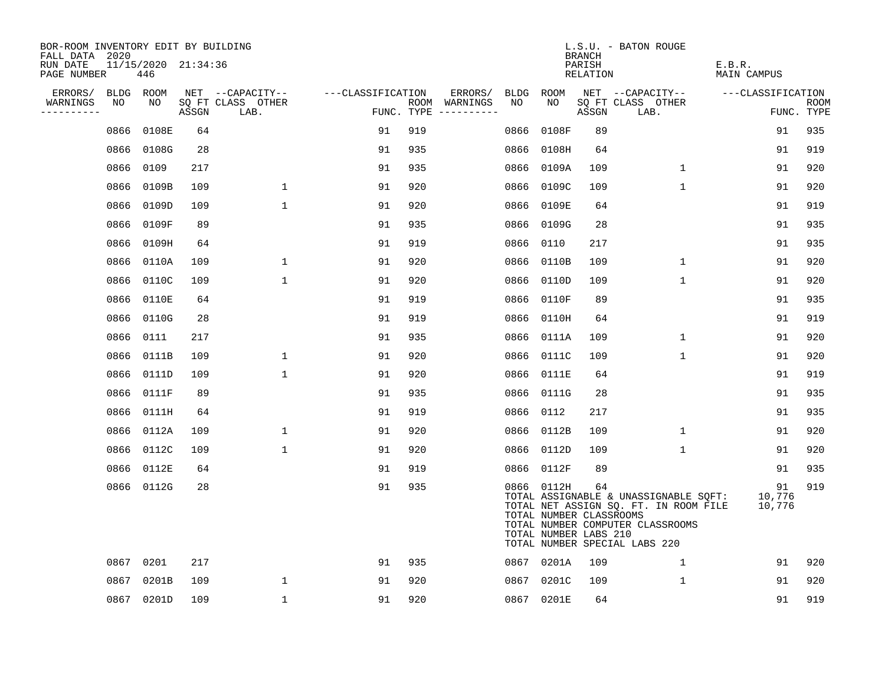BOR-ROOM INVENTORY EDIT BY BUILDING
FALL DATA 2020
RUN DATE 11/15/2020 21:34:36
PAGE NUMBER 446

L.S.U. - BATON ROUGE
BRANCH
PARISH E.B.R.
RELATION MAIN CAMPUS

| ERRORS/ WARNINGS | BLDG NO | ROOM NO | NET ASSGN SQ FT | CAPACITY-- CLASS LAB. | OTHER | CLASSIFICATION FUNC. | ROOM TYPE | ERRORS/ WARNINGS | BLDG NO | ROOM NO | NET ASSGN SQ FT | CAPACITY-- CLASS LAB. | OTHER | CLASSIFICATION FUNC. | ROOM TYPE |
|---|---|---|---|---|---|---|---|---|---|---|---|---|---|---|---|
| | 0866 | 0108E | 64 | | | 91 | 919 | | 0866 | 0108F | 89 | | | 91 | 935 |
| | 0866 | 0108G | 28 | | | 91 | 935 | | 0866 | 0108H | 64 | | | 91 | 919 |
| | 0866 | 0109 | 217 | | | 91 | 935 | | 0866 | 0109A | 109 | | 1 | 91 | 920 |
| | 0866 | 0109B | 109 | | 1 | 91 | 920 | | 0866 | 0109C | 109 | | 1 | 91 | 920 |
| | 0866 | 0109D | 109 | | 1 | 91 | 920 | | 0866 | 0109E | 64 | | | 91 | 919 |
| | 0866 | 0109F | 89 | | | 91 | 935 | | 0866 | 0109G | 28 | | | 91 | 935 |
| | 0866 | 0109H | 64 | | | 91 | 919 | | 0866 | 0110 | 217 | | | 91 | 935 |
| | 0866 | 0110A | 109 | | 1 | 91 | 920 | | 0866 | 0110B | 109 | | 1 | 91 | 920 |
| | 0866 | 0110C | 109 | | 1 | 91 | 920 | | 0866 | 0110D | 109 | | 1 | 91 | 920 |
| | 0866 | 0110E | 64 | | | 91 | 919 | | 0866 | 0110F | 89 | | | 91 | 935 |
| | 0866 | 0110G | 28 | | | 91 | 919 | | 0866 | 0110H | 64 | | | 91 | 919 |
| | 0866 | 0111 | 217 | | | 91 | 935 | | 0866 | 0111A | 109 | | 1 | 91 | 920 |
| | 0866 | 0111B | 109 | | 1 | 91 | 920 | | 0866 | 0111C | 109 | | 1 | 91 | 920 |
| | 0866 | 0111D | 109 | | 1 | 91 | 920 | | 0866 | 0111E | 64 | | | 91 | 919 |
| | 0866 | 0111F | 89 | | | 91 | 935 | | 0866 | 0111G | 28 | | | 91 | 935 |
| | 0866 | 0111H | 64 | | | 91 | 919 | | 0866 | 0112 | 217 | | | 91 | 935 |
| | 0866 | 0112A | 109 | | 1 | 91 | 920 | | 0866 | 0112B | 109 | | 1 | 91 | 920 |
| | 0866 | 0112C | 109 | | 1 | 91 | 920 | | 0866 | 0112D | 109 | | 1 | 91 | 920 |
| | 0866 | 0112E | 64 | | | 91 | 919 | | 0866 | 0112F | 89 | | | 91 | 935 |
| | 0866 | 0112G | 28 | | | 91 | 935 | | 0866 | 0112H | 64 | | | 91 | 919 |

TOTAL ASSIGNABLE & UNASSIGNABLE SQFT: 10,776
TOTAL NET ASSIGN SQ. FT. IN ROOM FILE 10,776
TOTAL NUMBER CLASSROOMS
TOTAL NUMBER COMPUTER CLASSROOMS
TOTAL NUMBER LABS 210
TOTAL NUMBER SPECIAL LABS 220

| ERRORS/ WARNINGS | BLDG NO | ROOM NO | NET ASSGN SQ FT | CAPACITY-- CLASS LAB. | OTHER | CLASSIFICATION FUNC. | ROOM TYPE | ERRORS/ WARNINGS | BLDG NO | ROOM NO | NET ASSGN SQ FT | CAPACITY-- CLASS LAB. | OTHER | CLASSIFICATION FUNC. | ROOM TYPE |
|---|---|---|---|---|---|---|---|---|---|---|---|---|---|---|---|
| | 0867 | 0201 | 217 | | | 91 | 935 | | 0867 | 0201A | 109 | | 1 | 91 | 920 |
| | 0867 | 0201B | 109 | | 1 | 91 | 920 | | 0867 | 0201C | 109 | | 1 | 91 | 920 |
| | 0867 | 0201D | 109 | | 1 | 91 | 920 | | 0867 | 0201E | 64 | | | 91 | 919 |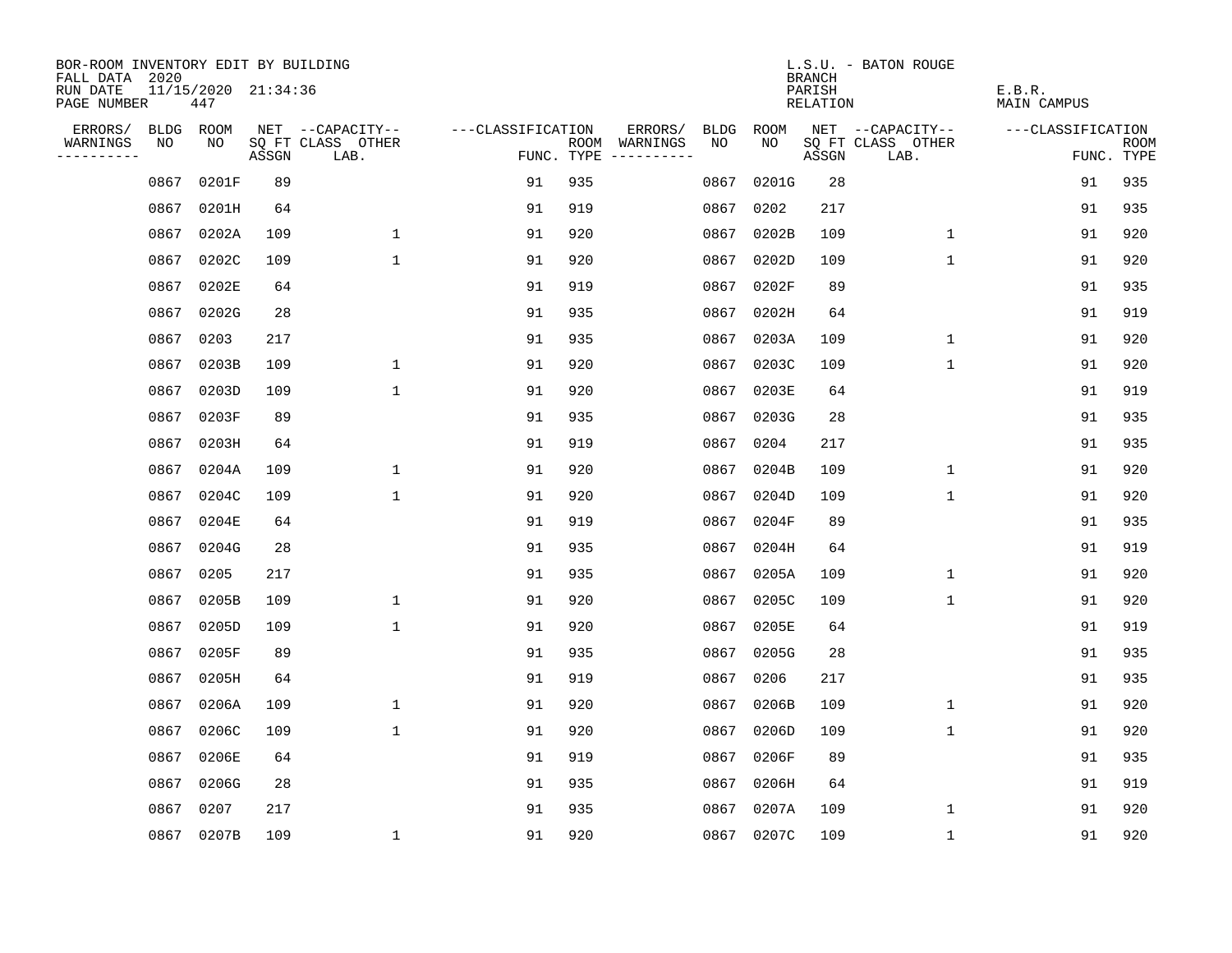BOR-ROOM INVENTORY EDIT BY BUILDING
FALL DATA 2020
RUN DATE 11/15/2020 21:34:36
PAGE NUMBER 447

L.S.U. - BATON ROUGE
BRANCH
PARISH E.B.R.
RELATION MAIN CAMPUS

| ERRORS/ WARNINGS | BLDG NO | ROOM NO | NET SQ FT ASSGN | --CAPACITY-- CLASS LAB. | OTHER | ---CLASSIFICATION FUNC. | ROOM TYPE | ERRORS/ WARNINGS | BLDG NO | ROOM NO | NET SQ FT ASSGN | --CAPACITY-- CLASS LAB. | OTHER | ---CLASSIFICATION FUNC. | ROOM TYPE |
|---|---|---|---|---|---|---|---|---|---|---|---|---|---|---|---|
| | 0867 | 0201F | 89 | | | 91 | 935 | | 0867 | 0201G | 28 | | | 91 | 935 |
| | 0867 | 0201H | 64 | | | 91 | 919 | | 0867 | 0202 | 217 | | | 91 | 935 |
| | 0867 | 0202A | 109 | | 1 | 91 | 920 | | 0867 | 0202B | 109 | | 1 | 91 | 920 |
| | 0867 | 0202C | 109 | | 1 | 91 | 920 | | 0867 | 0202D | 109 | | 1 | 91 | 920 |
| | 0867 | 0202E | 64 | | | 91 | 919 | | 0867 | 0202F | 89 | | | 91 | 935 |
| | 0867 | 0202G | 28 | | | 91 | 935 | | 0867 | 0202H | 64 | | | 91 | 919 |
| | 0867 | 0203 | 217 | | | 91 | 935 | | 0867 | 0203A | 109 | | 1 | 91 | 920 |
| | 0867 | 0203B | 109 | | 1 | 91 | 920 | | 0867 | 0203C | 109 | | 1 | 91 | 920 |
| | 0867 | 0203D | 109 | | 1 | 91 | 920 | | 0867 | 0203E | 64 | | | 91 | 919 |
| | 0867 | 0203F | 89 | | | 91 | 935 | | 0867 | 0203G | 28 | | | 91 | 935 |
| | 0867 | 0203H | 64 | | | 91 | 919 | | 0867 | 0204 | 217 | | | 91 | 935 |
| | 0867 | 0204A | 109 | | 1 | 91 | 920 | | 0867 | 0204B | 109 | | 1 | 91 | 920 |
| | 0867 | 0204C | 109 | | 1 | 91 | 920 | | 0867 | 0204D | 109 | | 1 | 91 | 920 |
| | 0867 | 0204E | 64 | | | 91 | 919 | | 0867 | 0204F | 89 | | | 91 | 935 |
| | 0867 | 0204G | 28 | | | 91 | 935 | | 0867 | 0204H | 64 | | | 91 | 919 |
| | 0867 | 0205 | 217 | | | 91 | 935 | | 0867 | 0205A | 109 | | 1 | 91 | 920 |
| | 0867 | 0205B | 109 | | 1 | 91 | 920 | | 0867 | 0205C | 109 | | 1 | 91 | 920 |
| | 0867 | 0205D | 109 | | 1 | 91 | 920 | | 0867 | 0205E | 64 | | | 91 | 919 |
| | 0867 | 0205F | 89 | | | 91 | 935 | | 0867 | 0205G | 28 | | | 91 | 935 |
| | 0867 | 0205H | 64 | | | 91 | 919 | | 0867 | 0206 | 217 | | | 91 | 935 |
| | 0867 | 0206A | 109 | | 1 | 91 | 920 | | 0867 | 0206B | 109 | | 1 | 91 | 920 |
| | 0867 | 0206C | 109 | | 1 | 91 | 920 | | 0867 | 0206D | 109 | | 1 | 91 | 920 |
| | 0867 | 0206E | 64 | | | 91 | 919 | | 0867 | 0206F | 89 | | | 91 | 935 |
| | 0867 | 0206G | 28 | | | 91 | 935 | | 0867 | 0206H | 64 | | | 91 | 919 |
| | 0867 | 0207 | 217 | | | 91 | 935 | | 0867 | 0207A | 109 | | 1 | 91 | 920 |
| | 0867 | 0207B | 109 | | 1 | 91 | 920 | | 0867 | 0207C | 109 | | 1 | 91 | 920 |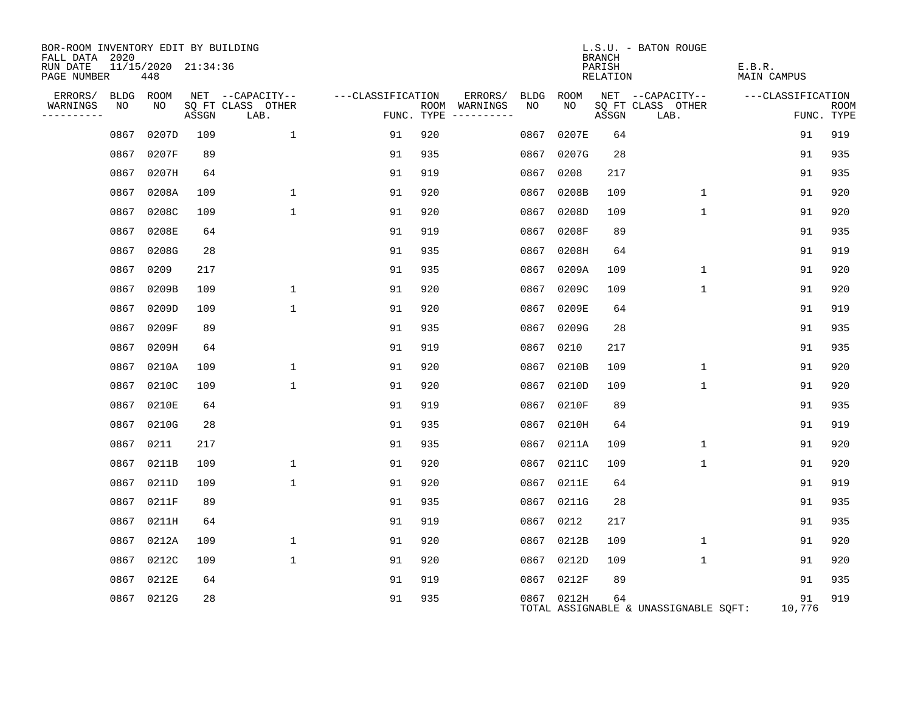BOR-ROOM INVENTORY EDIT BY BUILDING
FALL DATA 2020
RUN DATE 11/15/2020 21:34:36
PAGE NUMBER 448

L.S.U. - BATON ROUGE
BRANCH
PARISH E.B.R.
RELATION MAIN CAMPUS

| ERRORS/ WARNINGS | BLDG NO | ROOM NO | NET SQ FT ASSGN | CAPACITY-- CLASS LAB. | OTHER | ---CLASSIFICATION FUNC. | ROOM TYPE | ERRORS/ WARNINGS | BLDG NO | ROOM NO | NET SQ FT ASSGN | CAPACITY-- CLASS LAB. | OTHER | ---CLASSIFICATION FUNC. | ROOM TYPE |
|---|---|---|---|---|---|---|---|---|---|---|---|---|---|---|---|
| | 0867 | 0207D | 109 | | 1 | 91 | 920 | | 0867 | 0207E | 64 | | | 91 | 919 |
| | 0867 | 0207F | 89 | | | 91 | 935 | | 0867 | 0207G | 28 | | | 91 | 935 |
| | 0867 | 0207H | 64 | | | 91 | 919 | | 0867 | 0208 | 217 | | | 91 | 935 |
| | 0867 | 0208A | 109 | | 1 | 91 | 920 | | 0867 | 0208B | 109 | | 1 | 91 | 920 |
| | 0867 | 0208C | 109 | | 1 | 91 | 920 | | 0867 | 0208D | 109 | | 1 | 91 | 920 |
| | 0867 | 0208E | 64 | | | 91 | 919 | | 0867 | 0208F | 89 | | | 91 | 935 |
| | 0867 | 0208G | 28 | | | 91 | 935 | | 0867 | 0208H | 64 | | | 91 | 919 |
| | 0867 | 0209 | 217 | | | 91 | 935 | | 0867 | 0209A | 109 | | 1 | 91 | 920 |
| | 0867 | 0209B | 109 | | 1 | 91 | 920 | | 0867 | 0209C | 109 | | 1 | 91 | 920 |
| | 0867 | 0209D | 109 | | 1 | 91 | 920 | | 0867 | 0209E | 64 | | | 91 | 919 |
| | 0867 | 0209F | 89 | | | 91 | 935 | | 0867 | 0209G | 28 | | | 91 | 935 |
| | 0867 | 0209H | 64 | | | 91 | 919 | | 0867 | 0210 | 217 | | | 91 | 935 |
| | 0867 | 0210A | 109 | | 1 | 91 | 920 | | 0867 | 0210B | 109 | | 1 | 91 | 920 |
| | 0867 | 0210C | 109 | | 1 | 91 | 920 | | 0867 | 0210D | 109 | | 1 | 91 | 920 |
| | 0867 | 0210E | 64 | | | 91 | 919 | | 0867 | 0210F | 89 | | | 91 | 935 |
| | 0867 | 0210G | 28 | | | 91 | 935 | | 0867 | 0210H | 64 | | | 91 | 919 |
| | 0867 | 0211 | 217 | | | 91 | 935 | | 0867 | 0211A | 109 | | 1 | 91 | 920 |
| | 0867 | 0211B | 109 | | 1 | 91 | 920 | | 0867 | 0211C | 109 | | 1 | 91 | 920 |
| | 0867 | 0211D | 109 | | 1 | 91 | 920 | | 0867 | 0211E | 64 | | | 91 | 919 |
| | 0867 | 0211F | 89 | | | 91 | 935 | | 0867 | 0211G | 28 | | | 91 | 935 |
| | 0867 | 0211H | 64 | | | 91 | 919 | | 0867 | 0212 | 217 | | | 91 | 935 |
| | 0867 | 0212A | 109 | | 1 | 91 | 920 | | 0867 | 0212B | 109 | | 1 | 91 | 920 |
| | 0867 | 0212C | 109 | | 1 | 91 | 920 | | 0867 | 0212D | 109 | | 1 | 91 | 920 |
| | 0867 | 0212E | 64 | | | 91 | 919 | | 0867 | 0212F | 89 | | | 91 | 935 |
| | 0867 | 0212G | 28 | | | 91 | 935 | | 0867 | 0212H | 64 | | | 91 | 919 |

TOTAL ASSIGNABLE & UNASSIGNABLE SQFT: 10,776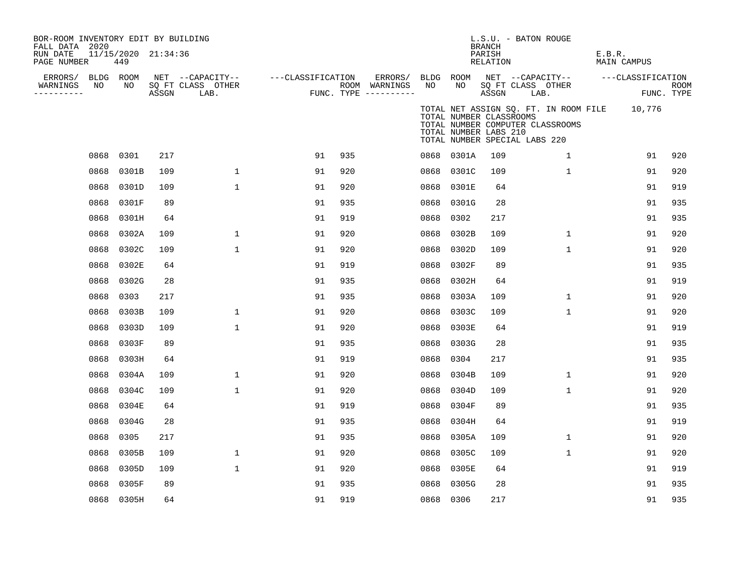BOR-ROOM INVENTORY EDIT BY BUILDING
FALL DATA 2020
RUN DATE 11/15/2020 21:34:36
PAGE NUMBER 449

L.S.U. - BATON ROUGE
BRANCH
PARISH E.B.R.
RELATION MAIN CAMPUS

TOTAL NET ASSIGN SQ. FT. IN ROOM FILE 10,776
TOTAL NUMBER CLASSROOMS
TOTAL NUMBER COMPUTER CLASSROOMS
TOTAL NUMBER LABS 210
TOTAL NUMBER SPECIAL LABS 220

| ERRORS/ WARNINGS | BLDG NO | ROOM NO | NET SQ FT ASSGN | CAPACITY CLASS | CAPACITY OTHER LAB. | CLASSIFICATION FUNC. | ROOM TYPE | ERRORS/ WARNINGS | BLDG NO | ROOM NO | NET SQ FT ASSGN | CAPACITY CLASS | CAPACITY OTHER LAB. | CLASSIFICATION FUNC. | ROOM TYPE |
|---|---|---|---|---|---|---|---|---|---|---|---|---|---|---|---|
| | 0868 | 0301 | 217 | | | 91 | 935 | | 0868 | 0301A | 109 | | 1 | 91 | 920 |
| | 0868 | 0301B | 109 | | 1 | 91 | 920 | | 0868 | 0301C | 109 | | 1 | 91 | 920 |
| | 0868 | 0301D | 109 | | 1 | 91 | 920 | | 0868 | 0301E | 64 | | | 91 | 919 |
| | 0868 | 0301F | 89 | | | 91 | 935 | | 0868 | 0301G | 28 | | | 91 | 935 |
| | 0868 | 0301H | 64 | | | 91 | 919 | | 0868 | 0302 | 217 | | | 91 | 935 |
| | 0868 | 0302A | 109 | | 1 | 91 | 920 | | 0868 | 0302B | 109 | | 1 | 91 | 920 |
| | 0868 | 0302C | 109 | | 1 | 91 | 920 | | 0868 | 0302D | 109 | | 1 | 91 | 920 |
| | 0868 | 0302E | 64 | | | 91 | 919 | | 0868 | 0302F | 89 | | | 91 | 935 |
| | 0868 | 0302G | 28 | | | 91 | 935 | | 0868 | 0302H | 64 | | | 91 | 919 |
| | 0868 | 0303 | 217 | | | 91 | 935 | | 0868 | 0303A | 109 | | 1 | 91 | 920 |
| | 0868 | 0303B | 109 | | 1 | 91 | 920 | | 0868 | 0303C | 109 | | 1 | 91 | 920 |
| | 0868 | 0303D | 109 | | 1 | 91 | 920 | | 0868 | 0303E | 64 | | | 91 | 919 |
| | 0868 | 0303F | 89 | | | 91 | 935 | | 0868 | 0303G | 28 | | | 91 | 935 |
| | 0868 | 0303H | 64 | | | 91 | 919 | | 0868 | 0304 | 217 | | | 91 | 935 |
| | 0868 | 0304A | 109 | | 1 | 91 | 920 | | 0868 | 0304B | 109 | | 1 | 91 | 920 |
| | 0868 | 0304C | 109 | | 1 | 91 | 920 | | 0868 | 0304D | 109 | | 1 | 91 | 920 |
| | 0868 | 0304E | 64 | | | 91 | 919 | | 0868 | 0304F | 89 | | | 91 | 935 |
| | 0868 | 0304G | 28 | | | 91 | 935 | | 0868 | 0304H | 64 | | | 91 | 919 |
| | 0868 | 0305 | 217 | | | 91 | 935 | | 0868 | 0305A | 109 | | 1 | 91 | 920 |
| | 0868 | 0305B | 109 | | 1 | 91 | 920 | | 0868 | 0305C | 109 | | 1 | 91 | 920 |
| | 0868 | 0305D | 109 | | 1 | 91 | 920 | | 0868 | 0305E | 64 | | | 91 | 919 |
| | 0868 | 0305F | 89 | | | 91 | 935 | | 0868 | 0305G | 28 | | | 91 | 935 |
| | 0868 | 0305H | 64 | | | 91 | 919 | | 0868 | 0306 | 217 | | | 91 | 935 |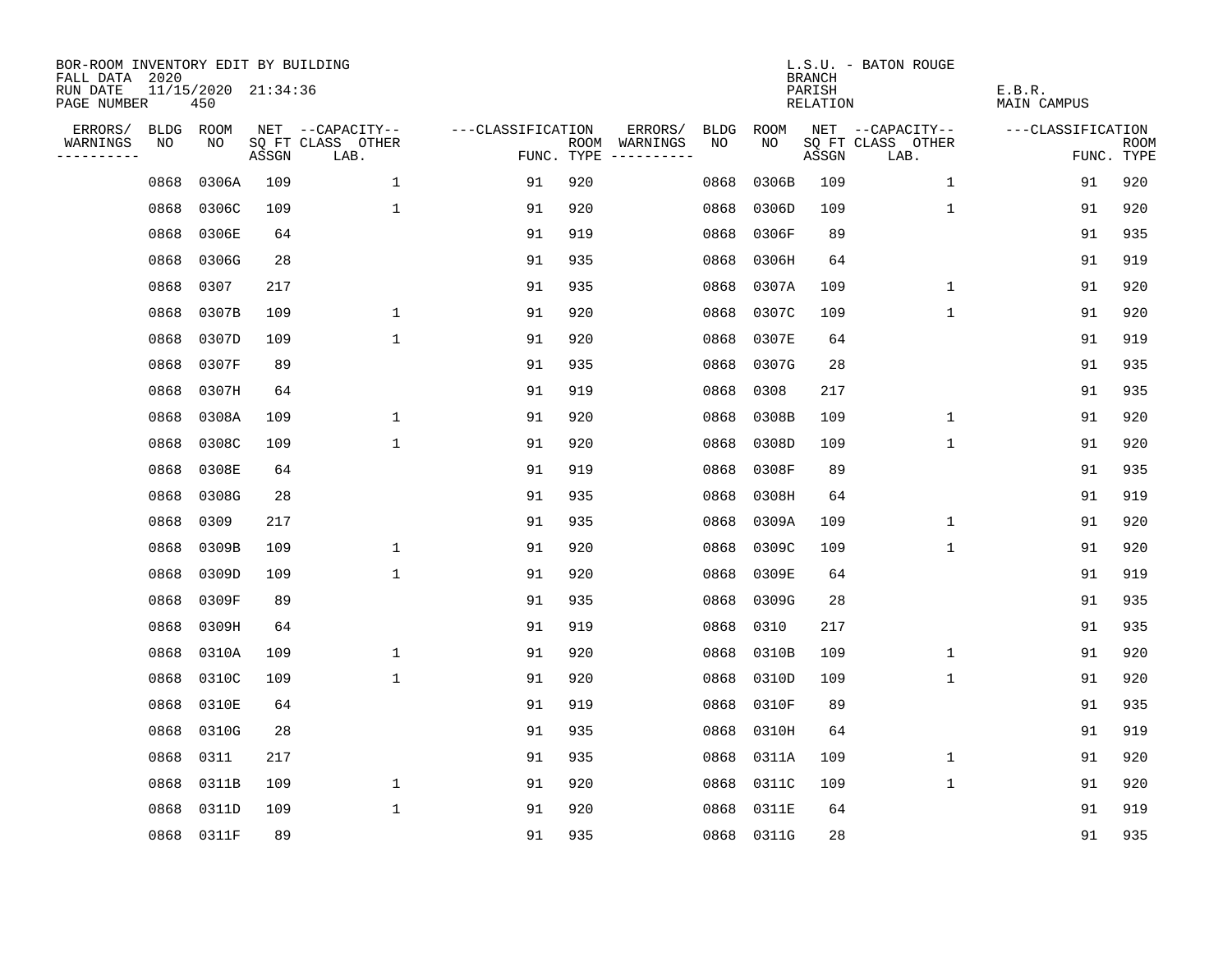BOR-ROOM INVENTORY EDIT BY BUILDING
FALL DATA 2020
RUN DATE 11/15/2020 21:34:36
PAGE NUMBER 450

L.S.U. - BATON ROUGE
BRANCH
PARISH E.B.R.
RELATION MAIN CAMPUS

| ERRORS/ WARNINGS | BLDG NO | ROOM NO | NET SQ FT ASSGN | CAPACITY-- CLASS LAB. | OTHER | FUNC. | ROOM TYPE | ERRORS/ WARNINGS | BLDG NO | ROOM NO | NET SQ FT ASSGN | CAPACITY-- CLASS LAB. | OTHER | FUNC. | ROOM TYPE |
|---|---|---|---|---|---|---|---|---|---|---|---|---|---|---|---|
| | 0868 | 0306A | 109 | | 1 | 91 | 920 | | 0868 | 0306B | 109 | | 1 | 91 | 920 |
| | 0868 | 0306C | 109 | | 1 | 91 | 920 | | 0868 | 0306D | 109 | | 1 | 91 | 920 |
| | 0868 | 0306E | 64 | | | 91 | 919 | | 0868 | 0306F | 89 | | | 91 | 935 |
| | 0868 | 0306G | 28 | | | 91 | 935 | | 0868 | 0306H | 64 | | | 91 | 919 |
| | 0868 | 0307 | 217 | | | 91 | 935 | | 0868 | 0307A | 109 | | 1 | 91 | 920 |
| | 0868 | 0307B | 109 | | 1 | 91 | 920 | | 0868 | 0307C | 109 | | 1 | 91 | 920 |
| | 0868 | 0307D | 109 | | 1 | 91 | 920 | | 0868 | 0307E | 64 | | | 91 | 919 |
| | 0868 | 0307F | 89 | | | 91 | 935 | | 0868 | 0307G | 28 | | | 91 | 935 |
| | 0868 | 0307H | 64 | | | 91 | 919 | | 0868 | 0308 | 217 | | | 91 | 935 |
| | 0868 | 0308A | 109 | | 1 | 91 | 920 | | 0868 | 0308B | 109 | | 1 | 91 | 920 |
| | 0868 | 0308C | 109 | | 1 | 91 | 920 | | 0868 | 0308D | 109 | | 1 | 91 | 920 |
| | 0868 | 0308E | 64 | | | 91 | 919 | | 0868 | 0308F | 89 | | | 91 | 935 |
| | 0868 | 0308G | 28 | | | 91 | 935 | | 0868 | 0308H | 64 | | | 91 | 919 |
| | 0868 | 0309 | 217 | | | 91 | 935 | | 0868 | 0309A | 109 | | 1 | 91 | 920 |
| | 0868 | 0309B | 109 | | 1 | 91 | 920 | | 0868 | 0309C | 109 | | 1 | 91 | 920 |
| | 0868 | 0309D | 109 | | 1 | 91 | 920 | | 0868 | 0309E | 64 | | | 91 | 919 |
| | 0868 | 0309F | 89 | | | 91 | 935 | | 0868 | 0309G | 28 | | | 91 | 935 |
| | 0868 | 0309H | 64 | | | 91 | 919 | | 0868 | 0310 | 217 | | | 91 | 935 |
| | 0868 | 0310A | 109 | | 1 | 91 | 920 | | 0868 | 0310B | 109 | | 1 | 91 | 920 |
| | 0868 | 0310C | 109 | | 1 | 91 | 920 | | 0868 | 0310D | 109 | | 1 | 91 | 920 |
| | 0868 | 0310E | 64 | | | 91 | 919 | | 0868 | 0310F | 89 | | | 91 | 935 |
| | 0868 | 0310G | 28 | | | 91 | 935 | | 0868 | 0310H | 64 | | | 91 | 919 |
| | 0868 | 0311 | 217 | | | 91 | 935 | | 0868 | 0311A | 109 | | 1 | 91 | 920 |
| | 0868 | 0311B | 109 | | 1 | 91 | 920 | | 0868 | 0311C | 109 | | 1 | 91 | 920 |
| | 0868 | 0311D | 109 | | 1 | 91 | 920 | | 0868 | 0311E | 64 | | | 91 | 919 |
| | 0868 | 0311F | 89 | | | 91 | 935 | | 0868 | 0311G | 28 | | | 91 | 935 |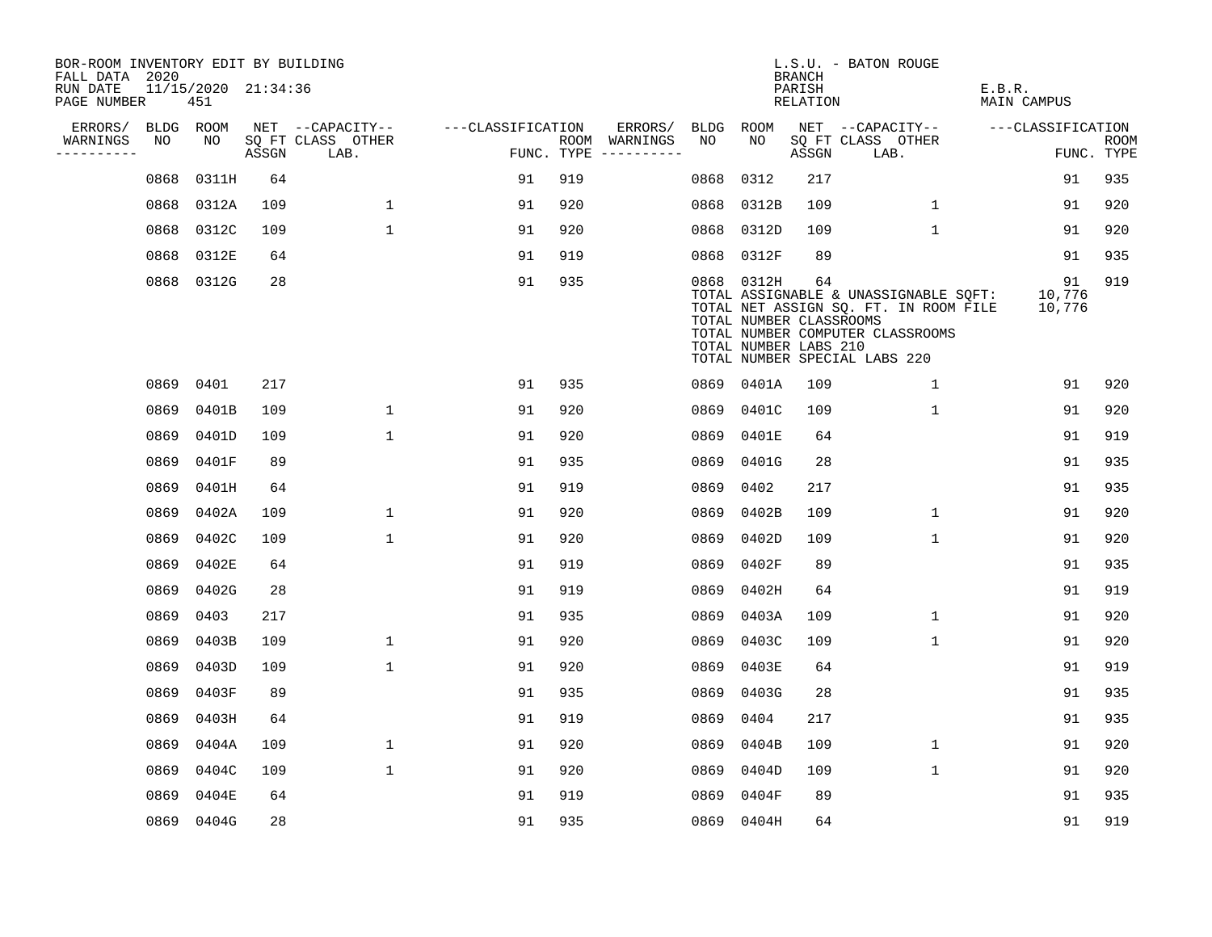BOR-ROOM INVENTORY EDIT BY BUILDING
FALL DATA 2020
RUN DATE 11/15/2020 21:34:36
PAGE NUMBER 451

L.S.U. - BATON ROUGE
BRANCH
PARISH E.B.R.
RELATION MAIN CAMPUS

| ERRORS/ WARNINGS | BLDG NO | ROOM NO | NET SQ FT ASSGN | CAPACITY-- CLASS LAB. | OTHER | FUNC. | ROOM TYPE | ERRORS/ WARNINGS | BLDG NO | ROOM NO | NET SQ FT ASSGN | CAPACITY-- CLASS LAB. | OTHER | FUNC. | ROOM TYPE |
|---|---|---|---|---|---|---|---|---|---|---|---|---|---|---|---|
| | 0868 | 0311H | 64 | | | 91 | 919 | | 0868 | 0312 | 217 | | | 91 | 935 |
| | 0868 | 0312A | 109 | | 1 | 91 | 920 | | 0868 | 0312B | 109 | | 1 | 91 | 920 |
| | 0868 | 0312C | 109 | | 1 | 91 | 920 | | 0868 | 0312D | 109 | | 1 | 91 | 920 |
| | 0868 | 0312E | 64 | | | 91 | 919 | | 0868 | 0312F | 89 | | | 91 | 935 |
| | 0868 | 0312G | 28 | | | 91 | 935 | | 0868 | 0312H | 64 | | | 91 | 919 |

TOTAL ASSIGNABLE & UNASSIGNABLE SQFT: 10,776
TOTAL NET ASSIGN SQ. FT. IN ROOM FILE 10,776
TOTAL NUMBER CLASSROOMS
TOTAL NUMBER COMPUTER CLASSROOMS
TOTAL NUMBER LABS 210
TOTAL NUMBER SPECIAL LABS 220

| ERRORS/ WARNINGS | BLDG NO | ROOM NO | NET SQ FT ASSGN | CAPACITY-- CLASS LAB. | OTHER | FUNC. | ROOM TYPE | ERRORS/ WARNINGS | BLDG NO | ROOM NO | NET SQ FT ASSGN | CAPACITY-- CLASS LAB. | OTHER | FUNC. | ROOM TYPE |
|---|---|---|---|---|---|---|---|---|---|---|---|---|---|---|---|
| | 0869 | 0401 | 217 | | | 91 | 935 | | 0869 | 0401A | 109 | | 1 | 91 | 920 |
| | 0869 | 0401B | 109 | | 1 | 91 | 920 | | 0869 | 0401C | 109 | | 1 | 91 | 920 |
| | 0869 | 0401D | 109 | | 1 | 91 | 920 | | 0869 | 0401E | 64 | | | 91 | 919 |
| | 0869 | 0401F | 89 | | | 91 | 935 | | 0869 | 0401G | 28 | | | 91 | 935 |
| | 0869 | 0401H | 64 | | | 91 | 919 | | 0869 | 0402 | 217 | | | 91 | 935 |
| | 0869 | 0402A | 109 | | 1 | 91 | 920 | | 0869 | 0402B | 109 | | 1 | 91 | 920 |
| | 0869 | 0402C | 109 | | 1 | 91 | 920 | | 0869 | 0402D | 109 | | 1 | 91 | 920 |
| | 0869 | 0402E | 64 | | | 91 | 919 | | 0869 | 0402F | 89 | | | 91 | 935 |
| | 0869 | 0402G | 28 | | | 91 | 919 | | 0869 | 0402H | 64 | | | 91 | 919 |
| | 0869 | 0403 | 217 | | | 91 | 935 | | 0869 | 0403A | 109 | | 1 | 91 | 920 |
| | 0869 | 0403B | 109 | | 1 | 91 | 920 | | 0869 | 0403C | 109 | | 1 | 91 | 920 |
| | 0869 | 0403D | 109 | | 1 | 91 | 920 | | 0869 | 0403E | 64 | | | 91 | 919 |
| | 0869 | 0403F | 89 | | | 91 | 935 | | 0869 | 0403G | 28 | | | 91 | 935 |
| | 0869 | 0403H | 64 | | | 91 | 919 | | 0869 | 0404 | 217 | | | 91 | 935 |
| | 0869 | 0404A | 109 | | 1 | 91 | 920 | | 0869 | 0404B | 109 | | 1 | 91 | 920 |
| | 0869 | 0404C | 109 | | 1 | 91 | 920 | | 0869 | 0404D | 109 | | 1 | 91 | 920 |
| | 0869 | 0404E | 64 | | | 91 | 919 | | 0869 | 0404F | 89 | | | 91 | 935 |
| | 0869 | 0404G | 28 | | | 91 | 935 | | 0869 | 0404H | 64 | | | 91 | 919 |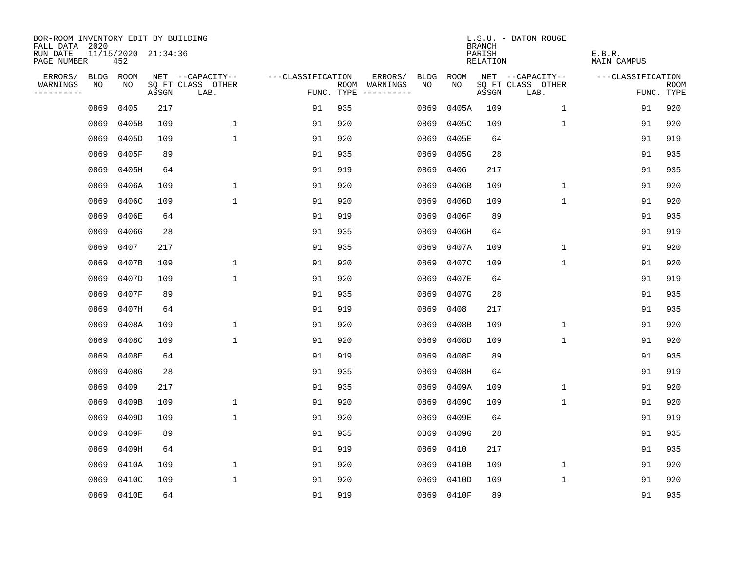BOR-ROOM INVENTORY EDIT BY BUILDING
FALL DATA 2020
RUN DATE 11/15/2020 21:34:36
PAGE NUMBER 452

L.S.U. - BATON ROUGE
BRANCH
PARISH E.B.R.
RELATION MAIN CAMPUS

| ERRORS/ WARNINGS | BLDG NO | ROOM NO | NET SQ FT ASSGN | CAPACITY-- CLASS LAB. | OTHER | CLASSIFICATION FUNC. | ROOM TYPE | ERRORS/ WARNINGS | BLDG NO | ROOM NO | NET SQ FT ASSGN | CAPACITY-- CLASS LAB. | OTHER | CLASSIFICATION FUNC. | ROOM TYPE |
|---|---|---|---|---|---|---|---|---|---|---|---|---|---|---|---|
| | 0869 | 0405 | 217 | | | 91 | 935 | | 0869 | 0405A | 109 | | 1 | 91 | 920 |
| | 0869 | 0405B | 109 | | 1 | 91 | 920 | | 0869 | 0405C | 109 | | 1 | 91 | 920 |
| | 0869 | 0405D | 109 | | 1 | 91 | 920 | | 0869 | 0405E | 64 | | | 91 | 919 |
| | 0869 | 0405F | 89 | | | 91 | 935 | | 0869 | 0405G | 28 | | | 91 | 935 |
| | 0869 | 0405H | 64 | | | 91 | 919 | | 0869 | 0406 | 217 | | | 91 | 935 |
| | 0869 | 0406A | 109 | | 1 | 91 | 920 | | 0869 | 0406B | 109 | | 1 | 91 | 920 |
| | 0869 | 0406C | 109 | | 1 | 91 | 920 | | 0869 | 0406D | 109 | | 1 | 91 | 920 |
| | 0869 | 0406E | 64 | | | 91 | 919 | | 0869 | 0406F | 89 | | | 91 | 935 |
| | 0869 | 0406G | 28 | | | 91 | 935 | | 0869 | 0406H | 64 | | | 91 | 919 |
| | 0869 | 0407 | 217 | | | 91 | 935 | | 0869 | 0407A | 109 | | 1 | 91 | 920 |
| | 0869 | 0407B | 109 | | 1 | 91 | 920 | | 0869 | 0407C | 109 | | 1 | 91 | 920 |
| | 0869 | 0407D | 109 | | 1 | 91 | 920 | | 0869 | 0407E | 64 | | | 91 | 919 |
| | 0869 | 0407F | 89 | | | 91 | 935 | | 0869 | 0407G | 28 | | | 91 | 935 |
| | 0869 | 0407H | 64 | | | 91 | 919 | | 0869 | 0408 | 217 | | | 91 | 935 |
| | 0869 | 0408A | 109 | | 1 | 91 | 920 | | 0869 | 0408B | 109 | | 1 | 91 | 920 |
| | 0869 | 0408C | 109 | | 1 | 91 | 920 | | 0869 | 0408D | 109 | | 1 | 91 | 920 |
| | 0869 | 0408E | 64 | | | 91 | 919 | | 0869 | 0408F | 89 | | | 91 | 935 |
| | 0869 | 0408G | 28 | | | 91 | 935 | | 0869 | 0408H | 64 | | | 91 | 919 |
| | 0869 | 0409 | 217 | | | 91 | 935 | | 0869 | 0409A | 109 | | 1 | 91 | 920 |
| | 0869 | 0409B | 109 | | 1 | 91 | 920 | | 0869 | 0409C | 109 | | 1 | 91 | 920 |
| | 0869 | 0409D | 109 | | 1 | 91 | 920 | | 0869 | 0409E | 64 | | | 91 | 919 |
| | 0869 | 0409F | 89 | | | 91 | 935 | | 0869 | 0409G | 28 | | | 91 | 935 |
| | 0869 | 0409H | 64 | | | 91 | 919 | | 0869 | 0410 | 217 | | | 91 | 935 |
| | 0869 | 0410A | 109 | | 1 | 91 | 920 | | 0869 | 0410B | 109 | | 1 | 91 | 920 |
| | 0869 | 0410C | 109 | | 1 | 91 | 920 | | 0869 | 0410D | 109 | | 1 | 91 | 920 |
| | 0869 | 0410E | 64 | | | 91 | 919 | | 0869 | 0410F | 89 | | | 91 | 935 |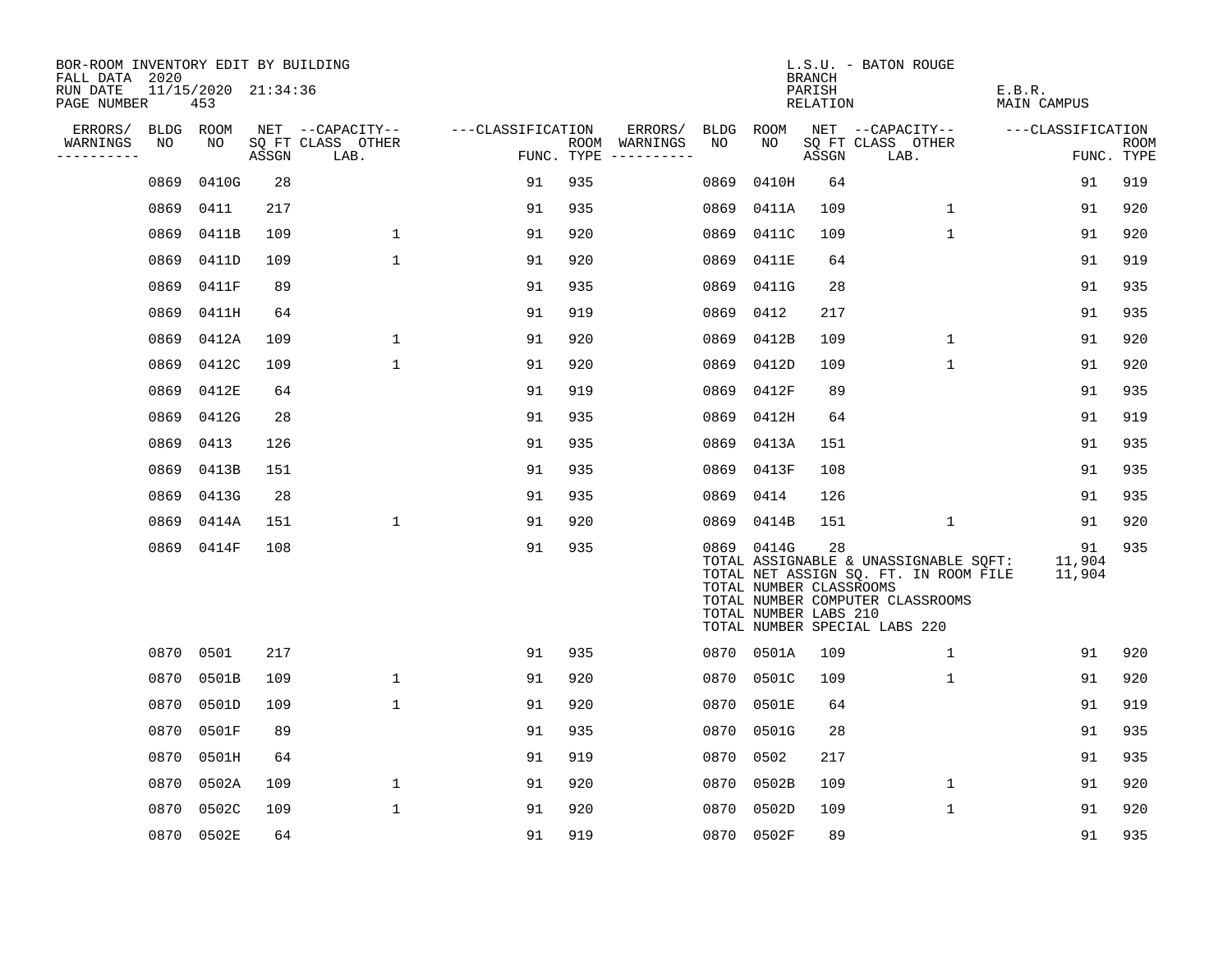BOR-ROOM INVENTORY EDIT BY BUILDING
FALL DATA 2020
RUN DATE 11/15/2020 21:34:36
PAGE NUMBER 453

L.S.U. - BATON ROUGE
BRANCH
PARISH E.B.R.
RELATION MAIN CAMPUS

| ERRORS/ WARNINGS | BLDG NO | ROOM NO | NET SQ FT ASSGN | --CAPACITY-- CLASS LAB. | OTHER | ---CLASSIFICATION FUNC. | ROOM TYPE | ERRORS/ WARNINGS | BLDG NO | ROOM NO | NET SQ FT ASSGN | --CAPACITY-- CLASS LAB. | OTHER | ---CLASSIFICATION FUNC. | ROOM TYPE |
|---|---|---|---|---|---|---|---|---|---|---|---|---|---|---|---|
| | 0869 | 0410G | 28 | | | 91 | 935 | | 0869 | 0410H | 64 | | | 91 | 919 |
| | 0869 | 0411 | 217 | | | 91 | 935 | | 0869 | 0411A | 109 | | 1 | 91 | 920 |
| | 0869 | 0411B | 109 | | 1 | 91 | 920 | | 0869 | 0411C | 109 | | 1 | 91 | 920 |
| | 0869 | 0411D | 109 | | 1 | 91 | 920 | | 0869 | 0411E | 64 | | | 91 | 919 |
| | 0869 | 0411F | 89 | | | 91 | 935 | | 0869 | 0411G | 28 | | | 91 | 935 |
| | 0869 | 0411H | 64 | | | 91 | 919 | | 0869 | 0412 | 217 | | | 91 | 935 |
| | 0869 | 0412A | 109 | | 1 | 91 | 920 | | 0869 | 0412B | 109 | | 1 | 91 | 920 |
| | 0869 | 0412C | 109 | | 1 | 91 | 920 | | 0869 | 0412D | 109 | | 1 | 91 | 920 |
| | 0869 | 0412E | 64 | | | 91 | 919 | | 0869 | 0412F | 89 | | | 91 | 935 |
| | 0869 | 0412G | 28 | | | 91 | 935 | | 0869 | 0412H | 64 | | | 91 | 919 |
| | 0869 | 0413 | 126 | | | 91 | 935 | | 0869 | 0413A | 151 | | | 91 | 935 |
| | 0869 | 0413B | 151 | | | 91 | 935 | | 0869 | 0413F | 108 | | | 91 | 935 |
| | 0869 | 0413G | 28 | | | 91 | 935 | | 0869 | 0414 | 126 | | | 91 | 935 |
| | 0869 | 0414A | 151 | | 1 | 91 | 920 | | 0869 | 0414B | 151 | | 1 | 91 | 920 |
| | 0869 | 0414F | 108 | | | 91 | 935 | | 0869 | 0414G | 28 | | | 91 | 935 |

TOTAL ASSIGNABLE & UNASSIGNABLE SQFT: 11,904
TOTAL NET ASSIGN SQ. FT. IN ROOM FILE 11,904
TOTAL NUMBER CLASSROOMS
TOTAL NUMBER COMPUTER CLASSROOMS
TOTAL NUMBER LABS 210
TOTAL NUMBER SPECIAL LABS 220

| ERRORS/ WARNINGS | BLDG NO | ROOM NO | NET SQ FT ASSGN | --CAPACITY-- CLASS LAB. | OTHER | ---CLASSIFICATION FUNC. | ROOM TYPE | ERRORS/ WARNINGS | BLDG NO | ROOM NO | NET SQ FT ASSGN | --CAPACITY-- CLASS LAB. | OTHER | ---CLASSIFICATION FUNC. | ROOM TYPE |
|---|---|---|---|---|---|---|---|---|---|---|---|---|---|---|---|
| | 0870 | 0501 | 217 | | | 91 | 935 | | 0870 | 0501A | 109 | | 1 | 91 | 920 |
| | 0870 | 0501B | 109 | | 1 | 91 | 920 | | 0870 | 0501C | 109 | | 1 | 91 | 920 |
| | 0870 | 0501D | 109 | | 1 | 91 | 920 | | 0870 | 0501E | 64 | | | 91 | 919 |
| | 0870 | 0501F | 89 | | | 91 | 935 | | 0870 | 0501G | 28 | | | 91 | 935 |
| | 0870 | 0501H | 64 | | | 91 | 919 | | 0870 | 0502 | 217 | | | 91 | 935 |
| | 0870 | 0502A | 109 | | 1 | 91 | 920 | | 0870 | 0502B | 109 | | 1 | 91 | 920 |
| | 0870 | 0502C | 109 | | 1 | 91 | 920 | | 0870 | 0502D | 109 | | 1 | 91 | 920 |
| | 0870 | 0502E | 64 | | | 91 | 919 | | 0870 | 0502F | 89 | | | 91 | 935 |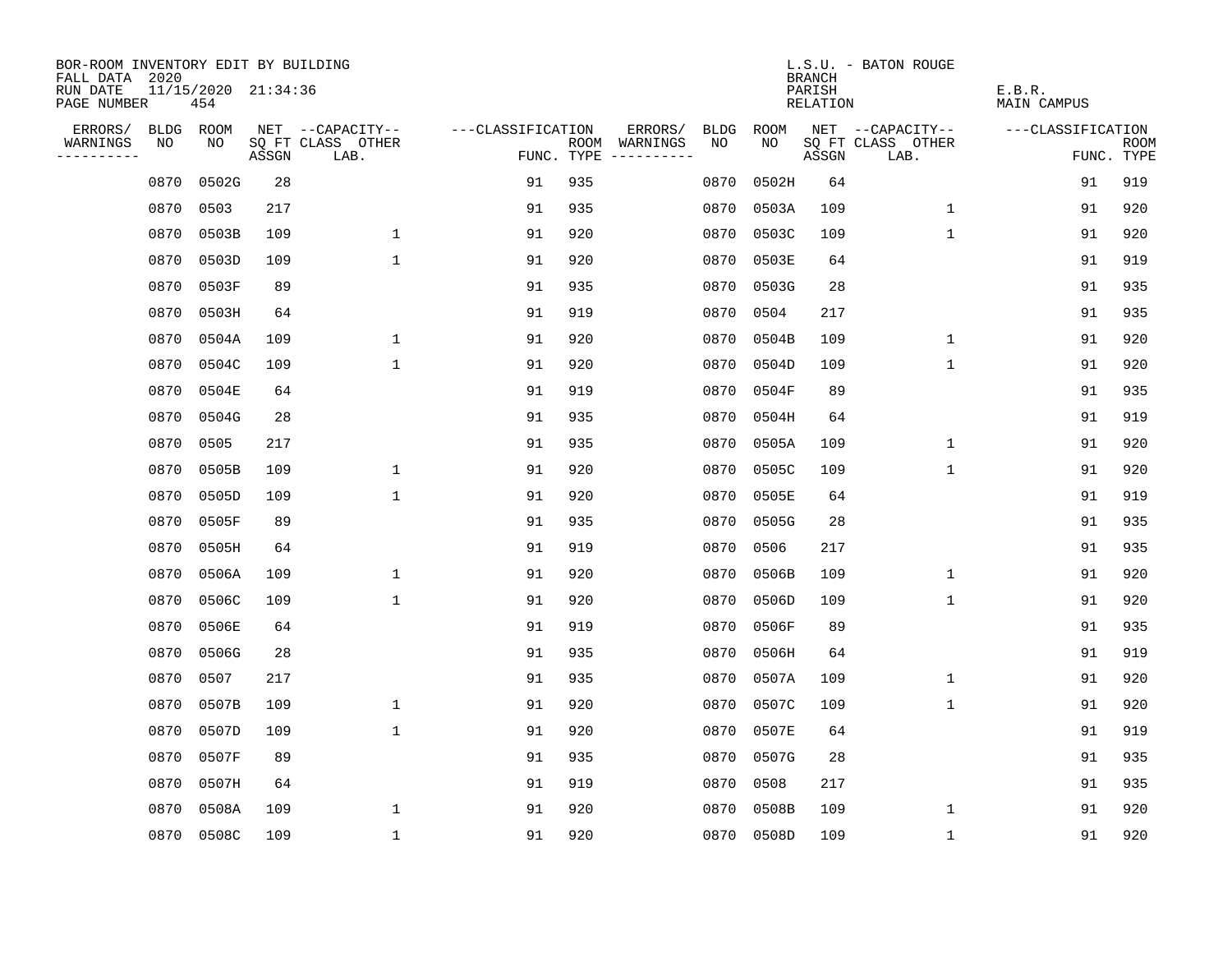BOR-ROOM INVENTORY EDIT BY BUILDING
FALL DATA 2020
RUN DATE 11/15/2020 21:34:36
PAGE NUMBER 454

L.S.U. - BATON ROUGE
BRANCH
PARISH E.B.R.
RELATION MAIN CAMPUS

| ERRORS/ WARNINGS | BLDG NO | ROOM NO | NET SQ FT ASSGN | --CAPACITY-- CLASS LAB. | OTHER | ---CLASSIFICATION FUNC. | ROOM TYPE | ERRORS/ WARNINGS | BLDG NO | ROOM NO | NET SQ FT ASSGN | --CAPACITY-- CLASS LAB. | OTHER | ---CLASSIFICATION FUNC. | ROOM TYPE |
|---|---|---|---|---|---|---|---|---|---|---|---|---|---|---|---|
| | 0870 | 0502G | 28 | | | 91 | 935 | | 0870 | 0502H | 64 | | | 91 | 919 |
| | 0870 | 0503 | 217 | | | 91 | 935 | | 0870 | 0503A | 109 | | 1 | 91 | 920 |
| | 0870 | 0503B | 109 | | 1 | 91 | 920 | | 0870 | 0503C | 109 | | 1 | 91 | 920 |
| | 0870 | 0503D | 109 | | 1 | 91 | 920 | | 0870 | 0503E | 64 | | | 91 | 919 |
| | 0870 | 0503F | 89 | | | 91 | 935 | | 0870 | 0503G | 28 | | | 91 | 935 |
| | 0870 | 0503H | 64 | | | 91 | 919 | | 0870 | 0504 | 217 | | | 91 | 935 |
| | 0870 | 0504A | 109 | | 1 | 91 | 920 | | 0870 | 0504B | 109 | | 1 | 91 | 920 |
| | 0870 | 0504C | 109 | | 1 | 91 | 920 | | 0870 | 0504D | 109 | | 1 | 91 | 920 |
| | 0870 | 0504E | 64 | | | 91 | 919 | | 0870 | 0504F | 89 | | | 91 | 935 |
| | 0870 | 0504G | 28 | | | 91 | 935 | | 0870 | 0504H | 64 | | | 91 | 919 |
| | 0870 | 0505 | 217 | | | 91 | 935 | | 0870 | 0505A | 109 | | 1 | 91 | 920 |
| | 0870 | 0505B | 109 | | 1 | 91 | 920 | | 0870 | 0505C | 109 | | 1 | 91 | 920 |
| | 0870 | 0505D | 109 | | 1 | 91 | 920 | | 0870 | 0505E | 64 | | | 91 | 919 |
| | 0870 | 0505F | 89 | | | 91 | 935 | | 0870 | 0505G | 28 | | | 91 | 935 |
| | 0870 | 0505H | 64 | | | 91 | 919 | | 0870 | 0506 | 217 | | | 91 | 935 |
| | 0870 | 0506A | 109 | | 1 | 91 | 920 | | 0870 | 0506B | 109 | | 1 | 91 | 920 |
| | 0870 | 0506C | 109 | | 1 | 91 | 920 | | 0870 | 0506D | 109 | | 1 | 91 | 920 |
| | 0870 | 0506E | 64 | | | 91 | 919 | | 0870 | 0506F | 89 | | | 91 | 935 |
| | 0870 | 0506G | 28 | | | 91 | 935 | | 0870 | 0506H | 64 | | | 91 | 919 |
| | 0870 | 0507 | 217 | | | 91 | 935 | | 0870 | 0507A | 109 | | 1 | 91 | 920 |
| | 0870 | 0507B | 109 | | 1 | 91 | 920 | | 0870 | 0507C | 109 | | 1 | 91 | 920 |
| | 0870 | 0507D | 109 | | 1 | 91 | 920 | | 0870 | 0507E | 64 | | | 91 | 919 |
| | 0870 | 0507F | 89 | | | 91 | 935 | | 0870 | 0507G | 28 | | | 91 | 935 |
| | 0870 | 0507H | 64 | | | 91 | 919 | | 0870 | 0508 | 217 | | | 91 | 935 |
| | 0870 | 0508A | 109 | | 1 | 91 | 920 | | 0870 | 0508B | 109 | | 1 | 91 | 920 |
| | 0870 | 0508C | 109 | | 1 | 91 | 920 | | 0870 | 0508D | 109 | | 1 | 91 | 920 |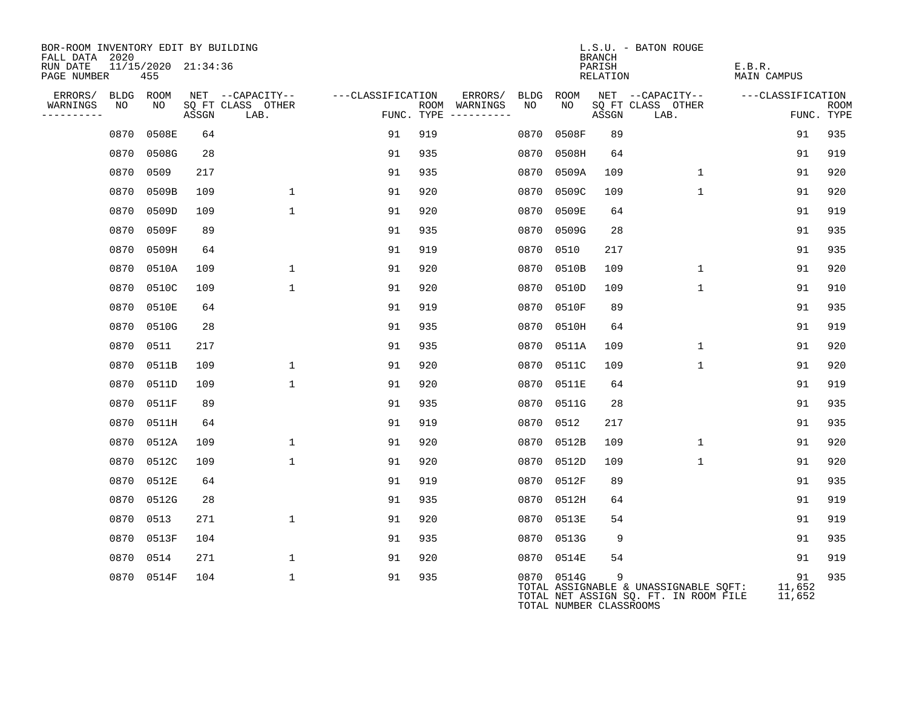BOR-ROOM INVENTORY EDIT BY BUILDING
FALL DATA 2020
RUN DATE 11/15/2020 21:34:36
PAGE NUMBER 455

L.S.U. - BATON ROUGE
BRANCH
PARISH E.B.R.
RELATION MAIN CAMPUS

| ERRORS/ WARNINGS | BLDG NO | ROOM NO | NET SQ FT ASSGN | CAPACITY CLASS LAB. | CAPACITY OTHER | CLASSIFICATION FUNC. | ROOM TYPE | ERRORS/ WARNINGS | BLDG NO | ROOM NO | NET SQ FT ASSGN | CAPACITY CLASS LAB. | CAPACITY OTHER | CLASSIFICATION FUNC. | ROOM TYPE |
|---|---|---|---|---|---|---|---|---|---|---|---|---|---|---|---|
| | 0870 | 0508E | 64 | | | 91 | 919 | | 0870 | 0508F | 89 | | | 91 | 935 |
| | 0870 | 0508G | 28 | | | 91 | 935 | | 0870 | 0508H | 64 | | | 91 | 919 |
| | 0870 | 0509 | 217 | | | 91 | 935 | | 0870 | 0509A | 109 | | 1 | 91 | 920 |
| | 0870 | 0509B | 109 | | 1 | 91 | 920 | | 0870 | 0509C | 109 | | 1 | 91 | 920 |
| | 0870 | 0509D | 109 | | 1 | 91 | 920 | | 0870 | 0509E | 64 | | | 91 | 919 |
| | 0870 | 0509F | 89 | | | 91 | 935 | | 0870 | 0509G | 28 | | | 91 | 935 |
| | 0870 | 0509H | 64 | | | 91 | 919 | | 0870 | 0510 | 217 | | | 91 | 935 |
| | 0870 | 0510A | 109 | | 1 | 91 | 920 | | 0870 | 0510B | 109 | | 1 | 91 | 920 |
| | 0870 | 0510C | 109 | | 1 | 91 | 920 | | 0870 | 0510D | 109 | | 1 | 91 | 910 |
| | 0870 | 0510E | 64 | | | 91 | 919 | | 0870 | 0510F | 89 | | | 91 | 935 |
| | 0870 | 0510G | 28 | | | 91 | 935 | | 0870 | 0510H | 64 | | | 91 | 919 |
| | 0870 | 0511 | 217 | | | 91 | 935 | | 0870 | 0511A | 109 | | 1 | 91 | 920 |
| | 0870 | 0511B | 109 | | 1 | 91 | 920 | | 0870 | 0511C | 109 | | 1 | 91 | 920 |
| | 0870 | 0511D | 109 | | 1 | 91 | 920 | | 0870 | 0511E | 64 | | | 91 | 919 |
| | 0870 | 0511F | 89 | | | 91 | 935 | | 0870 | 0511G | 28 | | | 91 | 935 |
| | 0870 | 0511H | 64 | | | 91 | 919 | | 0870 | 0512 | 217 | | | 91 | 935 |
| | 0870 | 0512A | 109 | | 1 | 91 | 920 | | 0870 | 0512B | 109 | | 1 | 91 | 920 |
| | 0870 | 0512C | 109 | | 1 | 91 | 920 | | 0870 | 0512D | 109 | | 1 | 91 | 920 |
| | 0870 | 0512E | 64 | | | 91 | 919 | | 0870 | 0512F | 89 | | | 91 | 935 |
| | 0870 | 0512G | 28 | | | 91 | 935 | | 0870 | 0512H | 64 | | | 91 | 919 |
| | 0870 | 0513 | 271 | | 1 | 91 | 920 | | 0870 | 0513E | 54 | | | 91 | 919 |
| | 0870 | 0513F | 104 | | | 91 | 935 | | 0870 | 0513G | 9 | | | 91 | 935 |
| | 0870 | 0514 | 271 | | 1 | 91 | 920 | | 0870 | 0514E | 54 | | | 91 | 919 |
| | 0870 | 0514F | 104 | | 1 | 91 | 935 | | 0870 | 0514G | 9 | | | 91 | 935 |

TOTAL ASSIGNABLE & UNASSIGNABLE SQFT: 11,652
TOTAL NET ASSIGN SQ. FT. IN ROOM FILE 11,652
TOTAL NUMBER CLASSROOMS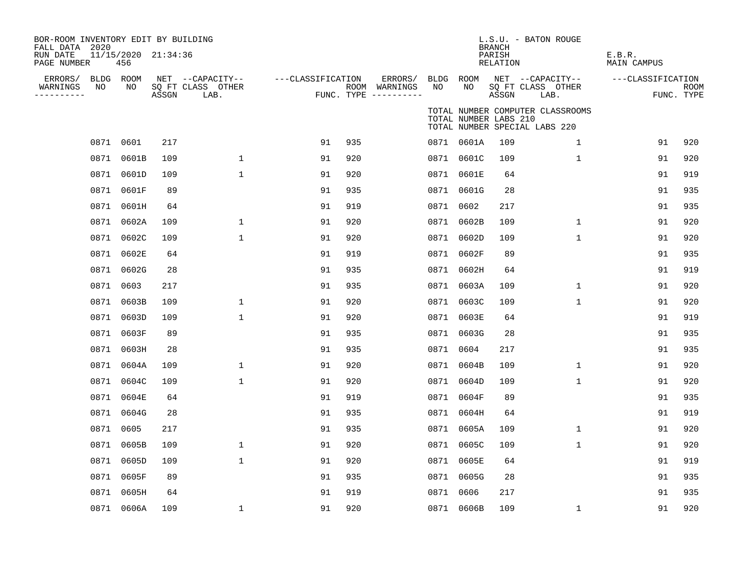BOR-ROOM INVENTORY EDIT BY BUILDING
FALL DATA 2020
RUN DATE 11/15/2020 21:34:36
PAGE NUMBER 456

L.S.U. - BATON ROUGE
BRANCH
PARISH E.B.R.
RELATION MAIN CAMPUS

TOTAL NUMBER COMPUTER CLASSROOMS
TOTAL NUMBER LABS 210
TOTAL NUMBER SPECIAL LABS 220

| ERRORS/ WARNINGS | BLDG NO | ROOM NO | NET SQ FT ASSGN | CAPACITY CLASS LAB. | CAPACITY OTHER | CLASSIFICATION FUNC. | ROOM TYPE | ERRORS/ WARNINGS | BLDG NO | ROOM NO | NET SQ FT ASSGN | CAPACITY CLASS LAB. | CAPACITY OTHER | CLASSIFICATION FUNC. | ROOM TYPE |
|---|---|---|---|---|---|---|---|---|---|---|---|---|---|---|---|
| | 0871 | 0601 | 217 | | | 91 | 935 | | 0871 | 0601A | 109 | | 1 | 91 | 920 |
| | 0871 | 0601B | 109 | | 1 | 91 | 920 | | 0871 | 0601C | 109 | | 1 | 91 | 920 |
| | 0871 | 0601D | 109 | | 1 | 91 | 920 | | 0871 | 0601E | 64 | | | 91 | 919 |
| | 0871 | 0601F | 89 | | | 91 | 935 | | 0871 | 0601G | 28 | | | 91 | 935 |
| | 0871 | 0601H | 64 | | | 91 | 919 | | 0871 | 0602 | 217 | | | 91 | 935 |
| | 0871 | 0602A | 109 | | 1 | 91 | 920 | | 0871 | 0602B | 109 | | 1 | 91 | 920 |
| | 0871 | 0602C | 109 | | 1 | 91 | 920 | | 0871 | 0602D | 109 | | 1 | 91 | 920 |
| | 0871 | 0602E | 64 | | | 91 | 919 | | 0871 | 0602F | 89 | | | 91 | 935 |
| | 0871 | 0602G | 28 | | | 91 | 935 | | 0871 | 0602H | 64 | | | 91 | 919 |
| | 0871 | 0603 | 217 | | | 91 | 935 | | 0871 | 0603A | 109 | | 1 | 91 | 920 |
| | 0871 | 0603B | 109 | | 1 | 91 | 920 | | 0871 | 0603C | 109 | | 1 | 91 | 920 |
| | 0871 | 0603D | 109 | | 1 | 91 | 920 | | 0871 | 0603E | 64 | | | 91 | 919 |
| | 0871 | 0603F | 89 | | | 91 | 935 | | 0871 | 0603G | 28 | | | 91 | 935 |
| | 0871 | 0603H | 28 | | | 91 | 935 | | 0871 | 0604 | 217 | | | 91 | 935 |
| | 0871 | 0604A | 109 | | 1 | 91 | 920 | | 0871 | 0604B | 109 | | 1 | 91 | 920 |
| | 0871 | 0604C | 109 | | 1 | 91 | 920 | | 0871 | 0604D | 109 | | 1 | 91 | 920 |
| | 0871 | 0604E | 64 | | | 91 | 919 | | 0871 | 0604F | 89 | | | 91 | 935 |
| | 0871 | 0604G | 28 | | | 91 | 935 | | 0871 | 0604H | 64 | | | 91 | 919 |
| | 0871 | 0605 | 217 | | | 91 | 935 | | 0871 | 0605A | 109 | | 1 | 91 | 920 |
| | 0871 | 0605B | 109 | | 1 | 91 | 920 | | 0871 | 0605C | 109 | | 1 | 91 | 920 |
| | 0871 | 0605D | 109 | | 1 | 91 | 920 | | 0871 | 0605E | 64 | | | 91 | 919 |
| | 0871 | 0605F | 89 | | | 91 | 935 | | 0871 | 0605G | 28 | | | 91 | 935 |
| | 0871 | 0605H | 64 | | | 91 | 919 | | 0871 | 0606 | 217 | | | 91 | 935 |
| | 0871 | 0606A | 109 | | 1 | 91 | 920 | | 0871 | 0606B | 109 | | 1 | 91 | 920 |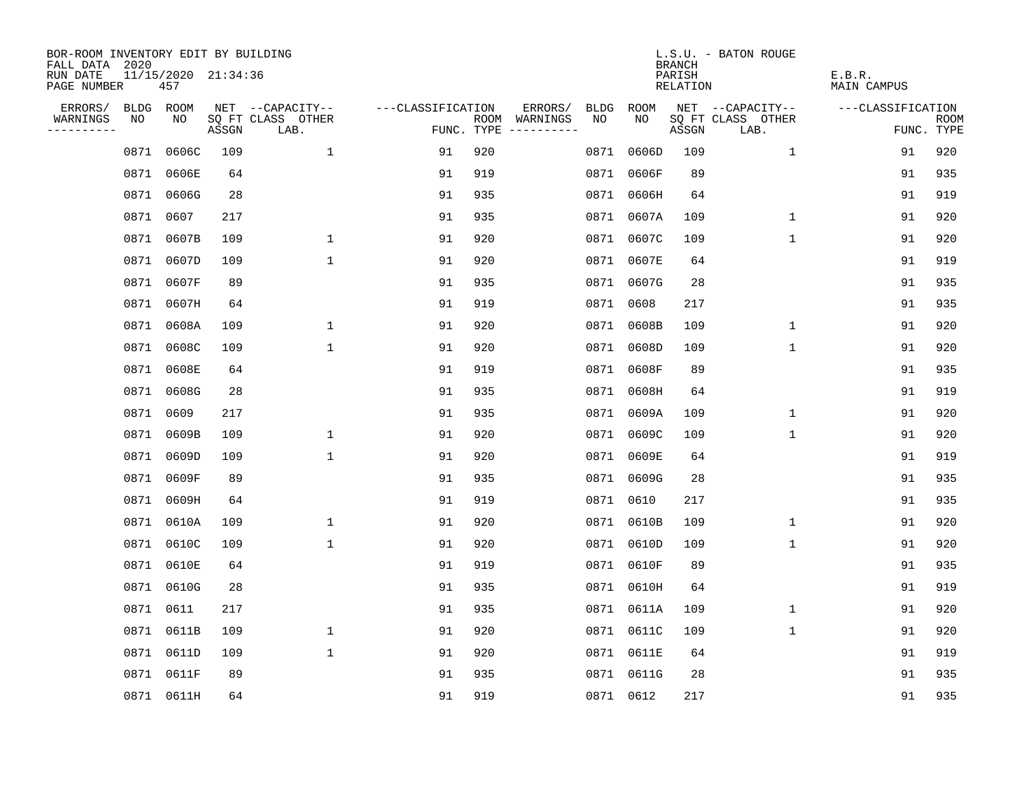BOR-ROOM INVENTORY EDIT BY BUILDING
FALL DATA 2020
RUN DATE 11/15/2020 21:34:36
PAGE NUMBER 457

L.S.U. - BATON ROUGE
BRANCH
PARISH E.B.R.
RELATION MAIN CAMPUS

| ERRORS/ WARNINGS | BLDG NO | ROOM NO | NET SQ FT ASSGN | --CAPACITY-- CLASS LAB. | OTHER | ---CLASSIFICATION FUNC. | ROOM TYPE | ERRORS/ WARNINGS | BLDG NO | ROOM NO | NET SQ FT ASSGN | --CAPACITY-- CLASS LAB. | OTHER | ---CLASSIFICATION FUNC. | ROOM TYPE |
|---|---|---|---|---|---|---|---|---|---|---|---|---|---|---|---|
| | 0871 | 0606C | 109 | | 1 | 91 | 920 | | 0871 | 0606D | 109 | | 1 | 91 | 920 |
| | 0871 | 0606E | 64 | | | 91 | 919 | | 0871 | 0606F | 89 | | | 91 | 935 |
| | 0871 | 0606G | 28 | | | 91 | 935 | | 0871 | 0606H | 64 | | | 91 | 919 |
| | 0871 | 0607 | 217 | | | 91 | 935 | | 0871 | 0607A | 109 | | 1 | 91 | 920 |
| | 0871 | 0607B | 109 | | 1 | 91 | 920 | | 0871 | 0607C | 109 | | 1 | 91 | 920 |
| | 0871 | 0607D | 109 | | 1 | 91 | 920 | | 0871 | 0607E | 64 | | | 91 | 919 |
| | 0871 | 0607F | 89 | | | 91 | 935 | | 0871 | 0607G | 28 | | | 91 | 935 |
| | 0871 | 0607H | 64 | | | 91 | 919 | | 0871 | 0608 | 217 | | | 91 | 935 |
| | 0871 | 0608A | 109 | | 1 | 91 | 920 | | 0871 | 0608B | 109 | | 1 | 91 | 920 |
| | 0871 | 0608C | 109 | | 1 | 91 | 920 | | 0871 | 0608D | 109 | | 1 | 91 | 920 |
| | 0871 | 0608E | 64 | | | 91 | 919 | | 0871 | 0608F | 89 | | | 91 | 935 |
| | 0871 | 0608G | 28 | | | 91 | 935 | | 0871 | 0608H | 64 | | | 91 | 919 |
| | 0871 | 0609 | 217 | | | 91 | 935 | | 0871 | 0609A | 109 | | 1 | 91 | 920 |
| | 0871 | 0609B | 109 | | 1 | 91 | 920 | | 0871 | 0609C | 109 | | 1 | 91 | 920 |
| | 0871 | 0609D | 109 | | 1 | 91 | 920 | | 0871 | 0609E | 64 | | | 91 | 919 |
| | 0871 | 0609F | 89 | | | 91 | 935 | | 0871 | 0609G | 28 | | | 91 | 935 |
| | 0871 | 0609H | 64 | | | 91 | 919 | | 0871 | 0610 | 217 | | | 91 | 935 |
| | 0871 | 0610A | 109 | | 1 | 91 | 920 | | 0871 | 0610B | 109 | | 1 | 91 | 920 |
| | 0871 | 0610C | 109 | | 1 | 91 | 920 | | 0871 | 0610D | 109 | | 1 | 91 | 920 |
| | 0871 | 0610E | 64 | | | 91 | 919 | | 0871 | 0610F | 89 | | | 91 | 935 |
| | 0871 | 0610G | 28 | | | 91 | 935 | | 0871 | 0610H | 64 | | | 91 | 919 |
| | 0871 | 0611 | 217 | | | 91 | 935 | | 0871 | 0611A | 109 | | 1 | 91 | 920 |
| | 0871 | 0611B | 109 | | 1 | 91 | 920 | | 0871 | 0611C | 109 | | 1 | 91 | 920 |
| | 0871 | 0611D | 109 | | 1 | 91 | 920 | | 0871 | 0611E | 64 | | | 91 | 919 |
| | 0871 | 0611F | 89 | | | 91 | 935 | | 0871 | 0611G | 28 | | | 91 | 935 |
| | 0871 | 0611H | 64 | | | 91 | 919 | | 0871 | 0612 | 217 | | | 91 | 935 |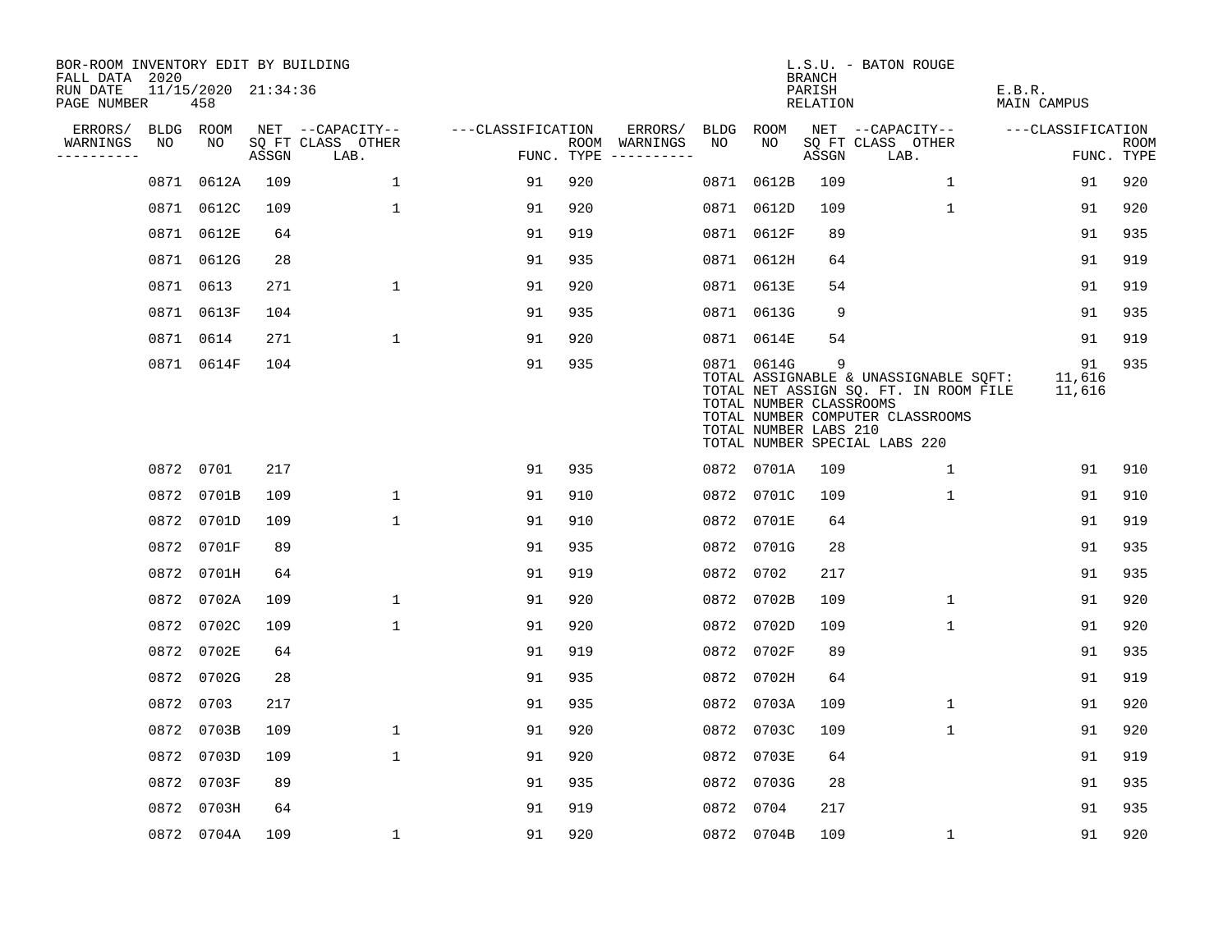BOR-ROOM INVENTORY EDIT BY BUILDING
FALL DATA 2020
RUN DATE 11/15/2020 21:34:36
PAGE NUMBER 458

L.S.U. - BATON ROUGE
BRANCH
PARISH E.B.R.
RELATION MAIN CAMPUS

| ERRORS/ WARNINGS | BLDG NO | ROOM NO | NET SQ FT ASSGN | CAPACITY CLASS LAB. | CAPACITY OTHER | CLASSIFICATION FUNC. | ROOM TYPE | ERRORS/ WARNINGS | BLDG NO | ROOM NO | NET SQ FT ASSGN | CAPACITY CLASS LAB. | CAPACITY OTHER | CLASSIFICATION FUNC. | ROOM TYPE |
|---|---|---|---|---|---|---|---|---|---|---|---|---|---|---|---|
| | 0871 | 0612A | 109 | | 1 | 91 | 920 | | 0871 | 0612B | 109 | | 1 | 91 | 920 |
| | 0871 | 0612C | 109 | | 1 | 91 | 920 | | 0871 | 0612D | 109 | | 1 | 91 | 920 |
| | 0871 | 0612E | 64 | | | 91 | 919 | | 0871 | 0612F | 89 | | | 91 | 935 |
| | 0871 | 0612G | 28 | | | 91 | 935 | | 0871 | 0612H | 64 | | | 91 | 919 |
| | 0871 | 0613 | 271 | | 1 | 91 | 920 | | 0871 | 0613E | 54 | | | 91 | 919 |
| | 0871 | 0613F | 104 | | | 91 | 935 | | 0871 | 0613G | 9 | | | 91 | 935 |
| | 0871 | 0614 | 271 | | 1 | 91 | 920 | | 0871 | 0614E | 54 | | | 91 | 919 |
| | 0871 | 0614F | 104 | | | 91 | 935 | | 0871 | 0614G | 9 | | | 91 | 935 |

TOTAL ASSIGNABLE & UNASSIGNABLE SQFT: 11,616
TOTAL NET ASSIGN SQ. FT. IN ROOM FILE 11,616
TOTAL NUMBER CLASSROOMS
TOTAL NUMBER COMPUTER CLASSROOMS
TOTAL NUMBER LABS 210
TOTAL NUMBER SPECIAL LABS 220

| ERRORS/ WARNINGS | BLDG NO | ROOM NO | NET SQ FT ASSGN | CAPACITY CLASS LAB. | CAPACITY OTHER | CLASSIFICATION FUNC. | ROOM TYPE | ERRORS/ WARNINGS | BLDG NO | ROOM NO | NET SQ FT ASSGN | CAPACITY CLASS LAB. | CAPACITY OTHER | CLASSIFICATION FUNC. | ROOM TYPE |
|---|---|---|---|---|---|---|---|---|---|---|---|---|---|---|---|
| | 0872 | 0701 | 217 | | | 91 | 935 | | 0872 | 0701A | 109 | | 1 | 91 | 910 |
| | 0872 | 0701B | 109 | | 1 | 91 | 910 | | 0872 | 0701C | 109 | | 1 | 91 | 910 |
| | 0872 | 0701D | 109 | | 1 | 91 | 910 | | 0872 | 0701E | 64 | | | 91 | 919 |
| | 0872 | 0701F | 89 | | | 91 | 935 | | 0872 | 0701G | 28 | | | 91 | 935 |
| | 0872 | 0701H | 64 | | | 91 | 919 | | 0872 | 0702 | 217 | | | 91 | 935 |
| | 0872 | 0702A | 109 | | 1 | 91 | 920 | | 0872 | 0702B | 109 | | 1 | 91 | 920 |
| | 0872 | 0702C | 109 | | 1 | 91 | 920 | | 0872 | 0702D | 109 | | 1 | 91 | 920 |
| | 0872 | 0702E | 64 | | | 91 | 919 | | 0872 | 0702F | 89 | | | 91 | 935 |
| | 0872 | 0702G | 28 | | | 91 | 935 | | 0872 | 0702H | 64 | | | 91 | 919 |
| | 0872 | 0703 | 217 | | | 91 | 935 | | 0872 | 0703A | 109 | | 1 | 91 | 920 |
| | 0872 | 0703B | 109 | | 1 | 91 | 920 | | 0872 | 0703C | 109 | | 1 | 91 | 920 |
| | 0872 | 0703D | 109 | | 1 | 91 | 920 | | 0872 | 0703E | 64 | | | 91 | 919 |
| | 0872 | 0703F | 89 | | | 91 | 935 | | 0872 | 0703G | 28 | | | 91 | 935 |
| | 0872 | 0703H | 64 | | | 91 | 919 | | 0872 | 0704 | 217 | | | 91 | 935 |
| | 0872 | 0704A | 109 | | 1 | 91 | 920 | | 0872 | 0704B | 109 | | 1 | 91 | 920 |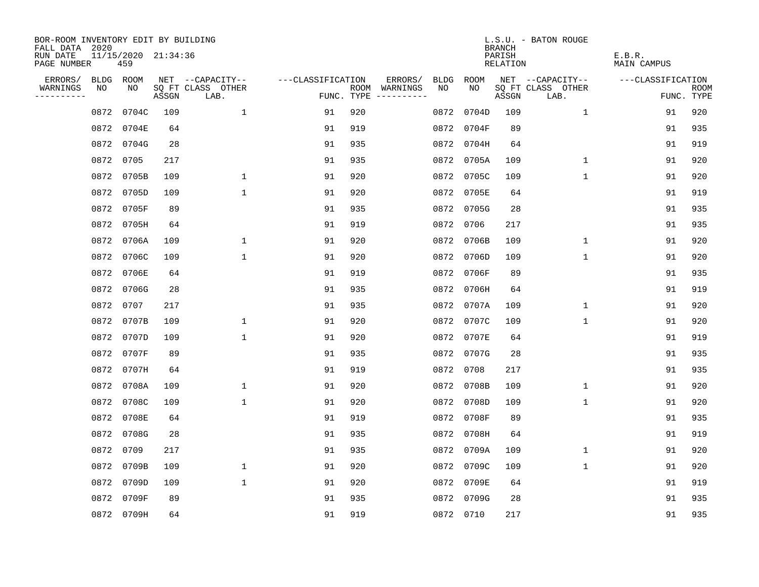BOR-ROOM INVENTORY EDIT BY BUILDING
FALL DATA 2020
RUN DATE 11/15/2020 21:34:36
PAGE NUMBER 459

L.S.U. - BATON ROUGE
BRANCH
PARISH E.B.R.
RELATION MAIN CAMPUS

| ERRORS/ WARNINGS | BLDG NO | ROOM NO | NET SQ FT ASSGN | CAPACITY CLASS LAB. | CAPACITY OTHER | CLASSIFICATION FUNC. | ROOM TYPE | ERRORS/ WARNINGS | BLDG NO | ROOM NO | NET SQ FT ASSGN | CAPACITY CLASS LAB. | CAPACITY OTHER | CLASSIFICATION FUNC. | ROOM TYPE |
|---|---|---|---|---|---|---|---|---|---|---|---|---|---|---|---|
| | 0872 | 0704C | 109 | | 1 | 91 | 920 | | 0872 | 0704D | 109 | | 1 | 91 | 920 |
| | 0872 | 0704E | 64 | | | 91 | 919 | | 0872 | 0704F | 89 | | | 91 | 935 |
| | 0872 | 0704G | 28 | | | 91 | 935 | | 0872 | 0704H | 64 | | | 91 | 919 |
| | 0872 | 0705 | 217 | | | 91 | 935 | | 0872 | 0705A | 109 | | 1 | 91 | 920 |
| | 0872 | 0705B | 109 | | 1 | 91 | 920 | | 0872 | 0705C | 109 | | 1 | 91 | 920 |
| | 0872 | 0705D | 109 | | 1 | 91 | 920 | | 0872 | 0705E | 64 | | | 91 | 919 |
| | 0872 | 0705F | 89 | | | 91 | 935 | | 0872 | 0705G | 28 | | | 91 | 935 |
| | 0872 | 0705H | 64 | | | 91 | 919 | | 0872 | 0706 | 217 | | | 91 | 935 |
| | 0872 | 0706A | 109 | | 1 | 91 | 920 | | 0872 | 0706B | 109 | | 1 | 91 | 920 |
| | 0872 | 0706C | 109 | | 1 | 91 | 920 | | 0872 | 0706D | 109 | | 1 | 91 | 920 |
| | 0872 | 0706E | 64 | | | 91 | 919 | | 0872 | 0706F | 89 | | | 91 | 935 |
| | 0872 | 0706G | 28 | | | 91 | 935 | | 0872 | 0706H | 64 | | | 91 | 919 |
| | 0872 | 0707 | 217 | | | 91 | 935 | | 0872 | 0707A | 109 | | 1 | 91 | 920 |
| | 0872 | 0707B | 109 | | 1 | 91 | 920 | | 0872 | 0707C | 109 | | 1 | 91 | 920 |
| | 0872 | 0707D | 109 | | 1 | 91 | 920 | | 0872 | 0707E | 64 | | | 91 | 919 |
| | 0872 | 0707F | 89 | | | 91 | 935 | | 0872 | 0707G | 28 | | | 91 | 935 |
| | 0872 | 0707H | 64 | | | 91 | 919 | | 0872 | 0708 | 217 | | | 91 | 935 |
| | 0872 | 0708A | 109 | | 1 | 91 | 920 | | 0872 | 0708B | 109 | | 1 | 91 | 920 |
| | 0872 | 0708C | 109 | | 1 | 91 | 920 | | 0872 | 0708D | 109 | | 1 | 91 | 920 |
| | 0872 | 0708E | 64 | | | 91 | 919 | | 0872 | 0708F | 89 | | | 91 | 935 |
| | 0872 | 0708G | 28 | | | 91 | 935 | | 0872 | 0708H | 64 | | | 91 | 919 |
| | 0872 | 0709 | 217 | | | 91 | 935 | | 0872 | 0709A | 109 | | 1 | 91 | 920 |
| | 0872 | 0709B | 109 | | 1 | 91 | 920 | | 0872 | 0709C | 109 | | 1 | 91 | 920 |
| | 0872 | 0709D | 109 | | 1 | 91 | 920 | | 0872 | 0709E | 64 | | | 91 | 919 |
| | 0872 | 0709F | 89 | | | 91 | 935 | | 0872 | 0709G | 28 | | | 91 | 935 |
| | 0872 | 0709H | 64 | | | 91 | 919 | | 0872 | 0710 | 217 | | | 91 | 935 |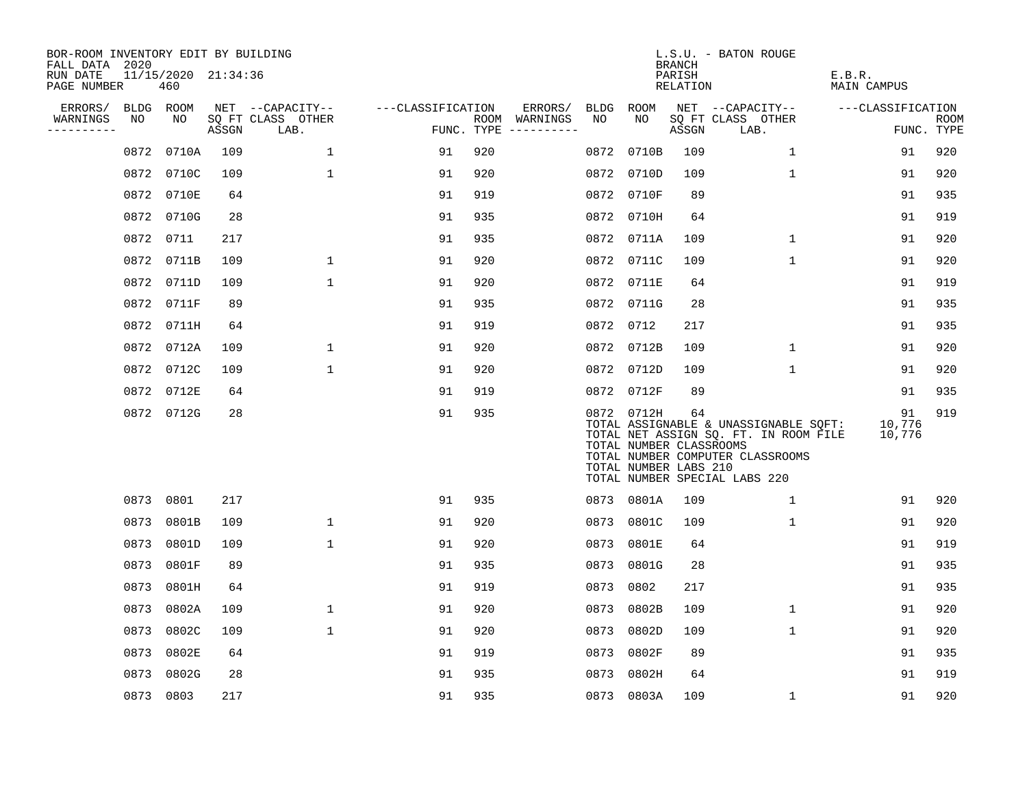BOR-ROOM INVENTORY EDIT BY BUILDING
FALL DATA 2020
RUN DATE 11/15/2020 21:34:36
PAGE NUMBER 460

L.S.U. - BATON ROUGE
BRANCH
PARISH E.B.R.
RELATION MAIN CAMPUS

| ERRORS/ WARNINGS | BLDG NO | ROOM NO | NET SQ FT ASSGN | CAPACITY-- CLASS LAB. | OTHER | FUNC. | ROOM TYPE | ERRORS/ WARNINGS | BLDG NO | ROOM NO | NET SQ FT ASSGN | CAPACITY-- CLASS LAB. | OTHER | FUNC. | ROOM TYPE |
|---|---|---|---|---|---|---|---|---|---|---|---|---|---|---|---|
| | 0872 | 0710A | 109 | | 1 | 91 | 920 | | 0872 | 0710B | 109 | | 1 | 91 | 920 |
| | 0872 | 0710C | 109 | | 1 | 91 | 920 | | 0872 | 0710D | 109 | | 1 | 91 | 920 |
| | 0872 | 0710E | 64 | | | 91 | 919 | | 0872 | 0710F | 89 | | | 91 | 935 |
| | 0872 | 0710G | 28 | | | 91 | 935 | | 0872 | 0710H | 64 | | | 91 | 919 |
| | 0872 | 0711 | 217 | | | 91 | 935 | | 0872 | 0711A | 109 | | 1 | 91 | 920 |
| | 0872 | 0711B | 109 | | 1 | 91 | 920 | | 0872 | 0711C | 109 | | 1 | 91 | 920 |
| | 0872 | 0711D | 109 | | 1 | 91 | 920 | | 0872 | 0711E | 64 | | | 91 | 919 |
| | 0872 | 0711F | 89 | | | 91 | 935 | | 0872 | 0711G | 28 | | | 91 | 935 |
| | 0872 | 0711H | 64 | | | 91 | 919 | | 0872 | 0712 | 217 | | | 91 | 935 |
| | 0872 | 0712A | 109 | | 1 | 91 | 920 | | 0872 | 0712B | 109 | | 1 | 91 | 920 |
| | 0872 | 0712C | 109 | | 1 | 91 | 920 | | 0872 | 0712D | 109 | | 1 | 91 | 920 |
| | 0872 | 0712E | 64 | | | 91 | 919 | | 0872 | 0712F | 89 | | | 91 | 935 |
| | 0872 | 0712G | 28 | | | 91 | 935 | | 0872 | 0712H | 64 | | | 91 | 919 |

TOTAL ASSIGNABLE & UNASSIGNABLE SQFT: 10,776
TOTAL NET ASSIGN SQ. FT. IN ROOM FILE 10,776
TOTAL NUMBER CLASSROOMS
TOTAL NUMBER COMPUTER CLASSROOMS
TOTAL NUMBER LABS 210
TOTAL NUMBER SPECIAL LABS 220

| ERRORS/ WARNINGS | BLDG NO | ROOM NO | NET SQ FT ASSGN | CAPACITY-- CLASS LAB. | OTHER | FUNC. | ROOM TYPE | ERRORS/ WARNINGS | BLDG NO | ROOM NO | NET SQ FT ASSGN | CAPACITY-- CLASS LAB. | OTHER | FUNC. | ROOM TYPE |
|---|---|---|---|---|---|---|---|---|---|---|---|---|---|---|---|
| | 0873 | 0801 | 217 | | | 91 | 935 | | 0873 | 0801A | 109 | | 1 | 91 | 920 |
| | 0873 | 0801B | 109 | | 1 | 91 | 920 | | 0873 | 0801C | 109 | | 1 | 91 | 920 |
| | 0873 | 0801D | 109 | | 1 | 91 | 920 | | 0873 | 0801E | 64 | | | 91 | 919 |
| | 0873 | 0801F | 89 | | | 91 | 935 | | 0873 | 0801G | 28 | | | 91 | 935 |
| | 0873 | 0801H | 64 | | | 91 | 919 | | 0873 | 0802 | 217 | | | 91 | 935 |
| | 0873 | 0802A | 109 | | 1 | 91 | 920 | | 0873 | 0802B | 109 | | 1 | 91 | 920 |
| | 0873 | 0802C | 109 | | 1 | 91 | 920 | | 0873 | 0802D | 109 | | 1 | 91 | 920 |
| | 0873 | 0802E | 64 | | | 91 | 919 | | 0873 | 0802F | 89 | | | 91 | 935 |
| | 0873 | 0802G | 28 | | | 91 | 935 | | 0873 | 0802H | 64 | | | 91 | 919 |
| | 0873 | 0803 | 217 | | | 91 | 935 | | 0873 | 0803A | 109 | | 1 | 91 | 920 |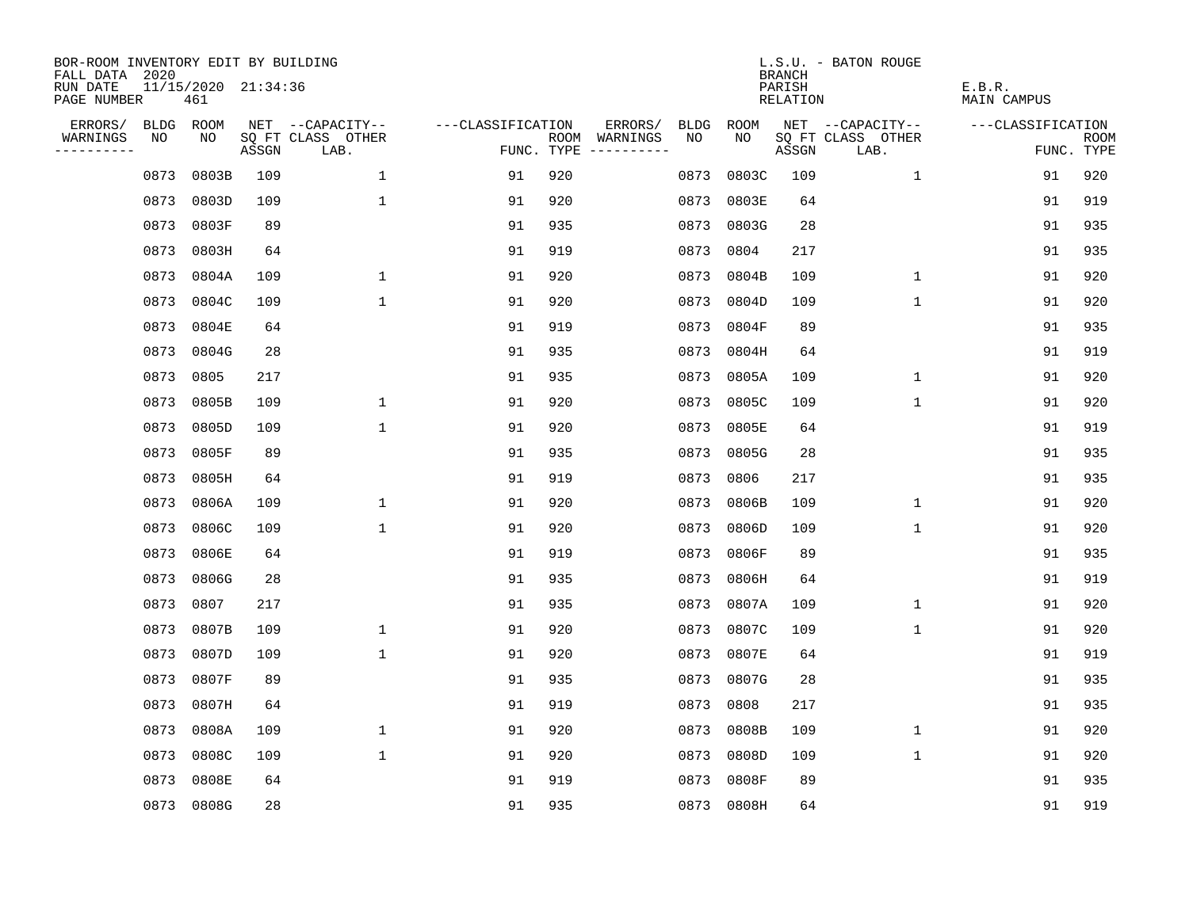BOR-ROOM INVENTORY EDIT BY BUILDING
FALL DATA 2020
RUN DATE 11/15/2020 21:34:36
PAGE NUMBER 461

L.S.U. - BATON ROUGE
BRANCH
PARISH E.B.R.
RELATION MAIN CAMPUS

| ERRORS/ WARNINGS | BLDG NO | ROOM NO | NET SQ FT ASSGN | --CAPACITY-- CLASS LAB. | OTHER | ---CLASSIFICATION FUNC. | ROOM TYPE | ERRORS/ WARNINGS | BLDG NO | ROOM NO | NET SQ FT ASSGN | --CAPACITY-- CLASS LAB. | OTHER | ---CLASSIFICATION FUNC. | ROOM TYPE |
|---|---|---|---|---|---|---|---|---|---|---|---|---|---|---|---|
| | 0873 | 0803B | 109 | | 1 | 91 | 920 | | 0873 | 0803C | 109 | | 1 | 91 | 920 |
| | 0873 | 0803D | 109 | | 1 | 91 | 920 | | 0873 | 0803E | 64 | | | 91 | 919 |
| | 0873 | 0803F | 89 | | | 91 | 935 | | 0873 | 0803G | 28 | | | 91 | 935 |
| | 0873 | 0803H | 64 | | | 91 | 919 | | 0873 | 0804 | 217 | | | 91 | 935 |
| | 0873 | 0804A | 109 | | 1 | 91 | 920 | | 0873 | 0804B | 109 | | 1 | 91 | 920 |
| | 0873 | 0804C | 109 | | 1 | 91 | 920 | | 0873 | 0804D | 109 | | 1 | 91 | 920 |
| | 0873 | 0804E | 64 | | | 91 | 919 | | 0873 | 0804F | 89 | | | 91 | 935 |
| | 0873 | 0804G | 28 | | | 91 | 935 | | 0873 | 0804H | 64 | | | 91 | 919 |
| | 0873 | 0805 | 217 | | | 91 | 935 | | 0873 | 0805A | 109 | | 1 | 91 | 920 |
| | 0873 | 0805B | 109 | | 1 | 91 | 920 | | 0873 | 0805C | 109 | | 1 | 91 | 920 |
| | 0873 | 0805D | 109 | | 1 | 91 | 920 | | 0873 | 0805E | 64 | | | 91 | 919 |
| | 0873 | 0805F | 89 | | | 91 | 935 | | 0873 | 0805G | 28 | | | 91 | 935 |
| | 0873 | 0805H | 64 | | | 91 | 919 | | 0873 | 0806 | 217 | | | 91 | 935 |
| | 0873 | 0806A | 109 | | 1 | 91 | 920 | | 0873 | 0806B | 109 | | 1 | 91 | 920 |
| | 0873 | 0806C | 109 | | 1 | 91 | 920 | | 0873 | 0806D | 109 | | 1 | 91 | 920 |
| | 0873 | 0806E | 64 | | | 91 | 919 | | 0873 | 0806F | 89 | | | 91 | 935 |
| | 0873 | 0806G | 28 | | | 91 | 935 | | 0873 | 0806H | 64 | | | 91 | 919 |
| | 0873 | 0807 | 217 | | | 91 | 935 | | 0873 | 0807A | 109 | | 1 | 91 | 920 |
| | 0873 | 0807B | 109 | | 1 | 91 | 920 | | 0873 | 0807C | 109 | | 1 | 91 | 920 |
| | 0873 | 0807D | 109 | | 1 | 91 | 920 | | 0873 | 0807E | 64 | | | 91 | 919 |
| | 0873 | 0807F | 89 | | | 91 | 935 | | 0873 | 0807G | 28 | | | 91 | 935 |
| | 0873 | 0807H | 64 | | | 91 | 919 | | 0873 | 0808 | 217 | | | 91 | 935 |
| | 0873 | 0808A | 109 | | 1 | 91 | 920 | | 0873 | 0808B | 109 | | 1 | 91 | 920 |
| | 0873 | 0808C | 109 | | 1 | 91 | 920 | | 0873 | 0808D | 109 | | 1 | 91 | 920 |
| | 0873 | 0808E | 64 | | | 91 | 919 | | 0873 | 0808F | 89 | | | 91 | 935 |
| | 0873 | 0808G | 28 | | | 91 | 935 | | 0873 | 0808H | 64 | | | 91 | 919 |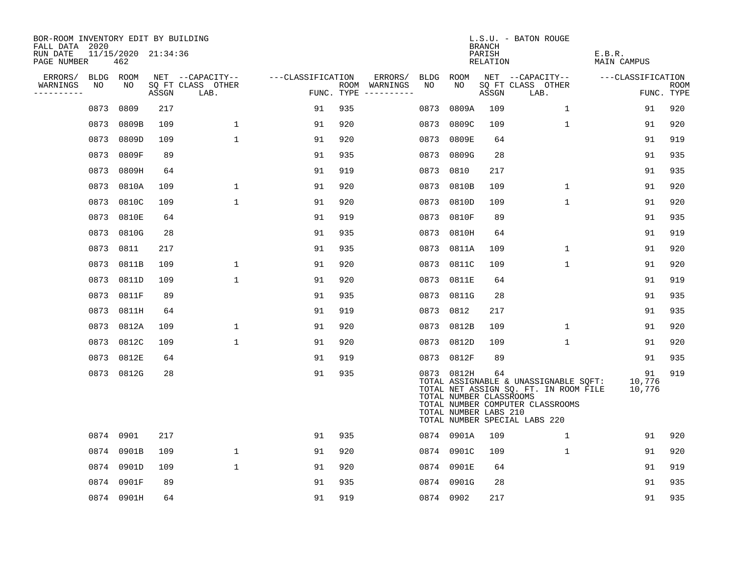BOR-ROOM INVENTORY EDIT BY BUILDING
FALL DATA 2020
RUN DATE 11/15/2020 21:34:36
PAGE NUMBER 462

L.S.U. - BATON ROUGE
BRANCH
PARISH E.B.R.
RELATION MAIN CAMPUS

| ERRORS/ WARNINGS | BLDG NO | ROOM NO | NET SQ FT ASSGN | CAPACITY CLASS LAB. | CAPACITY OTHER | CLASSIFICATION FUNC. | ROOM TYPE | ERRORS/ WARNINGS | BLDG NO | ROOM NO | NET SQ FT ASSGN | CAPACITY CLASS LAB. | CAPACITY OTHER | CLASSIFICATION FUNC. | ROOM TYPE |
|---|---|---|---|---|---|---|---|---|---|---|---|---|---|---|---|
| | 0873 | 0809 | 217 | | | 91 | 935 | | 0873 | 0809A | 109 | | 1 | 91 | 920 |
| | 0873 | 0809B | 109 | | 1 | 91 | 920 | | 0873 | 0809C | 109 | | 1 | 91 | 920 |
| | 0873 | 0809D | 109 | | 1 | 91 | 920 | | 0873 | 0809E | 64 | | | 91 | 919 |
| | 0873 | 0809F | 89 | | | 91 | 935 | | 0873 | 0809G | 28 | | | 91 | 935 |
| | 0873 | 0809H | 64 | | | 91 | 919 | | 0873 | 0810 | 217 | | | 91 | 935 |
| | 0873 | 0810A | 109 | | 1 | 91 | 920 | | 0873 | 0810B | 109 | | 1 | 91 | 920 |
| | 0873 | 0810C | 109 | | 1 | 91 | 920 | | 0873 | 0810D | 109 | | 1 | 91 | 920 |
| | 0873 | 0810E | 64 | | | 91 | 919 | | 0873 | 0810F | 89 | | | 91 | 935 |
| | 0873 | 0810G | 28 | | | 91 | 935 | | 0873 | 0810H | 64 | | | 91 | 919 |
| | 0873 | 0811 | 217 | | | 91 | 935 | | 0873 | 0811A | 109 | | 1 | 91 | 920 |
| | 0873 | 0811B | 109 | | 1 | 91 | 920 | | 0873 | 0811C | 109 | | 1 | 91 | 920 |
| | 0873 | 0811D | 109 | | 1 | 91 | 920 | | 0873 | 0811E | 64 | | | 91 | 919 |
| | 0873 | 0811F | 89 | | | 91 | 935 | | 0873 | 0811G | 28 | | | 91 | 935 |
| | 0873 | 0811H | 64 | | | 91 | 919 | | 0873 | 0812 | 217 | | | 91 | 935 |
| | 0873 | 0812A | 109 | | 1 | 91 | 920 | | 0873 | 0812B | 109 | | 1 | 91 | 920 |
| | 0873 | 0812C | 109 | | 1 | 91 | 920 | | 0873 | 0812D | 109 | | 1 | 91 | 920 |
| | 0873 | 0812E | 64 | | | 91 | 919 | | 0873 | 0812F | 89 | | | 91 | 935 |
| | 0873 | 0812G | 28 | | | 91 | 935 | | 0873 | 0812H | 64 | | | 91 | 919 |

TOTAL ASSIGNABLE & UNASSIGNABLE SQFT: 10,776
TOTAL NET ASSIGN SQ. FT. IN ROOM FILE 10,776
TOTAL NUMBER CLASSROOMS
TOTAL NUMBER COMPUTER CLASSROOMS
TOTAL NUMBER LABS 210
TOTAL NUMBER SPECIAL LABS 220

| ERRORS/ WARNINGS | BLDG NO | ROOM NO | NET SQ FT ASSGN | CAPACITY CLASS LAB. | CAPACITY OTHER | CLASSIFICATION FUNC. | ROOM TYPE | ERRORS/ WARNINGS | BLDG NO | ROOM NO | NET SQ FT ASSGN | CAPACITY CLASS LAB. | CAPACITY OTHER | CLASSIFICATION FUNC. | ROOM TYPE |
|---|---|---|---|---|---|---|---|---|---|---|---|---|---|---|---|
| | 0874 | 0901 | 217 | | | 91 | 935 | | 0874 | 0901A | 109 | | 1 | 91 | 920 |
| | 0874 | 0901B | 109 | | 1 | 91 | 920 | | 0874 | 0901C | 109 | | 1 | 91 | 920 |
| | 0874 | 0901D | 109 | | 1 | 91 | 920 | | 0874 | 0901E | 64 | | | 91 | 919 |
| | 0874 | 0901F | 89 | | | 91 | 935 | | 0874 | 0901G | 28 | | | 91 | 935 |
| | 0874 | 0901H | 64 | | | 91 | 919 | | 0874 | 0902 | 217 | | | 91 | 935 |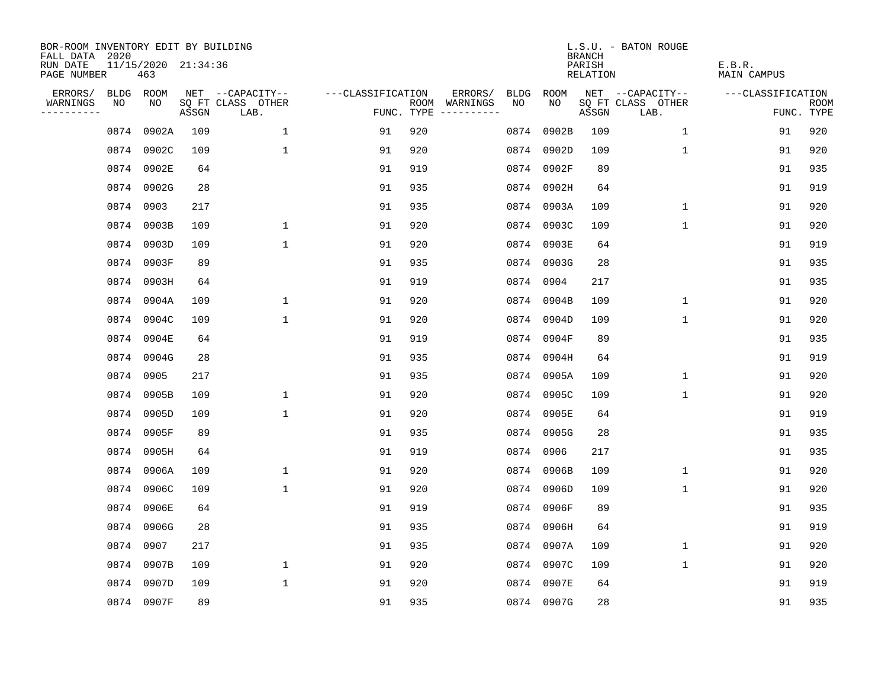BOR-ROOM INVENTORY EDIT BY BUILDING
FALL DATA 2020
RUN DATE 11/15/2020 21:34:36
PAGE NUMBER 463

L.S.U. - BATON ROUGE
BRANCH
PARISH E.B.R.
RELATION MAIN CAMPUS

| ERRORS/ WARNINGS | BLDG NO | ROOM NO | NET SQ FT ASSGN | --CAPACITY-- CLASS LAB. | OTHER | ---CLASSIFICATION FUNC. | ROOM TYPE | ERRORS/ WARNINGS | BLDG NO | ROOM NO | NET SQ FT ASSGN | --CAPACITY-- CLASS LAB. | OTHER | ---CLASSIFICATION FUNC. | ROOM TYPE |
|---|---|---|---|---|---|---|---|---|---|---|---|---|---|---|---|
| | 0874 | 0902A | 109 | | 1 | 91 | 920 | | 0874 | 0902B | 109 | | 1 | 91 | 920 |
| | 0874 | 0902C | 109 | | 1 | 91 | 920 | | 0874 | 0902D | 109 | | 1 | 91 | 920 |
| | 0874 | 0902E | 64 | | | 91 | 919 | | 0874 | 0902F | 89 | | | 91 | 935 |
| | 0874 | 0902G | 28 | | | 91 | 935 | | 0874 | 0902H | 64 | | | 91 | 919 |
| | 0874 | 0903 | 217 | | | 91 | 935 | | 0874 | 0903A | 109 | | 1 | 91 | 920 |
| | 0874 | 0903B | 109 | | 1 | 91 | 920 | | 0874 | 0903C | 109 | | 1 | 91 | 920 |
| | 0874 | 0903D | 109 | | 1 | 91 | 920 | | 0874 | 0903E | 64 | | | 91 | 919 |
| | 0874 | 0903F | 89 | | | 91 | 935 | | 0874 | 0903G | 28 | | | 91 | 935 |
| | 0874 | 0903H | 64 | | | 91 | 919 | | 0874 | 0904 | 217 | | | 91 | 935 |
| | 0874 | 0904A | 109 | | 1 | 91 | 920 | | 0874 | 0904B | 109 | | 1 | 91 | 920 |
| | 0874 | 0904C | 109 | | 1 | 91 | 920 | | 0874 | 0904D | 109 | | 1 | 91 | 920 |
| | 0874 | 0904E | 64 | | | 91 | 919 | | 0874 | 0904F | 89 | | | 91 | 935 |
| | 0874 | 0904G | 28 | | | 91 | 935 | | 0874 | 0904H | 64 | | | 91 | 919 |
| | 0874 | 0905 | 217 | | | 91 | 935 | | 0874 | 0905A | 109 | | 1 | 91 | 920 |
| | 0874 | 0905B | 109 | | 1 | 91 | 920 | | 0874 | 0905C | 109 | | 1 | 91 | 920 |
| | 0874 | 0905D | 109 | | 1 | 91 | 920 | | 0874 | 0905E | 64 | | | 91 | 919 |
| | 0874 | 0905F | 89 | | | 91 | 935 | | 0874 | 0905G | 28 | | | 91 | 935 |
| | 0874 | 0905H | 64 | | | 91 | 919 | | 0874 | 0906 | 217 | | | 91 | 935 |
| | 0874 | 0906A | 109 | | 1 | 91 | 920 | | 0874 | 0906B | 109 | | 1 | 91 | 920 |
| | 0874 | 0906C | 109 | | 1 | 91 | 920 | | 0874 | 0906D | 109 | | 1 | 91 | 920 |
| | 0874 | 0906E | 64 | | | 91 | 919 | | 0874 | 0906F | 89 | | | 91 | 935 |
| | 0874 | 0906G | 28 | | | 91 | 935 | | 0874 | 0906H | 64 | | | 91 | 919 |
| | 0874 | 0907 | 217 | | | 91 | 935 | | 0874 | 0907A | 109 | | 1 | 91 | 920 |
| | 0874 | 0907B | 109 | | 1 | 91 | 920 | | 0874 | 0907C | 109 | | 1 | 91 | 920 |
| | 0874 | 0907D | 109 | | 1 | 91 | 920 | | 0874 | 0907E | 64 | | | 91 | 919 |
| | 0874 | 0907F | 89 | | | 91 | 935 | | 0874 | 0907G | 28 | | | 91 | 935 |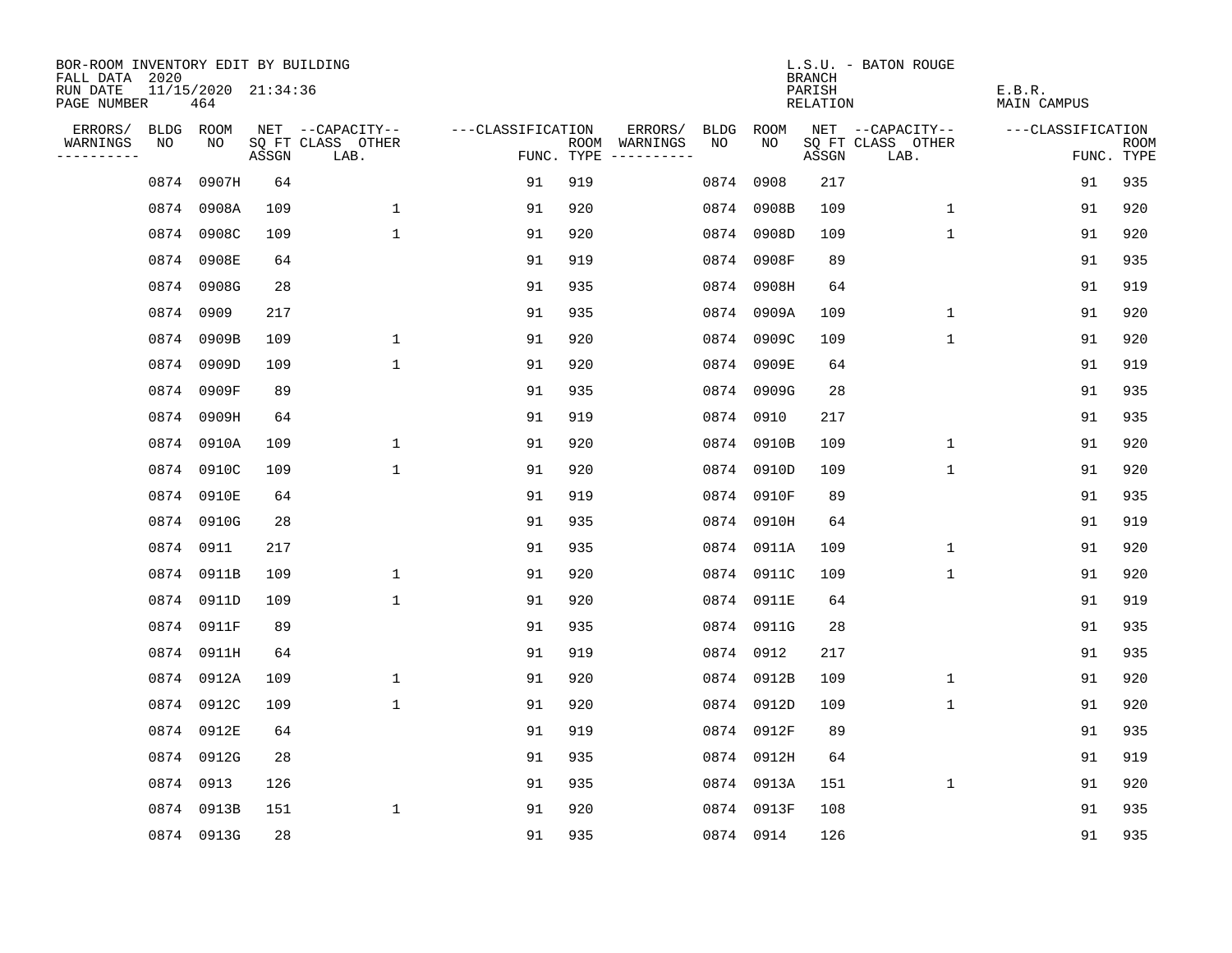BOR-ROOM INVENTORY EDIT BY BUILDING
FALL DATA 2020
RUN DATE 11/15/2020 21:34:36
PAGE NUMBER 464

L.S.U. - BATON ROUGE
BRANCH
PARISH E.B.R.
RELATION MAIN CAMPUS

| ERRORS/ WARNINGS | BLDG NO | ROOM NO | NET SQ FT ASSGN | --CAPACITY-- CLASS LAB. | OTHER | ---CLASSIFICATION FUNC. | ROOM TYPE | ERRORS/ WARNINGS | BLDG NO | ROOM NO | NET SQ FT ASSGN | --CAPACITY-- CLASS LAB. | OTHER | ---CLASSIFICATION FUNC. | ROOM TYPE |
|---|---|---|---|---|---|---|---|---|---|---|---|---|---|---|---|
| | 0874 | 0907H | 64 | | | 91 | 919 | | 0874 | 0908 | 217 | | | 91 | 935 |
| | 0874 | 0908A | 109 | | 1 | 91 | 920 | | 0874 | 0908B | 109 | | 1 | 91 | 920 |
| | 0874 | 0908C | 109 | | 1 | 91 | 920 | | 0874 | 0908D | 109 | | 1 | 91 | 920 |
| | 0874 | 0908E | 64 | | | 91 | 919 | | 0874 | 0908F | 89 | | | 91 | 935 |
| | 0874 | 0908G | 28 | | | 91 | 935 | | 0874 | 0908H | 64 | | | 91 | 919 |
| | 0874 | 0909 | 217 | | | 91 | 935 | | 0874 | 0909A | 109 | | 1 | 91 | 920 |
| | 0874 | 0909B | 109 | | 1 | 91 | 920 | | 0874 | 0909C | 109 | | 1 | 91 | 920 |
| | 0874 | 0909D | 109 | | 1 | 91 | 920 | | 0874 | 0909E | 64 | | | 91 | 919 |
| | 0874 | 0909F | 89 | | | 91 | 935 | | 0874 | 0909G | 28 | | | 91 | 935 |
| | 0874 | 0909H | 64 | | | 91 | 919 | | 0874 | 0910 | 217 | | | 91 | 935 |
| | 0874 | 0910A | 109 | | 1 | 91 | 920 | | 0874 | 0910B | 109 | | 1 | 91 | 920 |
| | 0874 | 0910C | 109 | | 1 | 91 | 920 | | 0874 | 0910D | 109 | | 1 | 91 | 920 |
| | 0874 | 0910E | 64 | | | 91 | 919 | | 0874 | 0910F | 89 | | | 91 | 935 |
| | 0874 | 0910G | 28 | | | 91 | 935 | | 0874 | 0910H | 64 | | | 91 | 919 |
| | 0874 | 0911 | 217 | | | 91 | 935 | | 0874 | 0911A | 109 | | 1 | 91 | 920 |
| | 0874 | 0911B | 109 | | 1 | 91 | 920 | | 0874 | 0911C | 109 | | 1 | 91 | 920 |
| | 0874 | 0911D | 109 | | 1 | 91 | 920 | | 0874 | 0911E | 64 | | | 91 | 919 |
| | 0874 | 0911F | 89 | | | 91 | 935 | | 0874 | 0911G | 28 | | | 91 | 935 |
| | 0874 | 0911H | 64 | | | 91 | 919 | | 0874 | 0912 | 217 | | | 91 | 935 |
| | 0874 | 0912A | 109 | | 1 | 91 | 920 | | 0874 | 0912B | 109 | | 1 | 91 | 920 |
| | 0874 | 0912C | 109 | | 1 | 91 | 920 | | 0874 | 0912D | 109 | | 1 | 91 | 920 |
| | 0874 | 0912E | 64 | | | 91 | 919 | | 0874 | 0912F | 89 | | | 91 | 935 |
| | 0874 | 0912G | 28 | | | 91 | 935 | | 0874 | 0912H | 64 | | | 91 | 919 |
| | 0874 | 0913 | 126 | | | 91 | 935 | | 0874 | 0913A | 151 | | 1 | 91 | 920 |
| | 0874 | 0913B | 151 | | 1 | 91 | 920 | | 0874 | 0913F | 108 | | | 91 | 935 |
| | 0874 | 0913G | 28 | | | 91 | 935 | | 0874 | 0914 | 126 | | | 91 | 935 |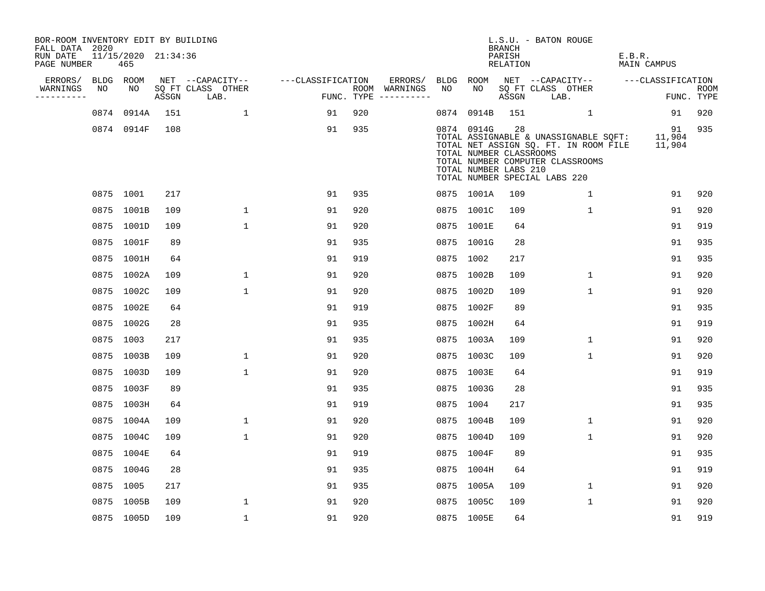BOR-ROOM INVENTORY EDIT BY BUILDING
FALL DATA 2020
RUN DATE 11/15/2020 21:34:36
PAGE NUMBER 465

L.S.U. - BATON ROUGE
BRANCH
PARISH E.B.R.
RELATION MAIN CAMPUS

| ERRORS/ WARNINGS | BLDG NO | ROOM NO | NET SQ FT ASSGN | CAPACITY CLASS LAB. | CAPACITY OTHER | CLASSIFICATION FUNC. | ROOM TYPE | ERRORS/ WARNINGS | BLDG NO | ROOM NO | NET SQ FT ASSGN | CAPACITY CLASS LAB. | CAPACITY OTHER | CLASSIFICATION FUNC. | ROOM TYPE |
|---|---|---|---|---|---|---|---|---|---|---|---|---|---|---|---|
| | 0874 | 0914A | 151 | | 1 | 91 | 920 | | 0874 | 0914B | 151 | | 1 | 91 | 920 |
| | 0874 | 0914F | 108 | | | 91 | 935 | | 0874 | 0914G | 28 | | | 91 | 935 |

TOTAL ASSIGNABLE & UNASSIGNABLE SQFT: 11,904
TOTAL NET ASSIGN SQ. FT. IN ROOM FILE 11,904
TOTAL NUMBER CLASSROOMS
TOTAL NUMBER COMPUTER CLASSROOMS
TOTAL NUMBER LABS 210
TOTAL NUMBER SPECIAL LABS 220

| ERRORS/ WARNINGS | BLDG NO | ROOM NO | NET SQ FT ASSGN | CAPACITY CLASS LAB. | CAPACITY OTHER | CLASSIFICATION FUNC. | ROOM TYPE | ERRORS/ WARNINGS | BLDG NO | ROOM NO | NET SQ FT ASSGN | CAPACITY CLASS LAB. | CAPACITY OTHER | CLASSIFICATION FUNC. | ROOM TYPE |
|---|---|---|---|---|---|---|---|---|---|---|---|---|---|---|---|
| | 0875 | 1001 | 217 | | | 91 | 935 | | 0875 | 1001A | 109 | | 1 | 91 | 920 |
| | 0875 | 1001B | 109 | | 1 | 91 | 920 | | 0875 | 1001C | 109 | | 1 | 91 | 920 |
| | 0875 | 1001D | 109 | | 1 | 91 | 920 | | 0875 | 1001E | 64 | | | 91 | 919 |
| | 0875 | 1001F | 89 | | | 91 | 935 | | 0875 | 1001G | 28 | | | 91 | 935 |
| | 0875 | 1001H | 64 | | | 91 | 919 | | 0875 | 1002 | 217 | | | 91 | 935 |
| | 0875 | 1002A | 109 | | 1 | 91 | 920 | | 0875 | 1002B | 109 | | 1 | 91 | 920 |
| | 0875 | 1002C | 109 | | 1 | 91 | 920 | | 0875 | 1002D | 109 | | 1 | 91 | 920 |
| | 0875 | 1002E | 64 | | | 91 | 919 | | 0875 | 1002F | 89 | | | 91 | 935 |
| | 0875 | 1002G | 28 | | | 91 | 935 | | 0875 | 1002H | 64 | | | 91 | 919 |
| | 0875 | 1003 | 217 | | | 91 | 935 | | 0875 | 1003A | 109 | | 1 | 91 | 920 |
| | 0875 | 1003B | 109 | | 1 | 91 | 920 | | 0875 | 1003C | 109 | | 1 | 91 | 920 |
| | 0875 | 1003D | 109 | | 1 | 91 | 920 | | 0875 | 1003E | 64 | | | 91 | 919 |
| | 0875 | 1003F | 89 | | | 91 | 935 | | 0875 | 1003G | 28 | | | 91 | 935 |
| | 0875 | 1003H | 64 | | | 91 | 919 | | 0875 | 1004 | 217 | | | 91 | 935 |
| | 0875 | 1004A | 109 | | 1 | 91 | 920 | | 0875 | 1004B | 109 | | 1 | 91 | 920 |
| | 0875 | 1004C | 109 | | 1 | 91 | 920 | | 0875 | 1004D | 109 | | 1 | 91 | 920 |
| | 0875 | 1004E | 64 | | | 91 | 919 | | 0875 | 1004F | 89 | | | 91 | 935 |
| | 0875 | 1004G | 28 | | | 91 | 935 | | 0875 | 1004H | 64 | | | 91 | 919 |
| | 0875 | 1005 | 217 | | | 91 | 935 | | 0875 | 1005A | 109 | | 1 | 91 | 920 |
| | 0875 | 1005B | 109 | | 1 | 91 | 920 | | 0875 | 1005C | 109 | | 1 | 91 | 920 |
| | 0875 | 1005D | 109 | | 1 | 91 | 920 | | 0875 | 1005E | 64 | | | 91 | 919 |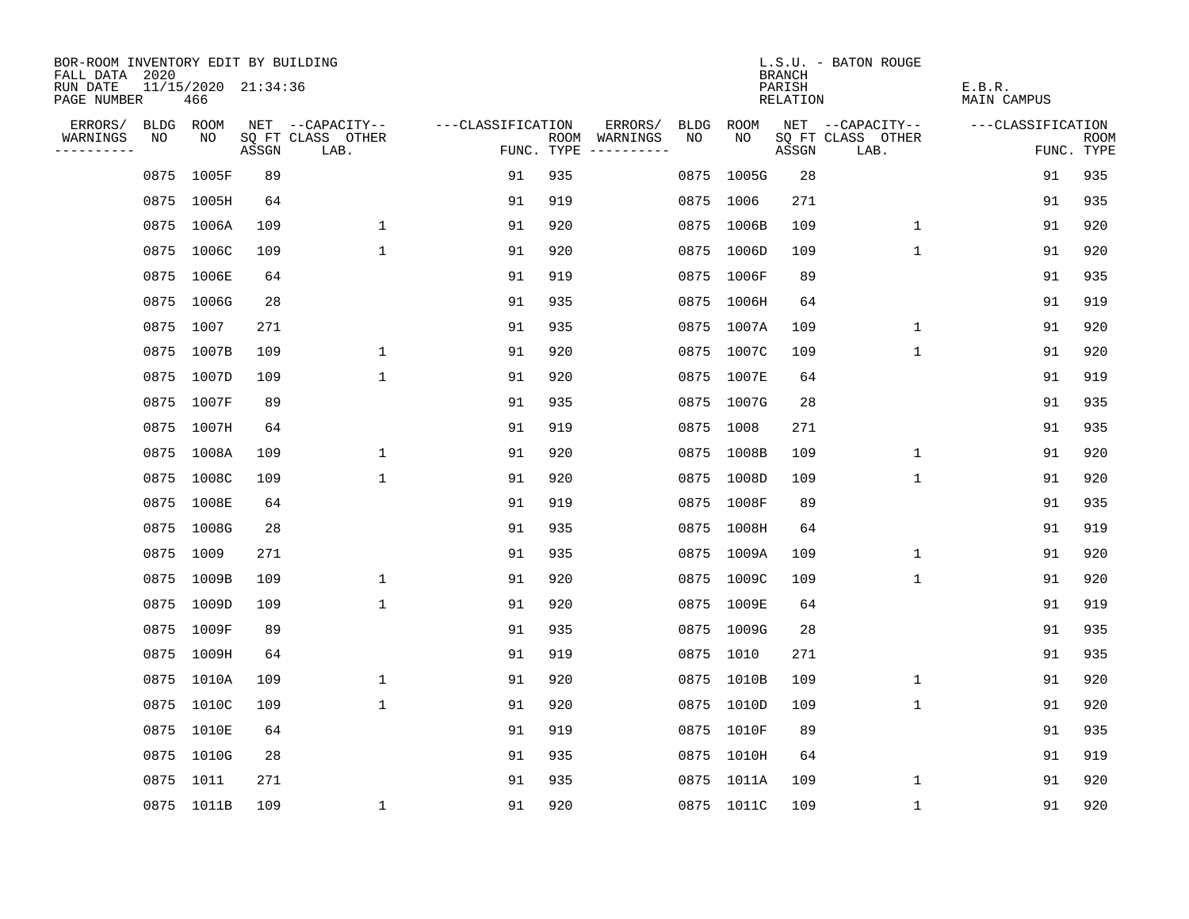BOR-ROOM INVENTORY EDIT BY BUILDING
FALL DATA 2020
RUN DATE 11/15/2020 21:34:36
PAGE NUMBER 466

L.S.U. - BATON ROUGE
BRANCH
PARISH E.B.R.
RELATION MAIN CAMPUS

| ERRORS/ WARNINGS | BLDG NO | ROOM NO | NET SQ FT ASSGN | --CAPACITY-- CLASS LAB. | OTHER | ---CLASSIFICATION FUNC. | ROOM TYPE | ERRORS/ WARNINGS | BLDG NO | ROOM NO | NET SQ FT ASSGN | --CAPACITY-- CLASS LAB. | OTHER | ---CLASSIFICATION FUNC. | ROOM TYPE |
|---|---|---|---|---|---|---|---|---|---|---|---|---|---|---|---|
| | 0875 | 1005F | 89 | | | 91 | 935 | | 0875 | 1005G | 28 | | | 91 | 935 |
| | 0875 | 1005H | 64 | | | 91 | 919 | | 0875 | 1006 | 271 | | | 91 | 935 |
| | 0875 | 1006A | 109 | | 1 | 91 | 920 | | 0875 | 1006B | 109 | | 1 | 91 | 920 |
| | 0875 | 1006C | 109 | | 1 | 91 | 920 | | 0875 | 1006D | 109 | | 1 | 91 | 920 |
| | 0875 | 1006E | 64 | | | 91 | 919 | | 0875 | 1006F | 89 | | | 91 | 935 |
| | 0875 | 1006G | 28 | | | 91 | 935 | | 0875 | 1006H | 64 | | | 91 | 919 |
| | 0875 | 1007 | 271 | | | 91 | 935 | | 0875 | 1007A | 109 | | 1 | 91 | 920 |
| | 0875 | 1007B | 109 | | 1 | 91 | 920 | | 0875 | 1007C | 109 | | 1 | 91 | 920 |
| | 0875 | 1007D | 109 | | 1 | 91 | 920 | | 0875 | 1007E | 64 | | | 91 | 919 |
| | 0875 | 1007F | 89 | | | 91 | 935 | | 0875 | 1007G | 28 | | | 91 | 935 |
| | 0875 | 1007H | 64 | | | 91 | 919 | | 0875 | 1008 | 271 | | | 91 | 935 |
| | 0875 | 1008A | 109 | | 1 | 91 | 920 | | 0875 | 1008B | 109 | | 1 | 91 | 920 |
| | 0875 | 1008C | 109 | | 1 | 91 | 920 | | 0875 | 1008D | 109 | | 1 | 91 | 920 |
| | 0875 | 1008E | 64 | | | 91 | 919 | | 0875 | 1008F | 89 | | | 91 | 935 |
| | 0875 | 1008G | 28 | | | 91 | 935 | | 0875 | 1008H | 64 | | | 91 | 919 |
| | 0875 | 1009 | 271 | | | 91 | 935 | | 0875 | 1009A | 109 | | 1 | 91 | 920 |
| | 0875 | 1009B | 109 | | 1 | 91 | 920 | | 0875 | 1009C | 109 | | 1 | 91 | 920 |
| | 0875 | 1009D | 109 | | 1 | 91 | 920 | | 0875 | 1009E | 64 | | | 91 | 919 |
| | 0875 | 1009F | 89 | | | 91 | 935 | | 0875 | 1009G | 28 | | | 91 | 935 |
| | 0875 | 1009H | 64 | | | 91 | 919 | | 0875 | 1010 | 271 | | | 91 | 935 |
| | 0875 | 1010A | 109 | | 1 | 91 | 920 | | 0875 | 1010B | 109 | | 1 | 91 | 920 |
| | 0875 | 1010C | 109 | | 1 | 91 | 920 | | 0875 | 1010D | 109 | | 1 | 91 | 920 |
| | 0875 | 1010E | 64 | | | 91 | 919 | | 0875 | 1010F | 89 | | | 91 | 935 |
| | 0875 | 1010G | 28 | | | 91 | 935 | | 0875 | 1010H | 64 | | | 91 | 919 |
| | 0875 | 1011 | 271 | | | 91 | 935 | | 0875 | 1011A | 109 | | 1 | 91 | 920 |
| | 0875 | 1011B | 109 | | 1 | 91 | 920 | | 0875 | 1011C | 109 | | 1 | 91 | 920 |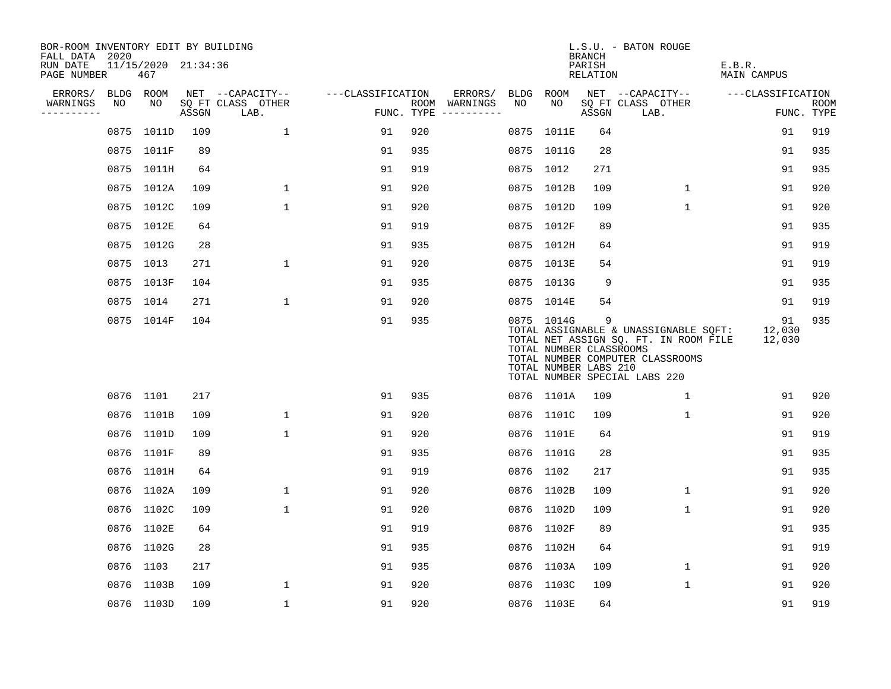BOR-ROOM INVENTORY EDIT BY BUILDING
FALL DATA 2020
RUN DATE 11/15/2020 21:34:36
PAGE NUMBER 467

L.S.U. - BATON ROUGE
BRANCH
PARISH E.B.R.
RELATION MAIN CAMPUS

| ERRORS/ WARNINGS | BLDG NO | ROOM NO | NET SQ FT ASSGN | CAPACITY CLASS LAB. | CAPACITY OTHER | CLASSIFICATION FUNC. | ROOM TYPE | ERRORS/ WARNINGS | BLDG NO | ROOM NO | NET SQ FT ASSGN | CAPACITY CLASS LAB. | CAPACITY OTHER | CLASSIFICATION FUNC. | ROOM TYPE |
|---|---|---|---|---|---|---|---|---|---|---|---|---|---|---|---|
| | 0875 | 1011D | 109 | | 1 | 91 | 920 | | 0875 | 1011E | 64 | | | 91 | 919 |
| | 0875 | 1011F | 89 | | | 91 | 935 | | 0875 | 1011G | 28 | | | 91 | 935 |
| | 0875 | 1011H | 64 | | | 91 | 919 | | 0875 | 1012 | 271 | | | 91 | 935 |
| | 0875 | 1012A | 109 | | 1 | 91 | 920 | | 0875 | 1012B | 109 | | 1 | 91 | 920 |
| | 0875 | 1012C | 109 | | 1 | 91 | 920 | | 0875 | 1012D | 109 | | 1 | 91 | 920 |
| | 0875 | 1012E | 64 | | | 91 | 919 | | 0875 | 1012F | 89 | | | 91 | 935 |
| | 0875 | 1012G | 28 | | | 91 | 935 | | 0875 | 1012H | 64 | | | 91 | 919 |
| | 0875 | 1013 | 271 | | 1 | 91 | 920 | | 0875 | 1013E | 54 | | | 91 | 919 |
| | 0875 | 1013F | 104 | | | 91 | 935 | | 0875 | 1013G | 9 | | | 91 | 935 |
| | 0875 | 1014 | 271 | | 1 | 91 | 920 | | 0875 | 1014E | 54 | | | 91 | 919 |
| | 0875 | 1014F | 104 | | | 91 | 935 | | 0875 | 1014G | 9 | | | 91 | 935 |

TOTAL ASSIGNABLE & UNASSIGNABLE SQFT: 12,030
TOTAL NET ASSIGN SQ. FT. IN ROOM FILE 12,030
TOTAL NUMBER CLASSROOMS
TOTAL NUMBER COMPUTER CLASSROOMS
TOTAL NUMBER LABS 210
TOTAL NUMBER SPECIAL LABS 220

| ERRORS/ WARNINGS | BLDG NO | ROOM NO | NET SQ FT ASSGN | CAPACITY CLASS LAB. | CAPACITY OTHER | CLASSIFICATION FUNC. | ROOM TYPE | ERRORS/ WARNINGS | BLDG NO | ROOM NO | NET SQ FT ASSGN | CAPACITY CLASS LAB. | CAPACITY OTHER | CLASSIFICATION FUNC. | ROOM TYPE |
|---|---|---|---|---|---|---|---|---|---|---|---|---|---|---|---|
| | 0876 | 1101 | 217 | | | 91 | 935 | | 0876 | 1101A | 109 | | 1 | 91 | 920 |
| | 0876 | 1101B | 109 | | 1 | 91 | 920 | | 0876 | 1101C | 109 | | 1 | 91 | 920 |
| | 0876 | 1101D | 109 | | 1 | 91 | 920 | | 0876 | 1101E | 64 | | | 91 | 919 |
| | 0876 | 1101F | 89 | | | 91 | 935 | | 0876 | 1101G | 28 | | | 91 | 935 |
| | 0876 | 1101H | 64 | | | 91 | 919 | | 0876 | 1102 | 217 | | | 91 | 935 |
| | 0876 | 1102A | 109 | | 1 | 91 | 920 | | 0876 | 1102B | 109 | | 1 | 91 | 920 |
| | 0876 | 1102C | 109 | | 1 | 91 | 920 | | 0876 | 1102D | 109 | | 1 | 91 | 920 |
| | 0876 | 1102E | 64 | | | 91 | 919 | | 0876 | 1102F | 89 | | | 91 | 935 |
| | 0876 | 1102G | 28 | | | 91 | 935 | | 0876 | 1102H | 64 | | | 91 | 919 |
| | 0876 | 1103 | 217 | | | 91 | 935 | | 0876 | 1103A | 109 | | 1 | 91 | 920 |
| | 0876 | 1103B | 109 | | 1 | 91 | 920 | | 0876 | 1103C | 109 | | 1 | 91 | 920 |
| | 0876 | 1103D | 109 | | 1 | 91 | 920 | | 0876 | 1103E | 64 | | | 91 | 919 |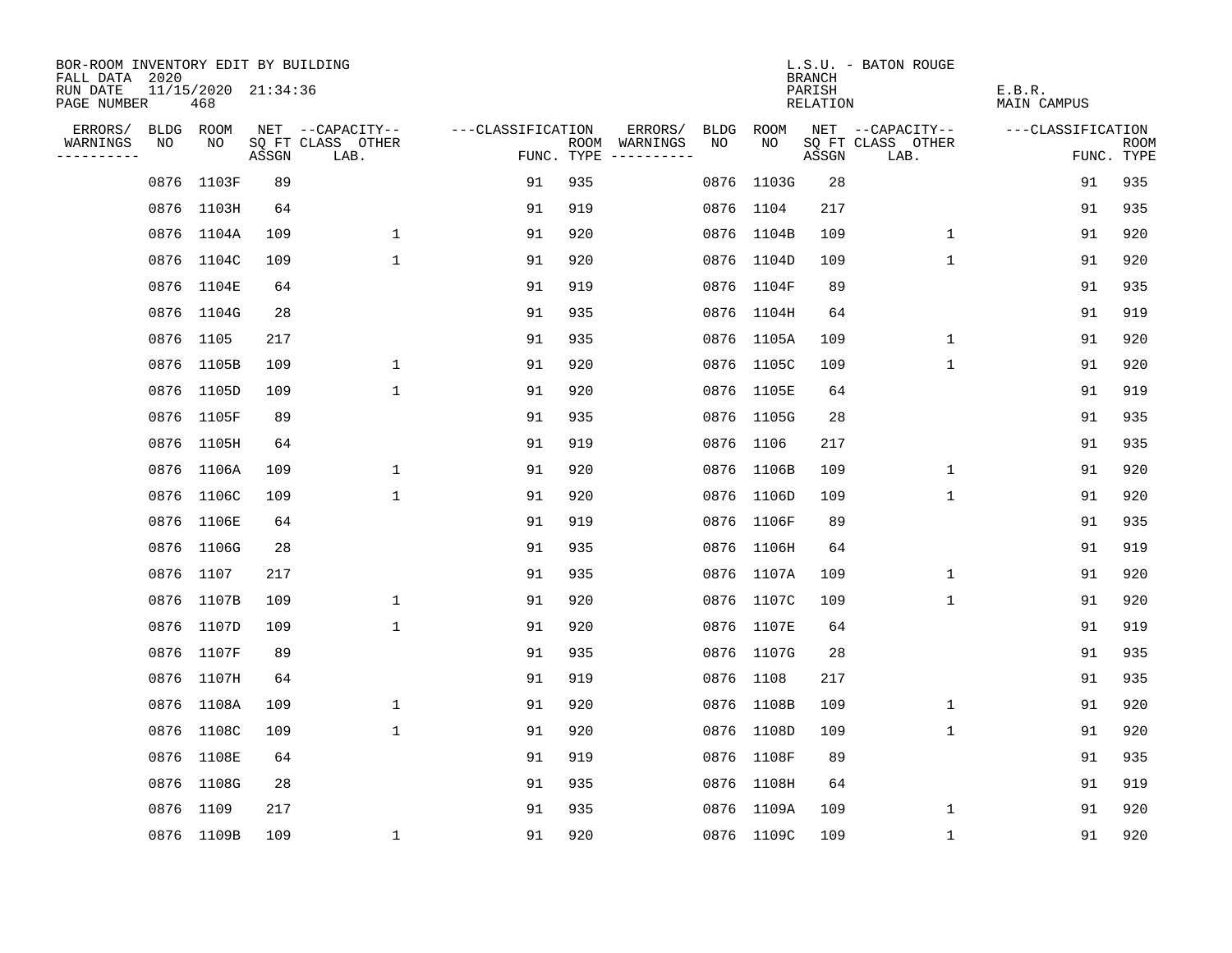BOR-ROOM INVENTORY EDIT BY BUILDING
FALL DATA 2020
RUN DATE 11/15/2020 21:34:36
PAGE NUMBER 468

L.S.U. - BATON ROUGE
BRANCH
PARISH E.B.R.
RELATION MAIN CAMPUS

| ERRORS/ WARNINGS | BLDG NO | ROOM NO | NET SQ FT ASSGN | --CAPACITY-- CLASS LAB. | OTHER | ---CLASSIFICATION FUNC. | ROOM TYPE | ERRORS/ WARNINGS | BLDG NO | ROOM NO | NET SQ FT ASSGN | --CAPACITY-- CLASS LAB. | OTHER | ---CLASSIFICATION FUNC. | ROOM TYPE |
|---|---|---|---|---|---|---|---|---|---|---|---|---|---|---|---|
| | 0876 | 1103F | 89 | | | 91 | 935 | | 0876 | 1103G | 28 | | | 91 | 935 |
| | 0876 | 1103H | 64 | | | 91 | 919 | | 0876 | 1104 | 217 | | | 91 | 935 |
| | 0876 | 1104A | 109 | | 1 | 91 | 920 | | 0876 | 1104B | 109 | | 1 | 91 | 920 |
| | 0876 | 1104C | 109 | | 1 | 91 | 920 | | 0876 | 1104D | 109 | | 1 | 91 | 920 |
| | 0876 | 1104E | 64 | | | 91 | 919 | | 0876 | 1104F | 89 | | | 91 | 935 |
| | 0876 | 1104G | 28 | | | 91 | 935 | | 0876 | 1104H | 64 | | | 91 | 919 |
| | 0876 | 1105 | 217 | | | 91 | 935 | | 0876 | 1105A | 109 | | 1 | 91 | 920 |
| | 0876 | 1105B | 109 | | 1 | 91 | 920 | | 0876 | 1105C | 109 | | 1 | 91 | 920 |
| | 0876 | 1105D | 109 | | 1 | 91 | 920 | | 0876 | 1105E | 64 | | | 91 | 919 |
| | 0876 | 1105F | 89 | | | 91 | 935 | | 0876 | 1105G | 28 | | | 91 | 935 |
| | 0876 | 1105H | 64 | | | 91 | 919 | | 0876 | 1106 | 217 | | | 91 | 935 |
| | 0876 | 1106A | 109 | | 1 | 91 | 920 | | 0876 | 1106B | 109 | | 1 | 91 | 920 |
| | 0876 | 1106C | 109 | | 1 | 91 | 920 | | 0876 | 1106D | 109 | | 1 | 91 | 920 |
| | 0876 | 1106E | 64 | | | 91 | 919 | | 0876 | 1106F | 89 | | | 91 | 935 |
| | 0876 | 1106G | 28 | | | 91 | 935 | | 0876 | 1106H | 64 | | | 91 | 919 |
| | 0876 | 1107 | 217 | | | 91 | 935 | | 0876 | 1107A | 109 | | 1 | 91 | 920 |
| | 0876 | 1107B | 109 | | 1 | 91 | 920 | | 0876 | 1107C | 109 | | 1 | 91 | 920 |
| | 0876 | 1107D | 109 | | 1 | 91 | 920 | | 0876 | 1107E | 64 | | | 91 | 919 |
| | 0876 | 1107F | 89 | | | 91 | 935 | | 0876 | 1107G | 28 | | | 91 | 935 |
| | 0876 | 1107H | 64 | | | 91 | 919 | | 0876 | 1108 | 217 | | | 91 | 935 |
| | 0876 | 1108A | 109 | | 1 | 91 | 920 | | 0876 | 1108B | 109 | | 1 | 91 | 920 |
| | 0876 | 1108C | 109 | | 1 | 91 | 920 | | 0876 | 1108D | 109 | | 1 | 91 | 920 |
| | 0876 | 1108E | 64 | | | 91 | 919 | | 0876 | 1108F | 89 | | | 91 | 935 |
| | 0876 | 1108G | 28 | | | 91 | 935 | | 0876 | 1108H | 64 | | | 91 | 919 |
| | 0876 | 1109 | 217 | | | 91 | 935 | | 0876 | 1109A | 109 | | 1 | 91 | 920 |
| | 0876 | 1109B | 109 | | 1 | 91 | 920 | | 0876 | 1109C | 109 | | 1 | 91 | 920 |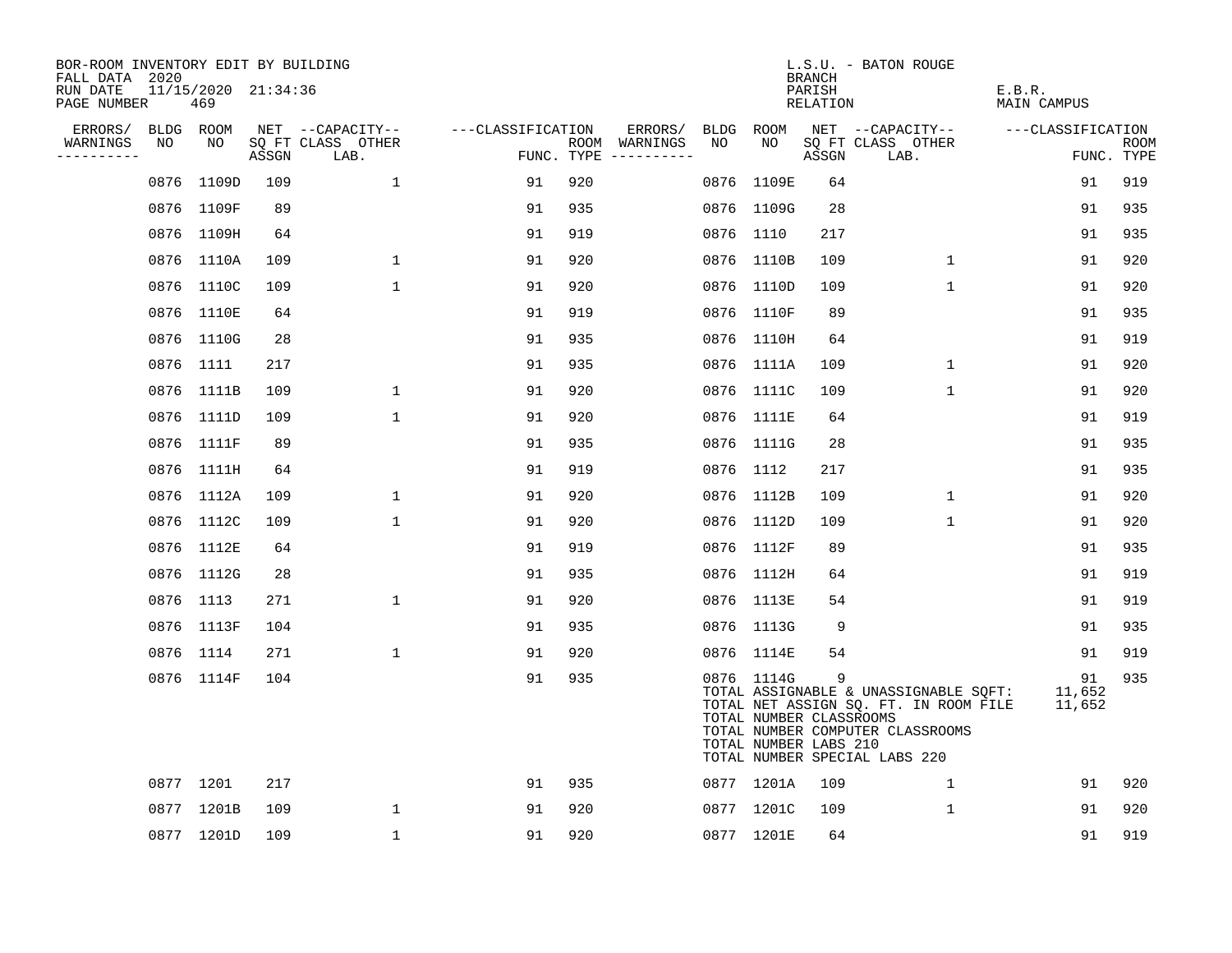BOR-ROOM INVENTORY EDIT BY BUILDING
FALL DATA 2020
RUN DATE 11/15/2020 21:34:36
PAGE NUMBER 469

L.S.U. - BATON ROUGE
BRANCH
PARISH E.B.R.
RELATION MAIN CAMPUS

| ERRORS/ WARNINGS | BLDG NO | ROOM NO | NET SQ FT ASSGN | CAPACITY CLASS LAB. | CAPACITY OTHER | CLASSIFICATION FUNC. | ROOM TYPE | ERRORS/ WARNINGS | BLDG NO | ROOM NO | NET SQ FT ASSGN | CAPACITY CLASS LAB. | CAPACITY OTHER | CLASSIFICATION FUNC. | ROOM TYPE |
|---|---|---|---|---|---|---|---|---|---|---|---|---|---|---|---|
| | 0876 | 1109D | 109 | | 1 | 91 | 920 | | 0876 | 1109E | 64 | | | 91 | 919 |
| | 0876 | 1109F | 89 | | | 91 | 935 | | 0876 | 1109G | 28 | | | 91 | 935 |
| | 0876 | 1109H | 64 | | | 91 | 919 | | 0876 | 1110 | 217 | | | 91 | 935 |
| | 0876 | 1110A | 109 | | 1 | 91 | 920 | | 0876 | 1110B | 109 | | 1 | 91 | 920 |
| | 0876 | 1110C | 109 | | 1 | 91 | 920 | | 0876 | 1110D | 109 | | 1 | 91 | 920 |
| | 0876 | 1110E | 64 | | | 91 | 919 | | 0876 | 1110F | 89 | | | 91 | 935 |
| | 0876 | 1110G | 28 | | | 91 | 935 | | 0876 | 1110H | 64 | | | 91 | 919 |
| | 0876 | 1111 | 217 | | | 91 | 935 | | 0876 | 1111A | 109 | | 1 | 91 | 920 |
| | 0876 | 1111B | 109 | | 1 | 91 | 920 | | 0876 | 1111C | 109 | | 1 | 91 | 920 |
| | 0876 | 1111D | 109 | | 1 | 91 | 920 | | 0876 | 1111E | 64 | | | 91 | 919 |
| | 0876 | 1111F | 89 | | | 91 | 935 | | 0876 | 1111G | 28 | | | 91 | 935 |
| | 0876 | 1111H | 64 | | | 91 | 919 | | 0876 | 1112 | 217 | | | 91 | 935 |
| | 0876 | 1112A | 109 | | 1 | 91 | 920 | | 0876 | 1112B | 109 | | 1 | 91 | 920 |
| | 0876 | 1112C | 109 | | 1 | 91 | 920 | | 0876 | 1112D | 109 | | 1 | 91 | 920 |
| | 0876 | 1112E | 64 | | | 91 | 919 | | 0876 | 1112F | 89 | | | 91 | 935 |
| | 0876 | 1112G | 28 | | | 91 | 935 | | 0876 | 1112H | 64 | | | 91 | 919 |
| | 0876 | 1113 | 271 | | 1 | 91 | 920 | | 0876 | 1113E | 54 | | | 91 | 919 |
| | 0876 | 1113F | 104 | | | 91 | 935 | | 0876 | 1113G | 9 | | | 91 | 935 |
| | 0876 | 1114 | 271 | | 1 | 91 | 920 | | 0876 | 1114E | 54 | | | 91 | 919 |
| | 0876 | 1114F | 104 | | | 91 | 935 | | 0876 | 1114G | 9 | | | 91 | 935 |

TOTAL ASSIGNABLE & UNASSIGNABLE SQFT: 11,652
TOTAL NET ASSIGN SQ. FT. IN ROOM FILE 11,652
TOTAL NUMBER CLASSROOMS
TOTAL NUMBER COMPUTER CLASSROOMS
TOTAL NUMBER LABS 210
TOTAL NUMBER SPECIAL LABS 220

| ERRORS/ WARNINGS | BLDG NO | ROOM NO | NET SQ FT ASSGN | CAPACITY CLASS LAB. | CAPACITY OTHER | CLASSIFICATION FUNC. | ROOM TYPE | ERRORS/ WARNINGS | BLDG NO | ROOM NO | NET SQ FT ASSGN | CAPACITY CLASS LAB. | CAPACITY OTHER | CLASSIFICATION FUNC. | ROOM TYPE |
|---|---|---|---|---|---|---|---|---|---|---|---|---|---|---|---|
| | 0877 | 1201 | 217 | | | 91 | 935 | | 0877 | 1201A | 109 | | 1 | 91 | 920 |
| | 0877 | 1201B | 109 | | 1 | 91 | 920 | | 0877 | 1201C | 109 | | 1 | 91 | 920 |
| | 0877 | 1201D | 109 | | 1 | 91 | 920 | | 0877 | 1201E | 64 | | | 91 | 919 |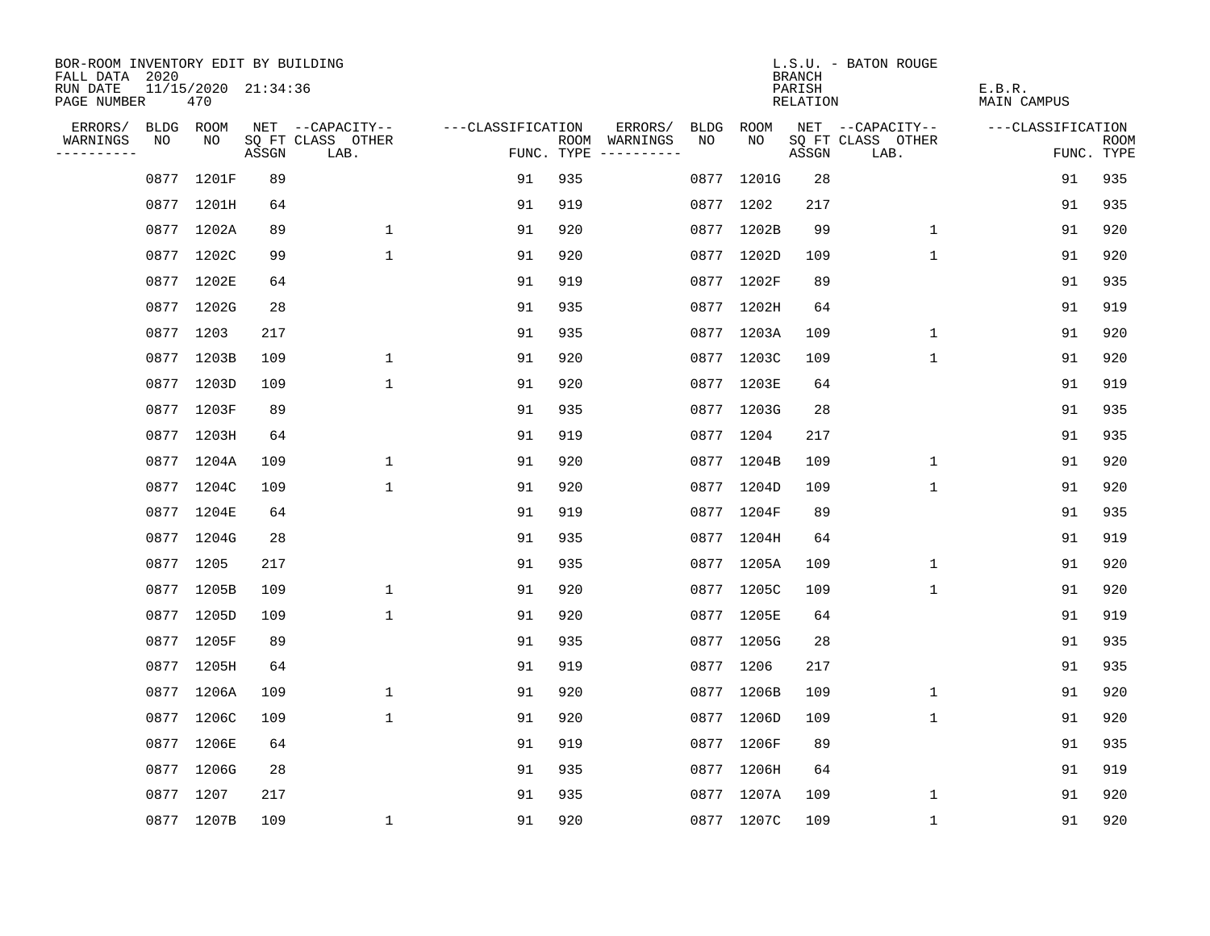BOR-ROOM INVENTORY EDIT BY BUILDING
FALL DATA 2020
RUN DATE 11/15/2020 21:34:36
PAGE NUMBER 470

L.S.U. - BATON ROUGE
BRANCH
PARISH E.B.R.
RELATION MAIN CAMPUS

| ERRORS/ WARNINGS | BLDG NO | ROOM NO | NET SQ FT ASSGN | --CAPACITY-- CLASS LAB. | OTHER | ---CLASSIFICATION FUNC. | ROOM TYPE | ERRORS/ WARNINGS | BLDG NO | ROOM NO | NET SQ FT ASSGN | --CAPACITY-- CLASS LAB. | OTHER | ---CLASSIFICATION FUNC. | ROOM TYPE |
|---|---|---|---|---|---|---|---|---|---|---|---|---|---|---|---|
| | 0877 | 1201F | 89 | | | 91 | 935 | | 0877 | 1201G | 28 | | | 91 | 935 |
| | 0877 | 1201H | 64 | | | 91 | 919 | | 0877 | 1202 | 217 | | | 91 | 935 |
| | 0877 | 1202A | 89 | | 1 | 91 | 920 | | 0877 | 1202B | 99 | | 1 | 91 | 920 |
| | 0877 | 1202C | 99 | | 1 | 91 | 920 | | 0877 | 1202D | 109 | | 1 | 91 | 920 |
| | 0877 | 1202E | 64 | | | 91 | 919 | | 0877 | 1202F | 89 | | | 91 | 935 |
| | 0877 | 1202G | 28 | | | 91 | 935 | | 0877 | 1202H | 64 | | | 91 | 919 |
| | 0877 | 1203 | 217 | | | 91 | 935 | | 0877 | 1203A | 109 | | 1 | 91 | 920 |
| | 0877 | 1203B | 109 | | 1 | 91 | 920 | | 0877 | 1203C | 109 | | 1 | 91 | 920 |
| | 0877 | 1203D | 109 | | 1 | 91 | 920 | | 0877 | 1203E | 64 | | | 91 | 919 |
| | 0877 | 1203F | 89 | | | 91 | 935 | | 0877 | 1203G | 28 | | | 91 | 935 |
| | 0877 | 1203H | 64 | | | 91 | 919 | | 0877 | 1204 | 217 | | | 91 | 935 |
| | 0877 | 1204A | 109 | | 1 | 91 | 920 | | 0877 | 1204B | 109 | | 1 | 91 | 920 |
| | 0877 | 1204C | 109 | | 1 | 91 | 920 | | 0877 | 1204D | 109 | | 1 | 91 | 920 |
| | 0877 | 1204E | 64 | | | 91 | 919 | | 0877 | 1204F | 89 | | | 91 | 935 |
| | 0877 | 1204G | 28 | | | 91 | 935 | | 0877 | 1204H | 64 | | | 91 | 919 |
| | 0877 | 1205 | 217 | | | 91 | 935 | | 0877 | 1205A | 109 | | 1 | 91 | 920 |
| | 0877 | 1205B | 109 | | 1 | 91 | 920 | | 0877 | 1205C | 109 | | 1 | 91 | 920 |
| | 0877 | 1205D | 109 | | 1 | 91 | 920 | | 0877 | 1205E | 64 | | | 91 | 919 |
| | 0877 | 1205F | 89 | | | 91 | 935 | | 0877 | 1205G | 28 | | | 91 | 935 |
| | 0877 | 1205H | 64 | | | 91 | 919 | | 0877 | 1206 | 217 | | | 91 | 935 |
| | 0877 | 1206A | 109 | | 1 | 91 | 920 | | 0877 | 1206B | 109 | | 1 | 91 | 920 |
| | 0877 | 1206C | 109 | | 1 | 91 | 920 | | 0877 | 1206D | 109 | | 1 | 91 | 920 |
| | 0877 | 1206E | 64 | | | 91 | 919 | | 0877 | 1206F | 89 | | | 91 | 935 |
| | 0877 | 1206G | 28 | | | 91 | 935 | | 0877 | 1206H | 64 | | | 91 | 919 |
| | 0877 | 1207 | 217 | | | 91 | 935 | | 0877 | 1207A | 109 | | 1 | 91 | 920 |
| | 0877 | 1207B | 109 | | 1 | 91 | 920 | | 0877 | 1207C | 109 | | 1 | 91 | 920 |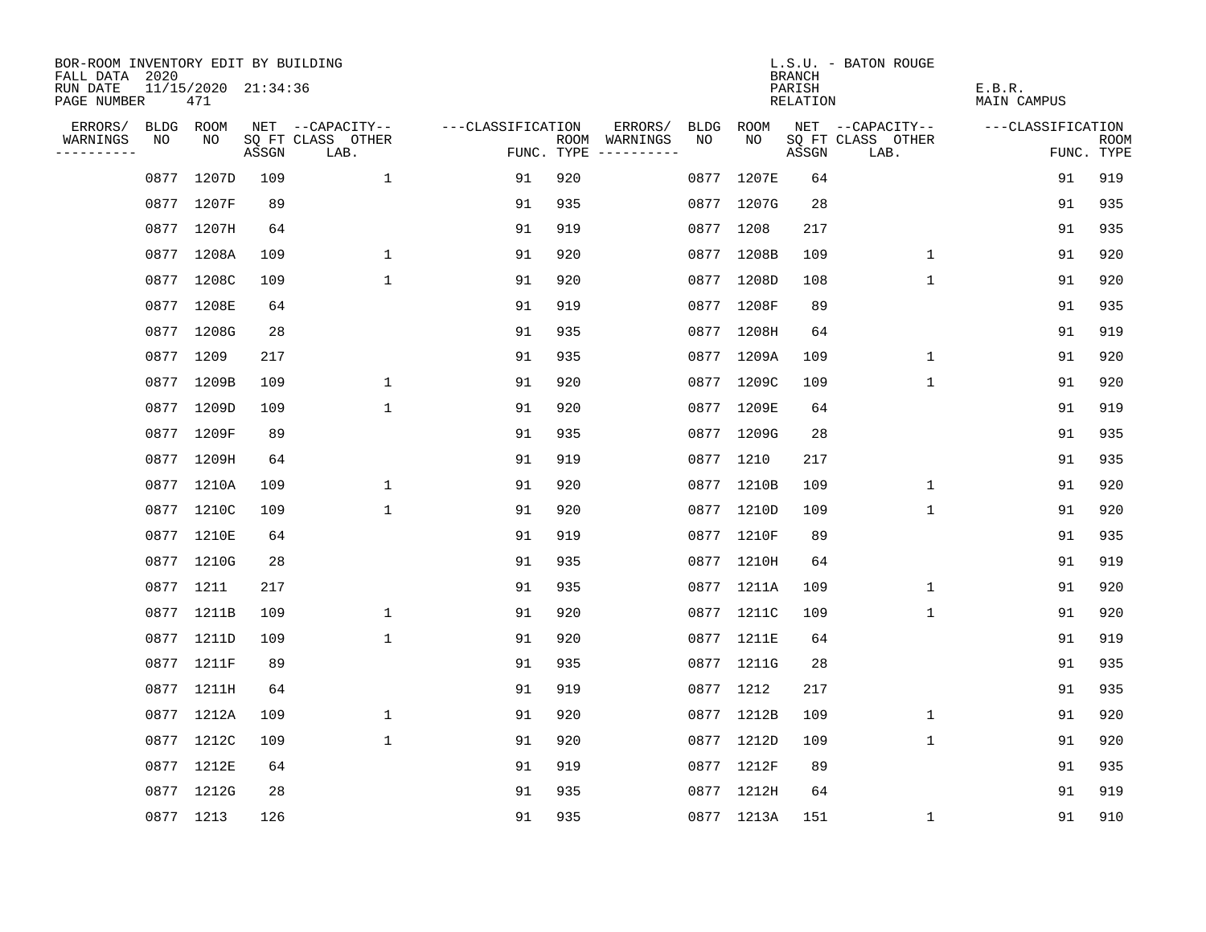BOR-ROOM INVENTORY EDIT BY BUILDING
FALL DATA 2020
RUN DATE 11/15/2020 21:34:36
PAGE NUMBER 471

L.S.U. - BATON ROUGE
BRANCH
PARISH E.B.R.
RELATION MAIN CAMPUS

| ERRORS/ WARNINGS | BLDG NO | ROOM NO | NET SQ FT ASSGN | --CAPACITY-- CLASS LAB. | OTHER | ---CLASSIFICATION FUNC. | ROOM TYPE | ERRORS/ WARNINGS | BLDG NO | ROOM NO | NET SQ FT ASSGN | --CAPACITY-- CLASS LAB. | OTHER | ---CLASSIFICATION FUNC. | ROOM TYPE |
|---|---|---|---|---|---|---|---|---|---|---|---|---|---|---|---|
| | 0877 | 1207D | 109 | | 1 | 91 | 920 | | 0877 | 1207E | 64 | | | 91 | 919 |
| | 0877 | 1207F | 89 | | | 91 | 935 | | 0877 | 1207G | 28 | | | 91 | 935 |
| | 0877 | 1207H | 64 | | | 91 | 919 | | 0877 | 1208 | 217 | | | 91 | 935 |
| | 0877 | 1208A | 109 | | 1 | 91 | 920 | | 0877 | 1208B | 109 | | 1 | 91 | 920 |
| | 0877 | 1208C | 109 | | 1 | 91 | 920 | | 0877 | 1208D | 108 | | 1 | 91 | 920 |
| | 0877 | 1208E | 64 | | | 91 | 919 | | 0877 | 1208F | 89 | | | 91 | 935 |
| | 0877 | 1208G | 28 | | | 91 | 935 | | 0877 | 1208H | 64 | | | 91 | 919 |
| | 0877 | 1209 | 217 | | | 91 | 935 | | 0877 | 1209A | 109 | | 1 | 91 | 920 |
| | 0877 | 1209B | 109 | | 1 | 91 | 920 | | 0877 | 1209C | 109 | | 1 | 91 | 920 |
| | 0877 | 1209D | 109 | | 1 | 91 | 920 | | 0877 | 1209E | 64 | | | 91 | 919 |
| | 0877 | 1209F | 89 | | | 91 | 935 | | 0877 | 1209G | 28 | | | 91 | 935 |
| | 0877 | 1209H | 64 | | | 91 | 919 | | 0877 | 1210 | 217 | | | 91 | 935 |
| | 0877 | 1210A | 109 | | 1 | 91 | 920 | | 0877 | 1210B | 109 | | 1 | 91 | 920 |
| | 0877 | 1210C | 109 | | 1 | 91 | 920 | | 0877 | 1210D | 109 | | 1 | 91 | 920 |
| | 0877 | 1210E | 64 | | | 91 | 919 | | 0877 | 1210F | 89 | | | 91 | 935 |
| | 0877 | 1210G | 28 | | | 91 | 935 | | 0877 | 1210H | 64 | | | 91 | 919 |
| | 0877 | 1211 | 217 | | | 91 | 935 | | 0877 | 1211A | 109 | | 1 | 91 | 920 |
| | 0877 | 1211B | 109 | | 1 | 91 | 920 | | 0877 | 1211C | 109 | | 1 | 91 | 920 |
| | 0877 | 1211D | 109 | | 1 | 91 | 920 | | 0877 | 1211E | 64 | | | 91 | 919 |
| | 0877 | 1211F | 89 | | | 91 | 935 | | 0877 | 1211G | 28 | | | 91 | 935 |
| | 0877 | 1211H | 64 | | | 91 | 919 | | 0877 | 1212 | 217 | | | 91 | 935 |
| | 0877 | 1212A | 109 | | 1 | 91 | 920 | | 0877 | 1212B | 109 | | 1 | 91 | 920 |
| | 0877 | 1212C | 109 | | 1 | 91 | 920 | | 0877 | 1212D | 109 | | 1 | 91 | 920 |
| | 0877 | 1212E | 64 | | | 91 | 919 | | 0877 | 1212F | 89 | | | 91 | 935 |
| | 0877 | 1212G | 28 | | | 91 | 935 | | 0877 | 1212H | 64 | | | 91 | 919 |
| | 0877 | 1213 | 126 | | | 91 | 935 | | 0877 | 1213A | 151 | | 1 | 91 | 910 |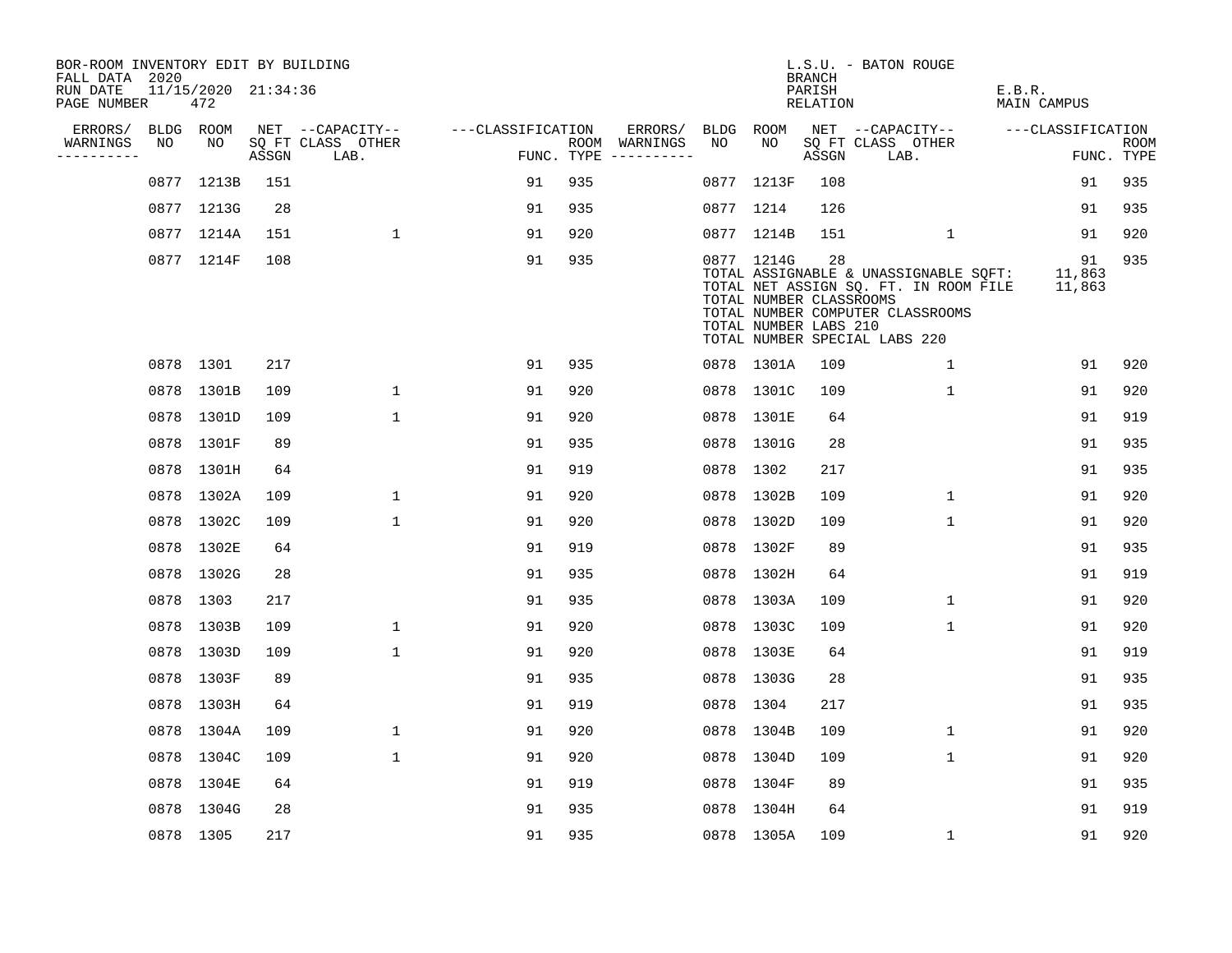BOR-ROOM INVENTORY EDIT BY BUILDING
FALL DATA 2020
RUN DATE 11/15/2020 21:34:36
PAGE NUMBER 472

L.S.U. - BATON ROUGE
BRANCH
PARISH E.B.R.
RELATION MAIN CAMPUS

| ERRORS/ WARNINGS | BLDG NO | ROOM NO | NET SQ FT ASSGN | --CAPACITY-- CLASS LAB. | OTHER | ---CLASSIFICATION FUNC. | ROOM TYPE | ERRORS/ WARNINGS | BLDG NO | ROOM NO | NET SQ FT ASSGN | --CAPACITY-- CLASS LAB. | OTHER | ---CLASSIFICATION FUNC. | ROOM TYPE |
|---|---|---|---|---|---|---|---|---|---|---|---|---|---|---|---|
| | 0877 | 1213B | 151 | | | 91 | 935 | | 0877 | 1213F | 108 | | | 91 | 935 |
| | 0877 | 1213G | 28 | | | 91 | 935 | | 0877 | 1214 | 126 | | | 91 | 935 |
| | 0877 | 1214A | 151 | | 1 | 91 | 920 | | 0877 | 1214B | 151 | | 1 | 91 | 920 |
| | 0877 | 1214F | 108 | | | 91 | 935 | | 0877 | 1214G | 28 | | | 91 | 935 |

TOTAL ASSIGNABLE & UNASSIGNABLE SQFT: 11,863
TOTAL NET ASSIGN SQ. FT. IN ROOM FILE 11,863
TOTAL NUMBER CLASSROOMS
TOTAL NUMBER COMPUTER CLASSROOMS
TOTAL NUMBER LABS 210
TOTAL NUMBER SPECIAL LABS 220

| ERRORS/ WARNINGS | BLDG NO | ROOM NO | NET SQ FT ASSGN | --CAPACITY-- CLASS LAB. | OTHER | ---CLASSIFICATION FUNC. | ROOM TYPE | ERRORS/ WARNINGS | BLDG NO | ROOM NO | NET SQ FT ASSGN | --CAPACITY-- CLASS LAB. | OTHER | ---CLASSIFICATION FUNC. | ROOM TYPE |
|---|---|---|---|---|---|---|---|---|---|---|---|---|---|---|---|
| | 0878 | 1301 | 217 | | | 91 | 935 | | 0878 | 1301A | 109 | | 1 | 91 | 920 |
| | 0878 | 1301B | 109 | | 1 | 91 | 920 | | 0878 | 1301C | 109 | | 1 | 91 | 920 |
| | 0878 | 1301D | 109 | | 1 | 91 | 920 | | 0878 | 1301E | 64 | | | 91 | 919 |
| | 0878 | 1301F | 89 | | | 91 | 935 | | 0878 | 1301G | 28 | | | 91 | 935 |
| | 0878 | 1301H | 64 | | | 91 | 919 | | 0878 | 1302 | 217 | | | 91 | 935 |
| | 0878 | 1302A | 109 | | 1 | 91 | 920 | | 0878 | 1302B | 109 | | 1 | 91 | 920 |
| | 0878 | 1302C | 109 | | 1 | 91 | 920 | | 0878 | 1302D | 109 | | 1 | 91 | 920 |
| | 0878 | 1302E | 64 | | | 91 | 919 | | 0878 | 1302F | 89 | | | 91 | 935 |
| | 0878 | 1302G | 28 | | | 91 | 935 | | 0878 | 1302H | 64 | | | 91 | 919 |
| | 0878 | 1303 | 217 | | | 91 | 935 | | 0878 | 1303A | 109 | | 1 | 91 | 920 |
| | 0878 | 1303B | 109 | | 1 | 91 | 920 | | 0878 | 1303C | 109 | | 1 | 91 | 920 |
| | 0878 | 1303D | 109 | | 1 | 91 | 920 | | 0878 | 1303E | 64 | | | 91 | 919 |
| | 0878 | 1303F | 89 | | | 91 | 935 | | 0878 | 1303G | 28 | | | 91 | 935 |
| | 0878 | 1303H | 64 | | | 91 | 919 | | 0878 | 1304 | 217 | | | 91 | 935 |
| | 0878 | 1304A | 109 | | 1 | 91 | 920 | | 0878 | 1304B | 109 | | 1 | 91 | 920 |
| | 0878 | 1304C | 109 | | 1 | 91 | 920 | | 0878 | 1304D | 109 | | 1 | 91 | 920 |
| | 0878 | 1304E | 64 | | | 91 | 919 | | 0878 | 1304F | 89 | | | 91 | 935 |
| | 0878 | 1304G | 28 | | | 91 | 935 | | 0878 | 1304H | 64 | | | 91 | 919 |
| | 0878 | 1305 | 217 | | | 91 | 935 | | 0878 | 1305A | 109 | | 1 | 91 | 920 |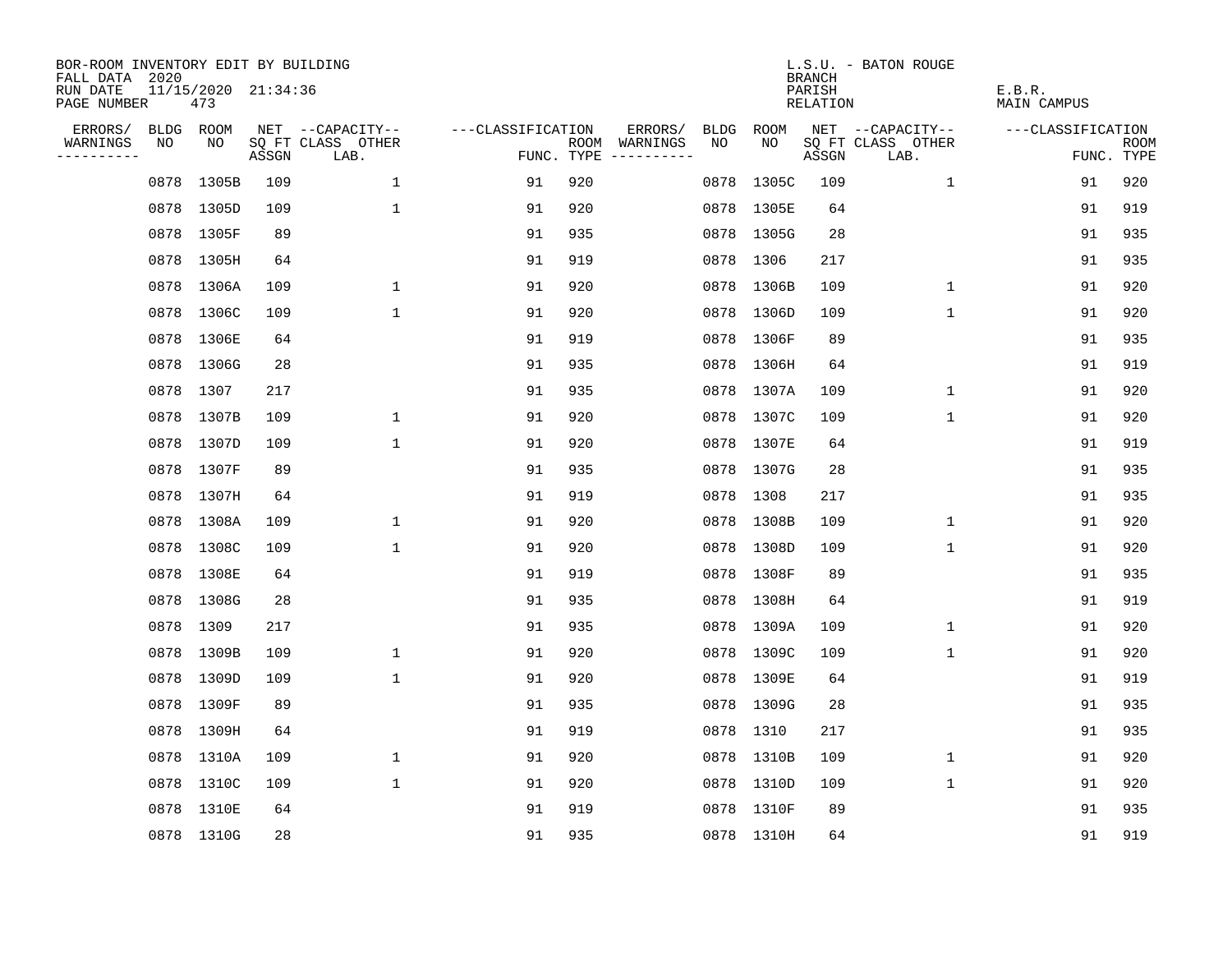BOR-ROOM INVENTORY EDIT BY BUILDING
FALL DATA 2020
RUN DATE 11/15/2020 21:34:36
PAGE NUMBER 473

L.S.U. - BATON ROUGE
BRANCH
PARISH E.B.R.
RELATION MAIN CAMPUS

| ERRORS/ WARNINGS | BLDG NO | ROOM NO | NET SQ FT ASSGN | CAPACITY-- CLASS LAB. | OTHER | ---CLASSIFICATION FUNC. | ROOM TYPE | ERRORS/ WARNINGS | BLDG NO | ROOM NO | NET SQ FT ASSGN | CAPACITY-- CLASS LAB. | OTHER | ---CLASSIFICATION FUNC. | ROOM TYPE |
|---|---|---|---|---|---|---|---|---|---|---|---|---|---|---|---|
| | 0878 | 1305B | 109 | | 1 | 91 | 920 | | 0878 | 1305C | 109 | | 1 | 91 | 920 |
| | 0878 | 1305D | 109 | | 1 | 91 | 920 | | 0878 | 1305E | 64 | | | 91 | 919 |
| | 0878 | 1305F | 89 | | | 91 | 935 | | 0878 | 1305G | 28 | | | 91 | 935 |
| | 0878 | 1305H | 64 | | | 91 | 919 | | 0878 | 1306 | 217 | | | 91 | 935 |
| | 0878 | 1306A | 109 | | 1 | 91 | 920 | | 0878 | 1306B | 109 | | 1 | 91 | 920 |
| | 0878 | 1306C | 109 | | 1 | 91 | 920 | | 0878 | 1306D | 109 | | 1 | 91 | 920 |
| | 0878 | 1306E | 64 | | | 91 | 919 | | 0878 | 1306F | 89 | | | 91 | 935 |
| | 0878 | 1306G | 28 | | | 91 | 935 | | 0878 | 1306H | 64 | | | 91 | 919 |
| | 0878 | 1307 | 217 | | | 91 | 935 | | 0878 | 1307A | 109 | | 1 | 91 | 920 |
| | 0878 | 1307B | 109 | | 1 | 91 | 920 | | 0878 | 1307C | 109 | | 1 | 91 | 920 |
| | 0878 | 1307D | 109 | | 1 | 91 | 920 | | 0878 | 1307E | 64 | | | 91 | 919 |
| | 0878 | 1307F | 89 | | | 91 | 935 | | 0878 | 1307G | 28 | | | 91 | 935 |
| | 0878 | 1307H | 64 | | | 91 | 919 | | 0878 | 1308 | 217 | | | 91 | 935 |
| | 0878 | 1308A | 109 | | 1 | 91 | 920 | | 0878 | 1308B | 109 | | 1 | 91 | 920 |
| | 0878 | 1308C | 109 | | 1 | 91 | 920 | | 0878 | 1308D | 109 | | 1 | 91 | 920 |
| | 0878 | 1308E | 64 | | | 91 | 919 | | 0878 | 1308F | 89 | | | 91 | 935 |
| | 0878 | 1308G | 28 | | | 91 | 935 | | 0878 | 1308H | 64 | | | 91 | 919 |
| | 0878 | 1309 | 217 | | | 91 | 935 | | 0878 | 1309A | 109 | | 1 | 91 | 920 |
| | 0878 | 1309B | 109 | | 1 | 91 | 920 | | 0878 | 1309C | 109 | | 1 | 91 | 920 |
| | 0878 | 1309D | 109 | | 1 | 91 | 920 | | 0878 | 1309E | 64 | | | 91 | 919 |
| | 0878 | 1309F | 89 | | | 91 | 935 | | 0878 | 1309G | 28 | | | 91 | 935 |
| | 0878 | 1309H | 64 | | | 91 | 919 | | 0878 | 1310 | 217 | | | 91 | 935 |
| | 0878 | 1310A | 109 | | 1 | 91 | 920 | | 0878 | 1310B | 109 | | 1 | 91 | 920 |
| | 0878 | 1310C | 109 | | 1 | 91 | 920 | | 0878 | 1310D | 109 | | 1 | 91 | 920 |
| | 0878 | 1310E | 64 | | | 91 | 919 | | 0878 | 1310F | 89 | | | 91 | 935 |
| | 0878 | 1310G | 28 | | | 91 | 935 | | 0878 | 1310H | 64 | | | 91 | 919 |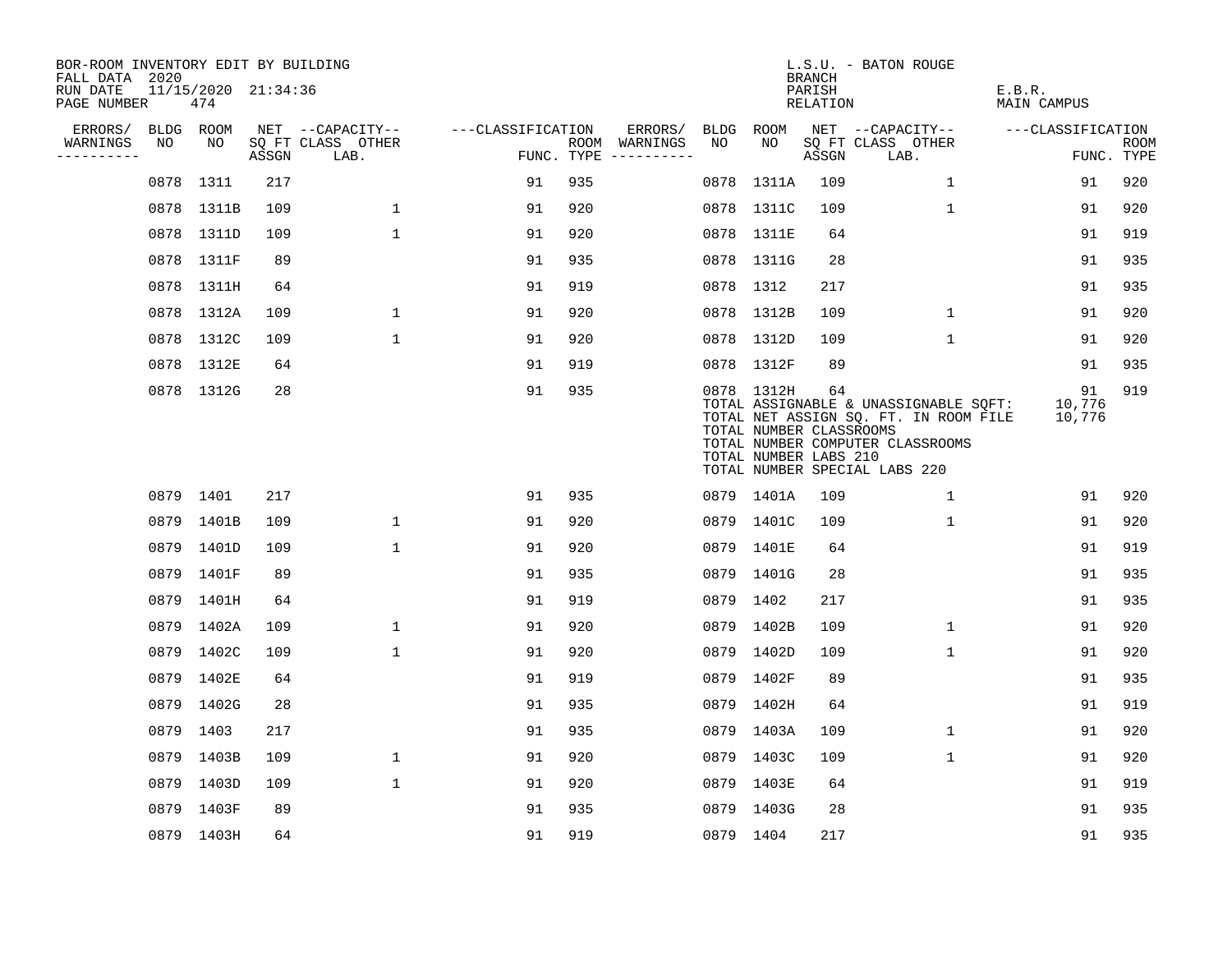BOR-ROOM INVENTORY EDIT BY BUILDING
FALL DATA 2020
RUN DATE 11/15/2020 21:34:36
PAGE NUMBER 474

L.S.U. - BATON ROUGE
BRANCH
PARISH E.B.R.
RELATION MAIN CAMPUS

| ERRORS/ WARNINGS | BLDG NO | ROOM NO | NET SQ FT ASSGN | CAPACITY CLASS LAB. | OTHER | CLASSIFICATION FUNC. | ROOM TYPE | ERRORS/ WARNINGS | BLDG NO | ROOM NO | NET SQ FT ASSGN | CAPACITY CLASS LAB. | OTHER | CLASSIFICATION FUNC. | ROOM TYPE |
|---|---|---|---|---|---|---|---|---|---|---|---|---|---|---|---|
| | 0878 | 1311 | 217 | | | 91 | 935 | | 0878 | 1311A | 109 | | 1 | 91 | 920 |
| | 0878 | 1311B | 109 | | 1 | 91 | 920 | | 0878 | 1311C | 109 | | 1 | 91 | 920 |
| | 0878 | 1311D | 109 | | 1 | 91 | 920 | | 0878 | 1311E | 64 | | | 91 | 919 |
| | 0878 | 1311F | 89 | | | 91 | 935 | | 0878 | 1311G | 28 | | | 91 | 935 |
| | 0878 | 1311H | 64 | | | 91 | 919 | | 0878 | 1312 | 217 | | | 91 | 935 |
| | 0878 | 1312A | 109 | | 1 | 91 | 920 | | 0878 | 1312B | 109 | | 1 | 91 | 920 |
| | 0878 | 1312C | 109 | | 1 | 91 | 920 | | 0878 | 1312D | 109 | | 1 | 91 | 920 |
| | 0878 | 1312E | 64 | | | 91 | 919 | | 0878 | 1312F | 89 | | | 91 | 935 |
| | 0878 | 1312G | 28 | | | 91 | 935 | | 0878 | 1312H | 64 | | | 91 | 919 |

TOTAL ASSIGNABLE & UNASSIGNABLE SQFT: 10,776
TOTAL NET ASSIGN SQ. FT. IN ROOM FILE 10,776
TOTAL NUMBER CLASSROOMS
TOTAL NUMBER COMPUTER CLASSROOMS
TOTAL NUMBER LABS 210
TOTAL NUMBER SPECIAL LABS 220

| ERRORS/ WARNINGS | BLDG NO | ROOM NO | NET SQ FT ASSGN | CAPACITY CLASS LAB. | OTHER | CLASSIFICATION FUNC. | ROOM TYPE | ERRORS/ WARNINGS | BLDG NO | ROOM NO | NET SQ FT ASSGN | CAPACITY CLASS LAB. | OTHER | CLASSIFICATION FUNC. | ROOM TYPE |
|---|---|---|---|---|---|---|---|---|---|---|---|---|---|---|---|
| | 0879 | 1401 | 217 | | | 91 | 935 | | 0879 | 1401A | 109 | | 1 | 91 | 920 |
| | 0879 | 1401B | 109 | | 1 | 91 | 920 | | 0879 | 1401C | 109 | | 1 | 91 | 920 |
| | 0879 | 1401D | 109 | | 1 | 91 | 920 | | 0879 | 1401E | 64 | | | 91 | 919 |
| | 0879 | 1401F | 89 | | | 91 | 935 | | 0879 | 1401G | 28 | | | 91 | 935 |
| | 0879 | 1401H | 64 | | | 91 | 919 | | 0879 | 1402 | 217 | | | 91 | 935 |
| | 0879 | 1402A | 109 | | 1 | 91 | 920 | | 0879 | 1402B | 109 | | 1 | 91 | 920 |
| | 0879 | 1402C | 109 | | 1 | 91 | 920 | | 0879 | 1402D | 109 | | 1 | 91 | 920 |
| | 0879 | 1402E | 64 | | | 91 | 919 | | 0879 | 1402F | 89 | | | 91 | 935 |
| | 0879 | 1402G | 28 | | | 91 | 935 | | 0879 | 1402H | 64 | | | 91 | 919 |
| | 0879 | 1403 | 217 | | | 91 | 935 | | 0879 | 1403A | 109 | | 1 | 91 | 920 |
| | 0879 | 1403B | 109 | | 1 | 91 | 920 | | 0879 | 1403C | 109 | | 1 | 91 | 920 |
| | 0879 | 1403D | 109 | | 1 | 91 | 920 | | 0879 | 1403E | 64 | | | 91 | 919 |
| | 0879 | 1403F | 89 | | | 91 | 935 | | 0879 | 1403G | 28 | | | 91 | 935 |
| | 0879 | 1403H | 64 | | | 91 | 919 | | 0879 | 1404 | 217 | | | 91 | 935 |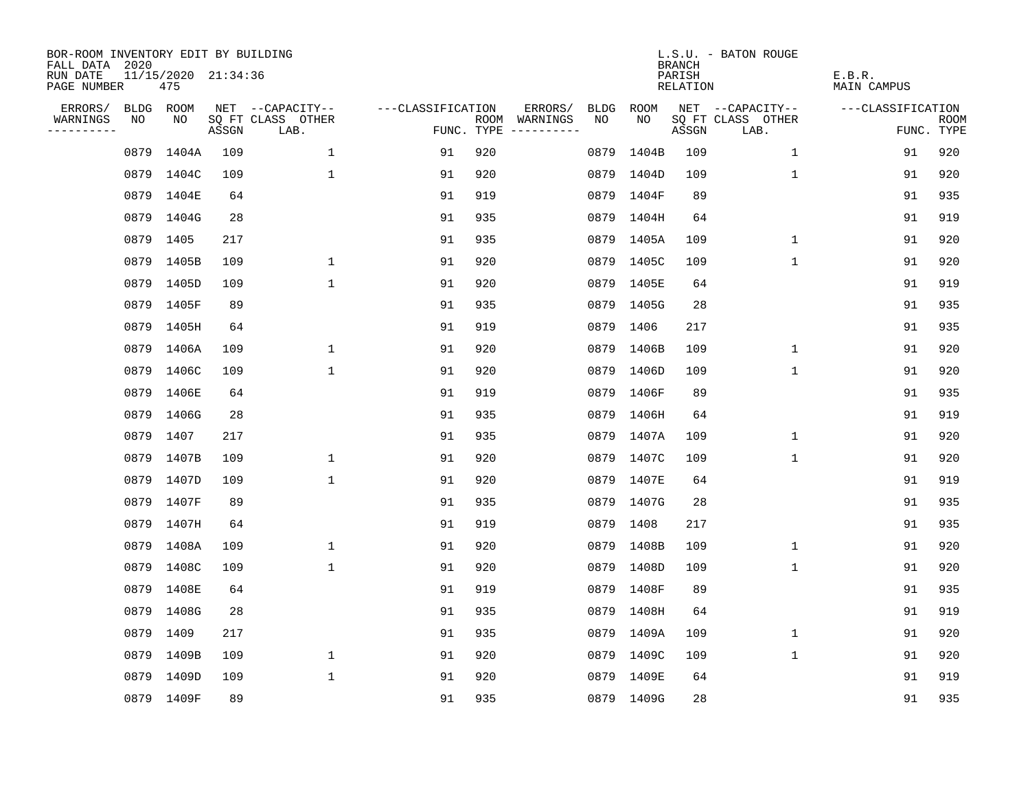BOR-ROOM INVENTORY EDIT BY BUILDING
FALL DATA 2020
RUN DATE 11/15/2020 21:34:36
PAGE NUMBER 475

L.S.U. - BATON ROUGE
BRANCH
PARISH E.B.R.
RELATION MAIN CAMPUS

| ERRORS/ WARNINGS | BLDG NO | ROOM NO | NET SQ FT ASSGN | --CAPACITY-- CLASS LAB. | OTHER | ---CLASSIFICATION FUNC. | ROOM TYPE | ERRORS/ WARNINGS | BLDG NO | ROOM NO | NET SQ FT ASSGN | --CAPACITY-- CLASS LAB. | OTHER | ---CLASSIFICATION FUNC. | ROOM TYPE |
|---|---|---|---|---|---|---|---|---|---|---|---|---|---|---|---|
| | 0879 | 1404A | 109 | | 1 | 91 | 920 | | 0879 | 1404B | 109 | | 1 | 91 | 920 |
| | 0879 | 1404C | 109 | | 1 | 91 | 920 | | 0879 | 1404D | 109 | | 1 | 91 | 920 |
| | 0879 | 1404E | 64 | | | 91 | 919 | | 0879 | 1404F | 89 | | | 91 | 935 |
| | 0879 | 1404G | 28 | | | 91 | 935 | | 0879 | 1404H | 64 | | | 91 | 919 |
| | 0879 | 1405 | 217 | | | 91 | 935 | | 0879 | 1405A | 109 | | 1 | 91 | 920 |
| | 0879 | 1405B | 109 | | 1 | 91 | 920 | | 0879 | 1405C | 109 | | 1 | 91 | 920 |
| | 0879 | 1405D | 109 | | 1 | 91 | 920 | | 0879 | 1405E | 64 | | | 91 | 919 |
| | 0879 | 1405F | 89 | | | 91 | 935 | | 0879 | 1405G | 28 | | | 91 | 935 |
| | 0879 | 1405H | 64 | | | 91 | 919 | | 0879 | 1406 | 217 | | | 91 | 935 |
| | 0879 | 1406A | 109 | | 1 | 91 | 920 | | 0879 | 1406B | 109 | | 1 | 91 | 920 |
| | 0879 | 1406C | 109 | | 1 | 91 | 920 | | 0879 | 1406D | 109 | | 1 | 91 | 920 |
| | 0879 | 1406E | 64 | | | 91 | 919 | | 0879 | 1406F | 89 | | | 91 | 935 |
| | 0879 | 1406G | 28 | | | 91 | 935 | | 0879 | 1406H | 64 | | | 91 | 919 |
| | 0879 | 1407 | 217 | | | 91 | 935 | | 0879 | 1407A | 109 | | 1 | 91 | 920 |
| | 0879 | 1407B | 109 | | 1 | 91 | 920 | | 0879 | 1407C | 109 | | 1 | 91 | 920 |
| | 0879 | 1407D | 109 | | 1 | 91 | 920 | | 0879 | 1407E | 64 | | | 91 | 919 |
| | 0879 | 1407F | 89 | | | 91 | 935 | | 0879 | 1407G | 28 | | | 91 | 935 |
| | 0879 | 1407H | 64 | | | 91 | 919 | | 0879 | 1408 | 217 | | | 91 | 935 |
| | 0879 | 1408A | 109 | | 1 | 91 | 920 | | 0879 | 1408B | 109 | | 1 | 91 | 920 |
| | 0879 | 1408C | 109 | | 1 | 91 | 920 | | 0879 | 1408D | 109 | | 1 | 91 | 920 |
| | 0879 | 1408E | 64 | | | 91 | 919 | | 0879 | 1408F | 89 | | | 91 | 935 |
| | 0879 | 1408G | 28 | | | 91 | 935 | | 0879 | 1408H | 64 | | | 91 | 919 |
| | 0879 | 1409 | 217 | | | 91 | 935 | | 0879 | 1409A | 109 | | 1 | 91 | 920 |
| | 0879 | 1409B | 109 | | 1 | 91 | 920 | | 0879 | 1409C | 109 | | 1 | 91 | 920 |
| | 0879 | 1409D | 109 | | 1 | 91 | 920 | | 0879 | 1409E | 64 | | | 91 | 919 |
| | 0879 | 1409F | 89 | | | 91 | 935 | | 0879 | 1409G | 28 | | | 91 | 935 |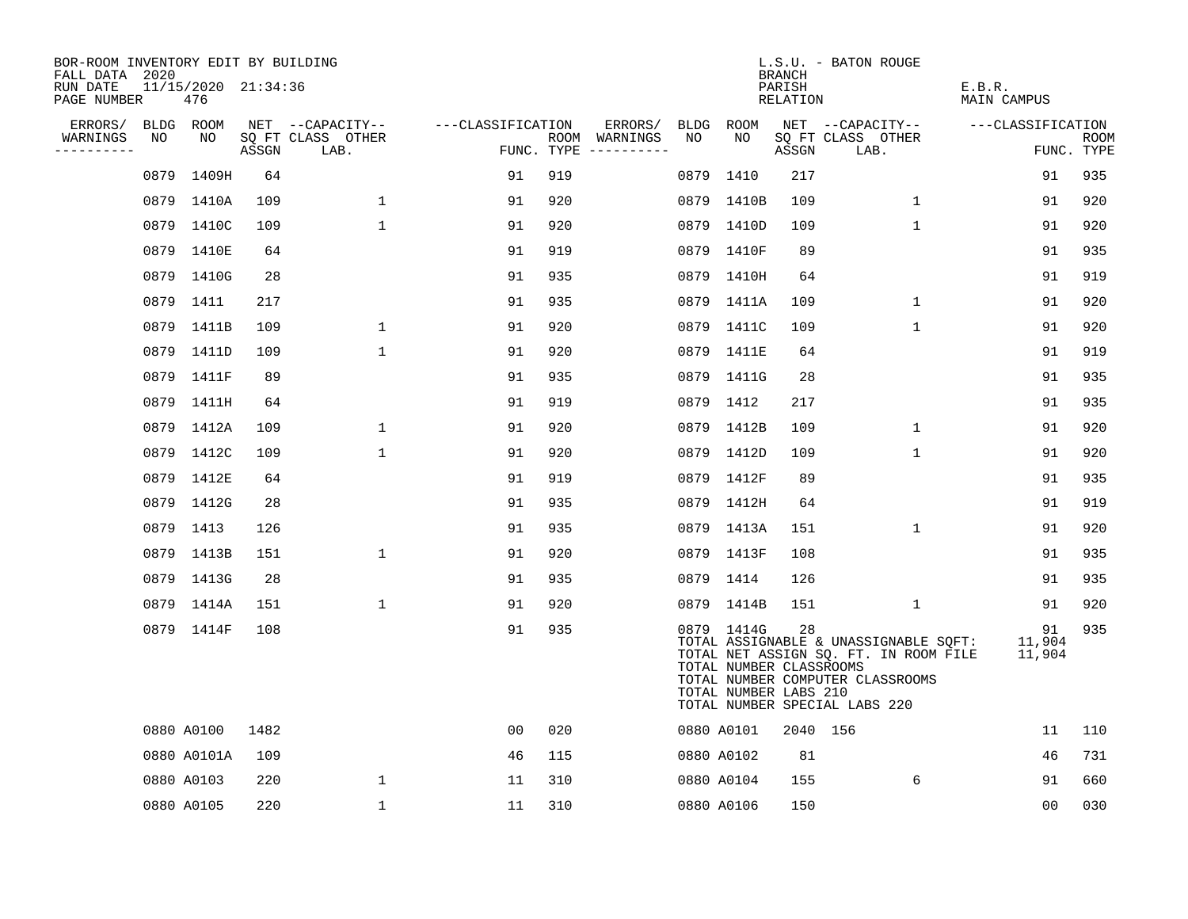BOR-ROOM INVENTORY EDIT BY BUILDING
FALL DATA 2020
RUN DATE 11/15/2020 21:34:36
PAGE NUMBER 476

L.S.U. - BATON ROUGE
BRANCH
PARISH E.B.R.
RELATION MAIN CAMPUS

| ERRORS/ WARNINGS | BLDG NO | ROOM NO | NET SQ FT ASSGN | CAPACITY CLASS LAB. | CAPACITY OTHER | FUNC. | ROOM TYPE | ERRORS/ WARNINGS | BLDG NO | ROOM NO | NET SQ FT ASSGN | CAPACITY CLASS LAB. | CAPACITY OTHER | FUNC. | ROOM TYPE |
|---|---|---|---|---|---|---|---|---|---|---|---|---|---|---|---|
| | 0879 | 1409H | 64 | | | 91 | 919 | | 0879 | 1410 | 217 | | | 91 | 935 |
| | 0879 | 1410A | 109 | | 1 | 91 | 920 | | 0879 | 1410B | 109 | | 1 | 91 | 920 |
| | 0879 | 1410C | 109 | | 1 | 91 | 920 | | 0879 | 1410D | 109 | | 1 | 91 | 920 |
| | 0879 | 1410E | 64 | | | 91 | 919 | | 0879 | 1410F | 89 | | | 91 | 935 |
| | 0879 | 1410G | 28 | | | 91 | 935 | | 0879 | 1410H | 64 | | | 91 | 919 |
| | 0879 | 1411 | 217 | | | 91 | 935 | | 0879 | 1411A | 109 | | 1 | 91 | 920 |
| | 0879 | 1411B | 109 | | 1 | 91 | 920 | | 0879 | 1411C | 109 | | 1 | 91 | 920 |
| | 0879 | 1411D | 109 | | 1 | 91 | 920 | | 0879 | 1411E | 64 | | | 91 | 919 |
| | 0879 | 1411F | 89 | | | 91 | 935 | | 0879 | 1411G | 28 | | | 91 | 935 |
| | 0879 | 1411H | 64 | | | 91 | 919 | | 0879 | 1412 | 217 | | | 91 | 935 |
| | 0879 | 1412A | 109 | | 1 | 91 | 920 | | 0879 | 1412B | 109 | | 1 | 91 | 920 |
| | 0879 | 1412C | 109 | | 1 | 91 | 920 | | 0879 | 1412D | 109 | | 1 | 91 | 920 |
| | 0879 | 1412E | 64 | | | 91 | 919 | | 0879 | 1412F | 89 | | | 91 | 935 |
| | 0879 | 1412G | 28 | | | 91 | 935 | | 0879 | 1412H | 64 | | | 91 | 919 |
| | 0879 | 1413 | 126 | | | 91 | 935 | | 0879 | 1413A | 151 | | 1 | 91 | 920 |
| | 0879 | 1413B | 151 | | 1 | 91 | 920 | | 0879 | 1413F | 108 | | | 91 | 935 |
| | 0879 | 1413G | 28 | | | 91 | 935 | | 0879 | 1414 | 126 | | | 91 | 935 |
| | 0879 | 1414A | 151 | | 1 | 91 | 920 | | 0879 | 1414B | 151 | | 1 | 91 | 920 |
| | 0879 | 1414F | 108 | | | 91 | 935 | | 0879 | 1414G | 28 | | | 91 | 935 |

TOTAL ASSIGNABLE & UNASSIGNABLE SQFT: 11,904
TOTAL NET ASSIGN SQ. FT. IN ROOM FILE 11,904
TOTAL NUMBER CLASSROOMS
TOTAL NUMBER COMPUTER CLASSROOMS
TOTAL NUMBER LABS 210
TOTAL NUMBER SPECIAL LABS 220

| ERRORS/ WARNINGS | BLDG NO | ROOM NO | NET SQ FT ASSGN | CAPACITY CLASS LAB. | CAPACITY OTHER | FUNC. | ROOM TYPE | ERRORS/ WARNINGS | BLDG NO | ROOM NO | NET SQ FT ASSGN | CAPACITY CLASS LAB. | CAPACITY OTHER | FUNC. | ROOM TYPE |
|---|---|---|---|---|---|---|---|---|---|---|---|---|---|---|---|
| | 0880 | A0100 | 1482 | | | 00 | 020 | | 0880 | A0101 | 2040 | 156 | | 11 | 110 |
| | 0880 | A0101A | 109 | | | 46 | 115 | | 0880 | A0102 | 81 | | | 46 | 731 |
| | 0880 | A0103 | 220 | | 1 | 11 | 310 | | 0880 | A0104 | 155 | | 6 | 91 | 660 |
| | 0880 | A0105 | 220 | | 1 | 11 | 310 | | 0880 | A0106 | 150 | | | 00 | 030 |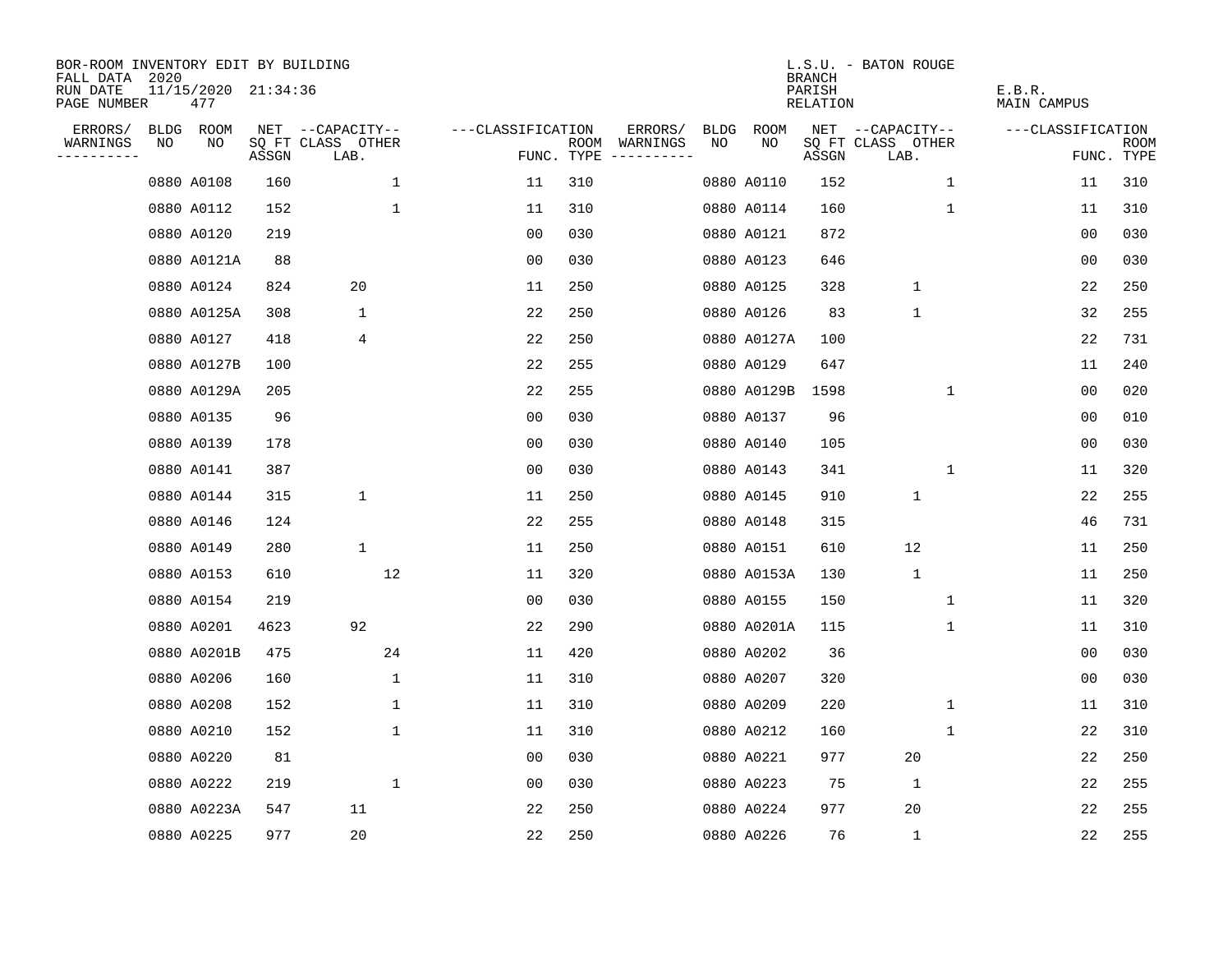BOR-ROOM INVENTORY EDIT BY BUILDING
FALL DATA 2020
RUN DATE 11/15/2020 21:34:36
PAGE NUMBER 477

L.S.U. - BATON ROUGE
BRANCH
PARISH E.B.R.
RELATION MAIN CAMPUS

| ERRORS/ WARNINGS | BLDG NO | ROOM NO | NET SQ FT ASSGN | CAPACITY CLASS LAB. | CAPACITY OTHER | CLASSIFICATION FUNC. | ROOM TYPE | ERRORS/ WARNINGS | BLDG NO | ROOM NO | NET SQ FT ASSGN | CAPACITY CLASS LAB. | CAPACITY OTHER | CLASSIFICATION FUNC. | ROOM TYPE |
|---|---|---|---|---|---|---|---|---|---|---|---|---|---|---|---|
| | 0880 | A0108 | 160 | | 1 | 11 | 310 | | 0880 | A0110 | 152 | | 1 | 11 | 310 |
| | 0880 | A0112 | 152 | | 1 | 11 | 310 | | 0880 | A0114 | 160 | | 1 | 11 | 310 |
| | 0880 | A0120 | 219 | | | 00 | 030 | | 0880 | A0121 | 872 | | | 00 | 030 |
| | 0880 | A0121A | 88 | | | 00 | 030 | | 0880 | A0123 | 646 | | | 00 | 030 |
| | 0880 | A0124 | 824 | 20 | | 11 | 250 | | 0880 | A0125 | 328 | 1 | | 22 | 250 |
| | 0880 | A0125A | 308 | 1 | | 22 | 250 | | 0880 | A0126 | 83 | 1 | | 32 | 255 |
| | 0880 | A0127 | 418 | 4 | | 22 | 250 | | 0880 | A0127A | 100 | | | 22 | 731 |
| | 0880 | A0127B | 100 | | | 22 | 255 | | 0880 | A0129 | 647 | | | 11 | 240 |
| | 0880 | A0129A | 205 | | | 22 | 255 | | 0880 | A0129B | 1598 | | 1 | 00 | 020 |
| | 0880 | A0135 | 96 | | | 00 | 030 | | 0880 | A0137 | 96 | | | 00 | 010 |
| | 0880 | A0139 | 178 | | | 00 | 030 | | 0880 | A0140 | 105 | | | 00 | 030 |
| | 0880 | A0141 | 387 | | | 00 | 030 | | 0880 | A0143 | 341 | | 1 | 11 | 320 |
| | 0880 | A0144 | 315 | 1 | | 11 | 250 | | 0880 | A0145 | 910 | 1 | | 22 | 255 |
| | 0880 | A0146 | 124 | | | 22 | 255 | | 0880 | A0148 | 315 | | | 46 | 731 |
| | 0880 | A0149 | 280 | 1 | | 11 | 250 | | 0880 | A0151 | 610 | 12 | | 11 | 250 |
| | 0880 | A0153 | 610 | | 12 | 11 | 320 | | 0880 | A0153A | 130 | 1 | | 11 | 250 |
| | 0880 | A0154 | 219 | | | 00 | 030 | | 0880 | A0155 | 150 | | 1 | 11 | 320 |
| | 0880 | A0201 | 4623 | 92 | | 22 | 290 | | 0880 | A0201A | 115 | | 1 | 11 | 310 |
| | 0880 | A0201B | 475 | | 24 | 11 | 420 | | 0880 | A0202 | 36 | | | 00 | 030 |
| | 0880 | A0206 | 160 | | 1 | 11 | 310 | | 0880 | A0207 | 320 | | | 00 | 030 |
| | 0880 | A0208 | 152 | | 1 | 11 | 310 | | 0880 | A0209 | 220 | | 1 | 11 | 310 |
| | 0880 | A0210 | 152 | | 1 | 11 | 310 | | 0880 | A0212 | 160 | | 1 | 22 | 310 |
| | 0880 | A0220 | 81 | | | 00 | 030 | | 0880 | A0221 | 977 | 20 | | 22 | 250 |
| | 0880 | A0222 | 219 | | 1 | 00 | 030 | | 0880 | A0223 | 75 | 1 | | 22 | 255 |
| | 0880 | A0223A | 547 | 11 | | 22 | 250 | | 0880 | A0224 | 977 | 20 | | 22 | 255 |
| | 0880 | A0225 | 977 | 20 | | 22 | 250 | | 0880 | A0226 | 76 | 1 | | 22 | 255 |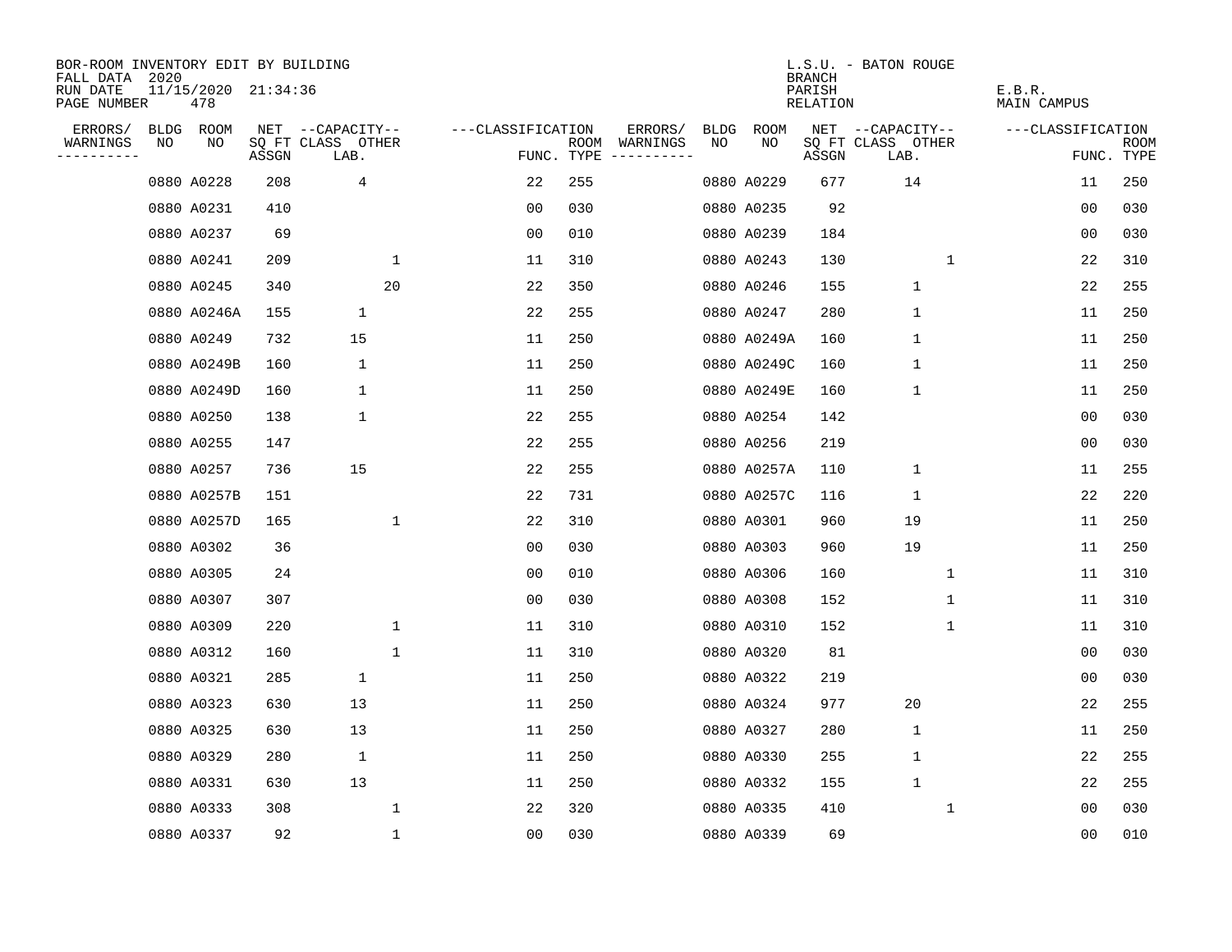BOR-ROOM INVENTORY EDIT BY BUILDING
FALL DATA 2020
RUN DATE 11/15/2020 21:34:36
PAGE NUMBER 478

L.S.U. - BATON ROUGE
BRANCH
PARISH E.B.R.
RELATION MAIN CAMPUS

| ERRORS/ WARNINGS | BLDG NO | ROOM NO | NET SQ FT ASSGN | CAPACITY CLASS LAB. | CAPACITY OTHER | CLASSIFICATION FUNC. | ROOM TYPE | ERRORS/ WARNINGS | BLDG NO | ROOM NO | NET SQ FT ASSGN | CAPACITY CLASS LAB. | CAPACITY OTHER | CLASSIFICATION FUNC. | ROOM TYPE |
|---|---|---|---|---|---|---|---|---|---|---|---|---|---|---|---|
| | 0880 | A0228 | 208 | 4 | | 22 | 255 | | 0880 | A0229 | 677 | 14 | | 11 | 250 |
| | 0880 | A0231 | 410 | | | 00 | 030 | | 0880 | A0235 | 92 | | | 00 | 030 |
| | 0880 | A0237 | 69 | | | 00 | 010 | | 0880 | A0239 | 184 | | | 00 | 030 |
| | 0880 | A0241 | 209 | | 1 | 11 | 310 | | 0880 | A0243 | 130 | | 1 | 22 | 310 |
| | 0880 | A0245 | 340 | | 20 | 22 | 350 | | 0880 | A0246 | 155 | 1 | | 22 | 255 |
| | 0880 | A0246A | 155 | 1 | | 22 | 255 | | 0880 | A0247 | 280 | 1 | | 11 | 250 |
| | 0880 | A0249 | 732 | 15 | | 11 | 250 | | 0880 | A0249A | 160 | 1 | | 11 | 250 |
| | 0880 | A0249B | 160 | 1 | | 11 | 250 | | 0880 | A0249C | 160 | 1 | | 11 | 250 |
| | 0880 | A0249D | 160 | 1 | | 11 | 250 | | 0880 | A0249E | 160 | 1 | | 11 | 250 |
| | 0880 | A0250 | 138 | 1 | | 22 | 255 | | 0880 | A0254 | 142 | | | 00 | 030 |
| | 0880 | A0255 | 147 | | | 22 | 255 | | 0880 | A0256 | 219 | | | 00 | 030 |
| | 0880 | A0257 | 736 | 15 | | 22 | 255 | | 0880 | A0257A | 110 | 1 | | 11 | 255 |
| | 0880 | A0257B | 151 | | | 22 | 731 | | 0880 | A0257C | 116 | 1 | | 22 | 220 |
| | 0880 | A0257D | 165 | | 1 | 22 | 310 | | 0880 | A0301 | 960 | 19 | | 11 | 250 |
| | 0880 | A0302 | 36 | | | 00 | 030 | | 0880 | A0303 | 960 | 19 | | 11 | 250 |
| | 0880 | A0305 | 24 | | | 00 | 010 | | 0880 | A0306 | 160 | | 1 | 11 | 310 |
| | 0880 | A0307 | 307 | | | 00 | 030 | | 0880 | A0308 | 152 | | 1 | 11 | 310 |
| | 0880 | A0309 | 220 | | 1 | 11 | 310 | | 0880 | A0310 | 152 | | 1 | 11 | 310 |
| | 0880 | A0312 | 160 | | 1 | 11 | 310 | | 0880 | A0320 | 81 | | | 00 | 030 |
| | 0880 | A0321 | 285 | 1 | | 11 | 250 | | 0880 | A0322 | 219 | | | 00 | 030 |
| | 0880 | A0323 | 630 | 13 | | 11 | 250 | | 0880 | A0324 | 977 | 20 | | 22 | 255 |
| | 0880 | A0325 | 630 | 13 | | 11 | 250 | | 0880 | A0327 | 280 | 1 | | 11 | 250 |
| | 0880 | A0329 | 280 | 1 | | 11 | 250 | | 0880 | A0330 | 255 | 1 | | 22 | 255 |
| | 0880 | A0331 | 630 | 13 | | 11 | 250 | | 0880 | A0332 | 155 | 1 | | 22 | 255 |
| | 0880 | A0333 | 308 | | 1 | 22 | 320 | | 0880 | A0335 | 410 | | 1 | 00 | 030 |
| | 0880 | A0337 | 92 | | 1 | 00 | 030 | | 0880 | A0339 | 69 | | | 00 | 010 |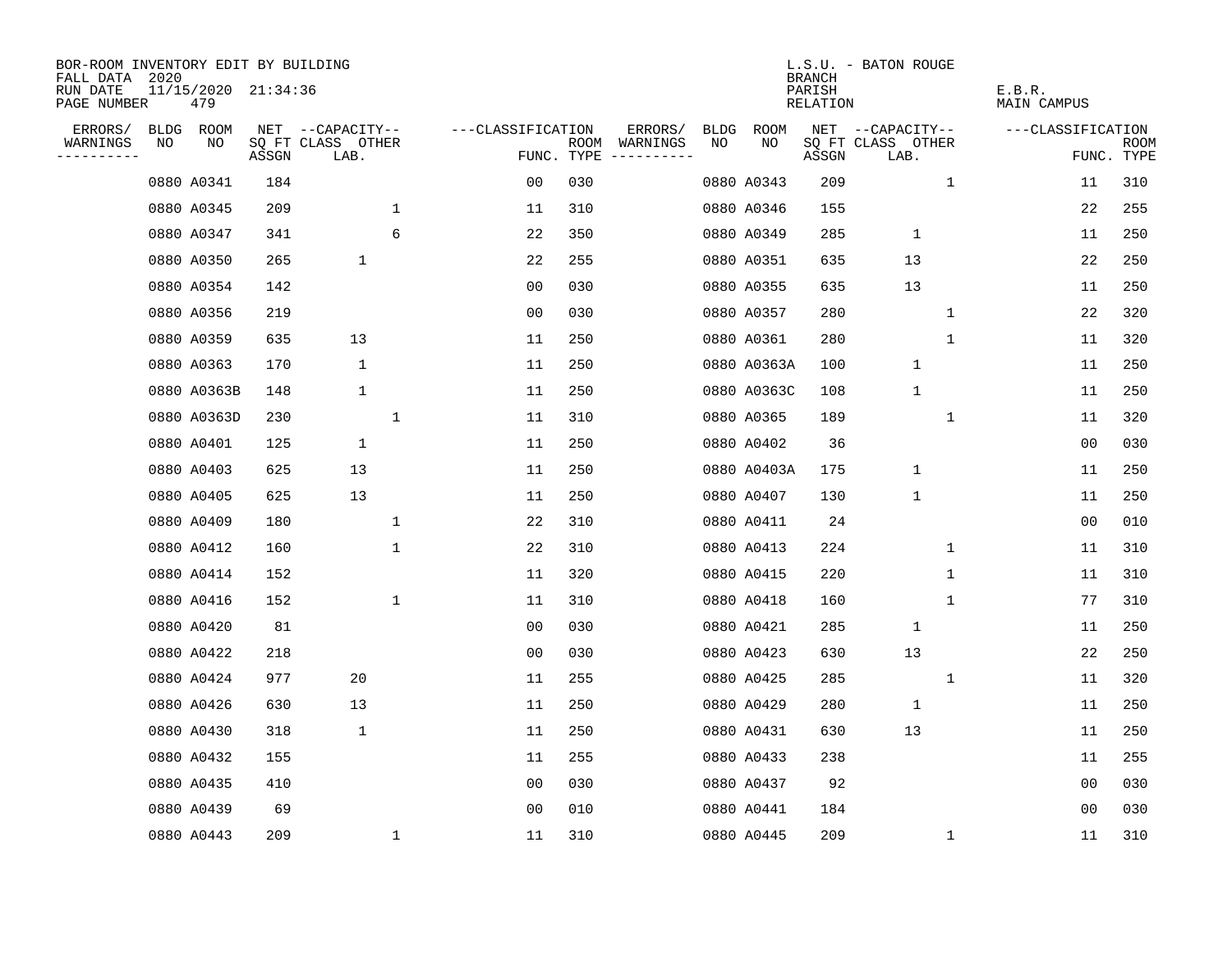BOR-ROOM INVENTORY EDIT BY BUILDING
FALL DATA 2020
RUN DATE 11/15/2020 21:34:36
PAGE NUMBER 479

L.S.U. - BATON ROUGE
BRANCH
PARISH E.B.R.
RELATION MAIN CAMPUS

| ERRORS/ WARNINGS | BLDG NO | ROOM NO | NET SQ FT ASSGN | CAPACITY CLASS LAB. | CAPACITY OTHER | CLASSIFICATION FUNC. | ROOM TYPE | ERRORS/ WARNINGS | BLDG NO | ROOM NO | NET SQ FT ASSGN | CAPACITY CLASS LAB. | CAPACITY OTHER | CLASSIFICATION FUNC. | ROOM TYPE |
|---|---|---|---|---|---|---|---|---|---|---|---|---|---|---|---|
| | 0880 | A0341 | 184 | | | 00 | 030 | | 0880 | A0343 | 209 | | 1 | 11 | 310 |
| | 0880 | A0345 | 209 | | 1 | 11 | 310 | | 0880 | A0346 | 155 | | | 22 | 255 |
| | 0880 | A0347 | 341 | | 6 | 22 | 350 | | 0880 | A0349 | 285 | 1 | | 11 | 250 |
| | 0880 | A0350 | 265 | 1 | | 22 | 255 | | 0880 | A0351 | 635 | 13 | | 22 | 250 |
| | 0880 | A0354 | 142 | | | 00 | 030 | | 0880 | A0355 | 635 | 13 | | 11 | 250 |
| | 0880 | A0356 | 219 | | | 00 | 030 | | 0880 | A0357 | 280 | | 1 | 22 | 320 |
| | 0880 | A0359 | 635 | 13 | | 11 | 250 | | 0880 | A0361 | 280 | | 1 | 11 | 320 |
| | 0880 | A0363 | 170 | 1 | | 11 | 250 | | 0880 | A0363A | 100 | 1 | | 11 | 250 |
| | 0880 | A0363B | 148 | 1 | | 11 | 250 | | 0880 | A0363C | 108 | 1 | | 11 | 250 |
| | 0880 | A0363D | 230 | | 1 | 11 | 310 | | 0880 | A0365 | 189 | | 1 | 11 | 320 |
| | 0880 | A0401 | 125 | 1 | | 11 | 250 | | 0880 | A0402 | 36 | | | 00 | 030 |
| | 0880 | A0403 | 625 | 13 | | 11 | 250 | | 0880 | A0403A | 175 | 1 | | 11 | 250 |
| | 0880 | A0405 | 625 | 13 | | 11 | 250 | | 0880 | A0407 | 130 | 1 | | 11 | 250 |
| | 0880 | A0409 | 180 | | 1 | 22 | 310 | | 0880 | A0411 | 24 | | | 00 | 010 |
| | 0880 | A0412 | 160 | | 1 | 22 | 310 | | 0880 | A0413 | 224 | | 1 | 11 | 310 |
| | 0880 | A0414 | 152 | | | 11 | 320 | | 0880 | A0415 | 220 | | 1 | 11 | 310 |
| | 0880 | A0416 | 152 | | 1 | 11 | 310 | | 0880 | A0418 | 160 | | 1 | 77 | 310 |
| | 0880 | A0420 | 81 | | | 00 | 030 | | 0880 | A0421 | 285 | 1 | | 11 | 250 |
| | 0880 | A0422 | 218 | | | 00 | 030 | | 0880 | A0423 | 630 | 13 | | 22 | 250 |
| | 0880 | A0424 | 977 | 20 | | 11 | 255 | | 0880 | A0425 | 285 | | 1 | 11 | 320 |
| | 0880 | A0426 | 630 | 13 | | 11 | 250 | | 0880 | A0429 | 280 | 1 | | 11 | 250 |
| | 0880 | A0430 | 318 | 1 | | 11 | 250 | | 0880 | A0431 | 630 | 13 | | 11 | 250 |
| | 0880 | A0432 | 155 | | | 11 | 255 | | 0880 | A0433 | 238 | | | 11 | 255 |
| | 0880 | A0435 | 410 | | | 00 | 030 | | 0880 | A0437 | 92 | | | 00 | 030 |
| | 0880 | A0439 | 69 | | | 00 | 010 | | 0880 | A0441 | 184 | | | 00 | 030 |
| | 0880 | A0443 | 209 | | 1 | 11 | 310 | | 0880 | A0445 | 209 | | 1 | 11 | 310 |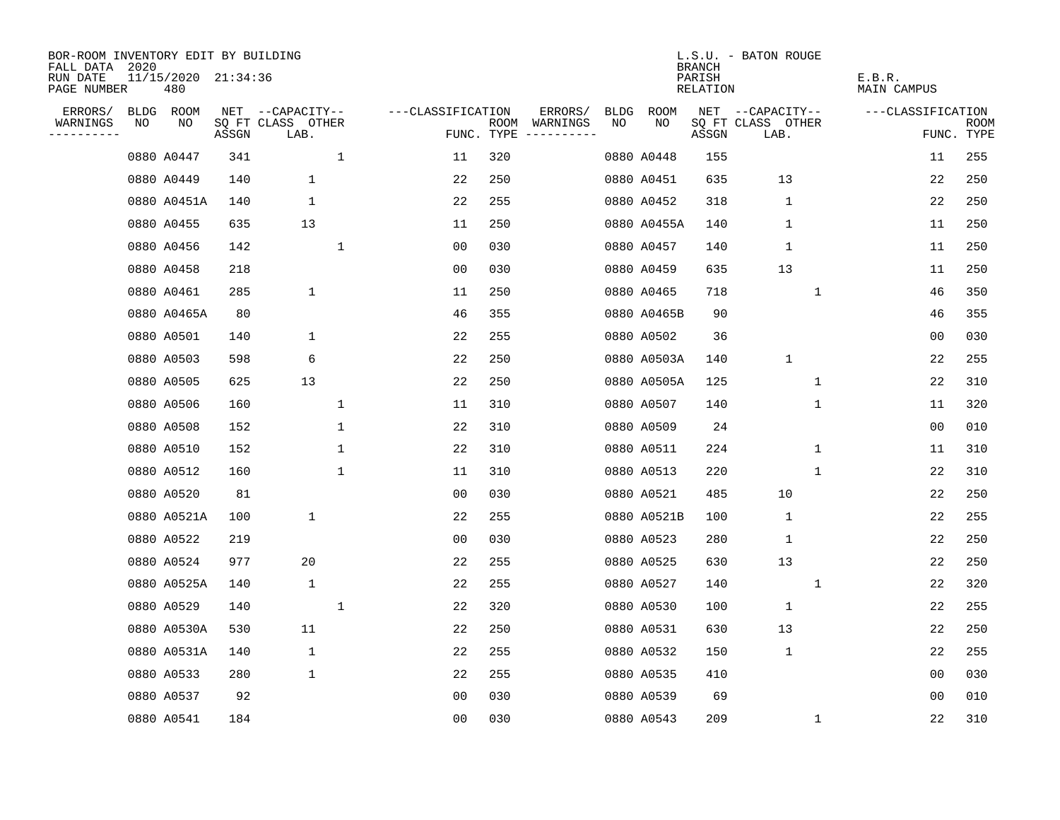BOR-ROOM INVENTORY EDIT BY BUILDING
FALL DATA 2020
RUN DATE 11/15/2020 21:34:36
PAGE NUMBER 480

L.S.U. - BATON ROUGE
BRANCH
PARISH E.B.R.
RELATION MAIN CAMPUS

| ERRORS/ WARNINGS | BLDG NO | ROOM NO | NET SQ FT ASSGN | CAPACITY CLASS LAB. | CAPACITY OTHER | CLASSIFICATION FUNC. | ROOM TYPE | ERRORS/ WARNINGS | BLDG NO | ROOM NO | NET SQ FT ASSGN | CAPACITY CLASS LAB. | CAPACITY OTHER | CLASSIFICATION FUNC. | ROOM TYPE |
|---|---|---|---|---|---|---|---|---|---|---|---|---|---|---|---|
| | 0880 | A0447 | 341 | | 1 | 11 | 320 | | 0880 | A0448 | 155 | | | 11 | 255 |
| | 0880 | A0449 | 140 | 1 | | 22 | 250 | | 0880 | A0451 | 635 | 13 | | 22 | 250 |
| | 0880 | A0451A | 140 | 1 | | 22 | 255 | | 0880 | A0452 | 318 | 1 | | 22 | 250 |
| | 0880 | A0455 | 635 | 13 | | 11 | 250 | | 0880 | A0455A | 140 | 1 | | 11 | 250 |
| | 0880 | A0456 | 142 | | 1 | 00 | 030 | | 0880 | A0457 | 140 | 1 | | 11 | 250 |
| | 0880 | A0458 | 218 | | | 00 | 030 | | 0880 | A0459 | 635 | 13 | | 11 | 250 |
| | 0880 | A0461 | 285 | 1 | | 11 | 250 | | 0880 | A0465 | 718 | | 1 | 46 | 350 |
| | 0880 | A0465A | 80 | | | 46 | 355 | | 0880 | A0465B | 90 | | | 46 | 355 |
| | 0880 | A0501 | 140 | 1 | | 22 | 255 | | 0880 | A0502 | 36 | | | 00 | 030 |
| | 0880 | A0503 | 598 | 6 | | 22 | 250 | | 0880 | A0503A | 140 | 1 | | 22 | 255 |
| | 0880 | A0505 | 625 | 13 | | 22 | 250 | | 0880 | A0505A | 125 | | 1 | 22 | 310 |
| | 0880 | A0506 | 160 | | 1 | 11 | 310 | | 0880 | A0507 | 140 | | 1 | 11 | 320 |
| | 0880 | A0508 | 152 | | 1 | 22 | 310 | | 0880 | A0509 | 24 | | | 00 | 010 |
| | 0880 | A0510 | 152 | | 1 | 22 | 310 | | 0880 | A0511 | 224 | | 1 | 11 | 310 |
| | 0880 | A0512 | 160 | | 1 | 11 | 310 | | 0880 | A0513 | 220 | | 1 | 22 | 310 |
| | 0880 | A0520 | 81 | | | 00 | 030 | | 0880 | A0521 | 485 | 10 | | 22 | 250 |
| | 0880 | A0521A | 100 | 1 | | 22 | 255 | | 0880 | A0521B | 100 | 1 | | 22 | 255 |
| | 0880 | A0522 | 219 | | | 00 | 030 | | 0880 | A0523 | 280 | 1 | | 22 | 250 |
| | 0880 | A0524 | 977 | 20 | | 22 | 255 | | 0880 | A0525 | 630 | 13 | | 22 | 250 |
| | 0880 | A0525A | 140 | 1 | | 22 | 255 | | 0880 | A0527 | 140 | | 1 | 22 | 320 |
| | 0880 | A0529 | 140 | | 1 | 22 | 320 | | 0880 | A0530 | 100 | 1 | | 22 | 255 |
| | 0880 | A0530A | 530 | 11 | | 22 | 250 | | 0880 | A0531 | 630 | 13 | | 22 | 250 |
| | 0880 | A0531A | 140 | 1 | | 22 | 255 | | 0880 | A0532 | 150 | 1 | | 22 | 255 |
| | 0880 | A0533 | 280 | 1 | | 22 | 255 | | 0880 | A0535 | 410 | | | 00 | 030 |
| | 0880 | A0537 | 92 | | | 00 | 030 | | 0880 | A0539 | 69 | | | 00 | 010 |
| | 0880 | A0541 | 184 | | | 00 | 030 | | 0880 | A0543 | 209 | | 1 | 22 | 310 |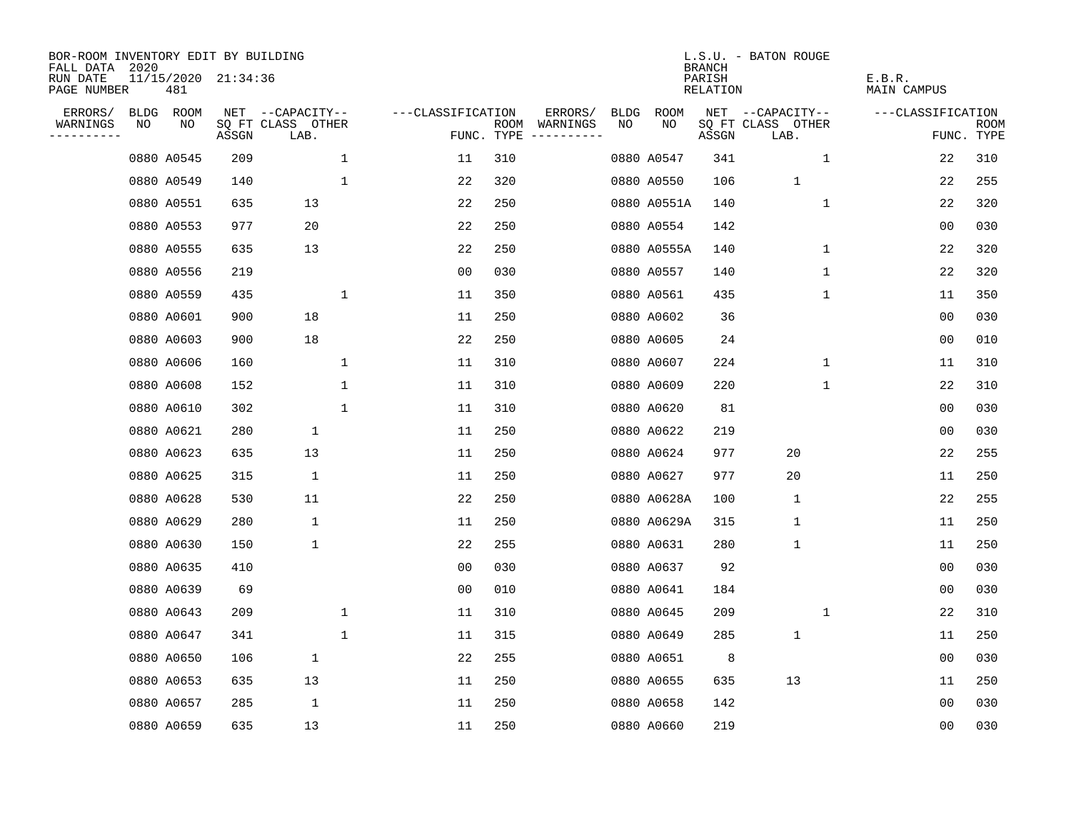BOR-ROOM INVENTORY EDIT BY BUILDING
FALL DATA 2020
RUN DATE 11/15/2020 21:34:36
PAGE NUMBER 481

L.S.U. - BATON ROUGE
BRANCH
PARISH E.B.R.
RELATION MAIN CAMPUS

| ERRORS/ WARNINGS | BLDG NO | ROOM NO | NET SQ FT ASSGN | CAPACITY CLASS LAB. | CAPACITY OTHER | CLASSIFICATION FUNC. | ROOM TYPE | ERRORS/ WARNINGS | BLDG NO | ROOM NO | NET SQ FT ASSGN | CAPACITY CLASS LAB. | CAPACITY OTHER | CLASSIFICATION FUNC. | ROOM TYPE |
|---|---|---|---|---|---|---|---|---|---|---|---|---|---|---|---|
| | 0880 | A0545 | 209 | | 1 | 11 | 310 | | 0880 | A0547 | 341 | | 1 | 22 | 310 |
| | 0880 | A0549 | 140 | | 1 | 22 | 320 | | 0880 | A0550 | 106 | 1 | | 22 | 255 |
| | 0880 | A0551 | 635 | 13 | | 22 | 250 | | 0880 | A0551A | 140 | | 1 | 22 | 320 |
| | 0880 | A0553 | 977 | 20 | | 22 | 250 | | 0880 | A0554 | 142 | | | 00 | 030 |
| | 0880 | A0555 | 635 | 13 | | 22 | 250 | | 0880 | A0555A | 140 | | 1 | 22 | 320 |
| | 0880 | A0556 | 219 | | | 00 | 030 | | 0880 | A0557 | 140 | | 1 | 22 | 320 |
| | 0880 | A0559 | 435 | | 1 | 11 | 350 | | 0880 | A0561 | 435 | | 1 | 11 | 350 |
| | 0880 | A0601 | 900 | 18 | | 11 | 250 | | 0880 | A0602 | 36 | | | 00 | 030 |
| | 0880 | A0603 | 900 | 18 | | 22 | 250 | | 0880 | A0605 | 24 | | | 00 | 010 |
| | 0880 | A0606 | 160 | | 1 | 11 | 310 | | 0880 | A0607 | 224 | | 1 | 11 | 310 |
| | 0880 | A0608 | 152 | | 1 | 11 | 310 | | 0880 | A0609 | 220 | | 1 | 22 | 310 |
| | 0880 | A0610 | 302 | | 1 | 11 | 310 | | 0880 | A0620 | 81 | | | 00 | 030 |
| | 0880 | A0621 | 280 | 1 | | 11 | 250 | | 0880 | A0622 | 219 | | | 00 | 030 |
| | 0880 | A0623 | 635 | 13 | | 11 | 250 | | 0880 | A0624 | 977 | 20 | | 22 | 255 |
| | 0880 | A0625 | 315 | 1 | | 11 | 250 | | 0880 | A0627 | 977 | 20 | | 11 | 250 |
| | 0880 | A0628 | 530 | 11 | | 22 | 250 | | 0880 | A0628A | 100 | 1 | | 22 | 255 |
| | 0880 | A0629 | 280 | 1 | | 11 | 250 | | 0880 | A0629A | 315 | 1 | | 11 | 250 |
| | 0880 | A0630 | 150 | 1 | | 22 | 255 | | 0880 | A0631 | 280 | 1 | | 11 | 250 |
| | 0880 | A0635 | 410 | | | 00 | 030 | | 0880 | A0637 | 92 | | | 00 | 030 |
| | 0880 | A0639 | 69 | | | 00 | 010 | | 0880 | A0641 | 184 | | | 00 | 030 |
| | 0880 | A0643 | 209 | | 1 | 11 | 310 | | 0880 | A0645 | 209 | | 1 | 22 | 310 |
| | 0880 | A0647 | 341 | | 1 | 11 | 315 | | 0880 | A0649 | 285 | 1 | | 11 | 250 |
| | 0880 | A0650 | 106 | 1 | | 22 | 255 | | 0880 | A0651 | 8 | | | 00 | 030 |
| | 0880 | A0653 | 635 | 13 | | 11 | 250 | | 0880 | A0655 | 635 | 13 | | 11 | 250 |
| | 0880 | A0657 | 285 | 1 | | 11 | 250 | | 0880 | A0658 | 142 | | | 00 | 030 |
| | 0880 | A0659 | 635 | 13 | | 11 | 250 | | 0880 | A0660 | 219 | | | 00 | 030 |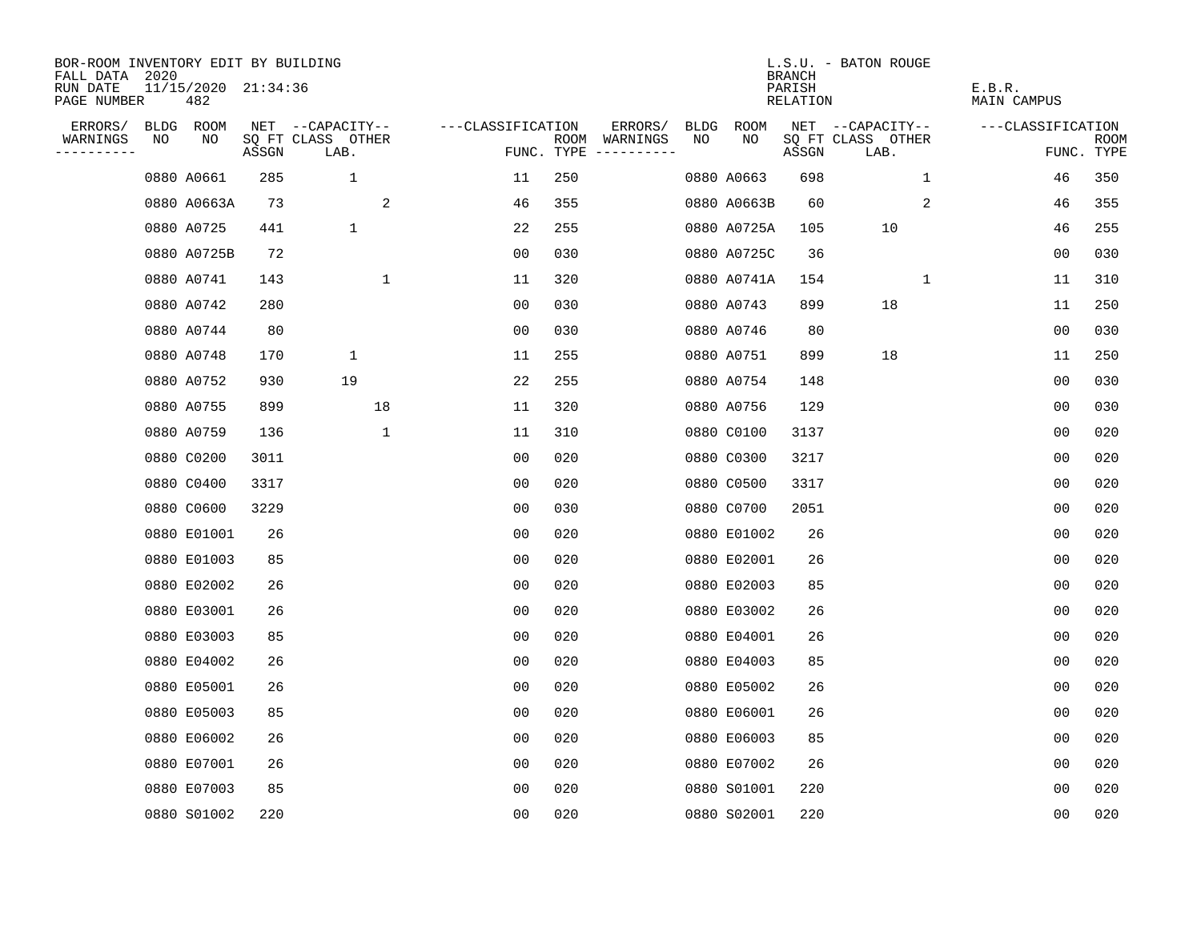BOR-ROOM INVENTORY EDIT BY BUILDING
FALL DATA 2020
RUN DATE 11/15/2020 21:34:36
PAGE NUMBER 482

L.S.U. - BATON ROUGE
BRANCH
PARISH E.B.R.
RELATION MAIN CAMPUS

| ERRORS/ WARNINGS | BLDG NO | ROOM NO | NET SQ FT ASSGN | CAPACITY CLASS LAB. | CAPACITY OTHER | CLASSIFICATION FUNC. | ROOM TYPE | ERRORS/ WARNINGS | BLDG NO | ROOM NO | NET SQ FT ASSGN | CAPACITY CLASS LAB. | CAPACITY OTHER | CLASSIFICATION FUNC. | ROOM TYPE |
|---|---|---|---|---|---|---|---|---|---|---|---|---|---|---|---|
| | 0880 | A0661 | 285 | 1 | | 11 | 250 | | 0880 | A0663 | 698 | | 1 | 46 | 350 |
| | 0880 | A0663A | 73 | | 2 | 46 | 355 | | 0880 | A0663B | 60 | | 2 | 46 | 355 |
| | 0880 | A0725 | 441 | 1 | | 22 | 255 | | 0880 | A0725A | 105 | 10 | | 46 | 255 |
| | 0880 | A0725B | 72 | | | 00 | 030 | | 0880 | A0725C | 36 | | | 00 | 030 |
| | 0880 | A0741 | 143 | | 1 | 11 | 320 | | 0880 | A0741A | 154 | | 1 | 11 | 310 |
| | 0880 | A0742 | 280 | | | 00 | 030 | | 0880 | A0743 | 899 | 18 | | 11 | 250 |
| | 0880 | A0744 | 80 | | | 00 | 030 | | 0880 | A0746 | 80 | | | 00 | 030 |
| | 0880 | A0748 | 170 | 1 | | 11 | 255 | | 0880 | A0751 | 899 | 18 | | 11 | 250 |
| | 0880 | A0752 | 930 | 19 | | 22 | 255 | | 0880 | A0754 | 148 | | | 00 | 030 |
| | 0880 | A0755 | 899 | | 18 | 11 | 320 | | 0880 | A0756 | 129 | | | 00 | 030 |
| | 0880 | A0759 | 136 | | 1 | 11 | 310 | | 0880 | C0100 | 3137 | | | 00 | 020 |
| | 0880 | C0200 | 3011 | | | 00 | 020 | | 0880 | C0300 | 3217 | | | 00 | 020 |
| | 0880 | C0400 | 3317 | | | 00 | 020 | | 0880 | C0500 | 3317 | | | 00 | 020 |
| | 0880 | C0600 | 3229 | | | 00 | 030 | | 0880 | C0700 | 2051 | | | 00 | 020 |
| | 0880 | E01001 | 26 | | | 00 | 020 | | 0880 | E01002 | 26 | | | 00 | 020 |
| | 0880 | E01003 | 85 | | | 00 | 020 | | 0880 | E02001 | 26 | | | 00 | 020 |
| | 0880 | E02002 | 26 | | | 00 | 020 | | 0880 | E02003 | 85 | | | 00 | 020 |
| | 0880 | E03001 | 26 | | | 00 | 020 | | 0880 | E03002 | 26 | | | 00 | 020 |
| | 0880 | E03003 | 85 | | | 00 | 020 | | 0880 | E04001 | 26 | | | 00 | 020 |
| | 0880 | E04002 | 26 | | | 00 | 020 | | 0880 | E04003 | 85 | | | 00 | 020 |
| | 0880 | E05001 | 26 | | | 00 | 020 | | 0880 | E05002 | 26 | | | 00 | 020 |
| | 0880 | E05003 | 85 | | | 00 | 020 | | 0880 | E06001 | 26 | | | 00 | 020 |
| | 0880 | E06002 | 26 | | | 00 | 020 | | 0880 | E06003 | 85 | | | 00 | 020 |
| | 0880 | E07001 | 26 | | | 00 | 020 | | 0880 | E07002 | 26 | | | 00 | 020 |
| | 0880 | E07003 | 85 | | | 00 | 020 | | 0880 | S01001 | 220 | | | 00 | 020 |
| | 0880 | S01002 | 220 | | | 00 | 020 | | 0880 | S02001 | 220 | | | 00 | 020 |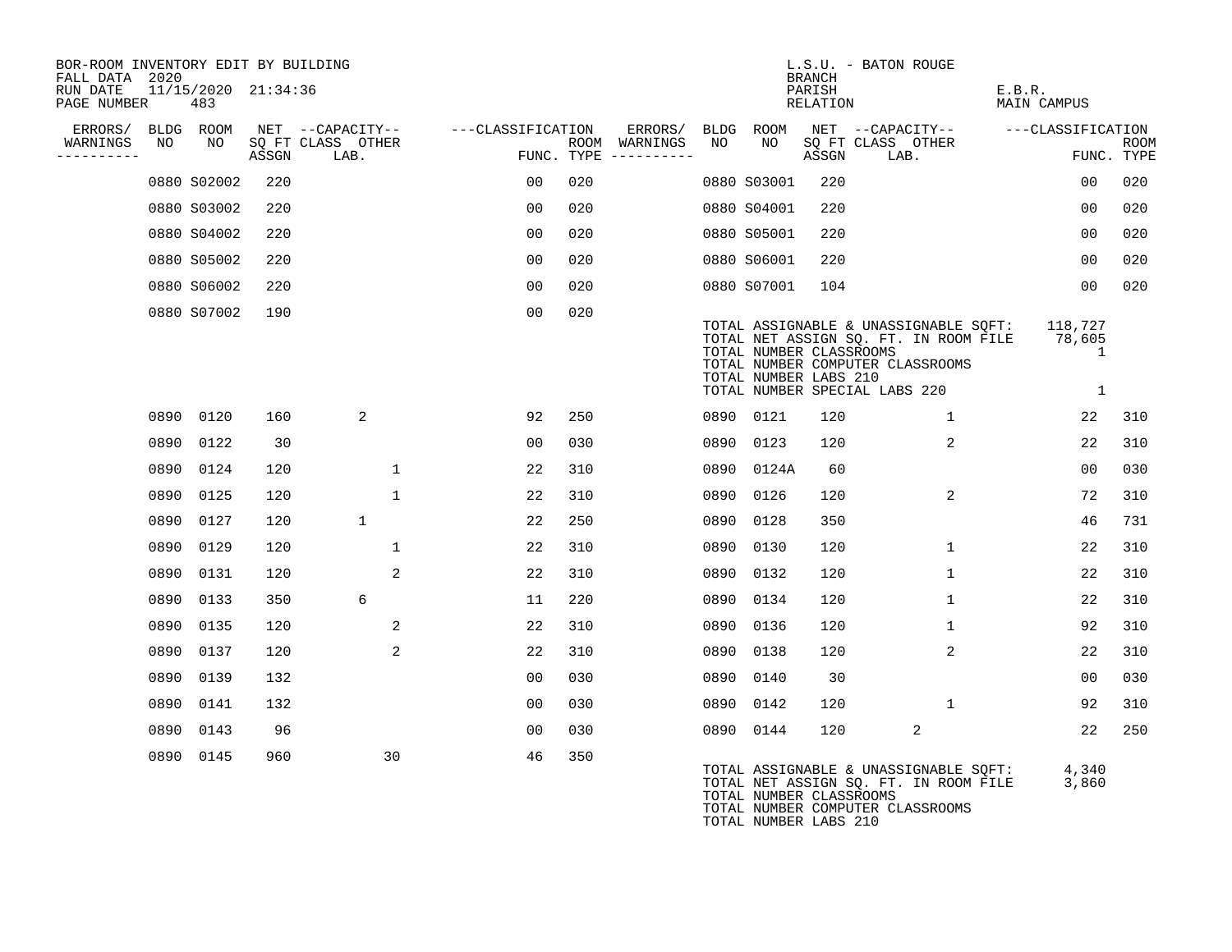BOR-ROOM INVENTORY EDIT BY BUILDING
FALL DATA 2020
RUN DATE 11/15/2020 21:34:36
PAGE NUMBER 483

L.S.U. - BATON ROUGE
BRANCH
PARISH E.B.R.
RELATION MAIN CAMPUS

| ERRORS/ WARNINGS | BLDG NO | ROOM NO | NET SQ FT ASSGN | CAPACITY CLASS | CAPACITY LAB. | CAPACITY OTHER | CLASSIFICATION FUNC. | ROOM TYPE | ERRORS/ WARNINGS | BLDG NO | ROOM NO | NET SQ FT ASSGN | CAPACITY CLASS | CAPACITY LAB. | CAPACITY OTHER | CLASSIFICATION FUNC. | ROOM TYPE |
|---|---|---|---|---|---|---|---|---|---|---|---|---|---|---|---|---|---|
| | 0880 | S02002 | 220 | | | | 00 | 020 | | 0880 | S03001 | 220 | | | | 00 | 020 |
| | 0880 | S03002 | 220 | | | | 00 | 020 | | 0880 | S04001 | 220 | | | | 00 | 020 |
| | 0880 | S04002 | 220 | | | | 00 | 020 | | 0880 | S05001 | 220 | | | | 00 | 020 |
| | 0880 | S05002 | 220 | | | | 00 | 020 | | 0880 | S06001 | 220 | | | | 00 | 020 |
| | 0880 | S06002 | 220 | | | | 00 | 020 | | 0880 | S07001 | 104 | | | | 00 | 020 |
| | 0880 | S07002 | 190 | | | | 00 | 020 | | | | | | | | | |

TOTAL ASSIGNABLE & UNASSIGNABLE SQFT: 118,727
TOTAL NET ASSIGN SQ. FT. IN ROOM FILE 78,605
TOTAL NUMBER CLASSROOMS 1
TOTAL NUMBER COMPUTER CLASSROOMS
TOTAL NUMBER LABS 210
TOTAL NUMBER SPECIAL LABS 220 1

| ERRORS/ WARNINGS | BLDG NO | ROOM NO | NET SQ FT ASSGN | CAPACITY CLASS | CAPACITY LAB. | CAPACITY OTHER | CLASSIFICATION FUNC. | ROOM TYPE | ERRORS/ WARNINGS | BLDG NO | ROOM NO | NET SQ FT ASSGN | CAPACITY CLASS | CAPACITY LAB. | CAPACITY OTHER | CLASSIFICATION FUNC. | ROOM TYPE |
|---|---|---|---|---|---|---|---|---|---|---|---|---|---|---|---|---|---|
| | 0890 | 0120 | 160 | | 2 | | 92 | 250 | | 0890 | 0121 | 120 | | | 1 | 22 | 310 |
| | 0890 | 0122 | 30 | | | | 00 | 030 | | 0890 | 0123 | 120 | | | 2 | 22 | 310 |
| | 0890 | 0124 | 120 | | | 1 | 22 | 310 | | 0890 | 0124A | 60 | | | | 00 | 030 |
| | 0890 | 0125 | 120 | | | 1 | 22 | 310 | | 0890 | 0126 | 120 | | | 2 | 72 | 310 |
| | 0890 | 0127 | 120 | | 1 | | 22 | 250 | | 0890 | 0128 | 350 | | | | 46 | 731 |
| | 0890 | 0129 | 120 | | | 1 | 22 | 310 | | 0890 | 0130 | 120 | | | 1 | 22 | 310 |
| | 0890 | 0131 | 120 | | | 2 | 22 | 310 | | 0890 | 0132 | 120 | | | 1 | 22 | 310 |
| | 0890 | 0133 | 350 | | 6 | | 11 | 220 | | 0890 | 0134 | 120 | | | 1 | 22 | 310 |
| | 0890 | 0135 | 120 | | | 2 | 22 | 310 | | 0890 | 0136 | 120 | | | 1 | 92 | 310 |
| | 0890 | 0137 | 120 | | | 2 | 22 | 310 | | 0890 | 0138 | 120 | | | 2 | 22 | 310 |
| | 0890 | 0139 | 132 | | | | 00 | 030 | | 0890 | 0140 | 30 | | | | 00 | 030 |
| | 0890 | 0141 | 132 | | | | 00 | 030 | | 0890 | 0142 | 120 | | | 1 | 92 | 310 |
| | 0890 | 0143 | 96 | | | | 00 | 030 | | 0890 | 0144 | 120 | | 2 | | 22 | 250 |
| | 0890 | 0145 | 960 | | | 30 | 46 | 350 | | | | | | | | | |

TOTAL ASSIGNABLE & UNASSIGNABLE SQFT: 4,340
TOTAL NET ASSIGN SQ. FT. IN ROOM FILE 3,860
TOTAL NUMBER CLASSROOMS
TOTAL NUMBER COMPUTER CLASSROOMS
TOTAL NUMBER LABS 210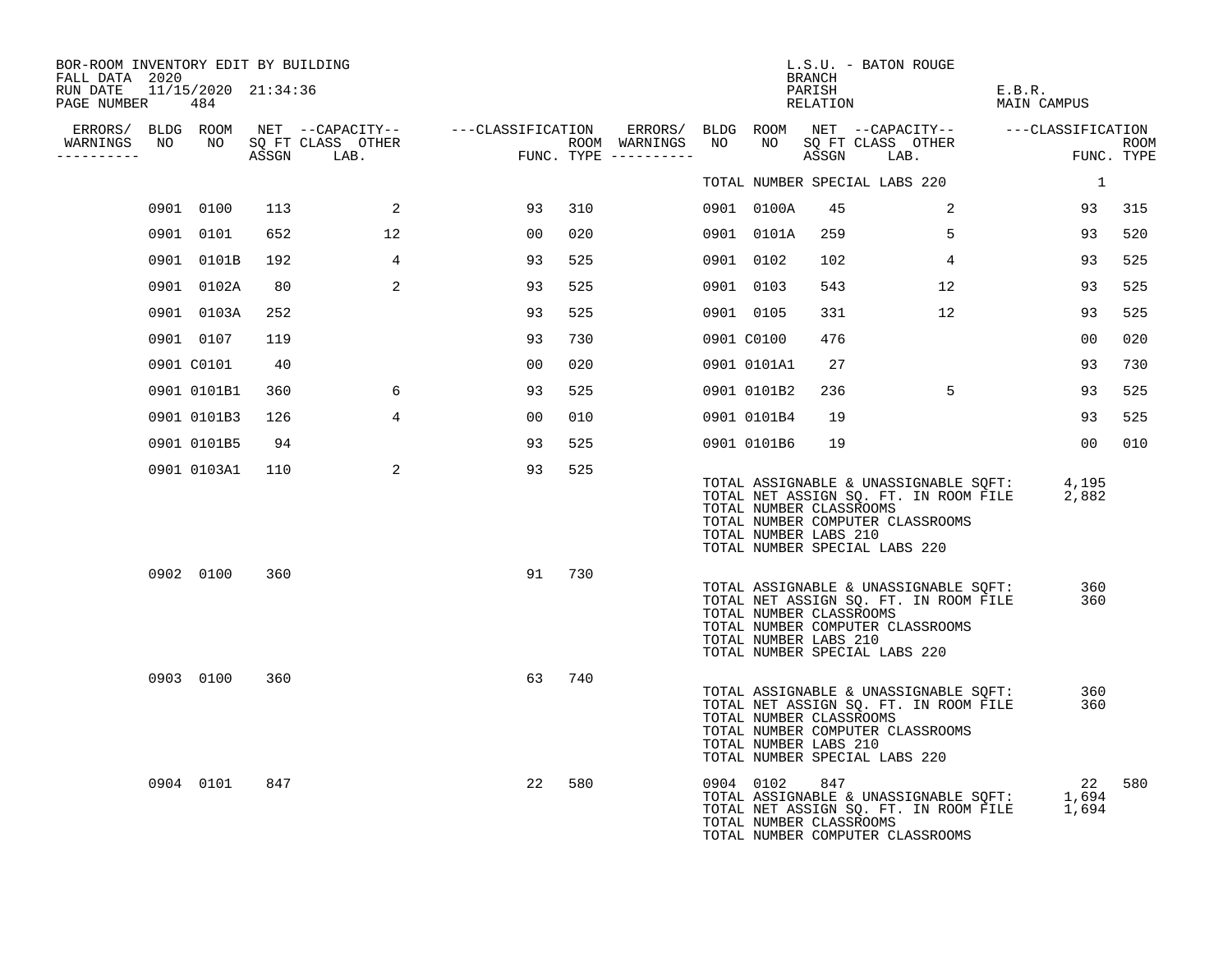BOR-ROOM INVENTORY EDIT BY BUILDING
FALL DATA 2020
RUN DATE 11/15/2020 21:34:36

L.S.U. - BATON ROUGE
BRANCH
PARISH E.B.R.
RELATION MAIN CAMPUS

| ERRORS/ WARNINGS | BLDG NO | ROOM NO | NET SQ FT ASSGN | CAPACITY CLASS LAB. | CAPACITY OTHER | CLASSIFICATION FUNC. | ROOM TYPE | ERRORS/ WARNINGS | BLDG NO | ROOM NO | NET SQ FT ASSGN | CAPACITY CLASS LAB. | CAPACITY OTHER | CLASSIFICATION FUNC. | ROOM TYPE |
|---|---|---|---|---|---|---|---|---|---|---|---|---|---|---|---|
| | | | | | | | | | TOTAL NUMBER SPECIAL LABS 220 | | | | | 1 | |
| | 0901 | 0100 | 113 | | 2 | 93 | 310 | | 0901 | 0100A | 45 | | 2 | 93 | 315 |
| | 0901 | 0101 | 652 | | 12 | 00 | 020 | | 0901 | 0101A | 259 | | 5 | 93 | 520 |
| | 0901 | 0101B | 192 | | 4 | 93 | 525 | | 0901 | 0102 | 102 | | 4 | 93 | 525 |
| | 0901 | 0102A | 80 | | 2 | 93 | 525 | | 0901 | 0103 | 543 | | 12 | 93 | 525 |
| | 0901 | 0103A | 252 | | | 93 | 525 | | 0901 | 0105 | 331 | | 12 | 93 | 525 |
| | 0901 | 0107 | 119 | | | 93 | 730 | | 0901 | C0100 | 476 | | | 00 | 020 |
| | 0901 | C0101 | 40 | | | 00 | 020 | | 0901 | 0101A1 | 27 | | | 93 | 730 |
| | 0901 | 0101B1 | 360 | | 6 | 93 | 525 | | 0901 | 0101B2 | 236 | | 5 | 93 | 525 |
| | 0901 | 0101B3 | 126 | | 4 | 00 | 010 | | 0901 | 0101B4 | 19 | | | 93 | 525 |
| | 0901 | 0101B5 | 94 | | | 93 | 525 | | 0901 | 0101B6 | 19 | | | 00 | 010 |
| | 0901 | 0103A1 | 110 | | 2 | 93 | 525 | | | | | | | | |

TOTAL ASSIGNABLE & UNASSIGNABLE SQFT: 4,195
TOTAL NET ASSIGN SQ. FT. IN ROOM FILE 2,882
TOTAL NUMBER CLASSROOMS
TOTAL NUMBER COMPUTER CLASSROOMS
TOTAL NUMBER LABS 210
TOTAL NUMBER SPECIAL LABS 220

| BLDG NO | ROOM NO | NET SQ FT ASSGN | FUNC. | ROOM TYPE |
|---|---|---|---|---|
| 0902 | 0100 | 360 | 91 | 730 |

TOTAL ASSIGNABLE & UNASSIGNABLE SQFT: 360
TOTAL NET ASSIGN SQ. FT. IN ROOM FILE 360
TOTAL NUMBER CLASSROOMS
TOTAL NUMBER COMPUTER CLASSROOMS
TOTAL NUMBER LABS 210
TOTAL NUMBER SPECIAL LABS 220

| BLDG NO | ROOM NO | NET SQ FT ASSGN | FUNC. | ROOM TYPE |
|---|---|---|---|---|
| 0903 | 0100 | 360 | 63 | 740 |

TOTAL ASSIGNABLE & UNASSIGNABLE SQFT: 360
TOTAL NET ASSIGN SQ. FT. IN ROOM FILE 360
TOTAL NUMBER CLASSROOMS
TOTAL NUMBER COMPUTER CLASSROOMS
TOTAL NUMBER LABS 210
TOTAL NUMBER SPECIAL LABS 220

| BLDG NO | ROOM NO | NET SQ FT ASSGN | FUNC. | ROOM TYPE |
|---|---|---|---|---|
| 0904 | 0101 | 847 | 22 | 580 |
| 0904 | 0102 | 847 | 22 | 580 |

TOTAL ASSIGNABLE & UNASSIGNABLE SQFT: 1,694
TOTAL NET ASSIGN SQ. FT. IN ROOM FILE 1,694
TOTAL NUMBER CLASSROOMS
TOTAL NUMBER COMPUTER CLASSROOMS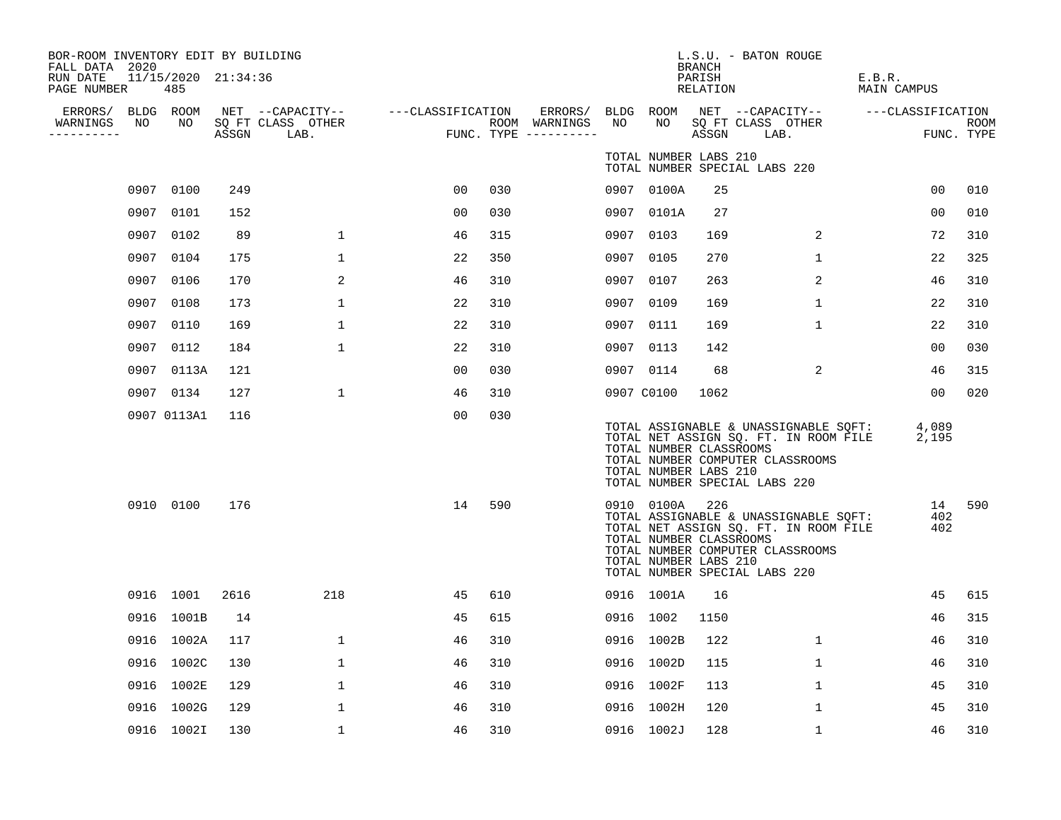BOR-ROOM INVENTORY EDIT BY BUILDING
FALL DATA 2020
RUN DATE 11/15/2020 21:34:36
PAGE NUMBER 485

L.S.U. - BATON ROUGE
BRANCH
PARISH E.B.R.
RELATION MAIN CAMPUS

| ERRORS/ WARNINGS | BLDG NO | ROOM NO | NET SQ FT ASSGN | CAPACITY CLASS LAB. | OTHER | CLASSIFICATION FUNC. | ROOM TYPE | ERRORS/ WARNINGS | BLDG NO | ROOM NO | NET SQ FT ASSGN | CAPACITY CLASS LAB. | OTHER | CLASSIFICATION FUNC. | ROOM TYPE |
|---|---|---|---|---|---|---|---|---|---|---|---|---|---|---|---|
| | | | | | | | | | TOTAL NUMBER LABS 210 | | | | | | |
| | | | | | | | | | TOTAL NUMBER SPECIAL LABS 220 | | | | | | |
| | 0907 | 0100 | 249 | | | 00 | 030 | | 0907 | 0100A | 25 | | | 00 | 010 |
| | 0907 | 0101 | 152 | | | 00 | 030 | | 0907 | 0101A | 27 | | | 00 | 010 |
| | 0907 | 0102 | 89 | | 1 | 46 | 315 | | 0907 | 0103 | 169 | | 2 | 72 | 310 |
| | 0907 | 0104 | 175 | | 1 | 22 | 350 | | 0907 | 0105 | 270 | | 1 | 22 | 325 |
| | 0907 | 0106 | 170 | | 2 | 46 | 310 | | 0907 | 0107 | 263 | | 2 | 46 | 310 |
| | 0907 | 0108 | 173 | | 1 | 22 | 310 | | 0907 | 0109 | 169 | | 1 | 22 | 310 |
| | 0907 | 0110 | 169 | | 1 | 22 | 310 | | 0907 | 0111 | 169 | | 1 | 22 | 310 |
| | 0907 | 0112 | 184 | | 1 | 22 | 310 | | 0907 | 0113 | 142 | | | 00 | 030 |
| | 0907 | 0113A | 121 | | | 00 | 030 | | 0907 | 0114 | 68 | | 2 | 46 | 315 |
| | 0907 | 0134 | 127 | | 1 | 46 | 310 | | 0907 | C0100 | 1062 | | | 00 | 020 |
| | 0907 | 0113A1 | 116 | | | 00 | 030 | | | | | | | | |
| | | | | | | | | | TOTAL ASSIGNABLE & UNASSIGNABLE SQFT: | | | | | 4,089 | |
| | | | | | | | | | TOTAL NET ASSIGN SQ. FT. IN ROOM FILE | | | | | 2,195 | |
| | | | | | | | | | TOTAL NUMBER CLASSROOMS | | | | | | |
| | | | | | | | | | TOTAL NUMBER COMPUTER CLASSROOMS | | | | | | |
| | | | | | | | | | TOTAL NUMBER LABS 210 | | | | | | |
| | | | | | | | | | TOTAL NUMBER SPECIAL LABS 220 | | | | | | |
| | 0910 | 0100 | 176 | | | 14 | 590 | | 0910 | 0100A | 226 | | | 14 | 590 |
| | | | | | | | | | TOTAL ASSIGNABLE & UNASSIGNABLE SQFT: | | | | | 402 | |
| | | | | | | | | | TOTAL NET ASSIGN SQ. FT. IN ROOM FILE | | | | | 402 | |
| | | | | | | | | | TOTAL NUMBER CLASSROOMS | | | | | | |
| | | | | | | | | | TOTAL NUMBER COMPUTER CLASSROOMS | | | | | | |
| | | | | | | | | | TOTAL NUMBER LABS 210 | | | | | | |
| | | | | | | | | | TOTAL NUMBER SPECIAL LABS 220 | | | | | | |
| | 0916 | 1001 | 2616 | | 218 | 45 | 610 | | 0916 | 1001A | 16 | | | 45 | 615 |
| | 0916 | 1001B | 14 | | | 45 | 615 | | 0916 | 1002 | 1150 | | | 46 | 315 |
| | 0916 | 1002A | 117 | | 1 | 46 | 310 | | 0916 | 1002B | 122 | | 1 | 46 | 310 |
| | 0916 | 1002C | 130 | | 1 | 46 | 310 | | 0916 | 1002D | 115 | | 1 | 46 | 310 |
| | 0916 | 1002E | 129 | | 1 | 46 | 310 | | 0916 | 1002F | 113 | | 1 | 45 | 310 |
| | 0916 | 1002G | 129 | | 1 | 46 | 310 | | 0916 | 1002H | 120 | | 1 | 45 | 310 |
| | 0916 | 1002I | 130 | | 1 | 46 | 310 | | 0916 | 1002J | 128 | | 1 | 46 | 310 |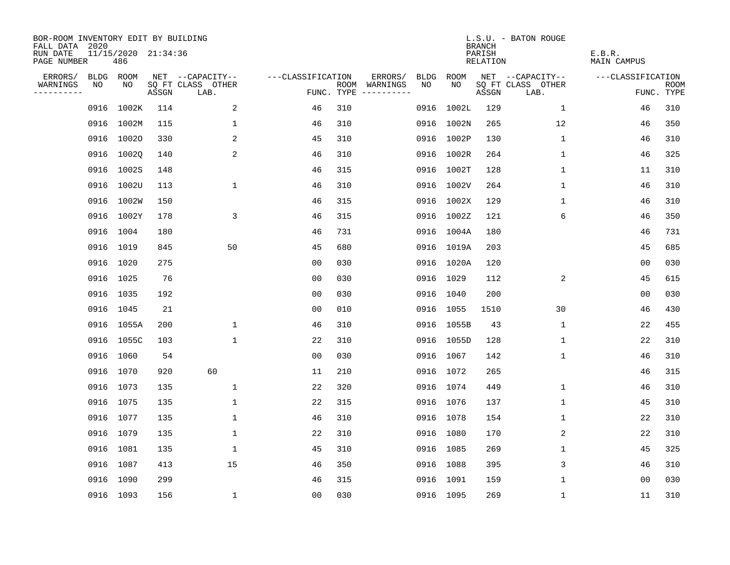BOR-ROOM INVENTORY EDIT BY BUILDING
FALL DATA 2020
RUN DATE 11/15/2020 21:34:36
PAGE NUMBER 486

L.S.U. - BATON ROUGE
BRANCH
PARISH E.B.R.
RELATION MAIN CAMPUS

| ERRORS/ WARNINGS | BLDG NO | ROOM NO | NET SQ FT ASSGN | CAPACITY CLASS LAB. | CAPACITY OTHER | CLASSIFICATION FUNC. | ROOM TYPE | ERRORS/ WARNINGS | BLDG NO | ROOM NO | NET SQ FT ASSGN | CAPACITY CLASS LAB. | CAPACITY OTHER | CLASSIFICATION FUNC. | ROOM TYPE |
|---|---|---|---|---|---|---|---|---|---|---|---|---|---|---|---|
| | 0916 | 1002K | 114 | | 2 | 46 | 310 | | 0916 | 1002L | 129 | | 1 | 46 | 310 |
| | 0916 | 1002M | 115 | | 1 | 46 | 310 | | 0916 | 1002N | 265 | | 12 | 46 | 350 |
| | 0916 | 1002O | 330 | | 2 | 45 | 310 | | 0916 | 1002P | 130 | | 1 | 46 | 310 |
| | 0916 | 1002Q | 140 | | 2 | 46 | 310 | | 0916 | 1002R | 264 | | 1 | 46 | 325 |
| | 0916 | 1002S | 148 | | | 46 | 315 | | 0916 | 1002T | 128 | | 1 | 11 | 310 |
| | 0916 | 1002U | 113 | | 1 | 46 | 310 | | 0916 | 1002V | 264 | | 1 | 46 | 310 |
| | 0916 | 1002W | 150 | | | 46 | 315 | | 0916 | 1002X | 129 | | 1 | 46 | 310 |
| | 0916 | 1002Y | 178 | | 3 | 46 | 315 | | 0916 | 1002Z | 121 | | 6 | 46 | 350 |
| | 0916 | 1004 | 180 | | | 46 | 731 | | 0916 | 1004A | 180 | | | 46 | 731 |
| | 0916 | 1019 | 845 | | 50 | 45 | 680 | | 0916 | 1019A | 203 | | | 45 | 685 |
| | 0916 | 1020 | 275 | | | 00 | 030 | | 0916 | 1020A | 120 | | | 00 | 030 |
| | 0916 | 1025 | 76 | | | 00 | 030 | | 0916 | 1029 | 112 | | 2 | 45 | 615 |
| | 0916 | 1035 | 192 | | | 00 | 030 | | 0916 | 1040 | 200 | | | 00 | 030 |
| | 0916 | 1045 | 21 | | | 00 | 010 | | 0916 | 1055 | 1510 | | 30 | 46 | 430 |
| | 0916 | 1055A | 200 | | 1 | 46 | 310 | | 0916 | 1055B | 43 | | 1 | 22 | 455 |
| | 0916 | 1055C | 103 | | 1 | 22 | 310 | | 0916 | 1055D | 128 | | 1 | 22 | 310 |
| | 0916 | 1060 | 54 | | | 00 | 030 | | 0916 | 1067 | 142 | | 1 | 46 | 310 |
| | 0916 | 1070 | 920 | 60 | | 11 | 210 | | 0916 | 1072 | 265 | | | 46 | 315 |
| | 0916 | 1073 | 135 | | 1 | 22 | 320 | | 0916 | 1074 | 449 | | 1 | 46 | 310 |
| | 0916 | 1075 | 135 | | 1 | 22 | 315 | | 0916 | 1076 | 137 | | 1 | 45 | 310 |
| | 0916 | 1077 | 135 | | 1 | 46 | 310 | | 0916 | 1078 | 154 | | 1 | 22 | 310 |
| | 0916 | 1079 | 135 | | 1 | 22 | 310 | | 0916 | 1080 | 170 | | 2 | 22 | 310 |
| | 0916 | 1081 | 135 | | 1 | 45 | 310 | | 0916 | 1085 | 269 | | 1 | 45 | 325 |
| | 0916 | 1087 | 413 | | 15 | 46 | 350 | | 0916 | 1088 | 395 | | 3 | 46 | 310 |
| | 0916 | 1090 | 299 | | | 46 | 315 | | 0916 | 1091 | 159 | | 1 | 00 | 030 |
| | 0916 | 1093 | 156 | | 1 | 00 | 030 | | 0916 | 1095 | 269 | | 1 | 11 | 310 |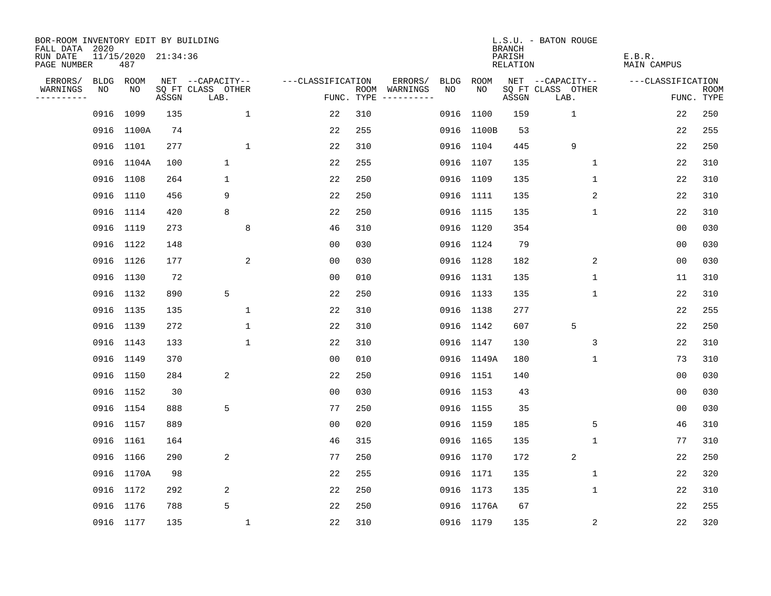BOR-ROOM INVENTORY EDIT BY BUILDING
FALL DATA 2020
RUN DATE 11/15/2020 21:34:36
PAGE NUMBER 487

L.S.U. - BATON ROUGE
BRANCH
PARISH E.B.R.
RELATION MAIN CAMPUS

| ERRORS/ WARNINGS | BLDG NO | ROOM NO | NET SQ FT ASSGN | CAPACITY CLASS LAB. | CAPACITY OTHER | CLASSIFICATION FUNC. | ROOM TYPE | ERRORS/ WARNINGS | BLDG NO | ROOM NO | NET SQ FT ASSGN | CAPACITY CLASS LAB. | CAPACITY OTHER | CLASSIFICATION FUNC. | ROOM TYPE |
|---|---|---|---|---|---|---|---|---|---|---|---|---|---|---|---|
| | 0916 | 1099 | 135 | | 1 | 22 | 310 | | 0916 | 1100 | 159 | 1 | | 22 | 250 |
| | 0916 | 1100A | 74 | | | 22 | 255 | | 0916 | 1100B | 53 | | | 22 | 255 |
| | 0916 | 1101 | 277 | | 1 | 22 | 310 | | 0916 | 1104 | 445 | 9 | | 22 | 250 |
| | 0916 | 1104A | 100 | 1 | | 22 | 255 | | 0916 | 1107 | 135 | | 1 | 22 | 310 |
| | 0916 | 1108 | 264 | 1 | | 22 | 250 | | 0916 | 1109 | 135 | | 1 | 22 | 310 |
| | 0916 | 1110 | 456 | 9 | | 22 | 250 | | 0916 | 1111 | 135 | | 2 | 22 | 310 |
| | 0916 | 1114 | 420 | 8 | | 22 | 250 | | 0916 | 1115 | 135 | | 1 | 22 | 310 |
| | 0916 | 1119 | 273 | | 8 | 46 | 310 | | 0916 | 1120 | 354 | | | 00 | 030 |
| | 0916 | 1122 | 148 | | | 00 | 030 | | 0916 | 1124 | 79 | | | 00 | 030 |
| | 0916 | 1126 | 177 | | 2 | 00 | 030 | | 0916 | 1128 | 182 | | 2 | 00 | 030 |
| | 0916 | 1130 | 72 | | | 00 | 010 | | 0916 | 1131 | 135 | | 1 | 11 | 310 |
| | 0916 | 1132 | 890 | 5 | | 22 | 250 | | 0916 | 1133 | 135 | | 1 | 22 | 310 |
| | 0916 | 1135 | 135 | | 1 | 22 | 310 | | 0916 | 1138 | 277 | | | 22 | 255 |
| | 0916 | 1139 | 272 | | 1 | 22 | 310 | | 0916 | 1142 | 607 | 5 | | 22 | 250 |
| | 0916 | 1143 | 133 | | 1 | 22 | 310 | | 0916 | 1147 | 130 | | 3 | 22 | 310 |
| | 0916 | 1149 | 370 | | | 00 | 010 | | 0916 | 1149A | 180 | | 1 | 73 | 310 |
| | 0916 | 1150 | 284 | 2 | | 22 | 250 | | 0916 | 1151 | 140 | | | 00 | 030 |
| | 0916 | 1152 | 30 | | | 00 | 030 | | 0916 | 1153 | 43 | | | 00 | 030 |
| | 0916 | 1154 | 888 | 5 | | 77 | 250 | | 0916 | 1155 | 35 | | | 00 | 030 |
| | 0916 | 1157 | 889 | | | 00 | 020 | | 0916 | 1159 | 185 | | 5 | 46 | 310 |
| | 0916 | 1161 | 164 | | | 46 | 315 | | 0916 | 1165 | 135 | | 1 | 77 | 310 |
| | 0916 | 1166 | 290 | 2 | | 77 | 250 | | 0916 | 1170 | 172 | 2 | | 22 | 250 |
| | 0916 | 1170A | 98 | | | 22 | 255 | | 0916 | 1171 | 135 | | 1 | 22 | 320 |
| | 0916 | 1172 | 292 | 2 | | 22 | 250 | | 0916 | 1173 | 135 | | 1 | 22 | 310 |
| | 0916 | 1176 | 788 | 5 | | 22 | 250 | | 0916 | 1176A | 67 | | | 22 | 255 |
| | 0916 | 1177 | 135 | | 1 | 22 | 310 | | 0916 | 1179 | 135 | | 2 | 22 | 320 |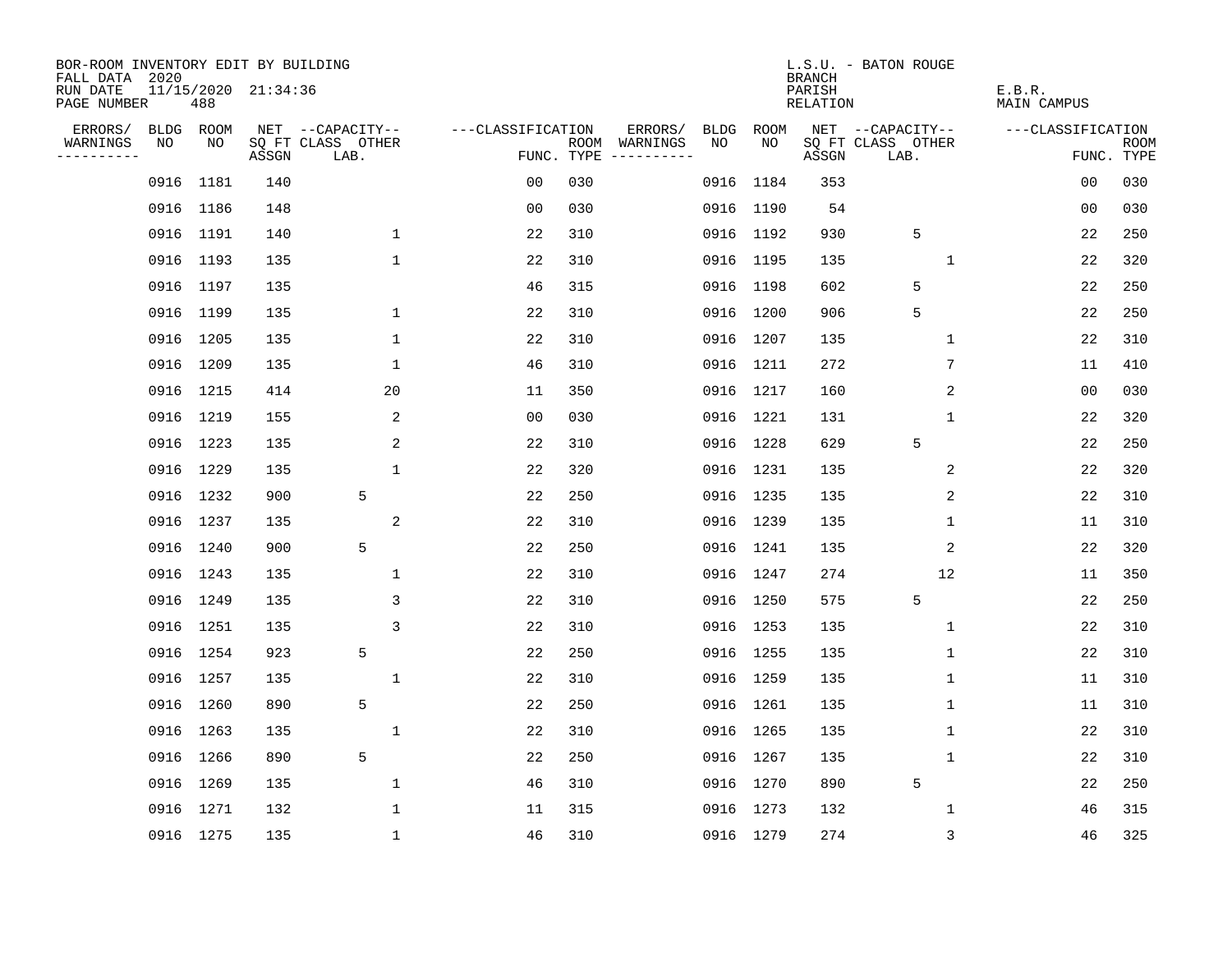BOR-ROOM INVENTORY EDIT BY BUILDING
FALL DATA 2020
RUN DATE 11/15/2020 21:34:36
PAGE NUMBER 488

L.S.U. - BATON ROUGE
BRANCH
PARISH E.B.R.
RELATION MAIN CAMPUS

| ERRORS/ WARNINGS | BLDG NO | ROOM NO | NET SQ FT ASSGN | CAPACITY CLASS LAB. | CAPACITY OTHER | CLASSIFICATION FUNC. | ROOM TYPE | ERRORS/ WARNINGS | BLDG NO | ROOM NO | NET SQ FT ASSGN | CAPACITY CLASS LAB. | CAPACITY OTHER | CLASSIFICATION FUNC. | ROOM TYPE |
|---|---|---|---|---|---|---|---|---|---|---|---|---|---|---|---|
| | 0916 | 1181 | 140 | | | 00 | 030 | | 0916 | 1184 | 353 | | | 00 | 030 |
| | 0916 | 1186 | 148 | | | 00 | 030 | | 0916 | 1190 | 54 | | | 00 | 030 |
| | 0916 | 1191 | 140 | | 1 | 22 | 310 | | 0916 | 1192 | 930 | 5 | | 22 | 250 |
| | 0916 | 1193 | 135 | | 1 | 22 | 310 | | 0916 | 1195 | 135 | | 1 | 22 | 320 |
| | 0916 | 1197 | 135 | | | 46 | 315 | | 0916 | 1198 | 602 | 5 | | 22 | 250 |
| | 0916 | 1199 | 135 | | 1 | 22 | 310 | | 0916 | 1200 | 906 | 5 | | 22 | 250 |
| | 0916 | 1205 | 135 | | 1 | 22 | 310 | | 0916 | 1207 | 135 | | 1 | 22 | 310 |
| | 0916 | 1209 | 135 | | 1 | 46 | 310 | | 0916 | 1211 | 272 | | 7 | 11 | 410 |
| | 0916 | 1215 | 414 | | 20 | 11 | 350 | | 0916 | 1217 | 160 | | 2 | 00 | 030 |
| | 0916 | 1219 | 155 | | 2 | 00 | 030 | | 0916 | 1221 | 131 | | 1 | 22 | 320 |
| | 0916 | 1223 | 135 | | 2 | 22 | 310 | | 0916 | 1228 | 629 | 5 | | 22 | 250 |
| | 0916 | 1229 | 135 | | 1 | 22 | 320 | | 0916 | 1231 | 135 | | 2 | 22 | 320 |
| | 0916 | 1232 | 900 | 5 | | 22 | 250 | | 0916 | 1235 | 135 | | 2 | 22 | 310 |
| | 0916 | 1237 | 135 | | 2 | 22 | 310 | | 0916 | 1239 | 135 | | 1 | 11 | 310 |
| | 0916 | 1240 | 900 | 5 | | 22 | 250 | | 0916 | 1241 | 135 | | 2 | 22 | 320 |
| | 0916 | 1243 | 135 | | 1 | 22 | 310 | | 0916 | 1247 | 274 | | 12 | 11 | 350 |
| | 0916 | 1249 | 135 | | 3 | 22 | 310 | | 0916 | 1250 | 575 | 5 | | 22 | 250 |
| | 0916 | 1251 | 135 | | 3 | 22 | 310 | | 0916 | 1253 | 135 | | 1 | 22 | 310 |
| | 0916 | 1254 | 923 | 5 | | 22 | 250 | | 0916 | 1255 | 135 | | 1 | 22 | 310 |
| | 0916 | 1257 | 135 | | 1 | 22 | 310 | | 0916 | 1259 | 135 | | 1 | 11 | 310 |
| | 0916 | 1260 | 890 | 5 | | 22 | 250 | | 0916 | 1261 | 135 | | 1 | 11 | 310 |
| | 0916 | 1263 | 135 | | 1 | 22 | 310 | | 0916 | 1265 | 135 | | 1 | 22 | 310 |
| | 0916 | 1266 | 890 | 5 | | 22 | 250 | | 0916 | 1267 | 135 | | 1 | 22 | 310 |
| | 0916 | 1269 | 135 | | 1 | 46 | 310 | | 0916 | 1270 | 890 | 5 | | 22 | 250 |
| | 0916 | 1271 | 132 | | 1 | 11 | 315 | | 0916 | 1273 | 132 | | 1 | 46 | 315 |
| | 0916 | 1275 | 135 | | 1 | 46 | 310 | | 0916 | 1279 | 274 | | 3 | 46 | 325 |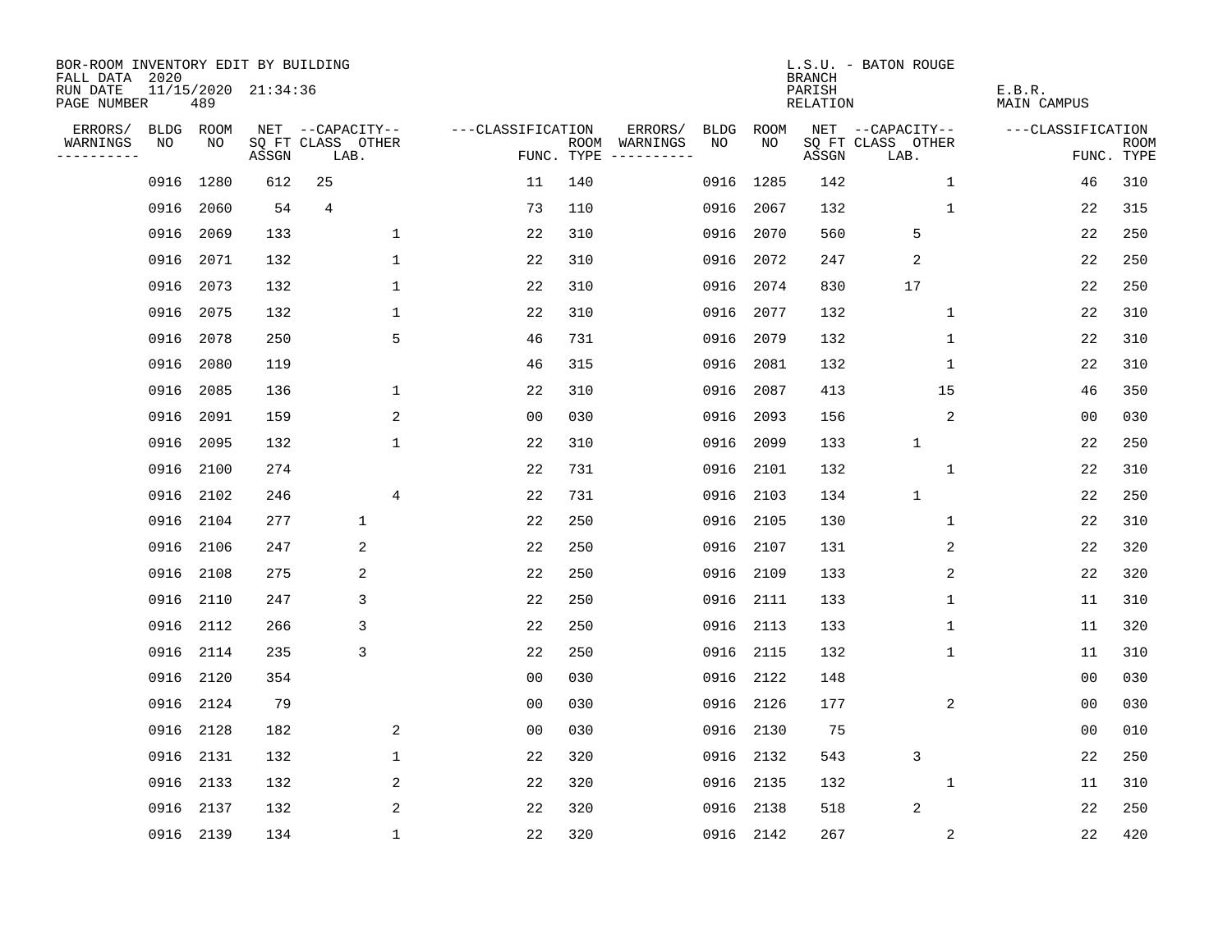BOR-ROOM INVENTORY EDIT BY BUILDING
FALL DATA 2020
RUN DATE 11/15/2020 21:34:36
PAGE NUMBER 489

L.S.U. - BATON ROUGE
BRANCH
PARISH E.B.R.
RELATION MAIN CAMPUS

| ERRORS/ WARNINGS | BLDG NO | ROOM NO | NET SQ FT ASSGN | CAPACITY CLASS LAB. | CAPACITY OTHER | CLASSIFICATION FUNC. | ROOM TYPE | ERRORS/ WARNINGS | BLDG NO | ROOM NO | NET SQ FT ASSGN | CAPACITY CLASS LAB. | CAPACITY OTHER | CLASSIFICATION FUNC. | ROOM TYPE |
|---|---|---|---|---|---|---|---|---|---|---|---|---|---|---|---|
| | 0916 | 1280 | 612 | 25 | | 11 | 140 | | 0916 | 1285 | 142 | | 1 | 46 | 310 |
| | 0916 | 2060 | 54 | 4 | | 73 | 110 | | 0916 | 2067 | 132 | | 1 | 22 | 315 |
| | 0916 | 2069 | 133 | | 1 | 22 | 310 | | 0916 | 2070 | 560 | 5 | | 22 | 250 |
| | 0916 | 2071 | 132 | | 1 | 22 | 310 | | 0916 | 2072 | 247 | 2 | | 22 | 250 |
| | 0916 | 2073 | 132 | | 1 | 22 | 310 | | 0916 | 2074 | 830 | 17 | | 22 | 250 |
| | 0916 | 2075 | 132 | | 1 | 22 | 310 | | 0916 | 2077 | 132 | | 1 | 22 | 310 |
| | 0916 | 2078 | 250 | | 5 | 46 | 731 | | 0916 | 2079 | 132 | | 1 | 22 | 310 |
| | 0916 | 2080 | 119 | | | 46 | 315 | | 0916 | 2081 | 132 | | 1 | 22 | 310 |
| | 0916 | 2085 | 136 | | 1 | 22 | 310 | | 0916 | 2087 | 413 | | 15 | 46 | 350 |
| | 0916 | 2091 | 159 | | 2 | 00 | 030 | | 0916 | 2093 | 156 | | 2 | 00 | 030 |
| | 0916 | 2095 | 132 | | 1 | 22 | 310 | | 0916 | 2099 | 133 | 1 | | 22 | 250 |
| | 0916 | 2100 | 274 | | | 22 | 731 | | 0916 | 2101 | 132 | | 1 | 22 | 310 |
| | 0916 | 2102 | 246 | | 4 | 22 | 731 | | 0916 | 2103 | 134 | 1 | | 22 | 250 |
| | 0916 | 2104 | 277 | 1 | | 22 | 250 | | 0916 | 2105 | 130 | | 1 | 22 | 310 |
| | 0916 | 2106 | 247 | 2 | | 22 | 250 | | 0916 | 2107 | 131 | | 2 | 22 | 320 |
| | 0916 | 2108 | 275 | 2 | | 22 | 250 | | 0916 | 2109 | 133 | | 2 | 22 | 320 |
| | 0916 | 2110 | 247 | 3 | | 22 | 250 | | 0916 | 2111 | 133 | | 1 | 11 | 310 |
| | 0916 | 2112 | 266 | 3 | | 22 | 250 | | 0916 | 2113 | 133 | | 1 | 11 | 320 |
| | 0916 | 2114 | 235 | 3 | | 22 | 250 | | 0916 | 2115 | 132 | | 1 | 11 | 310 |
| | 0916 | 2120 | 354 | | | 00 | 030 | | 0916 | 2122 | 148 | | | 00 | 030 |
| | 0916 | 2124 | 79 | | | 00 | 030 | | 0916 | 2126 | 177 | | 2 | 00 | 030 |
| | 0916 | 2128 | 182 | | 2 | 00 | 030 | | 0916 | 2130 | 75 | | | 00 | 010 |
| | 0916 | 2131 | 132 | | 1 | 22 | 320 | | 0916 | 2132 | 543 | 3 | | 22 | 250 |
| | 0916 | 2133 | 132 | | 2 | 22 | 320 | | 0916 | 2135 | 132 | | 1 | 11 | 310 |
| | 0916 | 2137 | 132 | | 2 | 22 | 320 | | 0916 | 2138 | 518 | 2 | | 22 | 250 |
| | 0916 | 2139 | 134 | | 1 | 22 | 320 | | 0916 | 2142 | 267 | | 2 | 22 | 420 |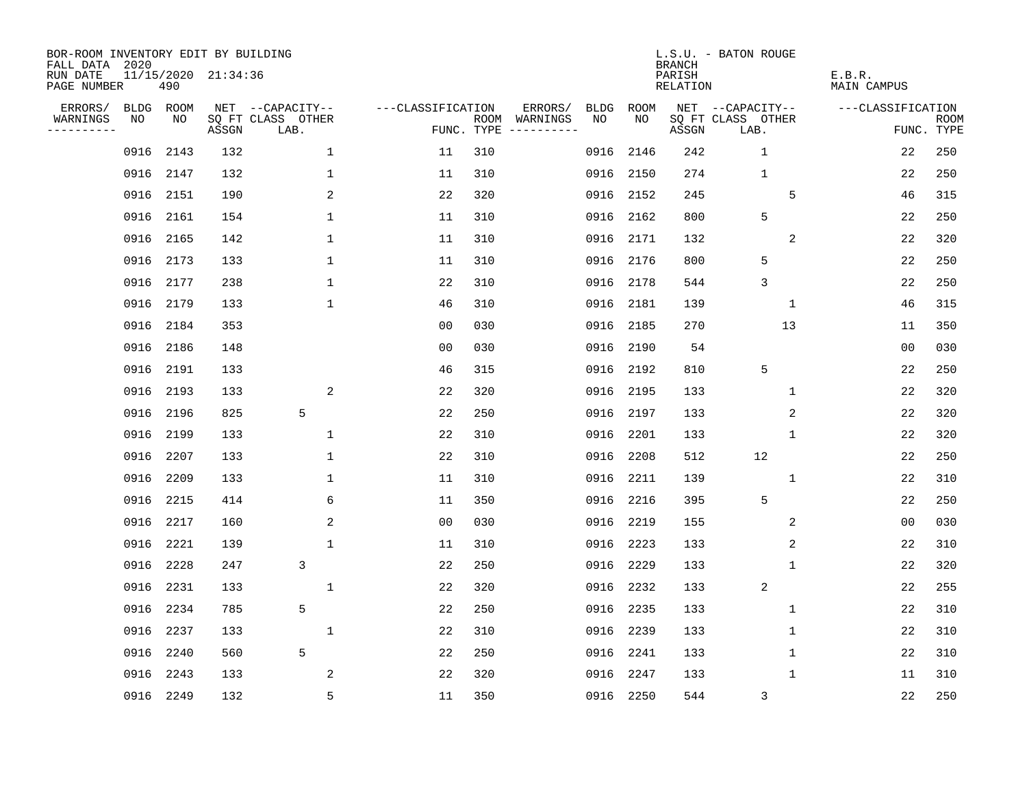BOR-ROOM INVENTORY EDIT BY BUILDING
FALL DATA 2020
RUN DATE 11/15/2020 21:34:36
PAGE NUMBER 490

L.S.U. - BATON ROUGE
BRANCH
PARISH E.B.R.
RELATION MAIN CAMPUS

| ERRORS/ WARNINGS | BLDG NO | ROOM NO | NET SQ FT ASSGN | CAPACITY CLASS LAB. | CAPACITY OTHER | CLASSIFICATION FUNC. | ROOM TYPE | ERRORS/ WARNINGS | BLDG NO | ROOM NO | NET SQ FT ASSGN | CAPACITY CLASS LAB. | CAPACITY OTHER | CLASSIFICATION FUNC. | ROOM TYPE |
|---|---|---|---|---|---|---|---|---|---|---|---|---|---|---|---|
| | 0916 | 2143 | 132 | | 1 | 11 | 310 | | 0916 | 2146 | 242 | 1 | | 22 | 250 |
| | 0916 | 2147 | 132 | | 1 | 11 | 310 | | 0916 | 2150 | 274 | 1 | | 22 | 250 |
| | 0916 | 2151 | 190 | | 2 | 22 | 320 | | 0916 | 2152 | 245 | | 5 | 46 | 315 |
| | 0916 | 2161 | 154 | | 1 | 11 | 310 | | 0916 | 2162 | 800 | 5 | | 22 | 250 |
| | 0916 | 2165 | 142 | | 1 | 11 | 310 | | 0916 | 2171 | 132 | | 2 | 22 | 320 |
| | 0916 | 2173 | 133 | | 1 | 11 | 310 | | 0916 | 2176 | 800 | 5 | | 22 | 250 |
| | 0916 | 2177 | 238 | | 1 | 22 | 310 | | 0916 | 2178 | 544 | 3 | | 22 | 250 |
| | 0916 | 2179 | 133 | | 1 | 46 | 310 | | 0916 | 2181 | 139 | | 1 | 46 | 315 |
| | 0916 | 2184 | 353 | | | 00 | 030 | | 0916 | 2185 | 270 | | 13 | 11 | 350 |
| | 0916 | 2186 | 148 | | | 00 | 030 | | 0916 | 2190 | 54 | | | 00 | 030 |
| | 0916 | 2191 | 133 | | | 46 | 315 | | 0916 | 2192 | 810 | 5 | | 22 | 250 |
| | 0916 | 2193 | 133 | | 2 | 22 | 320 | | 0916 | 2195 | 133 | | 1 | 22 | 320 |
| | 0916 | 2196 | 825 | 5 | | 22 | 250 | | 0916 | 2197 | 133 | | 2 | 22 | 320 |
| | 0916 | 2199 | 133 | | 1 | 22 | 310 | | 0916 | 2201 | 133 | | 1 | 22 | 320 |
| | 0916 | 2207 | 133 | | 1 | 22 | 310 | | 0916 | 2208 | 512 | 12 | | 22 | 250 |
| | 0916 | 2209 | 133 | | 1 | 11 | 310 | | 0916 | 2211 | 139 | | 1 | 22 | 310 |
| | 0916 | 2215 | 414 | | 6 | 11 | 350 | | 0916 | 2216 | 395 | 5 | | 22 | 250 |
| | 0916 | 2217 | 160 | | 2 | 00 | 030 | | 0916 | 2219 | 155 | | 2 | 00 | 030 |
| | 0916 | 2221 | 139 | | 1 | 11 | 310 | | 0916 | 2223 | 133 | | 2 | 22 | 310 |
| | 0916 | 2228 | 247 | 3 | | 22 | 250 | | 0916 | 2229 | 133 | | 1 | 22 | 320 |
| | 0916 | 2231 | 133 | | 1 | 22 | 320 | | 0916 | 2232 | 133 | 2 | | 22 | 255 |
| | 0916 | 2234 | 785 | 5 | | 22 | 250 | | 0916 | 2235 | 133 | | 1 | 22 | 310 |
| | 0916 | 2237 | 133 | | 1 | 22 | 310 | | 0916 | 2239 | 133 | | 1 | 22 | 310 |
| | 0916 | 2240 | 560 | 5 | | 22 | 250 | | 0916 | 2241 | 133 | | 1 | 22 | 310 |
| | 0916 | 2243 | 133 | | 2 | 22 | 320 | | 0916 | 2247 | 133 | | 1 | 11 | 310 |
| | 0916 | 2249 | 132 | | 5 | 11 | 350 | | 0916 | 2250 | 544 | 3 | | 22 | 250 |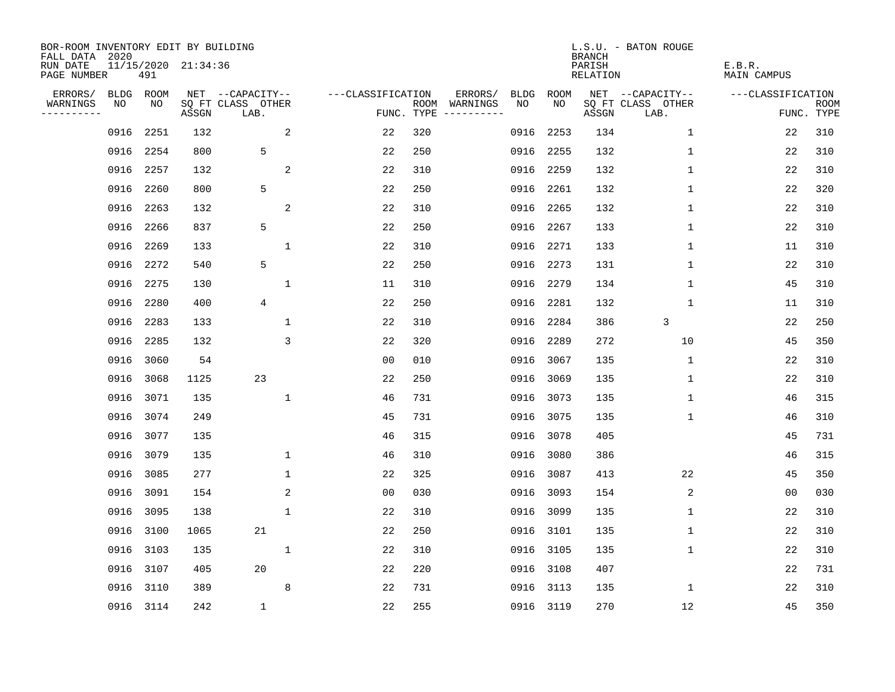BOR-ROOM INVENTORY EDIT BY BUILDING
FALL DATA 2020
RUN DATE 11/15/2020 21:34:36
PAGE NUMBER 491

L.S.U. - BATON ROUGE
BRANCH
PARISH E.B.R.
RELATION MAIN CAMPUS

| ERRORS/ WARNINGS | BLDG NO | ROOM NO | NET SQ FT ASSGN | CAPACITY CLASS LAB. | CAPACITY OTHER | CLASSIFICATION FUNC. | ROOM TYPE | ERRORS/ WARNINGS | BLDG NO | ROOM NO | NET SQ FT ASSGN | CAPACITY CLASS LAB. | CAPACITY OTHER | CLASSIFICATION FUNC. | ROOM TYPE |
|---|---|---|---|---|---|---|---|---|---|---|---|---|---|---|---|
| | 0916 | 2251 | 132 | | 2 | 22 | 320 | | 0916 | 2253 | 134 | | 1 | 22 | 310 |
| | 0916 | 2254 | 800 | 5 | | 22 | 250 | | 0916 | 2255 | 132 | | 1 | 22 | 310 |
| | 0916 | 2257 | 132 | | 2 | 22 | 310 | | 0916 | 2259 | 132 | | 1 | 22 | 310 |
| | 0916 | 2260 | 800 | 5 | | 22 | 250 | | 0916 | 2261 | 132 | | 1 | 22 | 320 |
| | 0916 | 2263 | 132 | | 2 | 22 | 310 | | 0916 | 2265 | 132 | | 1 | 22 | 310 |
| | 0916 | 2266 | 837 | 5 | | 22 | 250 | | 0916 | 2267 | 133 | | 1 | 22 | 310 |
| | 0916 | 2269 | 133 | | 1 | 22 | 310 | | 0916 | 2271 | 133 | | 1 | 11 | 310 |
| | 0916 | 2272 | 540 | 5 | | 22 | 250 | | 0916 | 2273 | 131 | | 1 | 22 | 310 |
| | 0916 | 2275 | 130 | | 1 | 11 | 310 | | 0916 | 2279 | 134 | | 1 | 45 | 310 |
| | 0916 | 2280 | 400 | 4 | | 22 | 250 | | 0916 | 2281 | 132 | | 1 | 11 | 310 |
| | 0916 | 2283 | 133 | | 1 | 22 | 310 | | 0916 | 2284 | 386 | 3 | | 22 | 250 |
| | 0916 | 2285 | 132 | | 3 | 22 | 320 | | 0916 | 2289 | 272 | | 10 | 45 | 350 |
| | 0916 | 3060 | 54 | | | 00 | 010 | | 0916 | 3067 | 135 | | 1 | 22 | 310 |
| | 0916 | 3068 | 1125 | 23 | | 22 | 250 | | 0916 | 3069 | 135 | | 1 | 22 | 310 |
| | 0916 | 3071 | 135 | | 1 | 46 | 731 | | 0916 | 3073 | 135 | | 1 | 46 | 315 |
| | 0916 | 3074 | 249 | | | 45 | 731 | | 0916 | 3075 | 135 | | 1 | 46 | 310 |
| | 0916 | 3077 | 135 | | | 46 | 315 | | 0916 | 3078 | 405 | | | 45 | 731 |
| | 0916 | 3079 | 135 | | 1 | 46 | 310 | | 0916 | 3080 | 386 | | | 46 | 315 |
| | 0916 | 3085 | 277 | | 1 | 22 | 325 | | 0916 | 3087 | 413 | | 22 | 45 | 350 |
| | 0916 | 3091 | 154 | | 2 | 00 | 030 | | 0916 | 3093 | 154 | | 2 | 00 | 030 |
| | 0916 | 3095 | 138 | | 1 | 22 | 310 | | 0916 | 3099 | 135 | | 1 | 22 | 310 |
| | 0916 | 3100 | 1065 | 21 | | 22 | 250 | | 0916 | 3101 | 135 | | 1 | 22 | 310 |
| | 0916 | 3103 | 135 | | 1 | 22 | 310 | | 0916 | 3105 | 135 | | 1 | 22 | 310 |
| | 0916 | 3107 | 405 | 20 | | 22 | 220 | | 0916 | 3108 | 407 | | | 22 | 731 |
| | 0916 | 3110 | 389 | | 8 | 22 | 731 | | 0916 | 3113 | 135 | | 1 | 22 | 310 |
| | 0916 | 3114 | 242 | 1 | | 22 | 255 | | 0916 | 3119 | 270 | | 12 | 45 | 350 |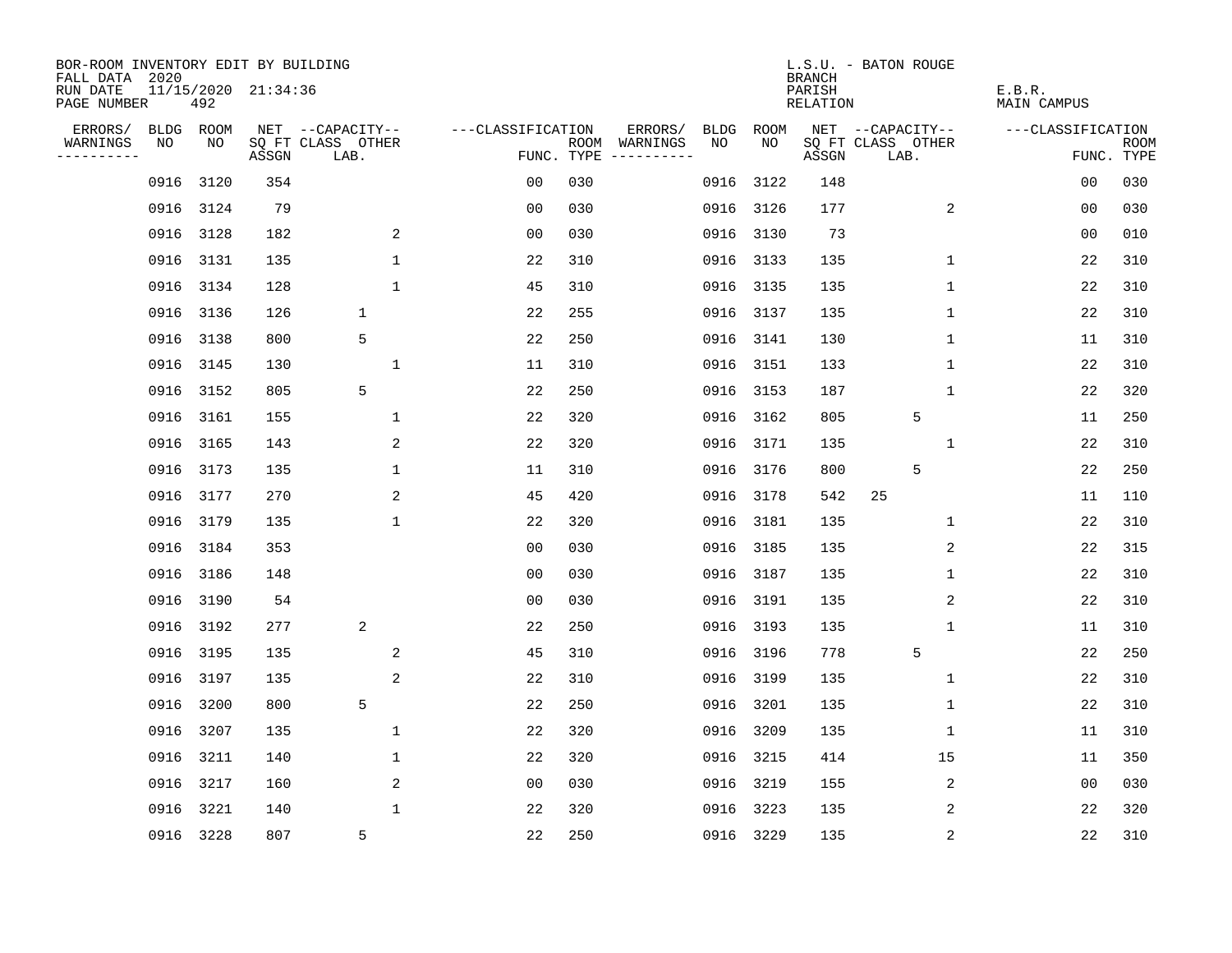BOR-ROOM INVENTORY EDIT BY BUILDING
FALL DATA 2020
RUN DATE 11/15/2020 21:34:36
PAGE NUMBER 492

L.S.U. - BATON ROUGE
BRANCH
PARISH E.B.R.
RELATION MAIN CAMPUS

| ERRORS/ WARNINGS | BLDG NO | ROOM NO | NET SQ FT ASSGN | CAPACITY CLASS LAB. | CAPACITY OTHER | CLASSIFICATION FUNC. | ROOM TYPE | ERRORS/ WARNINGS | BLDG NO | ROOM NO | NET SQ FT ASSGN | CAPACITY CLASS LAB. | CAPACITY OTHER | CLASSIFICATION FUNC. | ROOM TYPE |
|---|---|---|---|---|---|---|---|---|---|---|---|---|---|---|---|
| | 0916 | 3120 | 354 | | | 00 | 030 | | 0916 | 3122 | 148 | | | 00 | 030 |
| | 0916 | 3124 | 79 | | | 00 | 030 | | 0916 | 3126 | 177 | | 2 | 00 | 030 |
| | 0916 | 3128 | 182 | | 2 | 00 | 030 | | 0916 | 3130 | 73 | | | 00 | 010 |
| | 0916 | 3131 | 135 | | 1 | 22 | 310 | | 0916 | 3133 | 135 | | 1 | 22 | 310 |
| | 0916 | 3134 | 128 | | 1 | 45 | 310 | | 0916 | 3135 | 135 | | 1 | 22 | 310 |
| | 0916 | 3136 | 126 | 1 | | 22 | 255 | | 0916 | 3137 | 135 | | 1 | 22 | 310 |
| | 0916 | 3138 | 800 | 5 | | 22 | 250 | | 0916 | 3141 | 130 | | 1 | 11 | 310 |
| | 0916 | 3145 | 130 | | 1 | 11 | 310 | | 0916 | 3151 | 133 | | 1 | 22 | 310 |
| | 0916 | 3152 | 805 | 5 | | 22 | 250 | | 0916 | 3153 | 187 | | 1 | 22 | 320 |
| | 0916 | 3161 | 155 | | 1 | 22 | 320 | | 0916 | 3162 | 805 | 5 | | 11 | 250 |
| | 0916 | 3165 | 143 | | 2 | 22 | 320 | | 0916 | 3171 | 135 | | 1 | 22 | 310 |
| | 0916 | 3173 | 135 | | 1 | 11 | 310 | | 0916 | 3176 | 800 | 5 | | 22 | 250 |
| | 0916 | 3177 | 270 | | 2 | 45 | 420 | | 0916 | 3178 | 542 | 25 | | 11 | 110 |
| | 0916 | 3179 | 135 | | 1 | 22 | 320 | | 0916 | 3181 | 135 | | 1 | 22 | 310 |
| | 0916 | 3184 | 353 | | | 00 | 030 | | 0916 | 3185 | 135 | | 2 | 22 | 315 |
| | 0916 | 3186 | 148 | | | 00 | 030 | | 0916 | 3187 | 135 | | 1 | 22 | 310 |
| | 0916 | 3190 | 54 | | | 00 | 030 | | 0916 | 3191 | 135 | | 2 | 22 | 310 |
| | 0916 | 3192 | 277 | 2 | | 22 | 250 | | 0916 | 3193 | 135 | | 1 | 11 | 310 |
| | 0916 | 3195 | 135 | | 2 | 45 | 310 | | 0916 | 3196 | 778 | 5 | | 22 | 250 |
| | 0916 | 3197 | 135 | | 2 | 22 | 310 | | 0916 | 3199 | 135 | | 1 | 22 | 310 |
| | 0916 | 3200 | 800 | 5 | | 22 | 250 | | 0916 | 3201 | 135 | | 1 | 22 | 310 |
| | 0916 | 3207 | 135 | | 1 | 22 | 320 | | 0916 | 3209 | 135 | | 1 | 11 | 310 |
| | 0916 | 3211 | 140 | | 1 | 22 | 320 | | 0916 | 3215 | 414 | | 15 | 11 | 350 |
| | 0916 | 3217 | 160 | | 2 | 00 | 030 | | 0916 | 3219 | 155 | | 2 | 00 | 030 |
| | 0916 | 3221 | 140 | | 1 | 22 | 320 | | 0916 | 3223 | 135 | | 2 | 22 | 320 |
| | 0916 | 3228 | 807 | 5 | | 22 | 250 | | 0916 | 3229 | 135 | | 2 | 22 | 310 |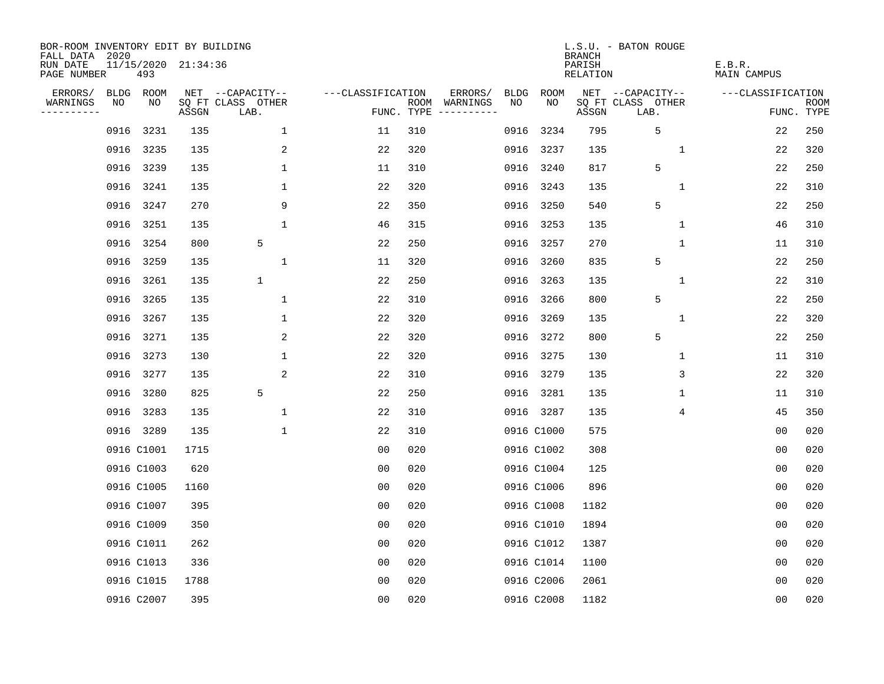BOR-ROOM INVENTORY EDIT BY BUILDING
FALL DATA 2020
RUN DATE 11/15/2020 21:34:36
PAGE NUMBER 493

L.S.U. - BATON ROUGE
BRANCH
PARISH E.B.R.
RELATION MAIN CAMPUS

| ERRORS/ WARNINGS | BLDG NO | ROOM NO | NET SQ FT ASSGN | CAPACITY CLASS LAB. | CAPACITY OTHER | CLASSIFICATION FUNC. | ROOM TYPE | ERRORS/ WARNINGS | BLDG NO | ROOM NO | NET SQ FT ASSGN | CAPACITY CLASS LAB. | CAPACITY OTHER | CLASSIFICATION FUNC. | ROOM TYPE |
|---|---|---|---|---|---|---|---|---|---|---|---|---|---|---|---|
| | 0916 | 3231 | 135 | | 1 | 11 | 310 | | 0916 | 3234 | 795 | 5 | | 22 | 250 |
| | 0916 | 3235 | 135 | | 2 | 22 | 320 | | 0916 | 3237 | 135 | | 1 | 22 | 320 |
| | 0916 | 3239 | 135 | | 1 | 11 | 310 | | 0916 | 3240 | 817 | 5 | | 22 | 250 |
| | 0916 | 3241 | 135 | | 1 | 22 | 320 | | 0916 | 3243 | 135 | | 1 | 22 | 310 |
| | 0916 | 3247 | 270 | | 9 | 22 | 350 | | 0916 | 3250 | 540 | 5 | | 22 | 250 |
| | 0916 | 3251 | 135 | | 1 | 46 | 315 | | 0916 | 3253 | 135 | | 1 | 46 | 310 |
| | 0916 | 3254 | 800 | 5 | | 22 | 250 | | 0916 | 3257 | 270 | | 1 | 11 | 310 |
| | 0916 | 3259 | 135 | | 1 | 11 | 320 | | 0916 | 3260 | 835 | 5 | | 22 | 250 |
| | 0916 | 3261 | 135 | 1 | | 22 | 250 | | 0916 | 3263 | 135 | | 1 | 22 | 310 |
| | 0916 | 3265 | 135 | | 1 | 22 | 310 | | 0916 | 3266 | 800 | 5 | | 22 | 250 |
| | 0916 | 3267 | 135 | | 1 | 22 | 320 | | 0916 | 3269 | 135 | | 1 | 22 | 320 |
| | 0916 | 3271 | 135 | | 2 | 22 | 320 | | 0916 | 3272 | 800 | 5 | | 22 | 250 |
| | 0916 | 3273 | 130 | | 1 | 22 | 320 | | 0916 | 3275 | 130 | | 1 | 11 | 310 |
| | 0916 | 3277 | 135 | | 2 | 22 | 310 | | 0916 | 3279 | 135 | | 3 | 22 | 320 |
| | 0916 | 3280 | 825 | 5 | | 22 | 250 | | 0916 | 3281 | 135 | | 1 | 11 | 310 |
| | 0916 | 3283 | 135 | | 1 | 22 | 310 | | 0916 | 3287 | 135 | | 4 | 45 | 350 |
| | 0916 | 3289 | 135 | | 1 | 22 | 310 | | 0916 | C1000 | 575 | | | 00 | 020 |
| | 0916 | C1001 | 1715 | | | 00 | 020 | | 0916 | C1002 | 308 | | | 00 | 020 |
| | 0916 | C1003 | 620 | | | 00 | 020 | | 0916 | C1004 | 125 | | | 00 | 020 |
| | 0916 | C1005 | 1160 | | | 00 | 020 | | 0916 | C1006 | 896 | | | 00 | 020 |
| | 0916 | C1007 | 395 | | | 00 | 020 | | 0916 | C1008 | 1182 | | | 00 | 020 |
| | 0916 | C1009 | 350 | | | 00 | 020 | | 0916 | C1010 | 1894 | | | 00 | 020 |
| | 0916 | C1011 | 262 | | | 00 | 020 | | 0916 | C1012 | 1387 | | | 00 | 020 |
| | 0916 | C1013 | 336 | | | 00 | 020 | | 0916 | C1014 | 1100 | | | 00 | 020 |
| | 0916 | C1015 | 1788 | | | 00 | 020 | | 0916 | C2006 | 2061 | | | 00 | 020 |
| | 0916 | C2007 | 395 | | | 00 | 020 | | 0916 | C2008 | 1182 | | | 00 | 020 |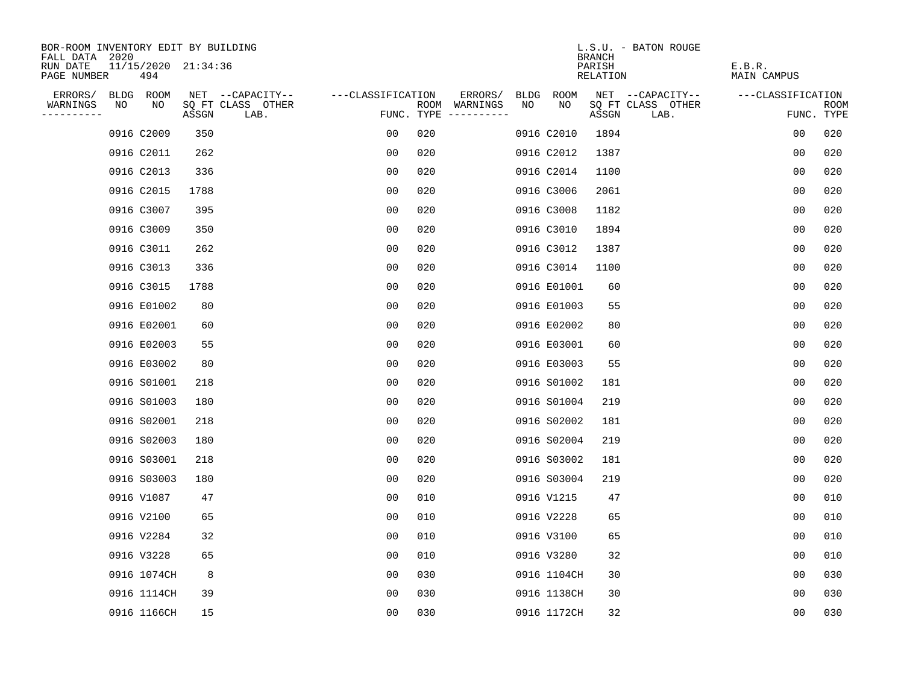BOR-ROOM INVENTORY EDIT BY BUILDING
FALL DATA 2020
RUN DATE 11/15/2020 21:34:36
PAGE NUMBER 494

L.S.U. - BATON ROUGE
BRANCH
PARISH E.B.R.
RELATION MAIN CAMPUS

| ERRORS/ WARNINGS | BLDG NO | ROOM NO | NET SQ FT ASSGN | --CAPACITY-- CLASS LAB. | OTHER | ---CLASSIFICATION FUNC. | ROOM TYPE | ERRORS/ WARNINGS | BLDG NO | ROOM NO | NET SQ FT ASSGN | --CAPACITY-- CLASS LAB. | OTHER | ---CLASSIFICATION FUNC. | ROOM TYPE |
|---|---|---|---|---|---|---|---|---|---|---|---|---|---|---|---|
| | 0916 | C2009 | 350 | | | 00 | 020 | | 0916 | C2010 | 1894 | | | 00 | 020 |
| | 0916 | C2011 | 262 | | | 00 | 020 | | 0916 | C2012 | 1387 | | | 00 | 020 |
| | 0916 | C2013 | 336 | | | 00 | 020 | | 0916 | C2014 | 1100 | | | 00 | 020 |
| | 0916 | C2015 | 1788 | | | 00 | 020 | | 0916 | C3006 | 2061 | | | 00 | 020 |
| | 0916 | C3007 | 395 | | | 00 | 020 | | 0916 | C3008 | 1182 | | | 00 | 020 |
| | 0916 | C3009 | 350 | | | 00 | 020 | | 0916 | C3010 | 1894 | | | 00 | 020 |
| | 0916 | C3011 | 262 | | | 00 | 020 | | 0916 | C3012 | 1387 | | | 00 | 020 |
| | 0916 | C3013 | 336 | | | 00 | 020 | | 0916 | C3014 | 1100 | | | 00 | 020 |
| | 0916 | C3015 | 1788 | | | 00 | 020 | | 0916 | E01001 | 60 | | | 00 | 020 |
| | 0916 | E01002 | 80 | | | 00 | 020 | | 0916 | E01003 | 55 | | | 00 | 020 |
| | 0916 | E02001 | 60 | | | 00 | 020 | | 0916 | E02002 | 80 | | | 00 | 020 |
| | 0916 | E02003 | 55 | | | 00 | 020 | | 0916 | E03001 | 60 | | | 00 | 020 |
| | 0916 | E03002 | 80 | | | 00 | 020 | | 0916 | E03003 | 55 | | | 00 | 020 |
| | 0916 | S01001 | 218 | | | 00 | 020 | | 0916 | S01002 | 181 | | | 00 | 020 |
| | 0916 | S01003 | 180 | | | 00 | 020 | | 0916 | S01004 | 219 | | | 00 | 020 |
| | 0916 | S02001 | 218 | | | 00 | 020 | | 0916 | S02002 | 181 | | | 00 | 020 |
| | 0916 | S02003 | 180 | | | 00 | 020 | | 0916 | S02004 | 219 | | | 00 | 020 |
| | 0916 | S03001 | 218 | | | 00 | 020 | | 0916 | S03002 | 181 | | | 00 | 020 |
| | 0916 | S03003 | 180 | | | 00 | 020 | | 0916 | S03004 | 219 | | | 00 | 020 |
| | 0916 | V1087 | 47 | | | 00 | 010 | | 0916 | V1215 | 47 | | | 00 | 010 |
| | 0916 | V2100 | 65 | | | 00 | 010 | | 0916 | V2228 | 65 | | | 00 | 010 |
| | 0916 | V2284 | 32 | | | 00 | 010 | | 0916 | V3100 | 65 | | | 00 | 010 |
| | 0916 | V3228 | 65 | | | 00 | 010 | | 0916 | V3280 | 32 | | | 00 | 010 |
| | 0916 | 1074CH | 8 | | | 00 | 030 | | 0916 | 1104CH | 30 | | | 00 | 030 |
| | 0916 | 1114CH | 39 | | | 00 | 030 | | 0916 | 1138CH | 30 | | | 00 | 030 |
| | 0916 | 1166CH | 15 | | | 00 | 030 | | 0916 | 1172CH | 32 | | | 00 | 030 |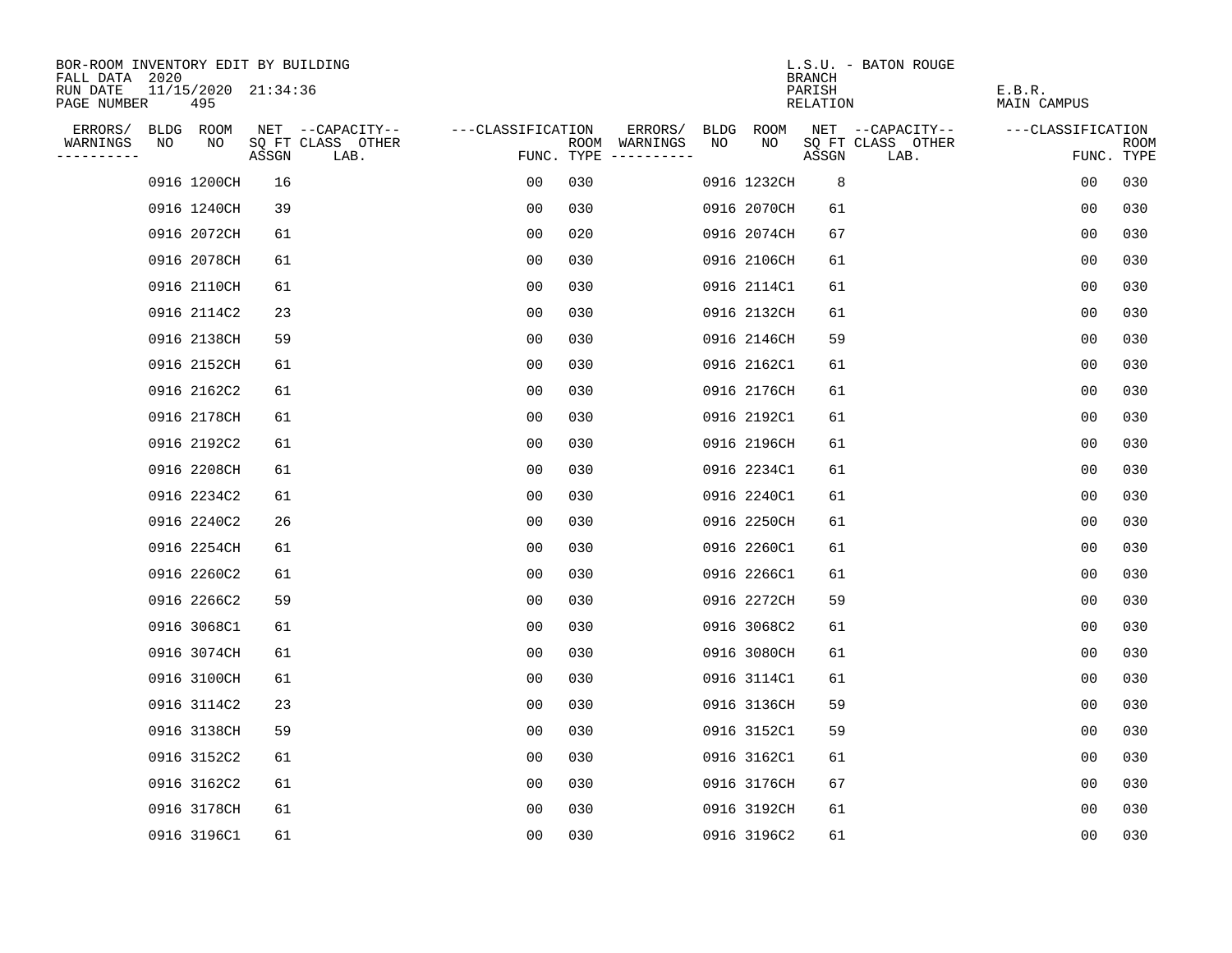BOR-ROOM INVENTORY EDIT BY BUILDING
FALL DATA 2020
RUN DATE 11/15/2020 21:34:36
PAGE NUMBER 495

L.S.U. - BATON ROUGE
BRANCH
PARISH E.B.R.
RELATION MAIN CAMPUS

| ERRORS/ WARNINGS | BLDG NO | ROOM NO | NET SQ FT ASSGN | --CAPACITY-- CLASS LAB. | OTHER | ---CLASSIFICATION FUNC. | ROOM TYPE | ERRORS/ WARNINGS | BLDG NO | ROOM NO | NET SQ FT ASSGN | --CAPACITY-- CLASS LAB. | OTHER | ---CLASSIFICATION FUNC. | ROOM TYPE |
|---|---|---|---|---|---|---|---|---|---|---|---|---|---|---|---|
| | 0916 | 1200CH | 16 | | | 00 | 030 | | 0916 | 1232CH | 8 | | | 00 | 030 |
| | 0916 | 1240CH | 39 | | | 00 | 030 | | 0916 | 2070CH | 61 | | | 00 | 030 |
| | 0916 | 2072CH | 61 | | | 00 | 020 | | 0916 | 2074CH | 67 | | | 00 | 030 |
| | 0916 | 2078CH | 61 | | | 00 | 030 | | 0916 | 2106CH | 61 | | | 00 | 030 |
| | 0916 | 2110CH | 61 | | | 00 | 030 | | 0916 | 2114C1 | 61 | | | 00 | 030 |
| | 0916 | 2114C2 | 23 | | | 00 | 030 | | 0916 | 2132CH | 61 | | | 00 | 030 |
| | 0916 | 2138CH | 59 | | | 00 | 030 | | 0916 | 2146CH | 59 | | | 00 | 030 |
| | 0916 | 2152CH | 61 | | | 00 | 030 | | 0916 | 2162C1 | 61 | | | 00 | 030 |
| | 0916 | 2162C2 | 61 | | | 00 | 030 | | 0916 | 2176CH | 61 | | | 00 | 030 |
| | 0916 | 2178CH | 61 | | | 00 | 030 | | 0916 | 2192C1 | 61 | | | 00 | 030 |
| | 0916 | 2192C2 | 61 | | | 00 | 030 | | 0916 | 2196CH | 61 | | | 00 | 030 |
| | 0916 | 2208CH | 61 | | | 00 | 030 | | 0916 | 2234C1 | 61 | | | 00 | 030 |
| | 0916 | 2234C2 | 61 | | | 00 | 030 | | 0916 | 2240C1 | 61 | | | 00 | 030 |
| | 0916 | 2240C2 | 26 | | | 00 | 030 | | 0916 | 2250CH | 61 | | | 00 | 030 |
| | 0916 | 2254CH | 61 | | | 00 | 030 | | 0916 | 2260C1 | 61 | | | 00 | 030 |
| | 0916 | 2260C2 | 61 | | | 00 | 030 | | 0916 | 2266C1 | 61 | | | 00 | 030 |
| | 0916 | 2266C2 | 59 | | | 00 | 030 | | 0916 | 2272CH | 59 | | | 00 | 030 |
| | 0916 | 3068C1 | 61 | | | 00 | 030 | | 0916 | 3068C2 | 61 | | | 00 | 030 |
| | 0916 | 3074CH | 61 | | | 00 | 030 | | 0916 | 3080CH | 61 | | | 00 | 030 |
| | 0916 | 3100CH | 61 | | | 00 | 030 | | 0916 | 3114C1 | 61 | | | 00 | 030 |
| | 0916 | 3114C2 | 23 | | | 00 | 030 | | 0916 | 3136CH | 59 | | | 00 | 030 |
| | 0916 | 3138CH | 59 | | | 00 | 030 | | 0916 | 3152C1 | 59 | | | 00 | 030 |
| | 0916 | 3152C2 | 61 | | | 00 | 030 | | 0916 | 3162C1 | 61 | | | 00 | 030 |
| | 0916 | 3162C2 | 61 | | | 00 | 030 | | 0916 | 3176CH | 67 | | | 00 | 030 |
| | 0916 | 3178CH | 61 | | | 00 | 030 | | 0916 | 3192CH | 61 | | | 00 | 030 |
| | 0916 | 3196C1 | 61 | | | 00 | 030 | | 0916 | 3196C2 | 61 | | | 00 | 030 |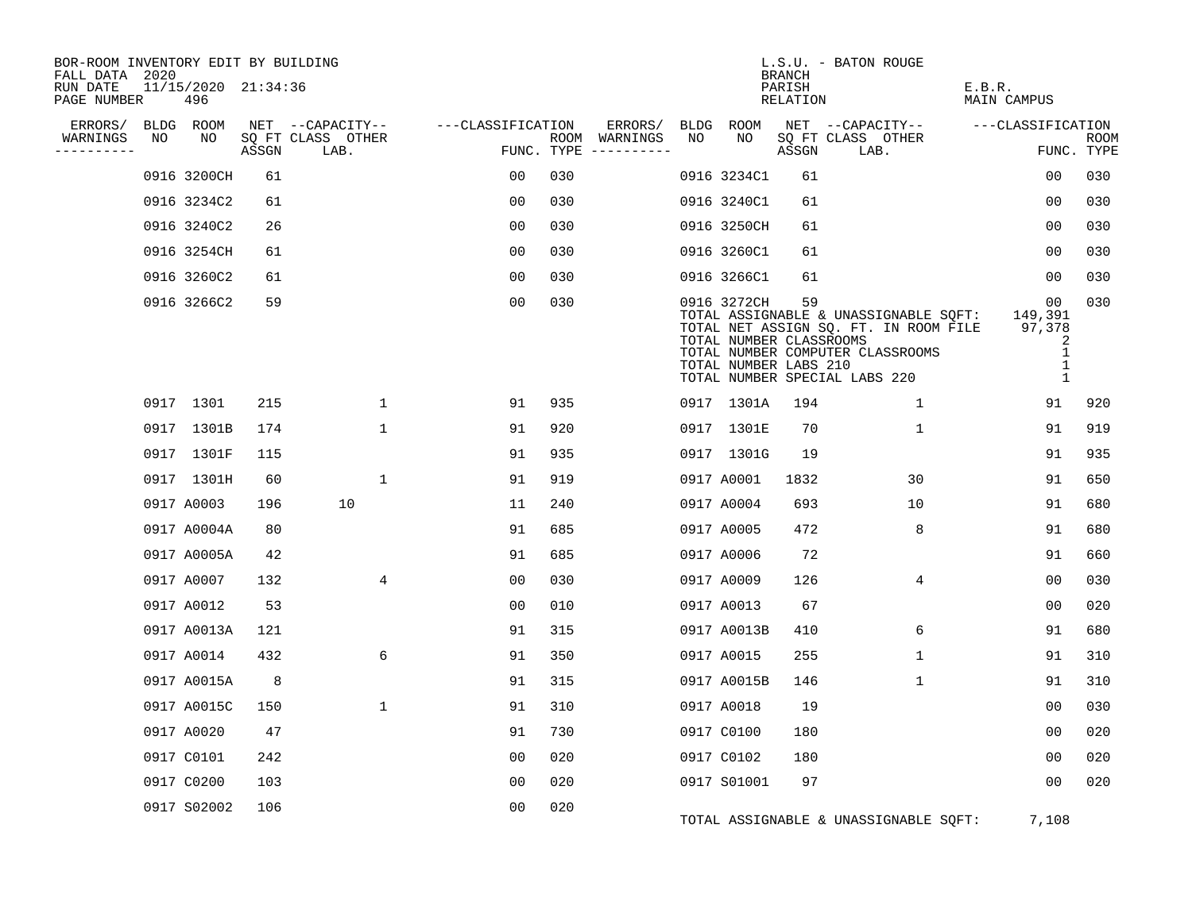BOR-ROOM INVENTORY EDIT BY BUILDING
FALL DATA 2020
RUN DATE 11/15/2020 21:34:36

L.S.U. - BATON ROUGE
BRANCH
PARISH E.B.R.
RELATION MAIN CAMPUS

| ERRORS/ WARNINGS | BLDG NO | ROOM NO | NET SQ FT ASSGN | CAPACITY CLASS | CAPACITY LAB. | CAPACITY OTHER | CLASSIFICATION FUNC. | ROOM TYPE | ERRORS/ WARNINGS | BLDG NO | ROOM NO | NET SQ FT ASSGN | CAPACITY CLASS | CAPACITY LAB. | CAPACITY OTHER | CLASSIFICATION FUNC. | ROOM TYPE |
|---|---|---|---|---|---|---|---|---|---|---|---|---|---|---|---|---|---|
| | 0916 | 3200CH | 61 | | | | 00 | 030 | | 0916 | 3234C1 | 61 | | | | 00 | 030 |
| | 0916 | 3234C2 | 61 | | | | 00 | 030 | | 0916 | 3240C1 | 61 | | | | 00 | 030 |
| | 0916 | 3240C2 | 26 | | | | 00 | 030 | | 0916 | 3250CH | 61 | | | | 00 | 030 |
| | 0916 | 3254CH | 61 | | | | 00 | 030 | | 0916 | 3260C1 | 61 | | | | 00 | 030 |
| | 0916 | 3260C2 | 61 | | | | 00 | 030 | | 0916 | 3266C1 | 61 | | | | 00 | 030 |
| | 0916 | 3266C2 | 59 | | | | 00 | 030 | | 0916 | 3272CH | 59 | | | | 00 | 030 |

TOTAL ASSIGNABLE & UNASSIGNABLE SQFT: 149,391
TOTAL NET ASSIGN SQ. FT. IN ROOM FILE 97,378
TOTAL NUMBER CLASSROOMS 2
TOTAL NUMBER COMPUTER CLASSROOMS 1
TOTAL NUMBER LABS 210 1
TOTAL NUMBER SPECIAL LABS 220 1

| ERRORS/ WARNINGS | BLDG NO | ROOM NO | NET SQ FT ASSGN | CAPACITY CLASS | CAPACITY LAB. | CAPACITY OTHER | CLASSIFICATION FUNC. | ROOM TYPE | ERRORS/ WARNINGS | BLDG NO | ROOM NO | NET SQ FT ASSGN | CAPACITY CLASS | CAPACITY LAB. | CAPACITY OTHER | CLASSIFICATION FUNC. | ROOM TYPE |
|---|---|---|---|---|---|---|---|---|---|---|---|---|---|---|---|---|---|
| | 0917 | 1301 | 215 | | | 1 | 91 | 935 | | 0917 | 1301A | 194 | | | 1 | 91 | 920 |
| | 0917 | 1301B | 174 | | | 1 | 91 | 920 | | 0917 | 1301E | 70 | | | 1 | 91 | 919 |
| | 0917 | 1301F | 115 | | | | 91 | 935 | | 0917 | 1301G | 19 | | | | 91 | 935 |
| | 0917 | 1301H | 60 | | | 1 | 91 | 919 | | 0917 | A0001 | 1832 | | | 30 | 91 | 650 |
| | 0917 | A0003 | 196 | | 10 | | 11 | 240 | | 0917 | A0004 | 693 | | | 10 | 91 | 680 |
| | 0917 | A0004A | 80 | | | | 91 | 685 | | 0917 | A0005 | 472 | | | 8 | 91 | 680 |
| | 0917 | A0005A | 42 | | | | 91 | 685 | | 0917 | A0006 | 72 | | | | 91 | 660 |
| | 0917 | A0007 | 132 | | | 4 | 00 | 030 | | 0917 | A0009 | 126 | | | 4 | 00 | 030 |
| | 0917 | A0012 | 53 | | | | 00 | 010 | | 0917 | A0013 | 67 | | | | 00 | 020 |
| | 0917 | A0013A | 121 | | | | 91 | 315 | | 0917 | A0013B | 410 | | | 6 | 91 | 680 |
| | 0917 | A0014 | 432 | | | 6 | 91 | 350 | | 0917 | A0015 | 255 | | | 1 | 91 | 310 |
| | 0917 | A0015A | 8 | | | | 91 | 315 | | 0917 | A0015B | 146 | | | 1 | 91 | 310 |
| | 0917 | A0015C | 150 | | | 1 | 91 | 310 | | 0917 | A0018 | 19 | | | | 00 | 030 |
| | 0917 | A0020 | 47 | | | | 91 | 730 | | 0917 | C0100 | 180 | | | | 00 | 020 |
| | 0917 | C0101 | 242 | | | | 00 | 020 | | 0917 | C0102 | 180 | | | | 00 | 020 |
| | 0917 | C0200 | 103 | | | | 00 | 020 | | 0917 | S01001 | 97 | | | | 00 | 020 |
| | 0917 | S02002 | 106 | | | | 00 | 020 | | | | | | | | | |

TOTAL ASSIGNABLE & UNASSIGNABLE SQFT: 7,108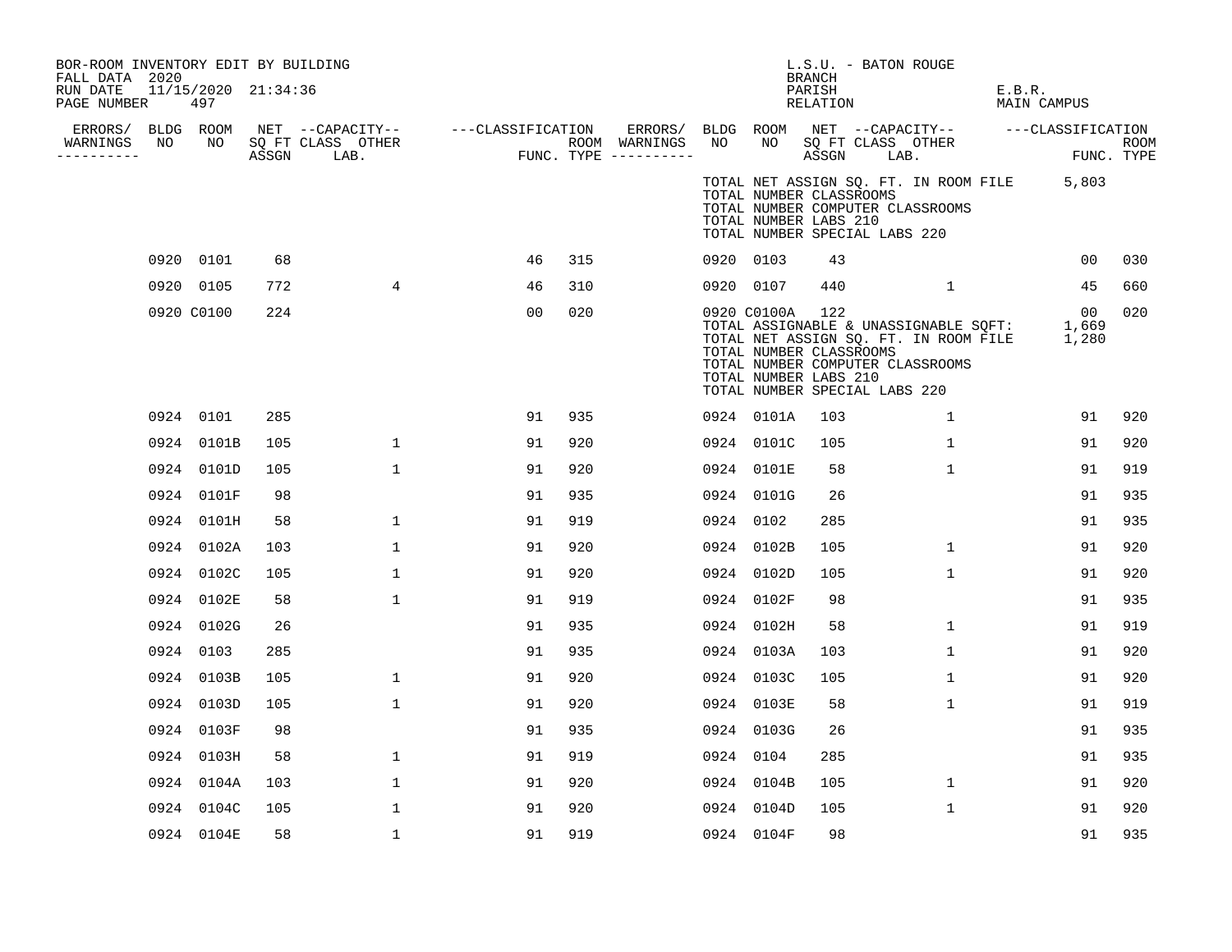BOR-ROOM INVENTORY EDIT BY BUILDING
FALL DATA 2020
RUN DATE 11/15/2020 21:34:36
PAGE NUMBER 497

L.S.U. - BATON ROUGE
BRANCH
PARISH E.B.R.
RELATION MAIN CAMPUS

| ERRORS/ WARNINGS | BLDG NO | ROOM NO | NET SQ FT ASSGN | CAPACITY CLASS LAB. | CAPACITY OTHER | CLASSIFICATION FUNC. | ROOM TYPE | ERRORS/ WARNINGS | BLDG NO | ROOM NO | NET SQ FT ASSGN | CAPACITY CLASS LAB. | CAPACITY OTHER | CLASSIFICATION FUNC. | ROOM TYPE |
|---|---|---|---|---|---|---|---|---|---|---|---|---|---|---|---|
| | | | | | | | | | TOTAL NET ASSIGN SQ. FT. IN ROOM FILE | | | | | 5,803 | |
| | | | | | | | | | TOTAL NUMBER CLASSROOMS | | | | | | |
| | | | | | | | | | TOTAL NUMBER COMPUTER CLASSROOMS | | | | | | |
| | | | | | | | | | TOTAL NUMBER LABS 210 | | | | | | |
| | | | | | | | | | TOTAL NUMBER SPECIAL LABS 220 | | | | | | |
| | 0920 | 0101 | 68 | | | 46 | 315 | | 0920 | 0103 | 43 | | | 00 | 030 |
| | 0920 | 0105 | 772 | | 4 | 46 | 310 | | 0920 | 0107 | 440 | | 1 | 45 | 660 |
| | 0920 | C0100 | 224 | | | 00 | 020 | | 0920 | C0100A | 122 | | | 00 | 020 |
| | | | | | | | | | TOTAL ASSIGNABLE & UNASSIGNABLE SQFT: | | | | | 1,669 | |
| | | | | | | | | | TOTAL NET ASSIGN SQ. FT. IN ROOM FILE | | | | | 1,280 | |
| | | | | | | | | | TOTAL NUMBER CLASSROOMS | | | | | | |
| | | | | | | | | | TOTAL NUMBER COMPUTER CLASSROOMS | | | | | | |
| | | | | | | | | | TOTAL NUMBER LABS 210 | | | | | | |
| | | | | | | | | | TOTAL NUMBER SPECIAL LABS 220 | | | | | | |
| | 0924 | 0101 | 285 | | | 91 | 935 | | 0924 | 0101A | 103 | | 1 | 91 | 920 |
| | 0924 | 0101B | 105 | | 1 | 91 | 920 | | 0924 | 0101C | 105 | | 1 | 91 | 920 |
| | 0924 | 0101D | 105 | | 1 | 91 | 920 | | 0924 | 0101E | 58 | | 1 | 91 | 919 |
| | 0924 | 0101F | 98 | | | 91 | 935 | | 0924 | 0101G | 26 | | | 91 | 935 |
| | 0924 | 0101H | 58 | | 1 | 91 | 919 | | 0924 | 0102 | 285 | | | 91 | 935 |
| | 0924 | 0102A | 103 | | 1 | 91 | 920 | | 0924 | 0102B | 105 | | 1 | 91 | 920 |
| | 0924 | 0102C | 105 | | 1 | 91 | 920 | | 0924 | 0102D | 105 | | 1 | 91 | 920 |
| | 0924 | 0102E | 58 | | 1 | 91 | 919 | | 0924 | 0102F | 98 | | | 91 | 935 |
| | 0924 | 0102G | 26 | | | 91 | 935 | | 0924 | 0102H | 58 | | 1 | 91 | 919 |
| | 0924 | 0103 | 285 | | | 91 | 935 | | 0924 | 0103A | 103 | | 1 | 91 | 920 |
| | 0924 | 0103B | 105 | | 1 | 91 | 920 | | 0924 | 0103C | 105 | | 1 | 91 | 920 |
| | 0924 | 0103D | 105 | | 1 | 91 | 920 | | 0924 | 0103E | 58 | | 1 | 91 | 919 |
| | 0924 | 0103F | 98 | | | 91 | 935 | | 0924 | 0103G | 26 | | | 91 | 935 |
| | 0924 | 0103H | 58 | | 1 | 91 | 919 | | 0924 | 0104 | 285 | | | 91 | 935 |
| | 0924 | 0104A | 103 | | 1 | 91 | 920 | | 0924 | 0104B | 105 | | 1 | 91 | 920 |
| | 0924 | 0104C | 105 | | 1 | 91 | 920 | | 0924 | 0104D | 105 | | 1 | 91 | 920 |
| | 0924 | 0104E | 58 | | 1 | 91 | 919 | | 0924 | 0104F | 98 | | | 91 | 935 |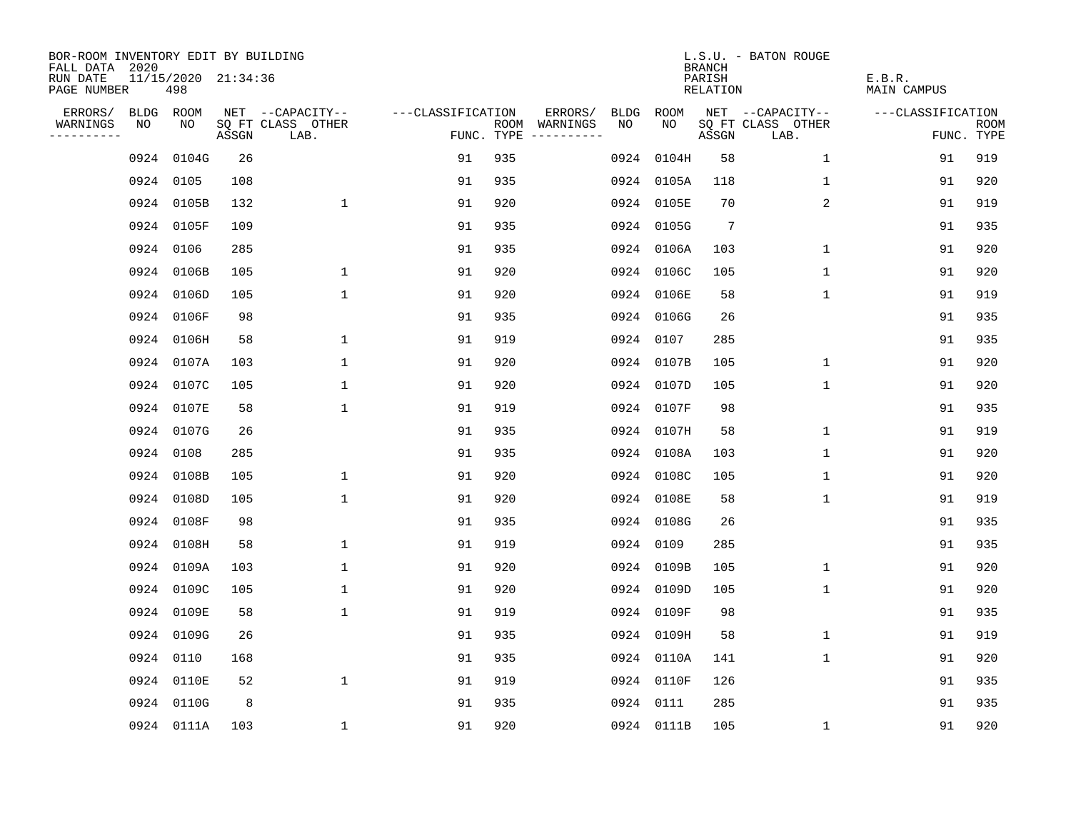BOR-ROOM INVENTORY EDIT BY BUILDING
FALL DATA 2020
RUN DATE 11/15/2020 21:34:36
PAGE NUMBER 498

L.S.U. - BATON ROUGE
BRANCH
PARISH E.B.R.
RELATION MAIN CAMPUS

| ERRORS/ WARNINGS | BLDG NO | ROOM NO | NET SQ FT ASSGN | --CAPACITY-- CLASS LAB. | OTHER | ---CLASSIFICATION FUNC. | ROOM TYPE | ERRORS/ WARNINGS | BLDG NO | ROOM NO | NET SQ FT ASSGN | --CAPACITY-- CLASS LAB. | OTHER | ---CLASSIFICATION FUNC. | ROOM TYPE |
|---|---|---|---|---|---|---|---|---|---|---|---|---|---|---|---|
| | 0924 | 0104G | 26 | | | 91 | 935 | | 0924 | 0104H | 58 | | 1 | 91 | 919 |
| | 0924 | 0105 | 108 | | | 91 | 935 | | 0924 | 0105A | 118 | | 1 | 91 | 920 |
| | 0924 | 0105B | 132 | | 1 | 91 | 920 | | 0924 | 0105E | 70 | | 2 | 91 | 919 |
| | 0924 | 0105F | 109 | | | 91 | 935 | | 0924 | 0105G | 7 | | | 91 | 935 |
| | 0924 | 0106 | 285 | | | 91 | 935 | | 0924 | 0106A | 103 | | 1 | 91 | 920 |
| | 0924 | 0106B | 105 | | 1 | 91 | 920 | | 0924 | 0106C | 105 | | 1 | 91 | 920 |
| | 0924 | 0106D | 105 | | 1 | 91 | 920 | | 0924 | 0106E | 58 | | 1 | 91 | 919 |
| | 0924 | 0106F | 98 | | | 91 | 935 | | 0924 | 0106G | 26 | | | 91 | 935 |
| | 0924 | 0106H | 58 | | 1 | 91 | 919 | | 0924 | 0107 | 285 | | | 91 | 935 |
| | 0924 | 0107A | 103 | | 1 | 91 | 920 | | 0924 | 0107B | 105 | | 1 | 91 | 920 |
| | 0924 | 0107C | 105 | | 1 | 91 | 920 | | 0924 | 0107D | 105 | | 1 | 91 | 920 |
| | 0924 | 0107E | 58 | | 1 | 91 | 919 | | 0924 | 0107F | 98 | | | 91 | 935 |
| | 0924 | 0107G | 26 | | | 91 | 935 | | 0924 | 0107H | 58 | | 1 | 91 | 919 |
| | 0924 | 0108 | 285 | | | 91 | 935 | | 0924 | 0108A | 103 | | 1 | 91 | 920 |
| | 0924 | 0108B | 105 | | 1 | 91 | 920 | | 0924 | 0108C | 105 | | 1 | 91 | 920 |
| | 0924 | 0108D | 105 | | 1 | 91 | 920 | | 0924 | 0108E | 58 | | 1 | 91 | 919 |
| | 0924 | 0108F | 98 | | | 91 | 935 | | 0924 | 0108G | 26 | | | 91 | 935 |
| | 0924 | 0108H | 58 | | 1 | 91 | 919 | | 0924 | 0109 | 285 | | | 91 | 935 |
| | 0924 | 0109A | 103 | | 1 | 91 | 920 | | 0924 | 0109B | 105 | | 1 | 91 | 920 |
| | 0924 | 0109C | 105 | | 1 | 91 | 920 | | 0924 | 0109D | 105 | | 1 | 91 | 920 |
| | 0924 | 0109E | 58 | | 1 | 91 | 919 | | 0924 | 0109F | 98 | | | 91 | 935 |
| | 0924 | 0109G | 26 | | | 91 | 935 | | 0924 | 0109H | 58 | | 1 | 91 | 919 |
| | 0924 | 0110 | 168 | | | 91 | 935 | | 0924 | 0110A | 141 | | 1 | 91 | 920 |
| | 0924 | 0110E | 52 | | 1 | 91 | 919 | | 0924 | 0110F | 126 | | | 91 | 935 |
| | 0924 | 0110G | 8 | | | 91 | 935 | | 0924 | 0111 | 285 | | | 91 | 935 |
| | 0924 | 0111A | 103 | | 1 | 91 | 920 | | 0924 | 0111B | 105 | | 1 | 91 | 920 |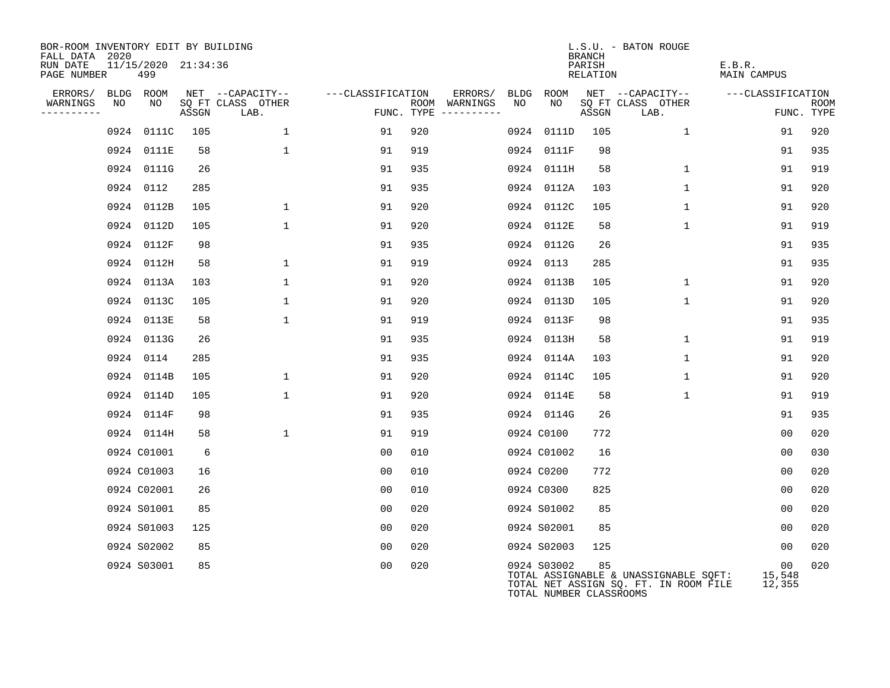BOR-ROOM INVENTORY EDIT BY BUILDING
FALL DATA 2020
RUN DATE 11/15/2020 21:34:36
PAGE NUMBER 499

L.S.U. - BATON ROUGE
BRANCH
PARISH E.B.R.
RELATION MAIN CAMPUS

| ERRORS/ WARNINGS | BLDG NO | ROOM NO | NET SQ FT ASSGN | CAPACITY CLASS LAB. | CAPACITY OTHER | CLASSIFICATION FUNC. | ROOM TYPE | ERRORS/ WARNINGS | BLDG NO | ROOM NO | NET SQ FT ASSGN | CAPACITY CLASS LAB. | CAPACITY OTHER | CLASSIFICATION FUNC. | ROOM TYPE |
|---|---|---|---|---|---|---|---|---|---|---|---|---|---|---|---|
| | 0924 | 0111C | 105 | | 1 | 91 | 920 | | 0924 | 0111D | 105 | | 1 | 91 | 920 |
| | 0924 | 0111E | 58 | | 1 | 91 | 919 | | 0924 | 0111F | 98 | | | 91 | 935 |
| | 0924 | 0111G | 26 | | | 91 | 935 | | 0924 | 0111H | 58 | | 1 | 91 | 919 |
| | 0924 | 0112 | 285 | | | 91 | 935 | | 0924 | 0112A | 103 | | 1 | 91 | 920 |
| | 0924 | 0112B | 105 | | 1 | 91 | 920 | | 0924 | 0112C | 105 | | 1 | 91 | 920 |
| | 0924 | 0112D | 105 | | 1 | 91 | 920 | | 0924 | 0112E | 58 | | 1 | 91 | 919 |
| | 0924 | 0112F | 98 | | | 91 | 935 | | 0924 | 0112G | 26 | | | 91 | 935 |
| | 0924 | 0112H | 58 | | 1 | 91 | 919 | | 0924 | 0113 | 285 | | | 91 | 935 |
| | 0924 | 0113A | 103 | | 1 | 91 | 920 | | 0924 | 0113B | 105 | | 1 | 91 | 920 |
| | 0924 | 0113C | 105 | | 1 | 91 | 920 | | 0924 | 0113D | 105 | | 1 | 91 | 920 |
| | 0924 | 0113E | 58 | | 1 | 91 | 919 | | 0924 | 0113F | 98 | | | 91 | 935 |
| | 0924 | 0113G | 26 | | | 91 | 935 | | 0924 | 0113H | 58 | | 1 | 91 | 919 |
| | 0924 | 0114 | 285 | | | 91 | 935 | | 0924 | 0114A | 103 | | 1 | 91 | 920 |
| | 0924 | 0114B | 105 | | 1 | 91 | 920 | | 0924 | 0114C | 105 | | 1 | 91 | 920 |
| | 0924 | 0114D | 105 | | 1 | 91 | 920 | | 0924 | 0114E | 58 | | 1 | 91 | 919 |
| | 0924 | 0114F | 98 | | | 91 | 935 | | 0924 | 0114G | 26 | | | 91 | 935 |
| | 0924 | 0114H | 58 | | 1 | 91 | 919 | | 0924 | C0100 | 772 | | | 00 | 020 |
| | 0924 | C01001 | 6 | | | 00 | 010 | | 0924 | C01002 | 16 | | | 00 | 030 |
| | 0924 | C01003 | 16 | | | 00 | 010 | | 0924 | C0200 | 772 | | | 00 | 020 |
| | 0924 | C02001 | 26 | | | 00 | 010 | | 0924 | C0300 | 825 | | | 00 | 020 |
| | 0924 | S01001 | 85 | | | 00 | 020 | | 0924 | S01002 | 85 | | | 00 | 020 |
| | 0924 | S01003 | 125 | | | 00 | 020 | | 0924 | S02001 | 85 | | | 00 | 020 |
| | 0924 | S02002 | 85 | | | 00 | 020 | | 0924 | S02003 | 125 | | | 00 | 020 |
| | 0924 | S03001 | 85 | | | 00 | 020 | | 0924 | S03002 | 85 | | | 00 | 020 |

TOTAL ASSIGNABLE & UNASSIGNABLE SQFT: 15,548
TOTAL NET ASSIGN SQ. FT. IN ROOM FILE 12,355
TOTAL NUMBER CLASSROOMS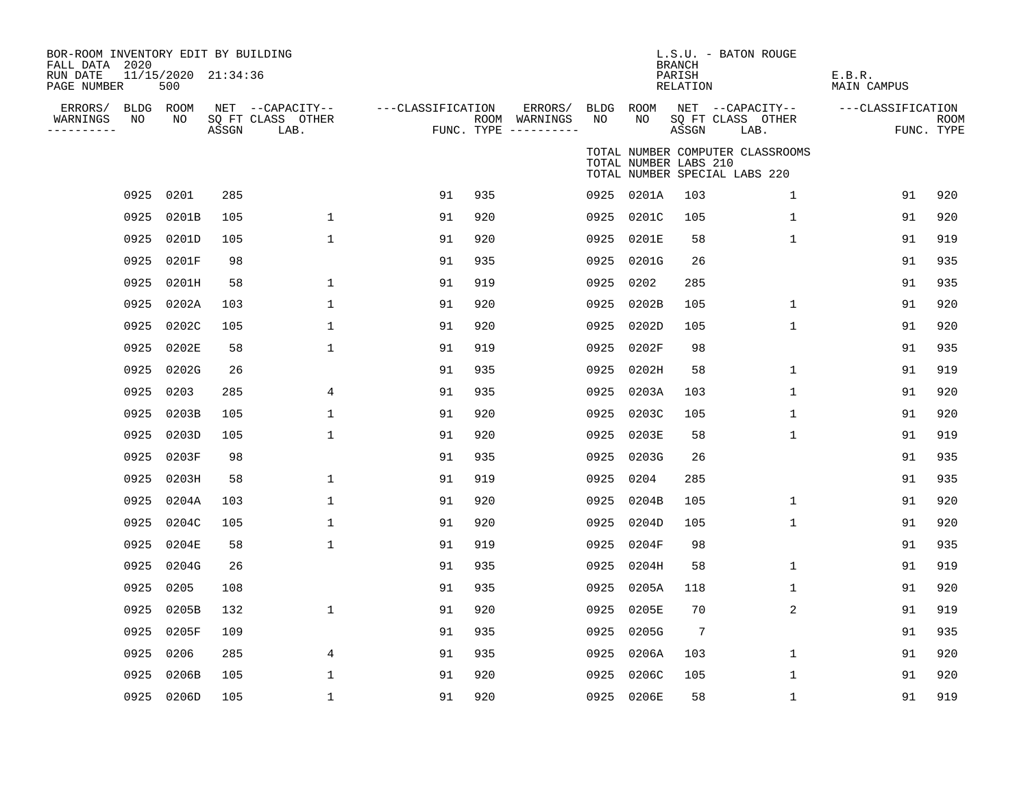BOR-ROOM INVENTORY EDIT BY BUILDING
FALL DATA 2020
RUN DATE 11/15/2020 21:34:36
PAGE NUMBER 500

L.S.U. - BATON ROUGE
BRANCH
PARISH E.B.R.
RELATION MAIN CAMPUS

TOTAL NUMBER COMPUTER CLASSROOMS
TOTAL NUMBER LABS 210
TOTAL NUMBER SPECIAL LABS 220

| ERRORS/ WARNINGS | BLDG NO | ROOM NO | NET SQ FT ASSGN | CAPACITY CLASS LAB. | CAPACITY OTHER | CLASSIFICATION FUNC. | ROOM TYPE | ERRORS/ WARNINGS | BLDG NO | ROOM NO | NET SQ FT ASSGN | CAPACITY CLASS LAB. | CAPACITY OTHER | CLASSIFICATION FUNC. | ROOM TYPE |
|---|---|---|---|---|---|---|---|---|---|---|---|---|---|---|---|
| | 0925 | 0201 | 285 | | | 91 | 935 | | 0925 | 0201A | 103 | | 1 | 91 | 920 |
| | 0925 | 0201B | 105 | | 1 | 91 | 920 | | 0925 | 0201C | 105 | | 1 | 91 | 920 |
| | 0925 | 0201D | 105 | | 1 | 91 | 920 | | 0925 | 0201E | 58 | | 1 | 91 | 919 |
| | 0925 | 0201F | 98 | | | 91 | 935 | | 0925 | 0201G | 26 | | | 91 | 935 |
| | 0925 | 0201H | 58 | | 1 | 91 | 919 | | 0925 | 0202 | 285 | | | 91 | 935 |
| | 0925 | 0202A | 103 | | 1 | 91 | 920 | | 0925 | 0202B | 105 | | 1 | 91 | 920 |
| | 0925 | 0202C | 105 | | 1 | 91 | 920 | | 0925 | 0202D | 105 | | 1 | 91 | 920 |
| | 0925 | 0202E | 58 | | 1 | 91 | 919 | | 0925 | 0202F | 98 | | | 91 | 935 |
| | 0925 | 0202G | 26 | | | 91 | 935 | | 0925 | 0202H | 58 | | 1 | 91 | 919 |
| | 0925 | 0203 | 285 | | 4 | 91 | 935 | | 0925 | 0203A | 103 | | 1 | 91 | 920 |
| | 0925 | 0203B | 105 | | 1 | 91 | 920 | | 0925 | 0203C | 105 | | 1 | 91 | 920 |
| | 0925 | 0203D | 105 | | 1 | 91 | 920 | | 0925 | 0203E | 58 | | 1 | 91 | 919 |
| | 0925 | 0203F | 98 | | | 91 | 935 | | 0925 | 0203G | 26 | | | 91 | 935 |
| | 0925 | 0203H | 58 | | 1 | 91 | 919 | | 0925 | 0204 | 285 | | | 91 | 935 |
| | 0925 | 0204A | 103 | | 1 | 91 | 920 | | 0925 | 0204B | 105 | | 1 | 91 | 920 |
| | 0925 | 0204C | 105 | | 1 | 91 | 920 | | 0925 | 0204D | 105 | | 1 | 91 | 920 |
| | 0925 | 0204E | 58 | | 1 | 91 | 919 | | 0925 | 0204F | 98 | | | 91 | 935 |
| | 0925 | 0204G | 26 | | | 91 | 935 | | 0925 | 0204H | 58 | | 1 | 91 | 919 |
| | 0925 | 0205 | 108 | | | 91 | 935 | | 0925 | 0205A | 118 | | 1 | 91 | 920 |
| | 0925 | 0205B | 132 | | 1 | 91 | 920 | | 0925 | 0205E | 70 | | 2 | 91 | 919 |
| | 0925 | 0205F | 109 | | | 91 | 935 | | 0925 | 0205G | 7 | | | 91 | 935 |
| | 0925 | 0206 | 285 | | 4 | 91 | 935 | | 0925 | 0206A | 103 | | 1 | 91 | 920 |
| | 0925 | 0206B | 105 | | 1 | 91 | 920 | | 0925 | 0206C | 105 | | 1 | 91 | 920 |
| | 0925 | 0206D | 105 | | 1 | 91 | 920 | | 0925 | 0206E | 58 | | 1 | 91 | 919 |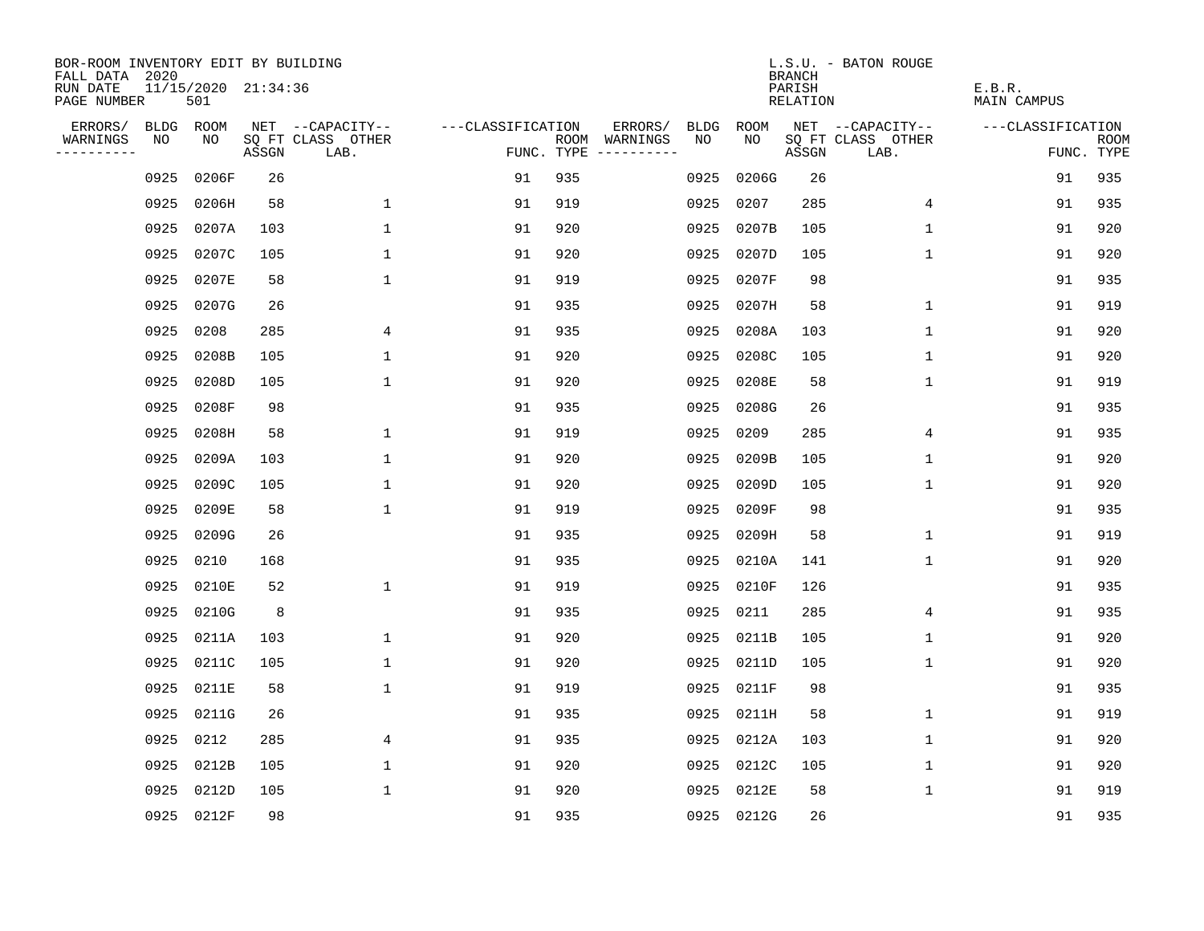BOR-ROOM INVENTORY EDIT BY BUILDING
FALL DATA 2020
RUN DATE 11/15/2020 21:34:36
PAGE NUMBER 501

L.S.U. - BATON ROUGE
BRANCH
PARISH E.B.R.
RELATION MAIN CAMPUS

| ERRORS/ WARNINGS | BLDG NO | ROOM NO | NET SQ FT ASSGN | CAPACITY-- CLASS LAB. | OTHER | ---CLASSIFICATION FUNC. | ROOM TYPE | ERRORS/ WARNINGS | BLDG NO | ROOM NO | NET SQ FT ASSGN | CAPACITY-- CLASS LAB. | OTHER | ---CLASSIFICATION FUNC. | ROOM TYPE |
|---|---|---|---|---|---|---|---|---|---|---|---|---|---|---|---|
| | 0925 | 0206F | 26 | | | 91 | 935 | | 0925 | 0206G | 26 | | | 91 | 935 |
| | 0925 | 0206H | 58 | | 1 | 91 | 919 | | 0925 | 0207 | 285 | | 4 | 91 | 935 |
| | 0925 | 0207A | 103 | | 1 | 91 | 920 | | 0925 | 0207B | 105 | | 1 | 91 | 920 |
| | 0925 | 0207C | 105 | | 1 | 91 | 920 | | 0925 | 0207D | 105 | | 1 | 91 | 920 |
| | 0925 | 0207E | 58 | | 1 | 91 | 919 | | 0925 | 0207F | 98 | | | 91 | 935 |
| | 0925 | 0207G | 26 | | | 91 | 935 | | 0925 | 0207H | 58 | | 1 | 91 | 919 |
| | 0925 | 0208 | 285 | | 4 | 91 | 935 | | 0925 | 0208A | 103 | | 1 | 91 | 920 |
| | 0925 | 0208B | 105 | | 1 | 91 | 920 | | 0925 | 0208C | 105 | | 1 | 91 | 920 |
| | 0925 | 0208D | 105 | | 1 | 91 | 920 | | 0925 | 0208E | 58 | | 1 | 91 | 919 |
| | 0925 | 0208F | 98 | | | 91 | 935 | | 0925 | 0208G | 26 | | | 91 | 935 |
| | 0925 | 0208H | 58 | | 1 | 91 | 919 | | 0925 | 0209 | 285 | | 4 | 91 | 935 |
| | 0925 | 0209A | 103 | | 1 | 91 | 920 | | 0925 | 0209B | 105 | | 1 | 91 | 920 |
| | 0925 | 0209C | 105 | | 1 | 91 | 920 | | 0925 | 0209D | 105 | | 1 | 91 | 920 |
| | 0925 | 0209E | 58 | | 1 | 91 | 919 | | 0925 | 0209F | 98 | | | 91 | 935 |
| | 0925 | 0209G | 26 | | | 91 | 935 | | 0925 | 0209H | 58 | | 1 | 91 | 919 |
| | 0925 | 0210 | 168 | | | 91 | 935 | | 0925 | 0210A | 141 | | 1 | 91 | 920 |
| | 0925 | 0210E | 52 | | 1 | 91 | 919 | | 0925 | 0210F | 126 | | | 91 | 935 |
| | 0925 | 0210G | 8 | | | 91 | 935 | | 0925 | 0211 | 285 | | 4 | 91 | 935 |
| | 0925 | 0211A | 103 | | 1 | 91 | 920 | | 0925 | 0211B | 105 | | 1 | 91 | 920 |
| | 0925 | 0211C | 105 | | 1 | 91 | 920 | | 0925 | 0211D | 105 | | 1 | 91 | 920 |
| | 0925 | 0211E | 58 | | 1 | 91 | 919 | | 0925 | 0211F | 98 | | | 91 | 935 |
| | 0925 | 0211G | 26 | | | 91 | 935 | | 0925 | 0211H | 58 | | 1 | 91 | 919 |
| | 0925 | 0212 | 285 | | 4 | 91 | 935 | | 0925 | 0212A | 103 | | 1 | 91 | 920 |
| | 0925 | 0212B | 105 | | 1 | 91 | 920 | | 0925 | 0212C | 105 | | 1 | 91 | 920 |
| | 0925 | 0212D | 105 | | 1 | 91 | 920 | | 0925 | 0212E | 58 | | 1 | 91 | 919 |
| | 0925 | 0212F | 98 | | | 91 | 935 | | 0925 | 0212G | 26 | | | 91 | 935 |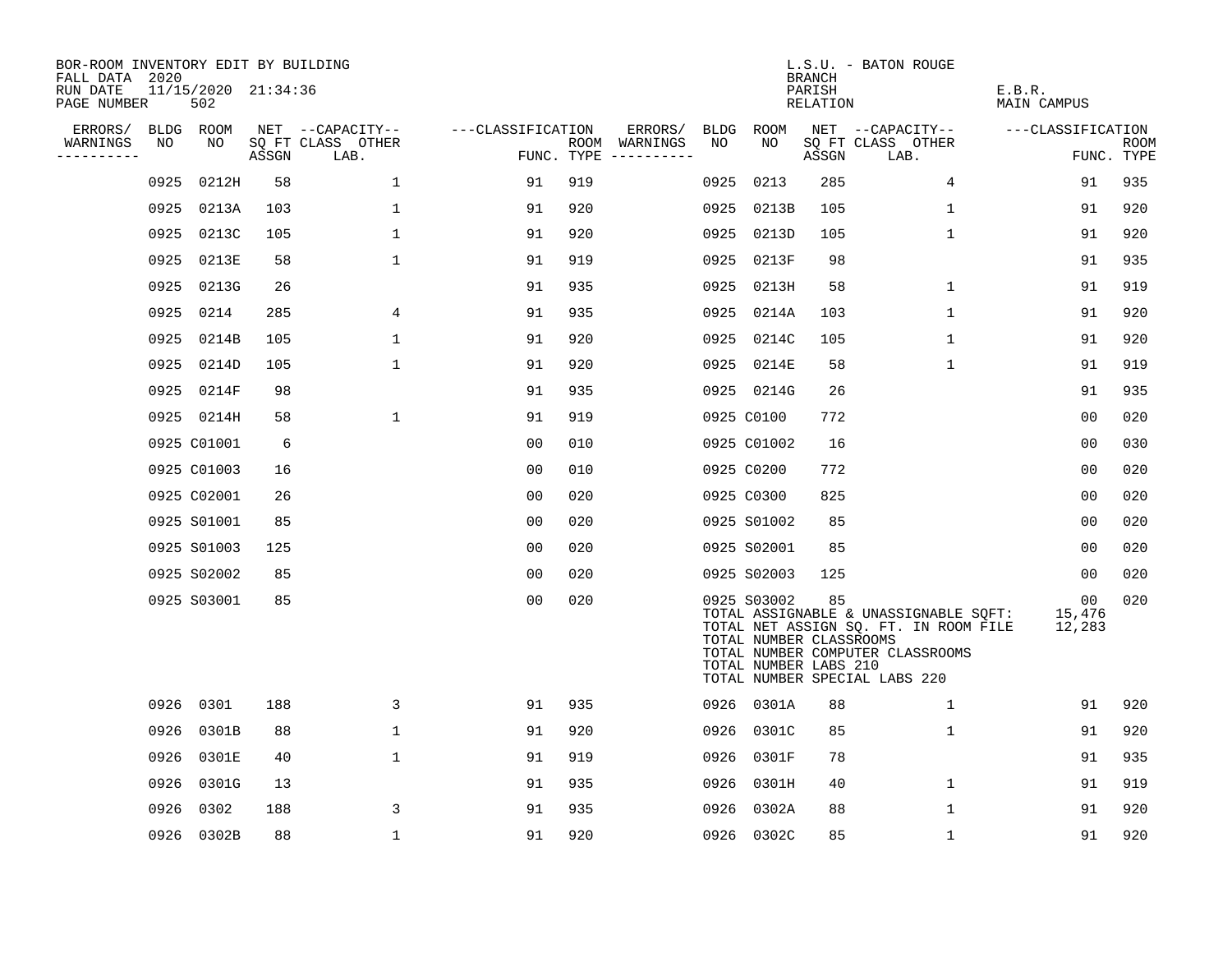BOR-ROOM INVENTORY EDIT BY BUILDING
FALL DATA 2020
RUN DATE 11/15/2020 21:34:36
PAGE NUMBER 502

L.S.U. - BATON ROUGE
BRANCH
PARISH E.B.R.
RELATION MAIN CAMPUS

| ERRORS/ WARNINGS | BLDG NO | ROOM NO | NET SQ FT ASSGN | CAPACITY CLASS LAB. | CAPACITY OTHER | FUNC. | ROOM TYPE | ERRORS/ WARNINGS | BLDG NO | ROOM NO | NET SQ FT ASSGN | CAPACITY CLASS LAB. | CAPACITY OTHER | FUNC. | ROOM TYPE |
|---|---|---|---|---|---|---|---|---|---|---|---|---|---|---|---|
| | 0925 | 0212H | 58 | | 1 | 91 | 919 | | 0925 | 0213 | 285 | | 4 | 91 | 935 |
| | 0925 | 0213A | 103 | | 1 | 91 | 920 | | 0925 | 0213B | 105 | | 1 | 91 | 920 |
| | 0925 | 0213C | 105 | | 1 | 91 | 920 | | 0925 | 0213D | 105 | | 1 | 91 | 920 |
| | 0925 | 0213E | 58 | | 1 | 91 | 919 | | 0925 | 0213F | 98 | | | 91 | 935 |
| | 0925 | 0213G | 26 | | | 91 | 935 | | 0925 | 0213H | 58 | | 1 | 91 | 919 |
| | 0925 | 0214 | 285 | | 4 | 91 | 935 | | 0925 | 0214A | 103 | | 1 | 91 | 920 |
| | 0925 | 0214B | 105 | | 1 | 91 | 920 | | 0925 | 0214C | 105 | | 1 | 91 | 920 |
| | 0925 | 0214D | 105 | | 1 | 91 | 920 | | 0925 | 0214E | 58 | | 1 | 91 | 919 |
| | 0925 | 0214F | 98 | | | 91 | 935 | | 0925 | 0214G | 26 | | | 91 | 935 |
| | 0925 | 0214H | 58 | | 1 | 91 | 919 | | 0925 | C0100 | 772 | | | 00 | 020 |
| | 0925 | C01001 | 6 | | | 00 | 010 | | 0925 | C01002 | 16 | | | 00 | 030 |
| | 0925 | C01003 | 16 | | | 00 | 010 | | 0925 | C0200 | 772 | | | 00 | 020 |
| | 0925 | C02001 | 26 | | | 00 | 020 | | 0925 | C0300 | 825 | | | 00 | 020 |
| | 0925 | S01001 | 85 | | | 00 | 020 | | 0925 | S01002 | 85 | | | 00 | 020 |
| | 0925 | S01003 | 125 | | | 00 | 020 | | 0925 | S02001 | 85 | | | 00 | 020 |
| | 0925 | S02002 | 85 | | | 00 | 020 | | 0925 | S02003 | 125 | | | 00 | 020 |
| | 0925 | S03001 | 85 | | | 00 | 020 | | 0925 | S03002 | 85 | | | 00 | 020 |

TOTAL ASSIGNABLE & UNASSIGNABLE SQFT: 15,476
TOTAL NET ASSIGN SQ. FT. IN ROOM FILE 12,283
TOTAL NUMBER CLASSROOMS
TOTAL NUMBER COMPUTER CLASSROOMS
TOTAL NUMBER LABS 210
TOTAL NUMBER SPECIAL LABS 220

| ERRORS/ WARNINGS | BLDG NO | ROOM NO | NET SQ FT ASSGN | CAPACITY CLASS LAB. | CAPACITY OTHER | FUNC. | ROOM TYPE | ERRORS/ WARNINGS | BLDG NO | ROOM NO | NET SQ FT ASSGN | CAPACITY CLASS LAB. | CAPACITY OTHER | FUNC. | ROOM TYPE |
|---|---|---|---|---|---|---|---|---|---|---|---|---|---|---|---|
| | 0926 | 0301 | 188 | | 3 | 91 | 935 | | 0926 | 0301A | 88 | | 1 | 91 | 920 |
| | 0926 | 0301B | 88 | | 1 | 91 | 920 | | 0926 | 0301C | 85 | | 1 | 91 | 920 |
| | 0926 | 0301E | 40 | | 1 | 91 | 919 | | 0926 | 0301F | 78 | | | 91 | 935 |
| | 0926 | 0301G | 13 | | | 91 | 935 | | 0926 | 0301H | 40 | | 1 | 91 | 919 |
| | 0926 | 0302 | 188 | | 3 | 91 | 935 | | 0926 | 0302A | 88 | | 1 | 91 | 920 |
| | 0926 | 0302B | 88 | | 1 | 91 | 920 | | 0926 | 0302C | 85 | | 1 | 91 | 920 |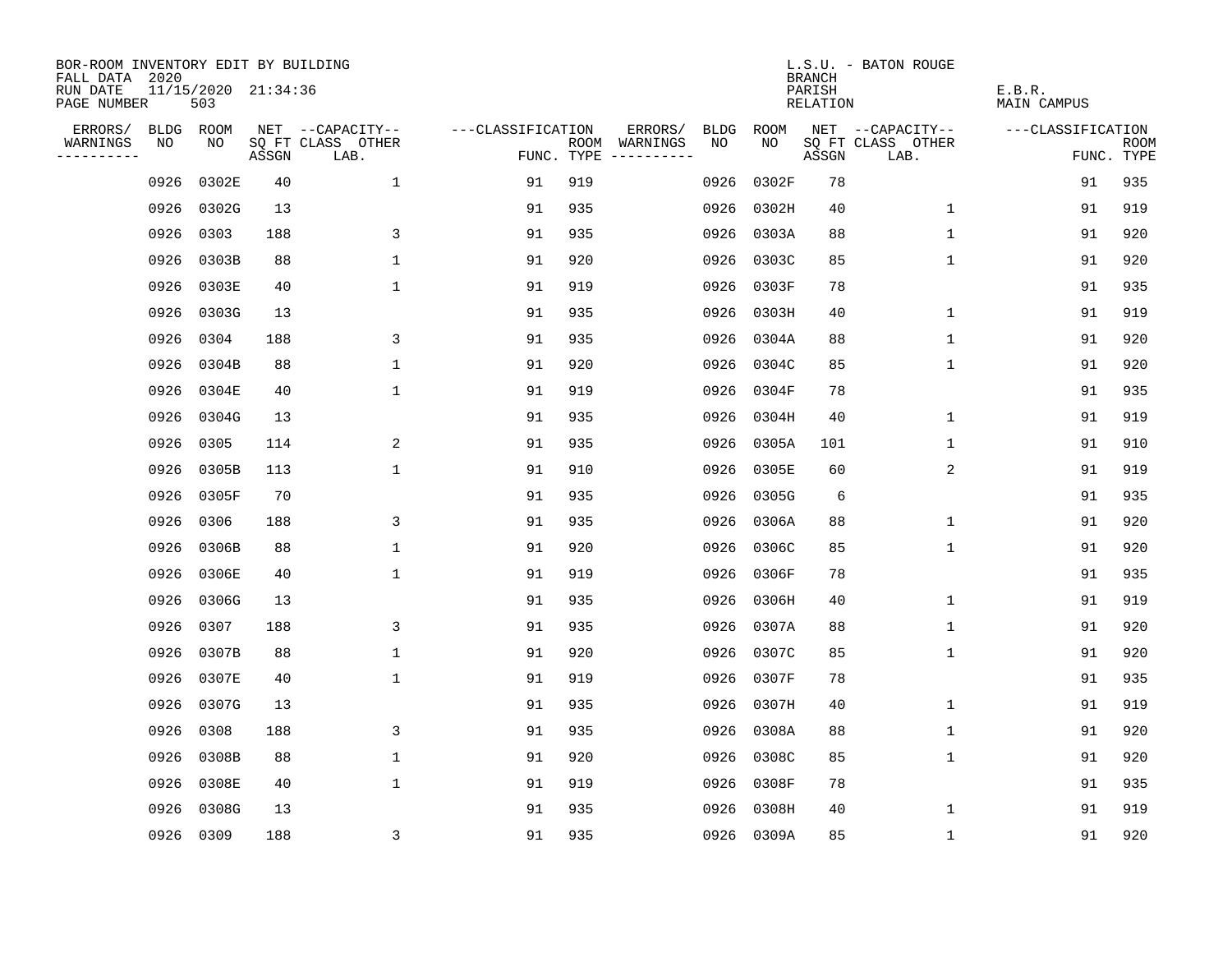BOR-ROOM INVENTORY EDIT BY BUILDING
FALL DATA 2020
RUN DATE 11/15/2020 21:34:36
PAGE NUMBER 503

L.S.U. - BATON ROUGE
BRANCH
PARISH E.B.R.
RELATION MAIN CAMPUS

| ERRORS/ WARNINGS | BLDG NO | ROOM NO | NET SQ FT ASSGN | --CAPACITY-- CLASS LAB. | OTHER | ---CLASSIFICATION FUNC. | ROOM TYPE | ERRORS/ WARNINGS | BLDG NO | ROOM NO | NET SQ FT ASSGN | --CAPACITY-- CLASS LAB. | OTHER | ---CLASSIFICATION FUNC. | ROOM TYPE |
|---|---|---|---|---|---|---|---|---|---|---|---|---|---|---|---|
| | 0926 | 0302E | 40 | | 1 | 91 | 919 | | 0926 | 0302F | 78 | | | 91 | 935 |
| | 0926 | 0302G | 13 | | | 91 | 935 | | 0926 | 0302H | 40 | | 1 | 91 | 919 |
| | 0926 | 0303 | 188 | | 3 | 91 | 935 | | 0926 | 0303A | 88 | | 1 | 91 | 920 |
| | 0926 | 0303B | 88 | | 1 | 91 | 920 | | 0926 | 0303C | 85 | | 1 | 91 | 920 |
| | 0926 | 0303E | 40 | | 1 | 91 | 919 | | 0926 | 0303F | 78 | | | 91 | 935 |
| | 0926 | 0303G | 13 | | | 91 | 935 | | 0926 | 0303H | 40 | | 1 | 91 | 919 |
| | 0926 | 0304 | 188 | | 3 | 91 | 935 | | 0926 | 0304A | 88 | | 1 | 91 | 920 |
| | 0926 | 0304B | 88 | | 1 | 91 | 920 | | 0926 | 0304C | 85 | | 1 | 91 | 920 |
| | 0926 | 0304E | 40 | | 1 | 91 | 919 | | 0926 | 0304F | 78 | | | 91 | 935 |
| | 0926 | 0304G | 13 | | | 91 | 935 | | 0926 | 0304H | 40 | | 1 | 91 | 919 |
| | 0926 | 0305 | 114 | | 2 | 91 | 935 | | 0926 | 0305A | 101 | | 1 | 91 | 910 |
| | 0926 | 0305B | 113 | | 1 | 91 | 910 | | 0926 | 0305E | 60 | | 2 | 91 | 919 |
| | 0926 | 0305F | 70 | | | 91 | 935 | | 0926 | 0305G | 6 | | | 91 | 935 |
| | 0926 | 0306 | 188 | | 3 | 91 | 935 | | 0926 | 0306A | 88 | | 1 | 91 | 920 |
| | 0926 | 0306B | 88 | | 1 | 91 | 920 | | 0926 | 0306C | 85 | | 1 | 91 | 920 |
| | 0926 | 0306E | 40 | | 1 | 91 | 919 | | 0926 | 0306F | 78 | | | 91 | 935 |
| | 0926 | 0306G | 13 | | | 91 | 935 | | 0926 | 0306H | 40 | | 1 | 91 | 919 |
| | 0926 | 0307 | 188 | | 3 | 91 | 935 | | 0926 | 0307A | 88 | | 1 | 91 | 920 |
| | 0926 | 0307B | 88 | | 1 | 91 | 920 | | 0926 | 0307C | 85 | | 1 | 91 | 920 |
| | 0926 | 0307E | 40 | | 1 | 91 | 919 | | 0926 | 0307F | 78 | | | 91 | 935 |
| | 0926 | 0307G | 13 | | | 91 | 935 | | 0926 | 0307H | 40 | | 1 | 91 | 919 |
| | 0926 | 0308 | 188 | | 3 | 91 | 935 | | 0926 | 0308A | 88 | | 1 | 91 | 920 |
| | 0926 | 0308B | 88 | | 1 | 91 | 920 | | 0926 | 0308C | 85 | | 1 | 91 | 920 |
| | 0926 | 0308E | 40 | | 1 | 91 | 919 | | 0926 | 0308F | 78 | | | 91 | 935 |
| | 0926 | 0308G | 13 | | | 91 | 935 | | 0926 | 0308H | 40 | | 1 | 91 | 919 |
| | 0926 | 0309 | 188 | | 3 | 91 | 935 | | 0926 | 0309A | 85 | | 1 | 91 | 920 |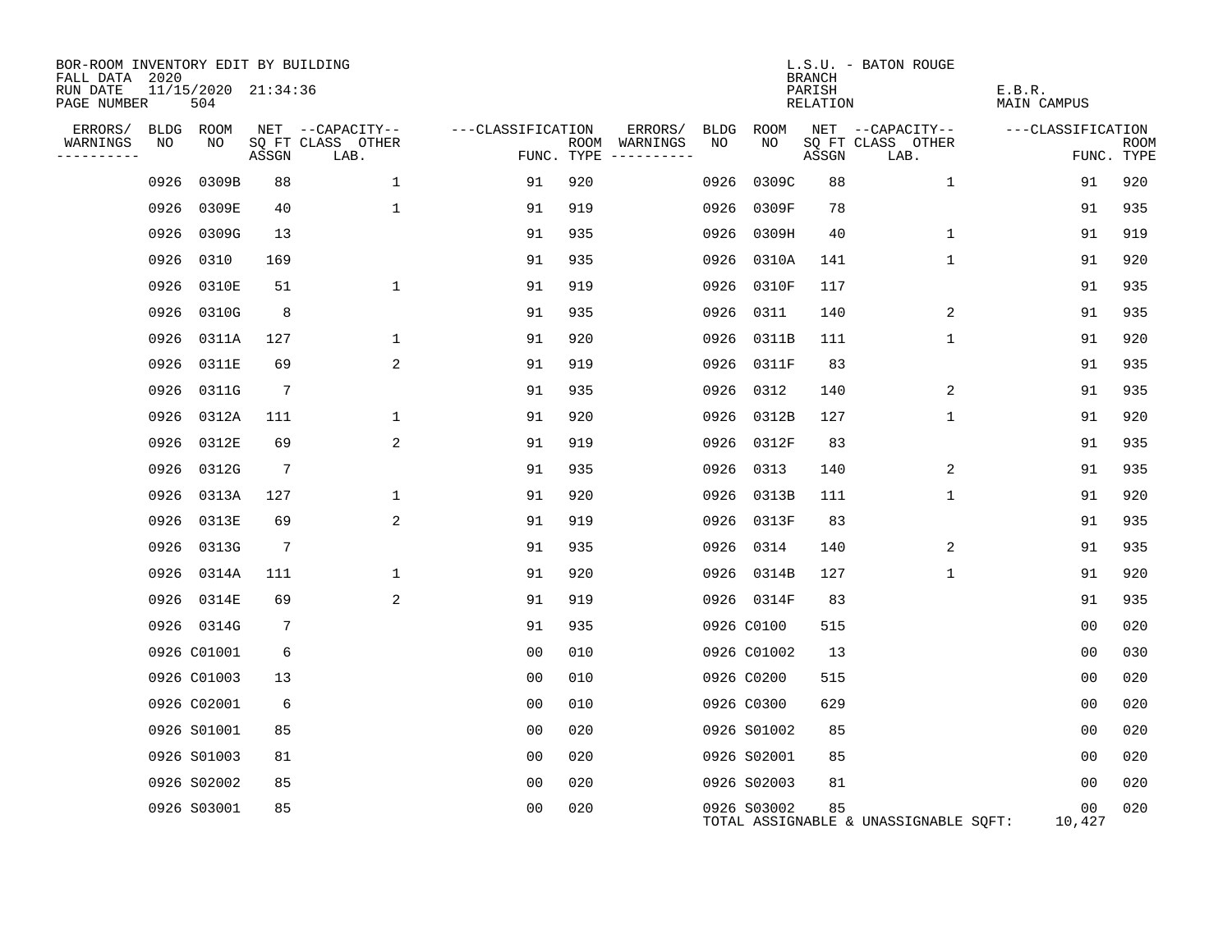BOR-ROOM INVENTORY EDIT BY BUILDING
FALL DATA 2020
RUN DATE 11/15/2020 21:34:36
PAGE NUMBER 504

L.S.U. - BATON ROUGE
BRANCH
PARISH E.B.R.
RELATION MAIN CAMPUS

| ERRORS/ WARNINGS | BLDG NO | ROOM NO | NET SQ FT ASSGN | CAPACITY CLASS LAB. | CAPACITY OTHER | CLASSIFICATION FUNC. | ROOM TYPE | ERRORS/ WARNINGS | BLDG NO | ROOM NO | NET SQ FT ASSGN | CAPACITY CLASS LAB. | CAPACITY OTHER | CLASSIFICATION FUNC. | ROOM TYPE |
|---|---|---|---|---|---|---|---|---|---|---|---|---|---|---|---|
| | 0926 | 0309B | 88 | | 1 | 91 | 920 | | 0926 | 0309C | 88 | | 1 | 91 | 920 |
| | 0926 | 0309E | 40 | | 1 | 91 | 919 | | 0926 | 0309F | 78 | | | 91 | 935 |
| | 0926 | 0309G | 13 | | | 91 | 935 | | 0926 | 0309H | 40 | | 1 | 91 | 919 |
| | 0926 | 0310 | 169 | | | 91 | 935 | | 0926 | 0310A | 141 | | 1 | 91 | 920 |
| | 0926 | 0310E | 51 | | 1 | 91 | 919 | | 0926 | 0310F | 117 | | | 91 | 935 |
| | 0926 | 0310G | 8 | | | 91 | 935 | | 0926 | 0311 | 140 | | 2 | 91 | 935 |
| | 0926 | 0311A | 127 | | 1 | 91 | 920 | | 0926 | 0311B | 111 | | 1 | 91 | 920 |
| | 0926 | 0311E | 69 | | 2 | 91 | 919 | | 0926 | 0311F | 83 | | | 91 | 935 |
| | 0926 | 0311G | 7 | | | 91 | 935 | | 0926 | 0312 | 140 | | 2 | 91 | 935 |
| | 0926 | 0312A | 111 | | 1 | 91 | 920 | | 0926 | 0312B | 127 | | 1 | 91 | 920 |
| | 0926 | 0312E | 69 | | 2 | 91 | 919 | | 0926 | 0312F | 83 | | | 91 | 935 |
| | 0926 | 0312G | 7 | | | 91 | 935 | | 0926 | 0313 | 140 | | 2 | 91 | 935 |
| | 0926 | 0313A | 127 | | 1 | 91 | 920 | | 0926 | 0313B | 111 | | 1 | 91 | 920 |
| | 0926 | 0313E | 69 | | 2 | 91 | 919 | | 0926 | 0313F | 83 | | | 91 | 935 |
| | 0926 | 0313G | 7 | | | 91 | 935 | | 0926 | 0314 | 140 | | 2 | 91 | 935 |
| | 0926 | 0314A | 111 | | 1 | 91 | 920 | | 0926 | 0314B | 127 | | 1 | 91 | 920 |
| | 0926 | 0314E | 69 | | 2 | 91 | 919 | | 0926 | 0314F | 83 | | | 91 | 935 |
| | 0926 | 0314G | 7 | | | 91 | 935 | | 0926 | C0100 | 515 | | | 00 | 020 |
| | 0926 | C01001 | 6 | | | 00 | 010 | | 0926 | C01002 | 13 | | | 00 | 030 |
| | 0926 | C01003 | 13 | | | 00 | 010 | | 0926 | C0200 | 515 | | | 00 | 020 |
| | 0926 | C02001 | 6 | | | 00 | 010 | | 0926 | C0300 | 629 | | | 00 | 020 |
| | 0926 | S01001 | 85 | | | 00 | 020 | | 0926 | S01002 | 85 | | | 00 | 020 |
| | 0926 | S01003 | 81 | | | 00 | 020 | | 0926 | S02001 | 85 | | | 00 | 020 |
| | 0926 | S02002 | 85 | | | 00 | 020 | | 0926 | S02003 | 81 | | | 00 | 020 |
| | 0926 | S03001 | 85 | | | 00 | 020 | | 0926 | S03002 | 85 | | | 00 | 020 |

TOTAL ASSIGNABLE & UNASSIGNABLE SQFT: 10,427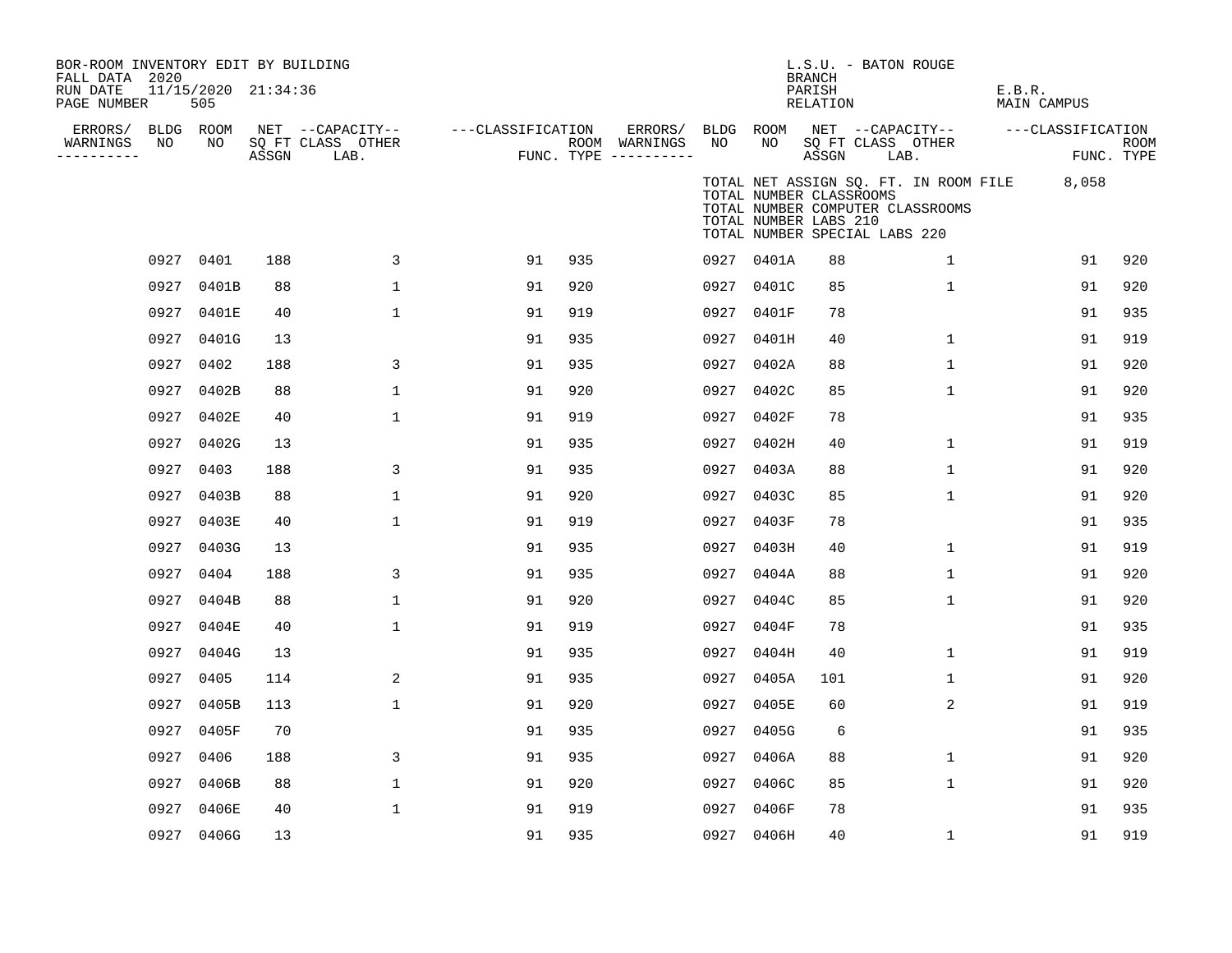BOR-ROOM INVENTORY EDIT BY BUILDING
FALL DATA 2020
RUN DATE 11/15/2020 21:34:36
PAGE NUMBER 505

L.S.U. - BATON ROUGE
BRANCH
PARISH E.B.R.
RELATION MAIN CAMPUS

TOTAL NET ASSIGN SQ. FT. IN ROOM FILE 8,058
TOTAL NUMBER CLASSROOMS
TOTAL NUMBER COMPUTER CLASSROOMS
TOTAL NUMBER LABS 210
TOTAL NUMBER SPECIAL LABS 220

| ERRORS/ WARNINGS | BLDG NO | ROOM NO | NET SQ FT ASSGN | CAPACITY CLASS LAB. | CAPACITY OTHER | CLASSIFICATION FUNC. | ROOM TYPE | ERRORS/ WARNINGS | BLDG NO | ROOM NO | NET SQ FT ASSGN | CAPACITY CLASS LAB. | CAPACITY OTHER | CLASSIFICATION FUNC. | ROOM TYPE |
|---|---|---|---|---|---|---|---|---|---|---|---|---|---|---|---|
| | 0927 | 0401 | 188 | | 3 | 91 | 935 | | 0927 | 0401A | 88 | | 1 | 91 | 920 |
| | 0927 | 0401B | 88 | | 1 | 91 | 920 | | 0927 | 0401C | 85 | | 1 | 91 | 920 |
| | 0927 | 0401E | 40 | | 1 | 91 | 919 | | 0927 | 0401F | 78 | | | 91 | 935 |
| | 0927 | 0401G | 13 | | | 91 | 935 | | 0927 | 0401H | 40 | | 1 | 91 | 919 |
| | 0927 | 0402 | 188 | | 3 | 91 | 935 | | 0927 | 0402A | 88 | | 1 | 91 | 920 |
| | 0927 | 0402B | 88 | | 1 | 91 | 920 | | 0927 | 0402C | 85 | | 1 | 91 | 920 |
| | 0927 | 0402E | 40 | | 1 | 91 | 919 | | 0927 | 0402F | 78 | | | 91 | 935 |
| | 0927 | 0402G | 13 | | | 91 | 935 | | 0927 | 0402H | 40 | | 1 | 91 | 919 |
| | 0927 | 0403 | 188 | | 3 | 91 | 935 | | 0927 | 0403A | 88 | | 1 | 91 | 920 |
| | 0927 | 0403B | 88 | | 1 | 91 | 920 | | 0927 | 0403C | 85 | | 1 | 91 | 920 |
| | 0927 | 0403E | 40 | | 1 | 91 | 919 | | 0927 | 0403F | 78 | | | 91 | 935 |
| | 0927 | 0403G | 13 | | | 91 | 935 | | 0927 | 0403H | 40 | | 1 | 91 | 919 |
| | 0927 | 0404 | 188 | | 3 | 91 | 935 | | 0927 | 0404A | 88 | | 1 | 91 | 920 |
| | 0927 | 0404B | 88 | | 1 | 91 | 920 | | 0927 | 0404C | 85 | | 1 | 91 | 920 |
| | 0927 | 0404E | 40 | | 1 | 91 | 919 | | 0927 | 0404F | 78 | | | 91 | 935 |
| | 0927 | 0404G | 13 | | | 91 | 935 | | 0927 | 0404H | 40 | | 1 | 91 | 919 |
| | 0927 | 0405 | 114 | | 2 | 91 | 935 | | 0927 | 0405A | 101 | | 1 | 91 | 920 |
| | 0927 | 0405B | 113 | | 1 | 91 | 920 | | 0927 | 0405E | 60 | | 2 | 91 | 919 |
| | 0927 | 0405F | 70 | | | 91 | 935 | | 0927 | 0405G | 6 | | | 91 | 935 |
| | 0927 | 0406 | 188 | | 3 | 91 | 935 | | 0927 | 0406A | 88 | | 1 | 91 | 920 |
| | 0927 | 0406B | 88 | | 1 | 91 | 920 | | 0927 | 0406C | 85 | | 1 | 91 | 920 |
| | 0927 | 0406E | 40 | | 1 | 91 | 919 | | 0927 | 0406F | 78 | | | 91 | 935 |
| | 0927 | 0406G | 13 | | | 91 | 935 | | 0927 | 0406H | 40 | | 1 | 91 | 919 |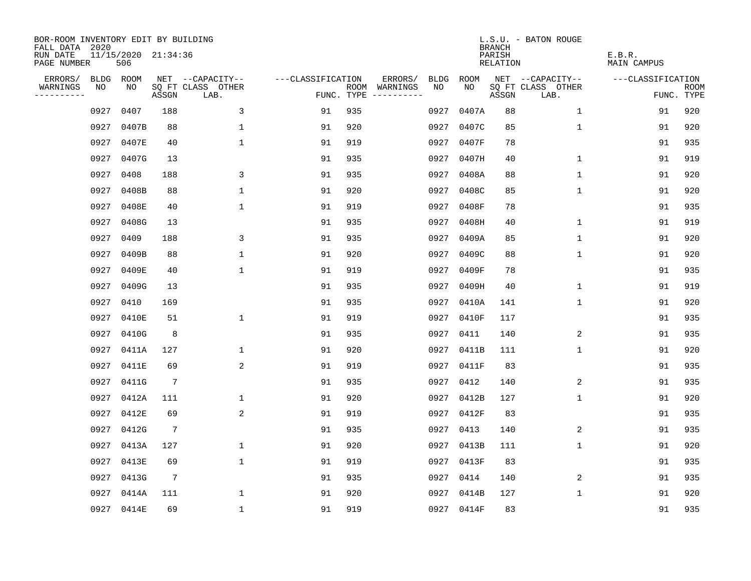BOR-ROOM INVENTORY EDIT BY BUILDING
FALL DATA 2020
RUN DATE 11/15/2020 21:34:36
PAGE NUMBER 506

L.S.U. - BATON ROUGE
BRANCH
PARISH E.B.R.
RELATION MAIN CAMPUS

| ERRORS/ WARNINGS | BLDG NO | ROOM NO | NET SQ FT ASSGN | --CAPACITY-- CLASS LAB. | OTHER | ---CLASSIFICATION FUNC. | ROOM TYPE | ERRORS/ WARNINGS | BLDG NO | ROOM NO | NET SQ FT ASSGN | --CAPACITY-- CLASS LAB. | OTHER | ---CLASSIFICATION FUNC. | ROOM TYPE |
|---|---|---|---|---|---|---|---|---|---|---|---|---|---|---|---|
| | 0927 | 0407 | 188 | | 3 | 91 | 935 | | 0927 | 0407A | 88 | | 1 | 91 | 920 |
| | 0927 | 0407B | 88 | | 1 | 91 | 920 | | 0927 | 0407C | 85 | | 1 | 91 | 920 |
| | 0927 | 0407E | 40 | | 1 | 91 | 919 | | 0927 | 0407F | 78 | | | 91 | 935 |
| | 0927 | 0407G | 13 | | | 91 | 935 | | 0927 | 0407H | 40 | | 1 | 91 | 919 |
| | 0927 | 0408 | 188 | | 3 | 91 | 935 | | 0927 | 0408A | 88 | | 1 | 91 | 920 |
| | 0927 | 0408B | 88 | | 1 | 91 | 920 | | 0927 | 0408C | 85 | | 1 | 91 | 920 |
| | 0927 | 0408E | 40 | | 1 | 91 | 919 | | 0927 | 0408F | 78 | | | 91 | 935 |
| | 0927 | 0408G | 13 | | | 91 | 935 | | 0927 | 0408H | 40 | | 1 | 91 | 919 |
| | 0927 | 0409 | 188 | | 3 | 91 | 935 | | 0927 | 0409A | 85 | | 1 | 91 | 920 |
| | 0927 | 0409B | 88 | | 1 | 91 | 920 | | 0927 | 0409C | 88 | | 1 | 91 | 920 |
| | 0927 | 0409E | 40 | | 1 | 91 | 919 | | 0927 | 0409F | 78 | | | 91 | 935 |
| | 0927 | 0409G | 13 | | | 91 | 935 | | 0927 | 0409H | 40 | | 1 | 91 | 919 |
| | 0927 | 0410 | 169 | | | 91 | 935 | | 0927 | 0410A | 141 | | 1 | 91 | 920 |
| | 0927 | 0410E | 51 | | 1 | 91 | 919 | | 0927 | 0410F | 117 | | | 91 | 935 |
| | 0927 | 0410G | 8 | | | 91 | 935 | | 0927 | 0411 | 140 | | 2 | 91 | 935 |
| | 0927 | 0411A | 127 | | 1 | 91 | 920 | | 0927 | 0411B | 111 | | 1 | 91 | 920 |
| | 0927 | 0411E | 69 | | 2 | 91 | 919 | | 0927 | 0411F | 83 | | | 91 | 935 |
| | 0927 | 0411G | 7 | | | 91 | 935 | | 0927 | 0412 | 140 | | 2 | 91 | 935 |
| | 0927 | 0412A | 111 | | 1 | 91 | 920 | | 0927 | 0412B | 127 | | 1 | 91 | 920 |
| | 0927 | 0412E | 69 | | 2 | 91 | 919 | | 0927 | 0412F | 83 | | | 91 | 935 |
| | 0927 | 0412G | 7 | | | 91 | 935 | | 0927 | 0413 | 140 | | 2 | 91 | 935 |
| | 0927 | 0413A | 127 | | 1 | 91 | 920 | | 0927 | 0413B | 111 | | 1 | 91 | 920 |
| | 0927 | 0413E | 69 | | 1 | 91 | 919 | | 0927 | 0413F | 83 | | | 91 | 935 |
| | 0927 | 0413G | 7 | | | 91 | 935 | | 0927 | 0414 | 140 | | 2 | 91 | 935 |
| | 0927 | 0414A | 111 | | 1 | 91 | 920 | | 0927 | 0414B | 127 | | 1 | 91 | 920 |
| | 0927 | 0414E | 69 | | 1 | 91 | 919 | | 0927 | 0414F | 83 | | | 91 | 935 |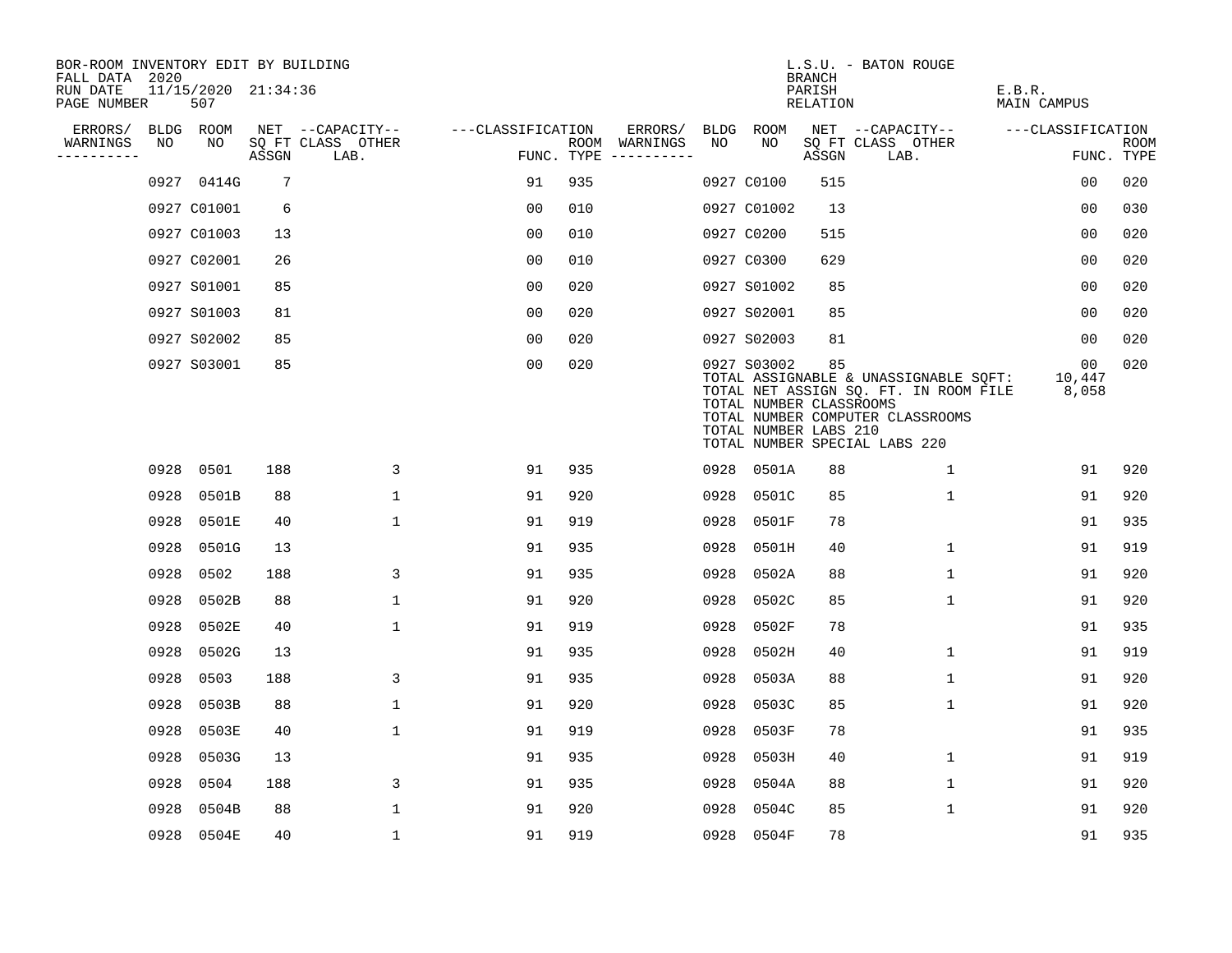BOR-ROOM INVENTORY EDIT BY BUILDING
FALL DATA 2020
RUN DATE 11/15/2020 21:34:36
PAGE NUMBER 507

L.S.U. - BATON ROUGE
BRANCH
PARISH E.B.R.
RELATION MAIN CAMPUS

| ERRORS/ WARNINGS | BLDG NO | ROOM NO | NET SQ FT ASSGN | CAPACITY CLASS LAB. | CAPACITY OTHER | CLASSIFICATION FUNC. | ROOM TYPE | ERRORS/ WARNINGS | BLDG NO | ROOM NO | NET SQ FT ASSGN | CAPACITY CLASS LAB. | CAPACITY OTHER | CLASSIFICATION FUNC. | ROOM TYPE |
|---|---|---|---|---|---|---|---|---|---|---|---|---|---|---|---|
| | 0927 | 0414G | 7 | | | 91 | 935 | | 0927 | C0100 | 515 | | | 00 | 020 |
| | 0927 | C01001 | 6 | | | 00 | 010 | | 0927 | C01002 | 13 | | | 00 | 030 |
| | 0927 | C01003 | 13 | | | 00 | 010 | | 0927 | C0200 | 515 | | | 00 | 020 |
| | 0927 | C02001 | 26 | | | 00 | 010 | | 0927 | C0300 | 629 | | | 00 | 020 |
| | 0927 | S01001 | 85 | | | 00 | 020 | | 0927 | S01002 | 85 | | | 00 | 020 |
| | 0927 | S01003 | 81 | | | 00 | 020 | | 0927 | S02001 | 85 | | | 00 | 020 |
| | 0927 | S02002 | 85 | | | 00 | 020 | | 0927 | S02003 | 81 | | | 00 | 020 |
| | 0927 | S03001 | 85 | | | 00 | 020 | | 0927 | S03002 | 85 | | | 00 | 020 |

TOTAL ASSIGNABLE & UNASSIGNABLE SQFT: 10,447
TOTAL NET ASSIGN SQ. FT. IN ROOM FILE 8,058
TOTAL NUMBER CLASSROOMS
TOTAL NUMBER COMPUTER CLASSROOMS
TOTAL NUMBER LABS 210
TOTAL NUMBER SPECIAL LABS 220

| ERRORS/ WARNINGS | BLDG NO | ROOM NO | NET SQ FT ASSGN | CAPACITY CLASS LAB. | CAPACITY OTHER | CLASSIFICATION FUNC. | ROOM TYPE | ERRORS/ WARNINGS | BLDG NO | ROOM NO | NET SQ FT ASSGN | CAPACITY CLASS LAB. | CAPACITY OTHER | CLASSIFICATION FUNC. | ROOM TYPE |
|---|---|---|---|---|---|---|---|---|---|---|---|---|---|---|---|
| | 0928 | 0501 | 188 | | 3 | 91 | 935 | | 0928 | 0501A | 88 | | 1 | 91 | 920 |
| | 0928 | 0501B | 88 | | 1 | 91 | 920 | | 0928 | 0501C | 85 | | 1 | 91 | 920 |
| | 0928 | 0501E | 40 | | 1 | 91 | 919 | | 0928 | 0501F | 78 | | | 91 | 935 |
| | 0928 | 0501G | 13 | | | 91 | 935 | | 0928 | 0501H | 40 | | 1 | 91 | 919 |
| | 0928 | 0502 | 188 | | 3 | 91 | 935 | | 0928 | 0502A | 88 | | 1 | 91 | 920 |
| | 0928 | 0502B | 88 | | 1 | 91 | 920 | | 0928 | 0502C | 85 | | 1 | 91 | 920 |
| | 0928 | 0502E | 40 | | 1 | 91 | 919 | | 0928 | 0502F | 78 | | | 91 | 935 |
| | 0928 | 0502G | 13 | | | 91 | 935 | | 0928 | 0502H | 40 | | 1 | 91 | 919 |
| | 0928 | 0503 | 188 | | 3 | 91 | 935 | | 0928 | 0503A | 88 | | 1 | 91 | 920 |
| | 0928 | 0503B | 88 | | 1 | 91 | 920 | | 0928 | 0503C | 85 | | 1 | 91 | 920 |
| | 0928 | 0503E | 40 | | 1 | 91 | 919 | | 0928 | 0503F | 78 | | | 91 | 935 |
| | 0928 | 0503G | 13 | | | 91 | 935 | | 0928 | 0503H | 40 | | 1 | 91 | 919 |
| | 0928 | 0504 | 188 | | 3 | 91 | 935 | | 0928 | 0504A | 88 | | 1 | 91 | 920 |
| | 0928 | 0504B | 88 | | 1 | 91 | 920 | | 0928 | 0504C | 85 | | 1 | 91 | 920 |
| | 0928 | 0504E | 40 | | 1 | 91 | 919 | | 0928 | 0504F | 78 | | | 91 | 935 |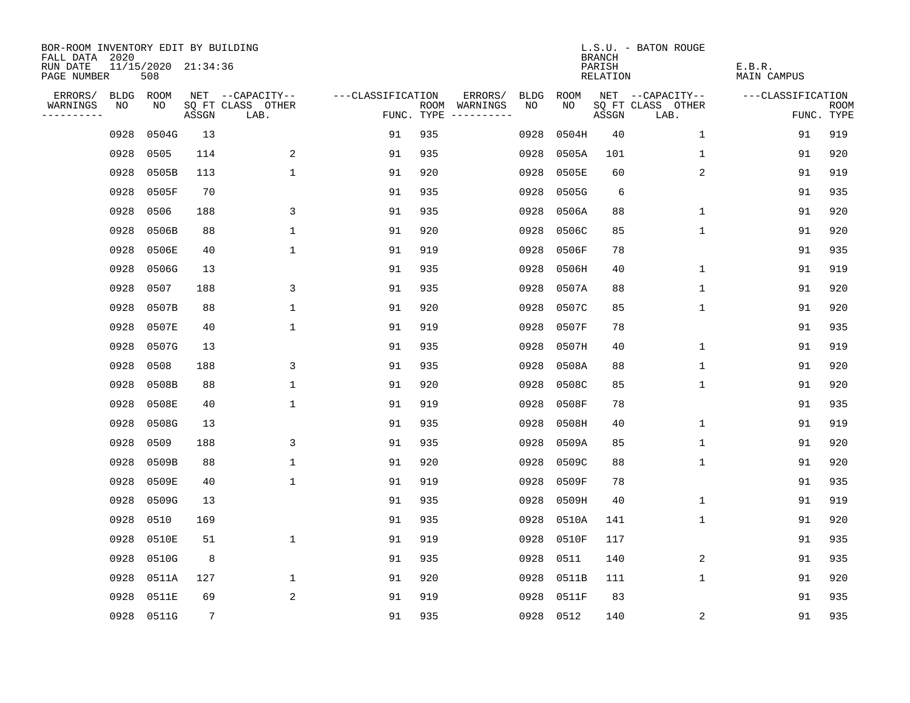BOR-ROOM INVENTORY EDIT BY BUILDING
FALL DATA 2020
RUN DATE 11/15/2020 21:34:36
PAGE NUMBER 508

L.S.U. - BATON ROUGE
BRANCH
PARISH E.B.R.
RELATION MAIN CAMPUS

| ERRORS/ WARNINGS | BLDG NO | ROOM NO | NET SQ FT ASSGN | CAPACITY CLASS LAB. | CAPACITY OTHER | CLASSIFICATION FUNC. | ROOM TYPE | ERRORS/ WARNINGS | BLDG NO | ROOM NO | NET SQ FT ASSGN | CAPACITY CLASS LAB. | CAPACITY OTHER | CLASSIFICATION FUNC. | ROOM TYPE |
|---|---|---|---|---|---|---|---|---|---|---|---|---|---|---|---|
| | 0928 | 0504G | 13 | | | 91 | 935 | | 0928 | 0504H | 40 | | 1 | 91 | 919 |
| | 0928 | 0505 | 114 | | 2 | 91 | 935 | | 0928 | 0505A | 101 | | 1 | 91 | 920 |
| | 0928 | 0505B | 113 | | 1 | 91 | 920 | | 0928 | 0505E | 60 | | 2 | 91 | 919 |
| | 0928 | 0505F | 70 | | | 91 | 935 | | 0928 | 0505G | 6 | | | 91 | 935 |
| | 0928 | 0506 | 188 | | 3 | 91 | 935 | | 0928 | 0506A | 88 | | 1 | 91 | 920 |
| | 0928 | 0506B | 88 | | 1 | 91 | 920 | | 0928 | 0506C | 85 | | 1 | 91 | 920 |
| | 0928 | 0506E | 40 | | 1 | 91 | 919 | | 0928 | 0506F | 78 | | | 91 | 935 |
| | 0928 | 0506G | 13 | | | 91 | 935 | | 0928 | 0506H | 40 | | 1 | 91 | 919 |
| | 0928 | 0507 | 188 | | 3 | 91 | 935 | | 0928 | 0507A | 88 | | 1 | 91 | 920 |
| | 0928 | 0507B | 88 | | 1 | 91 | 920 | | 0928 | 0507C | 85 | | 1 | 91 | 920 |
| | 0928 | 0507E | 40 | | 1 | 91 | 919 | | 0928 | 0507F | 78 | | | 91 | 935 |
| | 0928 | 0507G | 13 | | | 91 | 935 | | 0928 | 0507H | 40 | | 1 | 91 | 919 |
| | 0928 | 0508 | 188 | | 3 | 91 | 935 | | 0928 | 0508A | 88 | | 1 | 91 | 920 |
| | 0928 | 0508B | 88 | | 1 | 91 | 920 | | 0928 | 0508C | 85 | | 1 | 91 | 920 |
| | 0928 | 0508E | 40 | | 1 | 91 | 919 | | 0928 | 0508F | 78 | | | 91 | 935 |
| | 0928 | 0508G | 13 | | | 91 | 935 | | 0928 | 0508H | 40 | | 1 | 91 | 919 |
| | 0928 | 0509 | 188 | | 3 | 91 | 935 | | 0928 | 0509A | 85 | | 1 | 91 | 920 |
| | 0928 | 0509B | 88 | | 1 | 91 | 920 | | 0928 | 0509C | 88 | | 1 | 91 | 920 |
| | 0928 | 0509E | 40 | | 1 | 91 | 919 | | 0928 | 0509F | 78 | | | 91 | 935 |
| | 0928 | 0509G | 13 | | | 91 | 935 | | 0928 | 0509H | 40 | | 1 | 91 | 919 |
| | 0928 | 0510 | 169 | | | 91 | 935 | | 0928 | 0510A | 141 | | 1 | 91 | 920 |
| | 0928 | 0510E | 51 | | 1 | 91 | 919 | | 0928 | 0510F | 117 | | | 91 | 935 |
| | 0928 | 0510G | 8 | | | 91 | 935 | | 0928 | 0511 | 140 | | 2 | 91 | 935 |
| | 0928 | 0511A | 127 | | 1 | 91 | 920 | | 0928 | 0511B | 111 | | 1 | 91 | 920 |
| | 0928 | 0511E | 69 | | 2 | 91 | 919 | | 0928 | 0511F | 83 | | | 91 | 935 |
| | 0928 | 0511G | 7 | | | 91 | 935 | | 0928 | 0512 | 140 | | 2 | 91 | 935 |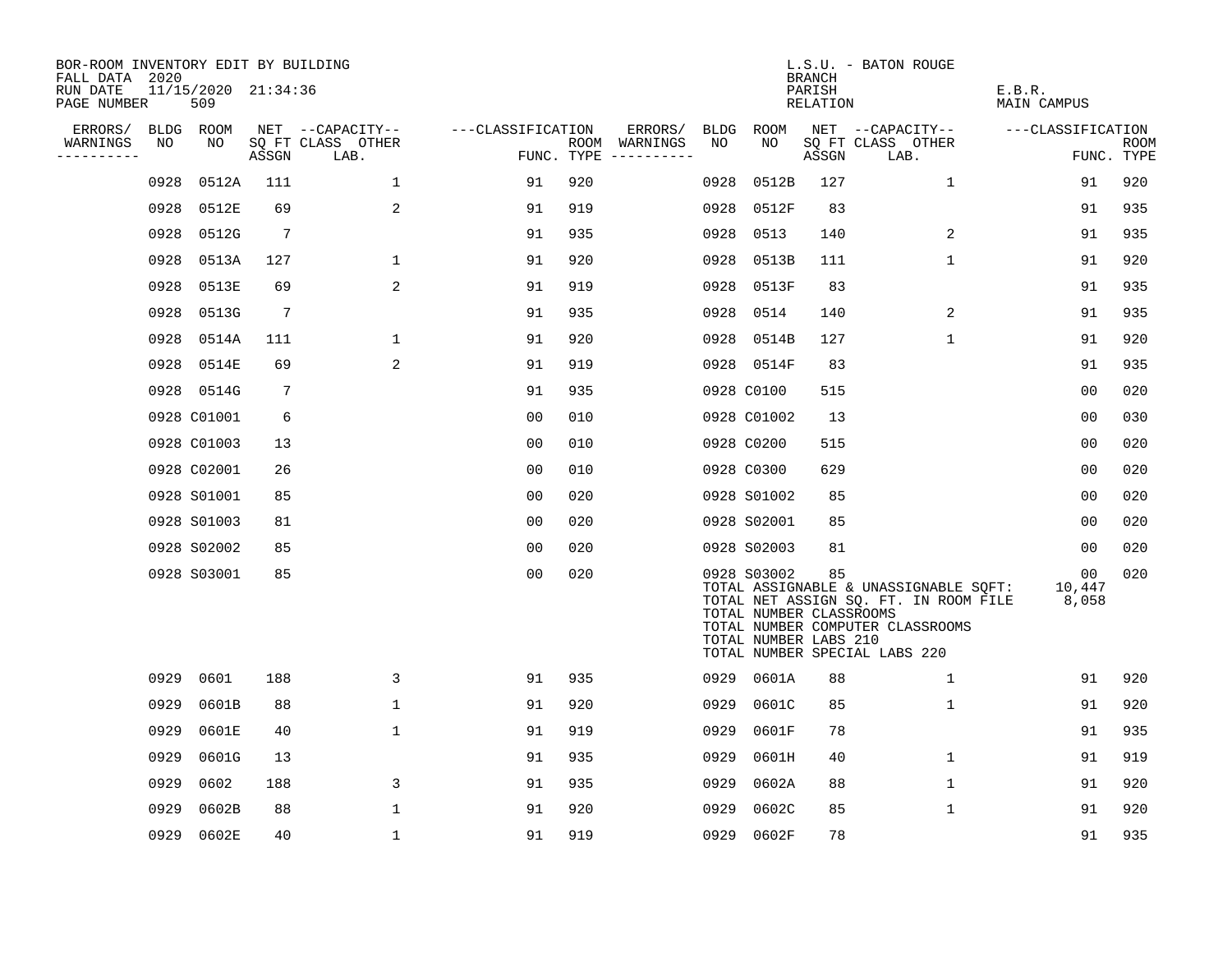BOR-ROOM INVENTORY EDIT BY BUILDING
FALL DATA 2020
RUN DATE 11/15/2020 21:34:36
PAGE NUMBER 509

L.S.U. - BATON ROUGE
BRANCH
PARISH E.B.R.
RELATION MAIN CAMPUS

| ERRORS/ WARNINGS | BLDG NO | ROOM NO | NET SQ FT ASSGN | --CAPACITY-- CLASS | OTHER LAB. | ---CLASSIFICATION FUNC. | ROOM TYPE | ERRORS/ WARNINGS | BLDG NO | ROOM NO | NET SQ FT ASSGN | --CAPACITY-- CLASS | OTHER LAB. | ---CLASSIFICATION FUNC. | ROOM TYPE |
|---|---|---|---|---|---|---|---|---|---|---|---|---|---|---|---|
| | 0928 | 0512A | 111 | | 1 | 91 | 920 | | 0928 | 0512B | 127 | | 1 | 91 | 920 |
| | 0928 | 0512E | 69 | | 2 | 91 | 919 | | 0928 | 0512F | 83 | | | 91 | 935 |
| | 0928 | 0512G | 7 | | | 91 | 935 | | 0928 | 0513 | 140 | | 2 | 91 | 935 |
| | 0928 | 0513A | 127 | | 1 | 91 | 920 | | 0928 | 0513B | 111 | | 1 | 91 | 920 |
| | 0928 | 0513E | 69 | | 2 | 91 | 919 | | 0928 | 0513F | 83 | | | 91 | 935 |
| | 0928 | 0513G | 7 | | | 91 | 935 | | 0928 | 0514 | 140 | | 2 | 91 | 935 |
| | 0928 | 0514A | 111 | | 1 | 91 | 920 | | 0928 | 0514B | 127 | | 1 | 91 | 920 |
| | 0928 | 0514E | 69 | | 2 | 91 | 919 | | 0928 | 0514F | 83 | | | 91 | 935 |
| | 0928 | 0514G | 7 | | | 91 | 935 | | 0928 | C0100 | 515 | | | 00 | 020 |
| | 0928 | C01001 | 6 | | | 00 | 010 | | 0928 | C01002 | 13 | | | 00 | 030 |
| | 0928 | C01003 | 13 | | | 00 | 010 | | 0928 | C0200 | 515 | | | 00 | 020 |
| | 0928 | C02001 | 26 | | | 00 | 010 | | 0928 | C0300 | 629 | | | 00 | 020 |
| | 0928 | S01001 | 85 | | | 00 | 020 | | 0928 | S01002 | 85 | | | 00 | 020 |
| | 0928 | S01003 | 81 | | | 00 | 020 | | 0928 | S02001 | 85 | | | 00 | 020 |
| | 0928 | S02002 | 85 | | | 00 | 020 | | 0928 | S02003 | 81 | | | 00 | 020 |
| | 0928 | S03001 | 85 | | | 00 | 020 | | 0928 | S03002 | 85 | | | 00 | 020 |

TOTAL ASSIGNABLE & UNASSIGNABLE SQFT: 10,447
TOTAL NET ASSIGN SQ. FT. IN ROOM FILE 8,058
TOTAL NUMBER CLASSROOMS
TOTAL NUMBER COMPUTER CLASSROOMS
TOTAL NUMBER LABS 210
TOTAL NUMBER SPECIAL LABS 220

| ERRORS/ WARNINGS | BLDG NO | ROOM NO | NET SQ FT ASSGN | --CAPACITY-- CLASS | OTHER LAB. | ---CLASSIFICATION FUNC. | ROOM TYPE | ERRORS/ WARNINGS | BLDG NO | ROOM NO | NET SQ FT ASSGN | --CAPACITY-- CLASS | OTHER LAB. | ---CLASSIFICATION FUNC. | ROOM TYPE |
|---|---|---|---|---|---|---|---|---|---|---|---|---|---|---|---|
| | 0929 | 0601 | 188 | | 3 | 91 | 935 | | 0929 | 0601A | 88 | | 1 | 91 | 920 |
| | 0929 | 0601B | 88 | | 1 | 91 | 920 | | 0929 | 0601C | 85 | | 1 | 91 | 920 |
| | 0929 | 0601E | 40 | | 1 | 91 | 919 | | 0929 | 0601F | 78 | | | 91 | 935 |
| | 0929 | 0601G | 13 | | | 91 | 935 | | 0929 | 0601H | 40 | | 1 | 91 | 919 |
| | 0929 | 0602 | 188 | | 3 | 91 | 935 | | 0929 | 0602A | 88 | | 1 | 91 | 920 |
| | 0929 | 0602B | 88 | | 1 | 91 | 920 | | 0929 | 0602C | 85 | | 1 | 91 | 920 |
| | 0929 | 0602E | 40 | | 1 | 91 | 919 | | 0929 | 0602F | 78 | | | 91 | 935 |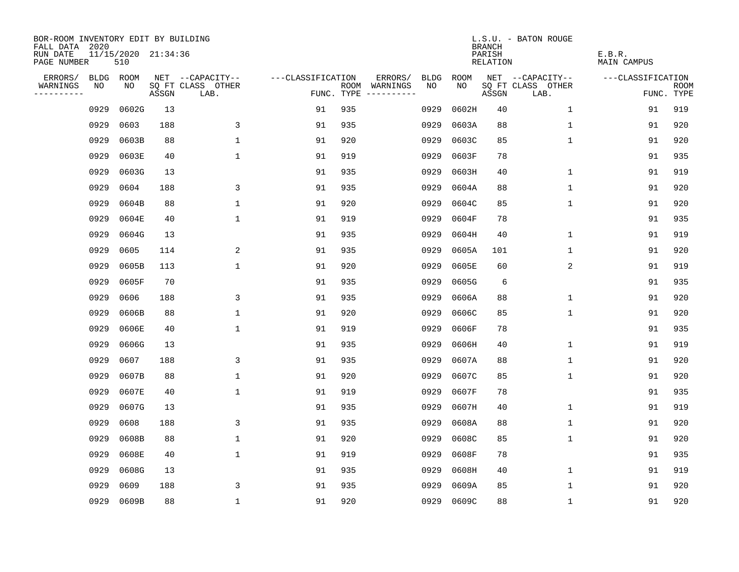BOR-ROOM INVENTORY EDIT BY BUILDING
FALL DATA 2020
RUN DATE 11/15/2020 21:34:36
PAGE NUMBER 510

L.S.U. - BATON ROUGE
BRANCH
PARISH E.B.R.
RELATION MAIN CAMPUS

| ERRORS/ WARNINGS | BLDG NO | ROOM NO | NET SQ FT ASSGN | CAPACITY-- CLASS LAB. | OTHER | CLASSIFICATION FUNC. | ROOM TYPE | ERRORS/ WARNINGS | BLDG NO | ROOM NO | NET SQ FT ASSGN | CAPACITY-- CLASS LAB. | OTHER | CLASSIFICATION FUNC. | ROOM TYPE |
|---|---|---|---|---|---|---|---|---|---|---|---|---|---|---|---|
| | 0929 | 0602G | 13 | | | 91 | 935 | | 0929 | 0602H | 40 | | 1 | 91 | 919 |
| | 0929 | 0603 | 188 | | 3 | 91 | 935 | | 0929 | 0603A | 88 | | 1 | 91 | 920 |
| | 0929 | 0603B | 88 | | 1 | 91 | 920 | | 0929 | 0603C | 85 | | 1 | 91 | 920 |
| | 0929 | 0603E | 40 | | 1 | 91 | 919 | | 0929 | 0603F | 78 | | | 91 | 935 |
| | 0929 | 0603G | 13 | | | 91 | 935 | | 0929 | 0603H | 40 | | 1 | 91 | 919 |
| | 0929 | 0604 | 188 | | 3 | 91 | 935 | | 0929 | 0604A | 88 | | 1 | 91 | 920 |
| | 0929 | 0604B | 88 | | 1 | 91 | 920 | | 0929 | 0604C | 85 | | 1 | 91 | 920 |
| | 0929 | 0604E | 40 | | 1 | 91 | 919 | | 0929 | 0604F | 78 | | | 91 | 935 |
| | 0929 | 0604G | 13 | | | 91 | 935 | | 0929 | 0604H | 40 | | 1 | 91 | 919 |
| | 0929 | 0605 | 114 | | 2 | 91 | 935 | | 0929 | 0605A | 101 | | 1 | 91 | 920 |
| | 0929 | 0605B | 113 | | 1 | 91 | 920 | | 0929 | 0605E | 60 | | 2 | 91 | 919 |
| | 0929 | 0605F | 70 | | | 91 | 935 | | 0929 | 0605G | 6 | | | 91 | 935 |
| | 0929 | 0606 | 188 | | 3 | 91 | 935 | | 0929 | 0606A | 88 | | 1 | 91 | 920 |
| | 0929 | 0606B | 88 | | 1 | 91 | 920 | | 0929 | 0606C | 85 | | 1 | 91 | 920 |
| | 0929 | 0606E | 40 | | 1 | 91 | 919 | | 0929 | 0606F | 78 | | | 91 | 935 |
| | 0929 | 0606G | 13 | | | 91 | 935 | | 0929 | 0606H | 40 | | 1 | 91 | 919 |
| | 0929 | 0607 | 188 | | 3 | 91 | 935 | | 0929 | 0607A | 88 | | 1 | 91 | 920 |
| | 0929 | 0607B | 88 | | 1 | 91 | 920 | | 0929 | 0607C | 85 | | 1 | 91 | 920 |
| | 0929 | 0607E | 40 | | 1 | 91 | 919 | | 0929 | 0607F | 78 | | | 91 | 935 |
| | 0929 | 0607G | 13 | | | 91 | 935 | | 0929 | 0607H | 40 | | 1 | 91 | 919 |
| | 0929 | 0608 | 188 | | 3 | 91 | 935 | | 0929 | 0608A | 88 | | 1 | 91 | 920 |
| | 0929 | 0608B | 88 | | 1 | 91 | 920 | | 0929 | 0608C | 85 | | 1 | 91 | 920 |
| | 0929 | 0608E | 40 | | 1 | 91 | 919 | | 0929 | 0608F | 78 | | | 91 | 935 |
| | 0929 | 0608G | 13 | | | 91 | 935 | | 0929 | 0608H | 40 | | 1 | 91 | 919 |
| | 0929 | 0609 | 188 | | 3 | 91 | 935 | | 0929 | 0609A | 85 | | 1 | 91 | 920 |
| | 0929 | 0609B | 88 | | 1 | 91 | 920 | | 0929 | 0609C | 88 | | 1 | 91 | 920 |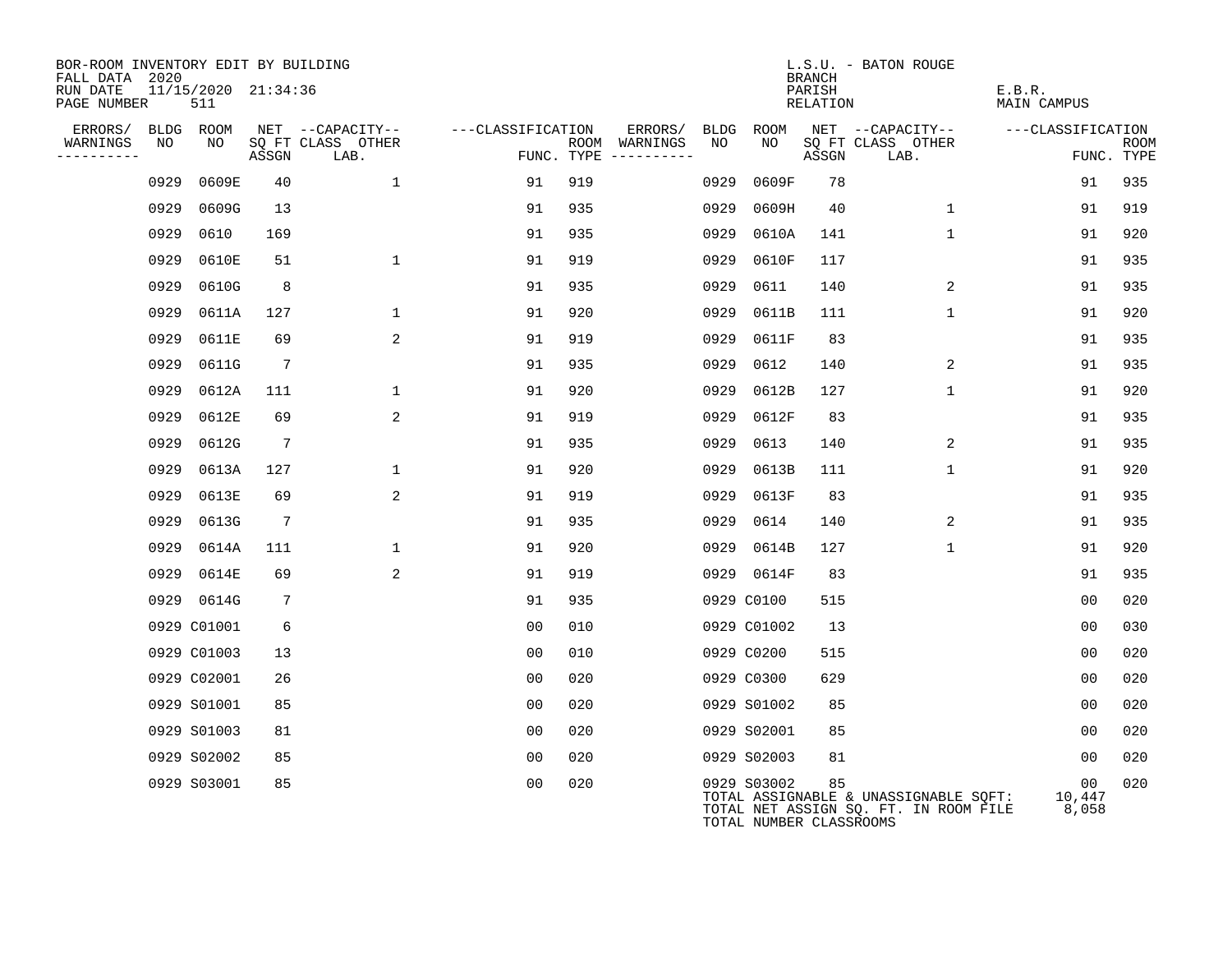BOR-ROOM INVENTORY EDIT BY BUILDING
FALL DATA 2020
RUN DATE 11/15/2020 21:34:36
PAGE NUMBER 511

L.S.U. - BATON ROUGE
BRANCH
PARISH E.B.R.
RELATION MAIN CAMPUS

| ERRORS/ WARNINGS | BLDG NO | ROOM NO | NET SQ FT ASSGN | CAPACITY CLASS LAB. | CAPACITY OTHER | CLASSIFICATION FUNC. | ROOM TYPE | ERRORS/ WARNINGS | BLDG NO | ROOM NO | NET SQ FT ASSGN | CAPACITY CLASS LAB. | CAPACITY OTHER | CLASSIFICATION FUNC. | ROOM TYPE |
|---|---|---|---|---|---|---|---|---|---|---|---|---|---|---|---|
| | 0929 | 0609E | 40 | | 1 | 91 | 919 | | 0929 | 0609F | 78 | | | 91 | 935 |
| | 0929 | 0609G | 13 | | | 91 | 935 | | 0929 | 0609H | 40 | | 1 | 91 | 919 |
| | 0929 | 0610 | 169 | | | 91 | 935 | | 0929 | 0610A | 141 | | 1 | 91 | 920 |
| | 0929 | 0610E | 51 | | 1 | 91 | 919 | | 0929 | 0610F | 117 | | | 91 | 935 |
| | 0929 | 0610G | 8 | | | 91 | 935 | | 0929 | 0611 | 140 | | 2 | 91 | 935 |
| | 0929 | 0611A | 127 | | 1 | 91 | 920 | | 0929 | 0611B | 111 | | 1 | 91 | 920 |
| | 0929 | 0611E | 69 | | 2 | 91 | 919 | | 0929 | 0611F | 83 | | | 91 | 935 |
| | 0929 | 0611G | 7 | | | 91 | 935 | | 0929 | 0612 | 140 | | 2 | 91 | 935 |
| | 0929 | 0612A | 111 | | 1 | 91 | 920 | | 0929 | 0612B | 127 | | 1 | 91 | 920 |
| | 0929 | 0612E | 69 | | 2 | 91 | 919 | | 0929 | 0612F | 83 | | | 91 | 935 |
| | 0929 | 0612G | 7 | | | 91 | 935 | | 0929 | 0613 | 140 | | 2 | 91 | 935 |
| | 0929 | 0613A | 127 | | 1 | 91 | 920 | | 0929 | 0613B | 111 | | 1 | 91 | 920 |
| | 0929 | 0613E | 69 | | 2 | 91 | 919 | | 0929 | 0613F | 83 | | | 91 | 935 |
| | 0929 | 0613G | 7 | | | 91 | 935 | | 0929 | 0614 | 140 | | 2 | 91 | 935 |
| | 0929 | 0614A | 111 | | 1 | 91 | 920 | | 0929 | 0614B | 127 | | 1 | 91 | 920 |
| | 0929 | 0614E | 69 | | 2 | 91 | 919 | | 0929 | 0614F | 83 | | | 91 | 935 |
| | 0929 | 0614G | 7 | | | 91 | 935 | | 0929 | C0100 | 515 | | | 00 | 020 |
| | 0929 | C01001 | 6 | | | 00 | 010 | | 0929 | C01002 | 13 | | | 00 | 030 |
| | 0929 | C01003 | 13 | | | 00 | 010 | | 0929 | C0200 | 515 | | | 00 | 020 |
| | 0929 | C02001 | 26 | | | 00 | 020 | | 0929 | C0300 | 629 | | | 00 | 020 |
| | 0929 | S01001 | 85 | | | 00 | 020 | | 0929 | S01002 | 85 | | | 00 | 020 |
| | 0929 | S01003 | 81 | | | 00 | 020 | | 0929 | S02001 | 85 | | | 00 | 020 |
| | 0929 | S02002 | 85 | | | 00 | 020 | | 0929 | S02003 | 81 | | | 00 | 020 |
| | 0929 | S03001 | 85 | | | 00 | 020 | | 0929 | S03002 | 85 | | | 00 | 020 |

TOTAL ASSIGNABLE & UNASSIGNABLE SQFT: 10,447
TOTAL NET ASSIGN SQ. FT. IN ROOM FILE 8,058
TOTAL NUMBER CLASSROOMS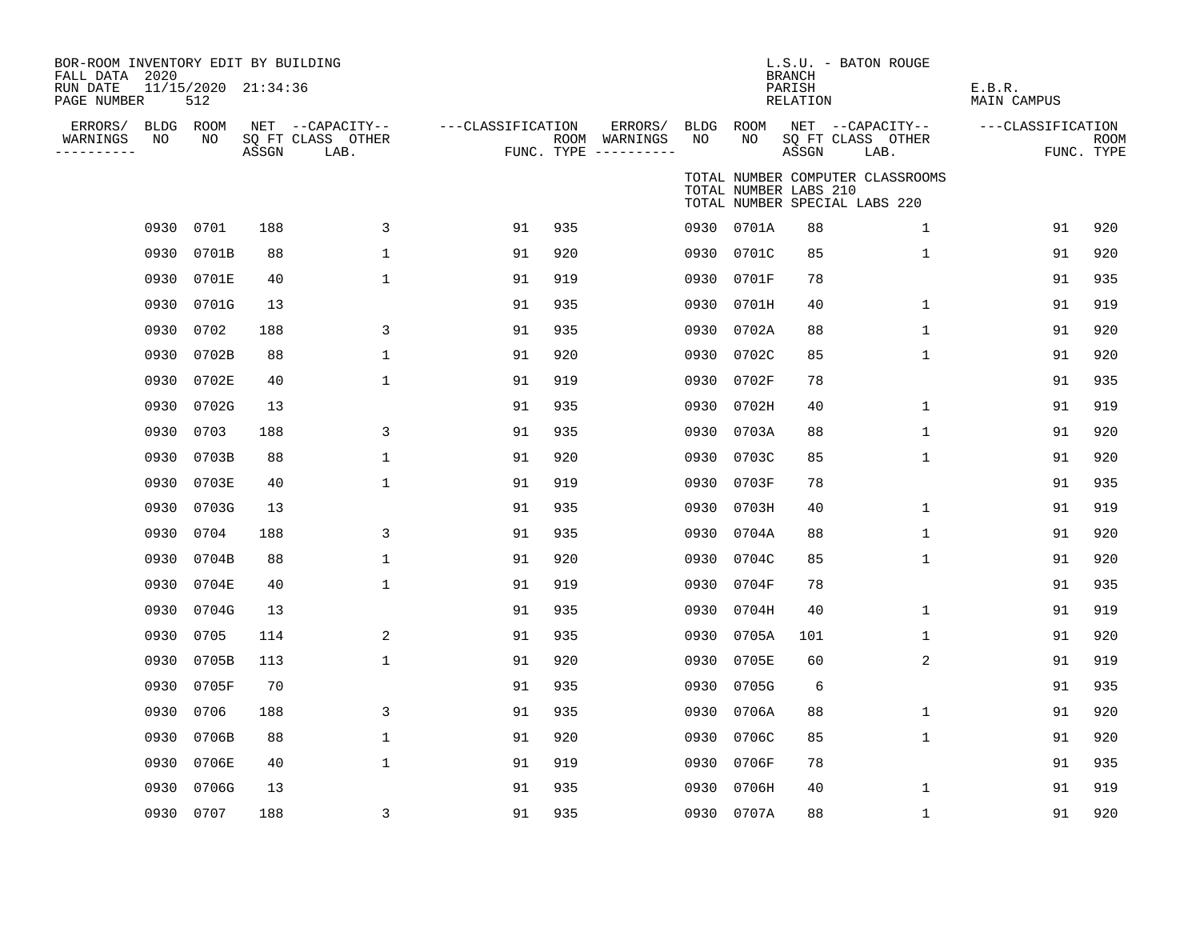BOR-ROOM INVENTORY EDIT BY BUILDING
FALL DATA 2020
RUN DATE 11/15/2020 21:34:36
PAGE NUMBER 512

L.S.U. - BATON ROUGE
BRANCH
PARISH E.B.R.
RELATION MAIN CAMPUS

TOTAL NUMBER COMPUTER CLASSROOMS
TOTAL NUMBER LABS 210
TOTAL NUMBER SPECIAL LABS 220

| ERRORS/ WARNINGS | BLDG NO | ROOM NO | NET SQ FT ASSGN | --CAPACITY-- CLASS LAB. | OTHER | ---CLASSIFICATION FUNC. | ROOM TYPE | ERRORS/ WARNINGS | BLDG NO | ROOM NO | NET SQ FT ASSGN | --CAPACITY-- CLASS LAB. | OTHER | ---CLASSIFICATION FUNC. | ROOM TYPE |
|---|---|---|---|---|---|---|---|---|---|---|---|---|---|---|---|
| | 0930 | 0701 | 188 | | 3 | 91 | 935 | | 0930 | 0701A | 88 | | 1 | 91 | 920 |
| | 0930 | 0701B | 88 | | 1 | 91 | 920 | | 0930 | 0701C | 85 | | 1 | 91 | 920 |
| | 0930 | 0701E | 40 | | 1 | 91 | 919 | | 0930 | 0701F | 78 | | | 91 | 935 |
| | 0930 | 0701G | 13 | | | 91 | 935 | | 0930 | 0701H | 40 | | 1 | 91 | 919 |
| | 0930 | 0702 | 188 | | 3 | 91 | 935 | | 0930 | 0702A | 88 | | 1 | 91 | 920 |
| | 0930 | 0702B | 88 | | 1 | 91 | 920 | | 0930 | 0702C | 85 | | 1 | 91 | 920 |
| | 0930 | 0702E | 40 | | 1 | 91 | 919 | | 0930 | 0702F | 78 | | | 91 | 935 |
| | 0930 | 0702G | 13 | | | 91 | 935 | | 0930 | 0702H | 40 | | 1 | 91 | 919 |
| | 0930 | 0703 | 188 | | 3 | 91 | 935 | | 0930 | 0703A | 88 | | 1 | 91 | 920 |
| | 0930 | 0703B | 88 | | 1 | 91 | 920 | | 0930 | 0703C | 85 | | 1 | 91 | 920 |
| | 0930 | 0703E | 40 | | 1 | 91 | 919 | | 0930 | 0703F | 78 | | | 91 | 935 |
| | 0930 | 0703G | 13 | | | 91 | 935 | | 0930 | 0703H | 40 | | 1 | 91 | 919 |
| | 0930 | 0704 | 188 | | 3 | 91 | 935 | | 0930 | 0704A | 88 | | 1 | 91 | 920 |
| | 0930 | 0704B | 88 | | 1 | 91 | 920 | | 0930 | 0704C | 85 | | 1 | 91 | 920 |
| | 0930 | 0704E | 40 | | 1 | 91 | 919 | | 0930 | 0704F | 78 | | | 91 | 935 |
| | 0930 | 0704G | 13 | | | 91 | 935 | | 0930 | 0704H | 40 | | 1 | 91 | 919 |
| | 0930 | 0705 | 114 | | 2 | 91 | 935 | | 0930 | 0705A | 101 | | 1 | 91 | 920 |
| | 0930 | 0705B | 113 | | 1 | 91 | 920 | | 0930 | 0705E | 60 | | 2 | 91 | 919 |
| | 0930 | 0705F | 70 | | | 91 | 935 | | 0930 | 0705G | 6 | | | 91 | 935 |
| | 0930 | 0706 | 188 | | 3 | 91 | 935 | | 0930 | 0706A | 88 | | 1 | 91 | 920 |
| | 0930 | 0706B | 88 | | 1 | 91 | 920 | | 0930 | 0706C | 85 | | 1 | 91 | 920 |
| | 0930 | 0706E | 40 | | 1 | 91 | 919 | | 0930 | 0706F | 78 | | | 91 | 935 |
| | 0930 | 0706G | 13 | | | 91 | 935 | | 0930 | 0706H | 40 | | 1 | 91 | 919 |
| | 0930 | 0707 | 188 | | 3 | 91 | 935 | | 0930 | 0707A | 88 | | 1 | 91 | 920 |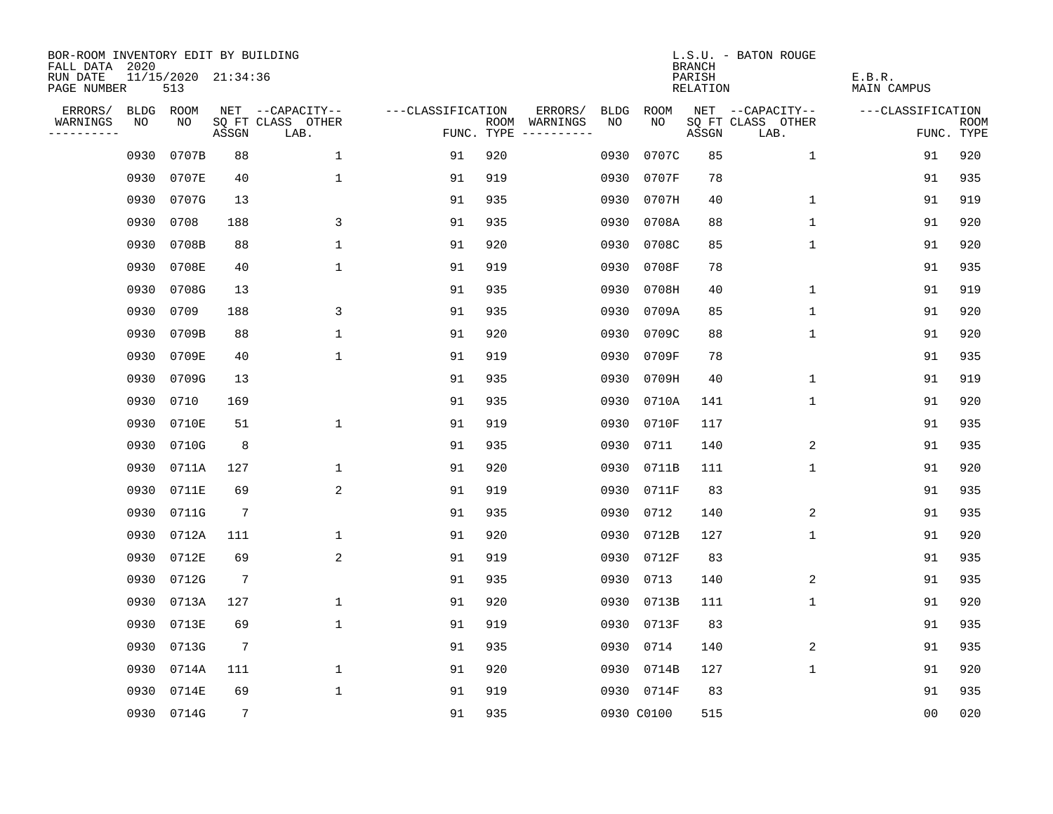BOR-ROOM INVENTORY EDIT BY BUILDING
FALL DATA 2020
RUN DATE 11/15/2020 21:34:36
PAGE NUMBER 513

L.S.U. - BATON ROUGE
BRANCH
PARISH E.B.R.
RELATION MAIN CAMPUS

| ERRORS/ WARNINGS | BLDG NO | ROOM NO | NET SQ FT ASSGN | --CAPACITY-- CLASS LAB. | OTHER | ---CLASSIFICATION FUNC. | ROOM TYPE | ERRORS/ WARNINGS | BLDG NO | ROOM NO | NET SQ FT ASSGN | --CAPACITY-- CLASS LAB. | OTHER | ---CLASSIFICATION FUNC. | ROOM TYPE |
|---|---|---|---|---|---|---|---|---|---|---|---|---|---|---|---|
| | 0930 | 0707B | 88 | | 1 | 91 | 920 | | 0930 | 0707C | 85 | | 1 | 91 | 920 |
| | 0930 | 0707E | 40 | | 1 | 91 | 919 | | 0930 | 0707F | 78 | | | 91 | 935 |
| | 0930 | 0707G | 13 | | | 91 | 935 | | 0930 | 0707H | 40 | | 1 | 91 | 919 |
| | 0930 | 0708 | 188 | | 3 | 91 | 935 | | 0930 | 0708A | 88 | | 1 | 91 | 920 |
| | 0930 | 0708B | 88 | | 1 | 91 | 920 | | 0930 | 0708C | 85 | | 1 | 91 | 920 |
| | 0930 | 0708E | 40 | | 1 | 91 | 919 | | 0930 | 0708F | 78 | | | 91 | 935 |
| | 0930 | 0708G | 13 | | | 91 | 935 | | 0930 | 0708H | 40 | | 1 | 91 | 919 |
| | 0930 | 0709 | 188 | | 3 | 91 | 935 | | 0930 | 0709A | 85 | | 1 | 91 | 920 |
| | 0930 | 0709B | 88 | | 1 | 91 | 920 | | 0930 | 0709C | 88 | | 1 | 91 | 920 |
| | 0930 | 0709E | 40 | | 1 | 91 | 919 | | 0930 | 0709F | 78 | | | 91 | 935 |
| | 0930 | 0709G | 13 | | | 91 | 935 | | 0930 | 0709H | 40 | | 1 | 91 | 919 |
| | 0930 | 0710 | 169 | | | 91 | 935 | | 0930 | 0710A | 141 | | 1 | 91 | 920 |
| | 0930 | 0710E | 51 | | 1 | 91 | 919 | | 0930 | 0710F | 117 | | | 91 | 935 |
| | 0930 | 0710G | 8 | | | 91 | 935 | | 0930 | 0711 | 140 | | 2 | 91 | 935 |
| | 0930 | 0711A | 127 | | 1 | 91 | 920 | | 0930 | 0711B | 111 | | 1 | 91 | 920 |
| | 0930 | 0711E | 69 | | 2 | 91 | 919 | | 0930 | 0711F | 83 | | | 91 | 935 |
| | 0930 | 0711G | 7 | | | 91 | 935 | | 0930 | 0712 | 140 | | 2 | 91 | 935 |
| | 0930 | 0712A | 111 | | 1 | 91 | 920 | | 0930 | 0712B | 127 | | 1 | 91 | 920 |
| | 0930 | 0712E | 69 | | 2 | 91 | 919 | | 0930 | 0712F | 83 | | | 91 | 935 |
| | 0930 | 0712G | 7 | | | 91 | 935 | | 0930 | 0713 | 140 | | 2 | 91 | 935 |
| | 0930 | 0713A | 127 | | 1 | 91 | 920 | | 0930 | 0713B | 111 | | 1 | 91 | 920 |
| | 0930 | 0713E | 69 | | 1 | 91 | 919 | | 0930 | 0713F | 83 | | | 91 | 935 |
| | 0930 | 0713G | 7 | | | 91 | 935 | | 0930 | 0714 | 140 | | 2 | 91 | 935 |
| | 0930 | 0714A | 111 | | 1 | 91 | 920 | | 0930 | 0714B | 127 | | 1 | 91 | 920 |
| | 0930 | 0714E | 69 | | 1 | 91 | 919 | | 0930 | 0714F | 83 | | | 91 | 935 |
| | 0930 | 0714G | 7 | | | 91 | 935 | | 0930 | C0100 | 515 | | | 00 | 020 |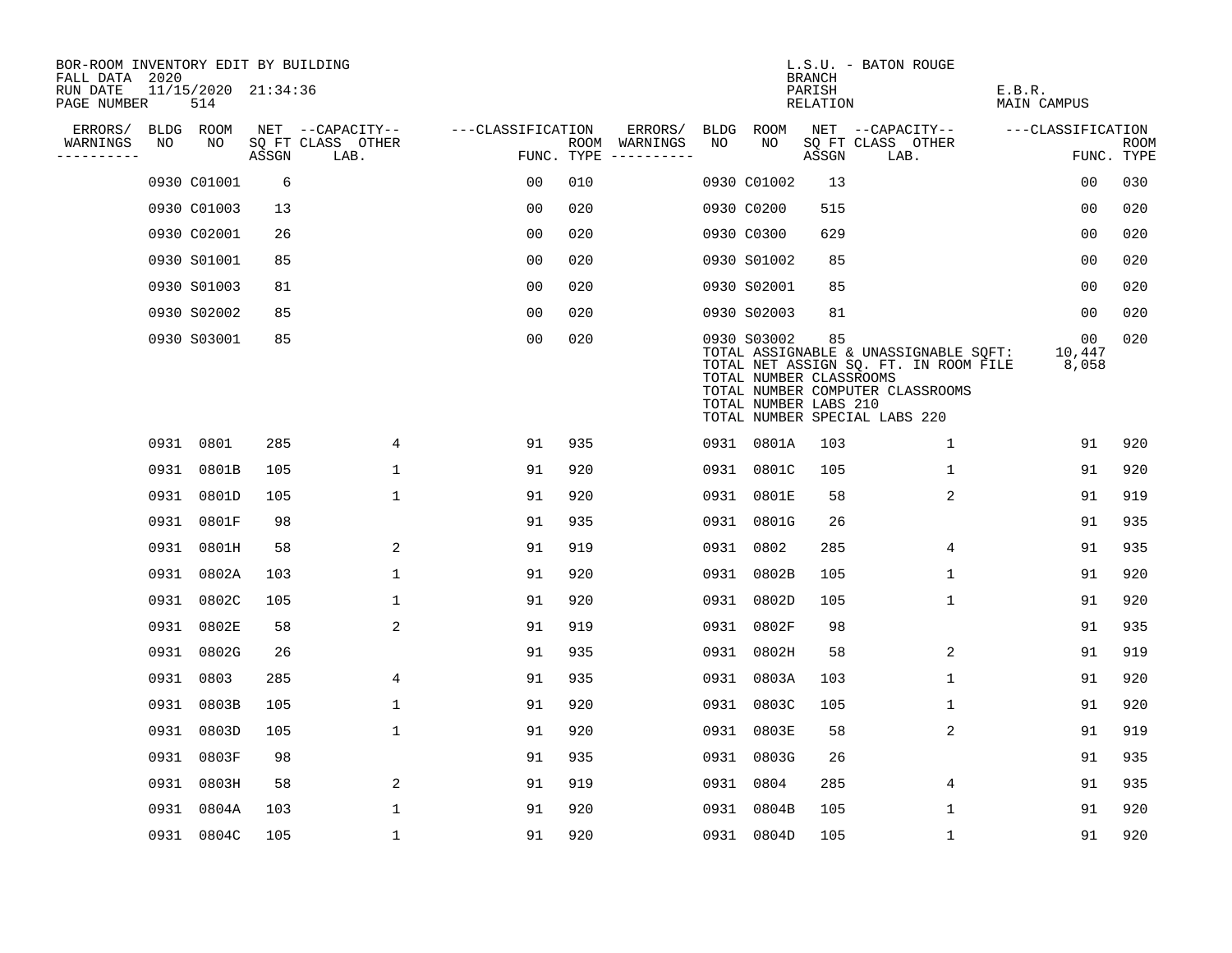BOR-ROOM INVENTORY EDIT BY BUILDING
FALL DATA 2020
RUN DATE 11/15/2020 21:34:36
PAGE NUMBER 514

L.S.U. - BATON ROUGE
BRANCH
PARISH E.B.R.
RELATION MAIN CAMPUS

| ERRORS/ WARNINGS | BLDG NO | ROOM NO | NET SQ FT ASSGN | CAPACITY CLASS LAB. | CAPACITY OTHER | CLASSIFICATION FUNC. | ROOM TYPE | ERRORS/ WARNINGS | BLDG NO | ROOM NO | NET SQ FT ASSGN | CAPACITY CLASS LAB. | CAPACITY OTHER | CLASSIFICATION FUNC. | ROOM TYPE |
|---|---|---|---|---|---|---|---|---|---|---|---|---|---|---|---|
| | 0930 | C01001 | 6 | | | 00 | 010 | | 0930 | C01002 | 13 | | | 00 | 030 |
| | 0930 | C01003 | 13 | | | 00 | 020 | | 0930 | C0200 | 515 | | | 00 | 020 |
| | 0930 | C02001 | 26 | | | 00 | 020 | | 0930 | C0300 | 629 | | | 00 | 020 |
| | 0930 | S01001 | 85 | | | 00 | 020 | | 0930 | S01002 | 85 | | | 00 | 020 |
| | 0930 | S01003 | 81 | | | 00 | 020 | | 0930 | S02001 | 85 | | | 00 | 020 |
| | 0930 | S02002 | 85 | | | 00 | 020 | | 0930 | S02003 | 81 | | | 00 | 020 |
| | 0930 | S03001 | 85 | | | 00 | 020 | | 0930 | S03002 | 85 | | | 00 | 020 |

TOTAL ASSIGNABLE & UNASSIGNABLE SQFT: 10,447
TOTAL NET ASSIGN SQ. FT. IN ROOM FILE 8,058
TOTAL NUMBER CLASSROOMS
TOTAL NUMBER COMPUTER CLASSROOMS
TOTAL NUMBER LABS 210
TOTAL NUMBER SPECIAL LABS 220

| ERRORS/ WARNINGS | BLDG NO | ROOM NO | NET SQ FT ASSGN | CAPACITY CLASS LAB. | CAPACITY OTHER | CLASSIFICATION FUNC. | ROOM TYPE | ERRORS/ WARNINGS | BLDG NO | ROOM NO | NET SQ FT ASSGN | CAPACITY CLASS LAB. | CAPACITY OTHER | CLASSIFICATION FUNC. | ROOM TYPE |
|---|---|---|---|---|---|---|---|---|---|---|---|---|---|---|---|
| | 0931 | 0801 | 285 | | 4 | 91 | 935 | | 0931 | 0801A | 103 | | 1 | 91 | 920 |
| | 0931 | 0801B | 105 | | 1 | 91 | 920 | | 0931 | 0801C | 105 | | 1 | 91 | 920 |
| | 0931 | 0801D | 105 | | 1 | 91 | 920 | | 0931 | 0801E | 58 | | 2 | 91 | 919 |
| | 0931 | 0801F | 98 | | | 91 | 935 | | 0931 | 0801G | 26 | | | 91 | 935 |
| | 0931 | 0801H | 58 | | 2 | 91 | 919 | | 0931 | 0802 | 285 | | 4 | 91 | 935 |
| | 0931 | 0802A | 103 | | 1 | 91 | 920 | | 0931 | 0802B | 105 | | 1 | 91 | 920 |
| | 0931 | 0802C | 105 | | 1 | 91 | 920 | | 0931 | 0802D | 105 | | 1 | 91 | 920 |
| | 0931 | 0802E | 58 | | 2 | 91 | 919 | | 0931 | 0802F | 98 | | | 91 | 935 |
| | 0931 | 0802G | 26 | | | 91 | 935 | | 0931 | 0802H | 58 | | 2 | 91 | 919 |
| | 0931 | 0803 | 285 | | 4 | 91 | 935 | | 0931 | 0803A | 103 | | 1 | 91 | 920 |
| | 0931 | 0803B | 105 | | 1 | 91 | 920 | | 0931 | 0803C | 105 | | 1 | 91 | 920 |
| | 0931 | 0803D | 105 | | 1 | 91 | 920 | | 0931 | 0803E | 58 | | 2 | 91 | 919 |
| | 0931 | 0803F | 98 | | | 91 | 935 | | 0931 | 0803G | 26 | | | 91 | 935 |
| | 0931 | 0803H | 58 | | 2 | 91 | 919 | | 0931 | 0804 | 285 | | 4 | 91 | 935 |
| | 0931 | 0804A | 103 | | 1 | 91 | 920 | | 0931 | 0804B | 105 | | 1 | 91 | 920 |
| | 0931 | 0804C | 105 | | 1 | 91 | 920 | | 0931 | 0804D | 105 | | 1 | 91 | 920 |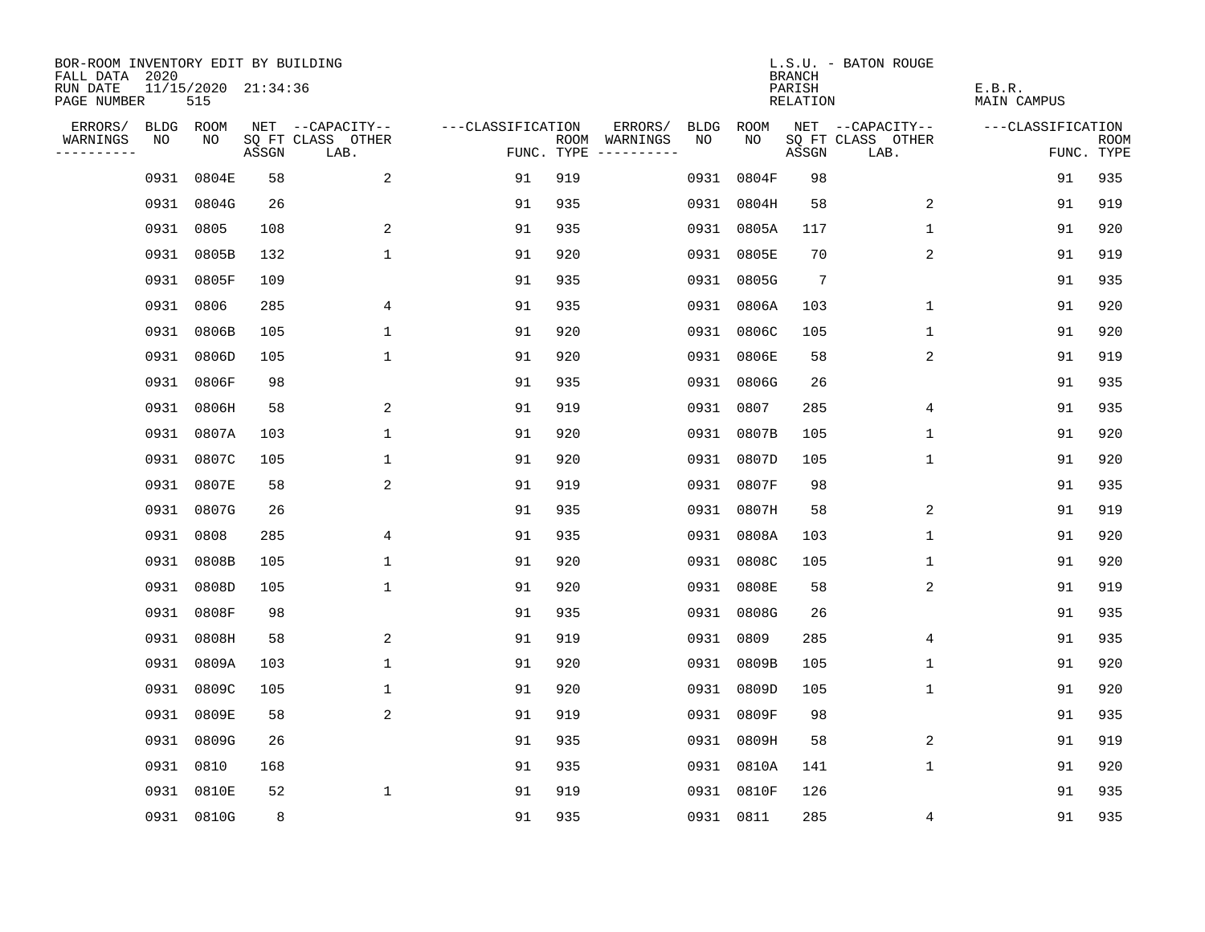BOR-ROOM INVENTORY EDIT BY BUILDING
FALL DATA 2020
RUN DATE 11/15/2020 21:34:36
PAGE NUMBER 515

L.S.U. - BATON ROUGE
BRANCH
PARISH E.B.R.
RELATION MAIN CAMPUS

| ERRORS/ WARNINGS | BLDG NO | ROOM NO | NET SQ FT ASSGN | --CAPACITY-- CLASS LAB. | OTHER | ---CLASSIFICATION FUNC. | ROOM TYPE | ERRORS/ WARNINGS | BLDG NO | ROOM NO | NET SQ FT ASSGN | --CAPACITY-- CLASS LAB. | OTHER | ---CLASSIFICATION FUNC. | ROOM TYPE |
|---|---|---|---|---|---|---|---|---|---|---|---|---|---|---|---|
| | 0931 | 0804E | 58 | | 2 | 91 | 919 | | 0931 | 0804F | 98 | | | 91 | 935 |
| | 0931 | 0804G | 26 | | | 91 | 935 | | 0931 | 0804H | 58 | | 2 | 91 | 919 |
| | 0931 | 0805 | 108 | | 2 | 91 | 935 | | 0931 | 0805A | 117 | | 1 | 91 | 920 |
| | 0931 | 0805B | 132 | | 1 | 91 | 920 | | 0931 | 0805E | 70 | | 2 | 91 | 919 |
| | 0931 | 0805F | 109 | | | 91 | 935 | | 0931 | 0805G | 7 | | | 91 | 935 |
| | 0931 | 0806 | 285 | | 4 | 91 | 935 | | 0931 | 0806A | 103 | | 1 | 91 | 920 |
| | 0931 | 0806B | 105 | | 1 | 91 | 920 | | 0931 | 0806C | 105 | | 1 | 91 | 920 |
| | 0931 | 0806D | 105 | | 1 | 91 | 920 | | 0931 | 0806E | 58 | | 2 | 91 | 919 |
| | 0931 | 0806F | 98 | | | 91 | 935 | | 0931 | 0806G | 26 | | | 91 | 935 |
| | 0931 | 0806H | 58 | | 2 | 91 | 919 | | 0931 | 0807 | 285 | | 4 | 91 | 935 |
| | 0931 | 0807A | 103 | | 1 | 91 | 920 | | 0931 | 0807B | 105 | | 1 | 91 | 920 |
| | 0931 | 0807C | 105 | | 1 | 91 | 920 | | 0931 | 0807D | 105 | | 1 | 91 | 920 |
| | 0931 | 0807E | 58 | | 2 | 91 | 919 | | 0931 | 0807F | 98 | | | 91 | 935 |
| | 0931 | 0807G | 26 | | | 91 | 935 | | 0931 | 0807H | 58 | | 2 | 91 | 919 |
| | 0931 | 0808 | 285 | | 4 | 91 | 935 | | 0931 | 0808A | 103 | | 1 | 91 | 920 |
| | 0931 | 0808B | 105 | | 1 | 91 | 920 | | 0931 | 0808C | 105 | | 1 | 91 | 920 |
| | 0931 | 0808D | 105 | | 1 | 91 | 920 | | 0931 | 0808E | 58 | | 2 | 91 | 919 |
| | 0931 | 0808F | 98 | | | 91 | 935 | | 0931 | 0808G | 26 | | | 91 | 935 |
| | 0931 | 0808H | 58 | | 2 | 91 | 919 | | 0931 | 0809 | 285 | | 4 | 91 | 935 |
| | 0931 | 0809A | 103 | | 1 | 91 | 920 | | 0931 | 0809B | 105 | | 1 | 91 | 920 |
| | 0931 | 0809C | 105 | | 1 | 91 | 920 | | 0931 | 0809D | 105 | | 1 | 91 | 920 |
| | 0931 | 0809E | 58 | | 2 | 91 | 919 | | 0931 | 0809F | 98 | | | 91 | 935 |
| | 0931 | 0809G | 26 | | | 91 | 935 | | 0931 | 0809H | 58 | | 2 | 91 | 919 |
| | 0931 | 0810 | 168 | | | 91 | 935 | | 0931 | 0810A | 141 | | 1 | 91 | 920 |
| | 0931 | 0810E | 52 | | 1 | 91 | 919 | | 0931 | 0810F | 126 | | | 91 | 935 |
| | 0931 | 0810G | 8 | | | 91 | 935 | | 0931 | 0811 | 285 | | 4 | 91 | 935 |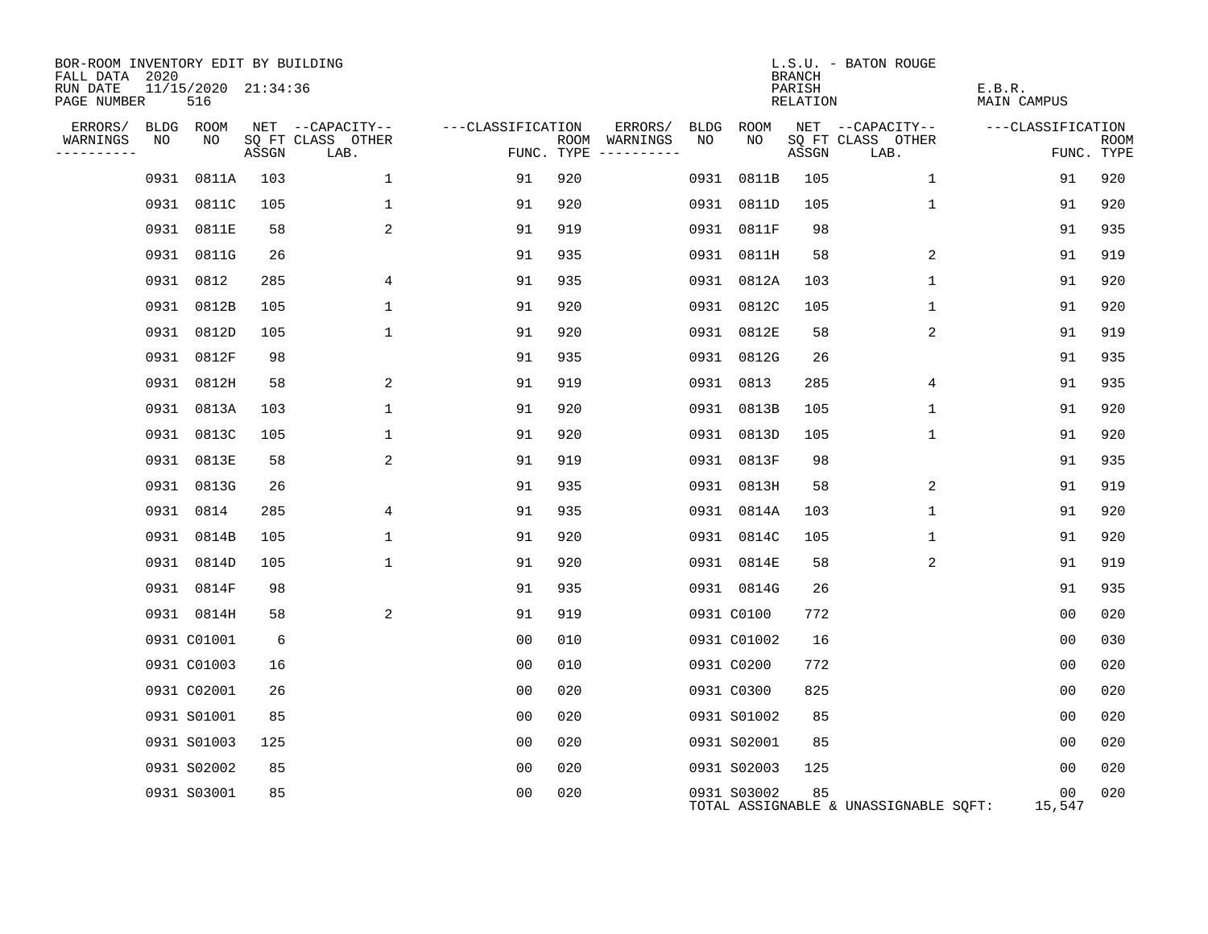BOR-ROOM INVENTORY EDIT BY BUILDING
FALL DATA 2020
RUN DATE 11/15/2020 21:34:36
PAGE NUMBER 516

L.S.U. - BATON ROUGE
BRANCH
PARISH E.B.R.
RELATION MAIN CAMPUS

| ERRORS/ WARNINGS | BLDG NO | ROOM NO | NET SQ FT ASSGN | --CAPACITY-- CLASS LAB. | OTHER | ---CLASSIFICATION FUNC. | ROOM TYPE | ERRORS/ WARNINGS | BLDG NO | ROOM NO | NET SQ FT ASSGN | --CAPACITY-- CLASS LAB. | OTHER | ---CLASSIFICATION FUNC. | ROOM TYPE |
|---|---|---|---|---|---|---|---|---|---|---|---|---|---|---|---|
| | 0931 | 0811A | 103 | | 1 | 91 | 920 | | 0931 | 0811B | 105 | | 1 | 91 | 920 |
| | 0931 | 0811C | 105 | | 1 | 91 | 920 | | 0931 | 0811D | 105 | | 1 | 91 | 920 |
| | 0931 | 0811E | 58 | | 2 | 91 | 919 | | 0931 | 0811F | 98 | | | 91 | 935 |
| | 0931 | 0811G | 26 | | | 91 | 935 | | 0931 | 0811H | 58 | | 2 | 91 | 919 |
| | 0931 | 0812 | 285 | | 4 | 91 | 935 | | 0931 | 0812A | 103 | | 1 | 91 | 920 |
| | 0931 | 0812B | 105 | | 1 | 91 | 920 | | 0931 | 0812C | 105 | | 1 | 91 | 920 |
| | 0931 | 0812D | 105 | | 1 | 91 | 920 | | 0931 | 0812E | 58 | | 2 | 91 | 919 |
| | 0931 | 0812F | 98 | | | 91 | 935 | | 0931 | 0812G | 26 | | | 91 | 935 |
| | 0931 | 0812H | 58 | | 2 | 91 | 919 | | 0931 | 0813 | 285 | | 4 | 91 | 935 |
| | 0931 | 0813A | 103 | | 1 | 91 | 920 | | 0931 | 0813B | 105 | | 1 | 91 | 920 |
| | 0931 | 0813C | 105 | | 1 | 91 | 920 | | 0931 | 0813D | 105 | | 1 | 91 | 920 |
| | 0931 | 0813E | 58 | | 2 | 91 | 919 | | 0931 | 0813F | 98 | | | 91 | 935 |
| | 0931 | 0813G | 26 | | | 91 | 935 | | 0931 | 0813H | 58 | | 2 | 91 | 919 |
| | 0931 | 0814 | 285 | | 4 | 91 | 935 | | 0931 | 0814A | 103 | | 1 | 91 | 920 |
| | 0931 | 0814B | 105 | | 1 | 91 | 920 | | 0931 | 0814C | 105 | | 1 | 91 | 920 |
| | 0931 | 0814D | 105 | | 1 | 91 | 920 | | 0931 | 0814E | 58 | | 2 | 91 | 919 |
| | 0931 | 0814F | 98 | | | 91 | 935 | | 0931 | 0814G | 26 | | | 91 | 935 |
| | 0931 | 0814H | 58 | | 2 | 91 | 919 | | 0931 | C0100 | 772 | | | 00 | 020 |
| | 0931 | C01001 | 6 | | | 00 | 010 | | 0931 | C01002 | 16 | | | 00 | 030 |
| | 0931 | C01003 | 16 | | | 00 | 010 | | 0931 | C0200 | 772 | | | 00 | 020 |
| | 0931 | C02001 | 26 | | | 00 | 020 | | 0931 | C0300 | 825 | | | 00 | 020 |
| | 0931 | S01001 | 85 | | | 00 | 020 | | 0931 | S01002 | 85 | | | 00 | 020 |
| | 0931 | S01003 | 125 | | | 00 | 020 | | 0931 | S02001 | 85 | | | 00 | 020 |
| | 0931 | S02002 | 85 | | | 00 | 020 | | 0931 | S02003 | 125 | | | 00 | 020 |
| | 0931 | S03001 | 85 | | | 00 | 020 | | 0931 | S03002 | 85 | | | 00 | 020 |

TOTAL ASSIGNABLE & UNASSIGNABLE SQFT: 15,547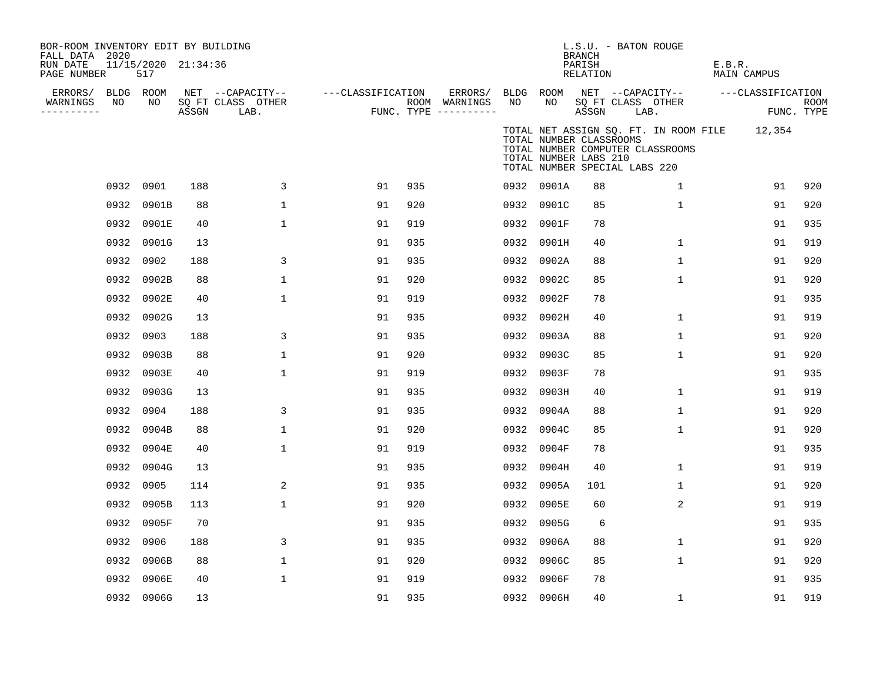BOR-ROOM INVENTORY EDIT BY BUILDING
FALL DATA 2020
RUN DATE 11/15/2020 21:34:36
PAGE NUMBER 517

L.S.U. - BATON ROUGE
BRANCH
PARISH E.B.R.
RELATION MAIN CAMPUS

TOTAL NET ASSIGN SQ. FT. IN ROOM FILE 12,354
TOTAL NUMBER CLASSROOMS
TOTAL NUMBER COMPUTER CLASSROOMS
TOTAL NUMBER LABS 210
TOTAL NUMBER SPECIAL LABS 220

| ERRORS/ WARNINGS | BLDG NO | ROOM NO | NET SQ FT ASSGN | CAPACITY CLASS LAB. | CAPACITY OTHER | CLASSIFICATION FUNC. | ROOM TYPE | ERRORS/ WARNINGS | BLDG NO | ROOM NO | NET SQ FT ASSGN | CAPACITY CLASS LAB. | CAPACITY OTHER | CLASSIFICATION FUNC. | ROOM TYPE |
|---|---|---|---|---|---|---|---|---|---|---|---|---|---|---|---|
| | 0932 | 0901 | 188 | | 3 | 91 | 935 | | 0932 | 0901A | 88 | | 1 | 91 | 920 |
| | 0932 | 0901B | 88 | | 1 | 91 | 920 | | 0932 | 0901C | 85 | | 1 | 91 | 920 |
| | 0932 | 0901E | 40 | | 1 | 91 | 919 | | 0932 | 0901F | 78 | | | 91 | 935 |
| | 0932 | 0901G | 13 | | | 91 | 935 | | 0932 | 0901H | 40 | | 1 | 91 | 919 |
| | 0932 | 0902 | 188 | | 3 | 91 | 935 | | 0932 | 0902A | 88 | | 1 | 91 | 920 |
| | 0932 | 0902B | 88 | | 1 | 91 | 920 | | 0932 | 0902C | 85 | | 1 | 91 | 920 |
| | 0932 | 0902E | 40 | | 1 | 91 | 919 | | 0932 | 0902F | 78 | | | 91 | 935 |
| | 0932 | 0902G | 13 | | | 91 | 935 | | 0932 | 0902H | 40 | | 1 | 91 | 919 |
| | 0932 | 0903 | 188 | | 3 | 91 | 935 | | 0932 | 0903A | 88 | | 1 | 91 | 920 |
| | 0932 | 0903B | 88 | | 1 | 91 | 920 | | 0932 | 0903C | 85 | | 1 | 91 | 920 |
| | 0932 | 0903E | 40 | | 1 | 91 | 919 | | 0932 | 0903F | 78 | | | 91 | 935 |
| | 0932 | 0903G | 13 | | | 91 | 935 | | 0932 | 0903H | 40 | | 1 | 91 | 919 |
| | 0932 | 0904 | 188 | | 3 | 91 | 935 | | 0932 | 0904A | 88 | | 1 | 91 | 920 |
| | 0932 | 0904B | 88 | | 1 | 91 | 920 | | 0932 | 0904C | 85 | | 1 | 91 | 920 |
| | 0932 | 0904E | 40 | | 1 | 91 | 919 | | 0932 | 0904F | 78 | | | 91 | 935 |
| | 0932 | 0904G | 13 | | | 91 | 935 | | 0932 | 0904H | 40 | | 1 | 91 | 919 |
| | 0932 | 0905 | 114 | | 2 | 91 | 935 | | 0932 | 0905A | 101 | | 1 | 91 | 920 |
| | 0932 | 0905B | 113 | | 1 | 91 | 920 | | 0932 | 0905E | 60 | | 2 | 91 | 919 |
| | 0932 | 0905F | 70 | | | 91 | 935 | | 0932 | 0905G | 6 | | | 91 | 935 |
| | 0932 | 0906 | 188 | | 3 | 91 | 935 | | 0932 | 0906A | 88 | | 1 | 91 | 920 |
| | 0932 | 0906B | 88 | | 1 | 91 | 920 | | 0932 | 0906C | 85 | | 1 | 91 | 920 |
| | 0932 | 0906E | 40 | | 1 | 91 | 919 | | 0932 | 0906F | 78 | | | 91 | 935 |
| | 0932 | 0906G | 13 | | | 91 | 935 | | 0932 | 0906H | 40 | | 1 | 91 | 919 |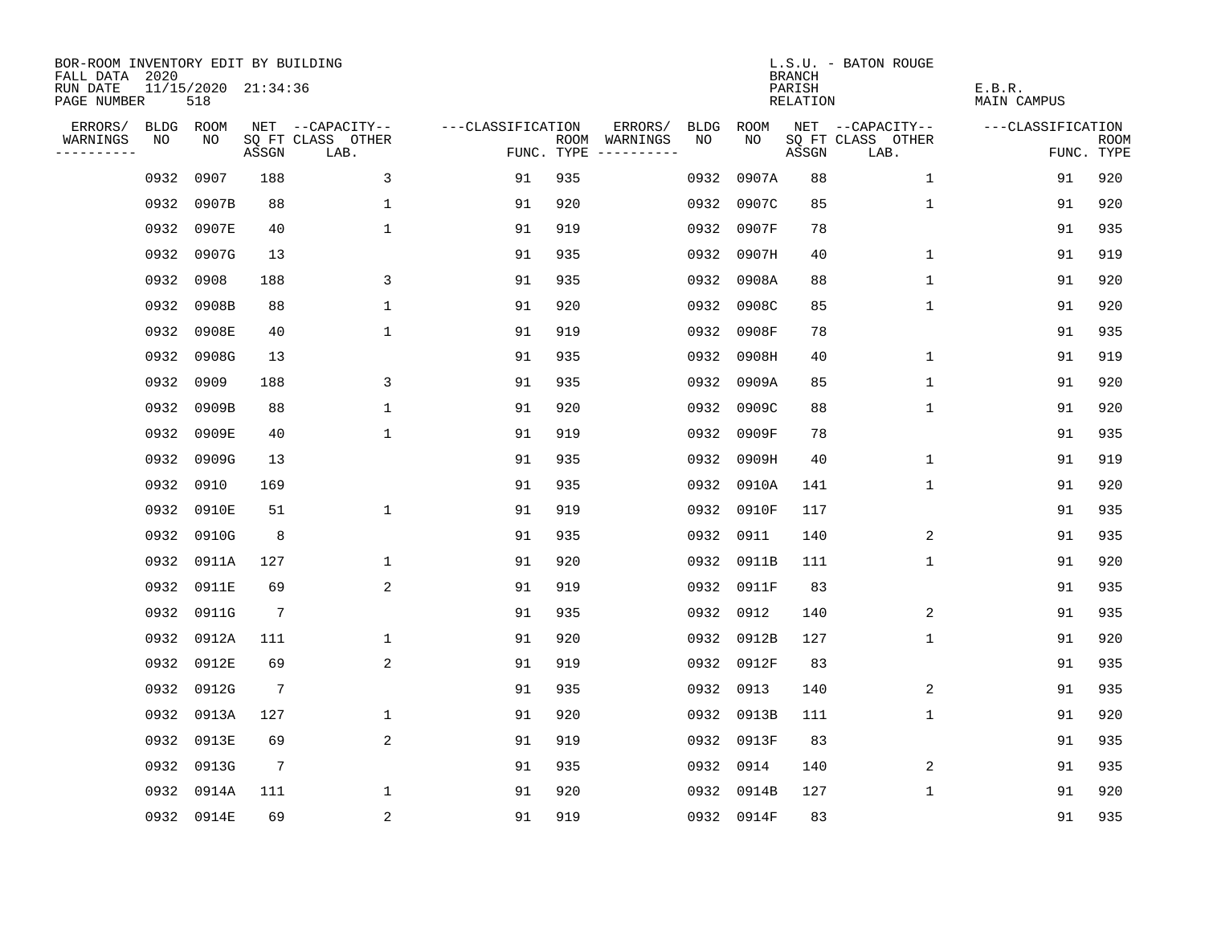BOR-ROOM INVENTORY EDIT BY BUILDING
FALL DATA 2020
RUN DATE 11/15/2020 21:34:36
PAGE NUMBER 518

L.S.U. - BATON ROUGE
BRANCH
PARISH E.B.R.
RELATION MAIN CAMPUS

| ERRORS/ WARNINGS | BLDG NO | ROOM NO | NET SQ FT ASSGN | CAPACITY CLASS LAB. | CAPACITY OTHER | CLASSIFICATION FUNC. | ROOM TYPE | ERRORS/ WARNINGS | BLDG NO | ROOM NO | NET SQ FT ASSGN | CAPACITY CLASS LAB. | CAPACITY OTHER | CLASSIFICATION FUNC. | ROOM TYPE |
|---|---|---|---|---|---|---|---|---|---|---|---|---|---|---|---|
| | 0932 | 0907 | 188 | | 3 | 91 | 935 | | 0932 | 0907A | 88 | | 1 | 91 | 920 |
| | 0932 | 0907B | 88 | | 1 | 91 | 920 | | 0932 | 0907C | 85 | | 1 | 91 | 920 |
| | 0932 | 0907E | 40 | | 1 | 91 | 919 | | 0932 | 0907F | 78 | | | 91 | 935 |
| | 0932 | 0907G | 13 | | | 91 | 935 | | 0932 | 0907H | 40 | | 1 | 91 | 919 |
| | 0932 | 0908 | 188 | | 3 | 91 | 935 | | 0932 | 0908A | 88 | | 1 | 91 | 920 |
| | 0932 | 0908B | 88 | | 1 | 91 | 920 | | 0932 | 0908C | 85 | | 1 | 91 | 920 |
| | 0932 | 0908E | 40 | | 1 | 91 | 919 | | 0932 | 0908F | 78 | | | 91 | 935 |
| | 0932 | 0908G | 13 | | | 91 | 935 | | 0932 | 0908H | 40 | | 1 | 91 | 919 |
| | 0932 | 0909 | 188 | | 3 | 91 | 935 | | 0932 | 0909A | 85 | | 1 | 91 | 920 |
| | 0932 | 0909B | 88 | | 1 | 91 | 920 | | 0932 | 0909C | 88 | | 1 | 91 | 920 |
| | 0932 | 0909E | 40 | | 1 | 91 | 919 | | 0932 | 0909F | 78 | | | 91 | 935 |
| | 0932 | 0909G | 13 | | | 91 | 935 | | 0932 | 0909H | 40 | | 1 | 91 | 919 |
| | 0932 | 0910 | 169 | | | 91 | 935 | | 0932 | 0910A | 141 | | 1 | 91 | 920 |
| | 0932 | 0910E | 51 | | 1 | 91 | 919 | | 0932 | 0910F | 117 | | | 91 | 935 |
| | 0932 | 0910G | 8 | | | 91 | 935 | | 0932 | 0911 | 140 | | 2 | 91 | 935 |
| | 0932 | 0911A | 127 | | 1 | 91 | 920 | | 0932 | 0911B | 111 | | 1 | 91 | 920 |
| | 0932 | 0911E | 69 | | 2 | 91 | 919 | | 0932 | 0911F | 83 | | | 91 | 935 |
| | 0932 | 0911G | 7 | | | 91 | 935 | | 0932 | 0912 | 140 | | 2 | 91 | 935 |
| | 0932 | 0912A | 111 | | 1 | 91 | 920 | | 0932 | 0912B | 127 | | 1 | 91 | 920 |
| | 0932 | 0912E | 69 | | 2 | 91 | 919 | | 0932 | 0912F | 83 | | | 91 | 935 |
| | 0932 | 0912G | 7 | | | 91 | 935 | | 0932 | 0913 | 140 | | 2 | 91 | 935 |
| | 0932 | 0913A | 127 | | 1 | 91 | 920 | | 0932 | 0913B | 111 | | 1 | 91 | 920 |
| | 0932 | 0913E | 69 | | 2 | 91 | 919 | | 0932 | 0913F | 83 | | | 91 | 935 |
| | 0932 | 0913G | 7 | | | 91 | 935 | | 0932 | 0914 | 140 | | 2 | 91 | 935 |
| | 0932 | 0914A | 111 | | 1 | 91 | 920 | | 0932 | 0914B | 127 | | 1 | 91 | 920 |
| | 0932 | 0914E | 69 | | 2 | 91 | 919 | | 0932 | 0914F | 83 | | | 91 | 935 |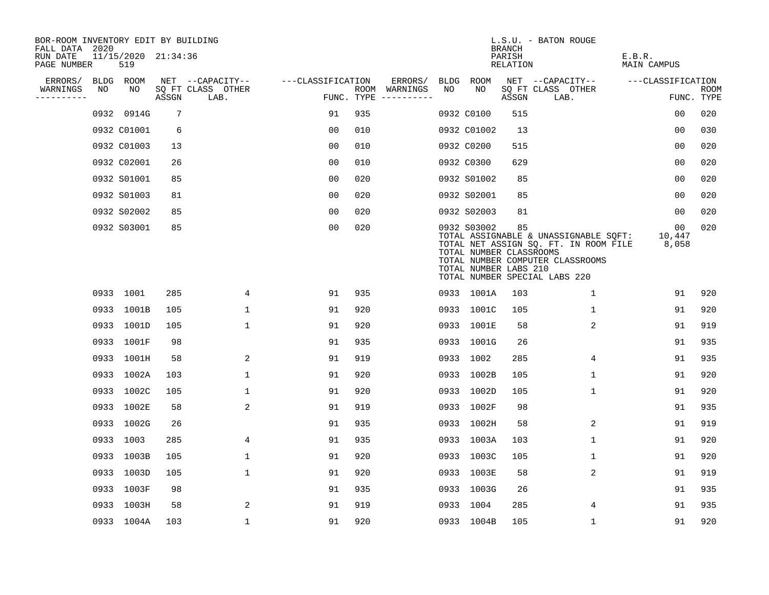BOR-ROOM INVENTORY EDIT BY BUILDING
FALL DATA 2020
RUN DATE 11/15/2020 21:34:36
PAGE NUMBER 519

L.S.U. - BATON ROUGE
BRANCH
PARISH E.B.R.
RELATION MAIN CAMPUS

| ERRORS/ WARNINGS | BLDG NO | ROOM NO | NET SQ FT ASSGN | CAPACITY CLASS LAB. | CAPACITY OTHER | CLASSIFICATION FUNC. | ROOM TYPE | ERRORS/ WARNINGS | BLDG NO | ROOM NO | NET SQ FT ASSGN | CAPACITY CLASS LAB. | CAPACITY OTHER | CLASSIFICATION FUNC. | ROOM TYPE |
|---|---|---|---|---|---|---|---|---|---|---|---|---|---|---|---|
| | 0932 | 0914G | 7 | | | 91 | 935 | | 0932 | C0100 | 515 | | | 00 | 020 |
| | 0932 | C01001 | 6 | | | 00 | 010 | | 0932 | C01002 | 13 | | | 00 | 030 |
| | 0932 | C01003 | 13 | | | 00 | 010 | | 0932 | C0200 | 515 | | | 00 | 020 |
| | 0932 | C02001 | 26 | | | 00 | 010 | | 0932 | C0300 | 629 | | | 00 | 020 |
| | 0932 | S01001 | 85 | | | 00 | 020 | | 0932 | S01002 | 85 | | | 00 | 020 |
| | 0932 | S01003 | 81 | | | 00 | 020 | | 0932 | S02001 | 85 | | | 00 | 020 |
| | 0932 | S02002 | 85 | | | 00 | 020 | | 0932 | S02003 | 81 | | | 00 | 020 |
| | 0932 | S03001 | 85 | | | 00 | 020 | | 0932 | S03002 | 85 | | | 00 | 020 |

TOTAL ASSIGNABLE & UNASSIGNABLE SQFT: 10,447
TOTAL NET ASSIGN SQ. FT. IN ROOM FILE 8,058
TOTAL NUMBER CLASSROOMS
TOTAL NUMBER COMPUTER CLASSROOMS
TOTAL NUMBER LABS 210
TOTAL NUMBER SPECIAL LABS 220

| ERRORS/ WARNINGS | BLDG NO | ROOM NO | NET SQ FT ASSGN | CAPACITY CLASS LAB. | CAPACITY OTHER | CLASSIFICATION FUNC. | ROOM TYPE | ERRORS/ WARNINGS | BLDG NO | ROOM NO | NET SQ FT ASSGN | CAPACITY CLASS LAB. | CAPACITY OTHER | CLASSIFICATION FUNC. | ROOM TYPE |
|---|---|---|---|---|---|---|---|---|---|---|---|---|---|---|---|
| | 0933 | 1001 | 285 | | 4 | 91 | 935 | | 0933 | 1001A | 103 | | 1 | 91 | 920 |
| | 0933 | 1001B | 105 | | 1 | 91 | 920 | | 0933 | 1001C | 105 | | 1 | 91 | 920 |
| | 0933 | 1001D | 105 | | 1 | 91 | 920 | | 0933 | 1001E | 58 | | 2 | 91 | 919 |
| | 0933 | 1001F | 98 | | | 91 | 935 | | 0933 | 1001G | 26 | | | 91 | 935 |
| | 0933 | 1001H | 58 | | 2 | 91 | 919 | | 0933 | 1002 | 285 | | 4 | 91 | 935 |
| | 0933 | 1002A | 103 | | 1 | 91 | 920 | | 0933 | 1002B | 105 | | 1 | 91 | 920 |
| | 0933 | 1002C | 105 | | 1 | 91 | 920 | | 0933 | 1002D | 105 | | 1 | 91 | 920 |
| | 0933 | 1002E | 58 | | 2 | 91 | 919 | | 0933 | 1002F | 98 | | | 91 | 935 |
| | 0933 | 1002G | 26 | | | 91 | 935 | | 0933 | 1002H | 58 | | 2 | 91 | 919 |
| | 0933 | 1003 | 285 | | 4 | 91 | 935 | | 0933 | 1003A | 103 | | 1 | 91 | 920 |
| | 0933 | 1003B | 105 | | 1 | 91 | 920 | | 0933 | 1003C | 105 | | 1 | 91 | 920 |
| | 0933 | 1003D | 105 | | 1 | 91 | 920 | | 0933 | 1003E | 58 | | 2 | 91 | 919 |
| | 0933 | 1003F | 98 | | | 91 | 935 | | 0933 | 1003G | 26 | | | 91 | 935 |
| | 0933 | 1003H | 58 | | 2 | 91 | 919 | | 0933 | 1004 | 285 | | 4 | 91 | 935 |
| | 0933 | 1004A | 103 | | 1 | 91 | 920 | | 0933 | 1004B | 105 | | 1 | 91 | 920 |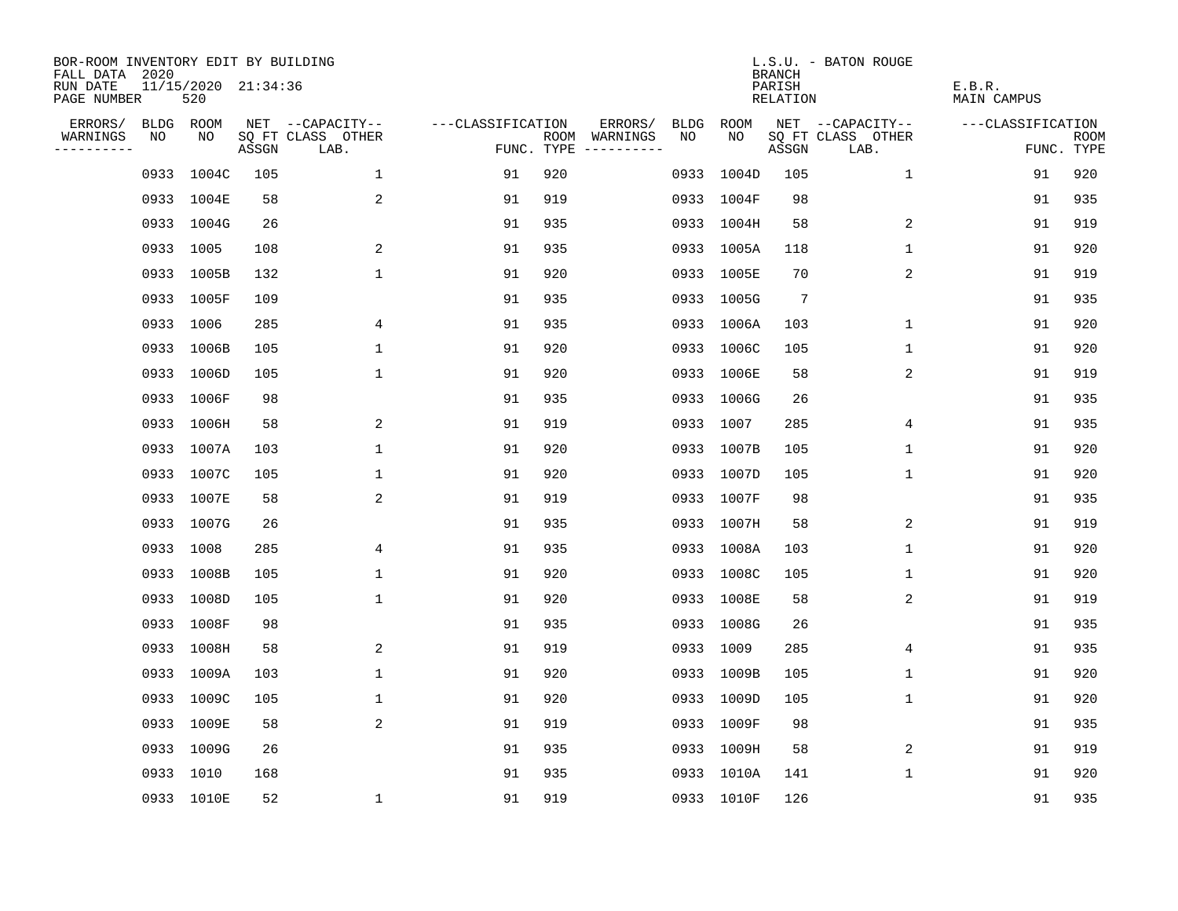BOR-ROOM INVENTORY EDIT BY BUILDING
FALL DATA 2020
RUN DATE 11/15/2020 21:34:36
PAGE NUMBER 520

L.S.U. - BATON ROUGE
BRANCH
PARISH E.B.R.
RELATION MAIN CAMPUS

| ERRORS/ WARNINGS | BLDG NO | ROOM NO | NET SQ FT ASSGN | CAPACITY-- CLASS LAB. | OTHER | ---CLASSIFICATION FUNC. | ROOM TYPE | ERRORS/ WARNINGS | BLDG NO | ROOM NO | NET SQ FT ASSGN | CAPACITY-- CLASS LAB. | OTHER | ---CLASSIFICATION FUNC. | ROOM TYPE |
|---|---|---|---|---|---|---|---|---|---|---|---|---|---|---|---|
| | 0933 | 1004C | 105 | | 1 | 91 | 920 | | 0933 | 1004D | 105 | | 1 | 91 | 920 |
| | 0933 | 1004E | 58 | | 2 | 91 | 919 | | 0933 | 1004F | 98 | | | 91 | 935 |
| | 0933 | 1004G | 26 | | | 91 | 935 | | 0933 | 1004H | 58 | | 2 | 91 | 919 |
| | 0933 | 1005 | 108 | | 2 | 91 | 935 | | 0933 | 1005A | 118 | | 1 | 91 | 920 |
| | 0933 | 1005B | 132 | | 1 | 91 | 920 | | 0933 | 1005E | 70 | | 2 | 91 | 919 |
| | 0933 | 1005F | 109 | | | 91 | 935 | | 0933 | 1005G | 7 | | | 91 | 935 |
| | 0933 | 1006 | 285 | | 4 | 91 | 935 | | 0933 | 1006A | 103 | | 1 | 91 | 920 |
| | 0933 | 1006B | 105 | | 1 | 91 | 920 | | 0933 | 1006C | 105 | | 1 | 91 | 920 |
| | 0933 | 1006D | 105 | | 1 | 91 | 920 | | 0933 | 1006E | 58 | | 2 | 91 | 919 |
| | 0933 | 1006F | 98 | | | 91 | 935 | | 0933 | 1006G | 26 | | | 91 | 935 |
| | 0933 | 1006H | 58 | | 2 | 91 | 919 | | 0933 | 1007 | 285 | | 4 | 91 | 935 |
| | 0933 | 1007A | 103 | | 1 | 91 | 920 | | 0933 | 1007B | 105 | | 1 | 91 | 920 |
| | 0933 | 1007C | 105 | | 1 | 91 | 920 | | 0933 | 1007D | 105 | | 1 | 91 | 920 |
| | 0933 | 1007E | 58 | | 2 | 91 | 919 | | 0933 | 1007F | 98 | | | 91 | 935 |
| | 0933 | 1007G | 26 | | | 91 | 935 | | 0933 | 1007H | 58 | | 2 | 91 | 919 |
| | 0933 | 1008 | 285 | | 4 | 91 | 935 | | 0933 | 1008A | 103 | | 1 | 91 | 920 |
| | 0933 | 1008B | 105 | | 1 | 91 | 920 | | 0933 | 1008C | 105 | | 1 | 91 | 920 |
| | 0933 | 1008D | 105 | | 1 | 91 | 920 | | 0933 | 1008E | 58 | | 2 | 91 | 919 |
| | 0933 | 1008F | 98 | | | 91 | 935 | | 0933 | 1008G | 26 | | | 91 | 935 |
| | 0933 | 1008H | 58 | | 2 | 91 | 919 | | 0933 | 1009 | 285 | | 4 | 91 | 935 |
| | 0933 | 1009A | 103 | | 1 | 91 | 920 | | 0933 | 1009B | 105 | | 1 | 91 | 920 |
| | 0933 | 1009C | 105 | | 1 | 91 | 920 | | 0933 | 1009D | 105 | | 1 | 91 | 920 |
| | 0933 | 1009E | 58 | | 2 | 91 | 919 | | 0933 | 1009F | 98 | | | 91 | 935 |
| | 0933 | 1009G | 26 | | | 91 | 935 | | 0933 | 1009H | 58 | | 2 | 91 | 919 |
| | 0933 | 1010 | 168 | | | 91 | 935 | | 0933 | 1010A | 141 | | 1 | 91 | 920 |
| | 0933 | 1010E | 52 | | 1 | 91 | 919 | | 0933 | 1010F | 126 | | | 91 | 935 |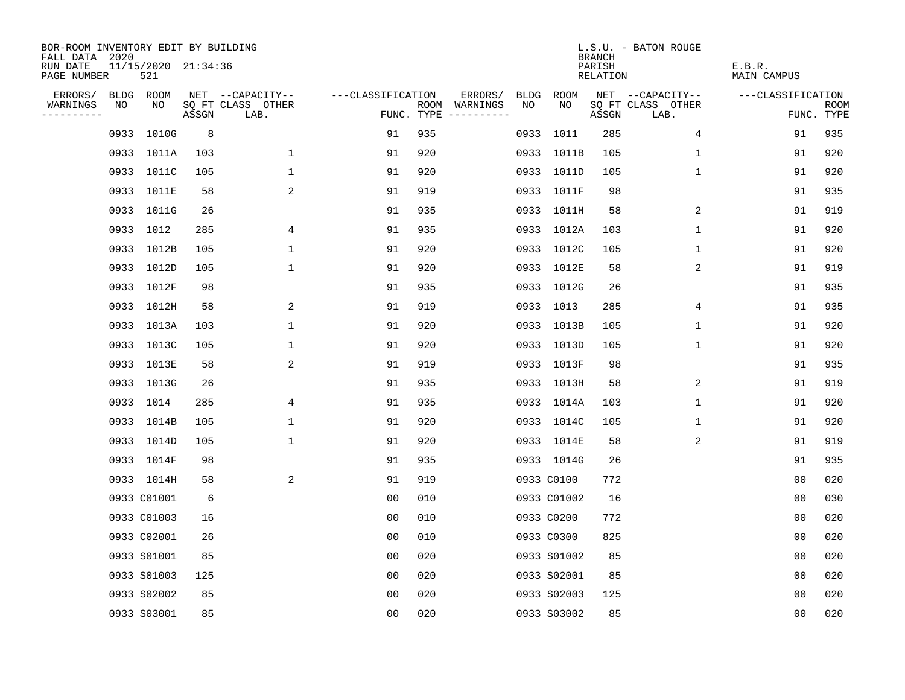BOR-ROOM INVENTORY EDIT BY BUILDING
FALL DATA 2020
RUN DATE 11/15/2020 21:34:36
PAGE NUMBER 521

L.S.U. - BATON ROUGE
BRANCH
PARISH E.B.R.
RELATION MAIN CAMPUS

| ERRORS/ WARNINGS | BLDG NO | ROOM NO | NET SQ FT ASSGN | --CAPACITY-- CLASS LAB. | OTHER | ---CLASSIFICATION FUNC. | ROOM TYPE | ERRORS/ WARNINGS | BLDG NO | ROOM NO | NET SQ FT ASSGN | --CAPACITY-- CLASS LAB. | OTHER | ---CLASSIFICATION FUNC. | ROOM TYPE |
|---|---|---|---|---|---|---|---|---|---|---|---|---|---|---|---|
| | 0933 | 1010G | 8 | | | 91 | 935 | | 0933 | 1011 | 285 | | 4 | 91 | 935 |
| | 0933 | 1011A | 103 | | 1 | 91 | 920 | | 0933 | 1011B | 105 | | 1 | 91 | 920 |
| | 0933 | 1011C | 105 | | 1 | 91 | 920 | | 0933 | 1011D | 105 | | 1 | 91 | 920 |
| | 0933 | 1011E | 58 | | 2 | 91 | 919 | | 0933 | 1011F | 98 | | | 91 | 935 |
| | 0933 | 1011G | 26 | | | 91 | 935 | | 0933 | 1011H | 58 | | 2 | 91 | 919 |
| | 0933 | 1012 | 285 | | 4 | 91 | 935 | | 0933 | 1012A | 103 | | 1 | 91 | 920 |
| | 0933 | 1012B | 105 | | 1 | 91 | 920 | | 0933 | 1012C | 105 | | 1 | 91 | 920 |
| | 0933 | 1012D | 105 | | 1 | 91 | 920 | | 0933 | 1012E | 58 | | 2 | 91 | 919 |
| | 0933 | 1012F | 98 | | | 91 | 935 | | 0933 | 1012G | 26 | | | 91 | 935 |
| | 0933 | 1012H | 58 | | 2 | 91 | 919 | | 0933 | 1013 | 285 | | 4 | 91 | 935 |
| | 0933 | 1013A | 103 | | 1 | 91 | 920 | | 0933 | 1013B | 105 | | 1 | 91 | 920 |
| | 0933 | 1013C | 105 | | 1 | 91 | 920 | | 0933 | 1013D | 105 | | 1 | 91 | 920 |
| | 0933 | 1013E | 58 | | 2 | 91 | 919 | | 0933 | 1013F | 98 | | | 91 | 935 |
| | 0933 | 1013G | 26 | | | 91 | 935 | | 0933 | 1013H | 58 | | 2 | 91 | 919 |
| | 0933 | 1014 | 285 | | 4 | 91 | 935 | | 0933 | 1014A | 103 | | 1 | 91 | 920 |
| | 0933 | 1014B | 105 | | 1 | 91 | 920 | | 0933 | 1014C | 105 | | 1 | 91 | 920 |
| | 0933 | 1014D | 105 | | 1 | 91 | 920 | | 0933 | 1014E | 58 | | 2 | 91 | 919 |
| | 0933 | 1014F | 98 | | | 91 | 935 | | 0933 | 1014G | 26 | | | 91 | 935 |
| | 0933 | 1014H | 58 | | 2 | 91 | 919 | | 0933 | C0100 | 772 | | | 00 | 020 |
| | 0933 | C01001 | 6 | | | 00 | 010 | | 0933 | C01002 | 16 | | | 00 | 030 |
| | 0933 | C01003 | 16 | | | 00 | 010 | | 0933 | C0200 | 772 | | | 00 | 020 |
| | 0933 | C02001 | 26 | | | 00 | 010 | | 0933 | C0300 | 825 | | | 00 | 020 |
| | 0933 | S01001 | 85 | | | 00 | 020 | | 0933 | S01002 | 85 | | | 00 | 020 |
| | 0933 | S01003 | 125 | | | 00 | 020 | | 0933 | S02001 | 85 | | | 00 | 020 |
| | 0933 | S02002 | 85 | | | 00 | 020 | | 0933 | S02003 | 125 | | | 00 | 020 |
| | 0933 | S03001 | 85 | | | 00 | 020 | | 0933 | S03002 | 85 | | | 00 | 020 |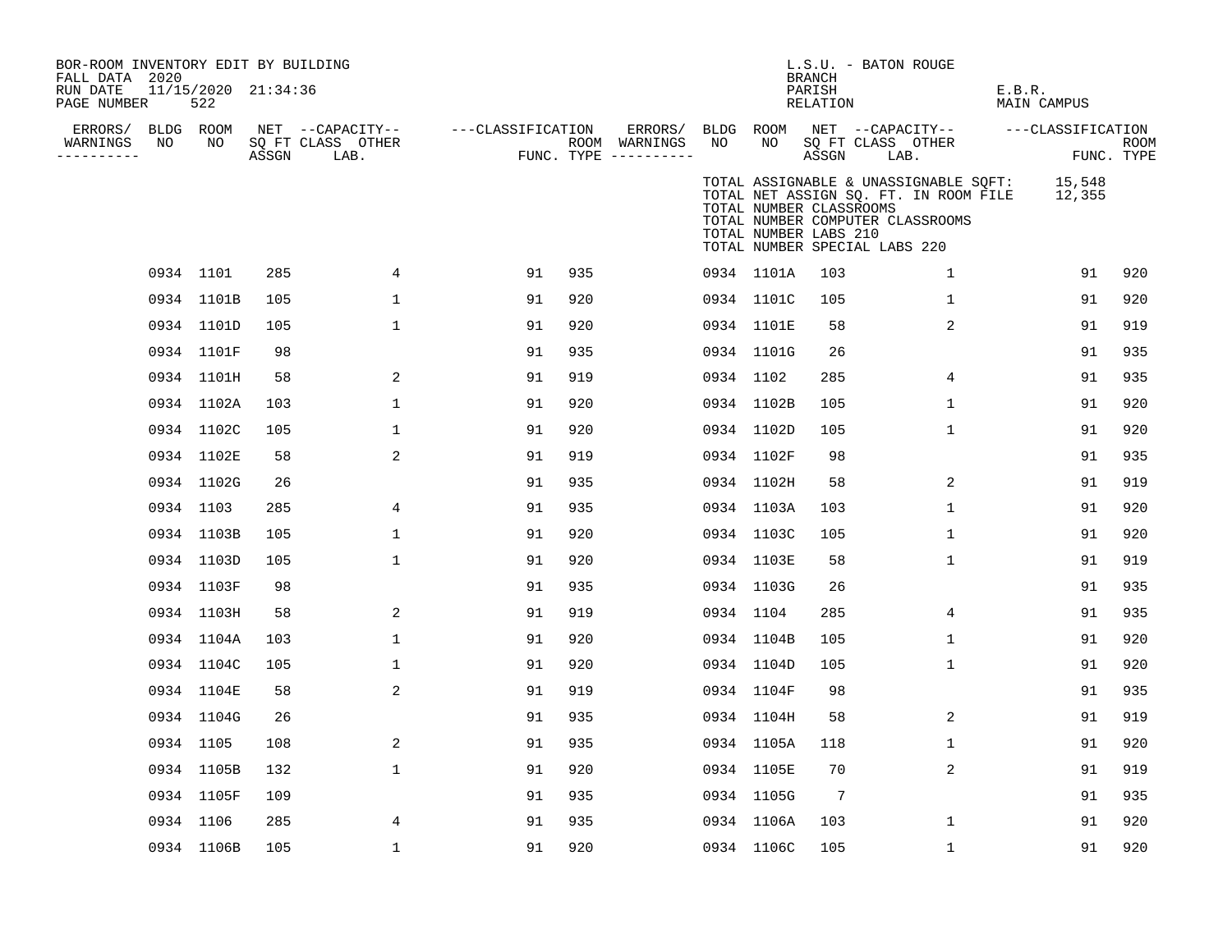BOR-ROOM INVENTORY EDIT BY BUILDING
FALL DATA 2020
RUN DATE 11/15/2020 21:34:36
PAGE NUMBER 522

L.S.U. - BATON ROUGE
BRANCH
PARISH E.B.R.
RELATION MAIN CAMPUS

TOTAL ASSIGNABLE & UNASSIGNABLE SQFT: 15,548
TOTAL NET ASSIGN SQ. FT. IN ROOM FILE 12,355
TOTAL NUMBER CLASSROOMS
TOTAL NUMBER COMPUTER CLASSROOMS
TOTAL NUMBER LABS 210
TOTAL NUMBER SPECIAL LABS 220

| ERRORS/ WARNINGS | BLDG NO | ROOM NO | NET SQ FT ASSGN | CAPACITY CLASS LAB. | CAPACITY OTHER | CLASSIFICATION FUNC. | ROOM TYPE | ERRORS/ WARNINGS | BLDG NO | ROOM NO | NET SQ FT ASSGN | CAPACITY CLASS LAB. | CAPACITY OTHER | CLASSIFICATION FUNC. | ROOM TYPE |
|---|---|---|---|---|---|---|---|---|---|---|---|---|---|---|---|
| | 0934 | 1101 | 285 | | 4 | 91 | 935 | | 0934 | 1101A | 103 | | 1 | 91 | 920 |
| | 0934 | 1101B | 105 | | 1 | 91 | 920 | | 0934 | 1101C | 105 | | 1 | 91 | 920 |
| | 0934 | 1101D | 105 | | 1 | 91 | 920 | | 0934 | 1101E | 58 | | 2 | 91 | 919 |
| | 0934 | 1101F | 98 | | | 91 | 935 | | 0934 | 1101G | 26 | | | 91 | 935 |
| | 0934 | 1101H | 58 | | 2 | 91 | 919 | | 0934 | 1102 | 285 | | 4 | 91 | 935 |
| | 0934 | 1102A | 103 | | 1 | 91 | 920 | | 0934 | 1102B | 105 | | 1 | 91 | 920 |
| | 0934 | 1102C | 105 | | 1 | 91 | 920 | | 0934 | 1102D | 105 | | 1 | 91 | 920 |
| | 0934 | 1102E | 58 | | 2 | 91 | 919 | | 0934 | 1102F | 98 | | | 91 | 935 |
| | 0934 | 1102G | 26 | | | 91 | 935 | | 0934 | 1102H | 58 | | 2 | 91 | 919 |
| | 0934 | 1103 | 285 | | 4 | 91 | 935 | | 0934 | 1103A | 103 | | 1 | 91 | 920 |
| | 0934 | 1103B | 105 | | 1 | 91 | 920 | | 0934 | 1103C | 105 | | 1 | 91 | 920 |
| | 0934 | 1103D | 105 | | 1 | 91 | 920 | | 0934 | 1103E | 58 | | 1 | 91 | 919 |
| | 0934 | 1103F | 98 | | | 91 | 935 | | 0934 | 1103G | 26 | | | 91 | 935 |
| | 0934 | 1103H | 58 | | 2 | 91 | 919 | | 0934 | 1104 | 285 | | 4 | 91 | 935 |
| | 0934 | 1104A | 103 | | 1 | 91 | 920 | | 0934 | 1104B | 105 | | 1 | 91 | 920 |
| | 0934 | 1104C | 105 | | 1 | 91 | 920 | | 0934 | 1104D | 105 | | 1 | 91 | 920 |
| | 0934 | 1104E | 58 | | 2 | 91 | 919 | | 0934 | 1104F | 98 | | | 91 | 935 |
| | 0934 | 1104G | 26 | | | 91 | 935 | | 0934 | 1104H | 58 | | 2 | 91 | 919 |
| | 0934 | 1105 | 108 | | 2 | 91 | 935 | | 0934 | 1105A | 118 | | 1 | 91 | 920 |
| | 0934 | 1105B | 132 | | 1 | 91 | 920 | | 0934 | 1105E | 70 | | 2 | 91 | 919 |
| | 0934 | 1105F | 109 | | | 91 | 935 | | 0934 | 1105G | 7 | | | 91 | 935 |
| | 0934 | 1106 | 285 | | 4 | 91 | 935 | | 0934 | 1106A | 103 | | 1 | 91 | 920 |
| | 0934 | 1106B | 105 | | 1 | 91 | 920 | | 0934 | 1106C | 105 | | 1 | 91 | 920 |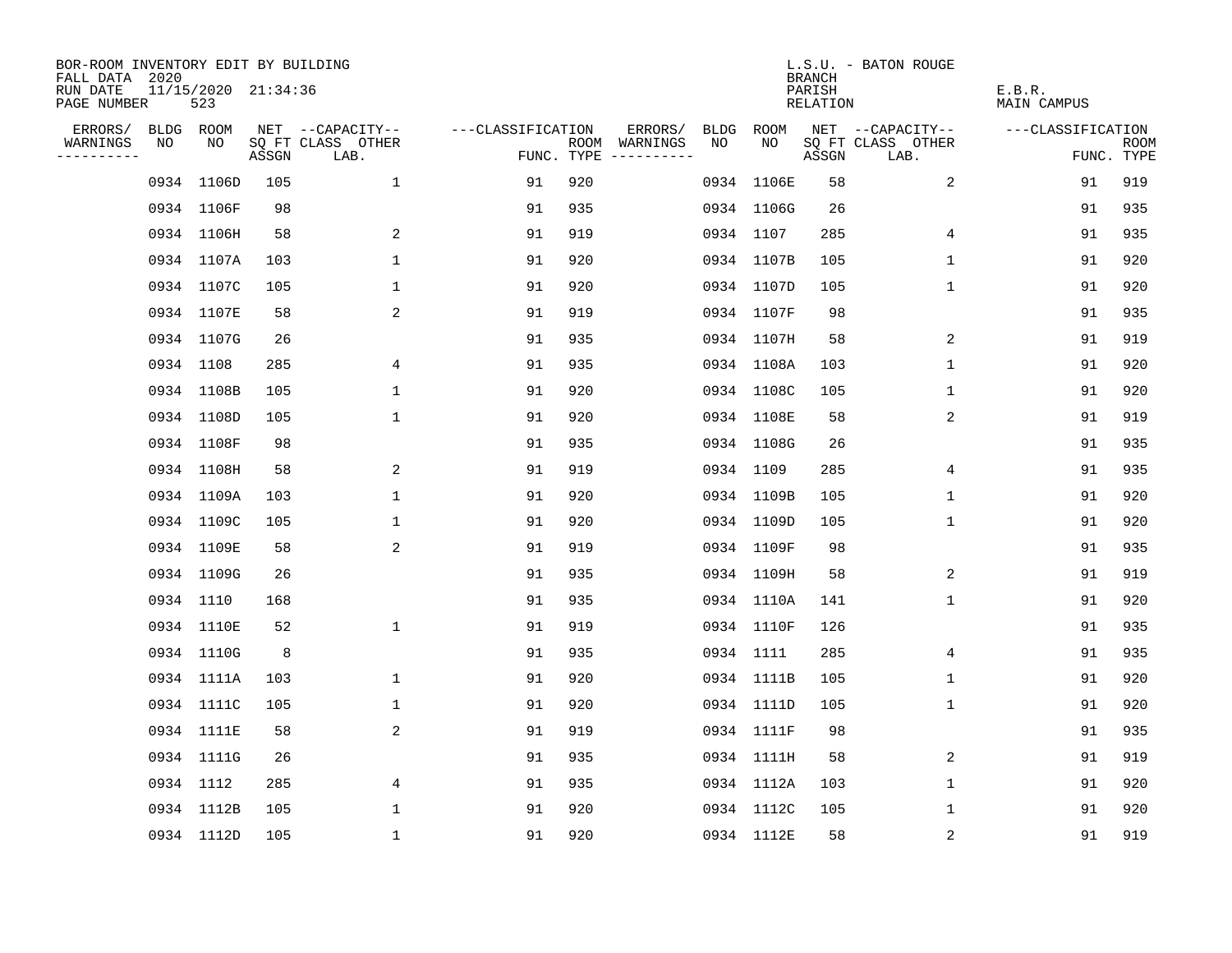BOR-ROOM INVENTORY EDIT BY BUILDING
FALL DATA 2020
RUN DATE 11/15/2020 21:34:36
PAGE NUMBER 523

L.S.U. - BATON ROUGE
BRANCH
PARISH E.B.R.
RELATION MAIN CAMPUS

| ERRORS/ WARNINGS | BLDG NO | ROOM NO | NET SQ FT ASSGN | --CAPACITY-- CLASS | OTHER LAB. | ---CLASSIFICATION FUNC. | ROOM TYPE | ERRORS/ WARNINGS | BLDG NO | ROOM NO | NET SQ FT ASSGN | --CAPACITY-- CLASS | OTHER LAB. | ---CLASSIFICATION FUNC. | ROOM TYPE |
|---|---|---|---|---|---|---|---|---|---|---|---|---|---|---|---|
| | 0934 | 1106D | 105 | 1 | | 91 | 920 | | 0934 | 1106E | 58 | 2 | | 91 | 919 |
| | 0934 | 1106F | 98 | | | 91 | 935 | | 0934 | 1106G | 26 | | | 91 | 935 |
| | 0934 | 1106H | 58 | 2 | | 91 | 919 | | 0934 | 1107 | 285 | 4 | | 91 | 935 |
| | 0934 | 1107A | 103 | 1 | | 91 | 920 | | 0934 | 1107B | 105 | 1 | | 91 | 920 |
| | 0934 | 1107C | 105 | 1 | | 91 | 920 | | 0934 | 1107D | 105 | 1 | | 91 | 920 |
| | 0934 | 1107E | 58 | 2 | | 91 | 919 | | 0934 | 1107F | 98 | | | 91 | 935 |
| | 0934 | 1107G | 26 | | | 91 | 935 | | 0934 | 1107H | 58 | 2 | | 91 | 919 |
| | 0934 | 1108 | 285 | 4 | | 91 | 935 | | 0934 | 1108A | 103 | 1 | | 91 | 920 |
| | 0934 | 1108B | 105 | 1 | | 91 | 920 | | 0934 | 1108C | 105 | 1 | | 91 | 920 |
| | 0934 | 1108D | 105 | 1 | | 91 | 920 | | 0934 | 1108E | 58 | 2 | | 91 | 919 |
| | 0934 | 1108F | 98 | | | 91 | 935 | | 0934 | 1108G | 26 | | | 91 | 935 |
| | 0934 | 1108H | 58 | 2 | | 91 | 919 | | 0934 | 1109 | 285 | 4 | | 91 | 935 |
| | 0934 | 1109A | 103 | 1 | | 91 | 920 | | 0934 | 1109B | 105 | 1 | | 91 | 920 |
| | 0934 | 1109C | 105 | 1 | | 91 | 920 | | 0934 | 1109D | 105 | 1 | | 91 | 920 |
| | 0934 | 1109E | 58 | 2 | | 91 | 919 | | 0934 | 1109F | 98 | | | 91 | 935 |
| | 0934 | 1109G | 26 | | | 91 | 935 | | 0934 | 1109H | 58 | 2 | | 91 | 919 |
| | 0934 | 1110 | 168 | | | 91 | 935 | | 0934 | 1110A | 141 | 1 | | 91 | 920 |
| | 0934 | 1110E | 52 | 1 | | 91 | 919 | | 0934 | 1110F | 126 | | | 91 | 935 |
| | 0934 | 1110G | 8 | | | 91 | 935 | | 0934 | 1111 | 285 | 4 | | 91 | 935 |
| | 0934 | 1111A | 103 | 1 | | 91 | 920 | | 0934 | 1111B | 105 | 1 | | 91 | 920 |
| | 0934 | 1111C | 105 | 1 | | 91 | 920 | | 0934 | 1111D | 105 | 1 | | 91 | 920 |
| | 0934 | 1111E | 58 | 2 | | 91 | 919 | | 0934 | 1111F | 98 | | | 91 | 935 |
| | 0934 | 1111G | 26 | | | 91 | 935 | | 0934 | 1111H | 58 | 2 | | 91 | 919 |
| | 0934 | 1112 | 285 | 4 | | 91 | 935 | | 0934 | 1112A | 103 | 1 | | 91 | 920 |
| | 0934 | 1112B | 105 | 1 | | 91 | 920 | | 0934 | 1112C | 105 | 1 | | 91 | 920 |
| | 0934 | 1112D | 105 | 1 | | 91 | 920 | | 0934 | 1112E | 58 | 2 | | 91 | 919 |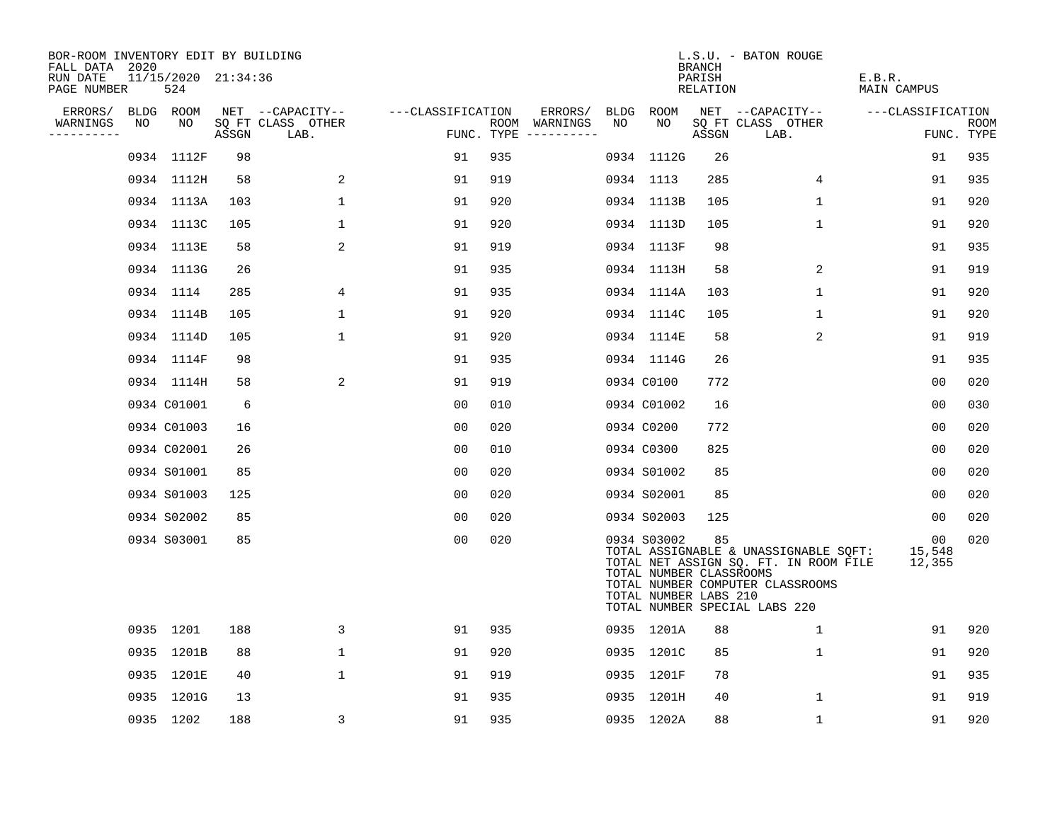BOR-ROOM INVENTORY EDIT BY BUILDING
FALL DATA 2020
RUN DATE 11/15/2020 21:34:36
PAGE NUMBER 524

L.S.U. - BATON ROUGE
BRANCH
PARISH E.B.R.
RELATION MAIN CAMPUS

| ERRORS/ WARNINGS | BLDG NO | ROOM NO | NET SQ FT ASSGN | CAPACITY CLASS | OTHER LAB. | FUNC. | ROOM TYPE | ERRORS/ WARNINGS | BLDG NO | ROOM NO | NET SQ FT ASSGN | CAPACITY CLASS | OTHER LAB. | FUNC. | ROOM TYPE |
|---|---|---|---|---|---|---|---|---|---|---|---|---|---|---|---|
| | 0934 | 1112F | 98 | | | 91 | 935 | | 0934 | 1112G | 26 | | | 91 | 935 |
| | 0934 | 1112H | 58 | 2 | | 91 | 919 | | 0934 | 1113 | 285 | 4 | | 91 | 935 |
| | 0934 | 1113A | 103 | 1 | | 91 | 920 | | 0934 | 1113B | 105 | 1 | | 91 | 920 |
| | 0934 | 1113C | 105 | 1 | | 91 | 920 | | 0934 | 1113D | 105 | 1 | | 91 | 920 |
| | 0934 | 1113E | 58 | 2 | | 91 | 919 | | 0934 | 1113F | 98 | | | 91 | 935 |
| | 0934 | 1113G | 26 | | | 91 | 935 | | 0934 | 1113H | 58 | 2 | | 91 | 919 |
| | 0934 | 1114 | 285 | 4 | | 91 | 935 | | 0934 | 1114A | 103 | 1 | | 91 | 920 |
| | 0934 | 1114B | 105 | 1 | | 91 | 920 | | 0934 | 1114C | 105 | 1 | | 91 | 920 |
| | 0934 | 1114D | 105 | 1 | | 91 | 920 | | 0934 | 1114E | 58 | 2 | | 91 | 919 |
| | 0934 | 1114F | 98 | | | 91 | 935 | | 0934 | 1114G | 26 | | | 91 | 935 |
| | 0934 | 1114H | 58 | 2 | | 91 | 919 | | 0934 | C0100 | 772 | | | 00 | 020 |
| | 0934 | C01001 | 6 | | | 00 | 010 | | 0934 | C01002 | 16 | | | 00 | 030 |
| | 0934 | C01003 | 16 | | | 00 | 020 | | 0934 | C0200 | 772 | | | 00 | 020 |
| | 0934 | C02001 | 26 | | | 00 | 010 | | 0934 | C0300 | 825 | | | 00 | 020 |
| | 0934 | S01001 | 85 | | | 00 | 020 | | 0934 | S01002 | 85 | | | 00 | 020 |
| | 0934 | S01003 | 125 | | | 00 | 020 | | 0934 | S02001 | 85 | | | 00 | 020 |
| | 0934 | S02002 | 85 | | | 00 | 020 | | 0934 | S02003 | 125 | | | 00 | 020 |
| | 0934 | S03001 | 85 | | | 00 | 020 | | 0934 | S03002 | 85 | | | 00 | 020 |

TOTAL ASSIGNABLE & UNASSIGNABLE SQFT: 15,548
TOTAL NET ASSIGN SQ. FT. IN ROOM FILE 12,355
TOTAL NUMBER CLASSROOMS
TOTAL NUMBER COMPUTER CLASSROOMS
TOTAL NUMBER LABS 210
TOTAL NUMBER SPECIAL LABS 220

| ERRORS/ WARNINGS | BLDG NO | ROOM NO | NET SQ FT ASSGN | CAPACITY CLASS | OTHER LAB. | FUNC. | ROOM TYPE | ERRORS/ WARNINGS | BLDG NO | ROOM NO | NET SQ FT ASSGN | CAPACITY CLASS | OTHER LAB. | FUNC. | ROOM TYPE |
|---|---|---|---|---|---|---|---|---|---|---|---|---|---|---|---|
| | 0935 | 1201 | 188 | 3 | | 91 | 935 | | 0935 | 1201A | 88 | 1 | | 91 | 920 |
| | 0935 | 1201B | 88 | 1 | | 91 | 920 | | 0935 | 1201C | 85 | 1 | | 91 | 920 |
| | 0935 | 1201E | 40 | 1 | | 91 | 919 | | 0935 | 1201F | 78 | | | 91 | 935 |
| | 0935 | 1201G | 13 | | | 91 | 935 | | 0935 | 1201H | 40 | 1 | | 91 | 919 |
| | 0935 | 1202 | 188 | 3 | | 91 | 935 | | 0935 | 1202A | 88 | 1 | | 91 | 920 |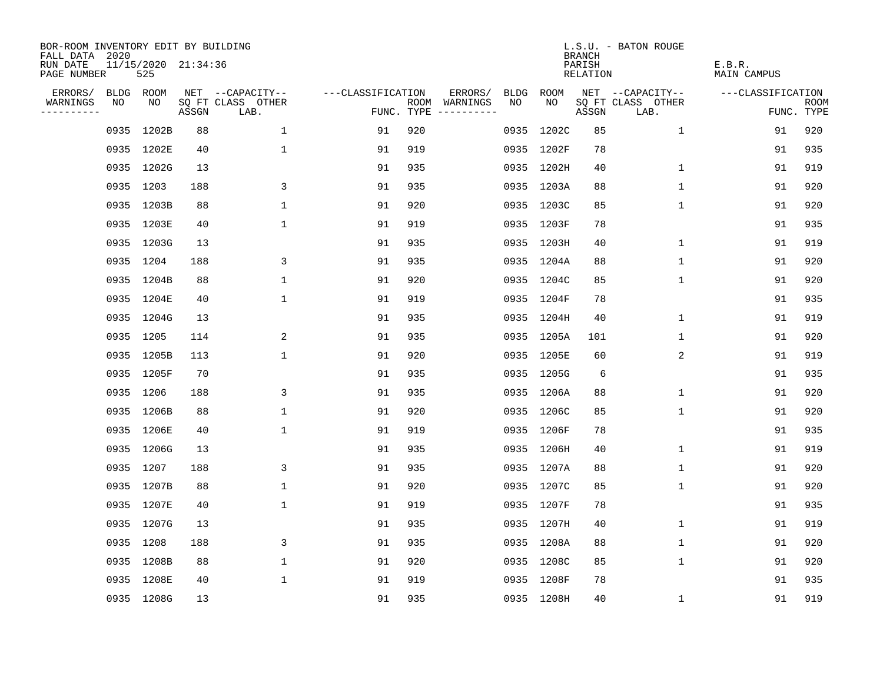BOR-ROOM INVENTORY EDIT BY BUILDING
FALL DATA 2020
RUN DATE 11/15/2020 21:34:36
PAGE NUMBER 525

L.S.U. - BATON ROUGE
BRANCH
PARISH E.B.R.
RELATION MAIN CAMPUS

| ERRORS/ WARNINGS | BLDG NO | ROOM NO | NET SQ FT ASSGN | CAPACITY-- CLASS | OTHER LAB. | CLASSIFICATION FUNC. | ROOM TYPE | ERRORS/ WARNINGS | BLDG NO | ROOM NO | NET SQ FT ASSGN | CAPACITY-- CLASS | OTHER LAB. | CLASSIFICATION FUNC. | ROOM TYPE |
|---|---|---|---|---|---|---|---|---|---|---|---|---|---|---|---|
| | 0935 | 1202B | 88 | | 1 | 91 | 920 | | 0935 | 1202C | 85 | | 1 | 91 | 920 |
| | 0935 | 1202E | 40 | | 1 | 91 | 919 | | 0935 | 1202F | 78 | | | 91 | 935 |
| | 0935 | 1202G | 13 | | | 91 | 935 | | 0935 | 1202H | 40 | | 1 | 91 | 919 |
| | 0935 | 1203 | 188 | | 3 | 91 | 935 | | 0935 | 1203A | 88 | | 1 | 91 | 920 |
| | 0935 | 1203B | 88 | | 1 | 91 | 920 | | 0935 | 1203C | 85 | | 1 | 91 | 920 |
| | 0935 | 1203E | 40 | | 1 | 91 | 919 | | 0935 | 1203F | 78 | | | 91 | 935 |
| | 0935 | 1203G | 13 | | | 91 | 935 | | 0935 | 1203H | 40 | | 1 | 91 | 919 |
| | 0935 | 1204 | 188 | | 3 | 91 | 935 | | 0935 | 1204A | 88 | | 1 | 91 | 920 |
| | 0935 | 1204B | 88 | | 1 | 91 | 920 | | 0935 | 1204C | 85 | | 1 | 91 | 920 |
| | 0935 | 1204E | 40 | | 1 | 91 | 919 | | 0935 | 1204F | 78 | | | 91 | 935 |
| | 0935 | 1204G | 13 | | | 91 | 935 | | 0935 | 1204H | 40 | | 1 | 91 | 919 |
| | 0935 | 1205 | 114 | | 2 | 91 | 935 | | 0935 | 1205A | 101 | | 1 | 91 | 920 |
| | 0935 | 1205B | 113 | | 1 | 91 | 920 | | 0935 | 1205E | 60 | | 2 | 91 | 919 |
| | 0935 | 1205F | 70 | | | 91 | 935 | | 0935 | 1205G | 6 | | | 91 | 935 |
| | 0935 | 1206 | 188 | | 3 | 91 | 935 | | 0935 | 1206A | 88 | | 1 | 91 | 920 |
| | 0935 | 1206B | 88 | | 1 | 91 | 920 | | 0935 | 1206C | 85 | | 1 | 91 | 920 |
| | 0935 | 1206E | 40 | | 1 | 91 | 919 | | 0935 | 1206F | 78 | | | 91 | 935 |
| | 0935 | 1206G | 13 | | | 91 | 935 | | 0935 | 1206H | 40 | | 1 | 91 | 919 |
| | 0935 | 1207 | 188 | | 3 | 91 | 935 | | 0935 | 1207A | 88 | | 1 | 91 | 920 |
| | 0935 | 1207B | 88 | | 1 | 91 | 920 | | 0935 | 1207C | 85 | | 1 | 91 | 920 |
| | 0935 | 1207E | 40 | | 1 | 91 | 919 | | 0935 | 1207F | 78 | | | 91 | 935 |
| | 0935 | 1207G | 13 | | | 91 | 935 | | 0935 | 1207H | 40 | | 1 | 91 | 919 |
| | 0935 | 1208 | 188 | | 3 | 91 | 935 | | 0935 | 1208A | 88 | | 1 | 91 | 920 |
| | 0935 | 1208B | 88 | | 1 | 91 | 920 | | 0935 | 1208C | 85 | | 1 | 91 | 920 |
| | 0935 | 1208E | 40 | | 1 | 91 | 919 | | 0935 | 1208F | 78 | | | 91 | 935 |
| | 0935 | 1208G | 13 | | | 91 | 935 | | 0935 | 1208H | 40 | | 1 | 91 | 919 |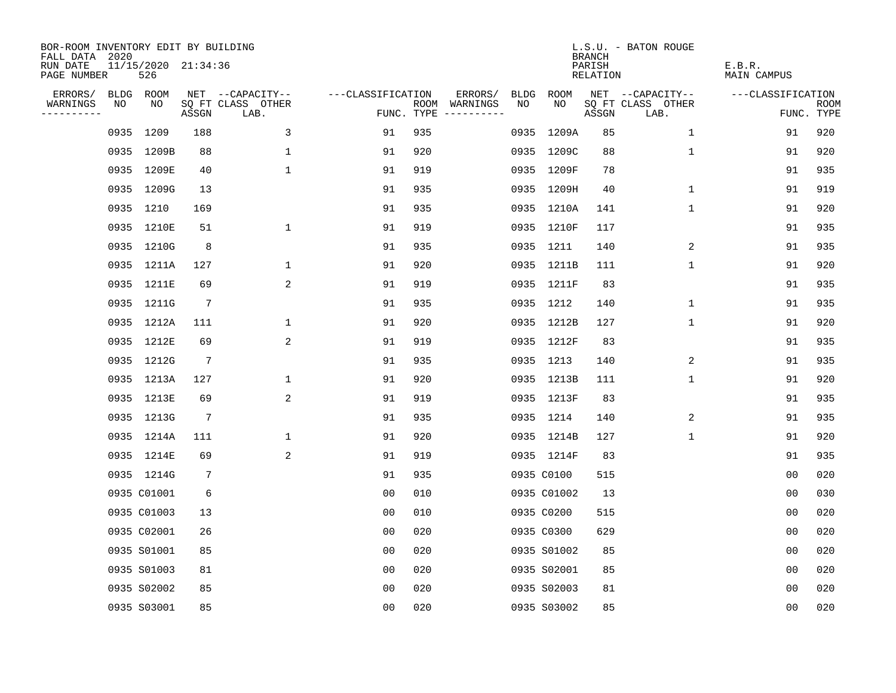BOR-ROOM INVENTORY EDIT BY BUILDING
FALL DATA 2020
RUN DATE 11/15/2020 21:34:36
PAGE NUMBER 526

L.S.U. - BATON ROUGE
BRANCH
PARISH E.B.R.
RELATION MAIN CAMPUS

| ERRORS/ WARNINGS | BLDG NO | ROOM NO | NET SQ FT ASSGN | CAPACITY-- CLASS LAB. | OTHER | ---CLASSIFICATION FUNC. | ROOM TYPE | ERRORS/ WARNINGS | BLDG NO | ROOM NO | NET SQ FT ASSGN | CAPACITY-- CLASS LAB. | OTHER | ---CLASSIFICATION FUNC. | ROOM TYPE |
|---|---|---|---|---|---|---|---|---|---|---|---|---|---|---|---|
| | 0935 | 1209 | 188 | | 3 | 91 | 935 | | 0935 | 1209A | 85 | | 1 | 91 | 920 |
| | 0935 | 1209B | 88 | | 1 | 91 | 920 | | 0935 | 1209C | 88 | | 1 | 91 | 920 |
| | 0935 | 1209E | 40 | | 1 | 91 | 919 | | 0935 | 1209F | 78 | | | 91 | 935 |
| | 0935 | 1209G | 13 | | | 91 | 935 | | 0935 | 1209H | 40 | | 1 | 91 | 919 |
| | 0935 | 1210 | 169 | | | 91 | 935 | | 0935 | 1210A | 141 | | 1 | 91 | 920 |
| | 0935 | 1210E | 51 | | 1 | 91 | 919 | | 0935 | 1210F | 117 | | | 91 | 935 |
| | 0935 | 1210G | 8 | | | 91 | 935 | | 0935 | 1211 | 140 | | 2 | 91 | 935 |
| | 0935 | 1211A | 127 | | 1 | 91 | 920 | | 0935 | 1211B | 111 | | 1 | 91 | 920 |
| | 0935 | 1211E | 69 | | 2 | 91 | 919 | | 0935 | 1211F | 83 | | | 91 | 935 |
| | 0935 | 1211G | 7 | | | 91 | 935 | | 0935 | 1212 | 140 | | 1 | 91 | 935 |
| | 0935 | 1212A | 111 | | 1 | 91 | 920 | | 0935 | 1212B | 127 | | 1 | 91 | 920 |
| | 0935 | 1212E | 69 | | 2 | 91 | 919 | | 0935 | 1212F | 83 | | | 91 | 935 |
| | 0935 | 1212G | 7 | | | 91 | 935 | | 0935 | 1213 | 140 | | 2 | 91 | 935 |
| | 0935 | 1213A | 127 | | 1 | 91 | 920 | | 0935 | 1213B | 111 | | 1 | 91 | 920 |
| | 0935 | 1213E | 69 | | 2 | 91 | 919 | | 0935 | 1213F | 83 | | | 91 | 935 |
| | 0935 | 1213G | 7 | | | 91 | 935 | | 0935 | 1214 | 140 | | 2 | 91 | 935 |
| | 0935 | 1214A | 111 | | 1 | 91 | 920 | | 0935 | 1214B | 127 | | 1 | 91 | 920 |
| | 0935 | 1214E | 69 | | 2 | 91 | 919 | | 0935 | 1214F | 83 | | | 91 | 935 |
| | 0935 | 1214G | 7 | | | 91 | 935 | | 0935 | C0100 | 515 | | | 00 | 020 |
| | 0935 | C01001 | 6 | | | 00 | 010 | | 0935 | C01002 | 13 | | | 00 | 030 |
| | 0935 | C01003 | 13 | | | 00 | 010 | | 0935 | C0200 | 515 | | | 00 | 020 |
| | 0935 | C02001 | 26 | | | 00 | 020 | | 0935 | C0300 | 629 | | | 00 | 020 |
| | 0935 | S01001 | 85 | | | 00 | 020 | | 0935 | S01002 | 85 | | | 00 | 020 |
| | 0935 | S01003 | 81 | | | 00 | 020 | | 0935 | S02001 | 85 | | | 00 | 020 |
| | 0935 | S02002 | 85 | | | 00 | 020 | | 0935 | S02003 | 81 | | | 00 | 020 |
| | 0935 | S03001 | 85 | | | 00 | 020 | | 0935 | S03002 | 85 | | | 00 | 020 |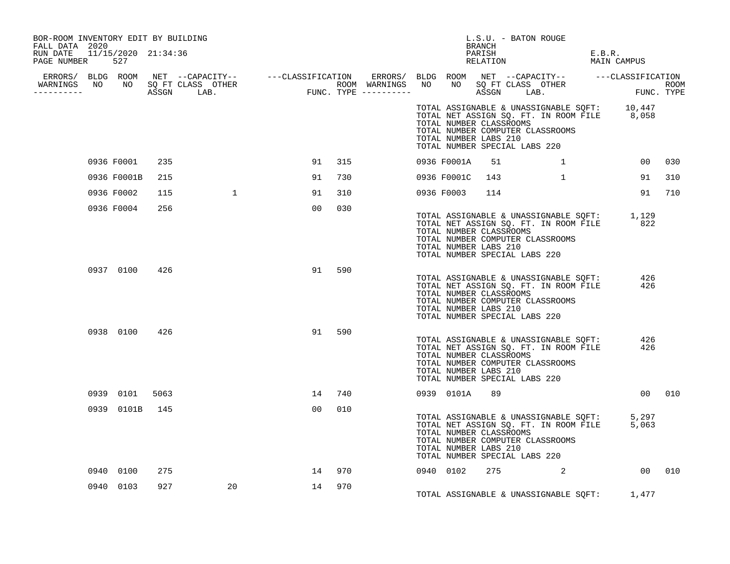BOR-ROOM INVENTORY EDIT BY BUILDING
FALL DATA 2020
RUN DATE 11/15/2020 21:34:36
PAGE NUMBER 527

L.S.U. - BATON ROUGE
BRANCH
PARISH E.B.R.
RELATION MAIN CAMPUS

| ERRORS/ WARNINGS | BLDG NO | ROOM NO | NET SQ FT ASSGN | --CAPACITY-- CLASS LAB. | OTHER | ---CLASSIFICATION FUNC. | ROOM TYPE | ERRORS/ WARNINGS | BLDG NO | ROOM NO | NET SQ FT ASSGN | --CAPACITY-- CLASS LAB. | OTHER | ---CLASSIFICATION FUNC. | ROOM TYPE |
|---|---|---|---|---|---|---|---|---|---|---|---|---|---|---|---|
| | | | | | | | | | TOTAL ASSIGNABLE & UNASSIGNABLE SQFT: 10,447 | | | | | | |
| | | | | | | | | | TOTAL NET ASSIGN SQ. FT. IN ROOM FILE 8,058 | | | | | | |
| | | | | | | | | | TOTAL NUMBER CLASSROOMS | | | | | | |
| | | | | | | | | | TOTAL NUMBER COMPUTER CLASSROOMS | | | | | | |
| | | | | | | | | | TOTAL NUMBER LABS 210 | | | | | | |
| | | | | | | | | | TOTAL NUMBER SPECIAL LABS 220 | | | | | | |
| | 0936 | F0001 | 235 | | | 91 | 315 | | 0936 | F0001A | 51 | | 1 | 00 | 030 |
| | 0936 | F0001B | 215 | | | 91 | 730 | | 0936 | F0001C | 143 | | 1 | 91 | 310 |
| | 0936 | F0002 | 115 | | 1 | 91 | 310 | | 0936 | F0003 | 114 | | | 91 | 710 |
| | 0936 | F0004 | 256 | | | 00 | 030 | | | | | | | | |
| | | | | | | | | | TOTAL ASSIGNABLE & UNASSIGNABLE SQFT: 1,129 | | | | | | |
| | | | | | | | | | TOTAL NET ASSIGN SQ. FT. IN ROOM FILE 822 | | | | | | |
| | | | | | | | | | TOTAL NUMBER CLASSROOMS | | | | | | |
| | | | | | | | | | TOTAL NUMBER COMPUTER CLASSROOMS | | | | | | |
| | | | | | | | | | TOTAL NUMBER LABS 210 | | | | | | |
| | | | | | | | | | TOTAL NUMBER SPECIAL LABS 220 | | | | | | |
| | 0937 | 0100 | 426 | | | 91 | 590 | | | | | | | | |
| | | | | | | | | | TOTAL ASSIGNABLE & UNASSIGNABLE SQFT: 426 | | | | | | |
| | | | | | | | | | TOTAL NET ASSIGN SQ. FT. IN ROOM FILE 426 | | | | | | |
| | | | | | | | | | TOTAL NUMBER CLASSROOMS | | | | | | |
| | | | | | | | | | TOTAL NUMBER COMPUTER CLASSROOMS | | | | | | |
| | | | | | | | | | TOTAL NUMBER LABS 210 | | | | | | |
| | | | | | | | | | TOTAL NUMBER SPECIAL LABS 220 | | | | | | |
| | 0938 | 0100 | 426 | | | 91 | 590 | | | | | | | | |
| | | | | | | | | | TOTAL ASSIGNABLE & UNASSIGNABLE SQFT: 426 | | | | | | |
| | | | | | | | | | TOTAL NET ASSIGN SQ. FT. IN ROOM FILE 426 | | | | | | |
| | | | | | | | | | TOTAL NUMBER CLASSROOMS | | | | | | |
| | | | | | | | | | TOTAL NUMBER COMPUTER CLASSROOMS | | | | | | |
| | | | | | | | | | TOTAL NUMBER LABS 210 | | | | | | |
| | | | | | | | | | TOTAL NUMBER SPECIAL LABS 220 | | | | | | |
| | 0939 | 0101 | 5063 | | | 14 | 740 | | 0939 | 0101A | 89 | | | 00 | 010 |
| | 0939 | 0101B | 145 | | | 00 | 010 | | | | | | | | |
| | | | | | | | | | TOTAL ASSIGNABLE & UNASSIGNABLE SQFT: 5,297 | | | | | | |
| | | | | | | | | | TOTAL NET ASSIGN SQ. FT. IN ROOM FILE 5,063 | | | | | | |
| | | | | | | | | | TOTAL NUMBER CLASSROOMS | | | | | | |
| | | | | | | | | | TOTAL NUMBER COMPUTER CLASSROOMS | | | | | | |
| | | | | | | | | | TOTAL NUMBER LABS 210 | | | | | | |
| | | | | | | | | | TOTAL NUMBER SPECIAL LABS 220 | | | | | | |
| | 0940 | 0100 | 275 | | | 14 | 970 | | 0940 | 0102 | 275 | | 2 | 00 | 010 |
| | 0940 | 0103 | 927 | | 20 | 14 | 970 | | | | | | | | |
| | | | | | | | | | TOTAL ASSIGNABLE & UNASSIGNABLE SQFT: 1,477 | | | | | | |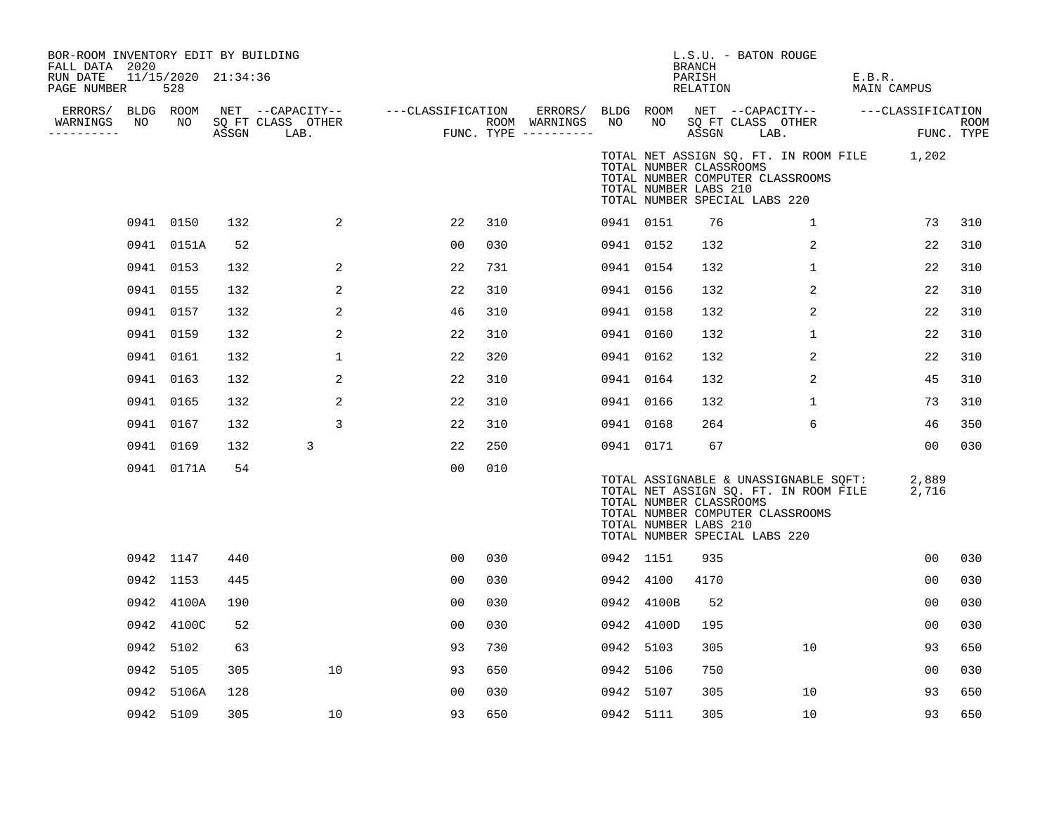BOR-ROOM INVENTORY EDIT BY BUILDING
FALL DATA 2020
RUN DATE 11/15/2020 21:34:36

L.S.U. - BATON ROUGE
BRANCH
PARISH E.B.R.
RELATION MAIN CAMPUS

| ERRORS/ WARNINGS | BLDG NO | ROOM NO | NET SQ FT ASSGN | CAPACITY CLASS | CAPACITY LAB. | CAPACITY OTHER | CLASSIFICATION FUNC. | ROOM TYPE | ERRORS/ WARNINGS | BLDG NO | ROOM NO | NET SQ FT ASSGN | CAPACITY CLASS | CAPACITY LAB. | CAPACITY OTHER | CLASSIFICATION FUNC. | ROOM TYPE |
|---|---|---|---|---|---|---|---|---|---|---|---|---|---|---|---|---|---|
| | | | | | | | | | | | TOTAL NET ASSIGN SQ. FT. IN ROOM FILE | | | | | 1,202 | |
| | | | | | | | | | | | TOTAL NUMBER CLASSROOMS | | | | | | |
| | | | | | | | | | | | TOTAL NUMBER COMPUTER CLASSROOMS | | | | | | |
| | | | | | | | | | | | TOTAL NUMBER LABS 210 | | | | | | |
| | | | | | | | | | | | TOTAL NUMBER SPECIAL LABS 220 | | | | | | |
| | 0941 | 0150 | 132 | | | 2 | 22 | 310 | | 0941 | 0151 | 76 | | | 1 | 73 | 310 |
| | 0941 | 0151A | 52 | | | | 00 | 030 | | 0941 | 0152 | 132 | | | 2 | 22 | 310 |
| | 0941 | 0153 | 132 | | | 2 | 22 | 731 | | 0941 | 0154 | 132 | | | 1 | 22 | 310 |
| | 0941 | 0155 | 132 | | | 2 | 22 | 310 | | 0941 | 0156 | 132 | | | 2 | 22 | 310 |
| | 0941 | 0157 | 132 | | | 2 | 46 | 310 | | 0941 | 0158 | 132 | | | 2 | 22 | 310 |
| | 0941 | 0159 | 132 | | | 2 | 22 | 310 | | 0941 | 0160 | 132 | | | 1 | 22 | 310 |
| | 0941 | 0161 | 132 | | | 1 | 22 | 320 | | 0941 | 0162 | 132 | | | 2 | 22 | 310 |
| | 0941 | 0163 | 132 | | | 2 | 22 | 310 | | 0941 | 0164 | 132 | | | 2 | 45 | 310 |
| | 0941 | 0165 | 132 | | | 2 | 22 | 310 | | 0941 | 0166 | 132 | | | 1 | 73 | 310 |
| | 0941 | 0167 | 132 | | | 3 | 22 | 310 | | 0941 | 0168 | 264 | | | 6 | 46 | 350 |
| | 0941 | 0169 | 132 | | 3 | | 22 | 250 | | 0941 | 0171 | 67 | | | | 00 | 030 |
| | 0941 | 0171A | 54 | | | | 00 | 010 | | | | | | | | | |
| | | | | | | | | | | | TOTAL ASSIGNABLE & UNASSIGNABLE SQFT: | | | | | 2,889 | |
| | | | | | | | | | | | TOTAL NET ASSIGN SQ. FT. IN ROOM FILE | | | | | 2,716 | |
| | | | | | | | | | | | TOTAL NUMBER CLASSROOMS | | | | | | |
| | | | | | | | | | | | TOTAL NUMBER COMPUTER CLASSROOMS | | | | | | |
| | | | | | | | | | | | TOTAL NUMBER LABS 210 | | | | | | |
| | | | | | | | | | | | TOTAL NUMBER SPECIAL LABS 220 | | | | | | |
| | 0942 | 1147 | 440 | | | | 00 | 030 | | 0942 | 1151 | 935 | | | | 00 | 030 |
| | 0942 | 1153 | 445 | | | | 00 | 030 | | 0942 | 4100 | 4170 | | | | 00 | 030 |
| | 0942 | 4100A | 190 | | | | 00 | 030 | | 0942 | 4100B | 52 | | | | 00 | 030 |
| | 0942 | 4100C | 52 | | | | 00 | 030 | | 0942 | 4100D | 195 | | | | 00 | 030 |
| | 0942 | 5102 | 63 | | | | 93 | 730 | | 0942 | 5103 | 305 | | | 10 | 93 | 650 |
| | 0942 | 5105 | 305 | | | 10 | 93 | 650 | | 0942 | 5106 | 750 | | | | 00 | 030 |
| | 0942 | 5106A | 128 | | | | 00 | 030 | | 0942 | 5107 | 305 | | | 10 | 93 | 650 |
| | 0942 | 5109 | 305 | | | 10 | 93 | 650 | | 0942 | 5111 | 305 | | | 10 | 93 | 650 |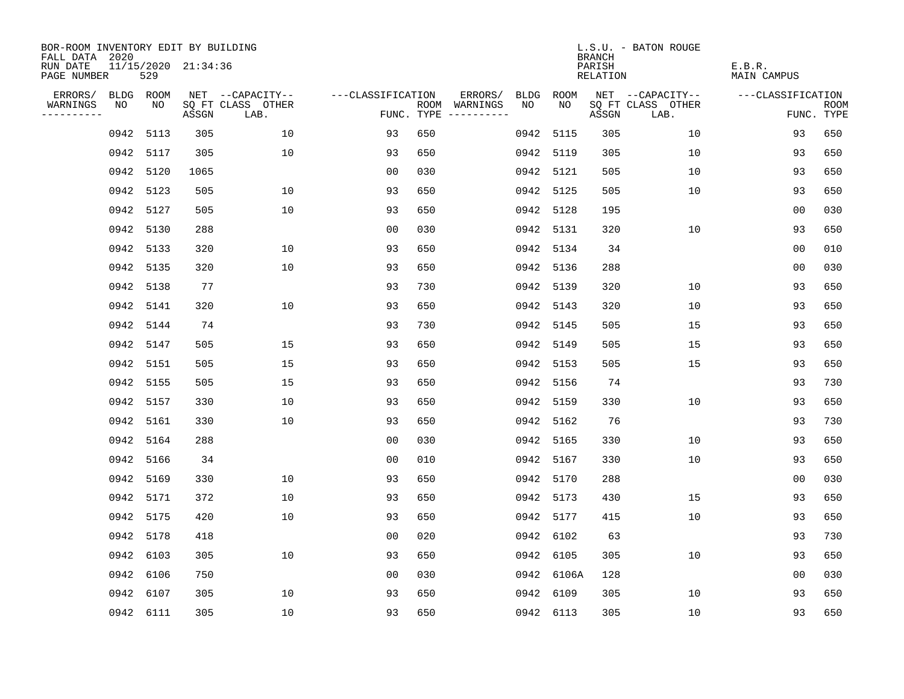BOR-ROOM INVENTORY EDIT BY BUILDING
FALL DATA 2020
RUN DATE 11/15/2020 21:34:36
PAGE NUMBER 529

L.S.U. - BATON ROUGE
BRANCH
PARISH E.B.R.
RELATION MAIN CAMPUS

| ERRORS/ WARNINGS | BLDG NO | ROOM NO | NET SQ FT ASSGN | --CAPACITY-- CLASS LAB. | OTHER | ---CLASSIFICATION FUNC. | ROOM TYPE | ERRORS/ WARNINGS | BLDG NO | ROOM NO | NET SQ FT ASSGN | --CAPACITY-- CLASS LAB. | OTHER | ---CLASSIFICATION FUNC. | ROOM TYPE |
|---|---|---|---|---|---|---|---|---|---|---|---|---|---|---|---|
| | 0942 | 5113 | 305 | 10 | | 93 | 650 | | 0942 | 5115 | 305 | 10 | | 93 | 650 |
| | 0942 | 5117 | 305 | 10 | | 93 | 650 | | 0942 | 5119 | 305 | 10 | | 93 | 650 |
| | 0942 | 5120 | 1065 | | | 00 | 030 | | 0942 | 5121 | 505 | 10 | | 93 | 650 |
| | 0942 | 5123 | 505 | 10 | | 93 | 650 | | 0942 | 5125 | 505 | 10 | | 93 | 650 |
| | 0942 | 5127 | 505 | 10 | | 93 | 650 | | 0942 | 5128 | 195 | | | 00 | 030 |
| | 0942 | 5130 | 288 | | | 00 | 030 | | 0942 | 5131 | 320 | 10 | | 93 | 650 |
| | 0942 | 5133 | 320 | 10 | | 93 | 650 | | 0942 | 5134 | 34 | | | 00 | 010 |
| | 0942 | 5135 | 320 | 10 | | 93 | 650 | | 0942 | 5136 | 288 | | | 00 | 030 |
| | 0942 | 5138 | 77 | | | 93 | 730 | | 0942 | 5139 | 320 | 10 | | 93 | 650 |
| | 0942 | 5141 | 320 | 10 | | 93 | 650 | | 0942 | 5143 | 320 | 10 | | 93 | 650 |
| | 0942 | 5144 | 74 | | | 93 | 730 | | 0942 | 5145 | 505 | 15 | | 93 | 650 |
| | 0942 | 5147 | 505 | 15 | | 93 | 650 | | 0942 | 5149 | 505 | 15 | | 93 | 650 |
| | 0942 | 5151 | 505 | 15 | | 93 | 650 | | 0942 | 5153 | 505 | 15 | | 93 | 650 |
| | 0942 | 5155 | 505 | 15 | | 93 | 650 | | 0942 | 5156 | 74 | | | 93 | 730 |
| | 0942 | 5157 | 330 | 10 | | 93 | 650 | | 0942 | 5159 | 330 | 10 | | 93 | 650 |
| | 0942 | 5161 | 330 | 10 | | 93 | 650 | | 0942 | 5162 | 76 | | | 93 | 730 |
| | 0942 | 5164 | 288 | | | 00 | 030 | | 0942 | 5165 | 330 | 10 | | 93 | 650 |
| | 0942 | 5166 | 34 | | | 00 | 010 | | 0942 | 5167 | 330 | 10 | | 93 | 650 |
| | 0942 | 5169 | 330 | 10 | | 93 | 650 | | 0942 | 5170 | 288 | | | 00 | 030 |
| | 0942 | 5171 | 372 | 10 | | 93 | 650 | | 0942 | 5173 | 430 | 15 | | 93 | 650 |
| | 0942 | 5175 | 420 | 10 | | 93 | 650 | | 0942 | 5177 | 415 | 10 | | 93 | 650 |
| | 0942 | 5178 | 418 | | | 00 | 020 | | 0942 | 6102 | 63 | | | 93 | 730 |
| | 0942 | 6103 | 305 | 10 | | 93 | 650 | | 0942 | 6105 | 305 | 10 | | 93 | 650 |
| | 0942 | 6106 | 750 | | | 00 | 030 | | 0942 | 6106A | 128 | | | 00 | 030 |
| | 0942 | 6107 | 305 | 10 | | 93 | 650 | | 0942 | 6109 | 305 | 10 | | 93 | 650 |
| | 0942 | 6111 | 305 | 10 | | 93 | 650 | | 0942 | 6113 | 305 | 10 | | 93 | 650 |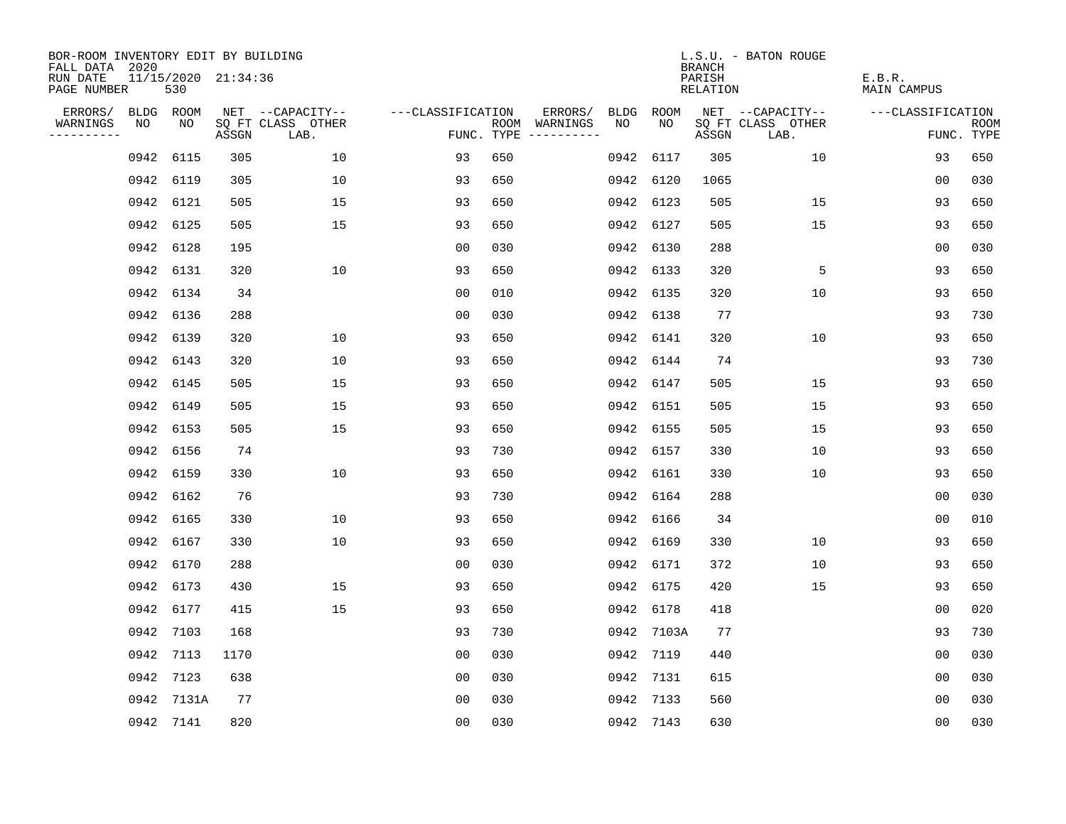BOR-ROOM INVENTORY EDIT BY BUILDING
FALL DATA 2020
RUN DATE 11/15/2020 21:34:36
PAGE NUMBER 530

L.S.U. - BATON ROUGE
BRANCH
PARISH E.B.R.
RELATION MAIN CAMPUS

| ERRORS/ WARNINGS | BLDG NO | ROOM NO | NET SQ FT ASSGN | CAPACITY CLASS LAB. | CAPACITY OTHER | CLASSIFICATION FUNC. | ROOM TYPE | ERRORS/ WARNINGS | BLDG NO | ROOM NO | NET SQ FT ASSGN | CAPACITY CLASS LAB. | CAPACITY OTHER | CLASSIFICATION FUNC. | ROOM TYPE |
|---|---|---|---|---|---|---|---|---|---|---|---|---|---|---|---|
| | 0942 | 6115 | 305 | 10 | | 93 | 650 | | 0942 | 6117 | 305 | 10 | | 93 | 650 |
| | 0942 | 6119 | 305 | 10 | | 93 | 650 | | 0942 | 6120 | 1065 | | | 00 | 030 |
| | 0942 | 6121 | 505 | 15 | | 93 | 650 | | 0942 | 6123 | 505 | 15 | | 93 | 650 |
| | 0942 | 6125 | 505 | 15 | | 93 | 650 | | 0942 | 6127 | 505 | 15 | | 93 | 650 |
| | 0942 | 6128 | 195 | | | 00 | 030 | | 0942 | 6130 | 288 | | | 00 | 030 |
| | 0942 | 6131 | 320 | 10 | | 93 | 650 | | 0942 | 6133 | 320 | 5 | | 93 | 650 |
| | 0942 | 6134 | 34 | | | 00 | 010 | | 0942 | 6135 | 320 | 10 | | 93 | 650 |
| | 0942 | 6136 | 288 | | | 00 | 030 | | 0942 | 6138 | 77 | | | 93 | 730 |
| | 0942 | 6139 | 320 | 10 | | 93 | 650 | | 0942 | 6141 | 320 | 10 | | 93 | 650 |
| | 0942 | 6143 | 320 | 10 | | 93 | 650 | | 0942 | 6144 | 74 | | | 93 | 730 |
| | 0942 | 6145 | 505 | 15 | | 93 | 650 | | 0942 | 6147 | 505 | 15 | | 93 | 650 |
| | 0942 | 6149 | 505 | 15 | | 93 | 650 | | 0942 | 6151 | 505 | 15 | | 93 | 650 |
| | 0942 | 6153 | 505 | 15 | | 93 | 650 | | 0942 | 6155 | 505 | 15 | | 93 | 650 |
| | 0942 | 6156 | 74 | | | 93 | 730 | | 0942 | 6157 | 330 | 10 | | 93 | 650 |
| | 0942 | 6159 | 330 | 10 | | 93 | 650 | | 0942 | 6161 | 330 | 10 | | 93 | 650 |
| | 0942 | 6162 | 76 | | | 93 | 730 | | 0942 | 6164 | 288 | | | 00 | 030 |
| | 0942 | 6165 | 330 | 10 | | 93 | 650 | | 0942 | 6166 | 34 | | | 00 | 010 |
| | 0942 | 6167 | 330 | 10 | | 93 | 650 | | 0942 | 6169 | 330 | 10 | | 93 | 650 |
| | 0942 | 6170 | 288 | | | 00 | 030 | | 0942 | 6171 | 372 | 10 | | 93 | 650 |
| | 0942 | 6173 | 430 | 15 | | 93 | 650 | | 0942 | 6175 | 420 | 15 | | 93 | 650 |
| | 0942 | 6177 | 415 | 15 | | 93 | 650 | | 0942 | 6178 | 418 | | | 00 | 020 |
| | 0942 | 7103 | 168 | | | 93 | 730 | | 0942 | 7103A | 77 | | | 93 | 730 |
| | 0942 | 7113 | 1170 | | | 00 | 030 | | 0942 | 7119 | 440 | | | 00 | 030 |
| | 0942 | 7123 | 638 | | | 00 | 030 | | 0942 | 7131 | 615 | | | 00 | 030 |
| | 0942 | 7131A | 77 | | | 00 | 030 | | 0942 | 7133 | 560 | | | 00 | 030 |
| | 0942 | 7141 | 820 | | | 00 | 030 | | 0942 | 7143 | 630 | | | 00 | 030 |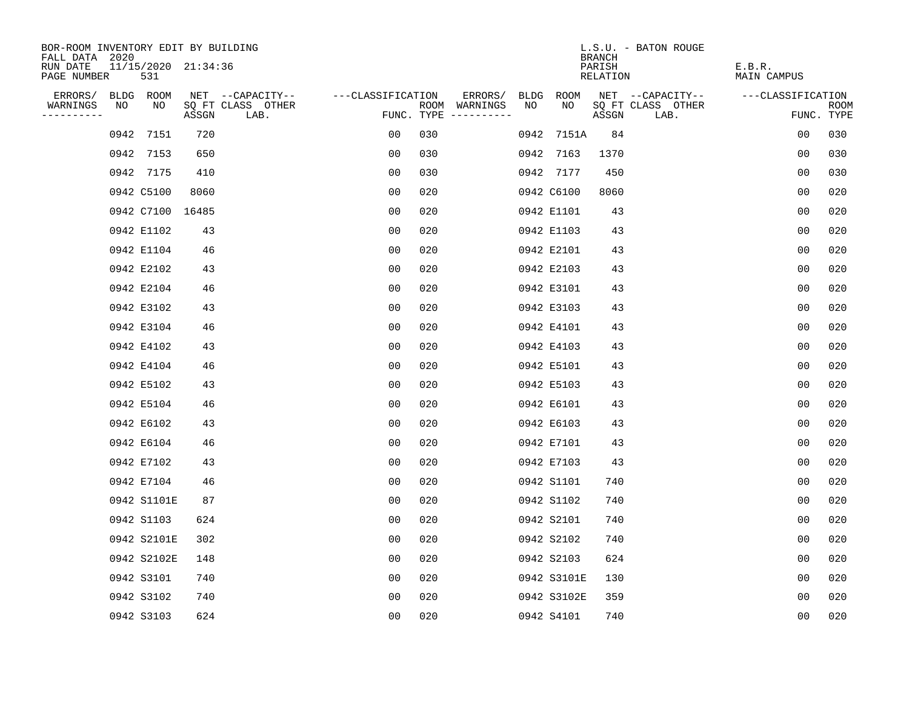BOR-ROOM INVENTORY EDIT BY BUILDING
FALL DATA 2020
RUN DATE 11/15/2020 21:34:36
PAGE NUMBER 531

L.S.U. - BATON ROUGE
BRANCH
PARISH E.B.R.
RELATION MAIN CAMPUS

| ERRORS/ WARNINGS | BLDG NO | ROOM NO | NET SQ FT ASSGN | --CAPACITY-- CLASS | OTHER LAB. | ---CLASSIFICATION FUNC. | ROOM TYPE | ERRORS/ WARNINGS | BLDG NO | ROOM NO | NET SQ FT ASSGN | --CAPACITY-- CLASS | OTHER LAB. | ---CLASSIFICATION FUNC. | ROOM TYPE |
|---|---|---|---|---|---|---|---|---|---|---|---|---|---|---|---|
| | 0942 | 7151 | 720 | | | 00 | 030 | | 0942 | 7151A | 84 | | | 00 | 030 |
| | 0942 | 7153 | 650 | | | 00 | 030 | | 0942 | 7163 | 1370 | | | 00 | 030 |
| | 0942 | 7175 | 410 | | | 00 | 030 | | 0942 | 7177 | 450 | | | 00 | 030 |
| | 0942 | C5100 | 8060 | | | 00 | 020 | | 0942 | C6100 | 8060 | | | 00 | 020 |
| | 0942 | C7100 | 16485 | | | 00 | 020 | | 0942 | E1101 | 43 | | | 00 | 020 |
| | 0942 | E1102 | 43 | | | 00 | 020 | | 0942 | E1103 | 43 | | | 00 | 020 |
| | 0942 | E1104 | 46 | | | 00 | 020 | | 0942 | E2101 | 43 | | | 00 | 020 |
| | 0942 | E2102 | 43 | | | 00 | 020 | | 0942 | E2103 | 43 | | | 00 | 020 |
| | 0942 | E2104 | 46 | | | 00 | 020 | | 0942 | E3101 | 43 | | | 00 | 020 |
| | 0942 | E3102 | 43 | | | 00 | 020 | | 0942 | E3103 | 43 | | | 00 | 020 |
| | 0942 | E3104 | 46 | | | 00 | 020 | | 0942 | E4101 | 43 | | | 00 | 020 |
| | 0942 | E4102 | 43 | | | 00 | 020 | | 0942 | E4103 | 43 | | | 00 | 020 |
| | 0942 | E4104 | 46 | | | 00 | 020 | | 0942 | E5101 | 43 | | | 00 | 020 |
| | 0942 | E5102 | 43 | | | 00 | 020 | | 0942 | E5103 | 43 | | | 00 | 020 |
| | 0942 | E5104 | 46 | | | 00 | 020 | | 0942 | E6101 | 43 | | | 00 | 020 |
| | 0942 | E6102 | 43 | | | 00 | 020 | | 0942 | E6103 | 43 | | | 00 | 020 |
| | 0942 | E6104 | 46 | | | 00 | 020 | | 0942 | E7101 | 43 | | | 00 | 020 |
| | 0942 | E7102 | 43 | | | 00 | 020 | | 0942 | E7103 | 43 | | | 00 | 020 |
| | 0942 | E7104 | 46 | | | 00 | 020 | | 0942 | S1101 | 740 | | | 00 | 020 |
| | 0942 | S1101E | 87 | | | 00 | 020 | | 0942 | S1102 | 740 | | | 00 | 020 |
| | 0942 | S1103 | 624 | | | 00 | 020 | | 0942 | S2101 | 740 | | | 00 | 020 |
| | 0942 | S2101E | 302 | | | 00 | 020 | | 0942 | S2102 | 740 | | | 00 | 020 |
| | 0942 | S2102E | 148 | | | 00 | 020 | | 0942 | S2103 | 624 | | | 00 | 020 |
| | 0942 | S3101 | 740 | | | 00 | 020 | | 0942 | S3101E | 130 | | | 00 | 020 |
| | 0942 | S3102 | 740 | | | 00 | 020 | | 0942 | S3102E | 359 | | | 00 | 020 |
| | 0942 | S3103 | 624 | | | 00 | 020 | | 0942 | S4101 | 740 | | | 00 | 020 |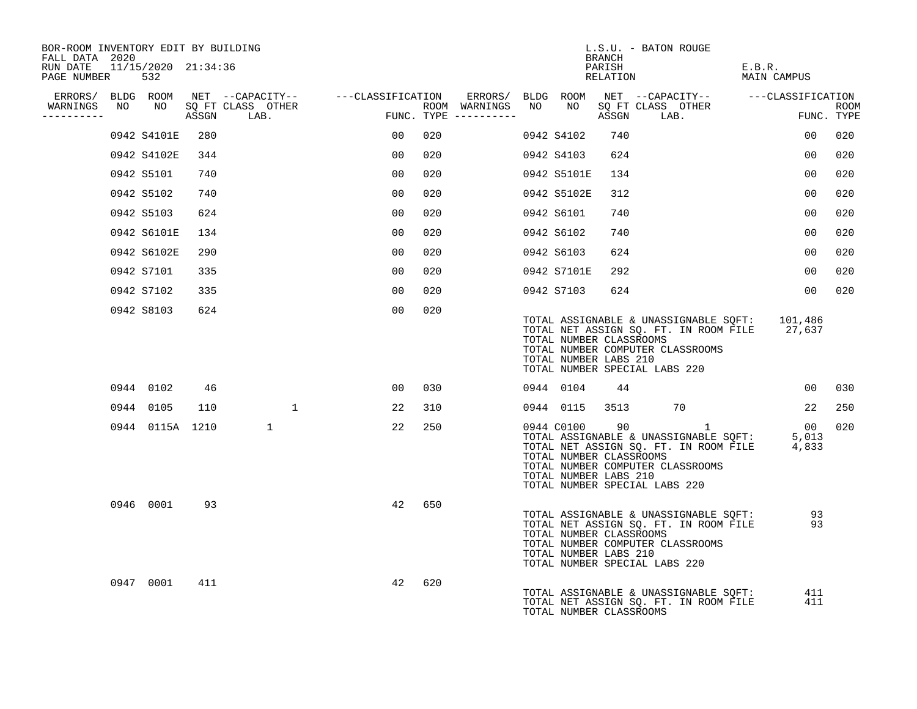BOR-ROOM INVENTORY EDIT BY BUILDING
FALL DATA 2020
RUN DATE 11/15/2020 21:34:36

L.S.U. - BATON ROUGE
BRANCH
PARISH E.B.R.
RELATION MAIN CAMPUS

| ERRORS/ WARNINGS | BLDG NO | ROOM NO | NET SQ FT ASSGN | CAPACITY CLASS LAB. | CAPACITY OTHER | CLASSIFICATION FUNC. | ROOM TYPE | ERRORS/ WARNINGS | BLDG NO | ROOM NO | NET SQ FT ASSGN | CAPACITY CLASS LAB. | CAPACITY OTHER | CLASSIFICATION FUNC. | ROOM TYPE |
|---|---|---|---|---|---|---|---|---|---|---|---|---|---|---|---|
| | 0942 | S4101E | 280 | | | 00 | 020 | | 0942 | S4102 | 740 | | | 00 | 020 |
| | 0942 | S4102E | 344 | | | 00 | 020 | | 0942 | S4103 | 624 | | | 00 | 020 |
| | 0942 | S5101 | 740 | | | 00 | 020 | | 0942 | S5101E | 134 | | | 00 | 020 |
| | 0942 | S5102 | 740 | | | 00 | 020 | | 0942 | S5102E | 312 | | | 00 | 020 |
| | 0942 | S5103 | 624 | | | 00 | 020 | | 0942 | S6101 | 740 | | | 00 | 020 |
| | 0942 | S6101E | 134 | | | 00 | 020 | | 0942 | S6102 | 740 | | | 00 | 020 |
| | 0942 | S6102E | 290 | | | 00 | 020 | | 0942 | S6103 | 624 | | | 00 | 020 |
| | 0942 | S7101 | 335 | | | 00 | 020 | | 0942 | S7101E | 292 | | | 00 | 020 |
| | 0942 | S7102 | 335 | | | 00 | 020 | | 0942 | S7103 | 624 | | | 00 | 020 |
| | 0942 | S8103 | 624 | | | 00 | 020 | | | | | | | | |

TOTAL ASSIGNABLE & UNASSIGNABLE SQFT: 101,486
TOTAL NET ASSIGN SQ. FT. IN ROOM FILE 27,637
TOTAL NUMBER CLASSROOMS
TOTAL NUMBER COMPUTER CLASSROOMS
TOTAL NUMBER LABS 210
TOTAL NUMBER SPECIAL LABS 220

| ERRORS/ WARNINGS | BLDG NO | ROOM NO | NET SQ FT ASSGN | CAPACITY CLASS LAB. | CAPACITY OTHER | CLASSIFICATION FUNC. | ROOM TYPE | ERRORS/ WARNINGS | BLDG NO | ROOM NO | NET SQ FT ASSGN | CAPACITY CLASS LAB. | CAPACITY OTHER | CLASSIFICATION FUNC. | ROOM TYPE |
|---|---|---|---|---|---|---|---|---|---|---|---|---|---|---|---|
| | 0944 | 0102 | 46 | | | 00 | 030 | | 0944 | 0104 | 44 | | | 00 | 030 |
| | 0944 | 0105 | 110 | | 1 | 22 | 310 | | 0944 | 0115 | 3513 | 70 | | 22 | 250 |
| | 0944 | 0115A | 1210 | 1 | | 22 | 250 | | 0944 | C0100 | 90 | | 1 | 00 | 020 |

TOTAL ASSIGNABLE & UNASSIGNABLE SQFT: 5,013
TOTAL NET ASSIGN SQ. FT. IN ROOM FILE 4,833
TOTAL NUMBER CLASSROOMS
TOTAL NUMBER COMPUTER CLASSROOMS
TOTAL NUMBER LABS 210
TOTAL NUMBER SPECIAL LABS 220

| ERRORS/ WARNINGS | BLDG NO | ROOM NO | NET SQ FT ASSGN | CAPACITY CLASS LAB. | CAPACITY OTHER | CLASSIFICATION FUNC. | ROOM TYPE |
|---|---|---|---|---|---|---|---|
| | 0946 | 0001 | 93 | | | 42 | 650 |

TOTAL ASSIGNABLE & UNASSIGNABLE SQFT: 93
TOTAL NET ASSIGN SQ. FT. IN ROOM FILE 93
TOTAL NUMBER CLASSROOMS
TOTAL NUMBER COMPUTER CLASSROOMS
TOTAL NUMBER LABS 210
TOTAL NUMBER SPECIAL LABS 220

| ERRORS/ WARNINGS | BLDG NO | ROOM NO | NET SQ FT ASSGN | CAPACITY CLASS LAB. | CAPACITY OTHER | CLASSIFICATION FUNC. | ROOM TYPE |
|---|---|---|---|---|---|---|---|
| | 0947 | 0001 | 411 | | | 42 | 620 |

TOTAL ASSIGNABLE & UNASSIGNABLE SQFT: 411
TOTAL NET ASSIGN SQ. FT. IN ROOM FILE 411
TOTAL NUMBER CLASSROOMS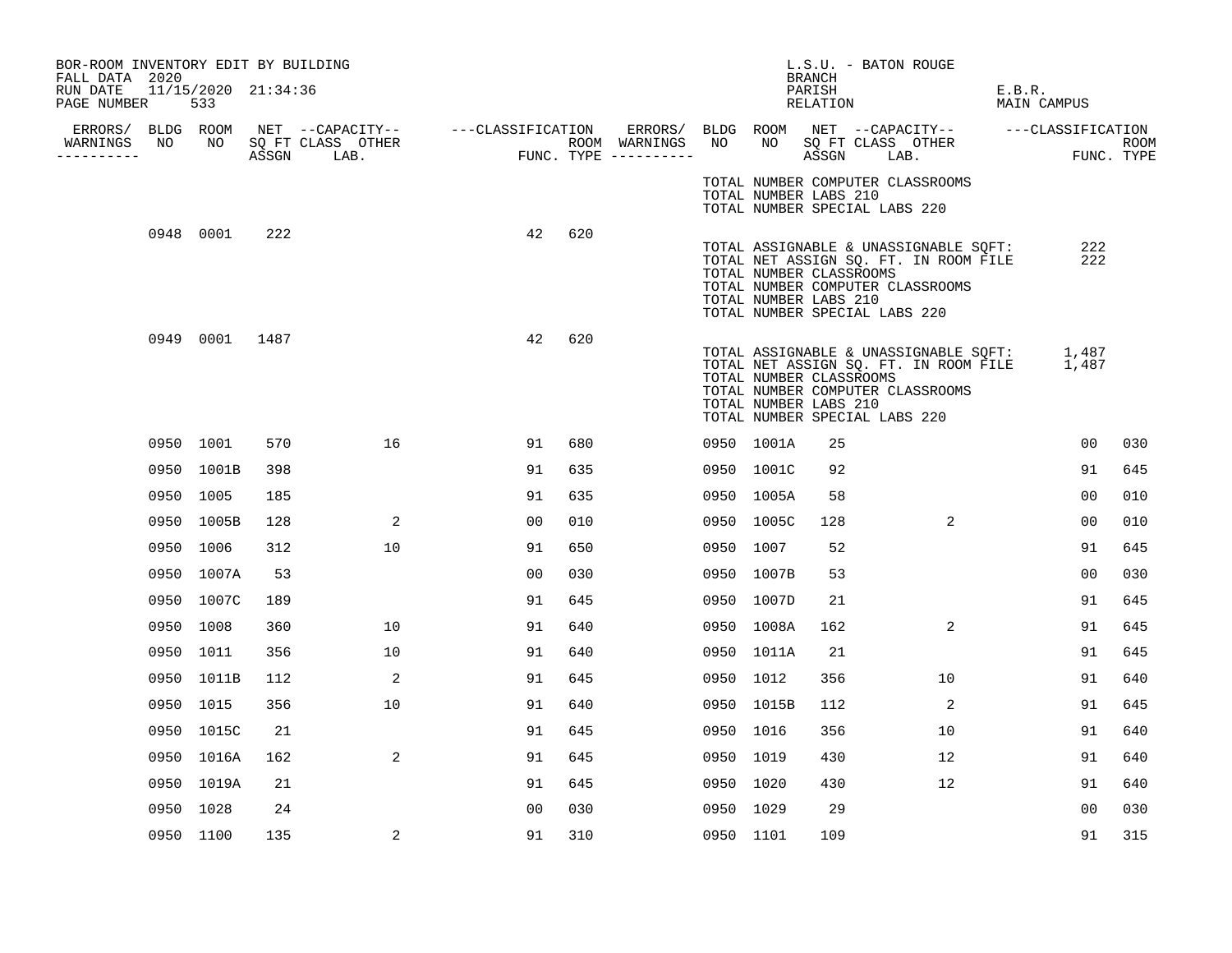BOR-ROOM INVENTORY EDIT BY BUILDING
FALL DATA 2020
RUN DATE 11/15/2020 21:34:36

L.S.U. - BATON ROUGE
BRANCH
PARISH E.B.R.
RELATION MAIN CAMPUS

| ERRORS/ WARNINGS | BLDG NO | ROOM NO | NET SQ FT ASSGN | CAPACITY CLASS LAB. | CAPACITY OTHER | CLASSIFICATION FUNC. | ROOM TYPE | ERRORS/ WARNINGS | BLDG NO | ROOM NO | NET SQ FT ASSGN | CAPACITY CLASS LAB. | CAPACITY OTHER | CLASSIFICATION FUNC. | ROOM TYPE |
|---|---|---|---|---|---|---|---|---|---|---|---|---|---|---|---|
| | | | | | | | | | TOTAL NUMBER COMPUTER CLASSROOMS | | | | | | |
| | | | | | | | | | TOTAL NUMBER LABS 210 | | | | | | |
| | | | | | | | | | TOTAL NUMBER SPECIAL LABS 220 | | | | | | |
| | 0948 | 0001 | 222 | | | 42 | 620 | | | | | | | | |
| | | | | | | | | | TOTAL ASSIGNABLE & UNASSIGNABLE SQFT: | | | | | 222 | |
| | | | | | | | | | TOTAL NET ASSIGN SQ. FT. IN ROOM FILE | | | | | 222 | |
| | | | | | | | | | TOTAL NUMBER CLASSROOMS | | | | | | |
| | | | | | | | | | TOTAL NUMBER COMPUTER CLASSROOMS | | | | | | |
| | | | | | | | | | TOTAL NUMBER LABS 210 | | | | | | |
| | | | | | | | | | TOTAL NUMBER SPECIAL LABS 220 | | | | | | |
| | 0949 | 0001 | 1487 | | | 42 | 620 | | | | | | | | |
| | | | | | | | | | TOTAL ASSIGNABLE & UNASSIGNABLE SQFT: | | | | | 1,487 | |
| | | | | | | | | | TOTAL NET ASSIGN SQ. FT. IN ROOM FILE | | | | | 1,487 | |
| | | | | | | | | | TOTAL NUMBER CLASSROOMS | | | | | | |
| | | | | | | | | | TOTAL NUMBER COMPUTER CLASSROOMS | | | | | | |
| | | | | | | | | | TOTAL NUMBER LABS 210 | | | | | | |
| | | | | | | | | | TOTAL NUMBER SPECIAL LABS 220 | | | | | | |
| | 0950 | 1001 | 570 | | 16 | 91 | 680 | | 0950 | 1001A | 25 | | | 00 | 030 |
| | 0950 | 1001B | 398 | | | 91 | 635 | | 0950 | 1001C | 92 | | | 91 | 645 |
| | 0950 | 1005 | 185 | | | 91 | 635 | | 0950 | 1005A | 58 | | | 00 | 010 |
| | 0950 | 1005B | 128 | | 2 | 00 | 010 | | 0950 | 1005C | 128 | | 2 | 00 | 010 |
| | 0950 | 1006 | 312 | | 10 | 91 | 650 | | 0950 | 1007 | 52 | | | 91 | 645 |
| | 0950 | 1007A | 53 | | | 00 | 030 | | 0950 | 1007B | 53 | | | 00 | 030 |
| | 0950 | 1007C | 189 | | | 91 | 645 | | 0950 | 1007D | 21 | | | 91 | 645 |
| | 0950 | 1008 | 360 | | 10 | 91 | 640 | | 0950 | 1008A | 162 | | 2 | 91 | 645 |
| | 0950 | 1011 | 356 | | 10 | 91 | 640 | | 0950 | 1011A | 21 | | | 91 | 645 |
| | 0950 | 1011B | 112 | | 2 | 91 | 645 | | 0950 | 1012 | 356 | | 10 | 91 | 640 |
| | 0950 | 1015 | 356 | | 10 | 91 | 640 | | 0950 | 1015B | 112 | | 2 | 91 | 645 |
| | 0950 | 1015C | 21 | | | 91 | 645 | | 0950 | 1016 | 356 | | 10 | 91 | 640 |
| | 0950 | 1016A | 162 | | 2 | 91 | 645 | | 0950 | 1019 | 430 | | 12 | 91 | 640 |
| | 0950 | 1019A | 21 | | | 91 | 645 | | 0950 | 1020 | 430 | | 12 | 91 | 640 |
| | 0950 | 1028 | 24 | | | 00 | 030 | | 0950 | 1029 | 29 | | | 00 | 030 |
| | 0950 | 1100 | 135 | | 2 | 91 | 310 | | 0950 | 1101 | 109 | | | 91 | 315 |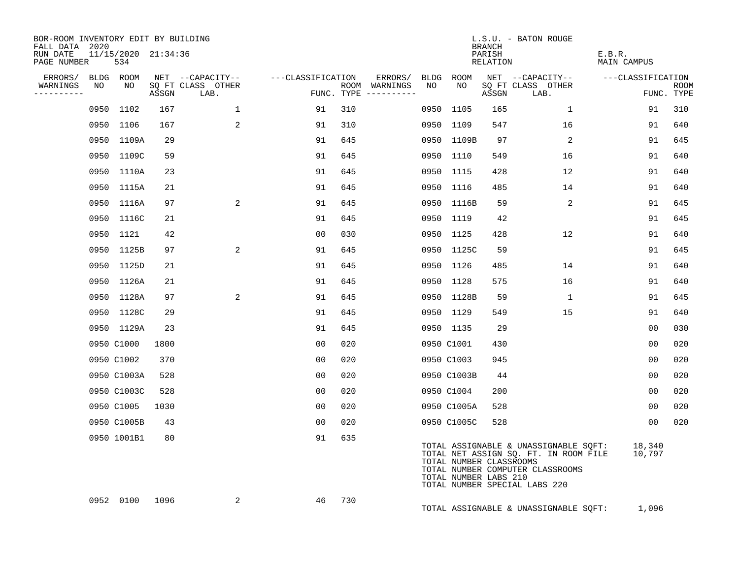BOR-ROOM INVENTORY EDIT BY BUILDING
FALL DATA 2020
RUN DATE 11/15/2020 21:34:36
PAGE NUMBER 534

L.S.U. - BATON ROUGE
BRANCH
PARISH E.B.R.
RELATION MAIN CAMPUS

| ERRORS/ WARNINGS | BLDG NO | ROOM NO | NET SQ FT ASSGN | CAPACITY-- CLASS LAB. | OTHER | FUNC. | ROOM TYPE | ERRORS/ WARNINGS | BLDG NO | ROOM NO | NET SQ FT ASSGN | CAPACITY-- CLASS LAB. | OTHER | FUNC. | ROOM TYPE |
|---|---|---|---|---|---|---|---|---|---|---|---|---|---|---|---|
| | 0950 | 1102 | 167 | | 1 | 91 | 310 | | 0950 | 1105 | 165 | | 1 | 91 | 310 |
| | 0950 | 1106 | 167 | | 2 | 91 | 310 | | 0950 | 1109 | 547 | | 16 | 91 | 640 |
| | 0950 | 1109A | 29 | | | 91 | 645 | | 0950 | 1109B | 97 | | 2 | 91 | 645 |
| | 0950 | 1109C | 59 | | | 91 | 645 | | 0950 | 1110 | 549 | | 16 | 91 | 640 |
| | 0950 | 1110A | 23 | | | 91 | 645 | | 0950 | 1115 | 428 | | 12 | 91 | 640 |
| | 0950 | 1115A | 21 | | | 91 | 645 | | 0950 | 1116 | 485 | | 14 | 91 | 640 |
| | 0950 | 1116A | 97 | | 2 | 91 | 645 | | 0950 | 1116B | 59 | | 2 | 91 | 645 |
| | 0950 | 1116C | 21 | | | 91 | 645 | | 0950 | 1119 | 42 | | | 91 | 645 |
| | 0950 | 1121 | 42 | | | 00 | 030 | | 0950 | 1125 | 428 | | 12 | 91 | 640 |
| | 0950 | 1125B | 97 | | 2 | 91 | 645 | | 0950 | 1125C | 59 | | | 91 | 645 |
| | 0950 | 1125D | 21 | | | 91 | 645 | | 0950 | 1126 | 485 | | 14 | 91 | 640 |
| | 0950 | 1126A | 21 | | | 91 | 645 | | 0950 | 1128 | 575 | | 16 | 91 | 640 |
| | 0950 | 1128A | 97 | | 2 | 91 | 645 | | 0950 | 1128B | 59 | | 1 | 91 | 645 |
| | 0950 | 1128C | 29 | | | 91 | 645 | | 0950 | 1129 | 549 | | 15 | 91 | 640 |
| | 0950 | 1129A | 23 | | | 91 | 645 | | 0950 | 1135 | 29 | | | 00 | 030 |
| | 0950 | C1000 | 1800 | | | 00 | 020 | | 0950 | C1001 | 430 | | | 00 | 020 |
| | 0950 | C1002 | 370 | | | 00 | 020 | | 0950 | C1003 | 945 | | | 00 | 020 |
| | 0950 | C1003A | 528 | | | 00 | 020 | | 0950 | C1003B | 44 | | | 00 | 020 |
| | 0950 | C1003C | 528 | | | 00 | 020 | | 0950 | C1004 | 200 | | | 00 | 020 |
| | 0950 | C1005 | 1030 | | | 00 | 020 | | 0950 | C1005A | 528 | | | 00 | 020 |
| | 0950 | C1005B | 43 | | | 00 | 020 | | 0950 | C1005C | 528 | | | 00 | 020 |
| | 0950 | 1001B1 | 80 | | | 91 | 635 | | | | | | | | |

TOTAL ASSIGNABLE & UNASSIGNABLE SQFT: 18,340
TOTAL NET ASSIGN SQ. FT. IN ROOM FILE 10,797
TOTAL NUMBER CLASSROOMS
TOTAL NUMBER COMPUTER CLASSROOMS
TOTAL NUMBER LABS 210
TOTAL NUMBER SPECIAL LABS 220

| ERRORS/ WARNINGS | BLDG NO | ROOM NO | NET SQ FT ASSGN | CAPACITY-- CLASS LAB. | OTHER | FUNC. | ROOM TYPE |
|---|---|---|---|---|---|---|---|
| | 0952 | 0100 | 1096 | | 2 | 46 | 730 |

TOTAL ASSIGNABLE & UNASSIGNABLE SQFT: 1,096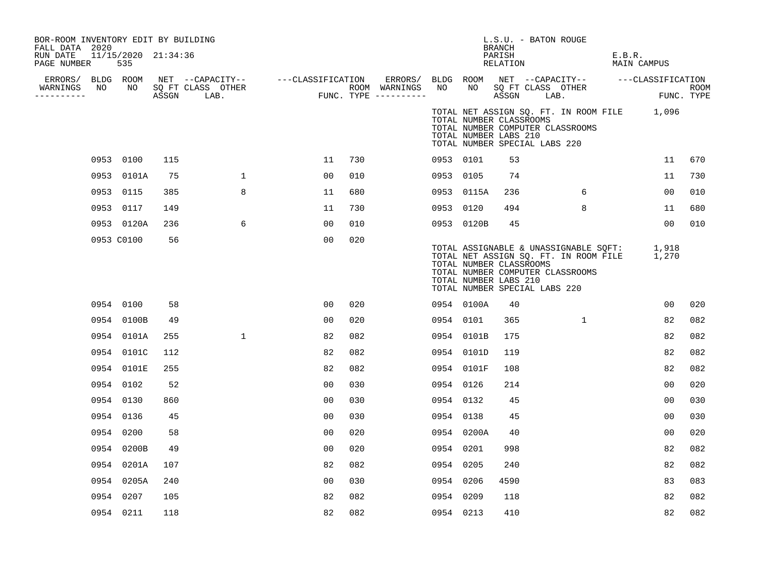BOR-ROOM INVENTORY EDIT BY BUILDING
FALL DATA 2020
RUN DATE 11/15/2020 21:34:36
PAGE NUMBER 535

L.S.U. - BATON ROUGE
BRANCH
PARISH E.B.R.
RELATION MAIN CAMPUS

TOTAL NET ASSIGN SQ. FT. IN ROOM FILE 1,096
TOTAL NUMBER CLASSROOMS
TOTAL NUMBER COMPUTER CLASSROOMS
TOTAL NUMBER LABS 210
TOTAL NUMBER SPECIAL LABS 220

| ERRORS/ WARNINGS | BLDG NO | ROOM NO | NET SQ FT ASSGN | CAPACITY CLASS LAB. | CAPACITY OTHER | CLASSIFICATION FUNC. | ROOM TYPE | ERRORS/ WARNINGS | BLDG NO | ROOM NO | NET SQ FT ASSGN | CAPACITY CLASS LAB. | CAPACITY OTHER | CLASSIFICATION FUNC. | ROOM TYPE |
|---|---|---|---|---|---|---|---|---|---|---|---|---|---|---|---|
| | 0953 | 0100 | 115 | | | 11 | 730 | | 0953 | 0101 | 53 | | | 11 | 670 |
| | 0953 | 0101A | 75 | | 1 | 00 | 010 | | 0953 | 0105 | 74 | | | 11 | 730 |
| | 0953 | 0115 | 385 | | 8 | 11 | 680 | | 0953 | 0115A | 236 | | 6 | 00 | 010 |
| | 0953 | 0117 | 149 | | | 11 | 730 | | 0953 | 0120 | 494 | | 8 | 11 | 680 |
| | 0953 | 0120A | 236 | | 6 | 00 | 010 | | 0953 | 0120B | 45 | | | 00 | 010 |
| | 0953 | C0100 | 56 | | | 00 | 020 | | | | | | | | |

TOTAL ASSIGNABLE & UNASSIGNABLE SQFT: 1,918
TOTAL NET ASSIGN SQ. FT. IN ROOM FILE 1,270
TOTAL NUMBER CLASSROOMS
TOTAL NUMBER COMPUTER CLASSROOMS
TOTAL NUMBER LABS 210
TOTAL NUMBER SPECIAL LABS 220

| ERRORS/ WARNINGS | BLDG NO | ROOM NO | NET SQ FT ASSGN | CAPACITY CLASS LAB. | CAPACITY OTHER | CLASSIFICATION FUNC. | ROOM TYPE | ERRORS/ WARNINGS | BLDG NO | ROOM NO | NET SQ FT ASSGN | CAPACITY CLASS LAB. | CAPACITY OTHER | CLASSIFICATION FUNC. | ROOM TYPE |
|---|---|---|---|---|---|---|---|---|---|---|---|---|---|---|---|
| | 0954 | 0100 | 58 | | | 00 | 020 | | 0954 | 0100A | 40 | | | 00 | 020 |
| | 0954 | 0100B | 49 | | | 00 | 020 | | 0954 | 0101 | 365 | | 1 | 82 | 082 |
| | 0954 | 0101A | 255 | | 1 | 82 | 082 | | 0954 | 0101B | 175 | | | 82 | 082 |
| | 0954 | 0101C | 112 | | | 82 | 082 | | 0954 | 0101D | 119 | | | 82 | 082 |
| | 0954 | 0101E | 255 | | | 82 | 082 | | 0954 | 0101F | 108 | | | 82 | 082 |
| | 0954 | 0102 | 52 | | | 00 | 030 | | 0954 | 0126 | 214 | | | 00 | 020 |
| | 0954 | 0130 | 860 | | | 00 | 030 | | 0954 | 0132 | 45 | | | 00 | 030 |
| | 0954 | 0136 | 45 | | | 00 | 030 | | 0954 | 0138 | 45 | | | 00 | 030 |
| | 0954 | 0200 | 58 | | | 00 | 020 | | 0954 | 0200A | 40 | | | 00 | 020 |
| | 0954 | 0200B | 49 | | | 00 | 020 | | 0954 | 0201 | 998 | | | 82 | 082 |
| | 0954 | 0201A | 107 | | | 82 | 082 | | 0954 | 0205 | 240 | | | 82 | 082 |
| | 0954 | 0205A | 240 | | | 00 | 030 | | 0954 | 0206 | 4590 | | | 83 | 083 |
| | 0954 | 0207 | 105 | | | 82 | 082 | | 0954 | 0209 | 118 | | | 82 | 082 |
| | 0954 | 0211 | 118 | | | 82 | 082 | | 0954 | 0213 | 410 | | | 82 | 082 |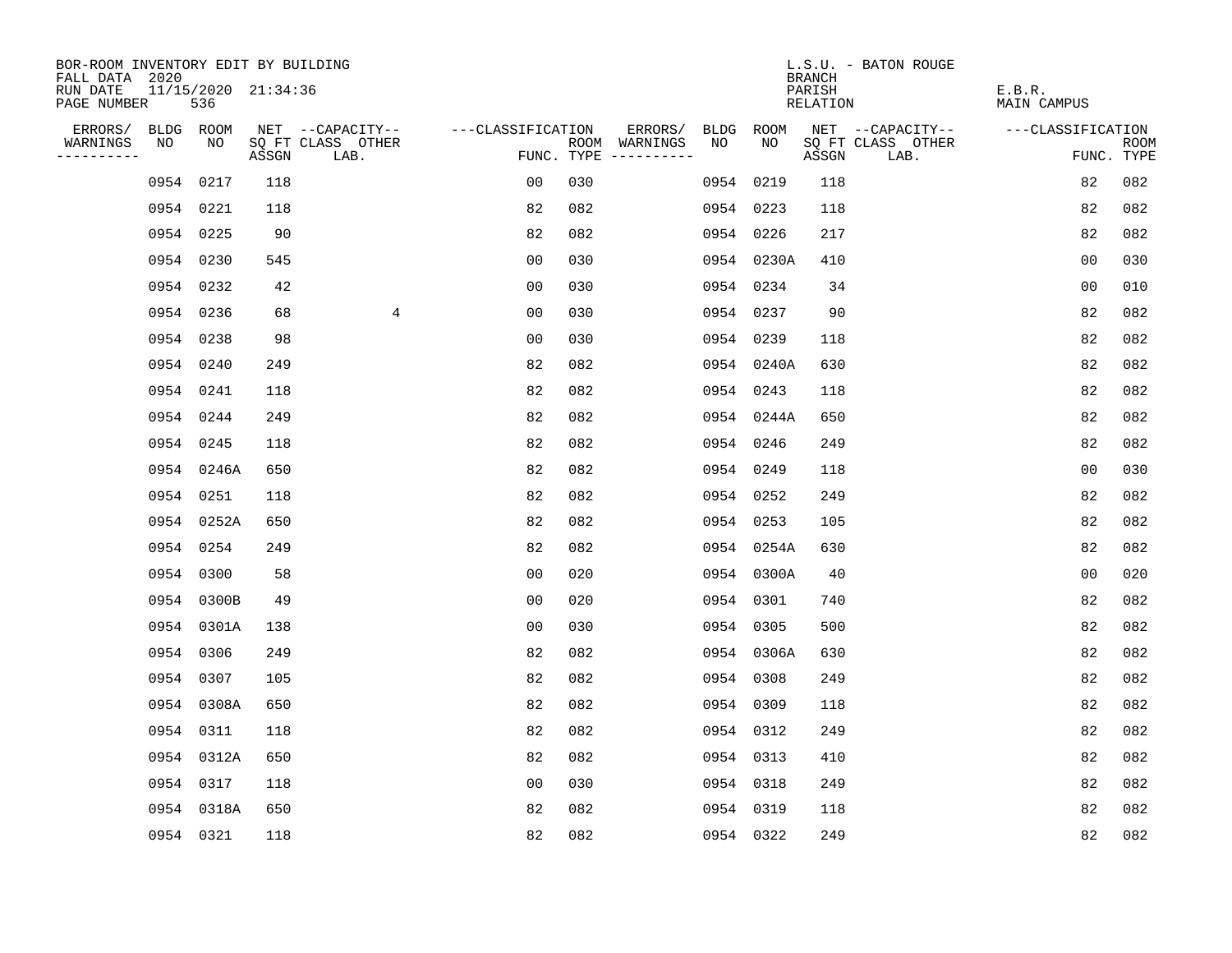BOR-ROOM INVENTORY EDIT BY BUILDING
FALL DATA 2020
RUN DATE 11/15/2020 21:34:36
PAGE NUMBER 536

L.S.U. - BATON ROUGE
BRANCH
PARISH E.B.R.
RELATION MAIN CAMPUS

| ERRORS/ WARNINGS | BLDG NO | ROOM NO | NET SQ FT ASSGN | CAPACITY CLASS LAB. | CAPACITY OTHER | CLASSIFICATION FUNC. | ROOM TYPE | ERRORS/ WARNINGS | BLDG NO | ROOM NO | NET SQ FT ASSGN | CAPACITY CLASS LAB. | CAPACITY OTHER | CLASSIFICATION FUNC. | ROOM TYPE |
|---|---|---|---|---|---|---|---|---|---|---|---|---|---|---|---|
| | 0954 | 0217 | 118 | | | 00 | 030 | | 0954 | 0219 | 118 | | | 82 | 082 |
| | 0954 | 0221 | 118 | | | 82 | 082 | | 0954 | 0223 | 118 | | | 82 | 082 |
| | 0954 | 0225 | 90 | | | 82 | 082 | | 0954 | 0226 | 217 | | | 82 | 082 |
| | 0954 | 0230 | 545 | | | 00 | 030 | | 0954 | 0230A | 410 | | | 00 | 030 |
| | 0954 | 0232 | 42 | | | 00 | 030 | | 0954 | 0234 | 34 | | | 00 | 010 |
| | 0954 | 0236 | 68 | | 4 | 00 | 030 | | 0954 | 0237 | 90 | | | 82 | 082 |
| | 0954 | 0238 | 98 | | | 00 | 030 | | 0954 | 0239 | 118 | | | 82 | 082 |
| | 0954 | 0240 | 249 | | | 82 | 082 | | 0954 | 0240A | 630 | | | 82 | 082 |
| | 0954 | 0241 | 118 | | | 82 | 082 | | 0954 | 0243 | 118 | | | 82 | 082 |
| | 0954 | 0244 | 249 | | | 82 | 082 | | 0954 | 0244A | 650 | | | 82 | 082 |
| | 0954 | 0245 | 118 | | | 82 | 082 | | 0954 | 0246 | 249 | | | 82 | 082 |
| | 0954 | 0246A | 650 | | | 82 | 082 | | 0954 | 0249 | 118 | | | 00 | 030 |
| | 0954 | 0251 | 118 | | | 82 | 082 | | 0954 | 0252 | 249 | | | 82 | 082 |
| | 0954 | 0252A | 650 | | | 82 | 082 | | 0954 | 0253 | 105 | | | 82 | 082 |
| | 0954 | 0254 | 249 | | | 82 | 082 | | 0954 | 0254A | 630 | | | 82 | 082 |
| | 0954 | 0300 | 58 | | | 00 | 020 | | 0954 | 0300A | 40 | | | 00 | 020 |
| | 0954 | 0300B | 49 | | | 00 | 020 | | 0954 | 0301 | 740 | | | 82 | 082 |
| | 0954 | 0301A | 138 | | | 00 | 030 | | 0954 | 0305 | 500 | | | 82 | 082 |
| | 0954 | 0306 | 249 | | | 82 | 082 | | 0954 | 0306A | 630 | | | 82 | 082 |
| | 0954 | 0307 | 105 | | | 82 | 082 | | 0954 | 0308 | 249 | | | 82 | 082 |
| | 0954 | 0308A | 650 | | | 82 | 082 | | 0954 | 0309 | 118 | | | 82 | 082 |
| | 0954 | 0311 | 118 | | | 82 | 082 | | 0954 | 0312 | 249 | | | 82 | 082 |
| | 0954 | 0312A | 650 | | | 82 | 082 | | 0954 | 0313 | 410 | | | 82 | 082 |
| | 0954 | 0317 | 118 | | | 00 | 030 | | 0954 | 0318 | 249 | | | 82 | 082 |
| | 0954 | 0318A | 650 | | | 82 | 082 | | 0954 | 0319 | 118 | | | 82 | 082 |
| | 0954 | 0321 | 118 | | | 82 | 082 | | 0954 | 0322 | 249 | | | 82 | 082 |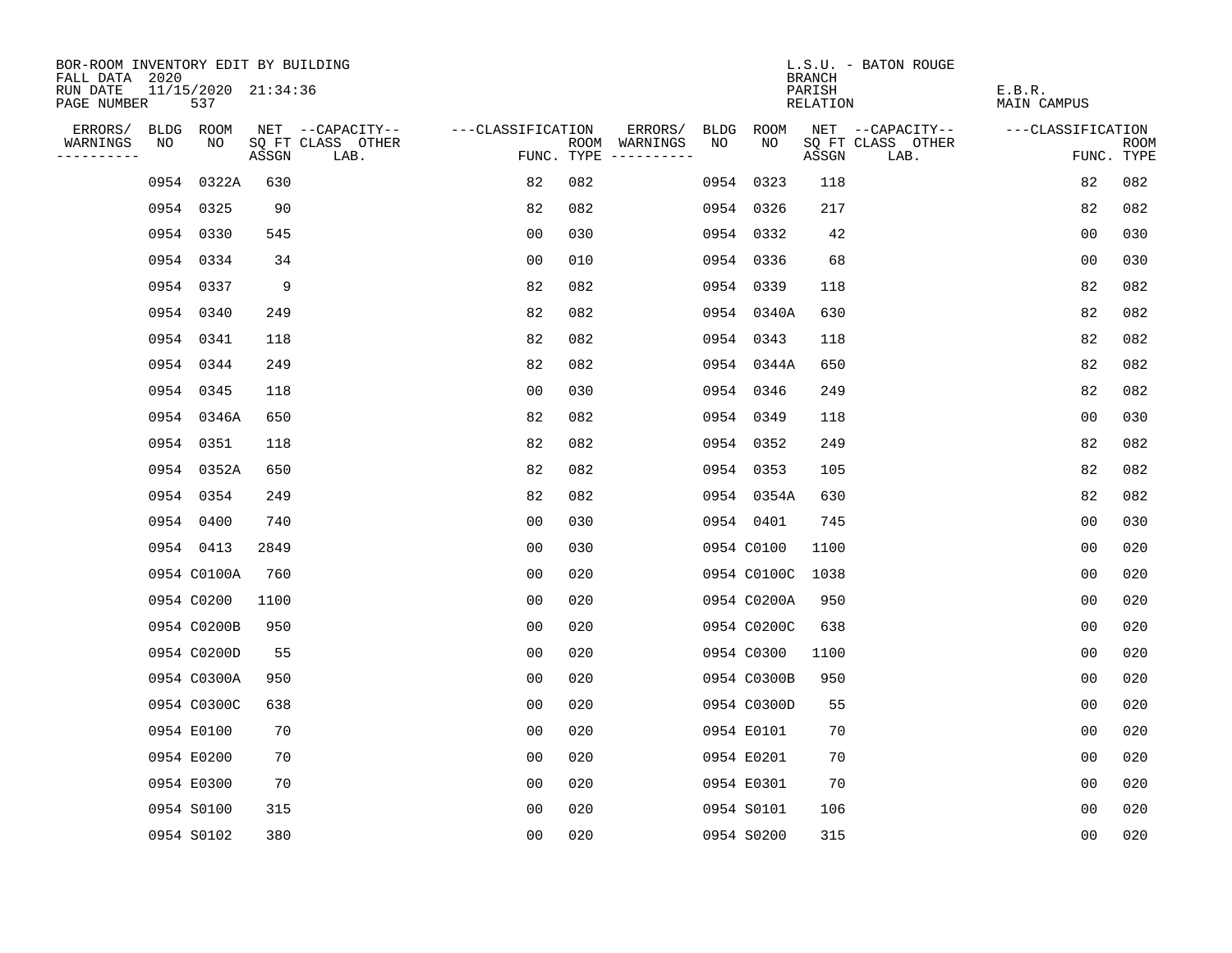BOR-ROOM INVENTORY EDIT BY BUILDING
FALL DATA 2020
RUN DATE 11/15/2020 21:34:36
PAGE NUMBER 537

L.S.U. - BATON ROUGE
BRANCH
PARISH E.B.R.
RELATION MAIN CAMPUS

| ERRORS/ WARNINGS | BLDG NO | ROOM NO | NET SQ FT ASSGN | --CAPACITY-- CLASS | OTHER LAB. | ---CLASSIFICATION FUNC. | ROOM TYPE | ERRORS/ WARNINGS | BLDG NO | ROOM NO | NET SQ FT ASSGN | --CAPACITY-- CLASS | OTHER LAB. | ---CLASSIFICATION FUNC. | ROOM TYPE |
|---|---|---|---|---|---|---|---|---|---|---|---|---|---|---|---|
| | 0954 | 0322A | 630 | | | 82 | 082 | | 0954 | 0323 | 118 | | | 82 | 082 |
| | 0954 | 0325 | 90 | | | 82 | 082 | | 0954 | 0326 | 217 | | | 82 | 082 |
| | 0954 | 0330 | 545 | | | 00 | 030 | | 0954 | 0332 | 42 | | | 00 | 030 |
| | 0954 | 0334 | 34 | | | 00 | 010 | | 0954 | 0336 | 68 | | | 00 | 030 |
| | 0954 | 0337 | 9 | | | 82 | 082 | | 0954 | 0339 | 118 | | | 82 | 082 |
| | 0954 | 0340 | 249 | | | 82 | 082 | | 0954 | 0340A | 630 | | | 82 | 082 |
| | 0954 | 0341 | 118 | | | 82 | 082 | | 0954 | 0343 | 118 | | | 82 | 082 |
| | 0954 | 0344 | 249 | | | 82 | 082 | | 0954 | 0344A | 650 | | | 82 | 082 |
| | 0954 | 0345 | 118 | | | 00 | 030 | | 0954 | 0346 | 249 | | | 82 | 082 |
| | 0954 | 0346A | 650 | | | 82 | 082 | | 0954 | 0349 | 118 | | | 00 | 030 |
| | 0954 | 0351 | 118 | | | 82 | 082 | | 0954 | 0352 | 249 | | | 82 | 082 |
| | 0954 | 0352A | 650 | | | 82 | 082 | | 0954 | 0353 | 105 | | | 82 | 082 |
| | 0954 | 0354 | 249 | | | 82 | 082 | | 0954 | 0354A | 630 | | | 82 | 082 |
| | 0954 | 0400 | 740 | | | 00 | 030 | | 0954 | 0401 | 745 | | | 00 | 030 |
| | 0954 | 0413 | 2849 | | | 00 | 030 | | 0954 | C0100 | 1100 | | | 00 | 020 |
| | 0954 | C0100A | 760 | | | 00 | 020 | | 0954 | C0100C | 1038 | | | 00 | 020 |
| | 0954 | C0200 | 1100 | | | 00 | 020 | | 0954 | C0200A | 950 | | | 00 | 020 |
| | 0954 | C0200B | 950 | | | 00 | 020 | | 0954 | C0200C | 638 | | | 00 | 020 |
| | 0954 | C0200D | 55 | | | 00 | 020 | | 0954 | C0300 | 1100 | | | 00 | 020 |
| | 0954 | C0300A | 950 | | | 00 | 020 | | 0954 | C0300B | 950 | | | 00 | 020 |
| | 0954 | C0300C | 638 | | | 00 | 020 | | 0954 | C0300D | 55 | | | 00 | 020 |
| | 0954 | E0100 | 70 | | | 00 | 020 | | 0954 | E0101 | 70 | | | 00 | 020 |
| | 0954 | E0200 | 70 | | | 00 | 020 | | 0954 | E0201 | 70 | | | 00 | 020 |
| | 0954 | E0300 | 70 | | | 00 | 020 | | 0954 | E0301 | 70 | | | 00 | 020 |
| | 0954 | S0100 | 315 | | | 00 | 020 | | 0954 | S0101 | 106 | | | 00 | 020 |
| | 0954 | S0102 | 380 | | | 00 | 020 | | 0954 | S0200 | 315 | | | 00 | 020 |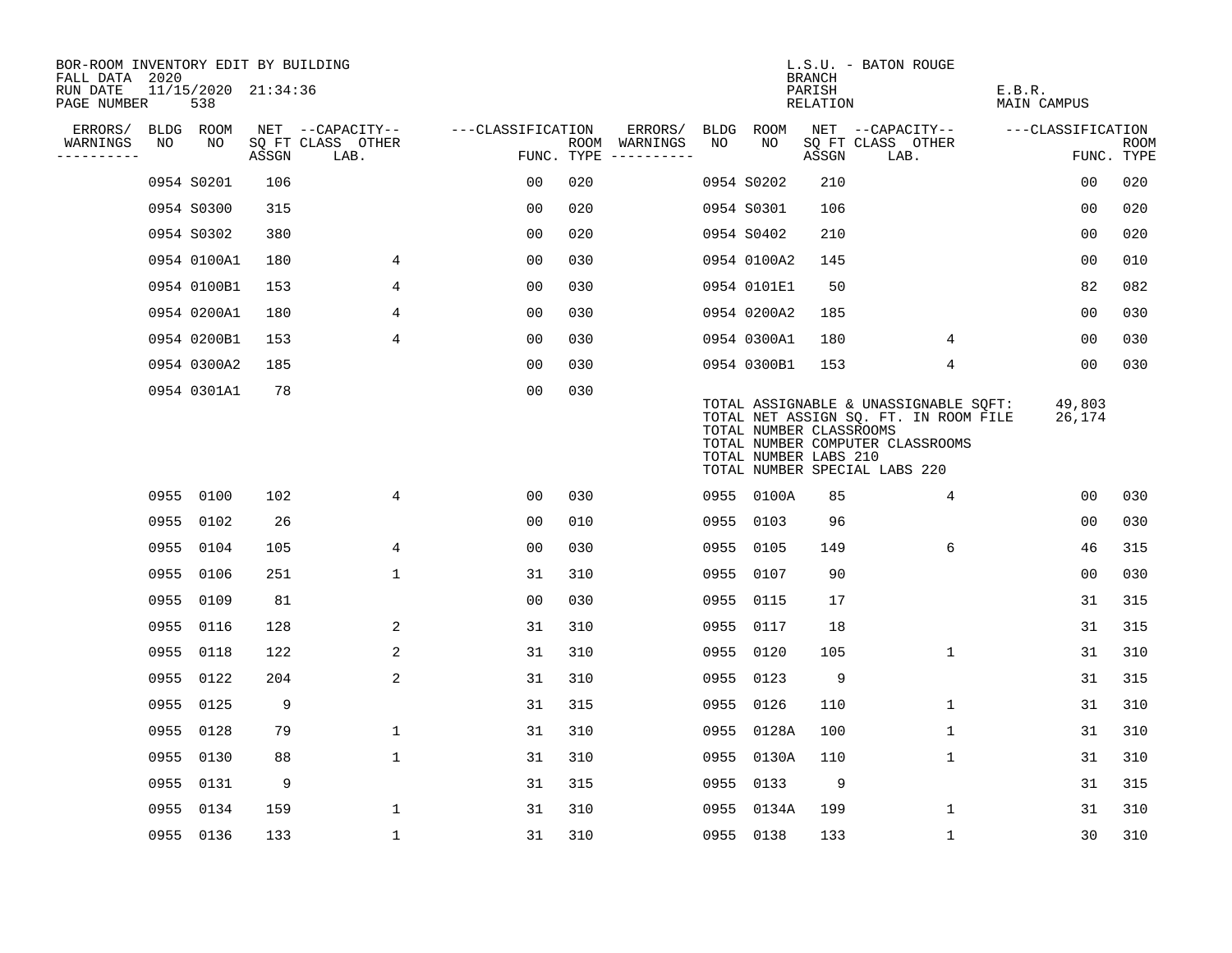BOR-ROOM INVENTORY EDIT BY BUILDING
FALL DATA 2020
RUN DATE 11/15/2020 21:34:36
PAGE NUMBER 538

L.S.U. - BATON ROUGE
BRANCH
PARISH E.B.R.
RELATION MAIN CAMPUS

| ERRORS/ WARNINGS | BLDG NO | ROOM NO | NET SQ FT ASSGN | CAPACITY CLASS LAB. | CAPACITY OTHER | CLASSIFICATION FUNC. | ROOM TYPE | ERRORS/ WARNINGS | BLDG NO | ROOM NO | NET SQ FT ASSGN | CAPACITY CLASS LAB. | CAPACITY OTHER | CLASSIFICATION FUNC. | ROOM TYPE |
|---|---|---|---|---|---|---|---|---|---|---|---|---|---|---|---|
| | 0954 | S0201 | 106 | | | 00 | 020 | | 0954 | S0202 | 210 | | | 00 | 020 |
| | 0954 | S0300 | 315 | | | 00 | 020 | | 0954 | S0301 | 106 | | | 00 | 020 |
| | 0954 | S0302 | 380 | | | 00 | 020 | | 0954 | S0402 | 210 | | | 00 | 020 |
| | 0954 | 0100A1 | 180 | | 4 | 00 | 030 | | 0954 | 0100A2 | 145 | | | 00 | 010 |
| | 0954 | 0100B1 | 153 | | 4 | 00 | 030 | | 0954 | 0101E1 | 50 | | | 82 | 082 |
| | 0954 | 0200A1 | 180 | | 4 | 00 | 030 | | 0954 | 0200A2 | 185 | | | 00 | 030 |
| | 0954 | 0200B1 | 153 | | 4 | 00 | 030 | | 0954 | 0300A1 | 180 | | 4 | 00 | 030 |
| | 0954 | 0300A2 | 185 | | | 00 | 030 | | 0954 | 0300B1 | 153 | | 4 | 00 | 030 |
| | 0954 | 0301A1 | 78 | | | 00 | 030 | | | | | | | | |

TOTAL ASSIGNABLE & UNASSIGNABLE SQFT: 49,803
TOTAL NET ASSIGN SQ. FT. IN ROOM FILE 26,174
TOTAL NUMBER CLASSROOMS
TOTAL NUMBER COMPUTER CLASSROOMS
TOTAL NUMBER LABS 210
TOTAL NUMBER SPECIAL LABS 220

| ERRORS/ WARNINGS | BLDG NO | ROOM NO | NET SQ FT ASSGN | CAPACITY CLASS LAB. | CAPACITY OTHER | CLASSIFICATION FUNC. | ROOM TYPE | ERRORS/ WARNINGS | BLDG NO | ROOM NO | NET SQ FT ASSGN | CAPACITY CLASS LAB. | CAPACITY OTHER | CLASSIFICATION FUNC. | ROOM TYPE |
|---|---|---|---|---|---|---|---|---|---|---|---|---|---|---|---|
| | 0955 | 0100 | 102 | | 4 | 00 | 030 | | 0955 | 0100A | 85 | | 4 | 00 | 030 |
| | 0955 | 0102 | 26 | | | 00 | 010 | | 0955 | 0103 | 96 | | | 00 | 030 |
| | 0955 | 0104 | 105 | | 4 | 00 | 030 | | 0955 | 0105 | 149 | | 6 | 46 | 315 |
| | 0955 | 0106 | 251 | | 1 | 31 | 310 | | 0955 | 0107 | 90 | | | 00 | 030 |
| | 0955 | 0109 | 81 | | | 00 | 030 | | 0955 | 0115 | 17 | | | 31 | 315 |
| | 0955 | 0116 | 128 | | 2 | 31 | 310 | | 0955 | 0117 | 18 | | | 31 | 315 |
| | 0955 | 0118 | 122 | | 2 | 31 | 310 | | 0955 | 0120 | 105 | | 1 | 31 | 310 |
| | 0955 | 0122 | 204 | | 2 | 31 | 310 | | 0955 | 0123 | 9 | | | 31 | 315 |
| | 0955 | 0125 | 9 | | | 31 | 315 | | 0955 | 0126 | 110 | | 1 | 31 | 310 |
| | 0955 | 0128 | 79 | | 1 | 31 | 310 | | 0955 | 0128A | 100 | | 1 | 31 | 310 |
| | 0955 | 0130 | 88 | | 1 | 31 | 310 | | 0955 | 0130A | 110 | | 1 | 31 | 310 |
| | 0955 | 0131 | 9 | | | 31 | 315 | | 0955 | 0133 | 9 | | | 31 | 315 |
| | 0955 | 0134 | 159 | | 1 | 31 | 310 | | 0955 | 0134A | 199 | | 1 | 31 | 310 |
| | 0955 | 0136 | 133 | | 1 | 31 | 310 | | 0955 | 0138 | 133 | | 1 | 30 | 310 |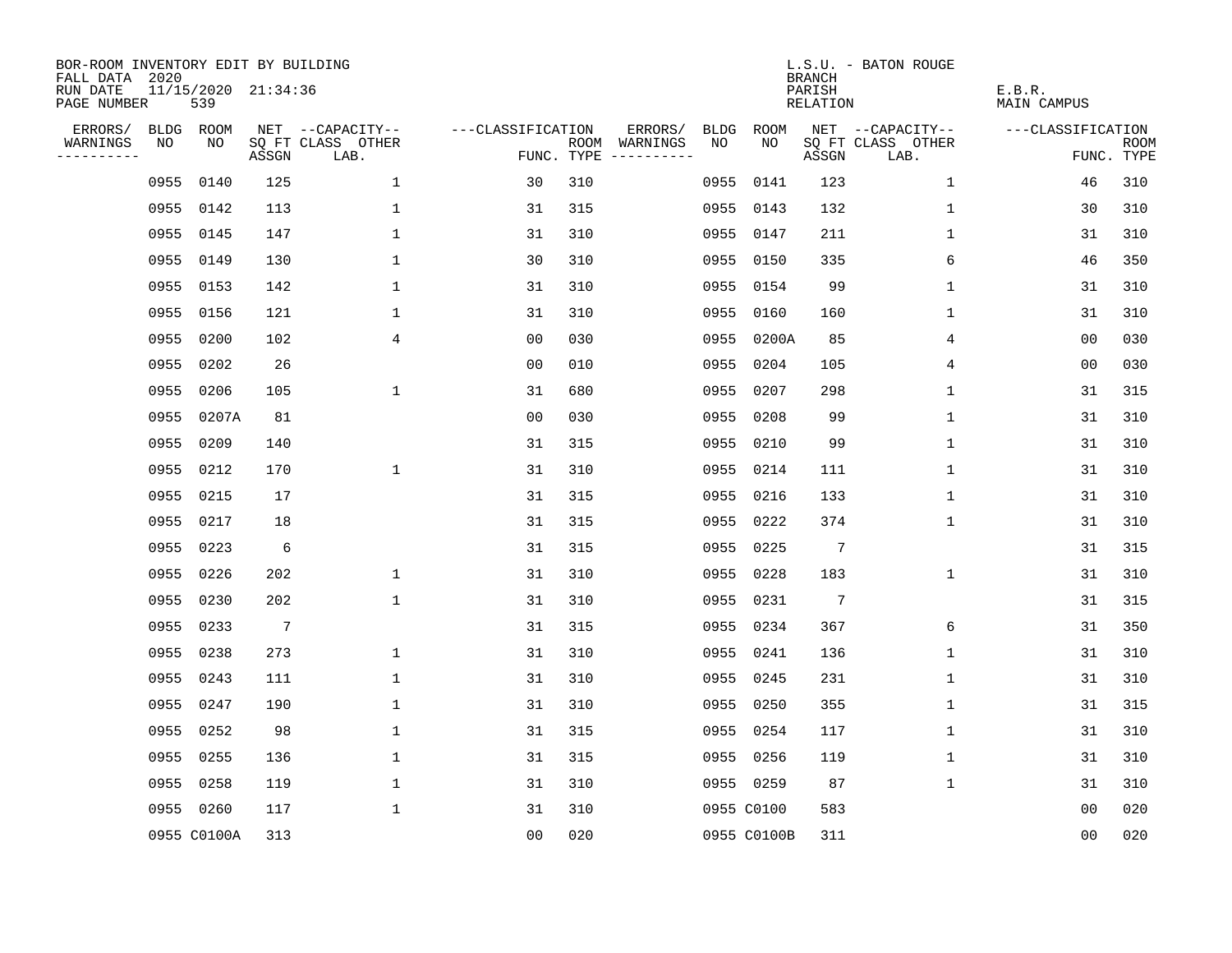BOR-ROOM INVENTORY EDIT BY BUILDING
FALL DATA 2020
RUN DATE 11/15/2020 21:34:36
PAGE NUMBER 539

L.S.U. - BATON ROUGE
BRANCH
PARISH E.B.R.
RELATION MAIN CAMPUS

| ERRORS/ WARNINGS | BLDG NO | ROOM NO | NET SQ FT ASSGN | CAPACITY CLASS | CAPACITY OTHER LAB. | CLASSIFICATION FUNC. | ROOM TYPE | ERRORS/ WARNINGS | BLDG NO | ROOM NO | NET SQ FT ASSGN | CAPACITY CLASS | CAPACITY OTHER LAB. | CLASSIFICATION FUNC. | ROOM TYPE |
|---|---|---|---|---|---|---|---|---|---|---|---|---|---|---|---|
| | 0955 | 0140 | 125 | | 1 | 30 | 310 | | 0955 | 0141 | 123 | | 1 | 46 | 310 |
| | 0955 | 0142 | 113 | | 1 | 31 | 315 | | 0955 | 0143 | 132 | | 1 | 30 | 310 |
| | 0955 | 0145 | 147 | | 1 | 31 | 310 | | 0955 | 0147 | 211 | | 1 | 31 | 310 |
| | 0955 | 0149 | 130 | | 1 | 30 | 310 | | 0955 | 0150 | 335 | | 6 | 46 | 350 |
| | 0955 | 0153 | 142 | | 1 | 31 | 310 | | 0955 | 0154 | 99 | | 1 | 31 | 310 |
| | 0955 | 0156 | 121 | | 1 | 31 | 310 | | 0955 | 0160 | 160 | | 1 | 31 | 310 |
| | 0955 | 0200 | 102 | | 4 | 00 | 030 | | 0955 | 0200A | 85 | | 4 | 00 | 030 |
| | 0955 | 0202 | 26 | | | 00 | 010 | | 0955 | 0204 | 105 | | 4 | 00 | 030 |
| | 0955 | 0206 | 105 | | 1 | 31 | 680 | | 0955 | 0207 | 298 | | 1 | 31 | 315 |
| | 0955 | 0207A | 81 | | | 00 | 030 | | 0955 | 0208 | 99 | | 1 | 31 | 310 |
| | 0955 | 0209 | 140 | | | 31 | 315 | | 0955 | 0210 | 99 | | 1 | 31 | 310 |
| | 0955 | 0212 | 170 | | 1 | 31 | 310 | | 0955 | 0214 | 111 | | 1 | 31 | 310 |
| | 0955 | 0215 | 17 | | | 31 | 315 | | 0955 | 0216 | 133 | | 1 | 31 | 310 |
| | 0955 | 0217 | 18 | | | 31 | 315 | | 0955 | 0222 | 374 | | 1 | 31 | 310 |
| | 0955 | 0223 | 6 | | | 31 | 315 | | 0955 | 0225 | 7 | | | 31 | 315 |
| | 0955 | 0226 | 202 | | 1 | 31 | 310 | | 0955 | 0228 | 183 | | 1 | 31 | 310 |
| | 0955 | 0230 | 202 | | 1 | 31 | 310 | | 0955 | 0231 | 7 | | | 31 | 315 |
| | 0955 | 0233 | 7 | | | 31 | 315 | | 0955 | 0234 | 367 | | 6 | 31 | 350 |
| | 0955 | 0238 | 273 | | 1 | 31 | 310 | | 0955 | 0241 | 136 | | 1 | 31 | 310 |
| | 0955 | 0243 | 111 | | 1 | 31 | 310 | | 0955 | 0245 | 231 | | 1 | 31 | 310 |
| | 0955 | 0247 | 190 | | 1 | 31 | 310 | | 0955 | 0250 | 355 | | 1 | 31 | 315 |
| | 0955 | 0252 | 98 | | 1 | 31 | 315 | | 0955 | 0254 | 117 | | 1 | 31 | 310 |
| | 0955 | 0255 | 136 | | 1 | 31 | 315 | | 0955 | 0256 | 119 | | 1 | 31 | 310 |
| | 0955 | 0258 | 119 | | 1 | 31 | 310 | | 0955 | 0259 | 87 | | 1 | 31 | 310 |
| | 0955 | 0260 | 117 | | 1 | 31 | 310 | | 0955 | C0100 | 583 | | | 00 | 020 |
| | 0955 | C0100A | 313 | | | 00 | 020 | | 0955 | C0100B | 311 | | | 00 | 020 |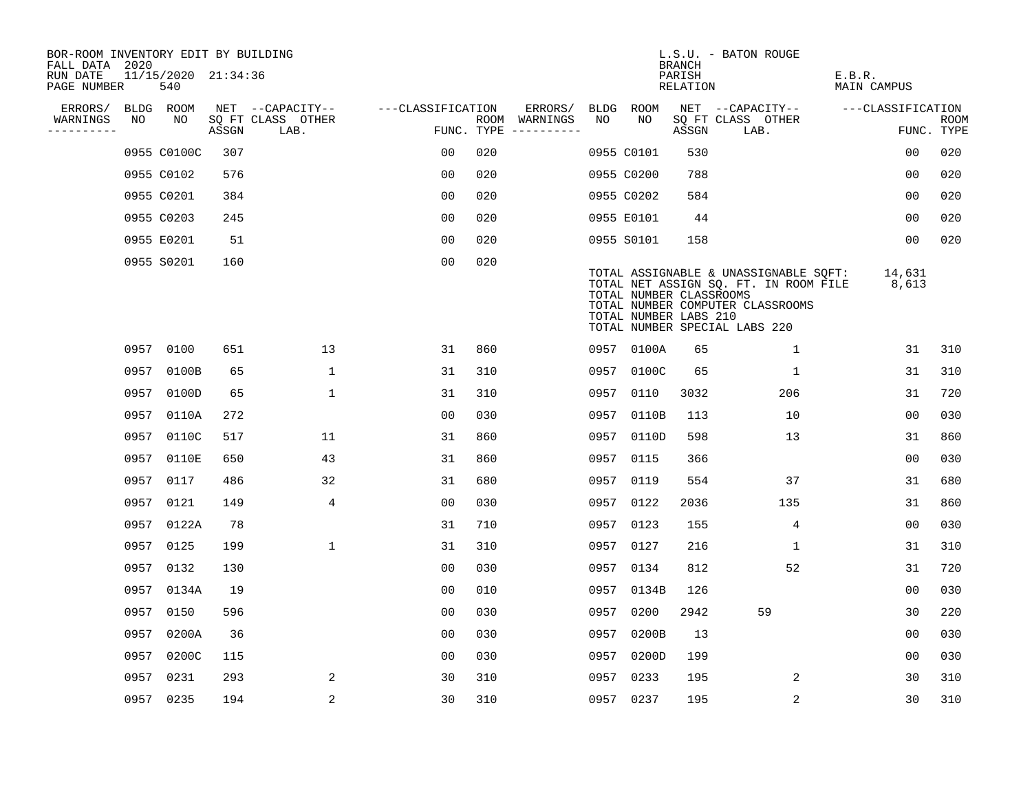BOR-ROOM INVENTORY EDIT BY BUILDING
FALL DATA 2020
RUN DATE 11/15/2020 21:34:36
PAGE NUMBER 540

L.S.U. - BATON ROUGE
BRANCH
PARISH E.B.R.
RELATION MAIN CAMPUS

| ERRORS/ WARNINGS | BLDG NO | ROOM NO | NET SQ FT ASSGN | CAPACITY CLASS LAB. | CAPACITY OTHER | CLASSIFICATION FUNC. | ROOM TYPE | ERRORS/ WARNINGS | BLDG NO | ROOM NO | NET SQ FT ASSGN | CAPACITY CLASS LAB. | CAPACITY OTHER | CLASSIFICATION FUNC. | ROOM TYPE |
|---|---|---|---|---|---|---|---|---|---|---|---|---|---|---|---|
| | 0955 | C0100C | 307 | | | 00 | 020 | | 0955 | C0101 | 530 | | | 00 | 020 |
| | 0955 | C0102 | 576 | | | 00 | 020 | | 0955 | C0200 | 788 | | | 00 | 020 |
| | 0955 | C0201 | 384 | | | 00 | 020 | | 0955 | C0202 | 584 | | | 00 | 020 |
| | 0955 | C0203 | 245 | | | 00 | 020 | | 0955 | E0101 | 44 | | | 00 | 020 |
| | 0955 | E0201 | 51 | | | 00 | 020 | | 0955 | S0101 | 158 | | | 00 | 020 |
| | 0955 | S0201 | 160 | | | 00 | 020 | | | | | | | | |

TOTAL ASSIGNABLE & UNASSIGNABLE SQFT: 14,631
TOTAL NET ASSIGN SQ. FT. IN ROOM FILE 8,613
TOTAL NUMBER CLASSROOMS
TOTAL NUMBER COMPUTER CLASSROOMS
TOTAL NUMBER LABS 210
TOTAL NUMBER SPECIAL LABS 220

| ERRORS/ WARNINGS | BLDG NO | ROOM NO | NET SQ FT ASSGN | CAPACITY CLASS LAB. | CAPACITY OTHER | CLASSIFICATION FUNC. | ROOM TYPE | ERRORS/ WARNINGS | BLDG NO | ROOM NO | NET SQ FT ASSGN | CAPACITY CLASS LAB. | CAPACITY OTHER | CLASSIFICATION FUNC. | ROOM TYPE |
|---|---|---|---|---|---|---|---|---|---|---|---|---|---|---|---|
| | 0957 | 0100 | 651 | | 13 | 31 | 860 | | 0957 | 0100A | 65 | | 1 | 31 | 310 |
| | 0957 | 0100B | 65 | | 1 | 31 | 310 | | 0957 | 0100C | 65 | | 1 | 31 | 310 |
| | 0957 | 0100D | 65 | | 1 | 31 | 310 | | 0957 | 0110 | 3032 | | 206 | 31 | 720 |
| | 0957 | 0110A | 272 | | | 00 | 030 | | 0957 | 0110B | 113 | | 10 | 00 | 030 |
| | 0957 | 0110C | 517 | | 11 | 31 | 860 | | 0957 | 0110D | 598 | | 13 | 31 | 860 |
| | 0957 | 0110E | 650 | | 43 | 31 | 860 | | 0957 | 0115 | 366 | | | 00 | 030 |
| | 0957 | 0117 | 486 | | 32 | 31 | 680 | | 0957 | 0119 | 554 | | 37 | 31 | 680 |
| | 0957 | 0121 | 149 | | 4 | 00 | 030 | | 0957 | 0122 | 2036 | | 135 | 31 | 860 |
| | 0957 | 0122A | 78 | | | 31 | 710 | | 0957 | 0123 | 155 | | 4 | 00 | 030 |
| | 0957 | 0125 | 199 | | 1 | 31 | 310 | | 0957 | 0127 | 216 | | 1 | 31 | 310 |
| | 0957 | 0132 | 130 | | | 00 | 030 | | 0957 | 0134 | 812 | | 52 | 31 | 720 |
| | 0957 | 0134A | 19 | | | 00 | 010 | | 0957 | 0134B | 126 | | | 00 | 030 |
| | 0957 | 0150 | 596 | | | 00 | 030 | | 0957 | 0200 | 2942 | 59 | | 30 | 220 |
| | 0957 | 0200A | 36 | | | 00 | 030 | | 0957 | 0200B | 13 | | | 00 | 030 |
| | 0957 | 0200C | 115 | | | 00 | 030 | | 0957 | 0200D | 199 | | | 00 | 030 |
| | 0957 | 0231 | 293 | | 2 | 30 | 310 | | 0957 | 0233 | 195 | | 2 | 30 | 310 |
| | 0957 | 0235 | 194 | | 2 | 30 | 310 | | 0957 | 0237 | 195 | | 2 | 30 | 310 |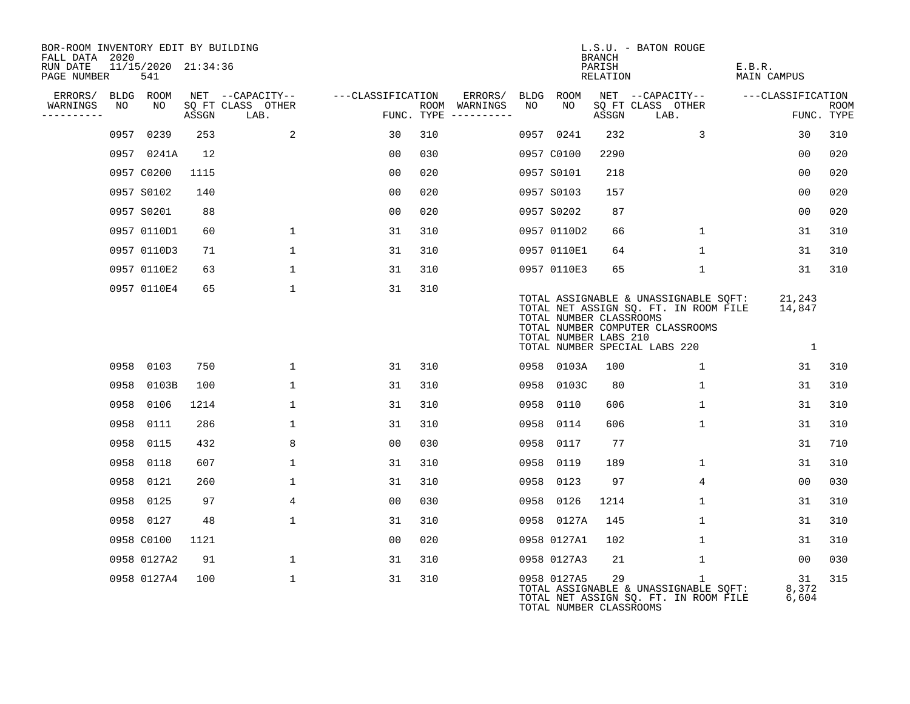BOR-ROOM INVENTORY EDIT BY BUILDING
FALL DATA 2020
RUN DATE 11/15/2020 21:34:36
PAGE NUMBER 541

L.S.U. - BATON ROUGE
BRANCH
PARISH E.B.R.
RELATION MAIN CAMPUS

| ERRORS/ WARNINGS | BLDG NO | ROOM NO | NET SQ FT ASSGN | CAPACITY CLASS LAB. | CAPACITY OTHER | CLASSIFICATION FUNC. | ROOM TYPE | ERRORS/ WARNINGS | BLDG NO | ROOM NO | NET SQ FT ASSGN | CAPACITY CLASS LAB. | CAPACITY OTHER | CLASSIFICATION FUNC. | ROOM TYPE |
|---|---|---|---|---|---|---|---|---|---|---|---|---|---|---|---|
| | 0957 | 0239 | 253 | | 2 | 30 | 310 | | 0957 | 0241 | 232 | | 3 | 30 | 310 |
| | 0957 | 0241A | 12 | | | 00 | 030 | | 0957 | C0100 | 2290 | | | 00 | 020 |
| | 0957 | C0200 | 1115 | | | 00 | 020 | | 0957 | S0101 | 218 | | | 00 | 020 |
| | 0957 | S0102 | 140 | | | 00 | 020 | | 0957 | S0103 | 157 | | | 00 | 020 |
| | 0957 | S0201 | 88 | | | 00 | 020 | | 0957 | S0202 | 87 | | | 00 | 020 |
| | 0957 | 0110D1 | 60 | | 1 | 31 | 310 | | 0957 | 0110D2 | 66 | | 1 | 31 | 310 |
| | 0957 | 0110D3 | 71 | | 1 | 31 | 310 | | 0957 | 0110E1 | 64 | | 1 | 31 | 310 |
| | 0957 | 0110E2 | 63 | | 1 | 31 | 310 | | 0957 | 0110E3 | 65 | | 1 | 31 | 310 |
| | 0957 | 0110E4 | 65 | | 1 | 31 | 310 | | | | | | | | |

TOTAL ASSIGNABLE & UNASSIGNABLE SQFT: 21,243
TOTAL NET ASSIGN SQ. FT. IN ROOM FILE 14,847
TOTAL NUMBER CLASSROOMS
TOTAL NUMBER COMPUTER CLASSROOMS
TOTAL NUMBER LABS 210
TOTAL NUMBER SPECIAL LABS 220 1

| ERRORS/ WARNINGS | BLDG NO | ROOM NO | NET SQ FT ASSGN | CAPACITY CLASS LAB. | CAPACITY OTHER | CLASSIFICATION FUNC. | ROOM TYPE | ERRORS/ WARNINGS | BLDG NO | ROOM NO | NET SQ FT ASSGN | CAPACITY CLASS LAB. | CAPACITY OTHER | CLASSIFICATION FUNC. | ROOM TYPE |
|---|---|---|---|---|---|---|---|---|---|---|---|---|---|---|---|
| | 0958 | 0103 | 750 | | 1 | 31 | 310 | | 0958 | 0103A | 100 | | 1 | 31 | 310 |
| | 0958 | 0103B | 100 | | 1 | 31 | 310 | | 0958 | 0103C | 80 | | 1 | 31 | 310 |
| | 0958 | 0106 | 1214 | | 1 | 31 | 310 | | 0958 | 0110 | 606 | | 1 | 31 | 310 |
| | 0958 | 0111 | 286 | | 1 | 31 | 310 | | 0958 | 0114 | 606 | | 1 | 31 | 310 |
| | 0958 | 0115 | 432 | | 8 | 00 | 030 | | 0958 | 0117 | 77 | | | 31 | 710 |
| | 0958 | 0118 | 607 | | 1 | 31 | 310 | | 0958 | 0119 | 189 | | 1 | 31 | 310 |
| | 0958 | 0121 | 260 | | 1 | 31 | 310 | | 0958 | 0123 | 97 | | 4 | 00 | 030 |
| | 0958 | 0125 | 97 | | 4 | 00 | 030 | | 0958 | 0126 | 1214 | | 1 | 31 | 310 |
| | 0958 | 0127 | 48 | | 1 | 31 | 310 | | 0958 | 0127A | 145 | | 1 | 31 | 310 |
| | 0958 | C0100 | 1121 | | | 00 | 020 | | 0958 | 0127A1 | 102 | | 1 | 31 | 310 |
| | 0958 | 0127A2 | 91 | | 1 | 31 | 310 | | 0958 | 0127A3 | 21 | | 1 | 00 | 030 |
| | 0958 | 0127A4 | 100 | | 1 | 31 | 310 | | 0958 | 0127A5 | 29 | | 1 | 31 | 315 |

TOTAL ASSIGNABLE & UNASSIGNABLE SQFT: 8,372
TOTAL NET ASSIGN SQ. FT. IN ROOM FILE 6,604
TOTAL NUMBER CLASSROOMS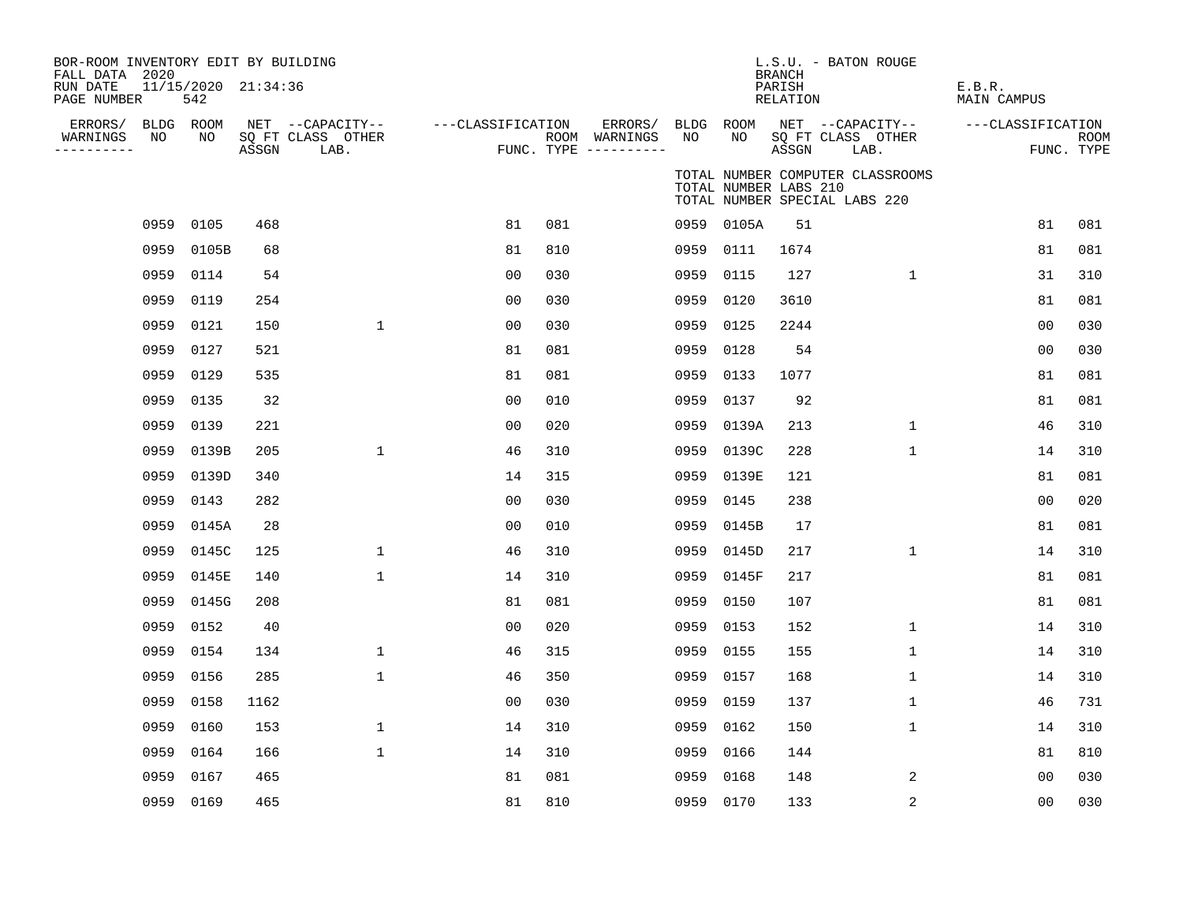BOR-ROOM INVENTORY EDIT BY BUILDING
FALL DATA 2020
RUN DATE 11/15/2020 21:34:36
PAGE NUMBER 542

L.S.U. - BATON ROUGE
BRANCH
PARISH E.B.R.
RELATION MAIN CAMPUS

TOTAL NUMBER COMPUTER CLASSROOMS
TOTAL NUMBER LABS 210
TOTAL NUMBER SPECIAL LABS 220

| ERRORS/ WARNINGS | BLDG NO | ROOM NO | NET SQ FT ASSGN | CAPACITY CLASS LAB. | CAPACITY OTHER | CLASSIFICATION FUNC. | ROOM TYPE | ERRORS/ WARNINGS | BLDG NO | ROOM NO | NET SQ FT ASSGN | CAPACITY CLASS LAB. | CAPACITY OTHER | CLASSIFICATION FUNC. | ROOM TYPE |
|---|---|---|---|---|---|---|---|---|---|---|---|---|---|---|---|
| | 0959 | 0105 | 468 | | | 81 | 081 | | 0959 | 0105A | 51 | | | 81 | 081 |
| | 0959 | 0105B | 68 | | | 81 | 810 | | 0959 | 0111 | 1674 | | | 81 | 081 |
| | 0959 | 0114 | 54 | | | 00 | 030 | | 0959 | 0115 | 127 | | 1 | 31 | 310 |
| | 0959 | 0119 | 254 | | | 00 | 030 | | 0959 | 0120 | 3610 | | | 81 | 081 |
| | 0959 | 0121 | 150 | | 1 | 00 | 030 | | 0959 | 0125 | 2244 | | | 00 | 030 |
| | 0959 | 0127 | 521 | | | 81 | 081 | | 0959 | 0128 | 54 | | | 00 | 030 |
| | 0959 | 0129 | 535 | | | 81 | 081 | | 0959 | 0133 | 1077 | | | 81 | 081 |
| | 0959 | 0135 | 32 | | | 00 | 010 | | 0959 | 0137 | 92 | | | 81 | 081 |
| | 0959 | 0139 | 221 | | | 00 | 020 | | 0959 | 0139A | 213 | | 1 | 46 | 310 |
| | 0959 | 0139B | 205 | | 1 | 46 | 310 | | 0959 | 0139C | 228 | | 1 | 14 | 310 |
| | 0959 | 0139D | 340 | | | 14 | 315 | | 0959 | 0139E | 121 | | | 81 | 081 |
| | 0959 | 0143 | 282 | | | 00 | 030 | | 0959 | 0145 | 238 | | | 00 | 020 |
| | 0959 | 0145A | 28 | | | 00 | 010 | | 0959 | 0145B | 17 | | | 81 | 081 |
| | 0959 | 0145C | 125 | | 1 | 46 | 310 | | 0959 | 0145D | 217 | | 1 | 14 | 310 |
| | 0959 | 0145E | 140 | | 1 | 14 | 310 | | 0959 | 0145F | 217 | | | 81 | 081 |
| | 0959 | 0145G | 208 | | | 81 | 081 | | 0959 | 0150 | 107 | | | 81 | 081 |
| | 0959 | 0152 | 40 | | | 00 | 020 | | 0959 | 0153 | 152 | | 1 | 14 | 310 |
| | 0959 | 0154 | 134 | | 1 | 46 | 315 | | 0959 | 0155 | 155 | | 1 | 14 | 310 |
| | 0959 | 0156 | 285 | | 1 | 46 | 350 | | 0959 | 0157 | 168 | | 1 | 14 | 310 |
| | 0959 | 0158 | 1162 | | | 00 | 030 | | 0959 | 0159 | 137 | | 1 | 46 | 731 |
| | 0959 | 0160 | 153 | | 1 | 14 | 310 | | 0959 | 0162 | 150 | | 1 | 14 | 310 |
| | 0959 | 0164 | 166 | | 1 | 14 | 310 | | 0959 | 0166 | 144 | | | 81 | 810 |
| | 0959 | 0167 | 465 | | | 81 | 081 | | 0959 | 0168 | 148 | | 2 | 00 | 030 |
| | 0959 | 0169 | 465 | | | 81 | 810 | | 0959 | 0170 | 133 | | 2 | 00 | 030 |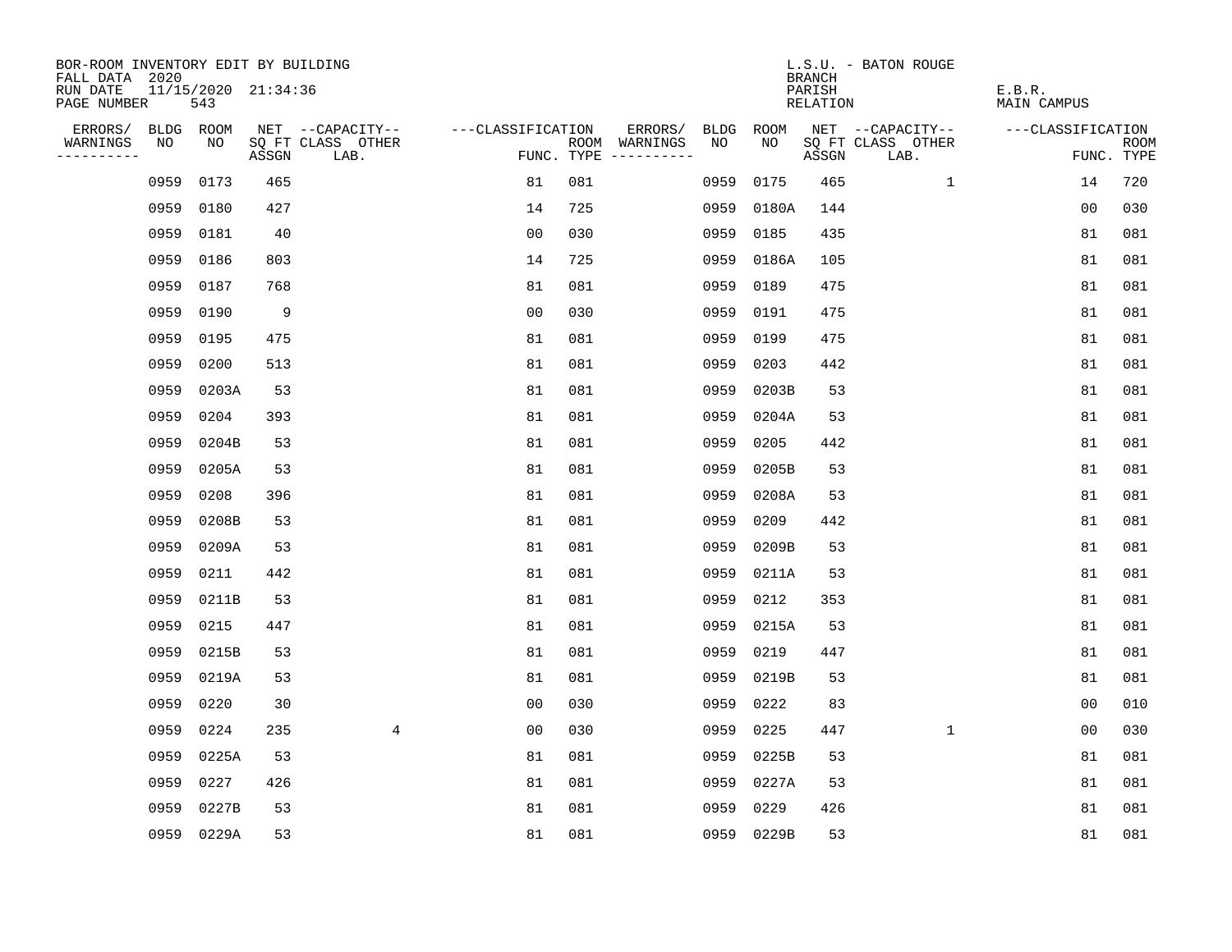BOR-ROOM INVENTORY EDIT BY BUILDING
FALL DATA 2020
RUN DATE 11/15/2020 21:34:36
PAGE NUMBER 543

L.S.U. - BATON ROUGE
BRANCH
PARISH E.B.R.
RELATION MAIN CAMPUS

| ERRORS/ WARNINGS | BLDG NO | ROOM NO | NET SQ FT ASSGN | CAPACITY CLASS LAB. | CAPACITY OTHER | CLASSIFICATION FUNC. | ROOM TYPE | ERRORS/ WARNINGS | BLDG NO | ROOM NO | NET SQ FT ASSGN | CAPACITY CLASS LAB. | CAPACITY OTHER | CLASSIFICATION FUNC. | ROOM TYPE |
|---|---|---|---|---|---|---|---|---|---|---|---|---|---|---|---|
| | 0959 | 0173 | 465 | | | 81 | 081 | | 0959 | 0175 | 465 | | 1 | 14 | 720 |
| | 0959 | 0180 | 427 | | | 14 | 725 | | 0959 | 0180A | 144 | | | 00 | 030 |
| | 0959 | 0181 | 40 | | | 00 | 030 | | 0959 | 0185 | 435 | | | 81 | 081 |
| | 0959 | 0186 | 803 | | | 14 | 725 | | 0959 | 0186A | 105 | | | 81 | 081 |
| | 0959 | 0187 | 768 | | | 81 | 081 | | 0959 | 0189 | 475 | | | 81 | 081 |
| | 0959 | 0190 | 9 | | | 00 | 030 | | 0959 | 0191 | 475 | | | 81 | 081 |
| | 0959 | 0195 | 475 | | | 81 | 081 | | 0959 | 0199 | 475 | | | 81 | 081 |
| | 0959 | 0200 | 513 | | | 81 | 081 | | 0959 | 0203 | 442 | | | 81 | 081 |
| | 0959 | 0203A | 53 | | | 81 | 081 | | 0959 | 0203B | 53 | | | 81 | 081 |
| | 0959 | 0204 | 393 | | | 81 | 081 | | 0959 | 0204A | 53 | | | 81 | 081 |
| | 0959 | 0204B | 53 | | | 81 | 081 | | 0959 | 0205 | 442 | | | 81 | 081 |
| | 0959 | 0205A | 53 | | | 81 | 081 | | 0959 | 0205B | 53 | | | 81 | 081 |
| | 0959 | 0208 | 396 | | | 81 | 081 | | 0959 | 0208A | 53 | | | 81 | 081 |
| | 0959 | 0208B | 53 | | | 81 | 081 | | 0959 | 0209 | 442 | | | 81 | 081 |
| | 0959 | 0209A | 53 | | | 81 | 081 | | 0959 | 0209B | 53 | | | 81 | 081 |
| | 0959 | 0211 | 442 | | | 81 | 081 | | 0959 | 0211A | 53 | | | 81 | 081 |
| | 0959 | 0211B | 53 | | | 81 | 081 | | 0959 | 0212 | 353 | | | 81 | 081 |
| | 0959 | 0215 | 447 | | | 81 | 081 | | 0959 | 0215A | 53 | | | 81 | 081 |
| | 0959 | 0215B | 53 | | | 81 | 081 | | 0959 | 0219 | 447 | | | 81 | 081 |
| | 0959 | 0219A | 53 | | | 81 | 081 | | 0959 | 0219B | 53 | | | 81 | 081 |
| | 0959 | 0220 | 30 | | | 00 | 030 | | 0959 | 0222 | 83 | | | 00 | 010 |
| | 0959 | 0224 | 235 | | 4 | 00 | 030 | | 0959 | 0225 | 447 | | 1 | 00 | 030 |
| | 0959 | 0225A | 53 | | | 81 | 081 | | 0959 | 0225B | 53 | | | 81 | 081 |
| | 0959 | 0227 | 426 | | | 81 | 081 | | 0959 | 0227A | 53 | | | 81 | 081 |
| | 0959 | 0227B | 53 | | | 81 | 081 | | 0959 | 0229 | 426 | | | 81 | 081 |
| | 0959 | 0229A | 53 | | | 81 | 081 | | 0959 | 0229B | 53 | | | 81 | 081 |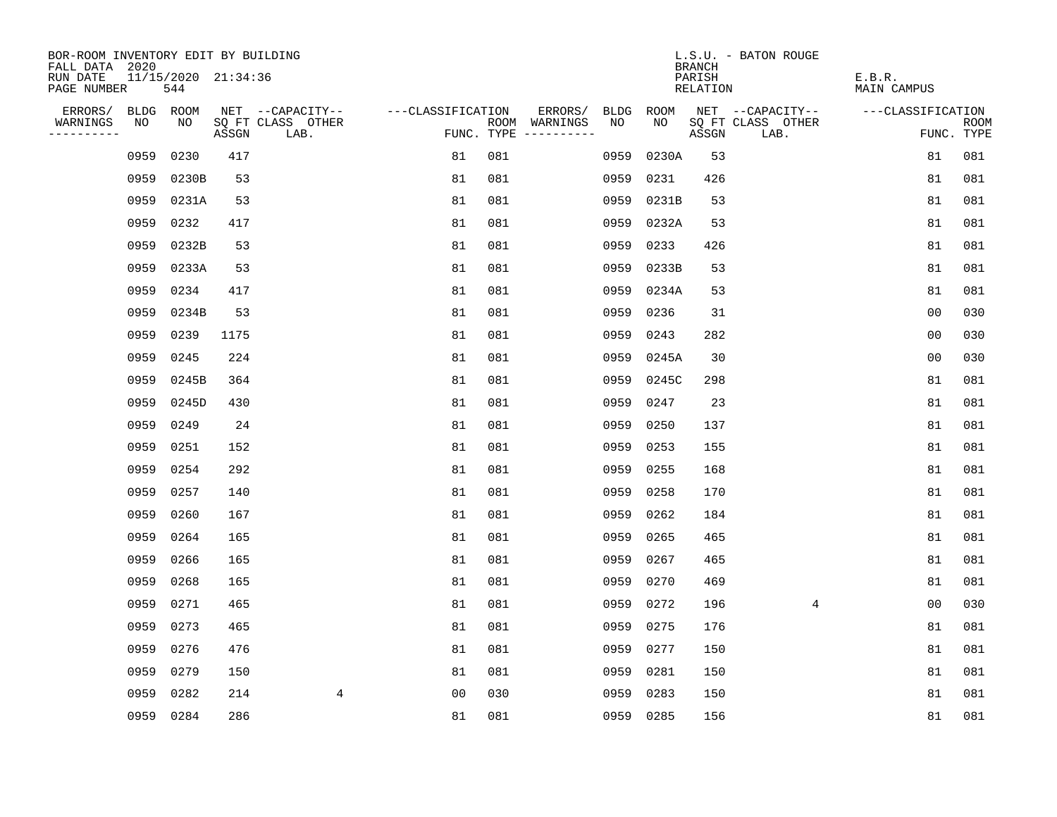BOR-ROOM INVENTORY EDIT BY BUILDING
FALL DATA 2020
RUN DATE 11/15/2020 21:34:36
PAGE NUMBER 544

L.S.U. - BATON ROUGE
BRANCH
PARISH E.B.R.
RELATION MAIN CAMPUS

| ERRORS/ WARNINGS | BLDG NO | ROOM NO | NET SQ FT ASSGN | CAPACITY CLASS LAB. | CAPACITY OTHER | CLASSIFICATION FUNC. | ROOM TYPE | ERRORS/ WARNINGS | BLDG NO | ROOM NO | NET SQ FT ASSGN | CAPACITY CLASS LAB. | CAPACITY OTHER | CLASSIFICATION FUNC. | ROOM TYPE |
|---|---|---|---|---|---|---|---|---|---|---|---|---|---|---|---|
| | 0959 | 0230 | 417 | | | 81 | 081 | | 0959 | 0230A | 53 | | | 81 | 081 |
| | 0959 | 0230B | 53 | | | 81 | 081 | | 0959 | 0231 | 426 | | | 81 | 081 |
| | 0959 | 0231A | 53 | | | 81 | 081 | | 0959 | 0231B | 53 | | | 81 | 081 |
| | 0959 | 0232 | 417 | | | 81 | 081 | | 0959 | 0232A | 53 | | | 81 | 081 |
| | 0959 | 0232B | 53 | | | 81 | 081 | | 0959 | 0233 | 426 | | | 81 | 081 |
| | 0959 | 0233A | 53 | | | 81 | 081 | | 0959 | 0233B | 53 | | | 81 | 081 |
| | 0959 | 0234 | 417 | | | 81 | 081 | | 0959 | 0234A | 53 | | | 81 | 081 |
| | 0959 | 0234B | 53 | | | 81 | 081 | | 0959 | 0236 | 31 | | | 00 | 030 |
| | 0959 | 0239 | 1175 | | | 81 | 081 | | 0959 | 0243 | 282 | | | 00 | 030 |
| | 0959 | 0245 | 224 | | | 81 | 081 | | 0959 | 0245A | 30 | | | 00 | 030 |
| | 0959 | 0245B | 364 | | | 81 | 081 | | 0959 | 0245C | 298 | | | 81 | 081 |
| | 0959 | 0245D | 430 | | | 81 | 081 | | 0959 | 0247 | 23 | | | 81 | 081 |
| | 0959 | 0249 | 24 | | | 81 | 081 | | 0959 | 0250 | 137 | | | 81 | 081 |
| | 0959 | 0251 | 152 | | | 81 | 081 | | 0959 | 0253 | 155 | | | 81 | 081 |
| | 0959 | 0254 | 292 | | | 81 | 081 | | 0959 | 0255 | 168 | | | 81 | 081 |
| | 0959 | 0257 | 140 | | | 81 | 081 | | 0959 | 0258 | 170 | | | 81 | 081 |
| | 0959 | 0260 | 167 | | | 81 | 081 | | 0959 | 0262 | 184 | | | 81 | 081 |
| | 0959 | 0264 | 165 | | | 81 | 081 | | 0959 | 0265 | 465 | | | 81 | 081 |
| | 0959 | 0266 | 165 | | | 81 | 081 | | 0959 | 0267 | 465 | | | 81 | 081 |
| | 0959 | 0268 | 165 | | | 81 | 081 | | 0959 | 0270 | 469 | | | 81 | 081 |
| | 0959 | 0271 | 465 | | | 81 | 081 | | 0959 | 0272 | 196 | | 4 | 00 | 030 |
| | 0959 | 0273 | 465 | | | 81 | 081 | | 0959 | 0275 | 176 | | | 81 | 081 |
| | 0959 | 0276 | 476 | | | 81 | 081 | | 0959 | 0277 | 150 | | | 81 | 081 |
| | 0959 | 0279 | 150 | | | 81 | 081 | | 0959 | 0281 | 150 | | | 81 | 081 |
| | 0959 | 0282 | 214 | | 4 | 00 | 030 | | 0959 | 0283 | 150 | | | 81 | 081 |
| | 0959 | 0284 | 286 | | | 81 | 081 | | 0959 | 0285 | 156 | | | 81 | 081 |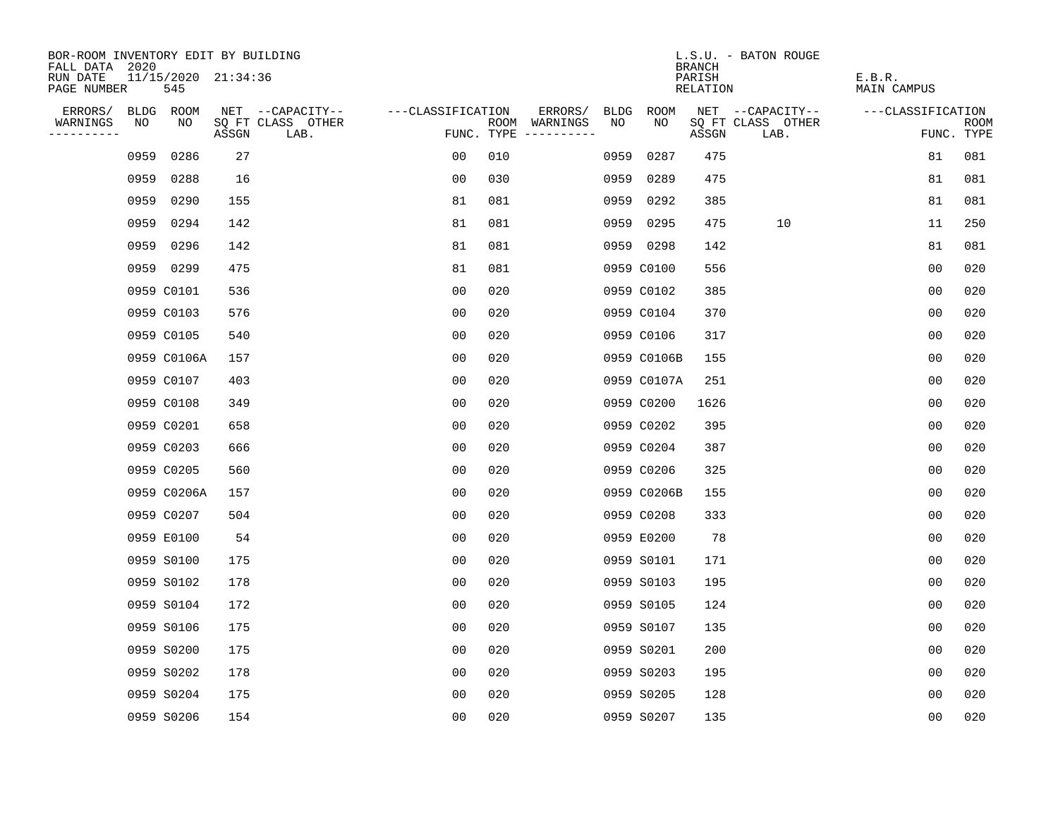BOR-ROOM INVENTORY EDIT BY BUILDING
FALL DATA 2020
RUN DATE 11/15/2020 21:34:36
PAGE NUMBER 545

L.S.U. - BATON ROUGE
BRANCH
PARISH E.B.R.
RELATION MAIN CAMPUS

| ERRORS/ WARNINGS | BLDG NO | ROOM NO | NET SQ FT ASSGN | CAPACITY CLASS LAB. | CAPACITY OTHER | CLASSIFICATION FUNC. | ROOM TYPE | ERRORS/ WARNINGS | BLDG NO | ROOM NO | NET SQ FT ASSGN | CAPACITY CLASS LAB. | CAPACITY OTHER | CLASSIFICATION FUNC. | ROOM TYPE |
|---|---|---|---|---|---|---|---|---|---|---|---|---|---|---|---|
| | 0959 | 0286 | 27 | | | 00 | 010 | | 0959 | 0287 | 475 | | | 81 | 081 |
| | 0959 | 0288 | 16 | | | 00 | 030 | | 0959 | 0289 | 475 | | | 81 | 081 |
| | 0959 | 0290 | 155 | | | 81 | 081 | | 0959 | 0292 | 385 | | | 81 | 081 |
| | 0959 | 0294 | 142 | | | 81 | 081 | | 0959 | 0295 | 475 | 10 | | 11 | 250 |
| | 0959 | 0296 | 142 | | | 81 | 081 | | 0959 | 0298 | 142 | | | 81 | 081 |
| | 0959 | 0299 | 475 | | | 81 | 081 | | 0959 | C0100 | 556 | | | 00 | 020 |
| | 0959 | C0101 | 536 | | | 00 | 020 | | 0959 | C0102 | 385 | | | 00 | 020 |
| | 0959 | C0103 | 576 | | | 00 | 020 | | 0959 | C0104 | 370 | | | 00 | 020 |
| | 0959 | C0105 | 540 | | | 00 | 020 | | 0959 | C0106 | 317 | | | 00 | 020 |
| | 0959 | C0106A | 157 | | | 00 | 020 | | 0959 | C0106B | 155 | | | 00 | 020 |
| | 0959 | C0107 | 403 | | | 00 | 020 | | 0959 | C0107A | 251 | | | 00 | 020 |
| | 0959 | C0108 | 349 | | | 00 | 020 | | 0959 | C0200 | 1626 | | | 00 | 020 |
| | 0959 | C0201 | 658 | | | 00 | 020 | | 0959 | C0202 | 395 | | | 00 | 020 |
| | 0959 | C0203 | 666 | | | 00 | 020 | | 0959 | C0204 | 387 | | | 00 | 020 |
| | 0959 | C0205 | 560 | | | 00 | 020 | | 0959 | C0206 | 325 | | | 00 | 020 |
| | 0959 | C0206A | 157 | | | 00 | 020 | | 0959 | C0206B | 155 | | | 00 | 020 |
| | 0959 | C0207 | 504 | | | 00 | 020 | | 0959 | C0208 | 333 | | | 00 | 020 |
| | 0959 | E0100 | 54 | | | 00 | 020 | | 0959 | E0200 | 78 | | | 00 | 020 |
| | 0959 | S0100 | 175 | | | 00 | 020 | | 0959 | S0101 | 171 | | | 00 | 020 |
| | 0959 | S0102 | 178 | | | 00 | 020 | | 0959 | S0103 | 195 | | | 00 | 020 |
| | 0959 | S0104 | 172 | | | 00 | 020 | | 0959 | S0105 | 124 | | | 00 | 020 |
| | 0959 | S0106 | 175 | | | 00 | 020 | | 0959 | S0107 | 135 | | | 00 | 020 |
| | 0959 | S0200 | 175 | | | 00 | 020 | | 0959 | S0201 | 200 | | | 00 | 020 |
| | 0959 | S0202 | 178 | | | 00 | 020 | | 0959 | S0203 | 195 | | | 00 | 020 |
| | 0959 | S0204 | 175 | | | 00 | 020 | | 0959 | S0205 | 128 | | | 00 | 020 |
| | 0959 | S0206 | 154 | | | 00 | 020 | | 0959 | S0207 | 135 | | | 00 | 020 |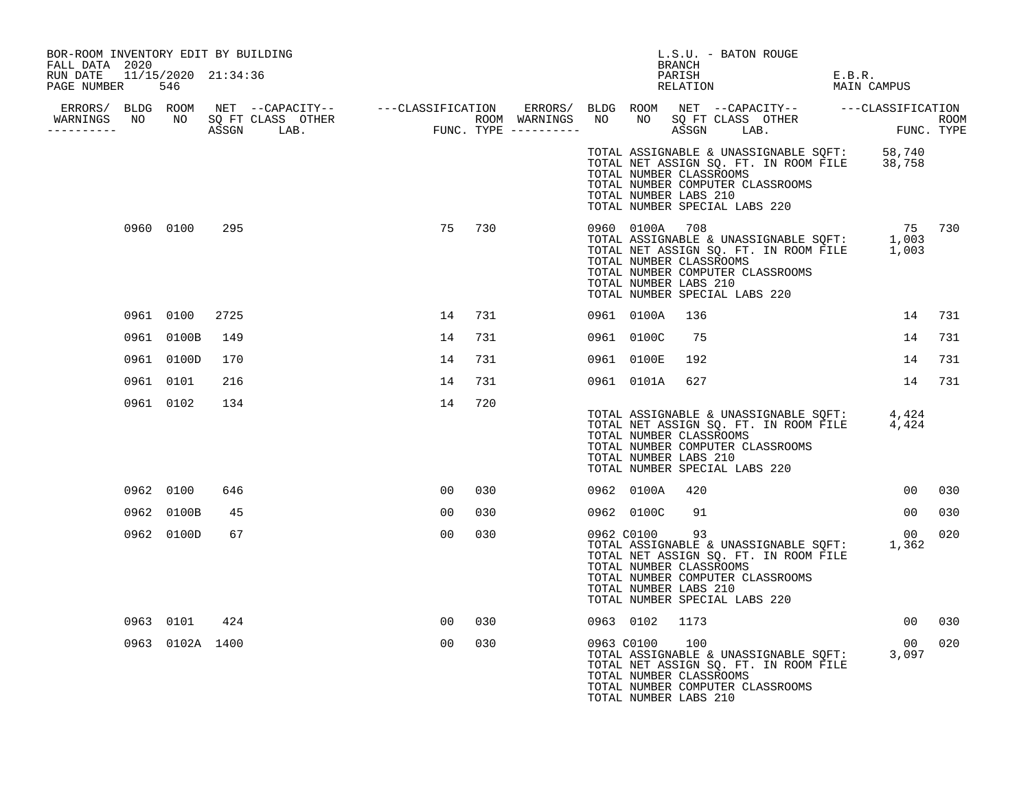BOR-ROOM INVENTORY EDIT BY BUILDING
FALL DATA 2020
RUN DATE 11/15/2020 21:34:36

L.S.U. - BATON ROUGE
BRANCH
PARISH E.B.R.
RELATION MAIN CAMPUS

| ERRORS/ WARNINGS | BLDG NO | ROOM NO | NET SQ FT ASSGN | CAPACITY CLASS LAB. | CAPACITY OTHER | CLASSIFICATION FUNC. | ROOM TYPE | ERRORS/ WARNINGS | BLDG NO | ROOM NO | NET SQ FT ASSGN | CAPACITY CLASS LAB. | CAPACITY OTHER | CLASSIFICATION FUNC. | ROOM TYPE |
|---|---|---|---|---|---|---|---|---|---|---|---|---|---|---|---|
| | | | | | | | | | | | | | | | |

TOTAL ASSIGNABLE & UNASSIGNABLE SQFT: 58,740
TOTAL NET ASSIGN SQ. FT. IN ROOM FILE 38,758
TOTAL NUMBER CLASSROOMS
TOTAL NUMBER COMPUTER CLASSROOMS
TOTAL NUMBER LABS 210
TOTAL NUMBER SPECIAL LABS 220

| ERRORS/ WARNINGS | BLDG NO | ROOM NO | NET SQ FT ASSGN | CAPACITY CLASS LAB. | CAPACITY OTHER | CLASSIFICATION FUNC. | ROOM TYPE | ERRORS/ WARNINGS | BLDG NO | ROOM NO | NET SQ FT ASSGN | CAPACITY CLASS LAB. | CAPACITY OTHER | CLASSIFICATION FUNC. | ROOM TYPE |
|---|---|---|---|---|---|---|---|---|---|---|---|---|---|---|---|
| | 0960 | 0100 | 295 | | | 75 | 730 | | 0960 | 0100A | 708 | | | 75 | 730 |

TOTAL ASSIGNABLE & UNASSIGNABLE SQFT: 1,003
TOTAL NET ASSIGN SQ. FT. IN ROOM FILE 1,003
TOTAL NUMBER CLASSROOMS
TOTAL NUMBER COMPUTER CLASSROOMS
TOTAL NUMBER LABS 210
TOTAL NUMBER SPECIAL LABS 220

| ERRORS/ WARNINGS | BLDG NO | ROOM NO | NET SQ FT ASSGN | CAPACITY CLASS LAB. | CAPACITY OTHER | CLASSIFICATION FUNC. | ROOM TYPE | ERRORS/ WARNINGS | BLDG NO | ROOM NO | NET SQ FT ASSGN | CAPACITY CLASS LAB. | CAPACITY OTHER | CLASSIFICATION FUNC. | ROOM TYPE |
|---|---|---|---|---|---|---|---|---|---|---|---|---|---|---|---|
| | 0961 | 0100 | 2725 | | | 14 | 731 | | 0961 | 0100A | 136 | | | 14 | 731 |
| | 0961 | 0100B | 149 | | | 14 | 731 | | 0961 | 0100C | 75 | | | 14 | 731 |
| | 0961 | 0100D | 170 | | | 14 | 731 | | 0961 | 0100E | 192 | | | 14 | 731 |
| | 0961 | 0101 | 216 | | | 14 | 731 | | 0961 | 0101A | 627 | | | 14 | 731 |
| | 0961 | 0102 | 134 | | | 14 | 720 | | | | | | | | |

TOTAL ASSIGNABLE & UNASSIGNABLE SQFT: 4,424
TOTAL NET ASSIGN SQ. FT. IN ROOM FILE 4,424
TOTAL NUMBER CLASSROOMS
TOTAL NUMBER COMPUTER CLASSROOMS
TOTAL NUMBER LABS 210
TOTAL NUMBER SPECIAL LABS 220

| ERRORS/ WARNINGS | BLDG NO | ROOM NO | NET SQ FT ASSGN | CAPACITY CLASS LAB. | CAPACITY OTHER | CLASSIFICATION FUNC. | ROOM TYPE | ERRORS/ WARNINGS | BLDG NO | ROOM NO | NET SQ FT ASSGN | CAPACITY CLASS LAB. | CAPACITY OTHER | CLASSIFICATION FUNC. | ROOM TYPE |
|---|---|---|---|---|---|---|---|---|---|---|---|---|---|---|---|
| | 0962 | 0100 | 646 | | | 00 | 030 | | 0962 | 0100A | 420 | | | 00 | 030 |
| | 0962 | 0100B | 45 | | | 00 | 030 | | 0962 | 0100C | 91 | | | 00 | 030 |
| | 0962 | 0100D | 67 | | | 00 | 030 | | 0962 | C0100 | 93 | | | 00 | 020 |

TOTAL ASSIGNABLE & UNASSIGNABLE SQFT: 1,362
TOTAL NET ASSIGN SQ. FT. IN ROOM FILE
TOTAL NUMBER CLASSROOMS
TOTAL NUMBER COMPUTER CLASSROOMS
TOTAL NUMBER LABS 210
TOTAL NUMBER SPECIAL LABS 220

| ERRORS/ WARNINGS | BLDG NO | ROOM NO | NET SQ FT ASSGN | CAPACITY CLASS LAB. | CAPACITY OTHER | CLASSIFICATION FUNC. | ROOM TYPE | ERRORS/ WARNINGS | BLDG NO | ROOM NO | NET SQ FT ASSGN | CAPACITY CLASS LAB. | CAPACITY OTHER | CLASSIFICATION FUNC. | ROOM TYPE |
|---|---|---|---|---|---|---|---|---|---|---|---|---|---|---|---|
| | 0963 | 0101 | 424 | | | 00 | 030 | | 0963 | 0102 | 1173 | | | 00 | 030 |
| | 0963 | 0102A | 1400 | | | 00 | 030 | | 0963 | C0100 | 100 | | | 00 | 020 |

TOTAL ASSIGNABLE & UNASSIGNABLE SQFT: 3,097
TOTAL NET ASSIGN SQ. FT. IN ROOM FILE
TOTAL NUMBER CLASSROOMS
TOTAL NUMBER COMPUTER CLASSROOMS
TOTAL NUMBER LABS 210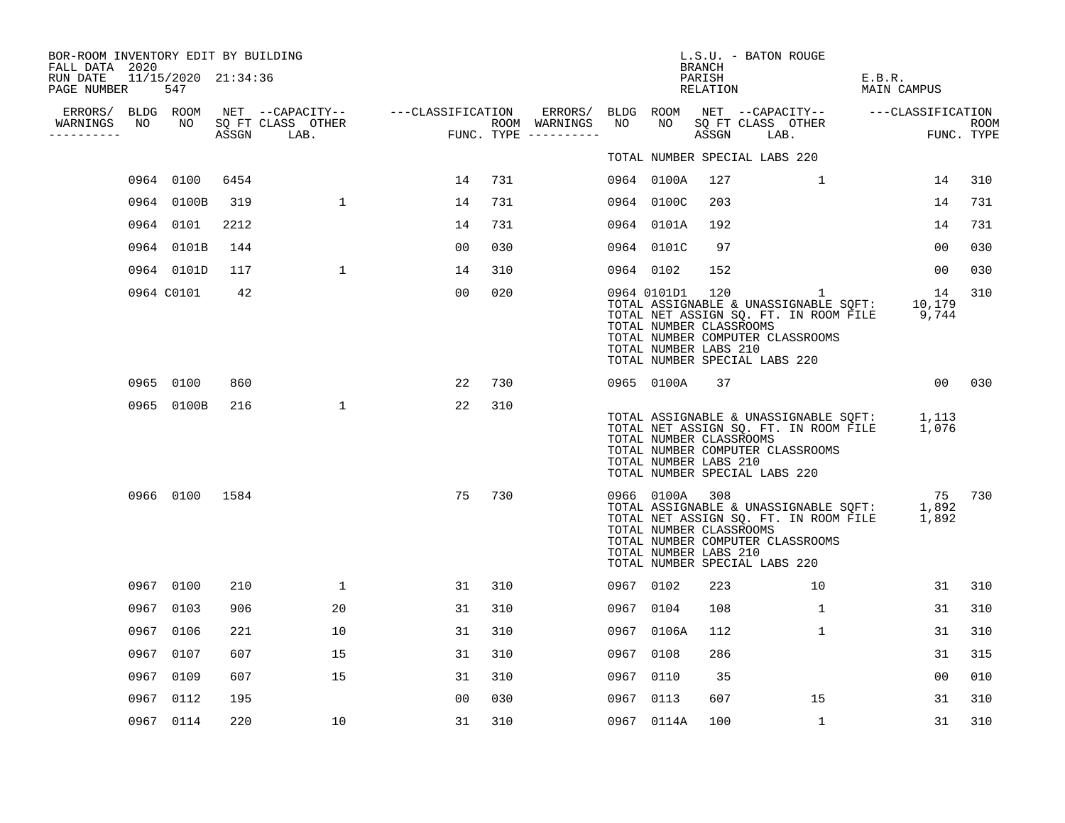BOR-ROOM INVENTORY EDIT BY BUILDING
FALL DATA 2020
RUN DATE 11/15/2020 21:34:36
PAGE NUMBER 547

L.S.U. - BATON ROUGE
BRANCH
PARISH E.B.R.
RELATION MAIN CAMPUS

| ERRORS/ WARNINGS | BLDG NO | ROOM NO | NET SQ FT ASSGN | CAPACITY CLASS LAB. | CAPACITY OTHER | CLASSIFICATION FUNC. | ROOM TYPE | ERRORS/ WARNINGS | BLDG NO | ROOM NO | NET SQ FT ASSGN | CAPACITY CLASS LAB. | CAPACITY OTHER | CLASSIFICATION FUNC. | ROOM TYPE |
|---|---|---|---|---|---|---|---|---|---|---|---|---|---|---|---|
| | | | | | | | | | TOTAL NUMBER SPECIAL LABS 220 | | | | | | |
| | 0964 | 0100 | 6454 | | | 14 | 731 | | 0964 | 0100A | 127 | | 1 | 14 | 310 |
| | 0964 | 0100B | 319 | | 1 | 14 | 731 | | 0964 | 0100C | 203 | | | 14 | 731 |
| | 0964 | 0101 | 2212 | | | 14 | 731 | | 0964 | 0101A | 192 | | | 14 | 731 |
| | 0964 | 0101B | 144 | | | 00 | 030 | | 0964 | 0101C | 97 | | | 00 | 030 |
| | 0964 | 0101D | 117 | | 1 | 14 | 310 | | 0964 | 0102 | 152 | | | 00 | 030 |
| | 0964 | C0101 | 42 | | | 00 | 020 | | 0964 | 0101D1 | 120 | | 1 | 14 | 310 |
| | | | | | | | | | TOTAL ASSIGNABLE & UNASSIGNABLE SQFT: | | | | | 10,179 | |
| | | | | | | | | | TOTAL NET ASSIGN SQ. FT. IN ROOM FILE | | | | | 9,744 | |
| | | | | | | | | | TOTAL NUMBER CLASSROOMS | | | | | | |
| | | | | | | | | | TOTAL NUMBER COMPUTER CLASSROOMS | | | | | | |
| | | | | | | | | | TOTAL NUMBER LABS 210 | | | | | | |
| | | | | | | | | | TOTAL NUMBER SPECIAL LABS 220 | | | | | | |
| | 0965 | 0100 | 860 | | | 22 | 730 | | 0965 | 0100A | 37 | | | 00 | 030 |
| | 0965 | 0100B | 216 | | 1 | 22 | 310 | | | | | | | | |
| | | | | | | | | | TOTAL ASSIGNABLE & UNASSIGNABLE SQFT: | | | | | 1,113 | |
| | | | | | | | | | TOTAL NET ASSIGN SQ. FT. IN ROOM FILE | | | | | 1,076 | |
| | | | | | | | | | TOTAL NUMBER CLASSROOMS | | | | | | |
| | | | | | | | | | TOTAL NUMBER COMPUTER CLASSROOMS | | | | | | |
| | | | | | | | | | TOTAL NUMBER LABS 210 | | | | | | |
| | | | | | | | | | TOTAL NUMBER SPECIAL LABS 220 | | | | | | |
| | 0966 | 0100 | 1584 | | | 75 | 730 | | 0966 | 0100A | 308 | | | 75 | 730 |
| | | | | | | | | | TOTAL ASSIGNABLE & UNASSIGNABLE SQFT: | | | | | 1,892 | |
| | | | | | | | | | TOTAL NET ASSIGN SQ. FT. IN ROOM FILE | | | | | 1,892 | |
| | | | | | | | | | TOTAL NUMBER CLASSROOMS | | | | | | |
| | | | | | | | | | TOTAL NUMBER COMPUTER CLASSROOMS | | | | | | |
| | | | | | | | | | TOTAL NUMBER LABS 210 | | | | | | |
| | | | | | | | | | TOTAL NUMBER SPECIAL LABS 220 | | | | | | |
| | 0967 | 0100 | 210 | | 1 | 31 | 310 | | 0967 | 0102 | 223 | | 10 | 31 | 310 |
| | 0967 | 0103 | 906 | | 20 | 31 | 310 | | 0967 | 0104 | 108 | | 1 | 31 | 310 |
| | 0967 | 0106 | 221 | | 10 | 31 | 310 | | 0967 | 0106A | 112 | | 1 | 31 | 310 |
| | 0967 | 0107 | 607 | | 15 | 31 | 310 | | 0967 | 0108 | 286 | | | 31 | 315 |
| | 0967 | 0109 | 607 | | 15 | 31 | 310 | | 0967 | 0110 | 35 | | | 00 | 010 |
| | 0967 | 0112 | 195 | | | 00 | 030 | | 0967 | 0113 | 607 | | 15 | 31 | 310 |
| | 0967 | 0114 | 220 | | 10 | 31 | 310 | | 0967 | 0114A | 100 | | 1 | 31 | 310 |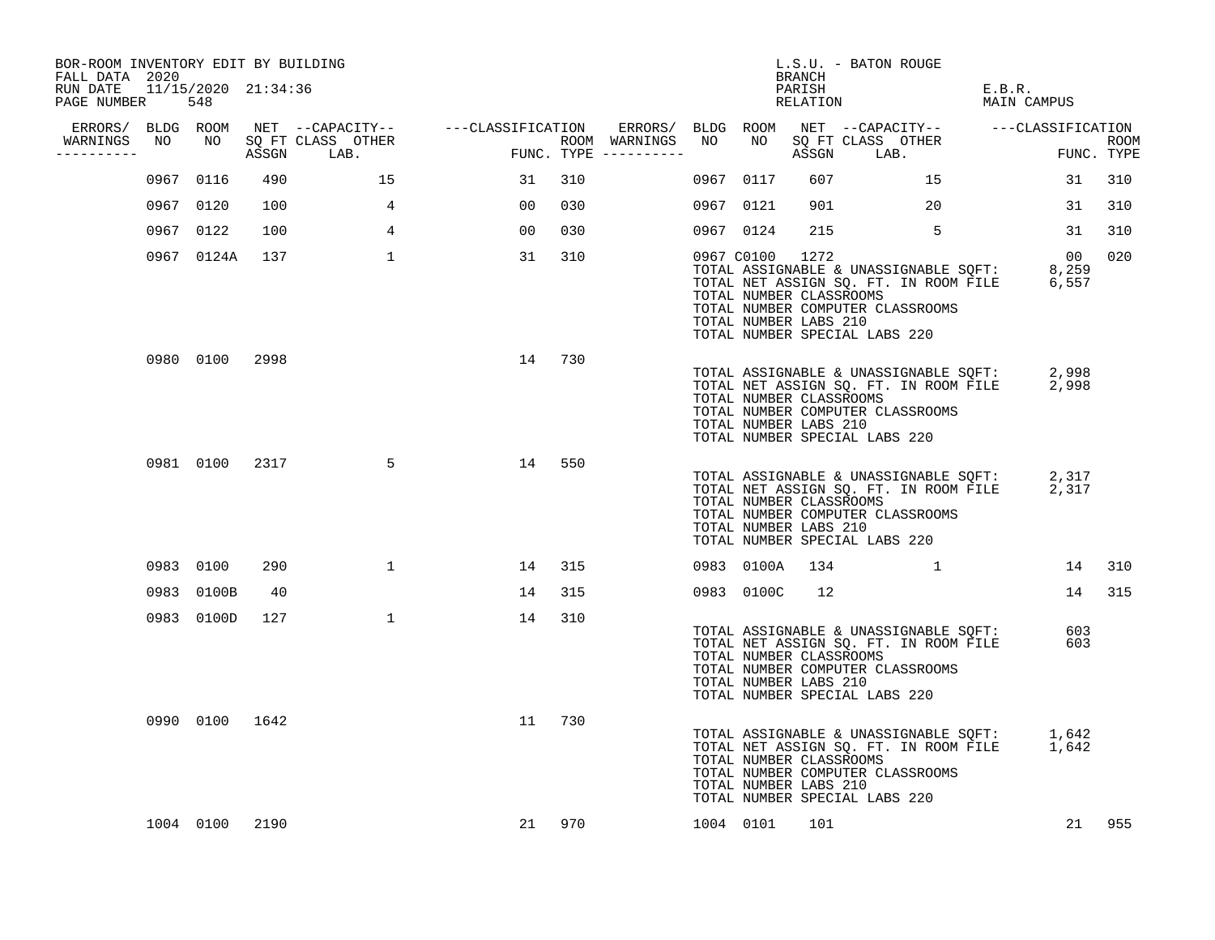BOR-ROOM INVENTORY EDIT BY BUILDING
FALL DATA 2020
RUN DATE 11/15/2020 21:34:36

L.S.U. - BATON ROUGE
BRANCH
PARISH E.B.R.
RELATION MAIN CAMPUS

| ERRORS/ WARNINGS | BLDG NO | ROOM NO | NET SQ FT ASSGN | CAPACITY CLASS LAB. | CAPACITY OTHER | CLASSIFICATION FUNC. | ROOM TYPE | ERRORS/ WARNINGS | BLDG NO | ROOM NO | NET SQ FT ASSGN | CAPACITY CLASS LAB. | CAPACITY OTHER | CLASSIFICATION FUNC. | ROOM TYPE |
|---|---|---|---|---|---|---|---|---|---|---|---|---|---|---|---|
| | 0967 | 0116 | 490 | | 15 | 31 | 310 | | 0967 | 0117 | 607 | | 15 | 31 | 310 |
| | 0967 | 0120 | 100 | | 4 | 00 | 030 | | 0967 | 0121 | 901 | | 20 | 31 | 310 |
| | 0967 | 0122 | 100 | | 4 | 00 | 030 | | 0967 | 0124 | 215 | | 5 | 31 | 310 |
| | 0967 | 0124A | 137 | | 1 | 31 | 310 | | 0967 | C0100 | 1272 | | | 00 | 020 |

TOTAL ASSIGNABLE & UNASSIGNABLE SQFT: 8,259
TOTAL NET ASSIGN SQ. FT. IN ROOM FILE 6,557
TOTAL NUMBER CLASSROOMS
TOTAL NUMBER COMPUTER CLASSROOMS
TOTAL NUMBER LABS 210
TOTAL NUMBER SPECIAL LABS 220

| ERRORS/ WARNINGS | BLDG NO | ROOM NO | NET SQ FT ASSGN | CAPACITY CLASS LAB. | CAPACITY OTHER | CLASSIFICATION FUNC. | ROOM TYPE |
|---|---|---|---|---|---|---|---|
| | 0980 | 0100 | 2998 | | | 14 | 730 |

TOTAL ASSIGNABLE & UNASSIGNABLE SQFT: 2,998
TOTAL NET ASSIGN SQ. FT. IN ROOM FILE 2,998
TOTAL NUMBER CLASSROOMS
TOTAL NUMBER COMPUTER CLASSROOMS
TOTAL NUMBER LABS 210
TOTAL NUMBER SPECIAL LABS 220

| ERRORS/ WARNINGS | BLDG NO | ROOM NO | NET SQ FT ASSGN | CAPACITY CLASS LAB. | CAPACITY OTHER | CLASSIFICATION FUNC. | ROOM TYPE |
|---|---|---|---|---|---|---|---|
| | 0981 | 0100 | 2317 | | 5 | 14 | 550 |

TOTAL ASSIGNABLE & UNASSIGNABLE SQFT: 2,317
TOTAL NET ASSIGN SQ. FT. IN ROOM FILE 2,317
TOTAL NUMBER CLASSROOMS
TOTAL NUMBER COMPUTER CLASSROOMS
TOTAL NUMBER LABS 210
TOTAL NUMBER SPECIAL LABS 220

| ERRORS/ WARNINGS | BLDG NO | ROOM NO | NET SQ FT ASSGN | CAPACITY CLASS LAB. | CAPACITY OTHER | CLASSIFICATION FUNC. | ROOM TYPE | ERRORS/ WARNINGS | BLDG NO | ROOM NO | NET SQ FT ASSGN | CAPACITY CLASS LAB. | CAPACITY OTHER | CLASSIFICATION FUNC. | ROOM TYPE |
|---|---|---|---|---|---|---|---|---|---|---|---|---|---|---|---|
| | 0983 | 0100 | 290 | | 1 | 14 | 315 | | 0983 | 0100A | 134 | | 1 | 14 | 310 |
| | 0983 | 0100B | 40 | | | 14 | 315 | | 0983 | 0100C | 12 | | | 14 | 315 |
| | 0983 | 0100D | 127 | | 1 | 14 | 310 | | | | | | | | |

TOTAL ASSIGNABLE & UNASSIGNABLE SQFT: 603
TOTAL NET ASSIGN SQ. FT. IN ROOM FILE 603
TOTAL NUMBER CLASSROOMS
TOTAL NUMBER COMPUTER CLASSROOMS
TOTAL NUMBER LABS 210
TOTAL NUMBER SPECIAL LABS 220

| ERRORS/ WARNINGS | BLDG NO | ROOM NO | NET SQ FT ASSGN | CAPACITY CLASS LAB. | CAPACITY OTHER | CLASSIFICATION FUNC. | ROOM TYPE |
|---|---|---|---|---|---|---|---|
| | 0990 | 0100 | 1642 | | | 11 | 730 |

TOTAL ASSIGNABLE & UNASSIGNABLE SQFT: 1,642
TOTAL NET ASSIGN SQ. FT. IN ROOM FILE 1,642
TOTAL NUMBER CLASSROOMS
TOTAL NUMBER COMPUTER CLASSROOMS
TOTAL NUMBER LABS 210
TOTAL NUMBER SPECIAL LABS 220

| ERRORS/ WARNINGS | BLDG NO | ROOM NO | NET SQ FT ASSGN | CAPACITY CLASS LAB. | CAPACITY OTHER | CLASSIFICATION FUNC. | ROOM TYPE | ERRORS/ WARNINGS | BLDG NO | ROOM NO | NET SQ FT ASSGN | CAPACITY CLASS LAB. | CAPACITY OTHER | CLASSIFICATION FUNC. | ROOM TYPE |
|---|---|---|---|---|---|---|---|---|---|---|---|---|---|---|---|
| | 1004 | 0100 | 2190 | | | 21 | 970 | | 1004 | 0101 | 101 | | | 21 | 955 |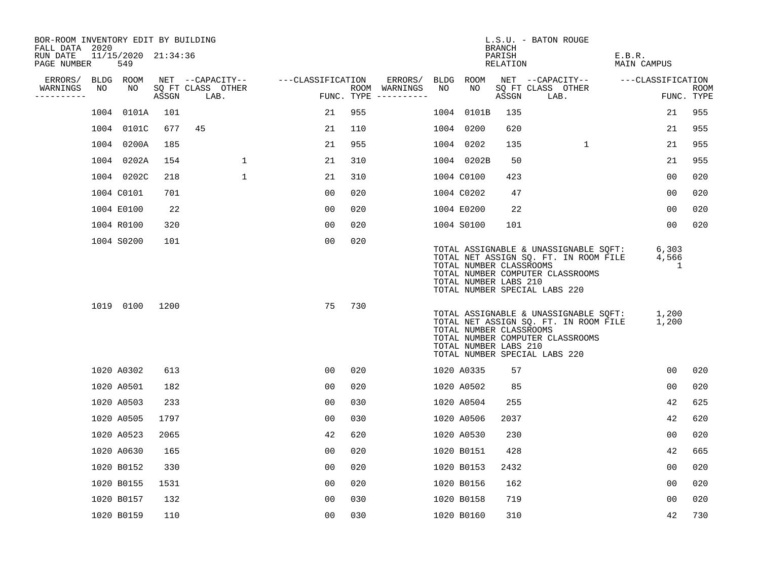BOR-ROOM INVENTORY EDIT BY BUILDING
FALL DATA 2020
RUN DATE 11/15/2020 21:34:36

L.S.U. - BATON ROUGE
BRANCH
PARISH E.B.R.
RELATION MAIN CAMPUS

| ERRORS/ WARNINGS | BLDG NO | ROOM NO | NET SQ FT ASSGN | CAPACITY CLASS LAB. | CAPACITY OTHER | CLASSIFICATION FUNC. | ROOM TYPE | ERRORS/ WARNINGS | BLDG NO | ROOM NO | NET SQ FT ASSGN | CAPACITY CLASS LAB. | CAPACITY OTHER | CLASSIFICATION FUNC. | ROOM TYPE |
|---|---|---|---|---|---|---|---|---|---|---|---|---|---|---|---|
| | 1004 | 0101A | 101 | | | 21 | 955 | | 1004 | 0101B | 135 | | | 21 | 955 |
| | 1004 | 0101C | 677 | 45 | | 21 | 110 | | 1004 | 0200 | 620 | | | 21 | 955 |
| | 1004 | 0200A | 185 | | | 21 | 955 | | 1004 | 0202 | 135 | | 1 | 21 | 955 |
| | 1004 | 0202A | 154 | | 1 | 21 | 310 | | 1004 | 0202B | 50 | | | 21 | 955 |
| | 1004 | 0202C | 218 | | 1 | 21 | 310 | | 1004 | C0100 | 423 | | | 00 | 020 |
| | 1004 | C0101 | 701 | | | 00 | 020 | | 1004 | C0202 | 47 | | | 00 | 020 |
| | 1004 | E0100 | 22 | | | 00 | 020 | | 1004 | E0200 | 22 | | | 00 | 020 |
| | 1004 | R0100 | 320 | | | 00 | 020 | | 1004 | S0100 | 101 | | | 00 | 020 |
| | 1004 | S0200 | 101 | | | 00 | 020 | | | | | | | | |

TOTAL ASSIGNABLE & UNASSIGNABLE SQFT: 6,303
TOTAL NET ASSIGN SQ. FT. IN ROOM FILE 4,566
TOTAL NUMBER CLASSROOMS 1
TOTAL NUMBER COMPUTER CLASSROOMS
TOTAL NUMBER LABS 210
TOTAL NUMBER SPECIAL LABS 220

| ERRORS/ WARNINGS | BLDG NO | ROOM NO | NET SQ FT ASSGN | CAPACITY CLASS LAB. | CAPACITY OTHER | CLASSIFICATION FUNC. | ROOM TYPE |
|---|---|---|---|---|---|---|---|
| | 1019 | 0100 | 1200 | | | 75 | 730 |

TOTAL ASSIGNABLE & UNASSIGNABLE SQFT: 1,200
TOTAL NET ASSIGN SQ. FT. IN ROOM FILE 1,200
TOTAL NUMBER CLASSROOMS
TOTAL NUMBER COMPUTER CLASSROOMS
TOTAL NUMBER LABS 210
TOTAL NUMBER SPECIAL LABS 220

| ERRORS/ WARNINGS | BLDG NO | ROOM NO | NET SQ FT ASSGN | CAPACITY CLASS LAB. | CAPACITY OTHER | CLASSIFICATION FUNC. | ROOM TYPE | ERRORS/ WARNINGS | BLDG NO | ROOM NO | NET SQ FT ASSGN | CAPACITY CLASS LAB. | CAPACITY OTHER | CLASSIFICATION FUNC. | ROOM TYPE |
|---|---|---|---|---|---|---|---|---|---|---|---|---|---|---|---|
| | 1020 | A0302 | 613 | | | 00 | 020 | | 1020 | A0335 | 57 | | | 00 | 020 |
| | 1020 | A0501 | 182 | | | 00 | 020 | | 1020 | A0502 | 85 | | | 00 | 020 |
| | 1020 | A0503 | 233 | | | 00 | 030 | | 1020 | A0504 | 255 | | | 42 | 625 |
| | 1020 | A0505 | 1797 | | | 00 | 030 | | 1020 | A0506 | 2037 | | | 42 | 620 |
| | 1020 | A0523 | 2065 | | | 42 | 620 | | 1020 | A0530 | 230 | | | 00 | 020 |
| | 1020 | A0630 | 165 | | | 00 | 020 | | 1020 | B0151 | 428 | | | 42 | 665 |
| | 1020 | B0152 | 330 | | | 00 | 020 | | 1020 | B0153 | 2432 | | | 00 | 020 |
| | 1020 | B0155 | 1531 | | | 00 | 020 | | 1020 | B0156 | 162 | | | 00 | 020 |
| | 1020 | B0157 | 132 | | | 00 | 030 | | 1020 | B0158 | 719 | | | 00 | 020 |
| | 1020 | B0159 | 110 | | | 00 | 030 | | 1020 | B0160 | 310 | | | 42 | 730 |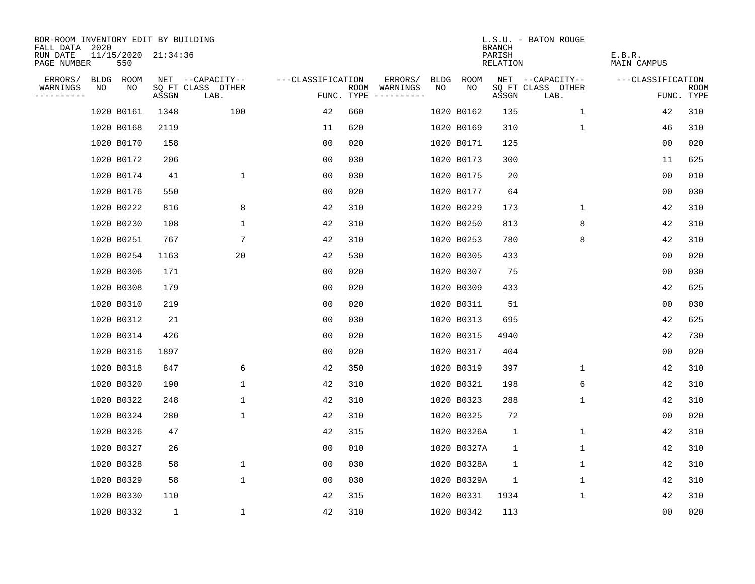BOR-ROOM INVENTORY EDIT BY BUILDING
FALL DATA 2020
RUN DATE 11/15/2020 21:34:36
PAGE NUMBER 550

L.S.U. - BATON ROUGE
BRANCH
PARISH E.B.R.
RELATION MAIN CAMPUS

| ERRORS/ WARNINGS | BLDG NO | ROOM NO | NET SQ FT ASSGN | CAPACITY CLASS LAB. | CAPACITY OTHER | CLASSIFICATION FUNC. | ROOM TYPE | ERRORS/ WARNINGS | BLDG NO | ROOM NO | NET SQ FT ASSGN | CAPACITY CLASS LAB. | CAPACITY OTHER | CLASSIFICATION FUNC. | ROOM TYPE |
|---|---|---|---|---|---|---|---|---|---|---|---|---|---|---|---|
| | 1020 | B0161 | 1348 | | 100 | 42 | 660 | | 1020 | B0162 | 135 | | 1 | 42 | 310 |
| | 1020 | B0168 | 2119 | | | 11 | 620 | | 1020 | B0169 | 310 | | 1 | 46 | 310 |
| | 1020 | B0170 | 158 | | | 00 | 020 | | 1020 | B0171 | 125 | | | 00 | 020 |
| | 1020 | B0172 | 206 | | | 00 | 030 | | 1020 | B0173 | 300 | | | 11 | 625 |
| | 1020 | B0174 | 41 | | 1 | 00 | 030 | | 1020 | B0175 | 20 | | | 00 | 010 |
| | 1020 | B0176 | 550 | | | 00 | 020 | | 1020 | B0177 | 64 | | | 00 | 030 |
| | 1020 | B0222 | 816 | | 8 | 42 | 310 | | 1020 | B0229 | 173 | | 1 | 42 | 310 |
| | 1020 | B0230 | 108 | | 1 | 42 | 310 | | 1020 | B0250 | 813 | | 8 | 42 | 310 |
| | 1020 | B0251 | 767 | | 7 | 42 | 310 | | 1020 | B0253 | 780 | | 8 | 42 | 310 |
| | 1020 | B0254 | 1163 | | 20 | 42 | 530 | | 1020 | B0305 | 433 | | | 00 | 020 |
| | 1020 | B0306 | 171 | | | 00 | 020 | | 1020 | B0307 | 75 | | | 00 | 030 |
| | 1020 | B0308 | 179 | | | 00 | 020 | | 1020 | B0309 | 433 | | | 42 | 625 |
| | 1020 | B0310 | 219 | | | 00 | 020 | | 1020 | B0311 | 51 | | | 00 | 030 |
| | 1020 | B0312 | 21 | | | 00 | 030 | | 1020 | B0313 | 695 | | | 42 | 625 |
| | 1020 | B0314 | 426 | | | 00 | 020 | | 1020 | B0315 | 4940 | | | 42 | 730 |
| | 1020 | B0316 | 1897 | | | 00 | 020 | | 1020 | B0317 | 404 | | | 00 | 020 |
| | 1020 | B0318 | 847 | | 6 | 42 | 350 | | 1020 | B0319 | 397 | | 1 | 42 | 310 |
| | 1020 | B0320 | 190 | | 1 | 42 | 310 | | 1020 | B0321 | 198 | | 6 | 42 | 310 |
| | 1020 | B0322 | 248 | | 1 | 42 | 310 | | 1020 | B0323 | 288 | | 1 | 42 | 310 |
| | 1020 | B0324 | 280 | | 1 | 42 | 310 | | 1020 | B0325 | 72 | | | 00 | 020 |
| | 1020 | B0326 | 47 | | | 42 | 315 | | 1020 | B0326A | 1 | | 1 | 42 | 310 |
| | 1020 | B0327 | 26 | | | 00 | 010 | | 1020 | B0327A | 1 | | 1 | 42 | 310 |
| | 1020 | B0328 | 58 | | 1 | 00 | 030 | | 1020 | B0328A | 1 | | 1 | 42 | 310 |
| | 1020 | B0329 | 58 | | 1 | 00 | 030 | | 1020 | B0329A | 1 | | 1 | 42 | 310 |
| | 1020 | B0330 | 110 | | | 42 | 315 | | 1020 | B0331 | 1934 | | 1 | 42 | 310 |
| | 1020 | B0332 | 1 | | 1 | 42 | 310 | | 1020 | B0342 | 113 | | | 00 | 020 |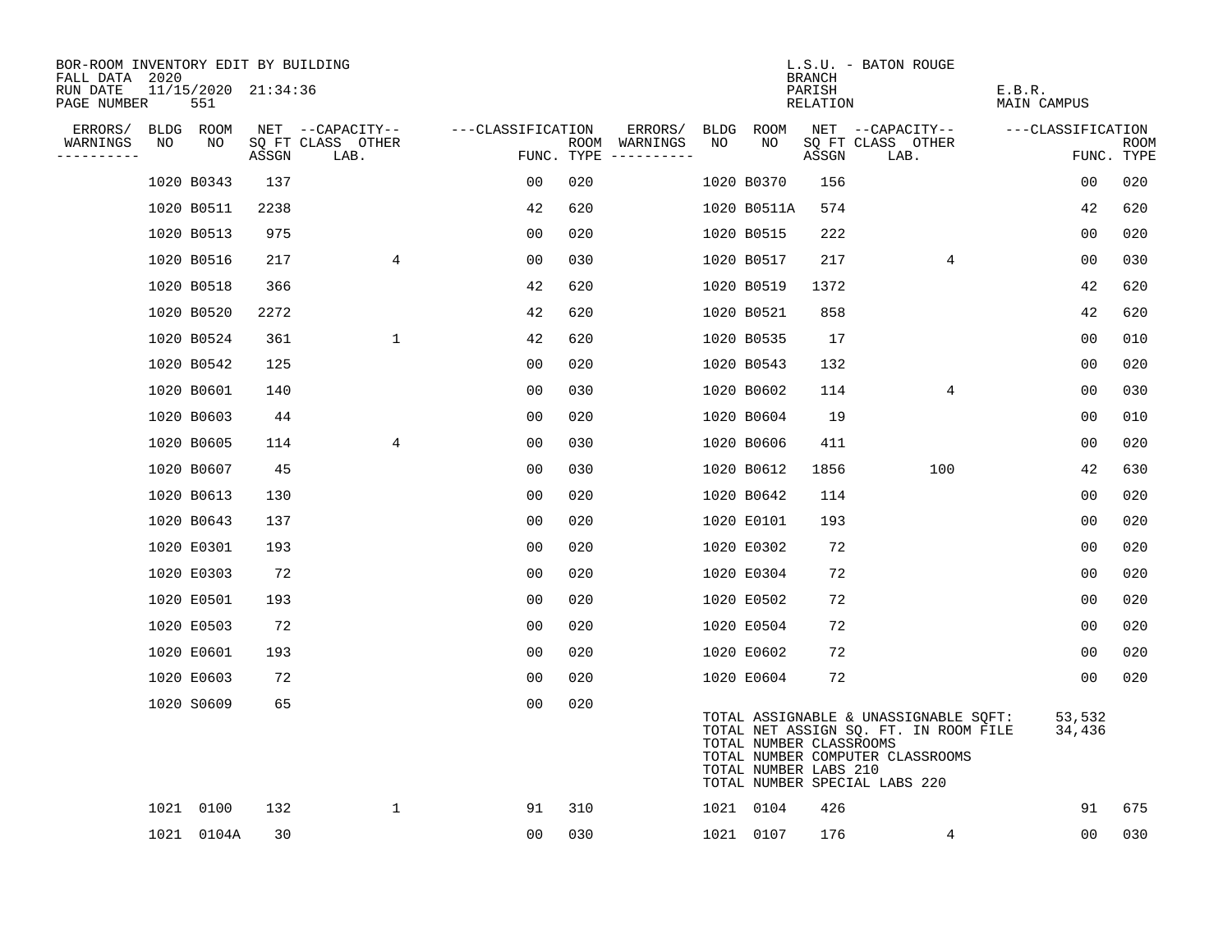BOR-ROOM INVENTORY EDIT BY BUILDING
FALL DATA 2020
RUN DATE 11/15/2020 21:34:36
PAGE NUMBER 551

L.S.U. - BATON ROUGE
BRANCH
PARISH E.B.R.
RELATION MAIN CAMPUS

| ERRORS/ WARNINGS | BLDG NO | ROOM NO | NET SQ FT ASSGN | CAPACITY CLASS LAB. | CAPACITY OTHER | CLASSIFICATION FUNC. | ROOM TYPE | ERRORS/ WARNINGS | BLDG NO | ROOM NO | NET SQ FT ASSGN | CAPACITY CLASS LAB. | CAPACITY OTHER | CLASSIFICATION FUNC. | ROOM TYPE |
|---|---|---|---|---|---|---|---|---|---|---|---|---|---|---|---|
| | 1020 | B0343 | 137 | | | 00 | 020 | | 1020 | B0370 | 156 | | | 00 | 020 |
| | 1020 | B0511 | 2238 | | | 42 | 620 | | 1020 | B0511A | 574 | | | 42 | 620 |
| | 1020 | B0513 | 975 | | | 00 | 020 | | 1020 | B0515 | 222 | | | 00 | 020 |
| | 1020 | B0516 | 217 | | 4 | 00 | 030 | | 1020 | B0517 | 217 | | 4 | 00 | 030 |
| | 1020 | B0518 | 366 | | | 42 | 620 | | 1020 | B0519 | 1372 | | | 42 | 620 |
| | 1020 | B0520 | 2272 | | | 42 | 620 | | 1020 | B0521 | 858 | | | 42 | 620 |
| | 1020 | B0524 | 361 | | 1 | 42 | 620 | | 1020 | B0535 | 17 | | | 00 | 010 |
| | 1020 | B0542 | 125 | | | 00 | 020 | | 1020 | B0543 | 132 | | | 00 | 020 |
| | 1020 | B0601 | 140 | | | 00 | 030 | | 1020 | B0602 | 114 | | 4 | 00 | 030 |
| | 1020 | B0603 | 44 | | | 00 | 020 | | 1020 | B0604 | 19 | | | 00 | 010 |
| | 1020 | B0605 | 114 | | 4 | 00 | 030 | | 1020 | B0606 | 411 | | | 00 | 020 |
| | 1020 | B0607 | 45 | | | 00 | 030 | | 1020 | B0612 | 1856 | | 100 | 42 | 630 |
| | 1020 | B0613 | 130 | | | 00 | 020 | | 1020 | B0642 | 114 | | | 00 | 020 |
| | 1020 | B0643 | 137 | | | 00 | 020 | | 1020 | E0101 | 193 | | | 00 | 020 |
| | 1020 | E0301 | 193 | | | 00 | 020 | | 1020 | E0302 | 72 | | | 00 | 020 |
| | 1020 | E0303 | 72 | | | 00 | 020 | | 1020 | E0304 | 72 | | | 00 | 020 |
| | 1020 | E0501 | 193 | | | 00 | 020 | | 1020 | E0502 | 72 | | | 00 | 020 |
| | 1020 | E0503 | 72 | | | 00 | 020 | | 1020 | E0504 | 72 | | | 00 | 020 |
| | 1020 | E0601 | 193 | | | 00 | 020 | | 1020 | E0602 | 72 | | | 00 | 020 |
| | 1020 | E0603 | 72 | | | 00 | 020 | | 1020 | E0604 | 72 | | | 00 | 020 |
| | 1020 | S0609 | 65 | | | 00 | 020 | | | | | | | | |

TOTAL ASSIGNABLE & UNASSIGNABLE SQFT: 53,532
TOTAL NET ASSIGN SQ. FT. IN ROOM FILE 34,436
TOTAL NUMBER CLASSROOMS
TOTAL NUMBER COMPUTER CLASSROOMS
TOTAL NUMBER LABS 210
TOTAL NUMBER SPECIAL LABS 220

| ERRORS/ WARNINGS | BLDG NO | ROOM NO | NET SQ FT ASSGN | CAPACITY CLASS LAB. | CAPACITY OTHER | CLASSIFICATION FUNC. | ROOM TYPE | ERRORS/ WARNINGS | BLDG NO | ROOM NO | NET SQ FT ASSGN | CAPACITY CLASS LAB. | CAPACITY OTHER | CLASSIFICATION FUNC. | ROOM TYPE |
|---|---|---|---|---|---|---|---|---|---|---|---|---|---|---|---|
| | 1021 | 0100 | 132 | | 1 | 91 | 310 | | 1021 | 0104 | 426 | | | 91 | 675 |
| | 1021 | 0104A | 30 | | | 00 | 030 | | 1021 | 0107 | 176 | | 4 | 00 | 030 |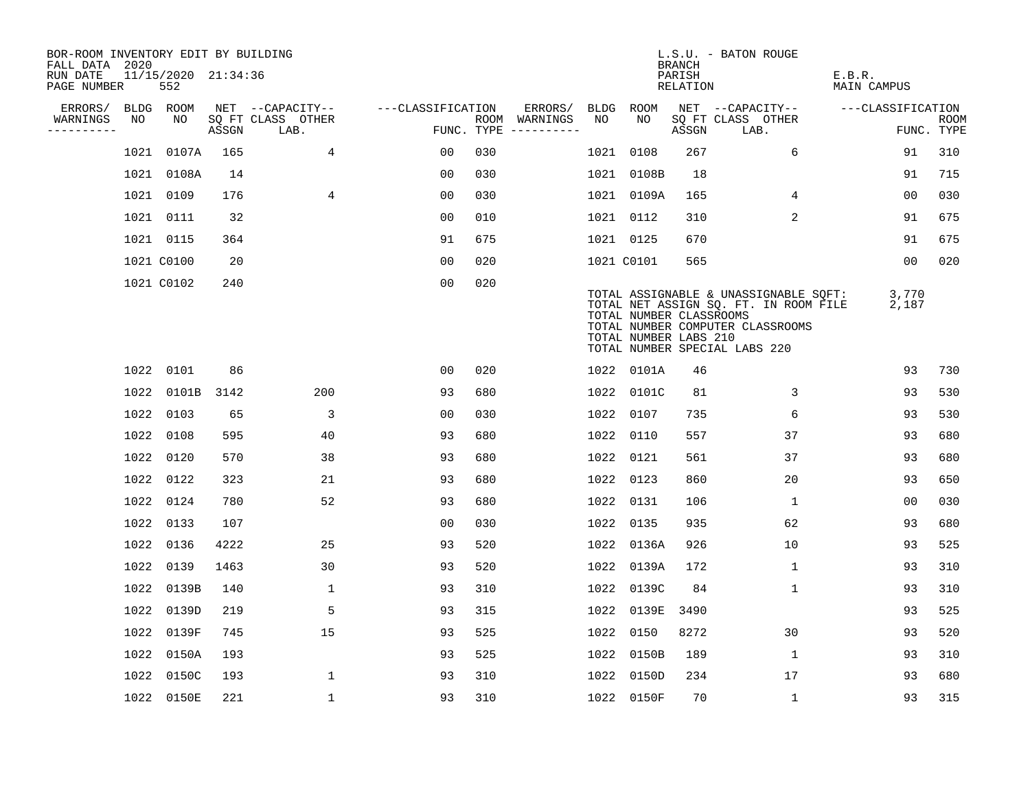BOR-ROOM INVENTORY EDIT BY BUILDING
FALL DATA 2020
RUN DATE 11/15/2020 21:34:36

L.S.U. - BATON ROUGE
BRANCH
PARISH E.B.R.
RELATION MAIN CAMPUS

| ERRORS/ WARNINGS | BLDG NO | ROOM NO | NET SQ FT ASSGN | CAPACITY CLASS LAB. | OTHER | CLASSIFICATION FUNC. | ROOM TYPE | ERRORS/ WARNINGS | BLDG NO | ROOM NO | NET SQ FT ASSGN | CAPACITY CLASS LAB. | OTHER | CLASSIFICATION FUNC. | ROOM TYPE |
|---|---|---|---|---|---|---|---|---|---|---|---|---|---|---|---|
| | 1021 | 0107A | 165 | 4 | | 00 | 030 | | 1021 | 0108 | 267 | 6 | | 91 | 310 |
| | 1021 | 0108A | 14 | | | 00 | 030 | | 1021 | 0108B | 18 | | | 91 | 715 |
| | 1021 | 0109 | 176 | 4 | | 00 | 030 | | 1021 | 0109A | 165 | 4 | | 00 | 030 |
| | 1021 | 0111 | 32 | | | 00 | 010 | | 1021 | 0112 | 310 | 2 | | 91 | 675 |
| | 1021 | 0115 | 364 | | | 91 | 675 | | 1021 | 0125 | 670 | | | 91 | 675 |
| | 1021 | C0100 | 20 | | | 00 | 020 | | 1021 | C0101 | 565 | | | 00 | 020 |
| | 1021 | C0102 | 240 | | | 00 | 020 | | | | | | | | |

TOTAL ASSIGNABLE & UNASSIGNABLE SQFT: 3,770
TOTAL NET ASSIGN SQ. FT. IN ROOM FILE 2,187
TOTAL NUMBER CLASSROOMS
TOTAL NUMBER COMPUTER CLASSROOMS
TOTAL NUMBER LABS 210
TOTAL NUMBER SPECIAL LABS 220

| ERRORS/ WARNINGS | BLDG NO | ROOM NO | NET SQ FT ASSGN | CAPACITY CLASS LAB. | OTHER | CLASSIFICATION FUNC. | ROOM TYPE | ERRORS/ WARNINGS | BLDG NO | ROOM NO | NET SQ FT ASSGN | CAPACITY CLASS LAB. | OTHER | CLASSIFICATION FUNC. | ROOM TYPE |
|---|---|---|---|---|---|---|---|---|---|---|---|---|---|---|---|
| | 1022 | 0101 | 86 | | | 00 | 020 | | 1022 | 0101A | 46 | | | 93 | 730 |
| | 1022 | 0101B | 3142 | 200 | | 93 | 680 | | 1022 | 0101C | 81 | 3 | | 93 | 530 |
| | 1022 | 0103 | 65 | 3 | | 00 | 030 | | 1022 | 0107 | 735 | 6 | | 93 | 530 |
| | 1022 | 0108 | 595 | 40 | | 93 | 680 | | 1022 | 0110 | 557 | 37 | | 93 | 680 |
| | 1022 | 0120 | 570 | 38 | | 93 | 680 | | 1022 | 0121 | 561 | 37 | | 93 | 680 |
| | 1022 | 0122 | 323 | 21 | | 93 | 680 | | 1022 | 0123 | 860 | 20 | | 93 | 650 |
| | 1022 | 0124 | 780 | 52 | | 93 | 680 | | 1022 | 0131 | 106 | 1 | | 00 | 030 |
| | 1022 | 0133 | 107 | | | 00 | 030 | | 1022 | 0135 | 935 | 62 | | 93 | 680 |
| | 1022 | 0136 | 4222 | 25 | | 93 | 520 | | 1022 | 0136A | 926 | 10 | | 93 | 525 |
| | 1022 | 0139 | 1463 | 30 | | 93 | 520 | | 1022 | 0139A | 172 | 1 | | 93 | 310 |
| | 1022 | 0139B | 140 | 1 | | 93 | 310 | | 1022 | 0139C | 84 | 1 | | 93 | 310 |
| | 1022 | 0139D | 219 | 5 | | 93 | 315 | | 1022 | 0139E | 3490 | | | 93 | 525 |
| | 1022 | 0139F | 745 | 15 | | 93 | 525 | | 1022 | 0150 | 8272 | 30 | | 93 | 520 |
| | 1022 | 0150A | 193 | | | 93 | 525 | | 1022 | 0150B | 189 | 1 | | 93 | 310 |
| | 1022 | 0150C | 193 | 1 | | 93 | 310 | | 1022 | 0150D | 234 | 17 | | 93 | 680 |
| | 1022 | 0150E | 221 | 1 | | 93 | 310 | | 1022 | 0150F | 70 | 1 | | 93 | 315 |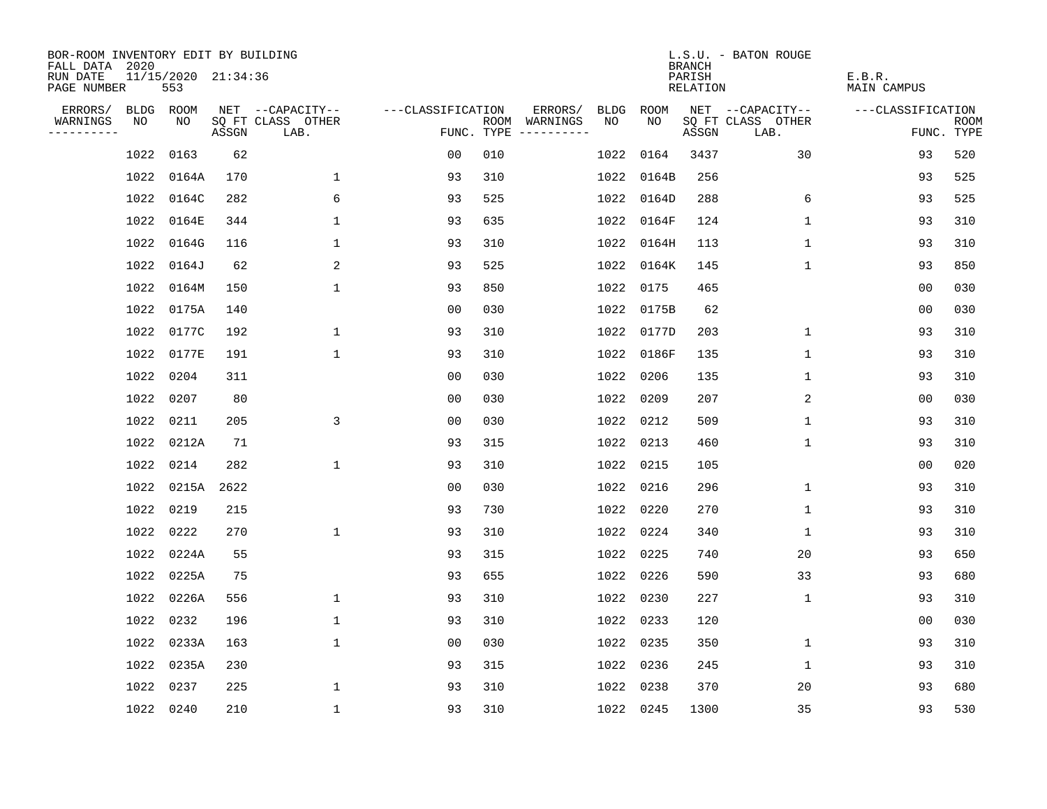BOR-ROOM INVENTORY EDIT BY BUILDING
FALL DATA 2020
RUN DATE 11/15/2020 21:34:36
PAGE NUMBER 553

L.S.U. - BATON ROUGE
BRANCH
PARISH E.B.R.
RELATION MAIN CAMPUS

| ERRORS/ WARNINGS | BLDG NO | ROOM NO | NET SQ FT ASSGN | CAPACITY CLASS LAB. | OTHER | CLASSIFICATION FUNC. | ROOM TYPE | ERRORS/ WARNINGS | BLDG NO | ROOM NO | NET SQ FT ASSGN | CAPACITY CLASS LAB. | OTHER | CLASSIFICATION FUNC. | ROOM TYPE |
|---|---|---|---|---|---|---|---|---|---|---|---|---|---|---|---|
| | 1022 | 0163 | 62 | | | 00 | 010 | | 1022 | 0164 | 3437 | | 30 | 93 | 520 |
| | 1022 | 0164A | 170 | | 1 | 93 | 310 | | 1022 | 0164B | 256 | | | 93 | 525 |
| | 1022 | 0164C | 282 | | 6 | 93 | 525 | | 1022 | 0164D | 288 | | 6 | 93 | 525 |
| | 1022 | 0164E | 344 | | 1 | 93 | 635 | | 1022 | 0164F | 124 | | 1 | 93 | 310 |
| | 1022 | 0164G | 116 | | 1 | 93 | 310 | | 1022 | 0164H | 113 | | 1 | 93 | 310 |
| | 1022 | 0164J | 62 | | 2 | 93 | 525 | | 1022 | 0164K | 145 | | 1 | 93 | 850 |
| | 1022 | 0164M | 150 | | 1 | 93 | 850 | | 1022 | 0175 | 465 | | | 00 | 030 |
| | 1022 | 0175A | 140 | | | 00 | 030 | | 1022 | 0175B | 62 | | | 00 | 030 |
| | 1022 | 0177C | 192 | | 1 | 93 | 310 | | 1022 | 0177D | 203 | | 1 | 93 | 310 |
| | 1022 | 0177E | 191 | | 1 | 93 | 310 | | 1022 | 0186F | 135 | | 1 | 93 | 310 |
| | 1022 | 0204 | 311 | | | 00 | 030 | | 1022 | 0206 | 135 | | 1 | 93 | 310 |
| | 1022 | 0207 | 80 | | | 00 | 030 | | 1022 | 0209 | 207 | | 2 | 00 | 030 |
| | 1022 | 0211 | 205 | | 3 | 00 | 030 | | 1022 | 0212 | 509 | | 1 | 93 | 310 |
| | 1022 | 0212A | 71 | | | 93 | 315 | | 1022 | 0213 | 460 | | 1 | 93 | 310 |
| | 1022 | 0214 | 282 | | 1 | 93 | 310 | | 1022 | 0215 | 105 | | | 00 | 020 |
| | 1022 | 0215A | 2622 | | | 00 | 030 | | 1022 | 0216 | 296 | | 1 | 93 | 310 |
| | 1022 | 0219 | 215 | | | 93 | 730 | | 1022 | 0220 | 270 | | 1 | 93 | 310 |
| | 1022 | 0222 | 270 | | 1 | 93 | 310 | | 1022 | 0224 | 340 | | 1 | 93 | 310 |
| | 1022 | 0224A | 55 | | | 93 | 315 | | 1022 | 0225 | 740 | | 20 | 93 | 650 |
| | 1022 | 0225A | 75 | | | 93 | 655 | | 1022 | 0226 | 590 | | 33 | 93 | 680 |
| | 1022 | 0226A | 556 | | 1 | 93 | 310 | | 1022 | 0230 | 227 | | 1 | 93 | 310 |
| | 1022 | 0232 | 196 | | 1 | 93 | 310 | | 1022 | 0233 | 120 | | | 00 | 030 |
| | 1022 | 0233A | 163 | | 1 | 00 | 030 | | 1022 | 0235 | 350 | | 1 | 93 | 310 |
| | 1022 | 0235A | 230 | | | 93 | 315 | | 1022 | 0236 | 245 | | 1 | 93 | 310 |
| | 1022 | 0237 | 225 | | 1 | 93 | 310 | | 1022 | 0238 | 370 | | 20 | 93 | 680 |
| | 1022 | 0240 | 210 | | 1 | 93 | 310 | | 1022 | 0245 | 1300 | | 35 | 93 | 530 |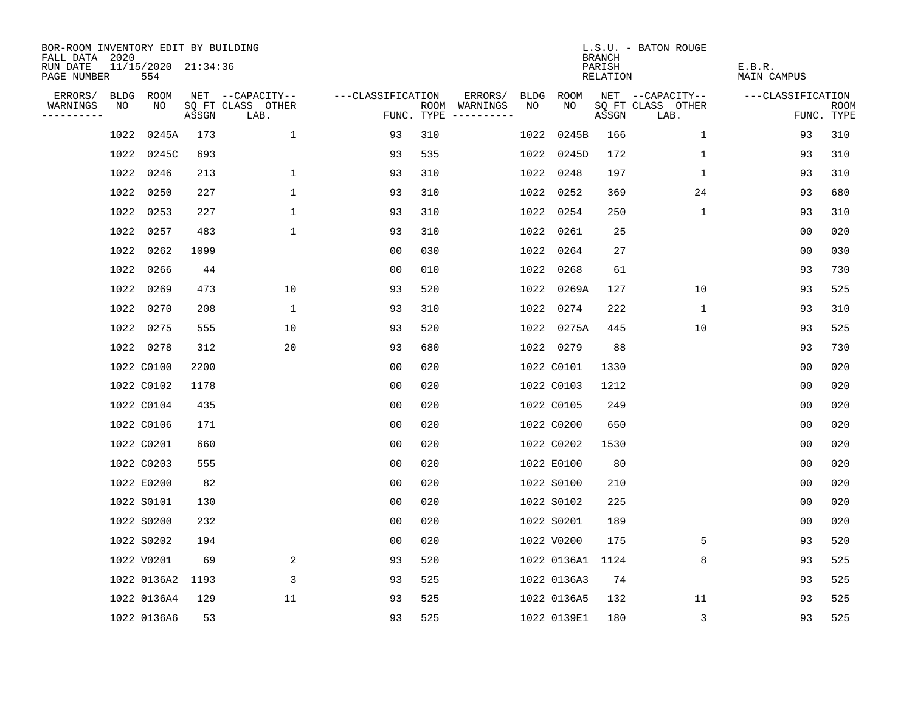BOR-ROOM INVENTORY EDIT BY BUILDING
FALL DATA 2020
RUN DATE 11/15/2020 21:34:36
PAGE NUMBER 554

L.S.U. - BATON ROUGE
BRANCH
PARISH E.B.R.
RELATION MAIN CAMPUS

| ERRORS/ WARNINGS | BLDG NO | ROOM NO | NET SQ FT ASSGN | CAPACITY-- CLASS LAB. | OTHER | CLASSIFICATION FUNC. | ROOM TYPE | ERRORS/ WARNINGS | BLDG NO | ROOM NO | NET SQ FT ASSGN | CAPACITY-- CLASS LAB. | OTHER | CLASSIFICATION FUNC. | ROOM TYPE |
|---|---|---|---|---|---|---|---|---|---|---|---|---|---|---|---|
| | 1022 | 0245A | 173 | | 1 | 93 | 310 | | 1022 | 0245B | 166 | | 1 | 93 | 310 |
| | 1022 | 0245C | 693 | | | 93 | 535 | | 1022 | 0245D | 172 | | 1 | 93 | 310 |
| | 1022 | 0246 | 213 | | 1 | 93 | 310 | | 1022 | 0248 | 197 | | 1 | 93 | 310 |
| | 1022 | 0250 | 227 | | 1 | 93 | 310 | | 1022 | 0252 | 369 | | 24 | 93 | 680 |
| | 1022 | 0253 | 227 | | 1 | 93 | 310 | | 1022 | 0254 | 250 | | 1 | 93 | 310 |
| | 1022 | 0257 | 483 | | 1 | 93 | 310 | | 1022 | 0261 | 25 | | | 00 | 020 |
| | 1022 | 0262 | 1099 | | | 00 | 030 | | 1022 | 0264 | 27 | | | 00 | 030 |
| | 1022 | 0266 | 44 | | | 00 | 010 | | 1022 | 0268 | 61 | | | 93 | 730 |
| | 1022 | 0269 | 473 | | 10 | 93 | 520 | | 1022 | 0269A | 127 | | 10 | 93 | 525 |
| | 1022 | 0270 | 208 | | 1 | 93 | 310 | | 1022 | 0274 | 222 | | 1 | 93 | 310 |
| | 1022 | 0275 | 555 | | 10 | 93 | 520 | | 1022 | 0275A | 445 | | 10 | 93 | 525 |
| | 1022 | 0278 | 312 | | 20 | 93 | 680 | | 1022 | 0279 | 88 | | | 93 | 730 |
| | 1022 | C0100 | 2200 | | | 00 | 020 | | 1022 | C0101 | 1330 | | | 00 | 020 |
| | 1022 | C0102 | 1178 | | | 00 | 020 | | 1022 | C0103 | 1212 | | | 00 | 020 |
| | 1022 | C0104 | 435 | | | 00 | 020 | | 1022 | C0105 | 249 | | | 00 | 020 |
| | 1022 | C0106 | 171 | | | 00 | 020 | | 1022 | C0200 | 650 | | | 00 | 020 |
| | 1022 | C0201 | 660 | | | 00 | 020 | | 1022 | C0202 | 1530 | | | 00 | 020 |
| | 1022 | C0203 | 555 | | | 00 | 020 | | 1022 | E0100 | 80 | | | 00 | 020 |
| | 1022 | E0200 | 82 | | | 00 | 020 | | 1022 | S0100 | 210 | | | 00 | 020 |
| | 1022 | S0101 | 130 | | | 00 | 020 | | 1022 | S0102 | 225 | | | 00 | 020 |
| | 1022 | S0200 | 232 | | | 00 | 020 | | 1022 | S0201 | 189 | | | 00 | 020 |
| | 1022 | S0202 | 194 | | | 00 | 020 | | 1022 | V0200 | 175 | | 5 | 93 | 520 |
| | 1022 | V0201 | 69 | | 2 | 93 | 520 | | 1022 | 0136A1 | 1124 | | 8 | 93 | 525 |
| | 1022 | 0136A2 | 1193 | | 3 | 93 | 525 | | 1022 | 0136A3 | 74 | | | 93 | 525 |
| | 1022 | 0136A4 | 129 | | 11 | 93 | 525 | | 1022 | 0136A5 | 132 | | 11 | 93 | 525 |
| | 1022 | 0136A6 | 53 | | | 93 | 525 | | 1022 | 0139E1 | 180 | | 3 | 93 | 525 |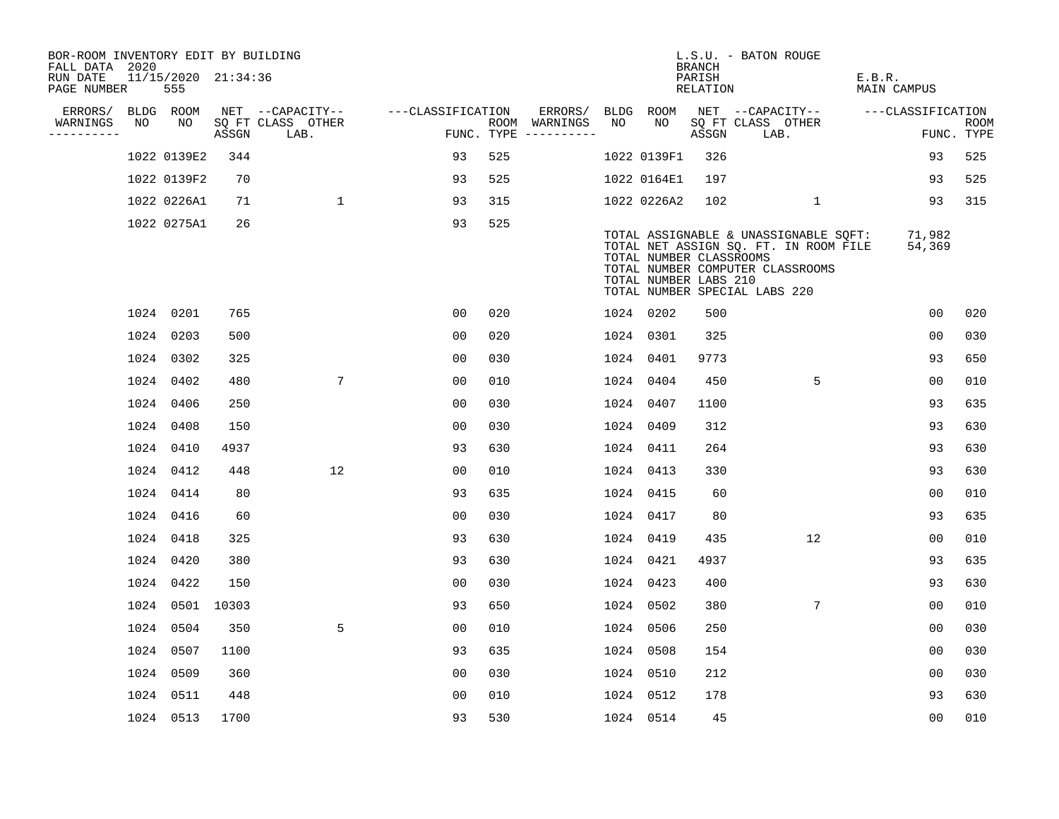BOR-ROOM INVENTORY EDIT BY BUILDING
FALL DATA 2020
RUN DATE 11/15/2020 21:34:36
PAGE NUMBER 555

L.S.U. - BATON ROUGE
BRANCH
PARISH E.B.R.
RELATION MAIN CAMPUS

| ERRORS/ WARNINGS | BLDG NO | ROOM NO | NET SQ FT ASSGN | CAPACITY CLASS LAB. | CAPACITY OTHER | CLASSIFICATION FUNC. | ROOM TYPE | ERRORS/ WARNINGS | BLDG NO | ROOM NO | NET SQ FT ASSGN | CAPACITY CLASS LAB. | CAPACITY OTHER | CLASSIFICATION FUNC. | ROOM TYPE |
|---|---|---|---|---|---|---|---|---|---|---|---|---|---|---|---|
| | 1022 | 0139E2 | 344 | | | 93 | 525 | | 1022 | 0139F1 | 326 | | | 93 | 525 |
| | 1022 | 0139F2 | 70 | | | 93 | 525 | | 1022 | 0164E1 | 197 | | | 93 | 525 |
| | 1022 | 0226A1 | 71 | | 1 | 93 | 315 | | 1022 | 0226A2 | 102 | | 1 | 93 | 315 |
| | 1022 | 0275A1 | 26 | | | 93 | 525 | | | | | | | | |

TOTAL ASSIGNABLE & UNASSIGNABLE SQFT: 71,982
TOTAL NET ASSIGN SQ. FT. IN ROOM FILE 54,369
TOTAL NUMBER CLASSROOMS
TOTAL NUMBER COMPUTER CLASSROOMS
TOTAL NUMBER LABS 210
TOTAL NUMBER SPECIAL LABS 220

| ERRORS/ WARNINGS | BLDG NO | ROOM NO | NET SQ FT ASSGN | CAPACITY CLASS LAB. | CAPACITY OTHER | CLASSIFICATION FUNC. | ROOM TYPE | ERRORS/ WARNINGS | BLDG NO | ROOM NO | NET SQ FT ASSGN | CAPACITY CLASS LAB. | CAPACITY OTHER | CLASSIFICATION FUNC. | ROOM TYPE |
|---|---|---|---|---|---|---|---|---|---|---|---|---|---|---|---|
| | 1024 | 0201 | 765 | | | 00 | 020 | | 1024 | 0202 | 500 | | | 00 | 020 |
| | 1024 | 0203 | 500 | | | 00 | 020 | | 1024 | 0301 | 325 | | | 00 | 030 |
| | 1024 | 0302 | 325 | | | 00 | 030 | | 1024 | 0401 | 9773 | | | 93 | 650 |
| | 1024 | 0402 | 480 | | 7 | 00 | 010 | | 1024 | 0404 | 450 | | 5 | 00 | 010 |
| | 1024 | 0406 | 250 | | | 00 | 030 | | 1024 | 0407 | 1100 | | | 93 | 635 |
| | 1024 | 0408 | 150 | | | 00 | 030 | | 1024 | 0409 | 312 | | | 93 | 630 |
| | 1024 | 0410 | 4937 | | | 93 | 630 | | 1024 | 0411 | 264 | | | 93 | 630 |
| | 1024 | 0412 | 448 | | 12 | 00 | 010 | | 1024 | 0413 | 330 | | | 93 | 630 |
| | 1024 | 0414 | 80 | | | 93 | 635 | | 1024 | 0415 | 60 | | | 00 | 010 |
| | 1024 | 0416 | 60 | | | 00 | 030 | | 1024 | 0417 | 80 | | | 93 | 635 |
| | 1024 | 0418 | 325 | | | 93 | 630 | | 1024 | 0419 | 435 | | 12 | 00 | 010 |
| | 1024 | 0420 | 380 | | | 93 | 630 | | 1024 | 0421 | 4937 | | | 93 | 635 |
| | 1024 | 0422 | 150 | | | 00 | 030 | | 1024 | 0423 | 400 | | | 93 | 630 |
| | 1024 | 0501 | 10303 | | | 93 | 650 | | 1024 | 0502 | 380 | | 7 | 00 | 010 |
| | 1024 | 0504 | 350 | | 5 | 00 | 010 | | 1024 | 0506 | 250 | | | 00 | 030 |
| | 1024 | 0507 | 1100 | | | 93 | 635 | | 1024 | 0508 | 154 | | | 00 | 030 |
| | 1024 | 0509 | 360 | | | 00 | 030 | | 1024 | 0510 | 212 | | | 00 | 030 |
| | 1024 | 0511 | 448 | | | 00 | 010 | | 1024 | 0512 | 178 | | | 93 | 630 |
| | 1024 | 0513 | 1700 | | | 93 | 530 | | 1024 | 0514 | 45 | | | 00 | 010 |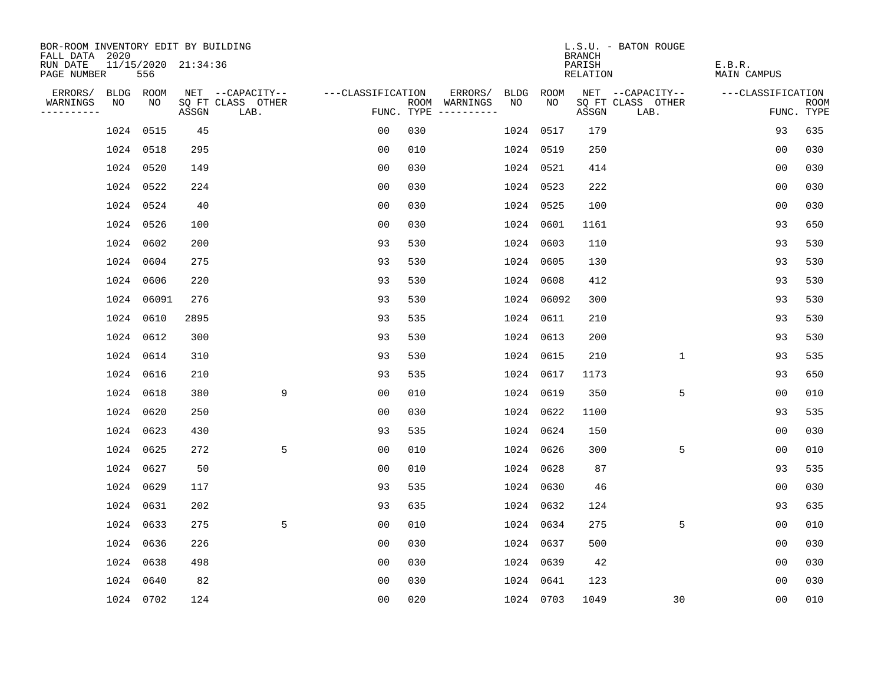BOR-ROOM INVENTORY EDIT BY BUILDING
FALL DATA 2020
RUN DATE 11/15/2020 21:34:36
PAGE NUMBER 556

L.S.U. - BATON ROUGE
BRANCH
PARISH E.B.R.
RELATION MAIN CAMPUS

| ERRORS/ WARNINGS | BLDG NO | ROOM NO | NET SQ FT ASSGN | CAPACITY CLASS LAB. | CAPACITY OTHER | CLASSIFICATION FUNC. | ROOM TYPE | ERRORS/ WARNINGS | BLDG NO | ROOM NO | NET SQ FT ASSGN | CAPACITY CLASS LAB. | CAPACITY OTHER | CLASSIFICATION FUNC. | ROOM TYPE |
|---|---|---|---|---|---|---|---|---|---|---|---|---|---|---|---|
| | 1024 | 0515 | 45 | | | 00 | 030 | | 1024 | 0517 | 179 | | | 93 | 635 |
| | 1024 | 0518 | 295 | | | 00 | 010 | | 1024 | 0519 | 250 | | | 00 | 030 |
| | 1024 | 0520 | 149 | | | 00 | 030 | | 1024 | 0521 | 414 | | | 00 | 030 |
| | 1024 | 0522 | 224 | | | 00 | 030 | | 1024 | 0523 | 222 | | | 00 | 030 |
| | 1024 | 0524 | 40 | | | 00 | 030 | | 1024 | 0525 | 100 | | | 00 | 030 |
| | 1024 | 0526 | 100 | | | 00 | 030 | | 1024 | 0601 | 1161 | | | 93 | 650 |
| | 1024 | 0602 | 200 | | | 93 | 530 | | 1024 | 0603 | 110 | | | 93 | 530 |
| | 1024 | 0604 | 275 | | | 93 | 530 | | 1024 | 0605 | 130 | | | 93 | 530 |
| | 1024 | 0606 | 220 | | | 93 | 530 | | 1024 | 0608 | 412 | | | 93 | 530 |
| | 1024 | 06091 | 276 | | | 93 | 530 | | 1024 | 06092 | 300 | | | 93 | 530 |
| | 1024 | 0610 | 2895 | | | 93 | 535 | | 1024 | 0611 | 210 | | | 93 | 530 |
| | 1024 | 0612 | 300 | | | 93 | 530 | | 1024 | 0613 | 200 | | | 93 | 530 |
| | 1024 | 0614 | 310 | | | 93 | 530 | | 1024 | 0615 | 210 | | 1 | 93 | 535 |
| | 1024 | 0616 | 210 | | | 93 | 535 | | 1024 | 0617 | 1173 | | | 93 | 650 |
| | 1024 | 0618 | 380 | | 9 | 00 | 010 | | 1024 | 0619 | 350 | | 5 | 00 | 010 |
| | 1024 | 0620 | 250 | | | 00 | 030 | | 1024 | 0622 | 1100 | | | 93 | 535 |
| | 1024 | 0623 | 430 | | | 93 | 535 | | 1024 | 0624 | 150 | | | 00 | 030 |
| | 1024 | 0625 | 272 | | 5 | 00 | 010 | | 1024 | 0626 | 300 | | 5 | 00 | 010 |
| | 1024 | 0627 | 50 | | | 00 | 010 | | 1024 | 0628 | 87 | | | 93 | 535 |
| | 1024 | 0629 | 117 | | | 93 | 535 | | 1024 | 0630 | 46 | | | 00 | 030 |
| | 1024 | 0631 | 202 | | | 93 | 635 | | 1024 | 0632 | 124 | | | 93 | 635 |
| | 1024 | 0633 | 275 | | 5 | 00 | 010 | | 1024 | 0634 | 275 | | 5 | 00 | 010 |
| | 1024 | 0636 | 226 | | | 00 | 030 | | 1024 | 0637 | 500 | | | 00 | 030 |
| | 1024 | 0638 | 498 | | | 00 | 030 | | 1024 | 0639 | 42 | | | 00 | 030 |
| | 1024 | 0640 | 82 | | | 00 | 030 | | 1024 | 0641 | 123 | | | 00 | 030 |
| | 1024 | 0702 | 124 | | | 00 | 020 | | 1024 | 0703 | 1049 | | 30 | 00 | 010 |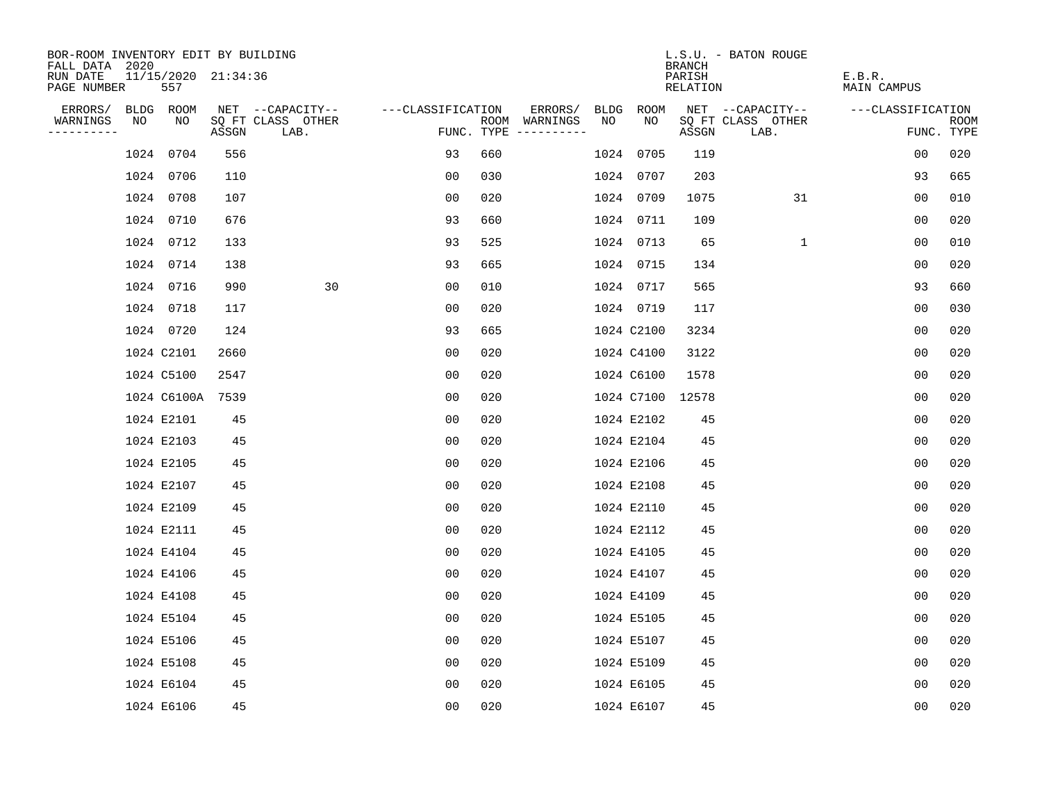BOR-ROOM INVENTORY EDIT BY BUILDING
FALL DATA 2020
RUN DATE 11/15/2020 21:34:36
PAGE NUMBER 557

L.S.U. - BATON ROUGE
BRANCH
PARISH E.B.R.
RELATION MAIN CAMPUS

| ERRORS/ WARNINGS | BLDG NO | ROOM NO | NET SQ FT ASSGN | CAPACITY CLASS LAB. | CAPACITY OTHER | CLASSIFICATION FUNC. | ROOM TYPE | ERRORS/ WARNINGS | BLDG NO | ROOM NO | NET SQ FT ASSGN | CAPACITY CLASS LAB. | CAPACITY OTHER | CLASSIFICATION FUNC. | ROOM TYPE |
|---|---|---|---|---|---|---|---|---|---|---|---|---|---|---|---|
| | 1024 | 0704 | 556 | | | 93 | 660 | | 1024 | 0705 | 119 | | | 00 | 020 |
| | 1024 | 0706 | 110 | | | 00 | 030 | | 1024 | 0707 | 203 | | | 93 | 665 |
| | 1024 | 0708 | 107 | | | 00 | 020 | | 1024 | 0709 | 1075 | | 31 | 00 | 010 |
| | 1024 | 0710 | 676 | | | 93 | 660 | | 1024 | 0711 | 109 | | | 00 | 020 |
| | 1024 | 0712 | 133 | | | 93 | 525 | | 1024 | 0713 | 65 | | 1 | 00 | 010 |
| | 1024 | 0714 | 138 | | | 93 | 665 | | 1024 | 0715 | 134 | | | 00 | 020 |
| | 1024 | 0716 | 990 | | 30 | 00 | 010 | | 1024 | 0717 | 565 | | | 93 | 660 |
| | 1024 | 0718 | 117 | | | 00 | 020 | | 1024 | 0719 | 117 | | | 00 | 030 |
| | 1024 | 0720 | 124 | | | 93 | 665 | | 1024 | C2100 | 3234 | | | 00 | 020 |
| | 1024 | C2101 | 2660 | | | 00 | 020 | | 1024 | C4100 | 3122 | | | 00 | 020 |
| | 1024 | C5100 | 2547 | | | 00 | 020 | | 1024 | C6100 | 1578 | | | 00 | 020 |
| | 1024 | C6100A | 7539 | | | 00 | 020 | | 1024 | C7100 | 12578 | | | 00 | 020 |
| | 1024 | E2101 | 45 | | | 00 | 020 | | 1024 | E2102 | 45 | | | 00 | 020 |
| | 1024 | E2103 | 45 | | | 00 | 020 | | 1024 | E2104 | 45 | | | 00 | 020 |
| | 1024 | E2105 | 45 | | | 00 | 020 | | 1024 | E2106 | 45 | | | 00 | 020 |
| | 1024 | E2107 | 45 | | | 00 | 020 | | 1024 | E2108 | 45 | | | 00 | 020 |
| | 1024 | E2109 | 45 | | | 00 | 020 | | 1024 | E2110 | 45 | | | 00 | 020 |
| | 1024 | E2111 | 45 | | | 00 | 020 | | 1024 | E2112 | 45 | | | 00 | 020 |
| | 1024 | E4104 | 45 | | | 00 | 020 | | 1024 | E4105 | 45 | | | 00 | 020 |
| | 1024 | E4106 | 45 | | | 00 | 020 | | 1024 | E4107 | 45 | | | 00 | 020 |
| | 1024 | E4108 | 45 | | | 00 | 020 | | 1024 | E4109 | 45 | | | 00 | 020 |
| | 1024 | E5104 | 45 | | | 00 | 020 | | 1024 | E5105 | 45 | | | 00 | 020 |
| | 1024 | E5106 | 45 | | | 00 | 020 | | 1024 | E5107 | 45 | | | 00 | 020 |
| | 1024 | E5108 | 45 | | | 00 | 020 | | 1024 | E5109 | 45 | | | 00 | 020 |
| | 1024 | E6104 | 45 | | | 00 | 020 | | 1024 | E6105 | 45 | | | 00 | 020 |
| | 1024 | E6106 | 45 | | | 00 | 020 | | 1024 | E6107 | 45 | | | 00 | 020 |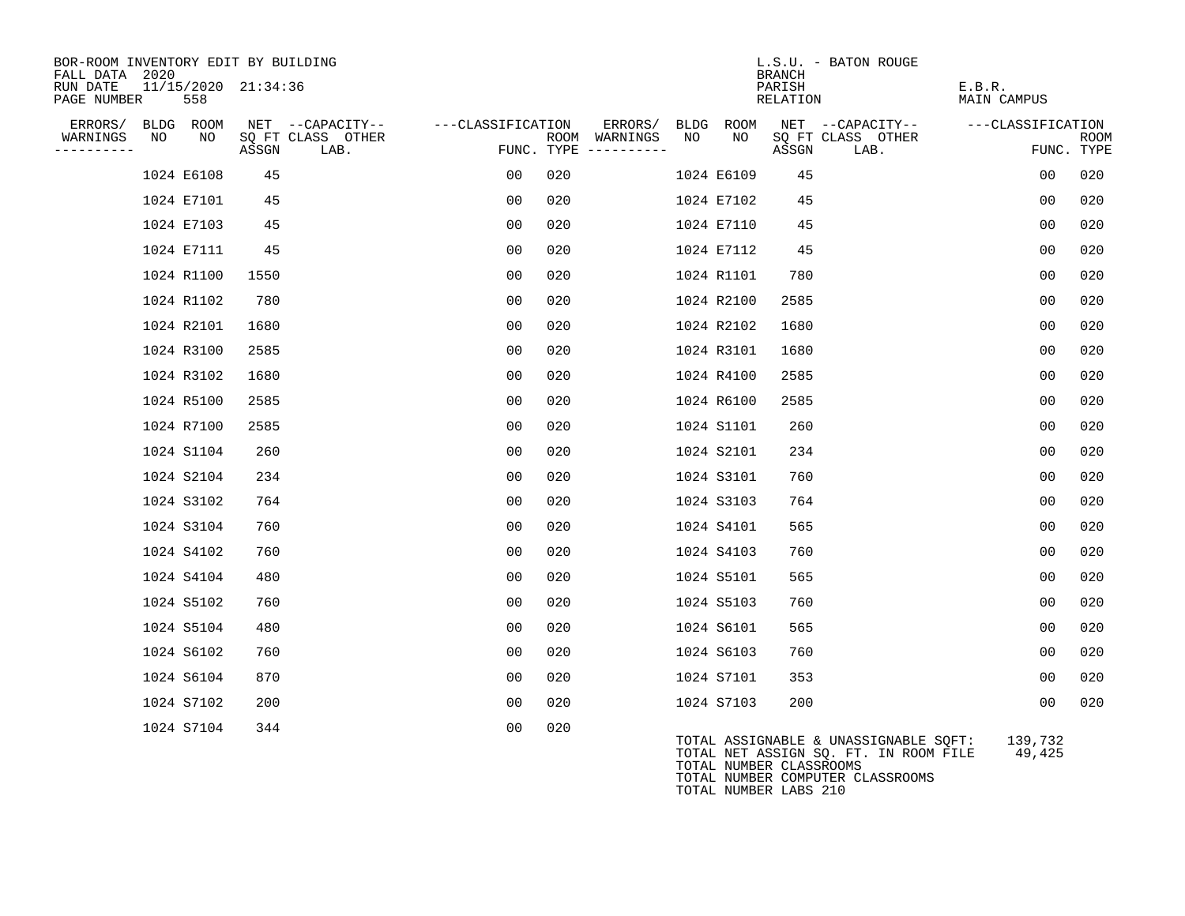BOR-ROOM INVENTORY EDIT BY BUILDING
FALL DATA 2020
RUN DATE 11/15/2020 21:34:36
PAGE NUMBER 558

L.S.U. - BATON ROUGE
BRANCH
PARISH E.B.R.
RELATION MAIN CAMPUS

| ERRORS/ WARNINGS | BLDG NO | ROOM NO | NET SQ FT ASSGN | CAPACITY CLASS | CAPACITY OTHER LAB. | CLASSIFICATION FUNC. | ROOM TYPE | ERRORS/ WARNINGS | BLDG NO | ROOM NO | NET SQ FT ASSGN | CAPACITY CLASS | CAPACITY OTHER LAB. | CLASSIFICATION FUNC. | ROOM TYPE |
|---|---|---|---|---|---|---|---|---|---|---|---|---|---|---|---|
| | 1024 | E6108 | 45 | | | 00 | 020 | | 1024 | E6109 | 45 | | | 00 | 020 |
| | 1024 | E7101 | 45 | | | 00 | 020 | | 1024 | E7102 | 45 | | | 00 | 020 |
| | 1024 | E7103 | 45 | | | 00 | 020 | | 1024 | E7110 | 45 | | | 00 | 020 |
| | 1024 | E7111 | 45 | | | 00 | 020 | | 1024 | E7112 | 45 | | | 00 | 020 |
| | 1024 | R1100 | 1550 | | | 00 | 020 | | 1024 | R1101 | 780 | | | 00 | 020 |
| | 1024 | R1102 | 780 | | | 00 | 020 | | 1024 | R2100 | 2585 | | | 00 | 020 |
| | 1024 | R2101 | 1680 | | | 00 | 020 | | 1024 | R2102 | 1680 | | | 00 | 020 |
| | 1024 | R3100 | 2585 | | | 00 | 020 | | 1024 | R3101 | 1680 | | | 00 | 020 |
| | 1024 | R3102 | 1680 | | | 00 | 020 | | 1024 | R4100 | 2585 | | | 00 | 020 |
| | 1024 | R5100 | 2585 | | | 00 | 020 | | 1024 | R6100 | 2585 | | | 00 | 020 |
| | 1024 | R7100 | 2585 | | | 00 | 020 | | 1024 | S1101 | 260 | | | 00 | 020 |
| | 1024 | S1104 | 260 | | | 00 | 020 | | 1024 | S2101 | 234 | | | 00 | 020 |
| | 1024 | S2104 | 234 | | | 00 | 020 | | 1024 | S3101 | 760 | | | 00 | 020 |
| | 1024 | S3102 | 764 | | | 00 | 020 | | 1024 | S3103 | 764 | | | 00 | 020 |
| | 1024 | S3104 | 760 | | | 00 | 020 | | 1024 | S4101 | 565 | | | 00 | 020 |
| | 1024 | S4102 | 760 | | | 00 | 020 | | 1024 | S4103 | 760 | | | 00 | 020 |
| | 1024 | S4104 | 480 | | | 00 | 020 | | 1024 | S5101 | 565 | | | 00 | 020 |
| | 1024 | S5102 | 760 | | | 00 | 020 | | 1024 | S5103 | 760 | | | 00 | 020 |
| | 1024 | S5104 | 480 | | | 00 | 020 | | 1024 | S6101 | 565 | | | 00 | 020 |
| | 1024 | S6102 | 760 | | | 00 | 020 | | 1024 | S6103 | 760 | | | 00 | 020 |
| | 1024 | S6104 | 870 | | | 00 | 020 | | 1024 | S7101 | 353 | | | 00 | 020 |
| | 1024 | S7102 | 200 | | | 00 | 020 | | 1024 | S7103 | 200 | | | 00 | 020 |
| | 1024 | S7104 | 344 | | | 00 | 020 | | | | | | | | |

TOTAL ASSIGNABLE & UNASSIGNABLE SQFT: 139,732
TOTAL NET ASSIGN SQ. FT. IN ROOM FILE 49,425
TOTAL NUMBER CLASSROOMS
TOTAL NUMBER COMPUTER CLASSROOMS
TOTAL NUMBER LABS 210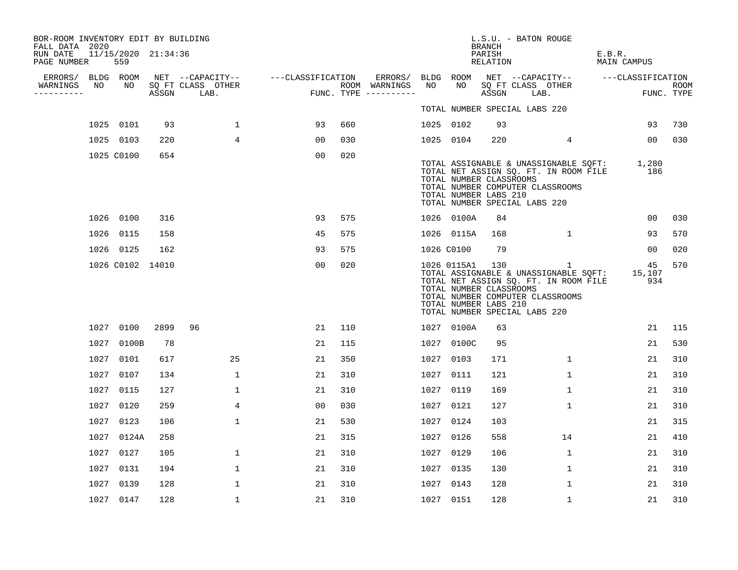BOR-ROOM INVENTORY EDIT BY BUILDING
FALL DATA 2020
RUN DATE 11/15/2020 21:34:36
PAGE NUMBER 559

L.S.U. - BATON ROUGE
BRANCH
PARISH E.B.R.
RELATION MAIN CAMPUS

| ERRORS/ WARNINGS | BLDG NO | ROOM NO | NET SQ FT ASSGN | CAPACITY CLASS | CAPACITY OTHER LAB. | CLASSIFICATION FUNC. | ROOM TYPE | ERRORS/ WARNINGS | BLDG NO | ROOM NO | NET SQ FT ASSGN | CAPACITY CLASS | CAPACITY OTHER LAB. | CLASSIFICATION FUNC. | ROOM TYPE |
|---|---|---|---|---|---|---|---|---|---|---|---|---|---|---|---|
| | | | | | | | | | TOTAL NUMBER SPECIAL LABS 220 | | | | | | |
| | 1025 | 0101 | 93 | | 1 | 93 | 660 | | 1025 | 0102 | 93 | | | 93 | 730 |
| | 1025 | 0103 | 220 | | 4 | 00 | 030 | | 1025 | 0104 | 220 | | 4 | 00 | 030 |
| | 1025 | C0100 | 654 | | | 00 | 020 | | | | | | | | |
| | | | | | | | | | TOTAL ASSIGNABLE & UNASSIGNABLE SQFT: | | | | | 1,280 | |
| | | | | | | | | | TOTAL NET ASSIGN SQ. FT. IN ROOM FILE | | | | | 186 | |
| | | | | | | | | | TOTAL NUMBER CLASSROOMS | | | | | | |
| | | | | | | | | | TOTAL NUMBER COMPUTER CLASSROOMS | | | | | | |
| | | | | | | | | | TOTAL NUMBER LABS 210 | | | | | | |
| | | | | | | | | | TOTAL NUMBER SPECIAL LABS 220 | | | | | | |
| | 1026 | 0100 | 316 | | | 93 | 575 | | 1026 | 0100A | 84 | | | 00 | 030 |
| | 1026 | 0115 | 158 | | | 45 | 575 | | 1026 | 0115A | 168 | | 1 | 93 | 570 |
| | 1026 | 0125 | 162 | | | 93 | 575 | | 1026 | C0100 | 79 | | | 00 | 020 |
| | 1026 | C0102 | 14010 | | | 00 | 020 | | 1026 | 0115A1 | 130 | | 1 | 45 | 570 |
| | | | | | | | | | TOTAL ASSIGNABLE & UNASSIGNABLE SQFT: | | | | | 15,107 | |
| | | | | | | | | | TOTAL NET ASSIGN SQ. FT. IN ROOM FILE | | | | | 934 | |
| | | | | | | | | | TOTAL NUMBER CLASSROOMS | | | | | | |
| | | | | | | | | | TOTAL NUMBER COMPUTER CLASSROOMS | | | | | | |
| | | | | | | | | | TOTAL NUMBER LABS 210 | | | | | | |
| | | | | | | | | | TOTAL NUMBER SPECIAL LABS 220 | | | | | | |
| | 1027 | 0100 | 2899 | 96 | | 21 | 110 | | 1027 | 0100A | 63 | | | 21 | 115 |
| | 1027 | 0100B | 78 | | | 21 | 115 | | 1027 | 0100C | 95 | | | 21 | 530 |
| | 1027 | 0101 | 617 | | 25 | 21 | 350 | | 1027 | 0103 | 171 | | 1 | 21 | 310 |
| | 1027 | 0107 | 134 | | 1 | 21 | 310 | | 1027 | 0111 | 121 | | 1 | 21 | 310 |
| | 1027 | 0115 | 127 | | 1 | 21 | 310 | | 1027 | 0119 | 169 | | 1 | 21 | 310 |
| | 1027 | 0120 | 259 | | 4 | 00 | 030 | | 1027 | 0121 | 127 | | 1 | 21 | 310 |
| | 1027 | 0123 | 106 | | 1 | 21 | 530 | | 1027 | 0124 | 103 | | | 21 | 315 |
| | 1027 | 0124A | 258 | | | 21 | 315 | | 1027 | 0126 | 558 | | 14 | 21 | 410 |
| | 1027 | 0127 | 105 | | 1 | 21 | 310 | | 1027 | 0129 | 106 | | 1 | 21 | 310 |
| | 1027 | 0131 | 194 | | 1 | 21 | 310 | | 1027 | 0135 | 130 | | 1 | 21 | 310 |
| | 1027 | 0139 | 128 | | 1 | 21 | 310 | | 1027 | 0143 | 128 | | 1 | 21 | 310 |
| | 1027 | 0147 | 128 | | 1 | 21 | 310 | | 1027 | 0151 | 128 | | 1 | 21 | 310 |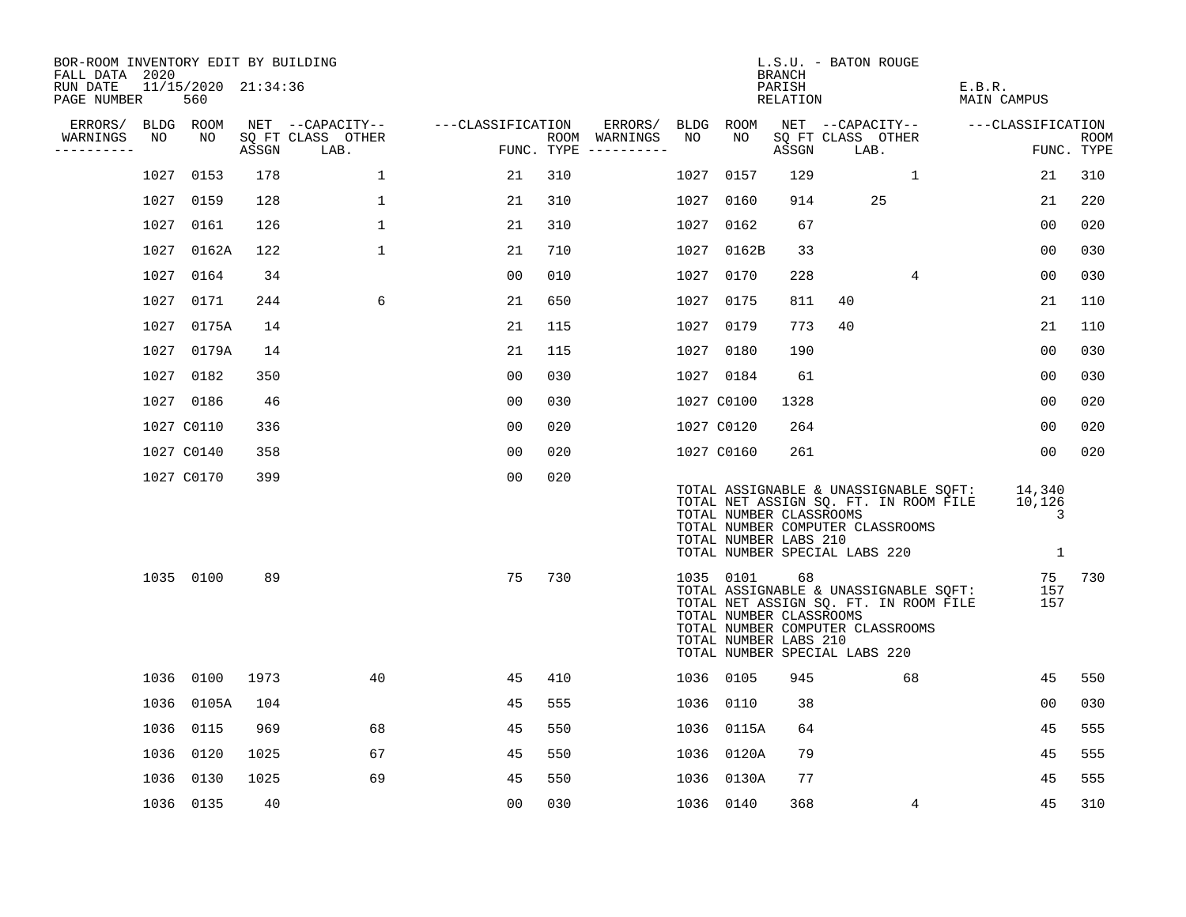BOR-ROOM INVENTORY EDIT BY BUILDING
FALL DATA 2020
RUN DATE 11/15/2020 21:34:36
PAGE NUMBER 560

L.S.U. - BATON ROUGE
BRANCH
PARISH E.B.R.
RELATION MAIN CAMPUS

| ERRORS/ WARNINGS | BLDG NO | ROOM NO | NET ASSGN SQ FT | CAPACITY CLASS | CAPACITY LAB. | CAPACITY OTHER | CLASSIFICATION FUNC. | ROOM TYPE | ERRORS/ WARNINGS | BLDG NO | ROOM NO | NET ASSGN SQ FT | CAPACITY CLASS | CAPACITY LAB. | CAPACITY OTHER | CLASSIFICATION FUNC. | ROOM TYPE |
|---|---|---|---|---|---|---|---|---|---|---|---|---|---|---|---|---|---|
| | 1027 | 0153 | 178 | | | 1 | 21 | 310 | | 1027 | 0157 | 129 | | | 1 | 21 | 310 |
| | 1027 | 0159 | 128 | | | 1 | 21 | 310 | | 1027 | 0160 | 914 | | 25 | | 21 | 220 |
| | 1027 | 0161 | 126 | | | 1 | 21 | 310 | | 1027 | 0162 | 67 | | | | 00 | 020 |
| | 1027 | 0162A | 122 | | | 1 | 21 | 710 | | 1027 | 0162B | 33 | | | | 00 | 030 |
| | 1027 | 0164 | 34 | | | | 00 | 010 | | 1027 | 0170 | 228 | | | 4 | 00 | 030 |
| | 1027 | 0171 | 244 | | | 6 | 21 | 650 | | 1027 | 0175 | 811 | 40 | | | 21 | 110 |
| | 1027 | 0175A | 14 | | | | 21 | 115 | | 1027 | 0179 | 773 | 40 | | | 21 | 110 |
| | 1027 | 0179A | 14 | | | | 21 | 115 | | 1027 | 0180 | 190 | | | | 00 | 030 |
| | 1027 | 0182 | 350 | | | | 00 | 030 | | 1027 | 0184 | 61 | | | | 00 | 030 |
| | 1027 | 0186 | 46 | | | | 00 | 030 | | 1027 | C0100 | 1328 | | | | 00 | 020 |
| | 1027 | C0110 | 336 | | | | 00 | 020 | | 1027 | C0120 | 264 | | | | 00 | 020 |
| | 1027 | C0140 | 358 | | | | 00 | 020 | | 1027 | C0160 | 261 | | | | 00 | 020 |
| | 1027 | C0170 | 399 | | | | 00 | 020 | | | | | | | | | |

TOTAL ASSIGNABLE & UNASSIGNABLE SQFT: 14,340
TOTAL NET ASSIGN SQ. FT. IN ROOM FILE 10,126
TOTAL NUMBER CLASSROOMS 3
TOTAL NUMBER COMPUTER CLASSROOMS
TOTAL NUMBER LABS 210
TOTAL NUMBER SPECIAL LABS 220 1

| ERRORS/ WARNINGS | BLDG NO | ROOM NO | NET ASSGN SQ FT | CAPACITY CLASS | CAPACITY LAB. | CAPACITY OTHER | CLASSIFICATION FUNC. | ROOM TYPE | ERRORS/ WARNINGS | BLDG NO | ROOM NO | NET ASSGN SQ FT | CAPACITY CLASS | CAPACITY LAB. | CAPACITY OTHER | CLASSIFICATION FUNC. | ROOM TYPE |
|---|---|---|---|---|---|---|---|---|---|---|---|---|---|---|---|---|---|
| | 1035 | 0100 | 89 | | | | 75 | 730 | | 1035 | 0101 | 68 | | | | 75 | 730 |

TOTAL ASSIGNABLE & UNASSIGNABLE SQFT: 157
TOTAL NET ASSIGN SQ. FT. IN ROOM FILE 157
TOTAL NUMBER CLASSROOMS
TOTAL NUMBER COMPUTER CLASSROOMS
TOTAL NUMBER LABS 210
TOTAL NUMBER SPECIAL LABS 220

| ERRORS/ WARNINGS | BLDG NO | ROOM NO | NET ASSGN SQ FT | CAPACITY CLASS | CAPACITY LAB. | CAPACITY OTHER | CLASSIFICATION FUNC. | ROOM TYPE | ERRORS/ WARNINGS | BLDG NO | ROOM NO | NET ASSGN SQ FT | CAPACITY CLASS | CAPACITY LAB. | CAPACITY OTHER | CLASSIFICATION FUNC. | ROOM TYPE |
|---|---|---|---|---|---|---|---|---|---|---|---|---|---|---|---|---|---|
| | 1036 | 0100 | 1973 | | | 40 | 45 | 410 | | 1036 | 0105 | 945 | | | 68 | 45 | 550 |
| | 1036 | 0105A | 104 | | | | 45 | 555 | | 1036 | 0110 | 38 | | | | 00 | 030 |
| | 1036 | 0115 | 969 | | | 68 | 45 | 550 | | 1036 | 0115A | 64 | | | | 45 | 555 |
| | 1036 | 0120 | 1025 | | | 67 | 45 | 550 | | 1036 | 0120A | 79 | | | | 45 | 555 |
| | 1036 | 0130 | 1025 | | | 69 | 45 | 550 | | 1036 | 0130A | 77 | | | | 45 | 555 |
| | 1036 | 0135 | 40 | | | | 00 | 030 | | 1036 | 0140 | 368 | | | 4 | 45 | 310 |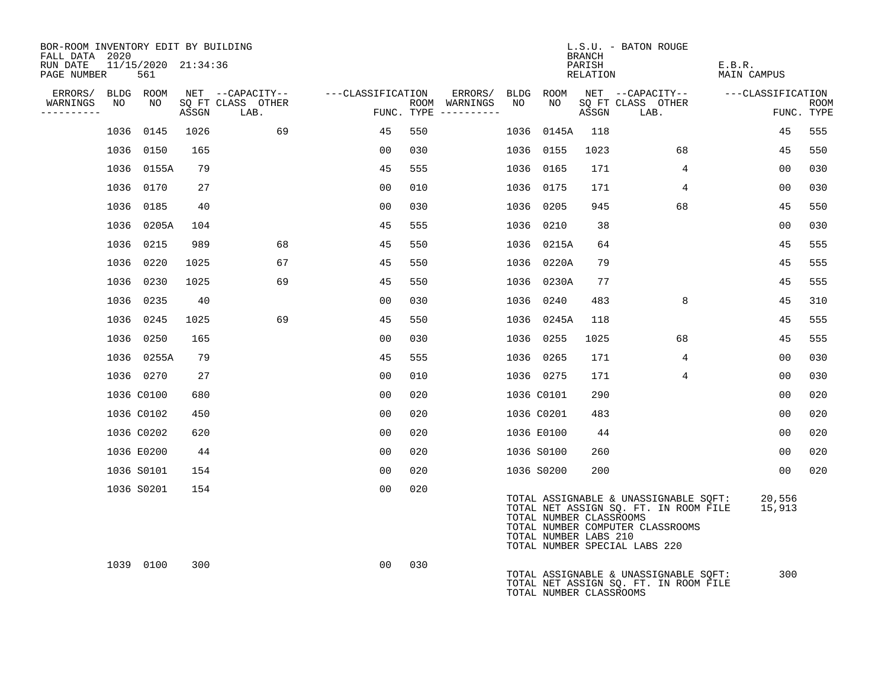BOR-ROOM INVENTORY EDIT BY BUILDING
FALL DATA 2020
RUN DATE 11/15/2020 21:34:36
PAGE NUMBER 561

L.S.U. - BATON ROUGE
BRANCH
PARISH E.B.R.
RELATION MAIN CAMPUS

| ERRORS/ WARNINGS | BLDG NO | ROOM NO | NET SQ FT ASSGN | CAPACITY CLASS LAB. | CAPACITY OTHER | CLASSIFICATION FUNC. | ROOM TYPE | ERRORS/ WARNINGS | BLDG NO | ROOM NO | NET SQ FT ASSGN | CAPACITY CLASS LAB. | CAPACITY OTHER | CLASSIFICATION FUNC. | ROOM TYPE |
|---|---|---|---|---|---|---|---|---|---|---|---|---|---|---|---|
| | 1036 | 0145 | 1026 | | 69 | 45 | 550 | | 1036 | 0145A | 118 | | | 45 | 555 |
| | 1036 | 0150 | 165 | | | 00 | 030 | | 1036 | 0155 | 1023 | | 68 | 45 | 550 |
| | 1036 | 0155A | 79 | | | 45 | 555 | | 1036 | 0165 | 171 | | 4 | 00 | 030 |
| | 1036 | 0170 | 27 | | | 00 | 010 | | 1036 | 0175 | 171 | | 4 | 00 | 030 |
| | 1036 | 0185 | 40 | | | 00 | 030 | | 1036 | 0205 | 945 | | 68 | 45 | 550 |
| | 1036 | 0205A | 104 | | | 45 | 555 | | 1036 | 0210 | 38 | | | 00 | 030 |
| | 1036 | 0215 | 989 | | 68 | 45 | 550 | | 1036 | 0215A | 64 | | | 45 | 555 |
| | 1036 | 0220 | 1025 | | 67 | 45 | 550 | | 1036 | 0220A | 79 | | | 45 | 555 |
| | 1036 | 0230 | 1025 | | 69 | 45 | 550 | | 1036 | 0230A | 77 | | | 45 | 555 |
| | 1036 | 0235 | 40 | | | 00 | 030 | | 1036 | 0240 | 483 | | 8 | 45 | 310 |
| | 1036 | 0245 | 1025 | | 69 | 45 | 550 | | 1036 | 0245A | 118 | | | 45 | 555 |
| | 1036 | 0250 | 165 | | | 00 | 030 | | 1036 | 0255 | 1025 | | 68 | 45 | 555 |
| | 1036 | 0255A | 79 | | | 45 | 555 | | 1036 | 0265 | 171 | | 4 | 00 | 030 |
| | 1036 | 0270 | 27 | | | 00 | 010 | | 1036 | 0275 | 171 | | 4 | 00 | 030 |
| | 1036 | C0100 | 680 | | | 00 | 020 | | 1036 | C0101 | 290 | | | 00 | 020 |
| | 1036 | C0102 | 450 | | | 00 | 020 | | 1036 | C0201 | 483 | | | 00 | 020 |
| | 1036 | C0202 | 620 | | | 00 | 020 | | 1036 | E0100 | 44 | | | 00 | 020 |
| | 1036 | E0200 | 44 | | | 00 | 020 | | 1036 | S0100 | 260 | | | 00 | 020 |
| | 1036 | S0101 | 154 | | | 00 | 020 | | 1036 | S0200 | 200 | | | 00 | 020 |
| | 1036 | S0201 | 154 | | | 00 | 020 | | | | | | | | |

TOTAL ASSIGNABLE & UNASSIGNABLE SQFT: 20,556
TOTAL NET ASSIGN SQ. FT. IN ROOM FILE 15,913
TOTAL NUMBER CLASSROOMS
TOTAL NUMBER COMPUTER CLASSROOMS
TOTAL NUMBER LABS 210
TOTAL NUMBER SPECIAL LABS 220

| ERRORS/ WARNINGS | BLDG NO | ROOM NO | NET SQ FT ASSGN | CAPACITY CLASS LAB. | CAPACITY OTHER | CLASSIFICATION FUNC. | ROOM TYPE |
|---|---|---|---|---|---|---|---|
| | 1039 | 0100 | 300 | | | 00 | 030 |

TOTAL ASSIGNABLE & UNASSIGNABLE SQFT: 300
TOTAL NET ASSIGN SQ. FT. IN ROOM FILE
TOTAL NUMBER CLASSROOMS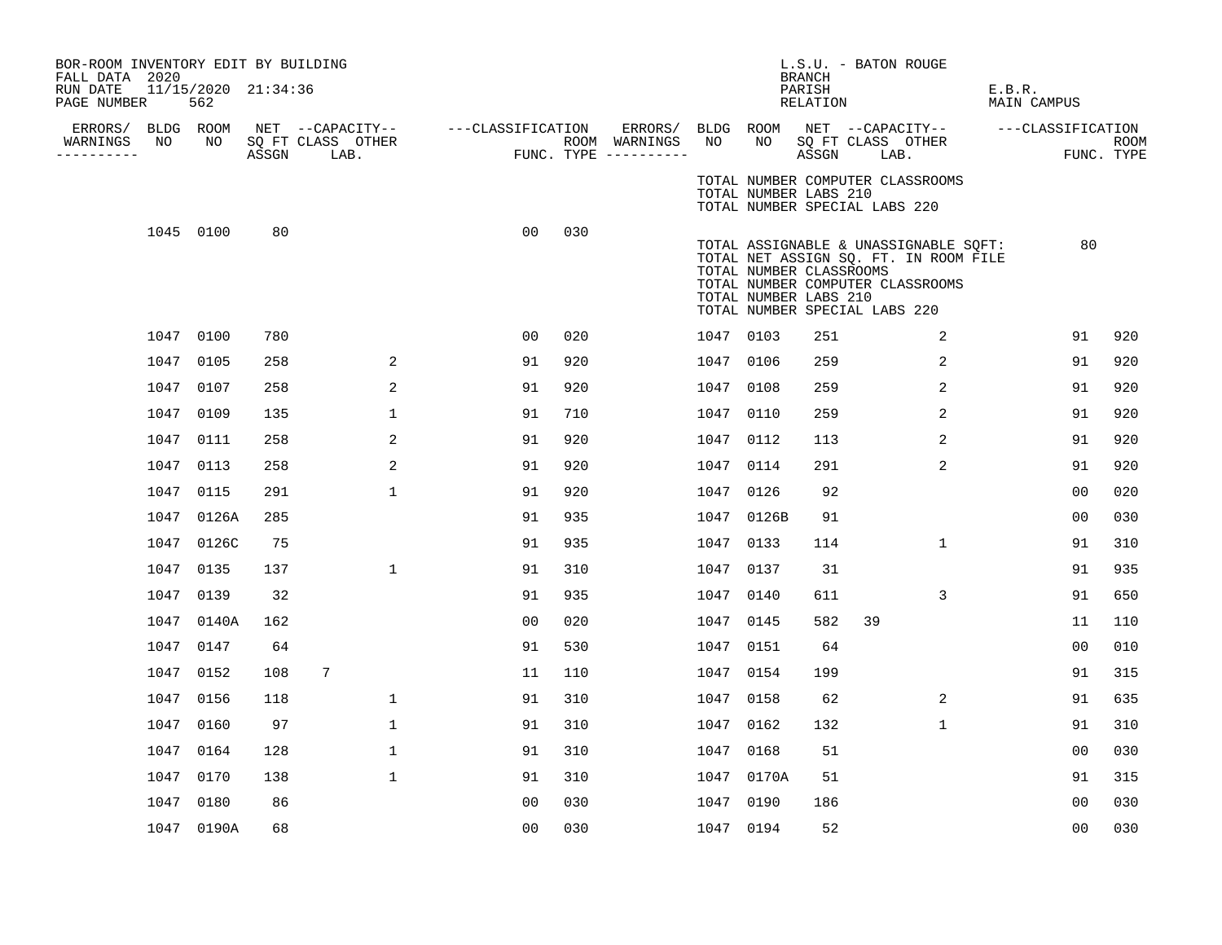BOR-ROOM INVENTORY EDIT BY BUILDING
FALL DATA 2020
RUN DATE 11/15/2020 21:34:36

L.S.U. - BATON ROUGE
BRANCH
PARISH E.B.R.
RELATION MAIN CAMPUS

TOTAL NUMBER COMPUTER CLASSROOMS
TOTAL NUMBER LABS 210
TOTAL NUMBER SPECIAL LABS 220

| ERRORS/ WARNINGS | BLDG NO | ROOM NO | NET ASSGN SQ FT | CAPACITY CLASS | CAPACITY OTHER LAB. | CLASSIFICATION FUNC. | ROOM TYPE |
|---|---|---|---|---|---|---|---|
| | 1045 | 0100 | 80 | | | 00 | 030 |

TOTAL ASSIGNABLE & UNASSIGNABLE SQFT: 80
TOTAL NET ASSIGN SQ. FT. IN ROOM FILE
TOTAL NUMBER CLASSROOMS
TOTAL NUMBER COMPUTER CLASSROOMS
TOTAL NUMBER LABS 210
TOTAL NUMBER SPECIAL LABS 220

| ERRORS/ WARNINGS | BLDG NO | ROOM NO | NET ASSGN SQ FT | CAPACITY CLASS | CAPACITY OTHER LAB. | CLASSIFICATION FUNC. | ROOM TYPE | ERRORS/ WARNINGS | BLDG NO | ROOM NO | NET ASSGN SQ FT | CAPACITY CLASS | CAPACITY OTHER LAB. | CLASSIFICATION FUNC. | ROOM TYPE |
|---|---|---|---|---|---|---|---|---|---|---|---|---|---|---|---|
| | 1047 | 0100 | 780 | | | 00 | 020 | | 1047 | 0103 | 251 | | 2 | 91 | 920 |
| | 1047 | 0105 | 258 | | 2 | 91 | 920 | | 1047 | 0106 | 259 | | 2 | 91 | 920 |
| | 1047 | 0107 | 258 | | 2 | 91 | 920 | | 1047 | 0108 | 259 | | 2 | 91 | 920 |
| | 1047 | 0109 | 135 | | 1 | 91 | 710 | | 1047 | 0110 | 259 | | 2 | 91 | 920 |
| | 1047 | 0111 | 258 | | 2 | 91 | 920 | | 1047 | 0112 | 113 | | 2 | 91 | 920 |
| | 1047 | 0113 | 258 | | 2 | 91 | 920 | | 1047 | 0114 | 291 | | 2 | 91 | 920 |
| | 1047 | 0115 | 291 | | 1 | 91 | 920 | | 1047 | 0126 | 92 | | | 00 | 020 |
| | 1047 | 0126A | 285 | | | 91 | 935 | | 1047 | 0126B | 91 | | | 00 | 030 |
| | 1047 | 0126C | 75 | | | 91 | 935 | | 1047 | 0133 | 114 | | 1 | 91 | 310 |
| | 1047 | 0135 | 137 | | 1 | 91 | 310 | | 1047 | 0137 | 31 | | | 91 | 935 |
| | 1047 | 0139 | 32 | | | 91 | 935 | | 1047 | 0140 | 611 | | 3 | 91 | 650 |
| | 1047 | 0140A | 162 | | | 00 | 020 | | 1047 | 0145 | 582 | 39 | | 11 | 110 |
| | 1047 | 0147 | 64 | | | 91 | 530 | | 1047 | 0151 | 64 | | | 00 | 010 |
| | 1047 | 0152 | 108 | 7 | | 11 | 110 | | 1047 | 0154 | 199 | | | 91 | 315 |
| | 1047 | 0156 | 118 | | 1 | 91 | 310 | | 1047 | 0158 | 62 | | 2 | 91 | 635 |
| | 1047 | 0160 | 97 | | 1 | 91 | 310 | | 1047 | 0162 | 132 | | 1 | 91 | 310 |
| | 1047 | 0164 | 128 | | 1 | 91 | 310 | | 1047 | 0168 | 51 | | | 00 | 030 |
| | 1047 | 0170 | 138 | | 1 | 91 | 310 | | 1047 | 0170A | 51 | | | 91 | 315 |
| | 1047 | 0180 | 86 | | | 00 | 030 | | 1047 | 0190 | 186 | | | 00 | 030 |
| | 1047 | 0190A | 68 | | | 00 | 030 | | 1047 | 0194 | 52 | | | 00 | 030 |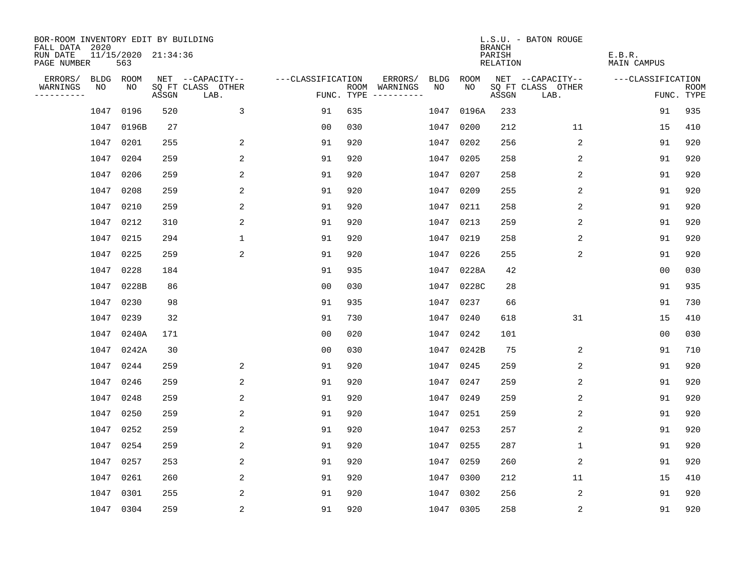BOR-ROOM INVENTORY EDIT BY BUILDING
FALL DATA 2020
RUN DATE 11/15/2020 21:34:36
PAGE NUMBER 563

L.S.U. - BATON ROUGE
BRANCH
PARISH E.B.R.
RELATION MAIN CAMPUS

| ERRORS/ WARNINGS | BLDG NO | ROOM NO | NET SQ FT ASSGN | --CAPACITY-- CLASS LAB. | OTHER | ---CLASSIFICATION FUNC. | ROOM TYPE | ERRORS/ WARNINGS | BLDG NO | ROOM NO | NET SQ FT ASSGN | --CAPACITY-- CLASS LAB. | OTHER | ---CLASSIFICATION FUNC. | ROOM TYPE |
|---|---|---|---|---|---|---|---|---|---|---|---|---|---|---|---|
| | 1047 | 0196 | 520 | | 3 | 91 | 635 | | 1047 | 0196A | 233 | | | 91 | 935 |
| | 1047 | 0196B | 27 | | | 00 | 030 | | 1047 | 0200 | 212 | | 11 | 15 | 410 |
| | 1047 | 0201 | 255 | | 2 | 91 | 920 | | 1047 | 0202 | 256 | | 2 | 91 | 920 |
| | 1047 | 0204 | 259 | | 2 | 91 | 920 | | 1047 | 0205 | 258 | | 2 | 91 | 920 |
| | 1047 | 0206 | 259 | | 2 | 91 | 920 | | 1047 | 0207 | 258 | | 2 | 91 | 920 |
| | 1047 | 0208 | 259 | | 2 | 91 | 920 | | 1047 | 0209 | 255 | | 2 | 91 | 920 |
| | 1047 | 0210 | 259 | | 2 | 91 | 920 | | 1047 | 0211 | 258 | | 2 | 91 | 920 |
| | 1047 | 0212 | 310 | | 2 | 91 | 920 | | 1047 | 0213 | 259 | | 2 | 91 | 920 |
| | 1047 | 0215 | 294 | | 1 | 91 | 920 | | 1047 | 0219 | 258 | | 2 | 91 | 920 |
| | 1047 | 0225 | 259 | | 2 | 91 | 920 | | 1047 | 0226 | 255 | | 2 | 91 | 920 |
| | 1047 | 0228 | 184 | | | 91 | 935 | | 1047 | 0228A | 42 | | | 00 | 030 |
| | 1047 | 0228B | 86 | | | 00 | 030 | | 1047 | 0228C | 28 | | | 91 | 935 |
| | 1047 | 0230 | 98 | | | 91 | 935 | | 1047 | 0237 | 66 | | | 91 | 730 |
| | 1047 | 0239 | 32 | | | 91 | 730 | | 1047 | 0240 | 618 | | 31 | 15 | 410 |
| | 1047 | 0240A | 171 | | | 00 | 020 | | 1047 | 0242 | 101 | | | 00 | 030 |
| | 1047 | 0242A | 30 | | | 00 | 030 | | 1047 | 0242B | 75 | | 2 | 91 | 710 |
| | 1047 | 0244 | 259 | | 2 | 91 | 920 | | 1047 | 0245 | 259 | | 2 | 91 | 920 |
| | 1047 | 0246 | 259 | | 2 | 91 | 920 | | 1047 | 0247 | 259 | | 2 | 91 | 920 |
| | 1047 | 0248 | 259 | | 2 | 91 | 920 | | 1047 | 0249 | 259 | | 2 | 91 | 920 |
| | 1047 | 0250 | 259 | | 2 | 91 | 920 | | 1047 | 0251 | 259 | | 2 | 91 | 920 |
| | 1047 | 0252 | 259 | | 2 | 91 | 920 | | 1047 | 0253 | 257 | | 2 | 91 | 920 |
| | 1047 | 0254 | 259 | | 2 | 91 | 920 | | 1047 | 0255 | 287 | | 1 | 91 | 920 |
| | 1047 | 0257 | 253 | | 2 | 91 | 920 | | 1047 | 0259 | 260 | | 2 | 91 | 920 |
| | 1047 | 0261 | 260 | | 2 | 91 | 920 | | 1047 | 0300 | 212 | | 11 | 15 | 410 |
| | 1047 | 0301 | 255 | | 2 | 91 | 920 | | 1047 | 0302 | 256 | | 2 | 91 | 920 |
| | 1047 | 0304 | 259 | | 2 | 91 | 920 | | 1047 | 0305 | 258 | | 2 | 91 | 920 |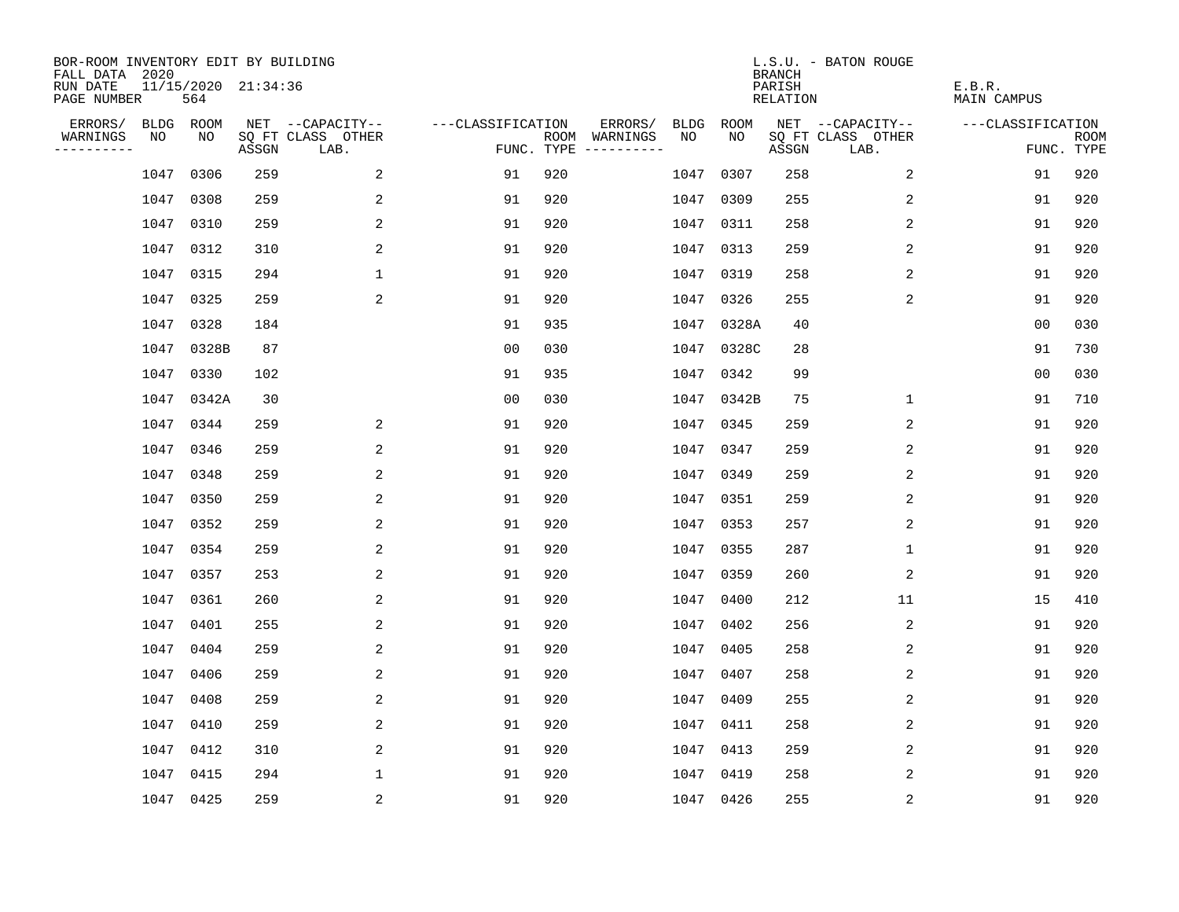BOR-ROOM INVENTORY EDIT BY BUILDING
FALL DATA 2020
RUN DATE 11/15/2020 21:34:36
PAGE NUMBER 564

L.S.U. - BATON ROUGE
BRANCH
PARISH E.B.R.
RELATION MAIN CAMPUS

| ERRORS/ WARNINGS | BLDG NO | ROOM NO | NET SQ FT ASSGN | --CAPACITY-- CLASS | OTHER LAB. | ---CLASSIFICATION FUNC. | ROOM TYPE | ERRORS/ WARNINGS | BLDG NO | ROOM NO | NET SQ FT ASSGN | --CAPACITY-- CLASS | OTHER LAB. | ---CLASSIFICATION FUNC. | ROOM TYPE |
|---|---|---|---|---|---|---|---|---|---|---|---|---|---|---|---|
| | 1047 | 0306 | 259 | | 2 | 91 | 920 | | 1047 | 0307 | 258 | | 2 | 91 | 920 |
| | 1047 | 0308 | 259 | | 2 | 91 | 920 | | 1047 | 0309 | 255 | | 2 | 91 | 920 |
| | 1047 | 0310 | 259 | | 2 | 91 | 920 | | 1047 | 0311 | 258 | | 2 | 91 | 920 |
| | 1047 | 0312 | 310 | | 2 | 91 | 920 | | 1047 | 0313 | 259 | | 2 | 91 | 920 |
| | 1047 | 0315 | 294 | | 1 | 91 | 920 | | 1047 | 0319 | 258 | | 2 | 91 | 920 |
| | 1047 | 0325 | 259 | | 2 | 91 | 920 | | 1047 | 0326 | 255 | | 2 | 91 | 920 |
| | 1047 | 0328 | 184 | | | 91 | 935 | | 1047 | 0328A | 40 | | | 00 | 030 |
| | 1047 | 0328B | 87 | | | 00 | 030 | | 1047 | 0328C | 28 | | | 91 | 730 |
| | 1047 | 0330 | 102 | | | 91 | 935 | | 1047 | 0342 | 99 | | | 00 | 030 |
| | 1047 | 0342A | 30 | | | 00 | 030 | | 1047 | 0342B | 75 | | 1 | 91 | 710 |
| | 1047 | 0344 | 259 | | 2 | 91 | 920 | | 1047 | 0345 | 259 | | 2 | 91 | 920 |
| | 1047 | 0346 | 259 | | 2 | 91 | 920 | | 1047 | 0347 | 259 | | 2 | 91 | 920 |
| | 1047 | 0348 | 259 | | 2 | 91 | 920 | | 1047 | 0349 | 259 | | 2 | 91 | 920 |
| | 1047 | 0350 | 259 | | 2 | 91 | 920 | | 1047 | 0351 | 259 | | 2 | 91 | 920 |
| | 1047 | 0352 | 259 | | 2 | 91 | 920 | | 1047 | 0353 | 257 | | 2 | 91 | 920 |
| | 1047 | 0354 | 259 | | 2 | 91 | 920 | | 1047 | 0355 | 287 | | 1 | 91 | 920 |
| | 1047 | 0357 | 253 | | 2 | 91 | 920 | | 1047 | 0359 | 260 | | 2 | 91 | 920 |
| | 1047 | 0361 | 260 | | 2 | 91 | 920 | | 1047 | 0400 | 212 | | 11 | 15 | 410 |
| | 1047 | 0401 | 255 | | 2 | 91 | 920 | | 1047 | 0402 | 256 | | 2 | 91 | 920 |
| | 1047 | 0404 | 259 | | 2 | 91 | 920 | | 1047 | 0405 | 258 | | 2 | 91 | 920 |
| | 1047 | 0406 | 259 | | 2 | 91 | 920 | | 1047 | 0407 | 258 | | 2 | 91 | 920 |
| | 1047 | 0408 | 259 | | 2 | 91 | 920 | | 1047 | 0409 | 255 | | 2 | 91 | 920 |
| | 1047 | 0410 | 259 | | 2 | 91 | 920 | | 1047 | 0411 | 258 | | 2 | 91 | 920 |
| | 1047 | 0412 | 310 | | 2 | 91 | 920 | | 1047 | 0413 | 259 | | 2 | 91 | 920 |
| | 1047 | 0415 | 294 | | 1 | 91 | 920 | | 1047 | 0419 | 258 | | 2 | 91 | 920 |
| | 1047 | 0425 | 259 | | 2 | 91 | 920 | | 1047 | 0426 | 255 | | 2 | 91 | 920 |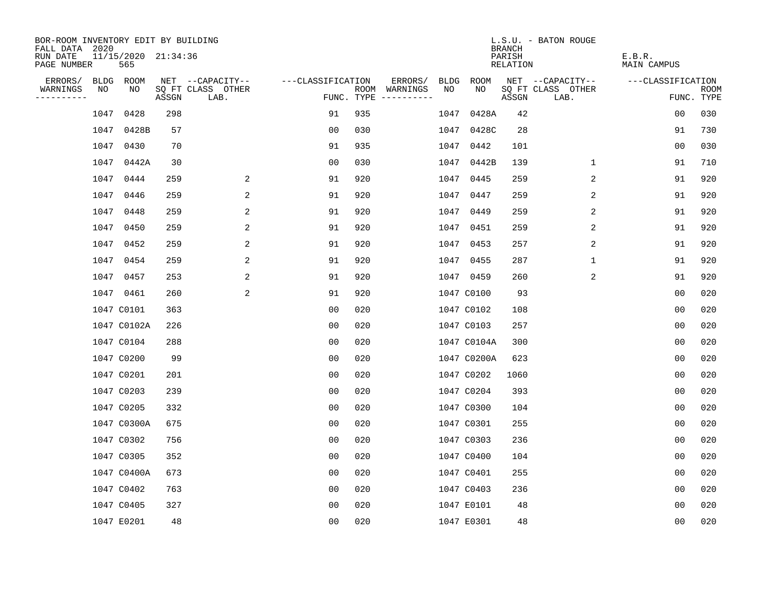BOR-ROOM INVENTORY EDIT BY BUILDING
FALL DATA 2020
RUN DATE 11/15/2020 21:34:36
PAGE NUMBER 565

L.S.U. - BATON ROUGE
BRANCH
PARISH E.B.R.
RELATION MAIN CAMPUS

| ERRORS/ WARNINGS | BLDG NO | ROOM NO | NET SQ FT ASSGN | CAPACITY CLASS LAB. | CAPACITY OTHER | CLASSIFICATION FUNC. | ROOM TYPE | ERRORS/ WARNINGS | BLDG NO | ROOM NO | NET SQ FT ASSGN | CAPACITY CLASS LAB. | CAPACITY OTHER | CLASSIFICATION FUNC. | ROOM TYPE |
|---|---|---|---|---|---|---|---|---|---|---|---|---|---|---|---|
| | 1047 | 0428 | 298 | | | 91 | 935 | | 1047 | 0428A | 42 | | | 00 | 030 |
| | 1047 | 0428B | 57 | | | 00 | 030 | | 1047 | 0428C | 28 | | | 91 | 730 |
| | 1047 | 0430 | 70 | | | 91 | 935 | | 1047 | 0442 | 101 | | | 00 | 030 |
| | 1047 | 0442A | 30 | | | 00 | 030 | | 1047 | 0442B | 139 | | 1 | 91 | 710 |
| | 1047 | 0444 | 259 | | 2 | 91 | 920 | | 1047 | 0445 | 259 | | 2 | 91 | 920 |
| | 1047 | 0446 | 259 | | 2 | 91 | 920 | | 1047 | 0447 | 259 | | 2 | 91 | 920 |
| | 1047 | 0448 | 259 | | 2 | 91 | 920 | | 1047 | 0449 | 259 | | 2 | 91 | 920 |
| | 1047 | 0450 | 259 | | 2 | 91 | 920 | | 1047 | 0451 | 259 | | 2 | 91 | 920 |
| | 1047 | 0452 | 259 | | 2 | 91 | 920 | | 1047 | 0453 | 257 | | 2 | 91 | 920 |
| | 1047 | 0454 | 259 | | 2 | 91 | 920 | | 1047 | 0455 | 287 | | 1 | 91 | 920 |
| | 1047 | 0457 | 253 | | 2 | 91 | 920 | | 1047 | 0459 | 260 | | 2 | 91 | 920 |
| | 1047 | 0461 | 260 | | 2 | 91 | 920 | | 1047 | C0100 | 93 | | | 00 | 020 |
| | 1047 | C0101 | 363 | | | 00 | 020 | | 1047 | C0102 | 108 | | | 00 | 020 |
| | 1047 | C0102A | 226 | | | 00 | 020 | | 1047 | C0103 | 257 | | | 00 | 020 |
| | 1047 | C0104 | 288 | | | 00 | 020 | | 1047 | C0104A | 300 | | | 00 | 020 |
| | 1047 | C0200 | 99 | | | 00 | 020 | | 1047 | C0200A | 623 | | | 00 | 020 |
| | 1047 | C0201 | 201 | | | 00 | 020 | | 1047 | C0202 | 1060 | | | 00 | 020 |
| | 1047 | C0203 | 239 | | | 00 | 020 | | 1047 | C0204 | 393 | | | 00 | 020 |
| | 1047 | C0205 | 332 | | | 00 | 020 | | 1047 | C0300 | 104 | | | 00 | 020 |
| | 1047 | C0300A | 675 | | | 00 | 020 | | 1047 | C0301 | 255 | | | 00 | 020 |
| | 1047 | C0302 | 756 | | | 00 | 020 | | 1047 | C0303 | 236 | | | 00 | 020 |
| | 1047 | C0305 | 352 | | | 00 | 020 | | 1047 | C0400 | 104 | | | 00 | 020 |
| | 1047 | C0400A | 673 | | | 00 | 020 | | 1047 | C0401 | 255 | | | 00 | 020 |
| | 1047 | C0402 | 763 | | | 00 | 020 | | 1047 | C0403 | 236 | | | 00 | 020 |
| | 1047 | C0405 | 327 | | | 00 | 020 | | 1047 | E0101 | 48 | | | 00 | 020 |
| | 1047 | E0201 | 48 | | | 00 | 020 | | 1047 | E0301 | 48 | | | 00 | 020 |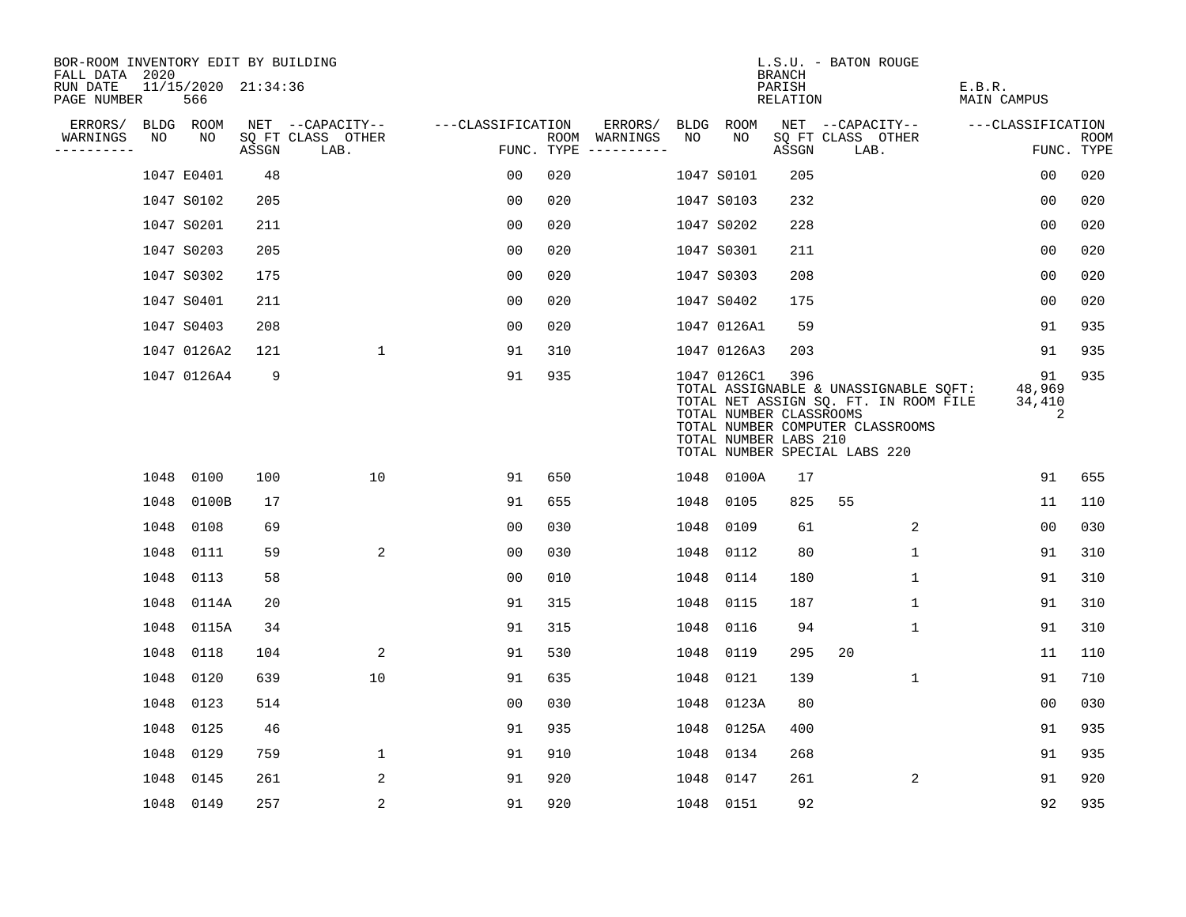BOR-ROOM INVENTORY EDIT BY BUILDING
FALL DATA 2020
RUN DATE 11/15/2020 21:34:36
PAGE NUMBER 566

L.S.U. - BATON ROUGE
BRANCH
PARISH E.B.R.
RELATION MAIN CAMPUS

| ERRORS/ WARNINGS | BLDG NO | ROOM NO | NET SQ FT ASSGN | CAPACITY CLASS LAB. | CAPACITY OTHER | CLASSIFICATION FUNC. | ROOM TYPE | ERRORS/ WARNINGS | BLDG NO | ROOM NO | NET SQ FT ASSGN | CAPACITY CLASS LAB. | CAPACITY OTHER | CLASSIFICATION FUNC. | ROOM TYPE |
|---|---|---|---|---|---|---|---|---|---|---|---|---|---|---|---|
| | 1047 | E0401 | 48 | | | 00 | 020 | | 1047 | S0101 | 205 | | | 00 | 020 |
| | 1047 | S0102 | 205 | | | 00 | 020 | | 1047 | S0103 | 232 | | | 00 | 020 |
| | 1047 | S0201 | 211 | | | 00 | 020 | | 1047 | S0202 | 228 | | | 00 | 020 |
| | 1047 | S0203 | 205 | | | 00 | 020 | | 1047 | S0301 | 211 | | | 00 | 020 |
| | 1047 | S0302 | 175 | | | 00 | 020 | | 1047 | S0303 | 208 | | | 00 | 020 |
| | 1047 | S0401 | 211 | | | 00 | 020 | | 1047 | S0402 | 175 | | | 00 | 020 |
| | 1047 | S0403 | 208 | | | 00 | 020 | | 1047 | 0126A1 | 59 | | | 91 | 935 |
| | 1047 | 0126A2 | 121 | | 1 | 91 | 310 | | 1047 | 0126A3 | 203 | | | 91 | 935 |
| | 1047 | 0126A4 | 9 | | | 91 | 935 | | 1047 | 0126C1 | 396 | | | 91 | 935 |

TOTAL ASSIGNABLE & UNASSIGNABLE SQFT: 48,969
TOTAL NET ASSIGN SQ. FT. IN ROOM FILE 34,410
TOTAL NUMBER CLASSROOMS 2
TOTAL NUMBER COMPUTER CLASSROOMS
TOTAL NUMBER LABS 210
TOTAL NUMBER SPECIAL LABS 220

| ERRORS/ WARNINGS | BLDG NO | ROOM NO | NET SQ FT ASSGN | CAPACITY CLASS LAB. | CAPACITY OTHER | CLASSIFICATION FUNC. | ROOM TYPE | ERRORS/ WARNINGS | BLDG NO | ROOM NO | NET SQ FT ASSGN | CAPACITY CLASS LAB. | CAPACITY OTHER | CLASSIFICATION FUNC. | ROOM TYPE |
|---|---|---|---|---|---|---|---|---|---|---|---|---|---|---|---|
| | 1048 | 0100 | 100 | | 10 | 91 | 650 | | 1048 | 0100A | 17 | | | 91 | 655 |
| | 1048 | 0100B | 17 | | | 91 | 655 | | 1048 | 0105 | 825 | 55 | | 11 | 110 |
| | 1048 | 0108 | 69 | | | 00 | 030 | | 1048 | 0109 | 61 | | 2 | 00 | 030 |
| | 1048 | 0111 | 59 | | 2 | 00 | 030 | | 1048 | 0112 | 80 | | 1 | 91 | 310 |
| | 1048 | 0113 | 58 | | | 00 | 010 | | 1048 | 0114 | 180 | | 1 | 91 | 310 |
| | 1048 | 0114A | 20 | | | 91 | 315 | | 1048 | 0115 | 187 | | 1 | 91 | 310 |
| | 1048 | 0115A | 34 | | | 91 | 315 | | 1048 | 0116 | 94 | | 1 | 91 | 310 |
| | 1048 | 0118 | 104 | | 2 | 91 | 530 | | 1048 | 0119 | 295 | 20 | | 11 | 110 |
| | 1048 | 0120 | 639 | | 10 | 91 | 635 | | 1048 | 0121 | 139 | | 1 | 91 | 710 |
| | 1048 | 0123 | 514 | | | 00 | 030 | | 1048 | 0123A | 80 | | | 00 | 030 |
| | 1048 | 0125 | 46 | | | 91 | 935 | | 1048 | 0125A | 400 | | | 91 | 935 |
| | 1048 | 0129 | 759 | | 1 | 91 | 910 | | 1048 | 0134 | 268 | | | 91 | 935 |
| | 1048 | 0145 | 261 | | 2 | 91 | 920 | | 1048 | 0147 | 261 | | 2 | 91 | 920 |
| | 1048 | 0149 | 257 | | 2 | 91 | 920 | | 1048 | 0151 | 92 | | | 92 | 935 |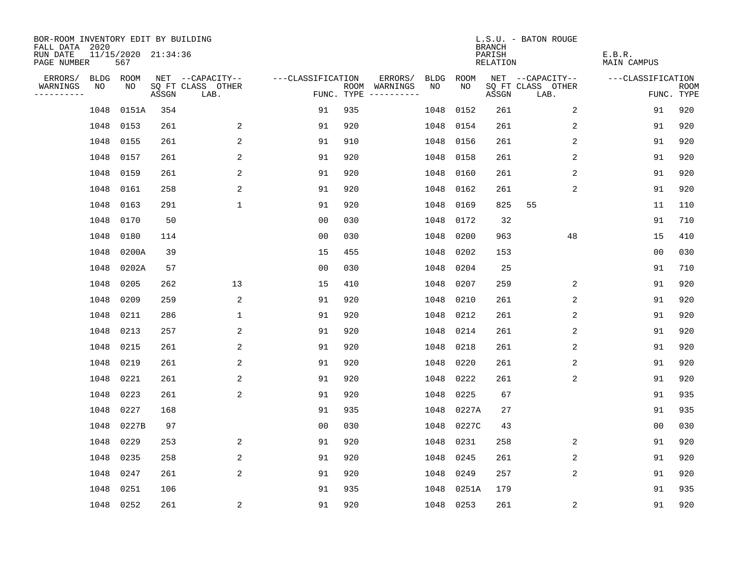BOR-ROOM INVENTORY EDIT BY BUILDING
FALL DATA 2020
RUN DATE 11/15/2020 21:34:36
PAGE NUMBER 567

L.S.U. - BATON ROUGE
BRANCH
PARISH E.B.R.
RELATION MAIN CAMPUS

| ERRORS/ WARNINGS | BLDG NO | ROOM NO | NET SQ FT ASSGN | CAPACITY CLASS | CAPACITY OTHER LAB. | CLASSIFICATION FUNC. | ROOM TYPE | ERRORS/ WARNINGS | BLDG NO | ROOM NO | NET SQ FT ASSGN | CAPACITY CLASS | CAPACITY OTHER LAB. | CLASSIFICATION FUNC. | ROOM TYPE |
|---|---|---|---|---|---|---|---|---|---|---|---|---|---|---|---|
| | 1048 | 0151A | 354 | | | 91 | 935 | | 1048 | 0152 | 261 | | 2 | 91 | 920 |
| | 1048 | 0153 | 261 | | 2 | 91 | 920 | | 1048 | 0154 | 261 | | 2 | 91 | 920 |
| | 1048 | 0155 | 261 | | 2 | 91 | 910 | | 1048 | 0156 | 261 | | 2 | 91 | 920 |
| | 1048 | 0157 | 261 | | 2 | 91 | 920 | | 1048 | 0158 | 261 | | 2 | 91 | 920 |
| | 1048 | 0159 | 261 | | 2 | 91 | 920 | | 1048 | 0160 | 261 | | 2 | 91 | 920 |
| | 1048 | 0161 | 258 | | 2 | 91 | 920 | | 1048 | 0162 | 261 | | 2 | 91 | 920 |
| | 1048 | 0163 | 291 | | 1 | 91 | 920 | | 1048 | 0169 | 825 | 55 | | 11 | 110 |
| | 1048 | 0170 | 50 | | | 00 | 030 | | 1048 | 0172 | 32 | | | 91 | 710 |
| | 1048 | 0180 | 114 | | | 00 | 030 | | 1048 | 0200 | 963 | | 48 | 15 | 410 |
| | 1048 | 0200A | 39 | | | 15 | 455 | | 1048 | 0202 | 153 | | | 00 | 030 |
| | 1048 | 0202A | 57 | | | 00 | 030 | | 1048 | 0204 | 25 | | | 91 | 710 |
| | 1048 | 0205 | 262 | | 13 | 15 | 410 | | 1048 | 0207 | 259 | | 2 | 91 | 920 |
| | 1048 | 0209 | 259 | | 2 | 91 | 920 | | 1048 | 0210 | 261 | | 2 | 91 | 920 |
| | 1048 | 0211 | 286 | | 1 | 91 | 920 | | 1048 | 0212 | 261 | | 2 | 91 | 920 |
| | 1048 | 0213 | 257 | | 2 | 91 | 920 | | 1048 | 0214 | 261 | | 2 | 91 | 920 |
| | 1048 | 0215 | 261 | | 2 | 91 | 920 | | 1048 | 0218 | 261 | | 2 | 91 | 920 |
| | 1048 | 0219 | 261 | | 2 | 91 | 920 | | 1048 | 0220 | 261 | | 2 | 91 | 920 |
| | 1048 | 0221 | 261 | | 2 | 91 | 920 | | 1048 | 0222 | 261 | | 2 | 91 | 920 |
| | 1048 | 0223 | 261 | | 2 | 91 | 920 | | 1048 | 0225 | 67 | | | 91 | 935 |
| | 1048 | 0227 | 168 | | | 91 | 935 | | 1048 | 0227A | 27 | | | 91 | 935 |
| | 1048 | 0227B | 97 | | | 00 | 030 | | 1048 | 0227C | 43 | | | 00 | 030 |
| | 1048 | 0229 | 253 | | 2 | 91 | 920 | | 1048 | 0231 | 258 | | 2 | 91 | 920 |
| | 1048 | 0235 | 258 | | 2 | 91 | 920 | | 1048 | 0245 | 261 | | 2 | 91 | 920 |
| | 1048 | 0247 | 261 | | 2 | 91 | 920 | | 1048 | 0249 | 257 | | 2 | 91 | 920 |
| | 1048 | 0251 | 106 | | | 91 | 935 | | 1048 | 0251A | 179 | | | 91 | 935 |
| | 1048 | 0252 | 261 | | 2 | 91 | 920 | | 1048 | 0253 | 261 | | 2 | 91 | 920 |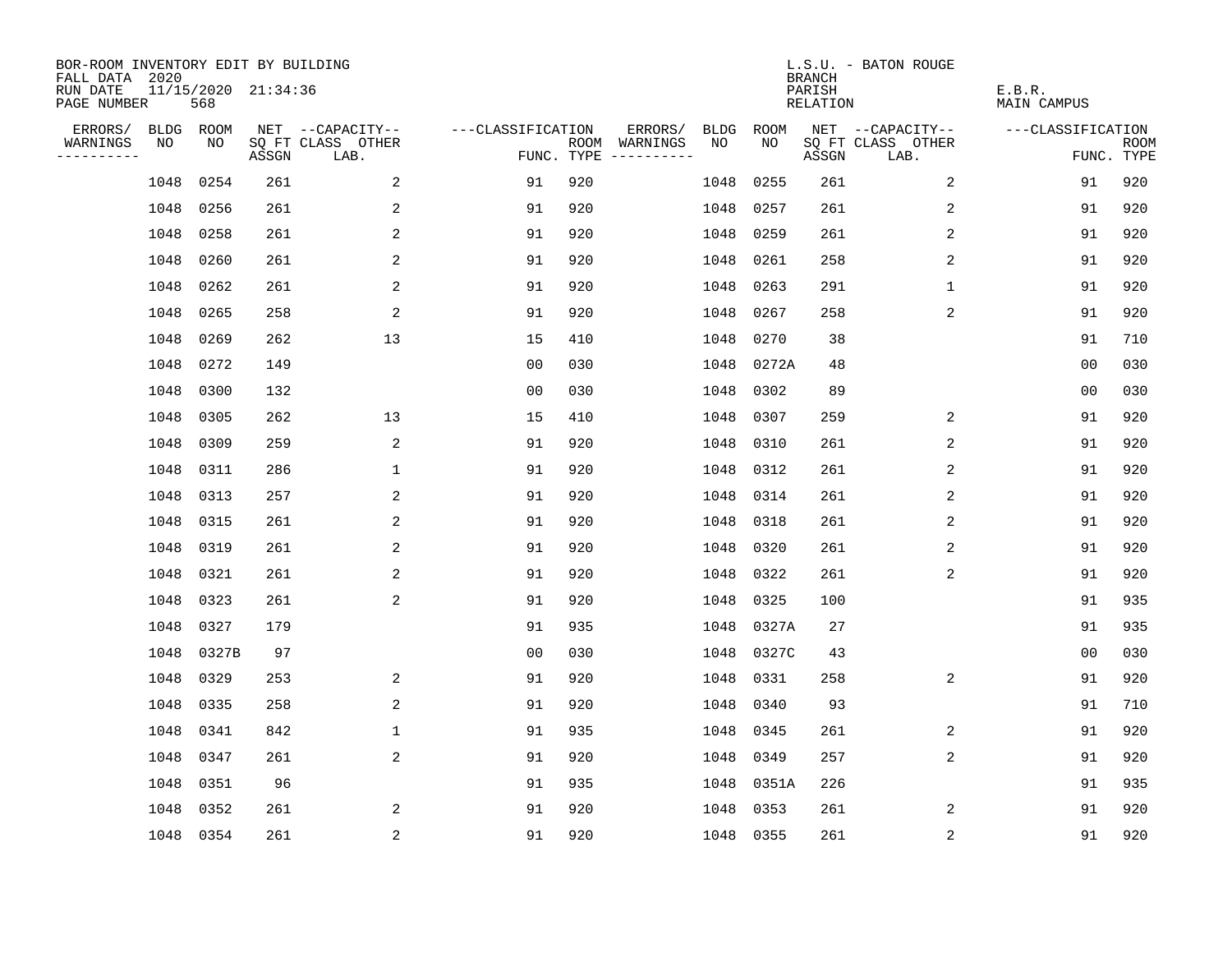BOR-ROOM INVENTORY EDIT BY BUILDING
FALL DATA 2020
RUN DATE 11/15/2020 21:34:36
PAGE NUMBER 568

L.S.U. - BATON ROUGE
BRANCH
PARISH E.B.R.
RELATION MAIN CAMPUS

| ERRORS/ WARNINGS | BLDG NO | ROOM NO | NET SQ FT ASSGN | --CAPACITY-- CLASS LAB. | OTHER | ---CLASSIFICATION FUNC. | ROOM TYPE | ERRORS/ WARNINGS | BLDG NO | ROOM NO | NET SQ FT ASSGN | --CAPACITY-- CLASS LAB. | OTHER | ---CLASSIFICATION FUNC. | ROOM TYPE |
|---|---|---|---|---|---|---|---|---|---|---|---|---|---|---|---|
| | 1048 | 0254 | 261 | | 2 | 91 | 920 | | 1048 | 0255 | 261 | | 2 | 91 | 920 |
| | 1048 | 0256 | 261 | | 2 | 91 | 920 | | 1048 | 0257 | 261 | | 2 | 91 | 920 |
| | 1048 | 0258 | 261 | | 2 | 91 | 920 | | 1048 | 0259 | 261 | | 2 | 91 | 920 |
| | 1048 | 0260 | 261 | | 2 | 91 | 920 | | 1048 | 0261 | 258 | | 2 | 91 | 920 |
| | 1048 | 0262 | 261 | | 2 | 91 | 920 | | 1048 | 0263 | 291 | | 1 | 91 | 920 |
| | 1048 | 0265 | 258 | | 2 | 91 | 920 | | 1048 | 0267 | 258 | | 2 | 91 | 920 |
| | 1048 | 0269 | 262 | | 13 | 15 | 410 | | 1048 | 0270 | 38 | | | 91 | 710 |
| | 1048 | 0272 | 149 | | | 00 | 030 | | 1048 | 0272A | 48 | | | 00 | 030 |
| | 1048 | 0300 | 132 | | | 00 | 030 | | 1048 | 0302 | 89 | | | 00 | 030 |
| | 1048 | 0305 | 262 | | 13 | 15 | 410 | | 1048 | 0307 | 259 | | 2 | 91 | 920 |
| | 1048 | 0309 | 259 | | 2 | 91 | 920 | | 1048 | 0310 | 261 | | 2 | 91 | 920 |
| | 1048 | 0311 | 286 | | 1 | 91 | 920 | | 1048 | 0312 | 261 | | 2 | 91 | 920 |
| | 1048 | 0313 | 257 | | 2 | 91 | 920 | | 1048 | 0314 | 261 | | 2 | 91 | 920 |
| | 1048 | 0315 | 261 | | 2 | 91 | 920 | | 1048 | 0318 | 261 | | 2 | 91 | 920 |
| | 1048 | 0319 | 261 | | 2 | 91 | 920 | | 1048 | 0320 | 261 | | 2 | 91 | 920 |
| | 1048 | 0321 | 261 | | 2 | 91 | 920 | | 1048 | 0322 | 261 | | 2 | 91 | 920 |
| | 1048 | 0323 | 261 | | 2 | 91 | 920 | | 1048 | 0325 | 100 | | | 91 | 935 |
| | 1048 | 0327 | 179 | | | 91 | 935 | | 1048 | 0327A | 27 | | | 91 | 935 |
| | 1048 | 0327B | 97 | | | 00 | 030 | | 1048 | 0327C | 43 | | | 00 | 030 |
| | 1048 | 0329 | 253 | | 2 | 91 | 920 | | 1048 | 0331 | 258 | | 2 | 91 | 920 |
| | 1048 | 0335 | 258 | | 2 | 91 | 920 | | 1048 | 0340 | 93 | | | 91 | 710 |
| | 1048 | 0341 | 842 | | 1 | 91 | 935 | | 1048 | 0345 | 261 | | 2 | 91 | 920 |
| | 1048 | 0347 | 261 | | 2 | 91 | 920 | | 1048 | 0349 | 257 | | 2 | 91 | 920 |
| | 1048 | 0351 | 96 | | | 91 | 935 | | 1048 | 0351A | 226 | | | 91 | 935 |
| | 1048 | 0352 | 261 | | 2 | 91 | 920 | | 1048 | 0353 | 261 | | 2 | 91 | 920 |
| | 1048 | 0354 | 261 | | 2 | 91 | 920 | | 1048 | 0355 | 261 | | 2 | 91 | 920 |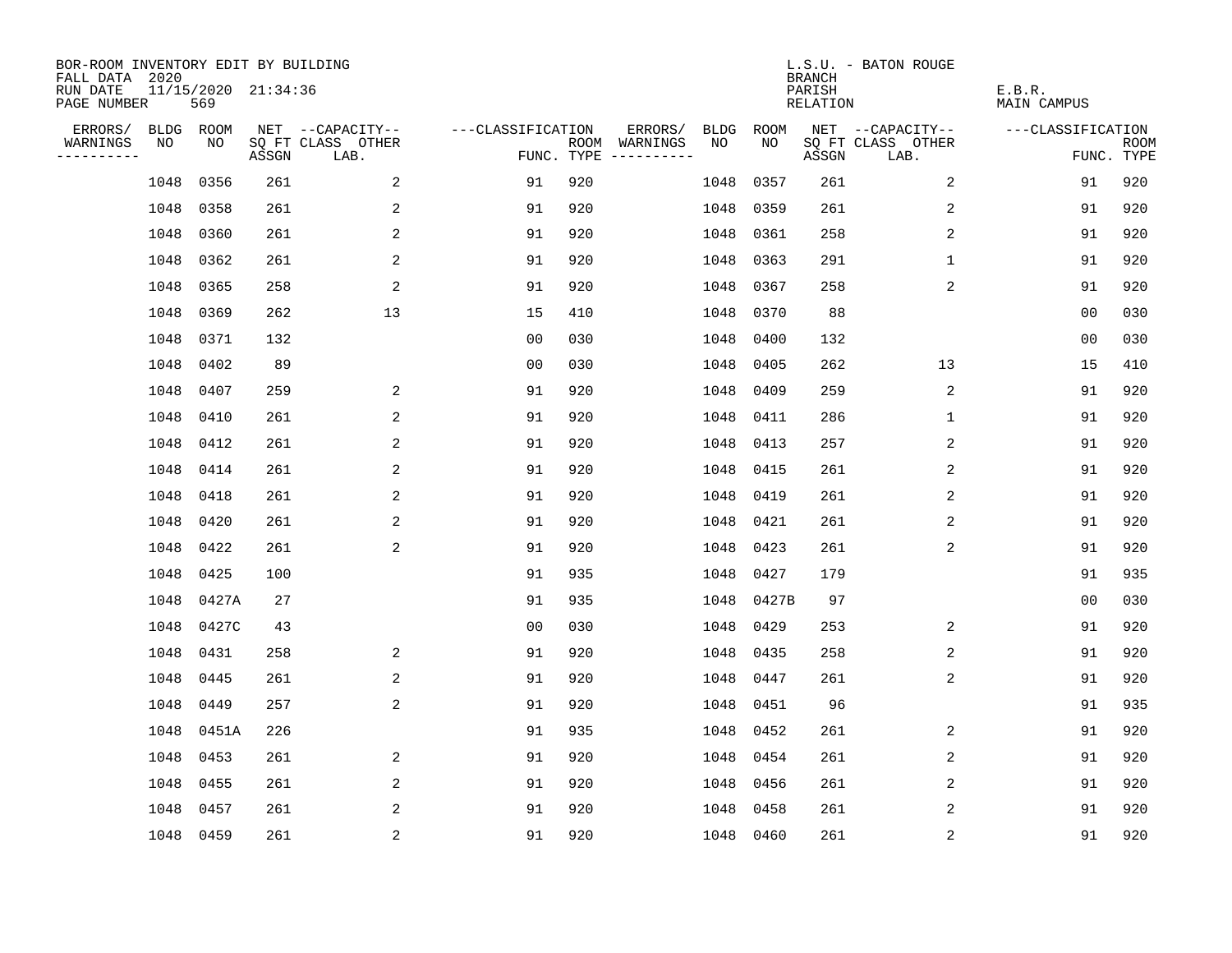BOR-ROOM INVENTORY EDIT BY BUILDING
FALL DATA 2020
RUN DATE 11/15/2020 21:34:36
PAGE NUMBER 569

L.S.U. - BATON ROUGE
BRANCH
PARISH E.B.R.
RELATION MAIN CAMPUS

| ERRORS/ WARNINGS | BLDG NO | ROOM NO | NET SQ FT ASSGN | --CAPACITY-- CLASS | OTHER LAB. | ---CLASSIFICATION FUNC. | ROOM TYPE | ERRORS/ WARNINGS | BLDG NO | ROOM NO | NET SQ FT ASSGN | --CAPACITY-- CLASS | OTHER LAB. | ---CLASSIFICATION FUNC. | ROOM TYPE |
|---|---|---|---|---|---|---|---|---|---|---|---|---|---|---|---|
| | 1048 | 0356 | 261 | 2 | | 91 | 920 | | 1048 | 0357 | 261 | 2 | | 91 | 920 |
| | 1048 | 0358 | 261 | 2 | | 91 | 920 | | 1048 | 0359 | 261 | 2 | | 91 | 920 |
| | 1048 | 0360 | 261 | 2 | | 91 | 920 | | 1048 | 0361 | 258 | 2 | | 91 | 920 |
| | 1048 | 0362 | 261 | 2 | | 91 | 920 | | 1048 | 0363 | 291 | 1 | | 91 | 920 |
| | 1048 | 0365 | 258 | 2 | | 91 | 920 | | 1048 | 0367 | 258 | 2 | | 91 | 920 |
| | 1048 | 0369 | 262 | 13 | | 15 | 410 | | 1048 | 0370 | 88 | | | 00 | 030 |
| | 1048 | 0371 | 132 | | | 00 | 030 | | 1048 | 0400 | 132 | | | 00 | 030 |
| | 1048 | 0402 | 89 | | | 00 | 030 | | 1048 | 0405 | 262 | 13 | | 15 | 410 |
| | 1048 | 0407 | 259 | 2 | | 91 | 920 | | 1048 | 0409 | 259 | 2 | | 91 | 920 |
| | 1048 | 0410 | 261 | 2 | | 91 | 920 | | 1048 | 0411 | 286 | 1 | | 91 | 920 |
| | 1048 | 0412 | 261 | 2 | | 91 | 920 | | 1048 | 0413 | 257 | 2 | | 91 | 920 |
| | 1048 | 0414 | 261 | 2 | | 91 | 920 | | 1048 | 0415 | 261 | 2 | | 91 | 920 |
| | 1048 | 0418 | 261 | 2 | | 91 | 920 | | 1048 | 0419 | 261 | 2 | | 91 | 920 |
| | 1048 | 0420 | 261 | 2 | | 91 | 920 | | 1048 | 0421 | 261 | 2 | | 91 | 920 |
| | 1048 | 0422 | 261 | 2 | | 91 | 920 | | 1048 | 0423 | 261 | 2 | | 91 | 920 |
| | 1048 | 0425 | 100 | | | 91 | 935 | | 1048 | 0427 | 179 | | | 91 | 935 |
| | 1048 | 0427A | 27 | | | 91 | 935 | | 1048 | 0427B | 97 | | | 00 | 030 |
| | 1048 | 0427C | 43 | | | 00 | 030 | | 1048 | 0429 | 253 | 2 | | 91 | 920 |
| | 1048 | 0431 | 258 | 2 | | 91 | 920 | | 1048 | 0435 | 258 | 2 | | 91 | 920 |
| | 1048 | 0445 | 261 | 2 | | 91 | 920 | | 1048 | 0447 | 261 | 2 | | 91 | 920 |
| | 1048 | 0449 | 257 | 2 | | 91 | 920 | | 1048 | 0451 | 96 | | | 91 | 935 |
| | 1048 | 0451A | 226 | | | 91 | 935 | | 1048 | 0452 | 261 | 2 | | 91 | 920 |
| | 1048 | 0453 | 261 | 2 | | 91 | 920 | | 1048 | 0454 | 261 | 2 | | 91 | 920 |
| | 1048 | 0455 | 261 | 2 | | 91 | 920 | | 1048 | 0456 | 261 | 2 | | 91 | 920 |
| | 1048 | 0457 | 261 | 2 | | 91 | 920 | | 1048 | 0458 | 261 | 2 | | 91 | 920 |
| | 1048 | 0459 | 261 | 2 | | 91 | 920 | | 1048 | 0460 | 261 | 2 | | 91 | 920 |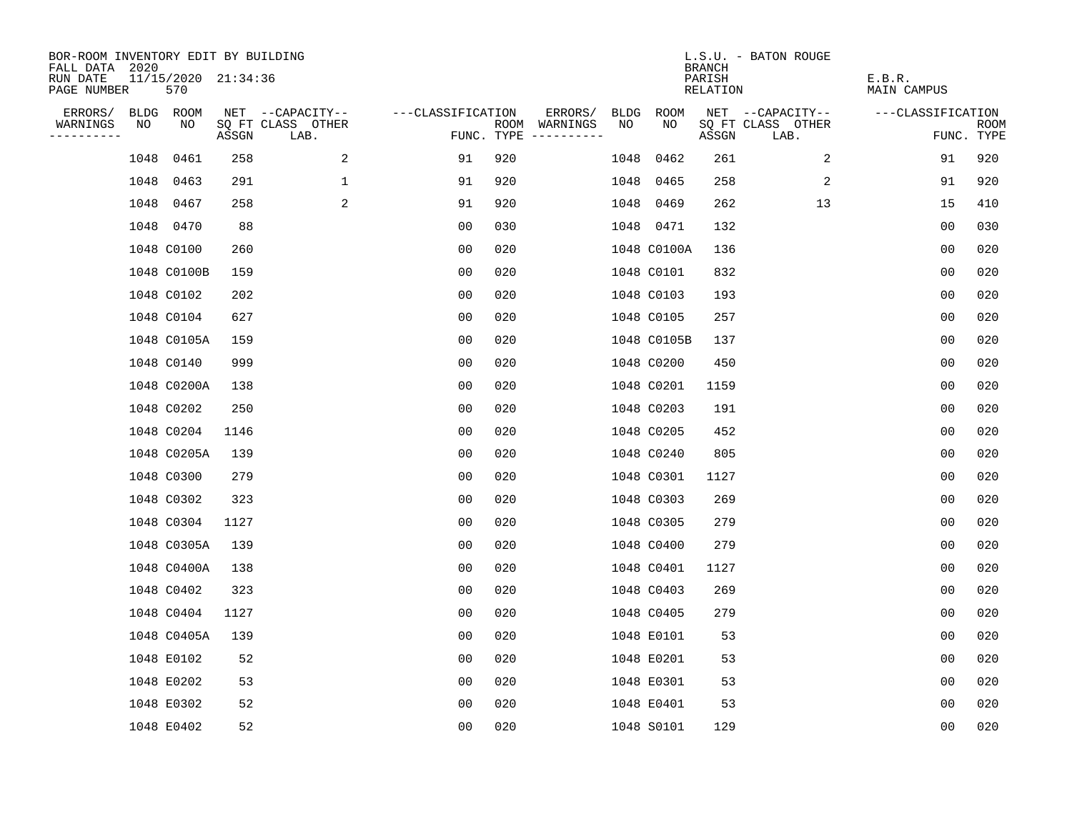BOR-ROOM INVENTORY EDIT BY BUILDING
FALL DATA 2020
RUN DATE 11/15/2020 21:34:36
PAGE NUMBER 570

L.S.U. - BATON ROUGE
BRANCH
PARISH E.B.R.
RELATION MAIN CAMPUS

| ERRORS/ WARNINGS | BLDG NO | ROOM NO | NET SQ FT ASSGN | CAPACITY-- CLASS LAB. | OTHER | CLASSIFICATION FUNC. | ROOM TYPE | ERRORS/ WARNINGS | BLDG NO | ROOM NO | NET SQ FT ASSGN | CAPACITY-- CLASS LAB. | OTHER | CLASSIFICATION FUNC. | ROOM TYPE |
|---|---|---|---|---|---|---|---|---|---|---|---|---|---|---|---|
| | 1048 | 0461 | 258 | | 2 | 91 | 920 | | 1048 | 0462 | 261 | | 2 | 91 | 920 |
| | 1048 | 0463 | 291 | | 1 | 91 | 920 | | 1048 | 0465 | 258 | | 2 | 91 | 920 |
| | 1048 | 0467 | 258 | | 2 | 91 | 920 | | 1048 | 0469 | 262 | | 13 | 15 | 410 |
| | 1048 | 0470 | 88 | | | 00 | 030 | | 1048 | 0471 | 132 | | | 00 | 030 |
| | 1048 | C0100 | 260 | | | 00 | 020 | | 1048 | C0100A | 136 | | | 00 | 020 |
| | 1048 | C0100B | 159 | | | 00 | 020 | | 1048 | C0101 | 832 | | | 00 | 020 |
| | 1048 | C0102 | 202 | | | 00 | 020 | | 1048 | C0103 | 193 | | | 00 | 020 |
| | 1048 | C0104 | 627 | | | 00 | 020 | | 1048 | C0105 | 257 | | | 00 | 020 |
| | 1048 | C0105A | 159 | | | 00 | 020 | | 1048 | C0105B | 137 | | | 00 | 020 |
| | 1048 | C0140 | 999 | | | 00 | 020 | | 1048 | C0200 | 450 | | | 00 | 020 |
| | 1048 | C0200A | 138 | | | 00 | 020 | | 1048 | C0201 | 1159 | | | 00 | 020 |
| | 1048 | C0202 | 250 | | | 00 | 020 | | 1048 | C0203 | 191 | | | 00 | 020 |
| | 1048 | C0204 | 1146 | | | 00 | 020 | | 1048 | C0205 | 452 | | | 00 | 020 |
| | 1048 | C0205A | 139 | | | 00 | 020 | | 1048 | C0240 | 805 | | | 00 | 020 |
| | 1048 | C0300 | 279 | | | 00 | 020 | | 1048 | C0301 | 1127 | | | 00 | 020 |
| | 1048 | C0302 | 323 | | | 00 | 020 | | 1048 | C0303 | 269 | | | 00 | 020 |
| | 1048 | C0304 | 1127 | | | 00 | 020 | | 1048 | C0305 | 279 | | | 00 | 020 |
| | 1048 | C0305A | 139 | | | 00 | 020 | | 1048 | C0400 | 279 | | | 00 | 020 |
| | 1048 | C0400A | 138 | | | 00 | 020 | | 1048 | C0401 | 1127 | | | 00 | 020 |
| | 1048 | C0402 | 323 | | | 00 | 020 | | 1048 | C0403 | 269 | | | 00 | 020 |
| | 1048 | C0404 | 1127 | | | 00 | 020 | | 1048 | C0405 | 279 | | | 00 | 020 |
| | 1048 | C0405A | 139 | | | 00 | 020 | | 1048 | E0101 | 53 | | | 00 | 020 |
| | 1048 | E0102 | 52 | | | 00 | 020 | | 1048 | E0201 | 53 | | | 00 | 020 |
| | 1048 | E0202 | 53 | | | 00 | 020 | | 1048 | E0301 | 53 | | | 00 | 020 |
| | 1048 | E0302 | 52 | | | 00 | 020 | | 1048 | E0401 | 53 | | | 00 | 020 |
| | 1048 | E0402 | 52 | | | 00 | 020 | | 1048 | S0101 | 129 | | | 00 | 020 |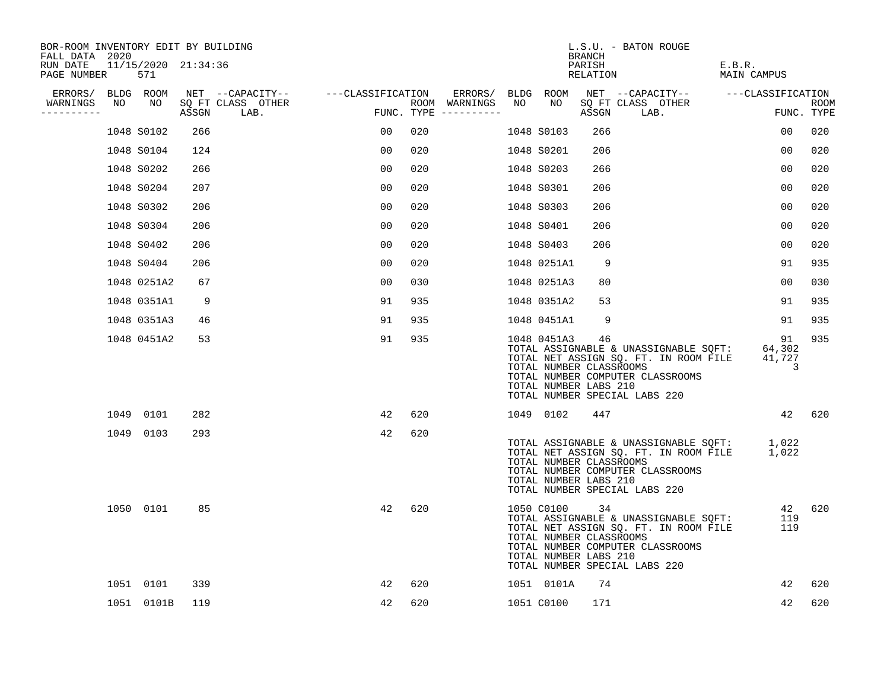BOR-ROOM INVENTORY EDIT BY BUILDING
FALL DATA 2020
RUN DATE 11/15/2020 21:34:36

L.S.U. - BATON ROUGE
BRANCH
PARISH E.B.R.
RELATION MAIN CAMPUS

| ERRORS/ WARNINGS | BLDG NO | ROOM NO | NET SQ FT ASSGN | CAPACITY CLASS LAB. | OTHER | CLASSIFICATION FUNC. | ROOM TYPE | ERRORS/ WARNINGS | BLDG NO | ROOM NO | NET SQ FT ASSGN | CAPACITY CLASS LAB. | OTHER | CLASSIFICATION FUNC. | ROOM TYPE |
|---|---|---|---|---|---|---|---|---|---|---|---|---|---|---|---|
| | 1048 | S0102 | 266 | | | 00 | 020 | | 1048 | S0103 | 266 | | | 00 | 020 |
| | 1048 | S0104 | 124 | | | 00 | 020 | | 1048 | S0201 | 206 | | | 00 | 020 |
| | 1048 | S0202 | 266 | | | 00 | 020 | | 1048 | S0203 | 266 | | | 00 | 020 |
| | 1048 | S0204 | 207 | | | 00 | 020 | | 1048 | S0301 | 206 | | | 00 | 020 |
| | 1048 | S0302 | 206 | | | 00 | 020 | | 1048 | S0303 | 206 | | | 00 | 020 |
| | 1048 | S0304 | 206 | | | 00 | 020 | | 1048 | S0401 | 206 | | | 00 | 020 |
| | 1048 | S0402 | 206 | | | 00 | 020 | | 1048 | S0403 | 206 | | | 00 | 020 |
| | 1048 | S0404 | 206 | | | 00 | 020 | | 1048 | 0251A1 | 9 | | | 91 | 935 |
| | 1048 | 0251A2 | 67 | | | 00 | 030 | | 1048 | 0251A3 | 80 | | | 00 | 030 |
| | 1048 | 0351A1 | 9 | | | 91 | 935 | | 1048 | 0351A2 | 53 | | | 91 | 935 |
| | 1048 | 0351A3 | 46 | | | 91 | 935 | | 1048 | 0451A1 | 9 | | | 91 | 935 |
| | 1048 | 0451A2 | 53 | | | 91 | 935 | | 1048 | 0451A3 | 46 | | | 91 | 935 |

TOTAL ASSIGNABLE & UNASSIGNABLE SQFT: 64,302
TOTAL NET ASSIGN SQ. FT. IN ROOM FILE 41,727
TOTAL NUMBER CLASSROOMS 3
TOTAL NUMBER COMPUTER CLASSROOMS
TOTAL NUMBER LABS 210
TOTAL NUMBER SPECIAL LABS 220

| ERRORS/ WARNINGS | BLDG NO | ROOM NO | NET SQ FT ASSGN | CAPACITY CLASS LAB. | OTHER | CLASSIFICATION FUNC. | ROOM TYPE | ERRORS/ WARNINGS | BLDG NO | ROOM NO | NET SQ FT ASSGN | CAPACITY CLASS LAB. | OTHER | CLASSIFICATION FUNC. | ROOM TYPE |
|---|---|---|---|---|---|---|---|---|---|---|---|---|---|---|---|
| | 1049 | 0101 | 282 | | | 42 | 620 | | 1049 | 0102 | 447 | | | 42 | 620 |
| | 1049 | 0103 | 293 | | | 42 | 620 | | | | | | | | |

TOTAL ASSIGNABLE & UNASSIGNABLE SQFT: 1,022
TOTAL NET ASSIGN SQ. FT. IN ROOM FILE 1,022
TOTAL NUMBER CLASSROOMS
TOTAL NUMBER COMPUTER CLASSROOMS
TOTAL NUMBER LABS 210
TOTAL NUMBER SPECIAL LABS 220

| ERRORS/ WARNINGS | BLDG NO | ROOM NO | NET SQ FT ASSGN | CAPACITY CLASS LAB. | OTHER | CLASSIFICATION FUNC. | ROOM TYPE | ERRORS/ WARNINGS | BLDG NO | ROOM NO | NET SQ FT ASSGN | CAPACITY CLASS LAB. | OTHER | CLASSIFICATION FUNC. | ROOM TYPE |
|---|---|---|---|---|---|---|---|---|---|---|---|---|---|---|---|
| | 1050 | 0101 | 85 | | | 42 | 620 | | 1050 | C0100 | 34 | | | 42 | 620 |

TOTAL ASSIGNABLE & UNASSIGNABLE SQFT: 119
TOTAL NET ASSIGN SQ. FT. IN ROOM FILE 119
TOTAL NUMBER CLASSROOMS
TOTAL NUMBER COMPUTER CLASSROOMS
TOTAL NUMBER LABS 210
TOTAL NUMBER SPECIAL LABS 220

| ERRORS/ WARNINGS | BLDG NO | ROOM NO | NET SQ FT ASSGN | CAPACITY CLASS LAB. | OTHER | CLASSIFICATION FUNC. | ROOM TYPE | ERRORS/ WARNINGS | BLDG NO | ROOM NO | NET SQ FT ASSGN | CAPACITY CLASS LAB. | OTHER | CLASSIFICATION FUNC. | ROOM TYPE |
|---|---|---|---|---|---|---|---|---|---|---|---|---|---|---|---|
| | 1051 | 0101 | 339 | | | 42 | 620 | | 1051 | 0101A | 74 | | | 42 | 620 |
| | 1051 | 0101B | 119 | | | 42 | 620 | | 1051 | C0100 | 171 | | | 42 | 620 |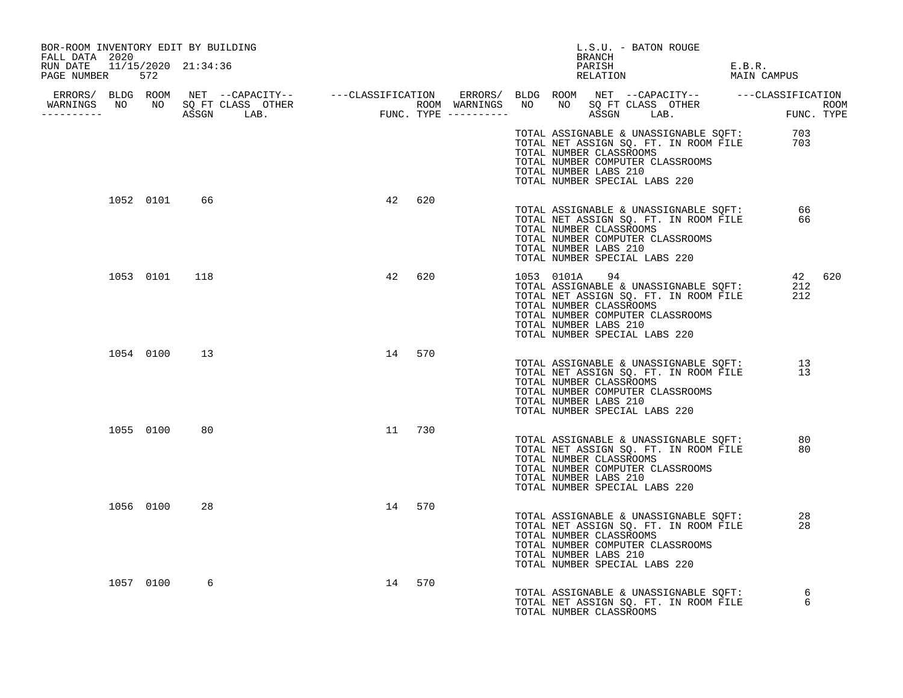BOR-ROOM INVENTORY EDIT BY BUILDING
FALL DATA 2020
RUN DATE 11/15/2020 21:34:36
PAGE NUMBER 572

L.S.U. - BATON ROUGE
BRANCH
PARISH E.B.R.
RELATION MAIN CAMPUS

| ERRORS/ WARNINGS | BLDG NO | ROOM NO | NET SQ FT ASSGN | --CAPACITY-- CLASS LAB. | OTHER | ---CLASSIFICATION FUNC. | ROOM TYPE | ERRORS/ WARNINGS | BLDG NO | ROOM NO | NET SQ FT ASSGN | --CAPACITY-- CLASS LAB. | OTHER | ---CLASSIFICATION FUNC. | ROOM TYPE |
|---|---|---|---|---|---|---|---|---|---|---|---|---|---|---|---|
| | | | | | | | | | TOTAL ASSIGNABLE & UNASSIGNABLE SQFT: | | | | | 703 | |
| | | | | | | | | | TOTAL NET ASSIGN SQ. FT. IN ROOM FILE | | | | | 703 | |
| | | | | | | | | | TOTAL NUMBER CLASSROOMS | | | | | | |
| | | | | | | | | | TOTAL NUMBER COMPUTER CLASSROOMS | | | | | | |
| | | | | | | | | | TOTAL NUMBER LABS 210 | | | | | | |
| | | | | | | | | | TOTAL NUMBER SPECIAL LABS 220 | | | | | | |
| | 1052 | 0101 | 66 | | | 42 | 620 | | | | | | | | |
| | | | | | | | | | TOTAL ASSIGNABLE & UNASSIGNABLE SQFT: | | | | | 66 | |
| | | | | | | | | | TOTAL NET ASSIGN SQ. FT. IN ROOM FILE | | | | | 66 | |
| | | | | | | | | | TOTAL NUMBER CLASSROOMS | | | | | | |
| | | | | | | | | | TOTAL NUMBER COMPUTER CLASSROOMS | | | | | | |
| | | | | | | | | | TOTAL NUMBER LABS 210 | | | | | | |
| | | | | | | | | | TOTAL NUMBER SPECIAL LABS 220 | | | | | | |
| | 1053 | 0101 | 118 | | | 42 | 620 | | 1053 | 0101A | 94 | | | 42 | 620 |
| | | | | | | | | | TOTAL ASSIGNABLE & UNASSIGNABLE SQFT: | | | | | 212 | |
| | | | | | | | | | TOTAL NET ASSIGN SQ. FT. IN ROOM FILE | | | | | 212 | |
| | | | | | | | | | TOTAL NUMBER CLASSROOMS | | | | | | |
| | | | | | | | | | TOTAL NUMBER COMPUTER CLASSROOMS | | | | | | |
| | | | | | | | | | TOTAL NUMBER LABS 210 | | | | | | |
| | | | | | | | | | TOTAL NUMBER SPECIAL LABS 220 | | | | | | |
| | 1054 | 0100 | 13 | | | 14 | 570 | | | | | | | | |
| | | | | | | | | | TOTAL ASSIGNABLE & UNASSIGNABLE SQFT: | | | | | 13 | |
| | | | | | | | | | TOTAL NET ASSIGN SQ. FT. IN ROOM FILE | | | | | 13 | |
| | | | | | | | | | TOTAL NUMBER CLASSROOMS | | | | | | |
| | | | | | | | | | TOTAL NUMBER COMPUTER CLASSROOMS | | | | | | |
| | | | | | | | | | TOTAL NUMBER LABS 210 | | | | | | |
| | | | | | | | | | TOTAL NUMBER SPECIAL LABS 220 | | | | | | |
| | 1055 | 0100 | 80 | | | 11 | 730 | | | | | | | | |
| | | | | | | | | | TOTAL ASSIGNABLE & UNASSIGNABLE SQFT: | | | | | 80 | |
| | | | | | | | | | TOTAL NET ASSIGN SQ. FT. IN ROOM FILE | | | | | 80 | |
| | | | | | | | | | TOTAL NUMBER CLASSROOMS | | | | | | |
| | | | | | | | | | TOTAL NUMBER COMPUTER CLASSROOMS | | | | | | |
| | | | | | | | | | TOTAL NUMBER LABS 210 | | | | | | |
| | | | | | | | | | TOTAL NUMBER SPECIAL LABS 220 | | | | | | |
| | 1056 | 0100 | 28 | | | 14 | 570 | | | | | | | | |
| | | | | | | | | | TOTAL ASSIGNABLE & UNASSIGNABLE SQFT: | | | | | 28 | |
| | | | | | | | | | TOTAL NET ASSIGN SQ. FT. IN ROOM FILE | | | | | 28 | |
| | | | | | | | | | TOTAL NUMBER CLASSROOMS | | | | | | |
| | | | | | | | | | TOTAL NUMBER COMPUTER CLASSROOMS | | | | | | |
| | | | | | | | | | TOTAL NUMBER LABS 210 | | | | | | |
| | | | | | | | | | TOTAL NUMBER SPECIAL LABS 220 | | | | | | |
| | 1057 | 0100 | 6 | | | 14 | 570 | | | | | | | | |
| | | | | | | | | | TOTAL ASSIGNABLE & UNASSIGNABLE SQFT: | | | | | 6 | |
| | | | | | | | | | TOTAL NET ASSIGN SQ. FT. IN ROOM FILE | | | | | 6 | |
| | | | | | | | | | TOTAL NUMBER CLASSROOMS | | | | | | |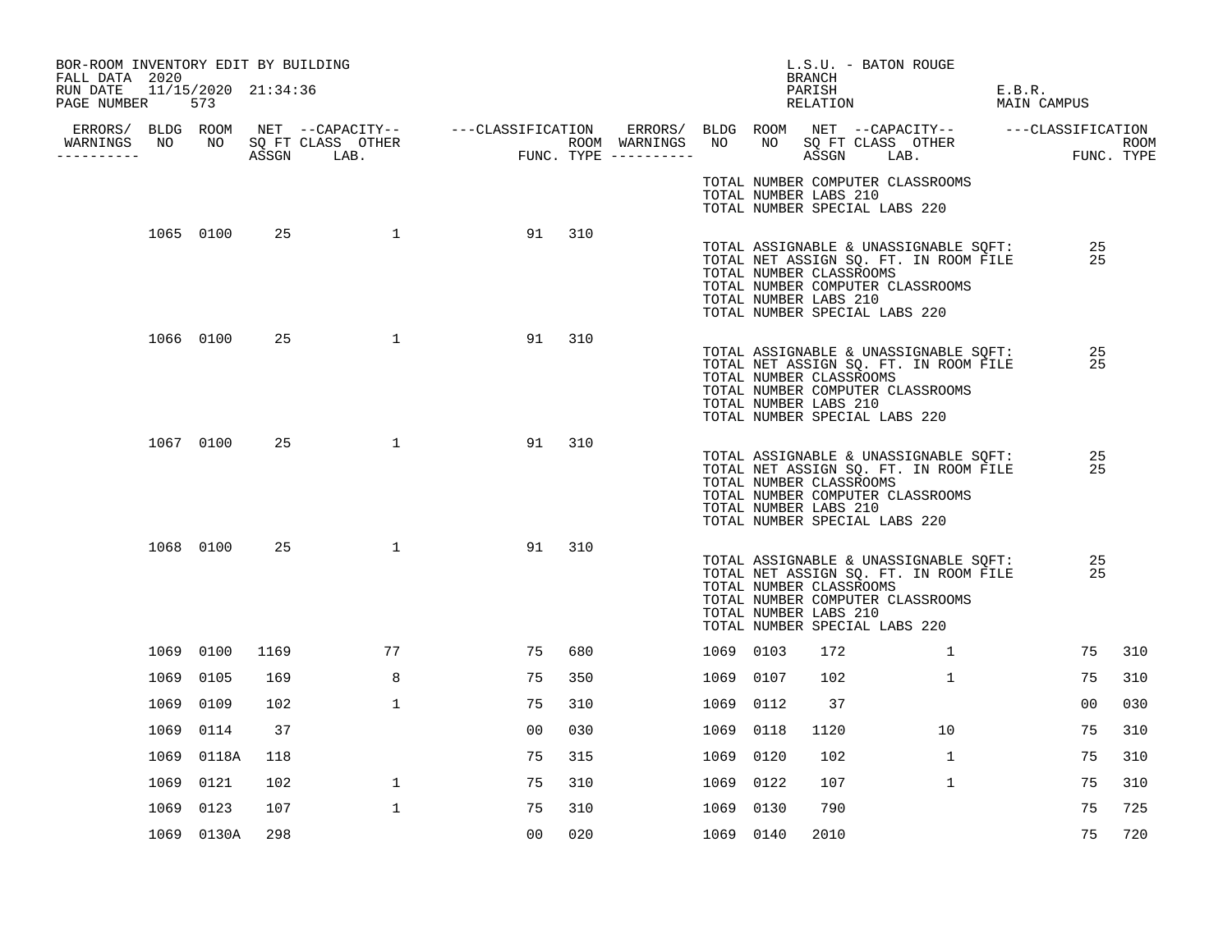BOR-ROOM INVENTORY EDIT BY BUILDING
FALL DATA 2020
RUN DATE 11/15/2020 21:34:36
PAGE NUMBER 573

L.S.U. - BATON ROUGE
BRANCH
PARISH E.B.R.
RELATION MAIN CAMPUS

| ERRORS/ WARNINGS | BLDG NO | ROOM NO | NET SQ FT ASSGN | CAPACITY CLASS LAB. | CAPACITY OTHER | CLASSIFICATION FUNC. | ROOM TYPE | ERRORS/ WARNINGS | BLDG NO | ROOM NO | NET SQ FT ASSGN | CAPACITY CLASS LAB. | CAPACITY OTHER | CLASSIFICATION FUNC. | ROOM TYPE |
|---|---|---|---|---|---|---|---|---|---|---|---|---|---|---|---|
| | | | | | | | | | TOTAL NUMBER COMPUTER CLASSROOMS | | | | | | |
| | | | | | | | | | TOTAL NUMBER LABS 210 | | | | | | |
| | | | | | | | | | TOTAL NUMBER SPECIAL LABS 220 | | | | | | |
| | 1065 | 0100 | 25 | | 1 | 91 | 310 | | | | | | | | |
| | | | | | | | | | TOTAL ASSIGNABLE & UNASSIGNABLE SQFT: | | | | | 25 | |
| | | | | | | | | | TOTAL NET ASSIGN SQ. FT. IN ROOM FILE | | | | | 25 | |
| | | | | | | | | | TOTAL NUMBER CLASSROOMS | | | | | | |
| | | | | | | | | | TOTAL NUMBER COMPUTER CLASSROOMS | | | | | | |
| | | | | | | | | | TOTAL NUMBER LABS 210 | | | | | | |
| | | | | | | | | | TOTAL NUMBER SPECIAL LABS 220 | | | | | | |
| | 1066 | 0100 | 25 | | 1 | 91 | 310 | | | | | | | | |
| | | | | | | | | | TOTAL ASSIGNABLE & UNASSIGNABLE SQFT: | | | | | 25 | |
| | | | | | | | | | TOTAL NET ASSIGN SQ. FT. IN ROOM FILE | | | | | 25 | |
| | | | | | | | | | TOTAL NUMBER CLASSROOMS | | | | | | |
| | | | | | | | | | TOTAL NUMBER COMPUTER CLASSROOMS | | | | | | |
| | | | | | | | | | TOTAL NUMBER LABS 210 | | | | | | |
| | | | | | | | | | TOTAL NUMBER SPECIAL LABS 220 | | | | | | |
| | 1067 | 0100 | 25 | | 1 | 91 | 310 | | | | | | | | |
| | | | | | | | | | TOTAL ASSIGNABLE & UNASSIGNABLE SQFT: | | | | | 25 | |
| | | | | | | | | | TOTAL NET ASSIGN SQ. FT. IN ROOM FILE | | | | | 25 | |
| | | | | | | | | | TOTAL NUMBER CLASSROOMS | | | | | | |
| | | | | | | | | | TOTAL NUMBER COMPUTER CLASSROOMS | | | | | | |
| | | | | | | | | | TOTAL NUMBER LABS 210 | | | | | | |
| | | | | | | | | | TOTAL NUMBER SPECIAL LABS 220 | | | | | | |
| | 1068 | 0100 | 25 | | 1 | 91 | 310 | | | | | | | | |
| | | | | | | | | | TOTAL ASSIGNABLE & UNASSIGNABLE SQFT: | | | | | 25 | |
| | | | | | | | | | TOTAL NET ASSIGN SQ. FT. IN ROOM FILE | | | | | 25 | |
| | | | | | | | | | TOTAL NUMBER CLASSROOMS | | | | | | |
| | | | | | | | | | TOTAL NUMBER COMPUTER CLASSROOMS | | | | | | |
| | | | | | | | | | TOTAL NUMBER LABS 210 | | | | | | |
| | | | | | | | | | TOTAL NUMBER SPECIAL LABS 220 | | | | | | |
| | 1069 | 0100 | 1169 | | 77 | 75 | 680 | | 1069 | 0103 | 172 | | 1 | 75 | 310 |
| | 1069 | 0105 | 169 | | 8 | 75 | 350 | | 1069 | 0107 | 102 | | 1 | 75 | 310 |
| | 1069 | 0109 | 102 | | 1 | 75 | 310 | | 1069 | 0112 | 37 | | | 00 | 030 |
| | 1069 | 0114 | 37 | | | 00 | 030 | | 1069 | 0118 | 1120 | | 10 | 75 | 310 |
| | 1069 | 0118A | 118 | | | 75 | 315 | | 1069 | 0120 | 102 | | 1 | 75 | 310 |
| | 1069 | 0121 | 102 | | 1 | 75 | 310 | | 1069 | 0122 | 107 | | 1 | 75 | 310 |
| | 1069 | 0123 | 107 | | 1 | 75 | 310 | | 1069 | 0130 | 790 | | | 75 | 725 |
| | 1069 | 0130A | 298 | | | 00 | 020 | | 1069 | 0140 | 2010 | | | 75 | 720 |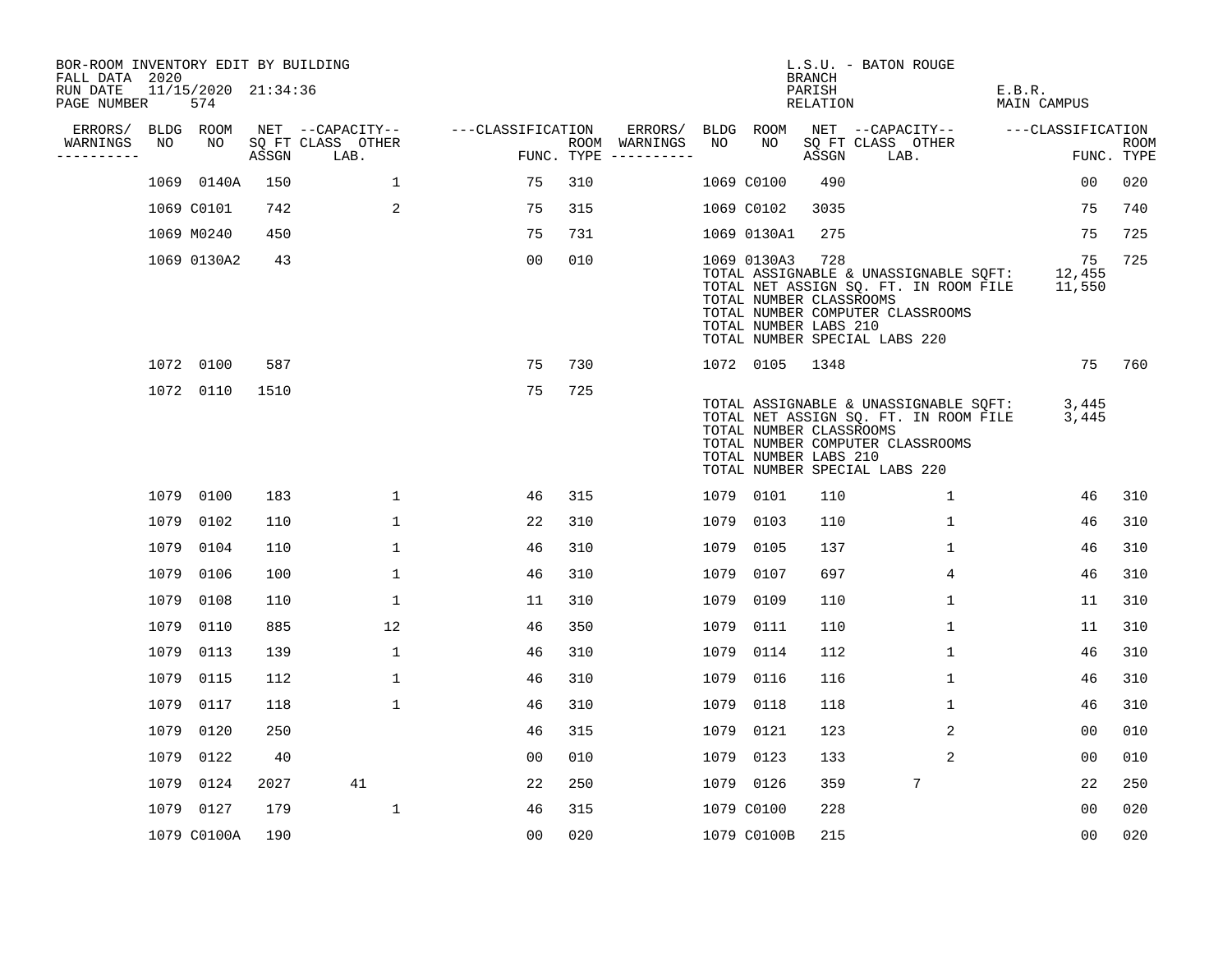BOR-ROOM INVENTORY EDIT BY BUILDING
FALL DATA 2020
RUN DATE 11/15/2020 21:34:36

L.S.U. - BATON ROUGE
BRANCH
PARISH E.B.R.
RELATION MAIN CAMPUS

| ERRORS/ WARNINGS | BLDG NO | ROOM NO | NET SQ FT ASSGN | CAPACITY CLASS LAB. | CAPACITY OTHER | CLASSIFICATION FUNC. | ROOM TYPE | ERRORS/ WARNINGS | BLDG NO | ROOM NO | NET SQ FT ASSGN | CAPACITY CLASS LAB. | CAPACITY OTHER | CLASSIFICATION FUNC. | ROOM TYPE |
|---|---|---|---|---|---|---|---|---|---|---|---|---|---|---|---|
| | 1069 | 0140A | 150 | | 1 | 75 | 310 | | 1069 | C0100 | 490 | | | 00 | 020 |
| | 1069 | C0101 | 742 | | 2 | 75 | 315 | | 1069 | C0102 | 3035 | | | 75 | 740 |
| | 1069 | M0240 | 450 | | | 75 | 731 | | 1069 | 0130A1 | 275 | | | 75 | 725 |
| | 1069 | 0130A2 | 43 | | | 00 | 010 | | 1069 | 0130A3 | 728 | | | 75 | 725 |

TOTAL ASSIGNABLE & UNASSIGNABLE SQFT: 12,455
TOTAL NET ASSIGN SQ. FT. IN ROOM FILE 11,550
TOTAL NUMBER CLASSROOMS
TOTAL NUMBER COMPUTER CLASSROOMS
TOTAL NUMBER LABS 210
TOTAL NUMBER SPECIAL LABS 220

| ERRORS/ WARNINGS | BLDG NO | ROOM NO | NET SQ FT ASSGN | CAPACITY CLASS LAB. | CAPACITY OTHER | CLASSIFICATION FUNC. | ROOM TYPE | ERRORS/ WARNINGS | BLDG NO | ROOM NO | NET SQ FT ASSGN | CAPACITY CLASS LAB. | CAPACITY OTHER | CLASSIFICATION FUNC. | ROOM TYPE |
|---|---|---|---|---|---|---|---|---|---|---|---|---|---|---|---|
| | 1072 | 0100 | 587 | | | 75 | 730 | | 1072 | 0105 | 1348 | | | 75 | 760 |
| | 1072 | 0110 | 1510 | | | 75 | 725 | | | | | | | | |

TOTAL ASSIGNABLE & UNASSIGNABLE SQFT: 3,445
TOTAL NET ASSIGN SQ. FT. IN ROOM FILE 3,445
TOTAL NUMBER CLASSROOMS
TOTAL NUMBER COMPUTER CLASSROOMS
TOTAL NUMBER LABS 210
TOTAL NUMBER SPECIAL LABS 220

| ERRORS/ WARNINGS | BLDG NO | ROOM NO | NET SQ FT ASSGN | CAPACITY CLASS LAB. | CAPACITY OTHER | CLASSIFICATION FUNC. | ROOM TYPE | ERRORS/ WARNINGS | BLDG NO | ROOM NO | NET SQ FT ASSGN | CAPACITY CLASS LAB. | CAPACITY OTHER | CLASSIFICATION FUNC. | ROOM TYPE |
|---|---|---|---|---|---|---|---|---|---|---|---|---|---|---|---|
| | 1079 | 0100 | 183 | | 1 | 46 | 315 | | 1079 | 0101 | 110 | | 1 | 46 | 310 |
| | 1079 | 0102 | 110 | | 1 | 22 | 310 | | 1079 | 0103 | 110 | | 1 | 46 | 310 |
| | 1079 | 0104 | 110 | | 1 | 46 | 310 | | 1079 | 0105 | 137 | | 1 | 46 | 310 |
| | 1079 | 0106 | 100 | | 1 | 46 | 310 | | 1079 | 0107 | 697 | | 4 | 46 | 310 |
| | 1079 | 0108 | 110 | | 1 | 11 | 310 | | 1079 | 0109 | 110 | | 1 | 11 | 310 |
| | 1079 | 0110 | 885 | | 12 | 46 | 350 | | 1079 | 0111 | 110 | | 1 | 11 | 310 |
| | 1079 | 0113 | 139 | | 1 | 46 | 310 | | 1079 | 0114 | 112 | | 1 | 46 | 310 |
| | 1079 | 0115 | 112 | | 1 | 46 | 310 | | 1079 | 0116 | 116 | | 1 | 46 | 310 |
| | 1079 | 0117 | 118 | | 1 | 46 | 310 | | 1079 | 0118 | 118 | | 1 | 46 | 310 |
| | 1079 | 0120 | 250 | | | 46 | 315 | | 1079 | 0121 | 123 | | 2 | 00 | 010 |
| | 1079 | 0122 | 40 | | | 00 | 010 | | 1079 | 0123 | 133 | | 2 | 00 | 010 |
| | 1079 | 0124 | 2027 | 41 | | 22 | 250 | | 1079 | 0126 | 359 | 7 | | 22 | 250 |
| | 1079 | 0127 | 179 | | 1 | 46 | 315 | | 1079 | C0100 | 228 | | | 00 | 020 |
| | 1079 | C0100A | 190 | | | 00 | 020 | | 1079 | C0100B | 215 | | | 00 | 020 |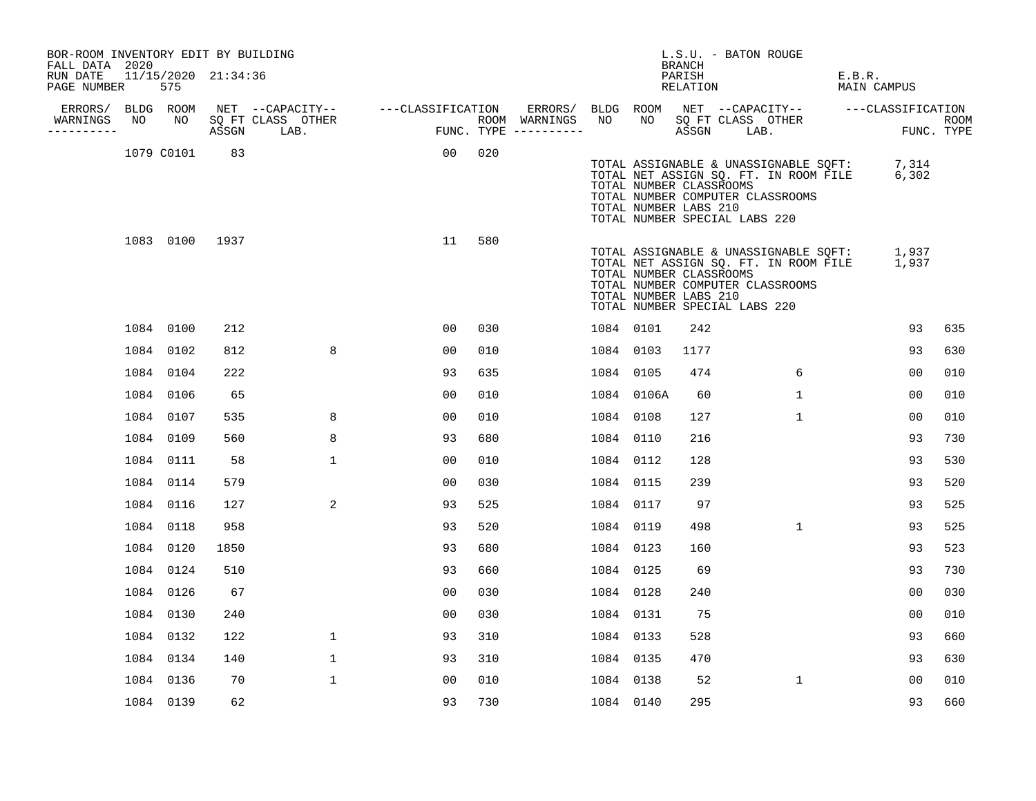BOR-ROOM INVENTORY EDIT BY BUILDING
FALL DATA 2020
RUN DATE 11/15/2020 21:34:36
PAGE NUMBER 575

L.S.U. - BATON ROUGE
BRANCH
PARISH E.B.R.
RELATION MAIN CAMPUS

| ERRORS/ WARNINGS | BLDG NO | ROOM NO | NET SQ FT ASSGN | CAPACITY CLASS LAB. | CAPACITY OTHER | CLASSIFICATION FUNC. | ROOM TYPE | ERRORS/ WARNINGS | BLDG NO | ROOM NO | NET SQ FT ASSGN | CAPACITY CLASS LAB. | CAPACITY OTHER | CLASSIFICATION FUNC. | ROOM TYPE |
|---|---|---|---|---|---|---|---|---|---|---|---|---|---|---|---|
| | 1079 | C0101 | 83 | | | 00 | 020 | | | | | | | | |

TOTAL ASSIGNABLE & UNASSIGNABLE SQFT: 7,314
TOTAL NET ASSIGN SQ. FT. IN ROOM FILE 6,302
TOTAL NUMBER CLASSROOMS
TOTAL NUMBER COMPUTER CLASSROOMS
TOTAL NUMBER LABS 210
TOTAL NUMBER SPECIAL LABS 220

| ERRORS/ WARNINGS | BLDG NO | ROOM NO | NET SQ FT ASSGN | CAPACITY CLASS LAB. | CAPACITY OTHER | CLASSIFICATION FUNC. | ROOM TYPE | ERRORS/ WARNINGS | BLDG NO | ROOM NO | NET SQ FT ASSGN | CAPACITY CLASS LAB. | CAPACITY OTHER | CLASSIFICATION FUNC. | ROOM TYPE |
|---|---|---|---|---|---|---|---|---|---|---|---|---|---|---|---|
| | 1083 | 0100 | 1937 | | | 11 | 580 | | | | | | | | |

TOTAL ASSIGNABLE & UNASSIGNABLE SQFT: 1,937
TOTAL NET ASSIGN SQ. FT. IN ROOM FILE 1,937
TOTAL NUMBER CLASSROOMS
TOTAL NUMBER COMPUTER CLASSROOMS
TOTAL NUMBER LABS 210
TOTAL NUMBER SPECIAL LABS 220

| ERRORS/ WARNINGS | BLDG NO | ROOM NO | NET SQ FT ASSGN | CAPACITY CLASS LAB. | CAPACITY OTHER | CLASSIFICATION FUNC. | ROOM TYPE | ERRORS/ WARNINGS | BLDG NO | ROOM NO | NET SQ FT ASSGN | CAPACITY CLASS LAB. | CAPACITY OTHER | CLASSIFICATION FUNC. | ROOM TYPE |
|---|---|---|---|---|---|---|---|---|---|---|---|---|---|---|---|
| | 1084 | 0100 | 212 | | | 00 | 030 | | 1084 | 0101 | 242 | | | 93 | 635 |
| | 1084 | 0102 | 812 | | 8 | 00 | 010 | | 1084 | 0103 | 1177 | | | 93 | 630 |
| | 1084 | 0104 | 222 | | | 93 | 635 | | 1084 | 0105 | 474 | | 6 | 00 | 010 |
| | 1084 | 0106 | 65 | | | 00 | 010 | | 1084 | 0106A | 60 | | 1 | 00 | 010 |
| | 1084 | 0107 | 535 | | 8 | 00 | 010 | | 1084 | 0108 | 127 | | 1 | 00 | 010 |
| | 1084 | 0109 | 560 | | 8 | 93 | 680 | | 1084 | 0110 | 216 | | | 93 | 730 |
| | 1084 | 0111 | 58 | | 1 | 00 | 010 | | 1084 | 0112 | 128 | | | 93 | 530 |
| | 1084 | 0114 | 579 | | | 00 | 030 | | 1084 | 0115 | 239 | | | 93 | 520 |
| | 1084 | 0116 | 127 | | 2 | 93 | 525 | | 1084 | 0117 | 97 | | | 93 | 525 |
| | 1084 | 0118 | 958 | | | 93 | 520 | | 1084 | 0119 | 498 | | 1 | 93 | 525 |
| | 1084 | 0120 | 1850 | | | 93 | 680 | | 1084 | 0123 | 160 | | | 93 | 523 |
| | 1084 | 0124 | 510 | | | 93 | 660 | | 1084 | 0125 | 69 | | | 93 | 730 |
| | 1084 | 0126 | 67 | | | 00 | 030 | | 1084 | 0128 | 240 | | | 00 | 030 |
| | 1084 | 0130 | 240 | | | 00 | 030 | | 1084 | 0131 | 75 | | | 00 | 010 |
| | 1084 | 0132 | 122 | | 1 | 93 | 310 | | 1084 | 0133 | 528 | | | 93 | 660 |
| | 1084 | 0134 | 140 | | 1 | 93 | 310 | | 1084 | 0135 | 470 | | | 93 | 630 |
| | 1084 | 0136 | 70 | | 1 | 00 | 010 | | 1084 | 0138 | 52 | | 1 | 00 | 010 |
| | 1084 | 0139 | 62 | | | 93 | 730 | | 1084 | 0140 | 295 | | | 93 | 660 |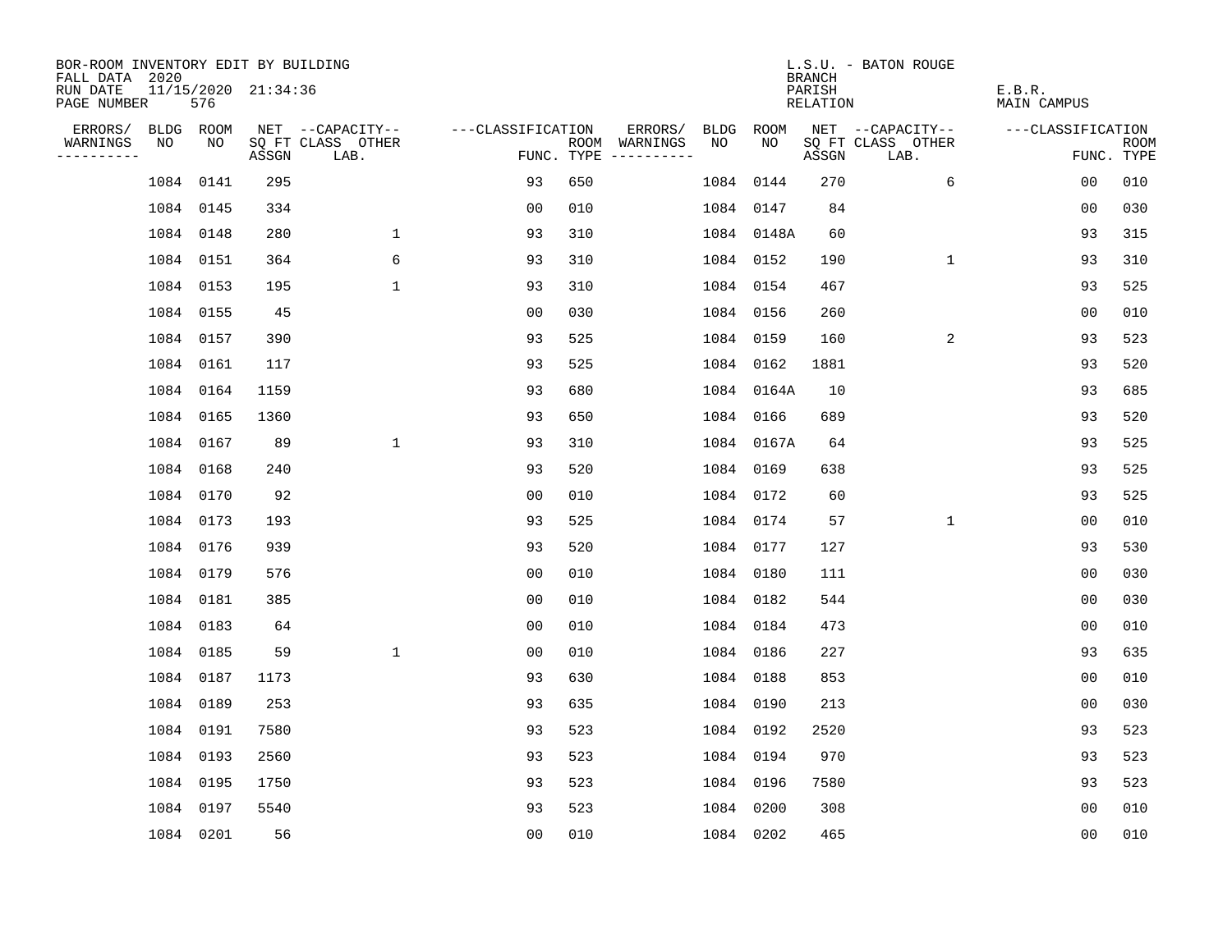BOR-ROOM INVENTORY EDIT BY BUILDING
FALL DATA 2020
RUN DATE 11/15/2020 21:34:36
PAGE NUMBER 576

L.S.U. - BATON ROUGE
BRANCH
PARISH E.B.R.
RELATION MAIN CAMPUS

| ERRORS/ WARNINGS | BLDG NO | ROOM NO | NET SQ FT ASSGN | CAPACITY-- CLASS LAB. | OTHER | ---CLASSIFICATION FUNC. | ROOM TYPE | ERRORS/ WARNINGS | BLDG NO | ROOM NO | NET SQ FT ASSGN | CAPACITY-- CLASS LAB. | OTHER | ---CLASSIFICATION FUNC. | ROOM TYPE |
|---|---|---|---|---|---|---|---|---|---|---|---|---|---|---|---|
| | 1084 | 0141 | 295 | | | 93 | 650 | | 1084 | 0144 | 270 | | 6 | 00 | 010 |
| | 1084 | 0145 | 334 | | | 00 | 010 | | 1084 | 0147 | 84 | | | 00 | 030 |
| | 1084 | 0148 | 280 | | 1 | 93 | 310 | | 1084 | 0148A | 60 | | | 93 | 315 |
| | 1084 | 0151 | 364 | | 6 | 93 | 310 | | 1084 | 0152 | 190 | | 1 | 93 | 310 |
| | 1084 | 0153 | 195 | | 1 | 93 | 310 | | 1084 | 0154 | 467 | | | 93 | 525 |
| | 1084 | 0155 | 45 | | | 00 | 030 | | 1084 | 0156 | 260 | | | 00 | 010 |
| | 1084 | 0157 | 390 | | | 93 | 525 | | 1084 | 0159 | 160 | | 2 | 93 | 523 |
| | 1084 | 0161 | 117 | | | 93 | 525 | | 1084 | 0162 | 1881 | | | 93 | 520 |
| | 1084 | 0164 | 1159 | | | 93 | 680 | | 1084 | 0164A | 10 | | | 93 | 685 |
| | 1084 | 0165 | 1360 | | | 93 | 650 | | 1084 | 0166 | 689 | | | 93 | 520 |
| | 1084 | 0167 | 89 | | 1 | 93 | 310 | | 1084 | 0167A | 64 | | | 93 | 525 |
| | 1084 | 0168 | 240 | | | 93 | 520 | | 1084 | 0169 | 638 | | | 93 | 525 |
| | 1084 | 0170 | 92 | | | 00 | 010 | | 1084 | 0172 | 60 | | | 93 | 525 |
| | 1084 | 0173 | 193 | | | 93 | 525 | | 1084 | 0174 | 57 | | 1 | 00 | 010 |
| | 1084 | 0176 | 939 | | | 93 | 520 | | 1084 | 0177 | 127 | | | 93 | 530 |
| | 1084 | 0179 | 576 | | | 00 | 010 | | 1084 | 0180 | 111 | | | 00 | 030 |
| | 1084 | 0181 | 385 | | | 00 | 010 | | 1084 | 0182 | 544 | | | 00 | 030 |
| | 1084 | 0183 | 64 | | | 00 | 010 | | 1084 | 0184 | 473 | | | 00 | 010 |
| | 1084 | 0185 | 59 | | 1 | 00 | 010 | | 1084 | 0186 | 227 | | | 93 | 635 |
| | 1084 | 0187 | 1173 | | | 93 | 630 | | 1084 | 0188 | 853 | | | 00 | 010 |
| | 1084 | 0189 | 253 | | | 93 | 635 | | 1084 | 0190 | 213 | | | 00 | 030 |
| | 1084 | 0191 | 7580 | | | 93 | 523 | | 1084 | 0192 | 2520 | | | 93 | 523 |
| | 1084 | 0193 | 2560 | | | 93 | 523 | | 1084 | 0194 | 970 | | | 93 | 523 |
| | 1084 | 0195 | 1750 | | | 93 | 523 | | 1084 | 0196 | 7580 | | | 93 | 523 |
| | 1084 | 0197 | 5540 | | | 93 | 523 | | 1084 | 0200 | 308 | | | 00 | 010 |
| | 1084 | 0201 | 56 | | | 00 | 010 | | 1084 | 0202 | 465 | | | 00 | 010 |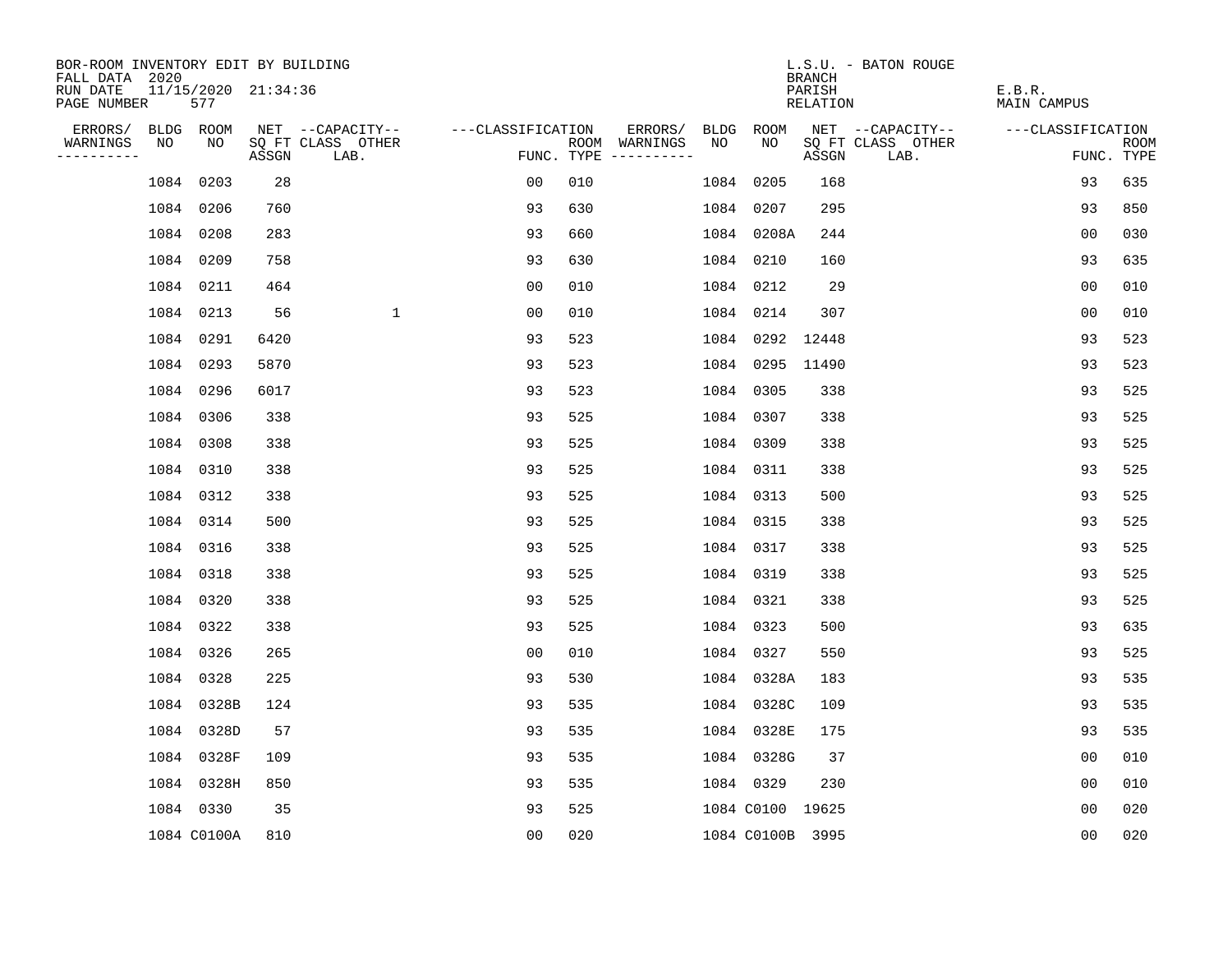BOR-ROOM INVENTORY EDIT BY BUILDING
FALL DATA 2020
RUN DATE 11/15/2020 21:34:36
PAGE NUMBER 577

L.S.U. - BATON ROUGE
BRANCH
PARISH E.B.R.
RELATION MAIN CAMPUS

| ERRORS/ WARNINGS | BLDG NO | ROOM NO | NET SQ FT ASSGN | CAPACITY CLASS LAB. | CAPACITY OTHER | CLASSIFICATION FUNC. | ROOM TYPE | ERRORS/ WARNINGS | BLDG NO | ROOM NO | NET SQ FT ASSGN | CAPACITY CLASS LAB. | CAPACITY OTHER | CLASSIFICATION FUNC. | ROOM TYPE |
|---|---|---|---|---|---|---|---|---|---|---|---|---|---|---|---|
| | 1084 | 0203 | 28 | | | 00 | 010 | | 1084 | 0205 | 168 | | | 93 | 635 |
| | 1084 | 0206 | 760 | | | 93 | 630 | | 1084 | 0207 | 295 | | | 93 | 850 |
| | 1084 | 0208 | 283 | | | 93 | 660 | | 1084 | 0208A | 244 | | | 00 | 030 |
| | 1084 | 0209 | 758 | | | 93 | 630 | | 1084 | 0210 | 160 | | | 93 | 635 |
| | 1084 | 0211 | 464 | | | 00 | 010 | | 1084 | 0212 | 29 | | | 00 | 010 |
| | 1084 | 0213 | 56 | | 1 | 00 | 010 | | 1084 | 0214 | 307 | | | 00 | 010 |
| | 1084 | 0291 | 6420 | | | 93 | 523 | | 1084 | 0292 | 12448 | | | 93 | 523 |
| | 1084 | 0293 | 5870 | | | 93 | 523 | | 1084 | 0295 | 11490 | | | 93 | 523 |
| | 1084 | 0296 | 6017 | | | 93 | 523 | | 1084 | 0305 | 338 | | | 93 | 525 |
| | 1084 | 0306 | 338 | | | 93 | 525 | | 1084 | 0307 | 338 | | | 93 | 525 |
| | 1084 | 0308 | 338 | | | 93 | 525 | | 1084 | 0309 | 338 | | | 93 | 525 |
| | 1084 | 0310 | 338 | | | 93 | 525 | | 1084 | 0311 | 338 | | | 93 | 525 |
| | 1084 | 0312 | 338 | | | 93 | 525 | | 1084 | 0313 | 500 | | | 93 | 525 |
| | 1084 | 0314 | 500 | | | 93 | 525 | | 1084 | 0315 | 338 | | | 93 | 525 |
| | 1084 | 0316 | 338 | | | 93 | 525 | | 1084 | 0317 | 338 | | | 93 | 525 |
| | 1084 | 0318 | 338 | | | 93 | 525 | | 1084 | 0319 | 338 | | | 93 | 525 |
| | 1084 | 0320 | 338 | | | 93 | 525 | | 1084 | 0321 | 338 | | | 93 | 525 |
| | 1084 | 0322 | 338 | | | 93 | 525 | | 1084 | 0323 | 500 | | | 93 | 635 |
| | 1084 | 0326 | 265 | | | 00 | 010 | | 1084 | 0327 | 550 | | | 93 | 525 |
| | 1084 | 0328 | 225 | | | 93 | 530 | | 1084 | 0328A | 183 | | | 93 | 535 |
| | 1084 | 0328B | 124 | | | 93 | 535 | | 1084 | 0328C | 109 | | | 93 | 535 |
| | 1084 | 0328D | 57 | | | 93 | 535 | | 1084 | 0328E | 175 | | | 93 | 535 |
| | 1084 | 0328F | 109 | | | 93 | 535 | | 1084 | 0328G | 37 | | | 00 | 010 |
| | 1084 | 0328H | 850 | | | 93 | 535 | | 1084 | 0329 | 230 | | | 00 | 010 |
| | 1084 | 0330 | 35 | | | 93 | 525 | | 1084 | C0100 | 19625 | | | 00 | 020 |
| | 1084 | C0100A | 810 | | | 00 | 020 | | 1084 | C0100B | 3995 | | | 00 | 020 |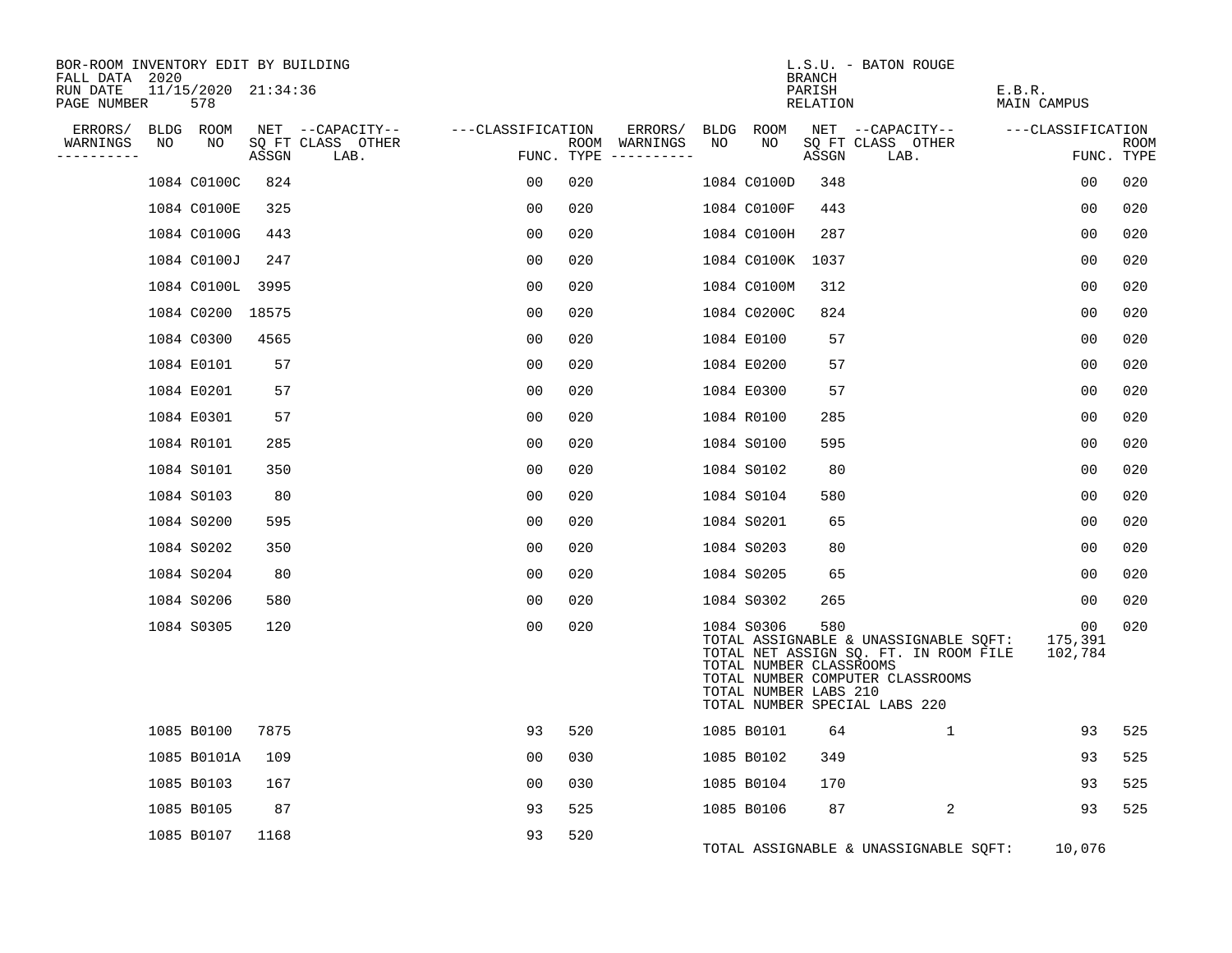BOR-ROOM INVENTORY EDIT BY BUILDING
FALL DATA 2020
RUN DATE 11/15/2020 21:34:36
PAGE NUMBER 578

L.S.U. - BATON ROUGE
BRANCH
PARISH E.B.R.
RELATION MAIN CAMPUS

| ERRORS/ WARNINGS | BLDG NO | ROOM NO | NET SQ FT ASSGN | CAPACITY CLASS | CAPACITY LAB. | CAPACITY OTHER | CLASSIFICATION FUNC. | ROOM TYPE | ERRORS/ WARNINGS | BLDG NO | ROOM NO | NET SQ FT ASSGN | CAPACITY CLASS | CAPACITY LAB. | CAPACITY OTHER | CLASSIFICATION FUNC. | ROOM TYPE |
|---|---|---|---|---|---|---|---|---|---|---|---|---|---|---|---|---|---|
| | 1084 | C0100C | 824 | | | | 00 | 020 | | 1084 | C0100D | 348 | | | | 00 | 020 |
| | 1084 | C0100E | 325 | | | | 00 | 020 | | 1084 | C0100F | 443 | | | | 00 | 020 |
| | 1084 | C0100G | 443 | | | | 00 | 020 | | 1084 | C0100H | 287 | | | | 00 | 020 |
| | 1084 | C0100J | 247 | | | | 00 | 020 | | 1084 | C0100K | 1037 | | | | 00 | 020 |
| | 1084 | C0100L | 3995 | | | | 00 | 020 | | 1084 | C0100M | 312 | | | | 00 | 020 |
| | 1084 | C0200 | 18575 | | | | 00 | 020 | | 1084 | C0200C | 824 | | | | 00 | 020 |
| | 1084 | C0300 | 4565 | | | | 00 | 020 | | 1084 | E0100 | 57 | | | | 00 | 020 |
| | 1084 | E0101 | 57 | | | | 00 | 020 | | 1084 | E0200 | 57 | | | | 00 | 020 |
| | 1084 | E0201 | 57 | | | | 00 | 020 | | 1084 | E0300 | 57 | | | | 00 | 020 |
| | 1084 | E0301 | 57 | | | | 00 | 020 | | 1084 | R0100 | 285 | | | | 00 | 020 |
| | 1084 | R0101 | 285 | | | | 00 | 020 | | 1084 | S0100 | 595 | | | | 00 | 020 |
| | 1084 | S0101 | 350 | | | | 00 | 020 | | 1084 | S0102 | 80 | | | | 00 | 020 |
| | 1084 | S0103 | 80 | | | | 00 | 020 | | 1084 | S0104 | 580 | | | | 00 | 020 |
| | 1084 | S0200 | 595 | | | | 00 | 020 | | 1084 | S0201 | 65 | | | | 00 | 020 |
| | 1084 | S0202 | 350 | | | | 00 | 020 | | 1084 | S0203 | 80 | | | | 00 | 020 |
| | 1084 | S0204 | 80 | | | | 00 | 020 | | 1084 | S0205 | 65 | | | | 00 | 020 |
| | 1084 | S0206 | 580 | | | | 00 | 020 | | 1084 | S0302 | 265 | | | | 00 | 020 |
| | 1084 | S0305 | 120 | | | | 00 | 020 | | 1084 | S0306 | 580 | | | | 00 | 020 |

TOTAL ASSIGNABLE & UNASSIGNABLE SQFT: 175,391
TOTAL NET ASSIGN SQ. FT. IN ROOM FILE 102,784
TOTAL NUMBER CLASSROOMS
TOTAL NUMBER COMPUTER CLASSROOMS
TOTAL NUMBER LABS 210
TOTAL NUMBER SPECIAL LABS 220

| ERRORS/ WARNINGS | BLDG NO | ROOM NO | NET SQ FT ASSGN | CAPACITY CLASS | CAPACITY LAB. | CAPACITY OTHER | CLASSIFICATION FUNC. | ROOM TYPE | ERRORS/ WARNINGS | BLDG NO | ROOM NO | NET SQ FT ASSGN | CAPACITY CLASS | CAPACITY LAB. | CAPACITY OTHER | CLASSIFICATION FUNC. | ROOM TYPE |
|---|---|---|---|---|---|---|---|---|---|---|---|---|---|---|---|---|---|
| | 1085 | B0100 | 7875 | | | | 93 | 520 | | 1085 | B0101 | 64 | | | 1 | 93 | 525 |
| | 1085 | B0101A | 109 | | | | 00 | 030 | | 1085 | B0102 | 349 | | | | 93 | 525 |
| | 1085 | B0103 | 167 | | | | 00 | 030 | | 1085 | B0104 | 170 | | | | 93 | 525 |
| | 1085 | B0105 | 87 | | | | 93 | 525 | | 1085 | B0106 | 87 | | | 2 | 93 | 525 |
| | 1085 | B0107 | 1168 | | | | 93 | 520 | | | | | | | | | |

TOTAL ASSIGNABLE & UNASSIGNABLE SQFT: 10,076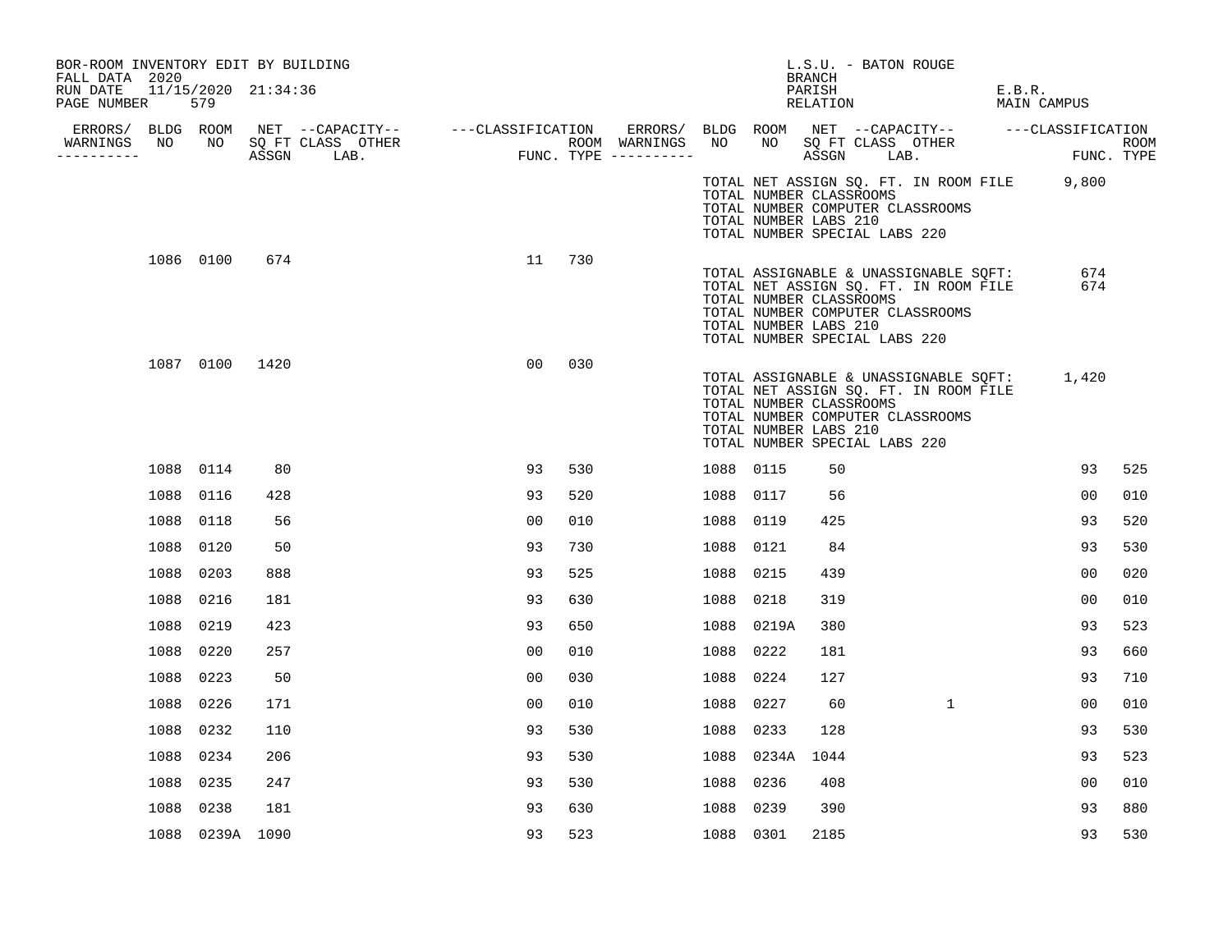BOR-ROOM INVENTORY EDIT BY BUILDING
FALL DATA 2020
RUN DATE 11/15/2020 21:34:36
PAGE NUMBER 579

L.S.U. - BATON ROUGE
BRANCH
PARISH E.B.R.
RELATION MAIN CAMPUS

| ERRORS/ WARNINGS | BLDG NO | ROOM NO | NET SQ FT ASSGN | CAPACITY CLASS | CAPACITY LAB. | OTHER | CLASSIFICATION FUNC. | ROOM TYPE | ERRORS/ WARNINGS | BLDG NO | ROOM NO | NET SQ FT ASSGN | CAPACITY CLASS | CAPACITY LAB. | OTHER | CLASSIFICATION FUNC. | ROOM TYPE |
|---|---|---|---|---|---|---|---|---|---|---|---|---|---|---|---|---|---|
| | | | | | | | | | | | TOTAL NET ASSIGN SQ. FT. IN ROOM FILE | | | | | 9,800 | |
| | | | | | | | | | | | TOTAL NUMBER CLASSROOMS | | | | | | |
| | | | | | | | | | | | TOTAL NUMBER COMPUTER CLASSROOMS | | | | | | |
| | | | | | | | | | | | TOTAL NUMBER LABS 210 | | | | | | |
| | | | | | | | | | | | TOTAL NUMBER SPECIAL LABS 220 | | | | | | |
| | 1086 | 0100 | 674 | | | | 11 | 730 | | | | | | | | | |
| | | | | | | | | | | | TOTAL ASSIGNABLE & UNASSIGNABLE SQFT: | | | | | 674 | |
| | | | | | | | | | | | TOTAL NET ASSIGN SQ. FT. IN ROOM FILE | | | | | 674 | |
| | | | | | | | | | | | TOTAL NUMBER CLASSROOMS | | | | | | |
| | | | | | | | | | | | TOTAL NUMBER COMPUTER CLASSROOMS | | | | | | |
| | | | | | | | | | | | TOTAL NUMBER LABS 210 | | | | | | |
| | | | | | | | | | | | TOTAL NUMBER SPECIAL LABS 220 | | | | | | |
| | 1087 | 0100 | 1420 | | | | 00 | 030 | | | | | | | | | |
| | | | | | | | | | | | TOTAL ASSIGNABLE & UNASSIGNABLE SQFT: | | | | | 1,420 | |
| | | | | | | | | | | | TOTAL NET ASSIGN SQ. FT. IN ROOM FILE | | | | | | |
| | | | | | | | | | | | TOTAL NUMBER CLASSROOMS | | | | | | |
| | | | | | | | | | | | TOTAL NUMBER COMPUTER CLASSROOMS | | | | | | |
| | | | | | | | | | | | TOTAL NUMBER LABS 210 | | | | | | |
| | | | | | | | | | | | TOTAL NUMBER SPECIAL LABS 220 | | | | | | |
| | 1088 | 0114 | 80 | | | | 93 | 530 | | 1088 | 0115 | 50 | | | | 93 | 525 |
| | 1088 | 0116 | 428 | | | | 93 | 520 | | 1088 | 0117 | 56 | | | | 00 | 010 |
| | 1088 | 0118 | 56 | | | | 00 | 010 | | 1088 | 0119 | 425 | | | | 93 | 520 |
| | 1088 | 0120 | 50 | | | | 93 | 730 | | 1088 | 0121 | 84 | | | | 93 | 530 |
| | 1088 | 0203 | 888 | | | | 93 | 525 | | 1088 | 0215 | 439 | | | | 00 | 020 |
| | 1088 | 0216 | 181 | | | | 93 | 630 | | 1088 | 0218 | 319 | | | | 00 | 010 |
| | 1088 | 0219 | 423 | | | | 93 | 650 | | 1088 | 0219A | 380 | | | | 93 | 523 |
| | 1088 | 0220 | 257 | | | | 00 | 010 | | 1088 | 0222 | 181 | | | | 93 | 660 |
| | 1088 | 0223 | 50 | | | | 00 | 030 | | 1088 | 0224 | 127 | | | | 93 | 710 |
| | 1088 | 0226 | 171 | | | | 00 | 010 | | 1088 | 0227 | 60 | | | 1 | 00 | 010 |
| | 1088 | 0232 | 110 | | | | 93 | 530 | | 1088 | 0233 | 128 | | | | 93 | 530 |
| | 1088 | 0234 | 206 | | | | 93 | 530 | | 1088 | 0234A | 1044 | | | | 93 | 523 |
| | 1088 | 0235 | 247 | | | | 93 | 530 | | 1088 | 0236 | 408 | | | | 00 | 010 |
| | 1088 | 0238 | 181 | | | | 93 | 630 | | 1088 | 0239 | 390 | | | | 93 | 880 |
| | 1088 | 0239A | 1090 | | | | 93 | 523 | | 1088 | 0301 | 2185 | | | | 93 | 530 |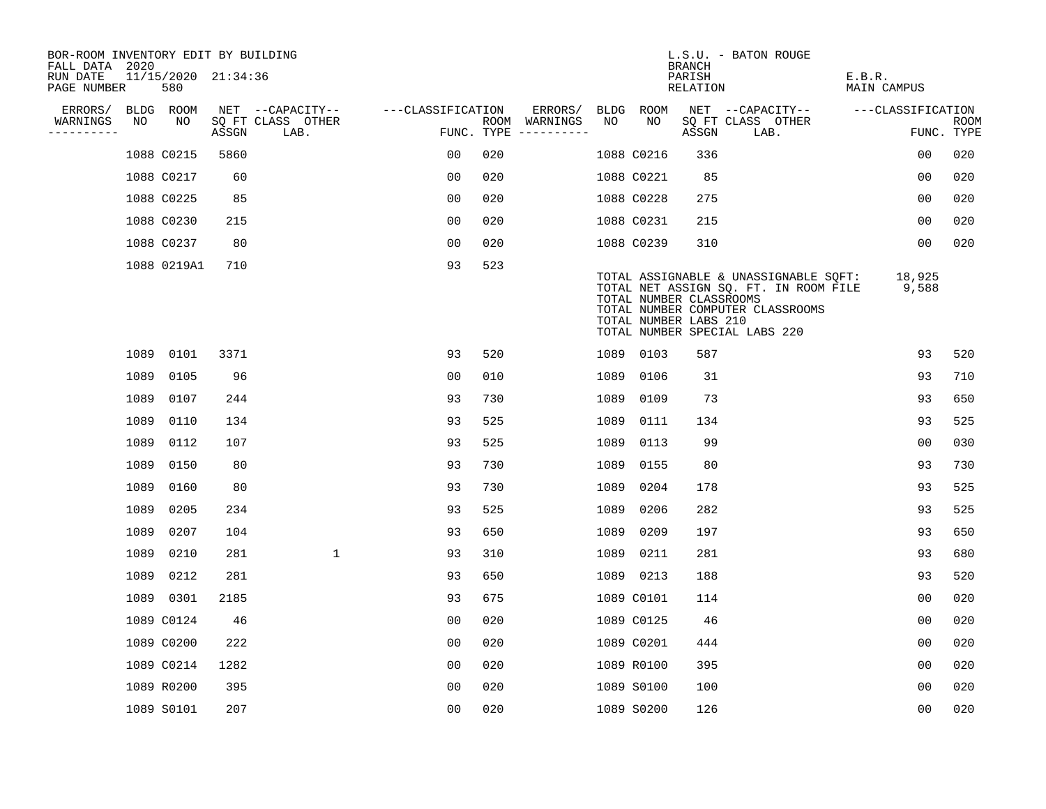BOR-ROOM INVENTORY EDIT BY BUILDING
FALL DATA 2020
RUN DATE 11/15/2020 21:34:36
PAGE NUMBER 580

L.S.U. - BATON ROUGE
BRANCH
PARISH E.B.R.
RELATION MAIN CAMPUS

| ERRORS/ WARNINGS | BLDG NO | ROOM NO | NET SQ FT ASSGN | CAPACITY CLASS LAB. | CAPACITY OTHER | CLASSIFICATION FUNC. | ROOM TYPE | ERRORS/ WARNINGS | BLDG NO | ROOM NO | NET SQ FT ASSGN | CAPACITY CLASS LAB. | CAPACITY OTHER | CLASSIFICATION FUNC. | ROOM TYPE |
|---|---|---|---|---|---|---|---|---|---|---|---|---|---|---|---|
| | 1088 | C0215 | 5860 | | | 00 | 020 | | 1088 | C0216 | 336 | | | 00 | 020 |
| | 1088 | C0217 | 60 | | | 00 | 020 | | 1088 | C0221 | 85 | | | 00 | 020 |
| | 1088 | C0225 | 85 | | | 00 | 020 | | 1088 | C0228 | 275 | | | 00 | 020 |
| | 1088 | C0230 | 215 | | | 00 | 020 | | 1088 | C0231 | 215 | | | 00 | 020 |
| | 1088 | C0237 | 80 | | | 00 | 020 | | 1088 | C0239 | 310 | | | 00 | 020 |
| | 1088 | 0219A1 | 710 | | | 93 | 523 | | | | | | | | |

TOTAL ASSIGNABLE & UNASSIGNABLE SQFT: 18,925
TOTAL NET ASSIGN SQ. FT. IN ROOM FILE 9,588
TOTAL NUMBER CLASSROOMS
TOTAL NUMBER COMPUTER CLASSROOMS
TOTAL NUMBER LABS 210
TOTAL NUMBER SPECIAL LABS 220

| ERRORS/ WARNINGS | BLDG NO | ROOM NO | NET SQ FT ASSGN | CAPACITY CLASS LAB. | CAPACITY OTHER | CLASSIFICATION FUNC. | ROOM TYPE | ERRORS/ WARNINGS | BLDG NO | ROOM NO | NET SQ FT ASSGN | CAPACITY CLASS LAB. | CAPACITY OTHER | CLASSIFICATION FUNC. | ROOM TYPE |
|---|---|---|---|---|---|---|---|---|---|---|---|---|---|---|---|
| | 1089 | 0101 | 3371 | | | 93 | 520 | | 1089 | 0103 | 587 | | | 93 | 520 |
| | 1089 | 0105 | 96 | | | 00 | 010 | | 1089 | 0106 | 31 | | | 93 | 710 |
| | 1089 | 0107 | 244 | | | 93 | 730 | | 1089 | 0109 | 73 | | | 93 | 650 |
| | 1089 | 0110 | 134 | | | 93 | 525 | | 1089 | 0111 | 134 | | | 93 | 525 |
| | 1089 | 0112 | 107 | | | 93 | 525 | | 1089 | 0113 | 99 | | | 00 | 030 |
| | 1089 | 0150 | 80 | | | 93 | 730 | | 1089 | 0155 | 80 | | | 93 | 730 |
| | 1089 | 0160 | 80 | | | 93 | 730 | | 1089 | 0204 | 178 | | | 93 | 525 |
| | 1089 | 0205 | 234 | | | 93 | 525 | | 1089 | 0206 | 282 | | | 93 | 525 |
| | 1089 | 0207 | 104 | | | 93 | 650 | | 1089 | 0209 | 197 | | | 93 | 650 |
| | 1089 | 0210 | 281 | | 1 | 93 | 310 | | 1089 | 0211 | 281 | | | 93 | 680 |
| | 1089 | 0212 | 281 | | | 93 | 650 | | 1089 | 0213 | 188 | | | 93 | 520 |
| | 1089 | 0301 | 2185 | | | 93 | 675 | | 1089 | C0101 | 114 | | | 00 | 020 |
| | 1089 | C0124 | 46 | | | 00 | 020 | | 1089 | C0125 | 46 | | | 00 | 020 |
| | 1089 | C0200 | 222 | | | 00 | 020 | | 1089 | C0201 | 444 | | | 00 | 020 |
| | 1089 | C0214 | 1282 | | | 00 | 020 | | 1089 | R0100 | 395 | | | 00 | 020 |
| | 1089 | R0200 | 395 | | | 00 | 020 | | 1089 | S0100 | 100 | | | 00 | 020 |
| | 1089 | S0101 | 207 | | | 00 | 020 | | 1089 | S0200 | 126 | | | 00 | 020 |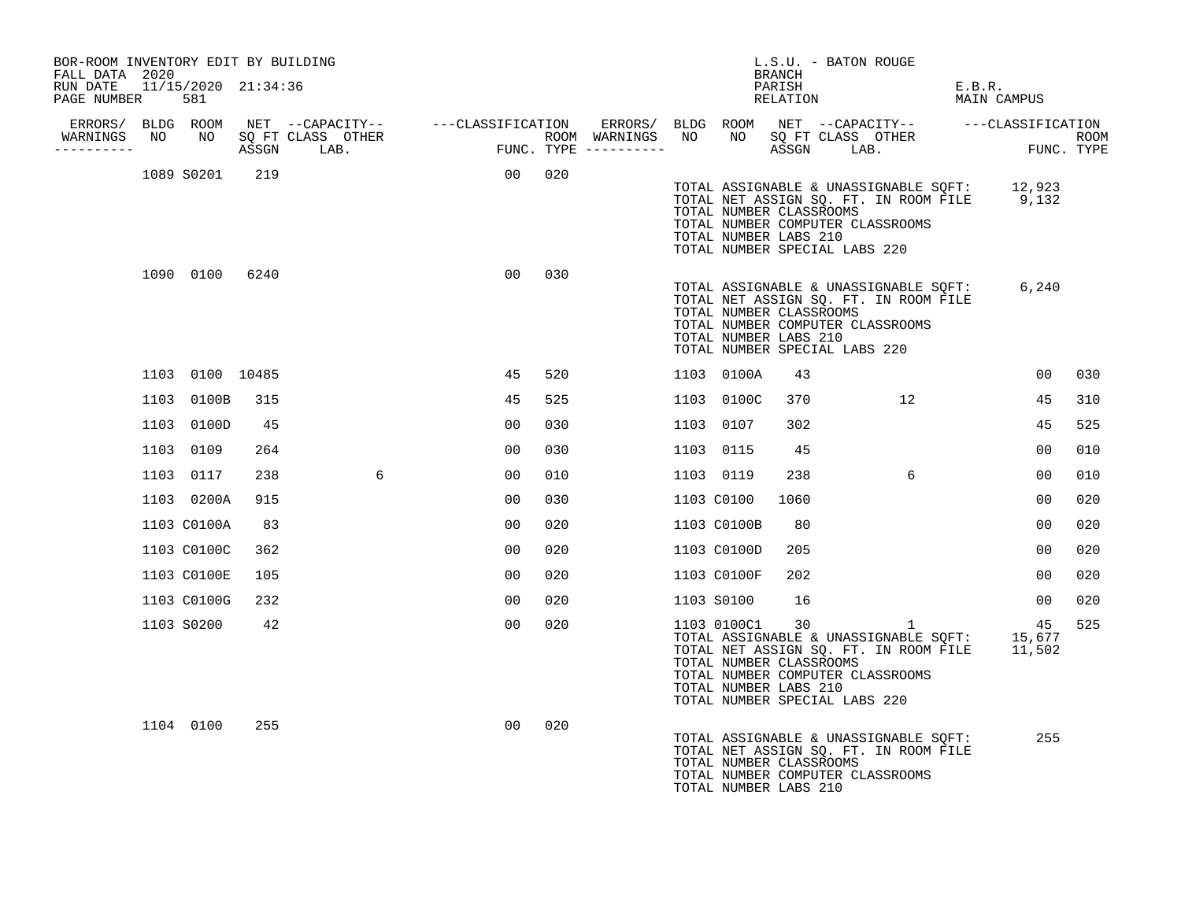BOR-ROOM INVENTORY EDIT BY BUILDING
FALL DATA 2020
RUN DATE 11/15/2020 21:34:36
PAGE NUMBER 581

L.S.U. - BATON ROUGE
BRANCH
PARISH E.B.R.
RELATION MAIN CAMPUS

| ERRORS/ WARNINGS | BLDG NO | ROOM NO | NET SQ FT ASSGN | --CAPACITY-- CLASS LAB. | OTHER | ---CLASSIFICATION FUNC. | ROOM TYPE | ERRORS/ WARNINGS | BLDG NO | ROOM NO | NET SQ FT ASSGN | --CAPACITY-- CLASS LAB. | OTHER | ---CLASSIFICATION FUNC. | ROOM TYPE |
|---|---|---|---|---|---|---|---|---|---|---|---|---|---|---|---|
| | 1089 | S0201 | 219 | | | 00 | 020 | | | | | | | | |

TOTAL ASSIGNABLE & UNASSIGNABLE SQFT: 12,923
TOTAL NET ASSIGN SQ. FT. IN ROOM FILE 9,132
TOTAL NUMBER CLASSROOMS
TOTAL NUMBER COMPUTER CLASSROOMS
TOTAL NUMBER LABS 210
TOTAL NUMBER SPECIAL LABS 220

| ERRORS/ WARNINGS | BLDG NO | ROOM NO | NET SQ FT ASSGN | --CAPACITY-- CLASS LAB. | OTHER | ---CLASSIFICATION FUNC. | ROOM TYPE | ERRORS/ WARNINGS | BLDG NO | ROOM NO | NET SQ FT ASSGN | --CAPACITY-- CLASS LAB. | OTHER | ---CLASSIFICATION FUNC. | ROOM TYPE |
|---|---|---|---|---|---|---|---|---|---|---|---|---|---|---|---|
| | 1090 | 0100 | 6240 | | | 00 | 030 | | | | | | | | |

TOTAL ASSIGNABLE & UNASSIGNABLE SQFT: 6,240
TOTAL NET ASSIGN SQ. FT. IN ROOM FILE
TOTAL NUMBER CLASSROOMS
TOTAL NUMBER COMPUTER CLASSROOMS
TOTAL NUMBER LABS 210
TOTAL NUMBER SPECIAL LABS 220

| ERRORS/ WARNINGS | BLDG NO | ROOM NO | NET SQ FT ASSGN | --CAPACITY-- CLASS LAB. | OTHER | ---CLASSIFICATION FUNC. | ROOM TYPE | ERRORS/ WARNINGS | BLDG NO | ROOM NO | NET SQ FT ASSGN | --CAPACITY-- CLASS LAB. | OTHER | ---CLASSIFICATION FUNC. | ROOM TYPE |
|---|---|---|---|---|---|---|---|---|---|---|---|---|---|---|---|
| | 1103 | 0100 | 10485 | | | 45 | 520 | | 1103 | 0100A | 43 | | | 00 | 030 |
| | 1103 | 0100B | 315 | | | 45 | 525 | | 1103 | 0100C | 370 | | 12 | 45 | 310 |
| | 1103 | 0100D | 45 | | | 00 | 030 | | 1103 | 0107 | 302 | | | 45 | 525 |
| | 1103 | 0109 | 264 | | | 00 | 030 | | 1103 | 0115 | 45 | | | 00 | 010 |
| | 1103 | 0117 | 238 | | 6 | 00 | 010 | | 1103 | 0119 | 238 | | 6 | 00 | 010 |
| | 1103 | 0200A | 915 | | | 00 | 030 | | 1103 | C0100 | 1060 | | | 00 | 020 |
| | 1103 | C0100A | 83 | | | 00 | 020 | | 1103 | C0100B | 80 | | | 00 | 020 |
| | 1103 | C0100C | 362 | | | 00 | 020 | | 1103 | C0100D | 205 | | | 00 | 020 |
| | 1103 | C0100E | 105 | | | 00 | 020 | | 1103 | C0100F | 202 | | | 00 | 020 |
| | 1103 | C0100G | 232 | | | 00 | 020 | | 1103 | S0100 | 16 | | | 00 | 020 |
| | 1103 | S0200 | 42 | | | 00 | 020 | | 1103 | 0100C1 | 30 | | 1 | 45 | 525 |

TOTAL ASSIGNABLE & UNASSIGNABLE SQFT: 15,677
TOTAL NET ASSIGN SQ. FT. IN ROOM FILE 11,502
TOTAL NUMBER CLASSROOMS
TOTAL NUMBER COMPUTER CLASSROOMS
TOTAL NUMBER LABS 210
TOTAL NUMBER SPECIAL LABS 220

| ERRORS/ WARNINGS | BLDG NO | ROOM NO | NET SQ FT ASSGN | --CAPACITY-- CLASS LAB. | OTHER | ---CLASSIFICATION FUNC. | ROOM TYPE | ERRORS/ WARNINGS | BLDG NO | ROOM NO | NET SQ FT ASSGN | --CAPACITY-- CLASS LAB. | OTHER | ---CLASSIFICATION FUNC. | ROOM TYPE |
|---|---|---|---|---|---|---|---|---|---|---|---|---|---|---|---|
| | 1104 | 0100 | 255 | | | 00 | 020 | | | | | | | | |

TOTAL ASSIGNABLE & UNASSIGNABLE SQFT: 255
TOTAL NET ASSIGN SQ. FT. IN ROOM FILE
TOTAL NUMBER CLASSROOMS
TOTAL NUMBER COMPUTER CLASSROOMS
TOTAL NUMBER LABS 210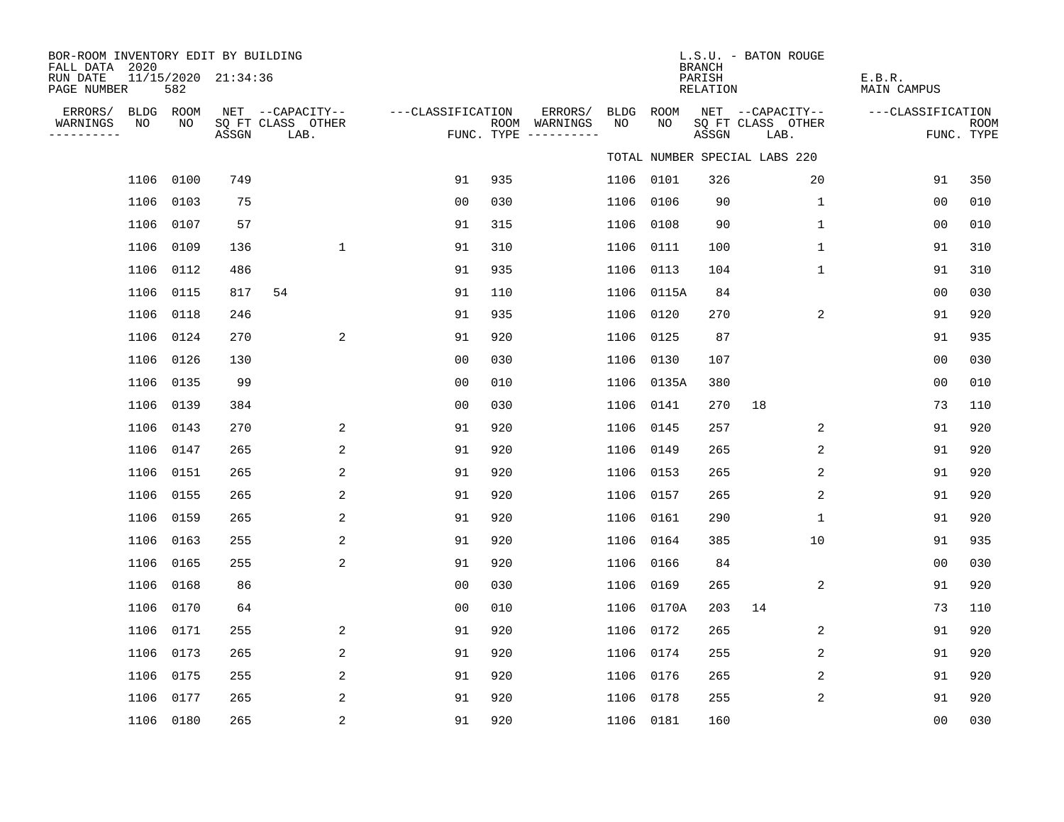BOR-ROOM INVENTORY EDIT BY BUILDING
FALL DATA 2020
RUN DATE 11/15/2020 21:34:36
PAGE NUMBER 582

L.S.U. - BATON ROUGE
BRANCH
PARISH E.B.R.
RELATION MAIN CAMPUS

TOTAL NUMBER SPECIAL LABS 220

| ERRORS/ WARNINGS | BLDG NO | ROOM NO | NET SQ FT ASSGN | CAPACITY CLASS LAB. | CAPACITY OTHER | CLASSIFICATION FUNC. | ROOM TYPE | ERRORS/ WARNINGS | BLDG NO | ROOM NO | NET SQ FT ASSGN | CAPACITY CLASS LAB. | CAPACITY OTHER | CLASSIFICATION FUNC. | ROOM TYPE |
|---|---|---|---|---|---|---|---|---|---|---|---|---|---|---|---|
| | 1106 | 0100 | 749 | | | 91 | 935 | | 1106 | 0101 | 326 | | 20 | 91 | 350 |
| | 1106 | 0103 | 75 | | | 00 | 030 | | 1106 | 0106 | 90 | | 1 | 00 | 010 |
| | 1106 | 0107 | 57 | | | 91 | 315 | | 1106 | 0108 | 90 | | 1 | 00 | 010 |
| | 1106 | 0109 | 136 | | 1 | 91 | 310 | | 1106 | 0111 | 100 | | 1 | 91 | 310 |
| | 1106 | 0112 | 486 | | | 91 | 935 | | 1106 | 0113 | 104 | | 1 | 91 | 310 |
| | 1106 | 0115 | 817 | 54 | | 91 | 110 | | 1106 | 0115A | 84 | | | 00 | 030 |
| | 1106 | 0118 | 246 | | | 91 | 935 | | 1106 | 0120 | 270 | | 2 | 91 | 920 |
| | 1106 | 0124 | 270 | | 2 | 91 | 920 | | 1106 | 0125 | 87 | | | 91 | 935 |
| | 1106 | 0126 | 130 | | | 00 | 030 | | 1106 | 0130 | 107 | | | 00 | 030 |
| | 1106 | 0135 | 99 | | | 00 | 010 | | 1106 | 0135A | 380 | | | 00 | 010 |
| | 1106 | 0139 | 384 | | | 00 | 030 | | 1106 | 0141 | 270 | 18 | | 73 | 110 |
| | 1106 | 0143 | 270 | | 2 | 91 | 920 | | 1106 | 0145 | 257 | | 2 | 91 | 920 |
| | 1106 | 0147 | 265 | | 2 | 91 | 920 | | 1106 | 0149 | 265 | | 2 | 91 | 920 |
| | 1106 | 0151 | 265 | | 2 | 91 | 920 | | 1106 | 0153 | 265 | | 2 | 91 | 920 |
| | 1106 | 0155 | 265 | | 2 | 91 | 920 | | 1106 | 0157 | 265 | | 2 | 91 | 920 |
| | 1106 | 0159 | 265 | | 2 | 91 | 920 | | 1106 | 0161 | 290 | | 1 | 91 | 920 |
| | 1106 | 0163 | 255 | | 2 | 91 | 920 | | 1106 | 0164 | 385 | | 10 | 91 | 935 |
| | 1106 | 0165 | 255 | | 2 | 91 | 920 | | 1106 | 0166 | 84 | | | 00 | 030 |
| | 1106 | 0168 | 86 | | | 00 | 030 | | 1106 | 0169 | 265 | | 2 | 91 | 920 |
| | 1106 | 0170 | 64 | | | 00 | 010 | | 1106 | 0170A | 203 | 14 | | 73 | 110 |
| | 1106 | 0171 | 255 | | 2 | 91 | 920 | | 1106 | 0172 | 265 | | 2 | 91 | 920 |
| | 1106 | 0173 | 265 | | 2 | 91 | 920 | | 1106 | 0174 | 255 | | 2 | 91 | 920 |
| | 1106 | 0175 | 255 | | 2 | 91 | 920 | | 1106 | 0176 | 265 | | 2 | 91 | 920 |
| | 1106 | 0177 | 265 | | 2 | 91 | 920 | | 1106 | 0178 | 255 | | 2 | 91 | 920 |
| | 1106 | 0180 | 265 | | 2 | 91 | 920 | | 1106 | 0181 | 160 | | | 00 | 030 |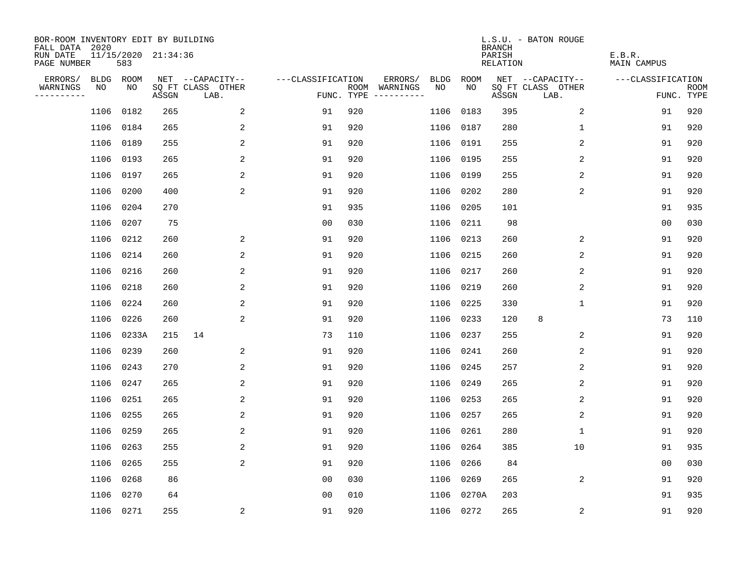BOR-ROOM INVENTORY EDIT BY BUILDING
FALL DATA 2020
RUN DATE 11/15/2020 21:34:36
PAGE NUMBER 583

L.S.U. - BATON ROUGE
BRANCH
PARISH E.B.R.
RELATION MAIN CAMPUS

| ERRORS/ WARNINGS | BLDG NO | ROOM NO | NET SQ FT ASSGN | CAPACITY CLASS LAB. | CAPACITY OTHER | CLASSIFICATION FUNC. | ROOM TYPE | ERRORS/ WARNINGS | BLDG NO | ROOM NO | NET SQ FT ASSGN | CAPACITY CLASS LAB. | CAPACITY OTHER | CLASSIFICATION FUNC. | ROOM TYPE |
|---|---|---|---|---|---|---|---|---|---|---|---|---|---|---|---|
| | 1106 | 0182 | 265 | | 2 | 91 | 920 | | 1106 | 0183 | 395 | | 2 | 91 | 920 |
| | 1106 | 0184 | 265 | | 2 | 91 | 920 | | 1106 | 0187 | 280 | | 1 | 91 | 920 |
| | 1106 | 0189 | 255 | | 2 | 91 | 920 | | 1106 | 0191 | 255 | | 2 | 91 | 920 |
| | 1106 | 0193 | 265 | | 2 | 91 | 920 | | 1106 | 0195 | 255 | | 2 | 91 | 920 |
| | 1106 | 0197 | 265 | | 2 | 91 | 920 | | 1106 | 0199 | 255 | | 2 | 91 | 920 |
| | 1106 | 0200 | 400 | | 2 | 91 | 920 | | 1106 | 0202 | 280 | | 2 | 91 | 920 |
| | 1106 | 0204 | 270 | | | 91 | 935 | | 1106 | 0205 | 101 | | | 91 | 935 |
| | 1106 | 0207 | 75 | | | 00 | 030 | | 1106 | 0211 | 98 | | | 00 | 030 |
| | 1106 | 0212 | 260 | | 2 | 91 | 920 | | 1106 | 0213 | 260 | | 2 | 91 | 920 |
| | 1106 | 0214 | 260 | | 2 | 91 | 920 | | 1106 | 0215 | 260 | | 2 | 91 | 920 |
| | 1106 | 0216 | 260 | | 2 | 91 | 920 | | 1106 | 0217 | 260 | | 2 | 91 | 920 |
| | 1106 | 0218 | 260 | | 2 | 91 | 920 | | 1106 | 0219 | 260 | | 2 | 91 | 920 |
| | 1106 | 0224 | 260 | | 2 | 91 | 920 | | 1106 | 0225 | 330 | | 1 | 91 | 920 |
| | 1106 | 0226 | 260 | | 2 | 91 | 920 | | 1106 | 0233 | 120 | 8 | | 73 | 110 |
| | 1106 | 0233A | 215 | 14 | | 73 | 110 | | 1106 | 0237 | 255 | | 2 | 91 | 920 |
| | 1106 | 0239 | 260 | | 2 | 91 | 920 | | 1106 | 0241 | 260 | | 2 | 91 | 920 |
| | 1106 | 0243 | 270 | | 2 | 91 | 920 | | 1106 | 0245 | 257 | | 2 | 91 | 920 |
| | 1106 | 0247 | 265 | | 2 | 91 | 920 | | 1106 | 0249 | 265 | | 2 | 91 | 920 |
| | 1106 | 0251 | 265 | | 2 | 91 | 920 | | 1106 | 0253 | 265 | | 2 | 91 | 920 |
| | 1106 | 0255 | 265 | | 2 | 91 | 920 | | 1106 | 0257 | 265 | | 2 | 91 | 920 |
| | 1106 | 0259 | 265 | | 2 | 91 | 920 | | 1106 | 0261 | 280 | | 1 | 91 | 920 |
| | 1106 | 0263 | 255 | | 2 | 91 | 920 | | 1106 | 0264 | 385 | | 10 | 91 | 935 |
| | 1106 | 0265 | 255 | | 2 | 91 | 920 | | 1106 | 0266 | 84 | | | 00 | 030 |
| | 1106 | 0268 | 86 | | | 00 | 030 | | 1106 | 0269 | 265 | | 2 | 91 | 920 |
| | 1106 | 0270 | 64 | | | 00 | 010 | | 1106 | 0270A | 203 | | | 91 | 935 |
| | 1106 | 0271 | 255 | | 2 | 91 | 920 | | 1106 | 0272 | 265 | | 2 | 91 | 920 |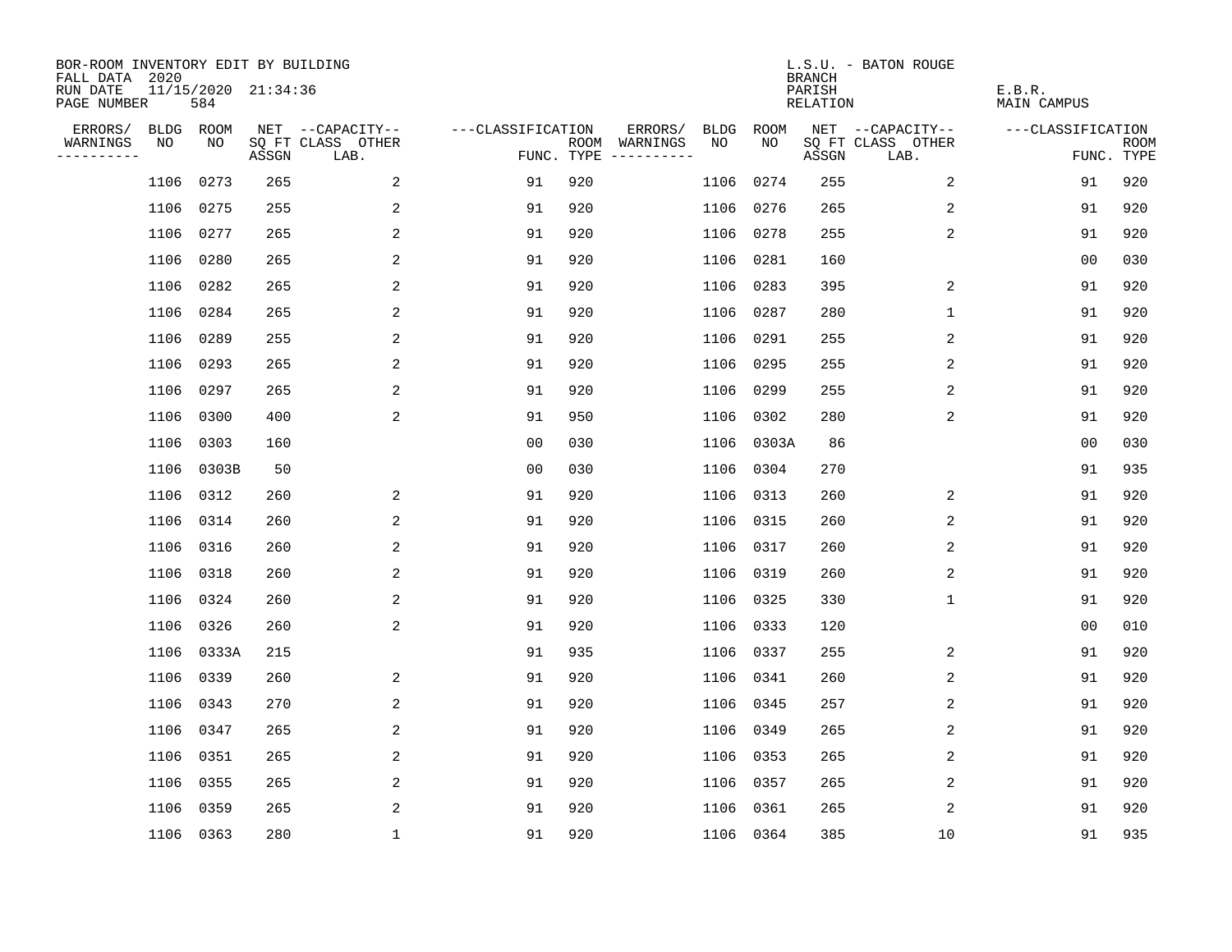BOR-ROOM INVENTORY EDIT BY BUILDING
FALL DATA 2020
RUN DATE 11/15/2020 21:34:36
PAGE NUMBER 584

L.S.U. - BATON ROUGE
BRANCH
PARISH E.B.R.
RELATION MAIN CAMPUS

| ERRORS/ WARNINGS | BLDG NO | ROOM NO | NET SQ FT ASSGN | --CAPACITY-- CLASS LAB. | OTHER | ---CLASSIFICATION FUNC. | ROOM TYPE | ERRORS/ WARNINGS | BLDG NO | ROOM NO | NET SQ FT ASSGN | --CAPACITY-- CLASS LAB. | OTHER | ---CLASSIFICATION FUNC. | ROOM TYPE |
|---|---|---|---|---|---|---|---|---|---|---|---|---|---|---|---|
| | 1106 | 0273 | 265 | | 2 | 91 | 920 | | 1106 | 0274 | 255 | | 2 | 91 | 920 |
| | 1106 | 0275 | 255 | | 2 | 91 | 920 | | 1106 | 0276 | 265 | | 2 | 91 | 920 |
| | 1106 | 0277 | 265 | | 2 | 91 | 920 | | 1106 | 0278 | 255 | | 2 | 91 | 920 |
| | 1106 | 0280 | 265 | | 2 | 91 | 920 | | 1106 | 0281 | 160 | | | 00 | 030 |
| | 1106 | 0282 | 265 | | 2 | 91 | 920 | | 1106 | 0283 | 395 | | 2 | 91 | 920 |
| | 1106 | 0284 | 265 | | 2 | 91 | 920 | | 1106 | 0287 | 280 | | 1 | 91 | 920 |
| | 1106 | 0289 | 255 | | 2 | 91 | 920 | | 1106 | 0291 | 255 | | 2 | 91 | 920 |
| | 1106 | 0293 | 265 | | 2 | 91 | 920 | | 1106 | 0295 | 255 | | 2 | 91 | 920 |
| | 1106 | 0297 | 265 | | 2 | 91 | 920 | | 1106 | 0299 | 255 | | 2 | 91 | 920 |
| | 1106 | 0300 | 400 | | 2 | 91 | 950 | | 1106 | 0302 | 280 | | 2 | 91 | 920 |
| | 1106 | 0303 | 160 | | | 00 | 030 | | 1106 | 0303A | 86 | | | 00 | 030 |
| | 1106 | 0303B | 50 | | | 00 | 030 | | 1106 | 0304 | 270 | | | 91 | 935 |
| | 1106 | 0312 | 260 | | 2 | 91 | 920 | | 1106 | 0313 | 260 | | 2 | 91 | 920 |
| | 1106 | 0314 | 260 | | 2 | 91 | 920 | | 1106 | 0315 | 260 | | 2 | 91 | 920 |
| | 1106 | 0316 | 260 | | 2 | 91 | 920 | | 1106 | 0317 | 260 | | 2 | 91 | 920 |
| | 1106 | 0318 | 260 | | 2 | 91 | 920 | | 1106 | 0319 | 260 | | 2 | 91 | 920 |
| | 1106 | 0324 | 260 | | 2 | 91 | 920 | | 1106 | 0325 | 330 | | 1 | 91 | 920 |
| | 1106 | 0326 | 260 | | 2 | 91 | 920 | | 1106 | 0333 | 120 | | | 00 | 010 |
| | 1106 | 0333A | 215 | | | 91 | 935 | | 1106 | 0337 | 255 | | 2 | 91 | 920 |
| | 1106 | 0339 | 260 | | 2 | 91 | 920 | | 1106 | 0341 | 260 | | 2 | 91 | 920 |
| | 1106 | 0343 | 270 | | 2 | 91 | 920 | | 1106 | 0345 | 257 | | 2 | 91 | 920 |
| | 1106 | 0347 | 265 | | 2 | 91 | 920 | | 1106 | 0349 | 265 | | 2 | 91 | 920 |
| | 1106 | 0351 | 265 | | 2 | 91 | 920 | | 1106 | 0353 | 265 | | 2 | 91 | 920 |
| | 1106 | 0355 | 265 | | 2 | 91 | 920 | | 1106 | 0357 | 265 | | 2 | 91 | 920 |
| | 1106 | 0359 | 265 | | 2 | 91 | 920 | | 1106 | 0361 | 265 | | 2 | 91 | 920 |
| | 1106 | 0363 | 280 | | 1 | 91 | 920 | | 1106 | 0364 | 385 | | 10 | 91 | 935 |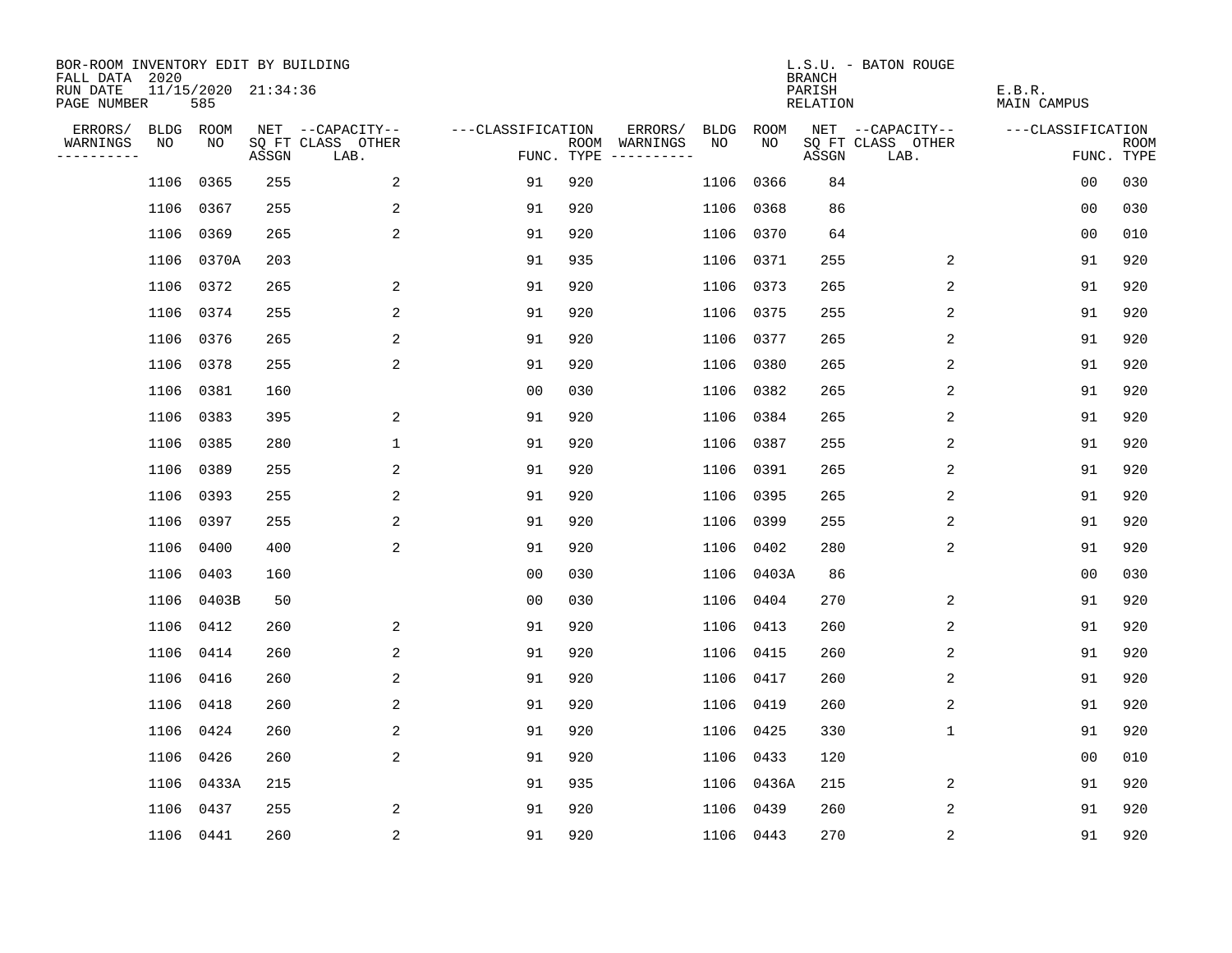BOR-ROOM INVENTORY EDIT BY BUILDING
FALL DATA 2020
RUN DATE 11/15/2020 21:34:36
PAGE NUMBER 585

L.S.U. - BATON ROUGE
BRANCH
PARISH E.B.R.
RELATION MAIN CAMPUS

| ERRORS/ WARNINGS | BLDG NO | ROOM NO | NET SQ FT ASSGN | --CAPACITY-- CLASS | OTHER LAB. | ---CLASSIFICATION FUNC. | ROOM TYPE | ERRORS/ WARNINGS | BLDG NO | ROOM NO | NET SQ FT ASSGN | --CAPACITY-- CLASS | OTHER LAB. | ---CLASSIFICATION FUNC. | ROOM TYPE |
|---|---|---|---|---|---|---|---|---|---|---|---|---|---|---|---|
| | 1106 | 0365 | 255 | | 2 | 91 | 920 | | 1106 | 0366 | 84 | | | 00 | 030 |
| | 1106 | 0367 | 255 | | 2 | 91 | 920 | | 1106 | 0368 | 86 | | | 00 | 030 |
| | 1106 | 0369 | 265 | | 2 | 91 | 920 | | 1106 | 0370 | 64 | | | 00 | 010 |
| | 1106 | 0370A | 203 | | | 91 | 935 | | 1106 | 0371 | 255 | | 2 | 91 | 920 |
| | 1106 | 0372 | 265 | | 2 | 91 | 920 | | 1106 | 0373 | 265 | | 2 | 91 | 920 |
| | 1106 | 0374 | 255 | | 2 | 91 | 920 | | 1106 | 0375 | 255 | | 2 | 91 | 920 |
| | 1106 | 0376 | 265 | | 2 | 91 | 920 | | 1106 | 0377 | 265 | | 2 | 91 | 920 |
| | 1106 | 0378 | 255 | | 2 | 91 | 920 | | 1106 | 0380 | 265 | | 2 | 91 | 920 |
| | 1106 | 0381 | 160 | | | 00 | 030 | | 1106 | 0382 | 265 | | 2 | 91 | 920 |
| | 1106 | 0383 | 395 | | 2 | 91 | 920 | | 1106 | 0384 | 265 | | 2 | 91 | 920 |
| | 1106 | 0385 | 280 | | 1 | 91 | 920 | | 1106 | 0387 | 255 | | 2 | 91 | 920 |
| | 1106 | 0389 | 255 | | 2 | 91 | 920 | | 1106 | 0391 | 265 | | 2 | 91 | 920 |
| | 1106 | 0393 | 255 | | 2 | 91 | 920 | | 1106 | 0395 | 265 | | 2 | 91 | 920 |
| | 1106 | 0397 | 255 | | 2 | 91 | 920 | | 1106 | 0399 | 255 | | 2 | 91 | 920 |
| | 1106 | 0400 | 400 | | 2 | 91 | 920 | | 1106 | 0402 | 280 | | 2 | 91 | 920 |
| | 1106 | 0403 | 160 | | | 00 | 030 | | 1106 | 0403A | 86 | | | 00 | 030 |
| | 1106 | 0403B | 50 | | | 00 | 030 | | 1106 | 0404 | 270 | | 2 | 91 | 920 |
| | 1106 | 0412 | 260 | | 2 | 91 | 920 | | 1106 | 0413 | 260 | | 2 | 91 | 920 |
| | 1106 | 0414 | 260 | | 2 | 91 | 920 | | 1106 | 0415 | 260 | | 2 | 91 | 920 |
| | 1106 | 0416 | 260 | | 2 | 91 | 920 | | 1106 | 0417 | 260 | | 2 | 91 | 920 |
| | 1106 | 0418 | 260 | | 2 | 91 | 920 | | 1106 | 0419 | 260 | | 2 | 91 | 920 |
| | 1106 | 0424 | 260 | | 2 | 91 | 920 | | 1106 | 0425 | 330 | | 1 | 91 | 920 |
| | 1106 | 0426 | 260 | | 2 | 91 | 920 | | 1106 | 0433 | 120 | | | 00 | 010 |
| | 1106 | 0433A | 215 | | | 91 | 935 | | 1106 | 0436A | 215 | | 2 | 91 | 920 |
| | 1106 | 0437 | 255 | | 2 | 91 | 920 | | 1106 | 0439 | 260 | | 2 | 91 | 920 |
| | 1106 | 0441 | 260 | | 2 | 91 | 920 | | 1106 | 0443 | 270 | | 2 | 91 | 920 |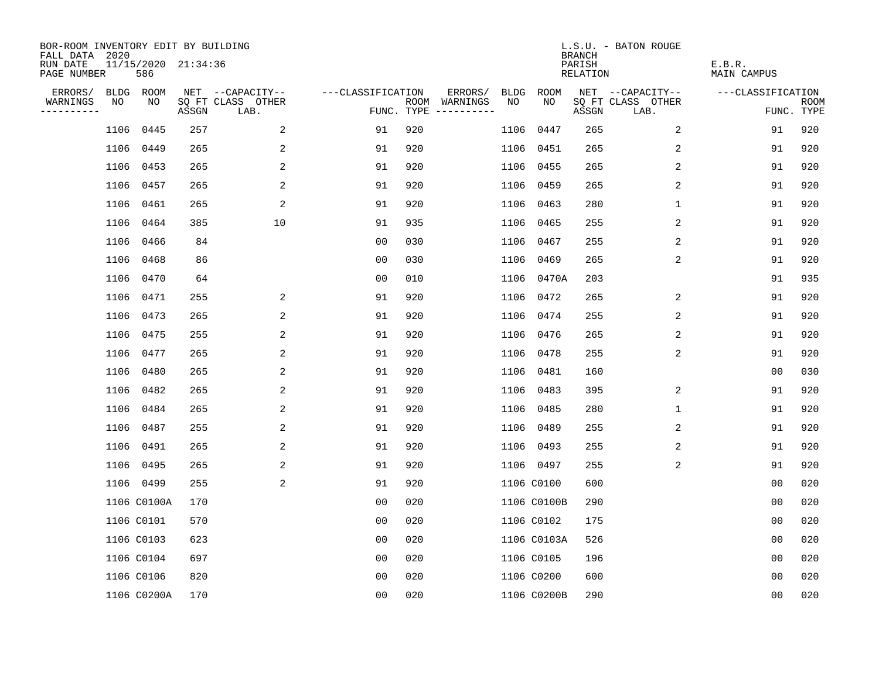BOR-ROOM INVENTORY EDIT BY BUILDING
FALL DATA 2020
RUN DATE 11/15/2020 21:34:36
PAGE NUMBER 586

L.S.U. - BATON ROUGE
BRANCH
PARISH E.B.R.
RELATION MAIN CAMPUS

| ERRORS/ WARNINGS | BLDG NO | ROOM NO | NET SQ FT ASSGN | CAPACITY CLASS LAB. | CAPACITY OTHER | CLASSIFICATION FUNC. | ROOM TYPE | ERRORS/ WARNINGS | BLDG NO | ROOM NO | NET SQ FT ASSGN | CAPACITY CLASS LAB. | CAPACITY OTHER | CLASSIFICATION FUNC. | ROOM TYPE |
|---|---|---|---|---|---|---|---|---|---|---|---|---|---|---|---|
| | 1106 | 0445 | 257 | | 2 | 91 | 920 | | 1106 | 0447 | 265 | | 2 | 91 | 920 |
| | 1106 | 0449 | 265 | | 2 | 91 | 920 | | 1106 | 0451 | 265 | | 2 | 91 | 920 |
| | 1106 | 0453 | 265 | | 2 | 91 | 920 | | 1106 | 0455 | 265 | | 2 | 91 | 920 |
| | 1106 | 0457 | 265 | | 2 | 91 | 920 | | 1106 | 0459 | 265 | | 2 | 91 | 920 |
| | 1106 | 0461 | 265 | | 2 | 91 | 920 | | 1106 | 0463 | 280 | | 1 | 91 | 920 |
| | 1106 | 0464 | 385 | | 10 | 91 | 935 | | 1106 | 0465 | 255 | | 2 | 91 | 920 |
| | 1106 | 0466 | 84 | | | 00 | 030 | | 1106 | 0467 | 255 | | 2 | 91 | 920 |
| | 1106 | 0468 | 86 | | | 00 | 030 | | 1106 | 0469 | 265 | | 2 | 91 | 920 |
| | 1106 | 0470 | 64 | | | 00 | 010 | | 1106 | 0470A | 203 | | | 91 | 935 |
| | 1106 | 0471 | 255 | | 2 | 91 | 920 | | 1106 | 0472 | 265 | | 2 | 91 | 920 |
| | 1106 | 0473 | 265 | | 2 | 91 | 920 | | 1106 | 0474 | 255 | | 2 | 91 | 920 |
| | 1106 | 0475 | 255 | | 2 | 91 | 920 | | 1106 | 0476 | 265 | | 2 | 91 | 920 |
| | 1106 | 0477 | 265 | | 2 | 91 | 920 | | 1106 | 0478 | 255 | | 2 | 91 | 920 |
| | 1106 | 0480 | 265 | | 2 | 91 | 920 | | 1106 | 0481 | 160 | | | 00 | 030 |
| | 1106 | 0482 | 265 | | 2 | 91 | 920 | | 1106 | 0483 | 395 | | 2 | 91 | 920 |
| | 1106 | 0484 | 265 | | 2 | 91 | 920 | | 1106 | 0485 | 280 | | 1 | 91 | 920 |
| | 1106 | 0487 | 255 | | 2 | 91 | 920 | | 1106 | 0489 | 255 | | 2 | 91 | 920 |
| | 1106 | 0491 | 265 | | 2 | 91 | 920 | | 1106 | 0493 | 255 | | 2 | 91 | 920 |
| | 1106 | 0495 | 265 | | 2 | 91 | 920 | | 1106 | 0497 | 255 | | 2 | 91 | 920 |
| | 1106 | 0499 | 255 | | 2 | 91 | 920 | | 1106 | C0100 | 600 | | | 00 | 020 |
| | 1106 | C0100A | 170 | | | 00 | 020 | | 1106 | C0100B | 290 | | | 00 | 020 |
| | 1106 | C0101 | 570 | | | 00 | 020 | | 1106 | C0102 | 175 | | | 00 | 020 |
| | 1106 | C0103 | 623 | | | 00 | 020 | | 1106 | C0103A | 526 | | | 00 | 020 |
| | 1106 | C0104 | 697 | | | 00 | 020 | | 1106 | C0105 | 196 | | | 00 | 020 |
| | 1106 | C0106 | 820 | | | 00 | 020 | | 1106 | C0200 | 600 | | | 00 | 020 |
| | 1106 | C0200A | 170 | | | 00 | 020 | | 1106 | C0200B | 290 | | | 00 | 020 |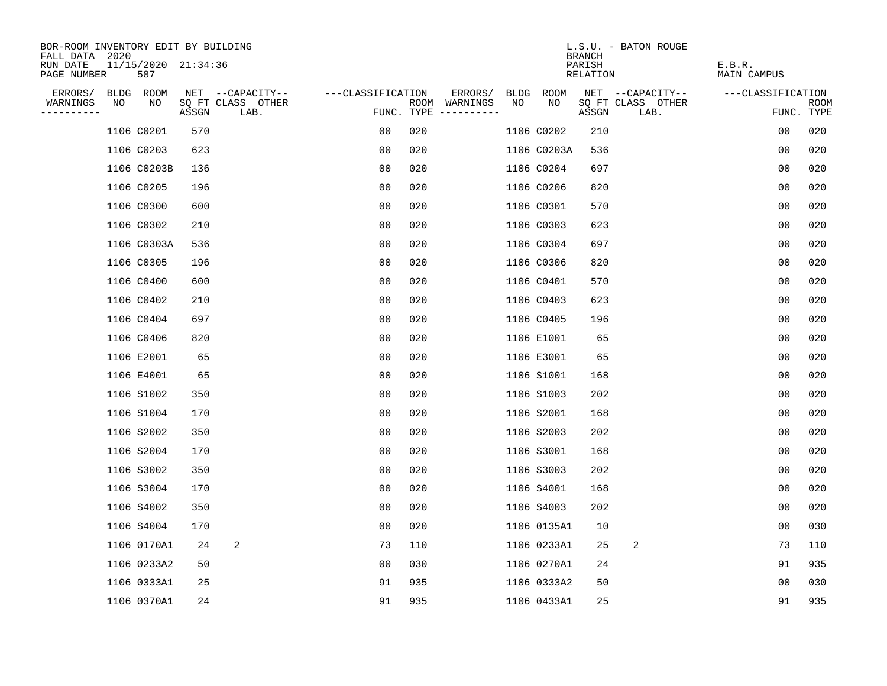BOR-ROOM INVENTORY EDIT BY BUILDING
FALL DATA 2020
RUN DATE 11/15/2020 21:34:36
PAGE NUMBER 587

L.S.U. - BATON ROUGE
BRANCH
PARISH E.B.R.
RELATION MAIN CAMPUS

| ERRORS/ WARNINGS | BLDG NO | ROOM NO | NET SQ FT ASSGN | --CAPACITY-- CLASS | OTHER LAB. | ---CLASSIFICATION FUNC. | ROOM TYPE | ERRORS/ WARNINGS | BLDG NO | ROOM NO | NET SQ FT ASSGN | --CAPACITY-- CLASS | OTHER LAB. | ---CLASSIFICATION FUNC. | ROOM TYPE |
|---|---|---|---|---|---|---|---|---|---|---|---|---|---|---|---|
| | 1106 | C0201 | 570 | | | 00 | 020 | | 1106 | C0202 | 210 | | | 00 | 020 |
| | 1106 | C0203 | 623 | | | 00 | 020 | | 1106 | C0203A | 536 | | | 00 | 020 |
| | 1106 | C0203B | 136 | | | 00 | 020 | | 1106 | C0204 | 697 | | | 00 | 020 |
| | 1106 | C0205 | 196 | | | 00 | 020 | | 1106 | C0206 | 820 | | | 00 | 020 |
| | 1106 | C0300 | 600 | | | 00 | 020 | | 1106 | C0301 | 570 | | | 00 | 020 |
| | 1106 | C0302 | 210 | | | 00 | 020 | | 1106 | C0303 | 623 | | | 00 | 020 |
| | 1106 | C0303A | 536 | | | 00 | 020 | | 1106 | C0304 | 697 | | | 00 | 020 |
| | 1106 | C0305 | 196 | | | 00 | 020 | | 1106 | C0306 | 820 | | | 00 | 020 |
| | 1106 | C0400 | 600 | | | 00 | 020 | | 1106 | C0401 | 570 | | | 00 | 020 |
| | 1106 | C0402 | 210 | | | 00 | 020 | | 1106 | C0403 | 623 | | | 00 | 020 |
| | 1106 | C0404 | 697 | | | 00 | 020 | | 1106 | C0405 | 196 | | | 00 | 020 |
| | 1106 | C0406 | 820 | | | 00 | 020 | | 1106 | E1001 | 65 | | | 00 | 020 |
| | 1106 | E2001 | 65 | | | 00 | 020 | | 1106 | E3001 | 65 | | | 00 | 020 |
| | 1106 | E4001 | 65 | | | 00 | 020 | | 1106 | S1001 | 168 | | | 00 | 020 |
| | 1106 | S1002 | 350 | | | 00 | 020 | | 1106 | S1003 | 202 | | | 00 | 020 |
| | 1106 | S1004 | 170 | | | 00 | 020 | | 1106 | S2001 | 168 | | | 00 | 020 |
| | 1106 | S2002 | 350 | | | 00 | 020 | | 1106 | S2003 | 202 | | | 00 | 020 |
| | 1106 | S2004 | 170 | | | 00 | 020 | | 1106 | S3001 | 168 | | | 00 | 020 |
| | 1106 | S3002 | 350 | | | 00 | 020 | | 1106 | S3003 | 202 | | | 00 | 020 |
| | 1106 | S3004 | 170 | | | 00 | 020 | | 1106 | S4001 | 168 | | | 00 | 020 |
| | 1106 | S4002 | 350 | | | 00 | 020 | | 1106 | S4003 | 202 | | | 00 | 020 |
| | 1106 | S4004 | 170 | | | 00 | 020 | | 1106 | 0135A1 | 10 | | | 00 | 030 |
| | 1106 | 0170A1 | 24 | 2 | | 73 | 110 | | 1106 | 0233A1 | 25 | 2 | | 73 | 110 |
| | 1106 | 0233A2 | 50 | | | 00 | 030 | | 1106 | 0270A1 | 24 | | | 91 | 935 |
| | 1106 | 0333A1 | 25 | | | 91 | 935 | | 1106 | 0333A2 | 50 | | | 00 | 030 |
| | 1106 | 0370A1 | 24 | | | 91 | 935 | | 1106 | 0433A1 | 25 | | | 91 | 935 |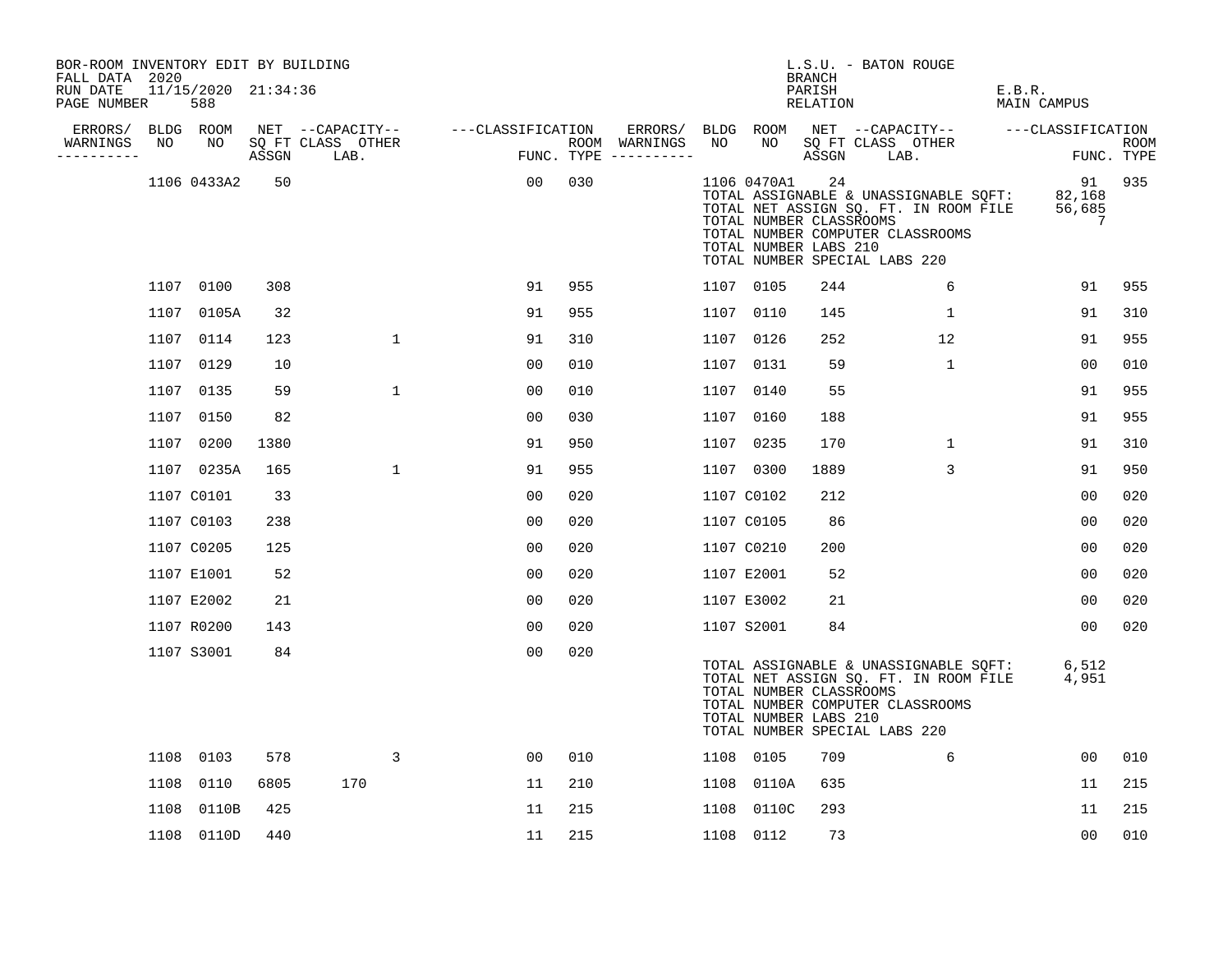BOR-ROOM INVENTORY EDIT BY BUILDING
FALL DATA 2020
RUN DATE 11/15/2020 21:34:36
PAGE NUMBER 588

L.S.U. - BATON ROUGE
BRANCH
PARISH E.B.R.
RELATION MAIN CAMPUS

| ERRORS/ WARNINGS | BLDG NO | ROOM NO | NET SQ FT ASSGN | CAPACITY CLASS | CAPACITY OTHER LAB. | CLASSIFICATION FUNC. | ROOM TYPE | ERRORS/ WARNINGS | BLDG NO | ROOM NO | NET SQ FT ASSGN | CAPACITY CLASS | CAPACITY OTHER LAB. | CLASSIFICATION FUNC. | ROOM TYPE |
|---|---|---|---|---|---|---|---|---|---|---|---|---|---|---|---|
| | 1106 | 0433A2 | 50 | | | 00 | 030 | | 1106 | 0470A1 | 24 | | | 91 | 935 |
| | | | | | | | | | | TOTAL ASSIGNABLE & UNASSIGNABLE SQFT: | | | | 82,168 | |
| | | | | | | | | | | TOTAL NET ASSIGN SQ. FT. IN ROOM FILE | | | | 56,685 | |
| | | | | | | | | | | TOTAL NUMBER CLASSROOMS | | | | 7 | |
| | | | | | | | | | | TOTAL NUMBER COMPUTER CLASSROOMS | | | | | |
| | | | | | | | | | | TOTAL NUMBER LABS 210 | | | | | |
| | | | | | | | | | | TOTAL NUMBER SPECIAL LABS 220 | | | | | |
| | 1107 | 0100 | 308 | | | 91 | 955 | | 1107 | 0105 | 244 | | 6 | 91 | 955 |
| | 1107 | 0105A | 32 | | | 91 | 955 | | 1107 | 0110 | 145 | | 1 | 91 | 310 |
| | 1107 | 0114 | 123 | | 1 | 91 | 310 | | 1107 | 0126 | 252 | | 12 | 91 | 955 |
| | 1107 | 0129 | 10 | | | 00 | 010 | | 1107 | 0131 | 59 | | 1 | 00 | 010 |
| | 1107 | 0135 | 59 | | 1 | 00 | 010 | | 1107 | 0140 | 55 | | | 91 | 955 |
| | 1107 | 0150 | 82 | | | 00 | 030 | | 1107 | 0160 | 188 | | | 91 | 955 |
| | 1107 | 0200 | 1380 | | | 91 | 950 | | 1107 | 0235 | 170 | | 1 | 91 | 310 |
| | 1107 | 0235A | 165 | | 1 | 91 | 955 | | 1107 | 0300 | 1889 | | 3 | 91 | 950 |
| | 1107 | C0101 | 33 | | | 00 | 020 | | 1107 | C0102 | 212 | | | 00 | 020 |
| | 1107 | C0103 | 238 | | | 00 | 020 | | 1107 | C0105 | 86 | | | 00 | 020 |
| | 1107 | C0205 | 125 | | | 00 | 020 | | 1107 | C0210 | 200 | | | 00 | 020 |
| | 1107 | E1001 | 52 | | | 00 | 020 | | 1107 | E2001 | 52 | | | 00 | 020 |
| | 1107 | E2002 | 21 | | | 00 | 020 | | 1107 | E3002 | 21 | | | 00 | 020 |
| | 1107 | R0200 | 143 | | | 00 | 020 | | 1107 | S2001 | 84 | | | 00 | 020 |
| | 1107 | S3001 | 84 | | | 00 | 020 | | | | | | | | |
| | | | | | | | | | | TOTAL ASSIGNABLE & UNASSIGNABLE SQFT: | | | | 6,512 | |
| | | | | | | | | | | TOTAL NET ASSIGN SQ. FT. IN ROOM FILE | | | | 4,951 | |
| | | | | | | | | | | TOTAL NUMBER CLASSROOMS | | | | | |
| | | | | | | | | | | TOTAL NUMBER COMPUTER CLASSROOMS | | | | | |
| | | | | | | | | | | TOTAL NUMBER LABS 210 | | | | | |
| | | | | | | | | | | TOTAL NUMBER SPECIAL LABS 220 | | | | | |
| | 1108 | 0103 | 578 | | 3 | 00 | 010 | | 1108 | 0105 | 709 | | 6 | 00 | 010 |
| | 1108 | 0110 | 6805 | 170 | | 11 | 210 | | 1108 | 0110A | 635 | | | 11 | 215 |
| | 1108 | 0110B | 425 | | | 11 | 215 | | 1108 | 0110C | 293 | | | 11 | 215 |
| | 1108 | 0110D | 440 | | | 11 | 215 | | 1108 | 0112 | 73 | | | 00 | 010 |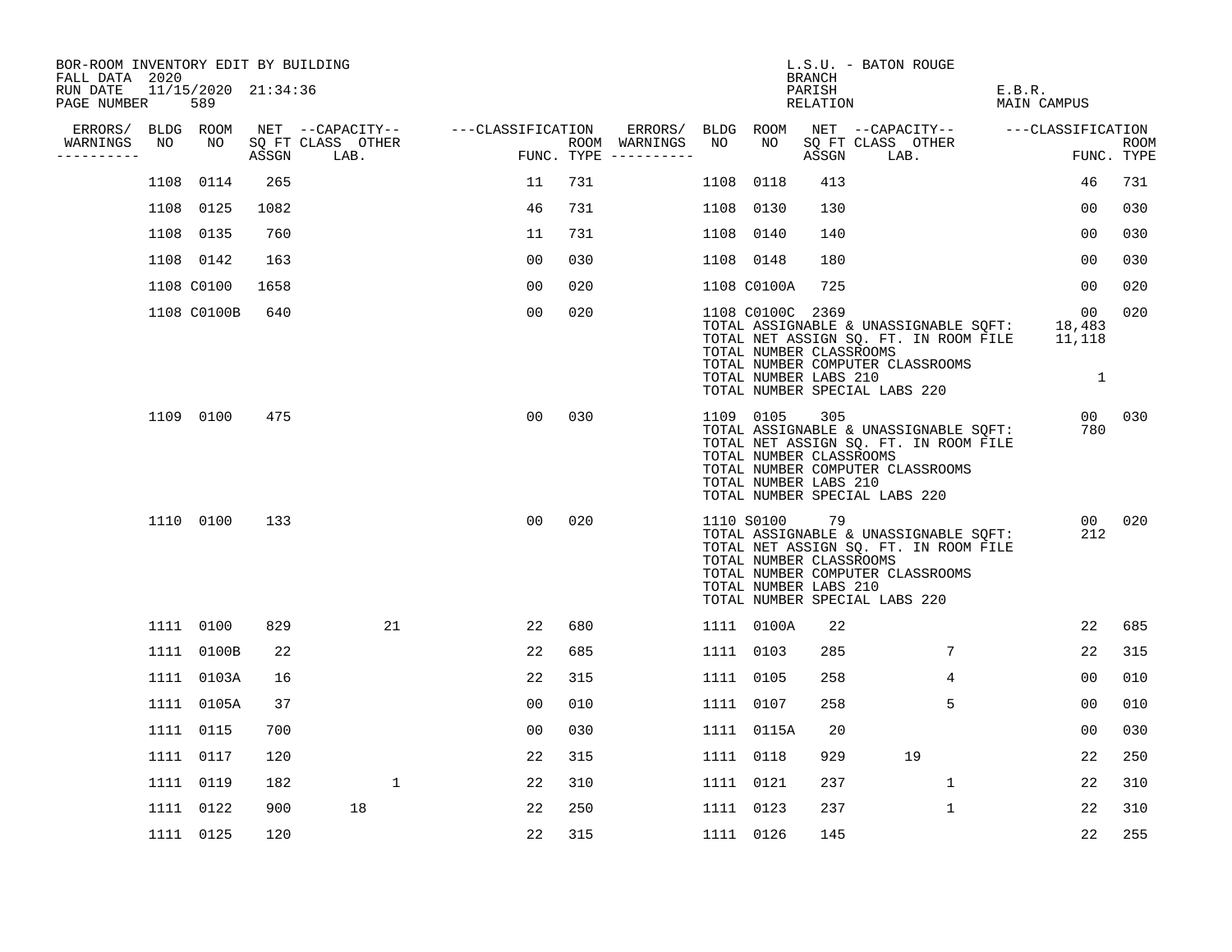BOR-ROOM INVENTORY EDIT BY BUILDING
FALL DATA 2020
RUN DATE 11/15/2020 21:34:36
PAGE NUMBER 589

L.S.U. - BATON ROUGE
BRANCH
PARISH E.B.R.
RELATION MAIN CAMPUS

| ERRORS/ WARNINGS | BLDG NO | ROOM NO | NET SQ FT ASSGN | CAPACITY CLASS LAB. | CAPACITY OTHER | CLASSIFICATION FUNC. | ROOM TYPE | ERRORS/ WARNINGS | BLDG NO | ROOM NO | NET SQ FT ASSGN | CAPACITY CLASS LAB. | CAPACITY OTHER | CLASSIFICATION FUNC. | ROOM TYPE |
|---|---|---|---|---|---|---|---|---|---|---|---|---|---|---|---|
| | 1108 | 0114 | 265 | | | 11 | 731 | | 1108 | 0118 | 413 | | | 46 | 731 |
| | 1108 | 0125 | 1082 | | | 46 | 731 | | 1108 | 0130 | 130 | | | 00 | 030 |
| | 1108 | 0135 | 760 | | | 11 | 731 | | 1108 | 0140 | 140 | | | 00 | 030 |
| | 1108 | 0142 | 163 | | | 00 | 030 | | 1108 | 0148 | 180 | | | 00 | 030 |
| | 1108 | C0100 | 1658 | | | 00 | 020 | | 1108 | C0100A | 725 | | | 00 | 020 |
| | 1108 | C0100B | 640 | | | 00 | 020 | | 1108 | C0100C | 2369 | | | 00 | 020 |

TOTAL ASSIGNABLE & UNASSIGNABLE SQFT: 18,483
TOTAL NET ASSIGN SQ. FT. IN ROOM FILE 11,118
TOTAL NUMBER CLASSROOMS
TOTAL NUMBER COMPUTER CLASSROOMS
TOTAL NUMBER LABS 210 1
TOTAL NUMBER SPECIAL LABS 220

| ERRORS/ WARNINGS | BLDG NO | ROOM NO | NET SQ FT ASSGN | CAPACITY CLASS LAB. | CAPACITY OTHER | CLASSIFICATION FUNC. | ROOM TYPE | ERRORS/ WARNINGS | BLDG NO | ROOM NO | NET SQ FT ASSGN | CAPACITY CLASS LAB. | CAPACITY OTHER | CLASSIFICATION FUNC. | ROOM TYPE |
|---|---|---|---|---|---|---|---|---|---|---|---|---|---|---|---|
| | 1109 | 0100 | 475 | | | 00 | 030 | | 1109 | 0105 | 305 | | | 00 | 030 |

TOTAL ASSIGNABLE & UNASSIGNABLE SQFT: 780
TOTAL NET ASSIGN SQ. FT. IN ROOM FILE
TOTAL NUMBER CLASSROOMS
TOTAL NUMBER COMPUTER CLASSROOMS
TOTAL NUMBER LABS 210
TOTAL NUMBER SPECIAL LABS 220

| ERRORS/ WARNINGS | BLDG NO | ROOM NO | NET SQ FT ASSGN | CAPACITY CLASS LAB. | CAPACITY OTHER | CLASSIFICATION FUNC. | ROOM TYPE | ERRORS/ WARNINGS | BLDG NO | ROOM NO | NET SQ FT ASSGN | CAPACITY CLASS LAB. | CAPACITY OTHER | CLASSIFICATION FUNC. | ROOM TYPE |
|---|---|---|---|---|---|---|---|---|---|---|---|---|---|---|---|
| | 1110 | 0100 | 133 | | | 00 | 020 | | 1110 | S0100 | 79 | | | 00 | 020 |

TOTAL ASSIGNABLE & UNASSIGNABLE SQFT: 212
TOTAL NET ASSIGN SQ. FT. IN ROOM FILE
TOTAL NUMBER CLASSROOMS
TOTAL NUMBER COMPUTER CLASSROOMS
TOTAL NUMBER LABS 210
TOTAL NUMBER SPECIAL LABS 220

| ERRORS/ WARNINGS | BLDG NO | ROOM NO | NET SQ FT ASSGN | CAPACITY CLASS LAB. | CAPACITY OTHER | CLASSIFICATION FUNC. | ROOM TYPE | ERRORS/ WARNINGS | BLDG NO | ROOM NO | NET SQ FT ASSGN | CAPACITY CLASS LAB. | CAPACITY OTHER | CLASSIFICATION FUNC. | ROOM TYPE |
|---|---|---|---|---|---|---|---|---|---|---|---|---|---|---|---|
| | 1111 | 0100 | 829 | | 21 | 22 | 680 | | 1111 | 0100A | 22 | | | 22 | 685 |
| | 1111 | 0100B | 22 | | | 22 | 685 | | 1111 | 0103 | 285 | | 7 | 22 | 315 |
| | 1111 | 0103A | 16 | | | 22 | 315 | | 1111 | 0105 | 258 | | 4 | 00 | 010 |
| | 1111 | 0105A | 37 | | | 00 | 010 | | 1111 | 0107 | 258 | | 5 | 00 | 010 |
| | 1111 | 0115 | 700 | | | 00 | 030 | | 1111 | 0115A | 20 | | | 00 | 030 |
| | 1111 | 0117 | 120 | | | 22 | 315 | | 1111 | 0118 | 929 | 19 | | 22 | 250 |
| | 1111 | 0119 | 182 | | 1 | 22 | 310 | | 1111 | 0121 | 237 | | 1 | 22 | 310 |
| | 1111 | 0122 | 900 | 18 | | 22 | 250 | | 1111 | 0123 | 237 | | 1 | 22 | 310 |
| | 1111 | 0125 | 120 | | | 22 | 315 | | 1111 | 0126 | 145 | | | 22 | 255 |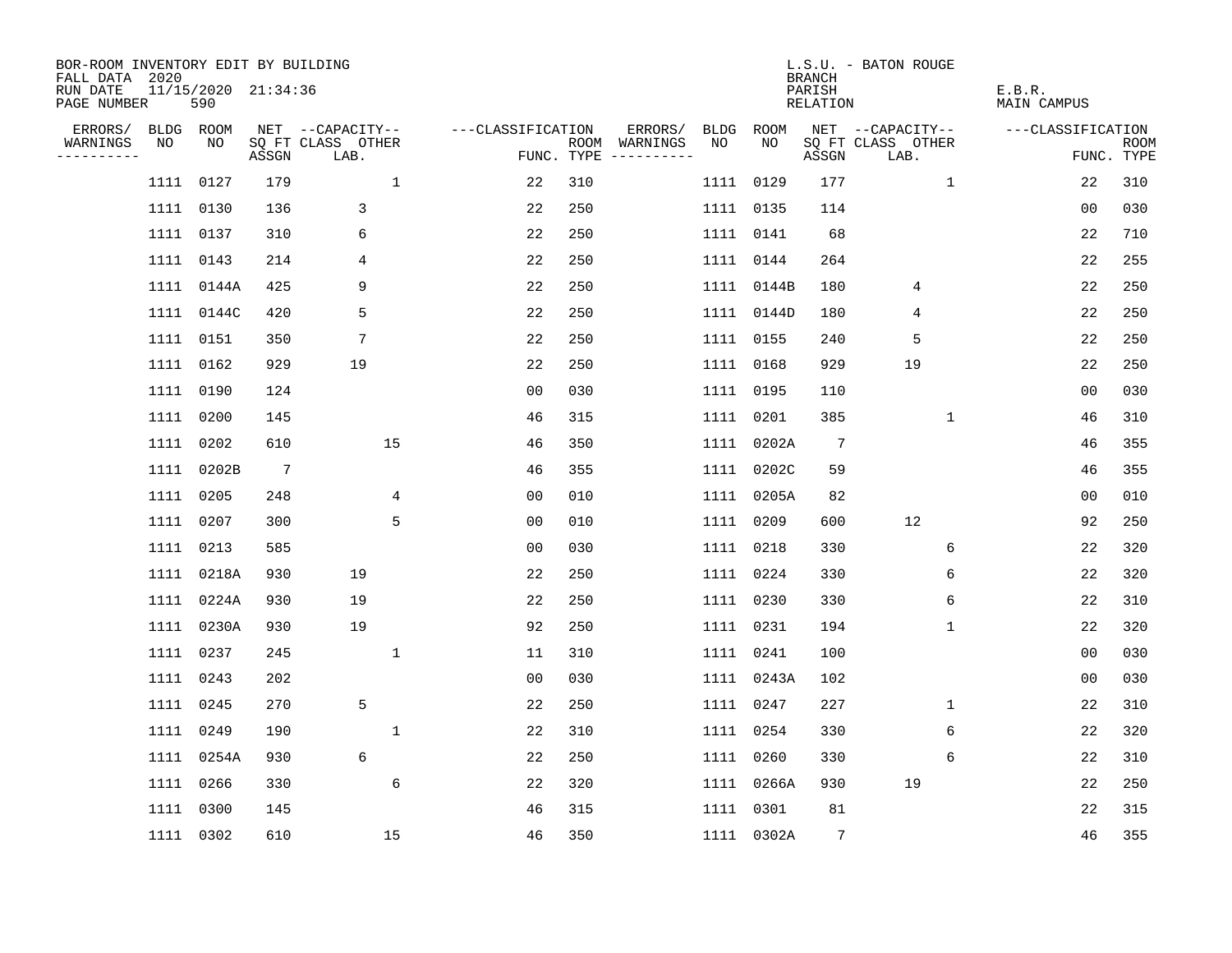BOR-ROOM INVENTORY EDIT BY BUILDING
FALL DATA 2020
RUN DATE 11/15/2020 21:34:36
PAGE NUMBER 590

L.S.U. - BATON ROUGE
BRANCH
PARISH E.B.R.
RELATION MAIN CAMPUS

| ERRORS/ WARNINGS | BLDG NO | ROOM NO | NET SQ FT ASSGN | CAPACITY CLASS LAB. | CAPACITY OTHER | CLASSIFICATION FUNC. | ROOM TYPE | ERRORS/ WARNINGS | BLDG NO | ROOM NO | NET SQ FT ASSGN | CAPACITY CLASS LAB. | CAPACITY OTHER | CLASSIFICATION FUNC. | ROOM TYPE |
|---|---|---|---|---|---|---|---|---|---|---|---|---|---|---|---|
| | 1111 | 0127 | 179 | | 1 | 22 | 310 | | 1111 | 0129 | 177 | | 1 | 22 | 310 |
| | 1111 | 0130 | 136 | 3 | | 22 | 250 | | 1111 | 0135 | 114 | | | 00 | 030 |
| | 1111 | 0137 | 310 | 6 | | 22 | 250 | | 1111 | 0141 | 68 | | | 22 | 710 |
| | 1111 | 0143 | 214 | 4 | | 22 | 250 | | 1111 | 0144 | 264 | | | 22 | 255 |
| | 1111 | 0144A | 425 | 9 | | 22 | 250 | | 1111 | 0144B | 180 | 4 | | 22 | 250 |
| | 1111 | 0144C | 420 | 5 | | 22 | 250 | | 1111 | 0144D | 180 | 4 | | 22 | 250 |
| | 1111 | 0151 | 350 | 7 | | 22 | 250 | | 1111 | 0155 | 240 | 5 | | 22 | 250 |
| | 1111 | 0162 | 929 | 19 | | 22 | 250 | | 1111 | 0168 | 929 | 19 | | 22 | 250 |
| | 1111 | 0190 | 124 | | | 00 | 030 | | 1111 | 0195 | 110 | | | 00 | 030 |
| | 1111 | 0200 | 145 | | | 46 | 315 | | 1111 | 0201 | 385 | | 1 | 46 | 310 |
| | 1111 | 0202 | 610 | | 15 | 46 | 350 | | 1111 | 0202A | 7 | | | 46 | 355 |
| | 1111 | 0202B | 7 | | | 46 | 355 | | 1111 | 0202C | 59 | | | 46 | 355 |
| | 1111 | 0205 | 248 | | 4 | 00 | 010 | | 1111 | 0205A | 82 | | | 00 | 010 |
| | 1111 | 0207 | 300 | | 5 | 00 | 010 | | 1111 | 0209 | 600 | 12 | | 92 | 250 |
| | 1111 | 0213 | 585 | | | 00 | 030 | | 1111 | 0218 | 330 | | 6 | 22 | 320 |
| | 1111 | 0218A | 930 | 19 | | 22 | 250 | | 1111 | 0224 | 330 | | 6 | 22 | 320 |
| | 1111 | 0224A | 930 | 19 | | 22 | 250 | | 1111 | 0230 | 330 | | 6 | 22 | 310 |
| | 1111 | 0230A | 930 | 19 | | 92 | 250 | | 1111 | 0231 | 194 | | 1 | 22 | 320 |
| | 1111 | 0237 | 245 | | 1 | 11 | 310 | | 1111 | 0241 | 100 | | | 00 | 030 |
| | 1111 | 0243 | 202 | | | 00 | 030 | | 1111 | 0243A | 102 | | | 00 | 030 |
| | 1111 | 0245 | 270 | 5 | | 22 | 250 | | 1111 | 0247 | 227 | | 1 | 22 | 310 |
| | 1111 | 0249 | 190 | | 1 | 22 | 310 | | 1111 | 0254 | 330 | | 6 | 22 | 320 |
| | 1111 | 0254A | 930 | 6 | | 22 | 250 | | 1111 | 0260 | 330 | | 6 | 22 | 310 |
| | 1111 | 0266 | 330 | | 6 | 22 | 320 | | 1111 | 0266A | 930 | 19 | | 22 | 250 |
| | 1111 | 0300 | 145 | | | 46 | 315 | | 1111 | 0301 | 81 | | | 22 | 315 |
| | 1111 | 0302 | 610 | | 15 | 46 | 350 | | 1111 | 0302A | 7 | | | 46 | 355 |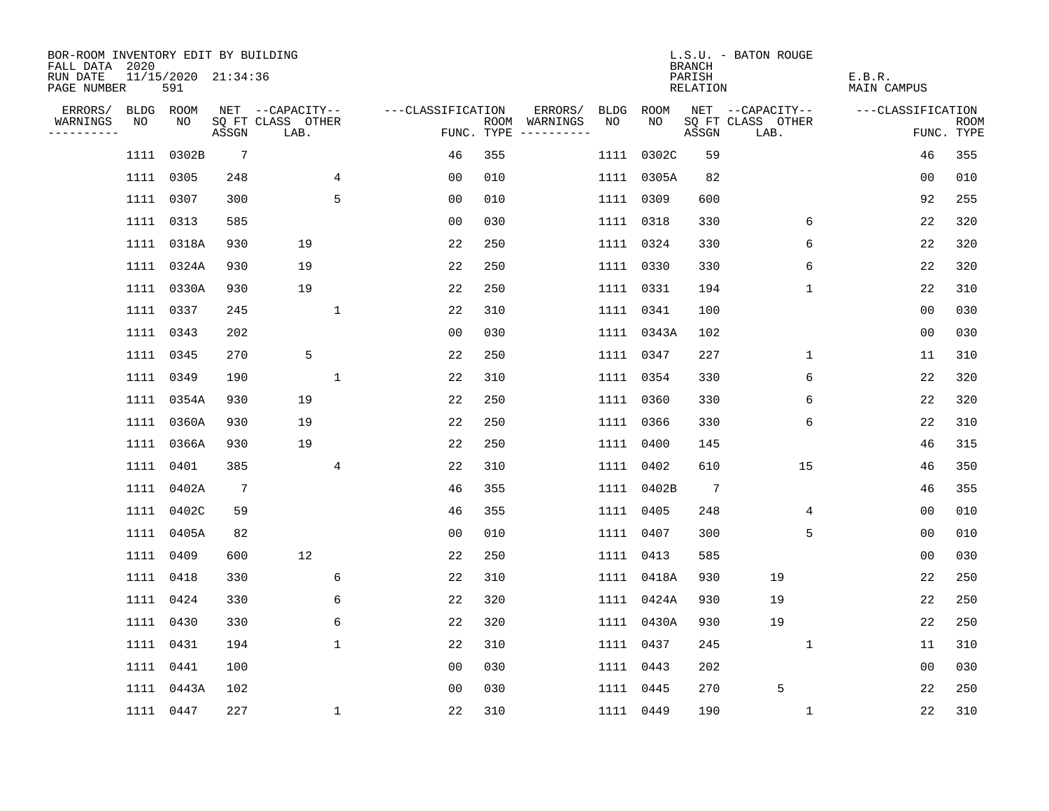BOR-ROOM INVENTORY EDIT BY BUILDING
FALL DATA 2020
RUN DATE 11/15/2020 21:34:36
PAGE NUMBER 591

L.S.U. - BATON ROUGE
BRANCH
PARISH E.B.R.
RELATION MAIN CAMPUS

| ERRORS/ WARNINGS | BLDG NO | ROOM NO | NET SQ FT ASSGN | CAPACITY CLASS LAB. | CAPACITY OTHER | CLASSIFICATION FUNC. | ROOM TYPE | ERRORS/ WARNINGS | BLDG NO | ROOM NO | NET SQ FT ASSGN | CAPACITY CLASS LAB. | CAPACITY OTHER | CLASSIFICATION FUNC. | ROOM TYPE |
|---|---|---|---|---|---|---|---|---|---|---|---|---|---|---|---|
| | 1111 | 0302B | 7 | | | 46 | 355 | | 1111 | 0302C | 59 | | | 46 | 355 |
| | 1111 | 0305 | 248 | | 4 | 00 | 010 | | 1111 | 0305A | 82 | | | 00 | 010 |
| | 1111 | 0307 | 300 | | 5 | 00 | 010 | | 1111 | 0309 | 600 | | | 92 | 255 |
| | 1111 | 0313 | 585 | | | 00 | 030 | | 1111 | 0318 | 330 | | 6 | 22 | 320 |
| | 1111 | 0318A | 930 | 19 | | 22 | 250 | | 1111 | 0324 | 330 | | 6 | 22 | 320 |
| | 1111 | 0324A | 930 | 19 | | 22 | 250 | | 1111 | 0330 | 330 | | 6 | 22 | 320 |
| | 1111 | 0330A | 930 | 19 | | 22 | 250 | | 1111 | 0331 | 194 | | 1 | 22 | 310 |
| | 1111 | 0337 | 245 | | 1 | 22 | 310 | | 1111 | 0341 | 100 | | | 00 | 030 |
| | 1111 | 0343 | 202 | | | 00 | 030 | | 1111 | 0343A | 102 | | | 00 | 030 |
| | 1111 | 0345 | 270 | 5 | | 22 | 250 | | 1111 | 0347 | 227 | | 1 | 11 | 310 |
| | 1111 | 0349 | 190 | | 1 | 22 | 310 | | 1111 | 0354 | 330 | | 6 | 22 | 320 |
| | 1111 | 0354A | 930 | 19 | | 22 | 250 | | 1111 | 0360 | 330 | | 6 | 22 | 320 |
| | 1111 | 0360A | 930 | 19 | | 22 | 250 | | 1111 | 0366 | 330 | | 6 | 22 | 310 |
| | 1111 | 0366A | 930 | 19 | | 22 | 250 | | 1111 | 0400 | 145 | | | 46 | 315 |
| | 1111 | 0401 | 385 | | 4 | 22 | 310 | | 1111 | 0402 | 610 | | 15 | 46 | 350 |
| | 1111 | 0402A | 7 | | | 46 | 355 | | 1111 | 0402B | 7 | | | 46 | 355 |
| | 1111 | 0402C | 59 | | | 46 | 355 | | 1111 | 0405 | 248 | | 4 | 00 | 010 |
| | 1111 | 0405A | 82 | | | 00 | 010 | | 1111 | 0407 | 300 | | 5 | 00 | 010 |
| | 1111 | 0409 | 600 | 12 | | 22 | 250 | | 1111 | 0413 | 585 | | | 00 | 030 |
| | 1111 | 0418 | 330 | | 6 | 22 | 310 | | 1111 | 0418A | 930 | 19 | | 22 | 250 |
| | 1111 | 0424 | 330 | | 6 | 22 | 320 | | 1111 | 0424A | 930 | 19 | | 22 | 250 |
| | 1111 | 0430 | 330 | | 6 | 22 | 320 | | 1111 | 0430A | 930 | 19 | | 22 | 250 |
| | 1111 | 0431 | 194 | | 1 | 22 | 310 | | 1111 | 0437 | 245 | | 1 | 11 | 310 |
| | 1111 | 0441 | 100 | | | 00 | 030 | | 1111 | 0443 | 202 | | | 00 | 030 |
| | 1111 | 0443A | 102 | | | 00 | 030 | | 1111 | 0445 | 270 | 5 | | 22 | 250 |
| | 1111 | 0447 | 227 | | 1 | 22 | 310 | | 1111 | 0449 | 190 | | 1 | 22 | 310 |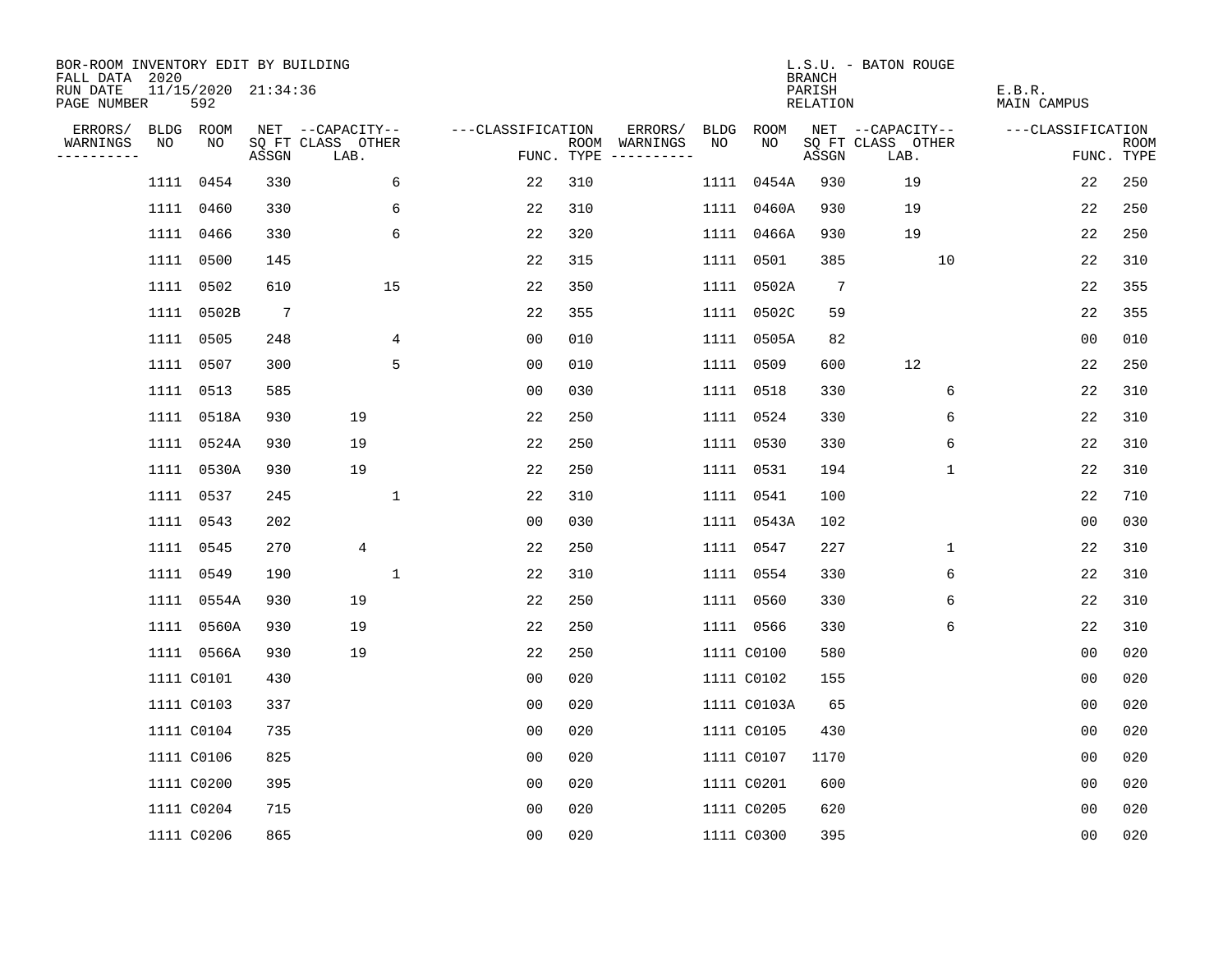BOR-ROOM INVENTORY EDIT BY BUILDING
FALL DATA 2020
RUN DATE 11/15/2020 21:34:36
PAGE NUMBER 592

L.S.U. - BATON ROUGE
BRANCH
PARISH E.B.R.
RELATION MAIN CAMPUS

| ERRORS/ WARNINGS | BLDG NO | ROOM NO | NET SQ FT ASSGN | CAPACITY CLASS LAB. | CAPACITY OTHER | CLASSIFICATION FUNC. | ROOM TYPE | ERRORS/ WARNINGS | BLDG NO | ROOM NO | NET SQ FT ASSGN | CAPACITY CLASS LAB. | CAPACITY OTHER | CLASSIFICATION FUNC. | ROOM TYPE |
|---|---|---|---|---|---|---|---|---|---|---|---|---|---|---|---|
| | 1111 | 0454 | 330 | | 6 | 22 | 310 | | 1111 | 0454A | 930 | 19 | | 22 | 250 |
| | 1111 | 0460 | 330 | | 6 | 22 | 310 | | 1111 | 0460A | 930 | 19 | | 22 | 250 |
| | 1111 | 0466 | 330 | | 6 | 22 | 320 | | 1111 | 0466A | 930 | 19 | | 22 | 250 |
| | 1111 | 0500 | 145 | | | 22 | 315 | | 1111 | 0501 | 385 | | 10 | 22 | 310 |
| | 1111 | 0502 | 610 | | 15 | 22 | 350 | | 1111 | 0502A | 7 | | | 22 | 355 |
| | 1111 | 0502B | 7 | | | 22 | 355 | | 1111 | 0502C | 59 | | | 22 | 355 |
| | 1111 | 0505 | 248 | | 4 | 00 | 010 | | 1111 | 0505A | 82 | | | 00 | 010 |
| | 1111 | 0507 | 300 | | 5 | 00 | 010 | | 1111 | 0509 | 600 | 12 | | 22 | 250 |
| | 1111 | 0513 | 585 | | | 00 | 030 | | 1111 | 0518 | 330 | | 6 | 22 | 310 |
| | 1111 | 0518A | 930 | 19 | | 22 | 250 | | 1111 | 0524 | 330 | | 6 | 22 | 310 |
| | 1111 | 0524A | 930 | 19 | | 22 | 250 | | 1111 | 0530 | 330 | | 6 | 22 | 310 |
| | 1111 | 0530A | 930 | 19 | | 22 | 250 | | 1111 | 0531 | 194 | | 1 | 22 | 310 |
| | 1111 | 0537 | 245 | | 1 | 22 | 310 | | 1111 | 0541 | 100 | | | 22 | 710 |
| | 1111 | 0543 | 202 | | | 00 | 030 | | 1111 | 0543A | 102 | | | 00 | 030 |
| | 1111 | 0545 | 270 | 4 | | 22 | 250 | | 1111 | 0547 | 227 | | 1 | 22 | 310 |
| | 1111 | 0549 | 190 | | 1 | 22 | 310 | | 1111 | 0554 | 330 | | 6 | 22 | 310 |
| | 1111 | 0554A | 930 | 19 | | 22 | 250 | | 1111 | 0560 | 330 | | 6 | 22 | 310 |
| | 1111 | 0560A | 930 | 19 | | 22 | 250 | | 1111 | 0566 | 330 | | 6 | 22 | 310 |
| | 1111 | 0566A | 930 | 19 | | 22 | 250 | | 1111 | C0100 | 580 | | | 00 | 020 |
| | 1111 | C0101 | 430 | | | 00 | 020 | | 1111 | C0102 | 155 | | | 00 | 020 |
| | 1111 | C0103 | 337 | | | 00 | 020 | | 1111 | C0103A | 65 | | | 00 | 020 |
| | 1111 | C0104 | 735 | | | 00 | 020 | | 1111 | C0105 | 430 | | | 00 | 020 |
| | 1111 | C0106 | 825 | | | 00 | 020 | | 1111 | C0107 | 1170 | | | 00 | 020 |
| | 1111 | C0200 | 395 | | | 00 | 020 | | 1111 | C0201 | 600 | | | 00 | 020 |
| | 1111 | C0204 | 715 | | | 00 | 020 | | 1111 | C0205 | 620 | | | 00 | 020 |
| | 1111 | C0206 | 865 | | | 00 | 020 | | 1111 | C0300 | 395 | | | 00 | 020 |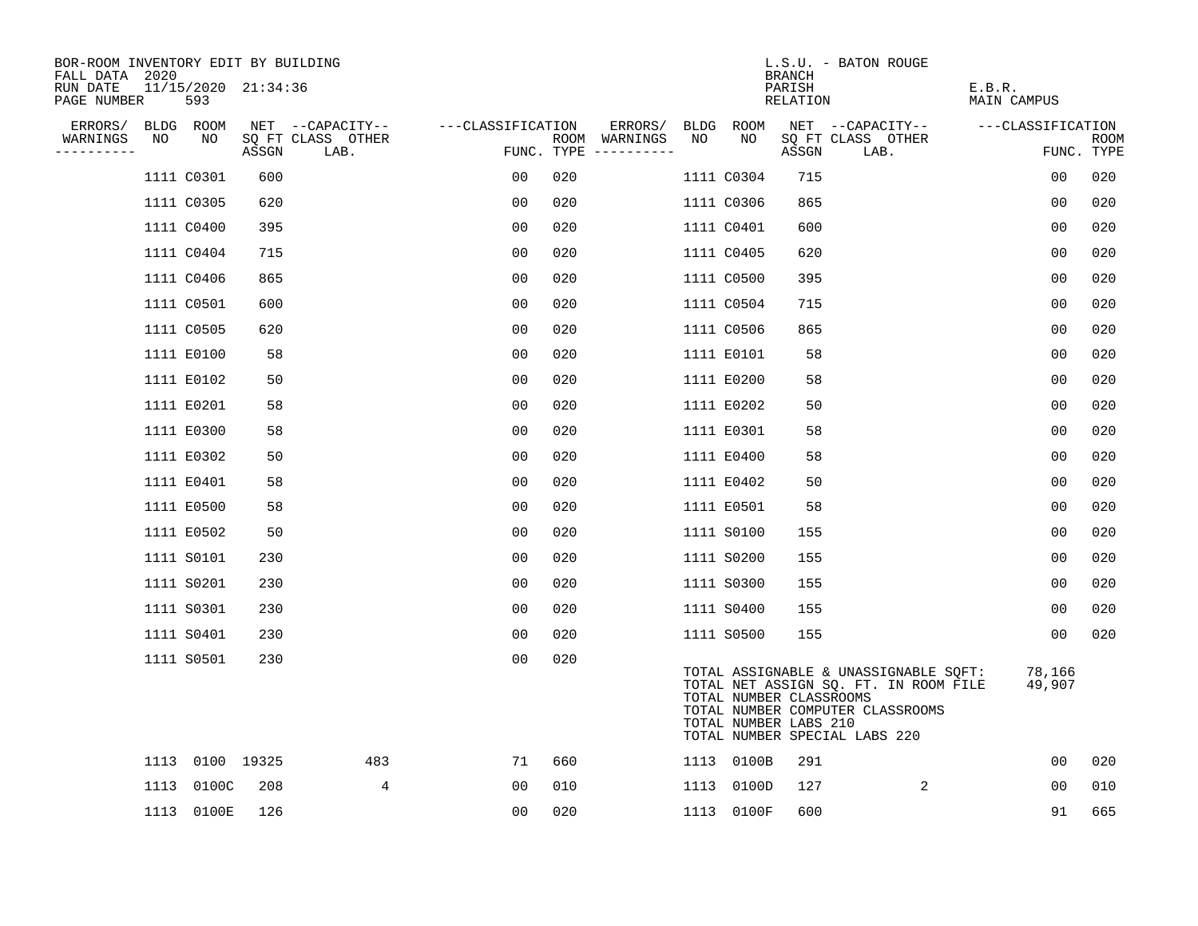BOR-ROOM INVENTORY EDIT BY BUILDING
FALL DATA 2020
RUN DATE 11/15/2020 21:34:36
PAGE NUMBER 593

L.S.U. - BATON ROUGE
BRANCH
PARISH E.B.R.
RELATION MAIN CAMPUS

| ERRORS/ WARNINGS | BLDG NO | ROOM NO | NET SQ FT ASSGN | CAPACITY CLASS | CAPACITY OTHER LAB. | CLASSIFICATION FUNC. | ROOM TYPE | ERRORS/ WARNINGS | BLDG NO | ROOM NO | NET SQ FT ASSGN | CAPACITY CLASS | CAPACITY OTHER LAB. | CLASSIFICATION FUNC. | ROOM TYPE |
|---|---|---|---|---|---|---|---|---|---|---|---|---|---|---|---|
| | 1111 | C0301 | 600 | | | 00 | 020 | | 1111 | C0304 | 715 | | | 00 | 020 |
| | 1111 | C0305 | 620 | | | 00 | 020 | | 1111 | C0306 | 865 | | | 00 | 020 |
| | 1111 | C0400 | 395 | | | 00 | 020 | | 1111 | C0401 | 600 | | | 00 | 020 |
| | 1111 | C0404 | 715 | | | 00 | 020 | | 1111 | C0405 | 620 | | | 00 | 020 |
| | 1111 | C0406 | 865 | | | 00 | 020 | | 1111 | C0500 | 395 | | | 00 | 020 |
| | 1111 | C0501 | 600 | | | 00 | 020 | | 1111 | C0504 | 715 | | | 00 | 020 |
| | 1111 | C0505 | 620 | | | 00 | 020 | | 1111 | C0506 | 865 | | | 00 | 020 |
| | 1111 | E0100 | 58 | | | 00 | 020 | | 1111 | E0101 | 58 | | | 00 | 020 |
| | 1111 | E0102 | 50 | | | 00 | 020 | | 1111 | E0200 | 58 | | | 00 | 020 |
| | 1111 | E0201 | 58 | | | 00 | 020 | | 1111 | E0202 | 50 | | | 00 | 020 |
| | 1111 | E0300 | 58 | | | 00 | 020 | | 1111 | E0301 | 58 | | | 00 | 020 |
| | 1111 | E0302 | 50 | | | 00 | 020 | | 1111 | E0400 | 58 | | | 00 | 020 |
| | 1111 | E0401 | 58 | | | 00 | 020 | | 1111 | E0402 | 50 | | | 00 | 020 |
| | 1111 | E0500 | 58 | | | 00 | 020 | | 1111 | E0501 | 58 | | | 00 | 020 |
| | 1111 | E0502 | 50 | | | 00 | 020 | | 1111 | S0100 | 155 | | | 00 | 020 |
| | 1111 | S0101 | 230 | | | 00 | 020 | | 1111 | S0200 | 155 | | | 00 | 020 |
| | 1111 | S0201 | 230 | | | 00 | 020 | | 1111 | S0300 | 155 | | | 00 | 020 |
| | 1111 | S0301 | 230 | | | 00 | 020 | | 1111 | S0400 | 155 | | | 00 | 020 |
| | 1111 | S0401 | 230 | | | 00 | 020 | | 1111 | S0500 | 155 | | | 00 | 020 |
| | 1111 | S0501 | 230 | | | 00 | 020 | | | | | | | | |

TOTAL ASSIGNABLE & UNASSIGNABLE SQFT: 78,166
TOTAL NET ASSIGN SQ. FT. IN ROOM FILE 49,907
TOTAL NUMBER CLASSROOMS
TOTAL NUMBER COMPUTER CLASSROOMS
TOTAL NUMBER LABS 210
TOTAL NUMBER SPECIAL LABS 220

| ERRORS/ WARNINGS | BLDG NO | ROOM NO | NET SQ FT ASSGN | CAPACITY CLASS | CAPACITY OTHER LAB. | CLASSIFICATION FUNC. | ROOM TYPE | ERRORS/ WARNINGS | BLDG NO | ROOM NO | NET SQ FT ASSGN | CAPACITY CLASS | CAPACITY OTHER LAB. | CLASSIFICATION FUNC. | ROOM TYPE |
|---|---|---|---|---|---|---|---|---|---|---|---|---|---|---|---|
| | 1113 | 0100 | 19325 | | 483 | 71 | 660 | | 1113 | 0100B | 291 | | | 00 | 020 |
| | 1113 | 0100C | 208 | | 4 | 00 | 010 | | 1113 | 0100D | 127 | | 2 | 00 | 010 |
| | 1113 | 0100E | 126 | | | 00 | 020 | | 1113 | 0100F | 600 | | | 91 | 665 |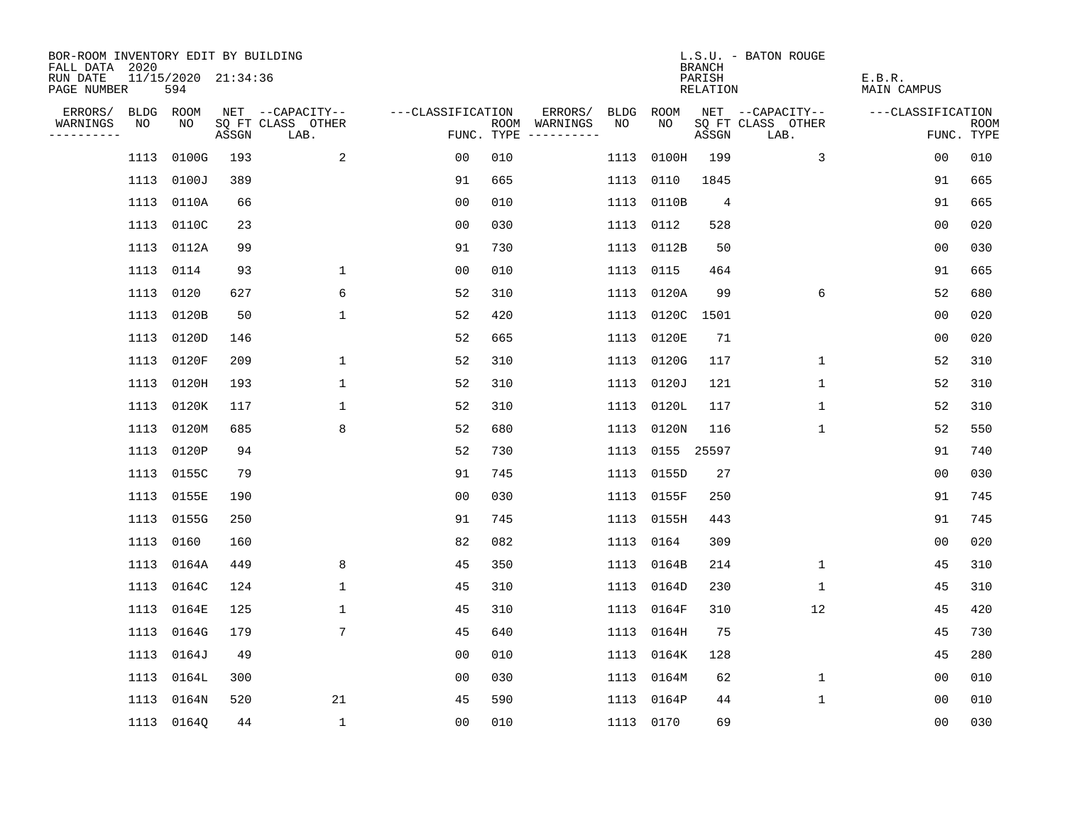BOR-ROOM INVENTORY EDIT BY BUILDING
FALL DATA 2020
RUN DATE 11/15/2020 21:34:36
PAGE NUMBER 594

L.S.U. - BATON ROUGE
BRANCH
PARISH E.B.R.
RELATION MAIN CAMPUS

| ERRORS/ WARNINGS | BLDG NO | ROOM NO | NET SQ FT ASSGN | CAPACITY CLASS LAB. | CAPACITY OTHER | CLASSIFICATION FUNC. | ROOM TYPE | ERRORS/ WARNINGS | BLDG NO | ROOM NO | NET SQ FT ASSGN | CAPACITY CLASS LAB. | CAPACITY OTHER | CLASSIFICATION FUNC. | ROOM TYPE |
|---|---|---|---|---|---|---|---|---|---|---|---|---|---|---|---|
| | 1113 | 0100G | 193 | | 2 | 00 | 010 | | 1113 | 0100H | 199 | | 3 | 00 | 010 |
| | 1113 | 0100J | 389 | | | 91 | 665 | | 1113 | 0110 | 1845 | | | 91 | 665 |
| | 1113 | 0110A | 66 | | | 00 | 010 | | 1113 | 0110B | 4 | | | 91 | 665 |
| | 1113 | 0110C | 23 | | | 00 | 030 | | 1113 | 0112 | 528 | | | 00 | 020 |
| | 1113 | 0112A | 99 | | | 91 | 730 | | 1113 | 0112B | 50 | | | 00 | 030 |
| | 1113 | 0114 | 93 | | 1 | 00 | 010 | | 1113 | 0115 | 464 | | | 91 | 665 |
| | 1113 | 0120 | 627 | | 6 | 52 | 310 | | 1113 | 0120A | 99 | | 6 | 52 | 680 |
| | 1113 | 0120B | 50 | | 1 | 52 | 420 | | 1113 | 0120C | 1501 | | | 00 | 020 |
| | 1113 | 0120D | 146 | | | 52 | 665 | | 1113 | 0120E | 71 | | | 00 | 020 |
| | 1113 | 0120F | 209 | | 1 | 52 | 310 | | 1113 | 0120G | 117 | | 1 | 52 | 310 |
| | 1113 | 0120H | 193 | | 1 | 52 | 310 | | 1113 | 0120J | 121 | | 1 | 52 | 310 |
| | 1113 | 0120K | 117 | | 1 | 52 | 310 | | 1113 | 0120L | 117 | | 1 | 52 | 310 |
| | 1113 | 0120M | 685 | | 8 | 52 | 680 | | 1113 | 0120N | 116 | | 1 | 52 | 550 |
| | 1113 | 0120P | 94 | | | 52 | 730 | | 1113 | 0155 | 25597 | | | 91 | 740 |
| | 1113 | 0155C | 79 | | | 91 | 745 | | 1113 | 0155D | 27 | | | 00 | 030 |
| | 1113 | 0155E | 190 | | | 00 | 030 | | 1113 | 0155F | 250 | | | 91 | 745 |
| | 1113 | 0155G | 250 | | | 91 | 745 | | 1113 | 0155H | 443 | | | 91 | 745 |
| | 1113 | 0160 | 160 | | | 82 | 082 | | 1113 | 0164 | 309 | | | 00 | 020 |
| | 1113 | 0164A | 449 | | 8 | 45 | 350 | | 1113 | 0164B | 214 | | 1 | 45 | 310 |
| | 1113 | 0164C | 124 | | 1 | 45 | 310 | | 1113 | 0164D | 230 | | 1 | 45 | 310 |
| | 1113 | 0164E | 125 | | 1 | 45 | 310 | | 1113 | 0164F | 310 | | 12 | 45 | 420 |
| | 1113 | 0164G | 179 | | 7 | 45 | 640 | | 1113 | 0164H | 75 | | | 45 | 730 |
| | 1113 | 0164J | 49 | | | 00 | 010 | | 1113 | 0164K | 128 | | | 45 | 280 |
| | 1113 | 0164L | 300 | | | 00 | 030 | | 1113 | 0164M | 62 | | 1 | 00 | 010 |
| | 1113 | 0164N | 520 | | 21 | 45 | 590 | | 1113 | 0164P | 44 | | 1 | 00 | 010 |
| | 1113 | 0164Q | 44 | | 1 | 00 | 010 | | 1113 | 0170 | 69 | | | 00 | 030 |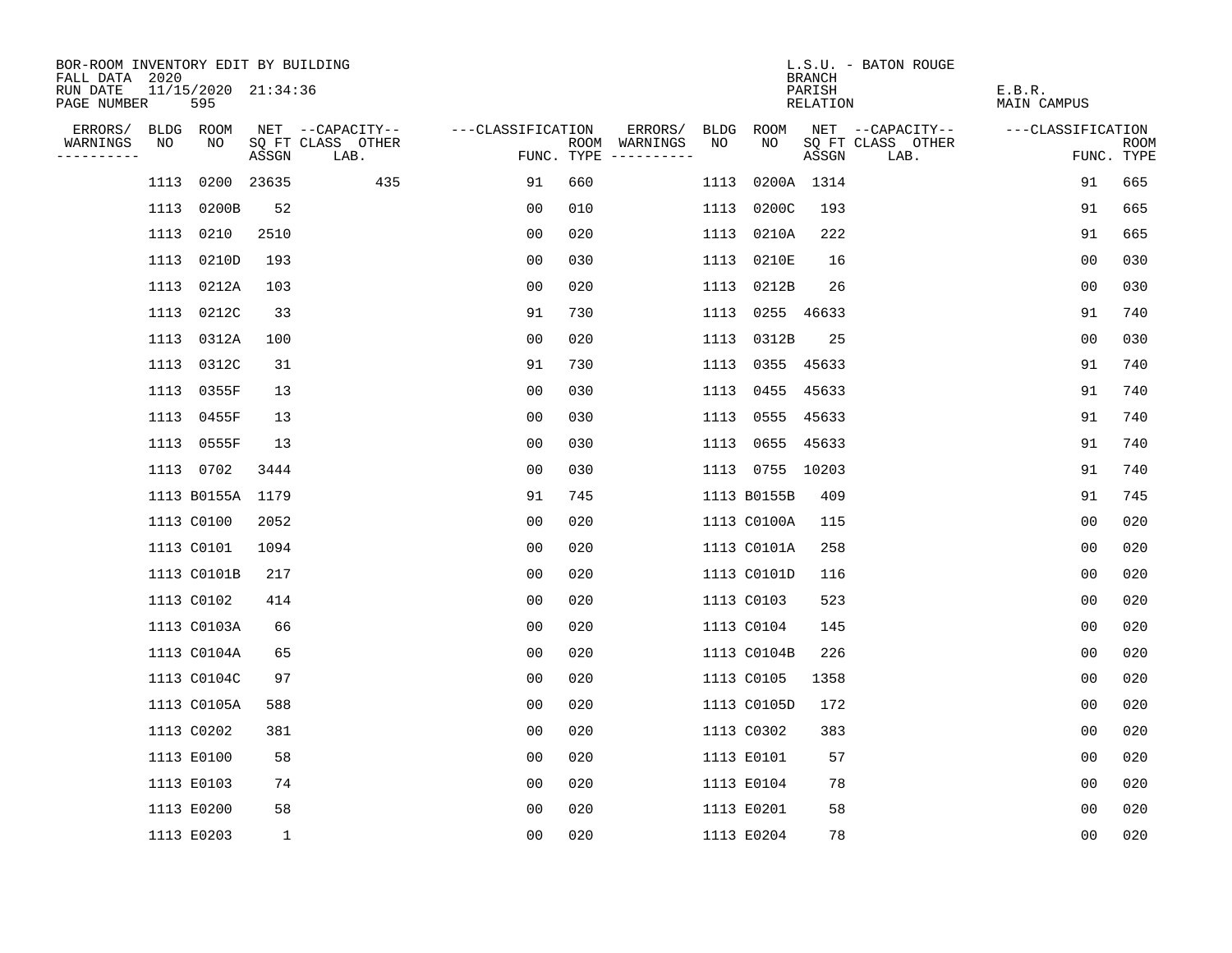BOR-ROOM INVENTORY EDIT BY BUILDING
FALL DATA 2020
RUN DATE 11/15/2020 21:34:36
PAGE NUMBER 595

L.S.U. - BATON ROUGE
BRANCH
PARISH E.B.R.
RELATION MAIN CAMPUS

| ERRORS/ WARNINGS | BLDG NO | ROOM NO | NET SQ FT ASSGN | CAPACITY CLASS | CAPACITY OTHER LAB. | CLASSIFICATION FUNC. | ROOM TYPE | ERRORS/ WARNINGS | BLDG NO | ROOM NO | NET SQ FT ASSGN | CAPACITY CLASS | CAPACITY OTHER LAB. | CLASSIFICATION FUNC. | ROOM TYPE |
|---|---|---|---|---|---|---|---|---|---|---|---|---|---|---|---|
| | 1113 | 0200 | 23635 | | 435 | 91 | 660 | | 1113 | 0200A | 1314 | | | 91 | 665 |
| | 1113 | 0200B | 52 | | | 00 | 010 | | 1113 | 0200C | 193 | | | 91 | 665 |
| | 1113 | 0210 | 2510 | | | 00 | 020 | | 1113 | 0210A | 222 | | | 91 | 665 |
| | 1113 | 0210D | 193 | | | 00 | 030 | | 1113 | 0210E | 16 | | | 00 | 030 |
| | 1113 | 0212A | 103 | | | 00 | 020 | | 1113 | 0212B | 26 | | | 00 | 030 |
| | 1113 | 0212C | 33 | | | 91 | 730 | | 1113 | 0255 | 46633 | | | 91 | 740 |
| | 1113 | 0312A | 100 | | | 00 | 020 | | 1113 | 0312B | 25 | | | 00 | 030 |
| | 1113 | 0312C | 31 | | | 91 | 730 | | 1113 | 0355 | 45633 | | | 91 | 740 |
| | 1113 | 0355F | 13 | | | 00 | 030 | | 1113 | 0455 | 45633 | | | 91 | 740 |
| | 1113 | 0455F | 13 | | | 00 | 030 | | 1113 | 0555 | 45633 | | | 91 | 740 |
| | 1113 | 0555F | 13 | | | 00 | 030 | | 1113 | 0655 | 45633 | | | 91 | 740 |
| | 1113 | 0702 | 3444 | | | 00 | 030 | | 1113 | 0755 | 10203 | | | 91 | 740 |
| | 1113 | B0155A | 1179 | | | 91 | 745 | | 1113 | B0155B | 409 | | | 91 | 745 |
| | 1113 | C0100 | 2052 | | | 00 | 020 | | 1113 | C0100A | 115 | | | 00 | 020 |
| | 1113 | C0101 | 1094 | | | 00 | 020 | | 1113 | C0101A | 258 | | | 00 | 020 |
| | 1113 | C0101B | 217 | | | 00 | 020 | | 1113 | C0101D | 116 | | | 00 | 020 |
| | 1113 | C0102 | 414 | | | 00 | 020 | | 1113 | C0103 | 523 | | | 00 | 020 |
| | 1113 | C0103A | 66 | | | 00 | 020 | | 1113 | C0104 | 145 | | | 00 | 020 |
| | 1113 | C0104A | 65 | | | 00 | 020 | | 1113 | C0104B | 226 | | | 00 | 020 |
| | 1113 | C0104C | 97 | | | 00 | 020 | | 1113 | C0105 | 1358 | | | 00 | 020 |
| | 1113 | C0105A | 588 | | | 00 | 020 | | 1113 | C0105D | 172 | | | 00 | 020 |
| | 1113 | C0202 | 381 | | | 00 | 020 | | 1113 | C0302 | 383 | | | 00 | 020 |
| | 1113 | E0100 | 58 | | | 00 | 020 | | 1113 | E0101 | 57 | | | 00 | 020 |
| | 1113 | E0103 | 74 | | | 00 | 020 | | 1113 | E0104 | 78 | | | 00 | 020 |
| | 1113 | E0200 | 58 | | | 00 | 020 | | 1113 | E0201 | 58 | | | 00 | 020 |
| | 1113 | E0203 | 1 | | | 00 | 020 | | 1113 | E0204 | 78 | | | 00 | 020 |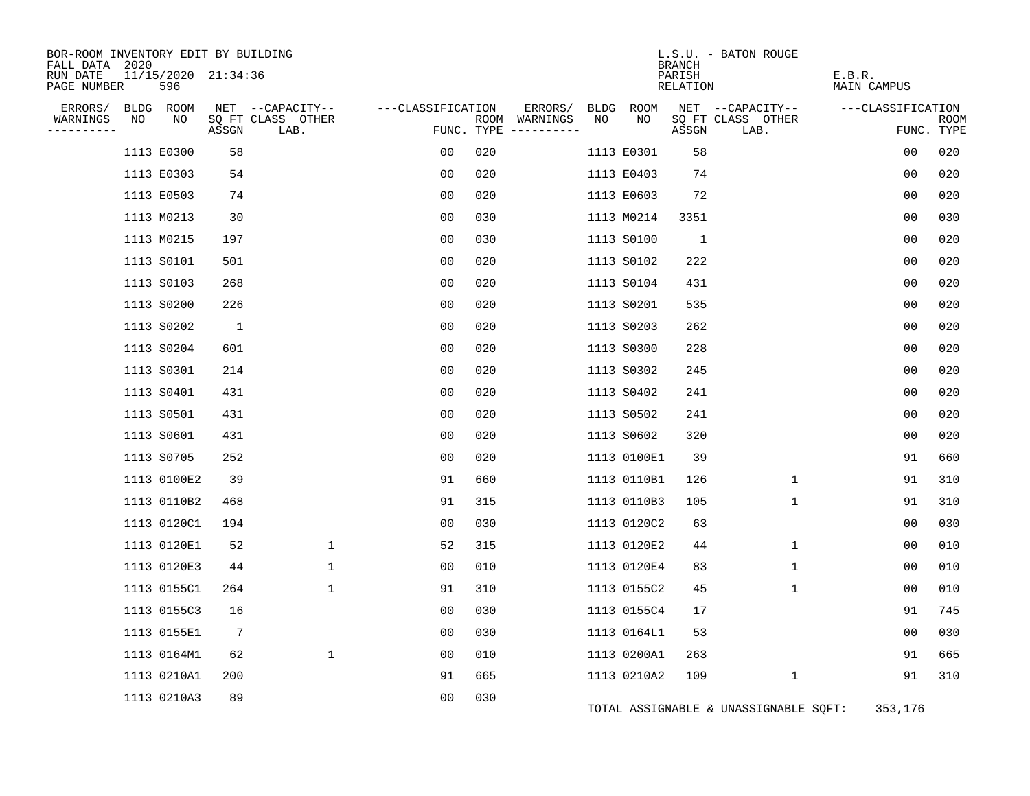BOR-ROOM INVENTORY EDIT BY BUILDING
FALL DATA 2020
RUN DATE 11/15/2020 21:34:36
PAGE NUMBER 596

L.S.U. - BATON ROUGE
BRANCH
PARISH E.B.R.
RELATION MAIN CAMPUS

| ERRORS/ WARNINGS | BLDG NO | ROOM NO | NET SQ FT ASSGN | CAPACITY CLASS LAB. | CAPACITY OTHER | CLASSIFICATION FUNC. | ROOM TYPE | ERRORS/ WARNINGS | BLDG NO | ROOM NO | NET SQ FT ASSGN | CAPACITY CLASS LAB. | CAPACITY OTHER | CLASSIFICATION FUNC. | ROOM TYPE |
|---|---|---|---|---|---|---|---|---|---|---|---|---|---|---|---|
| | 1113 | E0300 | 58 | | | 00 | 020 | | 1113 | E0301 | 58 | | | 00 | 020 |
| | 1113 | E0303 | 54 | | | 00 | 020 | | 1113 | E0403 | 74 | | | 00 | 020 |
| | 1113 | E0503 | 74 | | | 00 | 020 | | 1113 | E0603 | 72 | | | 00 | 020 |
| | 1113 | M0213 | 30 | | | 00 | 030 | | 1113 | M0214 | 3351 | | | 00 | 030 |
| | 1113 | M0215 | 197 | | | 00 | 030 | | 1113 | S0100 | 1 | | | 00 | 020 |
| | 1113 | S0101 | 501 | | | 00 | 020 | | 1113 | S0102 | 222 | | | 00 | 020 |
| | 1113 | S0103 | 268 | | | 00 | 020 | | 1113 | S0104 | 431 | | | 00 | 020 |
| | 1113 | S0200 | 226 | | | 00 | 020 | | 1113 | S0201 | 535 | | | 00 | 020 |
| | 1113 | S0202 | 1 | | | 00 | 020 | | 1113 | S0203 | 262 | | | 00 | 020 |
| | 1113 | S0204 | 601 | | | 00 | 020 | | 1113 | S0300 | 228 | | | 00 | 020 |
| | 1113 | S0301 | 214 | | | 00 | 020 | | 1113 | S0302 | 245 | | | 00 | 020 |
| | 1113 | S0401 | 431 | | | 00 | 020 | | 1113 | S0402 | 241 | | | 00 | 020 |
| | 1113 | S0501 | 431 | | | 00 | 020 | | 1113 | S0502 | 241 | | | 00 | 020 |
| | 1113 | S0601 | 431 | | | 00 | 020 | | 1113 | S0602 | 320 | | | 00 | 020 |
| | 1113 | S0705 | 252 | | | 00 | 020 | | 1113 | 0100E1 | 39 | | | 91 | 660 |
| | 1113 | 0100E2 | 39 | | | 91 | 660 | | 1113 | 0110B1 | 126 | | 1 | 91 | 310 |
| | 1113 | 0110B2 | 468 | | | 91 | 315 | | 1113 | 0110B3 | 105 | | 1 | 91 | 310 |
| | 1113 | 0120C1 | 194 | | | 00 | 030 | | 1113 | 0120C2 | 63 | | | 00 | 030 |
| | 1113 | 0120E1 | 52 | | 1 | 52 | 315 | | 1113 | 0120E2 | 44 | | 1 | 00 | 010 |
| | 1113 | 0120E3 | 44 | | 1 | 00 | 010 | | 1113 | 0120E4 | 83 | | 1 | 00 | 010 |
| | 1113 | 0155C1 | 264 | | 1 | 91 | 310 | | 1113 | 0155C2 | 45 | | 1 | 00 | 010 |
| | 1113 | 0155C3 | 16 | | | 00 | 030 | | 1113 | 0155C4 | 17 | | | 91 | 745 |
| | 1113 | 0155E1 | 7 | | | 00 | 030 | | 1113 | 0164L1 | 53 | | | 00 | 030 |
| | 1113 | 0164M1 | 62 | | 1 | 00 | 010 | | 1113 | 0200A1 | 263 | | | 91 | 665 |
| | 1113 | 0210A1 | 200 | | | 91 | 665 | | 1113 | 0210A2 | 109 | | 1 | 91 | 310 |
| | 1113 | 0210A3 | 89 | | | 00 | 030 | | | | | | | | |

TOTAL ASSIGNABLE & UNASSIGNABLE SQFT: 353,176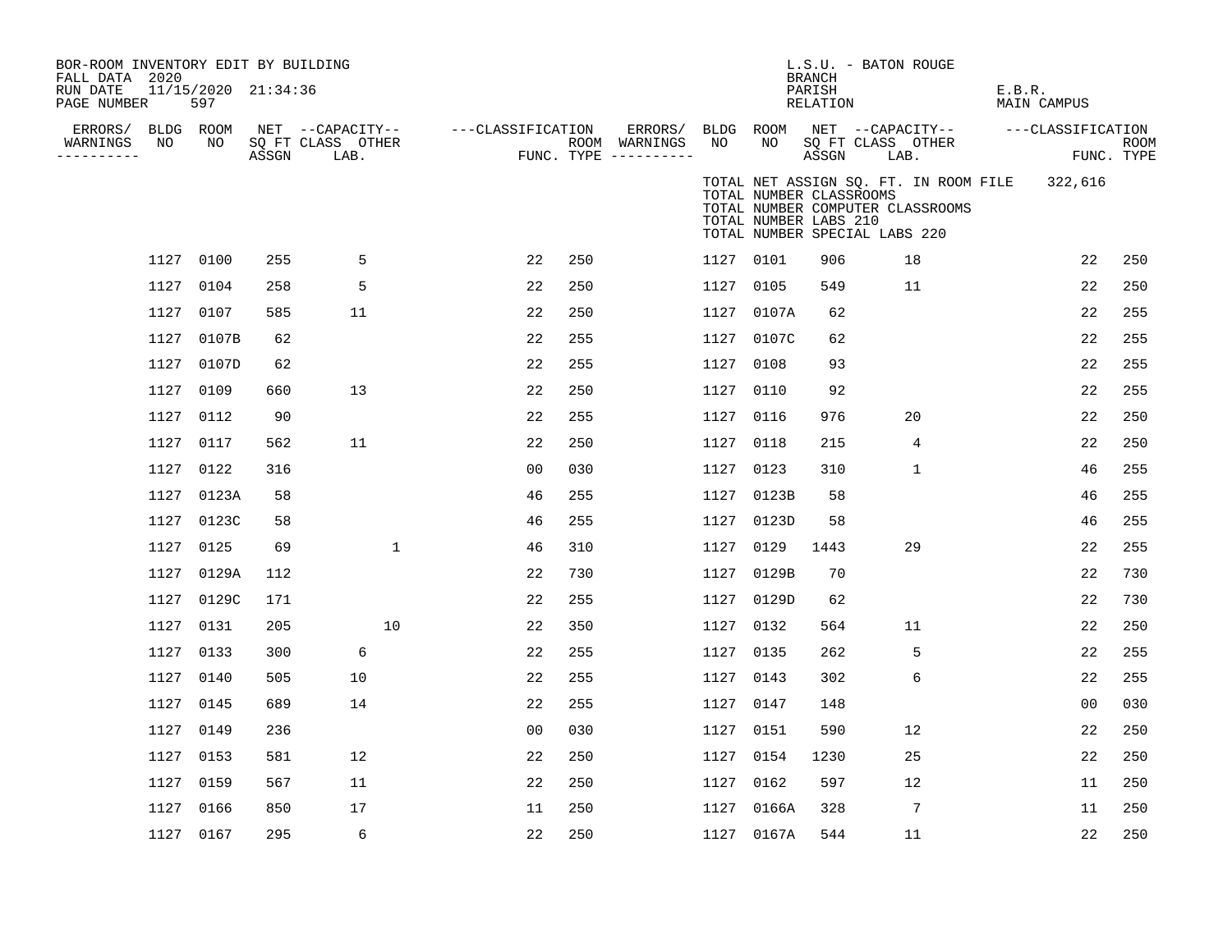BOR-ROOM INVENTORY EDIT BY BUILDING
FALL DATA 2020
RUN DATE 11/15/2020 21:34:36
PAGE NUMBER 597

L.S.U. - BATON ROUGE
BRANCH
PARISH E.B.R.
RELATION MAIN CAMPUS

TOTAL NET ASSIGN SQ. FT. IN ROOM FILE 322,616
TOTAL NUMBER CLASSROOMS
TOTAL NUMBER COMPUTER CLASSROOMS
TOTAL NUMBER LABS 210
TOTAL NUMBER SPECIAL LABS 220

| ERRORS/ WARNINGS | BLDG NO | ROOM NO | NET SQ FT ASSGN | CAPACITY CLASS LAB. | CAPACITY OTHER | CLASSIFICATION FUNC. | ROOM TYPE | ERRORS/ WARNINGS | BLDG NO | ROOM NO | NET SQ FT ASSGN | CAPACITY CLASS LAB. | CAPACITY OTHER | CLASSIFICATION FUNC. | ROOM TYPE |
|---|---|---|---|---|---|---|---|---|---|---|---|---|---|---|---|
| | 1127 | 0100 | 255 | 5 | | 22 | 250 | | 1127 | 0101 | 906 | 18 | | 22 | 250 |
| | 1127 | 0104 | 258 | 5 | | 22 | 250 | | 1127 | 0105 | 549 | 11 | | 22 | 250 |
| | 1127 | 0107 | 585 | 11 | | 22 | 250 | | 1127 | 0107A | 62 | | | 22 | 255 |
| | 1127 | 0107B | 62 | | | 22 | 255 | | 1127 | 0107C | 62 | | | 22 | 255 |
| | 1127 | 0107D | 62 | | | 22 | 255 | | 1127 | 0108 | 93 | | | 22 | 255 |
| | 1127 | 0109 | 660 | 13 | | 22 | 250 | | 1127 | 0110 | 92 | | | 22 | 255 |
| | 1127 | 0112 | 90 | | | 22 | 255 | | 1127 | 0116 | 976 | 20 | | 22 | 250 |
| | 1127 | 0117 | 562 | 11 | | 22 | 250 | | 1127 | 0118 | 215 | 4 | | 22 | 250 |
| | 1127 | 0122 | 316 | | | 00 | 030 | | 1127 | 0123 | 310 | 1 | | 46 | 255 |
| | 1127 | 0123A | 58 | | | 46 | 255 | | 1127 | 0123B | 58 | | | 46 | 255 |
| | 1127 | 0123C | 58 | | | 46 | 255 | | 1127 | 0123D | 58 | | | 46 | 255 |
| | 1127 | 0125 | 69 | | 1 | 46 | 310 | | 1127 | 0129 | 1443 | 29 | | 22 | 255 |
| | 1127 | 0129A | 112 | | | 22 | 730 | | 1127 | 0129B | 70 | | | 22 | 730 |
| | 1127 | 0129C | 171 | | | 22 | 255 | | 1127 | 0129D | 62 | | | 22 | 730 |
| | 1127 | 0131 | 205 | | 10 | 22 | 350 | | 1127 | 0132 | 564 | 11 | | 22 | 250 |
| | 1127 | 0133 | 300 | 6 | | 22 | 255 | | 1127 | 0135 | 262 | 5 | | 22 | 255 |
| | 1127 | 0140 | 505 | 10 | | 22 | 255 | | 1127 | 0143 | 302 | 6 | | 22 | 255 |
| | 1127 | 0145 | 689 | 14 | | 22 | 255 | | 1127 | 0147 | 148 | | | 00 | 030 |
| | 1127 | 0149 | 236 | | | 00 | 030 | | 1127 | 0151 | 590 | 12 | | 22 | 250 |
| | 1127 | 0153 | 581 | 12 | | 22 | 250 | | 1127 | 0154 | 1230 | 25 | | 22 | 250 |
| | 1127 | 0159 | 567 | 11 | | 22 | 250 | | 1127 | 0162 | 597 | 12 | | 11 | 250 |
| | 1127 | 0166 | 850 | 17 | | 11 | 250 | | 1127 | 0166A | 328 | 7 | | 11 | 250 |
| | 1127 | 0167 | 295 | 6 | | 22 | 250 | | 1127 | 0167A | 544 | 11 | | 22 | 250 |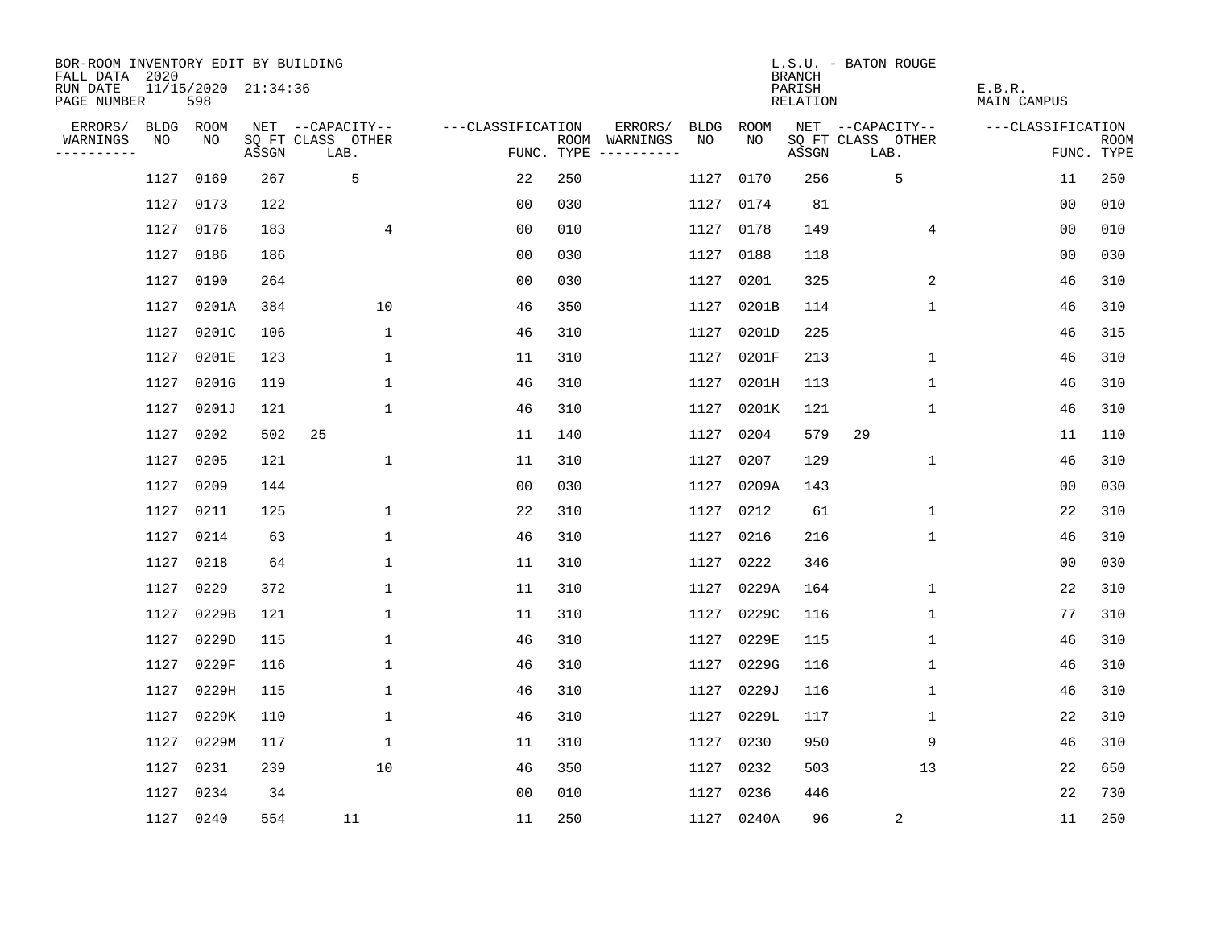BOR-ROOM INVENTORY EDIT BY BUILDING
FALL DATA 2020
RUN DATE 11/15/2020 21:34:36
PAGE NUMBER 598

L.S.U. - BATON ROUGE
BRANCH
PARISH E.B.R.
RELATION MAIN CAMPUS

| ERRORS/ WARNINGS | BLDG NO | ROOM NO | NET SQ FT ASSGN | CAPACITY CLASS LAB. | CAPACITY OTHER | CLASSIFICATION FUNC. | ROOM TYPE | ERRORS/ WARNINGS | BLDG NO | ROOM NO | NET SQ FT ASSGN | CAPACITY CLASS LAB. | CAPACITY OTHER | CLASSIFICATION FUNC. | ROOM TYPE |
|---|---|---|---|---|---|---|---|---|---|---|---|---|---|---|---|
| | 1127 | 0169 | 267 | 5 | | 22 | 250 | | 1127 | 0170 | 256 | 5 | | 11 | 250 |
| | 1127 | 0173 | 122 | | | 00 | 030 | | 1127 | 0174 | 81 | | | 00 | 010 |
| | 1127 | 0176 | 183 | | 4 | 00 | 010 | | 1127 | 0178 | 149 | | 4 | 00 | 010 |
| | 1127 | 0186 | 186 | | | 00 | 030 | | 1127 | 0188 | 118 | | | 00 | 030 |
| | 1127 | 0190 | 264 | | | 00 | 030 | | 1127 | 0201 | 325 | | 2 | 46 | 310 |
| | 1127 | 0201A | 384 | | 10 | 46 | 350 | | 1127 | 0201B | 114 | | 1 | 46 | 310 |
| | 1127 | 0201C | 106 | | 1 | 46 | 310 | | 1127 | 0201D | 225 | | | 46 | 315 |
| | 1127 | 0201E | 123 | | 1 | 11 | 310 | | 1127 | 0201F | 213 | | 1 | 46 | 310 |
| | 1127 | 0201G | 119 | | 1 | 46 | 310 | | 1127 | 0201H | 113 | | 1 | 46 | 310 |
| | 1127 | 0201J | 121 | | 1 | 46 | 310 | | 1127 | 0201K | 121 | | 1 | 46 | 310 |
| | 1127 | 0202 | 502 | 25 | | 11 | 140 | | 1127 | 0204 | 579 | 29 | | 11 | 110 |
| | 1127 | 0205 | 121 | | 1 | 11 | 310 | | 1127 | 0207 | 129 | | 1 | 46 | 310 |
| | 1127 | 0209 | 144 | | | 00 | 030 | | 1127 | 0209A | 143 | | | 00 | 030 |
| | 1127 | 0211 | 125 | | 1 | 22 | 310 | | 1127 | 0212 | 61 | | 1 | 22 | 310 |
| | 1127 | 0214 | 63 | | 1 | 46 | 310 | | 1127 | 0216 | 216 | | 1 | 46 | 310 |
| | 1127 | 0218 | 64 | | 1 | 11 | 310 | | 1127 | 0222 | 346 | | | 00 | 030 |
| | 1127 | 0229 | 372 | | 1 | 11 | 310 | | 1127 | 0229A | 164 | | 1 | 22 | 310 |
| | 1127 | 0229B | 121 | | 1 | 11 | 310 | | 1127 | 0229C | 116 | | 1 | 77 | 310 |
| | 1127 | 0229D | 115 | | 1 | 46 | 310 | | 1127 | 0229E | 115 | | 1 | 46 | 310 |
| | 1127 | 0229F | 116 | | 1 | 46 | 310 | | 1127 | 0229G | 116 | | 1 | 46 | 310 |
| | 1127 | 0229H | 115 | | 1 | 46 | 310 | | 1127 | 0229J | 116 | | 1 | 46 | 310 |
| | 1127 | 0229K | 110 | | 1 | 46 | 310 | | 1127 | 0229L | 117 | | 1 | 22 | 310 |
| | 1127 | 0229M | 117 | | 1 | 11 | 310 | | 1127 | 0230 | 950 | | 9 | 46 | 310 |
| | 1127 | 0231 | 239 | | 10 | 46 | 350 | | 1127 | 0232 | 503 | | 13 | 22 | 650 |
| | 1127 | 0234 | 34 | | | 00 | 010 | | 1127 | 0236 | 446 | | | 22 | 730 |
| | 1127 | 0240 | 554 | 11 | | 11 | 250 | | 1127 | 0240A | 96 | 2 | | 11 | 250 |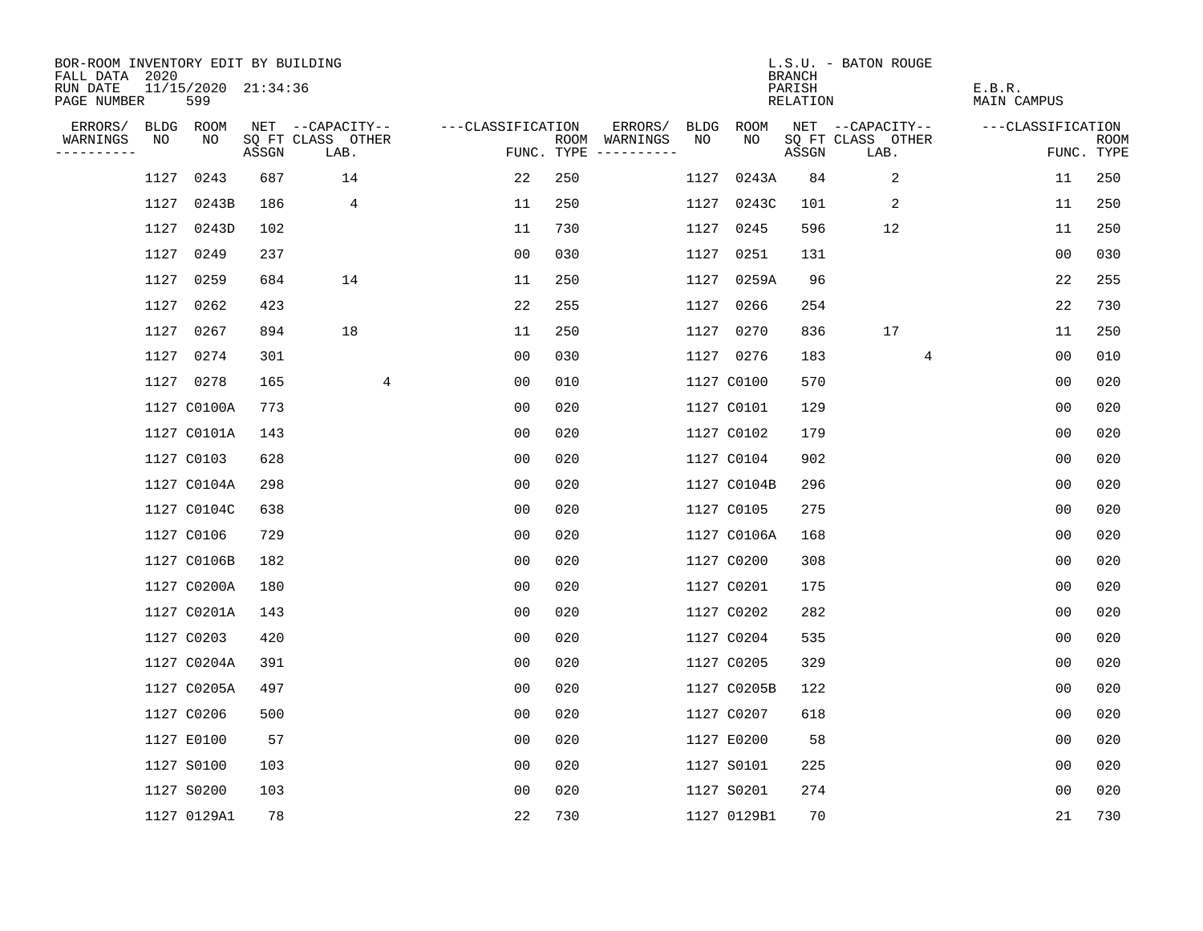BOR-ROOM INVENTORY EDIT BY BUILDING
FALL DATA 2020
RUN DATE 11/15/2020 21:34:36
PAGE NUMBER 599

L.S.U. - BATON ROUGE
BRANCH
PARISH E.B.R.
RELATION MAIN CAMPUS

| ERRORS/ WARNINGS | BLDG NO | ROOM NO | NET SQ FT ASSGN | CAPACITY CLASS LAB. | CAPACITY OTHER | CLASSIFICATION FUNC. | ROOM TYPE | ERRORS/ WARNINGS | BLDG NO | ROOM NO | NET SQ FT ASSGN | CAPACITY CLASS LAB. | CAPACITY OTHER | CLASSIFICATION FUNC. | ROOM TYPE |
|---|---|---|---|---|---|---|---|---|---|---|---|---|---|---|---|
| | 1127 | 0243 | 687 | 14 | | 22 | 250 | | 1127 | 0243A | 84 | 2 | | 11 | 250 |
| | 1127 | 0243B | 186 | 4 | | 11 | 250 | | 1127 | 0243C | 101 | 2 | | 11 | 250 |
| | 1127 | 0243D | 102 | | | 11 | 730 | | 1127 | 0245 | 596 | 12 | | 11 | 250 |
| | 1127 | 0249 | 237 | | | 00 | 030 | | 1127 | 0251 | 131 | | | 00 | 030 |
| | 1127 | 0259 | 684 | 14 | | 11 | 250 | | 1127 | 0259A | 96 | | | 22 | 255 |
| | 1127 | 0262 | 423 | | | 22 | 255 | | 1127 | 0266 | 254 | | | 22 | 730 |
| | 1127 | 0267 | 894 | 18 | | 11 | 250 | | 1127 | 0270 | 836 | 17 | | 11 | 250 |
| | 1127 | 0274 | 301 | | | 00 | 030 | | 1127 | 0276 | 183 | | 4 | 00 | 010 |
| | 1127 | 0278 | 165 | | 4 | 00 | 010 | | 1127 | C0100 | 570 | | | 00 | 020 |
| | 1127 | C0100A | 773 | | | 00 | 020 | | 1127 | C0101 | 129 | | | 00 | 020 |
| | 1127 | C0101A | 143 | | | 00 | 020 | | 1127 | C0102 | 179 | | | 00 | 020 |
| | 1127 | C0103 | 628 | | | 00 | 020 | | 1127 | C0104 | 902 | | | 00 | 020 |
| | 1127 | C0104A | 298 | | | 00 | 020 | | 1127 | C0104B | 296 | | | 00 | 020 |
| | 1127 | C0104C | 638 | | | 00 | 020 | | 1127 | C0105 | 275 | | | 00 | 020 |
| | 1127 | C0106 | 729 | | | 00 | 020 | | 1127 | C0106A | 168 | | | 00 | 020 |
| | 1127 | C0106B | 182 | | | 00 | 020 | | 1127 | C0200 | 308 | | | 00 | 020 |
| | 1127 | C0200A | 180 | | | 00 | 020 | | 1127 | C0201 | 175 | | | 00 | 020 |
| | 1127 | C0201A | 143 | | | 00 | 020 | | 1127 | C0202 | 282 | | | 00 | 020 |
| | 1127 | C0203 | 420 | | | 00 | 020 | | 1127 | C0204 | 535 | | | 00 | 020 |
| | 1127 | C0204A | 391 | | | 00 | 020 | | 1127 | C0205 | 329 | | | 00 | 020 |
| | 1127 | C0205A | 497 | | | 00 | 020 | | 1127 | C0205B | 122 | | | 00 | 020 |
| | 1127 | C0206 | 500 | | | 00 | 020 | | 1127 | C0207 | 618 | | | 00 | 020 |
| | 1127 | E0100 | 57 | | | 00 | 020 | | 1127 | E0200 | 58 | | | 00 | 020 |
| | 1127 | S0100 | 103 | | | 00 | 020 | | 1127 | S0101 | 225 | | | 00 | 020 |
| | 1127 | S0200 | 103 | | | 00 | 020 | | 1127 | S0201 | 274 | | | 00 | 020 |
| | 1127 | 0129A1 | 78 | | | 22 | 730 | | 1127 | 0129B1 | 70 | | | 21 | 730 |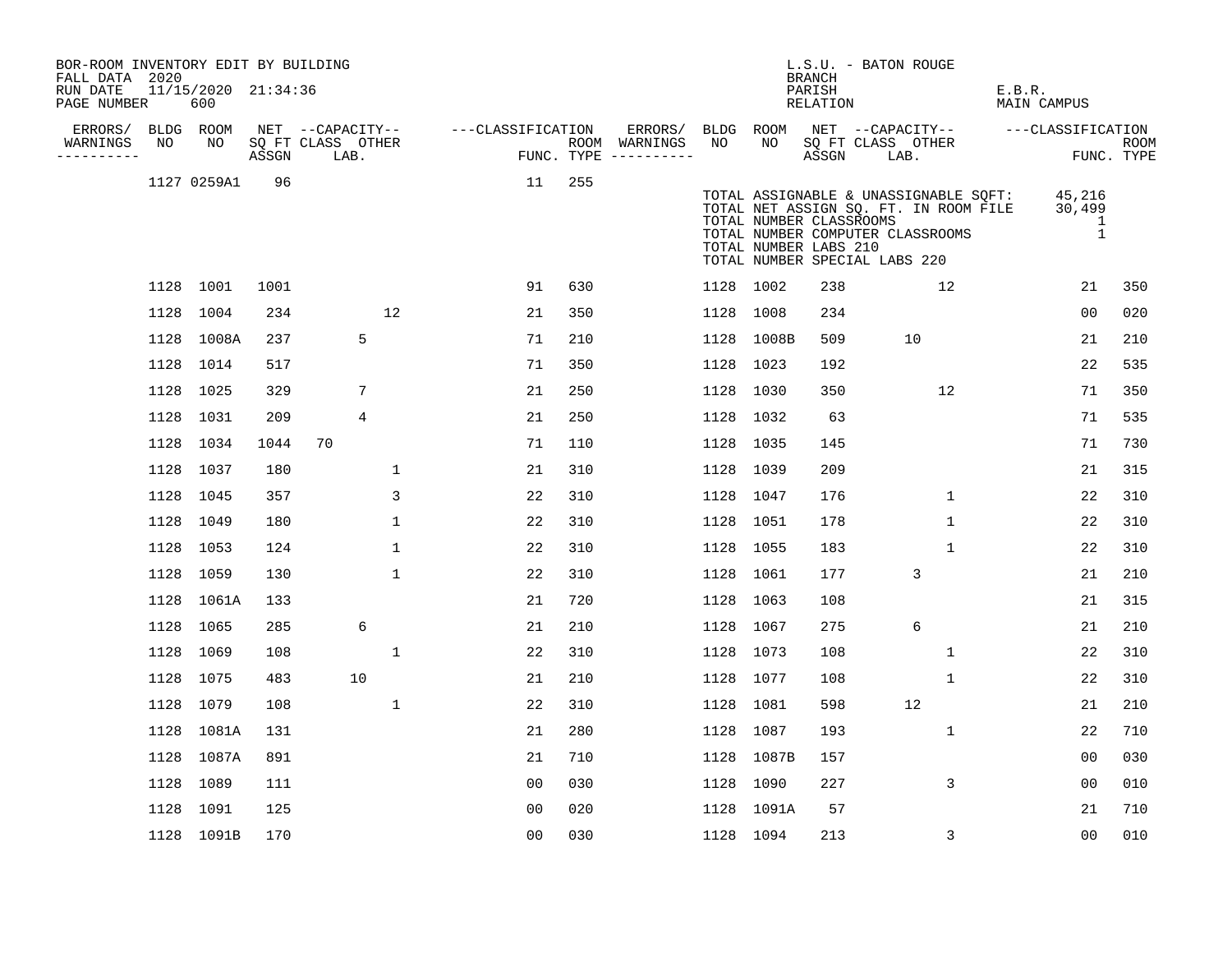BOR-ROOM INVENTORY EDIT BY BUILDING
FALL DATA 2020
RUN DATE 11/15/2020 21:34:36

L.S.U. - BATON ROUGE
BRANCH
PARISH E.B.R.
RELATION MAIN CAMPUS

| ERRORS/ WARNINGS | BLDG NO | ROOM NO | NET SQ FT ASSGN | CAPACITY CLASS | CAPACITY LAB. | CAPACITY OTHER | CLASSIFICATION FUNC. | ROOM TYPE | ERRORS/ WARNINGS | BLDG NO | ROOM NO | NET SQ FT ASSGN | CAPACITY CLASS | CAPACITY LAB. | CAPACITY OTHER | CLASSIFICATION FUNC. | ROOM TYPE |
|---|---|---|---|---|---|---|---|---|---|---|---|---|---|---|---|---|---|
| | 1127 | 0259A1 | 96 | | | | 11 | 255 | | | | | | | | | |

TOTAL ASSIGNABLE & UNASSIGNABLE SQFT: 45,216
TOTAL NET ASSIGN SQ. FT. IN ROOM FILE 30,499
TOTAL NUMBER CLASSROOMS 1
TOTAL NUMBER COMPUTER CLASSROOMS 1
TOTAL NUMBER LABS 210
TOTAL NUMBER SPECIAL LABS 220

| ERRORS/ WARNINGS | BLDG NO | ROOM NO | NET SQ FT ASSGN | CAPACITY CLASS | CAPACITY LAB. | CAPACITY OTHER | CLASSIFICATION FUNC. | ROOM TYPE | ERRORS/ WARNINGS | BLDG NO | ROOM NO | NET SQ FT ASSGN | CAPACITY CLASS | CAPACITY LAB. | CAPACITY OTHER | CLASSIFICATION FUNC. | ROOM TYPE |
|---|---|---|---|---|---|---|---|---|---|---|---|---|---|---|---|---|---|
| | 1128 | 1001 | 1001 | | | | 91 | 630 | | 1128 | 1002 | 238 | | | 12 | 21 | 350 |
| | 1128 | 1004 | 234 | | | 12 | 21 | 350 | | 1128 | 1008 | 234 | | | | 00 | 020 |
| | 1128 | 1008A | 237 | | 5 | | 71 | 210 | | 1128 | 1008B | 509 | | 10 | | 21 | 210 |
| | 1128 | 1014 | 517 | | | | 71 | 350 | | 1128 | 1023 | 192 | | | | 22 | 535 |
| | 1128 | 1025 | 329 | | 7 | | 21 | 250 | | 1128 | 1030 | 350 | | | 12 | 71 | 350 |
| | 1128 | 1031 | 209 | | 4 | | 21 | 250 | | 1128 | 1032 | 63 | | | | 71 | 535 |
| | 1128 | 1034 | 1044 | 70 | | | 71 | 110 | | 1128 | 1035 | 145 | | | | 71 | 730 |
| | 1128 | 1037 | 180 | | | 1 | 21 | 310 | | 1128 | 1039 | 209 | | | | 21 | 315 |
| | 1128 | 1045 | 357 | | | 3 | 22 | 310 | | 1128 | 1047 | 176 | | | 1 | 22 | 310 |
| | 1128 | 1049 | 180 | | | 1 | 22 | 310 | | 1128 | 1051 | 178 | | | 1 | 22 | 310 |
| | 1128 | 1053 | 124 | | | 1 | 22 | 310 | | 1128 | 1055 | 183 | | | 1 | 22 | 310 |
| | 1128 | 1059 | 130 | | | 1 | 22 | 310 | | 1128 | 1061 | 177 | | 3 | | 21 | 210 |
| | 1128 | 1061A | 133 | | | | 21 | 720 | | 1128 | 1063 | 108 | | | | 21 | 315 |
| | 1128 | 1065 | 285 | | 6 | | 21 | 210 | | 1128 | 1067 | 275 | | 6 | | 21 | 210 |
| | 1128 | 1069 | 108 | | | 1 | 22 | 310 | | 1128 | 1073 | 108 | | | 1 | 22 | 310 |
| | 1128 | 1075 | 483 | | 10 | | 21 | 210 | | 1128 | 1077 | 108 | | | 1 | 22 | 310 |
| | 1128 | 1079 | 108 | | | 1 | 22 | 310 | | 1128 | 1081 | 598 | | 12 | | 21 | 210 |
| | 1128 | 1081A | 131 | | | | 21 | 280 | | 1128 | 1087 | 193 | | | 1 | 22 | 710 |
| | 1128 | 1087A | 891 | | | | 21 | 710 | | 1128 | 1087B | 157 | | | | 00 | 030 |
| | 1128 | 1089 | 111 | | | | 00 | 030 | | 1128 | 1090 | 227 | | | 3 | 00 | 010 |
| | 1128 | 1091 | 125 | | | | 00 | 020 | | 1128 | 1091A | 57 | | | | 21 | 710 |
| | 1128 | 1091B | 170 | | | | 00 | 030 | | 1128 | 1094 | 213 | | | 3 | 00 | 010 |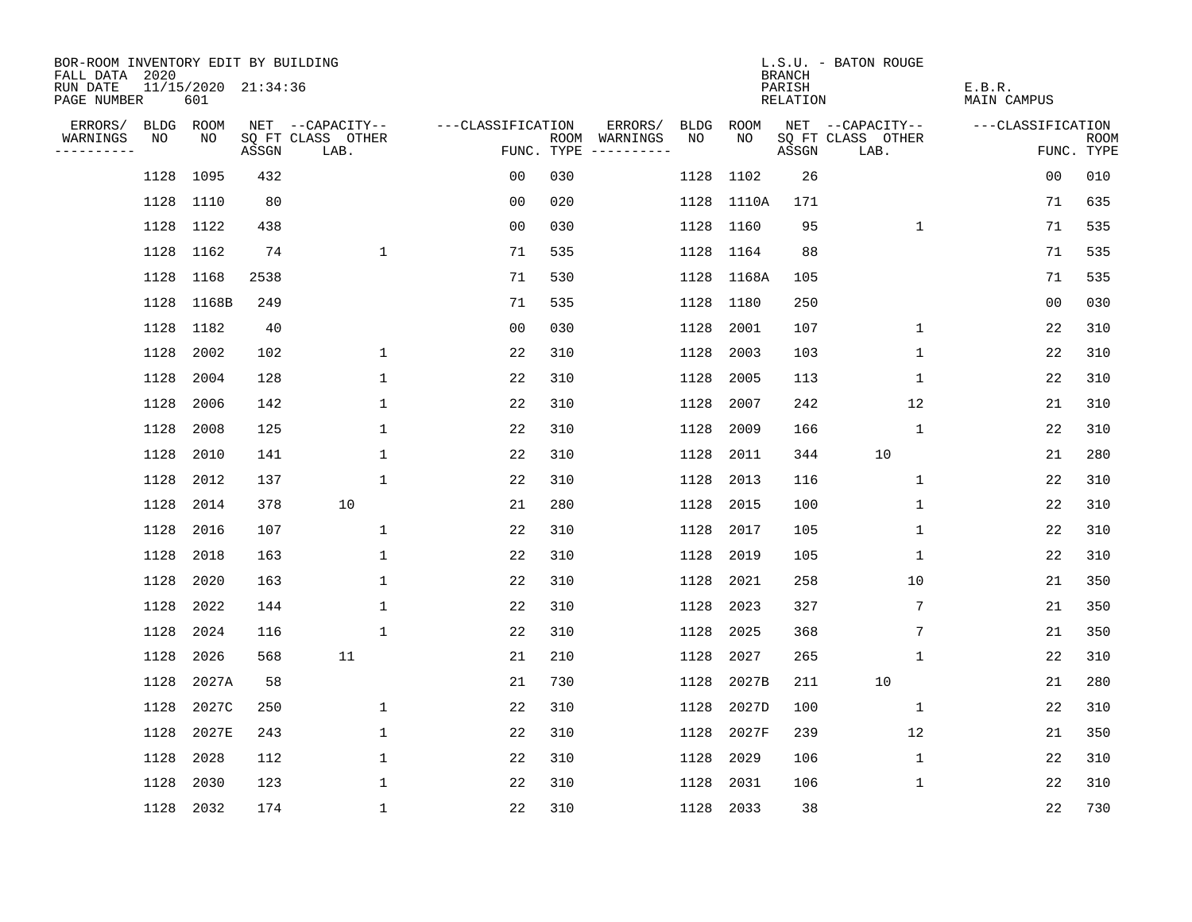BOR-ROOM INVENTORY EDIT BY BUILDING
FALL DATA 2020
RUN DATE 11/15/2020 21:34:36
PAGE NUMBER 601

L.S.U. - BATON ROUGE
BRANCH
PARISH E.B.R.
RELATION MAIN CAMPUS

| ERRORS/ WARNINGS | BLDG NO | ROOM NO | NET SQ FT ASSGN | CAPACITY CLASS LAB. | CAPACITY OTHER | CLASSIFICATION FUNC. | ROOM TYPE | ERRORS/ WARNINGS | BLDG NO | ROOM NO | NET SQ FT ASSGN | CAPACITY CLASS LAB. | CAPACITY OTHER | CLASSIFICATION FUNC. | ROOM TYPE |
|---|---|---|---|---|---|---|---|---|---|---|---|---|---|---|---|
| | 1128 | 1095 | 432 | | | 00 | 030 | | 1128 | 1102 | 26 | | | 00 | 010 |
| | 1128 | 1110 | 80 | | | 00 | 020 | | 1128 | 1110A | 171 | | | 71 | 635 |
| | 1128 | 1122 | 438 | | | 00 | 030 | | 1128 | 1160 | 95 | | 1 | 71 | 535 |
| | 1128 | 1162 | 74 | | 1 | 71 | 535 | | 1128 | 1164 | 88 | | | 71 | 535 |
| | 1128 | 1168 | 2538 | | | 71 | 530 | | 1128 | 1168A | 105 | | | 71 | 535 |
| | 1128 | 1168B | 249 | | | 71 | 535 | | 1128 | 1180 | 250 | | | 00 | 030 |
| | 1128 | 1182 | 40 | | | 00 | 030 | | 1128 | 2001 | 107 | | 1 | 22 | 310 |
| | 1128 | 2002 | 102 | | 1 | 22 | 310 | | 1128 | 2003 | 103 | | 1 | 22 | 310 |
| | 1128 | 2004 | 128 | | 1 | 22 | 310 | | 1128 | 2005 | 113 | | 1 | 22 | 310 |
| | 1128 | 2006 | 142 | | 1 | 22 | 310 | | 1128 | 2007 | 242 | | 12 | 21 | 310 |
| | 1128 | 2008 | 125 | | 1 | 22 | 310 | | 1128 | 2009 | 166 | | 1 | 22 | 310 |
| | 1128 | 2010 | 141 | | 1 | 22 | 310 | | 1128 | 2011 | 344 | 10 | | 21 | 280 |
| | 1128 | 2012 | 137 | | 1 | 22 | 310 | | 1128 | 2013 | 116 | | 1 | 22 | 310 |
| | 1128 | 2014 | 378 | 10 | | 21 | 280 | | 1128 | 2015 | 100 | | 1 | 22 | 310 |
| | 1128 | 2016 | 107 | | 1 | 22 | 310 | | 1128 | 2017 | 105 | | 1 | 22 | 310 |
| | 1128 | 2018 | 163 | | 1 | 22 | 310 | | 1128 | 2019 | 105 | | 1 | 22 | 310 |
| | 1128 | 2020 | 163 | | 1 | 22 | 310 | | 1128 | 2021 | 258 | | 10 | 21 | 350 |
| | 1128 | 2022 | 144 | | 1 | 22 | 310 | | 1128 | 2023 | 327 | | 7 | 21 | 350 |
| | 1128 | 2024 | 116 | | 1 | 22 | 310 | | 1128 | 2025 | 368 | | 7 | 21 | 350 |
| | 1128 | 2026 | 568 | 11 | | 21 | 210 | | 1128 | 2027 | 265 | | 1 | 22 | 310 |
| | 1128 | 2027A | 58 | | | 21 | 730 | | 1128 | 2027B | 211 | 10 | | 21 | 280 |
| | 1128 | 2027C | 250 | | 1 | 22 | 310 | | 1128 | 2027D | 100 | | 1 | 22 | 310 |
| | 1128 | 2027E | 243 | | 1 | 22 | 310 | | 1128 | 2027F | 239 | | 12 | 21 | 350 |
| | 1128 | 2028 | 112 | | 1 | 22 | 310 | | 1128 | 2029 | 106 | | 1 | 22 | 310 |
| | 1128 | 2030 | 123 | | 1 | 22 | 310 | | 1128 | 2031 | 106 | | 1 | 22 | 310 |
| | 1128 | 2032 | 174 | | 1 | 22 | 310 | | 1128 | 2033 | 38 | | | 22 | 730 |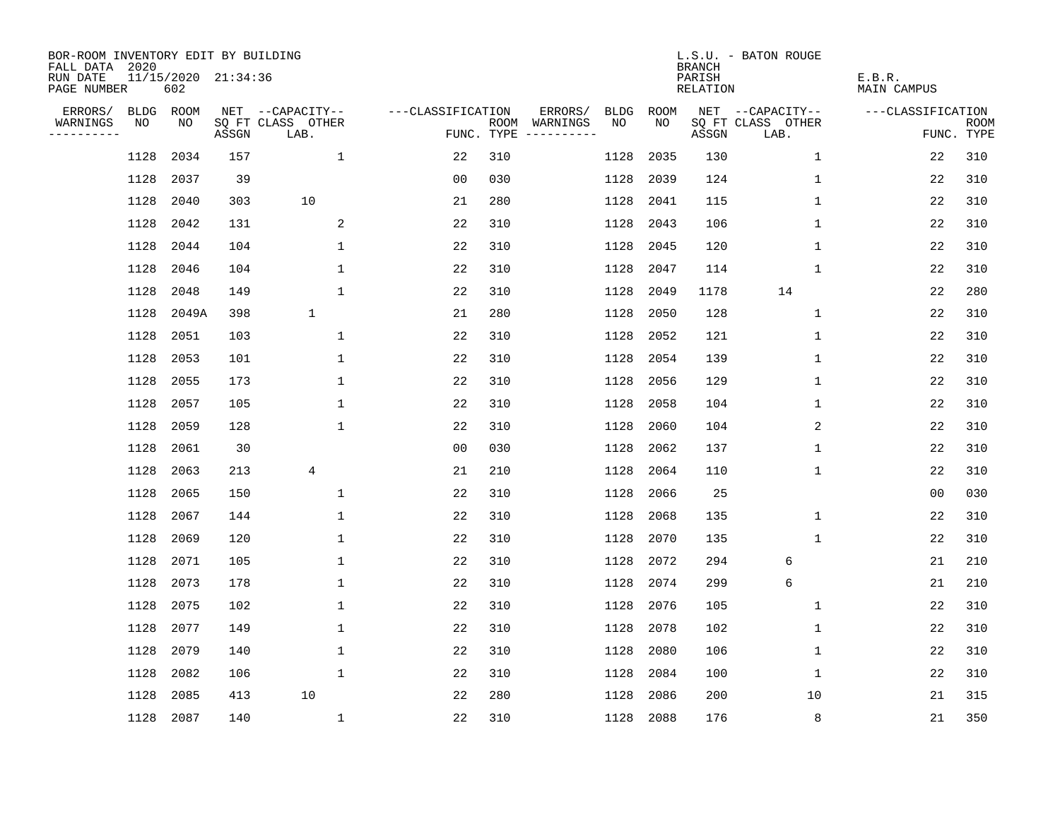BOR-ROOM INVENTORY EDIT BY BUILDING
FALL DATA 2020
RUN DATE 11/15/2020 21:34:36
PAGE NUMBER 602

L.S.U. - BATON ROUGE
BRANCH
PARISH E.B.R.
RELATION MAIN CAMPUS

| ERRORS/ WARNINGS | BLDG NO | ROOM NO | NET SQ FT ASSGN | CAPACITY CLASS LAB. | CAPACITY OTHER | CLASSIFICATION FUNC. | ROOM TYPE | ERRORS/ WARNINGS | BLDG NO | ROOM NO | NET SQ FT ASSGN | CAPACITY CLASS LAB. | CAPACITY OTHER | CLASSIFICATION FUNC. | ROOM TYPE |
|---|---|---|---|---|---|---|---|---|---|---|---|---|---|---|---|
| | 1128 | 2034 | 157 | | 1 | 22 | 310 | | 1128 | 2035 | 130 | | 1 | 22 | 310 |
| | 1128 | 2037 | 39 | | | 00 | 030 | | 1128 | 2039 | 124 | | 1 | 22 | 310 |
| | 1128 | 2040 | 303 | 10 | | 21 | 280 | | 1128 | 2041 | 115 | | 1 | 22 | 310 |
| | 1128 | 2042 | 131 | | 2 | 22 | 310 | | 1128 | 2043 | 106 | | 1 | 22 | 310 |
| | 1128 | 2044 | 104 | | 1 | 22 | 310 | | 1128 | 2045 | 120 | | 1 | 22 | 310 |
| | 1128 | 2046 | 104 | | 1 | 22 | 310 | | 1128 | 2047 | 114 | | 1 | 22 | 310 |
| | 1128 | 2048 | 149 | | 1 | 22 | 310 | | 1128 | 2049 | 1178 | 14 | | 22 | 280 |
| | 1128 | 2049A | 398 | 1 | | 21 | 280 | | 1128 | 2050 | 128 | | 1 | 22 | 310 |
| | 1128 | 2051 | 103 | | 1 | 22 | 310 | | 1128 | 2052 | 121 | | 1 | 22 | 310 |
| | 1128 | 2053 | 101 | | 1 | 22 | 310 | | 1128 | 2054 | 139 | | 1 | 22 | 310 |
| | 1128 | 2055 | 173 | | 1 | 22 | 310 | | 1128 | 2056 | 129 | | 1 | 22 | 310 |
| | 1128 | 2057 | 105 | | 1 | 22 | 310 | | 1128 | 2058 | 104 | | 1 | 22 | 310 |
| | 1128 | 2059 | 128 | | 1 | 22 | 310 | | 1128 | 2060 | 104 | | 2 | 22 | 310 |
| | 1128 | 2061 | 30 | | | 00 | 030 | | 1128 | 2062 | 137 | | 1 | 22 | 310 |
| | 1128 | 2063 | 213 | 4 | | 21 | 210 | | 1128 | 2064 | 110 | | 1 | 22 | 310 |
| | 1128 | 2065 | 150 | | 1 | 22 | 310 | | 1128 | 2066 | 25 | | | 00 | 030 |
| | 1128 | 2067 | 144 | | 1 | 22 | 310 | | 1128 | 2068 | 135 | | 1 | 22 | 310 |
| | 1128 | 2069 | 120 | | 1 | 22 | 310 | | 1128 | 2070 | 135 | | 1 | 22 | 310 |
| | 1128 | 2071 | 105 | | 1 | 22 | 310 | | 1128 | 2072 | 294 | 6 | | 21 | 210 |
| | 1128 | 2073 | 178 | | 1 | 22 | 310 | | 1128 | 2074 | 299 | 6 | | 21 | 210 |
| | 1128 | 2075 | 102 | | 1 | 22 | 310 | | 1128 | 2076 | 105 | | 1 | 22 | 310 |
| | 1128 | 2077 | 149 | | 1 | 22 | 310 | | 1128 | 2078 | 102 | | 1 | 22 | 310 |
| | 1128 | 2079 | 140 | | 1 | 22 | 310 | | 1128 | 2080 | 106 | | 1 | 22 | 310 |
| | 1128 | 2082 | 106 | | 1 | 22 | 310 | | 1128 | 2084 | 100 | | 1 | 22 | 310 |
| | 1128 | 2085 | 413 | 10 | | 22 | 280 | | 1128 | 2086 | 200 | | 10 | 21 | 315 |
| | 1128 | 2087 | 140 | | 1 | 22 | 310 | | 1128 | 2088 | 176 | | 8 | 21 | 350 |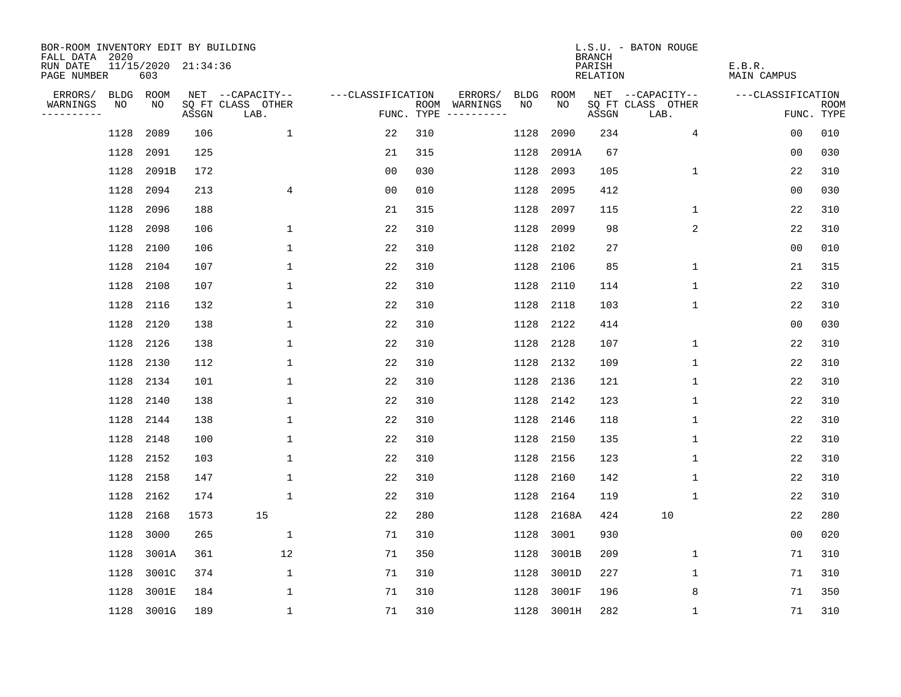BOR-ROOM INVENTORY EDIT BY BUILDING
FALL DATA 2020
RUN DATE 11/15/2020 21:34:36
PAGE NUMBER 603

L.S.U. - BATON ROUGE
BRANCH
PARISH E.B.R.
RELATION MAIN CAMPUS

| ERRORS/ WARNINGS | BLDG NO | ROOM NO | NET SQ FT ASSGN | CAPACITY CLASS LAB. | CAPACITY OTHER | CLASSIFICATION FUNC. | ROOM TYPE | ERRORS/ WARNINGS | BLDG NO | ROOM NO | NET SQ FT ASSGN | CAPACITY CLASS LAB. | CAPACITY OTHER | CLASSIFICATION FUNC. | ROOM TYPE |
|---|---|---|---|---|---|---|---|---|---|---|---|---|---|---|---|
| | 1128 | 2089 | 106 | | 1 | 22 | 310 | | 1128 | 2090 | 234 | | 4 | 00 | 010 |
| | 1128 | 2091 | 125 | | | 21 | 315 | | 1128 | 2091A | 67 | | | 00 | 030 |
| | 1128 | 2091B | 172 | | | 00 | 030 | | 1128 | 2093 | 105 | | 1 | 22 | 310 |
| | 1128 | 2094 | 213 | | 4 | 00 | 010 | | 1128 | 2095 | 412 | | | 00 | 030 |
| | 1128 | 2096 | 188 | | | 21 | 315 | | 1128 | 2097 | 115 | | 1 | 22 | 310 |
| | 1128 | 2098 | 106 | | 1 | 22 | 310 | | 1128 | 2099 | 98 | | 2 | 22 | 310 |
| | 1128 | 2100 | 106 | | 1 | 22 | 310 | | 1128 | 2102 | 27 | | | 00 | 010 |
| | 1128 | 2104 | 107 | | 1 | 22 | 310 | | 1128 | 2106 | 85 | | 1 | 21 | 315 |
| | 1128 | 2108 | 107 | | 1 | 22 | 310 | | 1128 | 2110 | 114 | | 1 | 22 | 310 |
| | 1128 | 2116 | 132 | | 1 | 22 | 310 | | 1128 | 2118 | 103 | | 1 | 22 | 310 |
| | 1128 | 2120 | 138 | | 1 | 22 | 310 | | 1128 | 2122 | 414 | | | 00 | 030 |
| | 1128 | 2126 | 138 | | 1 | 22 | 310 | | 1128 | 2128 | 107 | | 1 | 22 | 310 |
| | 1128 | 2130 | 112 | | 1 | 22 | 310 | | 1128 | 2132 | 109 | | 1 | 22 | 310 |
| | 1128 | 2134 | 101 | | 1 | 22 | 310 | | 1128 | 2136 | 121 | | 1 | 22 | 310 |
| | 1128 | 2140 | 138 | | 1 | 22 | 310 | | 1128 | 2142 | 123 | | 1 | 22 | 310 |
| | 1128 | 2144 | 138 | | 1 | 22 | 310 | | 1128 | 2146 | 118 | | 1 | 22 | 310 |
| | 1128 | 2148 | 100 | | 1 | 22 | 310 | | 1128 | 2150 | 135 | | 1 | 22 | 310 |
| | 1128 | 2152 | 103 | | 1 | 22 | 310 | | 1128 | 2156 | 123 | | 1 | 22 | 310 |
| | 1128 | 2158 | 147 | | 1 | 22 | 310 | | 1128 | 2160 | 142 | | 1 | 22 | 310 |
| | 1128 | 2162 | 174 | | 1 | 22 | 310 | | 1128 | 2164 | 119 | | 1 | 22 | 310 |
| | 1128 | 2168 | 1573 | 15 | | 22 | 280 | | 1128 | 2168A | 424 | 10 | | 22 | 280 |
| | 1128 | 3000 | 265 | | 1 | 71 | 310 | | 1128 | 3001 | 930 | | | 00 | 020 |
| | 1128 | 3001A | 361 | | 12 | 71 | 350 | | 1128 | 3001B | 209 | | 1 | 71 | 310 |
| | 1128 | 3001C | 374 | | 1 | 71 | 310 | | 1128 | 3001D | 227 | | 1 | 71 | 310 |
| | 1128 | 3001E | 184 | | 1 | 71 | 310 | | 1128 | 3001F | 196 | | 8 | 71 | 350 |
| | 1128 | 3001G | 189 | | 1 | 71 | 310 | | 1128 | 3001H | 282 | | 1 | 71 | 310 |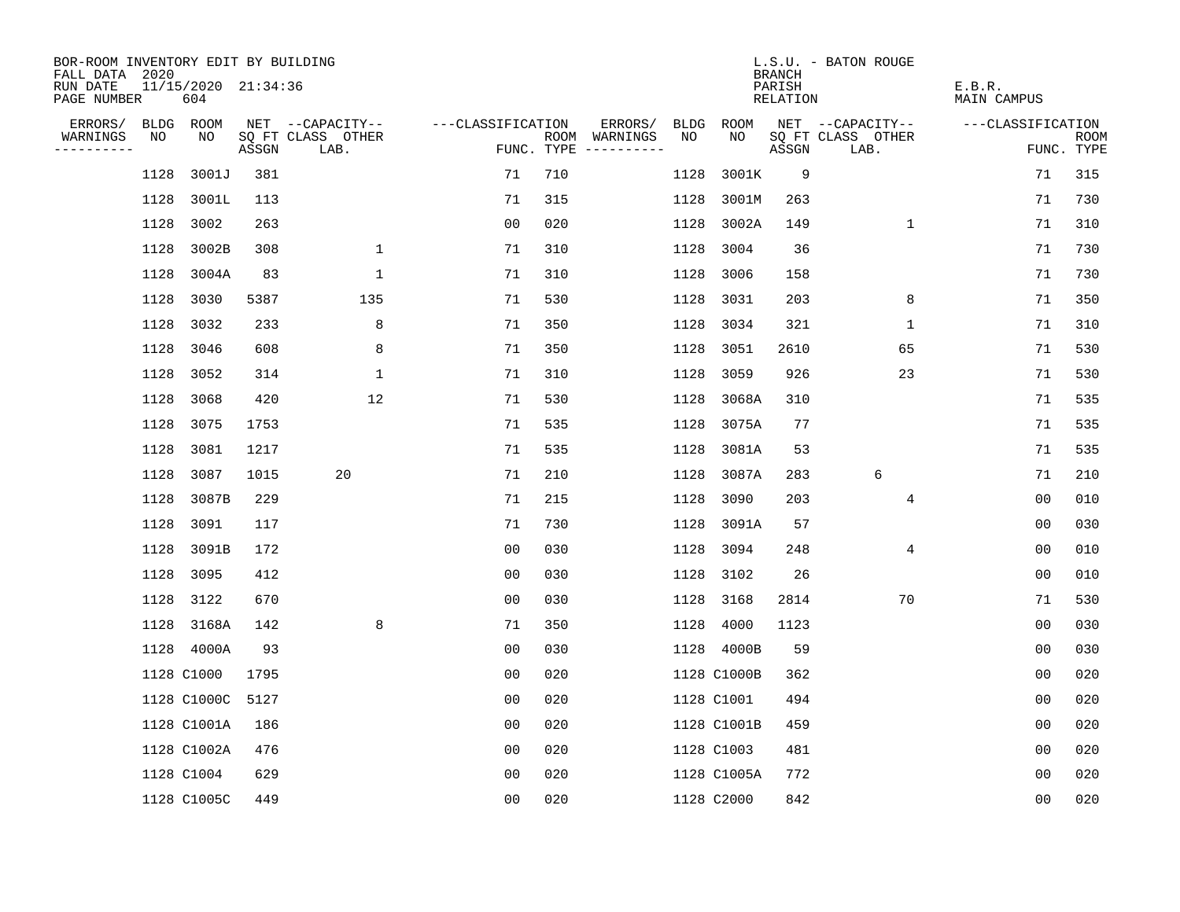BOR-ROOM INVENTORY EDIT BY BUILDING
FALL DATA 2020
RUN DATE 11/15/2020 21:34:36
PAGE NUMBER 604

L.S.U. - BATON ROUGE
BRANCH
PARISH E.B.R.
RELATION MAIN CAMPUS

| ERRORS/ WARNINGS | BLDG NO | ROOM NO | NET SQ FT ASSGN | CAPACITY CLASS | CAPACITY OTHER LAB. | CLASSIFICATION FUNC. | ROOM TYPE | ERRORS/ WARNINGS | BLDG NO | ROOM NO | NET SQ FT ASSGN | CAPACITY CLASS | CAPACITY OTHER LAB. | CLASSIFICATION FUNC. | ROOM TYPE |
|---|---|---|---|---|---|---|---|---|---|---|---|---|---|---|---|
| | 1128 | 3001J | 381 | | | 71 | 710 | | 1128 | 3001K | 9 | | | 71 | 315 |
| | 1128 | 3001L | 113 | | | 71 | 315 | | 1128 | 3001M | 263 | | | 71 | 730 |
| | 1128 | 3002 | 263 | | | 00 | 020 | | 1128 | 3002A | 149 | | 1 | 71 | 310 |
| | 1128 | 3002B | 308 | | 1 | 71 | 310 | | 1128 | 3004 | 36 | | | 71 | 730 |
| | 1128 | 3004A | 83 | | 1 | 71 | 310 | | 1128 | 3006 | 158 | | | 71 | 730 |
| | 1128 | 3030 | 5387 | | 135 | 71 | 530 | | 1128 | 3031 | 203 | | 8 | 71 | 350 |
| | 1128 | 3032 | 233 | | 8 | 71 | 350 | | 1128 | 3034 | 321 | | 1 | 71 | 310 |
| | 1128 | 3046 | 608 | | 8 | 71 | 350 | | 1128 | 3051 | 2610 | | 65 | 71 | 530 |
| | 1128 | 3052 | 314 | | 1 | 71 | 310 | | 1128 | 3059 | 926 | | 23 | 71 | 530 |
| | 1128 | 3068 | 420 | | 12 | 71 | 530 | | 1128 | 3068A | 310 | | | 71 | 535 |
| | 1128 | 3075 | 1753 | | | 71 | 535 | | 1128 | 3075A | 77 | | | 71 | 535 |
| | 1128 | 3081 | 1217 | | | 71 | 535 | | 1128 | 3081A | 53 | | | 71 | 535 |
| | 1128 | 3087 | 1015 | 20 | | 71 | 210 | | 1128 | 3087A | 283 | 6 | | 71 | 210 |
| | 1128 | 3087B | 229 | | | 71 | 215 | | 1128 | 3090 | 203 | | 4 | 00 | 010 |
| | 1128 | 3091 | 117 | | | 71 | 730 | | 1128 | 3091A | 57 | | | 00 | 030 |
| | 1128 | 3091B | 172 | | | 00 | 030 | | 1128 | 3094 | 248 | | 4 | 00 | 010 |
| | 1128 | 3095 | 412 | | | 00 | 030 | | 1128 | 3102 | 26 | | | 00 | 010 |
| | 1128 | 3122 | 670 | | | 00 | 030 | | 1128 | 3168 | 2814 | | 70 | 71 | 530 |
| | 1128 | 3168A | 142 | | 8 | 71 | 350 | | 1128 | 4000 | 1123 | | | 00 | 030 |
| | 1128 | 4000A | 93 | | | 00 | 030 | | 1128 | 4000B | 59 | | | 00 | 030 |
| | 1128 | C1000 | 1795 | | | 00 | 020 | | 1128 | C1000B | 362 | | | 00 | 020 |
| | 1128 | C1000C | 5127 | | | 00 | 020 | | 1128 | C1001 | 494 | | | 00 | 020 |
| | 1128 | C1001A | 186 | | | 00 | 020 | | 1128 | C1001B | 459 | | | 00 | 020 |
| | 1128 | C1002A | 476 | | | 00 | 020 | | 1128 | C1003 | 481 | | | 00 | 020 |
| | 1128 | C1004 | 629 | | | 00 | 020 | | 1128 | C1005A | 772 | | | 00 | 020 |
| | 1128 | C1005C | 449 | | | 00 | 020 | | 1128 | C2000 | 842 | | | 00 | 020 |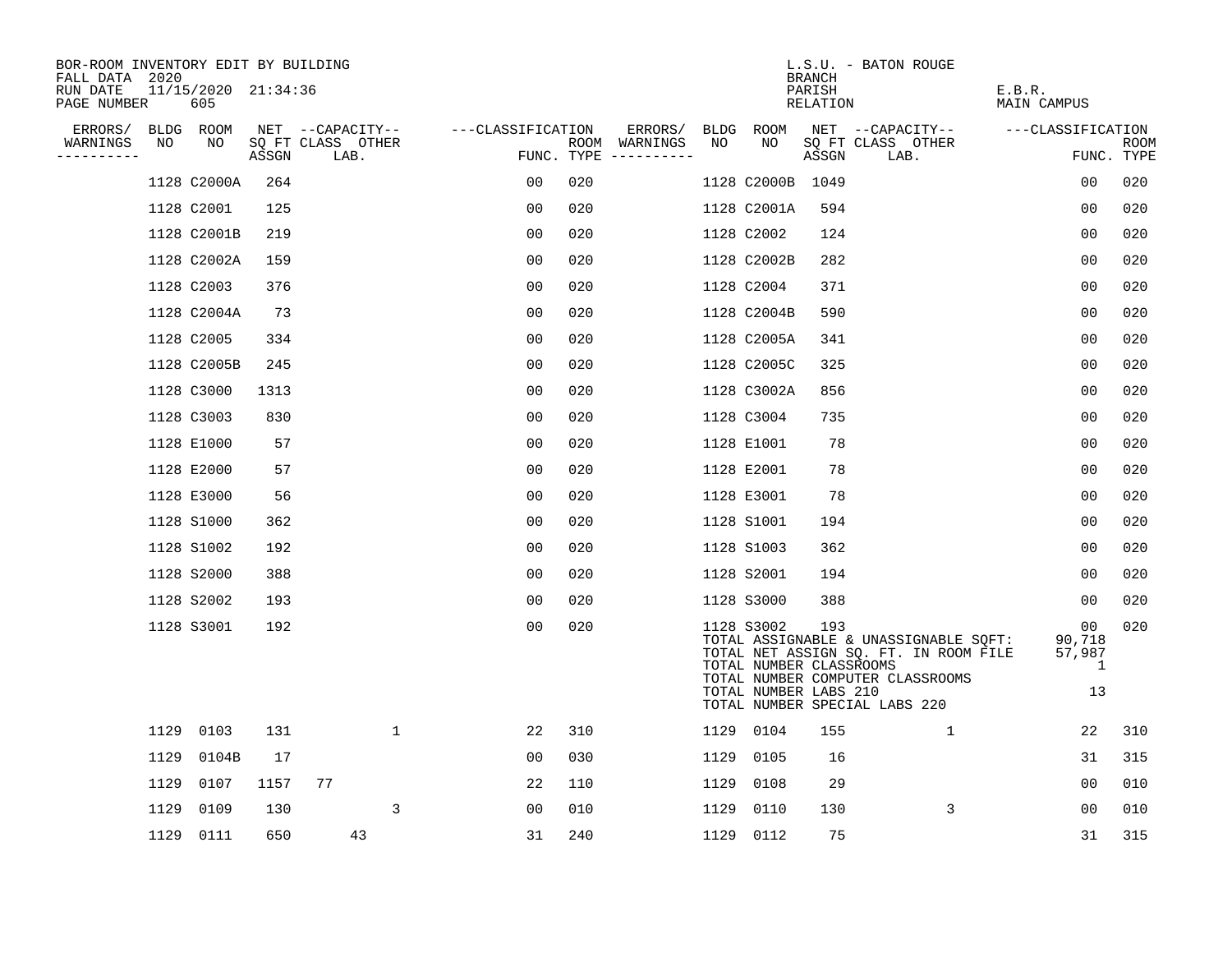BOR-ROOM INVENTORY EDIT BY BUILDING
FALL DATA 2020
RUN DATE 11/15/2020 21:34:36

L.S.U. - BATON ROUGE
BRANCH
PARISH E.B.R.
RELATION MAIN CAMPUS

| ERRORS/ WARNINGS | BLDG NO | ROOM NO | NET SQ FT ASSGN | CAPACITY CLASS | CAPACITY OTHER LAB. | CLASSIFICATION FUNC. | ROOM TYPE | ERRORS/ WARNINGS | BLDG NO | ROOM NO | NET SQ FT ASSGN | CAPACITY CLASS | CAPACITY OTHER LAB. | CLASSIFICATION FUNC. | ROOM TYPE |
|---|---|---|---|---|---|---|---|---|---|---|---|---|---|---|---|
| | 1128 | C2000A | 264 | | | 00 | 020 | | 1128 | C2000B | 1049 | | | 00 | 020 |
| | 1128 | C2001 | 125 | | | 00 | 020 | | 1128 | C2001A | 594 | | | 00 | 020 |
| | 1128 | C2001B | 219 | | | 00 | 020 | | 1128 | C2002 | 124 | | | 00 | 020 |
| | 1128 | C2002A | 159 | | | 00 | 020 | | 1128 | C2002B | 282 | | | 00 | 020 |
| | 1128 | C2003 | 376 | | | 00 | 020 | | 1128 | C2004 | 371 | | | 00 | 020 |
| | 1128 | C2004A | 73 | | | 00 | 020 | | 1128 | C2004B | 590 | | | 00 | 020 |
| | 1128 | C2005 | 334 | | | 00 | 020 | | 1128 | C2005A | 341 | | | 00 | 020 |
| | 1128 | C2005B | 245 | | | 00 | 020 | | 1128 | C2005C | 325 | | | 00 | 020 |
| | 1128 | C3000 | 1313 | | | 00 | 020 | | 1128 | C3002A | 856 | | | 00 | 020 |
| | 1128 | C3003 | 830 | | | 00 | 020 | | 1128 | C3004 | 735 | | | 00 | 020 |
| | 1128 | E1000 | 57 | | | 00 | 020 | | 1128 | E1001 | 78 | | | 00 | 020 |
| | 1128 | E2000 | 57 | | | 00 | 020 | | 1128 | E2001 | 78 | | | 00 | 020 |
| | 1128 | E3000 | 56 | | | 00 | 020 | | 1128 | E3001 | 78 | | | 00 | 020 |
| | 1128 | S1000 | 362 | | | 00 | 020 | | 1128 | S1001 | 194 | | | 00 | 020 |
| | 1128 | S1002 | 192 | | | 00 | 020 | | 1128 | S1003 | 362 | | | 00 | 020 |
| | 1128 | S2000 | 388 | | | 00 | 020 | | 1128 | S2001 | 194 | | | 00 | 020 |
| | 1128 | S2002 | 193 | | | 00 | 020 | | 1128 | S3000 | 388 | | | 00 | 020 |
| | 1128 | S3001 | 192 | | | 00 | 020 | | 1128 | S3002 | 193 | | | 00 | 020 |

TOTAL ASSIGNABLE & UNASSIGNABLE SQFT: 90,718
TOTAL NET ASSIGN SQ. FT. IN ROOM FILE 57,987
TOTAL NUMBER CLASSROOMS 1
TOTAL NUMBER COMPUTER CLASSROOMS
TOTAL NUMBER LABS 210 13
TOTAL NUMBER SPECIAL LABS 220

| ERRORS/ WARNINGS | BLDG NO | ROOM NO | NET SQ FT ASSGN | CAPACITY CLASS | CAPACITY OTHER LAB. | CLASSIFICATION FUNC. | ROOM TYPE | ERRORS/ WARNINGS | BLDG NO | ROOM NO | NET SQ FT ASSGN | CAPACITY CLASS | CAPACITY OTHER LAB. | CLASSIFICATION FUNC. | ROOM TYPE |
|---|---|---|---|---|---|---|---|---|---|---|---|---|---|---|---|
| | 1129 | 0103 | 131 | | 1 | 22 | 310 | | 1129 | 0104 | 155 | | 1 | 22 | 310 |
| | 1129 | 0104B | 17 | | | 00 | 030 | | 1129 | 0105 | 16 | | | 31 | 315 |
| | 1129 | 0107 | 1157 | 77 | | 22 | 110 | | 1129 | 0108 | 29 | | | 00 | 010 |
| | 1129 | 0109 | 130 | | 3 | 00 | 010 | | 1129 | 0110 | 130 | | 3 | 00 | 010 |
| | 1129 | 0111 | 650 | 43 | | 31 | 240 | | 1129 | 0112 | 75 | | | 31 | 315 |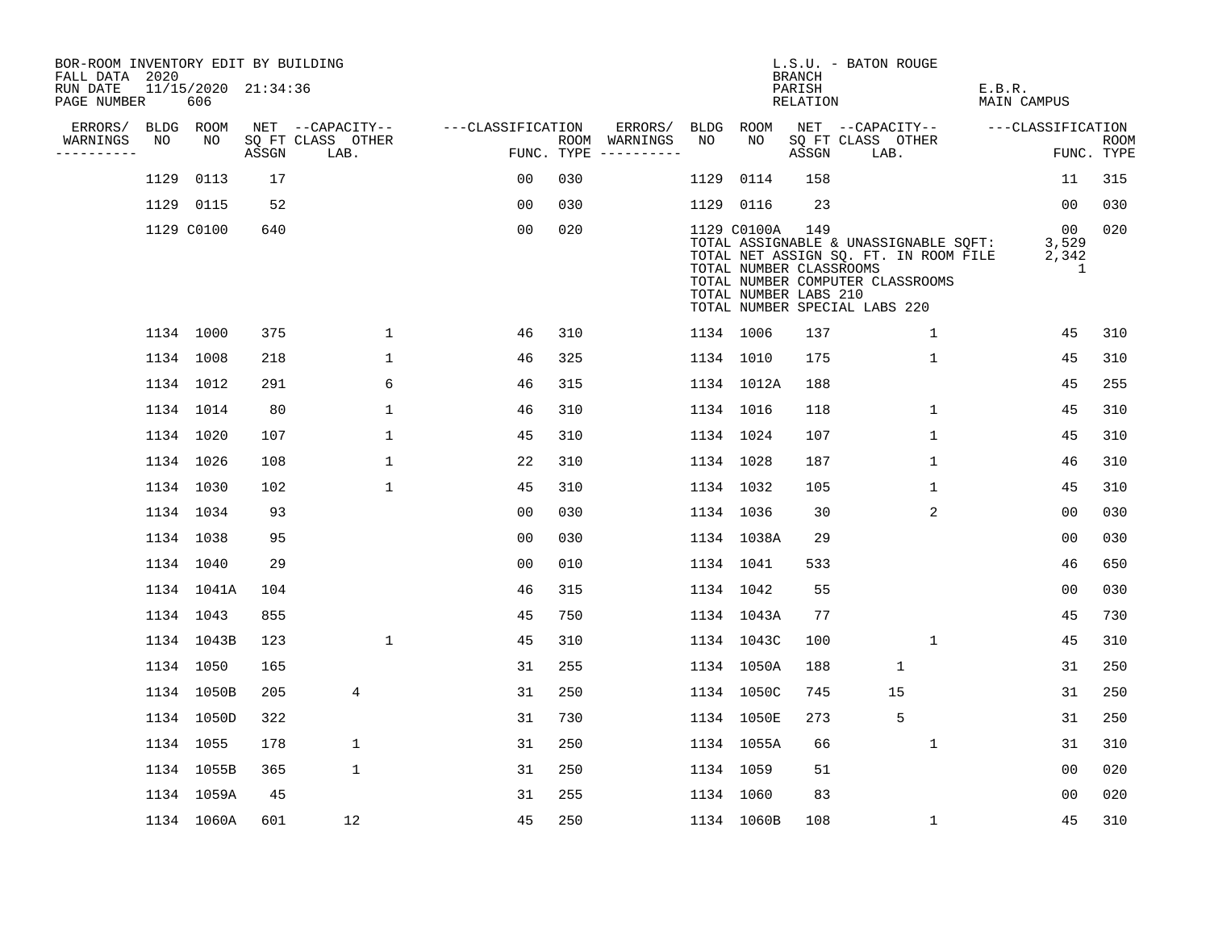BOR-ROOM INVENTORY EDIT BY BUILDING
FALL DATA 2020
RUN DATE 11/15/2020 21:34:36
PAGE NUMBER 606

L.S.U. - BATON ROUGE
BRANCH
PARISH E.B.R.
RELATION MAIN CAMPUS

| ERRORS/ WARNINGS | BLDG NO | ROOM NO | NET SQ FT ASSGN | CAPACITY CLASS LAB. | CAPACITY OTHER | CLASSIFICATION FUNC. | ROOM TYPE | ERRORS/ WARNINGS | BLDG NO | ROOM NO | NET SQ FT ASSGN | CAPACITY CLASS LAB. | CAPACITY OTHER | CLASSIFICATION FUNC. | ROOM TYPE |
|---|---|---|---|---|---|---|---|---|---|---|---|---|---|---|---|
| | 1129 | 0113 | 17 | | | 00 | 030 | | 1129 | 0114 | 158 | | | 11 | 315 |
| | 1129 | 0115 | 52 | | | 00 | 030 | | 1129 | 0116 | 23 | | | 00 | 030 |
| | 1129 | C0100 | 640 | | | 00 | 020 | | 1129 | C0100A | 149 | | | 00 | 020 |
| | | | | | | | | | | TOTAL ASSIGNABLE & UNASSIGNABLE SQFT: | | | | 3,529 | |
| | | | | | | | | | | TOTAL NET ASSIGN SQ. FT. IN ROOM FILE | | | | 2,342 | |
| | | | | | | | | | | TOTAL NUMBER CLASSROOMS | | | | 1 | |
| | | | | | | | | | | TOTAL NUMBER COMPUTER CLASSROOMS | | | | | |
| | | | | | | | | | | TOTAL NUMBER LABS 210 | | | | | |
| | | | | | | | | | | TOTAL NUMBER SPECIAL LABS 220 | | | | | |
| | 1134 | 1000 | 375 | | 1 | 46 | 310 | | 1134 | 1006 | 137 | | 1 | 45 | 310 |
| | 1134 | 1008 | 218 | | 1 | 46 | 325 | | 1134 | 1010 | 175 | | 1 | 45 | 310 |
| | 1134 | 1012 | 291 | | 6 | 46 | 315 | | 1134 | 1012A | 188 | | | 45 | 255 |
| | 1134 | 1014 | 80 | | 1 | 46 | 310 | | 1134 | 1016 | 118 | | 1 | 45 | 310 |
| | 1134 | 1020 | 107 | | 1 | 45 | 310 | | 1134 | 1024 | 107 | | 1 | 45 | 310 |
| | 1134 | 1026 | 108 | | 1 | 22 | 310 | | 1134 | 1028 | 187 | | 1 | 46 | 310 |
| | 1134 | 1030 | 102 | | 1 | 45 | 310 | | 1134 | 1032 | 105 | | 1 | 45 | 310 |
| | 1134 | 1034 | 93 | | | 00 | 030 | | 1134 | 1036 | 30 | | 2 | 00 | 030 |
| | 1134 | 1038 | 95 | | | 00 | 030 | | 1134 | 1038A | 29 | | | 00 | 030 |
| | 1134 | 1040 | 29 | | | 00 | 010 | | 1134 | 1041 | 533 | | | 46 | 650 |
| | 1134 | 1041A | 104 | | | 46 | 315 | | 1134 | 1042 | 55 | | | 00 | 030 |
| | 1134 | 1043 | 855 | | | 45 | 750 | | 1134 | 1043A | 77 | | | 45 | 730 |
| | 1134 | 1043B | 123 | | 1 | 45 | 310 | | 1134 | 1043C | 100 | | 1 | 45 | 310 |
| | 1134 | 1050 | 165 | | | 31 | 255 | | 1134 | 1050A | 188 | 1 | | 31 | 250 |
| | 1134 | 1050B | 205 | 4 | | 31 | 250 | | 1134 | 1050C | 745 | 15 | | 31 | 250 |
| | 1134 | 1050D | 322 | | | 31 | 730 | | 1134 | 1050E | 273 | 5 | | 31 | 250 |
| | 1134 | 1055 | 178 | 1 | | 31 | 250 | | 1134 | 1055A | 66 | | 1 | 31 | 310 |
| | 1134 | 1055B | 365 | 1 | | 31 | 250 | | 1134 | 1059 | 51 | | | 00 | 020 |
| | 1134 | 1059A | 45 | | | 31 | 255 | | 1134 | 1060 | 83 | | | 00 | 020 |
| | 1134 | 1060A | 601 | 12 | | 45 | 250 | | 1134 | 1060B | 108 | | 1 | 45 | 310 |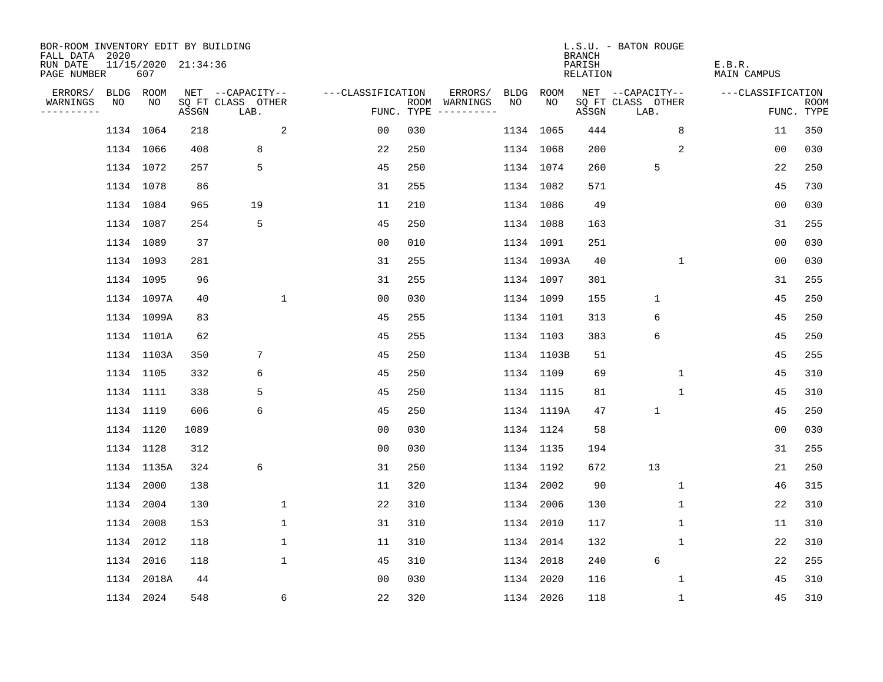BOR-ROOM INVENTORY EDIT BY BUILDING
FALL DATA 2020
RUN DATE 11/15/2020 21:34:36
PAGE NUMBER 607

L.S.U. - BATON ROUGE
BRANCH
PARISH E.B.R.
RELATION MAIN CAMPUS

| ERRORS/ WARNINGS | BLDG NO | ROOM NO | NET SQ FT ASSGN | CAPACITY CLASS LAB. | CAPACITY OTHER | CLASSIFICATION FUNC. | ROOM TYPE | ERRORS/ WARNINGS | BLDG NO | ROOM NO | NET SQ FT ASSGN | CAPACITY CLASS LAB. | CAPACITY OTHER | CLASSIFICATION FUNC. | ROOM TYPE |
|---|---|---|---|---|---|---|---|---|---|---|---|---|---|---|---|
| | 1134 | 1064 | 218 | | 2 | 00 | 030 | | 1134 | 1065 | 444 | | 8 | 11 | 350 |
| | 1134 | 1066 | 408 | 8 | | 22 | 250 | | 1134 | 1068 | 200 | | 2 | 00 | 030 |
| | 1134 | 1072 | 257 | 5 | | 45 | 250 | | 1134 | 1074 | 260 | 5 | | 22 | 250 |
| | 1134 | 1078 | 86 | | | 31 | 255 | | 1134 | 1082 | 571 | | | 45 | 730 |
| | 1134 | 1084 | 965 | 19 | | 11 | 210 | | 1134 | 1086 | 49 | | | 00 | 030 |
| | 1134 | 1087 | 254 | 5 | | 45 | 250 | | 1134 | 1088 | 163 | | | 31 | 255 |
| | 1134 | 1089 | 37 | | | 00 | 010 | | 1134 | 1091 | 251 | | | 00 | 030 |
| | 1134 | 1093 | 281 | | | 31 | 255 | | 1134 | 1093A | 40 | | 1 | 00 | 030 |
| | 1134 | 1095 | 96 | | | 31 | 255 | | 1134 | 1097 | 301 | | | 31 | 255 |
| | 1134 | 1097A | 40 | | 1 | 00 | 030 | | 1134 | 1099 | 155 | 1 | | 45 | 250 |
| | 1134 | 1099A | 83 | | | 45 | 255 | | 1134 | 1101 | 313 | 6 | | 45 | 250 |
| | 1134 | 1101A | 62 | | | 45 | 255 | | 1134 | 1103 | 383 | 6 | | 45 | 250 |
| | 1134 | 1103A | 350 | 7 | | 45 | 250 | | 1134 | 1103B | 51 | | | 45 | 255 |
| | 1134 | 1105 | 332 | 6 | | 45 | 250 | | 1134 | 1109 | 69 | | 1 | 45 | 310 |
| | 1134 | 1111 | 338 | 5 | | 45 | 250 | | 1134 | 1115 | 81 | | 1 | 45 | 310 |
| | 1134 | 1119 | 606 | 6 | | 45 | 250 | | 1134 | 1119A | 47 | 1 | | 45 | 250 |
| | 1134 | 1120 | 1089 | | | 00 | 030 | | 1134 | 1124 | 58 | | | 00 | 030 |
| | 1134 | 1128 | 312 | | | 00 | 030 | | 1134 | 1135 | 194 | | | 31 | 255 |
| | 1134 | 1135A | 324 | 6 | | 31 | 250 | | 1134 | 1192 | 672 | 13 | | 21 | 250 |
| | 1134 | 2000 | 138 | | | 11 | 320 | | 1134 | 2002 | 90 | | 1 | 46 | 315 |
| | 1134 | 2004 | 130 | | 1 | 22 | 310 | | 1134 | 2006 | 130 | | 1 | 22 | 310 |
| | 1134 | 2008 | 153 | | 1 | 31 | 310 | | 1134 | 2010 | 117 | | 1 | 11 | 310 |
| | 1134 | 2012 | 118 | | 1 | 11 | 310 | | 1134 | 2014 | 132 | | 1 | 22 | 310 |
| | 1134 | 2016 | 118 | | 1 | 45 | 310 | | 1134 | 2018 | 240 | 6 | | 22 | 255 |
| | 1134 | 2018A | 44 | | | 00 | 030 | | 1134 | 2020 | 116 | | 1 | 45 | 310 |
| | 1134 | 2024 | 548 | | 6 | 22 | 320 | | 1134 | 2026 | 118 | | 1 | 45 | 310 |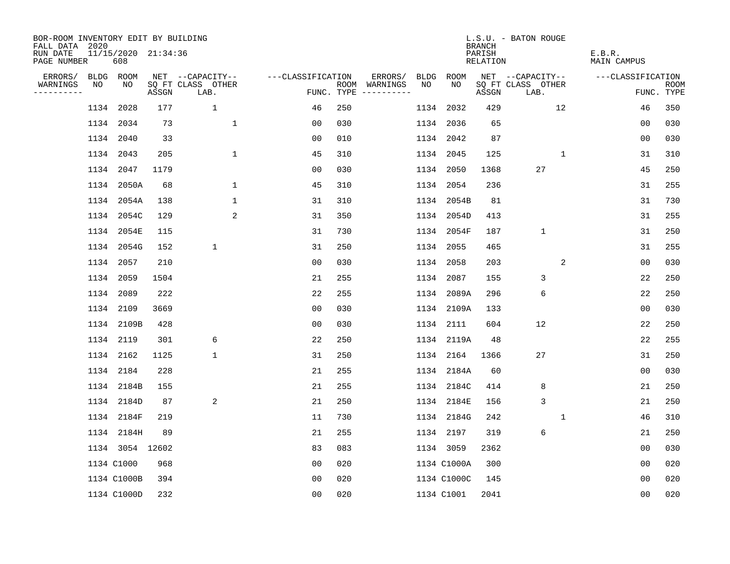BOR-ROOM INVENTORY EDIT BY BUILDING
FALL DATA 2020
RUN DATE 11/15/2020 21:34:36
PAGE NUMBER 608

L.S.U. - BATON ROUGE
BRANCH
PARISH E.B.R.
RELATION MAIN CAMPUS

| ERRORS/ WARNINGS | BLDG NO | ROOM NO | NET SQ FT ASSGN | CAPACITY CLASS LAB. | CAPACITY OTHER | CLASSIFICATION FUNC. | ROOM TYPE | ERRORS/ WARNINGS | BLDG NO | ROOM NO | NET SQ FT ASSGN | CAPACITY CLASS LAB. | CAPACITY OTHER | CLASSIFICATION FUNC. | ROOM TYPE |
|---|---|---|---|---|---|---|---|---|---|---|---|---|---|---|---|
| | 1134 | 2028 | 177 | 1 | | 46 | 250 | | 1134 | 2032 | 429 | | 12 | 46 | 350 |
| | 1134 | 2034 | 73 | | 1 | 00 | 030 | | 1134 | 2036 | 65 | | | 00 | 030 |
| | 1134 | 2040 | 33 | | | 00 | 010 | | 1134 | 2042 | 87 | | | 00 | 030 |
| | 1134 | 2043 | 205 | | 1 | 45 | 310 | | 1134 | 2045 | 125 | | 1 | 31 | 310 |
| | 1134 | 2047 | 1179 | | | 00 | 030 | | 1134 | 2050 | 1368 | 27 | | 45 | 250 |
| | 1134 | 2050A | 68 | | 1 | 45 | 310 | | 1134 | 2054 | 236 | | | 31 | 255 |
| | 1134 | 2054A | 138 | | 1 | 31 | 310 | | 1134 | 2054B | 81 | | | 31 | 730 |
| | 1134 | 2054C | 129 | | 2 | 31 | 350 | | 1134 | 2054D | 413 | | | 31 | 255 |
| | 1134 | 2054E | 115 | | | 31 | 730 | | 1134 | 2054F | 187 | 1 | | 31 | 250 |
| | 1134 | 2054G | 152 | 1 | | 31 | 250 | | 1134 | 2055 | 465 | | | 31 | 255 |
| | 1134 | 2057 | 210 | | | 00 | 030 | | 1134 | 2058 | 203 | | 2 | 00 | 030 |
| | 1134 | 2059 | 1504 | | | 21 | 255 | | 1134 | 2087 | 155 | 3 | | 22 | 250 |
| | 1134 | 2089 | 222 | | | 22 | 255 | | 1134 | 2089A | 296 | 6 | | 22 | 250 |
| | 1134 | 2109 | 3669 | | | 00 | 030 | | 1134 | 2109A | 133 | | | 00 | 030 |
| | 1134 | 2109B | 428 | | | 00 | 030 | | 1134 | 2111 | 604 | 12 | | 22 | 250 |
| | 1134 | 2119 | 301 | 6 | | 22 | 250 | | 1134 | 2119A | 48 | | | 22 | 255 |
| | 1134 | 2162 | 1125 | 1 | | 31 | 250 | | 1134 | 2164 | 1366 | 27 | | 31 | 250 |
| | 1134 | 2184 | 228 | | | 21 | 255 | | 1134 | 2184A | 60 | | | 00 | 030 |
| | 1134 | 2184B | 155 | | | 21 | 255 | | 1134 | 2184C | 414 | 8 | | 21 | 250 |
| | 1134 | 2184D | 87 | 2 | | 21 | 250 | | 1134 | 2184E | 156 | 3 | | 21 | 250 |
| | 1134 | 2184F | 219 | | | 11 | 730 | | 1134 | 2184G | 242 | | 1 | 46 | 310 |
| | 1134 | 2184H | 89 | | | 21 | 255 | | 1134 | 2197 | 319 | 6 | | 21 | 250 |
| | 1134 | 3054 | 12602 | | | 83 | 083 | | 1134 | 3059 | 2362 | | | 00 | 030 |
| | 1134 | C1000 | 968 | | | 00 | 020 | | 1134 | C1000A | 300 | | | 00 | 020 |
| | 1134 | C1000B | 394 | | | 00 | 020 | | 1134 | C1000C | 145 | | | 00 | 020 |
| | 1134 | C1000D | 232 | | | 00 | 020 | | 1134 | C1001 | 2041 | | | 00 | 020 |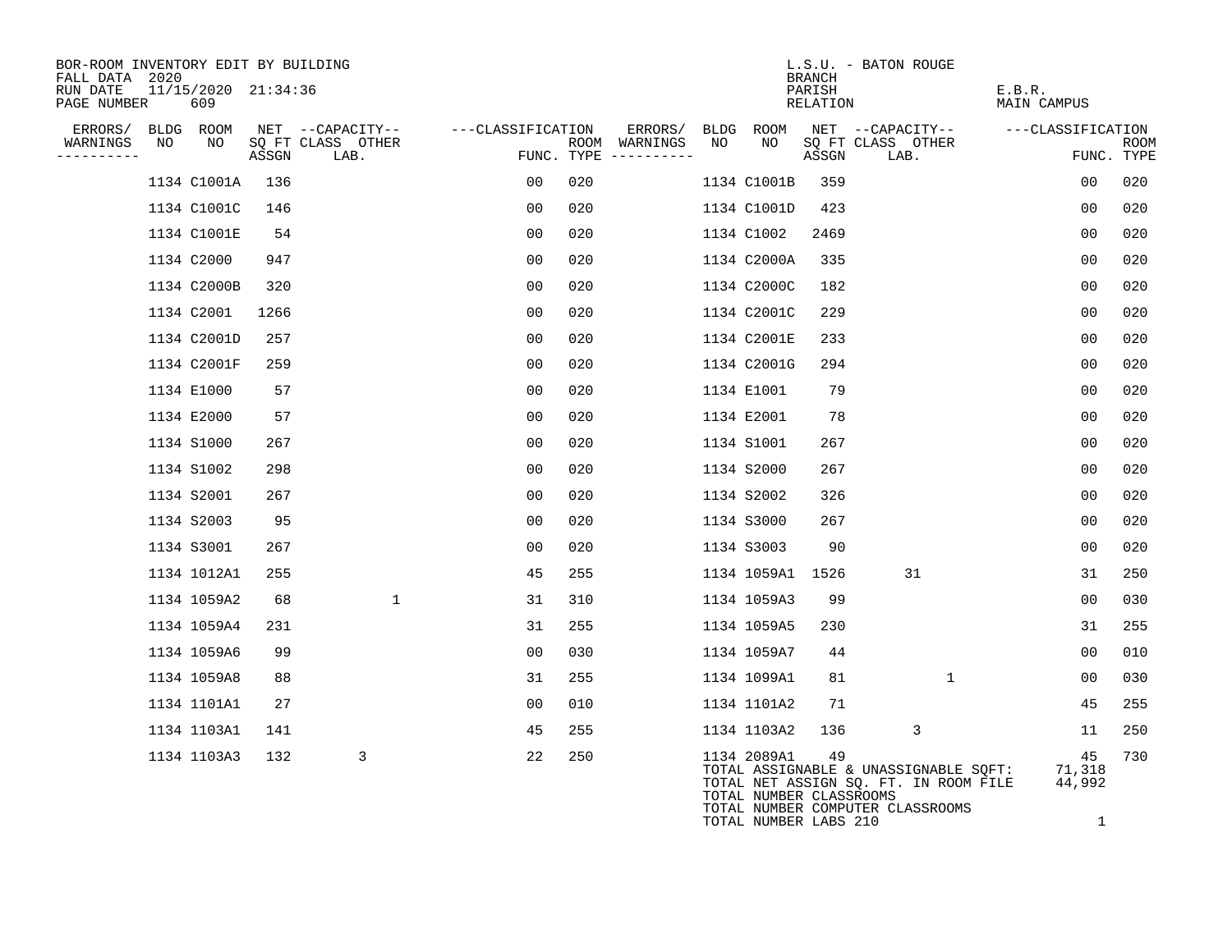BOR-ROOM INVENTORY EDIT BY BUILDING
FALL DATA 2020
RUN DATE 11/15/2020 21:34:36
PAGE NUMBER 609

L.S.U. - BATON ROUGE
BRANCH
PARISH E.B.R.
RELATION MAIN CAMPUS

| ERRORS/ WARNINGS | BLDG NO | ROOM NO | NET SQ FT ASSGN | CAPACITY CLASS | CAPACITY LAB. | CAPACITY OTHER | CLASSIFICATION FUNC. | ROOM TYPE | ERRORS/ WARNINGS | BLDG NO | ROOM NO | NET SQ FT ASSGN | CAPACITY CLASS | CAPACITY LAB. | CAPACITY OTHER | CLASSIFICATION FUNC. | ROOM TYPE |
|---|---|---|---|---|---|---|---|---|---|---|---|---|---|---|---|---|---|
| | 1134 | C1001A | 136 | | | | 00 | 020 | | 1134 | C1001B | 359 | | | | 00 | 020 |
| | 1134 | C1001C | 146 | | | | 00 | 020 | | 1134 | C1001D | 423 | | | | 00 | 020 |
| | 1134 | C1001E | 54 | | | | 00 | 020 | | 1134 | C1002 | 2469 | | | | 00 | 020 |
| | 1134 | C2000 | 947 | | | | 00 | 020 | | 1134 | C2000A | 335 | | | | 00 | 020 |
| | 1134 | C2000B | 320 | | | | 00 | 020 | | 1134 | C2000C | 182 | | | | 00 | 020 |
| | 1134 | C2001 | 1266 | | | | 00 | 020 | | 1134 | C2001C | 229 | | | | 00 | 020 |
| | 1134 | C2001D | 257 | | | | 00 | 020 | | 1134 | C2001E | 233 | | | | 00 | 020 |
| | 1134 | C2001F | 259 | | | | 00 | 020 | | 1134 | C2001G | 294 | | | | 00 | 020 |
| | 1134 | E1000 | 57 | | | | 00 | 020 | | 1134 | E1001 | 79 | | | | 00 | 020 |
| | 1134 | E2000 | 57 | | | | 00 | 020 | | 1134 | E2001 | 78 | | | | 00 | 020 |
| | 1134 | S1000 | 267 | | | | 00 | 020 | | 1134 | S1001 | 267 | | | | 00 | 020 |
| | 1134 | S1002 | 298 | | | | 00 | 020 | | 1134 | S2000 | 267 | | | | 00 | 020 |
| | 1134 | S2001 | 267 | | | | 00 | 020 | | 1134 | S2002 | 326 | | | | 00 | 020 |
| | 1134 | S2003 | 95 | | | | 00 | 020 | | 1134 | S3000 | 267 | | | | 00 | 020 |
| | 1134 | S3001 | 267 | | | | 00 | 020 | | 1134 | S3003 | 90 | | | | 00 | 020 |
| | 1134 | 1012A1 | 255 | | | | 45 | 255 | | 1134 | 1059A1 | 1526 | | 31 | | 31 | 250 |
| | 1134 | 1059A2 | 68 | | | 1 | 31 | 310 | | 1134 | 1059A3 | 99 | | | | 00 | 030 |
| | 1134 | 1059A4 | 231 | | | | 31 | 255 | | 1134 | 1059A5 | 230 | | | | 31 | 255 |
| | 1134 | 1059A6 | 99 | | | | 00 | 030 | | 1134 | 1059A7 | 44 | | | | 00 | 010 |
| | 1134 | 1059A8 | 88 | | | | 31 | 255 | | 1134 | 1099A1 | 81 | | | 1 | 00 | 030 |
| | 1134 | 1101A1 | 27 | | | | 00 | 010 | | 1134 | 1101A2 | 71 | | | | 45 | 255 |
| | 1134 | 1103A1 | 141 | | | | 45 | 255 | | 1134 | 1103A2 | 136 | | 3 | | 11 | 250 |
| | 1134 | 1103A3 | 132 | | 3 | | 22 | 250 | | 1134 | 2089A1 | 49 | | | | 45 | 730 |

TOTAL ASSIGNABLE & UNASSIGNABLE SQFT: 71,318
TOTAL NET ASSIGN SQ. FT. IN ROOM FILE 44,992
TOTAL NUMBER CLASSROOMS
TOTAL NUMBER COMPUTER CLASSROOMS
TOTAL NUMBER LABS 210 1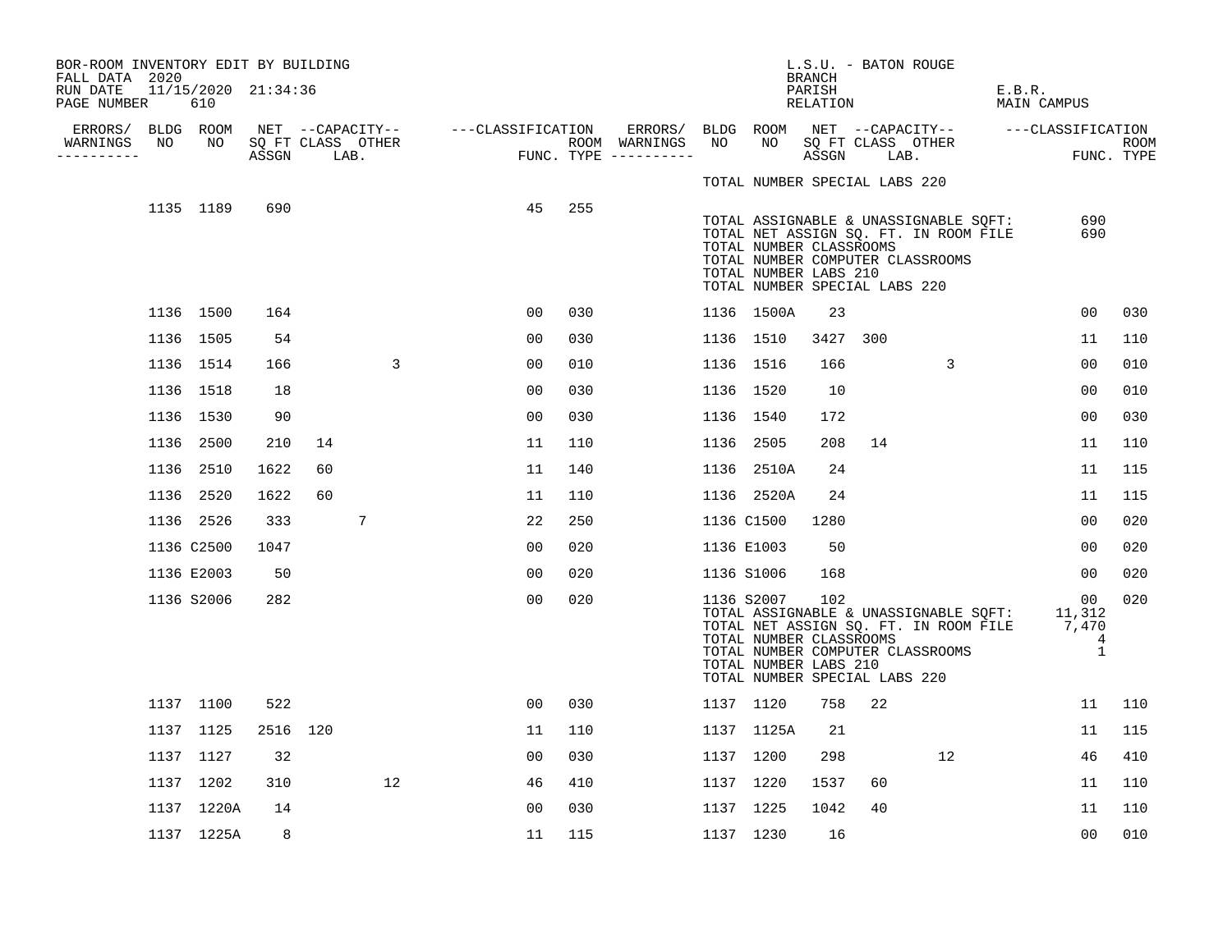BOR-ROOM INVENTORY EDIT BY BUILDING
FALL DATA 2020
RUN DATE 11/15/2020 21:34:36

L.S.U. - BATON ROUGE
BRANCH
PARISH E.B.R.
RELATION MAIN CAMPUS

| ERRORS/ WARNINGS | BLDG NO | ROOM NO | NET SQ FT ASSGN | CAPACITY CLASS | CAPACITY LAB. | CAPACITY OTHER | CLASSIFICATION FUNC. | ROOM TYPE | ERRORS/ WARNINGS | BLDG NO | ROOM NO | NET SQ FT ASSGN | CAPACITY CLASS | CAPACITY LAB. | CAPACITY OTHER | CLASSIFICATION FUNC. | ROOM TYPE |
|---|---|---|---|---|---|---|---|---|---|---|---|---|---|---|---|---|---|
| | | | | | | | | | | TOTAL NUMBER SPECIAL LABS 220 | | | | | | | |
| | 1135 | 1189 | 690 | | | | 45 | 255 | | | | | | | | | |
| | | | | | | | | | | TOTAL ASSIGNABLE & UNASSIGNABLE SQFT: | | | | | | 690 | |
| | | | | | | | | | | TOTAL NET ASSIGN SQ. FT. IN ROOM FILE | | | | | | 690 | |
| | | | | | | | | | | TOTAL NUMBER CLASSROOMS | | | | | | | |
| | | | | | | | | | | TOTAL NUMBER COMPUTER CLASSROOMS | | | | | | | |
| | | | | | | | | | | TOTAL NUMBER LABS 210 | | | | | | | |
| | | | | | | | | | | TOTAL NUMBER SPECIAL LABS 220 | | | | | | | |
| | 1136 | 1500 | 164 | | | | 00 | 030 | | 1136 | 1500A | 23 | | | | 00 | 030 |
| | 1136 | 1505 | 54 | | | | 00 | 030 | | 1136 | 1510 | 3427 | 300 | | | 11 | 110 |
| | 1136 | 1514 | 166 | | | 3 | 00 | 010 | | 1136 | 1516 | 166 | | | 3 | 00 | 010 |
| | 1136 | 1518 | 18 | | | | 00 | 030 | | 1136 | 1520 | 10 | | | | 00 | 010 |
| | 1136 | 1530 | 90 | | | | 00 | 030 | | 1136 | 1540 | 172 | | | | 00 | 030 |
| | 1136 | 2500 | 210 | 14 | | | 11 | 110 | | 1136 | 2505 | 208 | 14 | | | 11 | 110 |
| | 1136 | 2510 | 1622 | 60 | | | 11 | 140 | | 1136 | 2510A | 24 | | | | 11 | 115 |
| | 1136 | 2520 | 1622 | 60 | | | 11 | 110 | | 1136 | 2520A | 24 | | | | 11 | 115 |
| | 1136 | 2526 | 333 | | 7 | | 22 | 250 | | 1136 | C1500 | 1280 | | | | 00 | 020 |
| | 1136 | C2500 | 1047 | | | | 00 | 020 | | 1136 | E1003 | 50 | | | | 00 | 020 |
| | 1136 | E2003 | 50 | | | | 00 | 020 | | 1136 | S1006 | 168 | | | | 00 | 020 |
| | 1136 | S2006 | 282 | | | | 00 | 020 | | 1136 | S2007 | 102 | | | | 00 | 020 |
| | | | | | | | | | | TOTAL ASSIGNABLE & UNASSIGNABLE SQFT: | | | | | | 11,312 | |
| | | | | | | | | | | TOTAL NET ASSIGN SQ. FT. IN ROOM FILE | | | | | | 7,470 | |
| | | | | | | | | | | TOTAL NUMBER CLASSROOMS | | | | | | 4 | |
| | | | | | | | | | | TOTAL NUMBER COMPUTER CLASSROOMS | | | | | | 1 | |
| | | | | | | | | | | TOTAL NUMBER LABS 210 | | | | | | | |
| | | | | | | | | | | TOTAL NUMBER SPECIAL LABS 220 | | | | | | | |
| | 1137 | 1100 | 522 | | | | 00 | 030 | | 1137 | 1120 | 758 | 22 | | | 11 | 110 |
| | 1137 | 1125 | 2516 | 120 | | | 11 | 110 | | 1137 | 1125A | 21 | | | | 11 | 115 |
| | 1137 | 1127 | 32 | | | | 00 | 030 | | 1137 | 1200 | 298 | | | 12 | 46 | 410 |
| | 1137 | 1202 | 310 | | | 12 | 46 | 410 | | 1137 | 1220 | 1537 | 60 | | | 11 | 110 |
| | 1137 | 1220A | 14 | | | | 00 | 030 | | 1137 | 1225 | 1042 | 40 | | | 11 | 110 |
| | 1137 | 1225A | 8 | | | | 11 | 115 | | 1137 | 1230 | 16 | | | | 00 | 010 |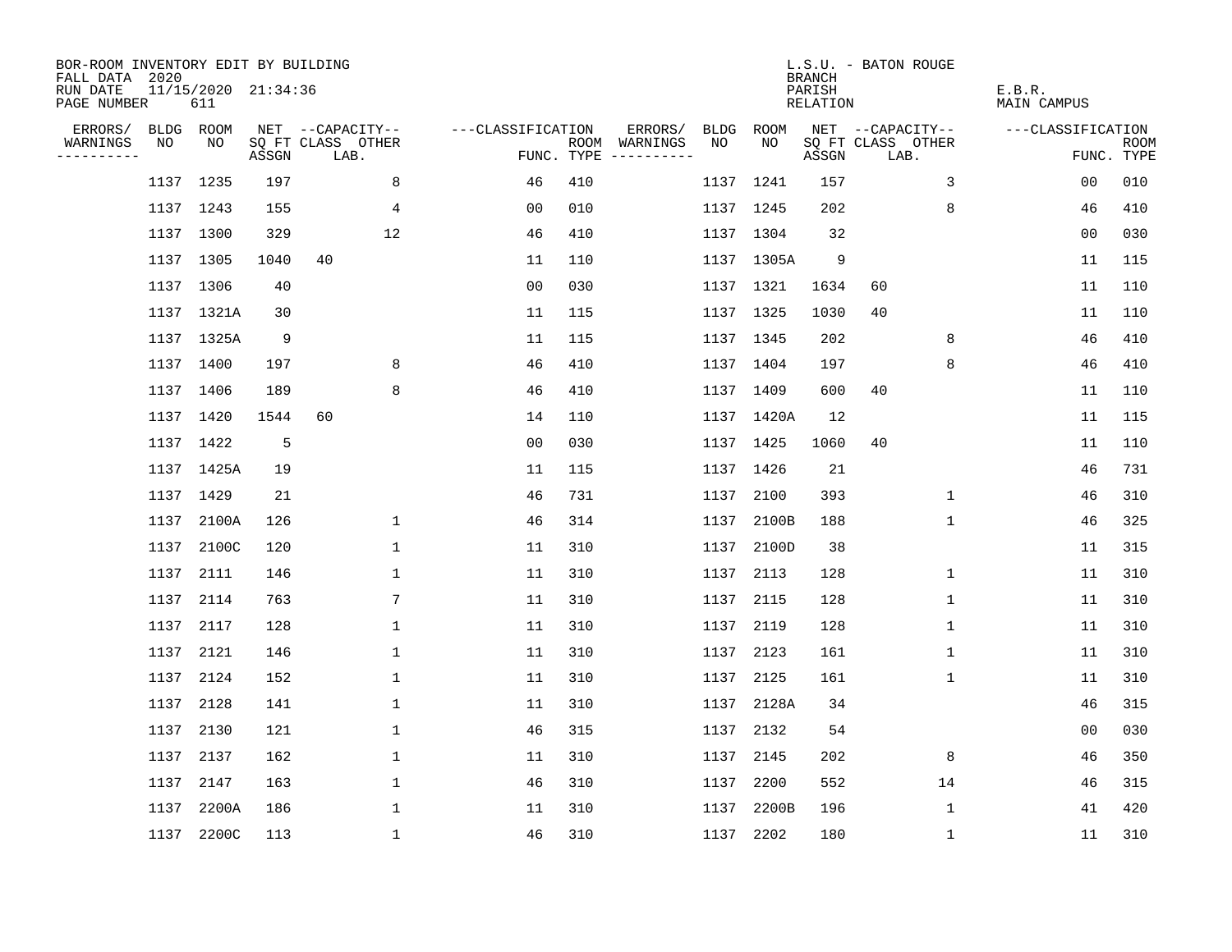BOR-ROOM INVENTORY EDIT BY BUILDING
FALL DATA 2020
RUN DATE 11/15/2020 21:34:36
PAGE NUMBER 611

L.S.U. - BATON ROUGE
BRANCH
PARISH E.B.R.
RELATION MAIN CAMPUS

| ERRORS/ WARNINGS | BLDG NO | ROOM NO | NET ASSGN SQ FT | CAPACITY CLASS LAB. | CAPACITY OTHER | CLASSIFICATION FUNC. | ROOM TYPE | ERRORS/ WARNINGS | BLDG NO | ROOM NO | NET ASSGN SQ FT | CAPACITY CLASS LAB. | CAPACITY OTHER | CLASSIFICATION FUNC. | ROOM TYPE |
|---|---|---|---|---|---|---|---|---|---|---|---|---|---|---|---|
| | 1137 | 1235 | 197 | | 8 | 46 | 410 | | 1137 | 1241 | 157 | | 3 | 00 | 010 |
| | 1137 | 1243 | 155 | | 4 | 00 | 010 | | 1137 | 1245 | 202 | | 8 | 46 | 410 |
| | 1137 | 1300 | 329 | | 12 | 46 | 410 | | 1137 | 1304 | 32 | | | 00 | 030 |
| | 1137 | 1305 | 1040 | 40 | | 11 | 110 | | 1137 | 1305A | 9 | | | 11 | 115 |
| | 1137 | 1306 | 40 | | | 00 | 030 | | 1137 | 1321 | 1634 | 60 | | 11 | 110 |
| | 1137 | 1321A | 30 | | | 11 | 115 | | 1137 | 1325 | 1030 | 40 | | 11 | 110 |
| | 1137 | 1325A | 9 | | | 11 | 115 | | 1137 | 1345 | 202 | | 8 | 46 | 410 |
| | 1137 | 1400 | 197 | | 8 | 46 | 410 | | 1137 | 1404 | 197 | | 8 | 46 | 410 |
| | 1137 | 1406 | 189 | | 8 | 46 | 410 | | 1137 | 1409 | 600 | 40 | | 11 | 110 |
| | 1137 | 1420 | 1544 | 60 | | 14 | 110 | | 1137 | 1420A | 12 | | | 11 | 115 |
| | 1137 | 1422 | 5 | | | 00 | 030 | | 1137 | 1425 | 1060 | 40 | | 11 | 110 |
| | 1137 | 1425A | 19 | | | 11 | 115 | | 1137 | 1426 | 21 | | | 46 | 731 |
| | 1137 | 1429 | 21 | | | 46 | 731 | | 1137 | 2100 | 393 | | 1 | 46 | 310 |
| | 1137 | 2100A | 126 | | 1 | 46 | 314 | | 1137 | 2100B | 188 | | 1 | 46 | 325 |
| | 1137 | 2100C | 120 | | 1 | 11 | 310 | | 1137 | 2100D | 38 | | | 11 | 315 |
| | 1137 | 2111 | 146 | | 1 | 11 | 310 | | 1137 | 2113 | 128 | | 1 | 11 | 310 |
| | 1137 | 2114 | 763 | | 7 | 11 | 310 | | 1137 | 2115 | 128 | | 1 | 11 | 310 |
| | 1137 | 2117 | 128 | | 1 | 11 | 310 | | 1137 | 2119 | 128 | | 1 | 11 | 310 |
| | 1137 | 2121 | 146 | | 1 | 11 | 310 | | 1137 | 2123 | 161 | | 1 | 11 | 310 |
| | 1137 | 2124 | 152 | | 1 | 11 | 310 | | 1137 | 2125 | 161 | | 1 | 11 | 310 |
| | 1137 | 2128 | 141 | | 1 | 11 | 310 | | 1137 | 2128A | 34 | | | 46 | 315 |
| | 1137 | 2130 | 121 | | 1 | 46 | 315 | | 1137 | 2132 | 54 | | | 00 | 030 |
| | 1137 | 2137 | 162 | | 1 | 11 | 310 | | 1137 | 2145 | 202 | | 8 | 46 | 350 |
| | 1137 | 2147 | 163 | | 1 | 46 | 310 | | 1137 | 2200 | 552 | | 14 | 46 | 315 |
| | 1137 | 2200A | 186 | | 1 | 11 | 310 | | 1137 | 2200B | 196 | | 1 | 41 | 420 |
| | 1137 | 2200C | 113 | | 1 | 46 | 310 | | 1137 | 2202 | 180 | | 1 | 11 | 310 |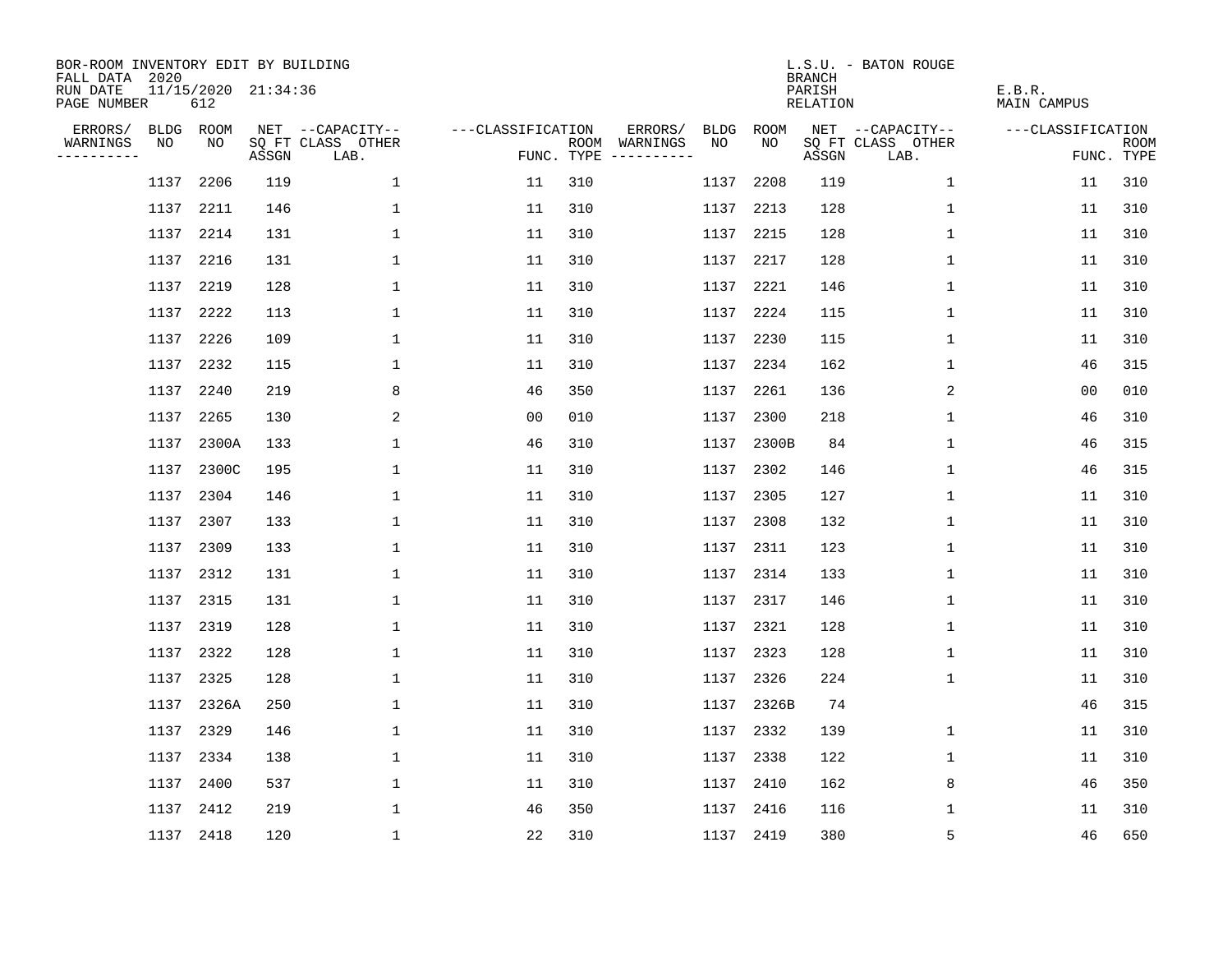BOR-ROOM INVENTORY EDIT BY BUILDING
FALL DATA 2020
RUN DATE 11/15/2020 21:34:36
PAGE NUMBER 612

L.S.U. - BATON ROUGE
BRANCH
PARISH E.B.R.
RELATION MAIN CAMPUS

| ERRORS/ WARNINGS | BLDG NO | ROOM NO | NET SQ FT ASSGN | CAPACITY CLASS LAB. | CAPACITY OTHER | CLASSIFICATION FUNC. | ROOM TYPE | ERRORS/ WARNINGS | BLDG NO | ROOM NO | NET SQ FT ASSGN | CAPACITY CLASS LAB. | CAPACITY OTHER | CLASSIFICATION FUNC. | ROOM TYPE |
|---|---|---|---|---|---|---|---|---|---|---|---|---|---|---|---|
| | 1137 | 2206 | 119 | | 1 | 11 | 310 | | 1137 | 2208 | 119 | | 1 | 11 | 310 |
| | 1137 | 2211 | 146 | | 1 | 11 | 310 | | 1137 | 2213 | 128 | | 1 | 11 | 310 |
| | 1137 | 2214 | 131 | | 1 | 11 | 310 | | 1137 | 2215 | 128 | | 1 | 11 | 310 |
| | 1137 | 2216 | 131 | | 1 | 11 | 310 | | 1137 | 2217 | 128 | | 1 | 11 | 310 |
| | 1137 | 2219 | 128 | | 1 | 11 | 310 | | 1137 | 2221 | 146 | | 1 | 11 | 310 |
| | 1137 | 2222 | 113 | | 1 | 11 | 310 | | 1137 | 2224 | 115 | | 1 | 11 | 310 |
| | 1137 | 2226 | 109 | | 1 | 11 | 310 | | 1137 | 2230 | 115 | | 1 | 11 | 310 |
| | 1137 | 2232 | 115 | | 1 | 11 | 310 | | 1137 | 2234 | 162 | | 1 | 46 | 315 |
| | 1137 | 2240 | 219 | | 8 | 46 | 350 | | 1137 | 2261 | 136 | | 2 | 00 | 010 |
| | 1137 | 2265 | 130 | | 2 | 00 | 010 | | 1137 | 2300 | 218 | | 1 | 46 | 310 |
| | 1137 | 2300A | 133 | | 1 | 46 | 310 | | 1137 | 2300B | 84 | | 1 | 46 | 315 |
| | 1137 | 2300C | 195 | | 1 | 11 | 310 | | 1137 | 2302 | 146 | | 1 | 46 | 315 |
| | 1137 | 2304 | 146 | | 1 | 11 | 310 | | 1137 | 2305 | 127 | | 1 | 11 | 310 |
| | 1137 | 2307 | 133 | | 1 | 11 | 310 | | 1137 | 2308 | 132 | | 1 | 11 | 310 |
| | 1137 | 2309 | 133 | | 1 | 11 | 310 | | 1137 | 2311 | 123 | | 1 | 11 | 310 |
| | 1137 | 2312 | 131 | | 1 | 11 | 310 | | 1137 | 2314 | 133 | | 1 | 11 | 310 |
| | 1137 | 2315 | 131 | | 1 | 11 | 310 | | 1137 | 2317 | 146 | | 1 | 11 | 310 |
| | 1137 | 2319 | 128 | | 1 | 11 | 310 | | 1137 | 2321 | 128 | | 1 | 11 | 310 |
| | 1137 | 2322 | 128 | | 1 | 11 | 310 | | 1137 | 2323 | 128 | | 1 | 11 | 310 |
| | 1137 | 2325 | 128 | | 1 | 11 | 310 | | 1137 | 2326 | 224 | | 1 | 11 | 310 |
| | 1137 | 2326A | 250 | | 1 | 11 | 310 | | 1137 | 2326B | 74 | | | 46 | 315 |
| | 1137 | 2329 | 146 | | 1 | 11 | 310 | | 1137 | 2332 | 139 | | 1 | 11 | 310 |
| | 1137 | 2334 | 138 | | 1 | 11 | 310 | | 1137 | 2338 | 122 | | 1 | 11 | 310 |
| | 1137 | 2400 | 537 | | 1 | 11 | 310 | | 1137 | 2410 | 162 | | 8 | 46 | 350 |
| | 1137 | 2412 | 219 | | 1 | 46 | 350 | | 1137 | 2416 | 116 | | 1 | 11 | 310 |
| | 1137 | 2418 | 120 | | 1 | 22 | 310 | | 1137 | 2419 | 380 | | 5 | 46 | 650 |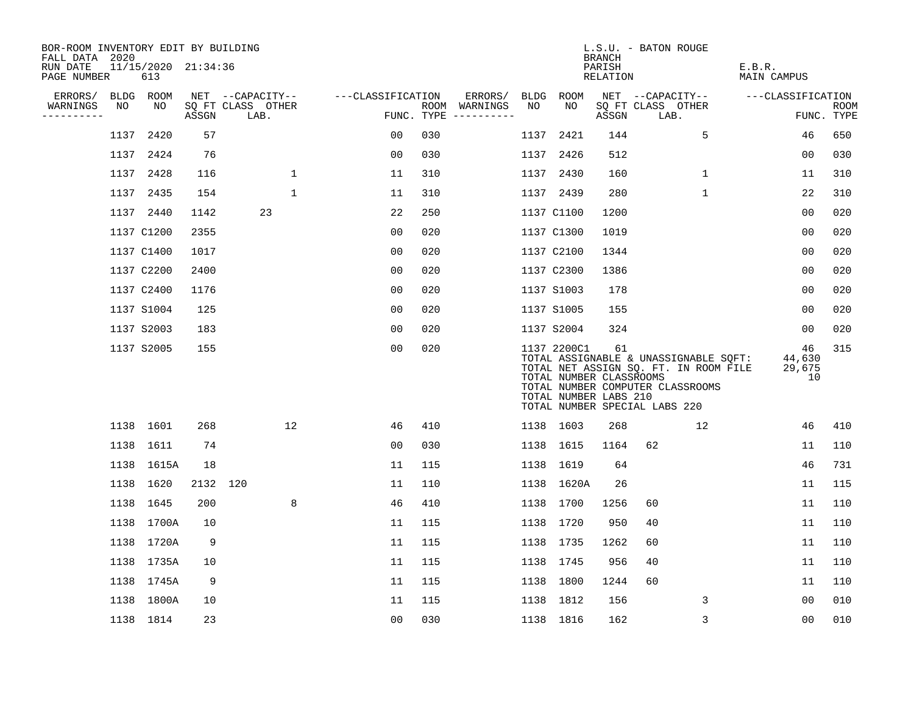BOR-ROOM INVENTORY EDIT BY BUILDING
FALL DATA 2020
RUN DATE 11/15/2020 21:34:36
PAGE NUMBER 613

L.S.U. - BATON ROUGE
BRANCH
PARISH E.B.R.
RELATION MAIN CAMPUS

| ERRORS/ WARNINGS | BLDG NO | ROOM NO | NET SQ FT ASSGN | CAPACITY CLASS LAB. | CAPACITY OTHER | CLASSIFICATION FUNC. | ROOM TYPE | ERRORS/ WARNINGS | BLDG NO | ROOM NO | NET SQ FT ASSGN | CAPACITY CLASS LAB. | CAPACITY OTHER | CLASSIFICATION FUNC. | ROOM TYPE |
|---|---|---|---|---|---|---|---|---|---|---|---|---|---|---|---|
| | 1137 | 2420 | 57 | | | 00 | 030 | | 1137 | 2421 | 144 | | 5 | 46 | 650 |
| | 1137 | 2424 | 76 | | | 00 | 030 | | 1137 | 2426 | 512 | | | 00 | 030 |
| | 1137 | 2428 | 116 | | 1 | 11 | 310 | | 1137 | 2430 | 160 | | 1 | 11 | 310 |
| | 1137 | 2435 | 154 | | 1 | 11 | 310 | | 1137 | 2439 | 280 | | 1 | 22 | 310 |
| | 1137 | 2440 | 1142 | 23 | | 22 | 250 | | 1137 | C1100 | 1200 | | | 00 | 020 |
| | 1137 | C1200 | 2355 | | | 00 | 020 | | 1137 | C1300 | 1019 | | | 00 | 020 |
| | 1137 | C1400 | 1017 | | | 00 | 020 | | 1137 | C2100 | 1344 | | | 00 | 020 |
| | 1137 | C2200 | 2400 | | | 00 | 020 | | 1137 | C2300 | 1386 | | | 00 | 020 |
| | 1137 | C2400 | 1176 | | | 00 | 020 | | 1137 | S1003 | 178 | | | 00 | 020 |
| | 1137 | S1004 | 125 | | | 00 | 020 | | 1137 | S1005 | 155 | | | 00 | 020 |
| | 1137 | S2003 | 183 | | | 00 | 020 | | 1137 | S2004 | 324 | | | 00 | 020 |
| | 1137 | S2005 | 155 | | | 00 | 020 | | 1137 | 2200C1 | 61 | | | 46 | 315 |

TOTAL ASSIGNABLE & UNASSIGNABLE SQFT: 44,630
TOTAL NET ASSIGN SQ. FT. IN ROOM FILE 29,675
TOTAL NUMBER CLASSROOMS 10
TOTAL NUMBER COMPUTER CLASSROOMS
TOTAL NUMBER LABS 210
TOTAL NUMBER SPECIAL LABS 220

| ERRORS/ WARNINGS | BLDG NO | ROOM NO | NET SQ FT ASSGN | CAPACITY CLASS LAB. | CAPACITY OTHER | CLASSIFICATION FUNC. | ROOM TYPE | ERRORS/ WARNINGS | BLDG NO | ROOM NO | NET SQ FT ASSGN | CAPACITY CLASS LAB. | CAPACITY OTHER | CLASSIFICATION FUNC. | ROOM TYPE |
|---|---|---|---|---|---|---|---|---|---|---|---|---|---|---|---|
| | 1138 | 1601 | 268 | | 12 | 46 | 410 | | 1138 | 1603 | 268 | | 12 | 46 | 410 |
| | 1138 | 1611 | 74 | | | 00 | 030 | | 1138 | 1615 | 1164 | 62 | | 11 | 110 |
| | 1138 | 1615A | 18 | | | 11 | 115 | | 1138 | 1619 | 64 | | | 46 | 731 |
| | 1138 | 1620 | 2132 | 120 | | 11 | 110 | | 1138 | 1620A | 26 | | | 11 | 115 |
| | 1138 | 1645 | 200 | | 8 | 46 | 410 | | 1138 | 1700 | 1256 | 60 | | 11 | 110 |
| | 1138 | 1700A | 10 | | | 11 | 115 | | 1138 | 1720 | 950 | 40 | | 11 | 110 |
| | 1138 | 1720A | 9 | | | 11 | 115 | | 1138 | 1735 | 1262 | 60 | | 11 | 110 |
| | 1138 | 1735A | 10 | | | 11 | 115 | | 1138 | 1745 | 956 | 40 | | 11 | 110 |
| | 1138 | 1745A | 9 | | | 11 | 115 | | 1138 | 1800 | 1244 | 60 | | 11 | 110 |
| | 1138 | 1800A | 10 | | | 11 | 115 | | 1138 | 1812 | 156 | | 3 | 00 | 010 |
| | 1138 | 1814 | 23 | | | 00 | 030 | | 1138 | 1816 | 162 | | 3 | 00 | 010 |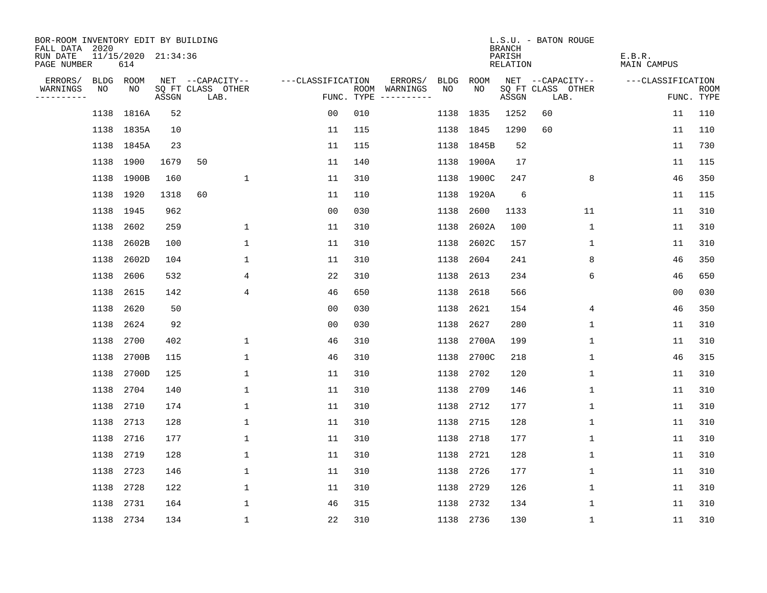BOR-ROOM INVENTORY EDIT BY BUILDING
FALL DATA 2020
RUN DATE 11/15/2020 21:34:36
PAGE NUMBER 614

L.S.U. - BATON ROUGE
BRANCH
PARISH E.B.R.
RELATION MAIN CAMPUS

| ERRORS/ WARNINGS | BLDG NO | ROOM NO | NET SQ FT ASSGN | CAPACITY CLASS | CAPACITY OTHER LAB. | CLASSIFICATION FUNC. | ROOM TYPE | ERRORS/ WARNINGS | BLDG NO | ROOM NO | NET SQ FT ASSGN | CAPACITY CLASS | CAPACITY OTHER LAB. | CLASSIFICATION FUNC. | ROOM TYPE |
|---|---|---|---|---|---|---|---|---|---|---|---|---|---|---|---|
| | 1138 | 1816A | 52 | | | 00 | 010 | | 1138 | 1835 | 1252 | 60 | | 11 | 110 |
| | 1138 | 1835A | 10 | | | 11 | 115 | | 1138 | 1845 | 1290 | 60 | | 11 | 110 |
| | 1138 | 1845A | 23 | | | 11 | 115 | | 1138 | 1845B | 52 | | | 11 | 730 |
| | 1138 | 1900 | 1679 | 50 | | 11 | 140 | | 1138 | 1900A | 17 | | | 11 | 115 |
| | 1138 | 1900B | 160 | | 1 | 11 | 310 | | 1138 | 1900C | 247 | | 8 | 46 | 350 |
| | 1138 | 1920 | 1318 | 60 | | 11 | 110 | | 1138 | 1920A | 6 | | | 11 | 115 |
| | 1138 | 1945 | 962 | | | 00 | 030 | | 1138 | 2600 | 1133 | | 11 | 11 | 310 |
| | 1138 | 2602 | 259 | | 1 | 11 | 310 | | 1138 | 2602A | 100 | | 1 | 11 | 310 |
| | 1138 | 2602B | 100 | | 1 | 11 | 310 | | 1138 | 2602C | 157 | | 1 | 11 | 310 |
| | 1138 | 2602D | 104 | | 1 | 11 | 310 | | 1138 | 2604 | 241 | | 8 | 46 | 350 |
| | 1138 | 2606 | 532 | | 4 | 22 | 310 | | 1138 | 2613 | 234 | | 6 | 46 | 650 |
| | 1138 | 2615 | 142 | | 4 | 46 | 650 | | 1138 | 2618 | 566 | | | 00 | 030 |
| | 1138 | 2620 | 50 | | | 00 | 030 | | 1138 | 2621 | 154 | | 4 | 46 | 350 |
| | 1138 | 2624 | 92 | | | 00 | 030 | | 1138 | 2627 | 280 | | 1 | 11 | 310 |
| | 1138 | 2700 | 402 | | 1 | 46 | 310 | | 1138 | 2700A | 199 | | 1 | 11 | 310 |
| | 1138 | 2700B | 115 | | 1 | 46 | 310 | | 1138 | 2700C | 218 | | 1 | 46 | 315 |
| | 1138 | 2700D | 125 | | 1 | 11 | 310 | | 1138 | 2702 | 120 | | 1 | 11 | 310 |
| | 1138 | 2704 | 140 | | 1 | 11 | 310 | | 1138 | 2709 | 146 | | 1 | 11 | 310 |
| | 1138 | 2710 | 174 | | 1 | 11 | 310 | | 1138 | 2712 | 177 | | 1 | 11 | 310 |
| | 1138 | 2713 | 128 | | 1 | 11 | 310 | | 1138 | 2715 | 128 | | 1 | 11 | 310 |
| | 1138 | 2716 | 177 | | 1 | 11 | 310 | | 1138 | 2718 | 177 | | 1 | 11 | 310 |
| | 1138 | 2719 | 128 | | 1 | 11 | 310 | | 1138 | 2721 | 128 | | 1 | 11 | 310 |
| | 1138 | 2723 | 146 | | 1 | 11 | 310 | | 1138 | 2726 | 177 | | 1 | 11 | 310 |
| | 1138 | 2728 | 122 | | 1 | 11 | 310 | | 1138 | 2729 | 126 | | 1 | 11 | 310 |
| | 1138 | 2731 | 164 | | 1 | 46 | 315 | | 1138 | 2732 | 134 | | 1 | 11 | 310 |
| | 1138 | 2734 | 134 | | 1 | 22 | 310 | | 1138 | 2736 | 130 | | 1 | 11 | 310 |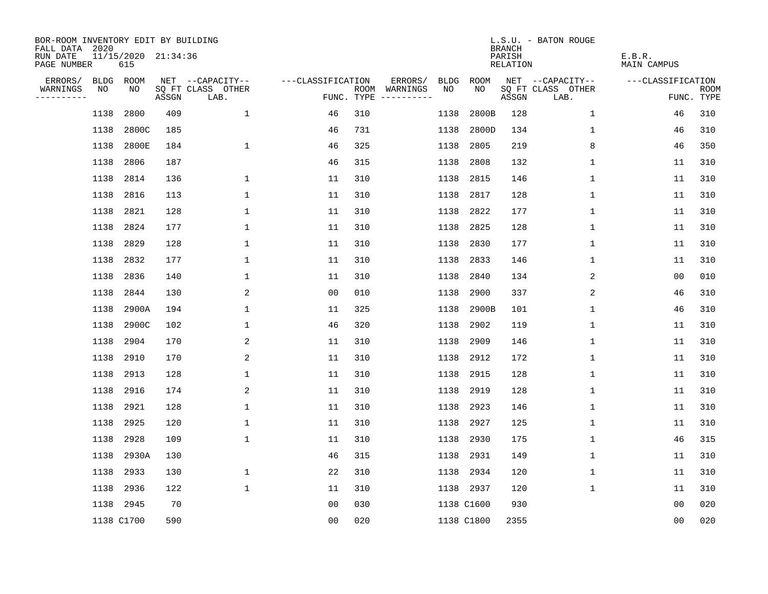BOR-ROOM INVENTORY EDIT BY BUILDING
FALL DATA 2020
RUN DATE 11/15/2020 21:34:36
PAGE NUMBER 615

L.S.U. - BATON ROUGE
BRANCH
PARISH E.B.R.
RELATION MAIN CAMPUS

| ERRORS/ WARNINGS | BLDG NO | ROOM NO | NET SQ FT ASSGN | CAPACITY-- CLASS LAB. | OTHER | FUNC. | ROOM TYPE | ERRORS/ WARNINGS | BLDG NO | ROOM NO | NET SQ FT ASSGN | CAPACITY-- CLASS LAB. | OTHER | FUNC. | ROOM TYPE |
|---|---|---|---|---|---|---|---|---|---|---|---|---|---|---|---|
| | 1138 | 2800 | 409 | | 1 | 46 | 310 | | 1138 | 2800B | 128 | | 1 | 46 | 310 |
| | 1138 | 2800C | 185 | | | 46 | 731 | | 1138 | 2800D | 134 | | 1 | 46 | 310 |
| | 1138 | 2800E | 184 | | 1 | 46 | 325 | | 1138 | 2805 | 219 | | 8 | 46 | 350 |
| | 1138 | 2806 | 187 | | | 46 | 315 | | 1138 | 2808 | 132 | | 1 | 11 | 310 |
| | 1138 | 2814 | 136 | | 1 | 11 | 310 | | 1138 | 2815 | 146 | | 1 | 11 | 310 |
| | 1138 | 2816 | 113 | | 1 | 11 | 310 | | 1138 | 2817 | 128 | | 1 | 11 | 310 |
| | 1138 | 2821 | 128 | | 1 | 11 | 310 | | 1138 | 2822 | 177 | | 1 | 11 | 310 |
| | 1138 | 2824 | 177 | | 1 | 11 | 310 | | 1138 | 2825 | 128 | | 1 | 11 | 310 |
| | 1138 | 2829 | 128 | | 1 | 11 | 310 | | 1138 | 2830 | 177 | | 1 | 11 | 310 |
| | 1138 | 2832 | 177 | | 1 | 11 | 310 | | 1138 | 2833 | 146 | | 1 | 11 | 310 |
| | 1138 | 2836 | 140 | | 1 | 11 | 310 | | 1138 | 2840 | 134 | | 2 | 00 | 010 |
| | 1138 | 2844 | 130 | | 2 | 00 | 010 | | 1138 | 2900 | 337 | | 2 | 46 | 310 |
| | 1138 | 2900A | 194 | | 1 | 11 | 325 | | 1138 | 2900B | 101 | | 1 | 46 | 310 |
| | 1138 | 2900C | 102 | | 1 | 46 | 320 | | 1138 | 2902 | 119 | | 1 | 11 | 310 |
| | 1138 | 2904 | 170 | | 2 | 11 | 310 | | 1138 | 2909 | 146 | | 1 | 11 | 310 |
| | 1138 | 2910 | 170 | | 2 | 11 | 310 | | 1138 | 2912 | 172 | | 1 | 11 | 310 |
| | 1138 | 2913 | 128 | | 1 | 11 | 310 | | 1138 | 2915 | 128 | | 1 | 11 | 310 |
| | 1138 | 2916 | 174 | | 2 | 11 | 310 | | 1138 | 2919 | 128 | | 1 | 11 | 310 |
| | 1138 | 2921 | 128 | | 1 | 11 | 310 | | 1138 | 2923 | 146 | | 1 | 11 | 310 |
| | 1138 | 2925 | 120 | | 1 | 11 | 310 | | 1138 | 2927 | 125 | | 1 | 11 | 310 |
| | 1138 | 2928 | 109 | | 1 | 11 | 310 | | 1138 | 2930 | 175 | | 1 | 46 | 315 |
| | 1138 | 2930A | 130 | | | 46 | 315 | | 1138 | 2931 | 149 | | 1 | 11 | 310 |
| | 1138 | 2933 | 130 | | 1 | 22 | 310 | | 1138 | 2934 | 120 | | 1 | 11 | 310 |
| | 1138 | 2936 | 122 | | 1 | 11 | 310 | | 1138 | 2937 | 120 | | 1 | 11 | 310 |
| | 1138 | 2945 | 70 | | | 00 | 030 | | 1138 | C1600 | 930 | | | 00 | 020 |
| | 1138 | C1700 | 590 | | | 00 | 020 | | 1138 | C1800 | 2355 | | | 00 | 020 |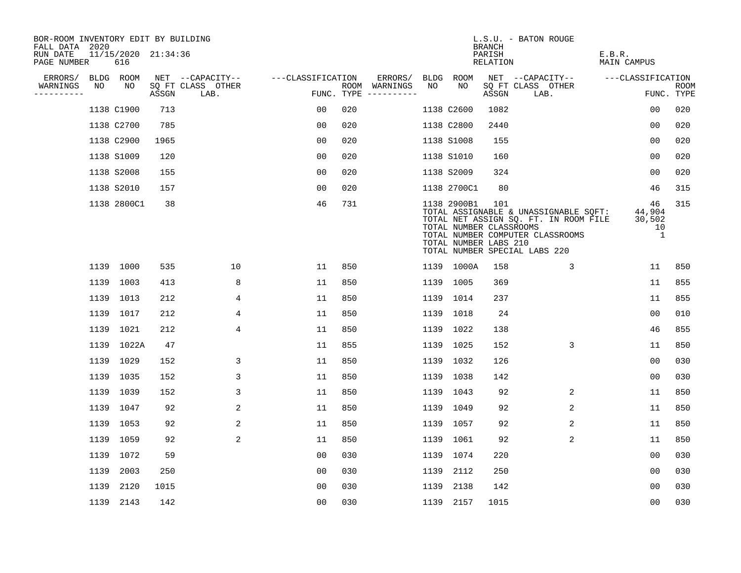BOR-ROOM INVENTORY EDIT BY BUILDING
FALL DATA 2020
RUN DATE 11/15/2020 21:34:36
PAGE NUMBER 616

L.S.U. - BATON ROUGE
BRANCH
PARISH E.B.R.
RELATION MAIN CAMPUS

| ERRORS/ WARNINGS | BLDG NO | ROOM NO | NET SQ FT ASSGN | CAPACITY CLASS LAB. | CAPACITY OTHER | CLASSIFICATION FUNC. | ROOM TYPE | ERRORS/ WARNINGS | BLDG NO | ROOM NO | NET SQ FT ASSGN | CAPACITY CLASS LAB. | CAPACITY OTHER | CLASSIFICATION FUNC. | ROOM TYPE |
|---|---|---|---|---|---|---|---|---|---|---|---|---|---|---|---|
| | 1138 | C1900 | 713 | | | 00 | 020 | | 1138 | C2600 | 1082 | | | 00 | 020 |
| | 1138 | C2700 | 785 | | | 00 | 020 | | 1138 | C2800 | 2440 | | | 00 | 020 |
| | 1138 | C2900 | 1965 | | | 00 | 020 | | 1138 | S1008 | 155 | | | 00 | 020 |
| | 1138 | S1009 | 120 | | | 00 | 020 | | 1138 | S1010 | 160 | | | 00 | 020 |
| | 1138 | S2008 | 155 | | | 00 | 020 | | 1138 | S2009 | 324 | | | 00 | 020 |
| | 1138 | S2010 | 157 | | | 00 | 020 | | 1138 | 2700C1 | 80 | | | 46 | 315 |
| | 1138 | 2800C1 | 38 | | | 46 | 731 | | 1138 | 2900B1 | 101 | | | 46 | 315 |

TOTAL ASSIGNABLE & UNASSIGNABLE SQFT: 44,904
TOTAL NET ASSIGN SQ. FT. IN ROOM FILE 30,502
TOTAL NUMBER CLASSROOMS 10
TOTAL NUMBER COMPUTER CLASSROOMS 1
TOTAL NUMBER LABS 210
TOTAL NUMBER SPECIAL LABS 220

| ERRORS/ WARNINGS | BLDG NO | ROOM NO | NET SQ FT ASSGN | CAPACITY CLASS LAB. | CAPACITY OTHER | CLASSIFICATION FUNC. | ROOM TYPE | ERRORS/ WARNINGS | BLDG NO | ROOM NO | NET SQ FT ASSGN | CAPACITY CLASS LAB. | CAPACITY OTHER | CLASSIFICATION FUNC. | ROOM TYPE |
|---|---|---|---|---|---|---|---|---|---|---|---|---|---|---|---|
| | 1139 | 1000 | 535 | | 10 | 11 | 850 | | 1139 | 1000A | 158 | | 3 | 11 | 850 |
| | 1139 | 1003 | 413 | | 8 | 11 | 850 | | 1139 | 1005 | 369 | | | 11 | 855 |
| | 1139 | 1013 | 212 | | 4 | 11 | 850 | | 1139 | 1014 | 237 | | | 11 | 855 |
| | 1139 | 1017 | 212 | | 4 | 11 | 850 | | 1139 | 1018 | 24 | | | 00 | 010 |
| | 1139 | 1021 | 212 | | 4 | 11 | 850 | | 1139 | 1022 | 138 | | | 46 | 855 |
| | 1139 | 1022A | 47 | | | 11 | 855 | | 1139 | 1025 | 152 | | 3 | 11 | 850 |
| | 1139 | 1029 | 152 | | 3 | 11 | 850 | | 1139 | 1032 | 126 | | | 00 | 030 |
| | 1139 | 1035 | 152 | | 3 | 11 | 850 | | 1139 | 1038 | 142 | | | 00 | 030 |
| | 1139 | 1039 | 152 | | 3 | 11 | 850 | | 1139 | 1043 | 92 | | 2 | 11 | 850 |
| | 1139 | 1047 | 92 | | 2 | 11 | 850 | | 1139 | 1049 | 92 | | 2 | 11 | 850 |
| | 1139 | 1053 | 92 | | 2 | 11 | 850 | | 1139 | 1057 | 92 | | 2 | 11 | 850 |
| | 1139 | 1059 | 92 | | 2 | 11 | 850 | | 1139 | 1061 | 92 | | 2 | 11 | 850 |
| | 1139 | 1072 | 59 | | | 00 | 030 | | 1139 | 1074 | 220 | | | 00 | 030 |
| | 1139 | 2003 | 250 | | | 00 | 030 | | 1139 | 2112 | 250 | | | 00 | 030 |
| | 1139 | 2120 | 1015 | | | 00 | 030 | | 1139 | 2138 | 142 | | | 00 | 030 |
| | 1139 | 2143 | 142 | | | 00 | 030 | | 1139 | 2157 | 1015 | | | 00 | 030 |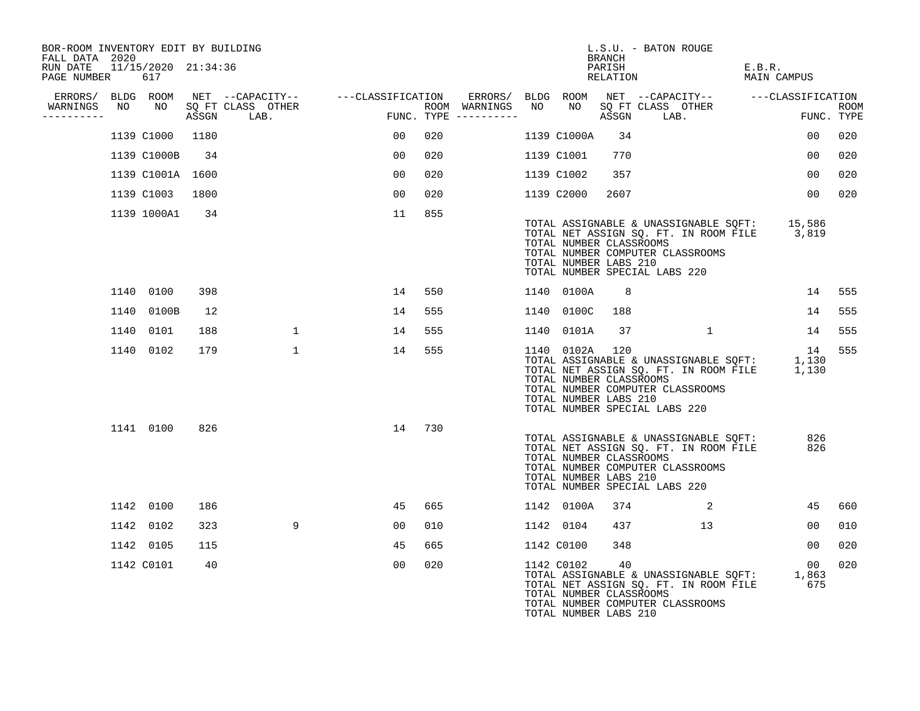BOR-ROOM INVENTORY EDIT BY BUILDING
FALL DATA 2020
RUN DATE 11/15/2020 21:34:36
PAGE NUMBER 617

L.S.U. - BATON ROUGE
BRANCH
PARISH E.B.R.
RELATION MAIN CAMPUS

| ERRORS/ WARNINGS | BLDG NO | ROOM NO | NET SQ FT ASSGN | CAPACITY CLASS LAB. | CAPACITY OTHER | CLASSIFICATION FUNC. | ROOM TYPE | ERRORS/ WARNINGS | BLDG NO | ROOM NO | NET SQ FT ASSGN | CAPACITY CLASS LAB. | CAPACITY OTHER | CLASSIFICATION FUNC. | ROOM TYPE |
|---|---|---|---|---|---|---|---|---|---|---|---|---|---|---|---|
| | 1139 | C1000 | 1180 | | | 00 | 020 | | 1139 | C1000A | 34 | | | 00 | 020 |
| | 1139 | C1000B | 34 | | | 00 | 020 | | 1139 | C1001 | 770 | | | 00 | 020 |
| | 1139 | C1001A | 1600 | | | 00 | 020 | | 1139 | C1002 | 357 | | | 00 | 020 |
| | 1139 | C1003 | 1800 | | | 00 | 020 | | 1139 | C2000 | 2607 | | | 00 | 020 |
| | 1139 | 1000A1 | 34 | | | 11 | 855 | | | | | | | | |

TOTAL ASSIGNABLE & UNASSIGNABLE SQFT: 15,586
TOTAL NET ASSIGN SQ. FT. IN ROOM FILE 3,819
TOTAL NUMBER CLASSROOMS
TOTAL NUMBER COMPUTER CLASSROOMS
TOTAL NUMBER LABS 210
TOTAL NUMBER SPECIAL LABS 220

| ERRORS/ WARNINGS | BLDG NO | ROOM NO | NET SQ FT ASSGN | CAPACITY CLASS LAB. | CAPACITY OTHER | CLASSIFICATION FUNC. | ROOM TYPE | ERRORS/ WARNINGS | BLDG NO | ROOM NO | NET SQ FT ASSGN | CAPACITY CLASS LAB. | CAPACITY OTHER | CLASSIFICATION FUNC. | ROOM TYPE |
|---|---|---|---|---|---|---|---|---|---|---|---|---|---|---|---|
| | 1140 | 0100 | 398 | | | 14 | 550 | | 1140 | 0100A | 8 | | | 14 | 555 |
| | 1140 | 0100B | 12 | | | 14 | 555 | | 1140 | 0100C | 188 | | | 14 | 555 |
| | 1140 | 0101 | 188 | | 1 | 14 | 555 | | 1140 | 0101A | 37 | | 1 | 14 | 555 |
| | 1140 | 0102 | 179 | | 1 | 14 | 555 | | 1140 | 0102A | 120 | | | 14 | 555 |

TOTAL ASSIGNABLE & UNASSIGNABLE SQFT: 1,130
TOTAL NET ASSIGN SQ. FT. IN ROOM FILE 1,130
TOTAL NUMBER CLASSROOMS
TOTAL NUMBER COMPUTER CLASSROOMS
TOTAL NUMBER LABS 210
TOTAL NUMBER SPECIAL LABS 220

| ERRORS/ WARNINGS | BLDG NO | ROOM NO | NET SQ FT ASSGN | CAPACITY CLASS LAB. | CAPACITY OTHER | CLASSIFICATION FUNC. | ROOM TYPE |
|---|---|---|---|---|---|---|---|
| | 1141 | 0100 | 826 | | | 14 | 730 |

TOTAL ASSIGNABLE & UNASSIGNABLE SQFT: 826
TOTAL NET ASSIGN SQ. FT. IN ROOM FILE 826
TOTAL NUMBER CLASSROOMS
TOTAL NUMBER COMPUTER CLASSROOMS
TOTAL NUMBER LABS 210
TOTAL NUMBER SPECIAL LABS 220

| ERRORS/ WARNINGS | BLDG NO | ROOM NO | NET SQ FT ASSGN | CAPACITY CLASS LAB. | CAPACITY OTHER | CLASSIFICATION FUNC. | ROOM TYPE | ERRORS/ WARNINGS | BLDG NO | ROOM NO | NET SQ FT ASSGN | CAPACITY CLASS LAB. | CAPACITY OTHER | CLASSIFICATION FUNC. | ROOM TYPE |
|---|---|---|---|---|---|---|---|---|---|---|---|---|---|---|---|
| | 1142 | 0100 | 186 | | | 45 | 665 | | 1142 | 0100A | 374 | | 2 | 45 | 660 |
| | 1142 | 0102 | 323 | | 9 | 00 | 010 | | 1142 | 0104 | 437 | | 13 | 00 | 010 |
| | 1142 | 0105 | 115 | | | 45 | 665 | | 1142 | C0100 | 348 | | | 00 | 020 |
| | 1142 | C0101 | 40 | | | 00 | 020 | | 1142 | C0102 | 40 | | | 00 | 020 |

TOTAL ASSIGNABLE & UNASSIGNABLE SQFT: 1,863
TOTAL NET ASSIGN SQ. FT. IN ROOM FILE 675
TOTAL NUMBER CLASSROOMS
TOTAL NUMBER COMPUTER CLASSROOMS
TOTAL NUMBER LABS 210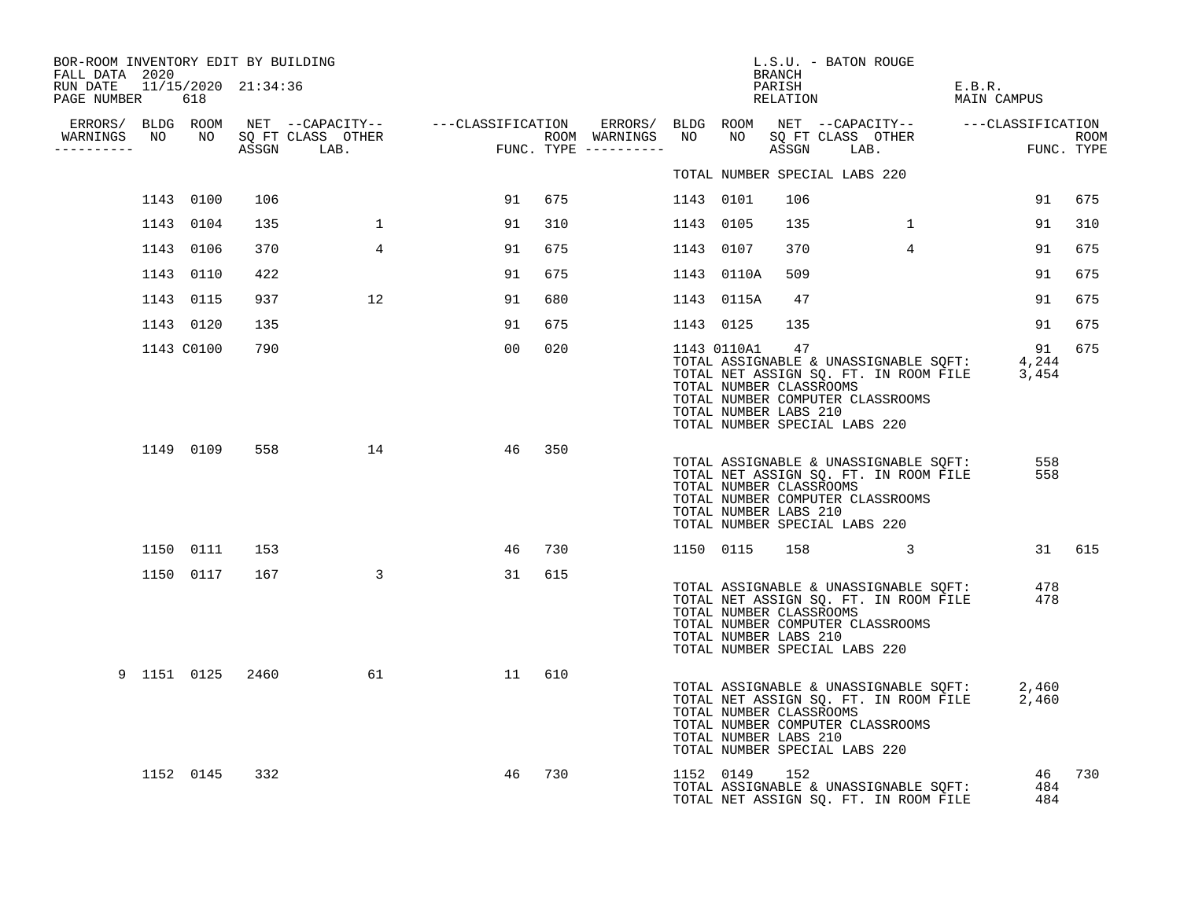BOR-ROOM INVENTORY EDIT BY BUILDING
FALL DATA 2020
RUN DATE 11/15/2020 21:34:36
PAGE NUMBER 618

L.S.U. - BATON ROUGE
BRANCH
PARISH E.B.R.
RELATION MAIN CAMPUS

| ERRORS/ WARNINGS | BLDG NO | ROOM NO | NET SQ FT ASSGN | CAPACITY CLASS LAB. | CAPACITY OTHER | CLASSIFICATION FUNC. | ROOM TYPE | ERRORS/ WARNINGS | BLDG NO | ROOM NO | NET SQ FT ASSGN | CAPACITY CLASS LAB. | CAPACITY OTHER | CLASSIFICATION FUNC. | ROOM TYPE |
|---|---|---|---|---|---|---|---|---|---|---|---|---|---|---|---|
| | | | | | | | | | TOTAL NUMBER SPECIAL LABS 220 | | | | | | |
| | 1143 | 0100 | 106 | | | 91 | 675 | | 1143 | 0101 | 106 | | | 91 | 675 |
| | 1143 | 0104 | 135 | 1 | | 91 | 310 | | 1143 | 0105 | 135 | 1 | | 91 | 310 |
| | 1143 | 0106 | 370 | 4 | | 91 | 675 | | 1143 | 0107 | 370 | 4 | | 91 | 675 |
| | 1143 | 0110 | 422 | | | 91 | 675 | | 1143 | 0110A | 509 | | | 91 | 675 |
| | 1143 | 0115 | 937 | 12 | | 91 | 680 | | 1143 | 0115A | 47 | | | 91 | 675 |
| | 1143 | 0120 | 135 | | | 91 | 675 | | 1143 | 0125 | 135 | | | 91 | 675 |
| | 1143 | C0100 | 790 | | | 00 | 020 | | 1143 | 0110A1 | 47 | | | 91 | 675 |
| | | | | | | | | | TOTAL ASSIGNABLE & UNASSIGNABLE SQFT: | | | | | 4,244 | |
| | | | | | | | | | TOTAL NET ASSIGN SQ. FT. IN ROOM FILE | | | | | 3,454 | |
| | | | | | | | | | TOTAL NUMBER CLASSROOMS | | | | | | |
| | | | | | | | | | TOTAL NUMBER COMPUTER CLASSROOMS | | | | | | |
| | | | | | | | | | TOTAL NUMBER LABS 210 | | | | | | |
| | | | | | | | | | TOTAL NUMBER SPECIAL LABS 220 | | | | | | |
| | 1149 | 0109 | 558 | 14 | | 46 | 350 | | | | | | | | |
| | | | | | | | | | TOTAL ASSIGNABLE & UNASSIGNABLE SQFT: | | | | | 558 | |
| | | | | | | | | | TOTAL NET ASSIGN SQ. FT. IN ROOM FILE | | | | | 558 | |
| | | | | | | | | | TOTAL NUMBER CLASSROOMS | | | | | | |
| | | | | | | | | | TOTAL NUMBER COMPUTER CLASSROOMS | | | | | | |
| | | | | | | | | | TOTAL NUMBER LABS 210 | | | | | | |
| | | | | | | | | | TOTAL NUMBER SPECIAL LABS 220 | | | | | | |
| | 1150 | 0111 | 153 | | | 46 | 730 | | 1150 | 0115 | 158 | 3 | | 31 | 615 |
| | 1150 | 0117 | 167 | 3 | | 31 | 615 | | | | | | | | |
| | | | | | | | | | TOTAL ASSIGNABLE & UNASSIGNABLE SQFT: | | | | | 478 | |
| | | | | | | | | | TOTAL NET ASSIGN SQ. FT. IN ROOM FILE | | | | | 478 | |
| | | | | | | | | | TOTAL NUMBER CLASSROOMS | | | | | | |
| | | | | | | | | | TOTAL NUMBER COMPUTER CLASSROOMS | | | | | | |
| | | | | | | | | | TOTAL NUMBER LABS 210 | | | | | | |
| | | | | | | | | | TOTAL NUMBER SPECIAL LABS 220 | | | | | | |
| 9 | 1151 | 0125 | 2460 | 61 | | 11 | 610 | | | | | | | | |
| | | | | | | | | | TOTAL ASSIGNABLE & UNASSIGNABLE SQFT: | | | | | 2,460 | |
| | | | | | | | | | TOTAL NET ASSIGN SQ. FT. IN ROOM FILE | | | | | 2,460 | |
| | | | | | | | | | TOTAL NUMBER CLASSROOMS | | | | | | |
| | | | | | | | | | TOTAL NUMBER COMPUTER CLASSROOMS | | | | | | |
| | | | | | | | | | TOTAL NUMBER LABS 210 | | | | | | |
| | | | | | | | | | TOTAL NUMBER SPECIAL LABS 220 | | | | | | |
| | 1152 | 0145 | 332 | | | 46 | 730 | | 1152 | 0149 | 152 | | | 46 | 730 |
| | | | | | | | | | TOTAL ASSIGNABLE & UNASSIGNABLE SQFT: | | | | | 484 | |
| | | | | | | | | | TOTAL NET ASSIGN SQ. FT. IN ROOM FILE | | | | | 484 | |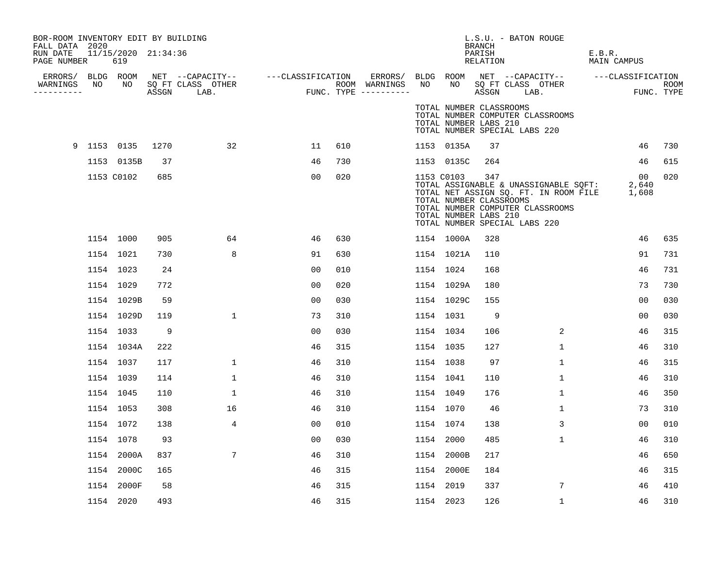BOR-ROOM INVENTORY EDIT BY BUILDING
FALL DATA 2020
RUN DATE 11/15/2020 21:34:36
PAGE NUMBER 619

L.S.U. - BATON ROUGE
BRANCH
PARISH E.B.R.
RELATION MAIN CAMPUS

| ERRORS/ WARNINGS | BLDG NO | ROOM NO | NET SQ FT ASSGN | CAPACITY CLASS | CAPACITY LAB. | CAPACITY OTHER | CLASSIFICATION FUNC. | ROOM TYPE | ERRORS/ WARNINGS | BLDG NO | ROOM NO | NET SQ FT ASSGN | CAPACITY CLASS | CAPACITY LAB. | CAPACITY OTHER | CLASSIFICATION FUNC. | ROOM TYPE |
|---|---|---|---|---|---|---|---|---|---|---|---|---|---|---|---|---|---|
| | | | | | | | | | | TOTAL NUMBER CLASSROOMS | | | | | | | |
| | | | | | | | | | | TOTAL NUMBER COMPUTER CLASSROOMS | | | | | | | |
| | | | | | | | | | | TOTAL NUMBER LABS 210 | | | | | | | |
| | | | | | | | | | | TOTAL NUMBER SPECIAL LABS 220 | | | | | | | |
| 9 | 1153 | 0135 | 1270 | | 32 | | 11 | 610 | | 1153 | 0135A | 37 | | | | 46 | 730 |
| | 1153 | 0135B | 37 | | | | 46 | 730 | | 1153 | 0135C | 264 | | | | 46 | 615 |
| | 1153 | C0102 | 685 | | | | 00 | 020 | | 1153 | C0103 | 347 | | | | 00 | 020 |
| | | | | | | | | | | TOTAL ASSIGNABLE & UNASSIGNABLE SQFT: | | | | | | 2,640 | |
| | | | | | | | | | | TOTAL NET ASSIGN SQ. FT. IN ROOM FILE | | | | | | 1,608 | |
| | | | | | | | | | | TOTAL NUMBER CLASSROOMS | | | | | | | |
| | | | | | | | | | | TOTAL NUMBER COMPUTER CLASSROOMS | | | | | | | |
| | | | | | | | | | | TOTAL NUMBER LABS 210 | | | | | | | |
| | | | | | | | | | | TOTAL NUMBER SPECIAL LABS 220 | | | | | | | |
| | 1154 | 1000 | 905 | | 64 | | 46 | 630 | | 1154 | 1000A | 328 | | | | 46 | 635 |
| | 1154 | 1021 | 730 | | 8 | | 91 | 630 | | 1154 | 1021A | 110 | | | | 91 | 731 |
| | 1154 | 1023 | 24 | | | | 00 | 010 | | 1154 | 1024 | 168 | | | | 46 | 731 |
| | 1154 | 1029 | 772 | | | | 00 | 020 | | 1154 | 1029A | 180 | | | | 73 | 730 |
| | 1154 | 1029B | 59 | | | | 00 | 030 | | 1154 | 1029C | 155 | | | | 00 | 030 |
| | 1154 | 1029D | 119 | | 1 | | 73 | 310 | | 1154 | 1031 | 9 | | | | 00 | 030 |
| | 1154 | 1033 | 9 | | | | 00 | 030 | | 1154 | 1034 | 106 | | 2 | | 46 | 315 |
| | 1154 | 1034A | 222 | | | | 46 | 315 | | 1154 | 1035 | 127 | | 1 | | 46 | 310 |
| | 1154 | 1037 | 117 | | 1 | | 46 | 310 | | 1154 | 1038 | 97 | | 1 | | 46 | 315 |
| | 1154 | 1039 | 114 | | 1 | | 46 | 310 | | 1154 | 1041 | 110 | | 1 | | 46 | 310 |
| | 1154 | 1045 | 110 | | 1 | | 46 | 310 | | 1154 | 1049 | 176 | | 1 | | 46 | 350 |
| | 1154 | 1053 | 308 | | 16 | | 46 | 310 | | 1154 | 1070 | 46 | | 1 | | 73 | 310 |
| | 1154 | 1072 | 138 | | 4 | | 00 | 010 | | 1154 | 1074 | 138 | | 3 | | 00 | 010 |
| | 1154 | 1078 | 93 | | | | 00 | 030 | | 1154 | 2000 | 485 | | 1 | | 46 | 310 |
| | 1154 | 2000A | 837 | | 7 | | 46 | 310 | | 1154 | 2000B | 217 | | | | 46 | 650 |
| | 1154 | 2000C | 165 | | | | 46 | 315 | | 1154 | 2000E | 184 | | | | 46 | 315 |
| | 1154 | 2000F | 58 | | | | 46 | 315 | | 1154 | 2019 | 337 | | 7 | | 46 | 410 |
| | 1154 | 2020 | 493 | | | | 46 | 315 | | 1154 | 2023 | 126 | | 1 | | 46 | 310 |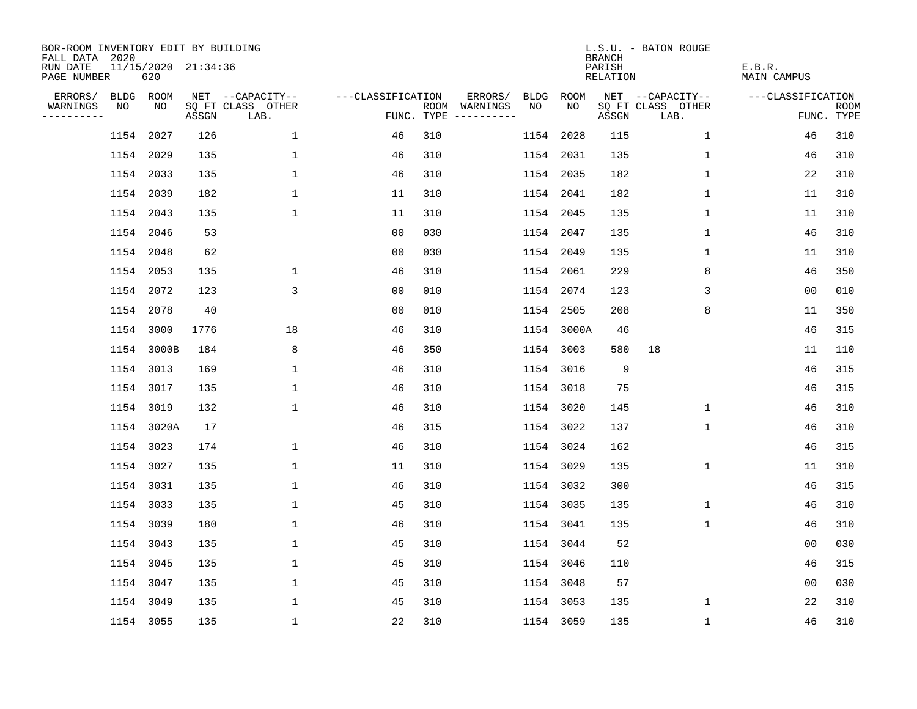BOR-ROOM INVENTORY EDIT BY BUILDING
FALL DATA 2020
RUN DATE 11/15/2020 21:34:36
PAGE NUMBER 620

L.S.U. - BATON ROUGE
BRANCH
PARISH E.B.R.
RELATION MAIN CAMPUS

| ERRORS/ WARNINGS | BLDG NO | ROOM NO | NET SQ FT ASSGN | CAPACITY CLASS LAB. | CAPACITY OTHER | CLASSIFICATION FUNC. | ROOM TYPE | ERRORS/ WARNINGS | BLDG NO | ROOM NO | NET SQ FT ASSGN | CAPACITY CLASS LAB. | CAPACITY OTHER | CLASSIFICATION FUNC. | ROOM TYPE |
|---|---|---|---|---|---|---|---|---|---|---|---|---|---|---|---|
| | 1154 | 2027 | 126 | | 1 | 46 | 310 | | 1154 | 2028 | 115 | | 1 | 46 | 310 |
| | 1154 | 2029 | 135 | | 1 | 46 | 310 | | 1154 | 2031 | 135 | | 1 | 46 | 310 |
| | 1154 | 2033 | 135 | | 1 | 46 | 310 | | 1154 | 2035 | 182 | | 1 | 22 | 310 |
| | 1154 | 2039 | 182 | | 1 | 11 | 310 | | 1154 | 2041 | 182 | | 1 | 11 | 310 |
| | 1154 | 2043 | 135 | | 1 | 11 | 310 | | 1154 | 2045 | 135 | | 1 | 11 | 310 |
| | 1154 | 2046 | 53 | | | 00 | 030 | | 1154 | 2047 | 135 | | 1 | 46 | 310 |
| | 1154 | 2048 | 62 | | | 00 | 030 | | 1154 | 2049 | 135 | | 1 | 11 | 310 |
| | 1154 | 2053 | 135 | | 1 | 46 | 310 | | 1154 | 2061 | 229 | | 8 | 46 | 350 |
| | 1154 | 2072 | 123 | | 3 | 00 | 010 | | 1154 | 2074 | 123 | | 3 | 00 | 010 |
| | 1154 | 2078 | 40 | | | 00 | 010 | | 1154 | 2505 | 208 | | 8 | 11 | 350 |
| | 1154 | 3000 | 1776 | | 18 | 46 | 310 | | 1154 | 3000A | 46 | | | 46 | 315 |
| | 1154 | 3000B | 184 | | 8 | 46 | 350 | | 1154 | 3003 | 580 | 18 | | 11 | 110 |
| | 1154 | 3013 | 169 | | 1 | 46 | 310 | | 1154 | 3016 | 9 | | | 46 | 315 |
| | 1154 | 3017 | 135 | | 1 | 46 | 310 | | 1154 | 3018 | 75 | | | 46 | 315 |
| | 1154 | 3019 | 132 | | 1 | 46 | 310 | | 1154 | 3020 | 145 | | 1 | 46 | 310 |
| | 1154 | 3020A | 17 | | | 46 | 315 | | 1154 | 3022 | 137 | | 1 | 46 | 310 |
| | 1154 | 3023 | 174 | | 1 | 46 | 310 | | 1154 | 3024 | 162 | | | 46 | 315 |
| | 1154 | 3027 | 135 | | 1 | 11 | 310 | | 1154 | 3029 | 135 | | 1 | 11 | 310 |
| | 1154 | 3031 | 135 | | 1 | 46 | 310 | | 1154 | 3032 | 300 | | | 46 | 315 |
| | 1154 | 3033 | 135 | | 1 | 45 | 310 | | 1154 | 3035 | 135 | | 1 | 46 | 310 |
| | 1154 | 3039 | 180 | | 1 | 46 | 310 | | 1154 | 3041 | 135 | | 1 | 46 | 310 |
| | 1154 | 3043 | 135 | | 1 | 45 | 310 | | 1154 | 3044 | 52 | | | 00 | 030 |
| | 1154 | 3045 | 135 | | 1 | 45 | 310 | | 1154 | 3046 | 110 | | | 46 | 315 |
| | 1154 | 3047 | 135 | | 1 | 45 | 310 | | 1154 | 3048 | 57 | | | 00 | 030 |
| | 1154 | 3049 | 135 | | 1 | 45 | 310 | | 1154 | 3053 | 135 | | 1 | 22 | 310 |
| | 1154 | 3055 | 135 | | 1 | 22 | 310 | | 1154 | 3059 | 135 | | 1 | 46 | 310 |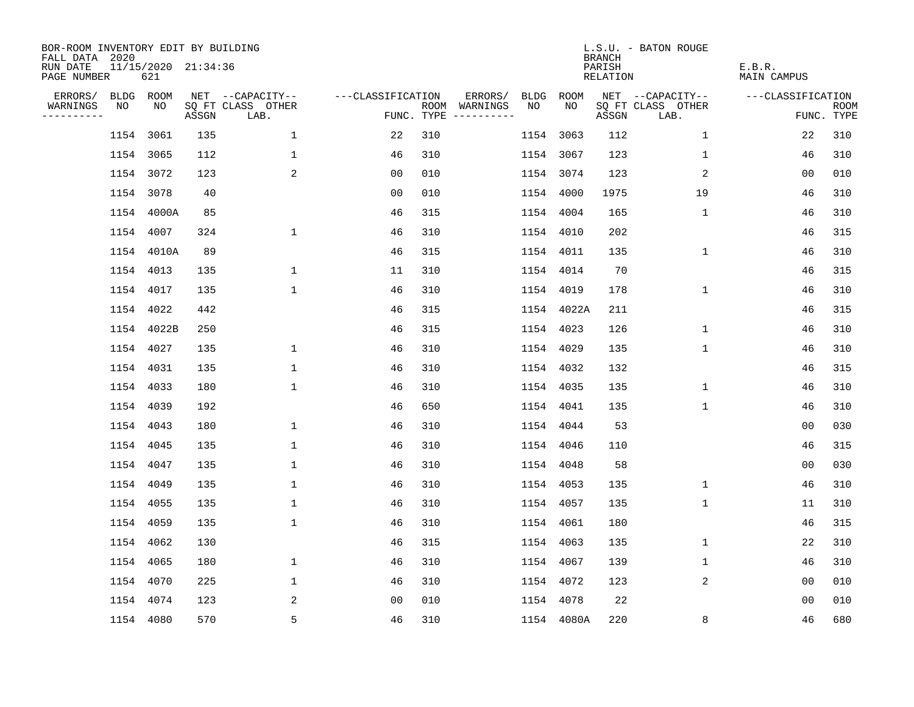BOR-ROOM INVENTORY EDIT BY BUILDING
FALL DATA 2020
RUN DATE 11/15/2020 21:34:36
PAGE NUMBER 621

L.S.U. - BATON ROUGE
BRANCH
PARISH E.B.R.
RELATION MAIN CAMPUS

| ERRORS/ WARNINGS | BLDG NO | ROOM NO | NET SQ FT ASSGN | CAPACITY CLASS LAB. | CAPACITY OTHER | CLASSIFICATION FUNC. | ROOM TYPE | ERRORS/ WARNINGS | BLDG NO | ROOM NO | NET SQ FT ASSGN | CAPACITY CLASS LAB. | CAPACITY OTHER | CLASSIFICATION FUNC. | ROOM TYPE |
|---|---|---|---|---|---|---|---|---|---|---|---|---|---|---|---|
| | 1154 | 3061 | 135 | | 1 | 22 | 310 | | 1154 | 3063 | 112 | | 1 | 22 | 310 |
| | 1154 | 3065 | 112 | | 1 | 46 | 310 | | 1154 | 3067 | 123 | | 1 | 46 | 310 |
| | 1154 | 3072 | 123 | | 2 | 00 | 010 | | 1154 | 3074 | 123 | | 2 | 00 | 010 |
| | 1154 | 3078 | 40 | | | 00 | 010 | | 1154 | 4000 | 1975 | | 19 | 46 | 310 |
| | 1154 | 4000A | 85 | | | 46 | 315 | | 1154 | 4004 | 165 | | 1 | 46 | 310 |
| | 1154 | 4007 | 324 | | 1 | 46 | 310 | | 1154 | 4010 | 202 | | | 46 | 315 |
| | 1154 | 4010A | 89 | | | 46 | 315 | | 1154 | 4011 | 135 | | 1 | 46 | 310 |
| | 1154 | 4013 | 135 | | 1 | 11 | 310 | | 1154 | 4014 | 70 | | | 46 | 315 |
| | 1154 | 4017 | 135 | | 1 | 46 | 310 | | 1154 | 4019 | 178 | | 1 | 46 | 310 |
| | 1154 | 4022 | 442 | | | 46 | 315 | | 1154 | 4022A | 211 | | | 46 | 315 |
| | 1154 | 4022B | 250 | | | 46 | 315 | | 1154 | 4023 | 126 | | 1 | 46 | 310 |
| | 1154 | 4027 | 135 | | 1 | 46 | 310 | | 1154 | 4029 | 135 | | 1 | 46 | 310 |
| | 1154 | 4031 | 135 | | 1 | 46 | 310 | | 1154 | 4032 | 132 | | | 46 | 315 |
| | 1154 | 4033 | 180 | | 1 | 46 | 310 | | 1154 | 4035 | 135 | | 1 | 46 | 310 |
| | 1154 | 4039 | 192 | | | 46 | 650 | | 1154 | 4041 | 135 | | 1 | 46 | 310 |
| | 1154 | 4043 | 180 | | 1 | 46 | 310 | | 1154 | 4044 | 53 | | | 00 | 030 |
| | 1154 | 4045 | 135 | | 1 | 46 | 310 | | 1154 | 4046 | 110 | | | 46 | 315 |
| | 1154 | 4047 | 135 | | 1 | 46 | 310 | | 1154 | 4048 | 58 | | | 00 | 030 |
| | 1154 | 4049 | 135 | | 1 | 46 | 310 | | 1154 | 4053 | 135 | | 1 | 46 | 310 |
| | 1154 | 4055 | 135 | | 1 | 46 | 310 | | 1154 | 4057 | 135 | | 1 | 11 | 310 |
| | 1154 | 4059 | 135 | | 1 | 46 | 310 | | 1154 | 4061 | 180 | | | 46 | 315 |
| | 1154 | 4062 | 130 | | | 46 | 315 | | 1154 | 4063 | 135 | | 1 | 22 | 310 |
| | 1154 | 4065 | 180 | | 1 | 46 | 310 | | 1154 | 4067 | 139 | | 1 | 46 | 310 |
| | 1154 | 4070 | 225 | | 1 | 46 | 310 | | 1154 | 4072 | 123 | | 2 | 00 | 010 |
| | 1154 | 4074 | 123 | | 2 | 00 | 010 | | 1154 | 4078 | 22 | | | 00 | 010 |
| | 1154 | 4080 | 570 | | 5 | 46 | 310 | | 1154 | 4080A | 220 | | 8 | 46 | 680 |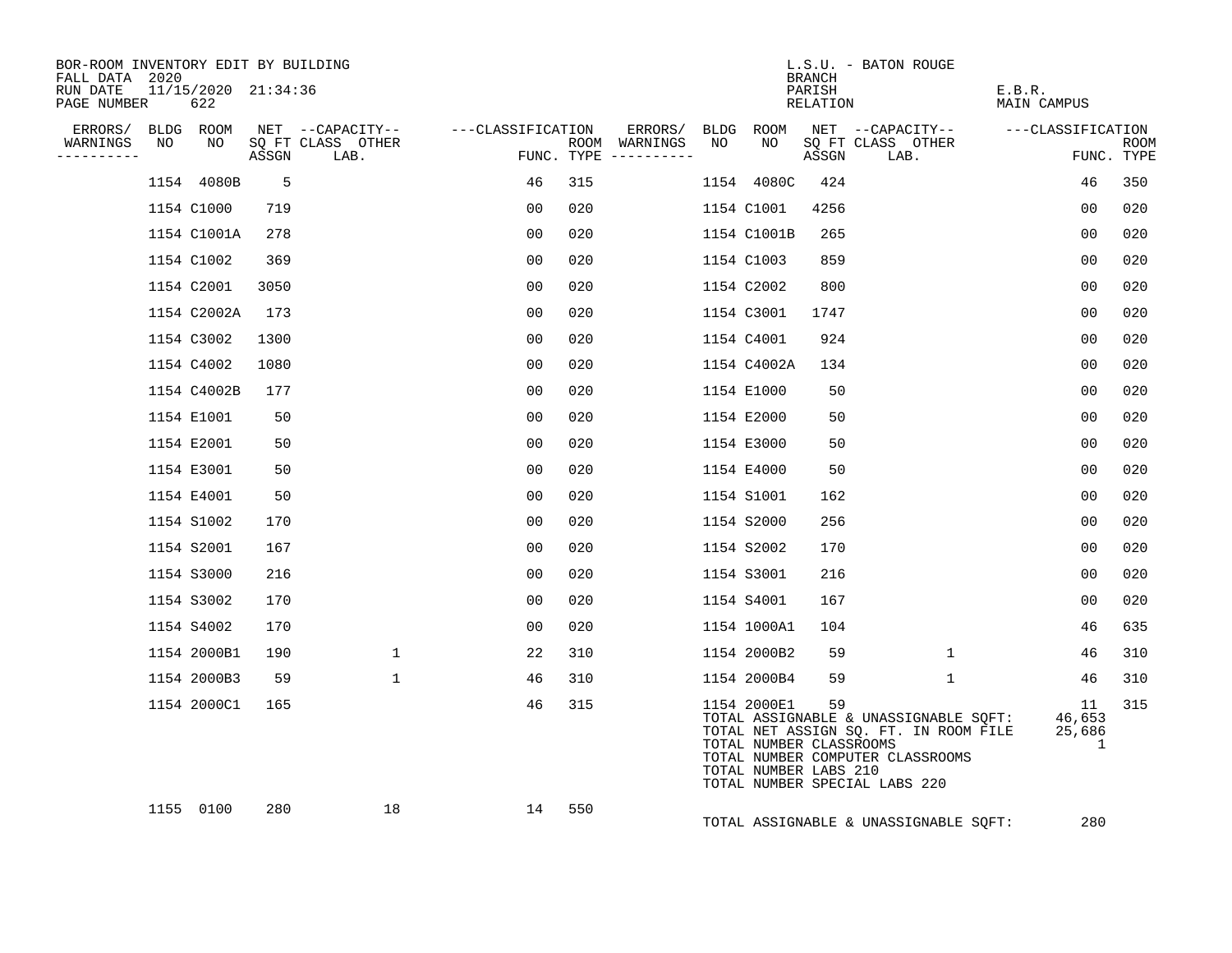BOR-ROOM INVENTORY EDIT BY BUILDING
FALL DATA 2020
RUN DATE 11/15/2020 21:34:36
PAGE NUMBER 622

L.S.U. - BATON ROUGE
BRANCH
PARISH E.B.R.
RELATION MAIN CAMPUS

| ERRORS/ WARNINGS | BLDG NO | ROOM NO | NET SQ FT ASSGN | CAPACITY CLASS LAB. | CAPACITY OTHER | CLASSIFICATION FUNC. | ROOM TYPE | ERRORS/ WARNINGS | BLDG NO | ROOM NO | NET SQ FT ASSGN | CAPACITY CLASS LAB. | CAPACITY OTHER | CLASSIFICATION FUNC. | ROOM TYPE |
|---|---|---|---|---|---|---|---|---|---|---|---|---|---|---|---|
| | 1154 | 4080B | 5 | | | 46 | 315 | | 1154 | 4080C | 424 | | | 46 | 350 |
| | 1154 | C1000 | 719 | | | 00 | 020 | | 1154 | C1001 | 4256 | | | 00 | 020 |
| | 1154 | C1001A | 278 | | | 00 | 020 | | 1154 | C1001B | 265 | | | 00 | 020 |
| | 1154 | C1002 | 369 | | | 00 | 020 | | 1154 | C1003 | 859 | | | 00 | 020 |
| | 1154 | C2001 | 3050 | | | 00 | 020 | | 1154 | C2002 | 800 | | | 00 | 020 |
| | 1154 | C2002A | 173 | | | 00 | 020 | | 1154 | C3001 | 1747 | | | 00 | 020 |
| | 1154 | C3002 | 1300 | | | 00 | 020 | | 1154 | C4001 | 924 | | | 00 | 020 |
| | 1154 | C4002 | 1080 | | | 00 | 020 | | 1154 | C4002A | 134 | | | 00 | 020 |
| | 1154 | C4002B | 177 | | | 00 | 020 | | 1154 | E1000 | 50 | | | 00 | 020 |
| | 1154 | E1001 | 50 | | | 00 | 020 | | 1154 | E2000 | 50 | | | 00 | 020 |
| | 1154 | E2001 | 50 | | | 00 | 020 | | 1154 | E3000 | 50 | | | 00 | 020 |
| | 1154 | E3001 | 50 | | | 00 | 020 | | 1154 | E4000 | 50 | | | 00 | 020 |
| | 1154 | E4001 | 50 | | | 00 | 020 | | 1154 | S1001 | 162 | | | 00 | 020 |
| | 1154 | S1002 | 170 | | | 00 | 020 | | 1154 | S2000 | 256 | | | 00 | 020 |
| | 1154 | S2001 | 167 | | | 00 | 020 | | 1154 | S2002 | 170 | | | 00 | 020 |
| | 1154 | S3000 | 216 | | | 00 | 020 | | 1154 | S3001 | 216 | | | 00 | 020 |
| | 1154 | S3002 | 170 | | | 00 | 020 | | 1154 | S4001 | 167 | | | 00 | 020 |
| | 1154 | S4002 | 170 | | | 00 | 020 | | 1154 | 1000A1 | 104 | | | 46 | 635 |
| | 1154 | 2000B1 | 190 | | 1 | 22 | 310 | | 1154 | 2000B2 | 59 | | 1 | 46 | 310 |
| | 1154 | 2000B3 | 59 | | 1 | 46 | 310 | | 1154 | 2000B4 | 59 | | 1 | 46 | 310 |
| | 1154 | 2000C1 | 165 | | | 46 | 315 | | 1154 | 2000E1 | 59 | | | 11 | 315 |
| | 1155 | 0100 | 280 | 18 | | 14 | 550 | | | | | | | | |

Building 1154 totals:
- TOTAL ASSIGNABLE & UNASSIGNABLE SQFT: 46,653
- TOTAL NET ASSIGN SQ. FT. IN ROOM FILE: 25,686
- TOTAL NUMBER CLASSROOMS: 1
- TOTAL NUMBER COMPUTER CLASSROOMS
- TOTAL NUMBER LABS 210
- TOTAL NUMBER SPECIAL LABS 220

Building 1155 totals:
- TOTAL ASSIGNABLE & UNASSIGNABLE SQFT: 280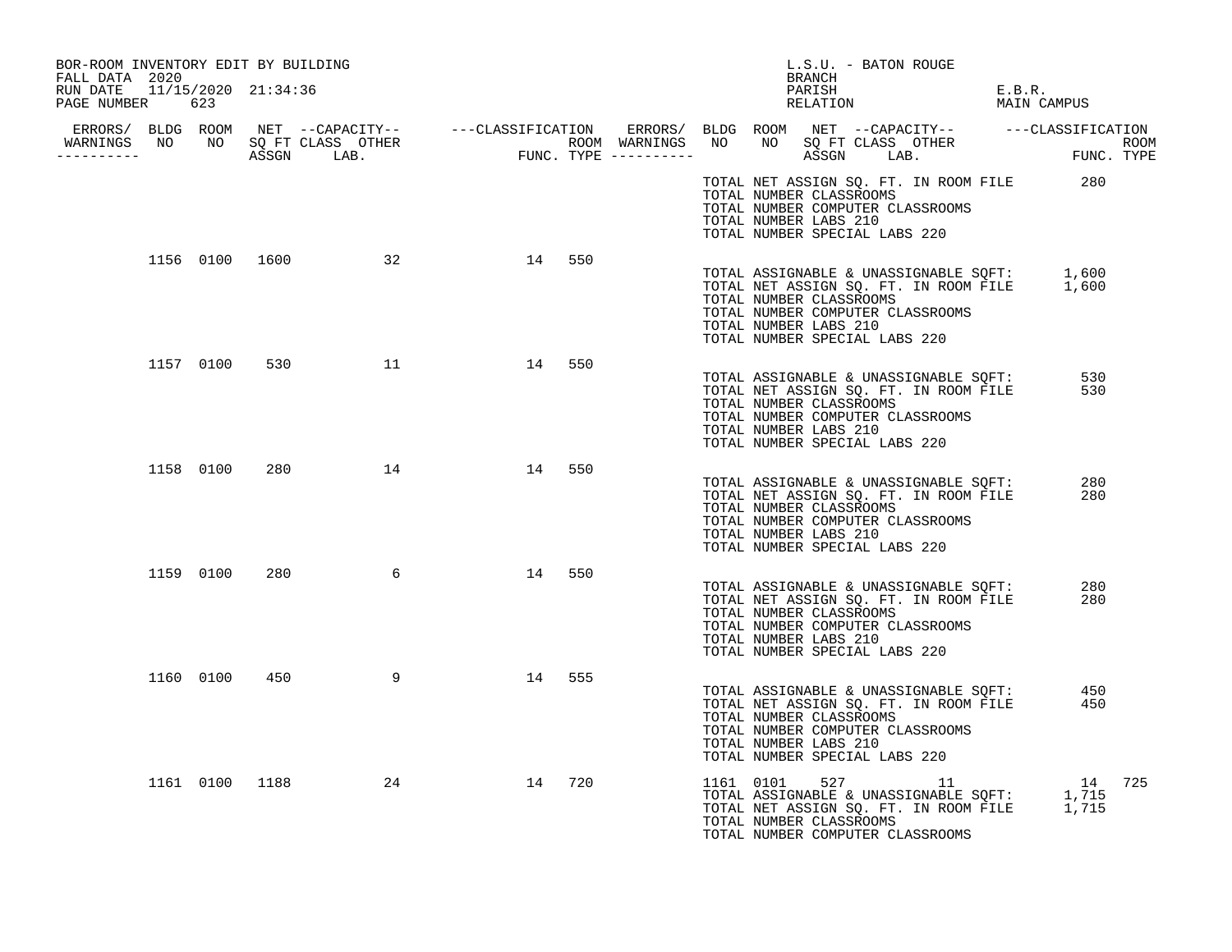BOR-ROOM INVENTORY EDIT BY BUILDING
FALL DATA 2020
RUN DATE 11/15/2020 21:34:36
PAGE NUMBER 623

L.S.U. - BATON ROUGE
BRANCH
PARISH E.B.R.
RELATION MAIN CAMPUS

| ERRORS/ WARNINGS | BLDG NO | ROOM NO | NET SQ FT ASSGN | --CAPACITY-- CLASS LAB. | OTHER | ---CLASSIFICATION FUNC. | ROOM TYPE | ERRORS/ WARNINGS | BLDG NO | ROOM NO | NET SQ FT ASSGN | --CAPACITY-- CLASS LAB. | OTHER | ---CLASSIFICATION FUNC. | ROOM TYPE |
|---|---|---|---|---|---|---|---|---|---|---|---|---|---|---|---|
| | | | | | | | | | TOTAL NET ASSIGN SQ. FT. IN ROOM FILE | | | | | 280 | |
| | | | | | | | | | TOTAL NUMBER CLASSROOMS | | | | | | |
| | | | | | | | | | TOTAL NUMBER COMPUTER CLASSROOMS | | | | | | |
| | | | | | | | | | TOTAL NUMBER LABS 210 | | | | | | |
| | | | | | | | | | TOTAL NUMBER SPECIAL LABS 220 | | | | | | |
| | 1156 | 0100 | 1600 | | 32 | 14 | 550 | | | | | | | | |
| | | | | | | | | | TOTAL ASSIGNABLE & UNASSIGNABLE SQFT: | | | | | 1,600 | |
| | | | | | | | | | TOTAL NET ASSIGN SQ. FT. IN ROOM FILE | | | | | 1,600 | |
| | | | | | | | | | TOTAL NUMBER CLASSROOMS | | | | | | |
| | | | | | | | | | TOTAL NUMBER COMPUTER CLASSROOMS | | | | | | |
| | | | | | | | | | TOTAL NUMBER LABS 210 | | | | | | |
| | | | | | | | | | TOTAL NUMBER SPECIAL LABS 220 | | | | | | |
| | 1157 | 0100 | 530 | | 11 | 14 | 550 | | | | | | | | |
| | | | | | | | | | TOTAL ASSIGNABLE & UNASSIGNABLE SQFT: | | | | | 530 | |
| | | | | | | | | | TOTAL NET ASSIGN SQ. FT. IN ROOM FILE | | | | | 530 | |
| | | | | | | | | | TOTAL NUMBER CLASSROOMS | | | | | | |
| | | | | | | | | | TOTAL NUMBER COMPUTER CLASSROOMS | | | | | | |
| | | | | | | | | | TOTAL NUMBER LABS 210 | | | | | | |
| | | | | | | | | | TOTAL NUMBER SPECIAL LABS 220 | | | | | | |
| | 1158 | 0100 | 280 | | 14 | 14 | 550 | | | | | | | | |
| | | | | | | | | | TOTAL ASSIGNABLE & UNASSIGNABLE SQFT: | | | | | 280 | |
| | | | | | | | | | TOTAL NET ASSIGN SQ. FT. IN ROOM FILE | | | | | 280 | |
| | | | | | | | | | TOTAL NUMBER CLASSROOMS | | | | | | |
| | | | | | | | | | TOTAL NUMBER COMPUTER CLASSROOMS | | | | | | |
| | | | | | | | | | TOTAL NUMBER LABS 210 | | | | | | |
| | | | | | | | | | TOTAL NUMBER SPECIAL LABS 220 | | | | | | |
| | 1159 | 0100 | 280 | | 6 | 14 | 550 | | | | | | | | |
| | | | | | | | | | TOTAL ASSIGNABLE & UNASSIGNABLE SQFT: | | | | | 280 | |
| | | | | | | | | | TOTAL NET ASSIGN SQ. FT. IN ROOM FILE | | | | | 280 | |
| | | | | | | | | | TOTAL NUMBER CLASSROOMS | | | | | | |
| | | | | | | | | | TOTAL NUMBER COMPUTER CLASSROOMS | | | | | | |
| | | | | | | | | | TOTAL NUMBER LABS 210 | | | | | | |
| | | | | | | | | | TOTAL NUMBER SPECIAL LABS 220 | | | | | | |
| | 1160 | 0100 | 450 | | 9 | 14 | 555 | | | | | | | | |
| | | | | | | | | | TOTAL ASSIGNABLE & UNASSIGNABLE SQFT: | | | | | 450 | |
| | | | | | | | | | TOTAL NET ASSIGN SQ. FT. IN ROOM FILE | | | | | 450 | |
| | | | | | | | | | TOTAL NUMBER CLASSROOMS | | | | | | |
| | | | | | | | | | TOTAL NUMBER COMPUTER CLASSROOMS | | | | | | |
| | | | | | | | | | TOTAL NUMBER LABS 210 | | | | | | |
| | | | | | | | | | TOTAL NUMBER SPECIAL LABS 220 | | | | | | |
| | 1161 | 0100 | 1188 | | 24 | 14 | 720 | | 1161 | 0101 | 527 | | 11 | 14 | 725 |
| | | | | | | | | | TOTAL ASSIGNABLE & UNASSIGNABLE SQFT: | | | | | 1,715 | |
| | | | | | | | | | TOTAL NET ASSIGN SQ. FT. IN ROOM FILE | | | | | 1,715 | |
| | | | | | | | | | TOTAL NUMBER CLASSROOMS | | | | | | |
| | | | | | | | | | TOTAL NUMBER COMPUTER CLASSROOMS | | | | | | |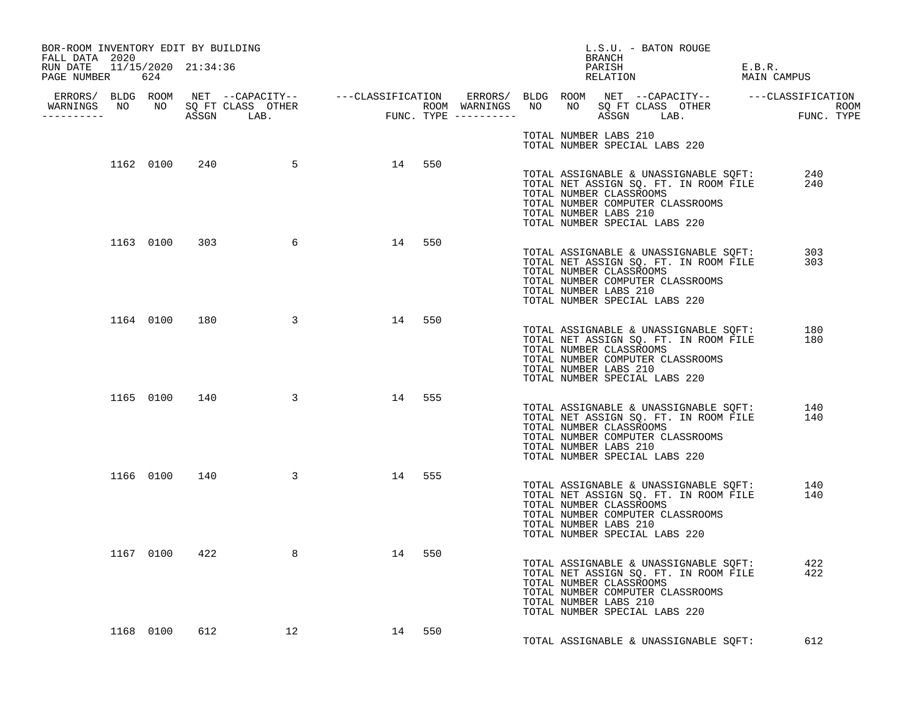BOR-ROOM INVENTORY EDIT BY BUILDING
FALL DATA 2020
RUN DATE 11/15/2020 21:34:36
PAGE NUMBER 624

L.S.U. - BATON ROUGE
BRANCH
PARISH E.B.R.
RELATION MAIN CAMPUS

| ERRORS/ WARNINGS | BLDG NO | ROOM NO | NET SQ FT ASSGN | CAPACITY CLASS LAB. | CAPACITY OTHER | CLASSIFICATION FUNC. | ROOM TYPE |
|---|---|---|---|---|---|---|---|
| | 1162 | 0100 | 240 | | 5 | 14 | 550 |
| | 1163 | 0100 | 303 | | 6 | 14 | 550 |
| | 1164 | 0100 | 180 | | 3 | 14 | 550 |
| | 1165 | 0100 | 140 | | 3 | 14 | 555 |
| | 1166 | 0100 | 140 | | 3 | 14 | 555 |
| | 1167 | 0100 | 422 | | 8 | 14 | 550 |
| | 1168 | 0100 | 612 | | 12 | 14 | 550 |

TOTAL NUMBER LABS 210
TOTAL NUMBER SPECIAL LABS 220

Building 1162:
TOTAL ASSIGNABLE & UNASSIGNABLE SQFT: 240
TOTAL NET ASSIGN SQ. FT. IN ROOM FILE 240
TOTAL NUMBER CLASSROOMS
TOTAL NUMBER COMPUTER CLASSROOMS
TOTAL NUMBER LABS 210
TOTAL NUMBER SPECIAL LABS 220

Building 1163:
TOTAL ASSIGNABLE & UNASSIGNABLE SQFT: 303
TOTAL NET ASSIGN SQ. FT. IN ROOM FILE 303
TOTAL NUMBER CLASSROOMS
TOTAL NUMBER COMPUTER CLASSROOMS
TOTAL NUMBER LABS 210
TOTAL NUMBER SPECIAL LABS 220

Building 1164:
TOTAL ASSIGNABLE & UNASSIGNABLE SQFT: 180
TOTAL NET ASSIGN SQ. FT. IN ROOM FILE 180
TOTAL NUMBER CLASSROOMS
TOTAL NUMBER COMPUTER CLASSROOMS
TOTAL NUMBER LABS 210
TOTAL NUMBER SPECIAL LABS 220

Building 1165:
TOTAL ASSIGNABLE & UNASSIGNABLE SQFT: 140
TOTAL NET ASSIGN SQ. FT. IN ROOM FILE 140
TOTAL NUMBER CLASSROOMS
TOTAL NUMBER COMPUTER CLASSROOMS
TOTAL NUMBER LABS 210
TOTAL NUMBER SPECIAL LABS 220

Building 1166:
TOTAL ASSIGNABLE & UNASSIGNABLE SQFT: 140
TOTAL NET ASSIGN SQ. FT. IN ROOM FILE 140
TOTAL NUMBER CLASSROOMS
TOTAL NUMBER COMPUTER CLASSROOMS
TOTAL NUMBER LABS 210
TOTAL NUMBER SPECIAL LABS 220

Building 1167:
TOTAL ASSIGNABLE & UNASSIGNABLE SQFT: 422
TOTAL NET ASSIGN SQ. FT. IN ROOM FILE 422
TOTAL NUMBER CLASSROOMS
TOTAL NUMBER COMPUTER CLASSROOMS
TOTAL NUMBER LABS 210
TOTAL NUMBER SPECIAL LABS 220

Building 1168:
TOTAL ASSIGNABLE & UNASSIGNABLE SQFT: 612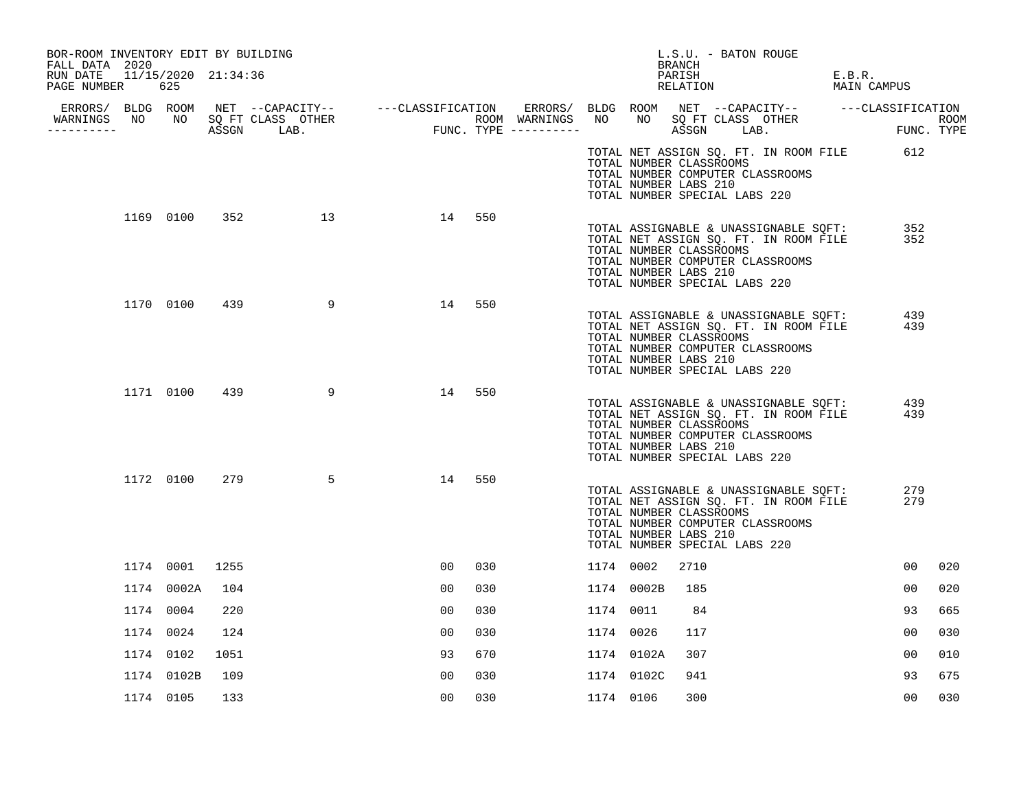BOR-ROOM INVENTORY EDIT BY BUILDING
FALL DATA 2020
RUN DATE 11/15/2020 21:34:36

L.S.U. - BATON ROUGE
BRANCH
PARISH E.B.R.
RELATION MAIN CAMPUS

| ERRORS/ WARNINGS | BLDG NO | ROOM NO | NET SQ FT ASSGN | CAPACITY CLASS LAB. | CAPACITY OTHER | CLASSIFICATION FUNC. | ROOM TYPE | ERRORS/ WARNINGS | BLDG NO | ROOM NO | NET SQ FT ASSGN | CAPACITY CLASS LAB. | CAPACITY OTHER | CLASSIFICATION FUNC. | ROOM TYPE |
|---|---|---|---|---|---|---|---|---|---|---|---|---|---|---|---|
| | | | | | | | | | TOTAL NET ASSIGN SQ. FT. IN ROOM FILE | | | | | 612 | |
| | | | | | | | | | TOTAL NUMBER CLASSROOMS | | | | | | |
| | | | | | | | | | TOTAL NUMBER COMPUTER CLASSROOMS | | | | | | |
| | | | | | | | | | TOTAL NUMBER LABS 210 | | | | | | |
| | | | | | | | | | TOTAL NUMBER SPECIAL LABS 220 | | | | | | |
| | 1169 | 0100 | 352 | | 13 | 14 | 550 | | | | | | | | |
| | | | | | | | | | TOTAL ASSIGNABLE & UNASSIGNABLE SQFT: | | | | | 352 | |
| | | | | | | | | | TOTAL NET ASSIGN SQ. FT. IN ROOM FILE | | | | | 352 | |
| | | | | | | | | | TOTAL NUMBER CLASSROOMS | | | | | | |
| | | | | | | | | | TOTAL NUMBER COMPUTER CLASSROOMS | | | | | | |
| | | | | | | | | | TOTAL NUMBER LABS 210 | | | | | | |
| | | | | | | | | | TOTAL NUMBER SPECIAL LABS 220 | | | | | | |
| | 1170 | 0100 | 439 | | 9 | 14 | 550 | | | | | | | | |
| | | | | | | | | | TOTAL ASSIGNABLE & UNASSIGNABLE SQFT: | | | | | 439 | |
| | | | | | | | | | TOTAL NET ASSIGN SQ. FT. IN ROOM FILE | | | | | 439 | |
| | | | | | | | | | TOTAL NUMBER CLASSROOMS | | | | | | |
| | | | | | | | | | TOTAL NUMBER COMPUTER CLASSROOMS | | | | | | |
| | | | | | | | | | TOTAL NUMBER LABS 210 | | | | | | |
| | | | | | | | | | TOTAL NUMBER SPECIAL LABS 220 | | | | | | |
| | 1171 | 0100 | 439 | | 9 | 14 | 550 | | | | | | | | |
| | | | | | | | | | TOTAL ASSIGNABLE & UNASSIGNABLE SQFT: | | | | | 439 | |
| | | | | | | | | | TOTAL NET ASSIGN SQ. FT. IN ROOM FILE | | | | | 439 | |
| | | | | | | | | | TOTAL NUMBER CLASSROOMS | | | | | | |
| | | | | | | | | | TOTAL NUMBER COMPUTER CLASSROOMS | | | | | | |
| | | | | | | | | | TOTAL NUMBER LABS 210 | | | | | | |
| | | | | | | | | | TOTAL NUMBER SPECIAL LABS 220 | | | | | | |
| | 1172 | 0100 | 279 | | 5 | 14 | 550 | | | | | | | | |
| | | | | | | | | | TOTAL ASSIGNABLE & UNASSIGNABLE SQFT: | | | | | 279 | |
| | | | | | | | | | TOTAL NET ASSIGN SQ. FT. IN ROOM FILE | | | | | 279 | |
| | | | | | | | | | TOTAL NUMBER CLASSROOMS | | | | | | |
| | | | | | | | | | TOTAL NUMBER COMPUTER CLASSROOMS | | | | | | |
| | | | | | | | | | TOTAL NUMBER LABS 210 | | | | | | |
| | | | | | | | | | TOTAL NUMBER SPECIAL LABS 220 | | | | | | |
| | 1174 | 0001 | 1255 | | | 00 | 030 | | 1174 | 0002 | 2710 | | | 00 | 020 |
| | 1174 | 0002A | 104 | | | 00 | 030 | | 1174 | 0002B | 185 | | | 00 | 020 |
| | 1174 | 0004 | 220 | | | 00 | 030 | | 1174 | 0011 | 84 | | | 93 | 665 |
| | 1174 | 0024 | 124 | | | 00 | 030 | | 1174 | 0026 | 117 | | | 00 | 030 |
| | 1174 | 0102 | 1051 | | | 93 | 670 | | 1174 | 0102A | 307 | | | 00 | 010 |
| | 1174 | 0102B | 109 | | | 00 | 030 | | 1174 | 0102C | 941 | | | 93 | 675 |
| | 1174 | 0105 | 133 | | | 00 | 030 | | 1174 | 0106 | 300 | | | 00 | 030 |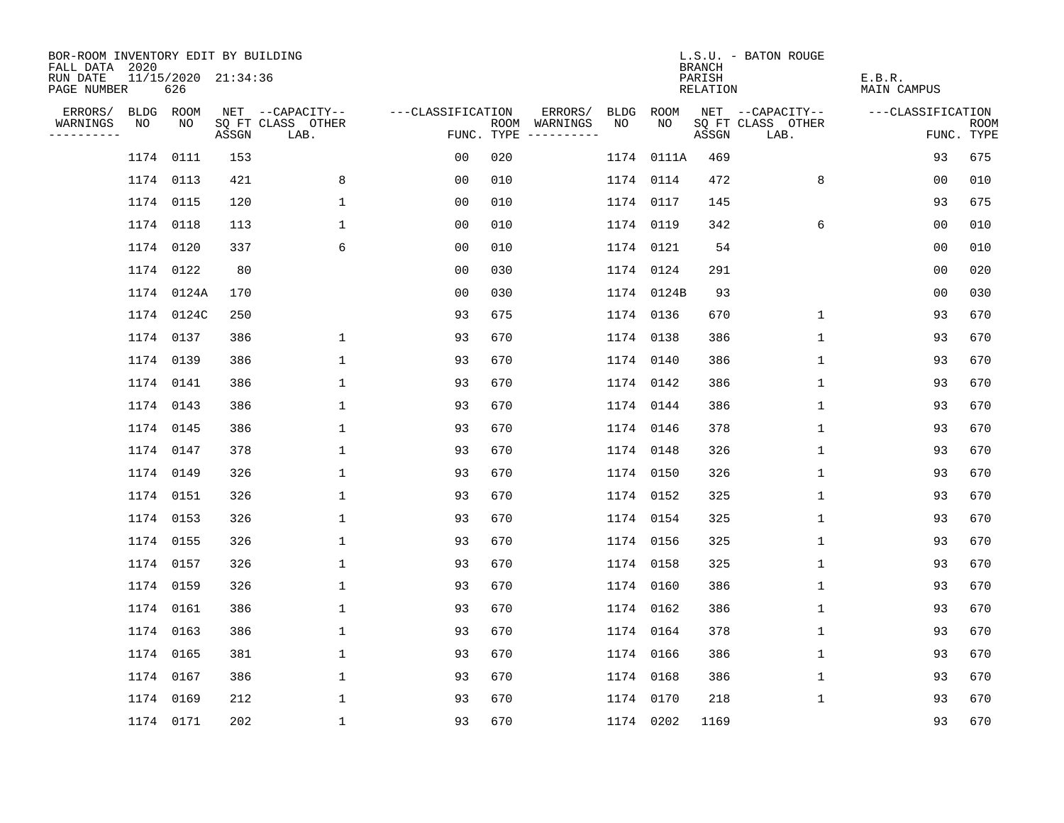BOR-ROOM INVENTORY EDIT BY BUILDING
FALL DATA 2020
RUN DATE 11/15/2020 21:34:36
PAGE NUMBER 626

L.S.U. - BATON ROUGE
BRANCH
PARISH E.B.R.
RELATION MAIN CAMPUS

| ERRORS/ WARNINGS | BLDG NO | ROOM NO | NET SQ FT ASSGN | CAPACITY CLASS LAB. | CAPACITY OTHER | CLASSIFICATION FUNC. | ROOM TYPE | ERRORS/ WARNINGS | BLDG NO | ROOM NO | NET SQ FT ASSGN | CAPACITY CLASS LAB. | CAPACITY OTHER | CLASSIFICATION FUNC. | ROOM TYPE |
|---|---|---|---|---|---|---|---|---|---|---|---|---|---|---|---|
| | 1174 | 0111 | 153 | | | 00 | 020 | | 1174 | 0111A | 469 | | | 93 | 675 |
| | 1174 | 0113 | 421 | | 8 | 00 | 010 | | 1174 | 0114 | 472 | | 8 | 00 | 010 |
| | 1174 | 0115 | 120 | | 1 | 00 | 010 | | 1174 | 0117 | 145 | | | 93 | 675 |
| | 1174 | 0118 | 113 | | 1 | 00 | 010 | | 1174 | 0119 | 342 | | 6 | 00 | 010 |
| | 1174 | 0120 | 337 | | 6 | 00 | 010 | | 1174 | 0121 | 54 | | | 00 | 010 |
| | 1174 | 0122 | 80 | | | 00 | 030 | | 1174 | 0124 | 291 | | | 00 | 020 |
| | 1174 | 0124A | 170 | | | 00 | 030 | | 1174 | 0124B | 93 | | | 00 | 030 |
| | 1174 | 0124C | 250 | | | 93 | 675 | | 1174 | 0136 | 670 | | 1 | 93 | 670 |
| | 1174 | 0137 | 386 | | 1 | 93 | 670 | | 1174 | 0138 | 386 | | 1 | 93 | 670 |
| | 1174 | 0139 | 386 | | 1 | 93 | 670 | | 1174 | 0140 | 386 | | 1 | 93 | 670 |
| | 1174 | 0141 | 386 | | 1 | 93 | 670 | | 1174 | 0142 | 386 | | 1 | 93 | 670 |
| | 1174 | 0143 | 386 | | 1 | 93 | 670 | | 1174 | 0144 | 386 | | 1 | 93 | 670 |
| | 1174 | 0145 | 386 | | 1 | 93 | 670 | | 1174 | 0146 | 378 | | 1 | 93 | 670 |
| | 1174 | 0147 | 378 | | 1 | 93 | 670 | | 1174 | 0148 | 326 | | 1 | 93 | 670 |
| | 1174 | 0149 | 326 | | 1 | 93 | 670 | | 1174 | 0150 | 326 | | 1 | 93 | 670 |
| | 1174 | 0151 | 326 | | 1 | 93 | 670 | | 1174 | 0152 | 325 | | 1 | 93 | 670 |
| | 1174 | 0153 | 326 | | 1 | 93 | 670 | | 1174 | 0154 | 325 | | 1 | 93 | 670 |
| | 1174 | 0155 | 326 | | 1 | 93 | 670 | | 1174 | 0156 | 325 | | 1 | 93 | 670 |
| | 1174 | 0157 | 326 | | 1 | 93 | 670 | | 1174 | 0158 | 325 | | 1 | 93 | 670 |
| | 1174 | 0159 | 326 | | 1 | 93 | 670 | | 1174 | 0160 | 386 | | 1 | 93 | 670 |
| | 1174 | 0161 | 386 | | 1 | 93 | 670 | | 1174 | 0162 | 386 | | 1 | 93 | 670 |
| | 1174 | 0163 | 386 | | 1 | 93 | 670 | | 1174 | 0164 | 378 | | 1 | 93 | 670 |
| | 1174 | 0165 | 381 | | 1 | 93 | 670 | | 1174 | 0166 | 386 | | 1 | 93 | 670 |
| | 1174 | 0167 | 386 | | 1 | 93 | 670 | | 1174 | 0168 | 386 | | 1 | 93 | 670 |
| | 1174 | 0169 | 212 | | 1 | 93 | 670 | | 1174 | 0170 | 218 | | 1 | 93 | 670 |
| | 1174 | 0171 | 202 | | 1 | 93 | 670 | | 1174 | 0202 | 1169 | | | 93 | 670 |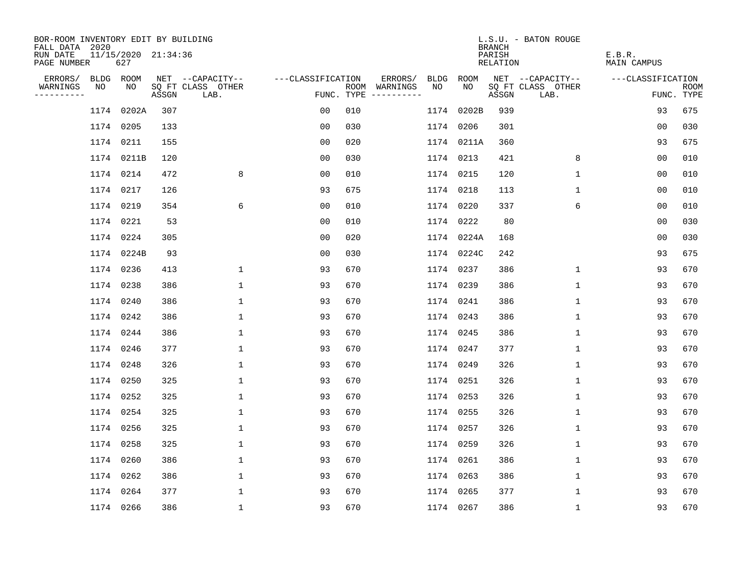BOR-ROOM INVENTORY EDIT BY BUILDING
FALL DATA 2020
RUN DATE 11/15/2020 21:34:36
PAGE NUMBER 627

L.S.U. - BATON ROUGE
BRANCH
PARISH E.B.R.
RELATION MAIN CAMPUS

| ERRORS/ WARNINGS | BLDG NO | ROOM NO | NET SQ FT ASSGN | CAPACITY CLASS LAB. | CAPACITY OTHER | CLASSIFICATION FUNC. | ROOM TYPE | ERRORS/ WARNINGS | BLDG NO | ROOM NO | NET SQ FT ASSGN | CAPACITY CLASS LAB. | CAPACITY OTHER | CLASSIFICATION FUNC. | ROOM TYPE |
|---|---|---|---|---|---|---|---|---|---|---|---|---|---|---|---|
| | 1174 | 0202A | 307 | | | 00 | 010 | | 1174 | 0202B | 939 | | | 93 | 675 |
| | 1174 | 0205 | 133 | | | 00 | 030 | | 1174 | 0206 | 301 | | | 00 | 030 |
| | 1174 | 0211 | 155 | | | 00 | 020 | | 1174 | 0211A | 360 | | | 93 | 675 |
| | 1174 | 0211B | 120 | | | 00 | 030 | | 1174 | 0213 | 421 | | 8 | 00 | 010 |
| | 1174 | 0214 | 472 | | 8 | 00 | 010 | | 1174 | 0215 | 120 | | 1 | 00 | 010 |
| | 1174 | 0217 | 126 | | | 93 | 675 | | 1174 | 0218 | 113 | | 1 | 00 | 010 |
| | 1174 | 0219 | 354 | | 6 | 00 | 010 | | 1174 | 0220 | 337 | | 6 | 00 | 010 |
| | 1174 | 0221 | 53 | | | 00 | 010 | | 1174 | 0222 | 80 | | | 00 | 030 |
| | 1174 | 0224 | 305 | | | 00 | 020 | | 1174 | 0224A | 168 | | | 00 | 030 |
| | 1174 | 0224B | 93 | | | 00 | 030 | | 1174 | 0224C | 242 | | | 93 | 675 |
| | 1174 | 0236 | 413 | | 1 | 93 | 670 | | 1174 | 0237 | 386 | | 1 | 93 | 670 |
| | 1174 | 0238 | 386 | | 1 | 93 | 670 | | 1174 | 0239 | 386 | | 1 | 93 | 670 |
| | 1174 | 0240 | 386 | | 1 | 93 | 670 | | 1174 | 0241 | 386 | | 1 | 93 | 670 |
| | 1174 | 0242 | 386 | | 1 | 93 | 670 | | 1174 | 0243 | 386 | | 1 | 93 | 670 |
| | 1174 | 0244 | 386 | | 1 | 93 | 670 | | 1174 | 0245 | 386 | | 1 | 93 | 670 |
| | 1174 | 0246 | 377 | | 1 | 93 | 670 | | 1174 | 0247 | 377 | | 1 | 93 | 670 |
| | 1174 | 0248 | 326 | | 1 | 93 | 670 | | 1174 | 0249 | 326 | | 1 | 93 | 670 |
| | 1174 | 0250 | 325 | | 1 | 93 | 670 | | 1174 | 0251 | 326 | | 1 | 93 | 670 |
| | 1174 | 0252 | 325 | | 1 | 93 | 670 | | 1174 | 0253 | 326 | | 1 | 93 | 670 |
| | 1174 | 0254 | 325 | | 1 | 93 | 670 | | 1174 | 0255 | 326 | | 1 | 93 | 670 |
| | 1174 | 0256 | 325 | | 1 | 93 | 670 | | 1174 | 0257 | 326 | | 1 | 93 | 670 |
| | 1174 | 0258 | 325 | | 1 | 93 | 670 | | 1174 | 0259 | 326 | | 1 | 93 | 670 |
| | 1174 | 0260 | 386 | | 1 | 93 | 670 | | 1174 | 0261 | 386 | | 1 | 93 | 670 |
| | 1174 | 0262 | 386 | | 1 | 93 | 670 | | 1174 | 0263 | 386 | | 1 | 93 | 670 |
| | 1174 | 0264 | 377 | | 1 | 93 | 670 | | 1174 | 0265 | 377 | | 1 | 93 | 670 |
| | 1174 | 0266 | 386 | | 1 | 93 | 670 | | 1174 | 0267 | 386 | | 1 | 93 | 670 |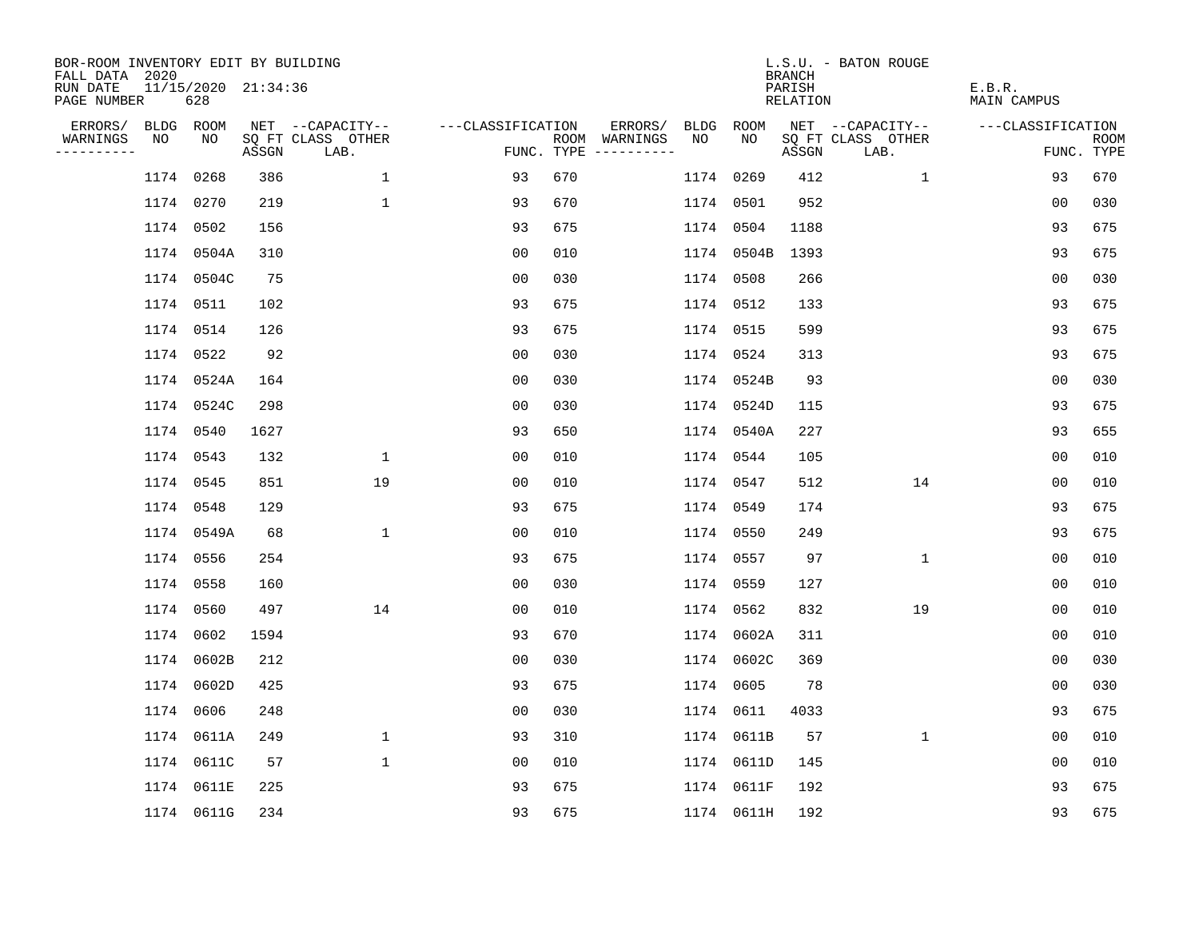BOR-ROOM INVENTORY EDIT BY BUILDING
FALL DATA 2020
RUN DATE 11/15/2020 21:34:36
PAGE NUMBER 628

L.S.U. - BATON ROUGE
BRANCH
PARISH E.B.R.
RELATION MAIN CAMPUS

| ERRORS/ WARNINGS | BLDG NO | ROOM NO | NET SQ FT ASSGN | CAPACITY CLASS LAB. | CAPACITY OTHER | CLASSIFICATION FUNC. | ROOM TYPE | ERRORS/ WARNINGS | BLDG NO | ROOM NO | NET SQ FT ASSGN | CAPACITY CLASS LAB. | CAPACITY OTHER | CLASSIFICATION FUNC. | ROOM TYPE |
|---|---|---|---|---|---|---|---|---|---|---|---|---|---|---|---|
| | 1174 | 0268 | 386 | | 1 | 93 | 670 | | 1174 | 0269 | 412 | | 1 | 93 | 670 |
| | 1174 | 0270 | 219 | | 1 | 93 | 670 | | 1174 | 0501 | 952 | | | 00 | 030 |
| | 1174 | 0502 | 156 | | | 93 | 675 | | 1174 | 0504 | 1188 | | | 93 | 675 |
| | 1174 | 0504A | 310 | | | 00 | 010 | | 1174 | 0504B | 1393 | | | 93 | 675 |
| | 1174 | 0504C | 75 | | | 00 | 030 | | 1174 | 0508 | 266 | | | 00 | 030 |
| | 1174 | 0511 | 102 | | | 93 | 675 | | 1174 | 0512 | 133 | | | 93 | 675 |
| | 1174 | 0514 | 126 | | | 93 | 675 | | 1174 | 0515 | 599 | | | 93 | 675 |
| | 1174 | 0522 | 92 | | | 00 | 030 | | 1174 | 0524 | 313 | | | 93 | 675 |
| | 1174 | 0524A | 164 | | | 00 | 030 | | 1174 | 0524B | 93 | | | 00 | 030 |
| | 1174 | 0524C | 298 | | | 00 | 030 | | 1174 | 0524D | 115 | | | 93 | 675 |
| | 1174 | 0540 | 1627 | | | 93 | 650 | | 1174 | 0540A | 227 | | | 93 | 655 |
| | 1174 | 0543 | 132 | | 1 | 00 | 010 | | 1174 | 0544 | 105 | | | 00 | 010 |
| | 1174 | 0545 | 851 | | 19 | 00 | 010 | | 1174 | 0547 | 512 | | 14 | 00 | 010 |
| | 1174 | 0548 | 129 | | | 93 | 675 | | 1174 | 0549 | 174 | | | 93 | 675 |
| | 1174 | 0549A | 68 | | 1 | 00 | 010 | | 1174 | 0550 | 249 | | | 93 | 675 |
| | 1174 | 0556 | 254 | | | 93 | 675 | | 1174 | 0557 | 97 | | 1 | 00 | 010 |
| | 1174 | 0558 | 160 | | | 00 | 030 | | 1174 | 0559 | 127 | | | 00 | 010 |
| | 1174 | 0560 | 497 | | 14 | 00 | 010 | | 1174 | 0562 | 832 | | 19 | 00 | 010 |
| | 1174 | 0602 | 1594 | | | 93 | 670 | | 1174 | 0602A | 311 | | | 00 | 010 |
| | 1174 | 0602B | 212 | | | 00 | 030 | | 1174 | 0602C | 369 | | | 00 | 030 |
| | 1174 | 0602D | 425 | | | 93 | 675 | | 1174 | 0605 | 78 | | | 00 | 030 |
| | 1174 | 0606 | 248 | | | 00 | 030 | | 1174 | 0611 | 4033 | | | 93 | 675 |
| | 1174 | 0611A | 249 | | 1 | 93 | 310 | | 1174 | 0611B | 57 | | 1 | 00 | 010 |
| | 1174 | 0611C | 57 | | 1 | 00 | 010 | | 1174 | 0611D | 145 | | | 00 | 010 |
| | 1174 | 0611E | 225 | | | 93 | 675 | | 1174 | 0611F | 192 | | | 93 | 675 |
| | 1174 | 0611G | 234 | | | 93 | 675 | | 1174 | 0611H | 192 | | | 93 | 675 |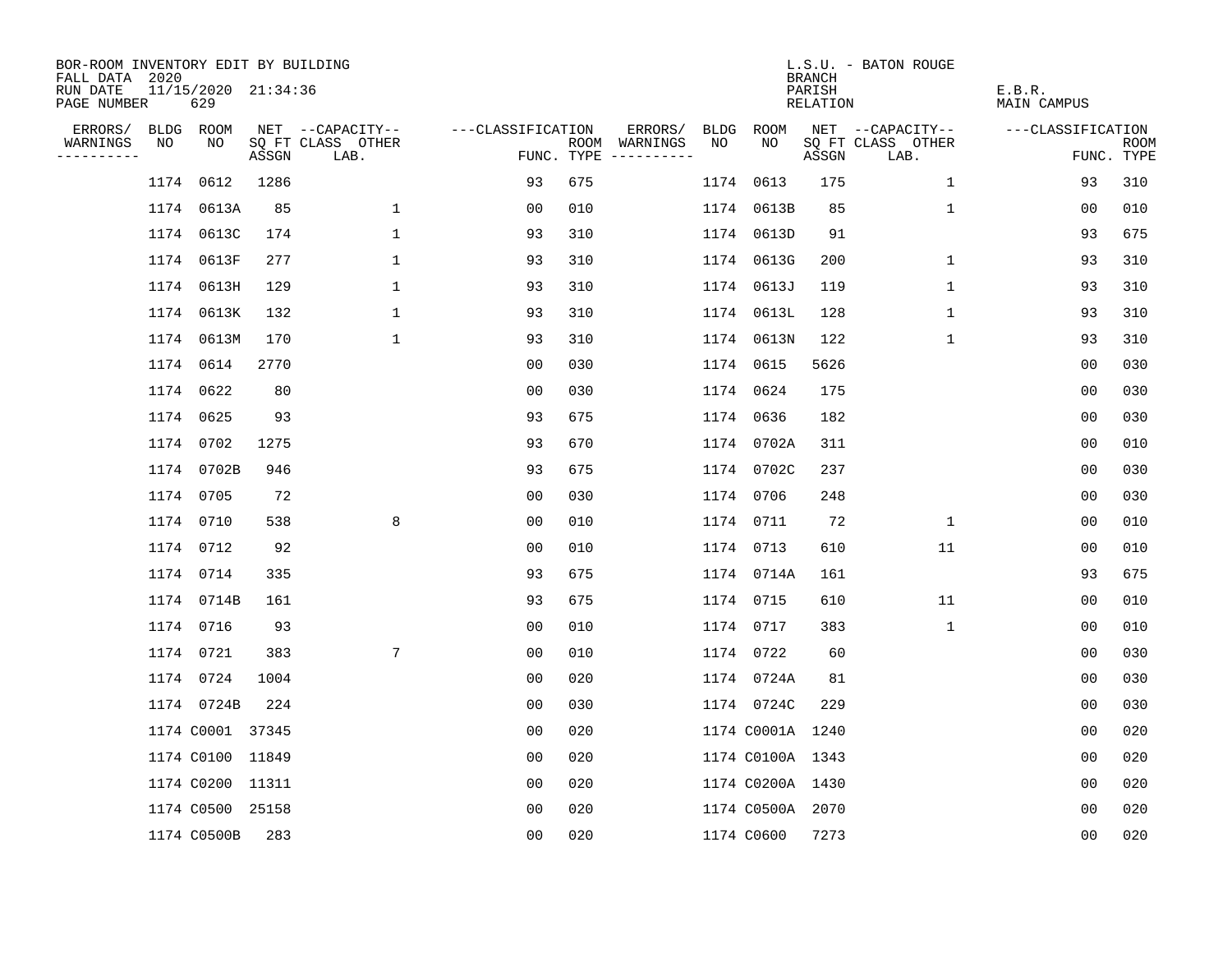BOR-ROOM INVENTORY EDIT BY BUILDING
FALL DATA 2020
RUN DATE 11/15/2020 21:34:36
PAGE NUMBER 629

L.S.U. - BATON ROUGE
BRANCH
PARISH E.B.R.
RELATION MAIN CAMPUS

| ERRORS/ WARNINGS | BLDG NO | ROOM NO | NET SQ FT ASSGN | --CAPACITY-- CLASS LAB. | OTHER | ---CLASSIFICATION FUNC. | ROOM TYPE | ERRORS/ WARNINGS | BLDG NO | ROOM NO | NET SQ FT ASSGN | --CAPACITY-- CLASS LAB. | OTHER | ---CLASSIFICATION FUNC. | ROOM TYPE |
|---|---|---|---|---|---|---|---|---|---|---|---|---|---|---|---|
| | 1174 | 0612 | 1286 | | | 93 | 675 | | 1174 | 0613 | 175 | | 1 | 93 | 310 |
| | 1174 | 0613A | 85 | | 1 | 00 | 010 | | 1174 | 0613B | 85 | | 1 | 00 | 010 |
| | 1174 | 0613C | 174 | | 1 | 93 | 310 | | 1174 | 0613D | 91 | | | 93 | 675 |
| | 1174 | 0613F | 277 | | 1 | 93 | 310 | | 1174 | 0613G | 200 | | 1 | 93 | 310 |
| | 1174 | 0613H | 129 | | 1 | 93 | 310 | | 1174 | 0613J | 119 | | 1 | 93 | 310 |
| | 1174 | 0613K | 132 | | 1 | 93 | 310 | | 1174 | 0613L | 128 | | 1 | 93 | 310 |
| | 1174 | 0613M | 170 | | 1 | 93 | 310 | | 1174 | 0613N | 122 | | 1 | 93 | 310 |
| | 1174 | 0614 | 2770 | | | 00 | 030 | | 1174 | 0615 | 5626 | | | 00 | 030 |
| | 1174 | 0622 | 80 | | | 00 | 030 | | 1174 | 0624 | 175 | | | 00 | 030 |
| | 1174 | 0625 | 93 | | | 93 | 675 | | 1174 | 0636 | 182 | | | 00 | 030 |
| | 1174 | 0702 | 1275 | | | 93 | 670 | | 1174 | 0702A | 311 | | | 00 | 010 |
| | 1174 | 0702B | 946 | | | 93 | 675 | | 1174 | 0702C | 237 | | | 00 | 030 |
| | 1174 | 0705 | 72 | | | 00 | 030 | | 1174 | 0706 | 248 | | | 00 | 030 |
| | 1174 | 0710 | 538 | | 8 | 00 | 010 | | 1174 | 0711 | 72 | | 1 | 00 | 010 |
| | 1174 | 0712 | 92 | | | 00 | 010 | | 1174 | 0713 | 610 | | 11 | 00 | 010 |
| | 1174 | 0714 | 335 | | | 93 | 675 | | 1174 | 0714A | 161 | | | 93 | 675 |
| | 1174 | 0714B | 161 | | | 93 | 675 | | 1174 | 0715 | 610 | | 11 | 00 | 010 |
| | 1174 | 0716 | 93 | | | 00 | 010 | | 1174 | 0717 | 383 | | 1 | 00 | 010 |
| | 1174 | 0721 | 383 | | 7 | 00 | 010 | | 1174 | 0722 | 60 | | | 00 | 030 |
| | 1174 | 0724 | 1004 | | | 00 | 020 | | 1174 | 0724A | 81 | | | 00 | 030 |
| | 1174 | 0724B | 224 | | | 00 | 030 | | 1174 | 0724C | 229 | | | 00 | 030 |
| | 1174 | C0001 | 37345 | | | 00 | 020 | | 1174 | C0001A | 1240 | | | 00 | 020 |
| | 1174 | C0100 | 11849 | | | 00 | 020 | | 1174 | C0100A | 1343 | | | 00 | 020 |
| | 1174 | C0200 | 11311 | | | 00 | 020 | | 1174 | C0200A | 1430 | | | 00 | 020 |
| | 1174 | C0500 | 25158 | | | 00 | 020 | | 1174 | C0500A | 2070 | | | 00 | 020 |
| | 1174 | C0500B | 283 | | | 00 | 020 | | 1174 | C0600 | 7273 | | | 00 | 020 |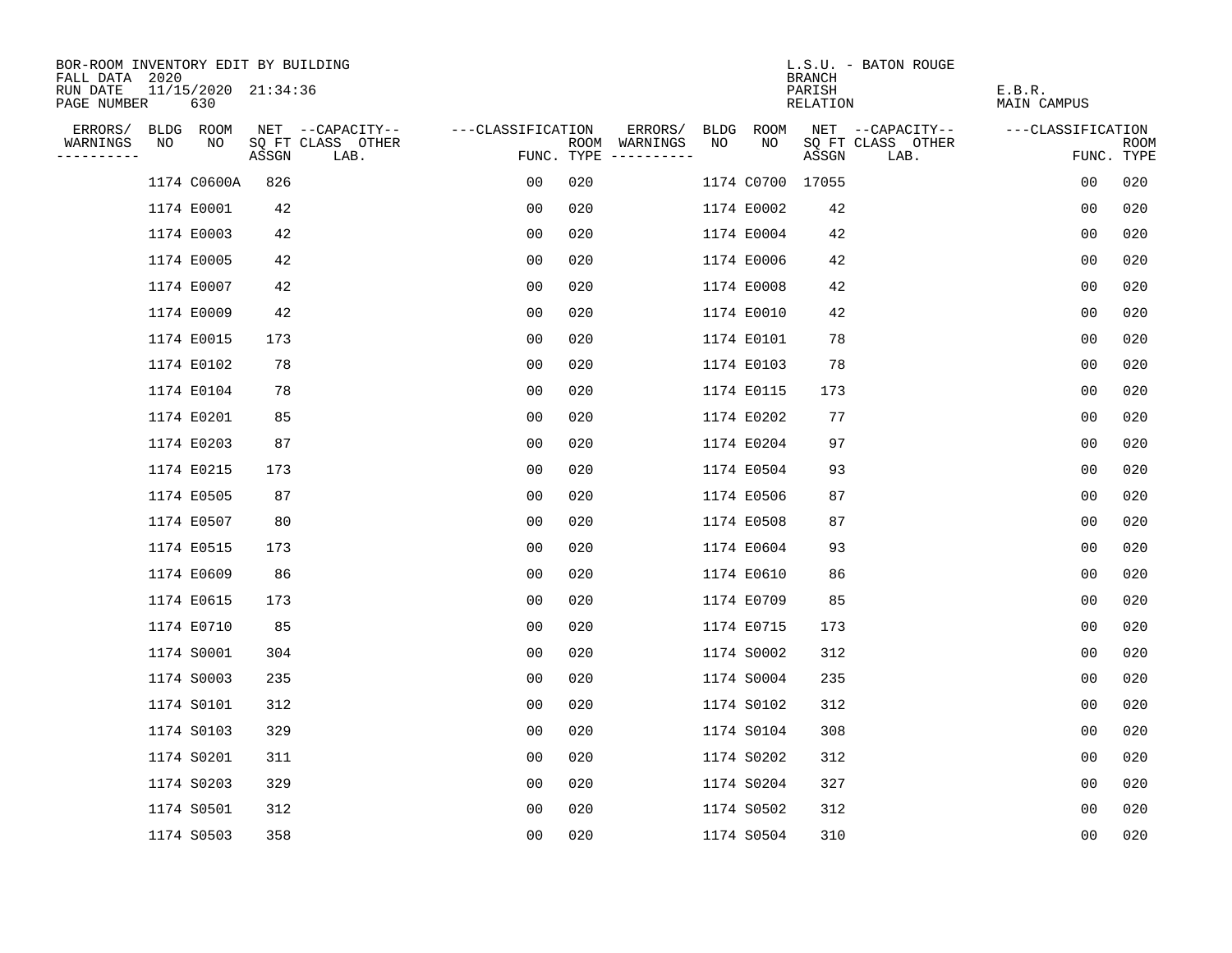BOR-ROOM INVENTORY EDIT BY BUILDING
FALL DATA 2020
RUN DATE 11/15/2020 21:34:36
PAGE NUMBER 630

L.S.U. - BATON ROUGE
BRANCH
PARISH E.B.R.
RELATION MAIN CAMPUS

| ERRORS/ WARNINGS | BLDG NO | ROOM NO | NET SQ FT ASSGN | CAPACITY CLASS LAB. | CAPACITY OTHER | CLASSIFICATION FUNC. | ROOM TYPE | ERRORS/ WARNINGS | BLDG NO | ROOM NO | NET SQ FT ASSGN | CAPACITY CLASS LAB. | CAPACITY OTHER | CLASSIFICATION FUNC. | ROOM TYPE |
|---|---|---|---|---|---|---|---|---|---|---|---|---|---|---|---|
| | 1174 | C0600A | 826 | | | 00 | 020 | | 1174 | C0700 | 17055 | | | 00 | 020 |
| | 1174 | E0001 | 42 | | | 00 | 020 | | 1174 | E0002 | 42 | | | 00 | 020 |
| | 1174 | E0003 | 42 | | | 00 | 020 | | 1174 | E0004 | 42 | | | 00 | 020 |
| | 1174 | E0005 | 42 | | | 00 | 020 | | 1174 | E0006 | 42 | | | 00 | 020 |
| | 1174 | E0007 | 42 | | | 00 | 020 | | 1174 | E0008 | 42 | | | 00 | 020 |
| | 1174 | E0009 | 42 | | | 00 | 020 | | 1174 | E0010 | 42 | | | 00 | 020 |
| | 1174 | E0015 | 173 | | | 00 | 020 | | 1174 | E0101 | 78 | | | 00 | 020 |
| | 1174 | E0102 | 78 | | | 00 | 020 | | 1174 | E0103 | 78 | | | 00 | 020 |
| | 1174 | E0104 | 78 | | | 00 | 020 | | 1174 | E0115 | 173 | | | 00 | 020 |
| | 1174 | E0201 | 85 | | | 00 | 020 | | 1174 | E0202 | 77 | | | 00 | 020 |
| | 1174 | E0203 | 87 | | | 00 | 020 | | 1174 | E0204 | 97 | | | 00 | 020 |
| | 1174 | E0215 | 173 | | | 00 | 020 | | 1174 | E0504 | 93 | | | 00 | 020 |
| | 1174 | E0505 | 87 | | | 00 | 020 | | 1174 | E0506 | 87 | | | 00 | 020 |
| | 1174 | E0507 | 80 | | | 00 | 020 | | 1174 | E0508 | 87 | | | 00 | 020 |
| | 1174 | E0515 | 173 | | | 00 | 020 | | 1174 | E0604 | 93 | | | 00 | 020 |
| | 1174 | E0609 | 86 | | | 00 | 020 | | 1174 | E0610 | 86 | | | 00 | 020 |
| | 1174 | E0615 | 173 | | | 00 | 020 | | 1174 | E0709 | 85 | | | 00 | 020 |
| | 1174 | E0710 | 85 | | | 00 | 020 | | 1174 | E0715 | 173 | | | 00 | 020 |
| | 1174 | S0001 | 304 | | | 00 | 020 | | 1174 | S0002 | 312 | | | 00 | 020 |
| | 1174 | S0003 | 235 | | | 00 | 020 | | 1174 | S0004 | 235 | | | 00 | 020 |
| | 1174 | S0101 | 312 | | | 00 | 020 | | 1174 | S0102 | 312 | | | 00 | 020 |
| | 1174 | S0103 | 329 | | | 00 | 020 | | 1174 | S0104 | 308 | | | 00 | 020 |
| | 1174 | S0201 | 311 | | | 00 | 020 | | 1174 | S0202 | 312 | | | 00 | 020 |
| | 1174 | S0203 | 329 | | | 00 | 020 | | 1174 | S0204 | 327 | | | 00 | 020 |
| | 1174 | S0501 | 312 | | | 00 | 020 | | 1174 | S0502 | 312 | | | 00 | 020 |
| | 1174 | S0503 | 358 | | | 00 | 020 | | 1174 | S0504 | 310 | | | 00 | 020 |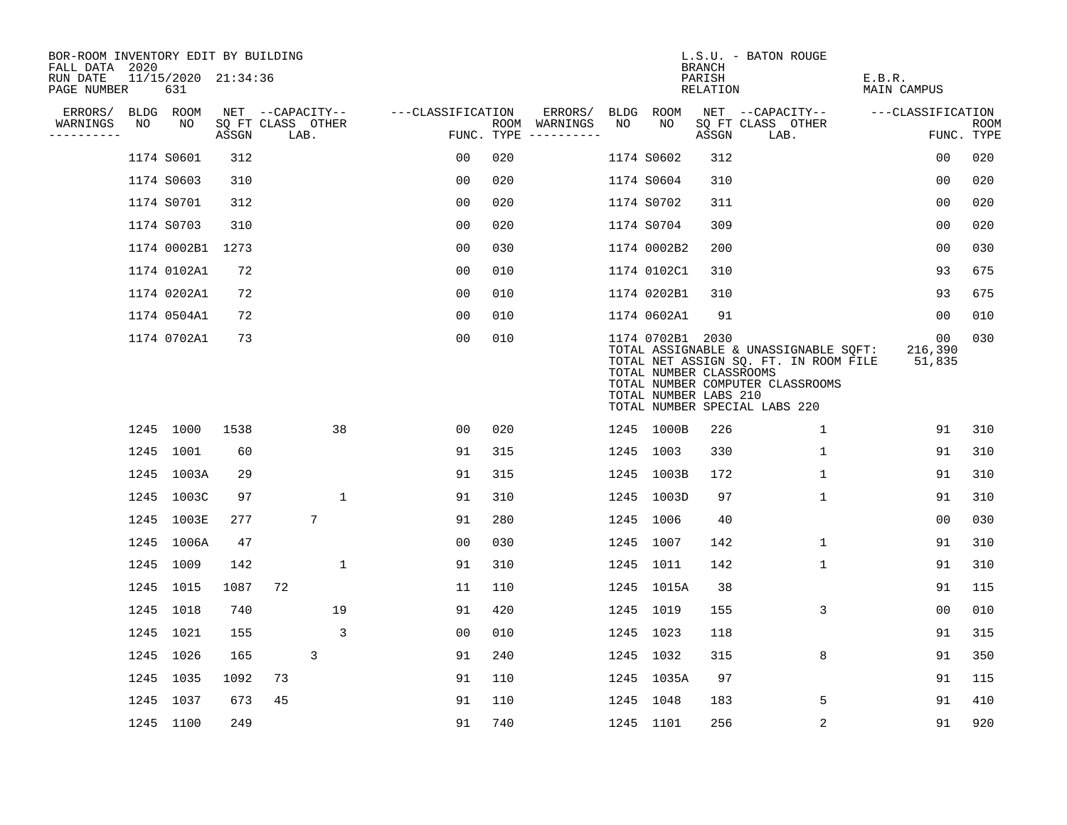BOR-ROOM INVENTORY EDIT BY BUILDING
FALL DATA 2020
RUN DATE 11/15/2020 21:34:36
PAGE NUMBER 631

L.S.U. - BATON ROUGE
BRANCH
PARISH E.B.R.
RELATION MAIN CAMPUS

| ERRORS/ WARNINGS | BLDG NO | ROOM NO | NET SQ FT ASSGN | CAPACITY CLASS | CAPACITY LAB. | CAPACITY OTHER | CLASSIFICATION FUNC. | ROOM TYPE | ERRORS/ WARNINGS | BLDG NO | ROOM NO | NET SQ FT ASSGN | CAPACITY CLASS | CAPACITY LAB. | CAPACITY OTHER | CLASSIFICATION FUNC. | ROOM TYPE |
|---|---|---|---|---|---|---|---|---|---|---|---|---|---|---|---|---|---|
| | 1174 | S0601 | 312 | | | | 00 | 020 | | 1174 | S0602 | 312 | | | | 00 | 020 |
| | 1174 | S0603 | 310 | | | | 00 | 020 | | 1174 | S0604 | 310 | | | | 00 | 020 |
| | 1174 | S0701 | 312 | | | | 00 | 020 | | 1174 | S0702 | 311 | | | | 00 | 020 |
| | 1174 | S0703 | 310 | | | | 00 | 020 | | 1174 | S0704 | 309 | | | | 00 | 020 |
| | 1174 | 0002B1 | 1273 | | | | 00 | 030 | | 1174 | 0002B2 | 200 | | | | 00 | 030 |
| | 1174 | 0102A1 | 72 | | | | 00 | 010 | | 1174 | 0102C1 | 310 | | | | 93 | 675 |
| | 1174 | 0202A1 | 72 | | | | 00 | 010 | | 1174 | 0202B1 | 310 | | | | 93 | 675 |
| | 1174 | 0504A1 | 72 | | | | 00 | 010 | | 1174 | 0602A1 | 91 | | | | 00 | 010 |
| | 1174 | 0702A1 | 73 | | | | 00 | 010 | | 1174 | 0702B1 | 2030 | | | | 00 | 030 |

TOTAL ASSIGNABLE & UNASSIGNABLE SQFT: 216,390
TOTAL NET ASSIGN SQ. FT. IN ROOM FILE 51,835
TOTAL NUMBER CLASSROOMS
TOTAL NUMBER COMPUTER CLASSROOMS
TOTAL NUMBER LABS 210
TOTAL NUMBER SPECIAL LABS 220

| ERRORS/ WARNINGS | BLDG NO | ROOM NO | NET SQ FT ASSGN | CAPACITY CLASS | CAPACITY LAB. | CAPACITY OTHER | CLASSIFICATION FUNC. | ROOM TYPE | ERRORS/ WARNINGS | BLDG NO | ROOM NO | NET SQ FT ASSGN | CAPACITY CLASS | CAPACITY LAB. | CAPACITY OTHER | CLASSIFICATION FUNC. | ROOM TYPE |
|---|---|---|---|---|---|---|---|---|---|---|---|---|---|---|---|---|---|
| | 1245 | 1000 | 1538 | | | 38 | 00 | 020 | | 1245 | 1000B | 226 | | | 1 | 91 | 310 |
| | 1245 | 1001 | 60 | | | | 91 | 315 | | 1245 | 1003 | 330 | | | 1 | 91 | 310 |
| | 1245 | 1003A | 29 | | | | 91 | 315 | | 1245 | 1003B | 172 | | | 1 | 91 | 310 |
| | 1245 | 1003C | 97 | | | 1 | 91 | 310 | | 1245 | 1003D | 97 | | | 1 | 91 | 310 |
| | 1245 | 1003E | 277 | | 7 | | 91 | 280 | | 1245 | 1006 | 40 | | | | 00 | 030 |
| | 1245 | 1006A | 47 | | | | 00 | 030 | | 1245 | 1007 | 142 | | | 1 | 91 | 310 |
| | 1245 | 1009 | 142 | | | 1 | 91 | 310 | | 1245 | 1011 | 142 | | | 1 | 91 | 310 |
| | 1245 | 1015 | 1087 | 72 | | | 11 | 110 | | 1245 | 1015A | 38 | | | | 91 | 115 |
| | 1245 | 1018 | 740 | | | 19 | 91 | 420 | | 1245 | 1019 | 155 | | | 3 | 00 | 010 |
| | 1245 | 1021 | 155 | | | 3 | 00 | 010 | | 1245 | 1023 | 118 | | | | 91 | 315 |
| | 1245 | 1026 | 165 | | 3 | | 91 | 240 | | 1245 | 1032 | 315 | | | 8 | 91 | 350 |
| | 1245 | 1035 | 1092 | 73 | | | 91 | 110 | | 1245 | 1035A | 97 | | | | 91 | 115 |
| | 1245 | 1037 | 673 | 45 | | | 91 | 110 | | 1245 | 1048 | 183 | | | 5 | 91 | 410 |
| | 1245 | 1100 | 249 | | | | 91 | 740 | | 1245 | 1101 | 256 | | | 2 | 91 | 920 |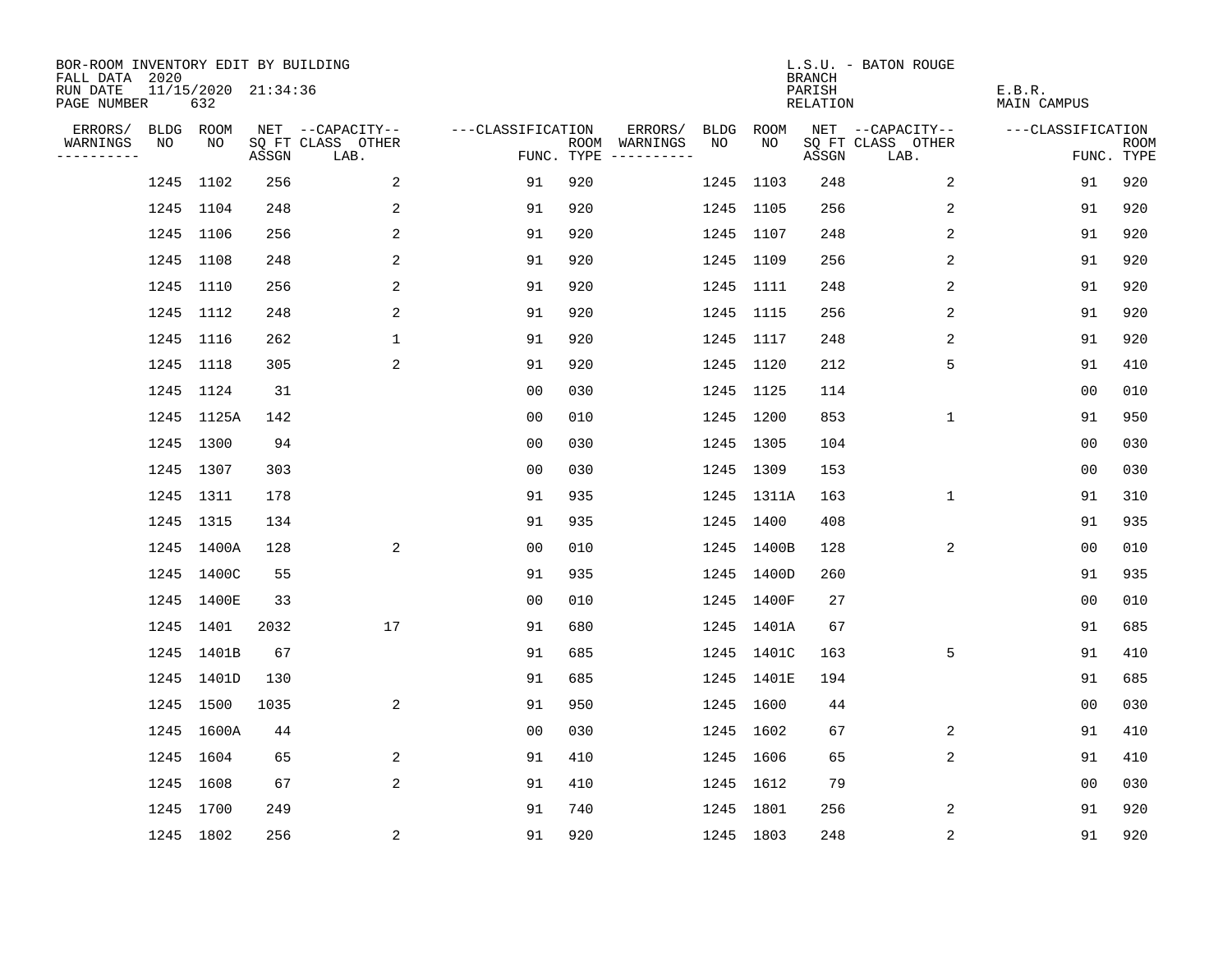BOR-ROOM INVENTORY EDIT BY BUILDING
FALL DATA 2020
RUN DATE 11/15/2020 21:34:36
PAGE NUMBER 632

L.S.U. - BATON ROUGE
BRANCH
PARISH E.B.R.
RELATION MAIN CAMPUS

| ERRORS/ WARNINGS | BLDG NO | ROOM NO | NET SQ FT ASSGN | CAPACITY CLASS | CAPACITY OTHER LAB. | CLASSIFICATION FUNC. | ROOM TYPE | ERRORS/ WARNINGS | BLDG NO | ROOM NO | NET SQ FT ASSGN | CAPACITY CLASS | CAPACITY OTHER LAB. | CLASSIFICATION FUNC. | ROOM TYPE |
|---|---|---|---|---|---|---|---|---|---|---|---|---|---|---|---|
| | 1245 | 1102 | 256 | | 2 | 91 | 920 | | 1245 | 1103 | 248 | | 2 | 91 | 920 |
| | 1245 | 1104 | 248 | | 2 | 91 | 920 | | 1245 | 1105 | 256 | | 2 | 91 | 920 |
| | 1245 | 1106 | 256 | | 2 | 91 | 920 | | 1245 | 1107 | 248 | | 2 | 91 | 920 |
| | 1245 | 1108 | 248 | | 2 | 91 | 920 | | 1245 | 1109 | 256 | | 2 | 91 | 920 |
| | 1245 | 1110 | 256 | | 2 | 91 | 920 | | 1245 | 1111 | 248 | | 2 | 91 | 920 |
| | 1245 | 1112 | 248 | | 2 | 91 | 920 | | 1245 | 1115 | 256 | | 2 | 91 | 920 |
| | 1245 | 1116 | 262 | | 1 | 91 | 920 | | 1245 | 1117 | 248 | | 2 | 91 | 920 |
| | 1245 | 1118 | 305 | | 2 | 91 | 920 | | 1245 | 1120 | 212 | | 5 | 91 | 410 |
| | 1245 | 1124 | 31 | | | 00 | 030 | | 1245 | 1125 | 114 | | | 00 | 010 |
| | 1245 | 1125A | 142 | | | 00 | 010 | | 1245 | 1200 | 853 | | 1 | 91 | 950 |
| | 1245 | 1300 | 94 | | | 00 | 030 | | 1245 | 1305 | 104 | | | 00 | 030 |
| | 1245 | 1307 | 303 | | | 00 | 030 | | 1245 | 1309 | 153 | | | 00 | 030 |
| | 1245 | 1311 | 178 | | | 91 | 935 | | 1245 | 1311A | 163 | | 1 | 91 | 310 |
| | 1245 | 1315 | 134 | | | 91 | 935 | | 1245 | 1400 | 408 | | | 91 | 935 |
| | 1245 | 1400A | 128 | | 2 | 00 | 010 | | 1245 | 1400B | 128 | | 2 | 00 | 010 |
| | 1245 | 1400C | 55 | | | 91 | 935 | | 1245 | 1400D | 260 | | | 91 | 935 |
| | 1245 | 1400E | 33 | | | 00 | 010 | | 1245 | 1400F | 27 | | | 00 | 010 |
| | 1245 | 1401 | 2032 | | 17 | 91 | 680 | | 1245 | 1401A | 67 | | | 91 | 685 |
| | 1245 | 1401B | 67 | | | 91 | 685 | | 1245 | 1401C | 163 | | 5 | 91 | 410 |
| | 1245 | 1401D | 130 | | | 91 | 685 | | 1245 | 1401E | 194 | | | 91 | 685 |
| | 1245 | 1500 | 1035 | | 2 | 91 | 950 | | 1245 | 1600 | 44 | | | 00 | 030 |
| | 1245 | 1600A | 44 | | | 00 | 030 | | 1245 | 1602 | 67 | | 2 | 91 | 410 |
| | 1245 | 1604 | 65 | | 2 | 91 | 410 | | 1245 | 1606 | 65 | | 2 | 91 | 410 |
| | 1245 | 1608 | 67 | | 2 | 91 | 410 | | 1245 | 1612 | 79 | | | 00 | 030 |
| | 1245 | 1700 | 249 | | | 91 | 740 | | 1245 | 1801 | 256 | | 2 | 91 | 920 |
| | 1245 | 1802 | 256 | | 2 | 91 | 920 | | 1245 | 1803 | 248 | | 2 | 91 | 920 |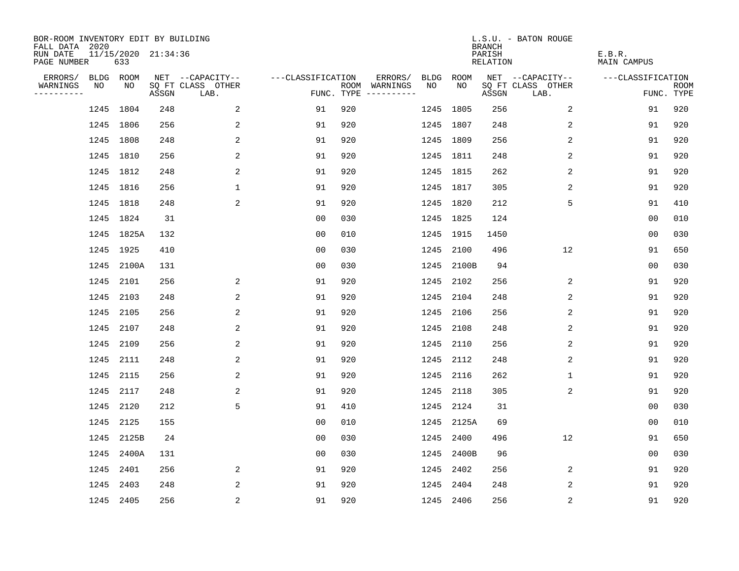BOR-ROOM INVENTORY EDIT BY BUILDING
FALL DATA 2020
RUN DATE 11/15/2020 21:34:36
PAGE NUMBER 633

L.S.U. - BATON ROUGE
BRANCH
PARISH E.B.R.
RELATION MAIN CAMPUS

| ERRORS/ WARNINGS | BLDG NO | ROOM NO | NET SQ FT ASSGN | CAPACITY CLASS LAB. | CAPACITY OTHER | CLASSIFICATION FUNC. | ROOM TYPE | ERRORS/ WARNINGS | BLDG NO | ROOM NO | NET SQ FT ASSGN | CAPACITY CLASS LAB. | CAPACITY OTHER | CLASSIFICATION FUNC. | ROOM TYPE |
|---|---|---|---|---|---|---|---|---|---|---|---|---|---|---|---|
| | 1245 | 1804 | 248 | | 2 | 91 | 920 | | 1245 | 1805 | 256 | | 2 | 91 | 920 |
| | 1245 | 1806 | 256 | | 2 | 91 | 920 | | 1245 | 1807 | 248 | | 2 | 91 | 920 |
| | 1245 | 1808 | 248 | | 2 | 91 | 920 | | 1245 | 1809 | 256 | | 2 | 91 | 920 |
| | 1245 | 1810 | 256 | | 2 | 91 | 920 | | 1245 | 1811 | 248 | | 2 | 91 | 920 |
| | 1245 | 1812 | 248 | | 2 | 91 | 920 | | 1245 | 1815 | 262 | | 2 | 91 | 920 |
| | 1245 | 1816 | 256 | | 1 | 91 | 920 | | 1245 | 1817 | 305 | | 2 | 91 | 920 |
| | 1245 | 1818 | 248 | | 2 | 91 | 920 | | 1245 | 1820 | 212 | | 5 | 91 | 410 |
| | 1245 | 1824 | 31 | | | 00 | 030 | | 1245 | 1825 | 124 | | | 00 | 010 |
| | 1245 | 1825A | 132 | | | 00 | 010 | | 1245 | 1915 | 1450 | | | 00 | 030 |
| | 1245 | 1925 | 410 | | | 00 | 030 | | 1245 | 2100 | 496 | | 12 | 91 | 650 |
| | 1245 | 2100A | 131 | | | 00 | 030 | | 1245 | 2100B | 94 | | | 00 | 030 |
| | 1245 | 2101 | 256 | | 2 | 91 | 920 | | 1245 | 2102 | 256 | | 2 | 91 | 920 |
| | 1245 | 2103 | 248 | | 2 | 91 | 920 | | 1245 | 2104 | 248 | | 2 | 91 | 920 |
| | 1245 | 2105 | 256 | | 2 | 91 | 920 | | 1245 | 2106 | 256 | | 2 | 91 | 920 |
| | 1245 | 2107 | 248 | | 2 | 91 | 920 | | 1245 | 2108 | 248 | | 2 | 91 | 920 |
| | 1245 | 2109 | 256 | | 2 | 91 | 920 | | 1245 | 2110 | 256 | | 2 | 91 | 920 |
| | 1245 | 2111 | 248 | | 2 | 91 | 920 | | 1245 | 2112 | 248 | | 2 | 91 | 920 |
| | 1245 | 2115 | 256 | | 2 | 91 | 920 | | 1245 | 2116 | 262 | | 1 | 91 | 920 |
| | 1245 | 2117 | 248 | | 2 | 91 | 920 | | 1245 | 2118 | 305 | | 2 | 91 | 920 |
| | 1245 | 2120 | 212 | | 5 | 91 | 410 | | 1245 | 2124 | 31 | | | 00 | 030 |
| | 1245 | 2125 | 155 | | | 00 | 010 | | 1245 | 2125A | 69 | | | 00 | 010 |
| | 1245 | 2125B | 24 | | | 00 | 030 | | 1245 | 2400 | 496 | | 12 | 91 | 650 |
| | 1245 | 2400A | 131 | | | 00 | 030 | | 1245 | 2400B | 96 | | | 00 | 030 |
| | 1245 | 2401 | 256 | | 2 | 91 | 920 | | 1245 | 2402 | 256 | | 2 | 91 | 920 |
| | 1245 | 2403 | 248 | | 2 | 91 | 920 | | 1245 | 2404 | 248 | | 2 | 91 | 920 |
| | 1245 | 2405 | 256 | | 2 | 91 | 920 | | 1245 | 2406 | 256 | | 2 | 91 | 920 |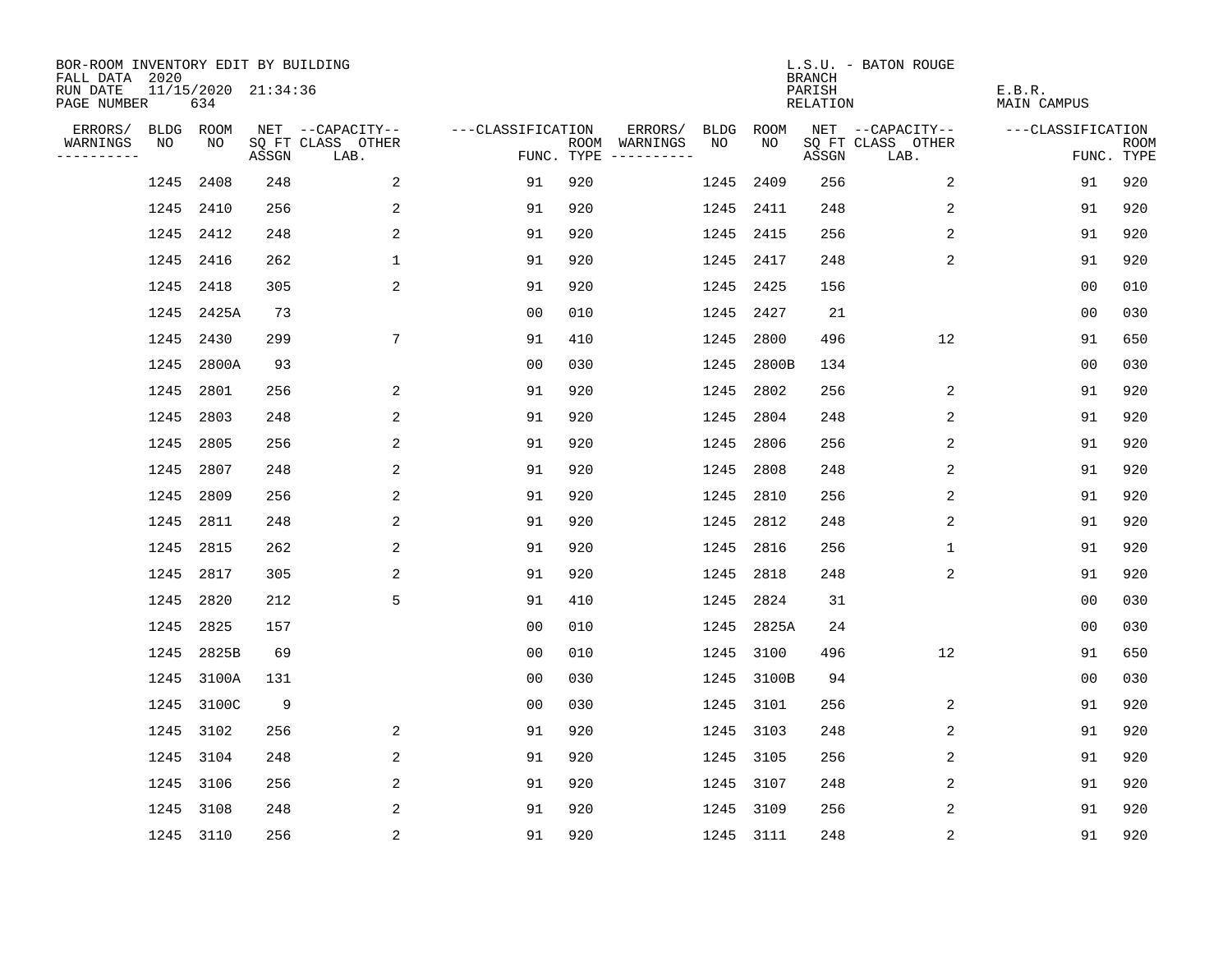BOR-ROOM INVENTORY EDIT BY BUILDING
FALL DATA 2020
RUN DATE 11/15/2020 21:34:36
PAGE NUMBER 634

L.S.U. - BATON ROUGE
BRANCH
PARISH E.B.R.
RELATION MAIN CAMPUS

| ERRORS/ WARNINGS | BLDG NO | ROOM NO | NET SQ FT ASSGN | --CAPACITY-- CLASS LAB. | OTHER | ---CLASSIFICATION FUNC. | ROOM TYPE | ERRORS/ WARNINGS | BLDG NO | ROOM NO | NET SQ FT ASSGN | --CAPACITY-- CLASS LAB. | OTHER | ---CLASSIFICATION FUNC. | ROOM TYPE |
|---|---|---|---|---|---|---|---|---|---|---|---|---|---|---|---|
| | 1245 | 2408 | 248 | | 2 | 91 | 920 | | 1245 | 2409 | 256 | | 2 | 91 | 920 |
| | 1245 | 2410 | 256 | | 2 | 91 | 920 | | 1245 | 2411 | 248 | | 2 | 91 | 920 |
| | 1245 | 2412 | 248 | | 2 | 91 | 920 | | 1245 | 2415 | 256 | | 2 | 91 | 920 |
| | 1245 | 2416 | 262 | | 1 | 91 | 920 | | 1245 | 2417 | 248 | | 2 | 91 | 920 |
| | 1245 | 2418 | 305 | | 2 | 91 | 920 | | 1245 | 2425 | 156 | | | 00 | 010 |
| | 1245 | 2425A | 73 | | | 00 | 010 | | 1245 | 2427 | 21 | | | 00 | 030 |
| | 1245 | 2430 | 299 | | 7 | 91 | 410 | | 1245 | 2800 | 496 | | 12 | 91 | 650 |
| | 1245 | 2800A | 93 | | | 00 | 030 | | 1245 | 2800B | 134 | | | 00 | 030 |
| | 1245 | 2801 | 256 | | 2 | 91 | 920 | | 1245 | 2802 | 256 | | 2 | 91 | 920 |
| | 1245 | 2803 | 248 | | 2 | 91 | 920 | | 1245 | 2804 | 248 | | 2 | 91 | 920 |
| | 1245 | 2805 | 256 | | 2 | 91 | 920 | | 1245 | 2806 | 256 | | 2 | 91 | 920 |
| | 1245 | 2807 | 248 | | 2 | 91 | 920 | | 1245 | 2808 | 248 | | 2 | 91 | 920 |
| | 1245 | 2809 | 256 | | 2 | 91 | 920 | | 1245 | 2810 | 256 | | 2 | 91 | 920 |
| | 1245 | 2811 | 248 | | 2 | 91 | 920 | | 1245 | 2812 | 248 | | 2 | 91 | 920 |
| | 1245 | 2815 | 262 | | 2 | 91 | 920 | | 1245 | 2816 | 256 | | 1 | 91 | 920 |
| | 1245 | 2817 | 305 | | 2 | 91 | 920 | | 1245 | 2818 | 248 | | 2 | 91 | 920 |
| | 1245 | 2820 | 212 | | 5 | 91 | 410 | | 1245 | 2824 | 31 | | | 00 | 030 |
| | 1245 | 2825 | 157 | | | 00 | 010 | | 1245 | 2825A | 24 | | | 00 | 030 |
| | 1245 | 2825B | 69 | | | 00 | 010 | | 1245 | 3100 | 496 | | 12 | 91 | 650 |
| | 1245 | 3100A | 131 | | | 00 | 030 | | 1245 | 3100B | 94 | | | 00 | 030 |
| | 1245 | 3100C | 9 | | | 00 | 030 | | 1245 | 3101 | 256 | | 2 | 91 | 920 |
| | 1245 | 3102 | 256 | | 2 | 91 | 920 | | 1245 | 3103 | 248 | | 2 | 91 | 920 |
| | 1245 | 3104 | 248 | | 2 | 91 | 920 | | 1245 | 3105 | 256 | | 2 | 91 | 920 |
| | 1245 | 3106 | 256 | | 2 | 91 | 920 | | 1245 | 3107 | 248 | | 2 | 91 | 920 |
| | 1245 | 3108 | 248 | | 2 | 91 | 920 | | 1245 | 3109 | 256 | | 2 | 91 | 920 |
| | 1245 | 3110 | 256 | | 2 | 91 | 920 | | 1245 | 3111 | 248 | | 2 | 91 | 920 |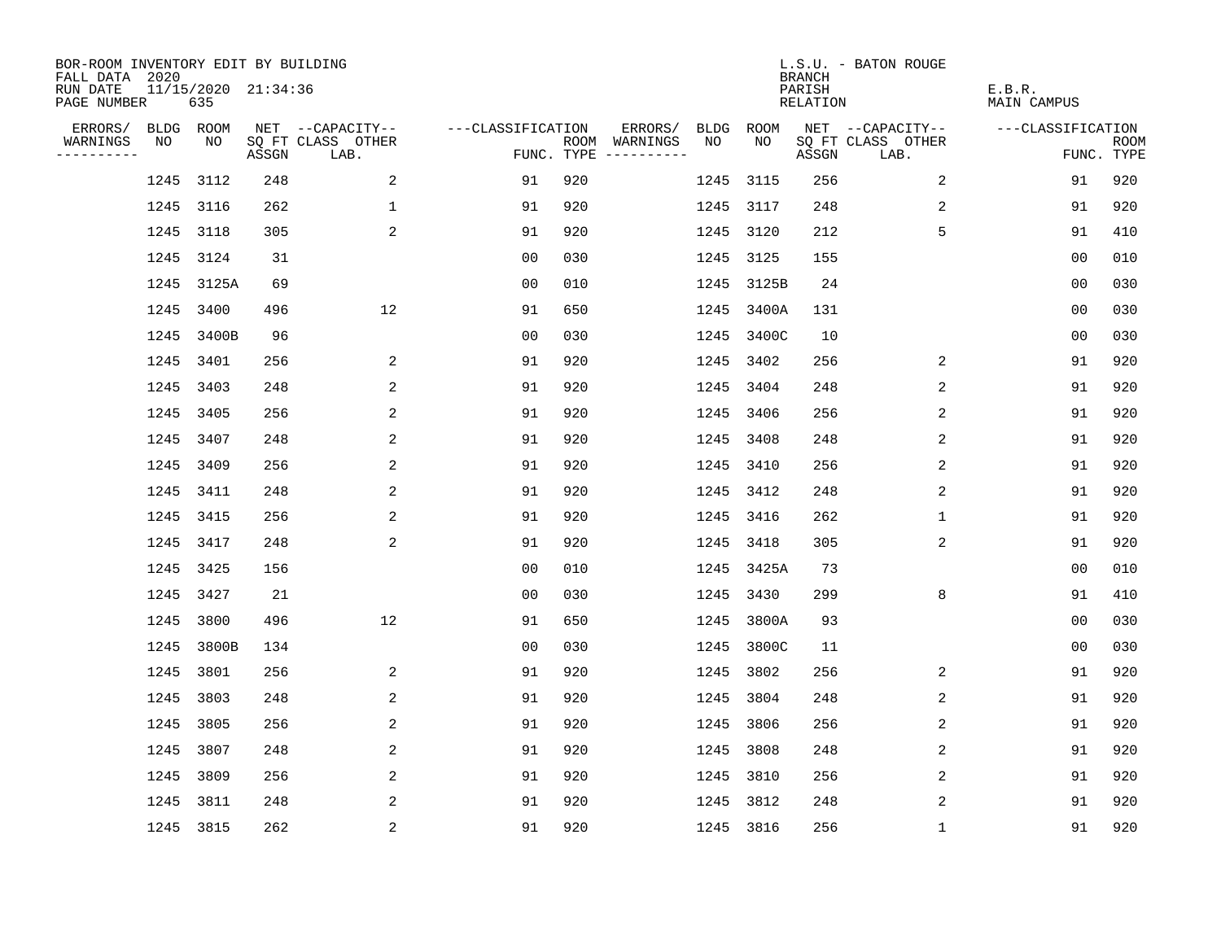BOR-ROOM INVENTORY EDIT BY BUILDING
FALL DATA 2020
RUN DATE 11/15/2020 21:34:36
PAGE NUMBER 635

L.S.U. - BATON ROUGE
BRANCH
PARISH E.B.R.
RELATION MAIN CAMPUS

| ERRORS/ WARNINGS | BLDG NO | ROOM NO | NET SQ FT ASSGN | --CAPACITY-- CLASS LAB. | OTHER | ---CLASSIFICATION FUNC. | ROOM TYPE | ERRORS/ WARNINGS | BLDG NO | ROOM NO | NET SQ FT ASSGN | --CAPACITY-- CLASS LAB. | OTHER | ---CLASSIFICATION FUNC. | ROOM TYPE |
|---|---|---|---|---|---|---|---|---|---|---|---|---|---|---|---|
| | 1245 | 3112 | 248 | | 2 | 91 | 920 | | 1245 | 3115 | 256 | | 2 | 91 | 920 |
| | 1245 | 3116 | 262 | | 1 | 91 | 920 | | 1245 | 3117 | 248 | | 2 | 91 | 920 |
| | 1245 | 3118 | 305 | | 2 | 91 | 920 | | 1245 | 3120 | 212 | | 5 | 91 | 410 |
| | 1245 | 3124 | 31 | | | 00 | 030 | | 1245 | 3125 | 155 | | | 00 | 010 |
| | 1245 | 3125A | 69 | | | 00 | 010 | | 1245 | 3125B | 24 | | | 00 | 030 |
| | 1245 | 3400 | 496 | | 12 | 91 | 650 | | 1245 | 3400A | 131 | | | 00 | 030 |
| | 1245 | 3400B | 96 | | | 00 | 030 | | 1245 | 3400C | 10 | | | 00 | 030 |
| | 1245 | 3401 | 256 | | 2 | 91 | 920 | | 1245 | 3402 | 256 | | 2 | 91 | 920 |
| | 1245 | 3403 | 248 | | 2 | 91 | 920 | | 1245 | 3404 | 248 | | 2 | 91 | 920 |
| | 1245 | 3405 | 256 | | 2 | 91 | 920 | | 1245 | 3406 | 256 | | 2 | 91 | 920 |
| | 1245 | 3407 | 248 | | 2 | 91 | 920 | | 1245 | 3408 | 248 | | 2 | 91 | 920 |
| | 1245 | 3409 | 256 | | 2 | 91 | 920 | | 1245 | 3410 | 256 | | 2 | 91 | 920 |
| | 1245 | 3411 | 248 | | 2 | 91 | 920 | | 1245 | 3412 | 248 | | 2 | 91 | 920 |
| | 1245 | 3415 | 256 | | 2 | 91 | 920 | | 1245 | 3416 | 262 | | 1 | 91 | 920 |
| | 1245 | 3417 | 248 | | 2 | 91 | 920 | | 1245 | 3418 | 305 | | 2 | 91 | 920 |
| | 1245 | 3425 | 156 | | | 00 | 010 | | 1245 | 3425A | 73 | | | 00 | 010 |
| | 1245 | 3427 | 21 | | | 00 | 030 | | 1245 | 3430 | 299 | | 8 | 91 | 410 |
| | 1245 | 3800 | 496 | | 12 | 91 | 650 | | 1245 | 3800A | 93 | | | 00 | 030 |
| | 1245 | 3800B | 134 | | | 00 | 030 | | 1245 | 3800C | 11 | | | 00 | 030 |
| | 1245 | 3801 | 256 | | 2 | 91 | 920 | | 1245 | 3802 | 256 | | 2 | 91 | 920 |
| | 1245 | 3803 | 248 | | 2 | 91 | 920 | | 1245 | 3804 | 248 | | 2 | 91 | 920 |
| | 1245 | 3805 | 256 | | 2 | 91 | 920 | | 1245 | 3806 | 256 | | 2 | 91 | 920 |
| | 1245 | 3807 | 248 | | 2 | 91 | 920 | | 1245 | 3808 | 248 | | 2 | 91 | 920 |
| | 1245 | 3809 | 256 | | 2 | 91 | 920 | | 1245 | 3810 | 256 | | 2 | 91 | 920 |
| | 1245 | 3811 | 248 | | 2 | 91 | 920 | | 1245 | 3812 | 248 | | 2 | 91 | 920 |
| | 1245 | 3815 | 262 | | 2 | 91 | 920 | | 1245 | 3816 | 256 | | 1 | 91 | 920 |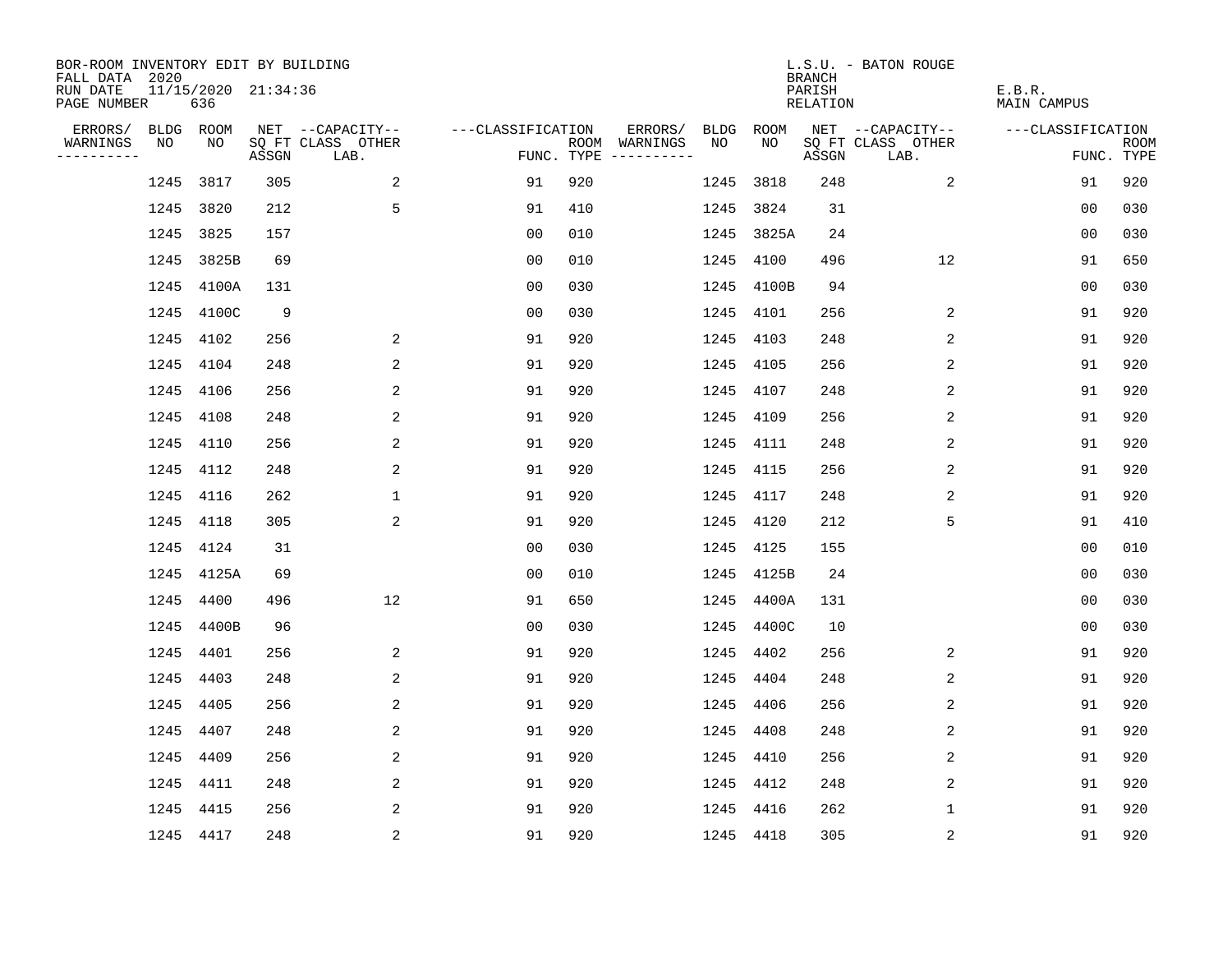BOR-ROOM INVENTORY EDIT BY BUILDING
FALL DATA 2020
RUN DATE 11/15/2020 21:34:36
PAGE NUMBER 636

L.S.U. - BATON ROUGE
BRANCH
PARISH E.B.R.
RELATION MAIN CAMPUS

| ERRORS/ WARNINGS | BLDG NO | ROOM NO | NET SQ FT ASSGN | CAPACITY CLASS LAB. | CAPACITY OTHER | CLASSIFICATION FUNC. | ROOM TYPE | ERRORS/ WARNINGS | BLDG NO | ROOM NO | NET SQ FT ASSGN | CAPACITY CLASS LAB. | CAPACITY OTHER | CLASSIFICATION FUNC. | ROOM TYPE |
|---|---|---|---|---|---|---|---|---|---|---|---|---|---|---|---|
| | 1245 | 3817 | 305 | | 2 | 91 | 920 | | 1245 | 3818 | 248 | | 2 | 91 | 920 |
| | 1245 | 3820 | 212 | | 5 | 91 | 410 | | 1245 | 3824 | 31 | | | 00 | 030 |
| | 1245 | 3825 | 157 | | | 00 | 010 | | 1245 | 3825A | 24 | | | 00 | 030 |
| | 1245 | 3825B | 69 | | | 00 | 010 | | 1245 | 4100 | 496 | | 12 | 91 | 650 |
| | 1245 | 4100A | 131 | | | 00 | 030 | | 1245 | 4100B | 94 | | | 00 | 030 |
| | 1245 | 4100C | 9 | | | 00 | 030 | | 1245 | 4101 | 256 | | 2 | 91 | 920 |
| | 1245 | 4102 | 256 | | 2 | 91 | 920 | | 1245 | 4103 | 248 | | 2 | 91 | 920 |
| | 1245 | 4104 | 248 | | 2 | 91 | 920 | | 1245 | 4105 | 256 | | 2 | 91 | 920 |
| | 1245 | 4106 | 256 | | 2 | 91 | 920 | | 1245 | 4107 | 248 | | 2 | 91 | 920 |
| | 1245 | 4108 | 248 | | 2 | 91 | 920 | | 1245 | 4109 | 256 | | 2 | 91 | 920 |
| | 1245 | 4110 | 256 | | 2 | 91 | 920 | | 1245 | 4111 | 248 | | 2 | 91 | 920 |
| | 1245 | 4112 | 248 | | 2 | 91 | 920 | | 1245 | 4115 | 256 | | 2 | 91 | 920 |
| | 1245 | 4116 | 262 | | 1 | 91 | 920 | | 1245 | 4117 | 248 | | 2 | 91 | 920 |
| | 1245 | 4118 | 305 | | 2 | 91 | 920 | | 1245 | 4120 | 212 | | 5 | 91 | 410 |
| | 1245 | 4124 | 31 | | | 00 | 030 | | 1245 | 4125 | 155 | | | 00 | 010 |
| | 1245 | 4125A | 69 | | | 00 | 010 | | 1245 | 4125B | 24 | | | 00 | 030 |
| | 1245 | 4400 | 496 | | 12 | 91 | 650 | | 1245 | 4400A | 131 | | | 00 | 030 |
| | 1245 | 4400B | 96 | | | 00 | 030 | | 1245 | 4400C | 10 | | | 00 | 030 |
| | 1245 | 4401 | 256 | | 2 | 91 | 920 | | 1245 | 4402 | 256 | | 2 | 91 | 920 |
| | 1245 | 4403 | 248 | | 2 | 91 | 920 | | 1245 | 4404 | 248 | | 2 | 91 | 920 |
| | 1245 | 4405 | 256 | | 2 | 91 | 920 | | 1245 | 4406 | 256 | | 2 | 91 | 920 |
| | 1245 | 4407 | 248 | | 2 | 91 | 920 | | 1245 | 4408 | 248 | | 2 | 91 | 920 |
| | 1245 | 4409 | 256 | | 2 | 91 | 920 | | 1245 | 4410 | 256 | | 2 | 91 | 920 |
| | 1245 | 4411 | 248 | | 2 | 91 | 920 | | 1245 | 4412 | 248 | | 2 | 91 | 920 |
| | 1245 | 4415 | 256 | | 2 | 91 | 920 | | 1245 | 4416 | 262 | | 1 | 91 | 920 |
| | 1245 | 4417 | 248 | | 2 | 91 | 920 | | 1245 | 4418 | 305 | | 2 | 91 | 920 |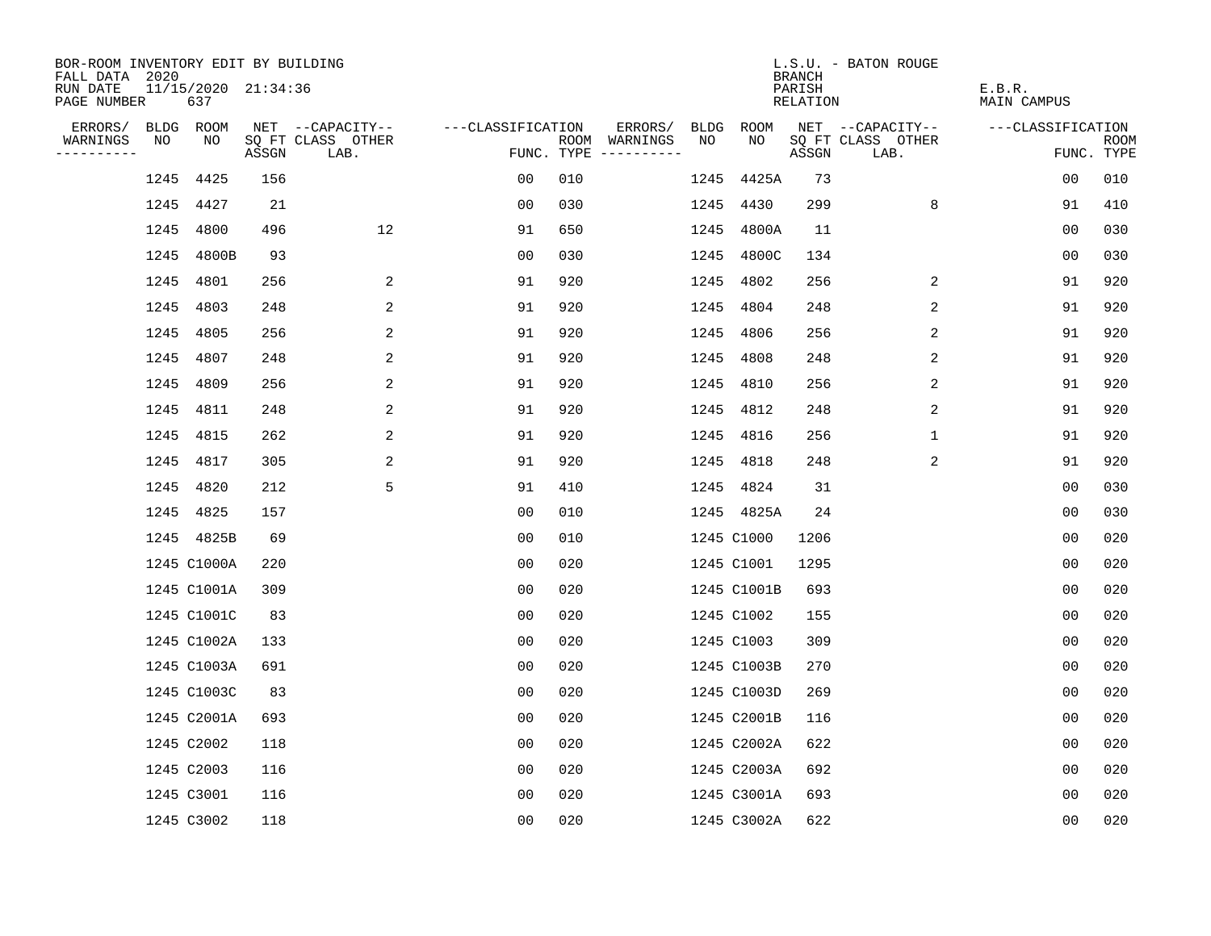BOR-ROOM INVENTORY EDIT BY BUILDING
FALL DATA 2020
RUN DATE 11/15/2020 21:34:36
PAGE NUMBER 637

L.S.U. - BATON ROUGE
BRANCH
PARISH E.B.R.
RELATION MAIN CAMPUS

| ERRORS/ WARNINGS | BLDG NO | ROOM NO | NET SQ FT ASSGN | CAPACITY CLASS LAB. | CAPACITY OTHER | CLASSIFICATION FUNC. | ROOM TYPE | ERRORS/ WARNINGS | BLDG NO | ROOM NO | NET SQ FT ASSGN | CAPACITY CLASS LAB. | CAPACITY OTHER | CLASSIFICATION FUNC. | ROOM TYPE |
|---|---|---|---|---|---|---|---|---|---|---|---|---|---|---|---|
| | 1245 | 4425 | 156 | | | 00 | 010 | | 1245 | 4425A | 73 | | | 00 | 010 |
| | 1245 | 4427 | 21 | | | 00 | 030 | | 1245 | 4430 | 299 | | 8 | 91 | 410 |
| | 1245 | 4800 | 496 | | 12 | 91 | 650 | | 1245 | 4800A | 11 | | | 00 | 030 |
| | 1245 | 4800B | 93 | | | 00 | 030 | | 1245 | 4800C | 134 | | | 00 | 030 |
| | 1245 | 4801 | 256 | | 2 | 91 | 920 | | 1245 | 4802 | 256 | | 2 | 91 | 920 |
| | 1245 | 4803 | 248 | | 2 | 91 | 920 | | 1245 | 4804 | 248 | | 2 | 91 | 920 |
| | 1245 | 4805 | 256 | | 2 | 91 | 920 | | 1245 | 4806 | 256 | | 2 | 91 | 920 |
| | 1245 | 4807 | 248 | | 2 | 91 | 920 | | 1245 | 4808 | 248 | | 2 | 91 | 920 |
| | 1245 | 4809 | 256 | | 2 | 91 | 920 | | 1245 | 4810 | 256 | | 2 | 91 | 920 |
| | 1245 | 4811 | 248 | | 2 | 91 | 920 | | 1245 | 4812 | 248 | | 2 | 91 | 920 |
| | 1245 | 4815 | 262 | | 2 | 91 | 920 | | 1245 | 4816 | 256 | | 1 | 91 | 920 |
| | 1245 | 4817 | 305 | | 2 | 91 | 920 | | 1245 | 4818 | 248 | | 2 | 91 | 920 |
| | 1245 | 4820 | 212 | | 5 | 91 | 410 | | 1245 | 4824 | 31 | | | 00 | 030 |
| | 1245 | 4825 | 157 | | | 00 | 010 | | 1245 | 4825A | 24 | | | 00 | 030 |
| | 1245 | 4825B | 69 | | | 00 | 010 | | 1245 | C1000 | 1206 | | | 00 | 020 |
| | 1245 | C1000A | 220 | | | 00 | 020 | | 1245 | C1001 | 1295 | | | 00 | 020 |
| | 1245 | C1001A | 309 | | | 00 | 020 | | 1245 | C1001B | 693 | | | 00 | 020 |
| | 1245 | C1001C | 83 | | | 00 | 020 | | 1245 | C1002 | 155 | | | 00 | 020 |
| | 1245 | C1002A | 133 | | | 00 | 020 | | 1245 | C1003 | 309 | | | 00 | 020 |
| | 1245 | C1003A | 691 | | | 00 | 020 | | 1245 | C1003B | 270 | | | 00 | 020 |
| | 1245 | C1003C | 83 | | | 00 | 020 | | 1245 | C1003D | 269 | | | 00 | 020 |
| | 1245 | C2001A | 693 | | | 00 | 020 | | 1245 | C2001B | 116 | | | 00 | 020 |
| | 1245 | C2002 | 118 | | | 00 | 020 | | 1245 | C2002A | 622 | | | 00 | 020 |
| | 1245 | C2003 | 116 | | | 00 | 020 | | 1245 | C2003A | 692 | | | 00 | 020 |
| | 1245 | C3001 | 116 | | | 00 | 020 | | 1245 | C3001A | 693 | | | 00 | 020 |
| | 1245 | C3002 | 118 | | | 00 | 020 | | 1245 | C3002A | 622 | | | 00 | 020 |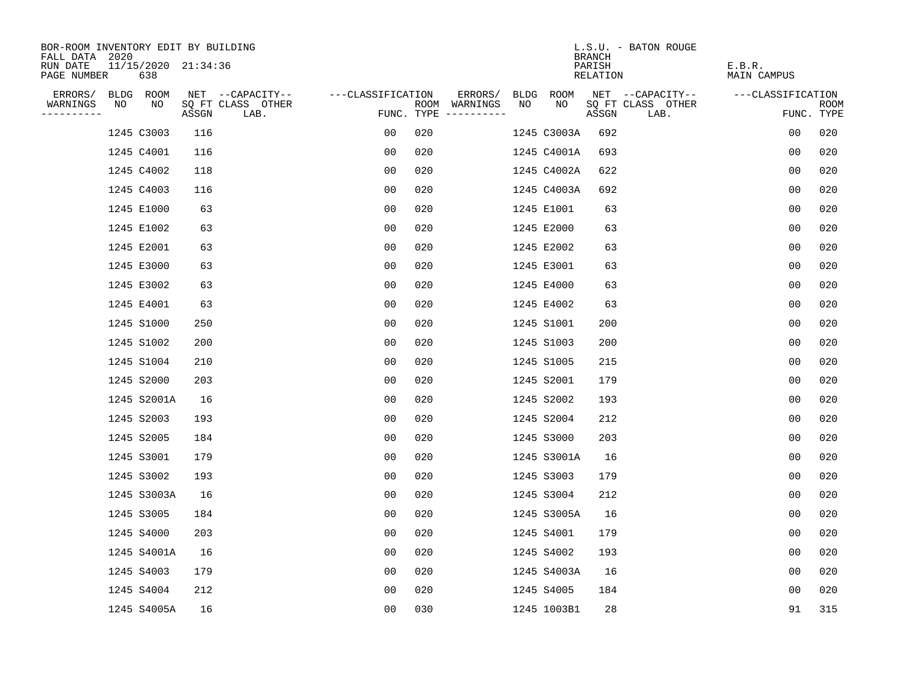BOR-ROOM INVENTORY EDIT BY BUILDING
FALL DATA 2020
RUN DATE 11/15/2020 21:34:36
PAGE NUMBER 638

L.S.U. - BATON ROUGE
BRANCH
PARISH E.B.R.
RELATION MAIN CAMPUS

| ERRORS/ WARNINGS | BLDG NO | ROOM NO | NET SQ FT ASSGN | --CAPACITY-- CLASS | OTHER LAB. | ---CLASSIFICATION FUNC. | ROOM TYPE | ERRORS/ WARNINGS | BLDG NO | ROOM NO | NET SQ FT ASSGN | --CAPACITY-- CLASS | OTHER LAB. | ---CLASSIFICATION FUNC. | ROOM TYPE |
|---|---|---|---|---|---|---|---|---|---|---|---|---|---|---|---|
| | 1245 | C3003 | 116 | | | 00 | 020 | | 1245 | C3003A | 692 | | | 00 | 020 |
| | 1245 | C4001 | 116 | | | 00 | 020 | | 1245 | C4001A | 693 | | | 00 | 020 |
| | 1245 | C4002 | 118 | | | 00 | 020 | | 1245 | C4002A | 622 | | | 00 | 020 |
| | 1245 | C4003 | 116 | | | 00 | 020 | | 1245 | C4003A | 692 | | | 00 | 020 |
| | 1245 | E1000 | 63 | | | 00 | 020 | | 1245 | E1001 | 63 | | | 00 | 020 |
| | 1245 | E1002 | 63 | | | 00 | 020 | | 1245 | E2000 | 63 | | | 00 | 020 |
| | 1245 | E2001 | 63 | | | 00 | 020 | | 1245 | E2002 | 63 | | | 00 | 020 |
| | 1245 | E3000 | 63 | | | 00 | 020 | | 1245 | E3001 | 63 | | | 00 | 020 |
| | 1245 | E3002 | 63 | | | 00 | 020 | | 1245 | E4000 | 63 | | | 00 | 020 |
| | 1245 | E4001 | 63 | | | 00 | 020 | | 1245 | E4002 | 63 | | | 00 | 020 |
| | 1245 | S1000 | 250 | | | 00 | 020 | | 1245 | S1001 | 200 | | | 00 | 020 |
| | 1245 | S1002 | 200 | | | 00 | 020 | | 1245 | S1003 | 200 | | | 00 | 020 |
| | 1245 | S1004 | 210 | | | 00 | 020 | | 1245 | S1005 | 215 | | | 00 | 020 |
| | 1245 | S2000 | 203 | | | 00 | 020 | | 1245 | S2001 | 179 | | | 00 | 020 |
| | 1245 | S2001A | 16 | | | 00 | 020 | | 1245 | S2002 | 193 | | | 00 | 020 |
| | 1245 | S2003 | 193 | | | 00 | 020 | | 1245 | S2004 | 212 | | | 00 | 020 |
| | 1245 | S2005 | 184 | | | 00 | 020 | | 1245 | S3000 | 203 | | | 00 | 020 |
| | 1245 | S3001 | 179 | | | 00 | 020 | | 1245 | S3001A | 16 | | | 00 | 020 |
| | 1245 | S3002 | 193 | | | 00 | 020 | | 1245 | S3003 | 179 | | | 00 | 020 |
| | 1245 | S3003A | 16 | | | 00 | 020 | | 1245 | S3004 | 212 | | | 00 | 020 |
| | 1245 | S3005 | 184 | | | 00 | 020 | | 1245 | S3005A | 16 | | | 00 | 020 |
| | 1245 | S4000 | 203 | | | 00 | 020 | | 1245 | S4001 | 179 | | | 00 | 020 |
| | 1245 | S4001A | 16 | | | 00 | 020 | | 1245 | S4002 | 193 | | | 00 | 020 |
| | 1245 | S4003 | 179 | | | 00 | 020 | | 1245 | S4003A | 16 | | | 00 | 020 |
| | 1245 | S4004 | 212 | | | 00 | 020 | | 1245 | S4005 | 184 | | | 00 | 020 |
| | 1245 | S4005A | 16 | | | 00 | 030 | | 1245 | 1003B1 | 28 | | | 91 | 315 |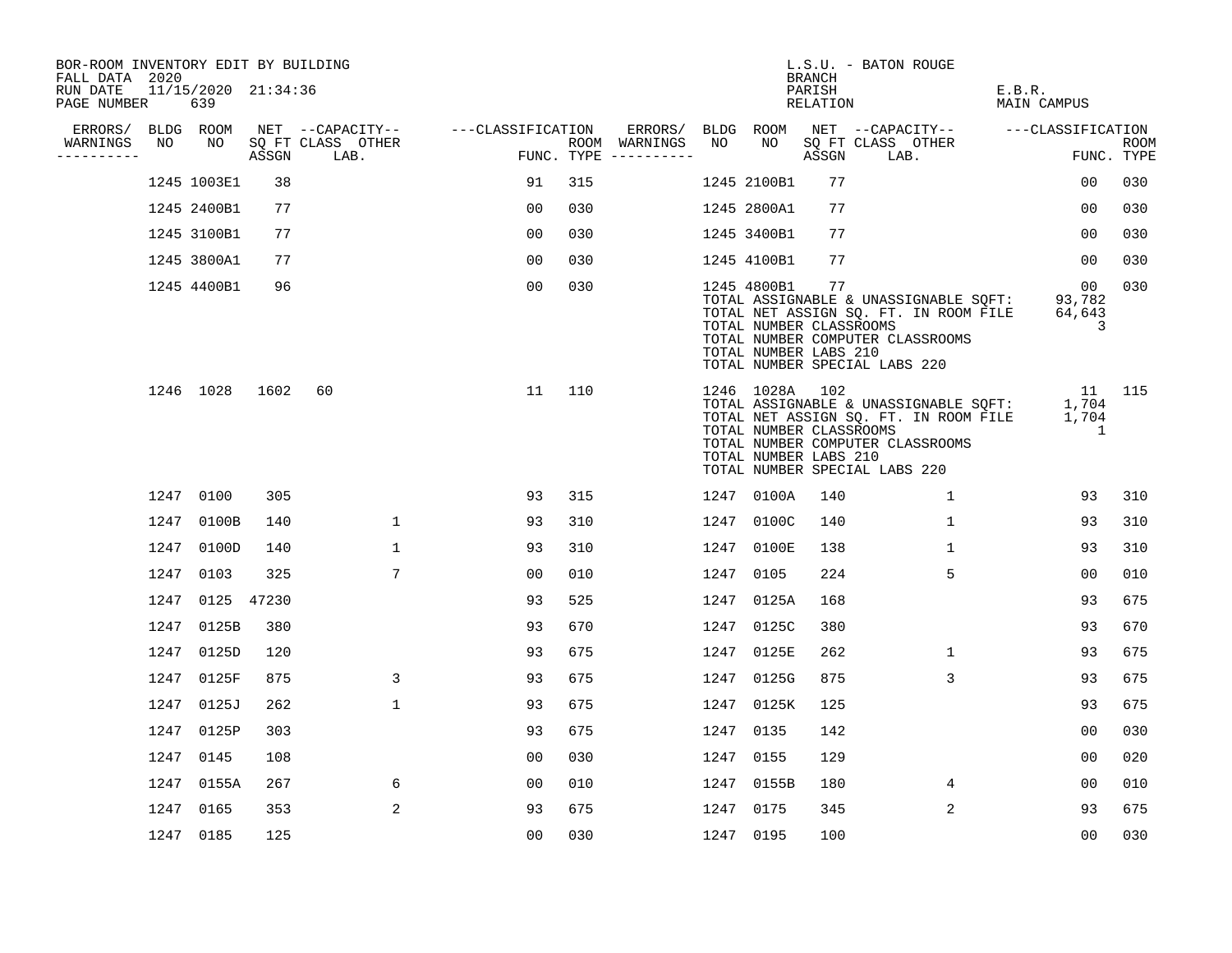BOR-ROOM INVENTORY EDIT BY BUILDING
FALL DATA 2020
RUN DATE 11/15/2020 21:34:36
PAGE NUMBER 639

L.S.U. - BATON ROUGE
BRANCH
PARISH E.B.R.
RELATION MAIN CAMPUS

| ERRORS/ WARNINGS | BLDG NO | ROOM NO | NET SQ FT ASSGN | CAPACITY CLASS LAB. | CAPACITY OTHER | CLASSIFICATION FUNC. | ROOM TYPE | ERRORS/ WARNINGS | BLDG NO | ROOM NO | NET SQ FT ASSGN | CAPACITY CLASS LAB. | CAPACITY OTHER | CLASSIFICATION FUNC. | ROOM TYPE |
|---|---|---|---|---|---|---|---|---|---|---|---|---|---|---|---|
| | 1245 | 1003E1 | 38 | | | 91 | 315 | | 1245 | 2100B1 | 77 | | | 00 | 030 |
| | 1245 | 2400B1 | 77 | | | 00 | 030 | | 1245 | 2800A1 | 77 | | | 00 | 030 |
| | 1245 | 3100B1 | 77 | | | 00 | 030 | | 1245 | 3400B1 | 77 | | | 00 | 030 |
| | 1245 | 3800A1 | 77 | | | 00 | 030 | | 1245 | 4100B1 | 77 | | | 00 | 030 |
| | 1245 | 4400B1 | 96 | | | 00 | 030 | | 1245 | 4800B1 | 77 | | | 00 | 030 |

TOTAL ASSIGNABLE & UNASSIGNABLE SQFT: 93,782
TOTAL NET ASSIGN SQ. FT. IN ROOM FILE 64,643
TOTAL NUMBER CLASSROOMS 3
TOTAL NUMBER COMPUTER CLASSROOMS
TOTAL NUMBER LABS 210
TOTAL NUMBER SPECIAL LABS 220

| ERRORS/ WARNINGS | BLDG NO | ROOM NO | NET SQ FT ASSGN | CAPACITY CLASS LAB. | CAPACITY OTHER | CLASSIFICATION FUNC. | ROOM TYPE | ERRORS/ WARNINGS | BLDG NO | ROOM NO | NET SQ FT ASSGN | CAPACITY CLASS LAB. | CAPACITY OTHER | CLASSIFICATION FUNC. | ROOM TYPE |
|---|---|---|---|---|---|---|---|---|---|---|---|---|---|---|---|
| | 1246 | 1028 | 1602 | 60 | | 11 | 110 | | 1246 | 1028A | 102 | | | 11 | 115 |

TOTAL ASSIGNABLE & UNASSIGNABLE SQFT: 1,704
TOTAL NET ASSIGN SQ. FT. IN ROOM FILE 1,704
TOTAL NUMBER CLASSROOMS 1
TOTAL NUMBER COMPUTER CLASSROOMS
TOTAL NUMBER LABS 210
TOTAL NUMBER SPECIAL LABS 220

| ERRORS/ WARNINGS | BLDG NO | ROOM NO | NET SQ FT ASSGN | CAPACITY CLASS LAB. | CAPACITY OTHER | CLASSIFICATION FUNC. | ROOM TYPE | ERRORS/ WARNINGS | BLDG NO | ROOM NO | NET SQ FT ASSGN | CAPACITY CLASS LAB. | CAPACITY OTHER | CLASSIFICATION FUNC. | ROOM TYPE |
|---|---|---|---|---|---|---|---|---|---|---|---|---|---|---|---|
| | 1247 | 0100 | 305 | | | 93 | 315 | | 1247 | 0100A | 140 | | 1 | 93 | 310 |
| | 1247 | 0100B | 140 | | 1 | 93 | 310 | | 1247 | 0100C | 140 | | 1 | 93 | 310 |
| | 1247 | 0100D | 140 | | 1 | 93 | 310 | | 1247 | 0100E | 138 | | 1 | 93 | 310 |
| | 1247 | 0103 | 325 | | 7 | 00 | 010 | | 1247 | 0105 | 224 | | 5 | 00 | 010 |
| | 1247 | 0125 | 47230 | | | 93 | 525 | | 1247 | 0125A | 168 | | | 93 | 675 |
| | 1247 | 0125B | 380 | | | 93 | 670 | | 1247 | 0125C | 380 | | | 93 | 670 |
| | 1247 | 0125D | 120 | | | 93 | 675 | | 1247 | 0125E | 262 | | 1 | 93 | 675 |
| | 1247 | 0125F | 875 | | 3 | 93 | 675 | | 1247 | 0125G | 875 | | 3 | 93 | 675 |
| | 1247 | 0125J | 262 | | 1 | 93 | 675 | | 1247 | 0125K | 125 | | | 93 | 675 |
| | 1247 | 0125P | 303 | | | 93 | 675 | | 1247 | 0135 | 142 | | | 00 | 030 |
| | 1247 | 0145 | 108 | | | 00 | 030 | | 1247 | 0155 | 129 | | | 00 | 020 |
| | 1247 | 0155A | 267 | | 6 | 00 | 010 | | 1247 | 0155B | 180 | | 4 | 00 | 010 |
| | 1247 | 0165 | 353 | | 2 | 93 | 675 | | 1247 | 0175 | 345 | | 2 | 93 | 675 |
| | 1247 | 0185 | 125 | | | 00 | 030 | | 1247 | 0195 | 100 | | | 00 | 030 |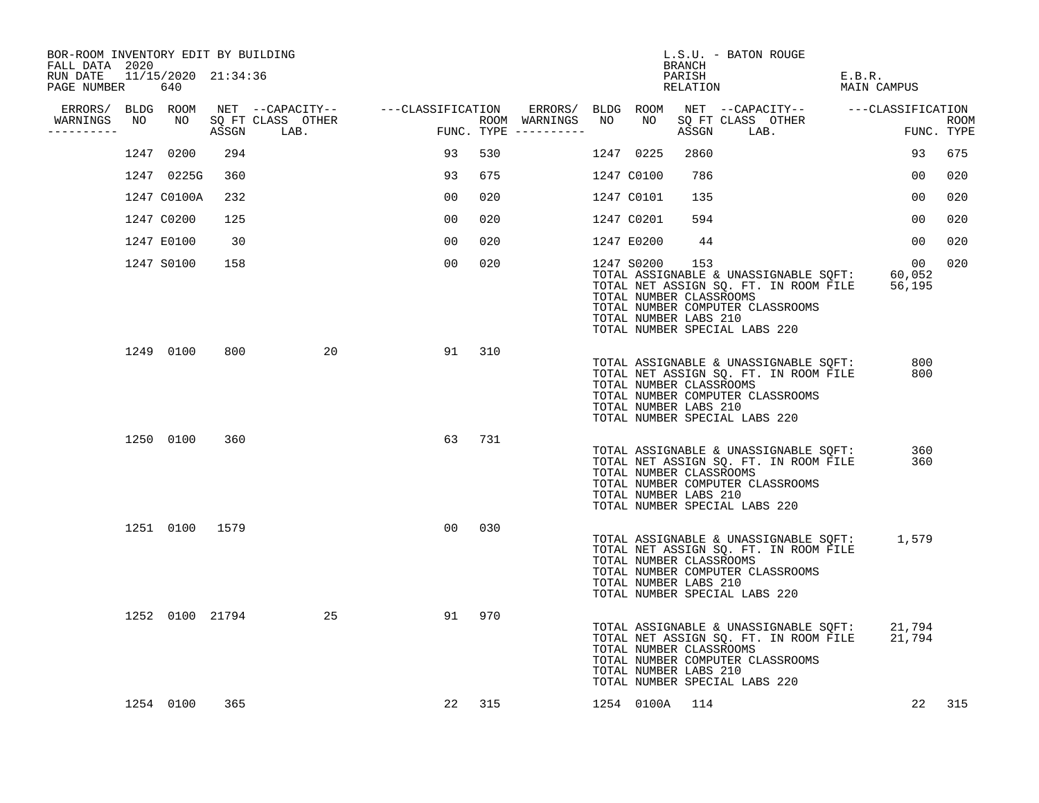BOR-ROOM INVENTORY EDIT BY BUILDING
FALL DATA 2020
RUN DATE 11/15/2020 21:34:36
PAGE NUMBER 640

L.S.U. - BATON ROUGE
BRANCH
PARISH E.B.R.
RELATION MAIN CAMPUS

| ERRORS/ WARNINGS | BLDG NO | ROOM NO | NET SQ FT ASSGN | CAPACITY CLASS LAB. | CAPACITY OTHER | CLASSIFICATION FUNC. | ROOM TYPE | ERRORS/ WARNINGS | BLDG NO | ROOM NO | NET SQ FT ASSGN | CAPACITY CLASS LAB. | CAPACITY OTHER | CLASSIFICATION FUNC. | ROOM TYPE |
|---|---|---|---|---|---|---|---|---|---|---|---|---|---|---|---|
| | 1247 | 0200 | 294 | | | 93 | 530 | | 1247 | 0225 | 2860 | | | 93 | 675 |
| | 1247 | 0225G | 360 | | | 93 | 675 | | 1247 | C0100 | 786 | | | 00 | 020 |
| | 1247 | C0100A | 232 | | | 00 | 020 | | 1247 | C0101 | 135 | | | 00 | 020 |
| | 1247 | C0200 | 125 | | | 00 | 020 | | 1247 | C0201 | 594 | | | 00 | 020 |
| | 1247 | E0100 | 30 | | | 00 | 020 | | 1247 | E0200 | 44 | | | 00 | 020 |
| | 1247 | S0100 | 158 | | | 00 | 020 | | 1247 | S0200 | 153 | | | 00 | 020 |

TOTAL ASSIGNABLE & UNASSIGNABLE SQFT: 60,052
TOTAL NET ASSIGN SQ. FT. IN ROOM FILE 56,195
TOTAL NUMBER CLASSROOMS
TOTAL NUMBER COMPUTER CLASSROOMS
TOTAL NUMBER LABS 210
TOTAL NUMBER SPECIAL LABS 220

| ERRORS/ WARNINGS | BLDG NO | ROOM NO | NET SQ FT ASSGN | CAPACITY CLASS LAB. | CAPACITY OTHER | CLASSIFICATION FUNC. | ROOM TYPE |
|---|---|---|---|---|---|---|---|
| | 1249 | 0100 | 800 | | 20 | 91 | 310 |

TOTAL ASSIGNABLE & UNASSIGNABLE SQFT: 800
TOTAL NET ASSIGN SQ. FT. IN ROOM FILE 800
TOTAL NUMBER CLASSROOMS
TOTAL NUMBER COMPUTER CLASSROOMS
TOTAL NUMBER LABS 210
TOTAL NUMBER SPECIAL LABS 220

| ERRORS/ WARNINGS | BLDG NO | ROOM NO | NET SQ FT ASSGN | CAPACITY CLASS LAB. | CAPACITY OTHER | CLASSIFICATION FUNC. | ROOM TYPE |
|---|---|---|---|---|---|---|---|
| | 1250 | 0100 | 360 | | | 63 | 731 |

TOTAL ASSIGNABLE & UNASSIGNABLE SQFT: 360
TOTAL NET ASSIGN SQ. FT. IN ROOM FILE 360
TOTAL NUMBER CLASSROOMS
TOTAL NUMBER COMPUTER CLASSROOMS
TOTAL NUMBER LABS 210
TOTAL NUMBER SPECIAL LABS 220

| ERRORS/ WARNINGS | BLDG NO | ROOM NO | NET SQ FT ASSGN | CAPACITY CLASS LAB. | CAPACITY OTHER | CLASSIFICATION FUNC. | ROOM TYPE |
|---|---|---|---|---|---|---|---|
| | 1251 | 0100 | 1579 | | | 00 | 030 |

TOTAL ASSIGNABLE & UNASSIGNABLE SQFT: 1,579
TOTAL NET ASSIGN SQ. FT. IN ROOM FILE
TOTAL NUMBER CLASSROOMS
TOTAL NUMBER COMPUTER CLASSROOMS
TOTAL NUMBER LABS 210
TOTAL NUMBER SPECIAL LABS 220

| ERRORS/ WARNINGS | BLDG NO | ROOM NO | NET SQ FT ASSGN | CAPACITY CLASS LAB. | CAPACITY OTHER | CLASSIFICATION FUNC. | ROOM TYPE |
|---|---|---|---|---|---|---|---|
| | 1252 | 0100 | 21794 | | 25 | 91 | 970 |

TOTAL ASSIGNABLE & UNASSIGNABLE SQFT: 21,794
TOTAL NET ASSIGN SQ. FT. IN ROOM FILE 21,794
TOTAL NUMBER CLASSROOMS
TOTAL NUMBER COMPUTER CLASSROOMS
TOTAL NUMBER LABS 210
TOTAL NUMBER SPECIAL LABS 220

| ERRORS/ WARNINGS | BLDG NO | ROOM NO | NET SQ FT ASSGN | CAPACITY CLASS LAB. | CAPACITY OTHER | CLASSIFICATION FUNC. | ROOM TYPE | ERRORS/ WARNINGS | BLDG NO | ROOM NO | NET SQ FT ASSGN | CAPACITY CLASS LAB. | CAPACITY OTHER | CLASSIFICATION FUNC. | ROOM TYPE |
|---|---|---|---|---|---|---|---|---|---|---|---|---|---|---|---|
| | 1254 | 0100 | 365 | | | 22 | 315 | | 1254 | 0100A | 114 | | | 22 | 315 |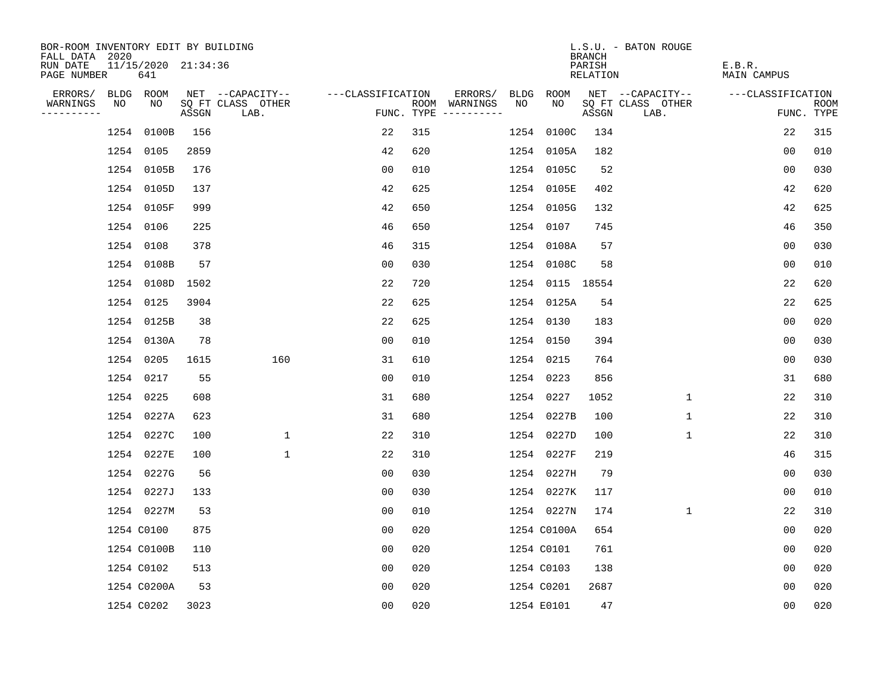BOR-ROOM INVENTORY EDIT BY BUILDING
FALL DATA 2020
RUN DATE 11/15/2020 21:34:36
PAGE NUMBER 641

L.S.U. - BATON ROUGE
BRANCH
PARISH E.B.R.
RELATION MAIN CAMPUS

| ERRORS/ WARNINGS | BLDG NO | ROOM NO | NET SQ FT ASSGN | --CAPACITY-- CLASS LAB. | OTHER | ---CLASSIFICATION FUNC. | ROOM TYPE | ERRORS/ WARNINGS | BLDG NO | ROOM NO | NET SQ FT ASSGN | --CAPACITY-- CLASS LAB. | OTHER | ---CLASSIFICATION FUNC. | ROOM TYPE |
|---|---|---|---|---|---|---|---|---|---|---|---|---|---|---|---|
| | 1254 | 0100B | 156 | | | 22 | 315 | | 1254 | 0100C | 134 | | | 22 | 315 |
| | 1254 | 0105 | 2859 | | | 42 | 620 | | 1254 | 0105A | 182 | | | 00 | 010 |
| | 1254 | 0105B | 176 | | | 00 | 010 | | 1254 | 0105C | 52 | | | 00 | 030 |
| | 1254 | 0105D | 137 | | | 42 | 625 | | 1254 | 0105E | 402 | | | 42 | 620 |
| | 1254 | 0105F | 999 | | | 42 | 650 | | 1254 | 0105G | 132 | | | 42 | 625 |
| | 1254 | 0106 | 225 | | | 46 | 650 | | 1254 | 0107 | 745 | | | 46 | 350 |
| | 1254 | 0108 | 378 | | | 46 | 315 | | 1254 | 0108A | 57 | | | 00 | 030 |
| | 1254 | 0108B | 57 | | | 00 | 030 | | 1254 | 0108C | 58 | | | 00 | 010 |
| | 1254 | 0108D | 1502 | | | 22 | 720 | | 1254 | 0115 | 18554 | | | 22 | 620 |
| | 1254 | 0125 | 3904 | | | 22 | 625 | | 1254 | 0125A | 54 | | | 22 | 625 |
| | 1254 | 0125B | 38 | | | 22 | 625 | | 1254 | 0130 | 183 | | | 00 | 020 |
| | 1254 | 0130A | 78 | | | 00 | 010 | | 1254 | 0150 | 394 | | | 00 | 030 |
| | 1254 | 0205 | 1615 | | 160 | 31 | 610 | | 1254 | 0215 | 764 | | | 00 | 030 |
| | 1254 | 0217 | 55 | | | 00 | 010 | | 1254 | 0223 | 856 | | | 31 | 680 |
| | 1254 | 0225 | 608 | | | 31 | 680 | | 1254 | 0227 | 1052 | | 1 | 22 | 310 |
| | 1254 | 0227A | 623 | | | 31 | 680 | | 1254 | 0227B | 100 | | 1 | 22 | 310 |
| | 1254 | 0227C | 100 | | 1 | 22 | 310 | | 1254 | 0227D | 100 | | 1 | 22 | 310 |
| | 1254 | 0227E | 100 | | 1 | 22 | 310 | | 1254 | 0227F | 219 | | | 46 | 315 |
| | 1254 | 0227G | 56 | | | 00 | 030 | | 1254 | 0227H | 79 | | | 00 | 030 |
| | 1254 | 0227J | 133 | | | 00 | 030 | | 1254 | 0227K | 117 | | | 00 | 010 |
| | 1254 | 0227M | 53 | | | 00 | 010 | | 1254 | 0227N | 174 | | 1 | 22 | 310 |
| | 1254 | C0100 | 875 | | | 00 | 020 | | 1254 | C0100A | 654 | | | 00 | 020 |
| | 1254 | C0100B | 110 | | | 00 | 020 | | 1254 | C0101 | 761 | | | 00 | 020 |
| | 1254 | C0102 | 513 | | | 00 | 020 | | 1254 | C0103 | 138 | | | 00 | 020 |
| | 1254 | C0200A | 53 | | | 00 | 020 | | 1254 | C0201 | 2687 | | | 00 | 020 |
| | 1254 | C0202 | 3023 | | | 00 | 020 | | 1254 | E0101 | 47 | | | 00 | 020 |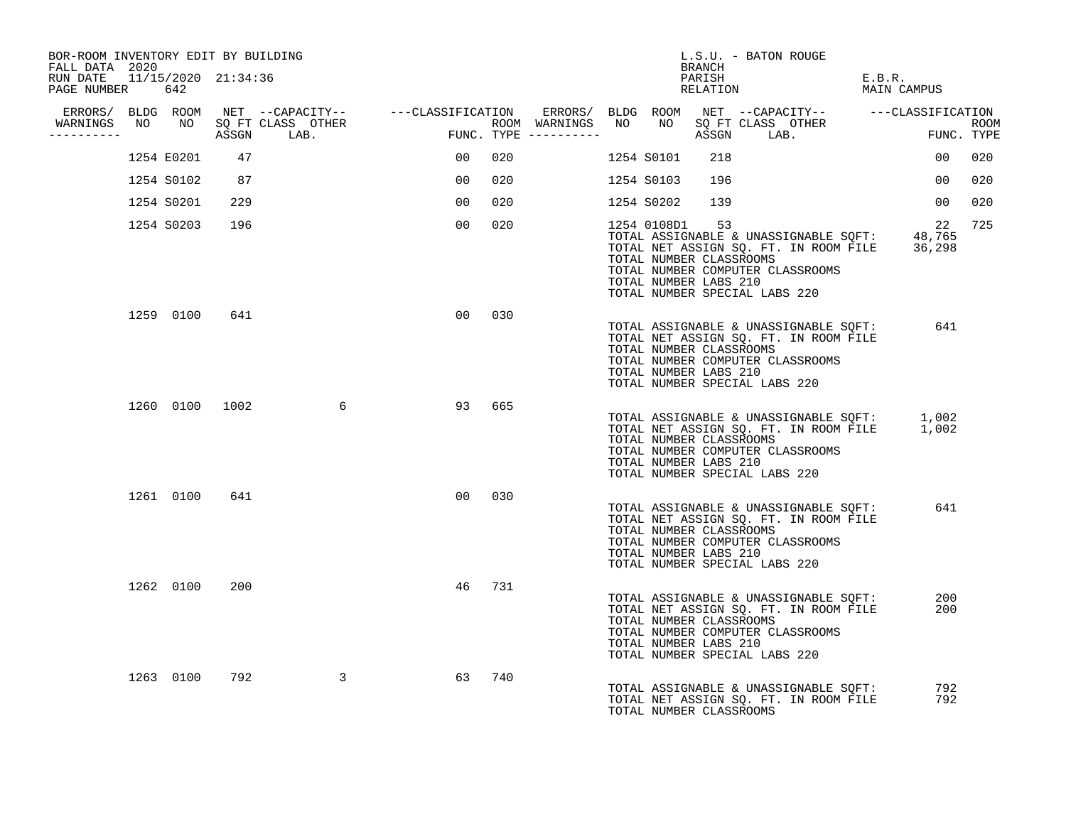BOR-ROOM INVENTORY EDIT BY BUILDING
FALL DATA 2020
RUN DATE 11/15/2020 21:34:36

L.S.U. - BATON ROUGE
BRANCH
PARISH E.B.R.
RELATION MAIN CAMPUS

| ERRORS/ WARNINGS | BLDG NO | ROOM NO | NET SQ FT ASSGN | CAPACITY CLASS LAB. | CAPACITY OTHER | CLASSIFICATION FUNC. | ROOM TYPE | ERRORS/ WARNINGS | BLDG NO | ROOM NO | NET SQ FT ASSGN | CAPACITY CLASS LAB. | CAPACITY OTHER | CLASSIFICATION FUNC. | ROOM TYPE |
|---|---|---|---|---|---|---|---|---|---|---|---|---|---|---|---|
| | 1254 | E0201 | 47 | | | 00 | 020 | | 1254 | S0101 | 218 | | | 00 | 020 |
| | 1254 | S0102 | 87 | | | 00 | 020 | | 1254 | S0103 | 196 | | | 00 | 020 |
| | 1254 | S0201 | 229 | | | 00 | 020 | | 1254 | S0202 | 139 | | | 00 | 020 |
| | 1254 | S0203 | 196 | | | 00 | 020 | | 1254 | 0108D1 | 53 | | | 22 | 725 |

TOTAL ASSIGNABLE & UNASSIGNABLE SQFT: 48,765
TOTAL NET ASSIGN SQ. FT. IN ROOM FILE 36,298
TOTAL NUMBER CLASSROOMS
TOTAL NUMBER COMPUTER CLASSROOMS
TOTAL NUMBER LABS 210
TOTAL NUMBER SPECIAL LABS 220

| ERRORS/ WARNINGS | BLDG NO | ROOM NO | NET SQ FT ASSGN | CAPACITY CLASS LAB. | CAPACITY OTHER | CLASSIFICATION FUNC. | ROOM TYPE |
|---|---|---|---|---|---|---|---|
| | 1259 | 0100 | 641 | | | 00 | 030 |

TOTAL ASSIGNABLE & UNASSIGNABLE SQFT: 641
TOTAL NET ASSIGN SQ. FT. IN ROOM FILE
TOTAL NUMBER CLASSROOMS
TOTAL NUMBER COMPUTER CLASSROOMS
TOTAL NUMBER LABS 210
TOTAL NUMBER SPECIAL LABS 220

| ERRORS/ WARNINGS | BLDG NO | ROOM NO | NET SQ FT ASSGN | CAPACITY CLASS LAB. | CAPACITY OTHER | CLASSIFICATION FUNC. | ROOM TYPE |
|---|---|---|---|---|---|---|---|
| | 1260 | 0100 | 1002 | | 6 | 93 | 665 |

TOTAL ASSIGNABLE & UNASSIGNABLE SQFT: 1,002
TOTAL NET ASSIGN SQ. FT. IN ROOM FILE 1,002
TOTAL NUMBER CLASSROOMS
TOTAL NUMBER COMPUTER CLASSROOMS
TOTAL NUMBER LABS 210
TOTAL NUMBER SPECIAL LABS 220

| ERRORS/ WARNINGS | BLDG NO | ROOM NO | NET SQ FT ASSGN | CAPACITY CLASS LAB. | CAPACITY OTHER | CLASSIFICATION FUNC. | ROOM TYPE |
|---|---|---|---|---|---|---|---|
| | 1261 | 0100 | 641 | | | 00 | 030 |

TOTAL ASSIGNABLE & UNASSIGNABLE SQFT: 641
TOTAL NET ASSIGN SQ. FT. IN ROOM FILE
TOTAL NUMBER CLASSROOMS
TOTAL NUMBER COMPUTER CLASSROOMS
TOTAL NUMBER LABS 210
TOTAL NUMBER SPECIAL LABS 220

| ERRORS/ WARNINGS | BLDG NO | ROOM NO | NET SQ FT ASSGN | CAPACITY CLASS LAB. | CAPACITY OTHER | CLASSIFICATION FUNC. | ROOM TYPE |
|---|---|---|---|---|---|---|---|
| | 1262 | 0100 | 200 | | | 46 | 731 |

TOTAL ASSIGNABLE & UNASSIGNABLE SQFT: 200
TOTAL NET ASSIGN SQ. FT. IN ROOM FILE 200
TOTAL NUMBER CLASSROOMS
TOTAL NUMBER COMPUTER CLASSROOMS
TOTAL NUMBER LABS 210
TOTAL NUMBER SPECIAL LABS 220

| ERRORS/ WARNINGS | BLDG NO | ROOM NO | NET SQ FT ASSGN | CAPACITY CLASS LAB. | CAPACITY OTHER | CLASSIFICATION FUNC. | ROOM TYPE |
|---|---|---|---|---|---|---|---|
| | 1263 | 0100 | 792 | | 3 | 63 | 740 |

TOTAL ASSIGNABLE & UNASSIGNABLE SQFT: 792
TOTAL NET ASSIGN SQ. FT. IN ROOM FILE 792
TOTAL NUMBER CLASSROOMS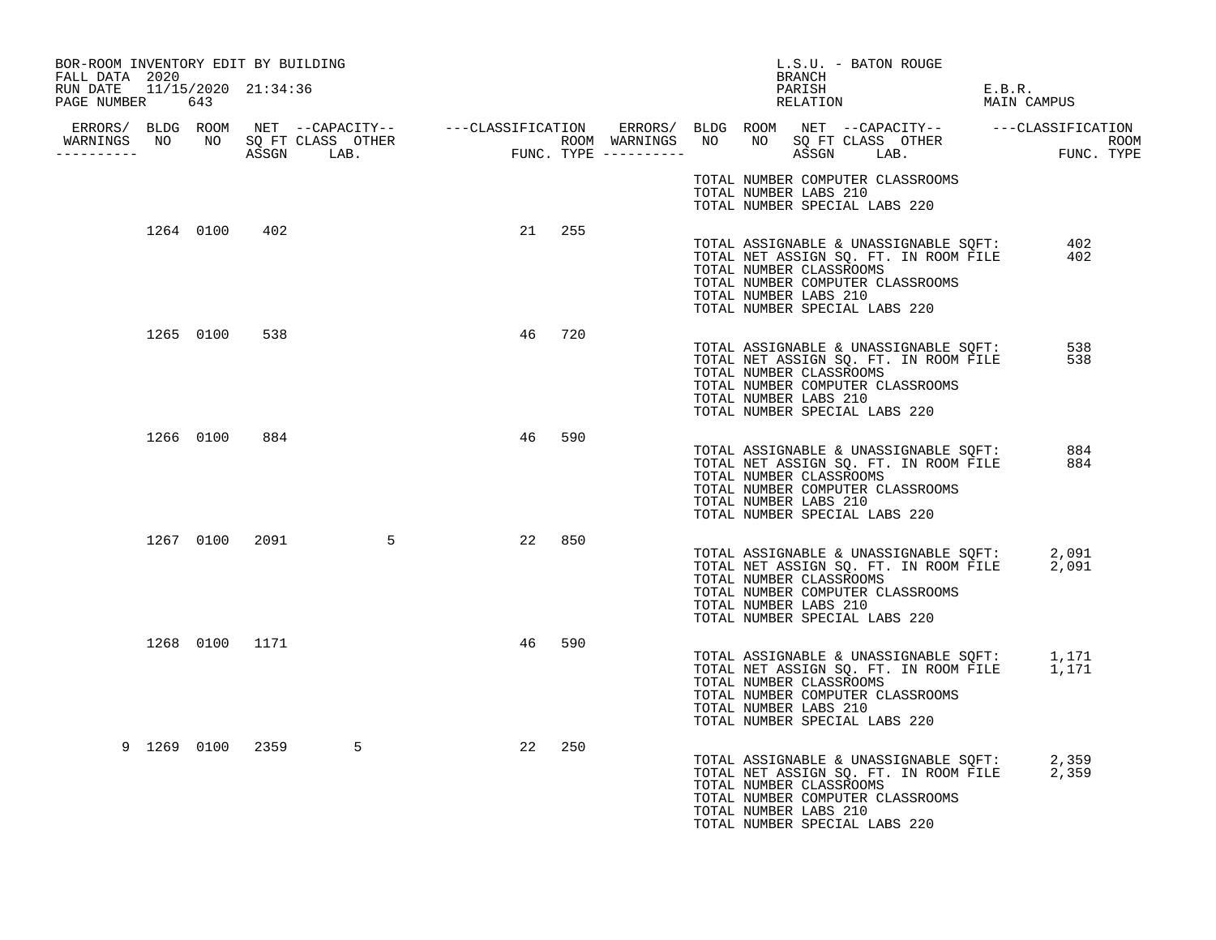BOR-ROOM INVENTORY EDIT BY BUILDING
FALL DATA 2020
RUN DATE 11/15/2020 21:34:36

L.S.U. - BATON ROUGE
BRANCH
PARISH E.B.R.
RELATION MAIN CAMPUS

| ERRORS/ WARNINGS | BLDG NO | ROOM NO | NET SQ FT ASSGN | --CAPACITY-- CLASS LAB. | OTHER | ---CLASSIFICATION FUNC. | ROOM TYPE |
|---|---|---|---|---|---|---|---|
| | 1264 | 0100 | 402 | | | 21 | 255 |
| | 1265 | 0100 | 538 | | | 46 | 720 |
| | 1266 | 0100 | 884 | | | 46 | 590 |
| | 1267 | 0100 | 2091 | | 5 | 22 | 850 |
| | 1268 | 0100 | 1171 | | | 46 | 590 |
| 9 | 1269 | 0100 | 2359 | 5 | | 22 | 250 |

TOTAL NUMBER COMPUTER CLASSROOMS
TOTAL NUMBER LABS 210
TOTAL NUMBER SPECIAL LABS 220

Building 1264:
TOTAL ASSIGNABLE & UNASSIGNABLE SQFT: 402
TOTAL NET ASSIGN SQ. FT. IN ROOM FILE 402
TOTAL NUMBER CLASSROOMS
TOTAL NUMBER COMPUTER CLASSROOMS
TOTAL NUMBER LABS 210
TOTAL NUMBER SPECIAL LABS 220

Building 1265:
TOTAL ASSIGNABLE & UNASSIGNABLE SQFT: 538
TOTAL NET ASSIGN SQ. FT. IN ROOM FILE 538
TOTAL NUMBER CLASSROOMS
TOTAL NUMBER COMPUTER CLASSROOMS
TOTAL NUMBER LABS 210
TOTAL NUMBER SPECIAL LABS 220

Building 1266:
TOTAL ASSIGNABLE & UNASSIGNABLE SQFT: 884
TOTAL NET ASSIGN SQ. FT. IN ROOM FILE 884
TOTAL NUMBER CLASSROOMS
TOTAL NUMBER COMPUTER CLASSROOMS
TOTAL NUMBER LABS 210
TOTAL NUMBER SPECIAL LABS 220

Building 1267:
TOTAL ASSIGNABLE & UNASSIGNABLE SQFT: 2,091
TOTAL NET ASSIGN SQ. FT. IN ROOM FILE 2,091
TOTAL NUMBER CLASSROOMS
TOTAL NUMBER COMPUTER CLASSROOMS
TOTAL NUMBER LABS 210
TOTAL NUMBER SPECIAL LABS 220

Building 1268:
TOTAL ASSIGNABLE & UNASSIGNABLE SQFT: 1,171
TOTAL NET ASSIGN SQ. FT. IN ROOM FILE 1,171
TOTAL NUMBER CLASSROOMS
TOTAL NUMBER COMPUTER CLASSROOMS
TOTAL NUMBER LABS 210
TOTAL NUMBER SPECIAL LABS 220

Building 1269:
TOTAL ASSIGNABLE & UNASSIGNABLE SQFT: 2,359
TOTAL NET ASSIGN SQ. FT. IN ROOM FILE 2,359
TOTAL NUMBER CLASSROOMS
TOTAL NUMBER COMPUTER CLASSROOMS
TOTAL NUMBER LABS 210
TOTAL NUMBER SPECIAL LABS 220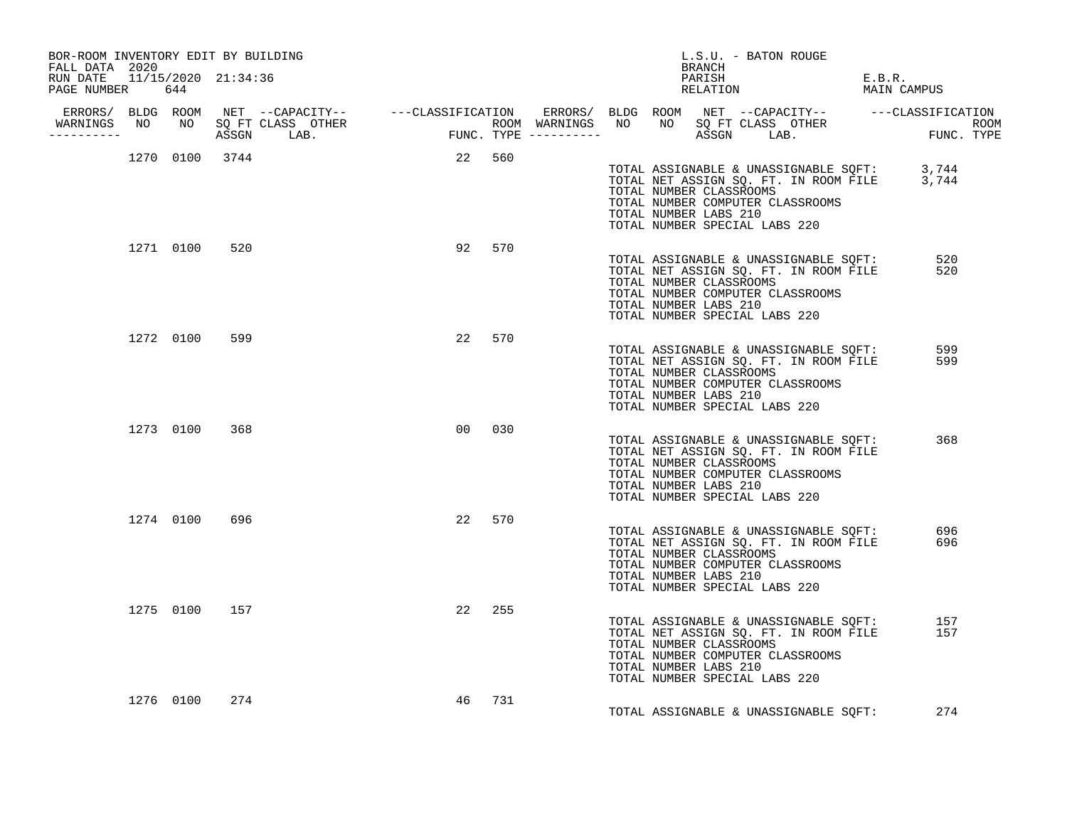BOR-ROOM INVENTORY EDIT BY BUILDING
FALL DATA 2020
RUN DATE 11/15/2020 21:34:36

L.S.U. - BATON ROUGE
BRANCH
PARISH E.B.R.
RELATION MAIN CAMPUS

| ERRORS/ WARNINGS | BLDG NO | ROOM NO | NET SQ FT ASSGN | CAPACITY CLASS | CAPACITY OTHER LAB. | CLASSIFICATION FUNC. | ROOM TYPE | ERRORS/ WARNINGS |
|---|---|---|---|---|---|---|---|---|
| | 1270 | 0100 | 3744 | | | 22 | 560 | |
| | 1271 | 0100 | 520 | | | 92 | 570 | |
| | 1272 | 0100 | 599 | | | 22 | 570 | |
| | 1273 | 0100 | 368 | | | 00 | 030 | |
| | 1274 | 0100 | 696 | | | 22 | 570 | |
| | 1275 | 0100 | 157 | | | 22 | 255 | |
| | 1276 | 0100 | 274 | | | 46 | 731 | |

**Building 1270 totals:**
TOTAL ASSIGNABLE & UNASSIGNABLE SQFT: 3,744
TOTAL NET ASSIGN SQ. FT. IN ROOM FILE 3,744
TOTAL NUMBER CLASSROOMS
TOTAL NUMBER COMPUTER CLASSROOMS
TOTAL NUMBER LABS 210
TOTAL NUMBER SPECIAL LABS 220

**Building 1271 totals:**
TOTAL ASSIGNABLE & UNASSIGNABLE SQFT: 520
TOTAL NET ASSIGN SQ. FT. IN ROOM FILE 520
TOTAL NUMBER CLASSROOMS
TOTAL NUMBER COMPUTER CLASSROOMS
TOTAL NUMBER LABS 210
TOTAL NUMBER SPECIAL LABS 220

**Building 1272 totals:**
TOTAL ASSIGNABLE & UNASSIGNABLE SQFT: 599
TOTAL NET ASSIGN SQ. FT. IN ROOM FILE 599
TOTAL NUMBER CLASSROOMS
TOTAL NUMBER COMPUTER CLASSROOMS
TOTAL NUMBER LABS 210
TOTAL NUMBER SPECIAL LABS 220

**Building 1273 totals:**
TOTAL ASSIGNABLE & UNASSIGNABLE SQFT: 368
TOTAL NET ASSIGN SQ. FT. IN ROOM FILE
TOTAL NUMBER CLASSROOMS
TOTAL NUMBER COMPUTER CLASSROOMS
TOTAL NUMBER LABS 210
TOTAL NUMBER SPECIAL LABS 220

**Building 1274 totals:**
TOTAL ASSIGNABLE & UNASSIGNABLE SQFT: 696
TOTAL NET ASSIGN SQ. FT. IN ROOM FILE 696
TOTAL NUMBER CLASSROOMS
TOTAL NUMBER COMPUTER CLASSROOMS
TOTAL NUMBER LABS 210
TOTAL NUMBER SPECIAL LABS 220

**Building 1275 totals:**
TOTAL ASSIGNABLE & UNASSIGNABLE SQFT: 157
TOTAL NET ASSIGN SQ. FT. IN ROOM FILE 157
TOTAL NUMBER CLASSROOMS
TOTAL NUMBER COMPUTER CLASSROOMS
TOTAL NUMBER LABS 210
TOTAL NUMBER SPECIAL LABS 220

**Building 1276 totals:**
TOTAL ASSIGNABLE & UNASSIGNABLE SQFT: 274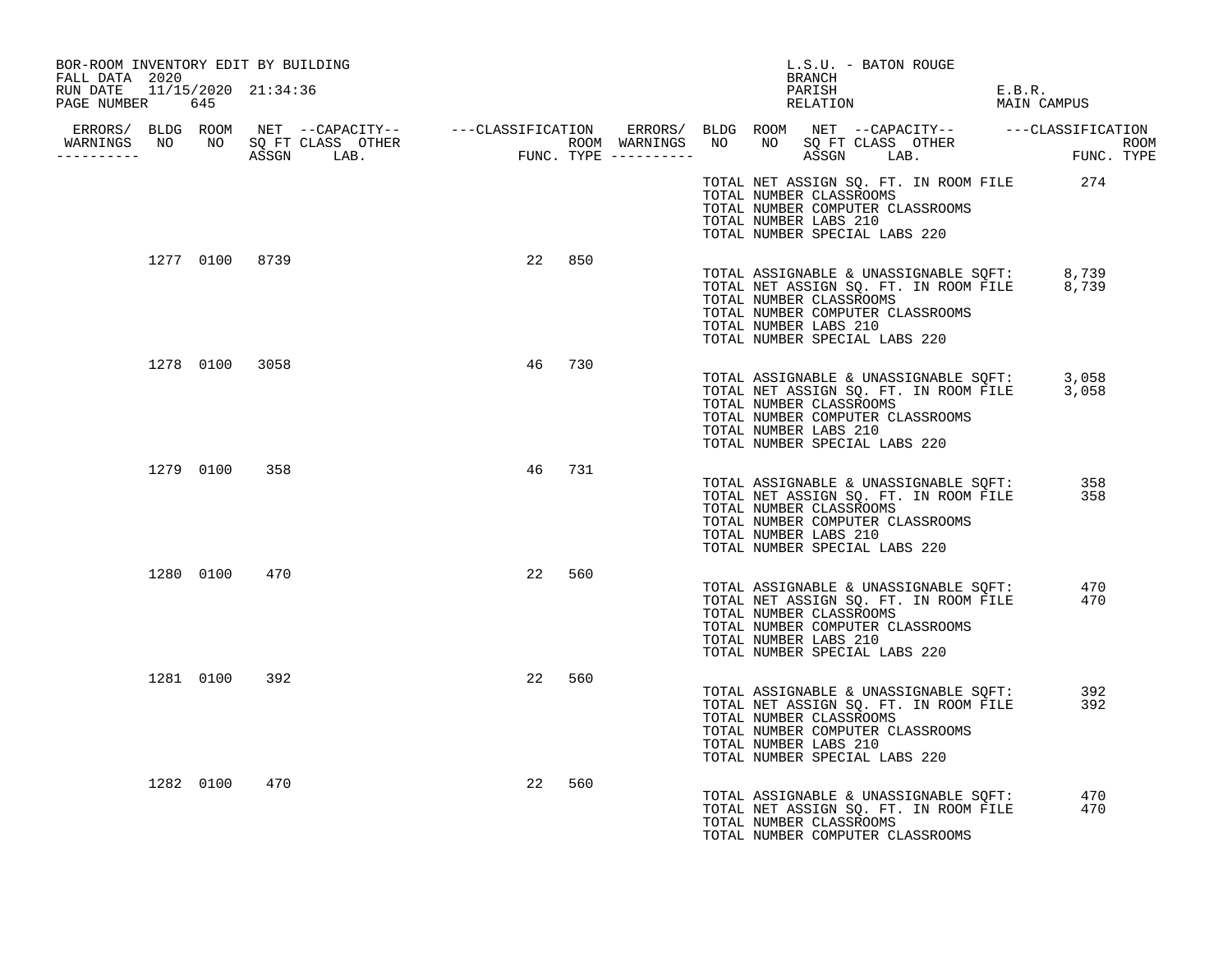BOR-ROOM INVENTORY EDIT BY BUILDING
FALL DATA 2020
RUN DATE 11/15/2020 21:34:36
PAGE NUMBER 645

L.S.U. - BATON ROUGE
BRANCH
PARISH E.B.R.
RELATION MAIN CAMPUS

| ERRORS/ WARNINGS | BLDG NO | ROOM NO | NET SQ FT ASSGN | CAPACITY CLASS LAB. | CAPACITY OTHER | CLASSIFICATION FUNC. | ROOM TYPE |
|---|---|---|---|---|---|---|---|
| | 1277 | 0100 | 8739 | | | 22 | 850 |
| | 1278 | 0100 | 3058 | | | 46 | 730 |
| | 1279 | 0100 | 358 | | | 46 | 731 |
| | 1280 | 0100 | 470 | | | 22 | 560 |
| | 1281 | 0100 | 392 | | | 22 | 560 |
| | 1282 | 0100 | 470 | | | 22 | 560 |

TOTAL NET ASSIGN SQ. FT. IN ROOM FILE 274
TOTAL NUMBER CLASSROOMS
TOTAL NUMBER COMPUTER CLASSROOMS
TOTAL NUMBER LABS 210
TOTAL NUMBER SPECIAL LABS 220

Building 1277:
TOTAL ASSIGNABLE & UNASSIGNABLE SQFT: 8,739
TOTAL NET ASSIGN SQ. FT. IN ROOM FILE 8,739
TOTAL NUMBER CLASSROOMS
TOTAL NUMBER COMPUTER CLASSROOMS
TOTAL NUMBER LABS 210
TOTAL NUMBER SPECIAL LABS 220

Building 1278:
TOTAL ASSIGNABLE & UNASSIGNABLE SQFT: 3,058
TOTAL NET ASSIGN SQ. FT. IN ROOM FILE 3,058
TOTAL NUMBER CLASSROOMS
TOTAL NUMBER COMPUTER CLASSROOMS
TOTAL NUMBER LABS 210
TOTAL NUMBER SPECIAL LABS 220

Building 1279:
TOTAL ASSIGNABLE & UNASSIGNABLE SQFT: 358
TOTAL NET ASSIGN SQ. FT. IN ROOM FILE 358
TOTAL NUMBER CLASSROOMS
TOTAL NUMBER COMPUTER CLASSROOMS
TOTAL NUMBER LABS 210
TOTAL NUMBER SPECIAL LABS 220

Building 1280:
TOTAL ASSIGNABLE & UNASSIGNABLE SQFT: 470
TOTAL NET ASSIGN SQ. FT. IN ROOM FILE 470
TOTAL NUMBER CLASSROOMS
TOTAL NUMBER COMPUTER CLASSROOMS
TOTAL NUMBER LABS 210
TOTAL NUMBER SPECIAL LABS 220

Building 1281:
TOTAL ASSIGNABLE & UNASSIGNABLE SQFT: 392
TOTAL NET ASSIGN SQ. FT. IN ROOM FILE 392
TOTAL NUMBER CLASSROOMS
TOTAL NUMBER COMPUTER CLASSROOMS
TOTAL NUMBER LABS 210
TOTAL NUMBER SPECIAL LABS 220

Building 1282:
TOTAL ASSIGNABLE & UNASSIGNABLE SQFT: 470
TOTAL NET ASSIGN SQ. FT. IN ROOM FILE 470
TOTAL NUMBER CLASSROOMS
TOTAL NUMBER COMPUTER CLASSROOMS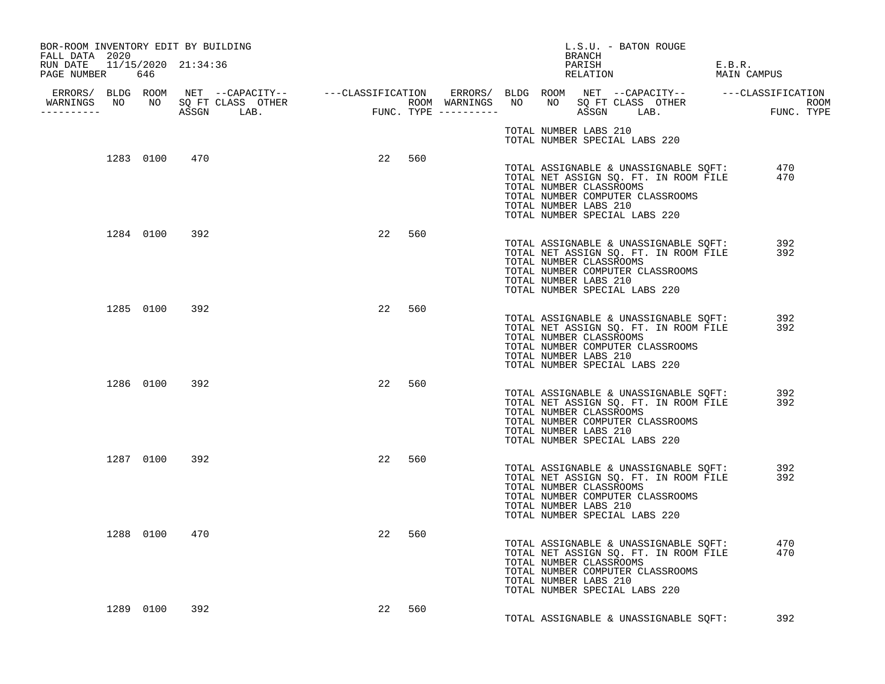BOR-ROOM INVENTORY EDIT BY BUILDING
FALL DATA 2020
RUN DATE 11/15/2020 21:34:36

L.S.U. - BATON ROUGE
BRANCH
PARISH E.B.R.
RELATION MAIN CAMPUS

| ERRORS/ WARNINGS | BLDG NO | ROOM NO | NET SQ FT ASSGN | --CAPACITY-- CLASS | OTHER LAB. | ---CLASSIFICATION FUNC. | ROOM TYPE |
|---|---|---|---|---|---|---|---|
| | 1283 | 0100 | 470 | | | 22 | 560 |
| | 1284 | 0100 | 392 | | | 22 | 560 |
| | 1285 | 0100 | 392 | | | 22 | 560 |
| | 1286 | 0100 | 392 | | | 22 | 560 |
| | 1287 | 0100 | 392 | | | 22 | 560 |
| | 1288 | 0100 | 470 | | | 22 | 560 |
| | 1289 | 0100 | 392 | | | 22 | 560 |

TOTAL NUMBER LABS 210
TOTAL NUMBER SPECIAL LABS 220

Building 1283:
TOTAL ASSIGNABLE & UNASSIGNABLE SQFT: 470
TOTAL NET ASSIGN SQ. FT. IN ROOM FILE 470
TOTAL NUMBER CLASSROOMS
TOTAL NUMBER COMPUTER CLASSROOMS
TOTAL NUMBER LABS 210
TOTAL NUMBER SPECIAL LABS 220

Building 1284:
TOTAL ASSIGNABLE & UNASSIGNABLE SQFT: 392
TOTAL NET ASSIGN SQ. FT. IN ROOM FILE 392
TOTAL NUMBER CLASSROOMS
TOTAL NUMBER COMPUTER CLASSROOMS
TOTAL NUMBER LABS 210
TOTAL NUMBER SPECIAL LABS 220

Building 1285:
TOTAL ASSIGNABLE & UNASSIGNABLE SQFT: 392
TOTAL NET ASSIGN SQ. FT. IN ROOM FILE 392
TOTAL NUMBER CLASSROOMS
TOTAL NUMBER COMPUTER CLASSROOMS
TOTAL NUMBER LABS 210
TOTAL NUMBER SPECIAL LABS 220

Building 1286:
TOTAL ASSIGNABLE & UNASSIGNABLE SQFT: 392
TOTAL NET ASSIGN SQ. FT. IN ROOM FILE 392
TOTAL NUMBER CLASSROOMS
TOTAL NUMBER COMPUTER CLASSROOMS
TOTAL NUMBER LABS 210
TOTAL NUMBER SPECIAL LABS 220

Building 1287:
TOTAL ASSIGNABLE & UNASSIGNABLE SQFT: 392
TOTAL NET ASSIGN SQ. FT. IN ROOM FILE 392
TOTAL NUMBER CLASSROOMS
TOTAL NUMBER COMPUTER CLASSROOMS
TOTAL NUMBER LABS 210
TOTAL NUMBER SPECIAL LABS 220

Building 1288:
TOTAL ASSIGNABLE & UNASSIGNABLE SQFT: 470
TOTAL NET ASSIGN SQ. FT. IN ROOM FILE 470
TOTAL NUMBER CLASSROOMS
TOTAL NUMBER COMPUTER CLASSROOMS
TOTAL NUMBER LABS 210
TOTAL NUMBER SPECIAL LABS 220

Building 1289:
TOTAL ASSIGNABLE & UNASSIGNABLE SQFT: 392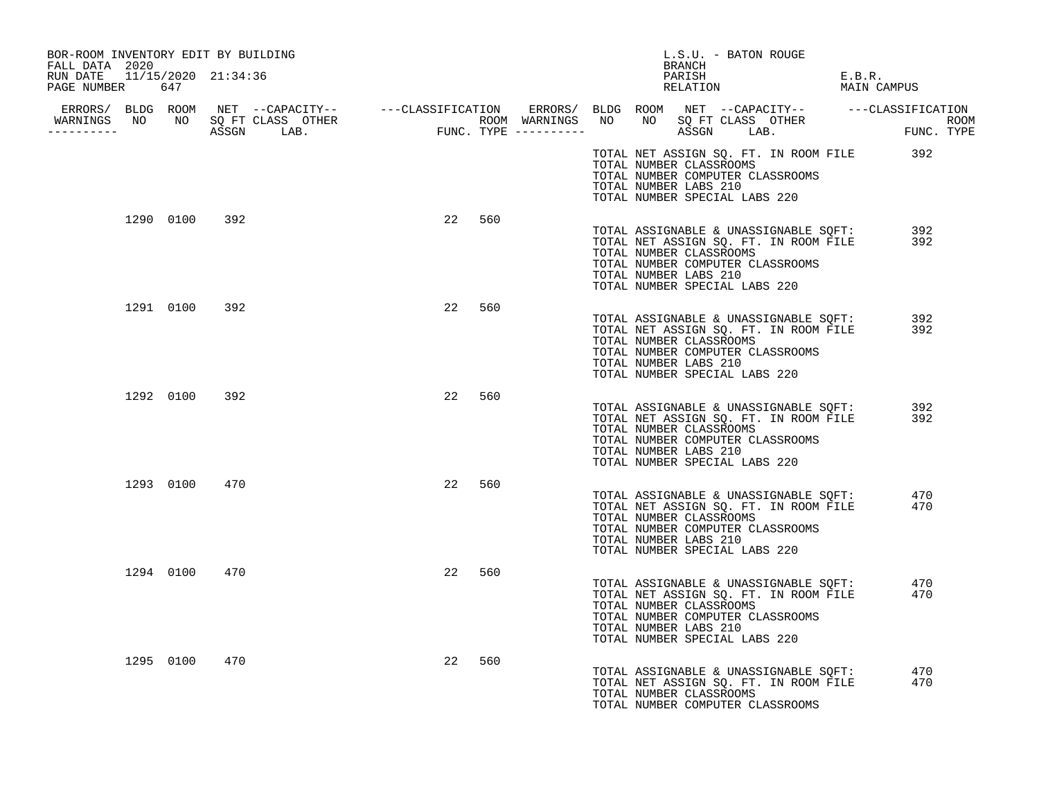BOR-ROOM INVENTORY EDIT BY BUILDING
FALL DATA 2020
RUN DATE 11/15/2020 21:34:36

L.S.U. - BATON ROUGE
BRANCH
PARISH E.B.R.
RELATION MAIN CAMPUS

| ERRORS/ WARNINGS | BLDG NO | ROOM NO | NET SQ FT ASSGN | CAPACITY CLASS LAB. | CAPACITY OTHER | CLASSIFICATION FUNC. | ROOM TYPE |
|---|---|---|---|---|---|---|---|
| | 1290 | 0100 | 392 | | | 22 | 560 |
| | 1291 | 0100 | 392 | | | 22 | 560 |
| | 1292 | 0100 | 392 | | | 22 | 560 |
| | 1293 | 0100 | 470 | | | 22 | 560 |
| | 1294 | 0100 | 470 | | | 22 | 560 |
| | 1295 | 0100 | 470 | | | 22 | 560 |

TOTAL NET ASSIGN SQ. FT. IN ROOM FILE 392
TOTAL NUMBER CLASSROOMS
TOTAL NUMBER COMPUTER CLASSROOMS
TOTAL NUMBER LABS 210
TOTAL NUMBER SPECIAL LABS 220

(1290 0100)
TOTAL ASSIGNABLE & UNASSIGNABLE SQFT: 392
TOTAL NET ASSIGN SQ. FT. IN ROOM FILE 392
TOTAL NUMBER CLASSROOMS
TOTAL NUMBER COMPUTER CLASSROOMS
TOTAL NUMBER LABS 210
TOTAL NUMBER SPECIAL LABS 220

(1291 0100)
TOTAL ASSIGNABLE & UNASSIGNABLE SQFT: 392
TOTAL NET ASSIGN SQ. FT. IN ROOM FILE 392
TOTAL NUMBER CLASSROOMS
TOTAL NUMBER COMPUTER CLASSROOMS
TOTAL NUMBER LABS 210
TOTAL NUMBER SPECIAL LABS 220

(1292 0100)
TOTAL ASSIGNABLE & UNASSIGNABLE SQFT: 392
TOTAL NET ASSIGN SQ. FT. IN ROOM FILE 392
TOTAL NUMBER CLASSROOMS
TOTAL NUMBER COMPUTER CLASSROOMS
TOTAL NUMBER LABS 210
TOTAL NUMBER SPECIAL LABS 220

(1293 0100)
TOTAL ASSIGNABLE & UNASSIGNABLE SQFT: 470
TOTAL NET ASSIGN SQ. FT. IN ROOM FILE 470
TOTAL NUMBER CLASSROOMS
TOTAL NUMBER COMPUTER CLASSROOMS
TOTAL NUMBER LABS 210
TOTAL NUMBER SPECIAL LABS 220

(1294 0100)
TOTAL ASSIGNABLE & UNASSIGNABLE SQFT: 470
TOTAL NET ASSIGN SQ. FT. IN ROOM FILE 470
TOTAL NUMBER CLASSROOMS
TOTAL NUMBER COMPUTER CLASSROOMS
TOTAL NUMBER LABS 210
TOTAL NUMBER SPECIAL LABS 220

(1295 0100)
TOTAL ASSIGNABLE & UNASSIGNABLE SQFT: 470
TOTAL NET ASSIGN SQ. FT. IN ROOM FILE 470
TOTAL NUMBER CLASSROOMS
TOTAL NUMBER COMPUTER CLASSROOMS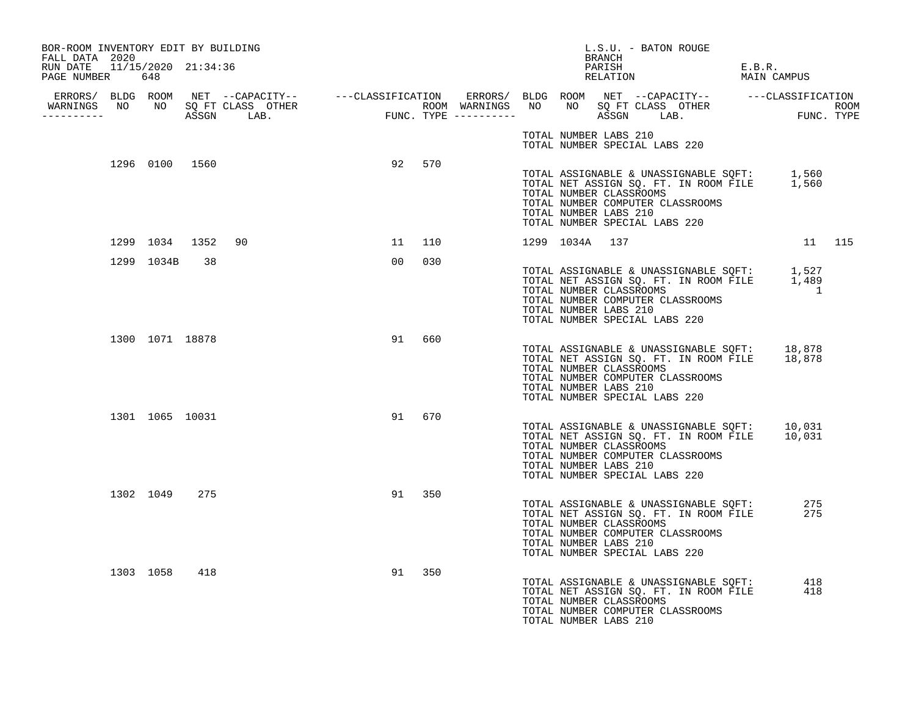BOR-ROOM INVENTORY EDIT BY BUILDING
FALL DATA 2020
RUN DATE 11/15/2020 21:34:36
PAGE NUMBER 648

L.S.U. - BATON ROUGE
BRANCH
PARISH E.B.R.
RELATION MAIN CAMPUS

| ERRORS/ WARNINGS | BLDG NO | ROOM NO | NET SQ FT ASSGN | CAPACITY CLASS | CAPACITY OTHER LAB. | CLASSIFICATION FUNC. | ROOM TYPE | ERRORS/ WARNINGS | BLDG NO | ROOM NO | NET SQ FT ASSGN | CAPACITY CLASS | CAPACITY OTHER LAB. | CLASSIFICATION FUNC. | ROOM TYPE |
|---|---|---|---|---|---|---|---|---|---|---|---|---|---|---|---|
| | | | | | | | | | | | | | | | |
| | 1296 | 0100 | 1560 | | | 92 | 570 | | | | | | | | |
| | 1299 | 1034 | 1352 | 90 | | 11 | 110 | | 1299 | 1034A | 137 | | | 11 | 115 |
| | 1299 | 1034B | 38 | | | 00 | 030 | | | | | | | | |
| | 1300 | 1071 | 18878 | | | 91 | 660 | | | | | | | | |
| | 1301 | 1065 | 10031 | | | 91 | 670 | | | | | | | | |
| | 1302 | 1049 | 275 | | | 91 | 350 | | | | | | | | |
| | 1303 | 1058 | 418 | | | 91 | 350 | | | | | | | | |

(Preceding building totals)
TOTAL NUMBER LABS 210
TOTAL NUMBER SPECIAL LABS 220

Building 1296:
TOTAL ASSIGNABLE & UNASSIGNABLE SQFT: 1,560
TOTAL NET ASSIGN SQ. FT. IN ROOM FILE 1,560
TOTAL NUMBER CLASSROOMS
TOTAL NUMBER COMPUTER CLASSROOMS
TOTAL NUMBER LABS 210
TOTAL NUMBER SPECIAL LABS 220

Building 1299:
TOTAL ASSIGNABLE & UNASSIGNABLE SQFT: 1,527
TOTAL NET ASSIGN SQ. FT. IN ROOM FILE 1,489
TOTAL NUMBER CLASSROOMS 1
TOTAL NUMBER COMPUTER CLASSROOMS
TOTAL NUMBER LABS 210
TOTAL NUMBER SPECIAL LABS 220

Building 1300:
TOTAL ASSIGNABLE & UNASSIGNABLE SQFT: 18,878
TOTAL NET ASSIGN SQ. FT. IN ROOM FILE 18,878
TOTAL NUMBER CLASSROOMS
TOTAL NUMBER COMPUTER CLASSROOMS
TOTAL NUMBER LABS 210
TOTAL NUMBER SPECIAL LABS 220

Building 1301:
TOTAL ASSIGNABLE & UNASSIGNABLE SQFT: 10,031
TOTAL NET ASSIGN SQ. FT. IN ROOM FILE 10,031
TOTAL NUMBER CLASSROOMS
TOTAL NUMBER COMPUTER CLASSROOMS
TOTAL NUMBER LABS 210
TOTAL NUMBER SPECIAL LABS 220

Building 1302:
TOTAL ASSIGNABLE & UNASSIGNABLE SQFT: 275
TOTAL NET ASSIGN SQ. FT. IN ROOM FILE 275
TOTAL NUMBER CLASSROOMS
TOTAL NUMBER COMPUTER CLASSROOMS
TOTAL NUMBER LABS 210
TOTAL NUMBER SPECIAL LABS 220

Building 1303:
TOTAL ASSIGNABLE & UNASSIGNABLE SQFT: 418
TOTAL NET ASSIGN SQ. FT. IN ROOM FILE 418
TOTAL NUMBER CLASSROOMS
TOTAL NUMBER COMPUTER CLASSROOMS
TOTAL NUMBER LABS 210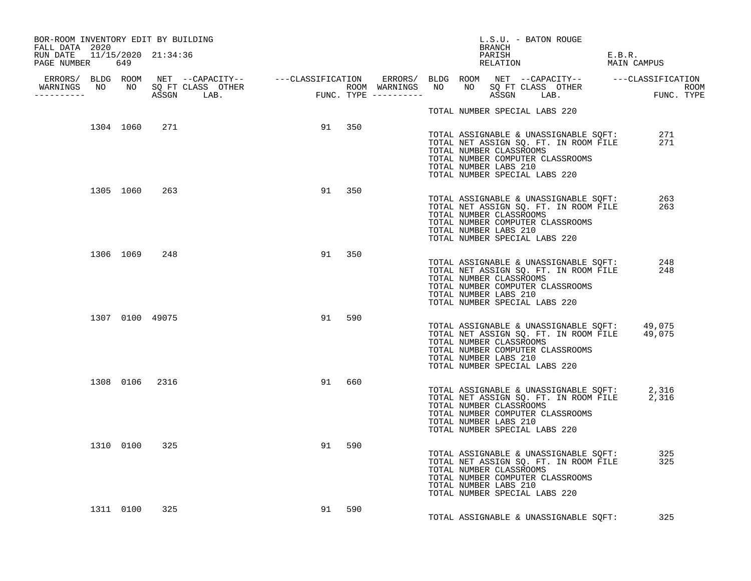BOR-ROOM INVENTORY EDIT BY BUILDING
FALL DATA 2020
RUN DATE 11/15/2020 21:34:36
PAGE NUMBER 649

L.S.U. - BATON ROUGE
BRANCH
PARISH E.B.R.
RELATION MAIN CAMPUS

| ERRORS/ WARNINGS | BLDG NO | ROOM NO | NET SQ FT ASSGN | --CAPACITY-- CLASS | LAB. | OTHER | ---CLASSIFICATION FUNC. | ROOM TYPE | ERRORS/ WARNINGS |
|---|---|---|---|---|---|---|---|---|---|
| | | | | | | | | | TOTAL NUMBER SPECIAL LABS 220 |
| | 1304 | 1060 | 271 | | | | 91 | 350 | TOTAL ASSIGNABLE & UNASSIGNABLE SQFT: 271<br>TOTAL NET ASSIGN SQ. FT. IN ROOM FILE 271<br>TOTAL NUMBER CLASSROOMS<br>TOTAL NUMBER COMPUTER CLASSROOMS<br>TOTAL NUMBER LABS 210<br>TOTAL NUMBER SPECIAL LABS 220 |
| | 1305 | 1060 | 263 | | | | 91 | 350 | TOTAL ASSIGNABLE & UNASSIGNABLE SQFT: 263<br>TOTAL NET ASSIGN SQ. FT. IN ROOM FILE 263<br>TOTAL NUMBER CLASSROOMS<br>TOTAL NUMBER COMPUTER CLASSROOMS<br>TOTAL NUMBER LABS 210<br>TOTAL NUMBER SPECIAL LABS 220 |
| | 1306 | 1069 | 248 | | | | 91 | 350 | TOTAL ASSIGNABLE & UNASSIGNABLE SQFT: 248<br>TOTAL NET ASSIGN SQ. FT. IN ROOM FILE 248<br>TOTAL NUMBER CLASSROOMS<br>TOTAL NUMBER COMPUTER CLASSROOMS<br>TOTAL NUMBER LABS 210<br>TOTAL NUMBER SPECIAL LABS 220 |
| | 1307 | 0100 | 49075 | | | | 91 | 590 | TOTAL ASSIGNABLE & UNASSIGNABLE SQFT: 49,075<br>TOTAL NET ASSIGN SQ. FT. IN ROOM FILE 49,075<br>TOTAL NUMBER CLASSROOMS<br>TOTAL NUMBER COMPUTER CLASSROOMS<br>TOTAL NUMBER LABS 210<br>TOTAL NUMBER SPECIAL LABS 220 |
| | 1308 | 0106 | 2316 | | | | 91 | 660 | TOTAL ASSIGNABLE & UNASSIGNABLE SQFT: 2,316<br>TOTAL NET ASSIGN SQ. FT. IN ROOM FILE 2,316<br>TOTAL NUMBER CLASSROOMS<br>TOTAL NUMBER COMPUTER CLASSROOMS<br>TOTAL NUMBER LABS 210<br>TOTAL NUMBER SPECIAL LABS 220 |
| | 1310 | 0100 | 325 | | | | 91 | 590 | TOTAL ASSIGNABLE & UNASSIGNABLE SQFT: 325<br>TOTAL NET ASSIGN SQ. FT. IN ROOM FILE 325<br>TOTAL NUMBER CLASSROOMS<br>TOTAL NUMBER COMPUTER CLASSROOMS<br>TOTAL NUMBER LABS 210<br>TOTAL NUMBER SPECIAL LABS 220 |
| | 1311 | 0100 | 325 | | | | 91 | 590 | TOTAL ASSIGNABLE & UNASSIGNABLE SQFT: 325 |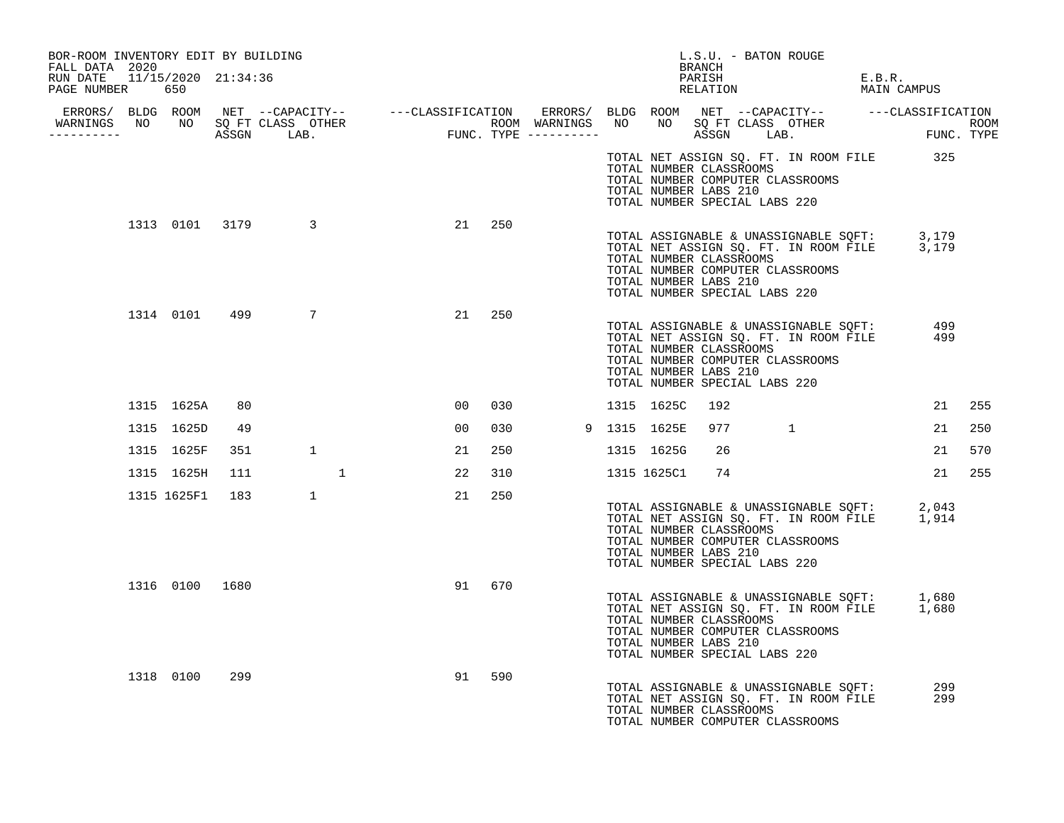BOR-ROOM INVENTORY EDIT BY BUILDING
FALL DATA 2020
RUN DATE 11/15/2020 21:34:36

L.S.U. - BATON ROUGE
BRANCH
PARISH E.B.R.
RELATION MAIN CAMPUS

| ERRORS/ WARNINGS | BLDG NO | ROOM NO | NET SQ FT ASSGN | CAPACITY CLASS | CAPACITY LAB. | CAPACITY OTHER | CLASSIFICATION FUNC. | ROOM TYPE | ERRORS/ WARNINGS | BLDG NO | ROOM NO | NET SQ FT ASSGN | CAPACITY CLASS | CAPACITY LAB. | CAPACITY OTHER | CLASSIFICATION FUNC. | ROOM TYPE |
|---|---|---|---|---|---|---|---|---|---|---|---|---|---|---|---|---|---|
| | | | | | | | | | | | | | | | | | |

TOTAL NET ASSIGN SQ. FT. IN ROOM FILE 325
TOTAL NUMBER CLASSROOMS
TOTAL NUMBER COMPUTER CLASSROOMS
TOTAL NUMBER LABS 210
TOTAL NUMBER SPECIAL LABS 220

| ERRORS/ WARNINGS | BLDG NO | ROOM NO | NET SQ FT ASSGN | CAPACITY CLASS | CAPACITY LAB. | CAPACITY OTHER | CLASSIFICATION FUNC. | ROOM TYPE |
|---|---|---|---|---|---|---|---|---|
| | 1313 | 0101 | 3179 | 3 | | | 21 | 250 |

TOTAL ASSIGNABLE & UNASSIGNABLE SQFT: 3,179
TOTAL NET ASSIGN SQ. FT. IN ROOM FILE 3,179
TOTAL NUMBER CLASSROOMS
TOTAL NUMBER COMPUTER CLASSROOMS
TOTAL NUMBER LABS 210
TOTAL NUMBER SPECIAL LABS 220

| ERRORS/ WARNINGS | BLDG NO | ROOM NO | NET SQ FT ASSGN | CAPACITY CLASS | CAPACITY LAB. | CAPACITY OTHER | CLASSIFICATION FUNC. | ROOM TYPE |
|---|---|---|---|---|---|---|---|---|
| | 1314 | 0101 | 499 | 7 | | | 21 | 250 |

TOTAL ASSIGNABLE & UNASSIGNABLE SQFT: 499
TOTAL NET ASSIGN SQ. FT. IN ROOM FILE 499
TOTAL NUMBER CLASSROOMS
TOTAL NUMBER COMPUTER CLASSROOMS
TOTAL NUMBER LABS 210
TOTAL NUMBER SPECIAL LABS 220

| ERRORS/ WARNINGS | BLDG NO | ROOM NO | NET SQ FT ASSGN | CAPACITY CLASS | CAPACITY LAB. | CAPACITY OTHER | CLASSIFICATION FUNC. | ROOM TYPE | ERRORS/ WARNINGS | BLDG NO | ROOM NO | NET SQ FT ASSGN | CAPACITY CLASS | CAPACITY LAB. | CAPACITY OTHER | CLASSIFICATION FUNC. | ROOM TYPE |
|---|---|---|---|---|---|---|---|---|---|---|---|---|---|---|---|---|---|
| | 1315 | 1625A | 80 | | | | 00 | 030 | | 1315 | 1625C | 192 | | | | 21 | 255 |
| | 1315 | 1625D | 49 | | | | 00 | 030 | 9 | 1315 | 1625E | 977 | 1 | | | 21 | 250 |
| | 1315 | 1625F | 351 | 1 | | | 21 | 250 | | 1315 | 1625G | 26 | | | | 21 | 570 |
| | 1315 | 1625H | 111 | | 1 | | 22 | 310 | | 1315 | 1625C1 | 74 | | | | 21 | 255 |
| | 1315 | 1625F1 | 183 | 1 | | | 21 | 250 | | | | | | | | | |

TOTAL ASSIGNABLE & UNASSIGNABLE SQFT: 2,043
TOTAL NET ASSIGN SQ. FT. IN ROOM FILE 1,914
TOTAL NUMBER CLASSROOMS
TOTAL NUMBER COMPUTER CLASSROOMS
TOTAL NUMBER LABS 210
TOTAL NUMBER SPECIAL LABS 220

| ERRORS/ WARNINGS | BLDG NO | ROOM NO | NET SQ FT ASSGN | CAPACITY CLASS | CAPACITY LAB. | CAPACITY OTHER | CLASSIFICATION FUNC. | ROOM TYPE |
|---|---|---|---|---|---|---|---|---|
| | 1316 | 0100 | 1680 | | | | 91 | 670 |

TOTAL ASSIGNABLE & UNASSIGNABLE SQFT: 1,680
TOTAL NET ASSIGN SQ. FT. IN ROOM FILE 1,680
TOTAL NUMBER CLASSROOMS
TOTAL NUMBER COMPUTER CLASSROOMS
TOTAL NUMBER LABS 210
TOTAL NUMBER SPECIAL LABS 220

| ERRORS/ WARNINGS | BLDG NO | ROOM NO | NET SQ FT ASSGN | CAPACITY CLASS | CAPACITY LAB. | CAPACITY OTHER | CLASSIFICATION FUNC. | ROOM TYPE |
|---|---|---|---|---|---|---|---|---|
| | 1318 | 0100 | 299 | | | | 91 | 590 |

TOTAL ASSIGNABLE & UNASSIGNABLE SQFT: 299
TOTAL NET ASSIGN SQ. FT. IN ROOM FILE 299
TOTAL NUMBER CLASSROOMS
TOTAL NUMBER COMPUTER CLASSROOMS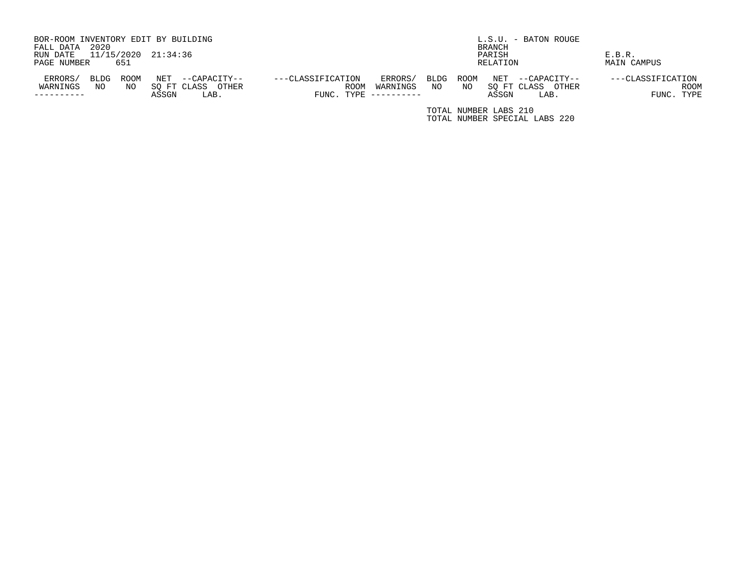BOR-ROOM INVENTORY EDIT BY BUILDING
FALL DATA 2020
RUN DATE 11/15/2020 21:34:36
PAGE NUMBER 651

L.S.U. - BATON ROUGE
BRANCH
PARISH E.B.R.
RELATION MAIN CAMPUS

| ERRORS/ WARNINGS | BLDG NO | ROOM NO | NET SQ FT ASSGN | --CAPACITY-- CLASS | OTHER LAB. | ---CLASSIFICATION FUNC. | ROOM TYPE | ERRORS/ WARNINGS | BLDG NO | ROOM NO | NET SQ FT ASSGN | --CAPACITY-- CLASS | OTHER LAB. | ---CLASSIFICATION FUNC. | ROOM TYPE |
|---|---|---|---|---|---|---|---|---|---|---|---|---|---|---|---|

TOTAL NUMBER LABS 210
TOTAL NUMBER SPECIAL LABS 220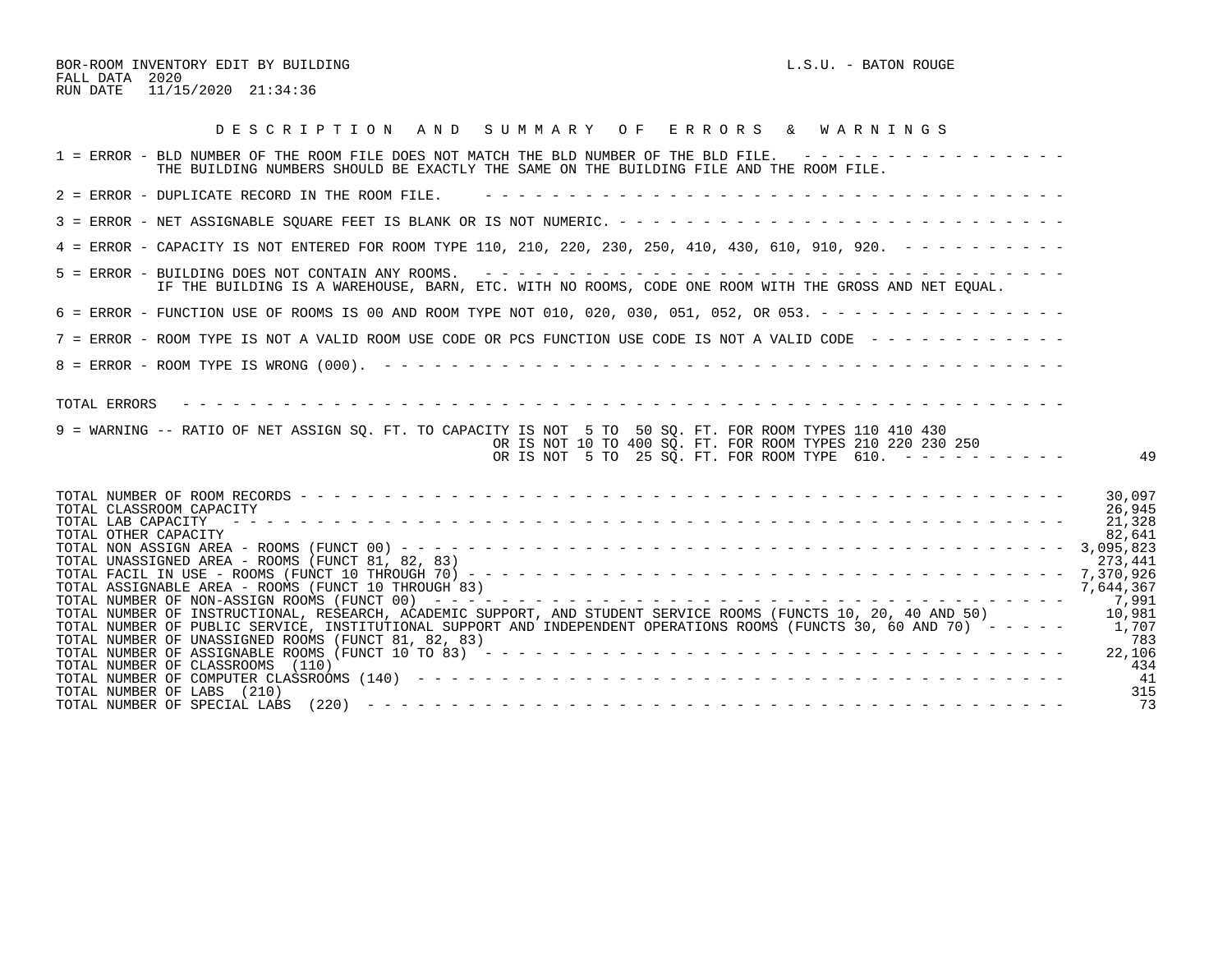BOR-ROOM INVENTORY EDIT BY BUILDING L.S.U. - BATON ROUGE
FALL DATA 2020
RUN DATE 11/15/2020 21:34:36

## D E S C R I P T I O N A N D S U M M A R Y O F E R R O R S & W A R N I N G S

1 = ERROR - BLD NUMBER OF THE ROOM FILE DOES NOT MATCH THE BLD NUMBER OF THE BLD FILE.
THE BUILDING NUMBERS SHOULD BE EXACTLY THE SAME ON THE BUILDING FILE AND THE ROOM FILE.

2 = ERROR - DUPLICATE RECORD IN THE ROOM FILE.

3 = ERROR - NET ASSIGNABLE SQUARE FEET IS BLANK OR IS NOT NUMERIC.

4 = ERROR - CAPACITY IS NOT ENTERED FOR ROOM TYPE 110, 210, 220, 230, 250, 410, 430, 610, 910, 920.

5 = ERROR - BUILDING DOES NOT CONTAIN ANY ROOMS.
IF THE BUILDING IS A WAREHOUSE, BARN, ETC. WITH NO ROOMS, CODE ONE ROOM WITH THE GROSS AND NET EQUAL.

6 = ERROR - FUNCTION USE OF ROOMS IS 00 AND ROOM TYPE NOT 010, 020, 030, 051, 052, OR 053.

7 = ERROR - ROOM TYPE IS NOT A VALID ROOM USE CODE OR PCS FUNCTION USE CODE IS NOT A VALID CODE

8 = ERROR - ROOM TYPE IS WRONG (000).

TOTAL ERRORS

9 = WARNING -- RATIO OF NET ASSIGN SQ. FT. TO CAPACITY IS NOT 5 TO 50 SQ. FT. FOR ROOM TYPES 110 410 430
OR IS NOT 10 TO 400 SQ. FT. FOR ROOM TYPES 210 220 230 250
OR IS NOT 5 TO 25 SQ. FT. FOR ROOM TYPE 610. — 49

| | |
|---|---|
| TOTAL NUMBER OF ROOM RECORDS | 30,097 |
| TOTAL CLASSROOM CAPACITY | 26,945 |
| TOTAL LAB CAPACITY | 21,328 |
| TOTAL OTHER CAPACITY | 82,641 |
| TOTAL NON ASSIGN AREA - ROOMS (FUNCT 00) | 3,095,823 |
| TOTAL UNASSIGNED AREA - ROOMS (FUNCT 81, 82, 83) | 273,441 |
| TOTAL FACIL IN USE - ROOMS (FUNCT 10 THROUGH 70) | 7,370,926 |
| TOTAL ASSIGNABLE AREA - ROOMS (FUNCT 10 THROUGH 83) | 7,644,367 |
| TOTAL NUMBER OF NON-ASSIGN ROOMS (FUNCT 00) | 7,991 |
| TOTAL NUMBER OF INSTRUCTIONAL, RESEARCH, ACADEMIC SUPPORT, AND STUDENT SERVICE ROOMS (FUNCTS 10, 20, 40 AND 50) | 10,981 |
| TOTAL NUMBER OF PUBLIC SERVICE, INSTITUTIONAL SUPPORT AND INDEPENDENT OPERATIONS ROOMS (FUNCTS 30, 60 AND 70) | 1,707 |
| TOTAL NUMBER OF UNASSIGNED ROOMS (FUNCT 81, 82, 83) | 783 |
| TOTAL NUMBER OF ASSIGNABLE ROOMS (FUNCT 10 TO 83) | 22,106 |
| TOTAL NUMBER OF CLASSROOMS (110) | 434 |
| TOTAL NUMBER OF COMPUTER CLASSROOMS (140) | 41 |
| TOTAL NUMBER OF LABS (210) | 315 |
| TOTAL NUMBER OF SPECIAL LABS (220) | 73 |